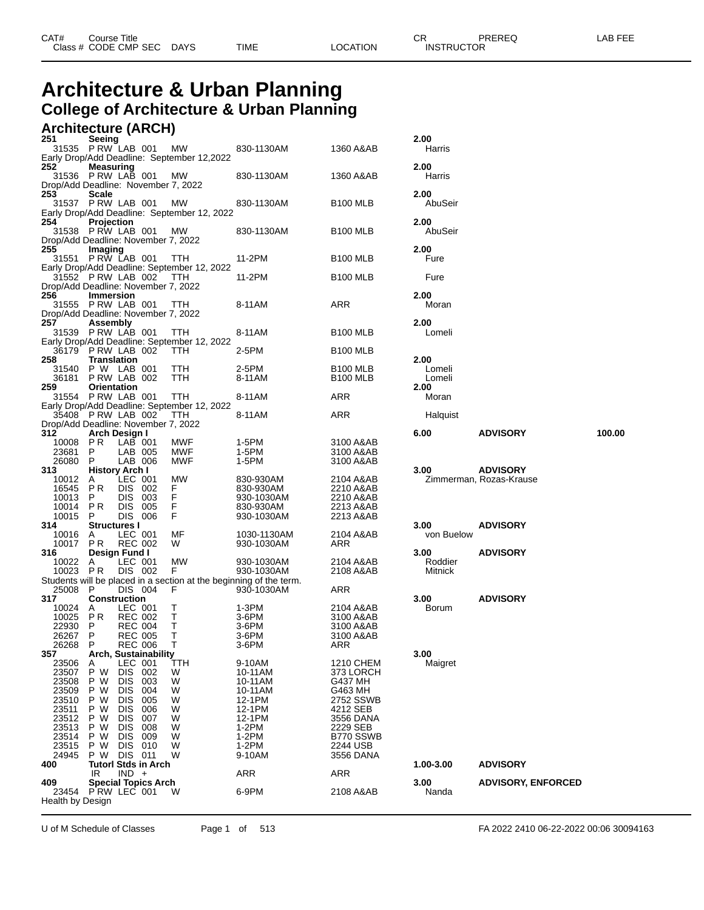# Architecture & Urban Planning

## College of Architecture & Urban Planning

### Architecture (ARCH)

| CAT# / Class # | Course Title / CODE CMP SEC | DAYS | TIME | LOCATION | CR / INSTRUCTOR | PREREQ | LAB FEE |
|---|---|---|---|---|---|---|---|
| **251** | **Seeing** | | | | **2.00** | | |
| 31535 | P RW LAB 001 | MW | 830-1130AM | 1360 A&AB | Harris | | |
| Early Drop/Add Deadline: September 12,2022 | | | | | | | |
| **252** | **Measuring** | | | | **2.00** | | |
| 31536 | P RW LAB 001 | MW | 830-1130AM | 1360 A&AB | Harris | | |
| Drop/Add Deadline: November 7, 2022 | | | | | | | |
| **253** | **Scale** | | | | **2.00** | | |
| 31537 | P RW LAB 001 | MW | 830-1130AM | B100 MLB | AbuSeir | | |
| Early Drop/Add Deadline: September 12, 2022 | | | | | | | |
| **254** | **Projection** | | | | **2.00** | | |
| 31538 | P RW LAB 001 | MW | 830-1130AM | B100 MLB | AbuSeir | | |
| Drop/Add Deadline: November 7, 2022 | | | | | | | |
| **255** | **Imaging** | | | | **2.00** | | |
| 31551 | P RW LAB 001 | TTH | 11-2PM | B100 MLB | Fure | | |
| Early Drop/Add Deadline: September 12, 2022 | | | | | | | |
| 31552 | P RW LAB 002 | TTH | 11-2PM | B100 MLB | Fure | | |
| Drop/Add Deadline: November 7, 2022 | | | | | | | |
| **256** | **Immersion** | | | | **2.00** | | |
| 31555 | P RW LAB 001 | TTH | 8-11AM | ARR | Moran | | |
| Drop/Add Deadline: November 7, 2022 | | | | | | | |
| **257** | **Assembly** | | | | **2.00** | | |
| 31539 | P RW LAB 001 | TTH | 8-11AM | B100 MLB | Lomeli | | |
| Early Drop/Add Deadline: September 12, 2022 | | | | | | | |
| 36179 | P RW LAB 002 | TTH | 2-5PM | B100 MLB | | | |
| **258** | **Translation** | | | | **2.00** | | |
| 31540 | P W LAB 001 | TTH | 2-5PM | B100 MLB | Lomeli | | |
| 36181 | P RW LAB 002 | TTH | 8-11AM | B100 MLB | Lomeli | | |
| **259** | **Orientation** | | | | **2.00** | | |
| 31554 | P RW LAB 001 | TTH | 8-11AM | ARR | Moran | | |
| Early Drop/Add Deadline: September 12, 2022 | | | | | | | |
| 35408 | P RW LAB 002 | TTH | 8-11AM | ARR | Halquist | | |
| Drop/Add Deadline: November 7, 2022 | | | | | | | |
| **312** | **Arch Design I** | | | | **6.00** | **ADVISORY** | **100.00** |
| 10008 | P R LAB 001 | MWF | 1-5PM | 3100 A&AB | | | |
| 23681 | P LAB 005 | MWF | 1-5PM | 3100 A&AB | | | |
| 26080 | P LAB 006 | MWF | 1-5PM | 3100 A&AB | | | |
| **313** | **History Arch I** | | | | **3.00** | **ADVISORY** | |
| 10012 | A LEC 001 | MW | 830-930AM | 2104 A&AB | Zimmerman, Rozas-Krause | | |
| 16545 | P R DIS 002 | F | 830-930AM | 2210 A&AB | | | |
| 10013 | P DIS 003 | F | 930-1030AM | 2210 A&AB | | | |
| 10014 | P R DIS 005 | F | 830-930AM | 2213 A&AB | | | |
| 10015 | P DIS 006 | F | 930-1030AM | 2213 A&AB | | | |
| **314** | **Structures I** | | | | **3.00** | **ADVISORY** | |
| 10016 | A LEC 001 | MF | 1030-1130AM | 2104 A&AB | von Buelow | | |
| 10017 | P R REC 002 | W | 930-1030AM | ARR | | | |
| **316** | **Design Fund I** | | | | **3.00** | **ADVISORY** | |
| 10022 | A LEC 001 | MW | 930-1030AM | 2104 A&AB | Roddier | | |
| 10023 | P R DIS 002 | F | 930-1030AM | 2108 A&AB | Mitnick | | |
| Students will be placed in a section at the beginning of the term. | | | | | | | |
| 25008 | P DIS 004 | F | 930-1030AM | ARR | | | |
| **317** | **Construction** | | | | **3.00** | **ADVISORY** | |
| 10024 | A LEC 001 | T | 1-3PM | 2104 A&AB | Borum | | |
| 10025 | P R REC 002 | T | 3-6PM | 3100 A&AB | | | |
| 22930 | P REC 004 | T | 3-6PM | 3100 A&AB | | | |
| 26267 | P REC 005 | T | 3-6PM | 3100 A&AB | | | |
| 26268 | P REC 006 | T | 3-6PM | ARR | | | |
| **357** | **Arch, Sustainability** | | | | **3.00** | | |
| 23506 | A LEC 001 | TTH | 9-10AM | 1210 CHEM | Maigret | | |
| 23507 | P W DIS 002 | W | 10-11AM | 373 LORCH | | | |
| 23508 | P W DIS 003 | W | 10-11AM | G437 MH | | | |
| 23509 | P W DIS 004 | W | 10-11AM | G463 MH | | | |
| 23510 | P W DIS 005 | W | 12-1PM | 2752 SSWB | | | |
| 23511 | P W DIS 006 | W | 12-1PM | 4212 SEB | | | |
| 23512 | P W DIS 007 | W | 12-1PM | 3556 DANA | | | |
| 23513 | P W DIS 008 | W | 1-2PM | 2229 SEB | | | |
| 23514 | P W DIS 009 | W | 1-2PM | B770 SSWB | | | |
| 23515 | P W DIS 010 | W | 1-2PM | 2244 USB | | | |
| 24945 | P W DIS 011 | W | 9-10AM | 3556 DANA | | | |
| **400** | **Tutorl Stds in Arch** | | | | **1.00-3.00** | **ADVISORY** | |
| | IR IND + | | ARR | ARR | | | |
| **409** | **Special Topics Arch** | | | | **3.00** | **ADVISORY, ENFORCED** | |
| 23454 | P RW LEC 001 | W | 6-9PM | 2108 A&AB | Nanda | | |
| Health by Design | | | | | | | |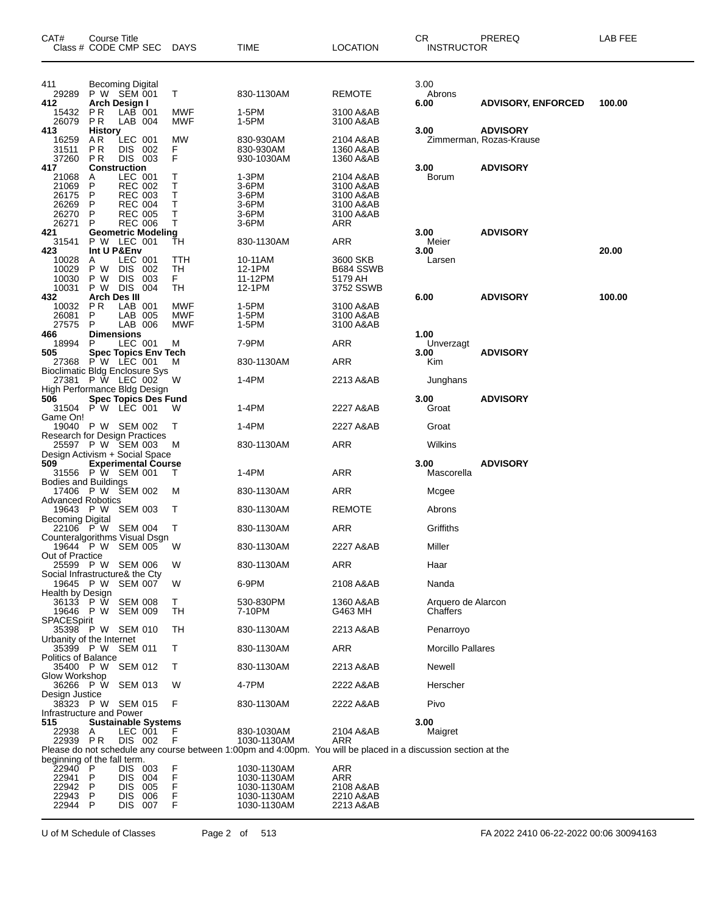| CAT# Class # | Course Title CODE CMP SEC | DAYS | TIME | LOCATION | CR INSTRUCTOR | PREREQ | LAB FEE |
|---|---|---|---|---|---|---|---|
| **411** | **Becoming Digital** | | | | 3.00 | | |
| 29289 | P W SEM 001 | T | 830-1130AM | REMOTE | Abrons | | |
| **412** | **Arch Design I** | | | | **6.00** | **ADVISORY, ENFORCED** | **100.00** |
| 15432 | P R LAB 001 | MWF | 1-5PM | 3100 A&AB | | | |
| 26079 | P R LAB 004 | MWF | 1-5PM | 3100 A&AB | | | |
| **413** | **History** | | | | **3.00** | **ADVISORY** | |
| 16259 | A R LEC 001 | MW | 830-930AM | 2104 A&AB | Zimmerman, Rozas-Krause | | |
| 31511 | P R DIS 002 | F | 830-930AM | 1360 A&AB | | | |
| 37260 | P R DIS 003 | F | 930-1030AM | 1360 A&AB | | | |
| **417** | **Construction** | | | | **3.00** | **ADVISORY** | |
| 21068 | A LEC 001 | T | 1-3PM | 2104 A&AB | Borum | | |
| 21069 | P REC 002 | T | 3-6PM | 3100 A&AB | | | |
| 26175 | P REC 003 | T | 3-6PM | 3100 A&AB | | | |
| 26269 | P REC 004 | T | 3-6PM | 3100 A&AB | | | |
| 26270 | P REC 005 | T | 3-6PM | 3100 A&AB | | | |
| 26271 | P REC 006 | T | 3-6PM | ARR | | | |
| **421** | **Geometric Modeling** | | | | **3.00** | **ADVISORY** | |
| 31541 | P W LEC 001 | TH | 830-1130AM | ARR | Meier | | |
| **423** | **Int U P&Env** | | | | **3.00** | | **20.00** |
| 10028 | A LEC 001 | TTH | 10-11AM | 3600 SKB | Larsen | | |
| 10029 | P W DIS 002 | TH | 12-1PM | B684 SSWB | | | |
| 10030 | P W DIS 003 | F | 11-12PM | 5179 AH | | | |
| 10031 | P W DIS 004 | TH | 12-1PM | 3752 SSWB | | | |
| **432** | **Arch Des III** | | | | **6.00** | **ADVISORY** | **100.00** |
| 10032 | P R LAB 001 | MWF | 1-5PM | 3100 A&AB | | | |
| 26081 | P LAB 005 | MWF | 1-5PM | 3100 A&AB | | | |
| 27575 | P LAB 006 | MWF | 1-5PM | 3100 A&AB | | | |
| **466** | **Dimensions** | | | | **1.00** | | |
| 18994 | P LEC 001 | M | 7-9PM | ARR | Unverzagt | | |
| **505** | **Spec Topics Env Tech** | | | | **3.00** | **ADVISORY** | |
| 27368 | P W LEC 001 | M | 830-1130AM | ARR | Kim | | |
| Bioclimatic Bldg Enclosure Sys | | | | | | | |
| 27381 | P W LEC 002 | W | 1-4PM | 2213 A&AB | Junghans | | |
| High Performance Bldg Design | | | | | | | |
| **506** | **Spec Topics Des Fund** | | | | **3.00** | **ADVISORY** | |
| 31504 | P W LEC 001 | W | 1-4PM | 2227 A&AB | Groat | | |
| Game On! | | | | | | | |
| 19040 | P W SEM 002 | T | 1-4PM | 2227 A&AB | Groat | | |
| Research for Design Practices | | | | | | | |
| 25597 | P W SEM 003 | M | 830-1130AM | ARR | Wilkins | | |
| Design Activism + Social Space | | | | | | | |
| **509** | **Experimental Course** | | | | **3.00** | **ADVISORY** | |
| 31556 | P W SEM 001 | T | 1-4PM | ARR | Mascorella | | |
| Bodies and Buildings | | | | | | | |
| 17406 | P W SEM 002 | M | 830-1130AM | ARR | Mcgee | | |
| Advanced Robotics | | | | | | | |
| 19643 | P W SEM 003 | T | 830-1130AM | REMOTE | Abrons | | |
| Becoming Digital | | | | | | | |
| 22106 | P W SEM 004 | T | 830-1130AM | ARR | Griffiths | | |
| Counteralgorithms Visual Dsgn | | | | | | | |
| 19644 | P W SEM 005 | W | 830-1130AM | 2227 A&AB | Miller | | |
| Out of Practice | | | | | | | |
| 25599 | P W SEM 006 | W | 830-1130AM | ARR | Haar | | |
| Social Infrastructure& the Cty | | | | | | | |
| 19645 | P W SEM 007 | W | 6-9PM | 2108 A&AB | Nanda | | |
| Health by Design | | | | | | | |
| 36133 | P W SEM 008 | T | 530-830PM | 1360 A&AB | Arquero de Alarcon | | |
| 19646 | P W SEM 009 | TH | 7-10PM | G463 MH | Chaffers | | |
| SPACESpirit | | | | | | | |
| 35398 | P W SEM 010 | TH | 830-1130AM | 2213 A&AB | Penarroyo | | |
| Urbanity of the Internet | | | | | | | |
| 35399 | P W SEM 011 | T | 830-1130AM | ARR | Morcillo Pallares | | |
| Politics of Balance | | | | | | | |
| 35400 | P W SEM 012 | T | 830-1130AM | 2213 A&AB | Newell | | |
| Glow Workshop | | | | | | | |
| 36266 | P W SEM 013 | W | 4-7PM | 2222 A&AB | Herscher | | |
| Design Justice | | | | | | | |
| 38323 | P W SEM 015 | F | 830-1130AM | 2222 A&AB | Pivo | | |
| Infrastructure and Power | | | | | | | |
| **515** | **Sustainable Systems** | | | | **3.00** | | |
| 22938 | A LEC 001 | F | 830-1030AM | 2104 A&AB | Maigret | | |
| 22939 | P R DIS 002 | F | 1030-1130AM | ARR | | | |
| Please do not schedule any course between 1:00pm and 4:00pm. You will be placed in a discussion section at the beginning of the fall term. | | | | | | | |
| 22940 | P DIS 003 | F | 1030-1130AM | ARR | | | |
| 22941 | P DIS 004 | F | 1030-1130AM | ARR | | | |
| 22942 | P DIS 005 | F | 1030-1130AM | 2108 A&AB | | | |
| 22943 | P DIS 006 | F | 1030-1130AM | 2210 A&AB | | | |
| 22944 | P DIS 007 | F | 1030-1130AM | 2213 A&AB | | | |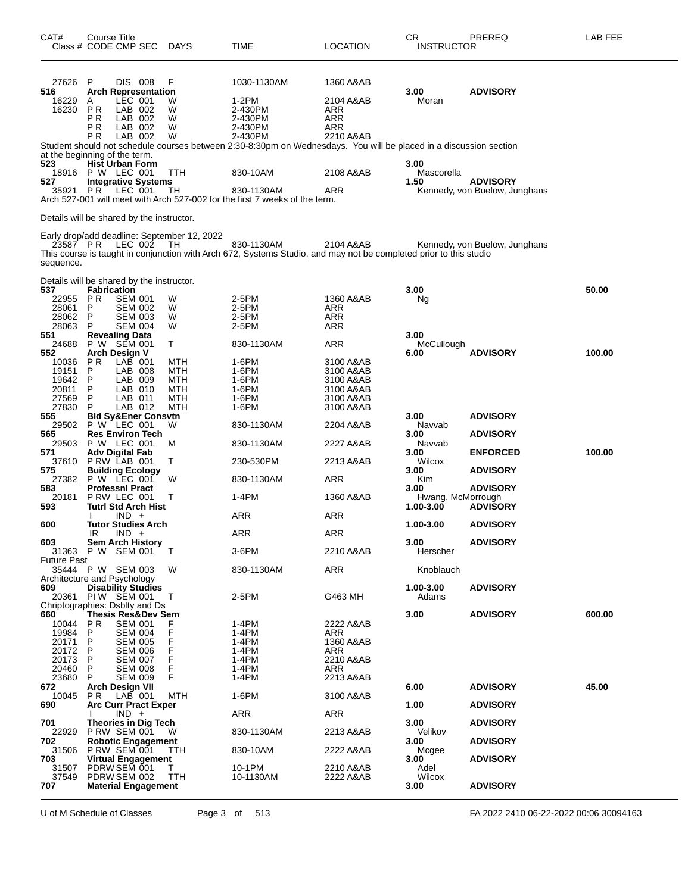| CAT# Class # | Course Title CODE | CMP | SEC | DAYS | TIME | LOCATION | CR INSTRUCTOR | PREREQ | LAB FEE |
|---|---|---|---|---|---|---|---|---|---|
| 27626 | P | DIS | 008 | F | 1030-1130AM | 1360 A&AB | | | |
| **516** | **Arch Representation** | | | | | | **3.00** | **ADVISORY** | |
| 16229 | A | LEC | 001 | W | 1-2PM | 2104 A&AB | Moran | | |
| 16230 | P R | LAB | 002 | W | 2-430PM | ARR | | | |
| | P R | LAB | 002 | W | 2-430PM | ARR | | | |
| | P R | LAB | 002 | W | 2-430PM | ARR | | | |
| | P R | LAB | 002 | W | 2-430PM | 2210 A&AB | | | |

Student should not schedule courses between 2:30-8:30pm on Wednesdays. You will be placed in a discussion section at the beginning of the term.

| CAT# Class # | Course Title CODE | CMP | SEC | DAYS | TIME | LOCATION | CR INSTRUCTOR | PREREQ | LAB FEE |
|---|---|---|---|---|---|---|---|---|---|
| **523** | **Hist Urban Form** | | | | | | **3.00** | | |
| 18916 | P W | LEC | 001 | TTH | 830-10AM | 2108 A&AB | Mascorella | | |
| **527** | **Integrative Systems** | | | | | | **1.50** | **ADVISORY** | |
| 35921 | P R | LEC | 001 | TH | 830-1130AM | ARR | Kennedy, von Buelow, Junghans | | |

Arch 527-001 will meet with Arch 527-002 for the first 7 weeks of the term.

Details will be shared by the instructor.

Early drop/add deadline: September 12, 2022

| CAT# Class # | Course Title CODE | CMP | SEC | DAYS | TIME | LOCATION | CR INSTRUCTOR | PREREQ | LAB FEE |
|---|---|---|---|---|---|---|---|---|---|
| 23587 | P R | LEC | 002 | TH | 830-1130AM | 2104 A&AB | Kennedy, von Buelow, Junghans | | |

This course is taught in conjunction with Arch 672, Systems Studio, and may not be completed prior to this studio sequence.

Details will be shared by the instructor.

| CAT# Class # | Course Title CODE | CMP | SEC | DAYS | TIME | LOCATION | CR INSTRUCTOR | PREREQ | LAB FEE |
|---|---|---|---|---|---|---|---|---|---|
| **537** | **Fabrication** | | | | | | **3.00** | | **50.00** |
| 22955 | P R | SEM | 001 | W | 2-5PM | 1360 A&AB | Ng | | |
| 28061 | P | SEM | 002 | W | 2-5PM | ARR | | | |
| 28062 | P | SEM | 003 | W | 2-5PM | ARR | | | |
| 28063 | P | SEM | 004 | W | 2-5PM | ARR | | | |
| **551** | **Revealing Data** | | | | | | **3.00** | | |
| 24688 | P W | SEM | 001 | T | 830-1130AM | ARR | McCullough | | |
| **552** | **Arch Design V** | | | | | | **6.00** | **ADVISORY** | **100.00** |
| 10036 | P R | LAB | 001 | MTH | 1-6PM | 3100 A&AB | | | |
| 19151 | P | LAB | 008 | MTH | 1-6PM | 3100 A&AB | | | |
| 19642 | P | LAB | 009 | MTH | 1-6PM | 3100 A&AB | | | |
| 20811 | P | LAB | 010 | MTH | 1-6PM | 3100 A&AB | | | |
| 27569 | P | LAB | 011 | MTH | 1-6PM | 3100 A&AB | | | |
| 27830 | P | LAB | 012 | MTH | 1-6PM | 3100 A&AB | | | |
| **555** | **Bld Sy&Ener Consvtn** | | | | | | **3.00** | **ADVISORY** | |
| 29502 | P W | LEC | 001 | W | 830-1130AM | 2204 A&AB | Navvab | | |
| **565** | **Res Environ Tech** | | | | | | **3.00** | **ADVISORY** | |
| 29503 | P W | LEC | 001 | M | 830-1130AM | 2227 A&AB | Navvab | | |
| **571** | **Adv Digital Fab** | | | | | | **3.00** | **ENFORCED** | **100.00** |
| 37610 | P RW | LAB | 001 | T | 230-530PM | 2213 A&AB | Wilcox | | |
| **575** | **Building Ecology** | | | | | | **3.00** | **ADVISORY** | |
| 27382 | P W | LEC | 001 | W | 830-1130AM | ARR | Kim | | |
| **583** | **Professnl Pract** | | | | | | **3.00** | **ADVISORY** | |
| 20181 | P RW | LEC | 001 | T | 1-4PM | 1360 A&AB | Hwang, McMorrough | | |
| **593** | **Tutrl Std Arch Hist** | | | | | | **1.00-3.00** | **ADVISORY** | |
| | I | IND | + | | ARR | ARR | | | |
| **600** | **Tutor Studies Arch** | | | | | | **1.00-3.00** | **ADVISORY** | |
| | IR | IND | + | | ARR | ARR | | | |
| **603** | **Sem Arch History** | | | | | | **3.00** | **ADVISORY** | |
| 31363 | P W | SEM | 001 | T | 3-6PM | 2210 A&AB | Herscher | | |

Future Past

| CAT# Class # | Course Title CODE | CMP | SEC | DAYS | TIME | LOCATION | CR INSTRUCTOR | PREREQ | LAB FEE |
|---|---|---|---|---|---|---|---|---|---|
| 35444 | P W | SEM | 003 | W | 830-1130AM | ARR | Knoblauch | | |

Architecture and Psychology

| CAT# Class # | Course Title CODE | CMP | SEC | DAYS | TIME | LOCATION | CR INSTRUCTOR | PREREQ | LAB FEE |
|---|---|---|---|---|---|---|---|---|---|
| **609** | **Disability Studies** | | | | | | **1.00-3.00** | **ADVISORY** | |
| 20361 | PI W | SEM | 001 | T | 2-5PM | G463 MH | Adams | | |

Chriptographies: Dsblty and Ds

| CAT# Class # | Course Title CODE | CMP | SEC | DAYS | TIME | LOCATION | CR INSTRUCTOR | PREREQ | LAB FEE |
|---|---|---|---|---|---|---|---|---|---|
| **660** | **Thesis Res&Dev Sem** | | | | | | **3.00** | **ADVISORY** | **600.00** |
| 10044 | P R | SEM | 001 | F | 1-4PM | 2222 A&AB | | | |
| 19984 | P | SEM | 004 | F | 1-4PM | ARR | | | |
| 20171 | P | SEM | 005 | F | 1-4PM | 1360 A&AB | | | |
| 20172 | P | SEM | 006 | F | 1-4PM | ARR | | | |
| 20173 | P | SEM | 007 | F | 1-4PM | 2210 A&AB | | | |
| 20460 | P | SEM | 008 | F | 1-4PM | ARR | | | |
| 23680 | P | SEM | 009 | F | 1-4PM | 2213 A&AB | | | |
| **672** | **Arch Design VII** | | | | | | **6.00** | **ADVISORY** | **45.00** |
| 10045 | P R | LAB | 001 | MTH | 1-6PM | 3100 A&AB | | | |
| **690** | **Arc Curr Pract Exper** | | | | | | **1.00** | **ADVISORY** | |
| | I | IND | + | | ARR | ARR | | | |
| **701** | **Theories in Dig Tech** | | | | | | **3.00** | **ADVISORY** | |
| 22929 | P RW | SEM | 001 | W | 830-1130AM | 2213 A&AB | Velikov | | |
| **702** | **Robotic Engagement** | | | | | | **3.00** | **ADVISORY** | |
| 31506 | P RW | SEM | 001 | TTH | 830-10AM | 2222 A&AB | Mcgee | | |
| **703** | **Virtual Engagement** | | | | | | **3.00** | **ADVISORY** | |
| 31507 | PDRW | SEM | 001 | T | 10-1PM | 2210 A&AB | Adel | | |
| 37549 | PDRW | SEM | 002 | TTH | 10-1130AM | 2222 A&AB | Wilcox | | |
| **707** | **Material Engagement** | | | | | | **3.00** | **ADVISORY** | |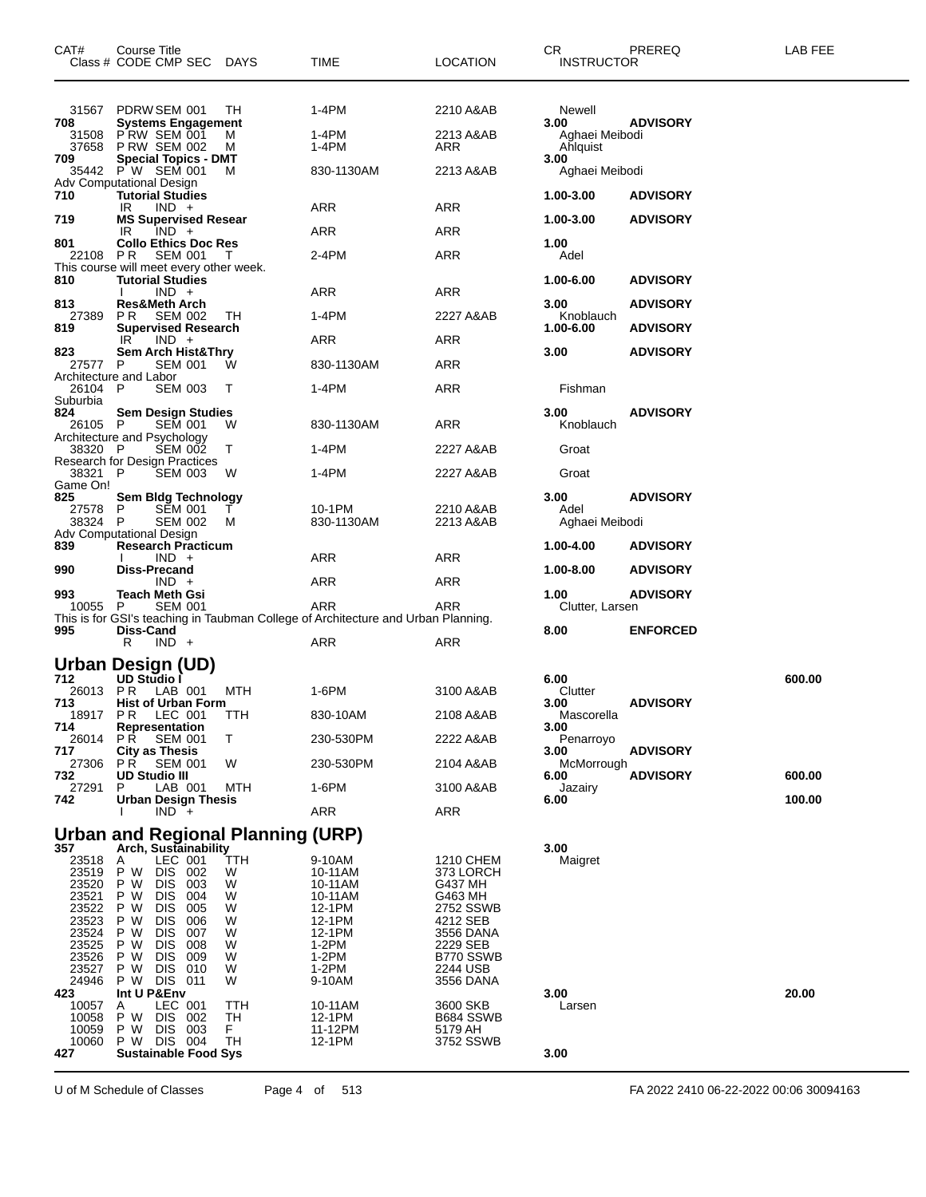| CAT# | Course Title<br>Class # CODE CMP SEC | DAYS | TIME | LOCATION | CR<br>INSTRUCTOR | PREREQ | LAB FEE |
|---|---|---|---|---|---|---|---|
| 31567 | PDRW SEM 001 | TH | 1-4PM | 2210 A&AB | Newell | | |
| **708** | **Systems Engagement** | | | | **3.00** | **ADVISORY** | |
| 31508 | P RW SEM 001 | M | 1-4PM | 2213 A&AB | Aghaei Meibodi | | |
| 37658 | P RW SEM 002 | M | 1-4PM | ARR | Ahlquist | | |
| **709** | **Special Topics - DMT** | | | | **3.00** | | |
| 35442 | P W SEM 001 | M | 830-1130AM | 2213 A&AB | Aghaei Meibodi | | |
| Adv Computational Design | | | | | | | |
| **710** | **Tutorial Studies** | | | | **1.00-3.00** | **ADVISORY** | |
| | IR IND + | | ARR | ARR | | | |
| **719** | **MS Supervised Resear** | | | | **1.00-3.00** | **ADVISORY** | |
| | IR IND + | | ARR | ARR | | | |
| **801** | **Collo Ethics Doc Res** | | | | **1.00** | | |
| 22108 | P R SEM 001 | T | 2-4PM | ARR | Adel | | |
| This course will meet every other week. | | | | | | | |
| **810** | **Tutorial Studies** | | | | **1.00-6.00** | **ADVISORY** | |
| | I IND + | | ARR | ARR | | | |
| **813** | **Res&Meth Arch** | | | | **3.00** | **ADVISORY** | |
| 27389 | P R SEM 002 | TH | 1-4PM | 2227 A&AB | Knoblauch | | |
| **819** | **Supervised Research** | | | | **1.00-6.00** | **ADVISORY** | |
| | IR IND + | | ARR | ARR | | | |
| **823** | **Sem Arch Hist&Thry** | | | | **3.00** | **ADVISORY** | |
| 27577 | P SEM 001 | W | 830-1130AM | ARR | | | |
| Architecture and Labor | | | | | | | |
| 26104 | P SEM 003 | T | 1-4PM | ARR | Fishman | | |
| Suburbia | | | | | | | |
| **824** | **Sem Design Studies** | | | | **3.00** | **ADVISORY** | |
| 26105 | P SEM 001 | W | 830-1130AM | ARR | Knoblauch | | |
| Architecture and Psychology | | | | | | | |
| 38320 | P SEM 002 | T | 1-4PM | 2227 A&AB | Groat | | |
| Research for Design Practices | | | | | | | |
| 38321 | P SEM 003 | W | 1-4PM | 2227 A&AB | Groat | | |
| Game On! | | | | | | | |
| **825** | **Sem Bldg Technology** | | | | **3.00** | **ADVISORY** | |
| 27578 | P SEM 001 | T | 10-1PM | 2210 A&AB | Adel | | |
| 38324 | P SEM 002 | M | 830-1130AM | 2213 A&AB | Aghaei Meibodi | | |
| Adv Computational Design | | | | | | | |
| **839** | **Research Practicum** | | | | **1.00-4.00** | **ADVISORY** | |
| | I IND + | | ARR | ARR | | | |
| **990** | **Diss-Precand** | | | | **1.00-8.00** | **ADVISORY** | |
| | IND + | | ARR | ARR | | | |
| **993** | **Teach Meth Gsi** | | | | **1.00** | **ADVISORY** | |
| 10055 | P SEM 001 | | ARR | ARR | Clutter, Larsen | | |
| This is for GSI's teaching in Taubman College of Architecture and Urban Planning. | | | | | | | |
| **995** | **Diss-Cand** | | | | **8.00** | **ENFORCED** | |
| | R IND + | | ARR | ARR | | | |

## Urban Design (UD)

| CAT# | Course Title<br>Class # CODE CMP SEC | DAYS | TIME | LOCATION | CR<br>INSTRUCTOR | PREREQ | LAB FEE |
|---|---|---|---|---|---|---|---|
| **712** | **UD Studio I** | | | | **6.00** | | **600.00** |
| 26013 | P R LAB 001 | MTH | 1-6PM | 3100 A&AB | Clutter | | |
| **713** | **Hist of Urban Form** | | | | **3.00** | **ADVISORY** | |
| 18917 | P R LEC 001 | TTH | 830-10AM | 2108 A&AB | Mascorella | | |
| **714** | **Representation** | | | | **3.00** | | |
| 26014 | P R SEM 001 | T | 230-530PM | 2222 A&AB | Penarroyo | | |
| **717** | **City as Thesis** | | | | **3.00** | **ADVISORY** | |
| 27306 | P R SEM 001 | W | 230-530PM | 2104 A&AB | McMorrough | | |
| **732** | **UD Studio III** | | | | **6.00** | **ADVISORY** | **600.00** |
| 27291 | P LAB 001 | MTH | 1-6PM | 3100 A&AB | Jazairy | | |
| **742** | **Urban Design Thesis** | | | | **6.00** | | **100.00** |
| | I IND + | | ARR | ARR | | | |

## Urban and Regional Planning (URP)

| CAT# | Course Title<br>Class # CODE CMP SEC | DAYS | TIME | LOCATION | CR<br>INSTRUCTOR | PREREQ | LAB FEE |
|---|---|---|---|---|---|---|---|
| **357** | **Arch, Sustainability** | | | | **3.00** | | |
| 23518 | A LEC 001 | TTH | 9-10AM | 1210 CHEM | Maigret | | |
| 23519 | P W DIS 002 | W | 10-11AM | 373 LORCH | | | |
| 23520 | P W DIS 003 | W | 10-11AM | G437 MH | | | |
| 23521 | P W DIS 004 | W | 10-11AM | G463 MH | | | |
| 23522 | P W DIS 005 | W | 12-1PM | 2752 SSWB | | | |
| 23523 | P W DIS 006 | W | 12-1PM | 4212 SEB | | | |
| 23524 | P W DIS 007 | W | 12-1PM | 3556 DANA | | | |
| 23525 | P W DIS 008 | W | 1-2PM | 2229 SEB | | | |
| 23526 | P W DIS 009 | W | 1-2PM | B770 SSWB | | | |
| 23527 | P W DIS 010 | W | 1-2PM | 2244 USB | | | |
| 24946 | P W DIS 011 | W | 9-10AM | 3556 DANA | | | |
| **423** | **Int U P&Env** | | | | **3.00** | | **20.00** |
| 10057 | A LEC 001 | TTH | 10-11AM | 3600 SKB | Larsen | | |
| 10058 | P W DIS 002 | TH | 12-1PM | B684 SSWB | | | |
| 10059 | P W DIS 003 | F | 11-12PM | 5179 AH | | | |
| 10060 | P W DIS 004 | TH | 12-1PM | 3752 SSWB | | | |
| **427** | **Sustainable Food Sys** | | | | **3.00** | | |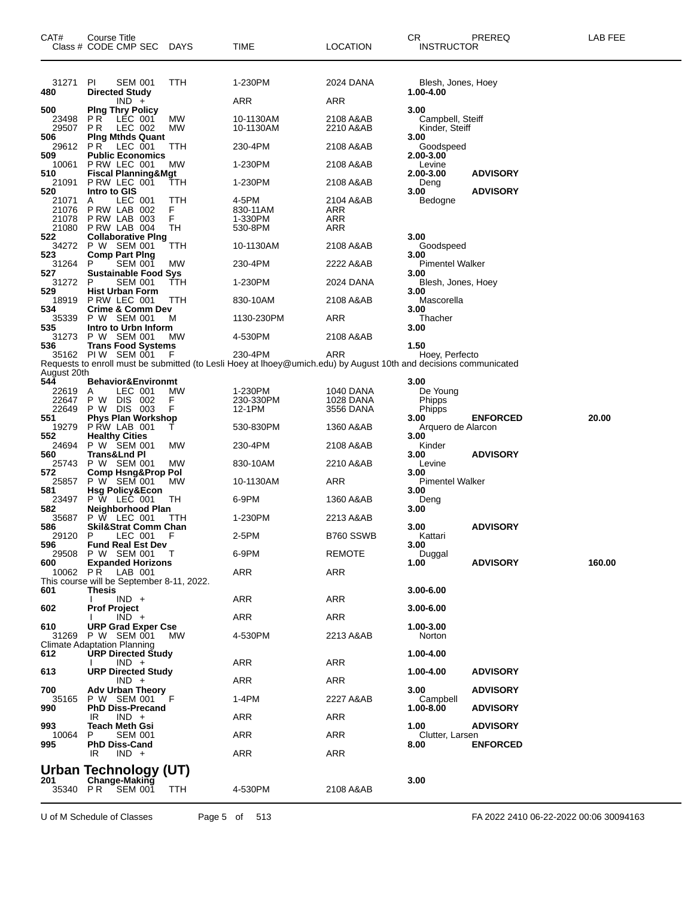| CAT# | Course Title Class # CODE CMP SEC | DAYS | TIME | LOCATION | CR INSTRUCTOR | PREREQ | LAB FEE |
|---|---|---|---|---|---|---|---|
| 31271 | PI SEM 001 | TTH | 1-230PM | 2024 DANA | Blesh, Jones, Hoey | | |
| **480** | **Directed Study** | | | | **1.00-4.00** | | |
| | IND + | | ARR | ARR | | | |
| **500** | **Plng Thry Policy** | | | | **3.00** | | |
| 23498 | P R LEC 001 | MW | 10-1130AM | 2108 A&AB | Campbell, Steiff | | |
| 29507 | P R LEC 002 | MW | 10-1130AM | 2210 A&AB | Kinder, Steiff | | |
| **506** | **Plng Mthds Quant** | | | | **3.00** | | |
| 29612 | P R LEC 001 | TTH | 230-4PM | 2108 A&AB | Goodspeed | | |
| **509** | **Public Economics** | | | | **2.00-3.00** | | |
| 10061 | P RW LEC 001 | MW | 1-230PM | 2108 A&AB | Levine | | |
| **510** | **Fiscal Planning&Mgt** | | | | **2.00-3.00** | **ADVISORY** | |
| 21091 | P RW LEC 001 | TTH | 1-230PM | 2108 A&AB | Deng | | |
| **520** | **Intro to GIS** | | | | **3.00** | **ADVISORY** | |
| 21071 | A LEC 001 | TTH | 4-5PM | 2104 A&AB | Bedogne | | |
| 21076 | P RW LAB 002 | F | 830-11AM | ARR | | | |
| 21078 | P RW LAB 003 | F | 1-330PM | ARR | | | |
| 21080 | P RW LAB 004 | TH | 530-8PM | ARR | | | |
| **522** | **Collaborative Plng** | | | | **3.00** | | |
| 34272 | P W SEM 001 | TTH | 10-1130AM | 2108 A&AB | Goodspeed | | |
| **523** | **Comp Part Plng** | | | | **3.00** | | |
| 31264 | P SEM 001 | MW | 230-4PM | 2222 A&AB | Pimentel Walker | | |
| **527** | **Sustainable Food Sys** | | | | **3.00** | | |
| 31272 | P SEM 001 | TTH | 1-230PM | 2024 DANA | Blesh, Jones, Hoey | | |
| **529** | **Hist Urban Form** | | | | **3.00** | | |
| 18919 | P RW LEC 001 | TTH | 830-10AM | 2108 A&AB | Mascorella | | |
| **534** | **Crime & Comm Dev** | | | | **3.00** | | |
| 35339 | P W SEM 001 | M | 1130-230PM | ARR | Thacher | | |
| **535** | **Intro to Urbn Inform** | | | | **3.00** | | |
| 31273 | P W SEM 001 | MW | 4-530PM | 2108 A&AB | | | |
| **536** | **Trans Food Systems** | | | | **1.50** | | |
| 35162 | PI W SEM 001 | F | 230-4PM | ARR | Hoey, Perfecto | | |

Requests to enroll must be submitted (to Lesli Hoey at lhoey@umich.edu) by August 10th and decisions communicated August 20th

| CAT# | Course Title Class # CODE CMP SEC | DAYS | TIME | LOCATION | CR INSTRUCTOR | PREREQ | LAB FEE |
|---|---|---|---|---|---|---|---|
| **544** | **Behavior&Environmt** | | | | **3.00** | | |
| 22619 | A LEC 001 | MW | 1-230PM | 1040 DANA | De Young | | |
| 22647 | P W DIS 002 | F | 230-330PM | 1028 DANA | Phipps | | |
| 22649 | P W DIS 003 | F | 12-1PM | 3556 DANA | Phipps | | |
| **551** | **Phys Plan Workshop** | | | | **3.00** | **ENFORCED** | **20.00** |
| 19279 | P RW LAB 001 | T | 530-830PM | 1360 A&AB | Arquero de Alarcon | | |
| **552** | **Healthy Cities** | | | | **3.00** | | |
| 24694 | P W SEM 001 | MW | 230-4PM | 2108 A&AB | Kinder | | |
| **560** | **Trans&Lnd Pl** | | | | **3.00** | **ADVISORY** | |
| 25743 | P W SEM 001 | MW | 830-10AM | 2210 A&AB | Levine | | |
| **572** | **Comp Hsng&Prop Pol** | | | | **3.00** | | |
| 25857 | P W SEM 001 | MW | 10-1130AM | ARR | Pimentel Walker | | |
| **581** | **Hsg Policy&Econ** | | | | **3.00** | | |
| 23497 | P W LEC 001 | TH | 6-9PM | 1360 A&AB | Deng | | |
| **582** | **Neighborhood Plan** | | | | **3.00** | | |
| 35687 | P W LEC 001 | TTH | 1-230PM | 2213 A&AB | | | |
| **586** | **Skil&Strat Comm Chan** | | | | **3.00** | **ADVISORY** | |
| 29120 | P LEC 001 | F | 2-5PM | B760 SSWB | Kattari | | |
| **596** | **Fund Real Est Dev** | | | | **3.00** | | |
| 29508 | P W SEM 001 | T | 6-9PM | REMOTE | Duggal | | |
| **600** | **Expanded Horizons** | | | | **1.00** | **ADVISORY** | **160.00** |
| 10062 | P R LAB 001 | | ARR | ARR | | | |

This course will be September 8-11, 2022.

| CAT# | Course Title Class # CODE CMP SEC | DAYS | TIME | LOCATION | CR INSTRUCTOR | PREREQ | LAB FEE |
|---|---|---|---|---|---|---|---|
| **601** | **Thesis** | | | | **3.00-6.00** | | |
| | I IND + | | ARR | ARR | | | |
| **602** | **Prof Project** | | | | **3.00-6.00** | | |
| | I IND + | | ARR | ARR | | | |
| **610** | **URP Grad Exper Cse** | | | | **1.00-3.00** | | |
| 31269 | P W SEM 001 | MW | 4-530PM | 2213 A&AB | Norton | | |

Climate Adaptation Planning

| CAT# | Course Title Class # CODE CMP SEC | DAYS | TIME | LOCATION | CR INSTRUCTOR | PREREQ | LAB FEE |
|---|---|---|---|---|---|---|---|
| **612** | **URP Directed Study** | | | | **1.00-4.00** | | |
| | I IND + | | ARR | ARR | | | |
| **613** | **URP Directed Study** | | | | **1.00-4.00** | **ADVISORY** | |
| | IND + | | ARR | ARR | | | |
| **700** | **Adv Urban Theory** | | | | **3.00** | **ADVISORY** | |
| 35165 | P W SEM 001 | F | 1-4PM | 2227 A&AB | Campbell | | |
| **990** | **PhD Diss-Precand** | | | | **1.00-8.00** | **ADVISORY** | |
| | IR IND + | | ARR | ARR | | | |
| **993** | **Teach Meth Gsi** | | | | **1.00** | **ADVISORY** | |
| 10064 | P SEM 001 | | ARR | ARR | Clutter, Larsen | | |
| **995** | **PhD Diss-Cand** | | | | **8.00** | **ENFORCED** | |
| | IR IND + | | ARR | ARR | | | |

## Urban Technology (UT)

| CAT# | Course Title Class # CODE CMP SEC | DAYS | TIME | LOCATION | CR INSTRUCTOR | PREREQ | LAB FEE |
|---|---|---|---|---|---|---|---|
| **201** | **Change-Making** | | | | **3.00** | | |
| 35340 | P R SEM 001 | TTH | 4-530PM | 2108 A&AB | | | |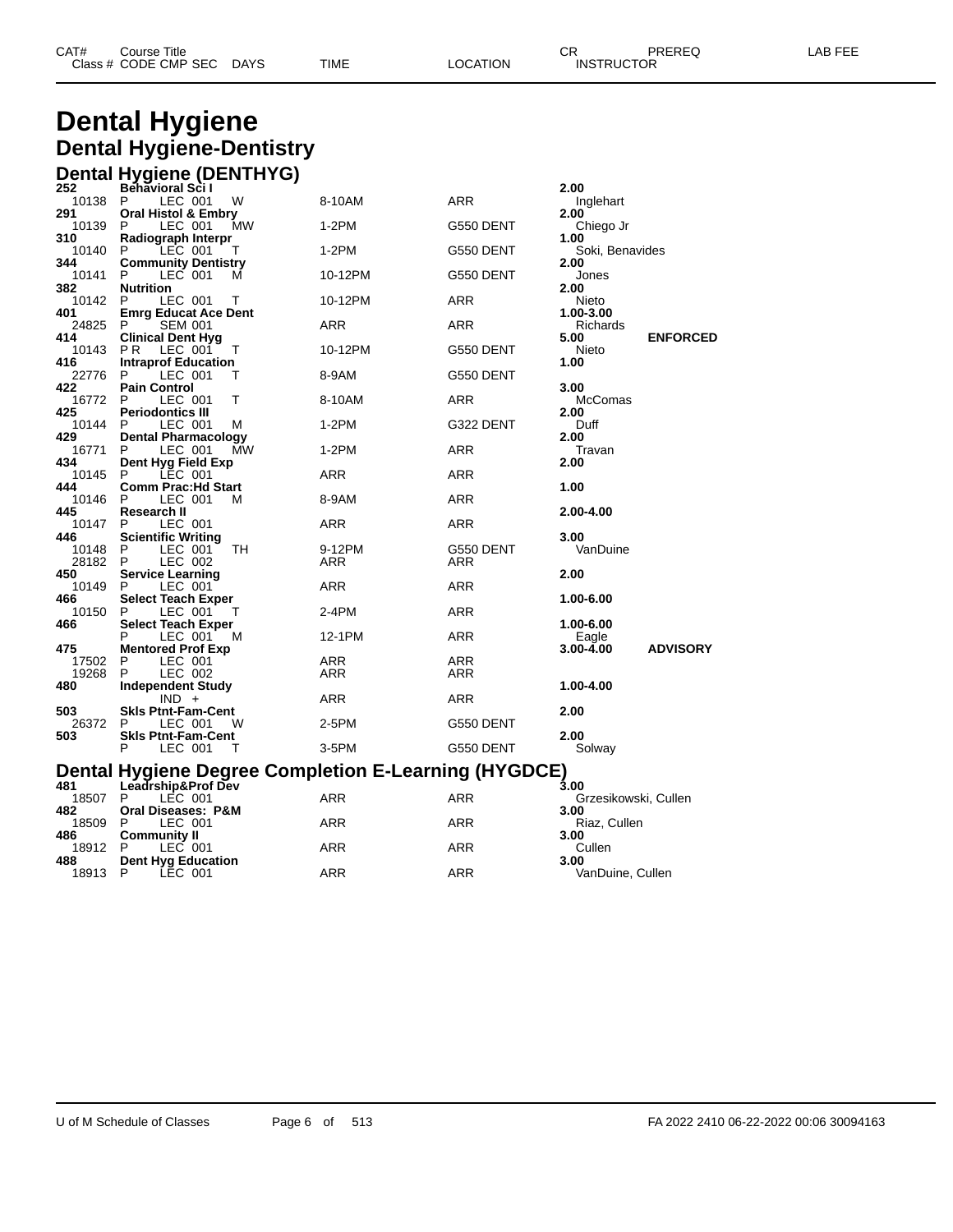# Dental Hygiene

## Dental Hygiene-Dentistry

### Dental Hygiene (DENTHYG)

| CAT# | Course Title / Class # | CODE | CMP | SEC | DAYS | TIME | LOCATION | CR / INSTRUCTOR | PREREQ | LAB FEE |
|---|---|---|---|---|---|---|---|---|---|---|
| **252** | **Behavioral Sci I** | | | | | | | **2.00** | | |
| | 10138 | P | LEC | 001 | W | 8-10AM | ARR | Inglehart | | |
| **291** | **Oral Histol & Embry** | | | | | | | **2.00** | | |
| | 10139 | P | LEC | 001 | MW | 1-2PM | G550 DENT | Chiego Jr | | |
| **310** | **Radiograph Interpr** | | | | | | | **1.00** | | |
| | 10140 | P | LEC | 001 | T | 1-2PM | G550 DENT | Soki, Benavides | | |
| **344** | **Community Dentistry** | | | | | | | **2.00** | | |
| | 10141 | P | LEC | 001 | M | 10-12PM | G550 DENT | Jones | | |
| **382** | **Nutrition** | | | | | | | **2.00** | | |
| | 10142 | P | LEC | 001 | T | 10-12PM | ARR | Nieto | | |
| **401** | **Emrg Educat Ace Dent** | | | | | | | **1.00-3.00** | | |
| | 24825 | P | SEM | 001 | | ARR | ARR | Richards | | |
| **414** | **Clinical Dent Hyg** | | | | | | | **5.00** | **ENFORCED** | |
| | 10143 | P R | LEC | 001 | T | 10-12PM | G550 DENT | Nieto | | |
| **416** | **Intraprof Education** | | | | | | | **1.00** | | |
| | 22776 | P | LEC | 001 | T | 8-9AM | G550 DENT | | | |
| **422** | **Pain Control** | | | | | | | **3.00** | | |
| | 16772 | P | LEC | 001 | T | 8-10AM | ARR | McComas | | |
| **425** | **Periodontics III** | | | | | | | **2.00** | | |
| | 10144 | P | LEC | 001 | M | 1-2PM | G322 DENT | Duff | | |
| **429** | **Dental Pharmacology** | | | | | | | **2.00** | | |
| | 16771 | P | LEC | 001 | MW | 1-2PM | ARR | Travan | | |
| **434** | **Dent Hyg Field Exp** | | | | | | | **2.00** | | |
| | 10145 | P | LEC | 001 | | ARR | ARR | | | |
| **444** | **Comm Prac:Hd Start** | | | | | | | **1.00** | | |
| | 10146 | P | LEC | 001 | M | 8-9AM | ARR | | | |
| **445** | **Research II** | | | | | | | **2.00-4.00** | | |
| | 10147 | P | LEC | 001 | | ARR | ARR | | | |
| **446** | **Scientific Writing** | | | | | | | **3.00** | | |
| | 10148 | P | LEC | 001 | TH | 9-12PM | G550 DENT | VanDuine | | |
| | 28182 | P | LEC | 002 | | ARR | ARR | | | |
| **450** | **Service Learning** | | | | | | | **2.00** | | |
| | 10149 | P | LEC | 001 | | ARR | ARR | | | |
| **466** | **Select Teach Exper** | | | | | | | **1.00-6.00** | | |
| | 10150 | P | LEC | 001 | T | 2-4PM | ARR | | | |
| **466** | **Select Teach Exper** | | | | | | | **1.00-6.00** | | |
| | | P | LEC | 001 | M | 12-1PM | ARR | Eagle | | |
| **475** | **Mentored Prof Exp** | | | | | | | **3.00-4.00** | **ADVISORY** | |
| | 17502 | P | LEC | 001 | | ARR | ARR | | | |
| | 19268 | P | LEC | 002 | | ARR | ARR | | | |
| **480** | **Independent Study** | | | | | | | **1.00-4.00** | | |
| | | | IND | + | | ARR | ARR | | | |
| **503** | **Skls Ptnt-Fam-Cent** | | | | | | | **2.00** | | |
| | 26372 | P | LEC | 001 | W | 2-5PM | G550 DENT | | | |
| **503** | **Skls Ptnt-Fam-Cent** | | | | | | | **2.00** | | |
| | | P | LEC | 001 | T | 3-5PM | G550 DENT | Solway | | |

### Dental Hygiene Degree Completion E-Learning (HYGDCE)

| CAT# | Course Title / Class # | CODE | CMP | SEC | DAYS | TIME | LOCATION | CR / INSTRUCTOR | PREREQ | LAB FEE |
|---|---|---|---|---|---|---|---|---|---|---|
| **481** | **Leadrship&Prof Dev** | | | | | | | **3.00** | | |
| | 18507 | P | LEC | 001 | | ARR | ARR | Grzesikowski, Cullen | | |
| **482** | **Oral Diseases: P&M** | | | | | | | **3.00** | | |
| | 18509 | P | LEC | 001 | | ARR | ARR | Riaz, Cullen | | |
| **486** | **Community II** | | | | | | | **3.00** | | |
| | 18912 | P | LEC | 001 | | ARR | ARR | Cullen | | |
| **488** | **Dent Hyg Education** | | | | | | | **3.00** | | |
| | 18913 | P | LEC | 001 | | ARR | ARR | VanDuine, Cullen | | |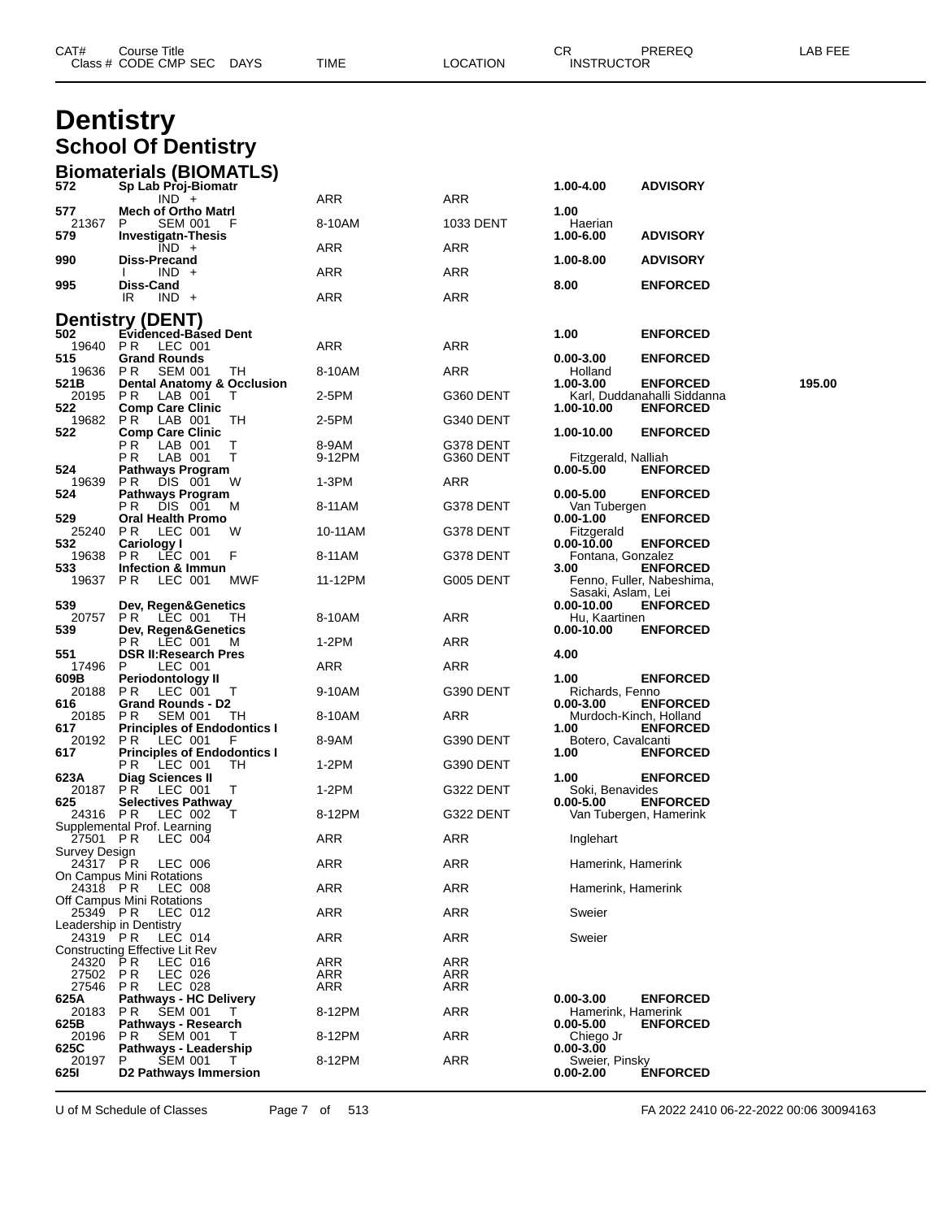# Dentistry

## School Of Dentistry

### Biomaterials (BIOMATLS)

| CAT# Class # | Course Title CODE CMP SEC | DAYS | TIME | LOCATION | CR INSTRUCTOR | PREREQ | LAB FEE |
|---|---|---|---|---|---|---|---|
| **572** | **Sp Lab Proj-Biomatr** | | | | **1.00-4.00** | **ADVISORY** | |
| | IND + | | ARR | ARR | | | |
| **577** | **Mech of Ortho Matrl** | | | | **1.00** | | |
| 21367 | P SEM 001 | F | 8-10AM | 1033 DENT | Haerian | | |
| **579** | **Investigatn-Thesis** | | | | **1.00-6.00** | **ADVISORY** | |
| | IND + | | ARR | ARR | | | |
| **990** | **Diss-Precand** | | | | **1.00-8.00** | **ADVISORY** | |
| | I IND + | | ARR | ARR | | | |
| **995** | **Diss-Cand** | | | | **8.00** | **ENFORCED** | |
| | IR IND + | | ARR | ARR | | | |

### Dentistry (DENT)

| CAT# Class # | Course Title CODE CMP SEC | DAYS | TIME | LOCATION | CR INSTRUCTOR | PREREQ | LAB FEE |
|---|---|---|---|---|---|---|---|
| **502** | **Evidenced-Based Dent** | | | | **1.00** | **ENFORCED** | |
| 19640 | P R LEC 001 | | ARR | ARR | | | |
| **515** | **Grand Rounds** | | | | **0.00-3.00** | **ENFORCED** | |
| 19636 | P R SEM 001 | TH | 8-10AM | ARR | Holland | | |
| **521B** | **Dental Anatomy & Occlusion** | | | | **1.00-3.00** | **ENFORCED** | **195.00** |
| 20195 | P R LAB 001 | T | 2-5PM | G360 DENT | Karl, Duddanahalli Siddanna | | |
| **522** | **Comp Care Clinic** | | | | **1.00-10.00** | **ENFORCED** | |
| 19682 | P R LAB 001 | TH | 2-5PM | G340 DENT | | | |
| **522** | **Comp Care Clinic** | | | | **1.00-10.00** | **ENFORCED** | |
| | P R LAB 001 | T | 8-9AM | G378 DENT | | | |
| | P R LAB 001 | T | 9-12PM | G360 DENT | Fitzgerald, Nalliah | | |
| **524** | **Pathways Program** | | | | **0.00-5.00** | **ENFORCED** | |
| 19639 | P R DIS 001 | W | 1-3PM | ARR | | | |
| **524** | **Pathways Program** | | | | **0.00-5.00** | **ENFORCED** | |
| | P R DIS 001 | M | 8-11AM | G378 DENT | Van Tubergen | | |
| **529** | **Oral Health Promo** | | | | **0.00-1.00** | **ENFORCED** | |
| 25240 | P R LEC 001 | W | 10-11AM | G378 DENT | Fitzgerald | | |
| **532** | **Cariology I** | | | | **0.00-10.00** | **ENFORCED** | |
| 19638 | P R LEC 001 | F | 8-11AM | G378 DENT | Fontana, Gonzalez | | |
| **533** | **Infection & Immun** | | | | **3.00** | **ENFORCED** | |
| 19637 | P R LEC 001 | MWF | 11-12PM | G005 DENT | Fenno, Fuller, Nabeshima, Sasaki, Aslam, Lei | | |
| **539** | **Dev, Regen&Genetics** | | | | **0.00-10.00** | **ENFORCED** | |
| 20757 | P R LEC 001 | TH | 8-10AM | ARR | Hu, Kaartinen | | |
| **539** | **Dev, Regen&Genetics** | | | | **0.00-10.00** | **ENFORCED** | |
| | P R LEC 001 | M | 1-2PM | ARR | | | |
| **551** | **DSR II:Research Pres** | | | | **4.00** | | |
| 17496 | P LEC 001 | | ARR | ARR | | | |
| **609B** | **Periodontology II** | | | | **1.00** | **ENFORCED** | |
| 20188 | P R LEC 001 | T | 9-10AM | G390 DENT | Richards, Fenno | | |
| **616** | **Grand Rounds - D2** | | | | **0.00-3.00** | **ENFORCED** | |
| 20185 | P R SEM 001 | TH | 8-10AM | ARR | Murdoch-Kinch, Holland | | |
| **617** | **Principles of Endodontics I** | | | | **1.00** | **ENFORCED** | |
| 20192 | P R LEC 001 | F | 8-9AM | G390 DENT | Botero, Cavalcanti | | |
| **617** | **Principles of Endodontics I** | | | | **1.00** | **ENFORCED** | |
| | P R LEC 001 | TH | 1-2PM | G390 DENT | | | |
| **623A** | **Diag Sciences II** | | | | **1.00** | **ENFORCED** | |
| 20187 | P R LEC 001 | T | 1-2PM | G322 DENT | Soki, Benavides | | |
| **625** | **Selectives Pathway** | | | | **0.00-5.00** | **ENFORCED** | |
| 24316 | P R LEC 002 | T | 8-12PM | G322 DENT | Van Tubergen, Hamerink | | |
| | Supplemental Prof. Learning | | | | | | |
| 27501 | P R LEC 004 | | ARR | ARR | Inglehart | | |
| | Survey Design | | | | | | |
| 24317 | P R LEC 006 | | ARR | ARR | Hamerink, Hamerink | | |
| | On Campus Mini Rotations | | | | | | |
| 24318 | P R LEC 008 | | ARR | ARR | Hamerink, Hamerink | | |
| | Off Campus Mini Rotations | | | | | | |
| 25349 | P R LEC 012 | | ARR | ARR | Sweier | | |
| | Leadership in Dentistry | | | | | | |
| 24319 | P R LEC 014 | | ARR | ARR | Sweier | | |
| | Constructing Effective Lit Rev | | | | | | |
| 24320 | P R LEC 016 | | ARR | ARR | | | |
| 27502 | P R LEC 026 | | ARR | ARR | | | |
| 27546 | P R LEC 028 | | ARR | ARR | | | |
| **625A** | **Pathways - HC Delivery** | | | | **0.00-3.00** | **ENFORCED** | |
| 20183 | P R SEM 001 | T | 8-12PM | ARR | Hamerink, Hamerink | | |
| **625B** | **Pathways - Research** | | | | **0.00-5.00** | **ENFORCED** | |
| 20196 | P R SEM 001 | T | 8-12PM | ARR | Chiego Jr | | |
| **625C** | **Pathways - Leadership** | | | | **0.00-3.00** | | |
| 20197 | P SEM 001 | T | 8-12PM | ARR | Sweier, Pinsky | | |
| **625I** | **D2 Pathways Immersion** | | | | **0.00-2.00** | **ENFORCED** | |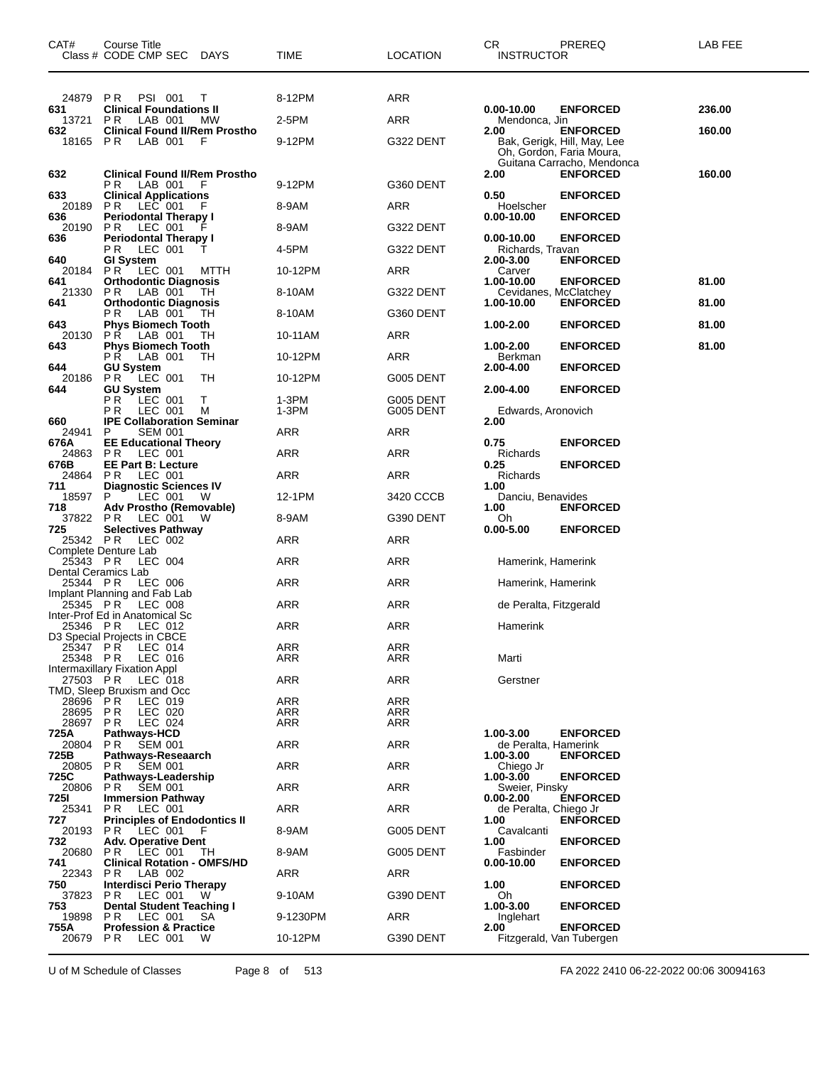| CAT# | Course Title<br>Class # CODE CMP SEC DAYS | TIME | LOCATION | CR<br>INSTRUCTOR | PREREQ | LAB FEE |
|---|---|---|---|---|---|---|
| 24879 | P R PSI 001 T | 8-12PM | ARR | | | |
| **631** | **Clinical Foundations II** | | | **0.00-10.00** | **ENFORCED** | **236.00** |
| 13721 | P R LAB 001 MW | 2-5PM | ARR | Mendonca, Jin | | |
| **632** | **Clinical Found II/Rem Prostho** | | | **2.00** | **ENFORCED** | **160.00** |
| 18165 | P R LAB 001 F | 9-12PM | G322 DENT | Bak, Gerigk, Hill, May, Lee Oh, Gordon, Faria Moura, Guitana Carracho, Mendonca | | |
| **632** | **Clinical Found II/Rem Prostho** | | | **2.00** | **ENFORCED** | **160.00** |
| | P R LAB 001 F | 9-12PM | G360 DENT | | | |
| **633** | **Clinical Applications** | | | **0.50** | **ENFORCED** | |
| 20189 | P R LEC 001 F | 8-9AM | ARR | Hoelscher | | |
| **636** | **Periodontal Therapy I** | | | **0.00-10.00** | **ENFORCED** | |
| 20190 | P R LEC 001 F | 8-9AM | G322 DENT | | | |
| **636** | **Periodontal Therapy I** | | | **0.00-10.00** | **ENFORCED** | |
| | P R LEC 001 T | 4-5PM | G322 DENT | Richards, Travan | | |
| **640** | **GI System** | | | **2.00-3.00** | **ENFORCED** | |
| 20184 | P R LEC 001 MTTH | 10-12PM | ARR | Carver | | |
| **641** | **Orthodontic Diagnosis** | | | **1.00-10.00** | **ENFORCED** | **81.00** |
| 21330 | P R LAB 001 TH | 8-10AM | G322 DENT | Cevidanes, McClatchey | | |
| **641** | **Orthodontic Diagnosis** | | | **1.00-10.00** | **ENFORCED** | **81.00** |
| | P R LAB 001 TH | 8-10AM | G360 DENT | | | |
| **643** | **Phys Biomech Tooth** | | | **1.00-2.00** | **ENFORCED** | **81.00** |
| 20130 | P R LAB 001 TH | 10-11AM | ARR | | | |
| **643** | **Phys Biomech Tooth** | | | **1.00-2.00** | **ENFORCED** | **81.00** |
| | P R LAB 001 TH | 10-12PM | ARR | Berkman | | |
| **644** | **GU System** | | | **2.00-4.00** | **ENFORCED** | |
| 20186 | P R LEC 001 TH | 10-12PM | G005 DENT | | | |
| **644** | **GU System** | | | **2.00-4.00** | **ENFORCED** | |
| | P R LEC 001 T | 1-3PM | G005 DENT | | | |
| | P R LEC 001 M | 1-3PM | G005 DENT | Edwards, Aronovich | | |
| **660** | **IPE Collaboration Seminar** | | | **2.00** | | |
| 24941 | P SEM 001 | ARR | ARR | | | |
| **676A** | **EE Educational Theory** | | | **0.75** | **ENFORCED** | |
| 24863 | P R LEC 001 | ARR | ARR | Richards | | |
| **676B** | **EE Part B: Lecture** | | | **0.25** | **ENFORCED** | |
| 24864 | P R LEC 001 | ARR | ARR | Richards | | |
| **711** | **Diagnostic Sciences IV** | | | **1.00** | | |
| 18597 | P LEC 001 W | 12-1PM | 3420 CCCB | Danciu, Benavides | | |
| **718** | **Adv Prostho (Removable)** | | | **1.00** | **ENFORCED** | |
| 37822 | P R LEC 001 W | 8-9AM | G390 DENT | Oh | | |
| **725** | **Selectives Pathway** | | | **0.00-5.00** | **ENFORCED** | |
| 25342 | P R LEC 002 | ARR | ARR | | | |
| | Complete Denture Lab | | | | | |
| 25343 | P R LEC 004 | ARR | ARR | Hamerink, Hamerink | | |
| | Dental Ceramics Lab | | | | | |
| 25344 | P R LEC 006 | ARR | ARR | Hamerink, Hamerink | | |
| | Implant Planning and Fab Lab | | | | | |
| 25345 | P R LEC 008 | ARR | ARR | de Peralta, Fitzgerald | | |
| | Inter-Prof Ed in Anatomical Sc | | | | | |
| 25346 | P R LEC 012 | ARR | ARR | Hamerink | | |
| | D3 Special Projects in CBCE | | | | | |
| 25347 | P R LEC 014 | ARR | ARR | | | |
| 25348 | P R LEC 016 | ARR | ARR | Marti | | |
| | Intermaxillary Fixation Appl | | | | | |
| 27503 | P R LEC 018 | ARR | ARR | Gerstner | | |
| | TMD, Sleep Bruxism and Occ | | | | | |
| 28696 | P R LEC 019 | ARR | ARR | | | |
| 28695 | P R LEC 020 | ARR | ARR | | | |
| 28697 | P R LEC 024 | ARR | ARR | | | |
| **725A** | **Pathways-HCD** | | | **1.00-3.00** | **ENFORCED** | |
| 20804 | P R SEM 001 | ARR | ARR | de Peralta, Hamerink | | |
| **725B** | **Pathways-Reseaarch** | | | **1.00-3.00** | **ENFORCED** | |
| 20805 | P R SEM 001 | ARR | ARR | Chiego Jr | | |
| **725C** | **Pathways-Leadership** | | | **1.00-3.00** | **ENFORCED** | |
| 20806 | P R SEM 001 | ARR | ARR | Sweier, Pinsky | | |
| **725I** | **Immersion Pathway** | | | **0.00-2.00** | **ENFORCED** | |
| 25341 | P R LEC 001 | ARR | ARR | de Peralta, Chiego Jr | | |
| **727** | **Principles of Endodontics II** | | | **1.00** | **ENFORCED** | |
| 20193 | P R LEC 001 F | 8-9AM | G005 DENT | Cavalcanti | | |
| **732** | **Adv. Operative Dent** | | | **1.00** | **ENFORCED** | |
| 20680 | P R LEC 001 TH | 8-9AM | G005 DENT | Fasbinder | | |
| **741** | **Clinical Rotation - OMFS/HD** | | | **0.00-10.00** | **ENFORCED** | |
| 22343 | P R LAB 002 | ARR | ARR | | | |
| **750** | **Interdisci Perio Therapy** | | | **1.00** | **ENFORCED** | |
| 37823 | P R LEC 001 W | 9-10AM | G390 DENT | Oh | | |
| **753** | **Dental Student Teaching I** | | | **1.00-3.00** | **ENFORCED** | |
| 19898 | P R LEC 001 SA | 9-1230PM | ARR | Inglehart | | |
| **755A** | **Profession & Practice** | | | **2.00** | **ENFORCED** | |
| 20679 | P R LEC 001 W | 10-12PM | G390 DENT | Fitzgerald, Van Tubergen | | |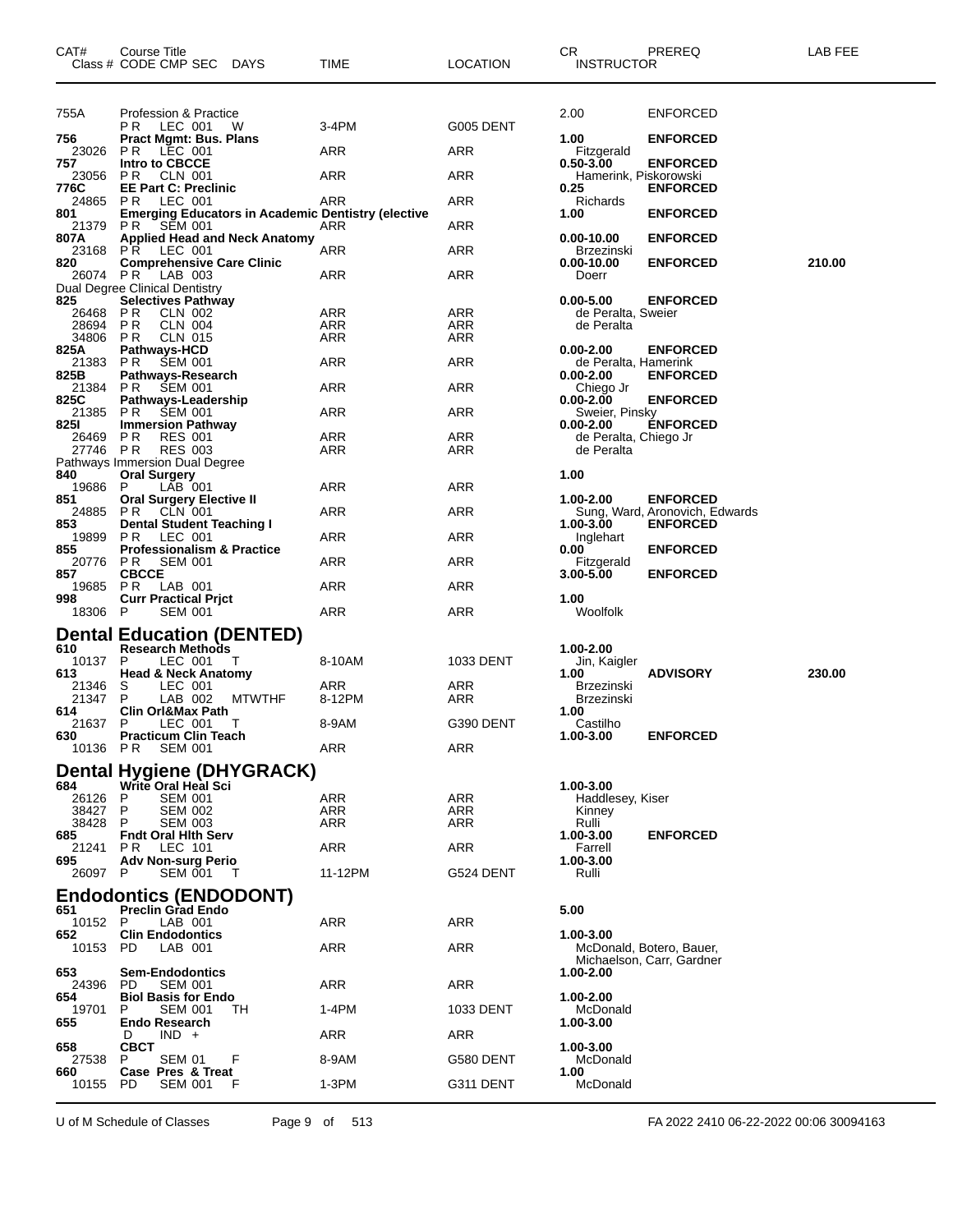| CAT# Class # | Course Title CODE CMP SEC DAYS | TIME | LOCATION | CR INSTRUCTOR | PREREQ | LAB FEE |
|---|---|---|---|---|---|---|
| 755A | Profession & Practice | | | 2.00 | ENFORCED | |
| | PR LEC 001 W | 3-4PM | G005 DENT | | | |
| **756** | **Pract Mgmt: Bus. Plans** | | | **1.00** | **ENFORCED** | |
| 23026 | PR LEC 001 | ARR | ARR | Fitzgerald | | |
| **757** | **Intro to CBCCE** | | | **0.50-3.00** | **ENFORCED** | |
| 23056 | PR CLN 001 | ARR | ARR | Hamerink, Piskorowski | | |
| **776C** | **EE Part C: Preclinic** | | | **0.25** | **ENFORCED** | |
| 24865 | PR LEC 001 | ARR | ARR | Richards | | |
| **801** | **Emerging Educators in Academic Dentistry (elective** | | | **1.00** | **ENFORCED** | |
| 21379 | PR SEM 001 | ARR | ARR | | | |
| **807A** | **Applied Head and Neck Anatomy** | | | **0.00-10.00** | **ENFORCED** | |
| 23168 | PR LEC 001 | ARR | ARR | Brzezinski | | |
| **820** | **Comprehensive Care Clinic** | | | **0.00-10.00** | **ENFORCED** | **210.00** |
| 26074 | PR LAB 003 | ARR | ARR | Doerr | | |
| | Dual Degree Clinical Dentistry | | | | | |
| **825** | **Selectives Pathway** | | | **0.00-5.00** | **ENFORCED** | |
| 26468 | PR CLN 002 | ARR | ARR | de Peralta, Sweier | | |
| 28694 | PR CLN 004 | ARR | ARR | de Peralta | | |
| 34806 | PR CLN 015 | ARR | ARR | | | |
| **825A** | **Pathways-HCD** | | | **0.00-2.00** | **ENFORCED** | |
| 21383 | PR SEM 001 | ARR | ARR | de Peralta, Hamerink | | |
| **825B** | **Pathways-Research** | | | **0.00-2.00** | **ENFORCED** | |
| 21384 | PR SEM 001 | ARR | ARR | Chiego Jr | | |
| **825C** | **Pathways-Leadership** | | | **0.00-2.00** | **ENFORCED** | |
| 21385 | PR SEM 001 | ARR | ARR | Sweier, Pinsky | | |
| **825I** | **Immersion Pathway** | | | **0.00-2.00** | **ENFORCED** | |
| 26469 | PR RES 001 | ARR | ARR | de Peralta, Chiego Jr | | |
| 27746 | PR RES 003 | ARR | ARR | de Peralta | | |
| | Pathways Immersion Dual Degree | | | | | |
| **840** | **Oral Surgery** | | | **1.00** | | |
| 19686 | P LAB 001 | ARR | ARR | | | |
| **851** | **Oral Surgery Elective II** | | | **1.00-2.00** | **ENFORCED** | |
| 24885 | PR CLN 001 | ARR | ARR | Sung, Ward, Aronovich, Edwards | | |
| **853** | **Dental Student Teaching I** | | | **1.00-3.00** | **ENFORCED** | |
| 19899 | PR LEC 001 | ARR | ARR | Inglehart | | |
| **855** | **Professionalism & Practice** | | | **0.00** | **ENFORCED** | |
| 20776 | PR SEM 001 | ARR | ARR | Fitzgerald | | |
| **857** | **CBCCE** | | | **3.00-5.00** | **ENFORCED** | |
| 19685 | PR LAB 001 | ARR | ARR | | | |
| **998** | **Curr Practical Prjct** | | | **1.00** | | |
| 18306 | P SEM 001 | ARR | ARR | Woolfolk | | |

## Dental Education (DENTED)

| CAT# Class # | Course Title CODE CMP SEC DAYS | TIME | LOCATION | CR INSTRUCTOR | PREREQ | LAB FEE |
|---|---|---|---|---|---|---|
| **610** | **Research Methods** | | | **1.00-2.00** | | |
| 10137 | P LEC 001 T | 8-10AM | 1033 DENT | Jin, Kaigler | | |
| **613** | **Head & Neck Anatomy** | | | **1.00** | **ADVISORY** | **230.00** |
| 21346 | S LEC 001 | ARR | ARR | Brzezinski | | |
| 21347 | P LAB 002 MTWTHF | 8-12PM | ARR | Brzezinski | | |
| **614** | **Clin Orl&Max Path** | | | **1.00** | | |
| 21637 | P LEC 001 T | 8-9AM | G390 DENT | Castilho | | |
| **630** | **Practicum Clin Teach** | | | **1.00-3.00** | **ENFORCED** | |
| 10136 | PR SEM 001 | ARR | ARR | | | |

## Dental Hygiene (DHYGRACK)

| CAT# Class # | Course Title CODE CMP SEC DAYS | TIME | LOCATION | CR INSTRUCTOR | PREREQ | LAB FEE |
|---|---|---|---|---|---|---|
| **684** | **Write Oral Heal Sci** | | | **1.00-3.00** | | |
| 26126 | P SEM 001 | ARR | ARR | Haddlesey, Kiser | | |
| 38427 | P SEM 002 | ARR | ARR | Kinney | | |
| 38428 | P SEM 003 | ARR | ARR | Rulli | | |
| **685** | **Fndt Oral Hlth Serv** | | | **1.00-3.00** | **ENFORCED** | |
| 21241 | PR LEC 101 | ARR | ARR | Farrell | | |
| **695** | **Adv Non-surg Perio** | | | **1.00-3.00** | | |
| 26097 | P SEM 001 T | 11-12PM | G524 DENT | Rulli | | |

## Endodontics (ENDODONT)

| CAT# Class # | Course Title CODE CMP SEC DAYS | TIME | LOCATION | CR INSTRUCTOR | PREREQ | LAB FEE |
|---|---|---|---|---|---|---|
| **651** | **Preclin Grad Endo** | | | **5.00** | | |
| 10152 | P LAB 001 | ARR | ARR | | | |
| **652** | **Clin Endodontics** | | | **1.00-3.00** | | |
| 10153 | PD LAB 001 | ARR | ARR | McDonald, Botero, Bauer, Michaelson, Carr, Gardner | | |
| **653** | **Sem-Endodontics** | | | **1.00-2.00** | | |
| 24396 | PD SEM 001 | ARR | ARR | | | |
| **654** | **Biol Basis for Endo** | | | **1.00-2.00** | | |
| 19701 | P SEM 001 TH | 1-4PM | 1033 DENT | McDonald | | |
| **655** | **Endo Research** | | | **1.00-3.00** | | |
| | D IND + | ARR | ARR | | | |
| **658** | **CBCT** | | | **1.00-3.00** | | |
| 27538 | P SEM 01 F | 8-9AM | G580 DENT | McDonald | | |
| **660** | **Case Pres & Treat** | | | **1.00** | | |
| 10155 | PD SEM 001 F | 1-3PM | G311 DENT | McDonald | | |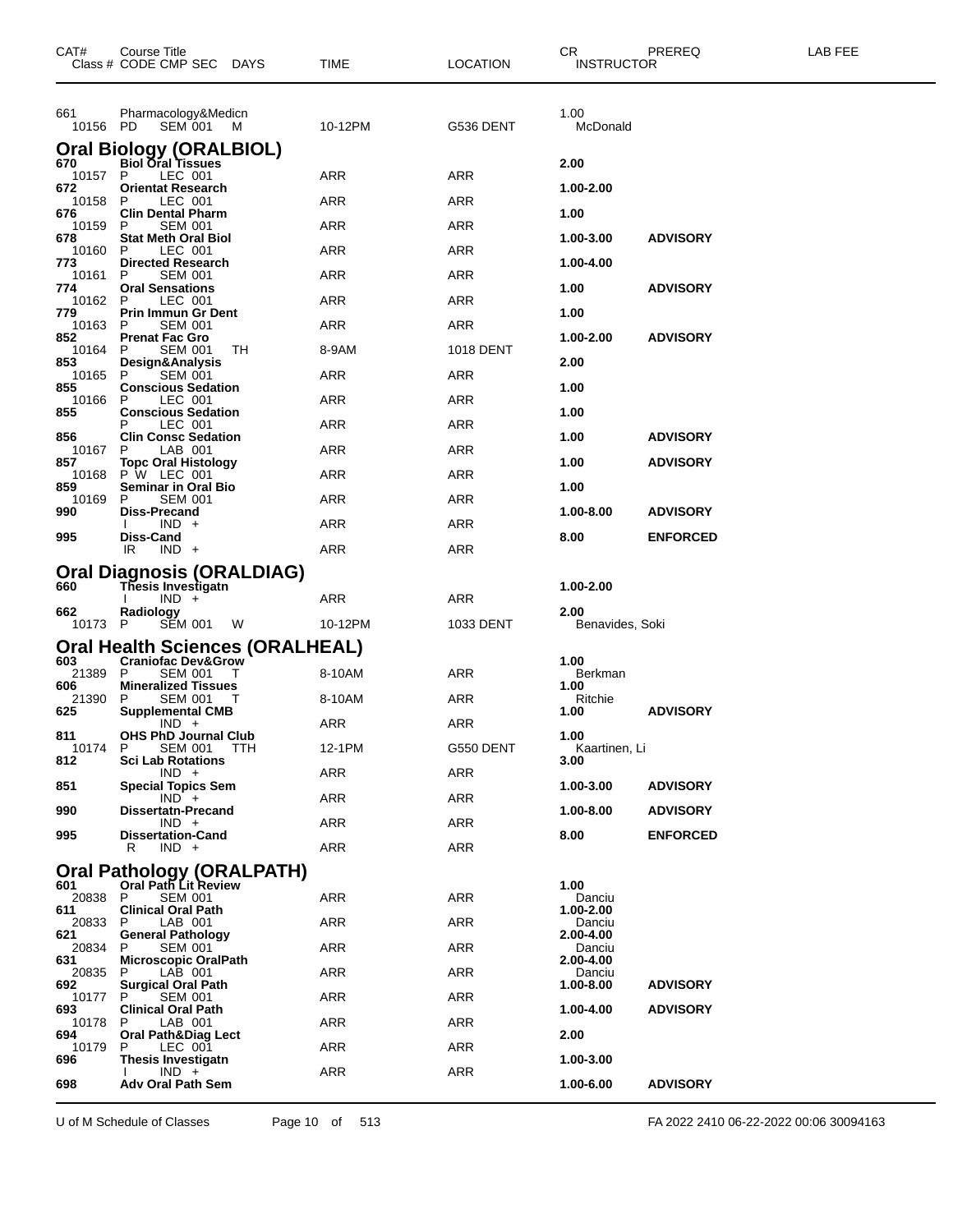| CAT# | Course Title<br>Class # CODE CMP SEC DAYS | TIME | LOCATION | CR<br>INSTRUCTOR | PREREQ | LAB FEE |
|---|---|---|---|---|---|---|
| 661 | Pharmacology&Medicn | | | 1.00 | | |
| 10156 | PD SEM 001 M | 10-12PM | G536 DENT | McDonald | | |

## Oral Biology (ORALBIOL)

| CAT# | Course Title<br>Class # CODE CMP SEC DAYS | TIME | LOCATION | CR<br>INSTRUCTOR | PREREQ | LAB FEE |
|---|---|---|---|---|---|---|
| 670 | **Biol Oral Tissues** | | | **2.00** | | |
| 10157 | P LEC 001 | ARR | ARR | | | |
| 672 | **Orientat Research** | | | **1.00-2.00** | | |
| 10158 | P LEC 001 | ARR | ARR | | | |
| 676 | **Clin Dental Pharm** | | | **1.00** | | |
| 10159 | P SEM 001 | ARR | ARR | | | |
| 678 | **Stat Meth Oral Biol** | | | **1.00-3.00** | **ADVISORY** | |
| 10160 | P LEC 001 | ARR | ARR | | | |
| 773 | **Directed Research** | | | **1.00-4.00** | | |
| 10161 | P SEM 001 | ARR | ARR | | | |
| 774 | **Oral Sensations** | | | **1.00** | **ADVISORY** | |
| 10162 | P LEC 001 | ARR | ARR | | | |
| 779 | **Prin Immun Gr Dent** | | | **1.00** | | |
| 10163 | P SEM 001 | ARR | ARR | | | |
| 852 | **Prenat Fac Gro** | | | **1.00-2.00** | **ADVISORY** | |
| 10164 | P SEM 001 TH | 8-9AM | 1018 DENT | | | |
| 853 | **Design&Analysis** | | | **2.00** | | |
| 10165 | P SEM 001 | ARR | ARR | | | |
| 855 | **Conscious Sedation** | | | **1.00** | | |
| 10166 | P LEC 001 | ARR | ARR | | | |
| 855 | **Conscious Sedation** | | | **1.00** | | |
| | P LEC 001 | ARR | ARR | | | |
| 856 | **Clin Consc Sedation** | | | **1.00** | **ADVISORY** | |
| 10167 | P LAB 001 | ARR | ARR | | | |
| 857 | **Topc Oral Histology** | | | **1.00** | **ADVISORY** | |
| 10168 | P W LEC 001 | ARR | ARR | | | |
| 859 | **Seminar in Oral Bio** | | | **1.00** | | |
| 10169 | P SEM 001 | ARR | ARR | | | |
| 990 | **Diss-Precand** | | | **1.00-8.00** | **ADVISORY** | |
| | I IND + | ARR | ARR | | | |
| 995 | **Diss-Cand** | | | **8.00** | **ENFORCED** | |
| | IR IND + | ARR | ARR | | | |

## Oral Diagnosis (ORALDIAG)

| CAT# | Course Title<br>Class # CODE CMP SEC DAYS | TIME | LOCATION | CR<br>INSTRUCTOR | PREREQ | LAB FEE |
|---|---|---|---|---|---|---|
| 660 | **Thesis Investigatn** | | | **1.00-2.00** | | |
| | I IND + | ARR | ARR | | | |
| 662 | **Radiology** | | | **2.00** | | |
| 10173 | P SEM 001 W | 10-12PM | 1033 DENT | Benavides, Soki | | |

## Oral Health Sciences (ORALHEAL)

| CAT# | Course Title<br>Class # CODE CMP SEC DAYS | TIME | LOCATION | CR<br>INSTRUCTOR | PREREQ | LAB FEE |
|---|---|---|---|---|---|---|
| 603 | **Craniofac Dev&Grow** | | | **1.00** | | |
| 21389 | P SEM 001 T | 8-10AM | ARR | Berkman | | |
| 606 | **Mineralized Tissues** | | | **1.00** | | |
| 21390 | P SEM 001 T | 8-10AM | ARR | Ritchie | | |
| 625 | **Supplemental CMB** | | | **1.00** | **ADVISORY** | |
| | IND + | ARR | ARR | | | |
| 811 | **OHS PhD Journal Club** | | | **1.00** | | |
| 10174 | P SEM 001 TTH | 12-1PM | G550 DENT | Kaartinen, Li | | |
| 812 | **Sci Lab Rotations** | | | **3.00** | | |
| | IND + | ARR | ARR | | | |
| 851 | **Special Topics Sem** | | | **1.00-3.00** | **ADVISORY** | |
| | IND + | ARR | ARR | | | |
| 990 | **Dissertatn-Precand** | | | **1.00-8.00** | **ADVISORY** | |
| | IND + | ARR | ARR | | | |
| 995 | **Dissertation-Cand** | | | **8.00** | **ENFORCED** | |
| | R IND + | ARR | ARR | | | |

## Oral Pathology (ORALPATH)

| CAT# | Course Title<br>Class # CODE CMP SEC DAYS | TIME | LOCATION | CR<br>INSTRUCTOR | PREREQ | LAB FEE |
|---|---|---|---|---|---|---|
| 601 | **Oral Path Lit Review** | | | **1.00** | | |
| 20838 | P SEM 001 | ARR | ARR | Danciu | | |
| 611 | **Clinical Oral Path** | | | **1.00-2.00** | | |
| 20833 | P LAB 001 | ARR | ARR | Danciu | | |
| 621 | **General Pathology** | | | **2.00-4.00** | | |
| 20834 | P SEM 001 | ARR | ARR | Danciu | | |
| 631 | **Microscopic OralPath** | | | **2.00-4.00** | | |
| 20835 | P LAB 001 | ARR | ARR | Danciu | | |
| 692 | **Surgical Oral Path** | | | **1.00-8.00** | **ADVISORY** | |
| 10177 | P SEM 001 | ARR | ARR | | | |
| 693 | **Clinical Oral Path** | | | **1.00-4.00** | **ADVISORY** | |
| 10178 | P LAB 001 | ARR | ARR | | | |
| 694 | **Oral Path&Diag Lect** | | | **2.00** | | |
| 10179 | P LEC 001 | ARR | ARR | | | |
| 696 | **Thesis Investigatn** | | | **1.00-3.00** | | |
| | I IND + | ARR | ARR | | | |
| 698 | **Adv Oral Path Sem** | | | **1.00-6.00** | **ADVISORY** | |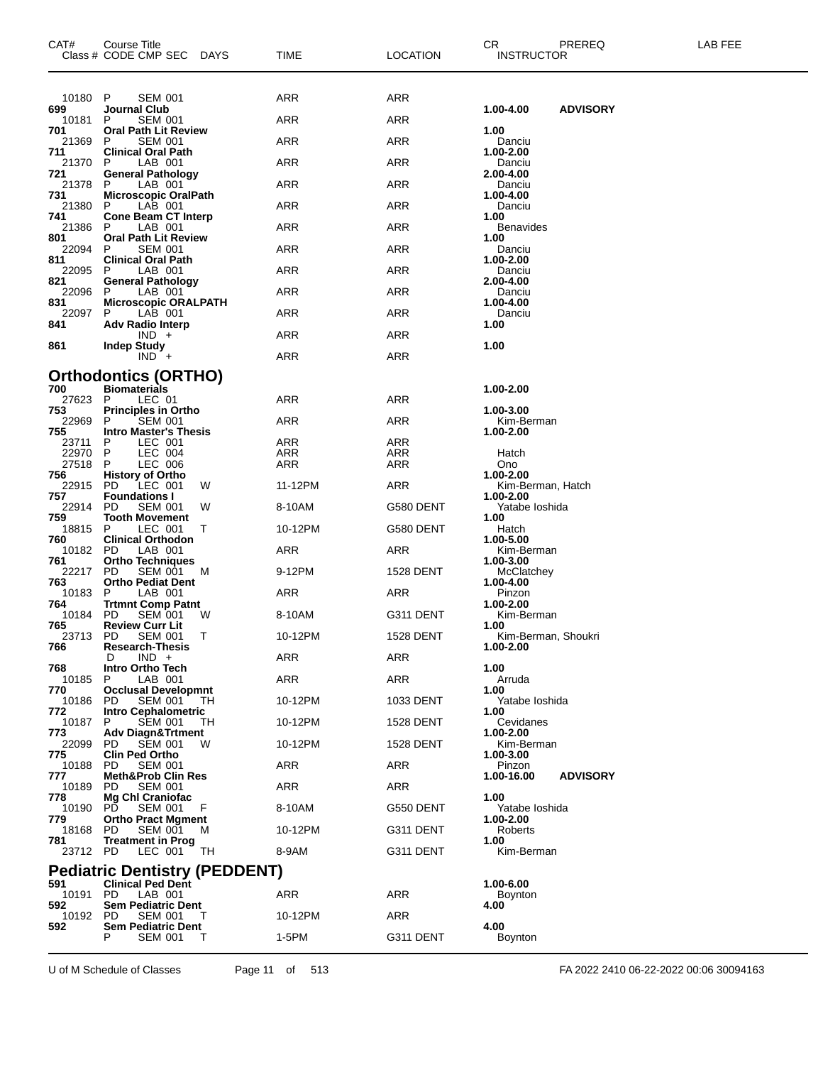| CAT# | Course Title<br>Class # CODE CMP SEC DAYS | TIME | LOCATION | CR INSTRUCTOR | PREREQ | LAB FEE |
|---|---|---|---|---|---|---|
| 10180 | P SEM 001 | ARR | ARR | | | |
| **699** | **Journal Club** | | | **1.00-4.00** | **ADVISORY** | |
| 10181 | P SEM 001 | ARR | ARR | | | |
| **701** | **Oral Path Lit Review** | | | **1.00** | | |
| 21369 | P SEM 001 | ARR | ARR | Danciu | | |
| **711** | **Clinical Oral Path** | | | **1.00-2.00** | | |
| 21370 | P LAB 001 | ARR | ARR | Danciu | | |
| **721** | **General Pathology** | | | **2.00-4.00** | | |
| 21378 | P LAB 001 | ARR | ARR | Danciu | | |
| **731** | **Microscopic OralPath** | | | **1.00-4.00** | | |
| 21380 | P LAB 001 | ARR | ARR | Danciu | | |
| **741** | **Cone Beam CT Interp** | | | **1.00** | | |
| 21386 | P LAB 001 | ARR | ARR | Benavides | | |
| **801** | **Oral Path Lit Review** | | | **1.00** | | |
| 22094 | P SEM 001 | ARR | ARR | Danciu | | |
| **811** | **Clinical Oral Path** | | | **1.00-2.00** | | |
| 22095 | P LAB 001 | ARR | ARR | Danciu | | |
| **821** | **General Pathology** | | | **2.00-4.00** | | |
| 22096 | P LAB 001 | ARR | ARR | Danciu | | |
| **831** | **Microscopic ORALPATH** | | | **1.00-4.00** | | |
| 22097 | P LAB 001 | ARR | ARR | Danciu | | |
| **841** | **Adv Radio Interp** | | | **1.00** | | |
| | IND + | ARR | ARR | | | |
| **861** | **Indep Study** | | | **1.00** | | |
| | IND + | ARR | ARR | | | |

## Orthodontics (ORTHO)

| CAT# | Course Title<br>Class # CODE CMP SEC DAYS | TIME | LOCATION | CR INSTRUCTOR | PREREQ | LAB FEE |
|---|---|---|---|---|---|---|
| **700** | **Biomaterials** | | | **1.00-2.00** | | |
| 27623 | P LEC 01 | ARR | ARR | | | |
| **753** | **Principles in Ortho** | | | **1.00-3.00** | | |
| 22969 | P SEM 001 | ARR | ARR | Kim-Berman | | |
| **755** | **Intro Master's Thesis** | | | **1.00-2.00** | | |
| 23711 | P LEC 001 | ARR | ARR | | | |
| 22970 | P LEC 004 | ARR | ARR | Hatch | | |
| 27518 | P LEC 006 | ARR | ARR | Ono | | |
| **756** | **History of Ortho** | | | **1.00-2.00** | | |
| 22915 | PD LEC 001 W | 11-12PM | ARR | Kim-Berman, Hatch | | |
| **757** | **Foundations I** | | | **1.00-2.00** | | |
| 22914 | PD SEM 001 W | 8-10AM | G580 DENT | Yatabe Ioshida | | |
| **759** | **Tooth Movement** | | | **1.00** | | |
| 18815 | P LEC 001 T | 10-12PM | G580 DENT | Hatch | | |
| **760** | **Clinical Orthodon** | | | **1.00-5.00** | | |
| 10182 | PD LAB 001 | ARR | ARR | Kim-Berman | | |
| **761** | **Ortho Techniques** | | | **1.00-3.00** | | |
| 22217 | PD SEM 001 M | 9-12PM | 1528 DENT | McClatchey | | |
| **763** | **Ortho Pediat Dent** | | | **1.00-4.00** | | |
| 10183 | P LAB 001 | ARR | ARR | Pinzon | | |
| **764** | **Trtmnt Comp Patnt** | | | **1.00-2.00** | | |
| 10184 | PD SEM 001 W | 8-10AM | G311 DENT | Kim-Berman | | |
| **765** | **Review Curr Lit** | | | **1.00** | | |
| 23713 | PD SEM 001 T | 10-12PM | 1528 DENT | Kim-Berman, Shoukri | | |
| **766** | **Research-Thesis** | | | **1.00-2.00** | | |
| | D IND + | ARR | ARR | | | |
| **768** | **Intro Ortho Tech** | | | **1.00** | | |
| 10185 | P LAB 001 | ARR | ARR | Arruda | | |
| **770** | **Occlusal Developmnt** | | | **1.00** | | |
| 10186 | PD SEM 001 TH | 10-12PM | 1033 DENT | Yatabe Ioshida | | |
| **772** | **Intro Cephalometric** | | | **1.00** | | |
| 10187 | P SEM 001 TH | 10-12PM | 1528 DENT | Cevidanes | | |
| **773** | **Adv Diagn&Trtment** | | | **1.00-2.00** | | |
| 22099 | PD SEM 001 W | 10-12PM | 1528 DENT | Kim-Berman | | |
| **775** | **Clin Ped Ortho** | | | **1.00-3.00** | | |
| 10188 | PD SEM 001 | ARR | ARR | Pinzon | | |
| **777** | **Meth&Prob Clin Res** | | | **1.00-16.00** | **ADVISORY** | |
| 10189 | PD SEM 001 | ARR | ARR | | | |
| **778** | **Mg Chl Craniofac** | | | **1.00** | | |
| 10190 | PD SEM 001 F | 8-10AM | G550 DENT | Yatabe Ioshida | | |
| **779** | **Ortho Pract Mgment** | | | **1.00-2.00** | | |
| 18168 | PD SEM 001 M | 10-12PM | G311 DENT | Roberts | | |
| **781** | **Treatment in Prog** | | | **1.00** | | |
| 23712 | PD LEC 001 TH | 8-9AM | G311 DENT | Kim-Berman | | |

## Pediatric Dentistry (PEDDENT)

| CAT# | Course Title<br>Class # CODE CMP SEC DAYS | TIME | LOCATION | CR INSTRUCTOR | PREREQ | LAB FEE |
|---|---|---|---|---|---|---|
| **591** | **Clinical Ped Dent** | | | **1.00-6.00** | | |
| 10191 | PD LAB 001 | ARR | ARR | Boynton | | |
| **592** | **Sem Pediatric Dent** | | | **4.00** | | |
| 10192 | PD SEM 001 T | 10-12PM | ARR | | | |
| **592** | **Sem Pediatric Dent** | | | **4.00** | | |
| | P SEM 001 T | 1-5PM | G311 DENT | Boynton | | |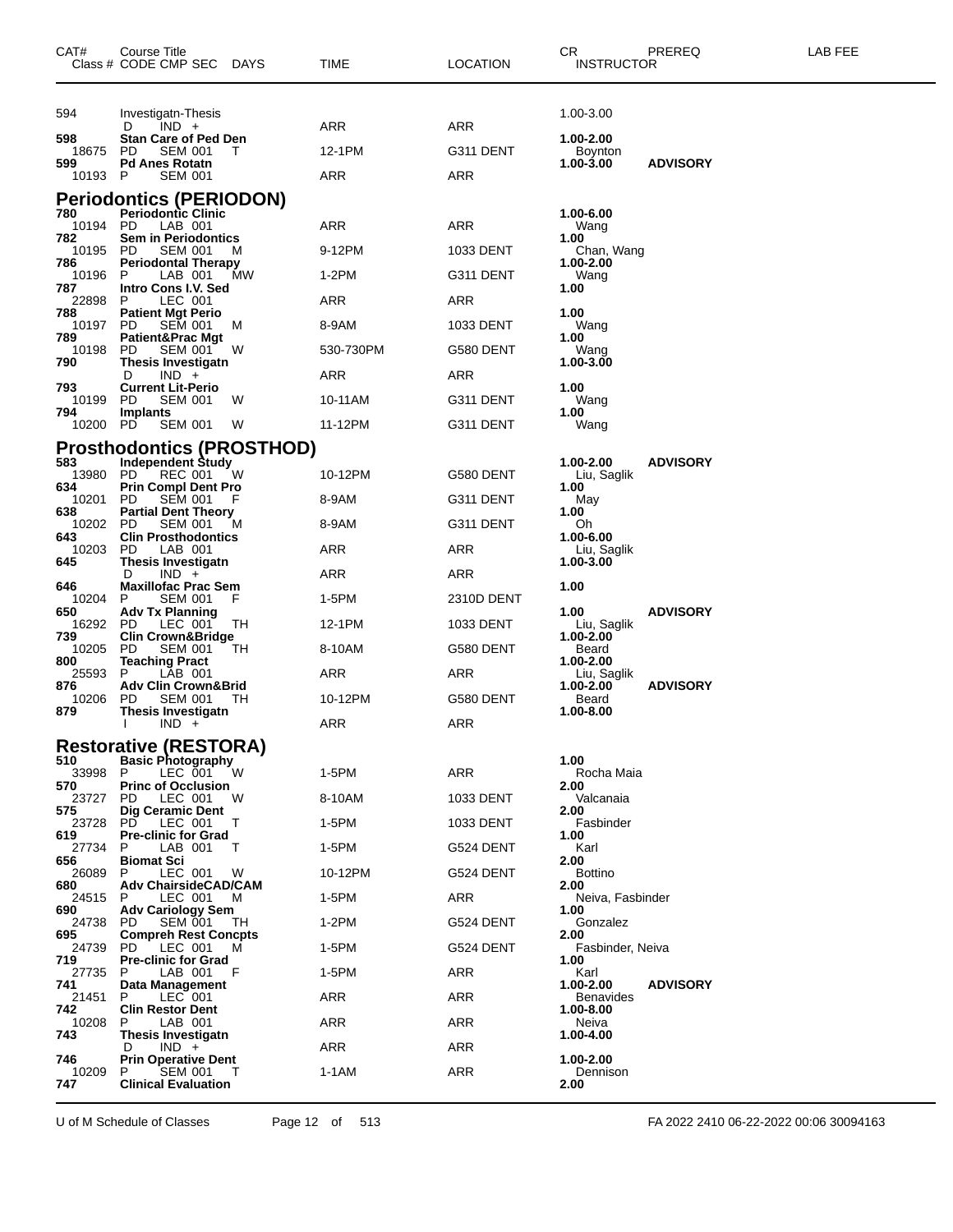| CAT# | Course Title Class # CODE CMP SEC DAYS | TIME | LOCATION | CR INSTRUCTOR | PREREQ | LAB FEE |
|---|---|---|---|---|---|---|
| 594 | Investigatn-Thesis | | | 1.00-3.00 | | |
| | D IND + | ARR | ARR | | | |
| **598** | **Stan Care of Ped Den** | | | **1.00-2.00** | | |
| 18675 | PD SEM 001 T | 12-1PM | G311 DENT | Boynton | | |
| **599** | **Pd Anes Rotatn** | | | **1.00-3.00** | **ADVISORY** | |
| 10193 | P SEM 001 | ARR | ARR | | | |

## Periodontics (PERIODON)

| CAT# | Course Title Class # CODE CMP SEC DAYS | TIME | LOCATION | CR INSTRUCTOR | PREREQ | LAB FEE |
|---|---|---|---|---|---|---|
| **780** | **Periodontic Clinic** | | | **1.00-6.00** | | |
| 10194 | PD LAB 001 | ARR | ARR | Wang | | |
| **782** | **Sem in Periodontics** | | | **1.00** | | |
| 10195 | PD SEM 001 M | 9-12PM | 1033 DENT | Chan, Wang | | |
| **786** | **Periodontal Therapy** | | | **1.00-2.00** | | |
| 10196 | P LAB 001 MW | 1-2PM | G311 DENT | Wang | | |
| **787** | **Intro Cons I.V. Sed** | | | **1.00** | | |
| 22898 | P LEC 001 | ARR | ARR | | | |
| **788** | **Patient Mgt Perio** | | | **1.00** | | |
| 10197 | PD SEM 001 M | 8-9AM | 1033 DENT | Wang | | |
| **789** | **Patient&Prac Mgt** | | | **1.00** | | |
| 10198 | PD SEM 001 W | 530-730PM | G580 DENT | Wang | | |
| **790** | **Thesis Investigatn** | | | **1.00-3.00** | | |
| | D IND + | ARR | ARR | | | |
| **793** | **Current Lit-Perio** | | | **1.00** | | |
| 10199 | PD SEM 001 W | 10-11AM | G311 DENT | Wang | | |
| **794** | **Implants** | | | **1.00** | | |
| 10200 | PD SEM 001 W | 11-12PM | G311 DENT | Wang | | |

## Prosthodontics (PROSTHOD)

| CAT# | Course Title Class # CODE CMP SEC DAYS | TIME | LOCATION | CR INSTRUCTOR | PREREQ | LAB FEE |
|---|---|---|---|---|---|---|
| **583** | **Independent Study** | | | **1.00-2.00** | **ADVISORY** | |
| 13980 | PD REC 001 W | 10-12PM | G580 DENT | Liu, Saglik | | |
| **634** | **Prin Compl Dent Pro** | | | **1.00** | | |
| 10201 | PD SEM 001 F | 8-9AM | G311 DENT | May | | |
| **638** | **Partial Dent Theory** | | | **1.00** | | |
| 10202 | PD SEM 001 M | 8-9AM | G311 DENT | Oh | | |
| **643** | **Clin Prosthodontics** | | | **1.00-6.00** | | |
| 10203 | PD LAB 001 | ARR | ARR | Liu, Saglik | | |
| **645** | **Thesis Investigatn** | | | **1.00-3.00** | | |
| | D IND + | ARR | ARR | | | |
| **646** | **Maxillofac Prac Sem** | | | **1.00** | | |
| 10204 | P SEM 001 F | 1-5PM | 2310D DENT | | | |
| **650** | **Adv Tx Planning** | | | **1.00** | **ADVISORY** | |
| 16292 | PD LEC 001 TH | 12-1PM | 1033 DENT | Liu, Saglik | | |
| **739** | **Clin Crown&Bridge** | | | **1.00-2.00** | | |
| 10205 | PD SEM 001 TH | 8-10AM | G580 DENT | Beard | | |
| **800** | **Teaching Pract** | | | **1.00-2.00** | | |
| 25593 | P LAB 001 | ARR | ARR | Liu, Saglik | | |
| **876** | **Adv Clin Crown&Brid** | | | **1.00-2.00** | **ADVISORY** | |
| 10206 | PD SEM 001 TH | 10-12PM | G580 DENT | Beard | | |
| **879** | **Thesis Investigatn** | | | **1.00-8.00** | | |
| | I IND + | ARR | ARR | | | |

## Restorative (RESTORA)

| CAT# | Course Title Class # CODE CMP SEC DAYS | TIME | LOCATION | CR INSTRUCTOR | PREREQ | LAB FEE |
|---|---|---|---|---|---|---|
| **510** | **Basic Photography** | | | **1.00** | | |
| 33998 | P LEC 001 W | 1-5PM | ARR | Rocha Maia | | |
| **570** | **Princ of Occlusion** | | | **2.00** | | |
| 23727 | PD LEC 001 W | 8-10AM | 1033 DENT | Valcanaia | | |
| **575** | **Dig Ceramic Dent** | | | **2.00** | | |
| 23728 | PD LEC 001 T | 1-5PM | 1033 DENT | Fasbinder | | |
| **619** | **Pre-clinic for Grad** | | | **1.00** | | |
| 27734 | P LAB 001 T | 1-5PM | G524 DENT | Karl | | |
| **656** | **Biomat Sci** | | | **2.00** | | |
| 26089 | P LEC 001 W | 10-12PM | G524 DENT | Bottino | | |
| **680** | **Adv ChairsideCAD/CAM** | | | **2.00** | | |
| 24515 | P LEC 001 M | 1-5PM | ARR | Neiva, Fasbinder | | |
| **690** | **Adv Cariology Sem** | | | **1.00** | | |
| 24738 | PD SEM 001 TH | 1-2PM | G524 DENT | Gonzalez | | |
| **695** | **Compreh Rest Concpts** | | | **2.00** | | |
| 24739 | PD LEC 001 M | 1-5PM | G524 DENT | Fasbinder, Neiva | | |
| **719** | **Pre-clinic for Grad** | | | **1.00** | | |
| 27735 | P LAB 001 F | 1-5PM | ARR | Karl | | |
| **741** | **Data Management** | | | **1.00-2.00** | **ADVISORY** | |
| 21451 | P LEC 001 | ARR | ARR | Benavides | | |
| **742** | **Clin Restor Dent** | | | **1.00-8.00** | | |
| 10208 | P LAB 001 | ARR | ARR | Neiva | | |
| **743** | **Thesis Investigatn** | | | **1.00-4.00** | | |
| | D IND + | ARR | ARR | | | |
| **746** | **Prin Operative Dent** | | | **1.00-2.00** | | |
| 10209 | P SEM 001 T | 1-1AM | ARR | Dennison | | |
| **747** | **Clinical Evaluation** | | | **2.00** | | |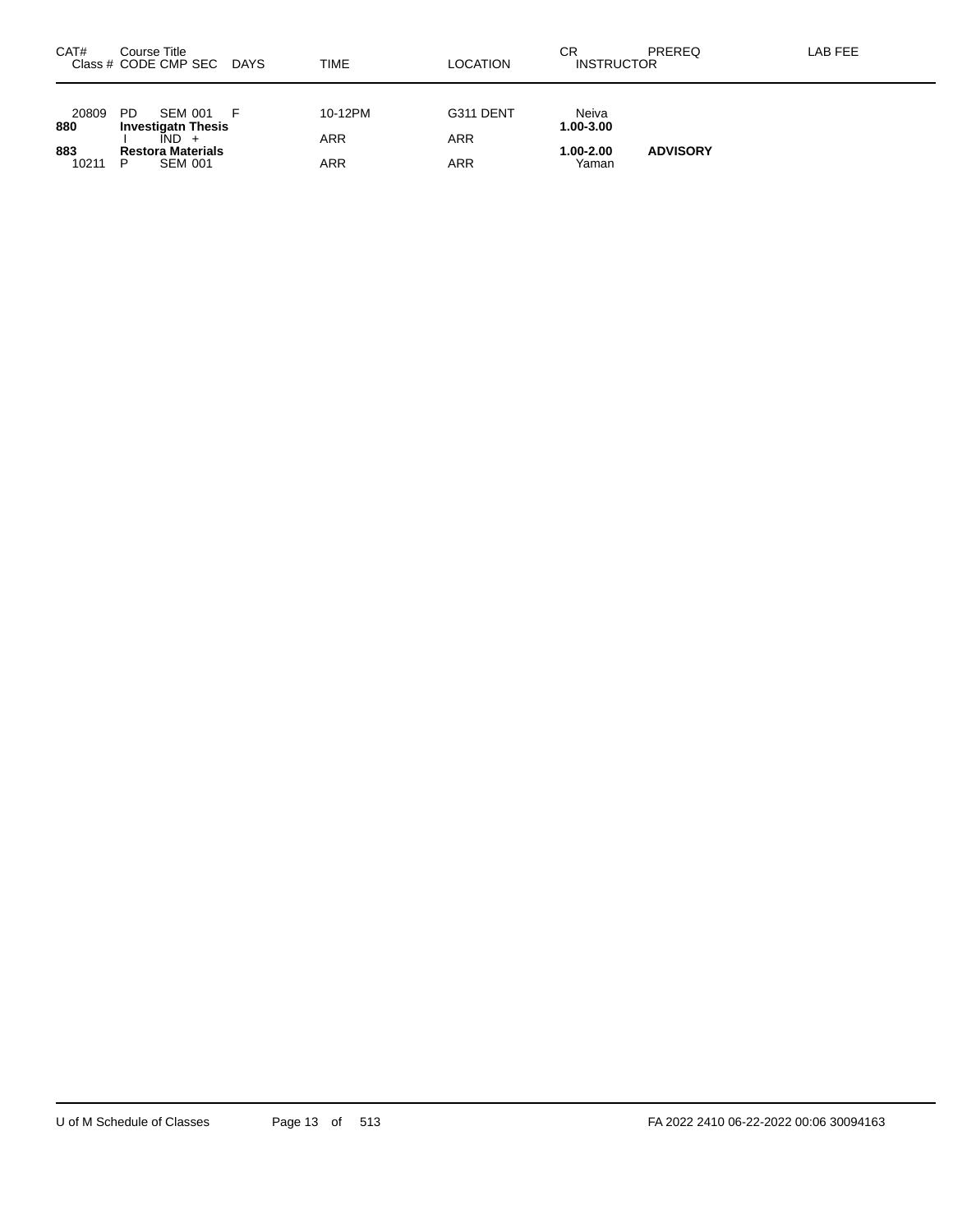| CAT# | Course Title Class # CODE CMP SEC DAYS | TIME | LOCATION | CR INSTRUCTOR | PREREQ | LAB FEE |
|---|---|---|---|---|---|---|
| 20809 | PD SEM 001 F | 10-12PM | G311 DENT | Neiva | | |
| **880** | **Investigatn Thesis** | | | **1.00-3.00** | | |
| | I IND + | ARR | ARR | | | |
| **883** | **Restora Materials** | | | **1.00-2.00** | **ADVISORY** | |
| 10211 | P SEM 001 | ARR | ARR | Yaman | | |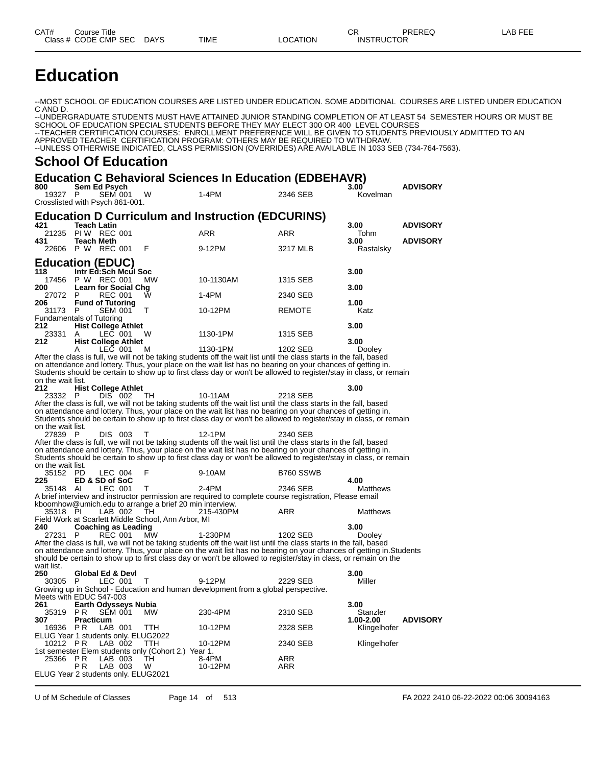# Education

--MOST SCHOOL OF EDUCATION COURSES ARE LISTED UNDER EDUCATION. SOME ADDITIONAL COURSES ARE LISTED UNDER EDUCATION C AND D.
--UNDERGRADUATE STUDENTS MUST HAVE ATTAINED JUNIOR STANDING COMPLETION OF AT LEAST 54 SEMESTER HOURS OR MUST BE SCHOOL OF EDUCATION SPECIAL STUDENTS BEFORE THEY MAY ELECT 300 OR 400 LEVEL COURSES
--TEACHER CERTIFICATION COURSES: ENROLLMENT PREFERENCE WILL BE GIVEN TO STUDENTS PREVIOUSLY ADMITTED TO AN APPROVED TEACHER CERTIFICATION PROGRAM: OTHERS MAY BE REQUIRED TO WITHDRAW.
--UNLESS OTHERWISE INDICATED, CLASS PERMISSION (OVERRIDES) ARE AVAILABLE IN 1033 SEB (734-764-7563).

## School Of Education

### Education C Behavioral Sciences In Education (EDBEHAVR)

| CAT# | Course Title | | | | | CR | PREREQ |
|---|---|---|---|---|---|---|---|
| **800** | **Sem Ed Psych** | | | | | **3.00** | **ADVISORY** |
| 19327 | P SEM 001 | W | 1-4PM | 2346 SEB | Kovelman | | |

Crosslisted with Psych 861-001.

### Education D Curriculum and Instruction (EDCURINS)

| CAT# | Course Title | | | | | CR | PREREQ |
|---|---|---|---|---|---|---|---|
| **421** | **Teach Latin** | | | | | **3.00** | **ADVISORY** |
| 21235 | PI W REC 001 | | ARR | ARR | Tohm | | |
| **431** | **Teach Meth** | | | | | **3.00** | **ADVISORY** |
| 22606 | P W REC 001 | F | 9-12PM | 3217 MLB | Rastalsky | | |

### Education (EDUC)

| CAT# | Course Title | DAYS | TIME | LOCATION | INSTRUCTOR | CR | PREREQ |
|---|---|---|---|---|---|---|---|
| **118** | **Intr Ed:Sch Mcul Soc** | | | | | **3.00** | |
| 17456 | P W REC 001 | MW | 10-1130AM | 1315 SEB | | | |
| **200** | **Learn for Social Chg** | | | | | **3.00** | |
| 27072 | P REC 001 | W | 1-4PM | 2340 SEB | | | |
| **206** | **Fund of Tutoring** | | | | | **1.00** | |
| 31173 | P SEM 001 | T | 10-12PM | REMOTE | Katz | | |

Fundamentals of Tutoring

| CAT# | Course Title | DAYS | TIME | LOCATION | INSTRUCTOR | CR | PREREQ |
|---|---|---|---|---|---|---|---|
| **212** | **Hist College Athlet** | | | | | **3.00** | |
| 23331 | A LEC 001 | W | 1130-1PM | 1315 SEB | | | |
| **212** | **Hist College Athlet** | | | | | **3.00** | |
| | A LEC 001 | M | 1130-1PM | 1202 SEB | Dooley | | |

After the class is full, we will not be taking students off the wait list until the class starts in the fall, based on attendance and lottery. Thus, your place on the wait list has no bearing on your chances of getting in. Students should be certain to show up to first class day or won't be allowed to register/stay in class, or remain on the wait list.

| CAT# | Course Title | DAYS | TIME | LOCATION | INSTRUCTOR | CR | PREREQ |
|---|---|---|---|---|---|---|---|
| **212** | **Hist College Athlet** | | | | | **3.00** | |
| 23332 | P DIS 002 | TH | 10-11AM | 2218 SEB | | | |

After the class is full, we will not be taking students off the wait list until the class starts in the fall, based on attendance and lottery. Thus, your place on the wait list has no bearing on your chances of getting in. Students should be certain to show up to first class day or won't be allowed to register/stay in class, or remain on the wait list.

| CAT# | Course Title | DAYS | TIME | LOCATION | INSTRUCTOR | CR | PREREQ |
|---|---|---|---|---|---|---|---|
| 27839 | P DIS 003 | T | 12-1PM | 2340 SEB | | | |

After the class is full, we will not be taking students off the wait list until the class starts in the fall, based on attendance and lottery. Thus, your place on the wait list has no bearing on your chances of getting in. Students should be certain to show up to first class day or won't be allowed to register/stay in class, or remain on the wait list.

| CAT# | Course Title | DAYS | TIME | LOCATION | INSTRUCTOR | CR | PREREQ |
|---|---|---|---|---|---|---|---|
| 35152 | PD LEC 004 | F | 9-10AM | B760 SSWB | | | |
| **225** | **ED & SD of SoC** | | | | | **4.00** | |
| 35148 | AI LEC 001 | T | 2-4PM | 2346 SEB | Matthews | | |

A brief interview and instructor permission are required to complete course registration, Please email kboomhow@umich.edu to arrange a brief 20 min interview.

| CAT# | Course Title | DAYS | TIME | LOCATION | INSTRUCTOR | CR | PREREQ |
|---|---|---|---|---|---|---|---|
| 35318 | PI LAB 002 | TH | 215-430PM | ARR | Matthews | | |

Field Work at Scarlett Middle School, Ann Arbor, MI

| CAT# | Course Title | DAYS | TIME | LOCATION | INSTRUCTOR | CR | PREREQ |
|---|---|---|---|---|---|---|---|
| **240** | **Coaching as Leading** | | | | | **3.00** | |
| 27231 | P REC 001 | MW | 1-230PM | 1202 SEB | Dooley | | |

After the class is full, we will not be taking students off the wait list until the class starts in the fall, based on attendance and lottery. Thus, your place on the wait list has no bearing on your chances of getting in.Students should be certain to show up to first class day or won't be allowed to register/stay in class, or remain on the wait list.

| CAT# | Course Title | DAYS | TIME | LOCATION | INSTRUCTOR | CR | PREREQ |
|---|---|---|---|---|---|---|---|
| **250** | **Global Ed & Devl** | | | | | **3.00** | |
| 30305 | P LEC 001 | T | 9-12PM | 2229 SEB | Miller | | |

Growing up in School - Education and human development from a global perspective.
Meets with EDUC 547-003

| CAT# | Course Title | DAYS | TIME | LOCATION | INSTRUCTOR | CR | PREREQ |
|---|---|---|---|---|---|---|---|
| **261** | **Earth Odysseys Nubia** | | | | | **3.00** | |
| 35319 | P R SEM 001 | MW | 230-4PM | 2310 SEB | Stanzler | | |
| **307** | **Practicum** | | | | | **1.00-2.00** | **ADVISORY** |
| 16936 | P R LAB 001 | TTH | 10-12PM | 2328 SEB | Klingelhofer | | |

ELUG Year 1 students only. ELUG2022

| CAT# | Course Title | DAYS | TIME | LOCATION | INSTRUCTOR | CR | PREREQ |
|---|---|---|---|---|---|---|---|
| 10212 | P R LAB 002 | TTH | 10-12PM | 2340 SEB | Klingelhofer | | |

1st semester Elem students only (Cohort 2.) Year 1.

| CAT# | Course Title | DAYS | TIME | LOCATION | INSTRUCTOR | CR | PREREQ |
|---|---|---|---|---|---|---|---|
| 25366 | P R LAB 003 | TH | 8-4PM | ARR | | | |
| | P R LAB 003 | W | 10-12PM | ARR | | | |

ELUG Year 2 students only. ELUG2021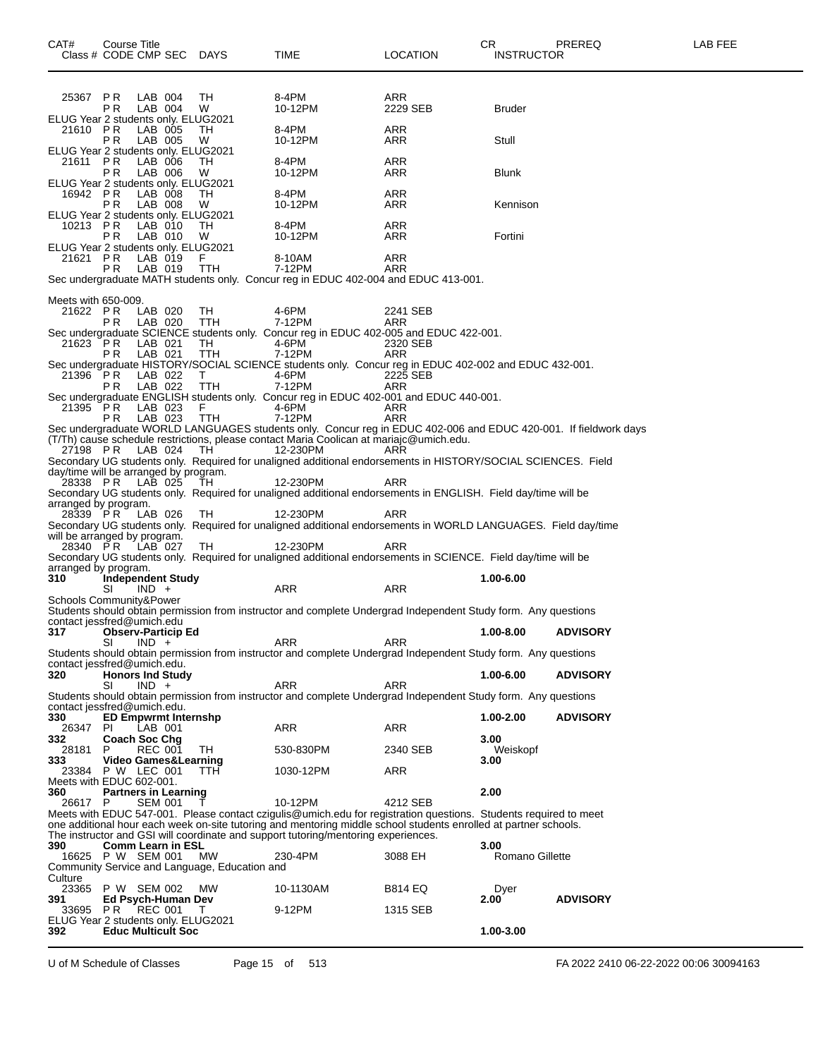| CAT# Class # | Course Title CODE | CMP | SEC | DAYS | TIME | LOCATION | CR INSTRUCTOR | PREREQ | LAB FEE |
|---|---|---|---|---|---|---|---|---|---|
| 25367 | P R | LAB | 004 | TH | 8-4PM | ARR | | | |
| | P R | LAB | 004 | W | 10-12PM | 2229 SEB | Bruder | | |

ELUG Year 2 students only. ELUG2021

| | | | | | | | | | |
|---|---|---|---|---|---|---|---|---|---|
| 21610 | P R | LAB | 005 | TH | 8-4PM | ARR | | | |
| | P R | LAB | 005 | W | 10-12PM | ARR | Stull | | |

ELUG Year 2 students only. ELUG2021

| | | | | | | | | | |
|---|---|---|---|---|---|---|---|---|---|
| 21611 | P R | LAB | 006 | TH | 8-4PM | ARR | | | |
| | P R | LAB | 006 | W | 10-12PM | ARR | Blunk | | |

ELUG Year 2 students only. ELUG2021

| | | | | | | | | | |
|---|---|---|---|---|---|---|---|---|---|
| 16942 | P R | LAB | 008 | TH | 8-4PM | ARR | | | |
| | P R | LAB | 008 | W | 10-12PM | ARR | Kennison | | |

ELUG Year 2 students only. ELUG2021

| | | | | | | | | | |
|---|---|---|---|---|---|---|---|---|---|
| 10213 | P R | LAB | 010 | TH | 8-4PM | ARR | | | |
| | P R | LAB | 010 | W | 10-12PM | ARR | Fortini | | |

ELUG Year 2 students only. ELUG2021

| | | | | | | | | | |
|---|---|---|---|---|---|---|---|---|---|
| 21621 | P R | LAB | 019 | F | 8-10AM | ARR | | | |
| | P R | LAB | 019 | TTH | 7-12PM | ARR | | | |

Sec undergraduate MATH students only. Concur reg in EDUC 402-004 and EDUC 413-001.

Meets with 650-009.

| | | | | | | | | | |
|---|---|---|---|---|---|---|---|---|---|
| 21622 | P R | LAB | 020 | TH | 4-6PM | 2241 SEB | | | |
| | P R | LAB | 020 | TTH | 7-12PM | ARR | | | |

Sec undergraduate SCIENCE students only. Concur reg in EDUC 402-005 and EDUC 422-001.

| | | | | | | | | | |
|---|---|---|---|---|---|---|---|---|---|
| 21623 | P R | LAB | 021 | TH | 4-6PM | 2320 SEB | | | |
| | P R | LAB | 021 | TTH | 7-12PM | ARR | | | |

Sec undergraduate HISTORY/SOCIAL SCIENCE students only. Concur reg in EDUC 402-002 and EDUC 432-001.

| | | | | | | | | | |
|---|---|---|---|---|---|---|---|---|---|
| 21396 | P R | LAB | 022 | T | 4-6PM | 2225 SEB | | | |
| | P R | LAB | 022 | TTH | 7-12PM | ARR | | | |

Sec undergraduate ENGLISH students only. Concur reg in EDUC 402-001 and EDUC 440-001.

| | | | | | | | | | |
|---|---|---|---|---|---|---|---|---|---|
| 21395 | P R | LAB | 023 | F | 4-6PM | ARR | | | |
| | P R | LAB | 023 | TTH | 7-12PM | ARR | | | |

Sec undergraduate WORLD LANGUAGES students only. Concur reg in EDUC 402-006 and EDUC 420-001. If fieldwork days (T/Th) cause schedule restrictions, please contact Maria Coolican at mariajc@umich.edu.

| | | | | | | | | | |
|---|---|---|---|---|---|---|---|---|---|
| 27198 | P R | LAB | 024 | TH | 12-230PM | ARR | | | |

Secondary UG students only. Required for unaligned additional endorsements in HISTORY/SOCIAL SCIENCES. Field day/time will be arranged by program.

| | | | | | | | | | |
|---|---|---|---|---|---|---|---|---|---|
| 28338 | P R | LAB | 025 | TH | 12-230PM | ARR | | | |

Secondary UG students only. Required for unaligned additional endorsements in ENGLISH. Field day/time will be arranged by program.

| | | | | | | | | | |
|---|---|---|---|---|---|---|---|---|---|
| 28339 | P R | LAB | 026 | TH | 12-230PM | ARR | | | |

Secondary UG students only. Required for unaligned additional endorsements in WORLD LANGUAGES. Field day/time will be arranged by program.

| | | | | | | | | | |
|---|---|---|---|---|---|---|---|---|---|
| 28340 | P R | LAB | 027 | TH | 12-230PM | ARR | | | |

Secondary UG students only. Required for unaligned additional endorsements in SCIENCE. Field day/time will be arranged by program.

| | | | | | | | | | |
|---|---|---|---|---|---|---|---|---|---|
| **310** | **Independent Study** | | | | | | **1.00-6.00** | | |
| | SI | IND | + | | ARR | ARR | | | |

Schools Community&Power
Students should obtain permission from instructor and complete Undergrad Independent Study form. Any questions contact jessfred@umich.edu

| | | | | | | | | | |
|---|---|---|---|---|---|---|---|---|---|
| **317** | **Observ-Particip Ed** | | | | | | **1.00-8.00** | **ADVISORY** | |
| | SI | IND | + | | ARR | ARR | | | |

Students should obtain permission from instructor and complete Undergrad Independent Study form. Any questions contact jessfred@umich.edu.

| | | | | | | | | | |
|---|---|---|---|---|---|---|---|---|---|
| **320** | **Honors Ind Study** | | | | | | **1.00-6.00** | **ADVISORY** | |
| | SI | IND | + | | ARR | ARR | | | |

Students should obtain permission from instructor and complete Undergrad Independent Study form. Any questions contact jessfred@umich.edu.

| | | | | | | | | | |
|---|---|---|---|---|---|---|---|---|---|
| **330** | **ED Empwrmt Internshp** | | | | | | **1.00-2.00** | **ADVISORY** | |
| 26347 | PI | LAB | 001 | | ARR | ARR | | | |
| **332** | **Coach Soc Chg** | | | | | | **3.00** | | |
| 28181 | P | REC | 001 | TH | 530-830PM | 2340 SEB | Weiskopf | | |
| **333** | **Video Games&Learning** | | | | | | **3.00** | | |
| 23384 | P W | LEC | 001 | TTH | 1030-12PM | ARR | | | |

Meets with EDUC 602-001.

| | | | | | | | | | |
|---|---|---|---|---|---|---|---|---|---|
| **360** | **Partners in Learning** | | | | | | **2.00** | | |
| 26617 | P | SEM | 001 | T | 10-12PM | 4212 SEB | | | |

Meets with EDUC 547-001. Please contact czigulis@umich.edu for registration questions. Students required to meet one additional hour each week on-site tutoring and mentoring middle school students enrolled at partner schools. The instructor and GSI will coordinate and support tutoring/mentoring experiences.

| | | | | | | | | | |
|---|---|---|---|---|---|---|---|---|---|
| **390** | **Comm Learn in ESL** | | | | | | **3.00** | | |
| 16625 | P W | SEM | 001 | MW | 230-4PM | 3088 EH | Romano Gillette | | |

Community Service and Language, Education and Culture

| | | | | | | | | | |
|---|---|---|---|---|---|---|---|---|---|
| 23365 | P W | SEM | 002 | MW | 10-1130AM | B814 EQ | Dyer | | |
| **391** | **Ed Psych-Human Dev** | | | | | | **2.00** | **ADVISORY** | |
| 33695 | P R | REC | 001 | T | 9-12PM | 1315 SEB | | | |

ELUG Year 2 students only. ELUG2021

| | | | | | | | | | |
|---|---|---|---|---|---|---|---|---|---|
| **392** | **Educ Multicult Soc** | | | | | | **1.00-3.00** | | |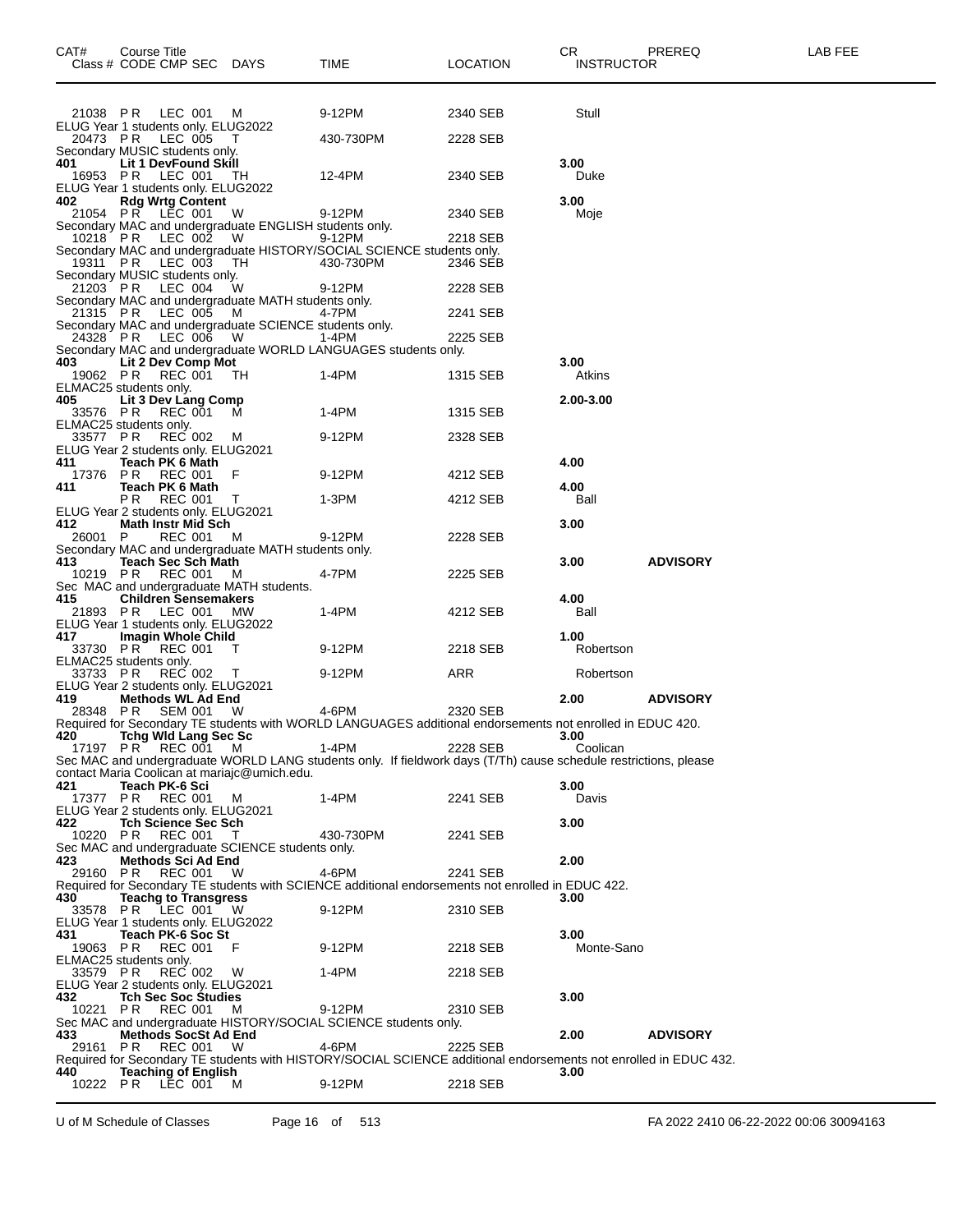| CAT# | Course Title Class # CODE CMP SEC | DAYS | TIME | LOCATION | CR INSTRUCTOR | PREREQ | LAB FEE |
|---|---|---|---|---|---|---|---|
| | 21038 P R LEC 001 | M | 9-12PM | 2340 SEB | Stull | | |
| | ELUG Year 1 students only. ELUG2022 | | | | | | |
| | 20473 P R LEC 005 | T | 430-730PM | 2228 SEB | | | |
| | Secondary MUSIC students only. | | | | | | |
| **401** | **Lit 1 DevFound Skill** | | | | **3.00** | | |
| | 16953 P R LEC 001 | TH | 12-4PM | 2340 SEB | Duke | | |
| | ELUG Year 1 students only. ELUG2022 | | | | | | |
| **402** | **Rdg Wrtg Content** | | | | **3.00** | | |
| | 21054 P R LEC 001 | W | 9-12PM | 2340 SEB | Moje | | |
| | Secondary MAC and undergraduate ENGLISH students only. | | | | | | |
| | 10218 P R LEC 002 | W | 9-12PM | 2218 SEB | | | |
| | Secondary MAC and undergraduate HISTORY/SOCIAL SCIENCE students only. | | | | | | |
| | 19311 P R LEC 003 | TH | 430-730PM | 2346 SEB | | | |
| | Secondary MUSIC students only. | | | | | | |
| | 21203 P R LEC 004 | W | 9-12PM | 2228 SEB | | | |
| | Secondary MAC and undergraduate MATH students only. | | | | | | |
| | 21315 P R LEC 005 | M | 4-7PM | 2241 SEB | | | |
| | Secondary MAC and undergraduate SCIENCE students only. | | | | | | |
| | 24328 P R LEC 006 | W | 1-4PM | 2225 SEB | | | |
| | Secondary MAC and undergraduate WORLD LANGUAGES students only. | | | | | | |
| **403** | **Lit 2 Dev Comp Mot** | | | | **3.00** | | |
| | 19062 P R REC 001 | TH | 1-4PM | 1315 SEB | Atkins | | |
| | ELMAC25 students only. | | | | | | |
| **405** | **Lit 3 Dev Lang Comp** | | | | **2.00-3.00** | | |
| | 33576 P R REC 001 | M | 1-4PM | 1315 SEB | | | |
| | ELMAC25 students only. | | | | | | |
| | 33577 P R REC 002 | M | 9-12PM | 2328 SEB | | | |
| | ELUG Year 2 students only. ELUG2021 | | | | | | |
| **411** | **Teach PK 6 Math** | | | | **4.00** | | |
| | 17376 P R REC 001 | F | 9-12PM | 4212 SEB | | | |
| **411** | **Teach PK 6 Math** | | | | **4.00** | | |
| | P R REC 001 | T | 1-3PM | 4212 SEB | Ball | | |
| | ELUG Year 2 students only. ELUG2021 | | | | | | |
| **412** | **Math Instr Mid Sch** | | | | **3.00** | | |
| | 26001 P REC 001 | M | 9-12PM | 2228 SEB | | | |
| | Secondary MAC and undergraduate MATH students only. | | | | | | |
| **413** | **Teach Sec Sch Math** | | | | **3.00** | **ADVISORY** | |
| | 10219 P R REC 001 | M | 4-7PM | 2225 SEB | | | |
| | Sec MAC and undergraduate MATH students. | | | | | | |
| **415** | **Children Sensemakers** | | | | **4.00** | | |
| | 21893 P R LEC 001 | MW | 1-4PM | 4212 SEB | Ball | | |
| | ELUG Year 1 students only. ELUG2022 | | | | | | |
| **417** | **Imagin Whole Child** | | | | **1.00** | | |
| | 33730 P R REC 001 | T | 9-12PM | 2218 SEB | Robertson | | |
| | ELMAC25 students only. | | | | | | |
| | 33733 P R REC 002 | T | 9-12PM | ARR | Robertson | | |
| | ELUG Year 2 students only. ELUG2021 | | | | | | |
| **419** | **Methods WL Ad End** | | | | **2.00** | **ADVISORY** | |
| | 28348 P R SEM 001 | W | 4-6PM | 2320 SEB | | | |
| | Required for Secondary TE students with WORLD LANGUAGES additional endorsements not enrolled in EDUC 420. | | | | | | |
| **420** | **Tchg Wld Lang Sec Sc** | | | | **3.00** | | |
| | 17197 P R REC 001 | M | 1-4PM | 2228 SEB | Coolican | | |
| | Sec MAC and undergraduate WORLD LANG students only. If fieldwork days (T/Th) cause schedule restrictions, please contact Maria Coolican at mariajc@umich.edu. | | | | | | |
| **421** | **Teach PK-6 Sci** | | | | **3.00** | | |
| | 17377 P R REC 001 | M | 1-4PM | 2241 SEB | Davis | | |
| | ELUG Year 2 students only. ELUG2021 | | | | | | |
| **422** | **Tch Science Sec Sch** | | | | **3.00** | | |
| | 10220 P R REC 001 | T | 430-730PM | 2241 SEB | | | |
| | Sec MAC and undergraduate SCIENCE students only. | | | | | | |
| **423** | **Methods Sci Ad End** | | | | **2.00** | | |
| | 29160 P R REC 001 | W | 4-6PM | 2241 SEB | | | |
| | Required for Secondary TE students with SCIENCE additional endorsements not enrolled in EDUC 422. | | | | | | |
| **430** | **Teachg to Transgress** | | | | **3.00** | | |
| | 33578 P R LEC 001 | W | 9-12PM | 2310 SEB | | | |
| | ELUG Year 1 students only. ELUG2022 | | | | | | |
| **431** | **Teach PK-6 Soc St** | | | | **3.00** | | |
| | 19063 P R REC 001 | F | 9-12PM | 2218 SEB | Monte-Sano | | |
| | ELMAC25 students only. | | | | | | |
| | 33579 P R REC 002 | W | 1-4PM | 2218 SEB | | | |
| | ELUG Year 2 students only. ELUG2021 | | | | | | |
| **432** | **Tch Sec Soc Studies** | | | | **3.00** | | |
| | 10221 P R REC 001 | M | 9-12PM | 2310 SEB | | | |
| | Sec MAC and undergraduate HISTORY/SOCIAL SCIENCE students only. | | | | | | |
| **433** | **Methods SocSt Ad End** | | | | **2.00** | **ADVISORY** | |
| | 29161 P R REC 001 | W | 4-6PM | 2225 SEB | | | |
| | Required for Secondary TE students with HISTORY/SOCIAL SCIENCE additional endorsements not enrolled in EDUC 432. | | | | | | |
| **440** | **Teaching of English** | | | | **3.00** | | |
| | 10222 P R LEC 001 | M | 9-12PM | 2218 SEB | | | |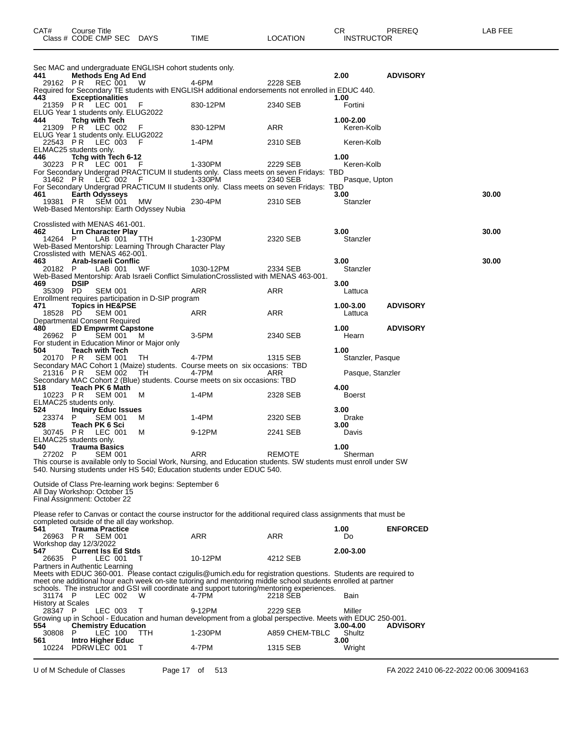| CAT# | Course Title<br>Class # CODE CMP SEC | DAYS | TIME | LOCATION | CR<br>INSTRUCTOR | PREREQ | LAB FEE |
|---|---|---|---|---|---|---|---|
| | Sec MAC and undergraduate ENGLISH cohort students only. | | | | | | |
| **441** | **Methods Eng Ad End** | | | | **2.00** | **ADVISORY** | |
| 29162 | P R REC 001 | W | 4-6PM | 2228 SEB | | | |
| | Required for Secondary TE students with ENGLISH additional endorsements not enrolled in EDUC 440. | | | | | | |
| **443** | **Exceptionalities** | | | | **1.00** | | |
| 21359 | P R LEC 001 | F | 830-12PM | 2340 SEB | Fortini | | |
| | ELUG Year 1 students only. ELUG2022 | | | | | | |
| **444** | **Tchg with Tech** | | | | **1.00-2.00** | | |
| 21309 | P R LEC 002 | F | 830-12PM | ARR | Keren-Kolb | | |
| | ELUG Year 1 students only. ELUG2022 | | | | | | |
| 22543 | P R LEC 003 | F | 1-4PM | 2310 SEB | Keren-Kolb | | |
| | ELMAC25 students only. | | | | | | |
| **446** | **Tchg with Tech 6-12** | | | | **1.00** | | |
| 30223 | P R LEC 001 | F | 1-330PM | 2229 SEB | Keren-Kolb | | |
| | For Secondary Undergrad PRACTICUM II students only. Class meets on seven Fridays: TBD | | | | | | |
| 31462 | P R LEC 002 | F | 1-330PM | 2340 SEB | Pasque, Upton | | |
| | For Secondary Undergrad PRACTICUM II students only. Class meets on seven Fridays: TBD | | | | | | |
| **461** | **Earth Odysseys** | | | | **3.00** | | **30.00** |
| 19381 | P R SEM 001 | MW | 230-4PM | 2310 SEB | Stanzler | | |
| | Web-Based Mentorship: Earth Odyssey Nubia<br><br>Crosslisted with MENAS 461-001. | | | | | | |
| **462** | **Lrn Character Play** | | | | **3.00** | | **30.00** |
| 14264 | P LAB 001 | TTH | 1-230PM | 2320 SEB | Stanzler | | |
| | Web-Based Mentorship: Learning Through Character Play<br>Crosslisted with MENAS 462-001. | | | | | | |
| **463** | **Arab-Israeli Conflic** | | | | **3.00** | | **30.00** |
| 20182 | P LAB 001 | WF | 1030-12PM | 2334 SEB | Stanzler | | |
| | Web-Based Mentorship: Arab Israeli Conflict SimulationCrosslisted with MENAS 463-001. | | | | | | |
| **469** | **DSIP** | | | | **3.00** | | |
| 35309 | PD SEM 001 | | ARR | ARR | Lattuca | | |
| | Enrollment requires participation in D-SIP program | | | | | | |
| **471** | **Topics in HE&PSE** | | | | **1.00-3.00** | **ADVISORY** | |
| 18528 | PD SEM 001 | | ARR | ARR | Lattuca | | |
| | Departmental Consent Required | | | | | | |
| **480** | **ED Empwrmt Capstone** | | | | **1.00** | **ADVISORY** | |
| 26962 | P SEM 001 | M | 3-5PM | 2340 SEB | Hearn | | |
| | For student in Education Minor or Major only | | | | | | |
| **504** | **Teach with Tech** | | | | **1.00** | | |
| 20170 | P R SEM 001 | TH | 4-7PM | 1315 SEB | Stanzler, Pasque | | |
| | Secondary MAC Cohort 1 (Maize) students. Course meets on six occasions: TBD | | | | | | |
| 21316 | P R SEM 002 | TH | 4-7PM | ARR | Pasque, Stanzler | | |
| | Secondary MAC Cohort 2 (Blue) students. Course meets on six occasions: TBD | | | | | | |
| **518** | **Teach PK 6 Math** | | | | **4.00** | | |
| 10223 | P R SEM 001 | M | 1-4PM | 2328 SEB | Boerst | | |
| | ELMAC25 students only. | | | | | | |
| **524** | **Inquiry Educ Issues** | | | | **3.00** | | |
| 23374 | P SEM 001 | M | 1-4PM | 2320 SEB | Drake | | |
| **528** | **Teach PK 6 Sci** | | | | **3.00** | | |
| 30745 | P R LEC 001 | M | 9-12PM | 2241 SEB | Davis | | |
| | ELMAC25 students only. | | | | | | |
| **540** | **Trauma Basics** | | | | **1.00** | | |
| 27202 | P SEM 001 | | ARR | REMOTE | Sherman | | |
| | This course is available only to Social Work, Nursing, and Education students. SW students must enroll under SW 540. Nursing students under HS 540; Education students under EDUC 540.<br><br>Outside of Class Pre-learning work begins: September 6<br>All Day Workshop: October 15<br>Final Assignment: October 22<br><br>Please refer to Canvas or contact the course instructor for the additional required class assignments that must be completed outside of the all day workshop. | | | | | | |
| **541** | **Trauma Practice** | | | | **1.00** | **ENFORCED** | |
| 26963 | P R SEM 001 | | ARR | ARR | Do | | |
| | Workshop day 12/3/2022 | | | | | | |
| **547** | **Current Iss Ed Stds** | | | | **2.00-3.00** | | |
| 26635 | P LEC 001 | T | 10-12PM | 4212 SEB | | | |
| | Partners in Authentic Learning<br>Meets with EDUC 360-001. Please contact czigulis@umich.edu for registration questions. Students are required to meet one additional hour each week on-site tutoring and mentoring middle school students enrolled at partner schools. The instructor and GSI will coordinate and support tutoring/mentoring experiences. | | | | | | |
| 31174 | P LEC 002 | W | 4-7PM | 2218 SEB | Bain | | |
| | History at Scales | | | | | | |
| 28347 | P LEC 003 | T | 9-12PM | 2229 SEB | Miller | | |
| | Growing up in School - Education and human development from a global perspective. Meets with EDUC 250-001. | | | | | | |
| **554** | **Chemistry Education** | | | | **3.00-4.00** | **ADVISORY** | |
| 30808 | P LEC 100 | TTH | 1-230PM | A859 CHEM-TBLC | Shultz | | |
| **561** | **Intro Higher Educ** | | | | **3.00** | | |
| 10224 | PDRW LEC 001 | T | 4-7PM | 1315 SEB | Wright | | |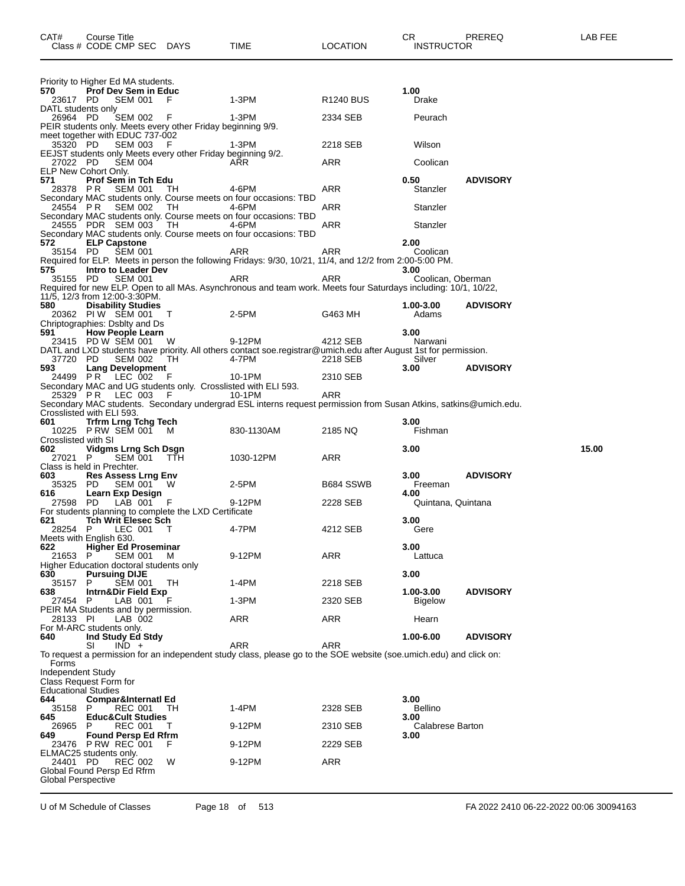| CAT# Class # | Course Title CODE CMP SEC | DAYS | TIME | LOCATION | CR INSTRUCTOR | PREREQ | LAB FEE |
|---|---|---|---|---|---|---|---|

Priority to Higher Ed MA students.

**570 Prof Dev Sem in Educ** — 1.00

| 23617 | PD SEM 001 | F | 1-3PM | R1240 BUS | Drake | | |
|---|---|---|---|---|---|---|---|

DATL students only

| 26964 | PD SEM 002 | F | 1-3PM | 2334 SEB | Peurach | | |
|---|---|---|---|---|---|---|---|

PEIR students only. Meets every other Friday beginning 9/9.
meet together with EDUC 737-002

| 35320 | PD SEM 003 | F | 1-3PM | 2218 SEB | Wilson | | |
|---|---|---|---|---|---|---|---|

EEJST students only Meets every other Friday beginning 9/2.

| 27022 | PD SEM 004 | | ARR | ARR | Coolican | | |
|---|---|---|---|---|---|---|---|

ELP New Cohort Only.

**571 Prof Sem in Tch Edu** — 0.50 — ADVISORY

| 28378 | P R SEM 001 | TH | 4-6PM | ARR | Stanzler | | |
|---|---|---|---|---|---|---|---|

Secondary MAC students only. Course meets on four occasions: TBD

| 24554 | P R SEM 002 | TH | 4-6PM | ARR | Stanzler | | |
|---|---|---|---|---|---|---|---|

Secondary MAC students only. Course meets on four occasions: TBD

| 24555 | PDR SEM 003 | TH | 4-6PM | ARR | Stanzler | | |
|---|---|---|---|---|---|---|---|

Secondary MAC students only. Course meets on four occasions: TBD

**572 ELP Capstone** — 2.00

| 35154 | PD SEM 001 | | ARR | ARR | Coolican | | |
|---|---|---|---|---|---|---|---|

Required for ELP. Meets in person the following Fridays: 9/30, 10/21, 11/4, and 12/2 from 2:00-5:00 PM.

**575 Intro to Leader Dev** — 3.00

| 35155 | PD SEM 001 | | ARR | ARR | Coolican, Oberman | | |
|---|---|---|---|---|---|---|---|

Required for new ELP. Open to all MAs. Asynchronous and team work. Meets four Saturdays including: 10/1, 10/22, 11/5, 12/3 from 12:00-3:30PM.

**580 Disability Studies** — 1.00-3.00 — ADVISORY

| 20362 | PI W SEM 001 | T | 2-5PM | G463 MH | Adams | | |
|---|---|---|---|---|---|---|---|

Chriptographies: Dsblty and Ds

**591 How People Learn** — 3.00

| 23415 | PD W SEM 001 | W | 9-12PM | 4212 SEB | Narwani | | |
|---|---|---|---|---|---|---|---|

DATL and LXD students have priority. All others contact soe.registrar@umich.edu after August 1st for permission.

| 37720 | PD SEM 002 | TH | 4-7PM | 2218 SEB | Silver | | |
|---|---|---|---|---|---|---|---|

**593 Lang Development** — 3.00 — ADVISORY

| 24499 | P R LEC 002 | F | 10-1PM | 2310 SEB | | | |
|---|---|---|---|---|---|---|---|

Secondary MAC and UG students only. Crosslisted with ELI 593.

| 25329 | P R LEC 003 | F | 10-1PM | ARR | | | |
|---|---|---|---|---|---|---|---|

Secondary MAC students. Secondary undergrad ESL interns request permission from Susan Atkins, satkins@umich.edu.
Crosslisted with ELI 593.

**601 Trfrm Lrng Tchg Tech** — 3.00

| 10225 | P RW SEM 001 | M | 830-1130AM | 2185 NQ | Fishman | | |
|---|---|---|---|---|---|---|---|

Crosslisted with SI

**602 Vidgms Lrng Sch Dsgn** — 3.00 — Lab fee 15.00

| 27021 | P SEM 001 | TTH | 1030-12PM | ARR | | | 15.00 |
|---|---|---|---|---|---|---|---|

Class is held in Prechter.

**603 Res Assess Lrng Env** — 3.00 — ADVISORY

| 35325 | PD SEM 001 | W | 2-5PM | B684 SSWB | Freeman | | |
|---|---|---|---|---|---|---|---|

**616 Learn Exp Design** — 4.00

| 27598 | PD LAB 001 | F | 9-12PM | 2228 SEB | Quintana, Quintana | | |
|---|---|---|---|---|---|---|---|

For students planning to complete the LXD Certificate

**621 Tch Writ Elesec Sch** — 3.00

| 28254 | P LEC 001 | T | 4-7PM | 4212 SEB | Gere | | |
|---|---|---|---|---|---|---|---|

Meets with English 630.

**622 Higher Ed Proseminar** — 3.00

| 21653 | P SEM 001 | M | 9-12PM | ARR | Lattuca | | |
|---|---|---|---|---|---|---|---|

Higher Education doctoral students only

**630 Pursuing DIJE** — 3.00

| 35157 | P SEM 001 | TH | 1-4PM | 2218 SEB | | | |
|---|---|---|---|---|---|---|---|

**638 Intrn&Dir Field Exp** — 1.00-3.00 — ADVISORY

| 27454 | P LAB 001 | F | 1-3PM | 2320 SEB | Bigelow | | |
|---|---|---|---|---|---|---|---|

PEIR MA Students and by permission.

| 28133 | PI LAB 002 | | ARR | ARR | Hearn | | |
|---|---|---|---|---|---|---|---|

For M-ARC students only.

**640 Ind Study Ed Stdy** — 1.00-6.00 — ADVISORY

| | SI IND + | | ARR | ARR | | | |
|---|---|---|---|---|---|---|---|

To request a permission for an independent study class, please go to the SOE website (soe.umich.edu) and click on:
Forms
Independent Study
Class Request Form for
Educational Studies

**644 Compar&Internatl Ed** — 3.00

| 35158 | P REC 001 | TH | 1-4PM | 2328 SEB | Bellino | | |
|---|---|---|---|---|---|---|---|

**645 Educ&Cult Studies** — 3.00

| 26965 | P REC 001 | T | 9-12PM | 2310 SEB | Calabrese Barton | | |
|---|---|---|---|---|---|---|---|

**649 Found Persp Ed Rfrm** — 3.00

| 23476 | P RW REC 001 | F | 9-12PM | 2229 SEB | | | |
|---|---|---|---|---|---|---|---|

ELMAC25 students only.

| 24401 | PD REC 002 | W | 9-12PM | ARR | | | |
|---|---|---|---|---|---|---|---|

Global Found Persp Ed Rfrm
Global Perspective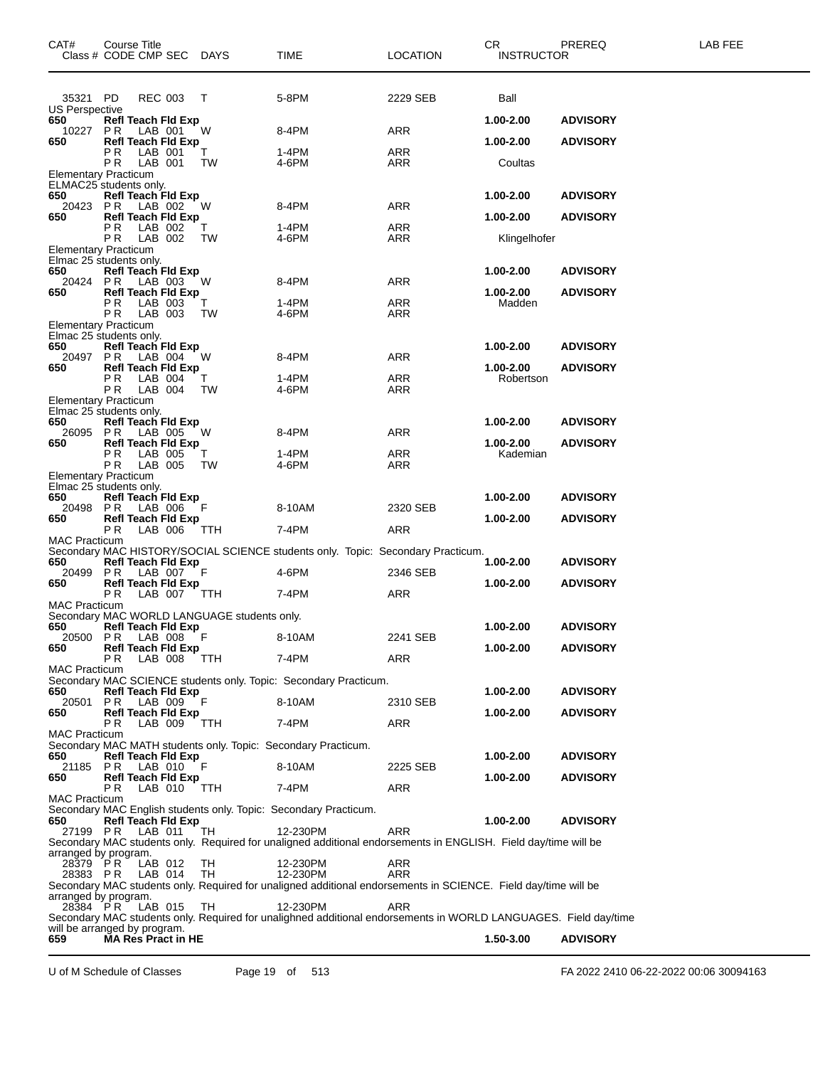| CAT# | Course Title | | | | | | CR | PREREQ | LAB FEE |
|---|---|---|---|---|---|---|---|---|---|
| Class # | CODE | CMP | SEC | DAYS | TIME | LOCATION | INSTRUCTOR | | |
| 35321 | PD | REC | 003 | T | 5-8PM | 2229 SEB | Ball | | |

US Perspective

| CAT# | Course Title / Class # | CODE | CMP | SEC | DAYS | TIME | LOCATION | CR / INSTRUCTOR | PREREQ |
|---|---|---|---|---|---|---|---|---|---|
| 650 | **Refl Teach Fld Exp** | | | | | | | **1.00-2.00** | **ADVISORY** |
| | 10227 | PR | LAB | 001 | W | 8-4PM | ARR | | |
| 650 | **Refl Teach Fld Exp** | | | | | | | **1.00-2.00** | **ADVISORY** |
| | | PR | LAB | 001 | T | 1-4PM | ARR | | |
| | | PR | LAB | 001 | TW | 4-6PM | ARR | Coultas | |

Elementary Practicum
ELMAC25 students only.

| CAT# | Course Title / Class # | CODE | CMP | SEC | DAYS | TIME | LOCATION | CR / INSTRUCTOR | PREREQ |
|---|---|---|---|---|---|---|---|---|---|
| 650 | **Refl Teach Fld Exp** | | | | | | | **1.00-2.00** | **ADVISORY** |
| | 20423 | PR | LAB | 002 | W | 8-4PM | ARR | | |
| 650 | **Refl Teach Fld Exp** | | | | | | | **1.00-2.00** | **ADVISORY** |
| | | PR | LAB | 002 | T | 1-4PM | ARR | | |
| | | PR | LAB | 002 | TW | 4-6PM | ARR | Klingelhofer | |

Elementary Practicum
Elmac 25 students only.

| CAT# | Course Title / Class # | CODE | CMP | SEC | DAYS | TIME | LOCATION | CR / INSTRUCTOR | PREREQ |
|---|---|---|---|---|---|---|---|---|---|
| 650 | **Refl Teach Fld Exp** | | | | | | | **1.00-2.00** | **ADVISORY** |
| | 20424 | PR | LAB | 003 | W | 8-4PM | ARR | | |
| 650 | **Refl Teach Fld Exp** | | | | | | | **1.00-2.00** | **ADVISORY** |
| | | PR | LAB | 003 | T | 1-4PM | ARR | Madden | |
| | | PR | LAB | 003 | TW | 4-6PM | ARR | | |

Elementary Practicum
Elmac 25 students only.

| CAT# | Course Title / Class # | CODE | CMP | SEC | DAYS | TIME | LOCATION | CR / INSTRUCTOR | PREREQ |
|---|---|---|---|---|---|---|---|---|---|
| 650 | **Refl Teach Fld Exp** | | | | | | | **1.00-2.00** | **ADVISORY** |
| | 20497 | PR | LAB | 004 | W | 8-4PM | ARR | | |
| 650 | **Refl Teach Fld Exp** | | | | | | | **1.00-2.00** | **ADVISORY** |
| | | PR | LAB | 004 | T | 1-4PM | ARR | Robertson | |
| | | PR | LAB | 004 | TW | 4-6PM | ARR | | |

Elementary Practicum
Elmac 25 students only.

| CAT# | Course Title / Class # | CODE | CMP | SEC | DAYS | TIME | LOCATION | CR / INSTRUCTOR | PREREQ |
|---|---|---|---|---|---|---|---|---|---|
| 650 | **Refl Teach Fld Exp** | | | | | | | **1.00-2.00** | **ADVISORY** |
| | 26095 | PR | LAB | 005 | W | 8-4PM | ARR | | |
| 650 | **Refl Teach Fld Exp** | | | | | | | **1.00-2.00** | **ADVISORY** |
| | | PR | LAB | 005 | T | 1-4PM | ARR | Kademian | |
| | | PR | LAB | 005 | TW | 4-6PM | ARR | | |

Elementary Practicum
Elmac 25 students only.

| CAT# | Course Title / Class # | CODE | CMP | SEC | DAYS | TIME | LOCATION | CR / INSTRUCTOR | PREREQ |
|---|---|---|---|---|---|---|---|---|---|
| 650 | **Refl Teach Fld Exp** | | | | | | | **1.00-2.00** | **ADVISORY** |
| | 20498 | PR | LAB | 006 | F | 8-10AM | 2320 SEB | | |
| 650 | **Refl Teach Fld Exp** | | | | | | | **1.00-2.00** | **ADVISORY** |
| | | PR | LAB | 006 | TTH | 7-4PM | ARR | | |

MAC Practicum
Secondary MAC HISTORY/SOCIAL SCIENCE students only. Topic: Secondary Practicum.

| CAT# | Course Title / Class # | CODE | CMP | SEC | DAYS | TIME | LOCATION | CR / INSTRUCTOR | PREREQ |
|---|---|---|---|---|---|---|---|---|---|
| 650 | **Refl Teach Fld Exp** | | | | | | | **1.00-2.00** | **ADVISORY** |
| | 20499 | PR | LAB | 007 | F | 4-6PM | 2346 SEB | | |
| 650 | **Refl Teach Fld Exp** | | | | | | | **1.00-2.00** | **ADVISORY** |
| | | PR | LAB | 007 | TTH | 7-4PM | ARR | | |

MAC Practicum
Secondary MAC WORLD LANGUAGE students only.

| CAT# | Course Title / Class # | CODE | CMP | SEC | DAYS | TIME | LOCATION | CR / INSTRUCTOR | PREREQ |
|---|---|---|---|---|---|---|---|---|---|
| 650 | **Refl Teach Fld Exp** | | | | | | | **1.00-2.00** | **ADVISORY** |
| | 20500 | PR | LAB | 008 | F | 8-10AM | 2241 SEB | | |
| 650 | **Refl Teach Fld Exp** | | | | | | | **1.00-2.00** | **ADVISORY** |
| | | PR | LAB | 008 | TTH | 7-4PM | ARR | | |

MAC Practicum
Secondary MAC SCIENCE students only. Topic: Secondary Practicum.

| CAT# | Course Title / Class # | CODE | CMP | SEC | DAYS | TIME | LOCATION | CR / INSTRUCTOR | PREREQ |
|---|---|---|---|---|---|---|---|---|---|
| 650 | **Refl Teach Fld Exp** | | | | | | | **1.00-2.00** | **ADVISORY** |
| | 20501 | PR | LAB | 009 | F | 8-10AM | 2310 SEB | | |
| 650 | **Refl Teach Fld Exp** | | | | | | | **1.00-2.00** | **ADVISORY** |
| | | PR | LAB | 009 | TTH | 7-4PM | ARR | | |

MAC Practicum
Secondary MAC MATH students only. Topic: Secondary Practicum.

| CAT# | Course Title / Class # | CODE | CMP | SEC | DAYS | TIME | LOCATION | CR / INSTRUCTOR | PREREQ |
|---|---|---|---|---|---|---|---|---|---|
| 650 | **Refl Teach Fld Exp** | | | | | | | **1.00-2.00** | **ADVISORY** |
| | 21185 | PR | LAB | 010 | F | 8-10AM | 2225 SEB | | |
| 650 | **Refl Teach Fld Exp** | | | | | | | **1.00-2.00** | **ADVISORY** |
| | | PR | LAB | 010 | TTH | 7-4PM | ARR | | |

MAC Practicum
Secondary MAC English students only. Topic: Secondary Practicum.

| CAT# | Course Title / Class # | CODE | CMP | SEC | DAYS | TIME | LOCATION | CR / INSTRUCTOR | PREREQ |
|---|---|---|---|---|---|---|---|---|---|
| 650 | **Refl Teach Fld Exp** | | | | | | | **1.00-2.00** | **ADVISORY** |
| | 27199 | PR | LAB | 011 | TH | 12-230PM | ARR | | |

Secondary MAC students only. Required for unaligned additional endorsements in ENGLISH. Field day/time will be arranged by program.

| Class # | CODE | CMP | SEC | DAYS | TIME | LOCATION |
|---|---|---|---|---|---|---|
| 28379 | PR | LAB | 012 | TH | 12-230PM | ARR |
| 28383 | PR | LAB | 014 | TH | 12-230PM | ARR |

Secondary MAC students only. Required for unaligned additional endorsements in SCIENCE. Field day/time will be arranged by program.

| Class # | CODE | CMP | SEC | DAYS | TIME | LOCATION |
|---|---|---|---|---|---|---|
| 28384 | PR | LAB | 015 | TH | 12-230PM | ARR |

Secondary MAC students only. Required for unalighned additional endorsements in WORLD LANGUAGES. Field day/time will be arranged by program.

| CAT# | Course Title | CR | PREREQ |
|---|---|---|---|
| 659 | **MA Res Pract in HE** | **1.50-3.00** | **ADVISORY** |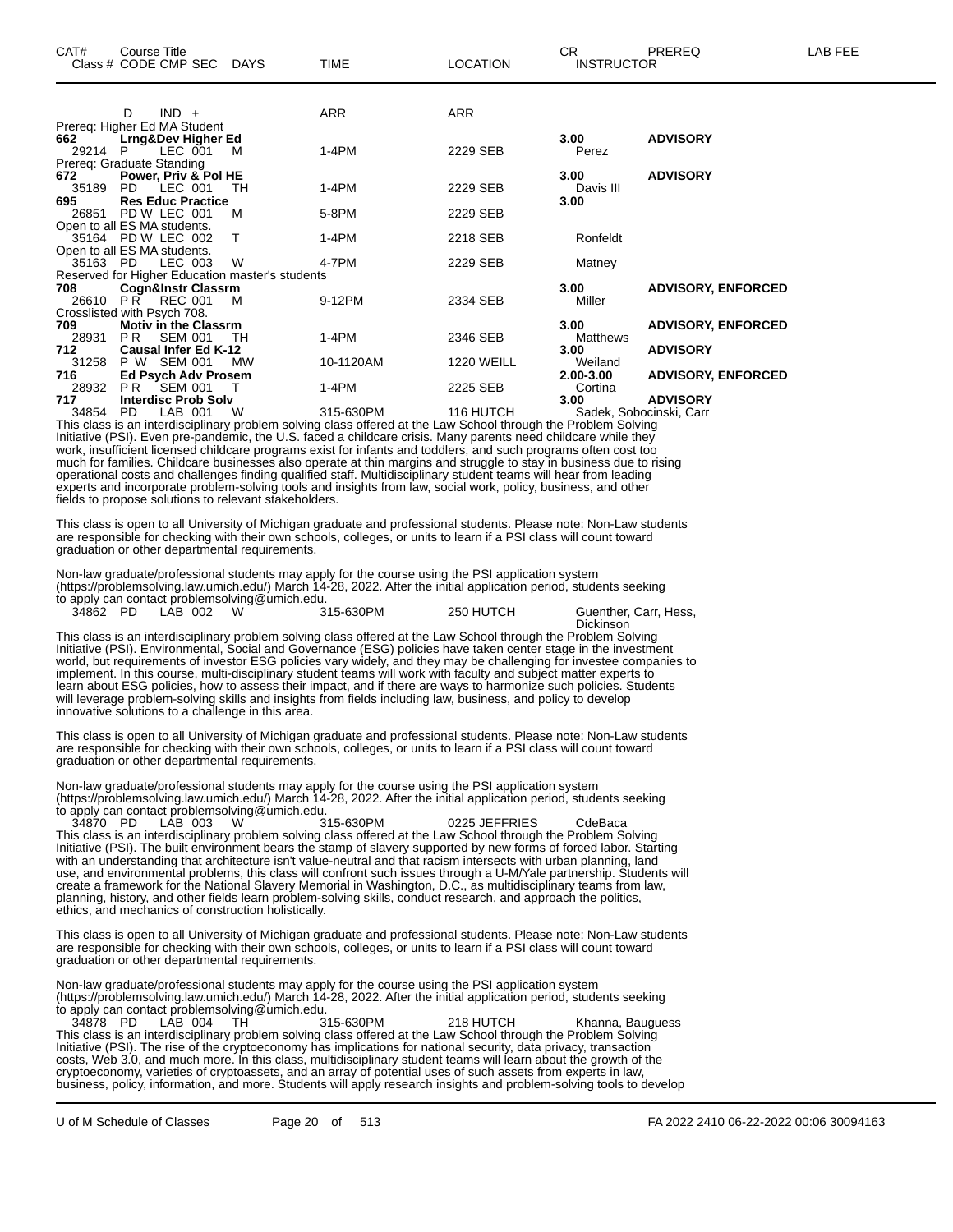| CAT# Class # | Course Title CODE CMP SEC | DAYS | TIME | LOCATION | CR INSTRUCTOR | PREREQ | LAB FEE |
|---|---|---|---|---|---|---|---|
| | D IND + | | ARR | ARR | | | |

Prereq: Higher Ed MA Student

| CAT# Class # | Course Title CODE CMP SEC | DAYS | TIME | LOCATION | CR INSTRUCTOR | PREREQ | LAB FEE |
|---|---|---|---|---|---|---|---|
| **662** | **Lrng&Dev Higher Ed** | | | | **3.00** | **ADVISORY** | |
| 29214 | P LEC 001 | M | 1-4PM | 2229 SEB | Perez | | |

Prereq: Graduate Standing

| CAT# Class # | Course Title CODE CMP SEC | DAYS | TIME | LOCATION | CR INSTRUCTOR | PREREQ | LAB FEE |
|---|---|---|---|---|---|---|---|
| **672** | **Power, Priv & Pol HE** | | | | **3.00** | **ADVISORY** | |
| 35189 | PD LEC 001 | TH | 1-4PM | 2229 SEB | Davis III | | |
| **695** | **Res Educ Practice** | | | | **3.00** | | |
| 26851 | PD W LEC 001 | M | 5-8PM | 2229 SEB | | | |

Open to all ES MA students.

| CAT# Class # | Course Title CODE CMP SEC | DAYS | TIME | LOCATION | CR INSTRUCTOR | PREREQ | LAB FEE |
|---|---|---|---|---|---|---|---|
| 35164 | PD W LEC 002 | T | 1-4PM | 2218 SEB | Ronfeldt | | |

Open to all ES MA students.

| CAT# Class # | Course Title CODE CMP SEC | DAYS | TIME | LOCATION | CR INSTRUCTOR | PREREQ | LAB FEE |
|---|---|---|---|---|---|---|---|
| 35163 | PD LEC 003 | W | 4-7PM | 2229 SEB | Matney | | |

Reserved for Higher Education master's students

| CAT# Class # | Course Title CODE CMP SEC | DAYS | TIME | LOCATION | CR INSTRUCTOR | PREREQ | LAB FEE |
|---|---|---|---|---|---|---|---|
| **708** | **Cogn&Instr Classrm** | | | | **3.00** | **ADVISORY, ENFORCED** | |
| 26610 | P R REC 001 | M | 9-12PM | 2334 SEB | Miller | | |

Crosslisted with Psych 708.

| CAT# Class # | Course Title CODE CMP SEC | DAYS | TIME | LOCATION | CR INSTRUCTOR | PREREQ | LAB FEE |
|---|---|---|---|---|---|---|---|
| **709** | **Motiv in the Classrm** | | | | **3.00** | **ADVISORY, ENFORCED** | |
| 28931 | P R SEM 001 | TH | 1-4PM | 2346 SEB | Matthews | | |
| **712** | **Causal Infer Ed K-12** | | | | **3.00** | **ADVISORY** | |
| 31258 | P W SEM 001 | MW | 10-1120AM | 1220 WEILL | Weiland | | |
| **716** | **Ed Psych Adv Prosem** | | | | **2.00-3.00** | **ADVISORY, ENFORCED** | |
| 28932 | P R SEM 001 | T | 1-4PM | 2225 SEB | Cortina | | |
| **717** | **Interdisc Prob Solv** | | | | **3.00** | **ADVISORY** | |
| 34854 | PD LAB 001 | W | 315-630PM | 116 HUTCH | Sadek, Sobocinski, Carr | | |

This class is an interdisciplinary problem solving class offered at the Law School through the Problem Solving Initiative (PSI). Even pre-pandemic, the U.S. faced a childcare crisis. Many parents need childcare while they work, insufficient licensed childcare programs exist for infants and toddlers, and such programs often cost too much for families. Childcare businesses also operate at thin margins and struggle to stay in business due to rising operational costs and challenges finding qualified staff. Multidisciplinary student teams will hear from leading experts and incorporate problem-solving tools and insights from law, social work, policy, business, and other fields to propose solutions to relevant stakeholders.

This class is open to all University of Michigan graduate and professional students. Please note: Non-Law students are responsible for checking with their own schools, colleges, or units to learn if a PSI class will count toward graduation or other departmental requirements.

Non-law graduate/professional students may apply for the course using the PSI application system (https://problemsolving.law.umich.edu/) March 14-28, 2022. After the initial application period, students seeking to apply can contact problemsolving@umich.edu.

| CAT# Class # | Course Title CODE CMP SEC | DAYS | TIME | LOCATION | CR INSTRUCTOR | PREREQ | LAB FEE |
|---|---|---|---|---|---|---|---|
| 34862 | PD LAB 002 | W | 315-630PM | 250 HUTCH | Guenther, Carr, Hess, Dickinson | | |

This class is an interdisciplinary problem solving class offered at the Law School through the Problem Solving Initiative (PSI). Environmental, Social and Governance (ESG) policies have taken center stage in the investment world, but requirements of investor ESG policies vary widely, and they may be challenging for investee companies to implement. In this course, multi-disciplinary student teams will work with faculty and subject matter experts to learn about ESG policies, how to assess their impact, and if there are ways to harmonize such policies. Students will leverage problem-solving skills and insights from fields including law, business, and policy to develop innovative solutions to a challenge in this area.

This class is open to all University of Michigan graduate and professional students. Please note: Non-Law students are responsible for checking with their own schools, colleges, or units to learn if a PSI class will count toward graduation or other departmental requirements.

Non-law graduate/professional students may apply for the course using the PSI application system (https://problemsolving.law.umich.edu/) March 14-28, 2022. After the initial application period, students seeking to apply can contact problemsolving@umich.edu.

| CAT# Class # | Course Title CODE CMP SEC | DAYS | TIME | LOCATION | CR INSTRUCTOR | PREREQ | LAB FEE |
|---|---|---|---|---|---|---|---|
| 34870 | PD LAB 003 | W | 315-630PM | 0225 JEFFRIES | CdeBaca | | |

This class is an interdisciplinary problem solving class offered at the Law School through the Problem Solving Initiative (PSI). The built environment bears the stamp of slavery supported by new forms of forced labor. Starting with an understanding that architecture isn't value-neutral and that racism intersects with urban planning, land use, and environmental problems, this class will confront such issues through a U-M/Yale partnership. Students will create a framework for the National Slavery Memorial in Washington, D.C., as multidisciplinary teams from law, planning, history, and other fields learn problem-solving skills, conduct research, and approach the politics, ethics, and mechanics of construction holistically.

This class is open to all University of Michigan graduate and professional students. Please note: Non-Law students are responsible for checking with their own schools, colleges, or units to learn if a PSI class will count toward graduation or other departmental requirements.

Non-law graduate/professional students may apply for the course using the PSI application system (https://problemsolving.law.umich.edu/) March 14-28, 2022. After the initial application period, students seeking to apply can contact problemsolving@umich.edu.

| CAT# Class # | Course Title CODE CMP SEC | DAYS | TIME | LOCATION | CR INSTRUCTOR | PREREQ | LAB FEE |
|---|---|---|---|---|---|---|---|
| 34878 | PD LAB 004 | TH | 315-630PM | 218 HUTCH | Khanna, Bauguess | | |

This class is an interdisciplinary problem solving class offered at the Law School through the Problem Solving Initiative (PSI). The rise of the cryptoeconomy has implications for national security, data privacy, transaction costs, Web 3.0, and much more. In this class, multidisciplinary student teams will learn about the growth of the cryptoeconomy, varieties of cryptoassets, and an array of potential uses of such assets from experts in law, business, policy, information, and more. Students will apply research insights and problem-solving tools to develop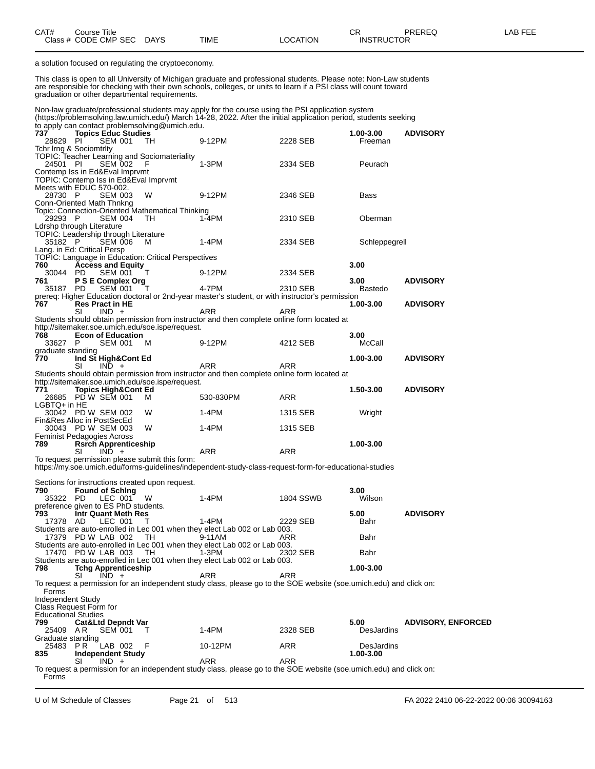a solution focused on regulating the cryptoeconomy.

This class is open to all University of Michigan graduate and professional students. Please note: Non-Law students are responsible for checking with their own schools, colleges, or units to learn if a PSI class will count toward graduation or other departmental requirements.

Non-law graduate/professional students may apply for the course using the PSI application system (https://problemsolving.law.umich.edu/) March 14-28, 2022. After the initial application period, students seeking to apply can contact problemsolving@umich.edu.

| CAT# / Class # | Course Title / CODE CMP SEC | DAYS | TIME | LOCATION | CR / INSTRUCTOR | PREREQ | LAB FEE |
|---|---|---|---|---|---|---|---|
| **737** | **Topics Educ Studies** | | | | **1.00-3.00** | **ADVISORY** | |
| 28629 | PI SEM 001 | TH | 9-12PM | 2228 SEB | Freeman | | |

Tchr lrng & Sociomtrlty
TOPIC: Teacher Learning and Sociomateriality

| | | | | | | | |
|---|---|---|---|---|---|---|---|
| 24501 | PI SEM 002 | F | 1-3PM | 2334 SEB | Peurach | | |

Contemp Iss in Ed&Eval Imprvmt
TOPIC: Contemp Iss in Ed&Eval Imprvmt
Meets with EDUC 570-002.

| | | | | | | | |
|---|---|---|---|---|---|---|---|
| 28730 | P SEM 003 | W | 9-12PM | 2346 SEB | Bass | | |

Conn-Oriented Math Thnkng
Topic: Connection-Oriented Mathematical Thinking

| | | | | | | | |
|---|---|---|---|---|---|---|---|
| 29293 | P SEM 004 | TH | 1-4PM | 2310 SEB | Oberman | | |

Ldrshp through Literature
TOPIC: Leadership through Literature

| | | | | | | | |
|---|---|---|---|---|---|---|---|
| 35182 | P SEM 006 | M | 1-4PM | 2334 SEB | Schleppegrell | | |

Lang. in Ed: Critical Persp
TOPIC: Language in Education: Critical Perspectives

| | | | | | | | |
|---|---|---|---|---|---|---|---|
| **760** | **Access and Equity** | | | | **3.00** | | |
| 30044 | PD SEM 001 | T | 9-12PM | 2334 SEB | | | |
| **761** | **P S E Complex Org** | | | | **3.00** | **ADVISORY** | |
| 35187 | PD SEM 001 | T | 4-7PM | 2310 SEB | Bastedo | | |

prereq: Higher Education doctoral or 2nd-year master's student, or with instructor's permission

| | | | | | | | |
|---|---|---|---|---|---|---|---|
| **767** | **Res Pract in HE** | | | | **1.00-3.00** | **ADVISORY** | |
| | SI IND + | | ARR | ARR | | | |

Students should obtain permission from instructor and then complete online form located at http://sitemaker.soe.umich.edu/soe.ispe/request.

| | | | | | | | |
|---|---|---|---|---|---|---|---|
| **768** | **Econ of Education** | | | | **3.00** | | |
| 33627 | P SEM 001 | M | 9-12PM | 4212 SEB | McCall | | |

graduate standing

| | | | | | | | |
|---|---|---|---|---|---|---|---|
| **770** | **Ind St High&Cont Ed** | | | | **1.00-3.00** | **ADVISORY** | |
| | SI IND + | | ARR | ARR | | | |

Students should obtain permission from instructor and then complete online form located at http://sitemaker.soe.umich.edu/soe.ispe/request.

| | | | | | | | |
|---|---|---|---|---|---|---|---|
| **771** | **Topics High&Cont Ed** | | | | **1.50-3.00** | **ADVISORY** | |
| 26685 | PD W SEM 001 | M | 530-830PM | ARR | | | |

LGBTQ+ in HE

| | | | | | | | |
|---|---|---|---|---|---|---|---|
| 30042 | PD W SEM 002 | W | 1-4PM | 1315 SEB | Wright | | |

Fin&Res Alloc in PostSecEd

| | | | | | | | |
|---|---|---|---|---|---|---|---|
| 30043 | PD W SEM 003 | W | 1-4PM | 1315 SEB | | | |

Feminist Pedagogies Across

| | | | | | | | |
|---|---|---|---|---|---|---|---|
| **789** | **Rsrch Apprenticeship** | | | | **1.00-3.00** | | |
| | SI IND + | | ARR | ARR | | | |

To request permission please submit this form:
https://my.soe.umich.edu/forms-guidelines/independent-study-class-request-form-for-educational-studies

Sections for instructions created upon request.

| | | | | | | | |
|---|---|---|---|---|---|---|---|
| **790** | **Found of Schlng** | | | | **3.00** | | |
| 35322 | PD LEC 001 | W | 1-4PM | 1804 SSWB | Wilson | | |

preference given to ES PhD students.

| | | | | | | | |
|---|---|---|---|---|---|---|---|
| **793** | **Intr Quant Meth Res** | | | | **5.00** | **ADVISORY** | |
| 17378 | AD LEC 001 | T | 1-4PM | 2229 SEB | Bahr | | |

Students are auto-enrolled in Lec 001 when they elect Lab 002 or Lab 003.

| | | | | | | | |
|---|---|---|---|---|---|---|---|
| 17379 | PD W LAB 002 | TH | 9-11AM | ARR | Bahr | | |

Students are auto-enrolled in Lec 001 when they elect Lab 002 or Lab 003.

| | | | | | | | |
|---|---|---|---|---|---|---|---|
| 17470 | PD W LAB 003 | TH | 1-3PM | 2302 SEB | Bahr | | |

Students are auto-enrolled in Lec 001 when they elect Lab 002 or Lab 003.

| | | | | | | | |
|---|---|---|---|---|---|---|---|
| **798** | **Tchg Apprenticeship** | | | | **1.00-3.00** | | |
| | SI IND + | | ARR | ARR | | | |

To request a permission for an independent study class, please go to the SOE website (soe.umich.edu) and click on:
Forms
Independent Study
Class Request Form for
Educational Studies

| | | | | | | | |
|---|---|---|---|---|---|---|---|
| **799** | **Cat&Ltd Depndt Var** | | | | **5.00** | **ADVISORY, ENFORCED** | |
| 25409 | A R SEM 001 | T | 1-4PM | 2328 SEB | DesJardins | | |

Graduate standing

| | | | | | | | |
|---|---|---|---|---|---|---|---|
| 25483 | P R LAB 002 | F | 10-12PM | ARR | DesJardins | | |
| **835** | **Independent Study** | | | | **1.00-3.00** | | |
| | SI IND + | | ARR | ARR | | | |

To request a permission for an independent study class, please go to the SOE website (soe.umich.edu) and click on:
Forms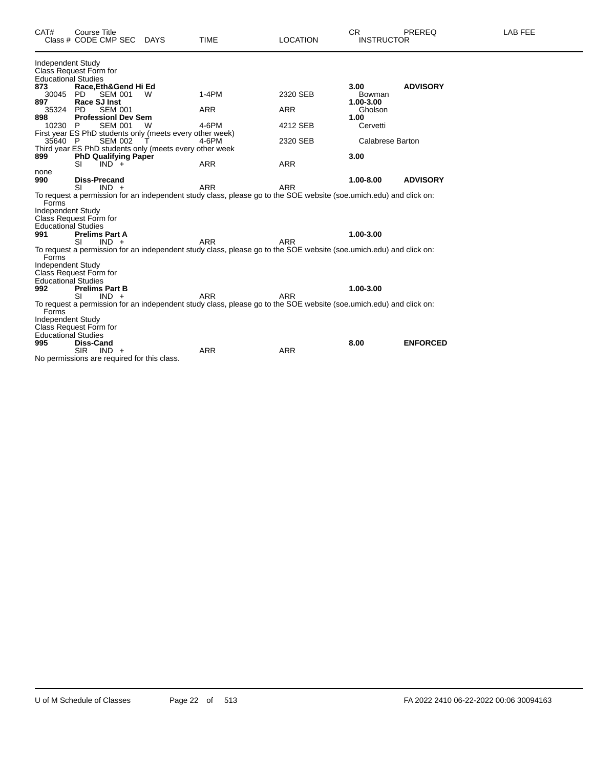| CAT# | Course Title<br>Class # CODE CMP SEC DAYS | TIME | LOCATION | CR<br>INSTRUCTOR | PREREQ | LAB FEE |
|---|---|---|---|---|---|---|

Independent Study
Class Request Form for
Educational Studies

**873** **Race,Eth&Gend Hi Ed** **3.00** **ADVISORY**
30045 PD SEM 001 W 1-4PM 2320 SEB Bowman

**897** **Race SJ Inst** **1.00-3.00**
35324 PD SEM 001 ARR ARR Gholson

**898** **Professionl Dev Sem** **1.00**
10230 P SEM 001 W 4-6PM 4212 SEB Cervetti
First year ES PhD students only (meets every other week)
35640 P SEM 002 T 4-6PM 2320 SEB Calabrese Barton
Third year ES PhD students only (meets every other week

**899** **PhD Qualifying Paper** **3.00**
SI IND + ARR ARR
none

**990** **Diss-Precand** **1.00-8.00** **ADVISORY**
SI IND + ARR ARR
To request a permission for an independent study class, please go to the SOE website (soe.umich.edu) and click on: Forms
Independent Study
Class Request Form for
Educational Studies

**991** **Prelims Part A** **1.00-3.00**
SI IND + ARR ARR
To request a permission for an independent study class, please go to the SOE website (soe.umich.edu) and click on: Forms
Independent Study
Class Request Form for
Educational Studies

**992** **Prelims Part B** **1.00-3.00**
SI IND + ARR ARR
To request a permission for an independent study class, please go to the SOE website (soe.umich.edu) and click on: Forms
Independent Study
Class Request Form for
Educational Studies

**995** **Diss-Cand** **8.00** **ENFORCED**
SIR IND + ARR ARR
No permissions are required for this class.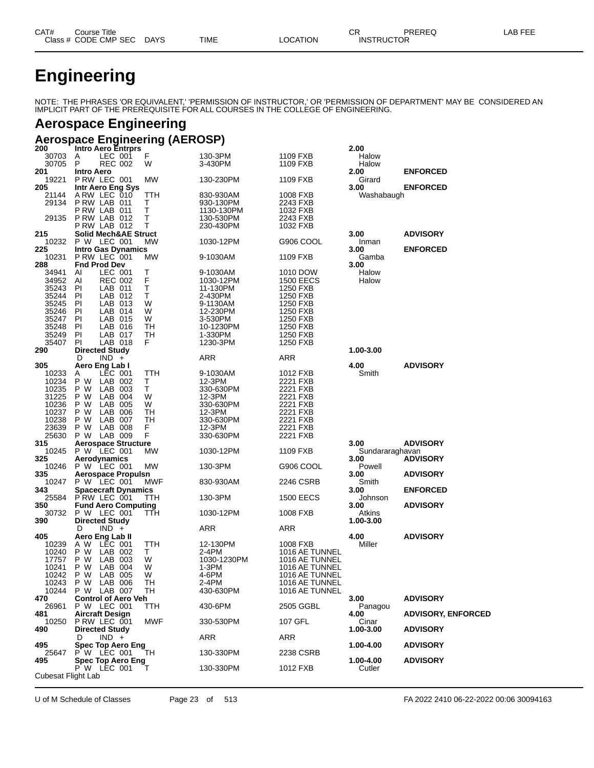# Engineering

NOTE: THE PHRASES 'OR EQUIVALENT,' 'PERMISSION OF INSTRUCTOR,' OR 'PERMISSION OF DEPARTMENT' MAY BE CONSIDERED AN IMPLICIT PART OF THE PREREQUISITE FOR ALL COURSES IN THE COLLEGE OF ENGINEERING.

## Aerospace Engineering

### Aerospace Engineering (AEROSP)

| CAT# Class # | Course Title CODE CMP SEC | DAYS | TIME | LOCATION | CR INSTRUCTOR | PREREQ | LAB FEE |
|---|---|---|---|---|---|---|---|
| **200** | **Intro Aero Entrprs** | | | | **2.00** | | |
| 30703 | A LEC 001 | F | 130-3PM | 1109 FXB | Halow | | |
| 30705 | P REC 002 | W | 3-430PM | 1109 FXB | Halow | | |
| **201** | **Intro Aero** | | | | **2.00** | **ENFORCED** | |
| 19221 | P RW LEC 001 | MW | 130-230PM | 1109 FXB | Girard | | |
| **205** | **Intr Aero Eng Sys** | | | | **3.00** | **ENFORCED** | |
| 21144 | A RW LEC 010 | TTH | 830-930AM | 1008 FXB | Washabaugh | | |
| 29134 | P RW LAB 011 | T | 930-130PM | 2243 FXB | | | |
| | P RW LAB 011 | T | 1130-130PM | 1032 FXB | | | |
| 29135 | P RW LAB 012 | T | 130-530PM | 2243 FXB | | | |
| | P RW LAB 012 | T | 230-430PM | 1032 FXB | | | |
| **215** | **Solid Mech&AE Struct** | | | | **3.00** | **ADVISORY** | |
| 10232 | P W LEC 001 | MW | 1030-12PM | G906 COOL | Inman | | |
| **225** | **Intro Gas Dynamics** | | | | **3.00** | **ENFORCED** | |
| 10231 | P RW LEC 001 | MW | 9-1030AM | 1109 FXB | Gamba | | |
| **288** | **Fnd Prod Dev** | | | | **3.00** | | |
| 34941 | AI LEC 001 | T | 9-1030AM | 1010 DOW | Halow | | |
| 34952 | AI REC 002 | F | 1030-12PM | 1500 EECS | Halow | | |
| 35243 | PI LAB 011 | T | 11-130PM | 1250 FXB | | | |
| 35244 | PI LAB 012 | T | 2-430PM | 1250 FXB | | | |
| 35245 | PI LAB 013 | W | 9-1130AM | 1250 FXB | | | |
| 35246 | PI LAB 014 | W | 12-230PM | 1250 FXB | | | |
| 35247 | PI LAB 015 | W | 3-530PM | 1250 FXB | | | |
| 35248 | PI LAB 016 | TH | 10-1230PM | 1250 FXB | | | |
| 35249 | PI LAB 017 | TH | 1-330PM | 1250 FXB | | | |
| 35407 | PI LAB 018 | F | 1230-3PM | 1250 FXB | | | |
| **290** | **Directed Study** | | | | **1.00-3.00** | | |
| | D IND + | | ARR | ARR | | | |
| **305** | **Aero Eng Lab I** | | | | **4.00** | **ADVISORY** | |
| 10233 | A LEC 001 | TTH | 9-1030AM | 1012 FXB | Smith | | |
| 10234 | P W LAB 002 | T | 12-3PM | 2221 FXB | | | |
| 10235 | P W LAB 003 | T | 330-630PM | 2221 FXB | | | |
| 31225 | P W LAB 004 | W | 12-3PM | 2221 FXB | | | |
| 10236 | P W LAB 005 | W | 330-630PM | 2221 FXB | | | |
| 10237 | P W LAB 006 | TH | 12-3PM | 2221 FXB | | | |
| 10238 | P W LAB 007 | TH | 330-630PM | 2221 FXB | | | |
| 23639 | P W LAB 008 | F | 12-3PM | 2221 FXB | | | |
| 25630 | P W LAB 009 | F | 330-630PM | 2221 FXB | | | |
| **315** | **Aerospace Structure** | | | | **3.00** | **ADVISORY** | |
| 10245 | P W LEC 001 | MW | 1030-12PM | 1109 FXB | Sundararaghavan | | |
| **325** | **Aerodynamics** | | | | **3.00** | **ADVISORY** | |
| 10246 | P W LEC 001 | MW | 130-3PM | G906 COOL | Powell | | |
| **335** | **Aerospace Propulsn** | | | | **3.00** | **ADVISORY** | |
| 10247 | P W LEC 001 | MWF | 830-930AM | 2246 CSRB | Smith | | |
| **343** | **Spacecraft Dynamics** | | | | **3.00** | **ENFORCED** | |
| 25584 | P RW LEC 001 | TTH | 130-3PM | 1500 EECS | Johnson | | |
| **350** | **Fund Aero Computing** | | | | **3.00** | **ADVISORY** | |
| 30732 | P W LEC 001 | TTH | 1030-12PM | 1008 FXB | Atkins | | |
| **390** | **Directed Study** | | | | **1.00-3.00** | | |
| | D IND + | | ARR | ARR | | | |
| **405** | **Aero Eng Lab II** | | | | **4.00** | **ADVISORY** | |
| 10239 | A W LEC 001 | TTH | 12-130PM | 1008 FXB | Miller | | |
| 10240 | P W LAB 002 | T | 2-4PM | 1016 AE TUNNEL | | | |
| 17757 | P W LAB 003 | W | 1030-1230PM | 1016 AE TUNNEL | | | |
| 10241 | P W LAB 004 | W | 1-3PM | 1016 AE TUNNEL | | | |
| 10242 | P W LAB 005 | W | 4-6PM | 1016 AE TUNNEL | | | |
| 10243 | P W LAB 006 | TH | 2-4PM | 1016 AE TUNNEL | | | |
| 10244 | P W LAB 007 | TH | 430-630PM | 1016 AE TUNNEL | | | |
| **470** | **Control of Aero Veh** | | | | **3.00** | **ADVISORY** | |
| 26961 | P W LEC 001 | TTH | 430-6PM | 2505 GGBL | Panagou | | |
| **481** | **Aircraft Design** | | | | **4.00** | **ADVISORY, ENFORCED** | |
| 10250 | P RW LEC 001 | MWF | 330-530PM | 107 GFL | Cinar | | |
| **490** | **Directed Study** | | | | **1.00-3.00** | **ADVISORY** | |
| | D IND + | | ARR | ARR | | | |
| **495** | **Spec Top Aero Eng** | | | | **1.00-4.00** | **ADVISORY** | |
| 25647 | P W LEC 001 | TH | 130-330PM | 2238 CSRB | | | |
| **495** | **Spec Top Aero Eng** | | | | **1.00-4.00** | **ADVISORY** | |
| | P W LEC 001 | T | 130-330PM | 1012 FXB | Cutler | | |

Cubesat Flight Lab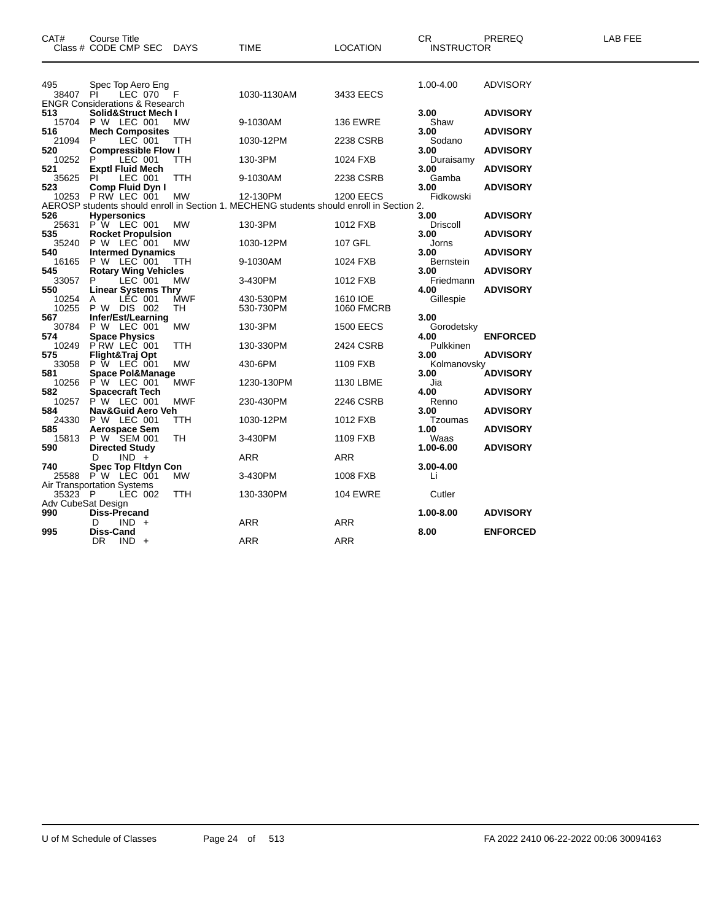| CAT# | Course Title<br>Class # CODE CMP SEC | DAYS | TIME | LOCATION | CR<br>INSTRUCTOR | PREREQ | LAB FEE |
|---|---|---|---|---|---|---|---|
| 495 | Spec Top Aero Eng | | | | 1.00-4.00 | ADVISORY | |
| 38407 | PI LEC 070 | F | 1030-1130AM | 3433 EECS | | | |
| ENGR Considerations & Research | | | | | | | |
| **513** | **Solid&Struct Mech I** | | | | **3.00** | **ADVISORY** | |
| 15704 | P W LEC 001 | MW | 9-1030AM | 136 EWRE | Shaw | | |
| **516** | **Mech Composites** | | | | **3.00** | **ADVISORY** | |
| 21094 | P LEC 001 | TTH | 1030-12PM | 2238 CSRB | Sodano | | |
| **520** | **Compressible Flow I** | | | | **3.00** | **ADVISORY** | |
| 10252 | P LEC 001 | TTH | 130-3PM | 1024 FXB | Duraisamy | | |
| **521** | **Exptl Fluid Mech** | | | | **3.00** | **ADVISORY** | |
| 35625 | PI LEC 001 | TTH | 9-1030AM | 2238 CSRB | Gamba | | |
| **523** | **Comp Fluid Dyn I** | | | | **3.00** | **ADVISORY** | |
| 10253 | P RW LEC 001 | MW | 12-130PM | 1200 EECS | Fidkowski | | |
| AEROSP students should enroll in Section 1. MECHENG students should enroll in Section 2. | | | | | | | |
| **526** | **Hypersonics** | | | | **3.00** | **ADVISORY** | |
| 25631 | P W LEC 001 | MW | 130-3PM | 1012 FXB | Driscoll | | |
| **535** | **Rocket Propulsion** | | | | **3.00** | **ADVISORY** | |
| 35240 | P W LEC 001 | MW | 1030-12PM | 107 GFL | Jorns | | |
| **540** | **Intermed Dynamics** | | | | **3.00** | **ADVISORY** | |
| 16165 | P W LEC 001 | TTH | 9-1030AM | 1024 FXB | Bernstein | | |
| **545** | **Rotary Wing Vehicles** | | | | **3.00** | **ADVISORY** | |
| 33057 | P LEC 001 | MW | 3-430PM | 1012 FXB | Friedmann | | |
| **550** | **Linear Systems Thry** | | | | **4.00** | **ADVISORY** | |
| 10254 | A LEC 001 | MWF | 430-530PM | 1610 IOE | Gillespie | | |
| 10255 | P W DIS 002 | TH | 530-730PM | 1060 FMCRB | | | |
| **567** | **Infer/Est/Learning** | | | | **3.00** | | |
| 30784 | P W LEC 001 | MW | 130-3PM | 1500 EECS | Gorodetsky | | |
| **574** | **Space Physics** | | | | **4.00** | **ENFORCED** | |
| 10249 | P RW LEC 001 | TTH | 130-330PM | 2424 CSRB | Pulkkinen | | |
| **575** | **Flight&Traj Opt** | | | | **3.00** | **ADVISORY** | |
| 33058 | P W LEC 001 | MW | 430-6PM | 1109 FXB | Kolmanovsky | | |
| **581** | **Space Pol&Manage** | | | | **3.00** | **ADVISORY** | |
| 10256 | P W LEC 001 | MWF | 1230-130PM | 1130 LBME | Jia | | |
| **582** | **Spacecraft Tech** | | | | **4.00** | **ADVISORY** | |
| 10257 | P W LEC 001 | MWF | 230-430PM | 2246 CSRB | Renno | | |
| **584** | **Nav&Guid Aero Veh** | | | | **3.00** | **ADVISORY** | |
| 24330 | P W LEC 001 | TTH | 1030-12PM | 1012 FXB | Tzoumas | | |
| **585** | **Aerospace Sem** | | | | **1.00** | **ADVISORY** | |
| 15813 | P W SEM 001 | TH | 3-430PM | 1109 FXB | Waas | | |
| **590** | **Directed Study** | | | | **1.00-6.00** | **ADVISORY** | |
| | D IND + | | ARR | ARR | | | |
| **740** | **Spec Top Fltdyn Con** | | | | **3.00-4.00** | | |
| 25588 | P W LEC 001 | MW | 3-430PM | 1008 FXB | Li | | |
| Air Transportation Systems | | | | | | | |
| 35323 | P LEC 002 | TTH | 130-330PM | 104 EWRE | Cutler | | |
| Adv CubeSat Design | | | | | | | |
| **990** | **Diss-Precand** | | | | **1.00-8.00** | **ADVISORY** | |
| | D IND + | | ARR | ARR | | | |
| **995** | **Diss-Cand** | | | | **8.00** | **ENFORCED** | |
| | DR IND + | | ARR | ARR | | | |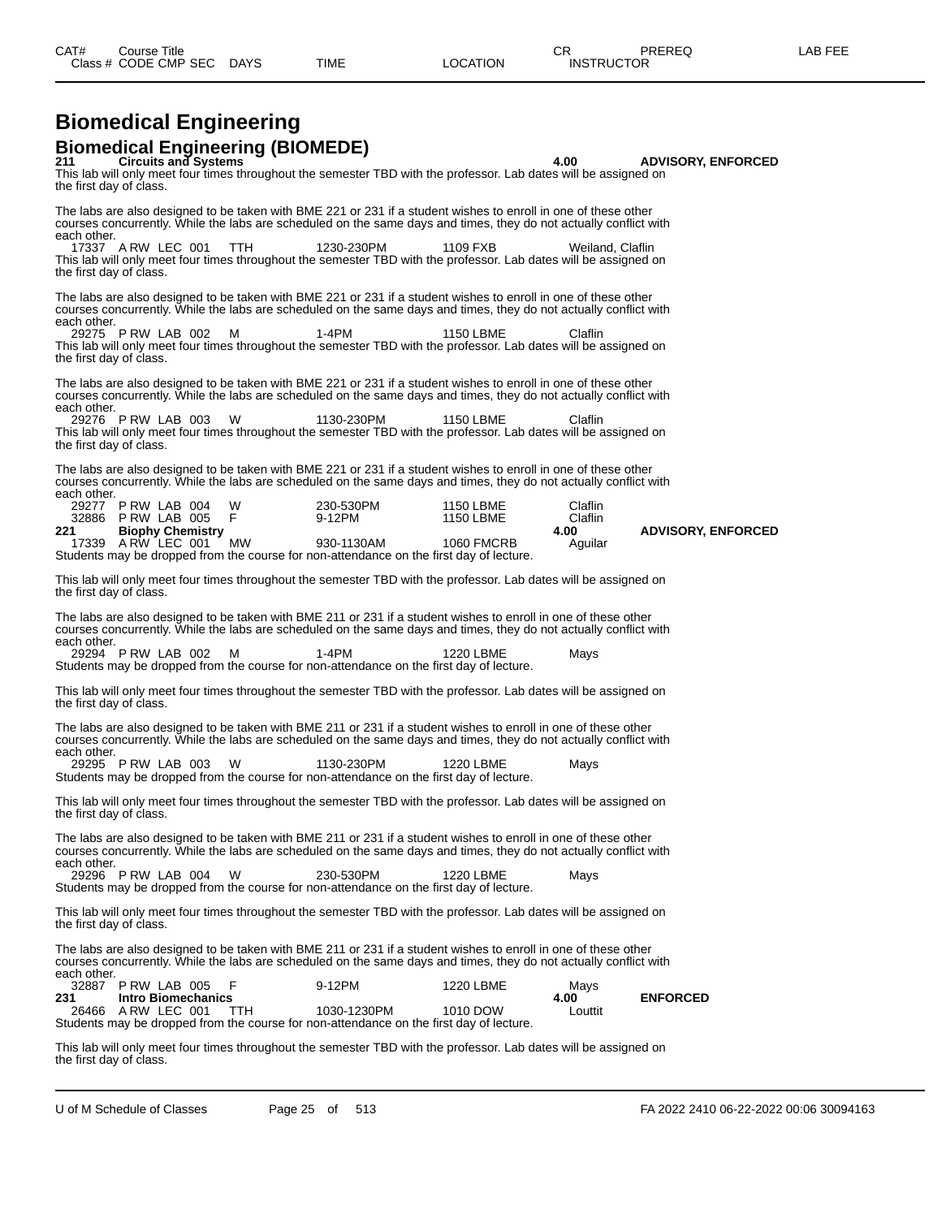# Biomedical Engineering

## Biomedical Engineering (BIOMEDE)

**211 Circuits and Systems** — 4.00 — **ADVISORY, ENFORCED**

This lab will only meet four times throughout the semester TBD with the professor. Lab dates will be assigned on the first day of class.

The labs are also designed to be taken with BME 221 or 231 if a student wishes to enroll in one of these other courses concurrently. While the labs are scheduled on the same days and times, they do not actually conflict with each other.

| Class # | CODE | CMP | SEC | DAYS | TIME | LOCATION | INSTRUCTOR |
|---|---|---|---|---|---|---|---|
| 17337 | A RW | LEC | 001 | TTH | 1230-230PM | 1109 FXB | Weiland, Claflin |

This lab will only meet four times throughout the semester TBD with the professor. Lab dates will be assigned on the first day of class.

The labs are also designed to be taken with BME 221 or 231 if a student wishes to enroll in one of these other courses concurrently. While the labs are scheduled on the same days and times, they do not actually conflict with each other.

| Class # | CODE | CMP | SEC | DAYS | TIME | LOCATION | INSTRUCTOR |
|---|---|---|---|---|---|---|---|
| 29275 | P RW | LAB | 002 | M | 1-4PM | 1150 LBME | Claflin |

This lab will only meet four times throughout the semester TBD with the professor. Lab dates will be assigned on the first day of class.

The labs are also designed to be taken with BME 221 or 231 if a student wishes to enroll in one of these other courses concurrently. While the labs are scheduled on the same days and times, they do not actually conflict with each other.

| Class # | CODE | CMP | SEC | DAYS | TIME | LOCATION | INSTRUCTOR |
|---|---|---|---|---|---|---|---|
| 29276 | P RW | LAB | 003 | W | 1130-230PM | 1150 LBME | Claflin |

This lab will only meet four times throughout the semester TBD with the professor. Lab dates will be assigned on the first day of class.

The labs are also designed to be taken with BME 221 or 231 if a student wishes to enroll in one of these other courses concurrently. While the labs are scheduled on the same days and times, they do not actually conflict with each other.

| Class # | CODE | CMP | SEC | DAYS | TIME | LOCATION | INSTRUCTOR |
|---|---|---|---|---|---|---|---|
| 29277 | P RW | LAB | 004 | W | 230-530PM | 1150 LBME | Claflin |
| 32886 | P RW | LAB | 005 | F | 9-12PM | 1150 LBME | Claflin |

**221 Biophy Chemistry** — 4.00 — **ADVISORY, ENFORCED**

| Class # | CODE | CMP | SEC | DAYS | TIME | LOCATION | INSTRUCTOR |
|---|---|---|---|---|---|---|---|
| 17339 | A RW | LEC | 001 | MW | 930-1130AM | 1060 FMCRB | Aguilar |

Students may be dropped from the course for non-attendance on the first day of lecture.

This lab will only meet four times throughout the semester TBD with the professor. Lab dates will be assigned on the first day of class.

The labs are also designed to be taken with BME 211 or 231 if a student wishes to enroll in one of these other courses concurrently. While the labs are scheduled on the same days and times, they do not actually conflict with each other.

| Class # | CODE | CMP | SEC | DAYS | TIME | LOCATION | INSTRUCTOR |
|---|---|---|---|---|---|---|---|
| 29294 | P RW | LAB | 002 | M | 1-4PM | 1220 LBME | Mays |

Students may be dropped from the course for non-attendance on the first day of lecture.

This lab will only meet four times throughout the semester TBD with the professor. Lab dates will be assigned on the first day of class.

The labs are also designed to be taken with BME 211 or 231 if a student wishes to enroll in one of these other courses concurrently. While the labs are scheduled on the same days and times, they do not actually conflict with each other.

| Class # | CODE | CMP | SEC | DAYS | TIME | LOCATION | INSTRUCTOR |
|---|---|---|---|---|---|---|---|
| 29295 | P RW | LAB | 003 | W | 1130-230PM | 1220 LBME | Mays |

Students may be dropped from the course for non-attendance on the first day of lecture.

This lab will only meet four times throughout the semester TBD with the professor. Lab dates will be assigned on the first day of class.

The labs are also designed to be taken with BME 211 or 231 if a student wishes to enroll in one of these other courses concurrently. While the labs are scheduled on the same days and times, they do not actually conflict with each other.

| Class # | CODE | CMP | SEC | DAYS | TIME | LOCATION | INSTRUCTOR |
|---|---|---|---|---|---|---|---|
| 29296 | P RW | LAB | 004 | W | 230-530PM | 1220 LBME | Mays |

Students may be dropped from the course for non-attendance on the first day of lecture.

This lab will only meet four times throughout the semester TBD with the professor. Lab dates will be assigned on the first day of class.

The labs are also designed to be taken with BME 211 or 231 if a student wishes to enroll in one of these other courses concurrently. While the labs are scheduled on the same days and times, they do not actually conflict with each other.

| Class # | CODE | CMP | SEC | DAYS | TIME | LOCATION | INSTRUCTOR |
|---|---|---|---|---|---|---|---|
| 32887 | P RW | LAB | 005 | F | 9-12PM | 1220 LBME | Mays |

**231 Intro Biomechanics** — 4.00 — **ENFORCED**

| Class # | CODE | CMP | SEC | DAYS | TIME | LOCATION | INSTRUCTOR |
|---|---|---|---|---|---|---|---|
| 26466 | A RW | LEC | 001 | TTH | 1030-1230PM | 1010 DOW | Louttit |

Students may be dropped from the course for non-attendance on the first day of lecture.

This lab will only meet four times throughout the semester TBD with the professor. Lab dates will be assigned on the first day of class.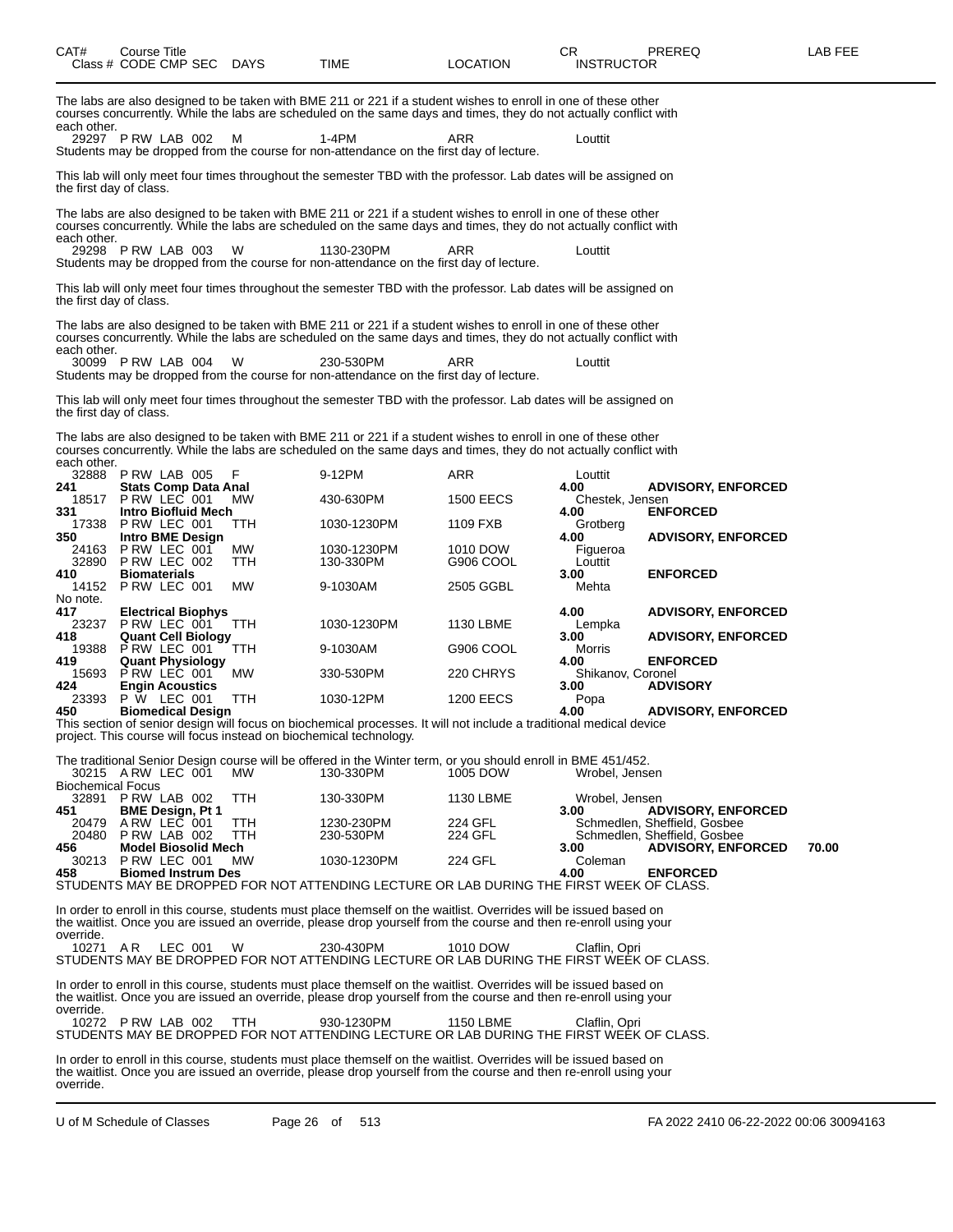| CAT# | Course Title Class # CODE CMP SEC | DAYS | TIME | LOCATION | CR INSTRUCTOR | PREREQ | LAB FEE |
|---|---|---|---|---|---|---|---|

The labs are also designed to be taken with BME 211 or 221 if a student wishes to enroll in one of these other courses concurrently. While the labs are scheduled on the same days and times, they do not actually conflict with each other.

| | | | | | | | |
|---|---|---|---|---|---|---|---|
| 29297 | P RW LAB 002 | M | 1-4PM | ARR | Louttit | | |

Students may be dropped from the course for non-attendance on the first day of lecture.

This lab will only meet four times throughout the semester TBD with the professor. Lab dates will be assigned on the first day of class.

The labs are also designed to be taken with BME 211 or 221 if a student wishes to enroll in one of these other courses concurrently. While the labs are scheduled on the same days and times, they do not actually conflict with each other.

| | | | | | | | |
|---|---|---|---|---|---|---|---|
| 29298 | P RW LAB 003 | W | 1130-230PM | ARR | Louttit | | |

Students may be dropped from the course for non-attendance on the first day of lecture.

This lab will only meet four times throughout the semester TBD with the professor. Lab dates will be assigned on the first day of class.

The labs are also designed to be taken with BME 211 or 221 if a student wishes to enroll in one of these other courses concurrently. While the labs are scheduled on the same days and times, they do not actually conflict with each other.

| | | | | | | | |
|---|---|---|---|---|---|---|---|
| 30099 | P RW LAB 004 | W | 230-530PM | ARR | Louttit | | |

Students may be dropped from the course for non-attendance on the first day of lecture.

This lab will only meet four times throughout the semester TBD with the professor. Lab dates will be assigned on the first day of class.

The labs are also designed to be taken with BME 211 or 221 if a student wishes to enroll in one of these other courses concurrently. While the labs are scheduled on the same days and times, they do not actually conflict with each other.

| | | | | | | | |
|---|---|---|---|---|---|---|---|
| 32888 | P RW LAB 005 | F | 9-12PM | ARR | Louttit | | |
| **241** | **Stats Comp Data Anal** | | | | **4.00** | **ADVISORY, ENFORCED** | |
| 18517 | P RW LEC 001 | MW | 430-630PM | 1500 EECS | Chestek, Jensen | | |
| **331** | **Intro Biofluid Mech** | | | | **4.00** | **ENFORCED** | |
| 17338 | P RW LEC 001 | TTH | 1030-1230PM | 1109 FXB | Grotberg | | |
| **350** | **Intro BME Design** | | | | **4.00** | **ADVISORY, ENFORCED** | |
| 24163 | P RW LEC 001 | MW | 1030-1230PM | 1010 DOW | Figueroa | | |
| 32890 | P RW LEC 002 | TTH | 130-330PM | G906 COOL | Louttit | | |
| **410** | **Biomaterials** | | | | **3.00** | **ENFORCED** | |
| 14152 | P RW LEC 001 | MW | 9-1030AM | 2505 GGBL | Mehta | | |

No note.

| | | | | | | | |
|---|---|---|---|---|---|---|---|
| **417** | **Electrical Biophys** | | | | **4.00** | **ADVISORY, ENFORCED** | |
| 23237 | P RW LEC 001 | TTH | 1030-1230PM | 1130 LBME | Lempka | | |
| **418** | **Quant Cell Biology** | | | | **3.00** | **ADVISORY, ENFORCED** | |
| 19388 | P RW LEC 001 | TTH | 9-1030AM | G906 COOL | Morris | | |
| **419** | **Quant Physiology** | | | | **4.00** | **ENFORCED** | |
| 15693 | P RW LEC 001 | MW | 330-530PM | 220 CHRYS | Shikanov, Coronel | | |
| **424** | **Engin Acoustics** | | | | **3.00** | **ADVISORY** | |
| 23393 | P W LEC 001 | TTH | 1030-12PM | 1200 EECS | Popa | | |
| **450** | **Biomedical Design** | | | | **4.00** | **ADVISORY, ENFORCED** | |

This section of senior design will focus on biochemical processes. It will not include a traditional medical device project. This course will focus instead on biochemical technology.

The traditional Senior Design course will be offered in the Winter term, or you should enroll in BME 451/452.

| | | | | | | | |
|---|---|---|---|---|---|---|---|
| 30215 | A RW LEC 001 | MW | 130-330PM | 1005 DOW | Wrobel, Jensen | | |

Biochemical Focus

| | | | | | | | |
|---|---|---|---|---|---|---|---|
| 32891 | P RW LAB 002 | TTH | 130-330PM | 1130 LBME | Wrobel, Jensen | | |
| **451** | **BME Design, Pt 1** | | | | **3.00** | **ADVISORY, ENFORCED** | |
| 20479 | A RW LEC 001 | TTH | 1230-230PM | 224 GFL | Schmedlen, Sheffield, Gosbee | | |
| 20480 | P RW LAB 002 | TTH | 230-530PM | 224 GFL | Schmedlen, Sheffield, Gosbee | | |
| **456** | **Model Biosolid Mech** | | | | **3.00** | **ADVISORY, ENFORCED** | **70.00** |
| 30213 | P RW LEC 001 | MW | 1030-1230PM | 224 GFL | Coleman | | |
| **458** | **Biomed Instrum Des** | | | | **4.00** | **ENFORCED** | |

STUDENTS MAY BE DROPPED FOR NOT ATTENDING LECTURE OR LAB DURING THE FIRST WEEK OF CLASS.

In order to enroll in this course, students must place themself on the waitlist. Overrides will be issued based on the waitlist. Once you are issued an override, please drop yourself from the course and then re-enroll using your override.

| | | | | | | | |
|---|---|---|---|---|---|---|---|
| 10271 | A R LEC 001 | W | 230-430PM | 1010 DOW | Claflin, Opri | | |

STUDENTS MAY BE DROPPED FOR NOT ATTENDING LECTURE OR LAB DURING THE FIRST WEEK OF CLASS.

In order to enroll in this course, students must place themself on the waitlist. Overrides will be issued based on the waitlist. Once you are issued an override, please drop yourself from the course and then re-enroll using your override.

| | | | | | | | |
|---|---|---|---|---|---|---|---|
| 10272 | P RW LAB 002 | TTH | 930-1230PM | 1150 LBME | Claflin, Opri | | |

STUDENTS MAY BE DROPPED FOR NOT ATTENDING LECTURE OR LAB DURING THE FIRST WEEK OF CLASS.

In order to enroll in this course, students must place themself on the waitlist. Overrides will be issued based on the waitlist. Once you are issued an override, please drop yourself from the course and then re-enroll using your override.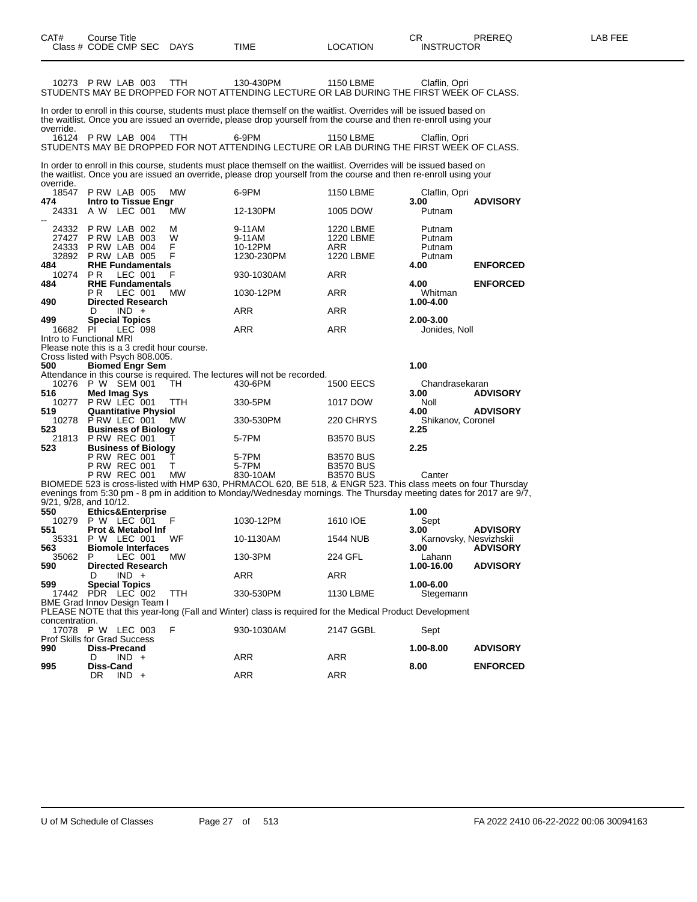| CAT# Class # | Course Title CODE CMP SEC | DAYS | TIME | LOCATION | CR INSTRUCTOR | PREREQ | LAB FEE |
|---|---|---|---|---|---|---|---|
| 10273 | P RW LAB 003 | TTH | 130-430PM | 1150 LBME | Claflin, Opri | | |

STUDENTS MAY BE DROPPED FOR NOT ATTENDING LECTURE OR LAB DURING THE FIRST WEEK OF CLASS.

In order to enroll in this course, students must place themself on the waitlist. Overrides will be issued based on the waitlist. Once you are issued an override, please drop yourself from the course and then re-enroll using your override.

| | | | | | | | |
|---|---|---|---|---|---|---|---|
| 16124 | P RW LAB 004 | TTH | 6-9PM | 1150 LBME | Claflin, Opri | | |

STUDENTS MAY BE DROPPED FOR NOT ATTENDING LECTURE OR LAB DURING THE FIRST WEEK OF CLASS.

In order to enroll in this course, students must place themself on the waitlist. Overrides will be issued based on the waitlist. Once you are issued an override, please drop yourself from the course and then re-enroll using your override.

| | | | | | | | |
|---|---|---|---|---|---|---|---|
| 18547 | P RW LAB 005 | MW | 6-9PM | 1150 LBME | Claflin, Opri | | |
| **474** | **Intro to Tissue Engr** | | | | **3.00** | **ADVISORY** | |
| 24331 | A W LEC 001 | MW | 12-130PM | 1005 DOW | Putnam | | |
| -- | | | | | | | |
| 24332 | P RW LAB 002 | M | 9-11AM | 1220 LBME | Putnam | | |
| 27427 | P RW LAB 003 | W | 9-11AM | 1220 LBME | Putnam | | |
| 24333 | P RW LAB 004 | F | 10-12PM | ARR | Putnam | | |
| 32892 | P RW LAB 005 | F | 1230-230PM | 1220 LBME | Putnam | | |
| **484** | **RHE Fundamentals** | | | | **4.00** | **ENFORCED** | |
| 10274 | P R LEC 001 | F | 930-1030AM | ARR | | | |
| **484** | **RHE Fundamentals** | | | | **4.00** | **ENFORCED** | |
| | P R LEC 001 | MW | 1030-12PM | ARR | Whitman | | |
| **490** | **Directed Research** | | | | **1.00-4.00** | | |
| | D IND + | | ARR | ARR | | | |
| **499** | **Special Topics** | | | | **2.00-3.00** | | |
| 16682 | PI LEC 098 | | ARR | ARR | Jonides, Noll | | |

Intro to Functional MRI
Please note this is a 3 credit hour course.
Cross listed with Psych 808.005.

| | | | | | | | |
|---|---|---|---|---|---|---|---|
| **500** | **Biomed Engr Sem** | | | | **1.00** | | |

Attendance in this course is required. The lectures will not be recorded.

| | | | | | | | |
|---|---|---|---|---|---|---|---|
| 10276 | P W SEM 001 | TH | 430-6PM | 1500 EECS | Chandrasekaran | | |
| **516** | **Med Imag Sys** | | | | **3.00** | **ADVISORY** | |
| 10277 | P RW LEC 001 | TTH | 330-5PM | 1017 DOW | Noll | | |
| **519** | **Quantitative Physiol** | | | | **4.00** | **ADVISORY** | |
| 10278 | P RW LEC 001 | MW | 330-530PM | 220 CHRYS | Shikanov, Coronel | | |
| **523** | **Business of Biology** | | | | **2.25** | | |
| 21813 | P RW REC 001 | T | 5-7PM | B3570 BUS | | | |
| **523** | **Business of Biology** | | | | **2.25** | | |
| | P RW REC 001 | T | 5-7PM | B3570 BUS | | | |
| | P RW REC 001 | T | 5-7PM | B3570 BUS | | | |
| | P RW REC 001 | MW | 830-10AM | B3570 BUS | Canter | | |

BIOMEDE 523 is cross-listed with HMP 630, PHRMACOL 620, BE 518, & ENGR 523. This class meets on four Thursday evenings from 5:30 pm - 8 pm in addition to Monday/Wednesday mornings. The Thursday meeting dates for 2017 are 9/7, 9/21, 9/28, and 10/12.

| | | | | | | | |
|---|---|---|---|---|---|---|---|
| **550** | **Ethics&Enterprise** | | | | **1.00** | | |
| 10279 | P W LEC 001 | F | 1030-12PM | 1610 IOE | Sept | | |
| **551** | **Prot & Metabol Inf** | | | | **3.00** | **ADVISORY** | |
| 35331 | P W LEC 001 | WF | 10-1130AM | 1544 NUB | Karnovsky, Nesvizhskii | | |
| **563** | **Biomole Interfaces** | | | | **3.00** | **ADVISORY** | |
| 35062 | P LEC 001 | MW | 130-3PM | 224 GFL | Lahann | | |
| **590** | **Directed Research** | | | | **1.00-16.00** | **ADVISORY** | |
| | D IND + | | ARR | ARR | | | |
| **599** | **Special Topics** | | | | **1.00-6.00** | | |
| 17442 | PDR LEC 002 | TTH | 330-530PM | 1130 LBME | Stegemann | | |

BME Grad Innov Design Team I
PLEASE NOTE that this year-long (Fall and Winter) class is required for the Medical Product Development concentration.

| | | | | | | | |
|---|---|---|---|---|---|---|---|
| 17078 | P W LEC 003 | F | 930-1030AM | 2147 GGBL | Sept | | |

Prof Skills for Grad Success

| | | | | | | | |
|---|---|---|---|---|---|---|---|
| **990** | **Diss-Precand** | | | | **1.00-8.00** | **ADVISORY** | |
| | D IND + | | ARR | ARR | | | |
| **995** | **Diss-Cand** | | | | **8.00** | **ENFORCED** | |
| | DR IND + | | ARR | ARR | | | |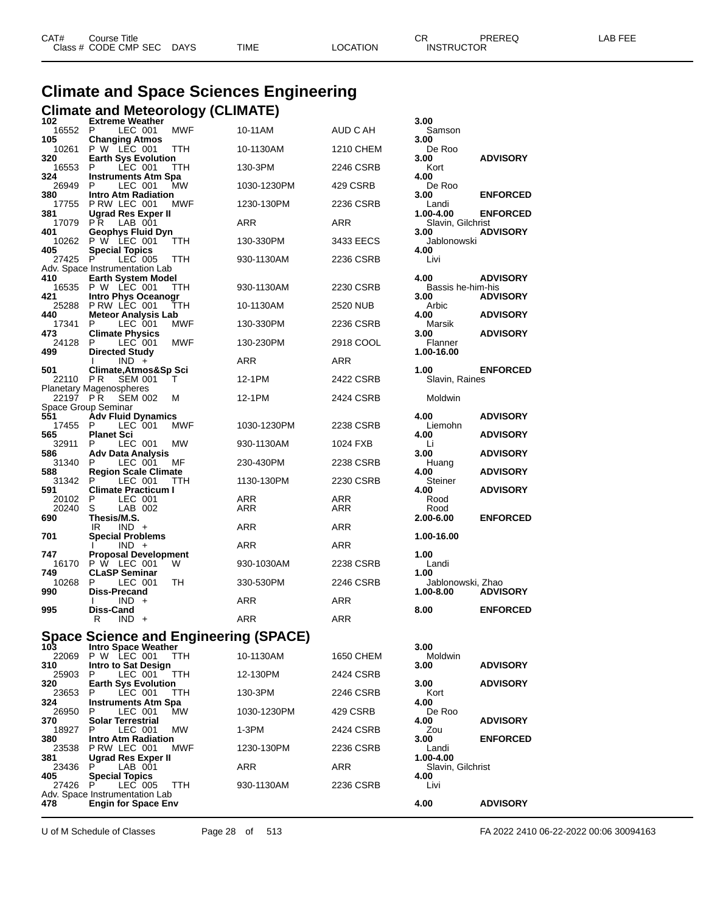# Climate and Space Sciences Engineering

## Climate and Meteorology (CLIMATE)

| CAT# Class # | Course Title CODE CMP SEC | DAYS | TIME | LOCATION | CR INSTRUCTOR | PREREQ | LAB FEE |
|---|---|---|---|---|---|---|---|
| **102** | **Extreme Weather** | | | | **3.00** | | |
| 16552 | P LEC 001 | MWF | 10-11AM | AUD C AH | Samson | | |
| **105** | **Changing Atmos** | | | | **3.00** | | |
| 10261 | P W LEC 001 | TTH | 10-1130AM | 1210 CHEM | De Roo | | |
| **320** | **Earth Sys Evolution** | | | | **3.00** | **ADVISORY** | |
| 16553 | P LEC 001 | TTH | 130-3PM | 2246 CSRB | Kort | | |
| **324** | **Instruments Atm Spa** | | | | **4.00** | | |
| 26949 | P LEC 001 | MW | 1030-1230PM | 429 CSRB | De Roo | | |
| **380** | **Intro Atm Radiation** | | | | **3.00** | **ENFORCED** | |
| 17755 | P RW LEC 001 | MWF | 1230-130PM | 2236 CSRB | Landi | | |
| **381** | **Ugrad Res Exper II** | | | | **1.00-4.00** | **ENFORCED** | |
| 17079 | P R LAB 001 | | ARR | ARR | Slavin, Gilchrist | | |
| **401** | **Geophys Fluid Dyn** | | | | **3.00** | **ADVISORY** | |
| 10262 | P W LEC 001 | TTH | 130-330PM | 3433 EECS | Jablonowski | | |
| **405** | **Special Topics** | | | | **4.00** | | |
| 27425 | P LEC 005 | TTH | 930-1130AM | 2236 CSRB | Livi | | |
| | Adv. Space Instrumentation Lab | | | | | | |
| **410** | **Earth System Model** | | | | **4.00** | **ADVISORY** | |
| 16535 | P W LEC 001 | TTH | 930-1130AM | 2230 CSRB | Bassis he-him-his | | |
| **421** | **Intro Phys Oceanogr** | | | | **3.00** | **ADVISORY** | |
| 25288 | P RW LEC 001 | TTH | 10-1130AM | 2520 NUB | Arbic | | |
| **440** | **Meteor Analysis Lab** | | | | **4.00** | **ADVISORY** | |
| 17341 | P LEC 001 | MWF | 130-330PM | 2236 CSRB | Marsik | | |
| **473** | **Climate Physics** | | | | **3.00** | **ADVISORY** | |
| 24128 | P LEC 001 | MWF | 130-230PM | 2918 COOL | Flanner | | |
| **499** | **Directed Study** | | | | **1.00-16.00** | | |
| | I IND + | | ARR | ARR | | | |
| **501** | **Climate,Atmos&Sp Sci** | | | | **1.00** | **ENFORCED** | |
| 22110 | P R SEM 001 | T | 12-1PM | 2422 CSRB | Slavin, Raines | | |
| | Planetary Magenospheres | | | | | | |
| 22197 | P R SEM 002 | M | 12-1PM | 2424 CSRB | Moldwin | | |
| | Space Group Seminar | | | | | | |
| **551** | **Adv Fluid Dynamics** | | | | **4.00** | **ADVISORY** | |
| 17455 | P LEC 001 | MWF | 1030-1230PM | 2238 CSRB | Liemohn | | |
| **565** | **Planet Sci** | | | | **4.00** | **ADVISORY** | |
| 32911 | P LEC 001 | MW | 930-1130AM | 1024 FXB | Li | | |
| **586** | **Adv Data Analysis** | | | | **3.00** | **ADVISORY** | |
| 31340 | P LEC 001 | MF | 230-430PM | 2238 CSRB | Huang | | |
| **588** | **Region Scale Climate** | | | | **4.00** | **ADVISORY** | |
| 31342 | P LEC 001 | TTH | 1130-130PM | 2230 CSRB | Steiner | | |
| **591** | **Climate Practicum I** | | | | **4.00** | **ADVISORY** | |
| 20102 | P LEC 001 | | ARR | ARR | Rood | | |
| 20240 | S LAB 002 | | ARR | ARR | Rood | | |
| **690** | **Thesis/M.S.** | | | | **2.00-6.00** | **ENFORCED** | |
| | IR IND + | | ARR | ARR | | | |
| **701** | **Special Problems** | | | | **1.00-16.00** | | |
| | I IND + | | ARR | ARR | | | |
| **747** | **Proposal Development** | | | | **1.00** | | |
| 16170 | P W LEC 001 | W | 930-1030AM | 2238 CSRB | Landi | | |
| **749** | **CLaSP Seminar** | | | | **1.00** | | |
| 10268 | P LEC 001 | TH | 330-530PM | 2246 CSRB | Jablonowski, Zhao | | |
| **990** | **Diss-Precand** | | | | **1.00-8.00** | **ADVISORY** | |
| | I IND + | | ARR | ARR | | | |
| **995** | **Diss-Cand** | | | | **8.00** | **ENFORCED** | |
| | R IND + | | ARR | ARR | | | |

## Space Science and Engineering (SPACE)

| CAT# Class # | Course Title CODE CMP SEC | DAYS | TIME | LOCATION | CR INSTRUCTOR | PREREQ | LAB FEE |
|---|---|---|---|---|---|---|---|
| **103** | **Intro Space Weather** | | | | **3.00** | | |
| 22069 | P W LEC 001 | TTH | 10-1130AM | 1650 CHEM | Moldwin | | |
| **310** | **Intro to Sat Design** | | | | **3.00** | **ADVISORY** | |
| 25903 | P LEC 001 | TTH | 12-130PM | 2424 CSRB | | | |
| **320** | **Earth Sys Evolution** | | | | **3.00** | **ADVISORY** | |
| 23653 | P LEC 001 | TTH | 130-3PM | 2246 CSRB | Kort | | |
| **324** | **Instruments Atm Spa** | | | | **4.00** | | |
| 26950 | P LEC 001 | MW | 1030-1230PM | 429 CSRB | De Roo | | |
| **370** | **Solar Terrestrial** | | | | **4.00** | **ADVISORY** | |
| 18927 | P LEC 001 | MW | 1-3PM | 2424 CSRB | Zou | | |
| **380** | **Intro Atm Radiation** | | | | **3.00** | **ENFORCED** | |
| 23538 | P RW LEC 001 | MWF | 1230-130PM | 2236 CSRB | Landi | | |
| **381** | **Ugrad Res Exper II** | | | | **1.00-4.00** | | |
| 23436 | P LAB 001 | | ARR | ARR | Slavin, Gilchrist | | |
| **405** | **Special Topics** | | | | **4.00** | | |
| 27426 | P LEC 005 | TTH | 930-1130AM | 2236 CSRB | Livi | | |
| | Adv. Space Instrumentation Lab | | | | | | |
| **478** | **Engin for Space Env** | | | | **4.00** | **ADVISORY** | |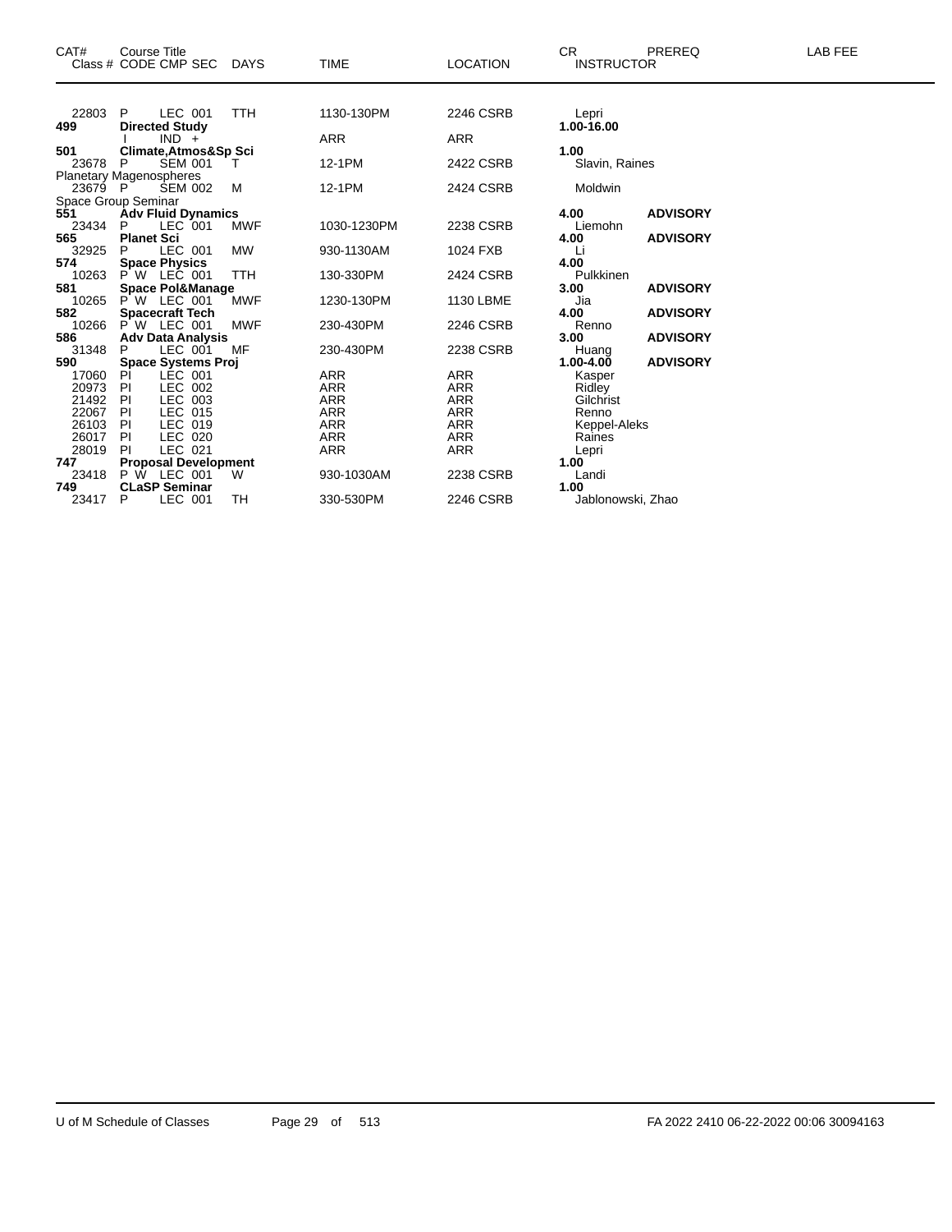| CAT# | Course Title<br>Class # CODE CMP SEC | DAYS | TIME | LOCATION | CR<br>INSTRUCTOR | PREREQ | LAB FEE |
|---|---|---|---|---|---|---|---|
| 22803 | P LEC 001 | TTH | 1130-130PM | 2246 CSRB | Lepri | | |
| **499** | **Directed Study** | | | | **1.00-16.00** | | |
| | I IND + | | ARR | ARR | | | |
| **501** | **Climate,Atmos&Sp Sci** | | | | **1.00** | | |
| 23678 | P SEM 001 | T | 12-1PM | 2422 CSRB | Slavin, Raines | | |
| Planetary Magenospheres | | | | | | | |
| 23679 | P SEM 002 | M | 12-1PM | 2424 CSRB | Moldwin | | |
| Space Group Seminar | | | | | | | |
| **551** | **Adv Fluid Dynamics** | | | | **4.00** | **ADVISORY** | |
| 23434 | P LEC 001 | MWF | 1030-1230PM | 2238 CSRB | Liemohn | | |
| **565** | **Planet Sci** | | | | **4.00** | **ADVISORY** | |
| 32925 | P LEC 001 | MW | 930-1130AM | 1024 FXB | Li | | |
| **574** | **Space Physics** | | | | **4.00** | | |
| 10263 | P W LEC 001 | TTH | 130-330PM | 2424 CSRB | Pulkkinen | | |
| **581** | **Space Pol&Manage** | | | | **3.00** | **ADVISORY** | |
| 10265 | P W LEC 001 | MWF | 1230-130PM | 1130 LBME | Jia | | |
| **582** | **Spacecraft Tech** | | | | **4.00** | **ADVISORY** | |
| 10266 | P W LEC 001 | MWF | 230-430PM | 2246 CSRB | Renno | | |
| **586** | **Adv Data Analysis** | | | | **3.00** | **ADVISORY** | |
| 31348 | P LEC 001 | MF | 230-430PM | 2238 CSRB | Huang | | |
| **590** | **Space Systems Proj** | | | | **1.00-4.00** | **ADVISORY** | |
| 17060 | PI LEC 001 | | ARR | ARR | Kasper | | |
| 20973 | PI LEC 002 | | ARR | ARR | Ridley | | |
| 21492 | PI LEC 003 | | ARR | ARR | Gilchrist | | |
| 22067 | PI LEC 015 | | ARR | ARR | Renno | | |
| 26103 | PI LEC 019 | | ARR | ARR | Keppel-Aleks | | |
| 26017 | PI LEC 020 | | ARR | ARR | Raines | | |
| 28019 | PI LEC 021 | | ARR | ARR | Lepri | | |
| **747** | **Proposal Development** | | | | **1.00** | | |
| 23418 | P W LEC 001 | W | 930-1030AM | 2238 CSRB | Landi | | |
| **749** | **CLaSP Seminar** | | | | **1.00** | | |
| 23417 | P LEC 001 | TH | 330-530PM | 2246 CSRB | Jablonowski, Zhao | | |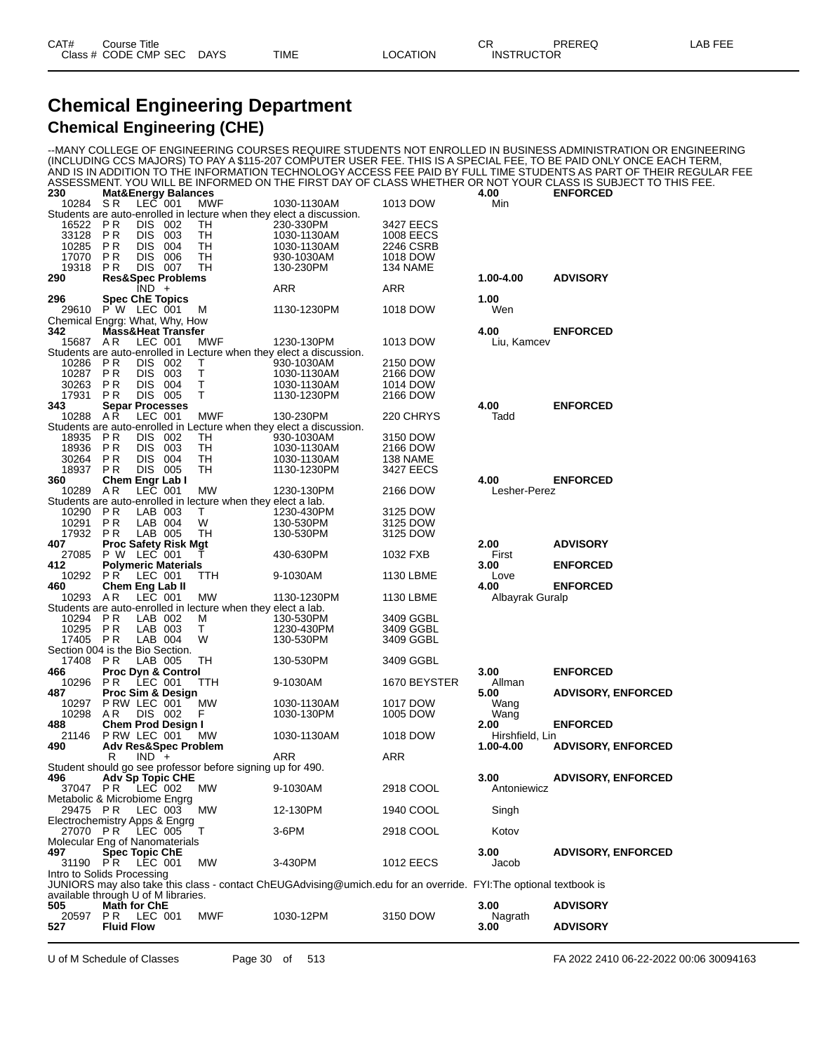# Chemical Engineering Department

## Chemical Engineering (CHE)

--MANY COLLEGE OF ENGINEERING COURSES REQUIRE STUDENTS NOT ENROLLED IN BUSINESS ADMINISTRATION OR ENGINEERING (INCLUDING CCS MAJORS) TO PAY A $115-207 COMPUTER USER FEE. THIS IS A SPECIAL FEE, TO BE PAID ONLY ONCE EACH TERM, AND IS IN ADDITION TO THE INFORMATION TECHNOLOGY ACCESS FEE PAID BY FULL TIME STUDENTS AS PART OF THEIR REGULAR FEE ASSESSMENT. YOU WILL BE INFORMED ON THE FIRST DAY OF CLASS WHETHER OR NOT YOUR CLASS IS SUBJECT TO THIS FEE.

| CAT# / Class # | Course Title / CODE CMP SEC | DAYS | TIME | LOCATION | CR / INSTRUCTOR | PREREQ | LAB FEE |
|---|---|---|---|---|---|---|---|
| **230** | **Mat&Energy Balances** | | | | **4.00** | **ENFORCED** | |
| 10284 | S R LEC 001 | MWF | 1030-1130AM | 1013 DOW | Min | | |
| Students are auto-enrolled in lecture when they elect a discussion. | | | | | | | |
| 16522 | P R DIS 002 | TH | 230-330PM | 3427 EECS | | | |
| 33128 | P R DIS 003 | TH | 1030-1130AM | 1008 EECS | | | |
| 10285 | P R DIS 004 | TH | 1030-1130AM | 2246 CSRB | | | |
| 17070 | P R DIS 006 | TH | 930-1030AM | 1018 DOW | | | |
| 19318 | P R DIS 007 | TH | 130-230PM | 134 NAME | | | |
| **290** | **Res&Spec Problems** | | | | **1.00-4.00** | **ADVISORY** | |
| | IND + | | ARR | ARR | | | |
| **296** | **Spec ChE Topics** | | | | **1.00** | | |
| 29610 | P W LEC 001 | M | 1130-1230PM | 1018 DOW | Wen | | |
| Chemical Engrg: What, Why, How | | | | | | | |
| **342** | **Mass&Heat Transfer** | | | | **4.00** | **ENFORCED** | |
| 15687 | A R LEC 001 | MWF | 1230-130PM | 1013 DOW | Liu, Kamcev | | |
| Students are auto-enrolled in Lecture when they elect a discussion. | | | | | | | |
| 10286 | P R DIS 002 | T | 930-1030AM | 2150 DOW | | | |
| 10287 | P R DIS 003 | T | 1030-1130AM | 2166 DOW | | | |
| 30263 | P R DIS 004 | T | 1030-1130AM | 1014 DOW | | | |
| 17931 | P R DIS 005 | T | 1130-1230PM | 2166 DOW | | | |
| **343** | **Separ Processes** | | | | **4.00** | **ENFORCED** | |
| 10288 | A R LEC 001 | MWF | 130-230PM | 220 CHRYS | Tadd | | |
| Students are auto-enrolled in Lecture when they elect a discussion. | | | | | | | |
| 18935 | P R DIS 002 | TH | 930-1030AM | 3150 DOW | | | |
| 18936 | P R DIS 003 | TH | 1030-1130AM | 2166 DOW | | | |
| 30264 | P R DIS 004 | TH | 1030-1130AM | 138 NAME | | | |
| 18937 | P R DIS 005 | TH | 1130-1230PM | 3427 EECS | | | |
| **360** | **Chem Engr Lab I** | | | | **4.00** | **ENFORCED** | |
| 10289 | A R LEC 001 | MW | 1230-130PM | 2166 DOW | Lesher-Perez | | |
| Students are auto-enrolled in lecture when they elect a lab. | | | | | | | |
| 10290 | P R LAB 003 | T | 1230-430PM | 3125 DOW | | | |
| 10291 | P R LAB 004 | W | 130-530PM | 3125 DOW | | | |
| 17932 | P R LAB 005 | TH | 130-530PM | 3125 DOW | | | |
| **407** | **Proc Safety Risk Mgt** | | | | **2.00** | **ADVISORY** | |
| 27085 | P W LEC 001 | T | 430-630PM | 1032 FXB | First | | |
| **412** | **Polymeric Materials** | | | | **3.00** | **ENFORCED** | |
| 10292 | P R LEC 001 | TTH | 9-1030AM | 1130 LBME | Love | | |
| **460** | **Chem Eng Lab II** | | | | **4.00** | **ENFORCED** | |
| 10293 | A R LEC 001 | MW | 1130-1230PM | 1130 LBME | Albayrak Guralp | | |
| Students are auto-enrolled in lecture when they elect a lab. | | | | | | | |
| 10294 | P R LAB 002 | M | 130-530PM | 3409 GGBL | | | |
| 10295 | P R LAB 003 | T | 1230-430PM | 3409 GGBL | | | |
| 17405 | P R LAB 004 | W | 130-530PM | 3409 GGBL | | | |
| Section 004 is the Bio Section. | | | | | | | |
| 17408 | P R LAB 005 | TH | 130-530PM | 3409 GGBL | | | |
| **466** | **Proc Dyn & Control** | | | | **3.00** | **ENFORCED** | |
| 10296 | P R LEC 001 | TTH | 9-1030AM | 1670 BEYSTER | Allman | | |
| **487** | **Proc Sim & Design** | | | | **5.00** | **ADVISORY, ENFORCED** | |
| 10297 | P RW LEC 001 | MW | 1030-1130AM | 1017 DOW | Wang | | |
| 10298 | A R DIS 002 | F | 1030-130PM | 1005 DOW | Wang | | |
| **488** | **Chem Prod Design I** | | | | **2.00** | **ENFORCED** | |
| 21146 | P RW LEC 001 | MW | 1030-1130AM | 1018 DOW | Hirshfield, Lin | | |
| **490** | **Adv Res&Spec Problem** | | | | **1.00-4.00** | **ADVISORY, ENFORCED** | |
| | R IND + | | ARR | ARR | | | |
| Student should go see professor before signing up for 490. | | | | | | | |
| **496** | **Adv Sp Topic CHE** | | | | **3.00** | **ADVISORY, ENFORCED** | |
| 37047 | P R LEC 002 | MW | 9-1030AM | 2918 COOL | Antoniewicz | | |
| Metabolic & Microbiome Engrg | | | | | | | |
| 29475 | P R LEC 003 | MW | 12-130PM | 1940 COOL | Singh | | |
| Electrochemistry Apps & Engrg | | | | | | | |
| 27070 | P R LEC 005 | T | 3-6PM | 2918 COOL | Kotov | | |
| Molecular Eng of Nanomaterials | | | | | | | |
| **497** | **Spec Topic ChE** | | | | **3.00** | **ADVISORY, ENFORCED** | |
| 31190 | P R LEC 001 | MW | 3-430PM | 1012 EECS | Jacob | | |
| Intro to Solids Processing | | | | | | | |
| JUNIORS may also take this class - contact ChEUGAdvising@umich.edu for an override. FYI:The optional textbook is available through U of M libraries. | | | | | | | |
| **505** | **Math for ChE** | | | | **3.00** | **ADVISORY** | |
| 20597 | P R LEC 001 | MWF | 1030-12PM | 3150 DOW | Nagrath | | |
| **527** | **Fluid Flow** | | | | **3.00** | **ADVISORY** | |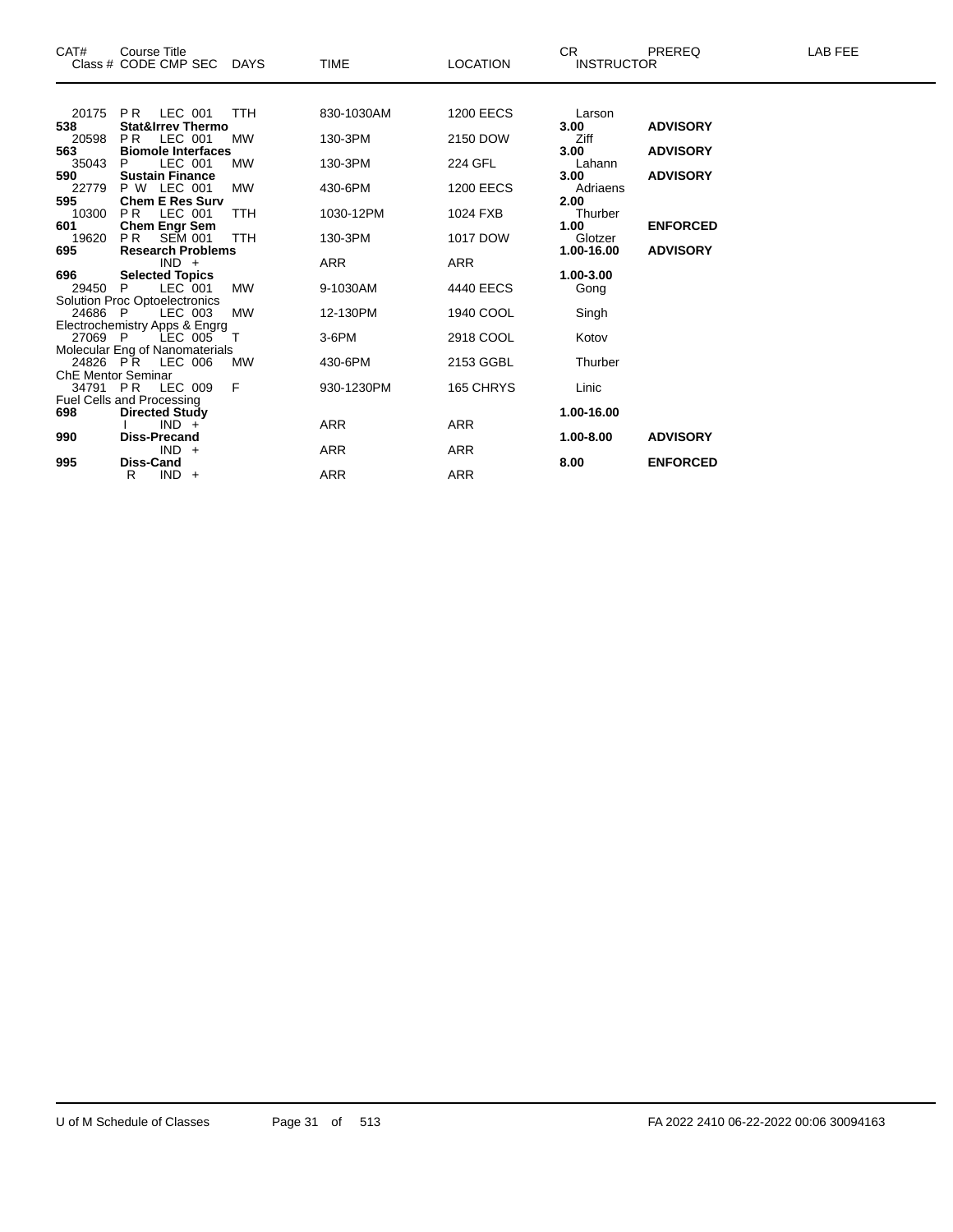| CAT# | Course Title<br>Class # CODE CMP SEC | DAYS | TIME | LOCATION | CR<br>INSTRUCTOR | PREREQ | LAB FEE |
|---|---|---|---|---|---|---|---|
| 20175 | P R LEC 001 | TTH | 830-1030AM | 1200 EECS | Larson | | |
| **538** | **Stat&Irrev Thermo** | | | | **3.00** | **ADVISORY** | |
| 20598 | P R LEC 001 | MW | 130-3PM | 2150 DOW | Ziff | | |
| **563** | **Biomole Interfaces** | | | | **3.00** | **ADVISORY** | |
| 35043 | P LEC 001 | MW | 130-3PM | 224 GFL | Lahann | | |
| **590** | **Sustain Finance** | | | | **3.00** | **ADVISORY** | |
| 22779 | P W LEC 001 | MW | 430-6PM | 1200 EECS | Adriaens | | |
| **595** | **Chem E Res Surv** | | | | **2.00** | | |
| 10300 | P R LEC 001 | TTH | 1030-12PM | 1024 FXB | Thurber | | |
| **601** | **Chem Engr Sem** | | | | **1.00** | **ENFORCED** | |
| 19620 | P R SEM 001 | TTH | 130-3PM | 1017 DOW | Glotzer | | |
| **695** | **Research Problems** | | | | **1.00-16.00** | **ADVISORY** | |
| | IND + | | ARR | ARR | | | |
| **696** | **Selected Topics** | | | | **1.00-3.00** | | |
| 29450 | P LEC 001 | MW | 9-1030AM | 4440 EECS | Gong | | |
| | Solution Proc Optoelectronics | | | | | | |
| 24686 | P LEC 003 | MW | 12-130PM | 1940 COOL | Singh | | |
| | Electrochemistry Apps & Engrg | | | | | | |
| 27069 | P LEC 005 | T | 3-6PM | 2918 COOL | Kotov | | |
| | Molecular Eng of Nanomaterials | | | | | | |
| 24826 | P R LEC 006 | MW | 430-6PM | 2153 GGBL | Thurber | | |
| | ChE Mentor Seminar | | | | | | |
| 34791 | P R LEC 009 | F | 930-1230PM | 165 CHRYS | Linic | | |
| | Fuel Cells and Processing | | | | | | |
| **698** | **Directed Study** | | | | **1.00-16.00** | | |
| | I IND + | | ARR | ARR | | | |
| **990** | **Diss-Precand** | | | | **1.00-8.00** | **ADVISORY** | |
| | IND + | | ARR | ARR | | | |
| **995** | **Diss-Cand** | | | | **8.00** | **ENFORCED** | |
| | R IND + | | ARR | ARR | | | |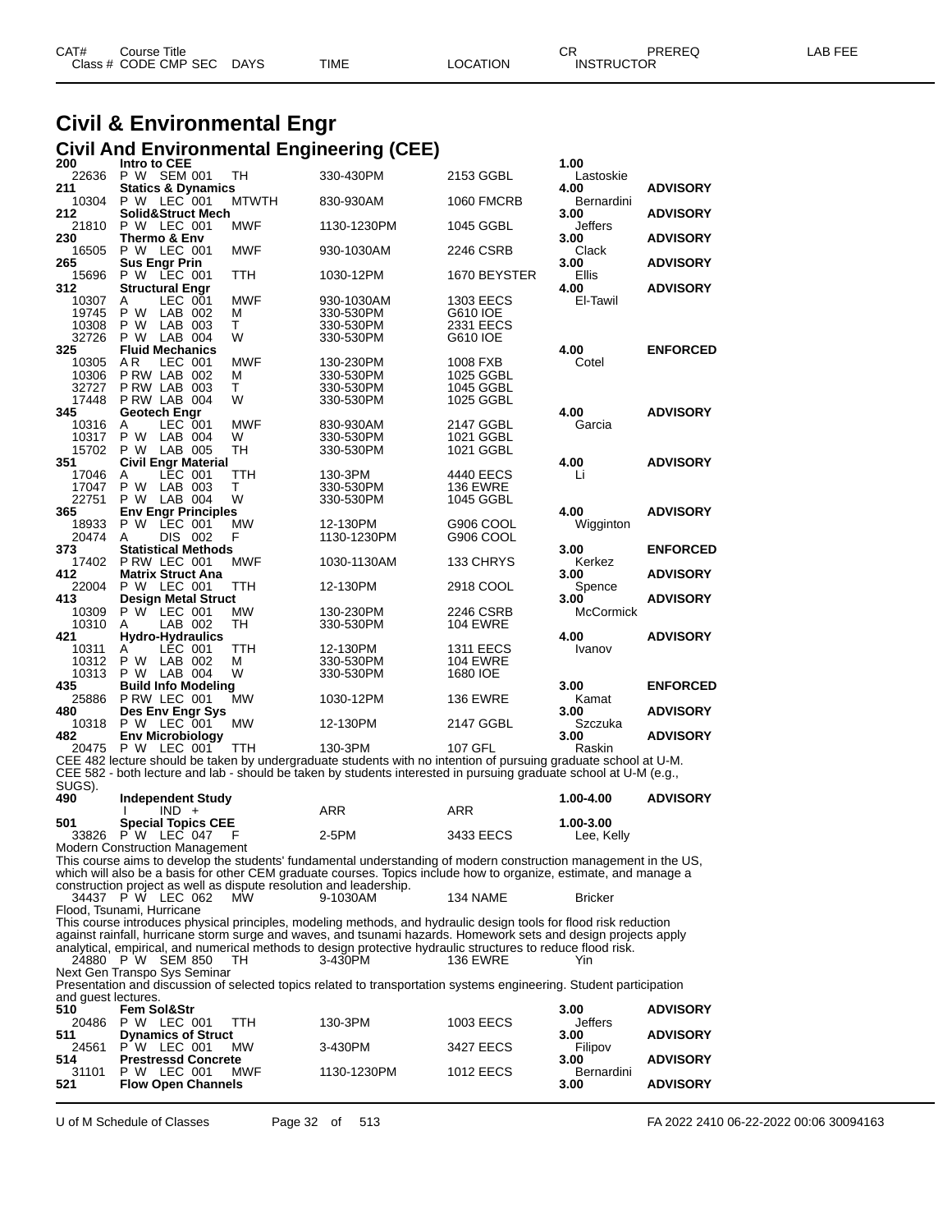| CAT# | Course Title | | | | CR | PREREQ | LAB FEE |
|---|---|---|---|---|---|---|---|
| Class # | CODE CMP SEC | DAYS | TIME | LOCATION | INSTRUCTOR | | |

# Civil & Environmental Engr

## Civil And Environmental Engineering (CEE)

| CAT# / Class # | Course Title / CODE CMP SEC | DAYS | TIME | LOCATION | CR / INSTRUCTOR | PREREQ |
|---|---|---|---|---|---|---|
| **200** | **Intro to CEE** | | | | **1.00** | |
| 22636 | P W SEM 001 | TH | 330-430PM | 2153 GGBL | Lastoskie | |
| **211** | **Statics & Dynamics** | | | | **4.00** | **ADVISORY** |
| 10304 | P W LEC 001 | MTWTH | 830-930AM | 1060 FMCRB | Bernardini | |
| **212** | **Solid&Struct Mech** | | | | **3.00** | **ADVISORY** |
| 21810 | P W LEC 001 | MWF | 1130-1230PM | 1045 GGBL | Jeffers | |
| **230** | **Thermo & Env** | | | | **3.00** | **ADVISORY** |
| 16505 | P W LEC 001 | MWF | 930-1030AM | 2246 CSRB | Clack | |
| **265** | **Sus Engr Prin** | | | | **3.00** | **ADVISORY** |
| 15696 | P W LEC 001 | TTH | 1030-12PM | 1670 BEYSTER | Ellis | |
| **312** | **Structural Engr** | | | | **4.00** | **ADVISORY** |
| 10307 | A LEC 001 | MWF | 930-1030AM | 1303 EECS | El-Tawil | |
| 19745 | P W LAB 002 | M | 330-530PM | G610 IOE | | |
| 10308 | P W LAB 003 | T | 330-530PM | 2331 EECS | | |
| 32726 | P W LAB 004 | W | 330-530PM | G610 IOE | | |
| **325** | **Fluid Mechanics** | | | | **4.00** | **ENFORCED** |
| 10305 | A R LEC 001 | MWF | 130-230PM | 1008 FXB | Cotel | |
| 10306 | P RW LAB 002 | M | 330-530PM | 1025 GGBL | | |
| 32727 | P RW LAB 003 | T | 330-530PM | 1045 GGBL | | |
| 17448 | P RW LAB 004 | W | 330-530PM | 1025 GGBL | | |
| **345** | **Geotech Engr** | | | | **4.00** | **ADVISORY** |
| 10316 | A LEC 001 | MWF | 830-930AM | 2147 GGBL | Garcia | |
| 10317 | P W LAB 004 | W | 330-530PM | 1021 GGBL | | |
| 15702 | P W LAB 005 | TH | 330-530PM | 1021 GGBL | | |
| **351** | **Civil Engr Material** | | | | **4.00** | **ADVISORY** |
| 17046 | A LEC 001 | TTH | 130-3PM | 4440 EECS | Li | |
| 17047 | P W LAB 003 | T | 330-530PM | 136 EWRE | | |
| 22751 | P W LAB 004 | W | 330-530PM | 1045 GGBL | | |
| **365** | **Env Engr Principles** | | | | **4.00** | **ADVISORY** |
| 18933 | P W LEC 001 | MW | 12-130PM | G906 COOL | Wigginton | |
| 20474 | A DIS 002 | F | 1130-1230PM | G906 COOL | | |
| **373** | **Statistical Methods** | | | | **3.00** | **ENFORCED** |
| 17402 | P RW LEC 001 | MWF | 1030-1130AM | 133 CHRYS | Kerkez | |
| **412** | **Matrix Struct Ana** | | | | **3.00** | **ADVISORY** |
| 22004 | P W LEC 001 | TTH | 12-130PM | 2918 COOL | Spence | |
| **413** | **Design Metal Struct** | | | | **3.00** | **ADVISORY** |
| 10309 | P W LEC 001 | MW | 130-230PM | 2246 CSRB | McCormick | |
| 10310 | A LAB 002 | TH | 330-530PM | 104 EWRE | | |
| **421** | **Hydro-Hydraulics** | | | | **4.00** | **ADVISORY** |
| 10311 | A LEC 001 | TTH | 12-130PM | 1311 EECS | Ivanov | |
| 10312 | P W LAB 002 | M | 330-530PM | 104 EWRE | | |
| 10313 | P W LAB 004 | W | 330-530PM | 1680 IOE | | |
| **435** | **Build Info Modeling** | | | | **3.00** | **ENFORCED** |
| 25886 | P RW LEC 001 | MW | 1030-12PM | 136 EWRE | Kamat | |
| **480** | **Des Env Engr Sys** | | | | **3.00** | **ADVISORY** |
| 10318 | P W LEC 001 | MW | 12-130PM | 2147 GGBL | Szczuka | |
| **482** | **Env Microbiology** | | | | **3.00** | **ADVISORY** |
| 20475 | P W LEC 001 | TTH | 130-3PM | 107 GFL | Raskin | |

CEE 482 lecture should be taken by undergraduate students with no intention of pursuing graduate school at U-M. CEE 582 - both lecture and lab - should be taken by students interested in pursuing graduate school at U-M (e.g., SUGS).

| CAT# / Class # | Course Title / CODE CMP SEC | DAYS | TIME | LOCATION | CR / INSTRUCTOR | PREREQ |
|---|---|---|---|---|---|---|
| **490** | **Independent Study** | | | | **1.00-4.00** | **ADVISORY** |
| | I IND + | | ARR | ARR | | |
| **501** | **Special Topics CEE** | | | | **1.00-3.00** | |
| 33826 | P W LEC 047 | F | 2-5PM | 3433 EECS | Lee, Kelly | |

Modern Construction Management

This course aims to develop the students' fundamental understanding of modern construction management in the US, which will also be a basis for other CEM graduate courses. Topics include how to organize, estimate, and manage a construction project as well as dispute resolution and leadership.

| Class # | CODE CMP SEC | DAYS | TIME | LOCATION | INSTRUCTOR |
|---|---|---|---|---|---|
| 34437 | P W LEC 062 | MW | 9-1030AM | 134 NAME | Bricker |

Flood, Tsunami, Hurricane

This course introduces physical principles, modeling methods, and hydraulic design tools for flood risk reduction against rainfall, hurricane storm surge and waves, and tsunami hazards. Homework sets and design projects apply analytical, empirical, and numerical methods to design protective hydraulic structures to reduce flood risk.

| Class # | CODE CMP SEC | DAYS | TIME | LOCATION | INSTRUCTOR |
|---|---|---|---|---|---|
| 24880 | P W SEM 850 | TH | 3-430PM | 136 EWRE | Yin |

Next Gen Transpo Sys Seminar

Presentation and discussion of selected topics related to transportation systems engineering. Student participation and guest lectures.

| CAT# / Class # | Course Title / CODE CMP SEC | DAYS | TIME | LOCATION | CR / INSTRUCTOR | PREREQ |
|---|---|---|---|---|---|---|
| **510** | **Fem Sol&Str** | | | | **3.00** | **ADVISORY** |
| 20486 | P W LEC 001 | TTH | 130-3PM | 1003 EECS | Jeffers | |
| **511** | **Dynamics of Struct** | | | | **3.00** | **ADVISORY** |
| 24561 | P W LEC 001 | MW | 3-430PM | 3427 EECS | Filipov | |
| **514** | **Prestressd Concrete** | | | | **3.00** | **ADVISORY** |
| 31101 | P W LEC 001 | MWF | 1130-1230PM | 1012 EECS | Bernardini | |
| **521** | **Flow Open Channels** | | | | **3.00** | **ADVISORY** |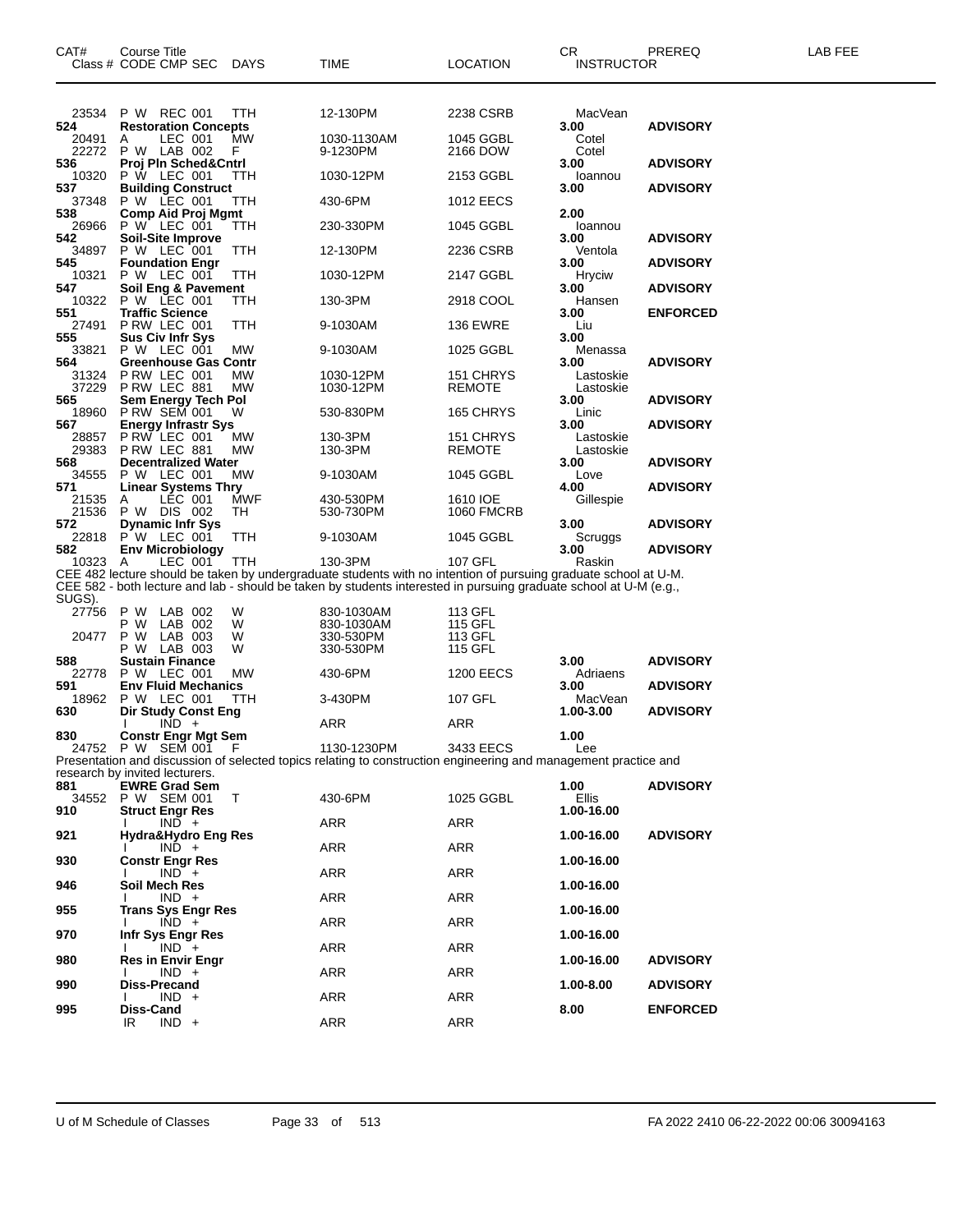| CAT# | Course Title<br>Class # CODE CMP SEC | DAYS | TIME | LOCATION | CR<br>INSTRUCTOR | PREREQ | LAB FEE |
|---|---|---|---|---|---|---|---|
| 23534 | P W REC 001 | TTH | 12-130PM | 2238 CSRB | MacVean | | |
| **524** | **Restoration Concepts** | | | | **3.00** | **ADVISORY** | |
| 20491 | A LEC 001 | MW | 1030-1130AM | 1045 GGBL | Cotel | | |
| 22272 | P W LAB 002 | F | 9-1230PM | 2166 DOW | Cotel | | |
| **536** | **Proj Pln Sched&Cntrl** | | | | **3.00** | **ADVISORY** | |
| 10320 | P W LEC 001 | TTH | 1030-12PM | 2153 GGBL | Ioannou | | |
| **537** | **Building Construct** | | | | **3.00** | **ADVISORY** | |
| 37348 | P W LEC 001 | TTH | 430-6PM | 1012 EECS | | | |
| **538** | **Comp Aid Proj Mgmt** | | | | **2.00** | | |
| 26966 | P W LEC 001 | TTH | 230-330PM | 1045 GGBL | Ioannou | | |
| **542** | **Soil-Site Improve** | | | | **3.00** | **ADVISORY** | |
| 34897 | P W LEC 001 | TTH | 12-130PM | 2236 CSRB | Ventola | | |
| **545** | **Foundation Engr** | | | | **3.00** | **ADVISORY** | |
| 10321 | P W LEC 001 | TTH | 1030-12PM | 2147 GGBL | Hryciw | | |
| **547** | **Soil Eng & Pavement** | | | | **3.00** | **ADVISORY** | |
| 10322 | P W LEC 001 | TTH | 130-3PM | 2918 COOL | Hansen | | |
| **551** | **Traffic Science** | | | | **3.00** | **ENFORCED** | |
| 27491 | P RW LEC 001 | TTH | 9-1030AM | 136 EWRE | Liu | | |
| **555** | **Sus Civ Infr Sys** | | | | **3.00** | | |
| 33821 | P W LEC 001 | MW | 9-1030AM | 1025 GGBL | Menassa | | |
| **564** | **Greenhouse Gas Contr** | | | | **3.00** | **ADVISORY** | |
| 31324 | P RW LEC 001 | MW | 1030-12PM | 151 CHRYS | Lastoskie | | |
| 37229 | P RW LEC 881 | MW | 1030-12PM | REMOTE | Lastoskie | | |
| **565** | **Sem Energy Tech Pol** | | | | **3.00** | **ADVISORY** | |
| 18960 | P RW SEM 001 | W | 530-830PM | 165 CHRYS | Linic | | |
| **567** | **Energy Infrastr Sys** | | | | **3.00** | **ADVISORY** | |
| 28857 | P RW LEC 001 | MW | 130-3PM | 151 CHRYS | Lastoskie | | |
| 29383 | P RW LEC 881 | MW | 130-3PM | REMOTE | Lastoskie | | |
| **568** | **Decentralized Water** | | | | **3.00** | **ADVISORY** | |
| 34555 | P W LEC 001 | MW | 9-1030AM | 1045 GGBL | Love | | |
| **571** | **Linear Systems Thry** | | | | **4.00** | **ADVISORY** | |
| 21535 | A LEC 001 | MWF | 430-530PM | 1610 IOE | Gillespie | | |
| 21536 | P W DIS 002 | TH | 530-730PM | 1060 FMCRB | | | |
| **572** | **Dynamic Infr Sys** | | | | **3.00** | **ADVISORY** | |
| 22818 | P W LEC 001 | TTH | 9-1030AM | 1045 GGBL | Scruggs | | |
| **582** | **Env Microbiology** | | | | **3.00** | **ADVISORY** | |
| 10323 | A LEC 001 | TTH | 130-3PM | 107 GFL | Raskin | | |

CEE 482 lecture should be taken by undergraduate students with no intention of pursuing graduate school at U-M. CEE 582 - both lecture and lab - should be taken by students interested in pursuing graduate school at U-M (e.g., SUGS).

| CAT# | Course Title<br>Class # CODE CMP SEC | DAYS | TIME | LOCATION | CR<br>INSTRUCTOR | PREREQ | LAB FEE |
|---|---|---|---|---|---|---|---|
| 27756 | P W LAB 002 | W | 830-1030AM | 113 GFL | | | |
| | P W LAB 002 | W | 830-1030AM | 115 GFL | | | |
| 20477 | P W LAB 003 | W | 330-530PM | 113 GFL | | | |
| | P W LAB 003 | W | 330-530PM | 115 GFL | | | |
| **588** | **Sustain Finance** | | | | **3.00** | **ADVISORY** | |
| 22778 | P W LEC 001 | MW | 430-6PM | 1200 EECS | Adriaens | | |
| **591** | **Env Fluid Mechanics** | | | | **3.00** | **ADVISORY** | |
| 18962 | P W LEC 001 | TTH | 3-430PM | 107 GFL | MacVean | | |
| **630** | **Dir Study Const Eng** | | | | **1.00-3.00** | **ADVISORY** | |
| | I IND + | | ARR | ARR | | | |
| **830** | **Constr Engr Mgt Sem** | | | | **1.00** | | |
| 24752 | P W SEM 001 | F | 1130-1230PM | 3433 EECS | Lee | | |

Presentation and discussion of selected topics relating to construction engineering and management practice and research by invited lecturers.

| CAT# | Course Title<br>Class # CODE CMP SEC | DAYS | TIME | LOCATION | CR<br>INSTRUCTOR | PREREQ | LAB FEE |
|---|---|---|---|---|---|---|---|
| **881** | **EWRE Grad Sem** | | | | **1.00** | **ADVISORY** | |
| 34552 | P W SEM 001 | T | 430-6PM | 1025 GGBL | Ellis | | |
| **910** | **Struct Engr Res** | | | | **1.00-16.00** | | |
| | I IND + | | ARR | ARR | | | |
| **921** | **Hydra&Hydro Eng Res** | | | | **1.00-16.00** | **ADVISORY** | |
| | I IND + | | ARR | ARR | | | |
| **930** | **Constr Engr Res** | | | | **1.00-16.00** | | |
| | I IND + | | ARR | ARR | | | |
| **946** | **Soil Mech Res** | | | | **1.00-16.00** | | |
| | I IND + | | ARR | ARR | | | |
| **955** | **Trans Sys Engr Res** | | | | **1.00-16.00** | | |
| | I IND + | | ARR | ARR | | | |
| **970** | **Infr Sys Engr Res** | | | | **1.00-16.00** | | |
| | I IND + | | ARR | ARR | | | |
| **980** | **Res in Envir Engr** | | | | **1.00-16.00** | **ADVISORY** | |
| | I IND + | | ARR | ARR | | | |
| **990** | **Diss-Precand** | | | | **1.00-8.00** | **ADVISORY** | |
| | I IND + | | ARR | ARR | | | |
| **995** | **Diss-Cand** | | | | **8.00** | **ENFORCED** | |
| | IR IND + | | ARR | ARR | | | |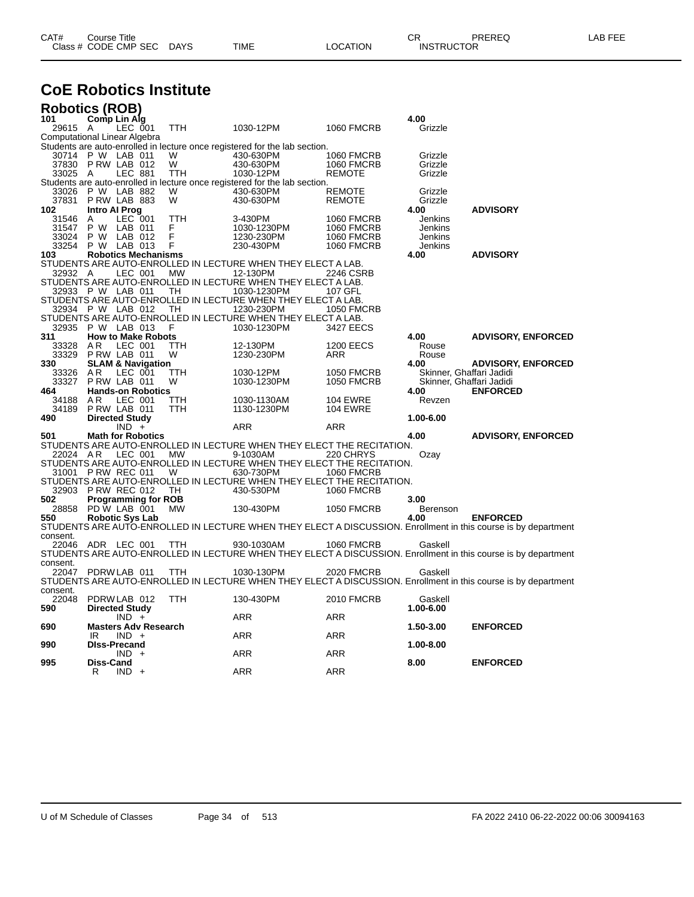# CoE Robotics Institute

## Robotics (ROB)

| CAT# / Class # | Course Title / CODE CMP SEC | DAYS | TIME | LOCATION | CR / INSTRUCTOR | PREREQ | LAB FEE |
|---|---|---|---|---|---|---|---|
| **101** | **Comp Lin Alg** | | | | **4.00** | | |
| 29615 | A LEC 001 | TTH | 1030-12PM | 1060 FMCRB | Grizzle | | |
| Computational Linear Algebra | | | | | | | |
| Students are auto-enrolled in lecture once registered for the lab section. | | | | | | | |
| 30714 | P W LAB 011 | W | 430-630PM | 1060 FMCRB | Grizzle | | |
| 37830 | P RW LAB 012 | W | 430-630PM | 1060 FMCRB | Grizzle | | |
| 33025 | A LEC 881 | TTH | 1030-12PM | REMOTE | Grizzle | | |
| Students are auto-enrolled in lecture once registered for the lab section. | | | | | | | |
| 33026 | P W LAB 882 | W | 430-630PM | REMOTE | Grizzle | | |
| 37831 | P RW LAB 883 | W | 430-630PM | REMOTE | Grizzle | | |
| **102** | **Intro AI Prog** | | | | **4.00** | **ADVISORY** | |
| 31546 | A LEC 001 | TTH | 3-430PM | 1060 FMCRB | Jenkins | | |
| 31547 | P W LAB 011 | F | 1030-1230PM | 1060 FMCRB | Jenkins | | |
| 33024 | P W LAB 012 | F | 1230-230PM | 1060 FMCRB | Jenkins | | |
| 33254 | P W LAB 013 | F | 230-430PM | 1060 FMCRB | Jenkins | | |
| **103** | **Robotics Mechanisms** | | | | **4.00** | **ADVISORY** | |
| STUDENTS ARE AUTO-ENROLLED IN LECTURE WHEN THEY ELECT A LAB. | | | | | | | |
| 32932 | A LEC 001 | MW | 12-130PM | 2246 CSRB | | | |
| STUDENTS ARE AUTO-ENROLLED IN LECTURE WHEN THEY ELECT A LAB. | | | | | | | |
| 32933 | P W LAB 011 | TH | 1030-1230PM | 107 GFL | | | |
| STUDENTS ARE AUTO-ENROLLED IN LECTURE WHEN THEY ELECT A LAB. | | | | | | | |
| 32934 | P W LAB 012 | TH | 1230-230PM | 1050 FMCRB | | | |
| STUDENTS ARE AUTO-ENROLLED IN LECTURE WHEN THEY ELECT A LAB. | | | | | | | |
| 32935 | P W LAB 013 | F | 1030-1230PM | 3427 EECS | | | |
| **311** | **How to Make Robots** | | | | **4.00** | **ADVISORY, ENFORCED** | |
| 33328 | A R LEC 001 | TTH | 12-130PM | 1200 EECS | Rouse | | |
| 33329 | P RW LAB 011 | W | 1230-230PM | ARR | Rouse | | |
| **330** | **SLAM & Navigation** | | | | **4.00** | **ADVISORY, ENFORCED** | |
| 33326 | A R LEC 001 | TTH | 1030-12PM | 1050 FMCRB | Skinner, Ghaffari Jadidi | | |
| 33327 | P RW LAB 011 | W | 1030-1230PM | 1050 FMCRB | Skinner, Ghaffari Jadidi | | |
| **464** | **Hands-on Robotics** | | | | **4.00** | **ENFORCED** | |
| 34188 | A R LEC 001 | TTH | 1030-1130AM | 104 EWRE | Revzen | | |
| 34189 | P RW LAB 011 | TTH | 1130-1230PM | 104 EWRE | | | |
| **490** | **Directed Study** | | | | **1.00-6.00** | | |
| | IND + | | ARR | ARR | | | |
| **501** | **Math for Robotics** | | | | **4.00** | **ADVISORY, ENFORCED** | |
| STUDENTS ARE AUTO-ENROLLED IN LECTURE WHEN THEY ELECT THE RECITATION. | | | | | | | |
| 22024 | A R LEC 001 | MW | 9-1030AM | 220 CHRYS | Ozay | | |
| STUDENTS ARE AUTO-ENROLLED IN LECTURE WHEN THEY ELECT THE RECITATION. | | | | | | | |
| 31001 | P RW REC 011 | W | 630-730PM | 1060 FMCRB | | | |
| STUDENTS ARE AUTO-ENROLLED IN LECTURE WHEN THEY ELECT THE RECITATION. | | | | | | | |
| 32903 | P RW REC 012 | TH | 430-530PM | 1060 FMCRB | | | |
| **502** | **Programming for ROB** | | | | **3.00** | | |
| 28858 | PD W LAB 001 | MW | 130-430PM | 1050 FMCRB | Berenson | | |
| **550** | **Robotic Sys Lab** | | | | **4.00** | **ENFORCED** | |
| STUDENTS ARE AUTO-ENROLLED IN LECTURE WHEN THEY ELECT A DISCUSSION. Enrollment in this course is by department consent. | | | | | | | |
| 22046 | ADR LEC 001 | TTH | 930-1030AM | 1060 FMCRB | Gaskell | | |
| STUDENTS ARE AUTO-ENROLLED IN LECTURE WHEN THEY ELECT A DISCUSSION. Enrollment in this course is by department consent. | | | | | | | |
| 22047 | PDRW LAB 011 | TTH | 1030-130PM | 2020 FMCRB | Gaskell | | |
| STUDENTS ARE AUTO-ENROLLED IN LECTURE WHEN THEY ELECT A DISCUSSION. Enrollment in this course is by department consent. | | | | | | | |
| 22048 | PDRW LAB 012 | TTH | 130-430PM | 2010 FMCRB | Gaskell | | |
| **590** | **Directed Study** | | | | **1.00-6.00** | | |
| | IND + | | ARR | ARR | | | |
| **690** | **Masters Adv Research** | | | | **1.50-3.00** | **ENFORCED** | |
| | IR IND + | | ARR | ARR | | | |
| **990** | **Diss-Precand** | | | | **1.00-8.00** | | |
| | IND + | | ARR | ARR | | | |
| **995** | **Diss-Cand** | | | | **8.00** | **ENFORCED** | |
| | R IND + | | ARR | ARR | | | |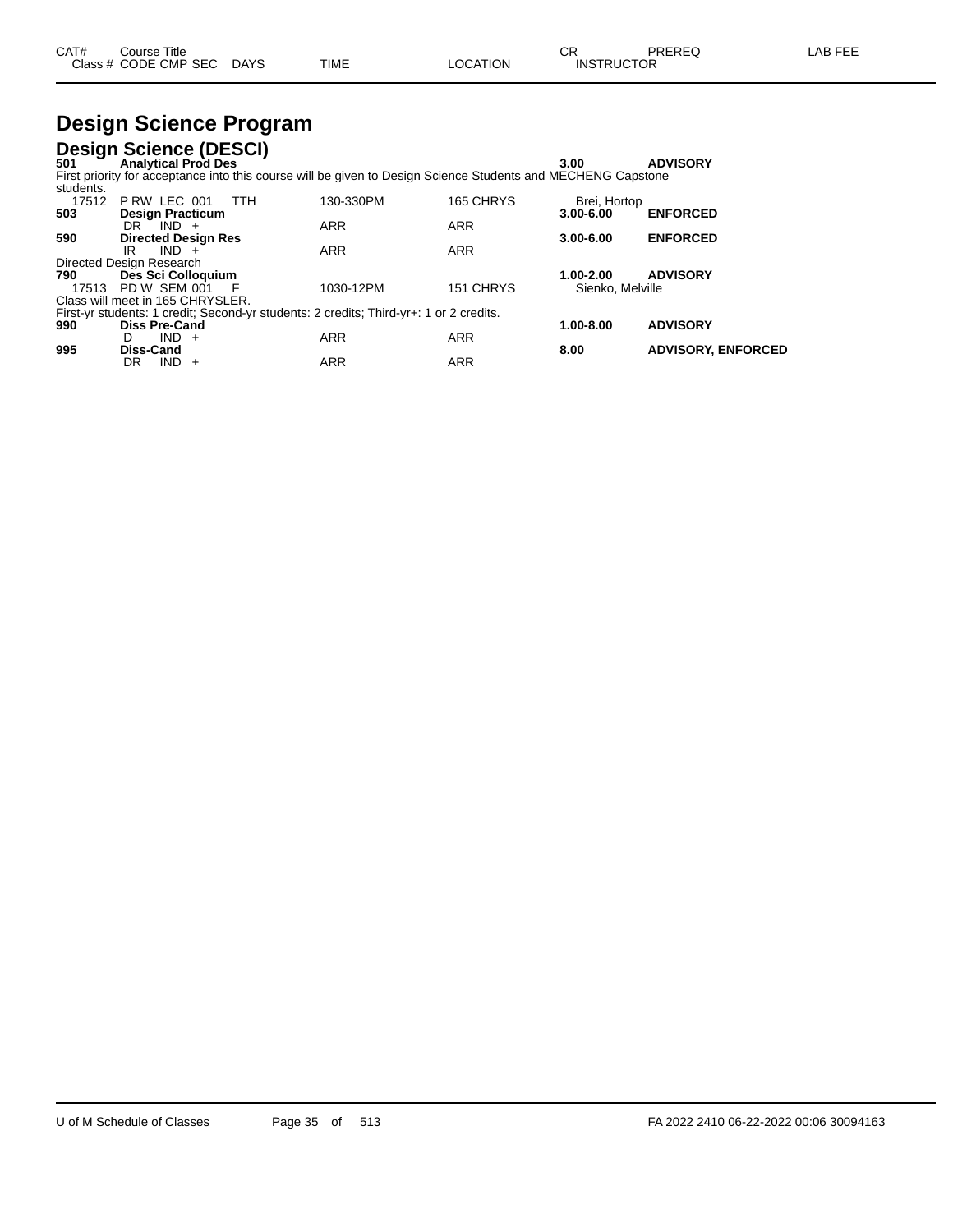# Design Science Program

## Design Science (DESCI)

| CAT# / Class # | Course Title / CODE CMP SEC | DAYS | TIME | LOCATION | CR / INSTRUCTOR | PREREQ | LAB FEE |
|---|---|---|---|---|---|---|---|
| **501** | **Analytical Prod Des** | | | | **3.00** | **ADVISORY** | |
| First priority for acceptance into this course will be given to Design Science Students and MECHENG Capstone students. | | | | | | | |
| 17512 | P RW LEC 001 | TTH | 130-330PM | 165 CHRYS | Brei, Hortop | | |
| **503** | **Design Practicum** | | | | **3.00-6.00** | **ENFORCED** | |
| | DR IND + | | ARR | ARR | | | |
| **590** | **Directed Design Res** | | | | **3.00-6.00** | **ENFORCED** | |
| | IR IND + | | ARR | ARR | | | |
| Directed Design Research | | | | | | | |
| **790** | **Des Sci Colloquium** | | | | **1.00-2.00** | **ADVISORY** | |
| 17513 | PD W SEM 001 | F | 1030-12PM | 151 CHRYS | Sienko, Melville | | |
| Class will meet in 165 CHRYSLER. | | | | | | | |
| First-yr students: 1 credit; Second-yr students: 2 credits; Third-yr+: 1 or 2 credits. | | | | | | | |
| **990** | **Diss Pre-Cand** | | | | **1.00-8.00** | **ADVISORY** | |
| | D IND + | | ARR | ARR | | | |
| **995** | **Diss-Cand** | | | | **8.00** | **ADVISORY, ENFORCED** | |
| | DR IND + | | ARR | ARR | | | |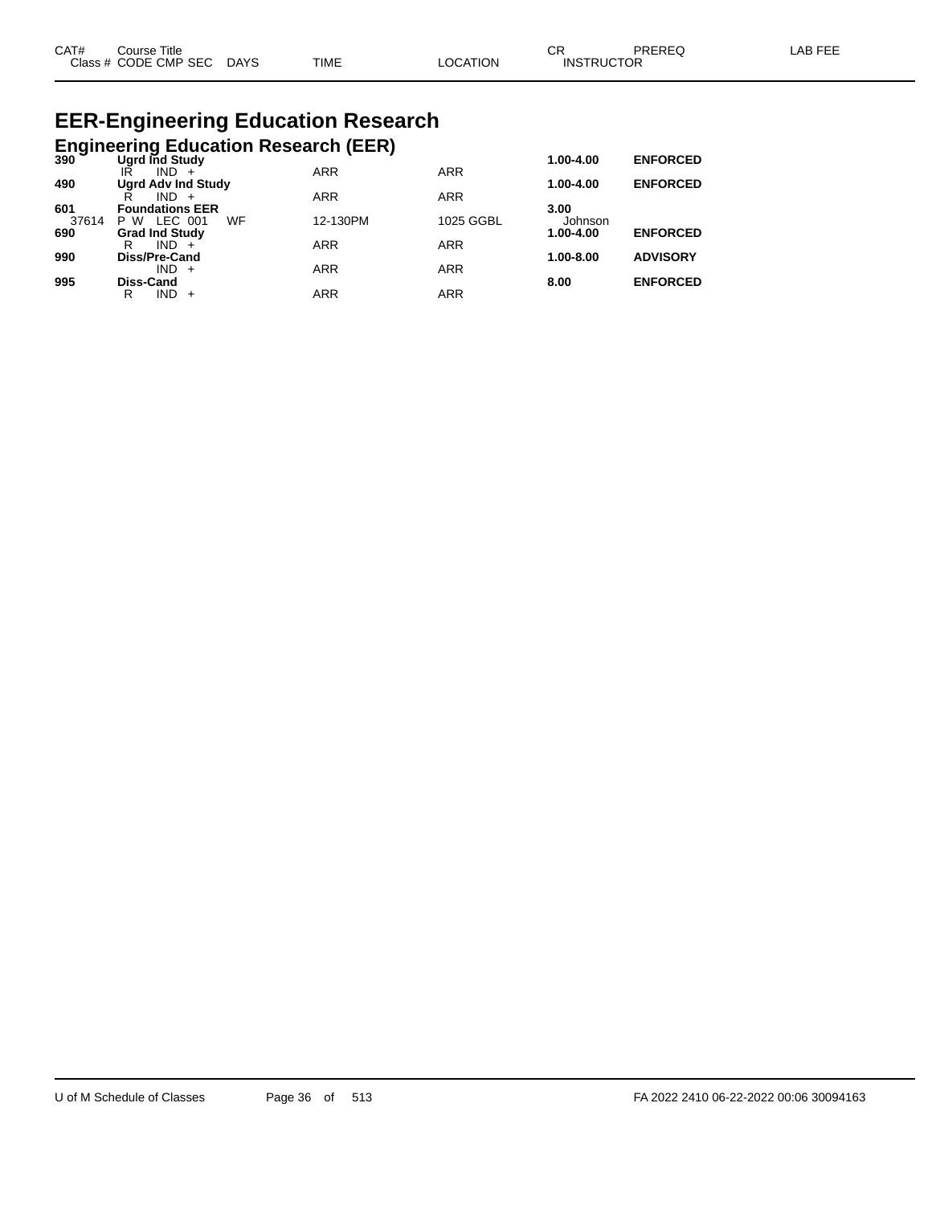| CAT# Class # | Course Title CODE CMP SEC | DAYS | TIME | LOCATION | CR INSTRUCTOR | PREREQ | LAB FEE |
|---|---|---|---|---|---|---|---|

# EER-Engineering Education Research

## Engineering Education Research (EER)

| CAT# Class # | Course Title CODE CMP SEC | DAYS | TIME | LOCATION | CR INSTRUCTOR | PREREQ | LAB FEE |
|---|---|---|---|---|---|---|---|
| **390** | **Ugrd Ind Study** | | | | **1.00-4.00** | **ENFORCED** | |
| | IR IND + | | ARR | ARR | | | |
| **490** | **Ugrd Adv Ind Study** | | | | **1.00-4.00** | **ENFORCED** | |
| | R IND + | | ARR | ARR | | | |
| **601** | **Foundations EER** | | | | **3.00** | | |
| 37614 | P W LEC 001 | WF | 12-130PM | 1025 GGBL | Johnson | | |
| **690** | **Grad Ind Study** | | | | **1.00-4.00** | **ENFORCED** | |
| | R IND + | | ARR | ARR | | | |
| **990** | **Diss/Pre-Cand** | | | | **1.00-8.00** | **ADVISORY** | |
| | IND + | | ARR | ARR | | | |
| **995** | **Diss-Cand** | | | | **8.00** | **ENFORCED** | |
| | R IND + | | ARR | ARR | | | |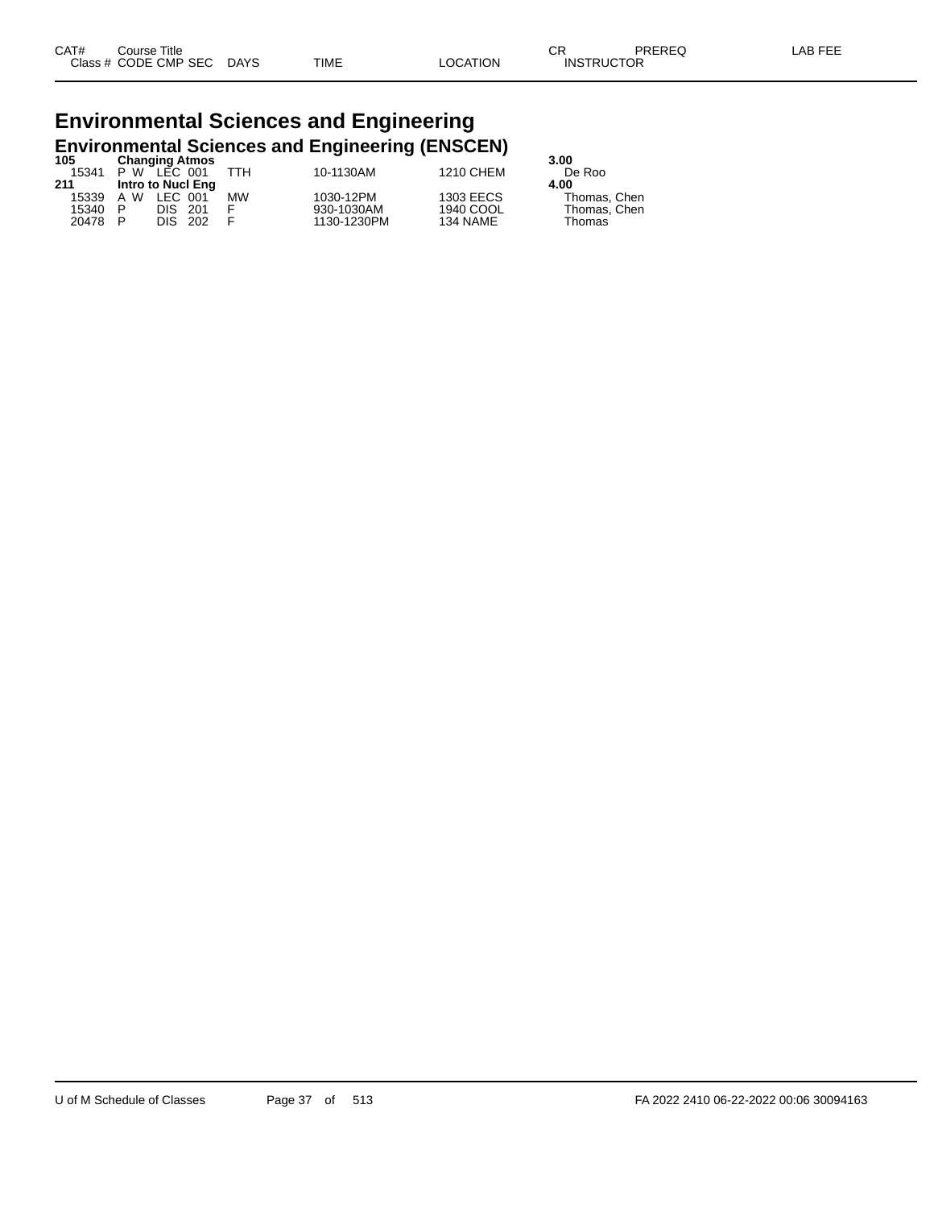| CAT# Class # | Course Title CODE | CMP | SEC | DAYS | TIME | LOCATION | CR INSTRUCTOR | PREREQ | LAB FEE |
|---|---|---|---|---|---|---|---|---|---|

# Environmental Sciences and Engineering

## Environmental Sciences and Engineering (ENSCEN)

| CAT# Class # | Course Title CODE | CMP | SEC | DAYS | TIME | LOCATION | CR INSTRUCTOR |
|---|---|---|---|---|---|---|---|
| **105** | **Changing Atmos** | | | | | | **3.00** |
| 15341 | P W | LEC | 001 | TTH | 10-1130AM | 1210 CHEM | De Roo |
| **211** | **Intro to Nucl Eng** | | | | | | **4.00** |
| 15339 | A W | LEC | 001 | MW | 1030-12PM | 1303 EECS | Thomas, Chen |
| 15340 | P | DIS | 201 | F | 930-1030AM | 1940 COOL | Thomas, Chen |
| 20478 | P | DIS | 202 | F | 1130-1230PM | 134 NAME | Thomas |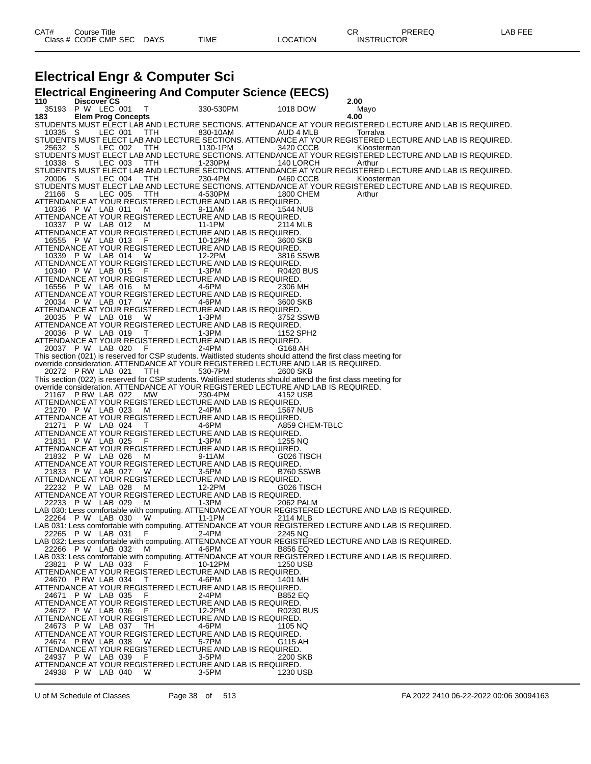# Electrical Engr & Computer Sci

## Electrical Engineering And Computer Science (EECS)

| CAT# Class # | Course Title CODE CMP SEC | DAYS | TIME | LOCATION | CR INSTRUCTOR | PREREQ | LAB FEE |
|---|---|---|---|---|---|---|---|
| **110** | **Discover CS** | | | | **2.00** | | |
| 35193 | P W LEC 001 | T | 330-530PM | 1018 DOW | Mayo | | |
| **183** | **Elem Prog Concepts** | | | | **4.00** | | |

STUDENTS MUST ELECT LAB AND LECTURE SECTIONS. ATTENDANCE AT YOUR REGISTERED LECTURE AND LAB IS REQUIRED.
10335 S LEC 001 TTH 830-10AM AUD 4 MLB Torralva

STUDENTS MUST ELECT LAB AND LECTURE SECTIONS. ATTENDANCE AT YOUR REGISTERED LECTURE AND LAB IS REQUIRED.
25632 S LEC 002 TTH 1130-1PM 3420 CCCB Kloosterman

STUDENTS MUST ELECT LAB AND LECTURE SECTIONS. ATTENDANCE AT YOUR REGISTERED LECTURE AND LAB IS REQUIRED.
10338 S LEC 003 TTH 1-230PM 140 LORCH Arthur

STUDENTS MUST ELECT LAB AND LECTURE SECTIONS. ATTENDANCE AT YOUR REGISTERED LECTURE AND LAB IS REQUIRED.
20006 S LEC 004 TTH 230-4PM 0460 CCCB Kloosterman

STUDENTS MUST ELECT LAB AND LECTURE SECTIONS. ATTENDANCE AT YOUR REGISTERED LECTURE AND LAB IS REQUIRED.
21166 S LEC 005 TTH 4-530PM 1800 CHEM Arthur

ATTENDANCE AT YOUR REGISTERED LECTURE AND LAB IS REQUIRED.
10336 P W LAB 011 M 9-11AM 1544 NUB

ATTENDANCE AT YOUR REGISTERED LECTURE AND LAB IS REQUIRED.
10337 P W LAB 012 M 11-1PM 2114 MLB

ATTENDANCE AT YOUR REGISTERED LECTURE AND LAB IS REQUIRED.
16555 P W LAB 013 F 10-12PM 3600 SKB

ATTENDANCE AT YOUR REGISTERED LECTURE AND LAB IS REQUIRED.
10339 P W LAB 014 W 12-2PM 3816 SSWB

ATTENDANCE AT YOUR REGISTERED LECTURE AND LAB IS REQUIRED.
10340 P W LAB 015 F 1-3PM R0420 BUS

ATTENDANCE AT YOUR REGISTERED LECTURE AND LAB IS REQUIRED.
16556 P W LAB 016 M 4-6PM 2306 MH

ATTENDANCE AT YOUR REGISTERED LECTURE AND LAB IS REQUIRED.
20034 P W LAB 017 W 4-6PM 3600 SKB

ATTENDANCE AT YOUR REGISTERED LECTURE AND LAB IS REQUIRED.
20035 P W LAB 018 W 1-3PM 3752 SSWB

ATTENDANCE AT YOUR REGISTERED LECTURE AND LAB IS REQUIRED.
20036 P W LAB 019 T 1-3PM 1152 SPH2

ATTENDANCE AT YOUR REGISTERED LECTURE AND LAB IS REQUIRED.
20037 P W LAB 020 F 2-4PM G168 AH

This section (021) is reserved for CSP students. Waitlisted students should attend the first class meeting for override consideration. ATTENDANCE AT YOUR REGISTERED LECTURE AND LAB IS REQUIRED.
20272 P RW LAB 021 TTH 530-7PM 2600 SKB

This section (022) is reserved for CSP students. Waitlisted students should attend the first class meeting for override consideration. ATTENDANCE AT YOUR REGISTERED LECTURE AND LAB IS REQUIRED.
21167 P RW LAB 022 MW 230-4PM 4152 USB

ATTENDANCE AT YOUR REGISTERED LECTURE AND LAB IS REQUIRED.
21270 P W LAB 023 M 2-4PM 1567 NUB

ATTENDANCE AT YOUR REGISTERED LECTURE AND LAB IS REQUIRED.
21271 P W LAB 024 T 4-6PM A859 CHEM-TBLC

ATTENDANCE AT YOUR REGISTERED LECTURE AND LAB IS REQUIRED.
21831 P W LAB 025 F 1-3PM 1255 NQ

ATTENDANCE AT YOUR REGISTERED LECTURE AND LAB IS REQUIRED.
21832 P W LAB 026 M 9-11AM G026 TISCH

ATTENDANCE AT YOUR REGISTERED LECTURE AND LAB IS REQUIRED.
21833 P W LAB 027 W 3-5PM B760 SSWB

ATTENDANCE AT YOUR REGISTERED LECTURE AND LAB IS REQUIRED.
22232 P W LAB 028 M 12-2PM G026 TISCH

ATTENDANCE AT YOUR REGISTERED LECTURE AND LAB IS REQUIRED.
22233 P W LAB 029 M 1-3PM 2062 PALM

LAB 030: Less comfortable with computing. ATTENDANCE AT YOUR REGISTERED LECTURE AND LAB IS REQUIRED.
22264 P W LAB 030 W 11-1PM 2114 MLB

LAB 031: Less comfortable with computing. ATTENDANCE AT YOUR REGISTERED LECTURE AND LAB IS REQUIRED.
22265 P W LAB 031 F 2-4PM 2245 NQ

LAB 032: Less comfortable with computing. ATTENDANCE AT YOUR REGISTERED LECTURE AND LAB IS REQUIRED.
22266 P W LAB 032 M 4-6PM B856 EQ

LAB 033: Less comfortable with computing. ATTENDANCE AT YOUR REGISTERED LECTURE AND LAB IS REQUIRED.
23821 P W LAB 033 F 10-12PM 1250 USB

ATTENDANCE AT YOUR REGISTERED LECTURE AND LAB IS REQUIRED.
24670 P RW LAB 034 T 4-6PM 1401 MH

ATTENDANCE AT YOUR REGISTERED LECTURE AND LAB IS REQUIRED.
24671 P W LAB 035 F 2-4PM B852 EQ

ATTENDANCE AT YOUR REGISTERED LECTURE AND LAB IS REQUIRED.
24672 P W LAB 036 F 12-2PM R0230 BUS

ATTENDANCE AT YOUR REGISTERED LECTURE AND LAB IS REQUIRED.
24673 P W LAB 037 TH 4-6PM 1105 NQ

ATTENDANCE AT YOUR REGISTERED LECTURE AND LAB IS REQUIRED.
24674 P RW LAB 038 W 5-7PM G115 AH

ATTENDANCE AT YOUR REGISTERED LECTURE AND LAB IS REQUIRED.
24937 P W LAB 039 F 3-5PM 2200 SKB

ATTENDANCE AT YOUR REGISTERED LECTURE AND LAB IS REQUIRED.
24938 P W LAB 040 W 3-5PM 1230 USB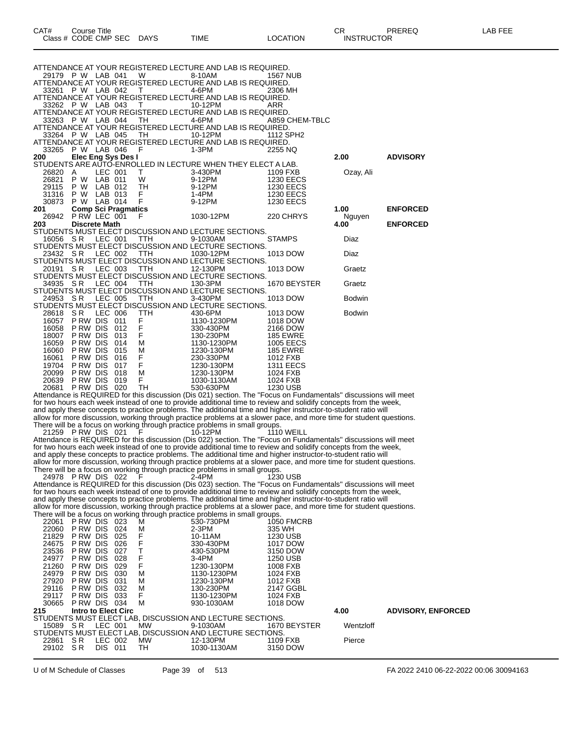| CAT# Class # | Course Title CODE | CMP | SEC | DAYS | TIME | LOCATION | CR INSTRUCTOR | PREREQ | LAB FEE |
|---|---|---|---|---|---|---|---|---|---|

ATTENDANCE AT YOUR REGISTERED LECTURE AND LAB IS REQUIRED.

| | | | | | | | | |
|---|---|---|---|---|---|---|---|---|
| 29179 | P W | LAB | 041 | W | 8-10AM | 1567 NUB | | |

ATTENDANCE AT YOUR REGISTERED LECTURE AND LAB IS REQUIRED.

| | | | | | | | | |
|---|---|---|---|---|---|---|---|---|
| 33261 | P W | LAB | 042 | T | 4-6PM | 2306 MH | | |

ATTENDANCE AT YOUR REGISTERED LECTURE AND LAB IS REQUIRED.

| | | | | | | | | |
|---|---|---|---|---|---|---|---|---|
| 33262 | P W | LAB | 043 | T | 10-12PM | ARR | | |

ATTENDANCE AT YOUR REGISTERED LECTURE AND LAB IS REQUIRED.

| | | | | | | | | |
|---|---|---|---|---|---|---|---|---|
| 33263 | P W | LAB | 044 | TH | 4-6PM | A859 CHEM-TBLC | | |

ATTENDANCE AT YOUR REGISTERED LECTURE AND LAB IS REQUIRED.

| | | | | | | | | |
|---|---|---|---|---|---|---|---|---|
| 33264 | P W | LAB | 045 | TH | 10-12PM | 1112 SPH2 | | |

ATTENDANCE AT YOUR REGISTERED LECTURE AND LAB IS REQUIRED.

| | | | | | | | | |
|---|---|---|---|---|---|---|---|---|
| 33265 | P W | LAB | 046 | F | 1-3PM | 2255 NQ | | |

**200 Elec Eng Sys Des I** — **2.00** — **ADVISORY**

STUDENTS ARE AUTO-ENROLLED IN LECTURE WHEN THEY ELECT A LAB.

| | | | | | | | |
|---|---|---|---|---|---|---|---|
| 26820 | A | LEC | 001 | T | 3-430PM | 1109 FXB | Ozay, Ali |
| 26821 | P W | LAB | 011 | W | 9-12PM | 1230 EECS | |
| 29115 | P W | LAB | 012 | TH | 9-12PM | 1230 EECS | |
| 31316 | P W | LAB | 013 | F | 1-4PM | 1230 EECS | |
| 30873 | P W | LAB | 014 | F | 9-12PM | 1230 EECS | |

**201 Comp Sci Pragmatics** — **1.00** — **ENFORCED**

| | | | | | | | |
|---|---|---|---|---|---|---|---|
| 26942 | P RW | LEC | 001 | F | 1030-12PM | 220 CHRYS | Nguyen |

**203 Discrete Math** — **4.00** — **ENFORCED**

STUDENTS MUST ELECT DISCUSSION AND LECTURE SECTIONS.

| | | | | | | | |
|---|---|---|---|---|---|---|---|
| 16056 | S R | LEC | 001 | TTH | 9-1030AM | STAMPS | Diaz |

STUDENTS MUST ELECT DISCUSSION AND LECTURE SECTIONS.

| | | | | | | | |
|---|---|---|---|---|---|---|---|
| 23432 | S R | LEC | 002 | TTH | 1030-12PM | 1013 DOW | Diaz |

STUDENTS MUST ELECT DISCUSSION AND LECTURE SECTIONS.

| | | | | | | | |
|---|---|---|---|---|---|---|---|
| 20191 | S R | LEC | 003 | TTH | 12-130PM | 1013 DOW | Graetz |

STUDENTS MUST ELECT DISCUSSION AND LECTURE SECTIONS.

| | | | | | | | |
|---|---|---|---|---|---|---|---|
| 34935 | S R | LEC | 004 | TTH | 130-3PM | 1670 BEYSTER | Graetz |

STUDENTS MUST ELECT DISCUSSION AND LECTURE SECTIONS.

| | | | | | | | |
|---|---|---|---|---|---|---|---|
| 24953 | S R | LEC | 005 | TTH | 3-430PM | 1013 DOW | Bodwin |

STUDENTS MUST ELECT DISCUSSION AND LECTURE SECTIONS.

| | | | | | | | |
|---|---|---|---|---|---|---|---|
| 28618 | S R | LEC | 006 | TTH | 430-6PM | 1013 DOW | Bodwin |
| 16057 | P RW | DIS | 011 | F | 1130-1230PM | 1018 DOW | |
| 16058 | P RW | DIS | 012 | F | 330-430PM | 2166 DOW | |
| 18007 | P RW | DIS | 013 | F | 130-230PM | 185 EWRE | |
| 16059 | P RW | DIS | 014 | M | 1130-1230PM | 1005 EECS | |
| 16060 | P RW | DIS | 015 | M | 1230-130PM | 185 EWRE | |
| 16061 | P RW | DIS | 016 | F | 230-330PM | 1012 FXB | |
| 19704 | P RW | DIS | 017 | F | 1230-130PM | 1311 EECS | |
| 20099 | P RW | DIS | 018 | M | 1230-130PM | 1024 FXB | |
| 20639 | P RW | DIS | 019 | F | 1030-1130AM | 1024 FXB | |
| 20681 | P RW | DIS | 020 | TH | 530-630PM | 1230 USB | |

Attendance is REQUIRED for this discussion (Dis 021) section. The "Focus on Fundamentals" discussions will meet for two hours each week instead of one to provide additional time to review and solidify concepts from the week, and apply these concepts to practice problems. The additional time and higher instructor-to-student ratio will allow for more discussion, working through practice problems at a slower pace, and more time for student questions. There will be a focus on working through practice problems in small groups.

| | | | | | | | |
|---|---|---|---|---|---|---|---|
| 21259 | P RW | DIS | 021 | F | 10-12PM | 1110 WEILL | |

Attendance is REQUIRED for this discussion (Dis 022) section. The "Focus on Fundamentals" discussions will meet for two hours each week instead of one to provide additional time to review and solidify concepts from the week, and apply these concepts to practice problems. The additional time and higher instructor-to-student ratio will allow for more discussion, working through practice problems at a slower pace, and more time for student questions. There will be a focus on working through practice problems in small groups.

| | | | | | | | |
|---|---|---|---|---|---|---|---|
| 24978 | P RW | DIS | 022 | F | 2-4PM | 1230 USB | |

Attendance is REQUIRED for this discussion (Dis 023) section. The "Focus on Fundamentals" discussions will meet for two hours each week instead of one to provide additional time to review and solidify concepts from the week, and apply these concepts to practice problems. The additional time and higher instructor-to-student ratio will allow for more discussion, working through practice problems at a slower pace, and more time for student questions. There will be a focus on working through practice problems in small groups.

| | | | | | | | |
|---|---|---|---|---|---|---|---|
| 22061 | P RW | DIS | 023 | M | 530-730PM | 1050 FMCRB | |
| 22060 | P RW | DIS | 024 | M | 2-3PM | 335 WH | |
| 21829 | P RW | DIS | 025 | F | 10-11AM | 1230 USB | |
| 24675 | P RW | DIS | 026 | F | 330-430PM | 1017 DOW | |
| 23536 | P RW | DIS | 027 | T | 430-530PM | 3150 DOW | |
| 24977 | P RW | DIS | 028 | F | 3-4PM | 1250 USB | |
| 21260 | P RW | DIS | 029 | F | 1230-130PM | 1008 FXB | |
| 24979 | P RW | DIS | 030 | M | 1130-1230PM | 1024 FXB | |
| 27920 | P RW | DIS | 031 | M | 1230-130PM | 1012 FXB | |
| 29116 | P RW | DIS | 032 | M | 130-230PM | 2147 GGBL | |
| 29117 | P RW | DIS | 033 | F | 1130-1230PM | 1024 FXB | |
| 30665 | P RW | DIS | 034 | M | 930-1030AM | 1018 DOW | |

**215 Intro to Elect Circ** — **4.00** — **ADVISORY, ENFORCED**

STUDENTS MUST ELECT LAB, DISCUSSION AND LECTURE SECTIONS.

| | | | | | | | |
|---|---|---|---|---|---|---|---|
| 15089 | S R | LEC | 001 | MW | 9-1030AM | 1670 BEYSTER | Wentzloff |

STUDENTS MUST ELECT LAB, DISCUSSION AND LECTURE SECTIONS.

| | | | | | | | |
|---|---|---|---|---|---|---|---|
| 22861 | S R | LEC | 002 | MW | 12-130PM | 1109 FXB | Pierce |
| 29102 | S R | DIS | 011 | TH | 1030-1130AM | 3150 DOW | |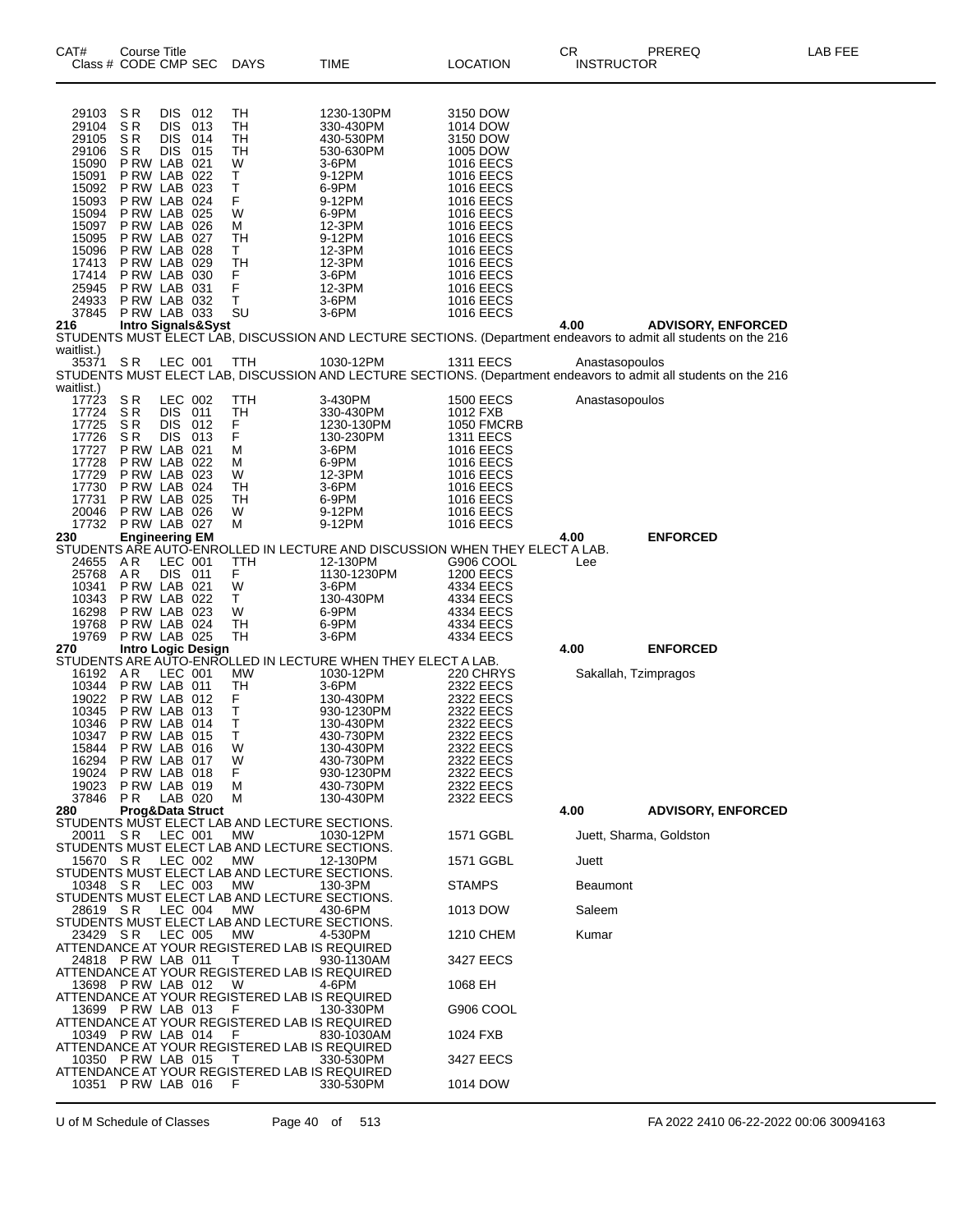| CAT# Class # | Course Title CODE | CMP | SEC | DAYS | TIME | LOCATION | CR INSTRUCTOR | PREREQ | LAB FEE |
|---|---|---|---|---|---|---|---|---|---|
| 29103 | S R | DIS | 012 | TH | 1230-130PM | 3150 DOW | | | |
| 29104 | S R | DIS | 013 | TH | 330-430PM | 1014 DOW | | | |
| 29105 | S R | DIS | 014 | TH | 430-530PM | 3150 DOW | | | |
| 29106 | S R | DIS | 015 | TH | 530-630PM | 1005 DOW | | | |
| 15090 | P RW | LAB | 021 | W | 3-6PM | 1016 EECS | | | |
| 15091 | P RW | LAB | 022 | T | 9-12PM | 1016 EECS | | | |
| 15092 | P RW | LAB | 023 | T | 6-9PM | 1016 EECS | | | |
| 15093 | P RW | LAB | 024 | F | 9-12PM | 1016 EECS | | | |
| 15094 | P RW | LAB | 025 | W | 6-9PM | 1016 EECS | | | |
| 15097 | P RW | LAB | 026 | M | 12-3PM | 1016 EECS | | | |
| 15095 | P RW | LAB | 027 | TH | 9-12PM | 1016 EECS | | | |
| 15096 | P RW | LAB | 028 | T | 12-3PM | 1016 EECS | | | |
| 17413 | P RW | LAB | 029 | TH | 12-3PM | 1016 EECS | | | |
| 17414 | P RW | LAB | 030 | F | 3-6PM | 1016 EECS | | | |
| 25945 | P RW | LAB | 031 | F | 12-3PM | 1016 EECS | | | |
| 24933 | P RW | LAB | 032 | T | 3-6PM | 1016 EECS | | | |
| 37845 | P RW | LAB | 033 | SU | 3-6PM | 1016 EECS | | | |
| **216** | **Intro Signals&Syst** | | | | | | **4.00** | **ADVISORY, ENFORCED** | |

STUDENTS MUST ELECT LAB, DISCUSSION AND LECTURE SECTIONS. (Department endeavors to admit all students on the 216 waitlist.)

| Class # | CODE | CMP | SEC | DAYS | TIME | LOCATION | INSTRUCTOR |
|---|---|---|---|---|---|---|---|
| 35371 | S R | LEC | 001 | TTH | 1030-12PM | 1311 EECS | Anastasopoulos |

STUDENTS MUST ELECT LAB, DISCUSSION AND LECTURE SECTIONS. (Department endeavors to admit all students on the 216 waitlist.)

| Class # | CODE | CMP | SEC | DAYS | TIME | LOCATION | INSTRUCTOR |
|---|---|---|---|---|---|---|---|
| 17723 | S R | LEC | 002 | TTH | 3-430PM | 1500 EECS | Anastasopoulos |
| 17724 | S R | DIS | 011 | TH | 330-430PM | 1012 FXB | |
| 17725 | S R | DIS | 012 | F | 1230-130PM | 1050 FMCRB | |
| 17726 | S R | DIS | 013 | F | 130-230PM | 1311 EECS | |
| 17727 | P RW | LAB | 021 | M | 3-6PM | 1016 EECS | |
| 17728 | P RW | LAB | 022 | M | 6-9PM | 1016 EECS | |
| 17729 | P RW | LAB | 023 | W | 12-3PM | 1016 EECS | |
| 17730 | P RW | LAB | 024 | TH | 3-6PM | 1016 EECS | |
| 17731 | P RW | LAB | 025 | TH | 6-9PM | 1016 EECS | |
| 20046 | P RW | LAB | 026 | W | 9-12PM | 1016 EECS | |
| 17732 | P RW | LAB | 027 | M | 9-12PM | 1016 EECS | |

**230 Engineering EM** — **4.00** — **ENFORCED**

STUDENTS ARE AUTO-ENROLLED IN LECTURE AND DISCUSSION WHEN THEY ELECT A LAB.

| Class # | CODE | CMP | SEC | DAYS | TIME | LOCATION | INSTRUCTOR |
|---|---|---|---|---|---|---|---|
| 24655 | A R | LEC | 001 | TTH | 12-130PM | G906 COOL | Lee |
| 25768 | A R | DIS | 011 | F | 1130-1230PM | 1200 EECS | |
| 10341 | P RW | LAB | 021 | W | 3-6PM | 4334 EECS | |
| 10343 | P RW | LAB | 022 | T | 130-430PM | 4334 EECS | |
| 16298 | P RW | LAB | 023 | W | 6-9PM | 4334 EECS | |
| 19768 | P RW | LAB | 024 | TH | 6-9PM | 4334 EECS | |
| 19769 | P RW | LAB | 025 | TH | 3-6PM | 4334 EECS | |

**270 Intro Logic Design** — **4.00** — **ENFORCED**

STUDENTS ARE AUTO-ENROLLED IN LECTURE WHEN THEY ELECT A LAB.

| Class # | CODE | CMP | SEC | DAYS | TIME | LOCATION | INSTRUCTOR |
|---|---|---|---|---|---|---|---|
| 16192 | A R | LEC | 001 | MW | 1030-12PM | 220 CHRYS | Sakallah, Tzimpragos |
| 10344 | P RW | LAB | 011 | TH | 3-6PM | 2322 EECS | |
| 19022 | P RW | LAB | 012 | F | 130-430PM | 2322 EECS | |
| 10345 | P RW | LAB | 013 | T | 930-1230PM | 2322 EECS | |
| 10346 | P RW | LAB | 014 | T | 130-430PM | 2322 EECS | |
| 10347 | P RW | LAB | 015 | T | 430-730PM | 2322 EECS | |
| 15844 | P RW | LAB | 016 | W | 130-430PM | 2322 EECS | |
| 16294 | P RW | LAB | 017 | W | 430-730PM | 2322 EECS | |
| 19024 | P RW | LAB | 018 | F | 930-1230PM | 2322 EECS | |
| 19023 | P RW | LAB | 019 | M | 430-730PM | 2322 EECS | |
| 37846 | P R | LAB | 020 | M | 130-430PM | 2322 EECS | |

**280 Prog&Data Struct** — **4.00** — **ADVISORY, ENFORCED**

STUDENTS MUST ELECT LAB AND LECTURE SECTIONS.
20011 S R LEC 001 MW 1030-12PM 1571 GGBL Juett, Sharma, Goldston

STUDENTS MUST ELECT LAB AND LECTURE SECTIONS.
15670 S R LEC 002 MW 12-130PM 1571 GGBL Juett

STUDENTS MUST ELECT LAB AND LECTURE SECTIONS.
10348 S R LEC 003 MW 130-3PM STAMPS Beaumont

STUDENTS MUST ELECT LAB AND LECTURE SECTIONS.
28619 S R LEC 004 MW 430-6PM 1013 DOW Saleem

STUDENTS MUST ELECT LAB AND LECTURE SECTIONS.
23429 S R LEC 005 MW 4-530PM 1210 CHEM Kumar

ATTENDANCE AT YOUR REGISTERED LAB IS REQUIRED
24818 P RW LAB 011 T 930-1130AM 3427 EECS

ATTENDANCE AT YOUR REGISTERED LAB IS REQUIRED
13698 P RW LAB 012 W 4-6PM 1068 EH

ATTENDANCE AT YOUR REGISTERED LAB IS REQUIRED
13699 P RW LAB 013 F 130-330PM G906 COOL

ATTENDANCE AT YOUR REGISTERED LAB IS REQUIRED
10349 P RW LAB 014 F 830-1030AM 1024 FXB

ATTENDANCE AT YOUR REGISTERED LAB IS REQUIRED
10350 P RW LAB 015 T 330-530PM 3427 EECS

ATTENDANCE AT YOUR REGISTERED LAB IS REQUIRED
10351 P RW LAB 016 F 330-530PM 1014 DOW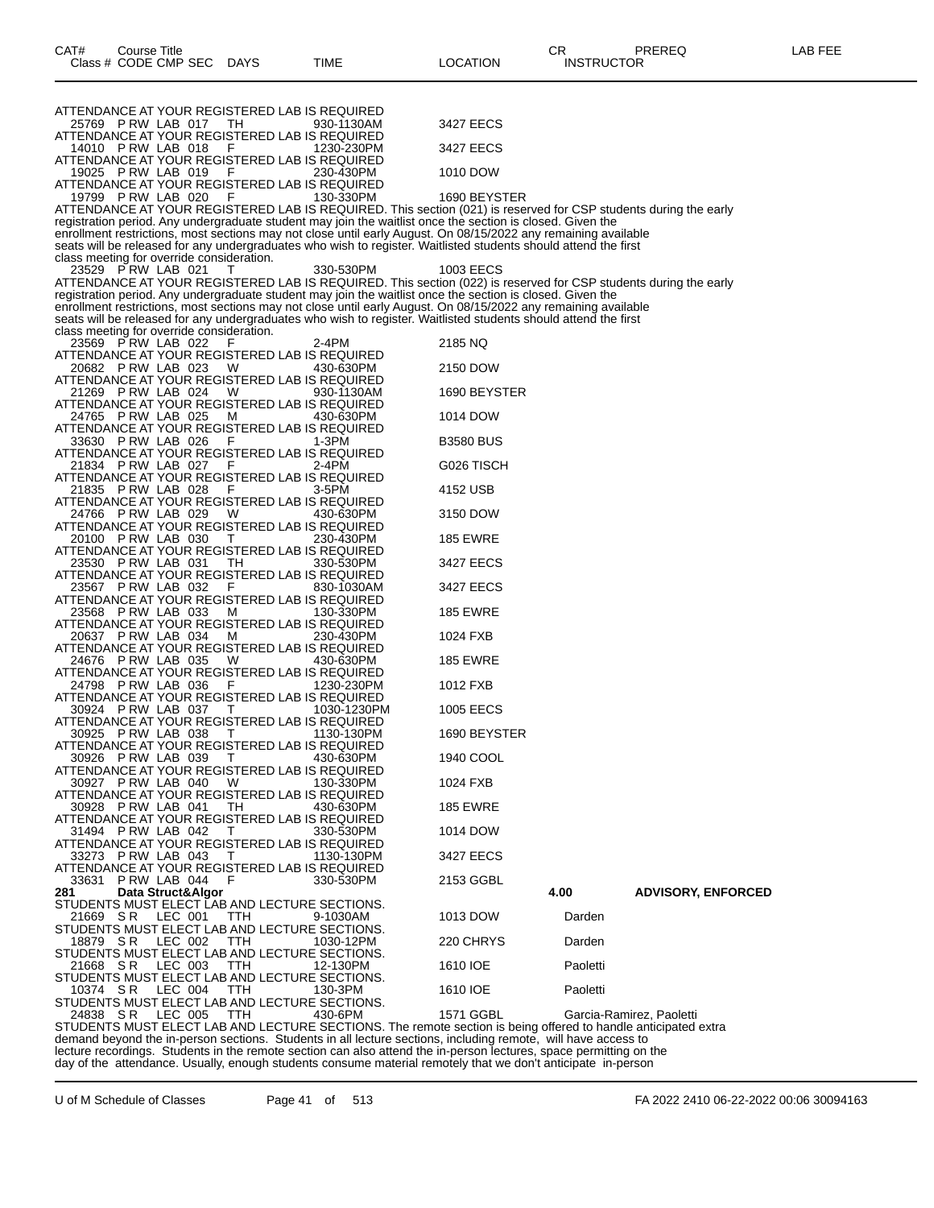| CAT# Class # | Course Title CODE | CMP | SEC | DAYS | TIME | LOCATION | CR INSTRUCTOR | PREREQ | LAB FEE |
|---|---|---|---|---|---|---|---|---|---|

ATTENDANCE AT YOUR REGISTERED LAB IS REQUIRED
25769 P RW LAB 017 TH 930-1130AM 3427 EECS
ATTENDANCE AT YOUR REGISTERED LAB IS REQUIRED
14010 P RW LAB 018 F 1230-230PM 3427 EECS
ATTENDANCE AT YOUR REGISTERED LAB IS REQUIRED
19025 P RW LAB 019 F 230-430PM 1010 DOW
ATTENDANCE AT YOUR REGISTERED LAB IS REQUIRED
19799 P RW LAB 020 F 130-330PM 1690 BEYSTER
ATTENDANCE AT YOUR REGISTERED LAB IS REQUIRED. This section (021) is reserved for CSP students during the early registration period. Any undergraduate student may join the waitlist once the section is closed. Given the enrollment restrictions, most sections may not close until early August. On 08/15/2022 any remaining available seats will be released for any undergraduates who wish to register. Waitlisted students should attend the first class meeting for override consideration.
23529 P RW LAB 021 T 330-530PM 1003 EECS
ATTENDANCE AT YOUR REGISTERED LAB IS REQUIRED. This section (022) is reserved for CSP students during the early registration period. Any undergraduate student may join the waitlist once the section is closed. Given the enrollment restrictions, most sections may not close until early August. On 08/15/2022 any remaining available seats will be released for any undergraduates who wish to register. Waitlisted students should attend the first class meeting for override consideration.
23569 P RW LAB 022 F 2-4PM 2185 NQ
ATTENDANCE AT YOUR REGISTERED LAB IS REQUIRED
20682 P RW LAB 023 W 430-630PM 2150 DOW
ATTENDANCE AT YOUR REGISTERED LAB IS REQUIRED
21269 P RW LAB 024 W 930-1130AM 1690 BEYSTER
ATTENDANCE AT YOUR REGISTERED LAB IS REQUIRED
24765 P RW LAB 025 M 430-630PM 1014 DOW
ATTENDANCE AT YOUR REGISTERED LAB IS REQUIRED
33630 P RW LAB 026 F 1-3PM B3580 BUS
ATTENDANCE AT YOUR REGISTERED LAB IS REQUIRED
21834 P RW LAB 027 F 2-4PM G026 TISCH
ATTENDANCE AT YOUR REGISTERED LAB IS REQUIRED
21835 P RW LAB 028 F 3-5PM 4152 USB
ATTENDANCE AT YOUR REGISTERED LAB IS REQUIRED
24766 P RW LAB 029 W 430-630PM 3150 DOW
ATTENDANCE AT YOUR REGISTERED LAB IS REQUIRED
20100 P RW LAB 030 T 230-430PM 185 EWRE
ATTENDANCE AT YOUR REGISTERED LAB IS REQUIRED
23530 P RW LAB 031 TH 330-530PM 3427 EECS
ATTENDANCE AT YOUR REGISTERED LAB IS REQUIRED
23567 P RW LAB 032 F 830-1030AM 3427 EECS
ATTENDANCE AT YOUR REGISTERED LAB IS REQUIRED
23568 P RW LAB 033 M 130-330PM 185 EWRE
ATTENDANCE AT YOUR REGISTERED LAB IS REQUIRED
20637 P RW LAB 034 M 230-430PM 1024 FXB
ATTENDANCE AT YOUR REGISTERED LAB IS REQUIRED
24676 P RW LAB 035 W 430-630PM 185 EWRE
ATTENDANCE AT YOUR REGISTERED LAB IS REQUIRED
24798 P RW LAB 036 F 1230-230PM 1012 FXB
ATTENDANCE AT YOUR REGISTERED LAB IS REQUIRED
30924 P RW LAB 037 T 1030-1230PM 1005 EECS
ATTENDANCE AT YOUR REGISTERED LAB IS REQUIRED
30925 P RW LAB 038 T 1130-130PM 1690 BEYSTER
ATTENDANCE AT YOUR REGISTERED LAB IS REQUIRED
30926 P RW LAB 039 T 430-630PM 1940 COOL
ATTENDANCE AT YOUR REGISTERED LAB IS REQUIRED
30927 P RW LAB 040 W 130-330PM 1024 FXB
ATTENDANCE AT YOUR REGISTERED LAB IS REQUIRED
30928 P RW LAB 041 TH 430-630PM 185 EWRE
ATTENDANCE AT YOUR REGISTERED LAB IS REQUIRED
31494 P RW LAB 042 T 330-530PM 1014 DOW
ATTENDANCE AT YOUR REGISTERED LAB IS REQUIRED
33273 P RW LAB 043 T 1130-130PM 3427 EECS
ATTENDANCE AT YOUR REGISTERED LAB IS REQUIRED
33631 P RW LAB 044 F 330-530PM 2153 GGBL

**281 Data Struct&Algor 4.00 ADVISORY, ENFORCED**

STUDENTS MUST ELECT LAB AND LECTURE SECTIONS.
21669 S R LEC 001 TTH 9-1030AM 1013 DOW Darden
STUDENTS MUST ELECT LAB AND LECTURE SECTIONS.
18879 S R LEC 002 TTH 1030-12PM 220 CHRYS Darden
STUDENTS MUST ELECT LAB AND LECTURE SECTIONS.
21668 S R LEC 003 TTH 12-130PM 1610 IOE Paoletti
STUDENTS MUST ELECT LAB AND LECTURE SECTIONS.
10374 S R LEC 004 TTH 130-3PM 1610 IOE Paoletti
STUDENTS MUST ELECT LAB AND LECTURE SECTIONS.
24838 S R LEC 005 TTH 430-6PM 1571 GGBL Garcia-Ramirez, Paoletti
STUDENTS MUST ELECT LAB AND LECTURE SECTIONS. The remote section is being offered to handle anticipated extra demand beyond the in-person sections. Students in all lecture sections, including remote, will have access to lecture recordings. Students in the remote section can also attend the in-person lectures, space permitting on the day of the attendance. Usually, enough students consume material remotely that we don't anticipate in-person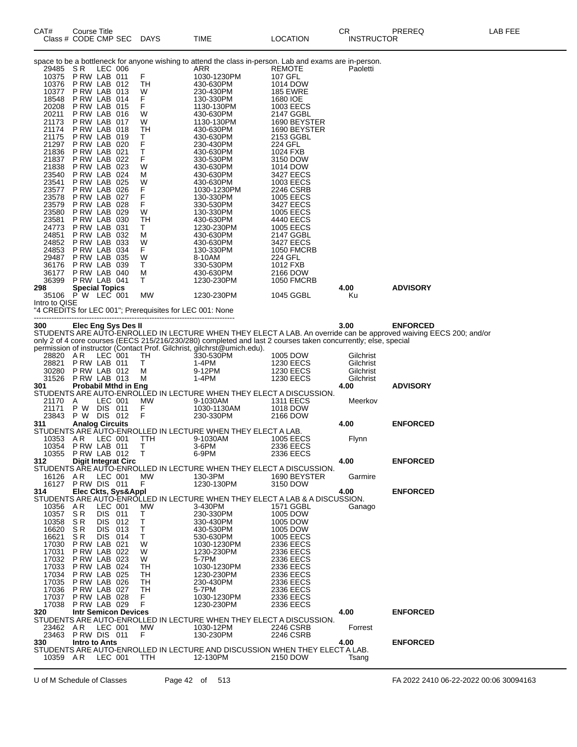| CAT# Class # | Course Title CODE CMP SEC | DAYS | TIME | LOCATION | CR INSTRUCTOR | PREREQ | LAB FEE |
|---|---|---|---|---|---|---|---|

space to be a bottleneck for anyone wishing to attend the class in-person. Lab and exams are in-person.

| | | | | | | |
|---|---|---|---|---|---|---|
| 29485 | S R LEC 006 | | ARR | REMOTE | Paoletti | |
| 10375 | P RW LAB 011 | F | 1030-1230PM | 107 GFL | | |
| 10376 | P RW LAB 012 | TH | 430-630PM | 1014 DOW | | |
| 10377 | P RW LAB 013 | W | 230-430PM | 185 EWRE | | |
| 18548 | P RW LAB 014 | F | 130-330PM | 1680 IOE | | |
| 20208 | P RW LAB 015 | F | 1130-130PM | 1003 EECS | | |
| 20211 | P RW LAB 016 | W | 430-630PM | 2147 GGBL | | |
| 21173 | P RW LAB 017 | W | 1130-130PM | 1690 BEYSTER | | |
| 21174 | P RW LAB 018 | TH | 430-630PM | 1690 BEYSTER | | |
| 21175 | P RW LAB 019 | T | 430-630PM | 2153 GGBL | | |
| 21297 | P RW LAB 020 | F | 230-430PM | 224 GFL | | |
| 21836 | P RW LAB 021 | T | 430-630PM | 1024 FXB | | |
| 21837 | P RW LAB 022 | F | 330-530PM | 3150 DOW | | |
| 21838 | P RW LAB 023 | W | 430-630PM | 1014 DOW | | |
| 23540 | P RW LAB 024 | M | 430-630PM | 3427 EECS | | |
| 23541 | P RW LAB 025 | W | 430-630PM | 1003 EECS | | |
| 23577 | P RW LAB 026 | F | 1030-1230PM | 2246 CSRB | | |
| 23578 | P RW LAB 027 | F | 130-330PM | 1005 EECS | | |
| 23579 | P RW LAB 028 | F | 330-530PM | 3427 EECS | | |
| 23580 | P RW LAB 029 | W | 130-330PM | 1005 EECS | | |
| 23581 | P RW LAB 030 | TH | 430-630PM | 4440 EECS | | |
| 24773 | P RW LAB 031 | T | 1230-230PM | 1005 EECS | | |
| 24851 | P RW LAB 032 | M | 430-630PM | 2147 GGBL | | |
| 24852 | P RW LAB 033 | W | 430-630PM | 3427 EECS | | |
| 24853 | P RW LAB 034 | F | 130-330PM | 1050 FMCRB | | |
| 29487 | P RW LAB 035 | W | 8-10AM | 224 GFL | | |
| 36176 | P RW LAB 039 | T | 330-530PM | 1012 FXB | | |
| 36177 | P RW LAB 040 | M | 430-630PM | 2166 DOW | | |
| 36399 | P RW LAB 041 | T | 1230-230PM | 1050 FMCRB | | |
| **298** | **Special Topics** | | | | **4.00** | **ADVISORY** |
| 35106 | P W LEC 001 | MW | 1230-230PM | 1045 GGBL | Ku | |

Intro to QISE
"4 CREDITS for LEC 001"; Prerequisites for LEC 001: None

---

| | | | | | | |
|---|---|---|---|---|---|---|
| **300** | **Elec Eng Sys Des II** | | | | **3.00** | **ENFORCED** |

STUDENTS ARE AUTO-ENROLLED IN LECTURE WHEN THEY ELECT A LAB. An override can be approved waiving EECS 200; and/or only 2 of 4 core courses (EECS 215/216/230/280) completed and last 2 courses taken concurrently; else, special permission of instructor (Contact Prof. Gilchrist, gilchrst@umich.edu).

| | | | | | | |
|---|---|---|---|---|---|---|
| 28820 | A R LEC 001 | TH | 330-530PM | 1005 DOW | Gilchrist | |
| 28821 | P RW LAB 011 | T | 1-4PM | 1230 EECS | Gilchrist | |
| 30280 | P RW LAB 012 | M | 9-12PM | 1230 EECS | Gilchrist | |
| 31526 | P RW LAB 013 | M | 1-4PM | 1230 EECS | Gilchrist | |
| **301** | **Probabil Mthd in Eng** | | | | **4.00** | **ADVISORY** |

STUDENTS ARE AUTO-ENROLLED IN LECTURE WHEN THEY ELECT A DISCUSSION.

| | | | | | | |
|---|---|---|---|---|---|---|
| 21170 | A LEC 001 | MW | 9-1030AM | 1311 EECS | Meerkov | |
| 21171 | P W DIS 011 | F | 1030-1130AM | 1018 DOW | | |
| 23843 | P W DIS 012 | F | 230-330PM | 2166 DOW | | |
| **311** | **Analog Circuits** | | | | **4.00** | **ENFORCED** |

STUDENTS ARE AUTO-ENROLLED IN LECTURE WHEN THEY ELECT A LAB.

| | | | | | | |
|---|---|---|---|---|---|---|
| 10353 | A R LEC 001 | TTH | 9-1030AM | 1005 EECS | Flynn | |
| 10354 | P RW LAB 011 | T | 3-6PM | 2336 EECS | | |
| 10355 | P RW LAB 012 | T | 6-9PM | 2336 EECS | | |
| **312** | **Digit Integrat Circ** | | | | **4.00** | **ENFORCED** |

STUDENTS ARE AUTO-ENROLLED IN LECTURE WHEN THEY ELECT A DISCUSSION.

| | | | | | | |
|---|---|---|---|---|---|---|
| 16126 | A R LEC 001 | MW | 130-3PM | 1690 BEYSTER | Garmire | |
| 16127 | P RW DIS 011 | F | 1230-130PM | 3150 DOW | | |
| **314** | **Elec Ckts, Sys&Appl** | | | | **4.00** | **ENFORCED** |

STUDENTS ARE AUTO-ENROLLED IN LECTURE WHEN THEY ELECT A LAB & A DISCUSSION.

| | | | | | | |
|---|---|---|---|---|---|---|
| 10356 | A R LEC 001 | MW | 3-430PM | 1571 GGBL | Ganago | |
| 10357 | S R DIS 011 | T | 230-330PM | 1005 DOW | | |
| 10358 | S R DIS 012 | T | 330-430PM | 1005 DOW | | |
| 16620 | S R DIS 013 | T | 430-530PM | 1005 DOW | | |
| 16621 | S R DIS 014 | T | 530-630PM | 1005 EECS | | |
| 17030 | P RW LAB 021 | W | 1030-1230PM | 2336 EECS | | |
| 17031 | P RW LAB 022 | W | 1230-230PM | 2336 EECS | | |
| 17032 | P RW LAB 023 | W | 5-7PM | 2336 EECS | | |
| 17033 | P RW LAB 024 | TH | 1030-1230PM | 2336 EECS | | |
| 17034 | P RW LAB 025 | TH | 1230-230PM | 2336 EECS | | |
| 17035 | P RW LAB 026 | TH | 230-430PM | 2336 EECS | | |
| 17036 | P RW LAB 027 | TH | 5-7PM | 2336 EECS | | |
| 17037 | P RW LAB 028 | F | 1030-1230PM | 2336 EECS | | |
| 17038 | P RW LAB 029 | F | 1230-230PM | 2336 EECS | | |
| **320** | **Intr Semicon Devices** | | | | **4.00** | **ENFORCED** |

STUDENTS ARE AUTO-ENROLLED IN LECTURE WHEN THEY ELECT A DISCUSSION.

| | | | | | | |
|---|---|---|---|---|---|---|
| 23462 | A R LEC 001 | MW | 1030-12PM | 2246 CSRB | Forrest | |
| 23463 | P RW DIS 011 | F | 130-230PM | 2246 CSRB | | |
| **330** | **Intro to Ants** | | | | **4.00** | **ENFORCED** |

STUDENTS ARE AUTO-ENROLLED IN LECTURE AND DISCUSSION WHEN THEY ELECT A LAB.

| | | | | | | |
|---|---|---|---|---|---|---|
| 10359 | A R LEC 001 | TTH | 12-130PM | 2150 DOW | Tsang | |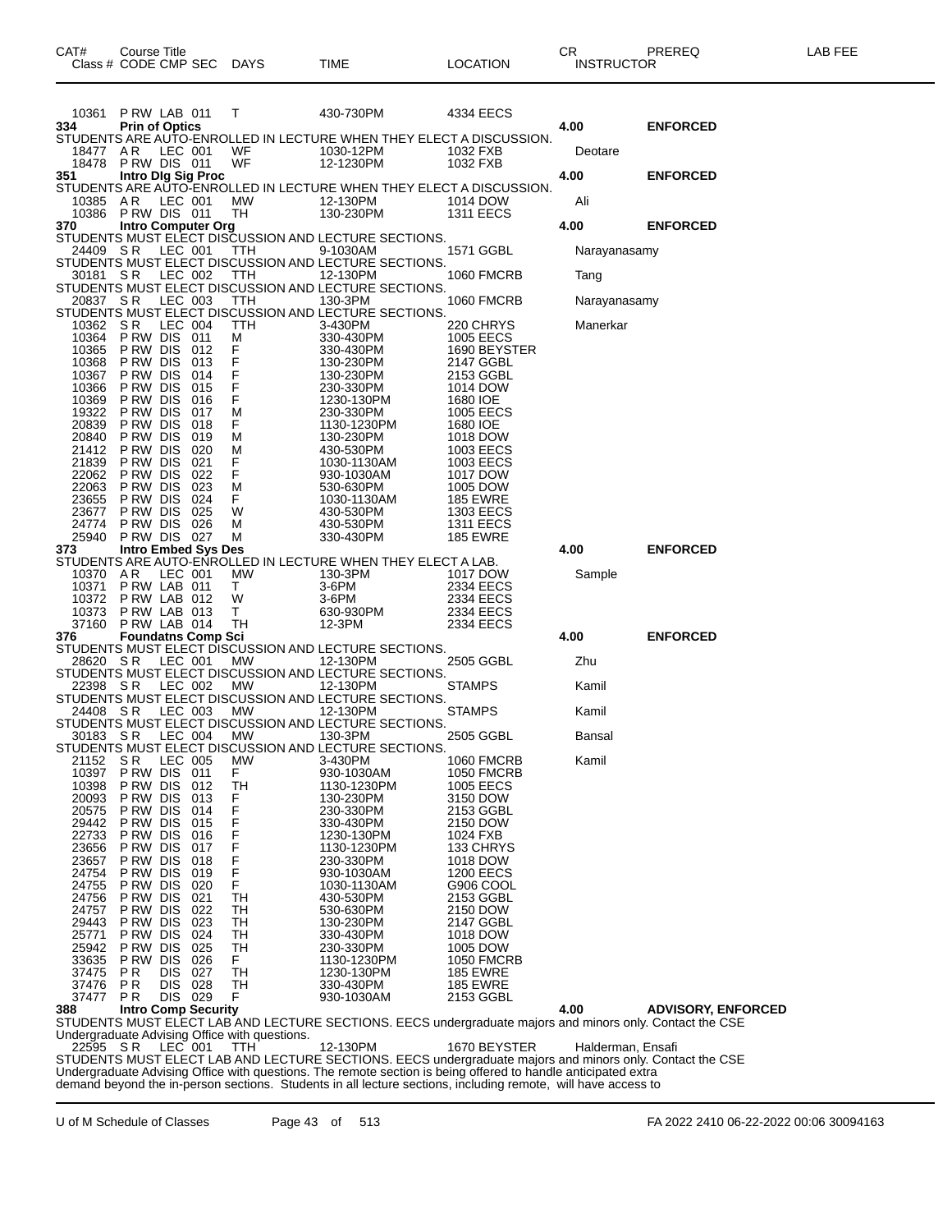| CAT# | Course Title | | | | | | CR | PREREQ | LAB FEE |
|---|---|---|---|---|---|---|---|---|---|
| Class # | CODE | CMP | SEC | DAYS | TIME | LOCATION | INSTRUCTOR | | |
| 10361 | P RW | LAB | 011 | T | 430-730PM | 4334 EECS | | | |
| **334** | **Prin of Optics** | | | | | | **4.00** | **ENFORCED** | |
| STUDENTS ARE AUTO-ENROLLED IN LECTURE WHEN THEY ELECT A DISCUSSION. | | | | | | | | | |
| 18477 | A R | LEC | 001 | WF | 1030-12PM | 1032 FXB | Deotare | | |
| 18478 | P RW | DIS | 011 | WF | 12-1230PM | 1032 FXB | | | |
| **351** | **Intro Dlg Sig Proc** | | | | | | **4.00** | **ENFORCED** | |
| STUDENTS ARE AUTO-ENROLLED IN LECTURE WHEN THEY ELECT A DISCUSSION. | | | | | | | | | |
| 10385 | A R | LEC | 001 | MW | 12-130PM | 1014 DOW | Ali | | |
| 10386 | P RW | DIS | 011 | TH | 130-230PM | 1311 EECS | | | |
| **370** | **Intro Computer Org** | | | | | | **4.00** | **ENFORCED** | |
| STUDENTS MUST ELECT DISCUSSION AND LECTURE SECTIONS. | | | | | | | | | |
| 24409 | S R | LEC | 001 | TTH | 9-1030AM | 1571 GGBL | Narayanasamy | | |
| STUDENTS MUST ELECT DISCUSSION AND LECTURE SECTIONS. | | | | | | | | | |
| 30181 | S R | LEC | 002 | TTH | 12-130PM | 1060 FMCRB | Tang | | |
| STUDENTS MUST ELECT DISCUSSION AND LECTURE SECTIONS. | | | | | | | | | |
| 20837 | S R | LEC | 003 | TTH | 130-3PM | 1060 FMCRB | Narayanasamy | | |
| STUDENTS MUST ELECT DISCUSSION AND LECTURE SECTIONS. | | | | | | | | | |
| 10362 | S R | LEC | 004 | TTH | 3-430PM | 220 CHRYS | Manerkar | | |
| 10364 | P RW | DIS | 011 | M | 330-430PM | 1005 EECS | | | |
| 10365 | P RW | DIS | 012 | F | 330-430PM | 1690 BEYSTER | | | |
| 10368 | P RW | DIS | 013 | F | 130-230PM | 2147 GGBL | | | |
| 10367 | P RW | DIS | 014 | F | 130-230PM | 2153 GGBL | | | |
| 10366 | P RW | DIS | 015 | F | 230-330PM | 1014 DOW | | | |
| 10369 | P RW | DIS | 016 | F | 1230-130PM | 1680 IOE | | | |
| 19322 | P RW | DIS | 017 | M | 230-330PM | 1005 EECS | | | |
| 20839 | P RW | DIS | 018 | F | 1130-1230PM | 1680 IOE | | | |
| 20840 | P RW | DIS | 019 | M | 130-230PM | 1018 DOW | | | |
| 21412 | P RW | DIS | 020 | M | 430-530PM | 1003 EECS | | | |
| 21839 | P RW | DIS | 021 | F | 1030-1130AM | 1003 EECS | | | |
| 22062 | P RW | DIS | 022 | F | 930-1030AM | 1017 DOW | | | |
| 22063 | P RW | DIS | 023 | M | 530-630PM | 1005 DOW | | | |
| 23655 | P RW | DIS | 024 | F | 1030-1130AM | 185 EWRE | | | |
| 23677 | P RW | DIS | 025 | W | 430-530PM | 1303 EECS | | | |
| 24774 | P RW | DIS | 026 | M | 430-530PM | 1311 EECS | | | |
| 25940 | P RW | DIS | 027 | M | 330-430PM | 185 EWRE | | | |
| **373** | **Intro Embed Sys Des** | | | | | | **4.00** | **ENFORCED** | |
| STUDENTS ARE AUTO-ENROLLED IN LECTURE WHEN THEY ELECT A LAB. | | | | | | | | | |
| 10370 | A R | LEC | 001 | MW | 130-3PM | 1017 DOW | Sample | | |
| 10371 | P RW | LAB | 011 | T | 3-6PM | 2334 EECS | | | |
| 10372 | P RW | LAB | 012 | W | 3-6PM | 2334 EECS | | | |
| 10373 | P RW | LAB | 013 | T | 630-930PM | 2334 EECS | | | |
| 37160 | P RW | LAB | 014 | TH | 12-3PM | 2334 EECS | | | |
| **376** | **Foundatns Comp Sci** | | | | | | **4.00** | **ENFORCED** | |
| STUDENTS MUST ELECT DISCUSSION AND LECTURE SECTIONS. | | | | | | | | | |
| 28620 | S R | LEC | 001 | MW | 12-130PM | 2505 GGBL | Zhu | | |
| STUDENTS MUST ELECT DISCUSSION AND LECTURE SECTIONS. | | | | | | | | | |
| 22398 | S R | LEC | 002 | MW | 12-130PM | STAMPS | Kamil | | |
| STUDENTS MUST ELECT DISCUSSION AND LECTURE SECTIONS. | | | | | | | | | |
| 24408 | S R | LEC | 003 | MW | 12-130PM | STAMPS | Kamil | | |
| STUDENTS MUST ELECT DISCUSSION AND LECTURE SECTIONS. | | | | | | | | | |
| 30183 | S R | LEC | 004 | MW | 130-3PM | 2505 GGBL | Bansal | | |
| STUDENTS MUST ELECT DISCUSSION AND LECTURE SECTIONS. | | | | | | | | | |
| 21152 | S R | LEC | 005 | MW | 3-430PM | 1060 FMCRB | Kamil | | |
| 10397 | P RW | DIS | 011 | F | 930-1030AM | 1050 FMCRB | | | |
| 10398 | P RW | DIS | 012 | TH | 1130-1230PM | 1005 EECS | | | |
| 20093 | P RW | DIS | 013 | F | 130-230PM | 3150 DOW | | | |
| 20575 | P RW | DIS | 014 | F | 230-330PM | 2153 GGBL | | | |
| 29442 | P RW | DIS | 015 | F | 330-430PM | 2150 DOW | | | |
| 22733 | P RW | DIS | 016 | F | 1230-130PM | 1024 FXB | | | |
| 23656 | P RW | DIS | 017 | F | 1130-1230PM | 133 CHRYS | | | |
| 23657 | P RW | DIS | 018 | F | 230-330PM | 1018 DOW | | | |
| 24754 | P RW | DIS | 019 | F | 930-1030AM | 1200 EECS | | | |
| 24755 | P RW | DIS | 020 | F | 1030-1130AM | G906 COOL | | | |
| 24756 | P RW | DIS | 021 | TH | 430-530PM | 2153 GGBL | | | |
| 24757 | P RW | DIS | 022 | TH | 530-630PM | 2150 DOW | | | |
| 29443 | P RW | DIS | 023 | TH | 130-230PM | 2147 GGBL | | | |
| 25771 | P RW | DIS | 024 | TH | 330-430PM | 1018 DOW | | | |
| 25942 | P RW | DIS | 025 | TH | 230-330PM | 1005 DOW | | | |
| 33635 | P RW | DIS | 026 | F | 1130-1230PM | 1050 FMCRB | | | |
| 37475 | P R | DIS | 027 | TH | 1230-130PM | 185 EWRE | | | |
| 37476 | P R | DIS | 028 | TH | 330-430PM | 185 EWRE | | | |
| 37477 | P R | DIS | 029 | F | 930-1030AM | 2153 GGBL | | | |
| **388** | **Intro Comp Security** | | | | | | **4.00** | **ADVISORY, ENFORCED** | |
| STUDENTS MUST ELECT LAB AND LECTURE SECTIONS. EECS undergraduate majors and minors only. Contact the CSE Undergraduate Advising Office with questions. | | | | | | | | | |
| 22595 | S R | LEC | 001 | TTH | 12-130PM | 1670 BEYSTER | Halderman, Ensafi | | |
| STUDENTS MUST ELECT LAB AND LECTURE SECTIONS. EECS undergraduate majors and minors only. Contact the CSE Undergraduate Advising Office with questions. The remote section is being offered to handle anticipated extra demand beyond the in-person sections. Students in all lecture sections, including remote, will have access to | | | | | | | | | |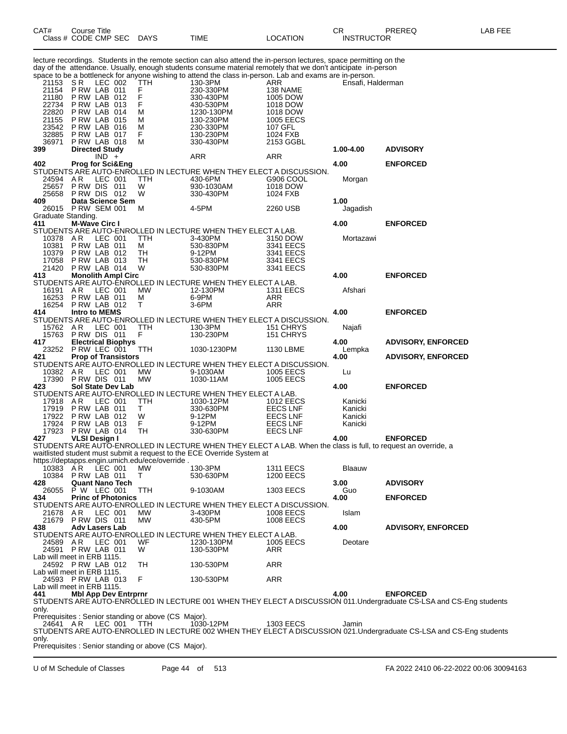| CAT# | Course Title<br>Class # CODE CMP SEC | DAYS | TIME | LOCATION | CR<br>INSTRUCTOR | PREREQ | LAB FEE |
|---|---|---|---|---|---|---|---|

lecture recordings. Students in the remote section can also attend the in-person lectures, space permitting on the day of the attendance. Usually, enough students consume material remotely that we don't anticipate in-person space to be a bottleneck for anyone wishing to attend the class in-person. Lab and exams are in-person.

| | | | | | | | |
|---|---|---|---|---|---|---|---|
| 21153 | S R LEC 002 | TTH | 130-3PM | ARR | Ensafi, Halderman | | |
| 21154 | P RW LAB 011 | F | 230-330PM | 138 NAME | | | |
| 21180 | P RW LAB 012 | F | 330-430PM | 1005 DOW | | | |
| 22734 | P RW LAB 013 | F | 430-530PM | 1018 DOW | | | |
| 22820 | P RW LAB 014 | M | 1230-130PM | 1018 DOW | | | |
| 21155 | P RW LAB 015 | M | 130-230PM | 1005 EECS | | | |
| 23542 | P RW LAB 016 | M | 230-330PM | 107 GFL | | | |
| 32885 | P RW LAB 017 | F | 130-230PM | 1024 FXB | | | |
| 36971 | P RW LAB 018 | M | 330-430PM | 2153 GGBL | | | |
| **399** | **Directed Study** | | | | **1.00-4.00** | **ADVISORY** | |
| | IND + | | ARR | ARR | | | |
| **402** | **Prog for Sci&Eng** | | | | **4.00** | **ENFORCED** | |

STUDENTS ARE AUTO-ENROLLED IN LECTURE WHEN THEY ELECT A DISCUSSION.

| | | | | | | | |
|---|---|---|---|---|---|---|---|
| 24594 | A R LEC 001 | TTH | 430-6PM | G906 COOL | Morgan | | |
| 25657 | P RW DIS 011 | W | 930-1030AM | 1018 DOW | | | |
| 25658 | P RW DIS 012 | W | 330-430PM | 1024 FXB | | | |
| **409** | **Data Science Sem** | | | | **1.00** | | |
| 26015 | P RW SEM 001 | M | 4-5PM | 2260 USB | Jagadish | | |

Graduate Standing.

| | | | | | | | |
|---|---|---|---|---|---|---|---|
| **411** | **M-Wave Circ I** | | | | **4.00** | **ENFORCED** | |

STUDENTS ARE AUTO-ENROLLED IN LECTURE WHEN THEY ELECT A LAB.

| | | | | | | | |
|---|---|---|---|---|---|---|---|
| 10378 | A R LEC 001 | TTH | 3-430PM | 3150 DOW | Mortazawi | | |
| 10381 | P RW LAB 011 | M | 530-830PM | 3341 EECS | | | |
| 10379 | P RW LAB 012 | TH | 9-12PM | 3341 EECS | | | |
| 17058 | P RW LAB 013 | TH | 530-830PM | 3341 EECS | | | |
| 21420 | P RW LAB 014 | W | 530-830PM | 3341 EECS | | | |
| **413** | **Monolith Ampl Circ** | | | | **4.00** | **ENFORCED** | |

STUDENTS ARE AUTO-ENROLLED IN LECTURE WHEN THEY ELECT A LAB.

| | | | | | | | |
|---|---|---|---|---|---|---|---|
| 16191 | A R LEC 001 | MW | 12-130PM | 1311 EECS | Afshari | | |
| 16253 | P RW LAB 011 | M | 6-9PM | ARR | | | |
| 16254 | P RW LAB 012 | T | 3-6PM | ARR | | | |
| **414** | **Intro to MEMS** | | | | **4.00** | **ENFORCED** | |

STUDENTS ARE AUTO-ENROLLED IN LECTURE WHEN THEY ELECT A DISCUSSION.

| | | | | | | | |
|---|---|---|---|---|---|---|---|
| 15762 | A R LEC 001 | TTH | 130-3PM | 151 CHRYS | Najafi | | |
| 15763 | P RW DIS 011 | F | 130-230PM | 151 CHRYS | | | |
| **417** | **Electrical Biophys** | | | | **4.00** | **ADVISORY, ENFORCED** | |
| 23252 | P RW LEC 001 | TTH | 1030-1230PM | 1130 LBME | Lempka | | |
| **421** | **Prop of Transistors** | | | | **4.00** | **ADVISORY, ENFORCED** | |

STUDENTS ARE AUTO-ENROLLED IN LECTURE WHEN THEY ELECT A DISCUSSION.

| | | | | | | | |
|---|---|---|---|---|---|---|---|
| 10382 | A R LEC 001 | MW | 9-1030AM | 1005 EECS | Lu | | |
| 17390 | P RW DIS 011 | MW | 1030-11AM | 1005 EECS | | | |
| **423** | **Sol State Dev Lab** | | | | **4.00** | **ENFORCED** | |

STUDENTS ARE AUTO-ENROLLED IN LECTURE WHEN THEY ELECT A LAB.

| | | | | | | | |
|---|---|---|---|---|---|---|---|
| 17918 | A R LEC 001 | TTH | 1030-12PM | 1012 EECS | Kanicki | | |
| 17919 | P RW LAB 011 | T | 330-630PM | EECS LNF | Kanicki | | |
| 17922 | P RW LAB 012 | W | 9-12PM | EECS LNF | Kanicki | | |
| 17924 | P RW LAB 013 | F | 9-12PM | EECS LNF | Kanicki | | |
| 17923 | P RW LAB 014 | TH | 330-630PM | EECS LNF | | | |
| **427** | **VLSI Design I** | | | | **4.00** | **ENFORCED** | |

STUDENTS ARE AUTO-ENROLLED IN LECTURE WHEN THEY ELECT A LAB. When the class is full, to request an override, a waitlisted student must submit a request to the ECE Override System at https://deptapps.engin.umich.edu/ece/override .

| | | | | | | | |
|---|---|---|---|---|---|---|---|
| 10383 | A R LEC 001 | MW | 130-3PM | 1311 EECS | Blaauw | | |
| 10384 | P RW LAB 011 | T | 530-630PM | 1200 EECS | | | |
| **428** | **Quant Nano Tech** | | | | **3.00** | **ADVISORY** | |
| 26055 | P W LEC 001 | TTH | 9-1030AM | 1303 EECS | Guo | | |
| **434** | **Princ of Photonics** | | | | **4.00** | **ENFORCED** | |

STUDENTS ARE AUTO-ENROLLED IN LECTURE WHEN THEY ELECT A DISCUSSION.

| | | | | | | | |
|---|---|---|---|---|---|---|---|
| 21678 | A R LEC 001 | MW | 3-430PM | 1008 EECS | Islam | | |
| 21679 | P RW DIS 011 | MW | 430-5PM | 1008 EECS | | | |
| **438** | **Adv Lasers Lab** | | | | **4.00** | **ADVISORY, ENFORCED** | |

STUDENTS ARE AUTO-ENROLLED IN LECTURE WHEN THEY ELECT A LAB.

| | | | | | | | |
|---|---|---|---|---|---|---|---|
| 24589 | A R LEC 001 | WF | 1230-130PM | 1005 EECS | Deotare | | |
| 24591 | P RW LAB 011 | W | 130-530PM | ARR | | | |

Lab will meet in ERB 1115.

| | | | | | | | |
|---|---|---|---|---|---|---|---|
| 24592 | P RW LAB 012 | TH | 130-530PM | ARR | | | |

Lab will meet in ERB 1115.

| | | | | | | | |
|---|---|---|---|---|---|---|---|
| 24593 | P RW LAB 013 | F | 130-530PM | ARR | | | |

Lab will meet in ERB 1115.

| | | | | | | | |
|---|---|---|---|---|---|---|---|
| **441** | **Mbl App Dev Entrprnr** | | | | **4.00** | **ENFORCED** | |

STUDENTS ARE AUTO-ENROLLED IN LECTURE 001 WHEN THEY ELECT A DISCUSSION 011.Undergraduate CS-LSA and CS-Eng students only.
Prerequisites : Senior standing or above (CS Major).

| | | | | | | | |
|---|---|---|---|---|---|---|---|
| 24641 | A R LEC 001 | TTH | 1030-12PM | 1303 EECS | Jamin | | |

STUDENTS ARE AUTO-ENROLLED IN LECTURE 002 WHEN THEY ELECT A DISCUSSION 021.Undergraduate CS-LSA and CS-Eng students only.
Prerequisites : Senior standing or above (CS Major).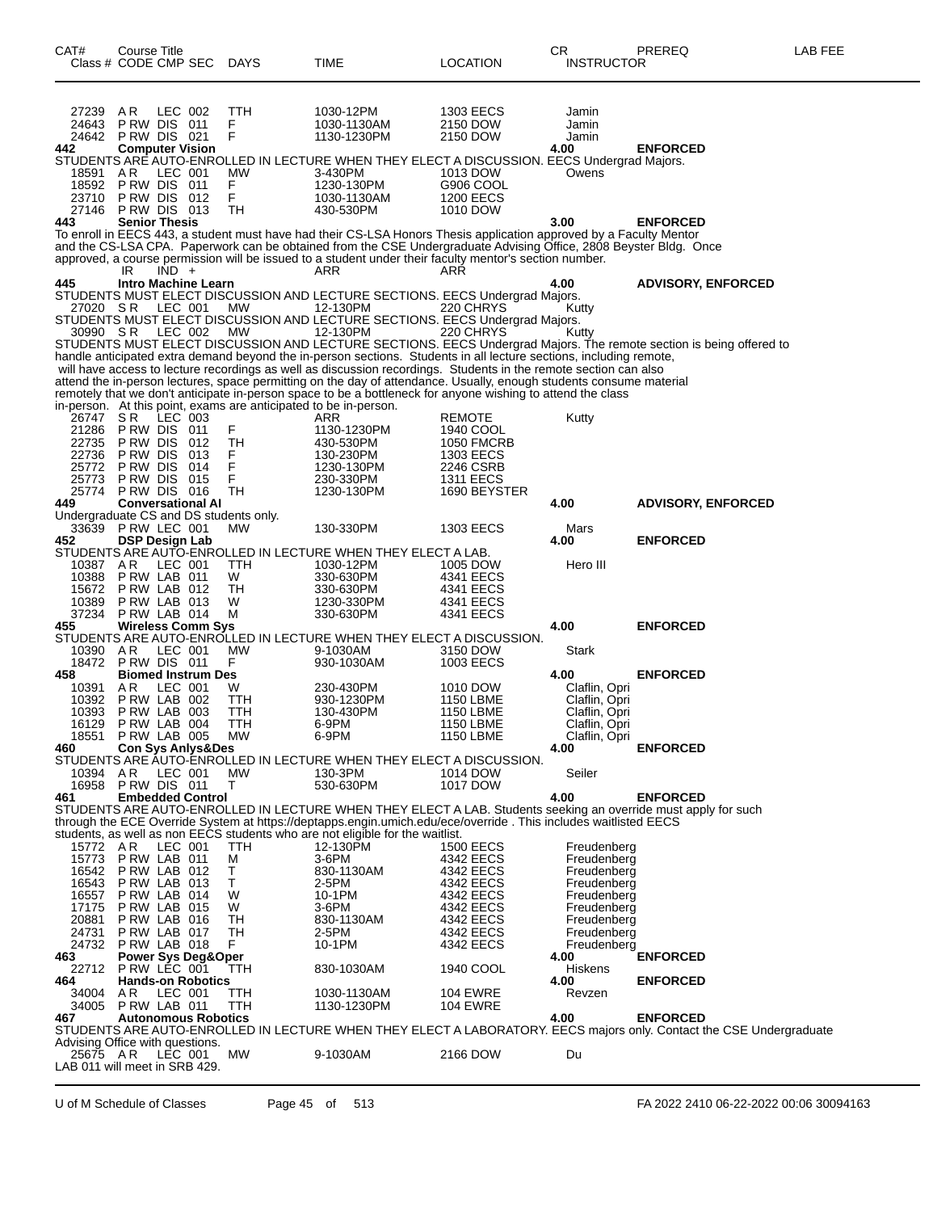| CAT# Class # | Course Title CODE | CMP | SEC | DAYS | TIME | LOCATION | CR INSTRUCTOR | PREREQ | LAB FEE |
|---|---|---|---|---|---|---|---|---|---|
| 27239 | A R | LEC | 002 | TTH | 1030-12PM | 1303 EECS | Jamin | | |
| 24643 | P RW | DIS | 011 | F | 1030-1130AM | 2150 DOW | Jamin | | |
| 24642 | P RW | DIS | 021 | F | 1130-1230PM | 2150 DOW | Jamin | | |
| **442** | **Computer Vision** | | | | | | **4.00** | **ENFORCED** | |

STUDENTS ARE AUTO-ENROLLED IN LECTURE WHEN THEY ELECT A DISCUSSION. EECS Undergrad Majors.

| CAT# Class # | Course Title CODE | CMP | SEC | DAYS | TIME | LOCATION | CR INSTRUCTOR | PREREQ | LAB FEE |
|---|---|---|---|---|---|---|---|---|---|
| 18591 | A R | LEC | 001 | MW | 3-430PM | 1013 DOW | Owens | | |
| 18592 | P RW | DIS | 011 | F | 1230-130PM | G906 COOL | | | |
| 23710 | P RW | DIS | 012 | F | 1030-1130AM | 1200 EECS | | | |
| 27146 | P RW | DIS | 013 | TH | 430-530PM | 1010 DOW | | | |
| **443** | **Senior Thesis** | | | | | | **3.00** | **ENFORCED** | |

To enroll in EECS 443, a student must have had their CS-LSA Honors Thesis application approved by a Faculty Mentor and the CS-LSA CPA. Paperwork can be obtained from the CSE Undergraduate Advising Office, 2808 Beyster Bldg. Once approved, a course permission will be issued to a student under their faculty mentor's section number.

| CAT# Class # | Course Title CODE | CMP | SEC | DAYS | TIME | LOCATION | CR INSTRUCTOR | PREREQ | LAB FEE |
|---|---|---|---|---|---|---|---|---|---|
| | IR | IND | + | | ARR | ARR | | | |
| **445** | **Intro Machine Learn** | | | | | | **4.00** | **ADVISORY, ENFORCED** | |

STUDENTS MUST ELECT DISCUSSION AND LECTURE SECTIONS. EECS Undergrad Majors.

| CAT# Class # | Course Title CODE | CMP | SEC | DAYS | TIME | LOCATION | CR INSTRUCTOR | PREREQ | LAB FEE |
|---|---|---|---|---|---|---|---|---|---|
| 27020 | S R | LEC | 001 | MW | 12-130PM | 220 CHRYS | Kutty | | |

STUDENTS MUST ELECT DISCUSSION AND LECTURE SECTIONS. EECS Undergrad Majors.

| CAT# Class # | Course Title CODE | CMP | SEC | DAYS | TIME | LOCATION | CR INSTRUCTOR | PREREQ | LAB FEE |
|---|---|---|---|---|---|---|---|---|---|
| 30990 | S R | LEC | 002 | MW | 12-130PM | 220 CHRYS | Kutty | | |

STUDENTS MUST ELECT DISCUSSION AND LECTURE SECTIONS. EECS Undergrad Majors. The remote section is being offered to handle anticipated extra demand beyond the in-person sections. Students in all lecture sections, including remote, will have access to lecture recordings as well as discussion recordings. Students in the remote section can also attend the in-person lectures, space permitting on the day of attendance. Usually, enough students consume material remotely that we don't anticipate in-person space to be a bottleneck for anyone wishing to attend the class in-person. At this point, exams are anticipated to be in-person.

| CAT# Class # | Course Title CODE | CMP | SEC | DAYS | TIME | LOCATION | CR INSTRUCTOR | PREREQ | LAB FEE |
|---|---|---|---|---|---|---|---|---|---|
| 26747 | S R | LEC | 003 | | ARR | REMOTE | Kutty | | |
| 21286 | P RW | DIS | 011 | F | 1130-1230PM | 1940 COOL | | | |
| 22735 | P RW | DIS | 012 | TH | 430-530PM | 1050 FMCRB | | | |
| 22736 | P RW | DIS | 013 | F | 130-230PM | 1303 EECS | | | |
| 25772 | P RW | DIS | 014 | F | 1230-130PM | 2246 CSRB | | | |
| 25773 | P RW | DIS | 015 | F | 230-330PM | 1311 EECS | | | |
| 25774 | P RW | DIS | 016 | TH | 1230-130PM | 1690 BEYSTER | | | |
| **449** | **Conversational AI** | | | | | | **4.00** | **ADVISORY, ENFORCED** | |

Undergraduate CS and DS students only.

| CAT# Class # | Course Title CODE | CMP | SEC | DAYS | TIME | LOCATION | CR INSTRUCTOR | PREREQ | LAB FEE |
|---|---|---|---|---|---|---|---|---|---|
| 33639 | P RW | LEC | 001 | MW | 130-330PM | 1303 EECS | Mars | | |
| **452** | **DSP Design Lab** | | | | | | **4.00** | **ENFORCED** | |

STUDENTS ARE AUTO-ENROLLED IN LECTURE WHEN THEY ELECT A LAB.

| CAT# Class # | Course Title CODE | CMP | SEC | DAYS | TIME | LOCATION | CR INSTRUCTOR | PREREQ | LAB FEE |
|---|---|---|---|---|---|---|---|---|---|
| 10387 | A R | LEC | 001 | TTH | 1030-12PM | 1005 DOW | Hero III | | |
| 10388 | P RW | LAB | 011 | W | 330-630PM | 4341 EECS | | | |
| 15672 | P RW | LAB | 012 | TH | 330-630PM | 4341 EECS | | | |
| 10389 | P RW | LAB | 013 | W | 1230-330PM | 4341 EECS | | | |
| 37234 | P RW | LAB | 014 | M | 330-630PM | 4341 EECS | | | |
| **455** | **Wireless Comm Sys** | | | | | | **4.00** | **ENFORCED** | |

STUDENTS ARE AUTO-ENROLLED IN LECTURE WHEN THEY ELECT A DISCUSSION.

| CAT# Class # | Course Title CODE | CMP | SEC | DAYS | TIME | LOCATION | CR INSTRUCTOR | PREREQ | LAB FEE |
|---|---|---|---|---|---|---|---|---|---|
| 10390 | A R | LEC | 001 | MW | 9-1030AM | 3150 DOW | Stark | | |
| 18472 | P RW | DIS | 011 | F | 930-1030AM | 1003 EECS | | | |
| **458** | **Biomed Instrum Des** | | | | | | **4.00** | **ENFORCED** | |
| 10391 | A R | LEC | 001 | W | 230-430PM | 1010 DOW | Claflin, Opri | | |
| 10392 | P RW | LAB | 002 | TTH | 930-1230PM | 1150 LBME | Claflin, Opri | | |
| 10393 | P RW | LAB | 003 | TTH | 130-430PM | 1150 LBME | Claflin, Opri | | |
| 16129 | P RW | LAB | 004 | TTH | 6-9PM | 1150 LBME | Claflin, Opri | | |
| 18551 | P RW | LAB | 005 | MW | 6-9PM | 1150 LBME | Claflin, Opri | | |
| **460** | **Con Sys Anlys&Des** | | | | | | **4.00** | **ENFORCED** | |

STUDENTS ARE AUTO-ENROLLED IN LECTURE WHEN THEY ELECT A DISCUSSION.

| CAT# Class # | Course Title CODE | CMP | SEC | DAYS | TIME | LOCATION | CR INSTRUCTOR | PREREQ | LAB FEE |
|---|---|---|---|---|---|---|---|---|---|
| 10394 | A R | LEC | 001 | MW | 130-3PM | 1014 DOW | Seiler | | |
| 16958 | P RW | DIS | 011 | T | 530-630PM | 1017 DOW | | | |
| **461** | **Embedded Control** | | | | | | **4.00** | **ENFORCED** | |

STUDENTS ARE AUTO-ENROLLED IN LECTURE WHEN THEY ELECT A LAB. Students seeking an override must apply for such through the ECE Override System at https://deptapps.engin.umich.edu/ece/override . This includes waitlisted EECS students, as well as non EECS students who are not eligible for the waitlist.

| CAT# Class # | Course Title CODE | CMP | SEC | DAYS | TIME | LOCATION | CR INSTRUCTOR | PREREQ | LAB FEE |
|---|---|---|---|---|---|---|---|---|---|
| 15772 | A R | LEC | 001 | TTH | 12-130PM | 1500 EECS | Freudenberg | | |
| 15773 | P RW | LAB | 011 | M | 3-6PM | 4342 EECS | Freudenberg | | |
| 16542 | P RW | LAB | 012 | T | 830-1130AM | 4342 EECS | Freudenberg | | |
| 16543 | P RW | LAB | 013 | T | 2-5PM | 4342 EECS | Freudenberg | | |
| 16557 | P RW | LAB | 014 | W | 10-1PM | 4342 EECS | Freudenberg | | |
| 17175 | P RW | LAB | 015 | W | 3-6PM | 4342 EECS | Freudenberg | | |
| 20881 | P RW | LAB | 016 | TH | 830-1130AM | 4342 EECS | Freudenberg | | |
| 24731 | P RW | LAB | 017 | TH | 2-5PM | 4342 EECS | Freudenberg | | |
| 24732 | P RW | LAB | 018 | F | 10-1PM | 4342 EECS | Freudenberg | | |
| **463** | **Power Sys Deg&Oper** | | | | | | **4.00** | **ENFORCED** | |
| 22712 | P RW | LEC | 001 | TTH | 830-1030AM | 1940 COOL | Hiskens | | |
| **464** | **Hands-on Robotics** | | | | | | **4.00** | **ENFORCED** | |
| 34004 | A R | LEC | 001 | TTH | 1030-1130AM | 104 EWRE | Revzen | | |
| 34005 | P RW | LAB | 011 | TTH | 1130-1230PM | 104 EWRE | | | |
| **467** | **Autonomous Robotics** | | | | | | **4.00** | **ENFORCED** | |

STUDENTS ARE AUTO-ENROLLED IN LECTURE WHEN THEY ELECT A LABORATORY. EECS majors only. Contact the CSE Undergraduate Advising Office with questions.

| CAT# Class # | Course Title CODE | CMP | SEC | DAYS | TIME | LOCATION | CR INSTRUCTOR | PREREQ | LAB FEE |
|---|---|---|---|---|---|---|---|---|---|
| 25675 | A R | LEC | 001 | MW | 9-1030AM | 2166 DOW | Du | | |

LAB 011 will meet in SRB 429.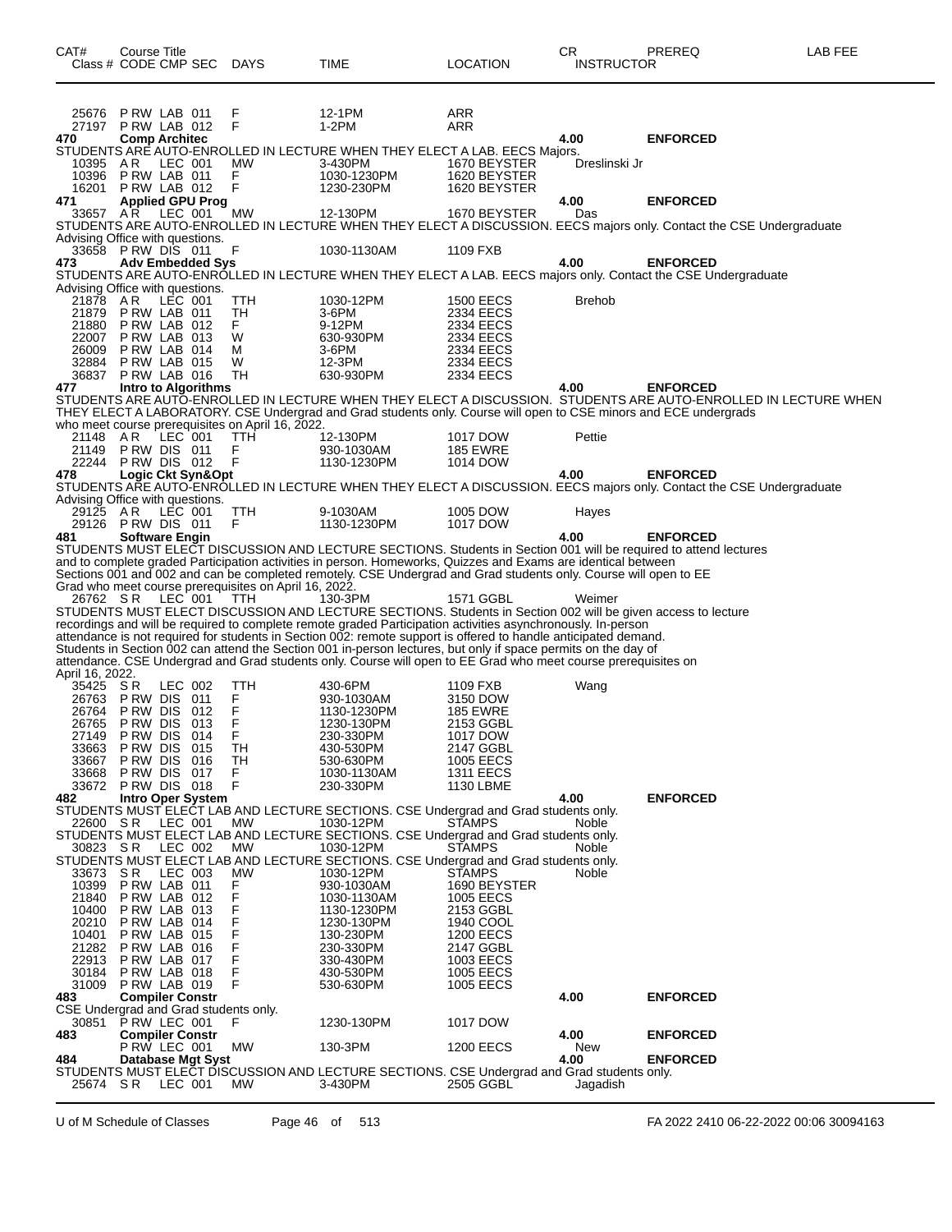| CAT# | Course Title | | | | | | | CR | PREREQ | LAB FEE |
|---|---|---|---|---|---|---|---|---|---|---|
| Class # | CODE | CMP | SEC | DAYS | TIME | LOCATION | INSTRUCTOR | | | |
| 25676 | P RW | LAB | 011 | F | 12-1PM | ARR | | | | |
| 27197 | P RW | LAB | 012 | F | 1-2PM | ARR | | | | |

**470 Comp Architec** 4.00 **ENFORCED**

STUDENTS ARE AUTO-ENROLLED IN LECTURE WHEN THEY ELECT A LAB. EECS Majors.

| Class # | CODE | CMP | SEC | DAYS | TIME | LOCATION | INSTRUCTOR |
|---|---|---|---|---|---|---|---|
| 10395 | A R | LEC | 001 | MW | 3-430PM | 1670 BEYSTER | Dreslinski Jr |
| 10396 | P RW | LAB | 011 | F | 1030-1230PM | 1620 BEYSTER | |
| 16201 | P RW | LAB | 012 | F | 1230-230PM | 1620 BEYSTER | |

**471 Applied GPU Prog** 4.00 **ENFORCED**

| Class # | CODE | CMP | SEC | DAYS | TIME | LOCATION | INSTRUCTOR |
|---|---|---|---|---|---|---|---|
| 33657 | A R | LEC | 001 | MW | 12-130PM | 1670 BEYSTER | Das |

STUDENTS ARE AUTO-ENROLLED IN LECTURE WHEN THEY ELECT A DISCUSSION. EECS majors only. Contact the CSE Undergraduate Advising Office with questions.

| Class # | CODE | CMP | SEC | DAYS | TIME | LOCATION | INSTRUCTOR |
|---|---|---|---|---|---|---|---|
| 33658 | P RW | DIS | 011 | F | 1030-1130AM | 1109 FXB | |

**473 Adv Embedded Sys** 4.00 **ENFORCED**

STUDENTS ARE AUTO-ENROLLED IN LECTURE WHEN THEY ELECT A LAB. EECS majors only. Contact the CSE Undergraduate Advising Office with questions.

| Class # | CODE | CMP | SEC | DAYS | TIME | LOCATION | INSTRUCTOR |
|---|---|---|---|---|---|---|---|
| 21878 | A R | LEC | 001 | TTH | 1030-12PM | 1500 EECS | Brehob |
| 21879 | P RW | LAB | 011 | TH | 3-6PM | 2334 EECS | |
| 21880 | P RW | LAB | 012 | F | 9-12PM | 2334 EECS | |
| 22007 | P RW | LAB | 013 | W | 630-930PM | 2334 EECS | |
| 26009 | P RW | LAB | 014 | M | 3-6PM | 2334 EECS | |
| 32884 | P RW | LAB | 015 | W | 12-3PM | 2334 EECS | |
| 36837 | P RW | LAB | 016 | TH | 630-930PM | 2334 EECS | |

**477 Intro to Algorithms** 4.00 **ENFORCED**

STUDENTS ARE AUTO-ENROLLED IN LECTURE WHEN THEY ELECT A DISCUSSION. STUDENTS ARE AUTO-ENROLLED IN LECTURE WHEN THEY ELECT A LABORATORY. CSE Undergrad and Grad students only. Course will open to CSE minors and ECE undergrads who meet course prerequisites on April 16, 2022.

| Class # | CODE | CMP | SEC | DAYS | TIME | LOCATION | INSTRUCTOR |
|---|---|---|---|---|---|---|---|
| 21148 | A R | LEC | 001 | TTH | 12-130PM | 1017 DOW | Pettie |
| 21149 | P RW | DIS | 011 | F | 930-1030AM | 185 EWRE | |
| 22244 | P RW | DIS | 012 | F | 1130-1230PM | 1014 DOW | |

**478 Logic Ckt Syn&Opt** 4.00 **ENFORCED**

STUDENTS ARE AUTO-ENROLLED IN LECTURE WHEN THEY ELECT A DISCUSSION. EECS majors only. Contact the CSE Undergraduate Advising Office with questions.

| Class # | CODE | CMP | SEC | DAYS | TIME | LOCATION | INSTRUCTOR |
|---|---|---|---|---|---|---|---|
| 29125 | A R | LEC | 001 | TTH | 9-1030AM | 1005 DOW | Hayes |
| 29126 | P RW | DIS | 011 | F | 1130-1230PM | 1017 DOW | |

**481 Software Engin** 4.00 **ENFORCED**

STUDENTS MUST ELECT DISCUSSION AND LECTURE SECTIONS. Students in Section 001 will be required to attend lectures and to complete graded Participation activities in person. Homeworks, Quizzes and Exams are identical between Sections 001 and 002 and can be completed remotely. CSE Undergrad and Grad students only. Course will open to EE Grad who meet course prerequisites on April 16, 2022.

| Class # | CODE | CMP | SEC | DAYS | TIME | LOCATION | INSTRUCTOR |
|---|---|---|---|---|---|---|---|
| 26762 | S R | LEC | 001 | TTH | 130-3PM | 1571 GGBL | Weimer |

STUDENTS MUST ELECT DISCUSSION AND LECTURE SECTIONS. Students in Section 002 will be given access to lecture recordings and will be required to complete remote graded Participation activities asynchronously. In-person attendance is not required for students in Section 002: remote support is offered to handle anticipated demand. Students in Section 002 can attend the Section 001 in-person lectures, but only if space permits on the day of attendance. CSE Undergrad and Grad students only. Course will open to EE Grad who meet course prerequisites on April 16, 2022.

| Class # | CODE | CMP | SEC | DAYS | TIME | LOCATION | INSTRUCTOR |
|---|---|---|---|---|---|---|---|
| 35425 | S R | LEC | 002 | TTH | 430-6PM | 1109 FXB | Wang |
| 26763 | P RW | DIS | 011 | F | 930-1030AM | 3150 DOW | |
| 26764 | P RW | DIS | 012 | F | 1130-1230PM | 185 EWRE | |
| 26765 | P RW | DIS | 013 | F | 1230-130PM | 2153 GGBL | |
| 27149 | P RW | DIS | 014 | F | 230-330PM | 1017 DOW | |
| 33663 | P RW | DIS | 015 | TH | 430-530PM | 2147 GGBL | |
| 33667 | P RW | DIS | 016 | TH | 530-630PM | 1005 EECS | |
| 33668 | P RW | DIS | 017 | F | 1030-1130AM | 1311 EECS | |
| 33672 | P RW | DIS | 018 | F | 230-330PM | 1130 LBME | |

**482 Intro Oper System** 4.00 **ENFORCED**

STUDENTS MUST ELECT LAB AND LECTURE SECTIONS. CSE Undergrad and Grad students only.

| Class # | CODE | CMP | SEC | DAYS | TIME | LOCATION | INSTRUCTOR |
|---|---|---|---|---|---|---|---|
| 22600 | S R | LEC | 001 | MW | 1030-12PM | STAMPS | Noble |

STUDENTS MUST ELECT LAB AND LECTURE SECTIONS. CSE Undergrad and Grad students only.

| Class # | CODE | CMP | SEC | DAYS | TIME | LOCATION | INSTRUCTOR |
|---|---|---|---|---|---|---|---|
| 30823 | S R | LEC | 002 | MW | 1030-12PM | STAMPS | Noble |

STUDENTS MUST ELECT LAB AND LECTURE SECTIONS. CSE Undergrad and Grad students only.

| Class # | CODE | CMP | SEC | DAYS | TIME | LOCATION | INSTRUCTOR |
|---|---|---|---|---|---|---|---|
| 33673 | S R | LEC | 003 | MW | 1030-12PM | STAMPS | Noble |
| 10399 | P RW | LAB | 011 | F | 930-1030AM | 1690 BEYSTER | |
| 21840 | P RW | LAB | 012 | F | 1030-1130AM | 1005 EECS | |
| 10400 | P RW | LAB | 013 | F | 1130-1230PM | 2153 GGBL | |
| 20210 | P RW | LAB | 014 | F | 1230-130PM | 1940 COOL | |
| 10401 | P RW | LAB | 015 | F | 130-230PM | 1200 EECS | |
| 21282 | P RW | LAB | 016 | F | 230-330PM | 2147 GGBL | |
| 22913 | P RW | LAB | 017 | F | 330-430PM | 1003 EECS | |
| 30184 | P RW | LAB | 018 | F | 430-530PM | 1005 EECS | |
| 31009 | P RW | LAB | 019 | F | 530-630PM | 1005 EECS | |

**483 Compiler Constr** 4.00 **ENFORCED**

CSE Undergrad and Grad students only.

| Class # | CODE | CMP | SEC | DAYS | TIME | LOCATION | INSTRUCTOR |
|---|---|---|---|---|---|---|---|
| 30851 | P RW | LEC | 001 | F | 1230-130PM | 1017 DOW | |

**483 Compiler Constr** 4.00 **ENFORCED**

| Class # | CODE | CMP | SEC | DAYS | TIME | LOCATION | INSTRUCTOR |
|---|---|---|---|---|---|---|---|
| | P RW | LEC | 001 | MW | 130-3PM | 1200 EECS | New |

**484 Database Mgt Syst** 4.00 **ENFORCED**

STUDENTS MUST ELECT DISCUSSION AND LECTURE SECTIONS. CSE Undergrad and Grad students only.

| Class # | CODE | CMP | SEC | DAYS | TIME | LOCATION | INSTRUCTOR |
|---|---|---|---|---|---|---|---|
| 25674 | S R | LEC | 001 | MW | 3-430PM | 2505 GGBL | Jagadish |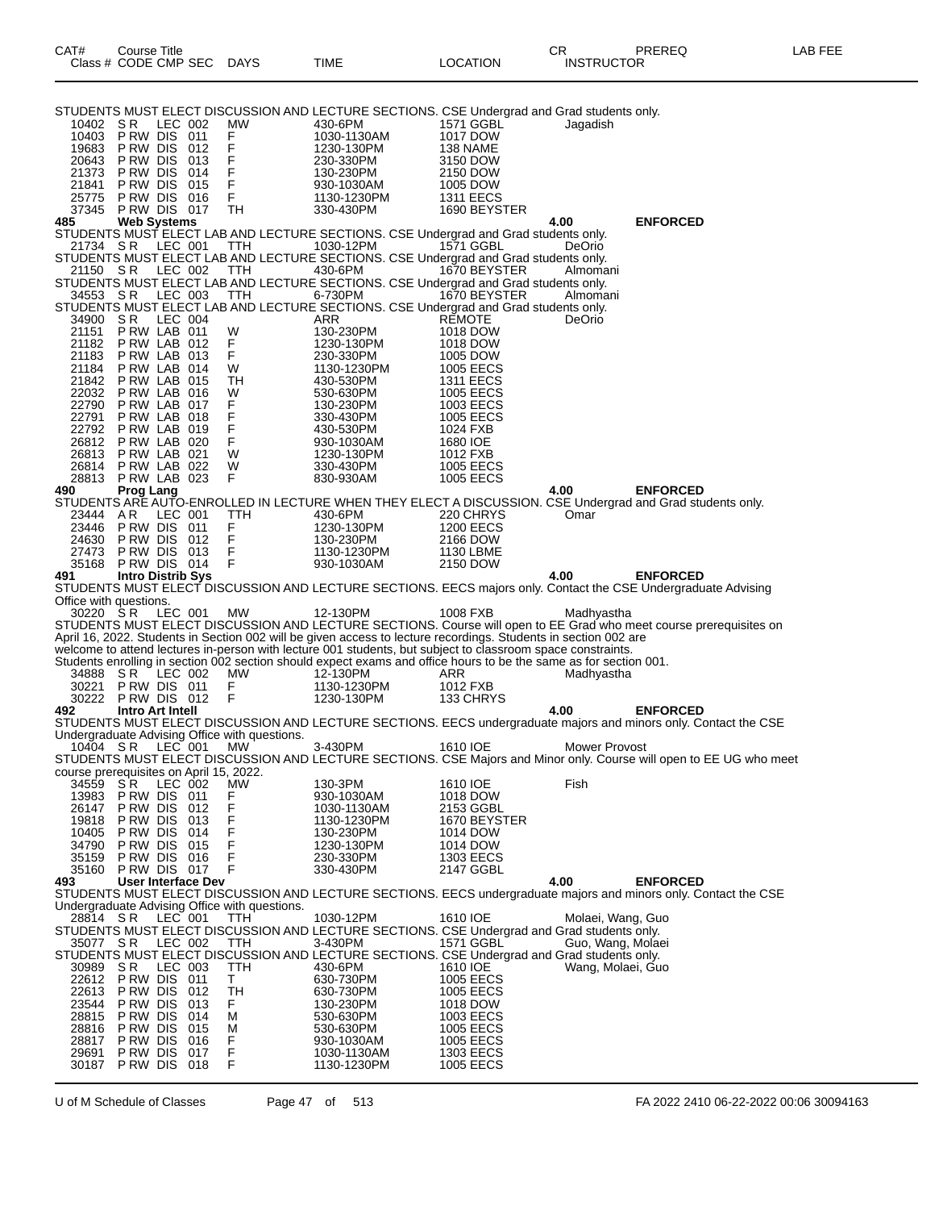| CAT# | Course Title | | | | | | CR | PREREQ | LAB FEE |
|---|---|---|---|---|---|---|---|---|---|
| Class # | CODE | CMP | SEC | DAYS | TIME | LOCATION | INSTRUCTOR | | |

STUDENTS MUST ELECT DISCUSSION AND LECTURE SECTIONS. CSE Undergrad and Grad students only.

| Class # | CODE | CMP | SEC | DAYS | TIME | LOCATION | INSTRUCTOR |
|---|---|---|---|---|---|---|---|
| 10402 | S R | LEC | 002 | MW | 430-6PM | 1571 GGBL | Jagadish |
| 10403 | P RW | DIS | 011 | F | 1030-1130AM | 1017 DOW | |
| 19683 | P RW | DIS | 012 | F | 1230-130PM | 138 NAME | |
| 20643 | P RW | DIS | 013 | F | 230-330PM | 3150 DOW | |
| 21373 | P RW | DIS | 014 | F | 130-230PM | 2150 DOW | |
| 21841 | P RW | DIS | 015 | F | 930-1030AM | 1005 DOW | |
| 25775 | P RW | DIS | 016 | F | 1130-1230PM | 1311 EECS | |
| 37345 | P RW | DIS | 017 | TH | 330-430PM | 1690 BEYSTER | |

**485 Web Systems** 4.00 **ENFORCED**

STUDENTS MUST ELECT LAB AND LECTURE SECTIONS. CSE Undergrad and Grad students only.
21734 S R LEC 001 TTH 1030-12PM 1571 GGBL DeOrio

STUDENTS MUST ELECT LAB AND LECTURE SECTIONS. CSE Undergrad and Grad students only.
21150 S R LEC 002 TTH 430-6PM 1670 BEYSTER Almomani

STUDENTS MUST ELECT LAB AND LECTURE SECTIONS. CSE Undergrad and Grad students only.
34553 S R LEC 003 TTH 6-730PM 1670 BEYSTER Almomani

STUDENTS MUST ELECT LAB AND LECTURE SECTIONS. CSE Undergrad and Grad students only.

| Class # | CODE | CMP | SEC | DAYS | TIME | LOCATION | INSTRUCTOR |
|---|---|---|---|---|---|---|---|
| 34900 | S R | LEC | 004 | | ARR | REMOTE | DeOrio |
| 21151 | P RW | LAB | 011 | W | 130-230PM | 1018 DOW | |
| 21182 | P RW | LAB | 012 | F | 1230-130PM | 1018 DOW | |
| 21183 | P RW | LAB | 013 | F | 230-330PM | 1005 DOW | |
| 21184 | P RW | LAB | 014 | W | 1130-1230PM | 1005 EECS | |
| 21842 | P RW | LAB | 015 | TH | 430-530PM | 1311 EECS | |
| 22032 | P RW | LAB | 016 | W | 530-630PM | 1005 EECS | |
| 22790 | P RW | LAB | 017 | F | 130-230PM | 1003 EECS | |
| 22791 | P RW | LAB | 018 | F | 330-430PM | 1005 EECS | |
| 22792 | P RW | LAB | 019 | F | 430-530PM | 1024 FXB | |
| 26812 | P RW | LAB | 020 | F | 930-1030AM | 1680 IOE | |
| 26813 | P RW | LAB | 021 | W | 1230-130PM | 1012 FXB | |
| 26814 | P RW | LAB | 022 | W | 330-430PM | 1005 EECS | |
| 28813 | P RW | LAB | 023 | F | 830-930AM | 1005 EECS | |

**490 Prog Lang** 4.00 **ENFORCED**

STUDENTS ARE AUTO-ENROLLED IN LECTURE WHEN THEY ELECT A DISCUSSION. CSE Undergrad and Grad students only.

| Class # | CODE | CMP | SEC | DAYS | TIME | LOCATION | INSTRUCTOR |
|---|---|---|---|---|---|---|---|
| 23444 | A R | LEC | 001 | TTH | 430-6PM | 220 CHRYS | Omar |
| 23446 | P RW | DIS | 011 | F | 1230-130PM | 1200 EECS | |
| 24630 | P RW | DIS | 012 | F | 130-230PM | 2166 DOW | |
| 27473 | P RW | DIS | 013 | F | 1130-1230PM | 1130 LBME | |
| 35168 | P RW | DIS | 014 | F | 930-1030AM | 2150 DOW | |

**491 Intro Distrib Sys** 4.00 **ENFORCED**

STUDENTS MUST ELECT DISCUSSION AND LECTURE SECTIONS. EECS majors only. Contact the CSE Undergraduate Advising Office with questions.
30220 S R LEC 001 MW 12-130PM 1008 FXB Madhyastha

STUDENTS MUST ELECT DISCUSSION AND LECTURE SECTIONS. Course will open to EE Grad who meet course prerequisites on April 16, 2022. Students in Section 002 will be given access to lecture recordings. Students in section 002 are welcome to attend lectures in-person with lecture 001 students, but subject to classroom space constraints. Students enrolling in section 002 section should expect exams and office hours to be the same as for section 001.

| Class # | CODE | CMP | SEC | DAYS | TIME | LOCATION | INSTRUCTOR |
|---|---|---|---|---|---|---|---|
| 34888 | S R | LEC | 002 | MW | 12-130PM | ARR | Madhyastha |
| 30221 | P RW | DIS | 011 | F | 1130-1230PM | 1012 FXB | |
| 30222 | P RW | DIS | 012 | F | 1230-130PM | 133 CHRYS | |

**492 Intro Art Intell** 4.00 **ENFORCED**

STUDENTS MUST ELECT DISCUSSION AND LECTURE SECTIONS. EECS undergraduate majors and minors only. Contact the CSE Undergraduate Advising Office with questions.
10404 S R LEC 001 MW 3-430PM 1610 IOE Mower Provost

STUDENTS MUST ELECT DISCUSSION AND LECTURE SECTIONS. CSE Majors and Minor only. Course will open to EE UG who meet course prerequisites on April 15, 2022.

| Class # | CODE | CMP | SEC | DAYS | TIME | LOCATION | INSTRUCTOR |
|---|---|---|---|---|---|---|---|
| 34559 | S R | LEC | 002 | MW | 130-3PM | 1610 IOE | Fish |
| 13983 | P RW | DIS | 011 | F | 930-1030AM | 1018 DOW | |
| 26147 | P RW | DIS | 012 | F | 1030-1130AM | 2153 GGBL | |
| 19818 | P RW | DIS | 013 | F | 1130-1230PM | 1670 BEYSTER | |
| 10405 | P RW | DIS | 014 | F | 130-230PM | 1014 DOW | |
| 34790 | P RW | DIS | 015 | F | 1230-130PM | 1014 DOW | |
| 35159 | P RW | DIS | 016 | F | 230-330PM | 1303 EECS | |
| 35160 | P RW | DIS | 017 | F | 330-430PM | 2147 GGBL | |

**493 User Interface Dev** 4.00 **ENFORCED**

STUDENTS MUST ELECT DISCUSSION AND LECTURE SECTIONS. EECS undergraduate majors and minors only. Contact the CSE Undergraduate Advising Office with questions.
28814 S R LEC 001 TTH 1030-12PM 1610 IOE Molaei, Wang, Guo

STUDENTS MUST ELECT DISCUSSION AND LECTURE SECTIONS. CSE Undergrad and Grad students only.
35077 S R LEC 002 TTH 3-430PM 1571 GGBL Guo, Wang, Molaei

STUDENTS MUST ELECT DISCUSSION AND LECTURE SECTIONS. CSE Undergrad and Grad students only.

| Class # | CODE | CMP | SEC | DAYS | TIME | LOCATION | INSTRUCTOR |
|---|---|---|---|---|---|---|---|
| 30989 | S R | LEC | 003 | TTH | 430-6PM | 1610 IOE | Wang, Molaei, Guo |
| 22612 | P RW | DIS | 011 | T | 630-730PM | 1005 EECS | |
| 22613 | P RW | DIS | 012 | TH | 630-730PM | 1005 EECS | |
| 23544 | P RW | DIS | 013 | F | 130-230PM | 1018 DOW | |
| 28815 | P RW | DIS | 014 | M | 530-630PM | 1003 EECS | |
| 28816 | P RW | DIS | 015 | M | 530-630PM | 1005 EECS | |
| 28817 | P RW | DIS | 016 | F | 930-1030AM | 1005 EECS | |
| 29691 | P RW | DIS | 017 | F | 1030-1130AM | 1303 EECS | |
| 30187 | P RW | DIS | 018 | F | 1130-1230PM | 1005 EECS | |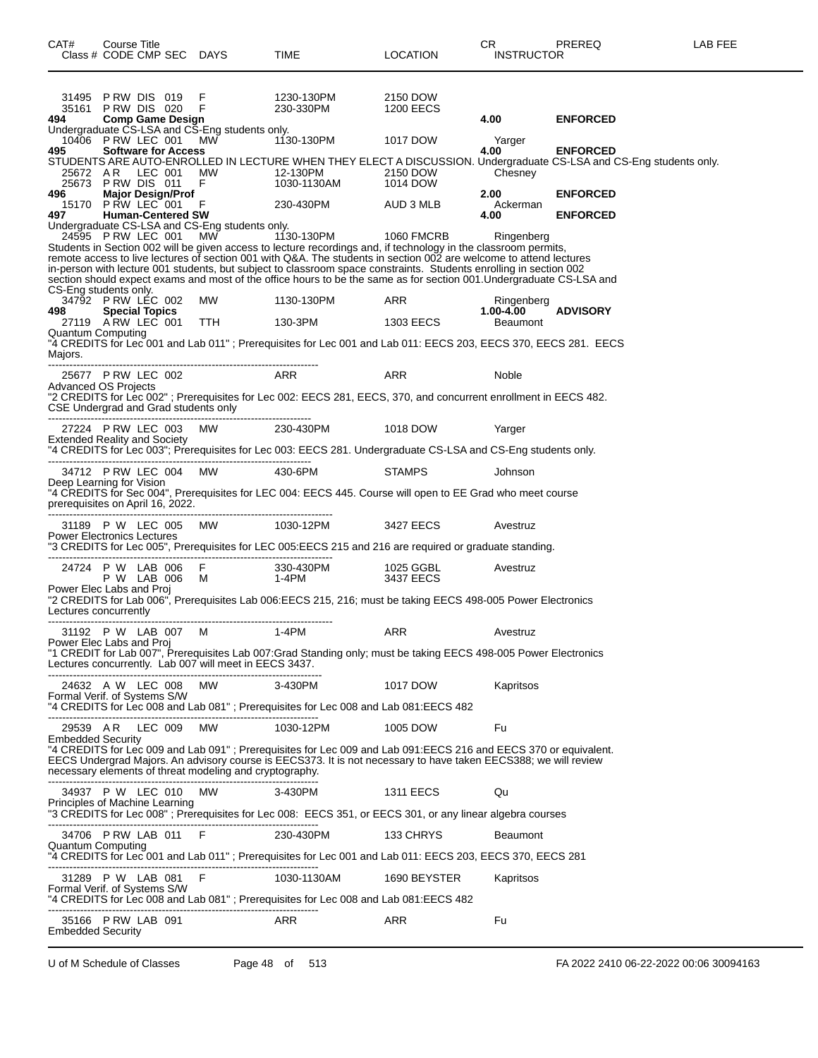| CAT# Class # | Course Title CODE CMP SEC | DAYS | TIME | LOCATION | CR INSTRUCTOR | PREREQ | LAB FEE |
|---|---|---|---|---|---|---|---|
| 31495 | P RW DIS 019 | F | 1230-130PM | 2150 DOW | | | |
| 35161 | P RW DIS 020 | F | 230-330PM | 1200 EECS | | | |
| **494** | **Comp Game Design** | | | | **4.00** | **ENFORCED** | |

Undergraduate CS-LSA and CS-Eng students only.

| | | | | | | | |
|---|---|---|---|---|---|---|---|
| 10406 | P RW LEC 001 | MW | 1130-130PM | 1017 DOW | Yarger | | |
| **495** | **Software for Access** | | | | **4.00** | **ENFORCED** | |

STUDENTS ARE AUTO-ENROLLED IN LECTURE WHEN THEY ELECT A DISCUSSION. Undergraduate CS-LSA and CS-Eng students only.

| | | | | | | | |
|---|---|---|---|---|---|---|---|
| 25672 | A R LEC 001 | MW | 12-130PM | 2150 DOW | Chesney | | |
| 25673 | P RW DIS 011 | F | 1030-1130AM | 1014 DOW | | | |
| **496** | **Major Design/Prof** | | | | **2.00** | **ENFORCED** | |
| 15170 | P RW LEC 001 | F | 230-430PM | AUD 3 MLB | Ackerman | | |
| **497** | **Human-Centered SW** | | | | **4.00** | **ENFORCED** | |

Undergraduate CS-LSA and CS-Eng students only.

| | | | | | | | |
|---|---|---|---|---|---|---|---|
| 24595 | P RW LEC 001 | MW | 1130-130PM | 1060 FMCRB | Ringenberg | | |

Students in Section 002 will be given access to lecture recordings and, if technology in the classroom permits, remote access to live lectures of section 001 with Q&A. The students in section 002 are welcome to attend lectures in-person with lecture 001 students, but subject to classroom space constraints. Students enrolling in section 002 section should expect exams and most of the office hours to be the same as for section 001.Undergraduate CS-LSA and CS-Eng students only.

| | | | | | | | |
|---|---|---|---|---|---|---|---|
| 34792 | P RW LEC 002 | MW | 1130-130PM | ARR | Ringenberg | | |
| **498** | **Special Topics** | | | | **1.00-4.00** | **ADVISORY** | |
| 27119 | A RW LEC 001 | TTH | 130-3PM | 1303 EECS | Beaumont | | |

Quantum Computing
"4 CREDITS for Lec 001 and Lab 011" ; Prerequisites for Lec 001 and Lab 011: EECS 203, EECS 370, EECS 281. EECS Majors.

---

| | | | | | |
|---|---|---|---|---|---|
| 25677 | P RW LEC 002 | | ARR | ARR | Noble |

Advanced OS Projects
"2 CREDITS for Lec 002" ; Prerequisites for Lec 002: EECS 281, EECS, 370, and concurrent enrollment in EECS 482. CSE Undergrad and Grad students only

---

| | | | | | |
|---|---|---|---|---|---|
| 27224 | P RW LEC 003 | MW | 230-430PM | 1018 DOW | Yarger |

Extended Reality and Society
"4 CREDITS for Lec 003"; Prerequisites for Lec 003: EECS 281. Undergraduate CS-LSA and CS-Eng students only.

---

| | | | | | |
|---|---|---|---|---|---|
| 34712 | P RW LEC 004 | MW | 430-6PM | STAMPS | Johnson |

Deep Learning for Vision
"4 CREDITS for Sec 004", Prerequisites for LEC 004: EECS 445. Course will open to EE Grad who meet course prerequisites on April 16, 2022.

---

| | | | | | |
|---|---|---|---|---|---|
| 31189 | P W LEC 005 | MW | 1030-12PM | 3427 EECS | Avestruz |

Power Electronics Lectures
"3 CREDITS for Lec 005", Prerequisites for LEC 005:EECS 215 and 216 are required or graduate standing.

---

| | | | | | |
|---|---|---|---|---|---|
| 24724 | P W LAB 006 | F | 330-430PM | 1025 GGBL | Avestruz |
| | P W LAB 006 | M | 1-4PM | 3437 EECS | |

Power Elec Labs and Proj
"2 CREDITS for Lab 006", Prerequisites Lab 006:EECS 215, 216; must be taking EECS 498-005 Power Electronics Lectures concurrently

---

| | | | | | |
|---|---|---|---|---|---|
| 31192 | P W LAB 007 | M | 1-4PM | ARR | Avestruz |

Power Elec Labs and Proj
"1 CREDIT for Lab 007", Prerequisites Lab 007:Grad Standing only; must be taking EECS 498-005 Power Electronics Lectures concurrently. Lab 007 will meet in EECS 3437.

---

| | | | | | |
|---|---|---|---|---|---|
| 24632 | A W LEC 008 | MW | 3-430PM | 1017 DOW | Kapritsos |

Formal Verif. of Systems S/W
"4 CREDITS for Lec 008 and Lab 081" ; Prerequisites for Lec 008 and Lab 081:EECS 482

---

| | | | | | |
|---|---|---|---|---|---|
| 29539 | A R LEC 009 | MW | 1030-12PM | 1005 DOW | Fu |

Embedded Security
"4 CREDITS for Lec 009 and Lab 091" ; Prerequisites for Lec 009 and Lab 091:EECS 216 and EECS 370 or equivalent. EECS Undergrad Majors. An advisory course is EECS373. It is not necessary to have taken EECS388; we will review necessary elements of threat modeling and cryptography.

---

| | | | | | |
|---|---|---|---|---|---|
| 34937 | P W LEC 010 | MW | 3-430PM | 1311 EECS | Qu |

Principles of Machine Learning
"3 CREDITS for Lec 008" ; Prerequisites for Lec 008: EECS 351, or EECS 301, or any linear algebra courses

---

| | | | | | |
|---|---|---|---|---|---|
| 34706 | P RW LAB 011 | F | 230-430PM | 133 CHRYS | Beaumont |

Quantum Computing
"4 CREDITS for Lec 001 and Lab 011" ; Prerequisites for Lec 001 and Lab 011: EECS 203, EECS 370, EECS 281

---

| | | | | | |
|---|---|---|---|---|---|
| 31289 | P W LAB 081 | F | 1030-1130AM | 1690 BEYSTER | Kapritsos |

Formal Verif. of Systems S/W
"4 CREDITS for Lec 008 and Lab 081" ; Prerequisites for Lec 008 and Lab 081:EECS 482

---

| | | | | | |
|---|---|---|---|---|---|
| 35166 | P RW LAB 091 | | ARR | ARR | Fu |

Embedded Security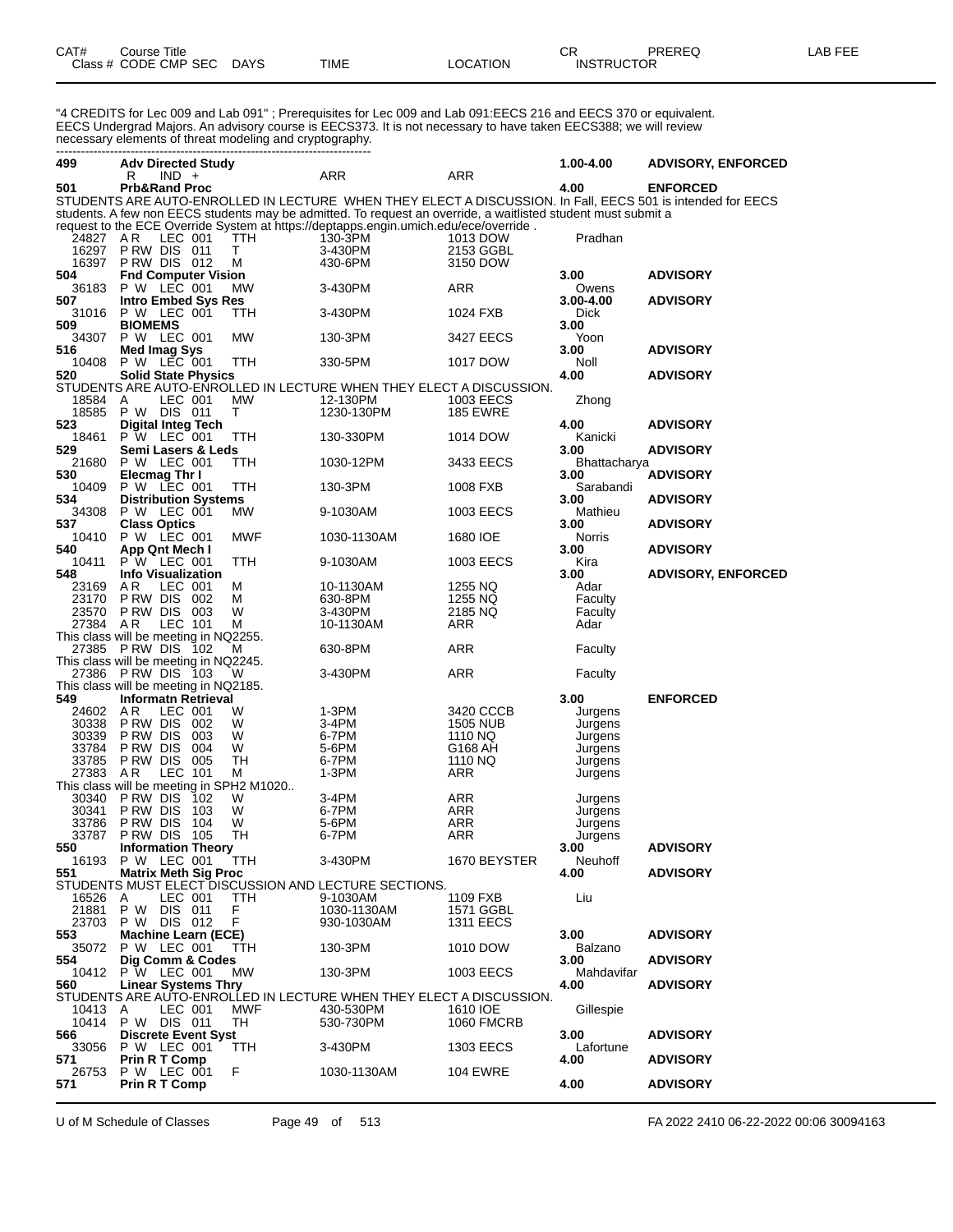| CAT# | Course Title | | | | CR | PREREQ | LAB FEE |
|---|---|---|---|---|---|---|---|
| Class # | CODE CMP SEC | DAYS | TIME | LOCATION | INSTRUCTOR | | |

"4 CREDITS for Lec 009 and Lab 091" ; Prerequisites for Lec 009 and Lab 091:EECS 216 and EECS 370 or equivalent. EECS Undergrad Majors. An advisory course is EECS373. It is not necessary to have taken EECS388; we will review necessary elements of threat modeling and cryptography.

---

**499 Adv Directed Study** — 1.00-4.00 — **ADVISORY, ENFORCED**

| Class # | CODE CMP SEC | DAYS | TIME | LOCATION | INSTRUCTOR |
|---|---|---|---|---|---|
| | R IND + | | ARR | ARR | |

**501 Prb&Rand Proc** — 4.00 — **ENFORCED**

STUDENTS ARE AUTO-ENROLLED IN LECTURE WHEN THEY ELECT A DISCUSSION. In Fall, EECS 501 is intended for EECS students. A few non EECS students may be admitted. To request an override, a waitlisted student must submit a request to the ECE Override System at https://deptapps.engin.umich.edu/ece/override .

| Class # | CODE CMP SEC | DAYS | TIME | LOCATION | INSTRUCTOR |
|---|---|---|---|---|---|
| 24827 | A R LEC 001 | TTH | 130-3PM | 1013 DOW | Pradhan |
| 16297 | P RW DIS 011 | T | 3-430PM | 2153 GGBL | |
| 16397 | P RW DIS 012 | M | 430-6PM | 3150 DOW | |

**504 Fnd Computer Vision** — 3.00 — **ADVISORY**

| Class # | CODE CMP SEC | DAYS | TIME | LOCATION | INSTRUCTOR |
|---|---|---|---|---|---|
| 36183 | P W LEC 001 | MW | 3-430PM | ARR | Owens |

**507 Intro Embed Sys Res** — 3.00-4.00 — **ADVISORY**

| Class # | CODE CMP SEC | DAYS | TIME | LOCATION | INSTRUCTOR |
|---|---|---|---|---|---|
| 31016 | P W LEC 001 | TTH | 3-430PM | 1024 FXB | Dick |

**509 BIOMEMS** — 3.00

| Class # | CODE CMP SEC | DAYS | TIME | LOCATION | INSTRUCTOR |
|---|---|---|---|---|---|
| 34307 | P W LEC 001 | MW | 130-3PM | 3427 EECS | Yoon |

**516 Med Imag Sys** — 3.00 — **ADVISORY**

| Class # | CODE CMP SEC | DAYS | TIME | LOCATION | INSTRUCTOR |
|---|---|---|---|---|---|
| 10408 | P W LEC 001 | TTH | 330-5PM | 1017 DOW | Noll |

**520 Solid State Physics** — 4.00 — **ADVISORY**

STUDENTS ARE AUTO-ENROLLED IN LECTURE WHEN THEY ELECT A DISCUSSION.

| Class # | CODE CMP SEC | DAYS | TIME | LOCATION | INSTRUCTOR |
|---|---|---|---|---|---|
| 18584 | A LEC 001 | MW | 12-130PM | 1003 EECS | Zhong |
| 18585 | P W DIS 011 | T | 1230-130PM | 185 EWRE | |

**523 Digital Integ Tech** — 4.00 — **ADVISORY**

| Class # | CODE CMP SEC | DAYS | TIME | LOCATION | INSTRUCTOR |
|---|---|---|---|---|---|
| 18461 | P W LEC 001 | TTH | 130-330PM | 1014 DOW | Kanicki |

**529 Semi Lasers & Leds** — 3.00 — **ADVISORY**

| Class # | CODE CMP SEC | DAYS | TIME | LOCATION | INSTRUCTOR |
|---|---|---|---|---|---|
| 21680 | P W LEC 001 | TTH | 1030-12PM | 3433 EECS | Bhattacharya |

**530 Elecmag Thr I** — 3.00 — **ADVISORY**

| Class # | CODE CMP SEC | DAYS | TIME | LOCATION | INSTRUCTOR |
|---|---|---|---|---|---|
| 10409 | P W LEC 001 | TTH | 130-3PM | 1008 FXB | Sarabandi |

**534 Distribution Systems** — 3.00 — **ADVISORY**

| Class # | CODE CMP SEC | DAYS | TIME | LOCATION | INSTRUCTOR |
|---|---|---|---|---|---|
| 34308 | P W LEC 001 | MW | 9-1030AM | 1003 EECS | Mathieu |

**537 Class Optics** — 3.00 — **ADVISORY**

| Class # | CODE CMP SEC | DAYS | TIME | LOCATION | INSTRUCTOR |
|---|---|---|---|---|---|
| 10410 | P W LEC 001 | MWF | 1030-1130AM | 1680 IOE | Norris |

**540 App Qnt Mech I** — 3.00 — **ADVISORY**

| Class # | CODE CMP SEC | DAYS | TIME | LOCATION | INSTRUCTOR |
|---|---|---|---|---|---|
| 10411 | P W LEC 001 | TTH | 9-1030AM | 1003 EECS | Kira |

**548 Info Visualization** — 3.00 — **ADVISORY, ENFORCED**

| Class # | CODE CMP SEC | DAYS | TIME | LOCATION | INSTRUCTOR |
|---|---|---|---|---|---|
| 23169 | A R LEC 001 | M | 10-1130AM | 1255 NQ | Adar |
| 23170 | P RW DIS 002 | M | 630-8PM | 1255 NQ | Faculty |
| 23570 | P RW DIS 003 | W | 3-430PM | 2185 NQ | Faculty |
| 27384 | A R LEC 101 | M | 10-1130AM | ARR | Adar |

This class will be meeting in NQ2255.

| Class # | CODE CMP SEC | DAYS | TIME | LOCATION | INSTRUCTOR |
|---|---|---|---|---|---|
| 27385 | P RW DIS 102 | M | 630-8PM | ARR | Faculty |

This class will be meeting in NQ2245.

| Class # | CODE CMP SEC | DAYS | TIME | LOCATION | INSTRUCTOR |
|---|---|---|---|---|---|
| 27386 | P RW DIS 103 | W | 3-430PM | ARR | Faculty |

This class will be meeting in NQ2185.

**549 Informatn Retrieval** — 3.00 — **ENFORCED**

| Class # | CODE CMP SEC | DAYS | TIME | LOCATION | INSTRUCTOR |
|---|---|---|---|---|---|
| 24602 | A R LEC 001 | W | 1-3PM | 3420 CCCB | Jurgens |
| 30338 | P RW DIS 002 | W | 3-4PM | 1505 NUB | Jurgens |
| 30339 | P RW DIS 003 | W | 6-7PM | 1110 NQ | Jurgens |
| 33784 | P RW DIS 004 | W | 5-6PM | G168 AH | Jurgens |
| 33785 | P RW DIS 005 | TH | 6-7PM | 1110 NQ | Jurgens |
| 27383 | A R LEC 101 | M | 1-3PM | ARR | Jurgens |

This class will be meeting in SPH2 M1020..

| Class # | CODE CMP SEC | DAYS | TIME | LOCATION | INSTRUCTOR |
|---|---|---|---|---|---|
| 30340 | P RW DIS 102 | W | 3-4PM | ARR | Jurgens |
| 30341 | P RW DIS 103 | W | 6-7PM | ARR | Jurgens |
| 33786 | P RW DIS 104 | W | 5-6PM | ARR | Jurgens |
| 33787 | P RW DIS 105 | TH | 6-7PM | ARR | Jurgens |

**550 Information Theory** — 3.00 — **ADVISORY**

| Class # | CODE CMP SEC | DAYS | TIME | LOCATION | INSTRUCTOR |
|---|---|---|---|---|---|
| 16193 | P W LEC 001 | TTH | 3-430PM | 1670 BEYSTER | Neuhoff |

**551 Matrix Meth Sig Proc** — 4.00 — **ADVISORY**

STUDENTS MUST ELECT DISCUSSION AND LECTURE SECTIONS.

| Class # | CODE CMP SEC | DAYS | TIME | LOCATION | INSTRUCTOR |
|---|---|---|---|---|---|
| 16526 | A LEC 001 | TTH | 9-1030AM | 1109 FXB | Liu |
| 21881 | P W DIS 011 | F | 1030-1130AM | 1571 GGBL | |
| 23703 | P W DIS 012 | F | 930-1030AM | 1311 EECS | |

**553 Machine Learn (ECE)** — 3.00 — **ADVISORY**

| Class # | CODE CMP SEC | DAYS | TIME | LOCATION | INSTRUCTOR |
|---|---|---|---|---|---|
| 35072 | P W LEC 001 | TTH | 130-3PM | 1010 DOW | Balzano |

**554 Dig Comm & Codes** — 3.00 — **ADVISORY**

| Class # | CODE CMP SEC | DAYS | TIME | LOCATION | INSTRUCTOR |
|---|---|---|---|---|---|
| 10412 | P W LEC 001 | MW | 130-3PM | 1003 EECS | Mahdavifar |

**560 Linear Systems Thry** — 4.00 — **ADVISORY**

STUDENTS ARE AUTO-ENROLLED IN LECTURE WHEN THEY ELECT A DISCUSSION.

| Class # | CODE CMP SEC | DAYS | TIME | LOCATION | INSTRUCTOR |
|---|---|---|---|---|---|
| 10413 | A LEC 001 | MWF | 430-530PM | 1610 IOE | Gillespie |
| 10414 | P W DIS 011 | TH | 530-730PM | 1060 FMCRB | |

**566 Discrete Event Syst** — 3.00 — **ADVISORY**

| Class # | CODE CMP SEC | DAYS | TIME | LOCATION | INSTRUCTOR |
|---|---|---|---|---|---|
| 33056 | P W LEC 001 | TTH | 3-430PM | 1303 EECS | Lafortune |

**571 Prin R T Comp** — 4.00 — **ADVISORY**

| Class # | CODE CMP SEC | DAYS | TIME | LOCATION | INSTRUCTOR |
|---|---|---|---|---|---|
| 26753 | P W LEC 001 | F | 1030-1130AM | 104 EWRE | |

**571 Prin R T Comp** — 4.00 — **ADVISORY**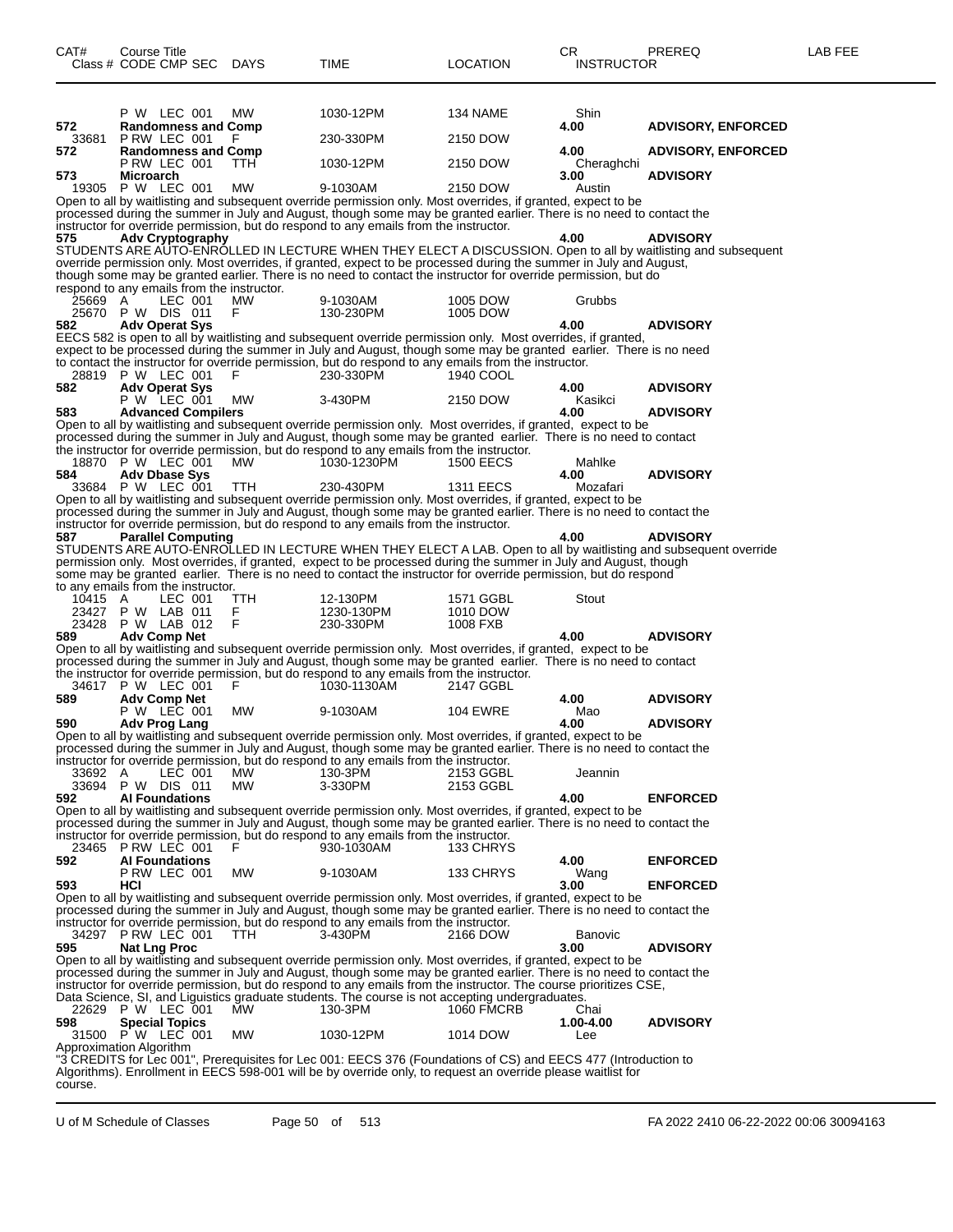| CAT# | Course Title | | | | | | CR | PREREQ | LAB FEE |
|---|---|---|---|---|---|---|---|---|---|
| Class # | CODE CMP SEC | DAYS | TIME | LOCATION | | INSTRUCTOR | | | |
| | P W LEC 001 | MW | 1030-12PM | 134 NAME | | Shin | | | |
| 572 | **Randomness and Comp** | | | | | | **4.00** | **ADVISORY, ENFORCED** | |
| 33681 | P RW LEC 001 | F | 230-330PM | 2150 DOW | | | | | |
| 572 | **Randomness and Comp** | | | | | | **4.00** | **ADVISORY, ENFORCED** | |
| | P RW LEC 001 | TTH | 1030-12PM | 2150 DOW | | Cheraghchi | | | |
| 573 | **Microarch** | | | | | | **3.00** | **ADVISORY** | |
| 19305 | P W LEC 001 | MW | 9-1030AM | 2150 DOW | | Austin | | | |

Open to all by waitlisting and subsequent override permission only. Most overrides, if granted, expect to be processed during the summer in July and August, though some may be granted earlier. There is no need to contact the instructor for override permission, but do respond to any emails from the instructor.

| | | | | | | | | |
|---|---|---|---|---|---|---|---|---|
| 575 | **Adv Cryptography** | | | | | **4.00** | **ADVISORY** | |

STUDENTS ARE AUTO-ENROLLED IN LECTURE WHEN THEY ELECT A DISCUSSION. Open to all by waitlisting and subsequent override permission only. Most overrides, if granted, expect to be processed during the summer in July and August, though some may be granted earlier. There is no need to contact the instructor for override permission, but do respond to any emails from the instructor.

| | | | | | | | | |
|---|---|---|---|---|---|---|---|---|
| 25669 | A LEC 001 | MW | 9-1030AM | 1005 DOW | Grubbs | | | |
| 25670 | P W DIS 011 | F | 130-230PM | 1005 DOW | | | | |
| 582 | **Adv Operat Sys** | | | | | **4.00** | **ADVISORY** | |

EECS 582 is open to all by waitlisting and subsequent override permission only. Most overrides, if granted, expect to be processed during the summer in July and August, though some may be granted earlier. There is no need to contact the instructor for override permission, but do respond to any emails from the instructor.

| | | | | | | | | |
|---|---|---|---|---|---|---|---|---|
| 28819 | P W LEC 001 | F | 230-330PM | 1940 COOL | | | | |
| 582 | **Adv Operat Sys** | | | | | **4.00** | **ADVISORY** | |
| | P W LEC 001 | MW | 3-430PM | 2150 DOW | Kasikci | | | |
| 583 | **Advanced Compilers** | | | | | **4.00** | **ADVISORY** | |

Open to all by waitlisting and subsequent override permission only. Most overrides, if granted, expect to be processed during the summer in July and August, though some may be granted earlier. There is no need to contact the instructor for override permission, but do respond to any emails from the instructor.

| | | | | | | | | |
|---|---|---|---|---|---|---|---|---|
| 18870 | P W LEC 001 | MW | 1030-1230PM | 1500 EECS | Mahlke | | | |
| 584 | **Adv Dbase Sys** | | | | | **4.00** | **ADVISORY** | |
| 33684 | P W LEC 001 | TTH | 230-430PM | 1311 EECS | Mozafari | | | |

Open to all by waitlisting and subsequent override permission only. Most overrides, if granted, expect to be processed during the summer in July and August, though some may be granted earlier. There is no need to contact the instructor for override permission, but do respond to any emails from the instructor.

| | | | | | | | | |
|---|---|---|---|---|---|---|---|---|
| 587 | **Parallel Computing** | | | | | **4.00** | **ADVISORY** | |

STUDENTS ARE AUTO-ENROLLED IN LECTURE WHEN THEY ELECT A LAB. Open to all by waitlisting and subsequent override permission only. Most overrides, if granted, expect to be processed during the summer in July and August, though some may be granted earlier. There is no need to contact the instructor for override permission, but do respond to any emails from the instructor.

| | | | | | | | | |
|---|---|---|---|---|---|---|---|---|
| 10415 | A LEC 001 | TTH | 12-130PM | 1571 GGBL | Stout | | | |
| 23427 | P W LAB 011 | F | 1230-130PM | 1010 DOW | | | | |
| 23428 | P W LAB 012 | F | 230-330PM | 1008 FXB | | | | |
| 589 | **Adv Comp Net** | | | | | **4.00** | **ADVISORY** | |

Open to all by waitlisting and subsequent override permission only. Most overrides, if granted, expect to be processed during the summer in July and August, though some may be granted earlier. There is no need to contact the instructor for override permission, but do respond to any emails from the instructor.

| | | | | | | | | |
|---|---|---|---|---|---|---|---|---|
| 34617 | P W LEC 001 | F | 1030-1130AM | 2147 GGBL | | | | |
| 589 | **Adv Comp Net** | | | | | **4.00** | **ADVISORY** | |
| | P W LEC 001 | MW | 9-1030AM | 104 EWRE | Mao | | | |
| 590 | **Adv Prog Lang** | | | | | **4.00** | **ADVISORY** | |

Open to all by waitlisting and subsequent override permission only. Most overrides, if granted, expect to be processed during the summer in July and August, though some may be granted earlier. There is no need to contact the instructor for override permission, but do respond to any emails from the instructor.

| | | | | | | | | |
|---|---|---|---|---|---|---|---|---|
| 33692 | A LEC 001 | MW | 130-3PM | 2153 GGBL | Jeannin | | | |
| 33694 | P W DIS 011 | MW | 3-330PM | 2153 GGBL | | | | |
| 592 | **AI Foundations** | | | | | **4.00** | **ENFORCED** | |

Open to all by waitlisting and subsequent override permission only. Most overrides, if granted, expect to be processed during the summer in July and August, though some may be granted earlier. There is no need to contact the instructor for override permission, but do respond to any emails from the instructor.

| | | | | | | | | |
|---|---|---|---|---|---|---|---|---|
| 23465 | P RW LEC 001 | F | 930-1030AM | 133 CHRYS | | | | |
| 592 | **AI Foundations** | | | | | **4.00** | **ENFORCED** | |
| | P RW LEC 001 | MW | 9-1030AM | 133 CHRYS | Wang | | | |
| 593 | **HCI** | | | | | **3.00** | **ENFORCED** | |

Open to all by waitlisting and subsequent override permission only. Most overrides, if granted, expect to be processed during the summer in July and August, though some may be granted earlier. There is no need to contact the instructor for override permission, but do respond to any emails from the instructor.

| | | | | | | | | |
|---|---|---|---|---|---|---|---|---|
| 34297 | P RW LEC 001 | TTH | 3-430PM | 2166 DOW | Banovic | | | |
| 595 | **Nat Lng Proc** | | | | | **3.00** | **ADVISORY** | |

Open to all by waitlisting and subsequent override permission only. Most overrides, if granted, expect to be processed during the summer in July and August, though some may be granted earlier. There is no need to contact the instructor for override permission, but do respond to any emails from the instructor. The course prioritizes CSE, Data Science, SI, and Liguistics graduate students. The course is not accepting undergraduates.

| | | | | | | | | |
|---|---|---|---|---|---|---|---|---|
| 22629 | P W LEC 001 | MW | 130-3PM | 1060 FMCRB | Chai | | | |
| 598 | **Special Topics** | | | | | **1.00-4.00** | **ADVISORY** | |
| 31500 | P W LEC 001 | MW | 1030-12PM | 1014 DOW | Lee | | | |

Approximation Algorithm

"3 CREDITS for Lec 001", Prerequisites for Lec 001: EECS 376 (Foundations of CS) and EECS 477 (Introduction to Algorithms). Enrollment in EECS 598-001 will be by override only, to request an override please waitlist for course.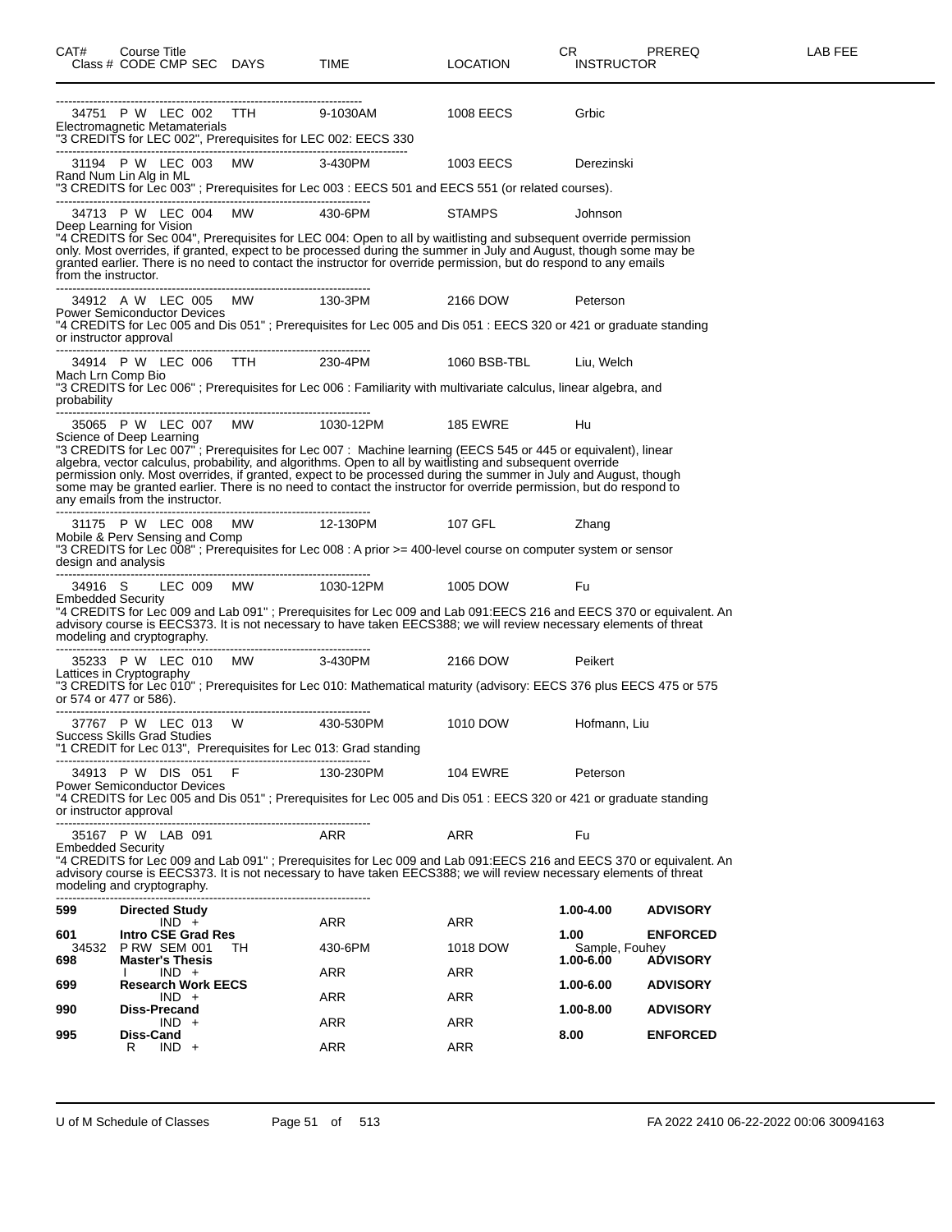| CAT# | Course Title Class # CODE CMP SEC | DAYS | TIME | LOCATION | CR INSTRUCTOR | PREREQ | LAB FEE |
|---|---|---|---|---|---|---|---|

---

34751 P W LEC 002 TTH 9-1030AM 1008 EECS Grbic
Electromagnetic Metamaterials
"3 CREDITS for LEC 002", Prerequisites for LEC 002: EECS 330

---

31194 P W LEC 003 MW 3-430PM 1003 EECS Derezinski
Rand Num Lin Alg in ML
"3 CREDITS for Lec 003" ; Prerequisites for Lec 003 : EECS 501 and EECS 551 (or related courses).

---

34713 P W LEC 004 MW 430-6PM STAMPS Johnson
Deep Learning for Vision
"4 CREDITS for Sec 004", Prerequisites for LEC 004: Open to all by waitlisting and subsequent override permission only. Most overrides, if granted, expect to be processed during the summer in July and August, though some may be granted earlier. There is no need to contact the instructor for override permission, but do respond to any emails from the instructor.

---

34912 A W LEC 005 MW 130-3PM 2166 DOW Peterson
Power Semiconductor Devices
"4 CREDITS for Lec 005 and Dis 051" ; Prerequisites for Lec 005 and Dis 051 : EECS 320 or 421 or graduate standing or instructor approval

---

34914 P W LEC 006 TTH 230-4PM 1060 BSB-TBL Liu, Welch
Mach Lrn Comp Bio
"3 CREDITS for Lec 006" ; Prerequisites for Lec 006 : Familiarity with multivariate calculus, linear algebra, and probability

---

35065 P W LEC 007 MW 1030-12PM 185 EWRE Hu
Science of Deep Learning
"3 CREDITS for Lec 007" ; Prerequisites for Lec 007 : Machine learning (EECS 545 or 445 or equivalent), linear algebra, vector calculus, probability, and algorithms. Open to all by waitlisting and subsequent override permission only. Most overrides, if granted, expect to be processed during the summer in July and August, though some may be granted earlier. There is no need to contact the instructor for override permission, but do respond to any emails from the instructor.

---

31175 P W LEC 008 MW 12-130PM 107 GFL Zhang
Mobile & Perv Sensing and Comp
"3 CREDITS for Lec 008" ; Prerequisites for Lec 008 : A prior >= 400-level course on computer system or sensor design and analysis

---

34916 S LEC 009 MW 1030-12PM 1005 DOW Fu
Embedded Security
"4 CREDITS for Lec 009 and Lab 091" ; Prerequisites for Lec 009 and Lab 091:EECS 216 and EECS 370 or equivalent. An advisory course is EECS373. It is not necessary to have taken EECS388; we will review necessary elements of threat modeling and cryptography.

---

35233 P W LEC 010 MW 3-430PM 2166 DOW Peikert
Lattices in Cryptography
"3 CREDITS for Lec 010" ; Prerequisites for Lec 010: Mathematical maturity (advisory: EECS 376 plus EECS 475 or 575 or 574 or 477 or 586).

---

37767 P W LEC 013 W 430-530PM 1010 DOW Hofmann, Liu
Success Skills Grad Studies
"1 CREDIT for Lec 013", Prerequisites for Lec 013: Grad standing

---

34913 P W DIS 051 F 130-230PM 104 EWRE Peterson
Power Semiconductor Devices
"4 CREDITS for Lec 005 and Dis 051" ; Prerequisites for Lec 005 and Dis 051 : EECS 320 or 421 or graduate standing or instructor approval

---

35167 P W LAB 091 ARR ARR Fu
Embedded Security
"4 CREDITS for Lec 009 and Lab 091" ; Prerequisites for Lec 009 and Lab 091:EECS 216 and EECS 370 or equivalent. An advisory course is EECS373. It is not necessary to have taken EECS388; we will review necessary elements of threat modeling and cryptography.

---

| CAT# | Course Title / Class # CODE CMP SEC | DAYS | TIME | LOCATION | CR / INSTRUCTOR | PREREQ |
|---|---|---|---|---|---|---|
| **599** | **Directed Study** | | | | **1.00-4.00** | **ADVISORY** |
| | IND + | | ARR | ARR | | |
| **601** | **Intro CSE Grad Res** | | | | **1.00** | **ENFORCED** |
| | 34532 P RW SEM 001 | TH | 430-6PM | 1018 DOW | Sample, Fouhey | |
| **698** | **Master's Thesis** | | | | **1.00-6.00** | **ADVISORY** |
| | I IND + | | ARR | ARR | | |
| **699** | **Research Work EECS** | | | | **1.00-6.00** | **ADVISORY** |
| | IND + | | ARR | ARR | | |
| **990** | **Diss-Precand** | | | | **1.00-8.00** | **ADVISORY** |
| | IND + | | ARR | ARR | | |
| **995** | **Diss-Cand** | | | | **8.00** | **ENFORCED** |
| | R IND + | | ARR | ARR | | |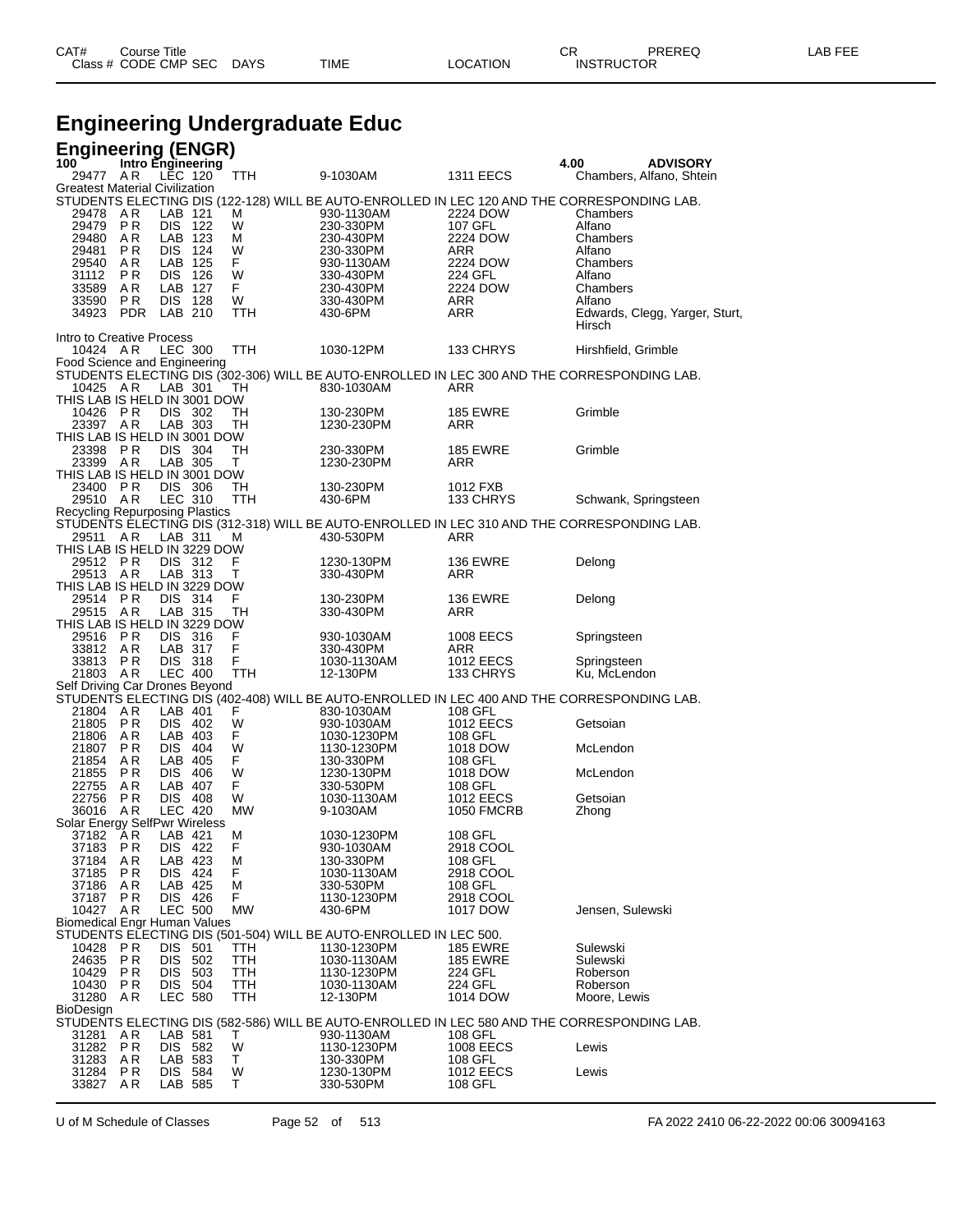# Engineering Undergraduate Educ

## Engineering (ENGR)

| CAT# / Class # | Course Title / CODE CMP SEC | DAYS | TIME | LOCATION | CR / INSTRUCTOR | PREREQ | LAB FEE |
|---|---|---|---|---|---|---|---|
| 100 | Intro Engineering | | | | 4.00 | ADVISORY | |
| 29477 | A R LEC 120 | TTH | 9-1030AM | 1311 EECS | Chambers, Alfano, Shtein | | |

Greatest Material Civilization

STUDENTS ELECTING DIS (122-128) WILL BE AUTO-ENROLLED IN LEC 120 AND THE CORRESPONDING LAB.

| Class # | CODE CMP SEC | DAYS | TIME | LOCATION | INSTRUCTOR |
|---|---|---|---|---|---|
| 29478 | A R LAB 121 | M | 930-1130AM | 2224 DOW | Chambers |
| 29479 | P R DIS 122 | W | 230-330PM | 107 GFL | Alfano |
| 29480 | A R LAB 123 | M | 230-430PM | 2224 DOW | Chambers |
| 29481 | P R DIS 124 | W | 230-330PM | ARR | Alfano |
| 29540 | A R LAB 125 | F | 930-1130AM | 2224 DOW | Chambers |
| 31112 | P R DIS 126 | W | 330-430PM | 224 GFL | Alfano |
| 33589 | A R LAB 127 | F | 230-430PM | 2224 DOW | Chambers |
| 33590 | P R DIS 128 | W | 330-430PM | ARR | Alfano |
| 34923 | PDR LAB 210 | TTH | 430-6PM | ARR | Edwards, Clegg, Yarger, Sturt, Hirsch |

Intro to Creative Process

| Class # | CODE CMP SEC | DAYS | TIME | LOCATION | INSTRUCTOR |
|---|---|---|---|---|---|
| 10424 | A R LEC 300 | TTH | 1030-12PM | 133 CHRYS | Hirshfield, Grimble |

Food Science and Engineering

STUDENTS ELECTING DIS (302-306) WILL BE AUTO-ENROLLED IN LEC 300 AND THE CORRESPONDING LAB.

| Class # | CODE CMP SEC | DAYS | TIME | LOCATION | INSTRUCTOR |
|---|---|---|---|---|---|
| 10425 | A R LAB 301 | TH | 830-1030AM | ARR | |

THIS LAB IS HELD IN 3001 DOW

| Class # | CODE CMP SEC | DAYS | TIME | LOCATION | INSTRUCTOR |
|---|---|---|---|---|---|
| 10426 | P R DIS 302 | TH | 130-230PM | 185 EWRE | Grimble |
| 23397 | A R LAB 303 | TH | 1230-230PM | ARR | |

THIS LAB IS HELD IN 3001 DOW

| Class # | CODE CMP SEC | DAYS | TIME | LOCATION | INSTRUCTOR |
|---|---|---|---|---|---|
| 23398 | P R DIS 304 | TH | 230-330PM | 185 EWRE | Grimble |
| 23399 | A R LAB 305 | T | 1230-230PM | ARR | |

THIS LAB IS HELD IN 3001 DOW

| Class # | CODE CMP SEC | DAYS | TIME | LOCATION | INSTRUCTOR |
|---|---|---|---|---|---|
| 23400 | P R DIS 306 | TH | 130-230PM | 1012 FXB | |
| 29510 | A R LEC 310 | TTH | 430-6PM | 133 CHRYS | Schwank, Springsteen |

Recycling Repurposing Plastics

STUDENTS ELECTING DIS (312-318) WILL BE AUTO-ENROLLED IN LEC 310 AND THE CORRESPONDING LAB.

| Class # | CODE CMP SEC | DAYS | TIME | LOCATION | INSTRUCTOR |
|---|---|---|---|---|---|
| 29511 | A R LAB 311 | M | 430-530PM | ARR | |

THIS LAB IS HELD IN 3229 DOW

| Class # | CODE CMP SEC | DAYS | TIME | LOCATION | INSTRUCTOR |
|---|---|---|---|---|---|
| 29512 | P R DIS 312 | F | 1230-130PM | 136 EWRE | Delong |
| 29513 | A R LAB 313 | T | 330-430PM | ARR | |

THIS LAB IS HELD IN 3229 DOW

| Class # | CODE CMP SEC | DAYS | TIME | LOCATION | INSTRUCTOR |
|---|---|---|---|---|---|
| 29514 | P R DIS 314 | F | 130-230PM | 136 EWRE | Delong |
| 29515 | A R LAB 315 | TH | 330-430PM | ARR | |

THIS LAB IS HELD IN 3229 DOW

| Class # | CODE CMP SEC | DAYS | TIME | LOCATION | INSTRUCTOR |
|---|---|---|---|---|---|
| 29516 | P R DIS 316 | F | 930-1030AM | 1008 EECS | Springsteen |
| 33812 | A R LAB 317 | F | 330-430PM | ARR | |
| 33813 | P R DIS 318 | F | 1030-1130AM | 1012 EECS | Springsteen |
| 21803 | A R LEC 400 | TTH | 12-130PM | 133 CHRYS | Ku, McLendon |

Self Driving Car Drones Beyond

STUDENTS ELECTING DIS (402-408) WILL BE AUTO-ENROLLED IN LEC 400 AND THE CORRESPONDING LAB.

| Class # | CODE CMP SEC | DAYS | TIME | LOCATION | INSTRUCTOR |
|---|---|---|---|---|---|
| 21804 | A R LAB 401 | F | 830-1030AM | 108 GFL | |
| 21805 | P R DIS 402 | W | 930-1030AM | 1012 EECS | Getsoian |
| 21806 | A R LAB 403 | F | 1030-1230PM | 108 GFL | |
| 21807 | P R DIS 404 | W | 1130-1230PM | 1018 DOW | McLendon |
| 21854 | A R LAB 405 | F | 130-330PM | 108 GFL | |
| 21855 | P R DIS 406 | W | 1230-130PM | 1018 DOW | McLendon |
| 22755 | A R LAB 407 | F | 330-530PM | 108 GFL | |
| 22756 | P R DIS 408 | W | 1030-1130AM | 1012 EECS | Getsoian |
| 36016 | A R LEC 420 | MW | 9-1030AM | 1050 FMCRB | Zhong |

Solar Energy SelfPwr Wireless

| Class # | CODE CMP SEC | DAYS | TIME | LOCATION | INSTRUCTOR |
|---|---|---|---|---|---|
| 37182 | A R LAB 421 | M | 1030-1230PM | 108 GFL | |
| 37183 | P R DIS 422 | F | 930-1030AM | 2918 COOL | |
| 37184 | A R LAB 423 | M | 130-330PM | 108 GFL | |
| 37185 | P R DIS 424 | F | 1030-1130AM | 2918 COOL | |
| 37186 | A R LAB 425 | M | 330-530PM | 108 GFL | |
| 37187 | P R DIS 426 | F | 1130-1230PM | 2918 COOL | |
| 10427 | A R LEC 500 | MW | 430-6PM | 1017 DOW | Jensen, Sulewski |

Biomedical Engr Human Values

STUDENTS ELECTING DIS (501-504) WILL BE AUTO-ENROLLED IN LEC 500.

| Class # | CODE CMP SEC | DAYS | TIME | LOCATION | INSTRUCTOR |
|---|---|---|---|---|---|
| 10428 | P R DIS 501 | TTH | 1130-1230PM | 185 EWRE | Sulewski |
| 24635 | P R DIS 502 | TTH | 1030-1130AM | 185 EWRE | Sulewski |
| 10429 | P R DIS 503 | TTH | 1130-1230PM | 224 GFL | Roberson |
| 10430 | P R DIS 504 | TTH | 1030-1130AM | 224 GFL | Roberson |
| 31280 | A R LEC 580 | TTH | 12-130PM | 1014 DOW | Moore, Lewis |

BioDesign

STUDENTS ELECTING DIS (582-586) WILL BE AUTO-ENROLLED IN LEC 580 AND THE CORRESPONDING LAB.

| Class # | CODE CMP SEC | DAYS | TIME | LOCATION | INSTRUCTOR |
|---|---|---|---|---|---|
| 31281 | A R LAB 581 | T | 930-1130AM | 108 GFL | |
| 31282 | P R DIS 582 | W | 1130-1230PM | 1008 EECS | Lewis |
| 31283 | A R LAB 583 | T | 130-330PM | 108 GFL | |
| 31284 | P R DIS 584 | W | 1230-130PM | 1012 EECS | Lewis |
| 33827 | A R LAB 585 | T | 330-530PM | 108 GFL | |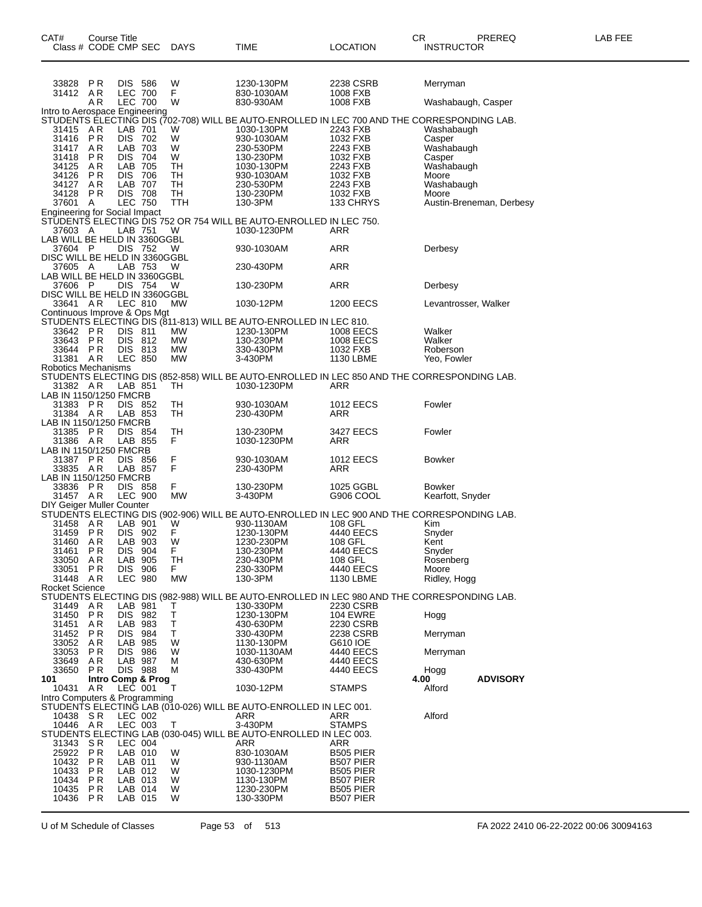| CAT# | Course Title Class # CODE CMP SEC | DAYS | TIME | LOCATION | CR INSTRUCTOR | PREREQ | LAB FEE |
|---|---|---|---|---|---|---|---|
| 33828 | PR DIS 586 | W | 1230-130PM | 2238 CSRB | Merryman | | |
| 31412 | AR LEC 700 | F | 830-1030AM | 1008 FXB | | | |
| | AR LEC 700 | W | 830-930AM | 1008 FXB | Washabaugh, Casper | | |

Intro to Aerospace Engineering

STUDENTS ELECTING DIS (702-708) WILL BE AUTO-ENROLLED IN LEC 700 AND THE CORRESPONDING LAB.

| Class # | CODE CMP SEC | DAYS | TIME | LOCATION | INSTRUCTOR |
|---|---|---|---|---|---|
| 31415 | AR LAB 701 | W | 1030-130PM | 2243 FXB | Washabaugh |
| 31416 | PR DIS 702 | W | 930-1030AM | 1032 FXB | Casper |
| 31417 | AR LAB 703 | W | 230-530PM | 2243 FXB | Washabaugh |
| 31418 | PR DIS 704 | W | 130-230PM | 1032 FXB | Casper |
| 34125 | AR LAB 705 | TH | 1030-130PM | 2243 FXB | Washabaugh |
| 34126 | PR DIS 706 | TH | 930-1030AM | 1032 FXB | Moore |
| 34127 | AR LAB 707 | TH | 230-530PM | 2243 FXB | Washabaugh |
| 34128 | PR DIS 708 | TH | 130-230PM | 1032 FXB | Moore |
| 37601 | A LEC 750 | TTH | 130-3PM | 133 CHRYS | Austin-Breneman, Derbesy |

Engineering for Social Impact

STUDENTS ELECTING DIS 752 OR 754 WILL BE AUTO-ENROLLED IN LEC 750.

| Class # | CODE CMP SEC | DAYS | TIME | LOCATION | INSTRUCTOR |
|---|---|---|---|---|---|
| 37603 | A LAB 751 | W | 1030-1230PM | ARR | |

LAB WILL BE HELD IN 3360GGBL

| Class # | CODE CMP SEC | DAYS | TIME | LOCATION | INSTRUCTOR |
|---|---|---|---|---|---|
| 37604 | P DIS 752 | W | 930-1030AM | ARR | Derbesy |

DISC WILL BE HELD IN 3360GGBL

| Class # | CODE CMP SEC | DAYS | TIME | LOCATION | INSTRUCTOR |
|---|---|---|---|---|---|
| 37605 | A LAB 753 | W | 230-430PM | ARR | |

LAB WILL BE HELD IN 3360GGBL

| Class # | CODE CMP SEC | DAYS | TIME | LOCATION | INSTRUCTOR |
|---|---|---|---|---|---|
| 37606 | P DIS 754 | W | 130-230PM | ARR | Derbesy |

DISC WILL BE HELD IN 3360GGBL

| Class # | CODE CMP SEC | DAYS | TIME | LOCATION | INSTRUCTOR |
|---|---|---|---|---|---|
| 33641 | AR LEC 810 | MW | 1030-12PM | 1200 EECS | Levantrosser, Walker |

Continuous Improve & Ops Mgt

STUDENTS ELECTING DIS (811-813) WILL BE AUTO-ENROLLED IN LEC 810.

| Class # | CODE CMP SEC | DAYS | TIME | LOCATION | INSTRUCTOR |
|---|---|---|---|---|---|
| 33642 | PR DIS 811 | MW | 1230-130PM | 1008 EECS | Walker |
| 33643 | PR DIS 812 | MW | 130-230PM | 1008 EECS | Walker |
| 33644 | PR DIS 813 | MW | 330-430PM | 1032 FXB | Roberson |
| 31381 | AR LEC 850 | MW | 3-430PM | 1130 LBME | Yeo, Fowler |

Robotics Mechanisms

STUDENTS ELECTING DIS (852-858) WILL BE AUTO-ENROLLED IN LEC 850 AND THE CORRESPONDING LAB.

| Class # | CODE CMP SEC | DAYS | TIME | LOCATION | INSTRUCTOR |
|---|---|---|---|---|---|
| 31382 | AR LAB 851 | TH | 1030-1230PM | ARR | |

LAB IN 1150/1250 FMCRB

| Class # | CODE CMP SEC | DAYS | TIME | LOCATION | INSTRUCTOR |
|---|---|---|---|---|---|
| 31383 | PR DIS 852 | TH | 930-1030AM | 1012 EECS | Fowler |
| 31384 | AR LAB 853 | TH | 230-430PM | ARR | |

LAB IN 1150/1250 FMCRB

| Class # | CODE CMP SEC | DAYS | TIME | LOCATION | INSTRUCTOR |
|---|---|---|---|---|---|
| 31385 | PR DIS 854 | TH | 130-230PM | 3427 EECS | Fowler |
| 31386 | AR LAB 855 | F | 1030-1230PM | ARR | |

LAB IN 1150/1250 FMCRB

| Class # | CODE CMP SEC | DAYS | TIME | LOCATION | INSTRUCTOR |
|---|---|---|---|---|---|
| 31387 | PR DIS 856 | F | 930-1030AM | 1012 EECS | Bowker |
| 33835 | AR LAB 857 | F | 230-430PM | ARR | |

LAB IN 1150/1250 FMCRB

| Class # | CODE CMP SEC | DAYS | TIME | LOCATION | INSTRUCTOR |
|---|---|---|---|---|---|
| 33836 | PR DIS 858 | F | 130-230PM | 1025 GGBL | Bowker |
| 31457 | AR LEC 900 | MW | 3-430PM | G906 COOL | Kearfott, Snyder |

DIY Geiger Muller Counter

STUDENTS ELECTING DIS (902-906) WILL BE AUTO-ENROLLED IN LEC 900 AND THE CORRESPONDING LAB.

| Class # | CODE CMP SEC | DAYS | TIME | LOCATION | INSTRUCTOR |
|---|---|---|---|---|---|
| 31458 | AR LAB 901 | W | 930-1130AM | 108 GFL | Kim |
| 31459 | PR DIS 902 | F | 1230-130PM | 4440 EECS | Snyder |
| 31460 | AR LAB 903 | W | 1230-230PM | 108 GFL | Kent |
| 31461 | PR DIS 904 | F | 130-230PM | 4440 EECS | Snyder |
| 33050 | AR LAB 905 | TH | 230-430PM | 108 GFL | Rosenberg |
| 33051 | PR DIS 906 | F | 230-330PM | 4440 EECS | Moore |
| 31448 | AR LEC 980 | MW | 130-3PM | 1130 LBME | Ridley, Hogg |

Rocket Science

STUDENTS ELECTING DIS (982-988) WILL BE AUTO-ENROLLED IN LEC 980 AND THE CORRESPONDING LAB.

| Class # | CODE CMP SEC | DAYS | TIME | LOCATION | INSTRUCTOR |
|---|---|---|---|---|---|
| 31449 | AR LAB 981 | T | 130-330PM | 2230 CSRB | |
| 31450 | PR DIS 982 | T | 1230-130PM | 104 EWRE | Hogg |
| 31451 | AR LAB 983 | T | 430-630PM | 2230 CSRB | |
| 31452 | PR DIS 984 | T | 330-430PM | 2238 CSRB | Merryman |
| 33052 | AR LAB 985 | W | 1130-130PM | G610 IOE | |
| 33053 | PR DIS 986 | W | 1030-1130AM | 4440 EECS | Merryman |
| 33649 | AR LAB 987 | M | 430-630PM | 4440 EECS | |
| 33650 | PR DIS 988 | M | 330-430PM | 4440 EECS | Hogg |

**101 Intro Comp & Prog** — **4.00** — **ADVISORY**

| Class # | CODE CMP SEC | DAYS | TIME | LOCATION | INSTRUCTOR |
|---|---|---|---|---|---|
| 10431 | AR LEC 001 | T | 1030-12PM | STAMPS | Alford |

Intro Computers & Programming

STUDENTS ELECTING LAB (010-026) WILL BE AUTO-ENROLLED IN LEC 001.

| Class # | CODE CMP SEC | DAYS | TIME | LOCATION | INSTRUCTOR |
|---|---|---|---|---|---|
| 10438 | SR LEC 002 | | ARR | ARR | Alford |
| 10446 | AR LEC 003 | T | 3-430PM | STAMPS | |

STUDENTS ELECTING LAB (030-045) WILL BE AUTO-ENROLLED IN LEC 003.

| Class # | CODE CMP SEC | DAYS | TIME | LOCATION | INSTRUCTOR |
|---|---|---|---|---|---|
| 31343 | SR LEC 004 | | ARR | ARR | |
| 25922 | PR LAB 010 | W | 830-1030AM | B505 PIER | |
| 10432 | PR LAB 011 | W | 930-1130AM | B507 PIER | |
| 10433 | PR LAB 012 | W | 1030-1230PM | B505 PIER | |
| 10434 | PR LAB 013 | W | 1130-130PM | B507 PIER | |
| 10435 | PR LAB 014 | W | 1230-230PM | B505 PIER | |
| 10436 | PR LAB 015 | W | 130-330PM | B507 PIER | |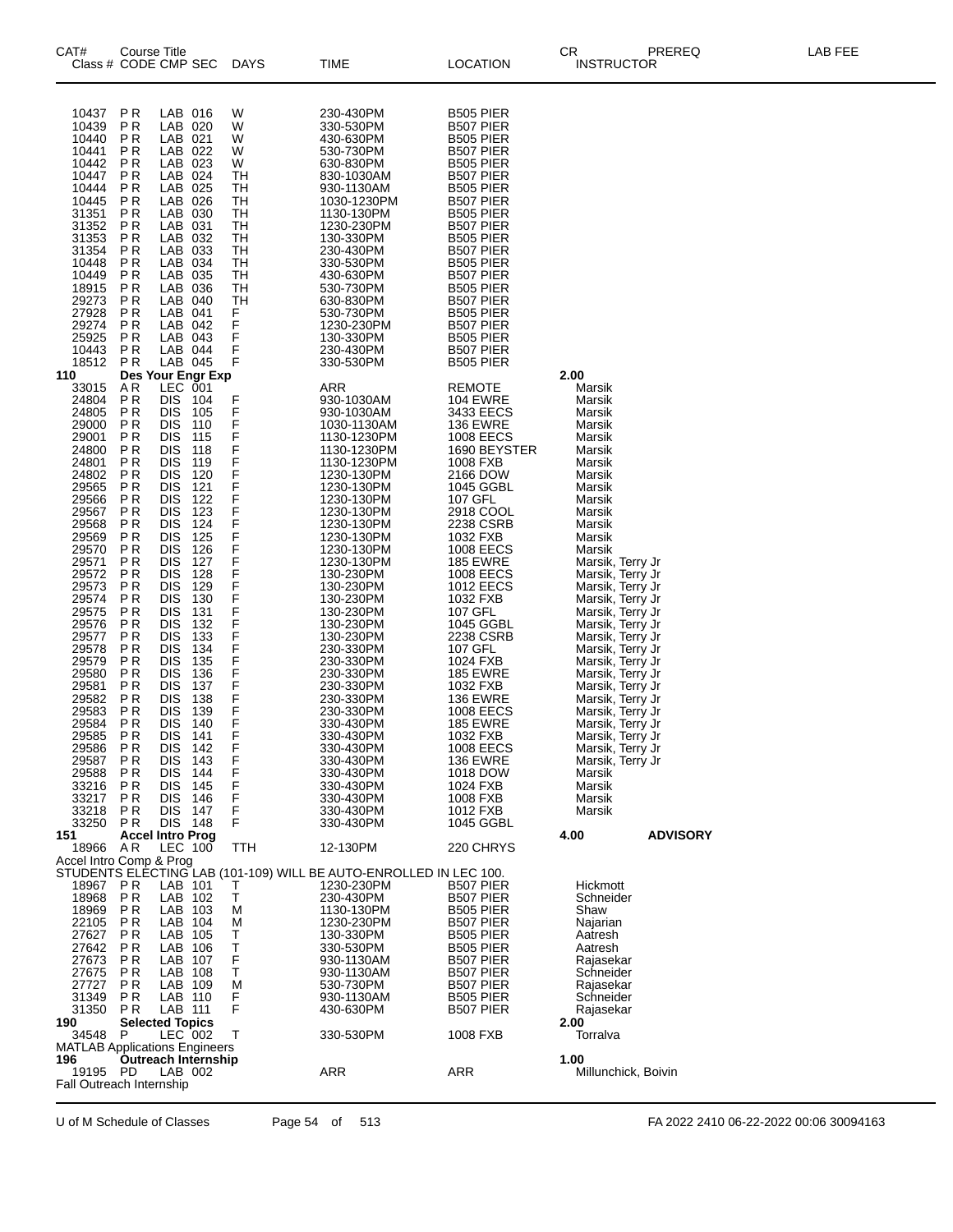| CAT# Class # | Course Title CODE | CMP | SEC | DAYS | TIME | LOCATION | CR INSTRUCTOR | PREREQ | LAB FEE |
|---|---|---|---|---|---|---|---|---|---|
| 10437 | P R | LAB | 016 | W | 230-430PM | B505 PIER | | | |
| 10439 | P R | LAB | 020 | W | 330-530PM | B507 PIER | | | |
| 10440 | P R | LAB | 021 | W | 430-630PM | B505 PIER | | | |
| 10441 | P R | LAB | 022 | W | 530-730PM | B507 PIER | | | |
| 10442 | P R | LAB | 023 | W | 630-830PM | B505 PIER | | | |
| 10447 | P R | LAB | 024 | TH | 830-1030AM | B507 PIER | | | |
| 10444 | P R | LAB | 025 | TH | 930-1130AM | B505 PIER | | | |
| 10445 | P R | LAB | 026 | TH | 1030-1230PM | B507 PIER | | | |
| 31351 | P R | LAB | 030 | TH | 1130-130PM | B505 PIER | | | |
| 31352 | P R | LAB | 031 | TH | 1230-230PM | B507 PIER | | | |
| 31353 | P R | LAB | 032 | TH | 130-330PM | B505 PIER | | | |
| 31354 | P R | LAB | 033 | TH | 230-430PM | B507 PIER | | | |
| 10448 | P R | LAB | 034 | TH | 330-530PM | B505 PIER | | | |
| 10449 | P R | LAB | 035 | TH | 430-630PM | B507 PIER | | | |
| 18915 | P R | LAB | 036 | TH | 530-730PM | B505 PIER | | | |
| 29273 | P R | LAB | 040 | TH | 630-830PM | B507 PIER | | | |
| 27928 | P R | LAB | 041 | F | 530-730PM | B505 PIER | | | |
| 29274 | P R | LAB | 042 | F | 1230-230PM | B507 PIER | | | |
| 25925 | P R | LAB | 043 | F | 130-330PM | B505 PIER | | | |
| 10443 | P R | LAB | 044 | F | 230-430PM | B507 PIER | | | |
| 18512 | P R | LAB | 045 | F | 330-530PM | B505 PIER | | | |
| **110** | **Des Your Engr Exp** | | | | | | **2.00** | | |
| 33015 | A R | LEC | 001 | | ARR | REMOTE | Marsik | | |
| 24804 | P R | DIS | 104 | F | 930-1030AM | 104 EWRE | Marsik | | |
| 24805 | P R | DIS | 105 | F | 930-1030AM | 3433 EECS | Marsik | | |
| 29000 | P R | DIS | 110 | F | 1030-1130AM | 136 EWRE | Marsik | | |
| 29001 | P R | DIS | 115 | F | 1130-1230PM | 1008 EECS | Marsik | | |
| 24800 | P R | DIS | 118 | F | 1130-1230PM | 1690 BEYSTER | Marsik | | |
| 24801 | P R | DIS | 119 | F | 1130-1230PM | 1008 FXB | Marsik | | |
| 24802 | P R | DIS | 120 | F | 1230-130PM | 2166 DOW | Marsik | | |
| 29565 | P R | DIS | 121 | F | 1230-130PM | 1045 GGBL | Marsik | | |
| 29566 | P R | DIS | 122 | F | 1230-130PM | 107 GFL | Marsik | | |
| 29567 | P R | DIS | 123 | F | 1230-130PM | 2918 COOL | Marsik | | |
| 29568 | P R | DIS | 124 | F | 1230-130PM | 2238 CSRB | Marsik | | |
| 29569 | P R | DIS | 125 | F | 1230-130PM | 1032 FXB | Marsik | | |
| 29570 | P R | DIS | 126 | F | 1230-130PM | 1008 EECS | Marsik | | |
| 29571 | P R | DIS | 127 | F | 1230-130PM | 185 EWRE | Marsik, Terry Jr | | |
| 29572 | P R | DIS | 128 | F | 130-230PM | 1008 EECS | Marsik, Terry Jr | | |
| 29573 | P R | DIS | 129 | F | 130-230PM | 1012 EECS | Marsik, Terry Jr | | |
| 29574 | P R | DIS | 130 | F | 130-230PM | 1032 FXB | Marsik, Terry Jr | | |
| 29575 | P R | DIS | 131 | F | 130-230PM | 107 GFL | Marsik, Terry Jr | | |
| 29576 | P R | DIS | 132 | F | 130-230PM | 1045 GGBL | Marsik, Terry Jr | | |
| 29577 | P R | DIS | 133 | F | 130-230PM | 2238 CSRB | Marsik, Terry Jr | | |
| 29578 | P R | DIS | 134 | F | 230-330PM | 107 GFL | Marsik, Terry Jr | | |
| 29579 | P R | DIS | 135 | F | 230-330PM | 1024 FXB | Marsik, Terry Jr | | |
| 29580 | P R | DIS | 136 | F | 230-330PM | 185 EWRE | Marsik, Terry Jr | | |
| 29581 | P R | DIS | 137 | F | 230-330PM | 1032 FXB | Marsik, Terry Jr | | |
| 29582 | P R | DIS | 138 | F | 230-330PM | 136 EWRE | Marsik, Terry Jr | | |
| 29583 | P R | DIS | 139 | F | 230-330PM | 1008 EECS | Marsik, Terry Jr | | |
| 29584 | P R | DIS | 140 | F | 330-430PM | 185 EWRE | Marsik, Terry Jr | | |
| 29585 | P R | DIS | 141 | F | 330-430PM | 1032 FXB | Marsik, Terry Jr | | |
| 29586 | P R | DIS | 142 | F | 330-430PM | 1008 EECS | Marsik, Terry Jr | | |
| 29587 | P R | DIS | 143 | F | 330-430PM | 136 EWRE | Marsik, Terry Jr | | |
| 29588 | P R | DIS | 144 | F | 330-430PM | 1018 DOW | Marsik | | |
| 33216 | P R | DIS | 145 | F | 330-430PM | 1024 FXB | Marsik | | |
| 33217 | P R | DIS | 146 | F | 330-430PM | 1008 FXB | Marsik | | |
| 33218 | P R | DIS | 147 | F | 330-430PM | 1012 FXB | Marsik | | |
| 33250 | P R | DIS | 148 | F | 330-430PM | 1045 GGBL | | | |
| **151** | **Accel Intro Prog** | | | | | | **4.00** | **ADVISORY** | |
| 18966 | A R | LEC | 100 | TTH | 12-130PM | 220 CHRYS | | | |
| Accel Intro Comp & Prog | | | | | | | | | |
| STUDENTS ELECTING LAB (101-109) WILL BE AUTO-ENROLLED IN LEC 100. | | | | | | | | | |
| 18967 | P R | LAB | 101 | T | 1230-230PM | B507 PIER | Hickmott | | |
| 18968 | P R | LAB | 102 | T | 230-430PM | B507 PIER | Schneider | | |
| 18969 | P R | LAB | 103 | M | 1130-130PM | B505 PIER | Shaw | | |
| 22105 | P R | LAB | 104 | M | 1230-230PM | B507 PIER | Najarian | | |
| 27627 | P R | LAB | 105 | T | 130-330PM | B505 PIER | Aatresh | | |
| 27642 | P R | LAB | 106 | T | 330-530PM | B505 PIER | Aatresh | | |
| 27673 | P R | LAB | 107 | F | 930-1130AM | B507 PIER | Rajasekar | | |
| 27675 | P R | LAB | 108 | T | 930-1130AM | B505 PIER | Schneider | | |
| 27727 | P R | LAB | 109 | M | 530-730PM | B507 PIER | Rajasekar | | |
| 31349 | P R | LAB | 110 | F | 930-1130AM | B505 PIER | Schneider | | |
| 31350 | P R | LAB | 111 | F | 430-630PM | B507 PIER | Rajasekar | | |
| **190** | **Selected Topics** | | | | | | **2.00** | | |
| 34548 | P | LEC | 002 | T | 330-530PM | 1008 FXB | Torralva | | |
| MATLAB Applications Engineers | | | | | | | | | |
| **196** | **Outreach Internship** | | | | | | **1.00** | | |
| 19195 | PD | LAB | 002 | | ARR | ARR | Millunchick, Boivin | | |
| Fall Outreach Internship | | | | | | | | | |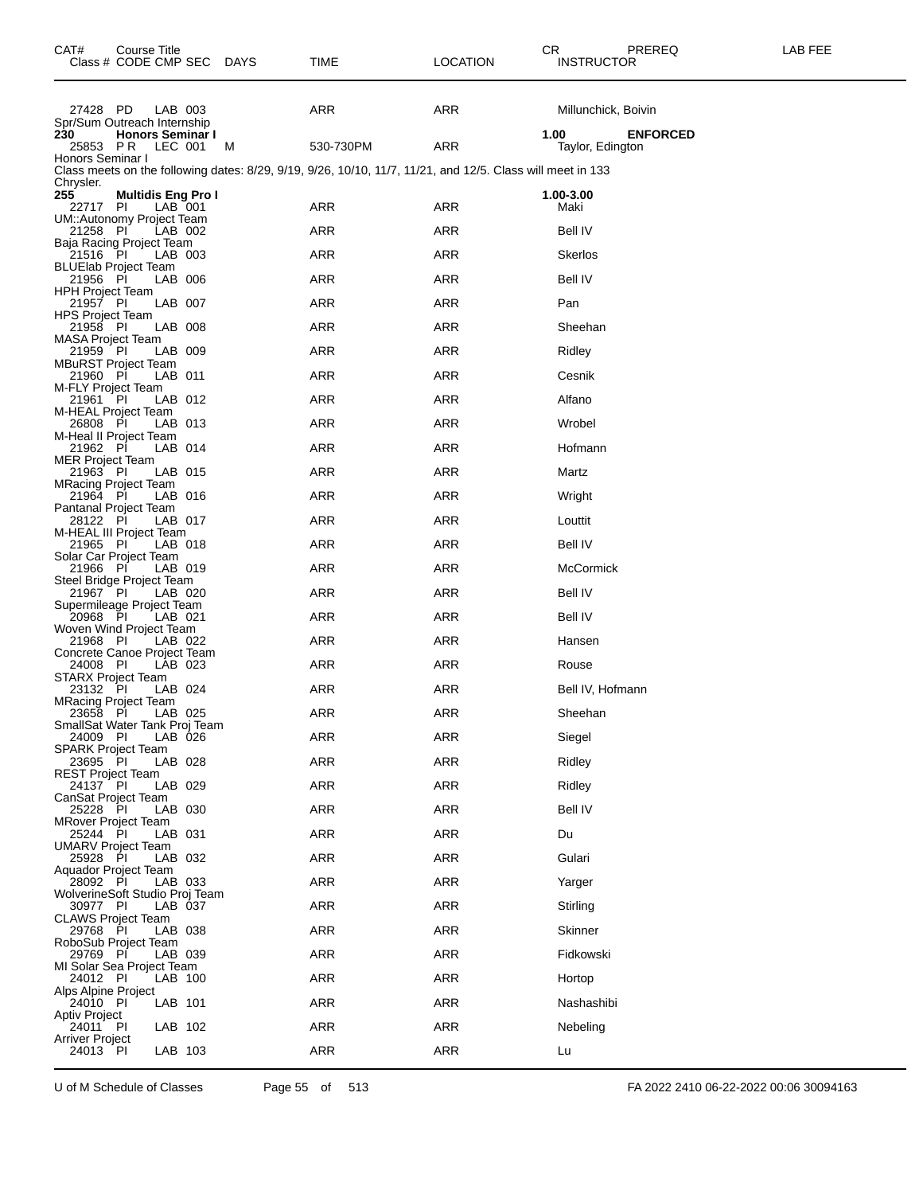| CAT# Class # | Course Title CODE | CMP | SEC | DAYS | TIME | LOCATION | CR INSTRUCTOR | PREREQ | LAB FEE |
|---|---|---|---|---|---|---|---|---|---|
| 27428 | PD | LAB | 003 | | ARR | ARR | Millunchick, Boivin | | |
| Spr/Sum Outreach Internship | | | | | | | | | |
| **230** | **Honors Seminar I** | | | | | | **1.00** | **ENFORCED** | |
| 25853 | P R | LEC | 001 | M | 530-730PM | ARR | Taylor, Edington | | |
| Honors Seminar I | | | | | | | | | |
| Class meets on the following dates: 8/29, 9/19, 9/26, 10/10, 11/7, 11/21, and 12/5. Class will meet in 133 Chrysler. | | | | | | | | | |
| **255** | **Multidis Eng Pro I** | | | | | | **1.00-3.00** | | |
| 22717 | PI | LAB | 001 | | ARR | ARR | Maki | | |
| UM::Autonomy Project Team | | | | | | | | | |
| 21258 | PI | LAB | 002 | | ARR | ARR | Bell IV | | |
| Baja Racing Project Team | | | | | | | | | |
| 21516 | PI | LAB | 003 | | ARR | ARR | Skerlos | | |
| BLUElab Project Team | | | | | | | | | |
| 21956 | PI | LAB | 006 | | ARR | ARR | Bell IV | | |
| HPH Project Team | | | | | | | | | |
| 21957 | PI | LAB | 007 | | ARR | ARR | Pan | | |
| HPS Project Team | | | | | | | | | |
| 21958 | PI | LAB | 008 | | ARR | ARR | Sheehan | | |
| MASA Project Team | | | | | | | | | |
| 21959 | PI | LAB | 009 | | ARR | ARR | Ridley | | |
| MBuRST Project Team | | | | | | | | | |
| 21960 | PI | LAB | 011 | | ARR | ARR | Cesnik | | |
| M-FLY Project Team | | | | | | | | | |
| 21961 | PI | LAB | 012 | | ARR | ARR | Alfano | | |
| M-HEAL Project Team | | | | | | | | | |
| 26808 | PI | LAB | 013 | | ARR | ARR | Wrobel | | |
| M-Heal II Project Team | | | | | | | | | |
| 21962 | PI | LAB | 014 | | ARR | ARR | Hofmann | | |
| MER Project Team | | | | | | | | | |
| 21963 | PI | LAB | 015 | | ARR | ARR | Martz | | |
| MRacing Project Team | | | | | | | | | |
| 21964 | PI | LAB | 016 | | ARR | ARR | Wright | | |
| Pantanal Project Team | | | | | | | | | |
| 28122 | PI | LAB | 017 | | ARR | ARR | Louttit | | |
| M-HEAL III Project Team | | | | | | | | | |
| 21965 | PI | LAB | 018 | | ARR | ARR | Bell IV | | |
| Solar Car Project Team | | | | | | | | | |
| 21966 | PI | LAB | 019 | | ARR | ARR | McCormick | | |
| Steel Bridge Project Team | | | | | | | | | |
| 21967 | PI | LAB | 020 | | ARR | ARR | Bell IV | | |
| Supermileage Project Team | | | | | | | | | |
| 20968 | PI | LAB | 021 | | ARR | ARR | Bell IV | | |
| Woven Wind Project Team | | | | | | | | | |
| 21968 | PI | LAB | 022 | | ARR | ARR | Hansen | | |
| Concrete Canoe Project Team | | | | | | | | | |
| 24008 | PI | LAB | 023 | | ARR | ARR | Rouse | | |
| STARX Project Team | | | | | | | | | |
| 23132 | PI | LAB | 024 | | ARR | ARR | Bell IV, Hofmann | | |
| MRacing Project Team | | | | | | | | | |
| 23658 | PI | LAB | 025 | | ARR | ARR | Sheehan | | |
| SmallSat Water Tank Proj Team | | | | | | | | | |
| 24009 | PI | LAB | 026 | | ARR | ARR | Siegel | | |
| SPARK Project Team | | | | | | | | | |
| 23695 | PI | LAB | 028 | | ARR | ARR | Ridley | | |
| REST Project Team | | | | | | | | | |
| 24137 | PI | LAB | 029 | | ARR | ARR | Ridley | | |
| CanSat Project Team | | | | | | | | | |
| 25228 | PI | LAB | 030 | | ARR | ARR | Bell IV | | |
| MRover Project Team | | | | | | | | | |
| 25244 | PI | LAB | 031 | | ARR | ARR | Du | | |
| UMARV Project Team | | | | | | | | | |
| 25928 | PI | LAB | 032 | | ARR | ARR | Gulari | | |
| Aquador Project Team | | | | | | | | | |
| 28092 | PI | LAB | 033 | | ARR | ARR | Yarger | | |
| WolverineSoft Studio Proj Team | | | | | | | | | |
| 30977 | PI | LAB | 037 | | ARR | ARR | Stirling | | |
| CLAWS Project Team | | | | | | | | | |
| 29768 | PI | LAB | 038 | | ARR | ARR | Skinner | | |
| RoboSub Project Team | | | | | | | | | |
| 29769 | PI | LAB | 039 | | ARR | ARR | Fidkowski | | |
| MI Solar Sea Project Team | | | | | | | | | |
| 24012 | PI | LAB | 100 | | ARR | ARR | Hortop | | |
| Alps Alpine Project | | | | | | | | | |
| 24010 | PI | LAB | 101 | | ARR | ARR | Nashashibi | | |
| Aptiv Project | | | | | | | | | |
| 24011 | PI | LAB | 102 | | ARR | ARR | Nebeling | | |
| Arriver Project | | | | | | | | | |
| 24013 | PI | LAB | 103 | | ARR | ARR | Lu | | |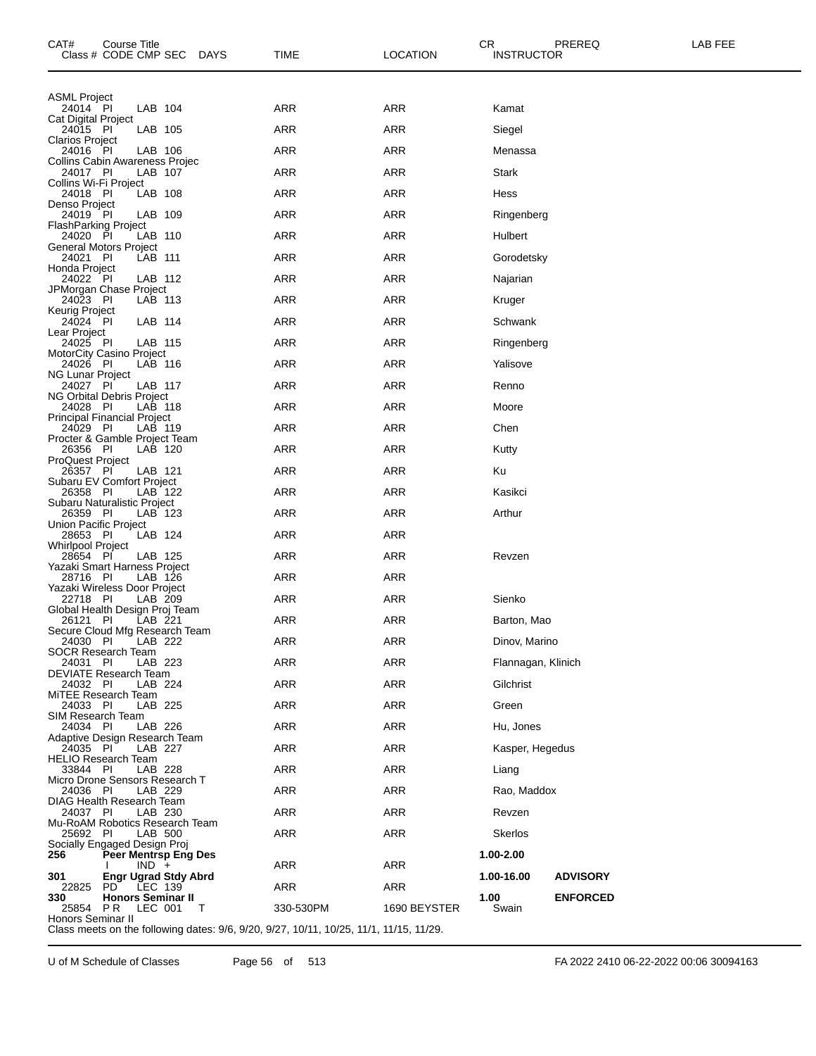| CAT# | Course Title / Class # | CODE | CMP | SEC | DAYS | TIME | LOCATION | CR / INSTRUCTOR | PREREQ | LAB FEE |
|---|---|---|---|---|---|---|---|---|---|---|
| | ASML Project | | | | | | | | | |
| | 24014 | PI | LAB | 104 | | ARR | ARR | Kamat | | |
| | Cat Digital Project | | | | | | | | | |
| | 24015 | PI | LAB | 105 | | ARR | ARR | Siegel | | |
| | Clarios Project | | | | | | | | | |
| | 24016 | PI | LAB | 106 | | ARR | ARR | Menassa | | |
| | Collins Cabin Awareness Projec | | | | | | | | | |
| | 24017 | PI | LAB | 107 | | ARR | ARR | Stark | | |
| | Collins Wi-Fi Project | | | | | | | | | |
| | 24018 | PI | LAB | 108 | | ARR | ARR | Hess | | |
| | Denso Project | | | | | | | | | |
| | 24019 | PI | LAB | 109 | | ARR | ARR | Ringenberg | | |
| | FlashParking Project | | | | | | | | | |
| | 24020 | PI | LAB | 110 | | ARR | ARR | Hulbert | | |
| | General Motors Project | | | | | | | | | |
| | 24021 | PI | LAB | 111 | | ARR | ARR | Gorodetsky | | |
| | Honda Project | | | | | | | | | |
| | 24022 | PI | LAB | 112 | | ARR | ARR | Najarian | | |
| | JPMorgan Chase Project | | | | | | | | | |
| | 24023 | PI | LAB | 113 | | ARR | ARR | Kruger | | |
| | Keurig Project | | | | | | | | | |
| | 24024 | PI | LAB | 114 | | ARR | ARR | Schwank | | |
| | Lear Project | | | | | | | | | |
| | 24025 | PI | LAB | 115 | | ARR | ARR | Ringenberg | | |
| | MotorCity Casino Project | | | | | | | | | |
| | 24026 | PI | LAB | 116 | | ARR | ARR | Yalisove | | |
| | NG Lunar Project | | | | | | | | | |
| | 24027 | PI | LAB | 117 | | ARR | ARR | Renno | | |
| | NG Orbital Debris Project | | | | | | | | | |
| | 24028 | PI | LAB | 118 | | ARR | ARR | Moore | | |
| | Principal Financial Project | | | | | | | | | |
| | 24029 | PI | LAB | 119 | | ARR | ARR | Chen | | |
| | Procter & Gamble Project Team | | | | | | | | | |
| | 26356 | PI | LAB | 120 | | ARR | ARR | Kutty | | |
| | ProQuest Project | | | | | | | | | |
| | 26357 | PI | LAB | 121 | | ARR | ARR | Ku | | |
| | Subaru EV Comfort Project | | | | | | | | | |
| | 26358 | PI | LAB | 122 | | ARR | ARR | Kasikci | | |
| | Subaru Naturalistic Project | | | | | | | | | |
| | 26359 | PI | LAB | 123 | | ARR | ARR | Arthur | | |
| | Union Pacific Project | | | | | | | | | |
| | 28653 | PI | LAB | 124 | | ARR | ARR | | | |
| | Whirlpool Project | | | | | | | | | |
| | 28654 | PI | LAB | 125 | | ARR | ARR | Revzen | | |
| | Yazaki Smart Harness Project | | | | | | | | | |
| | 28716 | PI | LAB | 126 | | ARR | ARR | | | |
| | Yazaki Wireless Door Project | | | | | | | | | |
| | 22718 | PI | LAB | 209 | | ARR | ARR | Sienko | | |
| | Global Health Design Proj Team | | | | | | | | | |
| | 26121 | PI | LAB | 221 | | ARR | ARR | Barton, Mao | | |
| | Secure Cloud Mfg Research Team | | | | | | | | | |
| | 24030 | PI | LAB | 222 | | ARR | ARR | Dinov, Marino | | |
| | SOCR Research Team | | | | | | | | | |
| | 24031 | PI | LAB | 223 | | ARR | ARR | Flannagan, Klinich | | |
| | DEVIATE Research Team | | | | | | | | | |
| | 24032 | PI | LAB | 224 | | ARR | ARR | Gilchrist | | |
| | MiTEE Research Team | | | | | | | | | |
| | 24033 | PI | LAB | 225 | | ARR | ARR | Green | | |
| | SIM Research Team | | | | | | | | | |
| | 24034 | PI | LAB | 226 | | ARR | ARR | Hu, Jones | | |
| | Adaptive Design Research Team | | | | | | | | | |
| | 24035 | PI | LAB | 227 | | ARR | ARR | Kasper, Hegedus | | |
| | HELIO Research Team | | | | | | | | | |
| | 33844 | PI | LAB | 228 | | ARR | ARR | Liang | | |
| | Micro Drone Sensors Research T | | | | | | | | | |
| | 24036 | PI | LAB | 229 | | ARR | ARR | Rao, Maddox | | |
| | DIAG Health Research Team | | | | | | | | | |
| | 24037 | PI | LAB | 230 | | ARR | ARR | Revzen | | |
| | Mu-RoAM Robotics Research Team | | | | | | | | | |
| | 25692 | PI | LAB | 500 | | ARR | ARR | Skerlos | | |
| | Socially Engaged Design Proj | | | | | | | | | |
| **256** | **Peer Mentrsp Eng Des** | | | | | | | **1.00-2.00** | | |
| | | I | IND | + | | ARR | ARR | | | |
| **301** | **Engr Ugrad Stdy Abrd** | | | | | | | **1.00-16.00** | **ADVISORY** | |
| | 22825 | PD | LEC | 139 | | ARR | ARR | | | |
| **330** | **Honors Seminar II** | | | | | | | **1.00** | **ENFORCED** | |
| | 25854 | P R | LEC | 001 | T | 330-530PM | 1690 BEYSTER | Swain | | |
| | Honors Seminar II | | | | | | | | | |

Class meets on the following dates: 9/6, 9/20, 9/27, 10/11, 10/25, 11/1, 11/15, 11/29.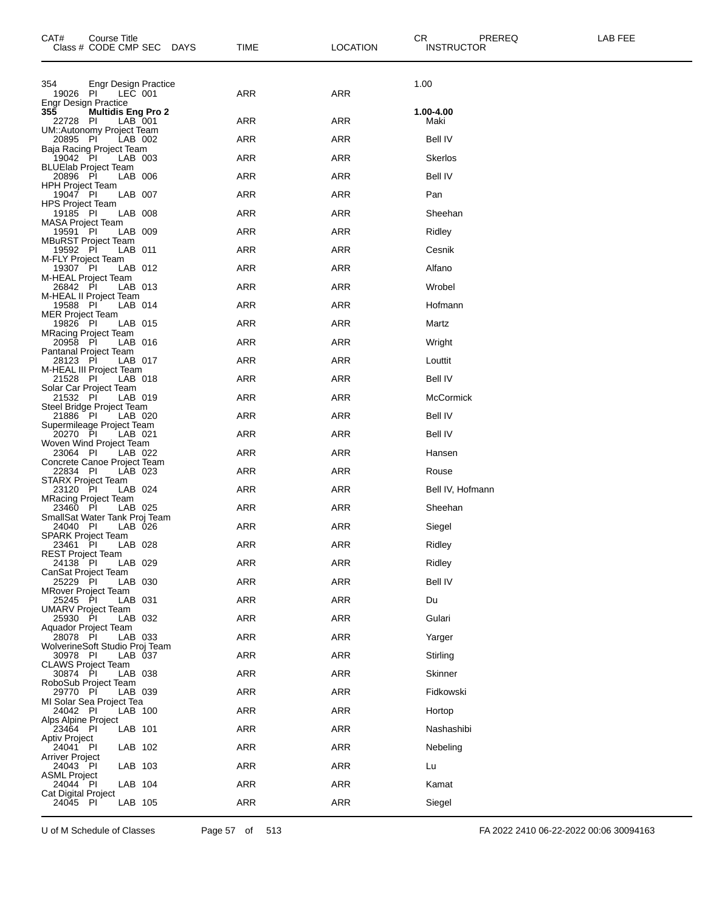| CAT# | Course Title Class # CODE CMP SEC | DAYS | TIME | LOCATION | CR INSTRUCTOR | PREREQ | LAB FEE |
|---|---|---|---|---|---|---|---|
| 354 | Engr Design Practice | | | | 1.00 | | |
| | 19026 PI LEC 001 | | ARR | ARR | | | |
| | Engr Design Practice | | | | | | |
| **355** | **Multidis Eng Pro 2** | | | | **1.00-4.00** | | |
| | 22728 PI LAB 001 | | ARR | ARR | Maki | | |
| | UM::Autonomy Project Team | | | | | | |
| | 20895 PI LAB 002 | | ARR | ARR | Bell IV | | |
| | Baja Racing Project Team | | | | | | |
| | 19042 PI LAB 003 | | ARR | ARR | Skerlos | | |
| | BLUElab Project Team | | | | | | |
| | 20896 PI LAB 006 | | ARR | ARR | Bell IV | | |
| | HPH Project Team | | | | | | |
| | 19047 PI LAB 007 | | ARR | ARR | Pan | | |
| | HPS Project Team | | | | | | |
| | 19185 PI LAB 008 | | ARR | ARR | Sheehan | | |
| | MASA Project Team | | | | | | |
| | 19591 PI LAB 009 | | ARR | ARR | Ridley | | |
| | MBuRST Project Team | | | | | | |
| | 19592 PI LAB 011 | | ARR | ARR | Cesnik | | |
| | M-FLY Project Team | | | | | | |
| | 19307 PI LAB 012 | | ARR | ARR | Alfano | | |
| | M-HEAL Project Team | | | | | | |
| | 26842 PI LAB 013 | | ARR | ARR | Wrobel | | |
| | M-HEAL II Project Team | | | | | | |
| | 19588 PI LAB 014 | | ARR | ARR | Hofmann | | |
| | MER Project Team | | | | | | |
| | 19826 PI LAB 015 | | ARR | ARR | Martz | | |
| | MRacing Project Team | | | | | | |
| | 20958 PI LAB 016 | | ARR | ARR | Wright | | |
| | Pantanal Project Team | | | | | | |
| | 28123 PI LAB 017 | | ARR | ARR | Louttit | | |
| | M-HEAL III Project Team | | | | | | |
| | 21528 PI LAB 018 | | ARR | ARR | Bell IV | | |
| | Solar Car Project Team | | | | | | |
| | 21532 PI LAB 019 | | ARR | ARR | McCormick | | |
| | Steel Bridge Project Team | | | | | | |
| | 21886 PI LAB 020 | | ARR | ARR | Bell IV | | |
| | Supermileage Project Team | | | | | | |
| | 20270 PI LAB 021 | | ARR | ARR | Bell IV | | |
| | Woven Wind Project Team | | | | | | |
| | 23064 PI LAB 022 | | ARR | ARR | Hansen | | |
| | Concrete Canoe Project Team | | | | | | |
| | 22834 PI LAB 023 | | ARR | ARR | Rouse | | |
| | STARX Project Team | | | | | | |
| | 23120 PI LAB 024 | | ARR | ARR | Bell IV, Hofmann | | |
| | MRacing Project Team | | | | | | |
| | 23460 PI LAB 025 | | ARR | ARR | Sheehan | | |
| | SmallSat Water Tank Proj Team | | | | | | |
| | 24040 PI LAB 026 | | ARR | ARR | Siegel | | |
| | SPARK Project Team | | | | | | |
| | 23461 PI LAB 028 | | ARR | ARR | Ridley | | |
| | REST Project Team | | | | | | |
| | 24138 PI LAB 029 | | ARR | ARR | Ridley | | |
| | CanSat Project Team | | | | | | |
| | 25229 PI LAB 030 | | ARR | ARR | Bell IV | | |
| | MRover Project Team | | | | | | |
| | 25245 PI LAB 031 | | ARR | ARR | Du | | |
| | UMARV Project Team | | | | | | |
| | 25930 PI LAB 032 | | ARR | ARR | Gulari | | |
| | Aquador Project Team | | | | | | |
| | 28078 PI LAB 033 | | ARR | ARR | Yarger | | |
| | WolverineSoft Studio Proj Team | | | | | | |
| | 30978 PI LAB 037 | | ARR | ARR | Stirling | | |
| | CLAWS Project Team | | | | | | |
| | 30874 PI LAB 038 | | ARR | ARR | Skinner | | |
| | RoboSub Project Team | | | | | | |
| | 29770 PI LAB 039 | | ARR | ARR | Fidkowski | | |
| | MI Solar Sea Project Tea | | | | | | |
| | 24042 PI LAB 100 | | ARR | ARR | Hortop | | |
| | Alps Alpine Project | | | | | | |
| | 23464 PI LAB 101 | | ARR | ARR | Nashashibi | | |
| | Aptiv Project | | | | | | |
| | 24041 PI LAB 102 | | ARR | ARR | Nebeling | | |
| | Arriver Project | | | | | | |
| | 24043 PI LAB 103 | | ARR | ARR | Lu | | |
| | ASML Project | | | | | | |
| | 24044 PI LAB 104 | | ARR | ARR | Kamat | | |
| | Cat Digital Project | | | | | | |
| | 24045 PI LAB 105 | | ARR | ARR | Siegel | | |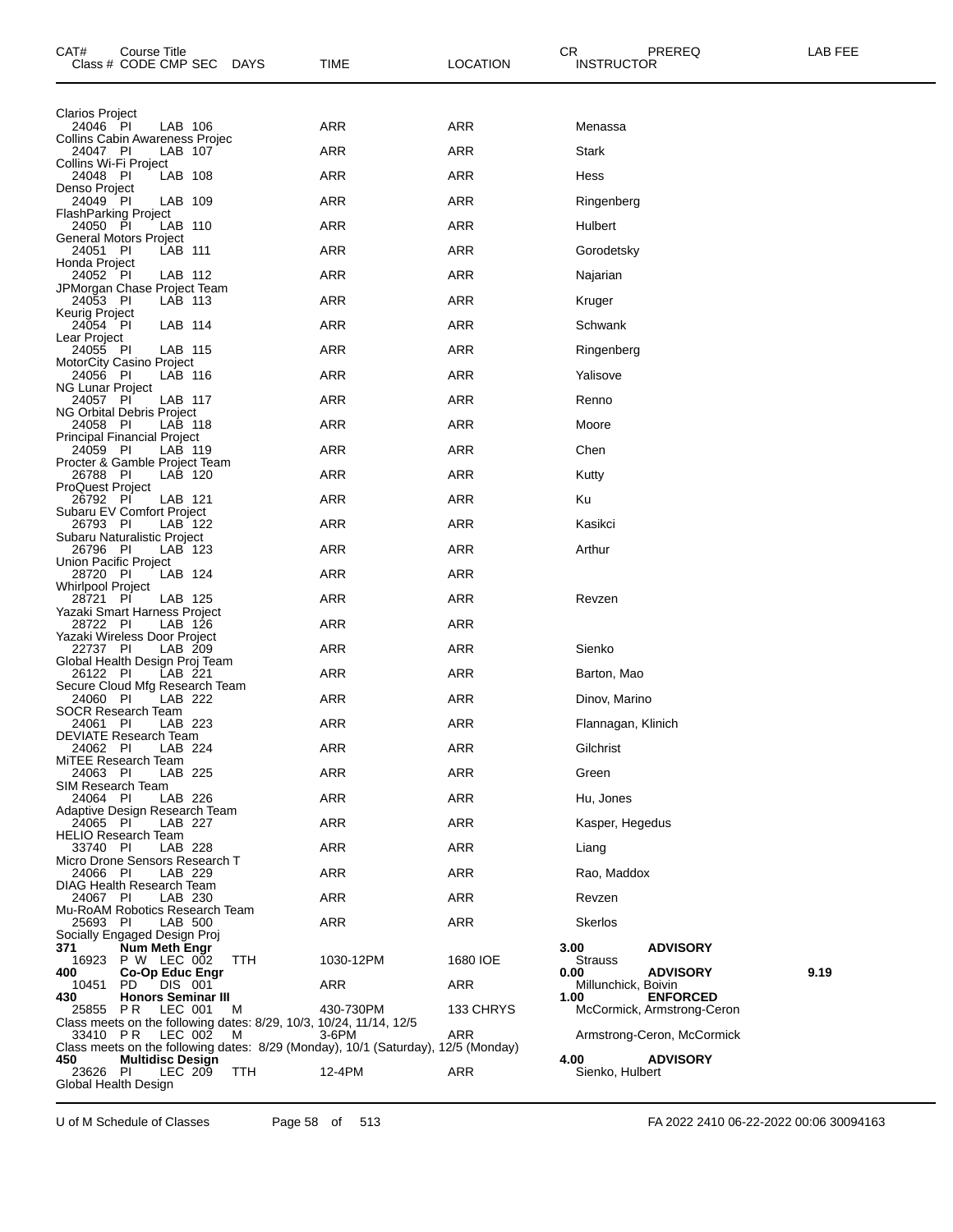| CAT# Class # | Course Title CODE | CMP | SEC | DAYS | TIME | LOCATION | CR INSTRUCTOR | PREREQ | LAB FEE |
|---|---|---|---|---|---|---|---|---|---|
| Clarios Project | | | | | | | | | |
| 24046 | PI | LAB | 106 | | ARR | ARR | Menassa | | |
| Collins Cabin Awareness Projec | | | | | | | | | |
| 24047 | PI | LAB | 107 | | ARR | ARR | Stark | | |
| Collins Wi-Fi Project | | | | | | | | | |
| 24048 | PI | LAB | 108 | | ARR | ARR | Hess | | |
| Denso Project | | | | | | | | | |
| 24049 | PI | LAB | 109 | | ARR | ARR | Ringenberg | | |
| FlashParking Project | | | | | | | | | |
| 24050 | PI | LAB | 110 | | ARR | ARR | Hulbert | | |
| General Motors Project | | | | | | | | | |
| 24051 | PI | LAB | 111 | | ARR | ARR | Gorodetsky | | |
| Honda Project | | | | | | | | | |
| 24052 | PI | LAB | 112 | | ARR | ARR | Najarian | | |
| JPMorgan Chase Project Team | | | | | | | | | |
| 24053 | PI | LAB | 113 | | ARR | ARR | Kruger | | |
| Keurig Project | | | | | | | | | |
| 24054 | PI | LAB | 114 | | ARR | ARR | Schwank | | |
| Lear Project | | | | | | | | | |
| 24055 | PI | LAB | 115 | | ARR | ARR | Ringenberg | | |
| MotorCity Casino Project | | | | | | | | | |
| 24056 | PI | LAB | 116 | | ARR | ARR | Yalisove | | |
| NG Lunar Project | | | | | | | | | |
| 24057 | PI | LAB | 117 | | ARR | ARR | Renno | | |
| NG Orbital Debris Project | | | | | | | | | |
| 24058 | PI | LAB | 118 | | ARR | ARR | Moore | | |
| Principal Financial Project | | | | | | | | | |
| 24059 | PI | LAB | 119 | | ARR | ARR | Chen | | |
| Procter & Gamble Project Team | | | | | | | | | |
| 26788 | PI | LAB | 120 | | ARR | ARR | Kutty | | |
| ProQuest Project | | | | | | | | | |
| 26792 | PI | LAB | 121 | | ARR | ARR | Ku | | |
| Subaru EV Comfort Project | | | | | | | | | |
| 26793 | PI | LAB | 122 | | ARR | ARR | Kasikci | | |
| Subaru Naturalistic Project | | | | | | | | | |
| 26796 | PI | LAB | 123 | | ARR | ARR | Arthur | | |
| Union Pacific Project | | | | | | | | | |
| 28720 | PI | LAB | 124 | | ARR | ARR | | | |
| Whirlpool Project | | | | | | | | | |
| 28721 | PI | LAB | 125 | | ARR | ARR | Revzen | | |
| Yazaki Smart Harness Project | | | | | | | | | |
| 28722 | PI | LAB | 126 | | ARR | ARR | | | |
| Yazaki Wireless Door Project | | | | | | | | | |
| 22737 | PI | LAB | 209 | | ARR | ARR | Sienko | | |
| Global Health Design Proj Team | | | | | | | | | |
| 26122 | PI | LAB | 221 | | ARR | ARR | Barton, Mao | | |
| Secure Cloud Mfg Research Team | | | | | | | | | |
| 24060 | PI | LAB | 222 | | ARR | ARR | Dinov, Marino | | |
| SOCR Research Team | | | | | | | | | |
| 24061 | PI | LAB | 223 | | ARR | ARR | Flannagan, Klinich | | |
| DEVIATE Research Team | | | | | | | | | |
| 24062 | PI | LAB | 224 | | ARR | ARR | Gilchrist | | |
| MiTEE Research Team | | | | | | | | | |
| 24063 | PI | LAB | 225 | | ARR | ARR | Green | | |
| SIM Research Team | | | | | | | | | |
| 24064 | PI | LAB | 226 | | ARR | ARR | Hu, Jones | | |
| Adaptive Design Research Team | | | | | | | | | |
| 24065 | PI | LAB | 227 | | ARR | ARR | Kasper, Hegedus | | |
| HELIO Research Team | | | | | | | | | |
| 33740 | PI | LAB | 228 | | ARR | ARR | Liang | | |
| Micro Drone Sensors Research T | | | | | | | | | |
| 24066 | PI | LAB | 229 | | ARR | ARR | Rao, Maddox | | |
| DIAG Health Research Team | | | | | | | | | |
| 24067 | PI | LAB | 230 | | ARR | ARR | Revzen | | |
| Mu-RoAM Robotics Research Team | | | | | | | | | |
| 25693 | PI | LAB | 500 | | ARR | ARR | Skerlos | | |
| Socially Engaged Design Proj | | | | | | | | | |
| **371** | **Num Meth Engr** | | | | | | **3.00** | **ADVISORY** | |
| 16923 | P W | LEC | 002 | TTH | 1030-12PM | 1680 IOE | Strauss | | |
| **400** | **Co-Op Educ Engr** | | | | | | **0.00** | **ADVISORY** | **9.19** |
| 10451 | PD | DIS | 001 | | ARR | ARR | Millunchick, Boivin | | |
| **430** | **Honors Seminar III** | | | | | | **1.00** | **ENFORCED** | |
| 25855 | P R | LEC | 001 | M | 430-730PM | 133 CHRYS | McCormick, Armstrong-Ceron | | |
| Class meets on the following dates: 8/29, 10/3, 10/24, 11/14, 12/5 | | | | | | | | | |
| 33410 | P R | LEC | 002 | M | 3-6PM | ARR | Armstrong-Ceron, McCormick | | |
| Class meets on the following dates: 8/29 (Monday), 10/1 (Saturday), 12/5 (Monday) | | | | | | | | | |
| **450** | **Multidisc Design** | | | | | | **4.00** | **ADVISORY** | |
| 23626 | PI | LEC | 209 | TTH | 12-4PM | ARR | Sienko, Hulbert | | |
| Global Health Design | | | | | | | | | |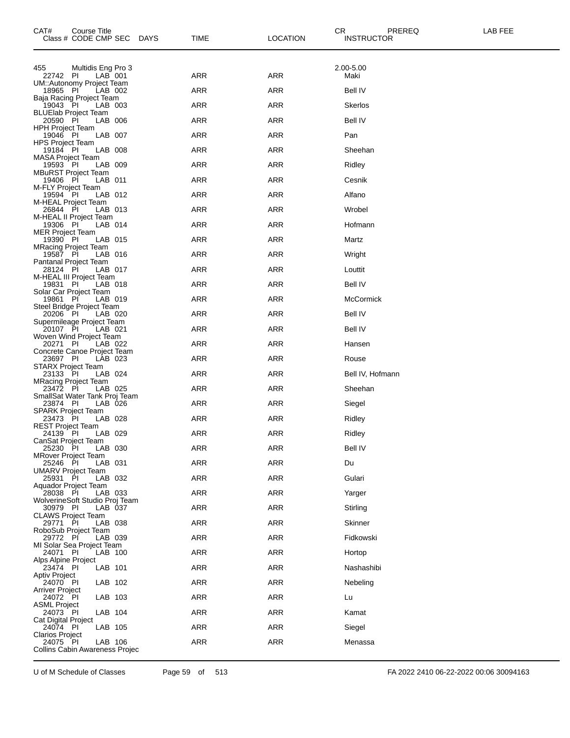| CAT# | Course Title | | | | | | | CR | PREREQ | LAB FEE |
|---|---|---|---|---|---|---|---|---|---|---|
| Class # | CODE | CMP | SEC | DAYS | TIME | LOCATION | INSTRUCTOR | | | |
| 455 | Multidis Eng Pro 3 | | | | | | | 2.00-5.00 | | |
| 22742 | PI | LAB | 001 | | ARR | ARR | Maki | | | |
| UM::Autonomy Project Team | | | | | | | | | | |
| 18965 | PI | LAB | 002 | | ARR | ARR | Bell IV | | | |
| Baja Racing Project Team | | | | | | | | | | |
| 19043 | PI | LAB | 003 | | ARR | ARR | Skerlos | | | |
| BLUElab Project Team | | | | | | | | | | |
| 20590 | PI | LAB | 006 | | ARR | ARR | Bell IV | | | |
| HPH Project Team | | | | | | | | | | |
| 19046 | PI | LAB | 007 | | ARR | ARR | Pan | | | |
| HPS Project Team | | | | | | | | | | |
| 19184 | PI | LAB | 008 | | ARR | ARR | Sheehan | | | |
| MASA Project Team | | | | | | | | | | |
| 19593 | PI | LAB | 009 | | ARR | ARR | Ridley | | | |
| MBuRST Project Team | | | | | | | | | | |
| 19406 | PI | LAB | 011 | | ARR | ARR | Cesnik | | | |
| M-FLY Project Team | | | | | | | | | | |
| 19594 | PI | LAB | 012 | | ARR | ARR | Alfano | | | |
| M-HEAL Project Team | | | | | | | | | | |
| 26844 | PI | LAB | 013 | | ARR | ARR | Wrobel | | | |
| M-HEAL II Project Team | | | | | | | | | | |
| 19306 | PI | LAB | 014 | | ARR | ARR | Hofmann | | | |
| MER Project Team | | | | | | | | | | |
| 19390 | PI | LAB | 015 | | ARR | ARR | Martz | | | |
| MRacing Project Team | | | | | | | | | | |
| 19587 | PI | LAB | 016 | | ARR | ARR | Wright | | | |
| Pantanal Project Team | | | | | | | | | | |
| 28124 | PI | LAB | 017 | | ARR | ARR | Louttit | | | |
| M-HEAL III Project Team | | | | | | | | | | |
| 19831 | PI | LAB | 018 | | ARR | ARR | Bell IV | | | |
| Solar Car Project Team | | | | | | | | | | |
| 19861 | PI | LAB | 019 | | ARR | ARR | McCormick | | | |
| Steel Bridge Project Team | | | | | | | | | | |
| 20206 | PI | LAB | 020 | | ARR | ARR | Bell IV | | | |
| Supermileage Project Team | | | | | | | | | | |
| 20107 | PI | LAB | 021 | | ARR | ARR | Bell IV | | | |
| Woven Wind Project Team | | | | | | | | | | |
| 20271 | PI | LAB | 022 | | ARR | ARR | Hansen | | | |
| Concrete Canoe Project Team | | | | | | | | | | |
| 23697 | PI | LAB | 023 | | ARR | ARR | Rouse | | | |
| STARX Project Team | | | | | | | | | | |
| 23133 | PI | LAB | 024 | | ARR | ARR | Bell IV, Hofmann | | | |
| MRacing Project Team | | | | | | | | | | |
| 23472 | PI | LAB | 025 | | ARR | ARR | Sheehan | | | |
| SmallSat Water Tank Proj Team | | | | | | | | | | |
| 23874 | PI | LAB | 026 | | ARR | ARR | Siegel | | | |
| SPARK Project Team | | | | | | | | | | |
| 23473 | PI | LAB | 028 | | ARR | ARR | Ridley | | | |
| REST Project Team | | | | | | | | | | |
| 24139 | PI | LAB | 029 | | ARR | ARR | Ridley | | | |
| CanSat Project Team | | | | | | | | | | |
| 25230 | PI | LAB | 030 | | ARR | ARR | Bell IV | | | |
| MRover Project Team | | | | | | | | | | |
| 25246 | PI | LAB | 031 | | ARR | ARR | Du | | | |
| UMARV Project Team | | | | | | | | | | |
| 25931 | PI | LAB | 032 | | ARR | ARR | Gulari | | | |
| Aquador Project Team | | | | | | | | | | |
| 28038 | PI | LAB | 033 | | ARR | ARR | Yarger | | | |
| WolverineSoft Studio Proj Team | | | | | | | | | | |
| 30979 | PI | LAB | 037 | | ARR | ARR | Stirling | | | |
| CLAWS Project Team | | | | | | | | | | |
| 29771 | PI | LAB | 038 | | ARR | ARR | Skinner | | | |
| RoboSub Project Team | | | | | | | | | | |
| 29772 | PI | LAB | 039 | | ARR | ARR | Fidkowski | | | |
| MI Solar Sea Project Team | | | | | | | | | | |
| 24071 | PI | LAB | 100 | | ARR | ARR | Hortop | | | |
| Alps Alpine Project | | | | | | | | | | |
| 23474 | PI | LAB | 101 | | ARR | ARR | Nashashibi | | | |
| Aptiv Project | | | | | | | | | | |
| 24070 | PI | LAB | 102 | | ARR | ARR | Nebeling | | | |
| Arriver Project | | | | | | | | | | |
| 24072 | PI | LAB | 103 | | ARR | ARR | Lu | | | |
| ASML Project | | | | | | | | | | |
| 24073 | PI | LAB | 104 | | ARR | ARR | Kamat | | | |
| Cat Digital Project | | | | | | | | | | |
| 24074 | PI | LAB | 105 | | ARR | ARR | Siegel | | | |
| Clarios Project | | | | | | | | | | |
| 24075 | PI | LAB | 106 | | ARR | ARR | Menassa | | | |
| Collins Cabin Awareness Projec | | | | | | | | | | |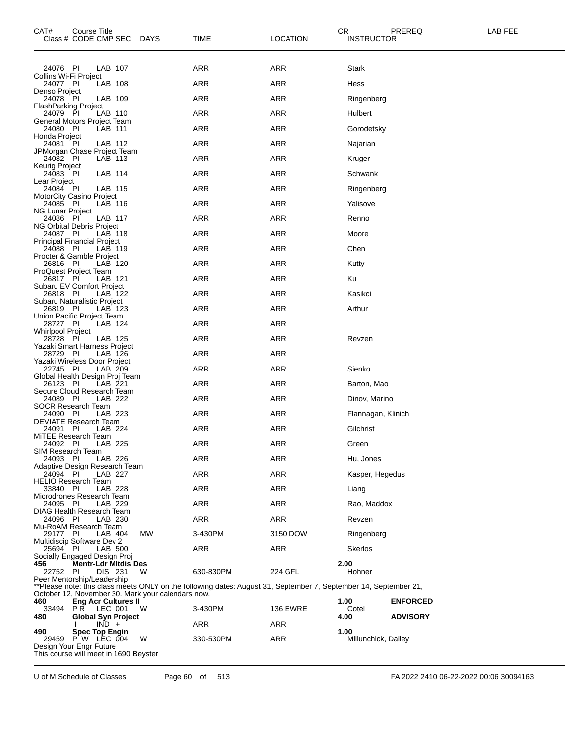| CAT# Class # | Course Title CODE | CMP | SEC | DAYS | TIME | LOCATION | CR INSTRUCTOR | PREREQ | LAB FEE |
|---|---|---|---|---|---|---|---|---|---|
| 24076 | PI | LAB | 107 | | ARR | ARR | Stark | | |
| Collins Wi-Fi Project | | | | | | | | | |
| 24077 | PI | LAB | 108 | | ARR | ARR | Hess | | |
| Denso Project | | | | | | | | | |
| 24078 | PI | LAB | 109 | | ARR | ARR | Ringenberg | | |
| FlashParking Project | | | | | | | | | |
| 24079 | PI | LAB | 110 | | ARR | ARR | Hulbert | | |
| General Motors Project Team | | | | | | | | | |
| 24080 | PI | LAB | 111 | | ARR | ARR | Gorodetsky | | |
| Honda Project | | | | | | | | | |
| 24081 | PI | LAB | 112 | | ARR | ARR | Najarian | | |
| JPMorgan Chase Project Team | | | | | | | | | |
| 24082 | PI | LAB | 113 | | ARR | ARR | Kruger | | |
| Keurig Project | | | | | | | | | |
| 24083 | PI | LAB | 114 | | ARR | ARR | Schwank | | |
| Lear Project | | | | | | | | | |
| 24084 | PI | LAB | 115 | | ARR | ARR | Ringenberg | | |
| MotorCity Casino Project | | | | | | | | | |
| 24085 | PI | LAB | 116 | | ARR | ARR | Yalisove | | |
| NG Lunar Project | | | | | | | | | |
| 24086 | PI | LAB | 117 | | ARR | ARR | Renno | | |
| NG Orbital Debris Project | | | | | | | | | |
| 24087 | PI | LAB | 118 | | ARR | ARR | Moore | | |
| Principal Financial Project | | | | | | | | | |
| 24088 | PI | LAB | 119 | | ARR | ARR | Chen | | |
| Procter & Gamble Project | | | | | | | | | |
| 26816 | PI | LAB | 120 | | ARR | ARR | Kutty | | |
| ProQuest Project Team | | | | | | | | | |
| 26817 | PI | LAB | 121 | | ARR | ARR | Ku | | |
| Subaru EV Comfort Project | | | | | | | | | |
| 26818 | PI | LAB | 122 | | ARR | ARR | Kasikci | | |
| Subaru Naturalistic Project | | | | | | | | | |
| 26819 | PI | LAB | 123 | | ARR | ARR | Arthur | | |
| Union Pacific Project Team | | | | | | | | | |
| 28727 | PI | LAB | 124 | | ARR | ARR | | | |
| Whirlpool Project | | | | | | | | | |
| 28728 | PI | LAB | 125 | | ARR | ARR | Revzen | | |
| Yazaki Smart Harness Project | | | | | | | | | |
| 28729 | PI | LAB | 126 | | ARR | ARR | | | |
| Yazaki Wireless Door Project | | | | | | | | | |
| 22745 | PI | LAB | 209 | | ARR | ARR | Sienko | | |
| Global Health Design Proj Team | | | | | | | | | |
| 26123 | PI | LAB | 221 | | ARR | ARR | Barton, Mao | | |
| Secure Cloud Research Team | | | | | | | | | |
| 24089 | PI | LAB | 222 | | ARR | ARR | Dinov, Marino | | |
| SOCR Research Team | | | | | | | | | |
| 24090 | PI | LAB | 223 | | ARR | ARR | Flannagan, Klinich | | |
| DEVIATE Research Team | | | | | | | | | |
| 24091 | PI | LAB | 224 | | ARR | ARR | Gilchrist | | |
| MiTEE Research Team | | | | | | | | | |
| 24092 | PI | LAB | 225 | | ARR | ARR | Green | | |
| SIM Research Team | | | | | | | | | |
| 24093 | PI | LAB | 226 | | ARR | ARR | Hu, Jones | | |
| Adaptive Design Research Team | | | | | | | | | |
| 24094 | PI | LAB | 227 | | ARR | ARR | Kasper, Hegedus | | |
| HELIO Research Team | | | | | | | | | |
| 33840 | PI | LAB | 228 | | ARR | ARR | Liang | | |
| Microdrones Research Team | | | | | | | | | |
| 24095 | PI | LAB | 229 | | ARR | ARR | Rao, Maddox | | |
| DIAG Health Research Team | | | | | | | | | |
| 24096 | PI | LAB | 230 | | ARR | ARR | Revzen | | |
| Mu-RoAM Research Team | | | | | | | | | |
| 29177 | PI | LAB | 404 | MW | 3-430PM | 3150 DOW | Ringenberg | | |
| Multidiscip Software Dev 2 | | | | | | | | | |
| 25694 | PI | LAB | 500 | | ARR | ARR | Skerlos | | |
| Socially Engaged Design Proj | | | | | | | | | |
| **456** | **Mentr-Ldr Mltdis Des** | | | | | | **2.00** | | |
| 22752 | PI | DIS | 231 | W | 630-830PM | 224 GFL | Hohner | | |
| Peer Mentorship/Leadership | | | | | | | | | |
| **Please note: this class meets ONLY on the following dates: August 31, September 7, September 14, September 21, October 12, November 30. Mark your calendars now. | | | | | | | | | |
| **460** | **Eng Acr Cultures II** | | | | | | **1.00** | **ENFORCED** | |
| 33494 | P R | LEC | 001 | W | 3-430PM | 136 EWRE | Cotel | | |
| **480** | **Global Syn Project** | | | | | | **4.00** | **ADVISORY** | |
| | I | IND | + | | ARR | ARR | | | |
| **490** | **Spec Top Engin** | | | | | | **1.00** | | |
| 29459 | P W | LEC | 004 | W | 330-530PM | ARR | Millunchick, Dailey | | |
| Design Your Engr Future | | | | | | | | | |
| This course will meet in 1690 Beyster | | | | | | | | | |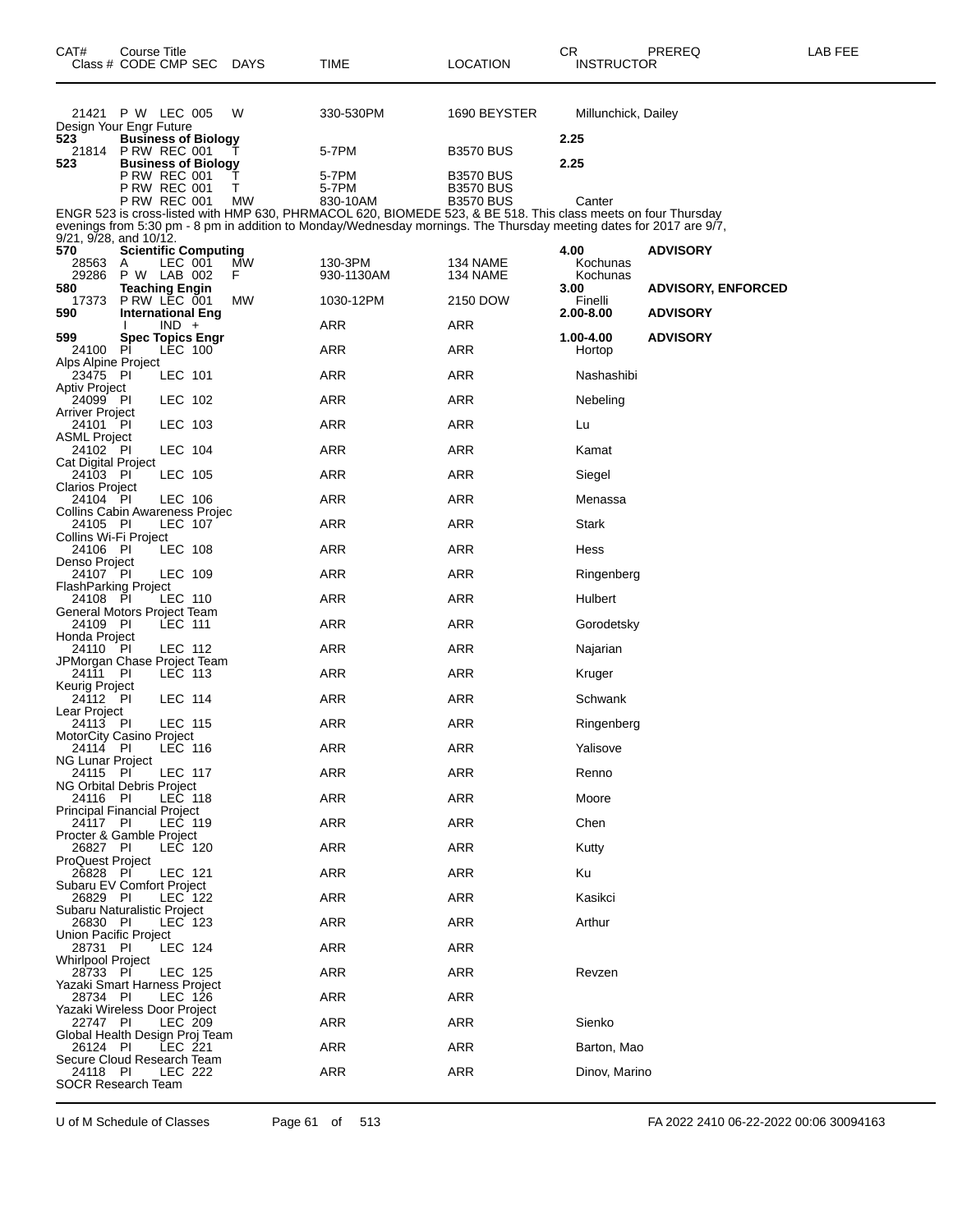| CAT# | Course Title Class # CODE CMP SEC | DAYS | TIME | LOCATION | CR INSTRUCTOR | PREREQ | LAB FEE |
|---|---|---|---|---|---|---|---|
| | 21421 P W LEC 005 | W | 330-530PM | 1690 BEYSTER | Millunchick, Dailey | | |
| | Design Your Engr Future | | | | | | |
| 523 | **Business of Biology** | | | | 2.25 | | |
| | 21814 P RW REC 001 | T | 5-7PM | B3570 BUS | | | |
| 523 | **Business of Biology** | | | | 2.25 | | |
| | P RW REC 001 | T | 5-7PM | B3570 BUS | | | |
| | P RW REC 001 | T | 5-7PM | B3570 BUS | | | |
| | P RW REC 001 | MW | 830-10AM | B3570 BUS | Canter | | |

ENGR 523 is cross-listed with HMP 630, PHRMACOL 620, BIOMEDE 523, & BE 518. This class meets on four Thursday evenings from 5:30 pm - 8 pm in addition to Monday/Wednesday mornings. The Thursday meeting dates for 2017 are 9/7, 9/21, 9/28, and 10/12.

| CAT# | Course Title Class # CODE CMP SEC | DAYS | TIME | LOCATION | CR INSTRUCTOR | PREREQ | LAB FEE |
|---|---|---|---|---|---|---|---|
| 570 | **Scientific Computing** | | | | 4.00 | **ADVISORY** | |
| | 28563 A LEC 001 | MW | 130-3PM | 134 NAME | Kochunas | | |
| | 29286 P W LAB 002 | F | 930-1130AM | 134 NAME | Kochunas | | |
| 580 | **Teaching Engin** | | | | 3.00 | **ADVISORY, ENFORCED** | |
| | 17373 P RW LEC 001 | MW | 1030-12PM | 2150 DOW | Finelli | | |
| 590 | **International Eng** | | | | 2.00-8.00 | **ADVISORY** | |
| | I IND + | | ARR | ARR | | | |
| 599 | **Spec Topics Engr** | | | | 1.00-4.00 | **ADVISORY** | |
| | 24100 PI LEC 100 | | ARR | ARR | Hortop | | |
| | Alps Alpine Project | | | | | | |
| | 23475 PI LEC 101 | | ARR | ARR | Nashashibi | | |
| | Aptiv Project | | | | | | |
| | 24099 PI LEC 102 | | ARR | ARR | Nebeling | | |
| | Arriver Project | | | | | | |
| | 24101 PI LEC 103 | | ARR | ARR | Lu | | |
| | ASML Project | | | | | | |
| | 24102 PI LEC 104 | | ARR | ARR | Kamat | | |
| | Cat Digital Project | | | | | | |
| | 24103 PI LEC 105 | | ARR | ARR | Siegel | | |
| | Clarios Project | | | | | | |
| | 24104 PI LEC 106 | | ARR | ARR | Menassa | | |
| | Collins Cabin Awareness Projec | | | | | | |
| | 24105 PI LEC 107 | | ARR | ARR | Stark | | |
| | Collins Wi-Fi Project | | | | | | |
| | 24106 PI LEC 108 | | ARR | ARR | Hess | | |
| | Denso Project | | | | | | |
| | 24107 PI LEC 109 | | ARR | ARR | Ringenberg | | |
| | FlashParking Project | | | | | | |
| | 24108 PI LEC 110 | | ARR | ARR | Hulbert | | |
| | General Motors Project Team | | | | | | |
| | 24109 PI LEC 111 | | ARR | ARR | Gorodetsky | | |
| | Honda Project | | | | | | |
| | 24110 PI LEC 112 | | ARR | ARR | Najarian | | |
| | JPMorgan Chase Project Team | | | | | | |
| | 24111 PI LEC 113 | | ARR | ARR | Kruger | | |
| | Keurig Project | | | | | | |
| | 24112 PI LEC 114 | | ARR | ARR | Schwank | | |
| | Lear Project | | | | | | |
| | 24113 PI LEC 115 | | ARR | ARR | Ringenberg | | |
| | MotorCity Casino Project | | | | | | |
| | 24114 PI LEC 116 | | ARR | ARR | Yalisove | | |
| | NG Lunar Project | | | | | | |
| | 24115 PI LEC 117 | | ARR | ARR | Renno | | |
| | NG Orbital Debris Project | | | | | | |
| | 24116 PI LEC 118 | | ARR | ARR | Moore | | |
| | Principal Financial Project | | | | | | |
| | 24117 PI LEC 119 | | ARR | ARR | Chen | | |
| | Procter & Gamble Project | | | | | | |
| | 26827 PI LEC 120 | | ARR | ARR | Kutty | | |
| | ProQuest Project | | | | | | |
| | 26828 PI LEC 121 | | ARR | ARR | Ku | | |
| | Subaru EV Comfort Project | | | | | | |
| | 26829 PI LEC 122 | | ARR | ARR | Kasikci | | |
| | Subaru Naturalistic Project | | | | | | |
| | 26830 PI LEC 123 | | ARR | ARR | Arthur | | |
| | Union Pacific Project | | | | | | |
| | 28731 PI LEC 124 | | ARR | ARR | | | |
| | Whirlpool Project | | | | | | |
| | 28733 PI LEC 125 | | ARR | ARR | Revzen | | |
| | Yazaki Smart Harness Project | | | | | | |
| | 28734 PI LEC 126 | | ARR | ARR | | | |
| | Yazaki Wireless Door Project | | | | | | |
| | 22747 PI LEC 209 | | ARR | ARR | Sienko | | |
| | Global Health Design Proj Team | | | | | | |
| | 26124 PI LEC 221 | | ARR | ARR | Barton, Mao | | |
| | Secure Cloud Research Team | | | | | | |
| | 24118 PI LEC 222 | | ARR | ARR | Dinov, Marino | | |
| | SOCR Research Team | | | | | | |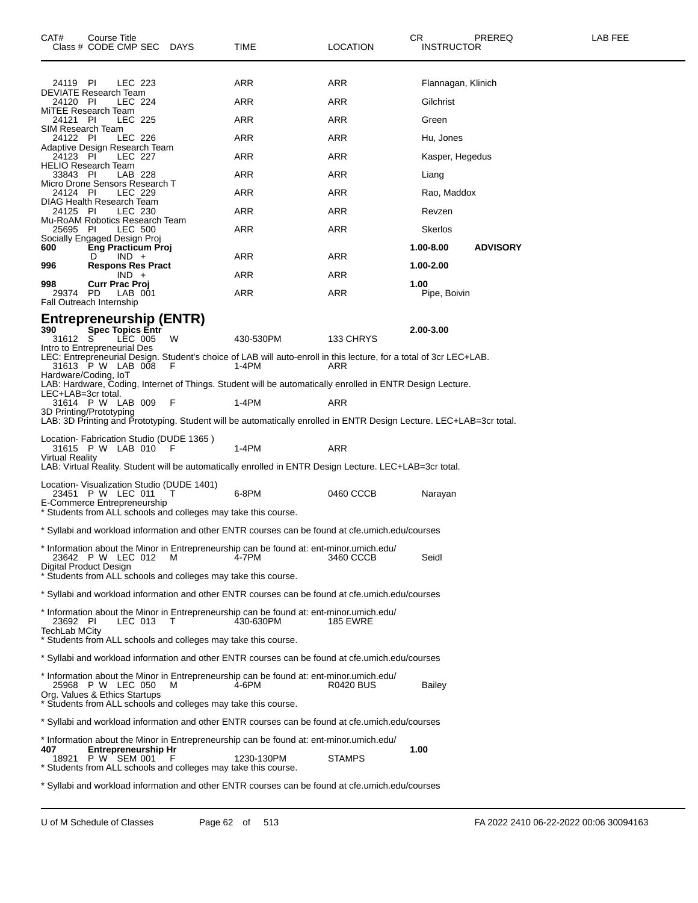| CAT# | Course Title Class # CODE CMP SEC | DAYS | TIME | LOCATION | CR INSTRUCTOR | PREREQ | LAB FEE |
|---|---|---|---|---|---|---|---|
| | 24119 PI LEC 223 | | ARR | ARR | Flannagan, Klinich | | |
| | DEVIATE Research Team | | | | | | |
| | 24120 PI LEC 224 | | ARR | ARR | Gilchrist | | |
| | MiTEE Research Team | | | | | | |
| | 24121 PI LEC 225 | | ARR | ARR | Green | | |
| | SIM Research Team | | | | | | |
| | 24122 PI LEC 226 | | ARR | ARR | Hu, Jones | | |
| | Adaptive Design Research Team | | | | | | |
| | 24123 PI LEC 227 | | ARR | ARR | Kasper, Hegedus | | |
| | HELIO Research Team | | | | | | |
| | 33843 PI LAB 228 | | ARR | ARR | Liang | | |
| | Micro Drone Sensors Research T | | | | | | |
| | 24124 PI LEC 229 | | ARR | ARR | Rao, Maddox | | |
| | DIAG Health Research Team | | | | | | |
| | 24125 PI LEC 230 | | ARR | ARR | Revzen | | |
| | Mu-RoAM Robotics Research Team | | | | | | |
| | 25695 PI LEC 500 | | ARR | ARR | Skerlos | | |
| | Socially Engaged Design Proj | | | | | | |
| **600** | **Eng Practicum Proj** | | | | **1.00-8.00** | **ADVISORY** | |
| | D IND + | | ARR | ARR | | | |
| **996** | **Respons Res Pract** | | | | **1.00-2.00** | | |
| | IND + | | ARR | ARR | | | |
| **998** | **Curr Prac Proj** | | | | **1.00** | | |
| | 29374 PD LAB 001 | | ARR | ARR | Pipe, Boivin | | |
| | Fall Outreach Internship | | | | | | |

## Entrepreneurship (ENTR)

**390 Spec Topics Entr** **2.00-3.00**

31612 S LEC 005 W 430-530PM 133 CHRYS
Intro to Entrepreneurial Des
LEC: Entrepreneurial Design. Student's choice of LAB will auto-enroll in this lecture, for a total of 3cr LEC+LAB.

31613 P W LAB 008 F 1-4PM ARR
Hardware/Coding, IoT
LAB: Hardware, Coding, Internet of Things. Student will be automatically enrolled in ENTR Design Lecture.
LEC+LAB=3cr total.

31614 P W LAB 009 F 1-4PM ARR
3D Printing/Prototyping
LAB: 3D Printing and Prototyping. Student will be automatically enrolled in ENTR Design Lecture. LEC+LAB=3cr total.

Location- Fabrication Studio (DUDE 1365 )

31615 P W LAB 010 F 1-4PM ARR
Virtual Reality
LAB: Virtual Reality. Student will be automatically enrolled in ENTR Design Lecture. LEC+LAB=3cr total.

Location- Visualization Studio (DUDE 1401)

23451 P W LEC 011 T 6-8PM 0460 CCCB Narayan
E-Commerce Entrepreneurship
* Students from ALL schools and colleges may take this course.

* Syllabi and workload information and other ENTR courses can be found at cfe.umich.edu/courses

* Information about the Minor in Entrepreneurship can be found at: ent-minor.umich.edu/

23642 P W LEC 012 M 4-7PM 3460 CCCB Seidl
Digital Product Design
* Students from ALL schools and colleges may take this course.

* Syllabi and workload information and other ENTR courses can be found at cfe.umich.edu/courses

* Information about the Minor in Entrepreneurship can be found at: ent-minor.umich.edu/

23692 PI LEC 013 T 430-630PM 185 EWRE
TechLab MCity
* Students from ALL schools and colleges may take this course.

* Syllabi and workload information and other ENTR courses can be found at cfe.umich.edu/courses

* Information about the Minor in Entrepreneurship can be found at: ent-minor.umich.edu/

25968 P W LEC 050 M 4-6PM R0420 BUS Bailey
Org. Values & Ethics Startups
* Students from ALL schools and colleges may take this course.

* Syllabi and workload information and other ENTR courses can be found at cfe.umich.edu/courses

* Information about the Minor in Entrepreneurship can be found at: ent-minor.umich.edu/

**407 Entrepreneurship Hr** **1.00**

18921 P W SEM 001 F 1230-130PM STAMPS
* Students from ALL schools and colleges may take this course.

* Syllabi and workload information and other ENTR courses can be found at cfe.umich.edu/courses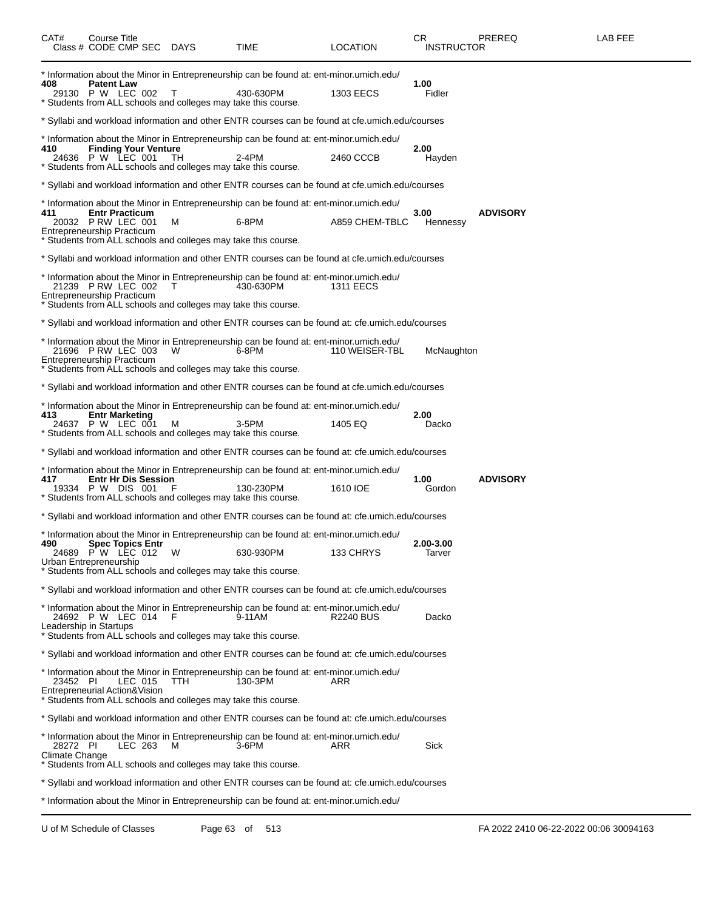| CAT# | Course Title<br>Class # CODE CMP SEC | DAYS | TIME | LOCATION | CR<br>INSTRUCTOR | PREREQ | LAB FEE |
|---|---|---|---|---|---|---|---|

* Information about the Minor in Entrepreneurship can be found at: ent-minor.umich.edu/

**408 Patent Law** 1.00
29130 P W LEC 002 T 430-630PM 1303 EECS Fidler
* Students from ALL schools and colleges may take this course.

* Syllabi and workload information and other ENTR courses can be found at cfe.umich.edu/courses

* Information about the Minor in Entrepreneurship can be found at: ent-minor.umich.edu/

**410 Finding Your Venture** 2.00
24636 P W LEC 001 TH 2-4PM 2460 CCCB Hayden
* Students from ALL schools and colleges may take this course.

* Syllabi and workload information and other ENTR courses can be found at cfe.umich.edu/courses

* Information about the Minor in Entrepreneurship can be found at: ent-minor.umich.edu/

**411 Entr Practicum** 3.00 **ADVISORY**
20032 P RW LEC 001 M 6-8PM A859 CHEM-TBLC Hennessy
Entrepreneurship Practicum
* Students from ALL schools and colleges may take this course.

* Syllabi and workload information and other ENTR courses can be found at cfe.umich.edu/courses

* Information about the Minor in Entrepreneurship can be found at: ent-minor.umich.edu/
21239 P RW LEC 002 T 430-630PM 1311 EECS
Entrepreneurship Practicum
* Students from ALL schools and colleges may take this course.

* Syllabi and workload information and other ENTR courses can be found at: cfe.umich.edu/courses

* Information about the Minor in Entrepreneurship can be found at: ent-minor.umich.edu/
21696 P RW LEC 003 W 6-8PM 110 WEISER-TBL McNaughton
Entrepreneurship Practicum
* Students from ALL schools and colleges may take this course.

* Syllabi and workload information and other ENTR courses can be found at cfe.umich.edu/courses

* Information about the Minor in Entrepreneurship can be found at: ent-minor.umich.edu/

**413 Entr Marketing** 2.00
24637 P W LEC 001 M 3-5PM 1405 EQ Dacko
* Students from ALL schools and colleges may take this course.

* Syllabi and workload information and other ENTR courses can be found at: cfe.umich.edu/courses

* Information about the Minor in Entrepreneurship can be found at: ent-minor.umich.edu/

**417 Entr Hr Dis Session** 1.00 **ADVISORY**
19334 P W DIS 001 F 130-230PM 1610 IOE Gordon
* Students from ALL schools and colleges may take this course.

* Syllabi and workload information and other ENTR courses can be found at: cfe.umich.edu/courses

* Information about the Minor in Entrepreneurship can be found at: ent-minor.umich.edu/

**490 Spec Topics Entr** 2.00-3.00
24689 P W LEC 012 W 630-930PM 133 CHRYS Tarver
Urban Entrepreneurship
* Students from ALL schools and colleges may take this course.

* Syllabi and workload information and other ENTR courses can be found at: cfe.umich.edu/courses

* Information about the Minor in Entrepreneurship can be found at: ent-minor.umich.edu/
24692 P W LEC 014 F 9-11AM R2240 BUS Dacko
Leadership in Startups
* Students from ALL schools and colleges may take this course.

* Syllabi and workload information and other ENTR courses can be found at: cfe.umich.edu/courses

* Information about the Minor in Entrepreneurship can be found at: ent-minor.umich.edu/
23452 PI LEC 015 TTH 130-3PM ARR
Entrepreneurial Action&Vision
* Students from ALL schools and colleges may take this course.

* Syllabi and workload information and other ENTR courses can be found at: cfe.umich.edu/courses

* Information about the Minor in Entrepreneurship can be found at: ent-minor.umich.edu/
28272 PI LEC 263 M 3-6PM ARR Sick
Climate Change
* Students from ALL schools and colleges may take this course.

* Syllabi and workload information and other ENTR courses can be found at: cfe.umich.edu/courses

* Information about the Minor in Entrepreneurship can be found at: ent-minor.umich.edu/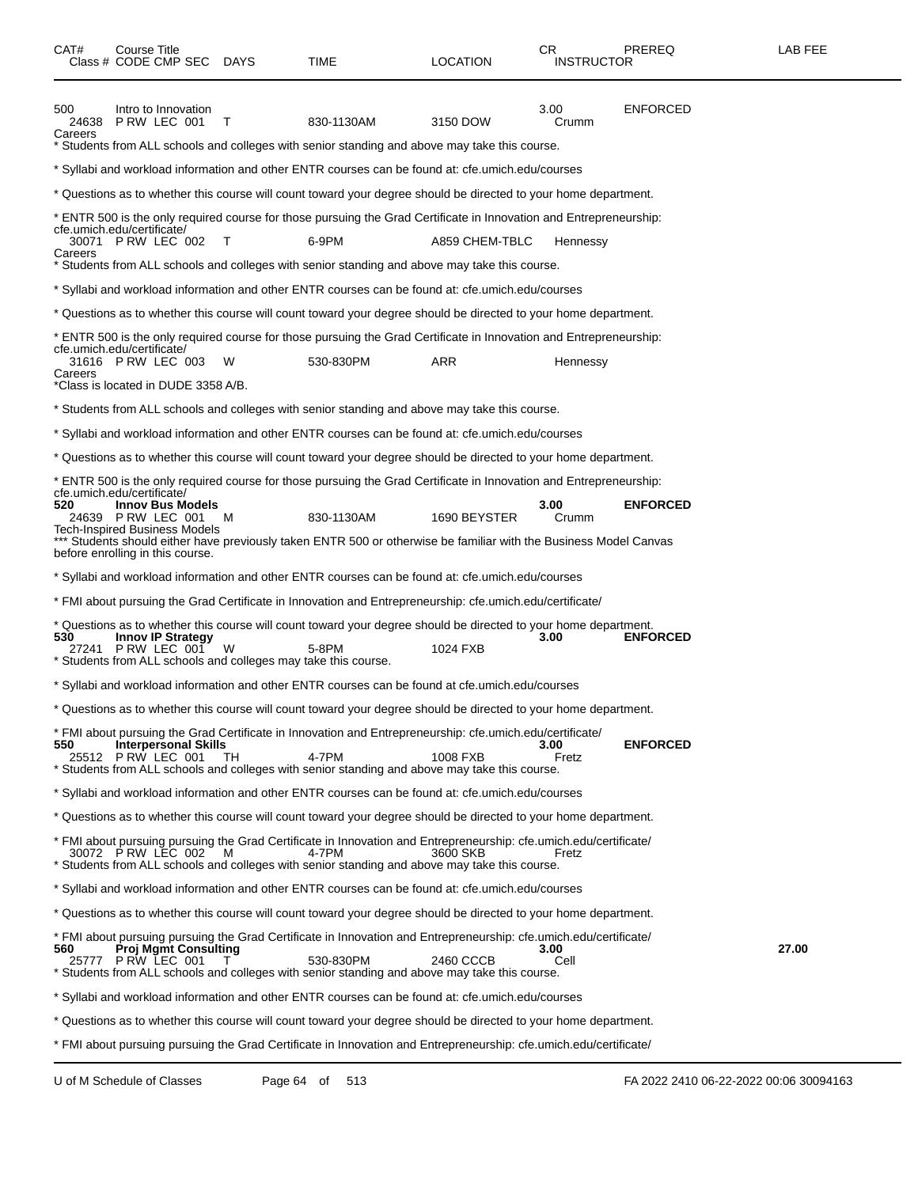| CAT# | Course Title<br>Class # CODE CMP SEC | DAYS | TIME | LOCATION | CR<br>INSTRUCTOR | PREREQ | LAB FEE |
|---|---|---|---|---|---|---|---|
| 500 | Intro to Innovation | | | | 3.00 | ENFORCED | |
| 24638 | P RW LEC 001 | T | 830-1130AM | 3150 DOW | Crumm | | |

Careers
* Students from ALL schools and colleges with senior standing and above may take this course.

* Syllabi and workload information and other ENTR courses can be found at: cfe.umich.edu/courses

* Questions as to whether this course will count toward your degree should be directed to your home department.

* ENTR 500 is the only required course for those pursuing the Grad Certificate in Innovation and Entrepreneurship: cfe.umich.edu/certificate/

| | | | | | | | |
|---|---|---|---|---|---|---|---|
| 30071 | P RW LEC 002 | T | 6-9PM | A859 CHEM-TBLC | Hennessy | | |

Careers
* Students from ALL schools and colleges with senior standing and above may take this course.

* Syllabi and workload information and other ENTR courses can be found at: cfe.umich.edu/courses

* Questions as to whether this course will count toward your degree should be directed to your home department.

* ENTR 500 is the only required course for those pursuing the Grad Certificate in Innovation and Entrepreneurship: cfe.umich.edu/certificate/

| | | | | | | | |
|---|---|---|---|---|---|---|---|
| 31616 | P RW LEC 003 | W | 530-830PM | ARR | Hennessy | | |

Careers
*Class is located in DUDE 3358 A/B.

* Students from ALL schools and colleges with senior standing and above may take this course.

* Syllabi and workload information and other ENTR courses can be found at: cfe.umich.edu/courses

* Questions as to whether this course will count toward your degree should be directed to your home department.

* ENTR 500 is the only required course for those pursuing the Grad Certificate in Innovation and Entrepreneurship: cfe.umich.edu/certificate/

| | | | | | | | |
|---|---|---|---|---|---|---|---|
| **520** | **Innov Bus Models** | | | | **3.00** | **ENFORCED** | |
| 24639 | P RW LEC 001 | M | 830-1130AM | 1690 BEYSTER | Crumm | | |

Tech-Inspired Business Models
*** Students should either have previously taken ENTR 500 or otherwise be familiar with the Business Model Canvas before enrolling in this course.

* Syllabi and workload information and other ENTR courses can be found at: cfe.umich.edu/courses

* FMI about pursuing the Grad Certificate in Innovation and Entrepreneurship: cfe.umich.edu/certificate/

* Questions as to whether this course will count toward your degree should be directed to your home department.

| | | | | | | | |
|---|---|---|---|---|---|---|---|
| **530** | **Innov IP Strategy** | | | | **3.00** | **ENFORCED** | |
| 27241 | P RW LEC 001 | W | 5-8PM | 1024 FXB | | | |

* Students from ALL schools and colleges may take this course.

* Syllabi and workload information and other ENTR courses can be found at cfe.umich.edu/courses

* Questions as to whether this course will count toward your degree should be directed to your home department.

* FMI about pursuing the Grad Certificate in Innovation and Entrepreneurship: cfe.umich.edu/certificate/

| | | | | | | | |
|---|---|---|---|---|---|---|---|
| **550** | **Interpersonal Skills** | | | | **3.00** | **ENFORCED** | |
| 25512 | P RW LEC 001 | TH | 4-7PM | 1008 FXB | Fretz | | |

* Students from ALL schools and colleges with senior standing and above may take this course.

* Syllabi and workload information and other ENTR courses can be found at: cfe.umich.edu/courses

* Questions as to whether this course will count toward your degree should be directed to your home department.

* FMI about pursuing pursuing the Grad Certificate in Innovation and Entrepreneurship: cfe.umich.edu/certificate/

| | | | | | | | |
|---|---|---|---|---|---|---|---|
| 30072 | P RW LEC 002 | M | 4-7PM | 3600 SKB | Fretz | | |

* Students from ALL schools and colleges with senior standing and above may take this course.

* Syllabi and workload information and other ENTR courses can be found at: cfe.umich.edu/courses

* Questions as to whether this course will count toward your degree should be directed to your home department.

* FMI about pursuing pursuing the Grad Certificate in Innovation and Entrepreneurship: cfe.umich.edu/certificate/

| | | | | | | | |
|---|---|---|---|---|---|---|---|
| **560** | **Proj Mgmt Consulting** | | | | **3.00** | | **27.00** |
| 25777 | P RW LEC 001 | T | 530-830PM | 2460 CCCB | Cell | | |

* Students from ALL schools and colleges with senior standing and above may take this course.

* Syllabi and workload information and other ENTR courses can be found at: cfe.umich.edu/courses

* Questions as to whether this course will count toward your degree should be directed to your home department.

* FMI about pursuing pursuing the Grad Certificate in Innovation and Entrepreneurship: cfe.umich.edu/certificate/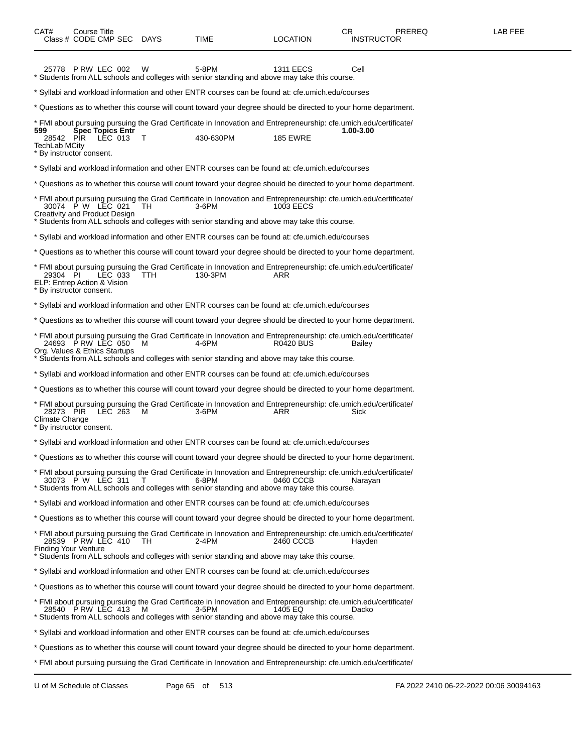| CAT# | Course Title Class # CODE CMP SEC | DAYS | TIME | LOCATION | CR INSTRUCTOR | PREREQ | LAB FEE |
|---|---|---|---|---|---|---|---|

25778 P RW LEC 002 W 5-8PM 1311 EECS Cell

* Students from ALL schools and colleges with senior standing and above may take this course.

* Syllabi and workload information and other ENTR courses can be found at: cfe.umich.edu/courses

* Questions as to whether this course will count toward your degree should be directed to your home department.

* FMI about pursuing pursuing the Grad Certificate in Innovation and Entrepreneurship: cfe.umich.edu/certificate/

**599 Spec Topics Entr** **1.00-3.00**

28542 PIR LEC 013 T 430-630PM 185 EWRE

TechLab MCity

* By instructor consent.

* Syllabi and workload information and other ENTR courses can be found at: cfe.umich.edu/courses

* Questions as to whether this course will count toward your degree should be directed to your home department.

* FMI about pursuing pursuing the Grad Certificate in Innovation and Entrepreneurship: cfe.umich.edu/certificate/

30074 P W LEC 021 TH 3-6PM 1003 EECS

Creativity and Product Design

* Students from ALL schools and colleges with senior standing and above may take this course.

* Syllabi and workload information and other ENTR courses can be found at: cfe.umich.edu/courses

* Questions as to whether this course will count toward your degree should be directed to your home department.

* FMI about pursuing pursuing the Grad Certificate in Innovation and Entrepreneurship: cfe.umich.edu/certificate/

29304 PI LEC 033 TTH 130-3PM ARR

ELP: Entrep Action & Vision

* By instructor consent.

* Syllabi and workload information and other ENTR courses can be found at: cfe.umich.edu/courses

* Questions as to whether this course will count toward your degree should be directed to your home department.

* FMI about pursuing pursuing the Grad Certificate in Innovation and Entrepreneurship: cfe.umich.edu/certificate/

24693 P RW LEC 050 M 4-6PM R0420 BUS Bailey

Org. Values & Ethics Startups

* Students from ALL schools and colleges with senior standing and above may take this course.

* Syllabi and workload information and other ENTR courses can be found at: cfe.umich.edu/courses

* Questions as to whether this course will count toward your degree should be directed to your home department.

* FMI about pursuing pursuing the Grad Certificate in Innovation and Entrepreneurship: cfe.umich.edu/certificate/

28273 PIR LEC 263 M 3-6PM ARR Sick

Climate Change

* By instructor consent.

* Syllabi and workload information and other ENTR courses can be found at: cfe.umich.edu/courses

* Questions as to whether this course will count toward your degree should be directed to your home department.

* FMI about pursuing pursuing the Grad Certificate in Innovation and Entrepreneurship: cfe.umich.edu/certificate/

30073 P W LEC 311 T 6-8PM 0460 CCCB Narayan

* Students from ALL schools and colleges with senior standing and above may take this course.

* Syllabi and workload information and other ENTR courses can be found at: cfe.umich.edu/courses

* Questions as to whether this course will count toward your degree should be directed to your home department.

* FMI about pursuing pursuing the Grad Certificate in Innovation and Entrepreneurship: cfe.umich.edu/certificate/

28539 P RW LEC 410 TH 2-4PM 2460 CCCB Hayden

Finding Your Venture

* Students from ALL schools and colleges with senior standing and above may take this course.

* Syllabi and workload information and other ENTR courses can be found at: cfe.umich.edu/courses

* Questions as to whether this course will count toward your degree should be directed to your home department.

* FMI about pursuing pursuing the Grad Certificate in Innovation and Entrepreneurship: cfe.umich.edu/certificate/

28540 P RW LEC 413 M 3-5PM 1405 EQ Dacko

* Students from ALL schools and colleges with senior standing and above may take this course.

* Syllabi and workload information and other ENTR courses can be found at: cfe.umich.edu/courses

* Questions as to whether this course will count toward your degree should be directed to your home department.

* FMI about pursuing pursuing the Grad Certificate in Innovation and Entrepreneurship: cfe.umich.edu/certificate/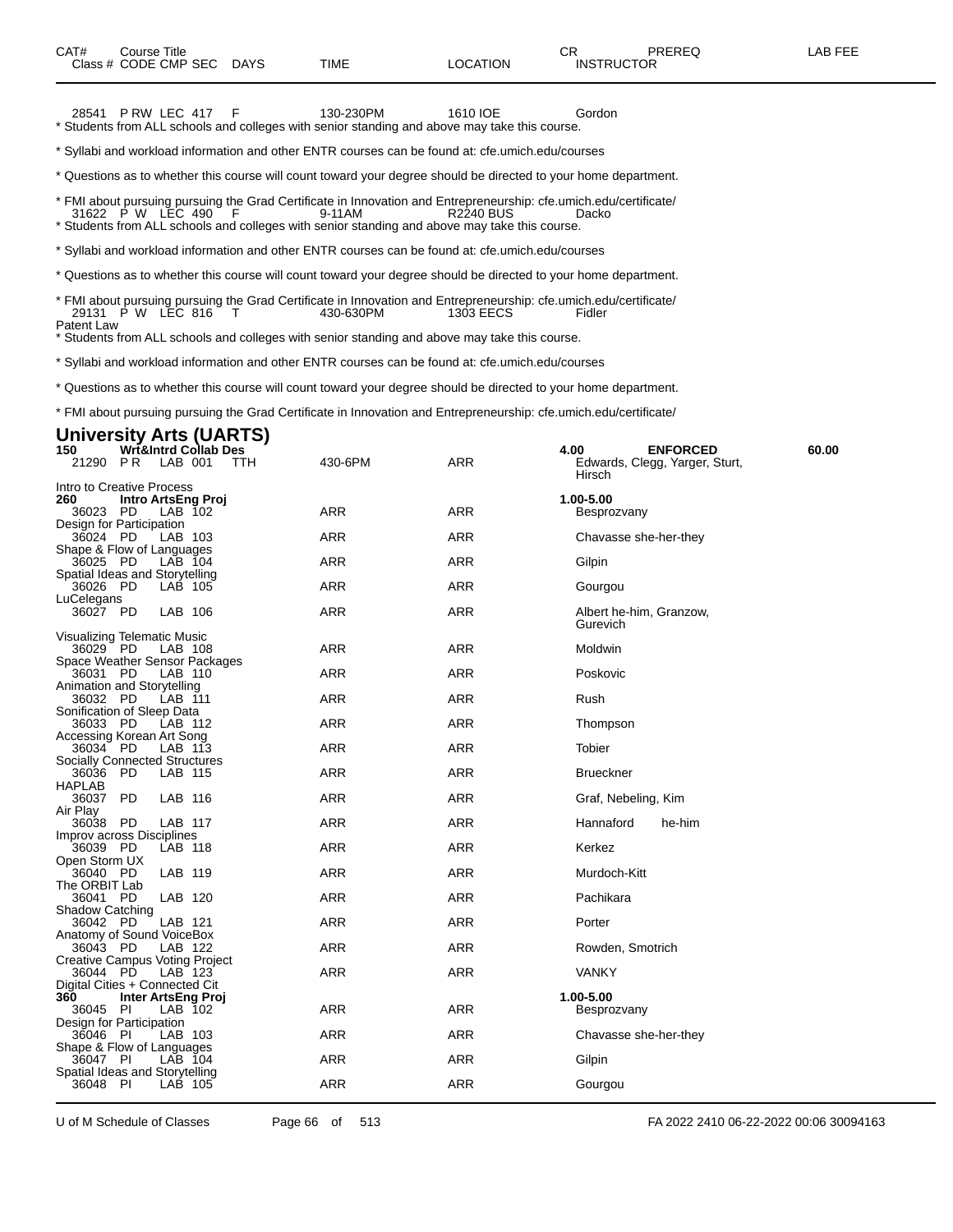| CAT# Class # | Course Title CODE | CMP | SEC | DAYS | TIME | LOCATION | CR INSTRUCTOR | PREREQ | LAB FEE |
|---|---|---|---|---|---|---|---|---|---|
| 28541 | P RW | LEC | 417 | F | 130-230PM | 1610 IOE | Gordon | | |

* Students from ALL schools and colleges with senior standing and above may take this course.

* Syllabi and workload information and other ENTR courses can be found at: cfe.umich.edu/courses

* Questions as to whether this course will count toward your degree should be directed to your home department.

* FMI about pursuing pursuing the Grad Certificate in Innovation and Entrepreneurship: cfe.umich.edu/certificate/

| | | | | | | | |
|---|---|---|---|---|---|---|---|
| 31622 | P W | LEC | 490 | F | 9-11AM | R2240 BUS | Dacko |

* Students from ALL schools and colleges with senior standing and above may take this course.

* Syllabi and workload information and other ENTR courses can be found at: cfe.umich.edu/courses

* Questions as to whether this course will count toward your degree should be directed to your home department.

* FMI about pursuing pursuing the Grad Certificate in Innovation and Entrepreneurship: cfe.umich.edu/certificate/

| | | | | | | | |
|---|---|---|---|---|---|---|---|
| 29131 | P W | LEC | 816 | T | 430-630PM | 1303 EECS | Fidler |

Patent Law

* Students from ALL schools and colleges with senior standing and above may take this course.

* Syllabi and workload information and other ENTR courses can be found at: cfe.umich.edu/courses

* Questions as to whether this course will count toward your degree should be directed to your home department.

* FMI about pursuing pursuing the Grad Certificate in Innovation and Entrepreneurship: cfe.umich.edu/certificate/

## University Arts (UARTS)

**150 Wrt&Intrd Collab Des** — **4.00** — **ENFORCED** — **60.00**

| Class # | CODE | CMP | SEC | DAYS | TIME | LOCATION | INSTRUCTOR |
|---|---|---|---|---|---|---|---|
| 21290 | P R | LAB | 001 | TTH | 430-6PM | ARR | Edwards, Clegg, Yarger, Sturt, Hirsch |

Intro to Creative Process

**260 Intro ArtsEng Proj** — **1.00-5.00**

| Class # | CODE | CMP | SEC | DAYS | TIME | LOCATION | INSTRUCTOR | Section Title |
|---|---|---|---|---|---|---|---|---|
| 36023 | PD | LAB | 102 | | ARR | ARR | Besprozvany | Design for Participation |
| 36024 | PD | LAB | 103 | | ARR | ARR | Chavasse she-her-they | Shape & Flow of Languages |
| 36025 | PD | LAB | 104 | | ARR | ARR | Gilpin | Spatial Ideas and Storytelling |
| 36026 | PD | LAB | 105 | | ARR | ARR | Gourgou | LuCelegans |
| 36027 | PD | LAB | 106 | | ARR | ARR | Albert he-him, Granzow, Gurevich | Visualizing Telematic Music |
| 36029 | PD | LAB | 108 | | ARR | ARR | Moldwin | Space Weather Sensor Packages |
| 36031 | PD | LAB | 110 | | ARR | ARR | Poskovic | Animation and Storytelling |
| 36032 | PD | LAB | 111 | | ARR | ARR | Rush | Sonification of Sleep Data |
| 36033 | PD | LAB | 112 | | ARR | ARR | Thompson | Accessing Korean Art Song |
| 36034 | PD | LAB | 113 | | ARR | ARR | Tobier | Socially Connected Structures |
| 36036 | PD | LAB | 115 | | ARR | ARR | Brueckner | HAPLAB |
| 36037 | PD | LAB | 116 | | ARR | ARR | Graf, Nebeling, Kim | Air Play |
| 36038 | PD | LAB | 117 | | ARR | ARR | Hannaford he-him | Improv across Disciplines |
| 36039 | PD | LAB | 118 | | ARR | ARR | Kerkez | Open Storm UX |
| 36040 | PD | LAB | 119 | | ARR | ARR | Murdoch-Kitt | The ORBIT Lab |
| 36041 | PD | LAB | 120 | | ARR | ARR | Pachikara | Shadow Catching |
| 36042 | PD | LAB | 121 | | ARR | ARR | Porter | Anatomy of Sound VoiceBox |
| 36043 | PD | LAB | 122 | | ARR | ARR | Rowden, Smotrich | Creative Campus Voting Project |
| 36044 | PD | LAB | 123 | | ARR | ARR | VANKY | Digital Cities + Connected Cit |

**360 Inter ArtsEng Proj** — **1.00-5.00**

| Class # | CODE | CMP | SEC | DAYS | TIME | LOCATION | INSTRUCTOR | Section Title |
|---|---|---|---|---|---|---|---|---|
| 36045 | PI | LAB | 102 | | ARR | ARR | Besprozvany | Design for Participation |
| 36046 | PI | LAB | 103 | | ARR | ARR | Chavasse she-her-they | Shape & Flow of Languages |
| 36047 | PI | LAB | 104 | | ARR | ARR | Gilpin | Spatial Ideas and Storytelling |
| 36048 | PI | LAB | 105 | | ARR | ARR | Gourgou | |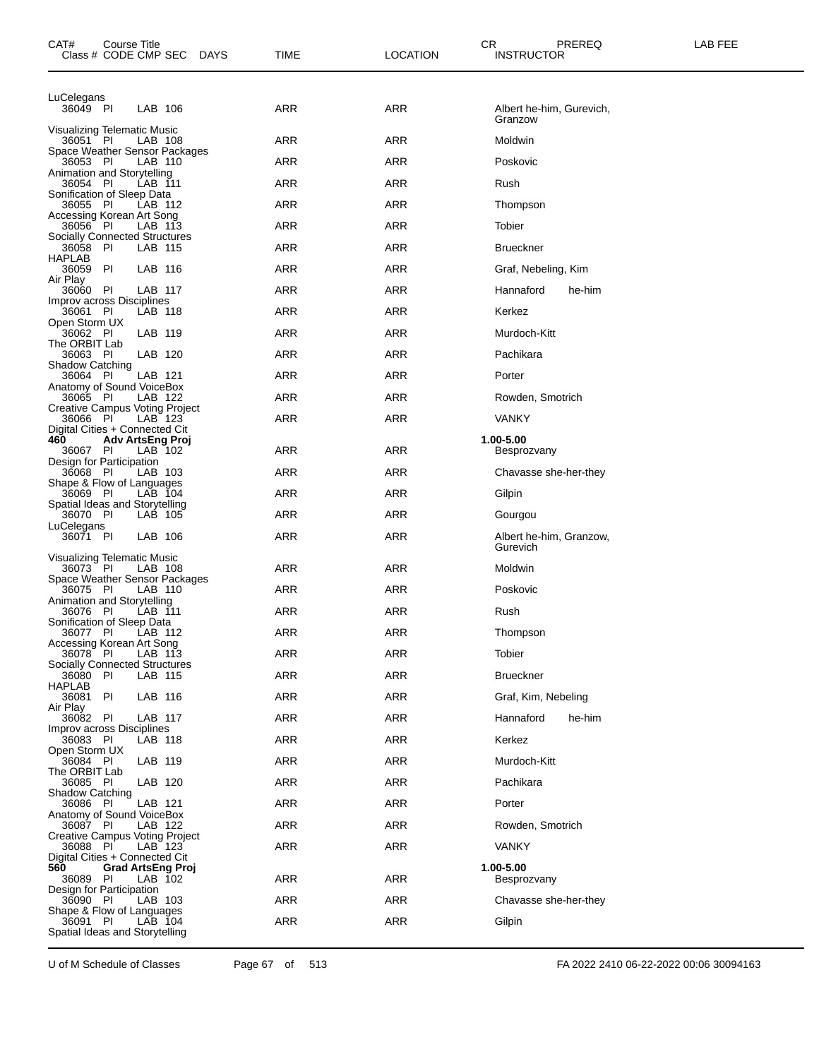| CAT# | Course Title Class # CODE CMP SEC DAYS | TIME | LOCATION | CR INSTRUCTOR | PREREQ | LAB FEE |
|---|---|---|---|---|---|---|
| | LuCelegans | | | | | |
| | 36049 PI LAB 106 | ARR | ARR | Albert he-him, Gurevich, Granzow | | |
| | Visualizing Telematic Music | | | | | |
| | 36051 PI LAB 108 | ARR | ARR | Moldwin | | |
| | Space Weather Sensor Packages | | | | | |
| | 36053 PI LAB 110 | ARR | ARR | Poskovic | | |
| | Animation and Storytelling | | | | | |
| | 36054 PI LAB 111 | ARR | ARR | Rush | | |
| | Sonification of Sleep Data | | | | | |
| | 36055 PI LAB 112 | ARR | ARR | Thompson | | |
| | Accessing Korean Art Song | | | | | |
| | 36056 PI LAB 113 | ARR | ARR | Tobier | | |
| | Socially Connected Structures | | | | | |
| | 36058 PI LAB 115 | ARR | ARR | Brueckner | | |
| | HAPLAB | | | | | |
| | 36059 PI LAB 116 | ARR | ARR | Graf, Nebeling, Kim | | |
| | Air Play | | | | | |
| | 36060 PI LAB 117 | ARR | ARR | Hannaford he-him | | |
| | Improv across Disciplines | | | | | |
| | 36061 PI LAB 118 | ARR | ARR | Kerkez | | |
| | Open Storm UX | | | | | |
| | 36062 PI LAB 119 | ARR | ARR | Murdoch-Kitt | | |
| | The ORBIT Lab | | | | | |
| | 36063 PI LAB 120 | ARR | ARR | Pachikara | | |
| | Shadow Catching | | | | | |
| | 36064 PI LAB 121 | ARR | ARR | Porter | | |
| | Anatomy of Sound VoiceBox | | | | | |
| | 36065 PI LAB 122 | ARR | ARR | Rowden, Smotrich | | |
| | Creative Campus Voting Project | | | | | |
| | 36066 PI LAB 123 | ARR | ARR | VANKY | | |
| | Digital Cities + Connected Cit | | | | | |
| **460** | **Adv ArtsEng Proj** | | | **1.00-5.00** | | |
| | 36067 PI LAB 102 | ARR | ARR | Besprozvany | | |
| | Design for Participation | | | | | |
| | 36068 PI LAB 103 | ARR | ARR | Chavasse she-her-they | | |
| | Shape & Flow of Languages | | | | | |
| | 36069 PI LAB 104 | ARR | ARR | Gilpin | | |
| | Spatial Ideas and Storytelling | | | | | |
| | 36070 PI LAB 105 | ARR | ARR | Gourgou | | |
| | LuCelegans | | | | | |
| | 36071 PI LAB 106 | ARR | ARR | Albert he-him, Granzow, Gurevich | | |
| | Visualizing Telematic Music | | | | | |
| | 36073 PI LAB 108 | ARR | ARR | Moldwin | | |
| | Space Weather Sensor Packages | | | | | |
| | 36075 PI LAB 110 | ARR | ARR | Poskovic | | |
| | Animation and Storytelling | | | | | |
| | 36076 PI LAB 111 | ARR | ARR | Rush | | |
| | Sonification of Sleep Data | | | | | |
| | 36077 PI LAB 112 | ARR | ARR | Thompson | | |
| | Accessing Korean Art Song | | | | | |
| | 36078 PI LAB 113 | ARR | ARR | Tobier | | |
| | Socially Connected Structures | | | | | |
| | 36080 PI LAB 115 | ARR | ARR | Brueckner | | |
| | HAPLAB | | | | | |
| | 36081 PI LAB 116 | ARR | ARR | Graf, Kim, Nebeling | | |
| | Air Play | | | | | |
| | 36082 PI LAB 117 | ARR | ARR | Hannaford he-him | | |
| | Improv across Disciplines | | | | | |
| | 36083 PI LAB 118 | ARR | ARR | Kerkez | | |
| | Open Storm UX | | | | | |
| | 36084 PI LAB 119 | ARR | ARR | Murdoch-Kitt | | |
| | The ORBIT Lab | | | | | |
| | 36085 PI LAB 120 | ARR | ARR | Pachikara | | |
| | Shadow Catching | | | | | |
| | 36086 PI LAB 121 | ARR | ARR | Porter | | |
| | Anatomy of Sound VoiceBox | | | | | |
| | 36087 PI LAB 122 | ARR | ARR | Rowden, Smotrich | | |
| | Creative Campus Voting Project | | | | | |
| | 36088 PI LAB 123 | ARR | ARR | VANKY | | |
| | Digital Cities + Connected Cit | | | | | |
| **560** | **Grad ArtsEng Proj** | | | **1.00-5.00** | | |
| | 36089 PI LAB 102 | ARR | ARR | Besprozvany | | |
| | Design for Participation | | | | | |
| | 36090 PI LAB 103 | ARR | ARR | Chavasse she-her-they | | |
| | Shape & Flow of Languages | | | | | |
| | 36091 PI LAB 104 | ARR | ARR | Gilpin | | |
| | Spatial Ideas and Storytelling | | | | | |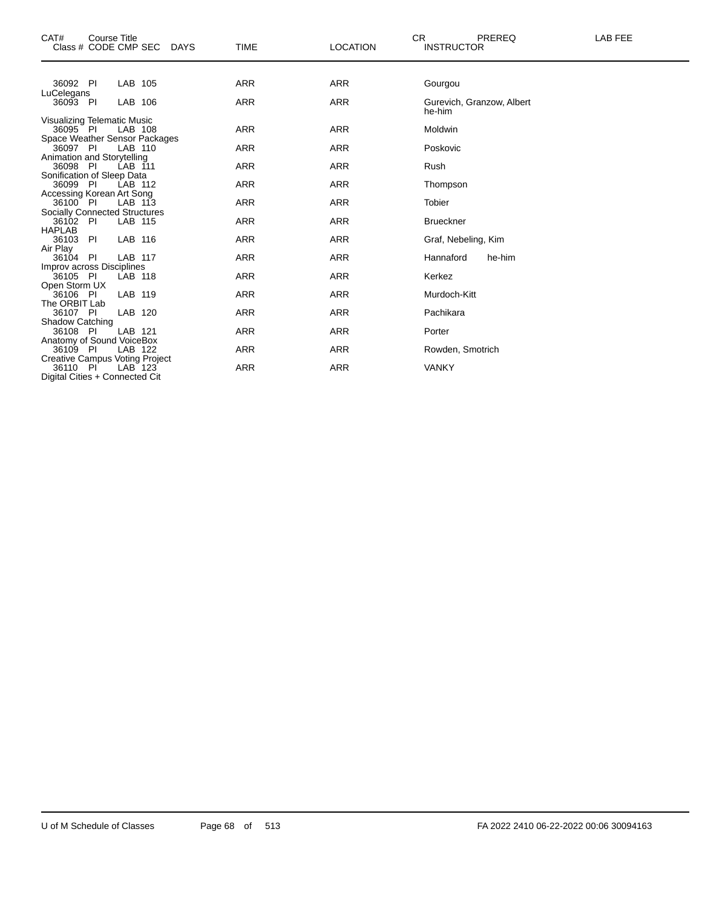| CAT# Class # | Course Title CODE | CMP | SEC | DAYS | TIME | LOCATION | CR INSTRUCTOR | PREREQ | LAB FEE |
|---|---|---|---|---|---|---|---|---|---|
| 36092 | PI | LAB | 105 | | ARR | ARR | Gourgou | | |
| LuCelegans | | | | | | | | | |
| 36093 | PI | LAB | 106 | | ARR | ARR | Gurevich, Granzow, Albert he-him | | |
| Visualizing Telematic Music | | | | | | | | | |
| 36095 | PI | LAB | 108 | | ARR | ARR | Moldwin | | |
| Space Weather Sensor Packages | | | | | | | | | |
| 36097 | PI | LAB | 110 | | ARR | ARR | Poskovic | | |
| Animation and Storytelling | | | | | | | | | |
| 36098 | PI | LAB | 111 | | ARR | ARR | Rush | | |
| Sonification of Sleep Data | | | | | | | | | |
| 36099 | PI | LAB | 112 | | ARR | ARR | Thompson | | |
| Accessing Korean Art Song | | | | | | | | | |
| 36100 | PI | LAB | 113 | | ARR | ARR | Tobier | | |
| Socially Connected Structures | | | | | | | | | |
| 36102 | PI | LAB | 115 | | ARR | ARR | Brueckner | | |
| HAPLAB | | | | | | | | | |
| 36103 | PI | LAB | 116 | | ARR | ARR | Graf, Nebeling, Kim | | |
| Air Play | | | | | | | | | |
| 36104 | PI | LAB | 117 | | ARR | ARR | Hannaford he-him | | |
| Improv across Disciplines | | | | | | | | | |
| 36105 | PI | LAB | 118 | | ARR | ARR | Kerkez | | |
| Open Storm UX | | | | | | | | | |
| 36106 | PI | LAB | 119 | | ARR | ARR | Murdoch-Kitt | | |
| The ORBIT Lab | | | | | | | | | |
| 36107 | PI | LAB | 120 | | ARR | ARR | Pachikara | | |
| Shadow Catching | | | | | | | | | |
| 36108 | PI | LAB | 121 | | ARR | ARR | Porter | | |
| Anatomy of Sound VoiceBox | | | | | | | | | |
| 36109 | PI | LAB | 122 | | ARR | ARR | Rowden, Smotrich | | |
| Creative Campus Voting Project | | | | | | | | | |
| 36110 | PI | LAB | 123 | | ARR | ARR | VANKY | | |
| Digital Cities + Connected Cit | | | | | | | | | |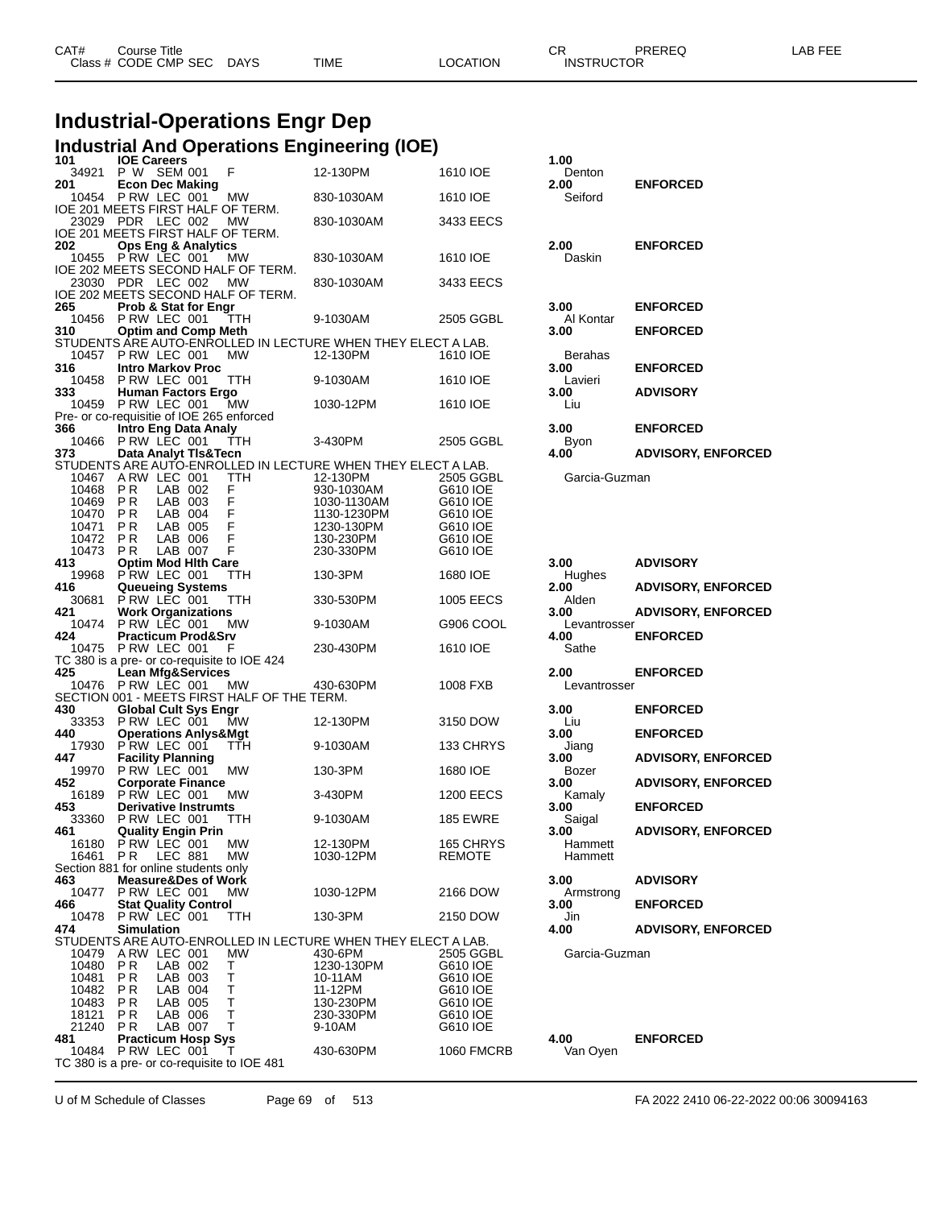# Industrial-Operations Engr Dep

## Industrial And Operations Engineering (IOE)

| CAT# | Course Title | | | | | | CR | PREREQ | LAB FEE |
|---|---|---|---|---|---|---|---|---|---|
| Class # | CODE CMP SEC | DAYS | TIME | LOCATION | INSTRUCTOR | | | | |
| **101** | **IOE Careers** | | | | | | **1.00** | | |
| 34921 | P W SEM 001 | F | 12-130PM | 1610 IOE | Denton | | | | |
| **201** | **Econ Dec Making** | | | | | | **2.00** | **ENFORCED** | |
| 10454 | P RW LEC 001 | MW | 830-1030AM | 1610 IOE | Seiford | | | | |
| IOE 201 MEETS FIRST HALF OF TERM. | | | | | | | | | |
| 23029 | PDR LEC 002 | MW | 830-1030AM | 3433 EECS | | | | | |
| IOE 201 MEETS FIRST HALF OF TERM. | | | | | | | | | |
| **202** | **Ops Eng & Analytics** | | | | | | **2.00** | **ENFORCED** | |
| 10455 | P RW LEC 001 | MW | 830-1030AM | 1610 IOE | Daskin | | | | |
| IOE 202 MEETS SECOND HALF OF TERM. | | | | | | | | | |
| 23030 | PDR LEC 002 | MW | 830-1030AM | 3433 EECS | | | | | |
| IOE 202 MEETS SECOND HALF OF TERM. | | | | | | | | | |
| **265** | **Prob & Stat for Engr** | | | | | | **3.00** | **ENFORCED** | |
| 10456 | P RW LEC 001 | TTH | 9-1030AM | 2505 GGBL | Al Kontar | | | | |
| **310** | **Optim and Comp Meth** | | | | | | **3.00** | **ENFORCED** | |
| STUDENTS ARE AUTO-ENROLLED IN LECTURE WHEN THEY ELECT A LAB. | | | | | | | | | |
| 10457 | P RW LEC 001 | MW | 12-130PM | 1610 IOE | Berahas | | | | |
| **316** | **Intro Markov Proc** | | | | | | **3.00** | **ENFORCED** | |
| 10458 | P RW LEC 001 | TTH | 9-1030AM | 1610 IOE | Lavieri | | | | |
| **333** | **Human Factors Ergo** | | | | | | **3.00** | **ADVISORY** | |
| 10459 | P RW LEC 001 | MW | 1030-12PM | 1610 IOE | Liu | | | | |
| Pre- or co-requisitie of IOE 265 enforced | | | | | | | | | |
| **366** | **Intro Eng Data Analy** | | | | | | **3.00** | **ENFORCED** | |
| 10466 | P RW LEC 001 | TTH | 3-430PM | 2505 GGBL | Byon | | | | |
| **373** | **Data Analyt Tls&Tecn** | | | | | | **4.00** | **ADVISORY, ENFORCED** | |
| STUDENTS ARE AUTO-ENROLLED IN LECTURE WHEN THEY ELECT A LAB. | | | | | | | | | |
| 10467 | A RW LEC 001 | TTH | 12-130PM | 2505 GGBL | Garcia-Guzman | | | | |
| 10468 | P R LAB 002 | F | 930-1030AM | G610 IOE | | | | | |
| 10469 | P R LAB 003 | F | 1030-1130AM | G610 IOE | | | | | |
| 10470 | P R LAB 004 | F | 1130-1230PM | G610 IOE | | | | | |
| 10471 | P R LAB 005 | F | 1230-130PM | G610 IOE | | | | | |
| 10472 | P R LAB 006 | F | 130-230PM | G610 IOE | | | | | |
| 10473 | P R LAB 007 | F | 230-330PM | G610 IOE | | | | | |
| **413** | **Optim Mod Hlth Care** | | | | | | **3.00** | **ADVISORY** | |
| 19968 | P RW LEC 001 | TTH | 130-3PM | 1680 IOE | Hughes | | | | |
| **416** | **Queueing Systems** | | | | | | **2.00** | **ADVISORY, ENFORCED** | |
| 30681 | P RW LEC 001 | TTH | 330-530PM | 1005 EECS | Alden | | | | |
| **421** | **Work Organizations** | | | | | | **3.00** | **ADVISORY, ENFORCED** | |
| 10474 | P RW LEC 001 | MW | 9-1030AM | G906 COOL | Levantrosser | | | | |
| **424** | **Practicum Prod&Srv** | | | | | | **4.00** | **ENFORCED** | |
| 10475 | P RW LEC 001 | F | 230-430PM | 1610 IOE | Sathe | | | | |
| TC 380 is a pre- or co-requisite to IOE 424 | | | | | | | | | |
| **425** | **Lean Mfg&Services** | | | | | | **2.00** | **ENFORCED** | |
| 10476 | P RW LEC 001 | MW | 430-630PM | 1008 FXB | Levantrosser | | | | |
| SECTION 001 - MEETS FIRST HALF OF THE TERM. | | | | | | | | | |
| **430** | **Global Cult Sys Engr** | | | | | | **3.00** | **ENFORCED** | |
| 33353 | P RW LEC 001 | MW | 12-130PM | 3150 DOW | Liu | | | | |
| **440** | **Operations Anlys&Mgt** | | | | | | **3.00** | **ENFORCED** | |
| 17930 | P RW LEC 001 | TTH | 9-1030AM | 133 CHRYS | Jiang | | | | |
| **447** | **Facility Planning** | | | | | | **3.00** | **ADVISORY, ENFORCED** | |
| 19970 | P RW LEC 001 | MW | 130-3PM | 1680 IOE | Bozer | | | | |
| **452** | **Corporate Finance** | | | | | | **3.00** | **ADVISORY, ENFORCED** | |
| 16189 | P RW LEC 001 | MW | 3-430PM | 1200 EECS | Kamaly | | | | |
| **453** | **Derivative Instrumts** | | | | | | **3.00** | **ENFORCED** | |
| 33360 | P RW LEC 001 | TTH | 9-1030AM | 185 EWRE | Saigal | | | | |
| **461** | **Quality Engin Prin** | | | | | | **3.00** | **ADVISORY, ENFORCED** | |
| 16180 | P RW LEC 001 | MW | 12-130PM | 165 CHRYS | Hammett | | | | |
| 16461 | P R LEC 881 | MW | 1030-12PM | REMOTE | Hammett | | | | |
| Section 881 for online students only | | | | | | | | | |
| **463** | **Measure&Des of Work** | | | | | | **3.00** | **ADVISORY** | |
| 10477 | P RW LEC 001 | MW | 1030-12PM | 2166 DOW | Armstrong | | | | |
| **466** | **Stat Quality Control** | | | | | | **3.00** | **ENFORCED** | |
| 10478 | P RW LEC 001 | TTH | 130-3PM | 2150 DOW | Jin | | | | |
| **474** | **Simulation** | | | | | | **4.00** | **ADVISORY, ENFORCED** | |
| STUDENTS ARE AUTO-ENROLLED IN LECTURE WHEN THEY ELECT A LAB. | | | | | | | | | |
| 10479 | A RW LEC 001 | MW | 430-6PM | 2505 GGBL | Garcia-Guzman | | | | |
| 10480 | P R LAB 002 | T | 1230-130PM | G610 IOE | | | | | |
| 10481 | P R LAB 003 | T | 10-11AM | G610 IOE | | | | | |
| 10482 | P R LAB 004 | T | 11-12PM | G610 IOE | | | | | |
| 10483 | P R LAB 005 | T | 130-230PM | G610 IOE | | | | | |
| 18121 | P R LAB 006 | T | 230-330PM | G610 IOE | | | | | |
| 21240 | P R LAB 007 | T | 9-10AM | G610 IOE | | | | | |
| **481** | **Practicum Hosp Sys** | | | | | | **4.00** | **ENFORCED** | |
| 10484 | P RW LEC 001 | T | 430-630PM | 1060 FMCRB | Van Oyen | | | | |
| TC 380 is a pre- or co-requisite to IOE 481 | | | | | | | | | |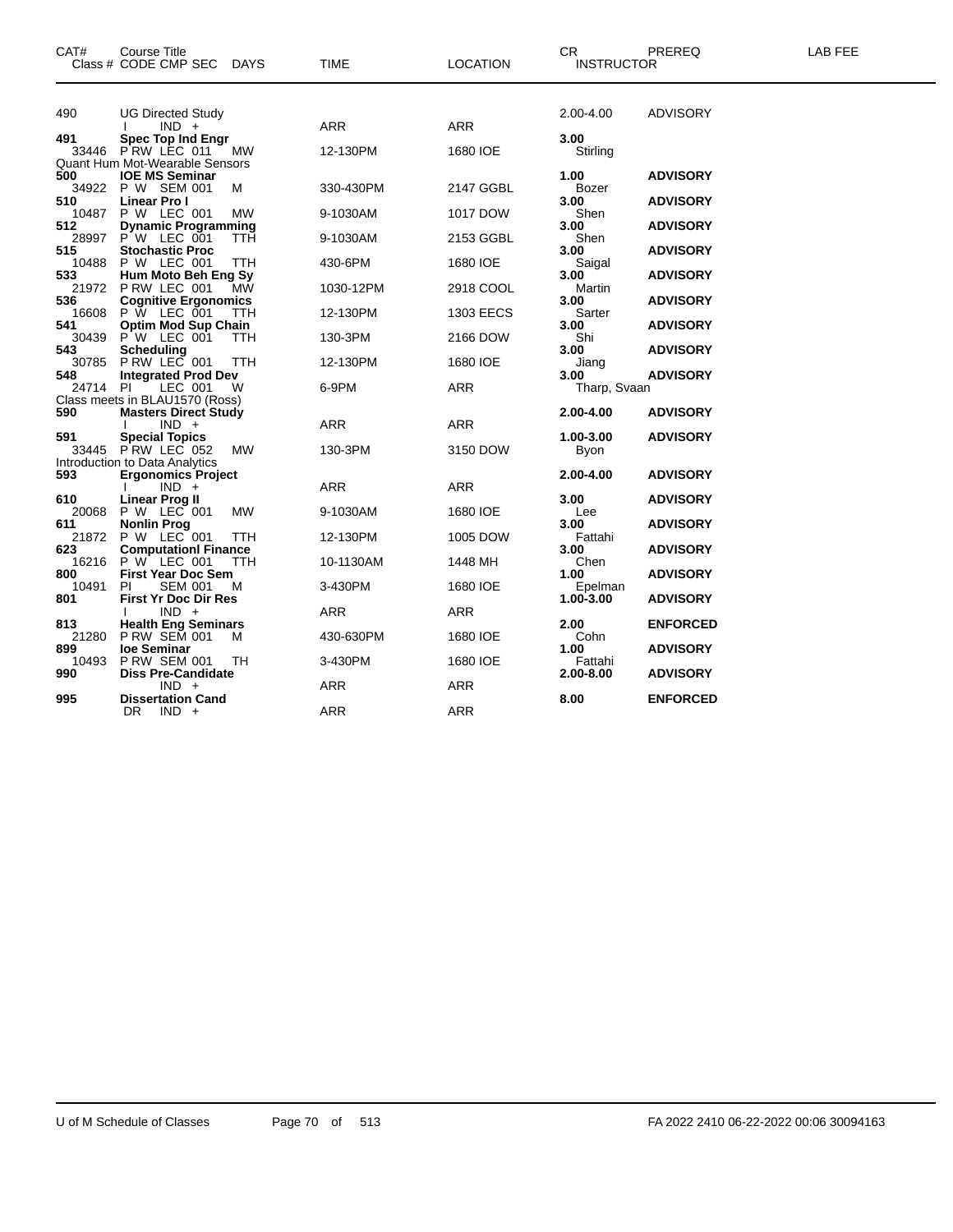| CAT# | Course Title<br>Class # CODE CMP SEC DAYS | TIME | LOCATION | CR<br>INSTRUCTOR | PREREQ | LAB FEE |
|---|---|---|---|---|---|---|
| 490 | UG Directed Study | | | 2.00-4.00 | ADVISORY | |
| | I IND + | ARR | ARR | | | |
| **491** | **Spec Top Ind Engr** | | | **3.00** | | |
| 33446 | P RW LEC 011 MW | 12-130PM | 1680 IOE | Stirling | | |
| | Quant Hum Mot-Wearable Sensors | | | | | |
| **500** | **IOE MS Seminar** | | | **1.00** | **ADVISORY** | |
| 34922 | P W SEM 001 M | 330-430PM | 2147 GGBL | Bozer | | |
| **510** | **Linear Pro I** | | | **3.00** | **ADVISORY** | |
| 10487 | P W LEC 001 MW | 9-1030AM | 1017 DOW | Shen | | |
| **512** | **Dynamic Programming** | | | **3.00** | **ADVISORY** | |
| 28997 | P W LEC 001 TTH | 9-1030AM | 2153 GGBL | Shen | | |
| **515** | **Stochastic Proc** | | | **3.00** | **ADVISORY** | |
| 10488 | P W LEC 001 TTH | 430-6PM | 1680 IOE | Saigal | | |
| **533** | **Hum Moto Beh Eng Sy** | | | **3.00** | **ADVISORY** | |
| 21972 | P RW LEC 001 MW | 1030-12PM | 2918 COOL | Martin | | |
| **536** | **Cognitive Ergonomics** | | | **3.00** | **ADVISORY** | |
| 16608 | P W LEC 001 TTH | 12-130PM | 1303 EECS | Sarter | | |
| **541** | **Optim Mod Sup Chain** | | | **3.00** | **ADVISORY** | |
| 30439 | P W LEC 001 TTH | 130-3PM | 2166 DOW | Shi | | |
| **543** | **Scheduling** | | | **3.00** | **ADVISORY** | |
| 30785 | P RW LEC 001 TTH | 12-130PM | 1680 IOE | Jiang | | |
| **548** | **Integrated Prod Dev** | | | **3.00** | **ADVISORY** | |
| 24714 | PI LEC 001 W | 6-9PM | ARR | Tharp, Svaan | | |
| | Class meets in BLAU1570 (Ross) | | | | | |
| **590** | **Masters Direct Study** | | | **2.00-4.00** | **ADVISORY** | |
| | I IND + | ARR | ARR | | | |
| **591** | **Special Topics** | | | **1.00-3.00** | **ADVISORY** | |
| 33445 | P RW LEC 052 MW | 130-3PM | 3150 DOW | Byon | | |
| | Introduction to Data Analytics | | | | | |
| **593** | **Ergonomics Project** | | | **2.00-4.00** | **ADVISORY** | |
| | I IND + | ARR | ARR | | | |
| **610** | **Linear Prog II** | | | **3.00** | **ADVISORY** | |
| 20068 | P W LEC 001 MW | 9-1030AM | 1680 IOE | Lee | | |
| **611** | **Nonlin Prog** | | | **3.00** | **ADVISORY** | |
| 21872 | P W LEC 001 TTH | 12-130PM | 1005 DOW | Fattahi | | |
| **623** | **Computationl Finance** | | | **3.00** | **ADVISORY** | |
| 16216 | P W LEC 001 TTH | 10-1130AM | 1448 MH | Chen | | |
| **800** | **First Year Doc Sem** | | | **1.00** | **ADVISORY** | |
| 10491 | PI SEM 001 M | 3-430PM | 1680 IOE | Epelman | | |
| **801** | **First Yr Doc Dir Res** | | | **1.00-3.00** | **ADVISORY** | |
| | I IND + | ARR | ARR | | | |
| **813** | **Health Eng Seminars** | | | **2.00** | **ENFORCED** | |
| 21280 | P RW SEM 001 M | 430-630PM | 1680 IOE | Cohn | | |
| **899** | **Ioe Seminar** | | | **1.00** | **ADVISORY** | |
| 10493 | P RW SEM 001 TH | 3-430PM | 1680 IOE | Fattahi | | |
| **990** | **Diss Pre-Candidate** | | | **2.00-8.00** | **ADVISORY** | |
| | IND + | ARR | ARR | | | |
| **995** | **Dissertation Cand** | | | **8.00** | **ENFORCED** | |
| | DR IND + | ARR | ARR | | | |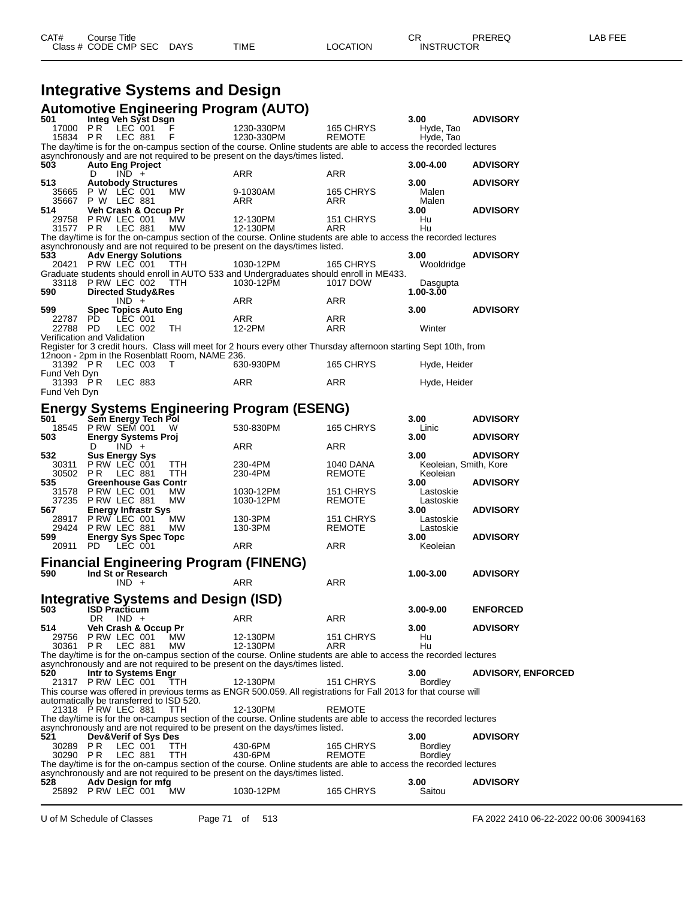# Integrative Systems and Design

## Automotive Engineering Program (AUTO)

| CAT# / Class # | Course Title / CODE CMP SEC | DAYS | TIME | LOCATION | CR / INSTRUCTOR | PREREQ | LAB FEE |
|---|---|---|---|---|---|---|---|
| **501** | **Integ Veh Syst Dsgn** | | | | **3.00** | **ADVISORY** | |
| 17000 | P R LEC 001 | F | 1230-330PM | 165 CHRYS | Hyde, Tao | | |
| 15834 | P R LEC 881 | F | 1230-330PM | REMOTE | Hyde, Tao | | |

The day/time is for the on-campus section of the course. Online students are able to access the recorded lectures asynchronously and are not required to be present on the days/times listed.

| CAT# / Class # | Course Title / CODE CMP SEC | DAYS | TIME | LOCATION | CR / INSTRUCTOR | PREREQ | LAB FEE |
|---|---|---|---|---|---|---|---|
| **503** | **Auto Eng Project** | | | | **3.00-4.00** | **ADVISORY** | |
| | D IND + | | ARR | ARR | | | |
| **513** | **Autobody Structures** | | | | **3.00** | **ADVISORY** | |
| 35665 | P W LEC 001 | MW | 9-1030AM | 165 CHRYS | Malen | | |
| 35667 | P W LEC 881 | | ARR | ARR | Malen | | |
| **514** | **Veh Crash & Occup Pr** | | | | **3.00** | **ADVISORY** | |
| 29758 | P RW LEC 001 | MW | 12-130PM | 151 CHRYS | Hu | | |
| 31577 | P R LEC 881 | MW | 12-130PM | ARR | Hu | | |

The day/time is for the on-campus section of the course. Online students are able to access the recorded lectures asynchronously and are not required to be present on the days/times listed.

| CAT# / Class # | Course Title / CODE CMP SEC | DAYS | TIME | LOCATION | CR / INSTRUCTOR | PREREQ | LAB FEE |
|---|---|---|---|---|---|---|---|
| **533** | **Adv Energy Solutions** | | | | **3.00** | **ADVISORY** | |
| 20421 | P RW LEC 001 | TTH | 1030-12PM | 165 CHRYS | Wooldridge | | |

Graduate students should enroll in AUTO 533 and Undergraduates should enroll in ME433.

| CAT# / Class # | Course Title / CODE CMP SEC | DAYS | TIME | LOCATION | CR / INSTRUCTOR | PREREQ | LAB FEE |
|---|---|---|---|---|---|---|---|
| 33118 | P RW LEC 002 | TTH | 1030-12PM | 1017 DOW | Dasgupta | | |
| **590** | **Directed Study&Res** | | | | **1.00-3.00** | | |
| | IND + | | ARR | ARR | | | |
| **599** | **Spec Topics Auto Eng** | | | | **3.00** | **ADVISORY** | |
| 22787 | PD LEC 001 | | ARR | ARR | | | |
| 22788 | PD LEC 002 | TH | 12-2PM | ARR | Winter | | |

Verification and Validation

Register for 3 credit hours. Class will meet for 2 hours every other Thursday afternoon starting Sept 10th, from 12noon - 2pm in the Rosenblatt Room, NAME 236.

| CAT# / Class # | Course Title / CODE CMP SEC | DAYS | TIME | LOCATION | CR / INSTRUCTOR | PREREQ | LAB FEE |
|---|---|---|---|---|---|---|---|
| 31392 | P R LEC 003 | T | 630-930PM | 165 CHRYS | Hyde, Heider | | |

Fund Veh Dyn

| CAT# / Class # | Course Title / CODE CMP SEC | DAYS | TIME | LOCATION | CR / INSTRUCTOR | PREREQ | LAB FEE |
|---|---|---|---|---|---|---|---|
| 31393 | P R LEC 883 | | ARR | ARR | Hyde, Heider | | |

Fund Veh Dyn

## Energy Systems Engineering Program (ESENG)

| CAT# / Class # | Course Title / CODE CMP SEC | DAYS | TIME | LOCATION | CR / INSTRUCTOR | PREREQ | LAB FEE |
|---|---|---|---|---|---|---|---|
| **501** | **Sem Energy Tech Pol** | | | | **3.00** | **ADVISORY** | |
| 18545 | P RW SEM 001 | W | 530-830PM | 165 CHRYS | Linic | | |
| **503** | **Energy Systems Proj** | | | | **3.00** | **ADVISORY** | |
| | D IND + | | ARR | ARR | | | |
| **532** | **Sus Energy Sys** | | | | **3.00** | **ADVISORY** | |
| 30311 | P RW LEC 001 | TTH | 230-4PM | 1040 DANA | Keoleian, Smith, Kore | | |
| 30502 | P R LEC 881 | TTH | 230-4PM | REMOTE | Keoleian | | |
| **535** | **Greenhouse Gas Contr** | | | | **3.00** | **ADVISORY** | |
| 31578 | P RW LEC 001 | MW | 1030-12PM | 151 CHRYS | Lastoskie | | |
| 37235 | P RW LEC 881 | MW | 1030-12PM | REMOTE | Lastoskie | | |
| **567** | **Energy Infrastr Sys** | | | | **3.00** | **ADVISORY** | |
| 28917 | P RW LEC 001 | MW | 130-3PM | 151 CHRYS | Lastoskie | | |
| 29424 | P RW LEC 881 | MW | 130-3PM | REMOTE | Lastoskie | | |
| **599** | **Energy Sys Spec Topc** | | | | **3.00** | **ADVISORY** | |
| 20911 | PD LEC 001 | | ARR | ARR | Keoleian | | |

## Financial Engineering Program (FINENG)

| CAT# / Class # | Course Title / CODE CMP SEC | DAYS | TIME | LOCATION | CR / INSTRUCTOR | PREREQ | LAB FEE |
|---|---|---|---|---|---|---|---|
| **590** | **Ind St or Research** | | | | **1.00-3.00** | **ADVISORY** | |
| | IND + | | ARR | ARR | | | |

## Integrative Systems and Design (ISD)

| CAT# / Class # | Course Title / CODE CMP SEC | DAYS | TIME | LOCATION | CR / INSTRUCTOR | PREREQ | LAB FEE |
|---|---|---|---|---|---|---|---|
| **503** | **ISD Practicum** | | | | **3.00-9.00** | **ENFORCED** | |
| | DR IND + | | ARR | ARR | | | |
| **514** | **Veh Crash & Occup Pr** | | | | **3.00** | **ADVISORY** | |
| 29756 | P RW LEC 001 | MW | 12-130PM | 151 CHRYS | Hu | | |
| 30361 | P R LEC 881 | MW | 12-130PM | ARR | Hu | | |

The day/time is for the on-campus section of the course. Online students are able to access the recorded lectures asynchronously and are not required to be present on the days/times listed.

| CAT# / Class # | Course Title / CODE CMP SEC | DAYS | TIME | LOCATION | CR / INSTRUCTOR | PREREQ | LAB FEE |
|---|---|---|---|---|---|---|---|
| **520** | **Intr to Systems Engr** | | | | **3.00** | **ADVISORY, ENFORCED** | |
| 21317 | P RW LEC 001 | TTH | 12-130PM | 151 CHRYS | Bordley | | |

This course was offered in previous terms as ENGR 500.059. All registrations for Fall 2013 for that course will automatically be transferred to ISD 520.

| CAT# / Class # | Course Title / CODE CMP SEC | DAYS | TIME | LOCATION | CR / INSTRUCTOR | PREREQ | LAB FEE |
|---|---|---|---|---|---|---|---|
| 21318 | P RW LEC 881 | TTH | 12-130PM | REMOTE | | | |

The day/time is for the on-campus section of the course. Online students are able to access the recorded lectures asynchronously and are not required to be present on the days/times listed.

| CAT# / Class # | Course Title / CODE CMP SEC | DAYS | TIME | LOCATION | CR / INSTRUCTOR | PREREQ | LAB FEE |
|---|---|---|---|---|---|---|---|
| **521** | **Dev&Verif of Sys Des** | | | | **3.00** | **ADVISORY** | |
| 30289 | P R LEC 001 | TTH | 430-6PM | 165 CHRYS | Bordley | | |
| 30290 | P R LEC 881 | TTH | 430-6PM | REMOTE | Bordley | | |

The day/time is for the on-campus section of the course. Online students are able to access the recorded lectures asynchronously and are not required to be present on the days/times listed.

| CAT# / Class # | Course Title / CODE CMP SEC | DAYS | TIME | LOCATION | CR / INSTRUCTOR | PREREQ | LAB FEE |
|---|---|---|---|---|---|---|---|
| **528** | **Adv Design for mfg** | | | | **3.00** | **ADVISORY** | |
| 25892 | P RW LEC 001 | MW | 1030-12PM | 165 CHRYS | Saitou | | |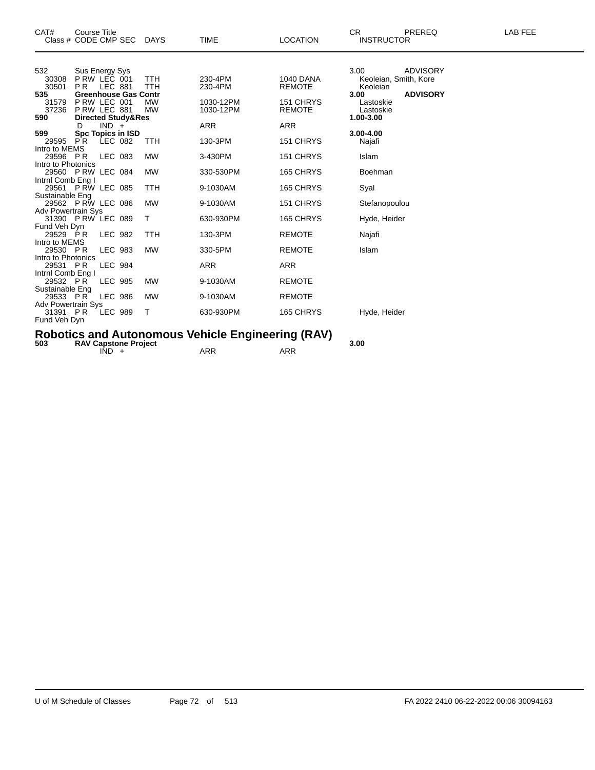| CAT# | Course Title Class # CODE CMP SEC | DAYS | TIME | LOCATION | CR INSTRUCTOR | PREREQ | LAB FEE |
|---|---|---|---|---|---|---|---|
| 532 | Sus Energy Sys | | | | 3.00 | ADVISORY | |
| 30308 | P RW LEC 001 | TTH | 230-4PM | 1040 DANA | Keoleian, Smith, Kore | | |
| 30501 | P R LEC 881 | TTH | 230-4PM | REMOTE | Keoleian | | |
| **535** | **Greenhouse Gas Contr** | | | | **3.00** | **ADVISORY** | |
| 31579 | P RW LEC 001 | MW | 1030-12PM | 151 CHRYS | Lastoskie | | |
| 37236 | P RW LEC 881 | MW | 1030-12PM | REMOTE | Lastoskie | | |
| **590** | **Directed Study&Res** | | | | **1.00-3.00** | | |
| | D IND + | | ARR | ARR | | | |
| **599** | **Spc Topics in ISD** | | | | **3.00-4.00** | | |
| 29595 | P R LEC 082 | TTH | 130-3PM | 151 CHRYS | Najafi | | |
| Intro to MEMS | | | | | | | |
| 29596 | P R LEC 083 | MW | 3-430PM | 151 CHRYS | Islam | | |
| Intro to Photonics | | | | | | | |
| 29560 | P RW LEC 084 | MW | 330-530PM | 165 CHRYS | Boehman | | |
| Intrnl Comb Eng I | | | | | | | |
| 29561 | P RW LEC 085 | TTH | 9-1030AM | 165 CHRYS | Syal | | |
| Sustainable Eng | | | | | | | |
| 29562 | P RW LEC 086 | MW | 9-1030AM | 151 CHRYS | Stefanopoulou | | |
| Adv Powertrain Sys | | | | | | | |
| 31390 | P RW LEC 089 | T | 630-930PM | 165 CHRYS | Hyde, Heider | | |
| Fund Veh Dyn | | | | | | | |
| 29529 | P R LEC 982 | TTH | 130-3PM | REMOTE | Najafi | | |
| Intro to MEMS | | | | | | | |
| 29530 | P R LEC 983 | MW | 330-5PM | REMOTE | Islam | | |
| Intro to Photonics | | | | | | | |
| 29531 | P R LEC 984 | | ARR | ARR | | | |
| Intrnl Comb Eng I | | | | | | | |
| 29532 | P R LEC 985 | MW | 9-1030AM | REMOTE | | | |
| Sustainable Eng | | | | | | | |
| 29533 | P R LEC 986 | MW | 9-1030AM | REMOTE | | | |
| Adv Powertrain Sys | | | | | | | |
| 31391 | P R LEC 989 | T | 630-930PM | 165 CHRYS | Hyde, Heider | | |
| Fund Veh Dyn | | | | | | | |

## Robotics and Autonomous Vehicle Engineering (RAV)

| CAT# | Course Title Class # CODE CMP SEC | DAYS | TIME | LOCATION | CR INSTRUCTOR | PREREQ | LAB FEE |
|---|---|---|---|---|---|---|---|
| **503** | **RAV Capstone Project** | | | | **3.00** | | |
| | IND + | | ARR | ARR | | | |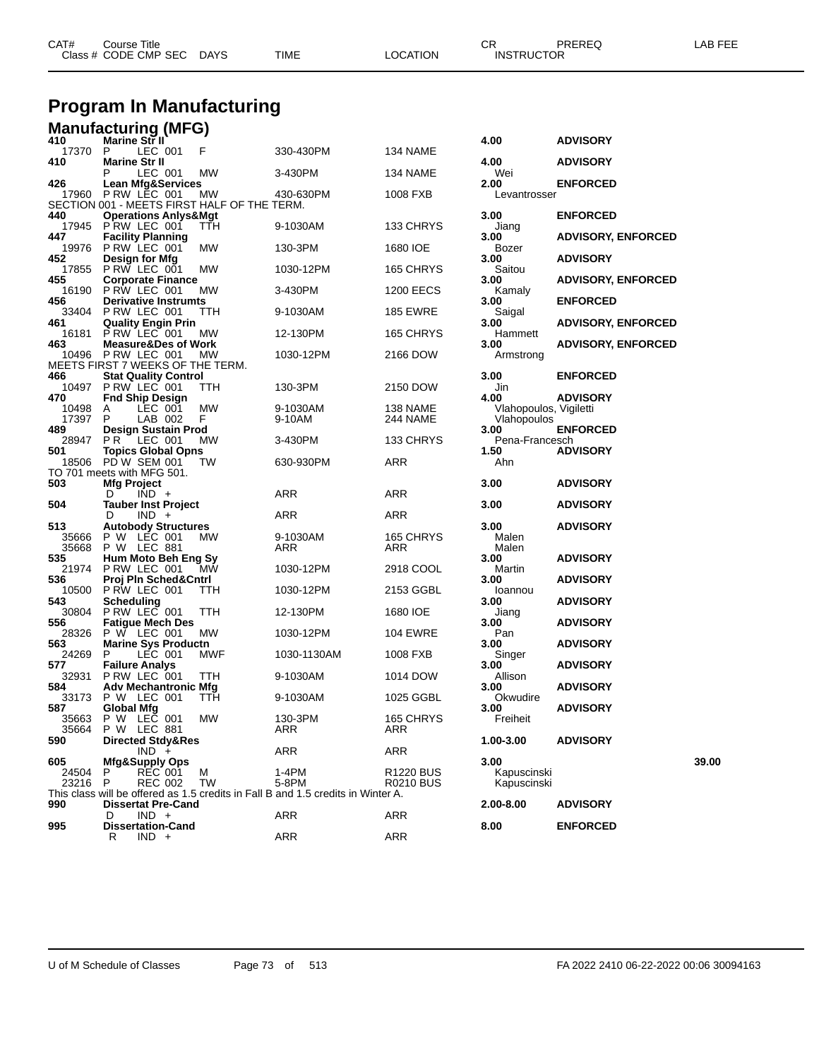# Program In Manufacturing

## Manufacturing (MFG)

| CAT# / Class # | Course Title / CODE CMP SEC | DAYS | TIME | LOCATION | CR / INSTRUCTOR | PREREQ | LAB FEE |
|---|---|---|---|---|---|---|---|
| **410** | **Marine Str II** | | | | **4.00** | **ADVISORY** | |
| 17370 | P LEC 001 | F | 330-430PM | 134 NAME | | | |
| **410** | **Marine Str II** | | | | **4.00** | **ADVISORY** | |
| | P LEC 001 | MW | 3-430PM | 134 NAME | Wei | | |
| **426** | **Lean Mfg&Services** | | | | **2.00** | **ENFORCED** | |
| 17960 | P RW LEC 001 | MW | 430-630PM | 1008 FXB | Levantrosser | | |
| | SECTION 001 - MEETS FIRST HALF OF THE TERM. | | | | | | |
| **440** | **Operations Anlys&Mgt** | | | | **3.00** | **ENFORCED** | |
| 17945 | P RW LEC 001 | TTH | 9-1030AM | 133 CHRYS | Jiang | | |
| **447** | **Facility Planning** | | | | **3.00** | **ADVISORY, ENFORCED** | |
| 19976 | P RW LEC 001 | MW | 130-3PM | 1680 IOE | Bozer | | |
| **452** | **Design for Mfg** | | | | **3.00** | **ADVISORY** | |
| 17855 | P RW LEC 001 | MW | 1030-12PM | 165 CHRYS | Saitou | | |
| **455** | **Corporate Finance** | | | | **3.00** | **ADVISORY, ENFORCED** | |
| 16190 | P RW LEC 001 | MW | 3-430PM | 1200 EECS | Kamaly | | |
| **456** | **Derivative Instrumts** | | | | **3.00** | **ENFORCED** | |
| 33404 | P RW LEC 001 | TTH | 9-1030AM | 185 EWRE | Saigal | | |
| **461** | **Quality Engin Prin** | | | | **3.00** | **ADVISORY, ENFORCED** | |
| 16181 | P RW LEC 001 | MW | 12-130PM | 165 CHRYS | Hammett | | |
| **463** | **Measure&Des of Work** | | | | **3.00** | **ADVISORY, ENFORCED** | |
| 10496 | P RW LEC 001 | MW | 1030-12PM | 2166 DOW | Armstrong | | |
| | MEETS FIRST 7 WEEKS OF THE TERM. | | | | | | |
| **466** | **Stat Quality Control** | | | | **3.00** | **ENFORCED** | |
| 10497 | P RW LEC 001 | TTH | 130-3PM | 2150 DOW | Jin | | |
| **470** | **Fnd Ship Design** | | | | **4.00** | **ADVISORY** | |
| 10498 | A LEC 001 | MW | 9-1030AM | 138 NAME | Vlahopoulos, Vigiletti | | |
| 17397 | P LAB 002 | F | 9-10AM | 244 NAME | Vlahopoulos | | |
| **489** | **Design Sustain Prod** | | | | **3.00** | **ENFORCED** | |
| 28947 | P R LEC 001 | MW | 3-430PM | 133 CHRYS | Pena-Francesch | | |
| **501** | **Topics Global Opns** | | | | **1.50** | **ADVISORY** | |
| 18506 | PD W SEM 001 | TW | 630-930PM | ARR | Ahn | | |
| | TO 701 meets with MFG 501. | | | | | | |
| **503** | **Mfg Project** | | | | **3.00** | **ADVISORY** | |
| | D IND + | | ARR | ARR | | | |
| **504** | **Tauber Inst Project** | | | | **3.00** | **ADVISORY** | |
| | D IND + | | ARR | ARR | | | |
| **513** | **Autobody Structures** | | | | **3.00** | **ADVISORY** | |
| 35666 | P W LEC 001 | MW | 9-1030AM | 165 CHRYS | Malen | | |
| 35668 | P W LEC 881 | | ARR | ARR | Malen | | |
| **535** | **Hum Moto Beh Eng Sy** | | | | **3.00** | **ADVISORY** | |
| 21974 | P RW LEC 001 | MW | 1030-12PM | 2918 COOL | Martin | | |
| **536** | **Proj Pln Sched&Cntrl** | | | | **3.00** | **ADVISORY** | |
| 10500 | P RW LEC 001 | TTH | 1030-12PM | 2153 GGBL | Ioannou | | |
| **543** | **Scheduling** | | | | **3.00** | **ADVISORY** | |
| 30804 | P RW LEC 001 | TTH | 12-130PM | 1680 IOE | Jiang | | |
| **556** | **Fatigue Mech Des** | | | | **3.00** | **ADVISORY** | |
| 28326 | P W LEC 001 | MW | 1030-12PM | 104 EWRE | Pan | | |
| **563** | **Marine Sys Productn** | | | | **3.00** | **ADVISORY** | |
| 24269 | P LEC 001 | MWF | 1030-1130AM | 1008 FXB | Singer | | |
| **577** | **Failure Analys** | | | | **3.00** | **ADVISORY** | |
| 32931 | P RW LEC 001 | TTH | 9-1030AM | 1014 DOW | Allison | | |
| **584** | **Adv Mechantronic Mfg** | | | | **3.00** | **ADVISORY** | |
| 33173 | P W LEC 001 | TTH | 9-1030AM | 1025 GGBL | Okwudire | | |
| **587** | **Global Mfg** | | | | **3.00** | **ADVISORY** | |
| 35663 | P W LEC 001 | MW | 130-3PM | 165 CHRYS | Freiheit | | |
| 35664 | P W LEC 881 | | ARR | ARR | | | |
| **590** | **Directed Stdy&Res** | | | | **1.00-3.00** | **ADVISORY** | |
| | IND + | | ARR | ARR | | | |
| **605** | **Mfg&Supply Ops** | | | | **3.00** | | **39.00** |
| 24504 | P REC 001 | M | 1-4PM | R1220 BUS | Kapuscinski | | |
| 23216 | P REC 002 | TW | 5-8PM | R0210 BUS | Kapuscinski | | |
| | This class will be offered as 1.5 credits in Fall B and 1.5 credits in Winter A. | | | | | | |
| **990** | **Dissertat Pre-Cand** | | | | **2.00-8.00** | **ADVISORY** | |
| | D IND + | | ARR | ARR | | | |
| **995** | **Dissertation-Cand** | | | | **8.00** | **ENFORCED** | |
| | R IND + | | ARR | ARR | | | |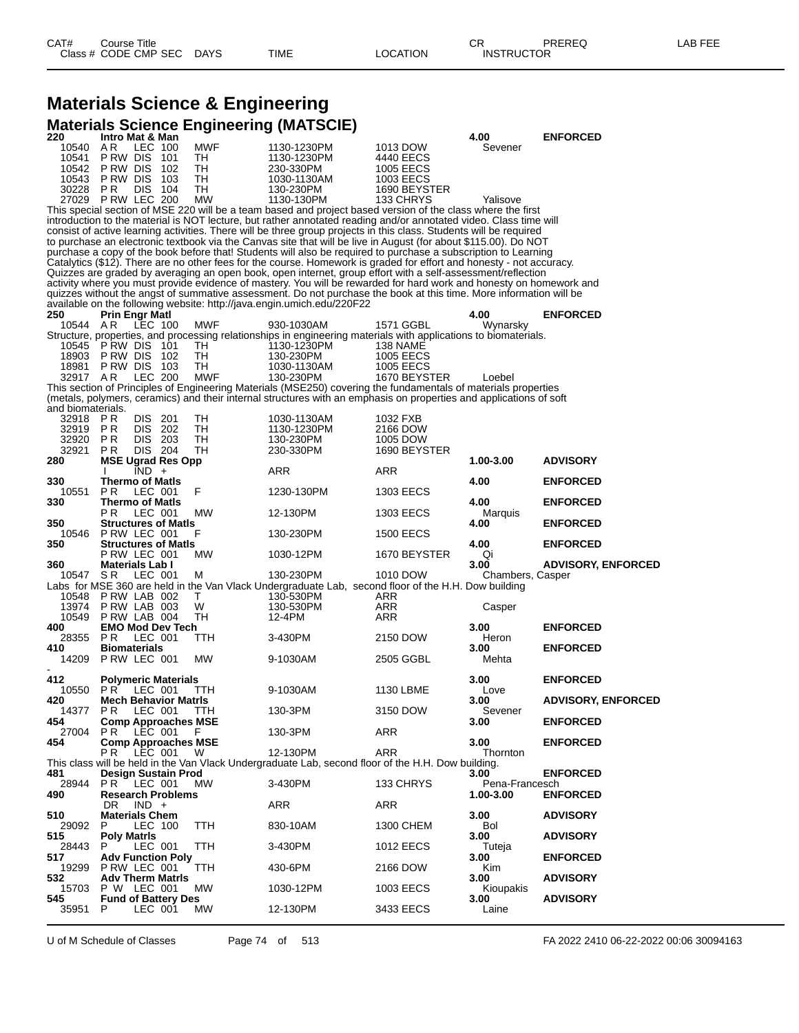| CAT# | Course Title | | | | | | CR | PREREQ | LAB FEE |
|---|---|---|---|---|---|---|---|---|---|
| Class # | CODE | CMP | SEC | DAYS | TIME | LOCATION | INSTRUCTOR | | |

# Materials Science & Engineering

## Materials Science Engineering (MATSCIE)

**220 Intro Mat & Man** — 4.00 — **ENFORCED**

| Class # | CODE | CMP | SEC | DAYS | TIME | LOCATION | INSTRUCTOR |
|---|---|---|---|---|---|---|---|
| 10540 | A R | LEC | 100 | MWF | 1130-1230PM | 1013 DOW | Sevener |
| 10541 | P RW | DIS | 101 | TH | 1130-1230PM | 4440 EECS | |
| 10542 | P RW | DIS | 102 | TH | 230-330PM | 1005 EECS | |
| 10543 | P RW | DIS | 103 | TH | 1030-1130AM | 1003 EECS | |
| 30228 | P R | DIS | 104 | TH | 130-230PM | 1690 BEYSTER | |
| 27029 | P RW | LEC | 200 | MW | 1130-130PM | 133 CHRYS | Yalisove |

This special section of MSE 220 will be a team based and project based version of the class where the first introduction to the material is NOT lecture, but rather annotated reading and/or annotated video. Class time will consist of active learning activities. There will be three group projects in this class. Students will be required to purchase an electronic textbook via the Canvas site that will be live in August (for about $115.00). Do NOT purchase a copy of the book before that! Students will also be required to purchase a subscription to Learning Catalytics ($12). There are no other fees for the course. Homework is graded for effort and honesty - not accuracy. Quizzes are graded by averaging an open book, open internet, group effort with a self-assessment/reflection activity where you must provide evidence of mastery. You will be rewarded for hard work and honesty on homework and quizzes without the angst of summative assessment. Do not purchase the book at this time. More information will be available on the following website: http://java.engin.umich.edu/220F22

**250 Prin Engr Matl** — 4.00 — **ENFORCED**

| Class # | CODE | CMP | SEC | DAYS | TIME | LOCATION | INSTRUCTOR |
|---|---|---|---|---|---|---|---|
| 10544 | A R | LEC | 100 | MWF | 930-1030AM | 1571 GGBL | Wynarsky |

Structure, properties, and processing relationships in engineering materials with applications to biomaterials.

| Class # | CODE | CMP | SEC | DAYS | TIME | LOCATION | INSTRUCTOR |
|---|---|---|---|---|---|---|---|
| 10545 | P RW | DIS | 101 | TH | 1130-1230PM | 138 NAME | |
| 18903 | P RW | DIS | 102 | TH | 130-230PM | 1005 EECS | |
| 18981 | P RW | DIS | 103 | TH | 1030-1130AM | 1005 EECS | |
| 32917 | A R | LEC | 200 | MWF | 130-230PM | 1670 BEYSTER | Loebel |

This section of Principles of Engineering Materials (MSE250) covering the fundamentals of materials properties (metals, polymers, ceramics) and their internal structures with an emphasis on properties and applications of soft and biomaterials.

| Class # | CODE | CMP | SEC | DAYS | TIME | LOCATION | INSTRUCTOR |
|---|---|---|---|---|---|---|---|
| 32918 | P R | DIS | 201 | TH | 1030-1130AM | 1032 FXB | |
| 32919 | P R | DIS | 202 | TH | 1130-1230PM | 2166 DOW | |
| 32920 | P R | DIS | 203 | TH | 130-230PM | 1005 DOW | |
| 32921 | P R | DIS | 204 | TH | 230-330PM | 1690 BEYSTER | |

**280 MSE Ugrad Res Opp** — 1.00-3.00 — **ADVISORY**

| Class # | CODE | CMP | SEC | DAYS | TIME | LOCATION | INSTRUCTOR |
|---|---|---|---|---|---|---|---|
| | I | IND | + | | ARR | ARR | |

**330 Thermo of Matls** — 4.00 — **ENFORCED**

| Class # | CODE | CMP | SEC | DAYS | TIME | LOCATION | INSTRUCTOR |
|---|---|---|---|---|---|---|---|
| 10551 | P R | LEC | 001 | F | 1230-130PM | 1303 EECS | |

**330 Thermo of Matls** — 4.00 — **ENFORCED**

| Class # | CODE | CMP | SEC | DAYS | TIME | LOCATION | INSTRUCTOR |
|---|---|---|---|---|---|---|---|
| | P R | LEC | 001 | MW | 12-130PM | 1303 EECS | Marquis |

**350 Structures of Matls** — 4.00 — **ENFORCED**

| Class # | CODE | CMP | SEC | DAYS | TIME | LOCATION | INSTRUCTOR |
|---|---|---|---|---|---|---|---|
| 10546 | P RW | LEC | 001 | F | 130-230PM | 1500 EECS | |

**350 Structures of Matls** — 4.00 — **ENFORCED**

| Class # | CODE | CMP | SEC | DAYS | TIME | LOCATION | INSTRUCTOR |
|---|---|---|---|---|---|---|---|
| | P RW | LEC | 001 | MW | 1030-12PM | 1670 BEYSTER | Qi |

**360 Materials Lab I** — 3.00 — **ADVISORY, ENFORCED**

| Class # | CODE | CMP | SEC | DAYS | TIME | LOCATION | INSTRUCTOR |
|---|---|---|---|---|---|---|---|
| 10547 | S R | LEC | 001 | M | 130-230PM | 1010 DOW | Chambers, Casper |

Labs for MSE 360 are held in the Van Vlack Undergraduate Lab, second floor of the H.H. Dow building

| Class # | CODE | CMP | SEC | DAYS | TIME | LOCATION | INSTRUCTOR |
|---|---|---|---|---|---|---|---|
| 10548 | P RW | LAB | 002 | T | 130-530PM | ARR | |
| 13974 | P RW | LAB | 003 | W | 130-530PM | ARR | Casper |
| 10549 | P RW | LAB | 004 | TH | 12-4PM | ARR | |

**400 EMO Mod Dev Tech** — 3.00 — **ENFORCED**

| Class # | CODE | CMP | SEC | DAYS | TIME | LOCATION | INSTRUCTOR |
|---|---|---|---|---|---|---|---|
| 28355 | P R | LEC | 001 | TTH | 3-430PM | 2150 DOW | Heron |

**410 Biomaterials** — 3.00 — **ENFORCED**

| Class # | CODE | CMP | SEC | DAYS | TIME | LOCATION | INSTRUCTOR |
|---|---|---|---|---|---|---|---|
| 14209 | P RW | LEC | 001 | MW | 9-1030AM | 2505 GGBL | Mehta |

-

**412 Polymeric Materials** — 3.00 — **ENFORCED**

| Class # | CODE | CMP | SEC | DAYS | TIME | LOCATION | INSTRUCTOR |
|---|---|---|---|---|---|---|---|
| 10550 | P R | LEC | 001 | TTH | 9-1030AM | 1130 LBME | Love |

**420 Mech Behavior Matrls** — 3.00 — **ADVISORY, ENFORCED**

| Class # | CODE | CMP | SEC | DAYS | TIME | LOCATION | INSTRUCTOR |
|---|---|---|---|---|---|---|---|
| 14377 | P R | LEC | 001 | TTH | 130-3PM | 3150 DOW | Sevener |

**454 Comp Approaches MSE** — 3.00 — **ENFORCED**

| Class # | CODE | CMP | SEC | DAYS | TIME | LOCATION | INSTRUCTOR |
|---|---|---|---|---|---|---|---|
| 27004 | P R | LEC | 001 | F | 130-3PM | ARR | |

**454 Comp Approaches MSE** — 3.00 — **ENFORCED**

| Class # | CODE | CMP | SEC | DAYS | TIME | LOCATION | INSTRUCTOR |
|---|---|---|---|---|---|---|---|
| | P R | LEC | 001 | W | 12-130PM | ARR | Thornton |

This class will be held in the Van Vlack Undergraduate Lab, second floor of the H.H. Dow building.

**481 Design Sustain Prod** — 3.00 — **ENFORCED**

| Class # | CODE | CMP | SEC | DAYS | TIME | LOCATION | INSTRUCTOR |
|---|---|---|---|---|---|---|---|
| 28944 | P R | LEC | 001 | MW | 3-430PM | 133 CHRYS | Pena-Francesch |

**490 Research Problems** — 1.00-3.00 — **ENFORCED**

| Class # | CODE | CMP | SEC | DAYS | TIME | LOCATION | INSTRUCTOR |
|---|---|---|---|---|---|---|---|
| | DR | IND | + | | ARR | ARR | |

**510 Materials Chem** — 3.00 — **ADVISORY**

| Class # | CODE | CMP | SEC | DAYS | TIME | LOCATION | INSTRUCTOR |
|---|---|---|---|---|---|---|---|
| 29092 | P | LEC | 100 | TTH | 830-10AM | 1300 CHEM | Bol |

**515 Poly Matrls** — 3.00 — **ADVISORY**

| Class # | CODE | CMP | SEC | DAYS | TIME | LOCATION | INSTRUCTOR |
|---|---|---|---|---|---|---|---|
| 28443 | P | LEC | 001 | TTH | 3-430PM | 1012 EECS | Tuteja |

**517 Adv Function Poly** — 3.00 — **ENFORCED**

| Class # | CODE | CMP | SEC | DAYS | TIME | LOCATION | INSTRUCTOR |
|---|---|---|---|---|---|---|---|
| 19299 | P RW | LEC | 001 | TTH | 430-6PM | 2166 DOW | Kim |

**532 Adv Therm Matrls** — 3.00 — **ADVISORY**

| Class # | CODE | CMP | SEC | DAYS | TIME | LOCATION | INSTRUCTOR |
|---|---|---|---|---|---|---|---|
| 15703 | P W | LEC | 001 | MW | 1030-12PM | 1003 EECS | Kioupakis |

**545 Fund of Battery Des** — 3.00 — **ADVISORY**

| Class # | CODE | CMP | SEC | DAYS | TIME | LOCATION | INSTRUCTOR |
|---|---|---|---|---|---|---|---|
| 35951 | P | LEC | 001 | MW | 12-130PM | 3433 EECS | Laine |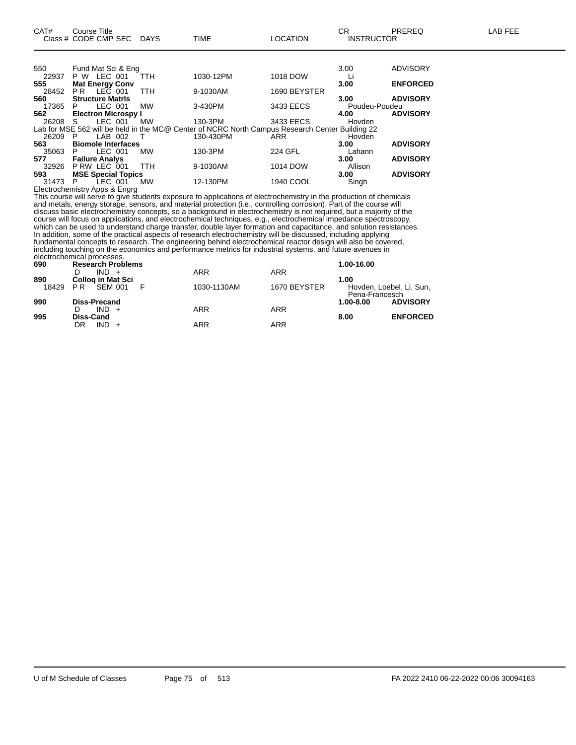| CAT# | Course Title<br>Class # CODE CMP SEC | DAYS | TIME | LOCATION | CR<br>INSTRUCTOR | PREREQ | LAB FEE |
|---|---|---|---|---|---|---|---|
| 550 | Fund Mat Sci & Eng | | | | 3.00 | ADVISORY | |
| 22937 | P W LEC 001 | TTH | 1030-12PM | 1018 DOW | Li | | |
| **555** | **Mat Energy Conv** | | | | **3.00** | **ENFORCED** | |
| 28452 | P R LEC 001 | TTH | 9-1030AM | 1690 BEYSTER | | | |
| **560** | **Structure Matrls** | | | | **3.00** | **ADVISORY** | |
| 17365 | P LEC 001 | MW | 3-430PM | 3433 EECS | Poudeu-Poudeu | | |
| **562** | **Electron Microspy I** | | | | **4.00** | **ADVISORY** | |
| 26208 | S LEC 001 | MW | 130-3PM | 3433 EECS | Hovden | | |
| Lab for MSE 562 will be held in the MC@ Center of NCRC North Campus Research Center Building 22 | | | | | | | |
| 26209 | P LAB 002 | T | 130-430PM | ARR | Hovden | | |
| **563** | **Biomole Interfaces** | | | | **3.00** | **ADVISORY** | |
| 35063 | P LEC 001 | MW | 130-3PM | 224 GFL | Lahann | | |
| **577** | **Failure Analys** | | | | **3.00** | **ADVISORY** | |
| 32926 | P RW LEC 001 | TTH | 9-1030AM | 1014 DOW | Allison | | |
| **593** | **MSE Special Topics** | | | | **3.00** | **ADVISORY** | |
| 31473 | P LEC 001 | MW | 12-130PM | 1940 COOL | Singh | | |

Electrochemistry Apps & Engrg

This course will serve to give students exposure to applications of electrochemistry in the production of chemicals and metals, energy storage, sensors, and material protection (i.e., controlling corrosion). Part of the course will discuss basic electrochemistry concepts, so a background in electrochemistry is not required, but a majority of the course will focus on applications, and electrochemical techniques, e.g., electrochemical impedance spectroscopy, which can be used to understand charge transfer, double layer formation and capacitance, and solution resistances. In addition, some of the practical aspects of research electrochemistry will be discussed, including applying fundamental concepts to research. The engineering behind electrochemical reactor design will also be covered, including touching on the economics and performance metrics for industrial systems, and future avenues in electrochemical processes.

| CAT# | Course Title<br>Class # CODE CMP SEC | DAYS | TIME | LOCATION | CR<br>INSTRUCTOR | PREREQ | LAB FEE |
|---|---|---|---|---|---|---|---|
| **690** | **Research Problems** | | | | **1.00-16.00** | | |
| | D IND + | | ARR | ARR | | | |
| **890** | **Colloq in Mat Sci** | | | | **1.00** | | |
| 18429 | P R SEM 001 | F | 1030-1130AM | 1670 BEYSTER | Hovden, Loebel, Li, Sun, Pena-Francesch | | |
| **990** | **Diss-Precand** | | | | **1.00-8.00** | **ADVISORY** | |
| | D IND + | | ARR | ARR | | | |
| **995** | **Diss-Cand** | | | | **8.00** | **ENFORCED** | |
| | DR IND + | | ARR | ARR | | | |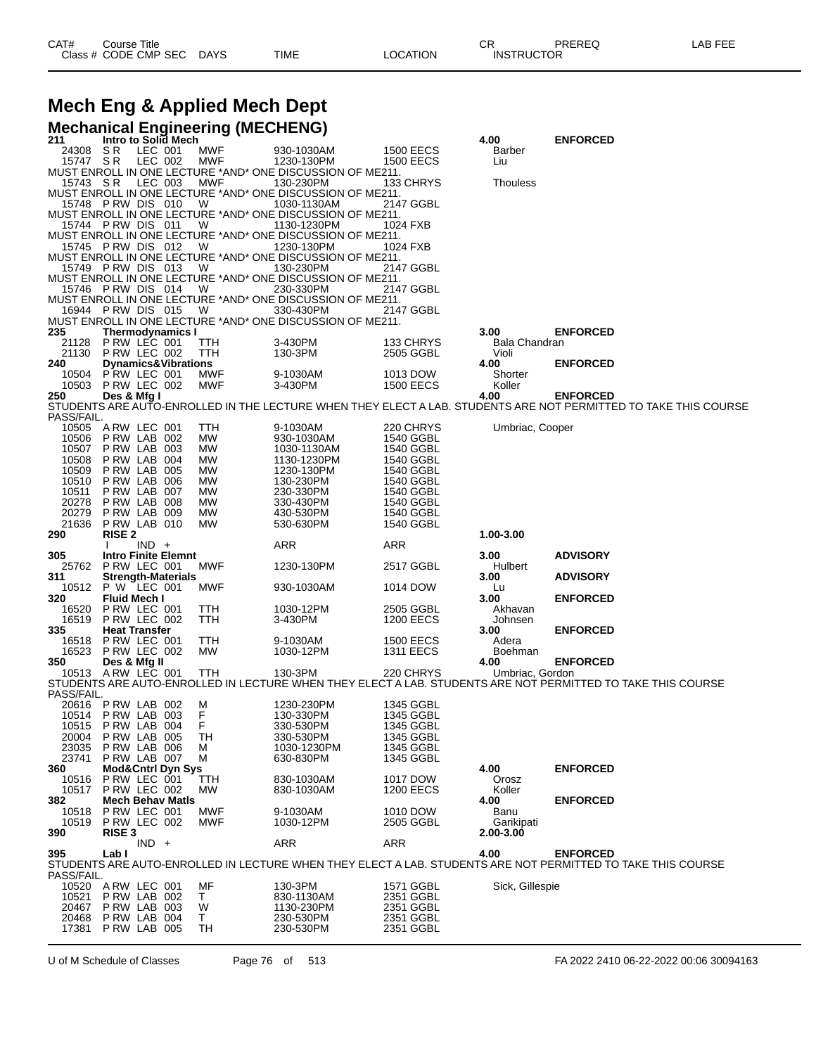| CAT# | Course Title | | | | | CR | PREREQ | LAB FEE |
|---|---|---|---|---|---|---|---|---|
| Class # | CODE CMP SEC | DAYS | TIME | LOCATION | | INSTRUCTOR | | |

# Mech Eng & Applied Mech Dept

## Mechanical Engineering (MECHENG)

**211 Intro to Solid Mech** — 4.00 — ENFORCED

| Class # | CODE CMP SEC | DAYS | TIME | LOCATION | INSTRUCTOR |
|---|---|---|---|---|---|
| 24308 | S R LEC 001 | MWF | 930-1030AM | 1500 EECS | Barber |
| 15747 | S R LEC 002 | MWF | 1230-130PM | 1500 EECS | Liu |

MUST ENROLL IN ONE LECTURE *AND* ONE DISCUSSION OF ME211.

| Class # | CODE CMP SEC | DAYS | TIME | LOCATION | INSTRUCTOR |
|---|---|---|---|---|---|
| 15743 | S R LEC 003 | MWF | 130-230PM | 133 CHRYS | Thouless |

MUST ENROLL IN ONE LECTURE *AND* ONE DISCUSSION OF ME211.

| Class # | CODE CMP SEC | DAYS | TIME | LOCATION |
|---|---|---|---|---|
| 15748 | P RW DIS 010 | W | 1030-1130AM | 2147 GGBL |

MUST ENROLL IN ONE LECTURE *AND* ONE DISCUSSION OF ME211.

| Class # | CODE CMP SEC | DAYS | TIME | LOCATION |
|---|---|---|---|---|
| 15744 | P RW DIS 011 | W | 1130-1230PM | 1024 FXB |

MUST ENROLL IN ONE LECTURE *AND* ONE DISCUSSION OF ME211.

| Class # | CODE CMP SEC | DAYS | TIME | LOCATION |
|---|---|---|---|---|
| 15745 | P RW DIS 012 | W | 1230-130PM | 1024 FXB |

MUST ENROLL IN ONE LECTURE *AND* ONE DISCUSSION OF ME211.

| Class # | CODE CMP SEC | DAYS | TIME | LOCATION |
|---|---|---|---|---|
| 15749 | P RW DIS 013 | W | 130-230PM | 2147 GGBL |

MUST ENROLL IN ONE LECTURE *AND* ONE DISCUSSION OF ME211.

| Class # | CODE CMP SEC | DAYS | TIME | LOCATION |
|---|---|---|---|---|
| 15746 | P RW DIS 014 | W | 230-330PM | 2147 GGBL |

MUST ENROLL IN ONE LECTURE *AND* ONE DISCUSSION OF ME211.

| Class # | CODE CMP SEC | DAYS | TIME | LOCATION |
|---|---|---|---|---|
| 16944 | P RW DIS 015 | W | 330-430PM | 2147 GGBL |

MUST ENROLL IN ONE LECTURE *AND* ONE DISCUSSION OF ME211.

**235 Thermodynamics I** — 3.00 — ENFORCED

| Class # | CODE CMP SEC | DAYS | TIME | LOCATION | INSTRUCTOR |
|---|---|---|---|---|---|
| 21128 | P RW LEC 001 | TTH | 3-430PM | 133 CHRYS | Bala Chandran |
| 21130 | P RW LEC 002 | TTH | 130-3PM | 2505 GGBL | Violi |

**240 Dynamics&Vibrations** — 4.00 — ENFORCED

| Class # | CODE CMP SEC | DAYS | TIME | LOCATION | INSTRUCTOR |
|---|---|---|---|---|---|
| 10504 | P RW LEC 001 | MWF | 9-1030AM | 1013 DOW | Shorter |
| 10503 | P RW LEC 002 | MWF | 3-430PM | 1500 EECS | Koller |

**250 Des & Mfg I** — 4.00 — ENFORCED

STUDENTS ARE AUTO-ENROLLED IN THE LECTURE WHEN THEY ELECT A LAB. STUDENTS ARE NOT PERMITTED TO TAKE THIS COURSE PASS/FAIL.

| Class # | CODE CMP SEC | DAYS | TIME | LOCATION | INSTRUCTOR |
|---|---|---|---|---|---|
| 10505 | A RW LEC 001 | TTH | 9-1030AM | 220 CHRYS | Umbriac, Cooper |
| 10506 | P RW LAB 002 | MW | 930-1030AM | 1540 GGBL | |
| 10507 | P RW LAB 003 | MW | 1030-1130AM | 1540 GGBL | |
| 10508 | P RW LAB 004 | MW | 1130-1230PM | 1540 GGBL | |
| 10509 | P RW LAB 005 | MW | 1230-130PM | 1540 GGBL | |
| 10510 | P RW LAB 006 | MW | 130-230PM | 1540 GGBL | |
| 10511 | P RW LAB 007 | MW | 230-330PM | 1540 GGBL | |
| 20278 | P RW LAB 008 | MW | 330-430PM | 1540 GGBL | |
| 20279 | P RW LAB 009 | MW | 430-530PM | 1540 GGBL | |
| 21636 | P RW LAB 010 | MW | 530-630PM | 1540 GGBL | |

**290 RISE 2** — 1.00-3.00

| Class # | CODE CMP SEC | DAYS | TIME | LOCATION |
|---|---|---|---|---|
| | I IND + | | ARR | ARR |

**305 Intro Finite Elemnt** — 3.00 — ADVISORY

| Class # | CODE CMP SEC | DAYS | TIME | LOCATION | INSTRUCTOR |
|---|---|---|---|---|---|
| 25762 | P RW LEC 001 | MWF | 1230-130PM | 2517 GGBL | Hulbert |

**311 Strength-Materials** — 3.00 — ADVISORY

| Class # | CODE CMP SEC | DAYS | TIME | LOCATION | INSTRUCTOR |
|---|---|---|---|---|---|
| 10512 | P W LEC 001 | MWF | 930-1030AM | 1014 DOW | Lu |

**320 Fluid Mech I** — 3.00 — ENFORCED

| Class # | CODE CMP SEC | DAYS | TIME | LOCATION | INSTRUCTOR |
|---|---|---|---|---|---|
| 16520 | P RW LEC 001 | TTH | 1030-12PM | 2505 GGBL | Akhavan |
| 16519 | P RW LEC 002 | TTH | 3-430PM | 1200 EECS | Johnsen |

**335 Heat Transfer** — 3.00 — ENFORCED

| Class # | CODE CMP SEC | DAYS | TIME | LOCATION | INSTRUCTOR |
|---|---|---|---|---|---|
| 16518 | P RW LEC 001 | TTH | 9-1030AM | 1500 EECS | Adera |
| 16523 | P RW LEC 002 | MW | 1030-12PM | 1311 EECS | Boehman |

**350 Des & Mfg II** — 4.00 — ENFORCED

| Class # | CODE CMP SEC | DAYS | TIME | LOCATION | INSTRUCTOR |
|---|---|---|---|---|---|
| 10513 | A RW LEC 001 | TTH | 130-3PM | 220 CHRYS | Umbriac, Gordon |

STUDENTS ARE AUTO-ENROLLED IN LECTURE WHEN THEY ELECT A LAB. STUDENTS ARE NOT PERMITTED TO TAKE THIS COURSE PASS/FAIL.

| Class # | CODE CMP SEC | DAYS | TIME | LOCATION |
|---|---|---|---|---|
| 20616 | P RW LAB 002 | M | 1230-230PM | 1345 GGBL |
| 10514 | P RW LAB 003 | F | 130-330PM | 1345 GGBL |
| 10515 | P RW LAB 004 | F | 330-530PM | 1345 GGBL |
| 20004 | P RW LAB 005 | TH | 330-530PM | 1345 GGBL |
| 23035 | P RW LAB 006 | M | 1030-1230PM | 1345 GGBL |
| 23741 | P RW LAB 007 | M | 630-830PM | 1345 GGBL |

**360 Mod&Cntrl Dyn Sys** — 4.00 — ENFORCED

| Class # | CODE CMP SEC | DAYS | TIME | LOCATION | INSTRUCTOR |
|---|---|---|---|---|---|
| 10516 | P RW LEC 001 | TTH | 830-1030AM | 1017 DOW | Orosz |
| 10517 | P RW LEC 002 | MW | 830-1030AM | 1200 EECS | Koller |

**382 Mech Behav Matls** — 4.00 — ENFORCED

| Class # | CODE CMP SEC | DAYS | TIME | LOCATION | INSTRUCTOR |
|---|---|---|---|---|---|
| 10518 | P RW LEC 001 | MWF | 9-1030AM | 1010 DOW | Banu |
| 10519 | P RW LEC 002 | MWF | 1030-12PM | 2505 GGBL | Garikipati |

**390 RISE 3** — 2.00-3.00

| Class # | CODE CMP SEC | DAYS | TIME | LOCATION |
|---|---|---|---|---|
| | IND + | | ARR | ARR |

**395 Lab I** — 4.00 — ENFORCED

STUDENTS ARE AUTO-ENROLLED IN LECTURE WHEN THEY ELECT A LAB. STUDENTS ARE NOT PERMITTED TO TAKE THIS COURSE PASS/FAIL.

| Class # | CODE CMP SEC | DAYS | TIME | LOCATION | INSTRUCTOR |
|---|---|---|---|---|---|
| 10520 | A RW LEC 001 | MF | 130-3PM | 1571 GGBL | Sick, Gillespie |
| 10521 | P RW LAB 002 | T | 830-1130AM | 2351 GGBL | |
| 20467 | P RW LAB 003 | W | 1130-230PM | 2351 GGBL | |
| 20468 | P RW LAB 004 | T | 230-530PM | 2351 GGBL | |
| 17381 | P RW LAB 005 | TH | 230-530PM | 2351 GGBL | |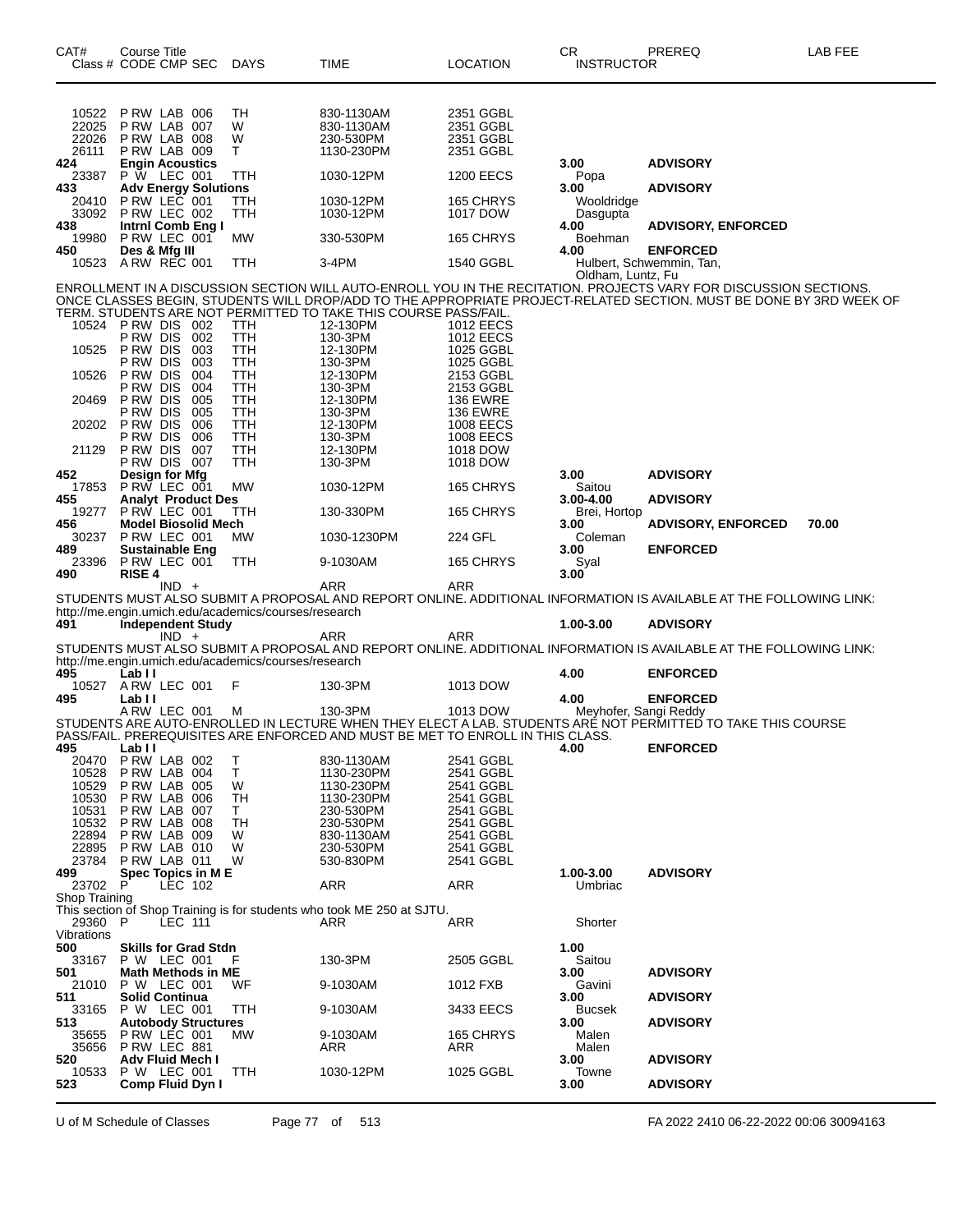| CAT# | Course Title<br>Class # CODE CMP SEC | DAYS | TIME | LOCATION | CR<br>INSTRUCTOR | PREREQ | LAB FEE |
|---|---|---|---|---|---|---|---|
| 10522 | P RW LAB 006 | TH | 830-1130AM | 2351 GGBL | | | |
| 22025 | P RW LAB 007 | W | 830-1130AM | 2351 GGBL | | | |
| 22026 | P RW LAB 008 | W | 230-530PM | 2351 GGBL | | | |
| 26111 | P RW LAB 009 | T | 1130-230PM | 2351 GGBL | | | |
| 424 | **Engin Acoustics** | | | | 3.00 | **ADVISORY** | |
| 23387 | P W LEC 001 | TTH | 1030-12PM | 1200 EECS | Popa | | |
| 433 | **Adv Energy Solutions** | | | | 3.00 | **ADVISORY** | |
| 20410 | P RW LEC 001 | TTH | 1030-12PM | 165 CHRYS | Wooldridge | | |
| 33092 | P RW LEC 002 | TTH | 1030-12PM | 1017 DOW | Dasgupta | | |
| 438 | **Intrnl Comb Eng I** | | | | 4.00 | **ADVISORY, ENFORCED** | |
| 19980 | P RW LEC 001 | MW | 330-530PM | 165 CHRYS | Boehman | | |
| 450 | **Des & Mfg III** | | | | 4.00 | **ENFORCED** | |
| 10523 | A RW REC 001 | TTH | 3-4PM | 1540 GGBL | Hulbert, Schwemmin, Tan, Oldham, Luntz, Fu | | |

ENROLLMENT IN A DISCUSSION SECTION WILL AUTO-ENROLL YOU IN THE RECITATION. PROJECTS VARY FOR DISCUSSION SECTIONS. ONCE CLASSES BEGIN, STUDENTS WILL DROP/ADD TO THE APPROPRIATE PROJECT-RELATED SECTION. MUST BE DONE BY 3RD WEEK OF TERM. STUDENTS ARE NOT PERMITTED TO TAKE THIS COURSE PASS/FAIL.

| CAT# | Class # CODE CMP SEC | DAYS | TIME | LOCATION | CR / INSTRUCTOR | PREREQ | LAB FEE |
|---|---|---|---|---|---|---|---|
| 10524 | P RW DIS 002 | TTH | 12-130PM | 1012 EECS | | | |
| | P RW DIS 002 | TTH | 130-3PM | 1012 EECS | | | |
| 10525 | P RW DIS 003 | TTH | 12-130PM | 1025 GGBL | | | |
| | P RW DIS 003 | TTH | 130-3PM | 1025 GGBL | | | |
| 10526 | P RW DIS 004 | TTH | 12-130PM | 2153 GGBL | | | |
| | P RW DIS 004 | TTH | 130-3PM | 2153 GGBL | | | |
| 20469 | P RW DIS 005 | TTH | 12-130PM | 136 EWRE | | | |
| | P RW DIS 005 | TTH | 130-3PM | 136 EWRE | | | |
| 20202 | P RW DIS 006 | TTH | 12-130PM | 1008 EECS | | | |
| | P RW DIS 006 | TTH | 130-3PM | 1008 EECS | | | |
| 21129 | P RW DIS 007 | TTH | 12-130PM | 1018 DOW | | | |
| | P RW DIS 007 | TTH | 130-3PM | 1018 DOW | | | |
| 452 | **Design for Mfg** | | | | 3.00 | **ADVISORY** | |
| 17853 | P RW LEC 001 | MW | 1030-12PM | 165 CHRYS | Saitou | | |
| 455 | **Analyt Product Des** | | | | 3.00-4.00 | **ADVISORY** | |
| 19277 | P RW LEC 001 | TTH | 130-330PM | 165 CHRYS | Brei, Hortop | | |
| 456 | **Model Biosolid Mech** | | | | 3.00 | **ADVISORY, ENFORCED** | 70.00 |
| 30237 | P RW LEC 001 | MW | 1030-1230PM | 224 GFL | Coleman | | |
| 489 | **Sustainable Eng** | | | | 3.00 | **ENFORCED** | |
| 23396 | P RW LEC 001 | TTH | 9-1030AM | 165 CHRYS | Syal | | |
| 490 | **RISE 4** | | | | 3.00 | | |
| | IND + | | ARR | ARR | | | |

STUDENTS MUST ALSO SUBMIT A PROPOSAL AND REPORT ONLINE. ADDITIONAL INFORMATION IS AVAILABLE AT THE FOLLOWING LINK: http://me.engin.umich.edu/academics/courses/research

| CAT# | Class # CODE CMP SEC | DAYS | TIME | LOCATION | CR / INSTRUCTOR | PREREQ | LAB FEE |
|---|---|---|---|---|---|---|---|
| 491 | **Independent Study** | | | | 1.00-3.00 | **ADVISORY** | |
| | IND + | | ARR | ARR | | | |

STUDENTS MUST ALSO SUBMIT A PROPOSAL AND REPORT ONLINE. ADDITIONAL INFORMATION IS AVAILABLE AT THE FOLLOWING LINK: http://me.engin.umich.edu/academics/courses/research

| CAT# | Class # CODE CMP SEC | DAYS | TIME | LOCATION | CR / INSTRUCTOR | PREREQ | LAB FEE |
|---|---|---|---|---|---|---|---|
| 495 | **Lab I I** | | | | 4.00 | **ENFORCED** | |
| 10527 | A RW LEC 001 | F | 130-3PM | 1013 DOW | | | |
| 495 | **Lab I I** | | | | 4.00 | **ENFORCED** | |
| | A RW LEC 001 | M | 130-3PM | 1013 DOW | Meyhofer, Sangi Reddy | | |

STUDENTS ARE AUTO-ENROLLED IN LECTURE WHEN THEY ELECT A LAB. STUDENTS ARE NOT PERMITTED TO TAKE THIS COURSE PASS/FAIL. PREREQUISITES ARE ENFORCED AND MUST BE MET TO ENROLL IN THIS CLASS.

| CAT# | Class # CODE CMP SEC | DAYS | TIME | LOCATION | CR / INSTRUCTOR | PREREQ | LAB FEE |
|---|---|---|---|---|---|---|---|
| 495 | **Lab I I** | | | | 4.00 | **ENFORCED** | |
| 20470 | P RW LAB 002 | T | 830-1130AM | 2541 GGBL | | | |
| 10528 | P RW LAB 004 | T | 1130-230PM | 2541 GGBL | | | |
| 10529 | P RW LAB 005 | W | 1130-230PM | 2541 GGBL | | | |
| 10530 | P RW LAB 006 | TH | 1130-230PM | 2541 GGBL | | | |
| 10531 | P RW LAB 007 | T | 230-530PM | 2541 GGBL | | | |
| 10532 | P RW LAB 008 | TH | 230-530PM | 2541 GGBL | | | |
| 22894 | P RW LAB 009 | W | 830-1130AM | 2541 GGBL | | | |
| 22895 | P RW LAB 010 | W | 230-530PM | 2541 GGBL | | | |
| 23784 | P RW LAB 011 | W | 530-830PM | 2541 GGBL | | | |
| 499 | **Spec Topics in M E** | | | | 1.00-3.00 | **ADVISORY** | |
| 23702 | P LEC 102 | | ARR | ARR | Umbriac | | |

Shop Training

This section of Shop Training is for students who took ME 250 at SJTU.

| CAT# | Class # CODE CMP SEC | DAYS | TIME | LOCATION | CR / INSTRUCTOR | PREREQ | LAB FEE |
|---|---|---|---|---|---|---|---|
| 29360 | P LEC 111 | | ARR | ARR | Shorter | | |

Vibrations

| CAT# | Class # CODE CMP SEC | DAYS | TIME | LOCATION | CR / INSTRUCTOR | PREREQ | LAB FEE |
|---|---|---|---|---|---|---|---|
| 500 | **Skills for Grad Stdn** | | | | 1.00 | | |
| 33167 | P W LEC 001 | F | 130-3PM | 2505 GGBL | Saitou | | |
| 501 | **Math Methods in ME** | | | | 3.00 | **ADVISORY** | |
| 21010 | P W LEC 001 | WF | 9-1030AM | 1012 FXB | Gavini | | |
| 511 | **Solid Continua** | | | | 3.00 | **ADVISORY** | |
| 33165 | P W LEC 001 | TTH | 9-1030AM | 3433 EECS | Bucsek | | |
| 513 | **Autobody Structures** | | | | 3.00 | **ADVISORY** | |
| 35655 | P RW LEC 001 | MW | 9-1030AM | 165 CHRYS | Malen | | |
| 35656 | P RW LEC 881 | | ARR | ARR | Malen | | |
| 520 | **Adv Fluid Mech I** | | | | 3.00 | **ADVISORY** | |
| 10533 | P W LEC 001 | TTH | 1030-12PM | 1025 GGBL | Towne | | |
| 523 | **Comp Fluid Dyn I** | | | | 3.00 | **ADVISORY** | |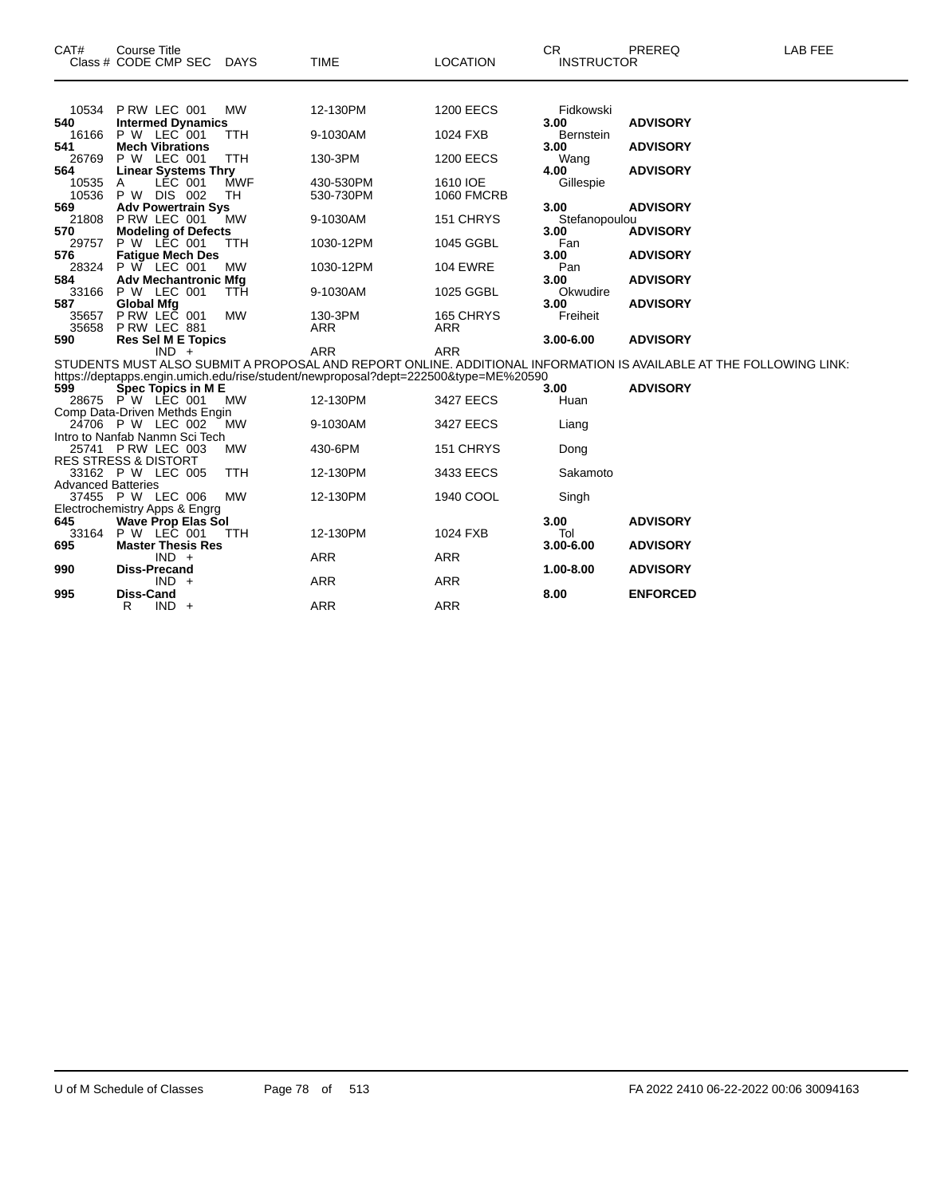| CAT# | Course Title<br>Class # CODE CMP SEC | DAYS | TIME | LOCATION | CR<br>INSTRUCTOR | PREREQ | LAB FEE |
|---|---|---|---|---|---|---|---|
| 10534 | P RW LEC 001 | MW | 12-130PM | 1200 EECS | Fidkowski | | |
| **540** | **Intermed Dynamics** | | | | **3.00** | **ADVISORY** | |
| 16166 | P W LEC 001 | TTH | 9-1030AM | 1024 FXB | Bernstein | | |
| **541** | **Mech Vibrations** | | | | **3.00** | **ADVISORY** | |
| 26769 | P W LEC 001 | TTH | 130-3PM | 1200 EECS | Wang | | |
| **564** | **Linear Systems Thry** | | | | **4.00** | **ADVISORY** | |
| 10535 | A LEC 001 | MWF | 430-530PM | 1610 IOE | Gillespie | | |
| 10536 | P W DIS 002 | TH | 530-730PM | 1060 FMCRB | | | |
| **569** | **Adv Powertrain Sys** | | | | **3.00** | **ADVISORY** | |
| 21808 | P RW LEC 001 | MW | 9-1030AM | 151 CHRYS | Stefanopoulou | | |
| **570** | **Modeling of Defects** | | | | **3.00** | **ADVISORY** | |
| 29757 | P W LEC 001 | TTH | 1030-12PM | 1045 GGBL | Fan | | |
| **576** | **Fatigue Mech Des** | | | | **3.00** | **ADVISORY** | |
| 28324 | P W LEC 001 | MW | 1030-12PM | 104 EWRE | Pan | | |
| **584** | **Adv Mechantronic Mfg** | | | | **3.00** | **ADVISORY** | |
| 33166 | P W LEC 001 | TTH | 9-1030AM | 1025 GGBL | Okwudire | | |
| **587** | **Global Mfg** | | | | **3.00** | **ADVISORY** | |
| 35657 | P RW LEC 001 | MW | 130-3PM | 165 CHRYS | Freiheit | | |
| 35658 | P RW LEC 881 | | ARR | ARR | | | |
| **590** | **Res Sel M E Topics** | | | | **3.00-6.00** | **ADVISORY** | |
| | IND + | | ARR | ARR | | | |

STUDENTS MUST ALSO SUBMIT A PROPOSAL AND REPORT ONLINE. ADDITIONAL INFORMATION IS AVAILABLE AT THE FOLLOWING LINK: https://deptapps.engin.umich.edu/rise/student/newproposal?dept=222500&type=ME%20590

| CAT# | Course Title<br>Class # CODE CMP SEC | DAYS | TIME | LOCATION | CR<br>INSTRUCTOR | PREREQ | LAB FEE |
|---|---|---|---|---|---|---|---|
| **599** | **Spec Topics in M E** | | | | **3.00** | **ADVISORY** | |
| 28675 | P W LEC 001 | MW | 12-130PM | 3427 EECS | Huan | | |
| | Comp Data-Driven Methds Engin | | | | | | |
| 24706 | P W LEC 002 | MW | 9-1030AM | 3427 EECS | Liang | | |
| | Intro to Nanfab Nanmn Sci Tech | | | | | | |
| 25741 | P RW LEC 003 | MW | 430-6PM | 151 CHRYS | Dong | | |
| | RES STRESS & DISTORT | | | | | | |
| 33162 | P W LEC 005 | TTH | 12-130PM | 3433 EECS | Sakamoto | | |
| | Advanced Batteries | | | | | | |
| 37455 | P W LEC 006 | MW | 12-130PM | 1940 COOL | Singh | | |
| | Electrochemistry Apps & Engrg | | | | | | |
| **645** | **Wave Prop Elas Sol** | | | | **3.00** | **ADVISORY** | |
| 33164 | P W LEC 001 | TTH | 12-130PM | 1024 FXB | Tol | | |
| **695** | **Master Thesis Res** | | | | **3.00-6.00** | **ADVISORY** | |
| | IND + | | ARR | ARR | | | |
| **990** | **Diss-Precand** | | | | **1.00-8.00** | **ADVISORY** | |
| | IND + | | ARR | ARR | | | |
| **995** | **Diss-Cand** | | | | **8.00** | **ENFORCED** | |
| | R IND + | | ARR | ARR | | | |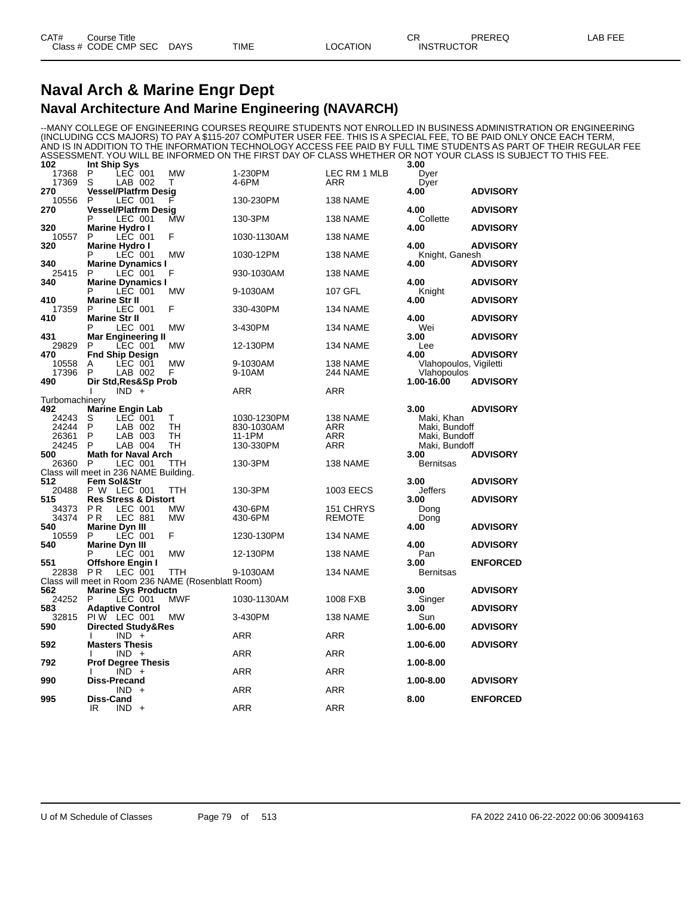# Naval Arch & Marine Engr Dept

## Naval Architecture And Marine Engineering (NAVARCH)

--MANY COLLEGE OF ENGINEERING COURSES REQUIRE STUDENTS NOT ENROLLED IN BUSINESS ADMINISTRATION OR ENGINEERING (INCLUDING CCS MAJORS) TO PAY A $115-207 COMPUTER USER FEE. THIS IS A SPECIAL FEE, TO BE PAID ONLY ONCE EACH TERM, AND IS IN ADDITION TO THE INFORMATION TECHNOLOGY ACCESS FEE PAID BY FULL TIME STUDENTS AS PART OF THEIR REGULAR FEE ASSESSMENT. YOU WILL BE INFORMED ON THE FIRST DAY OF CLASS WHETHER OR NOT YOUR CLASS IS SUBJECT TO THIS FEE.

| CAT# / Class # | Course Title / CODE CMP SEC | DAYS | TIME | LOCATION | CR / INSTRUCTOR | PREREQ | LAB FEE |
|---|---|---|---|---|---|---|---|
| **102** | **Int Ship Sys** | | | | **3.00** | | |
| 17368 | P LEC 001 | MW | 1-230PM | LEC RM 1 MLB | Dyer | | |
| 17369 | S LAB 002 | T | 4-6PM | ARR | Dyer | | |
| **270** | **Vessel/Platfrm Desig** | | | | **4.00** | **ADVISORY** | |
| 10556 | P LEC 001 | F | 130-230PM | 138 NAME | | | |
| **270** | **Vessel/Platfrm Desig** | | | | **4.00** | **ADVISORY** | |
| | P LEC 001 | MW | 130-3PM | 138 NAME | Collette | | |
| **320** | **Marine Hydro I** | | | | **4.00** | **ADVISORY** | |
| 10557 | P LEC 001 | F | 1030-1130AM | 138 NAME | | | |
| **320** | **Marine Hydro I** | | | | **4.00** | **ADVISORY** | |
| | P LEC 001 | MW | 1030-12PM | 138 NAME | Knight, Ganesh | | |
| **340** | **Marine Dynamics I** | | | | **4.00** | **ADVISORY** | |
| 25415 | P LEC 001 | F | 930-1030AM | 138 NAME | | | |
| **340** | **Marine Dynamics I** | | | | **4.00** | **ADVISORY** | |
| | P LEC 001 | MW | 9-1030AM | 107 GFL | Knight | | |
| **410** | **Marine Str II** | | | | **4.00** | **ADVISORY** | |
| 17359 | P LEC 001 | F | 330-430PM | 134 NAME | | | |
| **410** | **Marine Str II** | | | | **4.00** | **ADVISORY** | |
| | P LEC 001 | MW | 3-430PM | 134 NAME | Wei | | |
| **431** | **Mar Engineering II** | | | | **3.00** | **ADVISORY** | |
| 29829 | P LEC 001 | MW | 12-130PM | 134 NAME | Lee | | |
| **470** | **Fnd Ship Design** | | | | **4.00** | **ADVISORY** | |
| 10558 | A LEC 001 | MW | 9-1030AM | 138 NAME | Vlahopoulos, Vigiletti | | |
| 17396 | P LAB 002 | F | 9-10AM | 244 NAME | Vlahopoulos | | |
| **490** | **Dir Std,Res&Sp Prob** | | | | **1.00-16.00** | **ADVISORY** | |
| | I IND + | | ARR | ARR | | | |
| Turbomachinery | | | | | | | |
| **492** | **Marine Engin Lab** | | | | **3.00** | **ADVISORY** | |
| 24243 | S LEC 001 | T | 1030-1230PM | 138 NAME | Maki, Khan | | |
| 24244 | P LAB 002 | TH | 830-1030AM | ARR | Maki, Bundoff | | |
| 26361 | P LAB 003 | TH | 11-1PM | ARR | Maki, Bundoff | | |
| 24245 | P LAB 004 | TH | 130-330PM | ARR | Maki, Bundoff | | |
| **500** | **Math for Naval Arch** | | | | **3.00** | **ADVISORY** | |
| 26360 | P LEC 001 | TTH | 130-3PM | 138 NAME | Bernitsas | | |
| Class will meet in 236 NAME Building. | | | | | | | |
| **512** | **Fem Sol&Str** | | | | **3.00** | **ADVISORY** | |
| 20488 | P W LEC 001 | TTH | 130-3PM | 1003 EECS | Jeffers | | |
| **515** | **Res Stress & Distort** | | | | **3.00** | **ADVISORY** | |
| 34373 | P R LEC 001 | MW | 430-6PM | 151 CHRYS | Dong | | |
| 34374 | P R LEC 881 | MW | 430-6PM | REMOTE | Dong | | |
| **540** | **Marine Dyn III** | | | | **4.00** | **ADVISORY** | |
| 10559 | P LEC 001 | F | 1230-130PM | 134 NAME | | | |
| **540** | **Marine Dyn III** | | | | **4.00** | **ADVISORY** | |
| | P LEC 001 | MW | 12-130PM | 138 NAME | Pan | | |
| **551** | **Offshore Engin I** | | | | **3.00** | **ENFORCED** | |
| 22838 | P R LEC 001 | TTH | 9-1030AM | 134 NAME | Bernitsas | | |
| Class will meet in Room 236 NAME (Rosenblatt Room) | | | | | | | |
| **562** | **Marine Sys Productn** | | | | **3.00** | **ADVISORY** | |
| 24252 | P LEC 001 | MWF | 1030-1130AM | 1008 FXB | Singer | | |
| **583** | **Adaptive Control** | | | | **3.00** | **ADVISORY** | |
| 32815 | PI W LEC 001 | MW | 3-430PM | 138 NAME | Sun | | |
| **590** | **Directed Study&Res** | | | | **1.00-6.00** | **ADVISORY** | |
| | I IND + | | ARR | ARR | | | |
| **592** | **Masters Thesis** | | | | **1.00-6.00** | **ADVISORY** | |
| | I IND + | | ARR | ARR | | | |
| **792** | **Prof Degree Thesis** | | | | **1.00-8.00** | | |
| | I IND + | | ARR | ARR | | | |
| **990** | **Diss-Precand** | | | | **1.00-8.00** | **ADVISORY** | |
| | IND + | | ARR | ARR | | | |
| **995** | **Diss-Cand** | | | | **8.00** | **ENFORCED** | |
| | IR IND + | | ARR | ARR | | | |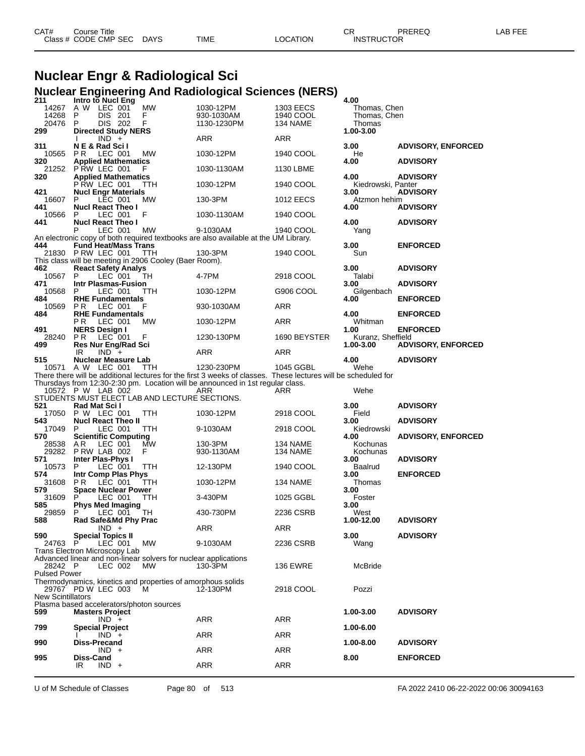# Nuclear Engr & Radiological Sci

## Nuclear Engineering And Radiological Sciences (NERS)

| CAT# / Class # | Course Title / CODE CMP SEC | DAYS | TIME | LOCATION | CR / INSTRUCTOR | PREREQ | LAB FEE |
|---|---|---|---|---|---|---|---|
| **211** | **Intro to Nucl Eng** | | | | **4.00** | | |
| 14267 | A W LEC 001 | MW | 1030-12PM | 1303 EECS | Thomas, Chen | | |
| 14268 | P DIS 201 | F | 930-1030AM | 1940 COOL | Thomas, Chen | | |
| 20476 | P DIS 202 | F | 1130-1230PM | 134 NAME | Thomas | | |
| **299** | **Directed Study NERS** | | | | **1.00-3.00** | | |
| | I IND + | | ARR | ARR | | | |
| **311** | **N E & Rad Sci I** | | | | **3.00** | **ADVISORY, ENFORCED** | |
| 10565 | P R LEC 001 | MW | 1030-12PM | 1940 COOL | He | | |
| **320** | **Applied Mathematics** | | | | **4.00** | **ADVISORY** | |
| 21252 | P RW LEC 001 | F | 1030-1130AM | 1130 LBME | | | |
| **320** | **Applied Mathematics** | | | | **4.00** | **ADVISORY** | |
| | P RW LEC 001 | TTH | 1030-12PM | 1940 COOL | Kiedrowski, Panter | | |
| **421** | **Nucl Engr Materials** | | | | **3.00** | **ADVISORY** | |
| 16607 | P LEC 001 | MW | 130-3PM | 1012 EECS | Atzmon hehim | | |
| **441** | **Nucl React Theo I** | | | | **4.00** | **ADVISORY** | |
| 10566 | P LEC 001 | F | 1030-1130AM | 1940 COOL | | | |
| **441** | **Nucl React Theo I** | | | | **4.00** | **ADVISORY** | |
| | P LEC 001 | MW | 9-1030AM | 1940 COOL | Yang | | |

An electronic copy of both required textbooks are also available at the UM Library.

| CAT# / Class # | Course Title / CODE CMP SEC | DAYS | TIME | LOCATION | CR / INSTRUCTOR | PREREQ | LAB FEE |
|---|---|---|---|---|---|---|---|
| **444** | **Fund Heat/Mass Trans** | | | | **3.00** | **ENFORCED** | |
| 21830 | P RW LEC 001 | TTH | 130-3PM | 1940 COOL | Sun | | |

This class will be meeting in 2906 Cooley (Baer Room).

| CAT# / Class # | Course Title / CODE CMP SEC | DAYS | TIME | LOCATION | CR / INSTRUCTOR | PREREQ | LAB FEE |
|---|---|---|---|---|---|---|---|
| **462** | **React Safety Analys** | | | | **3.00** | **ADVISORY** | |
| 10567 | P LEC 001 | TH | 4-7PM | 2918 COOL | Talabi | | |
| **471** | **Intr Plasmas-Fusion** | | | | **3.00** | **ADVISORY** | |
| 10568 | P LEC 001 | TTH | 1030-12PM | G906 COOL | Gilgenbach | | |
| **484** | **RHE Fundamentals** | | | | **4.00** | **ENFORCED** | |
| 10569 | P R LEC 001 | F | 930-1030AM | ARR | | | |
| **484** | **RHE Fundamentals** | | | | **4.00** | **ENFORCED** | |
| | P R LEC 001 | MW | 1030-12PM | ARR | Whitman | | |
| **491** | **NERS Design I** | | | | **1.00** | **ENFORCED** | |
| 28240 | P R LEC 001 | F | 1230-130PM | 1690 BEYSTER | Kuranz, Sheffield | | |
| **499** | **Res Nur Eng/Rad Sci** | | | | **1.00-3.00** | **ADVISORY, ENFORCED** | |
| | IR IND + | | ARR | ARR | | | |
| **515** | **Nuclear Measure Lab** | | | | **4.00** | **ADVISORY** | |
| 10571 | A W LEC 001 | TTH | 1230-230PM | 1045 GGBL | Wehe | | |

There there will be additional lectures for the first 3 weeks of classes. These lectures will be scheduled for Thursdays from 12:30-2:30 pm. Location will be announced in 1st regular class.

| CAT# / Class # | Course Title / CODE CMP SEC | DAYS | TIME | LOCATION | CR / INSTRUCTOR | PREREQ | LAB FEE |
|---|---|---|---|---|---|---|---|
| 10572 | P W LAB 002 | | ARR | ARR | Wehe | | |

STUDENTS MUST ELECT LAB AND LECTURE SECTIONS.

| CAT# / Class # | Course Title / CODE CMP SEC | DAYS | TIME | LOCATION | CR / INSTRUCTOR | PREREQ | LAB FEE |
|---|---|---|---|---|---|---|---|
| **521** | **Rad Mat Sci I** | | | | **3.00** | **ADVISORY** | |
| 17050 | P W LEC 001 | TTH | 1030-12PM | 2918 COOL | Field | | |
| **543** | **Nucl React Theo II** | | | | **3.00** | **ADVISORY** | |
| 17049 | P LEC 001 | TTH | 9-1030AM | 2918 COOL | Kiedrowski | | |
| **570** | **Scientific Computing** | | | | **4.00** | **ADVISORY, ENFORCED** | |
| 28538 | A R LEC 001 | MW | 130-3PM | 134 NAME | Kochunas | | |
| 29282 | P RW LAB 002 | F | 930-1130AM | 134 NAME | Kochunas | | |
| **571** | **Inter Plas-Phys I** | | | | **3.00** | **ADVISORY** | |
| 10573 | P LEC 001 | TTH | 12-130PM | 1940 COOL | Baalrud | | |
| **574** | **Intr Comp Plas Phys** | | | | **3.00** | **ENFORCED** | |
| 31608 | P R LEC 001 | TTH | 1030-12PM | 134 NAME | Thomas | | |
| **579** | **Space Nuclear Power** | | | | **3.00** | | |
| 31609 | P LEC 001 | TTH | 3-430PM | 1025 GGBL | Foster | | |
| **585** | **Phys Med Imaging** | | | | **3.00** | | |
| 29859 | P LEC 001 | TH | 430-730PM | 2236 CSRB | West | | |
| **588** | **Rad Safe&Md Phy Prac** | | | | **1.00-12.00** | **ADVISORY** | |
| | IND + | | ARR | ARR | | | |
| **590** | **Special Topics II** | | | | **3.00** | **ADVISORY** | |
| 24763 | P LEC 001 | MW | 9-1030AM | 2236 CSRB | Wang | | |

Trans Electron Microscopy Lab

Advanced linear and non-linear solvers for nuclear applications

| CAT# / Class # | Course Title / CODE CMP SEC | DAYS | TIME | LOCATION | CR / INSTRUCTOR | PREREQ | LAB FEE |
|---|---|---|---|---|---|---|---|
| 28242 | P LEC 002 | MW | 130-3PM | 136 EWRE | McBride | | |

Pulsed Power

Thermodynamics, kinetics and properties of amorphous solids

| CAT# / Class # | Course Title / CODE CMP SEC | DAYS | TIME | LOCATION | CR / INSTRUCTOR | PREREQ | LAB FEE |
|---|---|---|---|---|---|---|---|
| 29767 | PD W LEC 003 | M | 12-130PM | 2918 COOL | Pozzi | | |

New Scintillators

Plasma based accelerators/photon sources

| CAT# / Class # | Course Title / CODE CMP SEC | DAYS | TIME | LOCATION | CR / INSTRUCTOR | PREREQ | LAB FEE |
|---|---|---|---|---|---|---|---|
| **599** | **Masters Project** | | | | **1.00-3.00** | **ADVISORY** | |
| | IND + | | ARR | ARR | | | |
| **799** | **Special Project** | | | | **1.00-6.00** | | |
| | I IND + | | ARR | ARR | | | |
| **990** | **Diss-Precand** | | | | **1.00-8.00** | **ADVISORY** | |
| | IND + | | ARR | ARR | | | |
| **995** | **Diss-Cand** | | | | **8.00** | **ENFORCED** | |
| | IR IND + | | ARR | ARR | | | |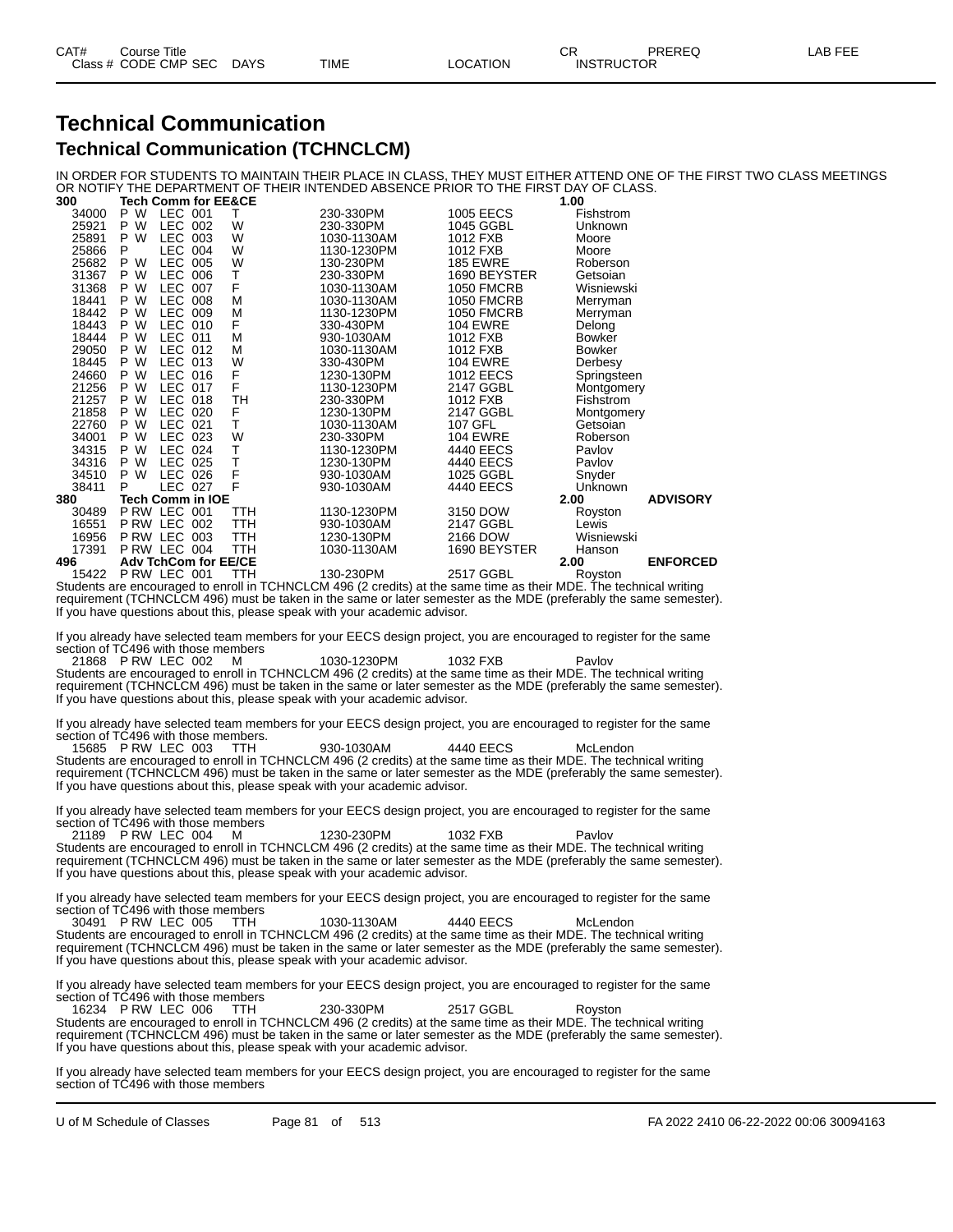# Technical Communication

## Technical Communication (TCHNCLCM)

IN ORDER FOR STUDENTS TO MAINTAIN THEIR PLACE IN CLASS, THEY MUST EITHER ATTEND ONE OF THE FIRST TWO CLASS MEETINGS OR NOTIFY THE DEPARTMENT OF THEIR INTENDED ABSENCE PRIOR TO THE FIRST DAY OF CLASS.

| CAT# / Class # | Course Title / CODE CMP SEC | DAYS | TIME | LOCATION | CR / INSTRUCTOR | PREREQ | LAB FEE |
|---|---|---|---|---|---|---|---|
| **300** | **Tech Comm for EE&CE** | | | | **1.00** | | |
| 34000 | P W LEC 001 | T | 230-330PM | 1005 EECS | Fishstrom | | |
| 25921 | P W LEC 002 | W | 230-330PM | 1045 GGBL | Unknown | | |
| 25891 | P W LEC 003 | W | 1030-1130AM | 1012 FXB | Moore | | |
| 25866 | P LEC 004 | W | 1130-1230PM | 1012 FXB | Moore | | |
| 25682 | P W LEC 005 | W | 130-230PM | 185 EWRE | Roberson | | |
| 31367 | P W LEC 006 | T | 230-330PM | 1690 BEYSTER | Getsoian | | |
| 31368 | P W LEC 007 | F | 1030-1130AM | 1050 FMCRB | Wisniewski | | |
| 18441 | P W LEC 008 | M | 1030-1130AM | 1050 FMCRB | Merryman | | |
| 18442 | P W LEC 009 | M | 1130-1230PM | 1050 FMCRB | Merryman | | |
| 18443 | P W LEC 010 | F | 330-430PM | 104 EWRE | Delong | | |
| 18444 | P W LEC 011 | M | 930-1030AM | 1012 FXB | Bowker | | |
| 29050 | P W LEC 012 | M | 1030-1130AM | 1012 FXB | Bowker | | |
| 18445 | P W LEC 013 | W | 330-430PM | 104 EWRE | Derbesy | | |
| 24660 | P W LEC 016 | F | 1230-130PM | 1012 EECS | Springsteen | | |
| 21256 | P W LEC 017 | F | 1130-1230PM | 2147 GGBL | Montgomery | | |
| 21257 | P W LEC 018 | TH | 230-330PM | 1012 FXB | Fishstrom | | |
| 21858 | P W LEC 020 | F | 1230-130PM | 2147 GGBL | Montgomery | | |
| 22760 | P W LEC 021 | T | 1030-1130AM | 107 GFL | Getsoian | | |
| 34001 | P W LEC 023 | W | 230-330PM | 104 EWRE | Roberson | | |
| 34315 | P W LEC 024 | T | 1130-1230PM | 4440 EECS | Pavlov | | |
| 34316 | P W LEC 025 | T | 1230-130PM | 4440 EECS | Pavlov | | |
| 34510 | P W LEC 026 | F | 930-1030AM | 1025 GGBL | Snyder | | |
| 38411 | P LEC 027 | F | 930-1030AM | 4440 EECS | Unknown | | |
| **380** | **Tech Comm in IOE** | | | | **2.00** | **ADVISORY** | |
| 30489 | P RW LEC 001 | TTH | 1130-1230PM | 3150 DOW | Royston | | |
| 16551 | P RW LEC 002 | TTH | 930-1030AM | 2147 GGBL | Lewis | | |
| 16956 | P RW LEC 003 | TTH | 1230-130PM | 2166 DOW | Wisniewski | | |
| 17391 | P RW LEC 004 | TTH | 1030-1130AM | 1690 BEYSTER | Hanson | | |
| **496** | **Adv TchCom for EE/CE** | | | | **2.00** | **ENFORCED** | |
| 15422 | P RW LEC 001 | TTH | 130-230PM | 2517 GGBL | Royston | | |

Students are encouraged to enroll in TCHNCLCM 496 (2 credits) at the same time as their MDE. The technical writing requirement (TCHNCLCM 496) must be taken in the same or later semester as the MDE (preferably the same semester). If you have questions about this, please speak with your academic advisor.

If you already have selected team members for your EECS design project, you are encouraged to register for the same section of TC496 with those members

| Class # | CODE CMP SEC | DAYS | TIME | LOCATION | INSTRUCTOR |
|---|---|---|---|---|---|
| 21868 | P RW LEC 002 | M | 1030-1230PM | 1032 FXB | Pavlov |

Students are encouraged to enroll in TCHNCLCM 496 (2 credits) at the same time as their MDE. The technical writing requirement (TCHNCLCM 496) must be taken in the same or later semester as the MDE (preferably the same semester). If you have questions about this, please speak with your academic advisor.

If you already have selected team members for your EECS design project, you are encouraged to register for the same section of TC496 with those members.

| Class # | CODE CMP SEC | DAYS | TIME | LOCATION | INSTRUCTOR |
|---|---|---|---|---|---|
| 15685 | P RW LEC 003 | TTH | 930-1030AM | 4440 EECS | McLendon |

Students are encouraged to enroll in TCHNCLCM 496 (2 credits) at the same time as their MDE. The technical writing requirement (TCHNCLCM 496) must be taken in the same or later semester as the MDE (preferably the same semester). If you have questions about this, please speak with your academic advisor.

If you already have selected team members for your EECS design project, you are encouraged to register for the same section of TC496 with those members

| Class # | CODE CMP SEC | DAYS | TIME | LOCATION | INSTRUCTOR |
|---|---|---|---|---|---|
| 21189 | P RW LEC 004 | M | 1230-230PM | 1032 FXB | Pavlov |

Students are encouraged to enroll in TCHNCLCM 496 (2 credits) at the same time as their MDE. The technical writing requirement (TCHNCLCM 496) must be taken in the same or later semester as the MDE (preferably the same semester). If you have questions about this, please speak with your academic advisor.

If you already have selected team members for your EECS design project, you are encouraged to register for the same section of TC496 with those members

| Class # | CODE CMP SEC | DAYS | TIME | LOCATION | INSTRUCTOR |
|---|---|---|---|---|---|
| 30491 | P RW LEC 005 | TTH | 1030-1130AM | 4440 EECS | McLendon |

Students are encouraged to enroll in TCHNCLCM 496 (2 credits) at the same time as their MDE. The technical writing requirement (TCHNCLCM 496) must be taken in the same or later semester as the MDE (preferably the same semester). If you have questions about this, please speak with your academic advisor.

If you already have selected team members for your EECS design project, you are encouraged to register for the same section of TC496 with those members

| Class # | CODE CMP SEC | DAYS | TIME | LOCATION | INSTRUCTOR |
|---|---|---|---|---|---|
| 16234 | P RW LEC 006 | TTH | 230-330PM | 2517 GGBL | Royston |

Students are encouraged to enroll in TCHNCLCM 496 (2 credits) at the same time as their MDE. The technical writing requirement (TCHNCLCM 496) must be taken in the same or later semester as the MDE (preferably the same semester). If you have questions about this, please speak with your academic advisor.

If you already have selected team members for your EECS design project, you are encouraged to register for the same section of TC496 with those members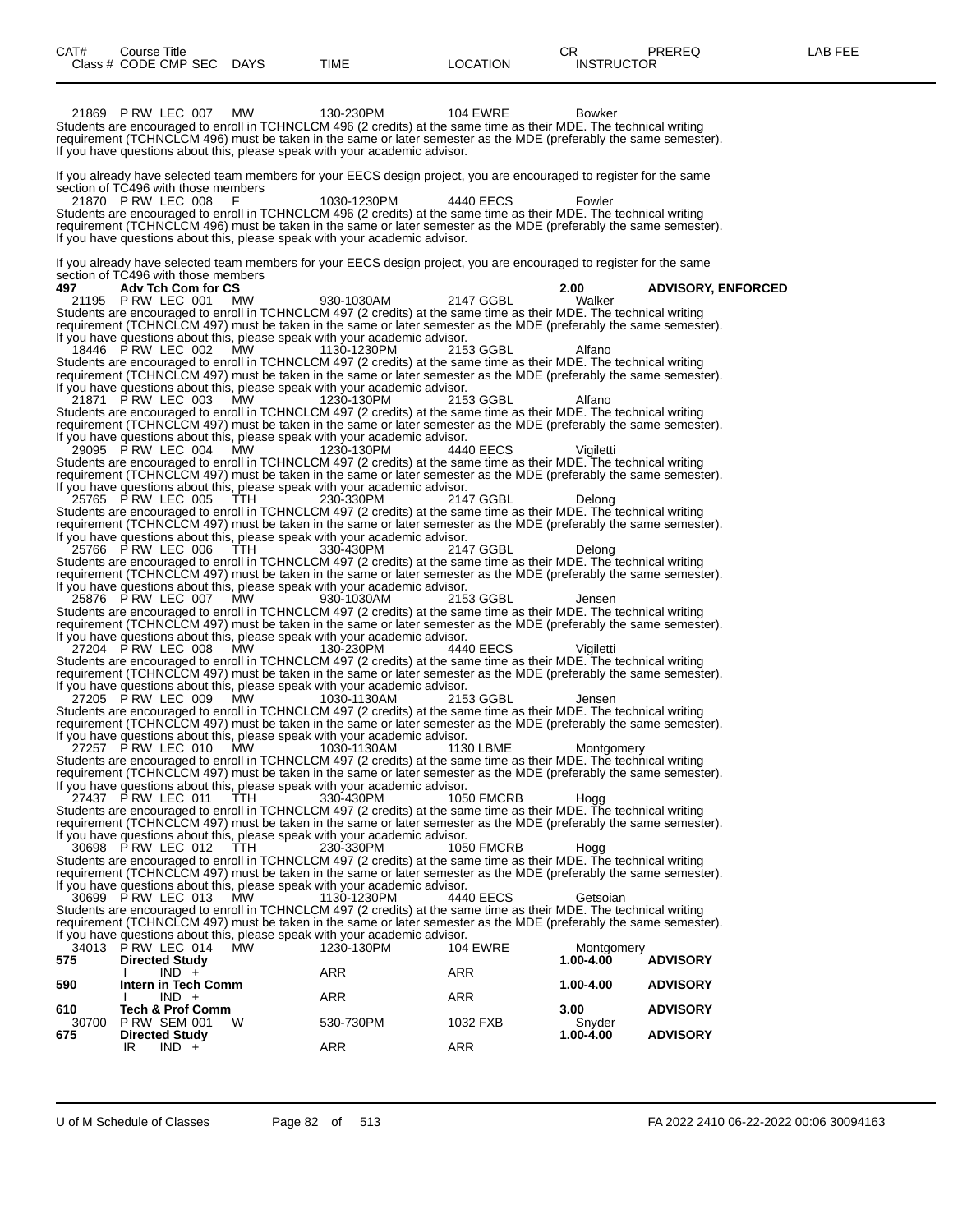| CAT# | Course Title<br>Class # CODE CMP SEC | DAYS | TIME | LOCATION | CR<br>INSTRUCTOR | PREREQ | LAB FEE |
|---|---|---|---|---|---|---|---|
| 21869 | P RW LEC 007 | MW | 130-230PM | 104 EWRE | Bowker | | |

Students are encouraged to enroll in TCHNCLCM 496 (2 credits) at the same time as their MDE. The technical writing requirement (TCHNCLCM 496) must be taken in the same or later semester as the MDE (preferably the same semester). If you have questions about this, please speak with your academic advisor.

If you already have selected team members for your EECS design project, you are encouraged to register for the same section of TC496 with those members

| 21870 | P RW LEC 008 | F | 1030-1230PM | 4440 EECS | Fowler | | |
|---|---|---|---|---|---|---|---|

Students are encouraged to enroll in TCHNCLCM 496 (2 credits) at the same time as their MDE. The technical writing requirement (TCHNCLCM 496) must be taken in the same or later semester as the MDE (preferably the same semester). If you have questions about this, please speak with your academic advisor.

If you already have selected team members for your EECS design project, you are encouraged to register for the same section of TC496 with those members

**497 Adv Tch Com for CS** — **2.00** — **ADVISORY, ENFORCED**

| 21195 | P RW LEC 001 | MW | 930-1030AM | 2147 GGBL | Walker |
|---|---|---|---|---|---|

Students are encouraged to enroll in TCHNCLCM 497 (2 credits) at the same time as their MDE. The technical writing requirement (TCHNCLCM 497) must be taken in the same or later semester as the MDE (preferably the same semester). If you have questions about this, please speak with your academic advisor.

| 18446 | P RW LEC 002 | MW | 1130-1230PM | 2153 GGBL | Alfano |
|---|---|---|---|---|---|

Students are encouraged to enroll in TCHNCLCM 497 (2 credits) at the same time as their MDE. The technical writing requirement (TCHNCLCM 497) must be taken in the same or later semester as the MDE (preferably the same semester). If you have questions about this, please speak with your academic advisor.

| 21871 | P RW LEC 003 | MW | 1230-130PM | 2153 GGBL | Alfano |
|---|---|---|---|---|---|

Students are encouraged to enroll in TCHNCLCM 497 (2 credits) at the same time as their MDE. The technical writing requirement (TCHNCLCM 497) must be taken in the same or later semester as the MDE (preferably the same semester). If you have questions about this, please speak with your academic advisor.

| 29095 | P RW LEC 004 | MW | 1230-130PM | 4440 EECS | Vigiletti |
|---|---|---|---|---|---|

Students are encouraged to enroll in TCHNCLCM 497 (2 credits) at the same time as their MDE. The technical writing requirement (TCHNCLCM 497) must be taken in the same or later semester as the MDE (preferably the same semester). If you have questions about this, please speak with your academic advisor.

| 25765 | P RW LEC 005 | TTH | 230-330PM | 2147 GGBL | Delong |
|---|---|---|---|---|---|

Students are encouraged to enroll in TCHNCLCM 497 (2 credits) at the same time as their MDE. The technical writing requirement (TCHNCLCM 497) must be taken in the same or later semester as the MDE (preferably the same semester). If you have questions about this, please speak with your academic advisor.

| 25766 | P RW LEC 006 | TTH | 330-430PM | 2147 GGBL | Delong |
|---|---|---|---|---|---|

Students are encouraged to enroll in TCHNCLCM 497 (2 credits) at the same time as their MDE. The technical writing requirement (TCHNCLCM 497) must be taken in the same or later semester as the MDE (preferably the same semester). If you have questions about this, please speak with your academic advisor.

| 25876 | P RW LEC 007 | MW | 930-1030AM | 2153 GGBL | Jensen |
|---|---|---|---|---|---|

Students are encouraged to enroll in TCHNCLCM 497 (2 credits) at the same time as their MDE. The technical writing requirement (TCHNCLCM 497) must be taken in the same or later semester as the MDE (preferably the same semester). If you have questions about this, please speak with your academic advisor.

| 27204 | P RW LEC 008 | MW | 130-230PM | 4440 EECS | Vigiletti |
|---|---|---|---|---|---|

Students are encouraged to enroll in TCHNCLCM 497 (2 credits) at the same time as their MDE. The technical writing requirement (TCHNCLCM 497) must be taken in the same or later semester as the MDE (preferably the same semester). If you have questions about this, please speak with your academic advisor.

| 27205 | P RW LEC 009 | MW | 1030-1130AM | 2153 GGBL | Jensen |
|---|---|---|---|---|---|

Students are encouraged to enroll in TCHNCLCM 497 (2 credits) at the same time as their MDE. The technical writing requirement (TCHNCLCM 497) must be taken in the same or later semester as the MDE (preferably the same semester). If you have questions about this, please speak with your academic advisor.

| 27257 | P RW LEC 010 | MW | 1030-1130AM | 1130 LBME | Montgomery |
|---|---|---|---|---|---|

Students are encouraged to enroll in TCHNCLCM 497 (2 credits) at the same time as their MDE. The technical writing requirement (TCHNCLCM 497) must be taken in the same or later semester as the MDE (preferably the same semester). If you have questions about this, please speak with your academic advisor.

| 27437 | P RW LEC 011 | TTH | 330-430PM | 1050 FMCRB | Hogg |
|---|---|---|---|---|---|

Students are encouraged to enroll in TCHNCLCM 497 (2 credits) at the same time as their MDE. The technical writing requirement (TCHNCLCM 497) must be taken in the same or later semester as the MDE (preferably the same semester). If you have questions about this, please speak with your academic advisor.

| 30698 | P RW LEC 012 | TTH | 230-330PM | 1050 FMCRB | Hogg |
|---|---|---|---|---|---|

Students are encouraged to enroll in TCHNCLCM 497 (2 credits) at the same time as their MDE. The technical writing requirement (TCHNCLCM 497) must be taken in the same or later semester as the MDE (preferably the same semester). If you have questions about this, please speak with your academic advisor.

| 30699 | P RW LEC 013 | MW | 1130-1230PM | 4440 EECS | Getsoian |
|---|---|---|---|---|---|

Students are encouraged to enroll in TCHNCLCM 497 (2 credits) at the same time as their MDE. The technical writing requirement (TCHNCLCM 497) must be taken in the same or later semester as the MDE (preferably the same semester). If you have questions about this, please speak with your academic advisor.

| CAT# | Course Title / Class # CODE CMP SEC | DAYS | TIME | LOCATION | CR / INSTRUCTOR | PREREQ |
|---|---|---|---|---|---|---|
| 34013 | P RW LEC 014 | MW | 1230-130PM | 104 EWRE | Montgomery | |
| **575** | **Directed Study** | | | | **1.00-4.00** | **ADVISORY** |
| | I IND + | | ARR | ARR | | |
| **590** | **Intern in Tech Comm** | | | | **1.00-4.00** | **ADVISORY** |
| | I IND + | | ARR | ARR | | |
| **610** | **Tech & Prof Comm** | | | | **3.00** | **ADVISORY** |
| 30700 | P RW SEM 001 | W | 530-730PM | 1032 FXB | Snyder | |
| **675** | **Directed Study** | | | | **1.00-4.00** | **ADVISORY** |
| | IR IND + | | ARR | ARR | | |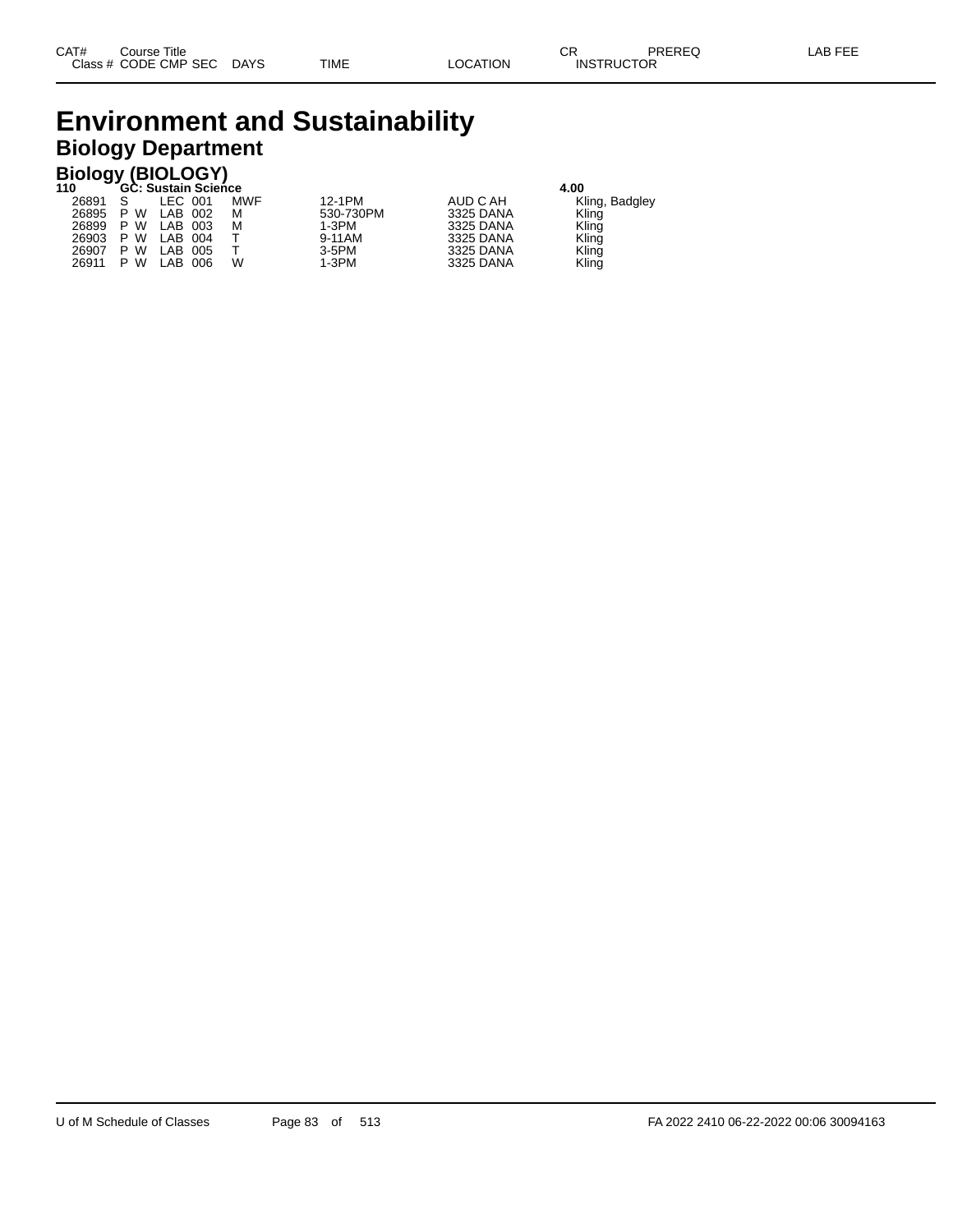# Environment and Sustainability

## Biology Department

### Biology (BIOLOGY)

| CAT# | Class # | CODE | CMP | SEC | DAYS | TIME | LOCATION | CR | INSTRUCTOR | PREREQ | LAB FEE |
|---|---|---|---|---|---|---|---|---|---|---|---|
| **110** | **GC: Sustain Science** | | | | | | | **4.00** | | | |
| | 26891 | S | LEC | 001 | MWF | 12-1PM | AUD C AH | | Kling, Badgley | | |
| | 26895 | P W | LAB | 002 | M | 530-730PM | 3325 DANA | | Kling | | |
| | 26899 | P W | LAB | 003 | M | 1-3PM | 3325 DANA | | Kling | | |
| | 26903 | P W | LAB | 004 | T | 9-11AM | 3325 DANA | | Kling | | |
| | 26907 | P W | LAB | 005 | T | 3-5PM | 3325 DANA | | Kling | | |
| | 26911 | P W | LAB | 006 | W | 1-3PM | 3325 DANA | | Kling | | |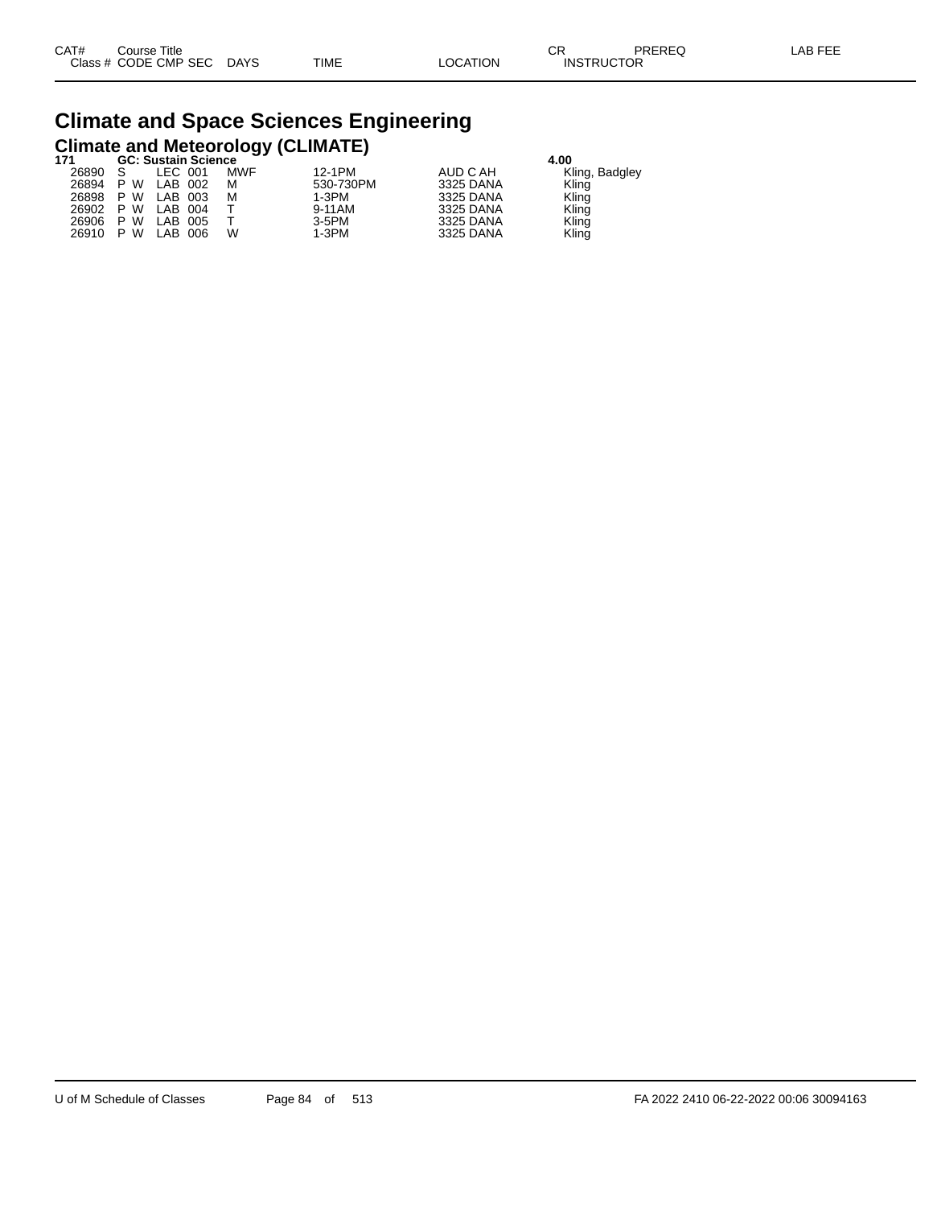# Climate and Space Sciences Engineering

## Climate and Meteorology (CLIMATE)

| CAT# / Class # | Course Title / CODE | CMP | SEC | DAYS | TIME | LOCATION | CR / INSTRUCTOR | PREREQ | LAB FEE |
|---|---|---|---|---|---|---|---|---|---|
| **171** | **GC: Sustain Science** | | | | | | **4.00** | | |
| 26890 | S | LEC | 001 | MWF | 12-1PM | AUD C AH | Kling, Badgley | | |
| 26894 | P W | LAB | 002 | M | 530-730PM | 3325 DANA | Kling | | |
| 26898 | P W | LAB | 003 | M | 1-3PM | 3325 DANA | Kling | | |
| 26902 | P W | LAB | 004 | T | 9-11AM | 3325 DANA | Kling | | |
| 26906 | P W | LAB | 005 | T | 3-5PM | 3325 DANA | Kling | | |
| 26910 | P W | LAB | 006 | W | 1-3PM | 3325 DANA | Kling | | |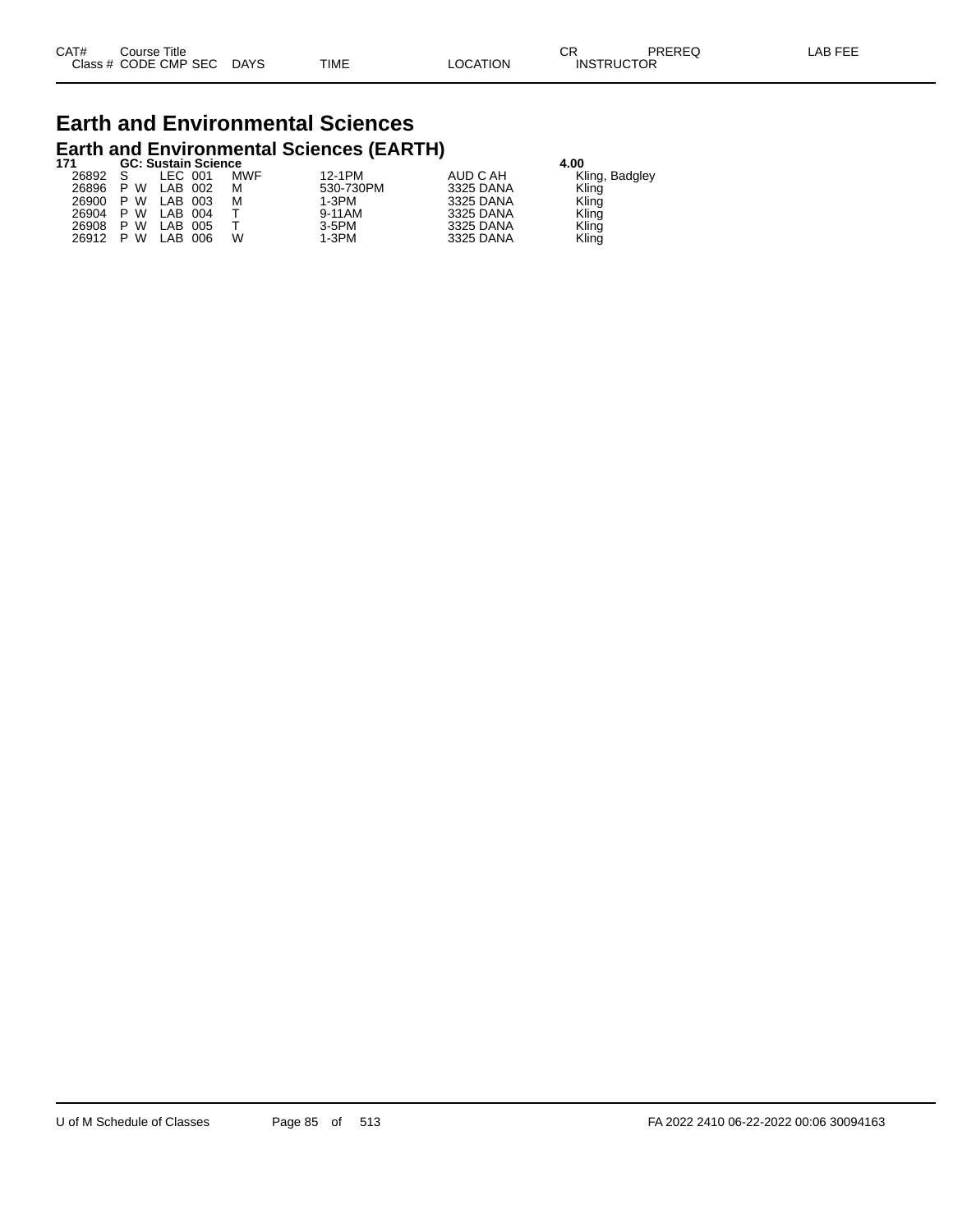| CAT# | Course Title | | | | | | CR | PREREQ | LAB FEE |
|---|---|---|---|---|---|---|---|---|---|
| Class # | CODE | CMP | SEC | DAYS | TIME | LOCATION | INSTRUCTOR | | |

# Earth and Environmental Sciences

## Earth and Environmental Sciences (EARTH)

| CAT# / Class # | CODE | CMP | SEC | DAYS | TIME | LOCATION | CR / INSTRUCTOR |
|---|---|---|---|---|---|---|---|
| **171** | **GC: Sustain Science** | | | | | | **4.00** |
| 26892 | S | LEC | 001 | MWF | 12-1PM | AUD C AH | Kling, Badgley |
| 26896 | P W | LAB | 002 | M | 530-730PM | 3325 DANA | Kling |
| 26900 | P W | LAB | 003 | M | 1-3PM | 3325 DANA | Kling |
| 26904 | P W | LAB | 004 | T | 9-11AM | 3325 DANA | Kling |
| 26908 | P W | LAB | 005 | T | 3-5PM | 3325 DANA | Kling |
| 26912 | P W | LAB | 006 | W | 1-3PM | 3325 DANA | Kling |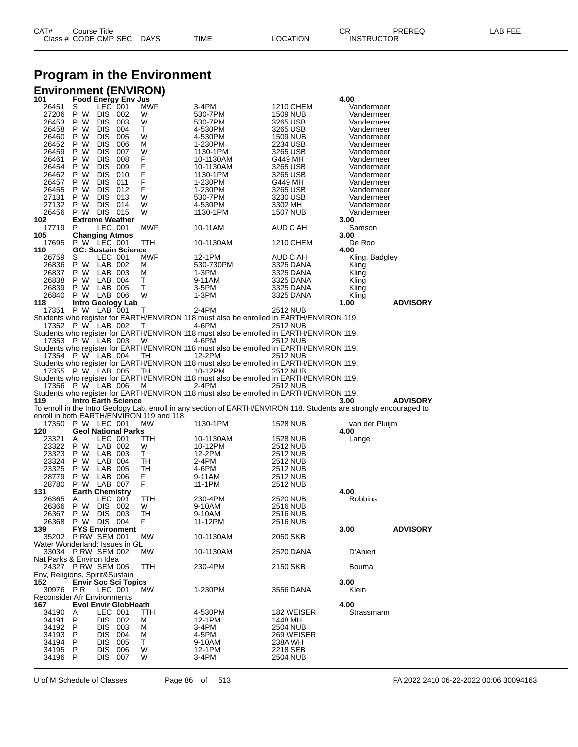| CAT# | Course Title | | | | | | CR | PREREQ | LAB FEE |
|---|---|---|---|---|---|---|---|---|---|
| Class # | CODE | CMP | SEC | DAYS | TIME | LOCATION | INSTRUCTOR | | |

# Program in the Environment

## Environment (ENVIRON)

| Class # | CODE | CMP | SEC | DAYS | TIME | LOCATION | INSTRUCTOR / CR | PREREQ |
|---|---|---|---|---|---|---|---|---|
| **101** | **Food Energy Env Jus** | | | | | | **4.00** | |
| 26451 | S | LEC | 001 | MWF | 3-4PM | 1210 CHEM | Vandermeer | |
| 27206 | P W | DIS | 002 | W | 530-7PM | 1509 NUB | Vandermeer | |
| 26453 | P W | DIS | 003 | W | 530-7PM | 3265 USB | Vandermeer | |
| 26458 | P W | DIS | 004 | T | 4-530PM | 3265 USB | Vandermeer | |
| 26460 | P W | DIS | 005 | W | 4-530PM | 1509 NUB | Vandermeer | |
| 26452 | P W | DIS | 006 | M | 1-230PM | 2234 USB | Vandermeer | |
| 26459 | P W | DIS | 007 | W | 1130-1PM | 3265 USB | Vandermeer | |
| 26461 | P W | DIS | 008 | F | 10-1130AM | G449 MH | Vandermeer | |
| 26454 | P W | DIS | 009 | F | 10-1130AM | 3265 USB | Vandermeer | |
| 26462 | P W | DIS | 010 | F | 1130-1PM | 3265 USB | Vandermeer | |
| 26457 | P W | DIS | 011 | F | 1-230PM | G449 MH | Vandermeer | |
| 26455 | P W | DIS | 012 | F | 1-230PM | 3265 USB | Vandermeer | |
| 27131 | P W | DIS | 013 | W | 530-7PM | 3230 USB | Vandermeer | |
| 27132 | P W | DIS | 014 | W | 4-530PM | 3302 MH | Vandermeer | |
| 26456 | P W | DIS | 015 | W | 1130-1PM | 1507 NUB | Vandermeer | |
| **102** | **Extreme Weather** | | | | | | **3.00** | |
| 17719 | P | LEC | 001 | MWF | 10-11AM | AUD C AH | Samson | |
| **105** | **Changing Atmos** | | | | | | **3.00** | |
| 17695 | P W | LEC | 001 | TTH | 10-1130AM | 1210 CHEM | De Roo | |
| **110** | **GC: Sustain Science** | | | | | | **4.00** | |
| 26759 | S | LEC | 001 | MWF | 12-1PM | AUD C AH | Kling, Badgley | |
| 26836 | P W | LAB | 002 | M | 530-730PM | 3325 DANA | Kling | |
| 26837 | P W | LAB | 003 | M | 1-3PM | 3325 DANA | Kling | |
| 26838 | P W | LAB | 004 | T | 9-11AM | 3325 DANA | Kling | |
| 26839 | P W | LAB | 005 | T | 3-5PM | 3325 DANA | Kling | |
| 26840 | P W | LAB | 006 | W | 1-3PM | 3325 DANA | Kling | |
| **118** | **Intro Geology Lab** | | | | | | **1.00** | **ADVISORY** |
| 17351 | P W | LAB | 001 | T | 2-4PM | 2512 NUB | | |
| Students who register for EARTH/ENVIRON 118 must also be enrolled in EARTH/ENVIRON 119. | | | | | | | | |
| 17352 | P W | LAB | 002 | T | 4-6PM | 2512 NUB | | |
| Students who register for EARTH/ENVIRON 118 must also be enrolled in EARTH/ENVIRON 119. | | | | | | | | |
| 17353 | P W | LAB | 003 | W | 4-6PM | 2512 NUB | | |
| Students who register for EARTH/ENVIRON 118 must also be enrolled in EARTH/ENVIRON 119. | | | | | | | | |
| 17354 | P W | LAB | 004 | TH | 12-2PM | 2512 NUB | | |
| Students who register for EARTH/ENVIRON 118 must also be enrolled in EARTH/ENVIRON 119. | | | | | | | | |
| 17355 | P W | LAB | 005 | TH | 10-12PM | 2512 NUB | | |
| Students who register for EARTH/ENVIRON 118 must also be enrolled in EARTH/ENVIRON 119. | | | | | | | | |
| 17356 | P W | LAB | 006 | M | 2-4PM | 2512 NUB | | |
| Students who register for EARTH/ENVIRON 118 must also be enrolled in EARTH/ENVIRON 119. | | | | | | | | |
| **119** | **Intro Earth Science** | | | | | | **3.00** | **ADVISORY** |
| To enroll in the Intro Geology Lab, enroll in any section of EARTH/ENVIRON 118. Students are strongly encouraged to enroll in both EARTH/ENVIRON 119 and 118. | | | | | | | | |
| 17350 | P W | LEC | 001 | MW | 1130-1PM | 1528 NUB | van der Pluijm | |
| **120** | **Geol National Parks** | | | | | | **4.00** | |
| 23321 | A | LEC | 001 | TTH | 10-1130AM | 1528 NUB | Lange | |
| 23322 | P W | LAB | 002 | W | 10-12PM | 2512 NUB | | |
| 23323 | P W | LAB | 003 | T | 12-2PM | 2512 NUB | | |
| 23324 | P W | LAB | 004 | TH | 2-4PM | 2512 NUB | | |
| 23325 | P W | LAB | 005 | TH | 4-6PM | 2512 NUB | | |
| 28779 | P W | LAB | 006 | F | 9-11AM | 2512 NUB | | |
| 28780 | P W | LAB | 007 | F | 11-1PM | 2512 NUB | | |
| **131** | **Earth Chemistry** | | | | | | **4.00** | |
| 26365 | A | LEC | 001 | TTH | 230-4PM | 2520 NUB | Robbins | |
| 26366 | P W | DIS | 002 | W | 9-10AM | 2516 NUB | | |
| 26367 | P W | DIS | 003 | TH | 9-10AM | 2516 NUB | | |
| 26368 | P W | DIS | 004 | F | 11-12PM | 2516 NUB | | |
| **139** | **FYS Environment** | | | | | | **3.00** | **ADVISORY** |
| 35202 | P RW | SEM | 001 | MW | 10-1130AM | 2050 SKB | | |
| Water Wonderland: Issues in GL | | | | | | | | |
| 33034 | P RW | SEM | 002 | MW | 10-1130AM | 2520 DANA | D'Anieri | |
| Nat Parks & Environ Idea | | | | | | | | |
| 24327 | P RW | SEM | 005 | TTH | 230-4PM | 2150 SKB | Bouma | |
| Env, Religions, Spirit&Sustain | | | | | | | | |
| **152** | **Envir Soc Sci Topics** | | | | | | **3.00** | |
| 30976 | P R | LEC | 001 | MW | 1-230PM | 3556 DANA | Klein | |
| Reconsider Afr Environments | | | | | | | | |
| **167** | **Evol Envir GlobHeath** | | | | | | **4.00** | |
| 34190 | A | LEC | 001 | TTH | 4-530PM | 182 WEISER | Strassmann | |
| 34191 | P | DIS | 002 | M | 12-1PM | 1448 MH | | |
| 34192 | P | DIS | 003 | M | 3-4PM | 2504 NUB | | |
| 34193 | P | DIS | 004 | M | 4-5PM | 269 WEISER | | |
| 34194 | P | DIS | 005 | T | 9-10AM | 238A WH | | |
| 34195 | P | DIS | 006 | W | 12-1PM | 2218 SEB | | |
| 34196 | P | DIS | 007 | W | 3-4PM | 2504 NUB | | |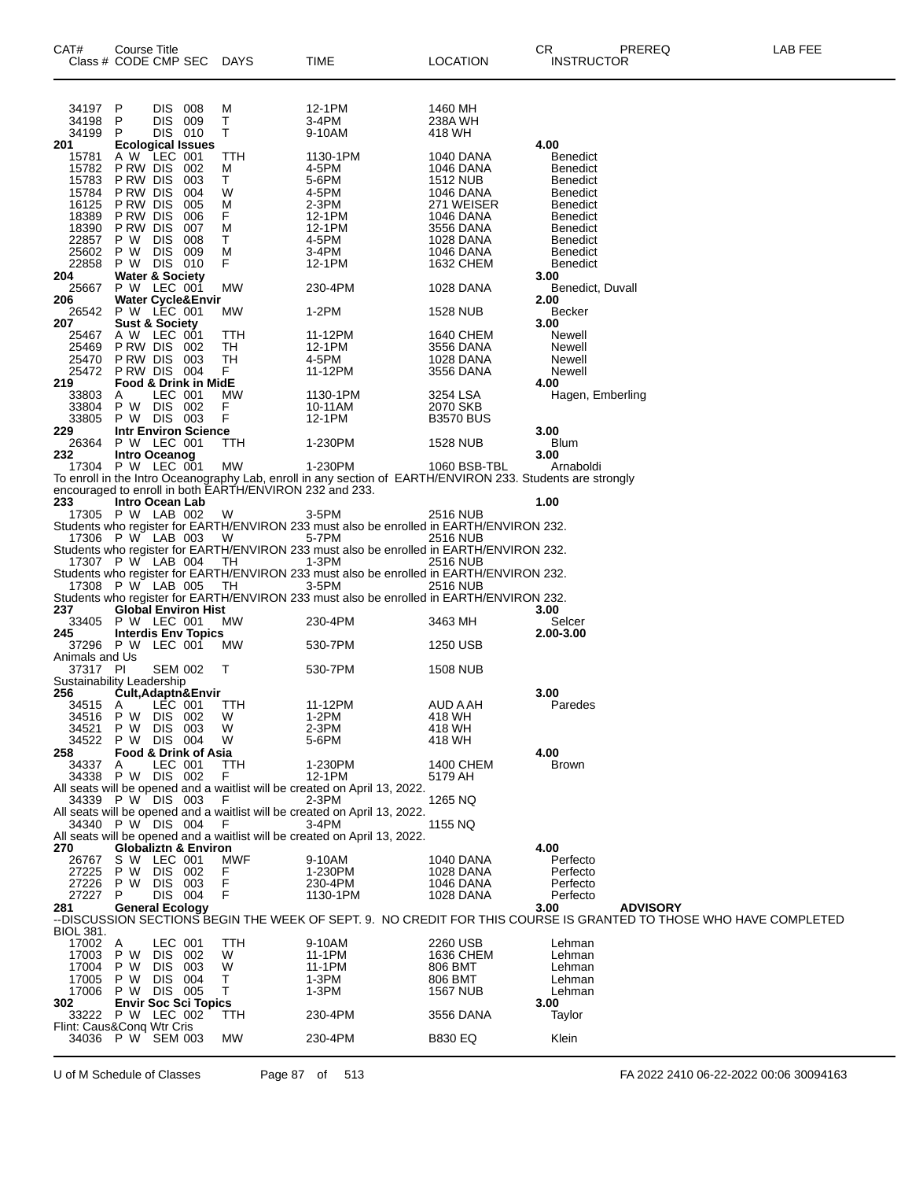| CAT# | Course Title Class # CODE CMP SEC | DAYS | TIME | LOCATION | CR INSTRUCTOR | PREREQ | LAB FEE |
|---|---|---|---|---|---|---|---|
| 34197 | P DIS 008 | M | 12-1PM | 1460 MH | | | |
| 34198 | P DIS 009 | T | 3-4PM | 238A WH | | | |
| 34199 | P DIS 010 | T | 9-10AM | 418 WH | | | |
| **201** | **Ecological Issues** | | | | **4.00** | | |
| 15781 | A W LEC 001 | TTH | 1130-1PM | 1040 DANA | Benedict | | |
| 15782 | P RW DIS 002 | M | 4-5PM | 1046 DANA | Benedict | | |
| 15783 | P RW DIS 003 | T | 5-6PM | 1512 NUB | Benedict | | |
| 15784 | P RW DIS 004 | W | 4-5PM | 1046 DANA | Benedict | | |
| 16125 | P RW DIS 005 | M | 2-3PM | 271 WEISER | Benedict | | |
| 18389 | P RW DIS 006 | F | 12-1PM | 1046 DANA | Benedict | | |
| 18390 | P RW DIS 007 | M | 12-1PM | 3556 DANA | Benedict | | |
| 22857 | P W DIS 008 | T | 4-5PM | 1028 DANA | Benedict | | |
| 25602 | P W DIS 009 | M | 3-4PM | 1046 DANA | Benedict | | |
| 22858 | P W DIS 010 | F | 12-1PM | 1632 CHEM | Benedict | | |
| **204** | **Water & Society** | | | | **3.00** | | |
| 25667 | P W LEC 001 | MW | 230-4PM | 1028 DANA | Benedict, Duvall | | |
| **206** | **Water Cycle&Envir** | | | | **2.00** | | |
| 26542 | P W LEC 001 | MW | 1-2PM | 1528 NUB | Becker | | |
| **207** | **Sust & Society** | | | | **3.00** | | |
| 25467 | A W LEC 001 | TTH | 11-12PM | 1640 CHEM | Newell | | |
| 25469 | P RW DIS 002 | TH | 12-1PM | 3556 DANA | Newell | | |
| 25470 | P RW DIS 003 | TH | 4-5PM | 1028 DANA | Newell | | |
| 25472 | P RW DIS 004 | F | 11-12PM | 3556 DANA | Newell | | |
| **219** | **Food & Drink in MidE** | | | | **4.00** | | |
| 33803 | A LEC 001 | MW | 1130-1PM | 3254 LSA | Hagen, Emberling | | |
| 33804 | P W DIS 002 | F | 10-11AM | 2070 SKB | | | |
| 33805 | P W DIS 003 | F | 12-1PM | B3570 BUS | | | |
| **229** | **Intr Environ Science** | | | | **3.00** | | |
| 26364 | P W LEC 001 | TTH | 1-230PM | 1528 NUB | Blum | | |
| **232** | **Intro Oceanog** | | | | **3.00** | | |
| 17304 | P W LEC 001 | MW | 1-230PM | 1060 BSB-TBL | Arnaboldi | | |

To enroll in the Intro Oceanography Lab, enroll in any section of EARTH/ENVIRON 233. Students are strongly encouraged to enroll in both EARTH/ENVIRON 232 and 233.

| CAT# | Course Title Class # CODE CMP SEC | DAYS | TIME | LOCATION | CR INSTRUCTOR | PREREQ | LAB FEE |
|---|---|---|---|---|---|---|---|
| **233** | **Intro Ocean Lab** | | | | **1.00** | | |
| 17305 | P W LAB 002 | W | 3-5PM | 2516 NUB | | | |

Students who register for EARTH/ENVIRON 233 must also be enrolled in EARTH/ENVIRON 232.

| | | | | | |
|---|---|---|---|---|---|
| 17306 | P W LAB 003 | W | 5-7PM | 2516 NUB | |

Students who register for EARTH/ENVIRON 233 must also be enrolled in EARTH/ENVIRON 232.

| | | | | | |
|---|---|---|---|---|---|
| 17307 | P W LAB 004 | TH | 1-3PM | 2516 NUB | |

Students who register for EARTH/ENVIRON 233 must also be enrolled in EARTH/ENVIRON 232.

| | | | | | |
|---|---|---|---|---|---|
| 17308 | P W LAB 005 | TH | 3-5PM | 2516 NUB | |

Students who register for EARTH/ENVIRON 233 must also be enrolled in EARTH/ENVIRON 232.

| CAT# | Course Title Class # CODE CMP SEC | DAYS | TIME | LOCATION | CR INSTRUCTOR | PREREQ | LAB FEE |
|---|---|---|---|---|---|---|---|
| **237** | **Global Environ Hist** | | | | **3.00** | | |
| 33405 | P W LEC 001 | MW | 230-4PM | 3463 MH | Selcer | | |
| **245** | **Interdis Env Topics** | | | | **2.00-3.00** | | |
| 37296 | P W LEC 001 | MW | 530-7PM | 1250 USB | | | |

Animals and Us

| | | | | | |
|---|---|---|---|---|---|
| 37317 | PI SEM 002 | T | 530-7PM | 1508 NUB | |

Sustainability Leadership

| CAT# | Course Title Class # CODE CMP SEC | DAYS | TIME | LOCATION | CR INSTRUCTOR | PREREQ | LAB FEE |
|---|---|---|---|---|---|---|---|
| **256** | **Cult,Adaptn&Envir** | | | | **3.00** | | |
| 34515 | A LEC 001 | TTH | 11-12PM | AUD A AH | Paredes | | |
| 34516 | P W DIS 002 | W | 1-2PM | 418 WH | | | |
| 34521 | P W DIS 003 | W | 2-3PM | 418 WH | | | |
| 34522 | P W DIS 004 | W | 5-6PM | 418 WH | | | |
| **258** | **Food & Drink of Asia** | | | | **4.00** | | |
| 34337 | A LEC 001 | TTH | 1-230PM | 1400 CHEM | Brown | | |
| 34338 | P W DIS 002 | F | 12-1PM | 5179 AH | | | |

All seats will be opened and a waitlist will be created on April 13, 2022.

| | | | | | |
|---|---|---|---|---|---|
| 34339 | P W DIS 003 | F | 2-3PM | 1265 NQ | |

All seats will be opened and a waitlist will be created on April 13, 2022.

| | | | | | |
|---|---|---|---|---|---|
| 34340 | P W DIS 004 | F | 3-4PM | 1155 NQ | |

All seats will be opened and a waitlist will be created on April 13, 2022.

| CAT# | Course Title Class # CODE CMP SEC | DAYS | TIME | LOCATION | CR INSTRUCTOR | PREREQ | LAB FEE |
|---|---|---|---|---|---|---|---|
| **270** | **Globaliztn & Environ** | | | | **4.00** | | |
| 26767 | S W LEC 001 | MWF | 9-10AM | 1040 DANA | Perfecto | | |
| 27225 | P W DIS 002 | F | 1-230PM | 1028 DANA | Perfecto | | |
| 27226 | P W DIS 003 | F | 230-4PM | 1046 DANA | Perfecto | | |
| 27227 | P DIS 004 | F | 1130-1PM | 1028 DANA | Perfecto | | |
| **281** | **General Ecology** | | | | **3.00** | **ADVISORY** | |

--DISCUSSION SECTIONS BEGIN THE WEEK OF SEPT. 9. NO CREDIT FOR THIS COURSE IS GRANTED TO THOSE WHO HAVE COMPLETED BIOL 381.

| CAT# | Course Title Class # CODE CMP SEC | DAYS | TIME | LOCATION | CR INSTRUCTOR | PREREQ | LAB FEE |
|---|---|---|---|---|---|---|---|
| 17002 | A LEC 001 | TTH | 9-10AM | 2260 USB | Lehman | | |
| 17003 | P W DIS 002 | W | 11-1PM | 1636 CHEM | Lehman | | |
| 17004 | P W DIS 003 | W | 11-1PM | 806 BMT | Lehman | | |
| 17005 | P W DIS 004 | T | 1-3PM | 806 BMT | Lehman | | |
| 17006 | P W DIS 005 | T | 1-3PM | 1567 NUB | Lehman | | |
| **302** | **Envir Soc Sci Topics** | | | | **3.00** | | |
| 33222 | P W LEC 002 | TTH | 230-4PM | 3556 DANA | Taylor | | |

Flint: Caus&Conq Wtr Cris

| | | | | | |
|---|---|---|---|---|---|
| 34036 | P W SEM 003 | MW | 230-4PM | B830 EQ | Klein |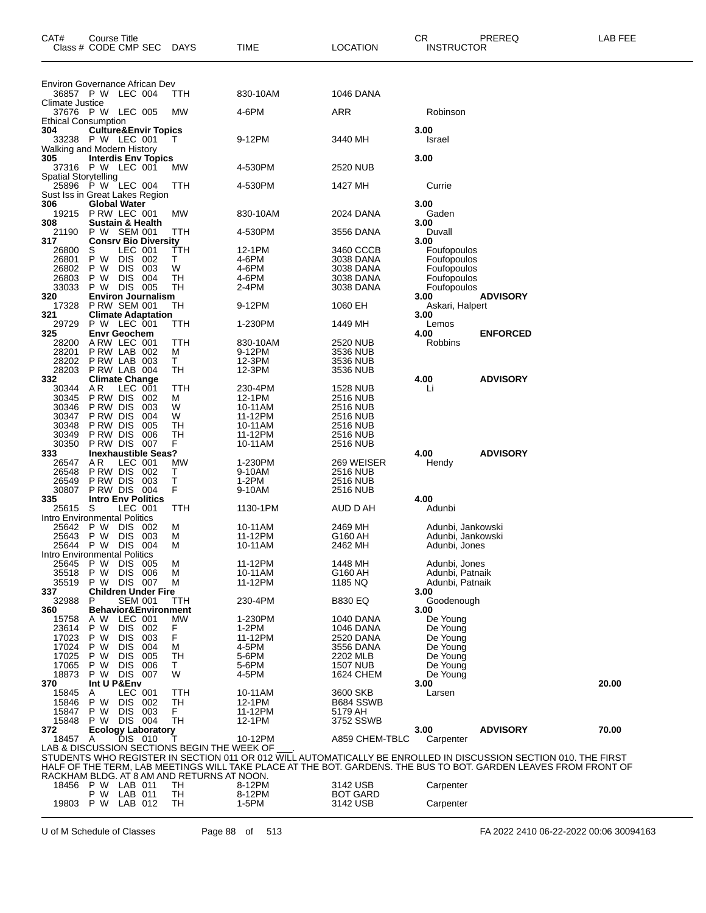| CAT# Class # | Course Title CODE CMP SEC | DAYS | TIME | LOCATION | CR INSTRUCTOR | PREREQ | LAB FEE |
|---|---|---|---|---|---|---|---|
| | Environ Governance African Dev | | | | | | |
| 36857 | P W LEC 004 | TTH | 830-10AM | 1046 DANA | | | |
| | Climate Justice | | | | | | |
| 37676 | P W LEC 005 | MW | 4-6PM | ARR | Robinson | | |
| | Ethical Consumption | | | | | | |
| **304** | **Culture&Envir Topics** | | | | **3.00** | | |
| 33238 | P W LEC 001 | T | 9-12PM | 3440 MH | Israel | | |
| | Walking and Modern History | | | | | | |
| **305** | **Interdis Env Topics** | | | | **3.00** | | |
| 37316 | P W LEC 001 | MW | 4-530PM | 2520 NUB | | | |
| | Spatial Storytelling | | | | | | |
| 25896 | P W LEC 004 | TTH | 4-530PM | 1427 MH | Currie | | |
| | Sust Iss in Great Lakes Region | | | | | | |
| **306** | **Global Water** | | | | **3.00** | | |
| 19215 | P RW LEC 001 | MW | 830-10AM | 2024 DANA | Gaden | | |
| **308** | **Sustain & Health** | | | | **3.00** | | |
| 21190 | P W SEM 001 | TTH | 4-530PM | 3556 DANA | Duvall | | |
| **317** | **Consrv Bio Diversity** | | | | **3.00** | | |
| 26800 | S LEC 001 | TTH | 12-1PM | 3460 CCCB | Foufopoulos | | |
| 26801 | P W DIS 002 | T | 4-6PM | 3038 DANA | Foufopoulos | | |
| 26802 | P W DIS 003 | W | 4-6PM | 3038 DANA | Foufopoulos | | |
| 26803 | P W DIS 004 | TH | 4-6PM | 3038 DANA | Foufopoulos | | |
| 33033 | P W DIS 005 | TH | 2-4PM | 3038 DANA | Foufopoulos | | |
| **320** | **Environ Journalism** | | | | **3.00** | **ADVISORY** | |
| 17328 | P RW SEM 001 | TH | 9-12PM | 1060 EH | Askari, Halpert | | |
| **321** | **Climate Adaptation** | | | | **3.00** | | |
| 29729 | P W LEC 001 | TTH | 1-230PM | 1449 MH | Lemos | | |
| **325** | **Envr Geochem** | | | | **4.00** | **ENFORCED** | |
| 28200 | A RW LEC 001 | TTH | 830-10AM | 2520 NUB | Robbins | | |
| 28201 | P RW LAB 002 | M | 9-12PM | 3536 NUB | | | |
| 28202 | P RW LAB 003 | T | 12-3PM | 3536 NUB | | | |
| 28203 | P RW LAB 004 | TH | 12-3PM | 3536 NUB | | | |
| **332** | **Climate Change** | | | | **4.00** | **ADVISORY** | |
| 30344 | A R LEC 001 | TTH | 230-4PM | 1528 NUB | Li | | |
| 30345 | P RW DIS 002 | M | 12-1PM | 2516 NUB | | | |
| 30346 | P RW DIS 003 | W | 10-11AM | 2516 NUB | | | |
| 30347 | P RW DIS 004 | W | 11-12PM | 2516 NUB | | | |
| 30348 | P RW DIS 005 | TH | 10-11AM | 2516 NUB | | | |
| 30349 | P RW DIS 006 | TH | 11-12PM | 2516 NUB | | | |
| 30350 | P RW DIS 007 | F | 10-11AM | 2516 NUB | | | |
| **333** | **Inexhaustible Seas?** | | | | **4.00** | **ADVISORY** | |
| 26547 | A R LEC 001 | MW | 1-230PM | 269 WEISER | Hendy | | |
| 26548 | P RW DIS 002 | T | 9-10AM | 2516 NUB | | | |
| 26549 | P RW DIS 003 | T | 1-2PM | 2516 NUB | | | |
| 30807 | P RW DIS 004 | F | 9-10AM | 2516 NUB | | | |
| **335** | **Intro Env Politics** | | | | **4.00** | | |
| 25615 | S LEC 001 | TTH | 1130-1PM | AUD D AH | Adunbi | | |
| | Intro Environmental Politics | | | | | | |
| 25642 | P W DIS 002 | M | 10-11AM | 2469 MH | Adunbi, Jankowski | | |
| 25643 | P W DIS 003 | M | 11-12PM | G160 AH | Adunbi, Jankowski | | |
| 25644 | P W DIS 004 | M | 10-11AM | 2462 MH | Adunbi, Jones | | |
| | Intro Environmental Politics | | | | | | |
| 25645 | P W DIS 005 | M | 11-12PM | 1448 MH | Adunbi, Jones | | |
| 35518 | P W DIS 006 | M | 10-11AM | G160 AH | Adunbi, Patnaik | | |
| 35519 | P W DIS 007 | M | 11-12PM | 1185 NQ | Adunbi, Patnaik | | |
| **337** | **Children Under Fire** | | | | **3.00** | | |
| 32988 | P SEM 001 | TTH | 230-4PM | B830 EQ | Goodenough | | |
| **360** | **Behavior&Environment** | | | | **3.00** | | |
| 15758 | A W LEC 001 | MW | 1-230PM | 1040 DANA | De Young | | |
| 23614 | P W DIS 002 | F | 1-2PM | 1046 DANA | De Young | | |
| 17023 | P W DIS 003 | F | 11-12PM | 2520 DANA | De Young | | |
| 17024 | P W DIS 004 | M | 4-5PM | 3556 DANA | De Young | | |
| 17025 | P W DIS 005 | TH | 5-6PM | 2202 MLB | De Young | | |
| 17065 | P W DIS 006 | T | 5-6PM | 1507 NUB | De Young | | |
| 18873 | P W DIS 007 | W | 4-5PM | 1624 CHEM | De Young | | |
| **370** | **Int U P&Env** | | | | **3.00** | | **20.00** |
| 15845 | A LEC 001 | TTH | 10-11AM | 3600 SKB | Larsen | | |
| 15846 | P W DIS 002 | TH | 12-1PM | B684 SSWB | | | |
| 15847 | P W DIS 003 | F | 11-12PM | 5179 AH | | | |
| 15848 | P W DIS 004 | TH | 12-1PM | 3752 SSWB | | | |
| **372** | **Ecology Laboratory** | | | | **3.00** | **ADVISORY** | **70.00** |
| 18457 | A DIS 010 | T | 10-12PM | A859 CHEM-TBLC | Carpenter | | |

LAB & DISCUSSION SECTIONS BEGIN THE WEEK OF ___.
STUDENTS WHO REGISTER IN SECTION 011 OR 012 WILL AUTOMATICALLY BE ENROLLED IN DISCUSSION SECTION 010. THE FIRST HALF OF THE TERM, LAB MEETINGS WILL TAKE PLACE AT THE BOT. GARDENS. THE BUS TO BOT. GARDEN LEAVES FROM FRONT OF RACKHAM BLDG. AT 8 AM AND RETURNS AT NOON.

| CAT# Class # | Course Title CODE CMP SEC | DAYS | TIME | LOCATION | CR INSTRUCTOR | PREREQ | LAB FEE |
|---|---|---|---|---|---|---|---|
| 18456 | P W LAB 011 | TH | 8-12PM | 3142 USB | Carpenter | | |
| | P W LAB 011 | TH | 8-12PM | BOT GARD | | | |
| 19803 | P W LAB 012 | TH | 1-5PM | 3142 USB | Carpenter | | |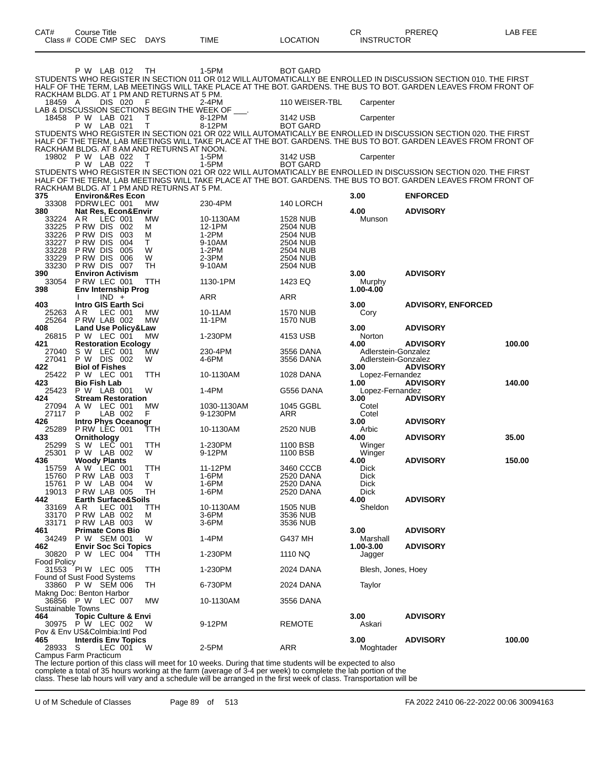| CAT# | Course Title<br>Class # CODE CMP SEC | DAYS | TIME | LOCATION | CR<br>INSTRUCTOR | PREREQ | LAB FEE |
|---|---|---|---|---|---|---|---|
| | P W LAB 012 | TH | 1-5PM | BOT GARD | | | |

STUDENTS WHO REGISTER IN SECTION 011 OR 012 WILL AUTOMATICALLY BE ENROLLED IN DISCUSSION SECTION 010. THE FIRST HALF OF THE TERM, LAB MEETINGS WILL TAKE PLACE AT THE BOT. GARDENS. THE BUS TO BOT. GARDEN LEAVES FROM FRONT OF RACKHAM BLDG. AT 1 PM AND RETURNS AT 5 PM.

| CAT# | Class # CODE CMP SEC | DAYS | TIME | LOCATION | CR / INSTRUCTOR | PREREQ | LAB FEE |
|---|---|---|---|---|---|---|---|
| 18459 | A DIS 020 | F | 2-4PM | 110 WEISER-TBL | Carpenter | | |

LAB & DISCUSSION SECTIONS BEGIN THE WEEK OF ___.

| CAT# | Class # CODE CMP SEC | DAYS | TIME | LOCATION | CR / INSTRUCTOR | PREREQ | LAB FEE |
|---|---|---|---|---|---|---|---|
| 18458 | P W LAB 021 | T | 8-12PM | 3142 USB | Carpenter | | |
| | P W LAB 021 | T | 8-12PM | BOT GARD | | | |

STUDENTS WHO REGISTER IN SECTION 021 OR 022 WILL AUTOMATICALLY BE ENROLLED IN DISCUSSION SECTION 020. THE FIRST HALF OF THE TERM, LAB MEETINGS WILL TAKE PLACE AT THE BOT. GARDENS. THE BUS TO BOT. GARDEN LEAVES FROM FRONT OF RACKHAM BLDG. AT 8 AM AND RETURNS AT NOON.

| CAT# | Class # CODE CMP SEC | DAYS | TIME | LOCATION | CR / INSTRUCTOR | PREREQ | LAB FEE |
|---|---|---|---|---|---|---|---|
| 19802 | P W LAB 022 | T | 1-5PM | 3142 USB | Carpenter | | |
| | P W LAB 022 | T | 1-5PM | BOT GARD | | | |

STUDENTS WHO REGISTER IN SECTION 021 OR 022 WILL AUTOMATICALLY BE ENROLLED IN DISCUSSION SECTION 020. THE FIRST HALF OF THE TERM, LAB MEETINGS WILL TAKE PLACE AT THE BOT. GARDENS. THE BUS TO BOT. GARDEN LEAVES FROM FRONT OF RACKHAM BLDG. AT 1 PM AND RETURNS AT 5 PM.

| CAT# | Class # CODE CMP SEC | DAYS | TIME | LOCATION | CR / INSTRUCTOR | PREREQ | LAB FEE |
|---|---|---|---|---|---|---|---|
| **375** | **Environ&Res Econ** | | | | **3.00** | **ENFORCED** | |
| 33308 | PDRW LEC 001 | MW | 230-4PM | 140 LORCH | | | |
| **380** | **Nat Res, Econ&Envir** | | | | **4.00** | **ADVISORY** | |
| 33224 | A R LEC 001 | MW | 10-1130AM | 1528 NUB | Munson | | |
| 33225 | P RW DIS 002 | M | 12-1PM | 2504 NUB | | | |
| 33226 | P RW DIS 003 | M | 1-2PM | 2504 NUB | | | |
| 33227 | P RW DIS 004 | T | 9-10AM | 2504 NUB | | | |
| 33228 | P RW DIS 005 | W | 1-2PM | 2504 NUB | | | |
| 33229 | P RW DIS 006 | W | 2-3PM | 2504 NUB | | | |
| 33230 | P RW DIS 007 | TH | 9-10AM | 2504 NUB | | | |
| **390** | **Environ Activism** | | | | **3.00** | **ADVISORY** | |
| 33054 | P RW LEC 001 | TTH | 1130-1PM | 1423 EQ | Murphy | | |
| **398** | **Env Internship Prog** | | | | **1.00-4.00** | | |
| | I IND + | | ARR | ARR | | | |
| **403** | **Intro GIS Earth Sci** | | | | **3.00** | **ADVISORY, ENFORCED** | |
| 25263 | A R LEC 001 | MW | 10-11AM | 1570 NUB | Cory | | |
| 25264 | P RW LAB 002 | MW | 11-1PM | 1570 NUB | | | |
| **408** | **Land Use Policy&Law** | | | | **3.00** | **ADVISORY** | |
| 26815 | P W LEC 001 | MW | 1-230PM | 4153 USB | Norton | | |
| **421** | **Restoration Ecology** | | | | **4.00** | **ADVISORY** | **100.00** |
| 27040 | S W LEC 001 | MW | 230-4PM | 3556 DANA | Adlerstein-Gonzalez | | |
| 27041 | P W DIS 002 | W | 4-6PM | 3556 DANA | Adlerstein-Gonzalez | | |
| **422** | **Biol of Fishes** | | | | **3.00** | **ADVISORY** | |
| 25422 | P W LEC 001 | TTH | 10-1130AM | 1028 DANA | Lopez-Fernandez | | |
| **423** | **Bio Fish Lab** | | | | **1.00** | **ADVISORY** | **140.00** |
| 25423 | P W LAB 001 | W | 1-4PM | G556 DANA | Lopez-Fernandez | | |
| **424** | **Stream Restoration** | | | | **3.00** | **ADVISORY** | |
| 27094 | A W LEC 001 | MW | 1030-1130AM | 1045 GGBL | Cotel | | |
| 27117 | P LAB 002 | F | 9-1230PM | ARR | Cotel | | |
| **426** | **Intro Phys Oceanogr** | | | | **3.00** | **ADVISORY** | |
| 25289 | P RW LEC 001 | TTH | 10-1130AM | 2520 NUB | Arbic | | |
| **433** | **Ornithology** | | | | **4.00** | **ADVISORY** | **35.00** |
| 25299 | S W LEC 001 | TTH | 1-230PM | 1100 BSB | Winger | | |
| 25301 | P W LAB 002 | W | 9-12PM | 1100 BSB | Winger | | |
| **436** | **Woody Plants** | | | | **4.00** | **ADVISORY** | **150.00** |
| 15759 | A W LEC 001 | TTH | 11-12PM | 3460 CCCB | Dick | | |
| 15760 | P RW LAB 003 | T | 1-6PM | 2520 DANA | Dick | | |
| 15761 | P W LAB 004 | W | 1-6PM | 2520 DANA | Dick | | |
| 19013 | P RW LAB 005 | TH | 1-6PM | 2520 DANA | Dick | | |
| **442** | **Earth Surface&Soils** | | | | **4.00** | **ADVISORY** | |
| 33169 | A R LEC 001 | TTH | 10-1130AM | 1505 NUB | Sheldon | | |
| 33170 | P RW LAB 002 | M | 3-6PM | 3536 NUB | | | |
| 33171 | P RW LAB 003 | W | 3-6PM | 3536 NUB | | | |
| **461** | **Primate Cons Bio** | | | | **3.00** | **ADVISORY** | |
| 34249 | P W SEM 001 | W | 1-4PM | G437 MH | Marshall | | |
| **462** | **Envir Soc Sci Topics** | | | | **1.00-3.00** | **ADVISORY** | |
| 30820 | P W LEC 004 | TTH | 1-230PM | 1110 NQ | Jagger | | |
| Food Policy | | | | | | | |
| 31553 | PI W LEC 005 | TTH | 1-230PM | 2024 DANA | Blesh, Jones, Hoey | | |
| Found of Sust Food Systems | | | | | | | |
| 33860 | P W SEM 006 | TH | 6-730PM | 2024 DANA | Taylor | | |
| Makng Doc: Benton Harbor | | | | | | | |
| 36856 | P W LEC 007 | MW | 10-1130AM | 3556 DANA | | | |
| Sustainable Towns | | | | | | | |
| **464** | **Topic Culture & Envi** | | | | **3.00** | **ADVISORY** | |
| 30975 | P W LEC 002 | W | 9-12PM | REMOTE | Askari | | |
| Pov & Env US&Colmbia:Intl Pod | | | | | | | |
| **465** | **Interdis Env Topics** | | | | **3.00** | **ADVISORY** | **100.00** |
| 28933 | S LEC 001 | W | 2-5PM | ARR | Moghtader | | |
| Campus Farm Practicum | | | | | | | |

The lecture portion of this class will meet for 10 weeks. During that time students will be expected to also complete a total of 35 hours working at the farm (average of 3-4 per week) to complete the lab portion of the class. These lab hours will vary and a schedule will be arranged in the first week of class. Transportation will be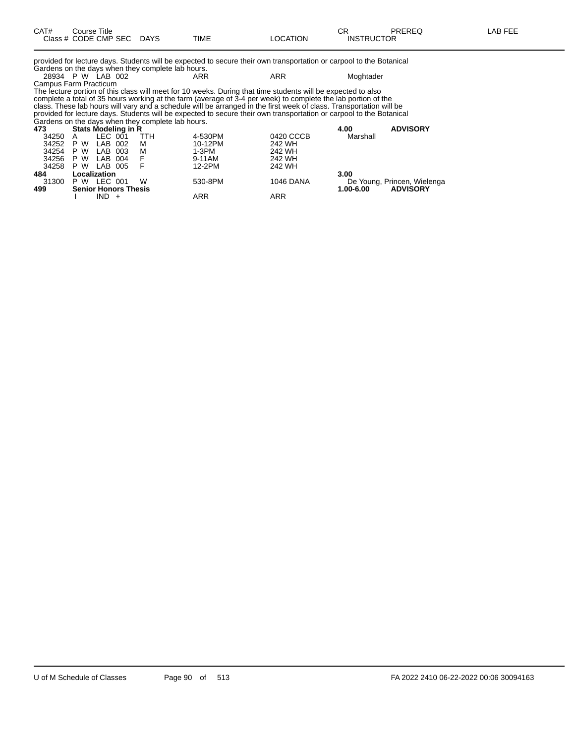| CAT# | Course Title | | | | | | CR | PREREQ | LAB FEE |
|---|---|---|---|---|---|---|---|---|---|
| Class # | CODE | CMP | SEC | DAYS | TIME | LOCATION | INSTRUCTOR | | |

provided for lecture days. Students will be expected to secure their own transportation or carpool to the Botanical Gardens on the days when they complete lab hours.

| Class # | CODE | CMP | SEC | DAYS | TIME | LOCATION | INSTRUCTOR |
|---|---|---|---|---|---|---|---|
| 28934 | P W | LAB | 002 | | ARR | ARR | Moghtader |

Campus Farm Practicum
The lecture portion of this class will meet for 10 weeks. During that time students will be expected to also complete a total of 35 hours working at the farm (average of 3-4 per week) to complete the lab portion of the class. These lab hours will vary and a schedule will be arranged in the first week of class. Transportation will be provided for lecture days. Students will be expected to secure their own transportation or carpool to the Botanical Gardens on the days when they complete lab hours.

| CAT# / Class # | CODE | CMP | SEC | DAYS | TIME | LOCATION | CR / INSTRUCTOR | PREREQ |
|---|---|---|---|---|---|---|---|---|
| **473** | **Stats Modeling in R** | | | | | | **4.00** | **ADVISORY** |
| 34250 | A | LEC | 001 | TTH | 4-530PM | 0420 CCCB | Marshall | |
| 34252 | P W | LAB | 002 | M | 10-12PM | 242 WH | | |
| 34254 | P W | LAB | 003 | M | 1-3PM | 242 WH | | |
| 34256 | P W | LAB | 004 | F | 9-11AM | 242 WH | | |
| 34258 | P W | LAB | 005 | F | 12-2PM | 242 WH | | |
| **484** | **Localization** | | | | | | **3.00** | |
| 31300 | P W | LEC | 001 | W | 530-8PM | 1046 DANA | De Young, Princen, Wielenga | |
| **499** | **Senior Honors Thesis** | | | | | | **1.00-6.00** | **ADVISORY** |
| | I | IND | + | | ARR | ARR | | |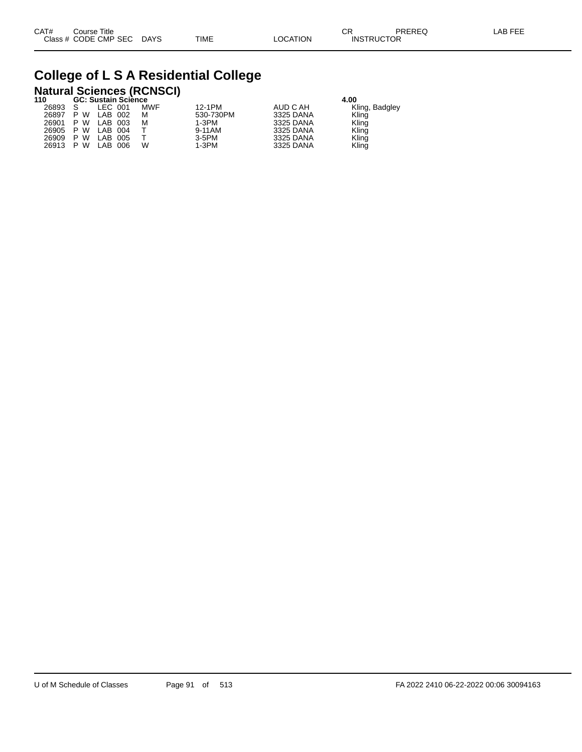| CAT# | Course Title | | | | | | CR | PREREQ | LAB FEE |
|---|---|---|---|---|---|---|---|---|---|
| Class # | CODE | CMP | SEC | DAYS | TIME | LOCATION | INSTRUCTOR | | |

# College of L S A Residential College

## Natural Sciences (RCNSCI)

**110 GC: Sustain Science** **4.00**

| Class # | CODE | CMP | SEC | DAYS | TIME | LOCATION | INSTRUCTOR |
|---|---|---|---|---|---|---|---|
| 26893 | S | LEC | 001 | MWF | 12-1PM | AUD C AH | Kling, Badgley |
| 26897 | P W | LAB | 002 | M | 530-730PM | 3325 DANA | Kling |
| 26901 | P W | LAB | 003 | M | 1-3PM | 3325 DANA | Kling |
| 26905 | P W | LAB | 004 | T | 9-11AM | 3325 DANA | Kling |
| 26909 | P W | LAB | 005 | T | 3-5PM | 3325 DANA | Kling |
| 26913 | P W | LAB | 006 | W | 1-3PM | 3325 DANA | Kling |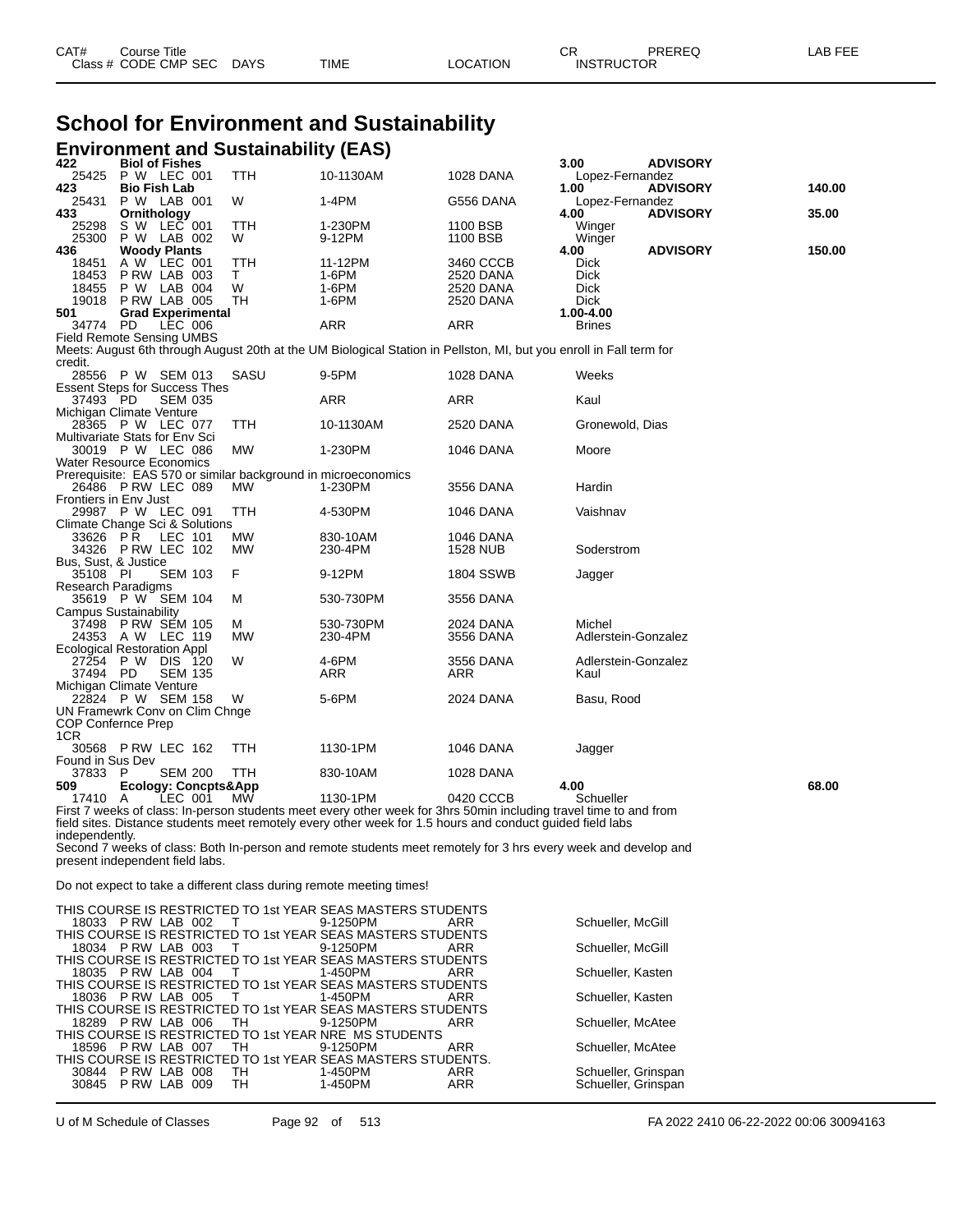# School for Environment and Sustainability

## Environment and Sustainability (EAS)

| CAT# / Class # | Course Title / CODE CMP SEC | DAYS | TIME | LOCATION | CR / INSTRUCTOR | PREREQ | LAB FEE |
|---|---|---|---|---|---|---|---|
| **422** | **Biol of Fishes** | | | | **3.00** | **ADVISORY** | |
| 25425 | P W LEC 001 | TTH | 10-1130AM | 1028 DANA | Lopez-Fernandez | | |
| **423** | **Bio Fish Lab** | | | | **1.00** | **ADVISORY** | **140.00** |
| 25431 | P W LAB 001 | W | 1-4PM | G556 DANA | Lopez-Fernandez | | |
| **433** | **Ornithology** | | | | **4.00** | **ADVISORY** | **35.00** |
| 25298 | S W LEC 001 | TTH | 1-230PM | 1100 BSB | Winger | | |
| 25300 | P W LAB 002 | W | 9-12PM | 1100 BSB | Winger | | |
| **436** | **Woody Plants** | | | | **4.00** | **ADVISORY** | **150.00** |
| 18451 | A W LEC 001 | TTH | 11-12PM | 3460 CCCB | Dick | | |
| 18453 | P RW LAB 003 | T | 1-6PM | 2520 DANA | Dick | | |
| 18455 | P W LAB 004 | W | 1-6PM | 2520 DANA | Dick | | |
| 19018 | P RW LAB 005 | TH | 1-6PM | 2520 DANA | Dick | | |
| **501** | **Grad Experimental** | | | | **1.00-4.00** | | |
| 34774 | PD LEC 006 | | ARR | ARR | Brines | | |

Field Remote Sensing UMBS

Meets: August 6th through August 20th at the UM Biological Station in Pellston, MI, but you enroll in Fall term for credit.

| Class # | CODE CMP SEC | DAYS | TIME | LOCATION | INSTRUCTOR |
|---|---|---|---|---|---|
| 28556 | P W SEM 013 | SASU | 9-5PM | 1028 DANA | Weeks |

Essent Steps for Success Thes

| | | | | | |
|---|---|---|---|---|---|
| 37493 | PD SEM 035 | | ARR | ARR | Kaul |

Michigan Climate Venture

| | | | | | |
|---|---|---|---|---|---|
| 28365 | P W LEC 077 | TTH | 10-1130AM | 2520 DANA | Gronewold, Dias |

Multivariate Stats for Env Sci

| | | | | | |
|---|---|---|---|---|---|
| 30019 | P W LEC 086 | MW | 1-230PM | 1046 DANA | Moore |

Water Resource Economics

Prerequisite: EAS 570 or similar background in microeconomics

| | | | | | |
|---|---|---|---|---|---|
| 26486 | P RW LEC 089 | MW | 1-230PM | 3556 DANA | Hardin |

Frontiers in Env Just

| | | | | | |
|---|---|---|---|---|---|
| 29987 | P W LEC 091 | TTH | 4-530PM | 1046 DANA | Vaishnav |

Climate Change Sci & Solutions

| | | | | | |
|---|---|---|---|---|---|
| 33626 | P R LEC 101 | MW | 830-10AM | 1046 DANA | |
| 34326 | P RW LEC 102 | MW | 230-4PM | 1528 NUB | Soderstrom |

Bus, Sust, & Justice

| | | | | | |
|---|---|---|---|---|---|
| 35108 | PI SEM 103 | F | 9-12PM | 1804 SSWB | Jagger |

Research Paradigms

| | | | | | |
|---|---|---|---|---|---|
| 35619 | P W SEM 104 | M | 530-730PM | 3556 DANA | |

Campus Sustainability

| | | | | | |
|---|---|---|---|---|---|
| 37498 | P RW SEM 105 | M | 530-730PM | 2024 DANA | Michel |
| 24353 | A W LEC 119 | MW | 230-4PM | 3556 DANA | Adlerstein-Gonzalez |

Ecological Restoration Appl

| | | | | | |
|---|---|---|---|---|---|
| 27254 | P W DIS 120 | W | 4-6PM | 3556 DANA | Adlerstein-Gonzalez |
| 37494 | PD SEM 135 | | ARR | ARR | Kaul |

Michigan Climate Venture

| | | | | | |
|---|---|---|---|---|---|
| 22824 | P W SEM 158 | W | 5-6PM | 2024 DANA | Basu, Rood |

UN Framewrk Conv on Clim Chnge
COP Confernce Prep
1CR

| | | | | | |
|---|---|---|---|---|---|
| 30568 | P RW LEC 162 | TTH | 1130-1PM | 1046 DANA | Jagger |

Found in Sus Dev

| | | | | | |
|---|---|---|---|---|---|
| 37833 | P SEM 200 | TTH | 830-10AM | 1028 DANA | |

| CAT# / Class # | Course Title / CODE CMP SEC | DAYS | TIME | LOCATION | CR / INSTRUCTOR | LAB FEE |
|---|---|---|---|---|---|---|
| **509** | **Ecology: Concpts&App** | | | | **4.00** | **68.00** |
| 17410 | A LEC 001 | MW | 1130-1PM | 0420 CCCB | Schueller | |

First 7 weeks of class: In-person students meet every other week for 3hrs 50min including travel time to and from field sites. Distance students meet remotely every other week for 1.5 hours and conduct guided field labs independently.

Second 7 weeks of class: Both In-person and remote students meet remotely for 3 hrs every week and develop and present independent field labs.

Do not expect to take a different class during remote meeting times!

THIS COURSE IS RESTRICTED TO 1st YEAR SEAS MASTERS STUDENTS

| | | | | | |
|---|---|---|---|---|---|
| 18033 | P RW LAB 002 | T | 9-1250PM | ARR | Schueller, McGill |

THIS COURSE IS RESTRICTED TO 1st YEAR SEAS MASTERS STUDENTS

| | | | | | |
|---|---|---|---|---|---|
| 18034 | P RW LAB 003 | T | 9-1250PM | ARR | Schueller, McGill |

THIS COURSE IS RESTRICTED TO 1st YEAR SEAS MASTERS STUDENTS

| | | | | | |
|---|---|---|---|---|---|
| 18035 | P RW LAB 004 | T | 1-450PM | ARR | Schueller, Kasten |

THIS COURSE IS RESTRICTED TO 1st YEAR SEAS MASTERS STUDENTS

| | | | | | |
|---|---|---|---|---|---|
| 18036 | P RW LAB 005 | T | 1-450PM | ARR | Schueller, Kasten |

THIS COURSE IS RESTRICTED TO 1st YEAR SEAS MASTERS STUDENTS

| | | | | | |
|---|---|---|---|---|---|
| 18289 | P RW LAB 006 | TH | 9-1250PM | ARR | Schueller, McAtee |

THIS COURSE IS RESTRICTED TO 1st YEAR NRE MS STUDENTS

| | | | | | |
|---|---|---|---|---|---|
| 18596 | P RW LAB 007 | TH | 9-1250PM | ARR | Schueller, McAtee |

THIS COURSE IS RESTRICTED TO 1st YEAR SEAS MASTERS STUDENTS.

| | | | | | |
|---|---|---|---|---|---|
| 30844 | P RW LAB 008 | TH | 1-450PM | ARR | Schueller, Grinspan |
| 30845 | P RW LAB 009 | TH | 1-450PM | ARR | Schueller, Grinspan |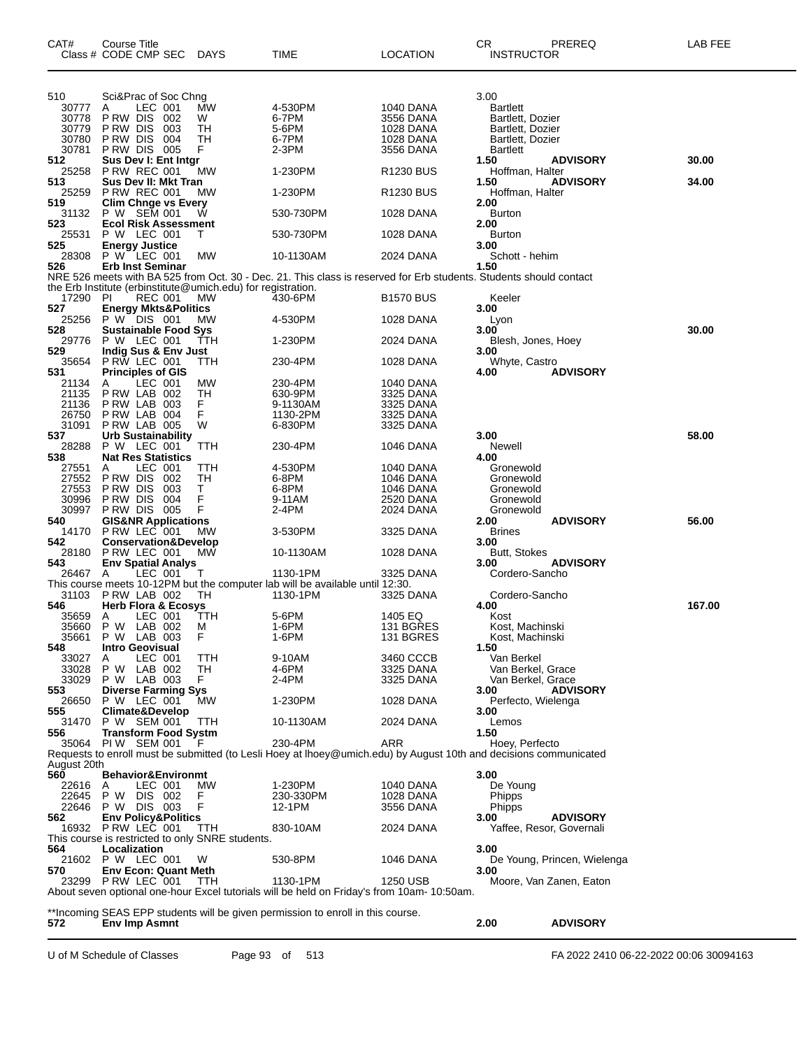| CAT# | Course Title<br>Class # CODE CMP SEC DAYS | TIME | LOCATION | CR INSTRUCTOR | PREREQ | LAB FEE |
|---|---|---|---|---|---|---|
| 510 | Sci&Prac of Soc Chng | | | 3.00 | | |
| 30777 | A LEC 001 MW | 4-530PM | 1040 DANA | Bartlett | | |
| 30778 | P RW DIS 002 W | 6-7PM | 3556 DANA | Bartlett, Dozier | | |
| 30779 | P RW DIS 003 TH | 5-6PM | 1028 DANA | Bartlett, Dozier | | |
| 30780 | P RW DIS 004 TH | 6-7PM | 1028 DANA | Bartlett, Dozier | | |
| 30781 | P RW DIS 005 F | 2-3PM | 3556 DANA | Bartlett | | |
| **512** | **Sus Dev I: Ent Intgr** | | | **1.50** | **ADVISORY** | **30.00** |
| 25258 | P RW REC 001 MW | 1-230PM | R1230 BUS | Hoffman, Halter | | |
| **513** | **Sus Dev II: Mkt Tran** | | | **1.50** | **ADVISORY** | **34.00** |
| 25259 | P RW REC 001 MW | 1-230PM | R1230 BUS | Hoffman, Halter | | |
| **519** | **Clim Chnge vs Every** | | | **2.00** | | |
| 31132 | P W SEM 001 W | 530-730PM | 1028 DANA | Burton | | |
| **523** | **Ecol Risk Assessment** | | | **2.00** | | |
| 25531 | P W LEC 001 T | 530-730PM | 1028 DANA | Burton | | |
| **525** | **Energy Justice** | | | **3.00** | | |
| 28308 | P W LEC 001 MW | 10-1130AM | 2024 DANA | Schott - hehim | | |
| **526** | **Erb Inst Seminar** | | | **1.50** | | |
| | NRE 526 meets with BA 525 from Oct. 30 - Dec. 21. This class is reserved for Erb students. Students should contact the Erb Institute (erbinstitute@umich.edu) for registration. | | | | | |
| 17290 | PI REC 001 MW | 430-6PM | B1570 BUS | Keeler | | |
| **527** | **Energy Mkts&Politics** | | | **3.00** | | |
| 25256 | P W DIS 001 MW | 4-530PM | 1028 DANA | Lyon | | |
| **528** | **Sustainable Food Sys** | | | **3.00** | | **30.00** |
| 29776 | P W LEC 001 TTH | 1-230PM | 2024 DANA | Blesh, Jones, Hoey | | |
| **529** | **Indig Sus & Env Just** | | | **3.00** | | |
| 35654 | P RW LEC 001 TTH | 230-4PM | 1028 DANA | Whyte, Castro | | |
| **531** | **Principles of GIS** | | | **4.00** | **ADVISORY** | |
| 21134 | A LEC 001 MW | 230-4PM | 1040 DANA | | | |
| 21135 | P RW LAB 002 TH | 630-9PM | 3325 DANA | | | |
| 21136 | P RW LAB 003 F | 9-1130AM | 3325 DANA | | | |
| 26750 | P RW LAB 004 F | 1130-2PM | 3325 DANA | | | |
| 31091 | P RW LAB 005 W | 6-830PM | 3325 DANA | | | |
| **537** | **Urb Sustainability** | | | **3.00** | | **58.00** |
| 28288 | P W LEC 001 TTH | 230-4PM | 1046 DANA | Newell | | |
| **538** | **Nat Res Statistics** | | | **4.00** | | |
| 27551 | A LEC 001 TTH | 4-530PM | 1040 DANA | Gronewold | | |
| 27552 | P RW DIS 002 TH | 6-8PM | 1046 DANA | Gronewold | | |
| 27553 | P RW DIS 003 T | 6-8PM | 1046 DANA | Gronewold | | |
| 30996 | P RW DIS 004 F | 9-11AM | 2520 DANA | Gronewold | | |
| 30997 | P RW DIS 005 F | 2-4PM | 2024 DANA | Gronewold | | |
| **540** | **GIS&NR Applications** | | | **2.00** | **ADVISORY** | **56.00** |
| 14170 | P RW LEC 001 MW | 3-530PM | 3325 DANA | Brines | | |
| **542** | **Conservation&Develop** | | | **3.00** | | |
| 28180 | P RW LEC 001 MW | 10-1130AM | 1028 DANA | Butt, Stokes | | |
| **543** | **Env Spatial Analys** | | | **3.00** | **ADVISORY** | |
| 26467 | A LEC 001 T | 1130-1PM | 3325 DANA | Cordero-Sancho | | |
| | This course meets 10-12PM but the computer lab will be available until 12:30. | | | | | |
| 31103 | P RW LAB 002 TH | 1130-1PM | 3325 DANA | Cordero-Sancho | | |
| **546** | **Herb Flora & Ecosys** | | | **4.00** | | **167.00** |
| 35659 | A LEC 001 TTH | 5-6PM | 1405 EQ | Kost | | |
| 35660 | P W LAB 002 M | 1-6PM | 131 BGRES | Kost, Machinski | | |
| 35661 | P W LAB 003 F | 1-6PM | 131 BGRES | Kost, Machinski | | |
| **548** | **Intro Geovisual** | | | **1.50** | | |
| 33027 | A LEC 001 TTH | 9-10AM | 3460 CCCB | Van Berkel | | |
| 33028 | P W LAB 002 TH | 4-6PM | 3325 DANA | Van Berkel, Grace | | |
| 33029 | P W LAB 003 F | 2-4PM | 3325 DANA | Van Berkel, Grace | | |
| **553** | **Diverse Farming Sys** | | | **3.00** | **ADVISORY** | |
| 26650 | P W LEC 001 MW | 1-230PM | 1028 DANA | Perfecto, Wielenga | | |
| **555** | **Climate&Develop** | | | **3.00** | | |
| 31470 | P W SEM 001 TTH | 10-1130AM | 2024 DANA | Lemos | | |
| **556** | **Transform Food Systm** | | | **1.50** | | |
| 35064 | PI W SEM 001 F | 230-4PM | ARR | Hoey, Perfecto | | |
| | Requests to enroll must be submitted (to Lesli Hoey at lhoey@umich.edu) by August 10th and decisions communicated August 20th | | | | | |
| **560** | **Behavior&Environmt** | | | **3.00** | | |
| 22616 | A LEC 001 MW | 1-230PM | 1040 DANA | De Young | | |
| 22645 | P W DIS 002 F | 230-330PM | 1028 DANA | Phipps | | |
| 22646 | P W DIS 003 F | 12-1PM | 3556 DANA | Phipps | | |
| **562** | **Env Policy&Politics** | | | **3.00** | **ADVISORY** | |
| 16932 | P RW LEC 001 TTH | 830-10AM | 2024 DANA | Yaffee, Resor, Governali | | |
| | This course is restricted to only SNRE students. | | | | | |
| **564** | **Localization** | | | **3.00** | | |
| 21602 | P W LEC 001 W | 530-8PM | 1046 DANA | De Young, Princen, Wielenga | | |
| **570** | **Env Econ: Quant Meth** | | | **3.00** | | |
| 23299 | P RW LEC 001 TTH | 1130-1PM | 1250 USB | Moore, Van Zanen, Eaton | | |
| | About seven optional one-hour Excel tutorials will be held on Friday's from 10am- 10:50am.<br><br>**Incoming SEAS EPP students will be given permission to enroll in this course. | | | | | |
| **572** | **Env Imp Asmnt** | | | **2.00** | **ADVISORY** | |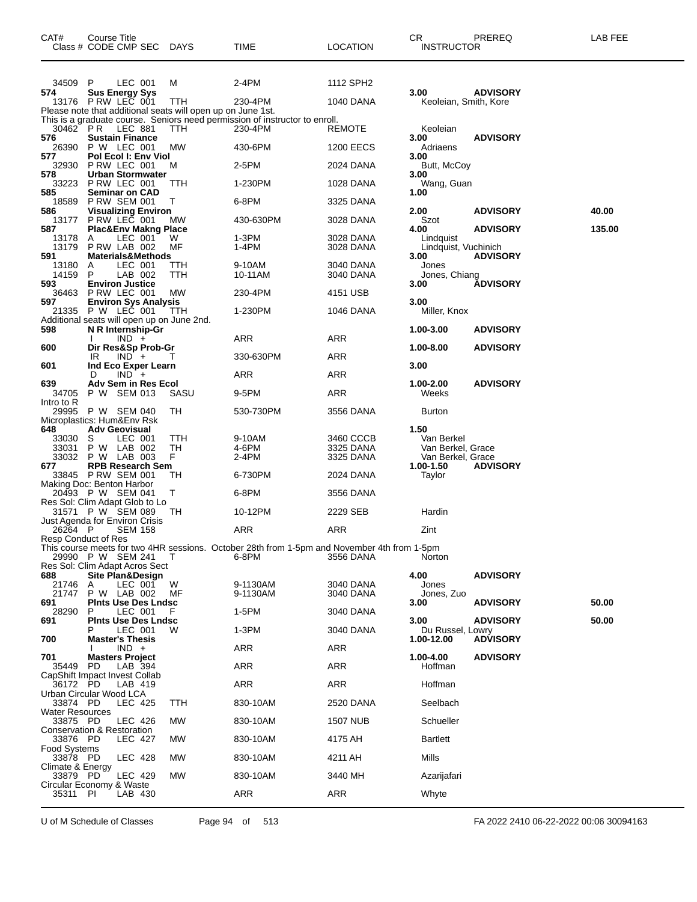| CAT# | Course Title<br>Class # CODE CMP SEC | DAYS | TIME | LOCATION | CR<br>INSTRUCTOR | PREREQ | LAB FEE |
|---|---|---|---|---|---|---|---|
| 34509 | P LEC 001 | M | 2-4PM | 1112 SPH2 | | | |
| **574** | **Sus Energy Sys** | | | | **3.00** | **ADVISORY** | |
| 13176 | P RW LEC 001 | TTH | 230-4PM | 1040 DANA | Keoleian, Smith, Kore | | |
| Please note that additional seats will open up on June 1st. | | | | | | | |
| This is a graduate course. Seniors need permission of instructor to enroll. | | | | | | | |
| 30462 | P R LEC 881 | TTH | 230-4PM | REMOTE | Keoleian | | |
| **576** | **Sustain Finance** | | | | **3.00** | **ADVISORY** | |
| 26390 | P W LEC 001 | MW | 430-6PM | 1200 EECS | Adriaens | | |
| **577** | **Pol Ecol I: Env Viol** | | | | **3.00** | | |
| 32930 | P RW LEC 001 | M | 2-5PM | 2024 DANA | Butt, McCoy | | |
| **578** | **Urban Stormwater** | | | | **3.00** | | |
| 33223 | P RW LEC 001 | TTH | 1-230PM | 1028 DANA | Wang, Guan | | |
| **585** | **Seminar on CAD** | | | | **1.00** | | |
| 18589 | P RW SEM 001 | T | 6-8PM | 3325 DANA | | | |
| **586** | **Visualizing Environ** | | | | **2.00** | **ADVISORY** | **40.00** |
| 13177 | P RW LEC 001 | MW | 430-630PM | 3028 DANA | Szot | | |
| **587** | **Plac&Env Makng Place** | | | | **4.00** | **ADVISORY** | **135.00** |
| 13178 | A LEC 001 | W | 1-3PM | 3028 DANA | Lindquist | | |
| 13179 | P RW LAB 002 | MF | 1-4PM | 3028 DANA | Lindquist, Vuchinich | | |
| **591** | **Materials&Methods** | | | | **3.00** | **ADVISORY** | |
| 13180 | A LEC 001 | TTH | 9-10AM | 3040 DANA | Jones | | |
| 14159 | P LAB 002 | TTH | 10-11AM | 3040 DANA | Jones, Chiang | | |
| **593** | **Environ Justice** | | | | **3.00** | **ADVISORY** | |
| 36463 | P RW LEC 001 | MW | 230-4PM | 4151 USB | | | |
| **597** | **Environ Sys Analysis** | | | | **3.00** | | |
| 21335 | P W LEC 001 | TTH | 1-230PM | 1046 DANA | Miller, Knox | | |
| Additional seats will open up on June 2nd. | | | | | | | |
| **598** | **N R Internship-Gr** | | | | **1.00-3.00** | **ADVISORY** | |
| | I IND + | | ARR | ARR | | | |
| **600** | **Dir Res&Sp Prob-Gr** | | | | **1.00-8.00** | **ADVISORY** | |
| | IR IND + | T | 330-630PM | ARR | | | |
| **601** | **Ind Eco Exper Learn** | | | | **3.00** | | |
| | D IND + | | ARR | ARR | | | |
| **639** | **Adv Sem in Res Ecol** | | | | **1.00-2.00** | **ADVISORY** | |
| 34705 | P W SEM 013 | SASU | 9-5PM | ARR | Weeks | | |
| Intro to R | | | | | | | |
| 29995 | P W SEM 040 | TH | 530-730PM | 3556 DANA | Burton | | |
| Microplastics: Hum&Env Rsk | | | | | | | |
| **648** | **Adv Geovisual** | | | | **1.50** | | |
| 33030 | S LEC 001 | TTH | 9-10AM | 3460 CCCB | Van Berkel | | |
| 33031 | P W LAB 002 | TH | 4-6PM | 3325 DANA | Van Berkel, Grace | | |
| 33032 | P W LAB 003 | F | 2-4PM | 3325 DANA | Van Berkel, Grace | | |
| **677** | **RPB Research Sem** | | | | **1.00-1.50** | **ADVISORY** | |
| 33845 | P RW SEM 001 | TH | 6-730PM | 2024 DANA | Taylor | | |
| Making Doc: Benton Harbor | | | | | | | |
| 20493 | P W SEM 041 | T | 6-8PM | 3556 DANA | | | |
| Res Sol: Clim Adapt Glob to Lo | | | | | | | |
| 31571 | P W SEM 089 | TH | 10-12PM | 2229 SEB | Hardin | | |
| Just Agenda for Environ Crisis | | | | | | | |
| 26264 | P SEM 158 | | ARR | ARR | Zint | | |
| Resp Conduct of Res | | | | | | | |
| This course meets for two 4HR sessions. October 28th from 1-5pm and November 4th from 1-5pm | | | | | | | |
| 29990 | P W SEM 241 | T | 6-8PM | 3556 DANA | Norton | | |
| Res Sol: Clim Adapt Acros Sect | | | | | | | |
| **688** | **Site Plan&Design** | | | | **4.00** | **ADVISORY** | |
| 21746 | A LEC 001 | W | 9-1130AM | 3040 DANA | Jones | | |
| 21747 | P W LAB 002 | MF | 9-1130AM | 3040 DANA | Jones, Zuo | | |
| **691** | **Plnts Use Des Lndsc** | | | | **3.00** | **ADVISORY** | **50.00** |
| 28290 | P LEC 001 | F | 1-5PM | 3040 DANA | | | |
| **691** | **Plnts Use Des Lndsc** | | | | **3.00** | **ADVISORY** | **50.00** |
| | P LEC 001 | W | 1-3PM | 3040 DANA | Du Russel, Lowry | | |
| **700** | **Master's Thesis** | | | | **1.00-12.00** | **ADVISORY** | |
| | I IND + | | ARR | ARR | | | |
| **701** | **Masters Project** | | | | **1.00-4.00** | **ADVISORY** | |
| 35449 | PD LAB 394 | | ARR | ARR | Hoffman | | |
| CapShift Impact Invest Collab | | | | | | | |
| 36172 | PD LAB 419 | | ARR | ARR | Hoffman | | |
| Urban Circular Wood LCA | | | | | | | |
| 33874 | PD LEC 425 | TTH | 830-10AM | 2520 DANA | Seelbach | | |
| Water Resources | | | | | | | |
| 33875 | PD LEC 426 | MW | 830-10AM | 1507 NUB | Schueller | | |
| Conservation & Restoration | | | | | | | |
| 33876 | PD LEC 427 | MW | 830-10AM | 4175 AH | Bartlett | | |
| Food Systems | | | | | | | |
| 33878 | PD LEC 428 | MW | 830-10AM | 4211 AH | Mills | | |
| Climate & Energy | | | | | | | |
| 33879 | PD LEC 429 | MW | 830-10AM | 3440 MH | Azarijafari | | |
| Circular Economy & Waste | | | | | | | |
| 35311 | PI LAB 430 | | ARR | ARR | Whyte | | |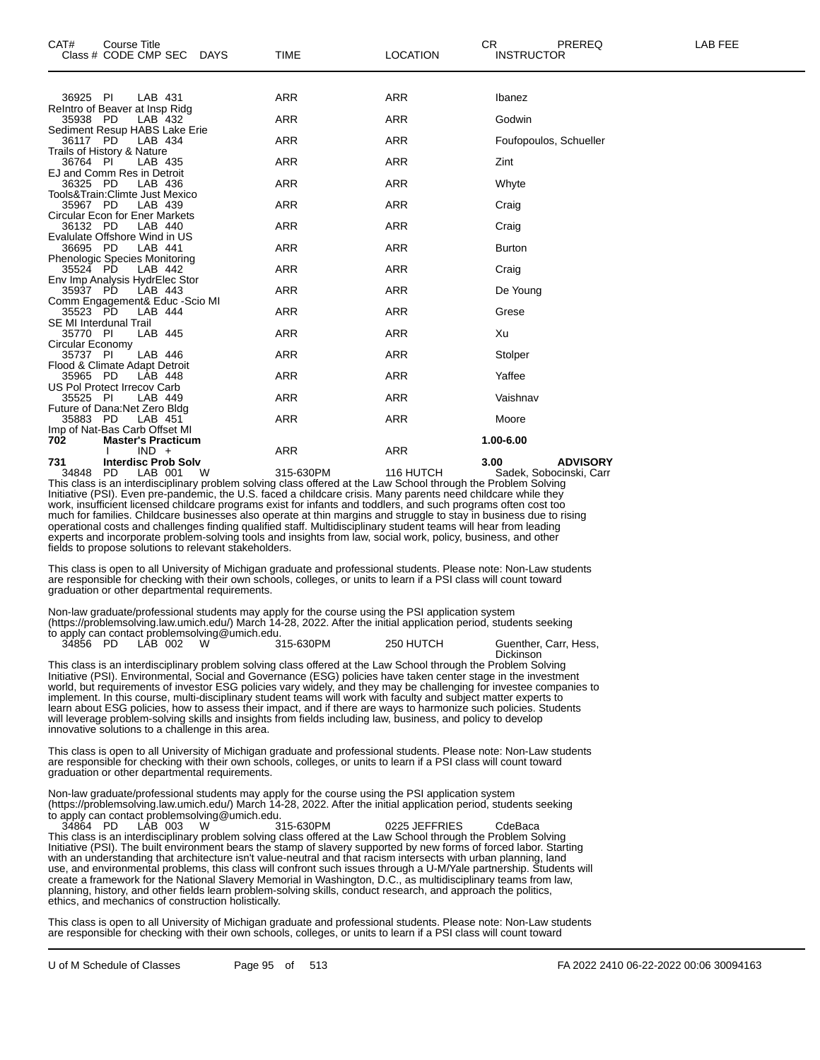| CAT# Class # | Course Title CODE CMP SEC | DAYS | TIME | LOCATION | CR INSTRUCTOR | PREREQ | LAB FEE |
|---|---|---|---|---|---|---|---|
| 36925 | PI LAB 431 | | ARR | ARR | Ibanez | | |
| | ReIntro of Beaver at Insp Ridg | | | | | | |
| 35938 | PD LAB 432 | | ARR | ARR | Godwin | | |
| | Sediment Resup HABS Lake Erie | | | | | | |
| 36117 | PD LAB 434 | | ARR | ARR | Foufopoulos, Schueller | | |
| | Trails of History & Nature | | | | | | |
| 36764 | PI LAB 435 | | ARR | ARR | Zint | | |
| | EJ and Comm Res in Detroit | | | | | | |
| 36325 | PD LAB 436 | | ARR | ARR | Whyte | | |
| | Tools&Train:Climte Just Mexico | | | | | | |
| 35967 | PD LAB 439 | | ARR | ARR | Craig | | |
| | Circular Econ for Ener Markets | | | | | | |
| 36132 | PD LAB 440 | | ARR | ARR | Craig | | |
| | Evalulate Offshore Wind in US | | | | | | |
| 36695 | PD LAB 441 | | ARR | ARR | Burton | | |
| | Phenologic Species Monitoring | | | | | | |
| 35524 | PD LAB 442 | | ARR | ARR | Craig | | |
| | Env Imp Analysis HydrElec Stor | | | | | | |
| 35937 | PD LAB 443 | | ARR | ARR | De Young | | |
| | Comm Engagement& Educ -Scio MI | | | | | | |
| 35523 | PD LAB 444 | | ARR | ARR | Grese | | |
| | SE MI Interdunal Trail | | | | | | |
| 35770 | PI LAB 445 | | ARR | ARR | Xu | | |
| | Circular Economy | | | | | | |
| 35737 | PI LAB 446 | | ARR | ARR | Stolper | | |
| | Flood & Climate Adapt Detroit | | | | | | |
| 35965 | PD LAB 448 | | ARR | ARR | Yaffee | | |
| | US Pol Protect Irrecov Carb | | | | | | |
| 35525 | PI LAB 449 | | ARR | ARR | Vaishnav | | |
| | Future of Dana:Net Zero Bldg | | | | | | |
| 35883 | PD LAB 451 | | ARR | ARR | Moore | | |
| | Imp of Nat-Bas Carb Offset MI | | | | | | |
| **702** | **Master's Practicum** | | | | **1.00-6.00** | | |
| | I IND + | | ARR | ARR | | | |
| **731** | **Interdisc Prob Solv** | | | | **3.00** | **ADVISORY** | |
| 34848 | PD LAB 001 | W | 315-630PM | 116 HUTCH | Sadek, Sobocinski, Carr | | |

This class is an interdisciplinary problem solving class offered at the Law School through the Problem Solving Initiative (PSI). Even pre-pandemic, the U.S. faced a childcare crisis. Many parents need childcare while they work, insufficient licensed childcare programs exist for infants and toddlers, and such programs often cost too much for families. Childcare businesses also operate at thin margins and struggle to stay in business due to rising operational costs and challenges finding qualified staff. Multidisciplinary student teams will hear from leading experts and incorporate problem-solving tools and insights from law, social work, policy, business, and other fields to propose solutions to relevant stakeholders.

This class is open to all University of Michigan graduate and professional students. Please note: Non-Law students are responsible for checking with their own schools, colleges, or units to learn if a PSI class will count toward graduation or other departmental requirements.

Non-law graduate/professional students may apply for the course using the PSI application system (https://problemsolving.law.umich.edu/) March 14-28, 2022. After the initial application period, students seeking to apply can contact problemsolving@umich.edu.

| | | | | | |
|---|---|---|---|---|---|
| 34856 | PD LAB 002 | W | 315-630PM | 250 HUTCH | Guenther, Carr, Hess, Dickinson |

This class is an interdisciplinary problem solving class offered at the Law School through the Problem Solving Initiative (PSI). Environmental, Social and Governance (ESG) policies have taken center stage in the investment world, but requirements of investor ESG policies vary widely, and they may be challenging for investee companies to implement. In this course, multi-disciplinary student teams will work with faculty and subject matter experts to learn about ESG policies, how to assess their impact, and if there are ways to harmonize such policies. Students will leverage problem-solving skills and insights from fields including law, business, and policy to develop innovative solutions to a challenge in this area.

This class is open to all University of Michigan graduate and professional students. Please note: Non-Law students are responsible for checking with their own schools, colleges, or units to learn if a PSI class will count toward graduation or other departmental requirements.

Non-law graduate/professional students may apply for the course using the PSI application system (https://problemsolving.law.umich.edu/) March 14-28, 2022. After the initial application period, students seeking to apply can contact problemsolving@umich.edu.

| | | | | | |
|---|---|---|---|---|---|
| 34864 | PD LAB 003 | W | 315-630PM | 0225 JEFFRIES | CdeBaca |

This class is an interdisciplinary problem solving class offered at the Law School through the Problem Solving Initiative (PSI). The built environment bears the stamp of slavery supported by new forms of forced labor. Starting with an understanding that architecture isn't value-neutral and that racism intersects with urban planning, land use, and environmental problems, this class will confront such issues through a U-M/Yale partnership. Students will create a framework for the National Slavery Memorial in Washington, D.C., as multidisciplinary teams from law, planning, history, and other fields learn problem-solving skills, conduct research, and approach the politics, ethics, and mechanics of construction holistically.

This class is open to all University of Michigan graduate and professional students. Please note: Non-Law students are responsible for checking with their own schools, colleges, or units to learn if a PSI class will count toward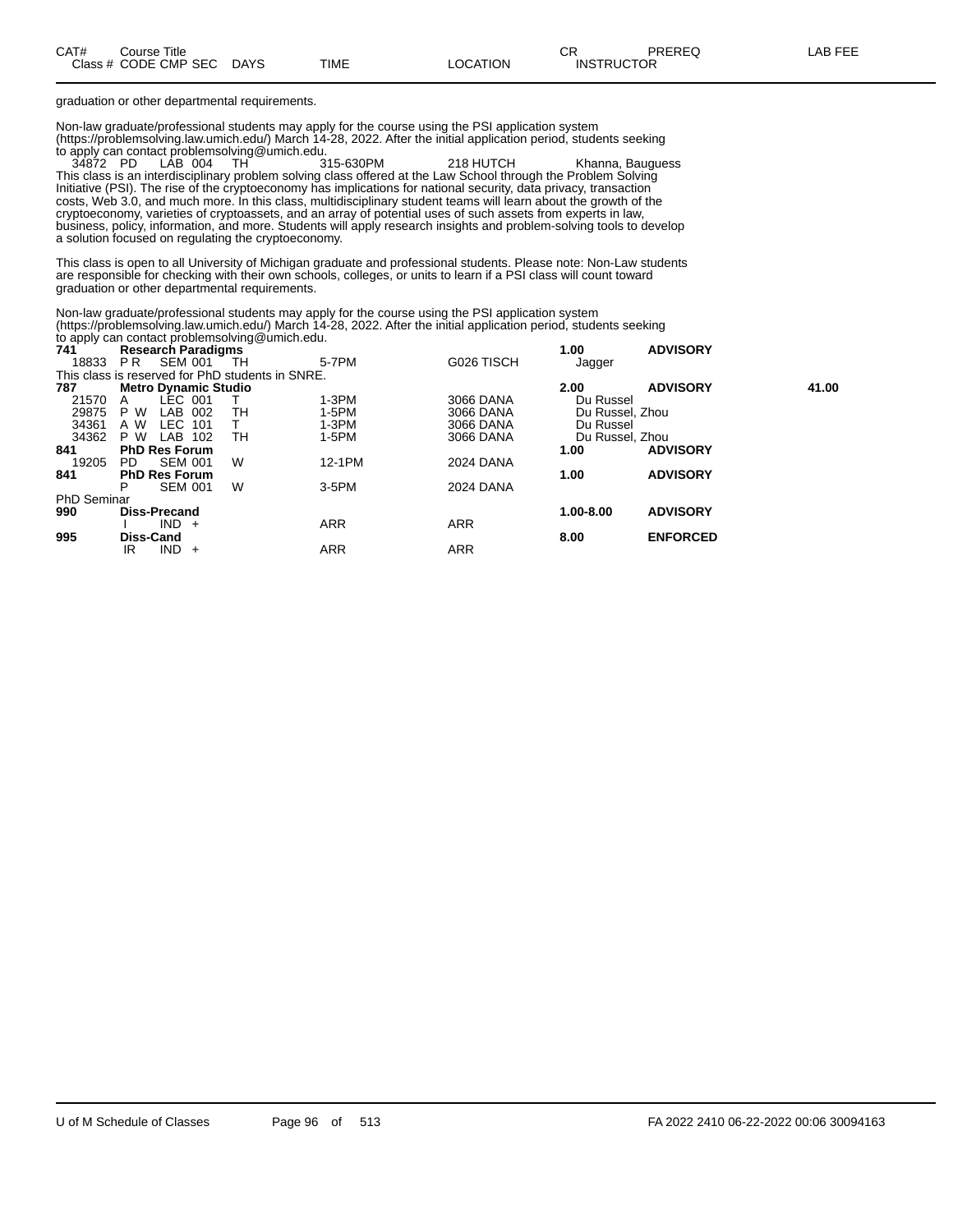graduation or other departmental requirements.

Non-law graduate/professional students may apply for the course using the PSI application system (https://problemsolving.law.umich.edu/) March 14-28, 2022. After the initial application period, students seeking to apply can contact problemsolving@umich.edu.

| CAT# / Class # | Course Title / CODE CMP SEC | DAYS | TIME | LOCATION | CR / INSTRUCTOR | PREREQ | LAB FEE |
|---|---|---|---|---|---|---|---|
| 34872 | PD LAB 004 | TH | 315-630PM | 218 HUTCH | Khanna, Bauguess | | |

This class is an interdisciplinary problem solving class offered at the Law School through the Problem Solving Initiative (PSI). The rise of the cryptoeconomy has implications for national security, data privacy, transaction costs, Web 3.0, and much more. In this class, multidisciplinary student teams will learn about the growth of the cryptoeconomy, varieties of cryptoassets, and an array of potential uses of such assets from experts in law, business, policy, information, and more. Students will apply research insights and problem-solving tools to develop a solution focused on regulating the cryptoeconomy.

This class is open to all University of Michigan graduate and professional students. Please note: Non-Law students are responsible for checking with their own schools, colleges, or units to learn if a PSI class will count toward graduation or other departmental requirements.

Non-law graduate/professional students may apply for the course using the PSI application system (https://problemsolving.law.umich.edu/) March 14-28, 2022. After the initial application period, students seeking to apply can contact problemsolving@umich.edu.

| CAT# / Class # | Course Title / CODE CMP SEC | DAYS | TIME | LOCATION | CR / INSTRUCTOR | PREREQ | LAB FEE |
|---|---|---|---|---|---|---|---|
| **741** | **Research Paradigms** | | | | **1.00** | **ADVISORY** | |
| 18833 | P R SEM 001 | TH | 5-7PM | G026 TISCH | Jagger | | |

This class is reserved for PhD students in SNRE.

| CAT# / Class # | Course Title / CODE CMP SEC | DAYS | TIME | LOCATION | CR / INSTRUCTOR | PREREQ | LAB FEE |
|---|---|---|---|---|---|---|---|
| **787** | **Metro Dynamic Studio** | | | | **2.00** | **ADVISORY** | **41.00** |
| 21570 | A LEC 001 | T | 1-3PM | 3066 DANA | Du Russel | | |
| 29875 | P W LAB 002 | TH | 1-5PM | 3066 DANA | Du Russel, Zhou | | |
| 34361 | A W LEC 101 | T | 1-3PM | 3066 DANA | Du Russel | | |
| 34362 | P W LAB 102 | TH | 1-5PM | 3066 DANA | Du Russel, Zhou | | |
| **841** | **PhD Res Forum** | | | | **1.00** | **ADVISORY** | |
| 19205 | PD SEM 001 | W | 12-1PM | 2024 DANA | | | |
| **841** | **PhD Res Forum** | | | | **1.00** | **ADVISORY** | |
| | P SEM 001 | W | 3-5PM | 2024 DANA | | | |

PhD Seminar

| CAT# / Class # | Course Title / CODE CMP SEC | DAYS | TIME | LOCATION | CR / INSTRUCTOR | PREREQ | LAB FEE |
|---|---|---|---|---|---|---|---|
| **990** | **Diss-Precand** | | | | **1.00-8.00** | **ADVISORY** | |
| | I IND + | | ARR | ARR | | | |
| **995** | **Diss-Cand** | | | | **8.00** | **ENFORCED** | |
| | IR IND + | | ARR | ARR | | | |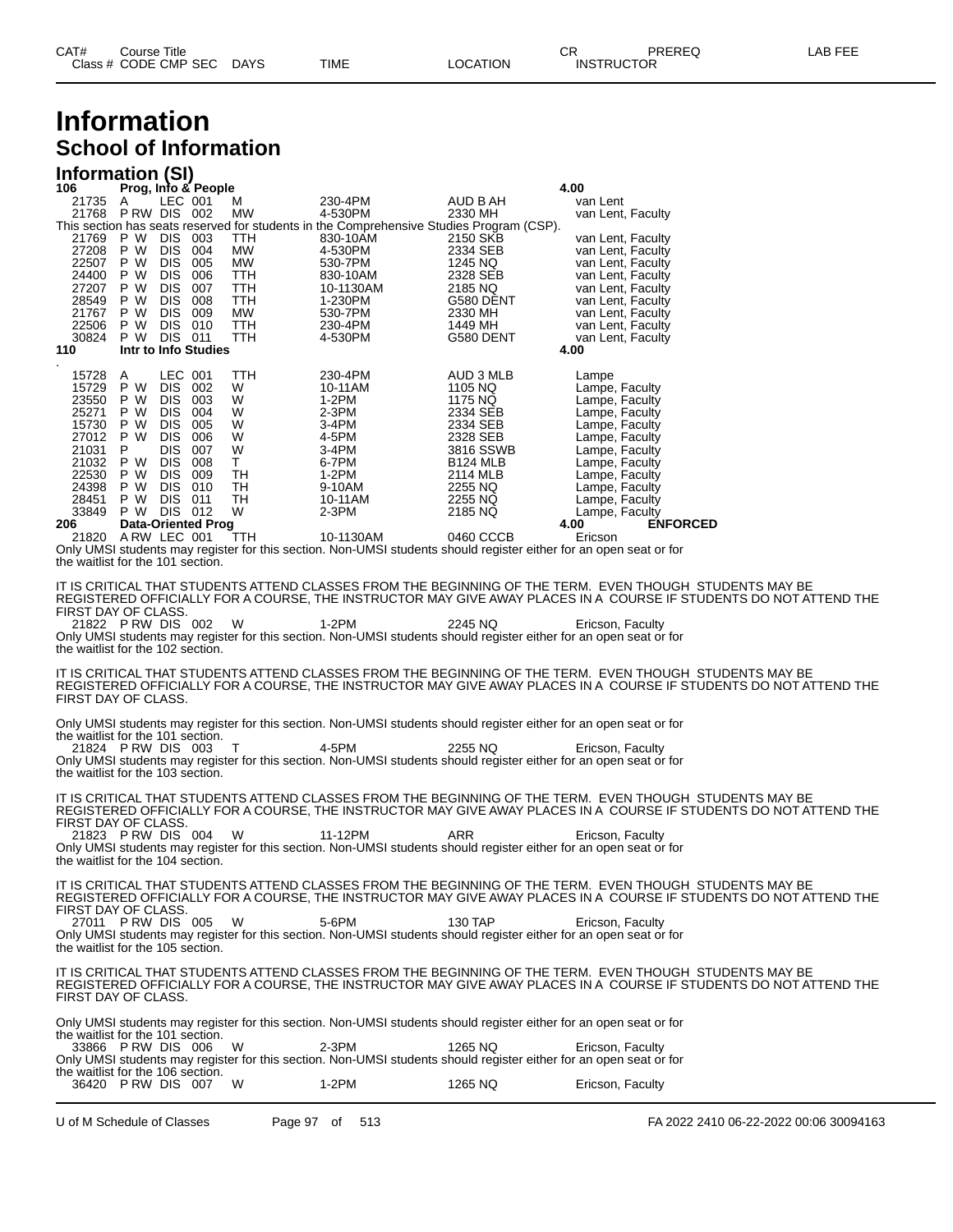# Information

## School of Information

### Information (SI)

| CAT# / Class # | Course Title / CODE CMP SEC | DAYS | TIME | LOCATION | CR / INSTRUCTOR | PREREQ | LAB FEE |
|---|---|---|---|---|---|---|---|
| **106** | **Prog, Info & People** | | | | **4.00** | | |
| 21735 | A LEC 001 | M | 230-4PM | AUD B AH | van Lent | | |
| 21768 | P RW DIS 002 | MW | 4-530PM | 2330 MH | van Lent, Faculty | | |

This section has seats reserved for students in the Comprehensive Studies Program (CSP).

| Class # | CODE CMP SEC | DAYS | TIME | LOCATION | INSTRUCTOR |
|---|---|---|---|---|---|
| 21769 | P W DIS 003 | TTH | 830-10AM | 2150 SKB | van Lent, Faculty |
| 27208 | P W DIS 004 | MW | 4-530PM | 2334 SEB | van Lent, Faculty |
| 22507 | P W DIS 005 | MW | 530-7PM | 1245 NQ | van Lent, Faculty |
| 24400 | P W DIS 006 | TTH | 830-10AM | 2328 SEB | van Lent, Faculty |
| 27207 | P W DIS 007 | TTH | 10-1130AM | 2185 NQ | van Lent, Faculty |
| 28549 | P W DIS 008 | TTH | 1-230PM | G580 DENT | van Lent, Faculty |
| 21767 | P W DIS 009 | MW | 530-7PM | 2330 MH | van Lent, Faculty |
| 22506 | P W DIS 010 | TTH | 230-4PM | 1449 MH | van Lent, Faculty |
| 30824 | P W DIS 011 | TTH | 4-530PM | G580 DENT | van Lent, Faculty |

**110 Intr to Info Studies** **4.00**

.

| Class # | CODE CMP SEC | DAYS | TIME | LOCATION | INSTRUCTOR |
|---|---|---|---|---|---|
| 15728 | A LEC 001 | TTH | 230-4PM | AUD 3 MLB | Lampe |
| 15729 | P W DIS 002 | W | 10-11AM | 1105 NQ | Lampe, Faculty |
| 23550 | P W DIS 003 | W | 1-2PM | 1175 NQ | Lampe, Faculty |
| 25271 | P W DIS 004 | W | 2-3PM | 2334 SEB | Lampe, Faculty |
| 15730 | P W DIS 005 | W | 3-4PM | 2334 SEB | Lampe, Faculty |
| 27012 | P W DIS 006 | W | 4-5PM | 2328 SEB | Lampe, Faculty |
| 21031 | P DIS 007 | W | 3-4PM | 3816 SSWB | Lampe, Faculty |
| 21032 | P W DIS 008 | T | 6-7PM | B124 MLB | Lampe, Faculty |
| 22530 | P W DIS 009 | TH | 1-2PM | 2114 MLB | Lampe, Faculty |
| 24398 | P W DIS 010 | TH | 9-10AM | 2255 NQ | Lampe, Faculty |
| 28451 | P W DIS 011 | TH | 10-11AM | 2255 NQ | Lampe, Faculty |
| 33849 | P W DIS 012 | W | 2-3PM | 2185 NQ | Lampe, Faculty |

**206 Data-Oriented Prog** **4.00** **ENFORCED**

21820 A RW LEC 001 TTH 10-1130AM 0460 CCCB Ericson

Only UMSI students may register for this section. Non-UMSI students should register either for an open seat or for the waitlist for the 101 section.

IT IS CRITICAL THAT STUDENTS ATTEND CLASSES FROM THE BEGINNING OF THE TERM. EVEN THOUGH STUDENTS MAY BE REGISTERED OFFICIALLY FOR A COURSE, THE INSTRUCTOR MAY GIVE AWAY PLACES IN A COURSE IF STUDENTS DO NOT ATTEND THE FIRST DAY OF CLASS.

21822 P RW DIS 002 W 1-2PM 2245 NQ Ericson, Faculty

Only UMSI students may register for this section. Non-UMSI students should register either for an open seat or for the waitlist for the 102 section.

IT IS CRITICAL THAT STUDENTS ATTEND CLASSES FROM THE BEGINNING OF THE TERM. EVEN THOUGH STUDENTS MAY BE REGISTERED OFFICIALLY FOR A COURSE, THE INSTRUCTOR MAY GIVE AWAY PLACES IN A COURSE IF STUDENTS DO NOT ATTEND THE FIRST DAY OF CLASS.

Only UMSI students may register for this section. Non-UMSI students should register either for an open seat or for the waitlist for the 101 section.

21824 P RW DIS 003 T 4-5PM 2255 NQ Ericson, Faculty

Only UMSI students may register for this section. Non-UMSI students should register either for an open seat or for the waitlist for the 103 section.

IT IS CRITICAL THAT STUDENTS ATTEND CLASSES FROM THE BEGINNING OF THE TERM. EVEN THOUGH STUDENTS MAY BE REGISTERED OFFICIALLY FOR A COURSE, THE INSTRUCTOR MAY GIVE AWAY PLACES IN A COURSE IF STUDENTS DO NOT ATTEND THE FIRST DAY OF CLASS.

21823 P RW DIS 004 W 11-12PM ARR Ericson, Faculty

Only UMSI students may register for this section. Non-UMSI students should register either for an open seat or for the waitlist for the 104 section.

IT IS CRITICAL THAT STUDENTS ATTEND CLASSES FROM THE BEGINNING OF THE TERM. EVEN THOUGH STUDENTS MAY BE REGISTERED OFFICIALLY FOR A COURSE, THE INSTRUCTOR MAY GIVE AWAY PLACES IN A COURSE IF STUDENTS DO NOT ATTEND THE FIRST DAY OF CLASS.

27011 P RW DIS 005 W 5-6PM 130 TAP Ericson, Faculty

Only UMSI students may register for this section. Non-UMSI students should register either for an open seat or for the waitlist for the 105 section.

IT IS CRITICAL THAT STUDENTS ATTEND CLASSES FROM THE BEGINNING OF THE TERM. EVEN THOUGH STUDENTS MAY BE REGISTERED OFFICIALLY FOR A COURSE, THE INSTRUCTOR MAY GIVE AWAY PLACES IN A COURSE IF STUDENTS DO NOT ATTEND THE FIRST DAY OF CLASS.

Only UMSI students may register for this section. Non-UMSI students should register either for an open seat or for the waitlist for the 101 section.

33866 P RW DIS 006 W 2-3PM 1265 NQ Ericson, Faculty

Only UMSI students may register for this section. Non-UMSI students should register either for an open seat or for the waitlist for the 106 section.

36420 P RW DIS 007 W 1-2PM 1265 NQ Ericson, Faculty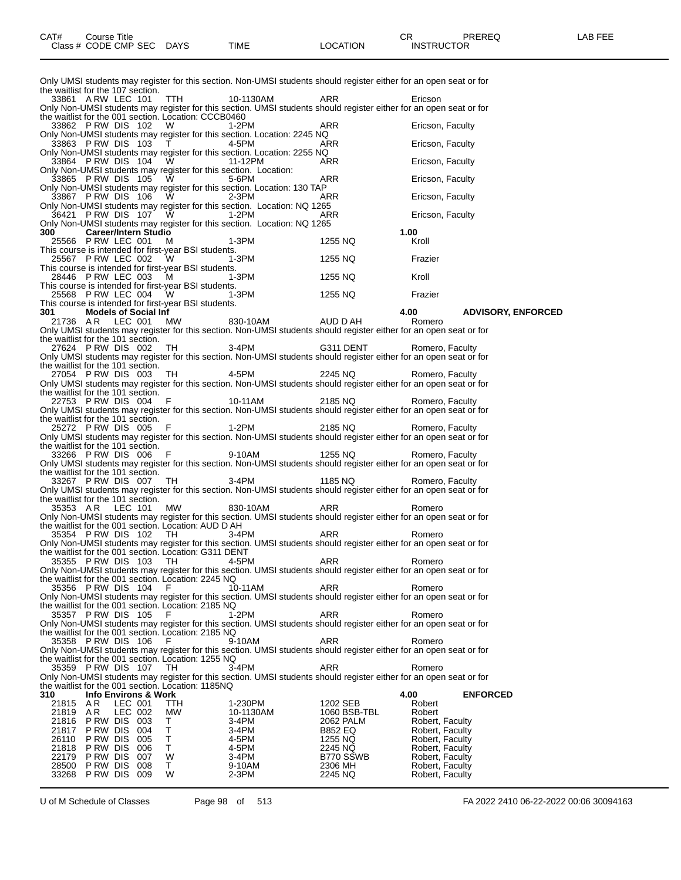| CAT# | Course Title | | | | | | CR | PREREQ | LAB FEE |
|---|---|---|---|---|---|---|---|---|---|
| Class # | CODE | CMP | SEC | DAYS | TIME | LOCATION | INSTRUCTOR | | |

Only UMSI students may register for this section. Non-UMSI students should register either for an open seat or for the waitlist for the 107 section.

| Class # | CODE | CMP | SEC | DAYS | TIME | LOCATION | INSTRUCTOR |
|---|---|---|---|---|---|---|---|
| 33861 | A RW | LEC | 101 | TTH | 10-1130AM | ARR | Ericson |

Only Non-UMSI students may register for this section. UMSI students should register either for an open seat or for the waitlist for the 001 section. Location: CCCB0460

| Class # | CODE | CMP | SEC | DAYS | TIME | LOCATION | INSTRUCTOR |
|---|---|---|---|---|---|---|---|
| 33862 | P RW | DIS | 102 | W | 1-2PM | ARR | Ericson, Faculty |

Only Non-UMSI students may register for this section. Location: 2245 NQ

| Class # | CODE | CMP | SEC | DAYS | TIME | LOCATION | INSTRUCTOR |
|---|---|---|---|---|---|---|---|
| 33863 | P RW | DIS | 103 | T | 4-5PM | ARR | Ericson, Faculty |

Only Non-UMSI students may register for this section. Location: 2255 NQ

| Class # | CODE | CMP | SEC | DAYS | TIME | LOCATION | INSTRUCTOR |
|---|---|---|---|---|---|---|---|
| 33864 | P RW | DIS | 104 | W | 11-12PM | ARR | Ericson, Faculty |

Only Non-UMSI students may register for this section. Location:

| Class # | CODE | CMP | SEC | DAYS | TIME | LOCATION | INSTRUCTOR |
|---|---|---|---|---|---|---|---|
| 33865 | P RW | DIS | 105 | W | 5-6PM | ARR | Ericson, Faculty |

Only Non-UMSI students may register for this section. Location: 130 TAP

| Class # | CODE | CMP | SEC | DAYS | TIME | LOCATION | INSTRUCTOR |
|---|---|---|---|---|---|---|---|
| 33867 | P RW | DIS | 106 | W | 2-3PM | ARR | Ericson, Faculty |

Only Non-UMSI students may register for this section. Location: NQ 1265

| Class # | CODE | CMP | SEC | DAYS | TIME | LOCATION | INSTRUCTOR |
|---|---|---|---|---|---|---|---|
| 36421 | P RW | DIS | 107 | W | 1-2PM | ARR | Ericson, Faculty |

Only Non-UMSI students may register for this section. Location: NQ 1265

**300 Career/Intern Studio** — 1.00

| Class # | CODE | CMP | SEC | DAYS | TIME | LOCATION | INSTRUCTOR |
|---|---|---|---|---|---|---|---|
| 25566 | P RW | LEC | 001 | M | 1-3PM | 1255 NQ | Kroll |

This course is intended for first-year BSI students.

| Class # | CODE | CMP | SEC | DAYS | TIME | LOCATION | INSTRUCTOR |
|---|---|---|---|---|---|---|---|
| 25567 | P RW | LEC | 002 | W | 1-3PM | 1255 NQ | Frazier |

This course is intended for first-year BSI students.

| Class # | CODE | CMP | SEC | DAYS | TIME | LOCATION | INSTRUCTOR |
|---|---|---|---|---|---|---|---|
| 28446 | P RW | LEC | 003 | M | 1-3PM | 1255 NQ | Kroll |

This course is intended for first-year BSI students.

| Class # | CODE | CMP | SEC | DAYS | TIME | LOCATION | INSTRUCTOR |
|---|---|---|---|---|---|---|---|
| 25568 | P RW | LEC | 004 | W | 1-3PM | 1255 NQ | Frazier |

This course is intended for first-year BSI students.

**301 Models of Social Inf** — 4.00 — **ADVISORY, ENFORCED**

| Class # | CODE | CMP | SEC | DAYS | TIME | LOCATION | INSTRUCTOR |
|---|---|---|---|---|---|---|---|
| 21736 | A R | LEC | 001 | MW | 830-10AM | AUD D AH | Romero |

Only UMSI students may register for this section. Non-UMSI students should register either for an open seat or for the waitlist for the 101 section.

| Class # | CODE | CMP | SEC | DAYS | TIME | LOCATION | INSTRUCTOR |
|---|---|---|---|---|---|---|---|
| 27624 | P RW | DIS | 002 | TH | 3-4PM | G311 DENT | Romero, Faculty |

Only UMSI students may register for this section. Non-UMSI students should register either for an open seat or for the waitlist for the 101 section.

| Class # | CODE | CMP | SEC | DAYS | TIME | LOCATION | INSTRUCTOR |
|---|---|---|---|---|---|---|---|
| 27054 | P RW | DIS | 003 | TH | 4-5PM | 2245 NQ | Romero, Faculty |

Only UMSI students may register for this section. Non-UMSI students should register either for an open seat or for the waitlist for the 101 section.

| Class # | CODE | CMP | SEC | DAYS | TIME | LOCATION | INSTRUCTOR |
|---|---|---|---|---|---|---|---|
| 22753 | P RW | DIS | 004 | F | 10-11AM | 2185 NQ | Romero, Faculty |

Only UMSI students may register for this section. Non-UMSI students should register either for an open seat or for the waitlist for the 101 section.

| Class # | CODE | CMP | SEC | DAYS | TIME | LOCATION | INSTRUCTOR |
|---|---|---|---|---|---|---|---|
| 25272 | P RW | DIS | 005 | F | 1-2PM | 2185 NQ | Romero, Faculty |

Only UMSI students may register for this section. Non-UMSI students should register either for an open seat or for the waitlist for the 101 section.

| Class # | CODE | CMP | SEC | DAYS | TIME | LOCATION | INSTRUCTOR |
|---|---|---|---|---|---|---|---|
| 33266 | P RW | DIS | 006 | F | 9-10AM | 1255 NQ | Romero, Faculty |

Only UMSI students may register for this section. Non-UMSI students should register either for an open seat or for the waitlist for the 101 section.

| Class # | CODE | CMP | SEC | DAYS | TIME | LOCATION | INSTRUCTOR |
|---|---|---|---|---|---|---|---|
| 33267 | P RW | DIS | 007 | TH | 3-4PM | 1185 NQ | Romero, Faculty |

Only UMSI students may register for this section. Non-UMSI students should register either for an open seat or for the waitlist for the 101 section.

| Class # | CODE | CMP | SEC | DAYS | TIME | LOCATION | INSTRUCTOR |
|---|---|---|---|---|---|---|---|
| 35353 | A R | LEC | 101 | MW | 830-10AM | ARR | Romero |

Only Non-UMSI students may register for this section. UMSI students should register either for an open seat or for the waitlist for the 001 section. Location: AUD D AH

| Class # | CODE | CMP | SEC | DAYS | TIME | LOCATION | INSTRUCTOR |
|---|---|---|---|---|---|---|---|
| 35354 | P RW | DIS | 102 | TH | 3-4PM | ARR | Romero |

Only Non-UMSI students may register for this section. UMSI students should register either for an open seat or for the waitlist for the 001 section. Location: G311 DENT

| Class # | CODE | CMP | SEC | DAYS | TIME | LOCATION | INSTRUCTOR |
|---|---|---|---|---|---|---|---|
| 35355 | P RW | DIS | 103 | TH | 4-5PM | ARR | Romero |

Only Non-UMSI students may register for this section. UMSI students should register either for an open seat or for the waitlist for the 001 section. Location: 2245 NQ

| Class # | CODE | CMP | SEC | DAYS | TIME | LOCATION | INSTRUCTOR |
|---|---|---|---|---|---|---|---|
| 35356 | P RW | DIS | 104 | F | 10-11AM | ARR | Romero |

Only Non-UMSI students may register for this section. UMSI students should register either for an open seat or for the waitlist for the 001 section. Location: 2185 NQ

| Class # | CODE | CMP | SEC | DAYS | TIME | LOCATION | INSTRUCTOR |
|---|---|---|---|---|---|---|---|
| 35357 | P RW | DIS | 105 | F | 1-2PM | ARR | Romero |

Only Non-UMSI students may register for this section. UMSI students should register either for an open seat or for the waitlist for the 001 section. Location: 2185 NQ

| Class # | CODE | CMP | SEC | DAYS | TIME | LOCATION | INSTRUCTOR |
|---|---|---|---|---|---|---|---|
| 35358 | P RW | DIS | 106 | F | 9-10AM | ARR | Romero |

Only Non-UMSI students may register for this section. UMSI students should register either for an open seat or for the waitlist for the 001 section. Location: 1255 NQ

| Class # | CODE | CMP | SEC | DAYS | TIME | LOCATION | INSTRUCTOR |
|---|---|---|---|---|---|---|---|
| 35359 | P RW | DIS | 107 | TH | 3-4PM | ARR | Romero |

Only Non-UMSI students may register for this section. UMSI students should register either for an open seat or for the waitlist for the 001 section. Location: 1185NQ

**310 Info Environs & Work** — 4.00 — **ENFORCED**

| Class # | CODE | CMP | SEC | DAYS | TIME | LOCATION | INSTRUCTOR |
|---|---|---|---|---|---|---|---|
| 21815 | A R | LEC | 001 | TTH | 1-230PM | 1202 SEB | Robert |
| 21819 | A R | LEC | 002 | MW | 10-1130AM | 1060 BSB-TBL | Robert |
| 21816 | P RW | DIS | 003 | T | 3-4PM | 2062 PALM | Robert, Faculty |
| 21817 | P RW | DIS | 004 | T | 3-4PM | B852 EQ | Robert, Faculty |
| 26110 | P RW | DIS | 005 | T | 4-5PM | 1255 NQ | Robert, Faculty |
| 21818 | P RW | DIS | 006 | T | 4-5PM | 2245 NQ | Robert, Faculty |
| 22179 | P RW | DIS | 007 | W | 3-4PM | B770 SSWB | Robert, Faculty |
| 28500 | P RW | DIS | 008 | T | 9-10AM | 2306 MH | Robert, Faculty |
| 33268 | P RW | DIS | 009 | W | 2-3PM | 2245 NQ | Robert, Faculty |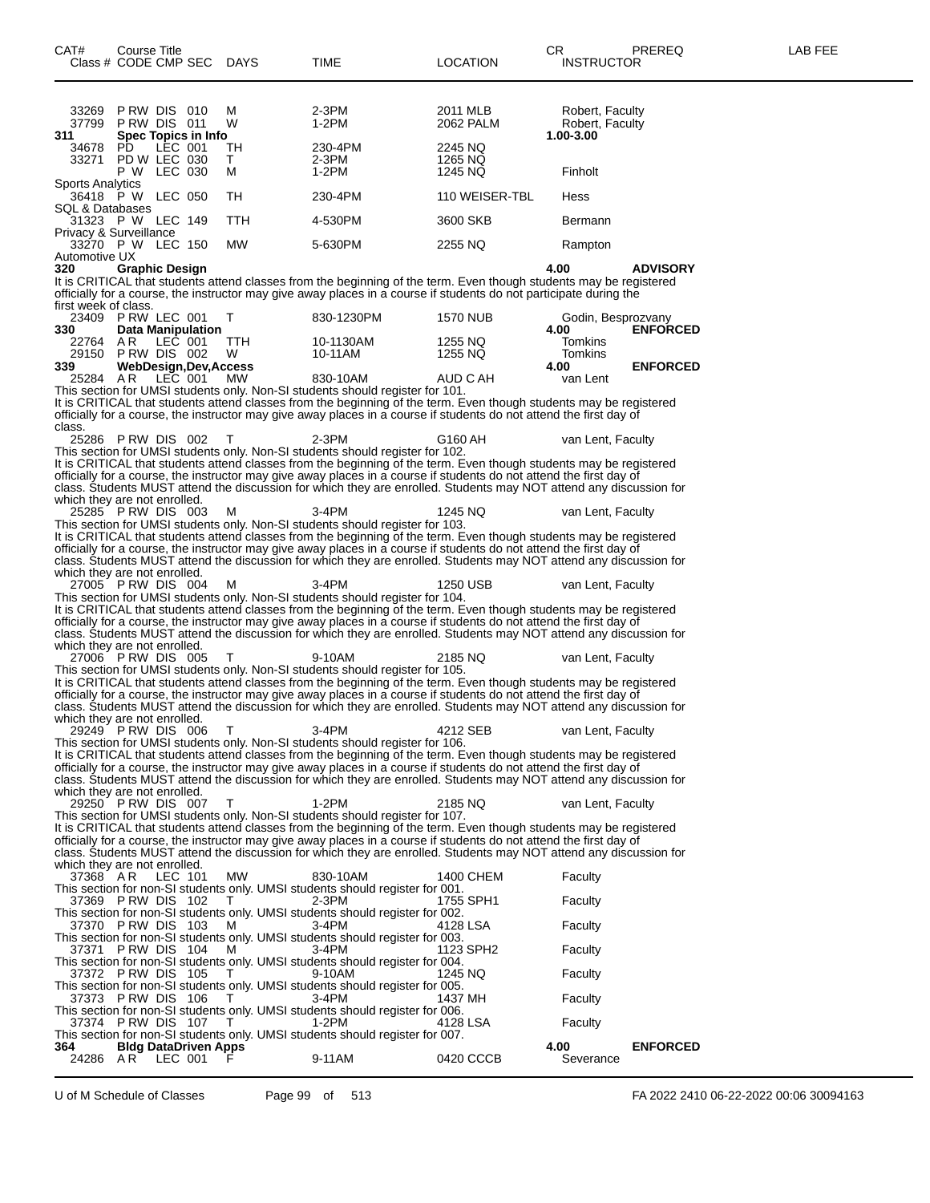| CAT# Class # | Course Title CODE CMP SEC | DAYS | TIME | LOCATION | CR INSTRUCTOR | PREREQ | LAB FEE |
|---|---|---|---|---|---|---|---|
| 33269 | P RW DIS 010 | M | 2-3PM | 2011 MLB | Robert, Faculty | | |
| 37799 | P RW DIS 011 | W | 1-2PM | 2062 PALM | Robert, Faculty | | |
| **311** | **Spec Topics in Info** | | | | **1.00-3.00** | | |
| 34678 | PD LEC 001 | TH | 230-4PM | 2245 NQ | | | |
| 33271 | PD W LEC 030 | T | 2-3PM | 1265 NQ | | | |
| | P W LEC 030 | M | 1-2PM | 1245 NQ | Finholt | | |

Sports Analytics

| | | | | | | | |
|---|---|---|---|---|---|---|---|
| 36418 | P W LEC 050 | TH | 230-4PM | 110 WEISER-TBL | Hess | | |

SQL & Databases

| | | | | | | | |
|---|---|---|---|---|---|---|---|
| 31323 | P W LEC 149 | TTH | 4-530PM | 3600 SKB | Bermann | | |

Privacy & Surveillance

| | | | | | | | |
|---|---|---|---|---|---|---|---|
| 33270 | P W LEC 150 | MW | 5-630PM | 2255 NQ | Rampton | | |

Automotive UX

**320 Graphic Design** — **4.00** — **ADVISORY**

It is CRITICAL that students attend classes from the beginning of the term. Even though students may be registered officially for a course, the instructor may give away places in a course if students do not participate during the first week of class.

| | | | | | | | |
|---|---|---|---|---|---|---|---|
| 23409 | P RW LEC 001 | T | 830-1230PM | 1570 NUB | Godin, Besprozvany | | |
| **330** | **Data Manipulation** | | | | **4.00** | **ENFORCED** | |
| 22764 | A R LEC 001 | TTH | 10-1130AM | 1255 NQ | Tomkins | | |
| 29150 | P RW DIS 002 | W | 10-11AM | 1255 NQ | Tomkins | | |
| **339** | **WebDesign,Dev,Access** | | | | **4.00** | **ENFORCED** | |
| 25284 | A R LEC 001 | MW | 830-10AM | AUD C AH | van Lent | | |

This section for UMSI students only. Non-SI students should register for 101.
It is CRITICAL that students attend classes from the beginning of the term. Even though students may be registered officially for a course, the instructor may give away places in a course if students do not attend the first day of class.

| | | | | | | | |
|---|---|---|---|---|---|---|---|
| 25286 | P RW DIS 002 | T | 2-3PM | G160 AH | van Lent, Faculty | | |

This section for UMSI students only. Non-SI students should register for 102.
It is CRITICAL that students attend classes from the beginning of the term. Even though students may be registered officially for a course, the instructor may give away places in a course if students do not attend the first day of class. Students MUST attend the discussion for which they are enrolled. Students may NOT attend any discussion for which they are not enrolled.

| | | | | | | | |
|---|---|---|---|---|---|---|---|
| 25285 | P RW DIS 003 | M | 3-4PM | 1245 NQ | van Lent, Faculty | | |

This section for UMSI students only. Non-SI students should register for 103.
It is CRITICAL that students attend classes from the beginning of the term. Even though students may be registered officially for a course, the instructor may give away places in a course if students do not attend the first day of class. Students MUST attend the discussion for which they are enrolled. Students may NOT attend any discussion for which they are not enrolled.

| | | | | | | | |
|---|---|---|---|---|---|---|---|
| 27005 | P RW DIS 004 | M | 3-4PM | 1250 USB | van Lent, Faculty | | |

This section for UMSI students only. Non-SI students should register for 104.
It is CRITICAL that students attend classes from the beginning of the term. Even though students may be registered officially for a course, the instructor may give away places in a course if students do not attend the first day of class. Students MUST attend the discussion for which they are enrolled. Students may NOT attend any discussion for which they are not enrolled.

| | | | | | | | |
|---|---|---|---|---|---|---|---|
| 27006 | P RW DIS 005 | T | 9-10AM | 2185 NQ | van Lent, Faculty | | |

This section for UMSI students only. Non-SI students should register for 105.
It is CRITICAL that students attend classes from the beginning of the term. Even though students may be registered officially for a course, the instructor may give away places in a course if students do not attend the first day of class. Students MUST attend the discussion for which they are enrolled. Students may NOT attend any discussion for which they are not enrolled.

| | | | | | | | |
|---|---|---|---|---|---|---|---|
| 29249 | P RW DIS 006 | T | 3-4PM | 4212 SEB | van Lent, Faculty | | |

This section for UMSI students only. Non-SI students should register for 106.
It is CRITICAL that students attend classes from the beginning of the term. Even though students may be registered officially for a course, the instructor may give away places in a course if students do not attend the first day of class. Students MUST attend the discussion for which they are enrolled. Students may NOT attend any discussion for which they are not enrolled.

| | | | | | | | |
|---|---|---|---|---|---|---|---|
| 29250 | P RW DIS 007 | T | 1-2PM | 2185 NQ | van Lent, Faculty | | |

This section for UMSI students only. Non-SI students should register for 107.
It is CRITICAL that students attend classes from the beginning of the term. Even though students may be registered officially for a course, the instructor may give away places in a course if students do not attend the first day of class. Students MUST attend the discussion for which they are enrolled. Students may NOT attend any discussion for which they are not enrolled.

| | | | | | | | |
|---|---|---|---|---|---|---|---|
| 37368 | A R LEC 101 | MW | 830-10AM | 1400 CHEM | Faculty | | |

This section for non-SI students only. UMSI students should register for 001.

| | | | | | | | |
|---|---|---|---|---|---|---|---|
| 37369 | P RW DIS 102 | T | 2-3PM | 1755 SPH1 | Faculty | | |

This section for non-SI students only. UMSI students should register for 002.

| | | | | | | | |
|---|---|---|---|---|---|---|---|
| 37370 | P RW DIS 103 | M | 3-4PM | 4128 LSA | Faculty | | |

This section for non-SI students only. UMSI students should register for 003.

| | | | | | | | |
|---|---|---|---|---|---|---|---|
| 37371 | P RW DIS 104 | M | 3-4PM | 1123 SPH2 | Faculty | | |

This section for non-SI students only. UMSI students should register for 004.

| | | | | | | | |
|---|---|---|---|---|---|---|---|
| 37372 | P RW DIS 105 | T | 9-10AM | 1245 NQ | Faculty | | |

This section for non-SI students only. UMSI students should register for 005.

| | | | | | | | |
|---|---|---|---|---|---|---|---|
| 37373 | P RW DIS 106 | T | 3-4PM | 1437 MH | Faculty | | |

This section for non-SI students only. UMSI students should register for 006.

| | | | | | | | |
|---|---|---|---|---|---|---|---|
| 37374 | P RW DIS 107 | T | 1-2PM | 4128 LSA | Faculty | | |

This section for non-SI students only. UMSI students should register for 007.

| | | | | | | | |
|---|---|---|---|---|---|---|---|
| **364** | **Bldg DataDriven Apps** | | | | **4.00** | **ENFORCED** | |
| 24286 | A R LEC 001 | F | 9-11AM | 0420 CCCB | Severance | | |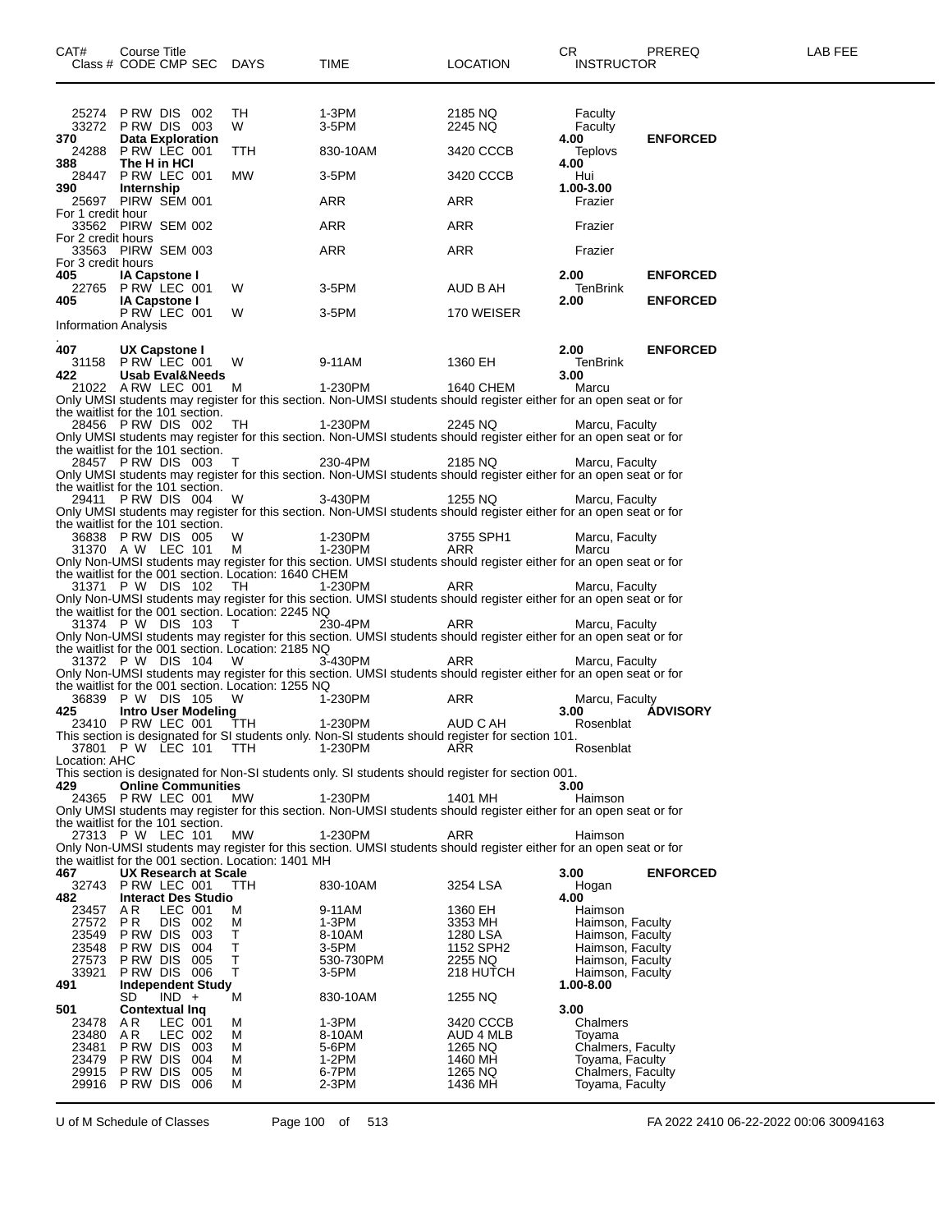| CAT# | Course Title<br>Class # CODE CMP SEC | DAYS | TIME | LOCATION | CR<br>INSTRUCTOR | PREREQ | LAB FEE |
|---|---|---|---|---|---|---|---|
| | 25274 P RW DIS 002 | TH | 1-3PM | 2185 NQ | Faculty | | |
| | 33272 P RW DIS 003 | W | 3-5PM | 2245 NQ | Faculty | | |
| **370** | **Data Exploration** | | | | **4.00** | **ENFORCED** | |
| | 24288 P RW LEC 001 | TTH | 830-10AM | 3420 CCCB | Teplovs | | |
| **388** | **The H in HCI** | | | | **4.00** | | |
| | 28447 P RW LEC 001 | MW | 3-5PM | 3420 CCCB | Hui | | |
| **390** | **Internship** | | | | **1.00-3.00** | | |
| | 25697 PIRW SEM 001 | | ARR | ARR | Frazier | | |
| For 1 credit hour | | | | | | | |
| | 33562 PIRW SEM 002 | | ARR | ARR | Frazier | | |
| For 2 credit hours | | | | | | | |
| | 33563 PIRW SEM 003 | | ARR | ARR | Frazier | | |
| For 3 credit hours | | | | | | | |
| **405** | **IA Capstone I** | | | | **2.00** | **ENFORCED** | |
| | 22765 P RW LEC 001 | W | 3-5PM | AUD B AH | TenBrink | | |
| **405** | **IA Capstone I** | | | | **2.00** | **ENFORCED** | |
| | P RW LEC 001 | W | 3-5PM | 170 WEISER | | | |
| Information Analysis | | | | | | | |
| . | | | | | | | |
| **407** | **UX Capstone I** | | | | **2.00** | **ENFORCED** | |
| | 31158 P RW LEC 001 | W | 9-11AM | 1360 EH | TenBrink | | |
| **422** | **Usab Eval&Needs** | | | | **3.00** | | |
| | 21022 A RW LEC 001 | M | 1-230PM | 1640 CHEM | Marcu | | |
| Only UMSI students may register for this section. Non-UMSI students should register either for an open seat or for the waitlist for the 101 section. | | | | | | | |
| | 28456 P RW DIS 002 | TH | 1-230PM | 2245 NQ | Marcu, Faculty | | |
| Only UMSI students may register for this section. Non-UMSI students should register either for an open seat or for the waitlist for the 101 section. | | | | | | | |
| | 28457 P RW DIS 003 | T | 230-4PM | 2185 NQ | Marcu, Faculty | | |
| Only UMSI students may register for this section. Non-UMSI students should register either for an open seat or for the waitlist for the 101 section. | | | | | | | |
| | 29411 P RW DIS 004 | W | 3-430PM | 1255 NQ | Marcu, Faculty | | |
| Only UMSI students may register for this section. Non-UMSI students should register either for an open seat or for the waitlist for the 101 section. | | | | | | | |
| | 36838 P RW DIS 005 | W | 1-230PM | 3755 SPH1 | Marcu, Faculty | | |
| | 31370 A W LEC 101 | M | 1-230PM | ARR | Marcu | | |
| Only Non-UMSI students may register for this section. UMSI students should register either for an open seat or for the waitlist for the 001 section. Location: 1640 CHEM | | | | | | | |
| | 31371 P W DIS 102 | TH | 1-230PM | ARR | Marcu, Faculty | | |
| Only Non-UMSI students may register for this section. UMSI students should register either for an open seat or for the waitlist for the 001 section. Location: 2245 NQ | | | | | | | |
| | 31374 P W DIS 103 | T | 230-4PM | ARR | Marcu, Faculty | | |
| Only Non-UMSI students may register for this section. UMSI students should register either for an open seat or for the waitlist for the 001 section. Location: 2185 NQ | | | | | | | |
| | 31372 P W DIS 104 | W | 3-430PM | ARR | Marcu, Faculty | | |
| Only Non-UMSI students may register for this section. UMSI students should register either for an open seat or for the waitlist for the 001 section. Location: 1255 NQ | | | | | | | |
| | 36839 P W DIS 105 | W | 1-230PM | ARR | Marcu, Faculty | | |
| **425** | **Intro User Modeling** | | | | **3.00** | **ADVISORY** | |
| | 23410 P RW LEC 001 | TTH | 1-230PM | AUD C AH | Rosenblat | | |
| This section is designated for SI students only. Non-SI students should register for section 101. | | | | | | | |
| | 37801 P W LEC 101 | TTH | 1-230PM | ARR | Rosenblat | | |
| Location: AHC | | | | | | | |
| This section is designated for Non-SI students only. SI students should register for section 001. | | | | | | | |
| **429** | **Online Communities** | | | | **3.00** | | |
| | 24365 P RW LEC 001 | MW | 1-230PM | 1401 MH | Haimson | | |
| Only UMSI students may register for this section. Non-UMSI students should register either for an open seat or for the waitlist for the 101 section. | | | | | | | |
| | 27313 P W LEC 101 | MW | 1-230PM | ARR | Haimson | | |
| Only Non-UMSI students may register for this section. UMSI students should register either for an open seat or for the waitlist for the 001 section. Location: 1401 MH | | | | | | | |
| **467** | **UX Research at Scale** | | | | **3.00** | **ENFORCED** | |
| | 32743 P RW LEC 001 | TTH | 830-10AM | 3254 LSA | Hogan | | |
| **482** | **Interact Des Studio** | | | | **4.00** | | |
| | 23457 A R LEC 001 | M | 9-11AM | 1360 EH | Haimson | | |
| | 27572 P R DIS 002 | M | 1-3PM | 3353 MH | Haimson, Faculty | | |
| | 23549 P RW DIS 003 | T | 8-10AM | 1280 LSA | Haimson, Faculty | | |
| | 23548 P RW DIS 004 | T | 3-5PM | 1152 SPH2 | Haimson, Faculty | | |
| | 27573 P RW DIS 005 | T | 530-730PM | 2255 NQ | Haimson, Faculty | | |
| | 33921 P RW DIS 006 | T | 3-5PM | 218 HUTCH | Haimson, Faculty | | |
| **491** | **Independent Study** | | | | **1.00-8.00** | | |
| | SD IND + | M | 830-10AM | 1255 NQ | | | |
| **501** | **Contextual Inq** | | | | **3.00** | | |
| | 23478 A R LEC 001 | M | 1-3PM | 3420 CCCB | Chalmers | | |
| | 23480 A R LEC 002 | M | 8-10AM | AUD 4 MLB | Toyama | | |
| | 23481 P RW DIS 003 | M | 5-6PM | 1265 NQ | Chalmers, Faculty | | |
| | 23479 P RW DIS 004 | M | 1-2PM | 1460 MH | Toyama, Faculty | | |
| | 29915 P RW DIS 005 | M | 6-7PM | 1265 NQ | Chalmers, Faculty | | |
| | 29916 P RW DIS 006 | M | 2-3PM | 1436 MH | Toyama, Faculty | | |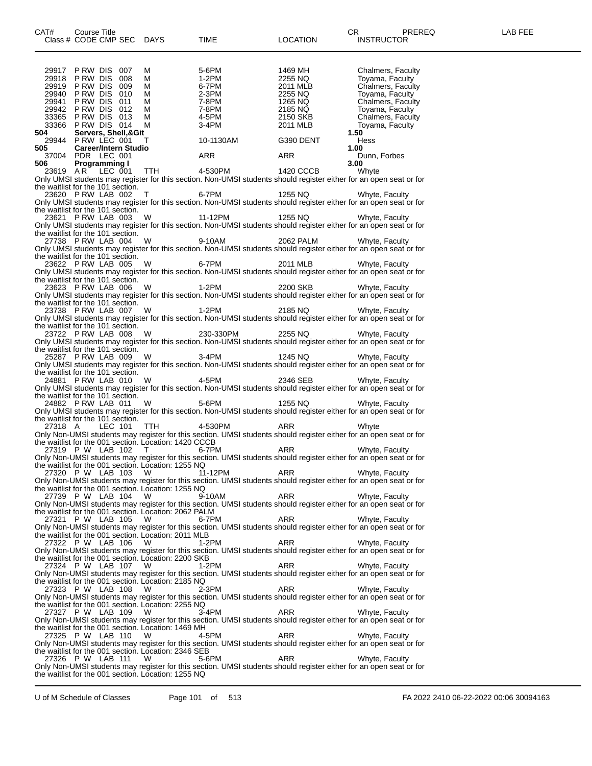| CAT# | Course Title Class # CODE CMP SEC | DAYS | TIME | LOCATION | CR INSTRUCTOR | PREREQ | LAB FEE |
|---|---|---|---|---|---|---|---|
| | 29917 P RW DIS 007 | M | 5-6PM | 1469 MH | Chalmers, Faculty | | |
| | 29918 P RW DIS 008 | M | 1-2PM | 2255 NQ | Toyama, Faculty | | |
| | 29919 P RW DIS 009 | M | 6-7PM | 2011 MLB | Chalmers, Faculty | | |
| | 29940 P RW DIS 010 | M | 2-3PM | 2255 NQ | Toyama, Faculty | | |
| | 29941 P RW DIS 011 | M | 7-8PM | 1265 NQ | Chalmers, Faculty | | |
| | 29942 P RW DIS 012 | M | 7-8PM | 2185 NQ | Toyama, Faculty | | |
| | 33365 P RW DIS 013 | M | 4-5PM | 2150 SKB | Chalmers, Faculty | | |
| | 33366 P RW DIS 014 | M | 3-4PM | 2011 MLB | Toyama, Faculty | | |
| **504** | **Servers, Shell,&Git** | | | | **1.50** | | |
| | 29944 P RW LEC 001 | T | 10-1130AM | G390 DENT | Hess | | |
| **505** | **Career/Intern Studio** | | | | **1.00** | | |
| | 37004 PDR LEC 001 | | ARR | ARR | Dunn, Forbes | | |
| **506** | **Programming I** | | | | **3.00** | | |
| | 23619 A R LEC 001 | TTH | 4-530PM | 1420 CCCB | Whyte | | |

Only UMSI students may register for this section. Non-UMSI students should register either for an open seat or for the waitlist for the 101 section.

| Class # CODE CMP SEC | DAYS | TIME | LOCATION | INSTRUCTOR |
|---|---|---|---|---|
| 23620 P RW LAB 002 | T | 6-7PM | 1255 NQ | Whyte, Faculty |

Only UMSI students may register for this section. Non-UMSI students should register either for an open seat or for the waitlist for the 101 section.

| Class # CODE CMP SEC | DAYS | TIME | LOCATION | INSTRUCTOR |
|---|---|---|---|---|
| 23621 P RW LAB 003 | W | 11-12PM | 1255 NQ | Whyte, Faculty |

Only UMSI students may register for this section. Non-UMSI students should register either for an open seat or for the waitlist for the 101 section.

| Class # CODE CMP SEC | DAYS | TIME | LOCATION | INSTRUCTOR |
|---|---|---|---|---|
| 27738 P RW LAB 004 | W | 9-10AM | 2062 PALM | Whyte, Faculty |

Only UMSI students may register for this section. Non-UMSI students should register either for an open seat or for the waitlist for the 101 section.

| Class # CODE CMP SEC | DAYS | TIME | LOCATION | INSTRUCTOR |
|---|---|---|---|---|
| 23622 P RW LAB 005 | W | 6-7PM | 2011 MLB | Whyte, Faculty |

Only UMSI students may register for this section. Non-UMSI students should register either for an open seat or for the waitlist for the 101 section.

| Class # CODE CMP SEC | DAYS | TIME | LOCATION | INSTRUCTOR |
|---|---|---|---|---|
| 23623 P RW LAB 006 | W | 1-2PM | 2200 SKB | Whyte, Faculty |

Only UMSI students may register for this section. Non-UMSI students should register either for an open seat or for the waitlist for the 101 section.

| Class # CODE CMP SEC | DAYS | TIME | LOCATION | INSTRUCTOR |
|---|---|---|---|---|
| 23738 P RW LAB 007 | W | 1-2PM | 2185 NQ | Whyte, Faculty |

Only UMSI students may register for this section. Non-UMSI students should register either for an open seat or for the waitlist for the 101 section.

| Class # CODE CMP SEC | DAYS | TIME | LOCATION | INSTRUCTOR |
|---|---|---|---|---|
| 23722 P RW LAB 008 | W | 230-330PM | 2255 NQ | Whyte, Faculty |

Only UMSI students may register for this section. Non-UMSI students should register either for an open seat or for the waitlist for the 101 section.

| Class # CODE CMP SEC | DAYS | TIME | LOCATION | INSTRUCTOR |
|---|---|---|---|---|
| 25287 P RW LAB 009 | W | 3-4PM | 1245 NQ | Whyte, Faculty |

Only UMSI students may register for this section. Non-UMSI students should register either for an open seat or for the waitlist for the 101 section.

| Class # CODE CMP SEC | DAYS | TIME | LOCATION | INSTRUCTOR |
|---|---|---|---|---|
| 24881 P RW LAB 010 | W | 4-5PM | 2346 SEB | Whyte, Faculty |

Only UMSI students may register for this section. Non-UMSI students should register either for an open seat or for the waitlist for the 101 section.

| Class # CODE CMP SEC | DAYS | TIME | LOCATION | INSTRUCTOR |
|---|---|---|---|---|
| 24882 P RW LAB 011 | W | 5-6PM | 1255 NQ | Whyte, Faculty |

Only UMSI students may register for this section. Non-UMSI students should register either for an open seat or for the waitlist for the 101 section.

| Class # CODE CMP SEC | DAYS | TIME | LOCATION | INSTRUCTOR |
|---|---|---|---|---|
| 27318 A LEC 101 | TTH | 4-530PM | ARR | Whyte |

Only Non-UMSI students may register for this section. UMSI students should register either for an open seat or for the waitlist for the 001 section. Location: 1420 CCCB

| Class # CODE CMP SEC | DAYS | TIME | LOCATION | INSTRUCTOR |
|---|---|---|---|---|
| 27319 P W LAB 102 | T | 6-7PM | ARR | Whyte, Faculty |

Only Non-UMSI students may register for this section. UMSI students should register either for an open seat or for the waitlist for the 001 section. Location: 1255 NQ

| Class # CODE CMP SEC | DAYS | TIME | LOCATION | INSTRUCTOR |
|---|---|---|---|---|
| 27320 P W LAB 103 | W | 11-12PM | ARR | Whyte, Faculty |

Only Non-UMSI students may register for this section. UMSI students should register either for an open seat or for the waitlist for the 001 section. Location: 1255 NQ

| Class # CODE CMP SEC | DAYS | TIME | LOCATION | INSTRUCTOR |
|---|---|---|---|---|
| 27739 P W LAB 104 | W | 9-10AM | ARR | Whyte, Faculty |

Only Non-UMSI students may register for this section. UMSI students should register either for an open seat or for the waitlist for the 001 section. Location: 2062 PALM

| Class # CODE CMP SEC | DAYS | TIME | LOCATION | INSTRUCTOR |
|---|---|---|---|---|
| 27321 P W LAB 105 | W | 6-7PM | ARR | Whyte, Faculty |

Only Non-UMSI students may register for this section. UMSI students should register either for an open seat or for the waitlist for the 001 section. Location: 2011 MLB

| Class # CODE CMP SEC | DAYS | TIME | LOCATION | INSTRUCTOR |
|---|---|---|---|---|
| 27322 P W LAB 106 | W | 1-2PM | ARR | Whyte, Faculty |

Only Non-UMSI students may register for this section. UMSI students should register either for an open seat or for the waitlist for the 001 section. Location: 2200 SKB

| Class # CODE CMP SEC | DAYS | TIME | LOCATION | INSTRUCTOR |
|---|---|---|---|---|
| 27324 P W LAB 107 | W | 1-2PM | ARR | Whyte, Faculty |

Only Non-UMSI students may register for this section. UMSI students should register either for an open seat or for the waitlist for the 001 section. Location: 2185 NQ

| Class # CODE CMP SEC | DAYS | TIME | LOCATION | INSTRUCTOR |
|---|---|---|---|---|
| 27323 P W LAB 108 | W | 2-3PM | ARR | Whyte, Faculty |

Only Non-UMSI students may register for this section. UMSI students should register either for an open seat or for the waitlist for the 001 section. Location: 2255 NQ

| Class # CODE CMP SEC | DAYS | TIME | LOCATION | INSTRUCTOR |
|---|---|---|---|---|
| 27327 P W LAB 109 | W | 3-4PM | ARR | Whyte, Faculty |

Only Non-UMSI students may register for this section. UMSI students should register either for an open seat or for the waitlist for the 001 section. Location: 1469 MH

| Class # CODE CMP SEC | DAYS | TIME | LOCATION | INSTRUCTOR |
|---|---|---|---|---|
| 27325 P W LAB 110 | W | 4-5PM | ARR | Whyte, Faculty |

Only Non-UMSI students may register for this section. UMSI students should register either for an open seat or for the waitlist for the 001 section. Location: 2346 SEB

| Class # CODE CMP SEC | DAYS | TIME | LOCATION | INSTRUCTOR |
|---|---|---|---|---|
| 27326 P W LAB 111 | W | 5-6PM | ARR | Whyte, Faculty |

Only Non-UMSI students may register for this section. UMSI students should register either for an open seat or for the waitlist for the 001 section. Location: 1255 NQ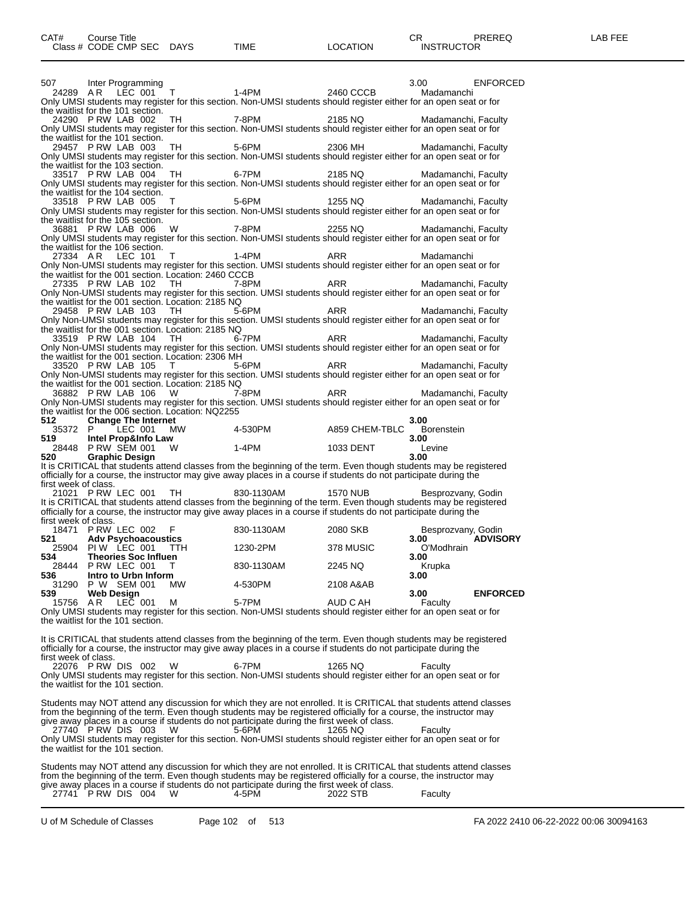| CAT# | Course Title | | | | | | | CR | PREREQ | LAB FEE |
|---|---|---|---|---|---|---|---|---|---|---|
| Class # | CODE | CMP | SEC | DAYS | TIME | LOCATION | INSTRUCTOR | | | |

507 Inter Programming 3.00 ENFORCED

24289 A R LEC 001 T 1-4PM 2460 CCCB Madamanchi
Only UMSI students may register for this section. Non-UMSI students should register either for an open seat or for the waitlist for the 101 section.

24290 P RW LAB 002 TH 7-8PM 2185 NQ Madamanchi, Faculty
Only UMSI students may register for this section. Non-UMSI students should register either for an open seat or for the waitlist for the 101 section.

29457 P RW LAB 003 TH 5-6PM 2306 MH Madamanchi, Faculty
Only UMSI students may register for this section. Non-UMSI students should register either for an open seat or for the waitlist for the 103 section.

33517 P RW LAB 004 TH 6-7PM 2185 NQ Madamanchi, Faculty
Only UMSI students may register for this section. Non-UMSI students should register either for an open seat or for the waitlist for the 104 section.

33518 P RW LAB 005 T 5-6PM 1255 NQ Madamanchi, Faculty
Only UMSI students may register for this section. Non-UMSI students should register either for an open seat or for the waitlist for the 105 section.

36881 P RW LAB 006 W 7-8PM 2255 NQ Madamanchi, Faculty
Only UMSI students may register for this section. Non-UMSI students should register either for an open seat or for the waitlist for the 106 section.

27334 A R LEC 101 T 1-4PM ARR Madamanchi
Only Non-UMSI students may register for this section. UMSI students should register either for an open seat or for the waitlist for the 001 section. Location: 2460 CCCB

27335 P RW LAB 102 TH 7-8PM ARR Madamanchi, Faculty
Only Non-UMSI students may register for this section. UMSI students should register either for an open seat or for the waitlist for the 001 section. Location: 2185 NQ

29458 P RW LAB 103 TH 5-6PM ARR Madamanchi, Faculty
Only Non-UMSI students may register for this section. UMSI students should register either for an open seat or for the waitlist for the 001 section. Location: 2185 NQ

33519 P RW LAB 104 TH 6-7PM ARR Madamanchi, Faculty
Only Non-UMSI students may register for this section. UMSI students should register either for an open seat or for the waitlist for the 001 section. Location: 2306 MH

33520 P RW LAB 105 T 5-6PM ARR Madamanchi, Faculty
Only Non-UMSI students may register for this section. UMSI students should register either for an open seat or for the waitlist for the 001 section. Location: 2185 NQ

36882 P RW LAB 106 W 7-8PM ARR Madamanchi, Faculty
Only Non-UMSI students may register for this section. UMSI students should register either for an open seat or for the waitlist for the 006 section. Location: NQ2255

**512 Change The Internet 3.00**

35372 P LEC 001 MW 4-530PM A859 CHEM-TBLC Borenstein

**519 Intel Prop&Info Law 3.00**

28448 P RW SEM 001 W 1-4PM 1033 DENT Levine

**520 Graphic Design 3.00**

It is CRITICAL that students attend classes from the beginning of the term. Even though students may be registered officially for a course, the instructor may give away places in a course if students do not participate during the first week of class.

21021 P RW LEC 001 TH 830-1130AM 1570 NUB Besprozvany, Godin
It is CRITICAL that students attend classes from the beginning of the term. Even though students may be registered officially for a course, the instructor may give away places in a course if students do not participate during the first week of class.

18471 P RW LEC 002 F 830-1130AM 2080 SKB Besprozvany, Godin

**521 Adv Psychoacoustics 3.00 ADVISORY**

25904 PI W LEC 001 TTH 1230-2PM 378 MUSIC O'Modhrain

**534 Theories Soc Influen 3.00**

28444 P RW LEC 001 T 830-1130AM 2245 NQ Krupka

**536 Intro to Urbn Inform 3.00**

31290 P W SEM 001 MW 4-530PM 2108 A&AB

**539 Web Design 3.00 ENFORCED**

15756 A R LEC 001 M 5-7PM AUD C AH Faculty
Only UMSI students may register for this section. Non-UMSI students should register either for an open seat or for the waitlist for the 101 section.

It is CRITICAL that students attend classes from the beginning of the term. Even though students may be registered officially for a course, the instructor may give away places in a course if students do not participate during the first week of class.

22076 P RW DIS 002 W 6-7PM 1265 NQ Faculty
Only UMSI students may register for this section. Non-UMSI students should register either for an open seat or for the waitlist for the 101 section.

Students may NOT attend any discussion for which they are not enrolled. It is CRITICAL that students attend classes from the beginning of the term. Even though students may be registered officially for a course, the instructor may give away places in a course if students do not participate during the first week of class.

27740 P RW DIS 003 W 5-6PM 1265 NQ Faculty
Only UMSI students may register for this section. Non-UMSI students should register either for an open seat or for the waitlist for the 101 section.

Students may NOT attend any discussion for which they are not enrolled. It is CRITICAL that students attend classes from the beginning of the term. Even though students may be registered officially for a course, the instructor may give away places in a course if students do not participate during the first week of class.

27741 P RW DIS 004 W 4-5PM 2022 STB Faculty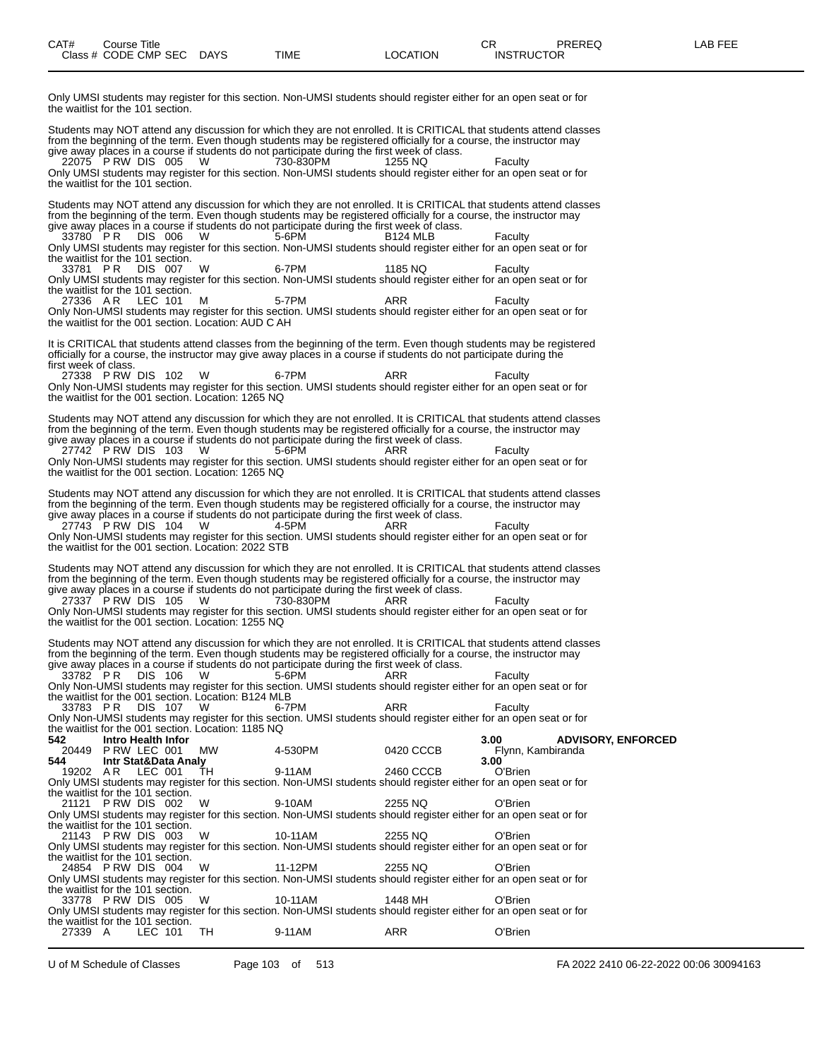Only UMSI students may register for this section. Non-UMSI students should register either for an open seat or for the waitlist for the 101 section.

Students may NOT attend any discussion for which they are not enrolled. It is CRITICAL that students attend classes from the beginning of the term. Even though students may be registered officially for a course, the instructor may give away places in a course if students do not participate during the first week of class.

```
 22075  P RW  DIS  005    W         730-830PM      1255 NQ        Faculty
```

Only UMSI students may register for this section. Non-UMSI students should register either for an open seat or for the waitlist for the 101 section.

Students may NOT attend any discussion for which they are not enrolled. It is CRITICAL that students attend classes from the beginning of the term. Even though students may be registered officially for a course, the instructor may give away places in a course if students do not participate during the first week of class.

```
 33780  P R   DIS  006    W         5-6PM          B124 MLB       Faculty
```

Only UMSI students may register for this section. Non-UMSI students should register either for an open seat or for the waitlist for the 101 section.

```
 33781  P R   DIS  007    W         6-7PM          1185 NQ        Faculty
```

Only UMSI students may register for this section. Non-UMSI students should register either for an open seat or for the waitlist for the 101 section.

```
 27336  A R   LEC  101    M         5-7PM          ARR            Faculty
```

Only Non-UMSI students may register for this section. UMSI students should register either for an open seat or for the waitlist for the 001 section. Location: AUD C AH

It is CRITICAL that students attend classes from the beginning of the term. Even though students may be registered officially for a course, the instructor may give away places in a course if students do not participate during the first week of class.

```
 27338  P RW  DIS  102    W         6-7PM          ARR            Faculty
```

Only Non-UMSI students may register for this section. UMSI students should register either for an open seat or for the waitlist for the 001 section. Location: 1265 NQ

Students may NOT attend any discussion for which they are not enrolled. It is CRITICAL that students attend classes from the beginning of the term. Even though students may be registered officially for a course, the instructor may give away places in a course if students do not participate during the first week of class.

```
 27742  P RW  DIS  103    W         5-6PM          ARR            Faculty
```

Only Non-UMSI students may register for this section. UMSI students should register either for an open seat or for the waitlist for the 001 section. Location: 1265 NQ

Students may NOT attend any discussion for which they are not enrolled. It is CRITICAL that students attend classes from the beginning of the term. Even though students may be registered officially for a course, the instructor may give away places in a course if students do not participate during the first week of class.

```
 27743  P RW  DIS  104    W         4-5PM          ARR            Faculty
```

Only Non-UMSI students may register for this section. UMSI students should register either for an open seat or for the waitlist for the 001 section. Location: 2022 STB

Students may NOT attend any discussion for which they are not enrolled. It is CRITICAL that students attend classes from the beginning of the term. Even though students may be registered officially for a course, the instructor may give away places in a course if students do not participate during the first week of class.

```
 27337  P RW  DIS  105    W         730-830PM      ARR            Faculty
```

Only Non-UMSI students may register for this section. UMSI students should register either for an open seat or for the waitlist for the 001 section. Location: 1255 NQ

Students may NOT attend any discussion for which they are not enrolled. It is CRITICAL that students attend classes from the beginning of the term. Even though students may be registered officially for a course, the instructor may give away places in a course if students do not participate during the first week of class.

```
 33782  P R   DIS  106    W         5-6PM          ARR            Faculty
```

Only Non-UMSI students may register for this section. UMSI students should register either for an open seat or for the waitlist for the 001 section. Location: B124 MLB

```
 33783  P R   DIS  107    W         6-7PM          ARR            Faculty
```

Only Non-UMSI students may register for this section. UMSI students should register either for an open seat or for the waitlist for the 001 section. Location: 1185 NQ

**542      Intro Health Infor                                               3.00      ADVISORY, ENFORCED**

```
 20449  P RW  LEC  001    MW        4-530PM        0420 CCCB      Flynn, Kambiranda
```

**544      Intr Stat&Data Analy                                             3.00**

```
 19202  A R   LEC  001    TH        9-11AM         2460 CCCB      O'Brien
```

Only UMSI students may register for this section. Non-UMSI students should register either for an open seat or for the waitlist for the 101 section.

```
 21121  P RW  DIS  002    W         9-10AM         2255 NQ        O'Brien
```

Only UMSI students may register for this section. Non-UMSI students should register either for an open seat or for the waitlist for the 101 section.

```
 21143  P RW  DIS  003    W         10-11AM        2255 NQ        O'Brien
```

Only UMSI students may register for this section. Non-UMSI students should register either for an open seat or for the waitlist for the 101 section.

```
 24854  P RW  DIS  004    W         11-12PM        2255 NQ        O'Brien
```

Only UMSI students may register for this section. Non-UMSI students should register either for an open seat or for the waitlist for the 101 section.

```
 33778  P RW  DIS  005    W         10-11AM        1448 MH        O'Brien
```

Only UMSI students may register for this section. Non-UMSI students should register either for an open seat or for the waitlist for the 101 section.

```
 27339  A     LEC  101    TH        9-11AM         ARR            O'Brien
```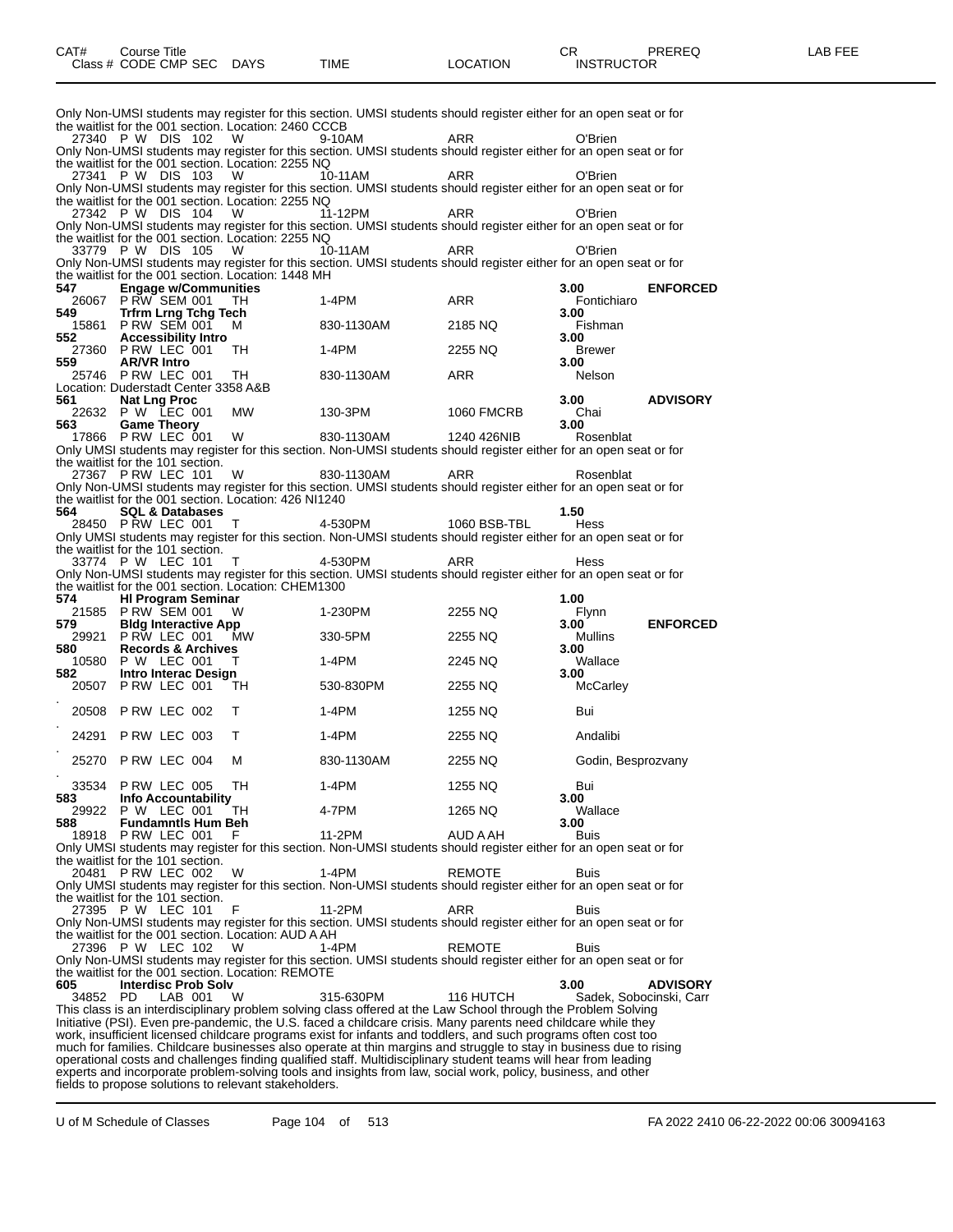| CAT# | Course Title | | | | | CR | PREREQ | LAB FEE |
|---|---|---|---|---|---|---|---|---|
| Class # | CODE CMP SEC | DAYS | TIME | LOCATION | | INSTRUCTOR | | |

Only Non-UMSI students may register for this section. UMSI students should register either for an open seat or for the waitlist for the 001 section. Location: 2460 CCCB

27340 P W DIS 102 W 9-10AM ARR O'Brien

Only Non-UMSI students may register for this section. UMSI students should register either for an open seat or for the waitlist for the 001 section. Location: 2255 NQ

27341 P W DIS 103 W 10-11AM ARR O'Brien

Only Non-UMSI students may register for this section. UMSI students should register either for an open seat or for the waitlist for the 001 section. Location: 2255 NQ

27342 P W DIS 104 W 11-12PM ARR O'Brien

Only Non-UMSI students may register for this section. UMSI students should register either for an open seat or for the waitlist for the 001 section. Location: 2255 NQ

33779 P W DIS 105 W 10-11AM ARR O'Brien

Only Non-UMSI students may register for this section. UMSI students should register either for an open seat or for the waitlist for the 001 section. Location: 1448 MH

**547 Engage w/Communities** 3.00 **ENFORCED**
26067 P RW SEM 001 TH 1-4PM ARR Fontichiaro

**549 Trfrm Lrng Tchg Tech** 3.00
15861 P RW SEM 001 M 830-1130AM 2185 NQ Fishman

**552 Accessibility Intro** 3.00
27360 P RW LEC 001 TH 1-4PM 2255 NQ Brewer

**559 AR/VR Intro** 3.00
25746 P RW LEC 001 TH 830-1130AM ARR Nelson
Location: Duderstadt Center 3358 A&B

**561 Nat Lng Proc** 3.00 **ADVISORY**
22632 P W LEC 001 MW 130-3PM 1060 FMCRB Chai

**563 Game Theory** 3.00
17866 P RW LEC 001 W 830-1130AM 1240 426NIB Rosenblat

Only UMSI students may register for this section. Non-UMSI students should register either for an open seat or for the waitlist for the 101 section.

27367 P RW LEC 101 W 830-1130AM ARR Rosenblat

Only Non-UMSI students may register for this section. UMSI students should register either for an open seat or for the waitlist for the 001 section. Location: 426 NI1240

**564 SQL & Databases** 1.50
28450 P RW LEC 001 T 4-530PM 1060 BSB-TBL Hess

Only UMSI students may register for this section. Non-UMSI students should register either for an open seat or for the waitlist for the 101 section.

33774 P W LEC 101 T 4-530PM ARR Hess

Only Non-UMSI students may register for this section. UMSI students should register either for an open seat or for the waitlist for the 001 section. Location: CHEM1300

**574 HI Program Seminar** 1.00
21585 P RW SEM 001 W 1-230PM 2255 NQ Flynn

**579 Bldg Interactive App** 3.00 **ENFORCED**
29921 P RW LEC 001 MW 330-5PM 2255 NQ Mullins

**580 Records & Archives** 3.00
10580 P W LEC 001 T 1-4PM 2245 NQ Wallace

**582 Intro Interac Design** 3.00
20507 P RW LEC 001 TH 530-830PM 2255 NQ McCarley
.
20508 P RW LEC 002 T 1-4PM 1255 NQ Bui
.
24291 P RW LEC 003 T 1-4PM 2255 NQ Andalibi
.
25270 P RW LEC 004 M 830-1130AM 2255 NQ Godin, Besprozvany
.
33534 P RW LEC 005 TH 1-4PM 1255 NQ Bui

**583 Info Accountability** 3.00
29922 P W LEC 001 TH 4-7PM 1265 NQ Wallace

**588 Fundamntls Hum Beh** 3.00
18918 P RW LEC 001 F 11-2PM AUD A AH Buis

Only UMSI students may register for this section. Non-UMSI students should register either for an open seat or for the waitlist for the 101 section.

20481 P RW LEC 002 W 1-4PM REMOTE Buis

Only UMSI students may register for this section. Non-UMSI students should register either for an open seat or for the waitlist for the 101 section.

27395 P W LEC 101 F 11-2PM ARR Buis

Only Non-UMSI students may register for this section. UMSI students should register either for an open seat or for the waitlist for the 001 section. Location: AUD A AH

27396 P W LEC 102 W 1-4PM REMOTE Buis

Only Non-UMSI students may register for this section. UMSI students should register either for an open seat or for the waitlist for the 001 section. Location: REMOTE

**605 Interdisc Prob Solv** 3.00 **ADVISORY**
34852 PD LAB 001 W 315-630PM 116 HUTCH Sadek, Sobocinski, Carr

This class is an interdisciplinary problem solving class offered at the Law School through the Problem Solving Initiative (PSI). Even pre-pandemic, the U.S. faced a childcare crisis. Many parents need childcare while they work, insufficient licensed childcare programs exist for infants and toddlers, and such programs often cost too much for families. Childcare businesses also operate at thin margins and struggle to stay in business due to rising operational costs and challenges finding qualified staff. Multidisciplinary student teams will hear from leading experts and incorporate problem-solving tools and insights from law, social work, policy, business, and other fields to propose solutions to relevant stakeholders.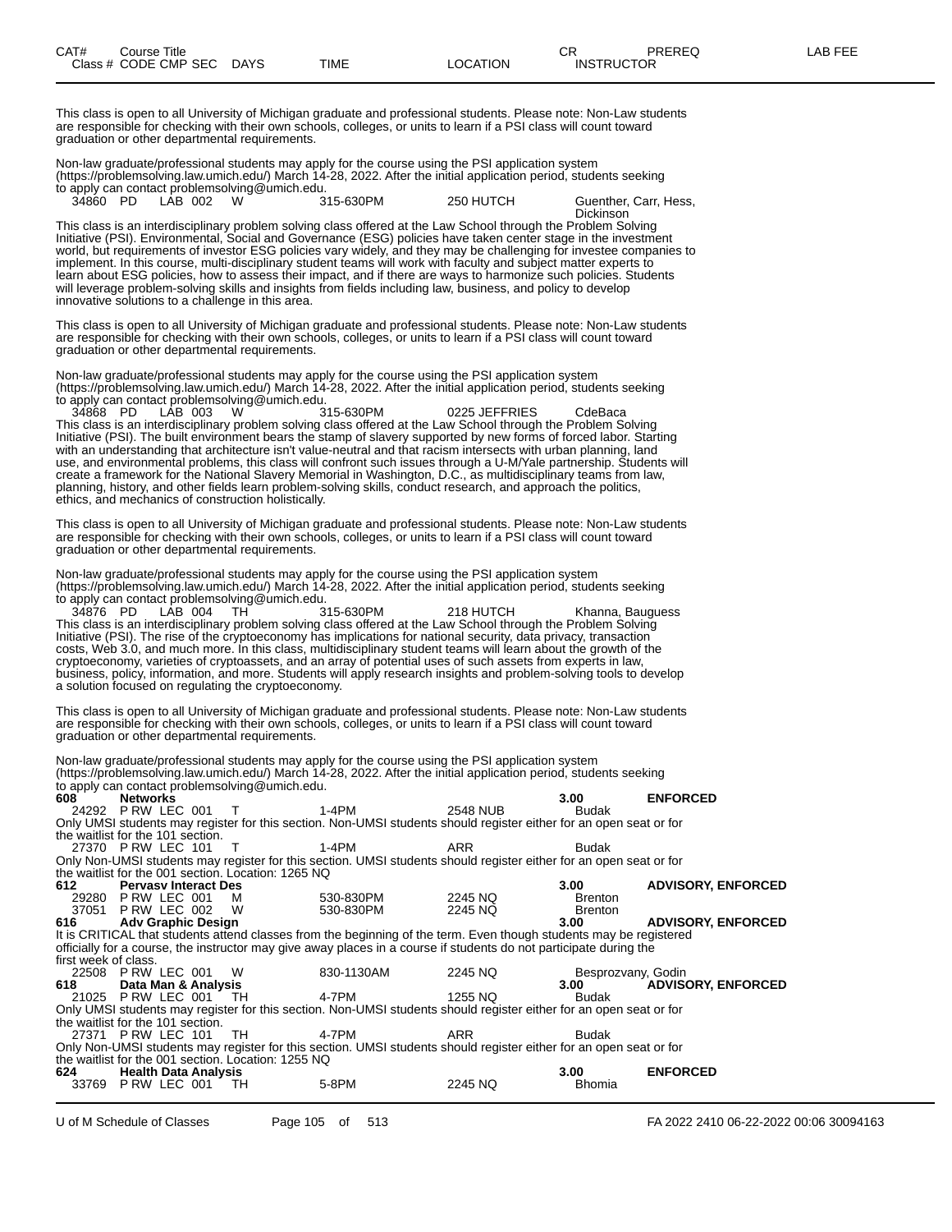| CAT# | Course Title | | | | | CR | PREREQ | LAB FEE |
|---|---|---|---|---|---|---|---|---|
| Class # | CODE CMP SEC | DAYS | TIME | LOCATION | INSTRUCTOR | | | |

This class is open to all University of Michigan graduate and professional students. Please note: Non-Law students are responsible for checking with their own schools, colleges, or units to learn if a PSI class will count toward graduation or other departmental requirements.

Non-law graduate/professional students may apply for the course using the PSI application system (https://problemsolving.law.umich.edu/) March 14-28, 2022. After the initial application period, students seeking to apply can contact problemsolving@umich.edu.

34860 PD LAB 002 W 315-630PM 250 HUTCH Guenther, Carr, Hess, Dickinson

This class is an interdisciplinary problem solving class offered at the Law School through the Problem Solving Initiative (PSI). Environmental, Social and Governance (ESG) policies have taken center stage in the investment world, but requirements of investor ESG policies vary widely, and they may be challenging for investee companies to implement. In this course, multi-disciplinary student teams will work with faculty and subject matter experts to learn about ESG policies, how to assess their impact, and if there are ways to harmonize such policies. Students will leverage problem-solving skills and insights from fields including law, business, and policy to develop innovative solutions to a challenge in this area.

This class is open to all University of Michigan graduate and professional students. Please note: Non-Law students are responsible for checking with their own schools, colleges, or units to learn if a PSI class will count toward graduation or other departmental requirements.

Non-law graduate/professional students may apply for the course using the PSI application system (https://problemsolving.law.umich.edu/) March 14-28, 2022. After the initial application period, students seeking to apply can contact problemsolving@umich.edu.

34868 PD LAB 003 W 315-630PM 0225 JEFFRIES CdeBaca

This class is an interdisciplinary problem solving class offered at the Law School through the Problem Solving Initiative (PSI). The built environment bears the stamp of slavery supported by new forms of forced labor. Starting with an understanding that architecture isn't value-neutral and that racism intersects with urban planning, land use, and environmental problems, this class will confront such issues through a U-M/Yale partnership. Students will create a framework for the National Slavery Memorial in Washington, D.C., as multidisciplinary teams from law, planning, history, and other fields learn problem-solving skills, conduct research, and approach the politics, ethics, and mechanics of construction holistically.

This class is open to all University of Michigan graduate and professional students. Please note: Non-Law students are responsible for checking with their own schools, colleges, or units to learn if a PSI class will count toward graduation or other departmental requirements.

Non-law graduate/professional students may apply for the course using the PSI application system (https://problemsolving.law.umich.edu/) March 14-28, 2022. After the initial application period, students seeking to apply can contact problemsolving@umich.edu.

34876 PD LAB 004 TH 315-630PM 218 HUTCH Khanna, Bauguess

This class is an interdisciplinary problem solving class offered at the Law School through the Problem Solving Initiative (PSI). The rise of the cryptoeconomy has implications for national security, data privacy, transaction costs, Web 3.0, and much more. In this class, multidisciplinary student teams will learn about the growth of the cryptoeconomy, varieties of cryptoassets, and an array of potential uses of such assets from experts in law, business, policy, information, and more. Students will apply research insights and problem-solving tools to develop a solution focused on regulating the cryptoeconomy.

This class is open to all University of Michigan graduate and professional students. Please note: Non-Law students are responsible for checking with their own schools, colleges, or units to learn if a PSI class will count toward graduation or other departmental requirements.

Non-law graduate/professional students may apply for the course using the PSI application system (https://problemsolving.law.umich.edu/) March 14-28, 2022. After the initial application period, students seeking to apply can contact problemsolving@umich.edu.

**608 Networks** **3.00** **ENFORCED**

24292 P RW LEC 001 T 1-4PM 2548 NUB Budak

Only UMSI students may register for this section. Non-UMSI students should register either for an open seat or for the waitlist for the 101 section.

27370 P RW LEC 101 T 1-4PM ARR Budak

Only Non-UMSI students may register for this section. UMSI students should register either for an open seat or for the waitlist for the 001 section. Location: 1265 NQ

**612 Pervasv Interact Des** **3.00** **ADVISORY, ENFORCED**

29280 P RW LEC 001 M 530-830PM 2245 NQ Brenton

37051 P RW LEC 002 W 530-830PM 2245 NQ Brenton

**616 Adv Graphic Design** **3.00** **ADVISORY, ENFORCED**

It is CRITICAL that students attend classes from the beginning of the term. Even though students may be registered officially for a course, the instructor may give away places in a course if students do not participate during the first week of class.

22508 P RW LEC 001 W 830-1130AM 2245 NQ Besprozvany, Godin

**618 Data Man & Analysis** **3.00** **ADVISORY, ENFORCED**

21025 P RW LEC 001 TH 4-7PM 1255 NQ Budak

Only UMSI students may register for this section. Non-UMSI students should register either for an open seat or for the waitlist for the 101 section.

27371 P RW LEC 101 TH 4-7PM ARR Budak

Only Non-UMSI students may register for this section. UMSI students should register either for an open seat or for the waitlist for the 001 section. Location: 1255 NQ

**624 Health Data Analysis** **3.00** **ENFORCED**

33769 P RW LEC 001 TH 5-8PM 2245 NQ Bhomia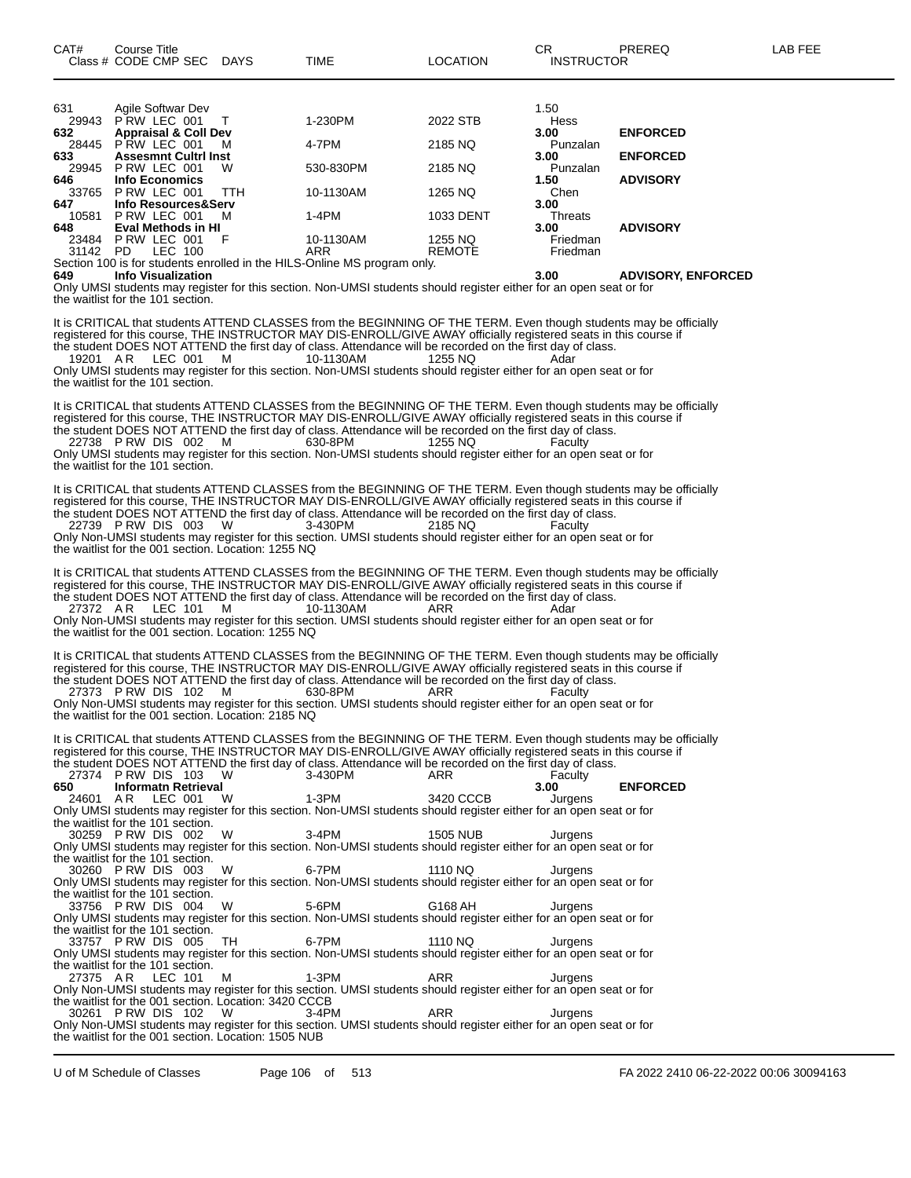| CAT# | Course Title Class # CODE CMP SEC | DAYS | TIME | LOCATION | CR INSTRUCTOR | PREREQ | LAB FEE |
|---|---|---|---|---|---|---|---|
| 631 | Agile Softwar Dev | | | | 1.50 | | |
| 29943 | P RW LEC 001 | T | 1-230PM | 2022 STB | Hess | | |
| **632** | **Appraisal & Coll Dev** | | | | **3.00** | **ENFORCED** | |
| 28445 | P RW LEC 001 | M | 4-7PM | 2185 NQ | Punzalan | | |
| **633** | **Assesmnt Cultrl Inst** | | | | **3.00** | **ENFORCED** | |
| 29945 | P RW LEC 001 | W | 530-830PM | 2185 NQ | Punzalan | | |
| **646** | **Info Economics** | | | | **1.50** | **ADVISORY** | |
| 33765 | P RW LEC 001 | TTH | 10-1130AM | 1265 NQ | Chen | | |
| **647** | **Info Resources&Serv** | | | | **3.00** | | |
| 10581 | P RW LEC 001 | M | 1-4PM | 1033 DENT | Threats | | |
| **648** | **Eval Methods in HI** | | | | **3.00** | **ADVISORY** | |
| 23484 | P RW LEC 001 | F | 10-1130AM | 1255 NQ | Friedman | | |
| 31142 | PD LEC 100 | | ARR | REMOTE | Friedman | | |

Section 100 is for students enrolled in the HILS-Online MS program only.

**649 Info Visualization** **3.00** **ADVISORY, ENFORCED**

Only UMSI students may register for this section. Non-UMSI students should register either for an open seat or for the waitlist for the 101 section.

It is CRITICAL that students ATTEND CLASSES from the BEGINNING OF THE TERM. Even though students may be officially registered for this course, THE INSTRUCTOR MAY DIS-ENROLL/GIVE AWAY officially registered seats in this course if the student DOES NOT ATTEND the first day of class. Attendance will be recorded on the first day of class.

19201 A R LEC 001 M 10-1130AM 1255 NQ Adar

Only UMSI students may register for this section. Non-UMSI students should register either for an open seat or for the waitlist for the 101 section.

It is CRITICAL that students ATTEND CLASSES from the BEGINNING OF THE TERM. Even though students may be officially registered for this course, THE INSTRUCTOR MAY DIS-ENROLL/GIVE AWAY officially registered seats in this course if the student DOES NOT ATTEND the first day of class. Attendance will be recorded on the first day of class.

22738 P RW DIS 002 M 630-8PM 1255 NQ Faculty

Only UMSI students may register for this section. Non-UMSI students should register either for an open seat or for the waitlist for the 101 section.

It is CRITICAL that students ATTEND CLASSES from the BEGINNING OF THE TERM. Even though students may be officially registered for this course, THE INSTRUCTOR MAY DIS-ENROLL/GIVE AWAY officially registered seats in this course if the student DOES NOT ATTEND the first day of class. Attendance will be recorded on the first day of class.

22739 P RW DIS 003 W 3-430PM 2185 NQ Faculty

Only Non-UMSI students may register for this section. UMSI students should register either for an open seat or for the waitlist for the 001 section. Location: 1255 NQ

It is CRITICAL that students ATTEND CLASSES from the BEGINNING OF THE TERM. Even though students may be officially registered for this course, THE INSTRUCTOR MAY DIS-ENROLL/GIVE AWAY officially registered seats in this course if the student DOES NOT ATTEND the first day of class. Attendance will be recorded on the first day of class.

27372 A R LEC 101 M 10-1130AM ARR Adar

Only Non-UMSI students may register for this section. UMSI students should register either for an open seat or for the waitlist for the 001 section. Location: 1255 NQ

It is CRITICAL that students ATTEND CLASSES from the BEGINNING OF THE TERM. Even though students may be officially registered for this course, THE INSTRUCTOR MAY DIS-ENROLL/GIVE AWAY officially registered seats in this course if the student DOES NOT ATTEND the first day of class. Attendance will be recorded on the first day of class.

27373 P RW DIS 102 M 630-8PM ARR Faculty

Only Non-UMSI students may register for this section. UMSI students should register either for an open seat or for the waitlist for the 001 section. Location: 2185 NQ

It is CRITICAL that students ATTEND CLASSES from the BEGINNING OF THE TERM. Even though students may be officially registered for this course, THE INSTRUCTOR MAY DIS-ENROLL/GIVE AWAY officially registered seats in this course if the student DOES NOT ATTEND the first day of class. Attendance will be recorded on the first day of class.

27374 P RW DIS 103 W 3-430PM ARR Faculty

**650 Informatn Retrieval** **3.00** **ENFORCED**

24601 A R LEC 001 W 1-3PM 3420 CCCB Jurgens

Only UMSI students may register for this section. Non-UMSI students should register either for an open seat or for the waitlist for the 101 section.

30259 P RW DIS 002 W 3-4PM 1505 NUB Jurgens

Only UMSI students may register for this section. Non-UMSI students should register either for an open seat or for the waitlist for the 101 section.

30260 P RW DIS 003 W 6-7PM 1110 NQ Jurgens

Only UMSI students may register for this section. Non-UMSI students should register either for an open seat or for the waitlist for the 101 section.

33756 P RW DIS 004 W 5-6PM G168 AH Jurgens

Only UMSI students may register for this section. Non-UMSI students should register either for an open seat or for the waitlist for the 101 section.

33757 P RW DIS 005 TH 6-7PM 1110 NQ Jurgens

Only UMSI students may register for this section. Non-UMSI students should register either for an open seat or for the waitlist for the 101 section.

27375 A R LEC 101 M 1-3PM ARR Jurgens

Only Non-UMSI students may register for this section. UMSI students should register either for an open seat or for the waitlist for the 001 section. Location: 3420 CCCB

30261 P RW DIS 102 W 3-4PM ARR Jurgens

Only Non-UMSI students may register for this section. UMSI students should register either for an open seat or for the waitlist for the 001 section. Location: 1505 NUB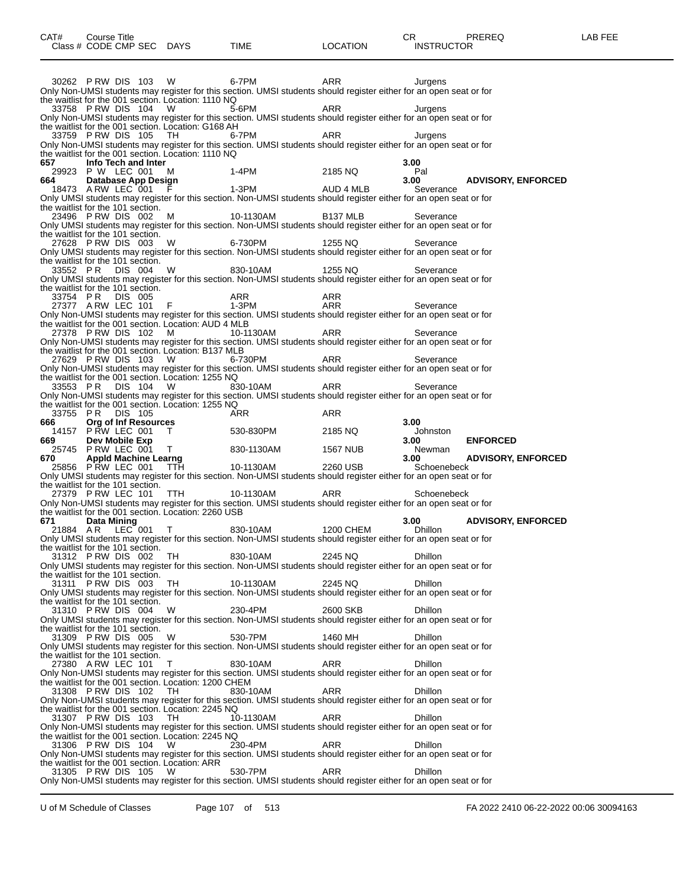| CAT# | Course Title | | | | | | CR | PREREQ | LAB FEE |
|---|---|---|---|---|---|---|---|---|---|
| Class # | CODE | CMP SEC | DAYS | TIME | LOCATION | | INSTRUCTOR | | |

30262 P RW DIS 103 W 6-7PM ARR Jurgens
Only Non-UMSI students may register for this section. UMSI students should register either for an open seat or for the waitlist for the 001 section. Location: 1110 NQ

33758 P RW DIS 104 W 5-6PM ARR Jurgens
Only Non-UMSI students may register for this section. UMSI students should register either for an open seat or for the waitlist for the 001 section. Location: G168 AH

33759 P RW DIS 105 TH 6-7PM ARR Jurgens
Only Non-UMSI students may register for this section. UMSI students should register either for an open seat or for the waitlist for the 001 section. Location: 1110 NQ

**657 Info Tech and Inter** **3.00**
29923 P W LEC 001 M 1-4PM 2185 NQ Pal

**664 Database App Design** **3.00** **ADVISORY, ENFORCED**
18473 A RW LEC 001 F 1-3PM AUD 4 MLB Severance
Only UMSI students may register for this section. Non-UMSI students should register either for an open seat or for the waitlist for the 101 section.

23496 P RW DIS 002 M 10-1130AM B137 MLB Severance
Only UMSI students may register for this section. Non-UMSI students should register either for an open seat or for the waitlist for the 101 section.

27628 P RW DIS 003 W 6-730PM 1255 NQ Severance
Only UMSI students may register for this section. Non-UMSI students should register either for an open seat or for the waitlist for the 101 section.

33552 P R DIS 004 W 830-10AM 1255 NQ Severance
Only UMSI students may register for this section. Non-UMSI students should register either for an open seat or for the waitlist for the 101 section.

33754 P R DIS 005 ARR ARR

27377 A RW LEC 101 F 1-3PM ARR Severance
Only Non-UMSI students may register for this section. UMSI students should register either for an open seat or for the waitlist for the 001 section. Location: AUD 4 MLB

27378 P RW DIS 102 M 10-1130AM ARR Severance
Only Non-UMSI students may register for this section. UMSI students should register either for an open seat or for the waitlist for the 001 section. Location: B137 MLB

27629 P RW DIS 103 W 6-730PM ARR Severance
Only Non-UMSI students may register for this section. UMSI students should register either for an open seat or for the waitlist for the 001 section. Location: 1255 NQ

33553 P R DIS 104 W 830-10AM ARR Severance
Only Non-UMSI students may register for this section. UMSI students should register either for an open seat or for the waitlist for the 001 section. Location: 1255 NQ

33755 P R DIS 105 ARR ARR

**666 Org of Inf Resources** **3.00**
14157 P RW LEC 001 T 530-830PM 2185 NQ Johnston

**669 Dev Mobile Exp** **3.00** **ENFORCED**
25745 P RW LEC 001 T 830-1130AM 1567 NUB Newman

**670 Appld Machine Learng** **3.00** **ADVISORY, ENFORCED**
25856 P RW LEC 001 TTH 10-1130AM 2260 USB Schoenebeck
Only UMSI students may register for this section. Non-UMSI students should register either for an open seat or for the waitlist for the 101 section.

27379 P RW LEC 101 TTH 10-1130AM ARR Schoenebeck
Only Non-UMSI students may register for this section. UMSI students should register either for an open seat or for the waitlist for the 001 section. Location: 2260 USB

**671 Data Mining** **3.00** **ADVISORY, ENFORCED**
21884 A R LEC 001 T 830-10AM 1200 CHEM Dhillon
Only UMSI students may register for this section. Non-UMSI students should register either for an open seat or for the waitlist for the 101 section.

31312 P RW DIS 002 TH 830-10AM 2245 NQ Dhillon
Only UMSI students may register for this section. Non-UMSI students should register either for an open seat or for the waitlist for the 101 section.

31311 P RW DIS 003 TH 10-1130AM 2245 NQ Dhillon
Only UMSI students may register for this section. Non-UMSI students should register either for an open seat or for the waitlist for the 101 section.

31310 P RW DIS 004 W 230-4PM 2600 SKB Dhillon
Only UMSI students may register for this section. Non-UMSI students should register either for an open seat or for the waitlist for the 101 section.

31309 P RW DIS 005 W 530-7PM 1460 MH Dhillon
Only UMSI students may register for this section. Non-UMSI students should register either for an open seat or for the waitlist for the 101 section.

27380 A RW LEC 101 T 830-10AM ARR Dhillon
Only Non-UMSI students may register for this section. UMSI students should register either for an open seat or for the waitlist for the 001 section. Location: 1200 CHEM

31308 P RW DIS 102 TH 830-10AM ARR Dhillon
Only Non-UMSI students may register for this section. UMSI students should register either for an open seat or for the waitlist for the 001 section. Location: 2245 NQ

31307 P RW DIS 103 TH 10-1130AM ARR Dhillon
Only Non-UMSI students may register for this section. UMSI students should register either for an open seat or for the waitlist for the 001 section. Location: 2245 NQ

31306 P RW DIS 104 W 230-4PM ARR Dhillon
Only Non-UMSI students may register for this section. UMSI students should register either for an open seat or for the waitlist for the 001 section. Location: ARR

31305 P RW DIS 105 W 530-7PM ARR Dhillon
Only Non-UMSI students may register for this section. UMSI students should register either for an open seat or for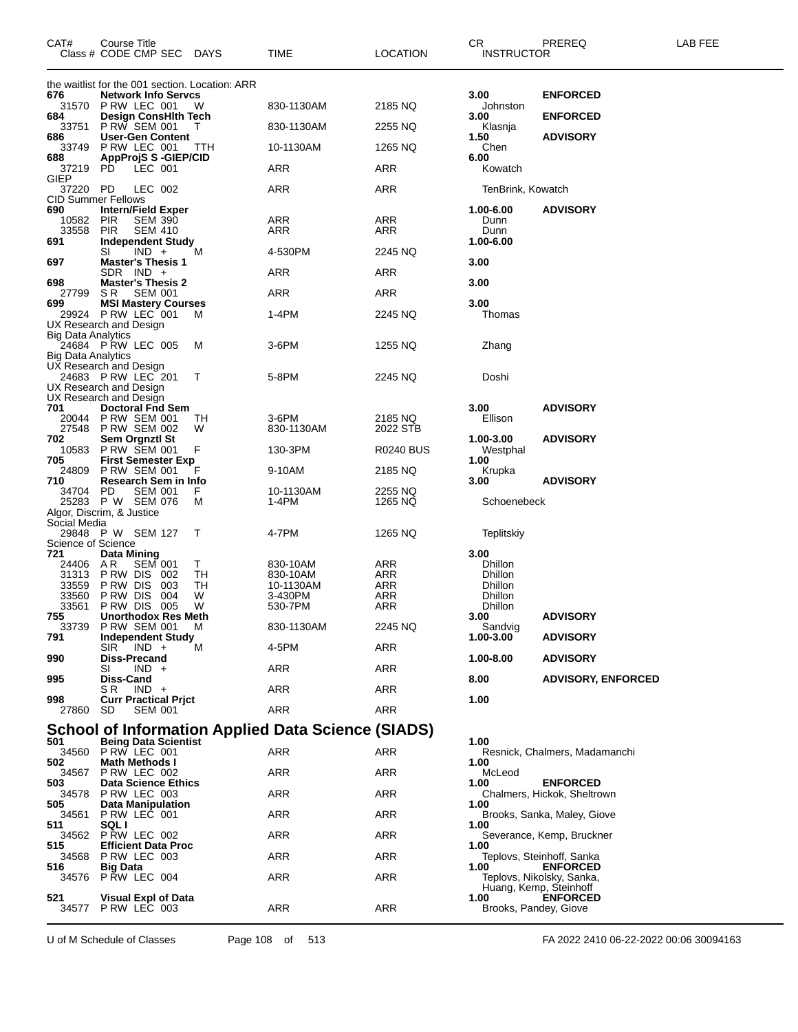| CAT# | Course Title<br>Class # CODE CMP SEC DAYS | TIME | LOCATION | CR<br>INSTRUCTOR | PREREQ | LAB FEE |
|---|---|---|---|---|---|---|
| | the waitlist for the 001 section. Location: ARR | | | | | |
| 676 | **Network Info Servcs** | | | 3.00 | **ENFORCED** | |
| 31570 | P RW LEC 001 W | 830-1130AM | 2185 NQ | Johnston | | |
| 684 | **Design ConsHlth Tech** | | | 3.00 | **ENFORCED** | |
| 33751 | P RW SEM 001 T | 830-1130AM | 2255 NQ | Klasnja | | |
| 686 | **User-Gen Content** | | | 1.50 | **ADVISORY** | |
| 33749 | P RW LEC 001 TTH | 10-1130AM | 1265 NQ | Chen | | |
| 688 | **AppProjS S -GIEP/CID** | | | 6.00 | | |
| 37219 | PD LEC 001 | ARR | ARR | Kowatch | | |
| GIEP | | | | | | |
| 37220 | PD LEC 002 | ARR | ARR | TenBrink, Kowatch | | |
| CID Summer Fellows | | | | | | |
| 690 | **Intern/Field Exper** | | | 1.00-6.00 | **ADVISORY** | |
| 10582 | PIR SEM 390 | ARR | ARR | Dunn | | |
| 33558 | PIR SEM 410 | ARR | ARR | Dunn | | |
| 691 | **Independent Study** | | | 1.00-6.00 | | |
| | SI IND + M | 4-530PM | 2245 NQ | | | |
| 697 | **Master's Thesis 1** | | | 3.00 | | |
| | SDR IND + | ARR | ARR | | | |
| 698 | **Master's Thesis 2** | | | 3.00 | | |
| 27799 | S R SEM 001 | ARR | ARR | | | |
| 699 | **MSI Mastery Courses** | | | 3.00 | | |
| 29924 | P RW LEC 001 M | 1-4PM | 2245 NQ | Thomas | | |
| | UX Research and Design | | | | | |
| | Big Data Analytics | | | | | |
| 24684 | P RW LEC 005 M | 3-6PM | 1255 NQ | Zhang | | |
| | Big Data Analytics | | | | | |
| | UX Research and Design | | | | | |
| 24683 | P RW LEC 201 T | 5-8PM | 2245 NQ | Doshi | | |
| | UX Research and Design | | | | | |
| | UX Research and Design | | | | | |
| 701 | **Doctoral Fnd Sem** | | | 3.00 | **ADVISORY** | |
| 20044 | P RW SEM 001 TH | 3-6PM | 2185 NQ | Ellison | | |
| 27548 | P RW SEM 002 W | 830-1130AM | 2022 STB | | | |
| 702 | **Sem Orgnztl St** | | | 1.00-3.00 | **ADVISORY** | |
| 10583 | P RW SEM 001 F | 130-3PM | R0240 BUS | Westphal | | |
| 705 | **First Semester Exp** | | | 1.00 | | |
| 24809 | P RW SEM 001 F | 9-10AM | 2185 NQ | Krupka | | |
| 710 | **Research Sem in Info** | | | 3.00 | **ADVISORY** | |
| 34704 | PD SEM 001 F | 10-1130AM | 2255 NQ | | | |
| 25283 | P W SEM 076 M | 1-4PM | 1265 NQ | Schoenebeck | | |
| | Algor, Discrim, & Justice | | | | | |
| | Social Media | | | | | |
| 29848 | P W SEM 127 T | 4-7PM | 1265 NQ | Teplitskiy | | |
| | Science of Science | | | | | |
| 721 | **Data Mining** | | | 3.00 | | |
| 24406 | A R SEM 001 T | 830-10AM | ARR | Dhillon | | |
| 31313 | P RW DIS 002 TH | 830-10AM | ARR | Dhillon | | |
| 33559 | P RW DIS 003 TH | 10-1130AM | ARR | Dhillon | | |
| 33560 | P RW DIS 004 W | 3-430PM | ARR | Dhillon | | |
| 33561 | P RW DIS 005 W | 530-7PM | ARR | Dhillon | | |
| 755 | **Unorthodox Res Meth** | | | 3.00 | **ADVISORY** | |
| 33739 | P RW SEM 001 M | 830-1130AM | 2245 NQ | Sandvig | | |
| 791 | **Independent Study** | | | 1.00-3.00 | **ADVISORY** | |
| | SIR IND + M | 4-5PM | ARR | | | |
| 990 | **Diss-Precand** | | | 1.00-8.00 | **ADVISORY** | |
| | SI IND + | ARR | ARR | | | |
| 995 | **Diss-Cand** | | | 8.00 | **ADVISORY, ENFORCED** | |
| | S R IND + | ARR | ARR | | | |
| 998 | **Curr Practical Prjct** | | | 1.00 | | |
| 27860 | SD SEM 001 | ARR | ARR | | | |

## School of Information Applied Data Science (SIADS)

| CAT# | Course Title<br>Class # CODE CMP SEC DAYS | TIME | LOCATION | CR<br>INSTRUCTOR | PREREQ | LAB FEE |
|---|---|---|---|---|---|---|
| 501 | **Being Data Scientist** | | | 1.00 | | |
| 34560 | P RW LEC 001 | ARR | ARR | Resnick, Chalmers, Madamanchi | | |
| 502 | **Math Methods I** | | | 1.00 | | |
| 34567 | P RW LEC 002 | ARR | ARR | McLeod | | |
| 503 | **Data Science Ethics** | | | 1.00 | **ENFORCED** | |
| 34578 | P RW LEC 003 | ARR | ARR | Chalmers, Hickok, Sheltrown | | |
| 505 | **Data Manipulation** | | | 1.00 | | |
| 34561 | P RW LEC 001 | ARR | ARR | Brooks, Sanka, Maley, Giove | | |
| 511 | **SQL I** | | | 1.00 | | |
| 34562 | P RW LEC 002 | ARR | ARR | Severance, Kemp, Bruckner | | |
| 515 | **Efficient Data Proc** | | | 1.00 | | |
| 34568 | P RW LEC 003 | ARR | ARR | Teplovs, Steinhoff, Sanka | | |
| 516 | **Big Data** | | | 1.00 | **ENFORCED** | |
| 34576 | P RW LEC 004 | ARR | ARR | Teplovs, Nikolsky, Sanka, Huang, Kemp, Steinhoff | | |
| 521 | **Visual Expl of Data** | | | 1.00 | **ENFORCED** | |
| 34577 | P RW LEC 003 | ARR | ARR | Brooks, Pandey, Giove | | |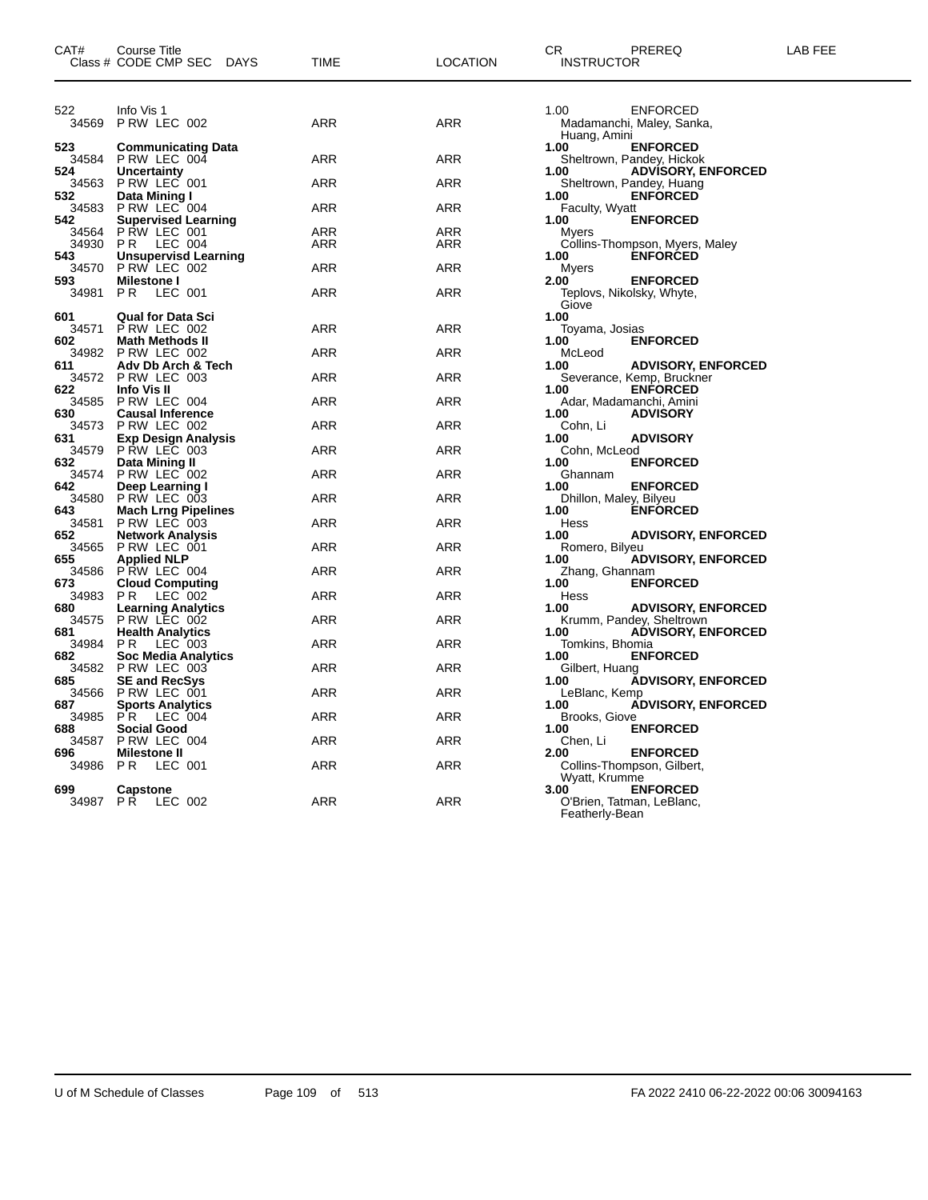| CAT# Class # | Course Title CODE CMP SEC DAYS | TIME | LOCATION | CR INSTRUCTOR | PREREQ | LAB FEE |
|---|---|---|---|---|---|---|
| 522 | Info Vis 1 | | | 1.00 | ENFORCED | |
| 34569 | P RW LEC 002 | ARR | ARR | Madamanchi, Maley, Sanka, Huang, Amini | | |
| **523** | **Communicating Data** | | | **1.00** | **ENFORCED** | |
| 34584 | P RW LEC 004 | ARR | ARR | Sheltrown, Pandey, Hickok | | |
| **524** | **Uncertainty** | | | **1.00** | **ADVISORY, ENFORCED** | |
| 34563 | P RW LEC 001 | ARR | ARR | Sheltrown, Pandey, Huang | | |
| **532** | **Data Mining I** | | | **1.00** | **ENFORCED** | |
| 34583 | P RW LEC 004 | ARR | ARR | Faculty, Wyatt | | |
| **542** | **Supervised Learning** | | | **1.00** | **ENFORCED** | |
| 34564 | P RW LEC 001 | ARR | ARR | Myers | | |
| 34930 | P R LEC 004 | ARR | ARR | Collins-Thompson, Myers, Maley | | |
| **543** | **Unsupervisd Learning** | | | **1.00** | **ENFORCED** | |
| 34570 | P RW LEC 002 | ARR | ARR | Myers | | |
| **593** | **Milestone I** | | | **2.00** | **ENFORCED** | |
| 34981 | P R LEC 001 | ARR | ARR | Teplovs, Nikolsky, Whyte, Giove | | |
| **601** | **Qual for Data Sci** | | | **1.00** | | |
| 34571 | P RW LEC 002 | ARR | ARR | Toyama, Josias | | |
| **602** | **Math Methods II** | | | **1.00** | **ENFORCED** | |
| 34982 | P RW LEC 002 | ARR | ARR | McLeod | | |
| **611** | **Adv Db Arch & Tech** | | | **1.00** | **ADVISORY, ENFORCED** | |
| 34572 | P RW LEC 003 | ARR | ARR | Severance, Kemp, Bruckner | | |
| **622** | **Info Vis II** | | | **1.00** | **ENFORCED** | |
| 34585 | P RW LEC 004 | ARR | ARR | Adar, Madamanchi, Amini | | |
| **630** | **Causal Inference** | | | **1.00** | **ADVISORY** | |
| 34573 | P RW LEC 002 | ARR | ARR | Cohn, Li | | |
| **631** | **Exp Design Analysis** | | | **1.00** | **ADVISORY** | |
| 34579 | P RW LEC 003 | ARR | ARR | Cohn, McLeod | | |
| **632** | **Data Mining II** | | | **1.00** | **ENFORCED** | |
| 34574 | P RW LEC 002 | ARR | ARR | Ghannam | | |
| **642** | **Deep Learning I** | | | **1.00** | **ENFORCED** | |
| 34580 | P RW LEC 003 | ARR | ARR | Dhillon, Maley, Bilyeu | | |
| **643** | **Mach Lrng Pipelines** | | | **1.00** | **ENFORCED** | |
| 34581 | P RW LEC 003 | ARR | ARR | Hess | | |
| **652** | **Network Analysis** | | | **1.00** | **ADVISORY, ENFORCED** | |
| 34565 | P RW LEC 001 | ARR | ARR | Romero, Bilyeu | | |
| **655** | **Applied NLP** | | | **1.00** | **ADVISORY, ENFORCED** | |
| 34586 | P RW LEC 004 | ARR | ARR | Zhang, Ghannam | | |
| **673** | **Cloud Computing** | | | **1.00** | **ENFORCED** | |
| 34983 | P R LEC 002 | ARR | ARR | Hess | | |
| **680** | **Learning Analytics** | | | **1.00** | **ADVISORY, ENFORCED** | |
| 34575 | P RW LEC 002 | ARR | ARR | Krumm, Pandey, Sheltrown | | |
| **681** | **Health Analytics** | | | **1.00** | **ADVISORY, ENFORCED** | |
| 34984 | P R LEC 003 | ARR | ARR | Tomkins, Bhomia | | |
| **682** | **Soc Media Analytics** | | | **1.00** | **ENFORCED** | |
| 34582 | P RW LEC 003 | ARR | ARR | Gilbert, Huang | | |
| **685** | **SE and RecSys** | | | **1.00** | **ADVISORY, ENFORCED** | |
| 34566 | P RW LEC 001 | ARR | ARR | LeBlanc, Kemp | | |
| **687** | **Sports Analytics** | | | **1.00** | **ADVISORY, ENFORCED** | |
| 34985 | P R LEC 004 | ARR | ARR | Brooks, Giove | | |
| **688** | **Social Good** | | | **1.00** | **ENFORCED** | |
| 34587 | P RW LEC 004 | ARR | ARR | Chen, Li | | |
| **696** | **Milestone II** | | | **2.00** | **ENFORCED** | |
| 34986 | P R LEC 001 | ARR | ARR | Collins-Thompson, Gilbert, Wyatt, Krumme | | |
| **699** | **Capstone** | | | **3.00** | **ENFORCED** | |
| 34987 | P R LEC 002 | ARR | ARR | O'Brien, Tatman, LeBlanc, Featherly-Bean | | |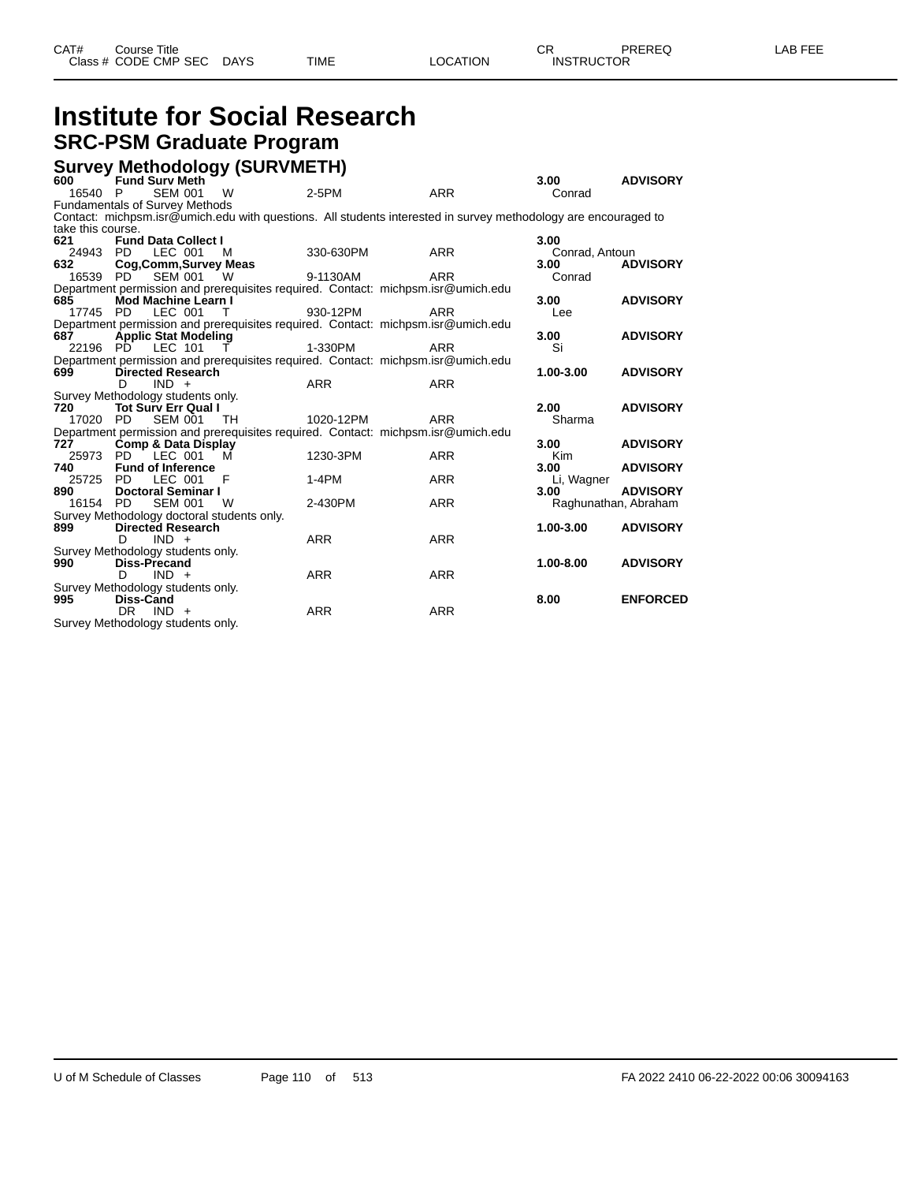# Institute for Social Research

## SRC-PSM Graduate Program

### Survey Methodology (SURVMETH)

| CAT# | Course Title / Class # | CODE | CMP | SEC | DAYS | TIME | LOCATION | CR / INSTRUCTOR | PREREQ | LAB FEE |
|---|---|---|---|---|---|---|---|---|---|---|
| **600** | **Fund Surv Meth** | | | | | | | **3.00** | **ADVISORY** | |
| | 16540 | P | SEM | 001 | W | 2-5PM | ARR | Conrad | | |
| | Fundamentals of Survey Methods | | | | | | | | | |
| | Contact: michpsm.isr@umich.edu with questions. All students interested in survey methodology are encouraged to take this course. | | | | | | | | | |
| **621** | **Fund Data Collect I** | | | | | | | **3.00** | | |
| | 24943 | PD | LEC | 001 | M | 330-630PM | ARR | Conrad, Antoun | | |
| **632** | **Cog,Comm,Survey Meas** | | | | | | | **3.00** | **ADVISORY** | |
| | 16539 | PD | SEM | 001 | W | 9-1130AM | ARR | Conrad | | |
| | Department permission and prerequisites required. Contact: michpsm.isr@umich.edu | | | | | | | | | |
| **685** | **Mod Machine Learn I** | | | | | | | **3.00** | **ADVISORY** | |
| | 17745 | PD | LEC | 001 | T | 930-12PM | ARR | Lee | | |
| | Department permission and prerequisites required. Contact: michpsm.isr@umich.edu | | | | | | | | | |
| **687** | **Applic Stat Modeling** | | | | | | | **3.00** | **ADVISORY** | |
| | 22196 | PD | LEC | 101 | T | 1-330PM | ARR | Si | | |
| | Department permission and prerequisites required. Contact: michpsm.isr@umich.edu | | | | | | | | | |
| **699** | **Directed Research** | | | | | | | **1.00-3.00** | **ADVISORY** | |
| | | D | IND | + | | ARR | ARR | | | |
| | Survey Methodology students only. | | | | | | | | | |
| **720** | **Tot Surv Err Qual I** | | | | | | | **2.00** | **ADVISORY** | |
| | 17020 | PD | SEM | 001 | TH | 1020-12PM | ARR | Sharma | | |
| | Department permission and prerequisites required. Contact: michpsm.isr@umich.edu | | | | | | | | | |
| **727** | **Comp & Data Display** | | | | | | | **3.00** | **ADVISORY** | |
| | 25973 | PD | LEC | 001 | M | 1230-3PM | ARR | Kim | | |
| **740** | **Fund of Inference** | | | | | | | **3.00** | **ADVISORY** | |
| | 25725 | PD | LEC | 001 | F | 1-4PM | ARR | Li, Wagner | | |
| **890** | **Doctoral Seminar I** | | | | | | | **3.00** | **ADVISORY** | |
| | 16154 | PD | SEM | 001 | W | 2-430PM | ARR | Raghunathan, Abraham | | |
| | Survey Methodology doctoral students only. | | | | | | | | | |
| **899** | **Directed Research** | | | | | | | **1.00-3.00** | **ADVISORY** | |
| | | D | IND | + | | ARR | ARR | | | |
| | Survey Methodology students only. | | | | | | | | | |
| **990** | **Diss-Precand** | | | | | | | **1.00-8.00** | **ADVISORY** | |
| | | D | IND | + | | ARR | ARR | | | |
| | Survey Methodology students only. | | | | | | | | | |
| **995** | **Diss-Cand** | | | | | | | **8.00** | **ENFORCED** | |
| | | DR | IND | + | | ARR | ARR | | | |
| | Survey Methodology students only. | | | | | | | | | |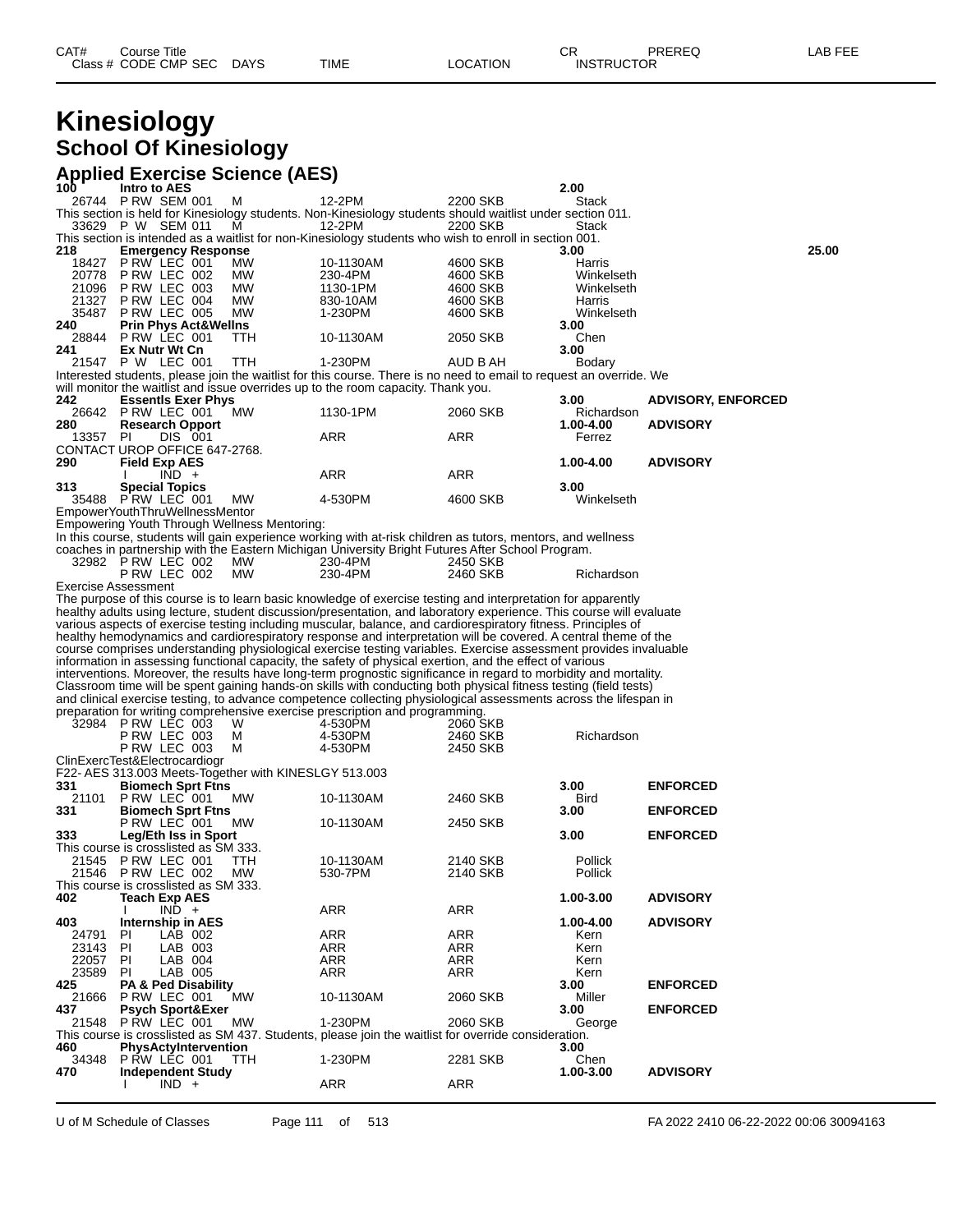# Kinesiology

## School Of Kinesiology

### Applied Exercise Science (AES)

| CAT# | Course Title | | | | | | CR | PREREQ | LAB FEE |
|---|---|---|---|---|---|---|---|---|---|
| Class # | CODE CMP SEC | DAYS | TIME | LOCATION | INSTRUCTOR | | | | |
| **100** | **Intro to AES** | | | | | | **2.00** | | |
| 26744 | P RW SEM 001 | M | 12-2PM | 2200 SKB | Stack | | | | |

This section is held for Kinesiology students. Non-Kinesiology students should waitlist under section 011.

| | | | | | | | | | |
|---|---|---|---|---|---|---|---|---|---|
| 33629 | P W SEM 011 | M | 12-2PM | 2200 SKB | Stack | | | | |

This section is intended as a waitlist for non-Kinesiology students who wish to enroll in section 001.

| | | | | | | | | | |
|---|---|---|---|---|---|---|---|---|---|
| **218** | **Emergency Response** | | | | | | **3.00** | | **25.00** |
| 18427 | P RW LEC 001 | MW | 10-1130AM | 4600 SKB | Harris | | | | |
| 20778 | P RW LEC 002 | MW | 230-4PM | 4600 SKB | Winkelseth | | | | |
| 21096 | P RW LEC 003 | MW | 1130-1PM | 4600 SKB | Winkelseth | | | | |
| 21327 | P RW LEC 004 | MW | 830-10AM | 4600 SKB | Harris | | | | |
| 35487 | P RW LEC 005 | MW | 1-230PM | 4600 SKB | Winkelseth | | | | |
| **240** | **Prin Phys Act&Wellns** | | | | | | **3.00** | | |
| 28844 | P RW LEC 001 | TTH | 10-1130AM | 2050 SKB | Chen | | | | |
| **241** | **Ex Nutr Wt Cn** | | | | | | **3.00** | | |
| 21547 | P W LEC 001 | TTH | 1-230PM | AUD B AH | Bodary | | | | |

Interested students, please join the waitlist for this course. There is no need to email to request an override. We will monitor the waitlist and issue overrides up to the room capacity. Thank you.

| | | | | | | | | | |
|---|---|---|---|---|---|---|---|---|---|
| **242** | **Essentls Exer Phys** | | | | | | **3.00** | **ADVISORY, ENFORCED** | |
| 26642 | P RW LEC 001 | MW | 1130-1PM | 2060 SKB | Richardson | | | | |
| **280** | **Research Opport** | | | | | | **1.00-4.00** | **ADVISORY** | |
| 13357 | PI DIS 001 | | ARR | ARR | Ferrez | | | | |

CONTACT UROP OFFICE 647-2768.

| | | | | | | | | | |
|---|---|---|---|---|---|---|---|---|---|
| **290** | **Field Exp AES** | | | | | | **1.00-4.00** | **ADVISORY** | |
| | I IND + | | ARR | ARR | | | | | |
| **313** | **Special Topics** | | | | | | **3.00** | | |
| 35488 | P RW LEC 001 | MW | 4-530PM | 4600 SKB | Winkelseth | | | | |

EmpowerYouthThruWellnessMentor

Empowering Youth Through Wellness Mentoring:

In this course, students will gain experience working with at-risk children as tutors, mentors, and wellness coaches in partnership with the Eastern Michigan University Bright Futures After School Program.

| | | | | | | | | | |
|---|---|---|---|---|---|---|---|---|---|
| 32982 | P RW LEC 002 | MW | 230-4PM | 2450 SKB | | | | | |
| | P RW LEC 002 | MW | 230-4PM | 2460 SKB | Richardson | | | | |

Exercise Assessment

The purpose of this course is to learn basic knowledge of exercise testing and interpretation for apparently healthy adults using lecture, student discussion/presentation, and laboratory experience. This course will evaluate various aspects of exercise testing including muscular, balance, and cardiorespiratory fitness. Principles of healthy hemodynamics and cardiorespiratory response and interpretation will be covered. A central theme of the course comprises understanding physiological exercise testing variables. Exercise assessment provides invaluable information in assessing functional capacity, the safety of physical exertion, and the effect of various interventions. Moreover, the results have long-term prognostic significance in regard to morbidity and mortality. Classroom time will be spent gaining hands-on skills with conducting both physical fitness testing (field tests) and clinical exercise testing, to advance competence collecting physiological assessments across the lifespan in preparation for writing comprehensive exercise prescription and programming.

| | | | | | | | | | |
|---|---|---|---|---|---|---|---|---|---|
| 32984 | P RW LEC 003 | W | 4-530PM | 2060 SKB | | | | | |
| | P RW LEC 003 | M | 4-530PM | 2460 SKB | Richardson | | | | |
| | P RW LEC 003 | M | 4-530PM | 2450 SKB | | | | | |

ClinExercTest&Electrocardiogr

F22- AES 313.003 Meets-Together with KINESLGY 513.003

| | | | | | | | | | |
|---|---|---|---|---|---|---|---|---|---|
| **331** | **Biomech Sprt Ftns** | | | | | | **3.00** | **ENFORCED** | |
| 21101 | P RW LEC 001 | MW | 10-1130AM | 2460 SKB | Bird | | | | |
| **331** | **Biomech Sprt Ftns** | | | | | | **3.00** | **ENFORCED** | |
| | P RW LEC 001 | MW | 10-1130AM | 2450 SKB | | | | | |
| **333** | **Leg/Eth Iss in Sport** | | | | | | **3.00** | **ENFORCED** | |

This course is crosslisted as SM 333.

| | | | | | | | | | |
|---|---|---|---|---|---|---|---|---|---|
| 21545 | P RW LEC 001 | TTH | 10-1130AM | 2140 SKB | Pollick | | | | |
| 21546 | P RW LEC 002 | MW | 530-7PM | 2140 SKB | Pollick | | | | |

This course is crosslisted as SM 333.

| | | | | | | | | | |
|---|---|---|---|---|---|---|---|---|---|
| **402** | **Teach Exp AES** | | | | | | **1.00-3.00** | **ADVISORY** | |
| | I IND + | | ARR | ARR | | | | | |
| **403** | **Internship in AES** | | | | | | **1.00-4.00** | **ADVISORY** | |
| 24791 | PI LAB 002 | | ARR | ARR | Kern | | | | |
| 23143 | PI LAB 003 | | ARR | ARR | Kern | | | | |
| 22057 | PI LAB 004 | | ARR | ARR | Kern | | | | |
| 23589 | PI LAB 005 | | ARR | ARR | Kern | | | | |
| **425** | **PA & Ped Disability** | | | | | | **3.00** | **ENFORCED** | |
| 21666 | P RW LEC 001 | MW | 10-1130AM | 2060 SKB | Miller | | | | |
| **437** | **Psych Sport&Exer** | | | | | | **3.00** | **ENFORCED** | |
| 21548 | P RW LEC 001 | MW | 1-230PM | 2060 SKB | George | | | | |

This course is crosslisted as SM 437. Students, please join the waitlist for override consideration.

| | | | | | | | | | |
|---|---|---|---|---|---|---|---|---|---|
| **460** | **PhysActyIntervention** | | | | | | **3.00** | | |
| 34348 | P RW LEC 001 | TTH | 1-230PM | 2281 SKB | Chen | | | | |
| **470** | **Independent Study** | | | | | | **1.00-3.00** | **ADVISORY** | |
| | I IND + | | ARR | ARR | | | | | |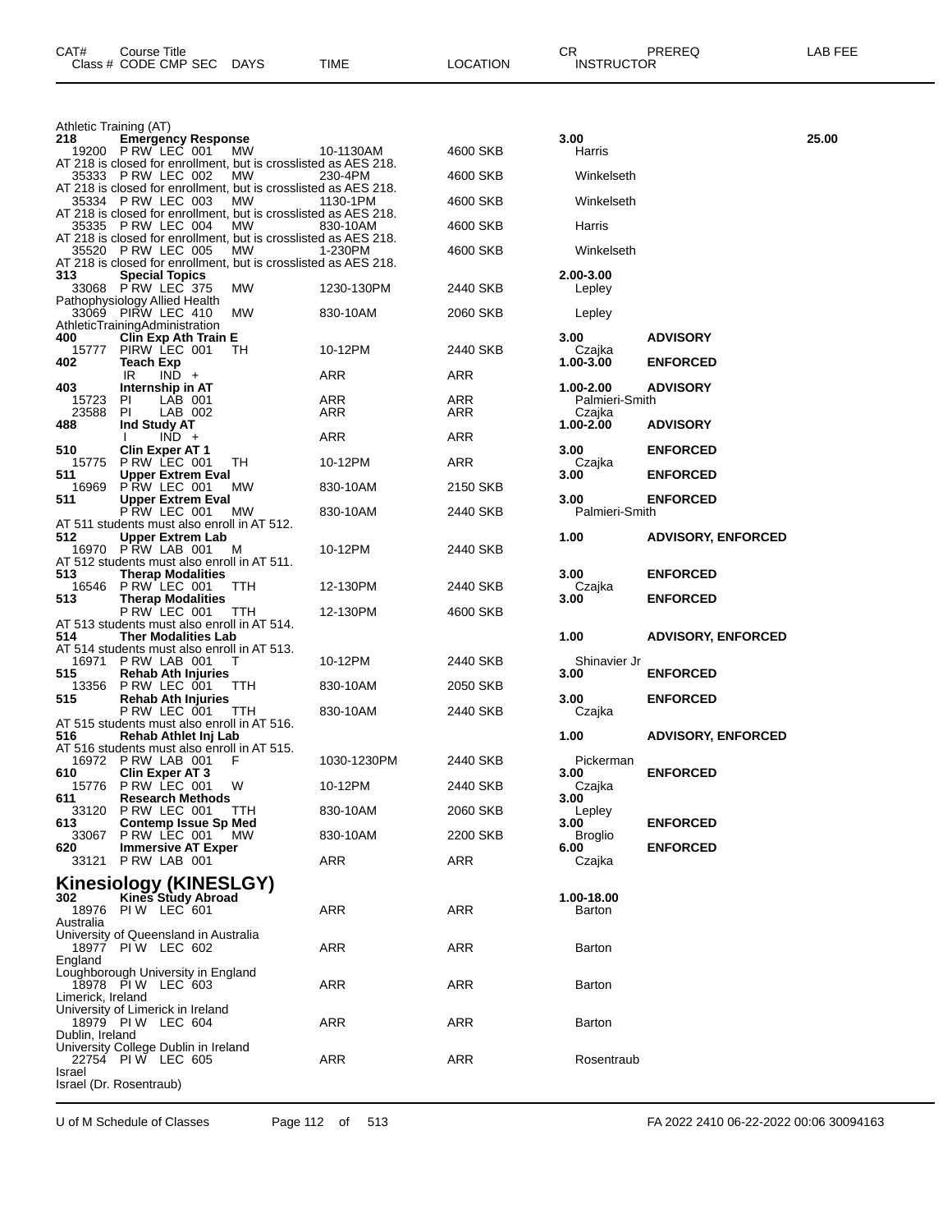| CAT# | Course Title<br>Class # CODE CMP SEC DAYS | TIME | LOCATION | CR<br>INSTRUCTOR | PREREQ | LAB FEE |
|---|---|---|---|---|---|---|

Athletic Training (AT)

| CAT# | Course Title / Class # CODE CMP SEC DAYS | TIME | LOCATION | CR / INSTRUCTOR | PREREQ | LAB FEE |
|---|---|---|---|---|---|---|
| 218 | **Emergency Response** | | | 3.00 | | 25.00 |
| 19200 | P RW LEC 001 MW | 10-1130AM | 4600 SKB | Harris | | |
| | AT 218 is closed for enrollment, but is crosslisted as AES 218. | | | | | |
| 35333 | P RW LEC 002 MW | 230-4PM | 4600 SKB | Winkelseth | | |
| | AT 218 is closed for enrollment, but is crosslisted as AES 218. | | | | | |
| 35334 | P RW LEC 003 MW | 1130-1PM | 4600 SKB | Winkelseth | | |
| | AT 218 is closed for enrollment, but is crosslisted as AES 218. | | | | | |
| 35335 | P RW LEC 004 MW | 830-10AM | 4600 SKB | Harris | | |
| | AT 218 is closed for enrollment, but is crosslisted as AES 218. | | | | | |
| 35520 | P RW LEC 005 MW | 1-230PM | 4600 SKB | Winkelseth | | |
| | AT 218 is closed for enrollment, but is crosslisted as AES 218. | | | | | |
| 313 | **Special Topics** | | | 2.00-3.00 | | |
| 33068 | P RW LEC 375 MW | 1230-130PM | 2440 SKB | Lepley | | |
| | Pathophysiology Allied Health | | | | | |
| 33069 | PIRW LEC 410 MW | 830-10AM | 2060 SKB | Lepley | | |
| | AthleticTrainingAdministration | | | | | |
| 400 | **Clin Exp Ath Train E** | | | 3.00 | ADVISORY | |
| 15777 | PIRW LEC 001 TH | 10-12PM | 2440 SKB | Czajka | | |
| 402 | **Teach Exp** | | | 1.00-3.00 | ENFORCED | |
| | IR IND + | ARR | ARR | | | |
| 403 | **Internship in AT** | | | 1.00-2.00 | ADVISORY | |
| 15723 | PI LAB 001 | ARR | ARR | Palmieri-Smith | | |
| 23588 | PI LAB 002 | ARR | ARR | Czajka | | |
| 488 | **Ind Study AT** | | | 1.00-2.00 | ADVISORY | |
| | I IND + | ARR | ARR | | | |
| 510 | **Clin Exper AT 1** | | | 3.00 | ENFORCED | |
| 15775 | P RW LEC 001 TH | 10-12PM | ARR | Czajka | | |
| 511 | **Upper Extrem Eval** | | | 3.00 | ENFORCED | |
| 16969 | P RW LEC 001 MW | 830-10AM | 2150 SKB | | | |
| 511 | **Upper Extrem Eval** | | | 3.00 | ENFORCED | |
| | P RW LEC 001 MW | 830-10AM | 2440 SKB | Palmieri-Smith | | |
| | AT 511 students must also enroll in AT 512. | | | | | |
| 512 | **Upper Extrem Lab** | | | 1.00 | ADVISORY, ENFORCED | |
| 16970 | P RW LAB 001 M | 10-12PM | 2440 SKB | | | |
| | AT 512 students must also enroll in AT 511. | | | | | |
| 513 | **Therap Modalities** | | | 3.00 | ENFORCED | |
| 16546 | P RW LEC 001 TTH | 12-130PM | 2440 SKB | Czajka | | |
| 513 | **Therap Modalities** | | | 3.00 | ENFORCED | |
| | P RW LEC 001 TTH | 12-130PM | 4600 SKB | | | |
| | AT 513 students must also enroll in AT 514. | | | | | |
| 514 | **Ther Modalities Lab** | | | 1.00 | ADVISORY, ENFORCED | |
| | AT 514 students must also enroll in AT 513. | | | | | |
| 16971 | P RW LAB 001 T | 10-12PM | 2440 SKB | Shinavier Jr | | |
| 515 | **Rehab Ath Injuries** | | | 3.00 | ENFORCED | |
| 13356 | P RW LEC 001 TTH | 830-10AM | 2050 SKB | | | |
| 515 | **Rehab Ath Injuries** | | | 3.00 | ENFORCED | |
| | P RW LEC 001 TTH | 830-10AM | 2440 SKB | Czajka | | |
| | AT 515 students must also enroll in AT 516. | | | | | |
| 516 | **Rehab Athlet Inj Lab** | | | 1.00 | ADVISORY, ENFORCED | |
| | AT 516 students must also enroll in AT 515. | | | | | |
| 16972 | P RW LAB 001 F | 1030-1230PM | 2440 SKB | Pickerman | | |
| 610 | **Clin Exper AT 3** | | | 3.00 | ENFORCED | |
| 15776 | P RW LEC 001 W | 10-12PM | 2440 SKB | Czajka | | |
| 611 | **Research Methods** | | | 3.00 | | |
| 33120 | P RW LEC 001 TTH | 830-10AM | 2060 SKB | Lepley | | |
| 613 | **Contemp Issue Sp Med** | | | 3.00 | ENFORCED | |
| 33067 | P RW LEC 001 MW | 830-10AM | 2200 SKB | Broglio | | |
| 620 | **Immersive AT Exper** | | | 6.00 | ENFORCED | |
| 33121 | P RW LAB 001 | ARR | ARR | Czajka | | |

## Kinesiology (KINESLGY)

| CAT# | Course Title / Class # CODE CMP SEC DAYS | TIME | LOCATION | CR / INSTRUCTOR | PREREQ | LAB FEE |
|---|---|---|---|---|---|---|
| 302 | **Kines Study Abroad** | | | 1.00-18.00 | | |
| 18976 | PI W LEC 601 | ARR | ARR | Barton | | |
| | Australia | | | | | |
| | University of Queensland in Australia | | | | | |
| 18977 | PI W LEC 602 | ARR | ARR | Barton | | |
| | England | | | | | |
| | Loughborough University in England | | | | | |
| 18978 | PI W LEC 603 | ARR | ARR | Barton | | |
| | Limerick, Ireland | | | | | |
| | University of Limerick in Ireland | | | | | |
| 18979 | PI W LEC 604 | ARR | ARR | Barton | | |
| | Dublin, Ireland | | | | | |
| | University College Dublin in Ireland | | | | | |
| 22754 | PI W LEC 605 | ARR | ARR | Rosentraub | | |
| | Israel | | | | | |
| | Israel (Dr. Rosentraub) | | | | | |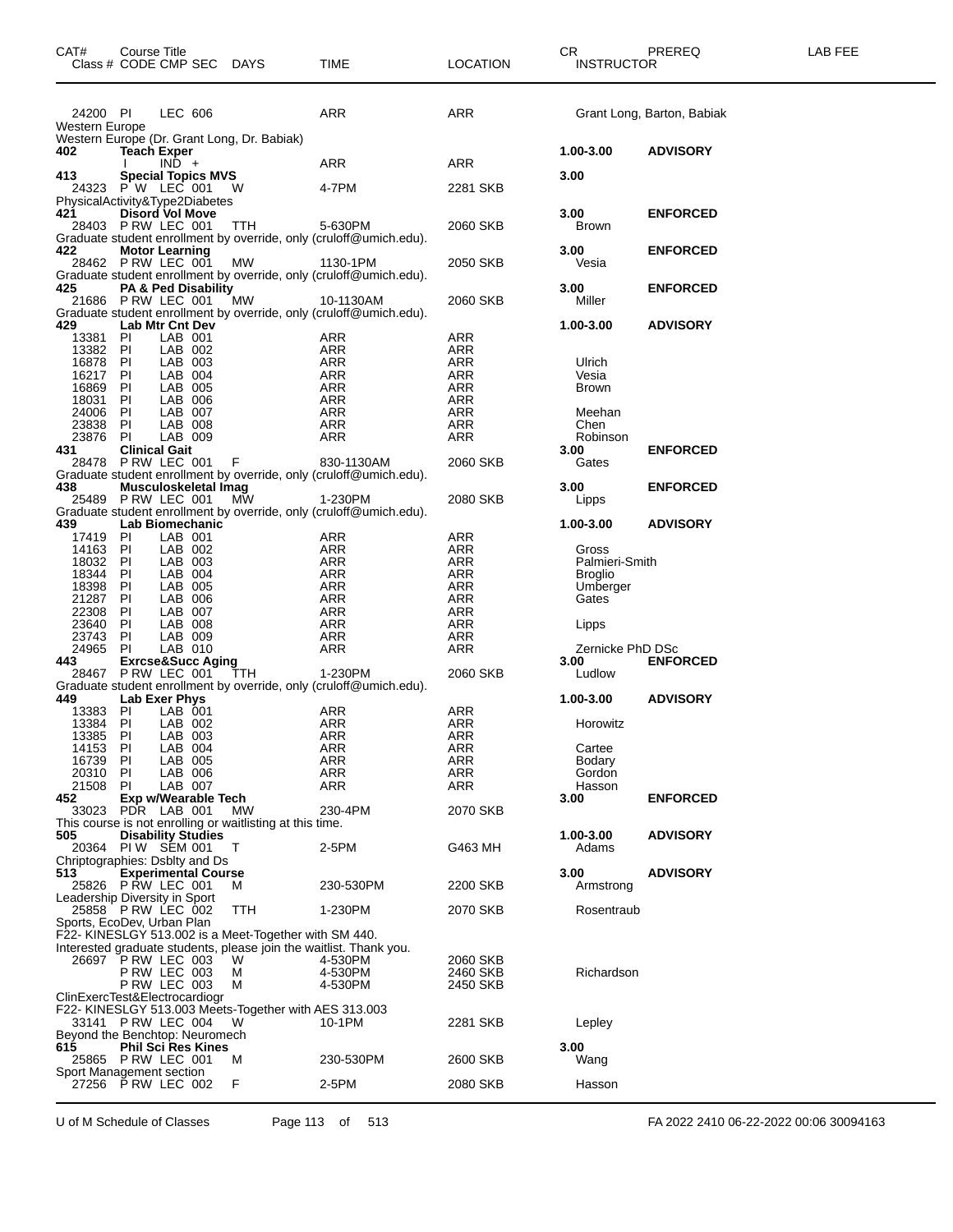| CAT# | Course Title<br>Class # CODE CMP SEC | DAYS | TIME | LOCATION | CR<br>INSTRUCTOR | PREREQ | LAB FEE |
|---|---|---|---|---|---|---|---|
| 24200 | PI LEC 606 | | ARR | ARR | Grant Long, Barton, Babiak | | |
| Western Europe | | | | | | | |
| Western Europe (Dr. Grant Long, Dr. Babiak) | | | | | | | |
| **402** | **Teach Exper** | | | | **1.00-3.00** | **ADVISORY** | |
| | I IND + | | ARR | ARR | | | |
| **413** | **Special Topics MVS** | | | | **3.00** | | |
| 24323 | P W LEC 001 | W | 4-7PM | 2281 SKB | | | |
| PhysicalActivity&Type2Diabetes | | | | | | | |
| **421** | **Disord Vol Move** | | | | **3.00** | **ENFORCED** | |
| 28403 | P RW LEC 001 | TTH | 5-630PM | 2060 SKB | Brown | | |
| Graduate student enrollment by override, only (cruloff@umich.edu). | | | | | | | |
| **422** | **Motor Learning** | | | | **3.00** | **ENFORCED** | |
| 28462 | P RW LEC 001 | MW | 1130-1PM | 2050 SKB | Vesia | | |
| Graduate student enrollment by override, only (cruloff@umich.edu). | | | | | | | |
| **425** | **PA & Ped Disability** | | | | **3.00** | **ENFORCED** | |
| 21686 | P RW LEC 001 | MW | 10-1130AM | 2060 SKB | Miller | | |
| Graduate student enrollment by override, only (cruloff@umich.edu). | | | | | | | |
| **429** | **Lab Mtr Cnt Dev** | | | | **1.00-3.00** | **ADVISORY** | |
| 13381 | PI LAB 001 | | ARR | ARR | | | |
| 13382 | PI LAB 002 | | ARR | ARR | | | |
| 16878 | PI LAB 003 | | ARR | ARR | Ulrich | | |
| 16217 | PI LAB 004 | | ARR | ARR | Vesia | | |
| 16869 | PI LAB 005 | | ARR | ARR | Brown | | |
| 18031 | PI LAB 006 | | ARR | ARR | | | |
| 24006 | PI LAB 007 | | ARR | ARR | Meehan | | |
| 23838 | PI LAB 008 | | ARR | ARR | Chen | | |
| 23876 | PI LAB 009 | | ARR | ARR | Robinson | | |
| **431** | **Clinical Gait** | | | | **3.00** | **ENFORCED** | |
| 28478 | P RW LEC 001 | F | 830-1130AM | 2060 SKB | Gates | | |
| Graduate student enrollment by override, only (cruloff@umich.edu). | | | | | | | |
| **438** | **Musculoskeletal Imag** | | | | **3.00** | **ENFORCED** | |
| 25489 | P RW LEC 001 | MW | 1-230PM | 2080 SKB | Lipps | | |
| Graduate student enrollment by override, only (cruloff@umich.edu). | | | | | | | |
| **439** | **Lab Biomechanic** | | | | **1.00-3.00** | **ADVISORY** | |
| 17419 | PI LAB 001 | | ARR | ARR | | | |
| 14163 | PI LAB 002 | | ARR | ARR | Gross | | |
| 18032 | PI LAB 003 | | ARR | ARR | Palmieri-Smith | | |
| 18344 | PI LAB 004 | | ARR | ARR | Broglio | | |
| 18398 | PI LAB 005 | | ARR | ARR | Umberger | | |
| 21287 | PI LAB 006 | | ARR | ARR | Gates | | |
| 22308 | PI LAB 007 | | ARR | ARR | | | |
| 23640 | PI LAB 008 | | ARR | ARR | Lipps | | |
| 23743 | PI LAB 009 | | ARR | ARR | | | |
| 24965 | PI LAB 010 | | ARR | ARR | Zernicke PhD DSc | | |
| **443** | **Exrcse&Succ Aging** | | | | **3.00** | **ENFORCED** | |
| 28467 | P RW LEC 001 | TTH | 1-230PM | 2060 SKB | Ludlow | | |
| Graduate student enrollment by override, only (cruloff@umich.edu). | | | | | | | |
| **449** | **Lab Exer Phys** | | | | **1.00-3.00** | **ADVISORY** | |
| 13383 | PI LAB 001 | | ARR | ARR | | | |
| 13384 | PI LAB 002 | | ARR | ARR | Horowitz | | |
| 13385 | PI LAB 003 | | ARR | ARR | | | |
| 14153 | PI LAB 004 | | ARR | ARR | Cartee | | |
| 16739 | PI LAB 005 | | ARR | ARR | Bodary | | |
| 20310 | PI LAB 006 | | ARR | ARR | Gordon | | |
| 21508 | PI LAB 007 | | ARR | ARR | Hasson | | |
| **452** | **Exp w/Wearable Tech** | | | | **3.00** | **ENFORCED** | |
| 33023 | PDR LAB 001 | MW | 230-4PM | 2070 SKB | | | |
| This course is not enrolling or waitlisting at this time. | | | | | | | |
| **505** | **Disability Studies** | | | | **1.00-3.00** | **ADVISORY** | |
| 20364 | PI W SEM 001 | T | 2-5PM | G463 MH | Adams | | |
| Chriptographies: Dsblty and Ds | | | | | | | |
| **513** | **Experimental Course** | | | | **3.00** | **ADVISORY** | |
| 25826 | P RW LEC 001 | M | 230-530PM | 2200 SKB | Armstrong | | |
| Leadership Diversity in Sport | | | | | | | |
| 25858 | P RW LEC 002 | TTH | 1-230PM | 2070 SKB | Rosentraub | | |
| Sports, EcoDev, Urban Plan | | | | | | | |
| F22- KINESLGY 513.002 is a Meet-Together with SM 440. | | | | | | | |
| Interested graduate students, please join the waitlist. Thank you. | | | | | | | |
| 26697 | P RW LEC 003 | W | 4-530PM | 2060 SKB | | | |
| | P RW LEC 003 | M | 4-530PM | 2460 SKB | Richardson | | |
| | P RW LEC 003 | M | 4-530PM | 2450 SKB | | | |
| ClinExercTest&Electrocardiogr | | | | | | | |
| F22- KINESLGY 513.003 Meets-Together with AES 313.003 | | | | | | | |
| 33141 | P RW LEC 004 | W | 10-1PM | 2281 SKB | Lepley | | |
| Beyond the Benchtop: Neuromech | | | | | | | |
| **615** | **Phil Sci Res Kines** | | | | **3.00** | | |
| 25865 | P RW LEC 001 | M | 230-530PM | 2600 SKB | Wang | | |
| Sport Management section | | | | | | | |
| 27256 | P RW LEC 002 | F | 2-5PM | 2080 SKB | Hasson | | |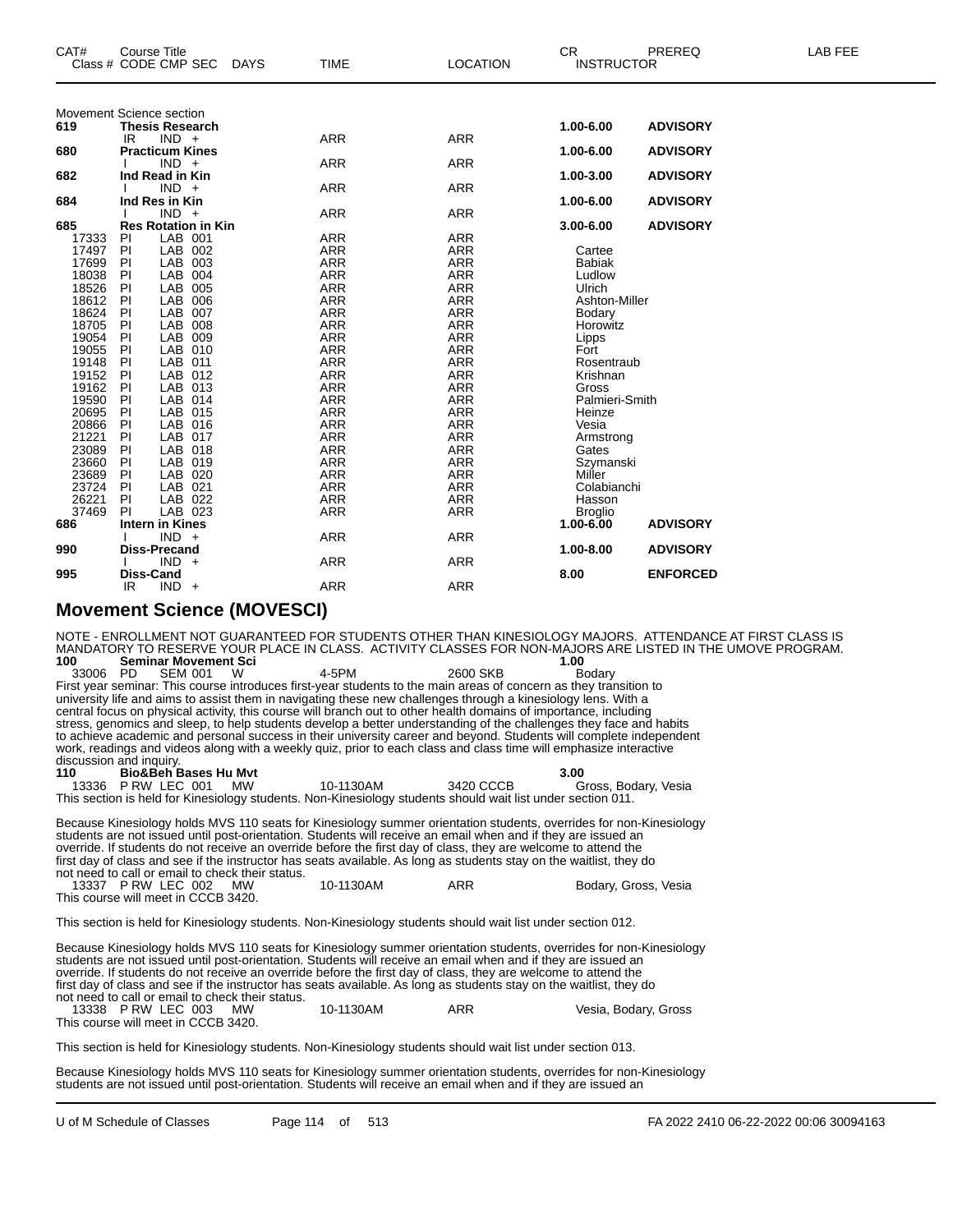| CAT# | Course Title | | | | | | CR | PREREQ | LAB FEE |
|---|---|---|---|---|---|---|---|---|---|
| Class # | CODE | CMP | SEC | DAYS | TIME | LOCATION | INSTRUCTOR | | |

Movement Science section

| CAT# | Course Title / Class # | CODE | CMP | SEC | DAYS | TIME | LOCATION | CR / INSTRUCTOR | PREREQ |
|---|---|---|---|---|---|---|---|---|---|
| **619** | **Thesis Research** | | | | | | | **1.00-6.00** | **ADVISORY** |
| | | IR | IND | + | | ARR | ARR | | |
| **680** | **Practicum Kines** | | | | | | | **1.00-6.00** | **ADVISORY** |
| | | I | IND | + | | ARR | ARR | | |
| **682** | **Ind Read in Kin** | | | | | | | **1.00-3.00** | **ADVISORY** |
| | | I | IND | + | | ARR | ARR | | |
| **684** | **Ind Res in Kin** | | | | | | | **1.00-6.00** | **ADVISORY** |
| | | I | IND | + | | ARR | ARR | | |
| **685** | **Res Rotation in Kin** | | | | | | | **3.00-6.00** | **ADVISORY** |
| | 17333 | PI | LAB | 001 | | ARR | ARR | | |
| | 17497 | PI | LAB | 002 | | ARR | ARR | Cartee | |
| | 17699 | PI | LAB | 003 | | ARR | ARR | Babiak | |
| | 18038 | PI | LAB | 004 | | ARR | ARR | Ludlow | |
| | 18526 | PI | LAB | 005 | | ARR | ARR | Ulrich | |
| | 18612 | PI | LAB | 006 | | ARR | ARR | Ashton-Miller | |
| | 18624 | PI | LAB | 007 | | ARR | ARR | Bodary | |
| | 18705 | PI | LAB | 008 | | ARR | ARR | Horowitz | |
| | 19054 | PI | LAB | 009 | | ARR | ARR | Lipps | |
| | 19055 | PI | LAB | 010 | | ARR | ARR | Fort | |
| | 19148 | PI | LAB | 011 | | ARR | ARR | Rosentraub | |
| | 19152 | PI | LAB | 012 | | ARR | ARR | Krishnan | |
| | 19162 | PI | LAB | 013 | | ARR | ARR | Gross | |
| | 19590 | PI | LAB | 014 | | ARR | ARR | Palmieri-Smith | |
| | 20695 | PI | LAB | 015 | | ARR | ARR | Heinze | |
| | 20866 | PI | LAB | 016 | | ARR | ARR | Vesia | |
| | 21221 | PI | LAB | 017 | | ARR | ARR | Armstrong | |
| | 23089 | PI | LAB | 018 | | ARR | ARR | Gates | |
| | 23660 | PI | LAB | 019 | | ARR | ARR | Szymanski | |
| | 23689 | PI | LAB | 020 | | ARR | ARR | Miller | |
| | 23724 | PI | LAB | 021 | | ARR | ARR | Colabianchi | |
| | 26221 | PI | LAB | 022 | | ARR | ARR | Hasson | |
| | 37469 | PI | LAB | 023 | | ARR | ARR | Broglio | |
| **686** | **Intern in Kines** | | | | | | | **1.00-6.00** | **ADVISORY** |
| | | I | IND | + | | ARR | ARR | | |
| **990** | **Diss-Precand** | | | | | | | **1.00-8.00** | **ADVISORY** |
| | | I | IND | + | | ARR | ARR | | |
| **995** | **Diss-Cand** | | | | | | | **8.00** | **ENFORCED** |
| | | IR | IND | + | | ARR | ARR | | |

## Movement Science (MOVESCI)

NOTE - ENROLLMENT NOT GUARANTEED FOR STUDENTS OTHER THAN KINESIOLOGY MAJORS. ATTENDANCE AT FIRST CLASS IS MANDATORY TO RESERVE YOUR PLACE IN CLASS. ACTIVITY CLASSES FOR NON-MAJORS ARE LISTED IN THE UMOVE PROGRAM.

**100 Seminar Movement Sci** — **1.00**

33006 PD SEM 001 W 4-5PM 2600 SKB Bodary

First year seminar: This course introduces first-year students to the main areas of concern as they transition to university life and aims to assist them in navigating these new challenges through a kinesiology lens. With a central focus on physical activity, this course will branch out to other health domains of importance, including stress, genomics and sleep, to help students develop a better understanding of the challenges they face and habits to achieve academic and personal success in their university career and beyond. Students will complete independent work, readings and videos along with a weekly quiz, prior to each class and class time will emphasize interactive discussion and inquiry.

**110 Bio&Beh Bases Hu Mvt** — **3.00**

13336 P RW LEC 001 MW 10-1130AM 3420 CCCB Gross, Bodary, Vesia

This section is held for Kinesiology students. Non-Kinesiology students should wait list under section 011.

Because Kinesiology holds MVS 110 seats for Kinesiology summer orientation students, overrides for non-Kinesiology students are not issued until post-orientation. Students will receive an email when and if they are issued an override. If students do not receive an override before the first day of class, they are welcome to attend the first day of class and see if the instructor has seats available. As long as students stay on the waitlist, they do not need to call or email to check their status.

13337 P RW LEC 002 MW 10-1130AM ARR Bodary, Gross, Vesia

This course will meet in CCCB 3420.

This section is held for Kinesiology students. Non-Kinesiology students should wait list under section 012.

Because Kinesiology holds MVS 110 seats for Kinesiology summer orientation students, overrides for non-Kinesiology students are not issued until post-orientation. Students will receive an email when and if they are issued an override. If students do not receive an override before the first day of class, they are welcome to attend the first day of class and see if the instructor has seats available. As long as students stay on the waitlist, they do not need to call or email to check their status.

13338 P RW LEC 003 MW 10-1130AM ARR Vesia, Bodary, Gross

This course will meet in CCCB 3420.

This section is held for Kinesiology students. Non-Kinesiology students should wait list under section 013.

Because Kinesiology holds MVS 110 seats for Kinesiology summer orientation students, overrides for non-Kinesiology students are not issued until post-orientation. Students will receive an email when and if they are issued an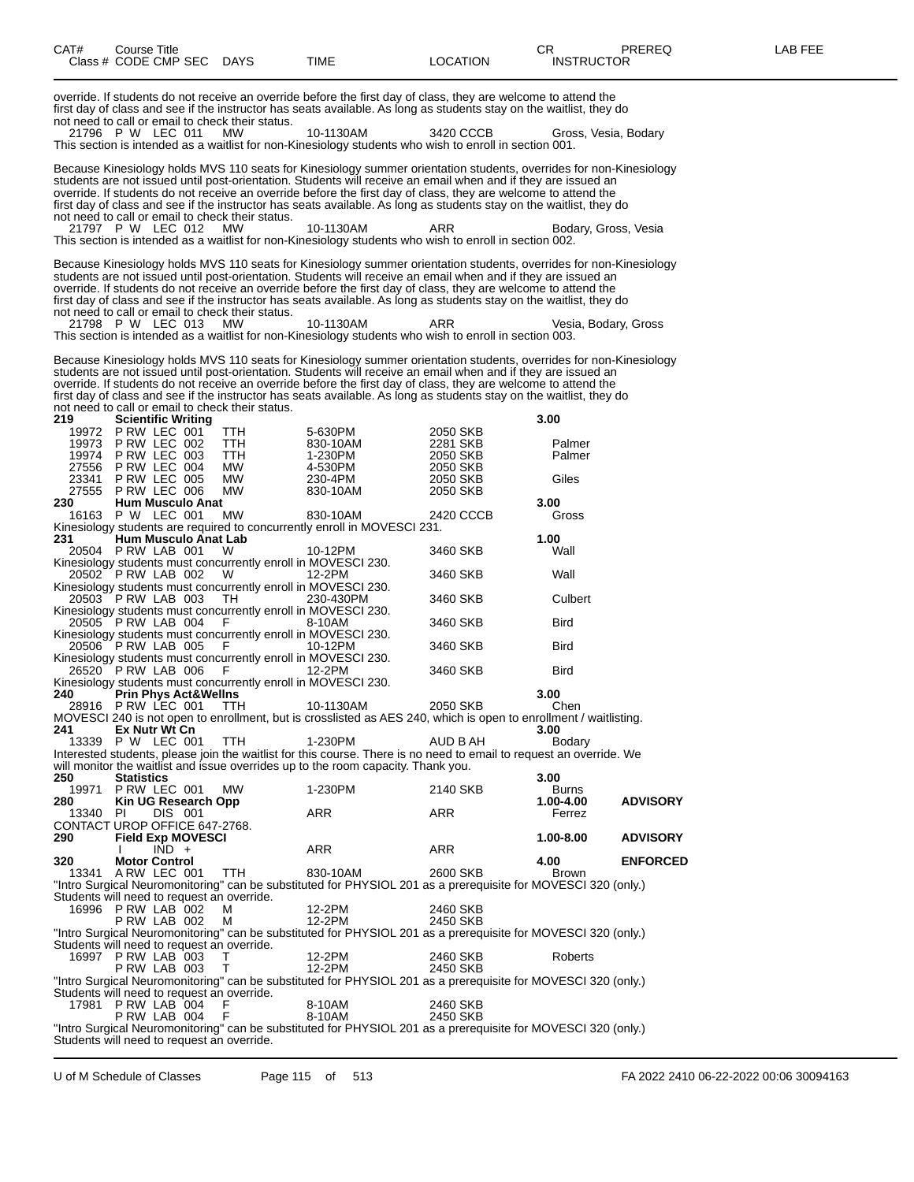| CAT# | Course Title | | | | CR | PREREQ | LAB FEE |
|---|---|---|---|---|---|---|---|
| Class # | CODE CMP SEC | DAYS | TIME | LOCATION | INSTRUCTOR | | |

override. If students do not receive an override before the first day of class, they are welcome to attend the first day of class and see if the instructor has seats available. As long as students stay on the waitlist, they do not need to call or email to check their status.

21796 P W LEC 011 MW 10-1130AM 3420 CCCB Gross, Vesia, Bodary
This section is intended as a waitlist for non-Kinesiology students who wish to enroll in section 001.

Because Kinesiology holds MVS 110 seats for Kinesiology summer orientation students, overrides for non-Kinesiology students are not issued until post-orientation. Students will receive an email when and if they are issued an override. If students do not receive an override before the first day of class, they are welcome to attend the first day of class and see if the instructor has seats available. As long as students stay on the waitlist, they do not need to call or email to check their status.

21797 P W LEC 012 MW 10-1130AM ARR Bodary, Gross, Vesia
This section is intended as a waitlist for non-Kinesiology students who wish to enroll in section 002.

Because Kinesiology holds MVS 110 seats for Kinesiology summer orientation students, overrides for non-Kinesiology students are not issued until post-orientation. Students will receive an email when and if they are issued an override. If students do not receive an override before the first day of class, they are welcome to attend the first day of class and see if the instructor has seats available. As long as students stay on the waitlist, they do not need to call or email to check their status.

21798 P W LEC 013 MW 10-1130AM ARR Vesia, Bodary, Gross
This section is intended as a waitlist for non-Kinesiology students who wish to enroll in section 003.

Because Kinesiology holds MVS 110 seats for Kinesiology summer orientation students, overrides for non-Kinesiology students are not issued until post-orientation. Students will receive an email when and if they are issued an override. If students do not receive an override before the first day of class, they are welcome to attend the first day of class and see if the instructor has seats available. As long as students stay on the waitlist, they do not need to call or email to check their status.

**219 Scientific Writing** — 3.00

| Class # | CODE CMP SEC | DAYS | TIME | LOCATION | INSTRUCTOR |
|---|---|---|---|---|---|
| 19972 | P RW LEC 001 | TTH | 5-630PM | 2050 SKB | |
| 19973 | P RW LEC 002 | TTH | 830-10AM | 2281 SKB | Palmer |
| 19974 | P RW LEC 003 | TTH | 1-230PM | 2050 SKB | Palmer |
| 27556 | P RW LEC 004 | MW | 4-530PM | 2050 SKB | |
| 23341 | P RW LEC 005 | MW | 230-4PM | 2050 SKB | Giles |
| 27555 | P RW LEC 006 | MW | 830-10AM | 2050 SKB | |

**230 Hum Musculo Anat** — 3.00

16163 P W LEC 001 MW 830-10AM 2420 CCCB Gross
Kinesiology students are required to concurrently enroll in MOVESCI 231.

**231 Hum Musculo Anat Lab** — 1.00

20504 P RW LAB 001 W 10-12PM 3460 SKB Wall
Kinesiology students must concurrently enroll in MOVESCI 230.
20502 P RW LAB 002 W 12-2PM 3460 SKB Wall
Kinesiology students must concurrently enroll in MOVESCI 230.
20503 P RW LAB 003 TH 230-430PM 3460 SKB Culbert
Kinesiology students must concurrently enroll in MOVESCI 230.
20505 P RW LAB 004 F 8-10AM 3460 SKB Bird
Kinesiology students must concurrently enroll in MOVESCI 230.
20506 P RW LAB 005 F 10-12PM 3460 SKB Bird
Kinesiology students must concurrently enroll in MOVESCI 230.
26520 P RW LAB 006 F 12-2PM 3460 SKB Bird
Kinesiology students must concurrently enroll in MOVESCI 230.

**240 Prin Phys Act&Wellns** — 3.00

28916 P RW LEC 001 TTH 10-1130AM 2050 SKB Chen
MOVESCI 240 is not open to enrollment, but is crosslisted as AES 240, which is open to enrollment / waitlisting.

**241 Ex Nutr Wt Cn** — 3.00

13339 P W LEC 001 TTH 1-230PM AUD B AH Bodary
Interested students, please join the waitlist for this course. There is no need to email to request an override. We will monitor the waitlist and issue overrides up to the room capacity. Thank you.

**250 Statistics** — 3.00

19971 P RW LEC 001 MW 1-230PM 2140 SKB Burns

**280 Kin UG Research Opp** — 1.00-4.00 — ADVISORY

13340 PI DIS 001 ARR ARR Ferrez
CONTACT UROP OFFICE 647-2768.

**290 Field Exp MOVESCI** — 1.00-8.00 — ADVISORY

I IND + ARR ARR

**320 Motor Control** — 4.00 — ENFORCED

13341 A RW LEC 001 TTH 830-10AM 2600 SKB Brown
"Intro Surgical Neuromonitoring" can be substituted for PHYSIOL 201 as a prerequisite for MOVESCI 320 (only.) Students will need to request an override.

16996 P RW LAB 002 M 12-2PM 2460 SKB
P RW LAB 002 M 12-2PM 2450 SKB
"Intro Surgical Neuromonitoring" can be substituted for PHYSIOL 201 as a prerequisite for MOVESCI 320 (only.) Students will need to request an override.

16997 P RW LAB 003 T 12-2PM 2460 SKB Roberts
P RW LAB 003 T 12-2PM 2450 SKB
"Intro Surgical Neuromonitoring" can be substituted for PHYSIOL 201 as a prerequisite for MOVESCI 320 (only.) Students will need to request an override.

17981 P RW LAB 004 F 8-10AM 2460 SKB
P RW LAB 004 F 8-10AM 2450 SKB
"Intro Surgical Neuromonitoring" can be substituted for PHYSIOL 201 as a prerequisite for MOVESCI 320 (only.) Students will need to request an override.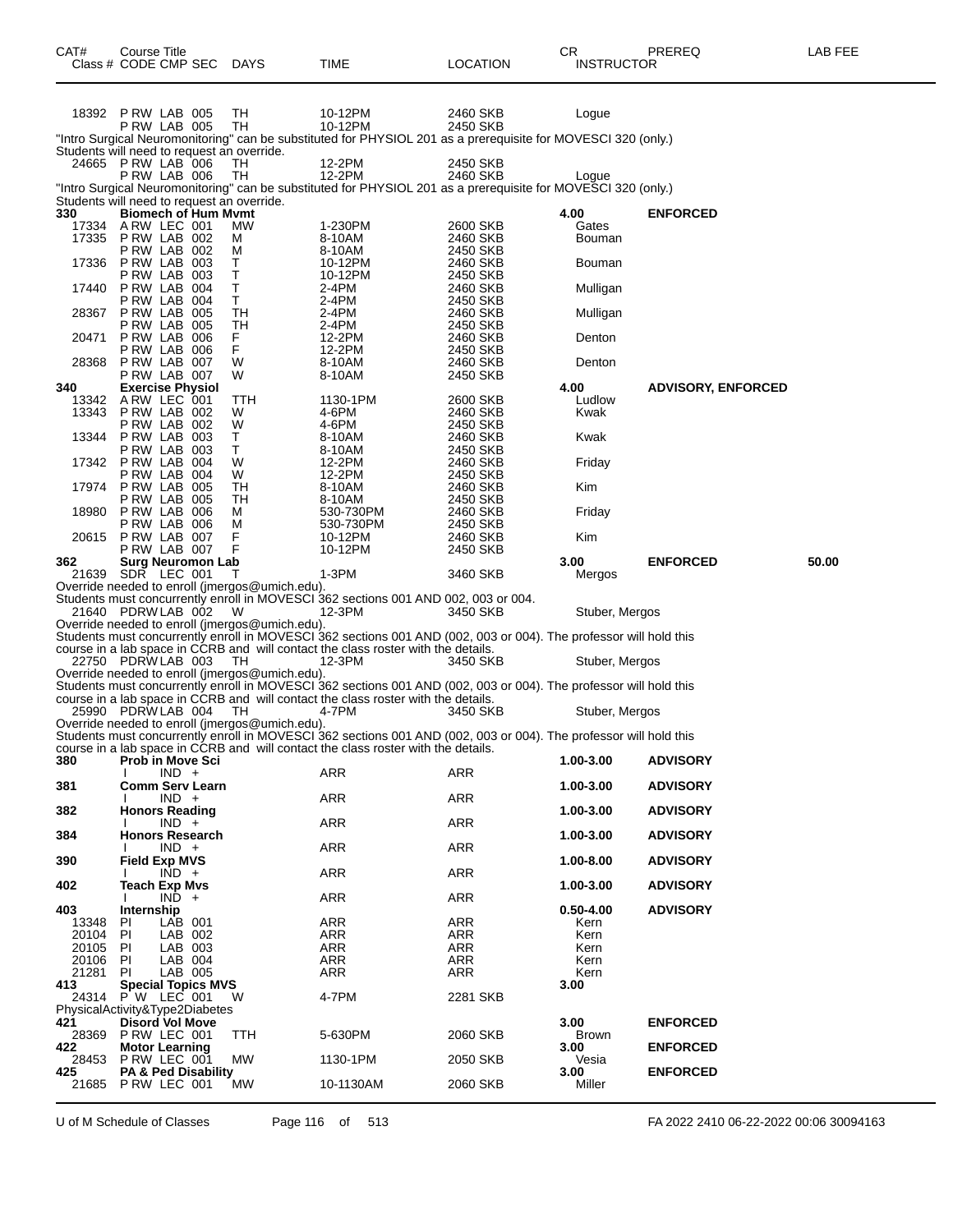| CAT# | Course Title<br>Class # CODE CMP SEC | DAYS | TIME | LOCATION | CR<br>INSTRUCTOR | PREREQ | LAB FEE |
|---|---|---|---|---|---|---|---|
| 18392 | P RW LAB 005 | TH | 10-12PM | 2460 SKB | Logue | | |
| | P RW LAB 005 | TH | 10-12PM | 2450 SKB | | | |

"Intro Surgical Neuromonitoring" can be substituted for PHYSIOL 201 as a prerequisite for MOVESCI 320 (only.) Students will need to request an override.

| CAT# | Course Title<br>Class # CODE CMP SEC | DAYS | TIME | LOCATION | CR<br>INSTRUCTOR | PREREQ | LAB FEE |
|---|---|---|---|---|---|---|---|
| 24665 | P RW LAB 006 | TH | 12-2PM | 2450 SKB | | | |
| | P RW LAB 006 | TH | 12-2PM | 2460 SKB | Logue | | |

"Intro Surgical Neuromonitoring" can be substituted for PHYSIOL 201 as a prerequisite for MOVESCI 320 (only.) Students will need to request an override.

| CAT# | Course Title<br>Class # CODE CMP SEC | DAYS | TIME | LOCATION | CR<br>INSTRUCTOR | PREREQ | LAB FEE |
|---|---|---|---|---|---|---|---|
| **330** | **Biomech of Hum Mvmt** | | | | **4.00** | **ENFORCED** | |
| 17334 | A RW LEC 001 | MW | 1-230PM | 2600 SKB | Gates | | |
| 17335 | P RW LAB 002 | M | 8-10AM | 2460 SKB | Bouman | | |
| | P RW LAB 002 | M | 8-10AM | 2450 SKB | | | |
| 17336 | P RW LAB 003 | T | 10-12PM | 2460 SKB | Bouman | | |
| | P RW LAB 003 | T | 10-12PM | 2450 SKB | | | |
| 17440 | P RW LAB 004 | T | 2-4PM | 2460 SKB | Mulligan | | |
| | P RW LAB 004 | T | 2-4PM | 2450 SKB | | | |
| 28367 | P RW LAB 005 | TH | 2-4PM | 2460 SKB | Mulligan | | |
| | P RW LAB 005 | TH | 2-4PM | 2450 SKB | | | |
| 20471 | P RW LAB 006 | F | 12-2PM | 2460 SKB | Denton | | |
| | P RW LAB 006 | F | 12-2PM | 2450 SKB | | | |
| 28368 | P RW LAB 007 | W | 8-10AM | 2460 SKB | Denton | | |
| | P RW LAB 007 | W | 8-10AM | 2450 SKB | | | |
| **340** | **Exercise Physiol** | | | | **4.00** | **ADVISORY, ENFORCED** | |
| 13342 | A RW LEC 001 | TTH | 1130-1PM | 2600 SKB | Ludlow | | |
| 13343 | P RW LAB 002 | W | 4-6PM | 2460 SKB | Kwak | | |
| | P RW LAB 002 | W | 4-6PM | 2450 SKB | | | |
| 13344 | P RW LAB 003 | T | 8-10AM | 2460 SKB | Kwak | | |
| | P RW LAB 003 | T | 8-10AM | 2450 SKB | | | |
| 17342 | P RW LAB 004 | W | 12-2PM | 2460 SKB | Friday | | |
| | P RW LAB 004 | W | 12-2PM | 2450 SKB | | | |
| 17974 | P RW LAB 005 | TH | 8-10AM | 2460 SKB | Kim | | |
| | P RW LAB 005 | TH | 8-10AM | 2450 SKB | | | |
| 18980 | P RW LAB 006 | M | 530-730PM | 2460 SKB | Friday | | |
| | P RW LAB 006 | M | 530-730PM | 2450 SKB | | | |
| 20615 | P RW LAB 007 | F | 10-12PM | 2460 SKB | Kim | | |
| | P RW LAB 007 | F | 10-12PM | 2450 SKB | | | |
| **362** | **Surg Neuromon Lab** | | | | **3.00** | **ENFORCED** | **50.00** |
| 21639 | SDR LEC 001 | T | 1-3PM | 3460 SKB | Mergos | | |

Override needed to enroll (jmergos@umich.edu).
Students must concurrently enroll in MOVESCI 362 sections 001 AND 002, 003 or 004.

| CAT# | Course Title<br>Class # CODE CMP SEC | DAYS | TIME | LOCATION | CR<br>INSTRUCTOR | PREREQ | LAB FEE |
|---|---|---|---|---|---|---|---|
| 21640 | PDRW LAB 002 | W | 12-3PM | 3450 SKB | Stuber, Mergos | | |

Override needed to enroll (jmergos@umich.edu).
Students must concurrently enroll in MOVESCI 362 sections 001 AND (002, 003 or 004). The professor will hold this course in a lab space in CCRB and will contact the class roster with the details.

| CAT# | Course Title<br>Class # CODE CMP SEC | DAYS | TIME | LOCATION | CR<br>INSTRUCTOR | PREREQ | LAB FEE |
|---|---|---|---|---|---|---|---|
| 22750 | PDRW LAB 003 | TH | 12-3PM | 3450 SKB | Stuber, Mergos | | |

Override needed to enroll (jmergos@umich.edu).
Students must concurrently enroll in MOVESCI 362 sections 001 AND (002, 003 or 004). The professor will hold this course in a lab space in CCRB and will contact the class roster with the details.

| CAT# | Course Title<br>Class # CODE CMP SEC | DAYS | TIME | LOCATION | CR<br>INSTRUCTOR | PREREQ | LAB FEE |
|---|---|---|---|---|---|---|---|
| 25990 | PDRW LAB 004 | TH | 4-7PM | 3450 SKB | Stuber, Mergos | | |

Override needed to enroll (jmergos@umich.edu).
Students must concurrently enroll in MOVESCI 362 sections 001 AND (002, 003 or 004). The professor will hold this course in a lab space in CCRB and will contact the class roster with the details.

| CAT# | Course Title<br>Class # CODE CMP SEC | DAYS | TIME | LOCATION | CR<br>INSTRUCTOR | PREREQ | LAB FEE |
|---|---|---|---|---|---|---|---|
| **380** | **Prob in Move Sci** | | | | **1.00-3.00** | **ADVISORY** | |
| | I IND + | | ARR | ARR | | | |
| **381** | **Comm Serv Learn** | | | | **1.00-3.00** | **ADVISORY** | |
| | I IND + | | ARR | ARR | | | |
| **382** | **Honors Reading** | | | | **1.00-3.00** | **ADVISORY** | |
| | I IND + | | ARR | ARR | | | |
| **384** | **Honors Research** | | | | **1.00-3.00** | **ADVISORY** | |
| | I IND + | | ARR | ARR | | | |
| **390** | **Field Exp MVS** | | | | **1.00-8.00** | **ADVISORY** | |
| | I IND + | | ARR | ARR | | | |
| **402** | **Teach Exp Mvs** | | | | **1.00-3.00** | **ADVISORY** | |
| | I IND + | | ARR | ARR | | | |
| **403** | **Internship** | | | | **0.50-4.00** | **ADVISORY** | |
| 13348 | PI LAB 001 | | ARR | ARR | Kern | | |
| 20104 | PI LAB 002 | | ARR | ARR | Kern | | |
| 20105 | PI LAB 003 | | ARR | ARR | Kern | | |
| 20106 | PI LAB 004 | | ARR | ARR | Kern | | |
| 21281 | PI LAB 005 | | ARR | ARR | Kern | | |
| **413** | **Special Topics MVS** | | | | **3.00** | | |
| 24314 | P W LEC 001 | W | 4-7PM | 2281 SKB | | | |

PhysicalActivity&Type2Diabetes

| CAT# | Course Title<br>Class # CODE CMP SEC | DAYS | TIME | LOCATION | CR<br>INSTRUCTOR | PREREQ | LAB FEE |
|---|---|---|---|---|---|---|---|
| **421** | **Disord Vol Move** | | | | **3.00** | **ENFORCED** | |
| 28369 | P RW LEC 001 | TTH | 5-630PM | 2060 SKB | Brown | | |
| **422** | **Motor Learning** | | | | **3.00** | **ENFORCED** | |
| 28453 | P RW LEC 001 | MW | 1130-1PM | 2050 SKB | Vesia | | |
| **425** | **PA & Ped Disability** | | | | **3.00** | **ENFORCED** | |
| 21685 | P RW LEC 001 | MW | 10-1130AM | 2060 SKB | Miller | | |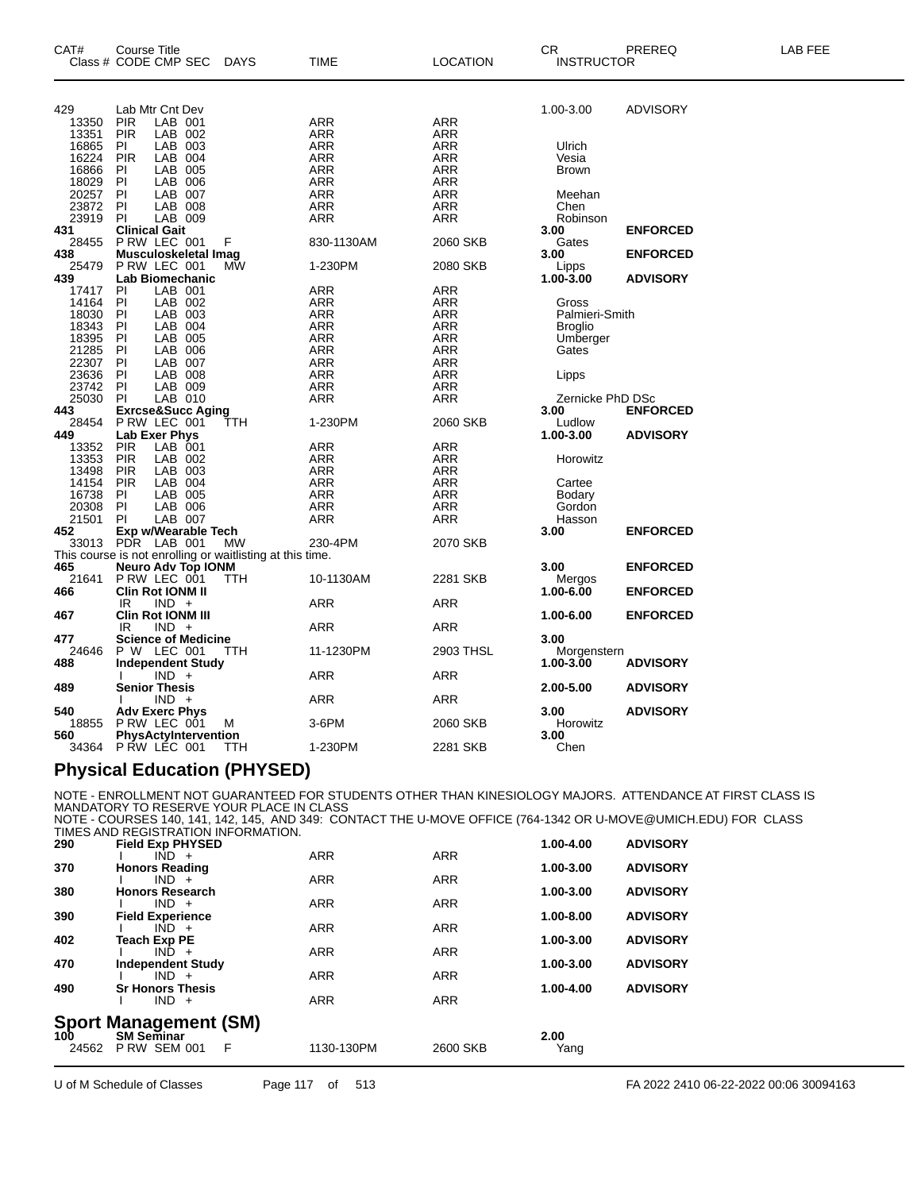| CAT# Class # | Course Title CODE CMP SEC | DAYS | TIME | LOCATION | CR INSTRUCTOR | PREREQ | LAB FEE |
|---|---|---|---|---|---|---|---|
| 429 | Lab Mtr Cnt Dev | | | | 1.00-3.00 | ADVISORY | |
| 13350 | PIR LAB 001 | | ARR | ARR | | | |
| 13351 | PIR LAB 002 | | ARR | ARR | | | |
| 16865 | PI LAB 003 | | ARR | ARR | Ulrich | | |
| 16224 | PIR LAB 004 | | ARR | ARR | Vesia | | |
| 16866 | PI LAB 005 | | ARR | ARR | Brown | | |
| 18029 | PI LAB 006 | | ARR | ARR | | | |
| 20257 | PI LAB 007 | | ARR | ARR | Meehan | | |
| 23872 | PI LAB 008 | | ARR | ARR | Chen | | |
| 23919 | PI LAB 009 | | ARR | ARR | Robinson | | |
| **431** | **Clinical Gait** | | | | **3.00** | **ENFORCED** | |
| 28455 | P RW LEC 001 | F | 830-1130AM | 2060 SKB | Gates | | |
| **438** | **Musculoskeletal Imag** | | | | **3.00** | **ENFORCED** | |
| 25479 | P RW LEC 001 | MW | 1-230PM | 2080 SKB | Lipps | | |
| **439** | **Lab Biomechanic** | | | | **1.00-3.00** | **ADVISORY** | |
| 17417 | PI LAB 001 | | ARR | ARR | | | |
| 14164 | PI LAB 002 | | ARR | ARR | Gross | | |
| 18030 | PI LAB 003 | | ARR | ARR | Palmieri-Smith | | |
| 18343 | PI LAB 004 | | ARR | ARR | Broglio | | |
| 18395 | PI LAB 005 | | ARR | ARR | Umberger | | |
| 21285 | PI LAB 006 | | ARR | ARR | Gates | | |
| 22307 | PI LAB 007 | | ARR | ARR | | | |
| 23636 | PI LAB 008 | | ARR | ARR | Lipps | | |
| 23742 | PI LAB 009 | | ARR | ARR | | | |
| 25030 | PI LAB 010 | | ARR | ARR | Zernicke PhD DSc | | |
| **443** | **Exrcse&Succ Aging** | | | | **3.00** | **ENFORCED** | |
| 28454 | P RW LEC 001 | TTH | 1-230PM | 2060 SKB | Ludlow | | |
| **449** | **Lab Exer Phys** | | | | **1.00-3.00** | **ADVISORY** | |
| 13352 | PIR LAB 001 | | ARR | ARR | | | |
| 13353 | PIR LAB 002 | | ARR | ARR | Horowitz | | |
| 13498 | PIR LAB 003 | | ARR | ARR | | | |
| 14154 | PIR LAB 004 | | ARR | ARR | Cartee | | |
| 16738 | PI LAB 005 | | ARR | ARR | Bodary | | |
| 20308 | PI LAB 006 | | ARR | ARR | Gordon | | |
| 21501 | PI LAB 007 | | ARR | ARR | Hasson | | |
| **452** | **Exp w/Wearable Tech** | | | | **3.00** | **ENFORCED** | |
| 33013 | PDR LAB 001 | MW | 230-4PM | 2070 SKB | | | |
| | This course is not enrolling or waitlisting at this time. | | | | | | |
| **465** | **Neuro Adv Top IONM** | | | | **3.00** | **ENFORCED** | |
| 21641 | P RW LEC 001 | TTH | 10-1130AM | 2281 SKB | Mergos | | |
| **466** | **Clin Rot IONM II** | | | | **1.00-6.00** | **ENFORCED** | |
| | IR IND + | | ARR | ARR | | | |
| **467** | **Clin Rot IONM III** | | | | **1.00-6.00** | **ENFORCED** | |
| | IR IND + | | ARR | ARR | | | |
| **477** | **Science of Medicine** | | | | **3.00** | | |
| 24646 | P W LEC 001 | TTH | 11-1230PM | 2903 THSL | Morgenstern | | |
| **488** | **Independent Study** | | | | **1.00-3.00** | **ADVISORY** | |
| | I IND + | | ARR | ARR | | | |
| **489** | **Senior Thesis** | | | | **2.00-5.00** | **ADVISORY** | |
| | I IND + | | ARR | ARR | | | |
| **540** | **Adv Exerc Phys** | | | | **3.00** | **ADVISORY** | |
| 18855 | P RW LEC 001 | M | 3-6PM | 2060 SKB | Horowitz | | |
| **560** | **PhysActyIntervention** | | | | **3.00** | | |
| 34364 | P RW LEC 001 | TTH | 1-230PM | 2281 SKB | Chen | | |

## Physical Education (PHYSED)

NOTE - ENROLLMENT NOT GUARANTEED FOR STUDENTS OTHER THAN KINESIOLOGY MAJORS. ATTENDANCE AT FIRST CLASS IS MANDATORY TO RESERVE YOUR PLACE IN CLASS
NOTE - COURSES 140, 141, 142, 145, AND 349: CONTACT THE U-MOVE OFFICE (764-1342 OR U-MOVE@UMICH.EDU) FOR CLASS TIMES AND REGISTRATION INFORMATION.

| CAT# | Course Title | DAYS | TIME | LOCATION | CR | PREREQ |
|---|---|---|---|---|---|---|
| **290** | **Field Exp PHYSED** | | | | **1.00-4.00** | **ADVISORY** |
| | I IND + | | ARR | ARR | | |
| **370** | **Honors Reading** | | | | **1.00-3.00** | **ADVISORY** |
| | I IND + | | ARR | ARR | | |
| **380** | **Honors Research** | | | | **1.00-3.00** | **ADVISORY** |
| | I IND + | | ARR | ARR | | |
| **390** | **Field Experience** | | | | **1.00-8.00** | **ADVISORY** |
| | I IND + | | ARR | ARR | | |
| **402** | **Teach Exp PE** | | | | **1.00-3.00** | **ADVISORY** |
| | I IND + | | ARR | ARR | | |
| **470** | **Independent Study** | | | | **1.00-3.00** | **ADVISORY** |
| | I IND + | | ARR | ARR | | |
| **490** | **Sr Honors Thesis** | | | | **1.00-4.00** | **ADVISORY** |
| | I IND + | | ARR | ARR | | |

## Sport Management (SM)

| CAT# | Course Title | DAYS | TIME | LOCATION | CR INSTRUCTOR |
|---|---|---|---|---|---|
| **100** | **SM Seminar** | | | | **2.00** |
| 24562 | P RW SEM 001 | F | 1130-130PM | 2600 SKB | Yang |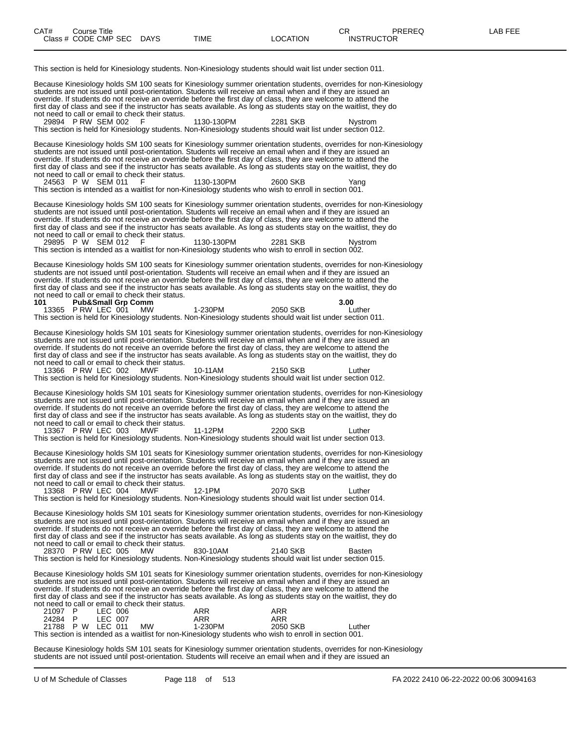| CAT# | Course Title | | | CR | PREREQ | LAB FEE |
|---|---|---|---|---|---|---|
| Class # CODE CMP SEC | DAYS | TIME | LOCATION | INSTRUCTOR | | |

This section is held for Kinesiology students. Non-Kinesiology students should wait list under section 011.

Because Kinesiology holds SM 100 seats for Kinesiology summer orientation students, overrides for non-Kinesiology students are not issued until post-orientation. Students will receive an email when and if they are issued an override. If students do not receive an override before the first day of class, they are welcome to attend the first day of class and see if the instructor has seats available. As long as students stay on the waitlist, they do not need to call or email to check their status.

29894 P RW SEM 002 F 1130-130PM 2281 SKB Nystrom

This section is held for Kinesiology students. Non-Kinesiology students should wait list under section 012.

Because Kinesiology holds SM 100 seats for Kinesiology summer orientation students, overrides for non-Kinesiology students are not issued until post-orientation. Students will receive an email when and if they are issued an override. If students do not receive an override before the first day of class, they are welcome to attend the first day of class and see if the instructor has seats available. As long as students stay on the waitlist, they do not need to call or email to check their status.

24563 P W SEM 011 F 1130-130PM 2600 SKB Yang

This section is intended as a waitlist for non-Kinesiology students who wish to enroll in section 001.

Because Kinesiology holds SM 100 seats for Kinesiology summer orientation students, overrides for non-Kinesiology students are not issued until post-orientation. Students will receive an email when and if they are issued an override. If students do not receive an override before the first day of class, they are welcome to attend the first day of class and see if the instructor has seats available. As long as students stay on the waitlist, they do not need to call or email to check their status.

29895 P W SEM 012 F 1130-130PM 2281 SKB Nystrom

This section is intended as a waitlist for non-Kinesiology students who wish to enroll in section 002.

Because Kinesiology holds SM 100 seats for Kinesiology summer orientation students, overrides for non-Kinesiology students are not issued until post-orientation. Students will receive an email when and if they are issued an override. If students do not receive an override before the first day of class, they are welcome to attend the first day of class and see if the instructor has seats available. As long as students stay on the waitlist, they do not need to call or email to check their status.

**101 Pub&Small Grp Comm 3.00**

13365 P RW LEC 001 MW 1-230PM 2050 SKB Luther

This section is held for Kinesiology students. Non-Kinesiology students should wait list under section 011.

Because Kinesiology holds SM 101 seats for Kinesiology summer orientation students, overrides for non-Kinesiology students are not issued until post-orientation. Students will receive an email when and if they are issued an override. If students do not receive an override before the first day of class, they are welcome to attend the first day of class and see if the instructor has seats available. As long as students stay on the waitlist, they do not need to call or email to check their status.

13366 P RW LEC 002 MWF 10-11AM 2150 SKB Luther

This section is held for Kinesiology students. Non-Kinesiology students should wait list under section 012.

Because Kinesiology holds SM 101 seats for Kinesiology summer orientation students, overrides for non-Kinesiology students are not issued until post-orientation. Students will receive an email when and if they are issued an override. If students do not receive an override before the first day of class, they are welcome to attend the first day of class and see if the instructor has seats available. As long as students stay on the waitlist, they do not need to call or email to check their status.

13367 P RW LEC 003 MWF 11-12PM 2200 SKB Luther

This section is held for Kinesiology students. Non-Kinesiology students should wait list under section 013.

Because Kinesiology holds SM 101 seats for Kinesiology summer orientation students, overrides for non-Kinesiology students are not issued until post-orientation. Students will receive an email when and if they are issued an override. If students do not receive an override before the first day of class, they are welcome to attend the first day of class and see if the instructor has seats available. As long as students stay on the waitlist, they do not need to call or email to check their status.

13368 P RW LEC 004 MWF 12-1PM 2070 SKB Luther

This section is held for Kinesiology students. Non-Kinesiology students should wait list under section 014.

Because Kinesiology holds SM 101 seats for Kinesiology summer orientation students, overrides for non-Kinesiology students are not issued until post-orientation. Students will receive an email when and if they are issued an override. If students do not receive an override before the first day of class, they are welcome to attend the first day of class and see if the instructor has seats available. As long as students stay on the waitlist, they do not need to call or email to check their status.

28370 P RW LEC 005 MW 830-10AM 2140 SKB Basten

This section is held for Kinesiology students. Non-Kinesiology students should wait list under section 015.

Because Kinesiology holds SM 101 seats for Kinesiology summer orientation students, overrides for non-Kinesiology students are not issued until post-orientation. Students will receive an email when and if they are issued an override. If students do not receive an override before the first day of class, they are welcome to attend the first day of class and see if the instructor has seats available. As long as students stay on the waitlist, they do not need to call or email to check their status.

21097 P LEC 006 ARR ARR

24284 P LEC 007 ARR ARR

21788 P W LEC 011 MW 1-230PM 2050 SKB Luther

This section is intended as a waitlist for non-Kinesiology students who wish to enroll in section 001.

Because Kinesiology holds SM 101 seats for Kinesiology summer orientation students, overrides for non-Kinesiology students are not issued until post-orientation. Students will receive an email when and if they are issued an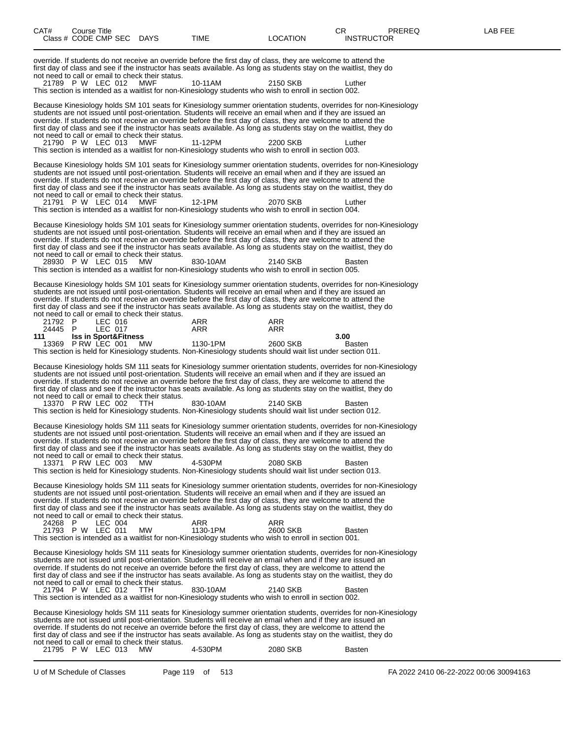| CAT# | Course Title | | | | | | CR | PREREQ | LAB FEE |
|---|---|---|---|---|---|---|---|---|---|
| Class # | CODE | CMP | SEC | DAYS | TIME | LOCATION | INSTRUCTOR | | |

override. If students do not receive an override before the first day of class, they are welcome to attend the first day of class and see if the instructor has seats available. As long as students stay on the waitlist, they do not need to call or email to check their status.

21789 P W LEC 012 MWF 10-11AM 2150 SKB Luther

This section is intended as a waitlist for non-Kinesiology students who wish to enroll in section 002.

Because Kinesiology holds SM 101 seats for Kinesiology summer orientation students, overrides for non-Kinesiology students are not issued until post-orientation. Students will receive an email when and if they are issued an override. If students do not receive an override before the first day of class, they are welcome to attend the first day of class and see if the instructor has seats available. As long as students stay on the waitlist, they do not need to call or email to check their status.

21790 P W LEC 013 MWF 11-12PM 2200 SKB Luther

This section is intended as a waitlist for non-Kinesiology students who wish to enroll in section 003.

Because Kinesiology holds SM 101 seats for Kinesiology summer orientation students, overrides for non-Kinesiology students are not issued until post-orientation. Students will receive an email when and if they are issued an override. If students do not receive an override before the first day of class, they are welcome to attend the first day of class and see if the instructor has seats available. As long as students stay on the waitlist, they do not need to call or email to check their status.

21791 P W LEC 014 MWF 12-1PM 2070 SKB Luther

This section is intended as a waitlist for non-Kinesiology students who wish to enroll in section 004.

Because Kinesiology holds SM 101 seats for Kinesiology summer orientation students, overrides for non-Kinesiology students are not issued until post-orientation. Students will receive an email when and if they are issued an override. If students do not receive an override before the first day of class, they are welcome to attend the first day of class and see if the instructor has seats available. As long as students stay on the waitlist, they do not need to call or email to check their status.

28930 P W LEC 015 MW 830-10AM 2140 SKB Basten

This section is intended as a waitlist for non-Kinesiology students who wish to enroll in section 005.

Because Kinesiology holds SM 101 seats for Kinesiology summer orientation students, overrides for non-Kinesiology students are not issued until post-orientation. Students will receive an email when and if they are issued an override. If students do not receive an override before the first day of class, they are welcome to attend the first day of class and see if the instructor has seats available. As long as students stay on the waitlist, they do not need to call or email to check their status.

21792 P LEC 016 ARR ARR

24445 P LEC 017 ARR ARR

**111 Iss in Sport&Fitness 3.00**

13369 P RW LEC 001 MW 1130-1PM 2600 SKB Basten

This section is held for Kinesiology students. Non-Kinesiology students should wait list under section 011.

Because Kinesiology holds SM 111 seats for Kinesiology summer orientation students, overrides for non-Kinesiology students are not issued until post-orientation. Students will receive an email when and if they are issued an override. If students do not receive an override before the first day of class, they are welcome to attend the first day of class and see if the instructor has seats available. As long as students stay on the waitlist, they do not need to call or email to check their status.

13370 P RW LEC 002 TTH 830-10AM 2140 SKB Basten

This section is held for Kinesiology students. Non-Kinesiology students should wait list under section 012.

Because Kinesiology holds SM 111 seats for Kinesiology summer orientation students, overrides for non-Kinesiology students are not issued until post-orientation. Students will receive an email when and if they are issued an override. If students do not receive an override before the first day of class, they are welcome to attend the first day of class and see if the instructor has seats available. As long as students stay on the waitlist, they do not need to call or email to check their status.

13371 P RW LEC 003 MW 4-530PM 2080 SKB Basten

This section is held for Kinesiology students. Non-Kinesiology students should wait list under section 013.

Because Kinesiology holds SM 111 seats for Kinesiology summer orientation students, overrides for non-Kinesiology students are not issued until post-orientation. Students will receive an email when and if they are issued an override. If students do not receive an override before the first day of class, they are welcome to attend the first day of class and see if the instructor has seats available. As long as students stay on the waitlist, they do not need to call or email to check their status.

24268 P LEC 004 ARR ARR

21793 P W LEC 011 MW 1130-1PM 2600 SKB Basten

This section is intended as a waitlist for non-Kinesiology students who wish to enroll in section 001.

Because Kinesiology holds SM 111 seats for Kinesiology summer orientation students, overrides for non-Kinesiology students are not issued until post-orientation. Students will receive an email when and if they are issued an override. If students do not receive an override before the first day of class, they are welcome to attend the first day of class and see if the instructor has seats available. As long as students stay on the waitlist, they do not need to call or email to check their status.

21794 P W LEC 012 TTH 830-10AM 2140 SKB Basten

This section is intended as a waitlist for non-Kinesiology students who wish to enroll in section 002.

Because Kinesiology holds SM 111 seats for Kinesiology summer orientation students, overrides for non-Kinesiology students are not issued until post-orientation. Students will receive an email when and if they are issued an override. If students do not receive an override before the first day of class, they are welcome to attend the first day of class and see if the instructor has seats available. As long as students stay on the waitlist, they do not need to call or email to check their status.

21795 P W LEC 013 MW 4-530PM 2080 SKB Basten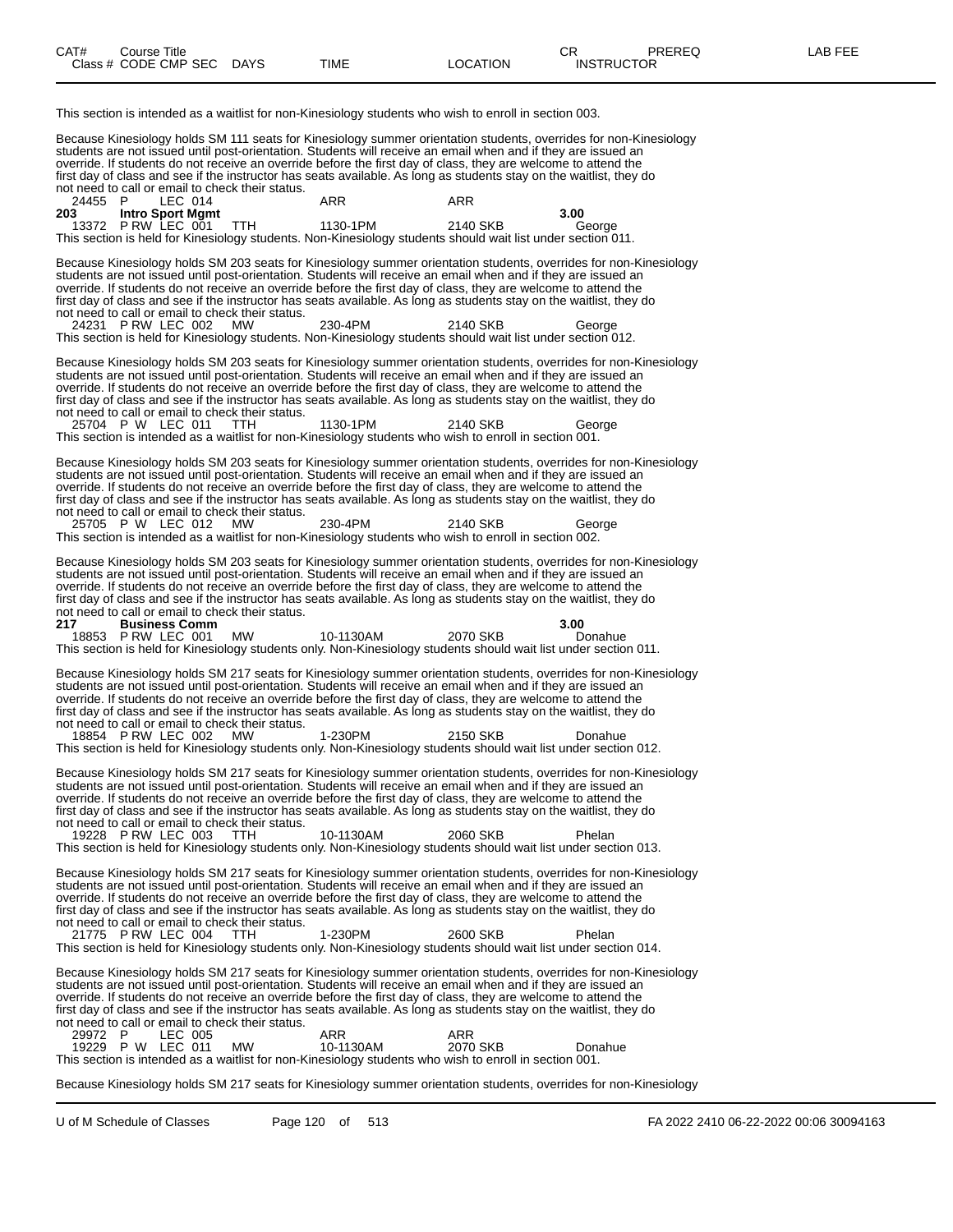| CAT# | Course Title | | | | | | | CR | PREREQ | LAB FEE |
|---|---|---|---|---|---|---|---|---|---|---|
| Class # | CODE | CMP | SEC | DAYS | TIME | LOCATION | INSTRUCTOR | | | |

This section is intended as a waitlist for non-Kinesiology students who wish to enroll in section 003.

Because Kinesiology holds SM 111 seats for Kinesiology summer orientation students, overrides for non-Kinesiology students are not issued until post-orientation. Students will receive an email when and if they are issued an override. If students do not receive an override before the first day of class, they are welcome to attend the first day of class and see if the instructor has seats available. As long as students stay on the waitlist, they do not need to call or email to check their status.

| 24455 | P | LEC | 014 | | ARR | ARR | | |
|---|---|---|---|---|---|---|---|---|

**203 Intro Sport Mgmt** **3.00**

| 13372 | P RW | LEC | 001 | TTH | 1130-1PM | 2140 SKB | George |
|---|---|---|---|---|---|---|---|

This section is held for Kinesiology students. Non-Kinesiology students should wait list under section 011.

Because Kinesiology holds SM 203 seats for Kinesiology summer orientation students, overrides for non-Kinesiology students are not issued until post-orientation. Students will receive an email when and if they are issued an override. If students do not receive an override before the first day of class, they are welcome to attend the first day of class and see if the instructor has seats available. As long as students stay on the waitlist, they do not need to call or email to check their status.

| 24231 | P RW | LEC | 002 | MW | 230-4PM | 2140 SKB | George |
|---|---|---|---|---|---|---|---|

This section is held for Kinesiology students. Non-Kinesiology students should wait list under section 012.

Because Kinesiology holds SM 203 seats for Kinesiology summer orientation students, overrides for non-Kinesiology students are not issued until post-orientation. Students will receive an email when and if they are issued an override. If students do not receive an override before the first day of class, they are welcome to attend the first day of class and see if the instructor has seats available. As long as students stay on the waitlist, they do not need to call or email to check their status.

| 25704 | P W | LEC | 011 | TTH | 1130-1PM | 2140 SKB | George |
|---|---|---|---|---|---|---|---|

This section is intended as a waitlist for non-Kinesiology students who wish to enroll in section 001.

Because Kinesiology holds SM 203 seats for Kinesiology summer orientation students, overrides for non-Kinesiology students are not issued until post-orientation. Students will receive an email when and if they are issued an override. If students do not receive an override before the first day of class, they are welcome to attend the first day of class and see if the instructor has seats available. As long as students stay on the waitlist, they do not need to call or email to check their status.

| 25705 | P W | LEC | 012 | MW | 230-4PM | 2140 SKB | George |
|---|---|---|---|---|---|---|---|

This section is intended as a waitlist for non-Kinesiology students who wish to enroll in section 002.

Because Kinesiology holds SM 203 seats for Kinesiology summer orientation students, overrides for non-Kinesiology students are not issued until post-orientation. Students will receive an email when and if they are issued an override. If students do not receive an override before the first day of class, they are welcome to attend the first day of class and see if the instructor has seats available. As long as students stay on the waitlist, they do not need to call or email to check their status.

**217 Business Comm** **3.00**

| 18853 | P RW | LEC | 001 | MW | 10-1130AM | 2070 SKB | Donahue |
|---|---|---|---|---|---|---|---|

This section is held for Kinesiology students only. Non-Kinesiology students should wait list under section 011.

Because Kinesiology holds SM 217 seats for Kinesiology summer orientation students, overrides for non-Kinesiology students are not issued until post-orientation. Students will receive an email when and if they are issued an override. If students do not receive an override before the first day of class, they are welcome to attend the first day of class and see if the instructor has seats available. As long as students stay on the waitlist, they do not need to call or email to check their status.

| 18854 | P RW | LEC | 002 | MW | 1-230PM | 2150 SKB | Donahue |
|---|---|---|---|---|---|---|---|

This section is held for Kinesiology students only. Non-Kinesiology students should wait list under section 012.

Because Kinesiology holds SM 217 seats for Kinesiology summer orientation students, overrides for non-Kinesiology students are not issued until post-orientation. Students will receive an email when and if they are issued an override. If students do not receive an override before the first day of class, they are welcome to attend the first day of class and see if the instructor has seats available. As long as students stay on the waitlist, they do not need to call or email to check their status.

| 19228 | P RW | LEC | 003 | TTH | 10-1130AM | 2060 SKB | Phelan |
|---|---|---|---|---|---|---|---|

This section is held for Kinesiology students only. Non-Kinesiology students should wait list under section 013.

Because Kinesiology holds SM 217 seats for Kinesiology summer orientation students, overrides for non-Kinesiology students are not issued until post-orientation. Students will receive an email when and if they are issued an override. If students do not receive an override before the first day of class, they are welcome to attend the first day of class and see if the instructor has seats available. As long as students stay on the waitlist, they do not need to call or email to check their status.

| 21775 | P RW | LEC | 004 | TTH | 1-230PM | 2600 SKB | Phelan |
|---|---|---|---|---|---|---|---|

This section is held for Kinesiology students only. Non-Kinesiology students should wait list under section 014.

Because Kinesiology holds SM 217 seats for Kinesiology summer orientation students, overrides for non-Kinesiology students are not issued until post-orientation. Students will receive an email when and if they are issued an override. If students do not receive an override before the first day of class, they are welcome to attend the first day of class and see if the instructor has seats available. As long as students stay on the waitlist, they do not need to call or email to check their status.

| 29972 | P | LEC | 005 | | ARR | ARR | |
|---|---|---|---|---|---|---|---|
| 19229 | P W | LEC | 011 | MW | 10-1130AM | 2070 SKB | Donahue |

This section is intended as a waitlist for non-Kinesiology students who wish to enroll in section 001.

Because Kinesiology holds SM 217 seats for Kinesiology summer orientation students, overrides for non-Kinesiology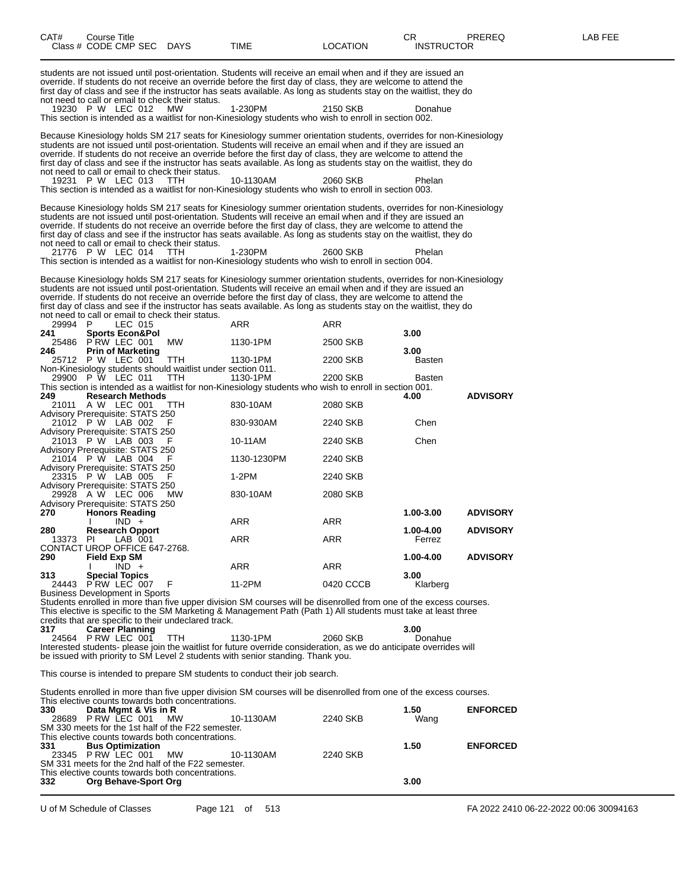| CAT# | Course Title<br>Class # CODE CMP SEC DAYS | TIME | LOCATION | CR<br>INSTRUCTOR | PREREQ | LAB FEE |
|---|---|---|---|---|---|---|

students are not issued until post-orientation. Students will receive an email when and if they are issued an override. If students do not receive an override before the first day of class, they are welcome to attend the first day of class and see if the instructor has seats available. As long as students stay on the waitlist, they do not need to call or email to check their status.

19230 P W LEC 012 MW 1-230PM 2150 SKB Donahue

This section is intended as a waitlist for non-Kinesiology students who wish to enroll in section 002.

Because Kinesiology holds SM 217 seats for Kinesiology summer orientation students, overrides for non-Kinesiology students are not issued until post-orientation. Students will receive an email when and if they are issued an override. If students do not receive an override before the first day of class, they are welcome to attend the first day of class and see if the instructor has seats available. As long as students stay on the waitlist, they do not need to call or email to check their status.

19231 P W LEC 013 TTH 10-1130AM 2060 SKB Phelan

This section is intended as a waitlist for non-Kinesiology students who wish to enroll in section 003.

Because Kinesiology holds SM 217 seats for Kinesiology summer orientation students, overrides for non-Kinesiology students are not issued until post-orientation. Students will receive an email when and if they are issued an override. If students do not receive an override before the first day of class, they are welcome to attend the first day of class and see if the instructor has seats available. As long as students stay on the waitlist, they do not need to call or email to check their status.

21776 P W LEC 014 TTH 1-230PM 2600 SKB Phelan

This section is intended as a waitlist for non-Kinesiology students who wish to enroll in section 004.

Because Kinesiology holds SM 217 seats for Kinesiology summer orientation students, overrides for non-Kinesiology students are not issued until post-orientation. Students will receive an email when and if they are issued an override. If students do not receive an override before the first day of class, they are welcome to attend the first day of class and see if the instructor has seats available. As long as students stay on the waitlist, they do not need to call or email to check their status.

29994 P LEC 015 ARR ARR

**241 Sports Econ&Pol** **3.00**

25486 P RW LEC 001 MW 1130-1PM 2500 SKB

**246 Prin of Marketing** **3.00**

25712 P W LEC 001 TTH 1130-1PM 2200 SKB Basten

Non-Kinesiology students should waitlist under section 011.

29900 P W LEC 011 TTH 1130-1PM 2200 SKB Basten

This section is intended as a waitlist for non-Kinesiology students who wish to enroll in section 001.

**249 Research Methods** **4.00** **ADVISORY**

21011 A W LEC 001 TTH 830-10AM 2080 SKB

Advisory Prerequisite: STATS 250

21012 P W LAB 002 F 830-930AM 2240 SKB Chen

Advisory Prerequisite: STATS 250

21013 P W LAB 003 F 10-11AM 2240 SKB Chen

Advisory Prerequisite: STATS 250

21014 P W LAB 004 F 1130-1230PM 2240 SKB

Advisory Prerequisite: STATS 250

23315 P W LAB 005 F 1-2PM 2240 SKB

Advisory Prerequisite: STATS 250

29928 A W LEC 006 MW 830-10AM 2080 SKB

Advisory Prerequisite: STATS 250

**270 Honors Reading** **1.00-3.00** **ADVISORY**

I IND + ARR ARR

**280 Research Opport** **1.00-4.00** **ADVISORY**

13373 PI LAB 001 ARR ARR Ferrez

CONTACT UROP OFFICE 647-2768.

**290 Field Exp SM** **1.00-4.00** **ADVISORY**

I IND + ARR ARR

**313 Special Topics** **3.00**

24443 P RW LEC 007 F 11-2PM 0420 CCCB Klarberg

Business Development in Sports

Students enrolled in more than five upper division SM courses will be disenrolled from one of the excess courses. This elective is specific to the SM Marketing & Management Path (Path 1) All students must take at least three credits that are specific to their undeclared track.

**317 Career Planning** **3.00**

24564 P RW LEC 001 TTH 1130-1PM 2060 SKB Donahue

Interested students- please join the waitlist for future override consideration, as we do anticipate overrides will be issued with priority to SM Level 2 students with senior standing. Thank you.

This course is intended to prepare SM students to conduct their job search.

Students enrolled in more than five upper division SM courses will be disenrolled from one of the excess courses. This elective counts towards both concentrations.

**330 Data Mgmt & Vis in R** **1.50** **ENFORCED**

28689 P RW LEC 001 MW 10-1130AM 2240 SKB Wang

SM 330 meets for the 1st half of the F22 semester.

This elective counts towards both concentrations.

**331 Bus Optimization** **1.50** **ENFORCED**

23345 P RW LEC 001 MW 10-1130AM 2240 SKB

SM 331 meets for the 2nd half of the F22 semester.

This elective counts towards both concentrations.

**332 Org Behave-Sport Org** **3.00**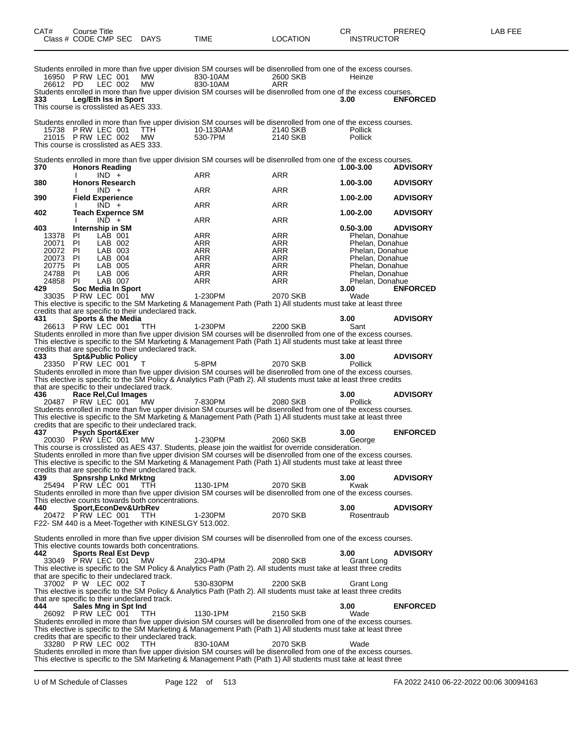| CAT# Class # | Course Title CODE CMP SEC | DAYS | TIME | LOCATION | CR INSTRUCTOR | PREREQ | LAB FEE |
|---|---|---|---|---|---|---|---|

Students enrolled in more than five upper division SM courses will be disenrolled from one of the excess courses.

| | | | | | | |
|---|---|---|---|---|---|---|
| 16950 | P RW LEC 001 | MW | 830-10AM | 2600 SKB | Heinze | |
| 26612 | PD LEC 002 | MW | 830-10AM | ARR | | |

Students enrolled in more than five upper division SM courses will be disenrolled from one of the excess courses.

**333 Leg/Eth Iss in Sport** **3.00** **ENFORCED**

This course is crosslisted as AES 333.

Students enrolled in more than five upper division SM courses will be disenrolled from one of the excess courses.

| | | | | | |
|---|---|---|---|---|---|
| 15738 | P RW LEC 001 | TTH | 10-1130AM | 2140 SKB | Pollick |
| 21015 | P RW LEC 002 | MW | 530-7PM | 2140 SKB | Pollick |

This course is crosslisted as AES 333.

Students enrolled in more than five upper division SM courses will be disenrolled from one of the excess courses.

**370 Honors Reading** **1.00-3.00** **ADVISORY**

| I | IND + | | ARR | ARR |
|---|---|---|---|---|

**380 Honors Research** **1.00-3.00** **ADVISORY**

| I | IND + | | ARR | ARR |
|---|---|---|---|---|

**390 Field Experience** **1.00-2.00** **ADVISORY**

| I | IND + | | ARR | ARR |
|---|---|---|---|---|

**402 Teach Expernce SM** **1.00-2.00** **ADVISORY**

| I | IND + | | ARR | ARR |
|---|---|---|---|---|

**403 Internship in SM** **0.50-3.00** **ADVISORY**

| | | | | |
|---|---|---|---|---|
| 13378 | PI LAB 001 | ARR | ARR | Phelan, Donahue |
| 20071 | PI LAB 002 | ARR | ARR | Phelan, Donahue |
| 20072 | PI LAB 003 | ARR | ARR | Phelan, Donahue |
| 20073 | PI LAB 004 | ARR | ARR | Phelan, Donahue |
| 20775 | PI LAB 005 | ARR | ARR | Phelan, Donahue |
| 24788 | PI LAB 006 | ARR | ARR | Phelan, Donahue |
| 24858 | PI LAB 007 | ARR | ARR | Phelan, Donahue |

**429 Soc Media In Sport** **3.00** **ENFORCED**

| 33035 | P RW LEC 001 | MW | 1-230PM | 2070 SKB | Wade |
|---|---|---|---|---|---|

This elective is specific to the SM Marketing & Management Path (Path 1) All students must take at least three credits that are specific to their undeclared track.

**431 Sports & the Media** **3.00** **ADVISORY**

| 26613 | P RW LEC 001 | TTH | 1-230PM | 2200 SKB | Sant |
|---|---|---|---|---|---|

Students enrolled in more than five upper division SM courses will be disenrolled from one of the excess courses. This elective is specific to the SM Marketing & Management Path (Path 1) All students must take at least three credits that are specific to their undeclared track.

**433 Spt&Public Policy** **3.00** **ADVISORY**

| 23350 | P RW LEC 001 | T | 5-8PM | 2070 SKB | Pollick |
|---|---|---|---|---|---|

Students enrolled in more than five upper division SM courses will be disenrolled from one of the excess courses. This elective is specific to the SM Policy & Analytics Path (Path 2). All students must take at least three credits that are specific to their undeclared track.

**436 Race Rel,Cul Images** **3.00** **ADVISORY**

| 20487 | P RW LEC 001 | MW | 7-830PM | 2080 SKB | Pollick |
|---|---|---|---|---|---|

Students enrolled in more than five upper division SM courses will be disenrolled from one of the excess courses. This elective is specific to the SM Marketing & Management Path (Path 1) All students must take at least three credits that are specific to their undeclared track.

**437 Psych Sport&Exer** **3.00** **ENFORCED**

| 20030 | P RW LEC 001 | MW | 1-230PM | 2060 SKB | George |
|---|---|---|---|---|---|

This course is crosslisted as AES 437. Students, please join the waitlist for override consideration. Students enrolled in more than five upper division SM courses will be disenrolled from one of the excess courses. This elective is specific to the SM Marketing & Management Path (Path 1) All students must take at least three credits that are specific to their undeclared track.

**439 Spnsrshp Lnkd Mrktng** **3.00** **ADVISORY**

| 25494 | P RW LEC 001 | TTH | 1130-1PM | 2070 SKB | Kwak |
|---|---|---|---|---|---|

Students enrolled in more than five upper division SM courses will be disenrolled from one of the excess courses. This elective counts towards both concentrations.

**440 Sport,EconDev&UrbRev** **3.00** **ADVISORY**

| 20472 | P RW LEC 001 | TTH | 1-230PM | 2070 SKB | Rosentraub |
|---|---|---|---|---|---|

F22- SM 440 is a Meet-Together with KINESLGY 513.002.

Students enrolled in more than five upper division SM courses will be disenrolled from one of the excess courses. This elective counts towards both concentrations.

**442 Sports Real Est Devp** **3.00** **ADVISORY**

| 33049 | P RW LEC 001 | MW | 230-4PM | 2080 SKB | Grant Long |
|---|---|---|---|---|---|

This elective is specific to the SM Policy & Analytics Path (Path 2). All students must take at least three credits that are specific to their undeclared track.

| 37002 | P W LEC 002 | T | 530-830PM | 2200 SKB | Grant Long |
|---|---|---|---|---|---|

This elective is specific to the SM Policy & Analytics Path (Path 2). All students must take at least three credits that are specific to their undeclared track.

**444 Sales Mng in Spt Ind** **3.00** **ENFORCED**

| 26092 | P RW LEC 001 | TTH | 1130-1PM | 2150 SKB | Wade |
|---|---|---|---|---|---|

Students enrolled in more than five upper division SM courses will be disenrolled from one of the excess courses. This elective is specific to the SM Marketing & Management Path (Path 1) All students must take at least three credits that are specific to their undeclared track.

| 33280 | P RW LEC 002 | TTH | 830-10AM | 2070 SKB | Wade |
|---|---|---|---|---|---|

Students enrolled in more than five upper division SM courses will be disenrolled from one of the excess courses. This elective is specific to the SM Marketing & Management Path (Path 1) All students must take at least three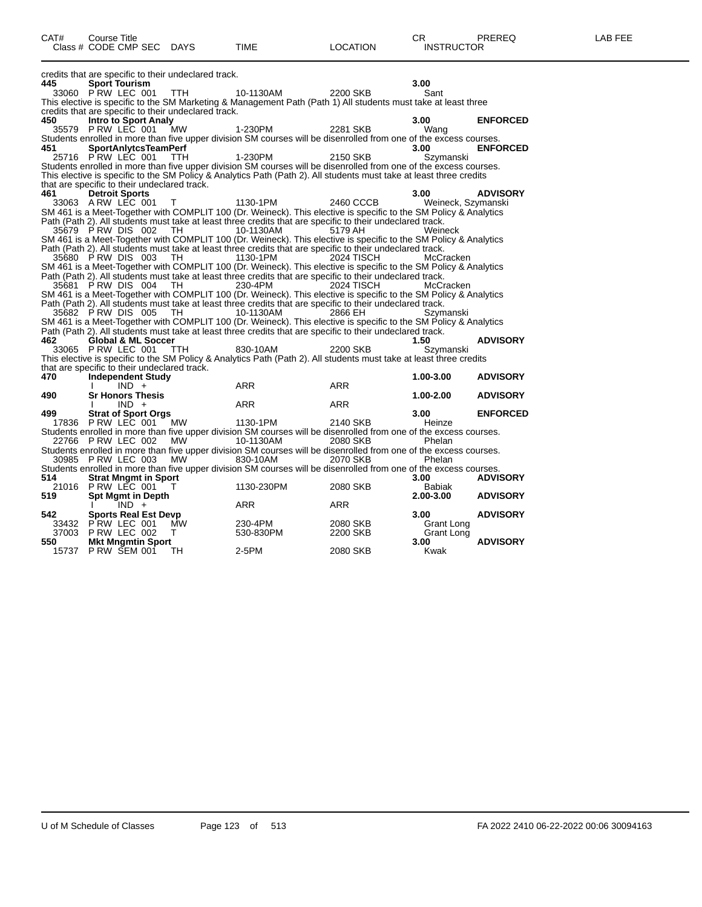| CAT# | Course Title Class # CODE CMP SEC | DAYS | TIME | LOCATION | CR INSTRUCTOR | PREREQ | LAB FEE |
|---|---|---|---|---|---|---|---|

credits that are specific to their undeclared track.

**445** **Sport Tourism** **3.00**
33060 P RW LEC 001 TTH 10-1130AM 2200 SKB Sant
This elective is specific to the SM Marketing & Management Path (Path 1) All students must take at least three credits that are specific to their undeclared track.

**450** **Intro to Sport Analy** **3.00** **ENFORCED**
35579 P RW LEC 001 MW 1-230PM 2281 SKB Wang
Students enrolled in more than five upper division SM courses will be disenrolled from one of the excess courses.

**451** **SportAnlytcsTeamPerf** **3.00** **ENFORCED**
25716 P RW LEC 001 TTH 1-230PM 2150 SKB Szymanski
Students enrolled in more than five upper division SM courses will be disenrolled from one of the excess courses.
This elective is specific to the SM Policy & Analytics Path (Path 2). All students must take at least three credits that are specific to their undeclared track.

**461** **Detroit Sports** **3.00** **ADVISORY**
33063 A RW LEC 001 T 1130-1PM 2460 CCCB Weineck, Szymanski
SM 461 is a Meet-Together with COMPLIT 100 (Dr. Weineck). This elective is specific to the SM Policy & Analytics Path (Path 2). All students must take at least three credits that are specific to their undeclared track.
35679 P RW DIS 002 TH 10-1130AM 5179 AH Weineck
SM 461 is a Meet-Together with COMPLIT 100 (Dr. Weineck). This elective is specific to the SM Policy & Analytics Path (Path 2). All students must take at least three credits that are specific to their undeclared track.
35680 P RW DIS 003 TH 1130-1PM 2024 TISCH McCracken
SM 461 is a Meet-Together with COMPLIT 100 (Dr. Weineck). This elective is specific to the SM Policy & Analytics Path (Path 2). All students must take at least three credits that are specific to their undeclared track.
35681 P RW DIS 004 TH 230-4PM 2024 TISCH McCracken
SM 461 is a Meet-Together with COMPLIT 100 (Dr. Weineck). This elective is specific to the SM Policy & Analytics Path (Path 2). All students must take at least three credits that are specific to their undeclared track.
35682 P RW DIS 005 TH 10-1130AM 2866 EH Szymanski
SM 461 is a Meet-Together with COMPLIT 100 (Dr. Weineck). This elective is specific to the SM Policy & Analytics Path (Path 2). All students must take at least three credits that are specific to their undeclared track.

**462** **Global & ML Soccer** **1.50** **ADVISORY**
33065 P RW LEC 001 TTH 830-10AM 2200 SKB Szymanski
This elective is specific to the SM Policy & Analytics Path (Path 2). All students must take at least three credits that are specific to their undeclared track.

**470** **Independent Study** **1.00-3.00** **ADVISORY**
I IND + ARR ARR

**490** **Sr Honors Thesis** **1.00-2.00** **ADVISORY**
I IND + ARR ARR

**499** **Strat of Sport Orgs** **3.00** **ENFORCED**
17836 P RW LEC 001 MW 1130-1PM 2140 SKB Heinze
Students enrolled in more than five upper division SM courses will be disenrolled from one of the excess courses.
22766 P RW LEC 002 MW 10-1130AM 2080 SKB Phelan
Students enrolled in more than five upper division SM courses will be disenrolled from one of the excess courses.
30985 P RW LEC 003 MW 830-10AM 2070 SKB Phelan
Students enrolled in more than five upper division SM courses will be disenrolled from one of the excess courses.

**514** **Strat Mngmt in Sport** **3.00** **ADVISORY**
21016 P RW LEC 001 T 1130-230PM 2080 SKB Babiak

**519** **Spt Mgmt in Depth** **2.00-3.00** **ADVISORY**
I IND + ARR ARR

**542** **Sports Real Est Devp** **3.00** **ADVISORY**
33432 P RW LEC 001 MW 230-4PM 2080 SKB Grant Long
37003 P RW LEC 002 T 530-830PM 2200 SKB Grant Long

**550** **Mkt Mngmtin Sport** **3.00** **ADVISORY**
15737 P RW SEM 001 TH 2-5PM 2080 SKB Kwak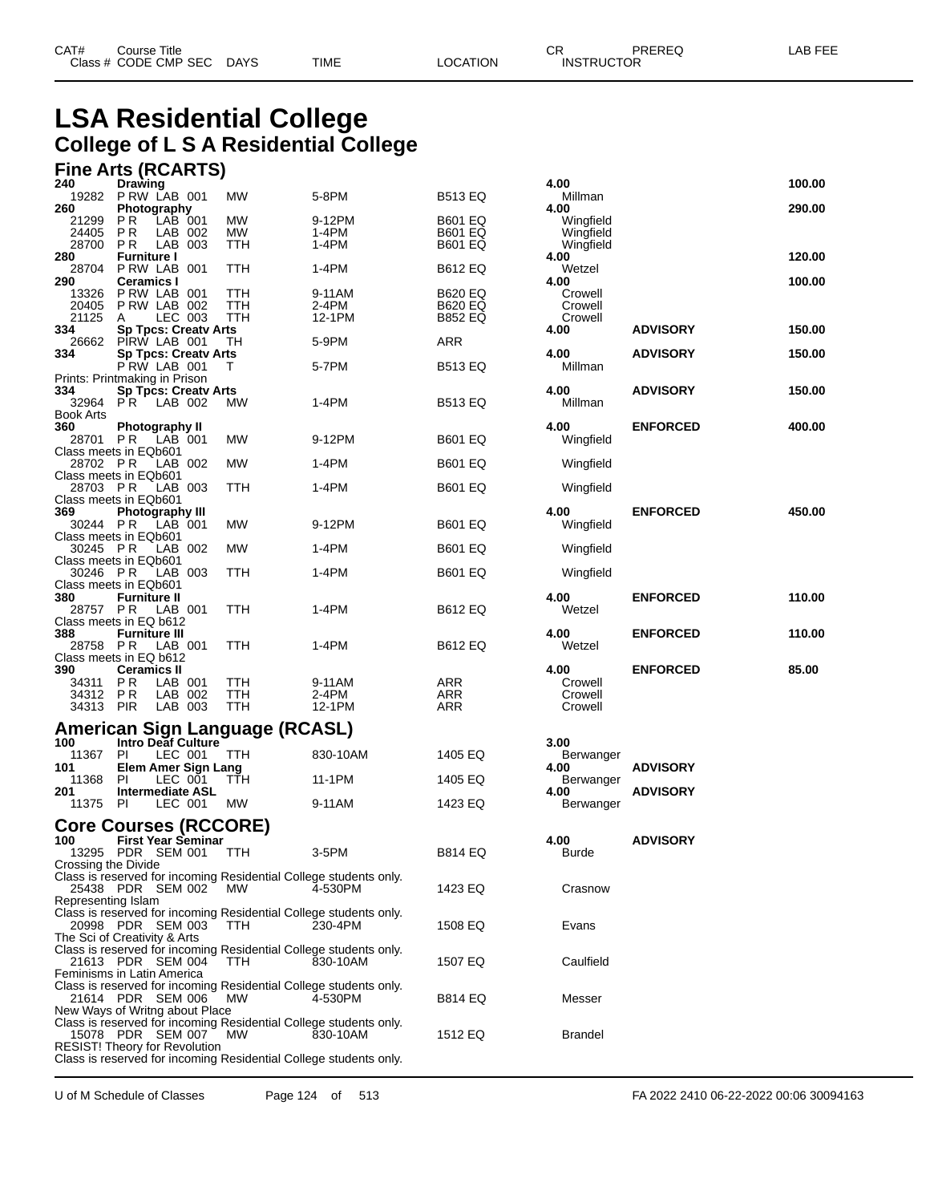# LSA Residential College

## College of L S A Residential College

### Fine Arts (RCARTS)

| CAT# / Class # | Course Title / CODE CMP SEC | DAYS | TIME | LOCATION | CR / INSTRUCTOR | PREREQ | LAB FEE |
|---|---|---|---|---|---|---|---|
| **240** | **Drawing** | | | | **4.00** | | **100.00** |
| 19282 | P RW LAB 001 | MW | 5-8PM | B513 EQ | Millman | | |
| **260** | **Photography** | | | | **4.00** | | **290.00** |
| 21299 | P R LAB 001 | MW | 9-12PM | B601 EQ | Wingfield | | |
| 24405 | P R LAB 002 | MW | 1-4PM | B601 EQ | Wingfield | | |
| 28700 | P R LAB 003 | TTH | 1-4PM | B601 EQ | Wingfield | | |
| **280** | **Furniture I** | | | | **4.00** | | **120.00** |
| 28704 | P RW LAB 001 | TTH | 1-4PM | B612 EQ | Wetzel | | |
| **290** | **Ceramics I** | | | | **4.00** | | **100.00** |
| 13326 | P RW LAB 001 | TTH | 9-11AM | B620 EQ | Crowell | | |
| 20405 | P RW LAB 002 | TTH | 2-4PM | B620 EQ | Crowell | | |
| 21125 | A LEC 003 | TTH | 12-1PM | B852 EQ | Crowell | | |
| **334** | **Sp Tpcs: Creatv Arts** | | | | **4.00** | **ADVISORY** | **150.00** |
| 26662 | PIRW LAB 001 | TH | 5-9PM | ARR | | | |
| **334** | **Sp Tpcs: Creatv Arts** | | | | **4.00** | **ADVISORY** | **150.00** |
| | P RW LAB 001 | T | 5-7PM | B513 EQ | Millman | | |
| Prints: Printmaking in Prison | | | | | | | |
| **334** | **Sp Tpcs: Creatv Arts** | | | | **4.00** | **ADVISORY** | **150.00** |
| 32964 | P R LAB 002 | MW | 1-4PM | B513 EQ | Millman | | |
| Book Arts | | | | | | | |
| **360** | **Photography II** | | | | **4.00** | **ENFORCED** | **400.00** |
| 28701 | P R LAB 001 | MW | 9-12PM | B601 EQ | Wingfield | | |
| Class meets in EQb601 | | | | | | | |
| 28702 | P R LAB 002 | MW | 1-4PM | B601 EQ | Wingfield | | |
| Class meets in EQb601 | | | | | | | |
| 28703 | P R LAB 003 | TTH | 1-4PM | B601 EQ | Wingfield | | |
| Class meets in EQb601 | | | | | | | |
| **369** | **Photography III** | | | | **4.00** | **ENFORCED** | **450.00** |
| 30244 | P R LAB 001 | MW | 9-12PM | B601 EQ | Wingfield | | |
| Class meets in EQb601 | | | | | | | |
| 30245 | P R LAB 002 | MW | 1-4PM | B601 EQ | Wingfield | | |
| Class meets in EQb601 | | | | | | | |
| 30246 | P R LAB 003 | TTH | 1-4PM | B601 EQ | Wingfield | | |
| Class meets in EQb601 | | | | | | | |
| **380** | **Furniture II** | | | | **4.00** | **ENFORCED** | **110.00** |
| 28757 | P R LAB 001 | TTH | 1-4PM | B612 EQ | Wetzel | | |
| Class meets in EQ b612 | | | | | | | |
| **388** | **Furniture III** | | | | **4.00** | **ENFORCED** | **110.00** |
| 28758 | P R LAB 001 | TTH | 1-4PM | B612 EQ | Wetzel | | |
| Class meets in EQ b612 | | | | | | | |
| **390** | **Ceramics II** | | | | **4.00** | **ENFORCED** | **85.00** |
| 34311 | P R LAB 001 | TTH | 9-11AM | ARR | Crowell | | |
| 34312 | P R LAB 002 | TTH | 2-4PM | ARR | Crowell | | |
| 34313 | PIR LAB 003 | TTH | 12-1PM | ARR | Crowell | | |

### American Sign Language (RCASL)

| CAT# / Class # | Course Title / CODE CMP SEC | DAYS | TIME | LOCATION | CR / INSTRUCTOR | PREREQ | LAB FEE |
|---|---|---|---|---|---|---|---|
| **100** | **Intro Deaf Culture** | | | | **3.00** | | |
| 11367 | PI LEC 001 | TTH | 830-10AM | 1405 EQ | Berwanger | | |
| **101** | **Elem Amer Sign Lang** | | | | **4.00** | **ADVISORY** | |
| 11368 | PI LEC 001 | TTH | 11-1PM | 1405 EQ | Berwanger | | |
| **201** | **Intermediate ASL** | | | | **4.00** | **ADVISORY** | |
| 11375 | PI LEC 001 | MW | 9-11AM | 1423 EQ | Berwanger | | |

### Core Courses (RCCORE)

| CAT# / Class # | Course Title / CODE CMP SEC | DAYS | TIME | LOCATION | CR / INSTRUCTOR | PREREQ | LAB FEE |
|---|---|---|---|---|---|---|---|
| **100** | **First Year Seminar** | | | | **4.00** | **ADVISORY** | |
| 13295 | PDR SEM 001 | TTH | 3-5PM | B814 EQ | Burde | | |
| Crossing the Divide | | | | | | | |
| Class is reserved for incoming Residential College students only. | | | | | | | |
| 25438 | PDR SEM 002 | MW | 4-530PM | 1423 EQ | Crasnow | | |
| Representing Islam | | | | | | | |
| Class is reserved for incoming Residential College students only. | | | | | | | |
| 20998 | PDR SEM 003 | TTH | 230-4PM | 1508 EQ | Evans | | |
| The Sci of Creativity & Arts | | | | | | | |
| Class is reserved for incoming Residential College students only. | | | | | | | |
| 21613 | PDR SEM 004 | TTH | 830-10AM | 1507 EQ | Caulfield | | |
| Feminisms in Latin America | | | | | | | |
| Class is reserved for incoming Residential College students only. | | | | | | | |
| 21614 | PDR SEM 006 | MW | 4-530PM | B814 EQ | Messer | | |
| New Ways of Writng about Place | | | | | | | |
| Class is reserved for incoming Residential College students only. | | | | | | | |
| 15078 | PDR SEM 007 | MW | 830-10AM | 1512 EQ | Brandel | | |
| RESIST! Theory for Revolution | | | | | | | |
| Class is reserved for incoming Residential College students only. | | | | | | | |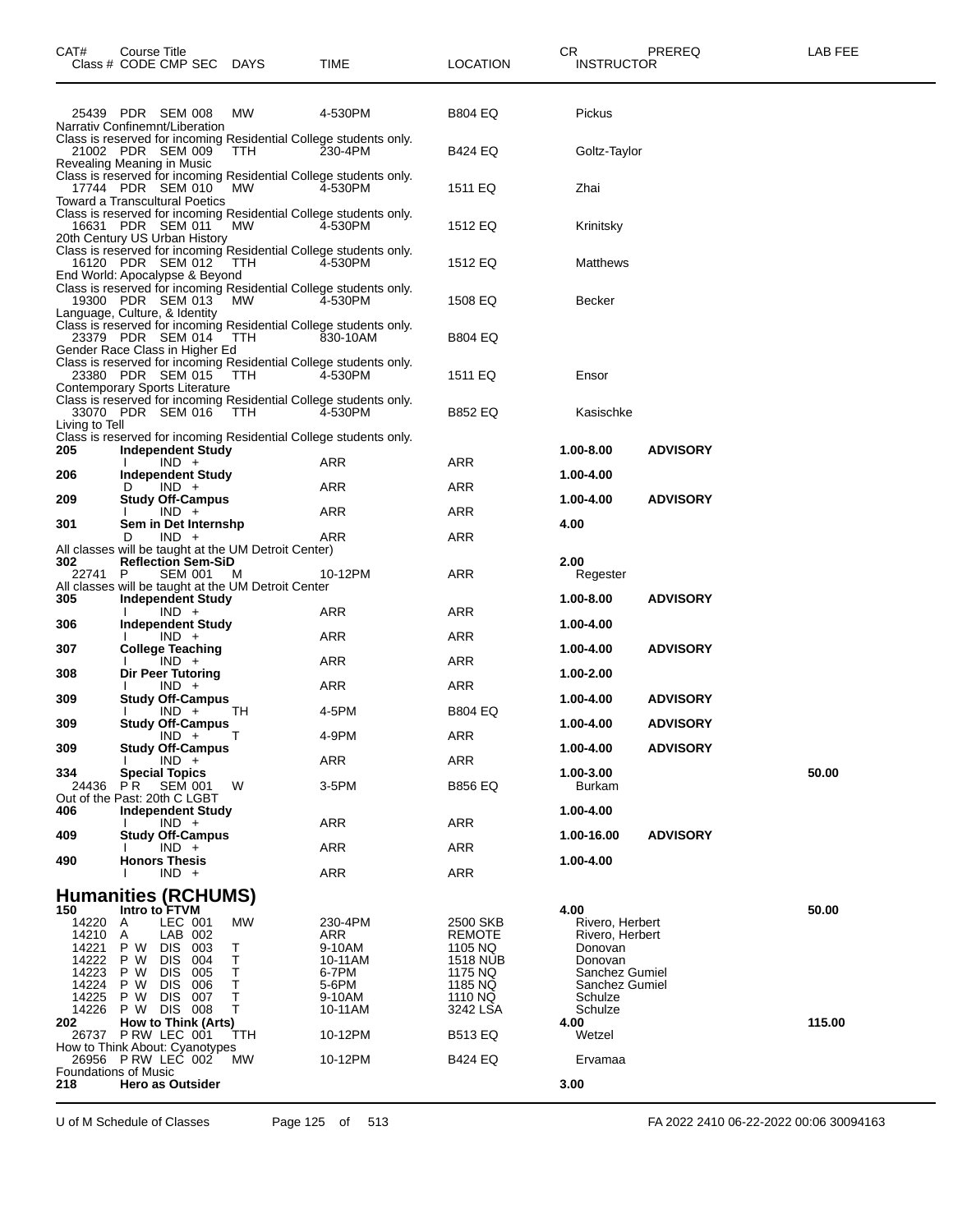| CAT# | Course Title Class # CODE CMP SEC | DAYS | TIME | LOCATION | CR INSTRUCTOR | PREREQ | LAB FEE |
|---|---|---|---|---|---|---|---|
| | 25439 PDR SEM 008 | MW | 4-530PM | B804 EQ | Pickus | | |
| | Narrativ Confinemnt/Liberation | | | | | | |
| | Class is reserved for incoming Residential College students only. | | | | | | |
| | 21002 PDR SEM 009 | TTH | 230-4PM | B424 EQ | Goltz-Taylor | | |
| | Revealing Meaning in Music | | | | | | |
| | Class is reserved for incoming Residential College students only. | | | | | | |
| | 17744 PDR SEM 010 | MW | 4-530PM | 1511 EQ | Zhai | | |
| | Toward a Transcultural Poetics | | | | | | |
| | Class is reserved for incoming Residential College students only. | | | | | | |
| | 16631 PDR SEM 011 | MW | 4-530PM | 1512 EQ | Krinitsky | | |
| | 20th Century US Urban History | | | | | | |
| | Class is reserved for incoming Residential College students only. | | | | | | |
| | 16120 PDR SEM 012 | TTH | 4-530PM | 1512 EQ | Matthews | | |
| | End World: Apocalypse & Beyond | | | | | | |
| | Class is reserved for incoming Residential College students only. | | | | | | |
| | 19300 PDR SEM 013 | MW | 4-530PM | 1508 EQ | Becker | | |
| | Language, Culture, & Identity | | | | | | |
| | Class is reserved for incoming Residential College students only. | | | | | | |
| | 23379 PDR SEM 014 | TTH | 830-10AM | B804 EQ | | | |
| | Gender Race Class in Higher Ed | | | | | | |
| | Class is reserved for incoming Residential College students only. | | | | | | |
| | 23380 PDR SEM 015 | TTH | 4-530PM | 1511 EQ | Ensor | | |
| | Contemporary Sports Literature | | | | | | |
| | Class is reserved for incoming Residential College students only. | | | | | | |
| | 33070 PDR SEM 016 | TTH | 4-530PM | B852 EQ | Kasischke | | |
| | Living to Tell | | | | | | |
| | Class is reserved for incoming Residential College students only. | | | | | | |
| **205** | **Independent Study** | | | | **1.00-8.00** | **ADVISORY** | |
| | I IND + | | ARR | ARR | | | |
| **206** | **Independent Study** | | | | **1.00-4.00** | | |
| | D IND + | | ARR | ARR | | | |
| **209** | **Study Off-Campus** | | | | **1.00-4.00** | **ADVISORY** | |
| | I IND + | | ARR | ARR | | | |
| **301** | **Sem in Det Internshp** | | | | **4.00** | | |
| | D IND + | | ARR | ARR | | | |
| | All classes will be taught at the UM Detroit Center) | | | | | | |
| **302** | **Reflection Sem-SiD** | | | | **2.00** | | |
| | 22741 P SEM 001 | M | 10-12PM | ARR | Regester | | |
| | All classes will be taught at the UM Detroit Center | | | | | | |
| **305** | **Independent Study** | | | | **1.00-8.00** | **ADVISORY** | |
| | I IND + | | ARR | ARR | | | |
| **306** | **Independent Study** | | | | **1.00-4.00** | | |
| | I IND + | | ARR | ARR | | | |
| **307** | **College Teaching** | | | | **1.00-4.00** | **ADVISORY** | |
| | I IND + | | ARR | ARR | | | |
| **308** | **Dir Peer Tutoring** | | | | **1.00-2.00** | | |
| | I IND + | | ARR | ARR | | | |
| **309** | **Study Off-Campus** | | | | **1.00-4.00** | **ADVISORY** | |
| | I IND + | TH | 4-5PM | B804 EQ | | | |
| **309** | **Study Off-Campus** | | | | **1.00-4.00** | **ADVISORY** | |
| | IND + | T | 4-9PM | ARR | | | |
| **309** | **Study Off-Campus** | | | | **1.00-4.00** | **ADVISORY** | |
| | I IND + | | ARR | ARR | | | |
| **334** | **Special Topics** | | | | **1.00-3.00** | | **50.00** |
| | 24436 P R SEM 001 | W | 3-5PM | B856 EQ | Burkam | | |
| | Out of the Past: 20th C LGBT | | | | | | |
| **406** | **Independent Study** | | | | **1.00-4.00** | | |
| | I IND + | | ARR | ARR | | | |
| **409** | **Study Off-Campus** | | | | **1.00-16.00** | **ADVISORY** | |
| | I IND + | | ARR | ARR | | | |
| **490** | **Honors Thesis** | | | | **1.00-4.00** | | |
| | I IND + | | ARR | ARR | | | |

## Humanities (RCHUMS)

| CAT# | Course Title Class # CODE CMP SEC | DAYS | TIME | LOCATION | CR INSTRUCTOR | PREREQ | LAB FEE |
|---|---|---|---|---|---|---|---|
| **150** | **Intro to FTVM** | | | | **4.00** | | **50.00** |
| | 14220 A LEC 001 | MW | 230-4PM | 2500 SKB | Rivero, Herbert | | |
| | 14210 A LAB 002 | | ARR | REMOTE | Rivero, Herbert | | |
| | 14221 P W DIS 003 | T | 9-10AM | 1105 NQ | Donovan | | |
| | 14222 P W DIS 004 | T | 10-11AM | 1518 NUB | Donovan | | |
| | 14223 P W DIS 005 | T | 6-7PM | 1175 NQ | Sanchez Gumiel | | |
| | 14224 P W DIS 006 | T | 5-6PM | 1185 NQ | Sanchez Gumiel | | |
| | 14225 P W DIS 007 | T | 9-10AM | 1110 NQ | Schulze | | |
| | 14226 P W DIS 008 | T | 10-11AM | 3242 LSA | Schulze | | |
| **202** | **How to Think (Arts)** | | | | **4.00** | | **115.00** |
| | 26737 P RW LEC 001 | TTH | 10-12PM | B513 EQ | Wetzel | | |
| | How to Think About: Cyanotypes | | | | | | |
| | 26956 P RW LEC 002 | MW | 10-12PM | B424 EQ | Ervamaa | | |
| | Foundations of Music | | | | | | |
| **218** | **Hero as Outsider** | | | | **3.00** | | |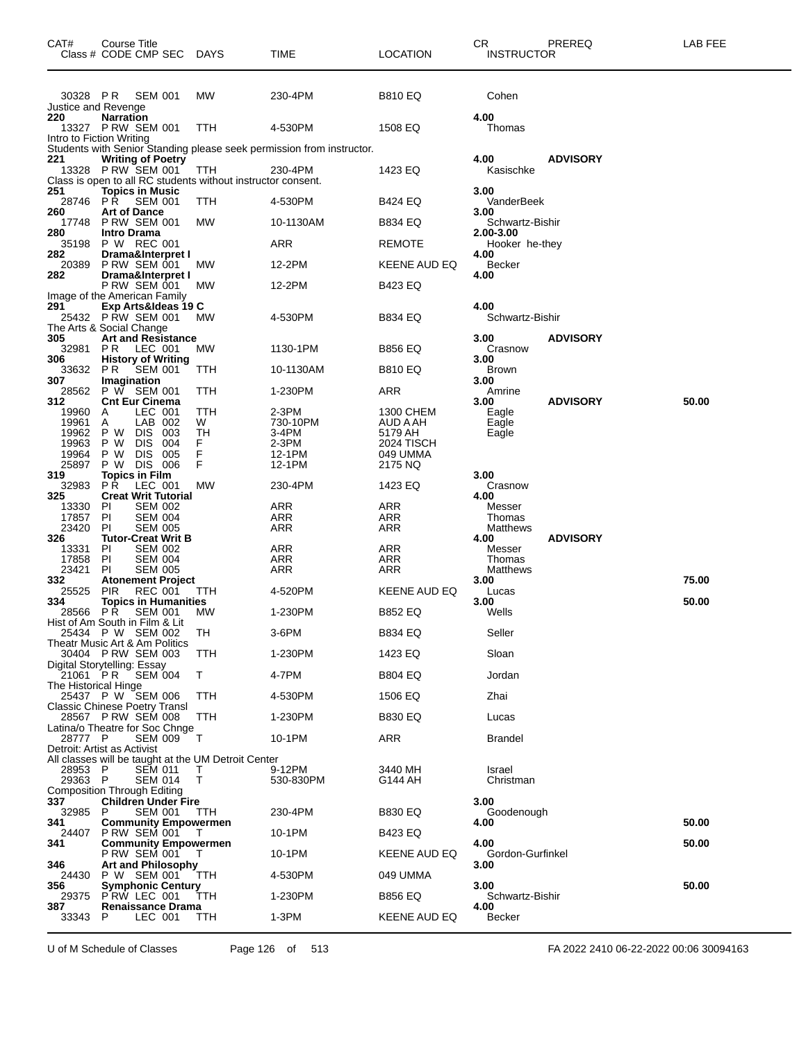| CAT# | Course Title Class # CODE CMP SEC | DAYS | TIME | LOCATION | CR INSTRUCTOR | PREREQ | LAB FEE |
|---|---|---|---|---|---|---|---|
| 30328 | P R SEM 001 | MW | 230-4PM | B810 EQ | Cohen | | |
| | Justice and Revenge | | | | | | |
| **220** | **Narration** | | | | **4.00** | | |
| 13327 | P RW SEM 001 | TTH | 4-530PM | 1508 EQ | Thomas | | |
| | Intro to Fiction Writing | | | | | | |
| | Students with Senior Standing please seek permission from instructor. | | | | | | |
| **221** | **Writing of Poetry** | | | | **4.00** | **ADVISORY** | |
| 13328 | P RW SEM 001 | TTH | 230-4PM | 1423 EQ | Kasischke | | |
| | Class is open to all RC students without instructor consent. | | | | | | |
| **251** | **Topics in Music** | | | | **3.00** | | |
| 28746 | P R SEM 001 | TTH | 4-530PM | B424 EQ | VanderBeek | | |
| **260** | **Art of Dance** | | | | **3.00** | | |
| 17748 | P RW SEM 001 | MW | 10-1130AM | B834 EQ | Schwartz-Bishir | | |
| **280** | **Intro Drama** | | | | **2.00-3.00** | | |
| 35198 | P W REC 001 | | ARR | REMOTE | Hooker he-they | | |
| **282** | **Drama&Interpret I** | | | | **4.00** | | |
| 20389 | P RW SEM 001 | MW | 12-2PM | KEENE AUD EQ | Becker | | |
| **282** | **Drama&Interpret I** | | | | **4.00** | | |
| | P RW SEM 001 | MW | 12-2PM | B423 EQ | | | |
| | Image of the American Family | | | | | | |
| **291** | **Exp Arts&Ideas 19 C** | | | | **4.00** | | |
| 25432 | P RW SEM 001 | MW | 4-530PM | B834 EQ | Schwartz-Bishir | | |
| | The Arts & Social Change | | | | | | |
| **305** | **Art and Resistance** | | | | **3.00** | **ADVISORY** | |
| 32981 | P R LEC 001 | MW | 1130-1PM | B856 EQ | Crasnow | | |
| **306** | **History of Writing** | | | | **3.00** | | |
| 33632 | P R SEM 001 | TTH | 10-1130AM | B810 EQ | Brown | | |
| **307** | **Imagination** | | | | **3.00** | | |
| 28562 | P W SEM 001 | TTH | 1-230PM | ARR | Amrine | | |
| **312** | **Cnt Eur Cinema** | | | | **3.00** | **ADVISORY** | **50.00** |
| 19960 | A LEC 001 | TTH | 2-3PM | 1300 CHEM | Eagle | | |
| 19961 | A LAB 002 | W | 730-10PM | AUD A AH | Eagle | | |
| 19962 | P W DIS 003 | TH | 3-4PM | 5179 AH | Eagle | | |
| 19963 | P W DIS 004 | F | 2-3PM | 2024 TISCH | | | |
| 19964 | P W DIS 005 | F | 12-1PM | 049 UMMA | | | |
| 25897 | P W DIS 006 | F | 12-1PM | 2175 NQ | | | |
| **319** | **Topics in Film** | | | | **3.00** | | |
| 32983 | P R LEC 001 | MW | 230-4PM | 1423 EQ | Crasnow | | |
| **325** | **Creat Writ Tutorial** | | | | **4.00** | | |
| 13330 | PI SEM 002 | | ARR | ARR | Messer | | |
| 17857 | PI SEM 004 | | ARR | ARR | Thomas | | |
| 23420 | PI SEM 005 | | ARR | ARR | Matthews | | |
| **326** | **Tutor-Creat Writ B** | | | | **4.00** | **ADVISORY** | |
| 13331 | PI SEM 002 | | ARR | ARR | Messer | | |
| 17858 | PI SEM 004 | | ARR | ARR | Thomas | | |
| 23421 | PI SEM 005 | | ARR | ARR | Matthews | | |
| **332** | **Atonement Project** | | | | **3.00** | | **75.00** |
| 25525 | PIR REC 001 | TTH | 4-520PM | KEENE AUD EQ | Lucas | | |
| **334** | **Topics in Humanities** | | | | **3.00** | | **50.00** |
| 28566 | P R SEM 001 | MW | 1-230PM | B852 EQ | Wells | | |
| | Hist of Am South in Film & Lit | | | | | | |
| 25434 | P W SEM 002 | TH | 3-6PM | B834 EQ | Seller | | |
| | Theatr Music Art & Am Politics | | | | | | |
| 30404 | P RW SEM 003 | TTH | 1-230PM | 1423 EQ | Sloan | | |
| | Digital Storytelling: Essay | | | | | | |
| 21061 | P R SEM 004 | T | 4-7PM | B804 EQ | Jordan | | |
| | The Historical Hinge | | | | | | |
| 25437 | P W SEM 006 | TTH | 4-530PM | 1506 EQ | Zhai | | |
| | Classic Chinese Poetry Transl | | | | | | |
| 28567 | P RW SEM 008 | TTH | 1-230PM | B830 EQ | Lucas | | |
| | Latina/o Theatre for Soc Chnge | | | | | | |
| 28777 | P SEM 009 | T | 10-1PM | ARR | Brandel | | |
| | Detroit: Artist as Activist | | | | | | |
| | All classes will be taught at the UM Detroit Center | | | | | | |
| 28953 | P SEM 011 | T | 9-12PM | 3440 MH | Israel | | |
| 29363 | P SEM 014 | T | 530-830PM | G144 AH | Christman | | |
| | Composition Through Editing | | | | | | |
| **337** | **Children Under Fire** | | | | **3.00** | | |
| 32985 | P SEM 001 | TTH | 230-4PM | B830 EQ | Goodenough | | |
| **341** | **Community Empowermen** | | | | **4.00** | | **50.00** |
| 24407 | P RW SEM 001 | T | 10-1PM | B423 EQ | | | |
| **341** | **Community Empowermen** | | | | **4.00** | | **50.00** |
| | P RW SEM 001 | T | 10-1PM | KEENE AUD EQ | Gordon-Gurfinkel | | |
| **346** | **Art and Philosophy** | | | | **3.00** | | |
| 24430 | P W SEM 001 | TTH | 4-530PM | 049 UMMA | | | |
| **356** | **Symphonic Century** | | | | **3.00** | | **50.00** |
| 29375 | P RW LEC 001 | TTH | 1-230PM | B856 EQ | Schwartz-Bishir | | |
| **387** | **Renaissance Drama** | | | | **4.00** | | |
| 33343 | P LEC 001 | TTH | 1-3PM | KEENE AUD EQ | Becker | | |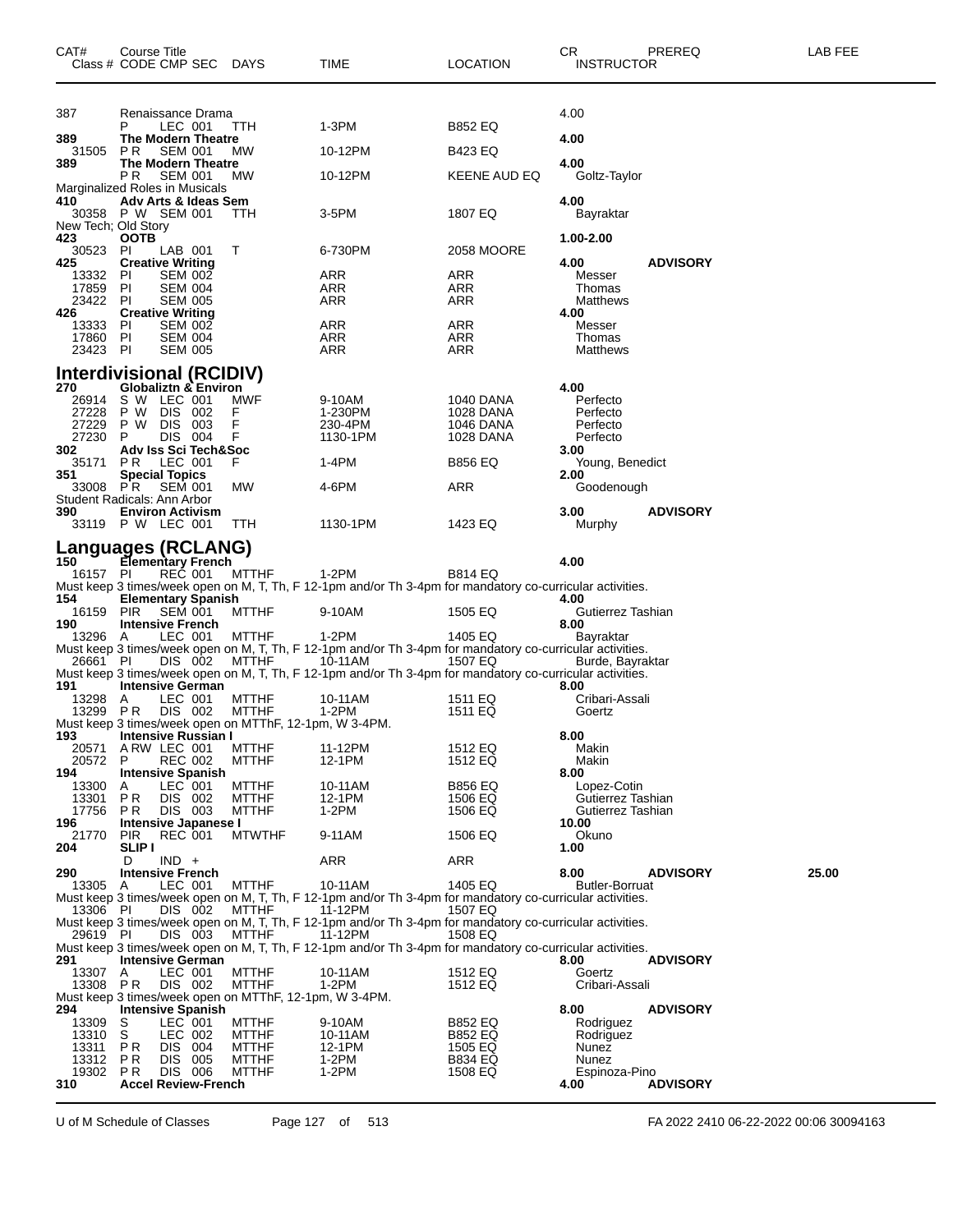| CAT# Class # | Course Title CODE CMP SEC | DAYS | TIME | LOCATION | CR INSTRUCTOR | PREREQ | LAB FEE |
|---|---|---|---|---|---|---|---|
| 387 | Renaissance Drama | | | | 4.00 | | |
| | P LEC 001 | TTH | 1-3PM | B852 EQ | | | |
| **389** | **The Modern Theatre** | | | | **4.00** | | |
| 31505 | P R SEM 001 | MW | 10-12PM | B423 EQ | | | |
| **389** | **The Modern Theatre** | | | | **4.00** | | |
| | P R SEM 001 | MW | 10-12PM | KEENE AUD EQ | Goltz-Taylor | | |
| Marginalized Roles in Musicals | | | | | | | |
| **410** | **Adv Arts & Ideas Sem** | | | | **4.00** | | |
| 30358 | P W SEM 001 | TTH | 3-5PM | 1807 EQ | Bayraktar | | |
| New Tech; Old Story | | | | | | | |
| **423** | **OOTB** | | | | **1.00-2.00** | | |
| 30523 | PI LAB 001 | T | 6-730PM | 2058 MOORE | | | |
| **425** | **Creative Writing** | | | | **4.00** | **ADVISORY** | |
| 13332 | PI SEM 002 | | ARR | ARR | Messer | | |
| 17859 | PI SEM 004 | | ARR | ARR | Thomas | | |
| 23422 | PI SEM 005 | | ARR | ARR | Matthews | | |
| **426** | **Creative Writing** | | | | **4.00** | | |
| 13333 | PI SEM 002 | | ARR | ARR | Messer | | |
| 17860 | PI SEM 004 | | ARR | ARR | Thomas | | |
| 23423 | PI SEM 005 | | ARR | ARR | Matthews | | |

## Interdivisional (RCIDIV)

| CAT# Class # | Course Title CODE CMP SEC | DAYS | TIME | LOCATION | CR INSTRUCTOR | PREREQ | LAB FEE |
|---|---|---|---|---|---|---|---|
| **270** | **Globaliztn & Environ** | | | | **4.00** | | |
| 26914 | S W LEC 001 | MWF | 9-10AM | 1040 DANA | Perfecto | | |
| 27228 | P W DIS 002 | F | 1-230PM | 1028 DANA | Perfecto | | |
| 27229 | P W DIS 003 | F | 230-4PM | 1046 DANA | Perfecto | | |
| 27230 | P DIS 004 | F | 1130-1PM | 1028 DANA | Perfecto | | |
| **302** | **Adv Iss Sci Tech&Soc** | | | | **3.00** | | |
| 35171 | P R LEC 001 | F | 1-4PM | B856 EQ | Young, Benedict | | |
| **351** | **Special Topics** | | | | **2.00** | | |
| 33008 | P R SEM 001 | MW | 4-6PM | ARR | Goodenough | | |
| Student Radicals: Ann Arbor | | | | | | | |
| **390** | **Environ Activism** | | | | **3.00** | **ADVISORY** | |
| 33119 | P W LEC 001 | TTH | 1130-1PM | 1423 EQ | Murphy | | |

## Languages (RCLANG)

| CAT# Class # | Course Title CODE CMP SEC | DAYS | TIME | LOCATION | CR INSTRUCTOR | PREREQ | LAB FEE |
|---|---|---|---|---|---|---|---|
| **150** | **Elementary French** | | | | **4.00** | | |
| 16157 | PI REC 001 | MTTHF | 1-2PM | B814 EQ | | | |
| Must keep 3 times/week open on M, T, Th, F 12-1pm and/or Th 3-4pm for mandatory co-curricular activities. | | | | | | | |
| **154** | **Elementary Spanish** | | | | **4.00** | | |
| 16159 | PIR SEM 001 | MTTHF | 9-10AM | 1505 EQ | Gutierrez Tashian | | |
| **190** | **Intensive French** | | | | **8.00** | | |
| 13296 | A LEC 001 | MTTHF | 1-2PM | 1405 EQ | Bayraktar | | |
| Must keep 3 times/week open on M, T, Th, F 12-1pm and/or Th 3-4pm for mandatory co-curricular activities. | | | | | | | |
| 26661 | PI DIS 002 | MTTHF | 10-11AM | 1507 EQ | Burde, Bayraktar | | |
| Must keep 3 times/week open on M, T, Th, F 12-1pm and/or Th 3-4pm for mandatory co-curricular activities. | | | | | | | |
| **191** | **Intensive German** | | | | **8.00** | | |
| 13298 | A LEC 001 | MTTHF | 10-11AM | 1511 EQ | Cribari-Assali | | |
| 13299 | P R DIS 002 | MTTHF | 1-2PM | 1511 EQ | Goertz | | |
| Must keep 3 times/week open on MTThF, 12-1pm, W 3-4PM. | | | | | | | |
| **193** | **Intensive Russian I** | | | | **8.00** | | |
| 20571 | A RW LEC 001 | MTTHF | 11-12PM | 1512 EQ | Makin | | |
| 20572 | P REC 002 | MTTHF | 12-1PM | 1512 EQ | Makin | | |
| **194** | **Intensive Spanish** | | | | **8.00** | | |
| 13300 | A LEC 001 | MTTHF | 10-11AM | B856 EQ | Lopez-Cotin | | |
| 13301 | P R DIS 002 | MTTHF | 12-1PM | 1506 EQ | Gutierrez Tashian | | |
| 17756 | P R DIS 003 | MTTHF | 1-2PM | 1506 EQ | Gutierrez Tashian | | |
| **196** | **Intensive Japanese I** | | | | **10.00** | | |
| 21770 | PIR REC 001 | MTWTHF | 9-11AM | 1506 EQ | Okuno | | |
| **204** | **SLIP I** | | | | **1.00** | | |
| | D IND + | | ARR | ARR | | | |
| **290** | **Intensive French** | | | | **8.00** | **ADVISORY** | **25.00** |
| 13305 | A LEC 001 | MTTHF | 10-11AM | 1405 EQ | Butler-Borruat | | |
| Must keep 3 times/week open on M, T, Th, F 12-1pm and/or Th 3-4pm for mandatory co-curricular activities. | | | | | | | |
| 13306 | PI DIS 002 | MTTHF | 11-12PM | 1507 EQ | | | |
| Must keep 3 times/week open on M, T, Th, F 12-1pm and/or Th 3-4pm for mandatory co-curricular activities. | | | | | | | |
| 29619 | PI DIS 003 | MTTHF | 11-12PM | 1508 EQ | | | |
| Must keep 3 times/week open on M, T, Th, F 12-1pm and/or Th 3-4pm for mandatory co-curricular activities. | | | | | | | |
| **291** | **Intensive German** | | | | **8.00** | **ADVISORY** | |
| 13307 | A LEC 001 | MTTHF | 10-11AM | 1512 EQ | Goertz | | |
| 13308 | P R DIS 002 | MTTHF | 1-2PM | 1512 EQ | Cribari-Assali | | |
| Must keep 3 times/week open on MTThF, 12-1pm, W 3-4PM. | | | | | | | |
| **294** | **Intensive Spanish** | | | | **8.00** | **ADVISORY** | |
| 13309 | S LEC 001 | MTTHF | 9-10AM | B852 EQ | Rodriguez | | |
| 13310 | S LEC 002 | MTTHF | 10-11AM | B852 EQ | Rodriguez | | |
| 13311 | P R DIS 004 | MTTHF | 12-1PM | 1505 EQ | Nunez | | |
| 13312 | P R DIS 005 | MTTHF | 1-2PM | B834 EQ | Nunez | | |
| 19302 | P R DIS 006 | MTTHF | 1-2PM | 1508 EQ | Espinoza-Pino | | |
| **310** | **Accel Review-French** | | | | **4.00** | **ADVISORY** | |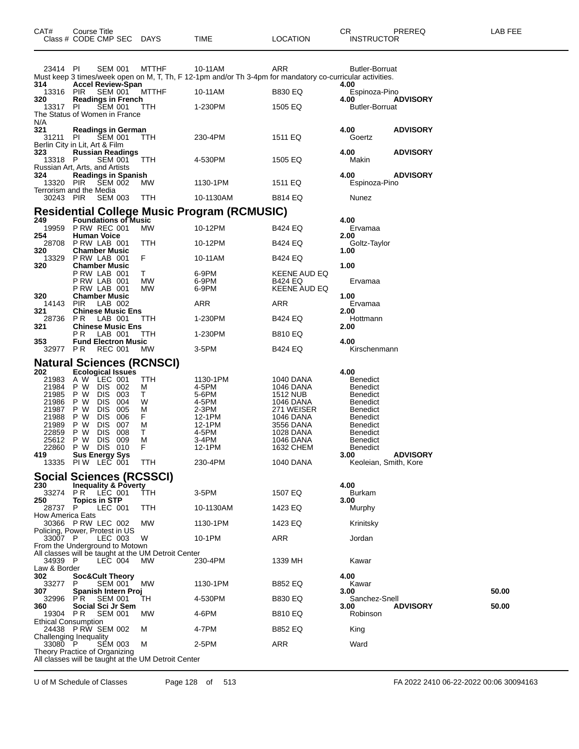| CAT# Class # | Course Title CODE CMP SEC | DAYS | TIME | LOCATION | CR INSTRUCTOR | PREREQ | LAB FEE |
|---|---|---|---|---|---|---|---|
| 23414 | PI SEM 001 | MTTHF | 10-11AM | ARR | Butler-Borruat | | |

Must keep 3 times/week open on M, T, Th, F 12-1pm and/or Th 3-4pm for mandatory co-curricular activities.

| CAT# Class # | Course Title CODE CMP SEC | DAYS | TIME | LOCATION | CR INSTRUCTOR | PREREQ | LAB FEE |
|---|---|---|---|---|---|---|---|
| 314 | **Accel Review-Span** | | | | 4.00 | | |
| 13316 | PIR SEM 001 | MTTHF | 10-11AM | B830 EQ | Espinoza-Pino | | |
| 320 | **Readings in French** | | | | 4.00 | ADVISORY | |
| 13317 | PI SEM 001 | TTH | 1-230PM | 1505 EQ | Butler-Borruat | | |

The Status of Women in France
N/A

| CAT# Class # | Course Title CODE CMP SEC | DAYS | TIME | LOCATION | CR INSTRUCTOR | PREREQ | LAB FEE |
|---|---|---|---|---|---|---|---|
| 321 | **Readings in German** | | | | 4.00 | ADVISORY | |
| 31211 | PI SEM 001 | TTH | 230-4PM | 1511 EQ | Goertz | | |

Berlin City in Lit, Art & Film

| CAT# Class # | Course Title CODE CMP SEC | DAYS | TIME | LOCATION | CR INSTRUCTOR | PREREQ | LAB FEE |
|---|---|---|---|---|---|---|---|
| 323 | **Russian Readings** | | | | 4.00 | ADVISORY | |
| 13318 | P SEM 001 | TTH | 4-530PM | 1505 EQ | Makin | | |

Russian Art, Arts, and Artists

| CAT# Class # | Course Title CODE CMP SEC | DAYS | TIME | LOCATION | CR INSTRUCTOR | PREREQ | LAB FEE |
|---|---|---|---|---|---|---|---|
| 324 | **Readings in Spanish** | | | | 4.00 | ADVISORY | |
| 13320 | PIR SEM 002 | MW | 1130-1PM | 1511 EQ | Espinoza-Pino | | |

Terrorism and the Media

| CAT# Class # | Course Title CODE CMP SEC | DAYS | TIME | LOCATION | CR INSTRUCTOR | PREREQ | LAB FEE |
|---|---|---|---|---|---|---|---|
| 30243 | PIR SEM 003 | TTH | 10-1130AM | B814 EQ | Nunez | | |

## Residential College Music Program (RCMUSIC)

| CAT# Class # | Course Title CODE CMP SEC | DAYS | TIME | LOCATION | CR INSTRUCTOR | PREREQ | LAB FEE |
|---|---|---|---|---|---|---|---|
| 249 | **Foundations of Music** | | | | 4.00 | | |
| 19959 | P RW REC 001 | MW | 10-12PM | B424 EQ | Ervamaa | | |
| 254 | **Human Voice** | | | | 2.00 | | |
| 28708 | P RW LAB 001 | TTH | 10-12PM | B424 EQ | Goltz-Taylor | | |
| 320 | **Chamber Music** | | | | 1.00 | | |
| 13329 | P RW LAB 001 | F | 10-11AM | B424 EQ | | | |
| 320 | **Chamber Music** | | | | 1.00 | | |
| | P RW LAB 001 | T | 6-9PM | KEENE AUD EQ | | | |
| | P RW LAB 001 | MW | 6-9PM | B424 EQ | Ervamaa | | |
| | P RW LAB 001 | MW | 6-9PM | KEENE AUD EQ | | | |
| 320 | **Chamber Music** | | | | 1.00 | | |
| 14143 | PIR LAB 002 | | ARR | ARR | Ervamaa | | |
| 321 | **Chinese Music Ens** | | | | 2.00 | | |
| 28736 | P R LAB 001 | TTH | 1-230PM | B424 EQ | Hottmann | | |
| 321 | **Chinese Music Ens** | | | | 2.00 | | |
| | P R LAB 001 | TTH | 1-230PM | B810 EQ | | | |
| 353 | **Fund Electron Music** | | | | 4.00 | | |
| 32977 | P R REC 001 | MW | 3-5PM | B424 EQ | Kirschenmann | | |

## Natural Sciences (RCNSCI)

| CAT# Class # | Course Title CODE CMP SEC | DAYS | TIME | LOCATION | CR INSTRUCTOR | PREREQ | LAB FEE |
|---|---|---|---|---|---|---|---|
| 202 | **Ecological Issues** | | | | 4.00 | | |
| 21983 | A W LEC 001 | TTH | 1130-1PM | 1040 DANA | Benedict | | |
| 21984 | P W DIS 002 | M | 4-5PM | 1046 DANA | Benedict | | |
| 21985 | P W DIS 003 | T | 5-6PM | 1512 NUB | Benedict | | |
| 21986 | P W DIS 004 | W | 4-5PM | 1046 DANA | Benedict | | |
| 21987 | P W DIS 005 | M | 2-3PM | 271 WEISER | Benedict | | |
| 21988 | P W DIS 006 | F | 12-1PM | 1046 DANA | Benedict | | |
| 21989 | P W DIS 007 | M | 12-1PM | 3556 DANA | Benedict | | |
| 22859 | P W DIS 008 | T | 4-5PM | 1028 DANA | Benedict | | |
| 25612 | P W DIS 009 | M | 3-4PM | 1046 DANA | Benedict | | |
| 22860 | P W DIS 010 | F | 12-1PM | 1632 CHEM | Benedict | | |
| 419 | **Sus Energy Sys** | | | | 3.00 | ADVISORY | |
| 13335 | PI W LEC 001 | TTH | 230-4PM | 1040 DANA | Keoleian, Smith, Kore | | |

## Social Sciences (RCSSCI)

| CAT# Class # | Course Title CODE CMP SEC | DAYS | TIME | LOCATION | CR INSTRUCTOR | PREREQ | LAB FEE |
|---|---|---|---|---|---|---|---|
| 230 | **Inequality & Poverty** | | | | 4.00 | | |
| 33274 | P R LEC 001 | TTH | 3-5PM | 1507 EQ | Burkam | | |
| 250 | **Topics in STP** | | | | 3.00 | | |
| 28737 | P LEC 001 | TTH | 10-1130AM | 1423 EQ | Murphy | | |

How America Eats

| CAT# Class # | Course Title CODE CMP SEC | DAYS | TIME | LOCATION | CR INSTRUCTOR | PREREQ | LAB FEE |
|---|---|---|---|---|---|---|---|
| 30366 | P RW LEC 002 | MW | 1130-1PM | 1423 EQ | Krinitsky | | |

Policing, Power, Protest in US

| CAT# Class # | Course Title CODE CMP SEC | DAYS | TIME | LOCATION | CR INSTRUCTOR | PREREQ | LAB FEE |
|---|---|---|---|---|---|---|---|
| 33007 | P LEC 003 | W | 10-1PM | ARR | Jordan | | |

From the Underground to Motown
All classes will be taught at the UM Detroit Center

| CAT# Class # | Course Title CODE CMP SEC | DAYS | TIME | LOCATION | CR INSTRUCTOR | PREREQ | LAB FEE |
|---|---|---|---|---|---|---|---|
| 34939 | P LEC 004 | MW | 230-4PM | 1339 MH | Kawar | | |

Law & Border

| CAT# Class # | Course Title CODE CMP SEC | DAYS | TIME | LOCATION | CR INSTRUCTOR | PREREQ | LAB FEE |
|---|---|---|---|---|---|---|---|
| 302 | **Soc&Cult Theory** | | | | 4.00 | | |
| 33277 | P SEM 001 | MW | 1130-1PM | B852 EQ | Kawar | | |
| 307 | **Spanish Intern Proj** | | | | 3.00 | | 50.00 |
| 32996 | P R SEM 001 | TH | 4-530PM | B830 EQ | Sanchez-Snell | | |
| 360 | **Social Sci Jr Sem** | | | | 3.00 | ADVISORY | 50.00 |
| 19304 | P R SEM 001 | MW | 4-6PM | B810 EQ | Robinson | | |

Ethical Consumption

| CAT# Class # | Course Title CODE CMP SEC | DAYS | TIME | LOCATION | CR INSTRUCTOR | PREREQ | LAB FEE |
|---|---|---|---|---|---|---|---|
| 24438 | P RW SEM 002 | M | 4-7PM | B852 EQ | King | | |

Challenging Inequality

| CAT# Class # | Course Title CODE CMP SEC | DAYS | TIME | LOCATION | CR INSTRUCTOR | PREREQ | LAB FEE |
|---|---|---|---|---|---|---|---|
| 33080 | P SEM 003 | M | 2-5PM | ARR | Ward | | |

Theory Practice of Organizing
All classes will be taught at the UM Detroit Center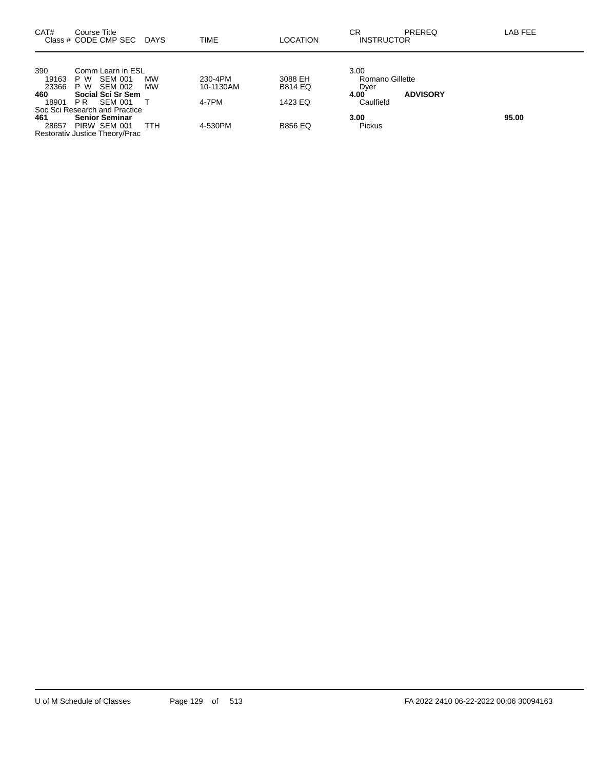| CAT# | Course Title<br>Class # CODE CMP SEC | DAYS | TIME | LOCATION | CR<br>INSTRUCTOR | PREREQ | LAB FEE |
|---|---|---|---|---|---|---|---|
| 390 | Comm Learn in ESL | | | | 3.00 | | |
| 19163 | P W SEM 001 | MW | 230-4PM | 3088 EH | Romano Gillette | | |
| 23366 | P W SEM 002 | MW | 10-1130AM | B814 EQ | Dyer | | |
| **460** | **Social Sci Sr Sem** | | | | **4.00** | **ADVISORY** | |
| 18901 | P R SEM 001 | T | 4-7PM | 1423 EQ | Caulfield | | |
| | Soc Sci Research and Practice | | | | | | |
| **461** | **Senior Seminar** | | | | **3.00** | | **95.00** |
| 28657 | PIRW SEM 001 | TTH | 4-530PM | B856 EQ | Pickus | | |
| | Restorativ Justice Theory/Prac | | | | | | |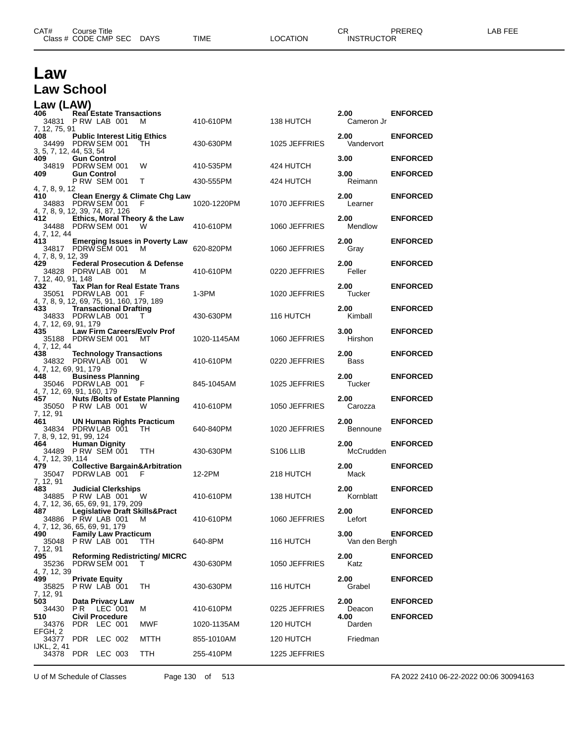| CAT# | Course Title | | | | | | CR | PREREQ | LAB FEE |
|---|---|---|---|---|---|---|---|---|---|
| Class # | CODE | CMP | SEC | DAYS | TIME | LOCATION | INSTRUCTOR | | |

# Law

## Law School

### Law (LAW)

| CAT# / Class # | CODE | CMP | SEC | DAYS | TIME | LOCATION | CR / INSTRUCTOR | PREREQ |
|---|---|---|---|---|---|---|---|---|
| **406 Real Estate Transactions** | | | | | | | **2.00** | **ENFORCED** |
| 34831 | P RW | LAB | 001 | M | 410-610PM | 138 HUTCH | Cameron Jr | |
| 7, 12, 75, 91 | | | | | | | | |
| **408 Public Interest Litig Ethics** | | | | | | | **2.00** | **ENFORCED** |
| 34499 | PDRW | SEM | 001 | TH | 430-630PM | 1025 JEFFRIES | Vandervort | |
| 3, 5, 7, 12, 44, 53, 54 | | | | | | | | |
| **409 Gun Control** | | | | | | | **3.00** | **ENFORCED** |
| 34819 | PDRW | SEM | 001 | W | 410-535PM | 424 HUTCH | | |
| **409 Gun Control** | | | | | | | **3.00** | **ENFORCED** |
| | P RW | SEM | 001 | T | 430-555PM | 424 HUTCH | Reimann | |
| 4, 7, 8, 9, 12 | | | | | | | | |
| **410 Clean Energy & Climate Chg Law** | | | | | | | **2.00** | **ENFORCED** |
| 34883 | PDRW | SEM | 001 | F | 1020-1220PM | 1070 JEFFRIES | Learner | |
| 4, 7, 8, 9, 12, 39, 74, 87, 126 | | | | | | | | |
| **412 Ethics, Moral Theory & the Law** | | | | | | | **2.00** | **ENFORCED** |
| 34488 | PDRW | SEM | 001 | W | 410-610PM | 1060 JEFFRIES | Mendlow | |
| 4, 7, 12, 44 | | | | | | | | |
| **413 Emerging Issues in Poverty Law** | | | | | | | **2.00** | **ENFORCED** |
| 34817 | PDRW | SEM | 001 | M | 620-820PM | 1060 JEFFRIES | Gray | |
| 4, 7, 8, 9, 12, 39 | | | | | | | | |
| **429 Federal Prosecution & Defense** | | | | | | | **2.00** | **ENFORCED** |
| 34828 | PDRW | LAB | 001 | M | 410-610PM | 0220 JEFFRIES | Feller | |
| 7, 12, 40, 91, 148 | | | | | | | | |
| **432 Tax Plan for Real Estate Trans** | | | | | | | **2.00** | **ENFORCED** |
| 35051 | PDRW | LAB | 001 | F | 1-3PM | 1020 JEFFRIES | Tucker | |
| 4, 7, 8, 9, 12, 69, 75, 91, 160, 179, 189 | | | | | | | | |
| **433 Transactional Drafting** | | | | | | | **2.00** | **ENFORCED** |
| 34833 | PDRW | LAB | 001 | T | 430-630PM | 116 HUTCH | Kimball | |
| 4, 7, 12, 69, 91, 179 | | | | | | | | |
| **435 Law Firm Careers/Evolv Prof** | | | | | | | **3.00** | **ENFORCED** |
| 35188 | PDRW | SEM | 001 | MT | 1020-1145AM | 1060 JEFFRIES | Hirshon | |
| 4, 7, 12, 44 | | | | | | | | |
| **438 Technology Transactions** | | | | | | | **2.00** | **ENFORCED** |
| 34832 | PDRW | LAB | 001 | W | 410-610PM | 0220 JEFFRIES | Bass | |
| 4, 7, 12, 69, 91, 179 | | | | | | | | |
| **448 Business Planning** | | | | | | | **2.00** | **ENFORCED** |
| 35046 | PDRW | LAB | 001 | F | 845-1045AM | 1025 JEFFRIES | Tucker | |
| 4, 7, 12, 69, 91, 160, 179 | | | | | | | | |
| **457 Nuts /Bolts of Estate Planning** | | | | | | | **2.00** | **ENFORCED** |
| 35050 | P RW | LAB | 001 | W | 410-610PM | 1050 JEFFRIES | Carozza | |
| 7, 12, 91 | | | | | | | | |
| **461 UN Human Rights Practicum** | | | | | | | **2.00** | **ENFORCED** |
| 34834 | PDRW | LAB | 001 | TH | 640-840PM | 1020 JEFFRIES | Bennoune | |
| 7, 8, 9, 12, 91, 99, 124 | | | | | | | | |
| **464 Human Dignity** | | | | | | | **2.00** | **ENFORCED** |
| 34489 | P RW | SEM | 001 | TTH | 430-630PM | S106 LLIB | McCrudden | |
| 4, 7, 12, 39, 114 | | | | | | | | |
| **479 Collective Bargain&Arbitration** | | | | | | | **2.00** | **ENFORCED** |
| 35047 | PDRW | LAB | 001 | F | 12-2PM | 218 HUTCH | Mack | |
| 7, 12, 91 | | | | | | | | |
| **483 Judicial Clerkships** | | | | | | | **2.00** | **ENFORCED** |
| 34885 | P RW | LAB | 001 | W | 410-610PM | 138 HUTCH | Kornblatt | |
| 4, 7, 12, 36, 65, 69, 91, 179, 209 | | | | | | | | |
| **487 Legislative Draft Skills&Pract** | | | | | | | **2.00** | **ENFORCED** |
| 34886 | P RW | LAB | 001 | M | 410-610PM | 1060 JEFFRIES | Lefort | |
| 4, 7, 12, 36, 65, 69, 91, 179 | | | | | | | | |
| **490 Family Law Practicum** | | | | | | | **3.00** | **ENFORCED** |
| 35048 | P RW | LAB | 001 | TTH | 640-8PM | 116 HUTCH | Van den Bergh | |
| 7, 12, 91 | | | | | | | | |
| **495 Reforming Redistricting/ MICRC** | | | | | | | **2.00** | **ENFORCED** |
| 35236 | PDRW | SEM | 001 | T | 430-630PM | 1050 JEFFRIES | Katz | |
| 4, 7, 12, 39 | | | | | | | | |
| **499 Private Equity** | | | | | | | **2.00** | **ENFORCED** |
| 35825 | P RW | LAB | 001 | TH | 430-630PM | 116 HUTCH | Grabel | |
| 7, 12, 91 | | | | | | | | |
| **503 Data Privacy Law** | | | | | | | **2.00** | **ENFORCED** |
| 34430 | P R | LEC | 001 | M | 410-610PM | 0225 JEFFRIES | Deacon | |
| **510 Civil Procedure** | | | | | | | **4.00** | **ENFORCED** |
| 34376 | PDR | LEC | 001 | MWF | 1020-1135AM | 120 HUTCH | Darden | |
| EFGH, 2 | | | | | | | | |
| 34377 | PDR | LEC | 002 | MTTH | 855-1010AM | 120 HUTCH | Friedman | |
| IJKL, 2, 41 | | | | | | | | |
| 34378 | PDR | LEC | 003 | TTH | 255-410PM | 1225 JEFFRIES | | |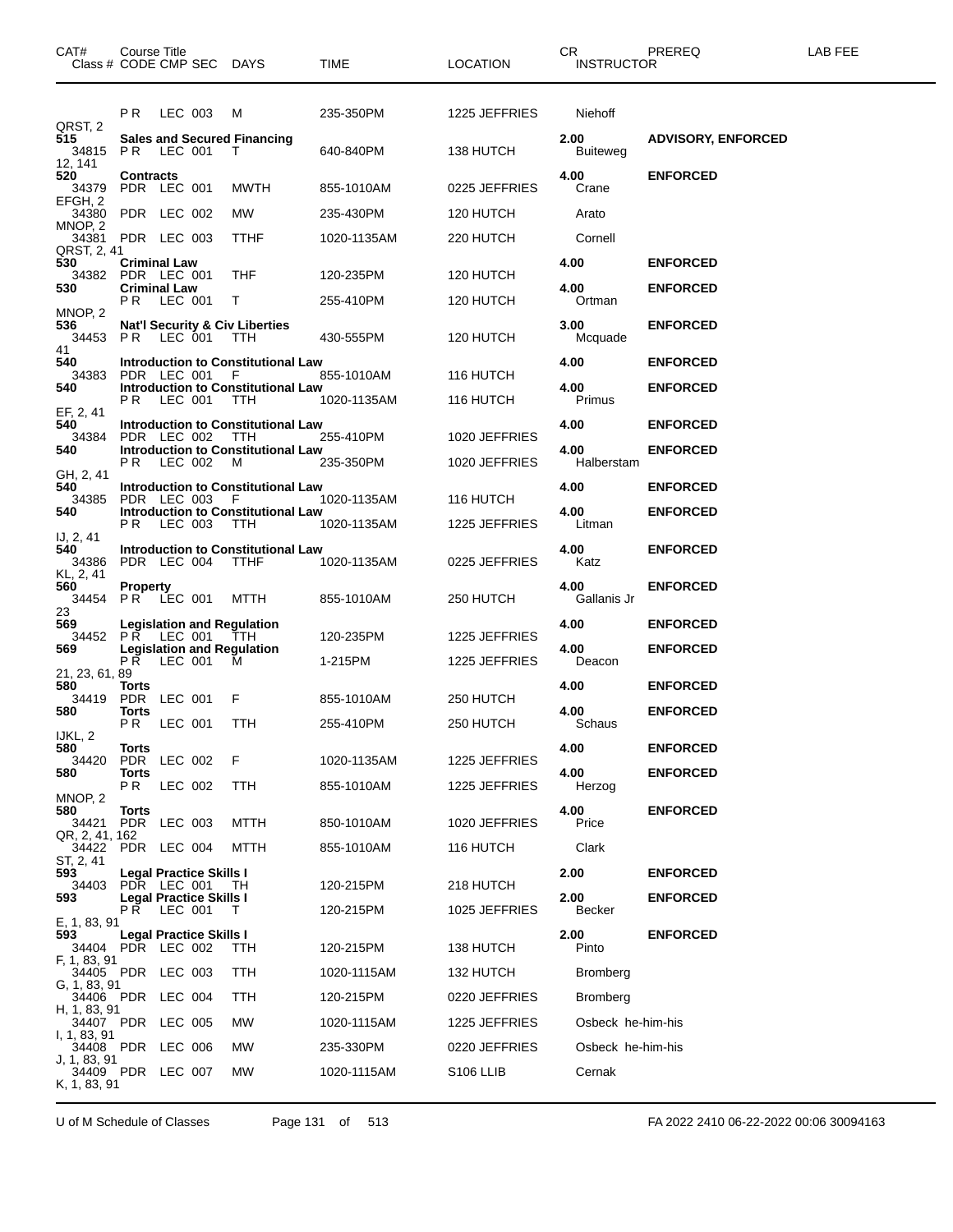| CAT# | Course Title Class # CODE CMP SEC | DAYS | TIME | LOCATION | CR INSTRUCTOR | PREREQ | LAB FEE |
|---|---|---|---|---|---|---|---|
| | P R LEC 003 | M | 235-350PM | 1225 JEFFRIES | Niehoff | | |
| QRST, 2 | | | | | | | |
| 515 | **Sales and Secured Financing** | | | | **2.00** | **ADVISORY, ENFORCED** | |
| 34815 | P R LEC 001 | T | 640-840PM | 138 HUTCH | Buiteweg | | |
| 12, 141 | | | | | | | |
| 520 | **Contracts** | | | | **4.00** | **ENFORCED** | |
| 34379 | PDR LEC 001 | MWTH | 855-1010AM | 0225 JEFFRIES | Crane | | |
| EFGH, 2 | | | | | | | |
| 34380 | PDR LEC 002 | MW | 235-430PM | 120 HUTCH | Arato | | |
| MNOP, 2 | | | | | | | |
| 34381 | PDR LEC 003 | TTHF | 1020-1135AM | 220 HUTCH | Cornell | | |
| QRST, 2, 41 | | | | | | | |
| 530 | **Criminal Law** | | | | **4.00** | **ENFORCED** | |
| 34382 | PDR LEC 001 | THF | 120-235PM | 120 HUTCH | | | |
| 530 | **Criminal Law** | | | | **4.00** | **ENFORCED** | |
| | P R LEC 001 | T | 255-410PM | 120 HUTCH | Ortman | | |
| MNOP, 2 | | | | | | | |
| 536 | **Nat'l Security & Civ Liberties** | | | | **3.00** | **ENFORCED** | |
| 34453 | P R LEC 001 | TTH | 430-555PM | 120 HUTCH | Mcquade | | |
| 41 | | | | | | | |
| 540 | **Introduction to Constitutional Law** | | | | **4.00** | **ENFORCED** | |
| 34383 | PDR LEC 001 | F | 855-1010AM | 116 HUTCH | | | |
| 540 | **Introduction to Constitutional Law** | | | | **4.00** | **ENFORCED** | |
| | P R LEC 001 | TTH | 1020-1135AM | 116 HUTCH | Primus | | |
| EF, 2, 41 | | | | | | | |
| 540 | **Introduction to Constitutional Law** | | | | **4.00** | **ENFORCED** | |
| 34384 | PDR LEC 002 | TTH | 255-410PM | 1020 JEFFRIES | | | |
| 540 | **Introduction to Constitutional Law** | | | | **4.00** | **ENFORCED** | |
| | P R LEC 002 | M | 235-350PM | 1020 JEFFRIES | Halberstam | | |
| GH, 2, 41 | | | | | | | |
| 540 | **Introduction to Constitutional Law** | | | | **4.00** | **ENFORCED** | |
| 34385 | PDR LEC 003 | F | 1020-1135AM | 116 HUTCH | | | |
| 540 | **Introduction to Constitutional Law** | | | | **4.00** | **ENFORCED** | |
| | P R LEC 003 | TTH | 1020-1135AM | 1225 JEFFRIES | Litman | | |
| IJ, 2, 41 | | | | | | | |
| 540 | **Introduction to Constitutional Law** | | | | **4.00** | **ENFORCED** | |
| 34386 | PDR LEC 004 | TTHF | 1020-1135AM | 0225 JEFFRIES | Katz | | |
| KL, 2, 41 | | | | | | | |
| 560 | **Property** | | | | **4.00** | **ENFORCED** | |
| 34454 | P R LEC 001 | MTTH | 855-1010AM | 250 HUTCH | Gallanis Jr | | |
| 23 | | | | | | | |
| 569 | **Legislation and Regulation** | | | | **4.00** | **ENFORCED** | |
| 34452 | P R LEC 001 | TTH | 120-235PM | 1225 JEFFRIES | | | |
| 569 | **Legislation and Regulation** | | | | **4.00** | **ENFORCED** | |
| | P R LEC 001 | M | 1-215PM | 1225 JEFFRIES | Deacon | | |
| 21, 23, 61, 89 | | | | | | | |
| 580 | **Torts** | | | | **4.00** | **ENFORCED** | |
| 34419 | PDR LEC 001 | F | 855-1010AM | 250 HUTCH | | | |
| 580 | **Torts** | | | | **4.00** | **ENFORCED** | |
| | P R LEC 001 | TTH | 255-410PM | 250 HUTCH | Schaus | | |
| IJKL, 2 | | | | | | | |
| 580 | **Torts** | | | | **4.00** | **ENFORCED** | |
| 34420 | PDR LEC 002 | F | 1020-1135AM | 1225 JEFFRIES | | | |
| 580 | **Torts** | | | | **4.00** | **ENFORCED** | |
| | P R LEC 002 | TTH | 855-1010AM | 1225 JEFFRIES | Herzog | | |
| MNOP, 2 | | | | | | | |
| 580 | **Torts** | | | | **4.00** | **ENFORCED** | |
| 34421 | PDR LEC 003 | MTTH | 850-1010AM | 1020 JEFFRIES | Price | | |
| QR, 2, 41, 162 | | | | | | | |
| 34422 | PDR LEC 004 | MTTH | 855-1010AM | 116 HUTCH | Clark | | |
| ST, 2, 41 | | | | | | | |
| 593 | **Legal Practice Skills I** | | | | **2.00** | **ENFORCED** | |
| 34403 | PDR LEC 001 | TH | 120-215PM | 218 HUTCH | | | |
| 593 | **Legal Practice Skills I** | | | | **2.00** | **ENFORCED** | |
| | P R LEC 001 | T | 120-215PM | 1025 JEFFRIES | Becker | | |
| E, 1, 83, 91 | | | | | | | |
| 593 | **Legal Practice Skills I** | | | | **2.00** | **ENFORCED** | |
| 34404 | PDR LEC 002 | TTH | 120-215PM | 138 HUTCH | Pinto | | |
| F, 1, 83, 91 | | | | | | | |
| 34405 | PDR LEC 003 | TTH | 1020-1115AM | 132 HUTCH | Bromberg | | |
| G, 1, 83, 91 | | | | | | | |
| 34406 | PDR LEC 004 | TTH | 120-215PM | 0220 JEFFRIES | Bromberg | | |
| H, 1, 83, 91 | | | | | | | |
| 34407 | PDR LEC 005 | MW | 1020-1115AM | 1225 JEFFRIES | Osbeck he-him-his | | |
| I, 1, 83, 91 | | | | | | | |
| 34408 | PDR LEC 006 | MW | 235-330PM | 0220 JEFFRIES | Osbeck he-him-his | | |
| J, 1, 83, 91 | | | | | | | |
| 34409 | PDR LEC 007 | MW | 1020-1115AM | S106 LLIB | Cernak | | |
| K, 1, 83, 91 | | | | | | | |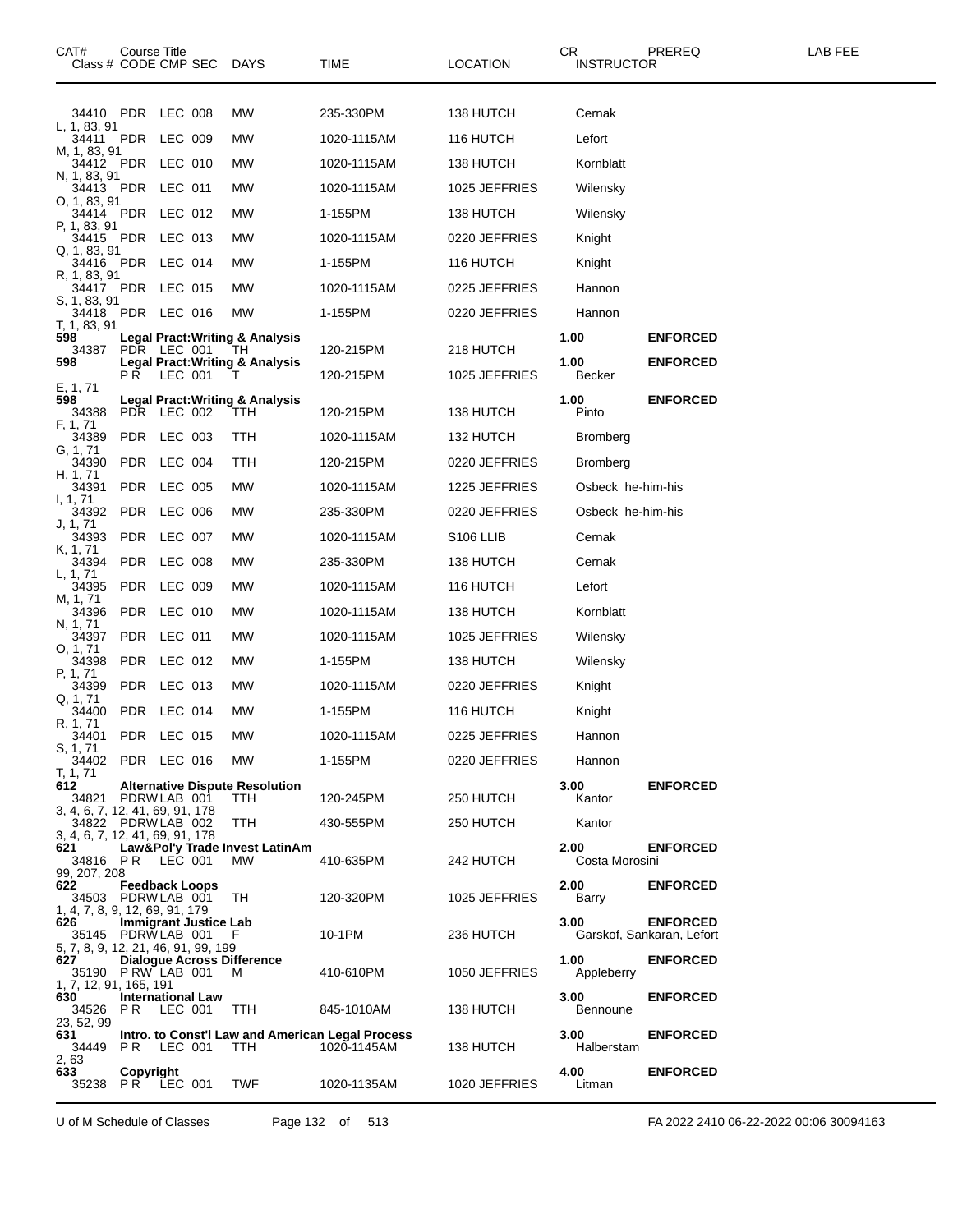| CAT# Class # | Course Title CODE | CMP | SEC | DAYS | TIME | LOCATION | CR INSTRUCTOR | PREREQ | LAB FEE |
|---|---|---|---|---|---|---|---|---|---|
| 34410 | PDR | LEC | 008 | MW | 235-330PM | 138 HUTCH | Cernak | | |
| L, 1, 83, 91 | | | | | | | | | |
| 34411 | PDR | LEC | 009 | MW | 1020-1115AM | 116 HUTCH | Lefort | | |
| M, 1, 83, 91 | | | | | | | | | |
| 34412 | PDR | LEC | 010 | MW | 1020-1115AM | 138 HUTCH | Kornblatt | | |
| N, 1, 83, 91 | | | | | | | | | |
| 34413 | PDR | LEC | 011 | MW | 1020-1115AM | 1025 JEFFRIES | Wilensky | | |
| O, 1, 83, 91 | | | | | | | | | |
| 34414 | PDR | LEC | 012 | MW | 1-155PM | 138 HUTCH | Wilensky | | |
| P, 1, 83, 91 | | | | | | | | | |
| 34415 | PDR | LEC | 013 | MW | 1020-1115AM | 0220 JEFFRIES | Knight | | |
| Q, 1, 83, 91 | | | | | | | | | |
| 34416 | PDR | LEC | 014 | MW | 1-155PM | 116 HUTCH | Knight | | |
| R, 1, 83, 91 | | | | | | | | | |
| 34417 | PDR | LEC | 015 | MW | 1020-1115AM | 0225 JEFFRIES | Hannon | | |
| S, 1, 83, 91 | | | | | | | | | |
| 34418 | PDR | LEC | 016 | MW | 1-155PM | 0220 JEFFRIES | Hannon | | |
| T, 1, 83, 91 | | | | | | | | | |
| **598** | **Legal Pract:Writing & Analysis** | | | | | | **1.00** | **ENFORCED** | |
| 34387 | PDR | LEC | 001 | TH | 120-215PM | 218 HUTCH | | | |
| **598** | **Legal Pract:Writing & Analysis** | | | | | | **1.00** | **ENFORCED** | |
| | PR | LEC | 001 | T | 120-215PM | 1025 JEFFRIES | Becker | | |
| E, 1, 71 | | | | | | | | | |
| **598** | **Legal Pract:Writing & Analysis** | | | | | | **1.00** | **ENFORCED** | |
| 34388 | PDR | LEC | 002 | TTH | 120-215PM | 138 HUTCH | Pinto | | |
| F, 1, 71 | | | | | | | | | |
| 34389 | PDR | LEC | 003 | TTH | 1020-1115AM | 132 HUTCH | Bromberg | | |
| G, 1, 71 | | | | | | | | | |
| 34390 | PDR | LEC | 004 | TTH | 120-215PM | 0220 JEFFRIES | Bromberg | | |
| H, 1, 71 | | | | | | | | | |
| 34391 | PDR | LEC | 005 | MW | 1020-1115AM | 1225 JEFFRIES | Osbeck he-him-his | | |
| I, 1, 71 | | | | | | | | | |
| 34392 | PDR | LEC | 006 | MW | 235-330PM | 0220 JEFFRIES | Osbeck he-him-his | | |
| J, 1, 71 | | | | | | | | | |
| 34393 | PDR | LEC | 007 | MW | 1020-1115AM | S106 LLIB | Cernak | | |
| K, 1, 71 | | | | | | | | | |
| 34394 | PDR | LEC | 008 | MW | 235-330PM | 138 HUTCH | Cernak | | |
| L, 1, 71 | | | | | | | | | |
| 34395 | PDR | LEC | 009 | MW | 1020-1115AM | 116 HUTCH | Lefort | | |
| M, 1, 71 | | | | | | | | | |
| 34396 | PDR | LEC | 010 | MW | 1020-1115AM | 138 HUTCH | Kornblatt | | |
| N, 1, 71 | | | | | | | | | |
| 34397 | PDR | LEC | 011 | MW | 1020-1115AM | 1025 JEFFRIES | Wilensky | | |
| O, 1, 71 | | | | | | | | | |
| 34398 | PDR | LEC | 012 | MW | 1-155PM | 138 HUTCH | Wilensky | | |
| P, 1, 71 | | | | | | | | | |
| 34399 | PDR | LEC | 013 | MW | 1020-1115AM | 0220 JEFFRIES | Knight | | |
| Q, 1, 71 | | | | | | | | | |
| 34400 | PDR | LEC | 014 | MW | 1-155PM | 116 HUTCH | Knight | | |
| R, 1, 71 | | | | | | | | | |
| 34401 | PDR | LEC | 015 | MW | 1020-1115AM | 0225 JEFFRIES | Hannon | | |
| S, 1, 71 | | | | | | | | | |
| 34402 | PDR | LEC | 016 | MW | 1-155PM | 0220 JEFFRIES | Hannon | | |
| T, 1, 71 | | | | | | | | | |
| **612** | **Alternative Dispute Resolution** | | | | | | **3.00** | **ENFORCED** | |
| 34821 | PDRW | LAB | 001 | TTH | 120-245PM | 250 HUTCH | Kantor | | |
| 3, 4, 6, 7, 12, 41, 69, 91, 178 | | | | | | | | | |
| 34822 | PDRW | LAB | 002 | TTH | 430-555PM | 250 HUTCH | Kantor | | |
| 3, 4, 6, 7, 12, 41, 69, 91, 178 | | | | | | | | | |
| **621** | **Law&Pol'y Trade Invest LatinAm** | | | | | | **2.00** | **ENFORCED** | |
| 34816 | PR | LEC | 001 | MW | 410-635PM | 242 HUTCH | Costa Morosini | | |
| 99, 207, 208 | | | | | | | | | |
| **622** | **Feedback Loops** | | | | | | **2.00** | **ENFORCED** | |
| 34503 | PDRW | LAB | 001 | TH | 120-320PM | 1025 JEFFRIES | Barry | | |
| 1, 4, 7, 8, 9, 12, 69, 91, 179 | | | | | | | | | |
| **626** | **Immigrant Justice Lab** | | | | | | **3.00** | **ENFORCED** | |
| 35145 | PDRW | LAB | 001 | F | 10-1PM | 236 HUTCH | Garskof, Sankaran, Lefort | | |
| 5, 7, 8, 9, 12, 21, 46, 91, 99, 199 | | | | | | | | | |
| **627** | **Dialogue Across Difference** | | | | | | **1.00** | **ENFORCED** | |
| 35190 | P RW | LAB | 001 | M | 410-610PM | 1050 JEFFRIES | Appleberry | | |
| 1, 7, 12, 91, 165, 191 | | | | | | | | | |
| **630** | **International Law** | | | | | | **3.00** | **ENFORCED** | |
| 34526 | PR | LEC | 001 | TTH | 845-1010AM | 138 HUTCH | Bennoune | | |
| 23, 52, 99 | | | | | | | | | |
| **631** | **Intro. to Const'l Law and American Legal Process** | | | | | | **3.00** | **ENFORCED** | |
| 34449 | PR | LEC | 001 | TTH | 1020-1145AM | 138 HUTCH | Halberstam | | |
| 2, 63 | | | | | | | | | |
| **633** | **Copyright** | | | | | | **4.00** | **ENFORCED** | |
| 35238 | PR | LEC | 001 | TWF | 1020-1135AM | 1020 JEFFRIES | Litman | | |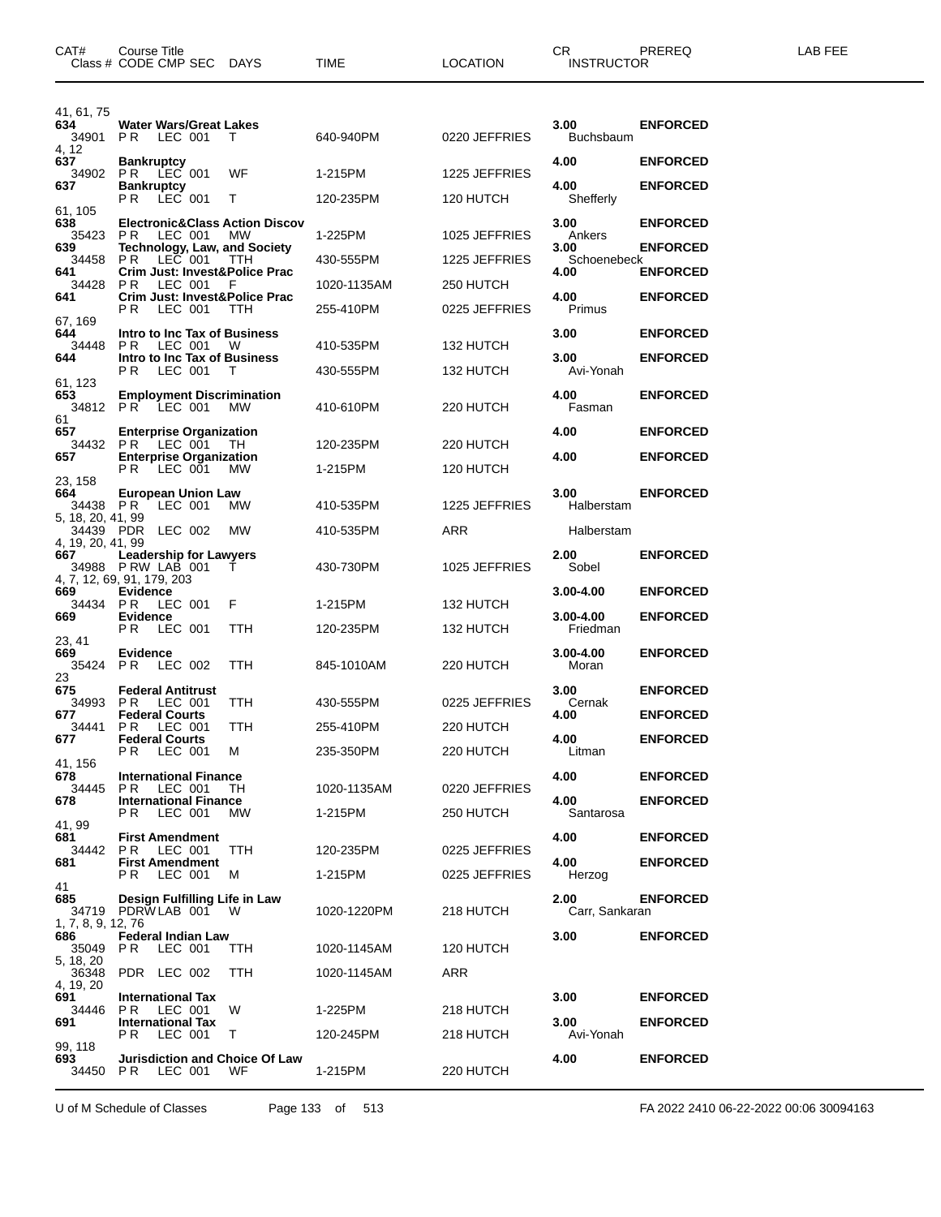| CAT# | Course Title<br>Class # CODE CMP SEC DAYS | TIME | LOCATION | CR<br>INSTRUCTOR | PREREQ | LAB FEE |
|---|---|---|---|---|---|---|
| 41, 61, 75 | | | | | | |
| **634** | **Water Wars/Great Lakes** | | | **3.00** | **ENFORCED** | |
| 34901 | P R LEC 001 T | 640-940PM | 0220 JEFFRIES | Buchsbaum | | |
| 4, 12 | | | | | | |
| **637** | **Bankruptcy** | | | **4.00** | **ENFORCED** | |
| 34902 | P R LEC 001 WF | 1-215PM | 1225 JEFFRIES | | | |
| **637** | **Bankruptcy** | | | **4.00** | **ENFORCED** | |
| | P R LEC 001 T | 120-235PM | 120 HUTCH | Shefferly | | |
| 61, 105 | | | | | | |
| **638** | **Electronic&Class Action Discov** | | | **3.00** | **ENFORCED** | |
| 35423 | P R LEC 001 MW | 1-225PM | 1025 JEFFRIES | Ankers | | |
| **639** | **Technology, Law, and Society** | | | **3.00** | **ENFORCED** | |
| 34458 | P R LEC 001 TTH | 430-555PM | 1225 JEFFRIES | Schoenebeck | | |
| **641** | **Crim Just: Invest&Police Prac** | | | **4.00** | **ENFORCED** | |
| 34428 | P R LEC 001 F | 1020-1135AM | 250 HUTCH | | | |
| **641** | **Crim Just: Invest&Police Prac** | | | **4.00** | **ENFORCED** | |
| | P R LEC 001 TTH | 255-410PM | 0225 JEFFRIES | Primus | | |
| 67, 169 | | | | | | |
| **644** | **Intro to Inc Tax of Business** | | | **3.00** | **ENFORCED** | |
| 34448 | P R LEC 001 W | 410-535PM | 132 HUTCH | | | |
| **644** | **Intro to Inc Tax of Business** | | | **3.00** | **ENFORCED** | |
| | P R LEC 001 T | 430-555PM | 132 HUTCH | Avi-Yonah | | |
| 61, 123 | | | | | | |
| **653** | **Employment Discrimination** | | | **4.00** | **ENFORCED** | |
| 34812 | P R LEC 001 MW | 410-610PM | 220 HUTCH | Fasman | | |
| 61 | | | | | | |
| **657** | **Enterprise Organization** | | | **4.00** | **ENFORCED** | |
| 34432 | P R LEC 001 TH | 120-235PM | 220 HUTCH | | | |
| **657** | **Enterprise Organization** | | | **4.00** | **ENFORCED** | |
| | P R LEC 001 MW | 1-215PM | 120 HUTCH | | | |
| 23, 158 | | | | | | |
| **664** | **European Union Law** | | | **3.00** | **ENFORCED** | |
| 34438 | P R LEC 001 MW | 410-535PM | 1225 JEFFRIES | Halberstam | | |
| 5, 18, 20, 41, 99 | | | | | | |
| 34439 | PDR LEC 002 MW | 410-535PM | ARR | Halberstam | | |
| 4, 19, 20, 41, 99 | | | | | | |
| **667** | **Leadership for Lawyers** | | | **2.00** | **ENFORCED** | |
| 34988 | P RW LAB 001 T | 430-730PM | 1025 JEFFRIES | Sobel | | |
| 4, 7, 12, 69, 91, 179, 203 | | | | | | |
| **669** | **Evidence** | | | **3.00-4.00** | **ENFORCED** | |
| 34434 | P R LEC 001 F | 1-215PM | 132 HUTCH | | | |
| **669** | **Evidence** | | | **3.00-4.00** | **ENFORCED** | |
| | P R LEC 001 TTH | 120-235PM | 132 HUTCH | Friedman | | |
| 23, 41 | | | | | | |
| **669** | **Evidence** | | | **3.00-4.00** | **ENFORCED** | |
| 35424 | P R LEC 002 TTH | 845-1010AM | 220 HUTCH | Moran | | |
| 23 | | | | | | |
| **675** | **Federal Antitrust** | | | **3.00** | **ENFORCED** | |
| 34993 | P R LEC 001 TTH | 430-555PM | 0225 JEFFRIES | Cernak | | |
| **677** | **Federal Courts** | | | **4.00** | **ENFORCED** | |
| 34441 | P R LEC 001 TTH | 255-410PM | 220 HUTCH | | | |
| **677** | **Federal Courts** | | | **4.00** | **ENFORCED** | |
| | P R LEC 001 M | 235-350PM | 220 HUTCH | Litman | | |
| 41, 156 | | | | | | |
| **678** | **International Finance** | | | **4.00** | **ENFORCED** | |
| 34445 | P R LEC 001 TH | 1020-1135AM | 0220 JEFFRIES | | | |
| **678** | **International Finance** | | | **4.00** | **ENFORCED** | |
| | P R LEC 001 MW | 1-215PM | 250 HUTCH | Santarosa | | |
| 41, 99 | | | | | | |
| **681** | **First Amendment** | | | **4.00** | **ENFORCED** | |
| 34442 | P R LEC 001 TTH | 120-235PM | 0225 JEFFRIES | | | |
| **681** | **First Amendment** | | | **4.00** | **ENFORCED** | |
| | P R LEC 001 M | 1-215PM | 0225 JEFFRIES | Herzog | | |
| 41 | | | | | | |
| **685** | **Design Fulfilling Life in Law** | | | **2.00** | **ENFORCED** | |
| 34719 | PDRW LAB 001 W | 1020-1220PM | 218 HUTCH | Carr, Sankaran | | |
| 1, 7, 8, 9, 12, 76 | | | | | | |
| **686** | **Federal Indian Law** | | | **3.00** | **ENFORCED** | |
| 35049 | P R LEC 001 TTH | 1020-1145AM | 120 HUTCH | | | |
| 5, 18, 20 | | | | | | |
| 36348 | PDR LEC 002 TTH | 1020-1145AM | ARR | | | |
| 4, 19, 20 | | | | | | |
| **691** | **International Tax** | | | **3.00** | **ENFORCED** | |
| 34446 | P R LEC 001 W | 1-225PM | 218 HUTCH | | | |
| **691** | **International Tax** | | | **3.00** | **ENFORCED** | |
| | P R LEC 001 T | 120-245PM | 218 HUTCH | Avi-Yonah | | |
| 99, 118 | | | | | | |
| **693** | **Jurisdiction and Choice Of Law** | | | **4.00** | **ENFORCED** | |
| 34450 | P R LEC 001 WF | 1-215PM | 220 HUTCH | | | |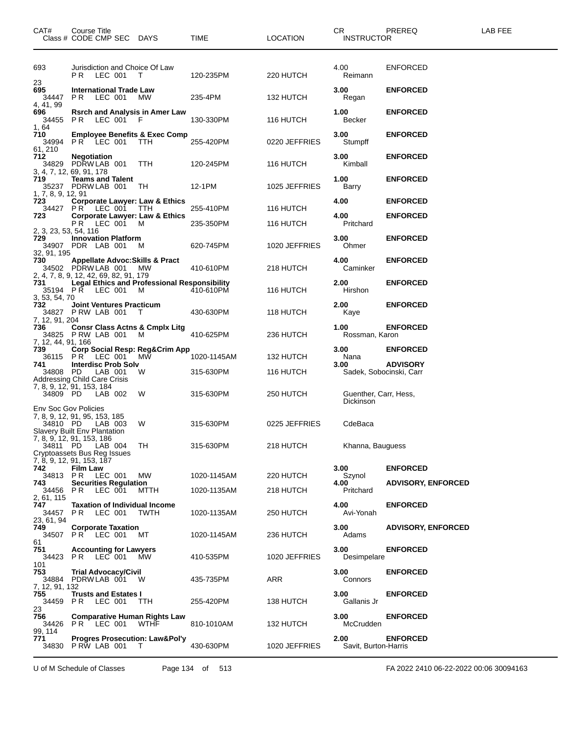| CAT# | Course Title<br>Class # CODE CMP SEC DAYS | TIME | LOCATION | CR<br>INSTRUCTOR | PREREQ | LAB FEE |
|---|---|---|---|---|---|---|
| 693 | Jurisdiction and Choice Of Law | | | 4.00 | ENFORCED | |
| | P R LEC 001 T | 120-235PM | 220 HUTCH | Reimann | | |
| 23 | | | | | | |
| **695** | **International Trade Law** | | | **3.00** | **ENFORCED** | |
| 34447 | P R LEC 001 MW | 235-4PM | 132 HUTCH | Regan | | |
| 4, 41, 99 | | | | | | |
| **696** | **Rsrch and Analysis in Amer Law** | | | **1.00** | **ENFORCED** | |
| 34455 | P R LEC 001 F | 130-330PM | 116 HUTCH | Becker | | |
| 1, 64 | | | | | | |
| **710** | **Employee Benefits & Exec Comp** | | | **3.00** | **ENFORCED** | |
| 34994 | P R LEC 001 TTH | 255-420PM | 0220 JEFFRIES | Stumpff | | |
| 61, 210 | | | | | | |
| **712** | **Negotiation** | | | **3.00** | **ENFORCED** | |
| 34829 | PDRW LAB 001 TTH | 120-245PM | 116 HUTCH | Kimball | | |
| 3, 4, 7, 12, 69, 91, 178 | | | | | | |
| **719** | **Teams and Talent** | | | **1.00** | **ENFORCED** | |
| 35237 | PDRW LAB 001 TH | 12-1PM | 1025 JEFFRIES | Barry | | |
| 1, 7, 8, 9, 12, 91 | | | | | | |
| **723** | **Corporate Lawyer: Law & Ethics** | | | **4.00** | **ENFORCED** | |
| 34427 | P R LEC 001 TTH | 255-410PM | 116 HUTCH | | | |
| **723** | **Corporate Lawyer: Law & Ethics** | | | **4.00** | **ENFORCED** | |
| | P R LEC 001 M | 235-350PM | 116 HUTCH | Pritchard | | |
| 2, 3, 23, 53, 54, 116 | | | | | | |
| **729** | **Innovation Platform** | | | **3.00** | **ENFORCED** | |
| 34907 | PDR LAB 001 M | 620-745PM | 1020 JEFFRIES | Ohmer | | |
| 32, 91, 195 | | | | | | |
| **730** | **Appellate Advoc:Skills & Pract** | | | **4.00** | **ENFORCED** | |
| 34502 | PDRW LAB 001 MW | 410-610PM | 218 HUTCH | Caminker | | |
| 2, 4, 7, 8, 9, 12, 42, 69, 82, 91, 179 | | | | | | |
| **731** | **Legal Ethics and Professional Responsibility** | | | **2.00** | **ENFORCED** | |
| 35194 | P R LEC 001 M | 410-610PM | 116 HUTCH | Hirshon | | |
| 3, 53, 54, 70 | | | | | | |
| **732** | **Joint Ventures Practicum** | | | **2.00** | **ENFORCED** | |
| 34827 | P RW LAB 001 T | 430-630PM | 118 HUTCH | Kaye | | |
| 7, 12, 91, 204 | | | | | | |
| **736** | **Consr Class Actns & Cmplx Litg** | | | **1.00** | **ENFORCED** | |
| 34825 | P RW LAB 001 M | 410-625PM | 236 HUTCH | Rossman, Karon | | |
| 7, 12, 44, 91, 166 | | | | | | |
| **739** | **Corp Social Resp: Reg&Crim App** | | | **3.00** | **ENFORCED** | |
| 36115 | P R LEC 001 MW | 1020-1145AM | 132 HUTCH | Nana | | |
| **741** | **Interdisc Prob Solv** | | | **3.00** | **ADVISORY** | |
| 34808 | PD LAB 001 W | 315-630PM | 116 HUTCH | Sadek, Sobocinski, Carr | | |
| Addressing Child Care Crisis | | | | | | |
| 7, 8, 9, 12, 91, 153, 184 | | | | | | |
| 34809 | PD LAB 002 W | 315-630PM | 250 HUTCH | Guenther, Carr, Hess, Dickinson | | |
| Env Soc Gov Policies | | | | | | |
| 7, 8, 9, 12, 91, 95, 153, 185 | | | | | | |
| 34810 | PD LAB 003 W | 315-630PM | 0225 JEFFRIES | CdeBaca | | |
| Slavery Built Env Plantation | | | | | | |
| 7, 8, 9, 12, 91, 153, 186 | | | | | | |
| 34811 | PD LAB 004 TH | 315-630PM | 218 HUTCH | Khanna, Bauguess | | |
| Cryptoassets Bus Reg Issues | | | | | | |
| 7, 8, 9, 12, 91, 153, 187 | | | | | | |
| **742** | **Film Law** | | | **3.00** | **ENFORCED** | |
| 34813 | P R LEC 001 MW | 1020-1145AM | 220 HUTCH | Szynol | | |
| **743** | **Securities Regulation** | | | **4.00** | **ADVISORY, ENFORCED** | |
| 34456 | P R LEC 001 MTTH | 1020-1135AM | 218 HUTCH | Pritchard | | |
| 2, 61, 115 | | | | | | |
| **747** | **Taxation of Individual Income** | | | **4.00** | **ENFORCED** | |
| 34457 | P R LEC 001 TWTH | 1020-1135AM | 250 HUTCH | Avi-Yonah | | |
| 23, 61, 94 | | | | | | |
| **749** | **Corporate Taxation** | | | **3.00** | **ADVISORY, ENFORCED** | |
| 34507 | P R LEC 001 MT | 1020-1145AM | 236 HUTCH | Adams | | |
| 61 | | | | | | |
| **751** | **Accounting for Lawyers** | | | **3.00** | **ENFORCED** | |
| 34423 | P R LEC 001 MW | 410-535PM | 1020 JEFFRIES | Desimpelare | | |
| 101 | | | | | | |
| **753** | **Trial Advocacy/Civil** | | | **3.00** | **ENFORCED** | |
| 34884 | PDRW LAB 001 W | 435-735PM | ARR | Connors | | |
| 7, 12, 91, 132 | | | | | | |
| **755** | **Trusts and Estates I** | | | **3.00** | **ENFORCED** | |
| 34459 | P R LEC 001 TTH | 255-420PM | 138 HUTCH | Gallanis Jr | | |
| 23 | | | | | | |
| **756** | **Comparative Human Rights Law** | | | **3.00** | **ENFORCED** | |
| 34426 | P R LEC 001 WTHF | 810-1010AM | 132 HUTCH | McCrudden | | |
| 99, 114 | | | | | | |
| **771** | **Progres Prosecution: Law&Pol'y** | | | **2.00** | **ENFORCED** | |
| 34830 | P RW LAB 001 T | 430-630PM | 1020 JEFFRIES | Savit, Burton-Harris | | |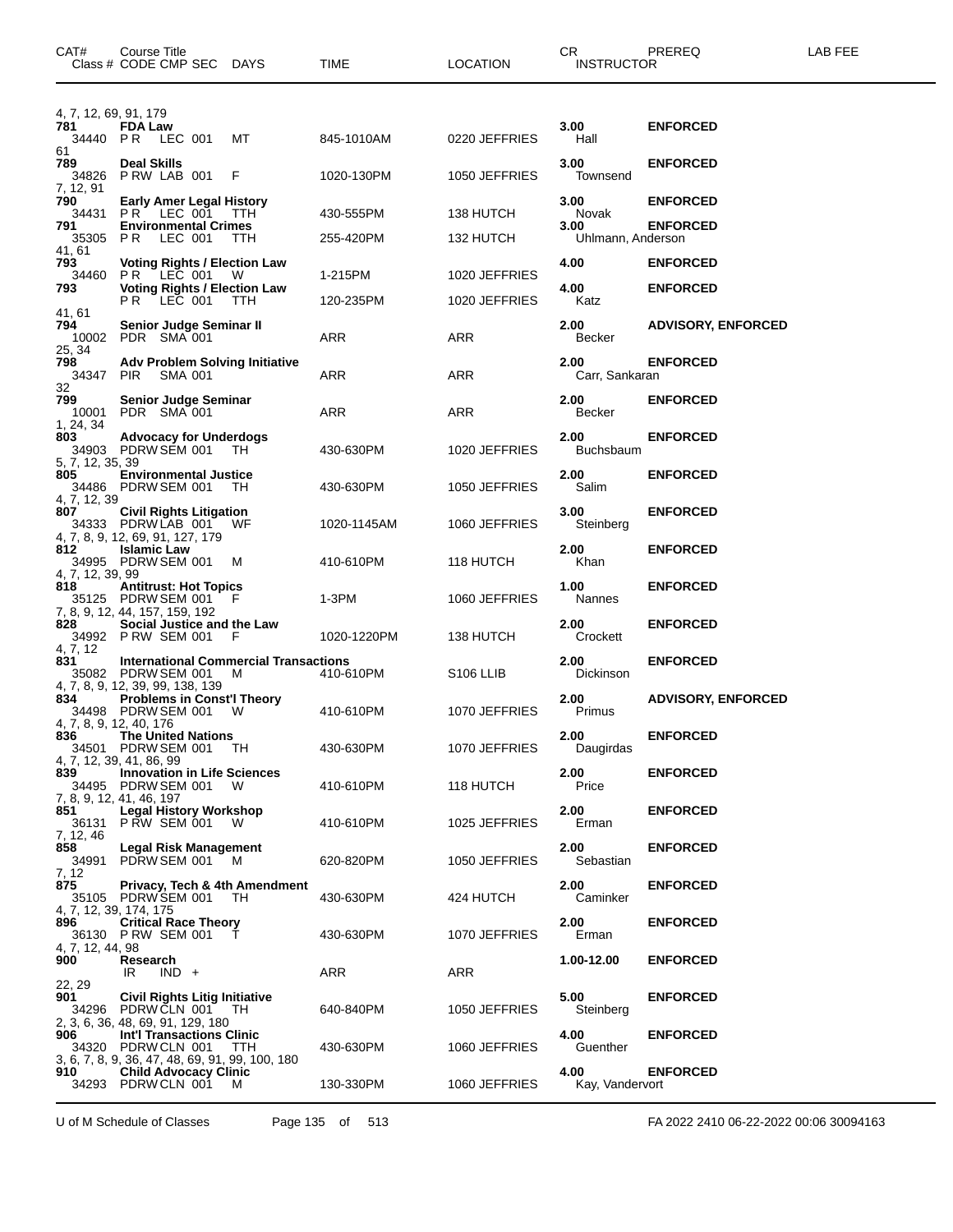| CAT# | Course Title<br>Class # CODE CMP SEC DAYS | TIME | LOCATION | CR<br>INSTRUCTOR | PREREQ | LAB FEE |
|---|---|---|---|---|---|---|
| 4, 7, 12, 69, 91, 179 | | | | | | |
| **781** | **FDA Law** | | | **3.00** | **ENFORCED** | |
| 34440 | P R LEC 001 MT | 845-1010AM | 0220 JEFFRIES | Hall | | |
| 61 | | | | | | |
| **789** | **Deal Skills** | | | **3.00** | **ENFORCED** | |
| 34826 | P RW LAB 001 F | 1020-130PM | 1050 JEFFRIES | Townsend | | |
| 7, 12, 91 | | | | | | |
| **790** | **Early Amer Legal History** | | | **3.00** | **ENFORCED** | |
| 34431 | P R LEC 001 TTH | 430-555PM | 138 HUTCH | Novak | | |
| **791** | **Environmental Crimes** | | | **3.00** | **ENFORCED** | |
| 35305 | P R LEC 001 TTH | 255-420PM | 132 HUTCH | Uhlmann, Anderson | | |
| 41, 61 | | | | | | |
| **793** | **Voting Rights / Election Law** | | | **4.00** | **ENFORCED** | |
| 34460 | P R LEC 001 W | 1-215PM | 1020 JEFFRIES | | | |
| **793** | **Voting Rights / Election Law** | | | **4.00** | **ENFORCED** | |
| | P R LEC 001 TTH | 120-235PM | 1020 JEFFRIES | Katz | | |
| 41, 61 | | | | | | |
| **794** | **Senior Judge Seminar II** | | | **2.00** | **ADVISORY, ENFORCED** | |
| 10002 | PDR SMA 001 | ARR | ARR | Becker | | |
| 25, 34 | | | | | | |
| **798** | **Adv Problem Solving Initiative** | | | **2.00** | **ENFORCED** | |
| 34347 | PIR SMA 001 | ARR | ARR | Carr, Sankaran | | |
| 32 | | | | | | |
| **799** | **Senior Judge Seminar** | | | **2.00** | **ENFORCED** | |
| 10001 | PDR SMA 001 | ARR | ARR | Becker | | |
| 1, 24, 34 | | | | | | |
| **803** | **Advocacy for Underdogs** | | | **2.00** | **ENFORCED** | |
| 34903 | PDRW SEM 001 TH | 430-630PM | 1020 JEFFRIES | Buchsbaum | | |
| 5, 7, 12, 35, 39 | | | | | | |
| **805** | **Environmental Justice** | | | **2.00** | **ENFORCED** | |
| 34486 | PDRW SEM 001 TH | 430-630PM | 1050 JEFFRIES | Salim | | |
| 4, 7, 12, 39 | | | | | | |
| **807** | **Civil Rights Litigation** | | | **3.00** | **ENFORCED** | |
| 34333 | PDRW LAB 001 WF | 1020-1145AM | 1060 JEFFRIES | Steinberg | | |
| 4, 7, 8, 9, 12, 69, 91, 127, 179 | | | | | | |
| **812** | **Islamic Law** | | | **2.00** | **ENFORCED** | |
| 34995 | PDRW SEM 001 M | 410-610PM | 118 HUTCH | Khan | | |
| 4, 7, 12, 39, 99 | | | | | | |
| **818** | **Antitrust: Hot Topics** | | | **1.00** | **ENFORCED** | |
| 35125 | PDRW SEM 001 F | 1-3PM | 1060 JEFFRIES | Nannes | | |
| 7, 8, 9, 12, 44, 157, 159, 192 | | | | | | |
| **828** | **Social Justice and the Law** | | | **2.00** | **ENFORCED** | |
| 34992 | P RW SEM 001 F | 1020-1220PM | 138 HUTCH | Crockett | | |
| 4, 7, 12 | | | | | | |
| **831** | **International Commercial Transactions** | | | **2.00** | **ENFORCED** | |
| 35082 | PDRW SEM 001 M | 410-610PM | S106 LLIB | Dickinson | | |
| 4, 7, 8, 9, 12, 39, 99, 138, 139 | | | | | | |
| **834** | **Problems in Const'l Theory** | | | **2.00** | **ADVISORY, ENFORCED** | |
| 34498 | PDRW SEM 001 W | 410-610PM | 1070 JEFFRIES | Primus | | |
| 4, 7, 8, 9, 12, 40, 176 | | | | | | |
| **836** | **The United Nations** | | | **2.00** | **ENFORCED** | |
| 34501 | PDRW SEM 001 TH | 430-630PM | 1070 JEFFRIES | Daugirdas | | |
| 4, 7, 12, 39, 41, 86, 99 | | | | | | |
| **839** | **Innovation in Life Sciences** | | | **2.00** | **ENFORCED** | |
| 34495 | PDRW SEM 001 W | 410-610PM | 118 HUTCH | Price | | |
| 7, 8, 9, 12, 41, 46, 197 | | | | | | |
| **851** | **Legal History Workshop** | | | **2.00** | **ENFORCED** | |
| 36131 | P RW SEM 001 W | 410-610PM | 1025 JEFFRIES | Erman | | |
| 7, 12, 46 | | | | | | |
| **858** | **Legal Risk Management** | | | **2.00** | **ENFORCED** | |
| 34991 | PDRW SEM 001 M | 620-820PM | 1050 JEFFRIES | Sebastian | | |
| 7, 12 | | | | | | |
| **875** | **Privacy, Tech & 4th Amendment** | | | **2.00** | **ENFORCED** | |
| 35105 | PDRW SEM 001 TH | 430-630PM | 424 HUTCH | Caminker | | |
| 4, 7, 12, 39, 174, 175 | | | | | | |
| **896** | **Critical Race Theory** | | | **2.00** | **ENFORCED** | |
| 36130 | P RW SEM 001 T | 430-630PM | 1070 JEFFRIES | Erman | | |
| 4, 7, 12, 44, 98 | | | | | | |
| **900** | **Research** | | | **1.00-12.00** | **ENFORCED** | |
| | IR IND + | ARR | ARR | | | |
| 22, 29 | | | | | | |
| **901** | **Civil Rights Litig Initiative** | | | **5.00** | **ENFORCED** | |
| 34296 | PDRW CLN 001 TH | 640-840PM | 1050 JEFFRIES | Steinberg | | |
| 2, 3, 6, 36, 48, 69, 91, 129, 180 | | | | | | |
| **906** | **Int'l Transactions Clinic** | | | **4.00** | **ENFORCED** | |
| 34320 | PDRW CLN 001 TTH | 430-630PM | 1060 JEFFRIES | Guenther | | |
| 3, 6, 7, 8, 9, 36, 47, 48, 69, 91, 99, 100, 180 | | | | | | |
| **910** | **Child Advocacy Clinic** | | | **4.00** | **ENFORCED** | |
| 34293 | PDRW CLN 001 M | 130-330PM | 1060 JEFFRIES | Kay, Vandervort | | |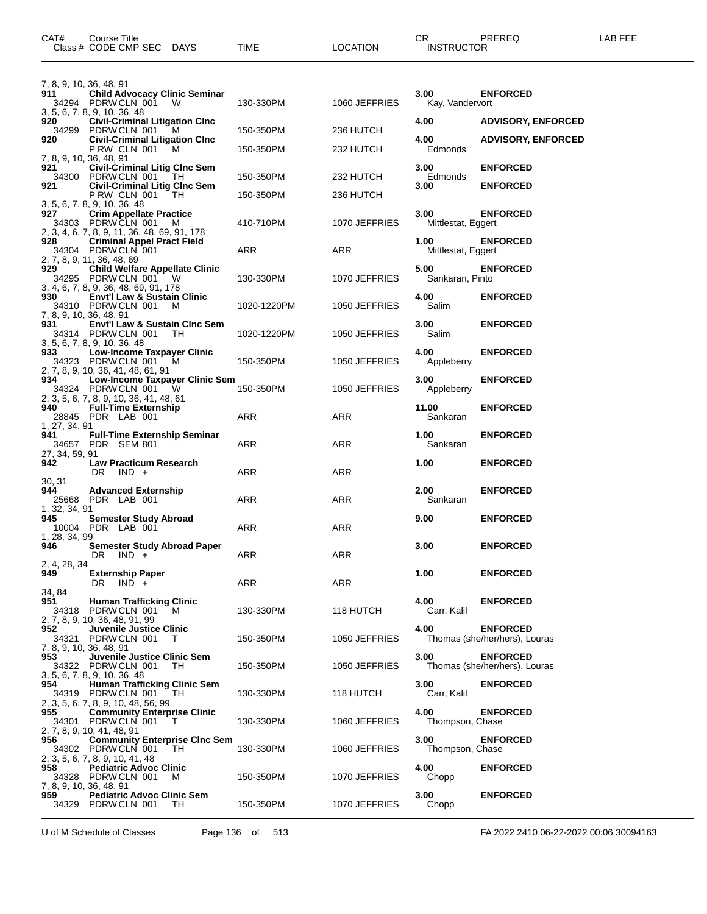| CAT# | Course Title<br>Class # CODE CMP SEC DAYS | TIME | LOCATION | CR<br>INSTRUCTOR | PREREQ | LAB FEE |
|---|---|---|---|---|---|---|
| 7, 8, 9, 10, 36, 48, 91 | | | | | | |
| **911** | **Child Advocacy Clinic Seminar** | | | **3.00** | **ENFORCED** | |
| | 34294 PDRW CLN 001 W | 130-330PM | 1060 JEFFRIES | Kay, Vandervort | | |
| 3, 5, 6, 7, 8, 9, 10, 36, 48 | | | | | | |
| **920** | **Civil-Criminal Litigation Clnc** | | | **4.00** | **ADVISORY, ENFORCED** | |
| | 34299 PDRW CLN 001 M | 150-350PM | 236 HUTCH | | | |
| **920** | **Civil-Criminal Litigation Clnc** | | | **4.00** | **ADVISORY, ENFORCED** | |
| | P RW CLN 001 M | 150-350PM | 232 HUTCH | Edmonds | | |
| 7, 8, 9, 10, 36, 48, 91 | | | | | | |
| **921** | **Civil-Criminal Litig Clnc Sem** | | | **3.00** | **ENFORCED** | |
| | 34300 PDRW CLN 001 TH | 150-350PM | 232 HUTCH | Edmonds | | |
| **921** | **Civil-Criminal Litig Clnc Sem** | | | **3.00** | **ENFORCED** | |
| | P RW CLN 001 TH | 150-350PM | 236 HUTCH | | | |
| 3, 5, 6, 7, 8, 9, 10, 36, 48 | | | | | | |
| **927** | **Crim Appellate Practice** | | | **3.00** | **ENFORCED** | |
| | 34303 PDRW CLN 001 M | 410-710PM | 1070 JEFFRIES | Mittlestat, Eggert | | |
| 2, 3, 4, 6, 7, 8, 9, 11, 36, 48, 69, 91, 178 | | | | | | |
| **928** | **Criminal Appel Pract Field** | | | **1.00** | **ENFORCED** | |
| | 34304 PDRW CLN 001 | ARR | ARR | Mittlestat, Eggert | | |
| 2, 7, 8, 9, 11, 36, 48, 69 | | | | | | |
| **929** | **Child Welfare Appellate Clinic** | | | **5.00** | **ENFORCED** | |
| | 34295 PDRW CLN 001 W | 130-330PM | 1070 JEFFRIES | Sankaran, Pinto | | |
| 3, 4, 6, 7, 8, 9, 36, 48, 69, 91, 178 | | | | | | |
| **930** | **Envt'l Law & Sustain Clinic** | | | **4.00** | **ENFORCED** | |
| | 34310 PDRW CLN 001 M | 1020-1220PM | 1050 JEFFRIES | Salim | | |
| 7, 8, 9, 10, 36, 48, 91 | | | | | | |
| **931** | **Envt'l Law & Sustain Clnc Sem** | | | **3.00** | **ENFORCED** | |
| | 34314 PDRW CLN 001 TH | 1020-1220PM | 1050 JEFFRIES | Salim | | |
| 3, 5, 6, 7, 8, 9, 10, 36, 48 | | | | | | |
| **933** | **Low-Income Taxpayer Clinic** | | | **4.00** | **ENFORCED** | |
| | 34323 PDRW CLN 001 M | 150-350PM | 1050 JEFFRIES | Appleberry | | |
| 2, 7, 8, 9, 10, 36, 41, 48, 61, 91 | | | | | | |
| **934** | **Low-Income Taxpayer Clinic Sem** | | | **3.00** | **ENFORCED** | |
| | 34324 PDRW CLN 001 W | 150-350PM | 1050 JEFFRIES | Appleberry | | |
| 2, 3, 5, 6, 7, 8, 9, 10, 36, 41, 48, 61 | | | | | | |
| **940** | **Full-Time Externship** | | | **11.00** | **ENFORCED** | |
| | 28845 PDR LAB 001 | ARR | ARR | Sankaran | | |
| 1, 27, 34, 91 | | | | | | |
| **941** | **Full-Time Externship Seminar** | | | **1.00** | **ENFORCED** | |
| | 34657 PDR SEM 801 | ARR | ARR | Sankaran | | |
| 27, 34, 59, 91 | | | | | | |
| **942** | **Law Practicum Research** | | | **1.00** | **ENFORCED** | |
| | DR IND + | ARR | ARR | | | |
| 30, 31 | | | | | | |
| **944** | **Advanced Externship** | | | **2.00** | **ENFORCED** | |
| | 25668 PDR LAB 001 | ARR | ARR | Sankaran | | |
| 1, 32, 34, 91 | | | | | | |
| **945** | **Semester Study Abroad** | | | **9.00** | **ENFORCED** | |
| | 10004 PDR LAB 001 | ARR | ARR | | | |
| 1, 28, 34, 99 | | | | | | |
| **946** | **Semester Study Abroad Paper** | | | **3.00** | **ENFORCED** | |
| | DR IND + | ARR | ARR | | | |
| 2, 4, 28, 34 | | | | | | |
| **949** | **Externship Paper** | | | **1.00** | **ENFORCED** | |
| | DR IND + | ARR | ARR | | | |
| 34, 84 | | | | | | |
| **951** | **Human Trafficking Clinic** | | | **4.00** | **ENFORCED** | |
| | 34318 PDRW CLN 001 M | 130-330PM | 118 HUTCH | Carr, Kalil | | |
| 2, 7, 8, 9, 10, 36, 48, 91, 99 | | | | | | |
| **952** | **Juvenile Justice Clinic** | | | **4.00** | **ENFORCED** | |
| | 34321 PDRW CLN 001 T | 150-350PM | 1050 JEFFRIES | Thomas (she/her/hers), Louras | | |
| 7, 8, 9, 10, 36, 48, 91 | | | | | | |
| **953** | **Juvenile Justice Clinic Sem** | | | **3.00** | **ENFORCED** | |
| | 34322 PDRW CLN 001 TH | 150-350PM | 1050 JEFFRIES | Thomas (she/her/hers), Louras | | |
| 3, 5, 6, 7, 8, 9, 10, 36, 48 | | | | | | |
| **954** | **Human Trafficking Clinic Sem** | | | **3.00** | **ENFORCED** | |
| | 34319 PDRW CLN 001 TH | 130-330PM | 118 HUTCH | Carr, Kalil | | |
| 2, 3, 5, 6, 7, 8, 9, 10, 48, 56, 99 | | | | | | |
| **955** | **Community Enterprise Clinic** | | | **4.00** | **ENFORCED** | |
| | 34301 PDRW CLN 001 T | 130-330PM | 1060 JEFFRIES | Thompson, Chase | | |
| 2, 7, 8, 9, 10, 41, 48, 91 | | | | | | |
| **956** | **Community Enterprise Clnc Sem** | | | **3.00** | **ENFORCED** | |
| | 34302 PDRW CLN 001 TH | 130-330PM | 1060 JEFFRIES | Thompson, Chase | | |
| 2, 3, 5, 6, 7, 8, 9, 10, 41, 48 | | | | | | |
| **958** | **Pediatric Advoc Clinic** | | | **4.00** | **ENFORCED** | |
| | 34328 PDRW CLN 001 M | 150-350PM | 1070 JEFFRIES | Chopp | | |
| 7, 8, 9, 10, 36, 48, 91 | | | | | | |
| **959** | **Pediatric Advoc Clinic Sem** | | | **3.00** | **ENFORCED** | |
| | 34329 PDRW CLN 001 TH | 150-350PM | 1070 JEFFRIES | Chopp | | |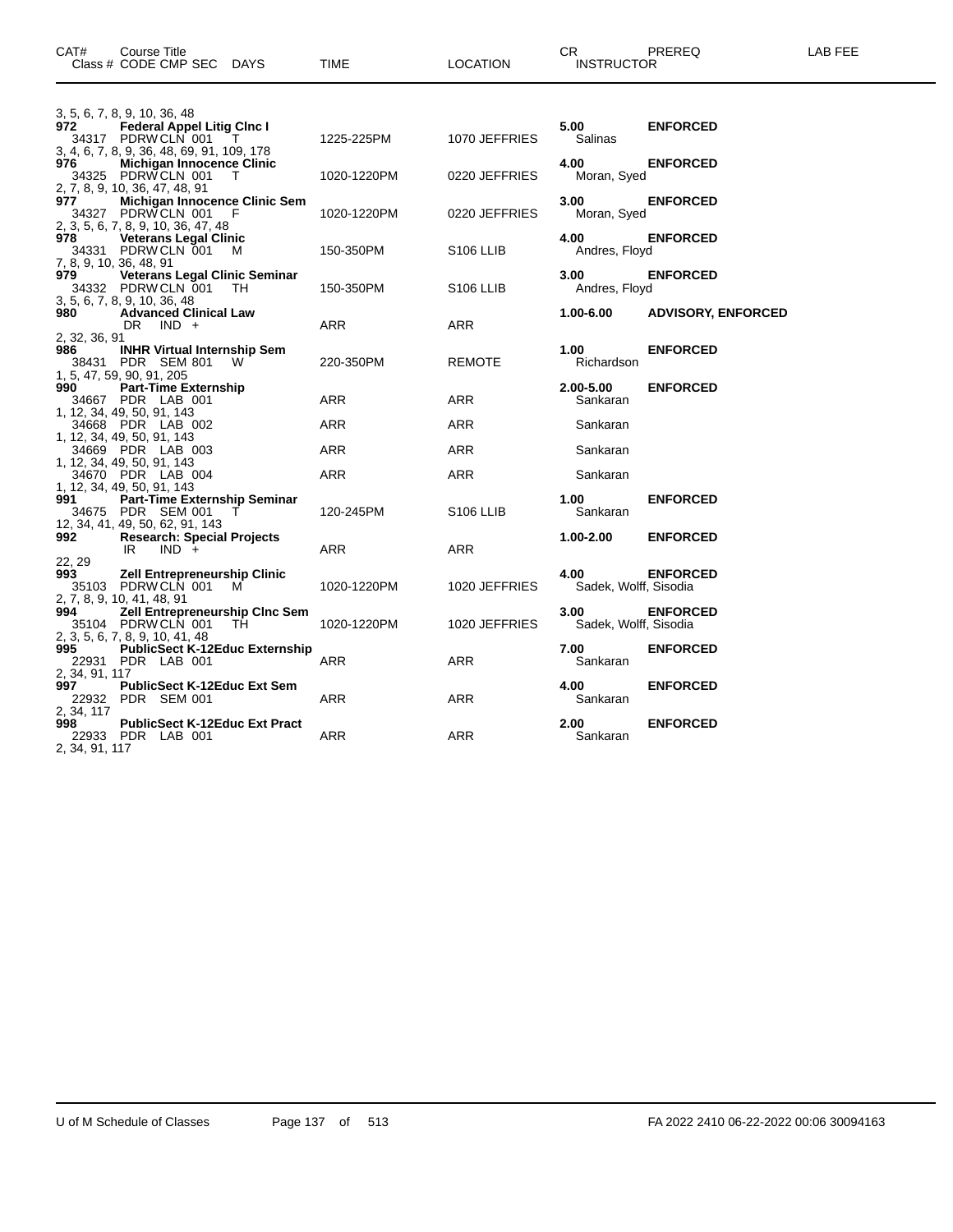| CAT# | Course Title<br>Class # CODE CMP SEC DAYS | TIME | LOCATION | CR<br>INSTRUCTOR | PREREQ | LAB FEE |
|---|---|---|---|---|---|---|
| | 3, 5, 6, 7, 8, 9, 10, 36, 48 | | | | | |
| **972** | **Federal Appel Litig Clnc I** | | | **5.00** | **ENFORCED** | |
| | 34317 PDRW CLN 001 T | 1225-225PM | 1070 JEFFRIES | Salinas | | |
| | 3, 4, 6, 7, 8, 9, 36, 48, 69, 91, 109, 178 | | | | | |
| **976** | **Michigan Innocence Clinic** | | | **4.00** | **ENFORCED** | |
| | 34325 PDRW CLN 001 T | 1020-1220PM | 0220 JEFFRIES | Moran, Syed | | |
| | 2, 7, 8, 9, 10, 36, 47, 48, 91 | | | | | |
| **977** | **Michigan Innocence Clinic Sem** | | | **3.00** | **ENFORCED** | |
| | 34327 PDRW CLN 001 F | 1020-1220PM | 0220 JEFFRIES | Moran, Syed | | |
| | 2, 3, 5, 6, 7, 8, 9, 10, 36, 47, 48 | | | | | |
| **978** | **Veterans Legal Clinic** | | | **4.00** | **ENFORCED** | |
| | 34331 PDRW CLN 001 M | 150-350PM | S106 LLIB | Andres, Floyd | | |
| | 7, 8, 9, 10, 36, 48, 91 | | | | | |
| **979** | **Veterans Legal Clinic Seminar** | | | **3.00** | **ENFORCED** | |
| | 34332 PDRW CLN 001 TH | 150-350PM | S106 LLIB | Andres, Floyd | | |
| | 3, 5, 6, 7, 8, 9, 10, 36, 48 | | | | | |
| **980** | **Advanced Clinical Law** | | | **1.00-6.00** | **ADVISORY, ENFORCED** | |
| | DR IND + | ARR | ARR | | | |
| | 2, 32, 36, 91 | | | | | |
| **986** | **INHR Virtual Internship Sem** | | | **1.00** | **ENFORCED** | |
| | 38431 PDR SEM 801 W | 220-350PM | REMOTE | Richardson | | |
| | 1, 5, 47, 59, 90, 91, 205 | | | | | |
| **990** | **Part-Time Externship** | | | **2.00-5.00** | **ENFORCED** | |
| | 34667 PDR LAB 001 | ARR | ARR | Sankaran | | |
| | 1, 12, 34, 49, 50, 91, 143 | | | | | |
| | 34668 PDR LAB 002 | ARR | ARR | Sankaran | | |
| | 1, 12, 34, 49, 50, 91, 143 | | | | | |
| | 34669 PDR LAB 003 | ARR | ARR | Sankaran | | |
| | 1, 12, 34, 49, 50, 91, 143 | | | | | |
| | 34670 PDR LAB 004 | ARR | ARR | Sankaran | | |
| | 1, 12, 34, 49, 50, 91, 143 | | | | | |
| **991** | **Part-Time Externship Seminar** | | | **1.00** | **ENFORCED** | |
| | 34675 PDR SEM 001 T | 120-245PM | S106 LLIB | Sankaran | | |
| | 12, 34, 41, 49, 50, 62, 91, 143 | | | | | |
| **992** | **Research: Special Projects** | | | **1.00-2.00** | **ENFORCED** | |
| | IR IND + | ARR | ARR | | | |
| | 22, 29 | | | | | |
| **993** | **Zell Entrepreneurship Clinic** | | | **4.00** | **ENFORCED** | |
| | 35103 PDRW CLN 001 M | 1020-1220PM | 1020 JEFFRIES | Sadek, Wolff, Sisodia | | |
| | 2, 7, 8, 9, 10, 41, 48, 91 | | | | | |
| **994** | **Zell Entrepreneurship Clnc Sem** | | | **3.00** | **ENFORCED** | |
| | 35104 PDRW CLN 001 TH | 1020-1220PM | 1020 JEFFRIES | Sadek, Wolff, Sisodia | | |
| | 2, 3, 5, 6, 7, 8, 9, 10, 41, 48 | | | | | |
| **995** | **PublicSect K-12Educ Externship** | | | **7.00** | **ENFORCED** | |
| | 22931 PDR LAB 001 | ARR | ARR | Sankaran | | |
| | 2, 34, 91, 117 | | | | | |
| **997** | **PublicSect K-12Educ Ext Sem** | | | **4.00** | **ENFORCED** | |
| | 22932 PDR SEM 001 | ARR | ARR | Sankaran | | |
| | 2, 34, 117 | | | | | |
| **998** | **PublicSect K-12Educ Ext Pract** | | | **2.00** | **ENFORCED** | |
| | 22933 PDR LAB 001 | ARR | ARR | Sankaran | | |
| | 2, 34, 91, 117 | | | | | |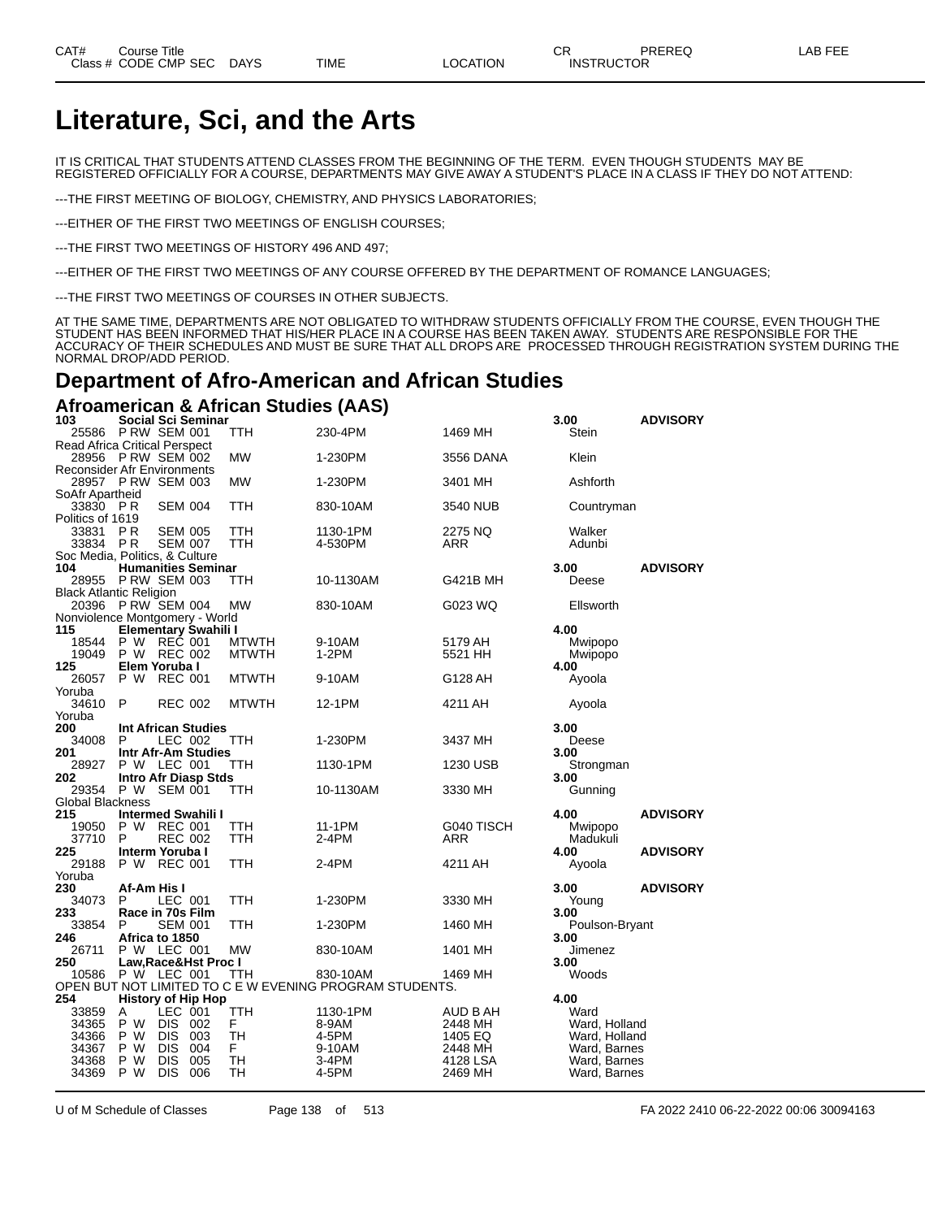# Literature, Sci, and the Arts

IT IS CRITICAL THAT STUDENTS ATTEND CLASSES FROM THE BEGINNING OF THE TERM. EVEN THOUGH STUDENTS MAY BE REGISTERED OFFICIALLY FOR A COURSE, DEPARTMENTS MAY GIVE AWAY A STUDENT'S PLACE IN A CLASS IF THEY DO NOT ATTEND:

---THE FIRST MEETING OF BIOLOGY, CHEMISTRY, AND PHYSICS LABORATORIES;

---EITHER OF THE FIRST TWO MEETINGS OF ENGLISH COURSES;

---THE FIRST TWO MEETINGS OF HISTORY 496 AND 497;

---EITHER OF THE FIRST TWO MEETINGS OF ANY COURSE OFFERED BY THE DEPARTMENT OF ROMANCE LANGUAGES;

---THE FIRST TWO MEETINGS OF COURSES IN OTHER SUBJECTS.

AT THE SAME TIME, DEPARTMENTS ARE NOT OBLIGATED TO WITHDRAW STUDENTS OFFICIALLY FROM THE COURSE, EVEN THOUGH THE STUDENT HAS BEEN INFORMED THAT HIS/HER PLACE IN A COURSE HAS BEEN TAKEN AWAY. STUDENTS ARE RESPONSIBLE FOR THE ACCURACY OF THEIR SCHEDULES AND MUST BE SURE THAT ALL DROPS ARE PROCESSED THROUGH REGISTRATION SYSTEM DURING THE NORMAL DROP/ADD PERIOD.

## Department of Afro-American and African Studies

### Afroamerican & African Studies (AAS)

| CAT# / Class # | Course Title / CODE CMP SEC | DAYS | TIME | LOCATION | CR / INSTRUCTOR | PREREQ |
|---|---|---|---|---|---|---|
| **103** | **Social Sci Seminar** | | | | **3.00** | **ADVISORY** |
| 25586 | P RW SEM 001 | TTH | 230-4PM | 1469 MH | Stein | |
| Read Africa Critical Perspect | | | | | | |
| 28956 | P RW SEM 002 | MW | 1-230PM | 3556 DANA | Klein | |
| Reconsider Afr Environments | | | | | | |
| 28957 | P RW SEM 003 | MW | 1-230PM | 3401 MH | Ashforth | |
| SoAfr Apartheid | | | | | | |
| 33830 | P R SEM 004 | TTH | 830-10AM | 3540 NUB | Countryman | |
| Politics of 1619 | | | | | | |
| 33831 | P R SEM 005 | TTH | 1130-1PM | 2275 NQ | Walker | |
| 33834 | P R SEM 007 | TTH | 4-530PM | ARR | Adunbi | |
| Soc Media, Politics, & Culture | | | | | | |
| **104** | **Humanities Seminar** | | | | **3.00** | **ADVISORY** |
| 28955 | P RW SEM 003 | TTH | 10-1130AM | G421B MH | Deese | |
| Black Atlantic Religion | | | | | | |
| 20396 | P RW SEM 004 | MW | 830-10AM | G023 WQ | Ellsworth | |
| Nonviolence Montgomery - World | | | | | | |
| **115** | **Elementary Swahili I** | | | | **4.00** | |
| 18544 | P W REC 001 | MTWTH | 9-10AM | 5179 AH | Mwipopo | |
| 19049 | P W REC 002 | MTWTH | 1-2PM | 5521 HH | Mwipopo | |
| **125** | **Elem Yoruba I** | | | | **4.00** | |
| 26057 | P W REC 001 | MTWTH | 9-10AM | G128 AH | Ayoola | |
| Yoruba | | | | | | |
| 34610 | P REC 002 | MTWTH | 12-1PM | 4211 AH | Ayoola | |
| Yoruba | | | | | | |
| **200** | **Int African Studies** | | | | **3.00** | |
| 34008 | P LEC 002 | TTH | 1-230PM | 3437 MH | Deese | |
| **201** | **Intr Afr-Am Studies** | | | | **3.00** | |
| 28927 | P W LEC 001 | TTH | 1130-1PM | 1230 USB | Strongman | |
| **202** | **Intro Afr Diasp Stds** | | | | **3.00** | |
| 29354 | P W SEM 001 | TTH | 10-1130AM | 3330 MH | Gunning | |
| Global Blackness | | | | | | |
| **215** | **Intermed Swahili I** | | | | **4.00** | **ADVISORY** |
| 19050 | P W REC 001 | TTH | 11-1PM | G040 TISCH | Mwipopo | |
| 37710 | P REC 002 | TTH | 2-4PM | ARR | Madukuli | |
| **225** | **Interm Yoruba I** | | | | **4.00** | **ADVISORY** |
| 29188 | P W REC 001 | TTH | 2-4PM | 4211 AH | Ayoola | |
| Yoruba | | | | | | |
| **230** | **Af-Am His I** | | | | **3.00** | **ADVISORY** |
| 34073 | P LEC 001 | TTH | 1-230PM | 3330 MH | Young | |
| **233** | **Race in 70s Film** | | | | **3.00** | |
| 33854 | P SEM 001 | TTH | 1-230PM | 1460 MH | Poulson-Bryant | |
| **246** | **Africa to 1850** | | | | **3.00** | |
| 26711 | P W LEC 001 | MW | 830-10AM | 1401 MH | Jimenez | |
| **250** | **Law,Race&Hst Proc I** | | | | **3.00** | |
| 10586 | P W LEC 001 | TTH | 830-10AM | 1469 MH | Woods | |
| OPEN BUT NOT LIMITED TO C E W EVENING PROGRAM STUDENTS. | | | | | | |
| **254** | **History of Hip Hop** | | | | **4.00** | |
| 33859 | A LEC 001 | TTH | 1130-1PM | AUD B AH | Ward | |
| 34365 | P W DIS 002 | F | 8-9AM | 2448 MH | Ward, Holland | |
| 34366 | P W DIS 003 | TH | 4-5PM | 1405 EQ | Ward, Holland | |
| 34367 | P W DIS 004 | F | 9-10AM | 2448 MH | Ward, Barnes | |
| 34368 | P W DIS 005 | TH | 3-4PM | 4128 LSA | Ward, Barnes | |
| 34369 | P W DIS 006 | TH | 4-5PM | 2469 MH | Ward, Barnes | |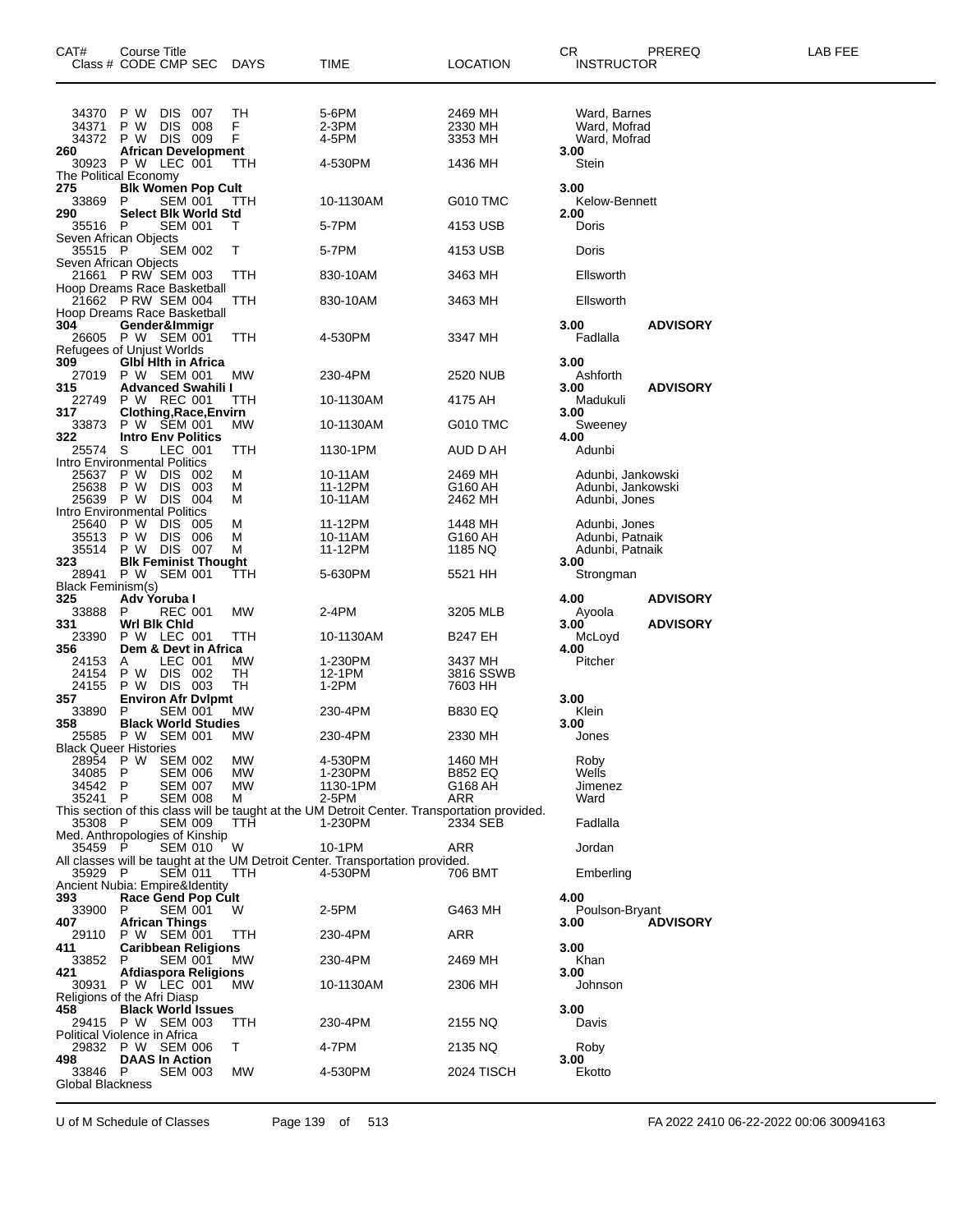| CAT# | Course Title<br>Class # CODE CMP SEC | DAYS | TIME | LOCATION | CR<br>INSTRUCTOR | PREREQ | LAB FEE |
|---|---|---|---|---|---|---|---|
| 34370 | P W DIS 007 | TH | 5-6PM | 2469 MH | Ward, Barnes | | |
| 34371 | P W DIS 008 | F | 2-3PM | 2330 MH | Ward, Mofrad | | |
| 34372 | P W DIS 009 | F | 4-5PM | 3353 MH | Ward, Mofrad | | |
| **260** | **African Development** | | | | **3.00** | | |
| 30923 | P W LEC 001 | TTH | 4-530PM | 1436 MH | Stein | | |
| The Political Economy | | | | | | | |
| **275** | **Blk Women Pop Cult** | | | | **3.00** | | |
| 33869 | P SEM 001 | TTH | 10-1130AM | G010 TMC | Kelow-Bennett | | |
| **290** | **Select Blk World Std** | | | | **2.00** | | |
| 35516 | P SEM 001 | T | 5-7PM | 4153 USB | Doris | | |
| Seven African Objects | | | | | | | |
| 35515 | P SEM 002 | T | 5-7PM | 4153 USB | Doris | | |
| Seven African Objects | | | | | | | |
| 21661 | P RW SEM 003 | TTH | 830-10AM | 3463 MH | Ellsworth | | |
| Hoop Dreams Race Basketball | | | | | | | |
| 21662 | P RW SEM 004 | TTH | 830-10AM | 3463 MH | Ellsworth | | |
| Hoop Dreams Race Basketball | | | | | | | |
| **304** | **Gender&Immigr** | | | | **3.00** | **ADVISORY** | |
| 26605 | P W SEM 001 | TTH | 4-530PM | 3347 MH | Fadlalla | | |
| Refugees of Unjust Worlds | | | | | | | |
| **309** | **Glbl Hlth in Africa** | | | | **3.00** | | |
| 27019 | P W SEM 001 | MW | 230-4PM | 2520 NUB | Ashforth | | |
| **315** | **Advanced Swahili I** | | | | **3.00** | **ADVISORY** | |
| 22749 | P W REC 001 | TTH | 10-1130AM | 4175 AH | Madukuli | | |
| **317** | **Clothing,Race,Envirn** | | | | **3.00** | | |
| 33873 | P W SEM 001 | MW | 10-1130AM | G010 TMC | Sweeney | | |
| **322** | **Intro Env Politics** | | | | **4.00** | | |
| 25574 | S LEC 001 | TTH | 1130-1PM | AUD D AH | Adunbi | | |
| Intro Environmental Politics | | | | | | | |
| 25637 | P W DIS 002 | M | 10-11AM | 2469 MH | Adunbi, Jankowski | | |
| 25638 | P W DIS 003 | M | 11-12PM | G160 AH | Adunbi, Jankowski | | |
| 25639 | P W DIS 004 | M | 10-11AM | 2462 MH | Adunbi, Jones | | |
| Intro Environmental Politics | | | | | | | |
| 25640 | P W DIS 005 | M | 11-12PM | 1448 MH | Adunbi, Jones | | |
| 35513 | P W DIS 006 | M | 10-11AM | G160 AH | Adunbi, Patnaik | | |
| 35514 | P W DIS 007 | M | 11-12PM | 1185 NQ | Adunbi, Patnaik | | |
| **323** | **Blk Feminist Thought** | | | | **3.00** | | |
| 28941 | P W SEM 001 | TTH | 5-630PM | 5521 HH | Strongman | | |
| Black Feminism(s) | | | | | | | |
| **325** | **Adv Yoruba I** | | | | **4.00** | **ADVISORY** | |
| 33888 | P REC 001 | MW | 2-4PM | 3205 MLB | Ayoola | | |
| **331** | **Wrl Blk Chld** | | | | **3.00** | **ADVISORY** | |
| 23390 | P W LEC 001 | TTH | 10-1130AM | B247 EH | McLoyd | | |
| **356** | **Dem & Devt in Africa** | | | | **4.00** | | |
| 24153 | A LEC 001 | MW | 1-230PM | 3437 MH | Pitcher | | |
| 24154 | P W DIS 002 | TH | 12-1PM | 3816 SSWB | | | |
| 24155 | P W DIS 003 | TH | 1-2PM | 7603 HH | | | |
| **357** | **Environ Afr Dvlpmt** | | | | **3.00** | | |
| 33890 | P SEM 001 | MW | 230-4PM | B830 EQ | Klein | | |
| **358** | **Black World Studies** | | | | **3.00** | | |
| 25585 | P W SEM 001 | MW | 230-4PM | 2330 MH | Jones | | |
| Black Queer Histories | | | | | | | |
| 28954 | P W SEM 002 | MW | 4-530PM | 1460 MH | Roby | | |
| 34085 | P SEM 006 | MW | 1-230PM | B852 EQ | Wells | | |
| 34542 | P SEM 007 | MW | 1130-1PM | G168 AH | Jimenez | | |
| 35241 | P SEM 008 | M | 2-5PM | ARR | Ward | | |
| This section of this class will be taught at the UM Detroit Center. Transportation provided. | | | | | | | |
| 35308 | P SEM 009 | TTH | 1-230PM | 2334 SEB | Fadlalla | | |
| Med. Anthropologies of Kinship | | | | | | | |
| 35459 | P SEM 010 | W | 10-1PM | ARR | Jordan | | |
| All classes will be taught at the UM Detroit Center. Transportation provided. | | | | | | | |
| 35929 | P SEM 011 | TTH | 4-530PM | 706 BMT | Emberling | | |
| Ancient Nubia: Empire&Identity | | | | | | | |
| **393** | **Race Gend Pop Cult** | | | | **4.00** | | |
| 33900 | P SEM 001 | W | 2-5PM | G463 MH | Poulson-Bryant | | |
| **407** | **African Things** | | | | **3.00** | **ADVISORY** | |
| 29110 | P W SEM 001 | TTH | 230-4PM | ARR | | | |
| **411** | **Caribbean Religions** | | | | **3.00** | | |
| 33852 | P SEM 001 | MW | 230-4PM | 2469 MH | Khan | | |
| **421** | **Afdiaspora Religions** | | | | **3.00** | | |
| 30931 | P W LEC 001 | MW | 10-1130AM | 2306 MH | Johnson | | |
| Religions of the Afri Diasp | | | | | | | |
| **458** | **Black World Issues** | | | | **3.00** | | |
| 29415 | P W SEM 003 | TTH | 230-4PM | 2155 NQ | Davis | | |
| Political Violence in Africa | | | | | | | |
| 29832 | P W SEM 006 | T | 4-7PM | 2135 NQ | Roby | | |
| **498** | **DAAS In Action** | | | | **3.00** | | |
| 33846 | P SEM 003 | MW | 4-530PM | 2024 TISCH | Ekotto | | |
| Global Blackness | | | | | | | |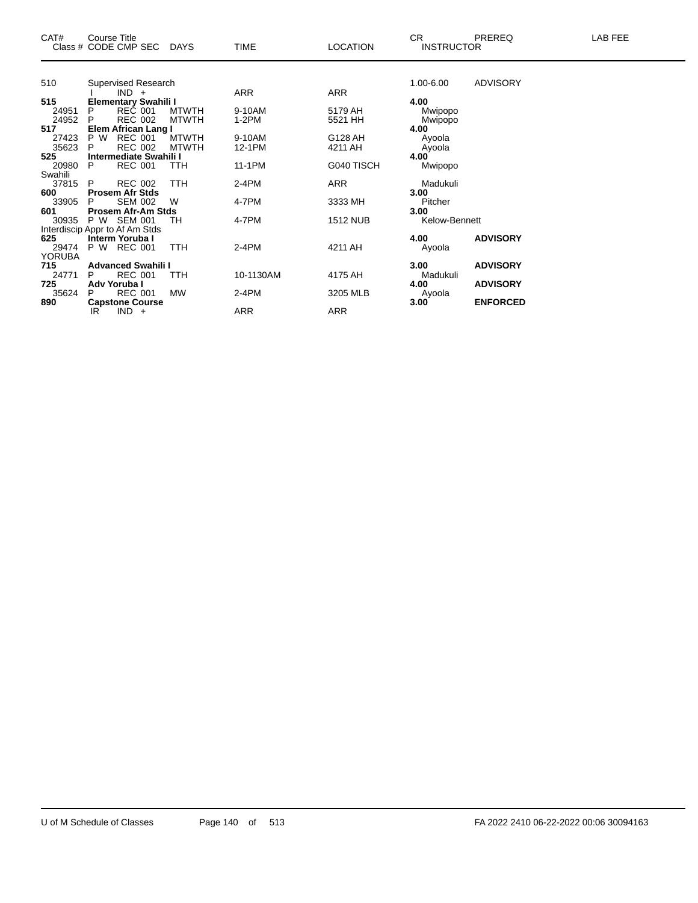| CAT# | Course Title Class # CODE CMP SEC | DAYS | TIME | LOCATION | CR INSTRUCTOR | PREREQ | LAB FEE |
|---|---|---|---|---|---|---|---|
| 510 | Supervised Research | | | | 1.00-6.00 | ADVISORY | |
| | I IND + | | ARR | ARR | | | |
| **515** | **Elementary Swahili I** | | | | **4.00** | | |
| 24951 | P REC 001 | MTWTH | 9-10AM | 5179 AH | Mwipopo | | |
| 24952 | P REC 002 | MTWTH | 1-2PM | 5521 HH | Mwipopo | | |
| **517** | **Elem African Lang I** | | | | **4.00** | | |
| 27423 | P W REC 001 | MTWTH | 9-10AM | G128 AH | Ayoola | | |
| 35623 | P REC 002 | MTWTH | 12-1PM | 4211 AH | Ayoola | | |
| **525** | **Intermediate Swahili I** | | | | **4.00** | | |
| 20980 | P REC 001 | TTH | 11-1PM | G040 TISCH | Mwipopo | | |
| Swahili | | | | | | | |
| 37815 | P REC 002 | TTH | 2-4PM | ARR | Madukuli | | |
| **600** | **Prosem Afr Stds** | | | | **3.00** | | |
| 33905 | P SEM 002 | W | 4-7PM | 3333 MH | Pitcher | | |
| **601** | **Prosem Afr-Am Stds** | | | | **3.00** | | |
| 30935 | P W SEM 001 | TH | 4-7PM | 1512 NUB | Kelow-Bennett | | |
| Interdiscip Appr to Af Am Stds | | | | | | | |
| **625** | **Interm Yoruba I** | | | | **4.00** | **ADVISORY** | |
| 29474 | P W REC 001 | TTH | 2-4PM | 4211 AH | Ayoola | | |
| YORUBA | | | | | | | |
| **715** | **Advanced Swahili I** | | | | **3.00** | **ADVISORY** | |
| 24771 | P REC 001 | TTH | 10-1130AM | 4175 AH | Madukuli | | |
| **725** | **Adv Yoruba I** | | | | **4.00** | **ADVISORY** | |
| 35624 | P REC 001 | MW | 2-4PM | 3205 MLB | Ayoola | | |
| **890** | **Capstone Course** | | | | **3.00** | **ENFORCED** | |
| | IR IND + | | ARR | ARR | | | |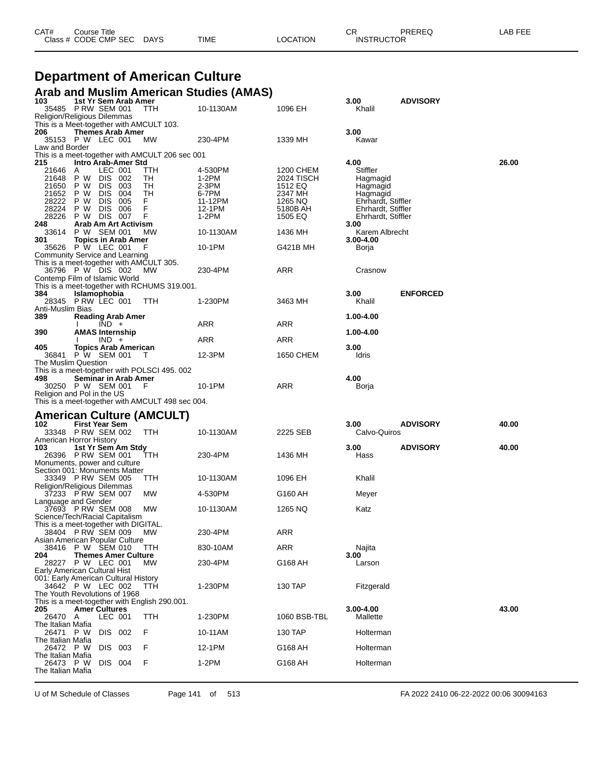# Department of American Culture

## Arab and Muslim American Studies (AMAS)

| CAT# / Class # | Course Title / CODE CMP SEC | DAYS | TIME | LOCATION | CR / INSTRUCTOR | PREREQ | LAB FEE |
|---|---|---|---|---|---|---|---|
| **103** | **1st Yr Sem Arab Amer** | | | | **3.00** | **ADVISORY** | |
| 35485 | P RW SEM 001 | TTH | 10-1130AM | 1096 EH | Khalil | | |
| Religion/Religious Dilemmas | | | | | | | |
| This is a Meet-together with AMCULT 103. | | | | | | | |
| **206** | **Themes Arab Amer** | | | | **3.00** | | |
| 35153 | P W LEC 001 | MW | 230-4PM | 1339 MH | Kawar | | |
| Law and Border | | | | | | | |
| This is a meet-together with AMCULT 206 sec 001 | | | | | | | |
| **215** | **Intro Arab-Amer Std** | | | | **4.00** | | **26.00** |
| 21646 | A LEC 001 | TTH | 4-530PM | 1200 CHEM | Stiffler | | |
| 21648 | P W DIS 002 | TH | 1-2PM | 2024 TISCH | Hagmagid | | |
| 21650 | P W DIS 003 | TH | 2-3PM | 1512 EQ | Hagmagid | | |
| 21652 | P W DIS 004 | TH | 6-7PM | 2347 MH | Hagmagid | | |
| 28222 | P W DIS 005 | F | 11-12PM | 1265 NQ | Ehrhardt, Stiffler | | |
| 28224 | P W DIS 006 | F | 12-1PM | 5180B AH | Ehrhardt, Stiffler | | |
| 28226 | P W DIS 007 | F | 1-2PM | 1505 EQ | Ehrhardt, Stiffler | | |
| **248** | **Arab Am Art Activism** | | | | **3.00** | | |
| 33614 | P W SEM 001 | MW | 10-1130AM | 1436 MH | Karem Albrecht | | |
| **301** | **Topics in Arab Amer** | | | | **3.00-4.00** | | |
| 35626 | P W LEC 001 | F | 10-1PM | G421B MH | Borja | | |
| Community Service and Learning | | | | | | | |
| This is a meet-together with AMCULT 305. | | | | | | | |
| 36796 | P W DIS 002 | MW | 230-4PM | ARR | Crasnow | | |
| Contemp Film of Islamic World | | | | | | | |
| This is a meet-together with RCHUMS 319.001. | | | | | | | |
| **384** | **Islamophobia** | | | | **3.00** | **ENFORCED** | |
| 28345 | P RW LEC 001 | TTH | 1-230PM | 3463 MH | Khalil | | |
| Anti-Muslim Bias | | | | | | | |
| **389** | **Reading Arab Amer** | | | | **1.00-4.00** | | |
| | I IND + | | ARR | ARR | | | |
| **390** | **AMAS Internship** | | | | **1.00-4.00** | | |
| | I IND + | | ARR | ARR | | | |
| **405** | **Topics Arab American** | | | | **3.00** | | |
| 36841 | P W SEM 001 | T | 12-3PM | 1650 CHEM | Idris | | |
| The Muslim Question | | | | | | | |
| This is a meet-together with POLSCI 495. 002 | | | | | | | |
| **498** | **Seminar in Arab Amer** | | | | **4.00** | | |
| 30250 | P W SEM 001 | F | 10-1PM | ARR | Borja | | |
| Religion and Pol in the US | | | | | | | |
| This is a meet-together with AMCULT 498 sec 004. | | | | | | | |

## American Culture (AMCULT)

| CAT# / Class # | Course Title / CODE CMP SEC | DAYS | TIME | LOCATION | CR / INSTRUCTOR | PREREQ | LAB FEE |
|---|---|---|---|---|---|---|---|
| **102** | **First Year Sem** | | | | **3.00** | **ADVISORY** | **40.00** |
| 33348 | P RW SEM 002 | TTH | 10-1130AM | 2225 SEB | Calvo-Quiros | | |
| American Horror History | | | | | | | |
| **103** | **1st Yr Sem Am Stdy** | | | | **3.00** | **ADVISORY** | **40.00** |
| 26396 | P RW SEM 001 | TTH | 230-4PM | 1436 MH | Hass | | |
| Monuments, power and culture | | | | | | | |
| Section 001: Monuments Matter | | | | | | | |
| 33349 | P RW SEM 005 | TTH | 10-1130AM | 1096 EH | Khalil | | |
| Religion/Religious Dilemmas | | | | | | | |
| 37233 | P RW SEM 007 | MW | 4-530PM | G160 AH | Meyer | | |
| Language and Gender | | | | | | | |
| 37693 | P RW SEM 008 | MW | 10-1130AM | 1265 NQ | Katz | | |
| Science/Tech/Racial Capitalism | | | | | | | |
| This is a meet-together with DIGITAL. | | | | | | | |
| 38404 | P RW SEM 009 | MW | 230-4PM | ARR | | | |
| Asian American Popular Culture | | | | | | | |
| 38416 | P W SEM 010 | TTH | 830-10AM | ARR | Najita | | |
| **204** | **Themes Amer Culture** | | | | **3.00** | | |
| 28227 | P W LEC 001 | MW | 230-4PM | G168 AH | Larson | | |
| Early American Cultural Hist | | | | | | | |
| 001: Early American Cultural History | | | | | | | |
| 34642 | P W LEC 002 | TTH | 1-230PM | 130 TAP | Fitzgerald | | |
| The Youth Revolutions of 1968 | | | | | | | |
| This is a meet-together with English 290.001. | | | | | | | |
| **205** | **Amer Cultures** | | | | **3.00-4.00** | | **43.00** |
| 26470 | A LEC 001 | TTH | 1-230PM | 1060 BSB-TBL | Mallette | | |
| The Italian Mafia | | | | | | | |
| 26471 | P W DIS 002 | F | 10-11AM | 130 TAP | Holterman | | |
| The Italian Mafia | | | | | | | |
| 26472 | P W DIS 003 | F | 12-1PM | G168 AH | Holterman | | |
| The Italian Mafia | | | | | | | |
| 26473 | P W DIS 004 | F | 1-2PM | G168 AH | Holterman | | |
| The Italian Mafia | | | | | | | |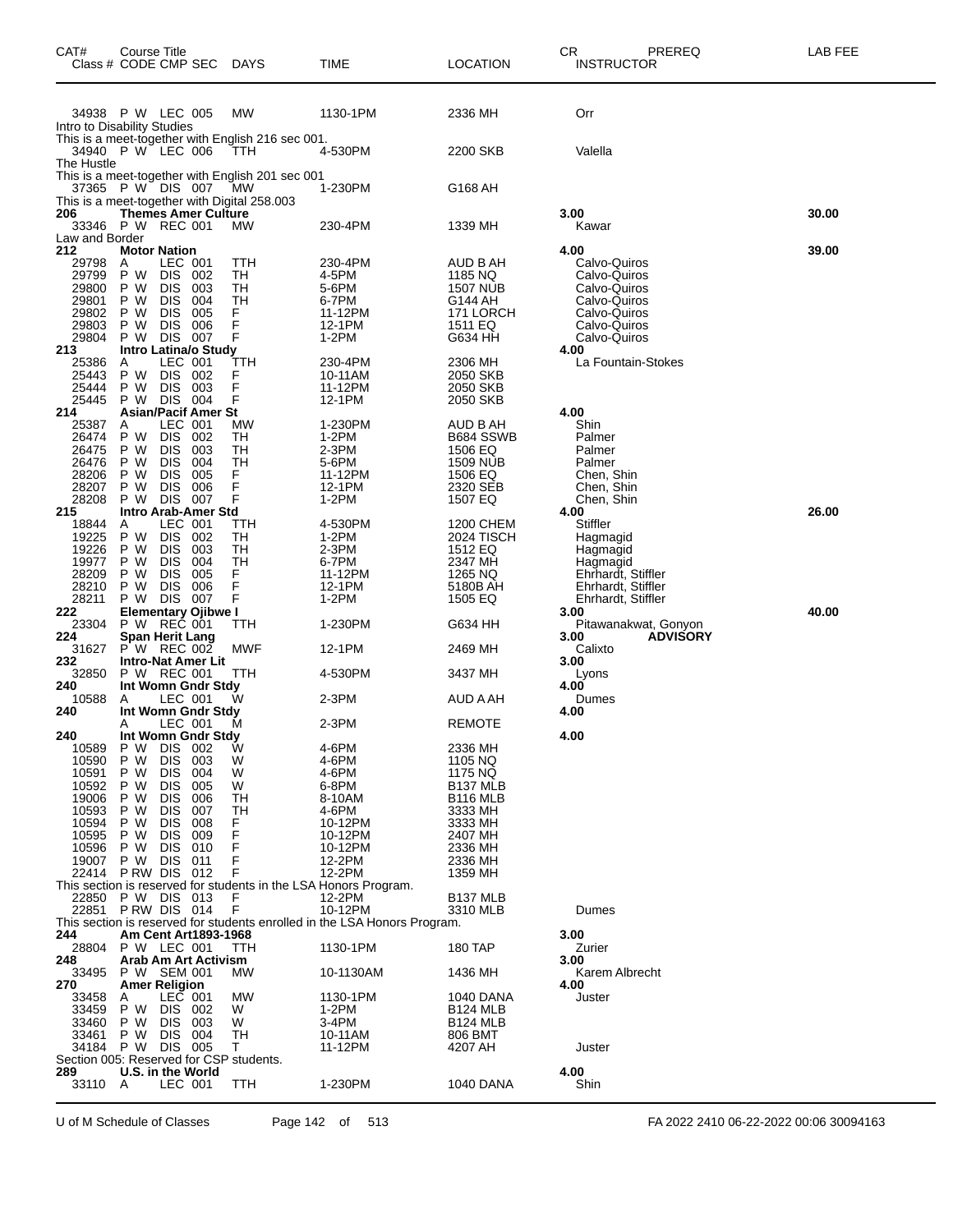| CAT# Class # | Course Title CODE CMP SEC | DAYS | TIME | LOCATION | CR INSTRUCTOR | PREREQ | LAB FEE |
|---|---|---|---|---|---|---|---|
| 34938 | P W LEC 005 | MW | 1130-1PM | 2336 MH | Orr | | |
| Intro to Disability Studies | | | | | | | |
| This is a meet-together with English 216 sec 001. | | | | | | | |
| 34940 | P W LEC 006 | TTH | 4-530PM | 2200 SKB | Valella | | |
| The Hustle | | | | | | | |
| This is a meet-together with English 201 sec 001 | | | | | | | |
| 37365 | P W DIS 007 | MW | 1-230PM | G168 AH | | | |
| This is a meet-together with Digital 258.003 | | | | | | | |
| **206** | **Themes Amer Culture** | | | | **3.00** | | **30.00** |
| 33346 | P W REC 001 | MW | 230-4PM | 1339 MH | Kawar | | |
| Law and Border | | | | | | | |
| **212** | **Motor Nation** | | | | **4.00** | | **39.00** |
| 29798 | A LEC 001 | TTH | 230-4PM | AUD B AH | Calvo-Quiros | | |
| 29799 | P W DIS 002 | TH | 4-5PM | 1185 NQ | Calvo-Quiros | | |
| 29800 | P W DIS 003 | TH | 5-6PM | 1507 NUB | Calvo-Quiros | | |
| 29801 | P W DIS 004 | TH | 6-7PM | G144 AH | Calvo-Quiros | | |
| 29802 | P W DIS 005 | F | 11-12PM | 171 LORCH | Calvo-Quiros | | |
| 29803 | P W DIS 006 | F | 12-1PM | 1511 EQ | Calvo-Quiros | | |
| 29804 | P W DIS 007 | F | 1-2PM | G634 HH | Calvo-Quiros | | |
| **213** | **Intro Latina/o Study** | | | | **4.00** | | |
| 25386 | A LEC 001 | TTH | 230-4PM | 2306 MH | La Fountain-Stokes | | |
| 25443 | P W DIS 002 | F | 10-11AM | 2050 SKB | | | |
| 25444 | P W DIS 003 | F | 11-12PM | 2050 SKB | | | |
| 25445 | P W DIS 004 | F | 12-1PM | 2050 SKB | | | |
| **214** | **Asian/Pacif Amer St** | | | | **4.00** | | |
| 25387 | A LEC 001 | MW | 1-230PM | AUD B AH | Shin | | |
| 26474 | P W DIS 002 | TH | 1-2PM | B684 SSWB | Palmer | | |
| 26475 | P W DIS 003 | TH | 2-3PM | 1506 EQ | Palmer | | |
| 26476 | P W DIS 004 | TH | 5-6PM | 1509 NUB | Palmer | | |
| 28206 | P W DIS 005 | F | 11-12PM | 1506 EQ | Chen, Shin | | |
| 28207 | P W DIS 006 | F | 12-1PM | 2320 SEB | Chen, Shin | | |
| 28208 | P W DIS 007 | F | 1-2PM | 1507 EQ | Chen, Shin | | |
| **215** | **Intro Arab-Amer Std** | | | | **4.00** | | **26.00** |
| 18844 | A LEC 001 | TTH | 4-530PM | 1200 CHEM | Stiffler | | |
| 19225 | P W DIS 002 | TH | 1-2PM | 2024 TISCH | Hagmagid | | |
| 19226 | P W DIS 003 | TH | 2-3PM | 1512 EQ | Hagmagid | | |
| 19977 | P W DIS 004 | TH | 6-7PM | 2347 MH | Hagmagid | | |
| 28209 | P W DIS 005 | F | 11-12PM | 1265 NQ | Ehrhardt, Stiffler | | |
| 28210 | P W DIS 006 | F | 12-1PM | 5180B AH | Ehrhardt, Stiffler | | |
| 28211 | P W DIS 007 | F | 1-2PM | 1505 EQ | Ehrhardt, Stiffler | | |
| **222** | **Elementary Ojibwe I** | | | | **3.00** | | **40.00** |
| 23304 | P W REC 001 | TTH | 1-230PM | G634 HH | Pitawanakwat, Gonyon | | |
| **224** | **Span Herit Lang** | | | | **3.00** | **ADVISORY** | |
| 31627 | P W REC 002 | MWF | 12-1PM | 2469 MH | Calixto | | |
| **232** | **Intro-Nat Amer Lit** | | | | **3.00** | | |
| 32850 | P W REC 001 | TTH | 4-530PM | 3437 MH | Lyons | | |
| **240** | **Int Womn Gndr Stdy** | | | | **4.00** | | |
| 10588 | A LEC 001 | W | 2-3PM | AUD A AH | Dumes | | |
| **240** | **Int Womn Gndr Stdy** | | | | **4.00** | | |
| | A LEC 001 | M | 2-3PM | REMOTE | | | |
| **240** | **Int Womn Gndr Stdy** | | | | **4.00** | | |
| 10589 | P W DIS 002 | W | 4-6PM | 2336 MH | | | |
| 10590 | P W DIS 003 | W | 4-6PM | 1105 NQ | | | |
| 10591 | P W DIS 004 | W | 4-6PM | 1175 NQ | | | |
| 10592 | P W DIS 005 | W | 6-8PM | B137 MLB | | | |
| 19006 | P W DIS 006 | TH | 8-10AM | B116 MLB | | | |
| 10593 | P W DIS 007 | TH | 4-6PM | 3333 MH | | | |
| 10594 | P W DIS 008 | F | 10-12PM | 3333 MH | | | |
| 10595 | P W DIS 009 | F | 10-12PM | 2407 MH | | | |
| 10596 | P W DIS 010 | F | 10-12PM | 2336 MH | | | |
| 19007 | P W DIS 011 | F | 12-2PM | 2336 MH | | | |
| 22414 | P RW DIS 012 | F | 12-2PM | 1359 MH | | | |
| This section is reserved for students in the LSA Honors Program. | | | | | | | |
| 22850 | P W DIS 013 | F | 12-2PM | B137 MLB | | | |
| 22851 | P RW DIS 014 | F | 10-12PM | 3310 MLB | Dumes | | |
| This section is reserved for students enrolled in the LSA Honors Program. | | | | | | | |
| **244** | **Am Cent Art1893-1968** | | | | **3.00** | | |
| 28804 | P W LEC 001 | TTH | 1130-1PM | 180 TAP | Zurier | | |
| **248** | **Arab Am Art Activism** | | | | **3.00** | | |
| 33495 | P W SEM 001 | MW | 10-1130AM | 1436 MH | Karem Albrecht | | |
| **270** | **Amer Religion** | | | | **4.00** | | |
| 33458 | A LEC 001 | MW | 1130-1PM | 1040 DANA | Juster | | |
| 33459 | P W DIS 002 | W | 1-2PM | B124 MLB | | | |
| 33460 | P W DIS 003 | W | 3-4PM | B124 MLB | | | |
| 33461 | P W DIS 004 | TH | 10-11AM | 806 BMT | | | |
| 34184 | P W DIS 005 | T | 11-12PM | 4207 AH | Juster | | |
| Section 005: Reserved for CSP students. | | | | | | | |
| **289** | **U.S. in the World** | | | | **4.00** | | |
| 33110 | A LEC 001 | TTH | 1-230PM | 1040 DANA | Shin | | |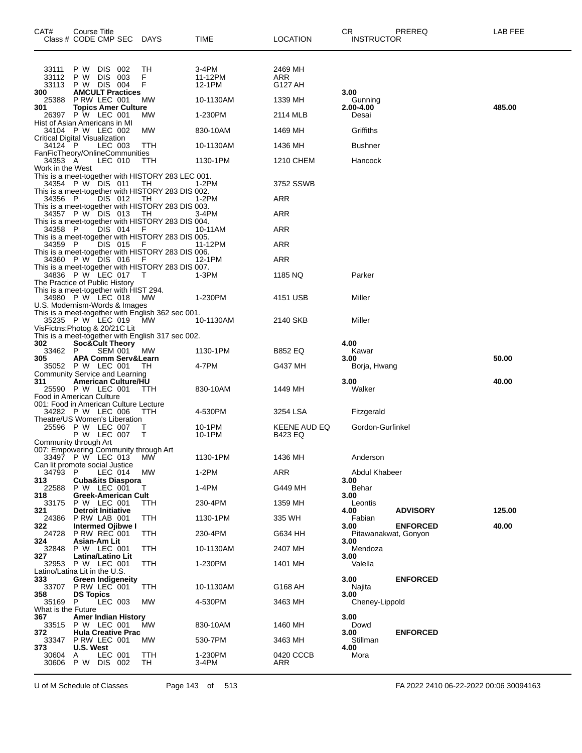| CAT# | Course Title<br>Class # CODE CMP SEC | DAYS | TIME | LOCATION | CR<br>INSTRUCTOR | PREREQ | LAB FEE |
|---|---|---|---|---|---|---|---|
| | 33111 P W DIS 002 | TH | 3-4PM | 2469 MH | | | |
| | 33112 P W DIS 003 | F | 11-12PM | ARR | | | |
| | 33113 P W DIS 004 | F | 12-1PM | G127 AH | | | |
| **300** | **AMCULT Practices** | | | | **3.00** | | |
| | 25388 P RW LEC 001 | MW | 10-1130AM | 1339 MH | Gunning | | |
| **301** | **Topics Amer Culture** | | | | **2.00-4.00** | | **485.00** |
| | 26397 P W LEC 001 | MW | 1-230PM | 2114 MLB | Desai | | |
| | Hist of Asian Americans in MI | | | | | | |
| | 34104 P W LEC 002 | MW | 830-10AM | 1469 MH | Griffiths | | |
| | Critical Digital Visualization | | | | | | |
| | 34124 P LEC 003 | TTH | 10-1130AM | 1436 MH | Bushner | | |
| | FanFicTheory/OnlineCommunities | | | | | | |
| | 34353 A LEC 010 | TTH | 1130-1PM | 1210 CHEM | Hancock | | |
| | Work in the West | | | | | | |
| | This is a meet-together with HISTORY 283 LEC 001. | | | | | | |
| | 34354 P W DIS 011 | TH | 1-2PM | 3752 SSWB | | | |
| | This is a meet-together with HISTORY 283 DIS 002. | | | | | | |
| | 34356 P DIS 012 | TH | 1-2PM | ARR | | | |
| | This is a meet-together with HISTORY 283 DIS 003. | | | | | | |
| | 34357 P W DIS 013 | TH | 3-4PM | ARR | | | |
| | This is a meet-together with HISTORY 283 DIS 004. | | | | | | |
| | 34358 P DIS 014 | F | 10-11AM | ARR | | | |
| | This is a meet-together with HISTORY 283 DIS 005. | | | | | | |
| | 34359 P DIS 015 | F | 11-12PM | ARR | | | |
| | This is a meet-together with HISTORY 283 DIS 006. | | | | | | |
| | 34360 P W DIS 016 | F | 12-1PM | ARR | | | |
| | This is a meet-together with HISTORY 283 DIS 007. | | | | | | |
| | 34836 P W LEC 017 | T | 1-3PM | 1185 NQ | Parker | | |
| | The Practice of Public History | | | | | | |
| | This is a meet-together with HIST 294. | | | | | | |
| | 34980 P W LEC 018 | MW | 1-230PM | 4151 USB | Miller | | |
| | U.S. Modernism-Words & Images | | | | | | |
| | This is a meet-together with English 362 sec 001. | | | | | | |
| | 35235 P W LEC 019 | MW | 10-1130AM | 2140 SKB | Miller | | |
| | VisFictns:Photog & 20/21C Lit | | | | | | |
| | This is a meet-together with English 317 sec 002. | | | | | | |
| **302** | **Soc&Cult Theory** | | | | **4.00** | | |
| | 33462 P SEM 001 | MW | 1130-1PM | B852 EQ | Kawar | | |
| **305** | **APA Comm Serv&Learn** | | | | **3.00** | | **50.00** |
| | 35052 P W LEC 001 | TH | 4-7PM | G437 MH | Borja, Hwang | | |
| | Community Service and Learning | | | | | | |
| **311** | **American Culture/HU** | | | | **3.00** | | **40.00** |
| | 25590 P W LEC 001 | TTH | 830-10AM | 1449 MH | Walker | | |
| | Food in American Culture | | | | | | |
| | 001: Food in American Culture Lecture | | | | | | |
| | 34282 P W LEC 006 | TTH | 4-530PM | 3254 LSA | Fitzgerald | | |
| | Theatre/US Women's Liberation | | | | | | |
| | 25596 P W LEC 007 | T | 10-1PM | KEENE AUD EQ | Gordon-Gurfinkel | | |
| | P W LEC 007 | T | 10-1PM | B423 EQ | | | |
| | Community through Art | | | | | | |
| | 007: Empowering Community through Art | | | | | | |
| | 33497 P W LEC 013 | MW | 1130-1PM | 1436 MH | Anderson | | |
| | Can lit promote social Justice | | | | | | |
| | 34793 P LEC 014 | MW | 1-2PM | ARR | Abdul Khabeer | | |
| **313** | **Cuba&its Diaspora** | | | | **3.00** | | |
| | 22588 P W LEC 001 | T | 1-4PM | G449 MH | Behar | | |
| **318** | **Greek-American Cult** | | | | **3.00** | | |
| | 33175 P W LEC 001 | TTH | 230-4PM | 1359 MH | Leontis | | |
| **321** | **Detroit Initiative** | | | | **4.00** | **ADVISORY** | **125.00** |
| | 24386 P RW LAB 001 | TTH | 1130-1PM | 335 WH | Fabian | | |
| **322** | **Intermed Ojibwe I** | | | | **3.00** | **ENFORCED** | **40.00** |
| | 24728 P RW REC 001 | TTH | 230-4PM | G634 HH | Pitawanakwat, Gonyon | | |
| **324** | **Asian-Am Lit** | | | | **3.00** | | |
| | 32848 P W LEC 001 | TTH | 10-1130AM | 2407 MH | Mendoza | | |
| **327** | **Latina/Latino Lit** | | | | **3.00** | | |
| | 32953 P W LEC 001 | TTH | 1-230PM | 1401 MH | Valella | | |
| | Latino/Latina Lit in the U.S. | | | | | | |
| **333** | **Green Indigeneity** | | | | **3.00** | **ENFORCED** | |
| | 33707 P RW LEC 001 | TTH | 10-1130AM | G168 AH | Najita | | |
| **358** | **DS Topics** | | | | **3.00** | | |
| | 35169 P LEC 003 | MW | 4-530PM | 3463 MH | Cheney-Lippold | | |
| | What is the Future | | | | | | |
| **367** | **Amer Indian History** | | | | **3.00** | | |
| | 33515 P W LEC 001 | MW | 830-10AM | 1460 MH | Dowd | | |
| **372** | **Hula Creative Prac** | | | | **3.00** | **ENFORCED** | |
| | 33347 P RW LEC 001 | MW | 530-7PM | 3463 MH | Stillman | | |
| **373** | **U.S. West** | | | | **4.00** | | |
| | 30604 A LEC 001 | TTH | 1-230PM | 0420 CCCB | Mora | | |
| | 30606 P W DIS 002 | TH | 3-4PM | ARR | | | |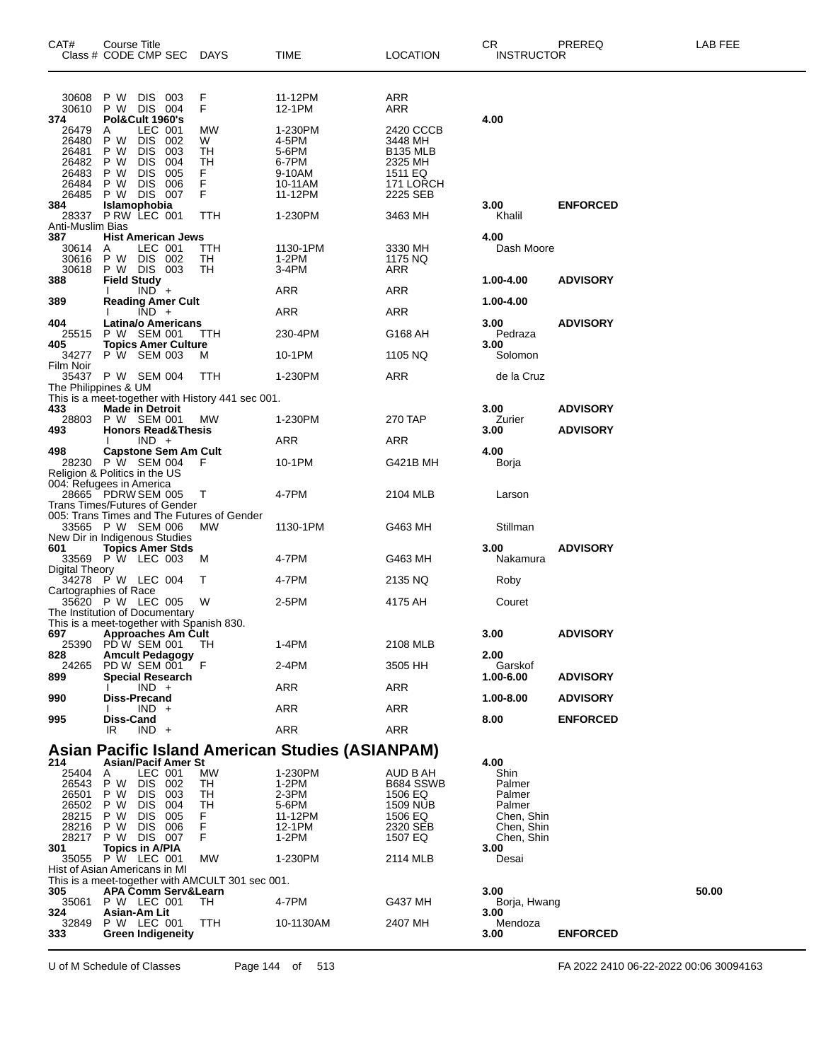| CAT# | Course Title<br>Class # CODE CMP SEC | DAYS | TIME | LOCATION | CR<br>INSTRUCTOR | PREREQ | LAB FEE |
|---|---|---|---|---|---|---|---|
| 30608 | P W DIS 003 | F | 11-12PM | ARR | | | |
| 30610 | P W DIS 004 | F | 12-1PM | ARR | | | |
| **374** | **Pol&Cult 1960's** | | | | **4.00** | | |
| 26479 | A LEC 001 | MW | 1-230PM | 2420 CCCB | | | |
| 26480 | P W DIS 002 | W | 4-5PM | 3448 MH | | | |
| 26481 | P W DIS 003 | TH | 5-6PM | B135 MLB | | | |
| 26482 | P W DIS 004 | TH | 6-7PM | 2325 MH | | | |
| 26483 | P W DIS 005 | F | 9-10AM | 1511 EQ | | | |
| 26484 | P W DIS 006 | F | 10-11AM | 171 LORCH | | | |
| 26485 | P W DIS 007 | F | 11-12PM | 2225 SEB | | | |
| **384** | **Islamophobia** | | | | **3.00** | **ENFORCED** | |
| 28337 | P RW LEC 001 | TTH | 1-230PM | 3463 MH | Khalil | | |
| Anti-Muslim Bias | | | | | | | |
| **387** | **Hist American Jews** | | | | **4.00** | | |
| 30614 | A LEC 001 | TTH | 1130-1PM | 3330 MH | Dash Moore | | |
| 30616 | P W DIS 002 | TH | 1-2PM | 1175 NQ | | | |
| 30618 | P W DIS 003 | TH | 3-4PM | ARR | | | |
| **388** | **Field Study** | | | | **1.00-4.00** | **ADVISORY** | |
| | I IND + | | ARR | ARR | | | |
| **389** | **Reading Amer Cult** | | | | **1.00-4.00** | | |
| | I IND + | | ARR | ARR | | | |
| **404** | **Latina/o Americans** | | | | **3.00** | **ADVISORY** | |
| 25515 | P W SEM 001 | TTH | 230-4PM | G168 AH | Pedraza | | |
| **405** | **Topics Amer Culture** | | | | **3.00** | | |
| 34277 | P W SEM 003 | M | 10-1PM | 1105 NQ | Solomon | | |
| Film Noir | | | | | | | |
| 35437 | P W SEM 004 | TTH | 1-230PM | ARR | de la Cruz | | |
| The Philippines & UM | | | | | | | |
| This is a meet-together with History 441 sec 001. | | | | | | | |
| **433** | **Made in Detroit** | | | | **3.00** | **ADVISORY** | |
| 28803 | P W SEM 001 | MW | 1-230PM | 270 TAP | Zurier | | |
| **493** | **Honors Read&Thesis** | | | | **3.00** | **ADVISORY** | |
| | I IND + | | ARR | ARR | | | |
| **498** | **Capstone Sem Am Cult** | | | | **4.00** | | |
| 28230 | P W SEM 004 | F | 10-1PM | G421B MH | Borja | | |
| Religion & Politics in the US | | | | | | | |
| 004: Refugees in America | | | | | | | |
| 28665 | PDRW SEM 005 | T | 4-7PM | 2104 MLB | Larson | | |
| Trans Times/Futures of Gender | | | | | | | |
| 005: Trans Times and The Futures of Gender | | | | | | | |
| 33565 | P W SEM 006 | MW | 1130-1PM | G463 MH | Stillman | | |
| New Dir in Indigenous Studies | | | | | | | |
| **601** | **Topics Amer Stds** | | | | **3.00** | **ADVISORY** | |
| 33569 | P W LEC 003 | M | 4-7PM | G463 MH | Nakamura | | |
| Digital Theory | | | | | | | |
| 34278 | P W LEC 004 | T | 4-7PM | 2135 NQ | Roby | | |
| Cartographies of Race | | | | | | | |
| 35620 | P W LEC 005 | W | 2-5PM | 4175 AH | Couret | | |
| The Institution of Documentary | | | | | | | |
| This is a meet-together with Spanish 830. | | | | | | | |
| **697** | **Approaches Am Cult** | | | | **3.00** | **ADVISORY** | |
| 25390 | PD W SEM 001 | TH | 1-4PM | 2108 MLB | | | |
| **828** | **Amcult Pedagogy** | | | | **2.00** | | |
| 24265 | PD W SEM 001 | F | 2-4PM | 3505 HH | Garskof | | |
| **899** | **Special Research** | | | | **1.00-6.00** | **ADVISORY** | |
| | I IND + | | ARR | ARR | | | |
| **990** | **Diss-Precand** | | | | **1.00-8.00** | **ADVISORY** | |
| | I IND + | | ARR | ARR | | | |
| **995** | **Diss-Cand** | | | | **8.00** | **ENFORCED** | |
| | IR IND + | | ARR | ARR | | | |

## Asian Pacific Island American Studies (ASIANPAM)

| CAT# | Course Title<br>Class # CODE CMP SEC | DAYS | TIME | LOCATION | CR<br>INSTRUCTOR | PREREQ | LAB FEE |
|---|---|---|---|---|---|---|---|
| **214** | **Asian/Pacif Amer St** | | | | **4.00** | | |
| 25404 | A LEC 001 | MW | 1-230PM | AUD B AH | Shin | | |
| 26543 | P W DIS 002 | TH | 1-2PM | B684 SSWB | Palmer | | |
| 26501 | P W DIS 003 | TH | 2-3PM | 1506 EQ | Palmer | | |
| 26502 | P W DIS 004 | TH | 5-6PM | 1509 NUB | Palmer | | |
| 28215 | P W DIS 005 | F | 11-12PM | 1506 EQ | Chen, Shin | | |
| 28216 | P W DIS 006 | F | 12-1PM | 2320 SEB | Chen, Shin | | |
| 28217 | P W DIS 007 | F | 1-2PM | 1507 EQ | Chen, Shin | | |
| **301** | **Topics in A/PIA** | | | | **3.00** | | |
| 35055 | P W LEC 001 | MW | 1-230PM | 2114 MLB | Desai | | |
| Hist of Asian Americans in MI | | | | | | | |
| This is a meet-together with AMCULT 301 sec 001. | | | | | | | |
| **305** | **APA Comm Serv&Learn** | | | | **3.00** | | **50.00** |
| 35061 | P W LEC 001 | TH | 4-7PM | G437 MH | Borja, Hwang | | |
| **324** | **Asian-Am Lit** | | | | **3.00** | | |
| 32849 | P W LEC 001 | TTH | 10-1130AM | 2407 MH | Mendoza | | |
| **333** | **Green Indigeneity** | | | | **3.00** | **ENFORCED** | |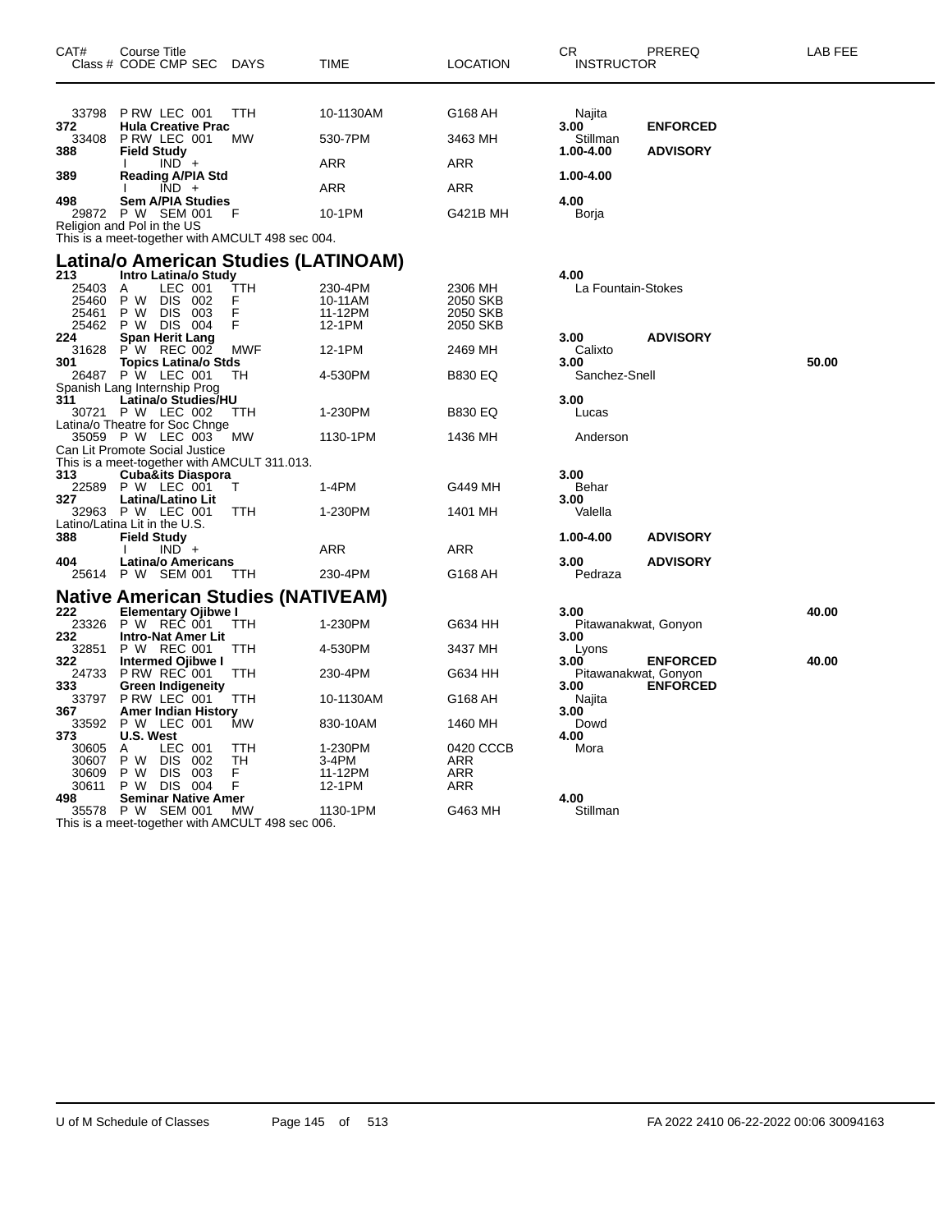| CAT# | Course Title<br>Class # CODE CMP SEC | DAYS | TIME | LOCATION | CR<br>INSTRUCTOR | PREREQ | LAB FEE |
|---|---|---|---|---|---|---|---|
| 33798 | P RW LEC 001 | TTH | 10-1130AM | G168 AH | Najita | | |
| **372** | **Hula Creative Prac** | | | | **3.00** | **ENFORCED** | |
| 33408 | P RW LEC 001 | MW | 530-7PM | 3463 MH | Stillman | | |
| **388** | **Field Study** | | | | **1.00-4.00** | **ADVISORY** | |
| | I IND + | | ARR | ARR | | | |
| **389** | **Reading A/PIA Std** | | | | **1.00-4.00** | | |
| | I IND + | | ARR | ARR | | | |
| **498** | **Sem A/PIA Studies** | | | | **4.00** | | |
| 29872 | P W SEM 001 | F | 10-1PM | G421B MH | Borja | | |

Religion and Pol in the US
This is a meet-together with AMCULT 498 sec 004.

## Latina/o American Studies (LATINOAM)

| CAT# | Course Title<br>Class # CODE CMP SEC | DAYS | TIME | LOCATION | CR<br>INSTRUCTOR | PREREQ | LAB FEE |
|---|---|---|---|---|---|---|---|
| **213** | **Intro Latina/o Study** | | | | **4.00** | | |
| 25403 | A LEC 001 | TTH | 230-4PM | 2306 MH | La Fountain-Stokes | | |
| 25460 | P W DIS 002 | F | 10-11AM | 2050 SKB | | | |
| 25461 | P W DIS 003 | F | 11-12PM | 2050 SKB | | | |
| 25462 | P W DIS 004 | F | 12-1PM | 2050 SKB | | | |
| **224** | **Span Herit Lang** | | | | **3.00** | **ADVISORY** | |
| 31628 | P W REC 002 | MWF | 12-1PM | 2469 MH | Calixto | | |
| **301** | **Topics Latina/o Stds** | | | | **3.00** | | **50.00** |
| 26487 | P W LEC 001 | TH | 4-530PM | B830 EQ | Sanchez-Snell | | |
| | Spanish Lang Internship Prog | | | | | | |
| **311** | **Latina/o Studies/HU** | | | | **3.00** | | |
| 30721 | P W LEC 002 | TTH | 1-230PM | B830 EQ | Lucas | | |
| | Latina/o Theatre for Soc Chnge | | | | | | |
| 35059 | P W LEC 003 | MW | 1130-1PM | 1436 MH | Anderson | | |
| | Can Lit Promote Social Justice<br>This is a meet-together with AMCULT 311.013. | | | | | | |
| **313** | **Cuba&its Diaspora** | | | | **3.00** | | |
| 22589 | P W LEC 001 | T | 1-4PM | G449 MH | Behar | | |
| **327** | **Latina/Latino Lit** | | | | **3.00** | | |
| 32963 | P W LEC 001 | TTH | 1-230PM | 1401 MH | Valella | | |
| | Latino/Latina Lit in the U.S. | | | | | | |
| **388** | **Field Study** | | | | **1.00-4.00** | **ADVISORY** | |
| | I IND + | | ARR | ARR | | | |
| **404** | **Latina/o Americans** | | | | **3.00** | **ADVISORY** | |
| 25614 | P W SEM 001 | TTH | 230-4PM | G168 AH | Pedraza | | |

## Native American Studies (NATIVEAM)

| CAT# | Course Title<br>Class # CODE CMP SEC | DAYS | TIME | LOCATION | CR<br>INSTRUCTOR | PREREQ | LAB FEE |
|---|---|---|---|---|---|---|---|
| **222** | **Elementary Ojibwe I** | | | | **3.00** | | **40.00** |
| 23326 | P W REC 001 | TTH | 1-230PM | G634 HH | Pitawanakwat, Gonyon | | |
| **232** | **Intro-Nat Amer Lit** | | | | **3.00** | | |
| 32851 | P W REC 001 | TTH | 4-530PM | 3437 MH | Lyons | | |
| **322** | **Intermed Ojibwe I** | | | | **3.00** | **ENFORCED** | **40.00** |
| 24733 | P RW REC 001 | TTH | 230-4PM | G634 HH | Pitawanakwat, Gonyon | | |
| **333** | **Green Indigeneity** | | | | **3.00** | **ENFORCED** | |
| 33797 | P RW LEC 001 | TTH | 10-1130AM | G168 AH | Najita | | |
| **367** | **Amer Indian History** | | | | **3.00** | | |
| 33592 | P W LEC 001 | MW | 830-10AM | 1460 MH | Dowd | | |
| **373** | **U.S. West** | | | | **4.00** | | |
| 30605 | A LEC 001 | TTH | 1-230PM | 0420 CCCB | Mora | | |
| 30607 | P W DIS 002 | TH | 3-4PM | ARR | | | |
| 30609 | P W DIS 003 | F | 11-12PM | ARR | | | |
| 30611 | P W DIS 004 | F | 12-1PM | ARR | | | |
| **498** | **Seminar Native Amer** | | | | **4.00** | | |
| 35578 | P W SEM 001 | MW | 1130-1PM | G463 MH | Stillman | | |

This is a meet-together with AMCULT 498 sec 006.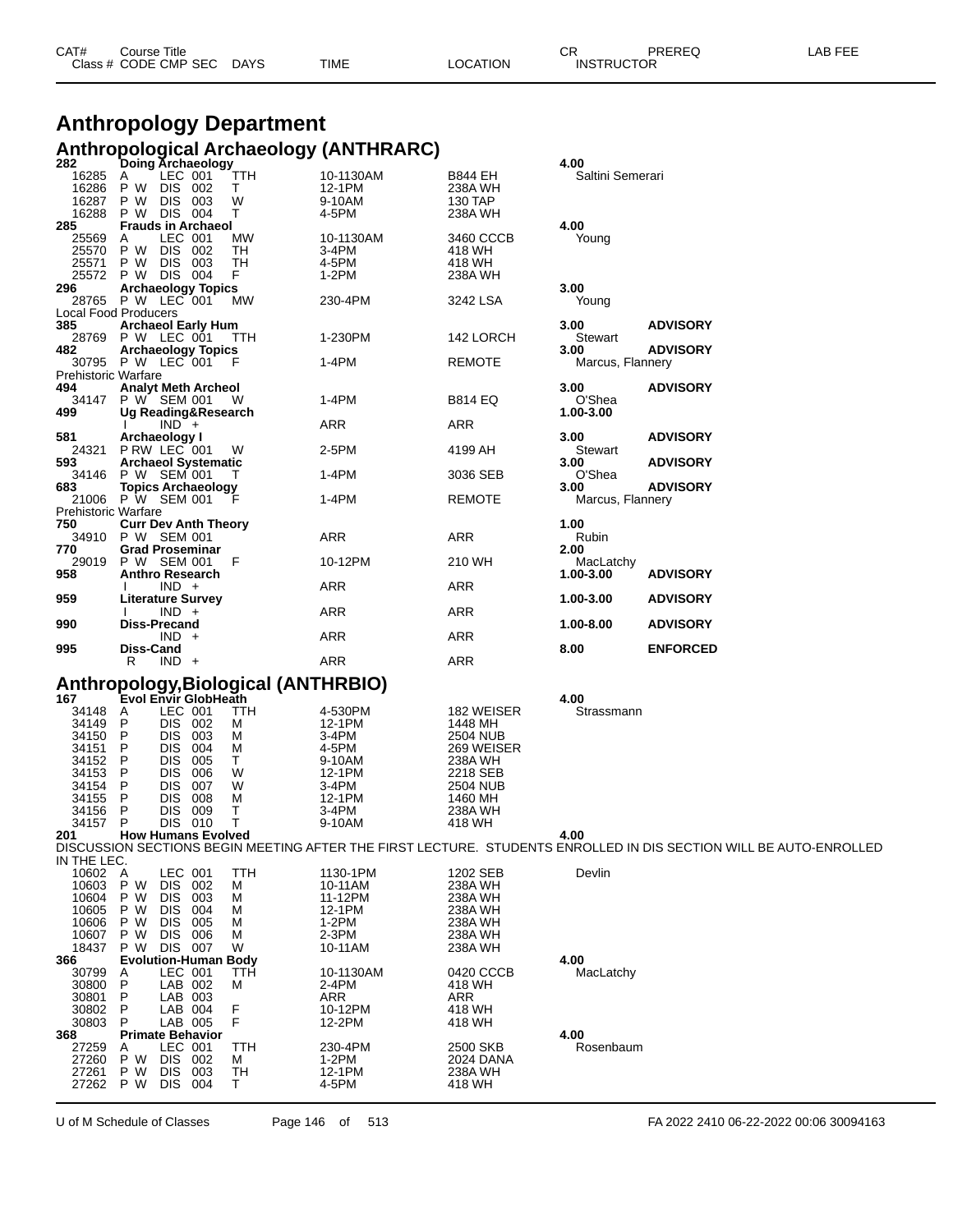# Anthropology Department

## Anthropological Archaeology (ANTHRARC)

| CAT# / Class # | Course Title / CODE CMP SEC | DAYS | TIME | LOCATION | CR / INSTRUCTOR | PREREQ | LAB FEE |
|---|---|---|---|---|---|---|---|
| **282** | **Doing Archaeology** | | | | **4.00** | | |
| 16285 | A LEC 001 | TTH | 10-1130AM | B844 EH | Saltini Semerari | | |
| 16286 | P W DIS 002 | T | 12-1PM | 238A WH | | | |
| 16287 | P W DIS 003 | W | 9-10AM | 130 TAP | | | |
| 16288 | P W DIS 004 | T | 4-5PM | 238A WH | | | |
| **285** | **Frauds in Archaeol** | | | | **4.00** | | |
| 25569 | A LEC 001 | MW | 10-1130AM | 3460 CCCB | Young | | |
| 25570 | P W DIS 002 | TH | 3-4PM | 418 WH | | | |
| 25571 | P W DIS 003 | TH | 4-5PM | 418 WH | | | |
| 25572 | P W DIS 004 | F | 1-2PM | 238A WH | | | |
| **296** | **Archaeology Topics** | | | | **3.00** | | |
| 28765 | P W LEC 001 | MW | 230-4PM | 3242 LSA | Young | | |
| Local Food Producers | | | | | | | |
| **385** | **Archaeol Early Hum** | | | | **3.00** | **ADVISORY** | |
| 28769 | P W LEC 001 | TTH | 1-230PM | 142 LORCH | Stewart | | |
| **482** | **Archaeology Topics** | | | | **3.00** | **ADVISORY** | |
| 30795 | P W LEC 001 | F | 1-4PM | REMOTE | Marcus, Flannery | | |
| Prehistoric Warfare | | | | | | | |
| **494** | **Analyt Meth Archeol** | | | | **3.00** | **ADVISORY** | |
| 34147 | P W SEM 001 | W | 1-4PM | B814 EQ | O'Shea | | |
| **499** | **Ug Reading&Research** | | | | **1.00-3.00** | | |
| | I IND + | | ARR | ARR | | | |
| **581** | **Archaeology I** | | | | **3.00** | **ADVISORY** | |
| 24321 | P RW LEC 001 | W | 2-5PM | 4199 AH | Stewart | | |
| **593** | **Archaeol Systematic** | | | | **3.00** | **ADVISORY** | |
| 34146 | P W SEM 001 | T | 1-4PM | 3036 SEB | O'Shea | | |
| **683** | **Topics Archaeology** | | | | **3.00** | **ADVISORY** | |
| 21006 | P W SEM 001 | F | 1-4PM | REMOTE | Marcus, Flannery | | |
| Prehistoric Warfare | | | | | | | |
| **750** | **Curr Dev Anth Theory** | | | | **1.00** | | |
| 34910 | P W SEM 001 | | ARR | ARR | Rubin | | |
| **770** | **Grad Proseminar** | | | | **2.00** | | |
| 29019 | P W SEM 001 | F | 10-12PM | 210 WH | MacLatchy | | |
| **958** | **Anthro Research** | | | | **1.00-3.00** | **ADVISORY** | |
| | I IND + | | ARR | ARR | | | |
| **959** | **Literature Survey** | | | | **1.00-3.00** | **ADVISORY** | |
| | I IND + | | ARR | ARR | | | |
| **990** | **Diss-Precand** | | | | **1.00-8.00** | **ADVISORY** | |
| | IND + | | ARR | ARR | | | |
| **995** | **Diss-Cand** | | | | **8.00** | **ENFORCED** | |
| | R IND + | | ARR | ARR | | | |

## Anthropology,Biological (ANTHRBIO)

| CAT# / Class # | Course Title / CODE CMP SEC | DAYS | TIME | LOCATION | CR / INSTRUCTOR | PREREQ | LAB FEE |
|---|---|---|---|---|---|---|---|
| **167** | **Evol Envir GlobHeath** | | | | **4.00** | | |
| 34148 | A LEC 001 | TTH | 4-530PM | 182 WEISER | Strassmann | | |
| 34149 | P DIS 002 | M | 12-1PM | 1448 MH | | | |
| 34150 | P DIS 003 | M | 3-4PM | 2504 NUB | | | |
| 34151 | P DIS 004 | M | 4-5PM | 269 WEISER | | | |
| 34152 | P DIS 005 | T | 9-10AM | 238A WH | | | |
| 34153 | P DIS 006 | W | 12-1PM | 2218 SEB | | | |
| 34154 | P DIS 007 | W | 3-4PM | 2504 NUB | | | |
| 34155 | P DIS 008 | M | 12-1PM | 1460 MH | | | |
| 34156 | P DIS 009 | T | 3-4PM | 238A WH | | | |
| 34157 | P DIS 010 | T | 9-10AM | 418 WH | | | |
| **201** | **How Humans Evolved** | | | | **4.00** | | |
| DISCUSSION SECTIONS BEGIN MEETING AFTER THE FIRST LECTURE. STUDENTS ENROLLED IN DIS SECTION WILL BE AUTO-ENROLLED IN THE LEC. | | | | | | | |
| 10602 | A LEC 001 | TTH | 1130-1PM | 1202 SEB | Devlin | | |
| 10603 | P W DIS 002 | M | 10-11AM | 238A WH | | | |
| 10604 | P W DIS 003 | M | 11-12PM | 238A WH | | | |
| 10605 | P W DIS 004 | M | 12-1PM | 238A WH | | | |
| 10606 | P W DIS 005 | M | 1-2PM | 238A WH | | | |
| 10607 | P W DIS 006 | M | 2-3PM | 238A WH | | | |
| 18437 | P W DIS 007 | W | 10-11AM | 238A WH | | | |
| **366** | **Evolution-Human Body** | | | | **4.00** | | |
| 30799 | A LEC 001 | TTH | 10-1130AM | 0420 CCCB | MacLatchy | | |
| 30800 | P LAB 002 | M | 2-4PM | 418 WH | | | |
| 30801 | P LAB 003 | | ARR | ARR | | | |
| 30802 | P LAB 004 | F | 10-12PM | 418 WH | | | |
| 30803 | P LAB 005 | F | 12-2PM | 418 WH | | | |
| **368** | **Primate Behavior** | | | | **4.00** | | |
| 27259 | A LEC 001 | TTH | 230-4PM | 2500 SKB | Rosenbaum | | |
| 27260 | P W DIS 002 | M | 1-2PM | 2024 DANA | | | |
| 27261 | P W DIS 003 | TH | 12-1PM | 238A WH | | | |
| 27262 | P W DIS 004 | T | 4-5PM | 418 WH | | | |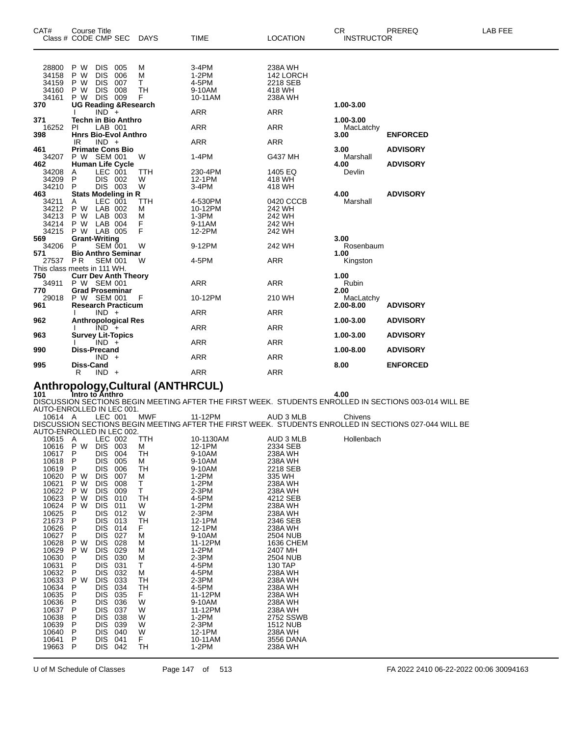| CAT# | Course Title Class # CODE CMP SEC | DAYS | TIME | LOCATION | CR INSTRUCTOR | PREREQ | LAB FEE |
|---|---|---|---|---|---|---|---|
| 28800 | P W DIS 005 | M | 3-4PM | 238A WH | | | |
| 34158 | P W DIS 006 | M | 1-2PM | 142 LORCH | | | |
| 34159 | P W DIS 007 | T | 4-5PM | 2218 SEB | | | |
| 34160 | P W DIS 008 | TH | 9-10AM | 418 WH | | | |
| 34161 | P W DIS 009 | F | 10-11AM | 238A WH | | | |
| **370** | **UG Reading &Research** | | | | **1.00-3.00** | | |
| | I IND + | | ARR | ARR | | | |
| **371** | **Techn in Bio Anthro** | | | | **1.00-3.00** | | |
| 16252 | PI LAB 001 | | ARR | ARR | MacLatchy | | |
| **398** | **Hnrs Bio-Evol Anthro** | | | | **3.00** | **ENFORCED** | |
| | IR IND + | | ARR | ARR | | | |
| **461** | **Primate Cons Bio** | | | | **3.00** | **ADVISORY** | |
| 34207 | P W SEM 001 | W | 1-4PM | G437 MH | Marshall | | |
| **462** | **Human Life Cycle** | | | | **4.00** | **ADVISORY** | |
| 34208 | A LEC 001 | TTH | 230-4PM | 1405 EQ | Devlin | | |
| 34209 | P DIS 002 | W | 12-1PM | 418 WH | | | |
| 34210 | P DIS 003 | W | 3-4PM | 418 WH | | | |
| **463** | **Stats Modeling in R** | | | | **4.00** | **ADVISORY** | |
| 34211 | A LEC 001 | TTH | 4-530PM | 0420 CCCB | Marshall | | |
| 34212 | P W LAB 002 | M | 10-12PM | 242 WH | | | |
| 34213 | P W LAB 003 | M | 1-3PM | 242 WH | | | |
| 34214 | P W LAB 004 | F | 9-11AM | 242 WH | | | |
| 34215 | P W LAB 005 | F | 12-2PM | 242 WH | | | |
| **569** | **Grant-Writing** | | | | **3.00** | | |
| 34206 | P SEM 001 | W | 9-12PM | 242 WH | Rosenbaum | | |
| **571** | **Bio Anthro Seminar** | | | | **1.00** | | |
| 27537 | P R SEM 001 | W | 4-5PM | ARR | Kingston | | |
| This class meets in 111 WH. | | | | | | | |
| **750** | **Curr Dev Anth Theory** | | | | **1.00** | | |
| 34911 | P W SEM 001 | | ARR | ARR | Rubin | | |
| **770** | **Grad Proseminar** | | | | **2.00** | | |
| 29018 | P W SEM 001 | F | 10-12PM | 210 WH | MacLatchy | | |
| **961** | **Research Practicum** | | | | **2.00-8.00** | **ADVISORY** | |
| | I IND + | | ARR | ARR | | | |
| **962** | **Anthropological Res** | | | | **1.00-3.00** | **ADVISORY** | |
| | I IND + | | ARR | ARR | | | |
| **963** | **Survey Lit-Topics** | | | | **1.00-3.00** | **ADVISORY** | |
| | I IND + | | ARR | ARR | | | |
| **990** | **Diss-Precand** | | | | **1.00-8.00** | **ADVISORY** | |
| | IND + | | ARR | ARR | | | |
| **995** | **Diss-Cand** | | | | **8.00** | **ENFORCED** | |
| | R IND + | | ARR | ARR | | | |

## Anthropology,Cultural (ANTHRCUL)

**101 Intro to Anthro** — **4.00**

DISCUSSION SECTIONS BEGIN MEETING AFTER THE FIRST WEEK. STUDENTS ENROLLED IN SECTIONS 003-014 WILL BE AUTO-ENROLLED IN LEC 001.

| Class # | CODE CMP SEC | DAYS | TIME | LOCATION | INSTRUCTOR |
|---|---|---|---|---|---|
| 10614 | A LEC 001 | MWF | 11-12PM | AUD 3 MLB | Chivens |

DISCUSSION SECTIONS BEGIN MEETING AFTER THE FIRST WEEK. STUDENTS ENROLLED IN SECTIONS 027-044 WILL BE AUTO-ENROLLED IN LEC 002.

| Class # | CODE CMP SEC | DAYS | TIME | LOCATION | INSTRUCTOR |
|---|---|---|---|---|---|
| 10615 | A LEC 002 | TTH | 10-1130AM | AUD 3 MLB | Hollenbach |
| 10616 | P W DIS 003 | M | 12-1PM | 2334 SEB | |
| 10617 | P DIS 004 | TH | 9-10AM | 238A WH | |
| 10618 | P DIS 005 | M | 9-10AM | 238A WH | |
| 10619 | P DIS 006 | TH | 9-10AM | 2218 SEB | |
| 10620 | P W DIS 007 | M | 1-2PM | 335 WH | |
| 10621 | P W DIS 008 | T | 1-2PM | 238A WH | |
| 10622 | P W DIS 009 | T | 2-3PM | 238A WH | |
| 10623 | P W DIS 010 | TH | 4-5PM | 4212 SEB | |
| 10624 | P W DIS 011 | W | 1-2PM | 238A WH | |
| 10625 | P DIS 012 | W | 2-3PM | 238A WH | |
| 21673 | P DIS 013 | TH | 12-1PM | 2346 SEB | |
| 10626 | P DIS 014 | F | 12-1PM | 238A WH | |
| 10627 | P DIS 027 | M | 9-10AM | 2504 NUB | |
| 10628 | P W DIS 028 | M | 11-12PM | 1636 CHEM | |
| 10629 | P W DIS 029 | M | 1-2PM | 2407 MH | |
| 10630 | P DIS 030 | M | 2-3PM | 2504 NUB | |
| 10631 | P DIS 031 | T | 4-5PM | 130 TAP | |
| 10632 | P DIS 032 | M | 4-5PM | 238A WH | |
| 10633 | P W DIS 033 | TH | 2-3PM | 238A WH | |
| 10634 | P DIS 034 | TH | 4-5PM | 238A WH | |
| 10635 | P DIS 035 | F | 11-12PM | 238A WH | |
| 10636 | P DIS 036 | W | 9-10AM | 238A WH | |
| 10637 | P DIS 037 | W | 11-12PM | 238A WH | |
| 10638 | P DIS 038 | W | 1-2PM | 2752 SSWB | |
| 10639 | P DIS 039 | W | 2-3PM | 1512 NUB | |
| 10640 | P DIS 040 | W | 12-1PM | 238A WH | |
| 10641 | P DIS 041 | F | 10-11AM | 3556 DANA | |
| 19663 | P DIS 042 | TH | 1-2PM | 238A WH | |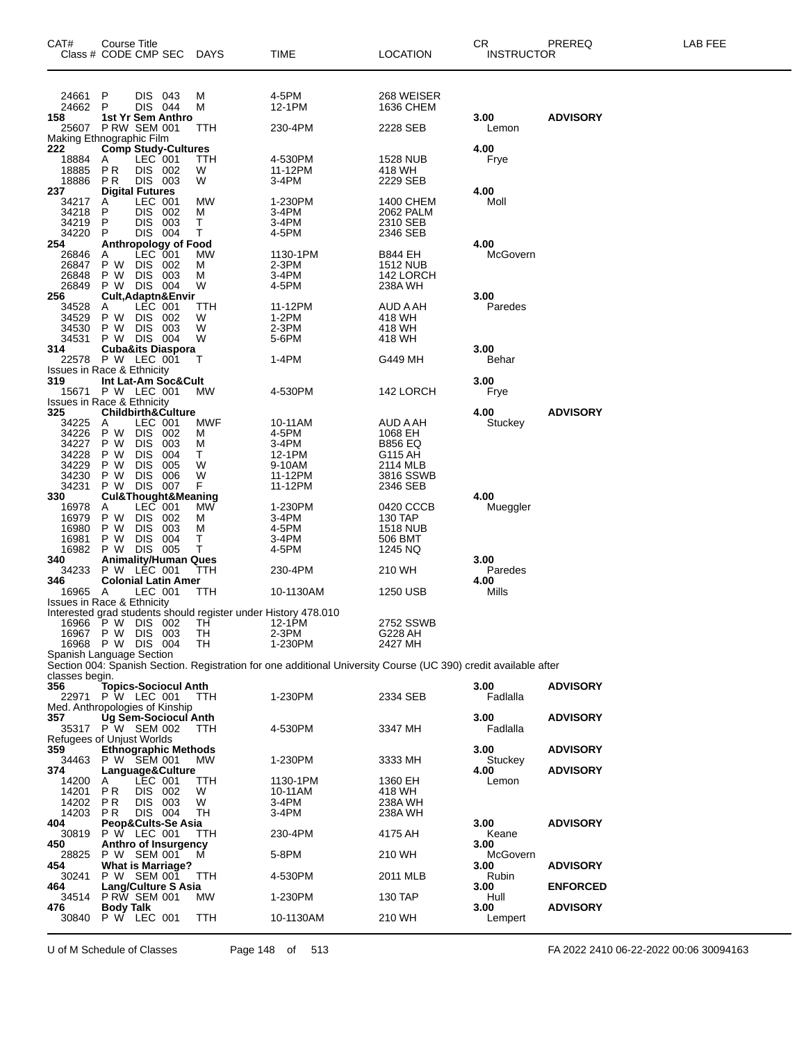| CAT# | Course Title<br>Class # CODE CMP SEC | DAYS | TIME | LOCATION | CR<br>INSTRUCTOR | PREREQ | LAB FEE |
|---|---|---|---|---|---|---|---|
| 24661 | P DIS 043 | M | 4-5PM | 268 WEISER | | | |
| 24662 | P DIS 044 | M | 12-1PM | 1636 CHEM | | | |
| **158** | **1st Yr Sem Anthro** | | | | **3.00** | **ADVISORY** | |
| 25607 | P RW SEM 001 | TTH | 230-4PM | 2228 SEB | Lemon | | |
| Making Ethnographic Film | | | | | | | |
| **222** | **Comp Study-Cultures** | | | | **4.00** | | |
| 18884 | A LEC 001 | TTH | 4-530PM | 1528 NUB | Frye | | |
| 18885 | P R DIS 002 | W | 11-12PM | 418 WH | | | |
| 18886 | P R DIS 003 | W | 3-4PM | 2229 SEB | | | |
| **237** | **Digital Futures** | | | | **4.00** | | |
| 34217 | A LEC 001 | MW | 1-230PM | 1400 CHEM | Moll | | |
| 34218 | P DIS 002 | M | 3-4PM | 2062 PALM | | | |
| 34219 | P DIS 003 | T | 3-4PM | 2310 SEB | | | |
| 34220 | P DIS 004 | T | 4-5PM | 2346 SEB | | | |
| **254** | **Anthropology of Food** | | | | **4.00** | | |
| 26846 | A LEC 001 | MW | 1130-1PM | B844 EH | McGovern | | |
| 26847 | P W DIS 002 | M | 2-3PM | 1512 NUB | | | |
| 26848 | P W DIS 003 | M | 3-4PM | 142 LORCH | | | |
| 26849 | P W DIS 004 | W | 4-5PM | 238A WH | | | |
| **256** | **Cult,Adaptn&Envir** | | | | **3.00** | | |
| 34528 | A LEC 001 | TTH | 11-12PM | AUD A AH | Paredes | | |
| 34529 | P W DIS 002 | W | 1-2PM | 418 WH | | | |
| 34530 | P W DIS 003 | W | 2-3PM | 418 WH | | | |
| 34531 | P W DIS 004 | W | 5-6PM | 418 WH | | | |
| **314** | **Cuba&its Diaspora** | | | | **3.00** | | |
| 22578 | P W LEC 001 | T | 1-4PM | G449 MH | Behar | | |
| Issues in Race & Ethnicity | | | | | | | |
| **319** | **Int Lat-Am Soc&Cult** | | | | **3.00** | | |
| 15671 | P W LEC 001 | MW | 4-530PM | 142 LORCH | Frye | | |
| Issues in Race & Ethnicity | | | | | | | |
| **325** | **Childbirth&Culture** | | | | **4.00** | **ADVISORY** | |
| 34225 | A LEC 001 | MWF | 10-11AM | AUD A AH | Stuckey | | |
| 34226 | P W DIS 002 | M | 4-5PM | 1068 EH | | | |
| 34227 | P W DIS 003 | M | 3-4PM | B856 EQ | | | |
| 34228 | P W DIS 004 | T | 12-1PM | G115 AH | | | |
| 34229 | P W DIS 005 | W | 9-10AM | 2114 MLB | | | |
| 34230 | P W DIS 006 | W | 11-12PM | 3816 SSWB | | | |
| 34231 | P W DIS 007 | F | 11-12PM | 2346 SEB | | | |
| **330** | **Cul&Thought&Meaning** | | | | **4.00** | | |
| 16978 | A LEC 001 | MW | 1-230PM | 0420 CCCB | Mueggler | | |
| 16979 | P W DIS 002 | M | 3-4PM | 130 TAP | | | |
| 16980 | P W DIS 003 | M | 4-5PM | 1518 NUB | | | |
| 16981 | P W DIS 004 | T | 3-4PM | 506 BMT | | | |
| 16982 | P W DIS 005 | T | 4-5PM | 1245 NQ | | | |
| **340** | **Animality/Human Ques** | | | | **3.00** | | |
| 34233 | P W LEC 001 | TTH | 230-4PM | 210 WH | Paredes | | |
| **346** | **Colonial Latin Amer** | | | | **4.00** | | |
| 16965 | A LEC 001 | TTH | 10-1130AM | 1250 USB | Mills | | |
| Issues in Race & Ethnicity | | | | | | | |
| Interested grad students should register under History 478.010 | | | | | | | |
| 16966 | P W DIS 002 | TH | 12-1PM | 2752 SSWB | | | |
| 16967 | P W DIS 003 | TH | 2-3PM | G228 AH | | | |
| 16968 | P W DIS 004 | TH | 1-230PM | 2427 MH | | | |
| Spanish Language Section | | | | | | | |
| Section 004: Spanish Section. Registration for one additional University Course (UC 390) credit available after classes begin. | | | | | | | |
| **356** | **Topics-Sociocul Anth** | | | | **3.00** | **ADVISORY** | |
| 22971 | P W LEC 001 | TTH | 1-230PM | 2334 SEB | Fadlalla | | |
| Med. Anthropologies of Kinship | | | | | | | |
| **357** | **Ug Sem-Sociocul Anth** | | | | **3.00** | **ADVISORY** | |
| 35317 | P W SEM 002 | TTH | 4-530PM | 3347 MH | Fadlalla | | |
| Refugees of Unjust Worlds | | | | | | | |
| **359** | **Ethnographic Methods** | | | | **3.00** | **ADVISORY** | |
| 34463 | P W SEM 001 | MW | 1-230PM | 3333 MH | Stuckey | | |
| **374** | **Language&Culture** | | | | **4.00** | **ADVISORY** | |
| 14200 | A LEC 001 | TTH | 1130-1PM | 1360 EH | Lemon | | |
| 14201 | P R DIS 002 | W | 10-11AM | 418 WH | | | |
| 14202 | P R DIS 003 | W | 3-4PM | 238A WH | | | |
| 14203 | P R DIS 004 | TH | 3-4PM | 238A WH | | | |
| **404** | **Peop&Cults-Se Asia** | | | | **3.00** | **ADVISORY** | |
| 30819 | P W LEC 001 | TTH | 230-4PM | 4175 AH | Keane | | |
| **450** | **Anthro of Insurgency** | | | | **3.00** | | |
| 28825 | P W SEM 001 | M | 5-8PM | 210 WH | McGovern | | |
| **454** | **What is Marriage?** | | | | **3.00** | **ADVISORY** | |
| 30241 | P W SEM 001 | TTH | 4-530PM | 2011 MLB | Rubin | | |
| **464** | **Lang/Culture S Asia** | | | | **3.00** | **ENFORCED** | |
| 34514 | P RW SEM 001 | MW | 1-230PM | 130 TAP | Hull | | |
| **476** | **Body Talk** | | | | **3.00** | **ADVISORY** | |
| 30840 | P W LEC 001 | TTH | 10-1130AM | 210 WH | Lempert | | |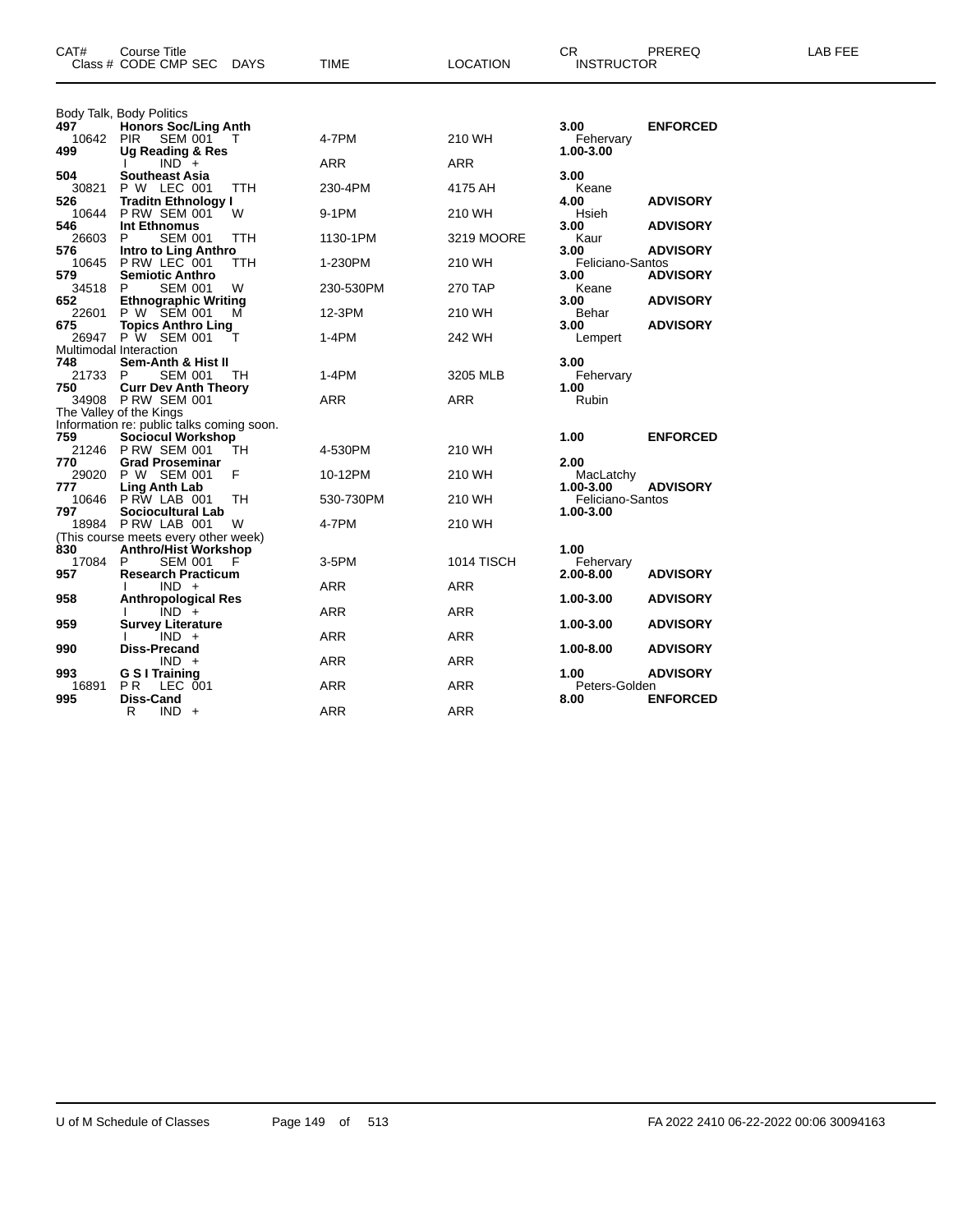| CAT# | Course Title<br>Class # CODE CMP SEC DAYS | TIME | LOCATION | CR<br>INSTRUCTOR | PREREQ | LAB FEE |
|---|---|---|---|---|---|---|
| | Body Talk, Body Politics | | | | | |
| **497** | **Honors Soc/Ling Anth** | | | **3.00** | **ENFORCED** | |
| 10642 | PIR SEM 001 T | 4-7PM | 210 WH | Fehervary | | |
| **499** | **Ug Reading & Res** | | | **1.00-3.00** | | |
| | I IND + | ARR | ARR | | | |
| **504** | **Southeast Asia** | | | **3.00** | | |
| 30821 | P W LEC 001 TTH | 230-4PM | 4175 AH | Keane | | |
| **526** | **Traditn Ethnology I** | | | **4.00** | **ADVISORY** | |
| 10644 | P RW SEM 001 W | 9-1PM | 210 WH | Hsieh | | |
| **546** | **Int Ethnomus** | | | **3.00** | **ADVISORY** | |
| 26603 | P SEM 001 TTH | 1130-1PM | 3219 MOORE | Kaur | | |
| **576** | **Intro to Ling Anthro** | | | **3.00** | **ADVISORY** | |
| 10645 | P RW LEC 001 TTH | 1-230PM | 210 WH | Feliciano-Santos | | |
| **579** | **Semiotic Anthro** | | | **3.00** | **ADVISORY** | |
| 34518 | P SEM 001 W | 230-530PM | 270 TAP | Keane | | |
| **652** | **Ethnographic Writing** | | | **3.00** | **ADVISORY** | |
| 22601 | P W SEM 001 M | 12-3PM | 210 WH | Behar | | |
| **675** | **Topics Anthro Ling** | | | **3.00** | **ADVISORY** | |
| 26947 | P W SEM 001 T | 1-4PM | 242 WH | Lempert | | |
| | Multimodal Interaction | | | | | |
| **748** | **Sem-Anth & Hist II** | | | **3.00** | | |
| 21733 | P SEM 001 TH | 1-4PM | 3205 MLB | Fehervary | | |
| **750** | **Curr Dev Anth Theory** | | | **1.00** | | |
| 34908 | P RW SEM 001 | ARR | ARR | Rubin | | |
| | The Valley of the Kings | | | | | |
| | Information re: public talks coming soon. | | | | | |
| **759** | **Sociocul Workshop** | | | **1.00** | **ENFORCED** | |
| 21246 | P RW SEM 001 TH | 4-530PM | 210 WH | | | |
| **770** | **Grad Proseminar** | | | **2.00** | | |
| 29020 | P W SEM 001 F | 10-12PM | 210 WH | MacLatchy | | |
| **777** | **Ling Anth Lab** | | | **1.00-3.00** | **ADVISORY** | |
| 10646 | P RW LAB 001 TH | 530-730PM | 210 WH | Feliciano-Santos | | |
| **797** | **Sociocultural Lab** | | | **1.00-3.00** | | |
| 18984 | P RW LAB 001 W | 4-7PM | 210 WH | | | |
| | (This course meets every other week) | | | | | |
| **830** | **Anthro/Hist Workshop** | | | **1.00** | | |
| 17084 | P SEM 001 F | 3-5PM | 1014 TISCH | Fehervary | | |
| **957** | **Research Practicum** | | | **2.00-8.00** | **ADVISORY** | |
| | I IND + | ARR | ARR | | | |
| **958** | **Anthropological Res** | | | **1.00-3.00** | **ADVISORY** | |
| | I IND + | ARR | ARR | | | |
| **959** | **Survey Literature** | | | **1.00-3.00** | **ADVISORY** | |
| | I IND + | ARR | ARR | | | |
| **990** | **Diss-Precand** | | | **1.00-8.00** | **ADVISORY** | |
| | IND + | ARR | ARR | | | |
| **993** | **G S I Training** | | | **1.00** | **ADVISORY** | |
| 16891 | P R LEC 001 | ARR | ARR | Peters-Golden | | |
| **995** | **Diss-Cand** | | | **8.00** | **ENFORCED** | |
| | R IND + | ARR | ARR | | | |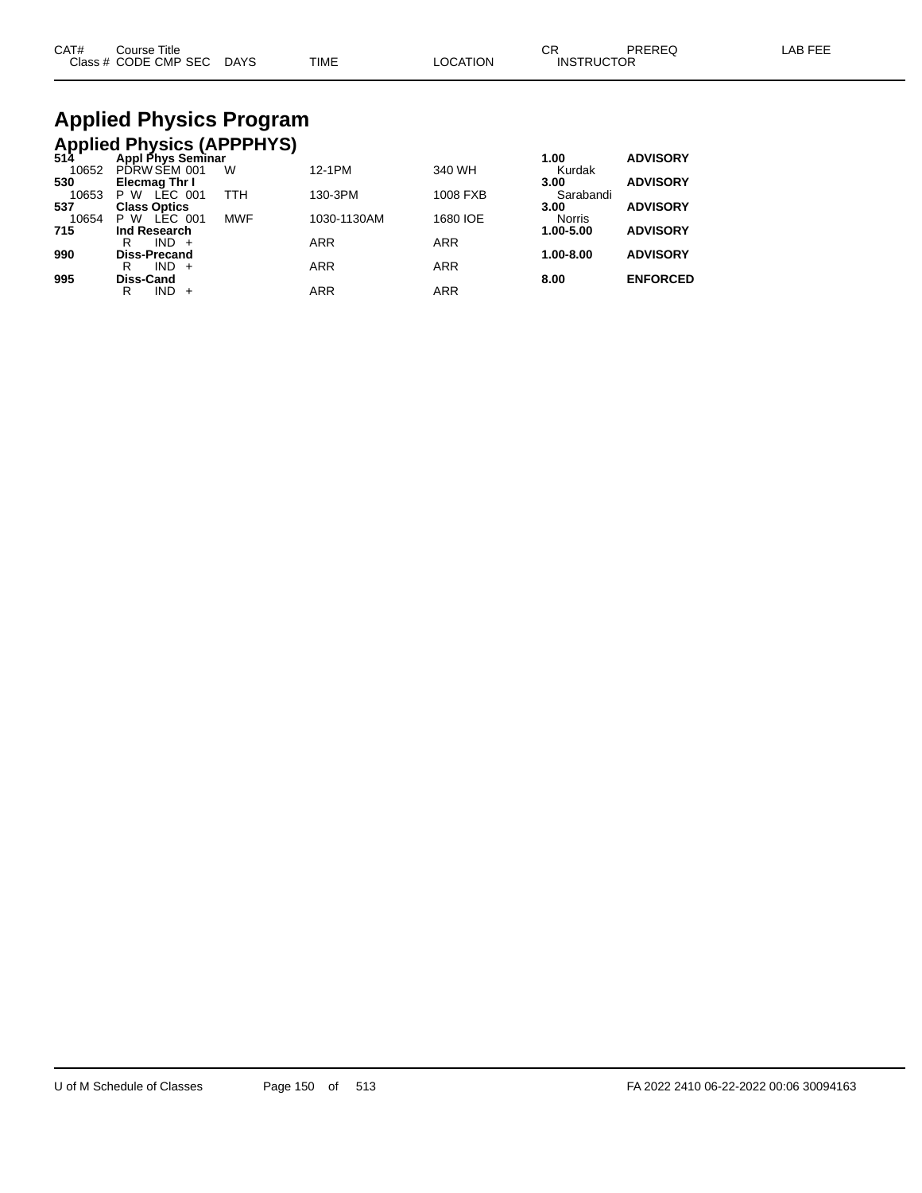# Applied Physics Program

## Applied Physics (APPPHYS)

| CAT# / Class # | Course Title / CODE CMP SEC | DAYS | TIME | LOCATION | CR / INSTRUCTOR | PREREQ | LAB FEE |
|---|---|---|---|---|---|---|---|
| **514** | **Appl Phys Seminar** | | | | **1.00** | **ADVISORY** | |
| 10652 | PDRW SEM 001 | W | 12-1PM | 340 WH | Kurdak | | |
| **530** | **Elecmag Thr I** | | | | **3.00** | **ADVISORY** | |
| 10653 | P W LEC 001 | TTH | 130-3PM | 1008 FXB | Sarabandi | | |
| **537** | **Class Optics** | | | | **3.00** | **ADVISORY** | |
| 10654 | P W LEC 001 | MWF | 1030-1130AM | 1680 IOE | Norris | | |
| **715** | **Ind Research** | | | | **1.00-5.00** | **ADVISORY** | |
| | R IND + | | ARR | ARR | | | |
| **990** | **Diss-Precand** | | | | **1.00-8.00** | **ADVISORY** | |
| | R IND + | | ARR | ARR | | | |
| **995** | **Diss-Cand** | | | | **8.00** | **ENFORCED** | |
| | R IND + | | ARR | ARR | | | |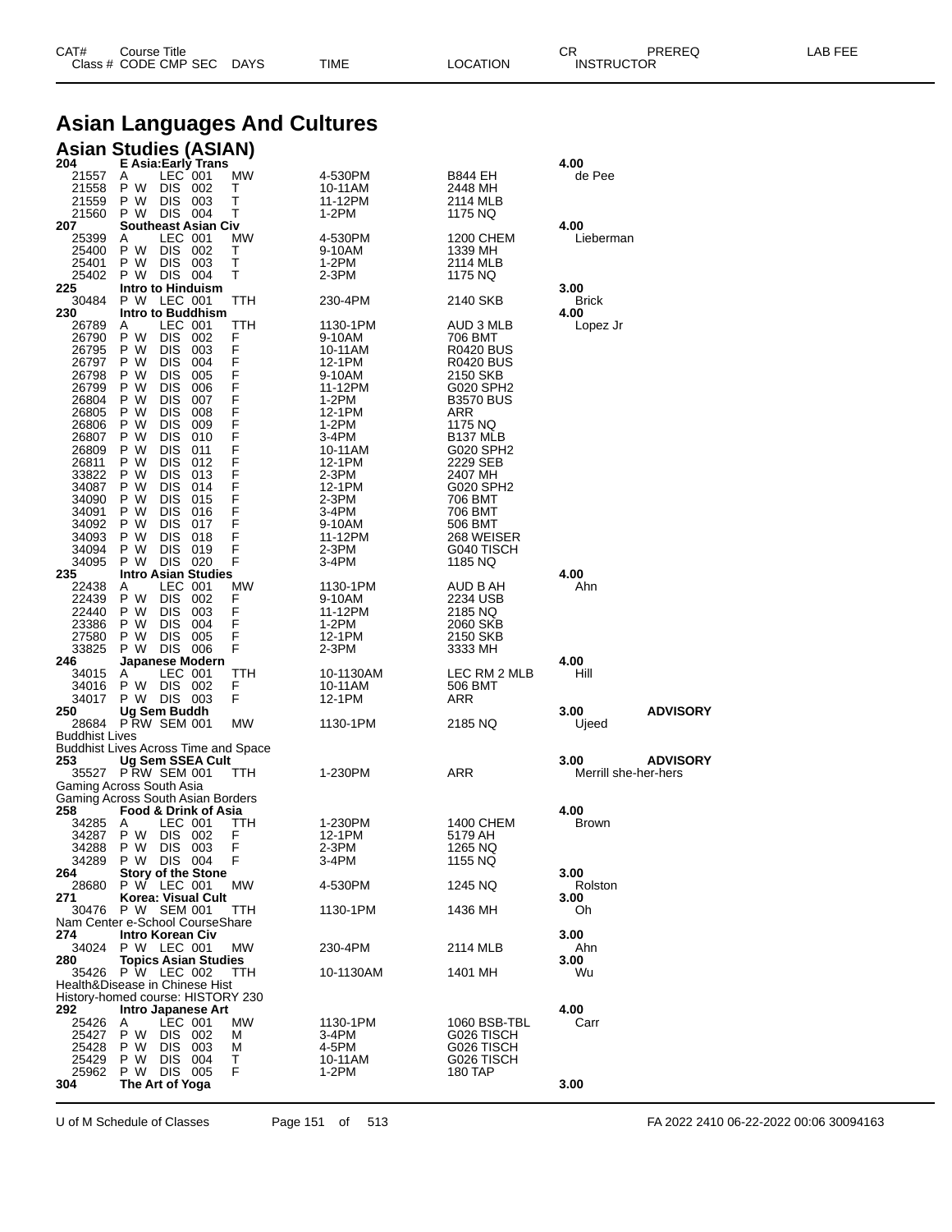# Asian Languages And Cultures

## Asian Studies (ASIAN)

| CAT# / Class # | Course Title / CODE | CMP | SEC | DAYS | TIME | LOCATION | CR / INSTRUCTOR | PREREQ | LAB FEE |
|---|---|---|---|---|---|---|---|---|---|
| **204** | **E Asia:Early Trans** | | | | | | **4.00** | | |
| 21557 | A | LEC | 001 | MW | 4-530PM | B844 EH | de Pee | | |
| 21558 | P W | DIS | 002 | T | 10-11AM | 2448 MH | | | |
| 21559 | P W | DIS | 003 | T | 11-12PM | 2114 MLB | | | |
| 21560 | P W | DIS | 004 | T | 1-2PM | 1175 NQ | | | |
| **207** | **Southeast Asian Civ** | | | | | | **4.00** | | |
| 25399 | A | LEC | 001 | MW | 4-530PM | 1200 CHEM | Lieberman | | |
| 25400 | P W | DIS | 002 | T | 9-10AM | 1339 MH | | | |
| 25401 | P W | DIS | 003 | T | 1-2PM | 2114 MLB | | | |
| 25402 | P W | DIS | 004 | T | 2-3PM | 1175 NQ | | | |
| **225** | **Intro to Hinduism** | | | | | | **3.00** | | |
| 30484 | P W | LEC | 001 | TTH | 230-4PM | 2140 SKB | Brick | | |
| **230** | **Intro to Buddhism** | | | | | | **4.00** | | |
| 26789 | A | LEC | 001 | TTH | 1130-1PM | AUD 3 MLB | Lopez Jr | | |
| 26790 | P W | DIS | 002 | F | 9-10AM | 706 BMT | | | |
| 26795 | P W | DIS | 003 | F | 10-11AM | R0420 BUS | | | |
| 26797 | P W | DIS | 004 | F | 12-1PM | R0420 BUS | | | |
| 26798 | P W | DIS | 005 | F | 9-10AM | 2150 SKB | | | |
| 26799 | P W | DIS | 006 | F | 11-12PM | G020 SPH2 | | | |
| 26804 | P W | DIS | 007 | F | 1-2PM | B3570 BUS | | | |
| 26805 | P W | DIS | 008 | F | 12-1PM | ARR | | | |
| 26806 | P W | DIS | 009 | F | 1-2PM | 1175 NQ | | | |
| 26807 | P W | DIS | 010 | F | 3-4PM | B137 MLB | | | |
| 26809 | P W | DIS | 011 | F | 10-11AM | G020 SPH2 | | | |
| 26811 | P W | DIS | 012 | F | 12-1PM | 2229 SEB | | | |
| 33822 | P W | DIS | 013 | F | 2-3PM | 2407 MH | | | |
| 34087 | P W | DIS | 014 | F | 12-1PM | G020 SPH2 | | | |
| 34090 | P W | DIS | 015 | F | 2-3PM | 706 BMT | | | |
| 34091 | P W | DIS | 016 | F | 3-4PM | 706 BMT | | | |
| 34092 | P W | DIS | 017 | F | 9-10AM | 506 BMT | | | |
| 34093 | P W | DIS | 018 | F | 11-12PM | 268 WEISER | | | |
| 34094 | P W | DIS | 019 | F | 2-3PM | G040 TISCH | | | |
| 34095 | P W | DIS | 020 | F | 3-4PM | 1185 NQ | | | |
| **235** | **Intro Asian Studies** | | | | | | **4.00** | | |
| 22438 | A | LEC | 001 | MW | 1130-1PM | AUD B AH | Ahn | | |
| 22439 | P W | DIS | 002 | F | 9-10AM | 2234 USB | | | |
| 22440 | P W | DIS | 003 | F | 11-12PM | 2185 NQ | | | |
| 23386 | P W | DIS | 004 | F | 1-2PM | 2060 SKB | | | |
| 27580 | P W | DIS | 005 | F | 12-1PM | 2150 SKB | | | |
| 33825 | P W | DIS | 006 | F | 2-3PM | 3333 MH | | | |
| **246** | **Japanese Modern** | | | | | | **4.00** | | |
| 34015 | A | LEC | 001 | TTH | 10-1130AM | LEC RM 2 MLB | Hill | | |
| 34016 | P W | DIS | 002 | F | 10-11AM | 506 BMT | | | |
| 34017 | P W | DIS | 003 | F | 12-1PM | ARR | | | |
| **250** | **Ug Sem Buddh** | | | | | | **3.00** | **ADVISORY** | |
| 28684 | P RW | SEM | 001 | MW | 1130-1PM | 2185 NQ | Ujeed | | |
| Buddhist Lives | | | | | | | | | |
| Buddhist Lives Across Time and Space | | | | | | | | | |
| **253** | **Ug Sem SSEA Cult** | | | | | | **3.00** | **ADVISORY** | |
| 35527 | P RW | SEM | 001 | TTH | 1-230PM | ARR | Merrill she-her-hers | | |
| Gaming Across South Asia | | | | | | | | | |
| Gaming Across South Asian Borders | | | | | | | | | |
| **258** | **Food & Drink of Asia** | | | | | | **4.00** | | |
| 34285 | A | LEC | 001 | TTH | 1-230PM | 1400 CHEM | Brown | | |
| 34287 | P W | DIS | 002 | F | 12-1PM | 5179 AH | | | |
| 34288 | P W | DIS | 003 | F | 2-3PM | 1265 NQ | | | |
| 34289 | P W | DIS | 004 | F | 3-4PM | 1155 NQ | | | |
| **264** | **Story of the Stone** | | | | | | **3.00** | | |
| 28680 | P W | LEC | 001 | MW | 4-530PM | 1245 NQ | Rolston | | |
| **271** | **Korea: Visual Cult** | | | | | | **3.00** | | |
| 30476 | P W | SEM | 001 | TTH | 1130-1PM | 1436 MH | Oh | | |
| Nam Center e-School CourseShare | | | | | | | | | |
| **274** | **Intro Korean Civ** | | | | | | **3.00** | | |
| 34024 | P W | LEC | 001 | MW | 230-4PM | 2114 MLB | Ahn | | |
| **280** | **Topics Asian Studies** | | | | | | **3.00** | | |
| 35426 | P W | LEC | 002 | TTH | 10-1130AM | 1401 MH | Wu | | |
| Health&Disease in Chinese Hist | | | | | | | | | |
| History-homed course: HISTORY 230 | | | | | | | | | |
| **292** | **Intro Japanese Art** | | | | | | **4.00** | | |
| 25426 | A | LEC | 001 | MW | 1130-1PM | 1060 BSB-TBL | Carr | | |
| 25427 | P W | DIS | 002 | M | 3-4PM | G026 TISCH | | | |
| 25428 | P W | DIS | 003 | M | 4-5PM | G026 TISCH | | | |
| 25429 | P W | DIS | 004 | T | 10-11AM | G026 TISCH | | | |
| 25962 | P W | DIS | 005 | F | 1-2PM | 180 TAP | | | |
| **304** | **The Art of Yoga** | | | | | | **3.00** | | |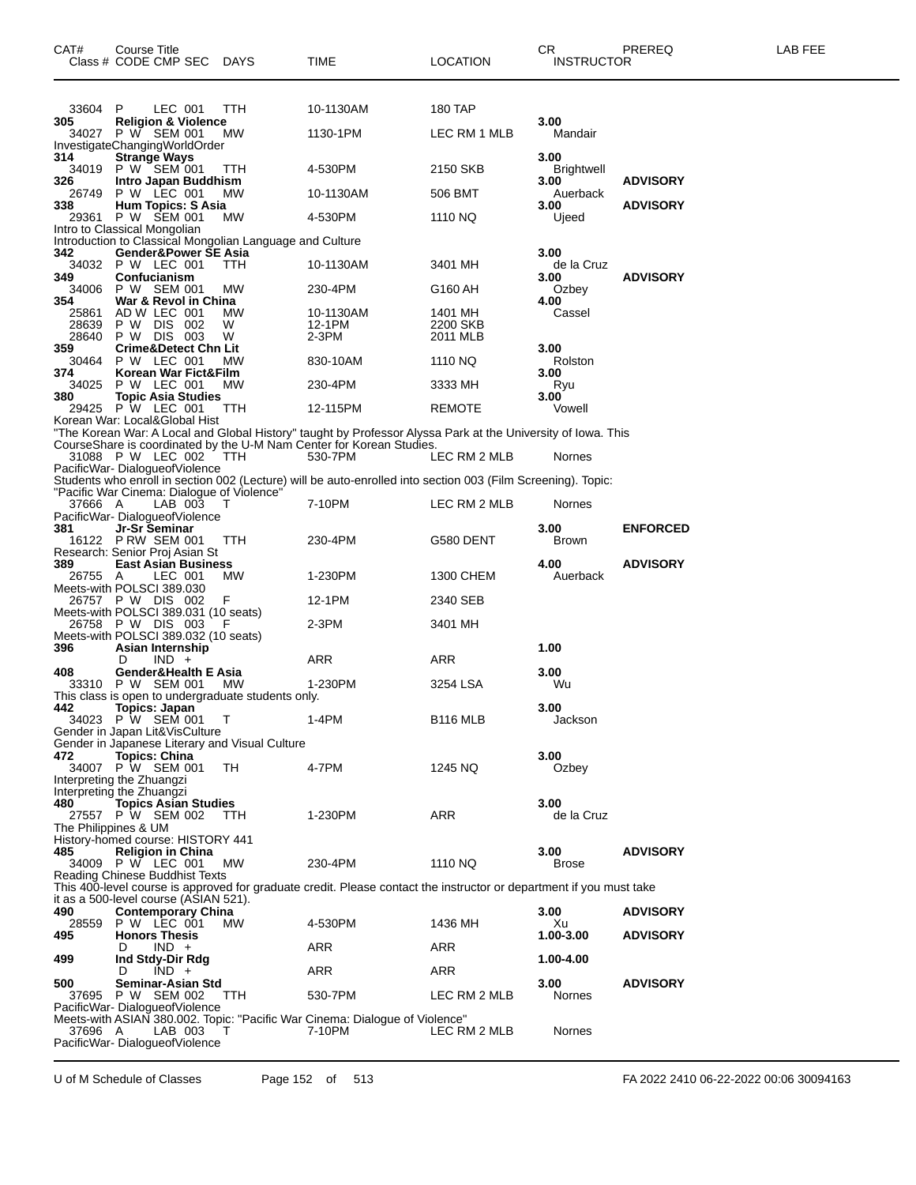| CAT# | Course Title<br>Class # CODE CMP SEC | DAYS | TIME | LOCATION | CR<br>INSTRUCTOR | PREREQ | LAB FEE |
|---|---|---|---|---|---|---|---|
| 33604 | P LEC 001 | TTH | 10-1130AM | 180 TAP | | | |
| **305** | **Religion & Violence** | | | | **3.00** | | |
| 34027 | P W SEM 001 | MW | 1130-1PM | LEC RM 1 MLB | Mandair | | |
| InvestigateChangingWorldOrder | | | | | | | |
| **314** | **Strange Ways** | | | | **3.00** | | |
| 34019 | P W SEM 001 | TTH | 4-530PM | 2150 SKB | Brightwell | | |
| **326** | **Intro Japan Buddhism** | | | | **3.00** | **ADVISORY** | |
| 26749 | P W LEC 001 | MW | 10-1130AM | 506 BMT | Auerback | | |
| **338** | **Hum Topics: S Asia** | | | | **3.00** | **ADVISORY** | |
| 29361 | P W SEM 001 | MW | 4-530PM | 1110 NQ | Ujeed | | |
| Intro to Classical Mongolian | | | | | | | |
| Introduction to Classical Mongolian Language and Culture | | | | | | | |
| **342** | **Gender&Power SE Asia** | | | | **3.00** | | |
| 34032 | P W LEC 001 | TTH | 10-1130AM | 3401 MH | de la Cruz | | |
| **349** | **Confucianism** | | | | **3.00** | **ADVISORY** | |
| 34006 | P W SEM 001 | MW | 230-4PM | G160 AH | Ozbey | | |
| **354** | **War & Revol in China** | | | | **4.00** | | |
| 25861 | AD W LEC 001 | MW | 10-1130AM | 1401 MH | Cassel | | |
| 28639 | P W DIS 002 | W | 12-1PM | 2200 SKB | | | |
| 28640 | P W DIS 003 | W | 2-3PM | 2011 MLB | | | |
| **359** | **Crime&Detect Chn Lit** | | | | **3.00** | | |
| 30464 | P W LEC 001 | MW | 830-10AM | 1110 NQ | Rolston | | |
| **374** | **Korean War Fict&Film** | | | | **3.00** | | |
| 34025 | P W LEC 001 | MW | 230-4PM | 3333 MH | Ryu | | |
| **380** | **Topic Asia Studies** | | | | **3.00** | | |
| 29425 | P W LEC 001 | TTH | 12-115PM | REMOTE | Vowell | | |
| Korean War: Local&Global Hist | | | | | | | |
| "The Korean War: A Local and Global History" taught by Professor Alyssa Park at the University of Iowa. This CourseShare is coordinated by the U-M Nam Center for Korean Studies. | | | | | | | |
| 31088 | P W LEC 002 | TTH | 530-7PM | LEC RM 2 MLB | Nornes | | |
| PacificWar- DialogueofViolence | | | | | | | |
| Students who enroll in section 002 (Lecture) will be auto-enrolled into section 003 (Film Screening). Topic: "Pacific War Cinema: Dialogue of Violence" | | | | | | | |
| 37666 | A LAB 003 | T | 7-10PM | LEC RM 2 MLB | Nornes | | |
| PacificWar- DialogueofViolence | | | | | | | |
| **381** | **Jr-Sr Seminar** | | | | **3.00** | **ENFORCED** | |
| 16122 | P RW SEM 001 | TTH | 230-4PM | G580 DENT | Brown | | |
| Research: Senior Proj Asian St | | | | | | | |
| **389** | **East Asian Business** | | | | **4.00** | **ADVISORY** | |
| 26755 | A LEC 001 | MW | 1-230PM | 1300 CHEM | Auerback | | |
| Meets-with POLSCI 389.030 | | | | | | | |
| 26757 | P W DIS 002 | F | 12-1PM | 2340 SEB | | | |
| Meets-with POLSCI 389.031 (10 seats) | | | | | | | |
| 26758 | P W DIS 003 | F | 2-3PM | 3401 MH | | | |
| Meets-with POLSCI 389.032 (10 seats) | | | | | | | |
| **396** | **Asian Internship** | | | | **1.00** | | |
| | D IND + | | ARR | ARR | | | |
| **408** | **Gender&Health E Asia** | | | | **3.00** | | |
| 33310 | P W SEM 001 | MW | 1-230PM | 3254 LSA | Wu | | |
| This class is open to undergraduate students only. | | | | | | | |
| **442** | **Topics: Japan** | | | | **3.00** | | |
| 34023 | P W SEM 001 | T | 1-4PM | B116 MLB | Jackson | | |
| Gender in Japan Lit&VisCulture | | | | | | | |
| Gender in Japanese Literary and Visual Culture | | | | | | | |
| **472** | **Topics: China** | | | | **3.00** | | |
| 34007 | P W SEM 001 | TH | 4-7PM | 1245 NQ | Ozbey | | |
| Interpreting the Zhuangzi | | | | | | | |
| Interpreting the Zhuangzi | | | | | | | |
| **480** | **Topics Asian Studies** | | | | **3.00** | | |
| 27557 | P W SEM 002 | TTH | 1-230PM | ARR | de la Cruz | | |
| The Philippines & UM | | | | | | | |
| History-homed course: HISTORY 441 | | | | | | | |
| **485** | **Religion in China** | | | | **3.00** | **ADVISORY** | |
| 34009 | P W LEC 001 | MW | 230-4PM | 1110 NQ | Brose | | |
| Reading Chinese Buddhist Texts | | | | | | | |
| This 400-level course is approved for graduate credit. Please contact the instructor or department if you must take it as a 500-level course (ASIAN 521). | | | | | | | |
| **490** | **Contemporary China** | | | | **3.00** | **ADVISORY** | |
| 28559 | P W LEC 001 | MW | 4-530PM | 1436 MH | Xu | | |
| **495** | **Honors Thesis** | | | | **1.00-3.00** | **ADVISORY** | |
| | D IND + | | ARR | ARR | | | |
| **499** | **Ind Stdy-Dir Rdg** | | | | **1.00-4.00** | | |
| | D IND + | | ARR | ARR | | | |
| **500** | **Seminar-Asian Std** | | | | **3.00** | **ADVISORY** | |
| 37695 | P W SEM 002 | TTH | 530-7PM | LEC RM 2 MLB | Nornes | | |
| PacificWar- DialogueofViolence | | | | | | | |
| Meets-with ASIAN 380.002. Topic: "Pacific War Cinema: Dialogue of Violence" | | | | | | | |
| 37696 | A LAB 003 | T | 7-10PM | LEC RM 2 MLB | Nornes | | |
| PacificWar- DialogueofViolence | | | | | | | |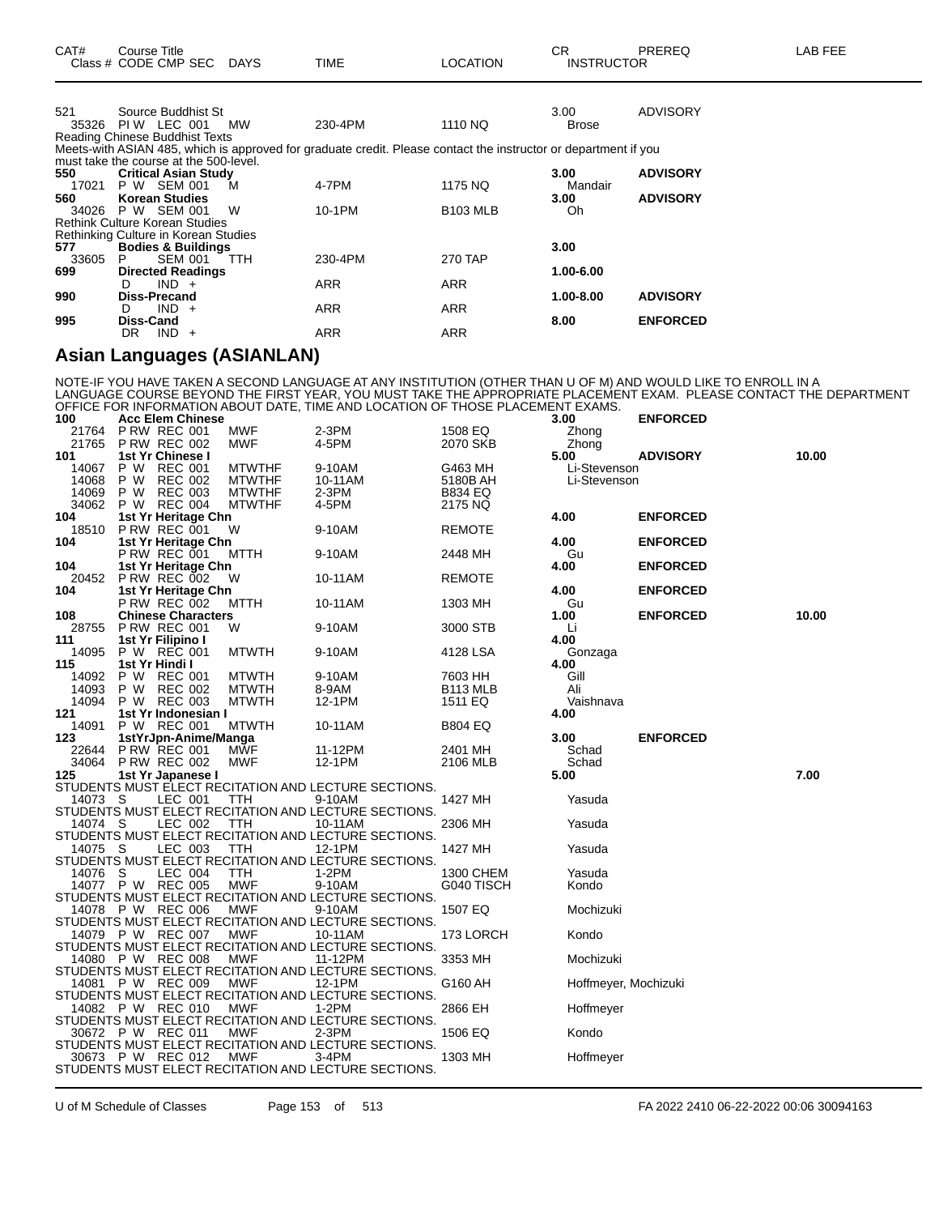| CAT# | Course Title<br>Class # CODE CMP SEC | DAYS | TIME | LOCATION | CR<br>INSTRUCTOR | PREREQ | LAB FEE |
|---|---|---|---|---|---|---|---|
| 521 | Source Buddhist St | | | | 3.00 | ADVISORY | |
| 35326 | PI W LEC 001 | MW | 230-4PM | 1110 NQ | Brose | | |

Reading Chinese Buddhist Texts
Meets-with ASIAN 485, which is approved for graduate credit. Please contact the instructor or department if you must take the course at the 500-level.

| CAT# | Course Title / Class # CODE CMP SEC | DAYS | TIME | LOCATION | CR / INSTRUCTOR | PREREQ | LAB FEE |
|---|---|---|---|---|---|---|---|
| **550** | **Critical Asian Study** | | | | **3.00** | **ADVISORY** | |
| 17021 | P W SEM 001 | M | 4-7PM | 1175 NQ | Mandair | | |
| **560** | **Korean Studies** | | | | **3.00** | **ADVISORY** | |
| 34026 | P W SEM 001 | W | 10-1PM | B103 MLB | Oh | | |

Rethink Culture Korean Studies
Rethinking Culture in Korean Studies

| CAT# | Course Title / Class # CODE CMP SEC | DAYS | TIME | LOCATION | CR / INSTRUCTOR | PREREQ | LAB FEE |
|---|---|---|---|---|---|---|---|
| **577** | **Bodies & Buildings** | | | | **3.00** | | |
| 33605 | P SEM 001 | TTH | 230-4PM | 270 TAP | | | |
| **699** | **Directed Readings** | | | | **1.00-6.00** | | |
| | D IND + | | ARR | ARR | | | |
| **990** | **Diss-Precand** | | | | **1.00-8.00** | **ADVISORY** | |
| | D IND + | | ARR | ARR | | | |
| **995** | **Diss-Cand** | | | | **8.00** | **ENFORCED** | |
| | DR IND + | | ARR | ARR | | | |

## Asian Languages (ASIANLAN)

NOTE-IF YOU HAVE TAKEN A SECOND LANGUAGE AT ANY INSTITUTION (OTHER THAN U OF M) AND WOULD LIKE TO ENROLL IN A LANGUAGE COURSE BEYOND THE FIRST YEAR, YOU MUST TAKE THE APPROPRIATE PLACEMENT EXAM. PLEASE CONTACT THE DEPARTMENT OFFICE FOR INFORMATION ABOUT DATE, TIME AND LOCATION OF THOSE PLACEMENT EXAMS.

| CAT# | Course Title / Class # CODE CMP SEC | DAYS | TIME | LOCATION | CR / INSTRUCTOR | PREREQ | LAB FEE |
|---|---|---|---|---|---|---|---|
| **100** | **Acc Elem Chinese** | | | | **3.00** | **ENFORCED** | |
| 21764 | P RW REC 001 | MWF | 2-3PM | 1508 EQ | Zhong | | |
| 21765 | P RW REC 002 | MWF | 4-5PM | 2070 SKB | Zhong | | |
| **101** | **1st Yr Chinese I** | | | | **5.00** | **ADVISORY** | **10.00** |
| 14067 | P W REC 001 | MTWTHF | 9-10AM | G463 MH | Li-Stevenson | | |
| 14068 | P W REC 002 | MTWTHF | 10-11AM | 5180B AH | Li-Stevenson | | |
| 14069 | P W REC 003 | MTWTHF | 2-3PM | B834 EQ | | | |
| 34062 | P W REC 004 | MTWTHF | 4-5PM | 2175 NQ | | | |
| **104** | **1st Yr Heritage Chn** | | | | **4.00** | **ENFORCED** | |
| 18510 | P RW REC 001 | W | 9-10AM | REMOTE | | | |
| **104** | **1st Yr Heritage Chn** | | | | **4.00** | **ENFORCED** | |
| | P RW REC 001 | MTTH | 9-10AM | 2448 MH | Gu | | |
| **104** | **1st Yr Heritage Chn** | | | | **4.00** | **ENFORCED** | |
| 20452 | P RW REC 002 | W | 10-11AM | REMOTE | | | |
| **104** | **1st Yr Heritage Chn** | | | | **4.00** | **ENFORCED** | |
| | P RW REC 002 | MTTH | 10-11AM | 1303 MH | Gu | | |
| **108** | **Chinese Characters** | | | | **1.00** | **ENFORCED** | **10.00** |
| 28755 | P RW REC 001 | W | 9-10AM | 3000 STB | Li | | |
| **111** | **1st Yr Filipino I** | | | | **4.00** | | |
| 14095 | P W REC 001 | MTWTH | 9-10AM | 4128 LSA | Gonzaga | | |
| **115** | **1st Yr Hindi I** | | | | **4.00** | | |
| 14092 | P W REC 001 | MTWTH | 9-10AM | 7603 HH | Gill | | |
| 14093 | P W REC 002 | MTWTH | 8-9AM | B113 MLB | Ali | | |
| 14094 | P W REC 003 | MTWTH | 12-1PM | 1511 EQ | Vaishnava | | |
| **121** | **1st Yr Indonesian I** | | | | **4.00** | | |
| 14091 | P W REC 001 | MTWTH | 10-11AM | B804 EQ | | | |
| **123** | **1stYrJpn-Anime/Manga** | | | | **3.00** | **ENFORCED** | |
| 22644 | P RW REC 001 | MWF | 11-12PM | 2401 MH | Schad | | |
| 34064 | P RW REC 002 | MWF | 12-1PM | 2106 MLB | Schad | | |
| **125** | **1st Yr Japanese I** | | | | **5.00** | | **7.00** |
| | STUDENTS MUST ELECT RECITATION AND LECTURE SECTIONS. | | | | | | |
| 14073 | S LEC 001 | TTH | 9-10AM | 1427 MH | Yasuda | | |
| | STUDENTS MUST ELECT RECITATION AND LECTURE SECTIONS. | | | | | | |
| 14074 | S LEC 002 | TTH | 10-11AM | 2306 MH | Yasuda | | |
| | STUDENTS MUST ELECT RECITATION AND LECTURE SECTIONS. | | | | | | |
| 14075 | S LEC 003 | TTH | 12-1PM | 1427 MH | Yasuda | | |
| | STUDENTS MUST ELECT RECITATION AND LECTURE SECTIONS. | | | | | | |
| 14076 | S LEC 004 | TTH | 1-2PM | 1300 CHEM | Yasuda | | |
| 14077 | P W REC 005 | MWF | 9-10AM | G040 TISCH | Kondo | | |
| | STUDENTS MUST ELECT RECITATION AND LECTURE SECTIONS. | | | | | | |
| 14078 | P W REC 006 | MWF | 9-10AM | 1507 EQ | Mochizuki | | |
| | STUDENTS MUST ELECT RECITATION AND LECTURE SECTIONS. | | | | | | |
| 14079 | P W REC 007 | MWF | 10-11AM | 173 LORCH | Kondo | | |
| | STUDENTS MUST ELECT RECITATION AND LECTURE SECTIONS. | | | | | | |
| 14080 | P W REC 008 | MWF | 11-12PM | 3353 MH | Mochizuki | | |
| | STUDENTS MUST ELECT RECITATION AND LECTURE SECTIONS. | | | | | | |
| 14081 | P W REC 009 | MWF | 12-1PM | G160 AH | Hoffmeyer, Mochizuki | | |
| | STUDENTS MUST ELECT RECITATION AND LECTURE SECTIONS. | | | | | | |
| 14082 | P W REC 010 | MWF | 1-2PM | 2866 EH | Hoffmeyer | | |
| | STUDENTS MUST ELECT RECITATION AND LECTURE SECTIONS. | | | | | | |
| 30672 | P W REC 011 | MWF | 2-3PM | 1506 EQ | Kondo | | |
| | STUDENTS MUST ELECT RECITATION AND LECTURE SECTIONS. | | | | | | |
| 30673 | P W REC 012 | MWF | 3-4PM | 1303 MH | Hoffmeyer | | |
| | STUDENTS MUST ELECT RECITATION AND LECTURE SECTIONS. | | | | | | |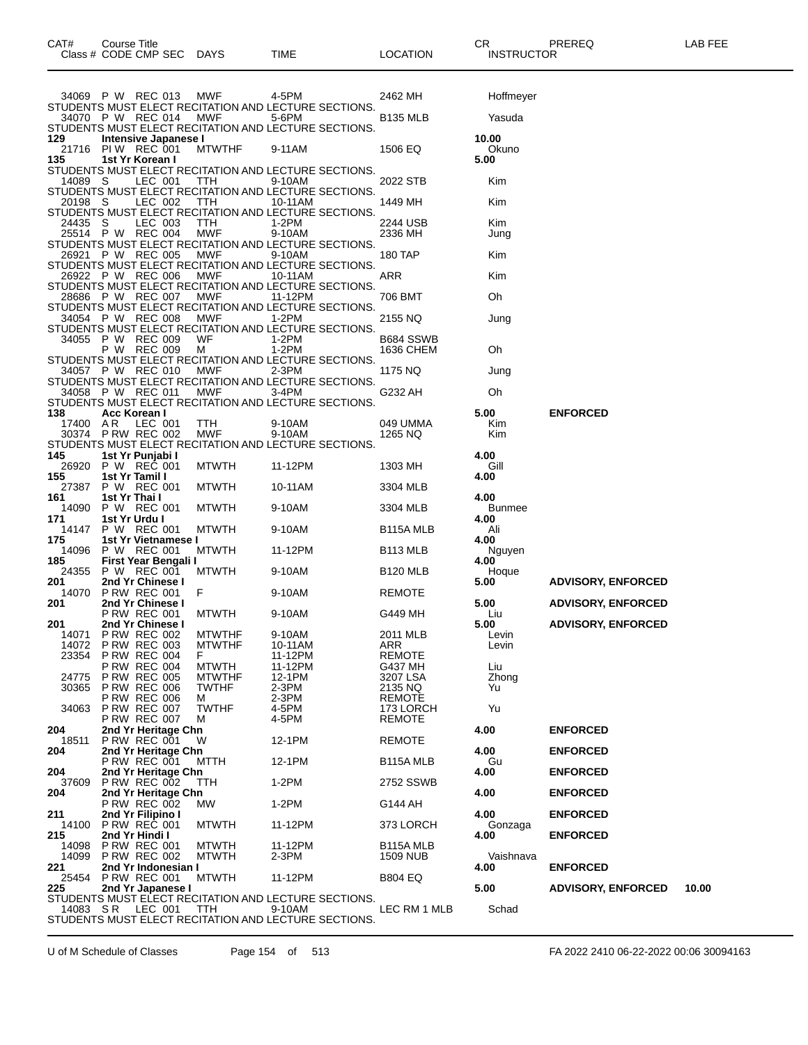| CAT# | Course Title<br>Class # CODE CMP SEC | DAYS | TIME | LOCATION | CR<br>INSTRUCTOR | PREREQ | LAB FEE |
|---|---|---|---|---|---|---|---|
| | 34069 P W REC 013 | MWF | 4-5PM | 2462 MH | Hoffmeyer | | |
| | STUDENTS MUST ELECT RECITATION AND LECTURE SECTIONS. | | | | | | |
| | 34070 P W REC 014 | MWF | 5-6PM | B135 MLB | Yasuda | | |
| | STUDENTS MUST ELECT RECITATION AND LECTURE SECTIONS. | | | | | | |
| 129 | **Intensive Japanese I** | | | | 10.00 | | |
| | 21716 PI W REC 001 | MTWTHF | 9-11AM | 1506 EQ | Okuno | | |
| 135 | **1st Yr Korean I** | | | | 5.00 | | |
| | STUDENTS MUST ELECT RECITATION AND LECTURE SECTIONS. | | | | | | |
| | 14089 S LEC 001 | TTH | 9-10AM | 2022 STB | Kim | | |
| | STUDENTS MUST ELECT RECITATION AND LECTURE SECTIONS. | | | | | | |
| | 20198 S LEC 002 | TTH | 10-11AM | 1449 MH | Kim | | |
| | STUDENTS MUST ELECT RECITATION AND LECTURE SECTIONS. | | | | | | |
| | 24435 S LEC 003 | TTH | 1-2PM | 2244 USB | Kim | | |
| | 25514 P W REC 004 | MWF | 9-10AM | 2336 MH | Jung | | |
| | STUDENTS MUST ELECT RECITATION AND LECTURE SECTIONS. | | | | | | |
| | 26921 P W REC 005 | MWF | 9-10AM | 180 TAP | Kim | | |
| | STUDENTS MUST ELECT RECITATION AND LECTURE SECTIONS. | | | | | | |
| | 26922 P W REC 006 | MWF | 10-11AM | ARR | Kim | | |
| | STUDENTS MUST ELECT RECITATION AND LECTURE SECTIONS. | | | | | | |
| | 28686 P W REC 007 | MWF | 11-12PM | 706 BMT | Oh | | |
| | STUDENTS MUST ELECT RECITATION AND LECTURE SECTIONS. | | | | | | |
| | 34054 P W REC 008 | MWF | 1-2PM | 2155 NQ | Jung | | |
| | STUDENTS MUST ELECT RECITATION AND LECTURE SECTIONS. | | | | | | |
| | 34055 P W REC 009 | WF | 1-2PM | B684 SSWB | | | |
| | P W REC 009 | M | 1-2PM | 1636 CHEM | Oh | | |
| | STUDENTS MUST ELECT RECITATION AND LECTURE SECTIONS. | | | | | | |
| | 34057 P W REC 010 | MWF | 2-3PM | 1175 NQ | Jung | | |
| | STUDENTS MUST ELECT RECITATION AND LECTURE SECTIONS. | | | | | | |
| | 34058 P W REC 011 | MWF | 3-4PM | G232 AH | Oh | | |
| | STUDENTS MUST ELECT RECITATION AND LECTURE SECTIONS. | | | | | | |
| 138 | **Acc Korean I** | | | | 5.00 | **ENFORCED** | |
| | 17400 A R LEC 001 | TTH | 9-10AM | 049 UMMA | Kim | | |
| | 30374 P RW REC 002 | MWF | 9-10AM | 1265 NQ | Kim | | |
| | STUDENTS MUST ELECT RECITATION AND LECTURE SECTIONS. | | | | | | |
| 145 | **1st Yr Punjabi I** | | | | 4.00 | | |
| | 26920 P W REC 001 | MTWTH | 11-12PM | 1303 MH | Gill | | |
| 155 | **1st Yr Tamil I** | | | | 4.00 | | |
| | 27387 P W REC 001 | MTWTH | 10-11AM | 3304 MLB | | | |
| 161 | **1st Yr Thai I** | | | | 4.00 | | |
| | 14090 P W REC 001 | MTWTH | 9-10AM | 3304 MLB | Bunmee | | |
| 171 | **1st Yr Urdu I** | | | | 4.00 | | |
| | 14147 P W REC 001 | MTWTH | 9-10AM | B115A MLB | Ali | | |
| 175 | **1st Yr Vietnamese I** | | | | 4.00 | | |
| | 14096 P W REC 001 | MTWTH | 11-12PM | B113 MLB | Nguyen | | |
| 185 | **First Year Bengali I** | | | | 4.00 | | |
| | 24355 P W REC 001 | MTWTH | 9-10AM | B120 MLB | Hoque | | |
| 201 | **2nd Yr Chinese I** | | | | 5.00 | **ADVISORY, ENFORCED** | |
| | 14070 P RW REC 001 | F | 9-10AM | REMOTE | | | |
| 201 | **2nd Yr Chinese I** | | | | 5.00 | **ADVISORY, ENFORCED** | |
| | P RW REC 001 | MTWTH | 9-10AM | G449 MH | Liu | | |
| 201 | **2nd Yr Chinese I** | | | | 5.00 | **ADVISORY, ENFORCED** | |
| | 14071 P RW REC 002 | MTWTHF | 9-10AM | 2011 MLB | Levin | | |
| | 14072 P RW REC 003 | MTWTHF | 10-11AM | ARR | Levin | | |
| | 23354 P RW REC 004 | F | 11-12PM | REMOTE | | | |
| | P RW REC 004 | MTWTH | 11-12PM | G437 MH | Liu | | |
| | 24775 P RW REC 005 | MTWTHF | 12-1PM | 3207 LSA | Zhong | | |
| | 30365 P RW REC 006 | TWTHF | 2-3PM | 2135 NQ | Yu | | |
| | P RW REC 006 | M | 2-3PM | REMOTE | | | |
| | 34063 P RW REC 007 | TWTHF | 4-5PM | 173 LORCH | Yu | | |
| | P RW REC 007 | M | 4-5PM | REMOTE | | | |
| 204 | **2nd Yr Heritage Chn** | | | | 4.00 | **ENFORCED** | |
| | 18511 P RW REC 001 | W | 12-1PM | REMOTE | | | |
| 204 | **2nd Yr Heritage Chn** | | | | 4.00 | **ENFORCED** | |
| | P RW REC 001 | MTTH | 12-1PM | B115A MLB | Gu | | |
| 204 | **2nd Yr Heritage Chn** | | | | 4.00 | **ENFORCED** | |
| | 37609 P RW REC 002 | TTH | 1-2PM | 2752 SSWB | | | |
| 204 | **2nd Yr Heritage Chn** | | | | 4.00 | **ENFORCED** | |
| | P RW REC 002 | MW | 1-2PM | G144 AH | | | |
| 211 | **2nd Yr Filipino I** | | | | 4.00 | **ENFORCED** | |
| | 14100 P RW REC 001 | MTWTH | 11-12PM | 373 LORCH | Gonzaga | | |
| 215 | **2nd Yr Hindi I** | | | | 4.00 | **ENFORCED** | |
| | 14098 P RW REC 001 | MTWTH | 11-12PM | B115A MLB | | | |
| | 14099 P RW REC 002 | MTWTH | 2-3PM | 1509 NUB | Vaishnava | | |
| 221 | **2nd Yr Indonesian I** | | | | 4.00 | **ENFORCED** | |
| | 25454 P RW REC 001 | MTWTH | 11-12PM | B804 EQ | | | |
| 225 | **2nd Yr Japanese I** | | | | 5.00 | **ADVISORY, ENFORCED** | **10.00** |
| | STUDENTS MUST ELECT RECITATION AND LECTURE SECTIONS. | | | | | | |
| | 14083 S R LEC 001 | TTH | 9-10AM | LEC RM 1 MLB | Schad | | |
| | STUDENTS MUST ELECT RECITATION AND LECTURE SECTIONS. | | | | | | |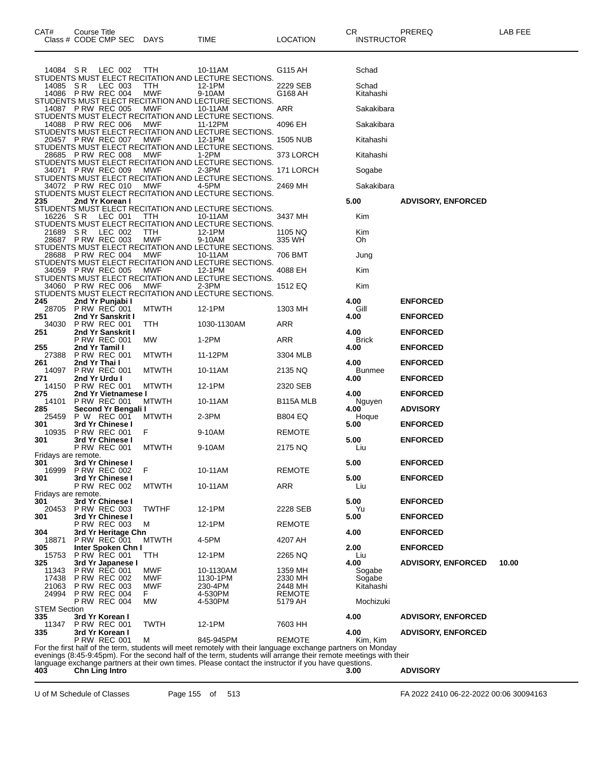| CAT# Class # | Course Title CODE CMP SEC | DAYS | TIME | LOCATION | CR INSTRUCTOR | PREREQ | LAB FEE |
|---|---|---|---|---|---|---|---|
| 14084 | S R LEC 002 | TTH | 10-11AM | G115 AH | Schad | | |
| STUDENTS MUST ELECT RECITATION AND LECTURE SECTIONS. | | | | | | | |
| 14085 | S R LEC 003 | TTH | 12-1PM | 2229 SEB | Schad | | |
| 14086 | P RW REC 004 | MWF | 9-10AM | G168 AH | Kitahashi | | |
| STUDENTS MUST ELECT RECITATION AND LECTURE SECTIONS. | | | | | | | |
| 14087 | P RW REC 005 | MWF | 10-11AM | ARR | Sakakibara | | |
| STUDENTS MUST ELECT RECITATION AND LECTURE SECTIONS. | | | | | | | |
| 14088 | P RW REC 006 | MWF | 11-12PM | 4096 EH | Sakakibara | | |
| STUDENTS MUST ELECT RECITATION AND LECTURE SECTIONS. | | | | | | | |
| 20457 | P RW REC 007 | MWF | 12-1PM | 1505 NUB | Kitahashi | | |
| STUDENTS MUST ELECT RECITATION AND LECTURE SECTIONS. | | | | | | | |
| 28685 | P RW REC 008 | MWF | 1-2PM | 373 LORCH | Kitahashi | | |
| STUDENTS MUST ELECT RECITATION AND LECTURE SECTIONS. | | | | | | | |
| 34071 | P RW REC 009 | MWF | 2-3PM | 171 LORCH | Sogabe | | |
| STUDENTS MUST ELECT RECITATION AND LECTURE SECTIONS. | | | | | | | |
| 34072 | P RW REC 010 | MWF | 4-5PM | 2469 MH | Sakakibara | | |
| STUDENTS MUST ELECT RECITATION AND LECTURE SECTIONS. | | | | | | | |
| **235** | **2nd Yr Korean I** | | | | **5.00** | **ADVISORY, ENFORCED** | |
| STUDENTS MUST ELECT RECITATION AND LECTURE SECTIONS. | | | | | | | |
| 16226 | S R LEC 001 | TTH | 10-11AM | 3437 MH | Kim | | |
| STUDENTS MUST ELECT RECITATION AND LECTURE SECTIONS. | | | | | | | |
| 21689 | S R LEC 002 | TTH | 12-1PM | 1105 NQ | Kim | | |
| 28687 | P RW REC 003 | MWF | 9-10AM | 335 WH | Oh | | |
| STUDENTS MUST ELECT RECITATION AND LECTURE SECTIONS. | | | | | | | |
| 28688 | P RW REC 004 | MWF | 10-11AM | 706 BMT | Jung | | |
| STUDENTS MUST ELECT RECITATION AND LECTURE SECTIONS. | | | | | | | |
| 34059 | P RW REC 005 | MWF | 12-1PM | 4088 EH | Kim | | |
| STUDENTS MUST ELECT RECITATION AND LECTURE SECTIONS. | | | | | | | |
| 34060 | P RW REC 006 | MWF | 2-3PM | 1512 EQ | Kim | | |
| STUDENTS MUST ELECT RECITATION AND LECTURE SECTIONS. | | | | | | | |
| **245** | **2nd Yr Punjabi I** | | | | **4.00** | **ENFORCED** | |
| 28705 | P RW REC 001 | MTWTH | 12-1PM | 1303 MH | Gill | | |
| **251** | **2nd Yr Sanskrit I** | | | | **4.00** | **ENFORCED** | |
| 34030 | P RW REC 001 | TTH | 1030-1130AM | ARR | | | |
| **251** | **2nd Yr Sanskrit I** | | | | **4.00** | **ENFORCED** | |
| | P RW REC 001 | MW | 1-2PM | ARR | Brick | | |
| **255** | **2nd Yr Tamil I** | | | | **4.00** | **ENFORCED** | |
| 27388 | P RW REC 001 | MTWTH | 11-12PM | 3304 MLB | | | |
| **261** | **2nd Yr Thai I** | | | | **4.00** | **ENFORCED** | |
| 14097 | P RW REC 001 | MTWTH | 10-11AM | 2135 NQ | Bunmee | | |
| **271** | **2nd Yr Urdu I** | | | | **4.00** | **ENFORCED** | |
| 14150 | P RW REC 001 | MTWTH | 12-1PM | 2320 SEB | | | |
| **275** | **2nd Yr Vietnamese I** | | | | **4.00** | **ENFORCED** | |
| 14101 | P RW REC 001 | MTWTH | 10-11AM | B115A MLB | Nguyen | | |
| **285** | **Second Yr Bengali I** | | | | **4.00** | **ADVISORY** | |
| 25459 | P W REC 001 | MTWTH | 2-3PM | B804 EQ | Hoque | | |
| **301** | **3rd Yr Chinese I** | | | | **5.00** | **ENFORCED** | |
| 10935 | P RW REC 001 | F | 9-10AM | REMOTE | | | |
| **301** | **3rd Yr Chinese I** | | | | **5.00** | **ENFORCED** | |
| | P RW REC 001 | MTWTH | 9-10AM | 2175 NQ | Liu | | |
| Fridays are remote. | | | | | | | |
| **301** | **3rd Yr Chinese I** | | | | **5.00** | **ENFORCED** | |
| 16999 | P RW REC 002 | F | 10-11AM | REMOTE | | | |
| **301** | **3rd Yr Chinese I** | | | | **5.00** | **ENFORCED** | |
| | P RW REC 002 | MTWTH | 10-11AM | ARR | Liu | | |
| Fridays are remote. | | | | | | | |
| **301** | **3rd Yr Chinese I** | | | | **5.00** | **ENFORCED** | |
| 20453 | P RW REC 003 | TWTHF | 12-1PM | 2228 SEB | Yu | | |
| **301** | **3rd Yr Chinese I** | | | | **5.00** | **ENFORCED** | |
| | P RW REC 003 | M | 12-1PM | REMOTE | | | |
| **304** | **3rd Yr Heritage Chn** | | | | **4.00** | **ENFORCED** | |
| 18871 | P RW REC 001 | MTWTH | 4-5PM | 4207 AH | | | |
| **305** | **Inter Spoken Chn I** | | | | **2.00** | **ENFORCED** | |
| 15753 | P RW REC 001 | TTH | 12-1PM | 2265 NQ | Liu | | |
| **325** | **3rd Yr Japanese I** | | | | **4.00** | **ADVISORY, ENFORCED** | **10.00** |
| 11343 | P RW REC 001 | MWF | 10-1130AM | 1359 MH | Sogabe | | |
| 17438 | P RW REC 002 | MWF | 1130-1PM | 2330 MH | Sogabe | | |
| 21063 | P RW REC 003 | MWF | 230-4PM | 2448 MH | Kitahashi | | |
| 24994 | P RW REC 004 | F | 4-530PM | REMOTE | | | |
| | P RW REC 004 | MW | 4-530PM | 5179 AH | Mochizuki | | |
| STEM Section | | | | | | | |
| **335** | **3rd Yr Korean I** | | | | **4.00** | **ADVISORY, ENFORCED** | |
| 11347 | P RW REC 001 | TWTH | 12-1PM | 7603 HH | | | |
| **335** | **3rd Yr Korean I** | | | | **4.00** | **ADVISORY, ENFORCED** | |
| | P RW REC 001 | M | 845-945PM | REMOTE | Kim, Kim | | |
| For the first half of the term, students will meet remotely with their language exchange partners on Monday evenings (8:45-9:45pm). For the second half of the term, students will arrange their remote meetings with their language exchange partners at their own times. Please contact the instructor if you have questions. | | | | | | | |
| **403** | **Chn Ling Intro** | | | | **3.00** | **ADVISORY** | |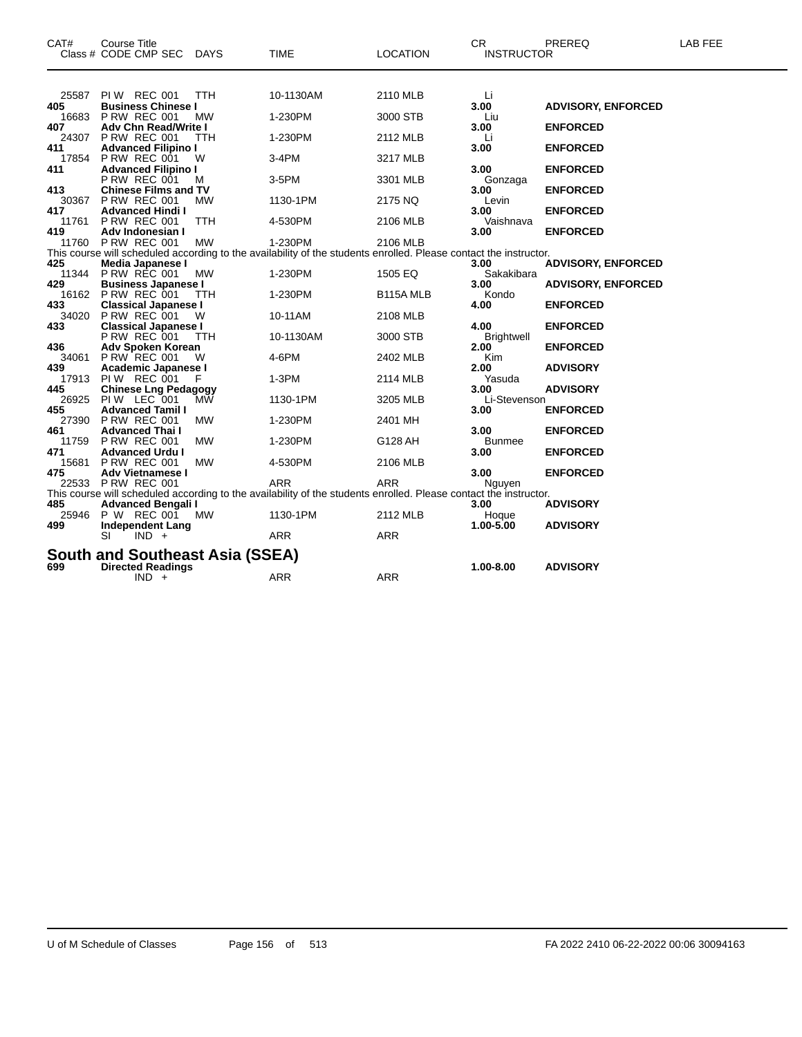| CAT# | Course Title<br>Class # CODE CMP SEC | DAYS | TIME | LOCATION | CR<br>INSTRUCTOR | PREREQ | LAB FEE |
|---|---|---|---|---|---|---|---|
| 25587 | PI W REC 001 | TTH | 10-1130AM | 2110 MLB | Li | | |
| **405** | **Business Chinese I** | | | | **3.00** | **ADVISORY, ENFORCED** | |
| 16683 | P RW REC 001 | MW | 1-230PM | 3000 STB | Liu | | |
| **407** | **Adv Chn Read/Write I** | | | | **3.00** | **ENFORCED** | |
| 24307 | P RW REC 001 | TTH | 1-230PM | 2112 MLB | Li | | |
| **411** | **Advanced Filipino I** | | | | **3.00** | **ENFORCED** | |
| 17854 | P RW REC 001 | W | 3-4PM | 3217 MLB | | | |
| **411** | **Advanced Filipino I** | | | | **3.00** | **ENFORCED** | |
| | P RW REC 001 | M | 3-5PM | 3301 MLB | Gonzaga | | |
| **413** | **Chinese Films and TV** | | | | **3.00** | **ENFORCED** | |
| 30367 | P RW REC 001 | MW | 1130-1PM | 2175 NQ | Levin | | |
| **417** | **Advanced Hindi I** | | | | **3.00** | **ENFORCED** | |
| 11761 | P RW REC 001 | TTH | 4-530PM | 2106 MLB | Vaishnava | | |
| **419** | **Adv Indonesian I** | | | | **3.00** | **ENFORCED** | |
| 11760 | P RW REC 001 | MW | 1-230PM | 2106 MLB | | | |
| | This course will scheduled according to the availability of the students enrolled. Please contact the instructor. | | | | | | |
| **425** | **Media Japanese I** | | | | **3.00** | **ADVISORY, ENFORCED** | |
| 11344 | P RW REC 001 | MW | 1-230PM | 1505 EQ | Sakakibara | | |
| **429** | **Business Japanese I** | | | | **3.00** | **ADVISORY, ENFORCED** | |
| 16162 | P RW REC 001 | TTH | 1-230PM | B115A MLB | Kondo | | |
| **433** | **Classical Japanese I** | | | | **4.00** | **ENFORCED** | |
| 34020 | P RW REC 001 | W | 10-11AM | 2108 MLB | | | |
| **433** | **Classical Japanese I** | | | | **4.00** | **ENFORCED** | |
| | P RW REC 001 | TTH | 10-1130AM | 3000 STB | Brightwell | | |
| **436** | **Adv Spoken Korean** | | | | **2.00** | **ENFORCED** | |
| 34061 | P RW REC 001 | W | 4-6PM | 2402 MLB | Kim | | |
| **439** | **Academic Japanese I** | | | | **2.00** | **ADVISORY** | |
| 17913 | PI W REC 001 | F | 1-3PM | 2114 MLB | Yasuda | | |
| **445** | **Chinese Lng Pedagogy** | | | | **3.00** | **ADVISORY** | |
| 26925 | PI W LEC 001 | MW | 1130-1PM | 3205 MLB | Li-Stevenson | | |
| **455** | **Advanced Tamil I** | | | | **3.00** | **ENFORCED** | |
| 27390 | P RW REC 001 | MW | 1-230PM | 2401 MH | | | |
| **461** | **Advanced Thai I** | | | | **3.00** | **ENFORCED** | |
| 11759 | P RW REC 001 | MW | 1-230PM | G128 AH | Bunmee | | |
| **471** | **Advanced Urdu I** | | | | **3.00** | **ENFORCED** | |
| 15681 | P RW REC 001 | MW | 4-530PM | 2106 MLB | | | |
| **475** | **Adv Vietnamese I** | | | | **3.00** | **ENFORCED** | |
| 22533 | P RW REC 001 | | ARR | ARR | Nguyen | | |
| | This course will scheduled according to the availability of the students enrolled. Please contact the instructor. | | | | | | |
| **485** | **Advanced Bengali I** | | | | **3.00** | **ADVISORY** | |
| 25946 | P W REC 001 | MW | 1130-1PM | 2112 MLB | Hoque | | |
| **499** | **Independent Lang** | | | | **1.00-5.00** | **ADVISORY** | |
| | SI IND + | | ARR | ARR | | | |

## South and Southeast Asia (SSEA)

| CAT# | Course Title<br>Class # CODE CMP SEC | DAYS | TIME | LOCATION | CR<br>INSTRUCTOR | PREREQ | LAB FEE |
|---|---|---|---|---|---|---|---|
| **699** | **Directed Readings** | | | | **1.00-8.00** | **ADVISORY** | |
| | IND + | | ARR | ARR | | | |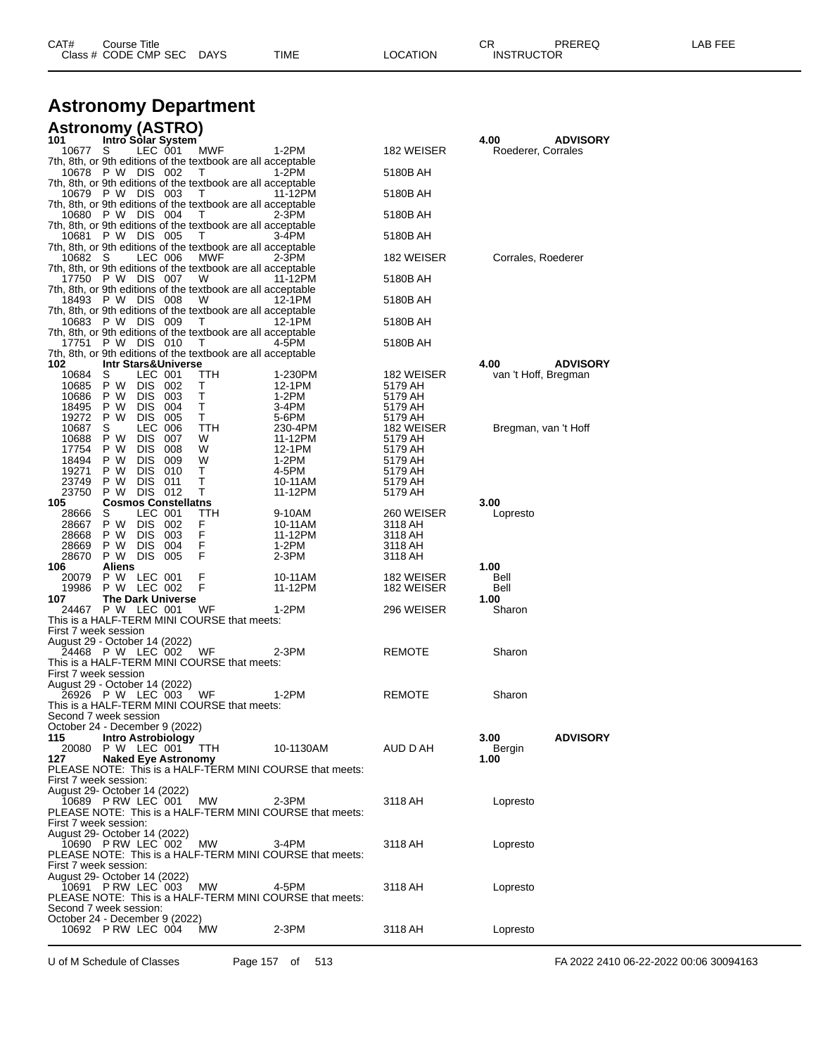# Astronomy Department

## Astronomy (ASTRO)

| CAT# / Class # | Course Title / CODE | CMP | SEC | DAYS | TIME | LOCATION | CR / INSTRUCTOR | PREREQ | LAB FEE |
|---|---|---|---|---|---|---|---|---|---|
| **101** | **Intro Solar System** | | | | | | **4.00** | **ADVISORY** | |
| 10677 | S | LEC | 001 | MWF | 1-2PM | 182 WEISER | Roederer, Corrales | | |
| 7th, 8th, or 9th editions of the textbook are all acceptable | | | | | | | | | |
| 10678 | P W | DIS | 002 | T | 1-2PM | 5180B AH | | | |
| 7th, 8th, or 9th editions of the textbook are all acceptable | | | | | | | | | |
| 10679 | P W | DIS | 003 | T | 11-12PM | 5180B AH | | | |
| 7th, 8th, or 9th editions of the textbook are all acceptable | | | | | | | | | |
| 10680 | P W | DIS | 004 | T | 2-3PM | 5180B AH | | | |
| 7th, 8th, or 9th editions of the textbook are all acceptable | | | | | | | | | |
| 10681 | P W | DIS | 005 | T | 3-4PM | 5180B AH | | | |
| 7th, 8th, or 9th editions of the textbook are all acceptable | | | | | | | | | |
| 10682 | S | LEC | 006 | MWF | 2-3PM | 182 WEISER | Corrales, Roederer | | |
| 7th, 8th, or 9th editions of the textbook are all acceptable | | | | | | | | | |
| 17750 | P W | DIS | 007 | W | 11-12PM | 5180B AH | | | |
| 7th, 8th, or 9th editions of the textbook are all acceptable | | | | | | | | | |
| 18493 | P W | DIS | 008 | W | 12-1PM | 5180B AH | | | |
| 7th, 8th, or 9th editions of the textbook are all acceptable | | | | | | | | | |
| 10683 | P W | DIS | 009 | T | 12-1PM | 5180B AH | | | |
| 7th, 8th, or 9th editions of the textbook are all acceptable | | | | | | | | | |
| 17751 | P W | DIS | 010 | T | 4-5PM | 5180B AH | | | |
| 7th, 8th, or 9th editions of the textbook are all acceptable | | | | | | | | | |
| **102** | **Intr Stars&Universe** | | | | | | **4.00** | **ADVISORY** | |
| 10684 | S | LEC | 001 | TTH | 1-230PM | 182 WEISER | van 't Hoff, Bregman | | |
| 10685 | P W | DIS | 002 | T | 12-1PM | 5179 AH | | | |
| 10686 | P W | DIS | 003 | T | 1-2PM | 5179 AH | | | |
| 18495 | P W | DIS | 004 | T | 3-4PM | 5179 AH | | | |
| 19272 | P W | DIS | 005 | T | 5-6PM | 5179 AH | | | |
| 10687 | S | LEC | 006 | TTH | 230-4PM | 182 WEISER | Bregman, van 't Hoff | | |
| 10688 | P W | DIS | 007 | W | 11-12PM | 5179 AH | | | |
| 17754 | P W | DIS | 008 | W | 12-1PM | 5179 AH | | | |
| 18494 | P W | DIS | 009 | W | 1-2PM | 5179 AH | | | |
| 19271 | P W | DIS | 010 | T | 4-5PM | 5179 AH | | | |
| 23749 | P W | DIS | 011 | T | 10-11AM | 5179 AH | | | |
| 23750 | P W | DIS | 012 | T | 11-12PM | 5179 AH | | | |
| **105** | **Cosmos Constellatns** | | | | | | **3.00** | | |
| 28666 | S | LEC | 001 | TTH | 9-10AM | 260 WEISER | Lopresto | | |
| 28667 | P W | DIS | 002 | F | 10-11AM | 3118 AH | | | |
| 28668 | P W | DIS | 003 | F | 11-12PM | 3118 AH | | | |
| 28669 | P W | DIS | 004 | F | 1-2PM | 3118 AH | | | |
| 28670 | P W | DIS | 005 | F | 2-3PM | 3118 AH | | | |
| **106** | **Aliens** | | | | | | **1.00** | | |
| 20079 | P W | LEC | 001 | F | 10-11AM | 182 WEISER | Bell | | |
| 19986 | P W | LEC | 002 | F | 11-12PM | 182 WEISER | Bell | | |
| **107** | **The Dark Universe** | | | | | | **1.00** | | |
| 24467 | P W | LEC | 001 | WF | 1-2PM | 296 WEISER | Sharon | | |
| This is a HALF-TERM MINI COURSE that meets: First 7 week session August 29 - October 14 (2022) | | | | | | | | | |
| 24468 | P W | LEC | 002 | WF | 2-3PM | REMOTE | Sharon | | |
| This is a HALF-TERM MINI COURSE that meets: First 7 week session August 29 - October 14 (2022) | | | | | | | | | |
| 26926 | P W | LEC | 003 | WF | 1-2PM | REMOTE | Sharon | | |
| This is a HALF-TERM MINI COURSE that meets: Second 7 week session October 24 - December 9 (2022) | | | | | | | | | |
| **115** | **Intro Astrobiology** | | | | | | **3.00** | **ADVISORY** | |
| 20080 | P W | LEC | 001 | TTH | 10-1130AM | AUD D AH | Bergin | | |
| **127** | **Naked Eye Astronomy** | | | | | | **1.00** | | |
| PLEASE NOTE: This is a HALF-TERM MINI COURSE that meets: First 7 week session: August 29- October 14 (2022) | | | | | | | | | |
| 10689 | P RW | LEC | 001 | MW | 2-3PM | 3118 AH | Lopresto | | |
| PLEASE NOTE: This is a HALF-TERM MINI COURSE that meets: First 7 week session: August 29- October 14 (2022) | | | | | | | | | |
| 10690 | P RW | LEC | 002 | MW | 3-4PM | 3118 AH | Lopresto | | |
| PLEASE NOTE: This is a HALF-TERM MINI COURSE that meets: First 7 week session: August 29- October 14 (2022) | | | | | | | | | |
| 10691 | P RW | LEC | 003 | MW | 4-5PM | 3118 AH | Lopresto | | |
| PLEASE NOTE: This is a HALF-TERM MINI COURSE that meets: Second 7 week session: October 24 - December 9 (2022) | | | | | | | | | |
| 10692 | P RW | LEC | 004 | MW | 2-3PM | 3118 AH | Lopresto | | |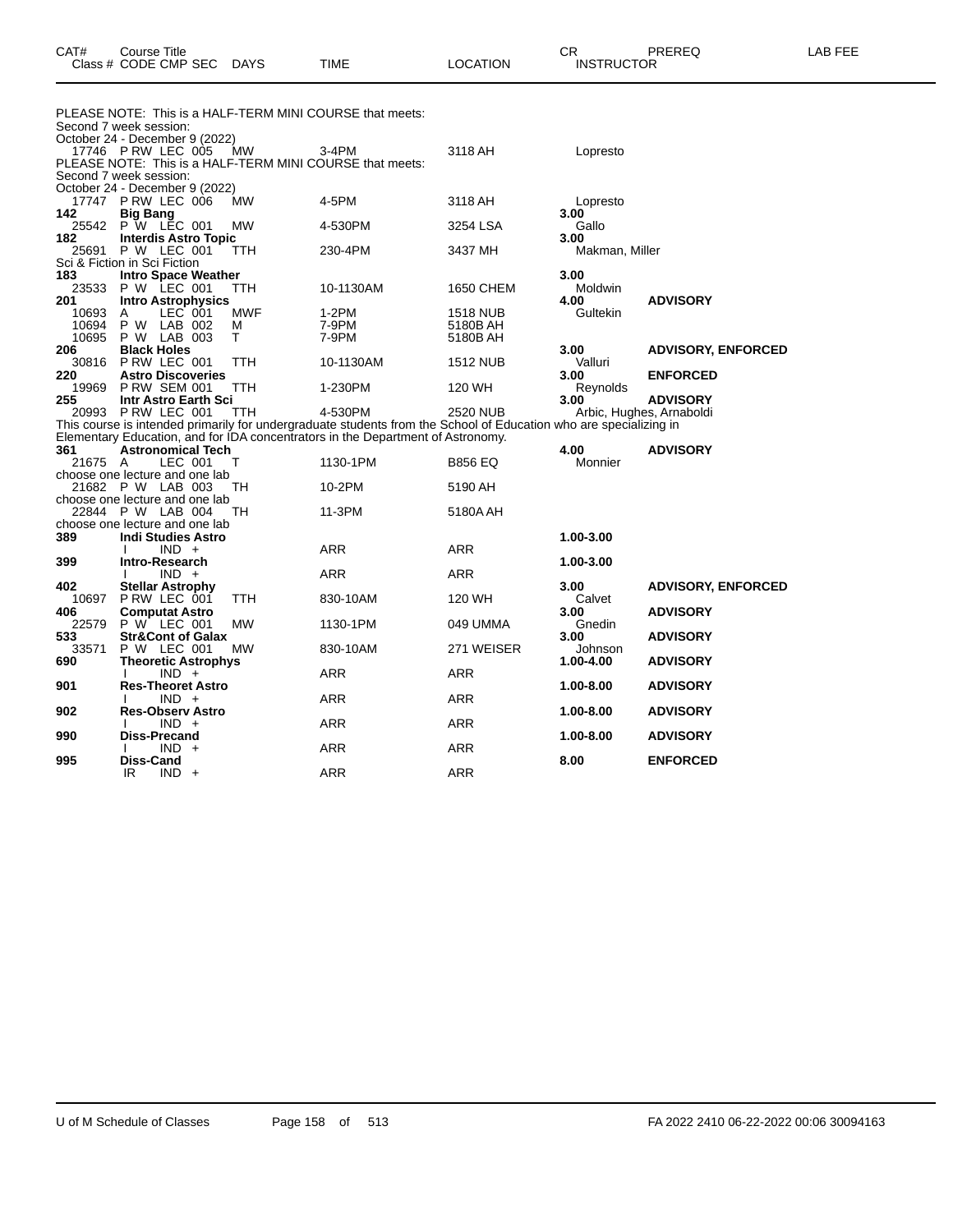| CAT# Class # | Course Title CODE CMP SEC | DAYS | TIME | LOCATION | CR INSTRUCTOR | PREREQ | LAB FEE |
|---|---|---|---|---|---|---|---|
| | PLEASE NOTE: This is a HALF-TERM MINI COURSE that meets: Second 7 week session: October 24 - December 9 (2022) | | | | | | |
| 17746 | P RW LEC 005 | MW | 3-4PM | 3118 AH | Lopresto | | |
| | PLEASE NOTE: This is a HALF-TERM MINI COURSE that meets: Second 7 week session: October 24 - December 9 (2022) | | | | | | |
| 17747 | P RW LEC 006 | MW | 4-5PM | 3118 AH | Lopresto | | |
| **142** | **Big Bang** | | | | **3.00** | | |
| 25542 | P W LEC 001 | MW | 4-530PM | 3254 LSA | Gallo | | |
| **182** | **Interdis Astro Topic** | | | | **3.00** | | |
| 25691 | P W LEC 001 | TTH | 230-4PM | 3437 MH | Makman, Miller | | |
| | Sci & Fiction in Sci Fiction | | | | | | |
| **183** | **Intro Space Weather** | | | | **3.00** | | |
| 23533 | P W LEC 001 | TTH | 10-1130AM | 1650 CHEM | Moldwin | | |
| **201** | **Intro Astrophysics** | | | | **4.00** | **ADVISORY** | |
| 10693 | A LEC 001 | MWF | 1-2PM | 1518 NUB | Gultekin | | |
| 10694 | P W LAB 002 | M | 7-9PM | 5180B AH | | | |
| 10695 | P W LAB 003 | T | 7-9PM | 5180B AH | | | |
| **206** | **Black Holes** | | | | **3.00** | **ADVISORY, ENFORCED** | |
| 30816 | P RW LEC 001 | TTH | 10-1130AM | 1512 NUB | Valluri | | |
| **220** | **Astro Discoveries** | | | | **3.00** | **ENFORCED** | |
| 19969 | P RW SEM 001 | TTH | 1-230PM | 120 WH | Reynolds | | |
| **255** | **Intr Astro Earth Sci** | | | | **3.00** | **ADVISORY** | |
| 20993 | P RW LEC 001 | TTH | 4-530PM | 2520 NUB | Arbic, Hughes, Arnaboldi | | |
| | This course is intended primarily for undergraduate students from the School of Education who are specializing in Elementary Education, and for IDA concentrators in the Department of Astronomy. | | | | | | |
| **361** | **Astronomical Tech** | | | | **4.00** | **ADVISORY** | |
| 21675 | A LEC 001 | T | 1130-1PM | B856 EQ | Monnier | | |
| | choose one lecture and one lab | | | | | | |
| 21682 | P W LAB 003 | TH | 10-2PM | 5190 AH | | | |
| | choose one lecture and one lab | | | | | | |
| 22844 | P W LAB 004 | TH | 11-3PM | 5180A AH | | | |
| | choose one lecture and one lab | | | | | | |
| **389** | **Indi Studies Astro** | | | | **1.00-3.00** | | |
| | I IND + | | ARR | ARR | | | |
| **399** | **Intro-Research** | | | | **1.00-3.00** | | |
| | I IND + | | ARR | ARR | | | |
| **402** | **Stellar Astrophy** | | | | **3.00** | **ADVISORY, ENFORCED** | |
| 10697 | P RW LEC 001 | TTH | 830-10AM | 120 WH | Calvet | | |
| **406** | **Computat Astro** | | | | **3.00** | **ADVISORY** | |
| 22579 | P W LEC 001 | MW | 1130-1PM | 049 UMMA | Gnedin | | |
| **533** | **Str&Cont of Galax** | | | | **3.00** | **ADVISORY** | |
| 33571 | P W LEC 001 | MW | 830-10AM | 271 WEISER | Johnson | | |
| **690** | **Theoretic Astrophys** | | | | **1.00-4.00** | **ADVISORY** | |
| | I IND + | | ARR | ARR | | | |
| **901** | **Res-Theoret Astro** | | | | **1.00-8.00** | **ADVISORY** | |
| | I IND + | | ARR | ARR | | | |
| **902** | **Res-Observ Astro** | | | | **1.00-8.00** | **ADVISORY** | |
| | I IND + | | ARR | ARR | | | |
| **990** | **Diss-Precand** | | | | **1.00-8.00** | **ADVISORY** | |
| | I IND + | | ARR | ARR | | | |
| **995** | **Diss-Cand** | | | | **8.00** | **ENFORCED** | |
| | IR IND + | | ARR | ARR | | | |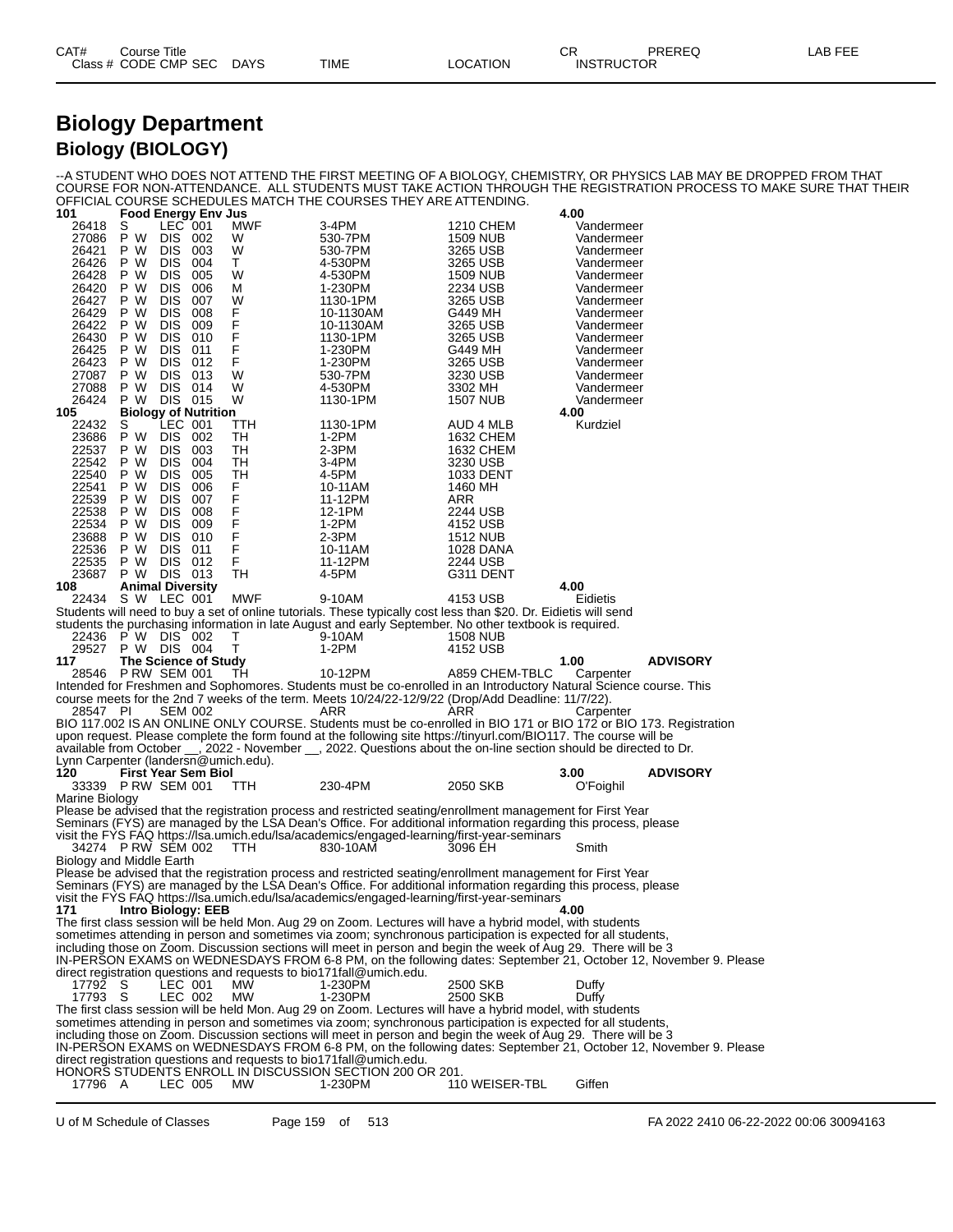# Biology Department

## Biology (BIOLOGY)

--A STUDENT WHO DOES NOT ATTEND THE FIRST MEETING OF A BIOLOGY, CHEMISTRY, OR PHYSICS LAB MAY BE DROPPED FROM THAT COURSE FOR NON-ATTENDANCE. ALL STUDENTS MUST TAKE ACTION THROUGH THE REGISTRATION PROCESS TO MAKE SURE THAT THEIR OFFICIAL COURSE SCHEDULES MATCH THE COURSES THEY ARE ATTENDING.

| CAT# / Class # | CODE | CMP | SEC | DAYS | TIME | LOCATION | CR / INSTRUCTOR | PREREQ | LAB FEE |
|---|---|---|---|---|---|---|---|---|---|
| **101** | **Food Energy Env Jus** | | | | | | **4.00** | | |
| 26418 | S | LEC | 001 | MWF | 3-4PM | 1210 CHEM | Vandermeer | | |
| 27086 | P W | DIS | 002 | W | 530-7PM | 1509 NUB | Vandermeer | | |
| 26421 | P W | DIS | 003 | W | 530-7PM | 3265 USB | Vandermeer | | |
| 26426 | P W | DIS | 004 | T | 4-530PM | 3265 USB | Vandermeer | | |
| 26428 | P W | DIS | 005 | W | 4-530PM | 1509 NUB | Vandermeer | | |
| 26420 | P W | DIS | 006 | M | 1-230PM | 2234 USB | Vandermeer | | |
| 26427 | P W | DIS | 007 | W | 1130-1PM | 3265 USB | Vandermeer | | |
| 26429 | P W | DIS | 008 | F | 10-1130AM | G449 MH | Vandermeer | | |
| 26422 | P W | DIS | 009 | F | 10-1130AM | 3265 USB | Vandermeer | | |
| 26430 | P W | DIS | 010 | F | 1130-1PM | 3265 USB | Vandermeer | | |
| 26425 | P W | DIS | 011 | F | 1-230PM | G449 MH | Vandermeer | | |
| 26423 | P W | DIS | 012 | F | 1-230PM | 3265 USB | Vandermeer | | |
| 27087 | P W | DIS | 013 | W | 530-7PM | 3230 USB | Vandermeer | | |
| 27088 | P W | DIS | 014 | W | 4-530PM | 3302 MH | Vandermeer | | |
| 26424 | P W | DIS | 015 | W | 1130-1PM | 1507 NUB | Vandermeer | | |
| **105** | **Biology of Nutrition** | | | | | | **4.00** | | |
| 22432 | S | LEC | 001 | TTH | 1130-1PM | AUD 4 MLB | Kurdziel | | |
| 23686 | P W | DIS | 002 | TH | 1-2PM | 1632 CHEM | | | |
| 22537 | P W | DIS | 003 | TH | 2-3PM | 1632 CHEM | | | |
| 22542 | P W | DIS | 004 | TH | 3-4PM | 3230 USB | | | |
| 22540 | P W | DIS | 005 | TH | 4-5PM | 1033 DENT | | | |
| 22541 | P W | DIS | 006 | F | 10-11AM | 1460 MH | | | |
| 22539 | P W | DIS | 007 | F | 11-12PM | ARR | | | |
| 22538 | P W | DIS | 008 | F | 12-1PM | 2244 USB | | | |
| 22534 | P W | DIS | 009 | F | 1-2PM | 4152 USB | | | |
| 23688 | P W | DIS | 010 | F | 2-3PM | 1512 NUB | | | |
| 22536 | P W | DIS | 011 | F | 10-11AM | 1028 DANA | | | |
| 22535 | P W | DIS | 012 | F | 11-12PM | 2244 USB | | | |
| 23687 | P W | DIS | 013 | TH | 4-5PM | G311 DENT | | | |
| **108** | **Animal Diversity** | | | | | | **4.00** | | |
| 22434 | S W | LEC | 001 | MWF | 9-10AM | 4153 USB | Eidietis | | |

Students will need to buy a set of online tutorials. These typically cost less than $20. Dr. Eidietis will send students the purchasing information in late August and early September. No other textbook is required.

| CAT# / Class # | CODE | CMP | SEC | DAYS | TIME | LOCATION | CR / INSTRUCTOR | PREREQ | LAB FEE |
|---|---|---|---|---|---|---|---|---|---|
| 22436 | P W | DIS | 002 | T | 9-10AM | 1508 NUB | | | |
| 29527 | P W | DIS | 004 | T | 1-2PM | 4152 USB | | | |
| **117** | **The Science of Study** | | | | | | **1.00** | **ADVISORY** | |
| 28546 | P RW | SEM | 001 | TH | 10-12PM | A859 CHEM-TBLC | Carpenter | | |

Intended for Freshmen and Sophomores. Students must be co-enrolled in an Introductory Natural Science course. This course meets for the 2nd 7 weeks of the term. Meets 10/24/22-12/9/22 (Drop/Add Deadline: 11/7/22).

| CAT# / Class # | CODE | CMP | SEC | DAYS | TIME | LOCATION | CR / INSTRUCTOR | PREREQ | LAB FEE |
|---|---|---|---|---|---|---|---|---|---|
| 28547 | PI | SEM | 002 | | ARR | ARR | Carpenter | | |

BIO 117.002 IS AN ONLINE ONLY COURSE. Students must be co-enrolled in BIO 171 or BIO 172 or BIO 173. Registration upon request. Please complete the form found at the following site https://tinyurl.com/BIO117. The course will be available from October __, 2022 - November __, 2022. Questions about the on-line section should be directed to Dr. Lynn Carpenter (landersn@umich.edu).

| CAT# / Class # | CODE | CMP | SEC | DAYS | TIME | LOCATION | CR / INSTRUCTOR | PREREQ | LAB FEE |
|---|---|---|---|---|---|---|---|---|---|
| **120** | **First Year Sem Biol** | | | | | | **3.00** | **ADVISORY** | |
| 33339 | P RW | SEM | 001 | TTH | 230-4PM | 2050 SKB | O'Foighil | | |

Marine Biology

Please be advised that the registration process and restricted seating/enrollment management for First Year Seminars (FYS) are managed by the LSA Dean's Office. For additional information regarding this process, please visit the FYS FAQ https://lsa.umich.edu/lsa/academics/engaged-learning/first-year-seminars

| CAT# / Class # | CODE | CMP | SEC | DAYS | TIME | LOCATION | CR / INSTRUCTOR | PREREQ | LAB FEE |
|---|---|---|---|---|---|---|---|---|---|
| 34274 | P RW | SEM | 002 | TTH | 830-10AM | 3096 EH | Smith | | |

Biology and Middle Earth

Please be advised that the registration process and restricted seating/enrollment management for First Year Seminars (FYS) are managed by the LSA Dean's Office. For additional information regarding this process, please visit the FYS FAQ https://lsa.umich.edu/lsa/academics/engaged-learning/first-year-seminars

**171 Intro Biology: EEB** — **4.00**

The first class session will be held Mon. Aug 29 on Zoom. Lectures will have a hybrid model, with students sometimes attending in person and sometimes via zoom; synchronous participation is expected for all students, including those on Zoom. Discussion sections will meet in person and begin the week of Aug 29. There will be 3 IN-PERSON EXAMS on WEDNESDAYS FROM 6-8 PM, on the following dates: September 21, October 12, November 9. Please direct registration questions and requests to bio171fall@umich.edu.

| CAT# / Class # | CODE | CMP | SEC | DAYS | TIME | LOCATION | CR / INSTRUCTOR | PREREQ | LAB FEE |
|---|---|---|---|---|---|---|---|---|---|
| 17792 | S | LEC | 001 | MW | 1-230PM | 2500 SKB | Duffy | | |
| 17793 | S | LEC | 002 | MW | 1-230PM | 2500 SKB | Duffy | | |

The first class session will be held Mon. Aug 29 on Zoom. Lectures will have a hybrid model, with students sometimes attending in person and sometimes via zoom; synchronous participation is expected for all students, including those on Zoom. Discussion sections will meet in person and begin the week of Aug 29. There will be 3 IN-PERSON EXAMS on WEDNESDAYS FROM 6-8 PM, on the following dates: September 21, October 12, November 9. Please direct registration questions and requests to bio171fall@umich.edu.

HONORS STUDENTS ENROLL IN DISCUSSION SECTION 200 OR 201.

| CAT# / Class # | CODE | CMP | SEC | DAYS | TIME | LOCATION | CR / INSTRUCTOR | PREREQ | LAB FEE |
|---|---|---|---|---|---|---|---|---|---|
| 17796 | A | LEC | 005 | MW | 1-230PM | 110 WEISER-TBL | Giffen | | |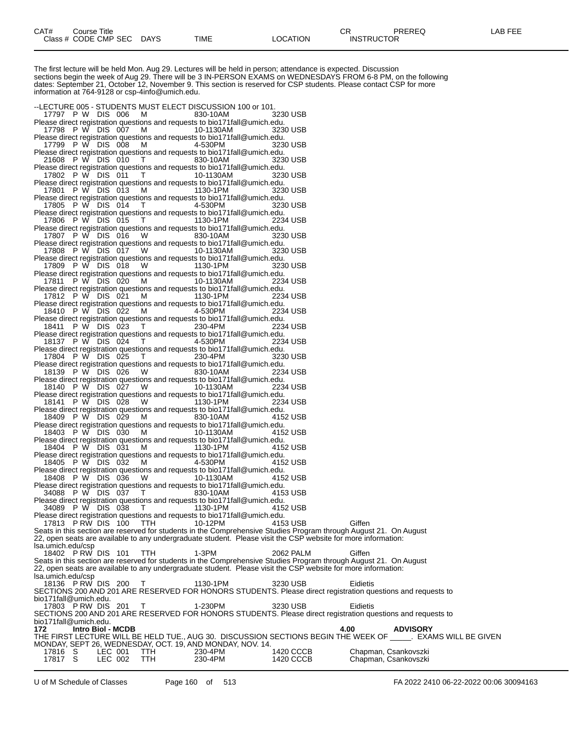| CAT# | Course Title | | | | | | CR | PREREQ | LAB FEE |
|---|---|---|---|---|---|---|---|---|---|
| Class # | CODE CMP SEC | DAYS | TIME | LOCATION | INSTRUCTOR | | | | |

The first lecture will be held Mon. Aug 29. Lectures will be held in person; attendance is expected. Discussion sections begin the week of Aug 29. There will be 3 IN-PERSON EXAMS on WEDNESDAYS FROM 6-8 PM, on the following dates: September 21, October 12, November 9. This section is reserved for CSP students. Please contact CSP for more information at 764-9128 or csp-4info@umich.edu.

--LECTURE 005 - STUDENTS MUST ELECT DISCUSSION 100 or 101.

17797 P W DIS 006 M 830-10AM 3230 USB
Please direct registration questions and requests to bio171fall@umich.edu.

17798 P W DIS 007 M 10-1130AM 3230 USB
Please direct registration questions and requests to bio171fall@umich.edu.

17799 P W DIS 008 M 4-530PM 3230 USB
Please direct registration questions and requests to bio171fall@umich.edu.

21608 P W DIS 010 T 830-10AM 3230 USB
Please direct registration questions and requests to bio171fall@umich.edu.

17802 P W DIS 011 T 10-1130AM 3230 USB
Please direct registration questions and requests to bio171fall@umich.edu.

17801 P W DIS 013 M 1130-1PM 3230 USB
Please direct registration questions and requests to bio171fall@umich.edu.

17805 P W DIS 014 T 4-530PM 3230 USB
Please direct registration questions and requests to bio171fall@umich.edu.

17806 P W DIS 015 T 1130-1PM 2234 USB
Please direct registration questions and requests to bio171fall@umich.edu.

17807 P W DIS 016 W 830-10AM 3230 USB
Please direct registration questions and requests to bio171fall@umich.edu.

17808 P W DIS 017 W 10-1130AM 3230 USB
Please direct registration questions and requests to bio171fall@umich.edu.

17809 P W DIS 018 W 1130-1PM 3230 USB
Please direct registration questions and requests to bio171fall@umich.edu.

17811 P W DIS 020 M 10-1130AM 2234 USB
Please direct registration questions and requests to bio171fall@umich.edu.

17812 P W DIS 021 M 1130-1PM 2234 USB
Please direct registration questions and requests to bio171fall@umich.edu.

18410 P W DIS 022 M 4-530PM 2234 USB
Please direct registration questions and requests to bio171fall@umich.edu.

18411 P W DIS 023 T 230-4PM 2234 USB
Please direct registration questions and requests to bio171fall@umich.edu.

18137 P W DIS 024 T 4-530PM 2234 USB
Please direct registration questions and requests to bio171fall@umich.edu.

17804 P W DIS 025 T 230-4PM 3230 USB
Please direct registration questions and requests to bio171fall@umich.edu.

18139 P W DIS 026 W 830-10AM 2234 USB
Please direct registration questions and requests to bio171fall@umich.edu.

18140 P W DIS 027 W 10-1130AM 2234 USB
Please direct registration questions and requests to bio171fall@umich.edu.

18141 P W DIS 028 W 1130-1PM 2234 USB
Please direct registration questions and requests to bio171fall@umich.edu.

18409 P W DIS 029 M 830-10AM 4152 USB
Please direct registration questions and requests to bio171fall@umich.edu.

18403 P W DIS 030 M 10-1130AM 4152 USB
Please direct registration questions and requests to bio171fall@umich.edu.

18404 P W DIS 031 M 1130-1PM 4152 USB
Please direct registration questions and requests to bio171fall@umich.edu.

18405 P W DIS 032 M 4-530PM 4152 USB
Please direct registration questions and requests to bio171fall@umich.edu.

18408 P W DIS 036 W 10-1130AM 4152 USB
Please direct registration questions and requests to bio171fall@umich.edu.

34088 P W DIS 037 T 830-10AM 4153 USB
Please direct registration questions and requests to bio171fall@umich.edu.

34089 P W DIS 038 T 1130-1PM 4152 USB
Please direct registration questions and requests to bio171fall@umich.edu.

17813 P RW DIS 100 TTH 10-12PM 4153 USB Giffen
Seats in this section are reserved for students in the Comprehensive Studies Program through August 21. On August 22, open seats are available to any undergraduate student. Please visit the CSP website for more information: lsa.umich.edu/csp

18402 P RW DIS 101 TTH 1-3PM 2062 PALM Giffen
Seats in this section are reserved for students in the Comprehensive Studies Program through August 21. On August 22, open seats are available to any undergraduate student. Please visit the CSP website for more information: lsa.umich.edu/csp

18136 P RW DIS 200 T 1130-1PM 3230 USB Eidietis
SECTIONS 200 AND 201 ARE RESERVED FOR HONORS STUDENTS. Please direct registration questions and requests to bio171fall@umich.edu.

17803 P RW DIS 201 T 1-230PM 3230 USB Eidietis
SECTIONS 200 AND 201 ARE RESERVED FOR HONORS STUDENTS. Please direct registration questions and requests to bio171fall@umich.edu.

**172 Intro Biol - MCDB** **4.00** **ADVISORY**

THE FIRST LECTURE WILL BE HELD TUE., AUG 30. DISCUSSION SECTIONS BEGIN THE WEEK OF _____. EXAMS WILL BE GIVEN MONDAY, SEPT 26, WEDNESDAY, OCT. 19, AND MONDAY, NOV. 14.

17816 S LEC 001 TTH 230-4PM 1420 CCCB Chapman, Csankovszki
17817 S LEC 002 TTH 230-4PM 1420 CCCB Chapman, Csankovszki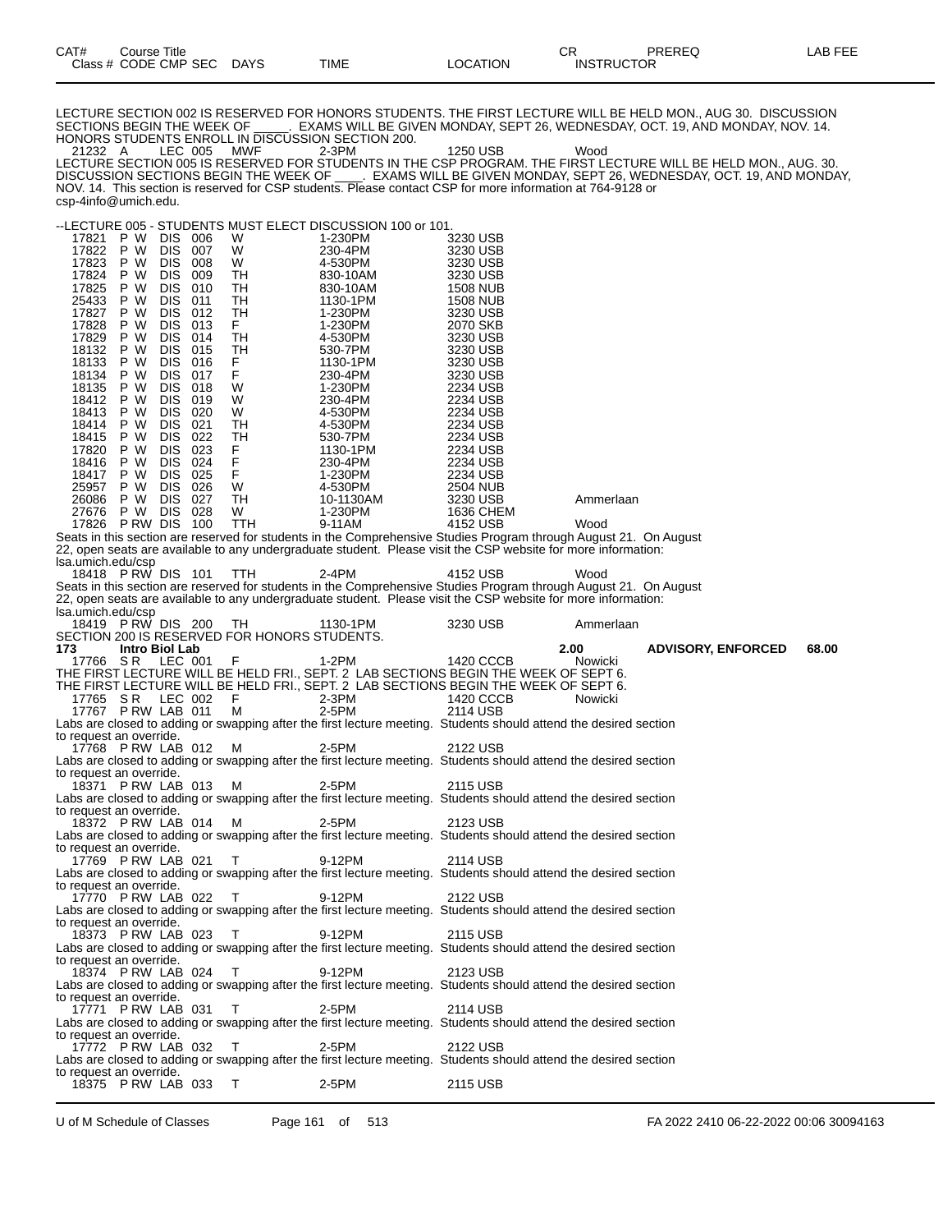| CAT# | Course Title | | | | | | CR | PREREQ | LAB FEE |
|---|---|---|---|---|---|---|---|---|---|
| Class # | CODE CMP SEC | DAYS | TIME | LOCATION | INSTRUCTOR | | | | |

LECTURE SECTION 002 IS RESERVED FOR HONORS STUDENTS. THE FIRST LECTURE WILL BE HELD MON., AUG 30. DISCUSSION SECTIONS BEGIN THE WEEK OF _____. EXAMS WILL BE GIVEN MONDAY, SEPT 26, WEDNESDAY, OCT. 19, AND MONDAY, NOV. 14. HONORS STUDENTS ENROLL IN DISCUSSION SECTION 200.

21232 A LEC 005 MWF 2-3PM 1250 USB Wood

LECTURE SECTION 005 IS RESERVED FOR STUDENTS IN THE CSP PROGRAM. THE FIRST LECTURE WILL BE HELD MON., AUG. 30. DISCUSSION SECTIONS BEGIN THE WEEK OF ____. EXAMS WILL BE GIVEN MONDAY, SEPT 26, WEDNESDAY, OCT. 19, AND MONDAY, NOV. 14. This section is reserved for CSP students. Please contact CSP for more information at 764-9128 or csp-4info@umich.edu.

--LECTURE 005 - STUDENTS MUST ELECT DISCUSSION 100 or 101.

| Class # | CODE | CMP | SEC | DAYS | TIME | LOCATION | INSTRUCTOR |
|---|---|---|---|---|---|---|---|
| 17821 | P W | DIS | 006 | W | 1-230PM | 3230 USB | |
| 17822 | P W | DIS | 007 | W | 230-4PM | 3230 USB | |
| 17823 | P W | DIS | 008 | W | 4-530PM | 3230 USB | |
| 17824 | P W | DIS | 009 | TH | 830-10AM | 3230 USB | |
| 17825 | P W | DIS | 010 | TH | 830-10AM | 1508 NUB | |
| 25433 | P W | DIS | 011 | TH | 1130-1PM | 1508 NUB | |
| 17827 | P W | DIS | 012 | TH | 1-230PM | 3230 USB | |
| 17828 | P W | DIS | 013 | F | 1-230PM | 2070 SKB | |
| 17829 | P W | DIS | 014 | TH | 4-530PM | 3230 USB | |
| 18132 | P W | DIS | 015 | TH | 530-7PM | 3230 USB | |
| 18133 | P W | DIS | 016 | F | 1130-1PM | 3230 USB | |
| 18134 | P W | DIS | 017 | F | 230-4PM | 3230 USB | |
| 18135 | P W | DIS | 018 | W | 1-230PM | 2234 USB | |
| 18412 | P W | DIS | 019 | W | 230-4PM | 2234 USB | |
| 18413 | P W | DIS | 020 | W | 4-530PM | 2234 USB | |
| 18414 | P W | DIS | 021 | TH | 4-530PM | 2234 USB | |
| 18415 | P W | DIS | 022 | TH | 530-7PM | 2234 USB | |
| 17820 | P W | DIS | 023 | F | 1130-1PM | 2234 USB | |
| 18416 | P W | DIS | 024 | F | 230-4PM | 2234 USB | |
| 18417 | P W | DIS | 025 | F | 1-230PM | 2234 USB | |
| 25957 | P W | DIS | 026 | W | 4-530PM | 2504 NUB | |
| 26086 | P W | DIS | 027 | TH | 10-1130AM | 3230 USB | Ammerlaan |
| 27676 | P W | DIS | 028 | W | 1-230PM | 1636 CHEM | |
| 17826 | P RW | DIS | 100 | TTH | 9-11AM | 4152 USB | Wood |

Seats in this section are reserved for students in the Comprehensive Studies Program through August 21. On August 22, open seats are available to any undergraduate student. Please visit the CSP website for more information: lsa.umich.edu/csp

18418 P RW DIS 101 TTH 2-4PM 4152 USB Wood

Seats in this section are reserved for students in the Comprehensive Studies Program through August 21. On August 22, open seats are available to any undergraduate student. Please visit the CSP website for more information: lsa.umich.edu/csp

18419 P RW DIS 200 TH 1130-1PM 3230 USB Ammerlaan

SECTION 200 IS RESERVED FOR HONORS STUDENTS.

**173 Intro Biol Lab — 2.00 — ADVISORY, ENFORCED — 68.00**

17766 S R LEC 001 F 1-2PM 1420 CCCB Nowicki

THE FIRST LECTURE WILL BE HELD FRI., SEPT. 2 LAB SECTIONS BEGIN THE WEEK OF SEPT 6.
THE FIRST LECTURE WILL BE HELD FRI., SEPT. 2 LAB SECTIONS BEGIN THE WEEK OF SEPT 6.

17765 S R LEC 002 F 2-3PM 1420 CCCB Nowicki

17767 P RW LAB 011 M 2-5PM 2114 USB
Labs are closed to adding or swapping after the first lecture meeting. Students should attend the desired section to request an override.

18768 P RW LAB 012 M 2-5PM 2122 USB
Labs are closed to adding or swapping after the first lecture meeting. Students should attend the desired section to request an override.

18371 P RW LAB 013 M 2-5PM 2115 USB
Labs are closed to adding or swapping after the first lecture meeting. Students should attend the desired section to request an override.

18372 P RW LAB 014 M 2-5PM 2123 USB
Labs are closed to adding or swapping after the first lecture meeting. Students should attend the desired section to request an override.

17769 P RW LAB 021 T 9-12PM 2114 USB
Labs are closed to adding or swapping after the first lecture meeting. Students should attend the desired section to request an override.

17770 P RW LAB 022 T 9-12PM 2122 USB
Labs are closed to adding or swapping after the first lecture meeting. Students should attend the desired section to request an override.

18373 P RW LAB 023 T 9-12PM 2115 USB
Labs are closed to adding or swapping after the first lecture meeting. Students should attend the desired section to request an override.

18374 P RW LAB 024 T 9-12PM 2123 USB
Labs are closed to adding or swapping after the first lecture meeting. Students should attend the desired section to request an override.

17771 P RW LAB 031 T 2-5PM 2114 USB
Labs are closed to adding or swapping after the first lecture meeting. Students should attend the desired section to request an override.

17772 P RW LAB 032 T 2-5PM 2122 USB
Labs are closed to adding or swapping after the first lecture meeting. Students should attend the desired section to request an override.

18375 P RW LAB 033 T 2-5PM 2115 USB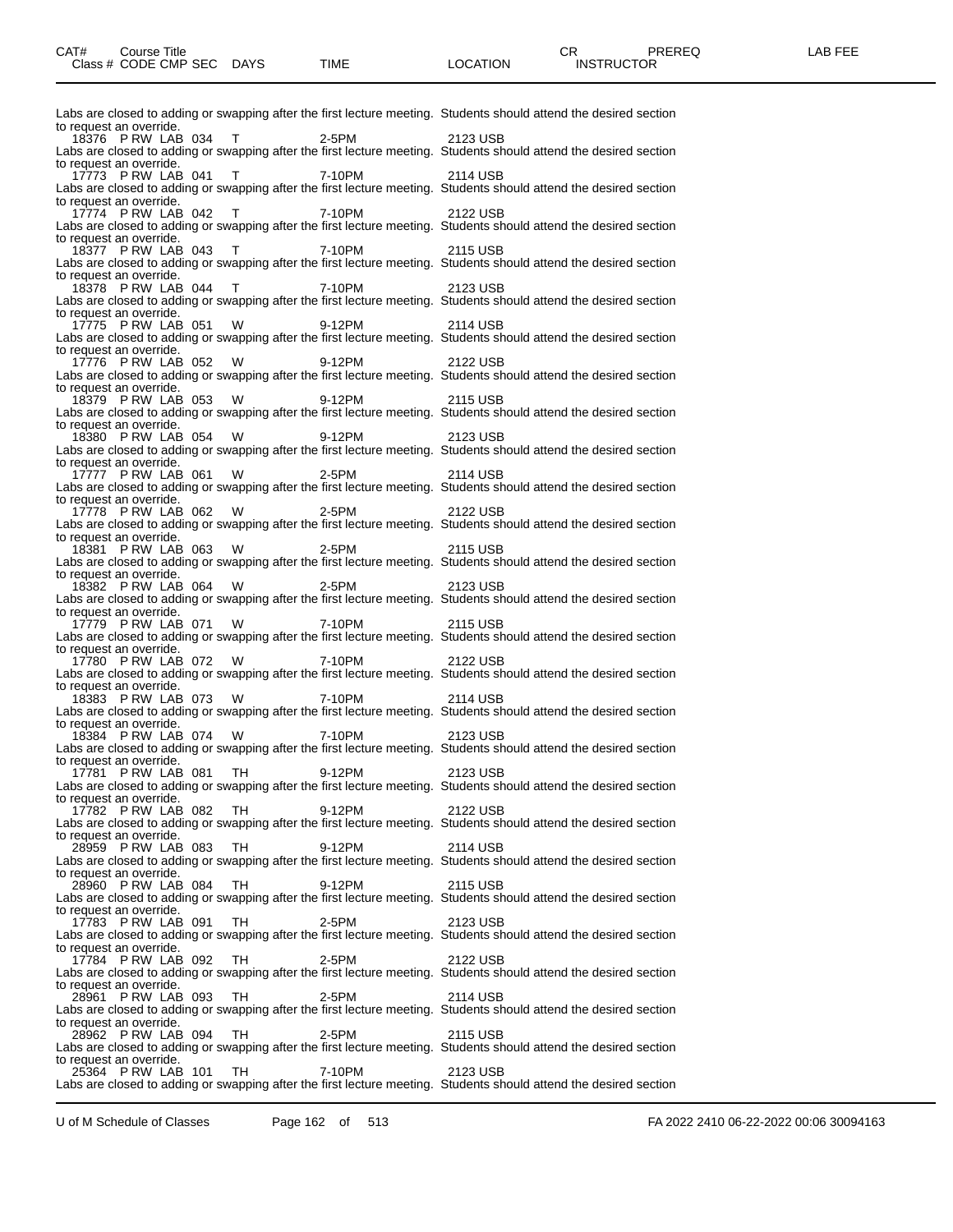Labs are closed to adding or swapping after the first lecture meeting. Students should attend the desired section to request an override.

18376 P RW LAB 034 T 2-5PM 2123 USB

Labs are closed to adding or swapping after the first lecture meeting. Students should attend the desired section to request an override.

17773 P RW LAB 041 T 7-10PM 2114 USB

Labs are closed to adding or swapping after the first lecture meeting. Students should attend the desired section to request an override.

17774 P RW LAB 042 T 7-10PM 2122 USB

Labs are closed to adding or swapping after the first lecture meeting. Students should attend the desired section to request an override.

18377 P RW LAB 043 T 7-10PM 2115 USB

Labs are closed to adding or swapping after the first lecture meeting. Students should attend the desired section to request an override.

18378 P RW LAB 044 T 7-10PM 2123 USB

Labs are closed to adding or swapping after the first lecture meeting. Students should attend the desired section to request an override.

17775 P RW LAB 051 W 9-12PM 2114 USB

Labs are closed to adding or swapping after the first lecture meeting. Students should attend the desired section to request an override.

17776 P RW LAB 052 W 9-12PM 2122 USB

Labs are closed to adding or swapping after the first lecture meeting. Students should attend the desired section to request an override.

18379 P RW LAB 053 W 9-12PM 2115 USB

Labs are closed to adding or swapping after the first lecture meeting. Students should attend the desired section to request an override.

18380 P RW LAB 054 W 9-12PM 2123 USB

Labs are closed to adding or swapping after the first lecture meeting. Students should attend the desired section to request an override.

17777 P RW LAB 061 W 2-5PM 2114 USB

Labs are closed to adding or swapping after the first lecture meeting. Students should attend the desired section to request an override.

17778 P RW LAB 062 W 2-5PM 2122 USB

Labs are closed to adding or swapping after the first lecture meeting. Students should attend the desired section to request an override.

18381 P RW LAB 063 W 2-5PM 2115 USB

Labs are closed to adding or swapping after the first lecture meeting. Students should attend the desired section to request an override.

18382 P RW LAB 064 W 2-5PM 2123 USB

Labs are closed to adding or swapping after the first lecture meeting. Students should attend the desired section to request an override.

17779 P RW LAB 071 W 7-10PM 2115 USB

Labs are closed to adding or swapping after the first lecture meeting. Students should attend the desired section to request an override.

17780 P RW LAB 072 W 7-10PM 2122 USB

Labs are closed to adding or swapping after the first lecture meeting. Students should attend the desired section to request an override.

18383 P RW LAB 073 W 7-10PM 2114 USB

Labs are closed to adding or swapping after the first lecture meeting. Students should attend the desired section to request an override.

18384 P RW LAB 074 W 7-10PM 2123 USB

Labs are closed to adding or swapping after the first lecture meeting. Students should attend the desired section to request an override.

17781 P RW LAB 081 TH 9-12PM 2123 USB

Labs are closed to adding or swapping after the first lecture meeting. Students should attend the desired section to request an override.

17782 P RW LAB 082 TH 9-12PM 2122 USB

Labs are closed to adding or swapping after the first lecture meeting. Students should attend the desired section to request an override.

28959 P RW LAB 083 TH 9-12PM 2114 USB

Labs are closed to adding or swapping after the first lecture meeting. Students should attend the desired section to request an override.

28960 P RW LAB 084 TH 9-12PM 2115 USB

Labs are closed to adding or swapping after the first lecture meeting. Students should attend the desired section to request an override.

17783 P RW LAB 091 TH 2-5PM 2123 USB

Labs are closed to adding or swapping after the first lecture meeting. Students should attend the desired section to request an override.

17784 P RW LAB 092 TH 2-5PM 2122 USB

Labs are closed to adding or swapping after the first lecture meeting. Students should attend the desired section to request an override.

28961 P RW LAB 093 TH 2-5PM 2114 USB

Labs are closed to adding or swapping after the first lecture meeting. Students should attend the desired section to request an override.

28962 P RW LAB 094 TH 2-5PM 2115 USB

Labs are closed to adding or swapping after the first lecture meeting. Students should attend the desired section to request an override.

25364 P RW LAB 101 TH 7-10PM 2123 USB

Labs are closed to adding or swapping after the first lecture meeting. Students should attend the desired section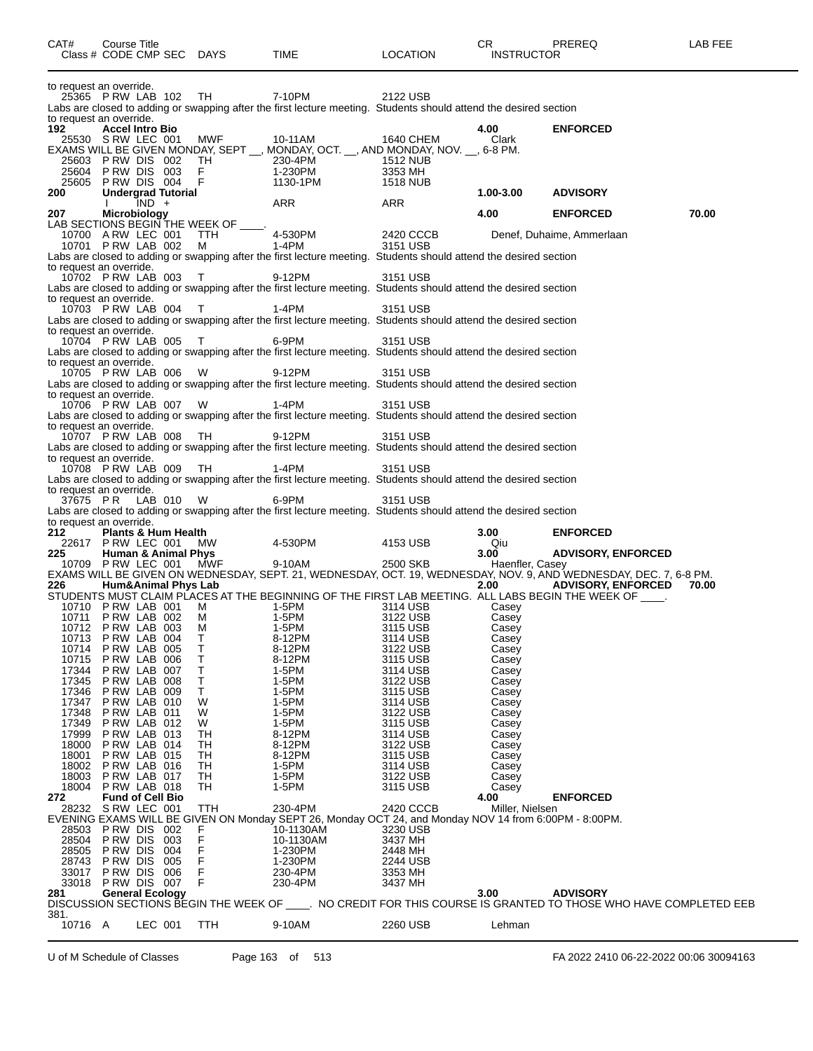| CAT# | Course Title<br>Class # CODE CMP SEC | DAYS | TIME | LOCATION | CR<br>INSTRUCTOR | PREREQ | LAB FEE |
|---|---|---|---|---|---|---|---|

to request an override.

| | | | | | | | |
|---|---|---|---|---|---|---|---|
| 25365 | P RW LAB 102 | TH | 7-10PM | 2122 USB | | | |

Labs are closed to adding or swapping after the first lecture meeting. Students should attend the desired section to request an override.

| | | | | | | | |
|---|---|---|---|---|---|---|---|
| **192** | **Accel Intro Bio** | | | | **4.00** | **ENFORCED** | |
| 25530 | S RW LEC 001 | MWF | 10-11AM | 1640 CHEM | Clark | | |

EXAMS WILL BE GIVEN MONDAY, SEPT __, MONDAY, OCT. __, AND MONDAY, NOV. __, 6-8 PM.

| | | | | | | | |
|---|---|---|---|---|---|---|---|
| 25603 | P RW DIS 002 | TH | 230-4PM | 1512 NUB | | | |
| 25604 | P RW DIS 003 | F | 1-230PM | 3353 MH | | | |
| 25605 | P RW DIS 004 | F | 1130-1PM | 1518 NUB | | | |
| **200** | **Undergrad Tutorial** | | | | **1.00-3.00** | **ADVISORY** | |
| | I IND + | | ARR | ARR | | | |
| **207** | **Microbiology** | | | | **4.00** | **ENFORCED** | **70.00** |

LAB SECTIONS BEGIN THE WEEK OF ____.

| | | | | | | | |
|---|---|---|---|---|---|---|---|
| 10700 | A RW LEC 001 | TTH | 4-530PM | 2420 CCCB | Denef, Duhaime, Ammerlaan | | |
| 10701 | P RW LAB 002 | M | 1-4PM | 3151 USB | | | |

Labs are closed to adding or swapping after the first lecture meeting. Students should attend the desired section to request an override.

| | | | | | | | |
|---|---|---|---|---|---|---|---|
| 10702 | P RW LAB 003 | T | 9-12PM | 3151 USB | | | |

Labs are closed to adding or swapping after the first lecture meeting. Students should attend the desired section to request an override.

| | | | | | | | |
|---|---|---|---|---|---|---|---|
| 10703 | P RW LAB 004 | T | 1-4PM | 3151 USB | | | |

Labs are closed to adding or swapping after the first lecture meeting. Students should attend the desired section to request an override.

| | | | | | | | |
|---|---|---|---|---|---|---|---|
| 10704 | P RW LAB 005 | T | 6-9PM | 3151 USB | | | |

Labs are closed to adding or swapping after the first lecture meeting. Students should attend the desired section to request an override.

| | | | | | | | |
|---|---|---|---|---|---|---|---|
| 10705 | P RW LAB 006 | W | 9-12PM | 3151 USB | | | |

Labs are closed to adding or swapping after the first lecture meeting. Students should attend the desired section to request an override.

| | | | | | | | |
|---|---|---|---|---|---|---|---|
| 10706 | P RW LAB 007 | W | 1-4PM | 3151 USB | | | |

Labs are closed to adding or swapping after the first lecture meeting. Students should attend the desired section to request an override.

| | | | | | | | |
|---|---|---|---|---|---|---|---|
| 10707 | P RW LAB 008 | TH | 9-12PM | 3151 USB | | | |

Labs are closed to adding or swapping after the first lecture meeting. Students should attend the desired section to request an override.

| | | | | | | | |
|---|---|---|---|---|---|---|---|
| 10708 | P RW LAB 009 | TH | 1-4PM | 3151 USB | | | |

Labs are closed to adding or swapping after the first lecture meeting. Students should attend the desired section to request an override.

| | | | | | | | |
|---|---|---|---|---|---|---|---|
| 37675 | P R LAB 010 | W | 6-9PM | 3151 USB | | | |

Labs are closed to adding or swapping after the first lecture meeting. Students should attend the desired section to request an override.

| | | | | | | | |
|---|---|---|---|---|---|---|---|
| **212** | **Plants & Hum Health** | | | | **3.00** | **ENFORCED** | |
| 22617 | P RW LEC 001 | MW | 4-530PM | 4153 USB | Qiu | | |
| **225** | **Human & Animal Phys** | | | | **3.00** | **ADVISORY, ENFORCED** | |
| 10709 | P RW LEC 001 | MWF | 9-10AM | 2500 SKB | Haenfler, Casey | | |

EXAMS WILL BE GIVEN ON WEDNESDAY, SEPT. 21, WEDNESDAY, OCT. 19, WEDNESDAY, NOV. 9, AND WEDNESDAY, DEC. 7, 6-8 PM.

| | | | | | | | |
|---|---|---|---|---|---|---|---|
| **226** | **Hum&Animal Phys Lab** | | | | **2.00** | **ADVISORY, ENFORCED** | **70.00** |

STUDENTS MUST CLAIM PLACES AT THE BEGINNING OF THE FIRST LAB MEETING. ALL LABS BEGIN THE WEEK OF ____.

| | | | | | | | |
|---|---|---|---|---|---|---|---|
| 10710 | P RW LAB 001 | M | 1-5PM | 3114 USB | Casey | | |
| 10711 | P RW LAB 002 | M | 1-5PM | 3122 USB | Casey | | |
| 10712 | P RW LAB 003 | M | 1-5PM | 3115 USB | Casey | | |
| 10713 | P RW LAB 004 | T | 8-12PM | 3114 USB | Casey | | |
| 10714 | P RW LAB 005 | T | 8-12PM | 3122 USB | Casey | | |
| 10715 | P RW LAB 006 | T | 8-12PM | 3115 USB | Casey | | |
| 17344 | P RW LAB 007 | T | 1-5PM | 3114 USB | Casey | | |
| 17345 | P RW LAB 008 | T | 1-5PM | 3122 USB | Casey | | |
| 17346 | P RW LAB 009 | T | 1-5PM | 3115 USB | Casey | | |
| 17347 | P RW LAB 010 | W | 1-5PM | 3114 USB | Casey | | |
| 17348 | P RW LAB 011 | W | 1-5PM | 3122 USB | Casey | | |
| 17349 | P RW LAB 012 | W | 1-5PM | 3115 USB | Casey | | |
| 17999 | P RW LAB 013 | TH | 8-12PM | 3114 USB | Casey | | |
| 18000 | P RW LAB 014 | TH | 8-12PM | 3122 USB | Casey | | |
| 18001 | P RW LAB 015 | TH | 8-12PM | 3115 USB | Casey | | |
| 18002 | P RW LAB 016 | TH | 1-5PM | 3114 USB | Casey | | |
| 18003 | P RW LAB 017 | TH | 1-5PM | 3122 USB | Casey | | |
| 18004 | P RW LAB 018 | TH | 1-5PM | 3115 USB | Casey | | |
| **272** | **Fund of Cell Bio** | | | | **4.00** | **ENFORCED** | |
| 28232 | S RW LEC 001 | TTH | 230-4PM | 2420 CCCB | Miller, Nielsen | | |

EVENING EXAMS WILL BE GIVEN ON Monday SEPT 26, Monday OCT 24, and Monday NOV 14 from 6:00PM - 8:00PM.

| | | | | | | | |
|---|---|---|---|---|---|---|---|
| 28503 | P RW DIS 002 | F | 10-1130AM | 3230 USB | | | |
| 28504 | P RW DIS 003 | F | 10-1130AM | 3437 MH | | | |
| 28505 | P RW DIS 004 | F | 1-230PM | 2448 MH | | | |
| 28743 | P RW DIS 005 | F | 1-230PM | 2244 USB | | | |
| 33017 | P RW DIS 006 | F | 230-4PM | 3353 MH | | | |
| 33018 | P RW DIS 007 | F | 230-4PM | 3437 MH | | | |
| **281** | **General Ecology** | | | | **3.00** | **ADVISORY** | |

DISCUSSION SECTIONS BEGIN THE WEEK OF ____. NO CREDIT FOR THIS COURSE IS GRANTED TO THOSE WHO HAVE COMPLETED EEB 381.

| | | | | | | | |
|---|---|---|---|---|---|---|---|
| 10716 | A LEC 001 | TTH | 9-10AM | 2260 USB | Lehman | | |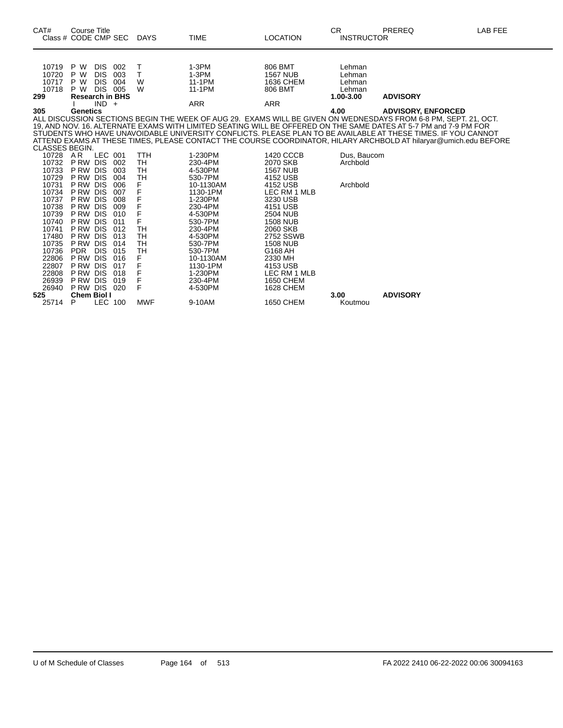| CAT# | Course Title Class # CODE CMP SEC | DAYS | TIME | LOCATION | CR INSTRUCTOR | PREREQ | LAB FEE |
|---|---|---|---|---|---|---|---|
| 10719 | P W DIS 002 | T | 1-3PM | 806 BMT | Lehman | | |
| 10720 | P W DIS 003 | T | 1-3PM | 1567 NUB | Lehman | | |
| 10717 | P W DIS 004 | W | 11-1PM | 1636 CHEM | Lehman | | |
| 10718 | P W DIS 005 | W | 11-1PM | 806 BMT | Lehman | | |
| **299** | **Research in BHS** | | | | **1.00-3.00** | **ADVISORY** | |
| | I IND + | | ARR | ARR | | | |
| **305** | **Genetics** | | | | **4.00** | **ADVISORY, ENFORCED** | |

ALL DISCUSSION SECTIONS BEGIN THE WEEK OF AUG 29. EXAMS WILL BE GIVEN ON WEDNESDAYS FROM 6-8 PM, SEPT. 21, OCT. 19, AND NOV. 16. ALTERNATE EXAMS WITH LIMITED SEATING WILL BE OFFERED ON THE SAME DATES AT 5-7 PM and 7-9 PM FOR STUDENTS WHO HAVE UNAVOIDABLE UNIVERSITY CONFLICTS. PLEASE PLAN TO BE AVAILABLE AT THESE TIMES. IF YOU CANNOT ATTEND EXAMS AT THESE TIMES, PLEASE CONTACT THE COURSE COORDINATOR, HILARY ARCHBOLD AT hilaryar@umich.edu BEFORE CLASSES BEGIN.

| CAT# | Course Title Class # CODE CMP SEC | DAYS | TIME | LOCATION | CR INSTRUCTOR | PREREQ | LAB FEE |
|---|---|---|---|---|---|---|---|
| 10728 | A R LEC 001 | TTH | 1-230PM | 1420 CCCB | Dus, Baucom | | |
| 10732 | P RW DIS 002 | TH | 230-4PM | 2070 SKB | Archbold | | |
| 10733 | P RW DIS 003 | TH | 4-530PM | 1567 NUB | | | |
| 10729 | P RW DIS 004 | TH | 530-7PM | 4152 USB | | | |
| 10731 | P RW DIS 006 | F | 10-1130AM | 4152 USB | Archbold | | |
| 10734 | P RW DIS 007 | F | 1130-1PM | LEC RM 1 MLB | | | |
| 10737 | P RW DIS 008 | F | 1-230PM | 3230 USB | | | |
| 10738 | P RW DIS 009 | F | 230-4PM | 4151 USB | | | |
| 10739 | P RW DIS 010 | F | 4-530PM | 2504 NUB | | | |
| 10740 | P RW DIS 011 | F | 530-7PM | 1508 NUB | | | |
| 10741 | P RW DIS 012 | TH | 230-4PM | 2060 SKB | | | |
| 17480 | P RW DIS 013 | TH | 4-530PM | 2752 SSWB | | | |
| 10735 | P RW DIS 014 | TH | 530-7PM | 1508 NUB | | | |
| 10736 | PDR DIS 015 | TH | 530-7PM | G168 AH | | | |
| 22806 | P RW DIS 016 | F | 10-1130AM | 2330 MH | | | |
| 22807 | P RW DIS 017 | F | 1130-1PM | 4153 USB | | | |
| 22808 | P RW DIS 018 | F | 1-230PM | LEC RM 1 MLB | | | |
| 26939 | P RW DIS 019 | F | 230-4PM | 1650 CHEM | | | |
| 26940 | P RW DIS 020 | F | 4-530PM | 1628 CHEM | | | |
| **525** | **Chem Biol I** | | | | **3.00** | **ADVISORY** | |
| 25714 | P LEC 100 | MWF | 9-10AM | 1650 CHEM | Koutmou | | |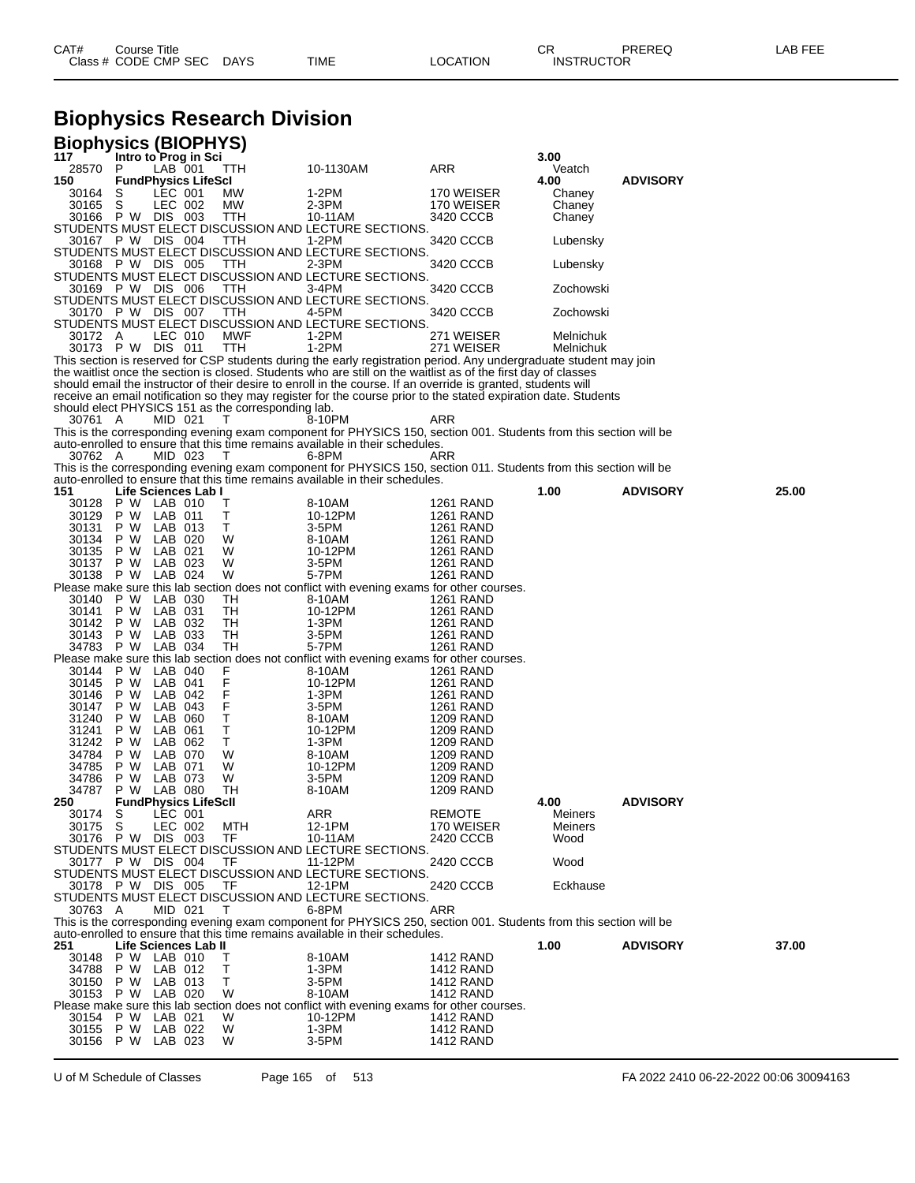# Biophysics Research Division

## Biophysics (BIOPHYS)

| CAT# Class # | Course Title CODE | CMP | SEC | DAYS | TIME | LOCATION | CR INSTRUCTOR | PREREQ | LAB FEE |
|---|---|---|---|---|---|---|---|---|---|
| **117** | **Intro to Prog in Sci** | | | | | | **3.00** | | |
| 28570 | P | LAB | 001 | TTH | 10-1130AM | ARR | Veatch | | |
| **150** | **FundPhysics LifeScI** | | | | | | **4.00** | **ADVISORY** | |
| 30164 | S | LEC | 001 | MW | 1-2PM | 170 WEISER | Chaney | | |
| 30165 | S | LEC | 002 | MW | 2-3PM | 170 WEISER | Chaney | | |
| 30166 | P W | DIS | 003 | TTH | 10-11AM | 3420 CCCB | Chaney | | |

STUDENTS MUST ELECT DISCUSSION AND LECTURE SECTIONS.

| | | | | | | | |
|---|---|---|---|---|---|---|---|
| 30167 | P W | DIS | 004 | TTH | 1-2PM | 3420 CCCB | Lubensky |

STUDENTS MUST ELECT DISCUSSION AND LECTURE SECTIONS.

| | | | | | | | |
|---|---|---|---|---|---|---|---|
| 30168 | P W | DIS | 005 | TTH | 2-3PM | 3420 CCCB | Lubensky |

STUDENTS MUST ELECT DISCUSSION AND LECTURE SECTIONS.

| | | | | | | | |
|---|---|---|---|---|---|---|---|
| 30169 | P W | DIS | 006 | TTH | 3-4PM | 3420 CCCB | Zochowski |

STUDENTS MUST ELECT DISCUSSION AND LECTURE SECTIONS.

| | | | | | | | |
|---|---|---|---|---|---|---|---|
| 30170 | P W | DIS | 007 | TTH | 4-5PM | 3420 CCCB | Zochowski |

STUDENTS MUST ELECT DISCUSSION AND LECTURE SECTIONS.

| | | | | | | | |
|---|---|---|---|---|---|---|---|
| 30172 | A | LEC | 010 | MWF | 1-2PM | 271 WEISER | Melnichuk |
| 30173 | P W | DIS | 011 | TTH | 1-2PM | 271 WEISER | Melnichuk |

This section is reserved for CSP students during the early registration period. Any undergraduate student may join the waitlist once the section is closed. Students who are still on the waitlist as of the first day of classes should email the instructor of their desire to enroll in the course. If an override is granted, students will receive an email notification so they may register for the course prior to the stated expiration date. Students should elect PHYSICS 151 as the corresponding lab.

| | | | | | | |
|---|---|---|---|---|---|---|
| 30761 | A | MID | 021 | T | 8-10PM | ARR |

This is the corresponding evening exam component for PHYSICS 150, section 001. Students from this section will be auto-enrolled to ensure that this time remains available in their schedules.

| | | | | | | |
|---|---|---|---|---|---|---|
| 30762 | A | MID | 023 | T | 6-8PM | ARR |

This is the corresponding evening exam component for PHYSICS 150, section 011. Students from this section will be auto-enrolled to ensure that this time remains available in their schedules.

| CAT# Class # | Course Title CODE | CMP | SEC | DAYS | TIME | LOCATION | CR | PREREQ | LAB FEE |
|---|---|---|---|---|---|---|---|---|---|
| **151** | **Life Sciences Lab I** | | | | | | **1.00** | **ADVISORY** | **25.00** |
| 30128 | P W | LAB | 010 | T | 8-10AM | 1261 RAND | | | |
| 30129 | P W | LAB | 011 | T | 10-12PM | 1261 RAND | | | |
| 30131 | P W | LAB | 013 | T | 3-5PM | 1261 RAND | | | |
| 30134 | P W | LAB | 020 | W | 8-10AM | 1261 RAND | | | |
| 30135 | P W | LAB | 021 | W | 10-12PM | 1261 RAND | | | |
| 30137 | P W | LAB | 023 | W | 3-5PM | 1261 RAND | | | |
| 30138 | P W | LAB | 024 | W | 5-7PM | 1261 RAND | | | |

Please make sure this lab section does not conflict with evening exams for other courses.

| | | | | | | |
|---|---|---|---|---|---|---|
| 30140 | P W | LAB | 030 | TH | 8-10AM | 1261 RAND |
| 30141 | P W | LAB | 031 | TH | 10-12PM | 1261 RAND |
| 30142 | P W | LAB | 032 | TH | 1-3PM | 1261 RAND |
| 30143 | P W | LAB | 033 | TH | 3-5PM | 1261 RAND |
| 34783 | P W | LAB | 034 | TH | 5-7PM | 1261 RAND |

Please make sure this lab section does not conflict with evening exams for other courses.

| | | | | | | |
|---|---|---|---|---|---|---|
| 30144 | P W | LAB | 040 | F | 8-10AM | 1261 RAND |
| 30145 | P W | LAB | 041 | F | 10-12PM | 1261 RAND |
| 30146 | P W | LAB | 042 | F | 1-3PM | 1261 RAND |
| 30147 | P W | LAB | 043 | F | 3-5PM | 1261 RAND |
| 31240 | P W | LAB | 060 | T | 8-10AM | 1209 RAND |
| 31241 | P W | LAB | 061 | T | 10-12PM | 1209 RAND |
| 31242 | P W | LAB | 062 | T | 1-3PM | 1209 RAND |
| 34784 | P W | LAB | 070 | W | 8-10AM | 1209 RAND |
| 34785 | P W | LAB | 071 | W | 10-12PM | 1209 RAND |
| 34786 | P W | LAB | 073 | W | 3-5PM | 1209 RAND |
| 34787 | P W | LAB | 080 | TH | 8-10AM | 1209 RAND |

| CAT# Class # | Course Title CODE | CMP | SEC | DAYS | TIME | LOCATION | CR INSTRUCTOR | PREREQ |
|---|---|---|---|---|---|---|---|---|
| **250** | **FundPhysics LifeScII** | | | | | | **4.00** | **ADVISORY** |
| 30174 | S | LEC | 001 | | ARR | REMOTE | Meiners | |
| 30175 | S | LEC | 002 | MTH | 12-1PM | 170 WEISER | Meiners | |
| 30176 | P W | DIS | 003 | TF | 10-11AM | 2420 CCCB | Wood | |

STUDENTS MUST ELECT DISCUSSION AND LECTURE SECTIONS.

| | | | | | | | |
|---|---|---|---|---|---|---|---|
| 30177 | P W | DIS | 004 | TF | 11-12PM | 2420 CCCB | Wood |

STUDENTS MUST ELECT DISCUSSION AND LECTURE SECTIONS.

| | | | | | | | |
|---|---|---|---|---|---|---|---|
| 30178 | P W | DIS | 005 | TF | 12-1PM | 2420 CCCB | Eckhause |

STUDENTS MUST ELECT DISCUSSION AND LECTURE SECTIONS.

| | | | | | | |
|---|---|---|---|---|---|---|
| 30763 | A | MID | 021 | T | 6-8PM | ARR |

This is the corresponding evening exam component for PHYSICS 250, section 001. Students from this section will be auto-enrolled to ensure that this time remains available in their schedules.

| CAT# Class # | Course Title CODE | CMP | SEC | DAYS | TIME | LOCATION | CR | PREREQ | LAB FEE |
|---|---|---|---|---|---|---|---|---|---|
| **251** | **Life Sciences Lab II** | | | | | | **1.00** | **ADVISORY** | **37.00** |
| 30148 | P W | LAB | 010 | T | 8-10AM | 1412 RAND | | | |
| 34788 | P W | LAB | 012 | T | 1-3PM | 1412 RAND | | | |
| 30150 | P W | LAB | 013 | T | 3-5PM | 1412 RAND | | | |
| 30153 | P W | LAB | 020 | W | 8-10AM | 1412 RAND | | | |

Please make sure this lab section does not conflict with evening exams for other courses.

| | | | | | | |
|---|---|---|---|---|---|---|
| 30154 | P W | LAB | 021 | W | 10-12PM | 1412 RAND |
| 30155 | P W | LAB | 022 | W | 1-3PM | 1412 RAND |
| 30156 | P W | LAB | 023 | W | 3-5PM | 1412 RAND |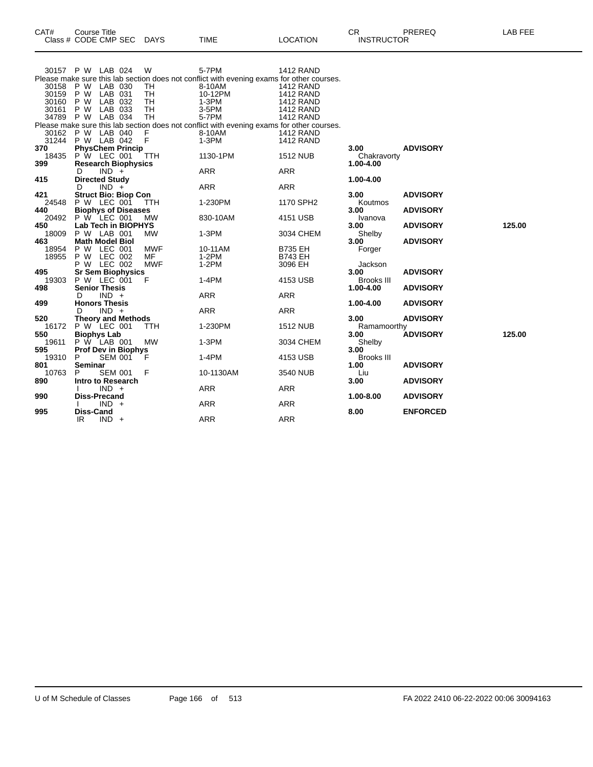| CAT# | Course Title Class # CODE CMP SEC | DAYS | TIME | LOCATION | CR INSTRUCTOR | PREREQ | LAB FEE |
|---|---|---|---|---|---|---|---|
| 30157 | P W LAB 024 | W | 5-7PM | 1412 RAND | | | |
| Please make sure this lab section does not conflict with evening exams for other courses. | | | | | | | |
| 30158 | P W LAB 030 | TH | 8-10AM | 1412 RAND | | | |
| 30159 | P W LAB 031 | TH | 10-12PM | 1412 RAND | | | |
| 30160 | P W LAB 032 | TH | 1-3PM | 1412 RAND | | | |
| 30161 | P W LAB 033 | TH | 3-5PM | 1412 RAND | | | |
| 34789 | P W LAB 034 | TH | 5-7PM | 1412 RAND | | | |
| Please make sure this lab section does not conflict with evening exams for other courses. | | | | | | | |
| 30162 | P W LAB 040 | F | 8-10AM | 1412 RAND | | | |
| 31244 | P W LAB 042 | F | 1-3PM | 1412 RAND | | | |
| **370** | **PhysChem Princip** | | | | **3.00** | **ADVISORY** | |
| 18435 | P W LEC 001 | TTH | 1130-1PM | 1512 NUB | Chakravorty | | |
| **399** | **Research Biophysics** | | | | **1.00-4.00** | | |
| | D IND + | | ARR | ARR | | | |
| **415** | **Directed Study** | | | | **1.00-4.00** | | |
| | D IND + | | ARR | ARR | | | |
| **421** | **Struct Bio: Biop Con** | | | | **3.00** | **ADVISORY** | |
| 24548 | P W LEC 001 | TTH | 1-230PM | 1170 SPH2 | Koutmos | | |
| **440** | **Biophys of Diseases** | | | | **3.00** | **ADVISORY** | |
| 20492 | P W LEC 001 | MW | 830-10AM | 4151 USB | Ivanova | | |
| **450** | **Lab Tech in BIOPHYS** | | | | **3.00** | **ADVISORY** | **125.00** |
| 18009 | P W LAB 001 | MW | 1-3PM | 3034 CHEM | Shelby | | |
| **463** | **Math Model Biol** | | | | **3.00** | **ADVISORY** | |
| 18954 | P W LEC 001 | MWF | 10-11AM | B735 EH | Forger | | |
| 18955 | P W LEC 002 | MF | 1-2PM | B743 EH | | | |
| | P W LEC 002 | MWF | 1-2PM | 3096 EH | Jackson | | |
| **495** | **Sr Sem Biophysics** | | | | **3.00** | **ADVISORY** | |
| 19303 | P W LEC 001 | F | 1-4PM | 4153 USB | Brooks III | | |
| **498** | **Senior Thesis** | | | | **1.00-4.00** | **ADVISORY** | |
| | D IND + | | ARR | ARR | | | |
| **499** | **Honors Thesis** | | | | **1.00-4.00** | **ADVISORY** | |
| | D IND + | | ARR | ARR | | | |
| **520** | **Theory and Methods** | | | | **3.00** | **ADVISORY** | |
| 16172 | P W LEC 001 | TTH | 1-230PM | 1512 NUB | Ramamoorthy | | |
| **550** | **Biophys Lab** | | | | **3.00** | **ADVISORY** | **125.00** |
| 19611 | P W LAB 001 | MW | 1-3PM | 3034 CHEM | Shelby | | |
| **595** | **Prof Dev in Biophys** | | | | **3.00** | | |
| 19310 | P SEM 001 | F | 1-4PM | 4153 USB | Brooks III | | |
| **801** | **Seminar** | | | | **1.00** | **ADVISORY** | |
| 10763 | P SEM 001 | F | 10-1130AM | 3540 NUB | Liu | | |
| **890** | **Intro to Research** | | | | **3.00** | **ADVISORY** | |
| | I IND + | | ARR | ARR | | | |
| **990** | **Diss-Precand** | | | | **1.00-8.00** | **ADVISORY** | |
| | I IND + | | ARR | ARR | | | |
| **995** | **Diss-Cand** | | | | **8.00** | **ENFORCED** | |
| | IR IND + | | ARR | ARR | | | |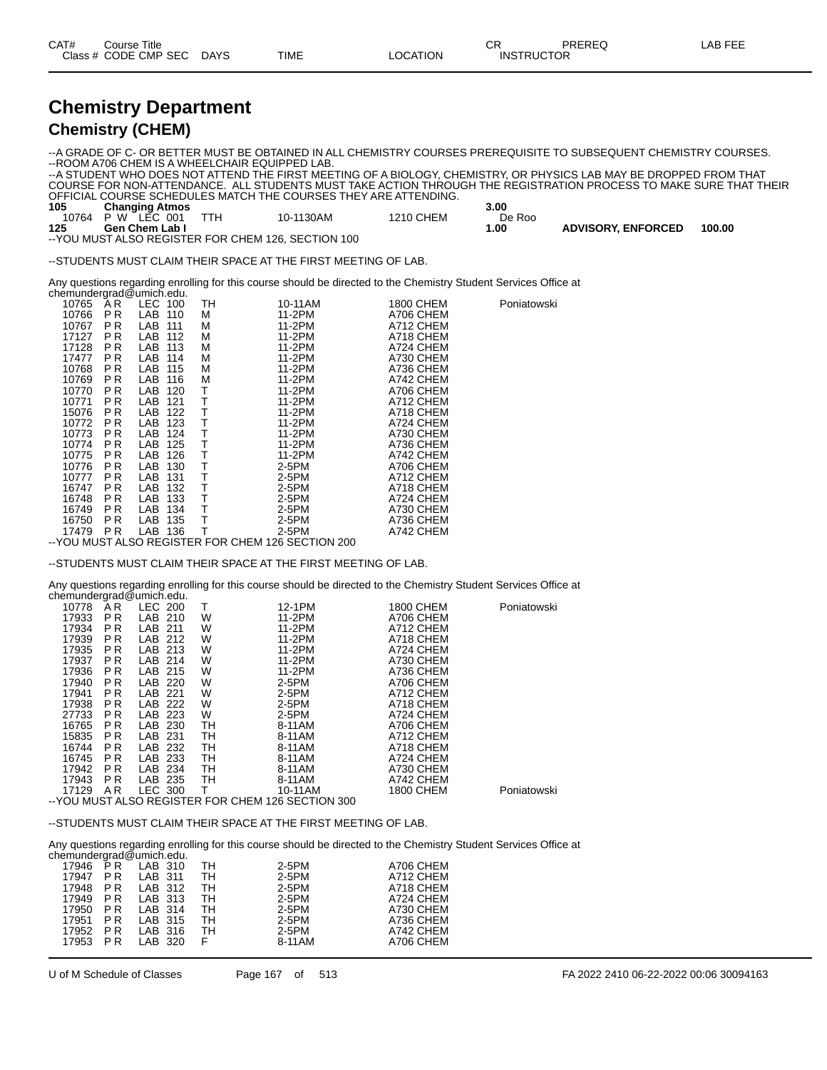# Chemistry Department

## Chemistry (CHEM)

--A GRADE OF C- OR BETTER MUST BE OBTAINED IN ALL CHEMISTRY COURSES PREREQUISITE TO SUBSEQUENT CHEMISTRY COURSES.
--ROOM A706 CHEM IS A WHEELCHAIR EQUIPPED LAB.
--A STUDENT WHO DOES NOT ATTEND THE FIRST MEETING OF A BIOLOGY, CHEMISTRY, OR PHYSICS LAB MAY BE DROPPED FROM THAT COURSE FOR NON-ATTENDANCE. ALL STUDENTS MUST TAKE ACTION THROUGH THE REGISTRATION PROCESS TO MAKE SURE THAT THEIR OFFICIAL COURSE SCHEDULES MATCH THE COURSES THEY ARE ATTENDING.

| CAT# / Class # | Course Title / CODE | CMP | SEC | DAYS | TIME | LOCATION | CR / INSTRUCTOR | PREREQ | LAB FEE |
|---|---|---|---|---|---|---|---|---|---|
| **105** | **Changing Atmos** | | | | | | **3.00** | | |
| 10764 | P W | LEC | 001 | TTH | 10-1130AM | 1210 CHEM | De Roo | | |
| **125** | **Gen Chem Lab I** | | | | | | **1.00** | **ADVISORY, ENFORCED** | **100.00** |

--YOU MUST ALSO REGISTER FOR CHEM 126, SECTION 100

--STUDENTS MUST CLAIM THEIR SPACE AT THE FIRST MEETING OF LAB.

Any questions regarding enrolling for this course should be directed to the Chemistry Student Services Office at chemundergrad@umich.edu.

| Class # | CODE | CMP | SEC | DAYS | TIME | LOCATION | INSTRUCTOR |
|---|---|---|---|---|---|---|---|
| 10765 | A R | LEC | 100 | TH | 10-11AM | 1800 CHEM | Poniatowski |
| 10766 | P R | LAB | 110 | M | 11-2PM | A706 CHEM | |
| 10767 | P R | LAB | 111 | M | 11-2PM | A712 CHEM | |
| 17127 | P R | LAB | 112 | M | 11-2PM | A718 CHEM | |
| 17128 | P R | LAB | 113 | M | 11-2PM | A724 CHEM | |
| 17477 | P R | LAB | 114 | M | 11-2PM | A730 CHEM | |
| 10768 | P R | LAB | 115 | M | 11-2PM | A736 CHEM | |
| 10769 | P R | LAB | 116 | M | 11-2PM | A742 CHEM | |
| 10770 | P R | LAB | 120 | T | 11-2PM | A706 CHEM | |
| 10771 | P R | LAB | 121 | T | 11-2PM | A712 CHEM | |
| 15076 | P R | LAB | 122 | T | 11-2PM | A718 CHEM | |
| 10772 | P R | LAB | 123 | T | 11-2PM | A724 CHEM | |
| 10773 | P R | LAB | 124 | T | 11-2PM | A730 CHEM | |
| 10774 | P R | LAB | 125 | T | 11-2PM | A736 CHEM | |
| 10775 | P R | LAB | 126 | T | 11-2PM | A742 CHEM | |
| 10776 | P R | LAB | 130 | T | 2-5PM | A706 CHEM | |
| 10777 | P R | LAB | 131 | T | 2-5PM | A712 CHEM | |
| 16747 | P R | LAB | 132 | T | 2-5PM | A718 CHEM | |
| 16748 | P R | LAB | 133 | T | 2-5PM | A724 CHEM | |
| 16749 | P R | LAB | 134 | T | 2-5PM | A730 CHEM | |
| 16750 | P R | LAB | 135 | T | 2-5PM | A736 CHEM | |
| 17479 | P R | LAB | 136 | T | 2-5PM | A742 CHEM | |

--YOU MUST ALSO REGISTER FOR CHEM 126 SECTION 200

--STUDENTS MUST CLAIM THEIR SPACE AT THE FIRST MEETING OF LAB.

Any questions regarding enrolling for this course should be directed to the Chemistry Student Services Office at chemundergrad@umich.edu.

| Class # | CODE | CMP | SEC | DAYS | TIME | LOCATION | INSTRUCTOR |
|---|---|---|---|---|---|---|---|
| 10778 | A R | LEC | 200 | T | 12-1PM | 1800 CHEM | Poniatowski |
| 17933 | P R | LAB | 210 | W | 11-2PM | A706 CHEM | |
| 17934 | P R | LAB | 211 | W | 11-2PM | A712 CHEM | |
| 17939 | P R | LAB | 212 | W | 11-2PM | A718 CHEM | |
| 17935 | P R | LAB | 213 | W | 11-2PM | A724 CHEM | |
| 17937 | P R | LAB | 214 | W | 11-2PM | A730 CHEM | |
| 17936 | P R | LAB | 215 | W | 11-2PM | A736 CHEM | |
| 17940 | P R | LAB | 220 | W | 2-5PM | A706 CHEM | |
| 17941 | P R | LAB | 221 | W | 2-5PM | A712 CHEM | |
| 17938 | P R | LAB | 222 | W | 2-5PM | A718 CHEM | |
| 27733 | P R | LAB | 223 | W | 2-5PM | A724 CHEM | |
| 16765 | P R | LAB | 230 | TH | 8-11AM | A706 CHEM | |
| 15835 | P R | LAB | 231 | TH | 8-11AM | A712 CHEM | |
| 16744 | P R | LAB | 232 | TH | 8-11AM | A718 CHEM | |
| 16745 | P R | LAB | 233 | TH | 8-11AM | A724 CHEM | |
| 17942 | P R | LAB | 234 | TH | 8-11AM | A730 CHEM | |
| 17943 | P R | LAB | 235 | TH | 8-11AM | A742 CHEM | |
| 17129 | A R | LEC | 300 | T | 10-11AM | 1800 CHEM | Poniatowski |

--YOU MUST ALSO REGISTER FOR CHEM 126 SECTION 300

--STUDENTS MUST CLAIM THEIR SPACE AT THE FIRST MEETING OF LAB.

Any questions regarding enrolling for this course should be directed to the Chemistry Student Services Office at chemundergrad@umich.edu.

| Class # | CODE | CMP | SEC | DAYS | TIME | LOCATION | INSTRUCTOR |
|---|---|---|---|---|---|---|---|
| 17946 | P R | LAB | 310 | TH | 2-5PM | A706 CHEM | |
| 17947 | P R | LAB | 311 | TH | 2-5PM | A712 CHEM | |
| 17948 | P R | LAB | 312 | TH | 2-5PM | A718 CHEM | |
| 17949 | P R | LAB | 313 | TH | 2-5PM | A724 CHEM | |
| 17950 | P R | LAB | 314 | TH | 2-5PM | A730 CHEM | |
| 17951 | P R | LAB | 315 | TH | 2-5PM | A736 CHEM | |
| 17952 | P R | LAB | 316 | TH | 2-5PM | A742 CHEM | |
| 17953 | P R | LAB | 320 | F | 8-11AM | A706 CHEM | |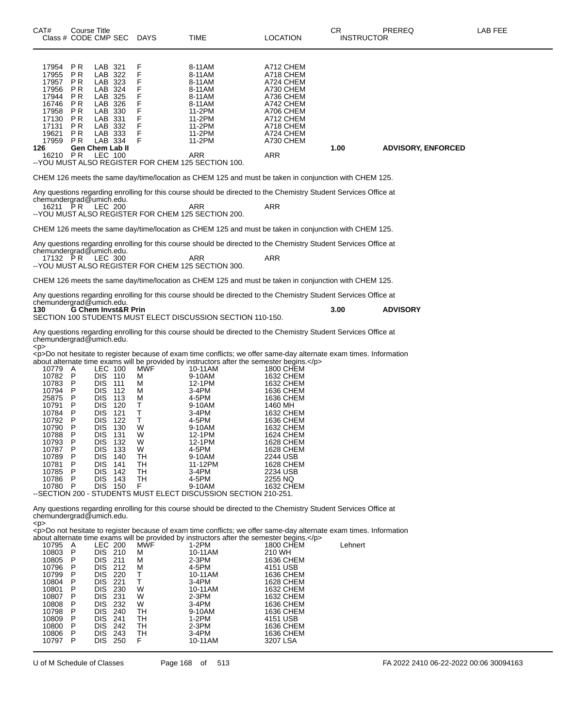| CAT# Class # | Course Title CODE | CMP | SEC | DAYS | TIME | LOCATION | CR INSTRUCTOR | PREREQ | LAB FEE |
|---|---|---|---|---|---|---|---|---|---|
| 17954 | P R | LAB | 321 | F | 8-11AM | A712 CHEM | | | |
| 17955 | P R | LAB | 322 | F | 8-11AM | A718 CHEM | | | |
| 17957 | P R | LAB | 323 | F | 8-11AM | A724 CHEM | | | |
| 17956 | P R | LAB | 324 | F | 8-11AM | A730 CHEM | | | |
| 17944 | P R | LAB | 325 | F | 8-11AM | A736 CHEM | | | |
| 16746 | P R | LAB | 326 | F | 8-11AM | A742 CHEM | | | |
| 17958 | P R | LAB | 330 | F | 11-2PM | A706 CHEM | | | |
| 17130 | P R | LAB | 331 | F | 11-2PM | A712 CHEM | | | |
| 17131 | P R | LAB | 332 | F | 11-2PM | A718 CHEM | | | |
| 19621 | P R | LAB | 333 | F | 11-2PM | A724 CHEM | | | |
| 17959 | P R | LAB | 334 | F | 11-2PM | A730 CHEM | | | |

**126 Gen Chem Lab II** — **1.00** — **ADVISORY, ENFORCED**

| Class # | CODE | CMP | SEC | DAYS | TIME | LOCATION |
|---|---|---|---|---|---|---|
| 16210 | P R | LEC | 100 | | ARR | ARR |

--YOU MUST ALSO REGISTER FOR CHEM 125 SECTION 100.

CHEM 126 meets the same day/time/location as CHEM 125 and must be taken in conjunction with CHEM 125.

Any questions regarding enrolling for this course should be directed to the Chemistry Student Services Office at chemundergrad@umich.edu.

| Class # | CODE | CMP | SEC | DAYS | TIME | LOCATION |
|---|---|---|---|---|---|---|
| 16211 | P R | LEC | 200 | | ARR | ARR |

--YOU MUST ALSO REGISTER FOR CHEM 125 SECTION 200.

CHEM 126 meets the same day/time/location as CHEM 125 and must be taken in conjunction with CHEM 125.

Any questions regarding enrolling for this course should be directed to the Chemistry Student Services Office at chemundergrad@umich.edu.

| Class # | CODE | CMP | SEC | DAYS | TIME | LOCATION |
|---|---|---|---|---|---|---|
| 17132 | P R | LEC | 300 | | ARR | ARR |

--YOU MUST ALSO REGISTER FOR CHEM 125 SECTION 300.

CHEM 126 meets the same day/time/location as CHEM 125 and must be taken in conjunction with CHEM 125.

Any questions regarding enrolling for this course should be directed to the Chemistry Student Services Office at chemundergrad@umich.edu.

**130 G Chem Invst&R Prin** — **3.00** — **ADVISORY**

SECTION 100 STUDENTS MUST ELECT DISCUSSION SECTION 110-150.

Any questions regarding enrolling for this course should be directed to the Chemistry Student Services Office at chemundergrad@umich.edu.

<p>

<p>Do not hesitate to register because of exam time conflicts; we offer same-day alternate exam times. Information about alternate time exams will be provided by instructors after the semester begins.</p>

| Class # | CODE | CMP | SEC | DAYS | TIME | LOCATION |
|---|---|---|---|---|---|---|
| 10779 | A | LEC | 100 | MWF | 10-11AM | 1800 CHEM |
| 10782 | P | DIS | 110 | M | 9-10AM | 1632 CHEM |
| 10783 | P | DIS | 111 | M | 12-1PM | 1632 CHEM |
| 10794 | P | DIS | 112 | M | 3-4PM | 1636 CHEM |
| 25875 | P | DIS | 113 | M | 4-5PM | 1636 CHEM |
| 10791 | P | DIS | 120 | T | 9-10AM | 1460 MH |
| 10784 | P | DIS | 121 | T | 3-4PM | 1632 CHEM |
| 10792 | P | DIS | 122 | T | 4-5PM | 1636 CHEM |
| 10790 | P | DIS | 130 | W | 9-10AM | 1632 CHEM |
| 10788 | P | DIS | 131 | W | 12-1PM | 1624 CHEM |
| 10793 | P | DIS | 132 | W | 12-1PM | 1628 CHEM |
| 10787 | P | DIS | 133 | W | 4-5PM | 1628 CHEM |
| 10789 | P | DIS | 140 | TH | 9-10AM | 2244 USB |
| 10781 | P | DIS | 141 | TH | 11-12PM | 1628 CHEM |
| 10785 | P | DIS | 142 | TH | 3-4PM | 2234 USB |
| 10786 | P | DIS | 143 | TH | 4-5PM | 2255 NQ |
| 10780 | P | DIS | 150 | F | 9-10AM | 1632 CHEM |

--SECTION 200 - STUDENTS MUST ELECT DISCUSSION SECTION 210-251.

Any questions regarding enrolling for this course should be directed to the Chemistry Student Services Office at chemundergrad@umich.edu.

<p>

<p>Do not hesitate to register because of exam time conflicts; we offer same-day alternate exam times. Information about alternate time exams will be provided by instructors after the semester begins.</p>

| Class # | CODE | CMP | SEC | DAYS | TIME | LOCATION | INSTRUCTOR |
|---|---|---|---|---|---|---|---|
| 10795 | A | LEC | 200 | MWF | 1-2PM | 1800 CHEM | Lehnert |
| 10803 | P | DIS | 210 | M | 10-11AM | 210 WH | |
| 10805 | P | DIS | 211 | M | 2-3PM | 1636 CHEM | |
| 10796 | P | DIS | 212 | M | 4-5PM | 4151 USB | |
| 10799 | P | DIS | 220 | T | 10-11AM | 1636 CHEM | |
| 10804 | P | DIS | 221 | T | 3-4PM | 1628 CHEM | |
| 10801 | P | DIS | 230 | W | 10-11AM | 1632 CHEM | |
| 10807 | P | DIS | 231 | W | 2-3PM | 1632 CHEM | |
| 10808 | P | DIS | 232 | W | 3-4PM | 1636 CHEM | |
| 10798 | P | DIS | 240 | TH | 9-10AM | 1636 CHEM | |
| 10809 | P | DIS | 241 | TH | 1-2PM | 4151 USB | |
| 10800 | P | DIS | 242 | TH | 2-3PM | 1636 CHEM | |
| 10806 | P | DIS | 243 | TH | 3-4PM | 1636 CHEM | |
| 10797 | P | DIS | 250 | F | 10-11AM | 3207 LSA | |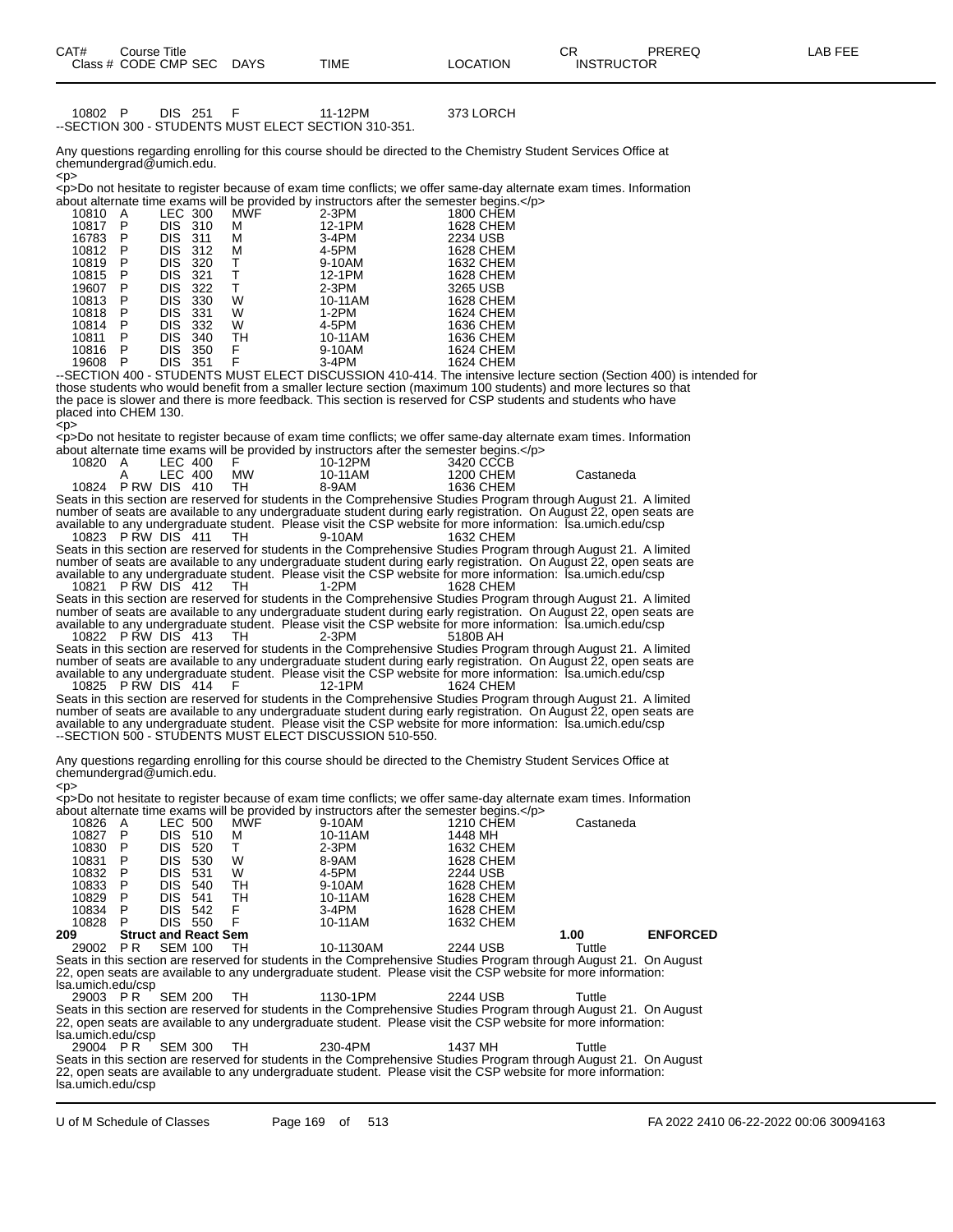| CAT# | Course Title | | | | | | CR | PREREQ | LAB FEE |
|---|---|---|---|---|---|---|---|---|---|
| Class # | CODE | CMP | SEC | DAYS | TIME | LOCATION | INSTRUCTOR | | |
| 10802 | P | DIS | 251 | F | 11-12PM | 373 LORCH | | | |

--SECTION 300 - STUDENTS MUST ELECT SECTION 310-351.

Any questions regarding enrolling for this course should be directed to the Chemistry Student Services Office at chemundergrad@umich.edu.
<p>
<p>Do not hesitate to register because of exam time conflicts; we offer same-day alternate exam times. Information about alternate time exams will be provided by instructors after the semester begins.</p>

| Class # | CODE | CMP | SEC | DAYS | TIME | LOCATION | INSTRUCTOR |
|---|---|---|---|---|---|---|---|
| 10810 | A | LEC | 300 | MWF | 2-3PM | 1800 CHEM | |
| 10817 | P | DIS | 310 | M | 12-1PM | 1628 CHEM | |
| 16783 | P | DIS | 311 | M | 3-4PM | 2234 USB | |
| 10812 | P | DIS | 312 | M | 4-5PM | 1628 CHEM | |
| 10819 | P | DIS | 320 | T | 9-10AM | 1632 CHEM | |
| 10815 | P | DIS | 321 | T | 12-1PM | 1628 CHEM | |
| 19607 | P | DIS | 322 | T | 2-3PM | 3265 USB | |
| 10813 | P | DIS | 330 | W | 10-11AM | 1628 CHEM | |
| 10818 | P | DIS | 331 | W | 1-2PM | 1624 CHEM | |
| 10814 | P | DIS | 332 | W | 4-5PM | 1636 CHEM | |
| 10811 | P | DIS | 340 | TH | 10-11AM | 1636 CHEM | |
| 10816 | P | DIS | 350 | F | 9-10AM | 1624 CHEM | |
| 19608 | P | DIS | 351 | F | 3-4PM | 1624 CHEM | |

--SECTION 400 - STUDENTS MUST ELECT DISCUSSION 410-414. The intensive lecture section (Section 400) is intended for those students who would benefit from a smaller lecture section (maximum 100 students) and more lectures so that the pace is slower and there is more feedback. This section is reserved for CSP students and students who have placed into CHEM 130.
<p>
<p>Do not hesitate to register because of exam time conflicts; we offer same-day alternate exam times. Information about alternate time exams will be provided by instructors after the semester begins.</p>

| Class # | CODE | CMP | SEC | DAYS | TIME | LOCATION | INSTRUCTOR |
|---|---|---|---|---|---|---|---|
| 10820 | A | LEC | 400 | F | 10-12PM | 3420 CCCB | |
| | A | LEC | 400 | MW | 10-11AM | 1200 CHEM | Castaneda |
| 10824 | P RW | DIS | 410 | TH | 8-9AM | 1636 CHEM | |

Seats in this section are reserved for students in the Comprehensive Studies Program through August 21. A limited number of seats are available to any undergraduate student during early registration. On August 22, open seats are available to any undergraduate student. Please visit the CSP website for more information: lsa.umich.edu/csp

| Class # | CODE | CMP | SEC | DAYS | TIME | LOCATION |
|---|---|---|---|---|---|---|
| 10823 | P RW | DIS | 411 | TH | 9-10AM | 1632 CHEM |

Seats in this section are reserved for students in the Comprehensive Studies Program through August 21. A limited number of seats are available to any undergraduate student during early registration. On August 22, open seats are available to any undergraduate student. Please visit the CSP website for more information: lsa.umich.edu/csp

| Class # | CODE | CMP | SEC | DAYS | TIME | LOCATION |
|---|---|---|---|---|---|---|
| 10821 | P RW | DIS | 412 | TH | 1-2PM | 1628 CHEM |

Seats in this section are reserved for students in the Comprehensive Studies Program through August 21. A limited number of seats are available to any undergraduate student during early registration. On August 22, open seats are available to any undergraduate student. Please visit the CSP website for more information: lsa.umich.edu/csp

| Class # | CODE | CMP | SEC | DAYS | TIME | LOCATION |
|---|---|---|---|---|---|---|
| 10822 | P RW | DIS | 413 | TH | 2-3PM | 5180B AH |

Seats in this section are reserved for students in the Comprehensive Studies Program through August 21. A limited number of seats are available to any undergraduate student during early registration. On August 22, open seats are available to any undergraduate student. Please visit the CSP website for more information: lsa.umich.edu/csp

| Class # | CODE | CMP | SEC | DAYS | TIME | LOCATION |
|---|---|---|---|---|---|---|
| 10825 | P RW | DIS | 414 | F | 12-1PM | 1624 CHEM |

Seats in this section are reserved for students in the Comprehensive Studies Program through August 21. A limited number of seats are available to any undergraduate student during early registration. On August 22, open seats are available to any undergraduate student. Please visit the CSP website for more information: lsa.umich.edu/csp

--SECTION 500 - STUDENTS MUST ELECT DISCUSSION 510-550.

Any questions regarding enrolling for this course should be directed to the Chemistry Student Services Office at chemundergrad@umich.edu.
<p>
<p>Do not hesitate to register because of exam time conflicts; we offer same-day alternate exam times. Information about alternate time exams will be provided by instructors after the semester begins.</p>

| Class # | CODE | CMP | SEC | DAYS | TIME | LOCATION | INSTRUCTOR |
|---|---|---|---|---|---|---|---|
| 10826 | A | LEC | 500 | MWF | 9-10AM | 1210 CHEM | Castaneda |
| 10827 | P | DIS | 510 | M | 10-11AM | 1448 MH | |
| 10830 | P | DIS | 520 | T | 2-3PM | 1632 CHEM | |
| 10831 | P | DIS | 530 | W | 8-9AM | 1628 CHEM | |
| 10832 | P | DIS | 531 | W | 4-5PM | 2244 USB | |
| 10833 | P | DIS | 540 | TH | 9-10AM | 1628 CHEM | |
| 10829 | P | DIS | 541 | TH | 10-11AM | 1628 CHEM | |
| 10834 | P | DIS | 542 | F | 3-4PM | 1628 CHEM | |
| 10828 | P | DIS | 550 | F | 10-11AM | 1632 CHEM | |

**209 Struct and React Sem — 1.00 — ENFORCED**

| Class # | CODE | CMP | SEC | DAYS | TIME | LOCATION | INSTRUCTOR |
|---|---|---|---|---|---|---|---|
| 29002 | P R | SEM | 100 | TH | 10-1130AM | 2244 USB | Tuttle |

Seats in this section are reserved for students in the Comprehensive Studies Program through August 21. On August 22, open seats are available to any undergraduate student. Please visit the CSP website for more information: lsa.umich.edu/csp

| Class # | CODE | CMP | SEC | DAYS | TIME | LOCATION | INSTRUCTOR |
|---|---|---|---|---|---|---|---|
| 29003 | P R | SEM | 200 | TH | 1130-1PM | 2244 USB | Tuttle |

Seats in this section are reserved for students in the Comprehensive Studies Program through August 21. On August 22, open seats are available to any undergraduate student. Please visit the CSP website for more information: lsa.umich.edu/csp

| Class # | CODE | CMP | SEC | DAYS | TIME | LOCATION | INSTRUCTOR |
|---|---|---|---|---|---|---|---|
| 29004 | P R | SEM | 300 | TH | 230-4PM | 1437 MH | Tuttle |

Seats in this section are reserved for students in the Comprehensive Studies Program through August 21. On August 22, open seats are available to any undergraduate student. Please visit the CSP website for more information: lsa.umich.edu/csp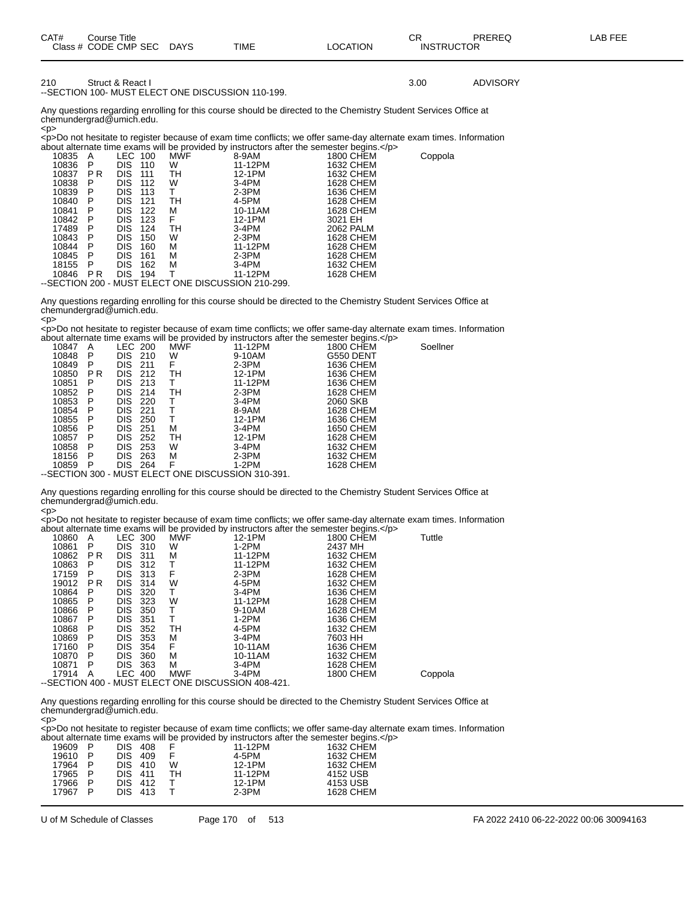| CAT# | Course Title Class # CODE CMP SEC | DAYS | TIME | LOCATION | CR INSTRUCTOR | PREREQ | LAB FEE |
|---|---|---|---|---|---|---|---|

210 Struct & React I 3.00 ADVISORY

--SECTION 100- MUST ELECT ONE DISCUSSION 110-199.

Any questions regarding enrolling for this course should be directed to the Chemistry Student Services Office at chemundergrad@umich.edu.
<p>
<p>Do not hesitate to register because of exam time conflicts; we offer same-day alternate exam times. Information about alternate time exams will be provided by instructors after the semester begins.</p>

| Class # | CODE | CMP | SEC | DAYS | TIME | LOCATION | INSTRUCTOR |
|---|---|---|---|---|---|---|---|
| 10835 | A | LEC | 100 | MWF | 8-9AM | 1800 CHEM | Coppola |
| 10836 | P | DIS | 110 | W | 11-12PM | 1632 CHEM | |
| 10837 | P R | DIS | 111 | TH | 12-1PM | 1632 CHEM | |
| 10838 | P | DIS | 112 | W | 3-4PM | 1628 CHEM | |
| 10839 | P | DIS | 113 | T | 2-3PM | 1636 CHEM | |
| 10840 | P | DIS | 121 | TH | 4-5PM | 1628 CHEM | |
| 10841 | P | DIS | 122 | M | 10-11AM | 1628 CHEM | |
| 10842 | P | DIS | 123 | F | 12-1PM | 3021 EH | |
| 17489 | P | DIS | 124 | TH | 3-4PM | 2062 PALM | |
| 10843 | P | DIS | 150 | W | 2-3PM | 1628 CHEM | |
| 10844 | P | DIS | 160 | M | 11-12PM | 1628 CHEM | |
| 10845 | P | DIS | 161 | M | 2-3PM | 1628 CHEM | |
| 18155 | P | DIS | 162 | M | 3-4PM | 1632 CHEM | |
| 10846 | P R | DIS | 194 | T | 11-12PM | 1628 CHEM | |

--SECTION 200 - MUST ELECT ONE DISCUSSION 210-299.

Any questions regarding enrolling for this course should be directed to the Chemistry Student Services Office at chemundergrad@umich.edu.
<p>
<p>Do not hesitate to register because of exam time conflicts; we offer same-day alternate exam times. Information about alternate time exams will be provided by instructors after the semester begins.</p>

| Class # | CODE | CMP | SEC | DAYS | TIME | LOCATION | INSTRUCTOR |
|---|---|---|---|---|---|---|---|
| 10847 | A | LEC | 200 | MWF | 11-12PM | 1800 CHEM | Soellner |
| 10848 | P | DIS | 210 | W | 9-10AM | G550 DENT | |
| 10849 | P | DIS | 211 | F | 2-3PM | 1636 CHEM | |
| 10850 | P R | DIS | 212 | TH | 12-1PM | 1636 CHEM | |
| 10851 | P | DIS | 213 | T | 11-12PM | 1636 CHEM | |
| 10852 | P | DIS | 214 | TH | 2-3PM | 1628 CHEM | |
| 10853 | P | DIS | 220 | T | 3-4PM | 2060 SKB | |
| 10854 | P | DIS | 221 | T | 8-9AM | 1628 CHEM | |
| 10855 | P | DIS | 250 | T | 12-1PM | 1636 CHEM | |
| 10856 | P | DIS | 251 | M | 3-4PM | 1650 CHEM | |
| 10857 | P | DIS | 252 | TH | 12-1PM | 1628 CHEM | |
| 10858 | P | DIS | 253 | W | 3-4PM | 1632 CHEM | |
| 18156 | P | DIS | 263 | M | 2-3PM | 1632 CHEM | |
| 10859 | P | DIS | 264 | F | 1-2PM | 1628 CHEM | |

--SECTION 300 - MUST ELECT ONE DISCUSSION 310-391.

Any questions regarding enrolling for this course should be directed to the Chemistry Student Services Office at chemundergrad@umich.edu.
<p>
<p>Do not hesitate to register because of exam time conflicts; we offer same-day alternate exam times. Information about alternate time exams will be provided by instructors after the semester begins.</p>

| Class # | CODE | CMP | SEC | DAYS | TIME | LOCATION | INSTRUCTOR |
|---|---|---|---|---|---|---|---|
| 10860 | A | LEC | 300 | MWF | 12-1PM | 1800 CHEM | Tuttle |
| 10861 | P | DIS | 310 | W | 1-2PM | 2437 MH | |
| 10862 | P R | DIS | 311 | M | 11-12PM | 1632 CHEM | |
| 10863 | P | DIS | 312 | T | 11-12PM | 1632 CHEM | |
| 17159 | P | DIS | 313 | F | 2-3PM | 1628 CHEM | |
| 19012 | P R | DIS | 314 | W | 4-5PM | 1632 CHEM | |
| 10864 | P | DIS | 320 | T | 3-4PM | 1636 CHEM | |
| 10865 | P | DIS | 323 | W | 11-12PM | 1628 CHEM | |
| 10866 | P | DIS | 350 | T | 9-10AM | 1628 CHEM | |
| 10867 | P | DIS | 351 | T | 1-2PM | 1636 CHEM | |
| 10868 | P | DIS | 352 | TH | 4-5PM | 1632 CHEM | |
| 10869 | P | DIS | 353 | M | 3-4PM | 7603 HH | |
| 17160 | P | DIS | 354 | F | 10-11AM | 1636 CHEM | |
| 10870 | P | DIS | 360 | M | 10-11AM | 1632 CHEM | |
| 10871 | P | DIS | 363 | M | 3-4PM | 1628 CHEM | |
| 17914 | A | LEC | 400 | MWF | 3-4PM | 1800 CHEM | Coppola |

--SECTION 400 - MUST ELECT ONE DISCUSSION 408-421.

Any questions regarding enrolling for this course should be directed to the Chemistry Student Services Office at chemundergrad@umich.edu.
<p>
<p>Do not hesitate to register because of exam time conflicts; we offer same-day alternate exam times. Information about alternate time exams will be provided by instructors after the semester begins.</p>

| Class # | CODE | CMP | SEC | DAYS | TIME | LOCATION | INSTRUCTOR |
|---|---|---|---|---|---|---|---|
| 19609 | P | DIS | 408 | F | 11-12PM | 1632 CHEM | |
| 19610 | P | DIS | 409 | F | 4-5PM | 1632 CHEM | |
| 17964 | P | DIS | 410 | W | 12-1PM | 1632 CHEM | |
| 17965 | P | DIS | 411 | TH | 11-12PM | 4152 USB | |
| 17966 | P | DIS | 412 | T | 12-1PM | 4153 USB | |
| 17967 | P | DIS | 413 | T | 2-3PM | 1628 CHEM | |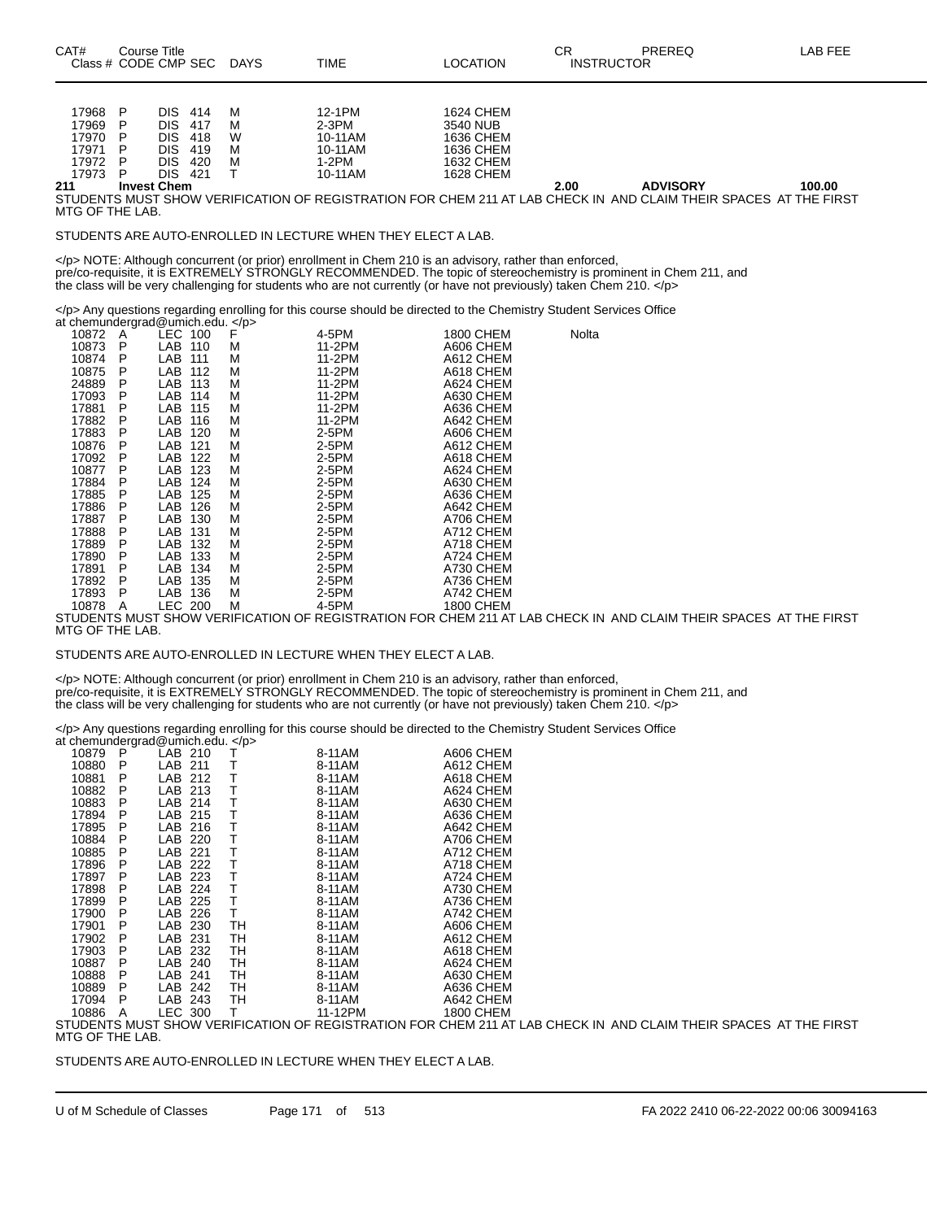| CAT# Class # | Course Title CODE | CMP | SEC | DAYS | TIME | LOCATION | CR INSTRUCTOR | PREREQ | LAB FEE |
|---|---|---|---|---|---|---|---|---|---|
| 17968 | P | DIS | 414 | M | 12-1PM | 1624 CHEM | | | |
| 17969 | P | DIS | 417 | M | 2-3PM | 3540 NUB | | | |
| 17970 | P | DIS | 418 | W | 10-11AM | 1636 CHEM | | | |
| 17971 | P | DIS | 419 | M | 10-11AM | 1636 CHEM | | | |
| 17972 | P | DIS | 420 | M | 1-2PM | 1632 CHEM | | | |
| 17973 | P | DIS | 421 | T | 10-11AM | 1628 CHEM | | | |
| **211** | **Invest Chem** | | | | | | **2.00** | **ADVISORY** | **100.00** |

STUDENTS MUST SHOW VERIFICATION OF REGISTRATION FOR CHEM 211 AT LAB CHECK IN AND CLAIM THEIR SPACES AT THE FIRST MTG OF THE LAB.

STUDENTS ARE AUTO-ENROLLED IN LECTURE WHEN THEY ELECT A LAB.

</p> NOTE: Although concurrent (or prior) enrollment in Chem 210 is an advisory, rather than enforced, pre/co-requisite, it is EXTREMELY STRONGLY RECOMMENDED. The topic of stereochemistry is prominent in Chem 211, and the class will be very challenging for students who are not currently (or have not previously) taken Chem 210. </p>

</p> Any questions regarding enrolling for this course should be directed to the Chemistry Student Services Office at chemundergrad@umich.edu. </p>

| Class # | CODE | CMP | SEC | DAYS | TIME | LOCATION | INSTRUCTOR |
|---|---|---|---|---|---|---|---|
| 10872 | A | LEC | 100 | F | 4-5PM | 1800 CHEM | Nolta |
| 10873 | P | LAB | 110 | M | 11-2PM | A606 CHEM | |
| 10874 | P | LAB | 111 | M | 11-2PM | A612 CHEM | |
| 10875 | P | LAB | 112 | M | 11-2PM | A618 CHEM | |
| 24889 | P | LAB | 113 | M | 11-2PM | A624 CHEM | |
| 17093 | P | LAB | 114 | M | 11-2PM | A630 CHEM | |
| 17881 | P | LAB | 115 | M | 11-2PM | A636 CHEM | |
| 17882 | P | LAB | 116 | M | 11-2PM | A642 CHEM | |
| 17883 | P | LAB | 120 | M | 2-5PM | A606 CHEM | |
| 10876 | P | LAB | 121 | M | 2-5PM | A612 CHEM | |
| 17092 | P | LAB | 122 | M | 2-5PM | A618 CHEM | |
| 10877 | P | LAB | 123 | M | 2-5PM | A624 CHEM | |
| 17884 | P | LAB | 124 | M | 2-5PM | A630 CHEM | |
| 17885 | P | LAB | 125 | M | 2-5PM | A636 CHEM | |
| 17886 | P | LAB | 126 | M | 2-5PM | A642 CHEM | |
| 17887 | P | LAB | 130 | M | 2-5PM | A706 CHEM | |
| 17888 | P | LAB | 131 | M | 2-5PM | A712 CHEM | |
| 17889 | P | LAB | 132 | M | 2-5PM | A718 CHEM | |
| 17890 | P | LAB | 133 | M | 2-5PM | A724 CHEM | |
| 17891 | P | LAB | 134 | M | 2-5PM | A730 CHEM | |
| 17892 | P | LAB | 135 | M | 2-5PM | A736 CHEM | |
| 17893 | P | LAB | 136 | M | 2-5PM | A742 CHEM | |
| 10878 | A | LEC | 200 | M | 4-5PM | 1800 CHEM | |

STUDENTS MUST SHOW VERIFICATION OF REGISTRATION FOR CHEM 211 AT LAB CHECK IN AND CLAIM THEIR SPACES AT THE FIRST MTG OF THE LAB.

STUDENTS ARE AUTO-ENROLLED IN LECTURE WHEN THEY ELECT A LAB.

</p> NOTE: Although concurrent (or prior) enrollment in Chem 210 is an advisory, rather than enforced, pre/co-requisite, it is EXTREMELY STRONGLY RECOMMENDED. The topic of stereochemistry is prominent in Chem 211, and the class will be very challenging for students who are not currently (or have not previously) taken Chem 210. </p>

</p> Any questions regarding enrolling for this course should be directed to the Chemistry Student Services Office at chemundergrad@umich.edu. </p>

| Class # | CODE | CMP | SEC | DAYS | TIME | LOCATION |
|---|---|---|---|---|---|---|
| 10879 | P | LAB | 210 | T | 8-11AM | A606 CHEM |
| 10880 | P | LAB | 211 | T | 8-11AM | A612 CHEM |
| 10881 | P | LAB | 212 | T | 8-11AM | A618 CHEM |
| 10882 | P | LAB | 213 | T | 8-11AM | A624 CHEM |
| 10883 | P | LAB | 214 | T | 8-11AM | A630 CHEM |
| 17894 | P | LAB | 215 | T | 8-11AM | A636 CHEM |
| 17895 | P | LAB | 216 | T | 8-11AM | A642 CHEM |
| 10884 | P | LAB | 220 | T | 8-11AM | A706 CHEM |
| 10885 | P | LAB | 221 | T | 8-11AM | A712 CHEM |
| 17896 | P | LAB | 222 | T | 8-11AM | A718 CHEM |
| 17897 | P | LAB | 223 | T | 8-11AM | A724 CHEM |
| 17898 | P | LAB | 224 | T | 8-11AM | A730 CHEM |
| 17899 | P | LAB | 225 | T | 8-11AM | A736 CHEM |
| 17900 | P | LAB | 226 | T | 8-11AM | A742 CHEM |
| 17901 | P | LAB | 230 | TH | 8-11AM | A606 CHEM |
| 17902 | P | LAB | 231 | TH | 8-11AM | A612 CHEM |
| 17903 | P | LAB | 232 | TH | 8-11AM | A618 CHEM |
| 10887 | P | LAB | 240 | TH | 8-11AM | A624 CHEM |
| 10888 | P | LAB | 241 | TH | 8-11AM | A630 CHEM |
| 10889 | P | LAB | 242 | TH | 8-11AM | A636 CHEM |
| 17094 | P | LAB | 243 | TH | 8-11AM | A642 CHEM |
| 10886 | A | LEC | 300 | T | 11-12PM | 1800 CHEM |

STUDENTS MUST SHOW VERIFICATION OF REGISTRATION FOR CHEM 211 AT LAB CHECK IN AND CLAIM THEIR SPACES AT THE FIRST MTG OF THE LAB.

STUDENTS ARE AUTO-ENROLLED IN LECTURE WHEN THEY ELECT A LAB.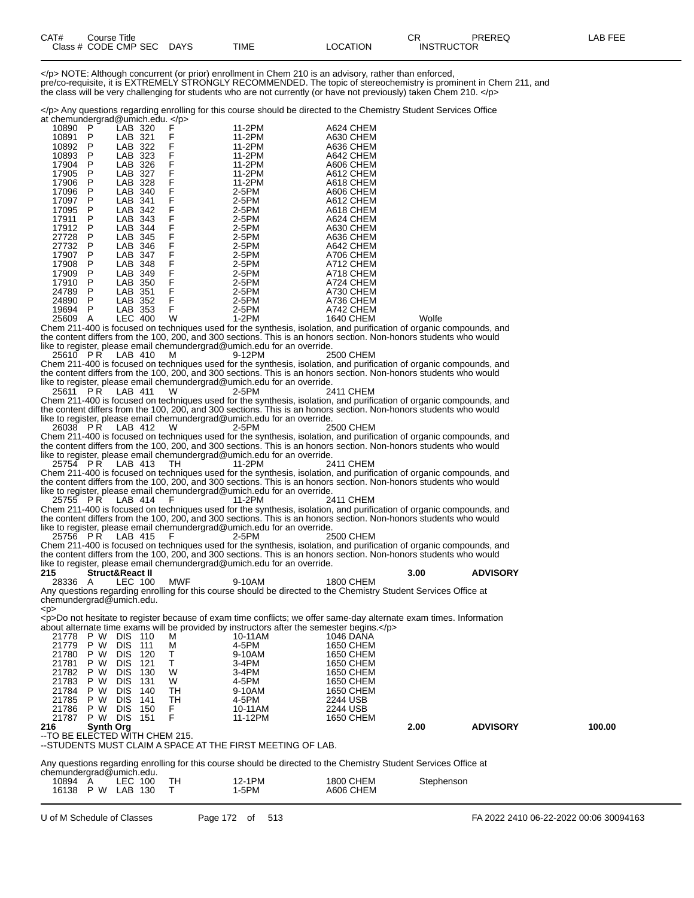| CAT# Class # | Course Title CODE CMP SEC | DAYS | TIME | LOCATION | CR INSTRUCTOR | PREREQ | LAB FEE |
|---|---|---|---|---|---|---|---|

</p> NOTE: Although concurrent (or prior) enrollment in Chem 210 is an advisory, rather than enforced, pre/co-requisite, it is EXTREMELY STRONGLY RECOMMENDED. The topic of stereochemistry is prominent in Chem 211, and the class will be very challenging for students who are not currently (or have not previously) taken Chem 210. </p>

</p> Any questions regarding enrolling for this course should be directed to the Chemistry Student Services Office at chemundergrad@umich.edu. </p>

| Class # | CODE | CMP | SEC | DAYS | TIME | LOCATION | INSTRUCTOR |
|---|---|---|---|---|---|---|---|
| 10890 | P | LAB | 320 | F | 11-2PM | A624 CHEM | |
| 10891 | P | LAB | 321 | F | 11-2PM | A630 CHEM | |
| 10892 | P | LAB | 322 | F | 11-2PM | A636 CHEM | |
| 10893 | P | LAB | 323 | F | 11-2PM | A642 CHEM | |
| 17904 | P | LAB | 326 | F | 11-2PM | A606 CHEM | |
| 17905 | P | LAB | 327 | F | 11-2PM | A612 CHEM | |
| 17906 | P | LAB | 328 | F | 11-2PM | A618 CHEM | |
| 17096 | P | LAB | 340 | F | 2-5PM | A606 CHEM | |
| 17097 | P | LAB | 341 | F | 2-5PM | A612 CHEM | |
| 17095 | P | LAB | 342 | F | 2-5PM | A618 CHEM | |
| 17911 | P | LAB | 343 | F | 2-5PM | A624 CHEM | |
| 17912 | P | LAB | 344 | F | 2-5PM | A630 CHEM | |
| 27728 | P | LAB | 345 | F | 2-5PM | A636 CHEM | |
| 27732 | P | LAB | 346 | F | 2-5PM | A642 CHEM | |
| 17907 | P | LAB | 347 | F | 2-5PM | A706 CHEM | |
| 17908 | P | LAB | 348 | F | 2-5PM | A712 CHEM | |
| 17909 | P | LAB | 349 | F | 2-5PM | A718 CHEM | |
| 17910 | P | LAB | 350 | F | 2-5PM | A724 CHEM | |
| 24789 | P | LAB | 351 | F | 2-5PM | A730 CHEM | |
| 24890 | P | LAB | 352 | F | 2-5PM | A736 CHEM | |
| 19694 | P | LAB | 353 | F | 2-5PM | A742 CHEM | |
| 25609 | A | LEC | 400 | W | 1-2PM | 1640 CHEM | Wolfe |

Chem 211-400 is focused on techniques used for the synthesis, isolation, and purification of organic compounds, and the content differs from the 100, 200, and 300 sections. This is an honors section. Non-honors students who would like to register, please email chemundergrad@umich.edu for an override.

| Class # | CODE | CMP | SEC | DAYS | TIME | LOCATION |
|---|---|---|---|---|---|---|
| 25610 | P R | LAB | 410 | M | 9-12PM | 2500 CHEM |

Chem 211-400 is focused on techniques used for the synthesis, isolation, and purification of organic compounds, and the content differs from the 100, 200, and 300 sections. This is an honors section. Non-honors students who would like to register, please email chemundergrad@umich.edu for an override.

| Class # | CODE | CMP | SEC | DAYS | TIME | LOCATION |
|---|---|---|---|---|---|---|
| 25611 | P R | LAB | 411 | W | 2-5PM | 2411 CHEM |

Chem 211-400 is focused on techniques used for the synthesis, isolation, and purification of organic compounds, and the content differs from the 100, 200, and 300 sections. This is an honors section. Non-honors students who would like to register, please email chemundergrad@umich.edu for an override.

| Class # | CODE | CMP | SEC | DAYS | TIME | LOCATION |
|---|---|---|---|---|---|---|
| 26038 | P R | LAB | 412 | W | 2-5PM | 2500 CHEM |

Chem 211-400 is focused on techniques used for the synthesis, isolation, and purification of organic compounds, and the content differs from the 100, 200, and 300 sections. This is an honors section. Non-honors students who would like to register, please email chemundergrad@umich.edu for an override.

| Class # | CODE | CMP | SEC | DAYS | TIME | LOCATION |
|---|---|---|---|---|---|---|
| 25754 | P R | LAB | 413 | TH | 11-2PM | 2411 CHEM |

Chem 211-400 is focused on techniques used for the synthesis, isolation, and purification of organic compounds, and the content differs from the 100, 200, and 300 sections. This is an honors section. Non-honors students who would like to register, please email chemundergrad@umich.edu for an override.

| Class # | CODE | CMP | SEC | DAYS | TIME | LOCATION |
|---|---|---|---|---|---|---|
| 25755 | P R | LAB | 414 | F | 11-2PM | 2411 CHEM |

Chem 211-400 is focused on techniques used for the synthesis, isolation, and purification of organic compounds, and the content differs from the 100, 200, and 300 sections. This is an honors section. Non-honors students who would like to register, please email chemundergrad@umich.edu for an override.

| Class # | CODE | CMP | SEC | DAYS | TIME | LOCATION |
|---|---|---|---|---|---|---|
| 25756 | P R | LAB | 415 | F | 2-5PM | 2500 CHEM |

Chem 211-400 is focused on techniques used for the synthesis, isolation, and purification of organic compounds, and the content differs from the 100, 200, and 300 sections. This is an honors section. Non-honors students who would like to register, please email chemundergrad@umich.edu for an override.

**215 Struct&React II** — **3.00** — **ADVISORY**

| Class # | CODE | CMP | SEC | DAYS | TIME | LOCATION |
|---|---|---|---|---|---|---|
| 28336 | A | LEC | 100 | MWF | 9-10AM | 1800 CHEM |

Any questions regarding enrolling for this course should be directed to the Chemistry Student Services Office at chemundergrad@umich.edu.
<p>
<p>Do not hesitate to register because of exam time conflicts; we offer same-day alternate exam times. Information about alternate time exams will be provided by instructors after the semester begins.</p>

| Class # | CODE | CMP | SEC | DAYS | TIME | LOCATION |
|---|---|---|---|---|---|---|
| 21778 | P W | DIS | 110 | M | 10-11AM | 1046 DANA |
| 21779 | P W | DIS | 111 | M | 4-5PM | 1650 CHEM |
| 21780 | P W | DIS | 120 | T | 9-10AM | 1650 CHEM |
| 21781 | P W | DIS | 121 | T | 3-4PM | 1650 CHEM |
| 21782 | P W | DIS | 130 | W | 3-4PM | 1650 CHEM |
| 21783 | P W | DIS | 131 | W | 4-5PM | 1650 CHEM |
| 21784 | P W | DIS | 140 | TH | 9-10AM | 1650 CHEM |
| 21785 | P W | DIS | 141 | TH | 4-5PM | 2244 USB |
| 21786 | P W | DIS | 150 | F | 10-11AM | 2244 USB |
| 21787 | P W | DIS | 151 | F | 11-12PM | 1650 CHEM |

**216 Synth Org** — **2.00** — **ADVISORY** — **100.00**

--TO BE ELECTED WITH CHEM 215.
--STUDENTS MUST CLAIM A SPACE AT THE FIRST MEETING OF LAB.

Any questions regarding enrolling for this course should be directed to the Chemistry Student Services Office at chemundergrad@umich.edu.

| Class # | CODE | CMP | SEC | DAYS | TIME | LOCATION | INSTRUCTOR |
|---|---|---|---|---|---|---|---|
| 10894 | A | LEC | 100 | TH | 12-1PM | 1800 CHEM | Stephenson |
| 16138 | P W | LAB | 130 | T | 1-5PM | A606 CHEM | |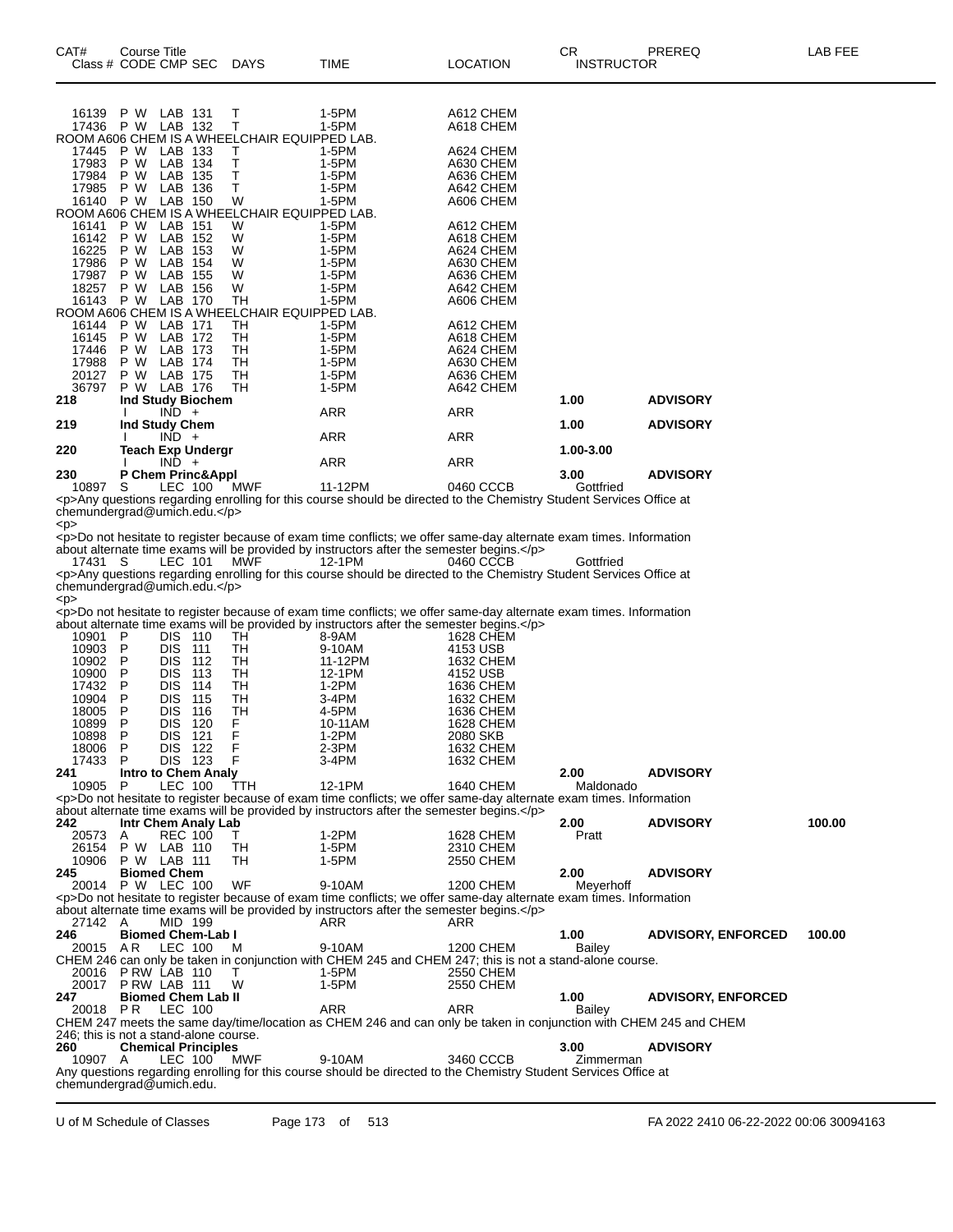| CAT# Class # | Course Title CODE CMP SEC | DAYS | TIME | LOCATION | CR INSTRUCTOR | PREREQ | LAB FEE |
|---|---|---|---|---|---|---|---|
| 16139 | P W LAB 131 | T | 1-5PM | A612 CHEM | | | |
| 17436 | P W LAB 132 | T | 1-5PM | A618 CHEM | | | |
| ROOM A606 CHEM IS A WHEELCHAIR EQUIPPED LAB. | | | | | | | |
| 17445 | P W LAB 133 | T | 1-5PM | A624 CHEM | | | |
| 17983 | P W LAB 134 | T | 1-5PM | A630 CHEM | | | |
| 17984 | P W LAB 135 | T | 1-5PM | A636 CHEM | | | |
| 17985 | P W LAB 136 | T | 1-5PM | A642 CHEM | | | |
| 16140 | P W LAB 150 | W | 1-5PM | A606 CHEM | | | |
| ROOM A606 CHEM IS A WHEELCHAIR EQUIPPED LAB. | | | | | | | |
| 16141 | P W LAB 151 | W | 1-5PM | A612 CHEM | | | |
| 16142 | P W LAB 152 | W | 1-5PM | A618 CHEM | | | |
| 16225 | P W LAB 153 | W | 1-5PM | A624 CHEM | | | |
| 17986 | P W LAB 154 | W | 1-5PM | A630 CHEM | | | |
| 17987 | P W LAB 155 | W | 1-5PM | A636 CHEM | | | |
| 18257 | P W LAB 156 | W | 1-5PM | A642 CHEM | | | |
| 16143 | P W LAB 170 | TH | 1-5PM | A606 CHEM | | | |
| ROOM A606 CHEM IS A WHEELCHAIR EQUIPPED LAB. | | | | | | | |
| 16144 | P W LAB 171 | TH | 1-5PM | A612 CHEM | | | |
| 16145 | P W LAB 172 | TH | 1-5PM | A618 CHEM | | | |
| 17446 | P W LAB 173 | TH | 1-5PM | A624 CHEM | | | |
| 17988 | P W LAB 174 | TH | 1-5PM | A630 CHEM | | | |
| 20127 | P W LAB 175 | TH | 1-5PM | A636 CHEM | | | |
| 36797 | P W LAB 176 | TH | 1-5PM | A642 CHEM | | | |
| **218** | **Ind Study Biochem** | | | | **1.00** | **ADVISORY** | |
| | I IND + | | ARR | ARR | | | |
| **219** | **Ind Study Chem** | | | | **1.00** | **ADVISORY** | |
| | I IND + | | ARR | ARR | | | |
| **220** | **Teach Exp Undergr** | | | | **1.00-3.00** | | |
| | I IND + | | ARR | ARR | | | |
| **230** | **P Chem Princ&Appl** | | | | **3.00** | **ADVISORY** | |
| 10897 | S LEC 100 | MWF | 11-12PM | 0460 CCCB | Gottfried | | |

<p>Any questions regarding enrolling for this course should be directed to the Chemistry Student Services Office at chemundergrad@umich.edu.</p>
<p>
<p>Do not hesitate to register because of exam time conflicts; we offer same-day alternate exam times. Information about alternate time exams will be provided by instructors after the semester begins.</p>

| CAT# Class # | Course Title CODE CMP SEC | DAYS | TIME | LOCATION | CR INSTRUCTOR | PREREQ | LAB FEE |
|---|---|---|---|---|---|---|---|
| 17431 | S LEC 101 | MWF | 12-1PM | 0460 CCCB | Gottfried | | |

<p>Any questions regarding enrolling for this course should be directed to the Chemistry Student Services Office at chemundergrad@umich.edu.</p>
<p>
<p>Do not hesitate to register because of exam time conflicts; we offer same-day alternate exam times. Information about alternate time exams will be provided by instructors after the semester begins.</p>

| CAT# Class # | Course Title CODE CMP SEC | DAYS | TIME | LOCATION | CR INSTRUCTOR | PREREQ | LAB FEE |
|---|---|---|---|---|---|---|---|
| 10901 | P DIS 110 | TH | 8-9AM | 1628 CHEM | | | |
| 10903 | P DIS 111 | TH | 9-10AM | 4153 USB | | | |
| 10902 | P DIS 112 | TH | 11-12PM | 1632 CHEM | | | |
| 10900 | P DIS 113 | TH | 12-1PM | 4152 USB | | | |
| 17432 | P DIS 114 | TH | 1-2PM | 1636 CHEM | | | |
| 10904 | P DIS 115 | TH | 3-4PM | 1632 CHEM | | | |
| 18005 | P DIS 116 | TH | 4-5PM | 1636 CHEM | | | |
| 10899 | P DIS 120 | F | 10-11AM | 1628 CHEM | | | |
| 10898 | P DIS 121 | F | 1-2PM | 2080 SKB | | | |
| 18006 | P DIS 122 | F | 2-3PM | 1632 CHEM | | | |
| 17433 | P DIS 123 | F | 3-4PM | 1632 CHEM | | | |
| **241** | **Intro to Chem Analy** | | | | **2.00** | **ADVISORY** | |
| 10905 | P LEC 100 | TTH | 12-1PM | 1640 CHEM | Maldonado | | |

<p>Do not hesitate to register because of exam time conflicts; we offer same-day alternate exam times. Information about alternate time exams will be provided by instructors after the semester begins.</p>

| CAT# Class # | Course Title CODE CMP SEC | DAYS | TIME | LOCATION | CR INSTRUCTOR | PREREQ | LAB FEE |
|---|---|---|---|---|---|---|---|
| **242** | **Intr Chem Analy Lab** | | | | **2.00** | **ADVISORY** | **100.00** |
| 20573 | A REC 100 | T | 1-2PM | 1628 CHEM | Pratt | | |
| 26154 | P W LAB 110 | TH | 1-5PM | 2310 CHEM | | | |
| 10906 | P W LAB 111 | TH | 1-5PM | 2550 CHEM | | | |
| **245** | **Biomed Chem** | | | | **2.00** | **ADVISORY** | |
| 20014 | P W LEC 100 | WF | 9-10AM | 1200 CHEM | Meyerhoff | | |

<p>Do not hesitate to register because of exam time conflicts; we offer same-day alternate exam times. Information about alternate time exams will be provided by instructors after the semester begins.</p>

| CAT# Class # | Course Title CODE CMP SEC | DAYS | TIME | LOCATION | CR INSTRUCTOR | PREREQ | LAB FEE |
|---|---|---|---|---|---|---|---|
| 27142 | A MID 199 | | ARR | ARR | | | |
| **246** | **Biomed Chem-Lab I** | | | | **1.00** | **ADVISORY, ENFORCED** | **100.00** |
| 20015 | A R LEC 100 | M | 9-10AM | 1200 CHEM | Bailey | | |
| CHEM 246 can only be taken in conjunction with CHEM 245 and CHEM 247; this is not a stand-alone course. | | | | | | | |
| 20016 | P RW LAB 110 | T | 1-5PM | 2550 CHEM | | | |
| 20017 | P RW LAB 111 | W | 1-5PM | 2550 CHEM | | | |
| **247** | **Biomed Chem Lab II** | | | | **1.00** | **ADVISORY, ENFORCED** | |
| 20018 | P R LEC 100 | | ARR | ARR | Bailey | | |

CHEM 247 meets the same day/time/location as CHEM 246 and can only be taken in conjunction with CHEM 245 and CHEM 246; this is not a stand-alone course.

| CAT# Class # | Course Title CODE CMP SEC | DAYS | TIME | LOCATION | CR INSTRUCTOR | PREREQ | LAB FEE |
|---|---|---|---|---|---|---|---|
| **260** | **Chemical Principles** | | | | **3.00** | **ADVISORY** | |
| 10907 | A LEC 100 | MWF | 9-10AM | 3460 CCCB | Zimmerman | | |

Any questions regarding enrolling for this course should be directed to the Chemistry Student Services Office at chemundergrad@umich.edu.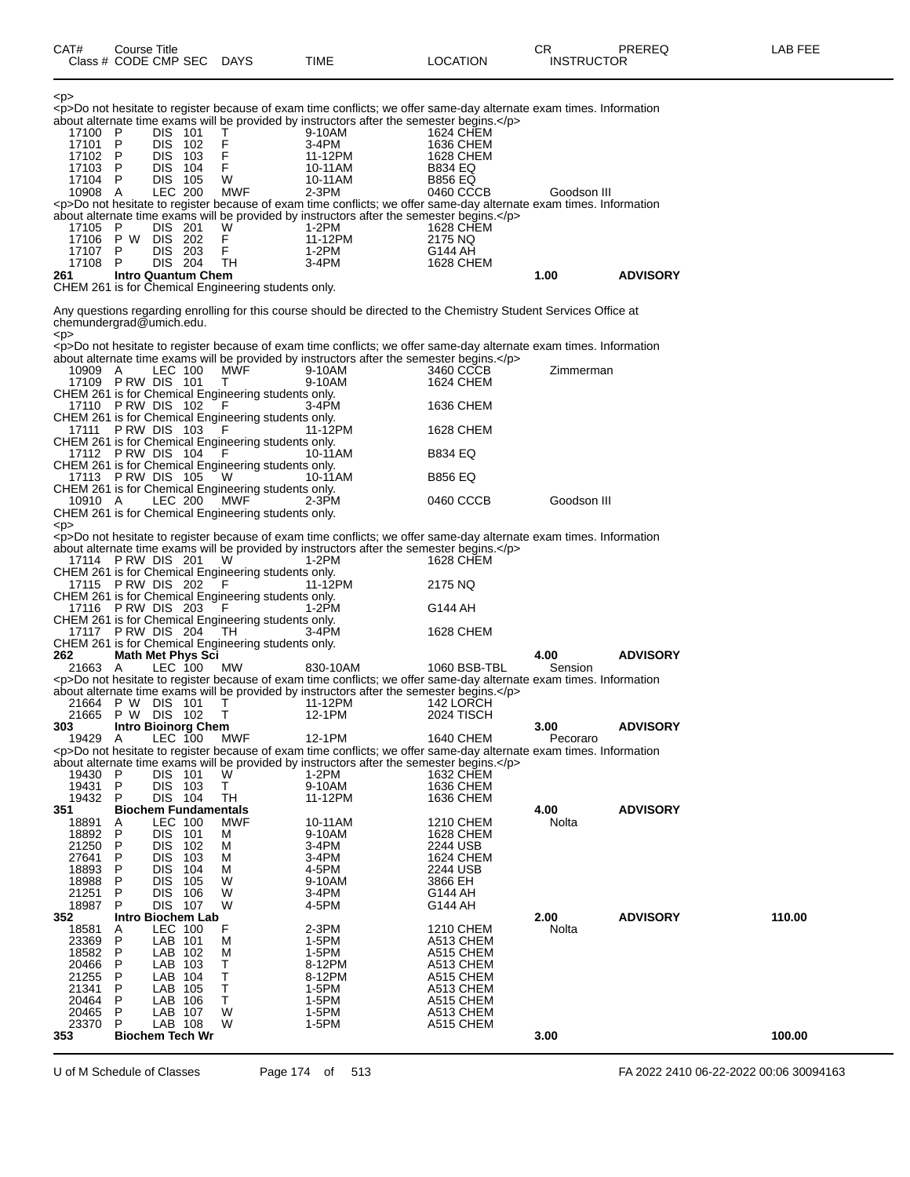| CAT# Class # | Course Title CODE CMP SEC | DAYS | TIME | LOCATION | CR INSTRUCTOR | PREREQ | LAB FEE |
|---|---|---|---|---|---|---|---|

<p>
<p>Do not hesitate to register because of exam time conflicts; we offer same-day alternate exam times. Information about alternate time exams will be provided by instructors after the semester begins.</p>

| | | | | | | | |
|---|---|---|---|---|---|---|---|
| 17100 | P DIS 101 | T | 9-10AM | 1624 CHEM | | | |
| 17101 | P DIS 102 | F | 3-4PM | 1636 CHEM | | | |
| 17102 | P DIS 103 | F | 11-12PM | 1628 CHEM | | | |
| 17103 | P DIS 104 | F | 10-11AM | B834 EQ | | | |
| 17104 | P DIS 105 | W | 10-11AM | B856 EQ | | | |
| 10908 | A LEC 200 | MWF | 2-3PM | 0460 CCCB | Goodson III | | |

<p>Do not hesitate to register because of exam time conflicts; we offer same-day alternate exam times. Information about alternate time exams will be provided by instructors after the semester begins.</p>

| | | | | | | | |
|---|---|---|---|---|---|---|---|
| 17105 | P DIS 201 | W | 1-2PM | 1628 CHEM | | | |
| 17106 | P W DIS 202 | F | 11-12PM | 2175 NQ | | | |
| 17107 | P DIS 203 | F | 1-2PM | G144 AH | | | |
| 17108 | P DIS 204 | TH | 3-4PM | 1628 CHEM | | | |

**261 Intro Quantum Chem** — 1.00 — **ADVISORY**

CHEM 261 is for Chemical Engineering students only.

Any questions regarding enrolling for this course should be directed to the Chemistry Student Services Office at chemundergrad@umich.edu.
<p>
<p>Do not hesitate to register because of exam time conflicts; we offer same-day alternate exam times. Information about alternate time exams will be provided by instructors after the semester begins.</p>

| | | | | | | | |
|---|---|---|---|---|---|---|---|
| 10909 | A LEC 100 | MWF | 9-10AM | 3460 CCCB | Zimmerman | | |
| 17109 | P RW DIS 101 | T | 9-10AM | 1624 CHEM | | | |

CHEM 261 is for Chemical Engineering students only.

| | | | | | | | |
|---|---|---|---|---|---|---|---|
| 17110 | P RW DIS 102 | F | 3-4PM | 1636 CHEM | | | |

CHEM 261 is for Chemical Engineering students only.

| | | | | | | | |
|---|---|---|---|---|---|---|---|
| 17111 | P RW DIS 103 | F | 11-12PM | 1628 CHEM | | | |

CHEM 261 is for Chemical Engineering students only.

| | | | | | | | |
|---|---|---|---|---|---|---|---|
| 17112 | P RW DIS 104 | F | 10-11AM | B834 EQ | | | |

CHEM 261 is for Chemical Engineering students only.

| | | | | | | | |
|---|---|---|---|---|---|---|---|
| 17113 | P RW DIS 105 | W | 10-11AM | B856 EQ | | | |

CHEM 261 is for Chemical Engineering students only.

| | | | | | | | |
|---|---|---|---|---|---|---|---|
| 10910 | A LEC 200 | MWF | 2-3PM | 0460 CCCB | Goodson III | | |

CHEM 261 is for Chemical Engineering students only.
<p>
<p>Do not hesitate to register because of exam time conflicts; we offer same-day alternate exam times. Information about alternate time exams will be provided by instructors after the semester begins.</p>

| | | | | | | | |
|---|---|---|---|---|---|---|---|
| 17114 | P RW DIS 201 | W | 1-2PM | 1628 CHEM | | | |

CHEM 261 is for Chemical Engineering students only.

| | | | | | | | |
|---|---|---|---|---|---|---|---|
| 17115 | P RW DIS 202 | F | 11-12PM | 2175 NQ | | | |

CHEM 261 is for Chemical Engineering students only.

| | | | | | | | |
|---|---|---|---|---|---|---|---|
| 17116 | P RW DIS 203 | F | 1-2PM | G144 AH | | | |

CHEM 261 is for Chemical Engineering students only.

| | | | | | | | |
|---|---|---|---|---|---|---|---|
| 17117 | P RW DIS 204 | TH | 3-4PM | 1628 CHEM | | | |

CHEM 261 is for Chemical Engineering students only.

**262 Math Met Phys Sci** — 4.00 — **ADVISORY**

| | | | | | | | |
|---|---|---|---|---|---|---|---|
| 21663 | A LEC 100 | MW | 830-10AM | 1060 BSB-TBL | Sension | | |

<p>Do not hesitate to register because of exam time conflicts; we offer same-day alternate exam times. Information about alternate time exams will be provided by instructors after the semester begins.</p>

| | | | | | | | |
|---|---|---|---|---|---|---|---|
| 21664 | P W DIS 101 | T | 11-12PM | 142 LORCH | | | |
| 21665 | P W DIS 102 | T | 12-1PM | 2024 TISCH | | | |

**303 Intro Bioinorg Chem** — 3.00 — **ADVISORY**

| | | | | | | | |
|---|---|---|---|---|---|---|---|
| 19429 | A LEC 100 | MWF | 12-1PM | 1640 CHEM | Pecoraro | | |

<p>Do not hesitate to register because of exam time conflicts; we offer same-day alternate exam times. Information about alternate time exams will be provided by instructors after the semester begins.</p>

| | | | | | | | |
|---|---|---|---|---|---|---|---|
| 19430 | P DIS 101 | W | 1-2PM | 1632 CHEM | | | |
| 19431 | P DIS 103 | T | 9-10AM | 1636 CHEM | | | |
| 19432 | P DIS 104 | TH | 11-12PM | 1636 CHEM | | | |

**351 Biochem Fundamentals** — 4.00 — **ADVISORY**

| | | | | | | | |
|---|---|---|---|---|---|---|---|
| 18891 | A LEC 100 | MWF | 10-11AM | 1210 CHEM | Nolta | | |
| 18892 | P DIS 101 | M | 9-10AM | 1628 CHEM | | | |
| 21250 | P DIS 102 | M | 3-4PM | 2244 USB | | | |
| 27641 | P DIS 103 | M | 3-4PM | 1624 CHEM | | | |
| 18893 | P DIS 104 | M | 4-5PM | 2244 USB | | | |
| 18988 | P DIS 105 | W | 9-10AM | 3866 EH | | | |
| 21251 | P DIS 106 | W | 3-4PM | G144 AH | | | |
| 18987 | P DIS 107 | W | 4-5PM | G144 AH | | | |

**352 Intro Biochem Lab** — 2.00 — **ADVISORY** — 110.00

| | | | | | | | |
|---|---|---|---|---|---|---|---|
| 18581 | A LEC 100 | F | 2-3PM | 1210 CHEM | Nolta | | |
| 23369 | P LAB 101 | M | 1-5PM | A513 CHEM | | | |
| 18582 | P LAB 102 | M | 1-5PM | A515 CHEM | | | |
| 20466 | P LAB 103 | T | 8-12PM | A513 CHEM | | | |
| 21255 | P LAB 104 | T | 8-12PM | A515 CHEM | | | |
| 21341 | P LAB 105 | T | 1-5PM | A513 CHEM | | | |
| 20464 | P LAB 106 | T | 1-5PM | A515 CHEM | | | |
| 20465 | P LAB 107 | W | 1-5PM | A513 CHEM | | | |
| 23370 | P LAB 108 | W | 1-5PM | A515 CHEM | | | |

**353 Biochem Tech Wr** — 3.00 — 100.00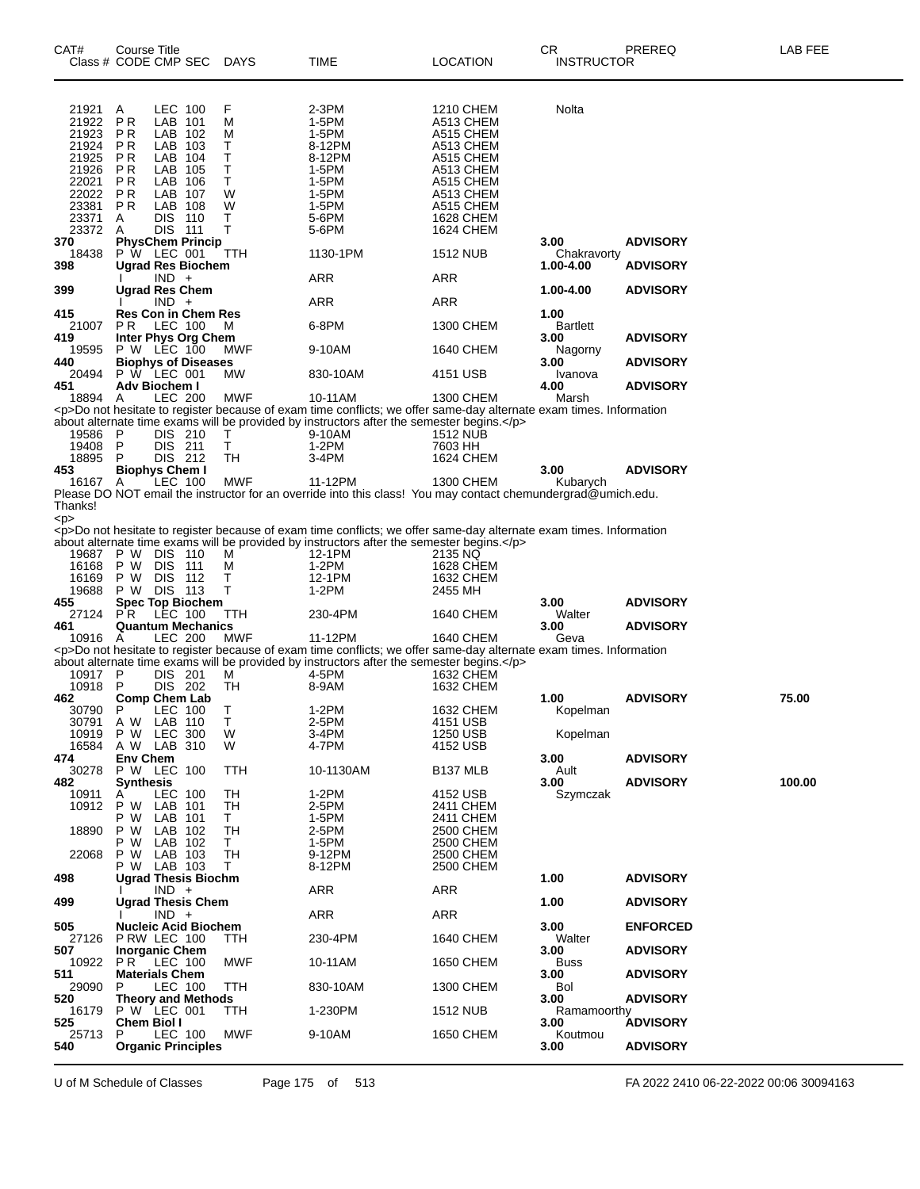| CAT# Class # | Course Title CODE CMP SEC | DAYS | TIME | LOCATION | CR INSTRUCTOR | PREREQ | LAB FEE |
|---|---|---|---|---|---|---|---|
| 21921 | A LEC 100 | F | 2-3PM | 1210 CHEM | Nolta | | |
| 21922 | P R LAB 101 | M | 1-5PM | A513 CHEM | | | |
| 21923 | P R LAB 102 | M | 1-5PM | A515 CHEM | | | |
| 21924 | P R LAB 103 | T | 8-12PM | A513 CHEM | | | |
| 21925 | P R LAB 104 | T | 8-12PM | A515 CHEM | | | |
| 21926 | P R LAB 105 | T | 1-5PM | A513 CHEM | | | |
| 22021 | P R LAB 106 | T | 1-5PM | A515 CHEM | | | |
| 22022 | P R LAB 107 | W | 1-5PM | A513 CHEM | | | |
| 23381 | P R LAB 108 | W | 1-5PM | A515 CHEM | | | |
| 23371 | A DIS 110 | T | 5-6PM | 1628 CHEM | | | |
| 23372 | A DIS 111 | T | 5-6PM | 1624 CHEM | | | |
| **370** | **PhysChem Princip** | | | | **3.00** | **ADVISORY** | |
| 18438 | P W LEC 001 | TTH | 1130-1PM | 1512 NUB | Chakravorty | | |
| **398** | **Ugrad Res Biochem** | | | | **1.00-4.00** | **ADVISORY** | |
| | I IND + | | ARR | ARR | | | |
| **399** | **Ugrad Res Chem** | | | | **1.00-4.00** | **ADVISORY** | |
| | I IND + | | ARR | ARR | | | |
| **415** | **Res Con in Chem Res** | | | | **1.00** | | |
| 21007 | P R LEC 100 | M | 6-8PM | 1300 CHEM | Bartlett | | |
| **419** | **Inter Phys Org Chem** | | | | **3.00** | **ADVISORY** | |
| 19595 | P W LEC 100 | MWF | 9-10AM | 1640 CHEM | Nagorny | | |
| **440** | **Biophys of Diseases** | | | | **3.00** | **ADVISORY** | |
| 20494 | P W LEC 001 | MW | 830-10AM | 4151 USB | Ivanova | | |
| **451** | **Adv Biochem I** | | | | **4.00** | **ADVISORY** | |
| 18894 | A LEC 200 | MWF | 10-11AM | 1300 CHEM | Marsh | | |

<p>Do not hesitate to register because of exam time conflicts; we offer same-day alternate exam times. Information about alternate time exams will be provided by instructors after the semester begins.</p>

| CAT# Class # | Course Title CODE CMP SEC | DAYS | TIME | LOCATION | CR INSTRUCTOR | PREREQ | LAB FEE |
|---|---|---|---|---|---|---|---|
| 19586 | P DIS 210 | T | 9-10AM | 1512 NUB | | | |
| 19408 | P DIS 211 | T | 1-2PM | 7603 HH | | | |
| 18895 | P DIS 212 | TH | 3-4PM | 1624 CHEM | | | |
| **453** | **Biophys Chem I** | | | | **3.00** | **ADVISORY** | |
| 16167 | A LEC 100 | MWF | 11-12PM | 1300 CHEM | Kubarych | | |

Please DO NOT email the instructor for an override into this class! You may contact chemundergrad@umich.edu. Thanks!
<p>
<p>Do not hesitate to register because of exam time conflicts; we offer same-day alternate exam times. Information about alternate time exams will be provided by instructors after the semester begins.</p>

| CAT# Class # | Course Title CODE CMP SEC | DAYS | TIME | LOCATION | CR INSTRUCTOR | PREREQ | LAB FEE |
|---|---|---|---|---|---|---|---|
| 19687 | P W DIS 110 | M | 12-1PM | 2135 NQ | | | |
| 16168 | P W DIS 111 | M | 1-2PM | 1628 CHEM | | | |
| 16169 | P W DIS 112 | T | 12-1PM | 1632 CHEM | | | |
| 19688 | P W DIS 113 | T | 1-2PM | 2455 MH | | | |
| **455** | **Spec Top Biochem** | | | | **3.00** | **ADVISORY** | |
| 27124 | P R LEC 100 | TTH | 230-4PM | 1640 CHEM | Walter | | |
| **461** | **Quantum Mechanics** | | | | **3.00** | **ADVISORY** | |
| 10916 | A LEC 200 | MWF | 11-12PM | 1640 CHEM | Geva | | |

<p>Do not hesitate to register because of exam time conflicts; we offer same-day alternate exam times. Information about alternate time exams will be provided by instructors after the semester begins.</p>

| CAT# Class # | Course Title CODE CMP SEC | DAYS | TIME | LOCATION | CR INSTRUCTOR | PREREQ | LAB FEE |
|---|---|---|---|---|---|---|---|
| 10917 | P DIS 201 | M | 4-5PM | 1632 CHEM | | | |
| 10918 | P DIS 202 | TH | 8-9AM | 1632 CHEM | | | |
| **462** | **Comp Chem Lab** | | | | **1.00** | **ADVISORY** | **75.00** |
| 30790 | P LEC 100 | T | 1-2PM | 1632 CHEM | Kopelman | | |
| 30791 | A W LAB 110 | T | 2-5PM | 4151 USB | | | |
| 10919 | P W LEC 300 | W | 3-4PM | 1250 USB | Kopelman | | |
| 16584 | A W LAB 310 | W | 4-7PM | 4152 USB | | | |
| **474** | **Env Chem** | | | | **3.00** | **ADVISORY** | |
| 30278 | P W LEC 100 | TTH | 10-1130AM | B137 MLB | Ault | | |
| **482** | **Synthesis** | | | | **3.00** | **ADVISORY** | **100.00** |
| 10911 | A LEC 100 | TH | 1-2PM | 4152 USB | Szymczak | | |
| 10912 | P W LAB 101 | TH | 2-5PM | 2411 CHEM | | | |
| | P W LAB 101 | T | 1-5PM | 2411 CHEM | | | |
| 18890 | P W LAB 102 | TH | 2-5PM | 2500 CHEM | | | |
| | P W LAB 102 | T | 1-5PM | 2500 CHEM | | | |
| 22068 | P W LAB 103 | TH | 9-12PM | 2500 CHEM | | | |
| | P W LAB 103 | T | 8-12PM | 2500 CHEM | | | |
| **498** | **Ugrad Thesis Biochm** | | | | **1.00** | **ADVISORY** | |
| | I IND + | | ARR | ARR | | | |
| **499** | **Ugrad Thesis Chem** | | | | **1.00** | **ADVISORY** | |
| | I IND + | | ARR | ARR | | | |
| **505** | **Nucleic Acid Biochem** | | | | **3.00** | **ENFORCED** | |
| 27126 | P RW LEC 100 | TTH | 230-4PM | 1640 CHEM | Walter | | |
| **507** | **Inorganic Chem** | | | | **3.00** | **ADVISORY** | |
| 10922 | P R LEC 100 | MWF | 10-11AM | 1650 CHEM | Buss | | |
| **511** | **Materials Chem** | | | | **3.00** | **ADVISORY** | |
| 29090 | P LEC 100 | TTH | 830-10AM | 1300 CHEM | Bol | | |
| **520** | **Theory and Methods** | | | | **3.00** | **ADVISORY** | |
| 16179 | P W LEC 001 | TTH | 1-230PM | 1512 NUB | Ramamoorthy | | |
| **525** | **Chem Biol I** | | | | **3.00** | **ADVISORY** | |
| 25713 | P LEC 100 | MWF | 9-10AM | 1650 CHEM | Koutmou | | |
| **540** | **Organic Principles** | | | | **3.00** | **ADVISORY** | |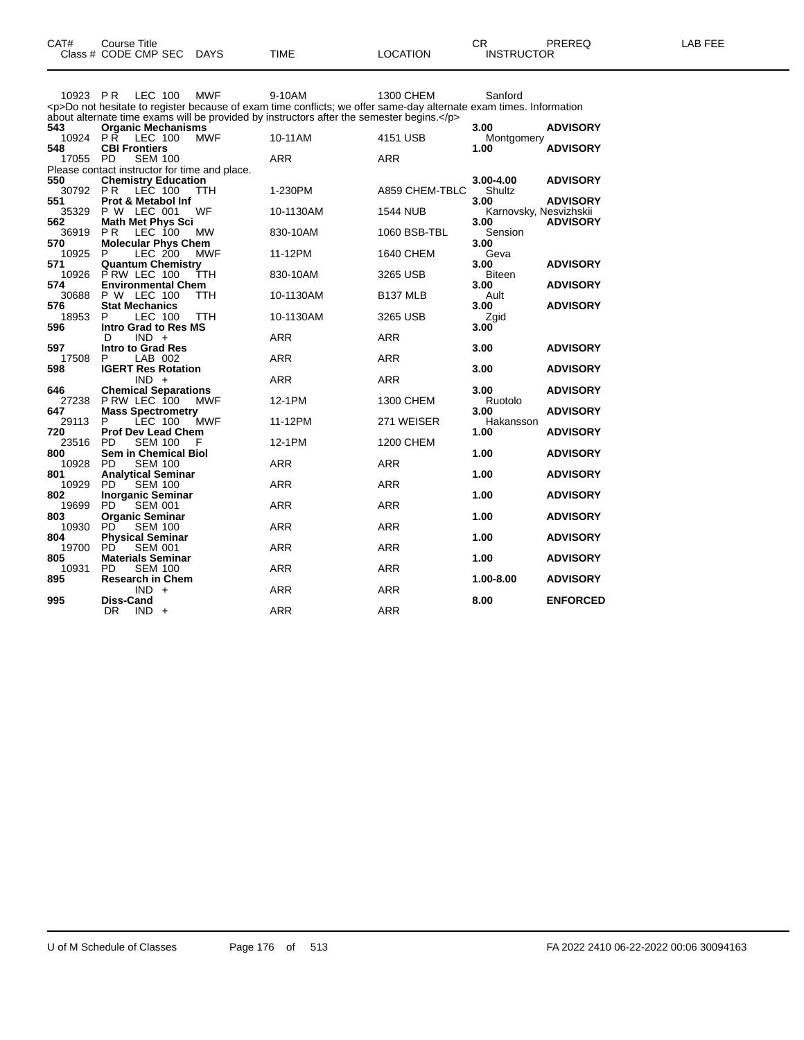| CAT# Class # | Course Title CODE CMP SEC | DAYS | TIME | LOCATION | CR INSTRUCTOR | PREREQ | LAB FEE |
|---|---|---|---|---|---|---|---|
| 10923 | P R LEC 100 | MWF | 9-10AM | 1300 CHEM | Sanford | | |

<p>Do not hesitate to register because of exam time conflicts; we offer same-day alternate exam times. Information about alternate time exams will be provided by instructors after the semester begins.</p>

| CAT# Class # | Course Title CODE CMP SEC | DAYS | TIME | LOCATION | CR INSTRUCTOR | PREREQ |
|---|---|---|---|---|---|---|
| **543** | **Organic Mechanisms** | | | | **3.00** | **ADVISORY** |
| 10924 | P R LEC 100 | MWF | 10-11AM | 4151 USB | Montgomery | |
| **548** | **CBI Frontiers** | | | | **1.00** | **ADVISORY** |
| 17055 | PD SEM 100 | | ARR | ARR | | |

Please contact instructor for time and place.

| CAT# Class # | Course Title CODE CMP SEC | DAYS | TIME | LOCATION | CR INSTRUCTOR | PREREQ |
|---|---|---|---|---|---|---|
| **550** | **Chemistry Education** | | | | **3.00-4.00** | **ADVISORY** |
| 30792 | P R LEC 100 | TTH | 1-230PM | A859 CHEM-TBLC | Shultz | |
| **551** | **Prot & Metabol Inf** | | | | **3.00** | **ADVISORY** |
| 35329 | P W LEC 001 | WF | 10-1130AM | 1544 NUB | Karnovsky, Nesvizhskii | |
| **562** | **Math Met Phys Sci** | | | | **3.00** | **ADVISORY** |
| 36919 | P R LEC 100 | MW | 830-10AM | 1060 BSB-TBL | Sension | |
| **570** | **Molecular Phys Chem** | | | | **3.00** | |
| 10925 | P LEC 200 | MWF | 11-12PM | 1640 CHEM | Geva | |
| **571** | **Quantum Chemistry** | | | | **3.00** | **ADVISORY** |
| 10926 | P RW LEC 100 | TTH | 830-10AM | 3265 USB | Biteen | |
| **574** | **Environmental Chem** | | | | **3.00** | **ADVISORY** |
| 30688 | P W LEC 100 | TTH | 10-1130AM | B137 MLB | Ault | |
| **576** | **Stat Mechanics** | | | | **3.00** | **ADVISORY** |
| 18953 | P LEC 100 | TTH | 10-1130AM | 3265 USB | Zgid | |
| **596** | **Intro Grad to Res MS** | | | | **3.00** | |
| | D IND + | | ARR | ARR | | |
| **597** | **Intro to Grad Res** | | | | **3.00** | **ADVISORY** |
| 17508 | P LAB 002 | | ARR | ARR | | |
| **598** | **IGERT Res Rotation** | | | | **3.00** | **ADVISORY** |
| | IND + | | ARR | ARR | | |
| **646** | **Chemical Separations** | | | | **3.00** | **ADVISORY** |
| 27238 | P RW LEC 100 | MWF | 12-1PM | 1300 CHEM | Ruotolo | |
| **647** | **Mass Spectrometry** | | | | **3.00** | **ADVISORY** |
| 29113 | P LEC 100 | MWF | 11-12PM | 271 WEISER | Hakansson | |
| **720** | **Prof Dev Lead Chem** | | | | **1.00** | **ADVISORY** |
| 23516 | PD SEM 100 | F | 12-1PM | 1200 CHEM | | |
| **800** | **Sem in Chemical Biol** | | | | **1.00** | **ADVISORY** |
| 10928 | PD SEM 100 | | ARR | ARR | | |
| **801** | **Analytical Seminar** | | | | **1.00** | **ADVISORY** |
| 10929 | PD SEM 100 | | ARR | ARR | | |
| **802** | **Inorganic Seminar** | | | | **1.00** | **ADVISORY** |
| 19699 | PD SEM 001 | | ARR | ARR | | |
| **803** | **Organic Seminar** | | | | **1.00** | **ADVISORY** |
| 10930 | PD SEM 100 | | ARR | ARR | | |
| **804** | **Physical Seminar** | | | | **1.00** | **ADVISORY** |
| 19700 | PD SEM 001 | | ARR | ARR | | |
| **805** | **Materials Seminar** | | | | **1.00** | **ADVISORY** |
| 10931 | PD SEM 100 | | ARR | ARR | | |
| **895** | **Research in Chem** | | | | **1.00-8.00** | **ADVISORY** |
| | IND + | | ARR | ARR | | |
| **995** | **Diss-Cand** | | | | **8.00** | **ENFORCED** |
| | DR IND + | | ARR | ARR | | |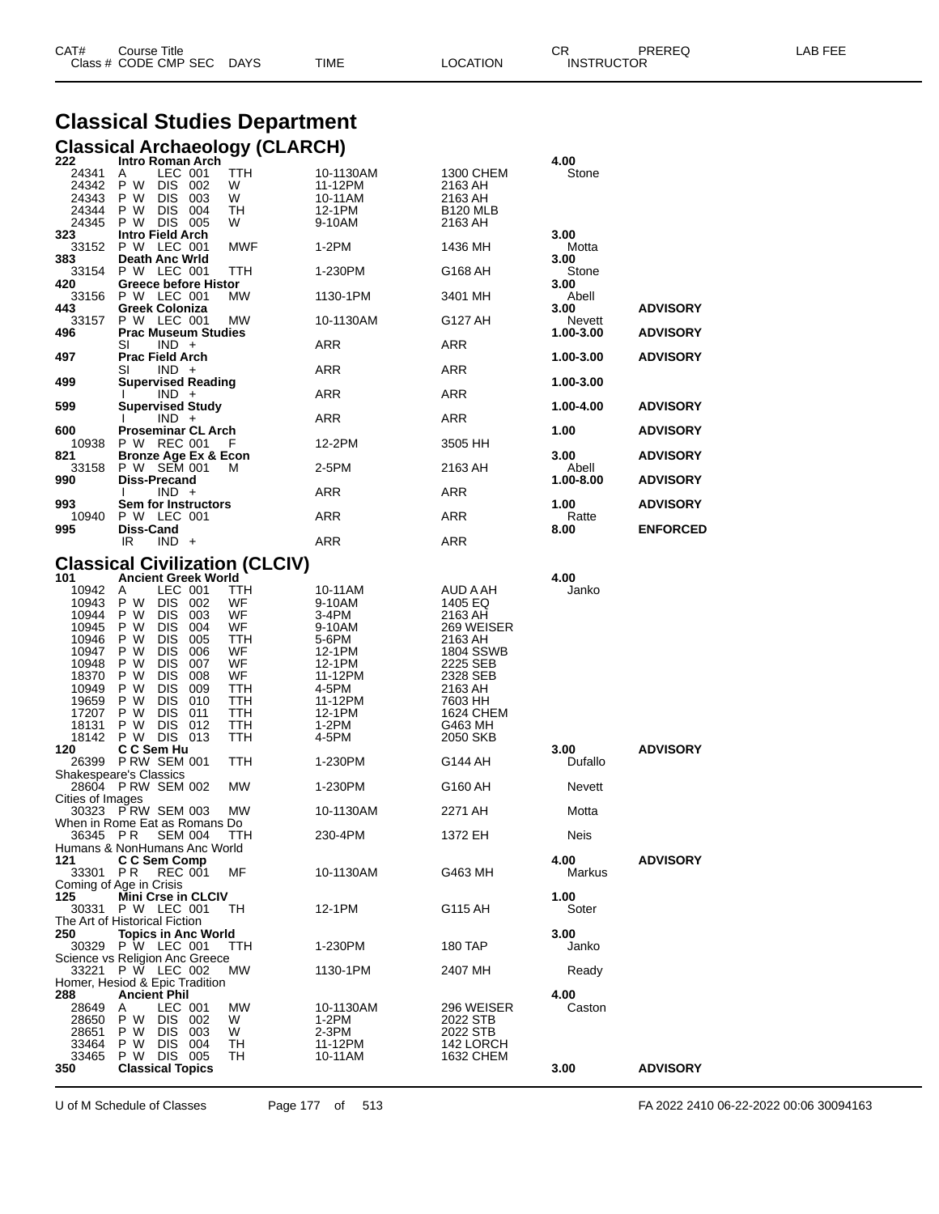# Classical Studies Department

## Classical Archaeology (CLARCH)

| CAT# / Class # | Course Title / CODE CMP SEC | DAYS | TIME | LOCATION | CR / INSTRUCTOR | PREREQ | LAB FEE |
|---|---|---|---|---|---|---|---|
| **222** | **Intro Roman Arch** | | | | **4.00** | | |
| 24341 | A LEC 001 | TTH | 10-1130AM | 1300 CHEM | Stone | | |
| 24342 | P W DIS 002 | W | 11-12PM | 2163 AH | | | |
| 24343 | P W DIS 003 | W | 10-11AM | 2163 AH | | | |
| 24344 | P W DIS 004 | TH | 12-1PM | B120 MLB | | | |
| 24345 | P W DIS 005 | W | 9-10AM | 2163 AH | | | |
| **323** | **Intro Field Arch** | | | | **3.00** | | |
| 33152 | P W LEC 001 | MWF | 1-2PM | 1436 MH | Motta | | |
| **383** | **Death Anc Wrld** | | | | **3.00** | | |
| 33154 | P W LEC 001 | TTH | 1-230PM | G168 AH | Stone | | |
| **420** | **Greece before Histor** | | | | **3.00** | | |
| 33156 | P W LEC 001 | MW | 1130-1PM | 3401 MH | Abell | | |
| **443** | **Greek Coloniza** | | | | **3.00** | **ADVISORY** | |
| 33157 | P W LEC 001 | MW | 10-1130AM | G127 AH | Nevett | | |
| **496** | **Prac Museum Studies** | | | | **1.00-3.00** | **ADVISORY** | |
| | SI IND + | | ARR | ARR | | | |
| **497** | **Prac Field Arch** | | | | **1.00-3.00** | **ADVISORY** | |
| | SI IND + | | ARR | ARR | | | |
| **499** | **Supervised Reading** | | | | **1.00-3.00** | | |
| | I IND + | | ARR | ARR | | | |
| **599** | **Supervised Study** | | | | **1.00-4.00** | **ADVISORY** | |
| | I IND + | | ARR | ARR | | | |
| **600** | **Proseminar CL Arch** | | | | **1.00** | **ADVISORY** | |
| 10938 | P W REC 001 | F | 12-2PM | 3505 HH | | | |
| **821** | **Bronze Age Ex & Econ** | | | | **3.00** | **ADVISORY** | |
| 33158 | P W SEM 001 | M | 2-5PM | 2163 AH | Abell | | |
| **990** | **Diss-Precand** | | | | **1.00-8.00** | **ADVISORY** | |
| | I IND + | | ARR | ARR | | | |
| **993** | **Sem for Instructors** | | | | **1.00** | **ADVISORY** | |
| 10940 | P W LEC 001 | | ARR | ARR | Ratte | | |
| **995** | **Diss-Cand** | | | | **8.00** | **ENFORCED** | |
| | IR IND + | | ARR | ARR | | | |

## Classical Civilization (CLCIV)

| CAT# / Class # | Course Title / CODE CMP SEC | DAYS | TIME | LOCATION | CR / INSTRUCTOR | PREREQ | LAB FEE |
|---|---|---|---|---|---|---|---|
| **101** | **Ancient Greek World** | | | | **4.00** | | |
| 10942 | A LEC 001 | TTH | 10-11AM | AUD A AH | Janko | | |
| 10943 | P W DIS 002 | WF | 9-10AM | 1405 EQ | | | |
| 10944 | P W DIS 003 | WF | 3-4PM | 2163 AH | | | |
| 10945 | P W DIS 004 | WF | 9-10AM | 269 WEISER | | | |
| 10946 | P W DIS 005 | TTH | 5-6PM | 2163 AH | | | |
| 10947 | P W DIS 006 | WF | 12-1PM | 1804 SSWB | | | |
| 10948 | P W DIS 007 | WF | 12-1PM | 2225 SEB | | | |
| 18370 | P W DIS 008 | WF | 11-12PM | 2328 SEB | | | |
| 10949 | P W DIS 009 | TTH | 4-5PM | 2163 AH | | | |
| 19659 | P W DIS 010 | TTH | 11-12PM | 7603 HH | | | |
| 17207 | P W DIS 011 | TTH | 12-1PM | 1624 CHEM | | | |
| 18131 | P W DIS 012 | TTH | 1-2PM | G463 MH | | | |
| 18142 | P W DIS 013 | TTH | 4-5PM | 2050 SKB | | | |
| **120** | **C C Sem Hu** | | | | **3.00** | **ADVISORY** | |
| 26399 | P RW SEM 001 | TTH | 1-230PM | G144 AH | Dufallo | | |
| | Shakespeare's Classics | | | | | | |
| 28604 | P RW SEM 002 | MW | 1-230PM | G160 AH | Nevett | | |
| | Cities of Images | | | | | | |
| 30323 | P RW SEM 003 | MW | 10-1130AM | 2271 AH | Motta | | |
| | When in Rome Eat as Romans Do | | | | | | |
| 36345 | P R SEM 004 | TTH | 230-4PM | 1372 EH | Neis | | |
| | Humans & NonHumans Anc World | | | | | | |
| **121** | **C C Sem Comp** | | | | **4.00** | **ADVISORY** | |
| 33301 | P R REC 001 | MF | 10-1130AM | G463 MH | Markus | | |
| | Coming of Age in Crisis | | | | | | |
| **125** | **Mini Crse in CLCIV** | | | | **1.00** | | |
| 30331 | P W LEC 001 | TH | 12-1PM | G115 AH | Soter | | |
| | The Art of Historical Fiction | | | | | | |
| **250** | **Topics in Anc World** | | | | **3.00** | | |
| 30329 | P W LEC 001 | TTH | 1-230PM | 180 TAP | Janko | | |
| | Science vs Religion Anc Greece | | | | | | |
| 33221 | P W LEC 002 | MW | 1130-1PM | 2407 MH | Ready | | |
| | Homer, Hesiod & Epic Tradition | | | | | | |
| **288** | **Ancient Phil** | | | | **4.00** | | |
| 28649 | A LEC 001 | MW | 10-1130AM | 296 WEISER | Caston | | |
| 28650 | P W DIS 002 | W | 1-2PM | 2022 STB | | | |
| 28651 | P W DIS 003 | W | 2-3PM | 2022 STB | | | |
| 33464 | P W DIS 004 | TH | 11-12PM | 142 LORCH | | | |
| 33465 | P W DIS 005 | TH | 10-11AM | 1632 CHEM | | | |
| **350** | **Classical Topics** | | | | **3.00** | **ADVISORY** | |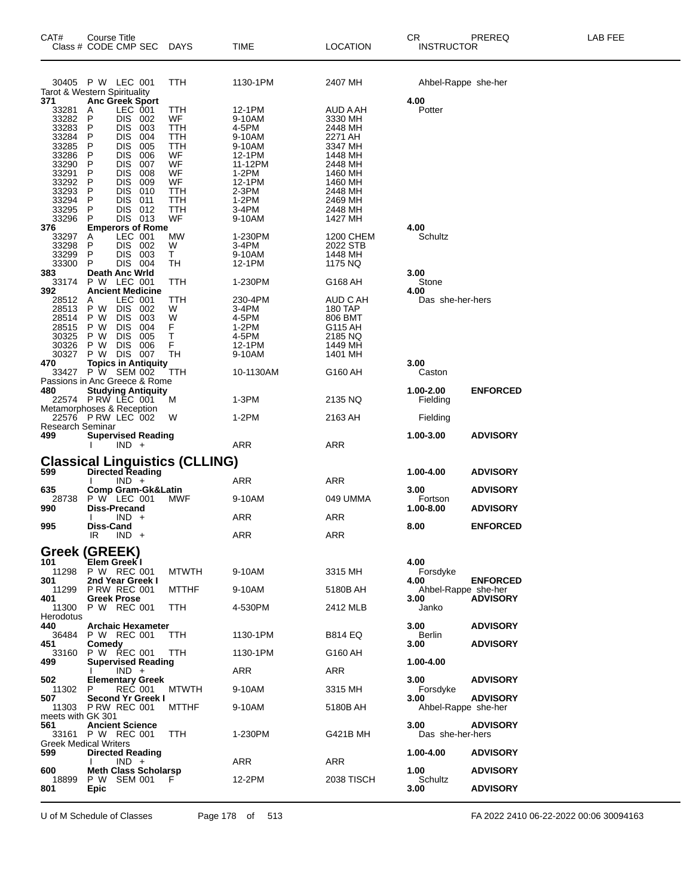| CAT# | Course Title Class # CODE CMP SEC | DAYS | TIME | LOCATION | CR INSTRUCTOR | PREREQ | LAB FEE |
|---|---|---|---|---|---|---|---|
| | 30405 P W LEC 001 | TTH | 1130-1PM | 2407 MH | Ahbel-Rappe she-her | | |
| | Tarot & Western Spirituality | | | | | | |
| **371** | **Anc Greek Sport** | | | | **4.00** | | |
| | 33281 A LEC 001 | TTH | 12-1PM | AUD A AH | Potter | | |
| | 33282 P DIS 002 | WF | 9-10AM | 3330 MH | | | |
| | 33283 P DIS 003 | TTH | 4-5PM | 2448 MH | | | |
| | 33284 P DIS 004 | TTH | 9-10AM | 2271 AH | | | |
| | 33285 P DIS 005 | TTH | 9-10AM | 3347 MH | | | |
| | 33286 P DIS 006 | WF | 12-1PM | 1448 MH | | | |
| | 33290 P DIS 007 | WF | 11-12PM | 2448 MH | | | |
| | 33291 P DIS 008 | WF | 1-2PM | 1460 MH | | | |
| | 33292 P DIS 009 | WF | 12-1PM | 1460 MH | | | |
| | 33293 P DIS 010 | TTH | 2-3PM | 2448 MH | | | |
| | 33294 P DIS 011 | TTH | 1-2PM | 2469 MH | | | |
| | 33295 P DIS 012 | TTH | 3-4PM | 2448 MH | | | |
| | 33296 P DIS 013 | WF | 9-10AM | 1427 MH | | | |
| **376** | **Emperors of Rome** | | | | **4.00** | | |
| | 33297 A LEC 001 | MW | 1-230PM | 1200 CHEM | Schultz | | |
| | 33298 P DIS 002 | W | 3-4PM | 2022 STB | | | |
| | 33299 P DIS 003 | T | 9-10AM | 1448 MH | | | |
| | 33300 P DIS 004 | TH | 12-1PM | 1175 NQ | | | |
| **383** | **Death Anc Wrld** | | | | **3.00** | | |
| | 33174 P W LEC 001 | TTH | 1-230PM | G168 AH | Stone | | |
| **392** | **Ancient Medicine** | | | | **4.00** | | |
| | 28512 A LEC 001 | TTH | 230-4PM | AUD C AH | Das she-her-hers | | |
| | 28513 P W DIS 002 | W | 3-4PM | 180 TAP | | | |
| | 28514 P W DIS 003 | W | 4-5PM | 806 BMT | | | |
| | 28515 P W DIS 004 | F | 1-2PM | G115 AH | | | |
| | 30325 P W DIS 005 | T | 4-5PM | 2185 NQ | | | |
| | 30326 P W DIS 006 | F | 12-1PM | 1449 MH | | | |
| | 30327 P W DIS 007 | TH | 9-10AM | 1401 MH | | | |
| **470** | **Topics in Antiquity** | | | | **3.00** | | |
| | 33427 P W SEM 002 | TTH | 10-1130AM | G160 AH | Caston | | |
| | Passions in Anc Greece & Rome | | | | | | |
| **480** | **Studying Antiquity** | | | | **1.00-2.00** | **ENFORCED** | |
| | 22574 P RW LEC 001 | M | 1-3PM | 2135 NQ | Fielding | | |
| | Metamorphoses & Reception | | | | | | |
| | 22576 P RW LEC 002 | W | 1-2PM | 2163 AH | Fielding | | |
| | Research Seminar | | | | | | |
| **499** | **Supervised Reading** | | | | **1.00-3.00** | **ADVISORY** | |
| | I IND + | | ARR | ARR | | | |

## Classical Linguistics (CLLING)

| CAT# | Course Title Class # CODE CMP SEC | DAYS | TIME | LOCATION | CR INSTRUCTOR | PREREQ | LAB FEE |
|---|---|---|---|---|---|---|---|
| **599** | **Directed Reading** | | | | **1.00-4.00** | **ADVISORY** | |
| | I IND + | | ARR | ARR | | | |
| **635** | **Comp Gram-Gk&Latin** | | | | **3.00** | **ADVISORY** | |
| | 28738 P W LEC 001 | MWF | 9-10AM | 049 UMMA | Fortson | | |
| **990** | **Diss-Precand** | | | | **1.00-8.00** | **ADVISORY** | |
| | I IND + | | ARR | ARR | | | |
| **995** | **Diss-Cand** | | | | **8.00** | **ENFORCED** | |
| | IR IND + | | ARR | ARR | | | |

## Greek (GREEK)

| CAT# | Course Title Class # CODE CMP SEC | DAYS | TIME | LOCATION | CR INSTRUCTOR | PREREQ | LAB FEE |
|---|---|---|---|---|---|---|---|
| **101** | **Elem Greek I** | | | | **4.00** | | |
| | 11298 P W REC 001 | MTWTH | 9-10AM | 3315 MH | Forsdyke | | |
| **301** | **2nd Year Greek I** | | | | **4.00** | **ENFORCED** | |
| | 11299 P RW REC 001 | MTTHF | 9-10AM | 5180B AH | Ahbel-Rappe she-her | | |
| **401** | **Greek Prose** | | | | **3.00** | **ADVISORY** | |
| | 11300 P W REC 001 | TTH | 4-530PM | 2412 MLB | Janko | | |
| | Herodotus | | | | | | |
| **440** | **Archaic Hexameter** | | | | **3.00** | **ADVISORY** | |
| | 36484 P W REC 001 | TTH | 1130-1PM | B814 EQ | Berlin | | |
| **451** | **Comedy** | | | | **3.00** | **ADVISORY** | |
| | 33160 P W REC 001 | TTH | 1130-1PM | G160 AH | | | |
| **499** | **Supervised Reading** | | | | **1.00-4.00** | | |
| | I IND + | | ARR | ARR | | | |
| **502** | **Elementary Greek** | | | | **3.00** | **ADVISORY** | |
| | 11302 P REC 001 | MTWTH | 9-10AM | 3315 MH | Forsdyke | | |
| **507** | **Second Yr Greek I** | | | | **3.00** | **ADVISORY** | |
| | 11303 P RW REC 001 | MTTHF | 9-10AM | 5180B AH | Ahbel-Rappe she-her | | |
| | meets with GK 301 | | | | | | |
| **561** | **Ancient Science** | | | | **3.00** | **ADVISORY** | |
| | 33161 P W REC 001 | TTH | 1-230PM | G421B MH | Das she-her-hers | | |
| | Greek Medical Writers | | | | | | |
| **599** | **Directed Reading** | | | | **1.00-4.00** | **ADVISORY** | |
| | I IND + | | ARR | ARR | | | |
| **600** | **Meth Class Scholarsp** | | | | **1.00** | **ADVISORY** | |
| | 18899 P W SEM 001 | F | 12-2PM | 2038 TISCH | Schultz | | |
| **801** | **Epic** | | | | **3.00** | **ADVISORY** | |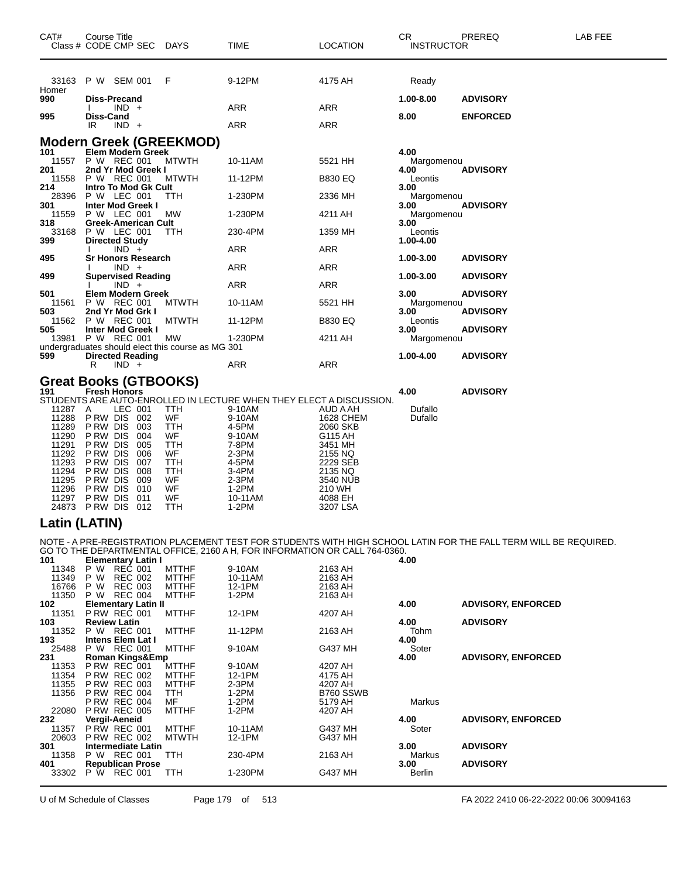| CAT# | Course Title Class # CODE CMP SEC | DAYS | TIME | LOCATION | CR INSTRUCTOR | PREREQ | LAB FEE |
|---|---|---|---|---|---|---|---|
| 33163 | P W SEM 001 | F | 9-12PM | 4175 AH | Ready | | |
| Homer | | | | | | | |
| **990** | **Diss-Precand** | | | | **1.00-8.00** | **ADVISORY** | |
| | I IND + | | ARR | ARR | | | |
| **995** | **Diss-Cand** | | | | **8.00** | **ENFORCED** | |
| | IR IND + | | ARR | ARR | | | |

## Modern Greek (GREEKMOD)

| CAT# | Course Title Class # CODE CMP SEC | DAYS | TIME | LOCATION | CR INSTRUCTOR | PREREQ |
|---|---|---|---|---|---|---|
| **101** | **Elem Modern Greek** | | | | **4.00** | |
| 11557 | P W REC 001 | MTWTH | 10-11AM | 5521 HH | Margomenou | |
| **201** | **2nd Yr Mod Greek I** | | | | **4.00** | **ADVISORY** |
| 11558 | P W REC 001 | MTWTH | 11-12PM | B830 EQ | Leontis | |
| **214** | **Intro To Mod Gk Cult** | | | | **3.00** | |
| 28396 | P W LEC 001 | TTH | 1-230PM | 2336 MH | Margomenou | |
| **301** | **Inter Mod Greek I** | | | | **3.00** | **ADVISORY** |
| 11559 | P W LEC 001 | MW | 1-230PM | 4211 AH | Margomenou | |
| **318** | **Greek-American Cult** | | | | **3.00** | |
| 33168 | P W LEC 001 | TTH | 230-4PM | 1359 MH | Leontis | |
| **399** | **Directed Study** | | | | **1.00-4.00** | |
| | I IND + | | ARR | ARR | | |
| **495** | **Sr Honors Research** | | | | **1.00-3.00** | **ADVISORY** |
| | I IND + | | ARR | ARR | | |
| **499** | **Supervised Reading** | | | | **1.00-3.00** | **ADVISORY** |
| | I IND + | | ARR | ARR | | |
| **501** | **Elem Modern Greek** | | | | **3.00** | **ADVISORY** |
| 11561 | P W REC 001 | MTWTH | 10-11AM | 5521 HH | Margomenou | |
| **503** | **2nd Yr Mod Grk I** | | | | **3.00** | **ADVISORY** |
| 11562 | P W REC 001 | MTWTH | 11-12PM | B830 EQ | Leontis | |
| **505** | **Inter Mod Greek I** | | | | **3.00** | **ADVISORY** |
| 13981 | P W REC 001 | MW | 1-230PM | 4211 AH | Margomenou | |

undergraduates should elect this course as MG 301

| CAT# | Course Title Class # CODE CMP SEC | DAYS | TIME | LOCATION | CR INSTRUCTOR | PREREQ |
|---|---|---|---|---|---|---|
| **599** | **Directed Reading** | | | | **1.00-4.00** | **ADVISORY** |
| | R IND + | | ARR | ARR | | |

## Great Books (GTBOOKS)

**191 Fresh Honors** — **4.00** — **ADVISORY**

STUDENTS ARE AUTO-ENROLLED IN LECTURE WHEN THEY ELECT A DISCUSSION.

| Class # | CODE CMP SEC | DAYS | TIME | LOCATION | INSTRUCTOR |
|---|---|---|---|---|---|
| 11287 | A LEC 001 | TTH | 9-10AM | AUD A AH | Dufallo |
| 11288 | P RW DIS 002 | WF | 9-10AM | 1628 CHEM | Dufallo |
| 11289 | P RW DIS 003 | TTH | 4-5PM | 2060 SKB | |
| 11290 | P RW DIS 004 | WF | 9-10AM | G115 AH | |
| 11291 | P RW DIS 005 | TTH | 7-8PM | 3451 MH | |
| 11292 | P RW DIS 006 | WF | 2-3PM | 2155 NQ | |
| 11293 | P RW DIS 007 | TTH | 4-5PM | 2229 SEB | |
| 11294 | P RW DIS 008 | TTH | 3-4PM | 2135 NQ | |
| 11295 | P RW DIS 009 | WF | 2-3PM | 3540 NUB | |
| 11296 | P RW DIS 010 | WF | 1-2PM | 210 WH | |
| 11297 | P RW DIS 011 | WF | 10-11AM | 4088 EH | |
| 24873 | P RW DIS 012 | TTH | 1-2PM | 3207 LSA | |

## Latin (LATIN)

NOTE - A PRE-REGISTRATION PLACEMENT TEST FOR STUDENTS WITH HIGH SCHOOL LATIN FOR THE FALL TERM WILL BE REQUIRED. GO TO THE DEPARTMENTAL OFFICE, 2160 A H, FOR INFORMATION OR CALL 764-0360.

| CAT# | Course Title Class # CODE CMP SEC | DAYS | TIME | LOCATION | CR INSTRUCTOR | PREREQ |
|---|---|---|---|---|---|---|
| **101** | **Elementary Latin I** | | | | **4.00** | |
| 11348 | P W REC 001 | MTTHF | 9-10AM | 2163 AH | | |
| 11349 | P W REC 002 | MTTHF | 10-11AM | 2163 AH | | |
| 16766 | P W REC 003 | MTTHF | 12-1PM | 2163 AH | | |
| 11350 | P W REC 004 | MTTHF | 1-2PM | 2163 AH | | |
| **102** | **Elementary Latin II** | | | | **4.00** | **ADVISORY, ENFORCED** |
| 11351 | P RW REC 001 | MTTHF | 12-1PM | 4207 AH | | |
| **103** | **Review Latin** | | | | **4.00** | **ADVISORY** |
| 11352 | P W REC 001 | MTTHF | 11-12PM | 2163 AH | Tohm | |
| **193** | **Intens Elem Lat I** | | | | **4.00** | |
| 25488 | P W REC 001 | MTTHF | 9-10AM | G437 MH | Soter | |
| **231** | **Roman Kings&Emp** | | | | **4.00** | **ADVISORY, ENFORCED** |
| 11353 | P RW REC 001 | MTTHF | 9-10AM | 4207 AH | | |
| 11354 | P RW REC 002 | MTTHF | 12-1PM | 4175 AH | | |
| 11355 | P RW REC 003 | MTTHF | 2-3PM | 4207 AH | | |
| 11356 | P RW REC 004 | TTH | 1-2PM | B760 SSWB | | |
| | P RW REC 004 | MF | 1-2PM | 5179 AH | Markus | |
| 22080 | P RW REC 005 | MTTHF | 1-2PM | 4207 AH | | |
| **232** | **Vergil-Aeneid** | | | | **4.00** | **ADVISORY, ENFORCED** |
| 11357 | P RW REC 001 | MTTHF | 10-11AM | G437 MH | Soter | |
| 20603 | P RW REC 002 | MTWTH | 12-1PM | G437 MH | | |
| **301** | **Intermediate Latin** | | | | **3.00** | **ADVISORY** |
| 11358 | P W REC 001 | TTH | 230-4PM | 2163 AH | Markus | |
| **401** | **Republican Prose** | | | | **3.00** | **ADVISORY** |
| 33302 | P W REC 001 | TTH | 1-230PM | G437 MH | Berlin | |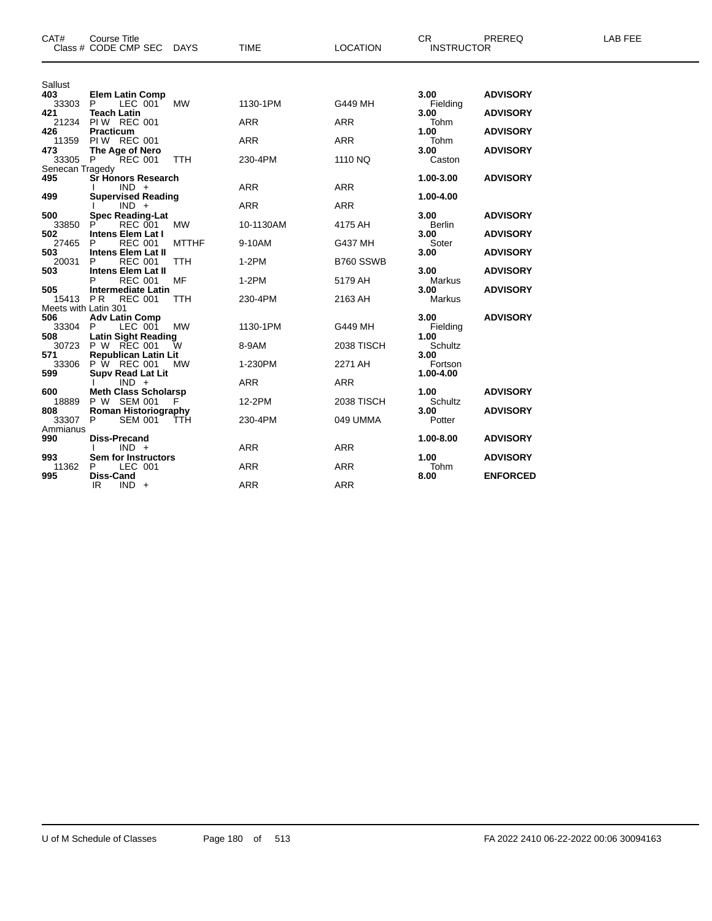| CAT# | Course Title / Class # CODE CMP SEC | DAYS | TIME | LOCATION | CR / INSTRUCTOR | PREREQ | LAB FEE |
|---|---|---|---|---|---|---|---|
| Sallust | | | | | | | |
| **403** | **Elem Latin Comp** | | | | **3.00** | **ADVISORY** | |
| 33303 | P LEC 001 | MW | 1130-1PM | G449 MH | Fielding | | |
| **421** | **Teach Latin** | | | | **3.00** | **ADVISORY** | |
| 21234 | PI W REC 001 | | ARR | ARR | Tohm | | |
| **426** | **Practicum** | | | | **1.00** | **ADVISORY** | |
| 11359 | PI W REC 001 | | ARR | ARR | Tohm | | |
| **473** | **The Age of Nero** | | | | **3.00** | **ADVISORY** | |
| 33305 | P REC 001 | TTH | 230-4PM | 1110 NQ | Caston | | |
| Senecan Tragedy | | | | | | | |
| **495** | **Sr Honors Research** | | | | **1.00-3.00** | **ADVISORY** | |
| | I IND + | | ARR | ARR | | | |
| **499** | **Supervised Reading** | | | | **1.00-4.00** | | |
| | I IND + | | ARR | ARR | | | |
| **500** | **Spec Reading-Lat** | | | | **3.00** | **ADVISORY** | |
| 33850 | P REC 001 | MW | 10-1130AM | 4175 AH | Berlin | | |
| **502** | **Intens Elem Lat I** | | | | **3.00** | **ADVISORY** | |
| 27465 | P REC 001 | MTTHF | 9-10AM | G437 MH | Soter | | |
| **503** | **Intens Elem Lat II** | | | | **3.00** | **ADVISORY** | |
| 20031 | P REC 001 | TTH | 1-2PM | B760 SSWB | | | |
| **503** | **Intens Elem Lat II** | | | | **3.00** | **ADVISORY** | |
| | P REC 001 | MF | 1-2PM | 5179 AH | Markus | | |
| **505** | **Intermediate Latin** | | | | **3.00** | **ADVISORY** | |
| 15413 | P R REC 001 | TTH | 230-4PM | 2163 AH | Markus | | |
| Meets with Latin 301 | | | | | | | |
| **506** | **Adv Latin Comp** | | | | **3.00** | **ADVISORY** | |
| 33304 | P LEC 001 | MW | 1130-1PM | G449 MH | Fielding | | |
| **508** | **Latin Sight Reading** | | | | **1.00** | | |
| 30723 | P W REC 001 | W | 8-9AM | 2038 TISCH | Schultz | | |
| **571** | **Republican Latin Lit** | | | | **3.00** | | |
| 33306 | P W REC 001 | MW | 1-230PM | 2271 AH | Fortson | | |
| **599** | **Supv Read Lat Lit** | | | | **1.00-4.00** | | |
| | I IND + | | ARR | ARR | | | |
| **600** | **Meth Class Scholarsp** | | | | **1.00** | **ADVISORY** | |
| 18889 | P W SEM 001 | F | 12-2PM | 2038 TISCH | Schultz | | |
| **808** | **Roman Historiography** | | | | **3.00** | **ADVISORY** | |
| 33307 | P SEM 001 | TTH | 230-4PM | 049 UMMA | Potter | | |
| Ammianus | | | | | | | |
| **990** | **Diss-Precand** | | | | **1.00-8.00** | **ADVISORY** | |
| | I IND + | | ARR | ARR | | | |
| **993** | **Sem for Instructors** | | | | **1.00** | **ADVISORY** | |
| 11362 | P LEC 001 | | ARR | ARR | Tohm | | |
| **995** | **Diss-Cand** | | | | **8.00** | **ENFORCED** | |
| | IR IND + | | ARR | ARR | | | |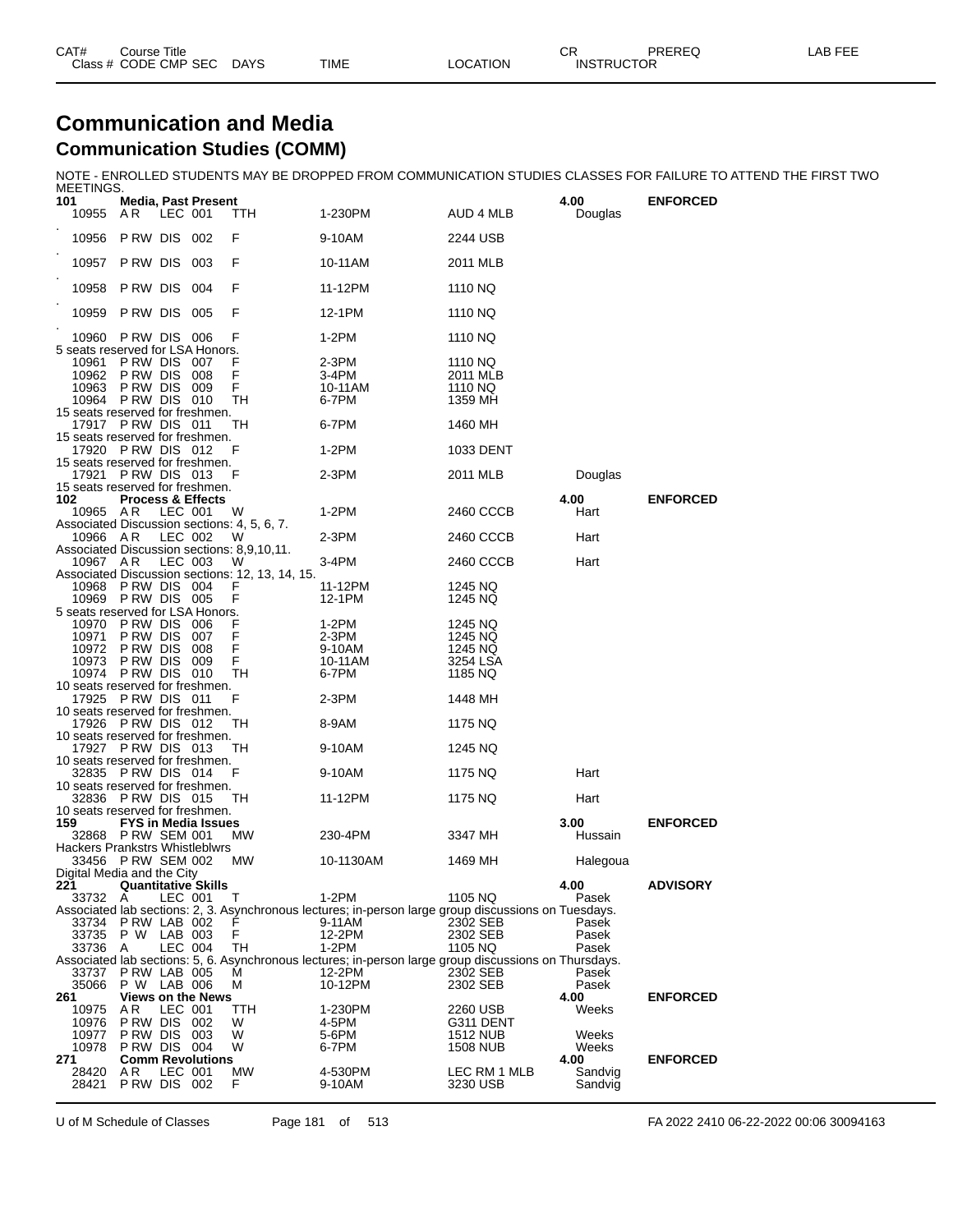# Communication and Media

## Communication Studies (COMM)

NOTE - ENROLLED STUDENTS MAY BE DROPPED FROM COMMUNICATION STUDIES CLASSES FOR FAILURE TO ATTEND THE FIRST TWO MEETINGS.

| CAT# / Class # | Course Title / CODE CMP SEC | DAYS | TIME | LOCATION | CR / INSTRUCTOR | PREREQ | LAB FEE |
|---|---|---|---|---|---|---|---|
| **101** | **Media, Past Present** | | | | **4.00** | **ENFORCED** | |
| 10955 | A R LEC 001 | TTH | 1-230PM | AUD 4 MLB | Douglas | | |
| 10956 | P RW DIS 002 | F | 9-10AM | 2244 USB | | | |
| 10957 | P RW DIS 003 | F | 10-11AM | 2011 MLB | | | |
| 10958 | P RW DIS 004 | F | 11-12PM | 1110 NQ | | | |
| 10959 | P RW DIS 005 | F | 12-1PM | 1110 NQ | | | |
| 10960 | P RW DIS 006 | F | 1-2PM | 1110 NQ | | | |
| | 5 seats reserved for LSA Honors. | | | | | | |
| 10961 | P RW DIS 007 | F | 2-3PM | 1110 NQ | | | |
| 10962 | P RW DIS 008 | F | 3-4PM | 2011 MLB | | | |
| 10963 | P RW DIS 009 | F | 10-11AM | 1110 NQ | | | |
| 10964 | P RW DIS 010 | TH | 6-7PM | 1359 MH | | | |
| | 15 seats reserved for freshmen. | | | | | | |
| 17917 | P RW DIS 011 | TH | 6-7PM | 1460 MH | | | |
| | 15 seats reserved for freshmen. | | | | | | |
| 17920 | P RW DIS 012 | F | 1-2PM | 1033 DENT | | | |
| | 15 seats reserved for freshmen. | | | | | | |
| 17921 | P RW DIS 013 | F | 2-3PM | 2011 MLB | Douglas | | |
| | 15 seats reserved for freshmen. | | | | | | |
| **102** | **Process & Effects** | | | | **4.00** | **ENFORCED** | |
| 10965 | A R LEC 001 | W | 1-2PM | 2460 CCCB | Hart | | |
| | Associated Discussion sections: 4, 5, 6, 7. | | | | | | |
| 10966 | A R LEC 002 | W | 2-3PM | 2460 CCCB | Hart | | |
| | Associated Discussion sections: 8,9,10,11. | | | | | | |
| 10967 | A R LEC 003 | W | 3-4PM | 2460 CCCB | Hart | | |
| | Associated Discussion sections: 12, 13, 14, 15. | | | | | | |
| 10968 | P RW DIS 004 | F | 11-12PM | 1245 NQ | | | |
| 10969 | P RW DIS 005 | F | 12-1PM | 1245 NQ | | | |
| | 5 seats reserved for LSA Honors. | | | | | | |
| 10970 | P RW DIS 006 | F | 1-2PM | 1245 NQ | | | |
| 10971 | P RW DIS 007 | F | 2-3PM | 1245 NQ | | | |
| 10972 | P RW DIS 008 | F | 9-10AM | 1245 NQ | | | |
| 10973 | P RW DIS 009 | F | 10-11AM | 3254 LSA | | | |
| 10974 | P RW DIS 010 | TH | 6-7PM | 1185 NQ | | | |
| | 10 seats reserved for freshmen. | | | | | | |
| 17925 | P RW DIS 011 | F | 2-3PM | 1448 MH | | | |
| | 10 seats reserved for freshmen. | | | | | | |
| 17926 | P RW DIS 012 | TH | 8-9AM | 1175 NQ | | | |
| | 10 seats reserved for freshmen. | | | | | | |
| 17927 | P RW DIS 013 | TH | 9-10AM | 1245 NQ | | | |
| | 10 seats reserved for freshmen. | | | | | | |
| 32835 | P RW DIS 014 | F | 9-10AM | 1175 NQ | Hart | | |
| | 10 seats reserved for freshmen. | | | | | | |
| 32836 | P RW DIS 015 | TH | 11-12PM | 1175 NQ | Hart | | |
| | 10 seats reserved for freshmen. | | | | | | |
| **159** | **FYS in Media Issues** | | | | **3.00** | **ENFORCED** | |
| 32868 | P RW SEM 001 | MW | 230-4PM | 3347 MH | Hussain | | |
| | Hackers Prankstrs Whistleblwrs | | | | | | |
| 33456 | P RW SEM 002 | MW | 10-1130AM | 1469 MH | Halegoua | | |
| | Digital Media and the City | | | | | | |
| **221** | **Quantitative Skills** | | | | **4.00** | **ADVISORY** | |
| 33732 | A LEC 001 | T | 1-2PM | 1105 NQ | Pasek | | |
| | Associated lab sections: 2, 3. Asynchronous lectures; in-person large group discussions on Tuesdays. | | | | | | |
| 33734 | P RW LAB 002 | F | 9-11AM | 2302 SEB | Pasek | | |
| 33735 | P W LAB 003 | F | 12-2PM | 2302 SEB | Pasek | | |
| 33736 | A LEC 004 | TH | 1-2PM | 1105 NQ | Pasek | | |
| | Associated lab sections: 5, 6. Asynchronous lectures; in-person large group discussions on Thursdays. | | | | | | |
| 33737 | P RW LAB 005 | M | 12-2PM | 2302 SEB | Pasek | | |
| 35066 | P W LAB 006 | M | 10-12PM | 2302 SEB | Pasek | | |
| **261** | **Views on the News** | | | | **4.00** | **ENFORCED** | |
| 10975 | A R LEC 001 | TTH | 1-230PM | 2260 USB | Weeks | | |
| 10976 | P RW DIS 002 | W | 4-5PM | G311 DENT | | | |
| 10977 | P RW DIS 003 | W | 5-6PM | 1512 NUB | Weeks | | |
| 10978 | P RW DIS 004 | W | 6-7PM | 1508 NUB | Weeks | | |
| **271** | **Comm Revolutions** | | | | **4.00** | **ENFORCED** | |
| 28420 | A R LEC 001 | MW | 4-530PM | LEC RM 1 MLB | Sandvig | | |
| 28421 | P RW DIS 002 | F | 9-10AM | 3230 USB | Sandvig | | |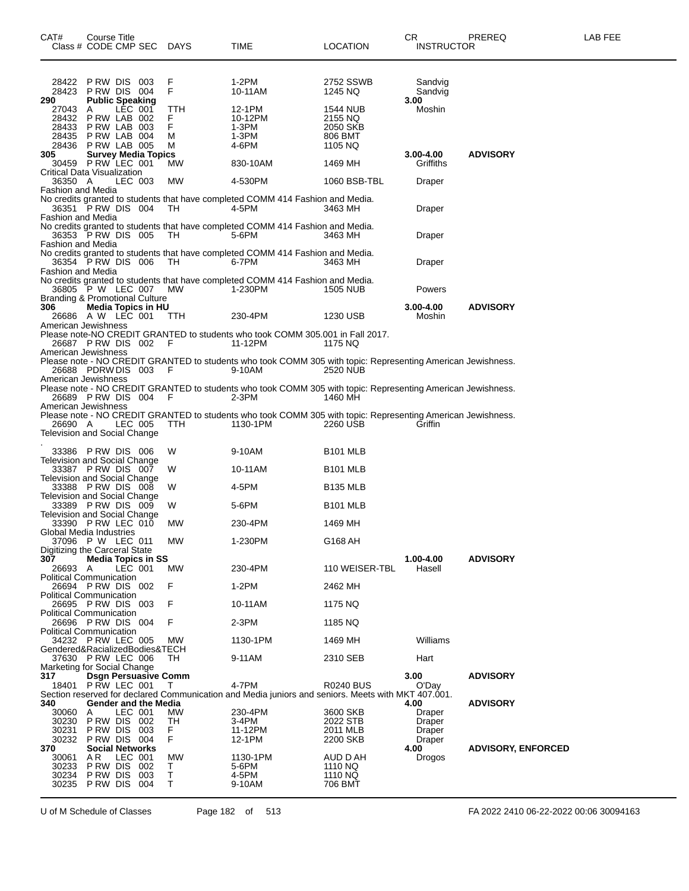| CAT# Class # | Course Title CODE | CMP | SEC | DAYS | TIME | LOCATION | CR INSTRUCTOR | PREREQ | LAB FEE |
|---|---|---|---|---|---|---|---|---|---|
| 28422 | P RW | DIS | 003 | F | 1-2PM | 2752 SSWB | Sandvig | | |
| 28423 | P RW | DIS | 004 | F | 10-11AM | 1245 NQ | Sandvig | | |
| **290** | **Public Speaking** | | | | | | **3.00** | | |
| 27043 | A | LEC | 001 | TTH | 12-1PM | 1544 NUB | Moshin | | |
| 28432 | P RW | LAB | 002 | F | 10-12PM | 2155 NQ | | | |
| 28433 | P RW | LAB | 003 | F | 1-3PM | 2050 SKB | | | |
| 28435 | P RW | LAB | 004 | M | 1-3PM | 806 BMT | | | |
| 28436 | P RW | LAB | 005 | M | 4-6PM | 1105 NQ | | | |
| **305** | **Survey Media Topics** | | | | | | **3.00-4.00** | **ADVISORY** | |
| 30459 | P RW | LEC | 001 | MW | 830-10AM | 1469 MH | Griffiths | | |
| Critical Data Visualization | | | | | | | | | |
| 36350 | A | LEC | 003 | MW | 4-530PM | 1060 BSB-TBL | Draper | | |
| Fashion and Media | | | | | | | | | |
| No credits granted to students that have completed COMM 414 Fashion and Media. | | | | | | | | | |
| 36351 | P RW | DIS | 004 | TH | 4-5PM | 3463 MH | Draper | | |
| Fashion and Media | | | | | | | | | |
| No credits granted to students that have completed COMM 414 Fashion and Media. | | | | | | | | | |
| 36353 | P RW | DIS | 005 | TH | 5-6PM | 3463 MH | Draper | | |
| Fashion and Media | | | | | | | | | |
| No credits granted to students that have completed COMM 414 Fashion and Media. | | | | | | | | | |
| 36354 | P RW | DIS | 006 | TH | 6-7PM | 3463 MH | Draper | | |
| Fashion and Media | | | | | | | | | |
| No credits granted to students that have completed COMM 414 Fashion and Media. | | | | | | | | | |
| 36805 | P W | LEC | 007 | MW | 1-230PM | 1505 NUB | Powers | | |
| Branding & Promotional Culture | | | | | | | | | |
| **306** | **Media Topics in HU** | | | | | | **3.00-4.00** | **ADVISORY** | |
| 26686 | A W | LEC | 001 | TTH | 230-4PM | 1230 USB | Moshin | | |
| American Jewishness | | | | | | | | | |
| Please note-NO CREDIT GRANTED to students who took COMM 305.001 in Fall 2017. | | | | | | | | | |
| 26687 | P RW | DIS | 002 | F | 11-12PM | 1175 NQ | | | |
| American Jewishness | | | | | | | | | |
| Please note - NO CREDIT GRANTED to students who took COMM 305 with topic: Representing American Jewishness. | | | | | | | | | |
| 26688 | PDRW | DIS | 003 | F | 9-10AM | 2520 NUB | | | |
| American Jewishness | | | | | | | | | |
| Please note - NO CREDIT GRANTED to students who took COMM 305 with topic: Representing American Jewishness. | | | | | | | | | |
| 26689 | P RW | DIS | 004 | F | 2-3PM | 1460 MH | | | |
| American Jewishness | | | | | | | | | |
| Please note - NO CREDIT GRANTED to students who took COMM 305 with topic: Representing American Jewishness. | | | | | | | | | |
| 26690 | A | LEC | 005 | TTH | 1130-1PM | 2260 USB | Griffin | | |
| Television and Social Change | | | | | | | | | |
| . | | | | | | | | | |
| 33386 | P RW | DIS | 006 | W | 9-10AM | B101 MLB | | | |
| Television and Social Change | | | | | | | | | |
| 33387 | P RW | DIS | 007 | W | 10-11AM | B101 MLB | | | |
| Television and Social Change | | | | | | | | | |
| 33388 | P RW | DIS | 008 | W | 4-5PM | B135 MLB | | | |
| Television and Social Change | | | | | | | | | |
| 33389 | P RW | DIS | 009 | W | 5-6PM | B101 MLB | | | |
| Television and Social Change | | | | | | | | | |
| 33390 | P RW | LEC | 010 | MW | 230-4PM | 1469 MH | | | |
| Global Media Industries | | | | | | | | | |
| 37096 | P W | LEC | 011 | MW | 1-230PM | G168 AH | | | |
| Digitizing the Carceral State | | | | | | | | | |
| **307** | **Media Topics in SS** | | | | | | **1.00-4.00** | **ADVISORY** | |
| 26693 | A | LEC | 001 | MW | 230-4PM | 110 WEISER-TBL | Hasell | | |
| Political Communication | | | | | | | | | |
| 26694 | P RW | DIS | 002 | F | 1-2PM | 2462 MH | | | |
| Political Communication | | | | | | | | | |
| 26695 | P RW | DIS | 003 | F | 10-11AM | 1175 NQ | | | |
| Political Communication | | | | | | | | | |
| 26696 | P RW | DIS | 004 | F | 2-3PM | 1185 NQ | | | |
| Political Communication | | | | | | | | | |
| 34232 | P RW | LEC | 005 | MW | 1130-1PM | 1469 MH | Williams | | |
| Gendered&RacializedBodies&TECH | | | | | | | | | |
| 37630 | P RW | LEC | 006 | TH | 9-11AM | 2310 SEB | Hart | | |
| Marketing for Social Change | | | | | | | | | |
| **317** | **Dsgn Persuasive Comm** | | | | | | **3.00** | **ADVISORY** | |
| 18401 | P RW | LEC | 001 | T | 4-7PM | R0240 BUS | O'Day | | |
| Section reserved for declared Communication and Media juniors and seniors. Meets with MKT 407.001. | | | | | | | | | |
| **340** | **Gender and the Media** | | | | | | **4.00** | **ADVISORY** | |
| 30060 | A | LEC | 001 | MW | 230-4PM | 3600 SKB | Draper | | |
| 30230 | P RW | DIS | 002 | TH | 3-4PM | 2022 STB | Draper | | |
| 30231 | P RW | DIS | 003 | F | 11-12PM | 2011 MLB | Draper | | |
| 30232 | P RW | DIS | 004 | F | 12-1PM | 2200 SKB | Draper | | |
| **370** | **Social Networks** | | | | | | **4.00** | **ADVISORY, ENFORCED** | |
| 30061 | A R | LEC | 001 | MW | 1130-1PM | AUD D AH | Drogos | | |
| 30233 | P RW | DIS | 002 | T | 5-6PM | 1110 NQ | | | |
| 30234 | P RW | DIS | 003 | T | 4-5PM | 1110 NQ | | | |
| 30235 | P RW | DIS | 004 | T | 9-10AM | 706 BMT | | | |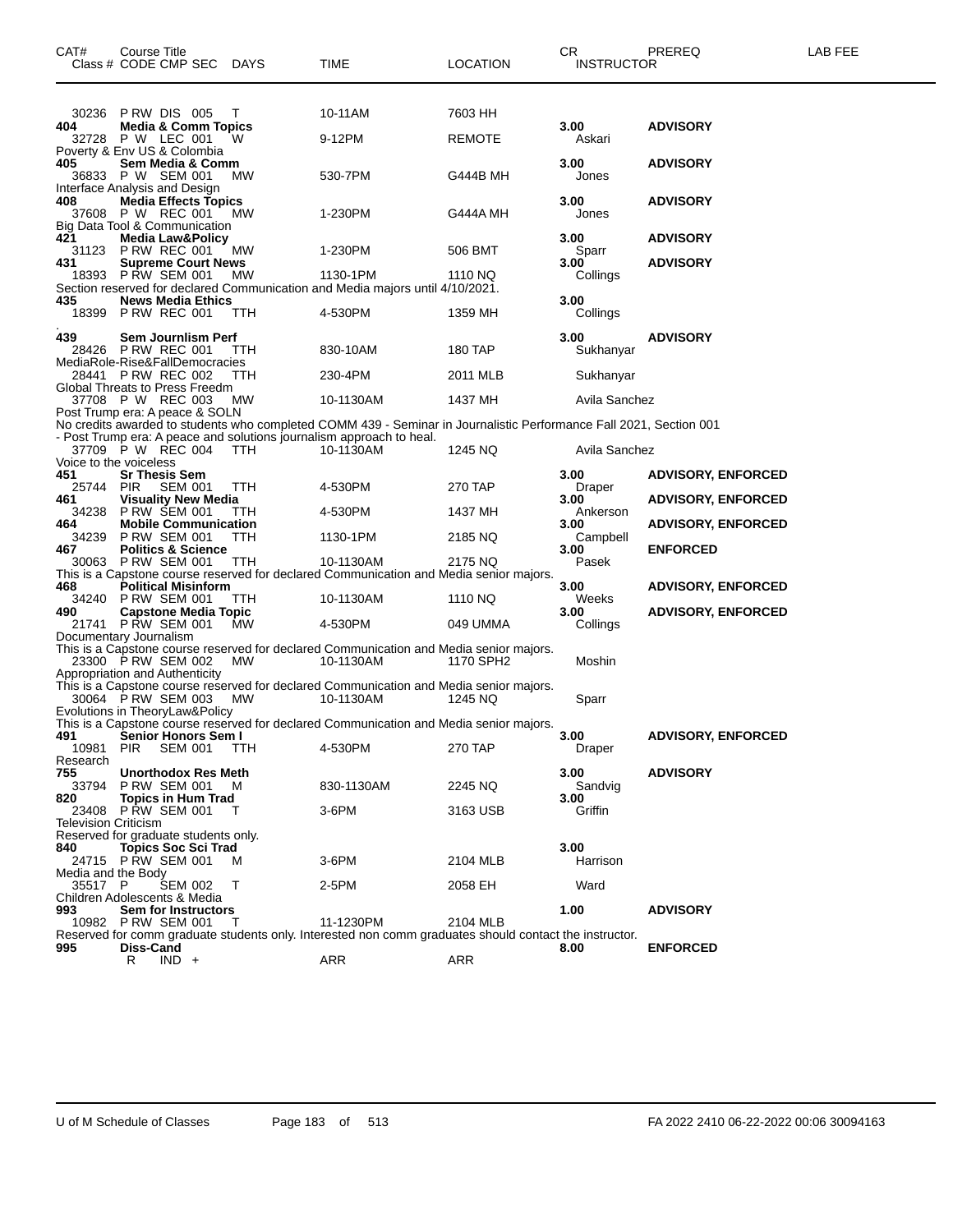| CAT# | Course Title Class # CODE CMP SEC | DAYS | TIME | LOCATION | CR INSTRUCTOR | PREREQ | LAB FEE |
|---|---|---|---|---|---|---|---|
| | 30236 P RW DIS 005 | T | 10-11AM | 7603 HH | | | |
| **404** | **Media & Comm Topics** | | | | **3.00** | **ADVISORY** | |
| | 32728 P W LEC 001 | W | 9-12PM | REMOTE | Askari | | |
| | Poverty & Env US & Colombia | | | | | | |
| **405** | **Sem Media & Comm** | | | | **3.00** | **ADVISORY** | |
| | 36833 P W SEM 001 | MW | 530-7PM | G444B MH | Jones | | |
| | Interface Analysis and Design | | | | | | |
| **408** | **Media Effects Topics** | | | | **3.00** | **ADVISORY** | |
| | 37608 P W REC 001 | MW | 1-230PM | G444A MH | Jones | | |
| | Big Data Tool & Communication | | | | | | |
| **421** | **Media Law&Policy** | | | | **3.00** | **ADVISORY** | |
| | 31123 P RW REC 001 | MW | 1-230PM | 506 BMT | Sparr | | |
| **431** | **Supreme Court News** | | | | **3.00** | **ADVISORY** | |
| | 18393 P RW SEM 001 | MW | 1130-1PM | 1110 NQ | Collings | | |
| | Section reserved for declared Communication and Media majors until 4/10/2021. | | | | | | |
| **435** | **News Media Ethics** | | | | **3.00** | | |
| | 18399 P RW REC 001 | TTH | 4-530PM | 1359 MH | Collings | | |
| | . | | | | | | |
| **439** | **Sem Journlism Perf** | | | | **3.00** | **ADVISORY** | |
| | 28426 P RW REC 001 | TTH | 830-10AM | 180 TAP | Sukhanyar | | |
| | MediaRole-Rise&FallDemocracies | | | | | | |
| | 28441 P RW REC 002 | TTH | 230-4PM | 2011 MLB | Sukhanyar | | |
| | Global Threats to Press Freedm | | | | | | |
| | 37708 P W REC 003 | MW | 10-1130AM | 1437 MH | Avila Sanchez | | |
| | Post Trump era: A peace & SOLN | | | | | | |
| | No credits awarded to students who completed COMM 439 - Seminar in Journalistic Performance Fall 2021, Section 001 - Post Trump era: A peace and solutions journalism approach to heal. | | | | | | |
| | 37709 P W REC 004 | TTH | 10-1130AM | 1245 NQ | Avila Sanchez | | |
| | Voice to the voiceless | | | | | | |
| **451** | **Sr Thesis Sem** | | | | **3.00** | **ADVISORY, ENFORCED** | |
| | 25744 PIR SEM 001 | TTH | 4-530PM | 270 TAP | Draper | | |
| **461** | **Visuality New Media** | | | | **3.00** | **ADVISORY, ENFORCED** | |
| | 34238 P RW SEM 001 | TTH | 4-530PM | 1437 MH | Ankerson | | |
| **464** | **Mobile Communication** | | | | **3.00** | **ADVISORY, ENFORCED** | |
| | 34239 P RW SEM 001 | TTH | 1130-1PM | 2185 NQ | Campbell | | |
| **467** | **Politics & Science** | | | | **3.00** | **ENFORCED** | |
| | 30063 P RW SEM 001 | TTH | 10-1130AM | 2175 NQ | Pasek | | |
| | This is a Capstone course reserved for declared Communication and Media senior majors. | | | | | | |
| **468** | **Political Misinform** | | | | **3.00** | **ADVISORY, ENFORCED** | |
| | 34240 P RW SEM 001 | TTH | 10-1130AM | 1110 NQ | Weeks | | |
| **490** | **Capstone Media Topic** | | | | **3.00** | **ADVISORY, ENFORCED** | |
| | 21741 P RW SEM 001 | MW | 4-530PM | 049 UMMA | Collings | | |
| | Documentary Journalism | | | | | | |
| | This is a Capstone course reserved for declared Communication and Media senior majors. | | | | | | |
| | 23300 P RW SEM 002 | MW | 10-1130AM | 1170 SPH2 | Moshin | | |
| | Appropriation and Authenticity | | | | | | |
| | This is a Capstone course reserved for declared Communication and Media senior majors. | | | | | | |
| | 30064 P RW SEM 003 | MW | 10-1130AM | 1245 NQ | Sparr | | |
| | Evolutions in TheoryLaw&Policy | | | | | | |
| | This is a Capstone course reserved for declared Communication and Media senior majors. | | | | | | |
| **491** | **Senior Honors Sem I** | | | | **3.00** | **ADVISORY, ENFORCED** | |
| | 10981 PIR SEM 001 | TTH | 4-530PM | 270 TAP | Draper | | |
| | Research | | | | | | |
| **755** | **Unorthodox Res Meth** | | | | **3.00** | **ADVISORY** | |
| | 33794 P RW SEM 001 | M | 830-1130AM | 2245 NQ | Sandvig | | |
| **820** | **Topics in Hum Trad** | | | | **3.00** | | |
| | 23408 P RW SEM 001 | T | 3-6PM | 3163 USB | Griffin | | |
| | Television Criticism | | | | | | |
| | Reserved for graduate students only. | | | | | | |
| **840** | **Topics Soc Sci Trad** | | | | **3.00** | | |
| | 24715 P RW SEM 001 | M | 3-6PM | 2104 MLB | Harrison | | |
| | Media and the Body | | | | | | |
| | 35517 P SEM 002 | T | 2-5PM | 2058 EH | Ward | | |
| | Children Adolescents & Media | | | | | | |
| **993** | **Sem for Instructors** | | | | **1.00** | **ADVISORY** | |
| | 10982 P RW SEM 001 | T | 11-1230PM | 2104 MLB | | | |
| | Reserved for comm graduate students only. Interested non comm graduates should contact the instructor. | | | | | | |
| **995** | **Diss-Cand** | | | | **8.00** | **ENFORCED** | |
| | R IND + | | ARR | ARR | | | |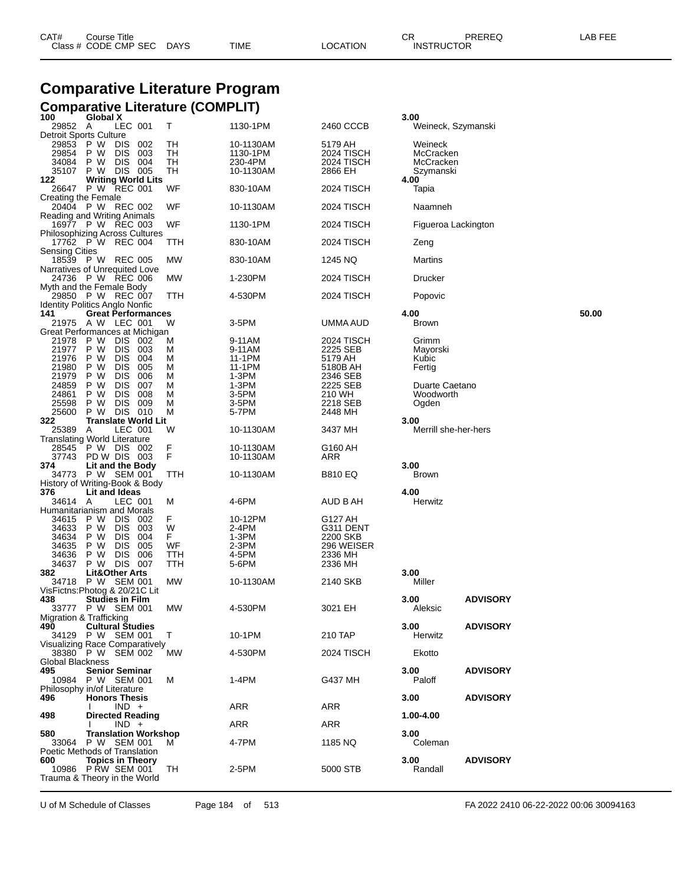# Comparative Literature Program

## Comparative Literature (COMPLIT)

| CAT# / Class # | Course Title / CODE CMP SEC | DAYS | TIME | LOCATION | CR / INSTRUCTOR | PREREQ | LAB FEE |
|---|---|---|---|---|---|---|---|
| **100** | **Global X** | | | | **3.00** | | |
| 29852 | A LEC 001 | T | 1130-1PM | 2460 CCCB | Weineck, Szymanski | | |
| Detroit Sports Culture | | | | | | | |
| 29853 | P W DIS 002 | TH | 10-1130AM | 5179 AH | Weineck | | |
| 29854 | P W DIS 003 | TH | 1130-1PM | 2024 TISCH | McCracken | | |
| 34084 | P W DIS 004 | TH | 230-4PM | 2024 TISCH | McCracken | | |
| 35107 | P W DIS 005 | TH | 10-1130AM | 2866 EH | Szymanski | | |
| **122** | **Writing World Lits** | | | | **4.00** | | |
| 26647 | P W REC 001 | WF | 830-10AM | 2024 TISCH | Tapia | | |
| Creating the Female | | | | | | | |
| 20404 | P W REC 002 | WF | 10-1130AM | 2024 TISCH | Naamneh | | |
| Reading and Writing Animals | | | | | | | |
| 16977 | P W REC 003 | WF | 1130-1PM | 2024 TISCH | Figueroa Lackington | | |
| Philosophizing Across Cultures | | | | | | | |
| 17762 | P W REC 004 | TTH | 830-10AM | 2024 TISCH | Zeng | | |
| Sensing Cities | | | | | | | |
| 18539 | P W REC 005 | MW | 830-10AM | 1245 NQ | Martins | | |
| Narratives of Unrequited Love | | | | | | | |
| 24736 | P W REC 006 | MW | 1-230PM | 2024 TISCH | Drucker | | |
| Myth and the Female Body | | | | | | | |
| 29850 | P W REC 007 | TTH | 4-530PM | 2024 TISCH | Popovic | | |
| Identity Politics Anglo Nonfic | | | | | | | |
| **141** | **Great Performances** | | | | **4.00** | | **50.00** |
| 21975 | A W LEC 001 | W | 3-5PM | UMMA AUD | Brown | | |
| Great Performances at Michigan | | | | | | | |
| 21978 | P W DIS 002 | M | 9-11AM | 2024 TISCH | Grimm | | |
| 21977 | P W DIS 003 | M | 9-11AM | 2225 SEB | Mayorski | | |
| 21976 | P W DIS 004 | M | 11-1PM | 5179 AH | Kubic | | |
| 21980 | P W DIS 005 | M | 11-1PM | 5180B AH | Fertig | | |
| 21979 | P W DIS 006 | M | 1-3PM | 2346 SEB | | | |
| 24859 | P W DIS 007 | M | 1-3PM | 2225 SEB | Duarte Caetano | | |
| 24861 | P W DIS 008 | M | 3-5PM | 210 WH | Woodworth | | |
| 25598 | P W DIS 009 | M | 3-5PM | 2218 SEB | Ogden | | |
| 25600 | P W DIS 010 | M | 5-7PM | 2448 MH | | | |
| **322** | **Translate World Lit** | | | | **3.00** | | |
| 25389 | A LEC 001 | W | 10-1130AM | 3437 MH | Merrill she-her-hers | | |
| Translating World Literature | | | | | | | |
| 28545 | P W DIS 002 | F | 10-1130AM | G160 AH | | | |
| 37743 | PD W DIS 003 | F | 10-1130AM | ARR | | | |
| **374** | **Lit and the Body** | | | | **3.00** | | |
| 34773 | P W SEM 001 | TTH | 10-1130AM | B810 EQ | Brown | | |
| History of Writing-Book & Body | | | | | | | |
| **376** | **Lit and Ideas** | | | | **4.00** | | |
| 34614 | A LEC 001 | M | 4-6PM | AUD B AH | Herwitz | | |
| Humanitarianism and Morals | | | | | | | |
| 34615 | P W DIS 002 | F | 10-12PM | G127 AH | | | |
| 34633 | P W DIS 003 | W | 2-4PM | G311 DENT | | | |
| 34634 | P W DIS 004 | F | 1-3PM | 2200 SKB | | | |
| 34635 | P W DIS 005 | WF | 2-3PM | 296 WEISER | | | |
| 34636 | P W DIS 006 | TTH | 4-5PM | 2336 MH | | | |
| 34637 | P W DIS 007 | TTH | 5-6PM | 2336 MH | | | |
| **382** | **Lit&Other Arts** | | | | **3.00** | | |
| 34718 | P W SEM 001 | MW | 10-1130AM | 2140 SKB | Miller | | |
| VisFictns:Photog & 20/21C Lit | | | | | | | |
| **438** | **Studies in Film** | | | | **3.00** | **ADVISORY** | |
| 33777 | P W SEM 001 | MW | 4-530PM | 3021 EH | Aleksic | | |
| Migration & Trafficking | | | | | | | |
| **490** | **Cultural Studies** | | | | **3.00** | **ADVISORY** | |
| 34129 | P W SEM 001 | T | 10-1PM | 210 TAP | Herwitz | | |
| Visualizing Race Comparatively | | | | | | | |
| 38380 | P W SEM 002 | MW | 4-530PM | 2024 TISCH | Ekotto | | |
| Global Blackness | | | | | | | |
| **495** | **Senior Seminar** | | | | **3.00** | **ADVISORY** | |
| 10984 | P W SEM 001 | M | 1-4PM | G437 MH | Paloff | | |
| Philosophy in/of Literature | | | | | | | |
| **496** | **Honors Thesis** | | | | **3.00** | **ADVISORY** | |
| | I IND + | | ARR | ARR | | | |
| **498** | **Directed Reading** | | | | **1.00-4.00** | | |
| | I IND + | | ARR | ARR | | | |
| **580** | **Translation Workshop** | | | | **3.00** | | |
| 33064 | P W SEM 001 | M | 4-7PM | 1185 NQ | Coleman | | |
| Poetic Methods of Translation | | | | | | | |
| **600** | **Topics in Theory** | | | | **3.00** | **ADVISORY** | |
| 10986 | P RW SEM 001 | TH | 2-5PM | 5000 STB | Randall | | |
| Trauma & Theory in the World | | | | | | | |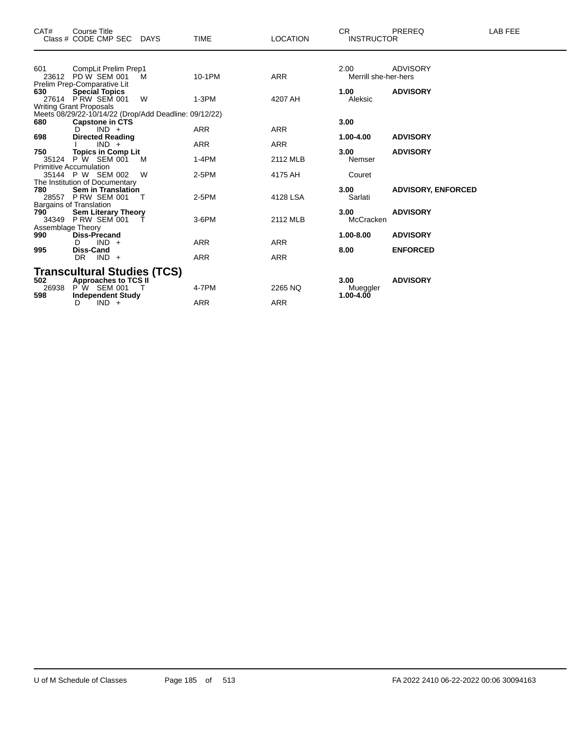| CAT# | Course Title<br>Class # CODE CMP SEC DAYS | TIME | LOCATION | CR<br>INSTRUCTOR | PREREQ | LAB FEE |
|---|---|---|---|---|---|---|
| 601 | CompLit Prelim Prep1 | | | 2.00 | ADVISORY | |
| 23612 | PD W SEM 001 M | 10-1PM | ARR | Merrill she-her-hers | | |
| | Prelim Prep-Comparative Lit | | | | | |
| **630** | **Special Topics** | | | **1.00** | **ADVISORY** | |
| 27614 | P RW SEM 001 W | 1-3PM | 4207 AH | Aleksic | | |
| | Writing Grant Proposals | | | | | |
| | Meets 08/29/22-10/14/22 (Drop/Add Deadline: 09/12/22) | | | | | |
| **680** | **Capstone in CTS** | | | **3.00** | | |
| | D IND + | ARR | ARR | | | |
| **698** | **Directed Reading** | | | **1.00-4.00** | **ADVISORY** | |
| | I IND + | ARR | ARR | | | |
| **750** | **Topics in Comp Lit** | | | **3.00** | **ADVISORY** | |
| 35124 | P W SEM 001 M | 1-4PM | 2112 MLB | Nemser | | |
| | Primitive Accumulation | | | | | |
| 35144 | P W SEM 002 W | 2-5PM | 4175 AH | Couret | | |
| | The Institution of Documentary | | | | | |
| **780** | **Sem in Translation** | | | **3.00** | **ADVISORY, ENFORCED** | |
| 28557 | P RW SEM 001 T | 2-5PM | 4128 LSA | Sarlati | | |
| | Bargains of Translation | | | | | |
| **790** | **Sem Literary Theory** | | | **3.00** | **ADVISORY** | |
| 34349 | P RW SEM 001 T | 3-6PM | 2112 MLB | McCracken | | |
| | Assemblage Theory | | | | | |
| **990** | **Diss-Precand** | | | **1.00-8.00** | **ADVISORY** | |
| | D IND + | ARR | ARR | | | |
| **995** | **Diss-Cand** | | | **8.00** | **ENFORCED** | |
| | DR IND + | ARR | ARR | | | |

## Transcultural Studies (TCS)

| CAT# | Course Title<br>Class # CODE CMP SEC DAYS | TIME | LOCATION | CR<br>INSTRUCTOR | PREREQ | LAB FEE |
|---|---|---|---|---|---|---|
| **502** | **Approaches to TCS II** | | | **3.00** | **ADVISORY** | |
| 26938 | P W SEM 001 T | 4-7PM | 2265 NQ | Mueggler | | |
| **598** | **Independent Study** | | | **1.00-4.00** | | |
| | D IND + | ARR | ARR | | | |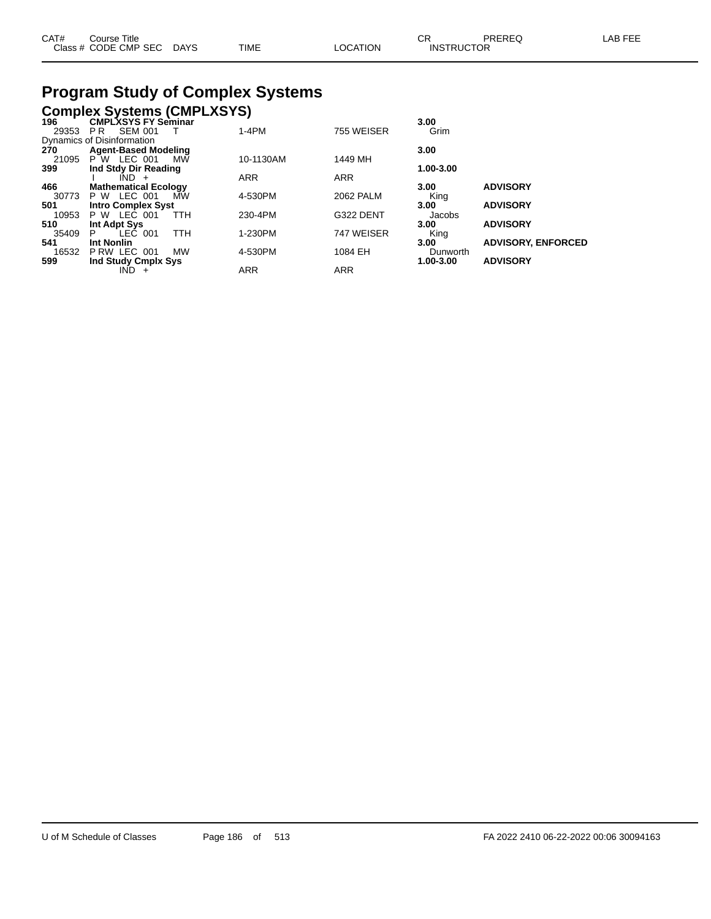| CAT# Class # | Course Title CODE CMP SEC | DAYS | TIME | LOCATION | CR INSTRUCTOR | PREREQ | LAB FEE |
|---|---|---|---|---|---|---|---|

# Program Study of Complex Systems

## Complex Systems (CMPLXSYS)

| CAT# Class # | Course Title CODE CMP SEC | DAYS | TIME | LOCATION | CR INSTRUCTOR | PREREQ | LAB FEE |
|---|---|---|---|---|---|---|---|
| **196** | **CMPLXSYS FY Seminar** | | | | **3.00** | | |
| 29353 | P R SEM 001 | T | 1-4PM | 755 WEISER | Grim | | |
| Dynamics of Disinformation | | | | | | | |
| **270** | **Agent-Based Modeling** | | | | **3.00** | | |
| 21095 | P W LEC 001 | MW | 10-1130AM | 1449 MH | | | |
| **399** | **Ind Stdy Dir Reading** | | | | **1.00-3.00** | | |
| | I IND + | | ARR | ARR | | | |
| **466** | **Mathematical Ecology** | | | | **3.00** | **ADVISORY** | |
| 30773 | P W LEC 001 | MW | 4-530PM | 2062 PALM | King | | |
| **501** | **Intro Complex Syst** | | | | **3.00** | **ADVISORY** | |
| 10953 | P W LEC 001 | TTH | 230-4PM | G322 DENT | Jacobs | | |
| **510** | **Int Adpt Sys** | | | | **3.00** | **ADVISORY** | |
| 35409 | P LEC 001 | TTH | 1-230PM | 747 WEISER | King | | |
| **541** | **Int Nonlin** | | | | **3.00** | **ADVISORY, ENFORCED** | |
| 16532 | P RW LEC 001 | MW | 4-530PM | 1084 EH | Dunworth | | |
| **599** | **Ind Study Cmplx Sys** | | | | **1.00-3.00** | **ADVISORY** | |
| | IND + | | ARR | ARR | | | |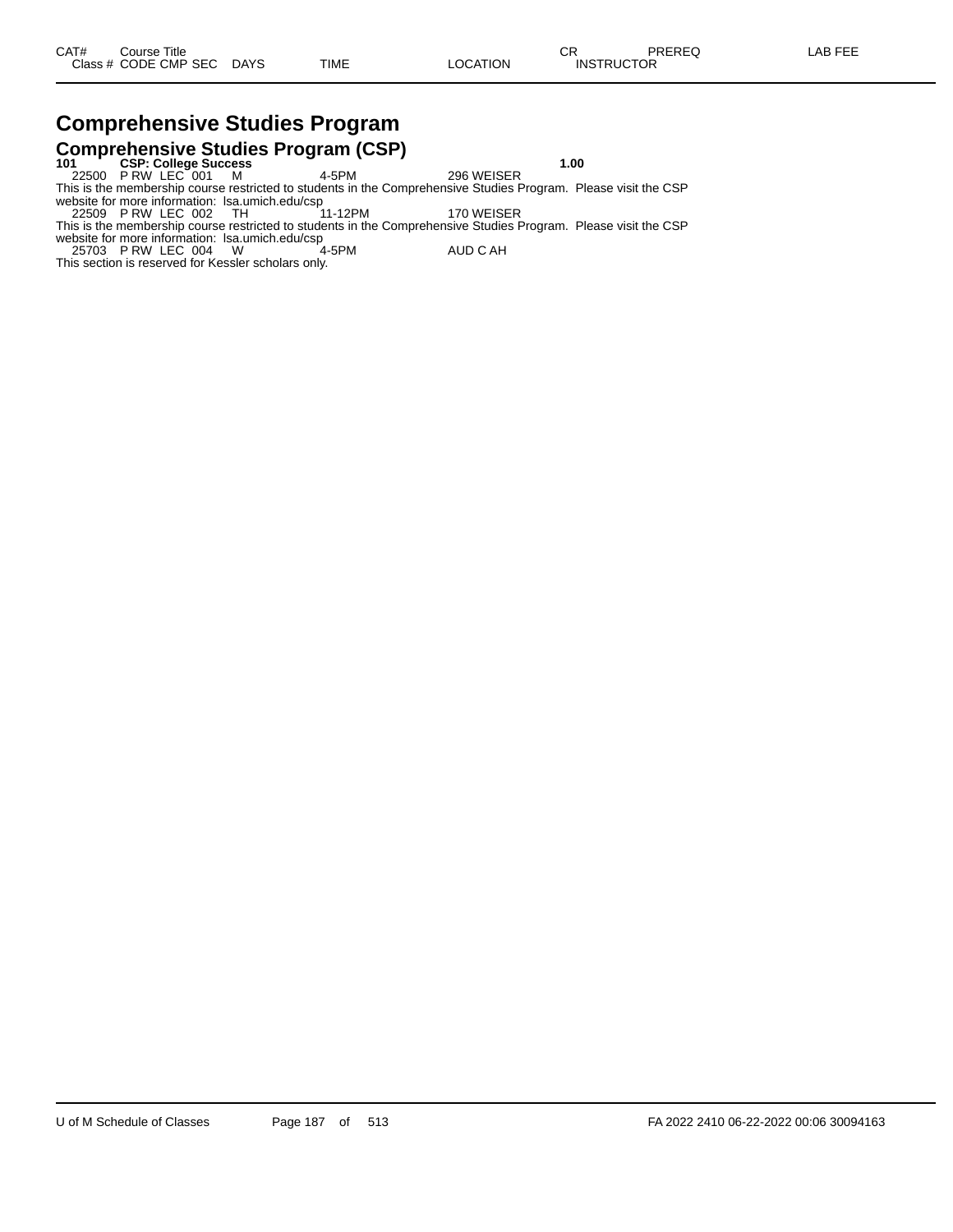| CAT# | Course Title | | | | | CR | PREREQ | LAB FEE |
|---|---|---|---|---|---|---|---|---|
| Class # | CODE CMP SEC | DAYS | TIME | LOCATION | INSTRUCTOR | | | |

# Comprehensive Studies Program

## Comprehensive Studies Program (CSP)

**101 CSP: College Success** **1.00**

22500 P RW LEC 001 M 4-5PM 296 WEISER

This is the membership course restricted to students in the Comprehensive Studies Program. Please visit the CSP website for more information: lsa.umich.edu/csp

22509 P RW LEC 002 TH 11-12PM 170 WEISER

This is the membership course restricted to students in the Comprehensive Studies Program. Please visit the CSP website for more information: lsa.umich.edu/csp

25703 P RW LEC 004 W 4-5PM AUD C AH

This section is reserved for Kessler scholars only.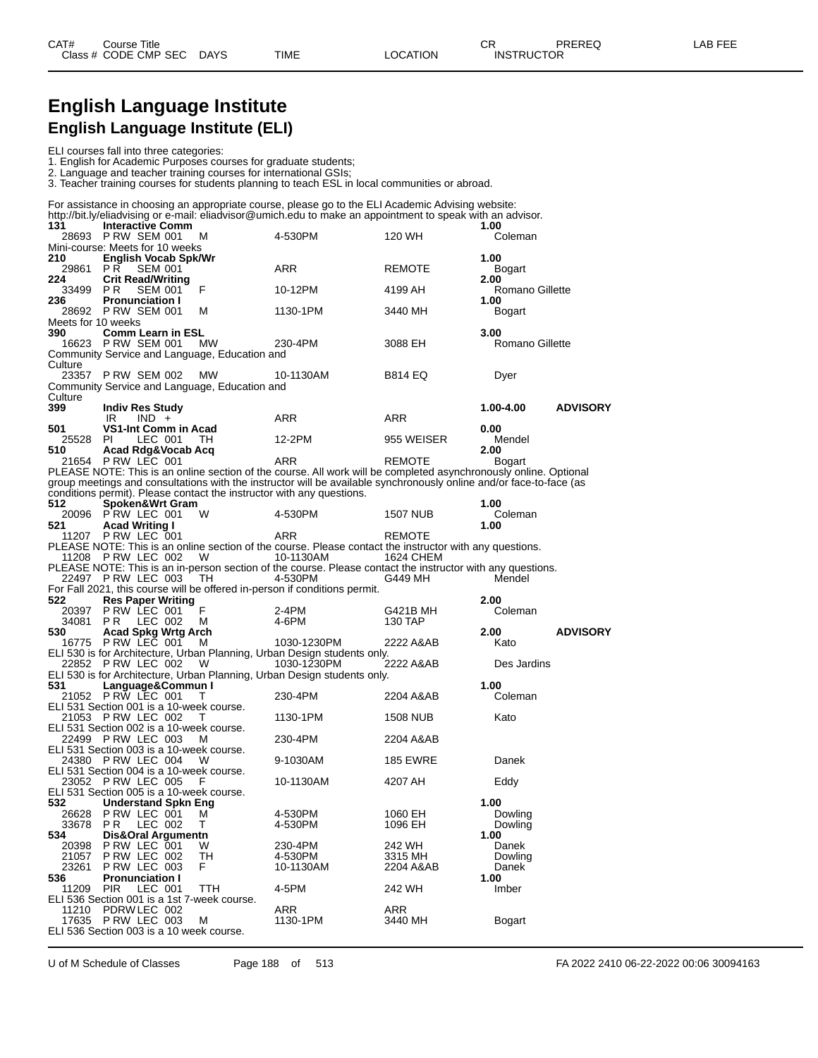# English Language Institute

## English Language Institute (ELI)

ELI courses fall into three categories:
1. English for Academic Purposes courses for graduate students;
2. Language and teacher training courses for international GSIs;
3. Teacher training courses for students planning to teach ESL in local communities or abroad.

For assistance in choosing an appropriate course, please go to the ELI Academic Advising website: http://bit.ly/eliadvising or e-mail: eliadvisor@umich.edu to make an appointment to speak with an advisor.

| CAT# / Class # | Course Title / CODE CMP SEC | DAYS | TIME | LOCATION | CR / INSTRUCTOR | PREREQ | LAB FEE |
|---|---|---|---|---|---|---|---|
| **131** | **Interactive Comm** | | | | **1.00** | | |
| 28693 | P RW SEM 001 | M | 4-530PM | 120 WH | Coleman | | |
| Mini-course: Meets for 10 weeks | | | | | | | |
| **210** | **English Vocab Spk/Wr** | | | | **1.00** | | |
| 29861 | P R SEM 001 | | ARR | REMOTE | Bogart | | |
| **224** | **Crit Read/Writing** | | | | **2.00** | | |
| 33499 | P R SEM 001 | F | 10-12PM | 4199 AH | Romano Gillette | | |
| **236** | **Pronunciation I** | | | | **1.00** | | |
| 28692 | P RW SEM 001 | M | 1130-1PM | 3440 MH | Bogart | | |
| Meets for 10 weeks | | | | | | | |
| **390** | **Comm Learn in ESL** | | | | **3.00** | | |
| 16623 | P RW SEM 001 | MW | 230-4PM | 3088 EH | Romano Gillette | | |
| Community Service and Language, Education and Culture | | | | | | | |
| 23357 | P RW SEM 002 | MW | 10-1130AM | B814 EQ | Dyer | | |
| Community Service and Language, Education and Culture | | | | | | | |
| **399** | **Indiv Res Study** | | | | **1.00-4.00** | **ADVISORY** | |
| | IR IND + | | ARR | ARR | | | |
| **501** | **VS1-Int Comm in Acad** | | | | **0.00** | | |
| 25528 | PI LEC 001 | TH | 12-2PM | 955 WEISER | Mendel | | |
| **510** | **Acad Rdg&Vocab Acq** | | | | **2.00** | | |
| 21654 | P RW LEC 001 | | ARR | REMOTE | Bogart | | |
| PLEASE NOTE: This is an online section of the course. All work will be completed asynchronously online. Optional group meetings and consultations with the instructor will be available synchronously online and/or face-to-face (as conditions permit). Please contact the instructor with any questions. | | | | | | | |
| **512** | **Spoken&Wrt Gram** | | | | **1.00** | | |
| 20096 | P RW LEC 001 | W | 4-530PM | 1507 NUB | Coleman | | |
| **521** | **Acad Writing I** | | | | **1.00** | | |
| 11207 | P RW LEC 001 | | ARR | REMOTE | | | |
| PLEASE NOTE: This is an online section of the course. Please contact the instructor with any questions. | | | | | | | |
| 11208 | P RW LEC 002 | W | 10-1130AM | 1624 CHEM | | | |
| PLEASE NOTE: This is an in-person section of the course. Please contact the instructor with any questions. | | | | | | | |
| 22497 | P RW LEC 003 | TH | 4-530PM | G449 MH | Mendel | | |
| For Fall 2021, this course will be offered in-person if conditions permit. | | | | | | | |
| **522** | **Res Paper Writing** | | | | **2.00** | | |
| 20397 | P RW LEC 001 | F | 2-4PM | G421B MH | Coleman | | |
| 34081 | P R LEC 002 | M | 4-6PM | 130 TAP | | | |
| **530** | **Acad Spkg Wrtg Arch** | | | | **2.00** | **ADVISORY** | |
| 16775 | P RW LEC 001 | M | 1030-1230PM | 2222 A&AB | Kato | | |
| ELI 530 is for Architecture, Urban Planning, Urban Design students only. | | | | | | | |
| 22852 | P RW LEC 002 | W | 1030-1230PM | 2222 A&AB | Des Jardins | | |
| ELI 530 is for Architecture, Urban Planning, Urban Design students only. | | | | | | | |
| **531** | **Language&Commun I** | | | | **1.00** | | |
| 21052 | P RW LEC 001 | T | 230-4PM | 2204 A&AB | Coleman | | |
| ELI 531 Section 001 is a 10-week course. | | | | | | | |
| 21053 | P RW LEC 002 | T | 1130-1PM | 1508 NUB | Kato | | |
| ELI 531 Section 002 is a 10-week course. | | | | | | | |
| 22499 | P RW LEC 003 | M | 230-4PM | 2204 A&AB | | | |
| ELI 531 Section 003 is a 10-week course. | | | | | | | |
| 24380 | P RW LEC 004 | W | 9-1030AM | 185 EWRE | Danek | | |
| ELI 531 Section 004 is a 10-week course. | | | | | | | |
| 23052 | P RW LEC 005 | F | 10-1130AM | 4207 AH | Eddy | | |
| ELI 531 Section 005 is a 10-week course. | | | | | | | |
| **532** | **Understand Spkn Eng** | | | | **1.00** | | |
| 26628 | P RW LEC 001 | M | 4-530PM | 1060 EH | Dowling | | |
| 33678 | P R LEC 002 | T | 4-530PM | 1096 EH | Dowling | | |
| **534** | **Dis&Oral Argumentn** | | | | **1.00** | | |
| 20398 | P RW LEC 001 | W | 230-4PM | 242 WH | Danek | | |
| 21057 | P RW LEC 002 | TH | 4-530PM | 3315 MH | Dowling | | |
| 23261 | P RW LEC 003 | F | 10-1130AM | 2204 A&AB | Danek | | |
| **536** | **Pronunciation I** | | | | **1.00** | | |
| 11209 | PIR LEC 001 | TTH | 4-5PM | 242 WH | Imber | | |
| ELI 536 Section 001 is a 1st 7-week course. | | | | | | | |
| 11210 | PDRW LEC 002 | | ARR | ARR | | | |
| 17635 | P RW LEC 003 | M | 1130-1PM | 3440 MH | Bogart | | |
| ELI 536 Section 003 is a 10 week course. | | | | | | | |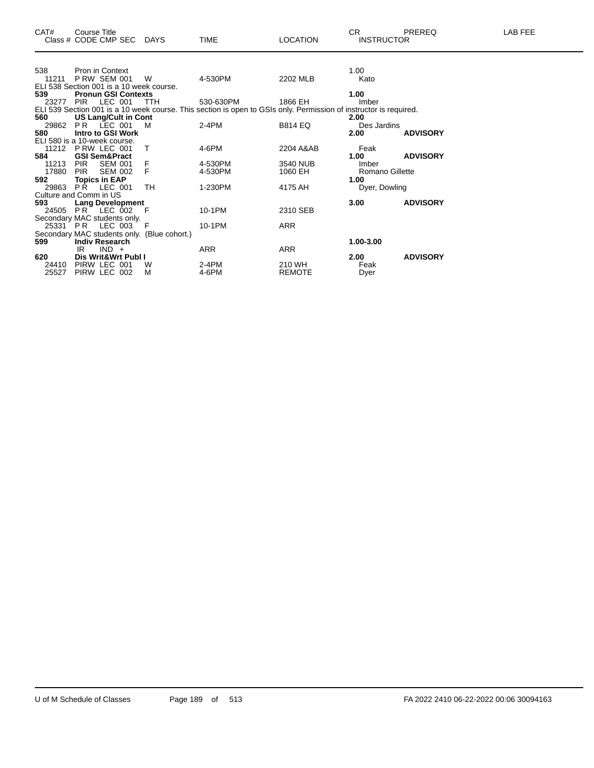| CAT# | Course Title<br>Class # CODE CMP SEC | DAYS | TIME | LOCATION | CR<br>INSTRUCTOR | PREREQ | LAB FEE |
|---|---|---|---|---|---|---|---|
| 538 | Pron in Context | | | | 1.00 | | |
| 11211 | P RW SEM 001 | W | 4-530PM | 2202 MLB | Kato | | |
| ELI 538 Section 001 is a 10 week course. | | | | | | | |
| **539** | **Pronun GSI Contexts** | | | | **1.00** | | |
| 23277 | PIR LEC 001 | TTH | 530-630PM | 1866 EH | Imber | | |
| ELI 539 Section 001 is a 10 week course. This section is open to GSIs only. Permission of instructor is required. | | | | | | | |
| **560** | **US Lang/Cult in Cont** | | | | **2.00** | | |
| 29862 | P R LEC 001 | M | 2-4PM | B814 EQ | Des Jardins | | |
| **580** | **Intro to GSI Work** | | | | **2.00** | **ADVISORY** | |
| ELI 580 is a 10-week course. | | | | | | | |
| 11212 | P RW LEC 001 | T | 4-6PM | 2204 A&AB | Feak | | |
| **584** | **GSI Sem&Pract** | | | | **1.00** | **ADVISORY** | |
| 11213 | PIR SEM 001 | F | 4-530PM | 3540 NUB | Imber | | |
| 17880 | PIR SEM 002 | F | 4-530PM | 1060 EH | Romano Gillette | | |
| **592** | **Topics in EAP** | | | | **1.00** | | |
| 29863 | P R LEC 001 | TH | 1-230PM | 4175 AH | Dyer, Dowling | | |
| Culture and Comm in US | | | | | | | |
| **593** | **Lang Development** | | | | **3.00** | **ADVISORY** | |
| 24505 | P R LEC 002 | F | 10-1PM | 2310 SEB | | | |
| Secondary MAC students only. | | | | | | | |
| 25331 | P R LEC 003 | F | 10-1PM | ARR | | | |
| Secondary MAC students only. (Blue cohort.) | | | | | | | |
| **599** | **Indiv Research** | | | | **1.00-3.00** | | |
| | IR IND + | | ARR | ARR | | | |
| **620** | **Dis Writ&Wrt Publ I** | | | | **2.00** | **ADVISORY** | |
| 24410 | PIRW LEC 001 | W | 2-4PM | 210 WH | Feak | | |
| 25527 | PIRW LEC 002 | M | 4-6PM | REMOTE | Dyer | | |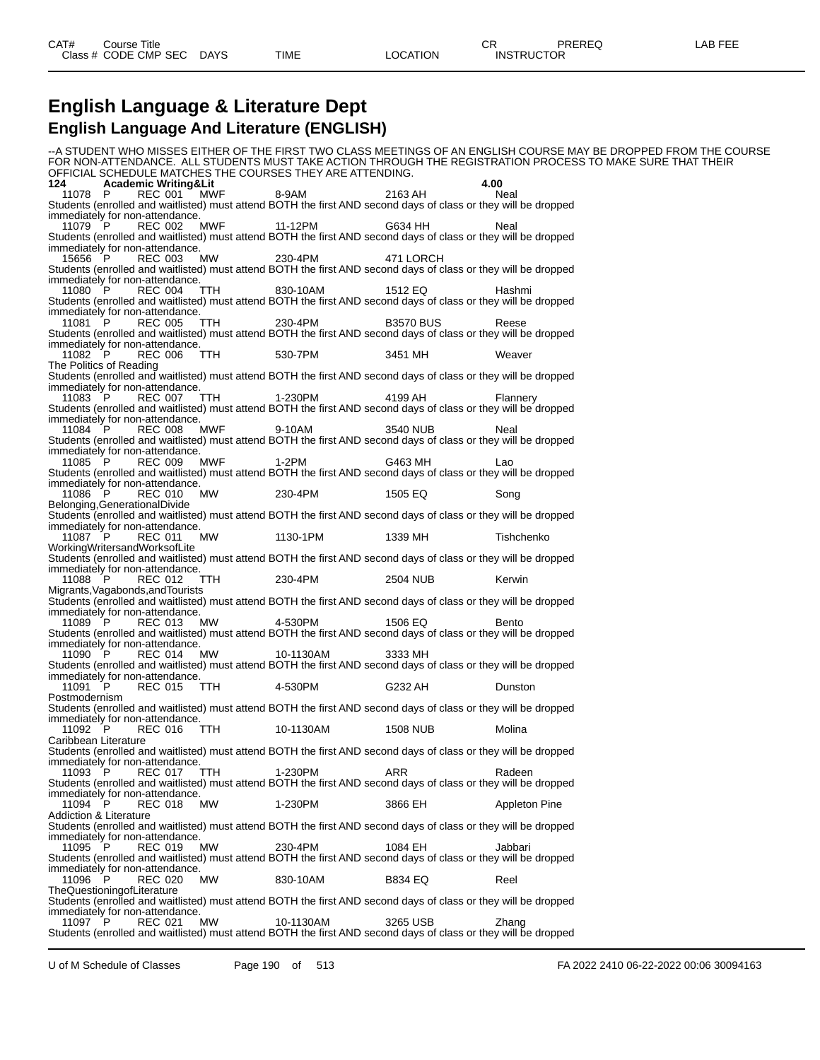| CAT# | Course Title | | | | | CR | PREREQ | LAB FEE |
|---|---|---|---|---|---|---|---|---|
| Class # | CODE | CMP SEC | DAYS | TIME | LOCATION | INSTRUCTOR | | |

# English Language & Literature Dept

## English Language And Literature (ENGLISH)

--A STUDENT WHO MISSES EITHER OF THE FIRST TWO CLASS MEETINGS OF AN ENGLISH COURSE MAY BE DROPPED FROM THE COURSE FOR NON-ATTENDANCE. ALL STUDENTS MUST TAKE ACTION THROUGH THE REGISTRATION PROCESS TO MAKE SURE THAT THEIR OFFICIAL SCHEDULE MATCHES THE COURSES THEY ARE ATTENDING.

**124 Academic Writing&Lit 4.00**

11078 P REC 001 MWF 8-9AM 2163 AH Neal
Students (enrolled and waitlisted) must attend BOTH the first AND second days of class or they will be dropped immediately for non-attendance.

11079 P REC 002 MWF 11-12PM G634 HH Neal
Students (enrolled and waitlisted) must attend BOTH the first AND second days of class or they will be dropped immediately for non-attendance.

15656 P REC 003 MW 230-4PM 471 LORCH
Students (enrolled and waitlisted) must attend BOTH the first AND second days of class or they will be dropped immediately for non-attendance.

11080 P REC 004 TTH 830-10AM 1512 EQ Hashmi
Students (enrolled and waitlisted) must attend BOTH the first AND second days of class or they will be dropped immediately for non-attendance.

11081 P REC 005 TTH 230-4PM B3570 BUS Reese
Students (enrolled and waitlisted) must attend BOTH the first AND second days of class or they will be dropped immediately for non-attendance.

11082 P REC 006 TTH 530-7PM 3451 MH Weaver
The Politics of Reading
Students (enrolled and waitlisted) must attend BOTH the first AND second days of class or they will be dropped immediately for non-attendance.

11083 P REC 007 TTH 1-230PM 4199 AH Flannery
Students (enrolled and waitlisted) must attend BOTH the first AND second days of class or they will be dropped immediately for non-attendance.

11084 P REC 008 MWF 9-10AM 3540 NUB Neal
Students (enrolled and waitlisted) must attend BOTH the first AND second days of class or they will be dropped immediately for non-attendance.

11085 P REC 009 MWF 1-2PM G463 MH Lao
Students (enrolled and waitlisted) must attend BOTH the first AND second days of class or they will be dropped immediately for non-attendance.

11086 P REC 010 MW 230-4PM 1505 EQ Song
Belonging,GenerationalDivide
Students (enrolled and waitlisted) must attend BOTH the first AND second days of class or they will be dropped immediately for non-attendance.

11087 P REC 011 MW 1130-1PM 1339 MH Tishchenko
WorkingWritersandWorksofLite
Students (enrolled and waitlisted) must attend BOTH the first AND second days of class or they will be dropped immediately for non-attendance.

11088 P REC 012 TTH 230-4PM 2504 NUB Kerwin
Migrants,Vagabonds,andTourists
Students (enrolled and waitlisted) must attend BOTH the first AND second days of class or they will be dropped immediately for non-attendance.

11089 P REC 013 MW 4-530PM 1506 EQ Bento
Students (enrolled and waitlisted) must attend BOTH the first AND second days of class or they will be dropped immediately for non-attendance.

11090 P REC 014 MW 10-1130AM 3333 MH
Students (enrolled and waitlisted) must attend BOTH the first AND second days of class or they will be dropped immediately for non-attendance.

11091 P REC 015 TTH 4-530PM G232 AH Dunston
Postmodernism
Students (enrolled and waitlisted) must attend BOTH the first AND second days of class or they will be dropped immediately for non-attendance.

11092 P REC 016 TTH 10-1130AM 1508 NUB Molina
Caribbean Literature
Students (enrolled and waitlisted) must attend BOTH the first AND second days of class or they will be dropped immediately for non-attendance.

11093 P REC 017 TTH 1-230PM ARR Radeen
Students (enrolled and waitlisted) must attend BOTH the first AND second days of class or they will be dropped immediately for non-attendance.

11094 P REC 018 MW 1-230PM 3866 EH Appleton Pine
Addiction & Literature
Students (enrolled and waitlisted) must attend BOTH the first AND second days of class or they will be dropped immediately for non-attendance.

11095 P REC 019 MW 230-4PM 1084 EH Jabbari
Students (enrolled and waitlisted) must attend BOTH the first AND second days of class or they will be dropped immediately for non-attendance.

11096 P REC 020 MW 830-10AM B834 EQ Reel
TheQuestioningofLiterature
Students (enrolled and waitlisted) must attend BOTH the first AND second days of class or they will be dropped immediately for non-attendance.

11097 P REC 021 MW 10-1130AM 3265 USB Zhang
Students (enrolled and waitlisted) must attend BOTH the first AND second days of class or they will be dropped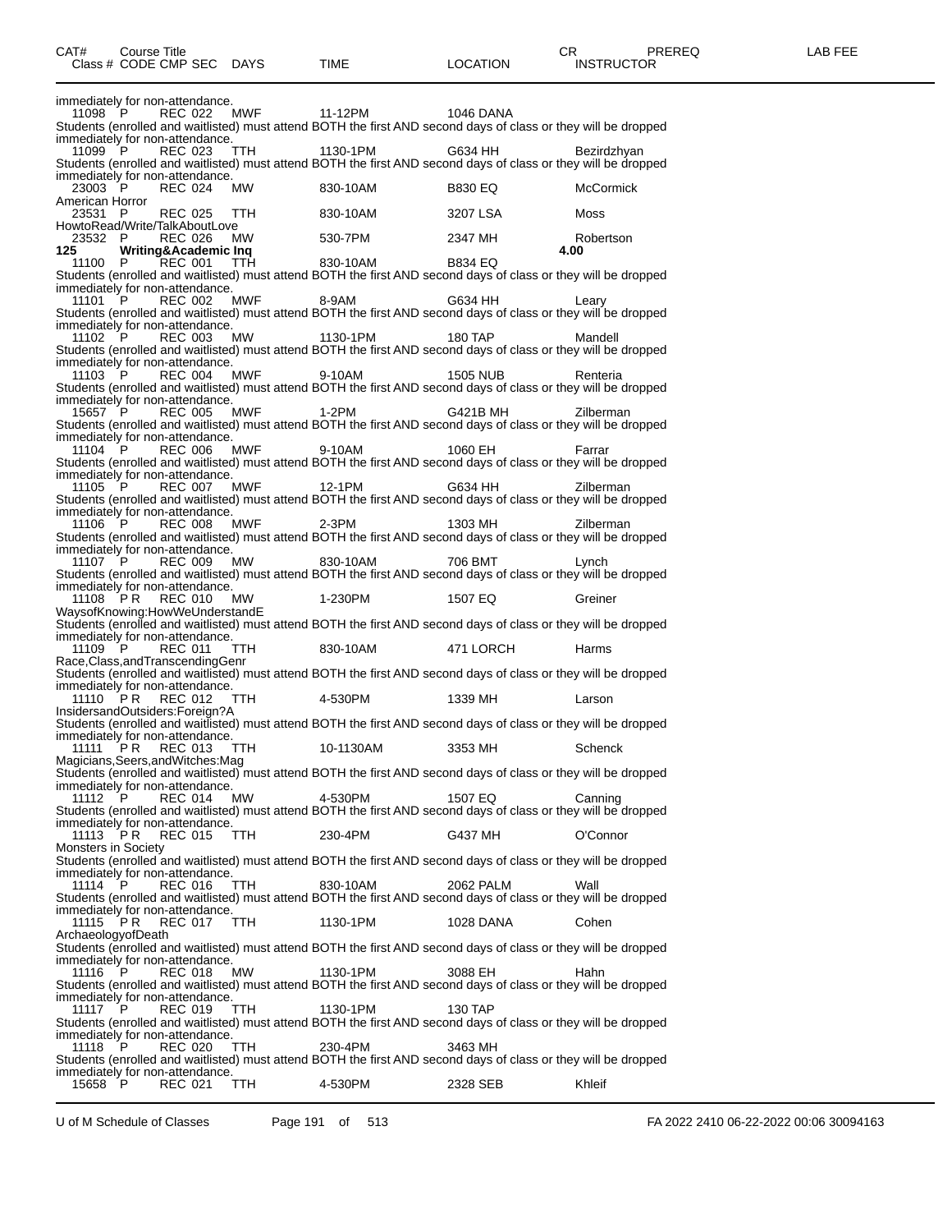| CAT# | Course Title | | | | | | CR | PREREQ | LAB FEE |
|---|---|---|---|---|---|---|---|---|---|
| Class # | CODE CMP SEC | DAYS | TIME | LOCATION | INSTRUCTOR | | | | |

immediately for non-attendance.

| | | | | | | |
|---|---|---|---|---|---|---|
| 11098 | P | REC 022 | MWF | 11-12PM | 1046 DANA | |

Students (enrolled and waitlisted) must attend BOTH the first AND second days of class or they will be dropped immediately for non-attendance.

| | | | | | | |
|---|---|---|---|---|---|---|
| 11099 | P | REC 023 | TTH | 1130-1PM | G634 HH | Bezirdzhyan |

Students (enrolled and waitlisted) must attend BOTH the first AND second days of class or they will be dropped immediately for non-attendance.

| | | | | | | |
|---|---|---|---|---|---|---|
| 23003 | P | REC 024 | MW | 830-10AM | B830 EQ | McCormick |

American Horror

| | | | | | | |
|---|---|---|---|---|---|---|
| 23531 | P | REC 025 | TTH | 830-10AM | 3207 LSA | Moss |

HowtoRead/Write/TalkAboutLove

| | | | | | | |
|---|---|---|---|---|---|---|
| 23532 | P | REC 026 | MW | 530-7PM | 2347 MH | Robertson |

**125 Writing&Academic Inq** **4.00**

| | | | | | | |
|---|---|---|---|---|---|---|
| 11100 | P | REC 001 | TTH | 830-10AM | B834 EQ | |

Students (enrolled and waitlisted) must attend BOTH the first AND second days of class or they will be dropped immediately for non-attendance.

| | | | | | | |
|---|---|---|---|---|---|---|
| 11101 | P | REC 002 | MWF | 8-9AM | G634 HH | Leary |

Students (enrolled and waitlisted) must attend BOTH the first AND second days of class or they will be dropped immediately for non-attendance.

| | | | | | | |
|---|---|---|---|---|---|---|
| 11102 | P | REC 003 | MW | 1130-1PM | 180 TAP | Mandell |

Students (enrolled and waitlisted) must attend BOTH the first AND second days of class or they will be dropped immediately for non-attendance.

| | | | | | | |
|---|---|---|---|---|---|---|
| 11103 | P | REC 004 | MWF | 9-10AM | 1505 NUB | Renteria |

Students (enrolled and waitlisted) must attend BOTH the first AND second days of class or they will be dropped immediately for non-attendance.

| | | | | | | |
|---|---|---|---|---|---|---|
| 15657 | P | REC 005 | MWF | 1-2PM | G421B MH | Zilberman |

Students (enrolled and waitlisted) must attend BOTH the first AND second days of class or they will be dropped immediately for non-attendance.

| | | | | | | |
|---|---|---|---|---|---|---|
| 11104 | P | REC 006 | MWF | 9-10AM | 1060 EH | Farrar |

Students (enrolled and waitlisted) must attend BOTH the first AND second days of class or they will be dropped immediately for non-attendance.

| | | | | | | |
|---|---|---|---|---|---|---|
| 11105 | P | REC 007 | MWF | 12-1PM | G634 HH | Zilberman |

Students (enrolled and waitlisted) must attend BOTH the first AND second days of class or they will be dropped immediately for non-attendance.

| | | | | | | |
|---|---|---|---|---|---|---|
| 11106 | P | REC 008 | MWF | 2-3PM | 1303 MH | Zilberman |

Students (enrolled and waitlisted) must attend BOTH the first AND second days of class or they will be dropped immediately for non-attendance.

| | | | | | | |
|---|---|---|---|---|---|---|
| 11107 | P | REC 009 | MW | 830-10AM | 706 BMT | Lynch |

Students (enrolled and waitlisted) must attend BOTH the first AND second days of class or they will be dropped immediately for non-attendance.

| | | | | | | |
|---|---|---|---|---|---|---|
| 11108 | P R | REC 010 | MW | 1-230PM | 1507 EQ | Greiner |

WaysofKnowing:HowWeUnderstandE

Students (enrolled and waitlisted) must attend BOTH the first AND second days of class or they will be dropped immediately for non-attendance.

| | | | | | | |
|---|---|---|---|---|---|---|
| 11109 | P | REC 011 | TTH | 830-10AM | 471 LORCH | Harms |

Race,Class,andTranscendingGenr

Students (enrolled and waitlisted) must attend BOTH the first AND second days of class or they will be dropped immediately for non-attendance.

| | | | | | | |
|---|---|---|---|---|---|---|
| 11110 | P R | REC 012 | TTH | 4-530PM | 1339 MH | Larson |

InsidersandOutsiders:Foreign?A

Students (enrolled and waitlisted) must attend BOTH the first AND second days of class or they will be dropped immediately for non-attendance.

| | | | | | | |
|---|---|---|---|---|---|---|
| 11111 | P R | REC 013 | TTH | 10-1130AM | 3353 MH | Schenck |

Magicians,Seers,andWitches:Mag

Students (enrolled and waitlisted) must attend BOTH the first AND second days of class or they will be dropped immediately for non-attendance.

| | | | | | | |
|---|---|---|---|---|---|---|
| 11112 | P | REC 014 | MW | 4-530PM | 1507 EQ | Canning |

Students (enrolled and waitlisted) must attend BOTH the first AND second days of class or they will be dropped immediately for non-attendance.

| | | | | | | |
|---|---|---|---|---|---|---|
| 11113 | P R | REC 015 | TTH | 230-4PM | G437 MH | O'Connor |

Monsters in Society

Students (enrolled and waitlisted) must attend BOTH the first AND second days of class or they will be dropped immediately for non-attendance.

| | | | | | | |
|---|---|---|---|---|---|---|
| 11114 | P | REC 016 | TTH | 830-10AM | 2062 PALM | Wall |

Students (enrolled and waitlisted) must attend BOTH the first AND second days of class or they will be dropped immediately for non-attendance.

| | | | | | | |
|---|---|---|---|---|---|---|
| 11115 | P R | REC 017 | TTH | 1130-1PM | 1028 DANA | Cohen |

ArchaeologyofDeath

Students (enrolled and waitlisted) must attend BOTH the first AND second days of class or they will be dropped immediately for non-attendance.

| | | | | | | |
|---|---|---|---|---|---|---|
| 11116 | P | REC 018 | MW | 1130-1PM | 3088 EH | Hahn |

Students (enrolled and waitlisted) must attend BOTH the first AND second days of class or they will be dropped immediately for non-attendance.

| | | | | | | |
|---|---|---|---|---|---|---|
| 11117 | P | REC 019 | TTH | 1130-1PM | 130 TAP | |

Students (enrolled and waitlisted) must attend BOTH the first AND second days of class or they will be dropped immediately for non-attendance.

| | | | | | | |
|---|---|---|---|---|---|---|
| 11118 | P | REC 020 | TTH | 230-4PM | 3463 MH | |

Students (enrolled and waitlisted) must attend BOTH the first AND second days of class or they will be dropped immediately for non-attendance.

| | | | | | | |
|---|---|---|---|---|---|---|
| 15658 | P | REC 021 | TTH | 4-530PM | 2328 SEB | Khleif |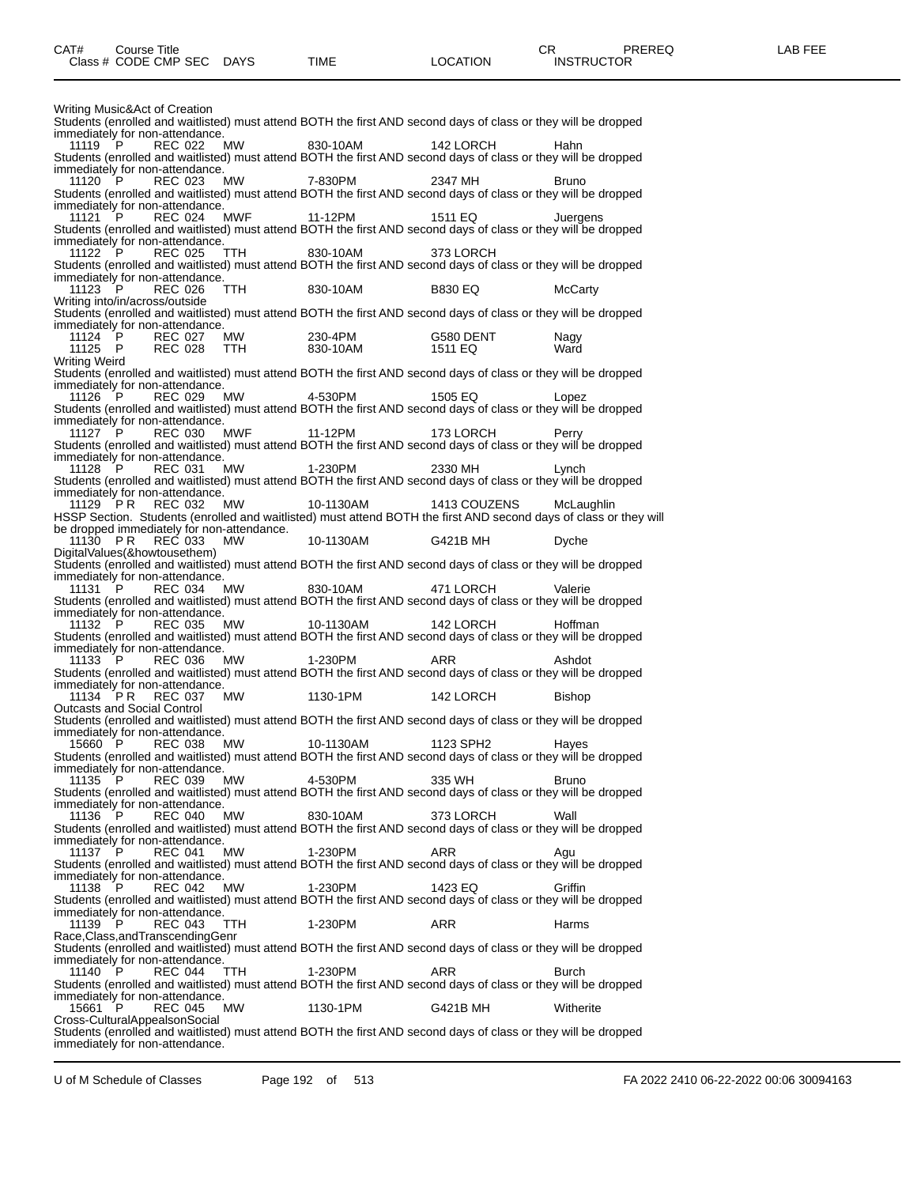| CAT# | Course Title | | | | | | CR | PREREQ | LAB FEE |
|---|---|---|---|---|---|---|---|---|---|
| Class # | CODE | CMP | SEC | DAYS | TIME | LOCATION | INSTRUCTOR | | |

Writing Music&Act of Creation

Students (enrolled and waitlisted) must attend BOTH the first AND second days of class or they will be dropped immediately for non-attendance.

| 11119 | P | REC | 022 | MW | 830-10AM | 142 LORCH | Hahn |
|---|---|---|---|---|---|---|---|

Students (enrolled and waitlisted) must attend BOTH the first AND second days of class or they will be dropped immediately for non-attendance.

| 11120 | P | REC | 023 | MW | 7-830PM | 2347 MH | Bruno |
|---|---|---|---|---|---|---|---|

Students (enrolled and waitlisted) must attend BOTH the first AND second days of class or they will be dropped immediately for non-attendance.

| 11121 | P | REC | 024 | MWF | 11-12PM | 1511 EQ | Juergens |
|---|---|---|---|---|---|---|---|

Students (enrolled and waitlisted) must attend BOTH the first AND second days of class or they will be dropped immediately for non-attendance.

| 11122 | P | REC | 025 | TTH | 830-10AM | 373 LORCH | |
|---|---|---|---|---|---|---|---|

Students (enrolled and waitlisted) must attend BOTH the first AND second days of class or they will be dropped immediately for non-attendance.

| 11123 | P | REC | 026 | TTH | 830-10AM | B830 EQ | McCarty |
|---|---|---|---|---|---|---|---|

Writing into/in/across/outside

Students (enrolled and waitlisted) must attend BOTH the first AND second days of class or they will be dropped immediately for non-attendance.

| 11124 | P | REC | 027 | MW | 230-4PM | G580 DENT | Nagy |
|---|---|---|---|---|---|---|---|
| 11125 | P | REC | 028 | TTH | 830-10AM | 1511 EQ | Ward |

Writing Weird

Students (enrolled and waitlisted) must attend BOTH the first AND second days of class or they will be dropped immediately for non-attendance.

| 11126 | P | REC | 029 | MW | 4-530PM | 1505 EQ | Lopez |
|---|---|---|---|---|---|---|---|

Students (enrolled and waitlisted) must attend BOTH the first AND second days of class or they will be dropped immediately for non-attendance.

| 11127 | P | REC | 030 | MWF | 11-12PM | 173 LORCH | Perry |
|---|---|---|---|---|---|---|---|

Students (enrolled and waitlisted) must attend BOTH the first AND second days of class or they will be dropped immediately for non-attendance.

| 11128 | P | REC | 031 | MW | 1-230PM | 2330 MH | Lynch |
|---|---|---|---|---|---|---|---|

Students (enrolled and waitlisted) must attend BOTH the first AND second days of class or they will be dropped immediately for non-attendance.

| 11129 | P R | REC | 032 | MW | 10-1130AM | 1413 COUZENS | McLaughlin |
|---|---|---|---|---|---|---|---|

HSSP Section. Students (enrolled and waitlisted) must attend BOTH the first AND second days of class or they will be dropped immediately for non-attendance.

| 11130 | P R | REC | 033 | MW | 10-1130AM | G421B MH | Dyche |
|---|---|---|---|---|---|---|---|

DigitalValues(&howtousethem)

Students (enrolled and waitlisted) must attend BOTH the first AND second days of class or they will be dropped immediately for non-attendance.

| 11131 | P | REC | 034 | MW | 830-10AM | 471 LORCH | Valerie |
|---|---|---|---|---|---|---|---|

Students (enrolled and waitlisted) must attend BOTH the first AND second days of class or they will be dropped immediately for non-attendance.

| 11132 | P | REC | 035 | MW | 10-1130AM | 142 LORCH | Hoffman |
|---|---|---|---|---|---|---|---|

Students (enrolled and waitlisted) must attend BOTH the first AND second days of class or they will be dropped immediately for non-attendance.

| 11133 | P | REC | 036 | MW | 1-230PM | ARR | Ashdot |
|---|---|---|---|---|---|---|---|

Students (enrolled and waitlisted) must attend BOTH the first AND second days of class or they will be dropped immediately for non-attendance.

| 11134 | P R | REC | 037 | MW | 1130-1PM | 142 LORCH | Bishop |
|---|---|---|---|---|---|---|---|

Outcasts and Social Control

Students (enrolled and waitlisted) must attend BOTH the first AND second days of class or they will be dropped immediately for non-attendance.

| 15660 | P | REC | 038 | MW | 10-1130AM | 1123 SPH2 | Hayes |
|---|---|---|---|---|---|---|---|

Students (enrolled and waitlisted) must attend BOTH the first AND second days of class or they will be dropped immediately for non-attendance.

| 11135 | P | REC | 039 | MW | 4-530PM | 335 WH | Bruno |
|---|---|---|---|---|---|---|---|

Students (enrolled and waitlisted) must attend BOTH the first AND second days of class or they will be dropped immediately for non-attendance.

| 11136 | P | REC | 040 | MW | 830-10AM | 373 LORCH | Wall |
|---|---|---|---|---|---|---|---|

Students (enrolled and waitlisted) must attend BOTH the first AND second days of class or they will be dropped immediately for non-attendance.

| 11137 | P | REC | 041 | MW | 1-230PM | ARR | Agu |
|---|---|---|---|---|---|---|---|

Students (enrolled and waitlisted) must attend BOTH the first AND second days of class or they will be dropped immediately for non-attendance.

| 11138 | P | REC | 042 | MW | 1-230PM | 1423 EQ | Griffin |
|---|---|---|---|---|---|---|---|

Students (enrolled and waitlisted) must attend BOTH the first AND second days of class or they will be dropped immediately for non-attendance.

| 11139 | P | REC | 043 | TTH | 1-230PM | ARR | Harms |
|---|---|---|---|---|---|---|---|

Race,Class,andTranscendingGenr

Students (enrolled and waitlisted) must attend BOTH the first AND second days of class or they will be dropped immediately for non-attendance.

| 11140 | P | REC | 044 | TTH | 1-230PM | ARR | Burch |
|---|---|---|---|---|---|---|---|

Students (enrolled and waitlisted) must attend BOTH the first AND second days of class or they will be dropped immediately for non-attendance.

| 15661 | P | REC | 045 | MW | 1130-1PM | G421B MH | Witherite |
|---|---|---|---|---|---|---|---|

Cross-CulturalAppealsonSocial

Students (enrolled and waitlisted) must attend BOTH the first AND second days of class or they will be dropped immediately for non-attendance.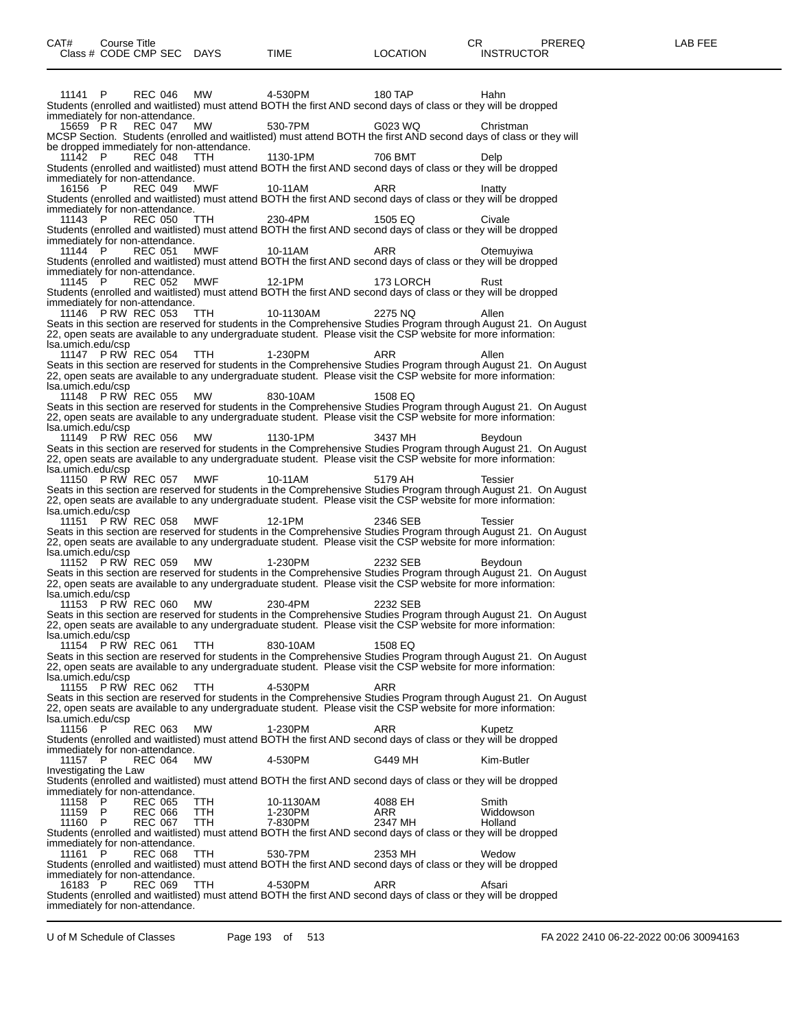| CAT# Class # | Course Title CODE | CMP | SEC | DAYS | TIME | LOCATION | CR INSTRUCTOR | PREREQ | LAB FEE |
|---|---|---|---|---|---|---|---|---|---|
| 11141 | P | REC | 046 | MW | 4-530PM | 180 TAP | Hahn | | |

Students (enrolled and waitlisted) must attend BOTH the first AND second days of class or they will be dropped immediately for non-attendance.

| | | | | | | | |
|---|---|---|---|---|---|---|---|
| 15659 | P R | REC | 047 | MW | 530-7PM | G023 WQ | Christman |

MCSP Section. Students (enrolled and waitlisted) must attend BOTH the first AND second days of class or they will be dropped immediately for non-attendance.

| | | | | | | | |
|---|---|---|---|---|---|---|---|
| 11142 | P | REC | 048 | TTH | 1130-1PM | 706 BMT | Delp |

Students (enrolled and waitlisted) must attend BOTH the first AND second days of class or they will be dropped immediately for non-attendance.

| | | | | | | | |
|---|---|---|---|---|---|---|---|
| 16156 | P | REC | 049 | MWF | 10-11AM | ARR | Inatty |

Students (enrolled and waitlisted) must attend BOTH the first AND second days of class or they will be dropped immediately for non-attendance.

| | | | | | | | |
|---|---|---|---|---|---|---|---|
| 11143 | P | REC | 050 | TTH | 230-4PM | 1505 EQ | Civale |

Students (enrolled and waitlisted) must attend BOTH the first AND second days of class or they will be dropped immediately for non-attendance.

| | | | | | | | |
|---|---|---|---|---|---|---|---|
| 11144 | P | REC | 051 | MWF | 10-11AM | ARR | Otemuyiwa |

Students (enrolled and waitlisted) must attend BOTH the first AND second days of class or they will be dropped immediately for non-attendance.

| | | | | | | | |
|---|---|---|---|---|---|---|---|
| 11145 | P | REC | 052 | MWF | 12-1PM | 173 LORCH | Rust |

Students (enrolled and waitlisted) must attend BOTH the first AND second days of class or they will be dropped immediately for non-attendance.

| | | | | | | | |
|---|---|---|---|---|---|---|---|
| 11146 | P RW | REC | 053 | TTH | 10-1130AM | 2275 NQ | Allen |

Seats in this section are reserved for students in the Comprehensive Studies Program through August 21. On August 22, open seats are available to any undergraduate student. Please visit the CSP website for more information: lsa.umich.edu/csp

| | | | | | | | |
|---|---|---|---|---|---|---|---|
| 11147 | P RW | REC | 054 | TTH | 1-230PM | ARR | Allen |

Seats in this section are reserved for students in the Comprehensive Studies Program through August 21. On August 22, open seats are available to any undergraduate student. Please visit the CSP website for more information: lsa.umich.edu/csp

| | | | | | | | |
|---|---|---|---|---|---|---|---|
| 11148 | P RW | REC | 055 | MW | 830-10AM | 1508 EQ | |

Seats in this section are reserved for students in the Comprehensive Studies Program through August 21. On August 22, open seats are available to any undergraduate student. Please visit the CSP website for more information: lsa.umich.edu/csp

| | | | | | | | |
|---|---|---|---|---|---|---|---|
| 11149 | P RW | REC | 056 | MW | 1130-1PM | 3437 MH | Beydoun |

Seats in this section are reserved for students in the Comprehensive Studies Program through August 21. On August 22, open seats are available to any undergraduate student. Please visit the CSP website for more information: lsa.umich.edu/csp

| | | | | | | | |
|---|---|---|---|---|---|---|---|
| 11150 | P RW | REC | 057 | MWF | 10-11AM | 5179 AH | Tessier |

Seats in this section are reserved for students in the Comprehensive Studies Program through August 21. On August 22, open seats are available to any undergraduate student. Please visit the CSP website for more information: lsa.umich.edu/csp

| | | | | | | | |
|---|---|---|---|---|---|---|---|
| 11151 | P RW | REC | 058 | MWF | 12-1PM | 2346 SEB | Tessier |

Seats in this section are reserved for students in the Comprehensive Studies Program through August 21. On August 22, open seats are available to any undergraduate student. Please visit the CSP website for more information: lsa.umich.edu/csp

| | | | | | | | |
|---|---|---|---|---|---|---|---|
| 11152 | P RW | REC | 059 | MW | 1-230PM | 2232 SEB | Beydoun |

Seats in this section are reserved for students in the Comprehensive Studies Program through August 21. On August 22, open seats are available to any undergraduate student. Please visit the CSP website for more information: lsa.umich.edu/csp

| | | | | | | | |
|---|---|---|---|---|---|---|---|
| 11153 | P RW | REC | 060 | MW | 230-4PM | 2232 SEB | |

Seats in this section are reserved for students in the Comprehensive Studies Program through August 21. On August 22, open seats are available to any undergraduate student. Please visit the CSP website for more information: lsa.umich.edu/csp

| | | | | | | | |
|---|---|---|---|---|---|---|---|
| 11154 | P RW | REC | 061 | TTH | 830-10AM | 1508 EQ | |

Seats in this section are reserved for students in the Comprehensive Studies Program through August 21. On August 22, open seats are available to any undergraduate student. Please visit the CSP website for more information: lsa.umich.edu/csp

| | | | | | | | |
|---|---|---|---|---|---|---|---|
| 11155 | P RW | REC | 062 | TTH | 4-530PM | ARR | |

Seats in this section are reserved for students in the Comprehensive Studies Program through August 21. On August 22, open seats are available to any undergraduate student. Please visit the CSP website for more information: lsa.umich.edu/csp

| | | | | | | | |
|---|---|---|---|---|---|---|---|
| 11156 | P | REC | 063 | MW | 1-230PM | ARR | Kupetz |

Students (enrolled and waitlisted) must attend BOTH the first AND second days of class or they will be dropped immediately for non-attendance.

| | | | | | | | |
|---|---|---|---|---|---|---|---|
| 11157 | P | REC | 064 | MW | 4-530PM | G449 MH | Kim-Butler |

Investigating the Law

Students (enrolled and waitlisted) must attend BOTH the first AND second days of class or they will be dropped immediately for non-attendance.

| | | | | | | | |
|---|---|---|---|---|---|---|---|
| 11158 | P | REC | 065 | TTH | 10-1130AM | 4088 EH | Smith |
| 11159 | P | REC | 066 | TTH | 1-230PM | ARR | Widdowson |
| 11160 | P | REC | 067 | TTH | 7-830PM | 2347 MH | Holland |

Students (enrolled and waitlisted) must attend BOTH the first AND second days of class or they will be dropped immediately for non-attendance.

| | | | | | | | |
|---|---|---|---|---|---|---|---|
| 11161 | P | REC | 068 | TTH | 530-7PM | 2353 MH | Wedow |

Students (enrolled and waitlisted) must attend BOTH the first AND second days of class or they will be dropped immediately for non-attendance.

| | | | | | | | |
|---|---|---|---|---|---|---|---|
| 16183 | P | REC | 069 | TTH | 4-530PM | ARR | Afsari |

Students (enrolled and waitlisted) must attend BOTH the first AND second days of class or they will be dropped immediately for non-attendance.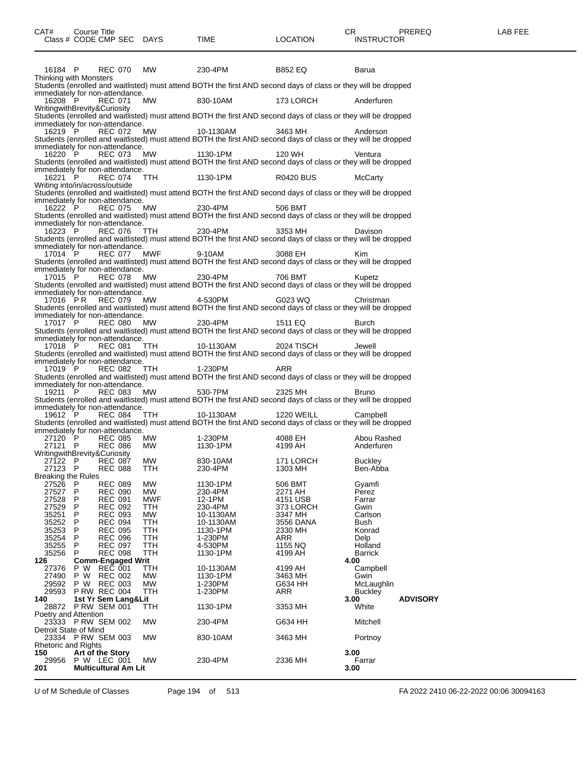| CAT# | Course Title Class # CODE CMP SEC | DAYS | TIME | LOCATION | CR INSTRUCTOR | PREREQ | LAB FEE |
|---|---|---|---|---|---|---|---|
| 16184 | P REC 070 | MW | 230-4PM | B852 EQ | Barua | | |

Thinking with Monsters
Students (enrolled and waitlisted) must attend BOTH the first AND second days of class or they will be dropped immediately for non-attendance.

| | | | | | |
|---|---|---|---|---|---|
| 16208 | P REC 071 | MW | 830-10AM | 173 LORCH | Anderfuren |

WritingwithBrevity&Curiosity
Students (enrolled and waitlisted) must attend BOTH the first AND second days of class or they will be dropped immediately for non-attendance.

| | | | | | |
|---|---|---|---|---|---|
| 16219 | P REC 072 | MW | 10-1130AM | 3463 MH | Anderson |

Students (enrolled and waitlisted) must attend BOTH the first AND second days of class or they will be dropped immediately for non-attendance.

| | | | | | |
|---|---|---|---|---|---|
| 16220 | P REC 073 | MW | 1130-1PM | 120 WH | Ventura |

Students (enrolled and waitlisted) must attend BOTH the first AND second days of class or they will be dropped immediately for non-attendance.

| | | | | | |
|---|---|---|---|---|---|
| 16221 | P REC 074 | TTH | 1130-1PM | R0420 BUS | McCarty |

Writing into/in/across/outside
Students (enrolled and waitlisted) must attend BOTH the first AND second days of class or they will be dropped immediately for non-attendance.

| | | | | | |
|---|---|---|---|---|---|
| 16222 | P REC 075 | MW | 230-4PM | 506 BMT | |

Students (enrolled and waitlisted) must attend BOTH the first AND second days of class or they will be dropped immediately for non-attendance.

| | | | | | |
|---|---|---|---|---|---|
| 16223 | P REC 076 | TTH | 230-4PM | 3353 MH | Davison |

Students (enrolled and waitlisted) must attend BOTH the first AND second days of class or they will be dropped immediately for non-attendance.

| | | | | | |
|---|---|---|---|---|---|
| 17014 | P REC 077 | MWF | 9-10AM | 3088 EH | Kim |

Students (enrolled and waitlisted) must attend BOTH the first AND second days of class or they will be dropped immediately for non-attendance.

| | | | | | |
|---|---|---|---|---|---|
| 17015 | P REC 078 | MW | 230-4PM | 706 BMT | Kupetz |

Students (enrolled and waitlisted) must attend BOTH the first AND second days of class or they will be dropped immediately for non-attendance.

| | | | | | |
|---|---|---|---|---|---|
| 17016 | P R REC 079 | MW | 4-530PM | G023 WQ | Christman |

Students (enrolled and waitlisted) must attend BOTH the first AND second days of class or they will be dropped immediately for non-attendance.

| | | | | | |
|---|---|---|---|---|---|
| 17017 | P REC 080 | MW | 230-4PM | 1511 EQ | Burch |

Students (enrolled and waitlisted) must attend BOTH the first AND second days of class or they will be dropped immediately for non-attendance.

| | | | | | |
|---|---|---|---|---|---|
| 17018 | P REC 081 | TTH | 10-1130AM | 2024 TISCH | Jewell |

Students (enrolled and waitlisted) must attend BOTH the first AND second days of class or they will be dropped immediately for non-attendance.

| | | | | | |
|---|---|---|---|---|---|
| 17019 | P REC 082 | TTH | 1-230PM | ARR | |

Students (enrolled and waitlisted) must attend BOTH the first AND second days of class or they will be dropped immediately for non-attendance.

| | | | | | |
|---|---|---|---|---|---|
| 19211 | P REC 083 | MW | 530-7PM | 2325 MH | Bruno |

Students (enrolled and waitlisted) must attend BOTH the first AND second days of class or they will be dropped immediately for non-attendance.

| | | | | | |
|---|---|---|---|---|---|
| 19612 | P REC 084 | TTH | 10-1130AM | 1220 WEILL | Campbell |

Students (enrolled and waitlisted) must attend BOTH the first AND second days of class or they will be dropped immediately for non-attendance.

| | | | | | |
|---|---|---|---|---|---|
| 27120 | P REC 085 | MW | 1-230PM | 4088 EH | Abou Rashed |
| 27121 | P REC 086 | MW | 1130-1PM | 4199 AH | Anderfuren |

WritingwithBrevity&Curiosity

| | | | | | |
|---|---|---|---|---|---|
| 27122 | P REC 087 | MW | 830-10AM | 171 LORCH | Buckley |
| 27123 | P REC 088 | TTH | 230-4PM | 1303 MH | Ben-Abba |

Breaking the Rules

| | | | | | |
|---|---|---|---|---|---|
| 27526 | P REC 089 | MW | 1130-1PM | 506 BMT | Gyamfi |
| 27527 | P REC 090 | MW | 230-4PM | 2271 AH | Perez |
| 27528 | P REC 091 | MWF | 12-1PM | 4151 USB | Farrar |
| 27529 | P REC 092 | TTH | 230-4PM | 373 LORCH | Gwin |
| 35251 | P REC 093 | MW | 10-1130AM | 3347 MH | Carlson |
| 35252 | P REC 094 | TTH | 10-1130AM | 3556 DANA | Bush |
| 35253 | P REC 095 | TTH | 1130-1PM | 2330 MH | Konrad |
| 35254 | P REC 096 | TTH | 1-230PM | ARR | Delp |
| 35255 | P REC 097 | TTH | 4-530PM | 1155 NQ | Holland |
| 35256 | P REC 098 | TTH | 1130-1PM | 4199 AH | Barrick |

**126 Comm-Engaged Writ** — 4.00

| | | | | | |
|---|---|---|---|---|---|
| 27376 | P W REC 001 | TTH | 10-1130AM | 4199 AH | Campbell |
| 27490 | P W REC 002 | MW | 1130-1PM | 3463 MH | Gwin |
| 29592 | P W REC 003 | MW | 1-230PM | G634 HH | McLaughlin |
| 29593 | P RW REC 004 | TTH | 1-230PM | ARR | Buckley |

**140 1st Yr Sem Lang&Lit** — 3.00 — **ADVISORY**

| | | | | | |
|---|---|---|---|---|---|
| 28872 | P RW SEM 001 | TTH | 1130-1PM | 3353 MH | White |

Poetry and Attention

| | | | | | |
|---|---|---|---|---|---|
| 23333 | P RW SEM 002 | MW | 230-4PM | G634 HH | Mitchell |

Detroit State of Mind

| | | | | | |
|---|---|---|---|---|---|
| 23334 | P RW SEM 003 | MW | 830-10AM | 3463 MH | Portnoy |

Rhetoric and Rights

**150 Art of the Story** — 3.00

| | | | | | |
|---|---|---|---|---|---|
| 29956 | P W LEC 001 | MW | 230-4PM | 2336 MH | Farrar |

**201 Multicultural Am Lit** — 3.00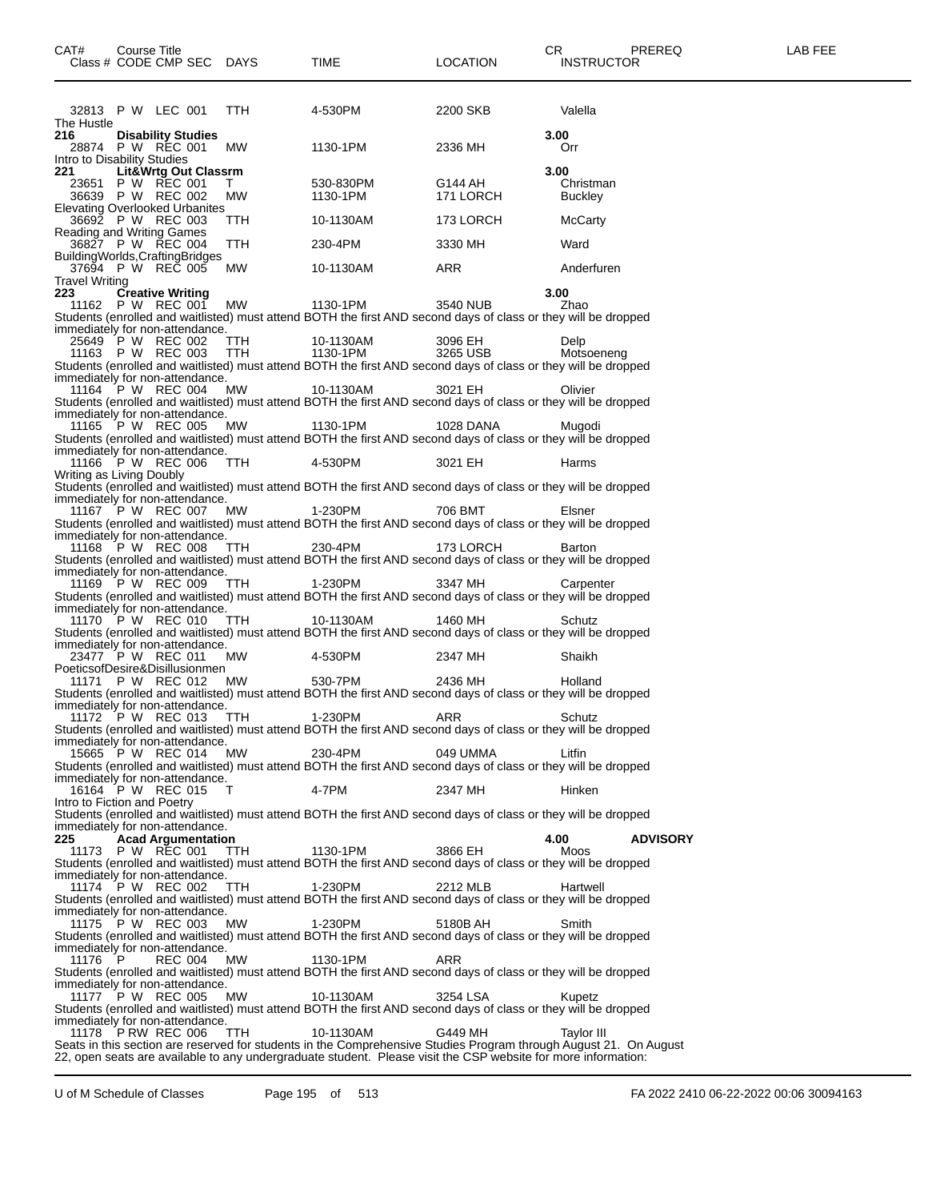| CAT# | Course Title | | | | | | CR | PREREQ | LAB FEE |
|---|---|---|---|---|---|---|---|---|---|
| Class # | CODE CMP SEC | DAYS | TIME | LOCATION | INSTRUCTOR | | | | |

32813 P W LEC 001 TTH 4-530PM 2200 SKB Valella
The Hustle

**216 Disability Studies 3.00**
28874 P W REC 001 MW 1130-1PM 2336 MH Orr
Intro to Disability Studies

**221 Lit&Wrtg Out Classrm 3.00**
23651 P W REC 001 T 530-830PM G144 AH Christman
36639 P W REC 002 MW 1130-1PM 171 LORCH Buckley
Elevating Overlooked Urbanites
36692 P W REC 003 TTH 10-1130AM 173 LORCH McCarty
Reading and Writing Games
36827 P W REC 004 TTH 230-4PM 3330 MH Ward
BuildingWorlds,CraftingBridges
37694 P W REC 005 MW 10-1130AM ARR Anderfuren
Travel Writing

**223 Creative Writing 3.00**
11162 P W REC 001 MW 1130-1PM 3540 NUB Zhao
Students (enrolled and waitlisted) must attend BOTH the first AND second days of class or they will be dropped immediately for non-attendance.
25649 P W REC 002 TTH 10-1130AM 3096 EH Delp
11163 P W REC 003 TTH 1130-1PM 3265 USB Motsoeneng
Students (enrolled and waitlisted) must attend BOTH the first AND second days of class or they will be dropped immediately for non-attendance.
11164 P W REC 004 MW 10-1130AM 3021 EH Olivier
Students (enrolled and waitlisted) must attend BOTH the first AND second days of class or they will be dropped immediately for non-attendance.
11165 P W REC 005 MW 1130-1PM 1028 DANA Mugodi
Students (enrolled and waitlisted) must attend BOTH the first AND second days of class or they will be dropped immediately for non-attendance.
11166 P W REC 006 TTH 4-530PM 3021 EH Harms
Writing as Living Doubly
Students (enrolled and waitlisted) must attend BOTH the first AND second days of class or they will be dropped immediately for non-attendance.
11167 P W REC 007 MW 1-230PM 706 BMT Elsner
Students (enrolled and waitlisted) must attend BOTH the first AND second days of class or they will be dropped immediately for non-attendance.
11168 P W REC 008 TTH 230-4PM 173 LORCH Barton
Students (enrolled and waitlisted) must attend BOTH the first AND second days of class or they will be dropped immediately for non-attendance.
11169 P W REC 009 TTH 1-230PM 3347 MH Carpenter
Students (enrolled and waitlisted) must attend BOTH the first AND second days of class or they will be dropped immediately for non-attendance.
11170 P W REC 010 TTH 10-1130AM 1460 MH Schutz
Students (enrolled and waitlisted) must attend BOTH the first AND second days of class or they will be dropped immediately for non-attendance.
23477 P W REC 011 MW 4-530PM 2347 MH Shaikh
PoeticsofDesire&Disillusionmen
11171 P W REC 012 MW 530-7PM 2436 MH Holland
Students (enrolled and waitlisted) must attend BOTH the first AND second days of class or they will be dropped immediately for non-attendance.
11172 P W REC 013 TTH 1-230PM ARR Schutz
Students (enrolled and waitlisted) must attend BOTH the first AND second days of class or they will be dropped immediately for non-attendance.
15665 P W REC 014 MW 230-4PM 049 UMMA Litfin
Students (enrolled and waitlisted) must attend BOTH the first AND second days of class or they will be dropped immediately for non-attendance.
16164 P W REC 015 T 4-7PM 2347 MH Hinken
Intro to Fiction and Poetry
Students (enrolled and waitlisted) must attend BOTH the first AND second days of class or they will be dropped immediately for non-attendance.

**225 Acad Argumentation 4.00 ADVISORY**
11173 P W REC 001 TTH 1130-1PM 3866 EH Moos
Students (enrolled and waitlisted) must attend BOTH the first AND second days of class or they will be dropped immediately for non-attendance.
11174 P W REC 002 TTH 1-230PM 2212 MLB Hartwell
Students (enrolled and waitlisted) must attend BOTH the first AND second days of class or they will be dropped immediately for non-attendance.
11175 P W REC 003 MW 1-230PM 5180B AH Smith
Students (enrolled and waitlisted) must attend BOTH the first AND second days of class or they will be dropped immediately for non-attendance.
11176 P REC 004 MW 1130-1PM ARR
Students (enrolled and waitlisted) must attend BOTH the first AND second days of class or they will be dropped immediately for non-attendance.
11177 P W REC 005 MW 10-1130AM 3254 LSA Kupetz
Students (enrolled and waitlisted) must attend BOTH the first AND second days of class or they will be dropped immediately for non-attendance.
11178 P RW REC 006 TTH 10-1130AM G449 MH Taylor III
Seats in this section are reserved for students in the Comprehensive Studies Program through August 21. On August 22, open seats are available to any undergraduate student. Please visit the CSP website for more information: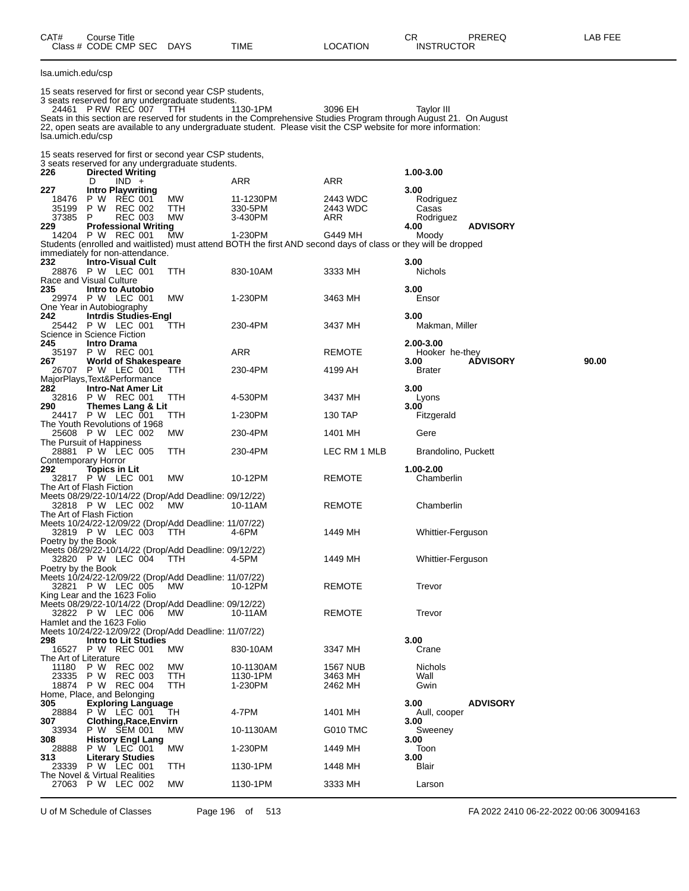| CAT# Class # | Course Title CODE CMP SEC | DAYS | TIME | LOCATION | CR INSTRUCTOR | PREREQ | LAB FEE |
|---|---|---|---|---|---|---|---|

lsa.umich.edu/csp

15 seats reserved for first or second year CSP students,
3 seats reserved for any undergraduate students.

| CAT# Class # | Course Title CODE CMP SEC | DAYS | TIME | LOCATION | CR INSTRUCTOR | PREREQ | LAB FEE |
|---|---|---|---|---|---|---|---|
| 24461 | P RW REC 007 | TTH | 1130-1PM | 3096 EH | Taylor III | | |

Seats in this section are reserved for students in the Comprehensive Studies Program through August 21. On August 22, open seats are available to any undergraduate student. Please visit the CSP website for more information: lsa.umich.edu/csp

15 seats reserved for first or second year CSP students,
3 seats reserved for any undergraduate students.

| CAT# Class # | Course Title CODE CMP SEC | DAYS | TIME | LOCATION | CR INSTRUCTOR | PREREQ | LAB FEE |
|---|---|---|---|---|---|---|---|
| **226** | **Directed Writing** | | | | **1.00-3.00** | | |
| | D IND + | | ARR | ARR | | | |
| **227** | **Intro Playwriting** | | | | **3.00** | | |
| 18476 | P W REC 001 | MW | 11-1230PM | 2443 WDC | Rodriguez | | |
| 35199 | P W REC 002 | TTH | 330-5PM | 2443 WDC | Casas | | |
| 37385 | P REC 003 | MW | 3-430PM | ARR | Rodriguez | | |
| **229** | **Professional Writing** | | | | **4.00** | **ADVISORY** | |
| 14204 | P W REC 001 | MW | 1-230PM | G449 MH | Moody | | |

Students (enrolled and waitlisted) must attend BOTH the first AND second days of class or they will be dropped immediately for non-attendance.

| CAT# Class # | Course Title CODE CMP SEC | DAYS | TIME | LOCATION | CR INSTRUCTOR | PREREQ | LAB FEE |
|---|---|---|---|---|---|---|---|
| **232** | **Intro-Visual Cult** | | | | **3.00** | | |
| 28876 | P W LEC 001 | TTH | 830-10AM | 3333 MH | Nichols | | |
| | Race and Visual Culture | | | | | | |
| **235** | **Intro to Autobio** | | | | **3.00** | | |
| 29974 | P W LEC 001 | MW | 1-230PM | 3463 MH | Ensor | | |
| | One Year in Autobiography | | | | | | |
| **242** | **Intrdis Studies-Engl** | | | | **3.00** | | |
| 25442 | P W LEC 001 | TTH | 230-4PM | 3437 MH | Makman, Miller | | |
| | Science in Science Fiction | | | | | | |
| **245** | **Intro Drama** | | | | **2.00-3.00** | | |
| 35197 | P W REC 001 | | ARR | REMOTE | Hooker he-they | | |
| **267** | **World of Shakespeare** | | | | **3.00** | **ADVISORY** | **90.00** |
| 26707 | P W LEC 001 | TTH | 230-4PM | 4199 AH | Brater | | |
| | MajorPlays,Text&Performance | | | | | | |
| **282** | **Intro-Nat Amer Lit** | | | | **3.00** | | |
| 32816 | P W REC 001 | TTH | 4-530PM | 3437 MH | Lyons | | |
| **290** | **Themes Lang & Lit** | | | | **3.00** | | |
| 24417 | P W LEC 001 | TTH | 1-230PM | 130 TAP | Fitzgerald | | |
| | The Youth Revolutions of 1968 | | | | | | |
| 25608 | P W LEC 002 | MW | 230-4PM | 1401 MH | Gere | | |
| | The Pursuit of Happiness | | | | | | |
| 28881 | P W LEC 005 | TTH | 230-4PM | LEC RM 1 MLB | Brandolino, Puckett | | |
| | Contemporary Horror | | | | | | |
| **292** | **Topics in Lit** | | | | **1.00-2.00** | | |
| 32817 | P W LEC 001 | MW | 10-12PM | REMOTE | Chamberlin | | |
| | The Art of Flash Fiction | | | | | | |
| | Meets 08/29/22-10/14/22 (Drop/Add Deadline: 09/12/22) | | | | | | |
| 32818 | P W LEC 002 | MW | 10-11AM | REMOTE | Chamberlin | | |
| | The Art of Flash Fiction | | | | | | |
| | Meets 10/24/22-12/09/22 (Drop/Add Deadline: 11/07/22) | | | | | | |
| 32819 | P W LEC 003 | TTH | 4-6PM | 1449 MH | Whittier-Ferguson | | |
| | Poetry by the Book | | | | | | |
| | Meets 08/29/22-10/14/22 (Drop/Add Deadline: 09/12/22) | | | | | | |
| 32820 | P W LEC 004 | TTH | 4-5PM | 1449 MH | Whittier-Ferguson | | |
| | Poetry by the Book | | | | | | |
| | Meets 10/24/22-12/09/22 (Drop/Add Deadline: 11/07/22) | | | | | | |
| 32821 | P W LEC 005 | MW | 10-12PM | REMOTE | Trevor | | |
| | King Lear and the 1623 Folio | | | | | | |
| | Meets 08/29/22-10/14/22 (Drop/Add Deadline: 09/12/22) | | | | | | |
| 32822 | P W LEC 006 | MW | 10-11AM | REMOTE | Trevor | | |
| | Hamlet and the 1623 Folio | | | | | | |
| | Meets 10/24/22-12/09/22 (Drop/Add Deadline: 11/07/22) | | | | | | |
| **298** | **Intro to Lit Studies** | | | | **3.00** | | |
| 16527 | P W REC 001 | MW | 830-10AM | 3347 MH | Crane | | |
| | The Art of Literature | | | | | | |
| 11180 | P W REC 002 | MW | 10-1130AM | 1567 NUB | Nichols | | |
| 23335 | P W REC 003 | TTH | 1130-1PM | 3463 MH | Wall | | |
| 18874 | P W REC 004 | TTH | 1-230PM | 2462 MH | Gwin | | |
| | Home, Place, and Belonging | | | | | | |
| **305** | **Exploring Language** | | | | **3.00** | **ADVISORY** | |
| 28884 | P W LEC 001 | TH | 4-7PM | 1401 MH | Aull, cooper | | |
| **307** | **Clothing,Race,Envirn** | | | | **3.00** | | |
| 33934 | P W SEM 001 | MW | 10-1130AM | G010 TMC | Sweeney | | |
| **308** | **History Engl Lang** | | | | **3.00** | | |
| 28888 | P W LEC 001 | MW | 1-230PM | 1449 MH | Toon | | |
| **313** | **Literary Studies** | | | | **3.00** | | |
| 23339 | P W LEC 001 | TTH | 1130-1PM | 1448 MH | Blair | | |
| | The Novel & Virtual Realities | | | | | | |
| 27063 | P W LEC 002 | MW | 1130-1PM | 3333 MH | Larson | | |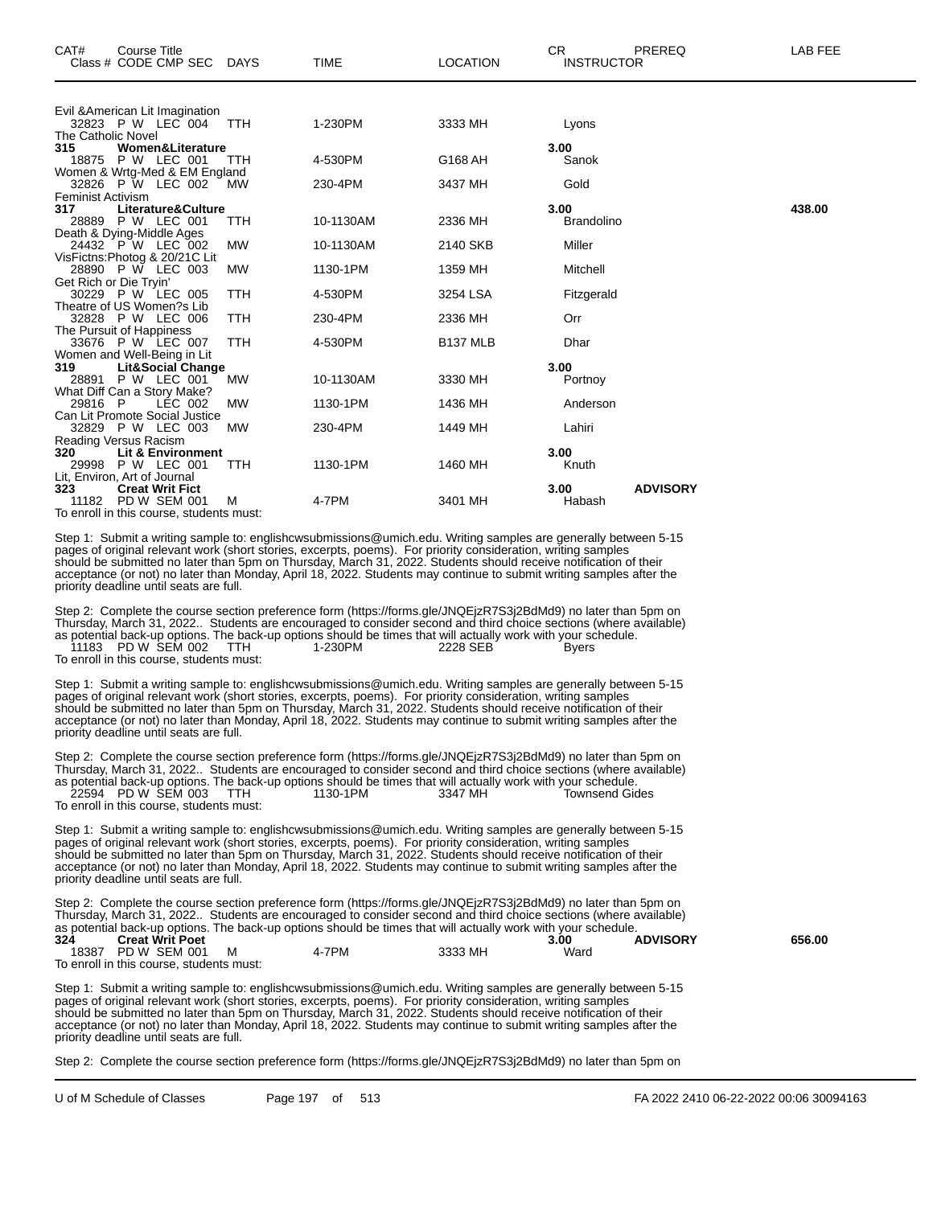| CAT# | Course Title<br>Class # CODE CMP SEC | DAYS | TIME | LOCATION | CR<br>INSTRUCTOR | PREREQ | LAB FEE |
|---|---|---|---|---|---|---|---|
| | Evil &American Lit Imagination | | | | | | |
| | 32823 P W LEC 004 | TTH | 1-230PM | 3333 MH | Lyons | | |
| | The Catholic Novel | | | | | | |
| **315** | **Women&Literature** | | | | **3.00** | | |
| | 18875 P W LEC 001 | TTH | 4-530PM | G168 AH | Sanok | | |
| | Women & Wrtg-Med & EM England | | | | | | |
| | 32826 P W LEC 002 | MW | 230-4PM | 3437 MH | Gold | | |
| | Feminist Activism | | | | | | |
| **317** | **Literature&Culture** | | | | **3.00** | | **438.00** |
| | 28889 P W LEC 001 | TTH | 10-1130AM | 2336 MH | Brandolino | | |
| | Death & Dying-Middle Ages | | | | | | |
| | 24432 P W LEC 002 | MW | 10-1130AM | 2140 SKB | Miller | | |
| | VisFictns:Photog & 20/21C Lit | | | | | | |
| | 28890 P W LEC 003 | MW | 1130-1PM | 1359 MH | Mitchell | | |
| | Get Rich or Die Tryin' | | | | | | |
| | 30229 P W LEC 005 | TTH | 4-530PM | 3254 LSA | Fitzgerald | | |
| | Theatre of US Women?s Lib | | | | | | |
| | 32828 P W LEC 006 | TTH | 230-4PM | 2336 MH | Orr | | |
| | The Pursuit of Happiness | | | | | | |
| | 33676 P W LEC 007 | TTH | 4-530PM | B137 MLB | Dhar | | |
| | Women and Well-Being in Lit | | | | | | |
| **319** | **Lit&Social Change** | | | | **3.00** | | |
| | 28891 P W LEC 001 | MW | 10-1130AM | 3330 MH | Portnoy | | |
| | What Diff Can a Story Make? | | | | | | |
| | 29816 P LEC 002 | MW | 1130-1PM | 1436 MH | Anderson | | |
| | Can Lit Promote Social Justice | | | | | | |
| | 32829 P W LEC 003 | MW | 230-4PM | 1449 MH | Lahiri | | |
| | Reading Versus Racism | | | | | | |
| **320** | **Lit & Environment** | | | | **3.00** | | |
| | 29998 P W LEC 001 | TTH | 1130-1PM | 1460 MH | Knuth | | |
| | Lit, Environ, Art of Journal | | | | | | |
| **323** | **Creat Writ Fict** | | | | **3.00** | **ADVISORY** | |
| | 11182 PD W SEM 001 | M | 4-7PM | 3401 MH | Habash | | |

To enroll in this course, students must:

Step 1: Submit a writing sample to: englishcwsubmissions@umich.edu. Writing samples are generally between 5-15 pages of original relevant work (short stories, excerpts, poems). For priority consideration, writing samples should be submitted no later than 5pm on Thursday, March 31, 2022. Students should receive notification of their acceptance (or not) no later than Monday, April 18, 2022. Students may continue to submit writing samples after the priority deadline until seats are full.

Step 2: Complete the course section preference form (https://forms.gle/JNQEjzR7S3j2BdMd9) no later than 5pm on Thursday, March 31, 2022.. Students are encouraged to consider second and third choice sections (where available) as potential back-up options. The back-up options should be times that will actually work with your schedule.

| | | | | | | | |
|---|---|---|---|---|---|---|---|
| | 11183 PD W SEM 002 | TTH | 1-230PM | 2228 SEB | Byers | | |

To enroll in this course, students must:

Step 1: Submit a writing sample to: englishcwsubmissions@umich.edu. Writing samples are generally between 5-15 pages of original relevant work (short stories, excerpts, poems). For priority consideration, writing samples should be submitted no later than 5pm on Thursday, March 31, 2022. Students should receive notification of their acceptance (or not) no later than Monday, April 18, 2022. Students may continue to submit writing samples after the priority deadline until seats are full.

Step 2: Complete the course section preference form (https://forms.gle/JNQEjzR7S3j2BdMd9) no later than 5pm on Thursday, March 31, 2022.. Students are encouraged to consider second and third choice sections (where available) as potential back-up options. The back-up options should be times that will actually work with your schedule.

| | | | | | | | |
|---|---|---|---|---|---|---|---|
| | 22594 PD W SEM 003 | TTH | 1130-1PM | 3347 MH | Townsend Gides | | |

To enroll in this course, students must:

Step 1: Submit a writing sample to: englishcwsubmissions@umich.edu. Writing samples are generally between 5-15 pages of original relevant work (short stories, excerpts, poems). For priority consideration, writing samples should be submitted no later than 5pm on Thursday, March 31, 2022. Students should receive notification of their acceptance (or not) no later than Monday, April 18, 2022. Students may continue to submit writing samples after the priority deadline until seats are full.

Step 2: Complete the course section preference form (https://forms.gle/JNQEjzR7S3j2BdMd9) no later than 5pm on Thursday, March 31, 2022.. Students are encouraged to consider second and third choice sections (where available) as potential back-up options. The back-up options should be times that will actually work with your schedule.

| | | | | | | | |
|---|---|---|---|---|---|---|---|
| **324** | **Creat Writ Poet** | | | | **3.00** | **ADVISORY** | **656.00** |
| | 18387 PD W SEM 001 | M | 4-7PM | 3333 MH | Ward | | |

To enroll in this course, students must:

Step 1: Submit a writing sample to: englishcwsubmissions@umich.edu. Writing samples are generally between 5-15 pages of original relevant work (short stories, excerpts, poems). For priority consideration, writing samples should be submitted no later than 5pm on Thursday, March 31, 2022. Students should receive notification of their acceptance (or not) no later than Monday, April 18, 2022. Students may continue to submit writing samples after the priority deadline until seats are full.

Step 2: Complete the course section preference form (https://forms.gle/JNQEjzR7S3j2BdMd9) no later than 5pm on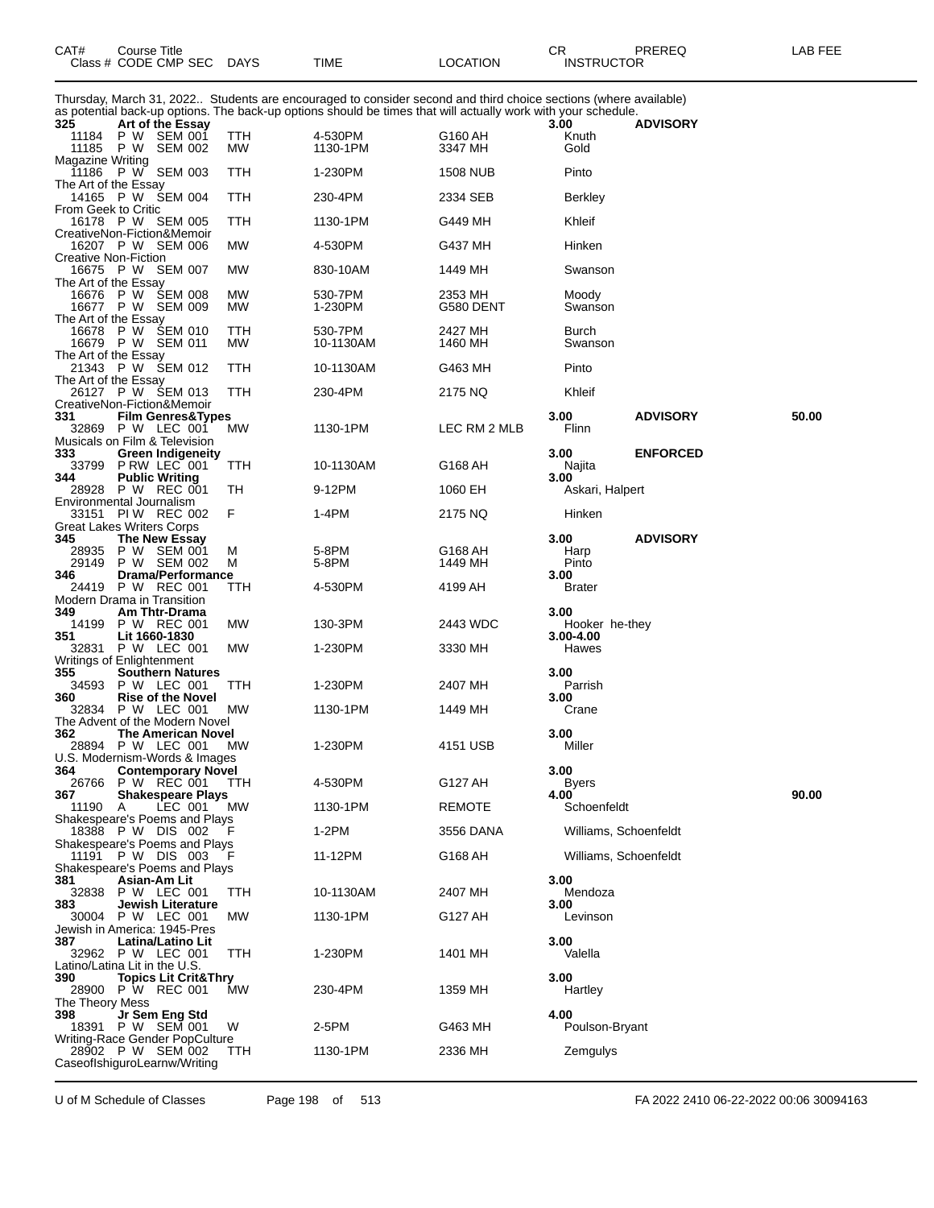| CAT# Class # | Course Title CODE CMP SEC | DAYS | TIME | LOCATION | CR INSTRUCTOR | PREREQ | LAB FEE |
|---|---|---|---|---|---|---|---|

Thursday, March 31, 2022.. Students are encouraged to consider second and third choice sections (where available) as potential back-up options. The back-up options should be times that will actually work with your schedule.

| CAT# Class # | Course Title CODE CMP SEC | DAYS | TIME | LOCATION | CR INSTRUCTOR | PREREQ | LAB FEE |
|---|---|---|---|---|---|---|---|
| **325** | **Art of the Essay** | | | | **3.00** | **ADVISORY** | |
| 11184 | P W SEM 001 | TTH | 4-530PM | G160 AH | Knuth | | |
| 11185 | P W SEM 002 | MW | 1130-1PM | 3347 MH | Gold | | |
| Magazine Writing | | | | | | | |
| 11186 | P W SEM 003 | TTH | 1-230PM | 1508 NUB | Pinto | | |
| The Art of the Essay | | | | | | | |
| 14165 | P W SEM 004 | TTH | 230-4PM | 2334 SEB | Berkley | | |
| From Geek to Critic | | | | | | | |
| 16178 | P W SEM 005 | TTH | 1130-1PM | G449 MH | Khleif | | |
| CreativeNon-Fiction&Memoir | | | | | | | |
| 16207 | P W SEM 006 | MW | 4-530PM | G437 MH | Hinken | | |
| Creative Non-Fiction | | | | | | | |
| 16675 | P W SEM 007 | MW | 830-10AM | 1449 MH | Swanson | | |
| The Art of the Essay | | | | | | | |
| 16676 | P W SEM 008 | MW | 530-7PM | 2353 MH | Moody | | |
| 16677 | P W SEM 009 | MW | 1-230PM | G580 DENT | Swanson | | |
| The Art of the Essay | | | | | | | |
| 16678 | P W SEM 010 | TTH | 530-7PM | 2427 MH | Burch | | |
| 16679 | P W SEM 011 | MW | 10-1130AM | 1460 MH | Swanson | | |
| The Art of the Essay | | | | | | | |
| 21343 | P W SEM 012 | TTH | 10-1130AM | G463 MH | Pinto | | |
| The Art of the Essay | | | | | | | |
| 26127 | P W SEM 013 | TTH | 230-4PM | 2175 NQ | Khleif | | |
| CreativeNon-Fiction&Memoir | | | | | | | |
| **331** | **Film Genres&Types** | | | | **3.00** | **ADVISORY** | **50.00** |
| 32869 | P W LEC 001 | MW | 1130-1PM | LEC RM 2 MLB | Flinn | | |
| Musicals on Film & Television | | | | | | | |
| **333** | **Green Indigeneity** | | | | **3.00** | **ENFORCED** | |
| 33799 | P RW LEC 001 | TTH | 10-1130AM | G168 AH | Najita | | |
| **344** | **Public Writing** | | | | **3.00** | | |
| 28928 | P W REC 001 | TH | 9-12PM | 1060 EH | Askari, Halpert | | |
| Environmental Journalism | | | | | | | |
| 33151 | PI W REC 002 | F | 1-4PM | 2175 NQ | Hinken | | |
| Great Lakes Writers Corps | | | | | | | |
| **345** | **The New Essay** | | | | **3.00** | **ADVISORY** | |
| 28935 | P W SEM 001 | M | 5-8PM | G168 AH | Harp | | |
| 29149 | P W SEM 002 | M | 5-8PM | 1449 MH | Pinto | | |
| **346** | **Drama/Performance** | | | | **3.00** | | |
| 24419 | P W REC 001 | TTH | 4-530PM | 4199 AH | Brater | | |
| Modern Drama in Transition | | | | | | | |
| **349** | **Am Thtr-Drama** | | | | **3.00** | | |
| 14199 | P W REC 001 | MW | 130-3PM | 2443 WDC | Hooker he-they | | |
| **351** | **Lit 1660-1830** | | | | **3.00-4.00** | | |
| 32831 | P W LEC 001 | MW | 1-230PM | 3330 MH | Hawes | | |
| Writings of Enlightenment | | | | | | | |
| **355** | **Southern Natures** | | | | **3.00** | | |
| 34593 | P W LEC 001 | TTH | 1-230PM | 2407 MH | Parrish | | |
| **360** | **Rise of the Novel** | | | | **3.00** | | |
| 32834 | P W LEC 001 | MW | 1130-1PM | 1449 MH | Crane | | |
| The Advent of the Modern Novel | | | | | | | |
| **362** | **The American Novel** | | | | **3.00** | | |
| 28894 | P W LEC 001 | MW | 1-230PM | 4151 USB | Miller | | |
| U.S. Modernism-Words & Images | | | | | | | |
| **364** | **Contemporary Novel** | | | | **3.00** | | |
| 26766 | P W REC 001 | TTH | 4-530PM | G127 AH | Byers | | |
| **367** | **Shakespeare Plays** | | | | **4.00** | | **90.00** |
| 11190 | A LEC 001 | MW | 1130-1PM | REMOTE | Schoenfeldt | | |
| Shakespeare's Poems and Plays | | | | | | | |
| 18388 | P W DIS 002 | F | 1-2PM | 3556 DANA | Williams, Schoenfeldt | | |
| Shakespeare's Poems and Plays | | | | | | | |
| 11191 | P W DIS 003 | F | 11-12PM | G168 AH | Williams, Schoenfeldt | | |
| Shakespeare's Poems and Plays | | | | | | | |
| **381** | **Asian-Am Lit** | | | | **3.00** | | |
| 32838 | P W LEC 001 | TTH | 10-1130AM | 2407 MH | Mendoza | | |
| **383** | **Jewish Literature** | | | | **3.00** | | |
| 30004 | P W LEC 001 | MW | 1130-1PM | G127 AH | Levinson | | |
| Jewish in America: 1945-Pres | | | | | | | |
| **387** | **Latina/Latino Lit** | | | | **3.00** | | |
| 32962 | P W LEC 001 | TTH | 1-230PM | 1401 MH | Valella | | |
| Latino/Latina Lit in the U.S. | | | | | | | |
| **390** | **Topics Lit Crit&Thry** | | | | **3.00** | | |
| 28900 | P W REC 001 | MW | 230-4PM | 1359 MH | Hartley | | |
| The Theory Mess | | | | | | | |
| **398** | **Jr Sem Eng Std** | | | | **4.00** | | |
| 18391 | P W SEM 001 | W | 2-5PM | G463 MH | Poulson-Bryant | | |
| Writing-Race Gender PopCulture | | | | | | | |
| 28902 | P W SEM 002 | TTH | 1130-1PM | 2336 MH | Zemgulys | | |
| CaseofIshiguroLearnw/Writing | | | | | | | |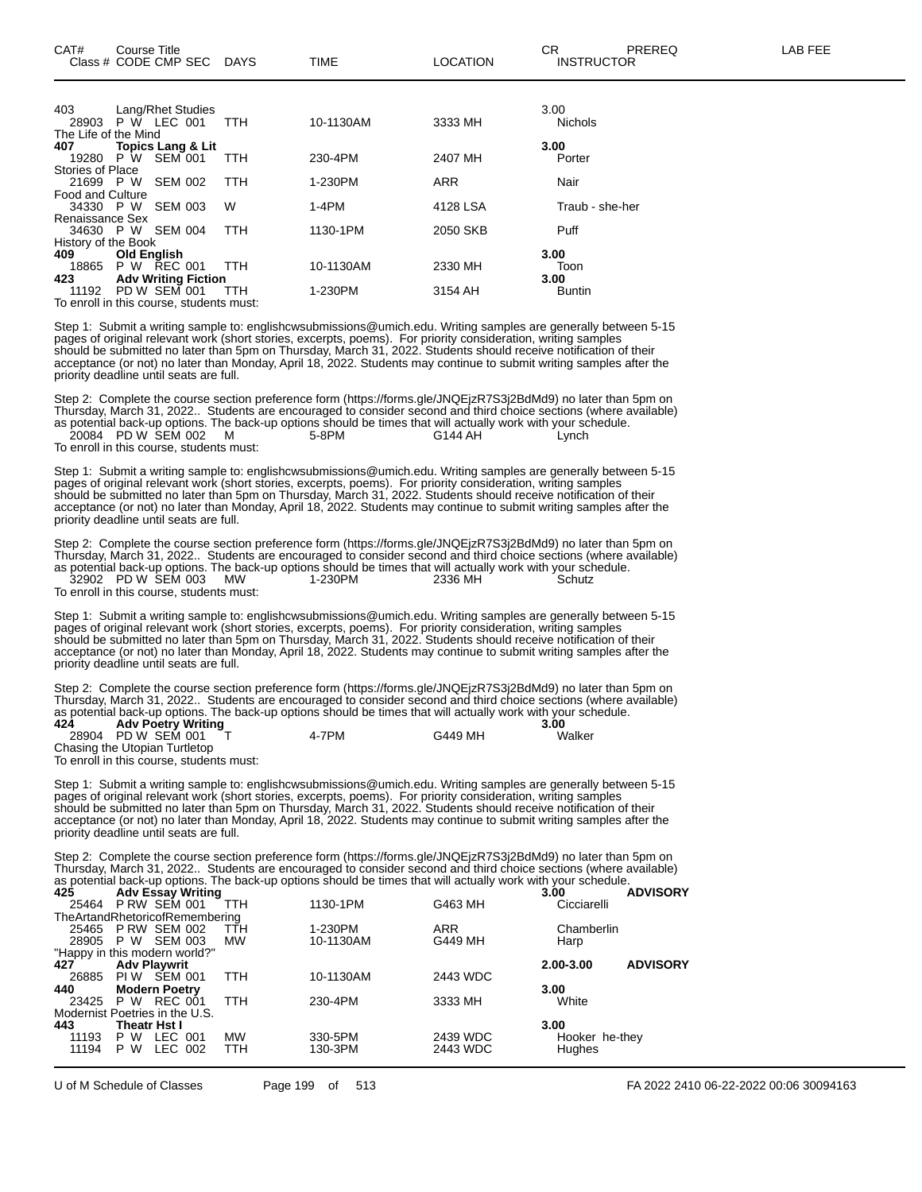| CAT# | Course Title<br>Class # CODE CMP SEC | DAYS | TIME | LOCATION | CR<br>INSTRUCTOR | PREREQ | LAB FEE |
|---|---|---|---|---|---|---|---|
| 403 | Lang/Rhet Studies | | | | 3.00 | | |
| 28903 | P W LEC 001 | TTH | 10-1130AM | 3333 MH | Nichols | | |
| The Life of the Mind | | | | | | | |
| **407** | **Topics Lang & Lit** | | | | **3.00** | | |
| 19280 | P W SEM 001 | TTH | 230-4PM | 2407 MH | Porter | | |
| Stories of Place | | | | | | | |
| 21699 | P W SEM 002 | TTH | 1-230PM | ARR | Nair | | |
| Food and Culture | | | | | | | |
| 34330 | P W SEM 003 | W | 1-4PM | 4128 LSA | Traub - she-her | | |
| Renaissance Sex | | | | | | | |
| 34630 | P W SEM 004 | TTH | 1130-1PM | 2050 SKB | Puff | | |
| History of the Book | | | | | | | |
| **409** | **Old English** | | | | **3.00** | | |
| 18865 | P W REC 001 | TTH | 10-1130AM | 2330 MH | Toon | | |
| **423** | **Adv Writing Fiction** | | | | **3.00** | | |
| 11192 | PD W SEM 001 | TTH | 1-230PM | 3154 AH | Buntin | | |

To enroll in this course, students must:

Step 1: Submit a writing sample to: englishcwsubmissions@umich.edu. Writing samples are generally between 5-15 pages of original relevant work (short stories, excerpts, poems). For priority consideration, writing samples should be submitted no later than 5pm on Thursday, March 31, 2022. Students should receive notification of their acceptance (or not) no later than Monday, April 18, 2022. Students may continue to submit writing samples after the priority deadline until seats are full.

Step 2: Complete the course section preference form (https://forms.gle/JNQEjzR7S3j2BdMd9) no later than 5pm on Thursday, March 31, 2022.. Students are encouraged to consider second and third choice sections (where available) as potential back-up options. The back-up options should be times that will actually work with your schedule.

| | | | | | | | |
|---|---|---|---|---|---|---|---|
| 20084 | PD W SEM 002 | M | 5-8PM | G144 AH | Lynch | | |

To enroll in this course, students must:

Step 1: Submit a writing sample to: englishcwsubmissions@umich.edu. Writing samples are generally between 5-15 pages of original relevant work (short stories, excerpts, poems). For priority consideration, writing samples should be submitted no later than 5pm on Thursday, March 31, 2022. Students should receive notification of their acceptance (or not) no later than Monday, April 18, 2022. Students may continue to submit writing samples after the priority deadline until seats are full.

Step 2: Complete the course section preference form (https://forms.gle/JNQEjzR7S3j2BdMd9) no later than 5pm on Thursday, March 31, 2022.. Students are encouraged to consider second and third choice sections (where available) as potential back-up options. The back-up options should be times that will actually work with your schedule.

| | | | | | | | |
|---|---|---|---|---|---|---|---|
| 32902 | PD W SEM 003 | MW | 1-230PM | 2336 MH | Schutz | | |

To enroll in this course, students must:

Step 1: Submit a writing sample to: englishcwsubmissions@umich.edu. Writing samples are generally between 5-15 pages of original relevant work (short stories, excerpts, poems). For priority consideration, writing samples should be submitted no later than 5pm on Thursday, March 31, 2022. Students should receive notification of their acceptance (or not) no later than Monday, April 18, 2022. Students may continue to submit writing samples after the priority deadline until seats are full.

Step 2: Complete the course section preference form (https://forms.gle/JNQEjzR7S3j2BdMd9) no later than 5pm on Thursday, March 31, 2022.. Students are encouraged to consider second and third choice sections (where available) as potential back-up options. The back-up options should be times that will actually work with your schedule.

| | | | | | | | |
|---|---|---|---|---|---|---|---|
| **424** | **Adv Poetry Writing** | | | | **3.00** | | |
| 28904 | PD W SEM 001 | T | 4-7PM | G449 MH | Walker | | |
| Chasing the Utopian Turtletop | | | | | | | |

To enroll in this course, students must:

Step 1: Submit a writing sample to: englishcwsubmissions@umich.edu. Writing samples are generally between 5-15 pages of original relevant work (short stories, excerpts, poems). For priority consideration, writing samples should be submitted no later than 5pm on Thursday, March 31, 2022. Students should receive notification of their acceptance (or not) no later than Monday, April 18, 2022. Students may continue to submit writing samples after the priority deadline until seats are full.

Step 2: Complete the course section preference form (https://forms.gle/JNQEjzR7S3j2BdMd9) no later than 5pm on Thursday, March 31, 2022.. Students are encouraged to consider second and third choice sections (where available) as potential back-up options. The back-up options should be times that will actually work with your schedule.

| | | | | | | | |
|---|---|---|---|---|---|---|---|
| **425** | **Adv Essay Writing** | | | | **3.00** | **ADVISORY** | |
| 25464 | P RW SEM 001 | TTH | 1130-1PM | G463 MH | Cicciarelli | | |
| TheArtandRhetoricofRemembering | | | | | | | |
| 25465 | P RW SEM 002 | TTH | 1-230PM | ARR | Chamberlin | | |
| 28905 | P W SEM 003 | MW | 10-1130AM | G449 MH | Harp | | |
| "Happy in this modern world?" | | | | | | | |
| **427** | **Adv Playwrit** | | | | **2.00-3.00** | **ADVISORY** | |
| 26885 | PI W SEM 001 | TTH | 10-1130AM | 2443 WDC | | | |
| **440** | **Modern Poetry** | | | | **3.00** | | |
| 23425 | P W REC 001 | TTH | 230-4PM | 3333 MH | White | | |
| Modernist Poetries in the U.S. | | | | | | | |
| **443** | **Theatr Hst I** | | | | **3.00** | | |
| 11193 | P W LEC 001 | MW | 330-5PM | 2439 WDC | Hooker he-they | | |
| 11194 | P W LEC 002 | TTH | 130-3PM | 2443 WDC | Hughes | | |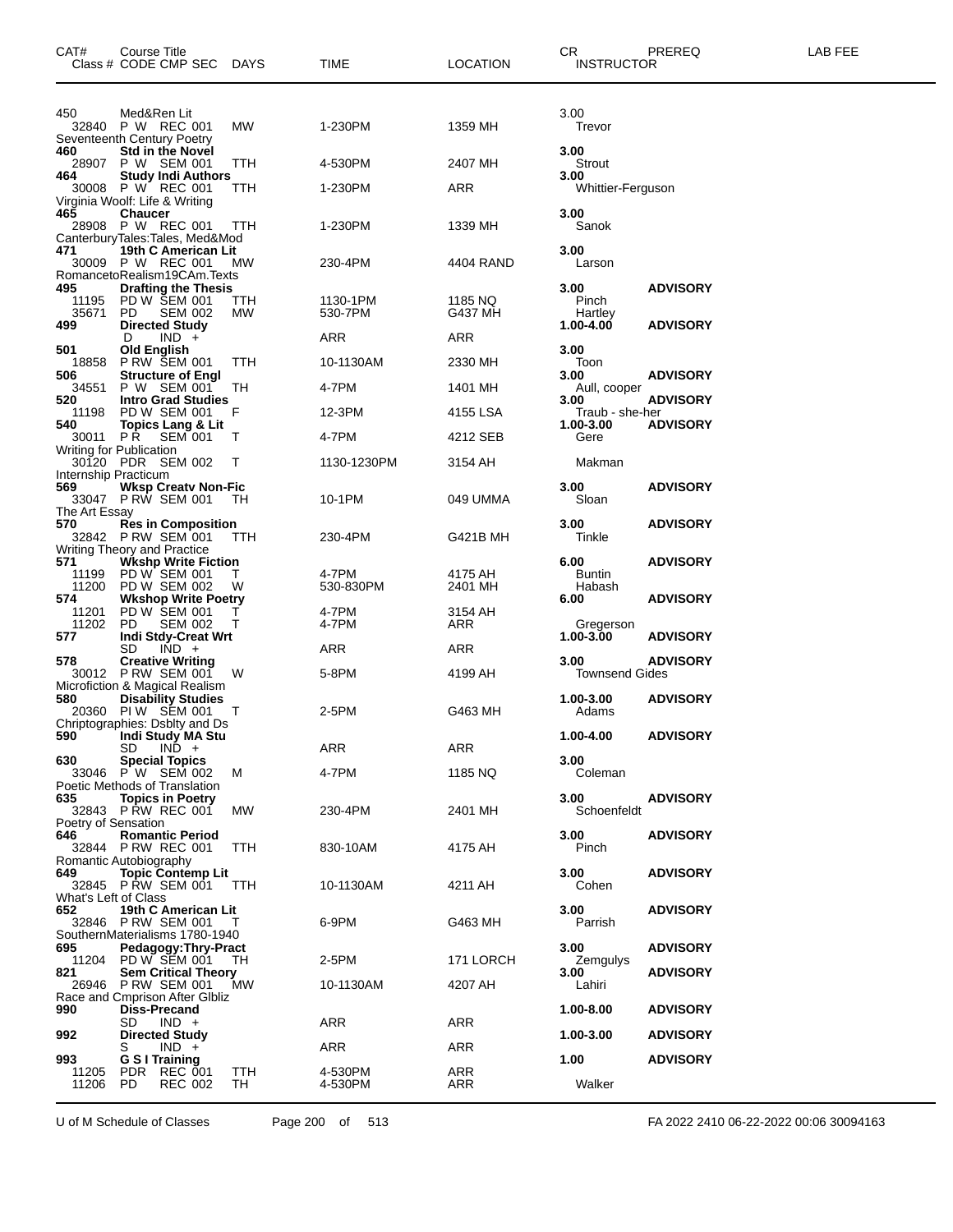| CAT# | Course Title<br>Class # CODE CMP SEC | DAYS | TIME | LOCATION | CR<br>INSTRUCTOR | PREREQ | LAB FEE |
|---|---|---|---|---|---|---|---|
| 450 | Med&Ren Lit | | | | 3.00 | | |
| 32840 | P W REC 001 | MW | 1-230PM | 1359 MH | Trevor | | |
| | Seventeenth Century Poetry | | | | | | |
| **460** | **Std in the Novel** | | | | **3.00** | | |
| 28907 | P W SEM 001 | TTH | 4-530PM | 2407 MH | Strout | | |
| **464** | **Study Indi Authors** | | | | **3.00** | | |
| 30008 | P W REC 001 | TTH | 1-230PM | ARR | Whittier-Ferguson | | |
| | Virginia Woolf: Life & Writing | | | | | | |
| **465** | **Chaucer** | | | | **3.00** | | |
| 28908 | P W REC 001 | TTH | 1-230PM | 1339 MH | Sanok | | |
| | CanterburyTales:Tales, Med&Mod | | | | | | |
| **471** | **19th C American Lit** | | | | **3.00** | | |
| 30009 | P W REC 001 | MW | 230-4PM | 4404 RAND | Larson | | |
| | RomancetoRealism19CAm.Texts | | | | | | |
| **495** | **Drafting the Thesis** | | | | **3.00** | **ADVISORY** | |
| 11195 | PD W SEM 001 | TTH | 1130-1PM | 1185 NQ | Pinch | | |
| 35671 | PD SEM 002 | MW | 530-7PM | G437 MH | Hartley | | |
| **499** | **Directed Study** | | | | **1.00-4.00** | **ADVISORY** | |
| | D IND + | | ARR | ARR | | | |
| **501** | **Old English** | | | | **3.00** | | |
| 18858 | P RW SEM 001 | TTH | 10-1130AM | 2330 MH | Toon | | |
| **506** | **Structure of Engl** | | | | **3.00** | **ADVISORY** | |
| 34551 | P W SEM 001 | TH | 4-7PM | 1401 MH | Aull, cooper | | |
| **520** | **Intro Grad Studies** | | | | **3.00** | **ADVISORY** | |
| 11198 | PD W SEM 001 | F | 12-3PM | 4155 LSA | Traub - she-her | | |
| **540** | **Topics Lang & Lit** | | | | **1.00-3.00** | **ADVISORY** | |
| 30011 | P R SEM 001 | T | 4-7PM | 4212 SEB | Gere | | |
| | Writing for Publication | | | | | | |
| 30120 | PDR SEM 002 | T | 1130-1230PM | 3154 AH | Makman | | |
| | Internship Practicum | | | | | | |
| **569** | **Wksp Creatv Non-Fic** | | | | **3.00** | **ADVISORY** | |
| 33047 | P RW SEM 001 | TH | 10-1PM | 049 UMMA | Sloan | | |
| | The Art Essay | | | | | | |
| **570** | **Res in Composition** | | | | **3.00** | **ADVISORY** | |
| 32842 | P RW SEM 001 | TTH | 230-4PM | G421B MH | Tinkle | | |
| | Writing Theory and Practice | | | | | | |
| **571** | **Wkshp Write Fiction** | | | | **6.00** | **ADVISORY** | |
| 11199 | PD W SEM 001 | T | 4-7PM | 4175 AH | Buntin | | |
| 11200 | PD W SEM 002 | W | 530-830PM | 2401 MH | Habash | | |
| **574** | **Wkshop Write Poetry** | | | | **6.00** | **ADVISORY** | |
| 11201 | PD W SEM 001 | T | 4-7PM | 3154 AH | | | |
| 11202 | PD SEM 002 | T | 4-7PM | ARR | Gregerson | | |
| **577** | **Indi Stdy-Creat Wrt** | | | | **1.00-3.00** | **ADVISORY** | |
| | SD IND + | | ARR | ARR | | | |
| **578** | **Creative Writing** | | | | **3.00** | **ADVISORY** | |
| 30012 | P RW SEM 001 | W | 5-8PM | 4199 AH | Townsend Gides | | |
| | Microfiction & Magical Realism | | | | | | |
| **580** | **Disability Studies** | | | | **1.00-3.00** | **ADVISORY** | |
| 20360 | PI W SEM 001 | T | 2-5PM | G463 MH | Adams | | |
| | Chriptographies: Dsblty and Ds | | | | | | |
| **590** | **Indi Study MA Stu** | | | | **1.00-4.00** | **ADVISORY** | |
| | SD IND + | | ARR | ARR | | | |
| **630** | **Special Topics** | | | | **3.00** | | |
| 33046 | P W SEM 002 | M | 4-7PM | 1185 NQ | Coleman | | |
| | Poetic Methods of Translation | | | | | | |
| **635** | **Topics in Poetry** | | | | **3.00** | **ADVISORY** | |
| 32843 | P RW REC 001 | MW | 230-4PM | 2401 MH | Schoenfeldt | | |
| | Poetry of Sensation | | | | | | |
| **646** | **Romantic Period** | | | | **3.00** | **ADVISORY** | |
| 32844 | P RW REC 001 | TTH | 830-10AM | 4175 AH | Pinch | | |
| | Romantic Autobiography | | | | | | |
| **649** | **Topic Contemp Lit** | | | | **3.00** | **ADVISORY** | |
| 32845 | P RW SEM 001 | TTH | 10-1130AM | 4211 AH | Cohen | | |
| | What's Left of Class | | | | | | |
| **652** | **19th C American Lit** | | | | **3.00** | **ADVISORY** | |
| 32846 | P RW SEM 001 | T | 6-9PM | G463 MH | Parrish | | |
| | SouthernMaterialisms 1780-1940 | | | | | | |
| **695** | **Pedagogy:Thry-Pract** | | | | **3.00** | **ADVISORY** | |
| 11204 | PD W SEM 001 | TH | 2-5PM | 171 LORCH | Zemgulys | | |
| **821** | **Sem Critical Theory** | | | | **3.00** | **ADVISORY** | |
| 26946 | P RW SEM 001 | MW | 10-1130AM | 4207 AH | Lahiri | | |
| | Race and Cmprison After Glbliz | | | | | | |
| **990** | **Diss-Precand** | | | | **1.00-8.00** | **ADVISORY** | |
| | SD IND + | | ARR | ARR | | | |
| **992** | **Directed Study** | | | | **1.00-3.00** | **ADVISORY** | |
| | S IND + | | ARR | ARR | | | |
| **993** | **G S I Training** | | | | **1.00** | **ADVISORY** | |
| 11205 | PDR REC 001 | TTH | 4-530PM | ARR | | | |
| 11206 | PD REC 002 | TH | 4-530PM | ARR | Walker | | |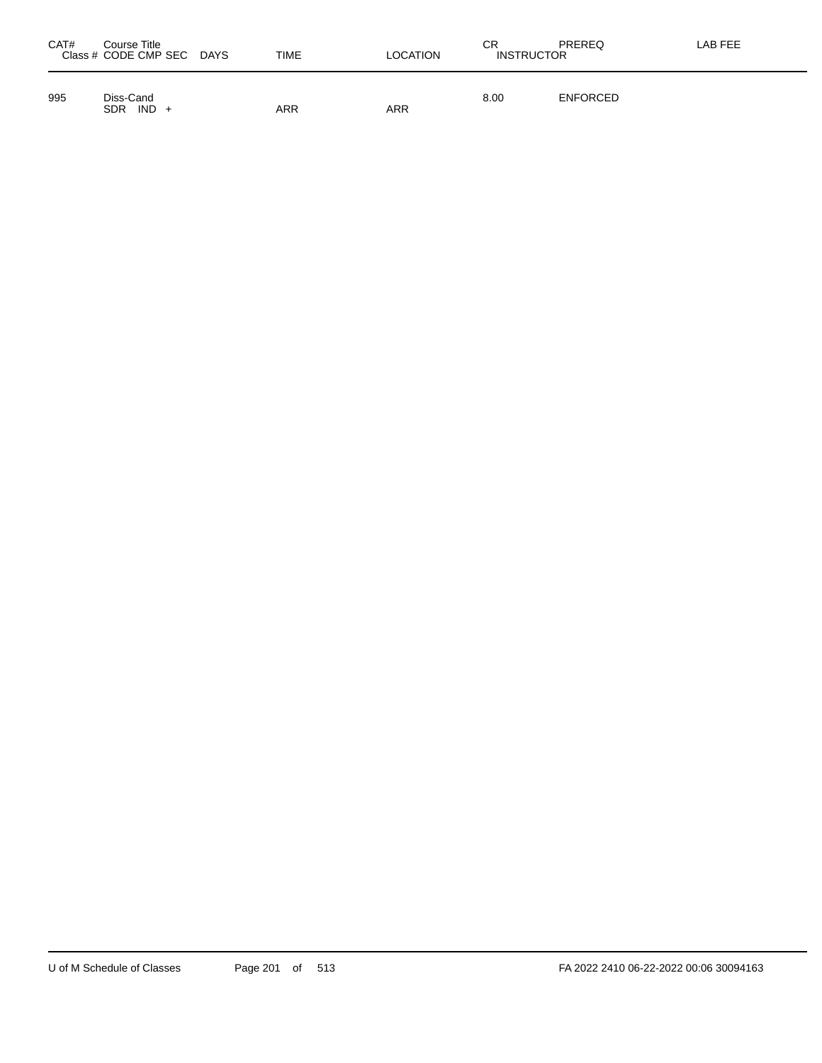| CAT# | Course Title<br>Class # CODE CMP SEC DAYS | TIME | LOCATION | CR<br>INSTRUCTOR | PREREQ | LAB FEE |
|---|---|---|---|---|---|---|
| 995 | Diss-Cand<br>SDR IND + | ARR | ARR | 8.00 | ENFORCED | |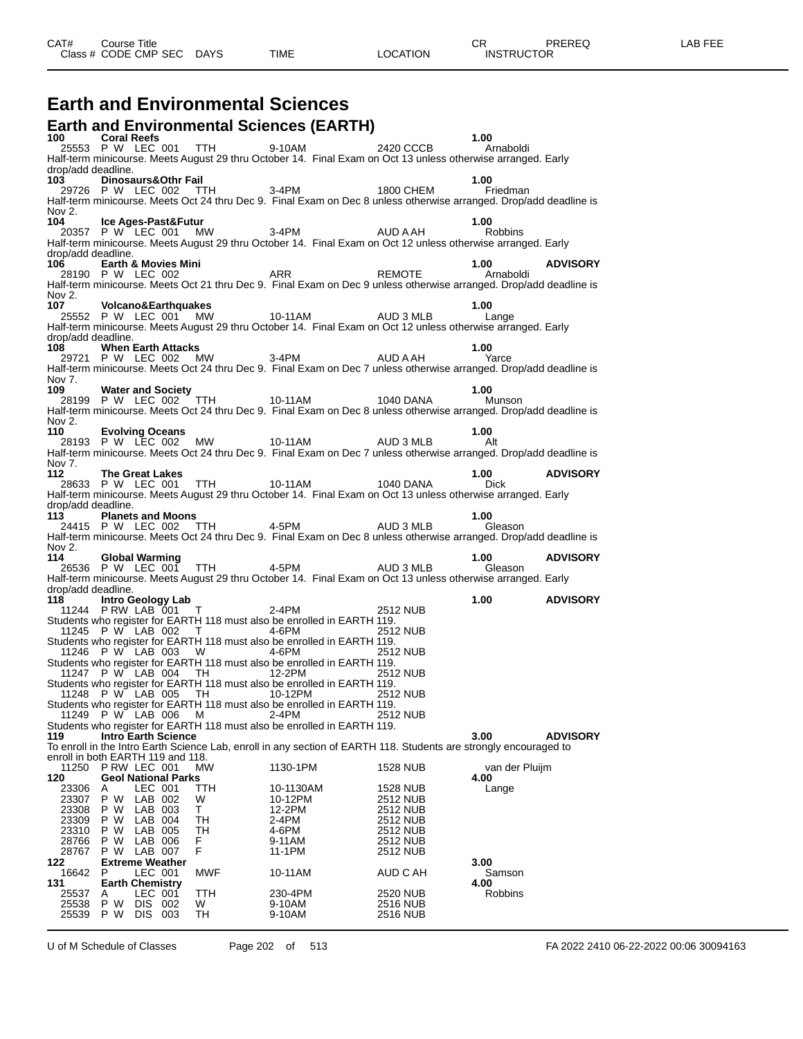# Earth and Environmental Sciences

## Earth and Environmental Sciences (EARTH)

**100 Coral Reefs** **1.00**
25553 P W LEC 001 TTH 9-10AM 2420 CCCB Arnaboldi
Half-term minicourse. Meets August 29 thru October 14. Final Exam on Oct 13 unless otherwise arranged. Early drop/add deadline.

**103 Dinosaurs&Othr Fail** **1.00**
29726 P W LEC 002 TTH 3-4PM 1800 CHEM Friedman
Half-term minicourse. Meets Oct 24 thru Dec 9. Final Exam on Dec 8 unless otherwise arranged. Drop/add deadline is Nov 2.

**104 Ice Ages-Past&Futur** **1.00**
20357 P W LEC 001 MW 3-4PM AUD A AH Robbins
Half-term minicourse. Meets August 29 thru October 14. Final Exam on Oct 12 unless otherwise arranged. Early drop/add deadline.

**106 Earth & Movies Mini** **1.00** **ADVISORY**
28190 P W LEC 002 ARR REMOTE Arnaboldi
Half-term minicourse. Meets Oct 21 thru Dec 9. Final Exam on Dec 9 unless otherwise arranged. Drop/add deadline is Nov 2.

**107 Volcano&Earthquakes** **1.00**
25552 P W LEC 001 MW 10-11AM AUD 3 MLB Lange
Half-term minicourse. Meets August 29 thru October 14. Final Exam on Oct 12 unless otherwise arranged. Early drop/add deadline.

**108 When Earth Attacks** **1.00**
29721 P W LEC 002 MW 3-4PM AUD A AH Yarce
Half-term minicourse. Meets Oct 24 thru Dec 9. Final Exam on Dec 7 unless otherwise arranged. Drop/add deadline is Nov 7.

**109 Water and Society** **1.00**
28199 P W LEC 002 TTH 10-11AM 1040 DANA Munson
Half-term minicourse. Meets Oct 24 thru Dec 9. Final Exam on Dec 8 unless otherwise arranged. Drop/add deadline is Nov 2.

**110 Evolving Oceans** **1.00**
28193 P W LEC 002 MW 10-11AM AUD 3 MLB Alt
Half-term minicourse. Meets Oct 24 thru Dec 9. Final Exam on Dec 7 unless otherwise arranged. Drop/add deadline is Nov 7.

**112 The Great Lakes** **1.00** **ADVISORY**
28633 P W LEC 001 TTH 10-11AM 1040 DANA Dick
Half-term minicourse. Meets August 29 thru October 14. Final Exam on Oct 13 unless otherwise arranged. Early drop/add deadline.

**113 Planets and Moons** **1.00**
24415 P W LEC 002 TTH 4-5PM AUD 3 MLB Gleason
Half-term minicourse. Meets Oct 24 thru Dec 9. Final Exam on Dec 8 unless otherwise arranged. Drop/add deadline is Nov 2.

**114 Global Warming** **1.00** **ADVISORY**
26536 P W LEC 001 TTH 4-5PM AUD 3 MLB Gleason
Half-term minicourse. Meets August 29 thru October 14. Final Exam on Oct 13 unless otherwise arranged. Early drop/add deadline.

**118 Intro Geology Lab** **1.00** **ADVISORY**
11244 P RW LAB 001 T 2-4PM 2512 NUB
Students who register for EARTH 118 must also be enrolled in EARTH 119.
11245 P W LAB 002 T 4-6PM 2512 NUB
Students who register for EARTH 118 must also be enrolled in EARTH 119.
11246 P W LAB 003 W 4-6PM 2512 NUB
Students who register for EARTH 118 must also be enrolled in EARTH 119.
11247 P W LAB 004 TH 12-2PM 2512 NUB
Students who register for EARTH 118 must also be enrolled in EARTH 119.
11248 P W LAB 005 TH 10-12PM 2512 NUB
Students who register for EARTH 118 must also be enrolled in EARTH 119.
11249 P W LAB 006 M 2-4PM 2512 NUB
Students who register for EARTH 118 must also be enrolled in EARTH 119.

**119 Intro Earth Science** **3.00** **ADVISORY**
To enroll in the Intro Earth Science Lab, enroll in any section of EARTH 118. Students are strongly encouraged to enroll in both EARTH 119 and 118.
11250 P RW LEC 001 MW 1130-1PM 1528 NUB van der Pluijm

**120 Geol National Parks** **4.00**

| Class # | CODE | CMP | SEC | DAYS | TIME | LOCATION | INSTRUCTOR |
|---|---|---|---|---|---|---|---|
| 23306 | A | LEC | 001 | TTH | 10-1130AM | 1528 NUB | Lange |
| 23307 | P W | LAB | 002 | W | 10-12PM | 2512 NUB | |
| 23308 | P W | LAB | 003 | T | 12-2PM | 2512 NUB | |
| 23309 | P W | LAB | 004 | TH | 2-4PM | 2512 NUB | |
| 23310 | P W | LAB | 005 | TH | 4-6PM | 2512 NUB | |
| 28766 | P W | LAB | 006 | F | 9-11AM | 2512 NUB | |
| 28767 | P W | LAB | 007 | F | 11-1PM | 2512 NUB | |

**122 Extreme Weather** **3.00**

| Class # | CODE | CMP | SEC | DAYS | TIME | LOCATION | INSTRUCTOR |
|---|---|---|---|---|---|---|---|
| 16642 | P | LEC | 001 | MWF | 10-11AM | AUD C AH | Samson |

**131 Earth Chemistry** **4.00**

| Class # | CODE | CMP | SEC | DAYS | TIME | LOCATION | INSTRUCTOR |
|---|---|---|---|---|---|---|---|
| 25537 | A | LEC | 001 | TTH | 230-4PM | 2520 NUB | Robbins |
| 25538 | P W | DIS | 002 | W | 9-10AM | 2516 NUB | |
| 25539 | P W | DIS | 003 | TH | 9-10AM | 2516 NUB | |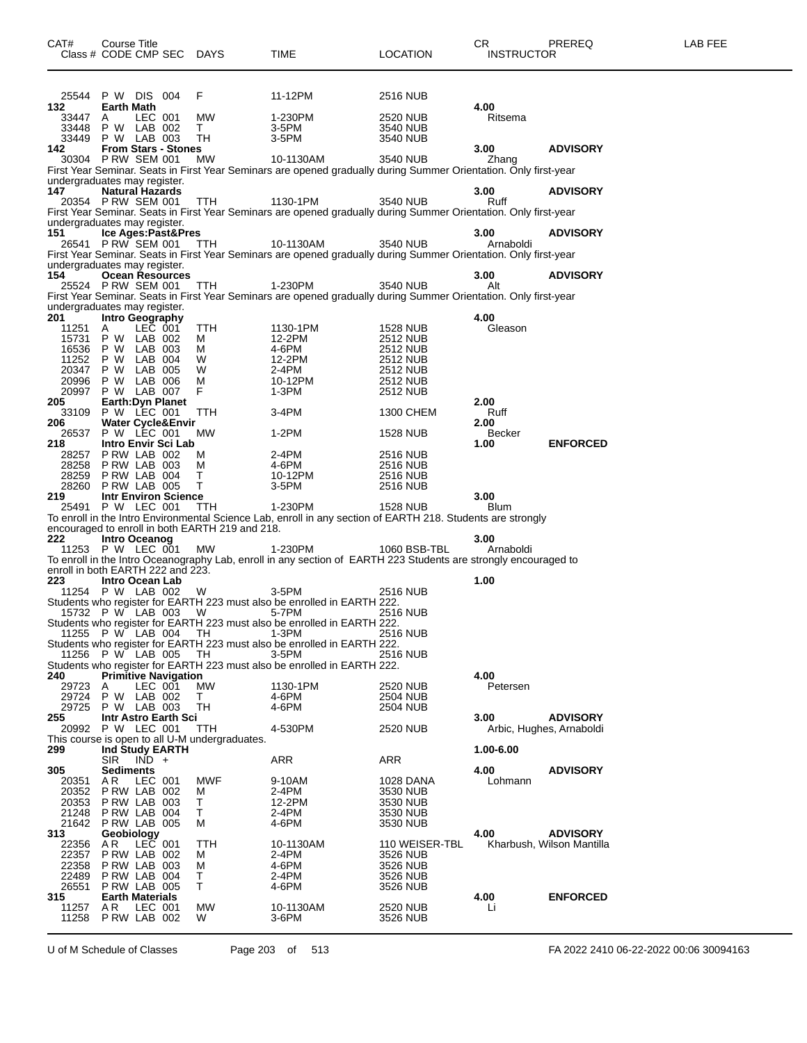| CAT# Class # | Course Title CODE | CMP | SEC | DAYS | TIME | LOCATION | CR INSTRUCTOR | PREREQ | LAB FEE |
|---|---|---|---|---|---|---|---|---|---|
| 25544 | P W | DIS | 004 | F | 11-12PM | 2516 NUB | | | |
| **132** | **Earth Math** | | | | | | **4.00** | | |
| 33447 | A | LEC | 001 | MW | 1-230PM | 2520 NUB | Ritsema | | |
| 33448 | P W | LAB | 002 | T | 3-5PM | 3540 NUB | | | |
| 33449 | P W | LAB | 003 | TH | 3-5PM | 3540 NUB | | | |
| **142** | **From Stars - Stones** | | | | | | **3.00** | **ADVISORY** | |
| 30304 | P RW | SEM | 001 | MW | 10-1130AM | 3540 NUB | Zhang | | |

First Year Seminar. Seats in First Year Seminars are opened gradually during Summer Orientation. Only first-year undergraduates may register.

| CAT# Class # | Course Title CODE | CMP | SEC | DAYS | TIME | LOCATION | CR INSTRUCTOR | PREREQ | LAB FEE |
|---|---|---|---|---|---|---|---|---|---|
| **147** | **Natural Hazards** | | | | | | **3.00** | **ADVISORY** | |
| 20354 | P RW | SEM | 001 | TTH | 1130-1PM | 3540 NUB | Ruff | | |

First Year Seminar. Seats in First Year Seminars are opened gradually during Summer Orientation. Only first-year undergraduates may register.

| CAT# Class # | Course Title CODE | CMP | SEC | DAYS | TIME | LOCATION | CR INSTRUCTOR | PREREQ | LAB FEE |
|---|---|---|---|---|---|---|---|---|---|
| **151** | **Ice Ages:Past&Pres** | | | | | | **3.00** | **ADVISORY** | |
| 26541 | P RW | SEM | 001 | TTH | 10-1130AM | 3540 NUB | Arnaboldi | | |

First Year Seminar. Seats in First Year Seminars are opened gradually during Summer Orientation. Only first-year undergraduates may register.

| CAT# Class # | Course Title CODE | CMP | SEC | DAYS | TIME | LOCATION | CR INSTRUCTOR | PREREQ | LAB FEE |
|---|---|---|---|---|---|---|---|---|---|
| **154** | **Ocean Resources** | | | | | | **3.00** | **ADVISORY** | |
| 25524 | P RW | SEM | 001 | TTH | 1-230PM | 3540 NUB | Alt | | |

First Year Seminar. Seats in First Year Seminars are opened gradually during Summer Orientation. Only first-year undergraduates may register.

| CAT# Class # | Course Title CODE | CMP | SEC | DAYS | TIME | LOCATION | CR INSTRUCTOR | PREREQ | LAB FEE |
|---|---|---|---|---|---|---|---|---|---|
| **201** | **Intro Geography** | | | | | | **4.00** | | |
| 11251 | A | LEC | 001 | TTH | 1130-1PM | 1528 NUB | Gleason | | |
| 15731 | P W | LAB | 002 | M | 12-2PM | 2512 NUB | | | |
| 16536 | P W | LAB | 003 | M | 4-6PM | 2512 NUB | | | |
| 11252 | P W | LAB | 004 | W | 12-2PM | 2512 NUB | | | |
| 20347 | P W | LAB | 005 | W | 2-4PM | 2512 NUB | | | |
| 20996 | P W | LAB | 006 | M | 10-12PM | 2512 NUB | | | |
| 20997 | P W | LAB | 007 | F | 1-3PM | 2512 NUB | | | |
| **205** | **Earth:Dyn Planet** | | | | | | **2.00** | | |
| 33109 | P W | LEC | 001 | TTH | 3-4PM | 1300 CHEM | Ruff | | |
| **206** | **Water Cycle&Envir** | | | | | | **2.00** | | |
| 26537 | P W | LEC | 001 | MW | 1-2PM | 1528 NUB | Becker | | |
| **218** | **Intro Envir Sci Lab** | | | | | | **1.00** | **ENFORCED** | |
| 28257 | P RW | LAB | 002 | M | 2-4PM | 2516 NUB | | | |
| 28258 | P RW | LAB | 003 | M | 4-6PM | 2516 NUB | | | |
| 28259 | P RW | LAB | 004 | T | 10-12PM | 2516 NUB | | | |
| 28260 | P RW | LAB | 005 | T | 3-5PM | 2516 NUB | | | |
| **219** | **Intr Environ Science** | | | | | | **3.00** | | |
| 25491 | P W | LEC | 001 | TTH | 1-230PM | 1528 NUB | Blum | | |

To enroll in the Intro Environmental Science Lab, enroll in any section of EARTH 218. Students are strongly encouraged to enroll in both EARTH 219 and 218.

| CAT# Class # | Course Title CODE | CMP | SEC | DAYS | TIME | LOCATION | CR INSTRUCTOR | PREREQ | LAB FEE |
|---|---|---|---|---|---|---|---|---|---|
| **222** | **Intro Oceanog** | | | | | | **3.00** | | |
| 11253 | P W | LEC | 001 | MW | 1-230PM | 1060 BSB-TBL | Arnaboldi | | |

To enroll in the Intro Oceanography Lab, enroll in any section of EARTH 223 Students are strongly encouraged to enroll in both EARTH 222 and 223.

| CAT# Class # | Course Title CODE | CMP | SEC | DAYS | TIME | LOCATION | CR INSTRUCTOR | PREREQ | LAB FEE |
|---|---|---|---|---|---|---|---|---|---|
| **223** | **Intro Ocean Lab** | | | | | | **1.00** | | |
| 11254 | P W | LAB | 002 | W | 3-5PM | 2516 NUB | | | |

Students who register for EARTH 223 must also be enrolled in EARTH 222.

| CAT# Class # | Course Title CODE | CMP | SEC | DAYS | TIME | LOCATION | CR INSTRUCTOR | PREREQ | LAB FEE |
|---|---|---|---|---|---|---|---|---|---|
| 15732 | P W | LAB | 003 | W | 5-7PM | 2516 NUB | | | |

Students who register for EARTH 223 must also be enrolled in EARTH 222.

| CAT# Class # | Course Title CODE | CMP | SEC | DAYS | TIME | LOCATION | CR INSTRUCTOR | PREREQ | LAB FEE |
|---|---|---|---|---|---|---|---|---|---|
| 11255 | P W | LAB | 004 | TH | 1-3PM | 2516 NUB | | | |

Students who register for EARTH 223 must also be enrolled in EARTH 222.

| CAT# Class # | Course Title CODE | CMP | SEC | DAYS | TIME | LOCATION | CR INSTRUCTOR | PREREQ | LAB FEE |
|---|---|---|---|---|---|---|---|---|---|
| 11256 | P W | LAB | 005 | TH | 3-5PM | 2516 NUB | | | |

Students who register for EARTH 223 must also be enrolled in EARTH 222.

| CAT# Class # | Course Title CODE | CMP | SEC | DAYS | TIME | LOCATION | CR INSTRUCTOR | PREREQ | LAB FEE |
|---|---|---|---|---|---|---|---|---|---|
| **240** | **Primitive Navigation** | | | | | | **4.00** | | |
| 29723 | A | LEC | 001 | MW | 1130-1PM | 2520 NUB | Petersen | | |
| 29724 | P W | LAB | 002 | T | 4-6PM | 2504 NUB | | | |
| 29725 | P W | LAB | 003 | TH | 4-6PM | 2504 NUB | | | |
| **255** | **Intr Astro Earth Sci** | | | | | | **3.00** | **ADVISORY** | |
| 20992 | P W | LEC | 001 | TTH | 4-530PM | 2520 NUB | Arbic, Hughes, Arnaboldi | | |

This course is open to all U-M undergraduates.

| CAT# Class # | Course Title CODE | CMP | SEC | DAYS | TIME | LOCATION | CR INSTRUCTOR | PREREQ | LAB FEE |
|---|---|---|---|---|---|---|---|---|---|
| **299** | **Ind Study EARTH** | | | | | | **1.00-6.00** | | |
| | SIR | IND | + | | ARR | ARR | | | |
| **305** | **Sediments** | | | | | | **4.00** | **ADVISORY** | |
| 20351 | A R | LEC | 001 | MWF | 9-10AM | 1028 DANA | Lohmann | | |
| 20352 | P RW | LAB | 002 | M | 2-4PM | 3530 NUB | | | |
| 20353 | P RW | LAB | 003 | T | 12-2PM | 3530 NUB | | | |
| 21248 | P RW | LAB | 004 | T | 2-4PM | 3530 NUB | | | |
| 21642 | P RW | LAB | 005 | M | 4-6PM | 3530 NUB | | | |
| **313** | **Geobiology** | | | | | | **4.00** | **ADVISORY** | |
| 22356 | A R | LEC | 001 | TTH | 10-1130AM | 110 WEISER-TBL | Kharbush, Wilson Mantilla | | |
| 22357 | P RW | LAB | 002 | M | 2-4PM | 3526 NUB | | | |
| 22358 | P RW | LAB | 003 | M | 4-6PM | 3526 NUB | | | |
| 22489 | P RW | LAB | 004 | T | 2-4PM | 3526 NUB | | | |
| 26551 | P RW | LAB | 005 | T | 4-6PM | 3526 NUB | | | |
| **315** | **Earth Materials** | | | | | | **4.00** | **ENFORCED** | |
| 11257 | A R | LEC | 001 | MW | 10-1130AM | 2520 NUB | Li | | |
| 11258 | P RW | LAB | 002 | W | 3-6PM | 3526 NUB | | | |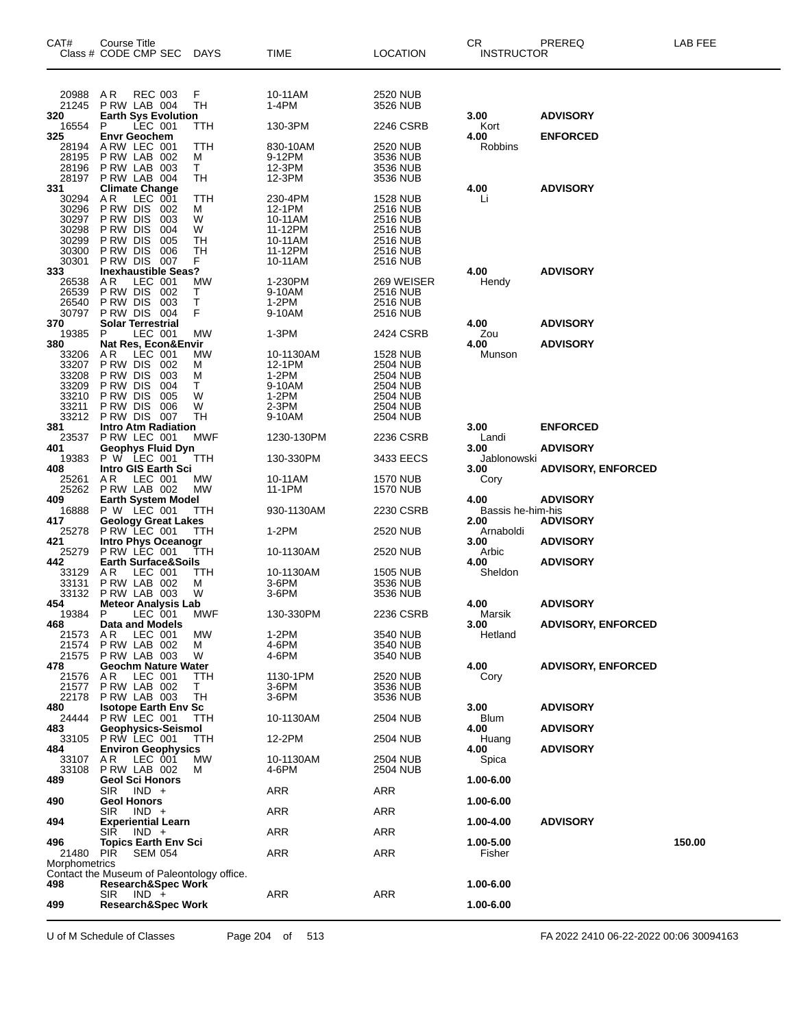| CAT# Class # | Course Title CODE CMP SEC | DAYS | TIME | LOCATION | CR INSTRUCTOR | PREREQ | LAB FEE |
|---|---|---|---|---|---|---|---|
| 20988 | A R REC 003 | F | 10-11AM | 2520 NUB | | | |
| 21245 | P RW LAB 004 | TH | 1-4PM | 3526 NUB | | | |
| **320** | **Earth Sys Evolution** | | | | **3.00** | **ADVISORY** | |
| 16554 | P LEC 001 | TTH | 130-3PM | 2246 CSRB | Kort | | |
| **325** | **Envr Geochem** | | | | **4.00** | **ENFORCED** | |
| 28194 | A RW LEC 001 | TTH | 830-10AM | 2520 NUB | Robbins | | |
| 28195 | P RW LAB 002 | M | 9-12PM | 3536 NUB | | | |
| 28196 | P RW LAB 003 | T | 12-3PM | 3536 NUB | | | |
| 28197 | P RW LAB 004 | TH | 12-3PM | 3536 NUB | | | |
| **331** | **Climate Change** | | | | **4.00** | **ADVISORY** | |
| 30294 | A R LEC 001 | TTH | 230-4PM | 1528 NUB | Li | | |
| 30296 | P RW DIS 002 | M | 12-1PM | 2516 NUB | | | |
| 30297 | P RW DIS 003 | W | 10-11AM | 2516 NUB | | | |
| 30298 | P RW DIS 004 | W | 11-12PM | 2516 NUB | | | |
| 30299 | P RW DIS 005 | TH | 10-11AM | 2516 NUB | | | |
| 30300 | P RW DIS 006 | TH | 11-12PM | 2516 NUB | | | |
| 30301 | P RW DIS 007 | F | 10-11AM | 2516 NUB | | | |
| **333** | **Inexhaustible Seas?** | | | | **4.00** | **ADVISORY** | |
| 26538 | A R LEC 001 | MW | 1-230PM | 269 WEISER | Hendy | | |
| 26539 | P RW DIS 002 | T | 9-10AM | 2516 NUB | | | |
| 26540 | P RW DIS 003 | T | 1-2PM | 2516 NUB | | | |
| 30797 | P RW DIS 004 | F | 9-10AM | 2516 NUB | | | |
| **370** | **Solar Terrestrial** | | | | **4.00** | **ADVISORY** | |
| 19385 | P LEC 001 | MW | 1-3PM | 2424 CSRB | Zou | | |
| **380** | **Nat Res, Econ&Envir** | | | | **4.00** | **ADVISORY** | |
| 33206 | A R LEC 001 | MW | 10-1130AM | 1528 NUB | Munson | | |
| 33207 | P RW DIS 002 | M | 12-1PM | 2504 NUB | | | |
| 33208 | P RW DIS 003 | M | 1-2PM | 2504 NUB | | | |
| 33209 | P RW DIS 004 | T | 9-10AM | 2504 NUB | | | |
| 33210 | P RW DIS 005 | W | 1-2PM | 2504 NUB | | | |
| 33211 | P RW DIS 006 | W | 2-3PM | 2504 NUB | | | |
| 33212 | P RW DIS 007 | TH | 9-10AM | 2504 NUB | | | |
| **381** | **Intro Atm Radiation** | | | | **3.00** | **ENFORCED** | |
| 23537 | P RW LEC 001 | MWF | 1230-130PM | 2236 CSRB | Landi | | |
| **401** | **Geophys Fluid Dyn** | | | | **3.00** | **ADVISORY** | |
| 19383 | P W LEC 001 | TTH | 130-330PM | 3433 EECS | Jablonowski | | |
| **408** | **Intro GIS Earth Sci** | | | | **3.00** | **ADVISORY, ENFORCED** | |
| 25261 | A R LEC 001 | MW | 10-11AM | 1570 NUB | Cory | | |
| 25262 | P RW LAB 002 | MW | 11-1PM | 1570 NUB | | | |
| **409** | **Earth System Model** | | | | **4.00** | **ADVISORY** | |
| 16888 | P W LEC 001 | TTH | 930-1130AM | 2230 CSRB | Bassis he-him-his | | |
| **417** | **Geology Great Lakes** | | | | **2.00** | **ADVISORY** | |
| 25278 | P RW LEC 001 | TTH | 1-2PM | 2520 NUB | Arnaboldi | | |
| **421** | **Intro Phys Oceanogr** | | | | **3.00** | **ADVISORY** | |
| 25279 | P RW LEC 001 | TTH | 10-1130AM | 2520 NUB | Arbic | | |
| **442** | **Earth Surface&Soils** | | | | **4.00** | **ADVISORY** | |
| 33129 | A R LEC 001 | TTH | 10-1130AM | 1505 NUB | Sheldon | | |
| 33131 | P RW LAB 002 | M | 3-6PM | 3536 NUB | | | |
| 33132 | P RW LAB 003 | W | 3-6PM | 3536 NUB | | | |
| **454** | **Meteor Analysis Lab** | | | | **4.00** | **ADVISORY** | |
| 19384 | P LEC 001 | MWF | 130-330PM | 2236 CSRB | Marsik | | |
| **468** | **Data and Models** | | | | **3.00** | **ADVISORY, ENFORCED** | |
| 21573 | A R LEC 001 | MW | 1-2PM | 3540 NUB | Hetland | | |
| 21574 | P RW LAB 002 | M | 4-6PM | 3540 NUB | | | |
| 21575 | P RW LAB 003 | W | 4-6PM | 3540 NUB | | | |
| **478** | **Geochm Nature Water** | | | | **4.00** | **ADVISORY, ENFORCED** | |
| 21576 | A R LEC 001 | TTH | 1130-1PM | 2520 NUB | Cory | | |
| 21577 | P RW LAB 002 | T | 3-6PM | 3536 NUB | | | |
| 22178 | P RW LAB 003 | TH | 3-6PM | 3536 NUB | | | |
| **480** | **Isotope Earth Env Sc** | | | | **3.00** | **ADVISORY** | |
| 24444 | P RW LEC 001 | TTH | 10-1130AM | 2504 NUB | Blum | | |
| **483** | **Geophysics-Seismol** | | | | **4.00** | **ADVISORY** | |
| 33105 | P RW LEC 001 | TTH | 12-2PM | 2504 NUB | Huang | | |
| **484** | **Environ Geophysics** | | | | **4.00** | **ADVISORY** | |
| 33107 | A R LEC 001 | MW | 10-1130AM | 2504 NUB | Spica | | |
| 33108 | P RW LAB 002 | M | 4-6PM | 2504 NUB | | | |
| **489** | **Geol Sci Honors** | | | | **1.00-6.00** | | |
| | SIR IND + | | ARR | ARR | | | |
| **490** | **Geol Honors** | | | | **1.00-6.00** | | |
| | SIR IND + | | ARR | ARR | | | |
| **494** | **Experiential Learn** | | | | **1.00-4.00** | **ADVISORY** | |
| | SIR IND + | | ARR | ARR | | | |
| **496** | **Topics Earth Env Sci** | | | | **1.00-5.00** | | **150.00** |
| 21480 | PIR SEM 054 | | ARR | ARR | Fisher | | |
| Morphometrics | | | | | | | |
| Contact the Museum of Paleontology office. | | | | | | | |
| **498** | **Research&Spec Work** | | | | **1.00-6.00** | | |
| | SIR IND + | | ARR | ARR | | | |
| **499** | **Research&Spec Work** | | | | **1.00-6.00** | | |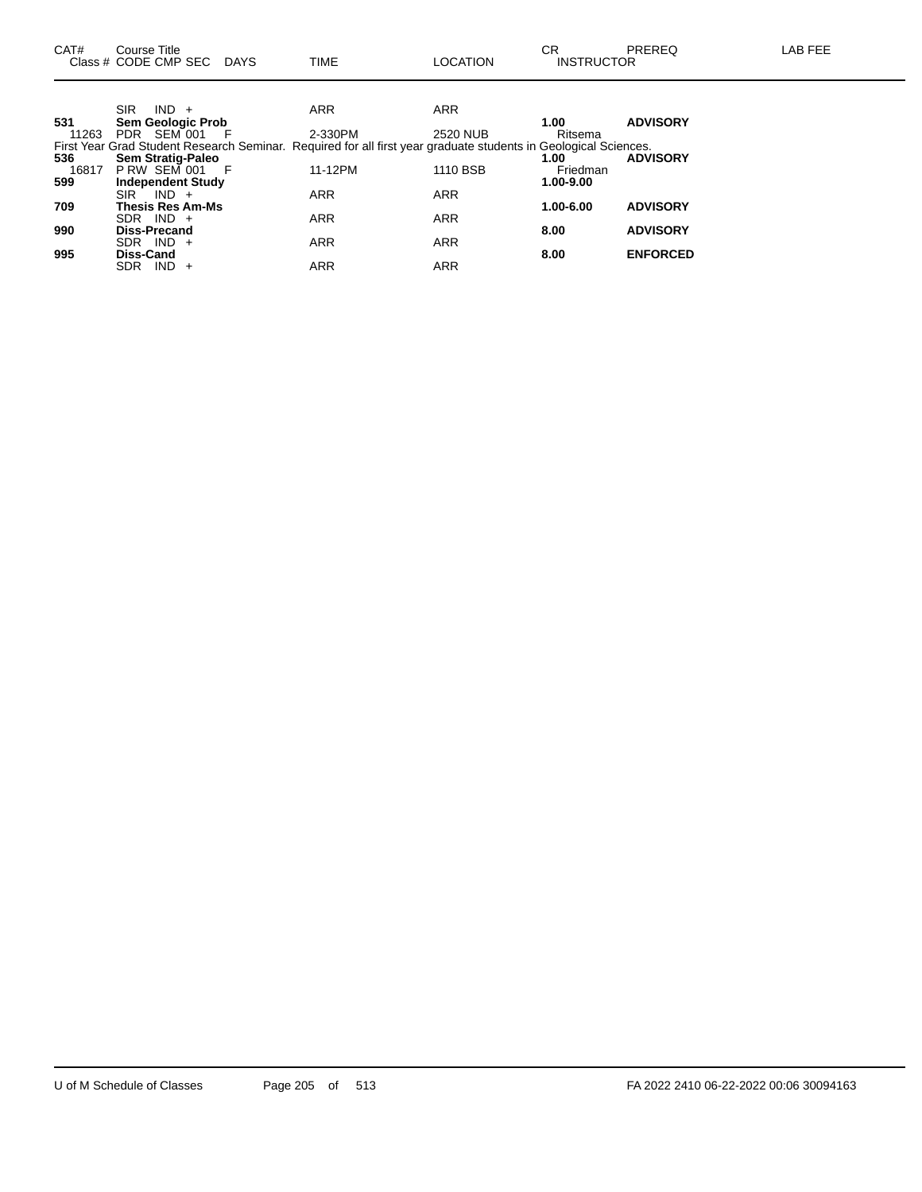| CAT# | Course Title<br>Class # CODE CMP SEC DAYS | TIME | LOCATION | CR<br>INSTRUCTOR | PREREQ | LAB FEE |
|---|---|---|---|---|---|---|
| | SIR IND + | ARR | ARR | | | |
| **531** | **Sem Geologic Prob** | | | **1.00** | **ADVISORY** | |
| 11263 | PDR SEM 001 F | 2-330PM | 2520 NUB | Ritsema | | |
| First Year Grad Student Research Seminar. Required for all first year graduate students in Geological Sciences. | | | | | | |
| **536** | **Sem Stratig-Paleo** | | | **1.00** | **ADVISORY** | |
| 16817 | P RW SEM 001 F | 11-12PM | 1110 BSB | Friedman | | |
| **599** | **Independent Study** | | | **1.00-9.00** | | |
| | SIR IND + | ARR | ARR | | | |
| **709** | **Thesis Res Am-Ms** | | | **1.00-6.00** | **ADVISORY** | |
| | SDR IND + | ARR | ARR | | | |
| **990** | **Diss-Precand** | | | **8.00** | **ADVISORY** | |
| | SDR IND + | ARR | ARR | | | |
| **995** | **Diss-Cand** | | | **8.00** | **ENFORCED** | |
| | SDR IND + | ARR | ARR | | | |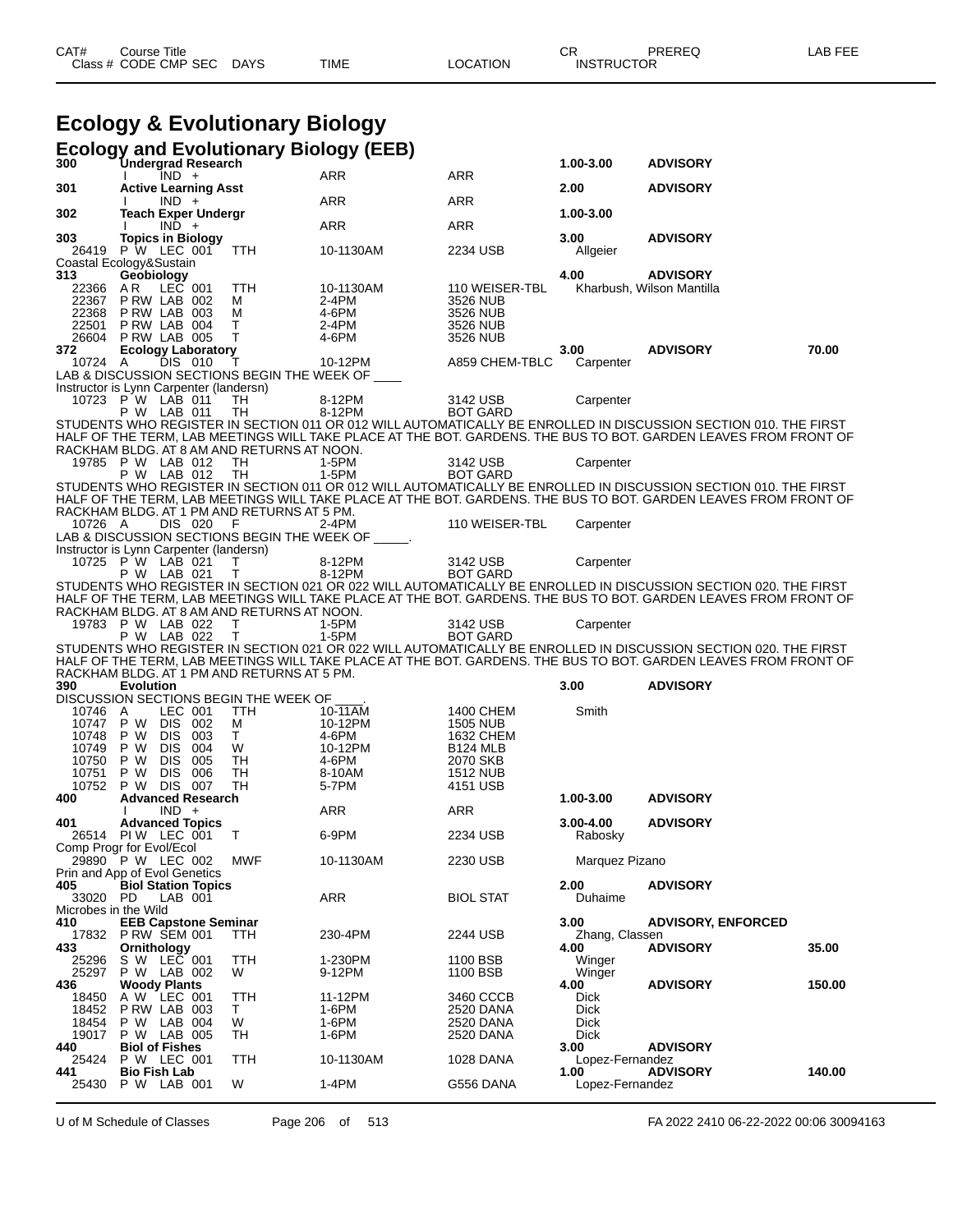# Ecology & Evolutionary Biology

## Ecology and Evolutionary Biology (EEB)

| CAT# Class # | Course Title CODE CMP SEC | DAYS | TIME | LOCATION | CR INSTRUCTOR | PREREQ | LAB FEE |
|---|---|---|---|---|---|---|---|
| **300** | **Undergrad Research** | | | | **1.00-3.00** | **ADVISORY** | |
| | I IND + | | ARR | ARR | | | |
| **301** | **Active Learning Asst** | | | | **2.00** | **ADVISORY** | |
| | I IND + | | ARR | ARR | | | |
| **302** | **Teach Exper Undergr** | | | | **1.00-3.00** | | |
| | I IND + | | ARR | ARR | | | |
| **303** | **Topics in Biology** | | | | **3.00** | **ADVISORY** | |
| 26419 | P W LEC 001 | TTH | 10-1130AM | 2234 USB | Allgeier | | |
| Coastal Ecology&Sustain | | | | | | | |
| **313** | **Geobiology** | | | | **4.00** | **ADVISORY** | |
| 22366 | A R LEC 001 | TTH | 10-1130AM | 110 WEISER-TBL | Kharbush, Wilson Mantilla | | |
| 22367 | P RW LAB 002 | M | 2-4PM | 3526 NUB | | | |
| 22368 | P RW LAB 003 | M | 4-6PM | 3526 NUB | | | |
| 22501 | P RW LAB 004 | T | 2-4PM | 3526 NUB | | | |
| 26604 | P RW LAB 005 | T | 4-6PM | 3526 NUB | | | |
| **372** | **Ecology Laboratory** | | | | **3.00** | **ADVISORY** | **70.00** |
| 10724 | A DIS 010 | T | 10-12PM | A859 CHEM-TBLC | Carpenter | | |
| LAB & DISCUSSION SECTIONS BEGIN THE WEEK OF ____ | | | | | | | |
| Instructor is Lynn Carpenter (landersn) | | | | | | | |
| 10723 | P W LAB 011 | TH | 8-12PM | 3142 USB | Carpenter | | |
| | P W LAB 011 | TH | 8-12PM | BOT GARD | | | |
| STUDENTS WHO REGISTER IN SECTION 011 OR 012 WILL AUTOMATICALLY BE ENROLLED IN DISCUSSION SECTION 010. THE FIRST HALF OF THE TERM, LAB MEETINGS WILL TAKE PLACE AT THE BOT. GARDENS. THE BUS TO BOT. GARDEN LEAVES FROM FRONT OF RACKHAM BLDG. AT 8 AM AND RETURNS AT NOON. | | | | | | | |
| 19785 | P W LAB 012 | TH | 1-5PM | 3142 USB | Carpenter | | |
| | P W LAB 012 | TH | 1-5PM | BOT GARD | | | |
| STUDENTS WHO REGISTER IN SECTION 011 OR 012 WILL AUTOMATICALLY BE ENROLLED IN DISCUSSION SECTION 010. THE FIRST HALF OF THE TERM, LAB MEETINGS WILL TAKE PLACE AT THE BOT. GARDENS. THE BUS TO BOT. GARDEN LEAVES FROM FRONT OF RACKHAM BLDG. AT 1 PM AND RETURNS AT 5 PM. | | | | | | | |
| 10726 | A DIS 020 | F | 2-4PM | 110 WEISER-TBL | Carpenter | | |
| LAB & DISCUSSION SECTIONS BEGIN THE WEEK OF _____. | | | | | | | |
| Instructor is Lynn Carpenter (landersn) | | | | | | | |
| 10725 | P W LAB 021 | T | 8-12PM | 3142 USB | Carpenter | | |
| | P W LAB 021 | T | 8-12PM | BOT GARD | | | |
| STUDENTS WHO REGISTER IN SECTION 021 OR 022 WILL AUTOMATICALLY BE ENROLLED IN DISCUSSION SECTION 020. THE FIRST HALF OF THE TERM, LAB MEETINGS WILL TAKE PLACE AT THE BOT. GARDENS. THE BUS TO BOT. GARDEN LEAVES FROM FRONT OF RACKHAM BLDG. AT 8 AM AND RETURNS AT NOON. | | | | | | | |
| 19783 | P W LAB 022 | T | 1-5PM | 3142 USB | Carpenter | | |
| | P W LAB 022 | T | 1-5PM | BOT GARD | | | |
| STUDENTS WHO REGISTER IN SECTION 021 OR 022 WILL AUTOMATICALLY BE ENROLLED IN DISCUSSION SECTION 020. THE FIRST HALF OF THE TERM, LAB MEETINGS WILL TAKE PLACE AT THE BOT. GARDENS. THE BUS TO BOT. GARDEN LEAVES FROM FRONT OF RACKHAM BLDG. AT 1 PM AND RETURNS AT 5 PM. | | | | | | | |
| **390** | **Evolution** | | | | **3.00** | **ADVISORY** | |
| DISCUSSION SECTIONS BEGIN THE WEEK OF ____. | | | | | | | |
| 10746 | A LEC 001 | TTH | 10-11AM | 1400 CHEM | Smith | | |
| 10747 | P W DIS 002 | M | 10-12PM | 1505 NUB | | | |
| 10748 | P W DIS 003 | T | 4-6PM | 1632 CHEM | | | |
| 10749 | P W DIS 004 | W | 10-12PM | B124 MLB | | | |
| 10750 | P W DIS 005 | TH | 4-6PM | 2070 SKB | | | |
| 10751 | P W DIS 006 | TH | 8-10AM | 1512 NUB | | | |
| 10752 | P W DIS 007 | TH | 5-7PM | 4151 USB | | | |
| **400** | **Advanced Research** | | | | **1.00-3.00** | **ADVISORY** | |
| | I IND + | | ARR | ARR | | | |
| **401** | **Advanced Topics** | | | | **3.00-4.00** | **ADVISORY** | |
| 26514 | PI W LEC 001 | T | 6-9PM | 2234 USB | Rabosky | | |
| Comp Progr for Evol/Ecol | | | | | | | |
| 29890 | P W LEC 002 | MWF | 10-1130AM | 2230 USB | Marquez Pizano | | |
| Prin and App of Evol Genetics | | | | | | | |
| **405** | **Biol Station Topics** | | | | **2.00** | **ADVISORY** | |
| 33020 | PD LAB 001 | | ARR | BIOL STAT | Duhaime | | |
| Microbes in the Wild | | | | | | | |
| **410** | **EEB Capstone Seminar** | | | | **3.00** | **ADVISORY, ENFORCED** | |
| 17832 | P RW SEM 001 | TTH | 230-4PM | 2244 USB | Zhang, Classen | | |
| **433** | **Ornithology** | | | | **4.00** | **ADVISORY** | **35.00** |
| 25296 | S W LEC 001 | TTH | 1-230PM | 1100 BSB | Winger | | |
| 25297 | P W LAB 002 | W | 9-12PM | 1100 BSB | Winger | | |
| **436** | **Woody Plants** | | | | **4.00** | **ADVISORY** | **150.00** |
| 18450 | A W LEC 001 | TTH | 11-12PM | 3460 CCCB | Dick | | |
| 18452 | P RW LAB 003 | T | 1-6PM | 2520 DANA | Dick | | |
| 18454 | P W LAB 004 | W | 1-6PM | 2520 DANA | Dick | | |
| 19017 | P W LAB 005 | TH | 1-6PM | 2520 DANA | Dick | | |
| **440** | **Biol of Fishes** | | | | **3.00** | **ADVISORY** | |
| 25424 | P W LEC 001 | TTH | 10-1130AM | 1028 DANA | Lopez-Fernandez | | |
| **441** | **Bio Fish Lab** | | | | **1.00** | **ADVISORY** | **140.00** |
| 25430 | P W LAB 001 | W | 1-4PM | G556 DANA | Lopez-Fernandez | | |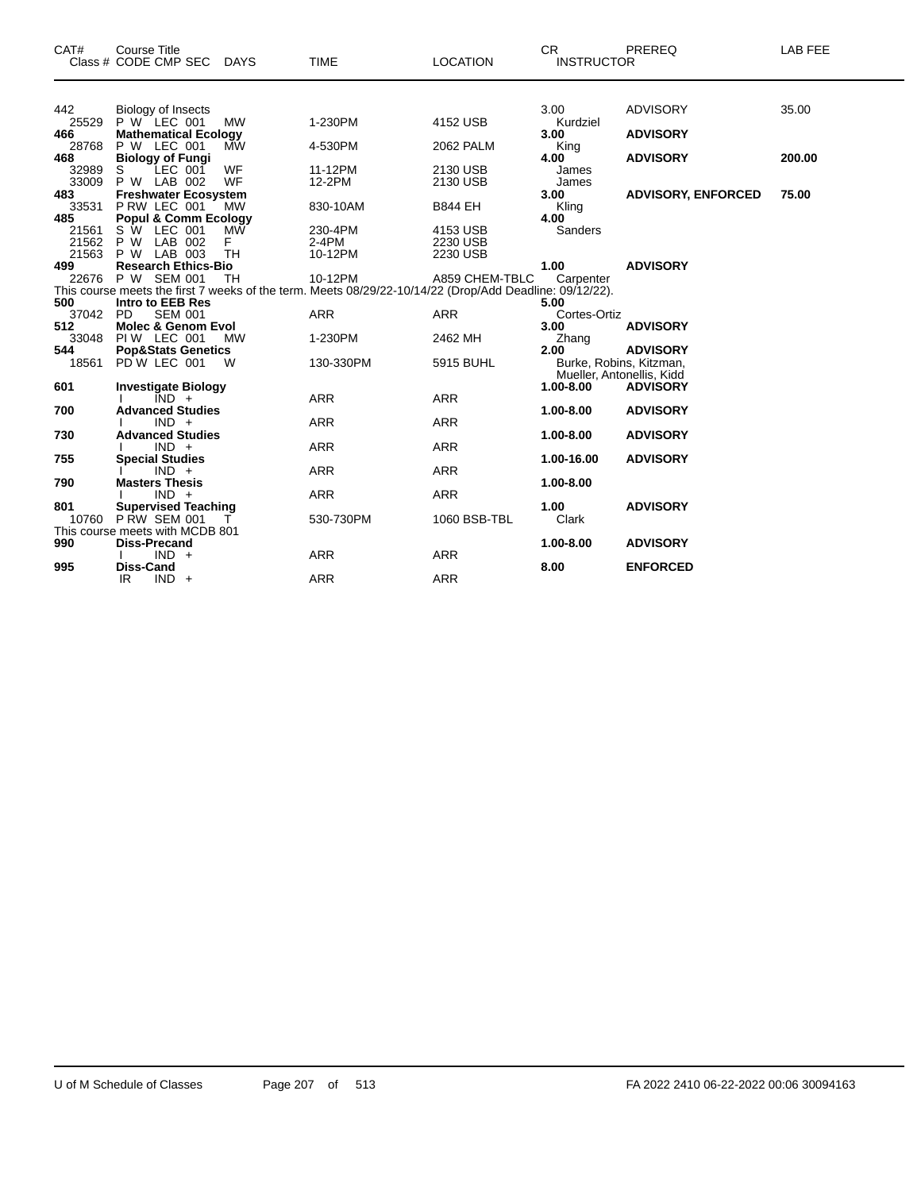| CAT# | Course Title<br>Class # CODE CMP SEC | DAYS | TIME | LOCATION | CR<br>INSTRUCTOR | PREREQ | LAB FEE |
|---|---|---|---|---|---|---|---|
| 442 | Biology of Insects | | | | 3.00 | ADVISORY | 35.00 |
| 25529 | P W LEC 001 | MW | 1-230PM | 4152 USB | Kurdziel | | |
| **466** | **Mathematical Ecology** | | | | **3.00** | **ADVISORY** | |
| 28768 | P W LEC 001 | MW | 4-530PM | 2062 PALM | King | | |
| **468** | **Biology of Fungi** | | | | **4.00** | **ADVISORY** | **200.00** |
| 32989 | S LEC 001 | WF | 11-12PM | 2130 USB | James | | |
| 33009 | P W LAB 002 | WF | 12-2PM | 2130 USB | James | | |
| **483** | **Freshwater Ecosystem** | | | | **3.00** | **ADVISORY, ENFORCED** | **75.00** |
| 33531 | P RW LEC 001 | MW | 830-10AM | B844 EH | Kling | | |
| **485** | **Popul & Comm Ecology** | | | | **4.00** | | |
| 21561 | S W LEC 001 | MW | 230-4PM | 4153 USB | Sanders | | |
| 21562 | P W LAB 002 | F | 2-4PM | 2230 USB | | | |
| 21563 | P W LAB 003 | TH | 10-12PM | 2230 USB | | | |
| **499** | **Research Ethics-Bio** | | | | **1.00** | **ADVISORY** | |
| 22676 | P W SEM 001 | TH | 10-12PM | A859 CHEM-TBLC | Carpenter | | |
| This course meets the first 7 weeks of the term. Meets 08/29/22-10/14/22 (Drop/Add Deadline: 09/12/22). | | | | | | | |
| **500** | **Intro to EEB Res** | | | | **5.00** | | |
| 37042 | PD SEM 001 | | ARR | ARR | Cortes-Ortiz | | |
| **512** | **Molec & Genom Evol** | | | | **3.00** | **ADVISORY** | |
| 33048 | PI W LEC 001 | MW | 1-230PM | 2462 MH | Zhang | | |
| **544** | **Pop&Stats Genetics** | | | | **2.00** | **ADVISORY** | |
| 18561 | PD W LEC 001 | W | 130-330PM | 5915 BUHL | Burke, Robins, Kitzman, Mueller, Antonellis, Kidd | | |
| **601** | **Investigate Biology** | | | | **1.00-8.00** | **ADVISORY** | |
| | I IND + | | ARR | ARR | | | |
| **700** | **Advanced Studies** | | | | **1.00-8.00** | **ADVISORY** | |
| | I IND + | | ARR | ARR | | | |
| **730** | **Advanced Studies** | | | | **1.00-8.00** | **ADVISORY** | |
| | I IND + | | ARR | ARR | | | |
| **755** | **Special Studies** | | | | **1.00-16.00** | **ADVISORY** | |
| | I IND + | | ARR | ARR | | | |
| **790** | **Masters Thesis** | | | | **1.00-8.00** | | |
| | I IND + | | ARR | ARR | | | |
| **801** | **Supervised Teaching** | | | | **1.00** | **ADVISORY** | |
| 10760 | P RW SEM 001 | T | 530-730PM | 1060 BSB-TBL | Clark | | |
| This course meets with MCDB 801 | | | | | | | |
| **990** | **Diss-Precand** | | | | **1.00-8.00** | **ADVISORY** | |
| | I IND + | | ARR | ARR | | | |
| **995** | **Diss-Cand** | | | | **8.00** | **ENFORCED** | |
| | IR IND + | | ARR | ARR | | | |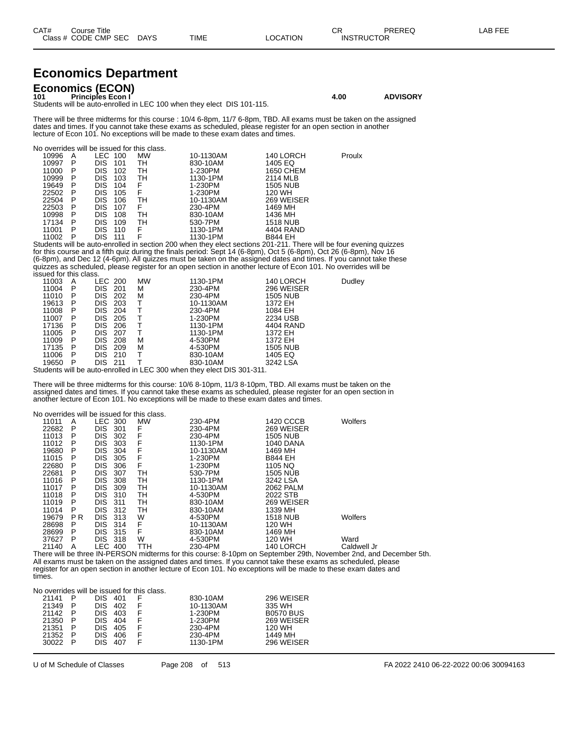| CAT# | Course Title | | | | | | CR | PREREQ | LAB FEE |
|---|---|---|---|---|---|---|---|---|---|
| Class # | CODE | CMP | SEC | DAYS | TIME | LOCATION | INSTRUCTOR | | |

# Economics Department

## Economics (ECON)

**101 Principles Econ I** **4.00** **ADVISORY**

Students will be auto-enrolled in LEC 100 when they elect DIS 101-115.

There will be three midterms for this course : 10/4 6-8pm, 11/7 6-8pm, TBD. All exams must be taken on the assigned dates and times. If you cannot take these exams as scheduled, please register for an open section in another lecture of Econ 101. No exceptions will be made to these exam dates and times.

No overrides will be issued for this class.

| Class # | CODE | CMP | SEC | DAYS | TIME | LOCATION | INSTRUCTOR |
|---|---|---|---|---|---|---|---|
| 10996 | A | LEC | 100 | MW | 10-1130AM | 140 LORCH | Proulx |
| 10997 | P | DIS | 101 | TH | 830-10AM | 1405 EQ | |
| 11000 | P | DIS | 102 | TH | 1-230PM | 1650 CHEM | |
| 10999 | P | DIS | 103 | TH | 1130-1PM | 2114 MLB | |
| 19649 | P | DIS | 104 | F | 1-230PM | 1505 NUB | |
| 22502 | P | DIS | 105 | F | 1-230PM | 120 WH | |
| 22504 | P | DIS | 106 | TH | 10-1130AM | 269 WEISER | |
| 22503 | P | DIS | 107 | F | 230-4PM | 1469 MH | |
| 10998 | P | DIS | 108 | TH | 830-10AM | 1436 MH | |
| 17134 | P | DIS | 109 | TH | 530-7PM | 1518 NUB | |
| 11001 | P | DIS | 110 | F | 1130-1PM | 4404 RAND | |
| 11002 | P | DIS | 111 | F | 1130-1PM | B844 EH | |

Students will be auto-enrolled in section 200 when they elect sections 201-211. There will be four evening quizzes for this course and a fifth quiz during the finals period: Sept 14 (6-8pm), Oct 5 (6-8pm), Oct 26 (6-8pm), Nov 16 (6-8pm), and Dec 12 (4-6pm). All quizzes must be taken on the assigned dates and times. If you cannot take these quizzes as scheduled, please register for an open section in another lecture of Econ 101. No overrides will be issued for this class.

| Class # | CODE | CMP | SEC | DAYS | TIME | LOCATION | INSTRUCTOR |
|---|---|---|---|---|---|---|---|
| 11003 | A | LEC | 200 | MW | 1130-1PM | 140 LORCH | Dudley |
| 11004 | P | DIS | 201 | M | 230-4PM | 296 WEISER | |
| 11010 | P | DIS | 202 | M | 230-4PM | 1505 NUB | |
| 19613 | P | DIS | 203 | T | 10-1130AM | 1372 EH | |
| 11008 | P | DIS | 204 | T | 230-4PM | 1084 EH | |
| 11007 | P | DIS | 205 | T | 1-230PM | 2234 USB | |
| 17136 | P | DIS | 206 | T | 1130-1PM | 4404 RAND | |
| 11005 | P | DIS | 207 | T | 1130-1PM | 1372 EH | |
| 11009 | P | DIS | 208 | M | 4-530PM | 1372 EH | |
| 17135 | P | DIS | 209 | M | 4-530PM | 1505 NUB | |
| 11006 | P | DIS | 210 | T | 830-10AM | 1405 EQ | |
| 19650 | P | DIS | 211 | T | 830-10AM | 3242 LSA | |

Students will be auto-enrolled in LEC 300 when they elect DIS 301-311.

There will be three midterms for this course: 10/6 8-10pm, 11/3 8-10pm, TBD. All exams must be taken on the assigned dates and times. If you cannot take these exams as scheduled, please register for an open section in another lecture of Econ 101. No exceptions will be made to these exam dates and times.

No overrides will be issued for this class.

| Class # | CODE | CMP | SEC | DAYS | TIME | LOCATION | INSTRUCTOR |
|---|---|---|---|---|---|---|---|
| 11011 | A | LEC | 300 | MW | 230-4PM | 1420 CCCB | Wolfers |
| 22682 | P | DIS | 301 | F | 230-4PM | 269 WEISER | |
| 11013 | P | DIS | 302 | F | 230-4PM | 1505 NUB | |
| 11012 | P | DIS | 303 | F | 1130-1PM | 1040 DANA | |
| 19680 | P | DIS | 304 | F | 10-1130AM | 1469 MH | |
| 11015 | P | DIS | 305 | F | 1-230PM | B844 EH | |
| 22680 | P | DIS | 306 | F | 1-230PM | 1105 NQ | |
| 22681 | P | DIS | 307 | TH | 530-7PM | 1505 NUB | |
| 11016 | P | DIS | 308 | TH | 1130-1PM | 3242 LSA | |
| 11017 | P | DIS | 309 | TH | 10-1130AM | 2062 PALM | |
| 11018 | P | DIS | 310 | TH | 4-530PM | 2022 STB | |
| 11019 | P | DIS | 311 | TH | 830-10AM | 269 WEISER | |
| 11014 | P | DIS | 312 | TH | 830-10AM | 1339 MH | |
| 19679 | P R | DIS | 313 | W | 4-530PM | 1518 NUB | Wolfers |
| 28698 | P | DIS | 314 | F | 10-1130AM | 120 WH | |
| 28699 | P | DIS | 315 | F | 830-10AM | 1469 MH | |
| 37627 | P | DIS | 318 | W | 4-530PM | 120 WH | Ward |
| 21140 | A | LEC | 400 | TTH | 230-4PM | 140 LORCH | Caldwell Jr |

There will be three IN-PERSON midterms for this course: 8-10pm on September 29th, November 2nd, and December 5th. All exams must be taken on the assigned dates and times. If you cannot take these exams as scheduled, please register for an open section in another lecture of Econ 101. No exceptions will be made to these exam dates and times.

No overrides will be issued for this class.

| Class # | CODE | CMP | SEC | DAYS | TIME | LOCATION | INSTRUCTOR |
|---|---|---|---|---|---|---|---|
| 21141 | P | DIS | 401 | F | 830-10AM | 296 WEISER | |
| 21349 | P | DIS | 402 | F | 10-1130AM | 335 WH | |
| 21142 | P | DIS | 403 | F | 1-230PM | B0570 BUS | |
| 21350 | P | DIS | 404 | F | 1-230PM | 269 WEISER | |
| 21351 | P | DIS | 405 | F | 230-4PM | 120 WH | |
| 21352 | P | DIS | 406 | F | 230-4PM | 1449 MH | |
| 30022 | P | DIS | 407 | F | 1130-1PM | 296 WEISER | |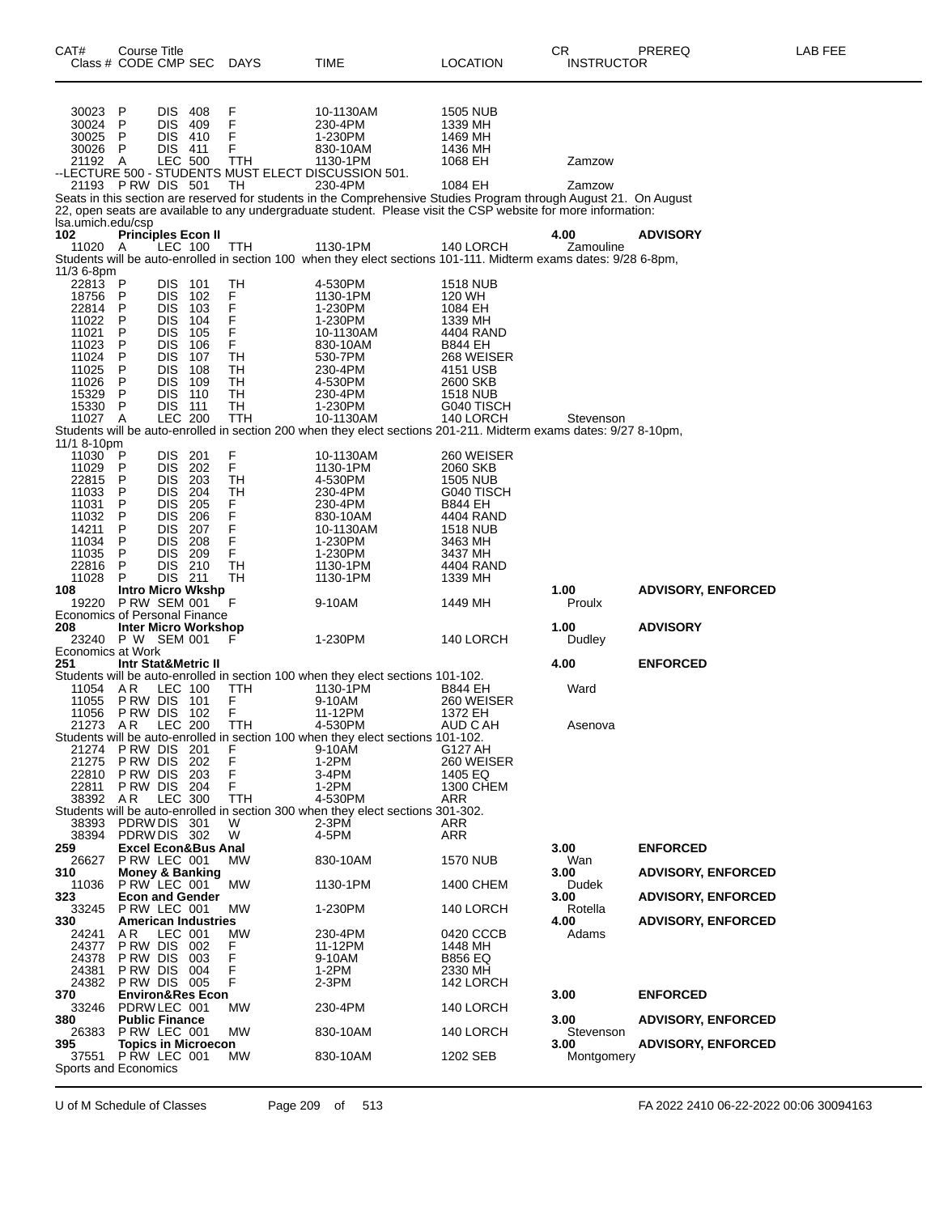| CAT# Class # | Course Title CODE CMP SEC | DAYS | TIME | LOCATION | CR INSTRUCTOR | PREREQ | LAB FEE |
|---|---|---|---|---|---|---|---|
| 30023 | P DIS 408 | F | 10-1130AM | 1505 NUB | | | |
| 30024 | P DIS 409 | F | 230-4PM | 1339 MH | | | |
| 30025 | P DIS 410 | F | 1-230PM | 1469 MH | | | |
| 30026 | P DIS 411 | F | 830-10AM | 1436 MH | | | |
| 21192 | A LEC 500 | TTH | 1130-1PM | 1068 EH | Zamzow | | |

--LECTURE 500 - STUDENTS MUST ELECT DISCUSSION 501.

| CAT# Class # | Course Title CODE CMP SEC | DAYS | TIME | LOCATION | CR INSTRUCTOR | PREREQ | LAB FEE |
|---|---|---|---|---|---|---|---|
| 21193 | P RW DIS 501 | TH | 230-4PM | 1084 EH | Zamzow | | |

Seats in this section are reserved for students in the Comprehensive Studies Program through August 21. On August 22, open seats are available to any undergraduate student. Please visit the CSP website for more information: lsa.umich.edu/csp

**102 Principles Econ II** 4.00 **ADVISORY**

| Class # | CODE CMP SEC | DAYS | TIME | LOCATION | INSTRUCTOR |
|---|---|---|---|---|---|
| 11020 | A LEC 100 | TTH | 1130-1PM | 140 LORCH | Zamouline |

Students will be auto-enrolled in section 100 when they elect sections 101-111. Midterm exams dates: 9/28 6-8pm, 11/3 6-8pm

| Class # | CODE CMP SEC | DAYS | TIME | LOCATION | INSTRUCTOR |
|---|---|---|---|---|---|
| 22813 | P DIS 101 | TH | 4-530PM | 1518 NUB | |
| 18756 | P DIS 102 | F | 1130-1PM | 120 WH | |
| 22814 | P DIS 103 | F | 1-230PM | 1084 EH | |
| 11022 | P DIS 104 | F | 1-230PM | 1339 MH | |
| 11021 | P DIS 105 | F | 10-1130AM | 4404 RAND | |
| 11023 | P DIS 106 | F | 830-10AM | B844 EH | |
| 11024 | P DIS 107 | TH | 530-7PM | 268 WEISER | |
| 11025 | P DIS 108 | TH | 230-4PM | 4151 USB | |
| 11026 | P DIS 109 | TH | 4-530PM | 2600 SKB | |
| 15329 | P DIS 110 | TH | 230-4PM | 1518 NUB | |
| 15330 | P DIS 111 | TH | 1-230PM | G040 TISCH | |
| 11027 | A LEC 200 | TTH | 10-1130AM | 140 LORCH | Stevenson |

Students will be auto-enrolled in section 200 when they elect sections 201-211. Midterm exams dates: 9/27 8-10pm, 11/1 8-10pm

| Class # | CODE CMP SEC | DAYS | TIME | LOCATION |
|---|---|---|---|---|
| 11030 | P DIS 201 | F | 10-1130AM | 260 WEISER |
| 11029 | P DIS 202 | F | 1130-1PM | 2060 SKB |
| 22815 | P DIS 203 | TH | 4-530PM | 1505 NUB |
| 11033 | P DIS 204 | TH | 230-4PM | G040 TISCH |
| 11031 | P DIS 205 | F | 230-4PM | B844 EH |
| 11032 | P DIS 206 | F | 830-10AM | 4404 RAND |
| 14211 | P DIS 207 | F | 10-1130AM | 1518 NUB |
| 11034 | P DIS 208 | F | 1-230PM | 3463 MH |
| 11035 | P DIS 209 | F | 1-230PM | 3437 MH |
| 22816 | P DIS 210 | TH | 1130-1PM | 4404 RAND |
| 11028 | P DIS 211 | TH | 1130-1PM | 1339 MH |

**108 Intro Micro Wkshp** 1.00 **ADVISORY, ENFORCED**

| Class # | CODE CMP SEC | DAYS | TIME | LOCATION | INSTRUCTOR |
|---|---|---|---|---|---|
| 19220 | P RW SEM 001 | F | 9-10AM | 1449 MH | Proulx |

Economics of Personal Finance

**208 Inter Micro Workshop** 1.00 **ADVISORY**

| Class # | CODE CMP SEC | DAYS | TIME | LOCATION | INSTRUCTOR |
|---|---|---|---|---|---|
| 23240 | P W SEM 001 | F | 1-230PM | 140 LORCH | Dudley |

Economics at Work

**251 Intr Stat&Metric II** 4.00 **ENFORCED**

Students will be auto-enrolled in section 100 when they elect sections 101-102.

| Class # | CODE CMP SEC | DAYS | TIME | LOCATION | INSTRUCTOR |
|---|---|---|---|---|---|
| 11054 | A R LEC 100 | TTH | 1130-1PM | B844 EH | Ward |
| 11055 | P RW DIS 101 | F | 9-10AM | 260 WEISER | |
| 11056 | P RW DIS 102 | F | 11-12PM | 1372 EH | |
| 21273 | A R LEC 200 | TTH | 4-530PM | AUD C AH | Asenova |

Students will be auto-enrolled in section 100 when they elect sections 101-102.

| Class # | CODE CMP SEC | DAYS | TIME | LOCATION |
|---|---|---|---|---|
| 21274 | P RW DIS 201 | F | 9-10AM | G127 AH |
| 21275 | P RW DIS 202 | F | 1-2PM | 260 WEISER |
| 22810 | P RW DIS 203 | F | 3-4PM | 1405 EQ |
| 22811 | P RW DIS 204 | F | 1-2PM | 1300 CHEM |
| 38392 | A R LEC 300 | TTH | 4-530PM | ARR |

Students will be auto-enrolled in section 300 when they elect sections 301-302.

| Class # | CODE CMP SEC | DAYS | TIME | LOCATION |
|---|---|---|---|---|
| 38393 | PDRW DIS 301 | W | 2-3PM | ARR |
| 38394 | PDRW DIS 302 | W | 4-5PM | ARR |

**259 Excel Econ&Bus Anal** 3.00 **ENFORCED**

| Class # | CODE CMP SEC | DAYS | TIME | LOCATION | INSTRUCTOR |
|---|---|---|---|---|---|
| 26627 | P RW LEC 001 | MW | 830-10AM | 1570 NUB | Wan |

**310 Money & Banking** 3.00 **ADVISORY, ENFORCED**

| Class # | CODE CMP SEC | DAYS | TIME | LOCATION | INSTRUCTOR |
|---|---|---|---|---|---|
| 11036 | P RW LEC 001 | MW | 1130-1PM | 1400 CHEM | Dudek |

**323 Econ and Gender** 3.00 **ADVISORY, ENFORCED**

| Class # | CODE CMP SEC | DAYS | TIME | LOCATION | INSTRUCTOR |
|---|---|---|---|---|---|
| 33245 | P RW LEC 001 | MW | 1-230PM | 140 LORCH | Rotella |

**330 American Industries** 4.00 **ADVISORY, ENFORCED**

| Class # | CODE CMP SEC | DAYS | TIME | LOCATION | INSTRUCTOR |
|---|---|---|---|---|---|
| 24241 | A R LEC 001 | MW | 230-4PM | 0420 CCCB | Adams |
| 24377 | P RW DIS 002 | F | 11-12PM | 1448 MH | |
| 24378 | P RW DIS 003 | F | 9-10AM | B856 EQ | |
| 24381 | P RW DIS 004 | F | 1-2PM | 2330 MH | |
| 24382 | P RW DIS 005 | F | 2-3PM | 142 LORCH | |

**370 Environ&Res Econ** 3.00 **ENFORCED**

| Class # | CODE CMP SEC | DAYS | TIME | LOCATION |
|---|---|---|---|---|
| 33246 | PDRW LEC 001 | MW | 230-4PM | 140 LORCH |

**380 Public Finance** 3.00 **ADVISORY, ENFORCED**

| Class # | CODE CMP SEC | DAYS | TIME | LOCATION | INSTRUCTOR |
|---|---|---|---|---|---|
| 26383 | P RW LEC 001 | MW | 830-10AM | 140 LORCH | Stevenson |

**395 Topics in Microecon** 3.00 **ADVISORY, ENFORCED**

| Class # | CODE CMP SEC | DAYS | TIME | LOCATION | INSTRUCTOR |
|---|---|---|---|---|---|
| 37551 | P RW LEC 001 | MW | 830-10AM | 1202 SEB | Montgomery |

Sports and Economics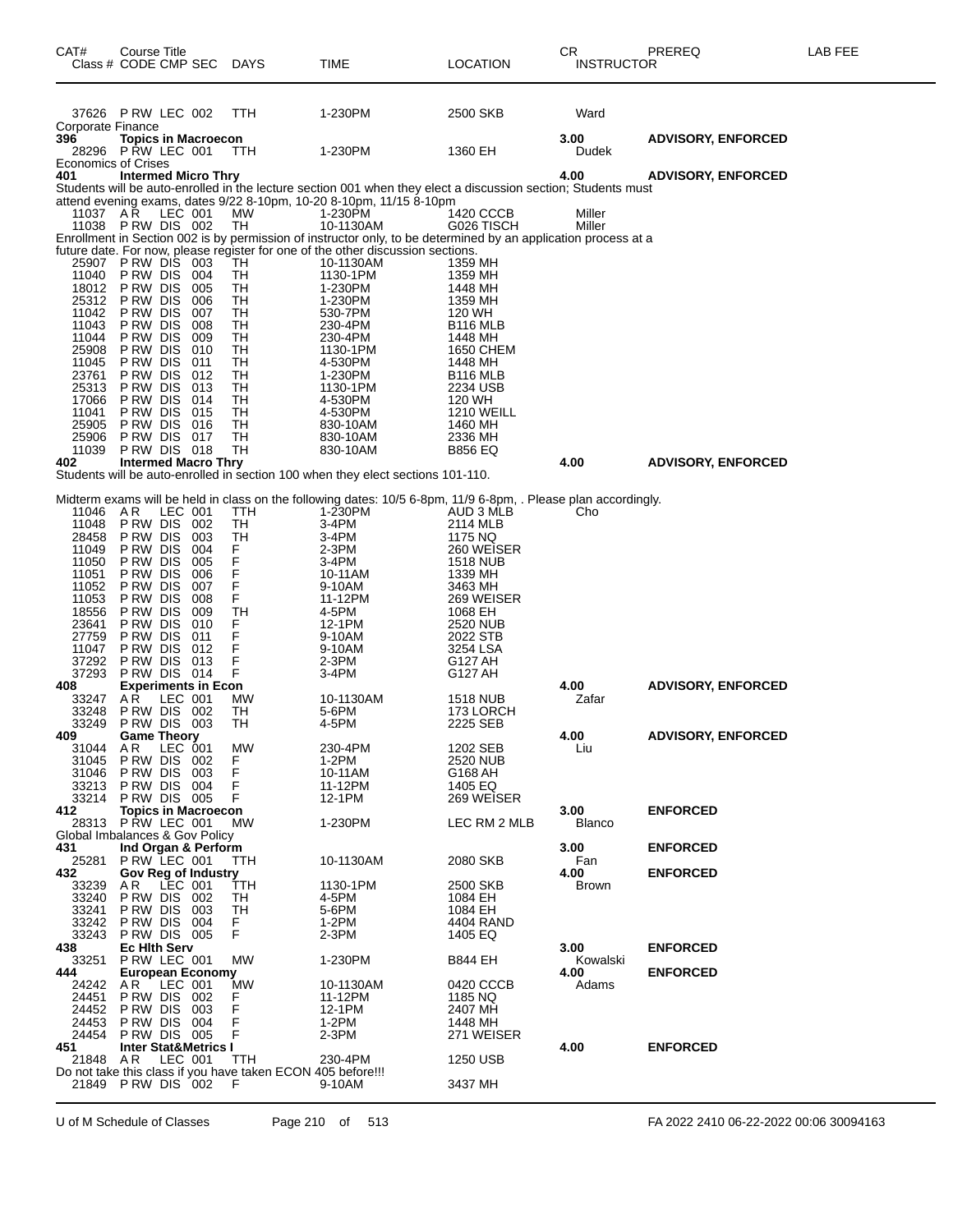| CAT# | Course Title<br>Class # CODE CMP SEC | DAYS | TIME | LOCATION | CR<br>INSTRUCTOR | PREREQ | LAB FEE |
|---|---|---|---|---|---|---|---|
| | 37626 P RW LEC 002 | TTH | 1-230PM | 2500 SKB | Ward | | |
| Corporate Finance | | | | | | | |
| **396** | **Topics in Macroecon** | | | | **3.00** | **ADVISORY, ENFORCED** | |
| | 28296 P RW LEC 001 | TTH | 1-230PM | 1360 EH | Dudek | | |
| Economics of Crises | | | | | | | |
| **401** | **Intermed Micro Thry** | | | | **4.00** | **ADVISORY, ENFORCED** | |
| Students will be auto-enrolled in the lecture section 001 when they elect a discussion section; Students must attend evening exams, dates 9/22 8-10pm, 10-20 8-10pm, 11/15 8-10pm | | | | | | | |
| | 11037 A R LEC 001 | MW | 1-230PM | 1420 CCCB | Miller | | |
| | 11038 P RW DIS 002 | TH | 10-1130AM | G026 TISCH | Miller | | |
| Enrollment in Section 002 is by permission of instructor only, to be determined by an application process at a future date. For now, please register for one of the other discussion sections. | | | | | | | |
| | 25907 P RW DIS 003 | TH | 10-1130AM | 1359 MH | | | |
| | 11040 P RW DIS 004 | TH | 1130-1PM | 1359 MH | | | |
| | 18012 P RW DIS 005 | TH | 1-230PM | 1448 MH | | | |
| | 25312 P RW DIS 006 | TH | 1-230PM | 1359 MH | | | |
| | 11042 P RW DIS 007 | TH | 530-7PM | 120 WH | | | |
| | 11043 P RW DIS 008 | TH | 230-4PM | B116 MLB | | | |
| | 11044 P RW DIS 009 | TH | 230-4PM | 1448 MH | | | |
| | 25908 P RW DIS 010 | TH | 1130-1PM | 1650 CHEM | | | |
| | 11045 P RW DIS 011 | TH | 4-530PM | 1448 MH | | | |
| | 23761 P RW DIS 012 | TH | 1-230PM | B116 MLB | | | |
| | 25313 P RW DIS 013 | TH | 1130-1PM | 2234 USB | | | |
| | 17066 P RW DIS 014 | TH | 4-530PM | 120 WH | | | |
| | 11041 P RW DIS 015 | TH | 4-530PM | 1210 WEILL | | | |
| | 25905 P RW DIS 016 | TH | 830-10AM | 1460 MH | | | |
| | 25906 P RW DIS 017 | TH | 830-10AM | 2336 MH | | | |
| | 11039 P RW DIS 018 | TH | 830-10AM | B856 EQ | | | |
| **402** | **Intermed Macro Thry** | | | | **4.00** | **ADVISORY, ENFORCED** | |
| Students will be auto-enrolled in section 100 when they elect sections 101-110. | | | | | | | |
| Midterm exams will be held in class on the following dates: 10/5 6-8pm, 11/9 6-8pm, . Please plan accordingly. | | | | | | | |
| | 11046 A R LEC 001 | TTH | 1-230PM | AUD 3 MLB | Cho | | |
| | 11048 P RW DIS 002 | TH | 3-4PM | 2114 MLB | | | |
| | 28458 P RW DIS 003 | TH | 3-4PM | 1175 NQ | | | |
| | 11049 P RW DIS 004 | F | 2-3PM | 260 WEISER | | | |
| | 11050 P RW DIS 005 | F | 3-4PM | 1518 NUB | | | |
| | 11051 P RW DIS 006 | F | 10-11AM | 1339 MH | | | |
| | 11052 P RW DIS 007 | F | 9-10AM | 3463 MH | | | |
| | 11053 P RW DIS 008 | F | 11-12PM | 269 WEISER | | | |
| | 18556 P RW DIS 009 | TH | 4-5PM | 1068 EH | | | |
| | 23641 P RW DIS 010 | F | 12-1PM | 2520 NUB | | | |
| | 27759 P RW DIS 011 | F | 9-10AM | 2022 STB | | | |
| | 11047 P RW DIS 012 | F | 9-10AM | 3254 LSA | | | |
| | 37292 P RW DIS 013 | F | 2-3PM | G127 AH | | | |
| | 37293 P RW DIS 014 | F | 3-4PM | G127 AH | | | |
| **408** | **Experiments in Econ** | | | | **4.00** | **ADVISORY, ENFORCED** | |
| | 33247 A R LEC 001 | MW | 10-1130AM | 1518 NUB | Zafar | | |
| | 33248 P RW DIS 002 | TH | 5-6PM | 173 LORCH | | | |
| | 33249 P RW DIS 003 | TH | 4-5PM | 2225 SEB | | | |
| **409** | **Game Theory** | | | | **4.00** | **ADVISORY, ENFORCED** | |
| | 31044 A R LEC 001 | MW | 230-4PM | 1202 SEB | Liu | | |
| | 31045 P RW DIS 002 | F | 1-2PM | 2520 NUB | | | |
| | 31046 P RW DIS 003 | F | 10-11AM | G168 AH | | | |
| | 33213 P RW DIS 004 | F | 11-12PM | 1405 EQ | | | |
| | 33214 P RW DIS 005 | F | 12-1PM | 269 WEISER | | | |
| **412** | **Topics in Macroecon** | | | | **3.00** | **ENFORCED** | |
| | 28313 P RW LEC 001 | MW | 1-230PM | LEC RM 2 MLB | Blanco | | |
| Global Imbalances & Gov Policy | | | | | | | |
| **431** | **Ind Organ & Perform** | | | | **3.00** | **ENFORCED** | |
| | 25281 P RW LEC 001 | TTH | 10-1130AM | 2080 SKB | Fan | | |
| **432** | **Gov Reg of Industry** | | | | **4.00** | **ENFORCED** | |
| | 33239 A R LEC 001 | TTH | 1130-1PM | 2500 SKB | Brown | | |
| | 33240 P RW DIS 002 | TH | 4-5PM | 1084 EH | | | |
| | 33241 P RW DIS 003 | TH | 5-6PM | 1084 EH | | | |
| | 33242 P RW DIS 004 | F | 1-2PM | 4404 RAND | | | |
| | 33243 P RW DIS 005 | F | 2-3PM | 1405 EQ | | | |
| **438** | **Ec Hlth Serv** | | | | **3.00** | **ENFORCED** | |
| | 33251 P RW LEC 001 | MW | 1-230PM | B844 EH | Kowalski | | |
| **444** | **European Economy** | | | | **4.00** | **ENFORCED** | |
| | 24242 A R LEC 001 | MW | 10-1130AM | 0420 CCCB | Adams | | |
| | 24451 P RW DIS 002 | F | 11-12PM | 1185 NQ | | | |
| | 24452 P RW DIS 003 | F | 12-1PM | 2407 MH | | | |
| | 24453 P RW DIS 004 | F | 1-2PM | 1448 MH | | | |
| | 24454 P RW DIS 005 | F | 2-3PM | 271 WEISER | | | |
| **451** | **Inter Stat&Metrics I** | | | | **4.00** | **ENFORCED** | |
| | 21848 A R LEC 001 | TTH | 230-4PM | 1250 USB | | | |
| Do not take this class if you have taken ECON 405 before!!! | | | | | | | |
| | 21849 P RW DIS 002 | F | 9-10AM | 3437 MH | | | |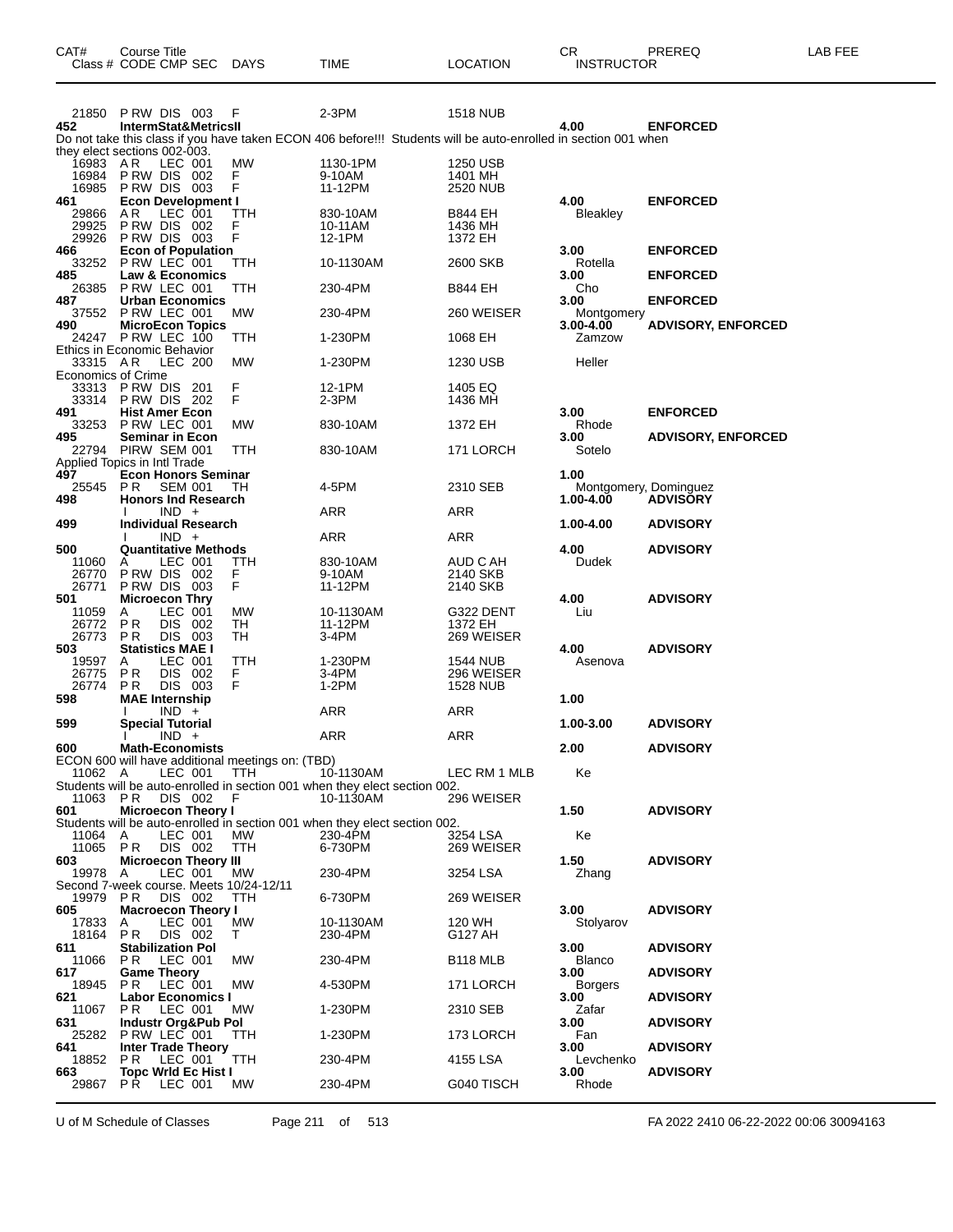| CAT# | Course Title<br>Class # CODE CMP SEC | DAYS | TIME | LOCATION | CR<br>INSTRUCTOR | PREREQ | LAB FEE |
|---|---|---|---|---|---|---|---|
| 21850 | P RW DIS 003 | F | 2-3PM | 1518 NUB | | | |
| **452** | **IntermStat&MetricsII** | | | | **4.00** | **ENFORCED** | |
| Do not take this class if you have taken ECON 406 before!!! Students will be auto-enrolled in section 001 when they elect sections 002-003. | | | | | | | |
| 16983 | A R LEC 001 | MW | 1130-1PM | 1250 USB | | | |
| 16984 | P RW DIS 002 | F | 9-10AM | 1401 MH | | | |
| 16985 | P RW DIS 003 | F | 11-12PM | 2520 NUB | | | |
| **461** | **Econ Development I** | | | | **4.00** | **ENFORCED** | |
| 29866 | A R LEC 001 | TTH | 830-10AM | B844 EH | Bleakley | | |
| 29925 | P RW DIS 002 | F | 10-11AM | 1436 MH | | | |
| 29926 | P RW DIS 003 | F | 12-1PM | 1372 EH | | | |
| **466** | **Econ of Population** | | | | **3.00** | **ENFORCED** | |
| 33252 | P RW LEC 001 | TTH | 10-1130AM | 2600 SKB | Rotella | | |
| **485** | **Law & Economics** | | | | **3.00** | **ENFORCED** | |
| 26385 | P RW LEC 001 | TTH | 230-4PM | B844 EH | Cho | | |
| **487** | **Urban Economics** | | | | **3.00** | **ENFORCED** | |
| 37552 | P RW LEC 001 | MW | 230-4PM | 260 WEISER | Montgomery | | |
| **490** | **MicroEcon Topics** | | | | **3.00-4.00** | **ADVISORY, ENFORCED** | |
| 24247 | P RW LEC 100 | TTH | 1-230PM | 1068 EH | Zamzow | | |
| Ethics in Economic Behavior | | | | | | | |
| 33315 | A R LEC 200 | MW | 1-230PM | 1230 USB | Heller | | |
| Economics of Crime | | | | | | | |
| 33313 | P RW DIS 201 | F | 12-1PM | 1405 EQ | | | |
| 33314 | P RW DIS 202 | F | 2-3PM | 1436 MH | | | |
| **491** | **Hist Amer Econ** | | | | **3.00** | **ENFORCED** | |
| 33253 | P RW LEC 001 | MW | 830-10AM | 1372 EH | Rhode | | |
| **495** | **Seminar in Econ** | | | | **3.00** | **ADVISORY, ENFORCED** | |
| 22794 | PIRW SEM 001 | TTH | 830-10AM | 171 LORCH | Sotelo | | |
| Applied Topics in Intl Trade | | | | | | | |
| **497** | **Econ Honors Seminar** | | | | **1.00** | | |
| 25545 | P R SEM 001 | TH | 4-5PM | 2310 SEB | Montgomery, Dominguez | | |
| **498** | **Honors Ind Research** | | | | **1.00-4.00** | **ADVISORY** | |
| | I IND + | | ARR | ARR | | | |
| **499** | **Individual Research** | | | | **1.00-4.00** | **ADVISORY** | |
| | I IND + | | ARR | ARR | | | |
| **500** | **Quantitative Methods** | | | | **4.00** | **ADVISORY** | |
| 11060 | A LEC 001 | TTH | 830-10AM | AUD C AH | Dudek | | |
| 26770 | P RW DIS 002 | F | 9-10AM | 2140 SKB | | | |
| 26771 | P RW DIS 003 | F | 11-12PM | 2140 SKB | | | |
| **501** | **Microecon Thry** | | | | **4.00** | **ADVISORY** | |
| 11059 | A LEC 001 | MW | 10-1130AM | G322 DENT | Liu | | |
| 26772 | P R DIS 002 | TH | 11-12PM | 1372 EH | | | |
| 26773 | P R DIS 003 | TH | 3-4PM | 269 WEISER | | | |
| **503** | **Statistics MAE I** | | | | **4.00** | **ADVISORY** | |
| 19597 | A LEC 001 | TTH | 1-230PM | 1544 NUB | Asenova | | |
| 26775 | P R DIS 002 | F | 3-4PM | 296 WEISER | | | |
| 26774 | P R DIS 003 | F | 1-2PM | 1528 NUB | | | |
| **598** | **MAE Internship** | | | | **1.00** | | |
| | I IND + | | ARR | ARR | | | |
| **599** | **Special Tutorial** | | | | **1.00-3.00** | **ADVISORY** | |
| | I IND + | | ARR | ARR | | | |
| **600** | **Math-Economists** | | | | **2.00** | **ADVISORY** | |
| ECON 600 will have additional meetings on: (TBD) | | | | | | | |
| 11062 | A LEC 001 | TTH | 10-1130AM | LEC RM 1 MLB | Ke | | |
| Students will be auto-enrolled in section 001 when they elect section 002. | | | | | | | |
| 11063 | P R DIS 002 | F | 10-1130AM | 296 WEISER | | | |
| **601** | **Microecon Theory I** | | | | **1.50** | **ADVISORY** | |
| Students will be auto-enrolled in section 001 when they elect section 002. | | | | | | | |
| 11064 | A LEC 001 | MW | 230-4PM | 3254 LSA | Ke | | |
| 11065 | P R DIS 002 | TTH | 6-730PM | 269 WEISER | | | |
| **603** | **Microecon Theory III** | | | | **1.50** | **ADVISORY** | |
| 19978 | A LEC 001 | MW | 230-4PM | 3254 LSA | Zhang | | |
| Second 7-week course. Meets 10/24-12/11 | | | | | | | |
| 19979 | P R DIS 002 | TTH | 6-730PM | 269 WEISER | | | |
| **605** | **Macroecon Theory I** | | | | **3.00** | **ADVISORY** | |
| 17833 | A LEC 001 | MW | 10-1130AM | 120 WH | Stolyarov | | |
| 18164 | P R DIS 002 | T | 230-4PM | G127 AH | | | |
| **611** | **Stabilization Pol** | | | | **3.00** | **ADVISORY** | |
| 11066 | P R LEC 001 | MW | 230-4PM | B118 MLB | Blanco | | |
| **617** | **Game Theory** | | | | **3.00** | **ADVISORY** | |
| 18945 | P R LEC 001 | MW | 4-530PM | 171 LORCH | Borgers | | |
| **621** | **Labor Economics I** | | | | **3.00** | **ADVISORY** | |
| 11067 | P R LEC 001 | MW | 1-230PM | 2310 SEB | Zafar | | |
| **631** | **Industr Org&Pub Pol** | | | | **3.00** | **ADVISORY** | |
| 25282 | P RW LEC 001 | TTH | 1-230PM | 173 LORCH | Fan | | |
| **641** | **Inter Trade Theory** | | | | **3.00** | **ADVISORY** | |
| 18852 | P R LEC 001 | TTH | 230-4PM | 4155 LSA | Levchenko | | |
| **663** | **Topc Wrld Ec Hist I** | | | | **3.00** | **ADVISORY** | |
| 29867 | P R LEC 001 | MW | 230-4PM | G040 TISCH | Rhode | | |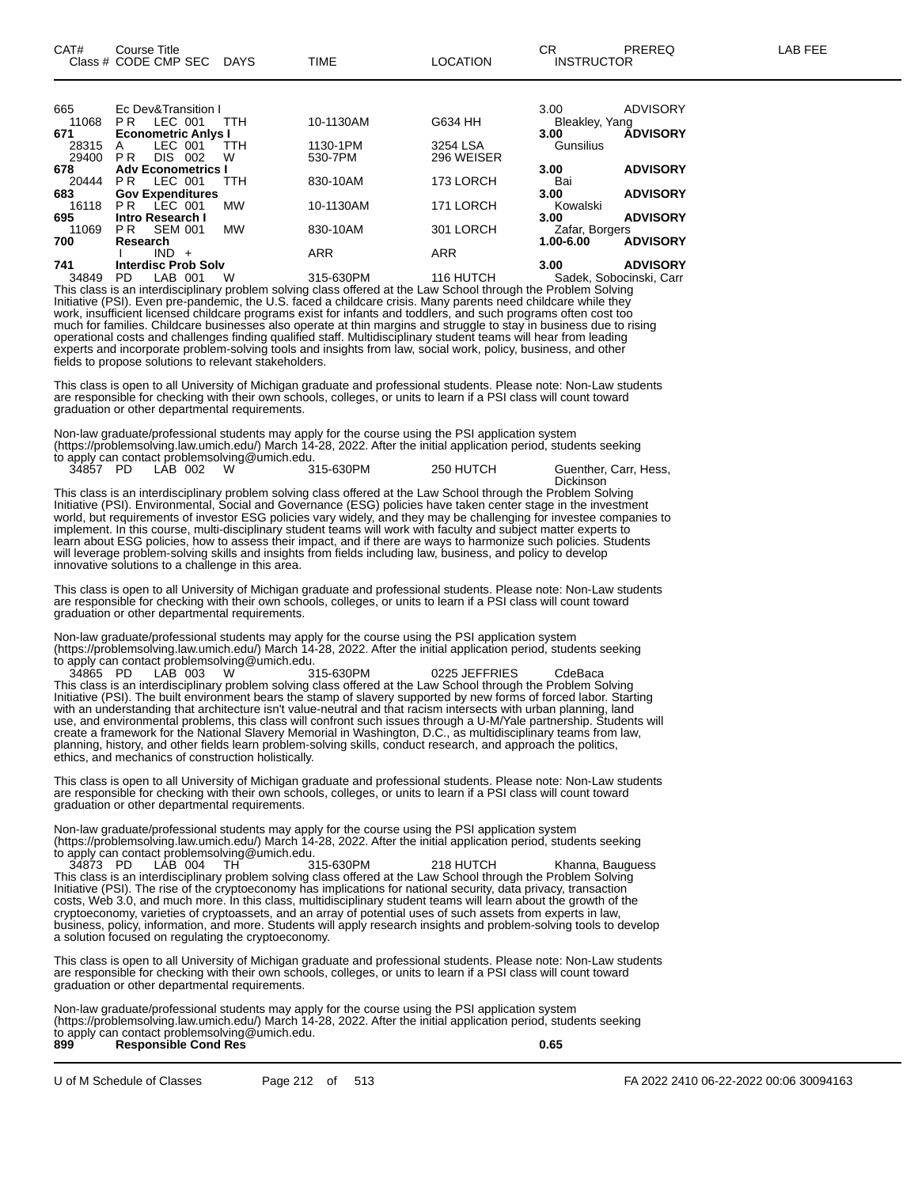| CAT# | Course Title<br>Class # CODE CMP SEC | DAYS | TIME | LOCATION | CR<br>INSTRUCTOR | PREREQ | LAB FEE |
|---|---|---|---|---|---|---|---|
| 665 | Ec Dev&Transition I | | | | 3.00 | ADVISORY | |
| 11068 | P R LEC 001 | TTH | 10-1130AM | G634 HH | Bleakley, Yang | | |
| **671** | **Econometric Anlys I** | | | | **3.00** | **ADVISORY** | |
| 28315 | A LEC 001 | TTH | 1130-1PM | 3254 LSA | Gunsilius | | |
| 29400 | P R DIS 002 | W | 530-7PM | 296 WEISER | | | |
| **678** | **Adv Econometrics I** | | | | **3.00** | **ADVISORY** | |
| 20444 | P R LEC 001 | TTH | 830-10AM | 173 LORCH | Bai | | |
| **683** | **Gov Expenditures** | | | | **3.00** | **ADVISORY** | |
| 16118 | P R LEC 001 | MW | 10-1130AM | 171 LORCH | Kowalski | | |
| **695** | **Intro Research I** | | | | **3.00** | **ADVISORY** | |
| 11069 | P R SEM 001 | MW | 830-10AM | 301 LORCH | Zafar, Borgers | | |
| **700** | **Research** | | | | **1.00-6.00** | **ADVISORY** | |
| | I IND + | | ARR | ARR | | | |
| **741** | **Interdisc Prob Solv** | | | | **3.00** | **ADVISORY** | |
| 34849 | PD LAB 001 | W | 315-630PM | 116 HUTCH | Sadek, Sobocinski, Carr | | |

This class is an interdisciplinary problem solving class offered at the Law School through the Problem Solving Initiative (PSI). Even pre-pandemic, the U.S. faced a childcare crisis. Many parents need childcare while they work, insufficient licensed childcare programs exist for infants and toddlers, and such programs often cost too much for families. Childcare businesses also operate at thin margins and struggle to stay in business due to rising operational costs and challenges finding qualified staff. Multidisciplinary student teams will hear from leading experts and incorporate problem-solving tools and insights from law, social work, policy, business, and other fields to propose solutions to relevant stakeholders.

This class is open to all University of Michigan graduate and professional students. Please note: Non-Law students are responsible for checking with their own schools, colleges, or units to learn if a PSI class will count toward graduation or other departmental requirements.

Non-law graduate/professional students may apply for the course using the PSI application system (https://problemsolving.law.umich.edu/) March 14-28, 2022. After the initial application period, students seeking to apply can contact problemsolving@umich.edu.

| | | | | | |
|---|---|---|---|---|---|
| 34857 | PD LAB 002 | W | 315-630PM | 250 HUTCH | Guenther, Carr, Hess, Dickinson |

This class is an interdisciplinary problem solving class offered at the Law School through the Problem Solving Initiative (PSI). Environmental, Social and Governance (ESG) policies have taken center stage in the investment world, but requirements of investor ESG policies vary widely, and they may be challenging for investee companies to implement. In this course, multi-disciplinary student teams will work with faculty and subject matter experts to learn about ESG policies, how to assess their impact, and if there are ways to harmonize such policies. Students will leverage problem-solving skills and insights from fields including law, business, and policy to develop innovative solutions to a challenge in this area.

This class is open to all University of Michigan graduate and professional students. Please note: Non-Law students are responsible for checking with their own schools, colleges, or units to learn if a PSI class will count toward graduation or other departmental requirements.

Non-law graduate/professional students may apply for the course using the PSI application system (https://problemsolving.law.umich.edu/) March 14-28, 2022. After the initial application period, students seeking to apply can contact problemsolving@umich.edu.

| | | | | | |
|---|---|---|---|---|---|
| 34865 | PD LAB 003 | W | 315-630PM | 0225 JEFFRIES | CdeBaca |

This class is an interdisciplinary problem solving class offered at the Law School through the Problem Solving Initiative (PSI). The built environment bears the stamp of slavery supported by new forms of forced labor. Starting with an understanding that architecture isn't value-neutral and that racism intersects with urban planning, land use, and environmental problems, this class will confront such issues through a U-M/Yale partnership. Students will create a framework for the National Slavery Memorial in Washington, D.C., as multidisciplinary teams from law, planning, history, and other fields learn problem-solving skills, conduct research, and approach the politics, ethics, and mechanics of construction holistically.

This class is open to all University of Michigan graduate and professional students. Please note: Non-Law students are responsible for checking with their own schools, colleges, or units to learn if a PSI class will count toward graduation or other departmental requirements.

Non-law graduate/professional students may apply for the course using the PSI application system (https://problemsolving.law.umich.edu/) March 14-28, 2022. After the initial application period, students seeking to apply can contact problemsolving@umich.edu.

| | | | | | |
|---|---|---|---|---|---|
| 34873 | PD LAB 004 | TH | 315-630PM | 218 HUTCH | Khanna, Bauguess |

This class is an interdisciplinary problem solving class offered at the Law School through the Problem Solving Initiative (PSI). The rise of the cryptoeconomy has implications for national security, data privacy, transaction costs, Web 3.0, and much more. In this class, multidisciplinary student teams will learn about the growth of the cryptoeconomy, varieties of cryptoassets, and an array of potential uses of such assets from experts in law, business, policy, information, and more. Students will apply research insights and problem-solving tools to develop a solution focused on regulating the cryptoeconomy.

This class is open to all University of Michigan graduate and professional students. Please note: Non-Law students are responsible for checking with their own schools, colleges, or units to learn if a PSI class will count toward graduation or other departmental requirements.

Non-law graduate/professional students may apply for the course using the PSI application system (https://problemsolving.law.umich.edu/) March 14-28, 2022. After the initial application period, students seeking to apply can contact problemsolving@umich.edu.

| | | |
|---|---|---|
| **899** | **Responsible Cond Res** | **0.65** |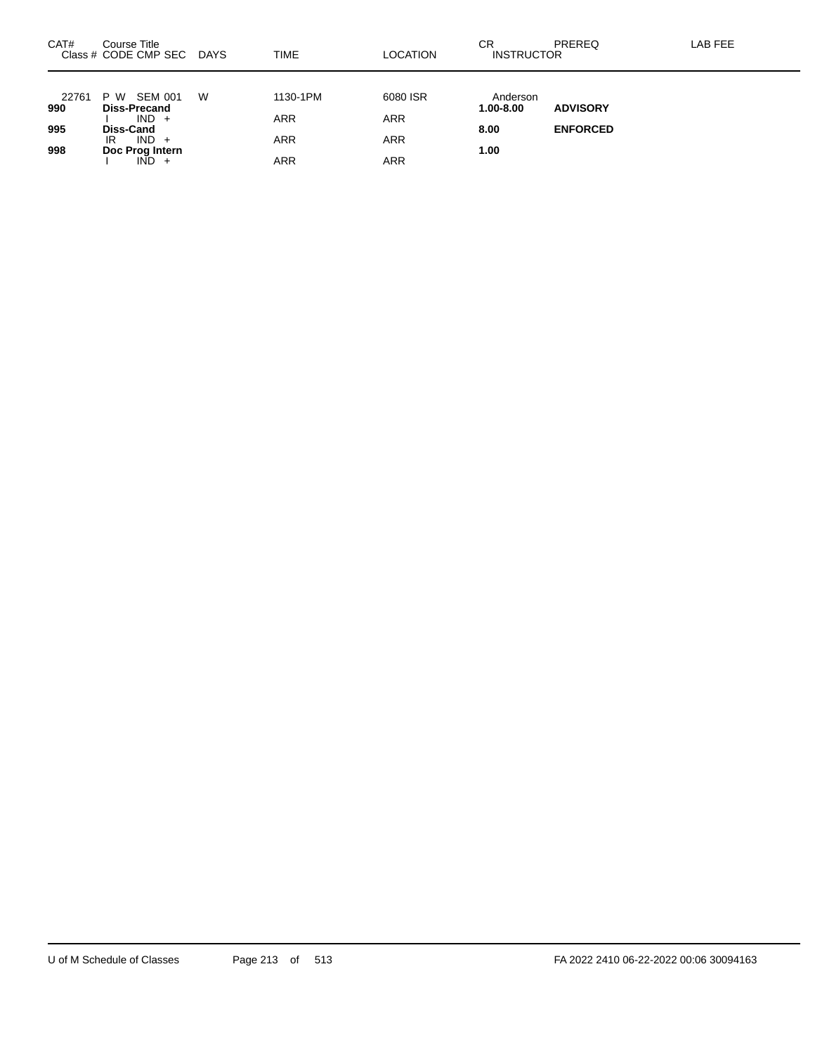| CAT# | Course Title<br>Class # CODE CMP SEC | DAYS | TIME | LOCATION | CR<br>INSTRUCTOR | PREREQ | LAB FEE |
|---|---|---|---|---|---|---|---|
| 22761 | P W SEM 001 | W | 1130-1PM | 6080 ISR | Anderson | | |
| **990** | **Diss-Precand** | | | | **1.00-8.00** | **ADVISORY** | |
| | I IND + | | ARR | ARR | | | |
| **995** | **Diss-Cand** | | | | **8.00** | **ENFORCED** | |
| | IR IND + | | ARR | ARR | | | |
| **998** | **Doc Prog Intern** | | | | **1.00** | | |
| | I IND + | | ARR | ARR | | | |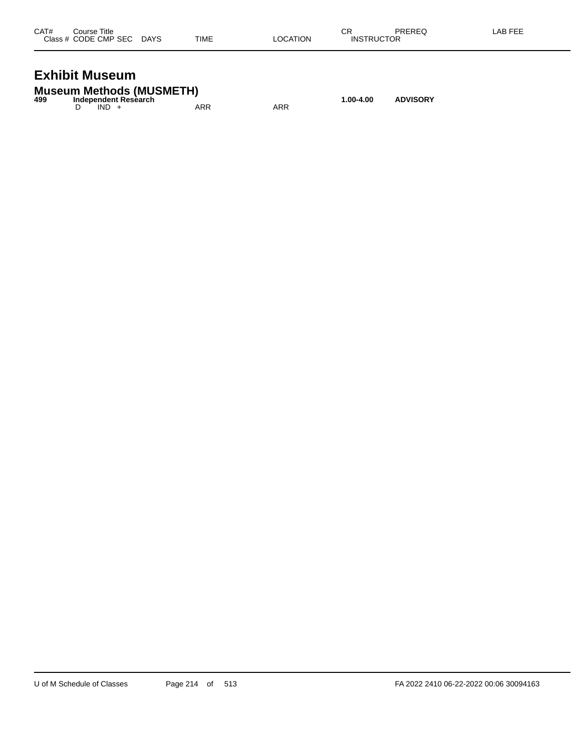| CAT# | Course Title<br>Class # CODE CMP SEC DAYS | TIME | LOCATION | CR<br>INSTRUCTOR | PREREQ | LAB FEE |
|---|---|---|---|---|---|---|

# Exhibit Museum

## Museum Methods (MUSMETH)

| CAT# | Course Title<br>Class # CODE CMP SEC DAYS | TIME | LOCATION | CR<br>INSTRUCTOR | PREREQ | LAB FEE |
|---|---|---|---|---|---|---|
| **499** | **Independent Research** | | | **1.00-4.00** | **ADVISORY** | |
| | D IND + | ARR | ARR | | | |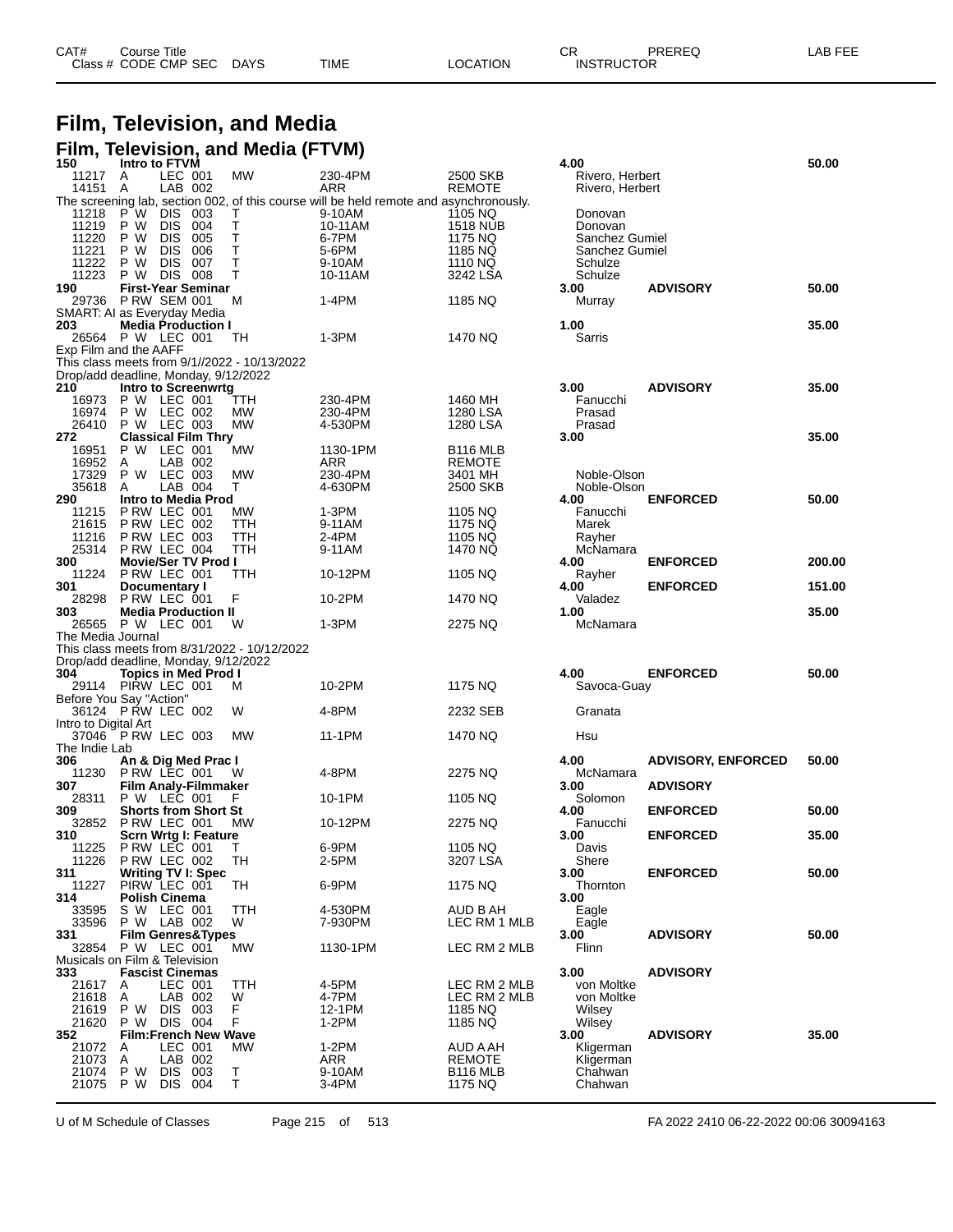| CAT# | Course Title | | | | | | CR | PREREQ | LAB FEE |
|---|---|---|---|---|---|---|---|---|---|
| Class # | CODE CMP SEC | | DAYS | TIME | LOCATION | | INSTRUCTOR | | |

# Film, Television, and Media

## Film, Television, and Media (FTVM)

| CAT# / Class # | CODE | CMP SEC | DAYS | TIME | LOCATION | CR / INSTRUCTOR | PREREQ | LAB FEE |
|---|---|---|---|---|---|---|---|---|
| **150** | **Intro to FTVM** | | | | | **4.00** | | **50.00** |
| 11217 | A | LEC 001 | MW | 230-4PM | 2500 SKB | Rivero, Herbert | | |
| 14151 | A | LAB 002 | | ARR | REMOTE | Rivero, Herbert | | |
| The screening lab, section 002, of this course will be held remote and asynchronously. | | | | | | | | |
| 11218 | P W | DIS 003 | T | 9-10AM | 1105 NQ | Donovan | | |
| 11219 | P W | DIS 004 | T | 10-11AM | 1518 NUB | Donovan | | |
| 11220 | P W | DIS 005 | T | 6-7PM | 1175 NQ | Sanchez Gumiel | | |
| 11221 | P W | DIS 006 | T | 5-6PM | 1185 NQ | Sanchez Gumiel | | |
| 11222 | P W | DIS 007 | T | 9-10AM | 1110 NQ | Schulze | | |
| 11223 | P W | DIS 008 | T | 10-11AM | 3242 LSA | Schulze | | |
| **190** | **First-Year Seminar** | | | | | **3.00** | **ADVISORY** | **50.00** |
| 29736 | P RW | SEM 001 | M | 1-4PM | 1185 NQ | Murray | | |
| SMART: AI as Everyday Media | | | | | | | | |
| **203** | **Media Production I** | | | | | **1.00** | | **35.00** |
| 26564 | P W | LEC 001 | TH | 1-3PM | 1470 NQ | Sarris | | |
| Exp Film and the AAFF | | | | | | | | |
| This class meets from 9/1//2022 - 10/13/2022 | | | | | | | | |
| Drop/add deadline, Monday, 9/12/2022 | | | | | | | | |
| **210** | **Intro to Screenwrtg** | | | | | **3.00** | **ADVISORY** | **35.00** |
| 16973 | P W | LEC 001 | TTH | 230-4PM | 1460 MH | Fanucchi | | |
| 16974 | P W | LEC 002 | MW | 230-4PM | 1280 LSA | Prasad | | |
| 26410 | P W | LEC 003 | MW | 4-530PM | 1280 LSA | Prasad | | |
| **272** | **Classical Film Thry** | | | | | **3.00** | | **35.00** |
| 16951 | P W | LEC 001 | MW | 1130-1PM | B116 MLB | | | |
| 16952 | A | LAB 002 | | ARR | REMOTE | | | |
| 17329 | P W | LEC 003 | MW | 230-4PM | 3401 MH | Noble-Olson | | |
| 35618 | A | LAB 004 | T | 4-630PM | 2500 SKB | Noble-Olson | | |
| **290** | **Intro to Media Prod** | | | | | **4.00** | **ENFORCED** | **50.00** |
| 11215 | P RW | LEC 001 | MW | 1-3PM | 1105 NQ | Fanucchi | | |
| 21615 | P RW | LEC 002 | TTH | 9-11AM | 1175 NQ | Marek | | |
| 11216 | P RW | LEC 003 | TTH | 2-4PM | 1105 NQ | Rayher | | |
| 25314 | P RW | LEC 004 | TTH | 9-11AM | 1470 NQ | McNamara | | |
| **300** | **Movie/Ser TV Prod I** | | | | | **4.00** | **ENFORCED** | **200.00** |
| 11224 | P RW | LEC 001 | TTH | 10-12PM | 1105 NQ | Rayher | | |
| **301** | **Documentary I** | | | | | **4.00** | **ENFORCED** | **151.00** |
| 28298 | P RW | LEC 001 | F | 10-2PM | 1470 NQ | Valadez | | |
| **303** | **Media Production II** | | | | | **1.00** | | **35.00** |
| 26565 | P W | LEC 001 | W | 1-3PM | 2275 NQ | McNamara | | |
| The Media Journal | | | | | | | | |
| This class meets from 8/31/2022 - 10/12/2022 | | | | | | | | |
| Drop/add deadline, Monday, 9/12/2022 | | | | | | | | |
| **304** | **Topics in Med Prod I** | | | | | **4.00** | **ENFORCED** | **50.00** |
| 29114 | PIRW | LEC 001 | M | 10-2PM | 1175 NQ | Savoca-Guay | | |
| Before You Say "Action" | | | | | | | | |
| 36124 | P RW | LEC 002 | W | 4-8PM | 2232 SEB | Granata | | |
| Intro to Digital Art | | | | | | | | |
| 37046 | P RW | LEC 003 | MW | 11-1PM | 1470 NQ | Hsu | | |
| The Indie Lab | | | | | | | | |
| **306** | **An & Dig Med Prac I** | | | | | **4.00** | **ADVISORY, ENFORCED** | **50.00** |
| 11230 | P RW | LEC 001 | W | 4-8PM | 2275 NQ | McNamara | | |
| **307** | **Film Analy-Filmmaker** | | | | | **3.00** | **ADVISORY** | |
| 28311 | P W | LEC 001 | F | 10-1PM | 1105 NQ | Solomon | | |
| **309** | **Shorts from Short St** | | | | | **4.00** | **ENFORCED** | **50.00** |
| 32852 | P RW | LEC 001 | MW | 10-12PM | 2275 NQ | Fanucchi | | |
| **310** | **Scrn Wrtg I: Feature** | | | | | **3.00** | **ENFORCED** | **35.00** |
| 11225 | P RW | LEC 001 | T | 6-9PM | 1105 NQ | Davis | | |
| 11226 | P RW | LEC 002 | TH | 2-5PM | 3207 LSA | Shere | | |
| **311** | **Writing TV I: Spec** | | | | | **3.00** | **ENFORCED** | **50.00** |
| 11227 | PIRW | LEC 001 | TH | 6-9PM | 1175 NQ | Thornton | | |
| **314** | **Polish Cinema** | | | | | **3.00** | | |
| 33595 | S W | LEC 001 | TTH | 4-530PM | AUD B AH | Eagle | | |
| 33596 | P W | LAB 002 | W | 7-930PM | LEC RM 1 MLB | Eagle | | |
| **331** | **Film Genres&Types** | | | | | **3.00** | **ADVISORY** | **50.00** |
| 32854 | P W | LEC 001 | MW | 1130-1PM | LEC RM 2 MLB | Flinn | | |
| Musicals on Film & Television | | | | | | | | |
| **333** | **Fascist Cinemas** | | | | | **3.00** | **ADVISORY** | |
| 21617 | A | LEC 001 | TTH | 4-5PM | LEC RM 2 MLB | von Moltke | | |
| 21618 | A | LAB 002 | W | 4-7PM | LEC RM 2 MLB | von Moltke | | |
| 21619 | P W | DIS 003 | F | 12-1PM | 1185 NQ | Wilsey | | |
| 21620 | P W | DIS 004 | F | 1-2PM | 1185 NQ | Wilsey | | |
| **352** | **Film:French New Wave** | | | | | **3.00** | **ADVISORY** | **35.00** |
| 21072 | A | LEC 001 | MW | 1-2PM | AUD A AH | Kligerman | | |
| 21073 | A | LAB 002 | | ARR | REMOTE | Kligerman | | |
| 21074 | P W | DIS 003 | T | 9-10AM | B116 MLB | Chahwan | | |
| 21075 | P W | DIS 004 | T | 3-4PM | 1175 NQ | Chahwan | | |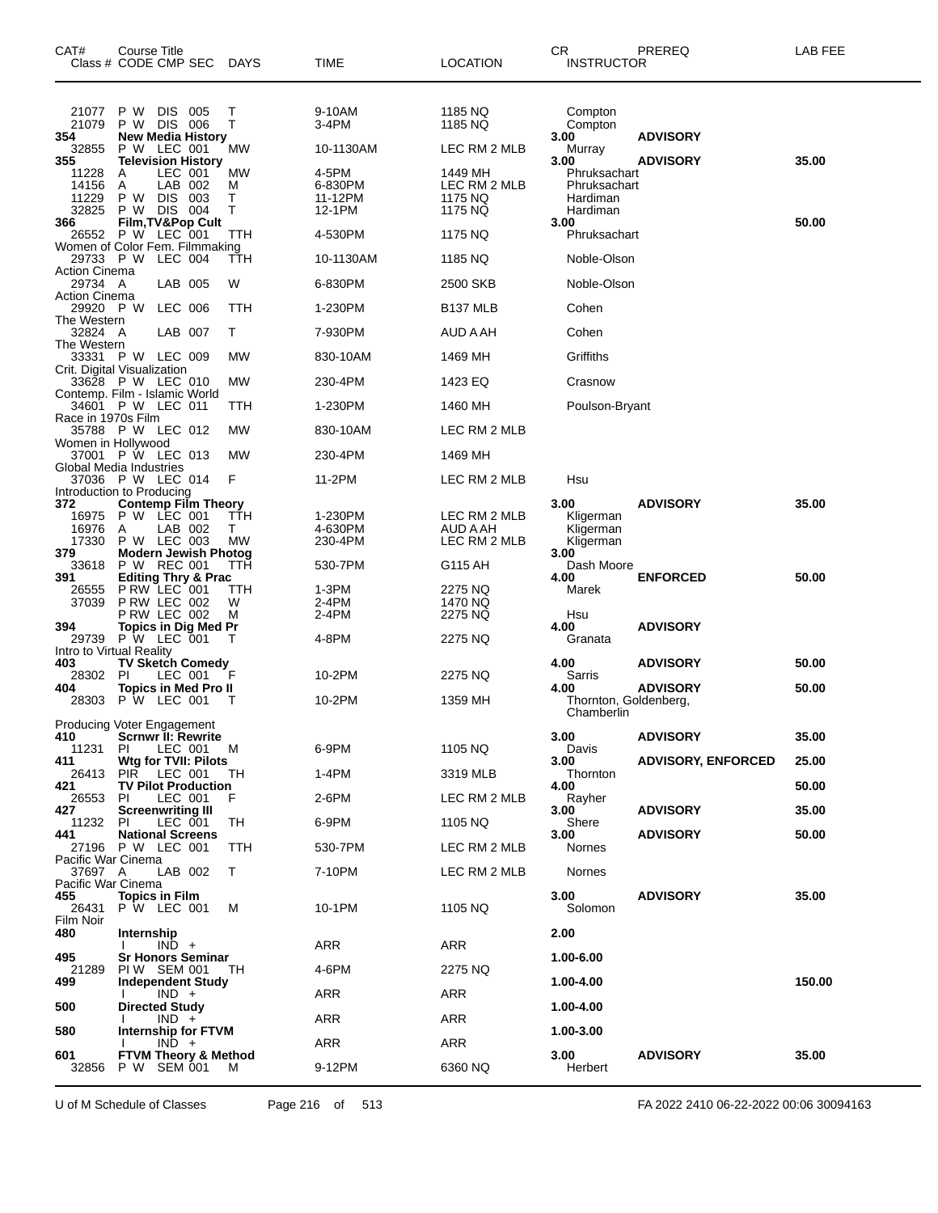| CAT# Class # | Course Title CODE CMP SEC | DAYS | TIME | LOCATION | CR INSTRUCTOR | PREREQ | LAB FEE |
|---|---|---|---|---|---|---|---|
| 21077 | P W DIS 005 | T | 9-10AM | 1185 NQ | Compton | | |
| 21079 | P W DIS 006 | T | 3-4PM | 1185 NQ | Compton | | |
| **354** | **New Media History** | | | | **3.00** | **ADVISORY** | |
| 32855 | P W LEC 001 | MW | 10-1130AM | LEC RM 2 MLB | Murray | | |
| **355** | **Television History** | | | | **3.00** | **ADVISORY** | **35.00** |
| 11228 | A LEC 001 | MW | 4-5PM | 1449 MH | Phruksachart | | |
| 14156 | A LAB 002 | M | 6-830PM | LEC RM 2 MLB | Phruksachart | | |
| 11229 | P W DIS 003 | T | 11-12PM | 1175 NQ | Hardiman | | |
| 32825 | P W DIS 004 | T | 12-1PM | 1175 NQ | Hardiman | | |
| **366** | **Film,TV&Pop Cult** | | | | **3.00** | | **50.00** |
| 26552 | P W LEC 001 | TTH | 4-530PM | 1175 NQ | Phruksachart | | |
| Women of Color Fem. Filmmaking | | | | | | | |
| 29733 | P W LEC 004 | TTH | 10-1130AM | 1185 NQ | Noble-Olson | | |
| Action Cinema | | | | | | | |
| 29734 | A LAB 005 | W | 6-830PM | 2500 SKB | Noble-Olson | | |
| Action Cinema | | | | | | | |
| 29920 | P W LEC 006 | TTH | 1-230PM | B137 MLB | Cohen | | |
| The Western | | | | | | | |
| 32824 | A LAB 007 | T | 7-930PM | AUD A AH | Cohen | | |
| The Western | | | | | | | |
| 33331 | P W LEC 009 | MW | 830-10AM | 1469 MH | Griffiths | | |
| Crit. Digital Visualization | | | | | | | |
| 33628 | P W LEC 010 | MW | 230-4PM | 1423 EQ | Crasnow | | |
| Contemp. Film - Islamic World | | | | | | | |
| 34601 | P W LEC 011 | TTH | 1-230PM | 1460 MH | Poulson-Bryant | | |
| Race in 1970s Film | | | | | | | |
| 35788 | P W LEC 012 | MW | 830-10AM | LEC RM 2 MLB | | | |
| Women in Hollywood | | | | | | | |
| 37001 | P W LEC 013 | MW | 230-4PM | 1469 MH | | | |
| Global Media Industries | | | | | | | |
| 37036 | P W LEC 014 | F | 11-2PM | LEC RM 2 MLB | Hsu | | |
| Introduction to Producing | | | | | | | |
| **372** | **Contemp Film Theory** | | | | **3.00** | **ADVISORY** | **35.00** |
| 16975 | P W LEC 001 | TTH | 1-230PM | LEC RM 2 MLB | Kligerman | | |
| 16976 | A LAB 002 | T | 4-630PM | AUD A AH | Kligerman | | |
| 17330 | P W LEC 003 | MW | 230-4PM | LEC RM 2 MLB | Kligerman | | |
| **379** | **Modern Jewish Photog** | | | | **3.00** | | |
| 33618 | P W REC 001 | TTH | 530-7PM | G115 AH | Dash Moore | | |
| **391** | **Editing Thry & Prac** | | | | **4.00** | **ENFORCED** | **50.00** |
| 26555 | P RW LEC 001 | TTH | 1-3PM | 2275 NQ | Marek | | |
| 37039 | P RW LEC 002 | W | 2-4PM | 1470 NQ | | | |
| | P RW LEC 002 | M | 2-4PM | 2275 NQ | Hsu | | |
| **394** | **Topics in Dig Med Pr** | | | | **4.00** | **ADVISORY** | |
| 29739 | P W LEC 001 | T | 4-8PM | 2275 NQ | Granata | | |
| Intro to Virtual Reality | | | | | | | |
| **403** | **TV Sketch Comedy** | | | | **4.00** | **ADVISORY** | **50.00** |
| 28302 | PI LEC 001 | F | 10-2PM | 2275 NQ | Sarris | | |
| **404** | **Topics in Med Pro II** | | | | **4.00** | **ADVISORY** | **50.00** |
| 28303 | P W LEC 001 | T | 10-2PM | 1359 MH | Thornton, Goldenberg, Chamberlin | | |
| Producing Voter Engagement | | | | | | | |
| **410** | **Scrnwr II: Rewrite** | | | | **3.00** | **ADVISORY** | **35.00** |
| 11231 | PI LEC 001 | M | 6-9PM | 1105 NQ | Davis | | |
| **411** | **Wtg for TVII: Pilots** | | | | **3.00** | **ADVISORY, ENFORCED** | **25.00** |
| 26413 | PIR LEC 001 | TH | 1-4PM | 3319 MLB | Thornton | | |
| **421** | **TV Pilot Production** | | | | **4.00** | | **50.00** |
| 26553 | PI LEC 001 | F | 2-6PM | LEC RM 2 MLB | Rayher | | |
| **427** | **Screenwriting III** | | | | **3.00** | **ADVISORY** | **35.00** |
| 11232 | PI LEC 001 | TH | 6-9PM | 1105 NQ | Shere | | |
| **441** | **National Screens** | | | | **3.00** | **ADVISORY** | **50.00** |
| 27196 | P W LEC 001 | TTH | 530-7PM | LEC RM 2 MLB | Nornes | | |
| Pacific War Cinema | | | | | | | |
| 37697 | A LAB 002 | T | 7-10PM | LEC RM 2 MLB | Nornes | | |
| Pacific War Cinema | | | | | | | |
| **455** | **Topics in Film** | | | | **3.00** | **ADVISORY** | **35.00** |
| 26431 | P W LEC 001 | M | 10-1PM | 1105 NQ | Solomon | | |
| Film Noir | | | | | | | |
| **480** | **Internship** | | | | **2.00** | | |
| | I IND + | | ARR | ARR | | | |
| **495** | **Sr Honors Seminar** | | | | **1.00-6.00** | | |
| 21289 | PI W SEM 001 | TH | 4-6PM | 2275 NQ | | | |
| **499** | **Independent Study** | | | | **1.00-4.00** | | **150.00** |
| | I IND + | | ARR | ARR | | | |
| **500** | **Directed Study** | | | | **1.00-4.00** | | |
| | I IND + | | ARR | ARR | | | |
| **580** | **Internship for FTVM** | | | | **1.00-3.00** | | |
| | I IND + | | ARR | ARR | | | |
| **601** | **FTVM Theory & Method** | | | | **3.00** | **ADVISORY** | **35.00** |
| 32856 | P W SEM 001 | M | 9-12PM | 6360 NQ | Herbert | | |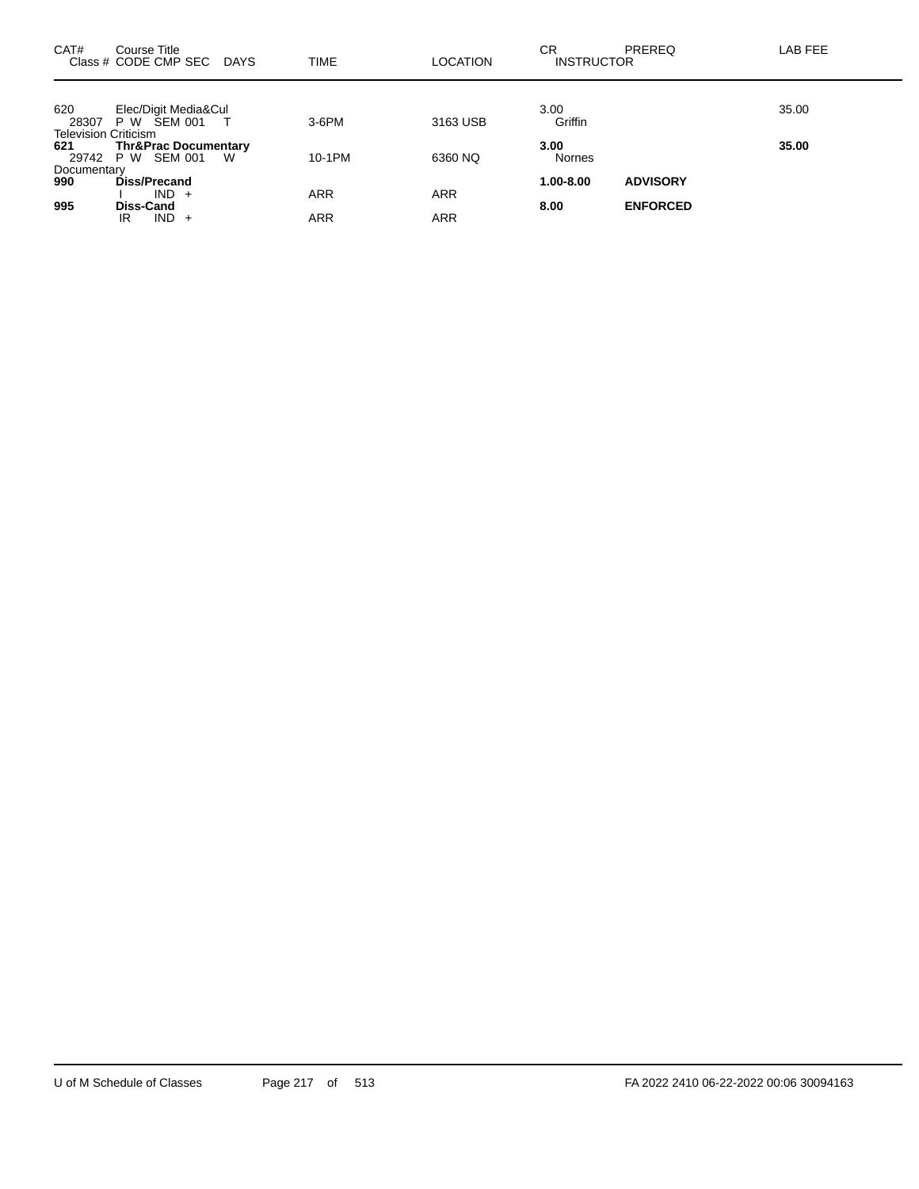| CAT# | Course Title<br>Class # CODE CMP SEC DAYS | TIME | LOCATION | CR<br>INSTRUCTOR | PREREQ | LAB FEE |
|---|---|---|---|---|---|---|
| 620 | Elec/Digit Media&Cul | | | 3.00 | | 35.00 |
| 28307 | P W SEM 001 T | 3-6PM | 3163 USB | Griffin | | |
| Television Criticism | | | | | | |
| **621** | **Thr&Prac Documentary** | | | **3.00** | | **35.00** |
| 29742 | P W SEM 001 W | 10-1PM | 6360 NQ | Nornes | | |
| Documentary | | | | | | |
| **990** | **Diss/Precand** | | | **1.00-8.00** | **ADVISORY** | |
| | I IND + | ARR | ARR | | | |
| **995** | **Diss-Cand** | | | **8.00** | **ENFORCED** | |
| | IR IND + | ARR | ARR | | | |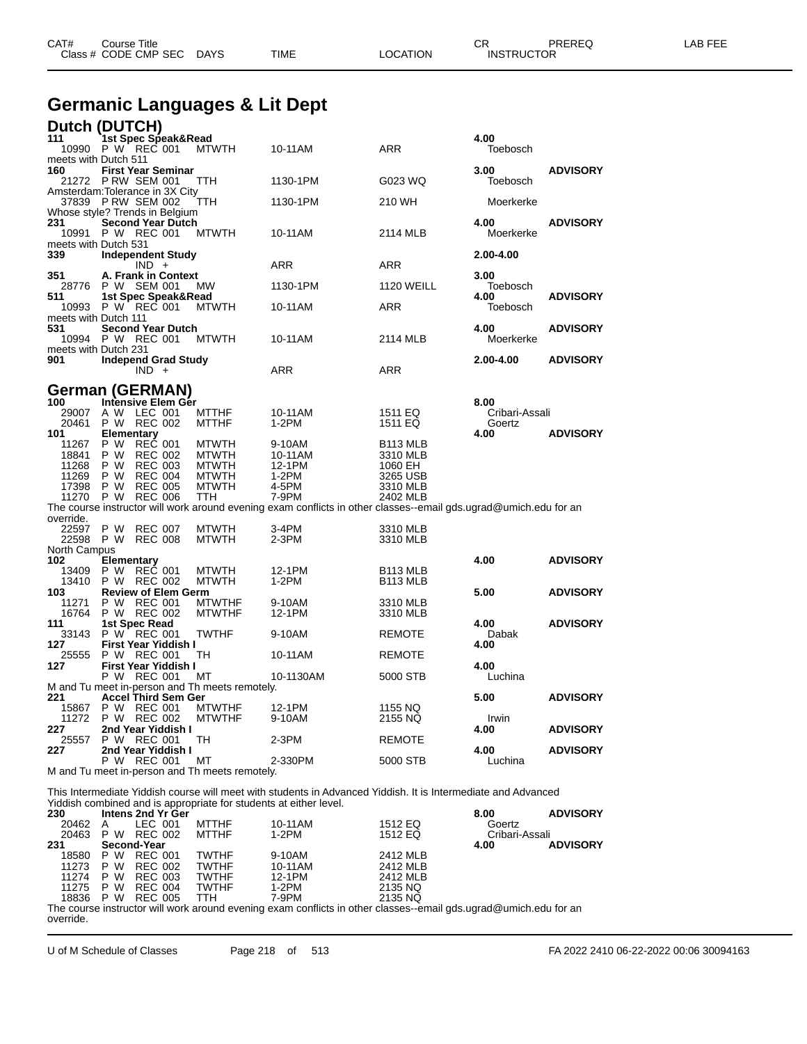| CAT# | Course Title | | | | CR | PREREQ | LAB FEE |
|---|---|---|---|---|---|---|---|
| Class # | CODE CMP SEC | DAYS | TIME | LOCATION | INSTRUCTOR | | |

# Germanic Languages & Lit Dept

## Dutch (DUTCH)

| CAT# / Class # | Course Title / CODE CMP SEC | DAYS | TIME | LOCATION | CR / INSTRUCTOR | PREREQ |
|---|---|---|---|---|---|---|
| **111** | **1st Spec Speak&Read** | | | | **4.00** | |
| 10990 | P W REC 001 | MTWTH | 10-11AM | ARR | Toebosch | |
| meets with Dutch 511 | | | | | | |
| **160** | **First Year Seminar** | | | | **3.00** | **ADVISORY** |
| 21272 | P RW SEM 001 | TTH | 1130-1PM | G023 WQ | Toebosch | |
| Amsterdam:Tolerance in 3X City | | | | | | |
| 37839 | P RW SEM 002 | TTH | 1130-1PM | 210 WH | Moerkerke | |
| Whose style? Trends in Belgium | | | | | | |
| **231** | **Second Year Dutch** | | | | **4.00** | **ADVISORY** |
| 10991 | P W REC 001 | MTWTH | 10-11AM | 2114 MLB | Moerkerke | |
| meets with Dutch 531 | | | | | | |
| **339** | **Independent Study** | | | | **2.00-4.00** | |
| | IND + | | ARR | ARR | | |
| **351** | **A. Frank in Context** | | | | **3.00** | |
| 28776 | P W SEM 001 | MW | 1130-1PM | 1120 WEILL | Toebosch | |
| **511** | **1st Spec Speak&Read** | | | | **4.00** | **ADVISORY** |
| 10993 | P W REC 001 | MTWTH | 10-11AM | ARR | Toebosch | |
| meets with Dutch 111 | | | | | | |
| **531** | **Second Year Dutch** | | | | **4.00** | **ADVISORY** |
| 10994 | P W REC 001 | MTWTH | 10-11AM | 2114 MLB | Moerkerke | |
| meets with Dutch 231 | | | | | | |
| **901** | **Independ Grad Study** | | | | **2.00-4.00** | **ADVISORY** |
| | IND + | | ARR | ARR | | |

## German (GERMAN)

| CAT# / Class # | Course Title / CODE CMP SEC | DAYS | TIME | LOCATION | CR / INSTRUCTOR | PREREQ |
|---|---|---|---|---|---|---|
| **100** | **Intensive Elem Ger** | | | | **8.00** | |
| 29007 | A W LEC 001 | MTTHF | 10-11AM | 1511 EQ | Cribari-Assali | |
| 20461 | P W REC 002 | MTTHF | 1-2PM | 1511 EQ | Goertz | |
| **101** | **Elementary** | | | | **4.00** | **ADVISORY** |
| 11267 | P W REC 001 | MTWTH | 9-10AM | B113 MLB | | |
| 18841 | P W REC 002 | MTWTH | 10-11AM | 3310 MLB | | |
| 11268 | P W REC 003 | MTWTH | 12-1PM | 1060 EH | | |
| 11269 | P W REC 004 | MTWTH | 1-2PM | 3265 USB | | |
| 17398 | P W REC 005 | MTWTH | 4-5PM | 3310 MLB | | |
| 11270 | P W REC 006 | TTH | 7-9PM | 2402 MLB | | |
| The course instructor will work around evening exam conflicts in other classes--email gds.ugrad@umich.edu for an override. | | | | | | |
| 22597 | P W REC 007 | MTWTH | 3-4PM | 3310 MLB | | |
| 22598 | P W REC 008 | MTWTH | 2-3PM | 3310 MLB | | |
| North Campus | | | | | | |
| **102** | **Elementary** | | | | **4.00** | **ADVISORY** |
| 13409 | P W REC 001 | MTWTH | 12-1PM | B113 MLB | | |
| 13410 | P W REC 002 | MTWTH | 1-2PM | B113 MLB | | |
| **103** | **Review of Elem Germ** | | | | **5.00** | **ADVISORY** |
| 11271 | P W REC 001 | MTWTHF | 9-10AM | 3310 MLB | | |
| 16764 | P W REC 002 | MTWTHF | 12-1PM | 3310 MLB | | |
| **111** | **1st Spec Read** | | | | **4.00** | **ADVISORY** |
| 33143 | P W REC 001 | TWTHF | 9-10AM | REMOTE | Dabak | |
| **127** | **First Year Yiddish I** | | | | **4.00** | |
| 25555 | P W REC 001 | TH | 10-11AM | REMOTE | | |
| **127** | **First Year Yiddish I** | | | | **4.00** | |
| | P W REC 001 | MT | 10-1130AM | 5000 STB | Luchina | |
| M and Tu meet in-person and Th meets remotely. | | | | | | |
| **221** | **Accel Third Sem Ger** | | | | **5.00** | **ADVISORY** |
| 15867 | P W REC 001 | MTWTHF | 12-1PM | 1155 NQ | | |
| 11272 | P W REC 002 | MTWTHF | 9-10AM | 2155 NQ | Irwin | |
| **227** | **2nd Year Yiddish I** | | | | **4.00** | **ADVISORY** |
| 25557 | P W REC 001 | TH | 2-3PM | REMOTE | | |
| **227** | **2nd Year Yiddish I** | | | | **4.00** | **ADVISORY** |
| | P W REC 001 | MT | 2-330PM | 5000 STB | Luchina | |
| M and Tu meet in-person and Th meets remotely. | | | | | | |
| This Intermediate Yiddish course will meet with students in Advanced Yiddish. It is Intermediate and Advanced Yiddish combined and is appropriate for students at either level. | | | | | | |
| **230** | **Intens 2nd Yr Ger** | | | | **8.00** | **ADVISORY** |
| 20462 | A LEC 001 | MTTHF | 10-11AM | 1512 EQ | Goertz | |
| 20463 | P W REC 002 | MTTHF | 1-2PM | 1512 EQ | Cribari-Assali | |
| **231** | **Second-Year** | | | | **4.00** | **ADVISORY** |
| 18580 | P W REC 001 | TWTHF | 9-10AM | 2412 MLB | | |
| 11273 | P W REC 002 | TWTHF | 10-11AM | 2412 MLB | | |
| 11274 | P W REC 003 | TWTHF | 12-1PM | 2412 MLB | | |
| 11275 | P W REC 004 | TWTHF | 1-2PM | 2135 NQ | | |
| 18836 | P W REC 005 | TTH | 7-9PM | 2135 NQ | | |
| The course instructor will work around evening exam conflicts in other classes--email gds.ugrad@umich.edu for an override. | | | | | | |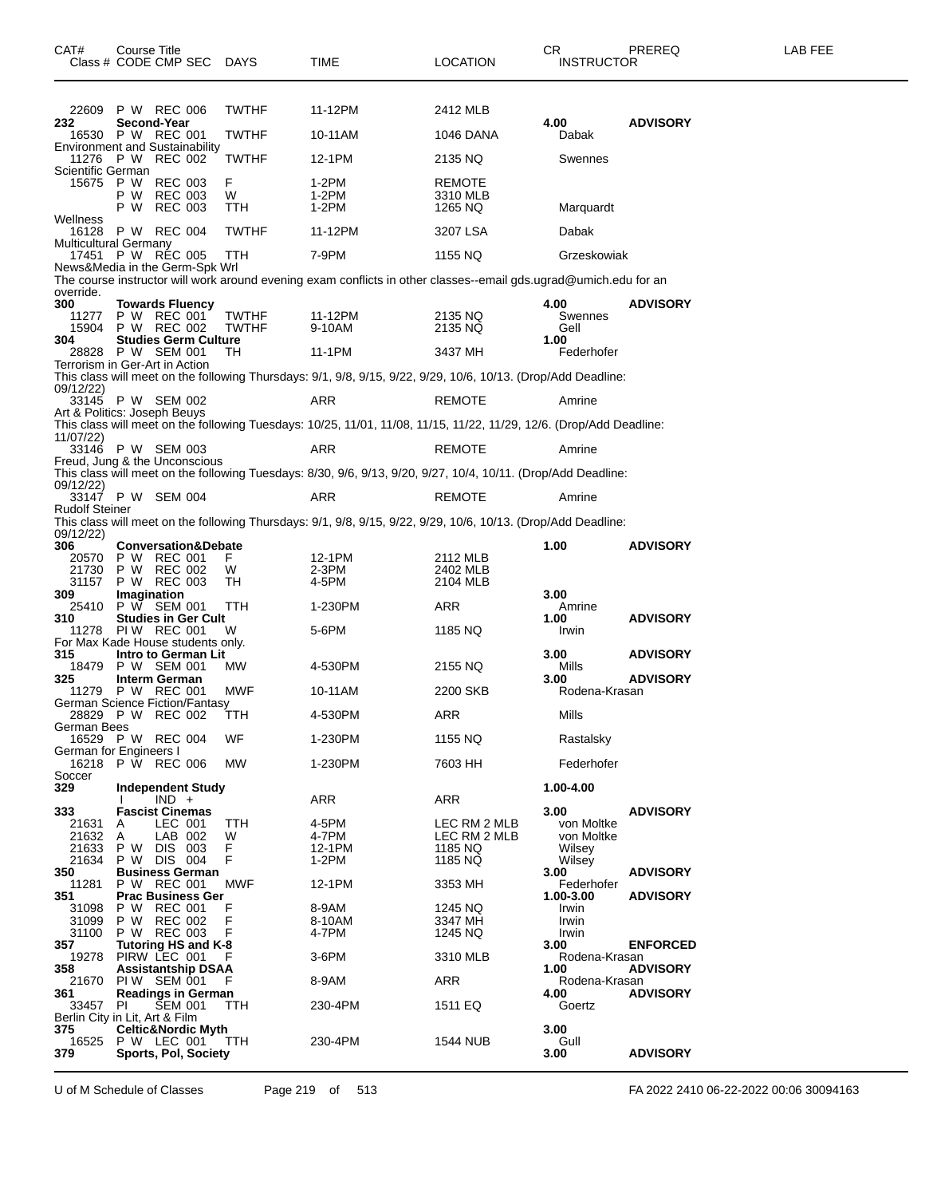| CAT# | Course Title<br>Class # CODE CMP SEC | DAYS | TIME | LOCATION | CR<br>INSTRUCTOR | PREREQ | LAB FEE |
|---|---|---|---|---|---|---|---|
| 22609 | P W REC 006 | TWTHF | 11-12PM | 2412 MLB | | | |
| **232** | **Second-Year** | | | | **4.00** | **ADVISORY** | |
| 16530 | P W REC 001 | TWTHF | 10-11AM | 1046 DANA | Dabak | | |
| Environment and Sustainability | | | | | | | |
| 11276 | P W REC 002 | TWTHF | 12-1PM | 2135 NQ | Swennes | | |
| Scientific German | | | | | | | |
| 15675 | P W REC 003 | F | 1-2PM | REMOTE | | | |
| | P W REC 003 | W | 1-2PM | 3310 MLB | | | |
| | P W REC 003 | TTH | 1-2PM | 1265 NQ | Marquardt | | |
| Wellness | | | | | | | |
| 16128 | P W REC 004 | TWTHF | 11-12PM | 3207 LSA | Dabak | | |
| Multicultural Germany | | | | | | | |
| 17451 | P W REC 005 | TTH | 7-9PM | 1155 NQ | Grzeskowiak | | |
| News&Media in the Germ-Spk Wrl | | | | | | | |
| The course instructor will work around evening exam conflicts in other classes--email gds.ugrad@umich.edu for an override. | | | | | | | |
| **300** | **Towards Fluency** | | | | **4.00** | **ADVISORY** | |
| 11277 | P W REC 001 | TWTHF | 11-12PM | 2135 NQ | Swennes | | |
| 15904 | P W REC 002 | TWTHF | 9-10AM | 2135 NQ | Gell | | |
| **304** | **Studies Germ Culture** | | | | **1.00** | | |
| 28828 | P W SEM 001 | TH | 11-1PM | 3437 MH | Federhofer | | |
| Terrorism in Ger-Art in Action | | | | | | | |
| This class will meet on the following Thursdays: 9/1, 9/8, 9/15, 9/22, 9/29, 10/6, 10/13. (Drop/Add Deadline: 09/12/22) | | | | | | | |
| 33145 | P W SEM 002 | | ARR | REMOTE | Amrine | | |
| Art & Politics: Joseph Beuys | | | | | | | |
| This class will meet on the following Tuesdays: 10/25, 11/01, 11/08, 11/15, 11/22, 11/29, 12/6. (Drop/Add Deadline: 11/07/22) | | | | | | | |
| 33146 | P W SEM 003 | | ARR | REMOTE | Amrine | | |
| Freud, Jung & the Unconscious | | | | | | | |
| This class will meet on the following Tuesdays: 8/30, 9/6, 9/13, 9/20, 9/27, 10/4, 10/11. (Drop/Add Deadline: 09/12/22) | | | | | | | |
| 33147 | P W SEM 004 | | ARR | REMOTE | Amrine | | |
| Rudolf Steiner | | | | | | | |
| This class will meet on the following Thursdays: 9/1, 9/8, 9/15, 9/22, 9/29, 10/6, 10/13. (Drop/Add Deadline: 09/12/22) | | | | | | | |
| **306** | **Conversation&Debate** | | | | **1.00** | **ADVISORY** | |
| 20570 | P W REC 001 | F | 12-1PM | 2112 MLB | | | |
| 21730 | P W REC 002 | W | 2-3PM | 2402 MLB | | | |
| 31157 | P W REC 003 | TH | 4-5PM | 2104 MLB | | | |
| **309** | **Imagination** | | | | **3.00** | | |
| 25410 | P W SEM 001 | TTH | 1-230PM | ARR | Amrine | | |
| **310** | **Studies in Ger Cult** | | | | **1.00** | **ADVISORY** | |
| 11278 | PI W REC 001 | W | 5-6PM | 1185 NQ | Irwin | | |
| For Max Kade House students only. | | | | | | | |
| **315** | **Intro to German Lit** | | | | **3.00** | **ADVISORY** | |
| 18479 | P W SEM 001 | MW | 4-530PM | 2155 NQ | Mills | | |
| **325** | **Interm German** | | | | **3.00** | **ADVISORY** | |
| 11279 | P W REC 001 | MWF | 10-11AM | 2200 SKB | Rodena-Krasan | | |
| German Science Fiction/Fantasy | | | | | | | |
| 28829 | P W REC 002 | TTH | 4-530PM | ARR | Mills | | |
| German Bees | | | | | | | |
| 16529 | P W REC 004 | WF | 1-230PM | 1155 NQ | Rastalsky | | |
| German for Engineers I | | | | | | | |
| 16218 | P W REC 006 | MW | 1-230PM | 7603 HH | Federhofer | | |
| Soccer | | | | | | | |
| **329** | **Independent Study** | | | | **1.00-4.00** | | |
| | I IND + | | ARR | ARR | | | |
| **333** | **Fascist Cinemas** | | | | **3.00** | **ADVISORY** | |
| 21631 | A LEC 001 | TTH | 4-5PM | LEC RM 2 MLB | von Moltke | | |
| 21632 | A LAB 002 | W | 4-7PM | LEC RM 2 MLB | von Moltke | | |
| 21633 | P W DIS 003 | F | 12-1PM | 1185 NQ | Wilsey | | |
| 21634 | P W DIS 004 | F | 1-2PM | 1185 NQ | Wilsey | | |
| **350** | **Business German** | | | | **3.00** | **ADVISORY** | |
| 11281 | P W REC 001 | MWF | 12-1PM | 3353 MH | Federhofer | | |
| **351** | **Prac Business Ger** | | | | **1.00-3.00** | **ADVISORY** | |
| 31098 | P W REC 001 | F | 8-9AM | 1245 NQ | Irwin | | |
| 31099 | P W REC 002 | F | 8-10AM | 3347 MH | Irwin | | |
| 31100 | P W REC 003 | F | 4-7PM | 1245 NQ | Irwin | | |
| **357** | **Tutoring HS and K-8** | | | | **3.00** | **ENFORCED** | |
| 19278 | PIRW LEC 001 | F | 3-6PM | 3310 MLB | Rodena-Krasan | | |
| **358** | **Assistantship DSAA** | | | | **1.00** | **ADVISORY** | |
| 21670 | PI W SEM 001 | F | 8-9AM | ARR | Rodena-Krasan | | |
| **361** | **Readings in German** | | | | **4.00** | **ADVISORY** | |
| 33457 | PI SEM 001 | TTH | 230-4PM | 1511 EQ | Goertz | | |
| Berlin City in Lit, Art & Film | | | | | | | |
| **375** | **Celtic&Nordic Myth** | | | | **3.00** | | |
| 16525 | P W LEC 001 | TTH | 230-4PM | 1544 NUB | Gull | | |
| **379** | **Sports, Pol, Society** | | | | **3.00** | **ADVISORY** | |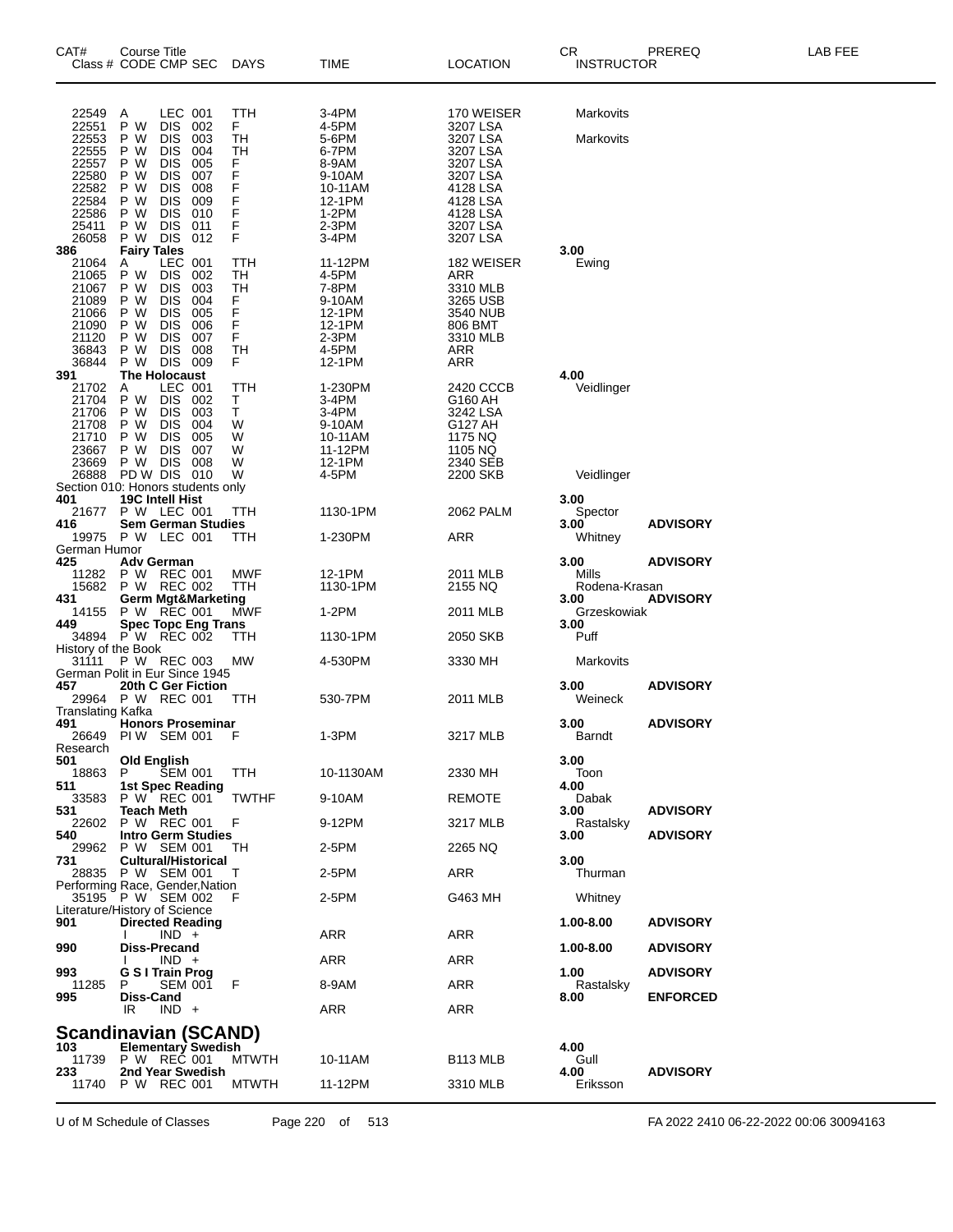| CAT# | Course Title Class # CODE CMP SEC | DAYS | TIME | LOCATION | CR INSTRUCTOR | PREREQ | LAB FEE |
|---|---|---|---|---|---|---|---|
| 22549 | A LEC 001 | TTH | 3-4PM | 170 WEISER | Markovits | | |
| 22551 | P W DIS 002 | F | 4-5PM | 3207 LSA | | | |
| 22553 | P W DIS 003 | TH | 5-6PM | 3207 LSA | Markovits | | |
| 22555 | P W DIS 004 | TH | 6-7PM | 3207 LSA | | | |
| 22557 | P W DIS 005 | F | 8-9AM | 3207 LSA | | | |
| 22580 | P W DIS 007 | F | 9-10AM | 3207 LSA | | | |
| 22582 | P W DIS 008 | F | 10-11AM | 4128 LSA | | | |
| 22584 | P W DIS 009 | F | 12-1PM | 4128 LSA | | | |
| 22586 | P W DIS 010 | F | 1-2PM | 4128 LSA | | | |
| 25411 | P W DIS 011 | F | 2-3PM | 3207 LSA | | | |
| 26058 | P W DIS 012 | F | 3-4PM | 3207 LSA | | | |
| **386** | **Fairy Tales** | | | | **3.00** | | |
| 21064 | A LEC 001 | TTH | 11-12PM | 182 WEISER | Ewing | | |
| 21065 | P W DIS 002 | TH | 4-5PM | ARR | | | |
| 21067 | P W DIS 003 | TH | 7-8PM | 3310 MLB | | | |
| 21089 | P W DIS 004 | F | 9-10AM | 3265 USB | | | |
| 21066 | P W DIS 005 | F | 12-1PM | 3540 NUB | | | |
| 21090 | P W DIS 006 | F | 12-1PM | 806 BMT | | | |
| 21120 | P W DIS 007 | F | 2-3PM | 3310 MLB | | | |
| 36843 | P W DIS 008 | TH | 4-5PM | ARR | | | |
| 36844 | P W DIS 009 | F | 12-1PM | ARR | | | |
| **391** | **The Holocaust** | | | | **4.00** | | |
| 21702 | A LEC 001 | TTH | 1-230PM | 2420 CCCB | Veidlinger | | |
| 21704 | P W DIS 002 | T | 3-4PM | G160 AH | | | |
| 21706 | P W DIS 003 | T | 3-4PM | 3242 LSA | | | |
| 21708 | P W DIS 004 | W | 9-10AM | G127 AH | | | |
| 21710 | P W DIS 005 | W | 10-11AM | 1175 NQ | | | |
| 23667 | P W DIS 007 | W | 11-12PM | 1105 NQ | | | |
| 23669 | P W DIS 008 | W | 12-1PM | 2340 SEB | | | |
| 26888 | PD W DIS 010 | W | 4-5PM | 2200 SKB | Veidlinger | | |
| Section 010: Honors students only | | | | | | | |
| **401** | **19C Intell Hist** | | | | **3.00** | | |
| 21677 | P W LEC 001 | TTH | 1130-1PM | 2062 PALM | Spector | | |
| **416** | **Sem German Studies** | | | | **3.00** | **ADVISORY** | |
| 19975 | P W LEC 001 | TTH | 1-230PM | ARR | Whitney | | |
| German Humor | | | | | | | |
| **425** | **Adv German** | | | | **3.00** | **ADVISORY** | |
| 11282 | P W REC 001 | MWF | 12-1PM | 2011 MLB | Mills | | |
| 15682 | P W REC 002 | TTH | 1130-1PM | 2155 NQ | Rodena-Krasan | | |
| **431** | **Germ Mgt&Marketing** | | | | **3.00** | **ADVISORY** | |
| 14155 | P W REC 001 | MWF | 1-2PM | 2011 MLB | Grzeskowiak | | |
| **449** | **Spec Topc Eng Trans** | | | | **3.00** | | |
| 34894 | P W REC 002 | TTH | 1130-1PM | 2050 SKB | Puff | | |
| History of the Book | | | | | | | |
| 31111 | P W REC 003 | MW | 4-530PM | 3330 MH | Markovits | | |
| German Polit in Eur Since 1945 | | | | | | | |
| **457** | **20th C Ger Fiction** | | | | **3.00** | **ADVISORY** | |
| 29964 | P W REC 001 | TTH | 530-7PM | 2011 MLB | Weineck | | |
| Translating Kafka | | | | | | | |
| **491** | **Honors Proseminar** | | | | **3.00** | **ADVISORY** | |
| 26649 | PI W SEM 001 | F | 1-3PM | 3217 MLB | Barndt | | |
| Research | | | | | | | |
| **501** | **Old English** | | | | **3.00** | | |
| 18863 | P SEM 001 | TTH | 10-1130AM | 2330 MH | Toon | | |
| **511** | **1st Spec Reading** | | | | **4.00** | | |
| 33583 | P W REC 001 | TWTHF | 9-10AM | REMOTE | Dabak | | |
| **531** | **Teach Meth** | | | | **3.00** | **ADVISORY** | |
| 22602 | P W REC 001 | F | 9-12PM | 3217 MLB | Rastalsky | | |
| **540** | **Intro Germ Studies** | | | | **3.00** | **ADVISORY** | |
| 29962 | P W SEM 001 | TH | 2-5PM | 2265 NQ | | | |
| **731** | **Cultural/Historical** | | | | **3.00** | | |
| 28835 | P W SEM 001 | T | 2-5PM | ARR | Thurman | | |
| Performing Race, Gender,Nation | | | | | | | |
| 35195 | P W SEM 002 | F | 2-5PM | G463 MH | Whitney | | |
| Literature/History of Science | | | | | | | |
| **901** | **Directed Reading** | | | | **1.00-8.00** | **ADVISORY** | |
| | I IND + | | ARR | ARR | | | |
| **990** | **Diss-Precand** | | | | **1.00-8.00** | **ADVISORY** | |
| | I IND + | | ARR | ARR | | | |
| **993** | **G S I Train Prog** | | | | **1.00** | **ADVISORY** | |
| 11285 | P SEM 001 | F | 8-9AM | ARR | Rastalsky | | |
| **995** | **Diss-Cand** | | | | **8.00** | **ENFORCED** | |
| | IR IND + | | ARR | ARR | | | |

## Scandinavian (SCAND)

| CAT# | Course Title Class # CODE CMP SEC | DAYS | TIME | LOCATION | CR INSTRUCTOR | PREREQ | LAB FEE |
|---|---|---|---|---|---|---|---|
| **103** | **Elementary Swedish** | | | | **4.00** | | |
| 11739 | P W REC 001 | MTWTH | 10-11AM | B113 MLB | Gull | | |
| **233** | **2nd Year Swedish** | | | | **4.00** | **ADVISORY** | |
| 11740 | P W REC 001 | MTWTH | 11-12PM | 3310 MLB | Eriksson | | |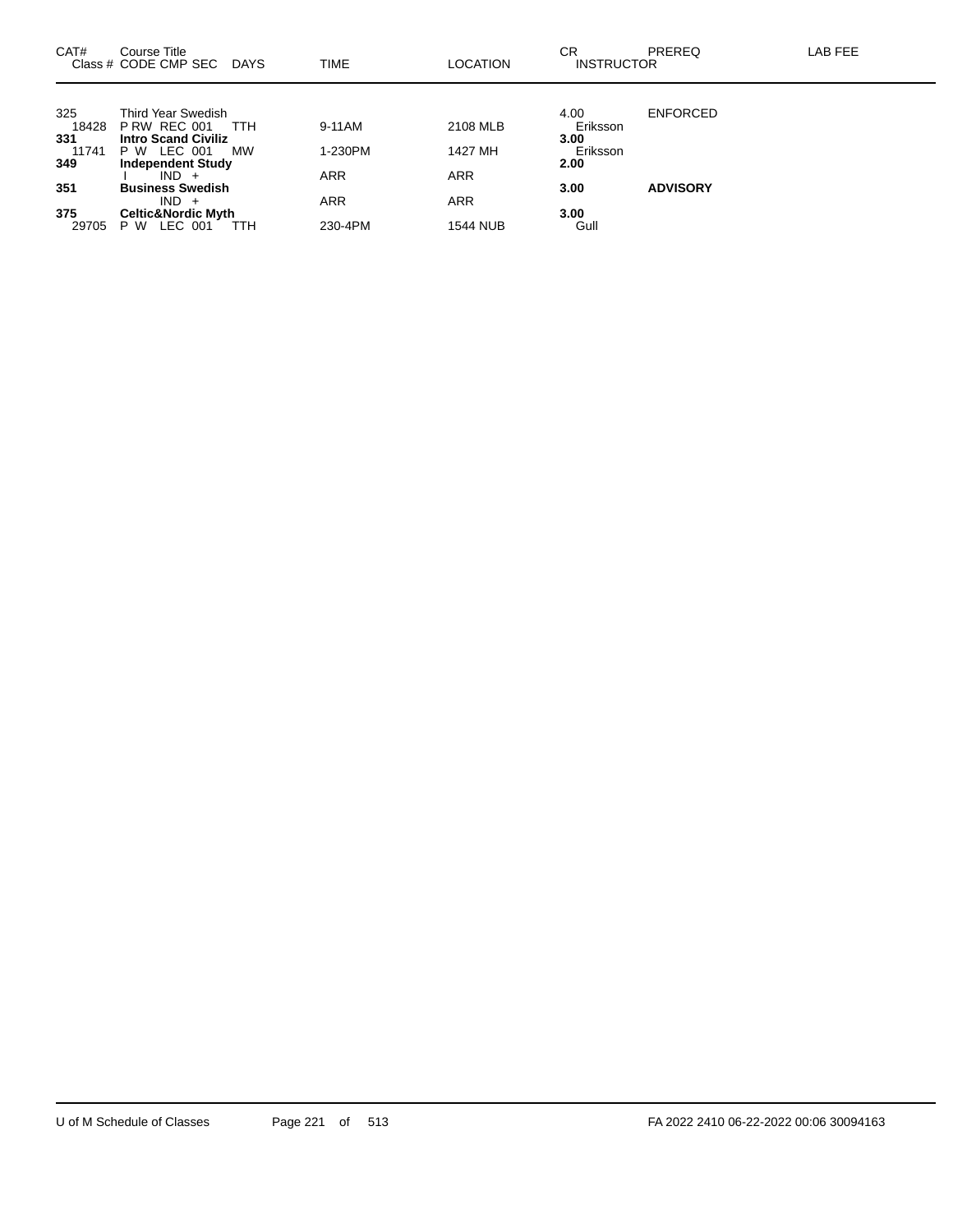| CAT# | Course Title<br>Class # CODE CMP SEC DAYS | TIME | LOCATION | CR<br>INSTRUCTOR | PREREQ | LAB FEE |
|---|---|---|---|---|---|---|
| 325 | Third Year Swedish | | | 4.00 | ENFORCED | |
| 18428 | P RW REC 001 TTH | 9-11AM | 2108 MLB | Eriksson | | |
| **331** | **Intro Scand Civiliz** | | | **3.00** | | |
| 11741 | P W LEC 001 MW | 1-230PM | 1427 MH | Eriksson | | |
| **349** | **Independent Study** | | | **2.00** | | |
| | I IND + | ARR | ARR | | | |
| **351** | **Business Swedish** | | | **3.00** | **ADVISORY** | |
| | IND + | ARR | ARR | | | |
| **375** | **Celtic&Nordic Myth** | | | **3.00** | | |
| 29705 | P W LEC 001 TTH | 230-4PM | 1544 NUB | Gull | | |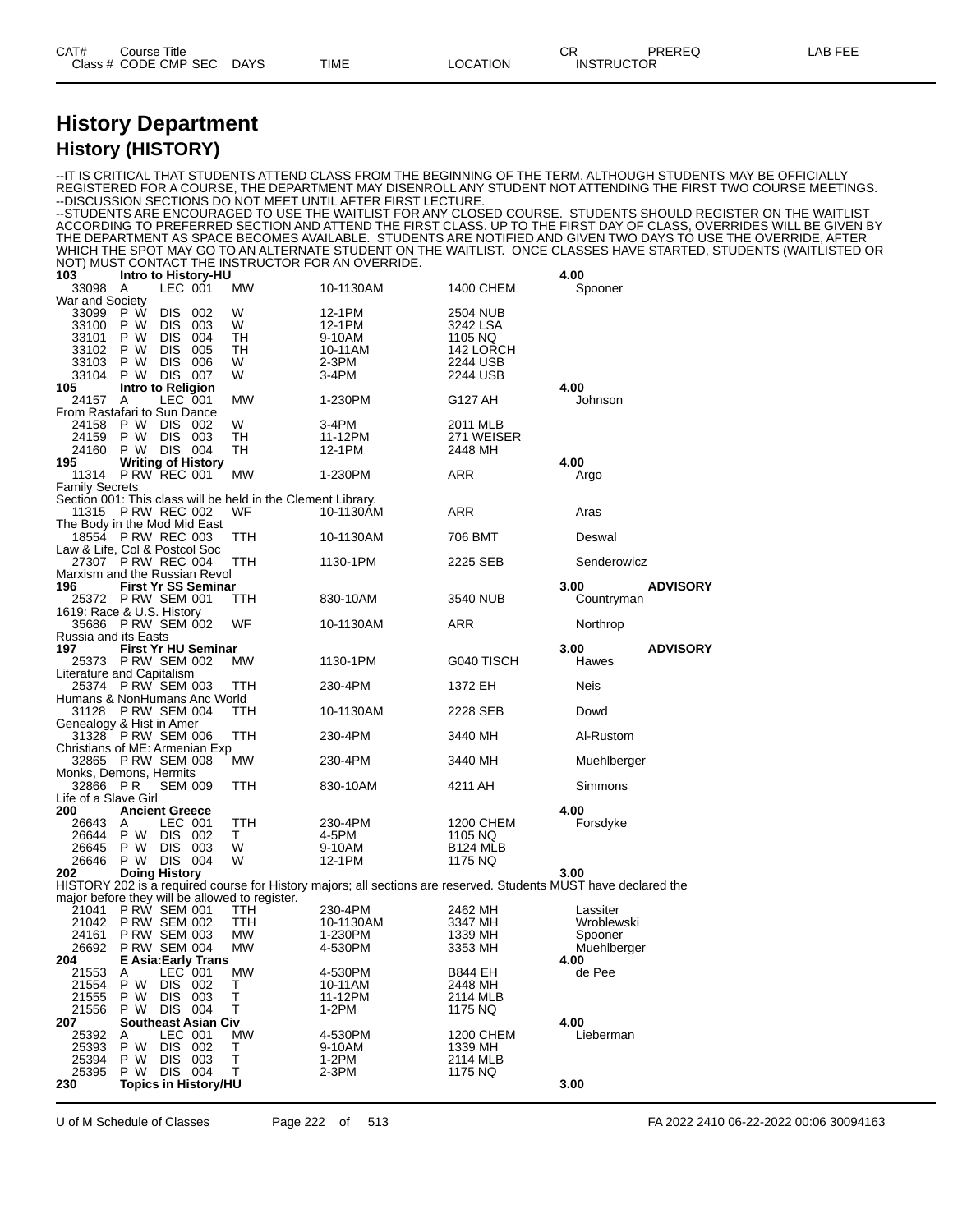# History Department

## History (HISTORY)

--IT IS CRITICAL THAT STUDENTS ATTEND CLASS FROM THE BEGINNING OF THE TERM. ALTHOUGH STUDENTS MAY BE OFFICIALLY REGISTERED FOR A COURSE, THE DEPARTMENT MAY DISENROLL ANY STUDENT NOT ATTENDING THE FIRST TWO COURSE MEETINGS.
--DISCUSSION SECTIONS DO NOT MEET UNTIL AFTER FIRST LECTURE.
--STUDENTS ARE ENCOURAGED TO USE THE WAITLIST FOR ANY CLOSED COURSE. STUDENTS SHOULD REGISTER ON THE WAITLIST ACCORDING TO PREFERRED SECTION AND ATTEND THE FIRST CLASS. UP TO THE FIRST DAY OF CLASS, OVERRIDES WILL BE GIVEN BY THE DEPARTMENT AS SPACE BECOMES AVAILABLE. STUDENTS ARE NOTIFIED AND GIVEN TWO DAYS TO USE THE OVERRIDE, AFTER WHICH THE SPOT MAY GO TO AN ALTERNATE STUDENT ON THE WAITLIST. ONCE CLASSES HAVE STARTED, STUDENTS (WAITLISTED OR NOT) MUST CONTACT THE INSTRUCTOR FOR AN OVERRIDE.

| CAT# / Class # | Course Title / CODE CMP SEC | DAYS | TIME | LOCATION | CR / INSTRUCTOR | PREREQ | LAB FEE |
|---|---|---|---|---|---|---|---|
| **103** | **Intro to History-HU** | | | | **4.00** | | |
| 33098 | A LEC 001 | MW | 10-1130AM | 1400 CHEM | Spooner | | |
| War and Society | | | | | | | |
| 33099 | P W DIS 002 | W | 12-1PM | 2504 NUB | | | |
| 33100 | P W DIS 003 | W | 12-1PM | 3242 LSA | | | |
| 33101 | P W DIS 004 | TH | 9-10AM | 1105 NQ | | | |
| 33102 | P W DIS 005 | TH | 10-11AM | 142 LORCH | | | |
| 33103 | P W DIS 006 | W | 2-3PM | 2244 USB | | | |
| 33104 | P W DIS 007 | W | 3-4PM | 2244 USB | | | |
| **105** | **Intro to Religion** | | | | **4.00** | | |
| 24157 | A LEC 001 | MW | 1-230PM | G127 AH | Johnson | | |
| From Rastafari to Sun Dance | | | | | | | |
| 24158 | P W DIS 002 | W | 3-4PM | 2011 MLB | | | |
| 24159 | P W DIS 003 | TH | 11-12PM | 271 WEISER | | | |
| 24160 | P W DIS 004 | TH | 12-1PM | 2448 MH | | | |
| **195** | **Writing of History** | | | | **4.00** | | |
| 11314 | P RW REC 001 | MW | 1-230PM | ARR | Argo | | |
| Family Secrets | | | | | | | |
| Section 001: This class will be held in the Clement Library. | | | | | | | |
| 11315 | P RW REC 002 | WF | 10-1130AM | ARR | Aras | | |
| The Body in the Mod Mid East | | | | | | | |
| 18554 | P RW REC 003 | TTH | 10-1130AM | 706 BMT | Deswal | | |
| Law & Life, Col & Postcol Soc | | | | | | | |
| 27307 | P RW REC 004 | TTH | 1130-1PM | 2225 SEB | Senderowicz | | |
| Marxism and the Russian Revol | | | | | | | |
| **196** | **First Yr SS Seminar** | | | | **3.00** | **ADVISORY** | |
| 25372 | P RW SEM 001 | TTH | 830-10AM | 3540 NUB | Countryman | | |
| 1619: Race & U.S. History | | | | | | | |
| 35686 | P RW SEM 002 | WF | 10-1130AM | ARR | Northrop | | |
| Russia and its Easts | | | | | | | |
| **197** | **First Yr HU Seminar** | | | | **3.00** | **ADVISORY** | |
| 25373 | P RW SEM 002 | MW | 1130-1PM | G040 TISCH | Hawes | | |
| Literature and Capitalism | | | | | | | |
| 25374 | P RW SEM 003 | TTH | 230-4PM | 1372 EH | Neis | | |
| Humans & NonHumans Anc World | | | | | | | |
| 31128 | P RW SEM 004 | TTH | 10-1130AM | 2228 SEB | Dowd | | |
| Genealogy & Hist in Amer | | | | | | | |
| 31328 | P RW SEM 006 | TTH | 230-4PM | 3440 MH | Al-Rustom | | |
| Christians of ME: Armenian Exp | | | | | | | |
| 32865 | P RW SEM 008 | MW | 230-4PM | 3440 MH | Muehlberger | | |
| Monks, Demons, Hermits | | | | | | | |
| 32866 | P R SEM 009 | TTH | 830-10AM | 4211 AH | Simmons | | |
| Life of a Slave Girl | | | | | | | |
| **200** | **Ancient Greece** | | | | **4.00** | | |
| 26643 | A LEC 001 | TTH | 230-4PM | 1200 CHEM | Forsdyke | | |
| 26644 | P W DIS 002 | T | 4-5PM | 1105 NQ | | | |
| 26645 | P W DIS 003 | W | 9-10AM | B124 MLB | | | |
| 26646 | P W DIS 004 | W | 12-1PM | 1175 NQ | | | |
| **202** | **Doing History** | | | | **3.00** | | |
| HISTORY 202 is a required course for History majors; all sections are reserved. Students MUST have declared the major before they will be allowed to register. | | | | | | | |
| 21041 | P RW SEM 001 | TTH | 230-4PM | 2462 MH | Lassiter | | |
| 21042 | P RW SEM 002 | TTH | 10-1130AM | 3347 MH | Wroblewski | | |
| 24161 | P RW SEM 003 | MW | 1-230PM | 1339 MH | Spooner | | |
| 26692 | P RW SEM 004 | MW | 4-530PM | 3353 MH | Muehlberger | | |
| **204** | **E Asia:Early Trans** | | | | **4.00** | | |
| 21553 | A LEC 001 | MW | 4-530PM | B844 EH | de Pee | | |
| 21554 | P W DIS 002 | T | 10-11AM | 2448 MH | | | |
| 21555 | P W DIS 003 | T | 11-12PM | 2114 MLB | | | |
| 21556 | P W DIS 004 | T | 1-2PM | 1175 NQ | | | |
| **207** | **Southeast Asian Civ** | | | | **4.00** | | |
| 25392 | A LEC 001 | MW | 4-530PM | 1200 CHEM | Lieberman | | |
| 25393 | P W DIS 002 | T | 9-10AM | 1339 MH | | | |
| 25394 | P W DIS 003 | T | 1-2PM | 2114 MLB | | | |
| 25395 | P W DIS 004 | T | 2-3PM | 1175 NQ | | | |
| **230** | **Topics in History/HU** | | | | **3.00** | | |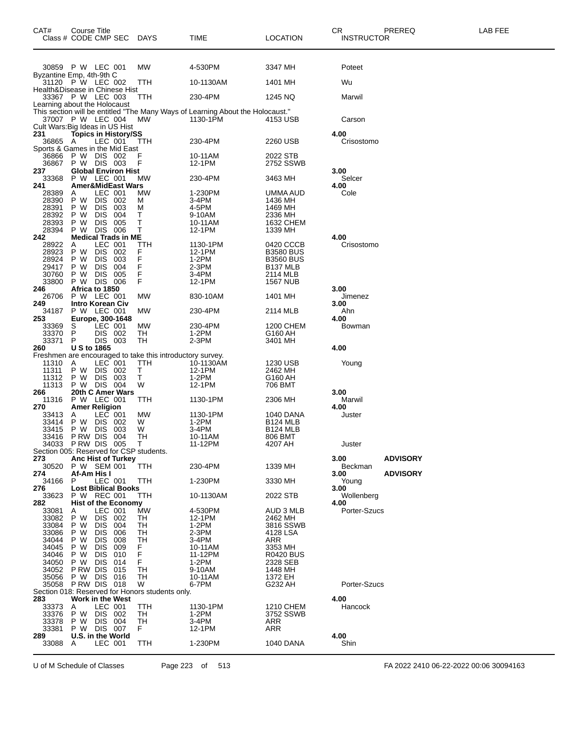| CAT# Class # | Course Title CODE CMP SEC | DAYS | TIME | LOCATION | CR INSTRUCTOR | PREREQ | LAB FEE |
|---|---|---|---|---|---|---|---|
| 30859 | P W LEC 001 | MW | 4-530PM | 3347 MH | Poteet | | |
| Byzantine Emp, 4th-9th C | | | | | | | |
| 31120 | P W LEC 002 | TTH | 10-1130AM | 1401 MH | Wu | | |
| Health&Disease in Chinese Hist | | | | | | | |
| 33367 | P W LEC 003 | TTH | 230-4PM | 1245 NQ | Marwil | | |
| Learning about the Holocaust | | | | | | | |
| This section will be entitled "The Many Ways of Learning About the Holocaust." | | | | | | | |
| 37007 | P W LEC 004 | MW | 1130-1PM | 4153 USB | Carson | | |
| Cult Wars:Big Ideas in US Hist | | | | | | | |
| **231** | **Topics in History/SS** | | | | 4.00 | | |
| 36865 | A LEC 001 | TTH | 230-4PM | 2260 USB | Crisostomo | | |
| Sports & Games in the Mid East | | | | | | | |
| 36866 | P W DIS 002 | F | 10-11AM | 2022 STB | | | |
| 36867 | P W DIS 003 | F | 12-1PM | 2752 SSWB | | | |
| **237** | **Global Environ Hist** | | | | 3.00 | | |
| 33368 | P W LEC 001 | MW | 230-4PM | 3463 MH | Selcer | | |
| **241** | **Amer&MidEast Wars** | | | | 4.00 | | |
| 28389 | A LEC 001 | MW | 1-230PM | UMMA AUD | Cole | | |
| 28390 | P W DIS 002 | M | 3-4PM | 1436 MH | | | |
| 28391 | P W DIS 003 | M | 4-5PM | 1469 MH | | | |
| 28392 | P W DIS 004 | T | 9-10AM | 2336 MH | | | |
| 28393 | P W DIS 005 | T | 10-11AM | 1632 CHEM | | | |
| 28394 | P W DIS 006 | T | 12-1PM | 1339 MH | | | |
| **242** | **Medical Trads in ME** | | | | 4.00 | | |
| 28922 | A LEC 001 | TTH | 1130-1PM | 0420 CCCB | Crisostomo | | |
| 28923 | P W DIS 002 | F | 12-1PM | B3580 BUS | | | |
| 28924 | P W DIS 003 | F | 1-2PM | B3560 BUS | | | |
| 29417 | P W DIS 004 | F | 2-3PM | B137 MLB | | | |
| 30760 | P W DIS 005 | F | 3-4PM | 2114 MLB | | | |
| 33800 | P W DIS 006 | F | 12-1PM | 1567 NUB | | | |
| **246** | **Africa to 1850** | | | | 3.00 | | |
| 26706 | P W LEC 001 | MW | 830-10AM | 1401 MH | Jimenez | | |
| **249** | **Intro Korean Civ** | | | | 3.00 | | |
| 34187 | P W LEC 001 | MW | 230-4PM | 2114 MLB | Ahn | | |
| **253** | **Europe, 300-1648** | | | | 4.00 | | |
| 33369 | S LEC 001 | MW | 230-4PM | 1200 CHEM | Bowman | | |
| 33370 | P DIS 002 | TH | 1-2PM | G160 AH | | | |
| 33371 | P DIS 003 | TH | 2-3PM | 3401 MH | | | |
| **260** | **U S to 1865** | | | | 4.00 | | |
| Freshmen are encouraged to take this introductory survey. | | | | | | | |
| 11310 | A LEC 001 | TTH | 10-1130AM | 1230 USB | Young | | |
| 11311 | P W DIS 002 | T | 12-1PM | 2462 MH | | | |
| 11312 | P W DIS 003 | T | 1-2PM | G160 AH | | | |
| 11313 | P W DIS 004 | W | 12-1PM | 706 BMT | | | |
| **266** | **20th C Amer Wars** | | | | 3.00 | | |
| 11316 | P W LEC 001 | TTH | 1130-1PM | 2306 MH | Marwil | | |
| **270** | **Amer Religion** | | | | 4.00 | | |
| 33413 | A LEC 001 | MW | 1130-1PM | 1040 DANA | Juster | | |
| 33414 | P W DIS 002 | W | 1-2PM | B124 MLB | | | |
| 33415 | P W DIS 003 | W | 3-4PM | B124 MLB | | | |
| 33416 | P RW DIS 004 | TH | 10-11AM | 806 BMT | | | |
| 34033 | P RW DIS 005 | T | 11-12PM | 4207 AH | Juster | | |
| Section 005: Reserved for CSP students. | | | | | | | |
| **273** | **Anc Hist of Turkey** | | | | 3.00 | **ADVISORY** | |
| 30520 | P W SEM 001 | TTH | 230-4PM | 1339 MH | Beckman | | |
| **274** | **Af-Am His I** | | | | 3.00 | **ADVISORY** | |
| 34166 | P LEC 001 | TTH | 1-230PM | 3330 MH | Young | | |
| **276** | **Lost Biblical Books** | | | | 3.00 | | |
| 33623 | P W REC 001 | TTH | 10-1130AM | 2022 STB | Wollenberg | | |
| **282** | **Hist of the Economy** | | | | 4.00 | | |
| 33081 | A LEC 001 | MW | 4-530PM | AUD 3 MLB | Porter-Szucs | | |
| 33082 | P W DIS 002 | TH | 12-1PM | 2462 MH | | | |
| 33084 | P W DIS 004 | TH | 1-2PM | 3816 SSWB | | | |
| 33086 | P W DIS 006 | TH | 2-3PM | 4128 LSA | | | |
| 34044 | P W DIS 008 | TH | 3-4PM | ARR | | | |
| 34045 | P W DIS 009 | F | 10-11AM | 3353 MH | | | |
| 34046 | P W DIS 010 | F | 11-12PM | R0420 BUS | | | |
| 34050 | P W DIS 014 | F | 1-2PM | 2328 SEB | | | |
| 34052 | P RW DIS 015 | TH | 9-10AM | 1448 MH | | | |
| 35056 | P W DIS 016 | TH | 10-11AM | 1372 EH | | | |
| 35058 | P RW DIS 018 | W | 6-7PM | G232 AH | Porter-Szucs | | |
| Section 018: Reserved for Honors students only. | | | | | | | |
| **283** | **Work in the West** | | | | 4.00 | | |
| 33373 | A LEC 001 | TTH | 1130-1PM | 1210 CHEM | Hancock | | |
| 33376 | P W DIS 002 | TH | 1-2PM | 3752 SSWB | | | |
| 33378 | P W DIS 004 | TH | 3-4PM | ARR | | | |
| 33381 | P W DIS 007 | F | 12-1PM | ARR | | | |
| **289** | **U.S. in the World** | | | | 4.00 | | |
| 33088 | A LEC 001 | TTH | 1-230PM | 1040 DANA | Shin | | |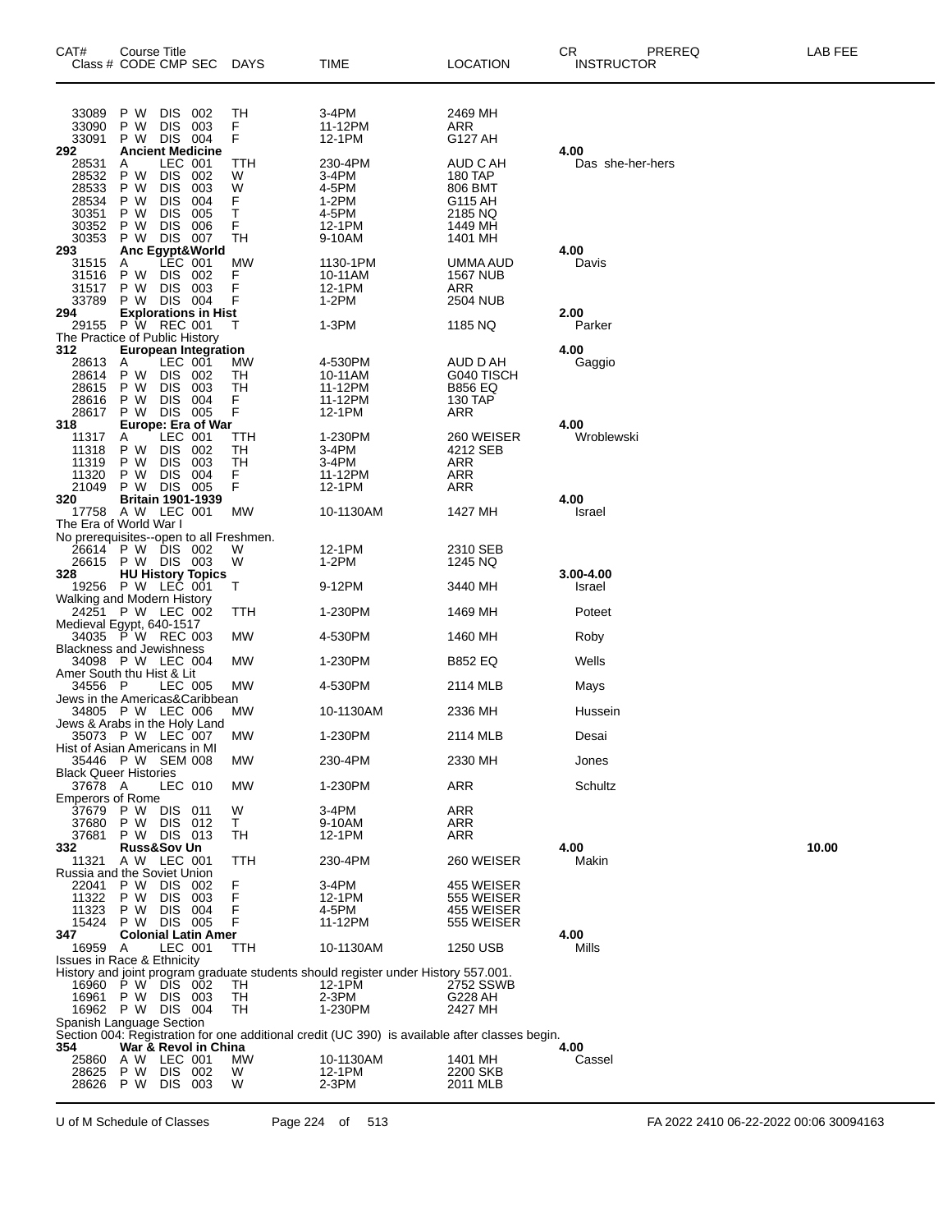| CAT# Class # | Course Title CODE CMP SEC | DAYS | TIME | LOCATION | CR INSTRUCTOR | PREREQ | LAB FEE |
|---|---|---|---|---|---|---|---|
| 33089 | P W DIS 002 | TH | 3-4PM | 2469 MH | | | |
| 33090 | P W DIS 003 | F | 11-12PM | ARR | | | |
| 33091 | P W DIS 004 | F | 12-1PM | G127 AH | | | |
| **292** | **Ancient Medicine** | | | | 4.00 | | |
| 28531 | A LEC 001 | TTH | 230-4PM | AUD C AH | Das she-her-hers | | |
| 28532 | P W DIS 002 | W | 3-4PM | 180 TAP | | | |
| 28533 | P W DIS 003 | W | 4-5PM | 806 BMT | | | |
| 28534 | P W DIS 004 | F | 1-2PM | G115 AH | | | |
| 30351 | P W DIS 005 | T | 4-5PM | 2185 NQ | | | |
| 30352 | P W DIS 006 | F | 12-1PM | 1449 MH | | | |
| 30353 | P W DIS 007 | TH | 9-10AM | 1401 MH | | | |
| **293** | **Anc Egypt&World** | | | | 4.00 | | |
| 31515 | A LEC 001 | MW | 1130-1PM | UMMA AUD | Davis | | |
| 31516 | P W DIS 002 | F | 10-11AM | 1567 NUB | | | |
| 31517 | P W DIS 003 | F | 12-1PM | ARR | | | |
| 33789 | P W DIS 004 | F | 1-2PM | 2504 NUB | | | |
| **294** | **Explorations in Hist** | | | | 2.00 | | |
| 29155 | P W REC 001 | T | 1-3PM | 1185 NQ | Parker | | |
| The Practice of Public History | | | | | | | |
| **312** | **European Integration** | | | | 4.00 | | |
| 28613 | A LEC 001 | MW | 4-530PM | AUD D AH | Gaggio | | |
| 28614 | P W DIS 002 | TH | 10-11AM | G040 TISCH | | | |
| 28615 | P W DIS 003 | TH | 11-12PM | B856 EQ | | | |
| 28616 | P W DIS 004 | F | 11-12PM | 130 TAP | | | |
| 28617 | P W DIS 005 | F | 12-1PM | ARR | | | |
| **318** | **Europe: Era of War** | | | | 4.00 | | |
| 11317 | A LEC 001 | TTH | 1-230PM | 260 WEISER | Wroblewski | | |
| 11318 | P W DIS 002 | TH | 3-4PM | 4212 SEB | | | |
| 11319 | P W DIS 003 | TH | 3-4PM | ARR | | | |
| 11320 | P W DIS 004 | F | 11-12PM | ARR | | | |
| 21049 | P W DIS 005 | F | 12-1PM | ARR | | | |
| **320** | **Britain 1901-1939** | | | | 4.00 | | |
| 17758 | A W LEC 001 | MW | 10-1130AM | 1427 MH | Israel | | |
| The Era of World War I | | | | | | | |
| No prerequisites--open to all Freshmen. | | | | | | | |
| 26614 | P W DIS 002 | W | 12-1PM | 2310 SEB | | | |
| 26615 | P W DIS 003 | W | 1-2PM | 1245 NQ | | | |
| **328** | **HU History Topics** | | | | 3.00-4.00 | | |
| 19256 | P W LEC 001 | T | 9-12PM | 3440 MH | Israel | | |
| Walking and Modern History | | | | | | | |
| 24251 | P W LEC 002 | TTH | 1-230PM | 1469 MH | Poteet | | |
| Medieval Egypt, 640-1517 | | | | | | | |
| 34035 | P W REC 003 | MW | 4-530PM | 1460 MH | Roby | | |
| Blackness and Jewishness | | | | | | | |
| 34098 | P W LEC 004 | MW | 1-230PM | B852 EQ | Wells | | |
| Amer South thu Hist & Lit | | | | | | | |
| 34556 | P LEC 005 | MW | 4-530PM | 2114 MLB | Mays | | |
| Jews in the Americas&Caribbean | | | | | | | |
| 34805 | P W LEC 006 | MW | 10-1130AM | 2336 MH | Hussein | | |
| Jews & Arabs in the Holy Land | | | | | | | |
| 35073 | P W LEC 007 | MW | 1-230PM | 2114 MLB | Desai | | |
| Hist of Asian Americans in MI | | | | | | | |
| 35446 | P W SEM 008 | MW | 230-4PM | 2330 MH | Jones | | |
| Black Queer Histories | | | | | | | |
| 37678 | A LEC 010 | MW | 1-230PM | ARR | Schultz | | |
| Emperors of Rome | | | | | | | |
| 37679 | P W DIS 011 | W | 3-4PM | ARR | | | |
| 37680 | P W DIS 012 | T | 9-10AM | ARR | | | |
| 37681 | P W DIS 013 | TH | 12-1PM | ARR | | | |
| **332** | **Russ&Sov Un** | | | | 4.00 | | 10.00 |
| 11321 | A W LEC 001 | TTH | 230-4PM | 260 WEISER | Makin | | |
| Russia and the Soviet Union | | | | | | | |
| 22041 | P W DIS 002 | F | 3-4PM | 455 WEISER | | | |
| 11322 | P W DIS 003 | F | 12-1PM | 555 WEISER | | | |
| 11323 | P W DIS 004 | F | 4-5PM | 455 WEISER | | | |
| 15424 | P W DIS 005 | F | 11-12PM | 555 WEISER | | | |
| **347** | **Colonial Latin Amer** | | | | 4.00 | | |
| 16959 | A LEC 001 | TTH | 10-1130AM | 1250 USB | Mills | | |
| Issues in Race & Ethnicity | | | | | | | |
| History and joint program graduate students should register under History 557.001. | | | | | | | |
| 16960 | P W DIS 002 | TH | 12-1PM | 2752 SSWB | | | |
| 16961 | P W DIS 003 | TH | 2-3PM | G228 AH | | | |
| 16962 | P W DIS 004 | TH | 1-230PM | 2427 MH | | | |
| Spanish Language Section | | | | | | | |
| Section 004: Registration for one additional credit (UC 390) is available after classes begin. | | | | | | | |
| **354** | **War & Revol in China** | | | | 4.00 | | |
| 25860 | A W LEC 001 | MW | 10-1130AM | 1401 MH | Cassel | | |
| 28625 | P W DIS 002 | W | 12-1PM | 2200 SKB | | | |
| 28626 | P W DIS 003 | W | 2-3PM | 2011 MLB | | | |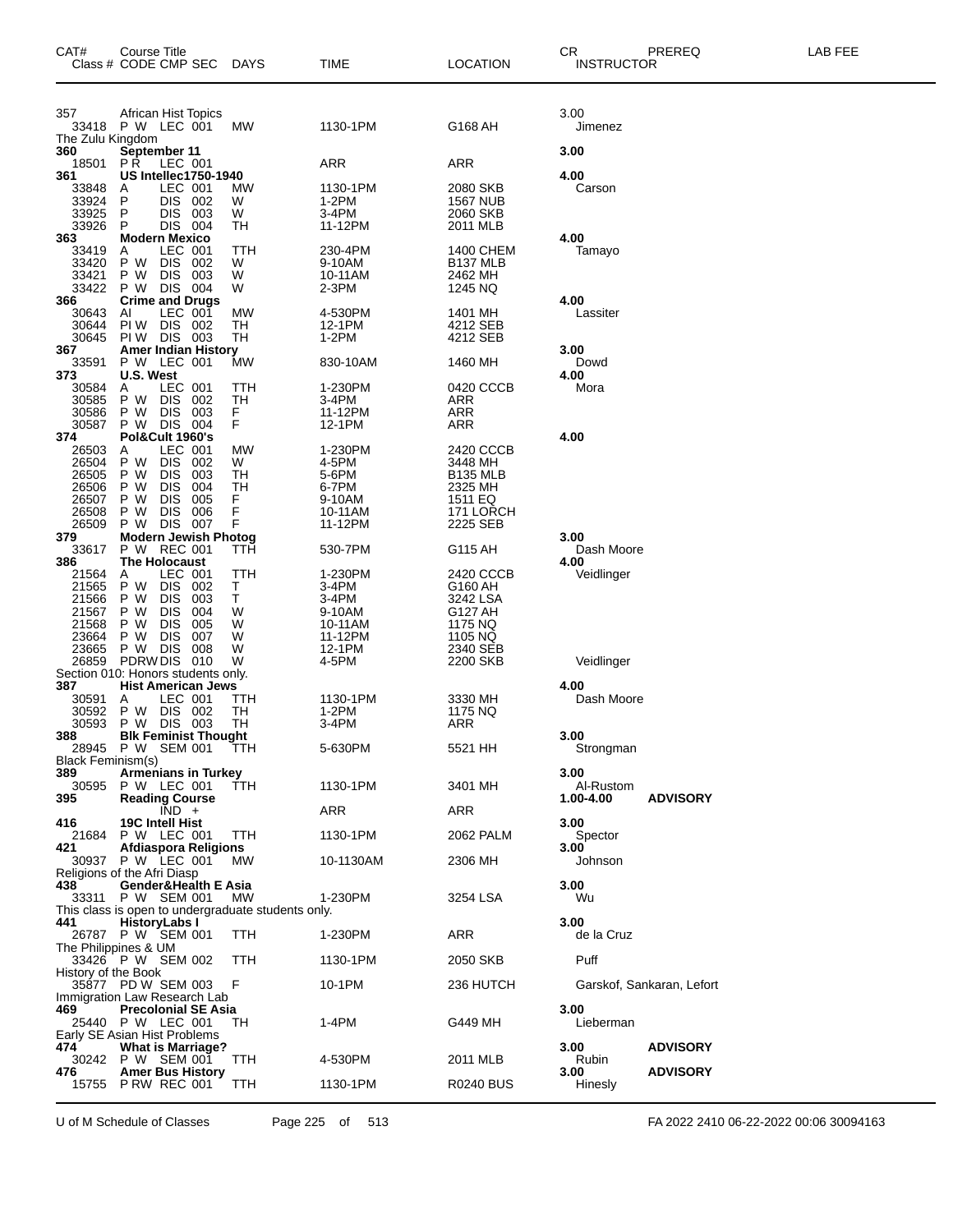| CAT# Class # | Course Title CODE CMP SEC | DAYS | TIME | LOCATION | CR INSTRUCTOR | PREREQ | LAB FEE |
|---|---|---|---|---|---|---|---|
| 357 | African Hist Topics | | | | 3.00 | | |
| 33418 | P W LEC 001 | MW | 1130-1PM | G168 AH | Jimenez | | |
| The Zulu Kingdom | | | | | | | |
| **360** | **September 11** | | | | **3.00** | | |
| 18501 | P R LEC 001 | | ARR | ARR | | | |
| **361** | **US Intellec1750-1940** | | | | **4.00** | | |
| 33848 | A LEC 001 | MW | 1130-1PM | 2080 SKB | Carson | | |
| 33924 | P DIS 002 | W | 1-2PM | 1567 NUB | | | |
| 33925 | P DIS 003 | W | 3-4PM | 2060 SKB | | | |
| 33926 | P DIS 004 | TH | 11-12PM | 2011 MLB | | | |
| **363** | **Modern Mexico** | | | | **4.00** | | |
| 33419 | A LEC 001 | TTH | 230-4PM | 1400 CHEM | Tamayo | | |
| 33420 | P W DIS 002 | W | 9-10AM | B137 MLB | | | |
| 33421 | P W DIS 003 | W | 10-11AM | 2462 MH | | | |
| 33422 | P W DIS 004 | W | 2-3PM | 1245 NQ | | | |
| **366** | **Crime and Drugs** | | | | **4.00** | | |
| 30643 | AI LEC 001 | MW | 4-530PM | 1401 MH | Lassiter | | |
| 30644 | PI W DIS 002 | TH | 12-1PM | 4212 SEB | | | |
| 30645 | PI W DIS 003 | TH | 1-2PM | 4212 SEB | | | |
| **367** | **Amer Indian History** | | | | **3.00** | | |
| 33591 | P W LEC 001 | MW | 830-10AM | 1460 MH | Dowd | | |
| **373** | **U.S. West** | | | | **4.00** | | |
| 30584 | A LEC 001 | TTH | 1-230PM | 0420 CCCB | Mora | | |
| 30585 | P W DIS 002 | TH | 3-4PM | ARR | | | |
| 30586 | P W DIS 003 | F | 11-12PM | ARR | | | |
| 30587 | P W DIS 004 | F | 12-1PM | ARR | | | |
| **374** | **Pol&Cult 1960's** | | | | **4.00** | | |
| 26503 | A LEC 001 | MW | 1-230PM | 2420 CCCB | | | |
| 26504 | P W DIS 002 | W | 4-5PM | 3448 MH | | | |
| 26505 | P W DIS 003 | TH | 5-6PM | B135 MLB | | | |
| 26506 | P W DIS 004 | TH | 6-7PM | 2325 MH | | | |
| 26507 | P W DIS 005 | F | 9-10AM | 1511 EQ | | | |
| 26508 | P W DIS 006 | F | 10-11AM | 171 LORCH | | | |
| 26509 | P W DIS 007 | F | 11-12PM | 2225 SEB | | | |
| **379** | **Modern Jewish Photog** | | | | **3.00** | | |
| 33617 | P W REC 001 | TTH | 530-7PM | G115 AH | Dash Moore | | |
| **386** | **The Holocaust** | | | | **4.00** | | |
| 21564 | A LEC 001 | TTH | 1-230PM | 2420 CCCB | Veidlinger | | |
| 21565 | P W DIS 002 | T | 3-4PM | G160 AH | | | |
| 21566 | P W DIS 003 | T | 3-4PM | 3242 LSA | | | |
| 21567 | P W DIS 004 | W | 9-10AM | G127 AH | | | |
| 21568 | P W DIS 005 | W | 10-11AM | 1175 NQ | | | |
| 23664 | P W DIS 007 | W | 11-12PM | 1105 NQ | | | |
| 23665 | P W DIS 008 | W | 12-1PM | 2340 SEB | | | |
| 26859 | PDRW DIS 010 | W | 4-5PM | 2200 SKB | Veidlinger | | |
| Section 010: Honors students only. | | | | | | | |
| **387** | **Hist American Jews** | | | | **4.00** | | |
| 30591 | A LEC 001 | TTH | 1130-1PM | 3330 MH | Dash Moore | | |
| 30592 | P W DIS 002 | TH | 1-2PM | 1175 NQ | | | |
| 30593 | P W DIS 003 | TH | 3-4PM | ARR | | | |
| **388** | **Blk Feminist Thought** | | | | **3.00** | | |
| 28945 | P W SEM 001 | TTH | 5-630PM | 5521 HH | Strongman | | |
| Black Feminism(s) | | | | | | | |
| **389** | **Armenians in Turkey** | | | | **3.00** | | |
| 30595 | P W LEC 001 | TTH | 1130-1PM | 3401 MH | Al-Rustom | | |
| **395** | **Reading Course** | | | | **1.00-4.00** | **ADVISORY** | |
| | IND + | | ARR | ARR | | | |
| **416** | **19C Intell Hist** | | | | **3.00** | | |
| 21684 | P W LEC 001 | TTH | 1130-1PM | 2062 PALM | Spector | | |
| **421** | **Afdiaspora Religions** | | | | **3.00** | | |
| 30937 | P W LEC 001 | MW | 10-1130AM | 2306 MH | Johnson | | |
| Religions of the Afri Diasp | | | | | | | |
| **438** | **Gender&Health E Asia** | | | | **3.00** | | |
| 33311 | P W SEM 001 | MW | 1-230PM | 3254 LSA | Wu | | |
| This class is open to undergraduate students only. | | | | | | | |
| **441** | **HistoryLabs I** | | | | **3.00** | | |
| 26787 | P W SEM 001 | TTH | 1-230PM | ARR | de la Cruz | | |
| The Philippines & UM | | | | | | | |
| 33426 | P W SEM 002 | TTH | 1130-1PM | 2050 SKB | Puff | | |
| History of the Book | | | | | | | |
| 35877 | PD W SEM 003 | F | 10-1PM | 236 HUTCH | Garskof, Sankaran, Lefort | | |
| Immigration Law Research Lab | | | | | | | |
| **469** | **Precolonial SE Asia** | | | | **3.00** | | |
| 25440 | P W LEC 001 | TH | 1-4PM | G449 MH | Lieberman | | |
| Early SE Asian Hist Problems | | | | | | | |
| **474** | **What is Marriage?** | | | | **3.00** | **ADVISORY** | |
| 30242 | P W SEM 001 | TTH | 4-530PM | 2011 MLB | Rubin | | |
| **476** | **Amer Bus History** | | | | **3.00** | **ADVISORY** | |
| 15755 | P RW REC 001 | TTH | 1130-1PM | R0240 BUS | Hinesly | | |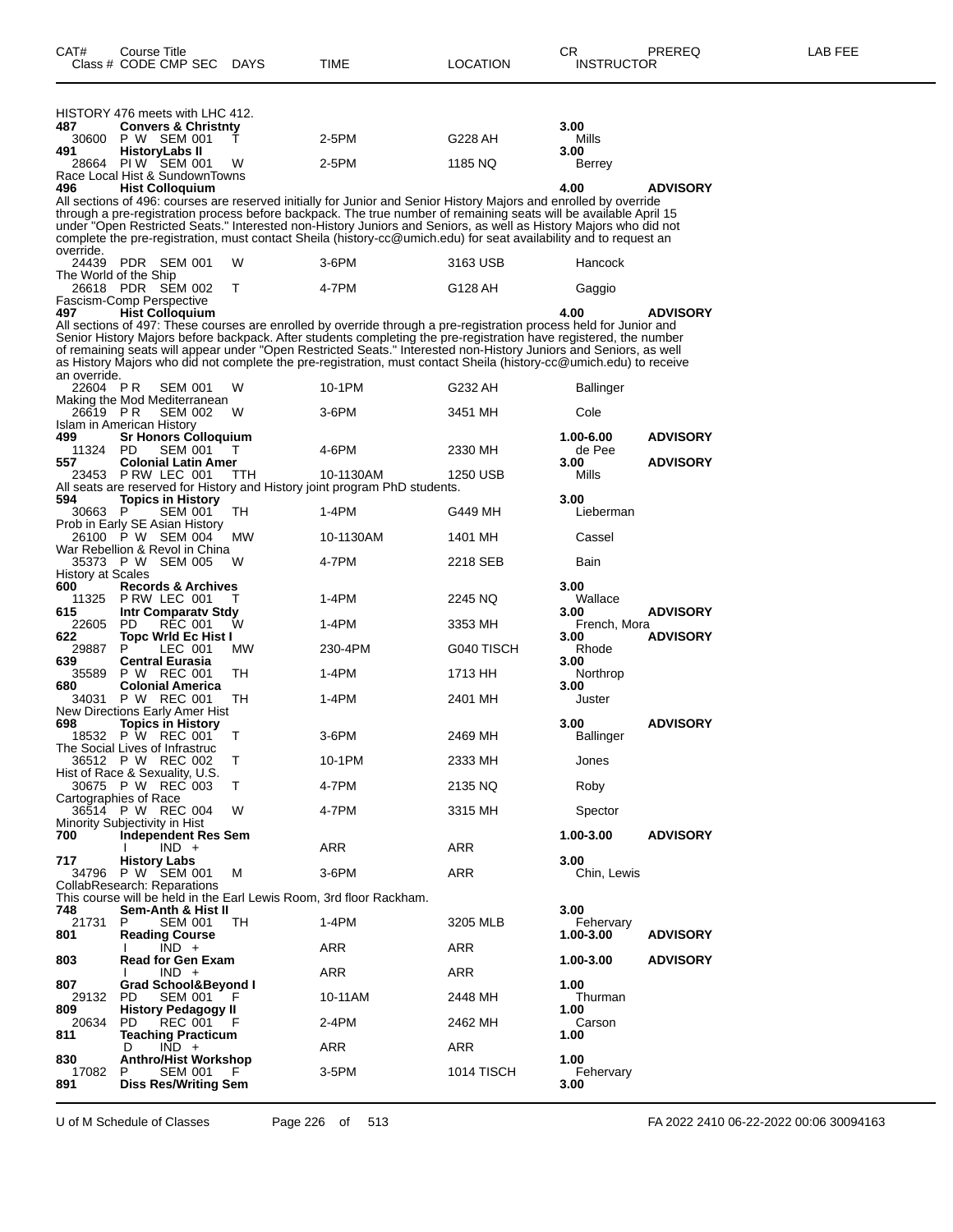| CAT# | Course Title Class # CODE CMP SEC | DAYS | TIME | LOCATION | CR INSTRUCTOR | PREREQ | LAB FEE |
|---|---|---|---|---|---|---|---|

HISTORY 476 meets with LHC 412.

| | | | | | | | |
|---|---|---|---|---|---|---|---|
| **487** | **Convers & Christnty** | | | | **3.00** | | |
| 30600 | P W SEM 001 | T | 2-5PM | G228 AH | Mills | | |
| **491** | **HistoryLabs II** | | | | **3.00** | | |
| 28664 | PI W SEM 001 | W | 2-5PM | 1185 NQ | Berrey | | |

Race Local Hist & SundownTowns

**496 Hist Colloquium** — **4.00** — **ADVISORY**

All sections of 496: courses are reserved initially for Junior and Senior History Majors and enrolled by override through a pre-registration process before backpack. The true number of remaining seats will be available April 15 under "Open Restricted Seats." Interested non-History Juniors and Seniors, as well as History Majors who did not complete the pre-registration, must contact Sheila (history-cc@umich.edu) for seat availability and to request an override.

| | | | | | |
|---|---|---|---|---|---|
| 24439 | PDR SEM 001 | W | 3-6PM | 3163 USB | Hancock |

The World of the Ship

| | | | | | |
|---|---|---|---|---|---|
| 26618 | PDR SEM 002 | T | 4-7PM | G128 AH | Gaggio |

Fascism-Comp Perspective

**497 Hist Colloquium** — **4.00** — **ADVISORY**

All sections of 497: These courses are enrolled by override through a pre-registration process held for Junior and Senior History Majors before backpack. After students completing the pre-registration have registered, the number of remaining seats will appear under "Open Restricted Seats." Interested non-History Juniors and Seniors, as well as History Majors who did not complete the pre-registration, must contact Sheila (history-cc@umich.edu) to receive an override.

| | | | | | |
|---|---|---|---|---|---|
| 22604 | P R SEM 001 | W | 10-1PM | G232 AH | Ballinger |

Making the Mod Mediterranean

| | | | | | |
|---|---|---|---|---|---|
| 26619 | P R SEM 002 | W | 3-6PM | 3451 MH | Cole |

Islam in American History

| | | | | | | |
|---|---|---|---|---|---|---|
| **499** | **Sr Honors Colloquium** | | | | **1.00-6.00** | **ADVISORY** |
| 11324 | PD SEM 001 | T | 4-6PM | 2330 MH | de Pee | |
| **557** | **Colonial Latin Amer** | | | | **3.00** | **ADVISORY** |
| 23453 | P RW LEC 001 | TTH | 10-1130AM | 1250 USB | Mills | |

All seats are reserved for History and History joint program PhD students.

| | | | | | |
|---|---|---|---|---|---|
| **594** | **Topics in History** | | | | **3.00** |
| 30663 | P SEM 001 | TH | 1-4PM | G449 MH | Lieberman |

Prob in Early SE Asian History

| | | | | | |
|---|---|---|---|---|---|
| 26100 | P W SEM 004 | MW | 10-1130AM | 1401 MH | Cassel |

War Rebellion & Revol in China

| | | | | | |
|---|---|---|---|---|---|
| 35373 | P W SEM 005 | W | 4-7PM | 2218 SEB | Bain |

History at Scales

| | | | | | | |
|---|---|---|---|---|---|---|
| **600** | **Records & Archives** | | | | **3.00** | |
| 11325 | P RW LEC 001 | T | 1-4PM | 2245 NQ | Wallace | |
| **615** | **Intr Comparatv Stdy** | | | | **3.00** | **ADVISORY** |
| 22605 | PD REC 001 | W | 1-4PM | 3353 MH | French, Mora | |
| **622** | **Topc Wrld Ec Hist I** | | | | **3.00** | **ADVISORY** |
| 29887 | P LEC 001 | MW | 230-4PM | G040 TISCH | Rhode | |
| **639** | **Central Eurasia** | | | | **3.00** | |
| 35589 | P W REC 001 | TH | 1-4PM | 1713 HH | Northrop | |
| **680** | **Colonial America** | | | | **3.00** | |
| 34031 | P W REC 001 | TH | 1-4PM | 2401 MH | Juster | |

New Directions Early Amer Hist

| | | | | | | |
|---|---|---|---|---|---|---|
| **698** | **Topics in History** | | | | **3.00** | **ADVISORY** |
| 18532 | P W REC 001 | T | 3-6PM | 2469 MH | Ballinger | |

The Social Lives of Infrastruc

| | | | | | |
|---|---|---|---|---|---|
| 36512 | P W REC 002 | T | 10-1PM | 2333 MH | Jones |

Hist of Race & Sexuality, U.S.

| | | | | | |
|---|---|---|---|---|---|
| 30675 | P W REC 003 | T | 4-7PM | 2135 NQ | Roby |

Cartographies of Race

| | | | | | |
|---|---|---|---|---|---|
| 36514 | P W REC 004 | W | 4-7PM | 3315 MH | Spector |

Minority Subjectivity in Hist

| | | | | | | |
|---|---|---|---|---|---|---|
| **700** | **Independent Res Sem** | | | | **1.00-3.00** | **ADVISORY** |
| | I IND + | | ARR | ARR | | |
| **717** | **History Labs** | | | | **3.00** | |
| 34796 | P W SEM 001 | M | 3-6PM | ARR | Chin, Lewis | |

CollabResearch: Reparations

This course will be held in the Earl Lewis Room, 3rd floor Rackham.

| | | | | | | |
|---|---|---|---|---|---|---|
| **748** | **Sem-Anth & Hist II** | | | | **3.00** | |
| 21731 | P SEM 001 | TH | 1-4PM | 3205 MLB | Fehervary | |
| **801** | **Reading Course** | | | | **1.00-3.00** | **ADVISORY** |
| | I IND + | | ARR | ARR | | |
| **803** | **Read for Gen Exam** | | | | **1.00-3.00** | **ADVISORY** |
| | I IND + | | ARR | ARR | | |
| **807** | **Grad School&Beyond I** | | | | **1.00** | |
| 29132 | PD SEM 001 | F | 10-11AM | 2448 MH | Thurman | |
| **809** | **History Pedagogy II** | | | | **1.00** | |
| 20634 | PD REC 001 | F | 2-4PM | 2462 MH | Carson | |
| **811** | **Teaching Practicum** | | | | **1.00** | |
| | D IND + | | ARR | ARR | | |
| **830** | **Anthro/Hist Workshop** | | | | **1.00** | |
| 17082 | P SEM 001 | F | 3-5PM | 1014 TISCH | Fehervary | |
| **891** | **Diss Res/Writing Sem** | | | | **3.00** | |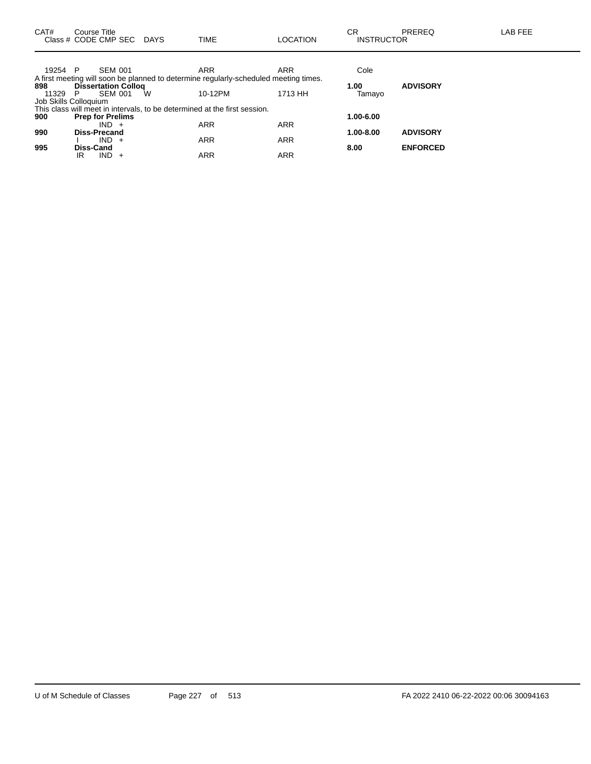| CAT# Class # | Course Title CODE CMP SEC | DAYS | TIME | LOCATION | CR INSTRUCTOR | PREREQ | LAB FEE |
|---|---|---|---|---|---|---|---|
| 19254 | P SEM 001 | | ARR | ARR | Cole | | |

A first meeting will soon be planned to determine regularly-scheduled meeting times.

| CAT# Class # | Course Title CODE CMP SEC | DAYS | TIME | LOCATION | CR INSTRUCTOR | PREREQ | LAB FEE |
|---|---|---|---|---|---|---|---|
| **898** | **Dissertation Colloq** | | | | **1.00** | **ADVISORY** | |
| 11329 | P SEM 001 | W | 10-12PM | 1713 HH | Tamayo | | |

Job Skills Colloquium

This class will meet in intervals, to be determined at the first session.

| CAT# Class # | Course Title CODE CMP SEC | DAYS | TIME | LOCATION | CR INSTRUCTOR | PREREQ | LAB FEE |
|---|---|---|---|---|---|---|---|
| **900** | **Prep for Prelims** | | | | **1.00-6.00** | | |
| | IND + | | ARR | ARR | | | |
| **990** | **Diss-Precand** | | | | **1.00-8.00** | **ADVISORY** | |
| | I IND + | | ARR | ARR | | | |
| **995** | **Diss-Cand** | | | | **8.00** | **ENFORCED** | |
| | IR IND + | | ARR | ARR | | | |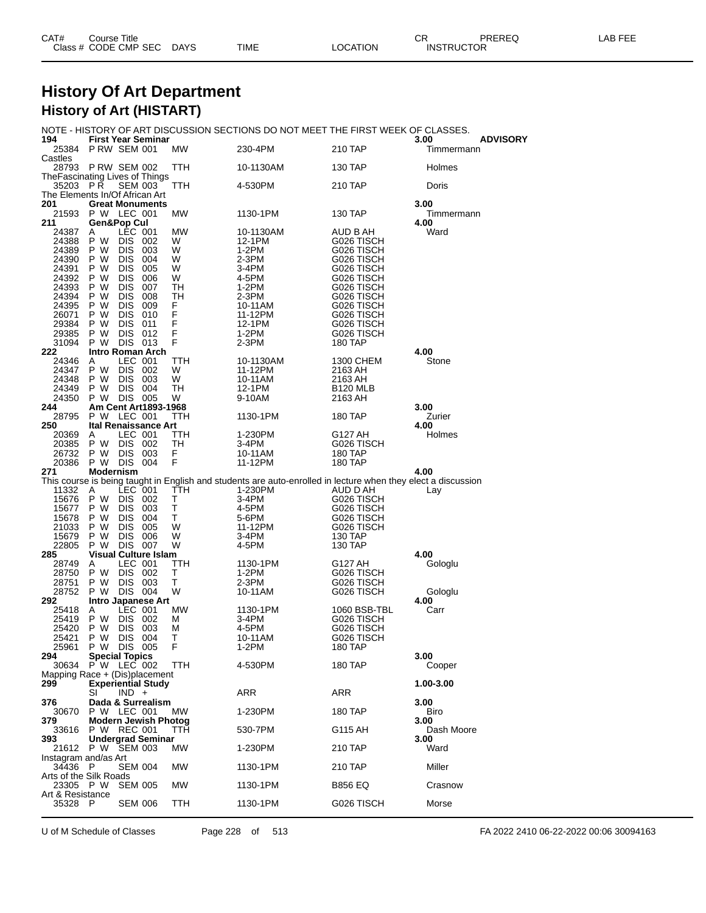# History Of Art Department

## History of Art (HISTART)

NOTE - HISTORY OF ART DISCUSSION SECTIONS DO NOT MEET THE FIRST WEEK OF CLASSES.

| CAT# / Class # | Course Title / CODE CMP SEC | DAYS | TIME | LOCATION | CR / INSTRUCTOR | PREREQ |
|---|---|---|---|---|---|---|
| **194** | **First Year Seminar** | | | | **3.00** | **ADVISORY** |
| 25384 | P RW SEM 001 | MW | 230-4PM | 210 TAP | Timmermann | |
| Castles | | | | | | |
| 28793 | P RW SEM 002 | TTH | 10-1130AM | 130 TAP | Holmes | |
| TheFascinating Lives of Things | | | | | | |
| 35203 | P R SEM 003 | TTH | 4-530PM | 210 TAP | Doris | |
| The Elements In/Of African Art | | | | | | |
| **201** | **Great Monuments** | | | | **3.00** | |
| 21593 | P W LEC 001 | MW | 1130-1PM | 130 TAP | Timmermann | |
| **211** | **Gen&Pop Cul** | | | | **4.00** | |
| 24387 | A LEC 001 | MW | 10-1130AM | AUD B AH | Ward | |
| 24388 | P W DIS 002 | W | 12-1PM | G026 TISCH | | |
| 24389 | P W DIS 003 | W | 1-2PM | G026 TISCH | | |
| 24390 | P W DIS 004 | W | 2-3PM | G026 TISCH | | |
| 24391 | P W DIS 005 | W | 3-4PM | G026 TISCH | | |
| 24392 | P W DIS 006 | W | 4-5PM | G026 TISCH | | |
| 24393 | P W DIS 007 | TH | 1-2PM | G026 TISCH | | |
| 24394 | P W DIS 008 | TH | 2-3PM | G026 TISCH | | |
| 24395 | P W DIS 009 | F | 10-11AM | G026 TISCH | | |
| 26071 | P W DIS 010 | F | 11-12PM | G026 TISCH | | |
| 29384 | P W DIS 011 | F | 12-1PM | G026 TISCH | | |
| 29385 | P W DIS 012 | F | 1-2PM | G026 TISCH | | |
| 31094 | P W DIS 013 | F | 2-3PM | 180 TAP | | |
| **222** | **Intro Roman Arch** | | | | **4.00** | |
| 24346 | A LEC 001 | TTH | 10-1130AM | 1300 CHEM | Stone | |
| 24347 | P W DIS 002 | W | 11-12PM | 2163 AH | | |
| 24348 | P W DIS 003 | W | 10-11AM | 2163 AH | | |
| 24349 | P W DIS 004 | TH | 12-1PM | B120 MLB | | |
| 24350 | P W DIS 005 | W | 9-10AM | 2163 AH | | |
| **244** | **Am Cent Art1893-1968** | | | | **3.00** | |
| 28795 | P W LEC 001 | TTH | 1130-1PM | 180 TAP | Zurier | |
| **250** | **Ital Renaissance Art** | | | | **4.00** | |
| 20369 | A LEC 001 | TTH | 1-230PM | G127 AH | Holmes | |
| 20385 | P W DIS 002 | TH | 3-4PM | G026 TISCH | | |
| 26732 | P W DIS 003 | F | 10-11AM | 180 TAP | | |
| 20386 | P W DIS 004 | F | 11-12PM | 180 TAP | | |
| **271** | **Modernism** | | | | **4.00** | |
| This course is being taught in English and students are auto-enrolled in lecture when they elect a discussion | | | | | | |
| 11332 | A LEC 001 | TTH | 1-230PM | AUD D AH | Lay | |
| 15676 | P W DIS 002 | T | 3-4PM | G026 TISCH | | |
| 15677 | P W DIS 003 | T | 4-5PM | G026 TISCH | | |
| 15678 | P W DIS 004 | T | 5-6PM | G026 TISCH | | |
| 21033 | P W DIS 005 | W | 11-12PM | G026 TISCH | | |
| 15679 | P W DIS 006 | W | 3-4PM | 130 TAP | | |
| 22805 | P W DIS 007 | W | 4-5PM | 130 TAP | | |
| **285** | **Visual Culture Islam** | | | | **4.00** | |
| 28749 | A LEC 001 | TTH | 1130-1PM | G127 AH | Gologlu | |
| 28750 | P W DIS 002 | T | 1-2PM | G026 TISCH | | |
| 28751 | P W DIS 003 | T | 2-3PM | G026 TISCH | | |
| 28752 | P W DIS 004 | W | 10-11AM | G026 TISCH | Gologlu | |
| **292** | **Intro Japanese Art** | | | | **4.00** | |
| 25418 | A LEC 001 | MW | 1130-1PM | 1060 BSB-TBL | Carr | |
| 25419 | P W DIS 002 | M | 3-4PM | G026 TISCH | | |
| 25420 | P W DIS 003 | M | 4-5PM | G026 TISCH | | |
| 25421 | P W DIS 004 | T | 10-11AM | G026 TISCH | | |
| 25961 | P W DIS 005 | F | 1-2PM | 180 TAP | | |
| **294** | **Special Topics** | | | | **3.00** | |
| 30634 | P W LEC 002 | TTH | 4-530PM | 180 TAP | Cooper | |
| Mapping Race + (Dis)placement | | | | | | |
| **299** | **Experiential Study** | | | | **1.00-3.00** | |
| | SI IND + | | ARR | ARR | | |
| **376** | **Dada & Surrealism** | | | | **3.00** | |
| 30670 | P W LEC 001 | MW | 1-230PM | 180 TAP | Biro | |
| **379** | **Modern Jewish Photog** | | | | **3.00** | |
| 33616 | P W REC 001 | TTH | 530-7PM | G115 AH | Dash Moore | |
| **393** | **Undergrad Seminar** | | | | **3.00** | |
| 21612 | P W SEM 003 | MW | 1-230PM | 210 TAP | Ward | |
| Instagram and/as Art | | | | | | |
| 34436 | P SEM 004 | MW | 1130-1PM | 210 TAP | Miller | |
| Arts of the Silk Roads | | | | | | |
| 23305 | P W SEM 005 | MW | 1130-1PM | B856 EQ | Crasnow | |
| Art & Resistance | | | | | | |
| 35328 | P SEM 006 | TTH | 1130-1PM | G026 TISCH | Morse | |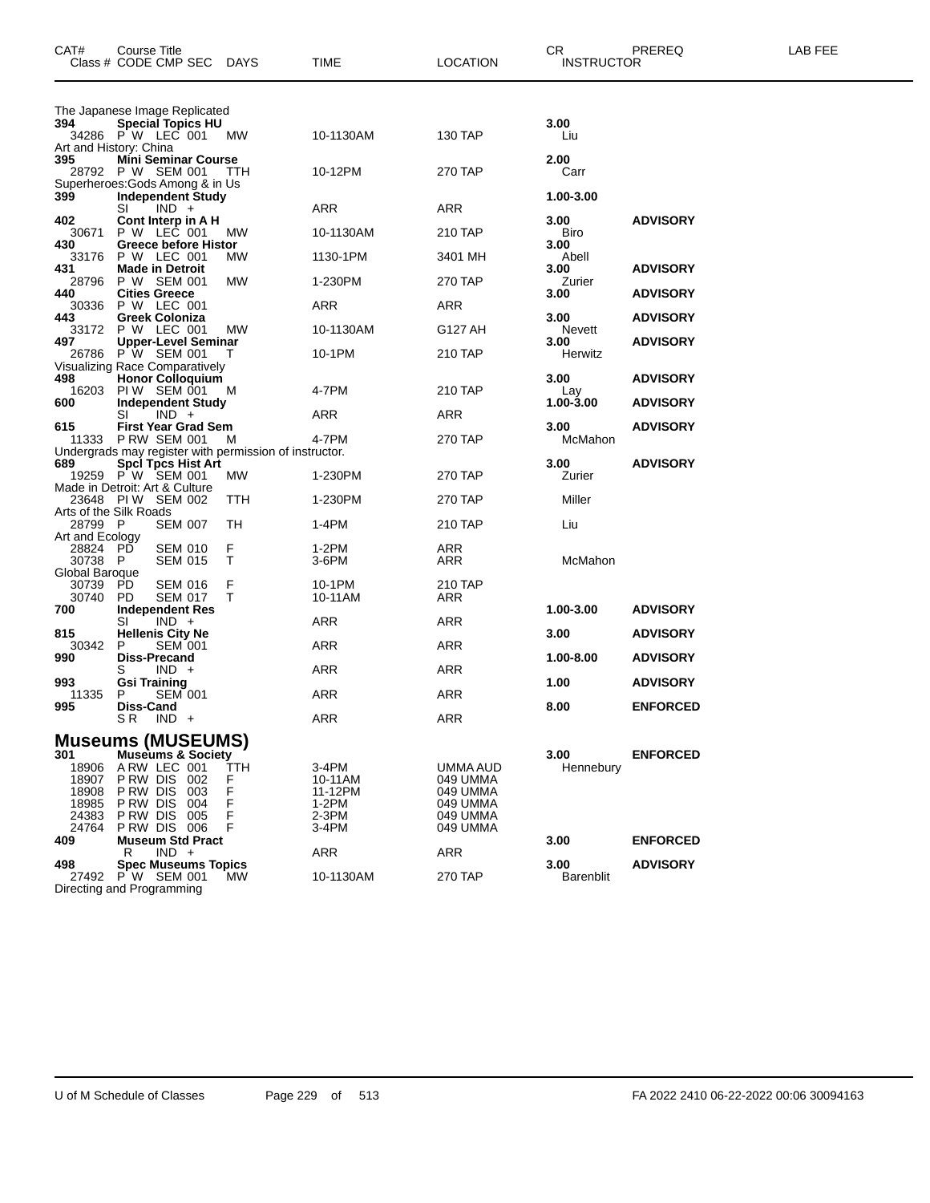| CAT# | Course Title<br>Class # CODE CMP SEC | DAYS | TIME | LOCATION | CR<br>INSTRUCTOR | PREREQ | LAB FEE |
|---|---|---|---|---|---|---|---|
| | The Japanese Image Replicated | | | | | | |
| **394** | **Special Topics HU** | | | | **3.00** | | |
| 34286 | P W LEC 001 | MW | 10-1130AM | 130 TAP | Liu | | |
| | Art and History: China | | | | | | |
| **395** | **Mini Seminar Course** | | | | **2.00** | | |
| 28792 | P W SEM 001 | TTH | 10-12PM | 270 TAP | Carr | | |
| | Superheroes:Gods Among & in Us | | | | | | |
| **399** | **Independent Study** | | | | **1.00-3.00** | | |
| | SI IND + | | ARR | ARR | | | |
| **402** | **Cont Interp in A H** | | | | **3.00** | **ADVISORY** | |
| 30671 | P W LEC 001 | MW | 10-1130AM | 210 TAP | Biro | | |
| **430** | **Greece before Histor** | | | | **3.00** | | |
| 33176 | P W LEC 001 | MW | 1130-1PM | 3401 MH | Abell | | |
| **431** | **Made in Detroit** | | | | **3.00** | **ADVISORY** | |
| 28796 | P W SEM 001 | MW | 1-230PM | 270 TAP | Zurier | | |
| **440** | **Cities Greece** | | | | **3.00** | **ADVISORY** | |
| 30336 | P W LEC 001 | | ARR | ARR | | | |
| **443** | **Greek Coloniza** | | | | **3.00** | **ADVISORY** | |
| 33172 | P W LEC 001 | MW | 10-1130AM | G127 AH | Nevett | | |
| **497** | **Upper-Level Seminar** | | | | **3.00** | **ADVISORY** | |
| 26786 | P W SEM 001 | T | 10-1PM | 210 TAP | Herwitz | | |
| | Visualizing Race Comparatively | | | | | | |
| **498** | **Honor Colloquium** | | | | **3.00** | **ADVISORY** | |
| 16203 | PI W SEM 001 | M | 4-7PM | 210 TAP | Lay | | |
| **600** | **Independent Study** | | | | **1.00-3.00** | **ADVISORY** | |
| | SI IND + | | ARR | ARR | | | |
| **615** | **First Year Grad Sem** | | | | **3.00** | **ADVISORY** | |
| 11333 | P RW SEM 001 | M | 4-7PM | 270 TAP | McMahon | | |
| | Undergrads may register with permission of instructor. | | | | | | |
| **689** | **Spcl Tpcs Hist Art** | | | | **3.00** | **ADVISORY** | |
| 19259 | P W SEM 001 | MW | 1-230PM | 270 TAP | Zurier | | |
| | Made in Detroit: Art & Culture | | | | | | |
| 23648 | PI W SEM 002 | TTH | 1-230PM | 270 TAP | Miller | | |
| | Arts of the Silk Roads | | | | | | |
| 28799 | P SEM 007 | TH | 1-4PM | 210 TAP | Liu | | |
| | Art and Ecology | | | | | | |
| 28824 | PD SEM 010 | F | 1-2PM | ARR | | | |
| 30738 | P SEM 015 | T | 3-6PM | ARR | McMahon | | |
| | Global Baroque | | | | | | |
| 30739 | PD SEM 016 | F | 10-1PM | 210 TAP | | | |
| 30740 | PD SEM 017 | T | 10-11AM | ARR | | | |
| **700** | **Independent Res** | | | | **1.00-3.00** | **ADVISORY** | |
| | SI IND + | | ARR | ARR | | | |
| **815** | **Hellenis City Ne** | | | | **3.00** | **ADVISORY** | |
| 30342 | P SEM 001 | | ARR | ARR | | | |
| **990** | **Diss-Precand** | | | | **1.00-8.00** | **ADVISORY** | |
| | S IND + | | ARR | ARR | | | |
| **993** | **Gsi Training** | | | | **1.00** | **ADVISORY** | |
| 11335 | P SEM 001 | | ARR | ARR | | | |
| **995** | **Diss-Cand** | | | | **8.00** | **ENFORCED** | |
| | S R IND + | | ARR | ARR | | | |

## Museums (MUSEUMS)

| CAT# | Course Title<br>Class # CODE CMP SEC | DAYS | TIME | LOCATION | CR<br>INSTRUCTOR | PREREQ | LAB FEE |
|---|---|---|---|---|---|---|---|
| **301** | **Museums & Society** | | | | **3.00** | **ENFORCED** | |
| 18906 | A RW LEC 001 | TTH | 3-4PM | UMMA AUD | Hennebury | | |
| 18907 | P RW DIS 002 | F | 10-11AM | 049 UMMA | | | |
| 18908 | P RW DIS 003 | F | 11-12PM | 049 UMMA | | | |
| 18985 | P RW DIS 004 | F | 1-2PM | 049 UMMA | | | |
| 24383 | P RW DIS 005 | F | 2-3PM | 049 UMMA | | | |
| 24764 | P RW DIS 006 | F | 3-4PM | 049 UMMA | | | |
| **409** | **Museum Std Pract** | | | | **3.00** | **ENFORCED** | |
| | R IND + | | ARR | ARR | | | |
| **498** | **Spec Museums Topics** | | | | **3.00** | **ADVISORY** | |
| 27492 | P W SEM 001 | MW | 10-1130AM | 270 TAP | Barenblit | | |
| | Directing and Programming | | | | | | |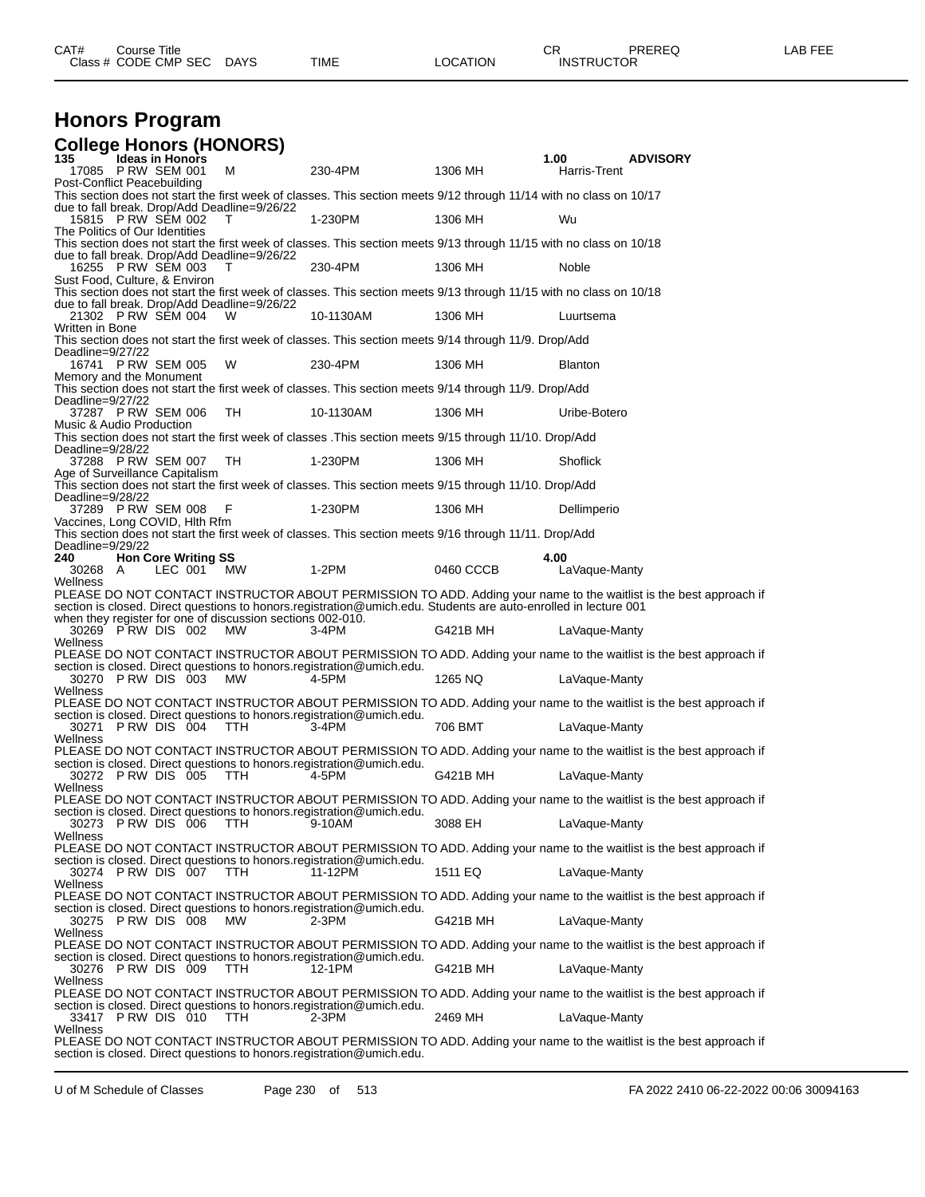# Honors Program

## College Honors (HONORS)

**135 Ideas in Honors** — 1.00 — **ADVISORY**

| Class # | CODE | CMP | SEC | DAYS | TIME | LOCATION | INSTRUCTOR |
|---|---|---|---|---|---|---|---|
| 17085 | P RW | SEM | 001 | M | 230-4PM | 1306 MH | Harris-Trent |

Post-Conflict Peacebuilding
This section does not start the first week of classes. This section meets 9/12 through 11/14 with no class on 10/17 due to fall break. Drop/Add Deadline=9/26/22

| Class # | CODE | CMP | SEC | DAYS | TIME | LOCATION | INSTRUCTOR |
|---|---|---|---|---|---|---|---|
| 15815 | P RW | SEM | 002 | T | 1-230PM | 1306 MH | Wu |

The Politics of Our Identities
This section does not start the first week of classes. This section meets 9/13 through 11/15 with no class on 10/18 due to fall break. Drop/Add Deadline=9/26/22

| Class # | CODE | CMP | SEC | DAYS | TIME | LOCATION | INSTRUCTOR |
|---|---|---|---|---|---|---|---|
| 16255 | P RW | SEM | 003 | T | 230-4PM | 1306 MH | Noble |

Sust Food, Culture, & Environ
This section does not start the first week of classes. This section meets 9/13 through 11/15 with no class on 10/18 due to fall break. Drop/Add Deadline=9/26/22

| Class # | CODE | CMP | SEC | DAYS | TIME | LOCATION | INSTRUCTOR |
|---|---|---|---|---|---|---|---|
| 21302 | P RW | SEM | 004 | W | 10-1130AM | 1306 MH | Luurtsema |

Written in Bone
This section does not start the first week of classes. This section meets 9/14 through 11/9. Drop/Add Deadline=9/27/22

| Class # | CODE | CMP | SEC | DAYS | TIME | LOCATION | INSTRUCTOR |
|---|---|---|---|---|---|---|---|
| 16741 | P RW | SEM | 005 | W | 230-4PM | 1306 MH | Blanton |

Memory and the Monument
This section does not start the first week of classes. This section meets 9/14 through 11/9. Drop/Add Deadline=9/27/22

| Class # | CODE | CMP | SEC | DAYS | TIME | LOCATION | INSTRUCTOR |
|---|---|---|---|---|---|---|---|
| 37287 | P RW | SEM | 006 | TH | 10-1130AM | 1306 MH | Uribe-Botero |

Music & Audio Production
This section does not start the first week of classes .This section meets 9/15 through 11/10. Drop/Add Deadline=9/28/22

| Class # | CODE | CMP | SEC | DAYS | TIME | LOCATION | INSTRUCTOR |
|---|---|---|---|---|---|---|---|
| 37288 | P RW | SEM | 007 | TH | 1-230PM | 1306 MH | Shoflick |

Age of Surveillance Capitalism
This section does not start the first week of classes. This section meets 9/15 through 11/10. Drop/Add Deadline=9/28/22

| Class # | CODE | CMP | SEC | DAYS | TIME | LOCATION | INSTRUCTOR |
|---|---|---|---|---|---|---|---|
| 37289 | P RW | SEM | 008 | F | 1-230PM | 1306 MH | Dellimperio |

Vaccines, Long COVID, Hlth Rfm
This section does not start the first week of classes. This section meets 9/16 through 11/11. Drop/Add Deadline=9/29/22

**240 Hon Core Writing SS** — 4.00

| Class # | CODE | CMP | SEC | DAYS | TIME | LOCATION | INSTRUCTOR |
|---|---|---|---|---|---|---|---|
| 30268 | A | LEC | 001 | MW | 1-2PM | 0460 CCCB | LaVaque-Manty |

Wellness
PLEASE DO NOT CONTACT INSTRUCTOR ABOUT PERMISSION TO ADD. Adding your name to the waitlist is the best approach if section is closed. Direct questions to honors.registration@umich.edu. Students are auto-enrolled in lecture 001 when they register for one of discussion sections 002-010.

| Class # | CODE | CMP | SEC | DAYS | TIME | LOCATION | INSTRUCTOR |
|---|---|---|---|---|---|---|---|
| 30269 | P RW | DIS | 002 | MW | 3-4PM | G421B MH | LaVaque-Manty |

Wellness
PLEASE DO NOT CONTACT INSTRUCTOR ABOUT PERMISSION TO ADD. Adding your name to the waitlist is the best approach if section is closed. Direct questions to honors.registration@umich.edu.

| Class # | CODE | CMP | SEC | DAYS | TIME | LOCATION | INSTRUCTOR |
|---|---|---|---|---|---|---|---|
| 30270 | P RW | DIS | 003 | MW | 4-5PM | 1265 NQ | LaVaque-Manty |

Wellness
PLEASE DO NOT CONTACT INSTRUCTOR ABOUT PERMISSION TO ADD. Adding your name to the waitlist is the best approach if section is closed. Direct questions to honors.registration@umich.edu.

| Class # | CODE | CMP | SEC | DAYS | TIME | LOCATION | INSTRUCTOR |
|---|---|---|---|---|---|---|---|
| 30271 | P RW | DIS | 004 | TTH | 3-4PM | 706 BMT | LaVaque-Manty |

Wellness
PLEASE DO NOT CONTACT INSTRUCTOR ABOUT PERMISSION TO ADD. Adding your name to the waitlist is the best approach if section is closed. Direct questions to honors.registration@umich.edu.

| Class # | CODE | CMP | SEC | DAYS | TIME | LOCATION | INSTRUCTOR |
|---|---|---|---|---|---|---|---|
| 30272 | P RW | DIS | 005 | TTH | 4-5PM | G421B MH | LaVaque-Manty |

Wellness
PLEASE DO NOT CONTACT INSTRUCTOR ABOUT PERMISSION TO ADD. Adding your name to the waitlist is the best approach if section is closed. Direct questions to honors.registration@umich.edu.

| Class # | CODE | CMP | SEC | DAYS | TIME | LOCATION | INSTRUCTOR |
|---|---|---|---|---|---|---|---|
| 30273 | P RW | DIS | 006 | TTH | 9-10AM | 3088 EH | LaVaque-Manty |

Wellness
PLEASE DO NOT CONTACT INSTRUCTOR ABOUT PERMISSION TO ADD. Adding your name to the waitlist is the best approach if section is closed. Direct questions to honors.registration@umich.edu.

| Class # | CODE | CMP | SEC | DAYS | TIME | LOCATION | INSTRUCTOR |
|---|---|---|---|---|---|---|---|
| 30274 | P RW | DIS | 007 | TTH | 11-12PM | 1511 EQ | LaVaque-Manty |

Wellness
PLEASE DO NOT CONTACT INSTRUCTOR ABOUT PERMISSION TO ADD. Adding your name to the waitlist is the best approach if section is closed. Direct questions to honors.registration@umich.edu.

| Class # | CODE | CMP | SEC | DAYS | TIME | LOCATION | INSTRUCTOR |
|---|---|---|---|---|---|---|---|
| 30275 | P RW | DIS | 008 | MW | 2-3PM | G421B MH | LaVaque-Manty |

Wellness
PLEASE DO NOT CONTACT INSTRUCTOR ABOUT PERMISSION TO ADD. Adding your name to the waitlist is the best approach if section is closed. Direct questions to honors.registration@umich.edu.

| Class # | CODE | CMP | SEC | DAYS | TIME | LOCATION | INSTRUCTOR |
|---|---|---|---|---|---|---|---|
| 30276 | P RW | DIS | 009 | TTH | 12-1PM | G421B MH | LaVaque-Manty |

Wellness
PLEASE DO NOT CONTACT INSTRUCTOR ABOUT PERMISSION TO ADD. Adding your name to the waitlist is the best approach if section is closed. Direct questions to honors.registration@umich.edu.

| Class # | CODE | CMP | SEC | DAYS | TIME | LOCATION | INSTRUCTOR |
|---|---|---|---|---|---|---|---|
| 33417 | P RW | DIS | 010 | TTH | 2-3PM | 2469 MH | LaVaque-Manty |

Wellness
PLEASE DO NOT CONTACT INSTRUCTOR ABOUT PERMISSION TO ADD. Adding your name to the waitlist is the best approach if section is closed. Direct questions to honors.registration@umich.edu.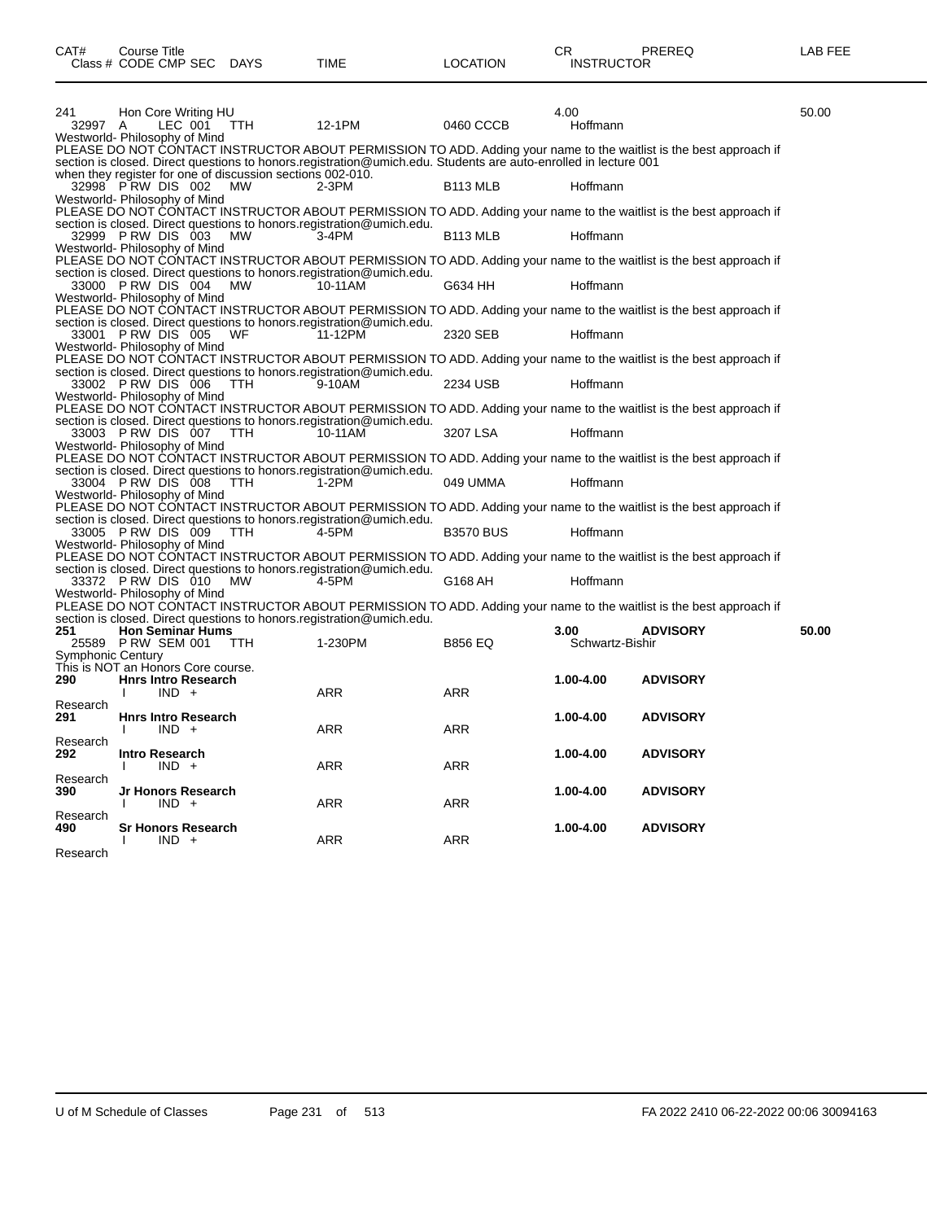| CAT# | Course Title<br>Class # CODE CMP SEC | DAYS | TIME | LOCATION | CR<br>INSTRUCTOR | PREREQ | LAB FEE |
|---|---|---|---|---|---|---|---|
| 241 | Hon Core Writing HU | | | | 4.00 | | 50.00 |
| 32997 | A LEC 001 | TTH | 12-1PM | 0460 CCCB | Hoffmann | | |

Westworld- Philosophy of Mind
PLEASE DO NOT CONTACT INSTRUCTOR ABOUT PERMISSION TO ADD. Adding your name to the waitlist is the best approach if section is closed. Direct questions to honors.registration@umich.edu. Students are auto-enrolled in lecture 001 when they register for one of discussion sections 002-010.

| Class # | CODE CMP SEC | DAYS | TIME | LOCATION | INSTRUCTOR |
|---|---|---|---|---|---|
| 32998 | P RW DIS 002 | MW | 2-3PM | B113 MLB | Hoffmann |

Westworld- Philosophy of Mind
PLEASE DO NOT CONTACT INSTRUCTOR ABOUT PERMISSION TO ADD. Adding your name to the waitlist is the best approach if section is closed. Direct questions to honors.registration@umich.edu.

| Class # | CODE CMP SEC | DAYS | TIME | LOCATION | INSTRUCTOR |
|---|---|---|---|---|---|
| 32999 | P RW DIS 003 | MW | 3-4PM | B113 MLB | Hoffmann |

Westworld- Philosophy of Mind
PLEASE DO NOT CONTACT INSTRUCTOR ABOUT PERMISSION TO ADD. Adding your name to the waitlist is the best approach if section is closed. Direct questions to honors.registration@umich.edu.

| Class # | CODE CMP SEC | DAYS | TIME | LOCATION | INSTRUCTOR |
|---|---|---|---|---|---|
| 33000 | P RW DIS 004 | MW | 10-11AM | G634 HH | Hoffmann |

Westworld- Philosophy of Mind
PLEASE DO NOT CONTACT INSTRUCTOR ABOUT PERMISSION TO ADD. Adding your name to the waitlist is the best approach if section is closed. Direct questions to honors.registration@umich.edu.

| Class # | CODE CMP SEC | DAYS | TIME | LOCATION | INSTRUCTOR |
|---|---|---|---|---|---|
| 33001 | P RW DIS 005 | WF | 11-12PM | 2320 SEB | Hoffmann |

Westworld- Philosophy of Mind
PLEASE DO NOT CONTACT INSTRUCTOR ABOUT PERMISSION TO ADD. Adding your name to the waitlist is the best approach if section is closed. Direct questions to honors.registration@umich.edu.

| Class # | CODE CMP SEC | DAYS | TIME | LOCATION | INSTRUCTOR |
|---|---|---|---|---|---|
| 33002 | P RW DIS 006 | TTH | 9-10AM | 2234 USB | Hoffmann |

Westworld- Philosophy of Mind
PLEASE DO NOT CONTACT INSTRUCTOR ABOUT PERMISSION TO ADD. Adding your name to the waitlist is the best approach if section is closed. Direct questions to honors.registration@umich.edu.

| Class # | CODE CMP SEC | DAYS | TIME | LOCATION | INSTRUCTOR |
|---|---|---|---|---|---|
| 33003 | P RW DIS 007 | TTH | 10-11AM | 3207 LSA | Hoffmann |

Westworld- Philosophy of Mind
PLEASE DO NOT CONTACT INSTRUCTOR ABOUT PERMISSION TO ADD. Adding your name to the waitlist is the best approach if section is closed. Direct questions to honors.registration@umich.edu.

| Class # | CODE CMP SEC | DAYS | TIME | LOCATION | INSTRUCTOR |
|---|---|---|---|---|---|
| 33004 | P RW DIS 008 | TTH | 1-2PM | 049 UMMA | Hoffmann |

Westworld- Philosophy of Mind
PLEASE DO NOT CONTACT INSTRUCTOR ABOUT PERMISSION TO ADD. Adding your name to the waitlist is the best approach if section is closed. Direct questions to honors.registration@umich.edu.

| Class # | CODE CMP SEC | DAYS | TIME | LOCATION | INSTRUCTOR |
|---|---|---|---|---|---|
| 33005 | P RW DIS 009 | TTH | 4-5PM | B3570 BUS | Hoffmann |

Westworld- Philosophy of Mind
PLEASE DO NOT CONTACT INSTRUCTOR ABOUT PERMISSION TO ADD. Adding your name to the waitlist is the best approach if section is closed. Direct questions to honors.registration@umich.edu.

| Class # | CODE CMP SEC | DAYS | TIME | LOCATION | INSTRUCTOR |
|---|---|---|---|---|---|
| 33372 | P RW DIS 010 | MW | 4-5PM | G168 AH | Hoffmann |

Westworld- Philosophy of Mind
PLEASE DO NOT CONTACT INSTRUCTOR ABOUT PERMISSION TO ADD. Adding your name to the waitlist is the best approach if section is closed. Direct questions to honors.registration@umich.edu.

| CAT# | Course Title<br>Class # CODE CMP SEC | DAYS | TIME | LOCATION | CR<br>INSTRUCTOR | PREREQ | LAB FEE |
|---|---|---|---|---|---|---|---|
| **251** | **Hon Seminar Hums** | | | | **3.00** | **ADVISORY** | **50.00** |
| 25589 | P RW SEM 001 | TTH | 1-230PM | B856 EQ | Schwartz-Bishir | | |

Symphonic Century
This is NOT an Honors Core course.

| CAT# | Course Title<br>Class # CODE CMP SEC | DAYS | TIME | LOCATION | CR<br>INSTRUCTOR | PREREQ | LAB FEE |
|---|---|---|---|---|---|---|---|
| **290** | **Hnrs Intro Research** | | | | **1.00-4.00** | **ADVISORY** | |
| | I IND + | | ARR | ARR | | | |

Research

| CAT# | Course Title<br>Class # CODE CMP SEC | DAYS | TIME | LOCATION | CR<br>INSTRUCTOR | PREREQ | LAB FEE |
|---|---|---|---|---|---|---|---|
| **291** | **Hnrs Intro Research** | | | | **1.00-4.00** | **ADVISORY** | |
| | I IND + | | ARR | ARR | | | |

Research

| CAT# | Course Title<br>Class # CODE CMP SEC | DAYS | TIME | LOCATION | CR<br>INSTRUCTOR | PREREQ | LAB FEE |
|---|---|---|---|---|---|---|---|
| **292** | **Intro Research** | | | | **1.00-4.00** | **ADVISORY** | |
| | I IND + | | ARR | ARR | | | |

Research

| CAT# | Course Title<br>Class # CODE CMP SEC | DAYS | TIME | LOCATION | CR<br>INSTRUCTOR | PREREQ | LAB FEE |
|---|---|---|---|---|---|---|---|
| **390** | **Jr Honors Research** | | | | **1.00-4.00** | **ADVISORY** | |
| | I IND + | | ARR | ARR | | | |

Research

| CAT# | Course Title<br>Class # CODE CMP SEC | DAYS | TIME | LOCATION | CR<br>INSTRUCTOR | PREREQ | LAB FEE |
|---|---|---|---|---|---|---|---|
| **490** | **Sr Honors Research** | | | | **1.00-4.00** | **ADVISORY** | |
| | I IND + | | ARR | ARR | | | |

Research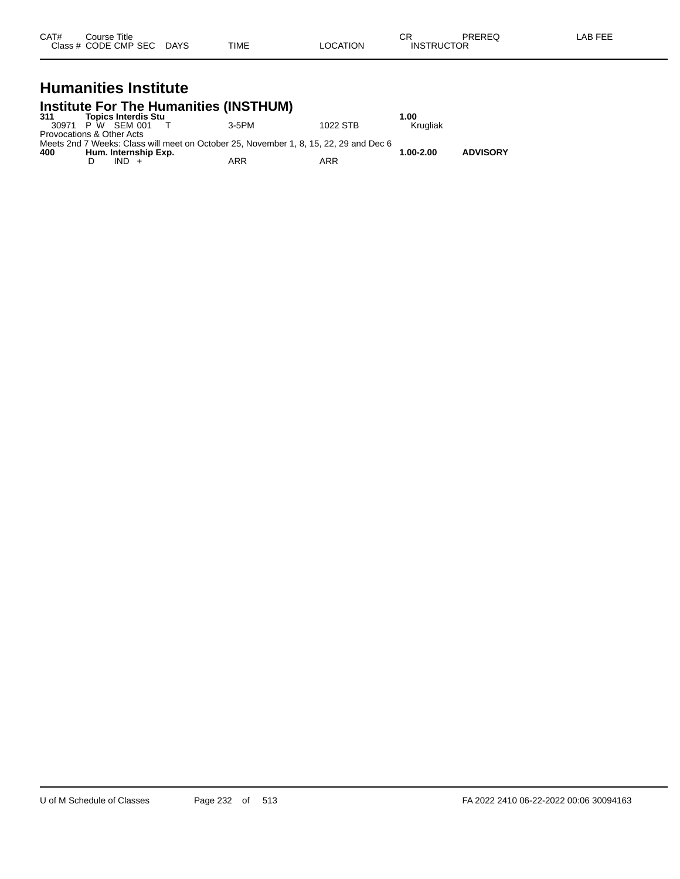| CAT# | Course Title | | | | | CR | PREREQ | LAB FEE |
|---|---|---|---|---|---|---|---|---|
| Class # | CODE CMP SEC | DAYS | TIME | LOCATION | | INSTRUCTOR | | |

# Humanities Institute

## Institute For The Humanities (INSTHUM)

**311 Topics Interdis Stu** **1.00**

| Class # | CODE CMP SEC | DAYS | TIME | LOCATION | INSTRUCTOR |
|---|---|---|---|---|---|
| 30971 | P W SEM 001 | T | 3-5PM | 1022 STB | Krugliak |

Provocations & Other Acts
Meets 2nd 7 Weeks: Class will meet on October 25, November 1, 8, 15, 22, 29 and Dec 6

**400 Hum. Internship Exp.** **1.00-2.00** **ADVISORY**

| Class # | CODE CMP SEC | DAYS | TIME | LOCATION | INSTRUCTOR |
|---|---|---|---|---|---|
| | D IND + | | ARR | ARR | |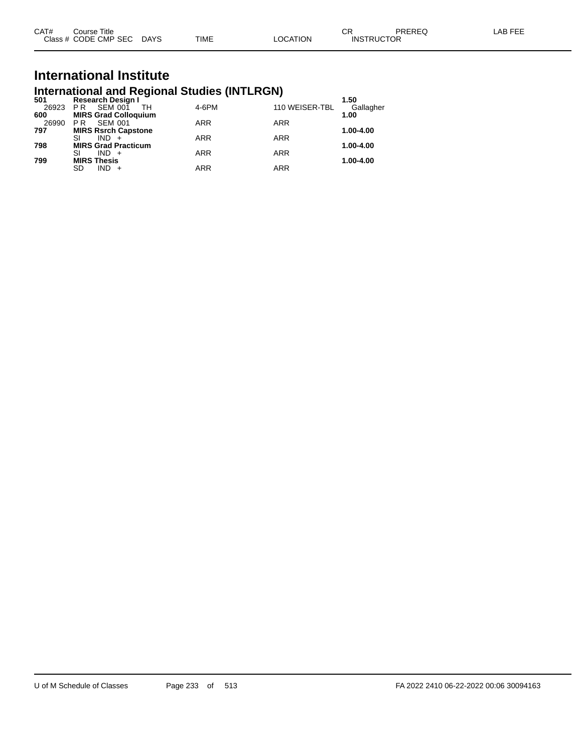| CAT# | Course Title | | | | | | CR | PREREQ | LAB FEE |
|---|---|---|---|---|---|---|---|---|---|
| Class # | CODE | CMP | SEC | DAYS | TIME | LOCATION | INSTRUCTOR | | |

# International Institute

## International and Regional Studies (INTLRGN)

| CAT# / Class # | CODE | CMP | SEC | DAYS | TIME | LOCATION | CR / INSTRUCTOR |
|---|---|---|---|---|---|---|---|
| **501** | **Research Design I** | | | | | | **1.50** |
| 26923 | P R | SEM | 001 | TH | 4-6PM | 110 WEISER-TBL | Gallagher |
| **600** | **MIRS Grad Colloquium** | | | | | | **1.00** |
| 26990 | P R | SEM | 001 | | ARR | ARR | |
| **797** | **MIRS Rsrch Capstone** | | | | | | **1.00-4.00** |
| | SI | IND | + | | ARR | ARR | |
| **798** | **MIRS Grad Practicum** | | | | | | **1.00-4.00** |
| | SI | IND | + | | ARR | ARR | |
| **799** | **MIRS Thesis** | | | | | | **1.00-4.00** |
| | SD | IND | + | | ARR | ARR | |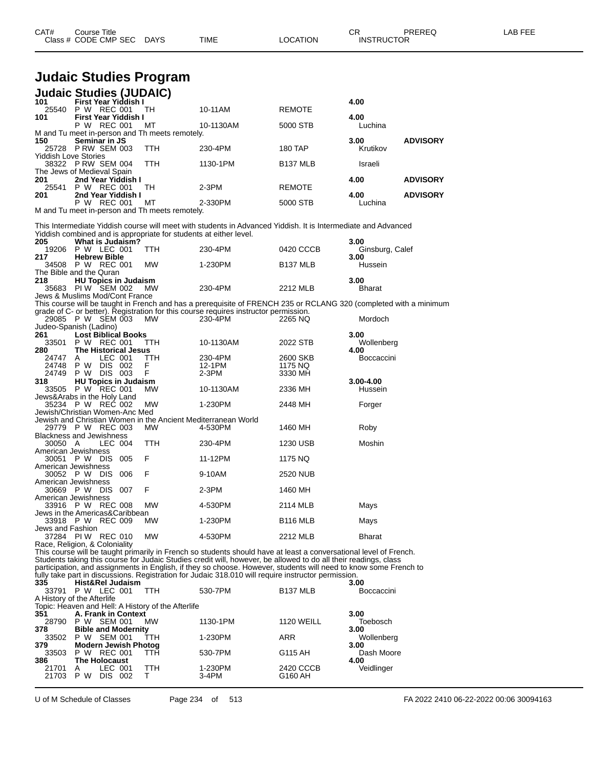# Judaic Studies Program

## Judaic Studies (JUDAIC)

| CAT# / Class # | Course Title / CODE CMP SEC | DAYS | TIME | LOCATION | CR / INSTRUCTOR | PREREQ | LAB FEE |
|---|---|---|---|---|---|---|---|
| **101** | **First Year Yiddish I** | | | | **4.00** | | |
| 25540 | P W REC 001 | TH | 10-11AM | REMOTE | | | |
| **101** | **First Year Yiddish I** | | | | **4.00** | | |
| | P W REC 001 | MT | 10-1130AM | 5000 STB | Luchina | | |
| M and Tu meet in-person and Th meets remotely. | | | | | | | |
| **150** | **Seminar in JS** | | | | **3.00** | **ADVISORY** | |
| 25728 | P RW SEM 003 | TTH | 230-4PM | 180 TAP | Krutikov | | |
| Yiddish Love Stories | | | | | | | |
| 38322 | P RW SEM 004 | TTH | 1130-1PM | B137 MLB | Israeli | | |
| The Jews of Medieval Spain | | | | | | | |
| **201** | **2nd Year Yiddish I** | | | | **4.00** | **ADVISORY** | |
| 25541 | P W REC 001 | TH | 2-3PM | REMOTE | | | |
| **201** | **2nd Year Yiddish I** | | | | **4.00** | **ADVISORY** | |
| | P W REC 001 | MT | 2-330PM | 5000 STB | Luchina | | |
| M and Tu meet in-person and Th meets remotely. | | | | | | | |
| This Intermediate Yiddish course will meet with students in Advanced Yiddish. It is Intermediate and Advanced Yiddish combined and is appropriate for students at either level. | | | | | | | |
| **205** | **What is Judaism?** | | | | **3.00** | | |
| 19206 | P W LEC 001 | TTH | 230-4PM | 0420 CCCB | Ginsburg, Calef | | |
| **217** | **Hebrew Bible** | | | | **3.00** | | |
| 34508 | P W REC 001 | MW | 1-230PM | B137 MLB | Hussein | | |
| The Bible and the Quran | | | | | | | |
| **218** | **HU Topics in Judaism** | | | | **3.00** | | |
| 35683 | PI W SEM 002 | MW | 230-4PM | 2212 MLB | Bharat | | |
| Jews & Muslims Mod/Cont France | | | | | | | |
| This course will be taught in French and has a prerequisite of FRENCH 235 or RCLANG 320 (completed with a minimum grade of C- or better). Registration for this course requires instructor permission. | | | | | | | |
| 29085 | P W SEM 003 | MW | 230-4PM | 2265 NQ | Mordoch | | |
| Judeo-Spanish (Ladino) | | | | | | | |
| **261** | **Lost Biblical Books** | | | | **3.00** | | |
| 33501 | P W REC 001 | TTH | 10-1130AM | 2022 STB | Wollenberg | | |
| **280** | **The Historical Jesus** | | | | **4.00** | | |
| 24747 | A LEC 001 | TTH | 230-4PM | 2600 SKB | Boccaccini | | |
| 24748 | P W DIS 002 | F | 12-1PM | 1175 NQ | | | |
| 24749 | P W DIS 003 | F | 2-3PM | 3330 MH | | | |
| **318** | **HU Topics in Judaism** | | | | **3.00-4.00** | | |
| 33505 | P W REC 001 | MW | 10-1130AM | 2336 MH | Hussein | | |
| Jews&Arabs in the Holy Land | | | | | | | |
| 35234 | P W REC 002 | MW | 1-230PM | 2448 MH | Forger | | |
| Jewish/Christian Women-Anc Med | | | | | | | |
| Jewish and Christian Women in the Ancient Mediterranean World | | | | | | | |
| 29779 | P W REC 003 | MW | 4-530PM | 1460 MH | Roby | | |
| Blackness and Jewishness | | | | | | | |
| 30050 | A LEC 004 | TTH | 230-4PM | 1230 USB | Moshin | | |
| American Jewishness | | | | | | | |
| 30051 | P W DIS 005 | F | 11-12PM | 1175 NQ | | | |
| American Jewishness | | | | | | | |
| 30052 | P W DIS 006 | F | 9-10AM | 2520 NUB | | | |
| American Jewishness | | | | | | | |
| 30669 | P W DIS 007 | F | 2-3PM | 1460 MH | | | |
| American Jewishness | | | | | | | |
| 33916 | P W REC 008 | MW | 4-530PM | 2114 MLB | Mays | | |
| Jews in the Americas&Caribbean | | | | | | | |
| 33918 | P W REC 009 | MW | 1-230PM | B116 MLB | Mays | | |
| Jews and Fashion | | | | | | | |
| 37284 | PI W REC 010 | MW | 4-530PM | 2212 MLB | Bharat | | |
| Race, Religion, & Coloniality | | | | | | | |
| This course will be taught primarily in French so students should have at least a conversational level of French. Students taking this course for Judaic Studies credit will, however, be allowed to do all their readings, class participation, and assignments in English, if they so choose. However, students will need to know some French to fully take part in discussions. Registration for Judaic 318.010 will require instructor permission. | | | | | | | |
| **335** | **Hist&Rel Judaism** | | | | **3.00** | | |
| 33791 | P W LEC 001 | TTH | 530-7PM | B137 MLB | Boccaccini | | |
| A History of the Afterlife | | | | | | | |
| Topic: Heaven and Hell: A History of the Afterlife | | | | | | | |
| **351** | **A. Frank in Context** | | | | **3.00** | | |
| 28790 | P W SEM 001 | MW | 1130-1PM | 1120 WEILL | Toebosch | | |
| **378** | **Bible and Modernity** | | | | **3.00** | | |
| 33502 | P W SEM 001 | TTH | 1-230PM | ARR | Wollenberg | | |
| **379** | **Modern Jewish Photog** | | | | **3.00** | | |
| 33503 | P W REC 001 | TTH | 530-7PM | G115 AH | Dash Moore | | |
| **386** | **The Holocaust** | | | | **4.00** | | |
| 21701 | A LEC 001 | TTH | 1-230PM | 2420 CCCB | Veidlinger | | |
| 21703 | P W DIS 002 | T | 3-4PM | G160 AH | | | |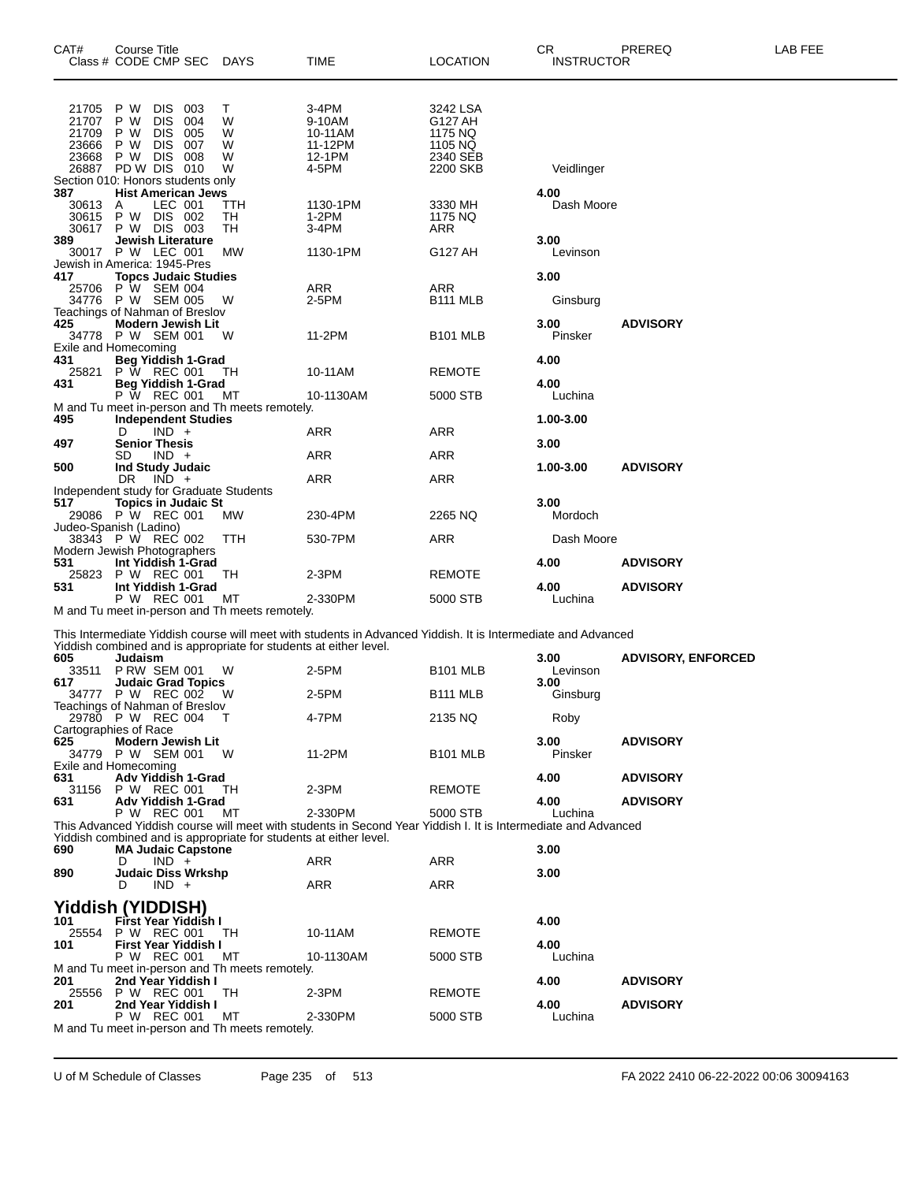| CAT# Class # | Course Title CODE CMP SEC | DAYS | TIME | LOCATION | CR INSTRUCTOR | PREREQ | LAB FEE |
|---|---|---|---|---|---|---|---|
| 21705 | P W DIS 003 | T | 3-4PM | 3242 LSA | | | |
| 21707 | P W DIS 004 | W | 9-10AM | G127 AH | | | |
| 21709 | P W DIS 005 | W | 10-11AM | 1175 NQ | | | |
| 23666 | P W DIS 007 | W | 11-12PM | 1105 NQ | | | |
| 23668 | P W DIS 008 | W | 12-1PM | 2340 SEB | | | |
| 26887 | PD W DIS 010 | W | 4-5PM | 2200 SKB | Veidlinger | | |
| Section 010: Honors students only | | | | | | | |
| **387** | **Hist American Jews** | | | | **4.00** | | |
| 30613 | A LEC 001 | TTH | 1130-1PM | 3330 MH | Dash Moore | | |
| 30615 | P W DIS 002 | TH | 1-2PM | 1175 NQ | | | |
| 30617 | P W DIS 003 | TH | 3-4PM | ARR | | | |
| **389** | **Jewish Literature** | | | | **3.00** | | |
| 30017 | P W LEC 001 | MW | 1130-1PM | G127 AH | Levinson | | |
| Jewish in America: 1945-Pres | | | | | | | |
| **417** | **Topcs Judaic Studies** | | | | **3.00** | | |
| 25706 | P W SEM 004 | | ARR | ARR | | | |
| 34776 | P W SEM 005 | W | 2-5PM | B111 MLB | Ginsburg | | |
| Teachings of Nahman of Breslov | | | | | | | |
| **425** | **Modern Jewish Lit** | | | | **3.00** | **ADVISORY** | |
| 34778 | P W SEM 001 | W | 11-2PM | B101 MLB | Pinsker | | |
| Exile and Homecoming | | | | | | | |
| **431** | **Beg Yiddish 1-Grad** | | | | **4.00** | | |
| 25821 | P W REC 001 | TH | 10-11AM | REMOTE | | | |
| **431** | **Beg Yiddish 1-Grad** | | | | **4.00** | | |
| | P W REC 001 | MT | 10-1130AM | 5000 STB | Luchina | | |
| M and Tu meet in-person and Th meets remotely. | | | | | | | |
| **495** | **Independent Studies** | | | | **1.00-3.00** | | |
| | D IND + | | ARR | ARR | | | |
| **497** | **Senior Thesis** | | | | **3.00** | | |
| | SD IND + | | ARR | ARR | | | |
| **500** | **Ind Study Judaic** | | | | **1.00-3.00** | **ADVISORY** | |
| | DR IND + | | ARR | ARR | | | |
| Independent study for Graduate Students | | | | | | | |
| **517** | **Topics in Judaic St** | | | | **3.00** | | |
| 29086 | P W REC 001 | MW | 230-4PM | 2265 NQ | Mordoch | | |
| Judeo-Spanish (Ladino) | | | | | | | |
| 38343 | P W REC 002 | TTH | 530-7PM | ARR | Dash Moore | | |
| Modern Jewish Photographers | | | | | | | |
| **531** | **Int Yiddish 1-Grad** | | | | **4.00** | **ADVISORY** | |
| 25823 | P W REC 001 | TH | 2-3PM | REMOTE | | | |
| **531** | **Int Yiddish 1-Grad** | | | | **4.00** | **ADVISORY** | |
| | P W REC 001 | MT | 2-330PM | 5000 STB | Luchina | | |
| M and Tu meet in-person and Th meets remotely. | | | | | | | |
| This Intermediate Yiddish course will meet with students in Advanced Yiddish. It is Intermediate and Advanced Yiddish combined and is appropriate for students at either level. | | | | | | | |
| **605** | **Judaism** | | | | **3.00** | **ADVISORY, ENFORCED** | |
| 33511 | P RW SEM 001 | W | 2-5PM | B101 MLB | Levinson | | |
| **617** | **Judaic Grad Topics** | | | | **3.00** | | |
| 34777 | P W REC 002 | W | 2-5PM | B111 MLB | Ginsburg | | |
| Teachings of Nahman of Breslov | | | | | | | |
| 29780 | P W REC 004 | T | 4-7PM | 2135 NQ | Roby | | |
| Cartographies of Race | | | | | | | |
| **625** | **Modern Jewish Lit** | | | | **3.00** | **ADVISORY** | |
| 34779 | P W SEM 001 | W | 11-2PM | B101 MLB | Pinsker | | |
| Exile and Homecoming | | | | | | | |
| **631** | **Adv Yiddish 1-Grad** | | | | **4.00** | **ADVISORY** | |
| 31156 | P W REC 001 | TH | 2-3PM | REMOTE | | | |
| **631** | **Adv Yiddish 1-Grad** | | | | **4.00** | **ADVISORY** | |
| | P W REC 001 | MT | 2-330PM | 5000 STB | Luchina | | |
| This Advanced Yiddish course will meet with students in Second Year Yiddish I. It is Intermediate and Advanced Yiddish combined and is appropriate for students at either level. | | | | | | | |
| **690** | **MA Judaic Capstone** | | | | **3.00** | | |
| | D IND + | | ARR | ARR | | | |
| **890** | **Judaic Diss Wrkshp** | | | | **3.00** | | |
| | D IND + | | ARR | ARR | | | |

## Yiddish (YIDDISH)

| CAT# Class # | Course Title CODE CMP SEC | DAYS | TIME | LOCATION | CR INSTRUCTOR | PREREQ | LAB FEE |
|---|---|---|---|---|---|---|---|
| **101** | **First Year Yiddish I** | | | | **4.00** | | |
| 25554 | P W REC 001 | TH | 10-11AM | REMOTE | | | |
| **101** | **First Year Yiddish I** | | | | **4.00** | | |
| | P W REC 001 | MT | 10-1130AM | 5000 STB | Luchina | | |
| M and Tu meet in-person and Th meets remotely. | | | | | | | |
| **201** | **2nd Year Yiddish I** | | | | **4.00** | **ADVISORY** | |
| 25556 | P W REC 001 | TH | 2-3PM | REMOTE | | | |
| **201** | **2nd Year Yiddish I** | | | | **4.00** | **ADVISORY** | |
| | P W REC 001 | MT | 2-330PM | 5000 STB | Luchina | | |
| M and Tu meet in-person and Th meets remotely. | | | | | | | |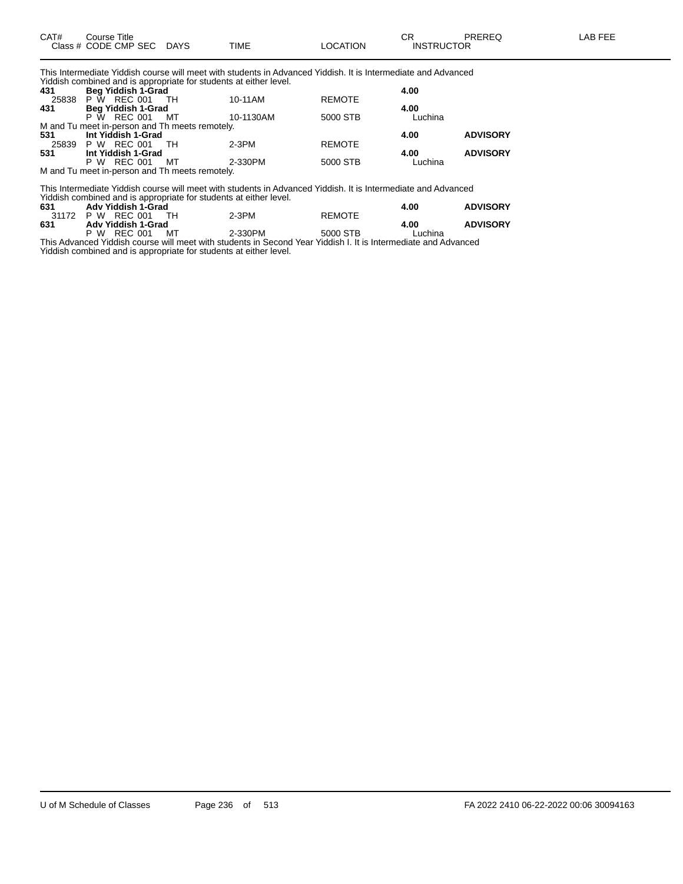| CAT# | Course Title | | | | | CR | PREREQ | LAB FEE |
|---|---|---|---|---|---|---|---|---|
| Class # | CODE CMP SEC | DAYS | TIME | LOCATION | | INSTRUCTOR | | |

This Intermediate Yiddish course will meet with students in Advanced Yiddish. It is Intermediate and Advanced Yiddish combined and is appropriate for students at either level.

| CAT# | Class # | CODE CMP SEC | DAYS | TIME | LOCATION | CR / INSTRUCTOR | PREREQ |
|---|---|---|---|---|---|---|---|
| **431** | | **Beg Yiddish 1-Grad** | | | | **4.00** | |
| | 25838 | P W REC 001 | TH | 10-11AM | REMOTE | | |
| **431** | | **Beg Yiddish 1-Grad** | | | | **4.00** | |
| | | P W REC 001 | MT | 10-1130AM | 5000 STB | Luchina | |

M and Tu meet in-person and Th meets remotely.

| CAT# | Class # | CODE CMP SEC | DAYS | TIME | LOCATION | CR / INSTRUCTOR | PREREQ |
|---|---|---|---|---|---|---|---|
| **531** | | **Int Yiddish 1-Grad** | | | | **4.00** | **ADVISORY** |
| | 25839 | P W REC 001 | TH | 2-3PM | REMOTE | | |
| **531** | | **Int Yiddish 1-Grad** | | | | **4.00** | **ADVISORY** |
| | | P W REC 001 | MT | 2-330PM | 5000 STB | Luchina | |

M and Tu meet in-person and Th meets remotely.

This Intermediate Yiddish course will meet with students in Advanced Yiddish. It is Intermediate and Advanced Yiddish combined and is appropriate for students at either level.

| CAT# | Class # | CODE CMP SEC | DAYS | TIME | LOCATION | CR / INSTRUCTOR | PREREQ |
|---|---|---|---|---|---|---|---|
| **631** | | **Adv Yiddish 1-Grad** | | | | **4.00** | **ADVISORY** |
| | 31172 | P W REC 001 | TH | 2-3PM | REMOTE | | |
| **631** | | **Adv Yiddish 1-Grad** | | | | **4.00** | **ADVISORY** |
| | | P W REC 001 | MT | 2-330PM | 5000 STB | Luchina | |

This Advanced Yiddish course will meet with students in Second Year Yiddish I. It is Intermediate and Advanced Yiddish combined and is appropriate for students at either level.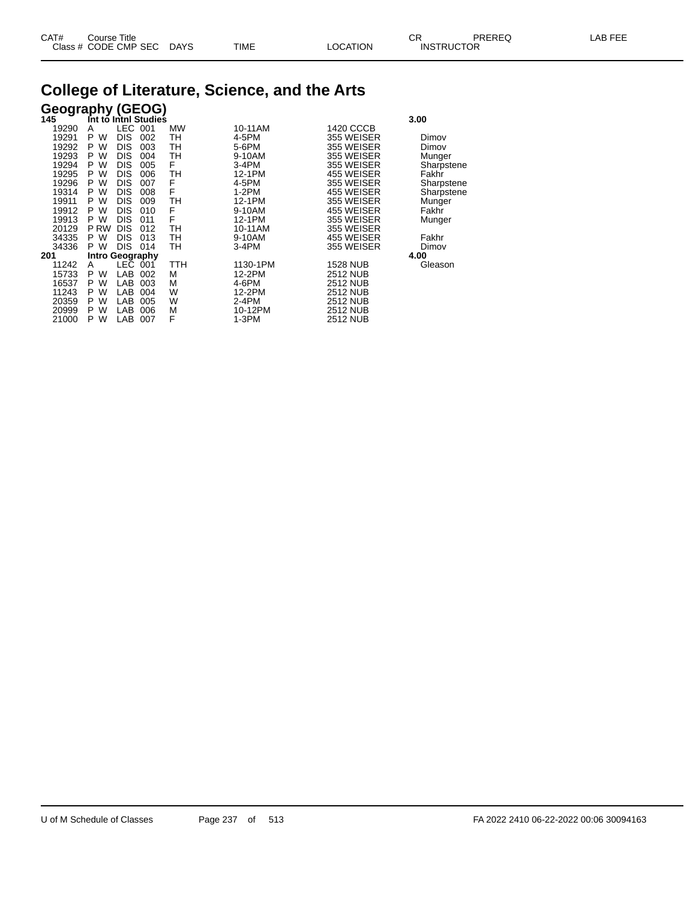# College of Literature, Science, and the Arts

## Geography (GEOG)

| CAT# Class # | Course Title CODE | CMP | SEC | DAYS | TIME | LOCATION | CR INSTRUCTOR | PREREQ | LAB FEE |
|---|---|---|---|---|---|---|---|---|---|
| **145** | **Int to Intnl Studies** | | | | | | **3.00** | | |
| 19290 | A | LEC | 001 | MW | 10-11AM | 1420 CCCB | | | |
| 19291 | P W | DIS | 002 | TH | 4-5PM | 355 WEISER | Dimov | | |
| 19292 | P W | DIS | 003 | TH | 5-6PM | 355 WEISER | Dimov | | |
| 19293 | P W | DIS | 004 | TH | 9-10AM | 355 WEISER | Munger | | |
| 19294 | P W | DIS | 005 | F | 3-4PM | 355 WEISER | Sharpstene | | |
| 19295 | P W | DIS | 006 | TH | 12-1PM | 455 WEISER | Fakhr | | |
| 19296 | P W | DIS | 007 | F | 4-5PM | 355 WEISER | Sharpstene | | |
| 19314 | P W | DIS | 008 | F | 1-2PM | 455 WEISER | Sharpstene | | |
| 19911 | P W | DIS | 009 | TH | 12-1PM | 355 WEISER | Munger | | |
| 19912 | P W | DIS | 010 | F | 9-10AM | 455 WEISER | Fakhr | | |
| 19913 | P W | DIS | 011 | F | 12-1PM | 355 WEISER | Munger | | |
| 20129 | P RW | DIS | 012 | TH | 10-11AM | 355 WEISER | | | |
| 34335 | P W | DIS | 013 | TH | 9-10AM | 455 WEISER | Fakhr | | |
| 34336 | P W | DIS | 014 | TH | 3-4PM | 355 WEISER | Dimov | | |
| **201** | **Intro Geography** | | | | | | **4.00** | | |
| 11242 | A | LEC | 001 | TTH | 1130-1PM | 1528 NUB | Gleason | | |
| 15733 | P W | LAB | 002 | M | 12-2PM | 2512 NUB | | | |
| 16537 | P W | LAB | 003 | M | 4-6PM | 2512 NUB | | | |
| 11243 | P W | LAB | 004 | W | 12-2PM | 2512 NUB | | | |
| 20359 | P W | LAB | 005 | W | 2-4PM | 2512 NUB | | | |
| 20999 | P W | LAB | 006 | M | 10-12PM | 2512 NUB | | | |
| 21000 | P W | LAB | 007 | F | 1-3PM | 2512 NUB | | | |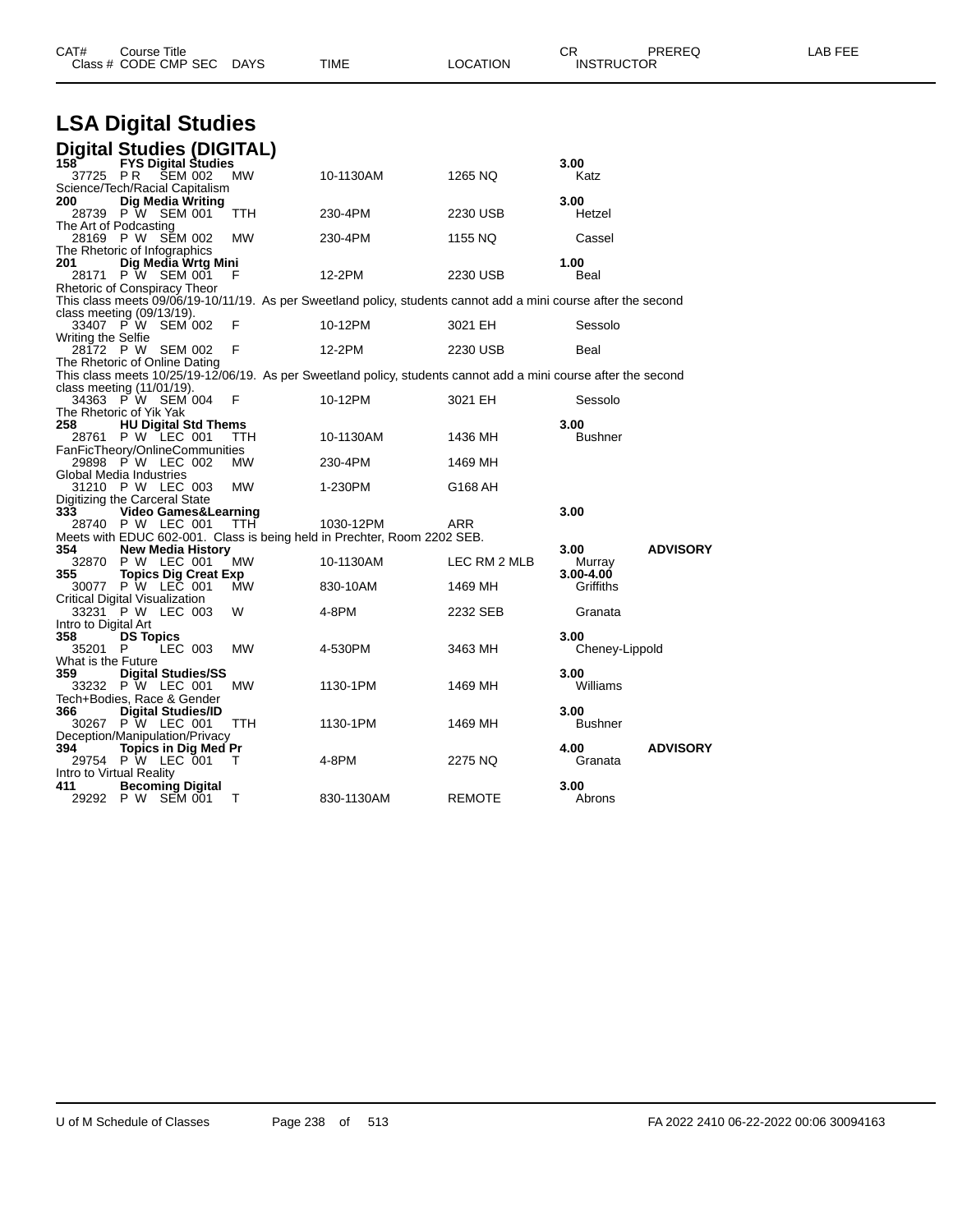| CAT# | Course Title | | | | | CR | PREREQ | LAB FEE |
|---|---|---|---|---|---|---|---|---|
| Class # | CODE CMP SEC | DAYS | TIME | LOCATION | | INSTRUCTOR | | |

# LSA Digital Studies

## Digital Studies (DIGITAL)

| CAT# / Class # | CODE CMP SEC | DAYS | TIME | LOCATION | CR / INSTRUCTOR | PREREQ |
|---|---|---|---|---|---|---|
| **158** | **FYS Digital Studies** | | | | **3.00** | |
| 37725 | P R SEM 002 | MW | 10-1130AM | 1265 NQ | Katz | |
| Science/Tech/Racial Capitalism | | | | | | |
| **200** | **Dig Media Writing** | | | | **3.00** | |
| 28739 | P W SEM 001 | TTH | 230-4PM | 2230 USB | Hetzel | |
| The Art of Podcasting | | | | | | |
| 28169 | P W SEM 002 | MW | 230-4PM | 1155 NQ | Cassel | |
| The Rhetoric of Infographics | | | | | | |
| **201** | **Dig Media Wrtg Mini** | | | | **1.00** | |
| 28171 | P W SEM 001 | F | 12-2PM | 2230 USB | Beal | |
| Rhetoric of Conspiracy Theor | | | | | | |
| This class meets 09/06/19-10/11/19. As per Sweetland policy, students cannot add a mini course after the second class meeting (09/13/19). | | | | | | |
| 33407 | P W SEM 002 | F | 10-12PM | 3021 EH | Sessolo | |
| Writing the Selfie | | | | | | |
| 28172 | P W SEM 002 | F | 12-2PM | 2230 USB | Beal | |
| The Rhetoric of Online Dating | | | | | | |
| This class meets 10/25/19-12/06/19. As per Sweetland policy, students cannot add a mini course after the second class meeting (11/01/19). | | | | | | |
| 34363 | P W SEM 004 | F | 10-12PM | 3021 EH | Sessolo | |
| The Rhetoric of Yik Yak | | | | | | |
| **258** | **HU Digital Std Thems** | | | | **3.00** | |
| 28761 | P W LEC 001 | TTH | 10-1130AM | 1436 MH | Bushner | |
| FanFicTheory/OnlineCommunities | | | | | | |
| 29898 | P W LEC 002 | MW | 230-4PM | 1469 MH | | |
| Global Media Industries | | | | | | |
| 31210 | P W LEC 003 | MW | 1-230PM | G168 AH | | |
| Digitizing the Carceral State | | | | | | |
| **333** | **Video Games&Learning** | | | | **3.00** | |
| 28740 | P W LEC 001 | TTH | 1030-12PM | ARR | | |
| Meets with EDUC 602-001. Class is being held in Prechter, Room 2202 SEB. | | | | | | |
| **354** | **New Media History** | | | | **3.00** | **ADVISORY** |
| 32870 | P W LEC 001 | MW | 10-1130AM | LEC RM 2 MLB | Murray | |
| **355** | **Topics Dig Creat Exp** | | | | **3.00-4.00** | |
| 30077 | P W LEC 001 | MW | 830-10AM | 1469 MH | Griffiths | |
| Critical Digital Visualization | | | | | | |
| 33231 | P W LEC 003 | W | 4-8PM | 2232 SEB | Granata | |
| Intro to Digital Art | | | | | | |
| **358** | **DS Topics** | | | | **3.00** | |
| 35201 | P LEC 003 | MW | 4-530PM | 3463 MH | Cheney-Lippold | |
| What is the Future | | | | | | |
| **359** | **Digital Studies/SS** | | | | **3.00** | |
| 33232 | P W LEC 001 | MW | 1130-1PM | 1469 MH | Williams | |
| Tech+Bodies, Race & Gender | | | | | | |
| **366** | **Digital Studies/ID** | | | | **3.00** | |
| 30267 | P W LEC 001 | TTH | 1130-1PM | 1469 MH | Bushner | |
| Deception/Manipulation/Privacy | | | | | | |
| **394** | **Topics in Dig Med Pr** | | | | **4.00** | **ADVISORY** |
| 29754 | P W LEC 001 | T | 4-8PM | 2275 NQ | Granata | |
| Intro to Virtual Reality | | | | | | |
| **411** | **Becoming Digital** | | | | **3.00** | |
| 29292 | P W SEM 001 | T | 830-1130AM | REMOTE | Abrons | |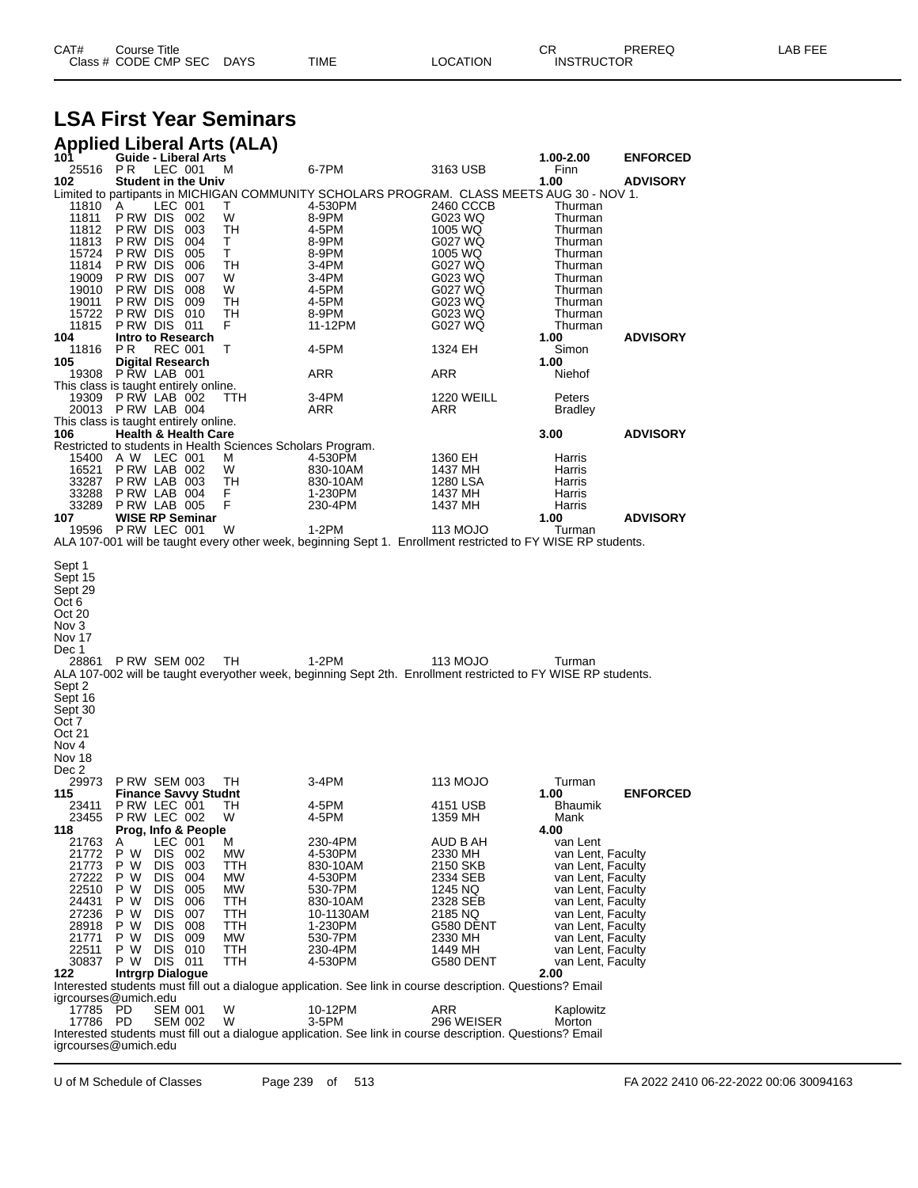# LSA First Year Seminars

## Applied Liberal Arts (ALA)

| CAT# / Class # | Course Title / CODE CMP SEC | DAYS | TIME | LOCATION | CR / INSTRUCTOR | PREREQ | LAB FEE |
|---|---|---|---|---|---|---|---|
| **101** | **Guide - Liberal Arts** | | | | **1.00-2.00** | **ENFORCED** | |
| 25516 | P R LEC 001 | M | 6-7PM | 3163 USB | Finn | | |
| **102** | **Student in the Univ** | | | | **1.00** | **ADVISORY** | |

Limited to partipants in MICHIGAN COMMUNITY SCHOLARS PROGRAM. CLASS MEETS AUG 30 - NOV 1.

| Class # | CODE CMP SEC | DAYS | TIME | LOCATION | INSTRUCTOR |
|---|---|---|---|---|---|
| 11810 | A LEC 001 | T | 4-530PM | 2460 CCCB | Thurman |
| 11811 | P RW DIS 002 | W | 8-9PM | G023 WQ | Thurman |
| 11812 | P RW DIS 003 | TH | 4-5PM | 1005 WQ | Thurman |
| 11813 | P RW DIS 004 | T | 8-9PM | G027 WQ | Thurman |
| 15724 | P RW DIS 005 | T | 8-9PM | 1005 WQ | Thurman |
| 11814 | P RW DIS 006 | TH | 3-4PM | G027 WQ | Thurman |
| 19009 | P RW DIS 007 | W | 3-4PM | G023 WQ | Thurman |
| 19010 | P RW DIS 008 | W | 4-5PM | G027 WQ | Thurman |
| 19011 | P RW DIS 009 | TH | 4-5PM | G023 WQ | Thurman |
| 15722 | P RW DIS 010 | TH | 8-9PM | G023 WQ | Thurman |
| 11815 | P RW DIS 011 | F | 11-12PM | G027 WQ | Thurman |

| CAT# / Class # | Course Title / CODE CMP SEC | DAYS | TIME | LOCATION | CR / INSTRUCTOR | PREREQ |
|---|---|---|---|---|---|---|
| **104** | **Intro to Research** | | | | **1.00** | **ADVISORY** |
| 11816 | P R REC 001 | T | 4-5PM | 1324 EH | Simon | |
| **105** | **Digital Research** | | | | **1.00** | |
| 19308 | P RW LAB 001 | | ARR | ARR | Niehof | |

This class is taught entirely online.

| Class # | CODE CMP SEC | DAYS | TIME | LOCATION | INSTRUCTOR |
|---|---|---|---|---|---|
| 19309 | P RW LAB 002 | TTH | 3-4PM | 1220 WEILL | Peters |
| 20013 | P RW LAB 004 | | ARR | ARR | Bradley |

This class is taught entirely online.

| CAT# | Course Title | | | | CR | PREREQ |
|---|---|---|---|---|---|---|
| **106** | **Health & Health Care** | | | | **3.00** | **ADVISORY** |

Restricted to students in Health Sciences Scholars Program.

| Class # | CODE CMP SEC | DAYS | TIME | LOCATION | INSTRUCTOR |
|---|---|---|---|---|---|
| 15400 | A W LEC 001 | M | 4-530PM | 1360 EH | Harris |
| 16521 | P RW LAB 002 | W | 830-10AM | 1437 MH | Harris |
| 33287 | P RW LAB 003 | TH | 830-10AM | 1280 LSA | Harris |
| 33288 | P RW LAB 004 | F | 1-230PM | 1437 MH | Harris |
| 33289 | P RW LAB 005 | F | 230-4PM | 1437 MH | Harris |

| CAT# / Class # | Course Title / CODE CMP SEC | DAYS | TIME | LOCATION | CR / INSTRUCTOR | PREREQ |
|---|---|---|---|---|---|---|
| **107** | **WISE RP Seminar** | | | | **1.00** | **ADVISORY** |
| 19596 | P RW LEC 001 | W | 1-2PM | 113 MOJO | Turman | |

ALA 107-001 will be taught every other week, beginning Sept 1. Enrollment restricted to FY WISE RP students.

Sept 1
Sept 15
Sept 29
Oct 6
Oct 20
Nov 3
Nov 17
Dec 1

| Class # | CODE CMP SEC | DAYS | TIME | LOCATION | INSTRUCTOR |
|---|---|---|---|---|---|
| 28861 | P RW SEM 002 | TH | 1-2PM | 113 MOJO | Turman |

ALA 107-002 will be taught everyother week, beginning Sept 2th. Enrollment restricted to FY WISE RP students.

Sept 2
Sept 16
Sept 30
Oct 7
Oct 21
Nov 4
Nov 18
Dec 2

| CAT# / Class # | Course Title / CODE CMP SEC | DAYS | TIME | LOCATION | CR / INSTRUCTOR | PREREQ |
|---|---|---|---|---|---|---|
| 29973 | P RW SEM 003 | TH | 3-4PM | 113 MOJO | Turman | |
| **115** | **Finance Savvy Studnt** | | | | **1.00** | **ENFORCED** |
| 23411 | P RW LEC 001 | TH | 4-5PM | 4151 USB | Bhaumik | |
| 23455 | P RW LEC 002 | W | 4-5PM | 1359 MH | Mank | |
| **118** | **Prog, Info & People** | | | | **4.00** | |
| 21763 | A LEC 001 | M | 230-4PM | AUD B AH | van Lent | |
| 21772 | P W DIS 002 | MW | 4-530PM | 2330 MH | van Lent, Faculty | |
| 21773 | P W DIS 003 | TTH | 830-10AM | 2150 SKB | van Lent, Faculty | |
| 27222 | P W DIS 004 | MW | 4-530PM | 2334 SEB | van Lent, Faculty | |
| 22510 | P W DIS 005 | MW | 530-7PM | 1245 NQ | van Lent, Faculty | |
| 24431 | P W DIS 006 | TTH | 830-10AM | 2328 SEB | van Lent, Faculty | |
| 27236 | P W DIS 007 | TTH | 10-1130AM | 2185 NQ | van Lent, Faculty | |
| 28918 | P W DIS 008 | TTH | 1-230PM | G580 DENT | van Lent, Faculty | |
| 21771 | P W DIS 009 | MW | 530-7PM | 2330 MH | van Lent, Faculty | |
| 22511 | P W DIS 010 | TTH | 230-4PM | 1449 MH | van Lent, Faculty | |
| 30837 | P W DIS 011 | TTH | 4-530PM | G580 DENT | van Lent, Faculty | |
| **122** | **Intrgrp Dialogue** | | | | **2.00** | |

Interested students must fill out a dialogue application. See link in course description. Questions? Email igrcourses@umich.edu

| Class # | CODE CMP SEC | DAYS | TIME | LOCATION | INSTRUCTOR |
|---|---|---|---|---|---|
| 17785 | PD SEM 001 | W | 10-12PM | ARR | Kaplowitz |
| 17786 | PD SEM 002 | W | 3-5PM | 296 WEISER | Morton |

Interested students must fill out a dialogue application. See link in course description. Questions? Email igrcourses@umich.edu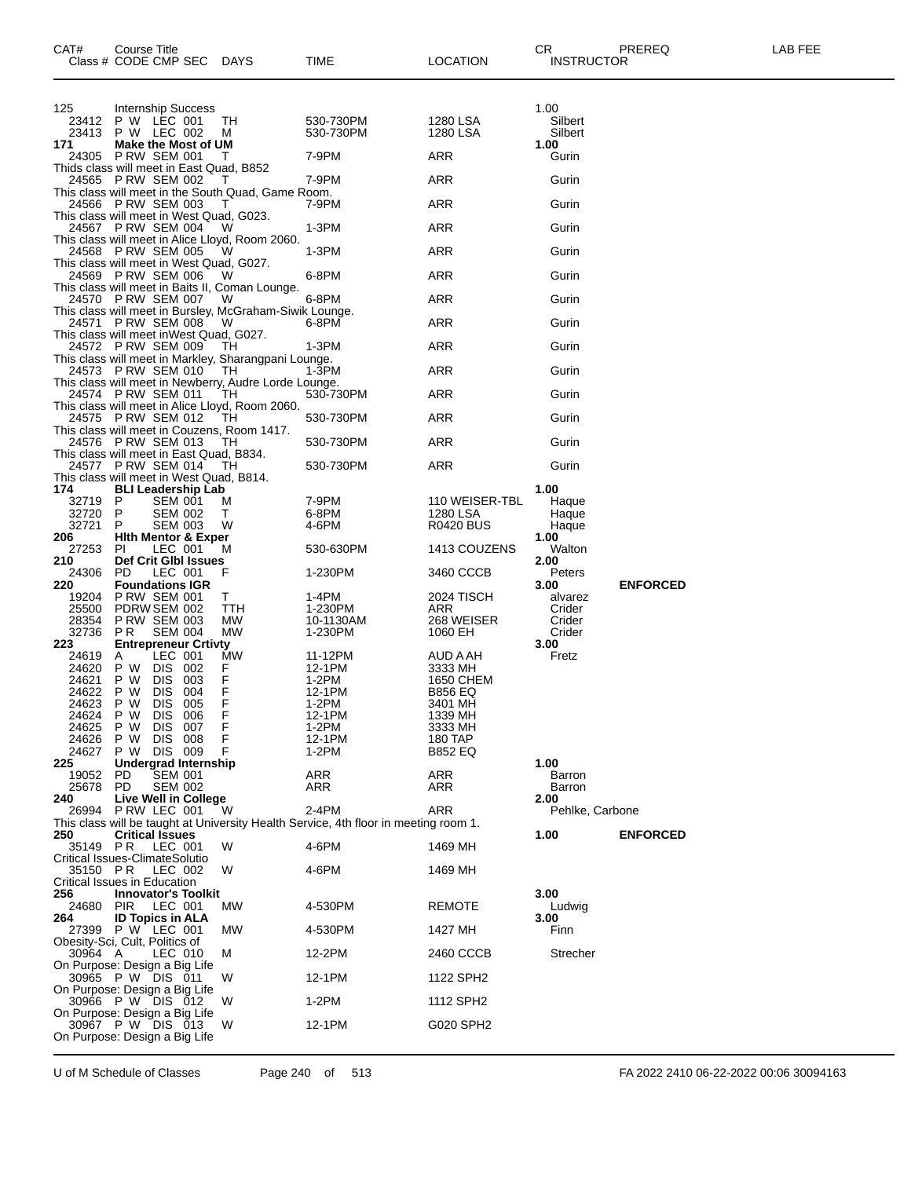| CAT# | Course Title<br>Class # CODE CMP SEC | DAYS | TIME | LOCATION | CR<br>INSTRUCTOR | PREREQ | LAB FEE |
|---|---|---|---|---|---|---|---|
| 125 | Internship Success | | | | 1.00 | | |
| 23412 | P W LEC 001 | TH | 530-730PM | 1280 LSA | Silbert | | |
| 23413 | P W LEC 002 | M | 530-730PM | 1280 LSA | Silbert | | |
| **171** | **Make the Most of UM** | | | | **1.00** | | |
| 24305 | P RW SEM 001 | T | 7-9PM | ARR | Gurin | | |
| | Thids class will meet in East Quad, B852 | | | | | | |
| 24565 | P RW SEM 002 | T | 7-9PM | ARR | Gurin | | |
| | This class will meet in the South Quad, Game Room. | | | | | | |
| 24566 | P RW SEM 003 | T | 7-9PM | ARR | Gurin | | |
| | This class will meet in West Quad, G023. | | | | | | |
| 24567 | P RW SEM 004 | W | 1-3PM | ARR | Gurin | | |
| | This class will meet in Alice Lloyd, Room 2060. | | | | | | |
| 24568 | P RW SEM 005 | W | 1-3PM | ARR | Gurin | | |
| | This class will meet in West Quad, G027. | | | | | | |
| 24569 | P RW SEM 006 | W | 6-8PM | ARR | Gurin | | |
| | This class will meet in Baits II, Coman Lounge. | | | | | | |
| 24570 | P RW SEM 007 | W | 6-8PM | ARR | Gurin | | |
| | This class will meet in Bursley, McGraham-Siwik Lounge. | | | | | | |
| 24571 | P RW SEM 008 | W | 6-8PM | ARR | Gurin | | |
| | This class will meet inWest Quad, G027. | | | | | | |
| 24572 | P RW SEM 009 | TH | 1-3PM | ARR | Gurin | | |
| | This class will meet in Markley, Sharangpani Lounge. | | | | | | |
| 24573 | P RW SEM 010 | TH | 1-3PM | ARR | Gurin | | |
| | This class will meet in Newberry, Audre Lorde Lounge. | | | | | | |
| 24574 | P RW SEM 011 | TH | 530-730PM | ARR | Gurin | | |
| | This class will meet in Alice Lloyd, Room 2060. | | | | | | |
| 24575 | P RW SEM 012 | TH | 530-730PM | ARR | Gurin | | |
| | This class will meet in Couzens, Room 1417. | | | | | | |
| 24576 | P RW SEM 013 | TH | 530-730PM | ARR | Gurin | | |
| | This class will meet in East Quad, B834. | | | | | | |
| 24577 | P RW SEM 014 | TH | 530-730PM | ARR | Gurin | | |
| | This class will meet in West Quad, B814. | | | | | | |
| **174** | **BLI Leadership Lab** | | | | **1.00** | | |
| 32719 | P SEM 001 | M | 7-9PM | 110 WEISER-TBL | Haque | | |
| 32720 | P SEM 002 | T | 6-8PM | 1280 LSA | Haque | | |
| 32721 | P SEM 003 | W | 4-6PM | R0420 BUS | Haque | | |
| **206** | **Hlth Mentor & Exper** | | | | **1.00** | | |
| 27253 | PI LEC 001 | M | 530-630PM | 1413 COUZENS | Walton | | |
| **210** | **Def Crit Glbl Issues** | | | | **2.00** | | |
| 24306 | PD LEC 001 | F | 1-230PM | 3460 CCCB | Peters | | |
| **220** | **Foundations IGR** | | | | **3.00** | **ENFORCED** | |
| 19204 | P RW SEM 001 | T | 1-4PM | 2024 TISCH | alvarez | | |
| 25500 | PDRW SEM 002 | TTH | 1-230PM | ARR | Crider | | |
| 28354 | P RW SEM 003 | MW | 10-1130AM | 268 WEISER | Crider | | |
| 32736 | P R SEM 004 | MW | 1-230PM | 1060 EH | Crider | | |
| **223** | **Entrepreneur Crtivty** | | | | **3.00** | | |
| 24619 | A LEC 001 | MW | 11-12PM | AUD A AH | Fretz | | |
| 24620 | P W DIS 002 | F | 12-1PM | 3333 MH | | | |
| 24621 | P W DIS 003 | F | 1-2PM | 1650 CHEM | | | |
| 24622 | P W DIS 004 | F | 12-1PM | B856 EQ | | | |
| 24623 | P W DIS 005 | F | 1-2PM | 3401 MH | | | |
| 24624 | P W DIS 006 | F | 12-1PM | 1339 MH | | | |
| 24625 | P W DIS 007 | F | 1-2PM | 3333 MH | | | |
| 24626 | P W DIS 008 | F | 12-1PM | 180 TAP | | | |
| 24627 | P W DIS 009 | F | 1-2PM | B852 EQ | | | |
| **225** | **Undergrad Internship** | | | | **1.00** | | |
| 19052 | PD SEM 001 | | ARR | ARR | Barron | | |
| 25678 | PD SEM 002 | | ARR | ARR | Barron | | |
| **240** | **Live Well in College** | | | | **2.00** | | |
| 26994 | P RW LEC 001 | W | 2-4PM | ARR | Pehlke, Carbone | | |
| | This class will be taught at University Health Service, 4th floor in meeting room 1. | | | | | | |
| **250** | **Critical Issues** | | | | **1.00** | **ENFORCED** | |
| 35149 | P R LEC 001 | W | 4-6PM | 1469 MH | | | |
| | Critical Issues-ClimateSolutio | | | | | | |
| 35150 | P R LEC 002 | W | 4-6PM | 1469 MH | | | |
| | Critical Issues in Education | | | | | | |
| **256** | **Innovator's Toolkit** | | | | **3.00** | | |
| 24680 | PIR LEC 001 | MW | 4-530PM | REMOTE | Ludwig | | |
| **264** | **ID Topics in ALA** | | | | **3.00** | | |
| 27399 | P W LEC 001 | MW | 4-530PM | 1427 MH | Finn | | |
| | Obesity-Sci, Cult, Politics of | | | | | | |
| 30964 | A LEC 010 | M | 12-2PM | 2460 CCCB | Strecher | | |
| | On Purpose: Design a Big Life | | | | | | |
| 30965 | P W DIS 011 | W | 12-1PM | 1122 SPH2 | | | |
| | On Purpose: Design a Big Life | | | | | | |
| 30966 | P W DIS 012 | W | 1-2PM | 1112 SPH2 | | | |
| | On Purpose: Design a Big Life | | | | | | |
| 30967 | P W DIS 013 | W | 12-1PM | G020 SPH2 | | | |
| | On Purpose: Design a Big Life | | | | | | |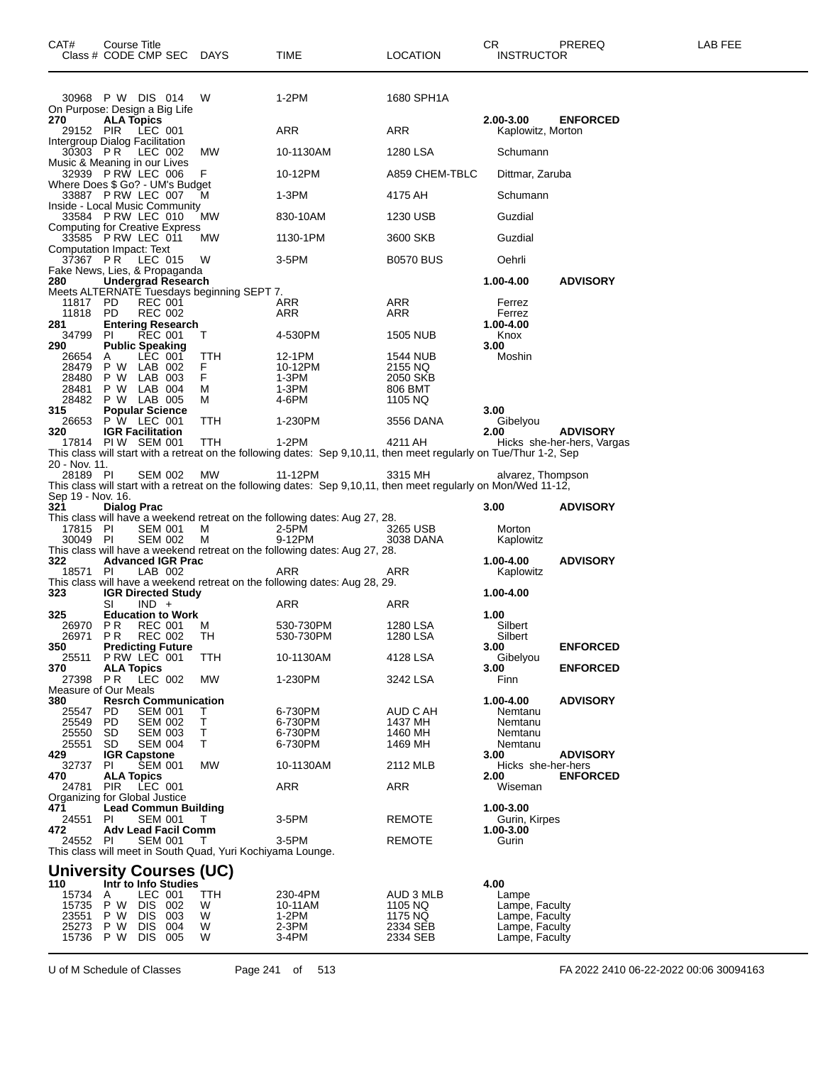| CAT# | Course Title Class # CODE CMP SEC | DAYS | TIME | LOCATION | CR INSTRUCTOR | PREREQ | LAB FEE |
|---|---|---|---|---|---|---|---|
| 30968 | P W DIS 014 | W | 1-2PM | 1680 SPH1A | | | |
| On Purpose: Design a Big Life | | | | | | | |
| 270 | ALA Topics | | | | 2.00-3.00 | ENFORCED | |
| 29152 | PIR LEC 001 | | ARR | ARR | Kaplowitz, Morton | | |
| Intergroup Dialog Facilitation | | | | | | | |
| 30303 | P R LEC 002 | MW | 10-1130AM | 1280 LSA | Schumann | | |
| Music & Meaning in our Lives | | | | | | | |
| 32939 | P RW LEC 006 | F | 10-12PM | A859 CHEM-TBLC | Dittmar, Zaruba | | |
| Where Does $ Go? - UM's Budget | | | | | | | |
| 33887 | P RW LEC 007 | M | 1-3PM | 4175 AH | Schumann | | |
| Inside - Local Music Community | | | | | | | |
| 33584 | P RW LEC 010 | MW | 830-10AM | 1230 USB | Guzdial | | |
| Computing for Creative Express | | | | | | | |
| 33585 | P RW LEC 011 | MW | 1130-1PM | 3600 SKB | Guzdial | | |
| Computation Impact: Text | | | | | | | |
| 37367 | P R LEC 015 | W | 3-5PM | B0570 BUS | Oehrli | | |
| Fake News, Lies, & Propaganda | | | | | | | |
| 280 | Undergrad Research | | | | 1.00-4.00 | ADVISORY | |
| Meets ALTERNATE Tuesdays beginning SEPT 7. | | | | | | | |
| 11817 | PD REC 001 | | ARR | ARR | Ferrez | | |
| 11818 | PD REC 002 | | ARR | ARR | Ferrez | | |
| 281 | Entering Research | | | | 1.00-4.00 | | |
| 34799 | PI REC 001 | T | 4-530PM | 1505 NUB | Knox | | |
| 290 | Public Speaking | | | | 3.00 | | |
| 26654 | A LEC 001 | TTH | 12-1PM | 1544 NUB | Moshin | | |
| 28479 | P W LAB 002 | F | 10-12PM | 2155 NQ | | | |
| 28480 | P W LAB 003 | F | 1-3PM | 2050 SKB | | | |
| 28481 | P W LAB 004 | M | 1-3PM | 806 BMT | | | |
| 28482 | P W LAB 005 | M | 4-6PM | 1105 NQ | | | |
| 315 | Popular Science | | | | 3.00 | | |
| 26653 | P W LEC 001 | TTH | 1-230PM | 3556 DANA | Gibelyou | | |
| 320 | IGR Facilitation | | | | 2.00 | ADVISORY | |
| 17814 | PI W SEM 001 | TTH | 1-2PM | 4211 AH | Hicks she-her-hers, Vargas | | |
| This class will start with a retreat on the following dates: Sep 9,10,11, then meet regularly on Tue/Thur 1-2, Sep 20 - Nov. 11. | | | | | | | |
| 28189 | PI SEM 002 | MW | 11-12PM | 3315 MH | alvarez, Thompson | | |
| This class will start with a retreat on the following dates: Sep 9,10,11, then meet regularly on Mon/Wed 11-12, Sep 19 - Nov. 16. | | | | | | | |
| 321 | Dialog Prac | | | | 3.00 | ADVISORY | |
| This class will have a weekend retreat on the following dates: Aug 27, 28. | | | | | | | |
| 17815 | PI SEM 001 | M | 2-5PM | 3265 USB | Morton | | |
| 30049 | PI SEM 002 | M | 9-12PM | 3038 DANA | Kaplowitz | | |
| This class will have a weekend retreat on the following dates: Aug 27, 28. | | | | | | | |
| 322 | Advanced IGR Prac | | | | 1.00-4.00 | ADVISORY | |
| 18571 | PI LAB 002 | | ARR | ARR | Kaplowitz | | |
| This class will have a weekend retreat on the following dates: Aug 28, 29. | | | | | | | |
| 323 | IGR Directed Study | | | | 1.00-4.00 | | |
| | SI IND + | | ARR | ARR | | | |
| 325 | Education to Work | | | | 1.00 | | |
| 26970 | P R REC 001 | M | 530-730PM | 1280 LSA | Silbert | | |
| 26971 | P R REC 002 | TH | 530-730PM | 1280 LSA | Silbert | | |
| 350 | Predicting Future | | | | 3.00 | ENFORCED | |
| 25511 | P RW LEC 001 | TTH | 10-1130AM | 4128 LSA | Gibelyou | | |
| 370 | ALA Topics | | | | 3.00 | ENFORCED | |
| 27398 | P R LEC 002 | MW | 1-230PM | 3242 LSA | Finn | | |
| Measure of Our Meals | | | | | | | |
| 380 | Resrch Communication | | | | 1.00-4.00 | ADVISORY | |
| 25547 | PD SEM 001 | T | 6-730PM | AUD C AH | Nemtanu | | |
| 25549 | PD SEM 002 | T | 6-730PM | 1437 MH | Nemtanu | | |
| 25550 | SD SEM 003 | T | 6-730PM | 1460 MH | Nemtanu | | |
| 25551 | SD SEM 004 | T | 6-730PM | 1469 MH | Nemtanu | | |
| 429 | IGR Capstone | | | | 3.00 | ADVISORY | |
| 32737 | PI SEM 001 | MW | 10-1130AM | 2112 MLB | Hicks she-her-hers | | |
| 470 | ALA Topics | | | | 2.00 | ENFORCED | |
| 24781 | PIR LEC 001 | | ARR | ARR | Wiseman | | |
| Organizing for Global Justice | | | | | | | |
| 471 | Lead Commun Building | | | | 1.00-3.00 | | |
| 24551 | PI SEM 001 | T | 3-5PM | REMOTE | Gurin, Kirpes | | |
| 472 | Adv Lead Facil Comm | | | | 1.00-3.00 | | |
| 24552 | PI SEM 001 | T | 3-5PM | REMOTE | Gurin | | |
| This class will meet in South Quad, Yuri Kochiyama Lounge. | | | | | | | |

## University Courses (UC)

| CAT# | Course Title Class # CODE CMP SEC | DAYS | TIME | LOCATION | CR INSTRUCTOR | PREREQ | LAB FEE |
|---|---|---|---|---|---|---|---|
| 110 | Intr to Info Studies | | | | 4.00 | | |
| 15734 | A LEC 001 | TTH | 230-4PM | AUD 3 MLB | Lampe | | |
| 15735 | P W DIS 002 | W | 10-11AM | 1105 NQ | Lampe, Faculty | | |
| 23551 | P W DIS 003 | W | 1-2PM | 1175 NQ | Lampe, Faculty | | |
| 25273 | P W DIS 004 | W | 2-3PM | 2334 SEB | Lampe, Faculty | | |
| 15736 | P W DIS 005 | W | 3-4PM | 2334 SEB | Lampe, Faculty | | |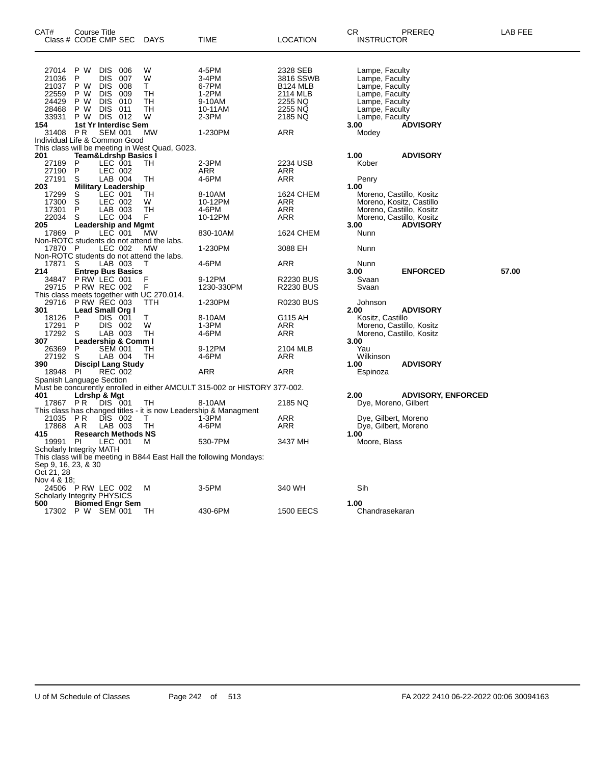| CAT# Class # | Course Title CODE CMP SEC | DAYS | TIME | LOCATION | CR INSTRUCTOR | PREREQ | LAB FEE |
|---|---|---|---|---|---|---|---|
| 27014 | P W DIS 006 | W | 4-5PM | 2328 SEB | Lampe, Faculty | | |
| 21036 | P DIS 007 | W | 3-4PM | 3816 SSWB | Lampe, Faculty | | |
| 21037 | P W DIS 008 | T | 6-7PM | B124 MLB | Lampe, Faculty | | |
| 22559 | P W DIS 009 | TH | 1-2PM | 2114 MLB | Lampe, Faculty | | |
| 24429 | P W DIS 010 | TH | 9-10AM | 2255 NQ | Lampe, Faculty | | |
| 28468 | P W DIS 011 | TH | 10-11AM | 2255 NQ | Lampe, Faculty | | |
| 33931 | P W DIS 012 | W | 2-3PM | 2185 NQ | Lampe, Faculty | | |
| **154** | **1st Yr Interdisc Sem** | | | | **3.00** | **ADVISORY** | |
| 31408 | P R SEM 001 | MW | 1-230PM | ARR | Modey | | |
| Individual Life & Common Good | | | | | | | |
| This class will be meeting in West Quad, G023. | | | | | | | |
| **201** | **Team&Ldrshp Basics I** | | | | **1.00** | **ADVISORY** | |
| 27189 | P LEC 001 | TH | 2-3PM | 2234 USB | Kober | | |
| 27190 | P LEC 002 | | ARR | ARR | | | |
| 27191 | S LAB 004 | TH | 4-6PM | ARR | Penry | | |
| **203** | **Military Leadership** | | | | **1.00** | | |
| 17299 | S LEC 001 | TH | 8-10AM | 1624 CHEM | Moreno, Castillo, Kositz | | |
| 17300 | S LEC 002 | W | 10-12PM | ARR | Moreno, Kositz, Castillo | | |
| 17301 | P LAB 003 | TH | 4-6PM | ARR | Moreno, Castillo, Kositz | | |
| 22034 | S LEC 004 | F | 10-12PM | ARR | Moreno, Castillo, Kositz | | |
| **205** | **Leadership and Mgmt** | | | | **3.00** | **ADVISORY** | |
| 17869 | P LEC 001 | MW | 830-10AM | 1624 CHEM | Nunn | | |
| Non-ROTC students do not attend the labs. | | | | | | | |
| 17870 | P LEC 002 | MW | 1-230PM | 3088 EH | Nunn | | |
| Non-ROTC students do not attend the labs. | | | | | | | |
| 17871 | S LAB 003 | T | 4-6PM | ARR | Nunn | | |
| **214** | **Entrep Bus Basics** | | | | **3.00** | **ENFORCED** | **57.00** |
| 34847 | P RW LEC 001 | F | 9-12PM | R2230 BUS | Svaan | | |
| 29715 | P RW REC 002 | F | 1230-330PM | R2230 BUS | Svaan | | |
| This class meets together with UC 270.014. | | | | | | | |
| 29716 | P RW REC 003 | TTH | 1-230PM | R0230 BUS | Johnson | | |
| **301** | **Lead Small Org I** | | | | **2.00** | **ADVISORY** | |
| 18126 | P DIS 001 | T | 8-10AM | G115 AH | Kositz, Castillo | | |
| 17291 | P DIS 002 | W | 1-3PM | ARR | Moreno, Castillo, Kositz | | |
| 17292 | S LAB 003 | TH | 4-6PM | ARR | Moreno, Castillo, Kositz | | |
| **307** | **Leadership & Comm I** | | | | **3.00** | | |
| 26369 | P SEM 001 | TH | 9-12PM | 2104 MLB | Yau | | |
| 27192 | S LAB 004 | TH | 4-6PM | ARR | Wilkinson | | |
| **390** | **Discipl Lang Study** | | | | **1.00** | **ADVISORY** | |
| 18948 | PI REC 002 | | ARR | ARR | Espinoza | | |
| Spanish Language Section | | | | | | | |
| Must be concurrently enrolled in either AMCULT 315-002 or HISTORY 377-002. | | | | | | | |
| **401** | **Ldrshp & Mgt** | | | | **2.00** | **ADVISORY, ENFORCED** | |
| 17867 | P R DIS 001 | TH | 8-10AM | 2185 NQ | Dye, Moreno, Gilbert | | |
| This class has changed titles - it is now Leadership & Managment | | | | | | | |
| 21035 | P R DIS 002 | T | 1-3PM | ARR | Dye, Gilbert, Moreno | | |
| 17868 | A R LAB 003 | TH | 4-6PM | ARR | Dye, Gilbert, Moreno | | |
| **415** | **Research Methods NS** | | | | **1.00** | | |
| 19991 | PI LEC 001 | M | 530-7PM | 3437 MH | Moore, Blass | | |
| Scholarly Integrity MATH | | | | | | | |
| This class will be meeting in B844 East Hall the following Mondays: | | | | | | | |
| Sep 9, 16, 23, & 30 | | | | | | | |
| Oct 21, 28 | | | | | | | |
| Nov 4 & 18; | | | | | | | |
| 24506 | P RW LEC 002 | M | 3-5PM | 340 WH | Sih | | |
| Scholarly Integrity PHYSICS | | | | | | | |
| **500** | **Biomed Engr Sem** | | | | **1.00** | | |
| 17302 | P W SEM 001 | TH | 430-6PM | 1500 EECS | Chandrasekaran | | |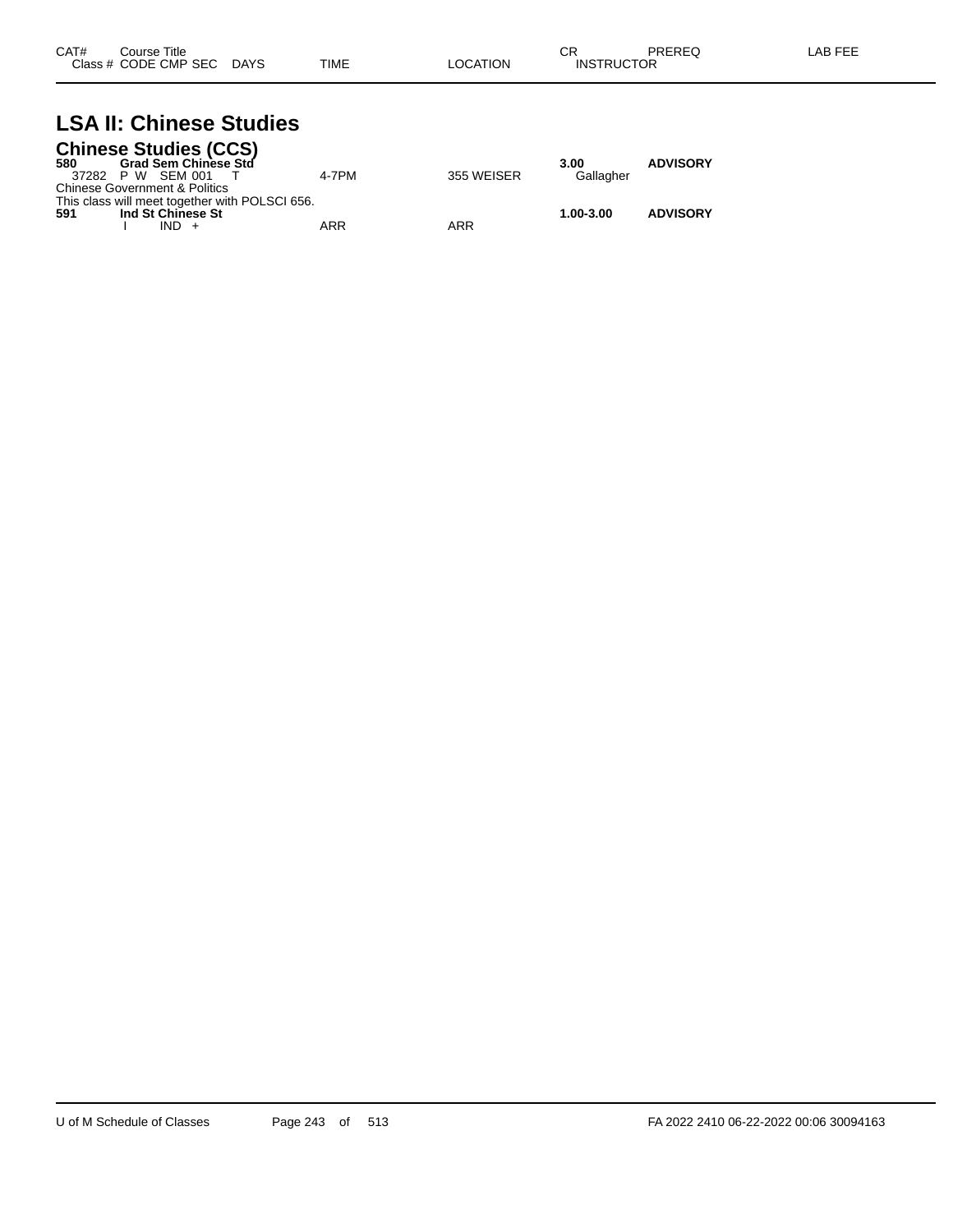| CAT# | Course Title | | | | | | CR | PREREQ | LAB FEE |
|---|---|---|---|---|---|---|---|---|---|
| Class # | CODE | CMP | SEC | DAYS | TIME | LOCATION | INSTRUCTOR | | |

# LSA II: Chinese Studies

## Chinese Studies (CCS)

| CAT# | Course Title | | | | | | CR | PREREQ | LAB FEE |
|---|---|---|---|---|---|---|---|---|---|
| **580** | **Grad Sem Chinese Std** | | | | | | **3.00** | **ADVISORY** | |
| 37282 | P W | SEM | 001 | T | 4-7PM | 355 WEISER | Gallagher | | |

Chinese Government & Politics

This class will meet together with POLSCI 656.

| CAT# | Course Title | | | | | | CR | PREREQ | LAB FEE |
|---|---|---|---|---|---|---|---|---|---|
| **591** | **Ind St Chinese St** | | | | | | **1.00-3.00** | **ADVISORY** | |
| | I | IND | + | | ARR | ARR | | | |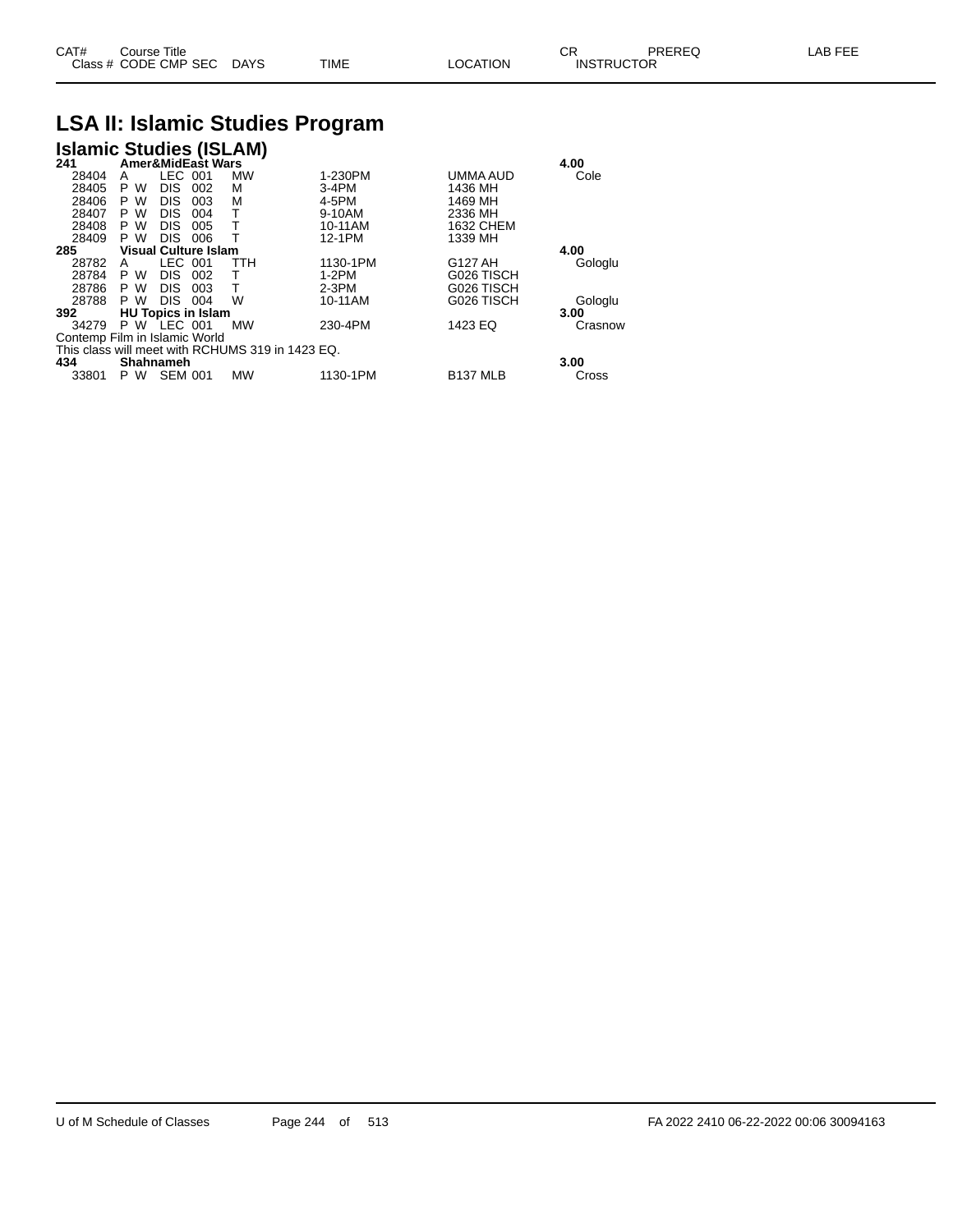| CAT# | Course Title | | | | | | CR | PREREQ | LAB FEE |
|---|---|---|---|---|---|---|---|---|---|
| Class # | CODE | CMP | SEC | DAYS | TIME | LOCATION | INSTRUCTOR | | |

# LSA II: Islamic Studies Program

## Islamic Studies (ISLAM)

| CAT# / Class # | CODE | CMP | SEC | DAYS | TIME | LOCATION | CR / INSTRUCTOR |
|---|---|---|---|---|---|---|---|
| **241** | **Amer&MidEast Wars** | | | | | | **4.00** |
| 28404 | A | LEC | 001 | MW | 1-230PM | UMMA AUD | Cole |
| 28405 | P W | DIS | 002 | M | 3-4PM | 1436 MH | |
| 28406 | P W | DIS | 003 | M | 4-5PM | 1469 MH | |
| 28407 | P W | DIS | 004 | T | 9-10AM | 2336 MH | |
| 28408 | P W | DIS | 005 | T | 10-11AM | 1632 CHEM | |
| 28409 | P W | DIS | 006 | T | 12-1PM | 1339 MH | |
| **285** | **Visual Culture Islam** | | | | | | **4.00** |
| 28782 | A | LEC | 001 | TTH | 1130-1PM | G127 AH | Gologlu |
| 28784 | P W | DIS | 002 | T | 1-2PM | G026 TISCH | |
| 28786 | P W | DIS | 003 | T | 2-3PM | G026 TISCH | |
| 28788 | P W | DIS | 004 | W | 10-11AM | G026 TISCH | Gologlu |
| **392** | **HU Topics in Islam** | | | | | | **3.00** |
| 34279 | P W | LEC | 001 | MW | 230-4PM | 1423 EQ | Crasnow |
| Contemp Film in Islamic World | | | | | | | |
| This class will meet with RCHUMS 319 in 1423 EQ. | | | | | | | |
| **434** | **Shahnameh** | | | | | | **3.00** |
| 33801 | P W | SEM | 001 | MW | 1130-1PM | B137 MLB | Cross |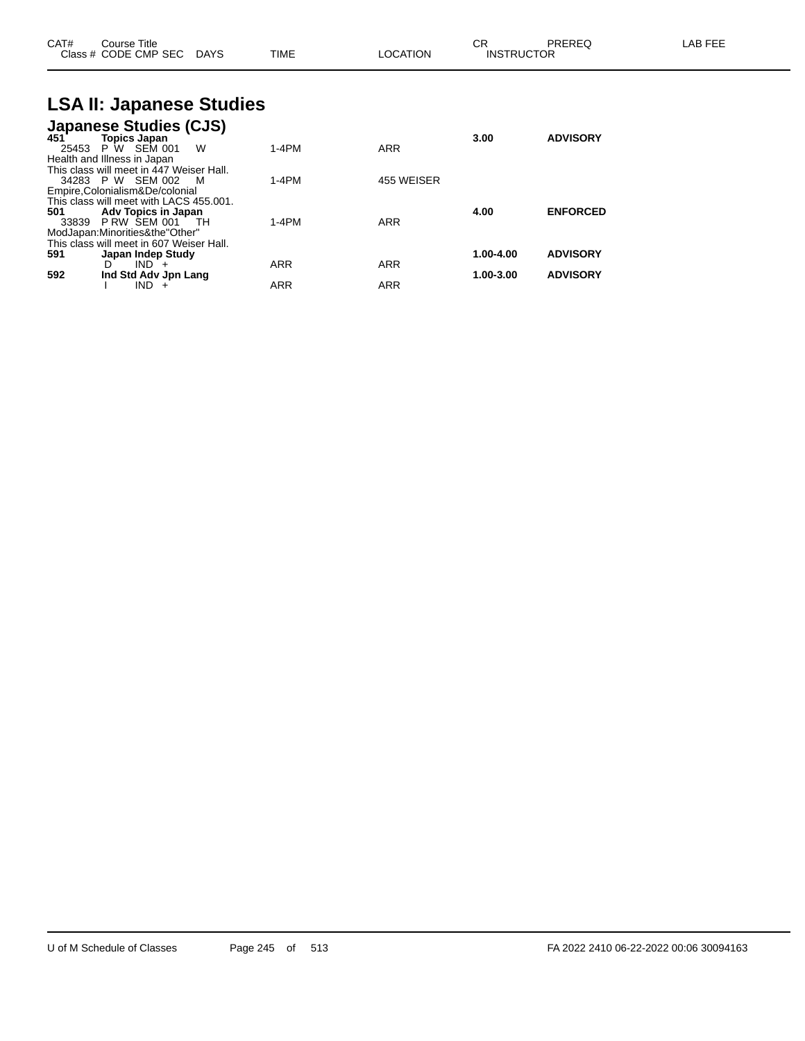| CAT# | Course Title<br>Class # CODE CMP SEC DAYS | TIME | LOCATION | CR<br>INSTRUCTOR | PREREQ | LAB FEE |
|---|---|---|---|---|---|---|

# LSA II: Japanese Studies

## Japanese Studies (CJS)

| CAT# | Course Title / Class # CODE CMP SEC DAYS | TIME | LOCATION | CR / INSTRUCTOR | PREREQ | LAB FEE |
|---|---|---|---|---|---|---|
| **451** | **Topics Japan** | | | **3.00** | **ADVISORY** | |
| 25453 | P W SEM 001 W | 1-4PM | ARR | | | |
| Health and Illness in Japan | | | | | | |
| This class will meet in 447 Weiser Hall. | | | | | | |
| 34283 | P W SEM 002 M | 1-4PM | 455 WEISER | | | |
| Empire,Colonialism&De/colonial | | | | | | |
| This class will meet with LACS 455.001. | | | | | | |
| **501** | **Adv Topics in Japan** | | | **4.00** | **ENFORCED** | |
| 33839 | P RW SEM 001 TH | 1-4PM | ARR | | | |
| ModJapan:Minorities&the"Other" | | | | | | |
| This class will meet in 607 Weiser Hall. | | | | | | |
| **591** | **Japan Indep Study** | | | **1.00-4.00** | **ADVISORY** | |
| | D IND + | ARR | ARR | | | |
| **592** | **Ind Std Adv Jpn Lang** | | | **1.00-3.00** | **ADVISORY** | |
| | I IND + | ARR | ARR | | | |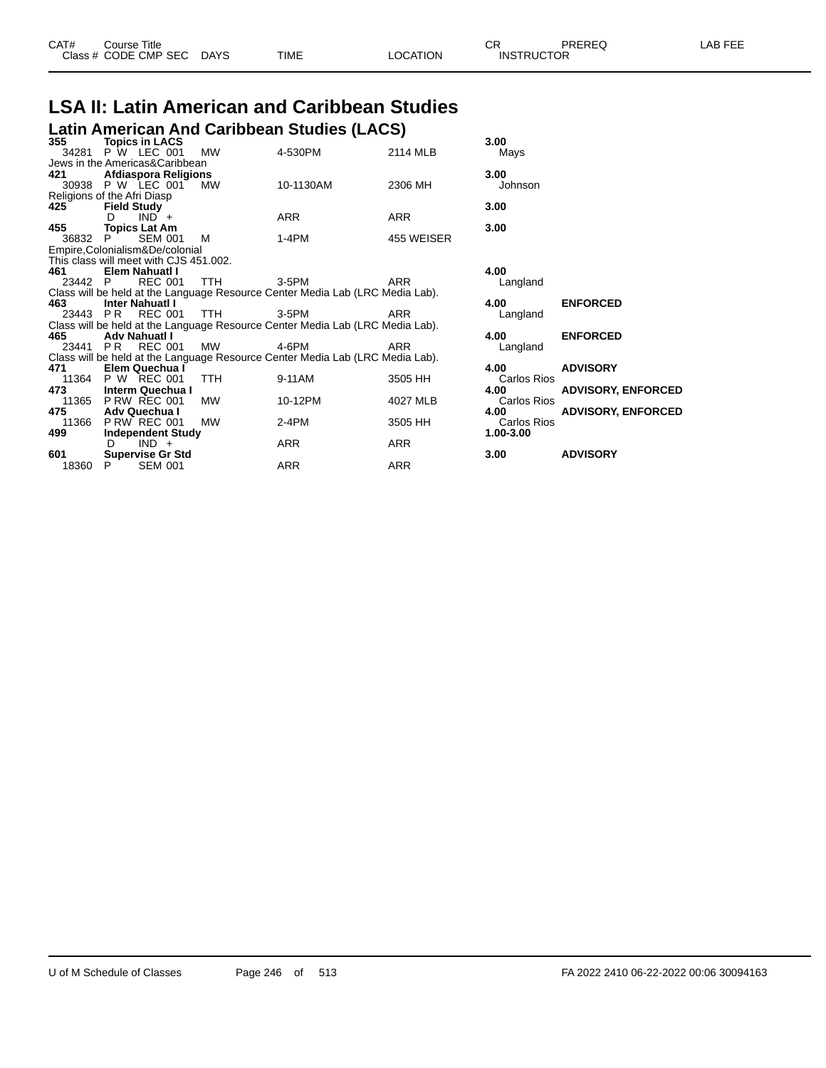# LSA II: Latin American and Caribbean Studies

## Latin American And Caribbean Studies (LACS)

| CAT# / Class # | Course Title / CODE CMP SEC | DAYS | TIME | LOCATION | CR / INSTRUCTOR | PREREQ | LAB FEE |
|---|---|---|---|---|---|---|---|
| **355** | **Topics in LACS** | | | | **3.00** | | |
| 34281 | P W LEC 001 | MW | 4-530PM | 2114 MLB | Mays | | |
| Jews in the Americas&Caribbean | | | | | | | |
| **421** | **Afdiaspora Religions** | | | | **3.00** | | |
| 30938 | P W LEC 001 | MW | 10-1130AM | 2306 MH | Johnson | | |
| Religions of the Afri Diasp | | | | | | | |
| **425** | **Field Study** | | | | **3.00** | | |
| | D IND + | | ARR | ARR | | | |
| **455** | **Topics Lat Am** | | | | **3.00** | | |
| 36832 | P SEM 001 | M | 1-4PM | 455 WEISER | | | |
| Empire,Colonialism&De/colonial | | | | | | | |
| This class will meet with CJS 451.002. | | | | | | | |
| **461** | **Elem Nahuatl I** | | | | **4.00** | | |
| 23442 | P REC 001 | TTH | 3-5PM | ARR | Langland | | |
| Class will be held at the Language Resource Center Media Lab (LRC Media Lab). | | | | | | | |
| **463** | **Inter Nahuatl I** | | | | **4.00** | **ENFORCED** | |
| 23443 | P R REC 001 | TTH | 3-5PM | ARR | Langland | | |
| Class will be held at the Language Resource Center Media Lab (LRC Media Lab). | | | | | | | |
| **465** | **Adv Nahuatl I** | | | | **4.00** | **ENFORCED** | |
| 23441 | P R REC 001 | MW | 4-6PM | ARR | Langland | | |
| Class will be held at the Language Resource Center Media Lab (LRC Media Lab). | | | | | | | |
| **471** | **Elem Quechua I** | | | | **4.00** | **ADVISORY** | |
| 11364 | P W REC 001 | TTH | 9-11AM | 3505 HH | Carlos Rios | | |
| **473** | **Interm Quechua I** | | | | **4.00** | **ADVISORY, ENFORCED** | |
| 11365 | P RW REC 001 | MW | 10-12PM | 4027 MLB | Carlos Rios | | |
| **475** | **Adv Quechua I** | | | | **4.00** | **ADVISORY, ENFORCED** | |
| 11366 | P RW REC 001 | MW | 2-4PM | 3505 HH | Carlos Rios | | |
| **499** | **Independent Study** | | | | **1.00-3.00** | | |
| | D IND + | | ARR | ARR | | | |
| **601** | **Supervise Gr Std** | | | | **3.00** | **ADVISORY** | |
| 18360 | P SEM 001 | | ARR | ARR | | | |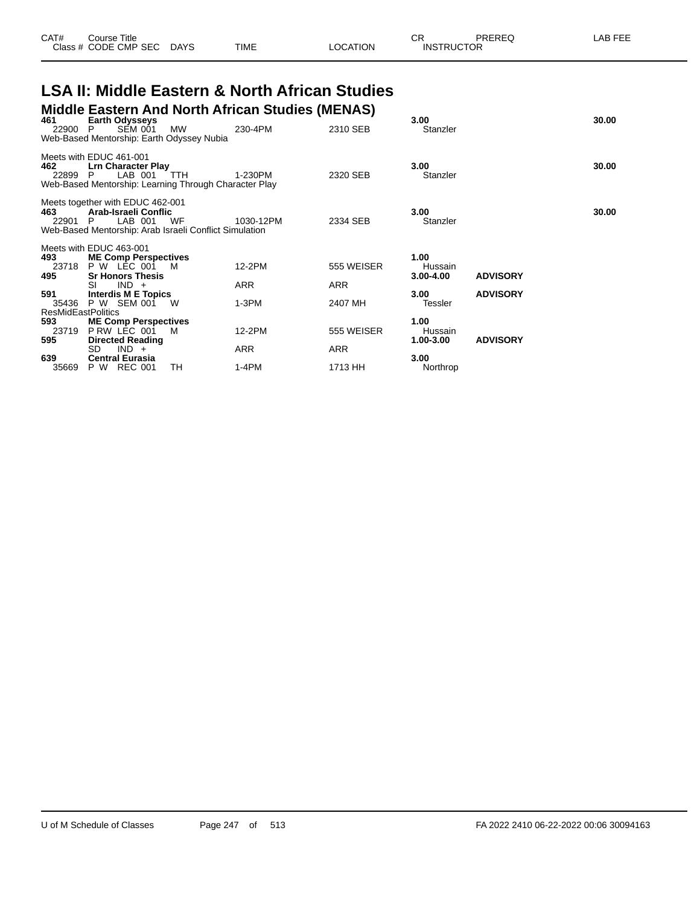| CAT# | Course Title | | | | | CR | PREREQ | LAB FEE |
|---|---|---|---|---|---|---|---|---|
| Class # | CODE CMP SEC | DAYS | TIME | LOCATION | | INSTRUCTOR | | |

# LSA II: Middle Eastern & North African Studies

## Middle Eastern And North African Studies (MENAS)

| CAT# | Course Title / Class # CODE CMP SEC | DAYS | TIME | LOCATION | CR / INSTRUCTOR | PREREQ | LAB FEE |
|---|---|---|---|---|---|---|---|
| **461** | **Earth Odysseys** | | | | **3.00** | | **30.00** |
| 22900 | P SEM 001 | MW | 230-4PM | 2310 SEB | Stanzler | | |
| | Web-Based Mentorship: Earth Odyssey Nubia | | | | | | |
| | Meets with EDUC 461-001 | | | | | | |
| **462** | **Lrn Character Play** | | | | **3.00** | | **30.00** |
| 22899 | P LAB 001 | TTH | 1-230PM | 2320 SEB | Stanzler | | |
| | Web-Based Mentorship: Learning Through Character Play | | | | | | |
| | Meets together with EDUC 462-001 | | | | | | |
| **463** | **Arab-Israeli Conflic** | | | | **3.00** | | **30.00** |
| 22901 | P LAB 001 | WF | 1030-12PM | 2334 SEB | Stanzler | | |
| | Web-Based Mentorship: Arab Israeli Conflict Simulation | | | | | | |
| | Meets with EDUC 463-001 | | | | | | |
| **493** | **ME Comp Perspectives** | | | | **1.00** | | |
| 23718 | P W LEC 001 | M | 12-2PM | 555 WEISER | Hussain | | |
| **495** | **Sr Honors Thesis** | | | | **3.00-4.00** | **ADVISORY** | |
| | SI IND + | | ARR | ARR | | | |
| **591** | **Interdis M E Topics** | | | | **3.00** | **ADVISORY** | |
| 35436 | P W SEM 001 | W | 1-3PM | 2407 MH | Tessler | | |
| | ResMidEastPolitics | | | | | | |
| **593** | **ME Comp Perspectives** | | | | **1.00** | | |
| 23719 | P RW LEC 001 | M | 12-2PM | 555 WEISER | Hussain | | |
| **595** | **Directed Reading** | | | | **1.00-3.00** | **ADVISORY** | |
| | SD IND + | | ARR | ARR | | | |
| **639** | **Central Eurasia** | | | | **3.00** | | |
| 35669 | P W REC 001 | TH | 1-4PM | 1713 HH | Northrop | | |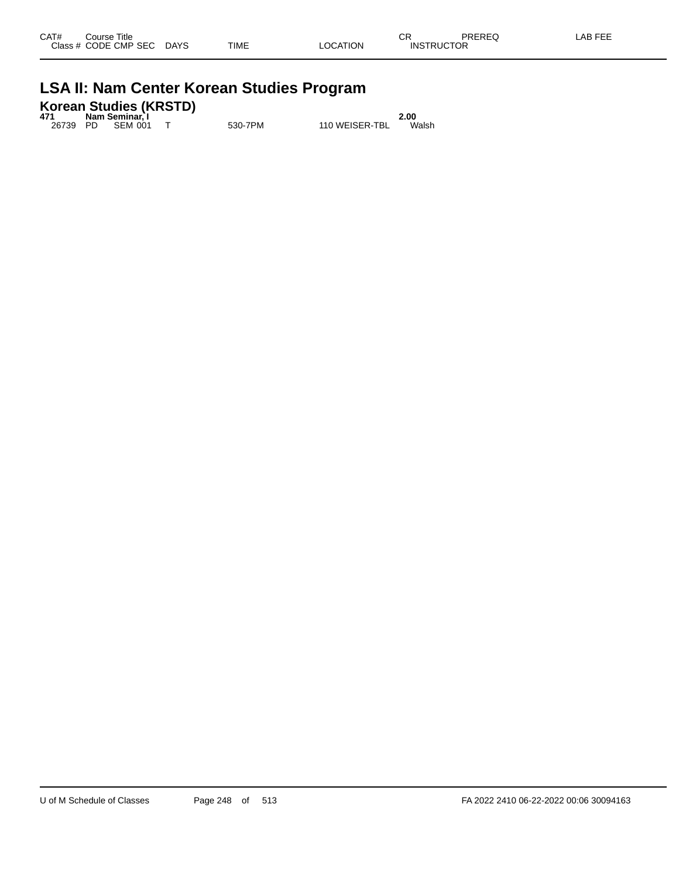| CAT# | Course Title | | | | | | CR | PREREQ | LAB FEE |
|---|---|---|---|---|---|---|---|---|---|
| Class # | CODE | CMP | SEC | DAYS | TIME | LOCATION | INSTRUCTOR | | |

# LSA II: Nam Center Korean Studies Program

## Korean Studies (KRSTD)

| CAT# | Course Title | | | | | | CR | PREREQ | LAB FEE |
|---|---|---|---|---|---|---|---|---|---|
| **471** | **Nam Seminar, I** | | | | | | **2.00** | | |
| 26739 | PD | SEM | 001 | T | 530-7PM | 110 WEISER-TBL | Walsh | | |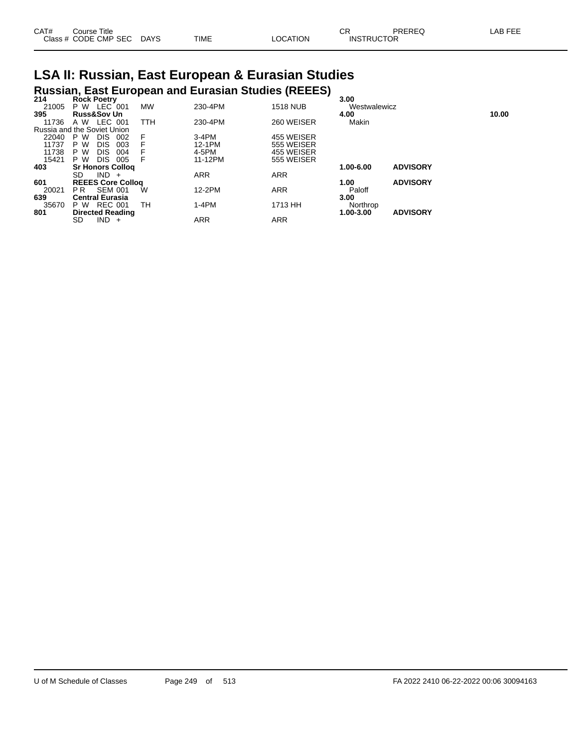# LSA II: Russian, East European & Eurasian Studies

## Russian, East European and Eurasian Studies (REEES)

| CAT# / Class # | Course Title / CODE CMP SEC | DAYS | TIME | LOCATION | CR / INSTRUCTOR | PREREQ | LAB FEE |
|---|---|---|---|---|---|---|---|
| **214** | **Rock Poetry** | | | | **3.00** | | |
| 21005 | P W LEC 001 | MW | 230-4PM | 1518 NUB | Westwalewicz | | |
| **395** | **Russ&Sov Un** | | | | **4.00** | | **10.00** |
| 11736 | A W LEC 001 | TTH | 230-4PM | 260 WEISER | Makin | | |
| Russia and the Soviet Union | | | | | | | |
| 22040 | P W DIS 002 | F | 3-4PM | 455 WEISER | | | |
| 11737 | P W DIS 003 | F | 12-1PM | 555 WEISER | | | |
| 11738 | P W DIS 004 | F | 4-5PM | 455 WEISER | | | |
| 15421 | P W DIS 005 | F | 11-12PM | 555 WEISER | | | |
| **403** | **Sr Honors Colloq** | | | | **1.00-6.00** | **ADVISORY** | |
| | SD IND + | | ARR | ARR | | | |
| **601** | **REEES Core Colloq** | | | | **1.00** | **ADVISORY** | |
| 20021 | P R SEM 001 | W | 12-2PM | ARR | Paloff | | |
| **639** | **Central Eurasia** | | | | **3.00** | | |
| 35670 | P W REC 001 | TH | 1-4PM | 1713 HH | Northrop | | |
| **801** | **Directed Reading** | | | | **1.00-3.00** | **ADVISORY** | |
| | SD IND + | | ARR | ARR | | | |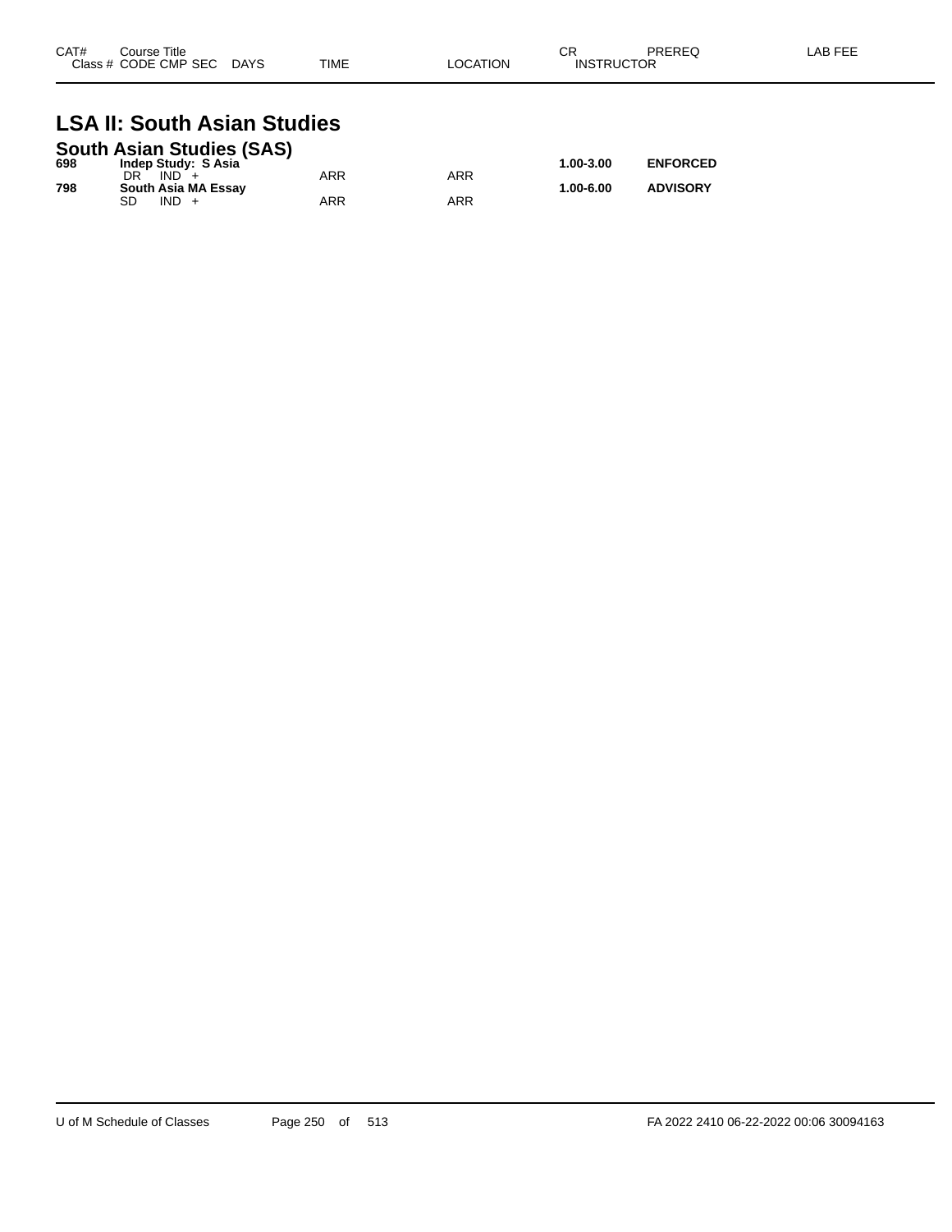| CAT# | Course Title<br>Class # CODE CMP SEC DAYS | TIME | LOCATION | CR<br>INSTRUCTOR | PREREQ | LAB FEE |
|---|---|---|---|---|---|---|

# LSA II: South Asian Studies

## South Asian Studies (SAS)

| CAT# | Course Title / Class # CODE CMP SEC DAYS | TIME | LOCATION | CR / INSTRUCTOR | PREREQ | LAB FEE |
|---|---|---|---|---|---|---|
| **698** | **Indep Study: S Asia** | | | **1.00-3.00** | **ENFORCED** | |
| | DR IND + | ARR | ARR | | | |
| **798** | **South Asia MA Essay** | | | **1.00-6.00** | **ADVISORY** | |
| | SD IND + | ARR | ARR | | | |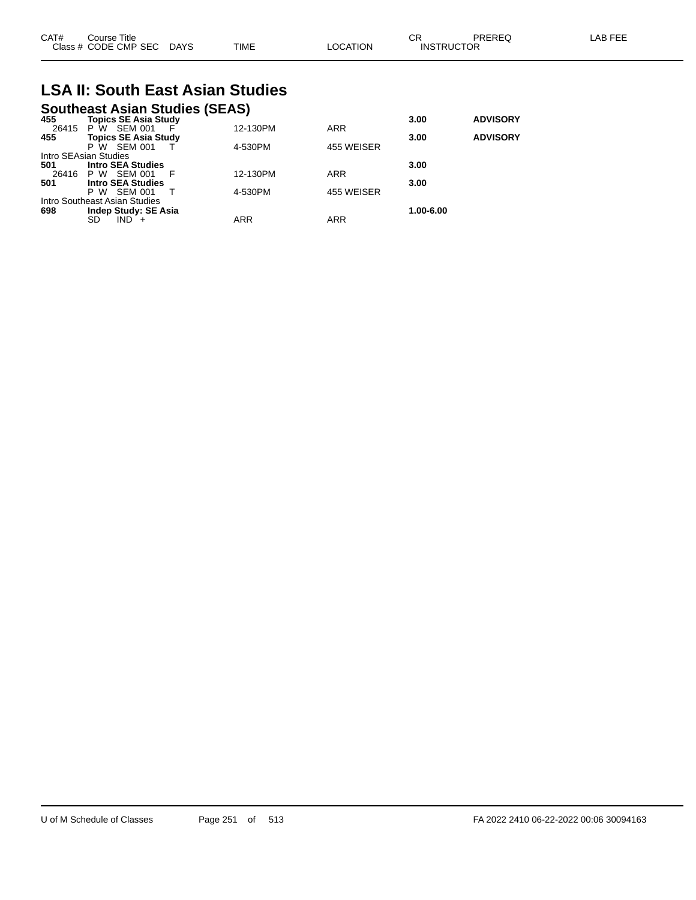| CAT# Class # | Course Title CODE CMP SEC | DAYS | TIME | LOCATION | CR INSTRUCTOR | PREREQ | LAB FEE |
|---|---|---|---|---|---|---|---|

# LSA II: South East Asian Studies

## Southeast Asian Studies (SEAS)

| CAT# Class # | Course Title CODE CMP SEC | DAYS | TIME | LOCATION | CR INSTRUCTOR | PREREQ | LAB FEE |
|---|---|---|---|---|---|---|---|
| **455** | **Topics SE Asia Study** | | | | **3.00** | **ADVISORY** | |
| 26415 | P W SEM 001 | F | 12-130PM | ARR | | | |
| **455** | **Topics SE Asia Study** | | | | **3.00** | **ADVISORY** | |
| | P W SEM 001 | T | 4-530PM | 455 WEISER | | | |
| Intro SEAsian Studies | | | | | | | |
| **501** | **Intro SEA Studies** | | | | **3.00** | | |
| 26416 | P W SEM 001 | F | 12-130PM | ARR | | | |
| **501** | **Intro SEA Studies** | | | | **3.00** | | |
| | P W SEM 001 | T | 4-530PM | 455 WEISER | | | |
| Intro Southeast Asian Studies | | | | | | | |
| **698** | **Indep Study: SE Asia** | | | | **1.00-6.00** | | |
| | SD IND + | | ARR | ARR | | | |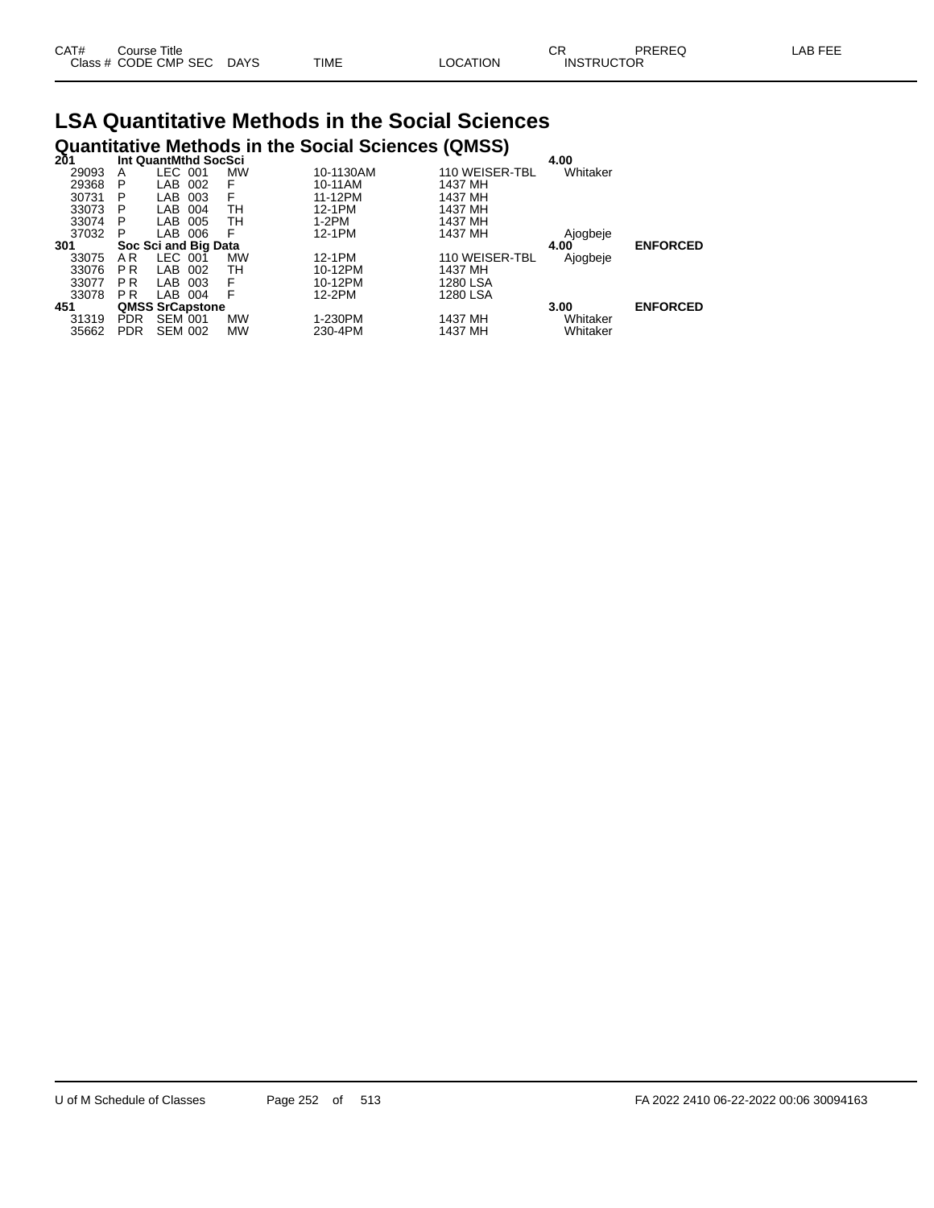# LSA Quantitative Methods in the Social Sciences

## Quantitative Methods in the Social Sciences (QMSS)

| CAT# / Class # | Course Title / CODE | CMP | SEC | DAYS | TIME | LOCATION | CR / INSTRUCTOR | PREREQ | LAB FEE |
|---|---|---|---|---|---|---|---|---|---|
| **201** | **Int QuantMthd SocSci** | | | | | | **4.00** | | |
| 29093 | A | LEC | 001 | MW | 10-1130AM | 110 WEISER-TBL | Whitaker | | |
| 29368 | P | LAB | 002 | F | 10-11AM | 1437 MH | | | |
| 30731 | P | LAB | 003 | F | 11-12PM | 1437 MH | | | |
| 33073 | P | LAB | 004 | TH | 12-1PM | 1437 MH | | | |
| 33074 | P | LAB | 005 | TH | 1-2PM | 1437 MH | | | |
| 37032 | P | LAB | 006 | F | 12-1PM | 1437 MH | Ajogbeje | | |
| **301** | **Soc Sci and Big Data** | | | | | | **4.00** | **ENFORCED** | |
| 33075 | A R | LEC | 001 | MW | 12-1PM | 110 WEISER-TBL | Ajogbeje | | |
| 33076 | P R | LAB | 002 | TH | 10-12PM | 1437 MH | | | |
| 33077 | P R | LAB | 003 | F | 10-12PM | 1280 LSA | | | |
| 33078 | P R | LAB | 004 | F | 12-2PM | 1280 LSA | | | |
| **451** | **QMSS SrCapstone** | | | | | | **3.00** | **ENFORCED** | |
| 31319 | PDR | SEM | 001 | MW | 1-230PM | 1437 MH | Whitaker | | |
| 35662 | PDR | SEM | 002 | MW | 230-4PM | 1437 MH | Whitaker | | |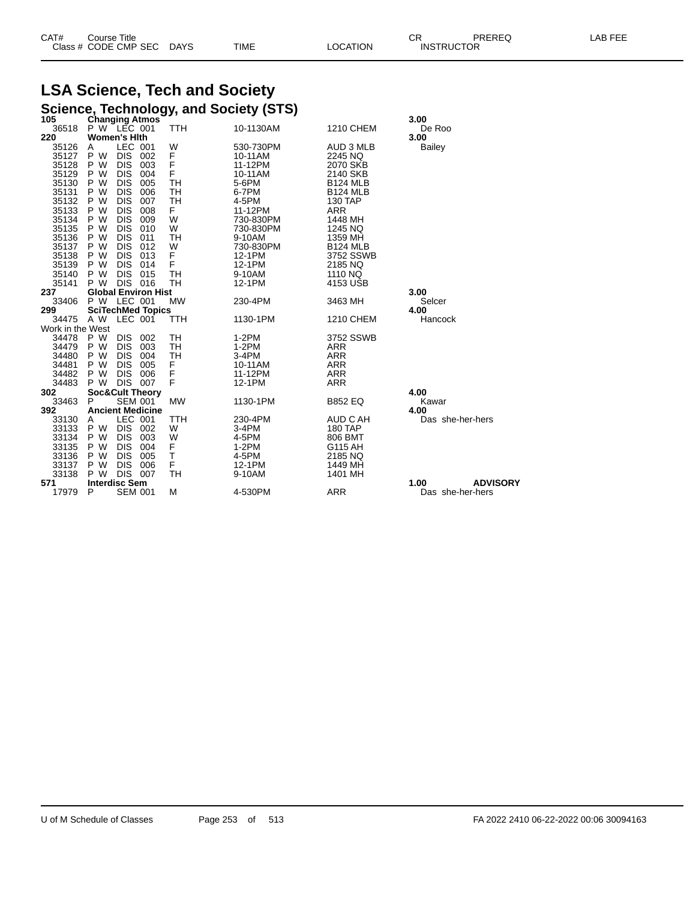# LSA Science, Tech and Society

## Science, Technology, and Society (STS)

| CAT# / Class # | Course Title / CODE CMP SEC | DAYS | TIME | LOCATION | CR / INSTRUCTOR | PREREQ | LAB FEE |
|---|---|---|---|---|---|---|---|
| **105** | **Changing Atmos** | | | | **3.00** | | |
| 36518 | P W LEC 001 | TTH | 10-1130AM | 1210 CHEM | De Roo | | |
| **220** | **Women's Hlth** | | | | **3.00** | | |
| 35126 | A LEC 001 | W | 530-730PM | AUD 3 MLB | Bailey | | |
| 35127 | P W DIS 002 | F | 10-11AM | 2245 NQ | | | |
| 35128 | P W DIS 003 | F | 11-12PM | 2070 SKB | | | |
| 35129 | P W DIS 004 | F | 10-11AM | 2140 SKB | | | |
| 35130 | P W DIS 005 | TH | 5-6PM | B124 MLB | | | |
| 35131 | P W DIS 006 | TH | 6-7PM | B124 MLB | | | |
| 35132 | P W DIS 007 | TH | 4-5PM | 130 TAP | | | |
| 35133 | P W DIS 008 | F | 11-12PM | ARR | | | |
| 35134 | P W DIS 009 | W | 730-830PM | 1448 MH | | | |
| 35135 | P W DIS 010 | W | 730-830PM | 1245 NQ | | | |
| 35136 | P W DIS 011 | TH | 9-10AM | 1359 MH | | | |
| 35137 | P W DIS 012 | W | 730-830PM | B124 MLB | | | |
| 35138 | P W DIS 013 | F | 12-1PM | 3752 SSWB | | | |
| 35139 | P W DIS 014 | F | 12-1PM | 2185 NQ | | | |
| 35140 | P W DIS 015 | TH | 9-10AM | 1110 NQ | | | |
| 35141 | P W DIS 016 | TH | 12-1PM | 4153 USB | | | |
| **237** | **Global Environ Hist** | | | | **3.00** | | |
| 33406 | P W LEC 001 | MW | 230-4PM | 3463 MH | Selcer | | |
| **299** | **SciTechMed Topics** | | | | **4.00** | | |
| 34475 | A W LEC 001 | TTH | 1130-1PM | 1210 CHEM | Hancock | | |
| Work in the West | | | | | | | |
| 34478 | P W DIS 002 | TH | 1-2PM | 3752 SSWB | | | |
| 34479 | P W DIS 003 | TH | 1-2PM | ARR | | | |
| 34480 | P W DIS 004 | TH | 3-4PM | ARR | | | |
| 34481 | P W DIS 005 | F | 10-11AM | ARR | | | |
| 34482 | P W DIS 006 | F | 11-12PM | ARR | | | |
| 34483 | P W DIS 007 | F | 12-1PM | ARR | | | |
| **302** | **Soc&Cult Theory** | | | | **4.00** | | |
| 33463 | P SEM 001 | MW | 1130-1PM | B852 EQ | Kawar | | |
| **392** | **Ancient Medicine** | | | | **4.00** | | |
| 33130 | A LEC 001 | TTH | 230-4PM | AUD C AH | Das she-her-hers | | |
| 33133 | P W DIS 002 | W | 3-4PM | 180 TAP | | | |
| 33134 | P W DIS 003 | W | 4-5PM | 806 BMT | | | |
| 33135 | P W DIS 004 | F | 1-2PM | G115 AH | | | |
| 33136 | P W DIS 005 | T | 4-5PM | 2185 NQ | | | |
| 33137 | P W DIS 006 | F | 12-1PM | 1449 MH | | | |
| 33138 | P W DIS 007 | TH | 9-10AM | 1401 MH | | | |
| **571** | **Interdisc Sem** | | | | **1.00** | **ADVISORY** | |
| 17979 | P SEM 001 | M | 4-530PM | ARR | Das she-her-hers | | |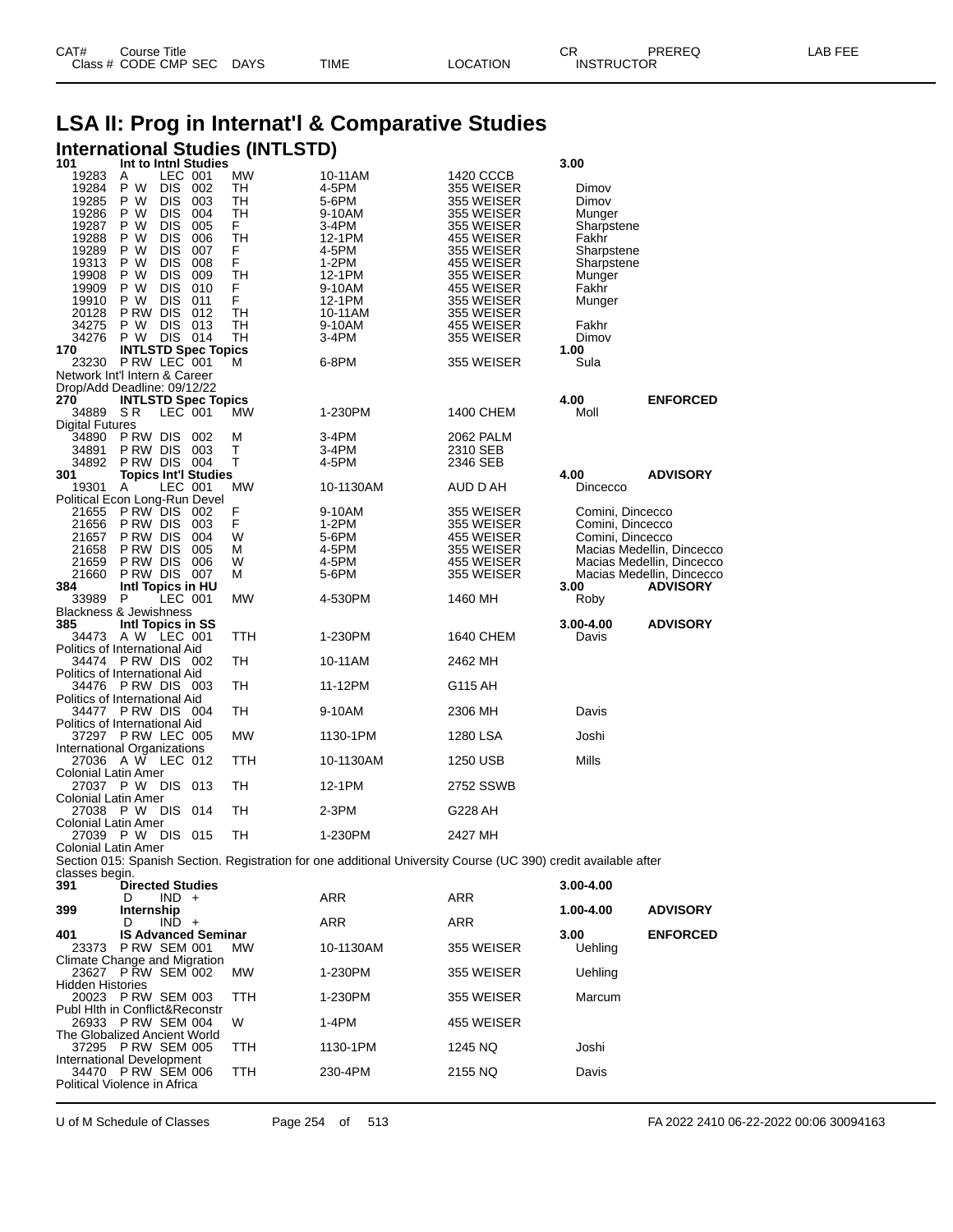# LSA II: Prog in Internat'l & Comparative Studies

## International Studies (INTLSTD)

| CAT# | Course Title | | | | | | CR | PREREQ | LAB FEE |
|---|---|---|---|---|---|---|---|---|---|
| Class # | CODE CMP SEC | DAYS | TIME | LOCATION | INSTRUCTOR | | | | |
| **101** | **Int to Intnl Studies** | | | | | | **3.00** | | |
| 19283 | A LEC 001 | MW | 10-11AM | 1420 CCCB | | | | | |
| 19284 | P W DIS 002 | TH | 4-5PM | 355 WEISER | Dimov | | | | |
| 19285 | P W DIS 003 | TH | 5-6PM | 355 WEISER | Dimov | | | | |
| 19286 | P W DIS 004 | TH | 9-10AM | 355 WEISER | Munger | | | | |
| 19287 | P W DIS 005 | F | 3-4PM | 355 WEISER | Sharpstene | | | | |
| 19288 | P W DIS 006 | TH | 12-1PM | 455 WEISER | Fakhr | | | | |
| 19289 | P W DIS 007 | F | 4-5PM | 355 WEISER | Sharpstene | | | | |
| 19313 | P W DIS 008 | F | 1-2PM | 455 WEISER | Sharpstene | | | | |
| 19908 | P W DIS 009 | TH | 12-1PM | 355 WEISER | Munger | | | | |
| 19909 | P W DIS 010 | F | 9-10AM | 455 WEISER | Fakhr | | | | |
| 19910 | P W DIS 011 | F | 12-1PM | 355 WEISER | Munger | | | | |
| 20128 | P RW DIS 012 | TH | 10-11AM | 355 WEISER | | | | | |
| 34275 | P W DIS 013 | TH | 9-10AM | 455 WEISER | Fakhr | | | | |
| 34276 | P W DIS 014 | TH | 3-4PM | 355 WEISER | Dimov | | | | |
| **170** | **INTLSTD Spec Topics** | | | | | | **1.00** | | |
| 23230 | P RW LEC 001 | M | 6-8PM | 355 WEISER | Sula | | | | |
| Network Int'l Intern & Career | | | | | | | | | |
| Drop/Add Deadline: 09/12/22 | | | | | | | | | |
| **270** | **INTLSTD Spec Topics** | | | | | | **4.00** | **ENFORCED** | |
| 34889 | S R LEC 001 | MW | 1-230PM | 1400 CHEM | Moll | | | | |
| Digital Futures | | | | | | | | | |
| 34890 | P RW DIS 002 | M | 3-4PM | 2062 PALM | | | | | |
| 34891 | P RW DIS 003 | T | 3-4PM | 2310 SEB | | | | | |
| 34892 | P RW DIS 004 | T | 4-5PM | 2346 SEB | | | | | |
| **301** | **Topics Int'l Studies** | | | | | | **4.00** | **ADVISORY** | |
| 19301 | A LEC 001 | MW | 10-1130AM | AUD D AH | Dincecco | | | | |
| Political Econ Long-Run Devel | | | | | | | | | |
| 21655 | P RW DIS 002 | F | 9-10AM | 355 WEISER | Comini, Dincecco | | | | |
| 21656 | P RW DIS 003 | F | 1-2PM | 355 WEISER | Comini, Dincecco | | | | |
| 21657 | P RW DIS 004 | W | 5-6PM | 455 WEISER | Comini, Dincecco | | | | |
| 21658 | P RW DIS 005 | M | 4-5PM | 355 WEISER | Macias Medellin, Dincecco | | | | |
| 21659 | P RW DIS 006 | W | 4-5PM | 455 WEISER | Macias Medellin, Dincecco | | | | |
| 21660 | P RW DIS 007 | M | 5-6PM | 355 WEISER | Macias Medellin, Dincecco | | | | |
| **384** | **Intl Topics in HU** | | | | | | **3.00** | **ADVISORY** | |
| 33989 | P LEC 001 | MW | 4-530PM | 1460 MH | Roby | | | | |
| Blackness & Jewishness | | | | | | | | | |
| **385** | **Intl Topics in SS** | | | | | | **3.00-4.00** | **ADVISORY** | |
| 34473 | A W LEC 001 | TTH | 1-230PM | 1640 CHEM | Davis | | | | |
| Politics of International Aid | | | | | | | | | |
| 34474 | P RW DIS 002 | TH | 10-11AM | 2462 MH | | | | | |
| Politics of International Aid | | | | | | | | | |
| 34476 | P RW DIS 003 | TH | 11-12PM | G115 AH | | | | | |
| Politics of International Aid | | | | | | | | | |
| 34477 | P RW DIS 004 | TH | 9-10AM | 2306 MH | Davis | | | | |
| Politics of International Aid | | | | | | | | | |
| 37297 | P RW LEC 005 | MW | 1130-1PM | 1280 LSA | Joshi | | | | |
| International Organizations | | | | | | | | | |
| 27036 | A W LEC 012 | TTH | 10-1130AM | 1250 USB | Mills | | | | |
| Colonial Latin Amer | | | | | | | | | |
| 27037 | P W DIS 013 | TH | 12-1PM | 2752 SSWB | | | | | |
| Colonial Latin Amer | | | | | | | | | |
| 27038 | P W DIS 014 | TH | 2-3PM | G228 AH | | | | | |
| Colonial Latin Amer | | | | | | | | | |
| 27039 | P W DIS 015 | TH | 1-230PM | 2427 MH | | | | | |
| Colonial Latin Amer | | | | | | | | | |
| Section 015: Spanish Section. Registration for one additional University Course (UC 390) credit available after classes begin. | | | | | | | | | |
| **391** | **Directed Studies** | | | | | | **3.00-4.00** | | |
| | D IND + | | ARR | ARR | | | | | |
| **399** | **Internship** | | | | | | **1.00-4.00** | **ADVISORY** | |
| | D IND + | | ARR | ARR | | | | | |
| **401** | **IS Advanced Seminar** | | | | | | **3.00** | **ENFORCED** | |
| 23373 | P RW SEM 001 | MW | 10-1130AM | 355 WEISER | Uehling | | | | |
| Climate Change and Migration | | | | | | | | | |
| 23627 | P RW SEM 002 | MW | 1-230PM | 355 WEISER | Uehling | | | | |
| Hidden Histories | | | | | | | | | |
| 20023 | P RW SEM 003 | TTH | 1-230PM | 355 WEISER | Marcum | | | | |
| Publ Hlth in Conflict&Reconstr | | | | | | | | | |
| 26933 | P RW SEM 004 | W | 1-4PM | 455 WEISER | | | | | |
| The Globalized Ancient World | | | | | | | | | |
| 37295 | P RW SEM 005 | TTH | 1130-1PM | 1245 NQ | Joshi | | | | |
| International Development | | | | | | | | | |
| 34470 | P RW SEM 006 | TTH | 230-4PM | 2155 NQ | Davis | | | | |
| Political Violence in Africa | | | | | | | | | |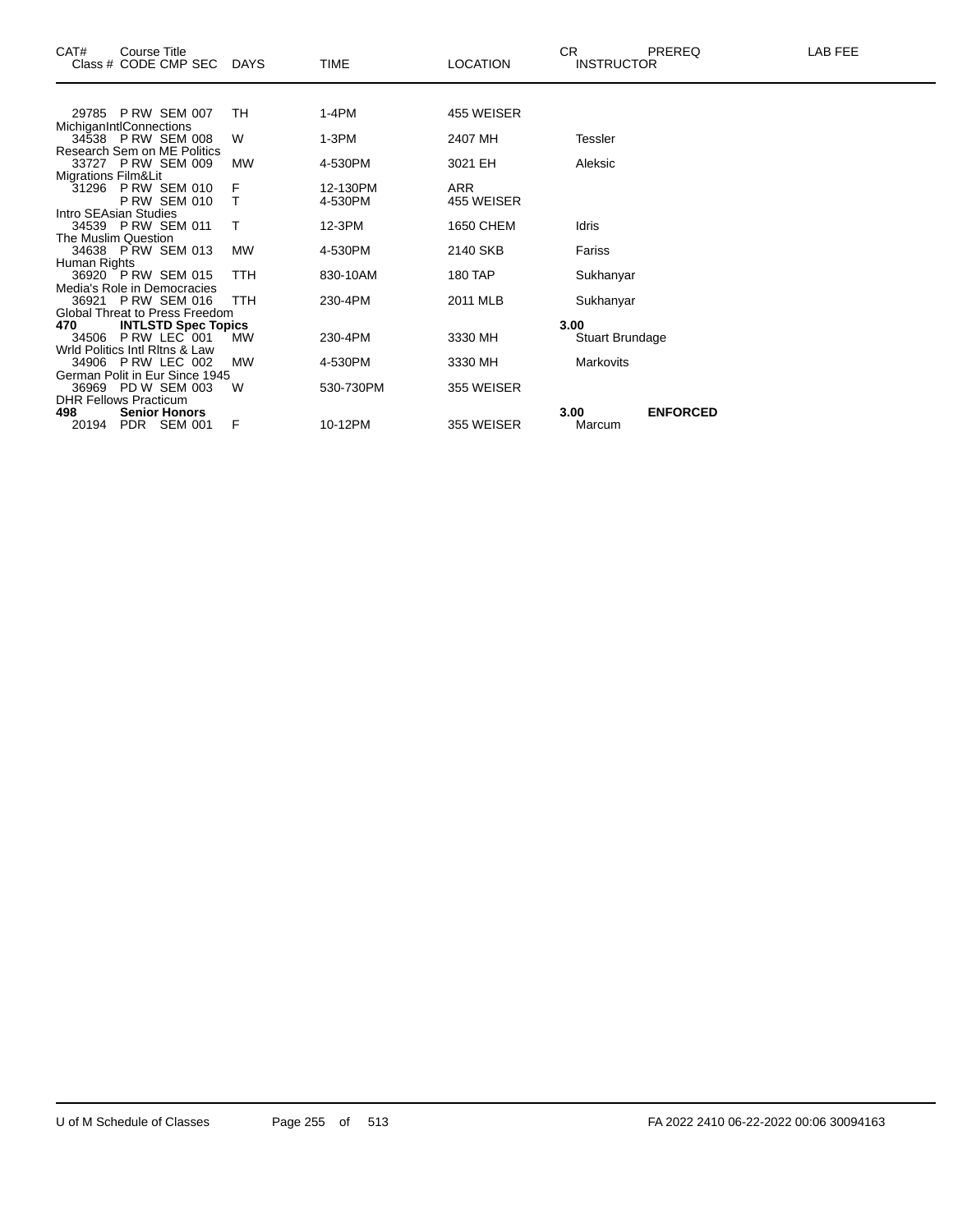| CAT# Class # | Course Title CODE CMP SEC | DAYS | TIME | LOCATION | CR INSTRUCTOR | PREREQ | LAB FEE |
|---|---|---|---|---|---|---|---|
| 29785 | P RW SEM 007 | TH | 1-4PM | 455 WEISER | | | |
| MichiganIntlConnections | | | | | | | |
| 34538 | P RW SEM 008 | W | 1-3PM | 2407 MH | Tessler | | |
| Research Sem on ME Politics | | | | | | | |
| 33727 | P RW SEM 009 | MW | 4-530PM | 3021 EH | Aleksic | | |
| Migrations Film&Lit | | | | | | | |
| 31296 | P RW SEM 010 | F | 12-130PM | ARR | | | |
| | P RW SEM 010 | T | 4-530PM | 455 WEISER | | | |
| Intro SEAsian Studies | | | | | | | |
| 34539 | P RW SEM 011 | T | 12-3PM | 1650 CHEM | Idris | | |
| The Muslim Question | | | | | | | |
| 34638 | P RW SEM 013 | MW | 4-530PM | 2140 SKB | Fariss | | |
| Human Rights | | | | | | | |
| 36920 | P RW SEM 015 | TTH | 830-10AM | 180 TAP | Sukhanyar | | |
| Media's Role in Democracies | | | | | | | |
| 36921 | P RW SEM 016 | TTH | 230-4PM | 2011 MLB | Sukhanyar | | |
| Global Threat to Press Freedom | | | | | | | |
| **470** | **INTLSTD Spec Topics** | | | | 3.00 | | |
| 34506 | P RW LEC 001 | MW | 230-4PM | 3330 MH | Stuart Brundage | | |
| Wrld Politics Intl Rltns & Law | | | | | | | |
| 34906 | P RW LEC 002 | MW | 4-530PM | 3330 MH | Markovits | | |
| German Polit in Eur Since 1945 | | | | | | | |
| 36969 | PD W SEM 003 | W | 530-730PM | 355 WEISER | | | |
| DHR Fellows Practicum | | | | | | | |
| **498** | **Senior Honors** | | | | 3.00 | **ENFORCED** | |
| 20194 | PDR SEM 001 | F | 10-12PM | 355 WEISER | Marcum | | |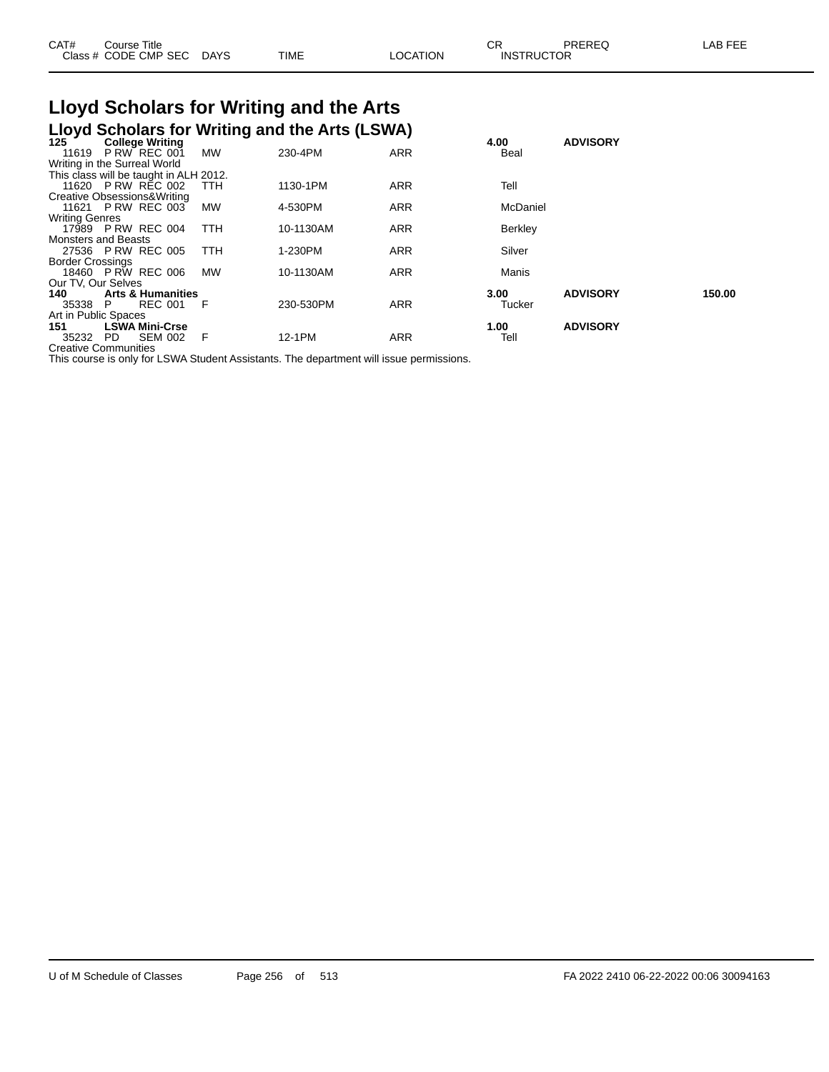| CAT# | Course Title | | | | | CR | PREREQ | LAB FEE |
|---|---|---|---|---|---|---|---|---|
| Class # | CODE CMP SEC | DAYS | TIME | LOCATION | INSTRUCTOR | | | |

# Lloyd Scholars for Writing and the Arts

## Lloyd Scholars for Writing and the Arts (LSWA)

| CAT# / Class # | Course Title / CODE CMP SEC | DAYS | TIME | LOCATION | INSTRUCTOR | CR | PREREQ | LAB FEE |
|---|---|---|---|---|---|---|---|---|
| **125** | **College Writing** | | | | | **4.00** | **ADVISORY** | |
| 11619 | P RW REC 001 | MW | 230-4PM | ARR | Beal | | | |
| Writing in the Surreal World | | | | | | | | |
| This class will be taught in ALH 2012. | | | | | | | | |
| 11620 | P RW REC 002 | TTH | 1130-1PM | ARR | Tell | | | |
| Creative Obsessions&Writing | | | | | | | | |
| 11621 | P RW REC 003 | MW | 4-530PM | ARR | McDaniel | | | |
| Writing Genres | | | | | | | | |
| 17989 | P RW REC 004 | TTH | 10-1130AM | ARR | Berkley | | | |
| Monsters and Beasts | | | | | | | | |
| 27536 | P RW REC 005 | TTH | 1-230PM | ARR | Silver | | | |
| Border Crossings | | | | | | | | |
| 18460 | P RW REC 006 | MW | 10-1130AM | ARR | Manis | | | |
| Our TV, Our Selves | | | | | | | | |
| **140** | **Arts & Humanities** | | | | | **3.00** | **ADVISORY** | **150.00** |
| 35338 | P REC 001 | F | 230-530PM | ARR | Tucker | | | |
| Art in Public Spaces | | | | | | | | |
| **151** | **LSWA Mini-Crse** | | | | | **1.00** | **ADVISORY** | |
| 35232 | PD SEM 002 | F | 12-1PM | ARR | Tell | | | |
| Creative Communities | | | | | | | | |

This course is only for LSWA Student Assistants. The department will issue permissions.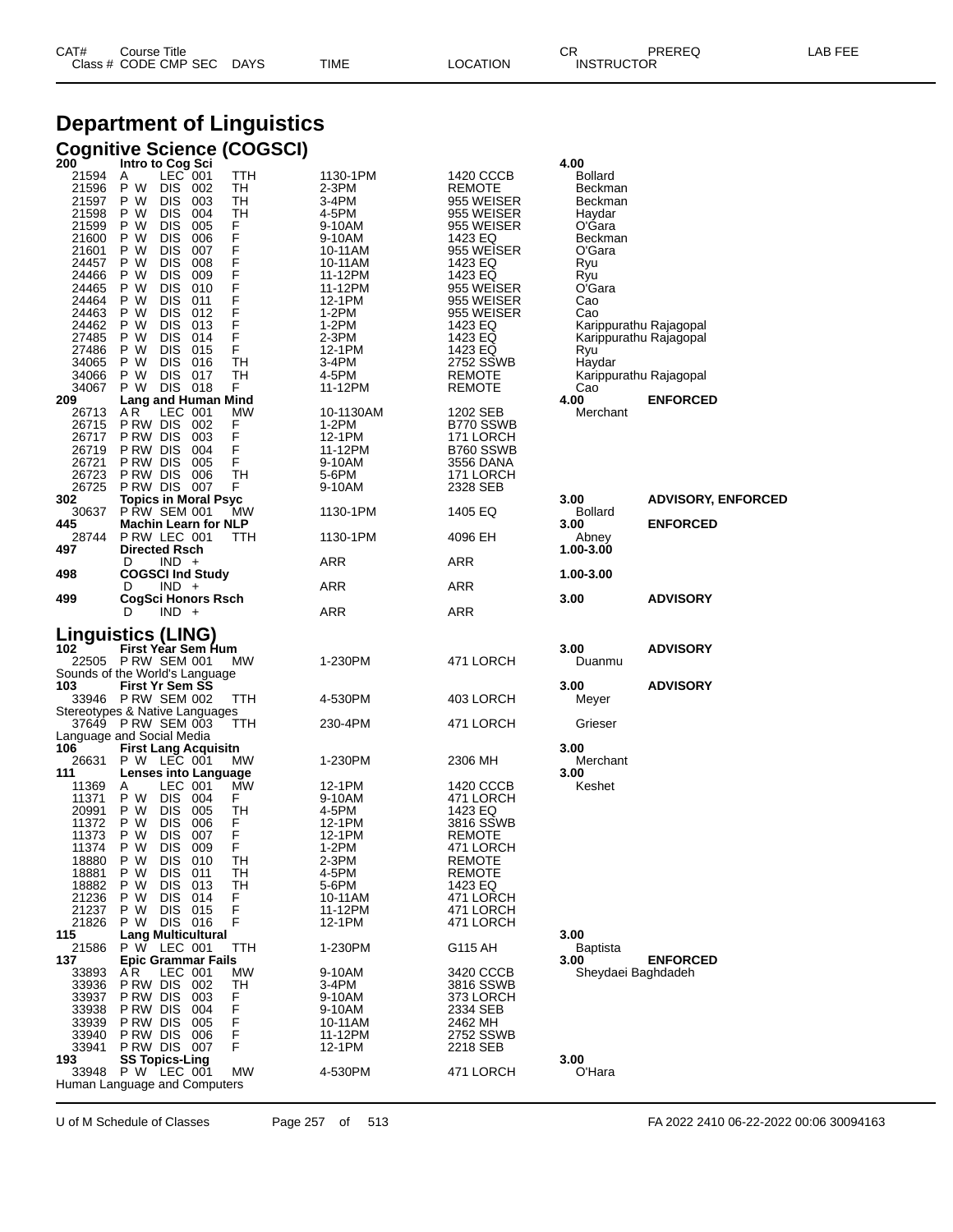# Department of Linguistics

## Cognitive Science (COGSCI)

| CAT# / Class # | Course Title / CODE CMP SEC | DAYS | TIME | LOCATION | CR / INSTRUCTOR | PREREQ | LAB FEE |
|---|---|---|---|---|---|---|---|
| **200** | **Intro to Cog Sci** | | | | **4.00** | | |
| 21594 | A LEC 001 | TTH | 1130-1PM | 1420 CCCB | Bollard | | |
| 21596 | P W DIS 002 | TH | 2-3PM | REMOTE | Beckman | | |
| 21597 | P W DIS 003 | TH | 3-4PM | 955 WEISER | Beckman | | |
| 21598 | P W DIS 004 | TH | 4-5PM | 955 WEISER | Haydar | | |
| 21599 | P W DIS 005 | F | 9-10AM | 955 WEISER | O'Gara | | |
| 21600 | P W DIS 006 | F | 9-10AM | 1423 EQ | Beckman | | |
| 21601 | P W DIS 007 | F | 10-11AM | 955 WEISER | O'Gara | | |
| 24457 | P W DIS 008 | F | 10-11AM | 1423 EQ | Ryu | | |
| 24466 | P W DIS 009 | F | 11-12PM | 1423 EQ | Ryu | | |
| 24465 | P W DIS 010 | F | 11-12PM | 955 WEISER | O'Gara | | |
| 24464 | P W DIS 011 | F | 12-1PM | 955 WEISER | Cao | | |
| 24463 | P W DIS 012 | F | 1-2PM | 955 WEISER | Cao | | |
| 24462 | P W DIS 013 | F | 1-2PM | 1423 EQ | Karippurathu Rajagopal | | |
| 27485 | P W DIS 014 | F | 2-3PM | 1423 EQ | Karippurathu Rajagopal | | |
| 27486 | P W DIS 015 | F | 12-1PM | 1423 EQ | Ryu | | |
| 34065 | P W DIS 016 | TH | 3-4PM | 2752 SSWB | Haydar | | |
| 34066 | P W DIS 017 | TH | 4-5PM | REMOTE | Karippurathu Rajagopal | | |
| 34067 | P W DIS 018 | F | 11-12PM | REMOTE | Cao | | |
| **209** | **Lang and Human Mind** | | | | **4.00** | **ENFORCED** | |
| 26713 | A R LEC 001 | MW | 10-1130AM | 1202 SEB | Merchant | | |
| 26715 | P RW DIS 002 | F | 1-2PM | B770 SSWB | | | |
| 26717 | P RW DIS 003 | F | 12-1PM | 171 LORCH | | | |
| 26719 | P RW DIS 004 | F | 11-12PM | B760 SSWB | | | |
| 26721 | P RW DIS 005 | F | 9-10AM | 3556 DANA | | | |
| 26723 | P RW DIS 006 | TH | 5-6PM | 171 LORCH | | | |
| 26725 | P RW DIS 007 | F | 9-10AM | 2328 SEB | | | |
| **302** | **Topics in Moral Psyc** | | | | **3.00** | **ADVISORY, ENFORCED** | |
| 30637 | P RW SEM 001 | MW | 1130-1PM | 1405 EQ | Bollard | | |
| **445** | **Machin Learn for NLP** | | | | **3.00** | **ENFORCED** | |
| 28744 | P RW LEC 001 | TTH | 1130-1PM | 4096 EH | Abney | | |
| **497** | **Directed Rsch** | | | | **1.00-3.00** | | |
| | D IND + | | ARR | ARR | | | |
| **498** | **COGSCI Ind Study** | | | | **1.00-3.00** | | |
| | D IND + | | ARR | ARR | | | |
| **499** | **CogSci Honors Rsch** | | | | **3.00** | **ADVISORY** | |
| | D IND + | | ARR | ARR | | | |

## Linguistics (LING)

| CAT# / Class # | Course Title / CODE CMP SEC | DAYS | TIME | LOCATION | CR / INSTRUCTOR | PREREQ | LAB FEE |
|---|---|---|---|---|---|---|---|
| **102** | **First Year Sem Hum** | | | | **3.00** | **ADVISORY** | |
| 22505 | P RW SEM 001 | MW | 1-230PM | 471 LORCH | Duanmu | | |
| | Sounds of the World's Language | | | | | | |
| **103** | **First Yr Sem SS** | | | | **3.00** | **ADVISORY** | |
| 33946 | P RW SEM 002 | TTH | 4-530PM | 403 LORCH | Meyer | | |
| | Stereotypes & Native Languages | | | | | | |
| 37649 | P RW SEM 003 | TTH | 230-4PM | 471 LORCH | Grieser | | |
| | Language and Social Media | | | | | | |
| **106** | **First Lang Acquisitn** | | | | **3.00** | | |
| 26631 | P W LEC 001 | MW | 1-230PM | 2306 MH | Merchant | | |
| **111** | **Lenses into Language** | | | | **3.00** | | |
| 11369 | A LEC 001 | MW | 12-1PM | 1420 CCCB | Keshet | | |
| 11371 | P W DIS 004 | F | 9-10AM | 471 LORCH | | | |
| 20991 | P W DIS 005 | TH | 4-5PM | 1423 EQ | | | |
| 11372 | P W DIS 006 | F | 12-1PM | 3816 SSWB | | | |
| 11373 | P W DIS 007 | F | 12-1PM | REMOTE | | | |
| 11374 | P W DIS 009 | F | 1-2PM | 471 LORCH | | | |
| 18880 | P W DIS 010 | TH | 2-3PM | REMOTE | | | |
| 18881 | P W DIS 011 | TH | 4-5PM | REMOTE | | | |
| 18882 | P W DIS 013 | TH | 5-6PM | 1423 EQ | | | |
| 21236 | P W DIS 014 | F | 10-11AM | 471 LORCH | | | |
| 21237 | P W DIS 015 | F | 11-12PM | 471 LORCH | | | |
| 21826 | P W DIS 016 | F | 12-1PM | 471 LORCH | | | |
| **115** | **Lang Multicultural** | | | | **3.00** | | |
| 21586 | P W LEC 001 | TTH | 1-230PM | G115 AH | Baptista | | |
| **137** | **Epic Grammar Fails** | | | | **3.00** | **ENFORCED** | |
| 33893 | A R LEC 001 | MW | 9-10AM | 3420 CCCB | Sheydaei Baghdadeh | | |
| 33936 | P RW DIS 002 | TH | 3-4PM | 3816 SSWB | | | |
| 33937 | P RW DIS 003 | F | 9-10AM | 373 LORCH | | | |
| 33938 | P RW DIS 004 | F | 9-10AM | 2334 SEB | | | |
| 33939 | P RW DIS 005 | F | 10-11AM | 2462 MH | | | |
| 33940 | P RW DIS 006 | F | 11-12PM | 2752 SSWB | | | |
| 33941 | P RW DIS 007 | F | 12-1PM | 2218 SEB | | | |
| **193** | **SS Topics-Ling** | | | | **3.00** | | |
| 33948 | P W LEC 001 | MW | 4-530PM | 471 LORCH | O'Hara | | |
| | Human Language and Computers | | | | | | |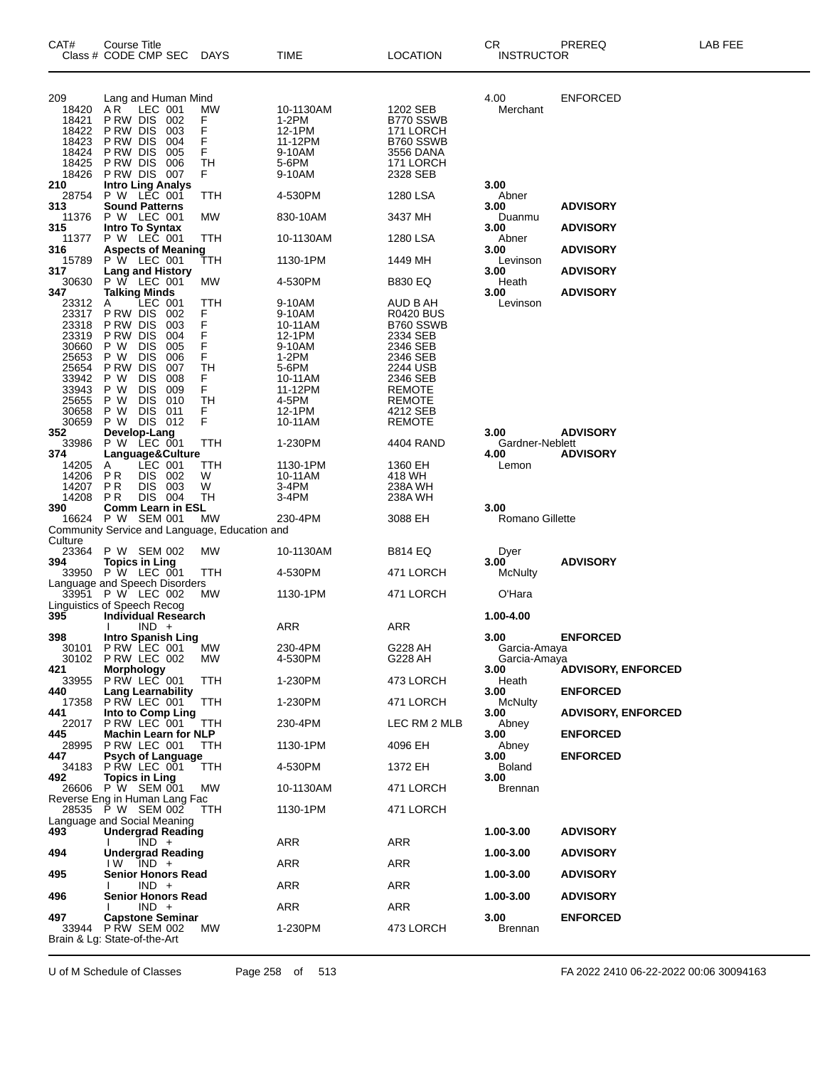| CAT# | Course Title<br>Class # CODE CMP SEC | DAYS | TIME | LOCATION | CR<br>INSTRUCTOR | PREREQ | LAB FEE |
|---|---|---|---|---|---|---|---|
| 209 | Lang and Human Mind | | | | 4.00 | ENFORCED | |
| 18420 | A R LEC 001 | MW | 10-1130AM | 1202 SEB | Merchant | | |
| 18421 | P RW DIS 002 | F | 1-2PM | B770 SSWB | | | |
| 18422 | P RW DIS 003 | F | 12-1PM | 171 LORCH | | | |
| 18423 | P RW DIS 004 | F | 11-12PM | B760 SSWB | | | |
| 18424 | P RW DIS 005 | F | 9-10AM | 3556 DANA | | | |
| 18425 | P RW DIS 006 | TH | 5-6PM | 171 LORCH | | | |
| 18426 | P RW DIS 007 | F | 9-10AM | 2328 SEB | | | |
| **210** | **Intro Ling Analys** | | | | **3.00** | | |
| 28754 | P W LEC 001 | TTH | 4-530PM | 1280 LSA | Abner | | |
| **313** | **Sound Patterns** | | | | **3.00** | **ADVISORY** | |
| 11376 | P W LEC 001 | MW | 830-10AM | 3437 MH | Duanmu | | |
| **315** | **Intro To Syntax** | | | | **3.00** | **ADVISORY** | |
| 11377 | P W LEC 001 | TTH | 10-1130AM | 1280 LSA | Abner | | |
| **316** | **Aspects of Meaning** | | | | **3.00** | **ADVISORY** | |
| 15789 | P W LEC 001 | TTH | 1130-1PM | 1449 MH | Levinson | | |
| **317** | **Lang and History** | | | | **3.00** | **ADVISORY** | |
| 30630 | P W LEC 001 | MW | 4-530PM | B830 EQ | Heath | | |
| **347** | **Talking Minds** | | | | **3.00** | **ADVISORY** | |
| 23312 | A LEC 001 | TTH | 9-10AM | AUD B AH | Levinson | | |
| 23317 | P RW DIS 002 | F | 9-10AM | R0420 BUS | | | |
| 23318 | P RW DIS 003 | F | 10-11AM | B760 SSWB | | | |
| 23319 | P RW DIS 004 | F | 12-1PM | 2334 SEB | | | |
| 30660 | P W DIS 005 | F | 9-10AM | 2346 SEB | | | |
| 25653 | P W DIS 006 | F | 1-2PM | 2346 SEB | | | |
| 25654 | P RW DIS 007 | TH | 5-6PM | 2244 USB | | | |
| 33942 | P W DIS 008 | F | 10-11AM | 2346 SEB | | | |
| 33943 | P W DIS 009 | F | 11-12PM | REMOTE | | | |
| 25655 | P W DIS 010 | TH | 4-5PM | REMOTE | | | |
| 30658 | P W DIS 011 | F | 12-1PM | 4212 SEB | | | |
| 30659 | P W DIS 012 | F | 10-11AM | REMOTE | | | |
| **352** | **Develop-Lang** | | | | **3.00** | **ADVISORY** | |
| 33986 | P W LEC 001 | TTH | 1-230PM | 4404 RAND | Gardner-Neblett | | |
| **374** | **Language&Culture** | | | | **4.00** | **ADVISORY** | |
| 14205 | A LEC 001 | TTH | 1130-1PM | 1360 EH | Lemon | | |
| 14206 | P R DIS 002 | W | 10-11AM | 418 WH | | | |
| 14207 | P R DIS 003 | W | 3-4PM | 238A WH | | | |
| 14208 | P R DIS 004 | TH | 3-4PM | 238A WH | | | |
| **390** | **Comm Learn in ESL** | | | | **3.00** | | |
| 16624 | P W SEM 001 | MW | 230-4PM | 3088 EH | Romano Gillette | | |
| | Community Service and Language, Education and Culture | | | | | | |
| 23364 | P W SEM 002 | MW | 10-1130AM | B814 EQ | Dyer | | |
| **394** | **Topics in Ling** | | | | **3.00** | **ADVISORY** | |
| 33950 | P W LEC 001 | TTH | 4-530PM | 471 LORCH | McNulty | | |
| | Language and Speech Disorders | | | | | | |
| 33951 | P W LEC 002 | MW | 1130-1PM | 471 LORCH | O'Hara | | |
| | Linguistics of Speech Recog | | | | | | |
| **395** | **Individual Research** | | | | **1.00-4.00** | | |
| | I IND + | | ARR | ARR | | | |
| **398** | **Intro Spanish Ling** | | | | **3.00** | **ENFORCED** | |
| 30101 | P RW LEC 001 | MW | 230-4PM | G228 AH | Garcia-Amaya | | |
| 30102 | P RW LEC 002 | MW | 4-530PM | G228 AH | Garcia-Amaya | | |
| **421** | **Morphology** | | | | **3.00** | **ADVISORY, ENFORCED** | |
| 33955 | P RW LEC 001 | TTH | 1-230PM | 473 LORCH | Heath | | |
| **440** | **Lang Learnability** | | | | **3.00** | **ENFORCED** | |
| 17358 | P RW LEC 001 | TTH | 1-230PM | 471 LORCH | McNulty | | |
| **441** | **Into to Comp Ling** | | | | **3.00** | **ADVISORY, ENFORCED** | |
| 22017 | P RW LEC 001 | TTH | 230-4PM | LEC RM 2 MLB | Abney | | |
| **445** | **Machin Learn for NLP** | | | | **3.00** | **ENFORCED** | |
| 28995 | P RW LEC 001 | TTH | 1130-1PM | 4096 EH | Abney | | |
| **447** | **Psych of Language** | | | | **3.00** | **ENFORCED** | |
| 34183 | P RW LEC 001 | TTH | 4-530PM | 1372 EH | Boland | | |
| **492** | **Topics in Ling** | | | | **3.00** | | |
| 26606 | P W SEM 001 | MW | 10-1130AM | 471 LORCH | Brennan | | |
| | Reverse Eng in Human Lang Fac | | | | | | |
| 28535 | P W SEM 002 | TTH | 1130-1PM | 471 LORCH | | | |
| | Language and Social Meaning | | | | | | |
| **493** | **Undergrad Reading** | | | | **1.00-3.00** | **ADVISORY** | |
| | I IND + | | ARR | ARR | | | |
| **494** | **Undergrad Reading** | | | | **1.00-3.00** | **ADVISORY** | |
| | I W IND + | | ARR | ARR | | | |
| **495** | **Senior Honors Read** | | | | **1.00-3.00** | **ADVISORY** | |
| | I IND + | | ARR | ARR | | | |
| **496** | **Senior Honors Read** | | | | **1.00-3.00** | **ADVISORY** | |
| | I IND + | | ARR | ARR | | | |
| **497** | **Capstone Seminar** | | | | **3.00** | **ENFORCED** | |
| 33944 | P RW SEM 002 | MW | 1-230PM | 473 LORCH | Brennan | | |
| | Brain & Lg: State-of-the-Art | | | | | | |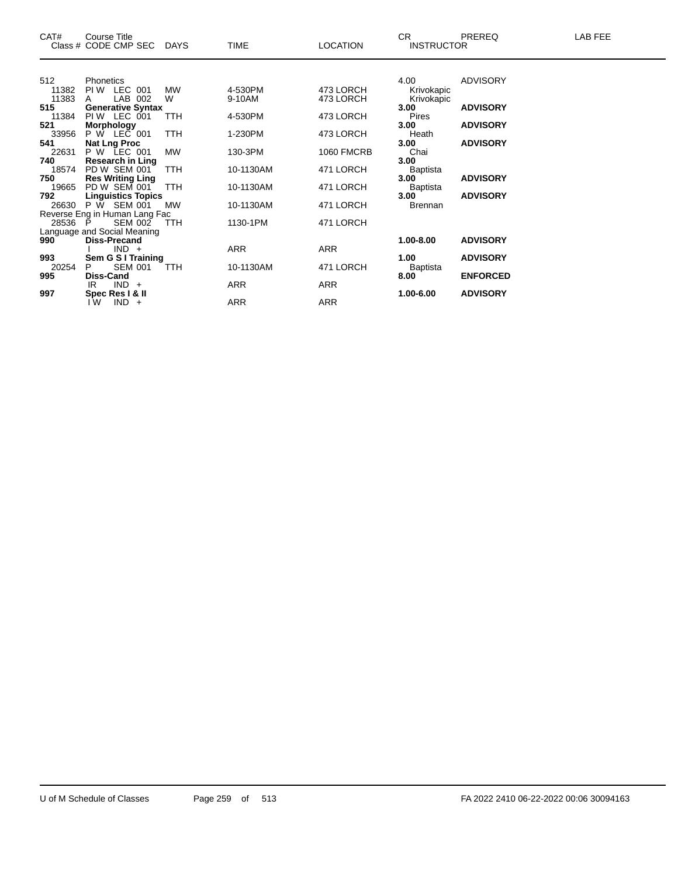| CAT# | Course Title<br>Class # CODE CMP SEC | DAYS | TIME | LOCATION | CR<br>INSTRUCTOR | PREREQ | LAB FEE |
|---|---|---|---|---|---|---|---|
| 512 | Phonetics | | | | 4.00 | ADVISORY | |
| 11382 | PI W LEC 001 | MW | 4-530PM | 473 LORCH | Krivokapic | | |
| 11383 | A LAB 002 | W | 9-10AM | 473 LORCH | Krivokapic | | |
| **515** | **Generative Syntax** | | | | **3.00** | **ADVISORY** | |
| 11384 | PI W LEC 001 | TTH | 4-530PM | 473 LORCH | Pires | | |
| **521** | **Morphology** | | | | **3.00** | **ADVISORY** | |
| 33956 | P W LEC 001 | TTH | 1-230PM | 473 LORCH | Heath | | |
| **541** | **Nat Lng Proc** | | | | **3.00** | **ADVISORY** | |
| 22631 | P W LEC 001 | MW | 130-3PM | 1060 FMCRB | Chai | | |
| **740** | **Research in Ling** | | | | **3.00** | | |
| 18574 | PD W SEM 001 | TTH | 10-1130AM | 471 LORCH | Baptista | | |
| **750** | **Res Writing Ling** | | | | **3.00** | **ADVISORY** | |
| 19665 | PD W SEM 001 | TTH | 10-1130AM | 471 LORCH | Baptista | | |
| **792** | **Linguistics Topics** | | | | **3.00** | **ADVISORY** | |
| 26630 | P W SEM 001 | MW | 10-1130AM | 471 LORCH | Brennan | | |
| | Reverse Eng in Human Lang Fac | | | | | | |
| 28536 | P SEM 002 | TTH | 1130-1PM | 471 LORCH | | | |
| | Language and Social Meaning | | | | | | |
| **990** | **Diss-Precand** | | | | **1.00-8.00** | **ADVISORY** | |
| | I IND + | | ARR | ARR | | | |
| **993** | **Sem G S I Training** | | | | **1.00** | **ADVISORY** | |
| 20254 | P SEM 001 | TTH | 10-1130AM | 471 LORCH | Baptista | | |
| **995** | **Diss-Cand** | | | | **8.00** | **ENFORCED** | |
| | IR IND + | | ARR | ARR | | | |
| **997** | **Spec Res I & II** | | | | **1.00-6.00** | **ADVISORY** | |
| | I W IND + | | ARR | ARR | | | |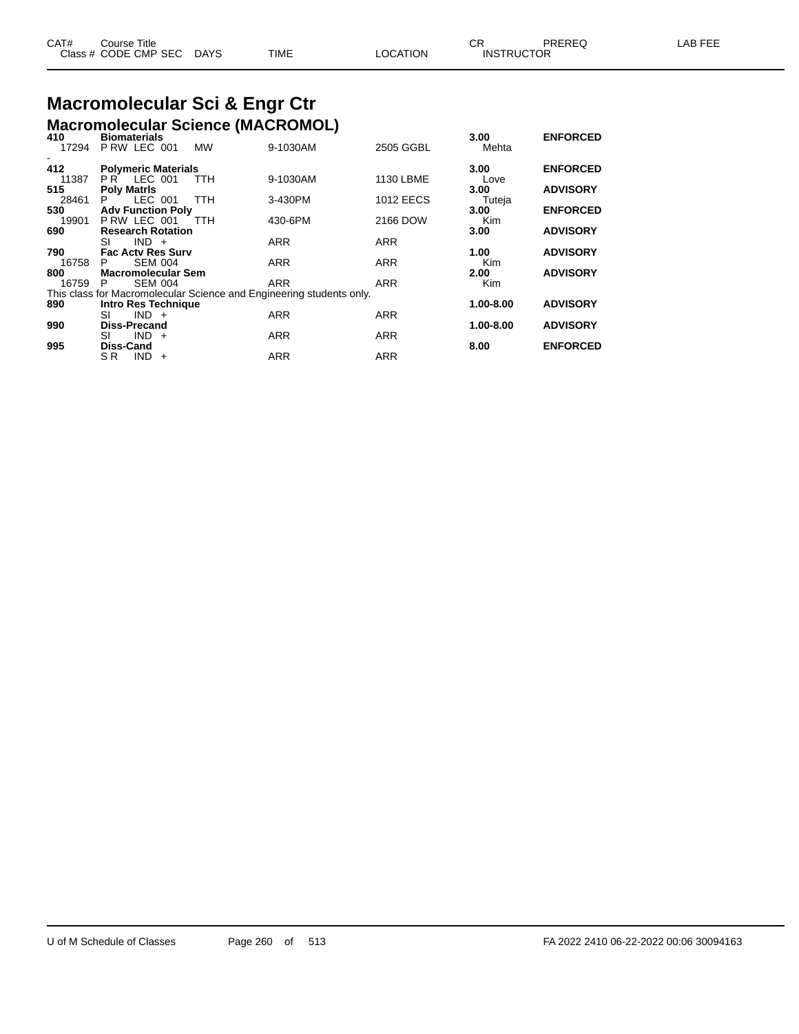| CAT# | Course Title | | | | | CR | PREREQ | LAB FEE |
|---|---|---|---|---|---|---|---|---|
| Class # | CODE CMP SEC | DAYS | TIME | LOCATION | | INSTRUCTOR | | |

# Macromolecular Sci & Engr Ctr

## Macromolecular Science (MACROMOL)

| CAT# | Course Title / Class # CODE CMP SEC | DAYS | TIME | LOCATION | CR / INSTRUCTOR | PREREQ |
|---|---|---|---|---|---|---|
| 410 | **Biomaterials** | | | | 3.00 | ENFORCED |
| 17294 | P RW LEC 001 | MW | 9-1030AM | 2505 GGBL | Mehta | |
| - | | | | | | |
| 412 | **Polymeric Materials** | | | | 3.00 | ENFORCED |
| 11387 | P R LEC 001 | TTH | 9-1030AM | 1130 LBME | Love | |
| 515 | **Poly Matrls** | | | | 3.00 | ADVISORY |
| 28461 | P LEC 001 | TTH | 3-430PM | 1012 EECS | Tuteja | |
| 530 | **Adv Function Poly** | | | | 3.00 | ENFORCED |
| 19901 | P RW LEC 001 | TTH | 430-6PM | 2166 DOW | Kim | |
| 690 | **Research Rotation** | | | | 3.00 | ADVISORY |
| | SI IND + | | ARR | ARR | | |
| 790 | **Fac Actv Res Surv** | | | | 1.00 | ADVISORY |
| 16758 | P SEM 004 | | ARR | ARR | Kim | |
| 800 | **Macromolecular Sem** | | | | 2.00 | ADVISORY |
| 16759 | P SEM 004 | | ARR | ARR | Kim | |
| | This class for Macromolecular Science and Engineering students only. | | | | | |
| 890 | **Intro Res Technique** | | | | 1.00-8.00 | ADVISORY |
| | SI IND + | | ARR | ARR | | |
| 990 | **Diss-Precand** | | | | 1.00-8.00 | ADVISORY |
| | SI IND + | | ARR | ARR | | |
| 995 | **Diss-Cand** | | | | 8.00 | ENFORCED |
| | S R IND + | | ARR | ARR | | |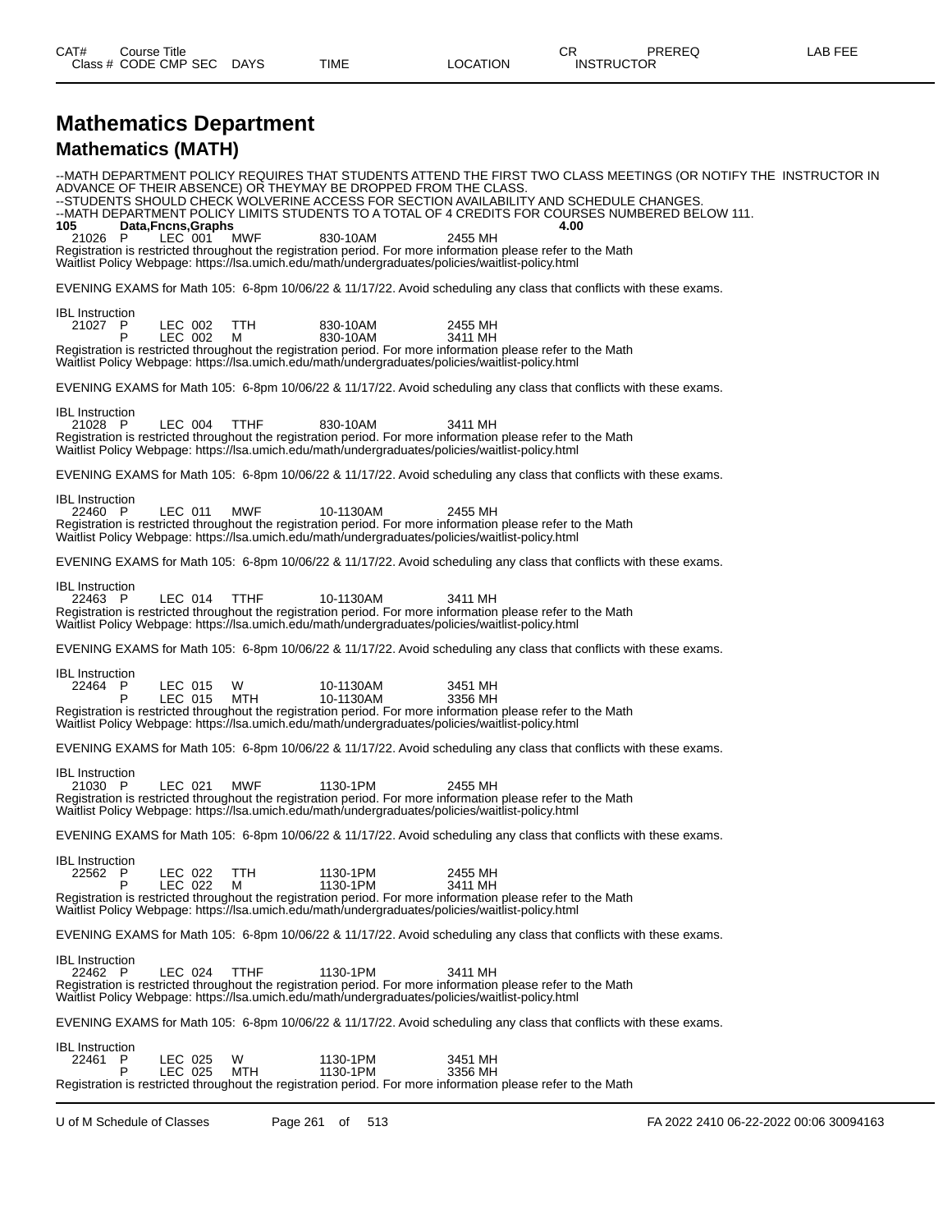# Mathematics Department

## Mathematics (MATH)

--MATH DEPARTMENT POLICY REQUIRES THAT STUDENTS ATTEND THE FIRST TWO CLASS MEETINGS (OR NOTIFY THE INSTRUCTOR IN ADVANCE OF THEIR ABSENCE) OR THEYMAY BE DROPPED FROM THE CLASS.
--STUDENTS SHOULD CHECK WOLVERINE ACCESS FOR SECTION AVAILABILITY AND SCHEDULE CHANGES.
--MATH DEPARTMENT POLICY LIMITS STUDENTS TO A TOTAL OF 4 CREDITS FOR COURSES NUMBERED BELOW 111.

**105 Data,Fncns,Graphs 4.00**

| Class # | CODE | CMP | SEC | DAYS | TIME | LOCATION |
|---|---|---|---|---|---|---|
| 21026 | P | LEC | 001 | MWF | 830-10AM | 2455 MH |

Registration is restricted throughout the registration period. For more information please refer to the Math Waitlist Policy Webpage: https://lsa.umich.edu/math/undergraduates/policies/waitlist-policy.html

EVENING EXAMS for Math 105: 6-8pm 10/06/22 & 11/17/22. Avoid scheduling any class that conflicts with these exams.

IBL Instruction

| Class # | CODE | CMP | SEC | DAYS | TIME | LOCATION |
|---|---|---|---|---|---|---|
| 21027 | P | LEC | 002 | TTH | 830-10AM | 2455 MH |
| | P | LEC | 002 | M | 830-10AM | 3411 MH |

Registration is restricted throughout the registration period. For more information please refer to the Math Waitlist Policy Webpage: https://lsa.umich.edu/math/undergraduates/policies/waitlist-policy.html

EVENING EXAMS for Math 105: 6-8pm 10/06/22 & 11/17/22. Avoid scheduling any class that conflicts with these exams.

IBL Instruction

| Class # | CODE | CMP | SEC | DAYS | TIME | LOCATION |
|---|---|---|---|---|---|---|
| 21028 | P | LEC | 004 | TTHF | 830-10AM | 3411 MH |

Registration is restricted throughout the registration period. For more information please refer to the Math Waitlist Policy Webpage: https://lsa.umich.edu/math/undergraduates/policies/waitlist-policy.html

EVENING EXAMS for Math 105: 6-8pm 10/06/22 & 11/17/22. Avoid scheduling any class that conflicts with these exams.

IBL Instruction

| Class # | CODE | CMP | SEC | DAYS | TIME | LOCATION |
|---|---|---|---|---|---|---|
| 22460 | P | LEC | 011 | MWF | 10-1130AM | 2455 MH |

Registration is restricted throughout the registration period. For more information please refer to the Math Waitlist Policy Webpage: https://lsa.umich.edu/math/undergraduates/policies/waitlist-policy.html

EVENING EXAMS for Math 105: 6-8pm 10/06/22 & 11/17/22. Avoid scheduling any class that conflicts with these exams.

IBL Instruction

| Class # | CODE | CMP | SEC | DAYS | TIME | LOCATION |
|---|---|---|---|---|---|---|
| 22463 | P | LEC | 014 | TTHF | 10-1130AM | 3411 MH |

Registration is restricted throughout the registration period. For more information please refer to the Math Waitlist Policy Webpage: https://lsa.umich.edu/math/undergraduates/policies/waitlist-policy.html

EVENING EXAMS for Math 105: 6-8pm 10/06/22 & 11/17/22. Avoid scheduling any class that conflicts with these exams.

IBL Instruction

| Class # | CODE | CMP | SEC | DAYS | TIME | LOCATION |
|---|---|---|---|---|---|---|
| 22464 | P | LEC | 015 | W | 10-1130AM | 3451 MH |
| | P | LEC | 015 | MTH | 10-1130AM | 3356 MH |

Registration is restricted throughout the registration period. For more information please refer to the Math Waitlist Policy Webpage: https://lsa.umich.edu/math/undergraduates/policies/waitlist-policy.html

EVENING EXAMS for Math 105: 6-8pm 10/06/22 & 11/17/22. Avoid scheduling any class that conflicts with these exams.

IBL Instruction

| Class # | CODE | CMP | SEC | DAYS | TIME | LOCATION |
|---|---|---|---|---|---|---|
| 21030 | P | LEC | 021 | MWF | 1130-1PM | 2455 MH |

Registration is restricted throughout the registration period. For more information please refer to the Math Waitlist Policy Webpage: https://lsa.umich.edu/math/undergraduates/policies/waitlist-policy.html

EVENING EXAMS for Math 105: 6-8pm 10/06/22 & 11/17/22. Avoid scheduling any class that conflicts with these exams.

IBL Instruction

| Class # | CODE | CMP | SEC | DAYS | TIME | LOCATION |
|---|---|---|---|---|---|---|
| 22562 | P | LEC | 022 | TTH | 1130-1PM | 2455 MH |
| | P | LEC | 022 | M | 1130-1PM | 3411 MH |

Registration is restricted throughout the registration period. For more information please refer to the Math Waitlist Policy Webpage: https://lsa.umich.edu/math/undergraduates/policies/waitlist-policy.html

EVENING EXAMS for Math 105: 6-8pm 10/06/22 & 11/17/22. Avoid scheduling any class that conflicts with these exams.

IBL Instruction

| Class # | CODE | CMP | SEC | DAYS | TIME | LOCATION |
|---|---|---|---|---|---|---|
| 22462 | P | LEC | 024 | TTHF | 1130-1PM | 3411 MH |

Registration is restricted throughout the registration period. For more information please refer to the Math Waitlist Policy Webpage: https://lsa.umich.edu/math/undergraduates/policies/waitlist-policy.html

EVENING EXAMS for Math 105: 6-8pm 10/06/22 & 11/17/22. Avoid scheduling any class that conflicts with these exams.

IBL Instruction

| Class # | CODE | CMP | SEC | DAYS | TIME | LOCATION |
|---|---|---|---|---|---|---|
| 22461 | P | LEC | 025 | W | 1130-1PM | 3451 MH |
| | P | LEC | 025 | MTH | 1130-1PM | 3356 MH |

Registration is restricted throughout the registration period. For more information please refer to the Math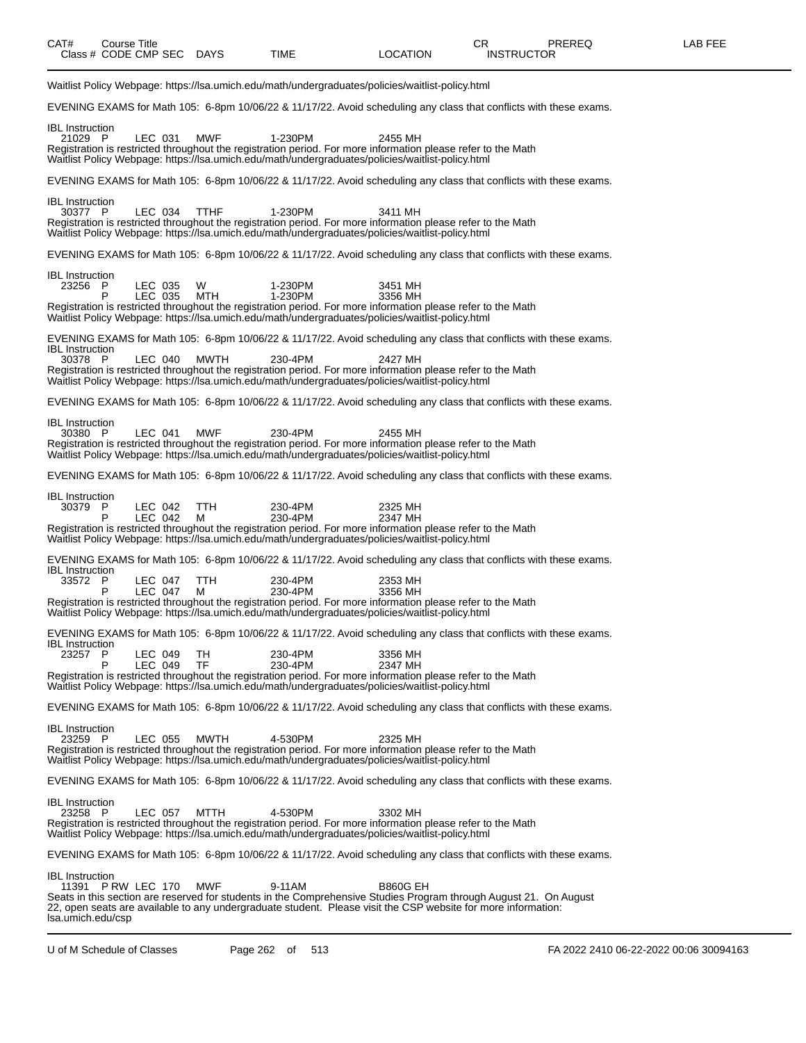| CAT# | Course Title | | | | | | CR | PREREQ | LAB FEE |
|---|---|---|---|---|---|---|---|---|---|
| Class # | CODE | CMP | SEC | DAYS | TIME | LOCATION | INSTRUCTOR | | |

Waitlist Policy Webpage: https://lsa.umich.edu/math/undergraduates/policies/waitlist-policy.html

EVENING EXAMS for Math 105: 6-8pm 10/06/22 & 11/17/22. Avoid scheduling any class that conflicts with these exams.

IBL Instruction

| Class # | CODE | CMP | SEC | DAYS | TIME | LOCATION |
|---|---|---|---|---|---|---|
| 21029 | P | LEC | 031 | MWF | 1-230PM | 2455 MH |

Registration is restricted throughout the registration period. For more information please refer to the Math Waitlist Policy Webpage: https://lsa.umich.edu/math/undergraduates/policies/waitlist-policy.html

EVENING EXAMS for Math 105: 6-8pm 10/06/22 & 11/17/22. Avoid scheduling any class that conflicts with these exams.

IBL Instruction

| Class # | CODE | CMP | SEC | DAYS | TIME | LOCATION |
|---|---|---|---|---|---|---|
| 30377 | P | LEC | 034 | TTHF | 1-230PM | 3411 MH |

Registration is restricted throughout the registration period. For more information please refer to the Math Waitlist Policy Webpage: https://lsa.umich.edu/math/undergraduates/policies/waitlist-policy.html

EVENING EXAMS for Math 105: 6-8pm 10/06/22 & 11/17/22. Avoid scheduling any class that conflicts with these exams.

IBL Instruction

| Class # | CODE | CMP | SEC | DAYS | TIME | LOCATION |
|---|---|---|---|---|---|---|
| 23256 | P | LEC | 035 | W | 1-230PM | 3451 MH |
| | P | LEC | 035 | MTH | 1-230PM | 3356 MH |

Registration is restricted throughout the registration period. For more information please refer to the Math Waitlist Policy Webpage: https://lsa.umich.edu/math/undergraduates/policies/waitlist-policy.html

EVENING EXAMS for Math 105: 6-8pm 10/06/22 & 11/17/22. Avoid scheduling any class that conflicts with these exams.

IBL Instruction

| Class # | CODE | CMP | SEC | DAYS | TIME | LOCATION |
|---|---|---|---|---|---|---|
| 30378 | P | LEC | 040 | MWTH | 230-4PM | 2427 MH |

Registration is restricted throughout the registration period. For more information please refer to the Math Waitlist Policy Webpage: https://lsa.umich.edu/math/undergraduates/policies/waitlist-policy.html

EVENING EXAMS for Math 105: 6-8pm 10/06/22 & 11/17/22. Avoid scheduling any class that conflicts with these exams.

IBL Instruction

| Class # | CODE | CMP | SEC | DAYS | TIME | LOCATION |
|---|---|---|---|---|---|---|
| 30380 | P | LEC | 041 | MWF | 230-4PM | 2455 MH |

Registration is restricted throughout the registration period. For more information please refer to the Math Waitlist Policy Webpage: https://lsa.umich.edu/math/undergraduates/policies/waitlist-policy.html

EVENING EXAMS for Math 105: 6-8pm 10/06/22 & 11/17/22. Avoid scheduling any class that conflicts with these exams.

IBL Instruction

| Class # | CODE | CMP | SEC | DAYS | TIME | LOCATION |
|---|---|---|---|---|---|---|
| 30379 | P | LEC | 042 | TTH | 230-4PM | 2325 MH |
| | P | LEC | 042 | M | 230-4PM | 2347 MH |

Registration is restricted throughout the registration period. For more information please refer to the Math Waitlist Policy Webpage: https://lsa.umich.edu/math/undergraduates/policies/waitlist-policy.html

EVENING EXAMS for Math 105: 6-8pm 10/06/22 & 11/17/22. Avoid scheduling any class that conflicts with these exams.

IBL Instruction

| Class # | CODE | CMP | SEC | DAYS | TIME | LOCATION |
|---|---|---|---|---|---|---|
| 33572 | P | LEC | 047 | TTH | 230-4PM | 2353 MH |
| | P | LEC | 047 | M | 230-4PM | 3356 MH |

Registration is restricted throughout the registration period. For more information please refer to the Math Waitlist Policy Webpage: https://lsa.umich.edu/math/undergraduates/policies/waitlist-policy.html

EVENING EXAMS for Math 105: 6-8pm 10/06/22 & 11/17/22. Avoid scheduling any class that conflicts with these exams.

IBL Instruction

| Class # | CODE | CMP | SEC | DAYS | TIME | LOCATION |
|---|---|---|---|---|---|---|
| 23257 | P | LEC | 049 | TH | 230-4PM | 3356 MH |
| | P | LEC | 049 | TF | 230-4PM | 2347 MH |

Registration is restricted throughout the registration period. For more information please refer to the Math Waitlist Policy Webpage: https://lsa.umich.edu/math/undergraduates/policies/waitlist-policy.html

EVENING EXAMS for Math 105: 6-8pm 10/06/22 & 11/17/22. Avoid scheduling any class that conflicts with these exams.

IBL Instruction

| Class # | CODE | CMP | SEC | DAYS | TIME | LOCATION |
|---|---|---|---|---|---|---|
| 23259 | P | LEC | 055 | MWTH | 4-530PM | 2325 MH |

Registration is restricted throughout the registration period. For more information please refer to the Math Waitlist Policy Webpage: https://lsa.umich.edu/math/undergraduates/policies/waitlist-policy.html

EVENING EXAMS for Math 105: 6-8pm 10/06/22 & 11/17/22. Avoid scheduling any class that conflicts with these exams.

IBL Instruction

| Class # | CODE | CMP | SEC | DAYS | TIME | LOCATION |
|---|---|---|---|---|---|---|
| 23258 | P | LEC | 057 | MTTH | 4-530PM | 3302 MH |

Registration is restricted throughout the registration period. For more information please refer to the Math Waitlist Policy Webpage: https://lsa.umich.edu/math/undergraduates/policies/waitlist-policy.html

EVENING EXAMS for Math 105: 6-8pm 10/06/22 & 11/17/22. Avoid scheduling any class that conflicts with these exams.

IBL Instruction

| Class # | CODE | CMP | SEC | DAYS | TIME | LOCATION |
|---|---|---|---|---|---|---|
| 11391 | P RW | LEC | 170 | MWF | 9-11AM | B860G EH |

Seats in this section are reserved for students in the Comprehensive Studies Program through August 21. On August 22, open seats are available to any undergraduate student. Please visit the CSP website for more information: lsa.umich.edu/csp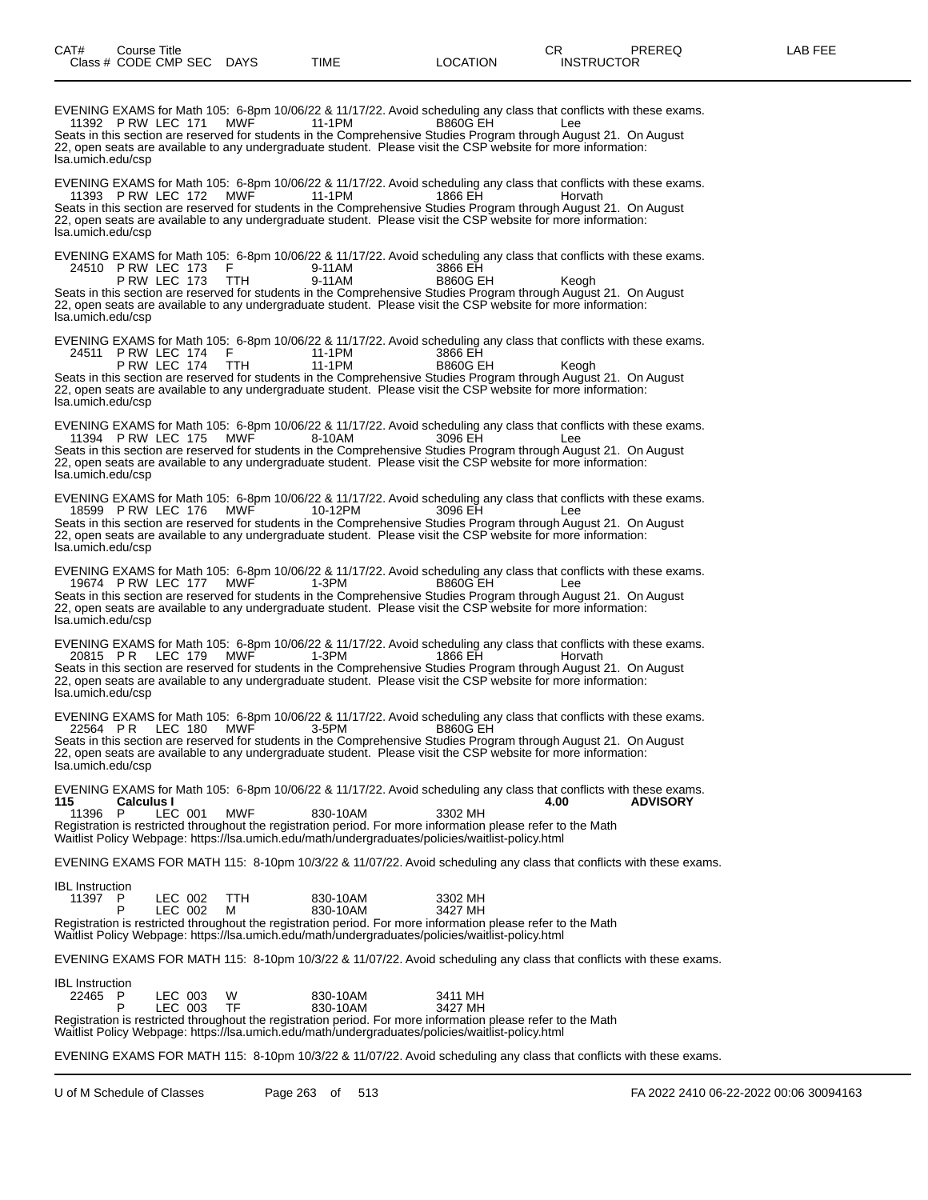EVENING EXAMS for Math 105: 6-8pm 10/06/22 & 11/17/22. Avoid scheduling any class that conflicts with these exams.

11392 P RW LEC 171 MWF 11-1PM B860G EH Lee

Seats in this section are reserved for students in the Comprehensive Studies Program through August 21. On August 22, open seats are available to any undergraduate student. Please visit the CSP website for more information: lsa.umich.edu/csp

EVENING EXAMS for Math 105: 6-8pm 10/06/22 & 11/17/22. Avoid scheduling any class that conflicts with these exams.

11393 P RW LEC 172 MWF 11-1PM 1866 EH Horvath

Seats in this section are reserved for students in the Comprehensive Studies Program through August 21. On August 22, open seats are available to any undergraduate student. Please visit the CSP website for more information: lsa.umich.edu/csp

EVENING EXAMS for Math 105: 6-8pm 10/06/22 & 11/17/22. Avoid scheduling any class that conflicts with these exams.

24510 P RW LEC 173 F 9-11AM 3866 EH
P RW LEC 173 TTH 9-11AM B860G EH Keogh

Seats in this section are reserved for students in the Comprehensive Studies Program through August 21. On August 22, open seats are available to any undergraduate student. Please visit the CSP website for more information: lsa.umich.edu/csp

EVENING EXAMS for Math 105: 6-8pm 10/06/22 & 11/17/22. Avoid scheduling any class that conflicts with these exams.

24511 P RW LEC 174 F 11-1PM 3866 EH
P RW LEC 174 TTH 11-1PM B860G EH Keogh

Seats in this section are reserved for students in the Comprehensive Studies Program through August 21. On August 22, open seats are available to any undergraduate student. Please visit the CSP website for more information: lsa.umich.edu/csp

EVENING EXAMS for Math 105: 6-8pm 10/06/22 & 11/17/22. Avoid scheduling any class that conflicts with these exams.

11394 P RW LEC 175 MWF 8-10AM 3096 EH Lee

Seats in this section are reserved for students in the Comprehensive Studies Program through August 21. On August 22, open seats are available to any undergraduate student. Please visit the CSP website for more information: lsa.umich.edu/csp

EVENING EXAMS for Math 105: 6-8pm 10/06/22 & 11/17/22. Avoid scheduling any class that conflicts with these exams.

18599 P RW LEC 176 MWF 10-12PM 3096 EH Lee

Seats in this section are reserved for students in the Comprehensive Studies Program through August 21. On August 22, open seats are available to any undergraduate student. Please visit the CSP website for more information: lsa.umich.edu/csp

EVENING EXAMS for Math 105: 6-8pm 10/06/22 & 11/17/22. Avoid scheduling any class that conflicts with these exams.

19674 P RW LEC 177 MWF 1-3PM B860G EH Lee

Seats in this section are reserved for students in the Comprehensive Studies Program through August 21. On August 22, open seats are available to any undergraduate student. Please visit the CSP website for more information: lsa.umich.edu/csp

EVENING EXAMS for Math 105: 6-8pm 10/06/22 & 11/17/22. Avoid scheduling any class that conflicts with these exams.

20815 P R LEC 179 MWF 1-3PM 1866 EH Horvath

Seats in this section are reserved for students in the Comprehensive Studies Program through August 21. On August 22, open seats are available to any undergraduate student. Please visit the CSP website for more information: lsa.umich.edu/csp

EVENING EXAMS for Math 105: 6-8pm 10/06/22 & 11/17/22. Avoid scheduling any class that conflicts with these exams.

22564 P R LEC 180 MWF 3-5PM B860G EH

Seats in this section are reserved for students in the Comprehensive Studies Program through August 21. On August 22, open seats are available to any undergraduate student. Please visit the CSP website for more information: lsa.umich.edu/csp

EVENING EXAMS for Math 105: 6-8pm 10/06/22 & 11/17/22. Avoid scheduling any class that conflicts with these exams.

**115 Calculus I 4.00 ADVISORY**

11396 P LEC 001 MWF 830-10AM 3302 MH

Registration is restricted throughout the registration period. For more information please refer to the Math Waitlist Policy Webpage: https://lsa.umich.edu/math/undergraduates/policies/waitlist-policy.html

EVENING EXAMS FOR MATH 115: 8-10pm 10/3/22 & 11/07/22. Avoid scheduling any class that conflicts with these exams.

IBL Instruction

11397 P LEC 002 TTH 830-10AM 3302 MH
P LEC 002 M 830-10AM 3427 MH

Registration is restricted throughout the registration period. For more information please refer to the Math Waitlist Policy Webpage: https://lsa.umich.edu/math/undergraduates/policies/waitlist-policy.html

EVENING EXAMS FOR MATH 115: 8-10pm 10/3/22 & 11/07/22. Avoid scheduling any class that conflicts with these exams.

IBL Instruction

22465 P LEC 003 W 830-10AM 3411 MH
P LEC 003 TF 830-10AM 3427 MH

Registration is restricted throughout the registration period. For more information please refer to the Math Waitlist Policy Webpage: https://lsa.umich.edu/math/undergraduates/policies/waitlist-policy.html

EVENING EXAMS FOR MATH 115: 8-10pm 10/3/22 & 11/07/22. Avoid scheduling any class that conflicts with these exams.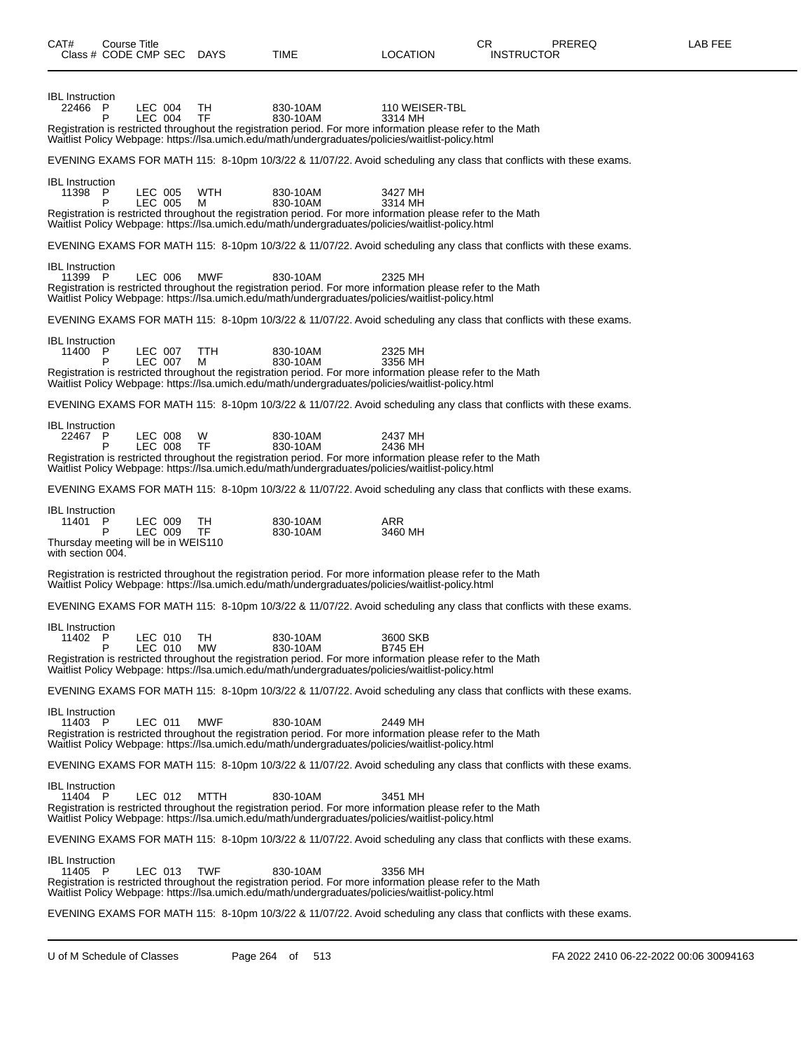| CAT# | Course Title |  |  |  |  |  | CR | PREREQ | LAB FEE |
|---|---|---|---|---|---|---|---|---|---|
| Class # | CODE | CMP | SEC | DAYS | TIME | LOCATION | INSTRUCTOR |  |  |

IBL Instruction

| Class # | CODE | CMP | SEC | DAYS | TIME | LOCATION |
|---|---|---|---|---|---|---|
| 22466 | P | LEC | 004 | TH | 830-10AM | 110 WEISER-TBL |
|  | P | LEC | 004 | TF | 830-10AM | 3314 MH |

Registration is restricted throughout the registration period. For more information please refer to the Math Waitlist Policy Webpage: https://lsa.umich.edu/math/undergraduates/policies/waitlist-policy.html

EVENING EXAMS FOR MATH 115: 8-10pm 10/3/22 & 11/07/22. Avoid scheduling any class that conflicts with these exams.

IBL Instruction

| Class # | CODE | CMP | SEC | DAYS | TIME | LOCATION |
|---|---|---|---|---|---|---|
| 11398 | P | LEC | 005 | WTH | 830-10AM | 3427 MH |
|  | P | LEC | 005 | M | 830-10AM | 3314 MH |

Registration is restricted throughout the registration period. For more information please refer to the Math Waitlist Policy Webpage: https://lsa.umich.edu/math/undergraduates/policies/waitlist-policy.html

EVENING EXAMS FOR MATH 115: 8-10pm 10/3/22 & 11/07/22. Avoid scheduling any class that conflicts with these exams.

IBL Instruction

| Class # | CODE | CMP | SEC | DAYS | TIME | LOCATION |
|---|---|---|---|---|---|---|
| 11399 | P | LEC | 006 | MWF | 830-10AM | 2325 MH |

Registration is restricted throughout the registration period. For more information please refer to the Math Waitlist Policy Webpage: https://lsa.umich.edu/math/undergraduates/policies/waitlist-policy.html

EVENING EXAMS FOR MATH 115: 8-10pm 10/3/22 & 11/07/22. Avoid scheduling any class that conflicts with these exams.

IBL Instruction

| Class # | CODE | CMP | SEC | DAYS | TIME | LOCATION |
|---|---|---|---|---|---|---|
| 11400 | P | LEC | 007 | TTH | 830-10AM | 2325 MH |
|  | P | LEC | 007 | M | 830-10AM | 3356 MH |

Registration is restricted throughout the registration period. For more information please refer to the Math Waitlist Policy Webpage: https://lsa.umich.edu/math/undergraduates/policies/waitlist-policy.html

EVENING EXAMS FOR MATH 115: 8-10pm 10/3/22 & 11/07/22. Avoid scheduling any class that conflicts with these exams.

IBL Instruction

| Class # | CODE | CMP | SEC | DAYS | TIME | LOCATION |
|---|---|---|---|---|---|---|
| 22467 | P | LEC | 008 | W | 830-10AM | 2437 MH |
|  | P | LEC | 008 | TF | 830-10AM | 2436 MH |

Registration is restricted throughout the registration period. For more information please refer to the Math Waitlist Policy Webpage: https://lsa.umich.edu/math/undergraduates/policies/waitlist-policy.html

EVENING EXAMS FOR MATH 115: 8-10pm 10/3/22 & 11/07/22. Avoid scheduling any class that conflicts with these exams.

IBL Instruction

| Class # | CODE | CMP | SEC | DAYS | TIME | LOCATION |
|---|---|---|---|---|---|---|
| 11401 | P | LEC | 009 | TH | 830-10AM | ARR |
|  | P | LEC | 009 | TF | 830-10AM | 3460 MH |

Thursday meeting will be in WEIS110 with section 004.

Registration is restricted throughout the registration period. For more information please refer to the Math Waitlist Policy Webpage: https://lsa.umich.edu/math/undergraduates/policies/waitlist-policy.html

EVENING EXAMS FOR MATH 115: 8-10pm 10/3/22 & 11/07/22. Avoid scheduling any class that conflicts with these exams.

IBL Instruction

| Class # | CODE | CMP | SEC | DAYS | TIME | LOCATION |
|---|---|---|---|---|---|---|
| 11402 | P | LEC | 010 | TH | 830-10AM | 3600 SKB |
|  | P | LEC | 010 | MW | 830-10AM | B745 EH |

Registration is restricted throughout the registration period. For more information please refer to the Math Waitlist Policy Webpage: https://lsa.umich.edu/math/undergraduates/policies/waitlist-policy.html

EVENING EXAMS FOR MATH 115: 8-10pm 10/3/22 & 11/07/22. Avoid scheduling any class that conflicts with these exams.

IBL Instruction

| Class # | CODE | CMP | SEC | DAYS | TIME | LOCATION |
|---|---|---|---|---|---|---|
| 11403 | P | LEC | 011 | MWF | 830-10AM | 2449 MH |

Registration is restricted throughout the registration period. For more information please refer to the Math Waitlist Policy Webpage: https://lsa.umich.edu/math/undergraduates/policies/waitlist-policy.html

EVENING EXAMS FOR MATH 115: 8-10pm 10/3/22 & 11/07/22. Avoid scheduling any class that conflicts with these exams.

IBL Instruction

| Class # | CODE | CMP | SEC | DAYS | TIME | LOCATION |
|---|---|---|---|---|---|---|
| 11404 | P | LEC | 012 | MTTH | 830-10AM | 3451 MH |

Registration is restricted throughout the registration period. For more information please refer to the Math Waitlist Policy Webpage: https://lsa.umich.edu/math/undergraduates/policies/waitlist-policy.html

EVENING EXAMS FOR MATH 115: 8-10pm 10/3/22 & 11/07/22. Avoid scheduling any class that conflicts with these exams.

IBL Instruction

| Class # | CODE | CMP | SEC | DAYS | TIME | LOCATION |
|---|---|---|---|---|---|---|
| 11405 | P | LEC | 013 | TWF | 830-10AM | 3356 MH |

Registration is restricted throughout the registration period. For more information please refer to the Math Waitlist Policy Webpage: https://lsa.umich.edu/math/undergraduates/policies/waitlist-policy.html

EVENING EXAMS FOR MATH 115: 8-10pm 10/3/22 & 11/07/22. Avoid scheduling any class that conflicts with these exams.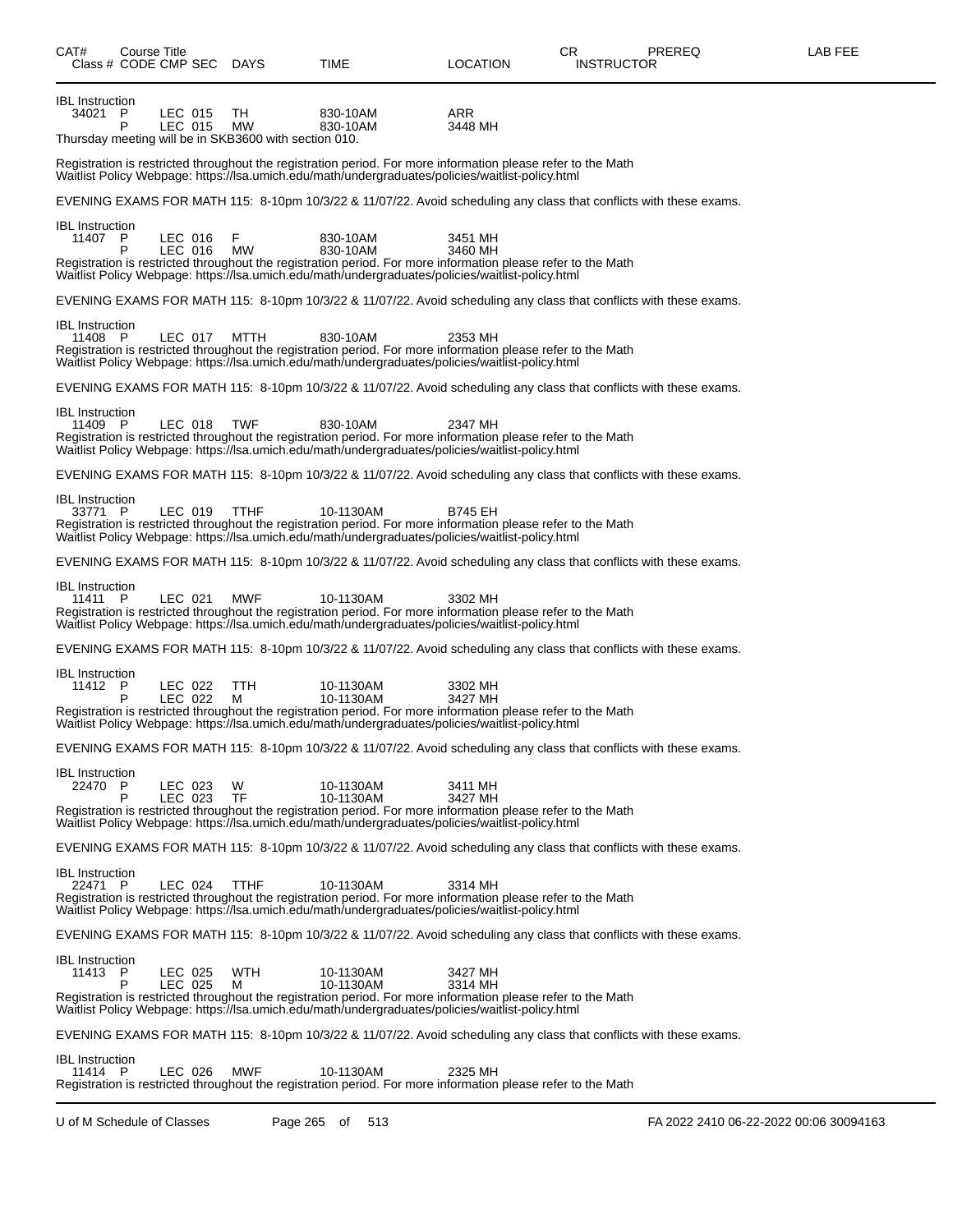| CAT# | Course Title | | | | | | CR | PREREQ | LAB FEE |
|---|---|---|---|---|---|---|---|---|---|
| Class # | CODE | CMP | SEC | DAYS | TIME | LOCATION | INSTRUCTOR | | |

IBL Instruction

| | | | | | | |
|---|---|---|---|---|---|---|
| 34021 | P | LEC | 015 | TH | 830-10AM | ARR |
| | P | LEC | 015 | MW | 830-10AM | 3448 MH |

Thursday meeting will be in SKB3600 with section 010.

Registration is restricted throughout the registration period. For more information please refer to the Math Waitlist Policy Webpage: https://lsa.umich.edu/math/undergraduates/policies/waitlist-policy.html

EVENING EXAMS FOR MATH 115: 8-10pm 10/3/22 & 11/07/22. Avoid scheduling any class that conflicts with these exams.

IBL Instruction

| | | | | | | |
|---|---|---|---|---|---|---|
| 11407 | P | LEC | 016 | F | 830-10AM | 3451 MH |
| | P | LEC | 016 | MW | 830-10AM | 3460 MH |

Registration is restricted throughout the registration period. For more information please refer to the Math Waitlist Policy Webpage: https://lsa.umich.edu/math/undergraduates/policies/waitlist-policy.html

EVENING EXAMS FOR MATH 115: 8-10pm 10/3/22 & 11/07/22. Avoid scheduling any class that conflicts with these exams.

IBL Instruction

| | | | | | | |
|---|---|---|---|---|---|---|
| 11408 | P | LEC | 017 | MTTH | 830-10AM | 2353 MH |

Registration is restricted throughout the registration period. For more information please refer to the Math Waitlist Policy Webpage: https://lsa.umich.edu/math/undergraduates/policies/waitlist-policy.html

EVENING EXAMS FOR MATH 115: 8-10pm 10/3/22 & 11/07/22. Avoid scheduling any class that conflicts with these exams.

IBL Instruction

| | | | | | | |
|---|---|---|---|---|---|---|
| 11409 | P | LEC | 018 | TWF | 830-10AM | 2347 MH |

Registration is restricted throughout the registration period. For more information please refer to the Math Waitlist Policy Webpage: https://lsa.umich.edu/math/undergraduates/policies/waitlist-policy.html

EVENING EXAMS FOR MATH 115: 8-10pm 10/3/22 & 11/07/22. Avoid scheduling any class that conflicts with these exams.

IBL Instruction

| | | | | | | |
|---|---|---|---|---|---|---|
| 33771 | P | LEC | 019 | TTHF | 10-1130AM | B745 EH |

Registration is restricted throughout the registration period. For more information please refer to the Math Waitlist Policy Webpage: https://lsa.umich.edu/math/undergraduates/policies/waitlist-policy.html

EVENING EXAMS FOR MATH 115: 8-10pm 10/3/22 & 11/07/22. Avoid scheduling any class that conflicts with these exams.

IBL Instruction

| | | | | | | |
|---|---|---|---|---|---|---|
| 11411 | P | LEC | 021 | MWF | 10-1130AM | 3302 MH |

Registration is restricted throughout the registration period. For more information please refer to the Math Waitlist Policy Webpage: https://lsa.umich.edu/math/undergraduates/policies/waitlist-policy.html

EVENING EXAMS FOR MATH 115: 8-10pm 10/3/22 & 11/07/22. Avoid scheduling any class that conflicts with these exams.

IBL Instruction

| | | | | | | |
|---|---|---|---|---|---|---|
| 11412 | P | LEC | 022 | TTH | 10-1130AM | 3302 MH |
| | P | LEC | 022 | M | 10-1130AM | 3427 MH |

Registration is restricted throughout the registration period. For more information please refer to the Math Waitlist Policy Webpage: https://lsa.umich.edu/math/undergraduates/policies/waitlist-policy.html

EVENING EXAMS FOR MATH 115: 8-10pm 10/3/22 & 11/07/22. Avoid scheduling any class that conflicts with these exams.

IBL Instruction

| | | | | | | |
|---|---|---|---|---|---|---|
| 22470 | P | LEC | 023 | W | 10-1130AM | 3411 MH |
| | P | LEC | 023 | TF | 10-1130AM | 3427 MH |

Registration is restricted throughout the registration period. For more information please refer to the Math Waitlist Policy Webpage: https://lsa.umich.edu/math/undergraduates/policies/waitlist-policy.html

EVENING EXAMS FOR MATH 115: 8-10pm 10/3/22 & 11/07/22. Avoid scheduling any class that conflicts with these exams.

IBL Instruction

| | | | | | | |
|---|---|---|---|---|---|---|
| 22471 | P | LEC | 024 | TTHF | 10-1130AM | 3314 MH |

Registration is restricted throughout the registration period. For more information please refer to the Math Waitlist Policy Webpage: https://lsa.umich.edu/math/undergraduates/policies/waitlist-policy.html

EVENING EXAMS FOR MATH 115: 8-10pm 10/3/22 & 11/07/22. Avoid scheduling any class that conflicts with these exams.

IBL Instruction

| | | | | | | |
|---|---|---|---|---|---|---|
| 11413 | P | LEC | 025 | WTH | 10-1130AM | 3427 MH |
| | P | LEC | 025 | M | 10-1130AM | 3314 MH |

Registration is restricted throughout the registration period. For more information please refer to the Math Waitlist Policy Webpage: https://lsa.umich.edu/math/undergraduates/policies/waitlist-policy.html

EVENING EXAMS FOR MATH 115: 8-10pm 10/3/22 & 11/07/22. Avoid scheduling any class that conflicts with these exams.

IBL Instruction

| | | | | | | |
|---|---|---|---|---|---|---|
| 11414 | P | LEC | 026 | MWF | 10-1130AM | 2325 MH |

Registration is restricted throughout the registration period. For more information please refer to the Math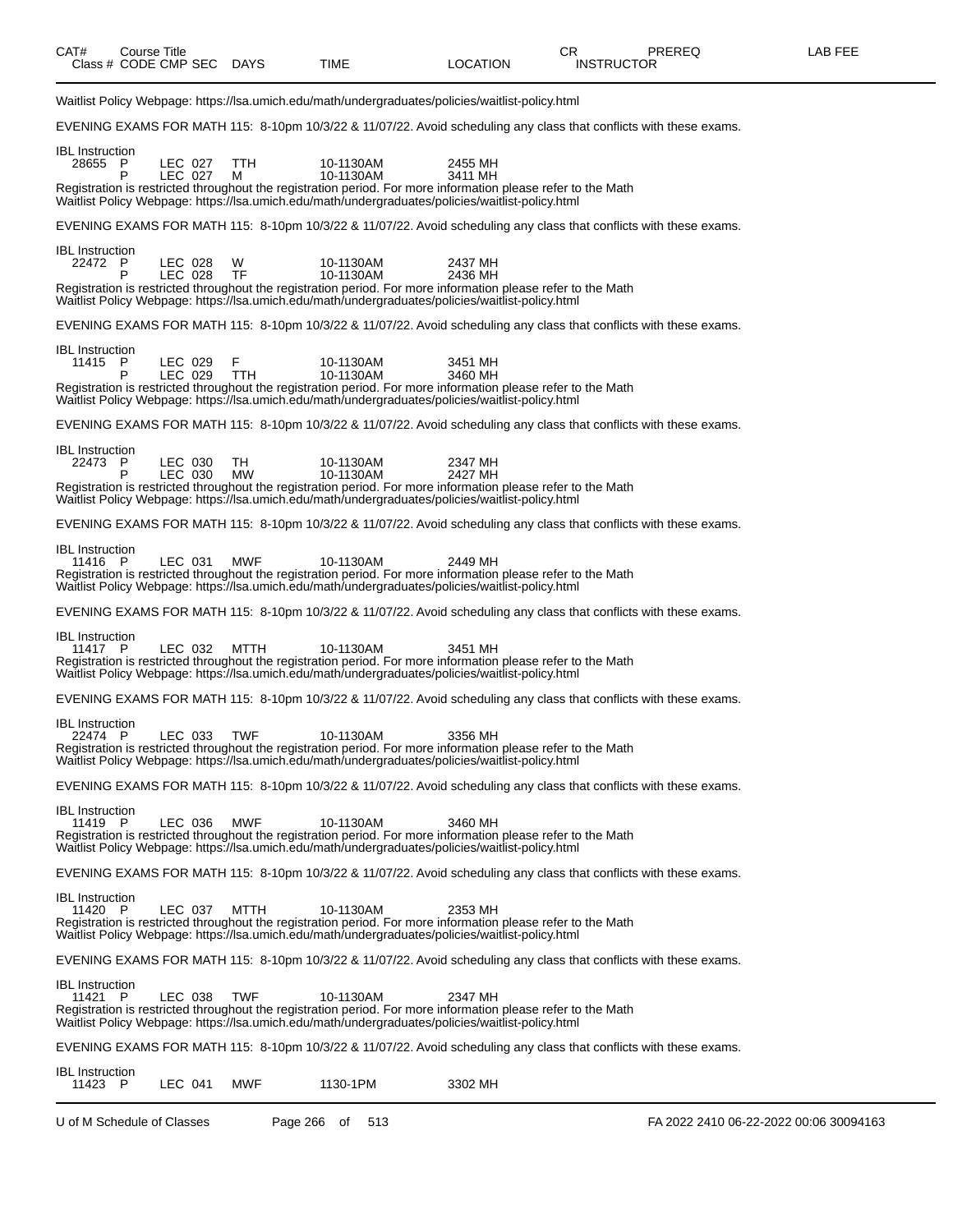| CAT# | Course Title | | | | | CR | PREREQ | LAB FEE |
|---|---|---|---|---|---|---|---|---|
| Class # | CODE CMP SEC | DAYS | TIME | LOCATION | INSTRUCTOR | | | |

Waitlist Policy Webpage: https://lsa.umich.edu/math/undergraduates/policies/waitlist-policy.html

EVENING EXAMS FOR MATH 115: 8-10pm 10/3/22 & 11/07/22. Avoid scheduling any class that conflicts with these exams.

IBL Instruction

| Class # | | CODE | SEC | DAYS | TIME | LOCATION |
|---|---|---|---|---|---|---|
| 28655 | P | LEC | 027 | TTH | 10-1130AM | 2455 MH |
| | P | LEC | 027 | M | 10-1130AM | 3411 MH |

Registration is restricted throughout the registration period. For more information please refer to the Math Waitlist Policy Webpage: https://lsa.umich.edu/math/undergraduates/policies/waitlist-policy.html

EVENING EXAMS FOR MATH 115: 8-10pm 10/3/22 & 11/07/22. Avoid scheduling any class that conflicts with these exams.

IBL Instruction

| Class # | | CODE | SEC | DAYS | TIME | LOCATION |
|---|---|---|---|---|---|---|
| 22472 | P | LEC | 028 | W | 10-1130AM | 2437 MH |
| | P | LEC | 028 | TF | 10-1130AM | 2436 MH |

Registration is restricted throughout the registration period. For more information please refer to the Math Waitlist Policy Webpage: https://lsa.umich.edu/math/undergraduates/policies/waitlist-policy.html

EVENING EXAMS FOR MATH 115: 8-10pm 10/3/22 & 11/07/22. Avoid scheduling any class that conflicts with these exams.

IBL Instruction

| Class # | | CODE | SEC | DAYS | TIME | LOCATION |
|---|---|---|---|---|---|---|
| 11415 | P | LEC | 029 | F | 10-1130AM | 3451 MH |
| | P | LEC | 029 | TTH | 10-1130AM | 3460 MH |

Registration is restricted throughout the registration period. For more information please refer to the Math Waitlist Policy Webpage: https://lsa.umich.edu/math/undergraduates/policies/waitlist-policy.html

EVENING EXAMS FOR MATH 115: 8-10pm 10/3/22 & 11/07/22. Avoid scheduling any class that conflicts with these exams.

IBL Instruction

| Class # | | CODE | SEC | DAYS | TIME | LOCATION |
|---|---|---|---|---|---|---|
| 22473 | P | LEC | 030 | TH | 10-1130AM | 2347 MH |
| | P | LEC | 030 | MW | 10-1130AM | 2427 MH |

Registration is restricted throughout the registration period. For more information please refer to the Math Waitlist Policy Webpage: https://lsa.umich.edu/math/undergraduates/policies/waitlist-policy.html

EVENING EXAMS FOR MATH 115: 8-10pm 10/3/22 & 11/07/22. Avoid scheduling any class that conflicts with these exams.

IBL Instruction

| Class # | | CODE | SEC | DAYS | TIME | LOCATION |
|---|---|---|---|---|---|---|
| 11416 | P | LEC | 031 | MWF | 10-1130AM | 2449 MH |

Registration is restricted throughout the registration period. For more information please refer to the Math Waitlist Policy Webpage: https://lsa.umich.edu/math/undergraduates/policies/waitlist-policy.html

EVENING EXAMS FOR MATH 115: 8-10pm 10/3/22 & 11/07/22. Avoid scheduling any class that conflicts with these exams.

IBL Instruction

| Class # | | CODE | SEC | DAYS | TIME | LOCATION |
|---|---|---|---|---|---|---|
| 11417 | P | LEC | 032 | MTTH | 10-1130AM | 3451 MH |

Registration is restricted throughout the registration period. For more information please refer to the Math Waitlist Policy Webpage: https://lsa.umich.edu/math/undergraduates/policies/waitlist-policy.html

EVENING EXAMS FOR MATH 115: 8-10pm 10/3/22 & 11/07/22. Avoid scheduling any class that conflicts with these exams.

IBL Instruction

| Class # | | CODE | SEC | DAYS | TIME | LOCATION |
|---|---|---|---|---|---|---|
| 22474 | P | LEC | 033 | TWF | 10-1130AM | 3356 MH |

Registration is restricted throughout the registration period. For more information please refer to the Math Waitlist Policy Webpage: https://lsa.umich.edu/math/undergraduates/policies/waitlist-policy.html

EVENING EXAMS FOR MATH 115: 8-10pm 10/3/22 & 11/07/22. Avoid scheduling any class that conflicts with these exams.

IBL Instruction

| Class # | | CODE | SEC | DAYS | TIME | LOCATION |
|---|---|---|---|---|---|---|
| 11419 | P | LEC | 036 | MWF | 10-1130AM | 3460 MH |

Registration is restricted throughout the registration period. For more information please refer to the Math Waitlist Policy Webpage: https://lsa.umich.edu/math/undergraduates/policies/waitlist-policy.html

EVENING EXAMS FOR MATH 115: 8-10pm 10/3/22 & 11/07/22. Avoid scheduling any class that conflicts with these exams.

IBL Instruction

| Class # | | CODE | SEC | DAYS | TIME | LOCATION |
|---|---|---|---|---|---|---|
| 11420 | P | LEC | 037 | MTTH | 10-1130AM | 2353 MH |

Registration is restricted throughout the registration period. For more information please refer to the Math Waitlist Policy Webpage: https://lsa.umich.edu/math/undergraduates/policies/waitlist-policy.html

EVENING EXAMS FOR MATH 115: 8-10pm 10/3/22 & 11/07/22. Avoid scheduling any class that conflicts with these exams.

IBL Instruction

| Class # | | CODE | SEC | DAYS | TIME | LOCATION |
|---|---|---|---|---|---|---|
| 11421 | P | LEC | 038 | TWF | 10-1130AM | 2347 MH |

Registration is restricted throughout the registration period. For more information please refer to the Math Waitlist Policy Webpage: https://lsa.umich.edu/math/undergraduates/policies/waitlist-policy.html

EVENING EXAMS FOR MATH 115: 8-10pm 10/3/22 & 11/07/22. Avoid scheduling any class that conflicts with these exams.

IBL Instruction

| Class # | | CODE | SEC | DAYS | TIME | LOCATION |
|---|---|---|---|---|---|---|
| 11423 | P | LEC | 041 | MWF | 1130-1PM | 3302 MH |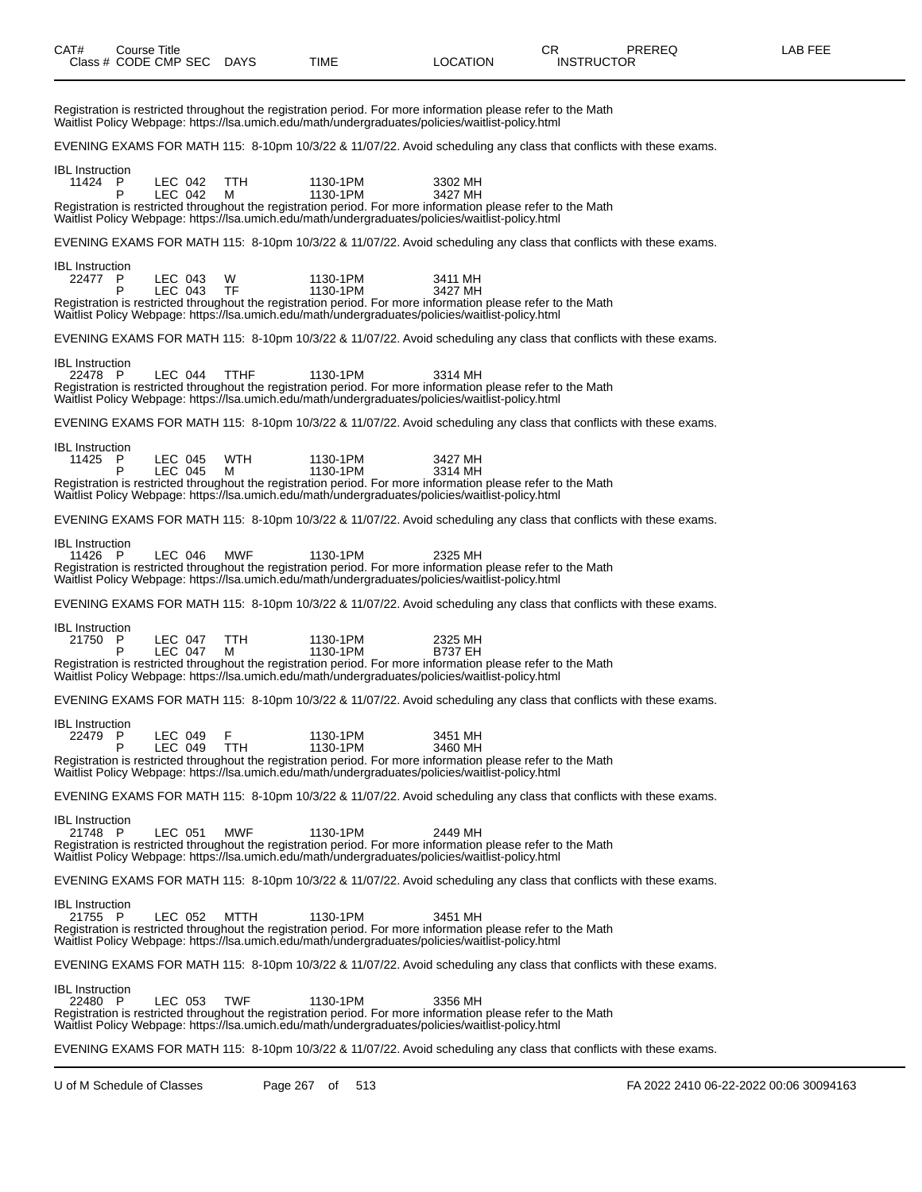Registration is restricted throughout the registration period. For more information please refer to the Math Waitlist Policy Webpage: https://lsa.umich.edu/math/undergraduates/policies/waitlist-policy.html

EVENING EXAMS FOR MATH 115: 8-10pm 10/3/22 & 11/07/22. Avoid scheduling any class that conflicts with these exams.

IBL Instruction

| Class # | CODE | CMP | SEC | DAYS | TIME | LOCATION |
|---|---|---|---|---|---|---|
| 11424 | P | LEC | 042 | TTH | 1130-1PM | 3302 MH |
| | P | LEC | 042 | M | 1130-1PM | 3427 MH |

Registration is restricted throughout the registration period. For more information please refer to the Math Waitlist Policy Webpage: https://lsa.umich.edu/math/undergraduates/policies/waitlist-policy.html

EVENING EXAMS FOR MATH 115: 8-10pm 10/3/22 & 11/07/22. Avoid scheduling any class that conflicts with these exams.

IBL Instruction

| Class # | CODE | CMP | SEC | DAYS | TIME | LOCATION |
|---|---|---|---|---|---|---|
| 22477 | P | LEC | 043 | W | 1130-1PM | 3411 MH |
| | P | LEC | 043 | TF | 1130-1PM | 3427 MH |

Registration is restricted throughout the registration period. For more information please refer to the Math Waitlist Policy Webpage: https://lsa.umich.edu/math/undergraduates/policies/waitlist-policy.html

EVENING EXAMS FOR MATH 115: 8-10pm 10/3/22 & 11/07/22. Avoid scheduling any class that conflicts with these exams.

IBL Instruction

| Class # | CODE | CMP | SEC | DAYS | TIME | LOCATION |
|---|---|---|---|---|---|---|
| 22478 | P | LEC | 044 | TTHF | 1130-1PM | 3314 MH |

Registration is restricted throughout the registration period. For more information please refer to the Math Waitlist Policy Webpage: https://lsa.umich.edu/math/undergraduates/policies/waitlist-policy.html

EVENING EXAMS FOR MATH 115: 8-10pm 10/3/22 & 11/07/22. Avoid scheduling any class that conflicts with these exams.

IBL Instruction

| Class # | CODE | CMP | SEC | DAYS | TIME | LOCATION |
|---|---|---|---|---|---|---|
| 11425 | P | LEC | 045 | WTH | 1130-1PM | 3427 MH |
| | P | LEC | 045 | M | 1130-1PM | 3314 MH |

Registration is restricted throughout the registration period. For more information please refer to the Math Waitlist Policy Webpage: https://lsa.umich.edu/math/undergraduates/policies/waitlist-policy.html

EVENING EXAMS FOR MATH 115: 8-10pm 10/3/22 & 11/07/22. Avoid scheduling any class that conflicts with these exams.

IBL Instruction

| Class # | CODE | CMP | SEC | DAYS | TIME | LOCATION |
|---|---|---|---|---|---|---|
| 11426 | P | LEC | 046 | MWF | 1130-1PM | 2325 MH |

Registration is restricted throughout the registration period. For more information please refer to the Math Waitlist Policy Webpage: https://lsa.umich.edu/math/undergraduates/policies/waitlist-policy.html

EVENING EXAMS FOR MATH 115: 8-10pm 10/3/22 & 11/07/22. Avoid scheduling any class that conflicts with these exams.

IBL Instruction

| Class # | CODE | CMP | SEC | DAYS | TIME | LOCATION |
|---|---|---|---|---|---|---|
| 21750 | P | LEC | 047 | TTH | 1130-1PM | 2325 MH |
| | P | LEC | 047 | M | 1130-1PM | B737 EH |

Registration is restricted throughout the registration period. For more information please refer to the Math Waitlist Policy Webpage: https://lsa.umich.edu/math/undergraduates/policies/waitlist-policy.html

EVENING EXAMS FOR MATH 115: 8-10pm 10/3/22 & 11/07/22. Avoid scheduling any class that conflicts with these exams.

IBL Instruction

| Class # | CODE | CMP | SEC | DAYS | TIME | LOCATION |
|---|---|---|---|---|---|---|
| 22479 | P | LEC | 049 | F | 1130-1PM | 3451 MH |
| | P | LEC | 049 | TTH | 1130-1PM | 3460 MH |

Registration is restricted throughout the registration period. For more information please refer to the Math Waitlist Policy Webpage: https://lsa.umich.edu/math/undergraduates/policies/waitlist-policy.html

EVENING EXAMS FOR MATH 115: 8-10pm 10/3/22 & 11/07/22. Avoid scheduling any class that conflicts with these exams.

IBL Instruction

| Class # | CODE | CMP | SEC | DAYS | TIME | LOCATION |
|---|---|---|---|---|---|---|
| 21748 | P | LEC | 051 | MWF | 1130-1PM | 2449 MH |

Registration is restricted throughout the registration period. For more information please refer to the Math Waitlist Policy Webpage: https://lsa.umich.edu/math/undergraduates/policies/waitlist-policy.html

EVENING EXAMS FOR MATH 115: 8-10pm 10/3/22 & 11/07/22. Avoid scheduling any class that conflicts with these exams.

IBL Instruction

| Class # | CODE | CMP | SEC | DAYS | TIME | LOCATION |
|---|---|---|---|---|---|---|
| 21755 | P | LEC | 052 | MTTH | 1130-1PM | 3451 MH |

Registration is restricted throughout the registration period. For more information please refer to the Math Waitlist Policy Webpage: https://lsa.umich.edu/math/undergraduates/policies/waitlist-policy.html

EVENING EXAMS FOR MATH 115: 8-10pm 10/3/22 & 11/07/22. Avoid scheduling any class that conflicts with these exams.

IBL Instruction

| Class # | CODE | CMP | SEC | DAYS | TIME | LOCATION |
|---|---|---|---|---|---|---|
| 22480 | P | LEC | 053 | TWF | 1130-1PM | 3356 MH |

Registration is restricted throughout the registration period. For more information please refer to the Math Waitlist Policy Webpage: https://lsa.umich.edu/math/undergraduates/policies/waitlist-policy.html

EVENING EXAMS FOR MATH 115: 8-10pm 10/3/22 & 11/07/22. Avoid scheduling any class that conflicts with these exams.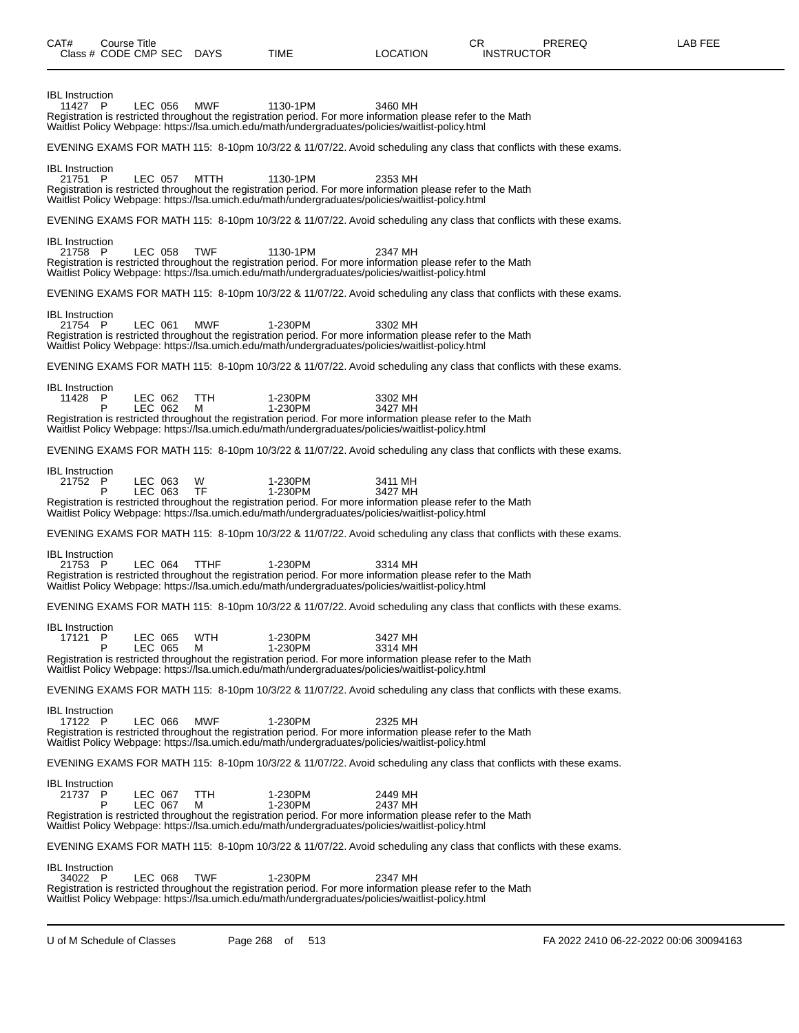| CAT# | Course Title | | | | | | CR | PREREQ | LAB FEE |
|---|---|---|---|---|---|---|---|---|---|
| Class # | CODE | CMP | SEC | DAYS | TIME | LOCATION | INSTRUCTOR | | |

IBL Instruction

| 11427 | P | LEC | 056 | MWF | 1130-1PM | 3460 MH |
|---|---|---|---|---|---|---|

Registration is restricted throughout the registration period. For more information please refer to the Math Waitlist Policy Webpage: https://lsa.umich.edu/math/undergraduates/policies/waitlist-policy.html

EVENING EXAMS FOR MATH 115: 8-10pm 10/3/22 & 11/07/22. Avoid scheduling any class that conflicts with these exams.

IBL Instruction

| 21751 | P | LEC | 057 | MTTH | 1130-1PM | 2353 MH |
|---|---|---|---|---|---|---|

Registration is restricted throughout the registration period. For more information please refer to the Math Waitlist Policy Webpage: https://lsa.umich.edu/math/undergraduates/policies/waitlist-policy.html

EVENING EXAMS FOR MATH 115: 8-10pm 10/3/22 & 11/07/22. Avoid scheduling any class that conflicts with these exams.

IBL Instruction

| 21758 | P | LEC | 058 | TWF | 1130-1PM | 2347 MH |
|---|---|---|---|---|---|---|

Registration is restricted throughout the registration period. For more information please refer to the Math Waitlist Policy Webpage: https://lsa.umich.edu/math/undergraduates/policies/waitlist-policy.html

EVENING EXAMS FOR MATH 115: 8-10pm 10/3/22 & 11/07/22. Avoid scheduling any class that conflicts with these exams.

IBL Instruction

| 21754 | P | LEC | 061 | MWF | 1-230PM | 3302 MH |
|---|---|---|---|---|---|---|

Registration is restricted throughout the registration period. For more information please refer to the Math Waitlist Policy Webpage: https://lsa.umich.edu/math/undergraduates/policies/waitlist-policy.html

EVENING EXAMS FOR MATH 115: 8-10pm 10/3/22 & 11/07/22. Avoid scheduling any class that conflicts with these exams.

IBL Instruction

| 11428 | P | LEC | 062 | TTH | 1-230PM | 3302 MH |
|---|---|---|---|---|---|---|
| | P | LEC | 062 | M | 1-230PM | 3427 MH |

Registration is restricted throughout the registration period. For more information please refer to the Math Waitlist Policy Webpage: https://lsa.umich.edu/math/undergraduates/policies/waitlist-policy.html

EVENING EXAMS FOR MATH 115: 8-10pm 10/3/22 & 11/07/22. Avoid scheduling any class that conflicts with these exams.

IBL Instruction

| 21752 | P | LEC | 063 | W | 1-230PM | 3411 MH |
|---|---|---|---|---|---|---|
| | P | LEC | 063 | TF | 1-230PM | 3427 MH |

Registration is restricted throughout the registration period. For more information please refer to the Math Waitlist Policy Webpage: https://lsa.umich.edu/math/undergraduates/policies/waitlist-policy.html

EVENING EXAMS FOR MATH 115: 8-10pm 10/3/22 & 11/07/22. Avoid scheduling any class that conflicts with these exams.

IBL Instruction

| 21753 | P | LEC | 064 | TTHF | 1-230PM | 3314 MH |
|---|---|---|---|---|---|---|

Registration is restricted throughout the registration period. For more information please refer to the Math Waitlist Policy Webpage: https://lsa.umich.edu/math/undergraduates/policies/waitlist-policy.html

EVENING EXAMS FOR MATH 115: 8-10pm 10/3/22 & 11/07/22. Avoid scheduling any class that conflicts with these exams.

IBL Instruction

| 17121 | P | LEC | 065 | WTH | 1-230PM | 3427 MH |
|---|---|---|---|---|---|---|
| | P | LEC | 065 | M | 1-230PM | 3314 MH |

Registration is restricted throughout the registration period. For more information please refer to the Math Waitlist Policy Webpage: https://lsa.umich.edu/math/undergraduates/policies/waitlist-policy.html

EVENING EXAMS FOR MATH 115: 8-10pm 10/3/22 & 11/07/22. Avoid scheduling any class that conflicts with these exams.

IBL Instruction

| 17122 | P | LEC | 066 | MWF | 1-230PM | 2325 MH |
|---|---|---|---|---|---|---|

Registration is restricted throughout the registration period. For more information please refer to the Math Waitlist Policy Webpage: https://lsa.umich.edu/math/undergraduates/policies/waitlist-policy.html

EVENING EXAMS FOR MATH 115: 8-10pm 10/3/22 & 11/07/22. Avoid scheduling any class that conflicts with these exams.

IBL Instruction

| 21737 | P | LEC | 067 | TTH | 1-230PM | 2449 MH |
|---|---|---|---|---|---|---|
| | P | LEC | 067 | M | 1-230PM | 2437 MH |

Registration is restricted throughout the registration period. For more information please refer to the Math Waitlist Policy Webpage: https://lsa.umich.edu/math/undergraduates/policies/waitlist-policy.html

EVENING EXAMS FOR MATH 115: 8-10pm 10/3/22 & 11/07/22. Avoid scheduling any class that conflicts with these exams.

IBL Instruction

| 34022 | P | LEC | 068 | TWF | 1-230PM | 2347 MH |
|---|---|---|---|---|---|---|

Registration is restricted throughout the registration period. For more information please refer to the Math Waitlist Policy Webpage: https://lsa.umich.edu/math/undergraduates/policies/waitlist-policy.html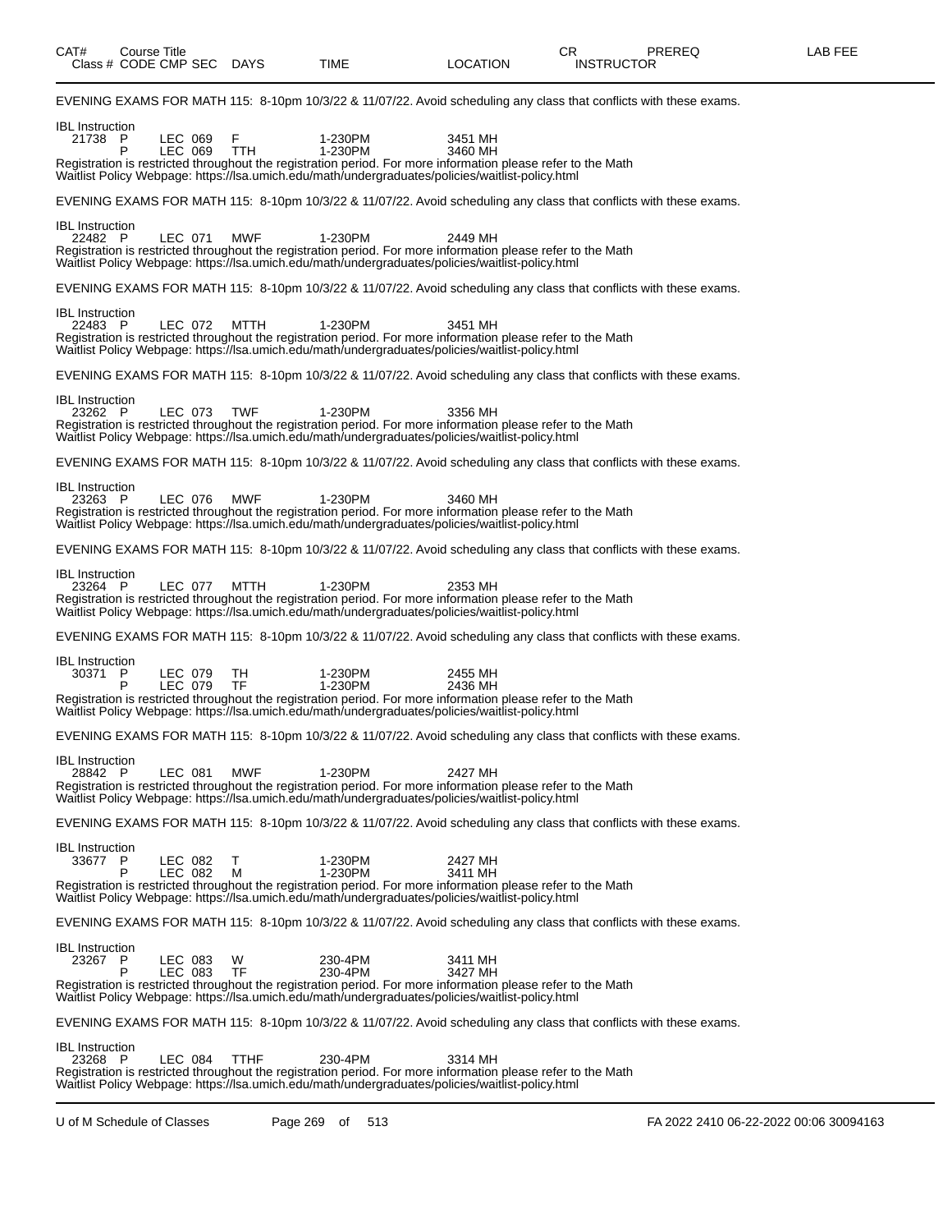| CAT# | Course Title | | | | | | CR | PREREQ | LAB FEE |
|---|---|---|---|---|---|---|---|---|---|
| Class # | CODE | CMP | SEC | DAYS | TIME | LOCATION | INSTRUCTOR | | |

EVENING EXAMS FOR MATH 115: 8-10pm 10/3/22 & 11/07/22. Avoid scheduling any class that conflicts with these exams.

IBL Instruction

| | | | | | | |
|---|---|---|---|---|---|---|
| 21738 | P | LEC | 069 | F | 1-230PM | 3451 MH |
| | P | LEC | 069 | TTH | 1-230PM | 3460 MH |

Registration is restricted throughout the registration period. For more information please refer to the Math Waitlist Policy Webpage: https://lsa.umich.edu/math/undergraduates/policies/waitlist-policy.html

EVENING EXAMS FOR MATH 115: 8-10pm 10/3/22 & 11/07/22. Avoid scheduling any class that conflicts with these exams.

IBL Instruction

| | | | | | | |
|---|---|---|---|---|---|---|
| 22482 | P | LEC | 071 | MWF | 1-230PM | 2449 MH |

Registration is restricted throughout the registration period. For more information please refer to the Math Waitlist Policy Webpage: https://lsa.umich.edu/math/undergraduates/policies/waitlist-policy.html

EVENING EXAMS FOR MATH 115: 8-10pm 10/3/22 & 11/07/22. Avoid scheduling any class that conflicts with these exams.

IBL Instruction

| | | | | | | |
|---|---|---|---|---|---|---|
| 22483 | P | LEC | 072 | MTTH | 1-230PM | 3451 MH |

Registration is restricted throughout the registration period. For more information please refer to the Math Waitlist Policy Webpage: https://lsa.umich.edu/math/undergraduates/policies/waitlist-policy.html

EVENING EXAMS FOR MATH 115: 8-10pm 10/3/22 & 11/07/22. Avoid scheduling any class that conflicts with these exams.

IBL Instruction

| | | | | | | |
|---|---|---|---|---|---|---|
| 23262 | P | LEC | 073 | TWF | 1-230PM | 3356 MH |

Registration is restricted throughout the registration period. For more information please refer to the Math Waitlist Policy Webpage: https://lsa.umich.edu/math/undergraduates/policies/waitlist-policy.html

EVENING EXAMS FOR MATH 115: 8-10pm 10/3/22 & 11/07/22. Avoid scheduling any class that conflicts with these exams.

IBL Instruction

| | | | | | | |
|---|---|---|---|---|---|---|
| 23263 | P | LEC | 076 | MWF | 1-230PM | 3460 MH |

Registration is restricted throughout the registration period. For more information please refer to the Math Waitlist Policy Webpage: https://lsa.umich.edu/math/undergraduates/policies/waitlist-policy.html

EVENING EXAMS FOR MATH 115: 8-10pm 10/3/22 & 11/07/22. Avoid scheduling any class that conflicts with these exams.

IBL Instruction

| | | | | | | |
|---|---|---|---|---|---|---|
| 23264 | P | LEC | 077 | MTTH | 1-230PM | 2353 MH |

Registration is restricted throughout the registration period. For more information please refer to the Math Waitlist Policy Webpage: https://lsa.umich.edu/math/undergraduates/policies/waitlist-policy.html

EVENING EXAMS FOR MATH 115: 8-10pm 10/3/22 & 11/07/22. Avoid scheduling any class that conflicts with these exams.

IBL Instruction

| | | | | | | |
|---|---|---|---|---|---|---|
| 30371 | P | LEC | 079 | TH | 1-230PM | 2455 MH |
| | P | LEC | 079 | TF | 1-230PM | 2436 MH |

Registration is restricted throughout the registration period. For more information please refer to the Math Waitlist Policy Webpage: https://lsa.umich.edu/math/undergraduates/policies/waitlist-policy.html

EVENING EXAMS FOR MATH 115: 8-10pm 10/3/22 & 11/07/22. Avoid scheduling any class that conflicts with these exams.

IBL Instruction

| | | | | | | |
|---|---|---|---|---|---|---|
| 28842 | P | LEC | 081 | MWF | 1-230PM | 2427 MH |

Registration is restricted throughout the registration period. For more information please refer to the Math Waitlist Policy Webpage: https://lsa.umich.edu/math/undergraduates/policies/waitlist-policy.html

EVENING EXAMS FOR MATH 115: 8-10pm 10/3/22 & 11/07/22. Avoid scheduling any class that conflicts with these exams.

IBL Instruction

| | | | | | | |
|---|---|---|---|---|---|---|
| 33677 | P | LEC | 082 | T | 1-230PM | 2427 MH |
| | P | LEC | 082 | M | 1-230PM | 3411 MH |

Registration is restricted throughout the registration period. For more information please refer to the Math Waitlist Policy Webpage: https://lsa.umich.edu/math/undergraduates/policies/waitlist-policy.html

EVENING EXAMS FOR MATH 115: 8-10pm 10/3/22 & 11/07/22. Avoid scheduling any class that conflicts with these exams.

IBL Instruction

| | | | | | | |
|---|---|---|---|---|---|---|
| 23267 | P | LEC | 083 | W | 230-4PM | 3411 MH |
| | P | LEC | 083 | TF | 230-4PM | 3427 MH |

Registration is restricted throughout the registration period. For more information please refer to the Math Waitlist Policy Webpage: https://lsa.umich.edu/math/undergraduates/policies/waitlist-policy.html

EVENING EXAMS FOR MATH 115: 8-10pm 10/3/22 & 11/07/22. Avoid scheduling any class that conflicts with these exams.

IBL Instruction

| | | | | | | |
|---|---|---|---|---|---|---|
| 23268 | P | LEC | 084 | TTHF | 230-4PM | 3314 MH |

Registration is restricted throughout the registration period. For more information please refer to the Math Waitlist Policy Webpage: https://lsa.umich.edu/math/undergraduates/policies/waitlist-policy.html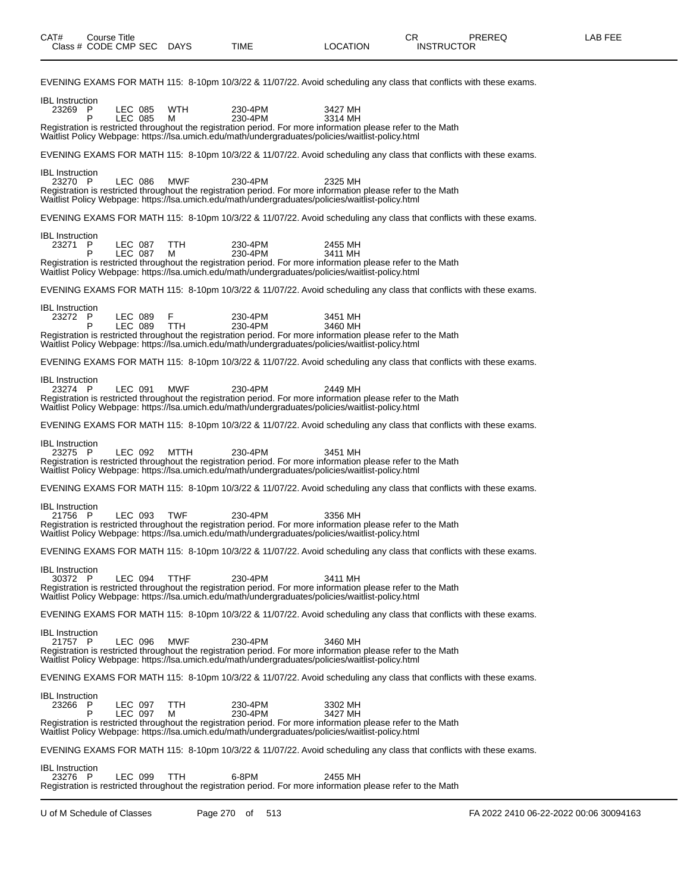| CAT# | Course Title | | | | | CR | PREREQ | LAB FEE |
|---|---|---|---|---|---|---|---|---|
| Class # | CODE | CMP | SEC | DAYS | TIME | LOCATION | INSTRUCTOR | |

EVENING EXAMS FOR MATH 115: 8-10pm 10/3/22 & 11/07/22. Avoid scheduling any class that conflicts with these exams.

IBL Instruction

| Class # | CODE | CMP | SEC | DAYS | TIME | LOCATION |
|---|---|---|---|---|---|---|
| 23269 | P | LEC | 085 | WTH | 230-4PM | 3427 MH |
| | P | LEC | 085 | M | 230-4PM | 3314 MH |

Registration is restricted throughout the registration period. For more information please refer to the Math Waitlist Policy Webpage: https://lsa.umich.edu/math/undergraduates/policies/waitlist-policy.html

EVENING EXAMS FOR MATH 115: 8-10pm 10/3/22 & 11/07/22. Avoid scheduling any class that conflicts with these exams.

IBL Instruction

| Class # | CODE | CMP | SEC | DAYS | TIME | LOCATION |
|---|---|---|---|---|---|---|
| 23270 | P | LEC | 086 | MWF | 230-4PM | 2325 MH |

Registration is restricted throughout the registration period. For more information please refer to the Math Waitlist Policy Webpage: https://lsa.umich.edu/math/undergraduates/policies/waitlist-policy.html

EVENING EXAMS FOR MATH 115: 8-10pm 10/3/22 & 11/07/22. Avoid scheduling any class that conflicts with these exams.

IBL Instruction

| Class # | CODE | CMP | SEC | DAYS | TIME | LOCATION |
|---|---|---|---|---|---|---|
| 23271 | P | LEC | 087 | TTH | 230-4PM | 2455 MH |
| | P | LEC | 087 | M | 230-4PM | 3411 MH |

Registration is restricted throughout the registration period. For more information please refer to the Math Waitlist Policy Webpage: https://lsa.umich.edu/math/undergraduates/policies/waitlist-policy.html

EVENING EXAMS FOR MATH 115: 8-10pm 10/3/22 & 11/07/22. Avoid scheduling any class that conflicts with these exams.

IBL Instruction

| Class # | CODE | CMP | SEC | DAYS | TIME | LOCATION |
|---|---|---|---|---|---|---|
| 23272 | P | LEC | 089 | F | 230-4PM | 3451 MH |
| | P | LEC | 089 | TTH | 230-4PM | 3460 MH |

Registration is restricted throughout the registration period. For more information please refer to the Math Waitlist Policy Webpage: https://lsa.umich.edu/math/undergraduates/policies/waitlist-policy.html

EVENING EXAMS FOR MATH 115: 8-10pm 10/3/22 & 11/07/22. Avoid scheduling any class that conflicts with these exams.

IBL Instruction

| Class # | CODE | CMP | SEC | DAYS | TIME | LOCATION |
|---|---|---|---|---|---|---|
| 23274 | P | LEC | 091 | MWF | 230-4PM | 2449 MH |

Registration is restricted throughout the registration period. For more information please refer to the Math Waitlist Policy Webpage: https://lsa.umich.edu/math/undergraduates/policies/waitlist-policy.html

EVENING EXAMS FOR MATH 115: 8-10pm 10/3/22 & 11/07/22. Avoid scheduling any class that conflicts with these exams.

IBL Instruction

| Class # | CODE | CMP | SEC | DAYS | TIME | LOCATION |
|---|---|---|---|---|---|---|
| 23275 | P | LEC | 092 | MTTH | 230-4PM | 3451 MH |

Registration is restricted throughout the registration period. For more information please refer to the Math Waitlist Policy Webpage: https://lsa.umich.edu/math/undergraduates/policies/waitlist-policy.html

EVENING EXAMS FOR MATH 115: 8-10pm 10/3/22 & 11/07/22. Avoid scheduling any class that conflicts with these exams.

IBL Instruction

| Class # | CODE | CMP | SEC | DAYS | TIME | LOCATION |
|---|---|---|---|---|---|---|
| 21756 | P | LEC | 093 | TWF | 230-4PM | 3356 MH |

Registration is restricted throughout the registration period. For more information please refer to the Math Waitlist Policy Webpage: https://lsa.umich.edu/math/undergraduates/policies/waitlist-policy.html

EVENING EXAMS FOR MATH 115: 8-10pm 10/3/22 & 11/07/22. Avoid scheduling any class that conflicts with these exams.

IBL Instruction

| Class # | CODE | CMP | SEC | DAYS | TIME | LOCATION |
|---|---|---|---|---|---|---|
| 30372 | P | LEC | 094 | TTHF | 230-4PM | 3411 MH |

Registration is restricted throughout the registration period. For more information please refer to the Math Waitlist Policy Webpage: https://lsa.umich.edu/math/undergraduates/policies/waitlist-policy.html

EVENING EXAMS FOR MATH 115: 8-10pm 10/3/22 & 11/07/22. Avoid scheduling any class that conflicts with these exams.

IBL Instruction

| Class # | CODE | CMP | SEC | DAYS | TIME | LOCATION |
|---|---|---|---|---|---|---|
| 21757 | P | LEC | 096 | MWF | 230-4PM | 3460 MH |

Registration is restricted throughout the registration period. For more information please refer to the Math Waitlist Policy Webpage: https://lsa.umich.edu/math/undergraduates/policies/waitlist-policy.html

EVENING EXAMS FOR MATH 115: 8-10pm 10/3/22 & 11/07/22. Avoid scheduling any class that conflicts with these exams.

IBL Instruction

| Class # | CODE | CMP | SEC | DAYS | TIME | LOCATION |
|---|---|---|---|---|---|---|
| 23266 | P | LEC | 097 | TTH | 230-4PM | 3302 MH |
| | P | LEC | 097 | M | 230-4PM | 3427 MH |

Registration is restricted throughout the registration period. For more information please refer to the Math Waitlist Policy Webpage: https://lsa.umich.edu/math/undergraduates/policies/waitlist-policy.html

EVENING EXAMS FOR MATH 115: 8-10pm 10/3/22 & 11/07/22. Avoid scheduling any class that conflicts with these exams.

IBL Instruction

| Class # | CODE | CMP | SEC | DAYS | TIME | LOCATION |
|---|---|---|---|---|---|---|
| 23276 | P | LEC | 099 | TTH | 6-8PM | 2455 MH |

Registration is restricted throughout the registration period. For more information please refer to the Math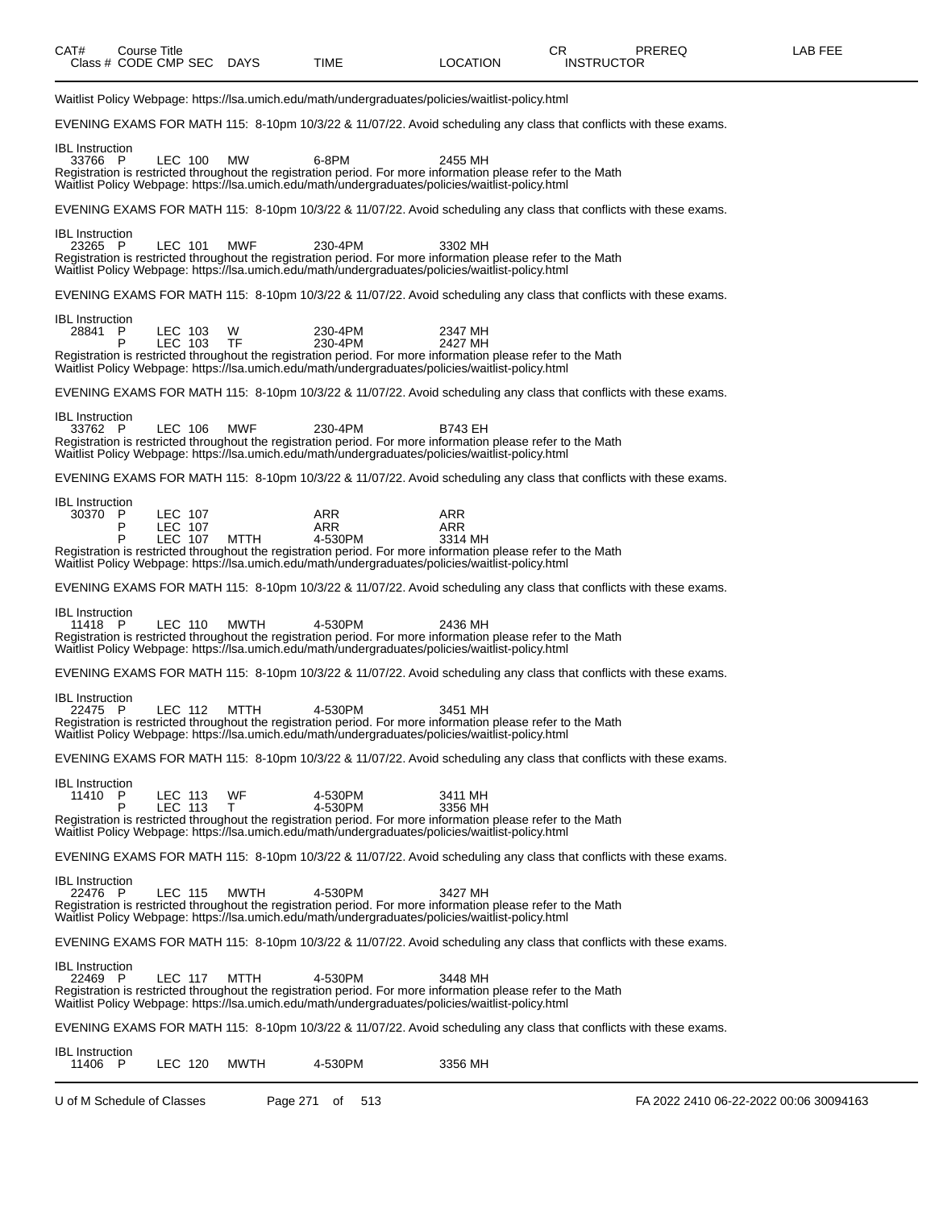| CAT# | Course Title | | | | | | CR | PREREQ | LAB FEE |
|---|---|---|---|---|---|---|---|---|---|
| Class # | CODE | CMP | SEC | DAYS | TIME | LOCATION | INSTRUCTOR | | |

Waitlist Policy Webpage: https://lsa.umich.edu/math/undergraduates/policies/waitlist-policy.html

EVENING EXAMS FOR MATH 115: 8-10pm 10/3/22 & 11/07/22. Avoid scheduling any class that conflicts with these exams.

IBL Instruction

| Class # | CODE | CMP | SEC | DAYS | TIME | LOCATION |
|---|---|---|---|---|---|---|
| 33766 | P | LEC | 100 | MW | 6-8PM | 2455 MH |

Registration is restricted throughout the registration period. For more information please refer to the Math Waitlist Policy Webpage: https://lsa.umich.edu/math/undergraduates/policies/waitlist-policy.html

EVENING EXAMS FOR MATH 115: 8-10pm 10/3/22 & 11/07/22. Avoid scheduling any class that conflicts with these exams.

IBL Instruction

| Class # | CODE | CMP | SEC | DAYS | TIME | LOCATION |
|---|---|---|---|---|---|---|
| 23265 | P | LEC | 101 | MWF | 230-4PM | 3302 MH |

Registration is restricted throughout the registration period. For more information please refer to the Math Waitlist Policy Webpage: https://lsa.umich.edu/math/undergraduates/policies/waitlist-policy.html

EVENING EXAMS FOR MATH 115: 8-10pm 10/3/22 & 11/07/22. Avoid scheduling any class that conflicts with these exams.

IBL Instruction

| Class # | CODE | CMP | SEC | DAYS | TIME | LOCATION |
|---|---|---|---|---|---|---|
| 28841 | P | LEC | 103 | W | 230-4PM | 2347 MH |
| | P | LEC | 103 | TF | 230-4PM | 2427 MH |

Registration is restricted throughout the registration period. For more information please refer to the Math Waitlist Policy Webpage: https://lsa.umich.edu/math/undergraduates/policies/waitlist-policy.html

EVENING EXAMS FOR MATH 115: 8-10pm 10/3/22 & 11/07/22. Avoid scheduling any class that conflicts with these exams.

IBL Instruction

| Class # | CODE | CMP | SEC | DAYS | TIME | LOCATION |
|---|---|---|---|---|---|---|
| 33762 | P | LEC | 106 | MWF | 230-4PM | B743 EH |

Registration is restricted throughout the registration period. For more information please refer to the Math Waitlist Policy Webpage: https://lsa.umich.edu/math/undergraduates/policies/waitlist-policy.html

EVENING EXAMS FOR MATH 115: 8-10pm 10/3/22 & 11/07/22. Avoid scheduling any class that conflicts with these exams.

IBL Instruction

| Class # | CODE | CMP | SEC | DAYS | TIME | LOCATION |
|---|---|---|---|---|---|---|
| 30370 | P | LEC | 107 | | ARR | ARR |
| | P | LEC | 107 | | ARR | ARR |
| | P | LEC | 107 | MTTH | 4-530PM | 3314 MH |

Registration is restricted throughout the registration period. For more information please refer to the Math Waitlist Policy Webpage: https://lsa.umich.edu/math/undergraduates/policies/waitlist-policy.html

EVENING EXAMS FOR MATH 115: 8-10pm 10/3/22 & 11/07/22. Avoid scheduling any class that conflicts with these exams.

IBL Instruction

| Class # | CODE | CMP | SEC | DAYS | TIME | LOCATION |
|---|---|---|---|---|---|---|
| 11418 | P | LEC | 110 | MWTH | 4-530PM | 2436 MH |

Registration is restricted throughout the registration period. For more information please refer to the Math Waitlist Policy Webpage: https://lsa.umich.edu/math/undergraduates/policies/waitlist-policy.html

EVENING EXAMS FOR MATH 115: 8-10pm 10/3/22 & 11/07/22. Avoid scheduling any class that conflicts with these exams.

IBL Instruction

| Class # | CODE | CMP | SEC | DAYS | TIME | LOCATION |
|---|---|---|---|---|---|---|
| 22475 | P | LEC | 112 | MTTH | 4-530PM | 3451 MH |

Registration is restricted throughout the registration period. For more information please refer to the Math Waitlist Policy Webpage: https://lsa.umich.edu/math/undergraduates/policies/waitlist-policy.html

EVENING EXAMS FOR MATH 115: 8-10pm 10/3/22 & 11/07/22. Avoid scheduling any class that conflicts with these exams.

IBL Instruction

| Class # | CODE | CMP | SEC | DAYS | TIME | LOCATION |
|---|---|---|---|---|---|---|
| 11410 | P | LEC | 113 | WF | 4-530PM | 3411 MH |
| | P | LEC | 113 | T | 4-530PM | 3356 MH |

Registration is restricted throughout the registration period. For more information please refer to the Math Waitlist Policy Webpage: https://lsa.umich.edu/math/undergraduates/policies/waitlist-policy.html

EVENING EXAMS FOR MATH 115: 8-10pm 10/3/22 & 11/07/22. Avoid scheduling any class that conflicts with these exams.

IBL Instruction

| Class # | CODE | CMP | SEC | DAYS | TIME | LOCATION |
|---|---|---|---|---|---|---|
| 22476 | P | LEC | 115 | MWTH | 4-530PM | 3427 MH |

Registration is restricted throughout the registration period. For more information please refer to the Math Waitlist Policy Webpage: https://lsa.umich.edu/math/undergraduates/policies/waitlist-policy.html

EVENING EXAMS FOR MATH 115: 8-10pm 10/3/22 & 11/07/22. Avoid scheduling any class that conflicts with these exams.

IBL Instruction

| Class # | CODE | CMP | SEC | DAYS | TIME | LOCATION |
|---|---|---|---|---|---|---|
| 22469 | P | LEC | 117 | MTTH | 4-530PM | 3448 MH |

Registration is restricted throughout the registration period. For more information please refer to the Math Waitlist Policy Webpage: https://lsa.umich.edu/math/undergraduates/policies/waitlist-policy.html

EVENING EXAMS FOR MATH 115: 8-10pm 10/3/22 & 11/07/22. Avoid scheduling any class that conflicts with these exams.

IBL Instruction

| Class # | CODE | CMP | SEC | DAYS | TIME | LOCATION |
|---|---|---|---|---|---|---|
| 11406 | P | LEC | 120 | MWTH | 4-530PM | 3356 MH |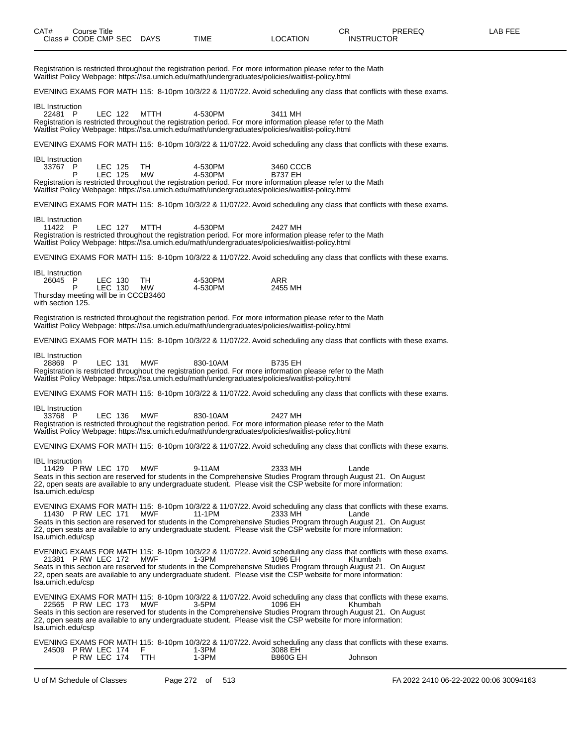| CAT# | Course Title | | | | | | CR | PREREQ | LAB FEE |
|---|---|---|---|---|---|---|---|---|---|
| Class # | CODE | CMP | SEC | DAYS | TIME | LOCATION | INSTRUCTOR | | |

Registration is restricted throughout the registration period. For more information please refer to the Math Waitlist Policy Webpage: https://lsa.umich.edu/math/undergraduates/policies/waitlist-policy.html

EVENING EXAMS FOR MATH 115: 8-10pm 10/3/22 & 11/07/22. Avoid scheduling any class that conflicts with these exams.

IBL Instruction

| Class # | CODE | CMP | SEC | DAYS | TIME | LOCATION | INSTRUCTOR |
|---|---|---|---|---|---|---|---|
| 22481 | P | LEC | 122 | MTTH | 4-530PM | 3411 MH | |

Registration is restricted throughout the registration period. For more information please refer to the Math Waitlist Policy Webpage: https://lsa.umich.edu/math/undergraduates/policies/waitlist-policy.html

EVENING EXAMS FOR MATH 115: 8-10pm 10/3/22 & 11/07/22. Avoid scheduling any class that conflicts with these exams.

IBL Instruction

| Class # | CODE | CMP | SEC | DAYS | TIME | LOCATION | INSTRUCTOR |
|---|---|---|---|---|---|---|---|
| 33767 | P | LEC | 125 | TH | 4-530PM | 3460 CCCB | |
| | P | LEC | 125 | MW | 4-530PM | B737 EH | |

Registration is restricted throughout the registration period. For more information please refer to the Math Waitlist Policy Webpage: https://lsa.umich.edu/math/undergraduates/policies/waitlist-policy.html

EVENING EXAMS FOR MATH 115: 8-10pm 10/3/22 & 11/07/22. Avoid scheduling any class that conflicts with these exams.

IBL Instruction

| Class # | CODE | CMP | SEC | DAYS | TIME | LOCATION | INSTRUCTOR |
|---|---|---|---|---|---|---|---|
| 11422 | P | LEC | 127 | MTTH | 4-530PM | 2427 MH | |

Registration is restricted throughout the registration period. For more information please refer to the Math Waitlist Policy Webpage: https://lsa.umich.edu/math/undergraduates/policies/waitlist-policy.html

EVENING EXAMS FOR MATH 115: 8-10pm 10/3/22 & 11/07/22. Avoid scheduling any class that conflicts with these exams.

IBL Instruction

| Class # | CODE | CMP | SEC | DAYS | TIME | LOCATION | INSTRUCTOR |
|---|---|---|---|---|---|---|---|
| 26045 | P | LEC | 130 | TH | 4-530PM | ARR | |
| | P | LEC | 130 | MW | 4-530PM | 2455 MH | |

Thursday meeting will be in CCCB3460 with section 125.

Registration is restricted throughout the registration period. For more information please refer to the Math Waitlist Policy Webpage: https://lsa.umich.edu/math/undergraduates/policies/waitlist-policy.html

EVENING EXAMS FOR MATH 115: 8-10pm 10/3/22 & 11/07/22. Avoid scheduling any class that conflicts with these exams.

IBL Instruction

| Class # | CODE | CMP | SEC | DAYS | TIME | LOCATION | INSTRUCTOR |
|---|---|---|---|---|---|---|---|
| 28869 | P | LEC | 131 | MWF | 830-10AM | B735 EH | |

Registration is restricted throughout the registration period. For more information please refer to the Math Waitlist Policy Webpage: https://lsa.umich.edu/math/undergraduates/policies/waitlist-policy.html

EVENING EXAMS FOR MATH 115: 8-10pm 10/3/22 & 11/07/22. Avoid scheduling any class that conflicts with these exams.

IBL Instruction

| Class # | CODE | CMP | SEC | DAYS | TIME | LOCATION | INSTRUCTOR |
|---|---|---|---|---|---|---|---|
| 33768 | P | LEC | 136 | MWF | 830-10AM | 2427 MH | |

Registration is restricted throughout the registration period. For more information please refer to the Math Waitlist Policy Webpage: https://lsa.umich.edu/math/undergraduates/policies/waitlist-policy.html

EVENING EXAMS FOR MATH 115: 8-10pm 10/3/22 & 11/07/22. Avoid scheduling any class that conflicts with these exams.

IBL Instruction

| Class # | CODE | CMP | SEC | DAYS | TIME | LOCATION | INSTRUCTOR |
|---|---|---|---|---|---|---|---|
| 11429 | P RW | LEC | 170 | MWF | 9-11AM | 2333 MH | Lande |

Seats in this section are reserved for students in the Comprehensive Studies Program through August 21. On August 22, open seats are available to any undergraduate student. Please visit the CSP website for more information: lsa.umich.edu/csp

EVENING EXAMS FOR MATH 115: 8-10pm 10/3/22 & 11/07/22. Avoid scheduling any class that conflicts with these exams.

| Class # | CODE | CMP | SEC | DAYS | TIME | LOCATION | INSTRUCTOR |
|---|---|---|---|---|---|---|---|
| 11430 | P RW | LEC | 171 | MWF | 11-1PM | 2333 MH | Lande |

Seats in this section are reserved for students in the Comprehensive Studies Program through August 21. On August 22, open seats are available to any undergraduate student. Please visit the CSP website for more information: lsa.umich.edu/csp

EVENING EXAMS FOR MATH 115: 8-10pm 10/3/22 & 11/07/22. Avoid scheduling any class that conflicts with these exams.

| Class # | CODE | CMP | SEC | DAYS | TIME | LOCATION | INSTRUCTOR |
|---|---|---|---|---|---|---|---|
| 21381 | P RW | LEC | 172 | MWF | 1-3PM | 1096 EH | Khumbah |

Seats in this section are reserved for students in the Comprehensive Studies Program through August 21. On August 22, open seats are available to any undergraduate student. Please visit the CSP website for more information: lsa.umich.edu/csp

EVENING EXAMS FOR MATH 115: 8-10pm 10/3/22 & 11/07/22. Avoid scheduling any class that conflicts with these exams.

| Class # | CODE | CMP | SEC | DAYS | TIME | LOCATION | INSTRUCTOR |
|---|---|---|---|---|---|---|---|
| 22565 | P RW | LEC | 173 | MWF | 3-5PM | 1096 EH | Khumbah |

Seats in this section are reserved for students in the Comprehensive Studies Program through August 21. On August 22, open seats are available to any undergraduate student. Please visit the CSP website for more information: lsa.umich.edu/csp

EVENING EXAMS FOR MATH 115: 8-10pm 10/3/22 & 11/07/22. Avoid scheduling any class that conflicts with these exams.

| Class # | CODE | CMP | SEC | DAYS | TIME | LOCATION | INSTRUCTOR |
|---|---|---|---|---|---|---|---|
| 24509 | P RW | LEC | 174 | F | 1-3PM | 3088 EH | |
| | P RW | LEC | 174 | TTH | 1-3PM | B860G EH | Johnson |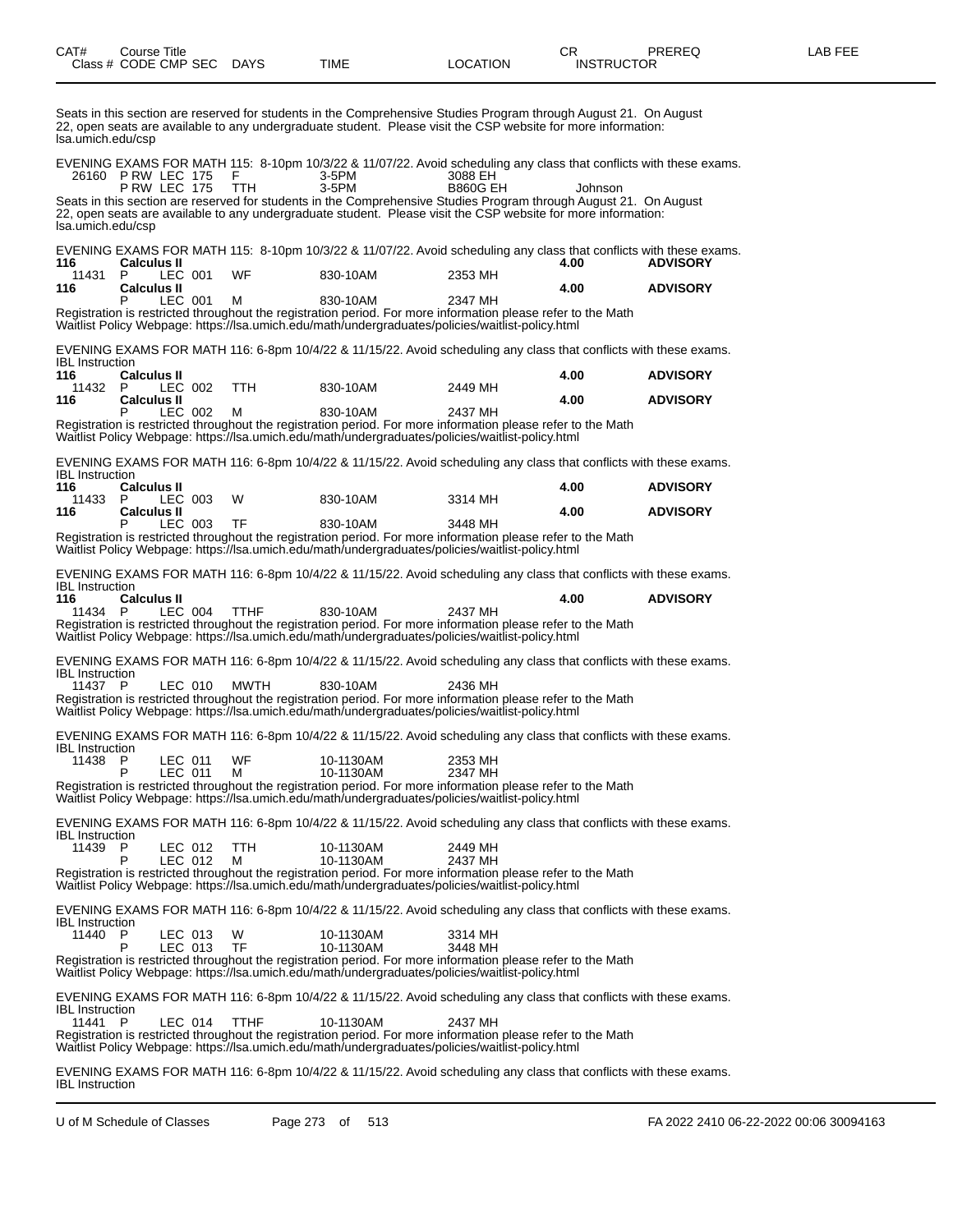| CAT# | Course Title | | | | | | CR | PREREQ | LAB FEE |
|---|---|---|---|---|---|---|---|---|---|
| Class # | CODE | CMP | SEC | DAYS | TIME | LOCATION | INSTRUCTOR | | |

Seats in this section are reserved for students in the Comprehensive Studies Program through August 21. On August 22, open seats are available to any undergraduate student. Please visit the CSP website for more information: lsa.umich.edu/csp

EVENING EXAMS FOR MATH 115: 8-10pm 10/3/22 & 11/07/22. Avoid scheduling any class that conflicts with these exams.

| 26160 | P RW | LEC | 175 | F | 3-5PM | 3088 EH | | | |
|---|---|---|---|---|---|---|---|---|---|
| | P RW | LEC | 175 | TTH | 3-5PM | B860G EH | Johnson | | |

Seats in this section are reserved for students in the Comprehensive Studies Program through August 21. On August 22, open seats are available to any undergraduate student. Please visit the CSP website for more information: lsa.umich.edu/csp

EVENING EXAMS FOR MATH 115: 8-10pm 10/3/22 & 11/07/22. Avoid scheduling any class that conflicts with these exams.

**116 Calculus II** — 4.00 — ADVISORY

| 11431 | P | LEC | 001 | WF | 830-10AM | 2353 MH |
|---|---|---|---|---|---|---|

**116 Calculus II** — 4.00 — ADVISORY

| | P | LEC | 001 | M | 830-10AM | 2347 MH |
|---|---|---|---|---|---|---|

Registration is restricted throughout the registration period. For more information please refer to the Math Waitlist Policy Webpage: https://lsa.umich.edu/math/undergraduates/policies/waitlist-policy.html

EVENING EXAMS FOR MATH 116: 6-8pm 10/4/22 & 11/15/22. Avoid scheduling any class that conflicts with these exams.
IBL Instruction

**116 Calculus II** — 4.00 — ADVISORY

| 11432 | P | LEC | 002 | TTH | 830-10AM | 2449 MH |
|---|---|---|---|---|---|---|

**116 Calculus II** — 4.00 — ADVISORY

| | P | LEC | 002 | M | 830-10AM | 2437 MH |
|---|---|---|---|---|---|---|

Registration is restricted throughout the registration period. For more information please refer to the Math Waitlist Policy Webpage: https://lsa.umich.edu/math/undergraduates/policies/waitlist-policy.html

EVENING EXAMS FOR MATH 116: 6-8pm 10/4/22 & 11/15/22. Avoid scheduling any class that conflicts with these exams.
IBL Instruction

**116 Calculus II** — 4.00 — ADVISORY

| 11433 | P | LEC | 003 | W | 830-10AM | 3314 MH |
|---|---|---|---|---|---|---|

**116 Calculus II** — 4.00 — ADVISORY

| | P | LEC | 003 | TF | 830-10AM | 3448 MH |
|---|---|---|---|---|---|---|

Registration is restricted throughout the registration period. For more information please refer to the Math Waitlist Policy Webpage: https://lsa.umich.edu/math/undergraduates/policies/waitlist-policy.html

EVENING EXAMS FOR MATH 116: 6-8pm 10/4/22 & 11/15/22. Avoid scheduling any class that conflicts with these exams.
IBL Instruction

**116 Calculus II** — 4.00 — ADVISORY

| 11434 | P | LEC | 004 | TTHF | 830-10AM | 2437 MH |
|---|---|---|---|---|---|---|

Registration is restricted throughout the registration period. For more information please refer to the Math Waitlist Policy Webpage: https://lsa.umich.edu/math/undergraduates/policies/waitlist-policy.html

EVENING EXAMS FOR MATH 116: 6-8pm 10/4/22 & 11/15/22. Avoid scheduling any class that conflicts with these exams.
IBL Instruction

| 11437 | P | LEC | 010 | MWTH | 830-10AM | 2436 MH |
|---|---|---|---|---|---|---|

Registration is restricted throughout the registration period. For more information please refer to the Math Waitlist Policy Webpage: https://lsa.umich.edu/math/undergraduates/policies/waitlist-policy.html

EVENING EXAMS FOR MATH 116: 6-8pm 10/4/22 & 11/15/22. Avoid scheduling any class that conflicts with these exams.
IBL Instruction

| 11438 | P | LEC | 011 | WF | 10-1130AM | 2353 MH |
|---|---|---|---|---|---|---|
| | P | LEC | 011 | M | 10-1130AM | 2347 MH |

Registration is restricted throughout the registration period. For more information please refer to the Math Waitlist Policy Webpage: https://lsa.umich.edu/math/undergraduates/policies/waitlist-policy.html

EVENING EXAMS FOR MATH 116: 6-8pm 10/4/22 & 11/15/22. Avoid scheduling any class that conflicts with these exams.
IBL Instruction

| 11439 | P | LEC | 012 | TTH | 10-1130AM | 2449 MH |
|---|---|---|---|---|---|---|
| | P | LEC | 012 | M | 10-1130AM | 2437 MH |

Registration is restricted throughout the registration period. For more information please refer to the Math Waitlist Policy Webpage: https://lsa.umich.edu/math/undergraduates/policies/waitlist-policy.html

EVENING EXAMS FOR MATH 116: 6-8pm 10/4/22 & 11/15/22. Avoid scheduling any class that conflicts with these exams.
IBL Instruction

| 11440 | P | LEC | 013 | W | 10-1130AM | 3314 MH |
|---|---|---|---|---|---|---|
| | P | LEC | 013 | TF | 10-1130AM | 3448 MH |

Registration is restricted throughout the registration period. For more information please refer to the Math Waitlist Policy Webpage: https://lsa.umich.edu/math/undergraduates/policies/waitlist-policy.html

EVENING EXAMS FOR MATH 116: 6-8pm 10/4/22 & 11/15/22. Avoid scheduling any class that conflicts with these exams.
IBL Instruction

| 11441 | P | LEC | 014 | TTHF | 10-1130AM | 2437 MH |
|---|---|---|---|---|---|---|

Registration is restricted throughout the registration period. For more information please refer to the Math Waitlist Policy Webpage: https://lsa.umich.edu/math/undergraduates/policies/waitlist-policy.html

EVENING EXAMS FOR MATH 116: 6-8pm 10/4/22 & 11/15/22. Avoid scheduling any class that conflicts with these exams.
IBL Instruction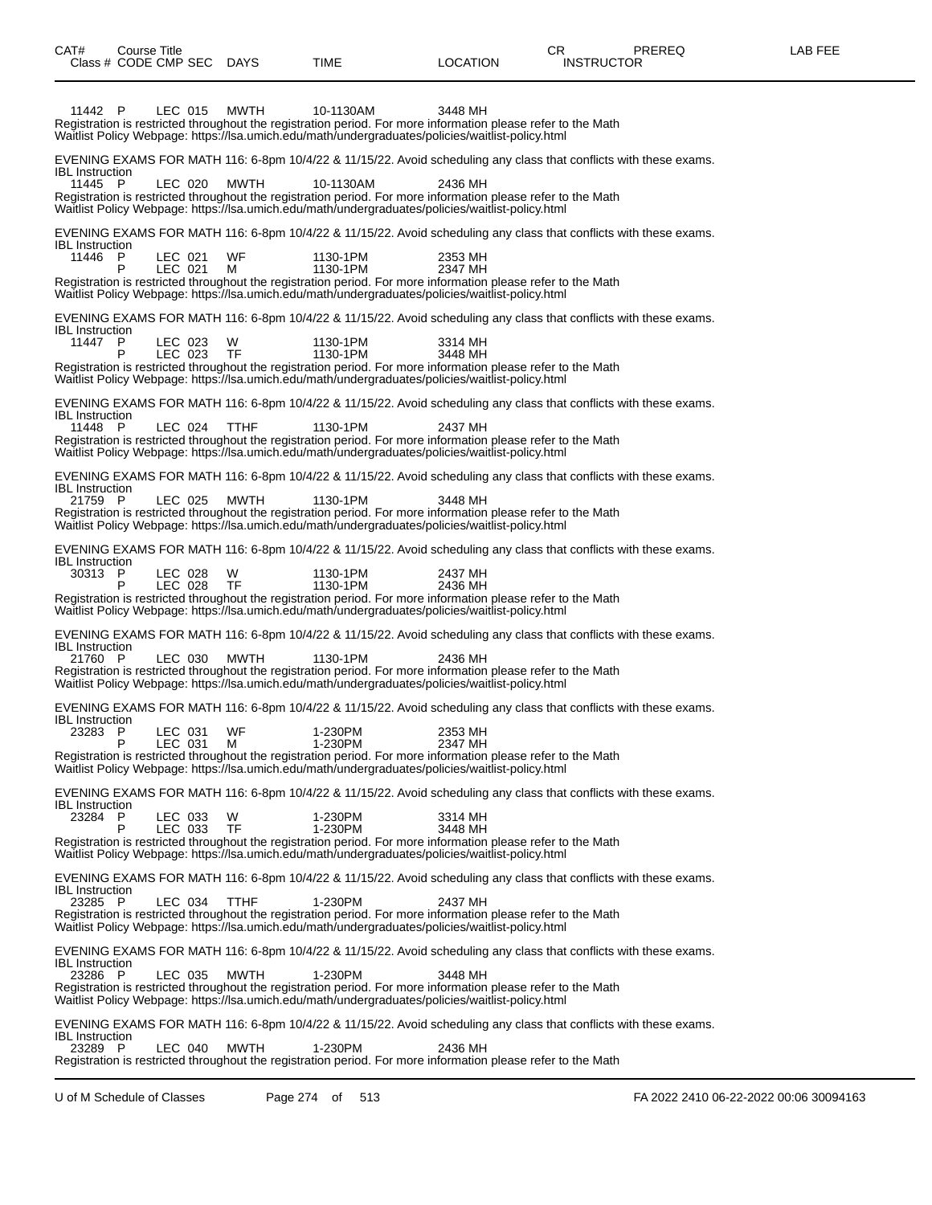| CAT# Class # | Course Title CODE | CMP | SEC | DAYS | TIME | LOCATION | CR INSTRUCTOR | PREREQ | LAB FEE |
|---|---|---|---|---|---|---|---|---|---|
| 11442 | P | LEC | 015 | MWTH | 10-1130AM | 3448 MH | | | |

Registration is restricted throughout the registration period. For more information please refer to the Math Waitlist Policy Webpage: https://lsa.umich.edu/math/undergraduates/policies/waitlist-policy.html

EVENING EXAMS FOR MATH 116: 6-8pm 10/4/22 & 11/15/22. Avoid scheduling any class that conflicts with these exams.
IBL Instruction

| | | | | | | |
|---|---|---|---|---|---|---|
| 11445 | P | LEC | 020 | MWTH | 10-1130AM | 2436 MH |

Registration is restricted throughout the registration period. For more information please refer to the Math Waitlist Policy Webpage: https://lsa.umich.edu/math/undergraduates/policies/waitlist-policy.html

EVENING EXAMS FOR MATH 116: 6-8pm 10/4/22 & 11/15/22. Avoid scheduling any class that conflicts with these exams.
IBL Instruction

| | | | | | | |
|---|---|---|---|---|---|---|
| 11446 | P | LEC | 021 | WF | 1130-1PM | 2353 MH |
| | P | LEC | 021 | M | 1130-1PM | 2347 MH |

Registration is restricted throughout the registration period. For more information please refer to the Math Waitlist Policy Webpage: https://lsa.umich.edu/math/undergraduates/policies/waitlist-policy.html

EVENING EXAMS FOR MATH 116: 6-8pm 10/4/22 & 11/15/22. Avoid scheduling any class that conflicts with these exams.
IBL Instruction

| | | | | | | |
|---|---|---|---|---|---|---|
| 11447 | P | LEC | 023 | W | 1130-1PM | 3314 MH |
| | P | LEC | 023 | TF | 1130-1PM | 3448 MH |

Registration is restricted throughout the registration period. For more information please refer to the Math Waitlist Policy Webpage: https://lsa.umich.edu/math/undergraduates/policies/waitlist-policy.html

EVENING EXAMS FOR MATH 116: 6-8pm 10/4/22 & 11/15/22. Avoid scheduling any class that conflicts with these exams.
IBL Instruction

| | | | | | | |
|---|---|---|---|---|---|---|
| 11448 | P | LEC | 024 | TTHF | 1130-1PM | 2437 MH |

Registration is restricted throughout the registration period. For more information please refer to the Math Waitlist Policy Webpage: https://lsa.umich.edu/math/undergraduates/policies/waitlist-policy.html

EVENING EXAMS FOR MATH 116: 6-8pm 10/4/22 & 11/15/22. Avoid scheduling any class that conflicts with these exams.
IBL Instruction

| | | | | | | |
|---|---|---|---|---|---|---|
| 21759 | P | LEC | 025 | MWTH | 1130-1PM | 3448 MH |

Registration is restricted throughout the registration period. For more information please refer to the Math Waitlist Policy Webpage: https://lsa.umich.edu/math/undergraduates/policies/waitlist-policy.html

EVENING EXAMS FOR MATH 116: 6-8pm 10/4/22 & 11/15/22. Avoid scheduling any class that conflicts with these exams.
IBL Instruction

| | | | | | | |
|---|---|---|---|---|---|---|
| 30313 | P | LEC | 028 | W | 1130-1PM | 2437 MH |
| | P | LEC | 028 | TF | 1130-1PM | 2436 MH |

Registration is restricted throughout the registration period. For more information please refer to the Math Waitlist Policy Webpage: https://lsa.umich.edu/math/undergraduates/policies/waitlist-policy.html

EVENING EXAMS FOR MATH 116: 6-8pm 10/4/22 & 11/15/22. Avoid scheduling any class that conflicts with these exams.
IBL Instruction

| | | | | | | |
|---|---|---|---|---|---|---|
| 21760 | P | LEC | 030 | MWTH | 1130-1PM | 2436 MH |

Registration is restricted throughout the registration period. For more information please refer to the Math Waitlist Policy Webpage: https://lsa.umich.edu/math/undergraduates/policies/waitlist-policy.html

EVENING EXAMS FOR MATH 116: 6-8pm 10/4/22 & 11/15/22. Avoid scheduling any class that conflicts with these exams.
IBL Instruction

| | | | | | | |
|---|---|---|---|---|---|---|
| 23283 | P | LEC | 031 | WF | 1-230PM | 2353 MH |
| | P | LEC | 031 | M | 1-230PM | 2347 MH |

Registration is restricted throughout the registration period. For more information please refer to the Math Waitlist Policy Webpage: https://lsa.umich.edu/math/undergraduates/policies/waitlist-policy.html

EVENING EXAMS FOR MATH 116: 6-8pm 10/4/22 & 11/15/22. Avoid scheduling any class that conflicts with these exams.
IBL Instruction

| | | | | | | |
|---|---|---|---|---|---|---|
| 23284 | P | LEC | 033 | W | 1-230PM | 3314 MH |
| | P | LEC | 033 | TF | 1-230PM | 3448 MH |

Registration is restricted throughout the registration period. For more information please refer to the Math Waitlist Policy Webpage: https://lsa.umich.edu/math/undergraduates/policies/waitlist-policy.html

EVENING EXAMS FOR MATH 116: 6-8pm 10/4/22 & 11/15/22. Avoid scheduling any class that conflicts with these exams.
IBL Instruction

| | | | | | | |
|---|---|---|---|---|---|---|
| 23285 | P | LEC | 034 | TTHF | 1-230PM | 2437 MH |

Registration is restricted throughout the registration period. For more information please refer to the Math Waitlist Policy Webpage: https://lsa.umich.edu/math/undergraduates/policies/waitlist-policy.html

EVENING EXAMS FOR MATH 116: 6-8pm 10/4/22 & 11/15/22. Avoid scheduling any class that conflicts with these exams.
IBL Instruction

| | | | | | | |
|---|---|---|---|---|---|---|
| 23286 | P | LEC | 035 | MWTH | 1-230PM | 3448 MH |

Registration is restricted throughout the registration period. For more information please refer to the Math Waitlist Policy Webpage: https://lsa.umich.edu/math/undergraduates/policies/waitlist-policy.html

EVENING EXAMS FOR MATH 116: 6-8pm 10/4/22 & 11/15/22. Avoid scheduling any class that conflicts with these exams.
IBL Instruction

| | | | | | | |
|---|---|---|---|---|---|---|
| 23289 | P | LEC | 040 | MWTH | 1-230PM | 2436 MH |

Registration is restricted throughout the registration period. For more information please refer to the Math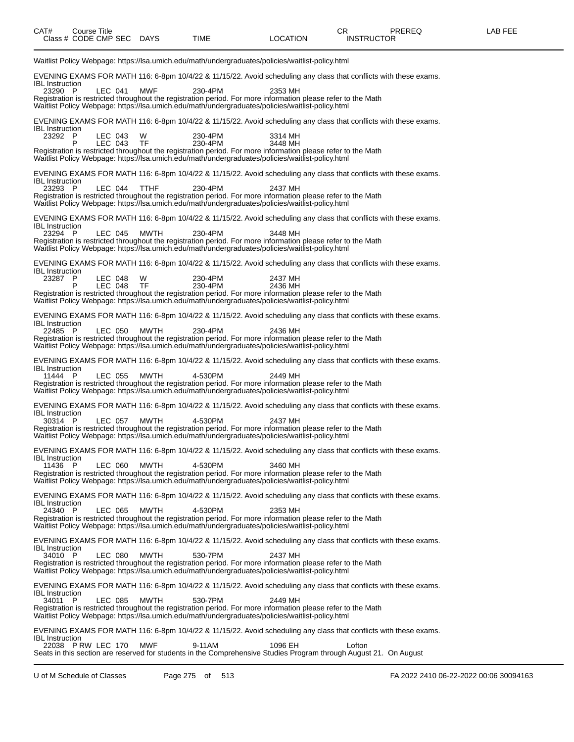Waitlist Policy Webpage: https://lsa.umich.edu/math/undergraduates/policies/waitlist-policy.html

EVENING EXAMS FOR MATH 116: 6-8pm 10/4/22 & 11/15/22. Avoid scheduling any class that conflicts with these exams.
IBL Instruction

| Class # | CODE | CMP | SEC | DAYS | TIME | LOCATION | INSTRUCTOR |
|---|---|---|---|---|---|---|---|
| 23290 | P | LEC | 041 | MWF | 230-4PM | 2353 MH | |

Registration is restricted throughout the registration period. For more information please refer to the Math Waitlist Policy Webpage: https://lsa.umich.edu/math/undergraduates/policies/waitlist-policy.html

EVENING EXAMS FOR MATH 116: 6-8pm 10/4/22 & 11/15/22. Avoid scheduling any class that conflicts with these exams.
IBL Instruction

| Class # | CODE | CMP | SEC | DAYS | TIME | LOCATION | INSTRUCTOR |
|---|---|---|---|---|---|---|---|
| 23292 | P | LEC | 043 | W | 230-4PM | 3314 MH | |
| | P | LEC | 043 | TF | 230-4PM | 3448 MH | |

Registration is restricted throughout the registration period. For more information please refer to the Math Waitlist Policy Webpage: https://lsa.umich.edu/math/undergraduates/policies/waitlist-policy.html

EVENING EXAMS FOR MATH 116: 6-8pm 10/4/22 & 11/15/22. Avoid scheduling any class that conflicts with these exams.
IBL Instruction

| Class # | CODE | CMP | SEC | DAYS | TIME | LOCATION | INSTRUCTOR |
|---|---|---|---|---|---|---|---|
| 23293 | P | LEC | 044 | TTHF | 230-4PM | 2437 MH | |

Registration is restricted throughout the registration period. For more information please refer to the Math Waitlist Policy Webpage: https://lsa.umich.edu/math/undergraduates/policies/waitlist-policy.html

EVENING EXAMS FOR MATH 116: 6-8pm 10/4/22 & 11/15/22. Avoid scheduling any class that conflicts with these exams.
IBL Instruction

| Class # | CODE | CMP | SEC | DAYS | TIME | LOCATION | INSTRUCTOR |
|---|---|---|---|---|---|---|---|
| 23294 | P | LEC | 045 | MWTH | 230-4PM | 3448 MH | |

Registration is restricted throughout the registration period. For more information please refer to the Math Waitlist Policy Webpage: https://lsa.umich.edu/math/undergraduates/policies/waitlist-policy.html

EVENING EXAMS FOR MATH 116: 6-8pm 10/4/22 & 11/15/22. Avoid scheduling any class that conflicts with these exams.
IBL Instruction

| Class # | CODE | CMP | SEC | DAYS | TIME | LOCATION | INSTRUCTOR |
|---|---|---|---|---|---|---|---|
| 23287 | P | LEC | 048 | W | 230-4PM | 2437 MH | |
| | P | LEC | 048 | TF | 230-4PM | 2436 MH | |

Registration is restricted throughout the registration period. For more information please refer to the Math Waitlist Policy Webpage: https://lsa.umich.edu/math/undergraduates/policies/waitlist-policy.html

EVENING EXAMS FOR MATH 116: 6-8pm 10/4/22 & 11/15/22. Avoid scheduling any class that conflicts with these exams.
IBL Instruction

| Class # | CODE | CMP | SEC | DAYS | TIME | LOCATION | INSTRUCTOR |
|---|---|---|---|---|---|---|---|
| 22485 | P | LEC | 050 | MWTH | 230-4PM | 2436 MH | |

Registration is restricted throughout the registration period. For more information please refer to the Math Waitlist Policy Webpage: https://lsa.umich.edu/math/undergraduates/policies/waitlist-policy.html

EVENING EXAMS FOR MATH 116: 6-8pm 10/4/22 & 11/15/22. Avoid scheduling any class that conflicts with these exams.
IBL Instruction

| Class # | CODE | CMP | SEC | DAYS | TIME | LOCATION | INSTRUCTOR |
|---|---|---|---|---|---|---|---|
| 11444 | P | LEC | 055 | MWTH | 4-530PM | 2449 MH | |

Registration is restricted throughout the registration period. For more information please refer to the Math Waitlist Policy Webpage: https://lsa.umich.edu/math/undergraduates/policies/waitlist-policy.html

EVENING EXAMS FOR MATH 116: 6-8pm 10/4/22 & 11/15/22. Avoid scheduling any class that conflicts with these exams.
IBL Instruction

| Class # | CODE | CMP | SEC | DAYS | TIME | LOCATION | INSTRUCTOR |
|---|---|---|---|---|---|---|---|
| 30314 | P | LEC | 057 | MWTH | 4-530PM | 2437 MH | |

Registration is restricted throughout the registration period. For more information please refer to the Math Waitlist Policy Webpage: https://lsa.umich.edu/math/undergraduates/policies/waitlist-policy.html

EVENING EXAMS FOR MATH 116: 6-8pm 10/4/22 & 11/15/22. Avoid scheduling any class that conflicts with these exams.
IBL Instruction

| Class # | CODE | CMP | SEC | DAYS | TIME | LOCATION | INSTRUCTOR |
|---|---|---|---|---|---|---|---|
| 11436 | P | LEC | 060 | MWTH | 4-530PM | 3460 MH | |

Registration is restricted throughout the registration period. For more information please refer to the Math Waitlist Policy Webpage: https://lsa.umich.edu/math/undergraduates/policies/waitlist-policy.html

EVENING EXAMS FOR MATH 116: 6-8pm 10/4/22 & 11/15/22. Avoid scheduling any class that conflicts with these exams.
IBL Instruction

| Class # | CODE | CMP | SEC | DAYS | TIME | LOCATION | INSTRUCTOR |
|---|---|---|---|---|---|---|---|
| 24340 | P | LEC | 065 | MWTH | 4-530PM | 2353 MH | |

Registration is restricted throughout the registration period. For more information please refer to the Math Waitlist Policy Webpage: https://lsa.umich.edu/math/undergraduates/policies/waitlist-policy.html

EVENING EXAMS FOR MATH 116: 6-8pm 10/4/22 & 11/15/22. Avoid scheduling any class that conflicts with these exams.
IBL Instruction

| Class # | CODE | CMP | SEC | DAYS | TIME | LOCATION | INSTRUCTOR |
|---|---|---|---|---|---|---|---|
| 34010 | P | LEC | 080 | MWTH | 530-7PM | 2437 MH | |

Registration is restricted throughout the registration period. For more information please refer to the Math Waitlist Policy Webpage: https://lsa.umich.edu/math/undergraduates/policies/waitlist-policy.html

EVENING EXAMS FOR MATH 116: 6-8pm 10/4/22 & 11/15/22. Avoid scheduling any class that conflicts with these exams.
IBL Instruction

| Class # | CODE | CMP | SEC | DAYS | TIME | LOCATION | INSTRUCTOR |
|---|---|---|---|---|---|---|---|
| 34011 | P | LEC | 085 | MWTH | 530-7PM | 2449 MH | |

Registration is restricted throughout the registration period. For more information please refer to the Math Waitlist Policy Webpage: https://lsa.umich.edu/math/undergraduates/policies/waitlist-policy.html

EVENING EXAMS FOR MATH 116: 6-8pm 10/4/22 & 11/15/22. Avoid scheduling any class that conflicts with these exams.
IBL Instruction

| Class # | CODE | CMP | SEC | DAYS | TIME | LOCATION | INSTRUCTOR |
|---|---|---|---|---|---|---|---|
| 22038 | P RW | LEC | 170 | MWF | 9-11AM | 1096 EH | Lofton |

Seats in this section are reserved for students in the Comprehensive Studies Program through August 21. On August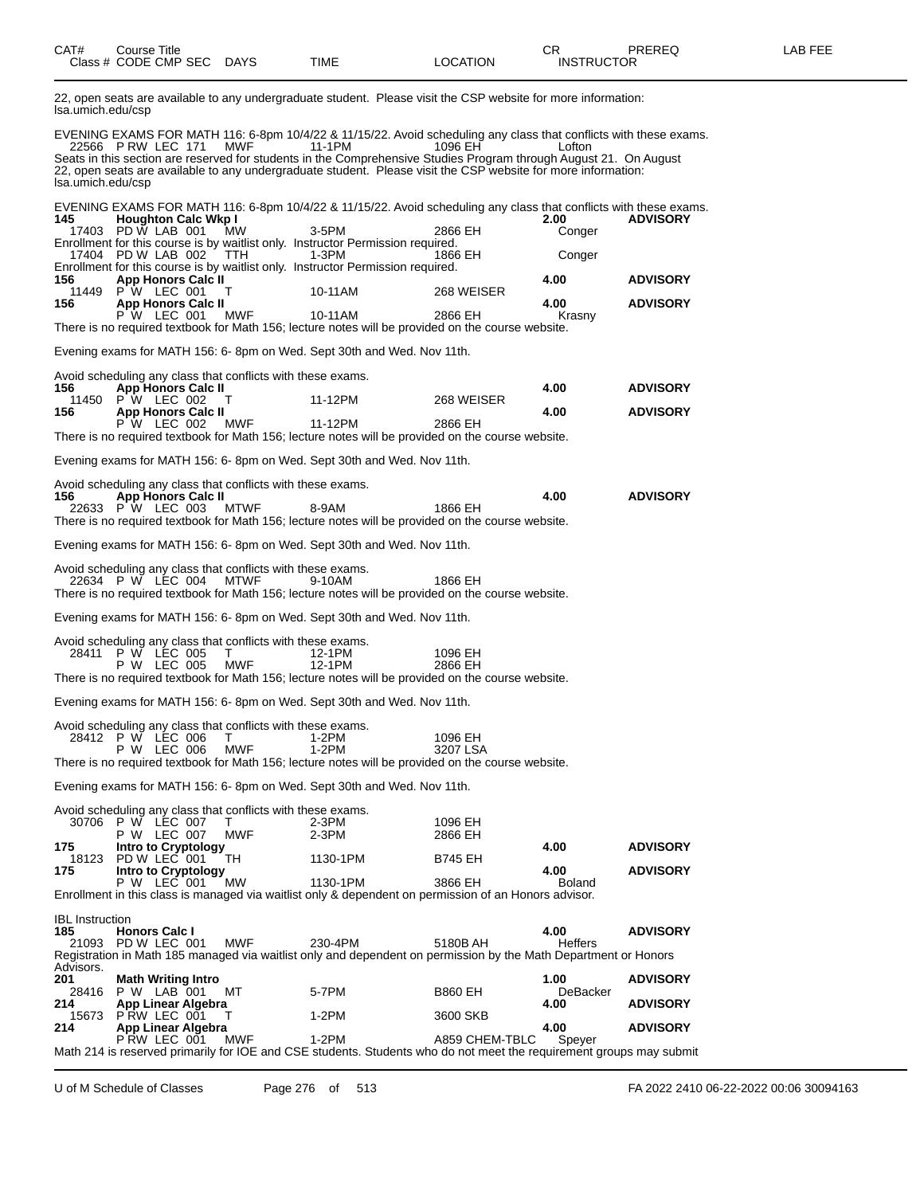| CAT# | Course Title | | | | CR | PREREQ | LAB FEE |
|---|---|---|---|---|---|---|---|
| Class # | CODE CMP SEC | DAYS | TIME | LOCATION | INSTRUCTOR | | |

22, open seats are available to any undergraduate student. Please visit the CSP website for more information: lsa.umich.edu/csp

EVENING EXAMS FOR MATH 116: 6-8pm 10/4/22 & 11/15/22. Avoid scheduling any class that conflicts with these exams.

| | | | | | | | |
|---|---|---|---|---|---|---|---|
| 22566 | P RW LEC 171 | MWF | 11-1PM | 1096 EH | Lofton | | |

Seats in this section are reserved for students in the Comprehensive Studies Program through August 21. On August 22, open seats are available to any undergraduate student. Please visit the CSP website for more information: lsa.umich.edu/csp

EVENING EXAMS FOR MATH 116: 6-8pm 10/4/22 & 11/15/22. Avoid scheduling any class that conflicts with these exams.

| | | | | | | | |
|---|---|---|---|---|---|---|---|
| **145** | **Houghton Calc Wkp I** | | | | **2.00** | **ADVISORY** | |
| 17403 | PD W LAB 001 | MW | 3-5PM | 2866 EH | Conger | | |

Enrollment for this course is by waitlist only. Instructor Permission required.

| | | | | | | | |
|---|---|---|---|---|---|---|---|
| 17404 | PD W LAB 002 | TTH | 1-3PM | 1866 EH | Conger | | |

Enrollment for this course is by waitlist only. Instructor Permission required.

| | | | | | | | |
|---|---|---|---|---|---|---|---|
| **156** | **App Honors Calc II** | | | | **4.00** | **ADVISORY** | |
| 11449 | P W LEC 001 | T | 10-11AM | 268 WEISER | | | |
| **156** | **App Honors Calc II** | | | | **4.00** | **ADVISORY** | |
| | P W LEC 001 | MWF | 10-11AM | 2866 EH | Krasny | | |

There is no required textbook for Math 156; lecture notes will be provided on the course website.

Evening exams for MATH 156: 6- 8pm on Wed. Sept 30th and Wed. Nov 11th.

Avoid scheduling any class that conflicts with these exams.

| | | | | | | | |
|---|---|---|---|---|---|---|---|
| **156** | **App Honors Calc II** | | | | **4.00** | **ADVISORY** | |
| 11450 | P W LEC 002 | T | 11-12PM | 268 WEISER | | | |
| **156** | **App Honors Calc II** | | | | **4.00** | **ADVISORY** | |
| | P W LEC 002 | MWF | 11-12PM | 2866 EH | | | |

There is no required textbook for Math 156; lecture notes will be provided on the course website.

Evening exams for MATH 156: 6- 8pm on Wed. Sept 30th and Wed. Nov 11th.

Avoid scheduling any class that conflicts with these exams.

| | | | | | | | |
|---|---|---|---|---|---|---|---|
| **156** | **App Honors Calc II** | | | | **4.00** | **ADVISORY** | |
| 22633 | P W LEC 003 | MTWF | 8-9AM | 1866 EH | | | |

There is no required textbook for Math 156; lecture notes will be provided on the course website.

Evening exams for MATH 156: 6- 8pm on Wed. Sept 30th and Wed. Nov 11th.

Avoid scheduling any class that conflicts with these exams.

| | | | | | | | |
|---|---|---|---|---|---|---|---|
| 22634 | P W LEC 004 | MTWF | 9-10AM | 1866 EH | | | |

There is no required textbook for Math 156; lecture notes will be provided on the course website.

Evening exams for MATH 156: 6- 8pm on Wed. Sept 30th and Wed. Nov 11th.

Avoid scheduling any class that conflicts with these exams.

| | | | | | | | |
|---|---|---|---|---|---|---|---|
| 28411 | P W LEC 005 | T | 12-1PM | 1096 EH | | | |
| | P W LEC 005 | MWF | 12-1PM | 2866 EH | | | |

There is no required textbook for Math 156; lecture notes will be provided on the course website.

Evening exams for MATH 156: 6- 8pm on Wed. Sept 30th and Wed. Nov 11th.

Avoid scheduling any class that conflicts with these exams.

| | | | | | | | |
|---|---|---|---|---|---|---|---|
| 28412 | P W LEC 006 | T | 1-2PM | 1096 EH | | | |
| | P W LEC 006 | MWF | 1-2PM | 3207 LSA | | | |

There is no required textbook for Math 156; lecture notes will be provided on the course website.

Evening exams for MATH 156: 6- 8pm on Wed. Sept 30th and Wed. Nov 11th.

Avoid scheduling any class that conflicts with these exams.

| | | | | | | | |
|---|---|---|---|---|---|---|---|
| 30706 | P W LEC 007 | T | 2-3PM | 1096 EH | | | |
| | P W LEC 007 | MWF | 2-3PM | 2866 EH | | | |
| **175** | **Intro to Cryptology** | | | | **4.00** | **ADVISORY** | |
| 18123 | PD W LEC 001 | TH | 1130-1PM | B745 EH | | | |
| **175** | **Intro to Cryptology** | | | | **4.00** | **ADVISORY** | |
| | P W LEC 001 | MW | 1130-1PM | 3866 EH | Boland | | |

Enrollment in this class is managed via waitlist only & dependent on permission of an Honors advisor.

IBL Instruction

| | | | | | | | |
|---|---|---|---|---|---|---|---|
| **185** | **Honors Calc I** | | | | **4.00** | **ADVISORY** | |
| 21093 | PD W LEC 001 | MWF | 230-4PM | 5180B AH | Heffers | | |

Registration in Math 185 managed via waitlist only and dependent on permission by the Math Department or Honors Advisors.

| | | | | | | | |
|---|---|---|---|---|---|---|---|
| **201** | **Math Writing Intro** | | | | **1.00** | **ADVISORY** | |
| 28416 | P W LAB 001 | MT | 5-7PM | B860 EH | DeBacker | | |
| **214** | **App Linear Algebra** | | | | **4.00** | **ADVISORY** | |
| 15673 | P RW LEC 001 | T | 1-2PM | 3600 SKB | | | |
| **214** | **App Linear Algebra** | | | | **4.00** | **ADVISORY** | |
| | P RW LEC 001 | MWF | 1-2PM | A859 CHEM-TBLC | Speyer | | |

Math 214 is reserved primarily for IOE and CSE students. Students who do not meet the requirement groups may submit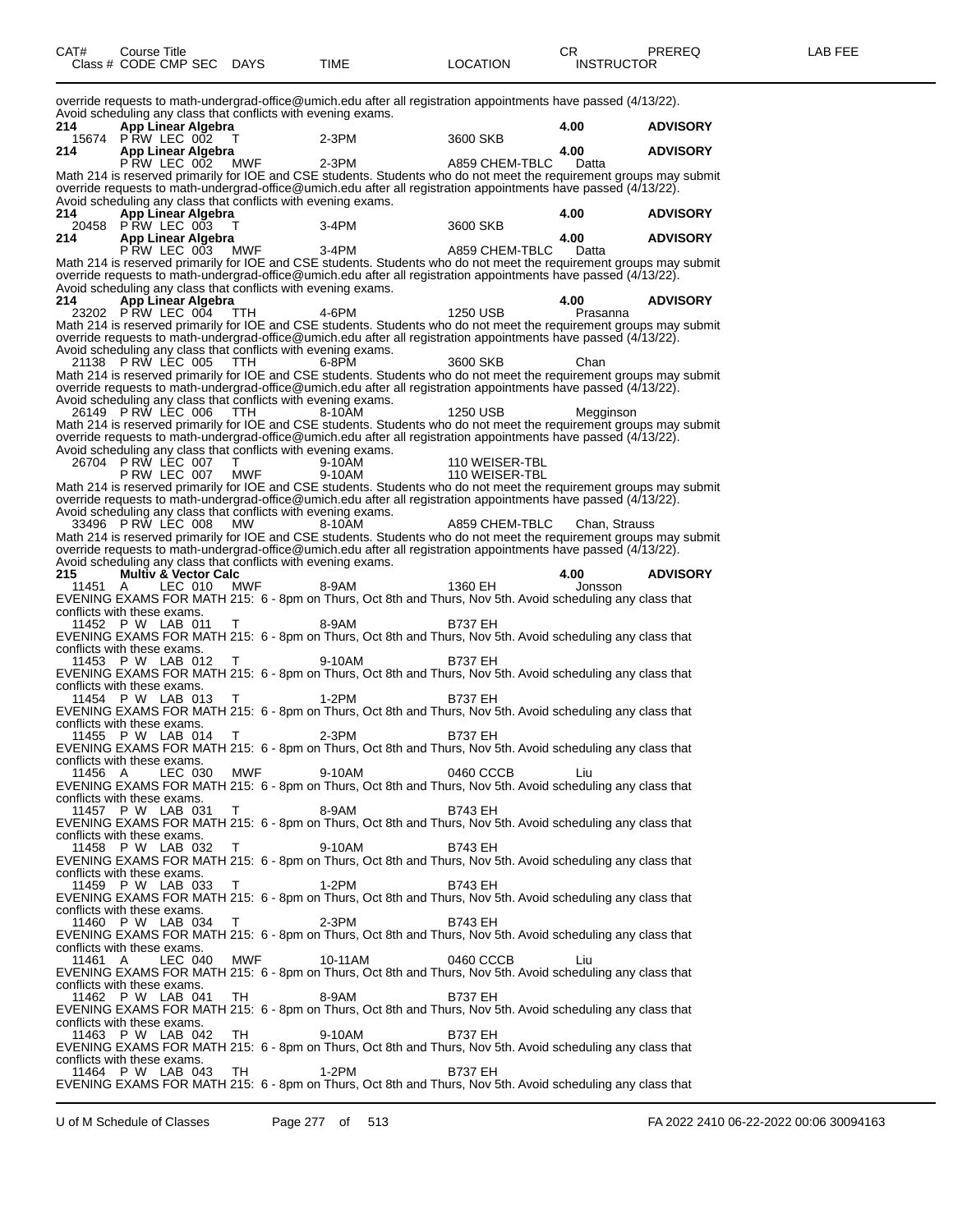| CAT# | Course Title Class # CODE CMP SEC | DAYS | TIME | LOCATION | CR INSTRUCTOR | PREREQ | LAB FEE |
|---|---|---|---|---|---|---|---|

override requests to math-undergrad-office@umich.edu after all registration appointments have passed (4/13/22).
Avoid scheduling any class that conflicts with evening exams.

| | | | | | | |
|---|---|---|---|---|---|---|
| **214** | **App Linear Algebra** | | | | **4.00** | **ADVISORY** |
| 15674 | P RW LEC 002 | T | 2-3PM | 3600 SKB | | |
| **214** | **App Linear Algebra** | | | | **4.00** | **ADVISORY** |
| | P RW LEC 002 | MWF | 2-3PM | A859 CHEM-TBLC | Datta | |

Math 214 is reserved primarily for IOE and CSE students. Students who do not meet the requirement groups may submit override requests to math-undergrad-office@umich.edu after all registration appointments have passed (4/13/22).
Avoid scheduling any class that conflicts with evening exams.

| | | | | | | |
|---|---|---|---|---|---|---|
| **214** | **App Linear Algebra** | | | | **4.00** | **ADVISORY** |
| 20458 | P RW LEC 003 | T | 3-4PM | 3600 SKB | | |
| **214** | **App Linear Algebra** | | | | **4.00** | **ADVISORY** |
| | P RW LEC 003 | MWF | 3-4PM | A859 CHEM-TBLC | Datta | |

Math 214 is reserved primarily for IOE and CSE students. Students who do not meet the requirement groups may submit override requests to math-undergrad-office@umich.edu after all registration appointments have passed (4/13/22).
Avoid scheduling any class that conflicts with evening exams.

| | | | | | | |
|---|---|---|---|---|---|---|
| **214** | **App Linear Algebra** | | | | **4.00** | **ADVISORY** |
| 23202 | P RW LEC 004 | TTH | 4-6PM | 1250 USB | Prasanna | |

Math 214 is reserved primarily for IOE and CSE students. Students who do not meet the requirement groups may submit override requests to math-undergrad-office@umich.edu after all registration appointments have passed (4/13/22).
Avoid scheduling any class that conflicts with evening exams.

| | | | | | |
|---|---|---|---|---|---|
| 21138 | P RW LEC 005 | TTH | 6-8PM | 3600 SKB | Chan |

Math 214 is reserved primarily for IOE and CSE students. Students who do not meet the requirement groups may submit override requests to math-undergrad-office@umich.edu after all registration appointments have passed (4/13/22).
Avoid scheduling any class that conflicts with evening exams.

| | | | | | |
|---|---|---|---|---|---|
| 26149 | P RW LEC 006 | TTH | 8-10AM | 1250 USB | Megginson |

Math 214 is reserved primarily for IOE and CSE students. Students who do not meet the requirement groups may submit override requests to math-undergrad-office@umich.edu after all registration appointments have passed (4/13/22).
Avoid scheduling any class that conflicts with evening exams.

| | | | | |
|---|---|---|---|---|
| 26704 | P RW LEC 007 | T | 9-10AM | 110 WEISER-TBL |
| | P RW LEC 007 | MWF | 9-10AM | 110 WEISER-TBL |

Math 214 is reserved primarily for IOE and CSE students. Students who do not meet the requirement groups may submit override requests to math-undergrad-office@umich.edu after all registration appointments have passed (4/13/22).
Avoid scheduling any class that conflicts with evening exams.

| | | | | | |
|---|---|---|---|---|---|
| 33496 | P RW LEC 008 | MW | 8-10AM | A859 CHEM-TBLC | Chan, Strauss |

Math 214 is reserved primarily for IOE and CSE students. Students who do not meet the requirement groups may submit override requests to math-undergrad-office@umich.edu after all registration appointments have passed (4/13/22).
Avoid scheduling any class that conflicts with evening exams.

| | | | | | | |
|---|---|---|---|---|---|---|
| **215** | **Multiv & Vector Calc** | | | | **4.00** | **ADVISORY** |
| 11451 | A LEC 010 | MWF | 8-9AM | 1360 EH | Jonsson | |

EVENING EXAMS FOR MATH 215: 6 - 8pm on Thurs, Oct 8th and Thurs, Nov 5th. Avoid scheduling any class that conflicts with these exams.

| | | | | |
|---|---|---|---|---|
| 11452 | P W LAB 011 | T | 8-9AM | B737 EH |

EVENING EXAMS FOR MATH 215: 6 - 8pm on Thurs, Oct 8th and Thurs, Nov 5th. Avoid scheduling any class that conflicts with these exams.

| | | | | |
|---|---|---|---|---|
| 11453 | P W LAB 012 | T | 9-10AM | B737 EH |

EVENING EXAMS FOR MATH 215: 6 - 8pm on Thurs, Oct 8th and Thurs, Nov 5th. Avoid scheduling any class that conflicts with these exams.

| | | | | |
|---|---|---|---|---|
| 11454 | P W LAB 013 | T | 1-2PM | B737 EH |

EVENING EXAMS FOR MATH 215: 6 - 8pm on Thurs, Oct 8th and Thurs, Nov 5th. Avoid scheduling any class that conflicts with these exams.

| | | | | |
|---|---|---|---|---|
| 11455 | P W LAB 014 | T | 2-3PM | B737 EH |

EVENING EXAMS FOR MATH 215: 6 - 8pm on Thurs, Oct 8th and Thurs, Nov 5th. Avoid scheduling any class that conflicts with these exams.

| | | | | | |
|---|---|---|---|---|---|
| 11456 | A LEC 030 | MWF | 9-10AM | 0460 CCCB | Liu |

EVENING EXAMS FOR MATH 215: 6 - 8pm on Thurs, Oct 8th and Thurs, Nov 5th. Avoid scheduling any class that conflicts with these exams.

| | | | | |
|---|---|---|---|---|
| 11457 | P W LAB 031 | T | 8-9AM | B743 EH |

EVENING EXAMS FOR MATH 215: 6 - 8pm on Thurs, Oct 8th and Thurs, Nov 5th. Avoid scheduling any class that conflicts with these exams.

| | | | | |
|---|---|---|---|---|
| 11458 | P W LAB 032 | T | 9-10AM | B743 EH |

EVENING EXAMS FOR MATH 215: 6 - 8pm on Thurs, Oct 8th and Thurs, Nov 5th. Avoid scheduling any class that conflicts with these exams.

| | | | | |
|---|---|---|---|---|
| 11459 | P W LAB 033 | T | 1-2PM | B743 EH |

EVENING EXAMS FOR MATH 215: 6 - 8pm on Thurs, Oct 8th and Thurs, Nov 5th. Avoid scheduling any class that conflicts with these exams.

| | | | | |
|---|---|---|---|---|
| 11460 | P W LAB 034 | T | 2-3PM | B743 EH |

EVENING EXAMS FOR MATH 215: 6 - 8pm on Thurs, Oct 8th and Thurs, Nov 5th. Avoid scheduling any class that conflicts with these exams.

| | | | | | |
|---|---|---|---|---|---|
| 11461 | A LEC 040 | MWF | 10-11AM | 0460 CCCB | Liu |

EVENING EXAMS FOR MATH 215: 6 - 8pm on Thurs, Oct 8th and Thurs, Nov 5th. Avoid scheduling any class that conflicts with these exams.

| | | | | |
|---|---|---|---|---|
| 11462 | P W LAB 041 | TH | 8-9AM | B737 EH |

EVENING EXAMS FOR MATH 215: 6 - 8pm on Thurs, Oct 8th and Thurs, Nov 5th. Avoid scheduling any class that conflicts with these exams.

| | | | | |
|---|---|---|---|---|
| 11463 | P W LAB 042 | TH | 9-10AM | B737 EH |

EVENING EXAMS FOR MATH 215: 6 - 8pm on Thurs, Oct 8th and Thurs, Nov 5th. Avoid scheduling any class that conflicts with these exams.

| | | | | |
|---|---|---|---|---|
| 11464 | P W LAB 043 | TH | 1-2PM | B737 EH |

EVENING EXAMS FOR MATH 215: 6 - 8pm on Thurs, Oct 8th and Thurs, Nov 5th. Avoid scheduling any class that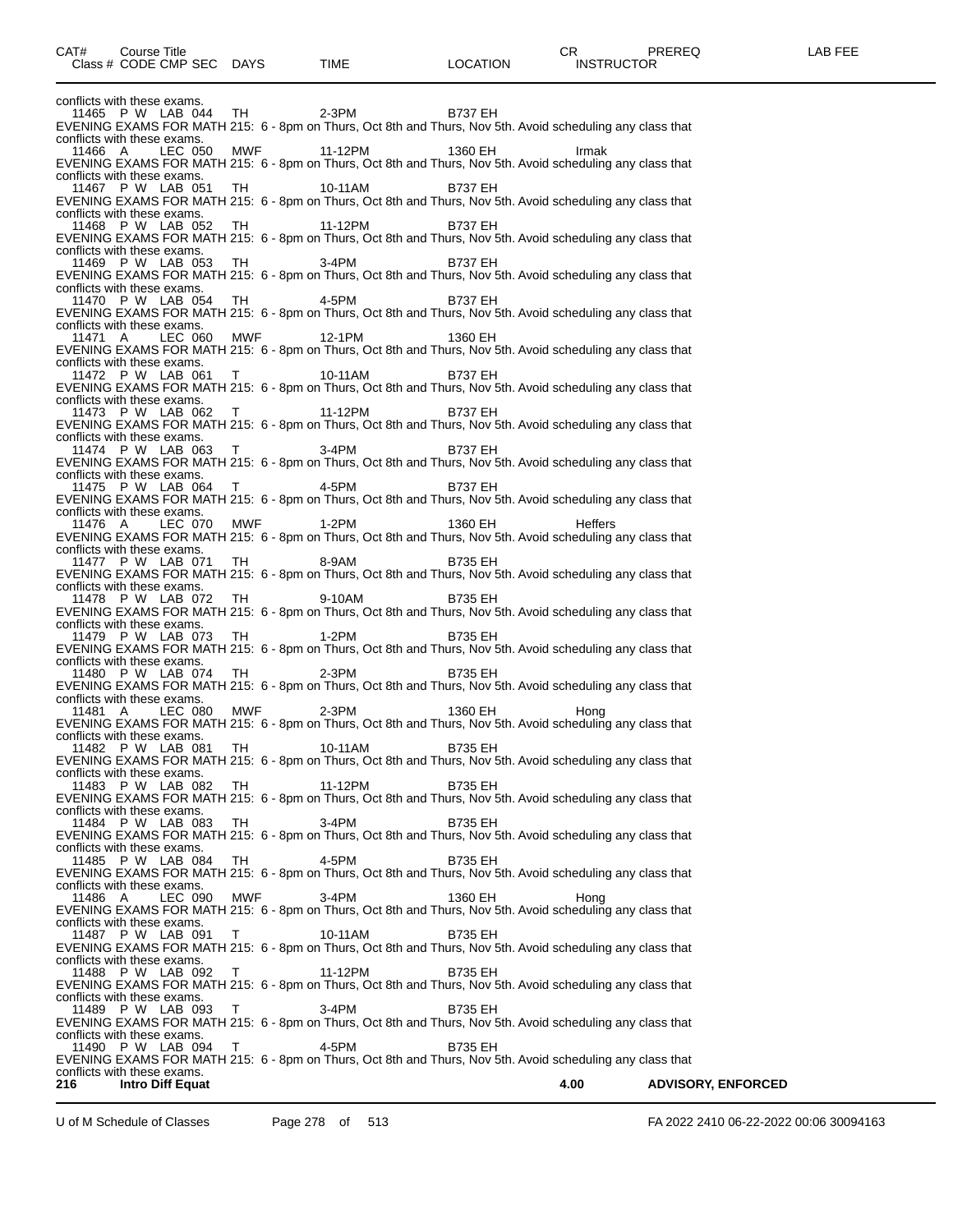| CAT# | Course Title | | | | | | | CR | PREREQ | LAB FEE |
|---|---|---|---|---|---|---|---|---|---|---|
| Class # | CODE | CMP | SEC | DAYS | TIME | LOCATION | INSTRUCTOR | | | |

conflicts with these exams.

| Class # | CODE | CMP | SEC | DAYS | TIME | LOCATION | INSTRUCTOR |
|---|---|---|---|---|---|---|---|
| 11465 | P W | LAB | 044 | TH | 2-3PM | B737 EH | |

EVENING EXAMS FOR MATH 215: 6 - 8pm on Thurs, Oct 8th and Thurs, Nov 5th. Avoid scheduling any class that conflicts with these exams.

| Class # | CODE | CMP | SEC | DAYS | TIME | LOCATION | INSTRUCTOR |
|---|---|---|---|---|---|---|---|
| 11466 | A | LEC | 050 | MWF | 11-12PM | 1360 EH | Irmak |

EVENING EXAMS FOR MATH 215: 6 - 8pm on Thurs, Oct 8th and Thurs, Nov 5th. Avoid scheduling any class that conflicts with these exams.

| Class # | CODE | CMP | SEC | DAYS | TIME | LOCATION | INSTRUCTOR |
|---|---|---|---|---|---|---|---|
| 11467 | P W | LAB | 051 | TH | 10-11AM | B737 EH | |

EVENING EXAMS FOR MATH 215: 6 - 8pm on Thurs, Oct 8th and Thurs, Nov 5th. Avoid scheduling any class that conflicts with these exams.

| Class # | CODE | CMP | SEC | DAYS | TIME | LOCATION | INSTRUCTOR |
|---|---|---|---|---|---|---|---|
| 11468 | P W | LAB | 052 | TH | 11-12PM | B737 EH | |

EVENING EXAMS FOR MATH 215: 6 - 8pm on Thurs, Oct 8th and Thurs, Nov 5th. Avoid scheduling any class that conflicts with these exams.

| Class # | CODE | CMP | SEC | DAYS | TIME | LOCATION | INSTRUCTOR |
|---|---|---|---|---|---|---|---|
| 11469 | P W | LAB | 053 | TH | 3-4PM | B737 EH | |

EVENING EXAMS FOR MATH 215: 6 - 8pm on Thurs, Oct 8th and Thurs, Nov 5th. Avoid scheduling any class that conflicts with these exams.

| Class # | CODE | CMP | SEC | DAYS | TIME | LOCATION | INSTRUCTOR |
|---|---|---|---|---|---|---|---|
| 11470 | P W | LAB | 054 | TH | 4-5PM | B737 EH | |

EVENING EXAMS FOR MATH 215: 6 - 8pm on Thurs, Oct 8th and Thurs, Nov 5th. Avoid scheduling any class that conflicts with these exams.

| Class # | CODE | CMP | SEC | DAYS | TIME | LOCATION | INSTRUCTOR |
|---|---|---|---|---|---|---|---|
| 11471 | A | LEC | 060 | MWF | 12-1PM | 1360 EH | |

EVENING EXAMS FOR MATH 215: 6 - 8pm on Thurs, Oct 8th and Thurs, Nov 5th. Avoid scheduling any class that conflicts with these exams.

| Class # | CODE | CMP | SEC | DAYS | TIME | LOCATION | INSTRUCTOR |
|---|---|---|---|---|---|---|---|
| 11472 | P W | LAB | 061 | T | 10-11AM | B737 EH | |

EVENING EXAMS FOR MATH 215: 6 - 8pm on Thurs, Oct 8th and Thurs, Nov 5th. Avoid scheduling any class that conflicts with these exams.

| Class # | CODE | CMP | SEC | DAYS | TIME | LOCATION | INSTRUCTOR |
|---|---|---|---|---|---|---|---|
| 11473 | P W | LAB | 062 | T | 11-12PM | B737 EH | |

EVENING EXAMS FOR MATH 215: 6 - 8pm on Thurs, Oct 8th and Thurs, Nov 5th. Avoid scheduling any class that conflicts with these exams.

| Class # | CODE | CMP | SEC | DAYS | TIME | LOCATION | INSTRUCTOR |
|---|---|---|---|---|---|---|---|
| 11474 | P W | LAB | 063 | T | 3-4PM | B737 EH | |

EVENING EXAMS FOR MATH 215: 6 - 8pm on Thurs, Oct 8th and Thurs, Nov 5th. Avoid scheduling any class that conflicts with these exams.

| Class # | CODE | CMP | SEC | DAYS | TIME | LOCATION | INSTRUCTOR |
|---|---|---|---|---|---|---|---|
| 11475 | P W | LAB | 064 | T | 4-5PM | B737 EH | |

EVENING EXAMS FOR MATH 215: 6 - 8pm on Thurs, Oct 8th and Thurs, Nov 5th. Avoid scheduling any class that conflicts with these exams.

| Class # | CODE | CMP | SEC | DAYS | TIME | LOCATION | INSTRUCTOR |
|---|---|---|---|---|---|---|---|
| 11476 | A | LEC | 070 | MWF | 1-2PM | 1360 EH | Heffers |

EVENING EXAMS FOR MATH 215: 6 - 8pm on Thurs, Oct 8th and Thurs, Nov 5th. Avoid scheduling any class that conflicts with these exams.

| Class # | CODE | CMP | SEC | DAYS | TIME | LOCATION | INSTRUCTOR |
|---|---|---|---|---|---|---|---|
| 11477 | P W | LAB | 071 | TH | 8-9AM | B735 EH | |

EVENING EXAMS FOR MATH 215: 6 - 8pm on Thurs, Oct 8th and Thurs, Nov 5th. Avoid scheduling any class that conflicts with these exams.

| Class # | CODE | CMP | SEC | DAYS | TIME | LOCATION | INSTRUCTOR |
|---|---|---|---|---|---|---|---|
| 11478 | P W | LAB | 072 | TH | 9-10AM | B735 EH | |

EVENING EXAMS FOR MATH 215: 6 - 8pm on Thurs, Oct 8th and Thurs, Nov 5th. Avoid scheduling any class that conflicts with these exams.

| Class # | CODE | CMP | SEC | DAYS | TIME | LOCATION | INSTRUCTOR |
|---|---|---|---|---|---|---|---|
| 11479 | P W | LAB | 073 | TH | 1-2PM | B735 EH | |

EVENING EXAMS FOR MATH 215: 6 - 8pm on Thurs, Oct 8th and Thurs, Nov 5th. Avoid scheduling any class that conflicts with these exams.

| Class # | CODE | CMP | SEC | DAYS | TIME | LOCATION | INSTRUCTOR |
|---|---|---|---|---|---|---|---|
| 11480 | P W | LAB | 074 | TH | 2-3PM | B735 EH | |

EVENING EXAMS FOR MATH 215: 6 - 8pm on Thurs, Oct 8th and Thurs, Nov 5th. Avoid scheduling any class that conflicts with these exams.

| Class # | CODE | CMP | SEC | DAYS | TIME | LOCATION | INSTRUCTOR |
|---|---|---|---|---|---|---|---|
| 11481 | A | LEC | 080 | MWF | 2-3PM | 1360 EH | Hong |

EVENING EXAMS FOR MATH 215: 6 - 8pm on Thurs, Oct 8th and Thurs, Nov 5th. Avoid scheduling any class that conflicts with these exams.

| Class # | CODE | CMP | SEC | DAYS | TIME | LOCATION | INSTRUCTOR |
|---|---|---|---|---|---|---|---|
| 11482 | P W | LAB | 081 | TH | 10-11AM | B735 EH | |

EVENING EXAMS FOR MATH 215: 6 - 8pm on Thurs, Oct 8th and Thurs, Nov 5th. Avoid scheduling any class that conflicts with these exams.

| Class # | CODE | CMP | SEC | DAYS | TIME | LOCATION | INSTRUCTOR |
|---|---|---|---|---|---|---|---|
| 11483 | P W | LAB | 082 | TH | 11-12PM | B735 EH | |

EVENING EXAMS FOR MATH 215: 6 - 8pm on Thurs, Oct 8th and Thurs, Nov 5th. Avoid scheduling any class that conflicts with these exams.

| Class # | CODE | CMP | SEC | DAYS | TIME | LOCATION | INSTRUCTOR |
|---|---|---|---|---|---|---|---|
| 11484 | P W | LAB | 083 | TH | 3-4PM | B735 EH | |

EVENING EXAMS FOR MATH 215: 6 - 8pm on Thurs, Oct 8th and Thurs, Nov 5th. Avoid scheduling any class that conflicts with these exams.

| Class # | CODE | CMP | SEC | DAYS | TIME | LOCATION | INSTRUCTOR |
|---|---|---|---|---|---|---|---|
| 11485 | P W | LAB | 084 | TH | 4-5PM | B735 EH | |

EVENING EXAMS FOR MATH 215: 6 - 8pm on Thurs, Oct 8th and Thurs, Nov 5th. Avoid scheduling any class that conflicts with these exams.

| Class # | CODE | CMP | SEC | DAYS | TIME | LOCATION | INSTRUCTOR |
|---|---|---|---|---|---|---|---|
| 11486 | A | LEC | 090 | MWF | 3-4PM | 1360 EH | Hong |

EVENING EXAMS FOR MATH 215: 6 - 8pm on Thurs, Oct 8th and Thurs, Nov 5th. Avoid scheduling any class that conflicts with these exams.

| Class # | CODE | CMP | SEC | DAYS | TIME | LOCATION | INSTRUCTOR |
|---|---|---|---|---|---|---|---|
| 11487 | P W | LAB | 091 | T | 10-11AM | B735 EH | |

EVENING EXAMS FOR MATH 215: 6 - 8pm on Thurs, Oct 8th and Thurs, Nov 5th. Avoid scheduling any class that conflicts with these exams.

| Class # | CODE | CMP | SEC | DAYS | TIME | LOCATION | INSTRUCTOR |
|---|---|---|---|---|---|---|---|
| 11488 | P W | LAB | 092 | T | 11-12PM | B735 EH | |

EVENING EXAMS FOR MATH 215: 6 - 8pm on Thurs, Oct 8th and Thurs, Nov 5th. Avoid scheduling any class that conflicts with these exams.

| Class # | CODE | CMP | SEC | DAYS | TIME | LOCATION | INSTRUCTOR |
|---|---|---|---|---|---|---|---|
| 11489 | P W | LAB | 093 | T | 3-4PM | B735 EH | |

EVENING EXAMS FOR MATH 215: 6 - 8pm on Thurs, Oct 8th and Thurs, Nov 5th. Avoid scheduling any class that conflicts with these exams.

| Class # | CODE | CMP | SEC | DAYS | TIME | LOCATION | INSTRUCTOR |
|---|---|---|---|---|---|---|---|
| 11490 | P W | LAB | 094 | T | 4-5PM | B735 EH | |

EVENING EXAMS FOR MATH 215: 6 - 8pm on Thurs, Oct 8th and Thurs, Nov 5th. Avoid scheduling any class that conflicts with these exams.

**216 Intro Diff Equat** — CR: **4.00** — PREREQ: **ADVISORY, ENFORCED**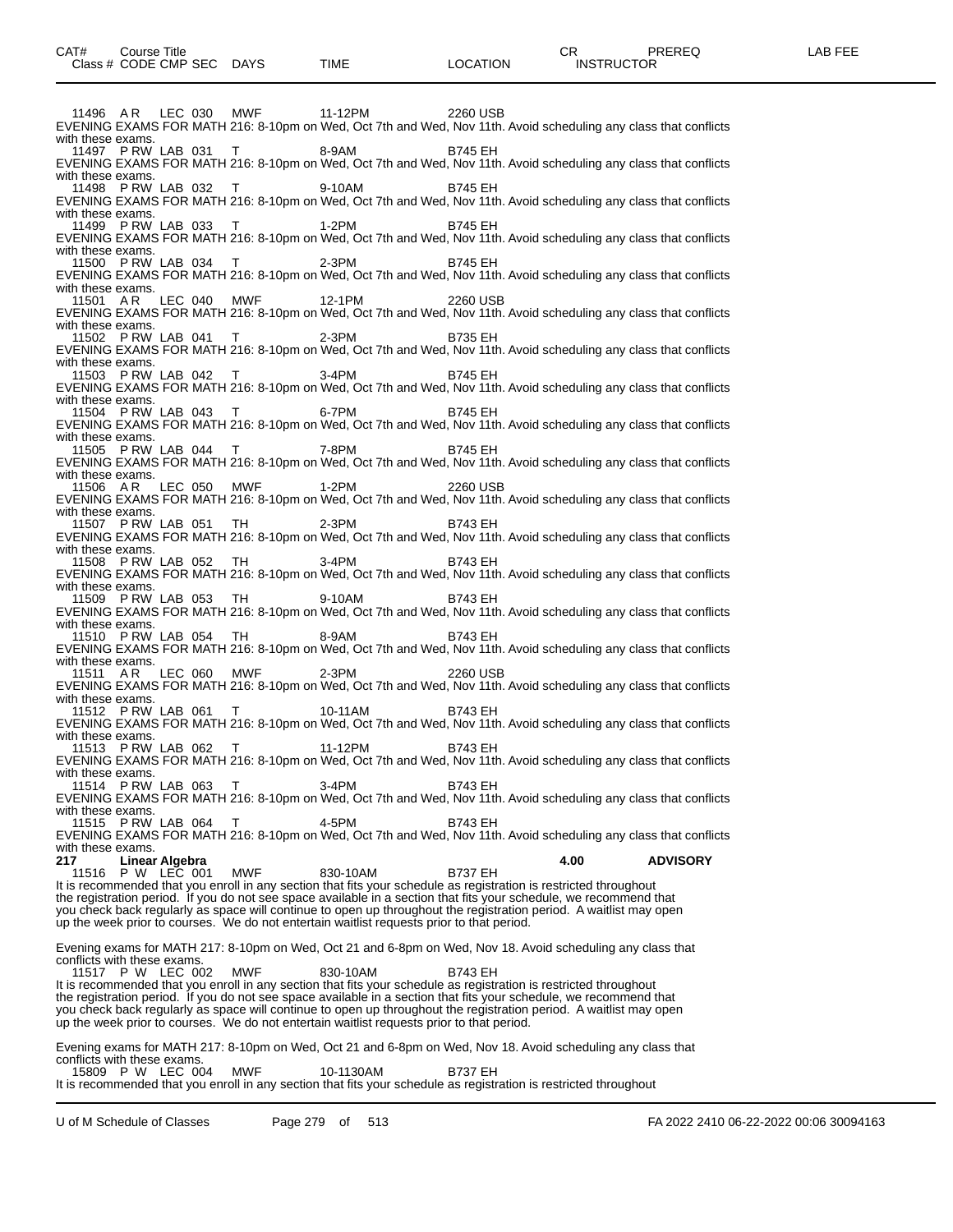| CAT# | Course Title | | | | | | CR | PREREQ | LAB FEE |
|---|---|---|---|---|---|---|---|---|---|
| Class # | CODE CMP SEC | DAYS | TIME | LOCATION | INSTRUCTOR | | | | |

11496 A R LEC 030 MWF 11-12PM 2260 USB
EVENING EXAMS FOR MATH 216: 8-10pm on Wed, Oct 7th and Wed, Nov 11th. Avoid scheduling any class that conflicts with these exams.

11497 P RW LAB 031 T 8-9AM B745 EH
EVENING EXAMS FOR MATH 216: 8-10pm on Wed, Oct 7th and Wed, Nov 11th. Avoid scheduling any class that conflicts with these exams.

11498 P RW LAB 032 T 9-10AM B745 EH
EVENING EXAMS FOR MATH 216: 8-10pm on Wed, Oct 7th and Wed, Nov 11th. Avoid scheduling any class that conflicts with these exams.

11499 P RW LAB 033 T 1-2PM B745 EH
EVENING EXAMS FOR MATH 216: 8-10pm on Wed, Oct 7th and Wed, Nov 11th. Avoid scheduling any class that conflicts with these exams.

11500 P RW LAB 034 T 2-3PM B745 EH
EVENING EXAMS FOR MATH 216: 8-10pm on Wed, Oct 7th and Wed, Nov 11th. Avoid scheduling any class that conflicts with these exams.

11501 A R LEC 040 MWF 12-1PM 2260 USB
EVENING EXAMS FOR MATH 216: 8-10pm on Wed, Oct 7th and Wed, Nov 11th. Avoid scheduling any class that conflicts with these exams.

11502 P RW LAB 041 T 2-3PM B735 EH
EVENING EXAMS FOR MATH 216: 8-10pm on Wed, Oct 7th and Wed, Nov 11th. Avoid scheduling any class that conflicts with these exams.

11503 P RW LAB 042 T 3-4PM B745 EH
EVENING EXAMS FOR MATH 216: 8-10pm on Wed, Oct 7th and Wed, Nov 11th. Avoid scheduling any class that conflicts with these exams.

11504 P RW LAB 043 T 6-7PM B745 EH
EVENING EXAMS FOR MATH 216: 8-10pm on Wed, Oct 7th and Wed, Nov 11th. Avoid scheduling any class that conflicts with these exams.

11505 P RW LAB 044 T 7-8PM B745 EH
EVENING EXAMS FOR MATH 216: 8-10pm on Wed, Oct 7th and Wed, Nov 11th. Avoid scheduling any class that conflicts with these exams.

11506 A R LEC 050 MWF 1-2PM 2260 USB
EVENING EXAMS FOR MATH 216: 8-10pm on Wed, Oct 7th and Wed, Nov 11th. Avoid scheduling any class that conflicts with these exams.

11507 P RW LAB 051 TH 2-3PM B743 EH
EVENING EXAMS FOR MATH 216: 8-10pm on Wed, Oct 7th and Wed, Nov 11th. Avoid scheduling any class that conflicts with these exams.

11508 P RW LAB 052 TH 3-4PM B743 EH
EVENING EXAMS FOR MATH 216: 8-10pm on Wed, Oct 7th and Wed, Nov 11th. Avoid scheduling any class that conflicts with these exams.

11509 P RW LAB 053 TH 9-10AM B743 EH
EVENING EXAMS FOR MATH 216: 8-10pm on Wed, Oct 7th and Wed, Nov 11th. Avoid scheduling any class that conflicts with these exams.

11510 P RW LAB 054 TH 8-9AM B743 EH
EVENING EXAMS FOR MATH 216: 8-10pm on Wed, Oct 7th and Wed, Nov 11th. Avoid scheduling any class that conflicts with these exams.

11511 A R LEC 060 MWF 2-3PM 2260 USB
EVENING EXAMS FOR MATH 216: 8-10pm on Wed, Oct 7th and Wed, Nov 11th. Avoid scheduling any class that conflicts with these exams.

11512 P RW LAB 061 T 10-11AM B743 EH
EVENING EXAMS FOR MATH 216: 8-10pm on Wed, Oct 7th and Wed, Nov 11th. Avoid scheduling any class that conflicts with these exams.

11513 P RW LAB 062 T 11-12PM B743 EH
EVENING EXAMS FOR MATH 216: 8-10pm on Wed, Oct 7th and Wed, Nov 11th. Avoid scheduling any class that conflicts with these exams.

11514 P RW LAB 063 T 3-4PM B743 EH
EVENING EXAMS FOR MATH 216: 8-10pm on Wed, Oct 7th and Wed, Nov 11th. Avoid scheduling any class that conflicts with these exams.

11515 P RW LAB 064 T 4-5PM B743 EH
EVENING EXAMS FOR MATH 216: 8-10pm on Wed, Oct 7th and Wed, Nov 11th. Avoid scheduling any class that conflicts with these exams.

**217 Linear Algebra 4.00 ADVISORY**

11516 P W LEC 001 MWF 830-10AM B737 EH
It is recommended that you enroll in any section that fits your schedule as registration is restricted throughout the registration period. If you do not see space available in a section that fits your schedule, we recommend that you check back regularly as space will continue to open up throughout the registration period. A waitlist may open up the week prior to courses. We do not entertain waitlist requests prior to that period.

Evening exams for MATH 217: 8-10pm on Wed, Oct 21 and 6-8pm on Wed, Nov 18. Avoid scheduling any class that conflicts with these exams.

11517 P W LEC 002 MWF 830-10AM B743 EH
It is recommended that you enroll in any section that fits your schedule as registration is restricted throughout the registration period. If you do not see space available in a section that fits your schedule, we recommend that you check back regularly as space will continue to open up throughout the registration period. A waitlist may open up the week prior to courses. We do not entertain waitlist requests prior to that period.

Evening exams for MATH 217: 8-10pm on Wed, Oct 21 and 6-8pm on Wed, Nov 18. Avoid scheduling any class that conflicts with these exams.

15809 P W LEC 004 MWF 10-1130AM B737 EH
It is recommended that you enroll in any section that fits your schedule as registration is restricted throughout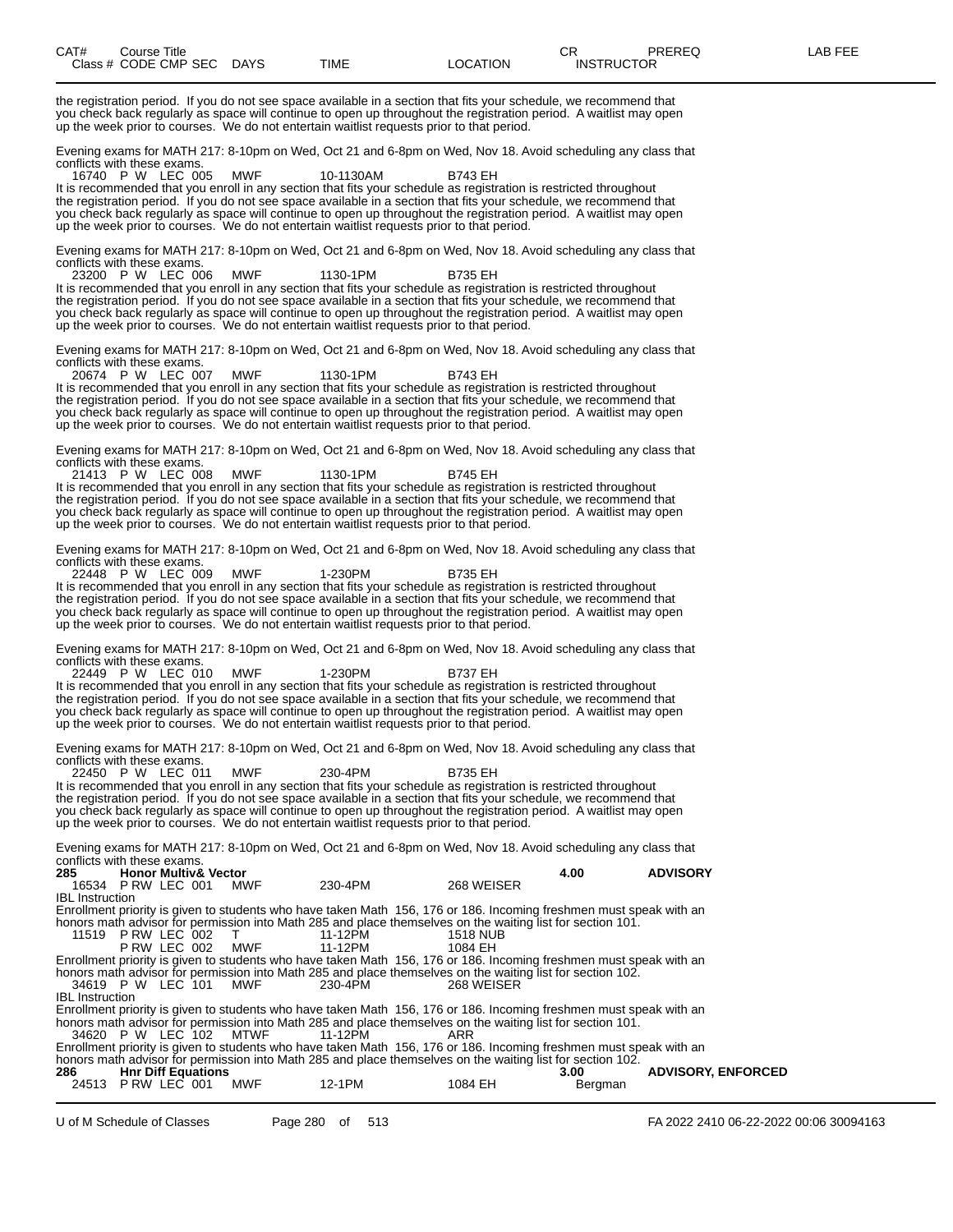| CAT# | Course Title | | | | CR | PREREQ | LAB FEE |
|---|---|---|---|---|---|---|---|
| Class # CODE CMP SEC | DAYS | TIME | LOCATION | INSTRUCTOR | | | |

the registration period. If you do not see space available in a section that fits your schedule, we recommend that you check back regularly as space will continue to open up throughout the registration period. A waitlist may open up the week prior to courses. We do not entertain waitlist requests prior to that period.

Evening exams for MATH 217: 8-10pm on Wed, Oct 21 and 6-8pm on Wed, Nov 18. Avoid scheduling any class that conflicts with these exams.

16740 P W LEC 005 MWF 10-1130AM B743 EH

It is recommended that you enroll in any section that fits your schedule as registration is restricted throughout the registration period. If you do not see space available in a section that fits your schedule, we recommend that you check back regularly as space will continue to open up throughout the registration period. A waitlist may open up the week prior to courses. We do not entertain waitlist requests prior to that period.

Evening exams for MATH 217: 8-10pm on Wed, Oct 21 and 6-8pm on Wed, Nov 18. Avoid scheduling any class that conflicts with these exams.

23200 P W LEC 006 MWF 1130-1PM B735 EH

It is recommended that you enroll in any section that fits your schedule as registration is restricted throughout the registration period. If you do not see space available in a section that fits your schedule, we recommend that you check back regularly as space will continue to open up throughout the registration period. A waitlist may open up the week prior to courses. We do not entertain waitlist requests prior to that period.

Evening exams for MATH 217: 8-10pm on Wed, Oct 21 and 6-8pm on Wed, Nov 18. Avoid scheduling any class that conflicts with these exams.

20674 P W LEC 007 MWF 1130-1PM B743 EH

It is recommended that you enroll in any section that fits your schedule as registration is restricted throughout the registration period. If you do not see space available in a section that fits your schedule, we recommend that you check back regularly as space will continue to open up throughout the registration period. A waitlist may open up the week prior to courses. We do not entertain waitlist requests prior to that period.

Evening exams for MATH 217: 8-10pm on Wed, Oct 21 and 6-8pm on Wed, Nov 18. Avoid scheduling any class that conflicts with these exams.

21413 P W LEC 008 MWF 1130-1PM B745 EH

It is recommended that you enroll in any section that fits your schedule as registration is restricted throughout the registration period. If you do not see space available in a section that fits your schedule, we recommend that you check back regularly as space will continue to open up throughout the registration period. A waitlist may open up the week prior to courses. We do not entertain waitlist requests prior to that period.

Evening exams for MATH 217: 8-10pm on Wed, Oct 21 and 6-8pm on Wed, Nov 18. Avoid scheduling any class that conflicts with these exams.

22448 P W LEC 009 MWF 1-230PM B735 EH

It is recommended that you enroll in any section that fits your schedule as registration is restricted throughout the registration period. If you do not see space available in a section that fits your schedule, we recommend that you check back regularly as space will continue to open up throughout the registration period. A waitlist may open up the week prior to courses. We do not entertain waitlist requests prior to that period.

Evening exams for MATH 217: 8-10pm on Wed, Oct 21 and 6-8pm on Wed, Nov 18. Avoid scheduling any class that conflicts with these exams.

22449 P W LEC 010 MWF 1-230PM B737 EH

It is recommended that you enroll in any section that fits your schedule as registration is restricted throughout the registration period. If you do not see space available in a section that fits your schedule, we recommend that you check back regularly as space will continue to open up throughout the registration period. A waitlist may open up the week prior to courses. We do not entertain waitlist requests prior to that period.

Evening exams for MATH 217: 8-10pm on Wed, Oct 21 and 6-8pm on Wed, Nov 18. Avoid scheduling any class that conflicts with these exams.

22450 P W LEC 011 MWF 230-4PM B735 EH

It is recommended that you enroll in any section that fits your schedule as registration is restricted throughout the registration period. If you do not see space available in a section that fits your schedule, we recommend that you check back regularly as space will continue to open up throughout the registration period. A waitlist may open up the week prior to courses. We do not entertain waitlist requests prior to that period.

Evening exams for MATH 217: 8-10pm on Wed, Oct 21 and 6-8pm on Wed, Nov 18. Avoid scheduling any class that conflicts with these exams.

**285 Honor Multiv& Vector** **4.00 ADVISORY**

16534 P RW LEC 001 MWF 230-4PM 268 WEISER

IBL Instruction

Enrollment priority is given to students who have taken Math 156, 176 or 186. Incoming freshmen must speak with an honors math advisor for permission into Math 285 and place themselves on the waiting list for section 101.

11519 P RW LEC 002 T 11-12PM 1518 NUB

P RW LEC 002 MWF 11-12PM 1084 EH

Enrollment priority is given to students who have taken Math 156, 176 or 186. Incoming freshmen must speak with an honors math advisor for permission into Math 285 and place themselves on the waiting list for section 102.

34619 P W LEC 101 MWF 230-4PM 268 WEISER

IBL Instruction

Enrollment priority is given to students who have taken Math 156, 176 or 186. Incoming freshmen must speak with an honors math advisor for permission into Math 285 and place themselves on the waiting list for section 101.

34620 P W LEC 102 MTWF 11-12PM ARR

Enrollment priority is given to students who have taken Math 156, 176 or 186. Incoming freshmen must speak with an honors math advisor for permission into Math 285 and place themselves on the waiting list for section 102.

**286 Hnr Diff Equations** **3.00 ADVISORY, ENFORCED**

24513 P RW LEC 001 MWF 12-1PM 1084 EH Bergman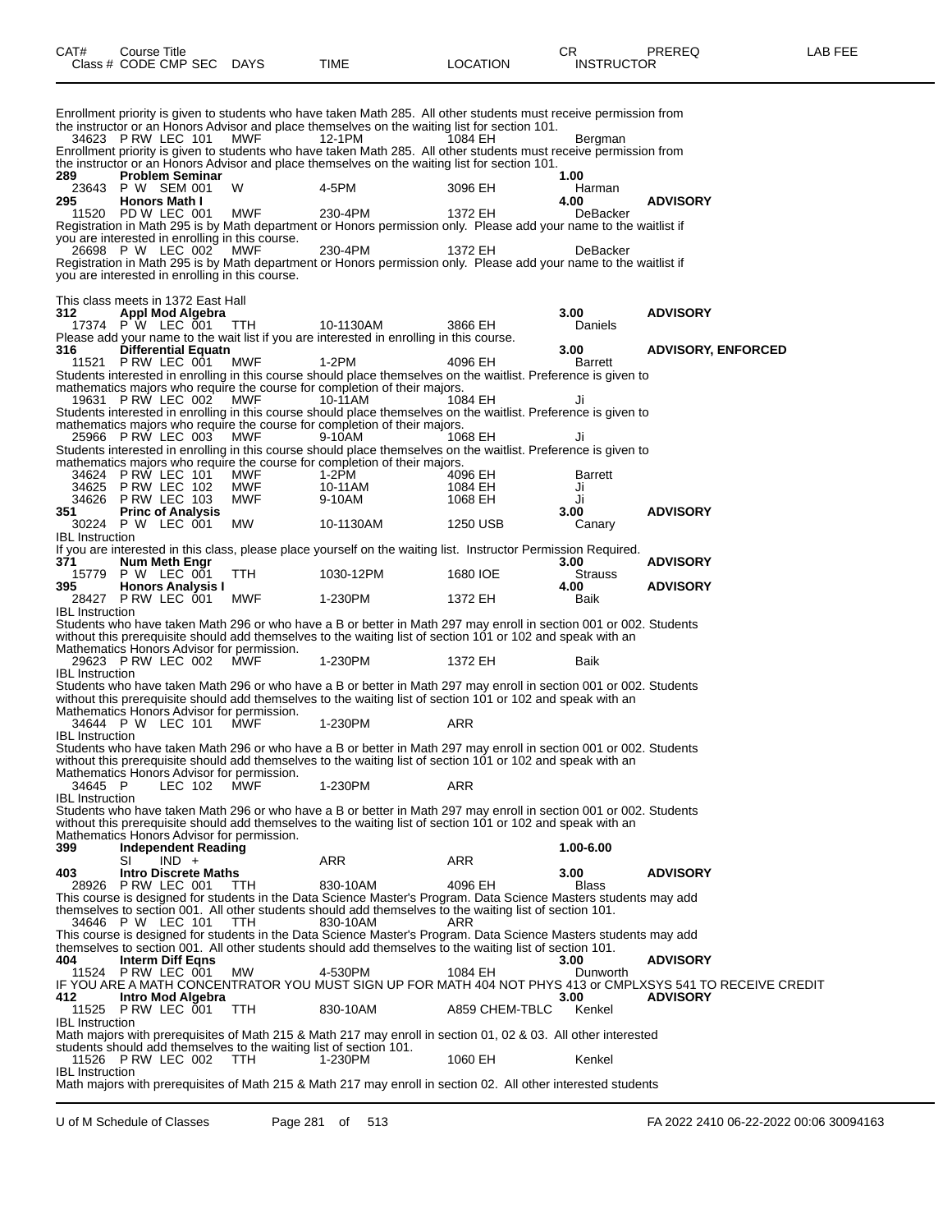| CAT# | Course Title | | | | | | CR | PREREQ | LAB FEE |
|---|---|---|---|---|---|---|---|---|---|
| Class # | CODE CMP SEC | DAYS | TIME | LOCATION | INSTRUCTOR | | | | |

Enrollment priority is given to students who have taken Math 285. All other students must receive permission from the instructor or an Honors Advisor and place themselves on the waiting list for section 101.

34623 P RW LEC 101 MWF 12-1PM 1084 EH Bergman

Enrollment priority is given to students who have taken Math 285. All other students must receive permission from the instructor or an Honors Advisor and place themselves on the waiting list for section 101.

**289 Problem Seminar** 1.00

23643 P W SEM 001 W 4-5PM 3096 EH Harman

**295 Honors Math I** 4.00 **ADVISORY**

11520 PD W LEC 001 MWF 230-4PM 1372 EH DeBacker

Registration in Math 295 is by Math department or Honors permission only. Please add your name to the waitlist if you are interested in enrolling in this course.

26698 P W LEC 002 MWF 230-4PM 1372 EH DeBacker

Registration in Math 295 is by Math department or Honors permission only. Please add your name to the waitlist if you are interested in enrolling in this course.

This class meets in 1372 East Hall

**312 Appl Mod Algebra** 3.00 **ADVISORY**

17374 P W LEC 001 TTH 10-1130AM 3866 EH Daniels

Please add your name to the wait list if you are interested in enrolling in this course.

**316 Differential Equatn** 3.00 **ADVISORY, ENFORCED**

11521 P RW LEC 001 MWF 1-2PM 4096 EH Barrett

Students interested in enrolling in this course should place themselves on the waitlist. Preference is given to mathematics majors who require the course for completion of their majors.

19631 P RW LEC 002 MWF 10-11AM 1084 EH Ji

Students interested in enrolling in this course should place themselves on the waitlist. Preference is given to mathematics majors who require the course for completion of their majors.

25966 P RW LEC 003 MWF 9-10AM 1068 EH Ji

Students interested in enrolling in this course should place themselves on the waitlist. Preference is given to mathematics majors who require the course for completion of their majors.

34624 P RW LEC 101 MWF 1-2PM 4096 EH Barrett
34625 P RW LEC 102 MWF 10-11AM 1084 EH Ji
34626 P RW LEC 103 MWF 9-10AM 1068 EH Ji

**351 Princ of Analysis** 3.00 **ADVISORY**

30224 P W LEC 001 MW 10-1130AM 1250 USB Canary

IBL Instruction

If you are interested in this class, please place yourself on the waiting list. Instructor Permission Required.

**371 Num Meth Engr** 3.00 **ADVISORY**

15779 P W LEC 001 TTH 1030-12PM 1680 IOE Strauss

**395 Honors Analysis I** 4.00 **ADVISORY**

28427 P RW LEC 001 MWF 1-230PM 1372 EH Baik

IBL Instruction

Students who have taken Math 296 or who have a B or better in Math 297 may enroll in section 001 or 002. Students without this prerequisite should add themselves to the waiting list of section 101 or 102 and speak with an Mathematics Honors Advisor for permission.

29623 P RW LEC 002 MWF 1-230PM 1372 EH Baik

IBL Instruction

Students who have taken Math 296 or who have a B or better in Math 297 may enroll in section 001 or 002. Students without this prerequisite should add themselves to the waiting list of section 101 or 102 and speak with an Mathematics Honors Advisor for permission.

34644 P W LEC 101 MWF 1-230PM ARR

IBL Instruction

Students who have taken Math 296 or who have a B or better in Math 297 may enroll in section 001 or 002. Students without this prerequisite should add themselves to the waiting list of section 101 or 102 and speak with an Mathematics Honors Advisor for permission.

34645 P LEC 102 MWF 1-230PM ARR

IBL Instruction

Students who have taken Math 296 or who have a B or better in Math 297 may enroll in section 001 or 002. Students without this prerequisite should add themselves to the waiting list of section 101 or 102 and speak with an Mathematics Honors Advisor for permission.

**399 Independent Reading** 1.00-6.00

SI IND + ARR ARR

**403 Intro Discrete Maths** 3.00 **ADVISORY**

28926 P RW LEC 001 TTH 830-10AM 4096 EH Blass

This course is designed for students in the Data Science Master's Program. Data Science Masters students may add themselves to section 001. All other students should add themselves to the waiting list of section 101.

34646 P W LEC 101 TTH 830-10AM ARR

This course is designed for students in the Data Science Master's Program. Data Science Masters students may add themselves to section 001. All other students should add themselves to the waiting list of section 101.

**404 Interm Diff Eqns** 3.00 **ADVISORY**

11524 P RW LEC 001 MW 4-530PM 1084 EH Dunworth

IF YOU ARE A MATH CONCENTRATOR YOU MUST SIGN UP FOR MATH 404 NOT PHYS 413 or CMPLXSYS 541 TO RECEIVE CREDIT

**412 Intro Mod Algebra** 3.00 **ADVISORY**

11525 P RW LEC 001 TTH 830-10AM A859 CHEM-TBLC Kenkel

IBL Instruction

Math majors with prerequisites of Math 215 & Math 217 may enroll in section 01, 02 & 03. All other interested students should add themselves to the waiting list of section 101.

11526 P RW LEC 002 TTH 1-230PM 1060 EH Kenkel

IBL Instruction

Math majors with prerequisites of Math 215 & Math 217 may enroll in section 02. All other interested students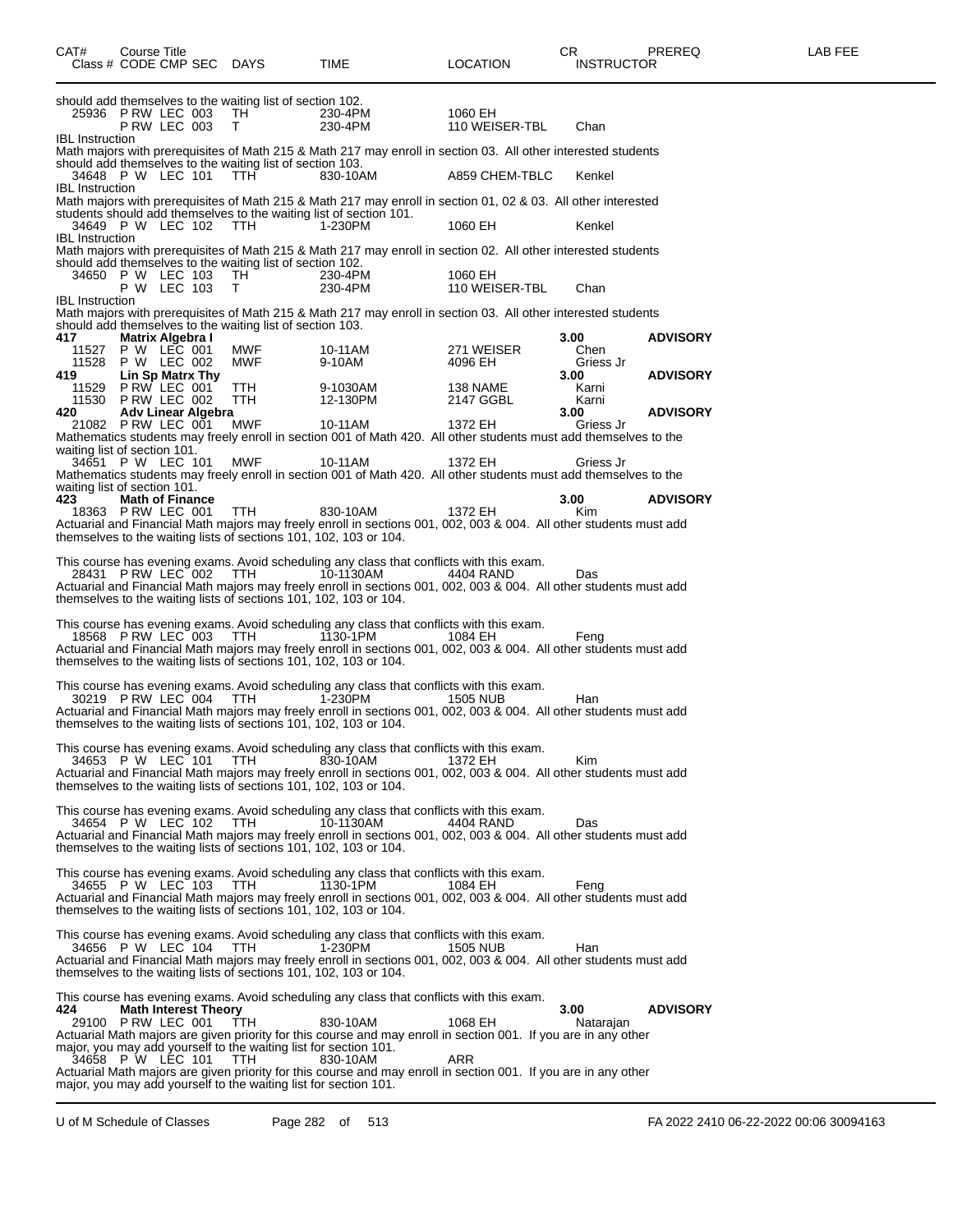| CAT# | Course Title<br>Class # CODE CMP SEC | DAYS | TIME | LOCATION | CR<br>INSTRUCTOR | PREREQ | LAB FEE |
|---|---|---|---|---|---|---|---|

should add themselves to the waiting list of section 102.

| | | | | | | | |
|---|---|---|---|---|---|---|---|
| 25936 | P RW LEC 003 | TH | 230-4PM | 1060 EH | | | |
| | P RW LEC 003 | T | 230-4PM | 110 WEISER-TBL | Chan | | |

IBL Instruction
Math majors with prerequisites of Math 215 & Math 217 may enroll in section 03. All other interested students should add themselves to the waiting list of section 103.

| | | | | | | | |
|---|---|---|---|---|---|---|---|
| 34648 | P W LEC 101 | TTH | 830-10AM | A859 CHEM-TBLC | Kenkel | | |

IBL Instruction
Math majors with prerequisites of Math 215 & Math 217 may enroll in section 01, 02 & 03. All other interested students should add themselves to the waiting list of section 101.

| | | | | | | | |
|---|---|---|---|---|---|---|---|
| 34649 | P W LEC 102 | TTH | 1-230PM | 1060 EH | Kenkel | | |

IBL Instruction
Math majors with prerequisites of Math 215 & Math 217 may enroll in section 02. All other interested students should add themselves to the waiting list of section 102.

| | | | | | | | |
|---|---|---|---|---|---|---|---|
| 34650 | P W LEC 103 | TH | 230-4PM | 1060 EH | | | |
| | P W LEC 103 | T | 230-4PM | 110 WEISER-TBL | Chan | | |

IBL Instruction
Math majors with prerequisites of Math 215 & Math 217 may enroll in section 03. All other interested students should add themselves to the waiting list of section 103.

| | | | | | | | |
|---|---|---|---|---|---|---|---|
| **417** | **Matrix Algebra I** | | | | **3.00** | **ADVISORY** | |
| 11527 | P W LEC 001 | MWF | 10-11AM | 271 WEISER | Chen | | |
| 11528 | P W LEC 002 | MWF | 9-10AM | 4096 EH | Griess Jr | | |
| **419** | **Lin Sp Matrx Thy** | | | | **3.00** | **ADVISORY** | |
| 11529 | P RW LEC 001 | TTH | 9-1030AM | 138 NAME | Karni | | |
| 11530 | P RW LEC 002 | TTH | 12-130PM | 2147 GGBL | Karni | | |
| **420** | **Adv Linear Algebra** | | | | **3.00** | **ADVISORY** | |
| 21082 | P RW LEC 001 | MWF | 10-11AM | 1372 EH | Griess Jr | | |

Mathematics students may freely enroll in section 001 of Math 420. All other students must add themselves to the waiting list of section 101.

| | | | | | | | |
|---|---|---|---|---|---|---|---|
| 34651 | P W LEC 101 | MWF | 10-11AM | 1372 EH | Griess Jr | | |

Mathematics students may freely enroll in section 001 of Math 420. All other students must add themselves to the waiting list of section 101.

| | | | | | | | |
|---|---|---|---|---|---|---|---|
| **423** | **Math of Finance** | | | | **3.00** | **ADVISORY** | |
| 18363 | P RW LEC 001 | TTH | 830-10AM | 1372 EH | Kim | | |

Actuarial and Financial Math majors may freely enroll in sections 001, 002, 003 & 004. All other students must add themselves to the waiting lists of sections 101, 102, 103 or 104.

This course has evening exams. Avoid scheduling any class that conflicts with this exam.

| | | | | | | | |
|---|---|---|---|---|---|---|---|
| 28431 | P RW LEC 002 | TTH | 10-1130AM | 4404 RAND | Das | | |

Actuarial and Financial Math majors may freely enroll in sections 001, 002, 003 & 004. All other students must add themselves to the waiting lists of sections 101, 102, 103 or 104.

This course has evening exams. Avoid scheduling any class that conflicts with this exam.

| | | | | | | | |
|---|---|---|---|---|---|---|---|
| 18568 | P RW LEC 003 | TTH | 1130-1PM | 1084 EH | Feng | | |

Actuarial and Financial Math majors may freely enroll in sections 001, 002, 003 & 004. All other students must add themselves to the waiting lists of sections 101, 102, 103 or 104.

This course has evening exams. Avoid scheduling any class that conflicts with this exam.

| | | | | | | | |
|---|---|---|---|---|---|---|---|
| 30219 | P RW LEC 004 | TTH | 1-230PM | 1505 NUB | Han | | |

Actuarial and Financial Math majors may freely enroll in sections 001, 002, 003 & 004. All other students must add themselves to the waiting lists of sections 101, 102, 103 or 104.

This course has evening exams. Avoid scheduling any class that conflicts with this exam.

| | | | | | | | |
|---|---|---|---|---|---|---|---|
| 34653 | P W LEC 101 | TTH | 830-10AM | 1372 EH | Kim | | |

Actuarial and Financial Math majors may freely enroll in sections 001, 002, 003 & 004. All other students must add themselves to the waiting lists of sections 101, 102, 103 or 104.

This course has evening exams. Avoid scheduling any class that conflicts with this exam.

| | | | | | | | |
|---|---|---|---|---|---|---|---|
| 34654 | P W LEC 102 | TTH | 10-1130AM | 4404 RAND | Das | | |

Actuarial and Financial Math majors may freely enroll in sections 001, 002, 003 & 004. All other students must add themselves to the waiting lists of sections 101, 102, 103 or 104.

This course has evening exams. Avoid scheduling any class that conflicts with this exam.

| | | | | | | | |
|---|---|---|---|---|---|---|---|
| 34655 | P W LEC 103 | TTH | 1130-1PM | 1084 EH | Feng | | |

Actuarial and Financial Math majors may freely enroll in sections 001, 002, 003 & 004. All other students must add themselves to the waiting lists of sections 101, 102, 103 or 104.

This course has evening exams. Avoid scheduling any class that conflicts with this exam.

| | | | | | | | |
|---|---|---|---|---|---|---|---|
| 34656 | P W LEC 104 | TTH | 1-230PM | 1505 NUB | Han | | |

Actuarial and Financial Math majors may freely enroll in sections 001, 002, 003 & 004. All other students must add themselves to the waiting lists of sections 101, 102, 103 or 104.

This course has evening exams. Avoid scheduling any class that conflicts with this exam.

| | | | | | | | |
|---|---|---|---|---|---|---|---|
| **424** | **Math Interest Theory** | | | | **3.00** | **ADVISORY** | |
| 29100 | P RW LEC 001 | TTH | 830-10AM | 1068 EH | Natarajan | | |

Actuarial Math majors are given priority for this course and may enroll in section 001. If you are in any other major, you may add yourself to the waiting list for section 101.

| | | | | | | | |
|---|---|---|---|---|---|---|---|
| 34658 | P W LEC 101 | TTH | 830-10AM | ARR | | | |

Actuarial Math majors are given priority for this course and may enroll in section 001. If you are in any other major, you may add yourself to the waiting list for section 101.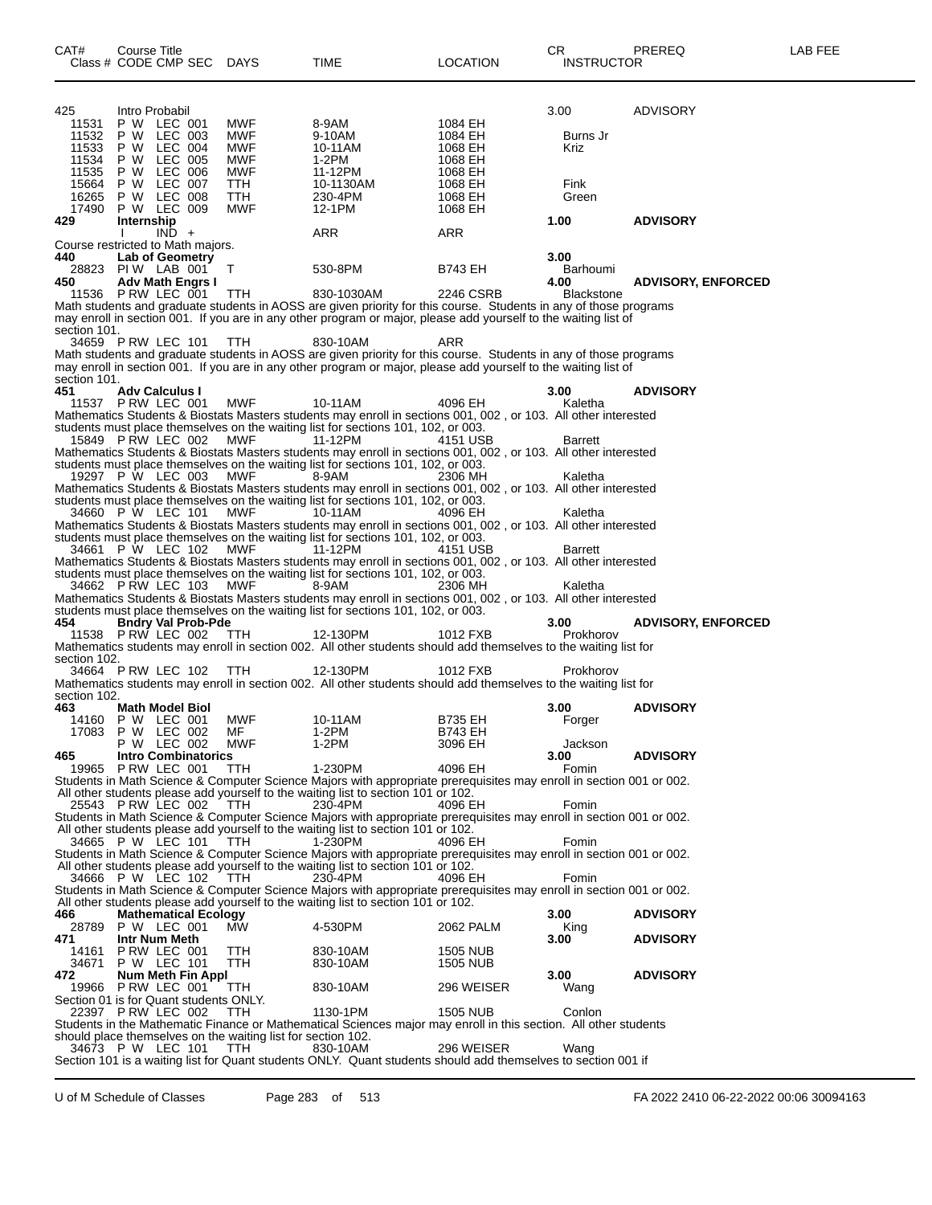| CAT# | Course Title<br>Class # CODE CMP SEC | DAYS | TIME | LOCATION | CR<br>INSTRUCTOR | PREREQ | LAB FEE |
|---|---|---|---|---|---|---|---|
| 425 | Intro Probabil | | | | 3.00 | ADVISORY | |
| 11531 | P W LEC 001 | MWF | 8-9AM | 1084 EH | | | |
| 11532 | P W LEC 003 | MWF | 9-10AM | 1084 EH | Burns Jr | | |
| 11533 | P W LEC 004 | MWF | 10-11AM | 1068 EH | Kriz | | |
| 11534 | P W LEC 005 | MWF | 1-2PM | 1068 EH | | | |
| 11535 | P W LEC 006 | MWF | 11-12PM | 1068 EH | | | |
| 15664 | P W LEC 007 | TTH | 10-1130AM | 1068 EH | Fink | | |
| 16265 | P W LEC 008 | TTH | 230-4PM | 1068 EH | Green | | |
| 17490 | P W LEC 009 | MWF | 12-1PM | 1068 EH | | | |
| **429** | **Internship** | | | | **1.00** | **ADVISORY** | |
| | I IND + | | ARR | ARR | | | |

Course restricted to Math majors.

| CAT# | Course Title<br>Class # CODE CMP SEC | DAYS | TIME | LOCATION | CR<br>INSTRUCTOR | PREREQ | LAB FEE |
|---|---|---|---|---|---|---|---|
| **440** | **Lab of Geometry** | | | | **3.00** | | |
| 28823 | PI W LAB 001 | T | 530-8PM | B743 EH | Barhoumi | | |
| **450** | **Adv Math Engrs I** | | | | **4.00** | **ADVISORY, ENFORCED** | |
| 11536 | P RW LEC 001 | TTH | 830-1030AM | 2246 CSRB | Blackstone | | |

Math students and graduate students in AOSS are given priority for this course. Students in any of those programs may enroll in section 001. If you are in any other program or major, please add yourself to the waiting list of section 101.

| | | | | | | | |
|---|---|---|---|---|---|---|---|
| 34659 | P RW LEC 101 | TTH | 830-10AM | ARR | | | |

Math students and graduate students in AOSS are given priority for this course. Students in any of those programs may enroll in section 001. If you are in any other program or major, please add yourself to the waiting list of section 101.

| | | | | | | | |
|---|---|---|---|---|---|---|---|
| **451** | **Adv Calculus I** | | | | **3.00** | **ADVISORY** | |
| 11537 | P RW LEC 001 | MWF | 10-11AM | 4096 EH | Kaletha | | |

Mathematics Students & Biostats Masters students may enroll in sections 001, 002 , or 103. All other interested students must place themselves on the waiting list for sections 101, 102, or 003.

| | | | | | | | |
|---|---|---|---|---|---|---|---|
| 15849 | P RW LEC 002 | MWF | 11-12PM | 4151 USB | Barrett | | |

Mathematics Students & Biostats Masters students may enroll in sections 001, 002 , or 103. All other interested students must place themselves on the waiting list for sections 101, 102, or 003.

| | | | | | | | |
|---|---|---|---|---|---|---|---|
| 19297 | P W LEC 003 | MWF | 8-9AM | 2306 MH | Kaletha | | |

Mathematics Students & Biostats Masters students may enroll in sections 001, 002 , or 103. All other interested students must place themselves on the waiting list for sections 101, 102, or 003.

| | | | | | | | |
|---|---|---|---|---|---|---|---|
| 34660 | P W LEC 101 | MWF | 10-11AM | 4096 EH | Kaletha | | |

Mathematics Students & Biostats Masters students may enroll in sections 001, 002 , or 103. All other interested students must place themselves on the waiting list for sections 101, 102, or 003.

| | | | | | | | |
|---|---|---|---|---|---|---|---|
| 34661 | P W LEC 102 | MWF | 11-12PM | 4151 USB | Barrett | | |

Mathematics Students & Biostats Masters students may enroll in sections 001, 002 , or 103. All other interested students must place themselves on the waiting list for sections 101, 102, or 003.

| | | | | | | | |
|---|---|---|---|---|---|---|---|
| 34662 | P RW LEC 103 | MWF | 8-9AM | 2306 MH | Kaletha | | |

Mathematics Students & Biostats Masters students may enroll in sections 001, 002 , or 103. All other interested students must place themselves on the waiting list for sections 101, 102, or 003.

| | | | | | | | |
|---|---|---|---|---|---|---|---|
| **454** | **Bndry Val Prob-Pde** | | | | **3.00** | **ADVISORY, ENFORCED** | |
| 11538 | P RW LEC 002 | TTH | 12-130PM | 1012 FXB | Prokhorov | | |

Mathematics students may enroll in section 002. All other students should add themselves to the waiting list for section 102.

| | | | | | | | |
|---|---|---|---|---|---|---|---|
| 34664 | P RW LEC 102 | TTH | 12-130PM | 1012 FXB | Prokhorov | | |

Mathematics students may enroll in section 002. All other students should add themselves to the waiting list for section 102.

| | | | | | | | |
|---|---|---|---|---|---|---|---|
| **463** | **Math Model Biol** | | | | **3.00** | **ADVISORY** | |
| 14160 | P W LEC 001 | MWF | 10-11AM | B735 EH | Forger | | |
| 17083 | P W LEC 002 | MF | 1-2PM | B743 EH | | | |
| | P W LEC 002 | MWF | 1-2PM | 3096 EH | Jackson | | |
| **465** | **Intro Combinatorics** | | | | **3.00** | **ADVISORY** | |
| 19965 | P RW LEC 001 | TTH | 1-230PM | 4096 EH | Fomin | | |

Students in Math Science & Computer Science Majors with appropriate prerequisites may enroll in section 001 or 002. All other students please add yourself to the waiting list to section 101 or 102.

| | | | | | | | |
|---|---|---|---|---|---|---|---|
| 25543 | P RW LEC 002 | TTH | 230-4PM | 4096 EH | Fomin | | |

Students in Math Science & Computer Science Majors with appropriate prerequisites may enroll in section 001 or 002. All other students please add yourself to the waiting list to section 101 or 102.

| | | | | | | | |
|---|---|---|---|---|---|---|---|
| 34665 | P W LEC 101 | TTH | 1-230PM | 4096 EH | Fomin | | |

Students in Math Science & Computer Science Majors with appropriate prerequisites may enroll in section 001 or 002. All other students please add yourself to the waiting list to section 101 or 102.

| | | | | | | | |
|---|---|---|---|---|---|---|---|
| 34666 | P W LEC 102 | TTH | 230-4PM | 4096 EH | Fomin | | |

Students in Math Science & Computer Science Majors with appropriate prerequisites may enroll in section 001 or 002. All other students please add yourself to the waiting list to section 101 or 102.

| | | | | | | | |
|---|---|---|---|---|---|---|---|
| **466** | **Mathematical Ecology** | | | | **3.00** | **ADVISORY** | |
| 28789 | P W LEC 001 | MW | 4-530PM | 2062 PALM | King | | |
| **471** | **Intr Num Meth** | | | | **3.00** | **ADVISORY** | |
| 14161 | P RW LEC 001 | TTH | 830-10AM | 1505 NUB | | | |
| 34671 | P W LEC 101 | TTH | 830-10AM | 1505 NUB | | | |
| **472** | **Num Meth Fin Appl** | | | | **3.00** | **ADVISORY** | |
| 19966 | P RW LEC 001 | TTH | 830-10AM | 296 WEISER | Wang | | |

Section 01 is for Quant students ONLY.

| | | | | | | | |
|---|---|---|---|---|---|---|---|
| 22397 | P RW LEC 002 | TTH | 1130-1PM | 1505 NUB | Conlon | | |

Students in the Mathematic Finance or Mathematical Sciences major may enroll in this section. All other students should place themselves on the waiting list for section 102.

| | | | | | | | |
|---|---|---|---|---|---|---|---|
| 34673 | P W LEC 101 | TTH | 830-10AM | 296 WEISER | Wang | | |

Section 101 is a waiting list for Quant students ONLY. Quant students should add themselves to section 001 if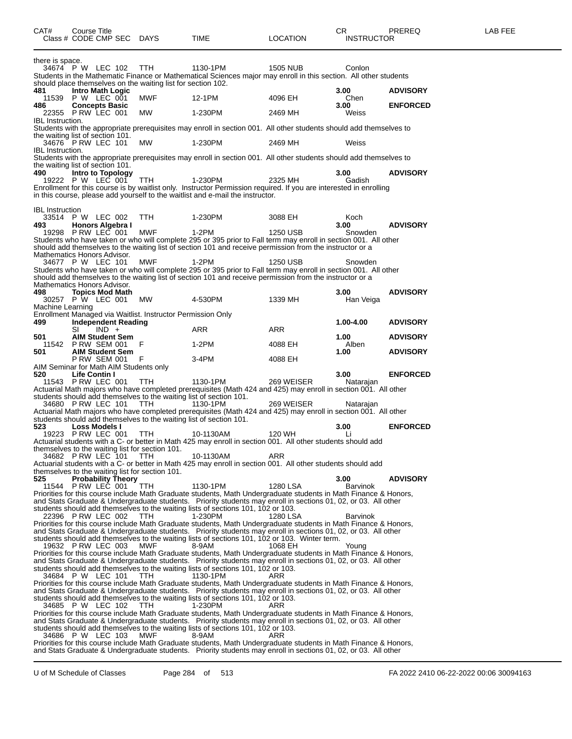| CAT# | Course Title | | | | | | CR | PREREQ | LAB FEE |
|---|---|---|---|---|---|---|---|---|---|
| Class # | CODE CMP SEC | DAYS | TIME | LOCATION | INSTRUCTOR | | | | |

there is space.

34674 P W LEC 102 TTH 1130-1PM 1505 NUB Conlon

Students in the Mathematic Finance or Mathematical Sciences major may enroll in this section. All other students should place themselves on the waiting list for section 102.

**481 Intro Math Logic** 3.00 **ADVISORY**

11539 P W LEC 001 MWF 12-1PM 4096 EH Chen

**486 Concepts Basic** 3.00 **ENFORCED**

22355 P RW LEC 001 MW 1-230PM 2469 MH Weiss

IBL Instruction.

Students with the appropriate prerequisites may enroll in section 001. All other students should add themselves to the waiting list of section 101.

34676 P RW LEC 101 MW 1-230PM 2469 MH Weiss

IBL Instruction.

Students with the appropriate prerequisites may enroll in section 001. All other students should add themselves to the waiting list of section 101.

**490 Intro to Topology** 3.00 **ADVISORY**

19222 P W LEC 001 TTH 1-230PM 2325 MH Gadish

Enrollment for this course is by waitlist only. Instructor Permission required. If you are interested in enrolling in this course, please add yourself to the waitlist and e-mail the instructor.

IBL Instruction

33514 P W LEC 002 TTH 1-230PM 3088 EH Koch

**493 Honors Algebra I** 3.00 **ADVISORY**

19298 P RW LEC 001 MWF 1-2PM 1250 USB Snowden

Students who have taken or who will complete 295 or 395 prior to Fall term may enroll in section 001. All other should add themselves to the waiting list of section 101 and receive permission from the instructor or a Mathematics Honors Advisor.

34677 P W LEC 101 MWF 1-2PM 1250 USB Snowden

Students who have taken or who will complete 295 or 395 prior to Fall term may enroll in section 001. All other should add themselves to the waiting list of section 101 and receive permission from the instructor or a Mathematics Honors Advisor.

**498 Topics Mod Math** 3.00 **ADVISORY**

30257 P W LEC 001 MW 4-530PM 1339 MH Han Veiga

Machine Learning

Enrollment Managed via Waitlist. Instructor Permission Only

**499 Independent Reading** 1.00-4.00 **ADVISORY**

SI IND + ARR ARR

**501 AIM Student Sem** 1.00 **ADVISORY**

11542 P RW SEM 001 F 1-2PM 4088 EH Alben

**501 AIM Student Sem** 1.00 **ADVISORY**

P RW SEM 001 F 3-4PM 4088 EH

AIM Seminar for Math AIM Students only

**520 Life Contin I** 3.00 **ENFORCED**

11543 P RW LEC 001 TTH 1130-1PM 269 WEISER Natarajan

Actuarial Math majors who have completed prerequisites (Math 424 and 425) may enroll in section 001. All other students should add themselves to the waiting list of section 101.

34680 P RW LEC 101 TTH 1130-1PM 269 WEISER Natarajan

Actuarial Math majors who have completed prerequisites (Math 424 and 425) may enroll in section 001. All other students should add themselves to the waiting list of section 101.

**523 Loss Models I** 3.00 **ENFORCED**

19223 P RW LEC 001 TTH 10-1130AM 120 WH Li

Actuarial students with a C- or better in Math 425 may enroll in section 001. All other students should add themselves to the waiting list for section 101.

34682 P RW LEC 101 TTH 10-1130AM ARR

Actuarial students with a C- or better in Math 425 may enroll in section 001. All other students should add themselves to the waiting list for section 101.

**525 Probability Theory** 3.00 **ADVISORY**

11544 P RW LEC 001 TTH 1130-1PM 1280 LSA Barvinok

Priorities for this course include Math Graduate students, Math Undergraduate students in Math Finance & Honors, and Stats Graduate & Undergraduate students. Priority students may enroll in sections 01, 02, or 03. All other students should add themselves to the waiting lists of sections 101, 102 or 103.

22396 P RW LEC 002 TTH 1-230PM 1280 LSA Barvinok

Priorities for this course include Math Graduate students, Math Undergraduate students in Math Finance & Honors, and Stats Graduate & Undergraduate students. Priority students may enroll in sections 01, 02, or 03. All other students should add themselves to the waiting lists of sections 101, 102 or 103. Winter term.

19632 P RW LEC 003 MWF 8-9AM 1068 EH Young

Priorities for this course include Math Graduate students, Math Undergraduate students in Math Finance & Honors, and Stats Graduate & Undergraduate students. Priority students may enroll in sections 01, 02, or 03. All other students should add themselves to the waiting lists of sections 101, 102 or 103.

34684 P W LEC 101 TTH 1130-1PM ARR

Priorities for this course include Math Graduate students, Math Undergraduate students in Math Finance & Honors, and Stats Graduate & Undergraduate students. Priority students may enroll in sections 01, 02, or 03. All other students should add themselves to the waiting lists of sections 101, 102 or 103.

34685 P W LEC 102 TTH 1-230PM ARR

Priorities for this course include Math Graduate students, Math Undergraduate students in Math Finance & Honors, and Stats Graduate & Undergraduate students. Priority students may enroll in sections 01, 02, or 03. All other students should add themselves to the waiting lists of sections 101, 102 or 103.

34686 P W LEC 103 MWF 8-9AM ARR

Priorities for this course include Math Graduate students, Math Undergraduate students in Math Finance & Honors, and Stats Graduate & Undergraduate students. Priority students may enroll in sections 01, 02, or 03. All other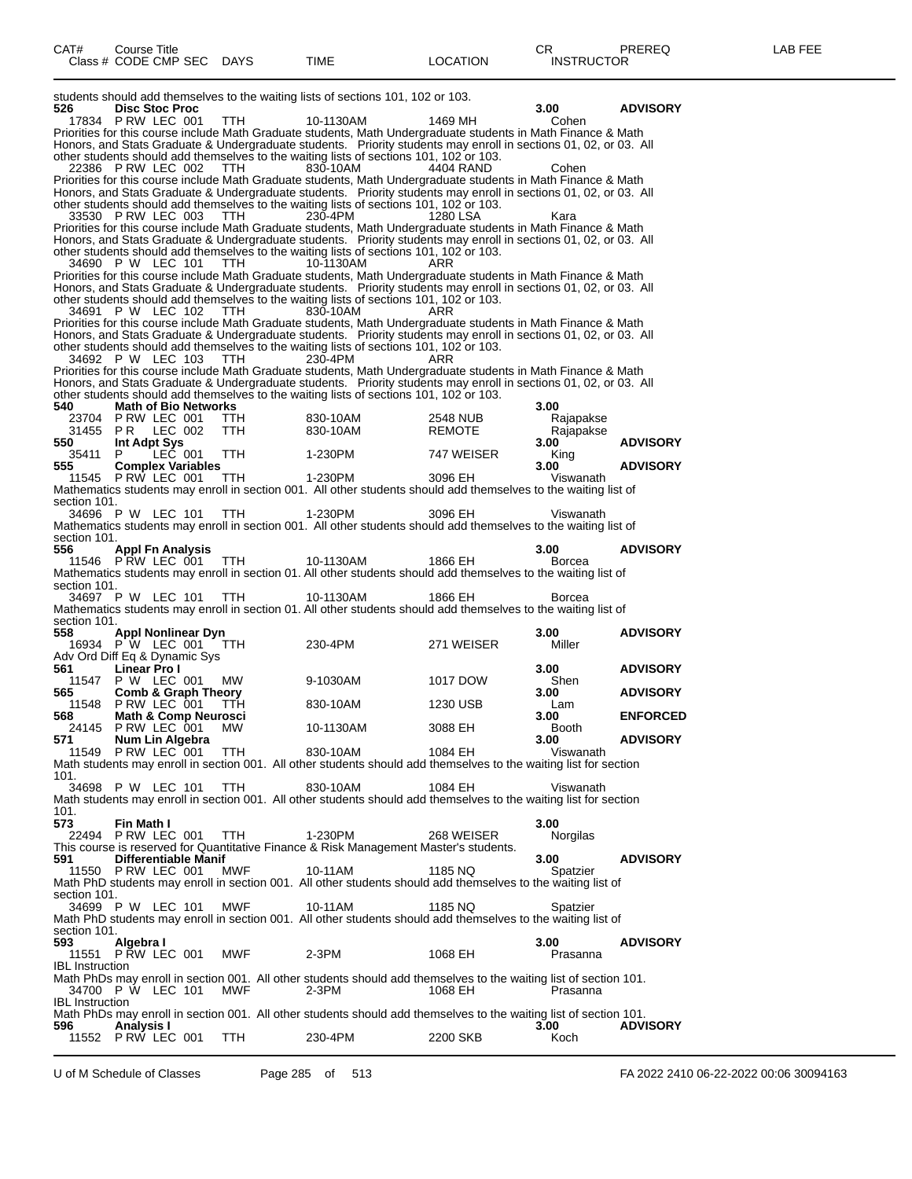| CAT# | Course Title | | | | | | | CR | PREREQ | LAB FEE |
|---|---|---|---|---|---|---|---|---|---|---|
| Class # | CODE | CMP | SEC | DAYS | TIME | LOCATION | INSTRUCTOR | | | |

students should add themselves to the waiting lists of sections 101, 102 or 103.

**526 Disc Stoc Proc** 3.00 **ADVISORY**

17834 P RW LEC 001 TTH 10-1130AM 1469 MH Cohen

Priorities for this course include Math Graduate students, Math Undergraduate students in Math Finance & Math Honors, and Stats Graduate & Undergraduate students. Priority students may enroll in sections 01, 02, or 03. All other students should add themselves to the waiting lists of sections 101, 102 or 103.

22386 P RW LEC 002 TTH 830-10AM 4404 RAND Cohen

Priorities for this course include Math Graduate students, Math Undergraduate students in Math Finance & Math Honors, and Stats Graduate & Undergraduate students. Priority students may enroll in sections 01, 02, or 03. All other students should add themselves to the waiting lists of sections 101, 102 or 103.

33530 P RW LEC 003 TTH 230-4PM 1280 LSA Kara

Priorities for this course include Math Graduate students, Math Undergraduate students in Math Finance & Math Honors, and Stats Graduate & Undergraduate students. Priority students may enroll in sections 01, 02, or 03. All other students should add themselves to the waiting lists of sections 101, 102 or 103.

34690 P W LEC 101 TTH 10-1130AM ARR

Priorities for this course include Math Graduate students, Math Undergraduate students in Math Finance & Math Honors, and Stats Graduate & Undergraduate students. Priority students may enroll in sections 01, 02, or 03. All other students should add themselves to the waiting lists of sections 101, 102 or 103.

34691 P W LEC 102 TTH 830-10AM ARR

Priorities for this course include Math Graduate students, Math Undergraduate students in Math Finance & Math Honors, and Stats Graduate & Undergraduate students. Priority students may enroll in sections 01, 02, or 03. All other students should add themselves to the waiting lists of sections 101, 102 or 103.

34692 P W LEC 103 TTH 230-4PM ARR

Priorities for this course include Math Graduate students, Math Undergraduate students in Math Finance & Math Honors, and Stats Graduate & Undergraduate students. Priority students may enroll in sections 01, 02, or 03. All other students should add themselves to the waiting lists of sections 101, 102 or 103.

**540 Math of Bio Networks** 3.00

23704 P RW LEC 001 TTH 830-10AM 2548 NUB Rajapakse

31455 P R LEC 002 TTH 830-10AM REMOTE Rajapakse

**550 Int Adpt Sys** 3.00 **ADVISORY**

35411 P LEC 001 TTH 1-230PM 747 WEISER King

**555 Complex Variables** 3.00 **ADVISORY**

11545 P RW LEC 001 TTH 1-230PM 3096 EH Viswanath

Mathematics students may enroll in section 001. All other students should add themselves to the waiting list of section 101.

34696 P W LEC 101 TTH 1-230PM 3096 EH Viswanath

Mathematics students may enroll in section 001. All other students should add themselves to the waiting list of section 101.

**556 Appl Fn Analysis** 3.00 **ADVISORY**

11546 P RW LEC 001 TTH 10-1130AM 1866 EH Borcea

Mathematics students may enroll in section 01. All other students should add themselves to the waiting list of section 101.

34697 P W LEC 101 TTH 10-1130AM 1866 EH Borcea

Mathematics students may enroll in section 01. All other students should add themselves to the waiting list of section 101.

**558 Appl Nonlinear Dyn** 3.00 **ADVISORY**

16934 P W LEC 001 TTH 230-4PM 271 WEISER Miller

Adv Ord Diff Eq & Dynamic Sys

**561 Linear Pro I** 3.00 **ADVISORY**

11547 P W LEC 001 MW 9-1030AM 1017 DOW Shen

**565 Comb & Graph Theory** 3.00 **ADVISORY**

11548 P RW LEC 001 TTH 830-10AM 1230 USB Lam

**568 Math & Comp Neurosci** 3.00 **ENFORCED**

24145 P RW LEC 001 MW 10-1130AM 3088 EH Booth

**571 Num Lin Algebra** 3.00 **ADVISORY**

11549 P RW LEC 001 TTH 830-10AM 1084 EH Viswanath

Math students may enroll in section 001. All other students should add themselves to the waiting list for section 101.

34698 P W LEC 101 TTH 830-10AM 1084 EH Viswanath

Math students may enroll in section 001. All other students should add themselves to the waiting list for section 101.

**573 Fin Math I** 3.00

22494 P RW LEC 001 TTH 1-230PM 268 WEISER Norgilas

This course is reserved for Quantitative Finance & Risk Management Master's students.

**591 Differentiable Manif** 3.00 **ADVISORY**

11550 P RW LEC 001 MWF 10-11AM 1185 NQ Spatzier

Math PhD students may enroll in section 001. All other students should add themselves to the waiting list of section 101.

34699 P W LEC 101 MWF 10-11AM 1185 NQ Spatzier

Math PhD students may enroll in section 001. All other students should add themselves to the waiting list of section 101.

**593 Algebra I** 3.00 **ADVISORY**

11551 P RW LEC 001 MWF 2-3PM 1068 EH Prasanna

IBL Instruction

Math PhDs may enroll in section 001. All other students should add themselves to the waiting list of section 101.

34700 P W LEC 101 MWF 2-3PM 1068 EH Prasanna

IBL Instruction

Math PhDs may enroll in section 001. All other students should add themselves to the waiting list of section 101.

**596 Analysis I** 3.00 **ADVISORY**

11552 P RW LEC 001 TTH 230-4PM 2200 SKB Koch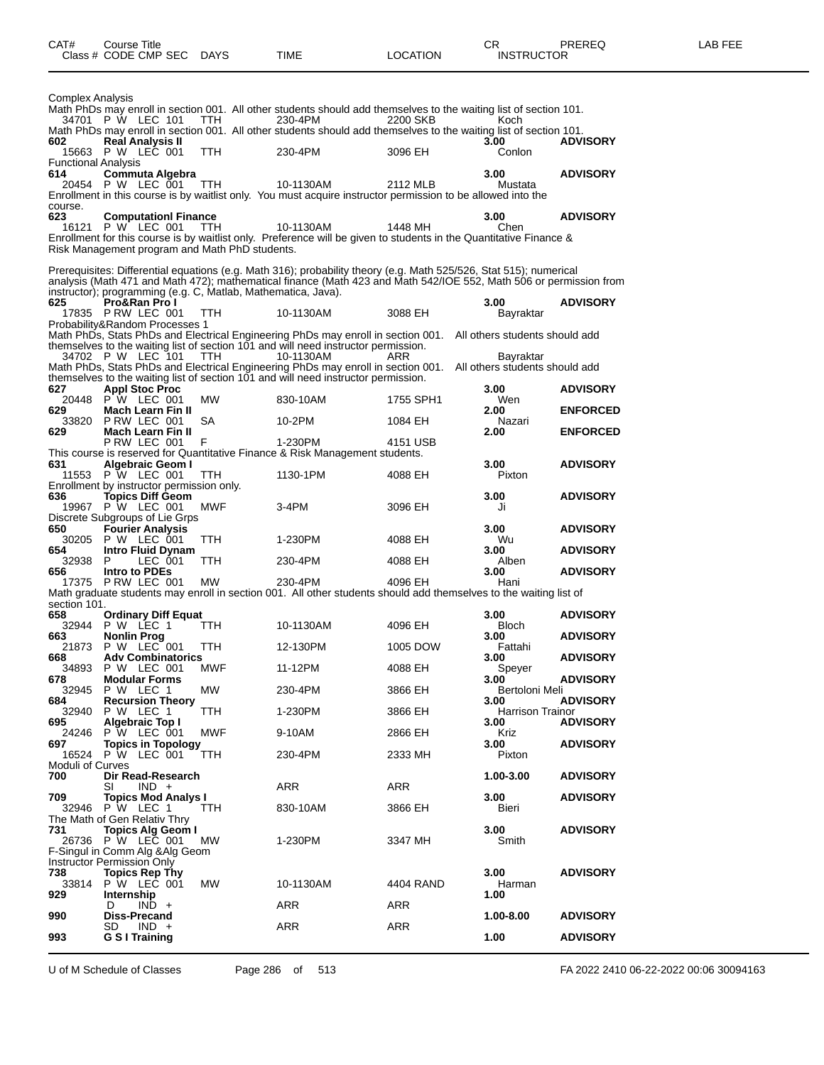| CAT# Class # | Course Title CODE CMP SEC | DAYS | TIME | LOCATION | CR INSTRUCTOR | PREREQ | LAB FEE |
|---|---|---|---|---|---|---|---|

Complex Analysis

Math PhDs may enroll in section 001. All other students should add themselves to the waiting list of section 101.

| | | | | | | | |
|---|---|---|---|---|---|---|---|
| 34701 | P W LEC 101 | TTH | 230-4PM | 2200 SKB | Koch | | |

Math PhDs may enroll in section 001. All other students should add themselves to the waiting list of section 101.

| | | | | | | | |
|---|---|---|---|---|---|---|---|
| **602** | **Real Analysis II** | | | | **3.00** | **ADVISORY** | |
| 15663 | P W LEC 001 | TTH | 230-4PM | 3096 EH | Conlon | | |

Functional Analysis

| | | | | | | | |
|---|---|---|---|---|---|---|---|
| **614** | **Commuta Algebra** | | | | **3.00** | **ADVISORY** | |
| 20454 | P W LEC 001 | TTH | 10-1130AM | 2112 MLB | Mustata | | |

Enrollment in this course is by waitlist only. You must acquire instructor permission to be allowed into the course.

| | | | | | | | |
|---|---|---|---|---|---|---|---|
| **623** | **Computationl Finance** | | | | **3.00** | **ADVISORY** | |
| 16121 | P W LEC 001 | TTH | 10-1130AM | 1448 MH | Chen | | |

Enrollment for this course is by waitlist only. Preference will be given to students in the Quantitative Finance & Risk Management program and Math PhD students.

Prerequisites: Differential equations (e.g. Math 316); probability theory (e.g. Math 525/526, Stat 515); numerical analysis (Math 471 and Math 472); mathematical finance (Math 423 and Math 542/IOE 552, Math 506 or permission from instructor); programming (e.g. C, Matlab, Mathematica, Java).

| | | | | | | | |
|---|---|---|---|---|---|---|---|
| **625** | **Pro&Ran Pro I** | | | | **3.00** | **ADVISORY** | |
| 17835 | P RW LEC 001 | TTH | 10-1130AM | 3088 EH | Bayraktar | | |

Probability&Random Processes 1

Math PhDs, Stats PhDs and Electrical Engineering PhDs may enroll in section 001. All others students should add themselves to the waiting list of section 101 and will need instructor permission.

| | | | | | | | |
|---|---|---|---|---|---|---|---|
| 34702 | P W LEC 101 | TTH | 10-1130AM | ARR | Bayraktar | | |

Math PhDs, Stats PhDs and Electrical Engineering PhDs may enroll in section 001. All others students should add themselves to the waiting list of section 101 and will need instructor permission.

| | | | | | | | |
|---|---|---|---|---|---|---|---|
| **627** | **Appl Stoc Proc** | | | | **3.00** | **ADVISORY** | |
| 20448 | P W LEC 001 | MW | 830-10AM | 1755 SPH1 | Wen | | |
| **629** | **Mach Learn Fin II** | | | | **2.00** | **ENFORCED** | |
| 33820 | P RW LEC 001 | SA | 10-2PM | 1084 EH | Nazari | | |
| **629** | **Mach Learn Fin II** | | | | **2.00** | **ENFORCED** | |
| | P RW LEC 001 | F | 1-230PM | 4151 USB | | | |

This course is reserved for Quantitative Finance & Risk Management students.

| | | | | | | | |
|---|---|---|---|---|---|---|---|
| **631** | **Algebraic Geom I** | | | | **3.00** | **ADVISORY** | |
| 11553 | P W LEC 001 | TTH | 1130-1PM | 4088 EH | Pixton | | |

Enrollment by instructor permission only.

| | | | | | | | |
|---|---|---|---|---|---|---|---|
| **636** | **Topics Diff Geom** | | | | **3.00** | **ADVISORY** | |
| 19967 | P W LEC 001 | MWF | 3-4PM | 3096 EH | Ji | | |

Discrete Subgroups of Lie Grps

| | | | | | | | |
|---|---|---|---|---|---|---|---|
| **650** | **Fourier Analysis** | | | | **3.00** | **ADVISORY** | |
| 30205 | P W LEC 001 | TTH | 1-230PM | 4088 EH | Wu | | |
| **654** | **Intro Fluid Dynam** | | | | **3.00** | **ADVISORY** | |
| 32938 | P LEC 001 | TTH | 230-4PM | 4088 EH | Alben | | |
| **656** | **Intro to PDEs** | | | | **3.00** | **ADVISORY** | |
| 17375 | P RW LEC 001 | MW | 230-4PM | 4096 EH | Hani | | |

Math graduate students may enroll in section 001. All other students should add themselves to the waiting list of section 101.

| | | | | | | | |
|---|---|---|---|---|---|---|---|
| **658** | **Ordinary Diff Equat** | | | | **3.00** | **ADVISORY** | |
| 32944 | P W LEC 1 | TTH | 10-1130AM | 4096 EH | Bloch | | |
| **663** | **Nonlin Prog** | | | | **3.00** | **ADVISORY** | |
| 21873 | P W LEC 001 | TTH | 12-130PM | 1005 DOW | Fattahi | | |
| **668** | **Adv Combinatorics** | | | | **3.00** | **ADVISORY** | |
| 34893 | P W LEC 001 | MWF | 11-12PM | 4088 EH | Speyer | | |
| **678** | **Modular Forms** | | | | **3.00** | **ADVISORY** | |
| 32945 | P W LEC 1 | MW | 230-4PM | 3866 EH | Bertoloni Meli | | |
| **684** | **Recursion Theory** | | | | **3.00** | **ADVISORY** | |
| 32940 | P W LEC 1 | TTH | 1-230PM | 3866 EH | Harrison Trainor | | |
| **695** | **Algebraic Top I** | | | | **3.00** | **ADVISORY** | |
| 24246 | P W LEC 001 | MWF | 9-10AM | 2866 EH | Kriz | | |
| **697** | **Topics in Topology** | | | | **3.00** | **ADVISORY** | |
| 16524 | P W LEC 001 | TTH | 230-4PM | 2333 MH | Pixton | | |

Moduli of Curves

| | | | | | | | |
|---|---|---|---|---|---|---|---|
| **700** | **Dir Read-Research** | | | | **1.00-3.00** | **ADVISORY** | |
| | SI IND + | | ARR | ARR | | | |
| **709** | **Topics Mod Analys I** | | | | **3.00** | **ADVISORY** | |
| 32946 | P W LEC 1 | TTH | 830-10AM | 3866 EH | Bieri | | |

The Math of Gen Relativ Thry

| | | | | | | | |
|---|---|---|---|---|---|---|---|
| **731** | **Topics Alg Geom I** | | | | **3.00** | **ADVISORY** | |
| 26736 | P W LEC 001 | MW | 1-230PM | 3347 MH | Smith | | |

F-Singul in Comm Alg &Alg Geom
Instructor Permission Only

| | | | | | | | |
|---|---|---|---|---|---|---|---|
| **738** | **Topics Rep Thy** | | | | **3.00** | **ADVISORY** | |
| 33814 | P W LEC 001 | MW | 10-1130AM | 4404 RAND | Harman | | |
| **929** | **Internship** | | | | **1.00** | | |
| | D IND + | | ARR | ARR | | | |
| **990** | **Diss-Precand** | | | | **1.00-8.00** | **ADVISORY** | |
| | SD IND + | | ARR | ARR | | | |
| **993** | **G S I Training** | | | | **1.00** | **ADVISORY** | |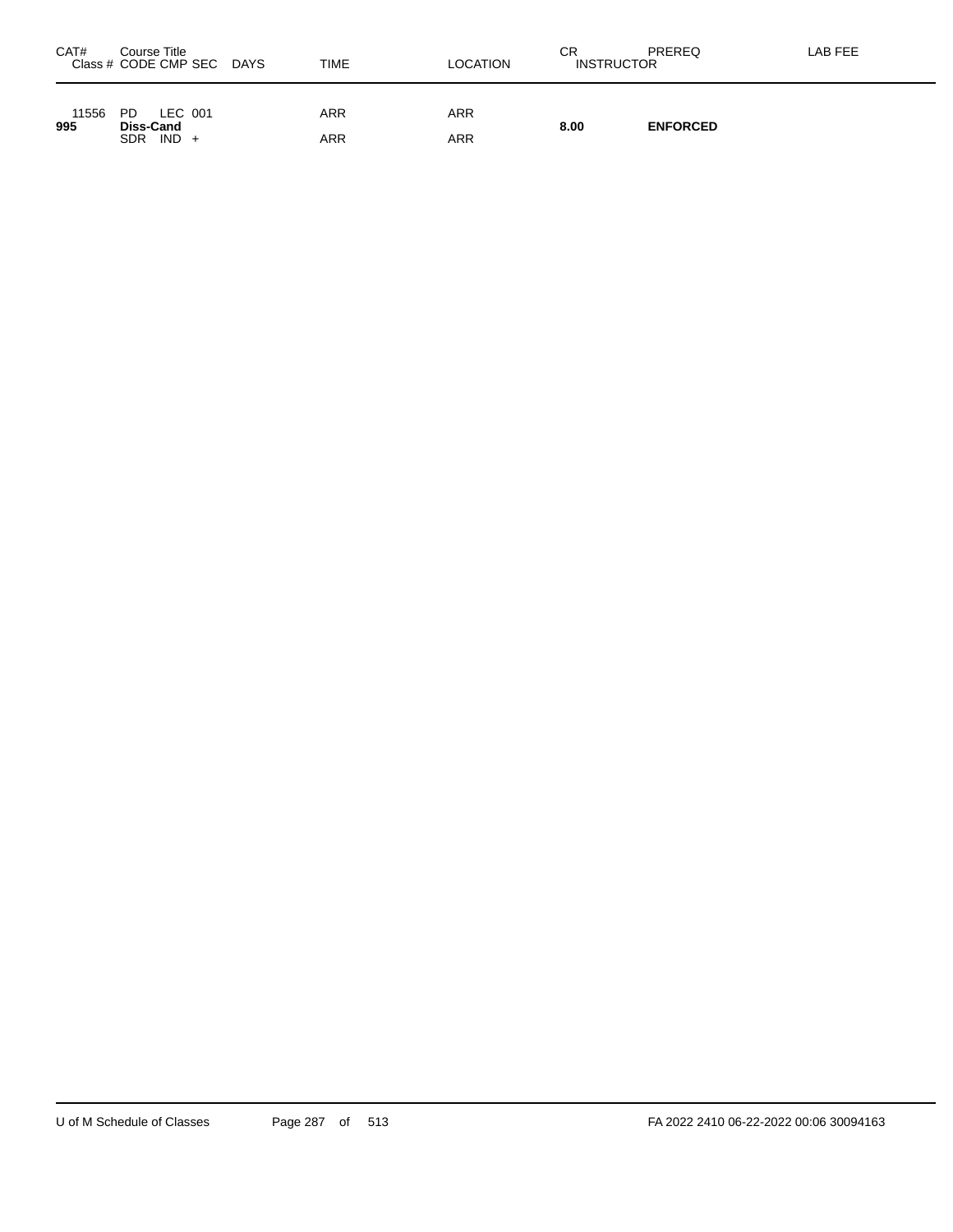| CAT# | Course Title<br>Class # CODE CMP SEC DAYS | TIME | LOCATION | CR<br>INSTRUCTOR | PREREQ | LAB FEE |
|---|---|---|---|---|---|---|
| 995 | 11556 PD LEC 001<br>**Diss-Cand**<br>SDR IND + | ARR<br><br>ARR | ARR<br><br>ARR | **8.00** | **ENFORCED** | |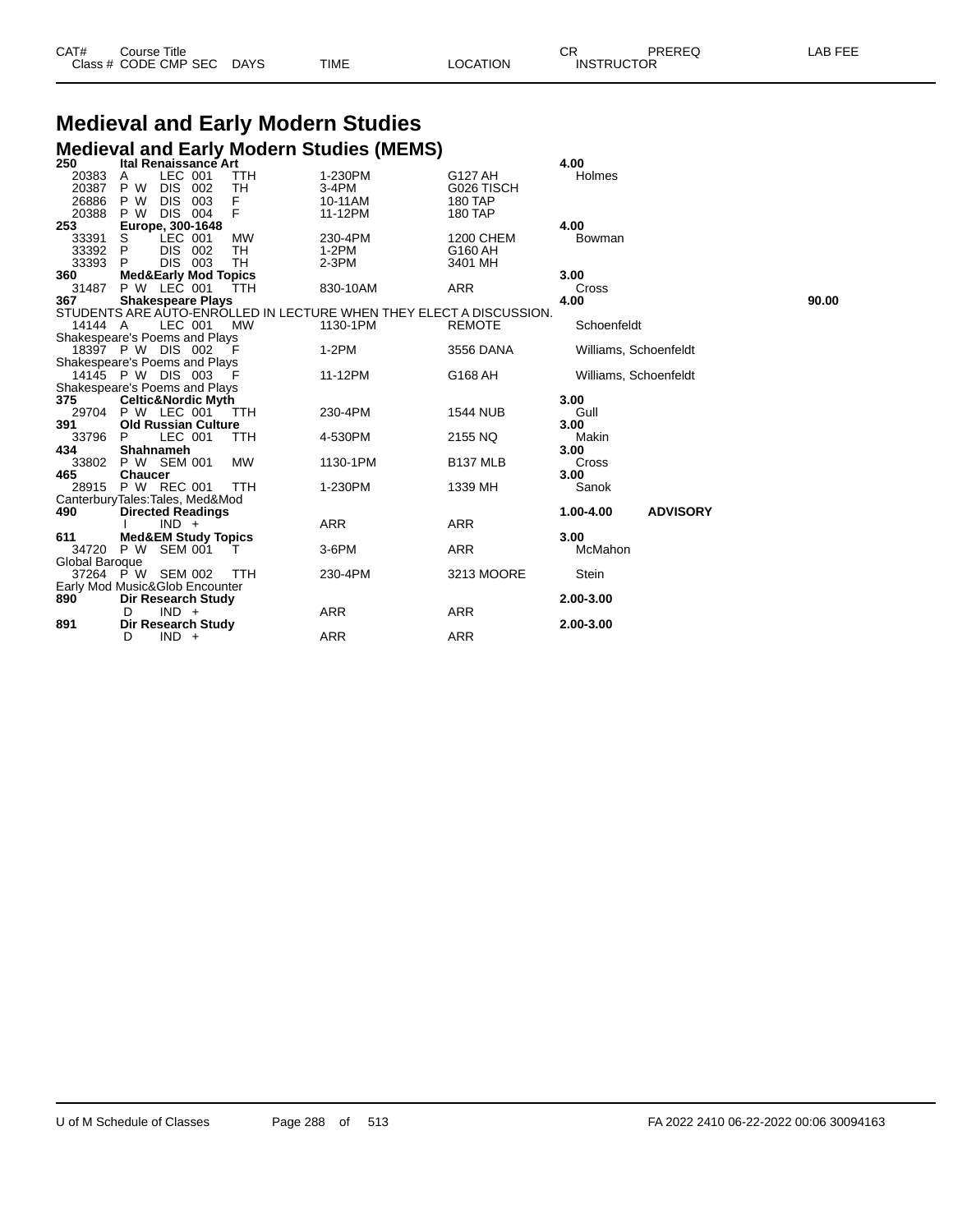# Medieval and Early Modern Studies

## Medieval and Early Modern Studies (MEMS)

| CAT# / Class # | CODE | CMP | SEC | DAYS | TIME | LOCATION | CR / INSTRUCTOR | PREREQ | LAB FEE |
|---|---|---|---|---|---|---|---|---|---|
| **250** | **Ital Renaissance Art** | | | | | | **4.00** | | |
| 20383 | A | LEC | 001 | TTH | 1-230PM | G127 AH | Holmes | | |
| 20387 | P W | DIS | 002 | TH | 3-4PM | G026 TISCH | | | |
| 26886 | P W | DIS | 003 | F | 10-11AM | 180 TAP | | | |
| 20388 | P W | DIS | 004 | F | 11-12PM | 180 TAP | | | |
| **253** | **Europe, 300-1648** | | | | | | **4.00** | | |
| 33391 | S | LEC | 001 | MW | 230-4PM | 1200 CHEM | Bowman | | |
| 33392 | P | DIS | 002 | TH | 1-2PM | G160 AH | | | |
| 33393 | P | DIS | 003 | TH | 2-3PM | 3401 MH | | | |
| **360** | **Med&Early Mod Topics** | | | | | | **3.00** | | |
| 31487 | P W | LEC | 001 | TTH | 830-10AM | ARR | Cross | | |
| **367** | **Shakespeare Plays** | | | | | | **4.00** | | **90.00** |
| STUDENTS ARE AUTO-ENROLLED IN LECTURE WHEN THEY ELECT A DISCUSSION. | | | | | | | | | |
| 14144 | A | LEC | 001 | MW | 1130-1PM | REMOTE | Schoenfeldt | | |
| Shakespeare's Poems and Plays | | | | | | | | | |
| 18397 | P W | DIS | 002 | F | 1-2PM | 3556 DANA | Williams, Schoenfeldt | | |
| Shakespeare's Poems and Plays | | | | | | | | | |
| 14145 | P W | DIS | 003 | F | 11-12PM | G168 AH | Williams, Schoenfeldt | | |
| Shakespeare's Poems and Plays | | | | | | | | | |
| **375** | **Celtic&Nordic Myth** | | | | | | **3.00** | | |
| 29704 | P W | LEC | 001 | TTH | 230-4PM | 1544 NUB | Gull | | |
| **391** | **Old Russian Culture** | | | | | | **3.00** | | |
| 33796 | P | LEC | 001 | TTH | 4-530PM | 2155 NQ | Makin | | |
| **434** | **Shahnameh** | | | | | | **3.00** | | |
| 33802 | P W | SEM | 001 | MW | 1130-1PM | B137 MLB | Cross | | |
| **465** | **Chaucer** | | | | | | **3.00** | | |
| 28915 | P W | REC | 001 | TTH | 1-230PM | 1339 MH | Sanok | | |
| CanterburyTales:Tales, Med&Mod | | | | | | | | | |
| **490** | **Directed Readings** | | | | | | **1.00-4.00** | **ADVISORY** | |
| | I | IND | + | | ARR | ARR | | | |
| **611** | **Med&EM Study Topics** | | | | | | **3.00** | | |
| 34720 | P W | SEM | 001 | T | 3-6PM | ARR | McMahon | | |
| Global Baroque | | | | | | | | | |
| 37264 | P W | SEM | 002 | TTH | 230-4PM | 3213 MOORE | Stein | | |
| Early Mod Music&Glob Encounter | | | | | | | | | |
| **890** | **Dir Research Study** | | | | | | **2.00-3.00** | | |
| | D | IND | + | | ARR | ARR | | | |
| **891** | **Dir Research Study** | | | | | | **2.00-3.00** | | |
| | D | IND | + | | ARR | ARR | | | |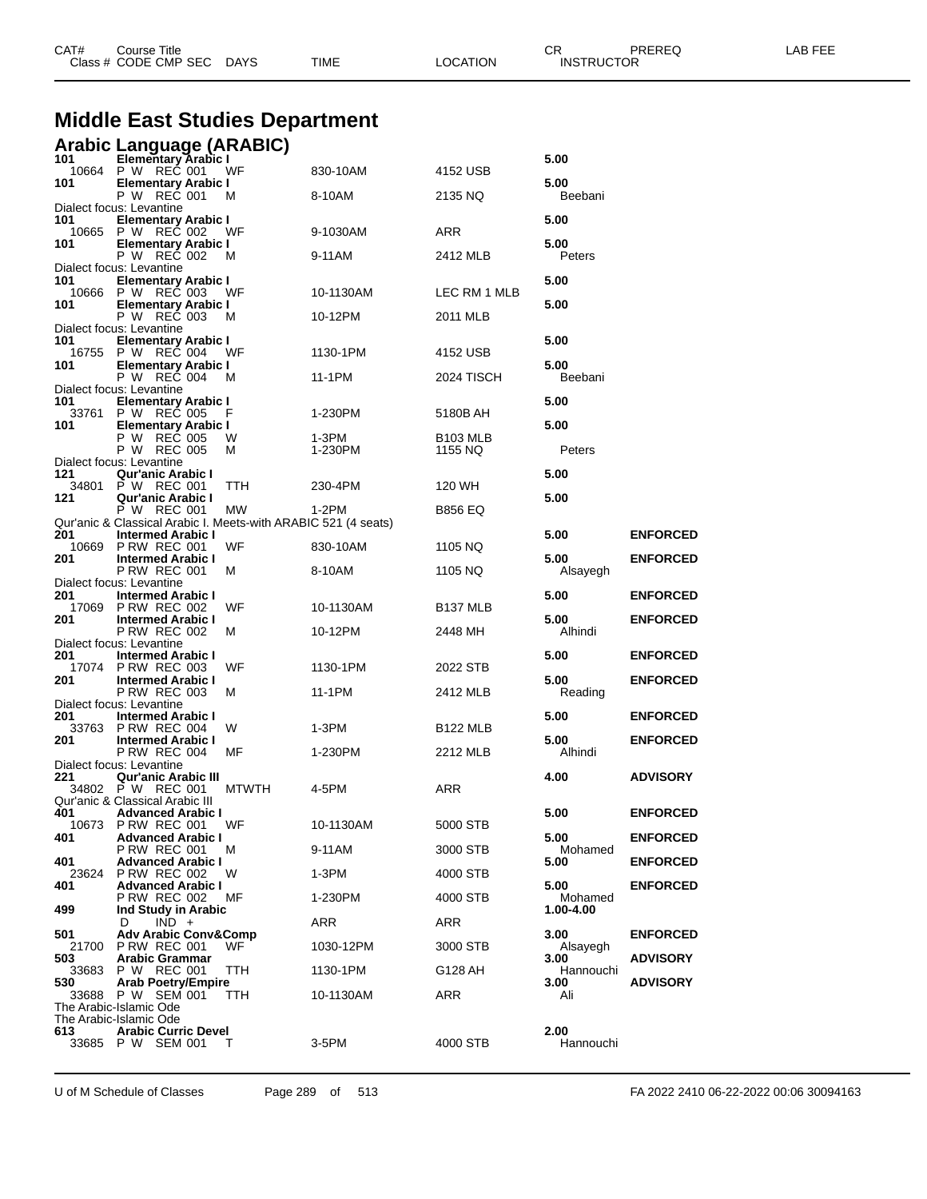# Middle East Studies Department

## Arabic Language (ARABIC)

| CAT# / Class # | Course Title / CODE CMP SEC | DAYS | TIME | LOCATION | CR / INSTRUCTOR | PREREQ | LAB FEE |
|---|---|---|---|---|---|---|---|
| 101 | **Elementary Arabic I** | | | | 5.00 | | |
| 10664 | P W REC 001 | WF | 830-10AM | 4152 USB | | | |
| 101 | **Elementary Arabic I** | | | | 5.00 | | |
| | P W REC 001 | M | 8-10AM | 2135 NQ | Beebani | | |
| Dialect focus: Levantine | | | | | | | |
| 101 | **Elementary Arabic I** | | | | 5.00 | | |
| 10665 | P W REC 002 | WF | 9-1030AM | ARR | | | |
| 101 | **Elementary Arabic I** | | | | 5.00 | | |
| | P W REC 002 | M | 9-11AM | 2412 MLB | Peters | | |
| Dialect focus: Levantine | | | | | | | |
| 101 | **Elementary Arabic I** | | | | 5.00 | | |
| 10666 | P W REC 003 | WF | 10-1130AM | LEC RM 1 MLB | | | |
| 101 | **Elementary Arabic I** | | | | 5.00 | | |
| | P W REC 003 | M | 10-12PM | 2011 MLB | | | |
| Dialect focus: Levantine | | | | | | | |
| 101 | **Elementary Arabic I** | | | | 5.00 | | |
| 16755 | P W REC 004 | WF | 1130-1PM | 4152 USB | | | |
| 101 | **Elementary Arabic I** | | | | 5.00 | | |
| | P W REC 004 | M | 11-1PM | 2024 TISCH | Beebani | | |
| Dialect focus: Levantine | | | | | | | |
| 101 | **Elementary Arabic I** | | | | 5.00 | | |
| 33761 | P W REC 005 | F | 1-230PM | 5180B AH | | | |
| 101 | **Elementary Arabic I** | | | | 5.00 | | |
| | P W REC 005 | W | 1-3PM | B103 MLB | | | |
| | P W REC 005 | M | 1-230PM | 1155 NQ | Peters | | |
| Dialect focus: Levantine | | | | | | | |
| 121 | **Qur'anic Arabic I** | | | | 5.00 | | |
| 34801 | P W REC 001 | TTH | 230-4PM | 120 WH | | | |
| 121 | **Qur'anic Arabic I** | | | | 5.00 | | |
| | P W REC 001 | MW | 1-2PM | B856 EQ | | | |
| Qur'anic & Classical Arabic I. Meets-with ARABIC 521 (4 seats) | | | | | | | |
| 201 | **Intermed Arabic I** | | | | 5.00 | ENFORCED | |
| 10669 | P RW REC 001 | WF | 830-10AM | 1105 NQ | | | |
| 201 | **Intermed Arabic I** | | | | 5.00 | ENFORCED | |
| | P RW REC 001 | M | 8-10AM | 1105 NQ | Alsayegh | | |
| Dialect focus: Levantine | | | | | | | |
| 201 | **Intermed Arabic I** | | | | 5.00 | ENFORCED | |
| 17069 | P RW REC 002 | WF | 10-1130AM | B137 MLB | | | |
| 201 | **Intermed Arabic I** | | | | 5.00 | ENFORCED | |
| | P RW REC 002 | M | 10-12PM | 2448 MH | Alhindi | | |
| Dialect focus: Levantine | | | | | | | |
| 201 | **Intermed Arabic I** | | | | 5.00 | ENFORCED | |
| 17074 | P RW REC 003 | WF | 1130-1PM | 2022 STB | | | |
| 201 | **Intermed Arabic I** | | | | 5.00 | ENFORCED | |
| | P RW REC 003 | M | 11-1PM | 2412 MLB | Reading | | |
| Dialect focus: Levantine | | | | | | | |
| 201 | **Intermed Arabic I** | | | | 5.00 | ENFORCED | |
| 33763 | P RW REC 004 | W | 1-3PM | B122 MLB | | | |
| 201 | **Intermed Arabic I** | | | | 5.00 | ENFORCED | |
| | P RW REC 004 | MF | 1-230PM | 2212 MLB | Alhindi | | |
| Dialect focus: Levantine | | | | | | | |
| 221 | **Qur'anic Arabic III** | | | | 4.00 | ADVISORY | |
| 34802 | P W REC 001 | MTWTH | 4-5PM | ARR | | | |
| Qur'anic & Classical Arabic III | | | | | | | |
| 401 | **Advanced Arabic I** | | | | 5.00 | ENFORCED | |
| 10673 | P RW REC 001 | WF | 10-1130AM | 5000 STB | | | |
| 401 | **Advanced Arabic I** | | | | 5.00 | ENFORCED | |
| | P RW REC 001 | M | 9-11AM | 3000 STB | Mohamed | | |
| 401 | **Advanced Arabic I** | | | | 5.00 | ENFORCED | |
| 23624 | P RW REC 002 | W | 1-3PM | 4000 STB | | | |
| 401 | **Advanced Arabic I** | | | | 5.00 | ENFORCED | |
| | P RW REC 002 | MF | 1-230PM | 4000 STB | Mohamed | | |
| 499 | **Ind Study in Arabic** | | | | 1.00-4.00 | | |
| | D IND + | | ARR | ARR | | | |
| 501 | **Adv Arabic Conv&Comp** | | | | 3.00 | ENFORCED | |
| 21700 | P RW REC 001 | WF | 1030-12PM | 3000 STB | Alsayegh | | |
| 503 | **Arabic Grammar** | | | | 3.00 | ADVISORY | |
| 33683 | P W REC 001 | TTH | 1130-1PM | G128 AH | Hannouchi | | |
| 530 | **Arab Poetry/Empire** | | | | 3.00 | ADVISORY | |
| 33688 | P W SEM 001 | TTH | 10-1130AM | ARR | Ali | | |
| The Arabic-Islamic Ode | | | | | | | |
| The Arabic-Islamic Ode | | | | | | | |
| 613 | **Arabic Curric Devel** | | | | 2.00 | | |
| 33685 | P W SEM 001 | T | 3-5PM | 4000 STB | Hannouchi | | |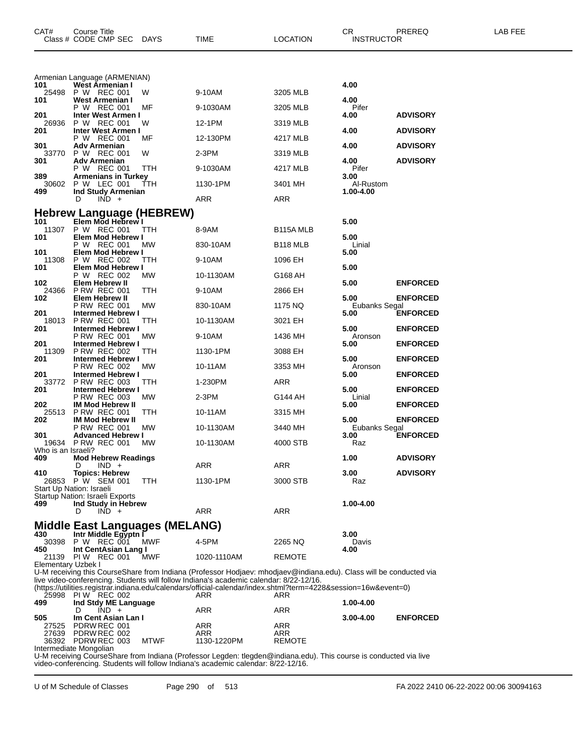| CAT# | Course Title<br>Class # CODE CMP SEC | DAYS | TIME | LOCATION | CR<br>INSTRUCTOR | PREREQ | LAB FEE |
|---|---|---|---|---|---|---|---|

Armenian Language (ARMENIAN)

| CAT# | Course Title / Class # CODE CMP SEC | DAYS | TIME | LOCATION | CR / INSTRUCTOR | PREREQ | LAB FEE |
|---|---|---|---|---|---|---|---|
| **101** | **West Armenian I** | | | | **4.00** | | |
| 25498 | P W REC 001 | W | 9-10AM | 3205 MLB | | | |
| **101** | **West Armenian I** | | | | **4.00** | | |
| | P W REC 001 | MF | 9-1030AM | 3205 MLB | Pifer | | |
| **201** | **Inter West Armen I** | | | | **4.00** | **ADVISORY** | |
| 26936 | P W REC 001 | W | 12-1PM | 3319 MLB | | | |
| **201** | **Inter West Armen I** | | | | **4.00** | **ADVISORY** | |
| | P W REC 001 | MF | 12-130PM | 4217 MLB | | | |
| **301** | **Adv Armenian** | | | | **4.00** | **ADVISORY** | |
| 33770 | P W REC 001 | W | 2-3PM | 3319 MLB | | | |
| **301** | **Adv Armenian** | | | | **4.00** | **ADVISORY** | |
| | P W REC 001 | TTH | 9-1030AM | 4217 MLB | Pifer | | |
| **389** | **Armenians in Turkey** | | | | **3.00** | | |
| 30602 | P W LEC 001 | TTH | 1130-1PM | 3401 MH | Al-Rustom | | |
| **499** | **Ind Study Armenian** | | | | **1.00-4.00** | | |
| | D IND + | | ARR | ARR | | | |

## Hebrew Language (HEBREW)

| CAT# | Course Title / Class # CODE CMP SEC | DAYS | TIME | LOCATION | CR / INSTRUCTOR | PREREQ | LAB FEE |
|---|---|---|---|---|---|---|---|
| **101** | **Elem Mod Hebrew I** | | | | **5.00** | | |
| 11307 | P W REC 001 | TTH | 8-9AM | B115A MLB | | | |
| **101** | **Elem Mod Hebrew I** | | | | **5.00** | | |
| | P W REC 001 | MW | 830-10AM | B118 MLB | Linial | | |
| **101** | **Elem Mod Hebrew I** | | | | **5.00** | | |
| 11308 | P W REC 002 | TTH | 9-10AM | 1096 EH | | | |
| **101** | **Elem Mod Hebrew I** | | | | **5.00** | | |
| | P W REC 002 | MW | 10-1130AM | G168 AH | | | |
| **102** | **Elem Hebrew II** | | | | **5.00** | **ENFORCED** | |
| 24366 | P RW REC 001 | TTH | 9-10AM | 2866 EH | | | |
| **102** | **Elem Hebrew II** | | | | **5.00** | **ENFORCED** | |
| | P RW REC 001 | MW | 830-10AM | 1175 NQ | Eubanks Segal | | |
| **201** | **Intermed Hebrew I** | | | | **5.00** | **ENFORCED** | |
| 18013 | P RW REC 001 | TTH | 10-1130AM | 3021 EH | | | |
| **201** | **Intermed Hebrew I** | | | | **5.00** | **ENFORCED** | |
| | P RW REC 001 | MW | 9-10AM | 1436 MH | Aronson | | |
| **201** | **Intermed Hebrew I** | | | | **5.00** | **ENFORCED** | |
| 11309 | P RW REC 002 | TTH | 1130-1PM | 3088 EH | | | |
| **201** | **Intermed Hebrew I** | | | | **5.00** | **ENFORCED** | |
| | P RW REC 002 | MW | 10-11AM | 3353 MH | Aronson | | |
| **201** | **Intermed Hebrew I** | | | | **5.00** | **ENFORCED** | |
| 33772 | P RW REC 003 | TTH | 1-230PM | ARR | | | |
| **201** | **Intermed Hebrew I** | | | | **5.00** | **ENFORCED** | |
| | P RW REC 003 | MW | 2-3PM | G144 AH | Linial | | |
| **202** | **IM Mod Hebrew II** | | | | **5.00** | **ENFORCED** | |
| 25513 | P RW REC 001 | TTH | 10-11AM | 3315 MH | | | |
| **202** | **IM Mod Hebrew II** | | | | **5.00** | **ENFORCED** | |
| | P RW REC 001 | MW | 10-1130AM | 3440 MH | Eubanks Segal | | |
| **301** | **Advanced Hebrew I** | | | | **3.00** | **ENFORCED** | |
| 19634 | P RW REC 001 | MW | 10-1130AM | 4000 STB | Raz | | |
| Who is an Israeli? | | | | | | | |
| **409** | **Mod Hebrew Readings** | | | | **1.00** | **ADVISORY** | |
| | D IND + | | ARR | ARR | | | |
| **410** | **Topics: Hebrew** | | | | **3.00** | **ADVISORY** | |
| 26853 | P W SEM 001 | TTH | 1130-1PM | 3000 STB | Raz | | |
| Start Up Nation: Israeli<br>Startup Nation: Israeli Exports | | | | | | | |
| **499** | **Ind Study in Hebrew** | | | | **1.00-4.00** | | |
| | D IND + | | ARR | ARR | | | |

## Middle East Languages (MELANG)

| CAT# | Course Title / Class # CODE CMP SEC | DAYS | TIME | LOCATION | CR / INSTRUCTOR | PREREQ | LAB FEE |
|---|---|---|---|---|---|---|---|
| **430** | **Intr Middle Egyptn I** | | | | **3.00** | | |
| 30398 | P W REC 001 | MWF | 4-5PM | 2265 NQ | Davis | | |
| **450** | **Int CentAsian Lang I** | | | | **4.00** | | |
| 21139 | PI W REC 001 | MWF | 1020-1110AM | REMOTE | | | |

Elementary Uzbek I
U-M receiving this CourseShare from Indiana (Professor Hodjaev: mhodjaev@indiana.edu). Class will be conducted via live video-conferencing. Students will follow Indiana's academic calendar: 8/22-12/16.
(https://utilities.registrar.indiana.edu/calendars/official-calendar/index.shtml?term=4228&session=16w&event=0)

| CAT# | Course Title / Class # CODE CMP SEC | DAYS | TIME | LOCATION | CR / INSTRUCTOR | PREREQ | LAB FEE |
|---|---|---|---|---|---|---|---|
| 25998 | PI W REC 002 | | ARR | ARR | | | |
| **499** | **Ind Stdy ME Language** | | | | **1.00-4.00** | | |
| | D IND + | | ARR | ARR | | | |
| **505** | **Im Cent Asian Lan I** | | | | **3.00-4.00** | **ENFORCED** | |
| 27525 | PDRW REC 001 | | ARR | ARR | | | |
| 27639 | PDRW REC 002 | | ARR | ARR | | | |
| 36392 | PDRW REC 003 | MTWF | 1130-1220PM | REMOTE | | | |

Intermediate Mongolian
U-M receiving CourseShare from Indiana (Professor Legden: tlegden@indiana.edu). This course is conducted via live video-conferencing. Students will follow Indiana's academic calendar: 8/22-12/16.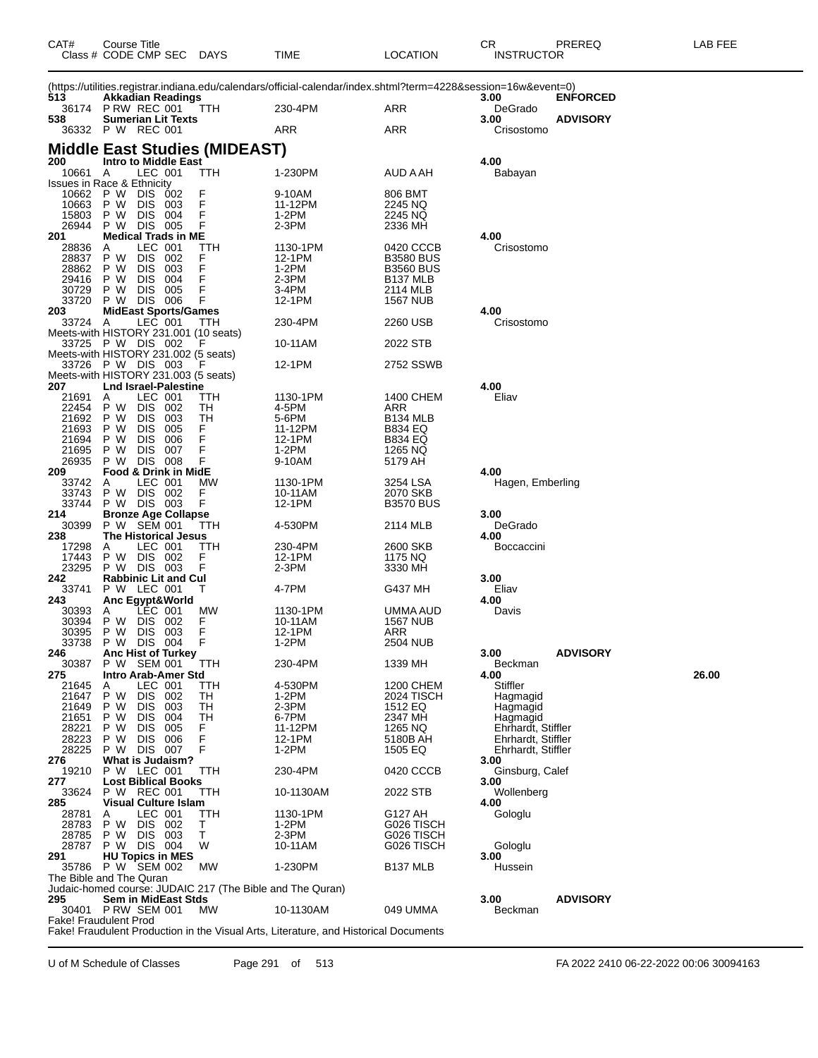| CAT# | Course Title<br>Class # CODE CMP SEC | DAYS | TIME | LOCATION | CR<br>INSTRUCTOR | PREREQ | LAB FEE |
|---|---|---|---|---|---|---|---|

(https://utilities.registrar.indiana.edu/calendars/official-calendar/index.shtml?term=4228&session=16w&event=0)

| CAT# | Course Title / Class # CODE CMP SEC | DAYS | TIME | LOCATION | CR / INSTRUCTOR | PREREQ | LAB FEE |
|---|---|---|---|---|---|---|---|
| **513** | **Akkadian Readings** | | | | **3.00** | **ENFORCED** | |
| 36174 | P RW REC 001 | TTH | 230-4PM | ARR | DeGrado | | |
| **538** | **Sumerian Lit Texts** | | | | **3.00** | **ADVISORY** | |
| 36332 | P W REC 001 | | ARR | ARR | Crisostomo | | |

## Middle East Studies (MIDEAST)

| CAT# | Course Title / Class # CODE CMP SEC | DAYS | TIME | LOCATION | CR / INSTRUCTOR | PREREQ | LAB FEE |
|---|---|---|---|---|---|---|---|
| **200** | **Intro to Middle East** | | | | **4.00** | | |
| 10661 | A LEC 001 | TTH | 1-230PM | AUD A AH | Babayan | | |
| Issues in Race & Ethnicity | | | | | | | |
| 10662 | P W DIS 002 | F | 9-10AM | 806 BMT | | | |
| 10663 | P W DIS 003 | F | 11-12PM | 2245 NQ | | | |
| 15803 | P W DIS 004 | F | 1-2PM | 2245 NQ | | | |
| 26944 | P W DIS 005 | F | 2-3PM | 2336 MH | | | |
| **201** | **Medical Trads in ME** | | | | **4.00** | | |
| 28836 | A LEC 001 | TTH | 1130-1PM | 0420 CCCB | Crisostomo | | |
| 28837 | P W DIS 002 | F | 12-1PM | B3580 BUS | | | |
| 28862 | P W DIS 003 | F | 1-2PM | B3560 BUS | | | |
| 29416 | P W DIS 004 | F | 2-3PM | B137 MLB | | | |
| 30729 | P W DIS 005 | F | 3-4PM | 2114 MLB | | | |
| 33720 | P W DIS 006 | F | 12-1PM | 1567 NUB | | | |
| **203** | **MidEast Sports/Games** | | | | **4.00** | | |
| 33724 | A LEC 001 | TTH | 230-4PM | 2260 USB | Crisostomo | | |
| Meets-with HISTORY 231.001 (10 seats) | | | | | | | |
| 33725 | P W DIS 002 | F | 10-11AM | 2022 STB | | | |
| Meets-with HISTORY 231.002 (5 seats) | | | | | | | |
| 33726 | P W DIS 003 | F | 12-1PM | 2752 SSWB | | | |
| Meets-with HISTORY 231.003 (5 seats) | | | | | | | |
| **207** | **Lnd Israel-Palestine** | | | | **4.00** | | |
| 21691 | A LEC 001 | TTH | 1130-1PM | 1400 CHEM | Eliav | | |
| 22454 | P W DIS 002 | TH | 4-5PM | ARR | | | |
| 21692 | P W DIS 003 | TH | 5-6PM | B134 MLB | | | |
| 21693 | P W DIS 005 | F | 11-12PM | B834 EQ | | | |
| 21694 | P W DIS 006 | F | 12-1PM | B834 EQ | | | |
| 21695 | P W DIS 007 | F | 1-2PM | 1265 NQ | | | |
| 26935 | P W DIS 008 | F | 9-10AM | 5179 AH | | | |
| **209** | **Food & Drink in MidE** | | | | **4.00** | | |
| 33742 | A LEC 001 | MW | 1130-1PM | 3254 LSA | Hagen, Emberling | | |
| 33743 | P W DIS 002 | F | 10-11AM | 2070 SKB | | | |
| 33744 | P W DIS 003 | F | 12-1PM | B3570 BUS | | | |
| **214** | **Bronze Age Collapse** | | | | **3.00** | | |
| 30399 | P W SEM 001 | TTH | 4-530PM | 2114 MLB | DeGrado | | |
| **238** | **The Historical Jesus** | | | | **4.00** | | |
| 17298 | A LEC 001 | TTH | 230-4PM | 2600 SKB | Boccaccini | | |
| 17443 | P W DIS 002 | F | 12-1PM | 1175 NQ | | | |
| 23295 | P W DIS 003 | F | 2-3PM | 3330 MH | | | |
| **242** | **Rabbinic Lit and Cul** | | | | **3.00** | | |
| 33741 | P W LEC 001 | T | 4-7PM | G437 MH | Eliav | | |
| **243** | **Anc Egypt&World** | | | | **4.00** | | |
| 30393 | A LEC 001 | MW | 1130-1PM | UMMA AUD | Davis | | |
| 30394 | P W DIS 002 | F | 10-11AM | 1567 NUB | | | |
| 30395 | P W DIS 003 | F | 12-1PM | ARR | | | |
| 33738 | P W DIS 004 | F | 1-2PM | 2504 NUB | | | |
| **246** | **Anc Hist of Turkey** | | | | **3.00** | **ADVISORY** | |
| 30387 | P W SEM 001 | TTH | 230-4PM | 1339 MH | Beckman | | |
| **275** | **Intro Arab-Amer Std** | | | | **4.00** | | **26.00** |
| 21645 | A LEC 001 | TTH | 4-530PM | 1200 CHEM | Stiffler | | |
| 21647 | P W DIS 002 | TH | 1-2PM | 2024 TISCH | Hagmagid | | |
| 21649 | P W DIS 003 | TH | 2-3PM | 1512 EQ | Hagmagid | | |
| 21651 | P W DIS 004 | TH | 6-7PM | 2347 MH | Hagmagid | | |
| 28221 | P W DIS 005 | F | 11-12PM | 1265 NQ | Ehrhardt, Stiffler | | |
| 28223 | P W DIS 006 | F | 12-1PM | 5180B AH | Ehrhardt, Stiffler | | |
| 28225 | P W DIS 007 | F | 1-2PM | 1505 EQ | Ehrhardt, Stiffler | | |
| **276** | **What is Judaism?** | | | | **3.00** | | |
| 19210 | P W LEC 001 | TTH | 230-4PM | 0420 CCCB | Ginsburg, Calef | | |
| **277** | **Lost Biblical Books** | | | | **3.00** | | |
| 33624 | P W REC 001 | TTH | 10-1130AM | 2022 STB | Wollenberg | | |
| **285** | **Visual Culture Islam** | | | | **4.00** | | |
| 28781 | A LEC 001 | TTH | 1130-1PM | G127 AH | Gologlu | | |
| 28783 | P W DIS 002 | T | 1-2PM | G026 TISCH | | | |
| 28785 | P W DIS 003 | T | 2-3PM | G026 TISCH | | | |
| 28787 | P W DIS 004 | W | 10-11AM | G026 TISCH | Gologlu | | |
| **291** | **HU Topics in MES** | | | | **3.00** | | |
| 35786 | P W SEM 002 | MW | 1-230PM | B137 MLB | Hussein | | |
| The Bible and The Quran | | | | | | | |
| Judaic-homed course: JUDAIC 217 (The Bible and The Quran) | | | | | | | |
| **295** | **Sem in MidEast Stds** | | | | **3.00** | **ADVISORY** | |
| 30401 | P RW SEM 001 | MW | 10-1130AM | 049 UMMA | Beckman | | |
| Fake! Fraudulent Prod | | | | | | | |
| Fake! Fraudulent Production in the Visual Arts, Literature, and Historical Documents | | | | | | | |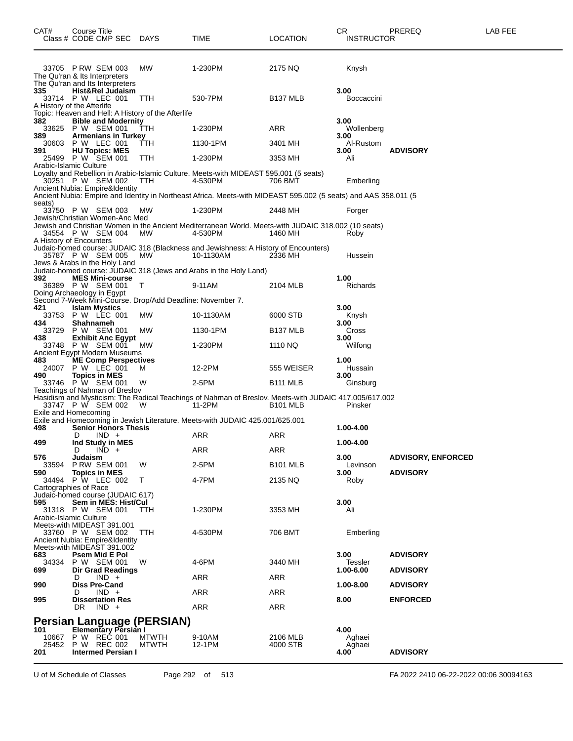| CAT# | Course Title Class # CODE CMP SEC | DAYS | TIME | LOCATION | CR INSTRUCTOR | PREREQ | LAB FEE |
|---|---|---|---|---|---|---|---|
| | 33705 P RW SEM 003 | MW | 1-230PM | 2175 NQ | Knysh | | |

The Qu'ran & Its Interpreters
The Qu'ran and Its Interpreters

| CAT# | Course Title Class # CODE CMP SEC | DAYS | TIME | LOCATION | CR INSTRUCTOR | PREREQ | LAB FEE |
|---|---|---|---|---|---|---|---|
| **335** | **Hist&Rel Judaism** | | | | **3.00** | | |
| | 33714 P W LEC 001 | TTH | 530-7PM | B137 MLB | Boccaccini | | |

A History of the Afterlife
Topic: Heaven and Hell: A History of the Afterlife

| CAT# | Course Title Class # CODE CMP SEC | DAYS | TIME | LOCATION | CR INSTRUCTOR | PREREQ | LAB FEE |
|---|---|---|---|---|---|---|---|
| **382** | **Bible and Modernity** | | | | **3.00** | | |
| | 33625 P W SEM 001 | TTH | 1-230PM | ARR | Wollenberg | | |
| **389** | **Armenians in Turkey** | | | | **3.00** | | |
| | 30603 P W LEC 001 | TTH | 1130-1PM | 3401 MH | Al-Rustom | | |
| **391** | **HU Topics: MES** | | | | **3.00** | **ADVISORY** | |
| | 25499 P W SEM 001 | TTH | 1-230PM | 3353 MH | Ali | | |

Arabic-Islamic Culture
Loyalty and Rebellion in Arabic-Islamic Culture. Meets-with MIDEAST 595.001 (5 seats)

| CAT# | Course Title Class # CODE CMP SEC | DAYS | TIME | LOCATION | CR INSTRUCTOR | PREREQ | LAB FEE |
|---|---|---|---|---|---|---|---|
| | 30251 P W SEM 002 | TTH | 4-530PM | 706 BMT | Emberling | | |

Ancient Nubia: Empire&Identity
Ancient Nubia: Empire and Identity in Northeast Africa. Meets-with MIDEAST 595.002 (5 seats) and AAS 358.011 (5 seats)

| CAT# | Course Title Class # CODE CMP SEC | DAYS | TIME | LOCATION | CR INSTRUCTOR | PREREQ | LAB FEE |
|---|---|---|---|---|---|---|---|
| | 33750 P W SEM 003 | MW | 1-230PM | 2448 MH | Forger | | |

Jewish/Christian Women-Anc Med
Jewish and Christian Women in the Ancient Mediterranean World. Meets-with JUDAIC 318.002 (10 seats)

| CAT# | Course Title Class # CODE CMP SEC | DAYS | TIME | LOCATION | CR INSTRUCTOR | PREREQ | LAB FEE |
|---|---|---|---|---|---|---|---|
| | 34554 P W SEM 004 | MW | 4-530PM | 1460 MH | Roby | | |

A History of Encounters
Judaic-homed course: JUDAIC 318 (Blackness and Jewishness: A History of Encounters)

| CAT# | Course Title Class # CODE CMP SEC | DAYS | TIME | LOCATION | CR INSTRUCTOR | PREREQ | LAB FEE |
|---|---|---|---|---|---|---|---|
| | 35787 P W SEM 005 | MW | 10-1130AM | 2336 MH | Hussein | | |

Jews & Arabs in the Holy Land
Judaic-homed course: JUDAIC 318 (Jews and Arabs in the Holy Land)

| CAT# | Course Title Class # CODE CMP SEC | DAYS | TIME | LOCATION | CR INSTRUCTOR | PREREQ | LAB FEE |
|---|---|---|---|---|---|---|---|
| **392** | **MES Mini-course** | | | | **1.00** | | |
| | 36389 P W SEM 001 | T | 9-11AM | 2104 MLB | Richards | | |

Doing Archaeology in Egypt
Second 7-Week Mini-Course. Drop/Add Deadline: November 7.

| CAT# | Course Title Class # CODE CMP SEC | DAYS | TIME | LOCATION | CR INSTRUCTOR | PREREQ | LAB FEE |
|---|---|---|---|---|---|---|---|
| **421** | **Islam Mystics** | | | | **3.00** | | |
| | 33753 P W LEC 001 | MW | 10-1130AM | 6000 STB | Knysh | | |
| **434** | **Shahnameh** | | | | **3.00** | | |
| | 33729 P W SEM 001 | MW | 1130-1PM | B137 MLB | Cross | | |
| **438** | **Exhibit Anc Egypt** | | | | **3.00** | | |
| | 33748 P W SEM 001 | MW | 1-230PM | 1110 NQ | Wilfong | | |

Ancient Egypt Modern Museums

| CAT# | Course Title Class # CODE CMP SEC | DAYS | TIME | LOCATION | CR INSTRUCTOR | PREREQ | LAB FEE |
|---|---|---|---|---|---|---|---|
| **483** | **ME Comp Perspectives** | | | | **1.00** | | |
| | 24007 P W LEC 001 | M | 12-2PM | 555 WEISER | Hussain | | |
| **490** | **Topics in MES** | | | | **3.00** | | |
| | 33746 P W SEM 001 | W | 2-5PM | B111 MLB | Ginsburg | | |

Teachings of Nahman of Breslov
Hasidism and Mysticism: The Radical Teachings of Nahman of Breslov. Meets-with JUDAIC 417.005/617.002

| CAT# | Course Title Class # CODE CMP SEC | DAYS | TIME | LOCATION | CR INSTRUCTOR | PREREQ | LAB FEE |
|---|---|---|---|---|---|---|---|
| | 33747 P W SEM 002 | W | 11-2PM | B101 MLB | Pinsker | | |

Exile and Homecoming
Exile and Homecoming in Jewish Literature. Meets-with JUDAIC 425.001/625.001

| CAT# | Course Title Class # CODE CMP SEC | DAYS | TIME | LOCATION | CR INSTRUCTOR | PREREQ | LAB FEE |
|---|---|---|---|---|---|---|---|
| **498** | **Senior Honors Thesis** | | | | **1.00-4.00** | | |
| | D IND + | | ARR | ARR | | | |
| **499** | **Ind Study in MES** | | | | **1.00-4.00** | | |
| | D IND + | | ARR | ARR | | | |
| **576** | **Judaism** | | | | **3.00** | **ADVISORY, ENFORCED** | |
| | 33594 P RW SEM 001 | W | 2-5PM | B101 MLB | Levinson | | |
| **590** | **Topics in MES** | | | | **3.00** | **ADVISORY** | |
| | 34494 P W LEC 002 | T | 4-7PM | 2135 NQ | Roby | | |

Cartographies of Race
Judaic-homed course (JUDAIC 617)

| CAT# | Course Title Class # CODE CMP SEC | DAYS | TIME | LOCATION | CR INSTRUCTOR | PREREQ | LAB FEE |
|---|---|---|---|---|---|---|---|
| **595** | **Sem in MES: Hist/Cul** | | | | **3.00** | | |
| | 31318 P W SEM 001 | TTH | 1-230PM | 3353 MH | Ali | | |

Arabic-Islamic Culture
Meets-with MIDEAST 391.001

| CAT# | Course Title Class # CODE CMP SEC | DAYS | TIME | LOCATION | CR INSTRUCTOR | PREREQ | LAB FEE |
|---|---|---|---|---|---|---|---|
| | 33760 P W SEM 002 | TTH | 4-530PM | 706 BMT | Emberling | | |

Ancient Nubia: Empire&Identity
Meets-with MIDEAST 391.002

| CAT# | Course Title Class # CODE CMP SEC | DAYS | TIME | LOCATION | CR INSTRUCTOR | PREREQ | LAB FEE |
|---|---|---|---|---|---|---|---|
| **683** | **Psem Mid E Pol** | | | | **3.00** | **ADVISORY** | |
| | 34334 P W SEM 001 | W | 4-6PM | 3440 MH | Tessler | | |
| **699** | **Dir Grad Readings** | | | | **1.00-6.00** | **ADVISORY** | |
| | D IND + | | ARR | ARR | | | |
| **990** | **Diss Pre-Cand** | | | | **1.00-8.00** | **ADVISORY** | |
| | D IND + | | ARR | ARR | | | |
| **995** | **Dissertation Res** | | | | **8.00** | **ENFORCED** | |
| | DR IND + | | ARR | ARR | | | |

## Persian Language (PERSIAN)

| CAT# | Course Title Class # CODE CMP SEC | DAYS | TIME | LOCATION | CR INSTRUCTOR | PREREQ | LAB FEE |
|---|---|---|---|---|---|---|---|
| **101** | **Elementary Persian I** | | | | **4.00** | | |
| | 10667 P W REC 001 | MTWTH | 9-10AM | 2106 MLB | Aghaei | | |
| | 25452 P W REC 002 | MTWTH | 12-1PM | 4000 STB | Aghaei | | |
| **201** | **Intermed Persian I** | | | | **4.00** | **ADVISORY** | |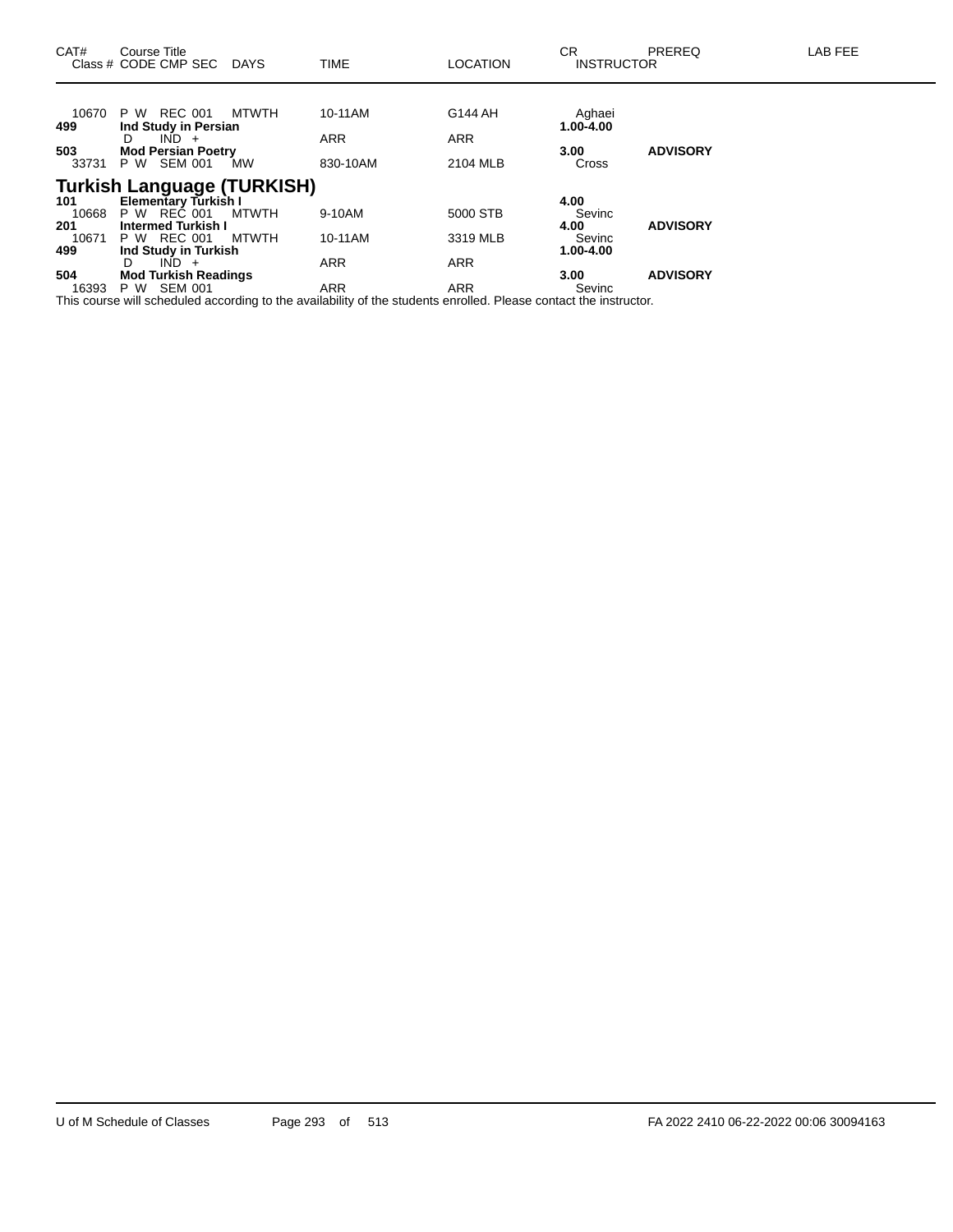| CAT# | Course Title<br>Class # CODE CMP SEC DAYS | TIME | LOCATION | CR<br>INSTRUCTOR | PREREQ | LAB FEE |
|---|---|---|---|---|---|---|
| 10670 | P W REC 001 MTWTH | 10-11AM | G144 AH | Aghaei | | |
| **499** | **Ind Study in Persian** | | | **1.00-4.00** | | |
| | D IND + | ARR | ARR | | | |
| **503** | **Mod Persian Poetry** | | | **3.00** | **ADVISORY** | |
| 33731 | P W SEM 001 MW | 830-10AM | 2104 MLB | Cross | | |

## Turkish Language (TURKISH)

| CAT# | Course Title<br>Class # CODE CMP SEC DAYS | TIME | LOCATION | CR<br>INSTRUCTOR | PREREQ | LAB FEE |
|---|---|---|---|---|---|---|
| **101** | **Elementary Turkish I** | | | **4.00** | | |
| 10668 | P W REC 001 MTWTH | 9-10AM | 5000 STB | Sevinc | | |
| **201** | **Intermed Turkish I** | | | **4.00** | **ADVISORY** | |
| 10671 | P W REC 001 MTWTH | 10-11AM | 3319 MLB | Sevinc | | |
| **499** | **Ind Study in Turkish** | | | **1.00-4.00** | | |
| | D IND + | ARR | ARR | | | |
| **504** | **Mod Turkish Readings** | | | **3.00** | **ADVISORY** | |
| 16393 | P W SEM 001 | ARR | ARR | Sevinc | | |

This course will scheduled according to the availability of the students enrolled. Please contact the instructor.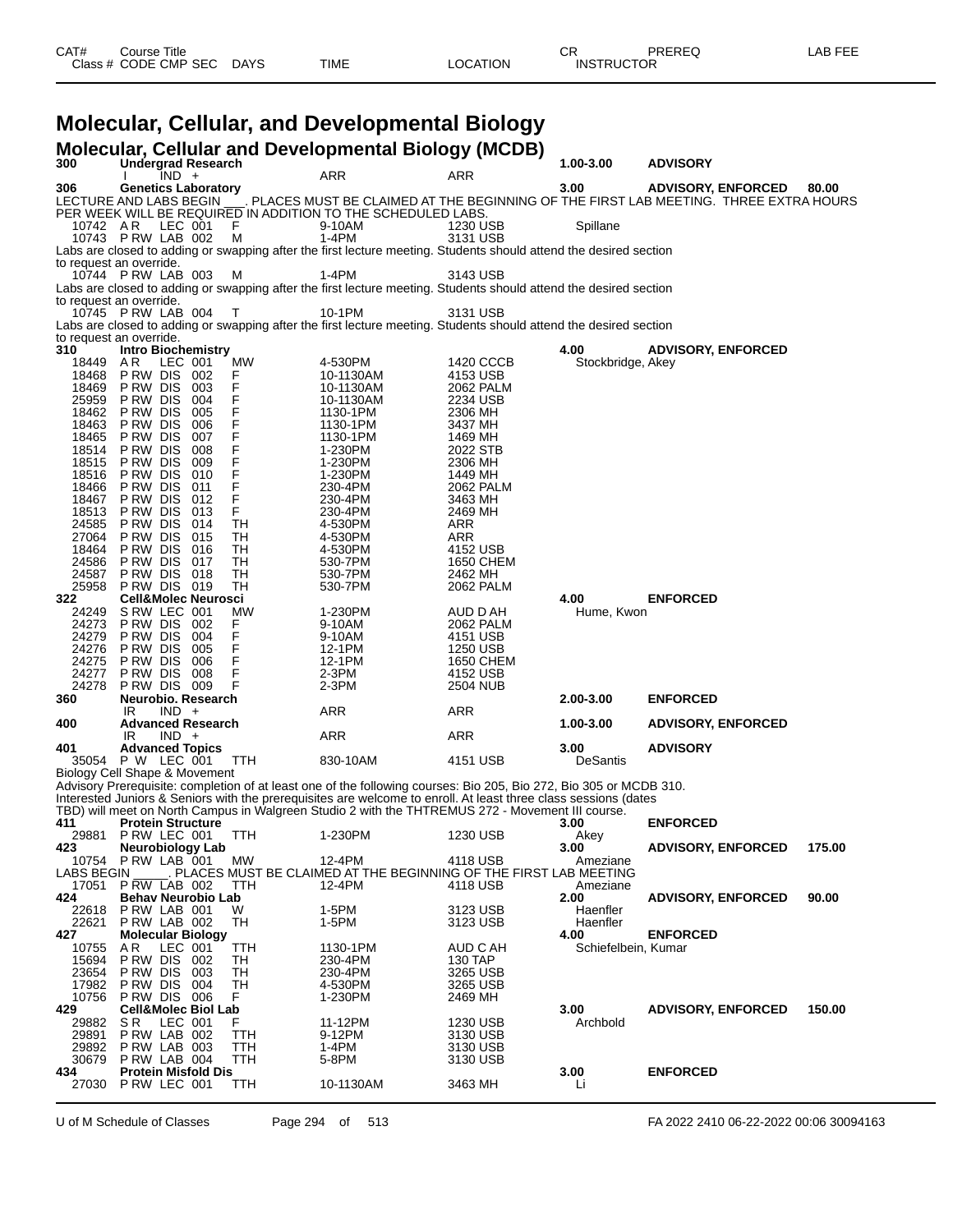# Molecular, Cellular, and Developmental Biology

## Molecular, Cellular and Developmental Biology (MCDB)

| CAT# / Class # | Course Title / CODE CMP SEC | DAYS | TIME | LOCATION | CR / INSTRUCTOR | PREREQ | LAB FEE |
|---|---|---|---|---|---|---|---|
| 300 | Undergrad Research | | | | 1.00-3.00 | ADVISORY | |
| | I IND + | | ARR | ARR | | | |
| 306 | Genetics Laboratory | | | | 3.00 | ADVISORY, ENFORCED | 80.00 |

LECTURE AND LABS BEGIN ___. PLACES MUST BE CLAIMED AT THE BEGINNING OF THE FIRST LAB MEETING. THREE EXTRA HOURS PER WEEK WILL BE REQUIRED IN ADDITION TO THE SCHEDULED LABS.

| Class # | CODE CMP SEC | DAYS | TIME | LOCATION | INSTRUCTOR |
|---|---|---|---|---|---|
| 10742 | A R LEC 001 | F | 9-10AM | 1230 USB | Spillane |
| 10743 | P RW LAB 002 | M | 1-4PM | 3131 USB | |

Labs are closed to adding or swapping after the first lecture meeting. Students should attend the desired section to request an override.

| Class # | CODE CMP SEC | DAYS | TIME | LOCATION | INSTRUCTOR |
|---|---|---|---|---|---|
| 10744 | P RW LAB 003 | M | 1-4PM | 3143 USB | |

Labs are closed to adding or swapping after the first lecture meeting. Students should attend the desired section to request an override.

| Class # | CODE CMP SEC | DAYS | TIME | LOCATION | INSTRUCTOR |
|---|---|---|---|---|---|
| 10745 | P RW LAB 004 | T | 10-1PM | 3131 USB | |

Labs are closed to adding or swapping after the first lecture meeting. Students should attend the desired section to request an override.

| CAT# / Class # | Course Title / CODE CMP SEC | DAYS | TIME | LOCATION | CR / INSTRUCTOR | PREREQ | LAB FEE |
|---|---|---|---|---|---|---|---|
| 310 | Intro Biochemistry | | | | 4.00 | ADVISORY, ENFORCED | |
| 18449 | A R LEC 001 | MW | 4-530PM | 1420 CCCB | Stockbridge, Akey | | |
| 18468 | P RW DIS 002 | F | 10-1130AM | 4153 USB | | | |
| 18469 | P RW DIS 003 | F | 10-1130AM | 2062 PALM | | | |
| 25959 | P RW DIS 004 | F | 10-1130AM | 2234 USB | | | |
| 18462 | P RW DIS 005 | F | 1130-1PM | 2306 MH | | | |
| 18463 | P RW DIS 006 | F | 1130-1PM | 3437 MH | | | |
| 18465 | P RW DIS 007 | F | 1130-1PM | 1469 MH | | | |
| 18514 | P RW DIS 008 | F | 1-230PM | 2022 STB | | | |
| 18515 | P RW DIS 009 | F | 1-230PM | 2306 MH | | | |
| 18516 | P RW DIS 010 | F | 1-230PM | 1449 MH | | | |
| 18466 | P RW DIS 011 | F | 230-4PM | 2062 PALM | | | |
| 18467 | P RW DIS 012 | F | 230-4PM | 3463 MH | | | |
| 18513 | P RW DIS 013 | F | 230-4PM | 2469 MH | | | |
| 24585 | P RW DIS 014 | TH | 4-530PM | ARR | | | |
| 27064 | P RW DIS 015 | TH | 4-530PM | ARR | | | |
| 18464 | P RW DIS 016 | TH | 4-530PM | 4152 USB | | | |
| 24586 | P RW DIS 017 | TH | 530-7PM | 1650 CHEM | | | |
| 24587 | P RW DIS 018 | TH | 530-7PM | 2462 MH | | | |
| 25958 | P RW DIS 019 | TH | 530-7PM | 2062 PALM | | | |
| 322 | Cell&Molec Neurosci | | | | 4.00 | ENFORCED | |
| 24249 | S RW LEC 001 | MW | 1-230PM | AUD D AH | Hume, Kwon | | |
| 24273 | P RW DIS 002 | F | 9-10AM | 2062 PALM | | | |
| 24279 | P RW DIS 004 | F | 9-10AM | 4151 USB | | | |
| 24276 | P RW DIS 005 | F | 12-1PM | 1250 USB | | | |
| 24275 | P RW DIS 006 | F | 12-1PM | 1650 CHEM | | | |
| 24277 | P RW DIS 008 | F | 2-3PM | 4152 USB | | | |
| 24278 | P RW DIS 009 | F | 2-3PM | 2504 NUB | | | |
| 360 | Neurobio. Research | | | | 2.00-3.00 | ENFORCED | |
| | IR IND + | | ARR | ARR | | | |
| 400 | Advanced Research | | | | 1.00-3.00 | ADVISORY, ENFORCED | |
| | IR IND + | | ARR | ARR | | | |
| 401 | Advanced Topics | | | | 3.00 | ADVISORY | |
| 35054 | P W LEC 001 | TTH | 830-10AM | 4151 USB | DeSantis | | |

Biology Cell Shape & Movement
Advisory Prerequisite: completion of at least one of the following courses: Bio 205, Bio 272, Bio 305 or MCDB 310. Interested Juniors & Seniors with the prerequisites are welcome to enroll. At least three class sessions (dates TBD) will meet on North Campus in Walgreen Studio 2 with the THTREMUS 272 - Movement III course.

| CAT# / Class # | Course Title / CODE CMP SEC | DAYS | TIME | LOCATION | CR / INSTRUCTOR | PREREQ | LAB FEE |
|---|---|---|---|---|---|---|---|
| 411 | Protein Structure | | | | 3.00 | ENFORCED | |
| 29881 | P RW LEC 001 | TTH | 1-230PM | 1230 USB | Akey | | |
| 423 | Neurobiology Lab | | | | 3.00 | ADVISORY, ENFORCED | 175.00 |
| 10754 | P RW LAB 001 | MW | 12-4PM | 4118 USB | Ameziane | | |

LABS BEGIN _____. PLACES MUST BE CLAIMED AT THE BEGINNING OF THE FIRST LAB MEETING

| CAT# / Class # | Course Title / CODE CMP SEC | DAYS | TIME | LOCATION | CR / INSTRUCTOR | PREREQ | LAB FEE |
|---|---|---|---|---|---|---|---|
| 17051 | P RW LAB 002 | TTH | 12-4PM | 4118 USB | Ameziane | | |
| 424 | Behav Neurobio Lab | | | | 2.00 | ADVISORY, ENFORCED | 90.00 |
| 22618 | P RW LAB 001 | W | 1-5PM | 3123 USB | Haenfler | | |
| 22621 | P RW LAB 002 | TH | 1-5PM | 3123 USB | Haenfler | | |
| 427 | Molecular Biology | | | | 4.00 | ENFORCED | |
| 10755 | A R LEC 001 | TTH | 1130-1PM | AUD C AH | Schiefelbein, Kumar | | |
| 15694 | P RW DIS 002 | TH | 230-4PM | 130 TAP | | | |
| 23654 | P RW DIS 003 | TH | 230-4PM | 3265 USB | | | |
| 17982 | P RW DIS 004 | TH | 4-530PM | 3265 USB | | | |
| 10756 | P RW DIS 006 | F | 1-230PM | 2469 MH | | | |
| 429 | Cell&Molec Biol Lab | | | | 3.00 | ADVISORY, ENFORCED | 150.00 |
| 29882 | S R LEC 001 | F | 11-12PM | 1230 USB | Archbold | | |
| 29891 | P RW LAB 002 | TTH | 9-12PM | 3130 USB | | | |
| 29892 | P RW LAB 003 | TTH | 1-4PM | 3130 USB | | | |
| 30679 | P RW LAB 004 | TTH | 5-8PM | 3130 USB | | | |
| 434 | Protein Misfold Dis | | | | 3.00 | ENFORCED | |
| 27030 | P RW LEC 001 | TTH | 10-1130AM | 3463 MH | Li | | |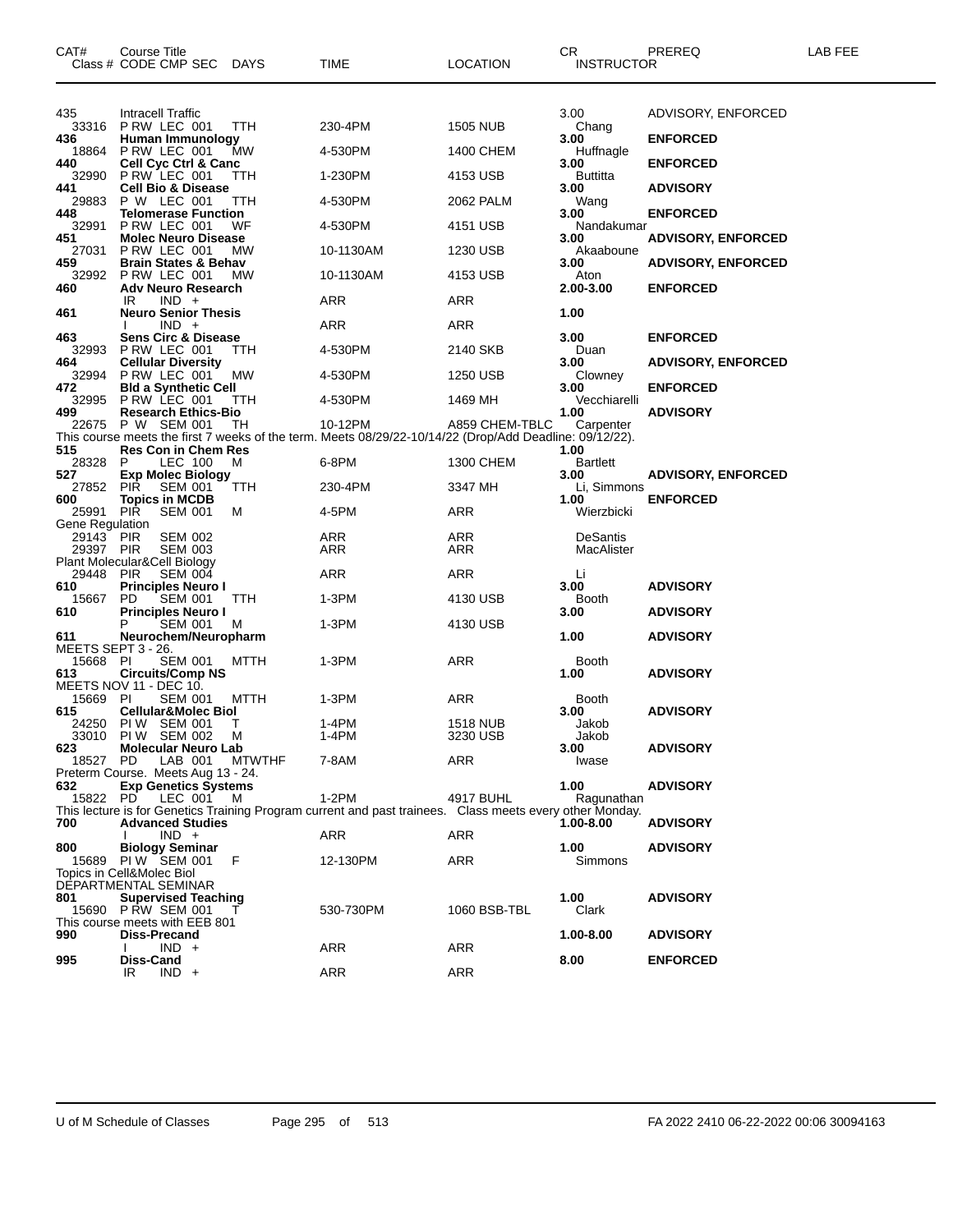| CAT# | Course Title<br>Class # CODE CMP SEC DAYS | TIME | LOCATION | CR<br>INSTRUCTOR | PREREQ | LAB FEE |
|---|---|---|---|---|---|---|
| 435 | Intracell Traffic | | | 3.00 | ADVISORY, ENFORCED | |
| 33316 | P RW LEC 001 TTH | 230-4PM | 1505 NUB | Chang | | |
| **436** | **Human Immunology** | | | **3.00** | **ENFORCED** | |
| 18864 | P RW LEC 001 MW | 4-530PM | 1400 CHEM | Huffnagle | | |
| **440** | **Cell Cyc Ctrl & Canc** | | | **3.00** | **ENFORCED** | |
| 32990 | P RW LEC 001 TTH | 1-230PM | 4153 USB | Buttitta | | |
| **441** | **Cell Bio & Disease** | | | **3.00** | **ADVISORY** | |
| 29883 | P W LEC 001 TTH | 4-530PM | 2062 PALM | Wang | | |
| **448** | **Telomerase Function** | | | **3.00** | **ENFORCED** | |
| 32991 | P RW LEC 001 WF | 4-530PM | 4151 USB | Nandakumar | | |
| **451** | **Molec Neuro Disease** | | | **3.00** | **ADVISORY, ENFORCED** | |
| 27031 | P RW LEC 001 MW | 10-1130AM | 1230 USB | Akaaboune | | |
| **459** | **Brain States & Behav** | | | **3.00** | **ADVISORY, ENFORCED** | |
| 32992 | P RW LEC 001 MW | 10-1130AM | 4153 USB | Aton | | |
| **460** | **Adv Neuro Research** | | | **2.00-3.00** | **ENFORCED** | |
| | IR IND + | ARR | ARR | | | |
| **461** | **Neuro Senior Thesis** | | | **1.00** | | |
| | I IND + | ARR | ARR | | | |
| **463** | **Sens Circ & Disease** | | | **3.00** | **ENFORCED** | |
| 32993 | P RW LEC 001 TTH | 4-530PM | 2140 SKB | Duan | | |
| **464** | **Cellular Diversity** | | | **3.00** | **ADVISORY, ENFORCED** | |
| 32994 | P RW LEC 001 MW | 4-530PM | 1250 USB | Clowney | | |
| **472** | **Bld a Synthetic Cell** | | | **3.00** | **ENFORCED** | |
| 32995 | P RW LEC 001 TTH | 4-530PM | 1469 MH | Vecchiarelli | | |
| **499** | **Research Ethics-Bio** | | | **1.00** | **ADVISORY** | |
| 22675 | P W SEM 001 TH | 10-12PM | A859 CHEM-TBLC | Carpenter | | |
| This course meets the first 7 weeks of the term. Meets 08/29/22-10/14/22 (Drop/Add Deadline: 09/12/22). | | | | | | |
| **515** | **Res Con in Chem Res** | | | **1.00** | | |
| 28328 | P LEC 100 M | 6-8PM | 1300 CHEM | Bartlett | | |
| **527** | **Exp Molec Biology** | | | **3.00** | **ADVISORY, ENFORCED** | |
| 27852 | PIR SEM 001 TTH | 230-4PM | 3347 MH | Li, Simmons | | |
| **600** | **Topics in MCDB** | | | **1.00** | **ENFORCED** | |
| 25991 | PIR SEM 001 M | 4-5PM | ARR | Wierzbicki | | |
| Gene Regulation | | | | | | |
| 29143 | PIR SEM 002 | ARR | ARR | DeSantis | | |
| 29397 | PIR SEM 003 | ARR | ARR | MacAlister | | |
| Plant Molecular&Cell Biology | | | | | | |
| 29448 | PIR SEM 004 | ARR | ARR | Li | | |
| **610** | **Principles Neuro I** | | | **3.00** | **ADVISORY** | |
| 15667 | PD SEM 001 TTH | 1-3PM | 4130 USB | Booth | | |
| **610** | **Principles Neuro I** | | | **3.00** | **ADVISORY** | |
| | P SEM 001 M | 1-3PM | 4130 USB | | | |
| **611** | **Neurochem/Neuropharm** | | | **1.00** | **ADVISORY** | |
| MEETS SEPT 3 - 26. | | | | | | |
| 15668 | PI SEM 001 MTTH | 1-3PM | ARR | Booth | | |
| **613** | **Circuits/Comp NS** | | | **1.00** | **ADVISORY** | |
| MEETS NOV 11 - DEC 10. | | | | | | |
| 15669 | PI SEM 001 MTTH | 1-3PM | ARR | Booth | | |
| **615** | **Cellular&Molec Biol** | | | **3.00** | **ADVISORY** | |
| 24250 | PI W SEM 001 T | 1-4PM | 1518 NUB | Jakob | | |
| 33010 | PI W SEM 002 M | 1-4PM | 3230 USB | Jakob | | |
| **623** | **Molecular Neuro Lab** | | | **3.00** | **ADVISORY** | |
| 18527 | PD LAB 001 MTWTHF | 7-8AM | ARR | Iwase | | |
| Preterm Course. Meets Aug 13 - 24. | | | | | | |
| **632** | **Exp Genetics Systems** | | | **1.00** | **ADVISORY** | |
| 15822 | PD LEC 001 M | 1-2PM | 4917 BUHL | Ragunathan | | |
| This lecture is for Genetics Training Program current and past trainees. Class meets every other Monday. | | | | | | |
| **700** | **Advanced Studies** | | | **1.00-8.00** | **ADVISORY** | |
| | I IND + | ARR | ARR | | | |
| **800** | **Biology Seminar** | | | **1.00** | **ADVISORY** | |
| 15689 | PI W SEM 001 F | 12-130PM | ARR | Simmons | | |
| Topics in Cell&Molec Biol | | | | | | |
| DEPARTMENTAL SEMINAR | | | | | | |
| **801** | **Supervised Teaching** | | | **1.00** | **ADVISORY** | |
| 15690 | P RW SEM 001 T | 530-730PM | 1060 BSB-TBL | Clark | | |
| This course meets with EEB 801 | | | | | | |
| **990** | **Diss-Precand** | | | **1.00-8.00** | **ADVISORY** | |
| | I IND + | ARR | ARR | | | |
| **995** | **Diss-Cand** | | | **8.00** | **ENFORCED** | |
| | IR IND + | ARR | ARR | | | |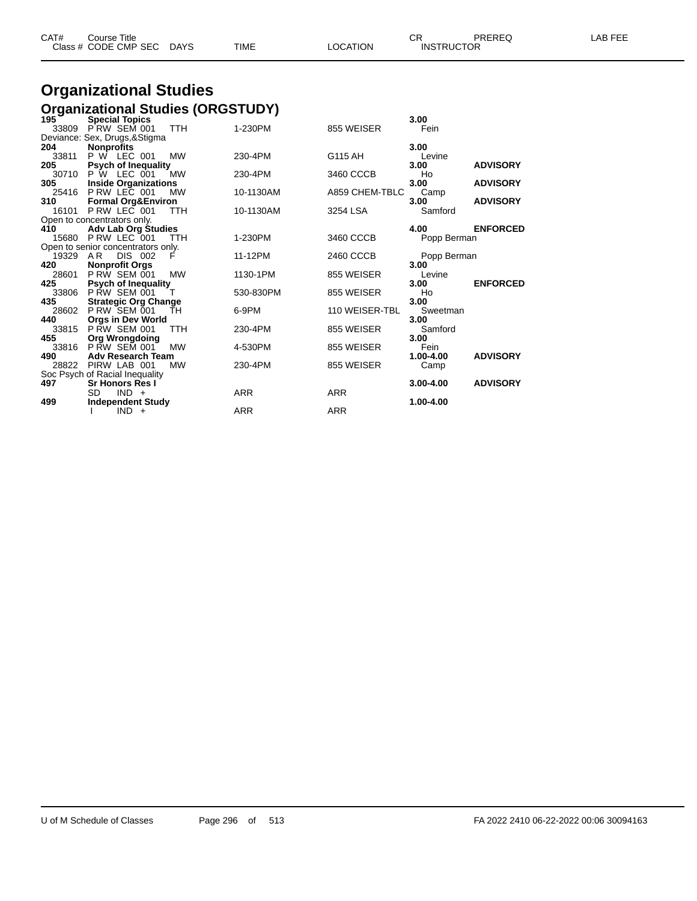| CAT# Class # | Course Title CODE CMP SEC | DAYS | TIME | LOCATION | CR INSTRUCTOR | PREREQ | LAB FEE |
|---|---|---|---|---|---|---|---|

# Organizational Studies

## Organizational Studies (ORGSTUDY)

| CAT# Class # | Course Title CODE CMP SEC | DAYS | TIME | LOCATION | CR INSTRUCTOR | PREREQ | LAB FEE |
|---|---|---|---|---|---|---|---|
| **195** | **Special Topics** | | | | **3.00** | | |
| 33809 | P RW SEM 001 | TTH | 1-230PM | 855 WEISER | Fein | | |
| Deviance: Sex, Drugs,&Stigma | | | | | | | |
| **204** | **Nonprofits** | | | | **3.00** | | |
| 33811 | P W LEC 001 | MW | 230-4PM | G115 AH | Levine | | |
| **205** | **Psych of Inequality** | | | | **3.00** | **ADVISORY** | |
| 30710 | P W LEC 001 | MW | 230-4PM | 3460 CCCB | Ho | | |
| **305** | **Inside Organizations** | | | | **3.00** | **ADVISORY** | |
| 25416 | P RW LEC 001 | MW | 10-1130AM | A859 CHEM-TBLC | Camp | | |
| **310** | **Formal Org&Environ** | | | | **3.00** | **ADVISORY** | |
| 16101 | P RW LEC 001 | TTH | 10-1130AM | 3254 LSA | Samford | | |
| Open to concentrators only. | | | | | | | |
| **410** | **Adv Lab Org Studies** | | | | **4.00** | **ENFORCED** | |
| 15680 | P RW LEC 001 | TTH | 1-230PM | 3460 CCCB | Popp Berman | | |
| Open to senior concentrators only. | | | | | | | |
| 19329 | A R DIS 002 | F | 11-12PM | 2460 CCCB | Popp Berman | | |
| **420** | **Nonprofit Orgs** | | | | **3.00** | | |
| 28601 | P RW SEM 001 | MW | 1130-1PM | 855 WEISER | Levine | | |
| **425** | **Psych of Inequality** | | | | **3.00** | **ENFORCED** | |
| 33806 | P RW SEM 001 | T | 530-830PM | 855 WEISER | Ho | | |
| **435** | **Strategic Org Change** | | | | **3.00** | | |
| 28602 | P RW SEM 001 | TH | 6-9PM | 110 WEISER-TBL | Sweetman | | |
| **440** | **Orgs in Dev World** | | | | **3.00** | | |
| 33815 | P RW SEM 001 | TTH | 230-4PM | 855 WEISER | Samford | | |
| **455** | **Org Wrongdoing** | | | | **3.00** | | |
| 33816 | P RW SEM 001 | MW | 4-530PM | 855 WEISER | Fein | | |
| **490** | **Adv Research Team** | | | | **1.00-4.00** | **ADVISORY** | |
| 28822 | PIRW LAB 001 | MW | 230-4PM | 855 WEISER | Camp | | |
| Soc Psych of Racial Inequality | | | | | | | |
| **497** | **Sr Honors Res I** | | | | **3.00-4.00** | **ADVISORY** | |
| | SD IND + | | ARR | ARR | | | |
| **499** | **Independent Study** | | | | **1.00-4.00** | | |
| | I IND + | | ARR | ARR | | | |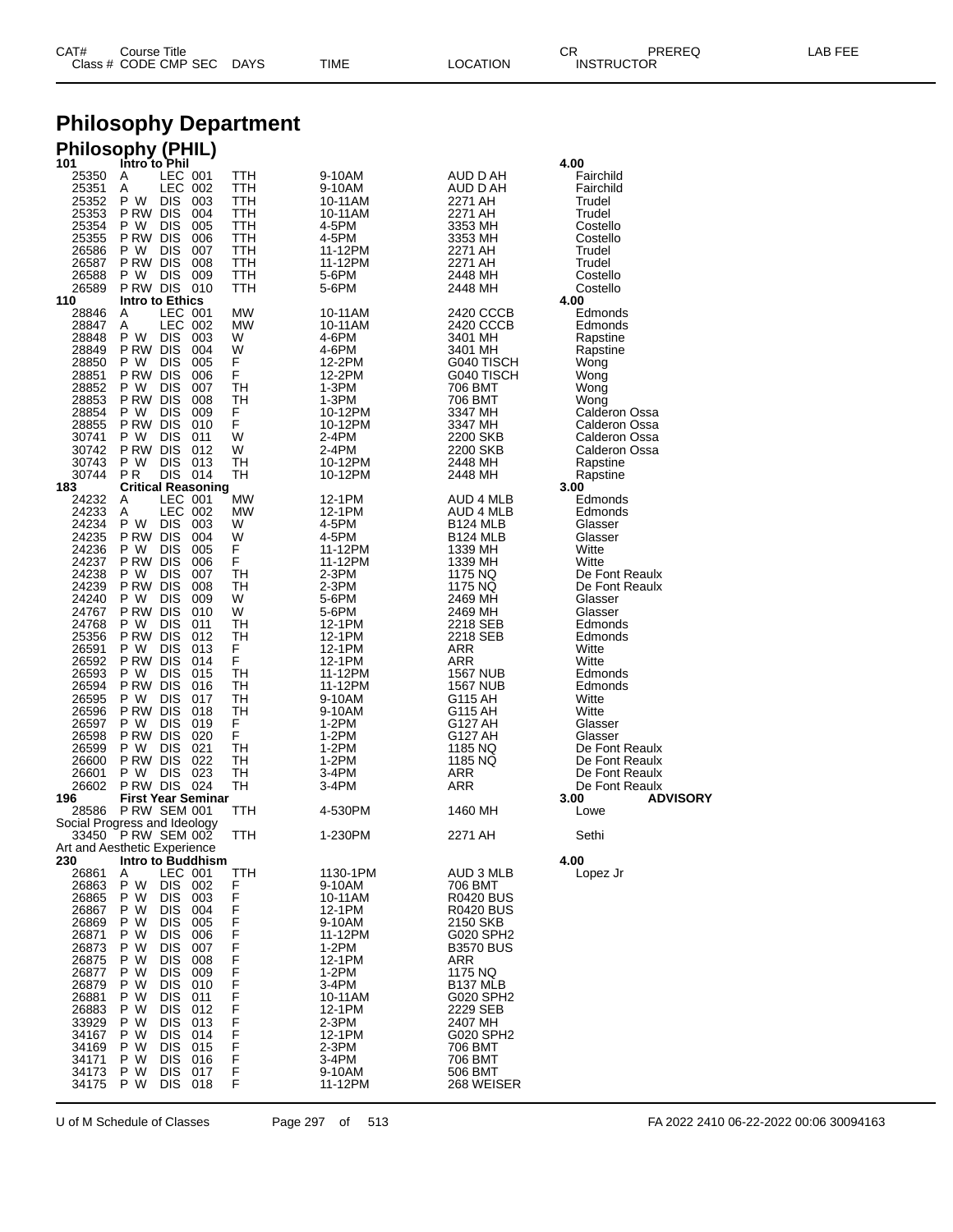# Philosophy Department

## Philosophy (PHIL)

| CAT# Class # | Course Title CODE | CMP | SEC | DAYS | TIME | LOCATION | CR INSTRUCTOR | PREREQ | LAB FEE |
|---|---|---|---|---|---|---|---|---|---|
| **101** | **Intro to Phil** | | | | | | **4.00** | | |
| 25350 | A | LEC | 001 | TTH | 9-10AM | AUD D AH | Fairchild | | |
| 25351 | A | LEC | 002 | TTH | 9-10AM | AUD D AH | Fairchild | | |
| 25352 | P W | DIS | 003 | TTH | 10-11AM | 2271 AH | Trudel | | |
| 25353 | P RW | DIS | 004 | TTH | 10-11AM | 2271 AH | Trudel | | |
| 25354 | P W | DIS | 005 | TTH | 4-5PM | 3353 MH | Costello | | |
| 25355 | P RW | DIS | 006 | TTH | 4-5PM | 3353 MH | Costello | | |
| 26586 | P W | DIS | 007 | TTH | 11-12PM | 2271 AH | Trudel | | |
| 26587 | P RW | DIS | 008 | TTH | 11-12PM | 2271 AH | Trudel | | |
| 26588 | P W | DIS | 009 | TTH | 5-6PM | 2448 MH | Costello | | |
| 26589 | P RW | DIS | 010 | TTH | 5-6PM | 2448 MH | Costello | | |
| **110** | **Intro to Ethics** | | | | | | **4.00** | | |
| 28846 | A | LEC | 001 | MW | 10-11AM | 2420 CCCB | Edmonds | | |
| 28847 | A | LEC | 002 | MW | 10-11AM | 2420 CCCB | Edmonds | | |
| 28848 | P W | DIS | 003 | W | 4-6PM | 3401 MH | Rapstine | | |
| 28849 | P RW | DIS | 004 | W | 4-6PM | 3401 MH | Rapstine | | |
| 28850 | P W | DIS | 005 | F | 12-2PM | G040 TISCH | Wong | | |
| 28851 | P RW | DIS | 006 | F | 12-2PM | G040 TISCH | Wong | | |
| 28852 | P W | DIS | 007 | TH | 1-3PM | 706 BMT | Wong | | |
| 28853 | P RW | DIS | 008 | TH | 1-3PM | 706 BMT | Wong | | |
| 28854 | P W | DIS | 009 | F | 10-12PM | 3347 MH | Calderon Ossa | | |
| 28855 | P RW | DIS | 010 | F | 10-12PM | 3347 MH | Calderon Ossa | | |
| 30741 | P W | DIS | 011 | W | 2-4PM | 2200 SKB | Calderon Ossa | | |
| 30742 | P RW | DIS | 012 | W | 2-4PM | 2200 SKB | Calderon Ossa | | |
| 30743 | P W | DIS | 013 | TH | 10-12PM | 2448 MH | Rapstine | | |
| 30744 | P R | DIS | 014 | TH | 10-12PM | 2448 MH | Rapstine | | |
| **183** | **Critical Reasoning** | | | | | | **3.00** | | |
| 24232 | A | LEC | 001 | MW | 12-1PM | AUD 4 MLB | Edmonds | | |
| 24233 | A | LEC | 002 | MW | 12-1PM | AUD 4 MLB | Edmonds | | |
| 24234 | P W | DIS | 003 | W | 4-5PM | B124 MLB | Glasser | | |
| 24235 | P RW | DIS | 004 | W | 4-5PM | B124 MLB | Glasser | | |
| 24236 | P W | DIS | 005 | F | 11-12PM | 1339 MH | Witte | | |
| 24237 | P RW | DIS | 006 | F | 11-12PM | 1339 MH | Witte | | |
| 24238 | P W | DIS | 007 | TH | 2-3PM | 1175 NQ | De Font Reaulx | | |
| 24239 | P RW | DIS | 008 | TH | 2-3PM | 1175 NQ | De Font Reaulx | | |
| 24240 | P W | DIS | 009 | W | 5-6PM | 2469 MH | Glasser | | |
| 24767 | P RW | DIS | 010 | W | 5-6PM | 2469 MH | Glasser | | |
| 24768 | P W | DIS | 011 | TH | 12-1PM | 2218 SEB | Edmonds | | |
| 25356 | P RW | DIS | 012 | TH | 12-1PM | 2218 SEB | Edmonds | | |
| 26591 | P W | DIS | 013 | F | 12-1PM | ARR | Witte | | |
| 26592 | P RW | DIS | 014 | F | 12-1PM | ARR | Witte | | |
| 26593 | P W | DIS | 015 | TH | 11-12PM | 1567 NUB | Edmonds | | |
| 26594 | P RW | DIS | 016 | TH | 11-12PM | 1567 NUB | Edmonds | | |
| 26595 | P W | DIS | 017 | TH | 9-10AM | G115 AH | Witte | | |
| 26596 | P RW | DIS | 018 | TH | 9-10AM | G115 AH | Witte | | |
| 26597 | P W | DIS | 019 | F | 1-2PM | G127 AH | Glasser | | |
| 26598 | P RW | DIS | 020 | F | 1-2PM | G127 AH | Glasser | | |
| 26599 | P W | DIS | 021 | TH | 1-2PM | 1185 NQ | De Font Reaulx | | |
| 26600 | P RW | DIS | 022 | TH | 1-2PM | 1185 NQ | De Font Reaulx | | |
| 26601 | P W | DIS | 023 | TH | 3-4PM | ARR | De Font Reaulx | | |
| 26602 | P RW | DIS | 024 | TH | 3-4PM | ARR | De Font Reaulx | | |
| **196** | **First Year Seminar** | | | | | | **3.00** | **ADVISORY** | |
| 28586 | P RW | SEM | 001 | TTH | 4-530PM | 1460 MH | Lowe | | |
| Social Progress and Ideology | | | | | | | | | |
| 33450 | P RW | SEM | 002 | TTH | 1-230PM | 2271 AH | Sethi | | |
| Art and Aesthetic Experience | | | | | | | | | |
| **230** | **Intro to Buddhism** | | | | | | **4.00** | | |
| 26861 | A | LEC | 001 | TTH | 1130-1PM | AUD 3 MLB | Lopez Jr | | |
| 26863 | P W | DIS | 002 | F | 9-10AM | 706 BMT | | | |
| 26865 | P W | DIS | 003 | F | 10-11AM | R0420 BUS | | | |
| 26867 | P W | DIS | 004 | F | 12-1PM | R0420 BUS | | | |
| 26869 | P W | DIS | 005 | F | 9-10AM | 2150 SKB | | | |
| 26871 | P W | DIS | 006 | F | 11-12PM | G020 SPH2 | | | |
| 26873 | P W | DIS | 007 | F | 1-2PM | B3570 BUS | | | |
| 26875 | P W | DIS | 008 | F | 12-1PM | ARR | | | |
| 26877 | P W | DIS | 009 | F | 1-2PM | 1175 NQ | | | |
| 26879 | P W | DIS | 010 | F | 3-4PM | B137 MLB | | | |
| 26881 | P W | DIS | 011 | F | 10-11AM | G020 SPH2 | | | |
| 26883 | P W | DIS | 012 | F | 12-1PM | 2229 SEB | | | |
| 33929 | P W | DIS | 013 | F | 2-3PM | 2407 MH | | | |
| 34167 | P W | DIS | 014 | F | 12-1PM | G020 SPH2 | | | |
| 34169 | P W | DIS | 015 | F | 2-3PM | 706 BMT | | | |
| 34171 | P W | DIS | 016 | F | 3-4PM | 706 BMT | | | |
| 34173 | P W | DIS | 017 | F | 9-10AM | 506 BMT | | | |
| 34175 | P W | DIS | 018 | F | 11-12PM | 268 WEISER | | | |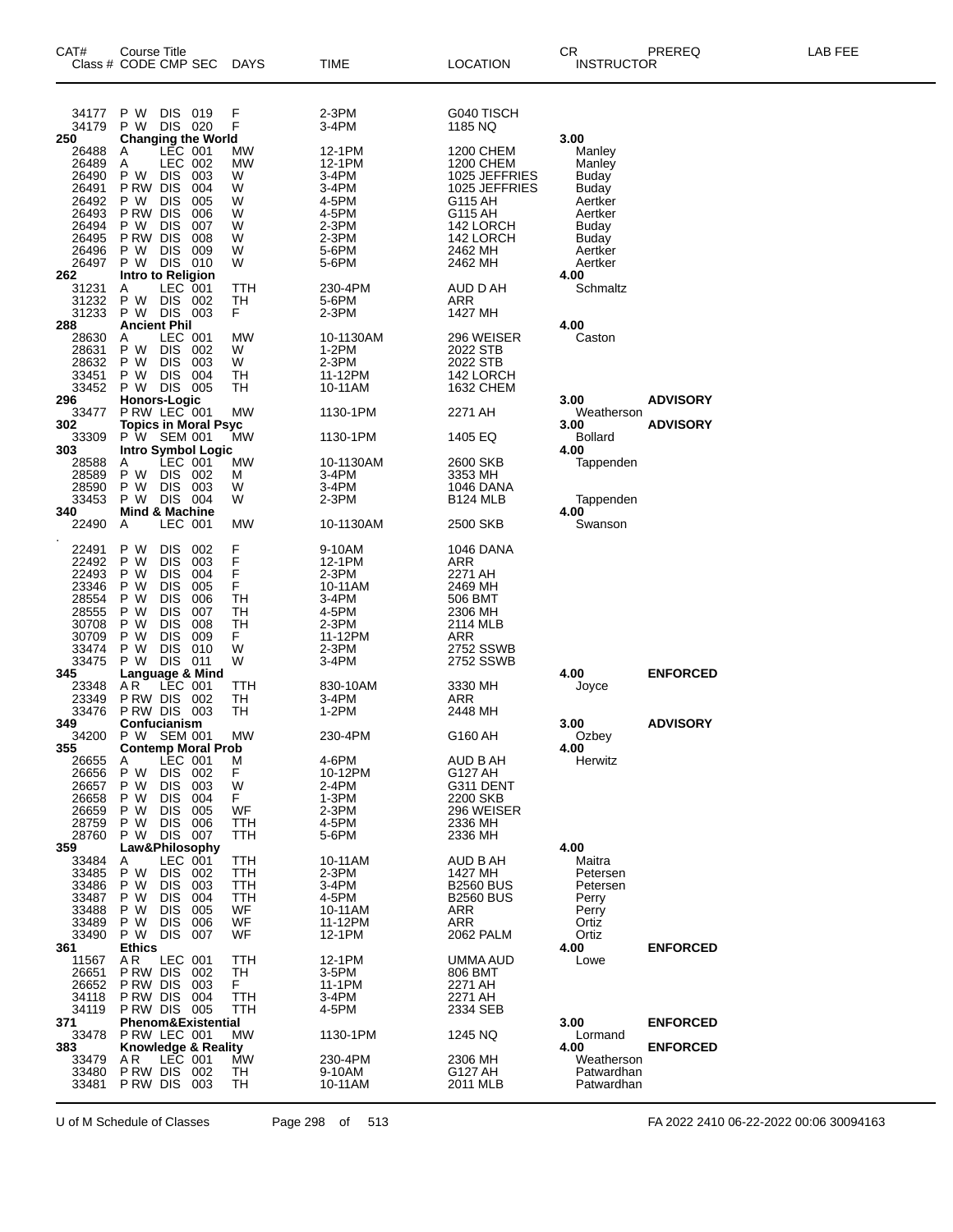| CAT# Class # | Course Title CODE | CMP | SEC | DAYS | TIME | LOCATION | CR INSTRUCTOR | PREREQ | LAB FEE |
|---|---|---|---|---|---|---|---|---|---|
| 34177 | P W | DIS | 019 | F | 2-3PM | G040 TISCH | | | |
| 34179 | P W | DIS | 020 | F | 3-4PM | 1185 NQ | | | |
| **250** | **Changing the World** | | | | | | **3.00** | | |
| 26488 | A | LEC | 001 | MW | 12-1PM | 1200 CHEM | Manley | | |
| 26489 | A | LEC | 002 | MW | 12-1PM | 1200 CHEM | Manley | | |
| 26490 | P W | DIS | 003 | W | 3-4PM | 1025 JEFFRIES | Buday | | |
| 26491 | P RW | DIS | 004 | W | 3-4PM | 1025 JEFFRIES | Buday | | |
| 26492 | P W | DIS | 005 | W | 4-5PM | G115 AH | Aertker | | |
| 26493 | P RW | DIS | 006 | W | 4-5PM | G115 AH | Aertker | | |
| 26494 | P W | DIS | 007 | W | 2-3PM | 142 LORCH | Buday | | |
| 26495 | P RW | DIS | 008 | W | 2-3PM | 142 LORCH | Buday | | |
| 26496 | P W | DIS | 009 | W | 5-6PM | 2462 MH | Aertker | | |
| 26497 | P W | DIS | 010 | W | 5-6PM | 2462 MH | Aertker | | |
| **262** | **Intro to Religion** | | | | | | **4.00** | | |
| 31231 | A | LEC | 001 | TTH | 230-4PM | AUD D AH | Schmaltz | | |
| 31232 | P W | DIS | 002 | TH | 5-6PM | ARR | | | |
| 31233 | P W | DIS | 003 | F | 2-3PM | 1427 MH | | | |
| **288** | **Ancient Phil** | | | | | | **4.00** | | |
| 28630 | A | LEC | 001 | MW | 10-1130AM | 296 WEISER | Caston | | |
| 28631 | P W | DIS | 002 | W | 1-2PM | 2022 STB | | | |
| 28632 | P W | DIS | 003 | W | 2-3PM | 2022 STB | | | |
| 33451 | P W | DIS | 004 | TH | 11-12PM | 142 LORCH | | | |
| 33452 | P W | DIS | 005 | TH | 10-11AM | 1632 CHEM | | | |
| **296** | **Honors-Logic** | | | | | | **3.00** | **ADVISORY** | |
| 33477 | P RW | LEC | 001 | MW | 1130-1PM | 2271 AH | Weatherson | | |
| **302** | **Topics in Moral Psyc** | | | | | | **3.00** | **ADVISORY** | |
| 33309 | P W | SEM | 001 | MW | 1130-1PM | 1405 EQ | Bollard | | |
| **303** | **Intro Symbol Logic** | | | | | | **4.00** | | |
| 28588 | A | LEC | 001 | MW | 10-1130AM | 2600 SKB | Tappenden | | |
| 28589 | P W | DIS | 002 | M | 3-4PM | 3353 MH | | | |
| 28590 | P W | DIS | 003 | W | 3-4PM | 1046 DANA | | | |
| 33453 | P W | DIS | 004 | W | 2-3PM | B124 MLB | Tappenden | | |
| **340** | **Mind & Machine** | | | | | | **4.00** | | |
| 22490 | A | LEC | 001 | MW | 10-1130AM | 2500 SKB | Swanson | | |
| 22491 | P W | DIS | 002 | F | 9-10AM | 1046 DANA | | | |
| 22492 | P W | DIS | 003 | F | 12-1PM | ARR | | | |
| 22493 | P W | DIS | 004 | F | 2-3PM | 2271 AH | | | |
| 23346 | P W | DIS | 005 | F | 10-11AM | 2469 MH | | | |
| 28554 | P W | DIS | 006 | TH | 3-4PM | 506 BMT | | | |
| 28555 | P W | DIS | 007 | TH | 4-5PM | 2306 MH | | | |
| 30708 | P W | DIS | 008 | TH | 2-3PM | 2114 MLB | | | |
| 30709 | P W | DIS | 009 | F | 11-12PM | ARR | | | |
| 33474 | P W | DIS | 010 | W | 2-3PM | 2752 SSWB | | | |
| 33475 | P W | DIS | 011 | W | 3-4PM | 2752 SSWB | | | |
| **345** | **Language & Mind** | | | | | | **4.00** | **ENFORCED** | |
| 23348 | A R | LEC | 001 | TTH | 830-10AM | 3330 MH | Joyce | | |
| 23349 | P RW | DIS | 002 | TH | 3-4PM | ARR | | | |
| 33476 | P RW | DIS | 003 | TH | 1-2PM | 2448 MH | | | |
| **349** | **Confucianism** | | | | | | **3.00** | **ADVISORY** | |
| 34200 | P W | SEM | 001 | MW | 230-4PM | G160 AH | Ozbey | | |
| **355** | **Contemp Moral Prob** | | | | | | **4.00** | | |
| 26655 | A | LEC | 001 | M | 4-6PM | AUD B AH | Herwitz | | |
| 26656 | P W | DIS | 002 | F | 10-12PM | G127 AH | | | |
| 26657 | P W | DIS | 003 | W | 2-4PM | G311 DENT | | | |
| 26658 | P W | DIS | 004 | F | 1-3PM | 2200 SKB | | | |
| 26659 | P W | DIS | 005 | WF | 2-3PM | 296 WEISER | | | |
| 28759 | P W | DIS | 006 | TTH | 4-5PM | 2336 MH | | | |
| 28760 | P W | DIS | 007 | TTH | 5-6PM | 2336 MH | | | |
| **359** | **Law&Philosophy** | | | | | | **4.00** | | |
| 33484 | A | LEC | 001 | TTH | 10-11AM | AUD B AH | Maitra | | |
| 33485 | P W | DIS | 002 | TTH | 2-3PM | 1427 MH | Petersen | | |
| 33486 | P W | DIS | 003 | TTH | 3-4PM | B2560 BUS | Petersen | | |
| 33487 | P W | DIS | 004 | TTH | 4-5PM | B2560 BUS | Perry | | |
| 33488 | P W | DIS | 005 | WF | 10-11AM | ARR | Perry | | |
| 33489 | P W | DIS | 006 | WF | 11-12PM | ARR | Ortiz | | |
| 33490 | P W | DIS | 007 | WF | 12-1PM | 2062 PALM | Ortiz | | |
| **361** | **Ethics** | | | | | | **4.00** | **ENFORCED** | |
| 11567 | A R | LEC | 001 | TTH | 12-1PM | UMMA AUD | Lowe | | |
| 26651 | P RW | DIS | 002 | TH | 3-5PM | 806 BMT | | | |
| 26652 | P RW | DIS | 003 | F | 11-1PM | 2271 AH | | | |
| 34118 | P RW | DIS | 004 | TTH | 3-4PM | 2271 AH | | | |
| 34119 | P RW | DIS | 005 | TTH | 4-5PM | 2334 SEB | | | |
| **371** | **Phenom&Existential** | | | | | | **3.00** | **ENFORCED** | |
| 33478 | P RW | LEC | 001 | MW | 1130-1PM | 1245 NQ | Lormand | | |
| **383** | **Knowledge & Reality** | | | | | | **4.00** | **ENFORCED** | |
| 33479 | A R | LEC | 001 | MW | 230-4PM | 2306 MH | Weatherson | | |
| 33480 | P RW | DIS | 002 | TH | 9-10AM | G127 AH | Patwardhan | | |
| 33481 | P RW | DIS | 003 | TH | 10-11AM | 2011 MLB | Patwardhan | | |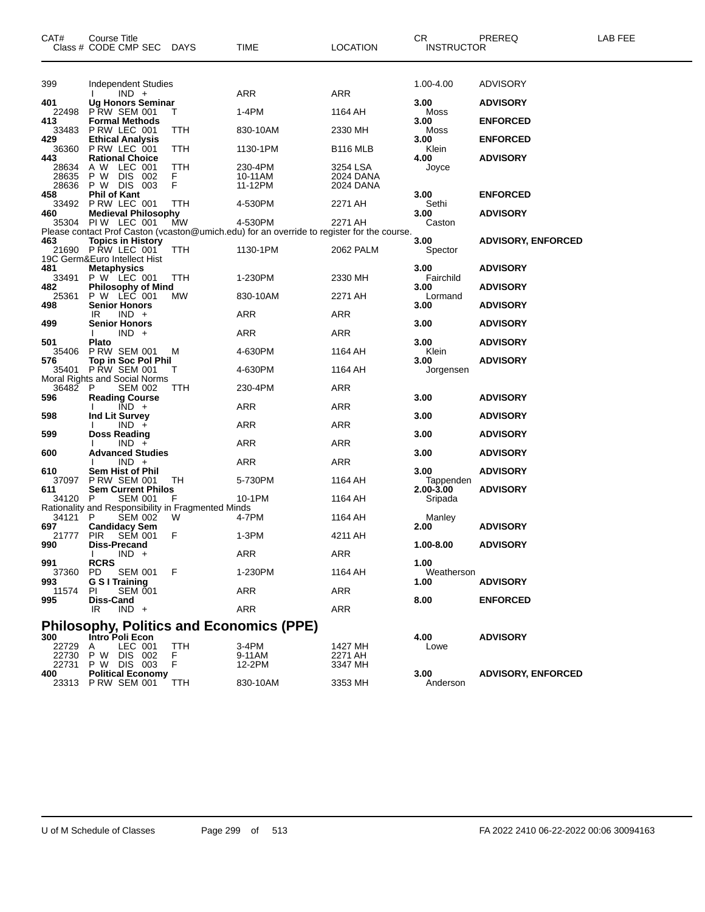| CAT# | Course Title<br>Class # CODE CMP SEC | DAYS | TIME | LOCATION | CR<br>INSTRUCTOR | PREREQ | LAB FEE |
|---|---|---|---|---|---|---|---|
| 399 | Independent Studies | | | | 1.00-4.00 | ADVISORY | |
| | I IND + | | ARR | ARR | | | |
| **401** | **Ug Honors Seminar** | | | | **3.00** | **ADVISORY** | |
| 22498 | P RW SEM 001 | T | 1-4PM | 1164 AH | Moss | | |
| **413** | **Formal Methods** | | | | **3.00** | **ENFORCED** | |
| 33483 | P RW LEC 001 | TTH | 830-10AM | 2330 MH | Moss | | |
| **429** | **Ethical Analysis** | | | | **3.00** | **ENFORCED** | |
| 36360 | P RW LEC 001 | TTH | 1130-1PM | B116 MLB | Klein | | |
| **443** | **Rational Choice** | | | | **4.00** | **ADVISORY** | |
| 28634 | A W LEC 001 | TTH | 230-4PM | 3254 LSA | Joyce | | |
| 28635 | P W DIS 002 | F | 10-11AM | 2024 DANA | | | |
| 28636 | P W DIS 003 | F | 11-12PM | 2024 DANA | | | |
| **458** | **Phil of Kant** | | | | **3.00** | **ENFORCED** | |
| 33492 | P RW LEC 001 | TTH | 4-530PM | 2271 AH | Sethi | | |
| **460** | **Medieval Philosophy** | | | | **3.00** | **ADVISORY** | |
| 35304 | PI W LEC 001 | MW | 4-530PM | 2271 AH | Caston | | |
| | Please contact Prof Caston (vcaston@umich.edu) for an override to register for the course. | | | | | | |
| **463** | **Topics in History** | | | | **3.00** | **ADVISORY, ENFORCED** | |
| 21690 | P RW LEC 001 | TTH | 1130-1PM | 2062 PALM | Spector | | |
| | 19C Germ&Euro Intellect Hist | | | | | | |
| **481** | **Metaphysics** | | | | **3.00** | **ADVISORY** | |
| 33491 | P W LEC 001 | TTH | 1-230PM | 2330 MH | Fairchild | | |
| **482** | **Philosophy of Mind** | | | | **3.00** | **ADVISORY** | |
| 25361 | P W LEC 001 | MW | 830-10AM | 2271 AH | Lormand | | |
| **498** | **Senior Honors** | | | | **3.00** | **ADVISORY** | |
| | IR IND + | | ARR | ARR | | | |
| **499** | **Senior Honors** | | | | **3.00** | **ADVISORY** | |
| | I IND + | | ARR | ARR | | | |
| **501** | **Plato** | | | | **3.00** | **ADVISORY** | |
| 35406 | P RW SEM 001 | M | 4-630PM | 1164 AH | Klein | | |
| **576** | **Top in Soc Pol Phil** | | | | **3.00** | **ADVISORY** | |
| 35401 | P RW SEM 001 | T | 4-630PM | 1164 AH | Jorgensen | | |
| | Moral Rights and Social Norms | | | | | | |
| 36482 | P SEM 002 | TTH | 230-4PM | ARR | | | |
| **596** | **Reading Course** | | | | **3.00** | **ADVISORY** | |
| | I IND + | | ARR | ARR | | | |
| **598** | **Ind Lit Survey** | | | | **3.00** | **ADVISORY** | |
| | I IND + | | ARR | ARR | | | |
| **599** | **Doss Reading** | | | | **3.00** | **ADVISORY** | |
| | I IND + | | ARR | ARR | | | |
| **600** | **Advanced Studies** | | | | **3.00** | **ADVISORY** | |
| | I IND + | | ARR | ARR | | | |
| **610** | **Sem Hist of Phil** | | | | **3.00** | **ADVISORY** | |
| 37097 | P RW SEM 001 | TH | 5-730PM | 1164 AH | Tappenden | | |
| **611** | **Sem Current Philos** | | | | **2.00-3.00** | **ADVISORY** | |
| 34120 | P SEM 001 | F | 10-1PM | 1164 AH | Sripada | | |
| | Rationality and Responsibility in Fragmented Minds | | | | | | |
| 34121 | P SEM 002 | W | 4-7PM | 1164 AH | Manley | | |
| **697** | **Candidacy Sem** | | | | **2.00** | **ADVISORY** | |
| 21777 | PIR SEM 001 | F | 1-3PM | 4211 AH | | | |
| **990** | **Diss-Precand** | | | | **1.00-8.00** | **ADVISORY** | |
| | I IND + | | ARR | ARR | | | |
| **991** | **RCRS** | | | | **1.00** | | |
| 37360 | PD SEM 001 | F | 1-230PM | 1164 AH | Weatherson | | |
| **993** | **G S I Training** | | | | **1.00** | **ADVISORY** | |
| 11574 | PI SEM 001 | | ARR | ARR | | | |
| **995** | **Diss-Cand** | | | | **8.00** | **ENFORCED** | |
| | IR IND + | | ARR | ARR | | | |

## Philosophy, Politics and Economics (PPE)

| CAT# | Course Title<br>Class # CODE CMP SEC | DAYS | TIME | LOCATION | CR<br>INSTRUCTOR | PREREQ | LAB FEE |
|---|---|---|---|---|---|---|---|
| **300** | **Intro Poli Econ** | | | | **4.00** | **ADVISORY** | |
| 22729 | A LEC 001 | TTH | 3-4PM | 1427 MH | Lowe | | |
| 22730 | P W DIS 002 | F | 9-11AM | 2271 AH | | | |
| 22731 | P W DIS 003 | F | 12-2PM | 3347 MH | | | |
| **400** | **Political Economy** | | | | **3.00** | **ADVISORY, ENFORCED** | |
| 23313 | P RW SEM 001 | TTH | 830-10AM | 3353 MH | Anderson | | |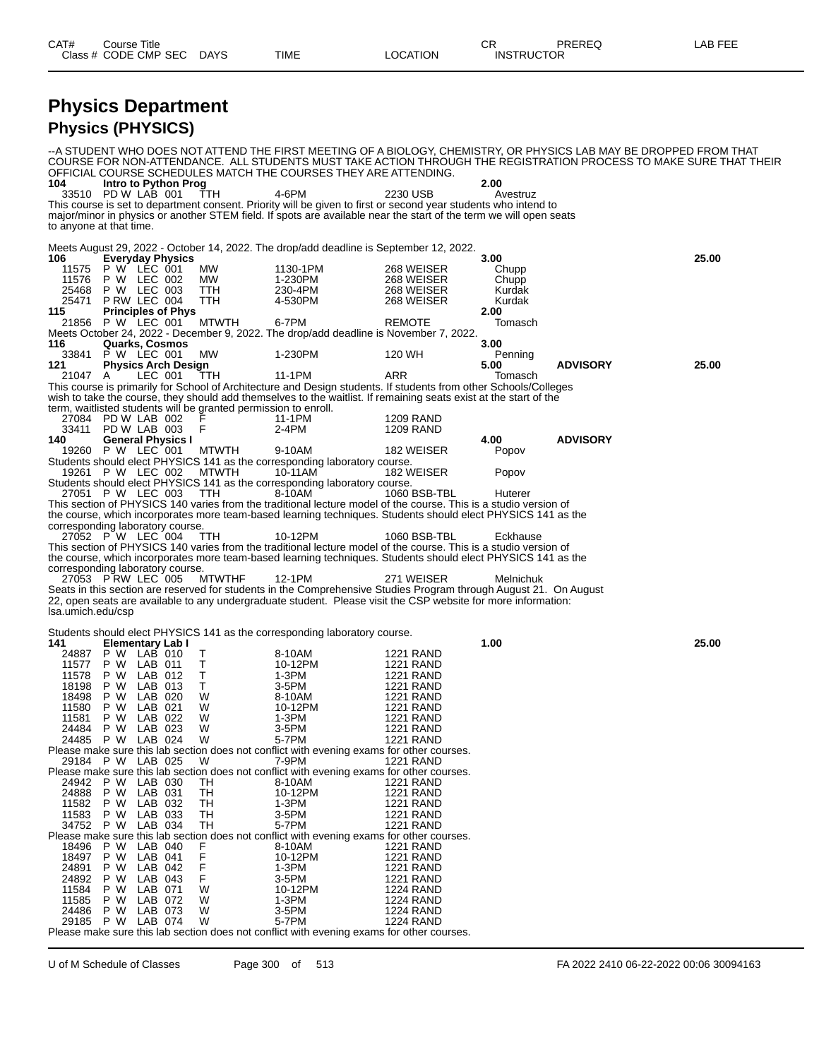# Physics Department

## Physics (PHYSICS)

--A STUDENT WHO DOES NOT ATTEND THE FIRST MEETING OF A BIOLOGY, CHEMISTRY, OR PHYSICS LAB MAY BE DROPPED FROM THAT COURSE FOR NON-ATTENDANCE. ALL STUDENTS MUST TAKE ACTION THROUGH THE REGISTRATION PROCESS TO MAKE SURE THAT THEIR OFFICIAL COURSE SCHEDULES MATCH THE COURSES THEY ARE ATTENDING.

| CAT# / Class # | CODE | CMP | SEC | DAYS | TIME | LOCATION | CR / INSTRUCTOR | PREREQ | LAB FEE |
|---|---|---|---|---|---|---|---|---|---|
| **104** | **Intro to Python Prog** | | | | | | **2.00** | | |
| 33510 | PD W | LAB | 001 | TTH | 4-6PM | 2230 USB | Avestruz | | |

This course is set to department consent. Priority will be given to first or second year students who intend to major/minor in physics or another STEM field. If spots are available near the start of the term we will open seats to anyone at that time.

Meets August 29, 2022 - October 14, 2022. The drop/add deadline is September 12, 2022.

| CAT# / Class # | CODE | CMP | SEC | DAYS | TIME | LOCATION | CR / INSTRUCTOR | PREREQ | LAB FEE |
|---|---|---|---|---|---|---|---|---|---|
| **106** | **Everyday Physics** | | | | | | **3.00** | | **25.00** |
| 11575 | P W | LEC | 001 | MW | 1130-1PM | 268 WEISER | Chupp | | |
| 11576 | P W | LEC | 002 | MW | 1-230PM | 268 WEISER | Chupp | | |
| 25468 | P W | LEC | 003 | TTH | 230-4PM | 268 WEISER | Kurdak | | |
| 25471 | P RW | LEC | 004 | TTH | 4-530PM | 268 WEISER | Kurdak | | |
| **115** | **Principles of Phys** | | | | | | **2.00** | | |
| 21856 | P W | LEC | 001 | MTWTH | 6-7PM | REMOTE | Tomasch | | |

Meets October 24, 2022 - December 9, 2022. The drop/add deadline is November 7, 2022.

| CAT# / Class # | CODE | CMP | SEC | DAYS | TIME | LOCATION | CR / INSTRUCTOR | PREREQ | LAB FEE |
|---|---|---|---|---|---|---|---|---|---|
| **116** | **Quarks, Cosmos** | | | | | | **3.00** | | |
| 33841 | P W | LEC | 001 | MW | 1-230PM | 120 WH | Penning | | |
| **121** | **Physics Arch Design** | | | | | | **5.00** | **ADVISORY** | **25.00** |
| 21047 | A | LEC | 001 | TTH | 11-1PM | ARR | Tomasch | | |

This course is primarily for School of Architecture and Design students. If students from other Schools/Colleges wish to take the course, they should add themselves to the waitlist. If remaining seats exist at the start of the term, waitlisted students will be granted permission to enroll.

| CAT# / Class # | CODE | CMP | SEC | DAYS | TIME | LOCATION | CR / INSTRUCTOR | PREREQ | LAB FEE |
|---|---|---|---|---|---|---|---|---|---|
| 27084 | PD W | LAB | 002 | F | 11-1PM | 1209 RAND | | | |
| 33411 | PD W | LAB | 003 | F | 2-4PM | 1209 RAND | | | |
| **140** | **General Physics I** | | | | | | **4.00** | **ADVISORY** | |
| 19260 | P W | LEC | 001 | MTWTH | 9-10AM | 182 WEISER | Popov | | |

Students should elect PHYSICS 141 as the corresponding laboratory course.

| CAT# / Class # | CODE | CMP | SEC | DAYS | TIME | LOCATION | CR / INSTRUCTOR | PREREQ | LAB FEE |
|---|---|---|---|---|---|---|---|---|---|
| 19261 | P W | LEC | 002 | MTWTH | 10-11AM | 182 WEISER | Popov | | |

Students should elect PHYSICS 141 as the corresponding laboratory course.

| CAT# / Class # | CODE | CMP | SEC | DAYS | TIME | LOCATION | CR / INSTRUCTOR | PREREQ | LAB FEE |
|---|---|---|---|---|---|---|---|---|---|
| 27051 | P W | LEC | 003 | TTH | 8-10AM | 1060 BSB-TBL | Huterer | | |

This section of PHYSICS 140 varies from the traditional lecture model of the course. This is a studio version of the course, which incorporates more team-based learning techniques. Students should elect PHYSICS 141 as the corresponding laboratory course.

| CAT# / Class # | CODE | CMP | SEC | DAYS | TIME | LOCATION | CR / INSTRUCTOR | PREREQ | LAB FEE |
|---|---|---|---|---|---|---|---|---|---|
| 27052 | P W | LEC | 004 | TTH | 10-12PM | 1060 BSB-TBL | Eckhause | | |

This section of PHYSICS 140 varies from the traditional lecture model of the course. This is a studio version of the course, which incorporates more team-based learning techniques. Students should elect PHYSICS 141 as the corresponding laboratory course.

| CAT# / Class # | CODE | CMP | SEC | DAYS | TIME | LOCATION | CR / INSTRUCTOR | PREREQ | LAB FEE |
|---|---|---|---|---|---|---|---|---|---|
| 27053 | P RW | LEC | 005 | MTWTHF | 12-1PM | 271 WEISER | Melnichuk | | |

Seats in this section are reserved for students in the Comprehensive Studies Program through August 21. On August 22, open seats are available to any undergraduate student. Please visit the CSP website for more information: lsa.umich.edu/csp

Students should elect PHYSICS 141 as the corresponding laboratory course.

| CAT# / Class # | CODE | CMP | SEC | DAYS | TIME | LOCATION | CR / INSTRUCTOR | PREREQ | LAB FEE |
|---|---|---|---|---|---|---|---|---|---|
| **141** | **Elementary Lab I** | | | | | | **1.00** | | **25.00** |
| 24887 | P W | LAB | 010 | T | 8-10AM | 1221 RAND | | | |
| 11577 | P W | LAB | 011 | T | 10-12PM | 1221 RAND | | | |
| 11578 | P W | LAB | 012 | T | 1-3PM | 1221 RAND | | | |
| 18198 | P W | LAB | 013 | T | 3-5PM | 1221 RAND | | | |
| 18498 | P W | LAB | 020 | W | 8-10AM | 1221 RAND | | | |
| 11580 | P W | LAB | 021 | W | 10-12PM | 1221 RAND | | | |
| 11581 | P W | LAB | 022 | W | 1-3PM | 1221 RAND | | | |
| 24484 | P W | LAB | 023 | W | 3-5PM | 1221 RAND | | | |
| 24485 | P W | LAB | 024 | W | 5-7PM | 1221 RAND | | | |

Please make sure this lab section does not conflict with evening exams for other courses.

| CAT# / Class # | CODE | CMP | SEC | DAYS | TIME | LOCATION | CR / INSTRUCTOR | PREREQ | LAB FEE |
|---|---|---|---|---|---|---|---|---|---|
| 29184 | P W | LAB | 025 | W | 7-9PM | 1221 RAND | | | |

Please make sure this lab section does not conflict with evening exams for other courses.

| CAT# / Class # | CODE | CMP | SEC | DAYS | TIME | LOCATION | CR / INSTRUCTOR | PREREQ | LAB FEE |
|---|---|---|---|---|---|---|---|---|---|
| 24942 | P W | LAB | 030 | TH | 8-10AM | 1221 RAND | | | |
| 24888 | P W | LAB | 031 | TH | 10-12PM | 1221 RAND | | | |
| 11582 | P W | LAB | 032 | TH | 1-3PM | 1221 RAND | | | |
| 11583 | P W | LAB | 033 | TH | 3-5PM | 1221 RAND | | | |
| 34752 | P W | LAB | 034 | TH | 5-7PM | 1221 RAND | | | |

Please make sure this lab section does not conflict with evening exams for other courses.

| CAT# / Class # | CODE | CMP | SEC | DAYS | TIME | LOCATION | CR / INSTRUCTOR | PREREQ | LAB FEE |
|---|---|---|---|---|---|---|---|---|---|
| 18496 | P W | LAB | 040 | F | 8-10AM | 1221 RAND | | | |
| 18497 | P W | LAB | 041 | F | 10-12PM | 1221 RAND | | | |
| 24891 | P W | LAB | 042 | F | 1-3PM | 1221 RAND | | | |
| 24892 | P W | LAB | 043 | F | 3-5PM | 1221 RAND | | | |
| 11584 | P W | LAB | 071 | W | 10-12PM | 1224 RAND | | | |
| 11585 | P W | LAB | 072 | W | 1-3PM | 1224 RAND | | | |
| 24486 | P W | LAB | 073 | W | 3-5PM | 1224 RAND | | | |
| 29185 | P W | LAB | 074 | W | 5-7PM | 1224 RAND | | | |

Please make sure this lab section does not conflict with evening exams for other courses.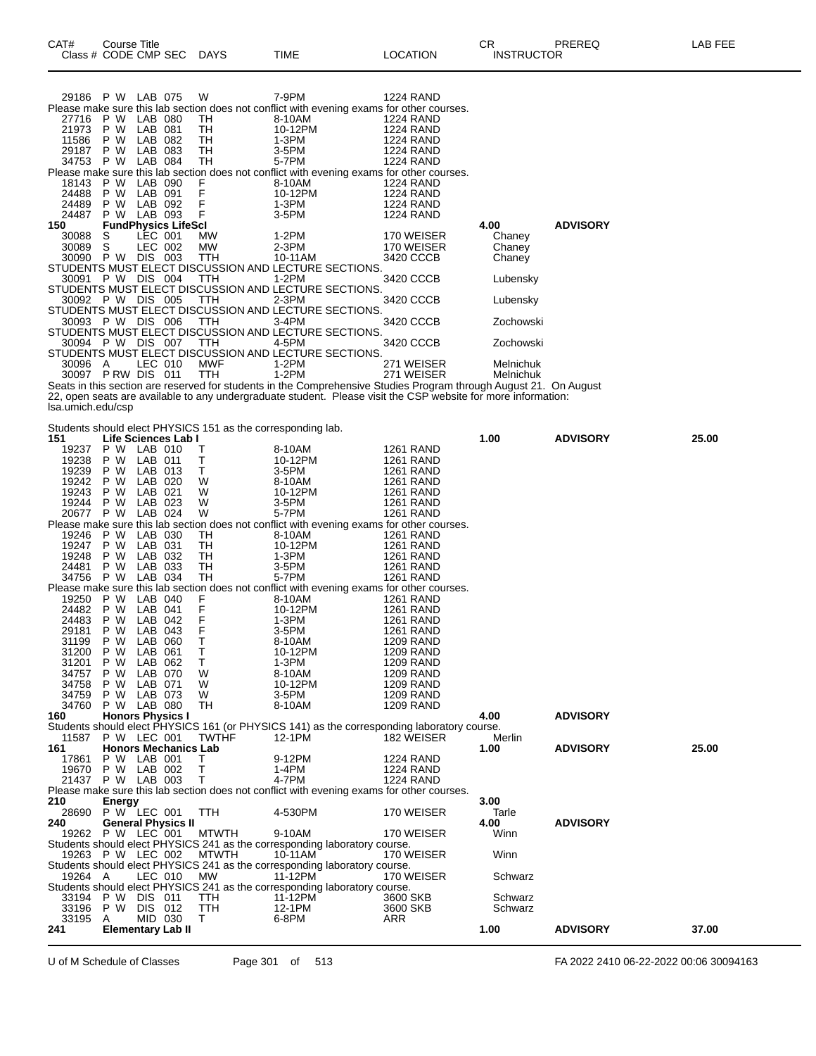| CAT# Class # | Course Title CODE CMP SEC | DAYS | TIME | LOCATION | CR INSTRUCTOR | PREREQ | LAB FEE |
|---|---|---|---|---|---|---|---|
| 29186 | P W LAB 075 | W | 7-9PM | 1224 RAND | | | |

Please make sure this lab section does not conflict with evening exams for other courses.

| CAT# Class # | Course Title CODE CMP SEC | DAYS | TIME | LOCATION | CR INSTRUCTOR | PREREQ | LAB FEE |
|---|---|---|---|---|---|---|---|
| 27716 | P W LAB 080 | TH | 8-10AM | 1224 RAND | | | |
| 21973 | P W LAB 081 | TH | 10-12PM | 1224 RAND | | | |
| 11586 | P W LAB 082 | TH | 1-3PM | 1224 RAND | | | |
| 29187 | P W LAB 083 | TH | 3-5PM | 1224 RAND | | | |
| 34753 | P W LAB 084 | TH | 5-7PM | 1224 RAND | | | |

Please make sure this lab section does not conflict with evening exams for other courses.

| CAT# Class # | Course Title CODE CMP SEC | DAYS | TIME | LOCATION | CR INSTRUCTOR | PREREQ | LAB FEE |
|---|---|---|---|---|---|---|---|
| 18143 | P W LAB 090 | F | 8-10AM | 1224 RAND | | | |
| 24488 | P W LAB 091 | F | 10-12PM | 1224 RAND | | | |
| 24489 | P W LAB 092 | F | 1-3PM | 1224 RAND | | | |
| 24487 | P W LAB 093 | F | 3-5PM | 1224 RAND | | | |
| **150** | **FundPhysics LifeSci** | | | | **4.00** | **ADVISORY** | |
| 30088 | S LEC 001 | MW | 1-2PM | 170 WEISER | Chaney | | |
| 30089 | S LEC 002 | MW | 2-3PM | 170 WEISER | Chaney | | |
| 30090 | P W DIS 003 | TTH | 10-11AM | 3420 CCCB | Chaney | | |

STUDENTS MUST ELECT DISCUSSION AND LECTURE SECTIONS.

| CAT# Class # | Course Title CODE CMP SEC | DAYS | TIME | LOCATION | CR INSTRUCTOR | PREREQ | LAB FEE |
|---|---|---|---|---|---|---|---|
| 30091 | P W DIS 004 | TTH | 1-2PM | 3420 CCCB | Lubensky | | |

STUDENTS MUST ELECT DISCUSSION AND LECTURE SECTIONS.

| CAT# Class # | Course Title CODE CMP SEC | DAYS | TIME | LOCATION | CR INSTRUCTOR | PREREQ | LAB FEE |
|---|---|---|---|---|---|---|---|
| 30092 | P W DIS 005 | TTH | 2-3PM | 3420 CCCB | Lubensky | | |

STUDENTS MUST ELECT DISCUSSION AND LECTURE SECTIONS.

| CAT# Class # | Course Title CODE CMP SEC | DAYS | TIME | LOCATION | CR INSTRUCTOR | PREREQ | LAB FEE |
|---|---|---|---|---|---|---|---|
| 30093 | P W DIS 006 | TTH | 3-4PM | 3420 CCCB | Zochowski | | |

STUDENTS MUST ELECT DISCUSSION AND LECTURE SECTIONS.

| CAT# Class # | Course Title CODE CMP SEC | DAYS | TIME | LOCATION | CR INSTRUCTOR | PREREQ | LAB FEE |
|---|---|---|---|---|---|---|---|
| 30094 | P W DIS 007 | TTH | 4-5PM | 3420 CCCB | Zochowski | | |

STUDENTS MUST ELECT DISCUSSION AND LECTURE SECTIONS.

| CAT# Class # | Course Title CODE CMP SEC | DAYS | TIME | LOCATION | CR INSTRUCTOR | PREREQ | LAB FEE |
|---|---|---|---|---|---|---|---|
| 30096 | A LEC 010 | MWF | 1-2PM | 271 WEISER | Melnichuk | | |
| 30097 | P RW DIS 011 | TTH | 1-2PM | 271 WEISER | Melnichuk | | |

Seats in this section are reserved for students in the Comprehensive Studies Program through August 21. On August 22, open seats are available to any undergraduate student. Please visit the CSP website for more information: lsa.umich.edu/csp

Students should elect PHYSICS 151 as the corresponding lab.

| CAT# Class # | Course Title CODE CMP SEC | DAYS | TIME | LOCATION | CR INSTRUCTOR | PREREQ | LAB FEE |
|---|---|---|---|---|---|---|---|
| **151** | **Life Sciences Lab I** | | | | **1.00** | **ADVISORY** | **25.00** |
| 19237 | P W LAB 010 | T | 8-10AM | 1261 RAND | | | |
| 19238 | P W LAB 011 | T | 10-12PM | 1261 RAND | | | |
| 19239 | P W LAB 013 | T | 3-5PM | 1261 RAND | | | |
| 19242 | P W LAB 020 | W | 8-10AM | 1261 RAND | | | |
| 19243 | P W LAB 021 | W | 10-12PM | 1261 RAND | | | |
| 19244 | P W LAB 023 | W | 3-5PM | 1261 RAND | | | |
| 20677 | P W LAB 024 | W | 5-7PM | 1261 RAND | | | |

Please make sure this lab section does not conflict with evening exams for other courses.

| CAT# Class # | Course Title CODE CMP SEC | DAYS | TIME | LOCATION | CR INSTRUCTOR | PREREQ | LAB FEE |
|---|---|---|---|---|---|---|---|
| 19246 | P W LAB 030 | TH | 8-10AM | 1261 RAND | | | |
| 19247 | P W LAB 031 | TH | 10-12PM | 1261 RAND | | | |
| 19248 | P W LAB 032 | TH | 1-3PM | 1261 RAND | | | |
| 24481 | P W LAB 033 | TH | 3-5PM | 1261 RAND | | | |
| 34756 | P W LAB 034 | TH | 5-7PM | 1261 RAND | | | |

Please make sure this lab section does not conflict with evening exams for other courses.

| CAT# Class # | Course Title CODE CMP SEC | DAYS | TIME | LOCATION | CR INSTRUCTOR | PREREQ | LAB FEE |
|---|---|---|---|---|---|---|---|
| 19250 | P W LAB 040 | F | 8-10AM | 1261 RAND | | | |
| 24482 | P W LAB 041 | F | 10-12PM | 1261 RAND | | | |
| 24483 | P W LAB 042 | F | 1-3PM | 1261 RAND | | | |
| 29181 | P W LAB 043 | F | 3-5PM | 1261 RAND | | | |
| 31199 | P W LAB 060 | T | 8-10AM | 1209 RAND | | | |
| 31200 | P W LAB 061 | T | 10-12PM | 1209 RAND | | | |
| 31201 | P W LAB 062 | T | 1-3PM | 1209 RAND | | | |
| 34757 | P W LAB 070 | W | 8-10AM | 1209 RAND | | | |
| 34758 | P W LAB 071 | W | 10-12PM | 1209 RAND | | | |
| 34759 | P W LAB 073 | W | 3-5PM | 1209 RAND | | | |
| 34760 | P W LAB 080 | TH | 8-10AM | 1209 RAND | | | |
| **160** | **Honors Physics I** | | | | **4.00** | **ADVISORY** | |

Students should elect PHYSICS 161 (or PHYSICS 141) as the corresponding laboratory course.

| CAT# Class # | Course Title CODE CMP SEC | DAYS | TIME | LOCATION | CR INSTRUCTOR | PREREQ | LAB FEE |
|---|---|---|---|---|---|---|---|
| 11587 | P W LEC 001 | TWTHF | 12-1PM | 182 WEISER | Merlin | | |
| **161** | **Honors Mechanics Lab** | | | | **1.00** | **ADVISORY** | **25.00** |
| 17861 | P W LAB 001 | T | 9-12PM | 1224 RAND | | | |
| 19670 | P W LAB 002 | T | 1-4PM | 1224 RAND | | | |
| 21437 | P W LAB 003 | T | 4-7PM | 1224 RAND | | | |

Please make sure this lab section does not conflict with evening exams for other courses.

| CAT# Class # | Course Title CODE CMP SEC | DAYS | TIME | LOCATION | CR INSTRUCTOR | PREREQ | LAB FEE |
|---|---|---|---|---|---|---|---|
| **210** | **Energy** | | | | **3.00** | | |
| 28690 | P W LEC 001 | TTH | 4-530PM | 170 WEISER | Tarle | | |
| **240** | **General Physics II** | | | | **4.00** | **ADVISORY** | |
| 19262 | P W LEC 001 | MTWTH | 9-10AM | 170 WEISER | Winn | | |

Students should elect PHYSICS 241 as the corresponding laboratory course.

| CAT# Class # | Course Title CODE CMP SEC | DAYS | TIME | LOCATION | CR INSTRUCTOR | PREREQ | LAB FEE |
|---|---|---|---|---|---|---|---|
| 19263 | P W LEC 002 | MTWTH | 10-11AM | 170 WEISER | Winn | | |

Students should elect PHYSICS 241 as the corresponding laboratory course.

| CAT# Class # | Course Title CODE CMP SEC | DAYS | TIME | LOCATION | CR INSTRUCTOR | PREREQ | LAB FEE |
|---|---|---|---|---|---|---|---|
| 19264 | A LEC 010 | MW | 11-12PM | 170 WEISER | Schwarz | | |

Students should elect PHYSICS 241 as the corresponding laboratory course.

| CAT# Class # | Course Title CODE CMP SEC | DAYS | TIME | LOCATION | CR INSTRUCTOR | PREREQ | LAB FEE |
|---|---|---|---|---|---|---|---|
| 33194 | P W DIS 011 | TTH | 11-12PM | 3600 SKB | Schwarz | | |
| 33196 | P W DIS 012 | TTH | 12-1PM | 3600 SKB | Schwarz | | |
| 33195 | A MID 030 | T | 6-8PM | ARR | | | |
| **241** | **Elementary Lab II** | | | | **1.00** | **ADVISORY** | **37.00** |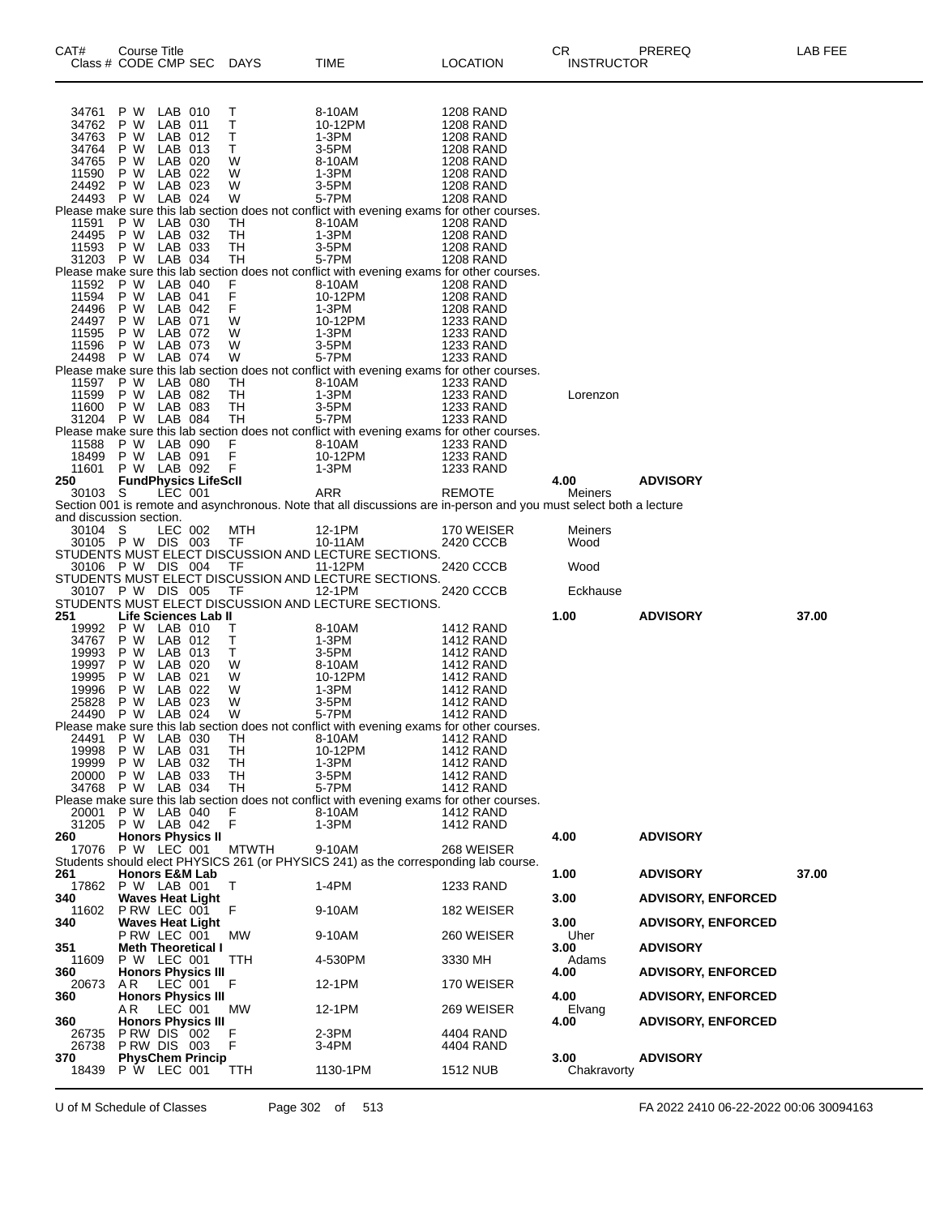| CAT# Class # | Course Title CODE CMP SEC | DAYS | TIME | LOCATION | CR INSTRUCTOR | PREREQ | LAB FEE |
|---|---|---|---|---|---|---|---|
| 34761 | P W LAB 010 | T | 8-10AM | 1208 RAND | | | |
| 34762 | P W LAB 011 | T | 10-12PM | 1208 RAND | | | |
| 34763 | P W LAB 012 | T | 1-3PM | 1208 RAND | | | |
| 34764 | P W LAB 013 | T | 3-5PM | 1208 RAND | | | |
| 34765 | P W LAB 020 | W | 8-10AM | 1208 RAND | | | |
| 11590 | P W LAB 022 | W | 1-3PM | 1208 RAND | | | |
| 24492 | P W LAB 023 | W | 3-5PM | 1208 RAND | | | |
| 24493 | P W LAB 024 | W | 5-7PM | 1208 RAND | | | |
| Please make sure this lab section does not conflict with evening exams for other courses. | | | | | | | |
| 11591 | P W LAB 030 | TH | 8-10AM | 1208 RAND | | | |
| 24495 | P W LAB 032 | TH | 1-3PM | 1208 RAND | | | |
| 11593 | P W LAB 033 | TH | 3-5PM | 1208 RAND | | | |
| 31203 | P W LAB 034 | TH | 5-7PM | 1208 RAND | | | |
| Please make sure this lab section does not conflict with evening exams for other courses. | | | | | | | |
| 11592 | P W LAB 040 | F | 8-10AM | 1208 RAND | | | |
| 11594 | P W LAB 041 | F | 10-12PM | 1208 RAND | | | |
| 24496 | P W LAB 042 | F | 1-3PM | 1208 RAND | | | |
| 24497 | P W LAB 071 | W | 10-12PM | 1233 RAND | | | |
| 11595 | P W LAB 072 | W | 1-3PM | 1233 RAND | | | |
| 11596 | P W LAB 073 | W | 3-5PM | 1233 RAND | | | |
| 24498 | P W LAB 074 | W | 5-7PM | 1233 RAND | | | |
| Please make sure this lab section does not conflict with evening exams for other courses. | | | | | | | |
| 11597 | P W LAB 080 | TH | 8-10AM | 1233 RAND | | | |
| 11599 | P W LAB 082 | TH | 1-3PM | 1233 RAND | Lorenzon | | |
| 11600 | P W LAB 083 | TH | 3-5PM | 1233 RAND | | | |
| 31204 | P W LAB 084 | TH | 5-7PM | 1233 RAND | | | |
| Please make sure this lab section does not conflict with evening exams for other courses. | | | | | | | |
| 11588 | P W LAB 090 | F | 8-10AM | 1233 RAND | | | |
| 18499 | P W LAB 091 | F | 10-12PM | 1233 RAND | | | |
| 11601 | P W LAB 092 | F | 1-3PM | 1233 RAND | | | |
| **250** | **FundPhysics LifeScII** | | | | **4.00** | **ADVISORY** | |
| 30103 | S LEC 001 | | ARR | REMOTE | Meiners | | |
| Section 001 is remote and asynchronous. Note that all discussions are in-person and you must select both a lecture and discussion section. | | | | | | | |
| 30104 | S LEC 002 | MTH | 12-1PM | 170 WEISER | Meiners | | |
| 30105 | P W DIS 003 | TF | 10-11AM | 2420 CCCB | Wood | | |
| STUDENTS MUST ELECT DISCUSSION AND LECTURE SECTIONS. | | | | | | | |
| 30106 | P W DIS 004 | TF | 11-12PM | 2420 CCCB | Wood | | |
| STUDENTS MUST ELECT DISCUSSION AND LECTURE SECTIONS. | | | | | | | |
| 30107 | P W DIS 005 | TF | 12-1PM | 2420 CCCB | Eckhause | | |
| STUDENTS MUST ELECT DISCUSSION AND LECTURE SECTIONS. | | | | | | | |
| **251** | **Life Sciences Lab II** | | | | **1.00** | **ADVISORY** | **37.00** |
| 19992 | P W LAB 010 | T | 8-10AM | 1412 RAND | | | |
| 34767 | P W LAB 012 | T | 1-3PM | 1412 RAND | | | |
| 19993 | P W LAB 013 | T | 3-5PM | 1412 RAND | | | |
| 19997 | P W LAB 020 | W | 8-10AM | 1412 RAND | | | |
| 19995 | P W LAB 021 | W | 10-12PM | 1412 RAND | | | |
| 19996 | P W LAB 022 | W | 1-3PM | 1412 RAND | | | |
| 25828 | P W LAB 023 | W | 3-5PM | 1412 RAND | | | |
| 24490 | P W LAB 024 | W | 5-7PM | 1412 RAND | | | |
| Please make sure this lab section does not conflict with evening exams for other courses. | | | | | | | |
| 24491 | P W LAB 030 | TH | 8-10AM | 1412 RAND | | | |
| 19998 | P W LAB 031 | TH | 10-12PM | 1412 RAND | | | |
| 19999 | P W LAB 032 | TH | 1-3PM | 1412 RAND | | | |
| 20000 | P W LAB 033 | TH | 3-5PM | 1412 RAND | | | |
| 34768 | P W LAB 034 | TH | 5-7PM | 1412 RAND | | | |
| Please make sure this lab section does not conflict with evening exams for other courses. | | | | | | | |
| 20001 | P W LAB 040 | F | 8-10AM | 1412 RAND | | | |
| 31205 | P W LAB 042 | F | 1-3PM | 1412 RAND | | | |
| **260** | **Honors Physics II** | | | | **4.00** | **ADVISORY** | |
| 17076 | P W LEC 001 | MTWTH | 9-10AM | 268 WEISER | | | |
| Students should elect PHYSICS 261 (or PHYSICS 241) as the corresponding lab course. | | | | | | | |
| **261** | **Honors E&M Lab** | | | | **1.00** | **ADVISORY** | **37.00** |
| 17862 | P W LAB 001 | T | 1-4PM | 1233 RAND | | | |
| **340** | **Waves Heat Light** | | | | **3.00** | **ADVISORY, ENFORCED** | |
| 11602 | P RW LEC 001 | F | 9-10AM | 182 WEISER | | | |
| **340** | **Waves Heat Light** | | | | **3.00** | **ADVISORY, ENFORCED** | |
| | P RW LEC 001 | MW | 9-10AM | 260 WEISER | Uher | | |
| **351** | **Meth Theoretical I** | | | | **3.00** | **ADVISORY** | |
| 11609 | P W LEC 001 | TTH | 4-530PM | 3330 MH | Adams | | |
| **360** | **Honors Physics III** | | | | **4.00** | **ADVISORY, ENFORCED** | |
| 20673 | A R LEC 001 | F | 12-1PM | 170 WEISER | | | |
| **360** | **Honors Physics III** | | | | **4.00** | **ADVISORY, ENFORCED** | |
| | A R LEC 001 | MW | 12-1PM | 269 WEISER | Elvang | | |
| **360** | **Honors Physics III** | | | | **4.00** | **ADVISORY, ENFORCED** | |
| 26735 | P RW DIS 002 | F | 2-3PM | 4404 RAND | | | |
| 26738 | P RW DIS 003 | F | 3-4PM | 4404 RAND | | | |
| **370** | **PhysChem Princip** | | | | **3.00** | **ADVISORY** | |
| 18439 | P W LEC 001 | TTH | 1130-1PM | 1512 NUB | Chakravorty | | |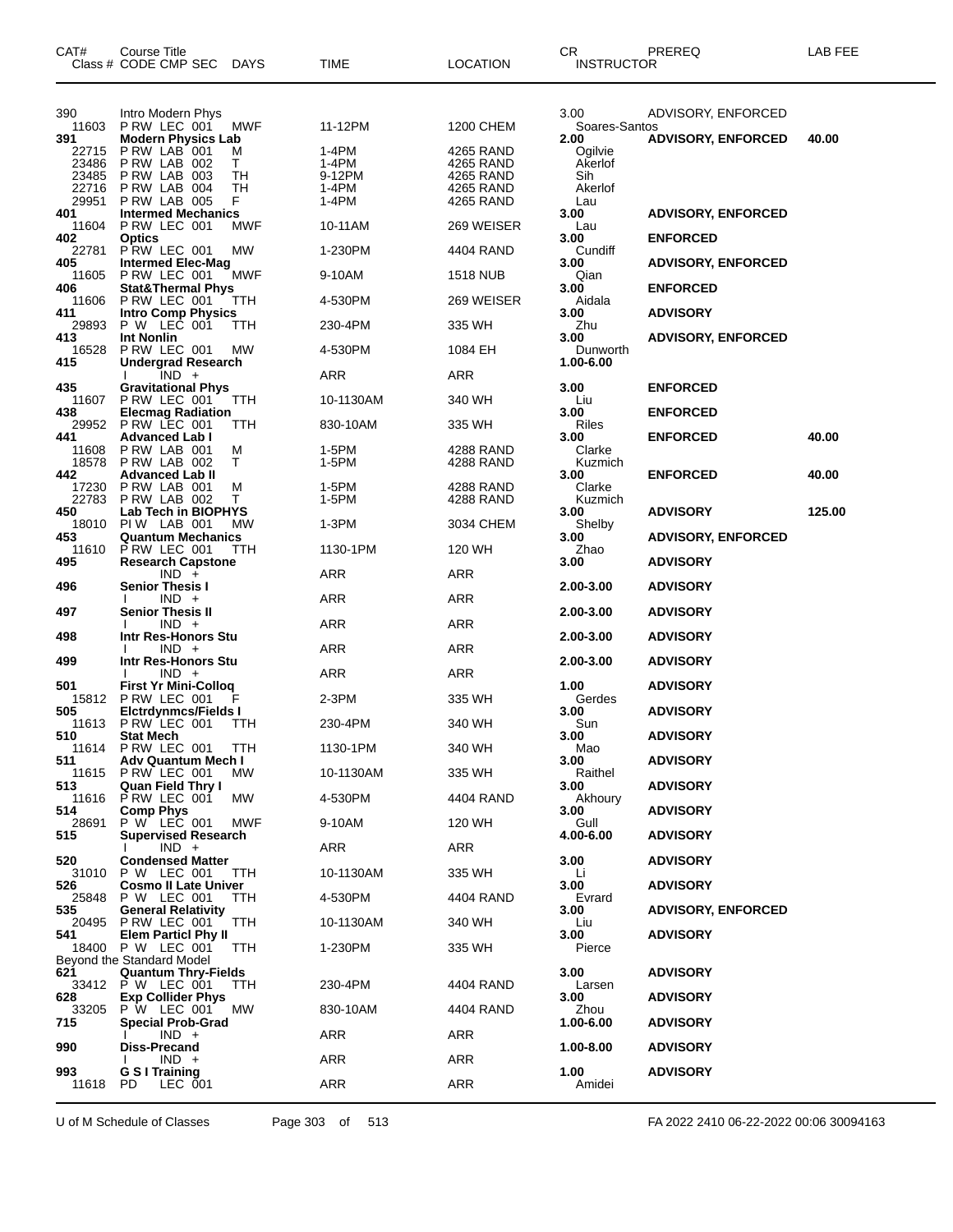| CAT# | Course Title<br>Class # CODE CMP SEC DAYS | TIME | LOCATION | CR<br>INSTRUCTOR | PREREQ | LAB FEE |
|---|---|---|---|---|---|---|
| 390 | Intro Modern Phys | | | 3.00 | ADVISORY, ENFORCED | |
| 11603 | P RW LEC 001 MWF | 11-12PM | 1200 CHEM | Soares-Santos | | |
| **391** | **Modern Physics Lab** | | | **2.00** | **ADVISORY, ENFORCED** | **40.00** |
| 22715 | P RW LAB 001 M | 1-4PM | 4265 RAND | Ogilvie | | |
| 23486 | P RW LAB 002 T | 1-4PM | 4265 RAND | Akerlof | | |
| 23485 | P RW LAB 003 TH | 9-12PM | 4265 RAND | Sih | | |
| 22716 | P RW LAB 004 TH | 1-4PM | 4265 RAND | Akerlof | | |
| 29951 | P RW LAB 005 F | 1-4PM | 4265 RAND | Lau | | |
| **401** | **Intermed Mechanics** | | | **3.00** | **ADVISORY, ENFORCED** | |
| 11604 | P RW LEC 001 MWF | 10-11AM | 269 WEISER | Lau | | |
| **402** | **Optics** | | | **3.00** | **ENFORCED** | |
| 22781 | P RW LEC 001 MW | 1-230PM | 4404 RAND | Cundiff | | |
| **405** | **Intermed Elec-Mag** | | | **3.00** | **ADVISORY, ENFORCED** | |
| 11605 | P RW LEC 001 MWF | 9-10AM | 1518 NUB | Qian | | |
| **406** | **Stat&Thermal Phys** | | | **3.00** | **ENFORCED** | |
| 11606 | P RW LEC 001 TTH | 4-530PM | 269 WEISER | Aidala | | |
| **411** | **Intro Comp Physics** | | | **3.00** | **ADVISORY** | |
| 29893 | P W LEC 001 TTH | 230-4PM | 335 WH | Zhu | | |
| **413** | **Int Nonlin** | | | **3.00** | **ADVISORY, ENFORCED** | |
| 16528 | P RW LEC 001 MW | 4-530PM | 1084 EH | Dunworth | | |
| **415** | **Undergrad Research** | | | **1.00-6.00** | | |
| | I IND + | ARR | ARR | | | |
| **435** | **Gravitational Phys** | | | **3.00** | **ENFORCED** | |
| 11607 | P RW LEC 001 TTH | 10-1130AM | 340 WH | Liu | | |
| **438** | **Elecmag Radiation** | | | **3.00** | **ENFORCED** | |
| 29952 | P RW LEC 001 TTH | 830-10AM | 335 WH | Riles | | |
| **441** | **Advanced Lab I** | | | **3.00** | **ENFORCED** | **40.00** |
| 11608 | P RW LAB 001 M | 1-5PM | 4288 RAND | Clarke | | |
| 18578 | P RW LAB 002 T | 1-5PM | 4288 RAND | Kuzmich | | |
| **442** | **Advanced Lab II** | | | **3.00** | **ENFORCED** | **40.00** |
| 17230 | P RW LAB 001 M | 1-5PM | 4288 RAND | Clarke | | |
| 22783 | P RW LAB 002 T | 1-5PM | 4288 RAND | Kuzmich | | |
| **450** | **Lab Tech in BIOPHYS** | | | **3.00** | **ADVISORY** | **125.00** |
| 18010 | PI W LAB 001 MW | 1-3PM | 3034 CHEM | Shelby | | |
| **453** | **Quantum Mechanics** | | | **3.00** | **ADVISORY, ENFORCED** | |
| 11610 | P RW LEC 001 TTH | 1130-1PM | 120 WH | Zhao | | |
| **495** | **Research Capstone** | | | **3.00** | **ADVISORY** | |
| | IND + | ARR | ARR | | | |
| **496** | **Senior Thesis I** | | | **2.00-3.00** | **ADVISORY** | |
| | I IND + | ARR | ARR | | | |
| **497** | **Senior Thesis II** | | | **2.00-3.00** | **ADVISORY** | |
| | I IND + | ARR | ARR | | | |
| **498** | **Intr Res-Honors Stu** | | | **2.00-3.00** | **ADVISORY** | |
| | I IND + | ARR | ARR | | | |
| **499** | **Intr Res-Honors Stu** | | | **2.00-3.00** | **ADVISORY** | |
| | I IND + | ARR | ARR | | | |
| **501** | **First Yr Mini-Colloq** | | | **1.00** | **ADVISORY** | |
| 15812 | P RW LEC 001 F | 2-3PM | 335 WH | Gerdes | | |
| **505** | **Elctrdynmcs/Fields I** | | | **3.00** | **ADVISORY** | |
| 11613 | P RW LEC 001 TTH | 230-4PM | 340 WH | Sun | | |
| **510** | **Stat Mech** | | | **3.00** | **ADVISORY** | |
| 11614 | P RW LEC 001 TTH | 1130-1PM | 340 WH | Mao | | |
| **511** | **Adv Quantum Mech I** | | | **3.00** | **ADVISORY** | |
| 11615 | P RW LEC 001 MW | 10-1130AM | 335 WH | Raithel | | |
| **513** | **Quan Field Thry I** | | | **3.00** | **ADVISORY** | |
| 11616 | P RW LEC 001 MW | 4-530PM | 4404 RAND | Akhoury | | |
| **514** | **Comp Phys** | | | **3.00** | **ADVISORY** | |
| 28691 | P W LEC 001 MWF | 9-10AM | 120 WH | Gull | | |
| **515** | **Supervised Research** | | | **4.00-6.00** | **ADVISORY** | |
| | I IND + | ARR | ARR | | | |
| **520** | **Condensed Matter** | | | **3.00** | **ADVISORY** | |
| 31010 | P W LEC 001 TTH | 10-1130AM | 335 WH | Li | | |
| **526** | **Cosmo II Late Univer** | | | **3.00** | **ADVISORY** | |
| 25848 | P W LEC 001 TTH | 4-530PM | 4404 RAND | Evrard | | |
| **535** | **General Relativity** | | | **3.00** | **ADVISORY, ENFORCED** | |
| 20495 | P RW LEC 001 TTH | 10-1130AM | 340 WH | Liu | | |
| **541** | **Elem Particl Phy II** | | | **3.00** | **ADVISORY** | |
| 18400 | P W LEC 001 TTH | 1-230PM | 335 WH | Pierce | | |
| | Beyond the Standard Model | | | | | |
| **621** | **Quantum Thry-Fields** | | | **3.00** | **ADVISORY** | |
| 33412 | P W LEC 001 TTH | 230-4PM | 4404 RAND | Larsen | | |
| **628** | **Exp Collider Phys** | | | **3.00** | **ADVISORY** | |
| 33205 | P W LEC 001 MW | 830-10AM | 4404 RAND | Zhou | | |
| **715** | **Special Prob-Grad** | | | **1.00-6.00** | **ADVISORY** | |
| | I IND + | ARR | ARR | | | |
| **990** | **Diss-Precand** | | | **1.00-8.00** | **ADVISORY** | |
| | I IND + | ARR | ARR | | | |
| **993** | **G S I Training** | | | **1.00** | **ADVISORY** | |
| 11618 | PD LEC 001 | ARR | ARR | Amidei | | |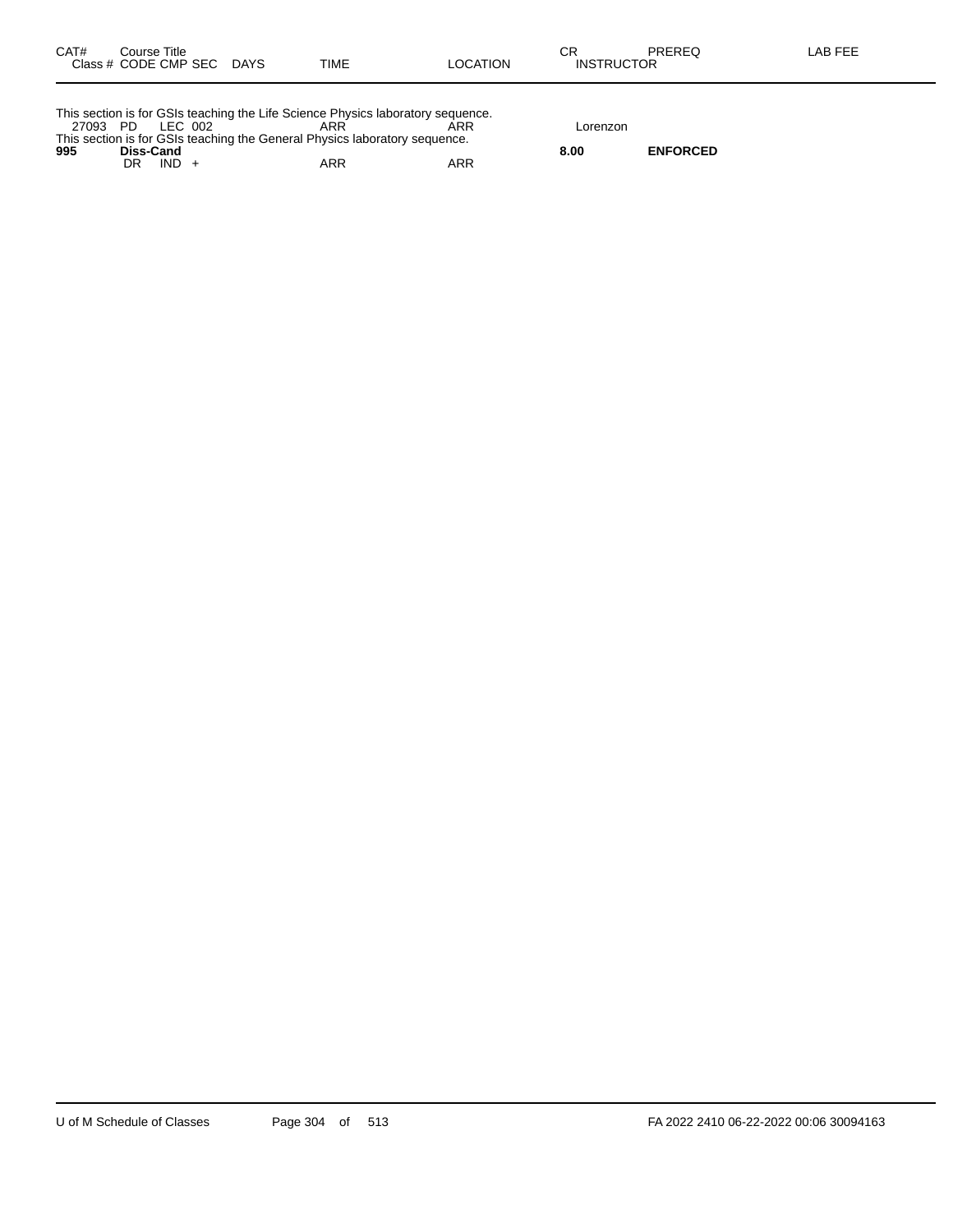| CAT# | Course Title<br>Class # CODE CMP SEC | DAYS | TIME | LOCATION | CR<br>INSTRUCTOR | PREREQ | LAB FEE |
|---|---|---|---|---|---|---|---|
| This section is for GSIs teaching the Life Science Physics laboratory sequence. | | | | | | | |
| 27093 | PD LEC 002 | | ARR | ARR | Lorenzon | | |
| This section is for GSIs teaching the General Physics laboratory sequence. | | | | | | | |
| **995** | **Diss-Cand** | | | | **8.00** | **ENFORCED** | |
| | DR IND + | | ARR | ARR | | | |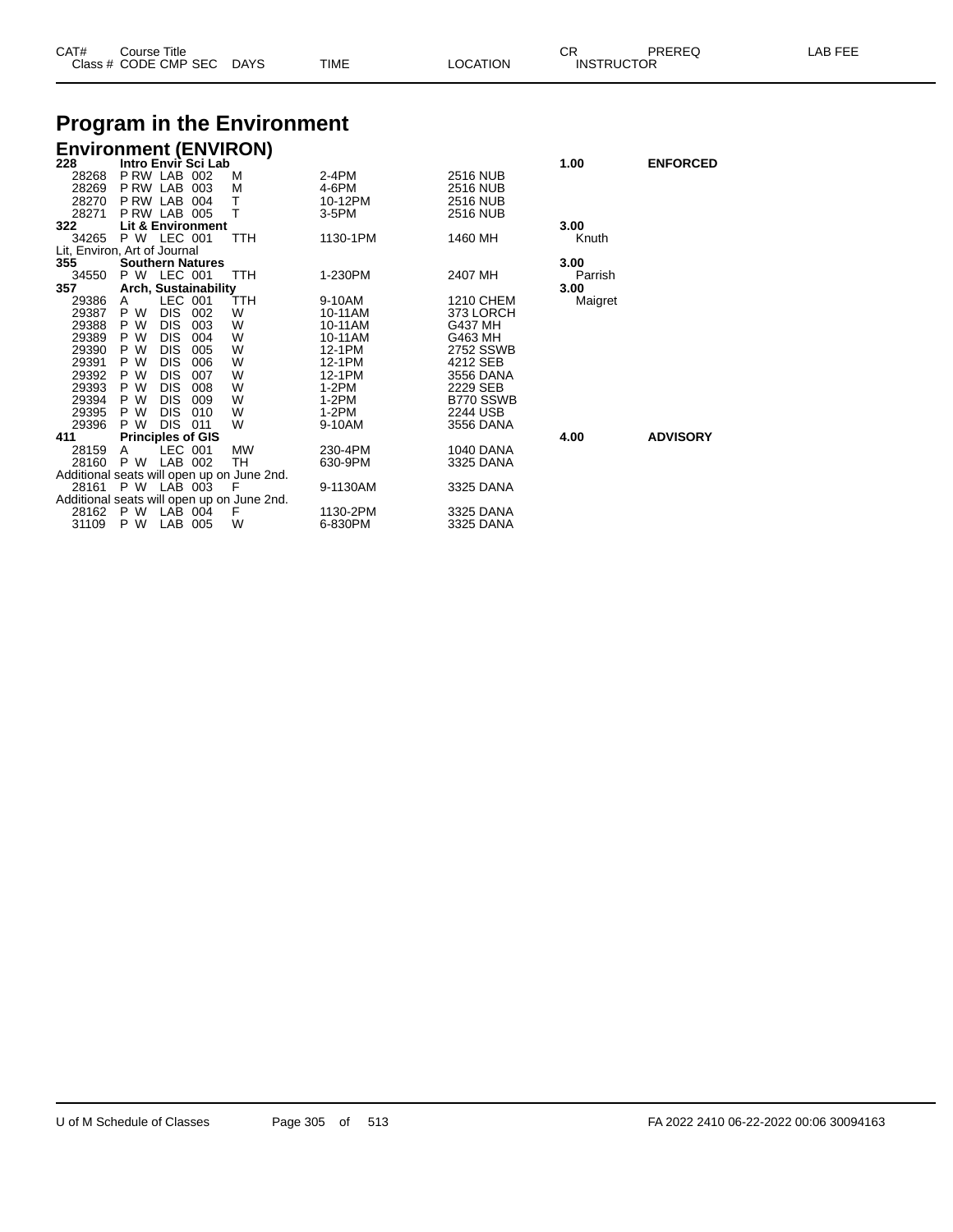| CAT# | Course Title | | | | | | CR | PREREQ | LAB FEE |
|---|---|---|---|---|---|---|---|---|---|
| Class # | CODE | CMP | SEC | DAYS | TIME | LOCATION | INSTRUCTOR | | |

# Program in the Environment

## Environment (ENVIRON)

| CAT# / Class # | CODE | CMP | SEC | DAYS | TIME | LOCATION | CR / INSTRUCTOR | PREREQ |
|---|---|---|---|---|---|---|---|---|
| **228** | **Intro Envir Sci Lab** | | | | | | **1.00** | **ENFORCED** |
| 28268 | P RW | LAB | 002 | M | 2-4PM | 2516 NUB | | |
| 28269 | P RW | LAB | 003 | M | 4-6PM | 2516 NUB | | |
| 28270 | P RW | LAB | 004 | T | 10-12PM | 2516 NUB | | |
| 28271 | P RW | LAB | 005 | T | 3-5PM | 2516 NUB | | |
| **322** | **Lit & Environment** | | | | | | **3.00** | |
| 34265 | P W | LEC | 001 | TTH | 1130-1PM | 1460 MH | Knuth | |
| Lit, Environ, Art of Journal | | | | | | | | |
| **355** | **Southern Natures** | | | | | | **3.00** | |
| 34550 | P W | LEC | 001 | TTH | 1-230PM | 2407 MH | Parrish | |
| **357** | **Arch, Sustainability** | | | | | | **3.00** | |
| 29386 | A | LEC | 001 | TTH | 9-10AM | 1210 CHEM | Maigret | |
| 29387 | P W | DIS | 002 | W | 10-11AM | 373 LORCH | | |
| 29388 | P W | DIS | 003 | W | 10-11AM | G437 MH | | |
| 29389 | P W | DIS | 004 | W | 10-11AM | G463 MH | | |
| 29390 | P W | DIS | 005 | W | 12-1PM | 2752 SSWB | | |
| 29391 | P W | DIS | 006 | W | 12-1PM | 4212 SEB | | |
| 29392 | P W | DIS | 007 | W | 12-1PM | 3556 DANA | | |
| 29393 | P W | DIS | 008 | W | 1-2PM | 2229 SEB | | |
| 29394 | P W | DIS | 009 | W | 1-2PM | B770 SSWB | | |
| 29395 | P W | DIS | 010 | W | 1-2PM | 2244 USB | | |
| 29396 | P W | DIS | 011 | W | 9-10AM | 3556 DANA | | |
| **411** | **Principles of GIS** | | | | | | **4.00** | **ADVISORY** |
| 28159 | A | LEC | 001 | MW | 230-4PM | 1040 DANA | | |
| 28160 | P W | LAB | 002 | TH | 630-9PM | 3325 DANA | | |
| Additional seats will open up on June 2nd. | | | | | | | | |
| 28161 | P W | LAB | 003 | F | 9-1130AM | 3325 DANA | | |
| Additional seats will open up on June 2nd. | | | | | | | | |
| 28162 | P W | LAB | 004 | F | 1130-2PM | 3325 DANA | | |
| 31109 | P W | LAB | 005 | W | 6-830PM | 3325 DANA | | |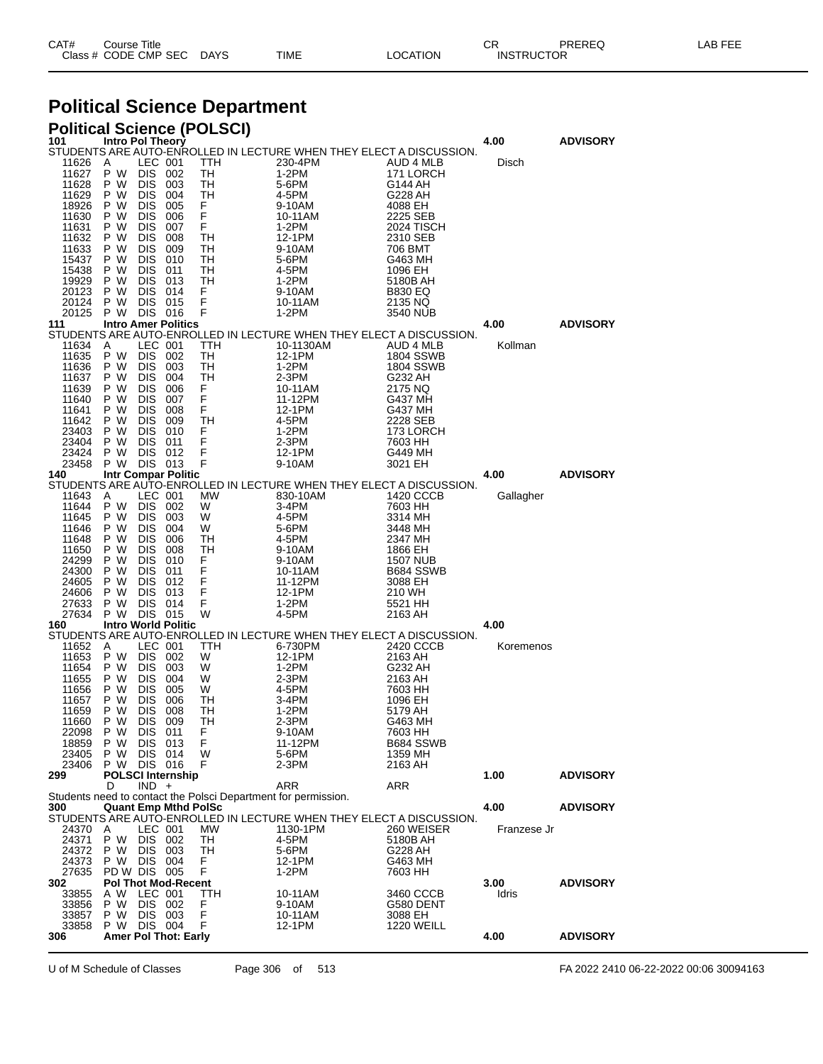# Political Science Department

## Political Science (POLSCI)

| CAT# / Class # | Course Title / CODE | CMP | SEC | DAYS | TIME | LOCATION | CR / INSTRUCTOR | PREREQ | LAB FEE |
|---|---|---|---|---|---|---|---|---|---|
| **101** | **Intro Pol Theory** | | | | | | **4.00** | **ADVISORY** | |
| STUDENTS ARE AUTO-ENROLLED IN LECTURE WHEN THEY ELECT A DISCUSSION. | | | | | | | | | |
| 11626 | A | LEC | 001 | TTH | 230-4PM | AUD 4 MLB | Disch | | |
| 11627 | P W | DIS | 002 | TH | 1-2PM | 171 LORCH | | | |
| 11628 | P W | DIS | 003 | TH | 5-6PM | G144 AH | | | |
| 11629 | P W | DIS | 004 | TH | 4-5PM | G228 AH | | | |
| 18926 | P W | DIS | 005 | F | 9-10AM | 4088 EH | | | |
| 11630 | P W | DIS | 006 | F | 10-11AM | 2225 SEB | | | |
| 11631 | P W | DIS | 007 | F | 1-2PM | 2024 TISCH | | | |
| 11632 | P W | DIS | 008 | TH | 12-1PM | 2310 SEB | | | |
| 11633 | P W | DIS | 009 | TH | 9-10AM | 706 BMT | | | |
| 15437 | P W | DIS | 010 | TH | 5-6PM | G463 MH | | | |
| 15438 | P W | DIS | 011 | TH | 4-5PM | 1096 EH | | | |
| 19929 | P W | DIS | 013 | TH | 1-2PM | 5180B AH | | | |
| 20123 | P W | DIS | 014 | F | 9-10AM | B830 EQ | | | |
| 20124 | P W | DIS | 015 | F | 10-11AM | 2135 NQ | | | |
| 20125 | P W | DIS | 016 | F | 1-2PM | 3540 NUB | | | |
| **111** | **Intro Amer Politics** | | | | | | **4.00** | **ADVISORY** | |
| STUDENTS ARE AUTO-ENROLLED IN LECTURE WHEN THEY ELECT A DISCUSSION. | | | | | | | | | |
| 11634 | A | LEC | 001 | TTH | 10-1130AM | AUD 4 MLB | Kollman | | |
| 11635 | P W | DIS | 002 | TH | 12-1PM | 1804 SSWB | | | |
| 11636 | P W | DIS | 003 | TH | 1-2PM | 1804 SSWB | | | |
| 11637 | P W | DIS | 004 | TH | 2-3PM | G232 AH | | | |
| 11639 | P W | DIS | 006 | F | 10-11AM | 2175 NQ | | | |
| 11640 | P W | DIS | 007 | F | 11-12PM | G437 MH | | | |
| 11641 | P W | DIS | 008 | F | 12-1PM | G437 MH | | | |
| 11642 | P W | DIS | 009 | TH | 4-5PM | 2228 SEB | | | |
| 23403 | P W | DIS | 010 | F | 1-2PM | 173 LORCH | | | |
| 23404 | P W | DIS | 011 | F | 2-3PM | 7603 HH | | | |
| 23424 | P W | DIS | 012 | F | 12-1PM | G449 MH | | | |
| 23458 | P W | DIS | 013 | F | 9-10AM | 3021 EH | | | |
| **140** | **Intr Compar Politic** | | | | | | **4.00** | **ADVISORY** | |
| STUDENTS ARE AUTO-ENROLLED IN LECTURE WHEN THEY ELECT A DISCUSSION. | | | | | | | | | |
| 11643 | A | LEC | 001 | MW | 830-10AM | 1420 CCCB | Gallagher | | |
| 11644 | P W | DIS | 002 | W | 3-4PM | 7603 HH | | | |
| 11645 | P W | DIS | 003 | W | 4-5PM | 3314 MH | | | |
| 11646 | P W | DIS | 004 | W | 5-6PM | 3448 MH | | | |
| 11648 | P W | DIS | 006 | TH | 4-5PM | 2347 MH | | | |
| 11650 | P W | DIS | 008 | TH | 9-10AM | 1866 EH | | | |
| 24299 | P W | DIS | 010 | F | 9-10AM | 1507 NUB | | | |
| 24300 | P W | DIS | 011 | F | 10-11AM | B684 SSWB | | | |
| 24605 | P W | DIS | 012 | F | 11-12PM | 3088 EH | | | |
| 24606 | P W | DIS | 013 | F | 12-1PM | 210 WH | | | |
| 27633 | P W | DIS | 014 | F | 1-2PM | 5521 HH | | | |
| 27634 | P W | DIS | 015 | W | 4-5PM | 2163 AH | | | |
| **160** | **Intro World Politic** | | | | | | **4.00** | | |
| STUDENTS ARE AUTO-ENROLLED IN LECTURE WHEN THEY ELECT A DISCUSSION. | | | | | | | | | |
| 11652 | A | LEC | 001 | TTH | 6-730PM | 2420 CCCB | Koremenos | | |
| 11653 | P W | DIS | 002 | W | 12-1PM | 2163 AH | | | |
| 11654 | P W | DIS | 003 | W | 1-2PM | G232 AH | | | |
| 11655 | P W | DIS | 004 | W | 2-3PM | 2163 AH | | | |
| 11656 | P W | DIS | 005 | W | 4-5PM | 7603 HH | | | |
| 11657 | P W | DIS | 006 | TH | 3-4PM | 1096 EH | | | |
| 11659 | P W | DIS | 008 | TH | 1-2PM | 5179 AH | | | |
| 11660 | P W | DIS | 009 | TH | 2-3PM | G463 MH | | | |
| 22098 | P W | DIS | 011 | F | 9-10AM | 7603 HH | | | |
| 18859 | P W | DIS | 013 | F | 11-12PM | B684 SSWB | | | |
| 23405 | P W | DIS | 014 | W | 5-6PM | 1359 MH | | | |
| 23406 | P W | DIS | 016 | F | 2-3PM | 2163 AH | | | |
| **299** | **POLSCI Internship** | | | | | | **1.00** | **ADVISORY** | |
| | D | IND | + | | ARR | ARR | | | |
| Students need to contact the Polsci Department for permission. | | | | | | | | | |
| **300** | **Quant Emp Mthd PolSc** | | | | | | **4.00** | **ADVISORY** | |
| STUDENTS ARE AUTO-ENROLLED IN LECTURE WHEN THEY ELECT A DISCUSSION. | | | | | | | | | |
| 24370 | A | LEC | 001 | MW | 1130-1PM | 260 WEISER | Franzese Jr | | |
| 24371 | P W | DIS | 002 | TH | 4-5PM | 5180B AH | | | |
| 24372 | P W | DIS | 003 | TH | 5-6PM | G228 AH | | | |
| 24373 | P W | DIS | 004 | F | 12-1PM | G463 MH | | | |
| 27635 | PD W | DIS | 005 | F | 1-2PM | 7603 HH | | | |
| **302** | **Pol Thot Mod-Recent** | | | | | | **3.00** | **ADVISORY** | |
| 33855 | A W | LEC | 001 | TTH | 10-11AM | 3460 CCCB | Idris | | |
| 33856 | P W | DIS | 002 | F | 9-10AM | G580 DENT | | | |
| 33857 | P W | DIS | 003 | F | 10-11AM | 3088 EH | | | |
| 33858 | P W | DIS | 004 | F | 12-1PM | 1220 WEILL | | | |
| **306** | **Amer Pol Thot: Early** | | | | | | **4.00** | **ADVISORY** | |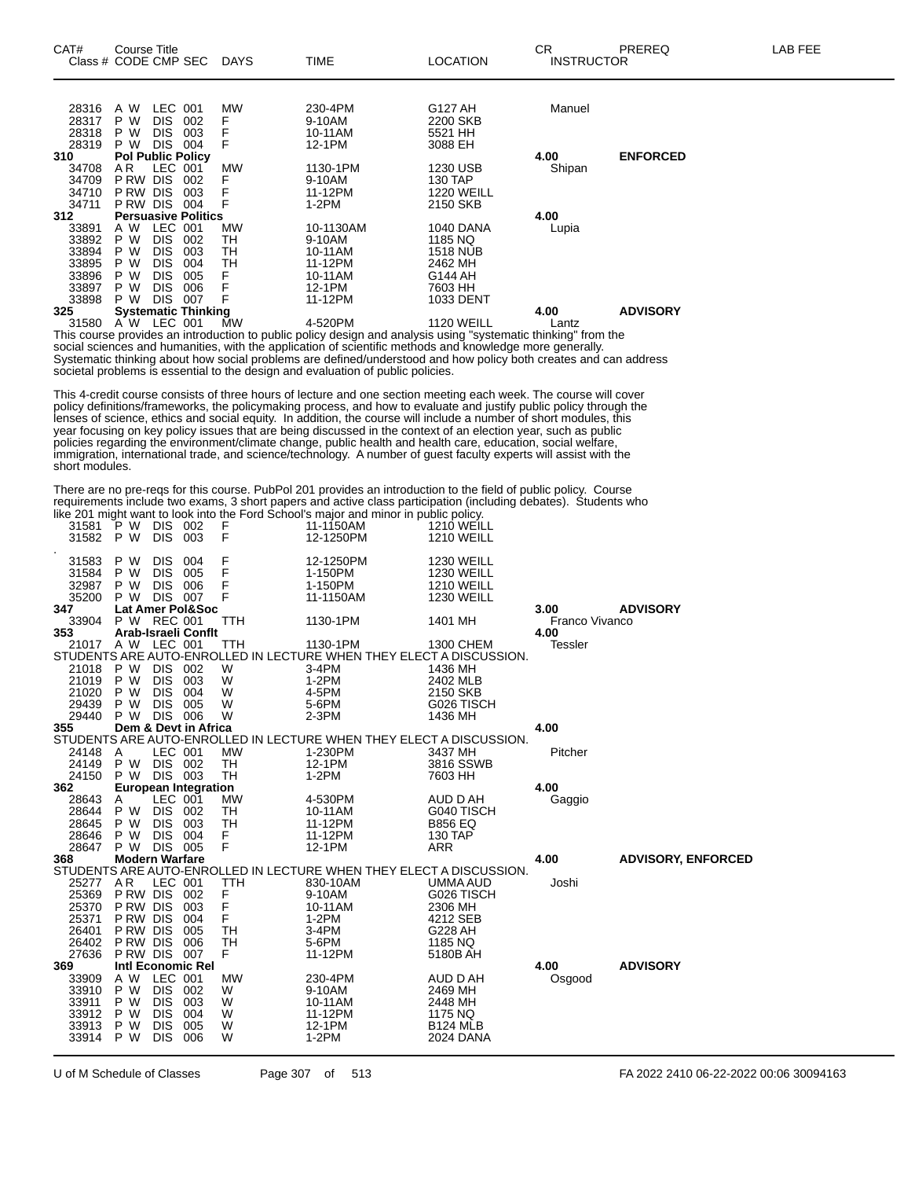| CAT# Class # | Course Title CODE | CMP | SEC | DAYS | TIME | LOCATION | CR INSTRUCTOR | PREREQ | LAB FEE |
|---|---|---|---|---|---|---|---|---|---|
| 28316 | A W | LEC | 001 | MW | 230-4PM | G127 AH | Manuel | | |
| 28317 | P W | DIS | 002 | F | 9-10AM | 2200 SKB | | | |
| 28318 | P W | DIS | 003 | F | 10-11AM | 5521 HH | | | |
| 28319 | P W | DIS | 004 | F | 12-1PM | 3088 EH | | | |
| **310** | **Pol Public Policy** | | | | | | **4.00** | **ENFORCED** | |
| 34708 | A R | LEC | 001 | MW | 1130-1PM | 1230 USB | Shipan | | |
| 34709 | P RW | DIS | 002 | F | 9-10AM | 130 TAP | | | |
| 34710 | P RW | DIS | 003 | F | 11-12PM | 1220 WEILL | | | |
| 34711 | P RW | DIS | 004 | F | 1-2PM | 2150 SKB | | | |
| **312** | **Persuasive Politics** | | | | | | **4.00** | | |
| 33891 | A W | LEC | 001 | MW | 10-1130AM | 1040 DANA | Lupia | | |
| 33892 | P W | DIS | 002 | TH | 9-10AM | 1185 NQ | | | |
| 33894 | P W | DIS | 003 | TH | 10-11AM | 1518 NUB | | | |
| 33895 | P W | DIS | 004 | TH | 11-12PM | 2462 MH | | | |
| 33896 | P W | DIS | 005 | F | 10-11AM | G144 AH | | | |
| 33897 | P W | DIS | 006 | F | 12-1PM | 7603 HH | | | |
| 33898 | P W | DIS | 007 | F | 11-12PM | 1033 DENT | | | |
| **325** | **Systematic Thinking** | | | | | | **4.00** | **ADVISORY** | |
| 31580 | A W | LEC | 001 | MW | 4-520PM | 1120 WEILL | Lantz | | |

This course provides an introduction to public policy design and analysis using "systematic thinking" from the social sciences and humanities, with the application of scientific methods and knowledge more generally. Systematic thinking about how social problems are defined/understood and how policy both creates and can address societal problems is essential to the design and evaluation of public policies.

This 4-credit course consists of three hours of lecture and one section meeting each week. The course will cover policy definitions/frameworks, the policymaking process, and how to evaluate and justify public policy through the lenses of science, ethics and social equity. In addition, the course will include a number of short modules, this year focusing on key policy issues that are being discussed in the context of an election year, such as public policies regarding the environment/climate change, public health and health care, education, social welfare, immigration, international trade, and science/technology. A number of guest faculty experts will assist with the short modules.

There are no pre-reqs for this course. PubPol 201 provides an introduction to the field of public policy. Course requirements include two exams, 3 short papers and active class participation (including debates). Students who like 201 might want to look into the Ford School's major and minor in public policy.

| CAT# Class # | Course Title CODE | CMP | SEC | DAYS | TIME | LOCATION | CR INSTRUCTOR | PREREQ | LAB FEE |
|---|---|---|---|---|---|---|---|---|---|
| 31581 | P W | DIS | 002 | F | 11-1150AM | 1210 WEILL | | | |
| 31582 | P W | DIS | 003 | F | 12-1250PM | 1210 WEILL | | | |
| . | | | | | | | | | |
| 31583 | P W | DIS | 004 | F | 12-1250PM | 1230 WEILL | | | |
| 31584 | P W | DIS | 005 | F | 1-150PM | 1230 WEILL | | | |
| 32987 | P W | DIS | 006 | F | 1-150PM | 1210 WEILL | | | |
| 35200 | P W | DIS | 007 | F | 11-1150AM | 1230 WEILL | | | |
| **347** | **Lat Amer Pol&Soc** | | | | | | **3.00** | **ADVISORY** | |
| 33904 | P W | REC | 001 | TTH | 1130-1PM | 1401 MH | Franco Vivanco | | |
| **353** | **Arab-Israeli Conflt** | | | | | | **4.00** | | |
| 21017 | A W | LEC | 001 | TTH | 1130-1PM | 1300 CHEM | Tessler | | |
| STUDENTS ARE AUTO-ENROLLED IN LECTURE WHEN THEY ELECT A DISCUSSION. | | | | | | | | | |
| 21018 | P W | DIS | 002 | W | 3-4PM | 1436 MH | | | |
| 21019 | P W | DIS | 003 | W | 1-2PM | 2402 MLB | | | |
| 21020 | P W | DIS | 004 | W | 4-5PM | 2150 SKB | | | |
| 29439 | P W | DIS | 005 | W | 5-6PM | G026 TISCH | | | |
| 29440 | P W | DIS | 006 | W | 2-3PM | 1436 MH | | | |
| **355** | **Dem & Devt in Africa** | | | | | | **4.00** | | |
| STUDENTS ARE AUTO-ENROLLED IN LECTURE WHEN THEY ELECT A DISCUSSION. | | | | | | | | | |
| 24148 | A | LEC | 001 | MW | 1-230PM | 3437 MH | Pitcher | | |
| 24149 | P W | DIS | 002 | TH | 12-1PM | 3816 SSWB | | | |
| 24150 | P W | DIS | 003 | TH | 1-2PM | 7603 HH | | | |
| **362** | **European Integration** | | | | | | **4.00** | | |
| 28643 | A | LEC | 001 | MW | 4-530PM | AUD D AH | Gaggio | | |
| 28644 | P W | DIS | 002 | TH | 10-11AM | G040 TISCH | | | |
| 28645 | P W | DIS | 003 | TH | 11-12PM | B856 EQ | | | |
| 28646 | P W | DIS | 004 | F | 11-12PM | 130 TAP | | | |
| 28647 | P W | DIS | 005 | F | 12-1PM | ARR | | | |
| **368** | **Modern Warfare** | | | | | | **4.00** | **ADVISORY, ENFORCED** | |
| STUDENTS ARE AUTO-ENROLLED IN LECTURE WHEN THEY ELECT A DISCUSSION. | | | | | | | | | |
| 25277 | A R | LEC | 001 | TTH | 830-10AM | UMMA AUD | Joshi | | |
| 25369 | P RW | DIS | 002 | F | 9-10AM | G026 TISCH | | | |
| 25370 | P RW | DIS | 003 | F | 10-11AM | 2306 MH | | | |
| 25371 | P RW | DIS | 004 | F | 1-2PM | 4212 SEB | | | |
| 26401 | P RW | DIS | 005 | TH | 3-4PM | G228 AH | | | |
| 26402 | P RW | DIS | 006 | TH | 5-6PM | 1185 NQ | | | |
| 27636 | P RW | DIS | 007 | F | 11-12PM | 5180B AH | | | |
| **369** | **Intl Economic Rel** | | | | | | **4.00** | **ADVISORY** | |
| 33909 | A W | LEC | 001 | MW | 230-4PM | AUD D AH | Osgood | | |
| 33910 | P W | DIS | 002 | W | 9-10AM | 2469 MH | | | |
| 33911 | P W | DIS | 003 | W | 10-11AM | 2448 MH | | | |
| 33912 | P W | DIS | 004 | W | 11-12PM | 1175 NQ | | | |
| 33913 | P W | DIS | 005 | W | 12-1PM | B124 MLB | | | |
| 33914 | P W | DIS | 006 | W | 1-2PM | 2024 DANA | | | |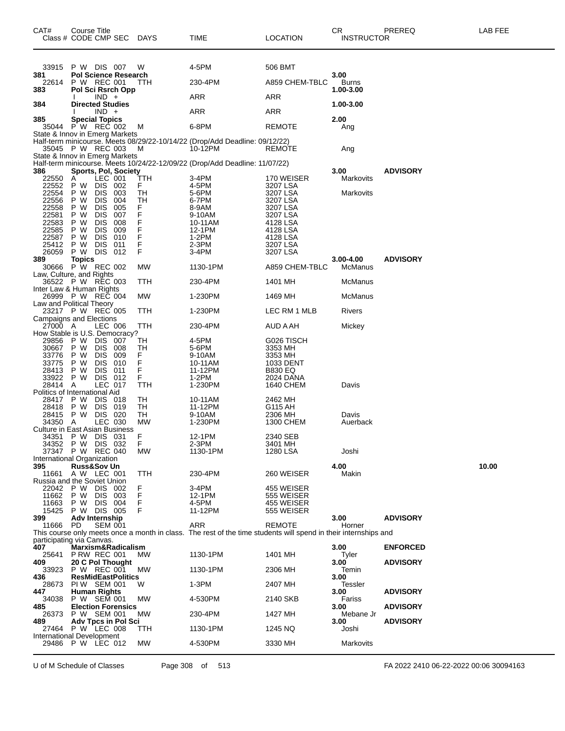| CAT# | Course Title<br>Class # CODE CMP SEC | DAYS | TIME | LOCATION | CR<br>INSTRUCTOR | PREREQ | LAB FEE |
|---|---|---|---|---|---|---|---|
| 33915 | P W DIS 007 | W | 4-5PM | 506 BMT | | | |
| **381** | **Pol Science Research** | | | | **3.00** | | |
| 22614 | P W REC 001 | TTH | 230-4PM | A859 CHEM-TBLC | Burns | | |
| **383** | **Pol Sci Rsrch Opp** | | | | **1.00-3.00** | | |
| | I IND + | | ARR | ARR | | | |
| **384** | **Directed Studies** | | | | **1.00-3.00** | | |
| | I IND + | | ARR | ARR | | | |
| **385** | **Special Topics** | | | | **2.00** | | |
| 35044 | P W REC 002 | M | 6-8PM | REMOTE | Ang | | |
| State & Innov in Emerg Markets | | | | | | | |
| Half-term minicourse. Meets 08/29/22-10/14/22 (Drop/Add Deadline: 09/12/22) | | | | | | | |
| 35045 | P W REC 003 | M | 10-12PM | REMOTE | Ang | | |
| State & Innov in Emerg Markets | | | | | | | |
| Half-term minicourse. Meets 10/24/22-12/09/22 (Drop/Add Deadline: 11/07/22) | | | | | | | |
| **386** | **Sports, Pol, Society** | | | | **3.00** | **ADVISORY** | |
| 22550 | A LEC 001 | TTH | 3-4PM | 170 WEISER | Markovits | | |
| 22552 | P W DIS 002 | F | 4-5PM | 3207 LSA | | | |
| 22554 | P W DIS 003 | TH | 5-6PM | 3207 LSA | Markovits | | |
| 22556 | P W DIS 004 | TH | 6-7PM | 3207 LSA | | | |
| 22558 | P W DIS 005 | F | 8-9AM | 3207 LSA | | | |
| 22581 | P W DIS 007 | F | 9-10AM | 3207 LSA | | | |
| 22583 | P W DIS 008 | F | 10-11AM | 4128 LSA | | | |
| 22585 | P W DIS 009 | F | 12-1PM | 4128 LSA | | | |
| 22587 | P W DIS 010 | F | 1-2PM | 4128 LSA | | | |
| 25412 | P W DIS 011 | F | 2-3PM | 3207 LSA | | | |
| 26059 | P W DIS 012 | F | 3-4PM | 3207 LSA | | | |
| **389** | **Topics** | | | | **3.00-4.00** | **ADVISORY** | |
| 30666 | P W REC 002 | MW | 1130-1PM | A859 CHEM-TBLC | McManus | | |
| Law, Culture, and Rights | | | | | | | |
| 36522 | P W REC 003 | TTH | 230-4PM | 1401 MH | McManus | | |
| Inter Law & Human Rights | | | | | | | |
| 26999 | P W REC 004 | MW | 1-230PM | 1469 MH | McManus | | |
| Law and Political Theory | | | | | | | |
| 23217 | P W REC 005 | TTH | 1-230PM | LEC RM 1 MLB | Rivers | | |
| Campaigns and Elections | | | | | | | |
| 27000 | A LEC 006 | TTH | 230-4PM | AUD A AH | Mickey | | |
| How Stable is U.S. Democracy? | | | | | | | |
| 29856 | P W DIS 007 | TH | 4-5PM | G026 TISCH | | | |
| 30667 | P W DIS 008 | TH | 5-6PM | 3353 MH | | | |
| 33776 | P W DIS 009 | F | 9-10AM | 3353 MH | | | |
| 33775 | P W DIS 010 | F | 10-11AM | 1033 DENT | | | |
| 28413 | P W DIS 011 | F | 11-12PM | B830 EQ | | | |
| 33922 | P W DIS 012 | F | 1-2PM | 2024 DANA | | | |
| 28414 | A LEC 017 | TTH | 1-230PM | 1640 CHEM | Davis | | |
| Politics of International Aid | | | | | | | |
| 28417 | P W DIS 018 | TH | 10-11AM | 2462 MH | | | |
| 28418 | P W DIS 019 | TH | 11-12PM | G115 AH | | | |
| 28415 | P W DIS 020 | TH | 9-10AM | 2306 MH | Davis | | |
| 34350 | A LEC 030 | MW | 1-230PM | 1300 CHEM | Auerback | | |
| Culture in East Asian Business | | | | | | | |
| 34351 | P W DIS 031 | F | 12-1PM | 2340 SEB | | | |
| 34352 | P W DIS 032 | F | 2-3PM | 3401 MH | | | |
| 37347 | P W REC 040 | MW | 1130-1PM | 1280 LSA | Joshi | | |
| International Organization | | | | | | | |
| **395** | **Russ&Sov Un** | | | | **4.00** | | **10.00** |
| 11661 | A W LEC 001 | TTH | 230-4PM | 260 WEISER | Makin | | |
| Russia and the Soviet Union | | | | | | | |
| 22042 | P W DIS 002 | F | 3-4PM | 455 WEISER | | | |
| 11662 | P W DIS 003 | F | 12-1PM | 555 WEISER | | | |
| 11663 | P W DIS 004 | F | 4-5PM | 455 WEISER | | | |
| 15425 | P W DIS 005 | F | 11-12PM | 555 WEISER | | | |
| **399** | **Adv Internship** | | | | **3.00** | **ADVISORY** | |
| 11666 | PD SEM 001 | | ARR | REMOTE | Horner | | |
| This course only meets once a month in class. The rest of the time students will spend in their internships and participating via Canvas. | | | | | | | |
| **407** | **Marxism&Radicalism** | | | | **3.00** | **ENFORCED** | |
| 25641 | P RW REC 001 | MW | 1130-1PM | 1401 MH | Tyler | | |
| **409** | **20 C Pol Thought** | | | | **3.00** | **ADVISORY** | |
| 33923 | P W REC 001 | MW | 1130-1PM | 2306 MH | Temin | | |
| **436** | **ResMidEastPolitics** | | | | **3.00** | | |
| 28673 | PI W SEM 001 | W | 1-3PM | 2407 MH | Tessler | | |
| **447** | **Human Rights** | | | | **3.00** | **ADVISORY** | |
| 34038 | P W SEM 001 | MW | 4-530PM | 2140 SKB | Fariss | | |
| **485** | **Election Forensics** | | | | **3.00** | **ADVISORY** | |
| 26373 | P W SEM 001 | MW | 230-4PM | 1427 MH | Mebane Jr | | |
| **489** | **Adv Tpcs in Pol Sci** | | | | **3.00** | **ADVISORY** | |
| 27464 | P W LEC 008 | TTH | 1130-1PM | 1245 NQ | Joshi | | |
| International Development | | | | | | | |
| 29486 | P W LEC 012 | MW | 4-530PM | 3330 MH | Markovits | | |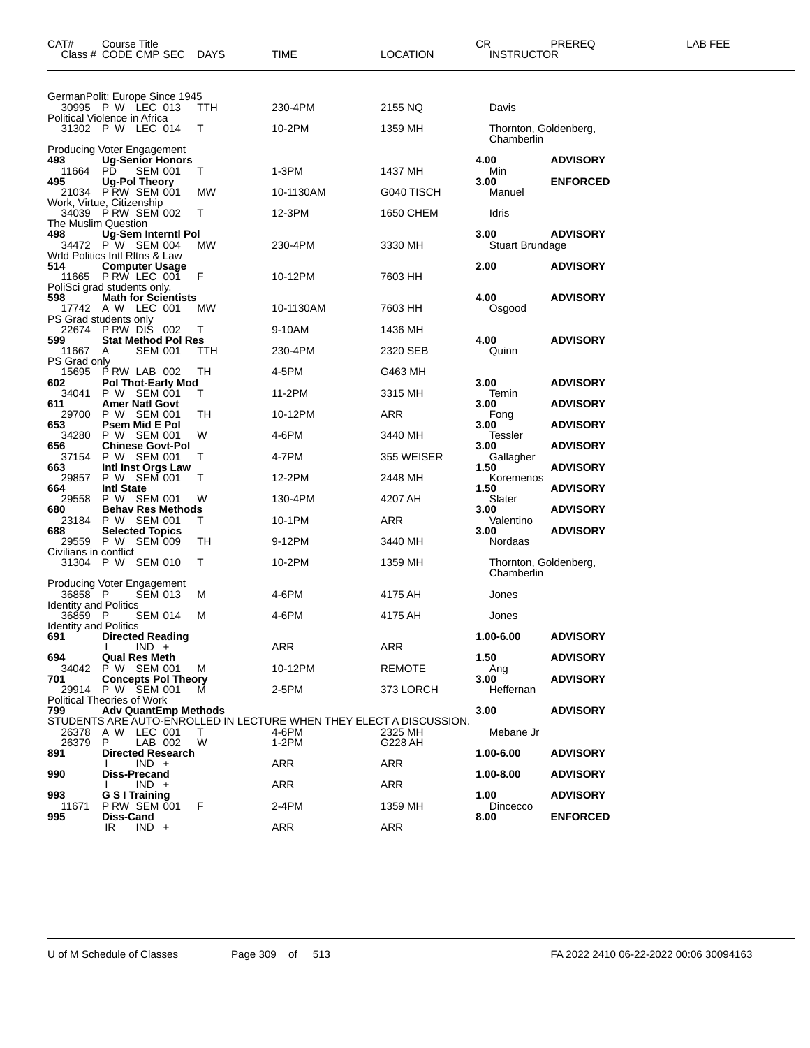| CAT# | Course Title Class # CODE CMP SEC | DAYS | TIME | LOCATION | CR INSTRUCTOR | PREREQ | LAB FEE |
|---|---|---|---|---|---|---|---|
| | GermanPolit: Europe Since 1945 | | | | | | |
| | 30995 P W LEC 013 | TTH | 230-4PM | 2155 NQ | Davis | | |
| | Political Violence in Africa | | | | | | |
| | 31302 P W LEC 014 | T | 10-2PM | 1359 MH | Thornton, Goldenberg, Chamberlin | | |
| | Producing Voter Engagement | | | | | | |
| **493** | **Ug-Senior Honors** | | | | **4.00** | **ADVISORY** | |
| | 11664 PD SEM 001 | T | 1-3PM | 1437 MH | Min | | |
| **495** | **Ug-Pol Theory** | | | | **3.00** | **ENFORCED** | |
| | 21034 P RW SEM 001 | MW | 10-1130AM | G040 TISCH | Manuel | | |
| | Work, Virtue, Citizenship | | | | | | |
| | 34039 P RW SEM 002 | T | 12-3PM | 1650 CHEM | Idris | | |
| | The Muslim Question | | | | | | |
| **498** | **Ug-Sem Interntl Pol** | | | | **3.00** | **ADVISORY** | |
| | 34472 P W SEM 004 | MW | 230-4PM | 3330 MH | Stuart Brundage | | |
| | Wrld Politics Intl Rltns & Law | | | | | | |
| **514** | **Computer Usage** | | | | **2.00** | **ADVISORY** | |
| | 11665 P RW LEC 001 | F | 10-12PM | 7603 HH | | | |
| | PoliSci grad students only. | | | | | | |
| **598** | **Math for Scientists** | | | | **4.00** | **ADVISORY** | |
| | 17742 A W LEC 001 | MW | 10-1130AM | 7603 HH | Osgood | | |
| | PS Grad students only | | | | | | |
| | 22674 P RW DIS 002 | T | 9-10AM | 1436 MH | | | |
| **599** | **Stat Method Pol Res** | | | | **4.00** | **ADVISORY** | |
| | 11667 A SEM 001 | TTH | 230-4PM | 2320 SEB | Quinn | | |
| | PS Grad only | | | | | | |
| | 15695 P RW LAB 002 | TH | 4-5PM | G463 MH | | | |
| **602** | **Pol Thot-Early Mod** | | | | **3.00** | **ADVISORY** | |
| | 34041 P W SEM 001 | T | 11-2PM | 3315 MH | Temin | | |
| **611** | **Amer Natl Govt** | | | | **3.00** | **ADVISORY** | |
| | 29700 P W SEM 001 | TH | 10-12PM | ARR | Fong | | |
| **653** | **Psem Mid E Pol** | | | | **3.00** | **ADVISORY** | |
| | 34280 P W SEM 001 | W | 4-6PM | 3440 MH | Tessler | | |
| **656** | **Chinese Govt-Pol** | | | | **3.00** | **ADVISORY** | |
| | 37154 P W SEM 001 | T | 4-7PM | 355 WEISER | Gallagher | | |
| **663** | **Intl Inst Orgs Law** | | | | **1.50** | **ADVISORY** | |
| | 29857 P W SEM 001 | T | 12-2PM | 2448 MH | Koremenos | | |
| **664** | **Intl State** | | | | **1.50** | **ADVISORY** | |
| | 29558 P W SEM 001 | W | 130-4PM | 4207 AH | Slater | | |
| **680** | **Behav Res Methods** | | | | **3.00** | **ADVISORY** | |
| | 23184 P W SEM 001 | T | 10-1PM | ARR | Valentino | | |
| **688** | **Selected Topics** | | | | **3.00** | **ADVISORY** | |
| | 29559 P W SEM 009 | TH | 9-12PM | 3440 MH | Nordaas | | |
| | Civilians in conflict | | | | | | |
| | 31304 P W SEM 010 | T | 10-2PM | 1359 MH | Thornton, Goldenberg, Chamberlin | | |
| | Producing Voter Engagement | | | | | | |
| | 36858 P SEM 013 | M | 4-6PM | 4175 AH | Jones | | |
| | Identity and Politics | | | | | | |
| | 36859 P SEM 014 | M | 4-6PM | 4175 AH | Jones | | |
| | Identity and Politics | | | | | | |
| **691** | **Directed Reading** | | | | **1.00-6.00** | **ADVISORY** | |
| | I IND + | | ARR | ARR | | | |
| **694** | **Qual Res Meth** | | | | **1.50** | **ADVISORY** | |
| | 34042 P W SEM 001 | M | 10-12PM | REMOTE | Ang | | |
| **701** | **Concepts Pol Theory** | | | | **3.00** | **ADVISORY** | |
| | 29914 P W SEM 001 | M | 2-5PM | 373 LORCH | Heffernan | | |
| | Political Theories of Work | | | | | | |
| **799** | **Adv QuantEmp Methods** | | | | **3.00** | **ADVISORY** | |
| | STUDENTS ARE AUTO-ENROLLED IN LECTURE WHEN THEY ELECT A DISCUSSION. | | | | | | |
| | 26378 A W LEC 001 | T | 4-6PM | 2325 MH | Mebane Jr | | |
| | 26379 P LAB 002 | W | 1-2PM | G228 AH | | | |
| **891** | **Directed Research** | | | | **1.00-6.00** | **ADVISORY** | |
| | I IND + | | ARR | ARR | | | |
| **990** | **Diss-Precand** | | | | **1.00-8.00** | **ADVISORY** | |
| | I IND + | | ARR | ARR | | | |
| **993** | **G S I Training** | | | | **1.00** | **ADVISORY** | |
| | 11671 P RW SEM 001 | F | 2-4PM | 1359 MH | Dincecco | | |
| **995** | **Diss-Cand** | | | | **8.00** | **ENFORCED** | |
| | IR IND + | | ARR | ARR | | | |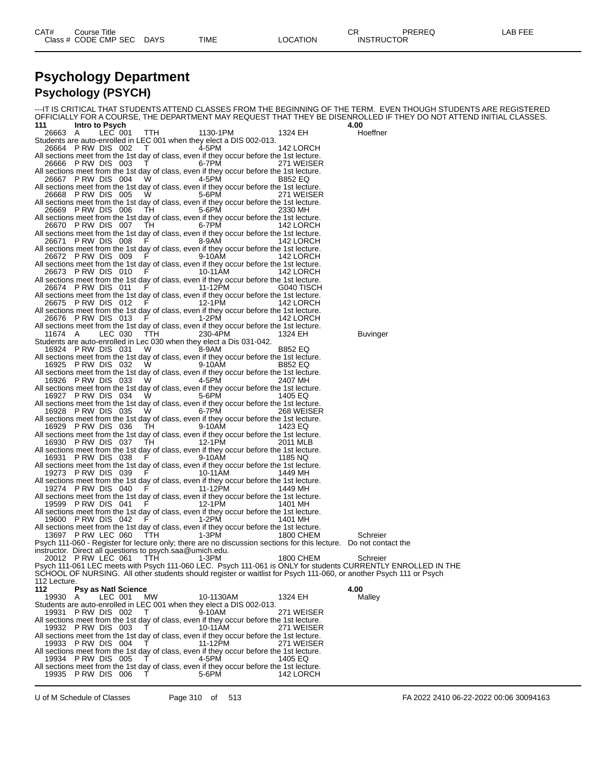# Psychology Department

## Psychology (PSYCH)

---IT IS CRITICAL THAT STUDENTS ATTEND CLASSES FROM THE BEGINNING OF THE TERM. EVEN THOUGH STUDENTS ARE REGISTERED OFFICIALLY FOR A COURSE, THE DEPARTMENT MAY REQUEST THAT THEY BE DISENROLLED IF THEY DO NOT ATTEND INITIAL CLASSES.

**111 Intro to Psych 4.00**

| Class # | CODE | CMP | SEC | DAYS | TIME | LOCATION | INSTRUCTOR |
|---|---|---|---|---|---|---|---|
| 26663 | A | LEC | 001 | TTH | 1130-1PM | 1324 EH | Hoeffner |

Students are auto-enrolled in LEC 001 when they elect a DIS 002-013.

| Class # | CODE | CMP | SEC | DAYS | TIME | LOCATION | INSTRUCTOR |
|---|---|---|---|---|---|---|---|
| 26664 | P RW | DIS | 002 | T | 4-5PM | 142 LORCH | |

All sections meet from the 1st day of class, even if they occur before the 1st lecture.

| 26666 | P RW | DIS | 003 | T | 6-7PM | 271 WEISER | |
|---|---|---|---|---|---|---|---|

All sections meet from the 1st day of class, even if they occur before the 1st lecture.

| 26667 | P RW | DIS | 004 | W | 4-5PM | B852 EQ | |
|---|---|---|---|---|---|---|---|

All sections meet from the 1st day of class, even if they occur before the 1st lecture.

| 26668 | P RW | DIS | 005 | W | 5-6PM | 271 WEISER | |
|---|---|---|---|---|---|---|---|

All sections meet from the 1st day of class, even if they occur before the 1st lecture.

| 26669 | P RW | DIS | 006 | TH | 5-6PM | 2330 MH | |
|---|---|---|---|---|---|---|---|

All sections meet from the 1st day of class, even if they occur before the 1st lecture.

| 26670 | P RW | DIS | 007 | TH | 6-7PM | 142 LORCH | |
|---|---|---|---|---|---|---|---|

All sections meet from the 1st day of class, even if they occur before the 1st lecture.

| 26671 | P RW | DIS | 008 | F | 8-9AM | 142 LORCH | |
|---|---|---|---|---|---|---|---|

All sections meet from the 1st day of class, even if they occur before the 1st lecture.

| 26672 | P RW | DIS | 009 | F | 9-10AM | 142 LORCH | |
|---|---|---|---|---|---|---|---|

All sections meet from the 1st day of class, even if they occur before the 1st lecture.

| 26673 | P RW | DIS | 010 | F | 10-11AM | 142 LORCH | |
|---|---|---|---|---|---|---|---|

All sections meet from the 1st day of class, even if they occur before the 1st lecture.

| 26674 | P RW | DIS | 011 | F | 11-12PM | G040 TISCH | |
|---|---|---|---|---|---|---|---|

All sections meet from the 1st day of class, even if they occur before the 1st lecture.

| 26675 | P RW | DIS | 012 | F | 12-1PM | 142 LORCH | |
|---|---|---|---|---|---|---|---|

All sections meet from the 1st day of class, even if they occur before the 1st lecture.

| 26676 | P RW | DIS | 013 | F | 1-2PM | 142 LORCH | |
|---|---|---|---|---|---|---|---|

All sections meet from the 1st day of class, even if they occur before the 1st lecture.

| 11674 | A | LEC | 030 | TTH | 230-4PM | 1324 EH | Buvinger |
|---|---|---|---|---|---|---|---|

Students are auto-enrolled in Lec 030 when they elect a Dis 031-042.

| 16924 | P RW | DIS | 031 | W | 8-9AM | B852 EQ | |
|---|---|---|---|---|---|---|---|

All sections meet from the 1st day of class, even if they occur before the 1st lecture.

| 16925 | P RW | DIS | 032 | W | 9-10AM | B852 EQ | |
|---|---|---|---|---|---|---|---|

All sections meet from the 1st day of class, even if they occur before the 1st lecture.

| 16926 | P RW | DIS | 033 | W | 4-5PM | 2407 MH | |
|---|---|---|---|---|---|---|---|

All sections meet from the 1st day of class, even if they occur before the 1st lecture.

| 16927 | P RW | DIS | 034 | W | 5-6PM | 1405 EQ | |
|---|---|---|---|---|---|---|---|

All sections meet from the 1st day of class, even if they occur before the 1st lecture.

| 16928 | P RW | DIS | 035 | W | 6-7PM | 268 WEISER | |
|---|---|---|---|---|---|---|---|

All sections meet from the 1st day of class, even if they occur before the 1st lecture.

| 16929 | P RW | DIS | 036 | TH | 9-10AM | 1423 EQ | |
|---|---|---|---|---|---|---|---|

All sections meet from the 1st day of class, even if they occur before the 1st lecture.

| 16930 | P RW | DIS | 037 | TH | 12-1PM | 2011 MLB | |
|---|---|---|---|---|---|---|---|

All sections meet from the 1st day of class, even if they occur before the 1st lecture.

| 16931 | P RW | DIS | 038 | F | 9-10AM | 1185 NQ | |
|---|---|---|---|---|---|---|---|

All sections meet from the 1st day of class, even if they occur before the 1st lecture.

| 19273 | P RW | DIS | 039 | F | 10-11AM | 1449 MH | |
|---|---|---|---|---|---|---|---|

All sections meet from the 1st day of class, even if they occur before the 1st lecture.

| 19274 | P RW | DIS | 040 | F | 11-12PM | 1449 MH | |
|---|---|---|---|---|---|---|---|

All sections meet from the 1st day of class, even if they occur before the 1st lecture.

| 19599 | P RW | DIS | 041 | F | 12-1PM | 1401 MH | |
|---|---|---|---|---|---|---|---|

All sections meet from the 1st day of class, even if they occur before the 1st lecture.

| 19600 | P RW | DIS | 042 | F | 1-2PM | 1401 MH | |
|---|---|---|---|---|---|---|---|

All sections meet from the 1st day of class, even if they occur before the 1st lecture.

| 13697 | P RW | LEC | 060 | TTH | 1-3PM | 1800 CHEM | Schreier |
|---|---|---|---|---|---|---|---|

Psych 111-060 - Register for lecture only; there are no discussion sections for this lecture. Do not contact the instructor. Direct all questions to psych.saa@umich.edu.

| 20012 | P RW | LEC | 061 | TTH | 1-3PM | 1800 CHEM | Schreier |
|---|---|---|---|---|---|---|---|

Psych 111-061 LEC meets with Psych 111-060 LEC. Psych 111-061 is ONLY for students CURRENTLY ENROLLED IN THE SCHOOL OF NURSING. All other students should register or waitlist for Psych 111-060, or another Psych 111 or Psych 112 Lecture.

**112 Psy as Natl Science 4.00**

| Class # | CODE | CMP | SEC | DAYS | TIME | LOCATION | INSTRUCTOR |
|---|---|---|---|---|---|---|---|
| 19930 | A | LEC | 001 | MW | 10-1130AM | 1324 EH | Malley |

Students are auto-enrolled in LEC 001 when they elect a DIS 002-013.

| 19931 | P RW | DIS | 002 | T | 9-10AM | 271 WEISER | |
|---|---|---|---|---|---|---|---|

All sections meet from the 1st day of class, even if they occur before the 1st lecture.

| 19932 | P RW | DIS | 003 | T | 10-11AM | 271 WEISER | |
|---|---|---|---|---|---|---|---|

All sections meet from the 1st day of class, even if they occur before the 1st lecture.

| 19933 | P RW | DIS | 004 | T | 11-12PM | 271 WEISER | |
|---|---|---|---|---|---|---|---|

All sections meet from the 1st day of class, even if they occur before the 1st lecture.

| 19934 | P RW | DIS | 005 | T | 4-5PM | 1405 EQ | |
|---|---|---|---|---|---|---|---|

All sections meet from the 1st day of class, even if they occur before the 1st lecture.

| 19935 | P RW | DIS | 006 | T | 5-6PM | 142 LORCH | |
|---|---|---|---|---|---|---|---|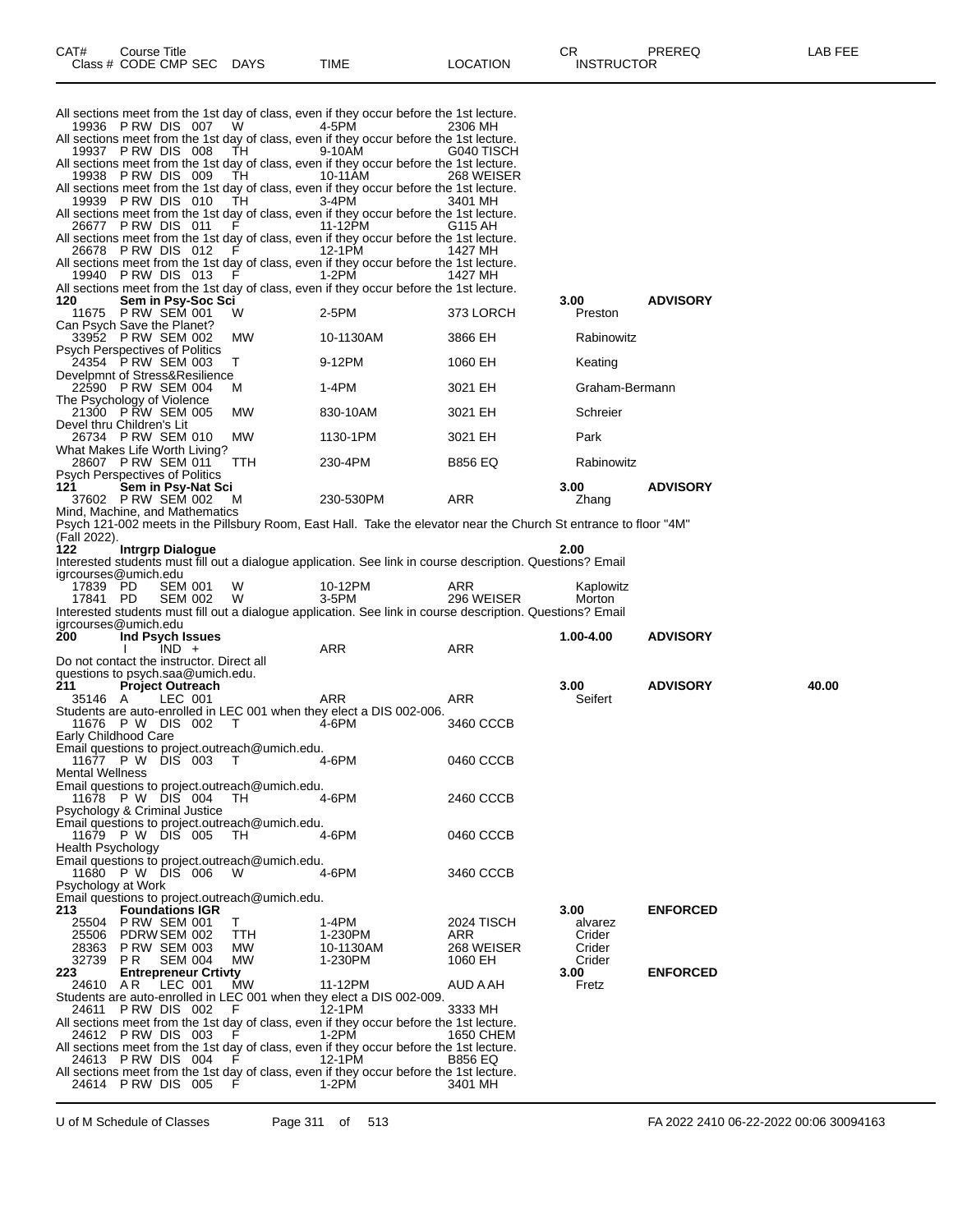| CAT# | Course Title | | | | | CR | PREREQ | LAB FEE |
|---|---|---|---|---|---|---|---|---|
| Class # | CODE CMP SEC | DAYS | TIME | LOCATION | INSTRUCTOR | | | |

All sections meet from the 1st day of class, even if they occur before the 1st lecture.
19936 P RW DIS 007 W 4-5PM 2306 MH
All sections meet from the 1st day of class, even if they occur before the 1st lecture.
19937 P RW DIS 008 TH 9-10AM G040 TISCH
All sections meet from the 1st day of class, even if they occur before the 1st lecture.
19938 P RW DIS 009 TH 10-11AM 268 WEISER
All sections meet from the 1st day of class, even if they occur before the 1st lecture.
19939 P RW DIS 010 TH 3-4PM 3401 MH
All sections meet from the 1st day of class, even if they occur before the 1st lecture.
26677 P RW DIS 011 F 11-12PM G115 AH
All sections meet from the 1st day of class, even if they occur before the 1st lecture.
26678 P RW DIS 012 F 12-1PM 1427 MH
All sections meet from the 1st day of class, even if they occur before the 1st lecture.
19940 P RW DIS 013 F 1-2PM 1427 MH
All sections meet from the 1st day of class, even if they occur before the 1st lecture.

**120 Sem in Psy-Soc Sci** 3.00 **ADVISORY**
11675 P RW SEM 001 W 2-5PM 373 LORCH Preston
Can Psych Save the Planet?
33952 P RW SEM 002 MW 10-1130AM 3866 EH Rabinowitz
Psych Perspectives of Politics
24354 P RW SEM 003 T 9-12PM 1060 EH Keating
Develpmnt of Stress&Resilience
22590 P RW SEM 004 M 1-4PM 3021 EH Graham-Bermann
The Psychology of Violence
21300 P RW SEM 005 MW 830-10AM 3021 EH Schreier
Devel thru Children's Lit
26734 P RW SEM 010 MW 1130-1PM 3021 EH Park
What Makes Life Worth Living?
28607 P RW SEM 011 TTH 230-4PM B856 EQ Rabinowitz
Psych Perspectives of Politics

**121 Sem in Psy-Nat Sci** 3.00 **ADVISORY**
37602 P RW SEM 002 M 230-530PM ARR Zhang
Mind, Machine, and Mathematics
Psych 121-002 meets in the Pillsbury Room, East Hall. Take the elevator near the Church St entrance to floor "4M" (Fall 2022).

**122 Intrgrp Dialogue** 2.00
Interested students must fill out a dialogue application. See link in course description. Questions? Email igrcourses@umich.edu
17839 PD SEM 001 W 10-12PM ARR Kaplowitz
17841 PD SEM 002 W 3-5PM 296 WEISER Morton
Interested students must fill out a dialogue application. See link in course description. Questions? Email igrcourses@umich.edu

**200 Ind Psych Issues** 1.00-4.00 **ADVISORY**
I IND + ARR ARR
Do not contact the instructor. Direct all questions to psych.saa@umich.edu.

**211 Project Outreach** 3.00 **ADVISORY** 40.00
35146 A LEC 001 ARR ARR Seifert
Students are auto-enrolled in LEC 001 when they elect a DIS 002-006.
11676 P W DIS 002 T 4-6PM 3460 CCCB
Early Childhood Care
Email questions to project.outreach@umich.edu.
11677 P W DIS 003 T 4-6PM 0460 CCCB
Mental Wellness
Email questions to project.outreach@umich.edu.
11678 P W DIS 004 TH 4-6PM 2460 CCCB
Psychology & Criminal Justice
Email questions to project.outreach@umich.edu.
11679 P W DIS 005 TH 4-6PM 0460 CCCB
Health Psychology
Email questions to project.outreach@umich.edu.
11680 P W DIS 006 W 4-6PM 3460 CCCB
Psychology at Work
Email questions to project.outreach@umich.edu.

**213 Foundations IGR** 3.00 **ENFORCED**
25504 P RW SEM 001 T 1-4PM 2024 TISCH alvarez
25506 PDRW SEM 002 TTH 1-230PM ARR Crider
28363 P RW SEM 003 MW 10-1130AM 268 WEISER Crider
32739 P R SEM 004 MW 1-230PM 1060 EH Crider

**223 Entrepreneur Crtivty** 3.00 **ENFORCED**
24610 A R LEC 001 MW 11-12PM AUD A AH Fretz
Students are auto-enrolled in LEC 001 when they elect a DIS 002-009.
24611 P RW DIS 002 F 12-1PM 3333 MH
All sections meet from the 1st day of class, even if they occur before the 1st lecture.
24612 P RW DIS 003 F 1-2PM 1650 CHEM
All sections meet from the 1st day of class, even if they occur before the 1st lecture.
24613 P RW DIS 004 F 12-1PM B856 EQ
All sections meet from the 1st day of class, even if they occur before the 1st lecture.
24614 P RW DIS 005 F 1-2PM 3401 MH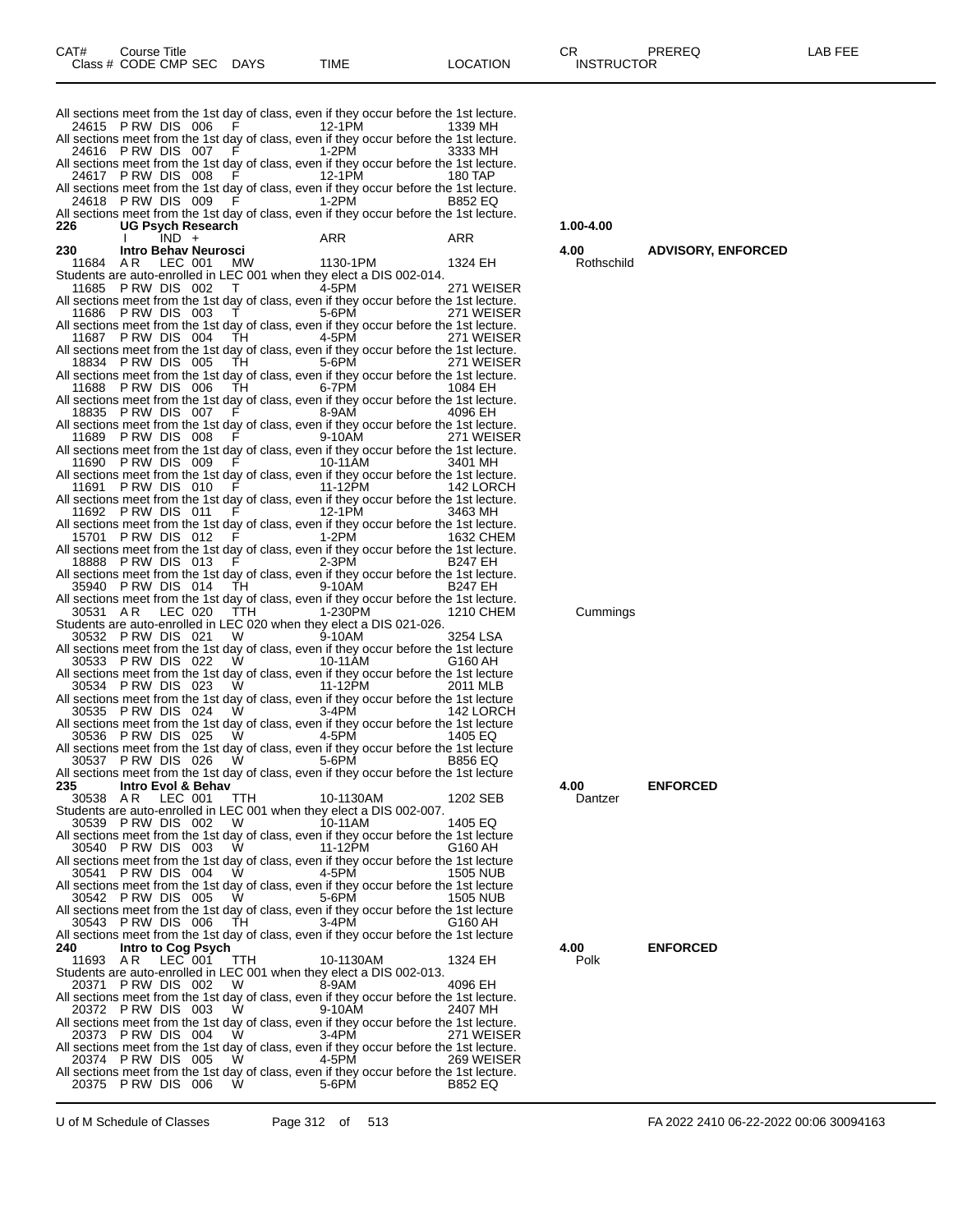| CAT# | Course Title | | | | | | CR | PREREQ | LAB FEE |
|---|---|---|---|---|---|---|---|---|---|
| Class # | CODE | CMP | SEC | DAYS | TIME | LOCATION | INSTRUCTOR | | |

All sections meet from the 1st day of class, even if they occur before the 1st lecture.

| Class # | CODE | CMP | SEC | DAYS | TIME | LOCATION | INSTRUCTOR |
|---|---|---|---|---|---|---|---|
| 24615 | P RW | DIS | 006 | F | 12-1PM | 1339 MH | |

All sections meet from the 1st day of class, even if they occur before the 1st lecture.

| 24616 | P RW | DIS | 007 | F | 1-2PM | 3333 MH | |
|---|---|---|---|---|---|---|---|

All sections meet from the 1st day of class, even if they occur before the 1st lecture.

| 24617 | P RW | DIS | 008 | F | 12-1PM | 180 TAP | |
|---|---|---|---|---|---|---|---|

All sections meet from the 1st day of class, even if they occur before the 1st lecture.

| 24618 | P RW | DIS | 009 | F | 1-2PM | B852 EQ | |
|---|---|---|---|---|---|---|---|

All sections meet from the 1st day of class, even if they occur before the 1st lecture.

**226 UG Psych Research** — 1.00-4.00

| | I | IND + | | | ARR | ARR | |
|---|---|---|---|---|---|---|---|

**230 Intro Behav Neurosci** — 4.00 — **ADVISORY, ENFORCED**

| 11684 | A R | LEC | 001 | MW | 1130-1PM | 1324 EH | Rothschild |
|---|---|---|---|---|---|---|---|

Students are auto-enrolled in LEC 001 when they elect a DIS 002-014.

| 11685 | P RW | DIS | 002 | T | 4-5PM | 271 WEISER | |
|---|---|---|---|---|---|---|---|

All sections meet from the 1st day of class, even if they occur before the 1st lecture.

| 11686 | P RW | DIS | 003 | T | 5-6PM | 271 WEISER | |
|---|---|---|---|---|---|---|---|

All sections meet from the 1st day of class, even if they occur before the 1st lecture.

| 11687 | P RW | DIS | 004 | TH | 4-5PM | 271 WEISER | |
|---|---|---|---|---|---|---|---|

All sections meet from the 1st day of class, even if they occur before the 1st lecture.

| 18834 | P RW | DIS | 005 | TH | 5-6PM | 271 WEISER | |
|---|---|---|---|---|---|---|---|

All sections meet from the 1st day of class, even if they occur before the 1st lecture.

| 11688 | P RW | DIS | 006 | TH | 6-7PM | 1084 EH | |
|---|---|---|---|---|---|---|---|

All sections meet from the 1st day of class, even if they occur before the 1st lecture.

| 18835 | P RW | DIS | 007 | F | 8-9AM | 4096 EH | |
|---|---|---|---|---|---|---|---|

All sections meet from the 1st day of class, even if they occur before the 1st lecture.

| 11689 | P RW | DIS | 008 | F | 9-10AM | 271 WEISER | |
|---|---|---|---|---|---|---|---|

All sections meet from the 1st day of class, even if they occur before the 1st lecture.

| 11690 | P RW | DIS | 009 | F | 10-11AM | 3401 MH | |
|---|---|---|---|---|---|---|---|

All sections meet from the 1st day of class, even if they occur before the 1st lecture.

| 11691 | P RW | DIS | 010 | F | 11-12PM | 142 LORCH | |
|---|---|---|---|---|---|---|---|

All sections meet from the 1st day of class, even if they occur before the 1st lecture.

| 11692 | P RW | DIS | 011 | F | 12-1PM | 3463 MH | |
|---|---|---|---|---|---|---|---|

All sections meet from the 1st day of class, even if they occur before the 1st lecture.

| 15701 | P RW | DIS | 012 | F | 1-2PM | 1632 CHEM | |
|---|---|---|---|---|---|---|---|

All sections meet from the 1st day of class, even if they occur before the 1st lecture.

| 18888 | P RW | DIS | 013 | F | 2-3PM | B247 EH | |
|---|---|---|---|---|---|---|---|

All sections meet from the 1st day of class, even if they occur before the 1st lecture.

| 35940 | P RW | DIS | 014 | TH | 9-10AM | B247 EH | |
|---|---|---|---|---|---|---|---|

All sections meet from the 1st day of class, even if they occur before the 1st lecture.

| 30531 | A R | LEC | 020 | TTH | 1-230PM | 1210 CHEM | Cummings |
|---|---|---|---|---|---|---|---|

Students are auto-enrolled in LEC 020 when they elect a DIS 021-026.

| 30532 | P RW | DIS | 021 | W | 9-10AM | 3254 LSA | |
|---|---|---|---|---|---|---|---|

All sections meet from the 1st day of class, even if they occur before the 1st lecture

| 30533 | P RW | DIS | 022 | W | 10-11AM | G160 AH | |
|---|---|---|---|---|---|---|---|

All sections meet from the 1st day of class, even if they occur before the 1st lecture

| 30534 | P RW | DIS | 023 | W | 11-12PM | 2011 MLB | |
|---|---|---|---|---|---|---|---|

All sections meet from the 1st day of class, even if they occur before the 1st lecture

| 30535 | P RW | DIS | 024 | W | 3-4PM | 142 LORCH | |
|---|---|---|---|---|---|---|---|

All sections meet from the 1st day of class, even if they occur before the 1st lecture

| 30536 | P RW | DIS | 025 | W | 4-5PM | 1405 EQ | |
|---|---|---|---|---|---|---|---|

All sections meet from the 1st day of class, even if they occur before the 1st lecture

| 30537 | P RW | DIS | 026 | W | 5-6PM | B856 EQ | |
|---|---|---|---|---|---|---|---|

All sections meet from the 1st day of class, even if they occur before the 1st lecture

**235 Intro Evol & Behav** — 4.00 — **ENFORCED**

| 30538 | A R | LEC | 001 | TTH | 10-1130AM | 1202 SEB | Dantzer |
|---|---|---|---|---|---|---|---|

Students are auto-enrolled in LEC 001 when they elect a DIS 002-007.

| 30539 | P RW | DIS | 002 | W | 10-11AM | 1405 EQ | |
|---|---|---|---|---|---|---|---|

All sections meet from the 1st day of class, even if they occur before the 1st lecture

| 30540 | P RW | DIS | 003 | W | 11-12PM | G160 AH | |
|---|---|---|---|---|---|---|---|

All sections meet from the 1st day of class, even if they occur before the 1st lecture

| 30541 | P RW | DIS | 004 | W | 4-5PM | 1505 NUB | |
|---|---|---|---|---|---|---|---|

All sections meet from the 1st day of class, even if they occur before the 1st lecture

| 30542 | P RW | DIS | 005 | W | 5-6PM | 1505 NUB | |
|---|---|---|---|---|---|---|---|

All sections meet from the 1st day of class, even if they occur before the 1st lecture

| 30543 | P RW | DIS | 006 | TH | 3-4PM | G160 AH | |
|---|---|---|---|---|---|---|---|

All sections meet from the 1st day of class, even if they occur before the 1st lecture

**240 Intro to Cog Psych** — 4.00 — **ENFORCED**

| 11693 | A R | LEC | 001 | TTH | 10-1130AM | 1324 EH | Polk |
|---|---|---|---|---|---|---|---|

Students are auto-enrolled in LEC 001 when they elect a DIS 002-013.

| 20371 | P RW | DIS | 002 | W | 8-9AM | 4096 EH | |
|---|---|---|---|---|---|---|---|

All sections meet from the 1st day of class, even if they occur before the 1st lecture.

| 20372 | P RW | DIS | 003 | W | 9-10AM | 2407 MH | |
|---|---|---|---|---|---|---|---|

All sections meet from the 1st day of class, even if they occur before the 1st lecture.

| 20373 | P RW | DIS | 004 | W | 3-4PM | 271 WEISER | |
|---|---|---|---|---|---|---|---|

All sections meet from the 1st day of class, even if they occur before the 1st lecture.

| 20374 | P RW | DIS | 005 | W | 4-5PM | 269 WEISER | |
|---|---|---|---|---|---|---|---|

All sections meet from the 1st day of class, even if they occur before the 1st lecture.

| 20375 | P RW | DIS | 006 | W | 5-6PM | B852 EQ | |
|---|---|---|---|---|---|---|---|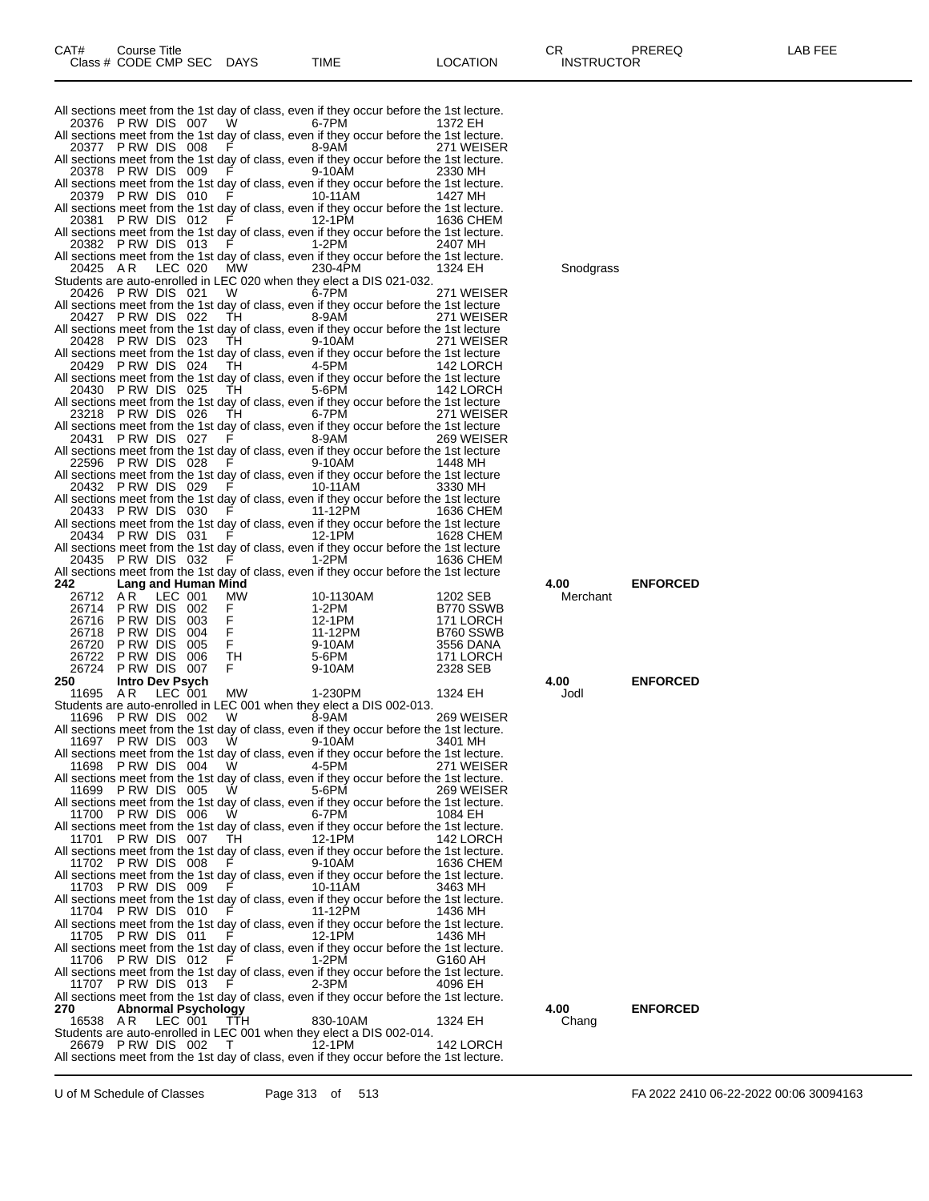| CAT# | Course Title | | | | | | | CR | PREREQ | LAB FEE |
|---|---|---|---|---|---|---|---|---|---|---|
| Class # | CODE | CMP | SEC | DAYS | TIME | LOCATION | INSTRUCTOR | | | |

All sections meet from the 1st day of class, even if they occur before the 1st lecture.

| Class # | CODE | CMP | SEC | DAYS | TIME | LOCATION | INSTRUCTOR |
|---|---|---|---|---|---|---|---|
| 20376 | P RW | DIS | 007 | W | 6-7PM | 1372 EH | |

All sections meet from the 1st day of class, even if they occur before the 1st lecture.

| 20377 | P RW | DIS | 008 | F | 8-9AM | 271 WEISER | |
|---|---|---|---|---|---|---|---|

All sections meet from the 1st day of class, even if they occur before the 1st lecture.

| 20378 | P RW | DIS | 009 | F | 9-10AM | 2330 MH | |
|---|---|---|---|---|---|---|---|

All sections meet from the 1st day of class, even if they occur before the 1st lecture.

| 20379 | P RW | DIS | 010 | F | 10-11AM | 1427 MH | |
|---|---|---|---|---|---|---|---|

All sections meet from the 1st day of class, even if they occur before the 1st lecture.

| 20381 | P RW | DIS | 012 | F | 12-1PM | 1636 CHEM | |
|---|---|---|---|---|---|---|---|

All sections meet from the 1st day of class, even if they occur before the 1st lecture.

| 20382 | P RW | DIS | 013 | F | 1-2PM | 2407 MH | |
|---|---|---|---|---|---|---|---|

All sections meet from the 1st day of class, even if they occur before the 1st lecture.

| 20425 | A R | LEC | 020 | MW | 230-4PM | 1324 EH | Snodgrass |
|---|---|---|---|---|---|---|---|

Students are auto-enrolled in LEC 020 when they elect a DIS 021-032.

| 20426 | P RW | DIS | 021 | W | 6-7PM | 271 WEISER | |
|---|---|---|---|---|---|---|---|

All sections meet from the 1st day of class, even if they occur before the 1st lecture

| 20427 | P RW | DIS | 022 | TH | 8-9AM | 271 WEISER | |
|---|---|---|---|---|---|---|---|

All sections meet from the 1st day of class, even if they occur before the 1st lecture

| 20428 | P RW | DIS | 023 | TH | 9-10AM | 271 WEISER | |
|---|---|---|---|---|---|---|---|

All sections meet from the 1st day of class, even if they occur before the 1st lecture

| 20429 | P RW | DIS | 024 | TH | 4-5PM | 142 LORCH | |
|---|---|---|---|---|---|---|---|

All sections meet from the 1st day of class, even if they occur before the 1st lecture

| 20430 | P RW | DIS | 025 | TH | 5-6PM | 142 LORCH | |
|---|---|---|---|---|---|---|---|

All sections meet from the 1st day of class, even if they occur before the 1st lecture

| 23218 | P RW | DIS | 026 | TH | 6-7PM | 271 WEISER | |
|---|---|---|---|---|---|---|---|

All sections meet from the 1st day of class, even if they occur before the 1st lecture

| 20431 | P RW | DIS | 027 | F | 8-9AM | 269 WEISER | |
|---|---|---|---|---|---|---|---|

All sections meet from the 1st day of class, even if they occur before the 1st lecture

| 22596 | P RW | DIS | 028 | F | 9-10AM | 1448 MH | |
|---|---|---|---|---|---|---|---|

All sections meet from the 1st day of class, even if they occur before the 1st lecture

| 20432 | P RW | DIS | 029 | F | 10-11AM | 3330 MH | |
|---|---|---|---|---|---|---|---|

All sections meet from the 1st day of class, even if they occur before the 1st lecture

| 20433 | P RW | DIS | 030 | F | 11-12PM | 1636 CHEM | |
|---|---|---|---|---|---|---|---|

All sections meet from the 1st day of class, even if they occur before the 1st lecture

| 20434 | P RW | DIS | 031 | F | 12-1PM | 1628 CHEM | |
|---|---|---|---|---|---|---|---|

All sections meet from the 1st day of class, even if they occur before the 1st lecture

| 20435 | P RW | DIS | 032 | F | 1-2PM | 1636 CHEM | |
|---|---|---|---|---|---|---|---|

All sections meet from the 1st day of class, even if they occur before the 1st lecture

**242 Lang and Human Mind** — **4.00** — **ENFORCED**

| Class # | CODE | CMP | SEC | DAYS | TIME | LOCATION | INSTRUCTOR |
|---|---|---|---|---|---|---|---|
| 26712 | A R | LEC | 001 | MW | 10-1130AM | 1202 SEB | Merchant |
| 26714 | P RW | DIS | 002 | F | 1-2PM | B770 SSWB | |
| 26716 | P RW | DIS | 003 | F | 12-1PM | 171 LORCH | |
| 26718 | P RW | DIS | 004 | F | 11-12PM | B760 SSWB | |
| 26720 | P RW | DIS | 005 | F | 9-10AM | 3556 DANA | |
| 26722 | P RW | DIS | 006 | TH | 5-6PM | 171 LORCH | |
| 26724 | P RW | DIS | 007 | F | 9-10AM | 2328 SEB | |

**250 Intro Dev Psych** — **4.00** — **ENFORCED**

| Class # | CODE | CMP | SEC | DAYS | TIME | LOCATION | INSTRUCTOR |
|---|---|---|---|---|---|---|---|
| 11695 | A R | LEC | 001 | MW | 1-230PM | 1324 EH | Jodl |

Students are auto-enrolled in LEC 001 when they elect a DIS 002-013.

| 11696 | P RW | DIS | 002 | W | 8-9AM | 269 WEISER | |
|---|---|---|---|---|---|---|---|

All sections meet from the 1st day of class, even if they occur before the 1st lecture.

| 11697 | P RW | DIS | 003 | W | 9-10AM | 3401 MH | |
|---|---|---|---|---|---|---|---|

All sections meet from the 1st day of class, even if they occur before the 1st lecture.

| 11698 | P RW | DIS | 004 | W | 4-5PM | 271 WEISER | |
|---|---|---|---|---|---|---|---|

All sections meet from the 1st day of class, even if they occur before the 1st lecture.

| 11699 | P RW | DIS | 005 | W | 5-6PM | 269 WEISER | |
|---|---|---|---|---|---|---|---|

All sections meet from the 1st day of class, even if they occur before the 1st lecture.

| 11700 | P RW | DIS | 006 | W | 6-7PM | 1084 EH | |
|---|---|---|---|---|---|---|---|

All sections meet from the 1st day of class, even if they occur before the 1st lecture.

| 11701 | P RW | DIS | 007 | TH | 12-1PM | 142 LORCH | |
|---|---|---|---|---|---|---|---|

All sections meet from the 1st day of class, even if they occur before the 1st lecture.

| 11702 | P RW | DIS | 008 | F | 9-10AM | 1636 CHEM | |
|---|---|---|---|---|---|---|---|

All sections meet from the 1st day of class, even if they occur before the 1st lecture.

| 11703 | P RW | DIS | 009 | F | 10-11AM | 3463 MH | |
|---|---|---|---|---|---|---|---|

All sections meet from the 1st day of class, even if they occur before the 1st lecture.

| 11704 | P RW | DIS | 010 | F | 11-12PM | 1436 MH | |
|---|---|---|---|---|---|---|---|

All sections meet from the 1st day of class, even if they occur before the 1st lecture.

| 11705 | P RW | DIS | 011 | F | 12-1PM | 1436 MH | |
|---|---|---|---|---|---|---|---|

All sections meet from the 1st day of class, even if they occur before the 1st lecture.

| 11706 | P RW | DIS | 012 | F | 1-2PM | G160 AH | |
|---|---|---|---|---|---|---|---|

All sections meet from the 1st day of class, even if they occur before the 1st lecture.

| 11707 | P RW | DIS | 013 | F | 2-3PM | 4096 EH | |
|---|---|---|---|---|---|---|---|

All sections meet from the 1st day of class, even if they occur before the 1st lecture.

**270 Abnormal Psychology** — **4.00** — **ENFORCED**

| Class # | CODE | CMP | SEC | DAYS | TIME | LOCATION | INSTRUCTOR |
|---|---|---|---|---|---|---|---|
| 16538 | A R | LEC | 001 | TTH | 830-10AM | 1324 EH | Chang |

Students are auto-enrolled in LEC 001 when they elect a DIS 002-014.

| 26679 | P RW | DIS | 002 | T | 12-1PM | 142 LORCH | |
|---|---|---|---|---|---|---|---|

All sections meet from the 1st day of class, even if they occur before the 1st lecture.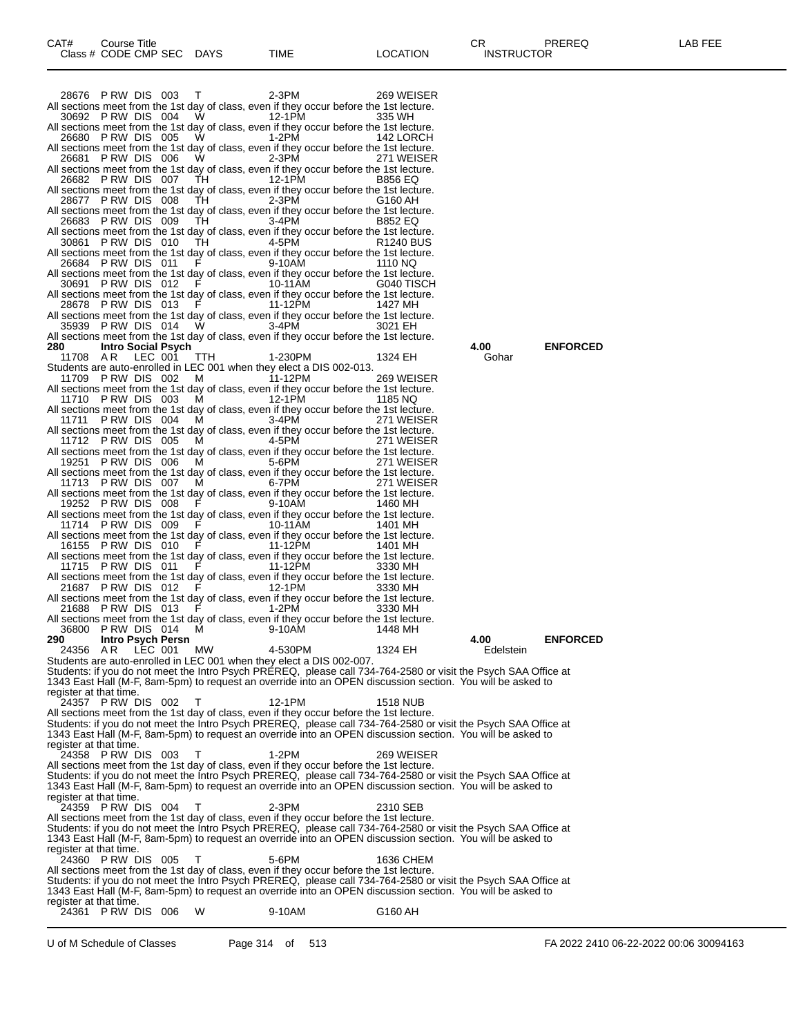| CAT# Class # | Course Title CODE | CMP | SEC | DAYS | TIME | LOCATION | CR INSTRUCTOR | PREREQ | LAB FEE |
|---|---|---|---|---|---|---|---|---|---|
| 28676 | P RW | DIS | 003 | T | 2-3PM | 269 WEISER | | | |

All sections meet from the 1st day of class, even if they occur before the 1st lecture.

| 30692 | P RW | DIS | 004 | W | 12-1PM | 335 WH |
|---|---|---|---|---|---|---|

All sections meet from the 1st day of class, even if they occur before the 1st lecture.

| 26680 | P RW | DIS | 005 | W | 1-2PM | 142 LORCH |
|---|---|---|---|---|---|---|

All sections meet from the 1st day of class, even if they occur before the 1st lecture.

| 26681 | P RW | DIS | 006 | W | 2-3PM | 271 WEISER |
|---|---|---|---|---|---|---|

All sections meet from the 1st day of class, even if they occur before the 1st lecture.

| 26682 | P RW | DIS | 007 | TH | 12-1PM | B856 EQ |
|---|---|---|---|---|---|---|

All sections meet from the 1st day of class, even if they occur before the 1st lecture.

| 28677 | P RW | DIS | 008 | TH | 2-3PM | G160 AH |
|---|---|---|---|---|---|---|

All sections meet from the 1st day of class, even if they occur before the 1st lecture.

| 26683 | P RW | DIS | 009 | TH | 3-4PM | B852 EQ |
|---|---|---|---|---|---|---|

All sections meet from the 1st day of class, even if they occur before the 1st lecture.

| 30861 | P RW | DIS | 010 | TH | 4-5PM | R1240 BUS |
|---|---|---|---|---|---|---|

All sections meet from the 1st day of class, even if they occur before the 1st lecture.

| 26684 | P RW | DIS | 011 | F | 9-10AM | 1110 NQ |
|---|---|---|---|---|---|---|

All sections meet from the 1st day of class, even if they occur before the 1st lecture.

| 30691 | P RW | DIS | 012 | F | 10-11AM | G040 TISCH |
|---|---|---|---|---|---|---|

All sections meet from the 1st day of class, even if they occur before the 1st lecture.

| 28678 | P RW | DIS | 013 | F | 11-12PM | 1427 MH |
|---|---|---|---|---|---|---|

All sections meet from the 1st day of class, even if they occur before the 1st lecture.

| 35939 | P RW | DIS | 014 | W | 3-4PM | 3021 EH |
|---|---|---|---|---|---|---|

All sections meet from the 1st day of class, even if they occur before the 1st lecture.

**280 Intro Social Psych** **4.00 ENFORCED**

| 11708 | A R | LEC | 001 | TTH | 1-230PM | 1324 EH | Gohar |
|---|---|---|---|---|---|---|---|

Students are auto-enrolled in LEC 001 when they elect a DIS 002-013.

| 11709 | P RW | DIS | 002 | M | 11-12PM | 269 WEISER |
|---|---|---|---|---|---|---|

All sections meet from the 1st day of class, even if they occur before the 1st lecture.

| 11710 | P RW | DIS | 003 | M | 12-1PM | 1185 NQ |
|---|---|---|---|---|---|---|

All sections meet from the 1st day of class, even if they occur before the 1st lecture.

| 11711 | P RW | DIS | 004 | M | 3-4PM | 271 WEISER |
|---|---|---|---|---|---|---|

All sections meet from the 1st day of class, even if they occur before the 1st lecture.

| 11712 | P RW | DIS | 005 | M | 4-5PM | 271 WEISER |
|---|---|---|---|---|---|---|

All sections meet from the 1st day of class, even if they occur before the 1st lecture.

| 19251 | P RW | DIS | 006 | M | 5-6PM | 271 WEISER |
|---|---|---|---|---|---|---|

All sections meet from the 1st day of class, even if they occur before the 1st lecture.

| 11713 | P RW | DIS | 007 | M | 6-7PM | 271 WEISER |
|---|---|---|---|---|---|---|

All sections meet from the 1st day of class, even if they occur before the 1st lecture.

| 19252 | P RW | DIS | 008 | F | 9-10AM | 1460 MH |
|---|---|---|---|---|---|---|

All sections meet from the 1st day of class, even if they occur before the 1st lecture.

| 11714 | P RW | DIS | 009 | F | 10-11AM | 1401 MH |
|---|---|---|---|---|---|---|

All sections meet from the 1st day of class, even if they occur before the 1st lecture.

| 16155 | P RW | DIS | 010 | F | 11-12PM | 1401 MH |
|---|---|---|---|---|---|---|

All sections meet from the 1st day of class, even if they occur before the 1st lecture.

| 11715 | P RW | DIS | 011 | F | 11-12PM | 3330 MH |
|---|---|---|---|---|---|---|

All sections meet from the 1st day of class, even if they occur before the 1st lecture.

| 21687 | P RW | DIS | 012 | F | 12-1PM | 3330 MH |
|---|---|---|---|---|---|---|

All sections meet from the 1st day of class, even if they occur before the 1st lecture.

| 21688 | P RW | DIS | 013 | F | 1-2PM | 3330 MH |
|---|---|---|---|---|---|---|

All sections meet from the 1st day of class, even if they occur before the 1st lecture.

| 36800 | P RW | DIS | 014 | M | 9-10AM | 1448 MH |
|---|---|---|---|---|---|---|

**290 Intro Psych Persn** **4.00 ENFORCED**

| 24356 | A R | LEC | 001 | MW | 4-530PM | 1324 EH | Edelstein |
|---|---|---|---|---|---|---|---|

Students are auto-enrolled in LEC 001 when they elect a DIS 002-007.
Students: if you do not meet the Intro Psych PREREQ, please call 734-764-2580 or visit the Psych SAA Office at 1343 East Hall (M-F, 8am-5pm) to request an override into an OPEN discussion section. You will be asked to register at that time.

| 24357 | P RW | DIS | 002 | T | 12-1PM | 1518 NUB |
|---|---|---|---|---|---|---|

All sections meet from the 1st day of class, even if they occur before the 1st lecture.
Students: if you do not meet the Intro Psych PREREQ, please call 734-764-2580 or visit the Psych SAA Office at 1343 East Hall (M-F, 8am-5pm) to request an override into an OPEN discussion section. You will be asked to register at that time.

| 24358 | P RW | DIS | 003 | T | 1-2PM | 269 WEISER |
|---|---|---|---|---|---|---|

All sections meet from the 1st day of class, even if they occur before the 1st lecture.
Students: if you do not meet the Intro Psych PREREQ, please call 734-764-2580 or visit the Psych SAA Office at 1343 East Hall (M-F, 8am-5pm) to request an override into an OPEN discussion section. You will be asked to register at that time.

| 24359 | P RW | DIS | 004 | T | 2-3PM | 2310 SEB |
|---|---|---|---|---|---|---|

All sections meet from the 1st day of class, even if they occur before the 1st lecture.
Students: if you do not meet the Intro Psych PREREQ, please call 734-764-2580 or visit the Psych SAA Office at 1343 East Hall (M-F, 8am-5pm) to request an override into an OPEN discussion section. You will be asked to register at that time.

| 24360 | P RW | DIS | 005 | T | 5-6PM | 1636 CHEM |
|---|---|---|---|---|---|---|

All sections meet from the 1st day of class, even if they occur before the 1st lecture.
Students: if you do not meet the Intro Psych PREREQ, please call 734-764-2580 or visit the Psych SAA Office at 1343 East Hall (M-F, 8am-5pm) to request an override into an OPEN discussion section. You will be asked to register at that time.

| 24361 | P RW | DIS | 006 | W | 9-10AM | G160 AH |
|---|---|---|---|---|---|---|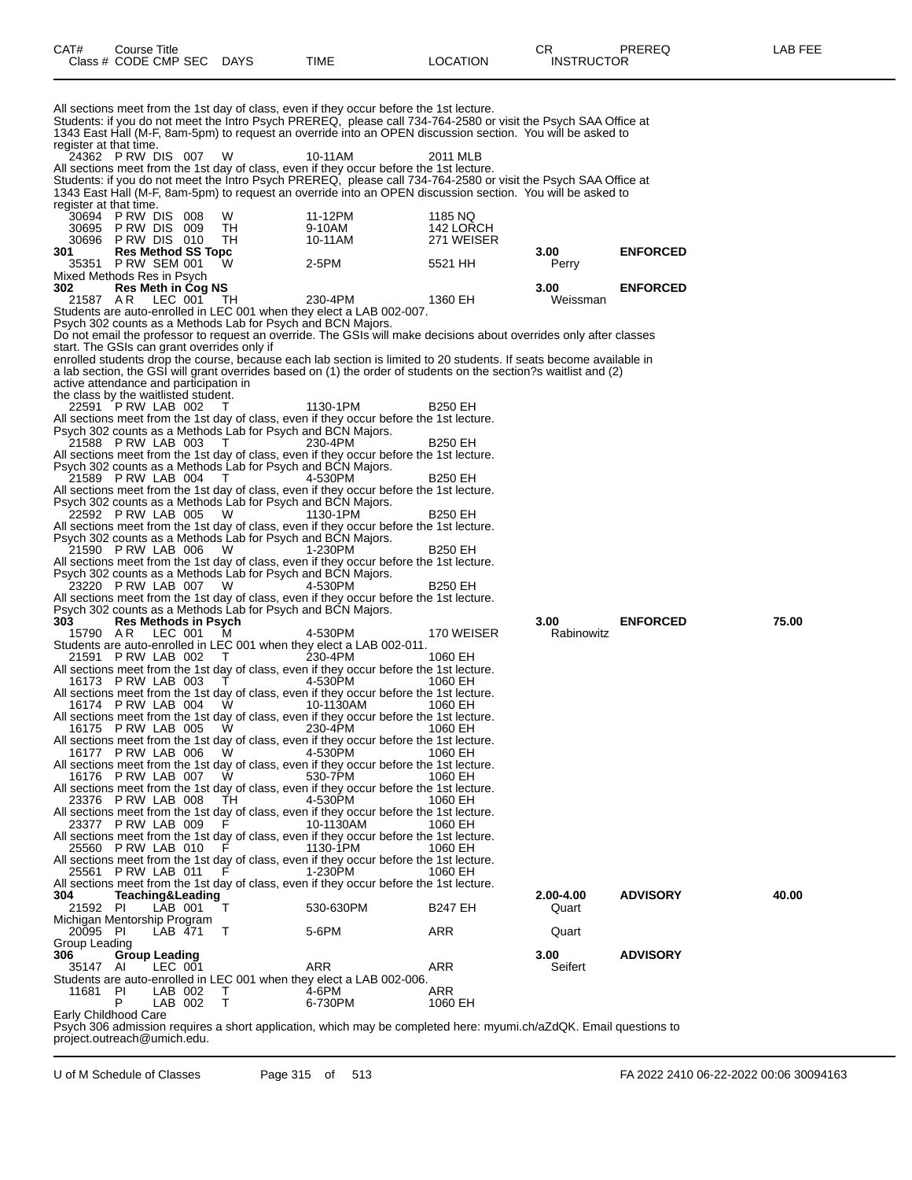| CAT# | Course Title | | | | | | CR | PREREQ | LAB FEE |
|---|---|---|---|---|---|---|---|---|---|
| Class # | CODE | CMP SEC | DAYS | TIME | LOCATION | INSTRUCTOR | | | |

All sections meet from the 1st day of class, even if they occur before the 1st lecture.
Students: if you do not meet the Intro Psych PREREQ, please call 734-764-2580 or visit the Psych SAA Office at 1343 East Hall (M-F, 8am-5pm) to request an override into an OPEN discussion section. You will be asked to register at that time.

24362 P RW DIS 007 W 10-11AM 2011 MLB
All sections meet from the 1st day of class, even if they occur before the 1st lecture.
Students: if you do not meet the Intro Psych PREREQ, please call 734-764-2580 or visit the Psych SAA Office at 1343 East Hall (M-F, 8am-5pm) to request an override into an OPEN discussion section. You will be asked to register at that time.

30694 P RW DIS 008 W 11-12PM 1185 NQ
30695 P RW DIS 009 TH 9-10AM 142 LORCH
30696 P RW DIS 010 TH 10-11AM 271 WEISER

**301 Res Method SS Topc** 3.00 **ENFORCED**
35351 P RW SEM 001 W 2-5PM 5521 HH Perry
Mixed Methods Res in Psych

**302 Res Meth in Cog NS** 3.00 **ENFORCED**
21587 A R LEC 001 TH 230-4PM 1360 EH Weissman
Students are auto-enrolled in LEC 001 when they elect a LAB 002-007.
Psych 302 counts as a Methods Lab for Psych and BCN Majors.
Do not email the professor to request an override. The GSIs will make decisions about overrides only after classes start. The GSIs can grant overrides only if enrolled students drop the course, because each lab section is limited to 20 students. If seats become available in a lab section, the GSI will grant overrides based on (1) the order of students on the section?s waitlist and (2) active attendance and participation in the class by the waitlisted student.

22591 P RW LAB 002 T 1130-1PM B250 EH
All sections meet from the 1st day of class, even if they occur before the 1st lecture.
Psych 302 counts as a Methods Lab for Psych and BCN Majors.
21588 P RW LAB 003 T 230-4PM B250 EH
All sections meet from the 1st day of class, even if they occur before the 1st lecture.
Psych 302 counts as a Methods Lab for Psych and BCN Majors.
21589 P RW LAB 004 T 4-530PM B250 EH
All sections meet from the 1st day of class, even if they occur before the 1st lecture.
Psych 302 counts as a Methods Lab for Psych and BCN Majors.
22592 P RW LAB 005 W 1130-1PM B250 EH
All sections meet from the 1st day of class, even if they occur before the 1st lecture.
Psych 302 counts as a Methods Lab for Psych and BCN Majors.
21590 P RW LAB 006 W 1-230PM B250 EH
All sections meet from the 1st day of class, even if they occur before the 1st lecture.
Psych 302 counts as a Methods Lab for Psych and BCN Majors.
23220 P RW LAB 007 W 4-530PM B250 EH
All sections meet from the 1st day of class, even if they occur before the 1st lecture.
Psych 302 counts as a Methods Lab for Psych and BCN Majors.

**303 Res Methods in Psych** 3.00 **ENFORCED** 75.00
15790 A R LEC 001 M 4-530PM 170 WEISER Rabinowitz
Students are auto-enrolled in LEC 001 when they elect a LAB 002-011.
21591 P RW LAB 002 T 230-4PM 1060 EH
All sections meet from the 1st day of class, even if they occur before the 1st lecture.
16173 P RW LAB 003 T 4-530PM 1060 EH
All sections meet from the 1st day of class, even if they occur before the 1st lecture.
16174 P RW LAB 004 W 10-1130AM 1060 EH
All sections meet from the 1st day of class, even if they occur before the 1st lecture.
16175 P RW LAB 005 W 230-4PM 1060 EH
All sections meet from the 1st day of class, even if they occur before the 1st lecture.
16177 P RW LAB 006 W 4-530PM 1060 EH
All sections meet from the 1st day of class, even if they occur before the 1st lecture.
16176 P RW LAB 007 W 530-7PM 1060 EH
All sections meet from the 1st day of class, even if they occur before the 1st lecture.
23376 P RW LAB 008 TH 4-530PM 1060 EH
All sections meet from the 1st day of class, even if they occur before the 1st lecture.
23377 P RW LAB 009 F 10-1130AM 1060 EH
All sections meet from the 1st day of class, even if they occur before the 1st lecture.
25560 P RW LAB 010 F 1130-1PM 1060 EH
All sections meet from the 1st day of class, even if they occur before the 1st lecture.
25561 P RW LAB 011 F 1-230PM 1060 EH
All sections meet from the 1st day of class, even if they occur before the 1st lecture.

**304 Teaching&Leading** 2.00-4.00 **ADVISORY** 40.00
21592 PI LAB 001 T 530-630PM B247 EH Quart
Michigan Mentorship Program
20095 PI LAB 471 T 5-6PM ARR Quart
Group Leading

**306 Group Leading** 3.00 **ADVISORY**
35147 AI LEC 001 ARR ARR Seifert
Students are auto-enrolled in LEC 001 when they elect a LAB 002-006.
11681 PI LAB 002 T 4-6PM ARR
P LAB 002 T 6-730PM 1060 EH
Early Childhood Care
Psych 306 admission requires a short application, which may be completed here: myumi.ch/aZdQK. Email questions to project.outreach@umich.edu.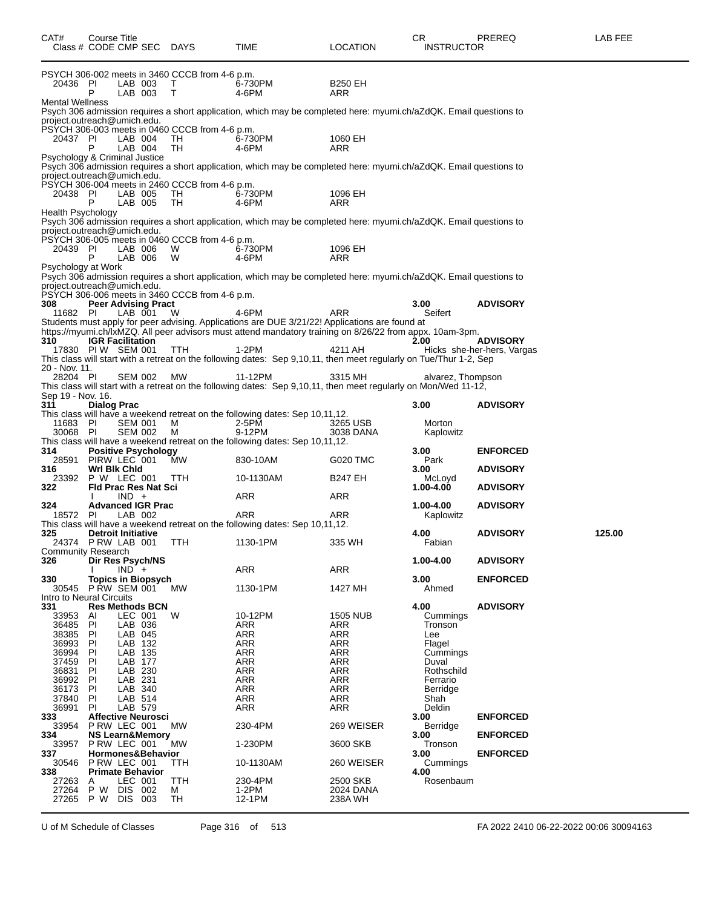| CAT# Class # | Course Title CODE CMP SEC | DAYS | TIME | LOCATION | CR INSTRUCTOR | PREREQ | LAB FEE |
|---|---|---|---|---|---|---|---|
| PSYCH 306-002 meets in 3460 CCCB from 4-6 p.m. | | | | | | | |
| 20436 | PI LAB 003 | T | 6-730PM | B250 EH | | | |
| | P LAB 003 | T | 4-6PM | ARR | | | |
| Mental Wellness | | | | | | | |
| Psych 306 admission requires a short application, which may be completed here: myumi.ch/aZdQK. Email questions to project.outreach@umich.edu. | | | | | | | |
| PSYCH 306-003 meets in 0460 CCCB from 4-6 p.m. | | | | | | | |
| 20437 | PI LAB 004 | TH | 6-730PM | 1060 EH | | | |
| | P LAB 004 | TH | 4-6PM | ARR | | | |
| Psychology & Criminal Justice | | | | | | | |
| Psych 306 admission requires a short application, which may be completed here: myumi.ch/aZdQK. Email questions to project.outreach@umich.edu. | | | | | | | |
| PSYCH 306-004 meets in 2460 CCCB from 4-6 p.m. | | | | | | | |
| 20438 | PI LAB 005 | TH | 6-730PM | 1096 EH | | | |
| | P LAB 005 | TH | 4-6PM | ARR | | | |
| Health Psychology | | | | | | | |
| Psych 306 admission requires a short application, which may be completed here: myumi.ch/aZdQK. Email questions to project.outreach@umich.edu. | | | | | | | |
| PSYCH 306-005 meets in 0460 CCCB from 4-6 p.m. | | | | | | | |
| 20439 | PI LAB 006 | W | 6-730PM | 1096 EH | | | |
| | P LAB 006 | W | 4-6PM | ARR | | | |
| Psychology at Work | | | | | | | |
| Psych 306 admission requires a short application, which may be completed here: myumi.ch/aZdQK. Email questions to project.outreach@umich.edu. | | | | | | | |
| PSYCH 306-006 meets in 3460 CCCB from 4-6 p.m. | | | | | | | |
| **308** | **Peer Advising Pract** | | | | **3.00** | **ADVISORY** | |
| 11682 | PI LAB 001 | W | 4-6PM | ARR | Seifert | | |
| Students must apply for peer advising. Applications are DUE 3/21/22! Applications are found at https://myumi.ch/lxMZQ. All peer advisors must attend mandatory training on 8/26/22 from appx. 10am-3pm. | | | | | | | |
| **310** | **IGR Facilitation** | | | | **2.00** | **ADVISORY** | |
| 17830 | PI W SEM 001 | TTH | 1-2PM | 4211 AH | Hicks she-her-hers, Vargas | | |
| This class will start with a retreat on the following dates: Sep 9,10,11, then meet regularly on Tue/Thur 1-2, Sep 20 - Nov. 11. | | | | | | | |
| 28204 | PI SEM 002 | MW | 11-12PM | 3315 MH | alvarez, Thompson | | |
| This class will start with a retreat on the following dates: Sep 9,10,11, then meet regularly on Mon/Wed 11-12, Sep 19 - Nov. 16. | | | | | | | |
| **311** | **Dialog Prac** | | | | **3.00** | **ADVISORY** | |
| This class will have a weekend retreat on the following dates: Sep 10,11,12. | | | | | | | |
| 11683 | PI SEM 001 | M | 2-5PM | 3265 USB | Morton | | |
| 30068 | PI SEM 002 | M | 9-12PM | 3038 DANA | Kaplowitz | | |
| This class will have a weekend retreat on the following dates: Sep 10,11,12. | | | | | | | |
| **314** | **Positive Psychology** | | | | **3.00** | **ENFORCED** | |
| 28591 | PIRW LEC 001 | MW | 830-10AM | G020 TMC | Park | | |
| **316** | **Wrl Blk Chld** | | | | **3.00** | **ADVISORY** | |
| 23392 | P W LEC 001 | TTH | 10-1130AM | B247 EH | McLoyd | | |
| **322** | **Fld Prac Res Nat Sci** | | | | **1.00-4.00** | **ADVISORY** | |
| | I IND + | | ARR | ARR | | | |
| **324** | **Advanced IGR Prac** | | | | **1.00-4.00** | **ADVISORY** | |
| 18572 | PI LAB 002 | | ARR | ARR | Kaplowitz | | |
| This class will have a weekend retreat on the following dates: Sep 10,11,12. | | | | | | | |
| **325** | **Detroit Initiative** | | | | **4.00** | **ADVISORY** | **125.00** |
| 24374 | P RW LAB 001 | TTH | 1130-1PM | 335 WH | Fabian | | |
| Community Research | | | | | | | |
| **326** | **Dir Res Psych/NS** | | | | **1.00-4.00** | **ADVISORY** | |
| | I IND + | | ARR | ARR | | | |
| **330** | **Topics in Biopsych** | | | | **3.00** | **ENFORCED** | |
| 30545 | P RW SEM 001 | MW | 1130-1PM | 1427 MH | Ahmed | | |
| Intro to Neural Circuits | | | | | | | |
| **331** | **Res Methods BCN** | | | | **4.00** | **ADVISORY** | |
| 33953 | AI LEC 001 | W | 10-12PM | 1505 NUB | Cummings | | |
| 36485 | PI LAB 036 | | ARR | ARR | Tronson | | |
| 38385 | PI LAB 045 | | ARR | ARR | Lee | | |
| 36993 | PI LAB 132 | | ARR | ARR | Flagel | | |
| 36994 | PI LAB 135 | | ARR | ARR | Cummings | | |
| 37459 | PI LAB 177 | | ARR | ARR | Duval | | |
| 36831 | PI LAB 230 | | ARR | ARR | Rothschild | | |
| 36992 | PI LAB 231 | | ARR | ARR | Ferrario | | |
| 36173 | PI LAB 340 | | ARR | ARR | Berridge | | |
| 37840 | PI LAB 514 | | ARR | ARR | Shah | | |
| 36991 | PI LAB 579 | | ARR | ARR | Deldin | | |
| **333** | **Affective Neurosci** | | | | **3.00** | **ENFORCED** | |
| 33954 | P RW LEC 001 | MW | 230-4PM | 269 WEISER | Berridge | | |
| **334** | **NS Learn&Memory** | | | | **3.00** | **ENFORCED** | |
| 33957 | P RW LEC 001 | MW | 1-230PM | 3600 SKB | Tronson | | |
| **337** | **Hormones&Behavior** | | | | **3.00** | **ENFORCED** | |
| 30546 | P RW LEC 001 | TTH | 10-1130AM | 260 WEISER | Cummings | | |
| **338** | **Primate Behavior** | | | | **4.00** | | |
| 27263 | A LEC 001 | TTH | 230-4PM | 2500 SKB | Rosenbaum | | |
| 27264 | P W DIS 002 | M | 1-2PM | 2024 DANA | | | |
| 27265 | P W DIS 003 | TH | 12-1PM | 238A WH | | | |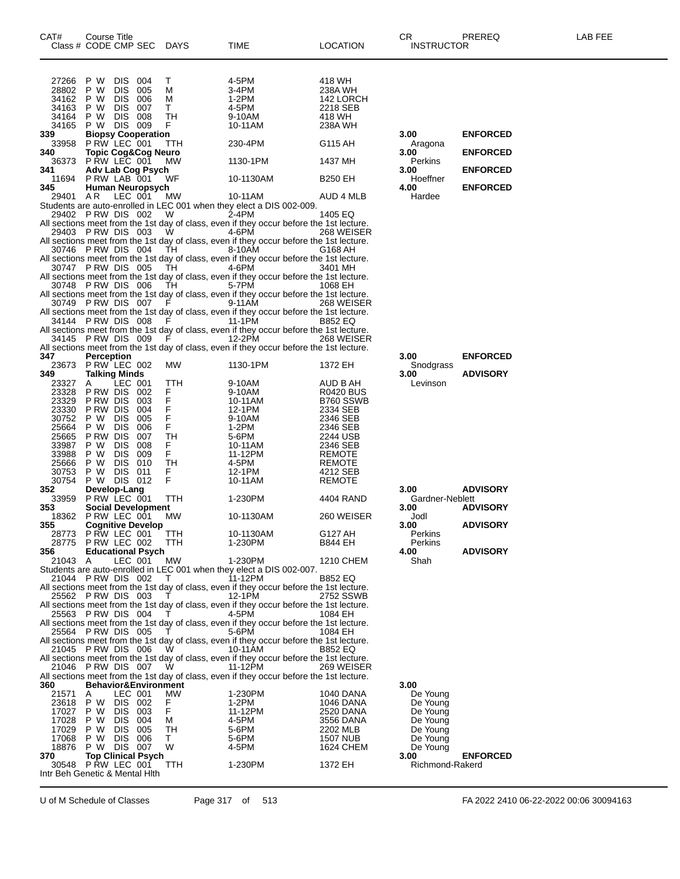| CAT# Class # | Course Title CODE CMP SEC | DAYS | TIME | LOCATION | CR INSTRUCTOR | PREREQ | LAB FEE |
|---|---|---|---|---|---|---|---|
| 27266 | P W DIS 004 | T | 4-5PM | 418 WH | | | |
| 28802 | P W DIS 005 | M | 3-4PM | 238A WH | | | |
| 34162 | P W DIS 006 | M | 1-2PM | 142 LORCH | | | |
| 34163 | P W DIS 007 | T | 4-5PM | 2218 SEB | | | |
| 34164 | P W DIS 008 | TH | 9-10AM | 418 WH | | | |
| 34165 | P W DIS 009 | F | 10-11AM | 238A WH | | | |
| **339** | **Biopsy Cooperation** | | | | **3.00** | **ENFORCED** | |
| 33958 | P RW LEC 001 | TTH | 230-4PM | G115 AH | Aragona | | |
| **340** | **Topic Cog&Cog Neuro** | | | | **3.00** | **ENFORCED** | |
| 36373 | P RW LEC 001 | MW | 1130-1PM | 1437 MH | Perkins | | |
| **341** | **Adv Lab Cog Psych** | | | | **3.00** | **ENFORCED** | |
| 11694 | P RW LAB 001 | WF | 10-1130AM | B250 EH | Hoeffner | | |
| **345** | **Human Neuropsych** | | | | **4.00** | **ENFORCED** | |
| 29401 | A R LEC 001 | MW | 10-11AM | AUD 4 MLB | Hardee | | |
| Students are auto-enrolled in LEC 001 when they elect a DIS 002-009. | | | | | | | |
| 29402 | P RW DIS 002 | W | 2-4PM | 1405 EQ | | | |
| All sections meet from the 1st day of class, even if they occur before the 1st lecture. | | | | | | | |
| 29403 | P RW DIS 003 | W | 4-6PM | 268 WEISER | | | |
| All sections meet from the 1st day of class, even if they occur before the 1st lecture. | | | | | | | |
| 30746 | P RW DIS 004 | TH | 8-10AM | G168 AH | | | |
| All sections meet from the 1st day of class, even if they occur before the 1st lecture. | | | | | | | |
| 30747 | P RW DIS 005 | TH | 4-6PM | 3401 MH | | | |
| All sections meet from the 1st day of class, even if they occur before the 1st lecture. | | | | | | | |
| 30748 | P RW DIS 006 | TH | 5-7PM | 1068 EH | | | |
| All sections meet from the 1st day of class, even if they occur before the 1st lecture. | | | | | | | |
| 30749 | P RW DIS 007 | F | 9-11AM | 268 WEISER | | | |
| All sections meet from the 1st day of class, even if they occur before the 1st lecture. | | | | | | | |
| 34144 | P RW DIS 008 | F | 11-1PM | B852 EQ | | | |
| All sections meet from the 1st day of class, even if they occur before the 1st lecture. | | | | | | | |
| 34145 | P RW DIS 009 | F | 12-2PM | 268 WEISER | | | |
| All sections meet from the 1st day of class, even if they occur before the 1st lecture. | | | | | | | |
| **347** | **Perception** | | | | **3.00** | **ENFORCED** | |
| 23673 | P RW LEC 002 | MW | 1130-1PM | 1372 EH | Snodgrass | | |
| **349** | **Talking Minds** | | | | **3.00** | **ADVISORY** | |
| 23327 | A LEC 001 | TTH | 9-10AM | AUD B AH | Levinson | | |
| 23328 | P RW DIS 002 | F | 9-10AM | R0420 BUS | | | |
| 23329 | P RW DIS 003 | F | 10-11AM | B760 SSWB | | | |
| 23330 | P RW DIS 004 | F | 12-1PM | 2334 SEB | | | |
| 30752 | P W DIS 005 | F | 9-10AM | 2346 SEB | | | |
| 25664 | P W DIS 006 | F | 1-2PM | 2346 SEB | | | |
| 25665 | P RW DIS 007 | TH | 5-6PM | 2244 USB | | | |
| 33987 | P W DIS 008 | F | 10-11AM | 2346 SEB | | | |
| 33988 | P W DIS 009 | F | 11-12PM | REMOTE | | | |
| 25666 | P W DIS 010 | TH | 4-5PM | REMOTE | | | |
| 30753 | P W DIS 011 | F | 12-1PM | 4212 SEB | | | |
| 30754 | P W DIS 012 | F | 10-11AM | REMOTE | | | |
| **352** | **Develop-Lang** | | | | **3.00** | **ADVISORY** | |
| 33959 | P RW LEC 001 | TTH | 1-230PM | 4404 RAND | Gardner-Neblett | | |
| **353** | **Social Development** | | | | **3.00** | **ADVISORY** | |
| 18362 | P RW LEC 001 | MW | 10-1130AM | 260 WEISER | Jodl | | |
| **355** | **Cognitive Develop** | | | | **3.00** | **ADVISORY** | |
| 28773 | P RW LEC 001 | TTH | 10-1130AM | G127 AH | Perkins | | |
| 28775 | P RW LEC 002 | TTH | 1-230PM | B844 EH | Perkins | | |
| **356** | **Educational Psych** | | | | **4.00** | **ADVISORY** | |
| 21043 | A LEC 001 | MW | 1-230PM | 1210 CHEM | Shah | | |
| Students are auto-enrolled in LEC 001 when they elect a DIS 002-007. | | | | | | | |
| 21044 | P RW DIS 002 | T | 11-12PM | B852 EQ | | | |
| All sections meet from the 1st day of class, even if they occur before the 1st lecture. | | | | | | | |
| 25562 | P RW DIS 003 | T | 12-1PM | 2752 SSWB | | | |
| All sections meet from the 1st day of class, even if they occur before the 1st lecture. | | | | | | | |
| 25563 | P RW DIS 004 | T | 4-5PM | 1084 EH | | | |
| All sections meet from the 1st day of class, even if they occur before the 1st lecture. | | | | | | | |
| 25564 | P RW DIS 005 | T | 5-6PM | 1084 EH | | | |
| All sections meet from the 1st day of class, even if they occur before the 1st lecture. | | | | | | | |
| 21045 | P RW DIS 006 | W | 10-11AM | B852 EQ | | | |
| All sections meet from the 1st day of class, even if they occur before the 1st lecture. | | | | | | | |
| 21046 | P RW DIS 007 | W | 11-12PM | 269 WEISER | | | |
| All sections meet from the 1st day of class, even if they occur before the 1st lecture. | | | | | | | |
| **360** | **Behavior&Environment** | | | | **3.00** | | |
| 21571 | A LEC 001 | MW | 1-230PM | 1040 DANA | De Young | | |
| 23618 | P W DIS 002 | F | 1-2PM | 1046 DANA | De Young | | |
| 17027 | P W DIS 003 | F | 11-12PM | 2520 DANA | De Young | | |
| 17028 | P W DIS 004 | M | 4-5PM | 3556 DANA | De Young | | |
| 17029 | P W DIS 005 | TH | 5-6PM | 2202 MLB | De Young | | |
| 17068 | P W DIS 006 | T | 5-6PM | 1507 NUB | De Young | | |
| 18876 | P W DIS 007 | W | 4-5PM | 1624 CHEM | De Young | | |
| **370** | **Top Clinical Psych** | | | | **3.00** | **ENFORCED** | |
| 30548 | P RW LEC 001 | TTH | 1-230PM | 1372 EH | Richmond-Rakerd | | |
| Intr Beh Genetic & Mental Hlth | | | | | | | |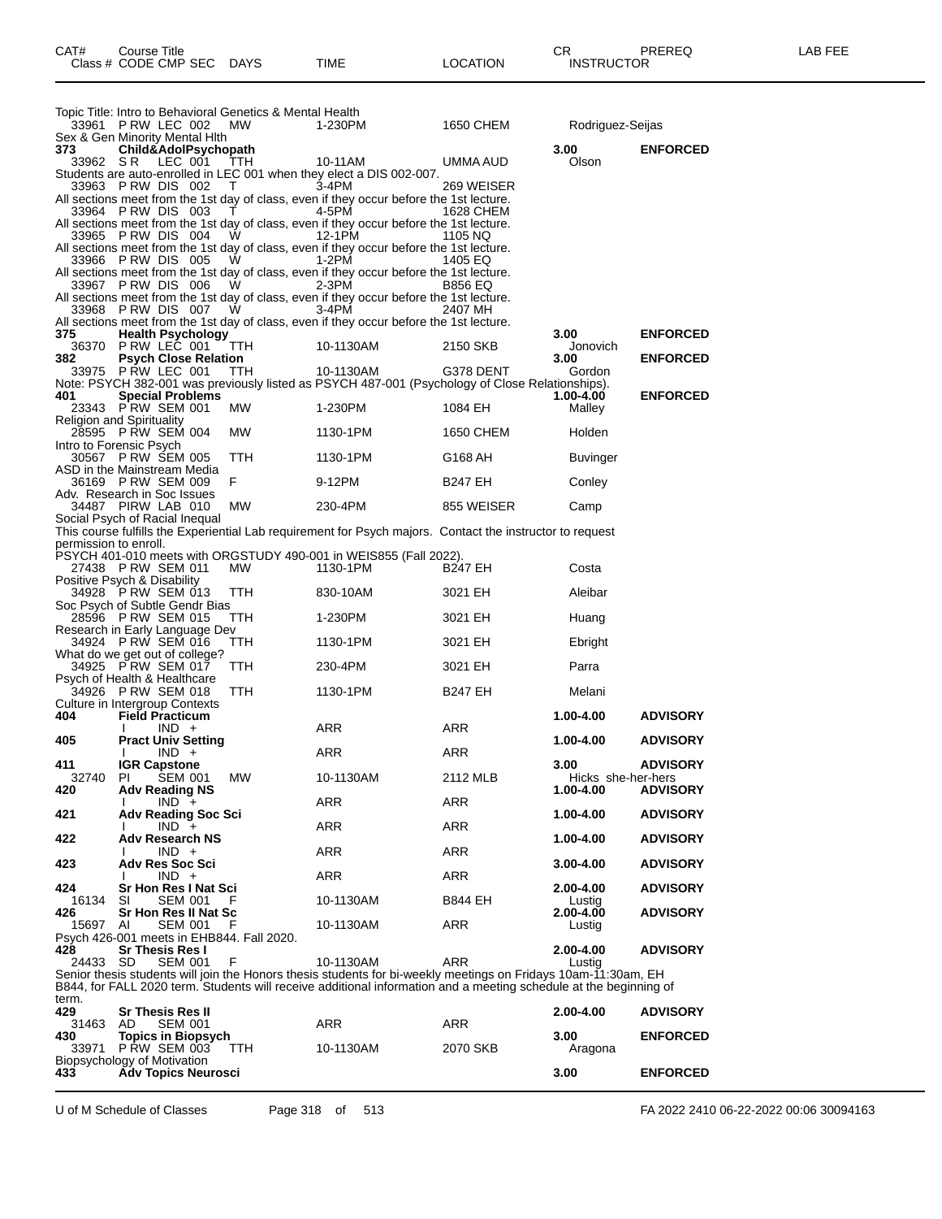| CAT# | Course Title Class # CODE CMP SEC | DAYS | TIME | LOCATION | CR INSTRUCTOR | PREREQ | LAB FEE |
|---|---|---|---|---|---|---|---|
| | Topic Title: Intro to Behavioral Genetics & Mental Health | | | | | | |
| | 33961 P RW LEC 002 | MW | 1-230PM | 1650 CHEM | Rodriguez-Seijas | | |
| | Sex & Gen Minority Mental Hlth | | | | | | |
| 373 | **Child&AdolPsychopath** | | | | **3.00** | **ENFORCED** | |
| | 33962 S R LEC 001 | TTH | 10-11AM | UMMA AUD | Olson | | |
| | Students are auto-enrolled in LEC 001 when they elect a DIS 002-007. | | | | | | |
| | 33963 P RW DIS 002 | T | 3-4PM | 269 WEISER | | | |
| | All sections meet from the 1st day of class, even if they occur before the 1st lecture. | | | | | | |
| | 33964 P RW DIS 003 | T | 4-5PM | 1628 CHEM | | | |
| | All sections meet from the 1st day of class, even if they occur before the 1st lecture. | | | | | | |
| | 33965 P RW DIS 004 | W | 12-1PM | 1105 NQ | | | |
| | All sections meet from the 1st day of class, even if they occur before the 1st lecture. | | | | | | |
| | 33966 P RW DIS 005 | W | 1-2PM | 1405 EQ | | | |
| | All sections meet from the 1st day of class, even if they occur before the 1st lecture. | | | | | | |
| | 33967 P RW DIS 006 | W | 2-3PM | B856 EQ | | | |
| | All sections meet from the 1st day of class, even if they occur before the 1st lecture. | | | | | | |
| | 33968 P RW DIS 007 | W | 3-4PM | 2407 MH | | | |
| | All sections meet from the 1st day of class, even if they occur before the 1st lecture. | | | | | | |
| 375 | **Health Psychology** | | | | **3.00** | **ENFORCED** | |
| | 36370 P RW LEC 001 | TTH | 10-1130AM | 2150 SKB | Jonovich | | |
| 382 | **Psych Close Relation** | | | | **3.00** | **ENFORCED** | |
| | 33975 P RW LEC 001 | TTH | 10-1130AM | G378 DENT | Gordon | | |
| | Note: PSYCH 382-001 was previously listed as PSYCH 487-001 (Psychology of Close Relationships). | | | | | | |
| 401 | **Special Problems** | | | | **1.00-4.00** | **ENFORCED** | |
| | 23343 P RW SEM 001 | MW | 1-230PM | 1084 EH | Malley | | |
| | Religion and Spirituality | | | | | | |
| | 28595 P RW SEM 004 | MW | 1130-1PM | 1650 CHEM | Holden | | |
| | Intro to Forensic Psych | | | | | | |
| | 30567 P RW SEM 005 | TTH | 1130-1PM | G168 AH | Buvinger | | |
| | ASD in the Mainstream Media | | | | | | |
| | 36169 P RW SEM 009 | F | 9-12PM | B247 EH | Conley | | |
| | Adv. Research in Soc Issues | | | | | | |
| | 34487 PIRW LAB 010 | MW | 230-4PM | 855 WEISER | Camp | | |
| | Social Psych of Racial Inequal | | | | | | |
| | This course fulfills the Experiential Lab requirement for Psych majors. Contact the instructor to request permission to enroll. | | | | | | |
| | PSYCH 401-010 meets with ORGSTUDY 490-001 in WEIS855 (Fall 2022). | | | | | | |
| | 27438 P RW SEM 011 | MW | 1130-1PM | B247 EH | Costa | | |
| | Positive Psych & Disability | | | | | | |
| | 34928 P RW SEM 013 | TTH | 830-10AM | 3021 EH | Aleibar | | |
| | Soc Psych of Subtle Gendr Bias | | | | | | |
| | 28596 P RW SEM 015 | TTH | 1-230PM | 3021 EH | Huang | | |
| | Research in Early Language Dev | | | | | | |
| | 34924 P RW SEM 016 | TTH | 1130-1PM | 3021 EH | Ebright | | |
| | What do we get out of college? | | | | | | |
| | 34925 P RW SEM 017 | TTH | 230-4PM | 3021 EH | Parra | | |
| | Psych of Health & Healthcare | | | | | | |
| | 34926 P RW SEM 018 | TTH | 1130-1PM | B247 EH | Melani | | |
| | Culture in Intergroup Contexts | | | | | | |
| 404 | **Field Practicum** | | | | **1.00-4.00** | **ADVISORY** | |
| | I IND + | | ARR | ARR | | | |
| 405 | **Pract Univ Setting** | | | | **1.00-4.00** | **ADVISORY** | |
| | I IND + | | ARR | ARR | | | |
| 411 | **IGR Capstone** | | | | **3.00** | **ADVISORY** | |
| | 32740 PI SEM 001 | MW | 10-1130AM | 2112 MLB | Hicks she-her-hers | | |
| 420 | **Adv Reading NS** | | | | **1.00-4.00** | **ADVISORY** | |
| | I IND + | | ARR | ARR | | | |
| 421 | **Adv Reading Soc Sci** | | | | **1.00-4.00** | **ADVISORY** | |
| | I IND + | | ARR | ARR | | | |
| 422 | **Adv Research NS** | | | | **1.00-4.00** | **ADVISORY** | |
| | I IND + | | ARR | ARR | | | |
| 423 | **Adv Res Soc Sci** | | | | **3.00-4.00** | **ADVISORY** | |
| | I IND + | | ARR | ARR | | | |
| 424 | **Sr Hon Res I Nat Sci** | | | | **2.00-4.00** | **ADVISORY** | |
| | 16134 SI SEM 001 | F | 10-1130AM | B844 EH | Lustig | | |
| 426 | **Sr Hon Res II Nat Sc** | | | | **2.00-4.00** | **ADVISORY** | |
| | 15697 AI SEM 001 | F | 10-1130AM | ARR | Lustig | | |
| | Psych 426-001 meets in EHB844. Fall 2020. | | | | | | |
| 428 | **Sr Thesis Res I** | | | | **2.00-4.00** | **ADVISORY** | |
| | 24433 SD SEM 001 | F | 10-1130AM | ARR | Lustig | | |
| | Senior thesis students will join the Honors thesis students for bi-weekly meetings on Fridays 10am-11:30am, EH B844, for FALL 2020 term. Students will receive additional information and a meeting schedule at the beginning of term. | | | | | | |
| 429 | **Sr Thesis Res II** | | | | **2.00-4.00** | **ADVISORY** | |
| | 31463 AD SEM 001 | | ARR | ARR | | | |
| 430 | **Topics in Biopsych** | | | | **3.00** | **ENFORCED** | |
| | 33971 P RW SEM 003 | TTH | 10-1130AM | 2070 SKB | Aragona | | |
| | Biopsychology of Motivation | | | | | | |
| 433 | **Adv Topics Neurosci** | | | | **3.00** | **ENFORCED** | |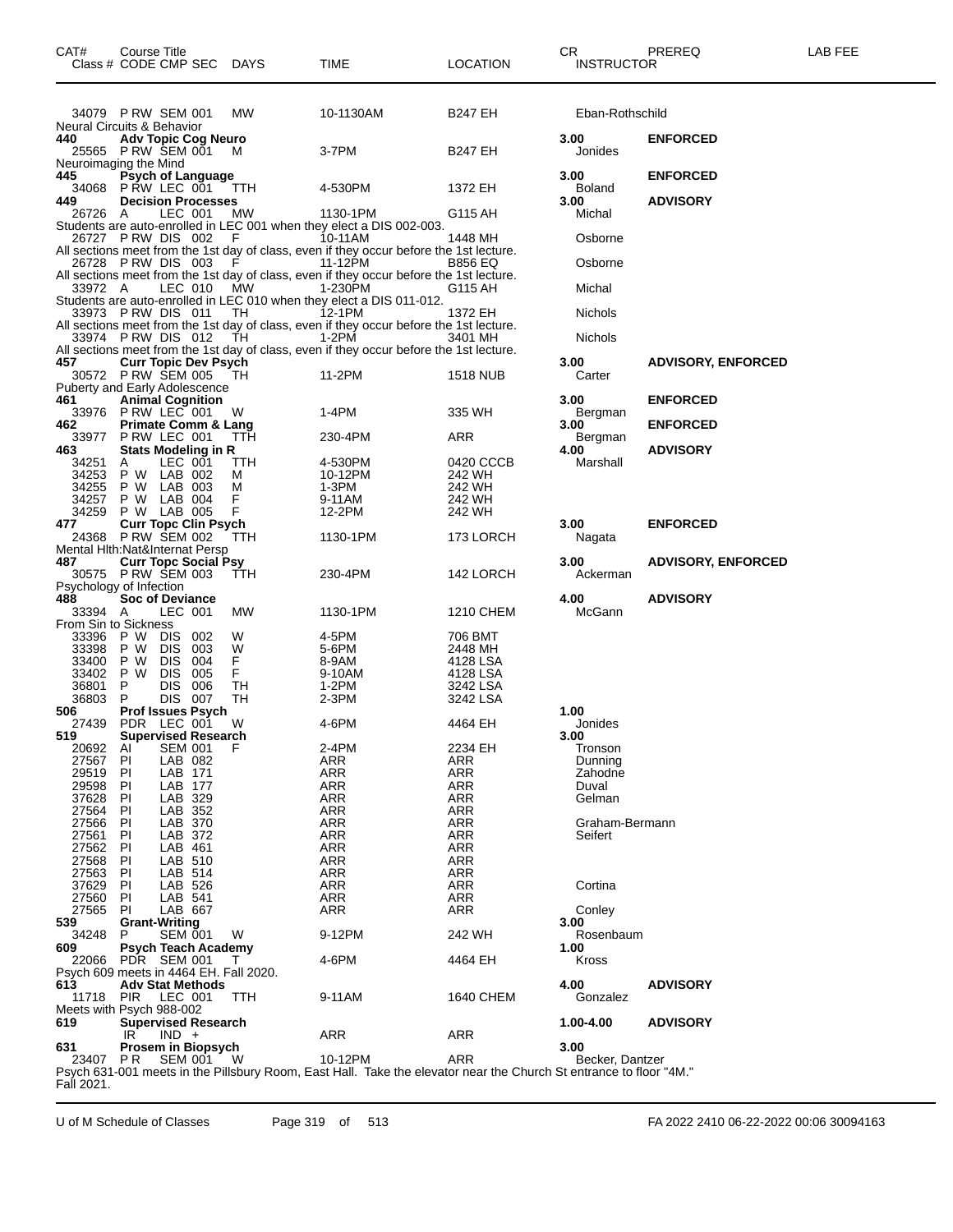| CAT# | Course Title<br>Class # CODE CMP SEC | DAYS | TIME | LOCATION | CR<br>INSTRUCTOR | PREREQ | LAB FEE |
|---|---|---|---|---|---|---|---|
| | 34079 P RW SEM 001 | MW | 10-1130AM | B247 EH | Eban-Rothschild | | |
| Neural Circuits & Behavior | | | | | | | |
| **440** | **Adv Topic Cog Neuro** | | | | **3.00** | **ENFORCED** | |
| | 25565 P RW SEM 001 | M | 3-7PM | B247 EH | Jonides | | |
| Neuroimaging the Mind | | | | | | | |
| **445** | **Psych of Language** | | | | **3.00** | **ENFORCED** | |
| | 34068 P RW LEC 001 | TTH | 4-530PM | 1372 EH | Boland | | |
| **449** | **Decision Processes** | | | | **3.00** | **ADVISORY** | |
| | 26726 A LEC 001 | MW | 1130-1PM | G115 AH | Michal | | |
| Students are auto-enrolled in LEC 001 when they elect a DIS 002-003. | | | | | | | |
| | 26727 P RW DIS 002 | F | 10-11AM | 1448 MH | Osborne | | |
| All sections meet from the 1st day of class, even if they occur before the 1st lecture. | | | | | | | |
| | 26728 P RW DIS 003 | F | 11-12PM | B856 EQ | Osborne | | |
| All sections meet from the 1st day of class, even if they occur before the 1st lecture. | | | | | | | |
| | 33972 A LEC 010 | MW | 1-230PM | G115 AH | Michal | | |
| Students are auto-enrolled in LEC 010 when they elect a DIS 011-012. | | | | | | | |
| | 33973 P RW DIS 011 | TH | 12-1PM | 1372 EH | Nichols | | |
| All sections meet from the 1st day of class, even if they occur before the 1st lecture. | | | | | | | |
| | 33974 P RW DIS 012 | TH | 1-2PM | 3401 MH | Nichols | | |
| All sections meet from the 1st day of class, even if they occur before the 1st lecture. | | | | | | | |
| **457** | **Curr Topic Dev Psych** | | | | **3.00** | **ADVISORY, ENFORCED** | |
| | 30572 P RW SEM 005 | TH | 11-2PM | 1518 NUB | Carter | | |
| Puberty and Early Adolescence | | | | | | | |
| **461** | **Animal Cognition** | | | | **3.00** | **ENFORCED** | |
| | 33976 P RW LEC 001 | W | 1-4PM | 335 WH | Bergman | | |
| **462** | **Primate Comm & Lang** | | | | **3.00** | **ENFORCED** | |
| | 33977 P RW LEC 001 | TTH | 230-4PM | ARR | Bergman | | |
| **463** | **Stats Modeling in R** | | | | **4.00** | **ADVISORY** | |
| | 34251 A LEC 001 | TTH | 4-530PM | 0420 CCCB | Marshall | | |
| | 34253 P W LAB 002 | M | 10-12PM | 242 WH | | | |
| | 34255 P W LAB 003 | M | 1-3PM | 242 WH | | | |
| | 34257 P W LAB 004 | F | 9-11AM | 242 WH | | | |
| | 34259 P W LAB 005 | F | 12-2PM | 242 WH | | | |
| **477** | **Curr Topc Clin Psych** | | | | **3.00** | **ENFORCED** | |
| | 24368 P RW SEM 002 | TTH | 1130-1PM | 173 LORCH | Nagata | | |
| Mental Hlth:Nat&Internat Persp | | | | | | | |
| **487** | **Curr Topc Social Psy** | | | | **3.00** | **ADVISORY, ENFORCED** | |
| | 30575 P RW SEM 003 | TTH | 230-4PM | 142 LORCH | Ackerman | | |
| Psychology of Infection | | | | | | | |
| **488** | **Soc of Deviance** | | | | **4.00** | **ADVISORY** | |
| | 33394 A LEC 001 | MW | 1130-1PM | 1210 CHEM | McGann | | |
| From Sin to Sickness | | | | | | | |
| | 33396 P W DIS 002 | W | 4-5PM | 706 BMT | | | |
| | 33398 P W DIS 003 | W | 5-6PM | 2448 MH | | | |
| | 33400 P W DIS 004 | F | 8-9AM | 4128 LSA | | | |
| | 33402 P W DIS 005 | F | 9-10AM | 4128 LSA | | | |
| | 36801 P DIS 006 | TH | 1-2PM | 3242 LSA | | | |
| | 36803 P DIS 007 | TH | 2-3PM | 3242 LSA | | | |
| **506** | **Prof Issues Psych** | | | | **1.00** | | |
| | 27439 PDR LEC 001 | W | 4-6PM | 4464 EH | Jonides | | |
| **519** | **Supervised Research** | | | | **3.00** | | |
| | 20692 AI SEM 001 | F | 2-4PM | 2234 EH | Tronson | | |
| | 27567 PI LAB 082 | | ARR | ARR | Dunning | | |
| | 29519 PI LAB 171 | | ARR | ARR | Zahodne | | |
| | 29598 PI LAB 177 | | ARR | ARR | Duval | | |
| | 37628 PI LAB 329 | | ARR | ARR | Gelman | | |
| | 27564 PI LAB 352 | | ARR | ARR | | | |
| | 27566 PI LAB 370 | | ARR | ARR | Graham-Bermann | | |
| | 27561 PI LAB 372 | | ARR | ARR | Seifert | | |
| | 27562 PI LAB 461 | | ARR | ARR | | | |
| | 27568 PI LAB 510 | | ARR | ARR | | | |
| | 27563 PI LAB 514 | | ARR | ARR | | | |
| | 37629 PI LAB 526 | | ARR | ARR | Cortina | | |
| | 27560 PI LAB 541 | | ARR | ARR | | | |
| | 27565 PI LAB 667 | | ARR | ARR | Conley | | |
| **539** | **Grant-Writing** | | | | **3.00** | | |
| | 34248 P SEM 001 | W | 9-12PM | 242 WH | Rosenbaum | | |
| **609** | **Psych Teach Academy** | | | | **1.00** | | |
| | 22066 PDR SEM 001 | T | 4-6PM | 4464 EH | Kross | | |
| Psych 609 meets in 4464 EH. Fall 2020. | | | | | | | |
| **613** | **Adv Stat Methods** | | | | **4.00** | **ADVISORY** | |
| | 11718 PIR LEC 001 | TTH | 9-11AM | 1640 CHEM | Gonzalez | | |
| Meets with Psych 988-002 | | | | | | | |
| **619** | **Supervised Research** | | | | **1.00-4.00** | **ADVISORY** | |
| | IR IND + | | ARR | ARR | | | |
| **631** | **Prosem in Biopsych** | | | | **3.00** | | |
| | 23407 P R SEM 001 | W | 10-12PM | ARR | Becker, Dantzer | | |

Psych 631-001 meets in the Pillsbury Room, East Hall. Take the elevator near the Church St entrance to floor "4M." Fall 2021.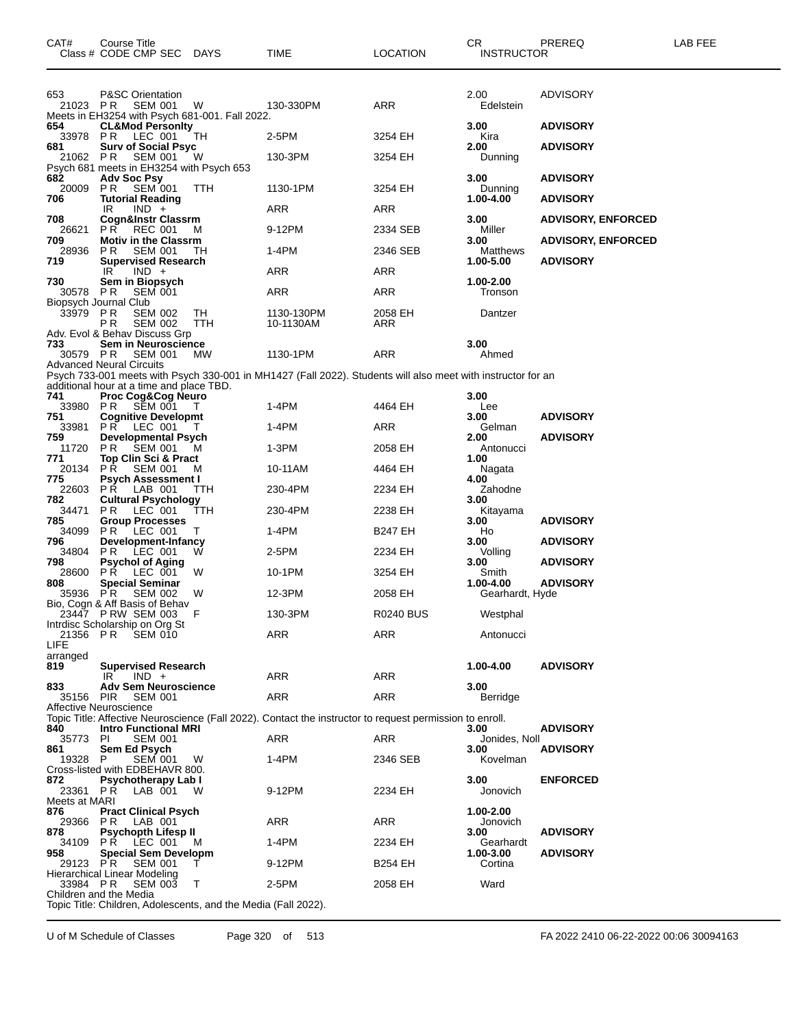| CAT# | Course Title / Class # CODE CMP SEC | DAYS | TIME | LOCATION | CR / INSTRUCTOR | PREREQ | LAB FEE |
|---|---|---|---|---|---|---|---|
| 653 | P&SC Orientation | | | | 2.00 | ADVISORY | |
| 21023 | P R SEM 001 | W | 130-330PM | ARR | Edelstein | | |
| Meets in EH3254 with Psych 681-001. Fall 2022. | | | | | | | |
| **654** | **CL&Mod Personlty** | | | | **3.00** | **ADVISORY** | |
| 33978 | P R LEC 001 | TH | 2-5PM | 3254 EH | Kira | | |
| **681** | **Surv of Social Psyc** | | | | **2.00** | **ADVISORY** | |
| 21062 | P R SEM 001 | W | 130-3PM | 3254 EH | Dunning | | |
| Psych 681 meets in EH3254 with Psych 653 | | | | | | | |
| **682** | **Adv Soc Psy** | | | | **3.00** | **ADVISORY** | |
| 20009 | P R SEM 001 | TTH | 1130-1PM | 3254 EH | Dunning | | |
| **706** | **Tutorial Reading** | | | | **1.00-4.00** | **ADVISORY** | |
| | IR IND + | | ARR | ARR | | | |
| **708** | **Cogn&Instr Classrm** | | | | **3.00** | **ADVISORY, ENFORCED** | |
| 26621 | P R REC 001 | M | 9-12PM | 2334 SEB | Miller | | |
| **709** | **Motiv in the Classrm** | | | | **3.00** | **ADVISORY, ENFORCED** | |
| 28936 | P R SEM 001 | TH | 1-4PM | 2346 SEB | Matthews | | |
| **719** | **Supervised Research** | | | | **1.00-5.00** | **ADVISORY** | |
| | IR IND + | | ARR | ARR | | | |
| **730** | **Sem in Biopsych** | | | | **1.00-2.00** | | |
| 30578 | P R SEM 001 | | ARR | ARR | Tronson | | |
| Biopsych Journal Club | | | | | | | |
| 33979 | P R SEM 002 | TH | 1130-130PM | 2058 EH | Dantzer | | |
| | P R SEM 002 | TTH | 10-1130AM | ARR | | | |
| Adv. Evol & Behav Discuss Grp | | | | | | | |
| **733** | **Sem in Neuroscience** | | | | **3.00** | | |
| 30579 | P R SEM 001 | MW | 1130-1PM | ARR | Ahmed | | |
| Advanced Neural Circuits | | | | | | | |
| Psych 733-001 meets with Psych 330-001 in MH1427 (Fall 2022). Students will also meet with instructor for an additional hour at a time and place TBD. | | | | | | | |
| **741** | **Proc Cog&Cog Neuro** | | | | **3.00** | | |
| 33980 | P R SEM 001 | T | 1-4PM | 4464 EH | Lee | | |
| **751** | **Cognitive Developmt** | | | | **3.00** | **ADVISORY** | |
| 33981 | P R LEC 001 | T | 1-4PM | ARR | Gelman | | |
| **759** | **Developmental Psych** | | | | **2.00** | **ADVISORY** | |
| 11720 | P R SEM 001 | M | 1-3PM | 2058 EH | Antonucci | | |
| **771** | **Top Clin Sci & Pract** | | | | **1.00** | | |
| 20134 | P R SEM 001 | M | 10-11AM | 4464 EH | Nagata | | |
| **775** | **Psych Assessment I** | | | | **4.00** | | |
| 22603 | P R LAB 001 | TTH | 230-4PM | 2234 EH | Zahodne | | |
| **782** | **Cultural Psychology** | | | | **3.00** | | |
| 34471 | P R LEC 001 | TTH | 230-4PM | 2238 EH | Kitayama | | |
| **785** | **Group Processes** | | | | **3.00** | **ADVISORY** | |
| 34099 | P R LEC 001 | T | 1-4PM | B247 EH | Ho | | |
| **796** | **Development-Infancy** | | | | **3.00** | **ADVISORY** | |
| 34804 | P R LEC 001 | W | 2-5PM | 2234 EH | Volling | | |
| **798** | **Psychol of Aging** | | | | **3.00** | **ADVISORY** | |
| 28600 | P R LEC 001 | W | 10-1PM | 3254 EH | Smith | | |
| **808** | **Special Seminar** | | | | **1.00-4.00** | **ADVISORY** | |
| 35936 | P R SEM 002 | W | 12-3PM | 2058 EH | Gearhardt, Hyde | | |
| Bio, Cogn & Aff Basis of Behav | | | | | | | |
| 23447 | P RW SEM 003 | F | 130-3PM | R0240 BUS | Westphal | | |
| Intrdisc Scholarship on Org St | | | | | | | |
| 21356 | P R SEM 010 | | ARR | ARR | Antonucci | | |
| LIFE arranged | | | | | | | |
| **819** | **Supervised Research** | | | | **1.00-4.00** | **ADVISORY** | |
| | IR IND + | | ARR | ARR | | | |
| **833** | **Adv Sem Neuroscience** | | | | **3.00** | | |
| 35156 | PIR SEM 001 | | ARR | ARR | Berridge | | |
| Affective Neuroscience | | | | | | | |
| Topic Title: Affective Neuroscience (Fall 2022). Contact the instructor to request permission to enroll. | | | | | | | |
| **840** | **Intro Functional MRI** | | | | **3.00** | **ADVISORY** | |
| 35773 | PI SEM 001 | | ARR | ARR | Jonides, Noll | | |
| **861** | **Sem Ed Psych** | | | | **3.00** | **ADVISORY** | |
| 19328 | P SEM 001 | W | 1-4PM | 2346 SEB | Kovelman | | |
| Cross-listed with EDBEHAVR 800. | | | | | | | |
| **872** | **Psychotherapy Lab I** | | | | **3.00** | **ENFORCED** | |
| 23361 | P R LAB 001 | W | 9-12PM | 2234 EH | Jonovich | | |
| Meets at MARI | | | | | | | |
| **876** | **Pract Clinical Psych** | | | | **1.00-2.00** | | |
| 29366 | P R LAB 001 | | ARR | ARR | Jonovich | | |
| **878** | **Psychopth Lifesp II** | | | | **3.00** | **ADVISORY** | |
| 34109 | P R LEC 001 | M | 1-4PM | 2234 EH | Gearhardt | | |
| **958** | **Special Sem Developm** | | | | **1.00-3.00** | **ADVISORY** | |
| 29123 | P R SEM 001 | T | 9-12PM | B254 EH | Cortina | | |
| Hierarchical Linear Modeling | | | | | | | |
| 33984 | P R SEM 003 | T | 2-5PM | 2058 EH | Ward | | |
| Children and the Media | | | | | | | |
| Topic Title: Children, Adolescents, and the Media (Fall 2022). | | | | | | | |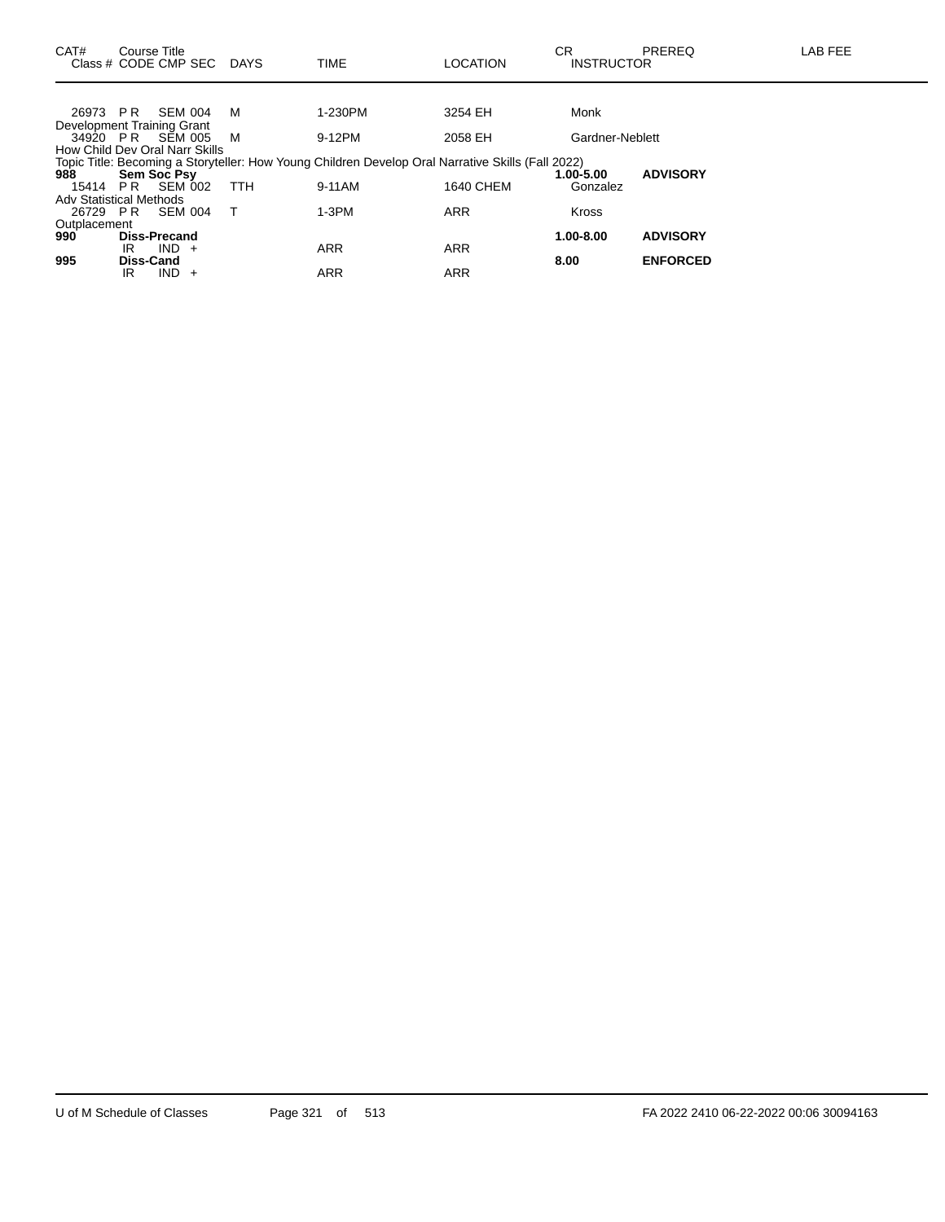| CAT# | Course Title<br>Class # CODE CMP SEC | DAYS | TIME | LOCATION | CR<br>INSTRUCTOR | PREREQ | LAB FEE |
|---|---|---|---|---|---|---|---|
| | 26973 P R SEM 004 | M | 1-230PM | 3254 EH | Monk | | |
| | Development Training Grant | | | | | | |
| | 34920 P R SEM 005 | M | 9-12PM | 2058 EH | Gardner-Neblett | | |
| | How Child Dev Oral Narr Skills | | | | | | |
| | Topic Title: Becoming a Storyteller: How Young Children Develop Oral Narrative Skills (Fall 2022) | | | | | | |
| **988** | **Sem Soc Psy** | | | | **1.00-5.00** | **ADVISORY** | |
| | 15414 P R SEM 002 | TTH | 9-11AM | 1640 CHEM | Gonzalez | | |
| | Adv Statistical Methods | | | | | | |
| | 26729 P R SEM 004 | T | 1-3PM | ARR | Kross | | |
| | Outplacement | | | | | | |
| **990** | **Diss-Precand** | | | | **1.00-8.00** | **ADVISORY** | |
| | IR IND + | | ARR | ARR | | | |
| **995** | **Diss-Cand** | | | | **8.00** | **ENFORCED** | |
| | IR IND + | | ARR | ARR | | | |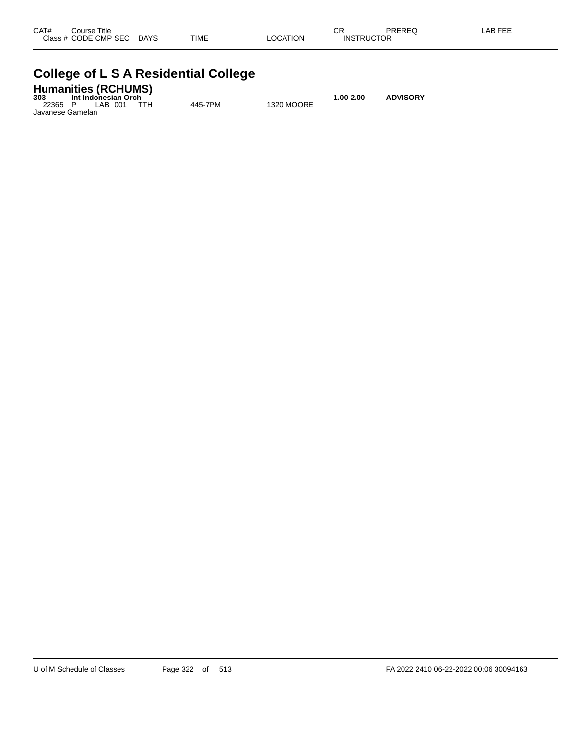| CAT# | Course Title | | | | | | CR | PREREQ | LAB FEE |
|---|---|---|---|---|---|---|---|---|---|
| Class # | CODE | CMP | SEC | DAYS | TIME | LOCATION | INSTRUCTOR | | |

# College of L S A Residential College

## Humanities (RCHUMS)

| CAT# | Course Title | | | | | | CR | PREREQ | LAB FEE |
|---|---|---|---|---|---|---|---|---|---|
| **303** | **Int Indonesian Orch** | | | | | | **1.00-2.00** | **ADVISORY** | |
| 22365 | P | LAB | 001 | TTH | 445-7PM | 1320 MOORE | | | |

Javanese Gamelan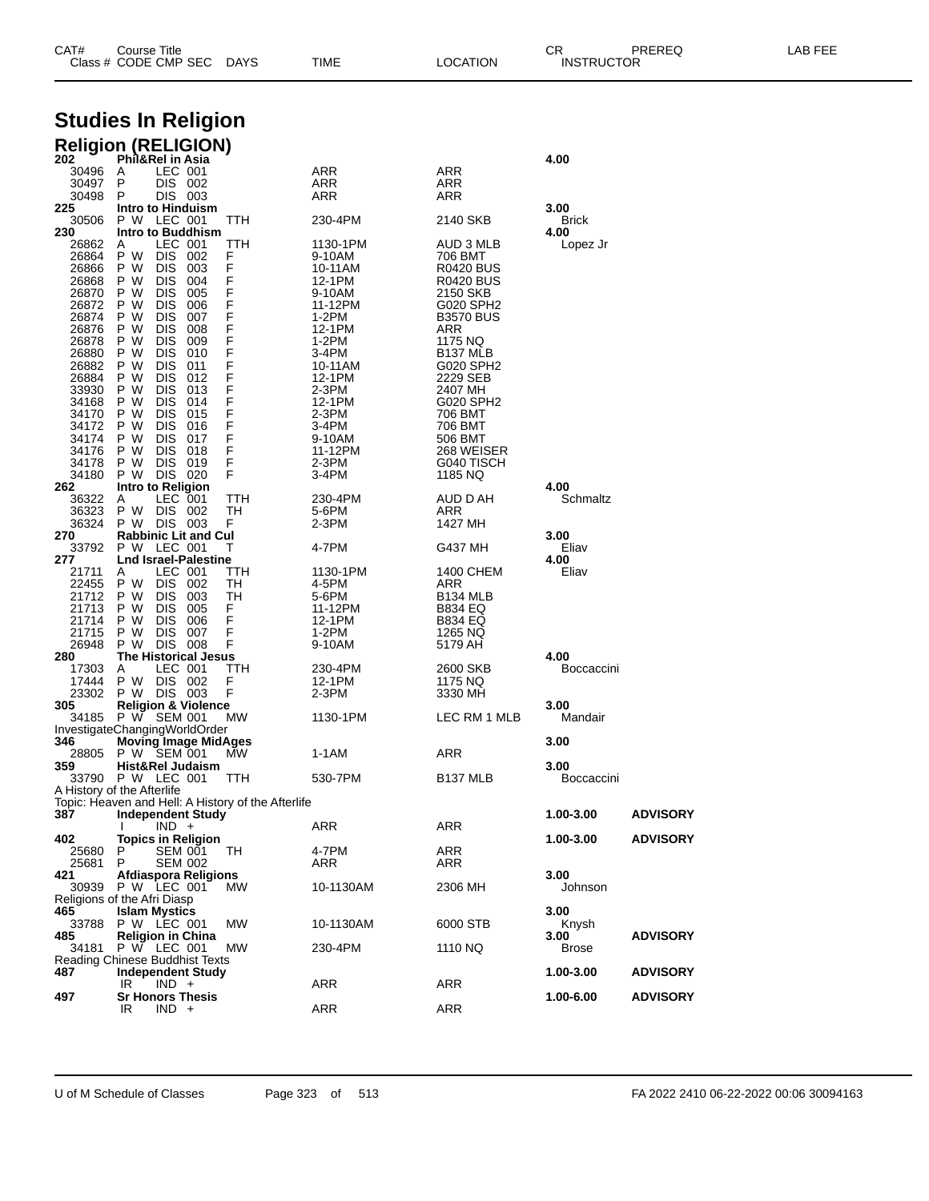| CAT# | Course Title | | | | | | CR | PREREQ | LAB FEE |
|---|---|---|---|---|---|---|---|---|---|
| Class # | CODE | CMP | SEC | DAYS | TIME | LOCATION | INSTRUCTOR | | |

# Studies In Religion

## Religion (RELIGION)

| CAT# / Class # | CODE | CMP | SEC | DAYS | TIME | LOCATION | CR / INSTRUCTOR | PREREQ |
|---|---|---|---|---|---|---|---|---|
| **202** | **Phil&Rel in Asia** | | | | | | **4.00** | |
| 30496 | A | LEC | 001 | | ARR | ARR | | |
| 30497 | P | DIS | 002 | | ARR | ARR | | |
| 30498 | P | DIS | 003 | | ARR | ARR | | |
| **225** | **Intro to Hinduism** | | | | | | **3.00** | |
| 30506 | P W | LEC | 001 | TTH | 230-4PM | 2140 SKB | Brick | |
| **230** | **Intro to Buddhism** | | | | | | **4.00** | |
| 26862 | A | LEC | 001 | TTH | 1130-1PM | AUD 3 MLB | Lopez Jr | |
| 26864 | P W | DIS | 002 | F | 9-10AM | 706 BMT | | |
| 26866 | P W | DIS | 003 | F | 10-11AM | R0420 BUS | | |
| 26868 | P W | DIS | 004 | F | 12-1PM | R0420 BUS | | |
| 26870 | P W | DIS | 005 | F | 9-10AM | 2150 SKB | | |
| 26872 | P W | DIS | 006 | F | 11-12PM | G020 SPH2 | | |
| 26874 | P W | DIS | 007 | F | 1-2PM | B3570 BUS | | |
| 26876 | P W | DIS | 008 | F | 12-1PM | ARR | | |
| 26878 | P W | DIS | 009 | F | 1-2PM | 1175 NQ | | |
| 26880 | P W | DIS | 010 | F | 3-4PM | B137 MLB | | |
| 26882 | P W | DIS | 011 | F | 10-11AM | G020 SPH2 | | |
| 26884 | P W | DIS | 012 | F | 12-1PM | 2229 SEB | | |
| 33930 | P W | DIS | 013 | F | 2-3PM | 2407 MH | | |
| 34168 | P W | DIS | 014 | F | 12-1PM | G020 SPH2 | | |
| 34170 | P W | DIS | 015 | F | 2-3PM | 706 BMT | | |
| 34172 | P W | DIS | 016 | F | 3-4PM | 706 BMT | | |
| 34174 | P W | DIS | 017 | F | 9-10AM | 506 BMT | | |
| 34176 | P W | DIS | 018 | F | 11-12PM | 268 WEISER | | |
| 34178 | P W | DIS | 019 | F | 2-3PM | G040 TISCH | | |
| 34180 | P W | DIS | 020 | F | 3-4PM | 1185 NQ | | |
| **262** | **Intro to Religion** | | | | | | **4.00** | |
| 36322 | A | LEC | 001 | TTH | 230-4PM | AUD D AH | Schmaltz | |
| 36323 | P W | DIS | 002 | TH | 5-6PM | ARR | | |
| 36324 | P W | DIS | 003 | F | 2-3PM | 1427 MH | | |
| **270** | **Rabbinic Lit and Cul** | | | | | | **3.00** | |
| 33792 | P W | LEC | 001 | T | 4-7PM | G437 MH | Eliav | |
| **277** | **Lnd Israel-Palestine** | | | | | | **4.00** | |
| 21711 | A | LEC | 001 | TTH | 1130-1PM | 1400 CHEM | Eliav | |
| 22455 | P W | DIS | 002 | TH | 4-5PM | ARR | | |
| 21712 | P W | DIS | 003 | TH | 5-6PM | B134 MLB | | |
| 21713 | P W | DIS | 005 | F | 11-12PM | B834 EQ | | |
| 21714 | P W | DIS | 006 | F | 12-1PM | B834 EQ | | |
| 21715 | P W | DIS | 007 | F | 1-2PM | 1265 NQ | | |
| 26948 | P W | DIS | 008 | F | 9-10AM | 5179 AH | | |
| **280** | **The Historical Jesus** | | | | | | **4.00** | |
| 17303 | A | LEC | 001 | TTH | 230-4PM | 2600 SKB | Boccaccini | |
| 17444 | P W | DIS | 002 | F | 12-1PM | 1175 NQ | | |
| 23302 | P W | DIS | 003 | F | 2-3PM | 3330 MH | | |
| **305** | **Religion & Violence** | | | | | | **3.00** | |
| 34185 | P W | SEM | 001 | MW | 1130-1PM | LEC RM 1 MLB | Mandair | |
| InvestigateChangingWorldOrder | | | | | | | | |
| **346** | **Moving Image MidAges** | | | | | | **3.00** | |
| 28805 | P W | SEM | 001 | MW | 1-1AM | ARR | | |
| **359** | **Hist&Rel Judaism** | | | | | | **3.00** | |
| 33790 | P W | LEC | 001 | TTH | 530-7PM | B137 MLB | Boccaccini | |
| A History of the Afterlife | | | | | | | | |
| Topic: Heaven and Hell: A History of the Afterlife | | | | | | | | |
| **387** | **Independent Study** | | | | | | **1.00-3.00** | **ADVISORY** |
| | I | IND | + | | ARR | ARR | | |
| **402** | **Topics in Religion** | | | | | | **1.00-3.00** | **ADVISORY** |
| 25680 | P | SEM | 001 | TH | 4-7PM | ARR | | |
| 25681 | P | SEM | 002 | | ARR | ARR | | |
| **421** | **Afdiaspora Religions** | | | | | | **3.00** | |
| 30939 | P W | LEC | 001 | MW | 10-1130AM | 2306 MH | Johnson | |
| Religions of the Afri Diasp | | | | | | | | |
| **465** | **Islam Mystics** | | | | | | **3.00** | |
| 33788 | P W | LEC | 001 | MW | 10-1130AM | 6000 STB | Knysh | |
| **485** | **Religion in China** | | | | | | **3.00** | **ADVISORY** |
| 34181 | P W | LEC | 001 | MW | 230-4PM | 1110 NQ | Brose | |
| Reading Chinese Buddhist Texts | | | | | | | | |
| **487** | **Independent Study** | | | | | | **1.00-3.00** | **ADVISORY** |
| | IR | IND | + | | ARR | ARR | | |
| **497** | **Sr Honors Thesis** | | | | | | **1.00-6.00** | **ADVISORY** |
| | IR | IND | + | | ARR | ARR | | |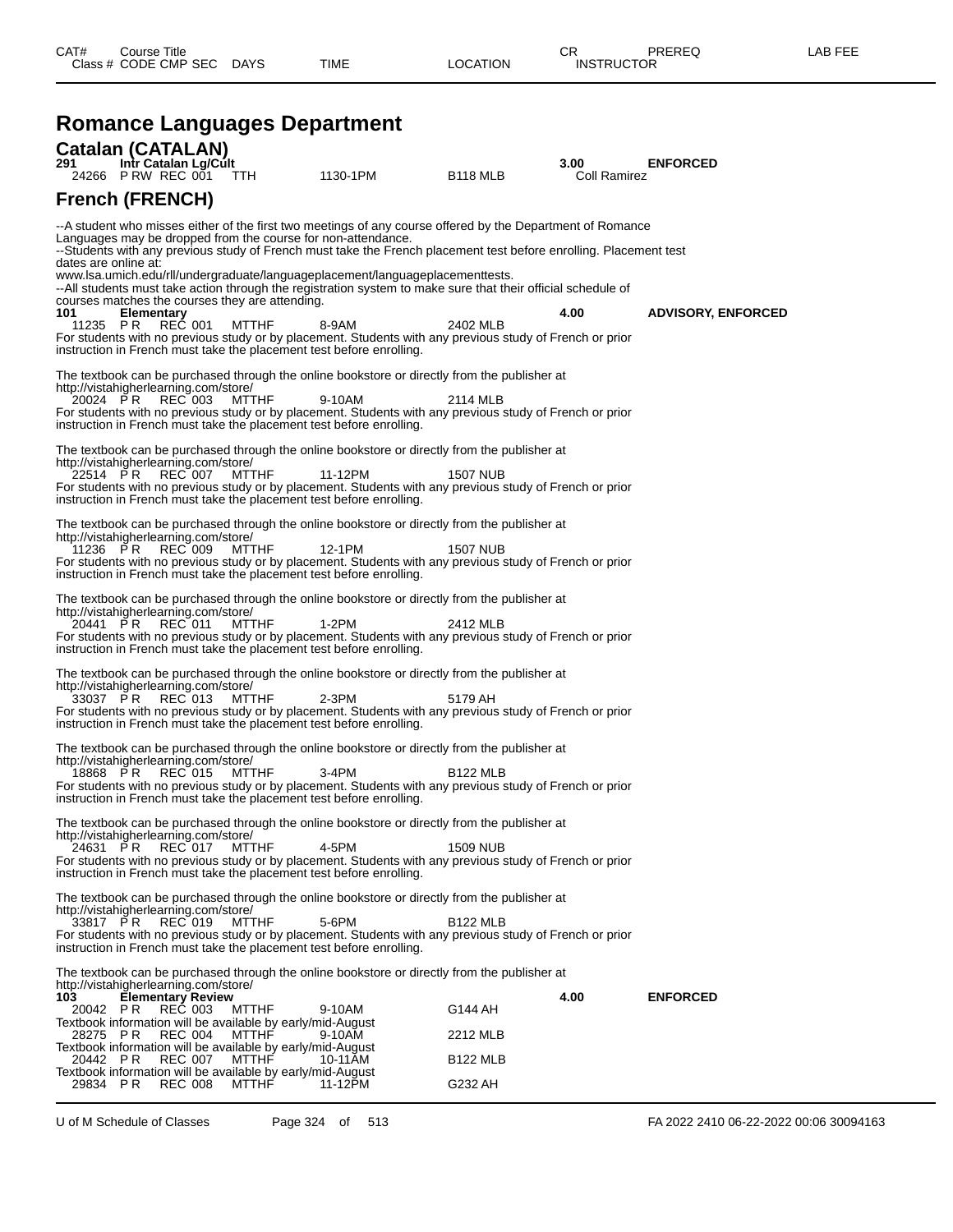# Romance Languages Department

## Catalan (CATALAN)

**291 Intr Catalan Lg/Cult** — 3.00 — ENFORCED

24266 P RW REC 001 TTH 1130-1PM B118 MLB Coll Ramirez

## French (FRENCH)

--A student who misses either of the first two meetings of any course offered by the Department of Romance Languages may be dropped from the course for non-attendance.
--Students with any previous study of French must take the French placement test before enrolling. Placement test dates are online at:
www.lsa.umich.edu/rll/undergraduate/languageplacement/languageplacementtests.
--All students must take action through the registration system to make sure that their official schedule of courses matches the courses they are attending.

**101 Elementary** — 4.00 — ADVISORY, ENFORCED

11235 P R REC 001 MTTHF 8-9AM 2402 MLB
For students with no previous study or by placement. Students with any previous study of French or prior instruction in French must take the placement test before enrolling.

The textbook can be purchased through the online bookstore or directly from the publisher at http://vistahigherlearning.com/store/

20024 P R REC 003 MTTHF 9-10AM 2114 MLB
For students with no previous study or by placement. Students with any previous study of French or prior instruction in French must take the placement test before enrolling.

The textbook can be purchased through the online bookstore or directly from the publisher at http://vistahigherlearning.com/store/

22514 P R REC 007 MTTHF 11-12PM 1507 NUB
For students with no previous study or by placement. Students with any previous study of French or prior instruction in French must take the placement test before enrolling.

The textbook can be purchased through the online bookstore or directly from the publisher at http://vistahigherlearning.com/store/

11236 P R REC 009 MTTHF 12-1PM 1507 NUB
For students with no previous study or by placement. Students with any previous study of French or prior instruction in French must take the placement test before enrolling.

The textbook can be purchased through the online bookstore or directly from the publisher at http://vistahigherlearning.com/store/

20441 P R REC 011 MTTHF 1-2PM 2412 MLB
For students with no previous study or by placement. Students with any previous study of French or prior instruction in French must take the placement test before enrolling.

The textbook can be purchased through the online bookstore or directly from the publisher at http://vistahigherlearning.com/store/

33037 P R REC 013 MTTHF 2-3PM 5179 AH
For students with no previous study or by placement. Students with any previous study of French or prior instruction in French must take the placement test before enrolling.

The textbook can be purchased through the online bookstore or directly from the publisher at http://vistahigherlearning.com/store/

18868 P R REC 015 MTTHF 3-4PM B122 MLB
For students with no previous study or by placement. Students with any previous study of French or prior instruction in French must take the placement test before enrolling.

The textbook can be purchased through the online bookstore or directly from the publisher at http://vistahigherlearning.com/store/

24631 P R REC 017 MTTHF 4-5PM 1509 NUB
For students with no previous study or by placement. Students with any previous study of French or prior instruction in French must take the placement test before enrolling.

The textbook can be purchased through the online bookstore or directly from the publisher at http://vistahigherlearning.com/store/

33817 P R REC 019 MTTHF 5-6PM B122 MLB
For students with no previous study or by placement. Students with any previous study of French or prior instruction in French must take the placement test before enrolling.

The textbook can be purchased through the online bookstore or directly from the publisher at http://vistahigherlearning.com/store/

**103 Elementary Review** — 4.00 — ENFORCED

20042 P R REC 003 MTTHF 9-10AM G144 AH
Textbook information will be available by early/mid-August

28275 P R REC 004 MTTHF 9-10AM 2212 MLB
Textbook information will be available by early/mid-August

20442 P R REC 007 MTTHF 10-11AM B122 MLB
Textbook information will be available by early/mid-August

29834 P R REC 008 MTTHF 11-12PM G232 AH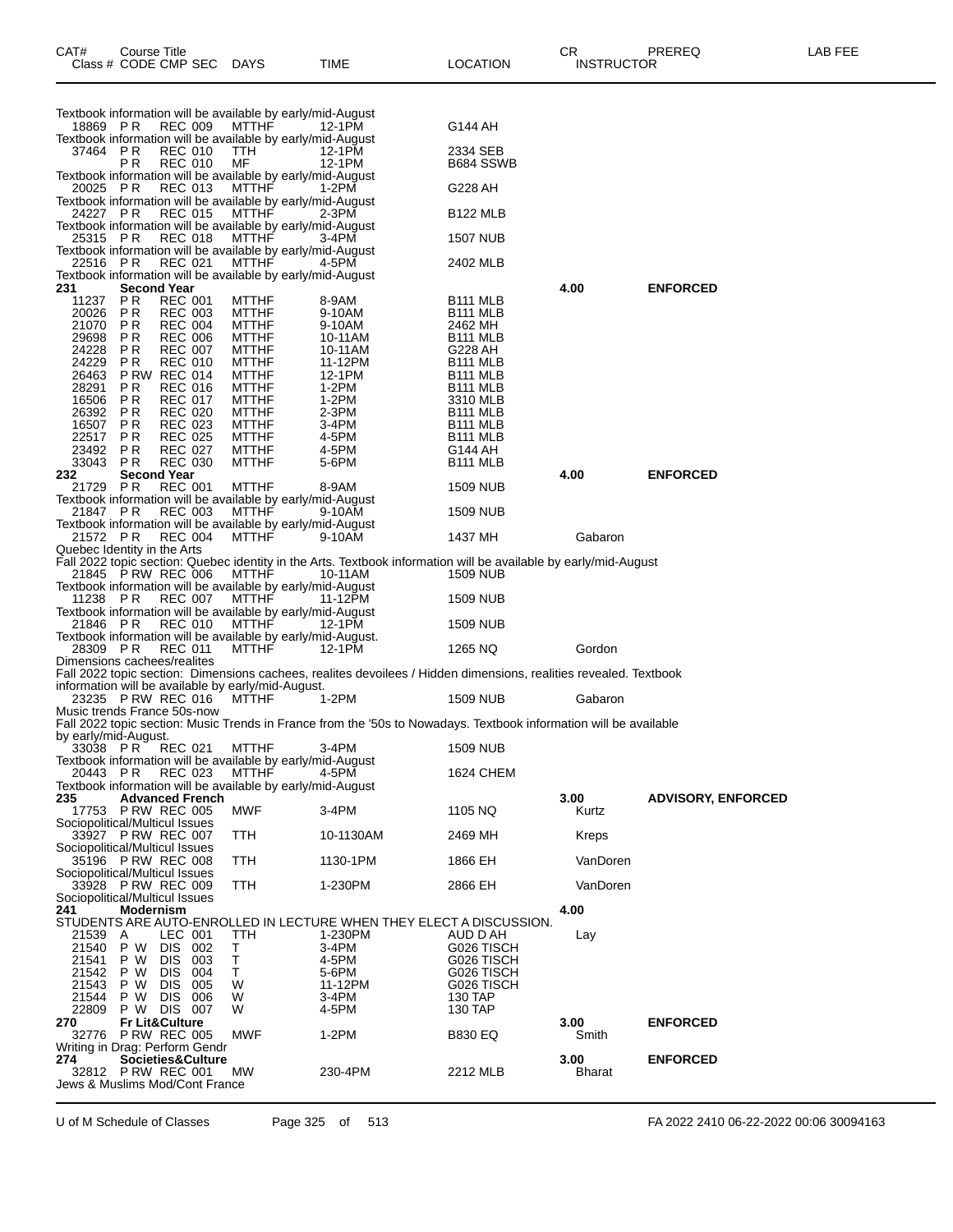| CAT# | Course Title<br>Class # CODE CMP SEC | DAYS | TIME | LOCATION | CR<br>INSTRUCTOR | PREREQ | LAB FEE |
|---|---|---|---|---|---|---|---|
| | Textbook information will be available by early/mid-August | | | | | | |
| 18869 | P R REC 009 | MTTHF | 12-1PM | G144 AH | | | |
| | Textbook information will be available by early/mid-August | | | | | | |
| 37464 | P R REC 010 | TTH | 12-1PM | 2334 SEB | | | |
| | P R REC 010 | MF | 12-1PM | B684 SSWB | | | |
| | Textbook information will be available by early/mid-August | | | | | | |
| 20025 | P R REC 013 | MTTHF | 1-2PM | G228 AH | | | |
| | Textbook information will be available by early/mid-August | | | | | | |
| 24227 | P R REC 015 | MTTHF | 2-3PM | B122 MLB | | | |
| | Textbook information will be available by early/mid-August | | | | | | |
| 25315 | P R REC 018 | MTTHF | 3-4PM | 1507 NUB | | | |
| | Textbook information will be available by early/mid-August | | | | | | |
| 22516 | P R REC 021 | MTTHF | 4-5PM | 2402 MLB | | | |
| | Textbook information will be available by early/mid-August | | | | | | |
| **231** | **Second Year** | | | | **4.00** | **ENFORCED** | |
| 11237 | P R REC 001 | MTTHF | 8-9AM | B111 MLB | | | |
| 20026 | P R REC 003 | MTTHF | 9-10AM | B111 MLB | | | |
| 21070 | P R REC 004 | MTTHF | 9-10AM | 2462 MH | | | |
| 29698 | P R REC 006 | MTTHF | 10-11AM | B111 MLB | | | |
| 24228 | P R REC 007 | MTTHF | 10-11AM | G228 AH | | | |
| 24229 | P R REC 010 | MTTHF | 11-12PM | B111 MLB | | | |
| 26463 | P RW REC 014 | MTTHF | 12-1PM | B111 MLB | | | |
| 28291 | P R REC 016 | MTTHF | 1-2PM | B111 MLB | | | |
| 16506 | P R REC 017 | MTTHF | 1-2PM | 3310 MLB | | | |
| 26392 | P R REC 020 | MTTHF | 2-3PM | B111 MLB | | | |
| 16507 | P R REC 023 | MTTHF | 3-4PM | B111 MLB | | | |
| 22517 | P R REC 025 | MTTHF | 4-5PM | B111 MLB | | | |
| 23492 | P R REC 027 | MTTHF | 4-5PM | G144 AH | | | |
| 33043 | P R REC 030 | MTTHF | 5-6PM | B111 MLB | | | |
| **232** | **Second Year** | | | | **4.00** | **ENFORCED** | |
| 21729 | P R REC 001 | MTTHF | 8-9AM | 1509 NUB | | | |
| | Textbook information will be available by early/mid-August | | | | | | |
| 21847 | P R REC 003 | MTTHF | 9-10AM | 1509 NUB | | | |
| | Textbook information will be available by early/mid-August | | | | | | |
| 21572 | P R REC 004 | MTTHF | 9-10AM | 1437 MH | Gabaron | | |
| | Quebec Identity in the Arts | | | | | | |
| | Fall 2022 topic section: Quebec identity in the Arts. Textbook information will be available by early/mid-August | | | | | | |
| 21845 | P RW REC 006 | MTTHF | 10-11AM | 1509 NUB | | | |
| | Textbook information will be available by early/mid-August | | | | | | |
| 11238 | P R REC 007 | MTTHF | 11-12PM | 1509 NUB | | | |
| | Textbook information will be available by early/mid-August | | | | | | |
| 21846 | P R REC 010 | MTTHF | 12-1PM | 1509 NUB | | | |
| | Textbook information will be available by early/mid-August. | | | | | | |
| 28309 | P R REC 011 | MTTHF | 12-1PM | 1265 NQ | Gordon | | |
| | Dimensions cachees/realites | | | | | | |
| | Fall 2022 topic section: Dimensions cachees, realites devoilees / Hidden dimensions, realities revealed. Textbook information will be available by early/mid-August. | | | | | | |
| 23235 | P RW REC 016 | MTTHF | 1-2PM | 1509 NUB | Gabaron | | |
| | Music trends France 50s-now | | | | | | |
| | Fall 2022 topic section: Music Trends in France from the '50s to Nowadays. Textbook information will be available by early/mid-August. | | | | | | |
| 33038 | P R REC 021 | MTTHF | 3-4PM | 1509 NUB | | | |
| | Textbook information will be available by early/mid-August | | | | | | |
| 20443 | P R REC 023 | MTTHF | 4-5PM | 1624 CHEM | | | |
| | Textbook information will be available by early/mid-August | | | | | | |
| **235** | **Advanced French** | | | | **3.00** | **ADVISORY, ENFORCED** | |
| 17753 | P RW REC 005 | MWF | 3-4PM | 1105 NQ | Kurtz | | |
| | Sociopolitical/Multicul Issues | | | | | | |
| 33927 | P RW REC 007 | TTH | 10-1130AM | 2469 MH | Kreps | | |
| | Sociopolitical/Multicul Issues | | | | | | |
| 35196 | P RW REC 008 | TTH | 1130-1PM | 1866 EH | VanDoren | | |
| | Sociopolitical/Multicul Issues | | | | | | |
| 33928 | P RW REC 009 | TTH | 1-230PM | 2866 EH | VanDoren | | |
| | Sociopolitical/Multicul Issues | | | | | | |
| **241** | **Modernism** | | | | **4.00** | | |
| | STUDENTS ARE AUTO-ENROLLED IN LECTURE WHEN THEY ELECT A DISCUSSION. | | | | | | |
| 21539 | A LEC 001 | TTH | 1-230PM | AUD D AH | Lay | | |
| 21540 | P W DIS 002 | T | 3-4PM | G026 TISCH | | | |
| 21541 | P W DIS 003 | T | 4-5PM | G026 TISCH | | | |
| 21542 | P W DIS 004 | T | 5-6PM | G026 TISCH | | | |
| 21543 | P W DIS 005 | W | 11-12PM | G026 TISCH | | | |
| 21544 | P W DIS 006 | W | 3-4PM | 130 TAP | | | |
| 22809 | P W DIS 007 | W | 4-5PM | 130 TAP | | | |
| **270** | **Fr Lit&Culture** | | | | **3.00** | **ENFORCED** | |
| 32776 | P RW REC 005 | MWF | 1-2PM | B830 EQ | Smith | | |
| | Writing in Drag: Perform Gendr | | | | | | |
| **274** | **Societies&Culture** | | | | **3.00** | **ENFORCED** | |
| 32812 | P RW REC 001 | MW | 230-4PM | 2212 MLB | Bharat | | |
| | Jews & Muslims Mod/Cont France | | | | | | |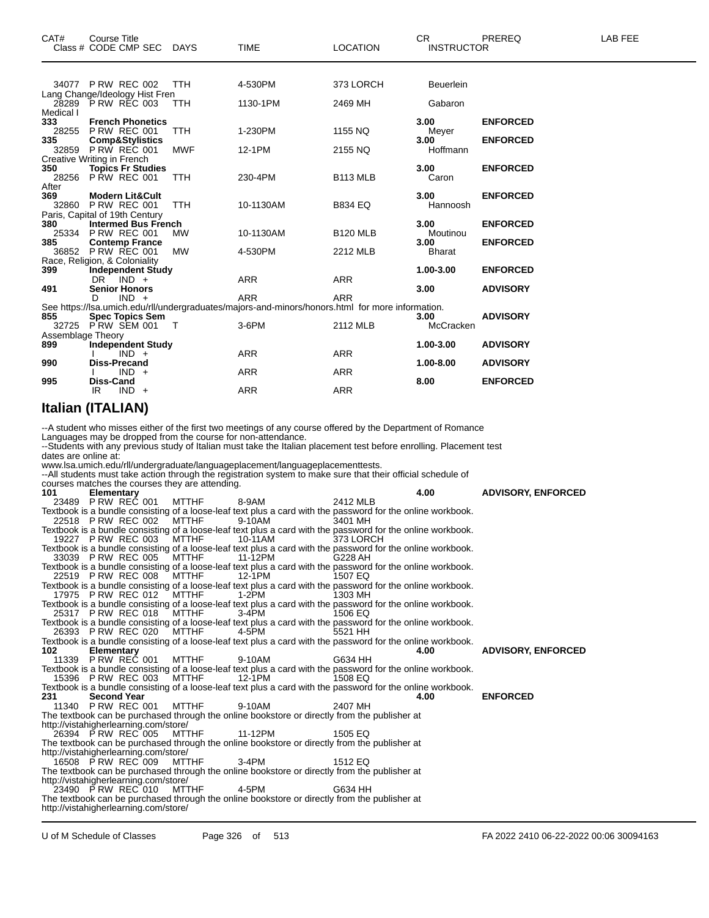| CAT# | Course Title<br>Class # CODE CMP SEC | DAYS | TIME | LOCATION | CR<br>INSTRUCTOR | PREREQ | LAB FEE |
|---|---|---|---|---|---|---|---|
| | 34077 P RW REC 002 | TTH | 4-530PM | 373 LORCH | Beuerlein | | |
| | Lang Change/Ideology Hist Fren | | | | | | |
| | 28289 P RW REC 003 | TTH | 1130-1PM | 2469 MH | Gabaron | | |
| | Medical I | | | | | | |
| 333 | **French Phonetics** | | | | 3.00 | **ENFORCED** | |
| | 28255 P RW REC 001 | TTH | 1-230PM | 1155 NQ | Meyer | | |
| 335 | **Comp&Stylistics** | | | | 3.00 | **ENFORCED** | |
| | 32859 P RW REC 001 | MWF | 12-1PM | 2155 NQ | Hoffmann | | |
| | Creative Writing in French | | | | | | |
| 350 | **Topics Fr Studies** | | | | 3.00 | **ENFORCED** | |
| | 28256 P RW REC 001 | TTH | 230-4PM | B113 MLB | Caron | | |
| | After | | | | | | |
| 369 | **Modern Lit&Cult** | | | | 3.00 | **ENFORCED** | |
| | 32860 P RW REC 001 | TTH | 10-1130AM | B834 EQ | Hannoosh | | |
| | Paris, Capital of 19th Century | | | | | | |
| 380 | **Intermed Bus French** | | | | 3.00 | **ENFORCED** | |
| | 25334 P RW REC 001 | MW | 10-1130AM | B120 MLB | Moutinou | | |
| 385 | **Contemp France** | | | | 3.00 | **ENFORCED** | |
| | 36852 P RW REC 001 | MW | 4-530PM | 2212 MLB | Bharat | | |
| | Race, Religion, & Coloniality | | | | | | |
| 399 | **Independent Study** | | | | 1.00-3.00 | **ENFORCED** | |
| | DR IND + | | ARR | ARR | | | |
| 491 | **Senior Honors** | | | | 3.00 | **ADVISORY** | |
| | D IND + | | ARR | ARR | | | |
| | See https://lsa.umich.edu/rll/undergraduates/majors-and-minors/honors.html for more information. | | | | | | |
| 855 | **Spec Topics Sem** | | | | 3.00 | **ADVISORY** | |
| | 32725 P RW SEM 001 | T | 3-6PM | 2112 MLB | McCracken | | |
| | Assemblage Theory | | | | | | |
| 899 | **Independent Study** | | | | 1.00-3.00 | **ADVISORY** | |
| | I IND + | | ARR | ARR | | | |
| 990 | **Diss-Precand** | | | | 1.00-8.00 | **ADVISORY** | |
| | I IND + | | ARR | ARR | | | |
| 995 | **Diss-Cand** | | | | 8.00 | **ENFORCED** | |
| | IR IND + | | ARR | ARR | | | |

## Italian (ITALIAN)

--A student who misses either of the first two meetings of any course offered by the Department of Romance Languages may be dropped from the course for non-attendance.
--Students with any previous study of Italian must take the Italian placement test before enrolling. Placement test dates are online at:
www.lsa.umich.edu/rll/undergraduate/languageplacement/languageplacementtests.
--All students must take action through the registration system to make sure that their official schedule of courses matches the courses they are attending.

| CAT# | Course Title<br>Class # CODE CMP SEC | DAYS | TIME | LOCATION | CR<br>INSTRUCTOR | PREREQ | LAB FEE |
|---|---|---|---|---|---|---|---|
| 101 | **Elementary** | | | | 4.00 | **ADVISORY, ENFORCED** | |
| | 23489 P RW REC 001 | MTTHF | 8-9AM | 2412 MLB | | | |
| | Textbook is a bundle consisting of a loose-leaf text plus a card with the password for the online workbook. | | | | | | |
| | 22518 P RW REC 002 | MTTHF | 9-10AM | 3401 MH | | | |
| | Textbook is a bundle consisting of a loose-leaf text plus a card with the password for the online workbook. | | | | | | |
| | 19227 P RW REC 003 | MTTHF | 10-11AM | 373 LORCH | | | |
| | Textbook is a bundle consisting of a loose-leaf text plus a card with the password for the online workbook. | | | | | | |
| | 33039 P RW REC 005 | MTTHF | 11-12PM | G228 AH | | | |
| | Textbook is a bundle consisting of a loose-leaf text plus a card with the password for the online workbook. | | | | | | |
| | 22519 P RW REC 008 | MTTHF | 12-1PM | 1507 EQ | | | |
| | Textbook is a bundle consisting of a loose-leaf text plus a card with the password for the online workbook. | | | | | | |
| | 17975 P RW REC 012 | MTTHF | 1-2PM | 1303 MH | | | |
| | Textbook is a bundle consisting of a loose-leaf text plus a card with the password for the online workbook. | | | | | | |
| | 25317 P RW REC 018 | MTTHF | 3-4PM | 1506 EQ | | | |
| | Textbook is a bundle consisting of a loose-leaf text plus a card with the password for the online workbook. | | | | | | |
| | 26393 P RW REC 020 | MTTHF | 4-5PM | 5521 HH | | | |
| | Textbook is a bundle consisting of a loose-leaf text plus a card with the password for the online workbook. | | | | | | |
| 102 | **Elementary** | | | | 4.00 | **ADVISORY, ENFORCED** | |
| | 11339 P RW REC 001 | MTTHF | 9-10AM | G634 HH | | | |
| | Textbook is a bundle consisting of a loose-leaf text plus a card with the password for the online workbook. | | | | | | |
| | 15396 P RW REC 003 | MTTHF | 12-1PM | 1508 EQ | | | |
| | Textbook is a bundle consisting of a loose-leaf text plus a card with the password for the online workbook. | | | | | | |
| 231 | **Second Year** | | | | 4.00 | **ENFORCED** | |
| | 11340 P RW REC 001 | MTTHF | 9-10AM | 2407 MH | | | |
| | The textbook can be purchased through the online bookstore or directly from the publisher at http://vistahigherlearning.com/store/ | | | | | | |
| | 26394 P RW REC 005 | MTTHF | 11-12PM | 1505 EQ | | | |
| | The textbook can be purchased through the online bookstore or directly from the publisher at http://vistahigherlearning.com/store/ | | | | | | |
| | 16508 P RW REC 009 | MTTHF | 3-4PM | 1512 EQ | | | |
| | The textbook can be purchased through the online bookstore or directly from the publisher at http://vistahigherlearning.com/store/ | | | | | | |
| | 23490 P RW REC 010 | MTTHF | 4-5PM | G634 HH | | | |
| | The textbook can be purchased through the online bookstore or directly from the publisher at http://vistahigherlearning.com/store/ | | | | | | |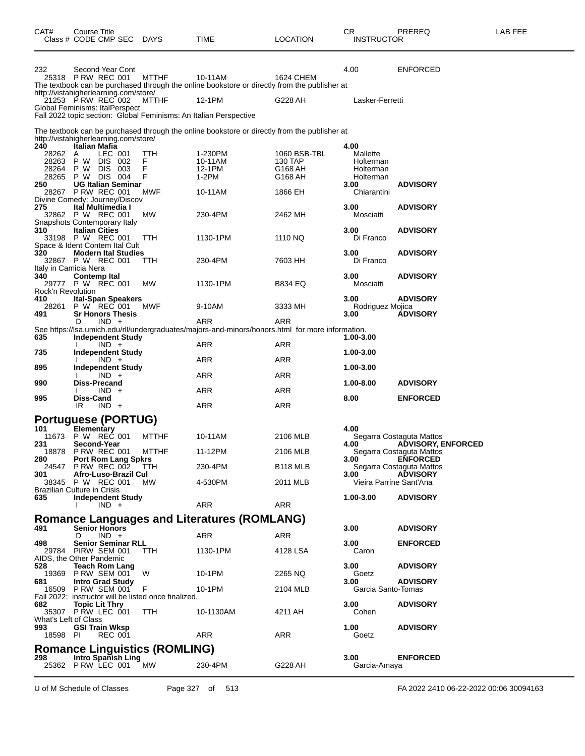| CAT# | Course Title Class # CODE CMP SEC | DAYS | TIME | LOCATION | CR INSTRUCTOR | PREREQ | LAB FEE |
|---|---|---|---|---|---|---|---|
| 232 | Second Year Cont | | | | 4.00 | ENFORCED | |
| 25318 | P RW REC 001 | MTTHF | 10-11AM | 1624 CHEM | | | |

The textbook can be purchased through the online bookstore or directly from the publisher at http://vistahigherlearning.com/store/

| | | | | | | | |
|---|---|---|---|---|---|---|---|
| 21253 | P RW REC 002 | MTTHF | 12-1PM | G228 AH | Lasker-Ferretti | | |

Global Feminisms: ItalPerspect
Fall 2022 topic section: Global Feminisms: An Italian Perspective

The textbook can be purchased through the online bookstore or directly from the publisher at http://vistahigherlearning.com/store/

| | | | | | | | |
|---|---|---|---|---|---|---|---|
| **240** | **Italian Mafia** | | | | **4.00** | | |
| 28262 | A LEC 001 | TTH | 1-230PM | 1060 BSB-TBL | Mallette | | |
| 28263 | P W DIS 002 | F | 10-11AM | 130 TAP | Holterman | | |
| 28264 | P W DIS 003 | F | 12-1PM | G168 AH | Holterman | | |
| 28265 | P W DIS 004 | F | 1-2PM | G168 AH | Holterman | | |
| **250** | **UG Italian Seminar** | | | | **3.00** | **ADVISORY** | |
| 28267 | P RW REC 001 | MWF | 10-11AM | 1866 EH | Chiarantini | | |

Divine Comedy: Journey/Discov

| | | | | | | | |
|---|---|---|---|---|---|---|---|
| **275** | **Ital Multimedia I** | | | | **3.00** | **ADVISORY** | |
| 32862 | P W REC 001 | MW | 230-4PM | 2462 MH | Mosciatti | | |

Snapshots Contemporary Italy

| | | | | | | | |
|---|---|---|---|---|---|---|---|
| **310** | **Italian Cities** | | | | **3.00** | **ADVISORY** | |
| 33198 | P W REC 001 | TTH | 1130-1PM | 1110 NQ | Di Franco | | |

Space & Ident Contem Ital Cult

| | | | | | | | |
|---|---|---|---|---|---|---|---|
| **320** | **Modern Ital Studies** | | | | **3.00** | **ADVISORY** | |
| 32867 | P W REC 001 | TTH | 230-4PM | 7603 HH | Di Franco | | |

Italy in Camicia Nera

| | | | | | | | |
|---|---|---|---|---|---|---|---|
| **340** | **Contemp Ital** | | | | **3.00** | **ADVISORY** | |
| 29777 | P W REC 001 | MW | 1130-1PM | B834 EQ | Mosciatti | | |

Rock'n Revolution

| | | | | | | | |
|---|---|---|---|---|---|---|---|
| **410** | **Ital-Span Speakers** | | | | **3.00** | **ADVISORY** | |
| 28261 | P W REC 001 | MWF | 9-10AM | 3333 MH | Rodriguez Mojica | | |
| **491** | **Sr Honors Thesis** | | | | **3.00** | **ADVISORY** | |
| | D IND + | | ARR | ARR | | | |

See https://lsa.umich.edu/rll/undergraduates/majors-and-minors/honors.html for more information.

| | | | | | | | |
|---|---|---|---|---|---|---|---|
| **635** | **Independent Study** | | | | **1.00-3.00** | | |
| | I IND + | | ARR | ARR | | | |
| **735** | **Independent Study** | | | | **1.00-3.00** | | |
| | I IND + | | ARR | ARR | | | |
| **895** | **Independent Study** | | | | **1.00-3.00** | | |
| | I IND + | | ARR | ARR | | | |
| **990** | **Diss-Precand** | | | | **1.00-8.00** | **ADVISORY** | |
| | I IND + | | ARR | ARR | | | |
| **995** | **Diss-Cand** | | | | **8.00** | **ENFORCED** | |
| | IR IND + | | ARR | ARR | | | |

## Portuguese (PORTUG)

| | | | | | | | |
|---|---|---|---|---|---|---|---|
| **101** | **Elementary** | | | | **4.00** | | |
| 11673 | P W REC 001 | MTTHF | 10-11AM | 2106 MLB | Segarra Costaguta Mattos | | |
| **231** | **Second-Year** | | | | **4.00** | **ADVISORY, ENFORCED** | |
| 18878 | P RW REC 001 | MTTHF | 11-12PM | 2106 MLB | Segarra Costaguta Mattos | | |
| **280** | **Port Rom Lang Spkrs** | | | | **3.00** | **ENFORCED** | |
| 24547 | P RW REC 002 | TTH | 230-4PM | B118 MLB | Segarra Costaguta Mattos | | |
| **301** | **Afro-Luso-Brazil Cul** | | | | **3.00** | **ADVISORY** | |
| 38345 | P W REC 001 | MW | 4-530PM | 2011 MLB | Vieira Parrine Sant'Ana | | |

Brazilian Culture in Crisis

| | | | | | | | |
|---|---|---|---|---|---|---|---|
| **635** | **Independent Study** | | | | **1.00-3.00** | **ADVISORY** | |
| | I IND + | | ARR | ARR | | | |

## Romance Languages and Literatures (ROMLANG)

| | | | | | | | |
|---|---|---|---|---|---|---|---|
| **491** | **Senior Honors** | | | | **3.00** | **ADVISORY** | |
| | D IND + | | ARR | ARR | | | |
| **498** | **Senior Seminar RLL** | | | | **3.00** | **ENFORCED** | |
| 29784 | PIRW SEM 001 | TTH | 1130-1PM | 4128 LSA | Caron | | |

AIDS, the Other Pandemic

| | | | | | | | |
|---|---|---|---|---|---|---|---|
| **528** | **Teach Rom Lang** | | | | **3.00** | **ADVISORY** | |
| 19369 | P RW SEM 001 | W | 10-1PM | 2265 NQ | Goetz | | |
| **681** | **Intro Grad Study** | | | | **3.00** | **ADVISORY** | |
| 16509 | P RW SEM 001 | F | 10-1PM | 2104 MLB | Garcia Santo-Tomas | | |

Fall 2022: instructor will be listed once finalized.

| | | | | | | | |
|---|---|---|---|---|---|---|---|
| **682** | **Topic Lit Thry** | | | | **3.00** | **ADVISORY** | |
| 35307 | P RW LEC 001 | TTH | 10-1130AM | 4211 AH | Cohen | | |

What's Left of Class

| | | | | | | | |
|---|---|---|---|---|---|---|---|
| **993** | **GSI Train Wksp** | | | | **1.00** | **ADVISORY** | |
| 18598 | PI REC 001 | | ARR | ARR | Goetz | | |

## Romance Linguistics (ROMLING)

| | | | | | | | |
|---|---|---|---|---|---|---|---|
| **298** | **Intro Spanish Ling** | | | | **3.00** | **ENFORCED** | |
| 25362 | P RW LEC 001 | MW | 230-4PM | G228 AH | Garcia-Amaya | | |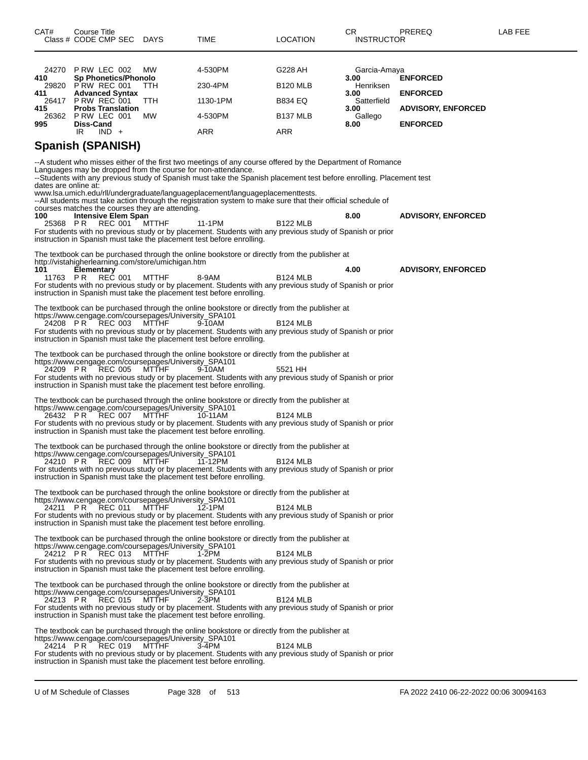| CAT# | Course Title<br>Class # CODE CMP SEC | DAYS | TIME | LOCATION | CR<br>INSTRUCTOR | PREREQ | LAB FEE |
|---|---|---|---|---|---|---|---|
| 24270 | P RW LEC 002 | MW | 4-530PM | G228 AH | Garcia-Amaya | | |
| **410** | **Sp Phonetics/Phonolo** | | | | **3.00** | **ENFORCED** | |
| 29820 | P RW REC 001 | TTH | 230-4PM | B120 MLB | Henriksen | | |
| **411** | **Advanced Syntax** | | | | **3.00** | **ENFORCED** | |
| 26417 | P RW REC 001 | TTH | 1130-1PM | B834 EQ | Satterfield | | |
| **415** | **Probs Translation** | | | | **3.00** | **ADVISORY, ENFORCED** | |
| 26362 | P RW LEC 001 | MW | 4-530PM | B137 MLB | Gallego | | |
| **995** | **Diss-Cand** | | | | **8.00** | **ENFORCED** | |
| | IR IND + | | ARR | ARR | | | |

## Spanish (SPANISH)

--A student who misses either of the first two meetings of any course offered by the Department of Romance Languages may be dropped from the course for non-attendance.
--Students with any previous study of Spanish must take the Spanish placement test before enrolling. Placement test dates are online at:
www.lsa.umich.edu/rll/undergraduate/languageplacement/languageplacementtests.
--All students must take action through the registration system to make sure that their official schedule of courses matches the courses they are attending.

| CAT# | Course Title<br>Class # CODE CMP SEC | DAYS | TIME | LOCATION | CR<br>INSTRUCTOR | PREREQ | LAB FEE |
|---|---|---|---|---|---|---|---|
| **100** | **Intensive Elem Span** | | | | **8.00** | **ADVISORY, ENFORCED** | |
| 25368 | P R REC 001 | MTTHF | 11-1PM | B122 MLB | | | |

For students with no previous study or by placement. Students with any previous study of Spanish or prior instruction in Spanish must take the placement test before enrolling.

The textbook can be purchased through the online bookstore or directly from the publisher at http://vistahigherlearning.com/store/umichigan.htm

| CAT# | Course Title<br>Class # CODE CMP SEC | DAYS | TIME | LOCATION | CR<br>INSTRUCTOR | PREREQ | LAB FEE |
|---|---|---|---|---|---|---|---|
| **101** | **Elementary** | | | | **4.00** | **ADVISORY, ENFORCED** | |
| 11763 | P R REC 001 | MTTHF | 8-9AM | B124 MLB | | | |

For students with no previous study or by placement. Students with any previous study of Spanish or prior instruction in Spanish must take the placement test before enrolling.

The textbook can be purchased through the online bookstore or directly from the publisher at https://www.cengage.com/coursepages/University_SPA101

| 24208 | P R REC 003 | MTTHF | 9-10AM | B124 MLB |
|---|---|---|---|---|

For students with no previous study or by placement. Students with any previous study of Spanish or prior instruction in Spanish must take the placement test before enrolling.

The textbook can be purchased through the online bookstore or directly from the publisher at https://www.cengage.com/coursepages/University_SPA101

| 24209 | P R REC 005 | MTTHF | 9-10AM | 5521 HH |
|---|---|---|---|---|

For students with no previous study or by placement. Students with any previous study of Spanish or prior instruction in Spanish must take the placement test before enrolling.

The textbook can be purchased through the online bookstore or directly from the publisher at https://www.cengage.com/coursepages/University_SPA101

| 26432 | P R REC 007 | MTTHF | 10-11AM | B124 MLB |
|---|---|---|---|---|

For students with no previous study or by placement. Students with any previous study of Spanish or prior instruction in Spanish must take the placement test before enrolling.

The textbook can be purchased through the online bookstore or directly from the publisher at https://www.cengage.com/coursepages/University_SPA101

| 24210 | P R REC 009 | MTTHF | 11-12PM | B124 MLB |
|---|---|---|---|---|

For students with no previous study or by placement. Students with any previous study of Spanish or prior instruction in Spanish must take the placement test before enrolling.

The textbook can be purchased through the online bookstore or directly from the publisher at https://www.cengage.com/coursepages/University_SPA101

| 24211 | P R REC 011 | MTTHF | 12-1PM | B124 MLB |
|---|---|---|---|---|

For students with no previous study or by placement. Students with any previous study of Spanish or prior instruction in Spanish must take the placement test before enrolling.

The textbook can be purchased through the online bookstore or directly from the publisher at https://www.cengage.com/coursepages/University_SPA101

| 24212 | P R REC 013 | MTTHF | 1-2PM | B124 MLB |
|---|---|---|---|---|

For students with no previous study or by placement. Students with any previous study of Spanish or prior instruction in Spanish must take the placement test before enrolling.

The textbook can be purchased through the online bookstore or directly from the publisher at https://www.cengage.com/coursepages/University_SPA101

| 24213 | P R REC 015 | MTTHF | 2-3PM | B124 MLB |
|---|---|---|---|---|

For students with no previous study or by placement. Students with any previous study of Spanish or prior instruction in Spanish must take the placement test before enrolling.

The textbook can be purchased through the online bookstore or directly from the publisher at https://www.cengage.com/coursepages/University_SPA101

| 24214 | P R REC 019 | MTTHF | 3-4PM | B124 MLB |
|---|---|---|---|---|

For students with no previous study or by placement. Students with any previous study of Spanish or prior instruction in Spanish must take the placement test before enrolling.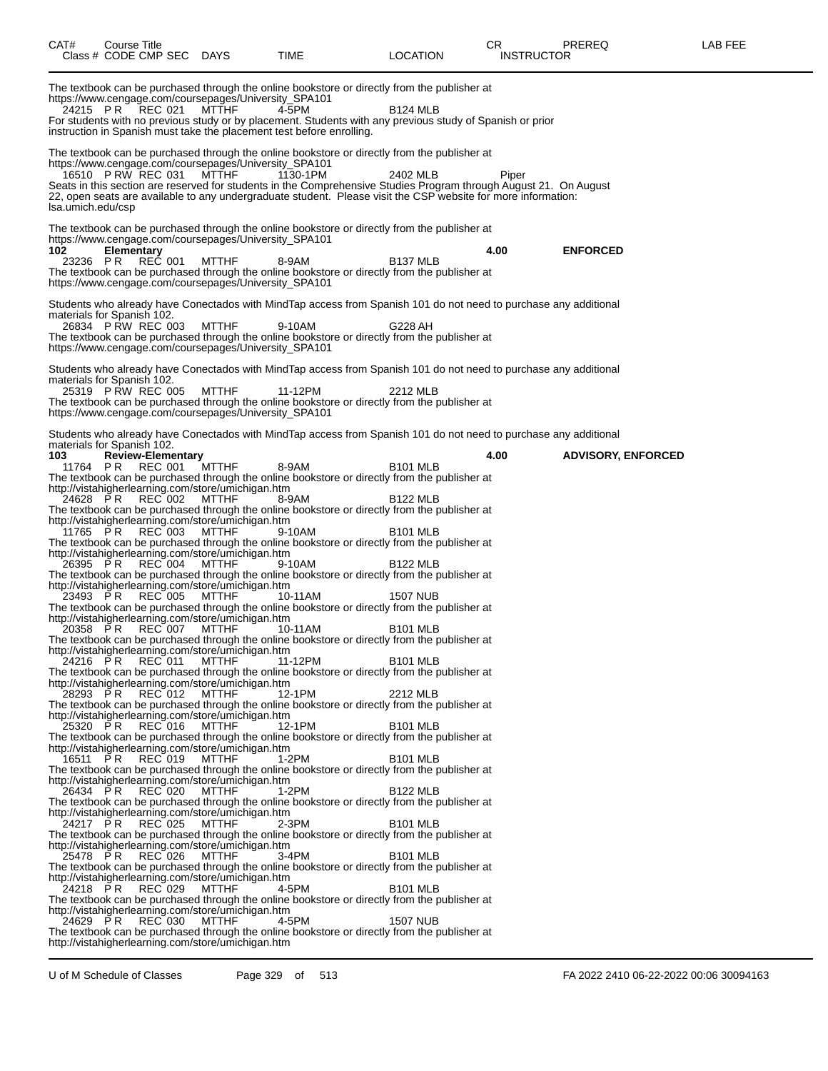| CAT# | Course Title | | | | | | CR | PREREQ | LAB FEE |
|---|---|---|---|---|---|---|---|---|---|
| Class # | CODE | CMP | SEC | DAYS | TIME | LOCATION | INSTRUCTOR | | |

The textbook can be purchased through the online bookstore or directly from the publisher at https://www.cengage.com/coursepages/University_SPA101

24215 P R REC 021 MTTHF 4-5PM B124 MLB

For students with no previous study or by placement. Students with any previous study of Spanish or prior instruction in Spanish must take the placement test before enrolling.

The textbook can be purchased through the online bookstore or directly from the publisher at https://www.cengage.com/coursepages/University_SPA101

16510 P RW REC 031 MTTHF 1130-1PM 2402 MLB Piper

Seats in this section are reserved for students in the Comprehensive Studies Program through August 21. On August 22, open seats are available to any undergraduate student. Please visit the CSP website for more information: lsa.umich.edu/csp

The textbook can be purchased through the online bookstore or directly from the publisher at https://www.cengage.com/coursepages/University_SPA101

**102 Elementary** **4.00** **ENFORCED**

23236 P R REC 001 MTTHF 8-9AM B137 MLB

The textbook can be purchased through the online bookstore or directly from the publisher at https://www.cengage.com/coursepages/University_SPA101

Students who already have Conectados with MindTap access from Spanish 101 do not need to purchase any additional materials for Spanish 102.

26834 P RW REC 003 MTTHF 9-10AM G228 AH

The textbook can be purchased through the online bookstore or directly from the publisher at https://www.cengage.com/coursepages/University_SPA101

Students who already have Conectados with MindTap access from Spanish 101 do not need to purchase any additional materials for Spanish 102.

25319 P RW REC 005 MTTHF 11-12PM 2212 MLB

The textbook can be purchased through the online bookstore or directly from the publisher at https://www.cengage.com/coursepages/University_SPA101

Students who already have Conectados with MindTap access from Spanish 101 do not need to purchase any additional materials for Spanish 102.

**103 Review-Elementary** **4.00** **ADVISORY, ENFORCED**

11764 P R REC 001 MTTHF 8-9AM B101 MLB

The textbook can be purchased through the online bookstore or directly from the publisher at http://vistahigherlearning.com/store/umichigan.htm

24628 P R REC 002 MTTHF 8-9AM B122 MLB

The textbook can be purchased through the online bookstore or directly from the publisher at http://vistahigherlearning.com/store/umichigan.htm

11765 P R REC 003 MTTHF 9-10AM B101 MLB

The textbook can be purchased through the online bookstore or directly from the publisher at http://vistahigherlearning.com/store/umichigan.htm

26395 P R REC 004 MTTHF 9-10AM B122 MLB

The textbook can be purchased through the online bookstore or directly from the publisher at http://vistahigherlearning.com/store/umichigan.htm

23493 P R REC 005 MTTHF 10-11AM 1507 NUB

The textbook can be purchased through the online bookstore or directly from the publisher at http://vistahigherlearning.com/store/umichigan.htm

20358 P R REC 007 MTTHF 10-11AM B101 MLB

The textbook can be purchased through the online bookstore or directly from the publisher at http://vistahigherlearning.com/store/umichigan.htm

24216 P R REC 011 MTTHF 11-12PM B101 MLB

The textbook can be purchased through the online bookstore or directly from the publisher at http://vistahigherlearning.com/store/umichigan.htm

28293 P R REC 012 MTTHF 12-1PM 2212 MLB

The textbook can be purchased through the online bookstore or directly from the publisher at http://vistahigherlearning.com/store/umichigan.htm

25320 P R REC 016 MTTHF 12-1PM B101 MLB

The textbook can be purchased through the online bookstore or directly from the publisher at http://vistahigherlearning.com/store/umichigan.htm

16511 P R REC 019 MTTHF 1-2PM B101 MLB

The textbook can be purchased through the online bookstore or directly from the publisher at http://vistahigherlearning.com/store/umichigan.htm

26434 P R REC 020 MTTHF 1-2PM B122 MLB

The textbook can be purchased through the online bookstore or directly from the publisher at http://vistahigherlearning.com/store/umichigan.htm

24217 P R REC 025 MTTHF 2-3PM B101 MLB

The textbook can be purchased through the online bookstore or directly from the publisher at http://vistahigherlearning.com/store/umichigan.htm

25478 P R REC 026 MTTHF 3-4PM B101 MLB

The textbook can be purchased through the online bookstore or directly from the publisher at http://vistahigherlearning.com/store/umichigan.htm

24218 P R REC 029 MTTHF 4-5PM B101 MLB

The textbook can be purchased through the online bookstore or directly from the publisher at http://vistahigherlearning.com/store/umichigan.htm

24629 P R REC 030 MTTHF 4-5PM 1507 NUB

The textbook can be purchased through the online bookstore or directly from the publisher at http://vistahigherlearning.com/store/umichigan.htm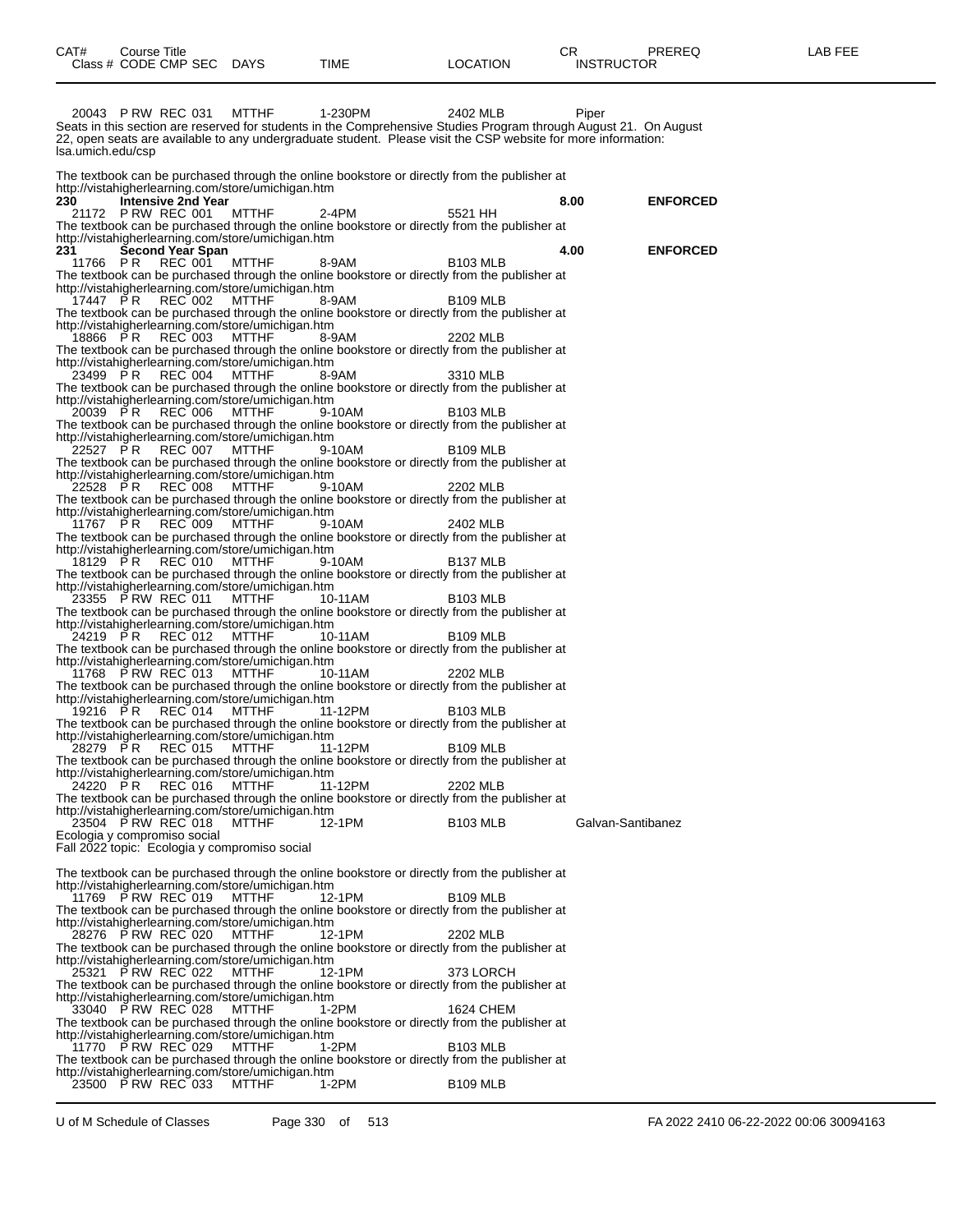| CAT# | Course Title | | | | | CR | PREREQ | LAB FEE |
|---|---|---|---|---|---|---|---|---|
| Class # | CODE CMP SEC | DAYS | TIME | LOCATION | INSTRUCTOR | | | |

20043 P RW REC 031 MTTHF 1-230PM 2402 MLB Piper
Seats in this section are reserved for students in the Comprehensive Studies Program through August 21. On August 22, open seats are available to any undergraduate student. Please visit the CSP website for more information: lsa.umich.edu/csp

The textbook can be purchased through the online bookstore or directly from the publisher at http://vistahigherlearning.com/store/umichigan.htm

**230 Intensive 2nd Year 8.00 ENFORCED**

21172 P RW REC 001 MTTHF 2-4PM 5521 HH
The textbook can be purchased through the online bookstore or directly from the publisher at http://vistahigherlearning.com/store/umichigan.htm

**231 Second Year Span 4.00 ENFORCED**

11766 P R REC 001 MTTHF 8-9AM B103 MLB
The textbook can be purchased through the online bookstore or directly from the publisher at http://vistahigherlearning.com/store/umichigan.htm

17447 P R REC 002 MTTHF 8-9AM B109 MLB
The textbook can be purchased through the online bookstore or directly from the publisher at http://vistahigherlearning.com/store/umichigan.htm

18866 P R REC 003 MTTHF 8-9AM 2202 MLB
The textbook can be purchased through the online bookstore or directly from the publisher at http://vistahigherlearning.com/store/umichigan.htm

23499 P R REC 004 MTTHF 8-9AM 3310 MLB
The textbook can be purchased through the online bookstore or directly from the publisher at http://vistahigherlearning.com/store/umichigan.htm

20039 P R REC 006 MTTHF 9-10AM B103 MLB
The textbook can be purchased through the online bookstore or directly from the publisher at http://vistahigherlearning.com/store/umichigan.htm

22527 P R REC 007 MTTHF 9-10AM B109 MLB
The textbook can be purchased through the online bookstore or directly from the publisher at http://vistahigherlearning.com/store/umichigan.htm

22528 P R REC 008 MTTHF 9-10AM 2202 MLB
The textbook can be purchased through the online bookstore or directly from the publisher at http://vistahigherlearning.com/store/umichigan.htm

11767 P R REC 009 MTTHF 9-10AM 2402 MLB
The textbook can be purchased through the online bookstore or directly from the publisher at http://vistahigherlearning.com/store/umichigan.htm

18129 P R REC 010 MTTHF 9-10AM B137 MLB
The textbook can be purchased through the online bookstore or directly from the publisher at http://vistahigherlearning.com/store/umichigan.htm

23355 P RW REC 011 MTTHF 10-11AM B103 MLB
The textbook can be purchased through the online bookstore or directly from the publisher at http://vistahigherlearning.com/store/umichigan.htm

24219 P R REC 012 MTTHF 10-11AM B109 MLB
The textbook can be purchased through the online bookstore or directly from the publisher at http://vistahigherlearning.com/store/umichigan.htm

11768 P RW REC 013 MTTHF 10-11AM 2202 MLB
The textbook can be purchased through the online bookstore or directly from the publisher at http://vistahigherlearning.com/store/umichigan.htm

19216 P R REC 014 MTTHF 11-12PM B103 MLB
The textbook can be purchased through the online bookstore or directly from the publisher at http://vistahigherlearning.com/store/umichigan.htm

28279 P R REC 015 MTTHF 11-12PM B109 MLB
The textbook can be purchased through the online bookstore or directly from the publisher at http://vistahigherlearning.com/store/umichigan.htm

24220 P R REC 016 MTTHF 11-12PM 2202 MLB
The textbook can be purchased through the online bookstore or directly from the publisher at http://vistahigherlearning.com/store/umichigan.htm

23504 P RW REC 018 MTTHF 12-1PM B103 MLB Galvan-Santibanez
Ecologia y compromiso social
Fall 2022 topic: Ecologia y compromiso social

The textbook can be purchased through the online bookstore or directly from the publisher at http://vistahigherlearning.com/store/umichigan.htm

11769 P RW REC 019 MTTHF 12-1PM B109 MLB
The textbook can be purchased through the online bookstore or directly from the publisher at http://vistahigherlearning.com/store/umichigan.htm

28276 P RW REC 020 MTTHF 12-1PM 2202 MLB
The textbook can be purchased through the online bookstore or directly from the publisher at http://vistahigherlearning.com/store/umichigan.htm

25321 P RW REC 022 MTTHF 12-1PM 373 LORCH
The textbook can be purchased through the online bookstore or directly from the publisher at http://vistahigherlearning.com/store/umichigan.htm

33040 P RW REC 028 MTTHF 1-2PM 1624 CHEM
The textbook can be purchased through the online bookstore or directly from the publisher at http://vistahigherlearning.com/store/umichigan.htm

11770 P RW REC 029 MTTHF 1-2PM B103 MLB
The textbook can be purchased through the online bookstore or directly from the publisher at http://vistahigherlearning.com/store/umichigan.htm

23500 P RW REC 033 MTTHF 1-2PM B109 MLB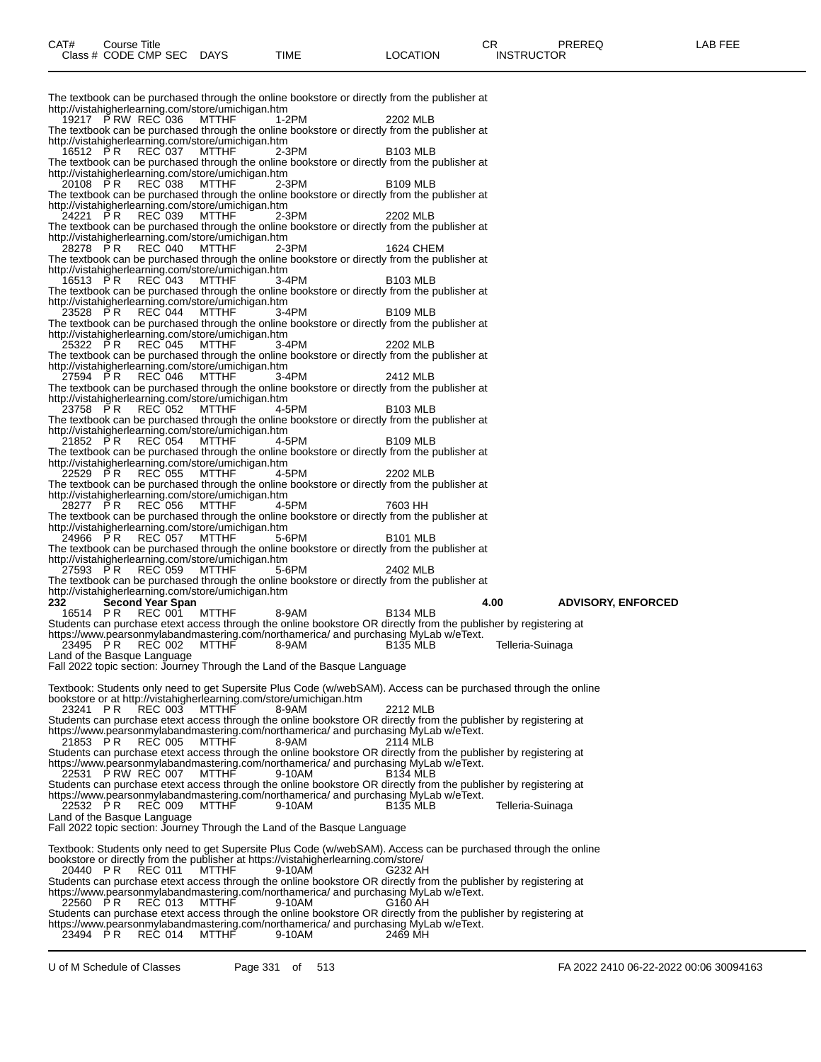The textbook can be purchased through the online bookstore or directly from the publisher at http://vistahigherlearning.com/store/umichigan.htm

19217 P RW REC 036 MTTHF 1-2PM 2202 MLB

The textbook can be purchased through the online bookstore or directly from the publisher at http://vistahigherlearning.com/store/umichigan.htm

16512 P R REC 037 MTTHF 2-3PM B103 MLB

The textbook can be purchased through the online bookstore or directly from the publisher at http://vistahigherlearning.com/store/umichigan.htm

20108 P R REC 038 MTTHF 2-3PM B109 MLB

The textbook can be purchased through the online bookstore or directly from the publisher at http://vistahigherlearning.com/store/umichigan.htm

24221 P R REC 039 MTTHF 2-3PM 2202 MLB

The textbook can be purchased through the online bookstore or directly from the publisher at http://vistahigherlearning.com/store/umichigan.htm

28278 P R REC 040 MTTHF 2-3PM 1624 CHEM

The textbook can be purchased through the online bookstore or directly from the publisher at http://vistahigherlearning.com/store/umichigan.htm

16513 P R REC 043 MTTHF 3-4PM B103 MLB

The textbook can be purchased through the online bookstore or directly from the publisher at http://vistahigherlearning.com/store/umichigan.htm

23528 P R REC 044 MTTHF 3-4PM B109 MLB

The textbook can be purchased through the online bookstore or directly from the publisher at http://vistahigherlearning.com/store/umichigan.htm

25322 P R REC 045 MTTHF 3-4PM 2202 MLB

The textbook can be purchased through the online bookstore or directly from the publisher at http://vistahigherlearning.com/store/umichigan.htm

27594 P R REC 046 MTTHF 3-4PM 2412 MLB

The textbook can be purchased through the online bookstore or directly from the publisher at http://vistahigherlearning.com/store/umichigan.htm

23758 P R REC 052 MTTHF 4-5PM B103 MLB

The textbook can be purchased through the online bookstore or directly from the publisher at http://vistahigherlearning.com/store/umichigan.htm

21852 P R REC 054 MTTHF 4-5PM B109 MLB

The textbook can be purchased through the online bookstore or directly from the publisher at http://vistahigherlearning.com/store/umichigan.htm

22529 P R REC 055 MTTHF 4-5PM 2202 MLB

The textbook can be purchased through the online bookstore or directly from the publisher at http://vistahigherlearning.com/store/umichigan.htm

28277 P R REC 056 MTTHF 4-5PM 7603 HH

The textbook can be purchased through the online bookstore or directly from the publisher at http://vistahigherlearning.com/store/umichigan.htm

24966 P R REC 057 MTTHF 5-6PM B101 MLB

The textbook can be purchased through the online bookstore or directly from the publisher at http://vistahigherlearning.com/store/umichigan.htm

27593 P R REC 059 MTTHF 5-6PM 2402 MLB

The textbook can be purchased through the online bookstore or directly from the publisher at http://vistahigherlearning.com/store/umichigan.htm

**232 Second Year Span 4.00 ADVISORY, ENFORCED**

16514 P R REC 001 MTTHF 8-9AM B134 MLB

Students can purchase etext access through the online bookstore OR directly from the publisher by registering at https://www.pearsonmylabandmastering.com/northamerica/ and purchasing MyLab w/eText.

23495 P R REC 002 MTTHF 8-9AM B135 MLB Telleria-Suinaga

Land of the Basque Language

Fall 2022 topic section: Journey Through the Land of the Basque Language

Textbook: Students only need to get Supersite Plus Code (w/webSAM). Access can be purchased through the online bookstore or at http://vistahigherlearning.com/store/umichigan.htm

23241 P R REC 003 MTTHF 8-9AM 2212 MLB

Students can purchase etext access through the online bookstore OR directly from the publisher by registering at https://www.pearsonmylabandmastering.com/northamerica/ and purchasing MyLab w/eText.

21853 P R REC 005 MTTHF 8-9AM 2114 MLB

Students can purchase etext access through the online bookstore OR directly from the publisher by registering at https://www.pearsonmylabandmastering.com/northamerica/ and purchasing MyLab w/eText.

22531 P RW REC 007 MTTHF 9-10AM B134 MLB

Students can purchase etext access through the online bookstore OR directly from the publisher by registering at https://www.pearsonmylabandmastering.com/northamerica/ and purchasing MyLab w/eText.

22532 P R REC 009 MTTHF 9-10AM B135 MLB Telleria-Suinaga

Land of the Basque Language

Fall 2022 topic section: Journey Through the Land of the Basque Language

Textbook: Students only need to get Supersite Plus Code (w/webSAM). Access can be purchased through the online bookstore or directly from the publisher at https://vistahigherlearning.com/store/

20440 P R REC 011 MTTHF 9-10AM G232 AH

Students can purchase etext access through the online bookstore OR directly from the publisher by registering at https://www.pearsonmylabandmastering.com/northamerica/ and purchasing MyLab w/eText.

22560 P R REC 013 MTTHF 9-10AM G160 AH

Students can purchase etext access through the online bookstore OR directly from the publisher by registering at https://www.pearsonmylabandmastering.com/northamerica/ and purchasing MyLab w/eText.

23494 P R REC 014 MTTHF 9-10AM 2469 MH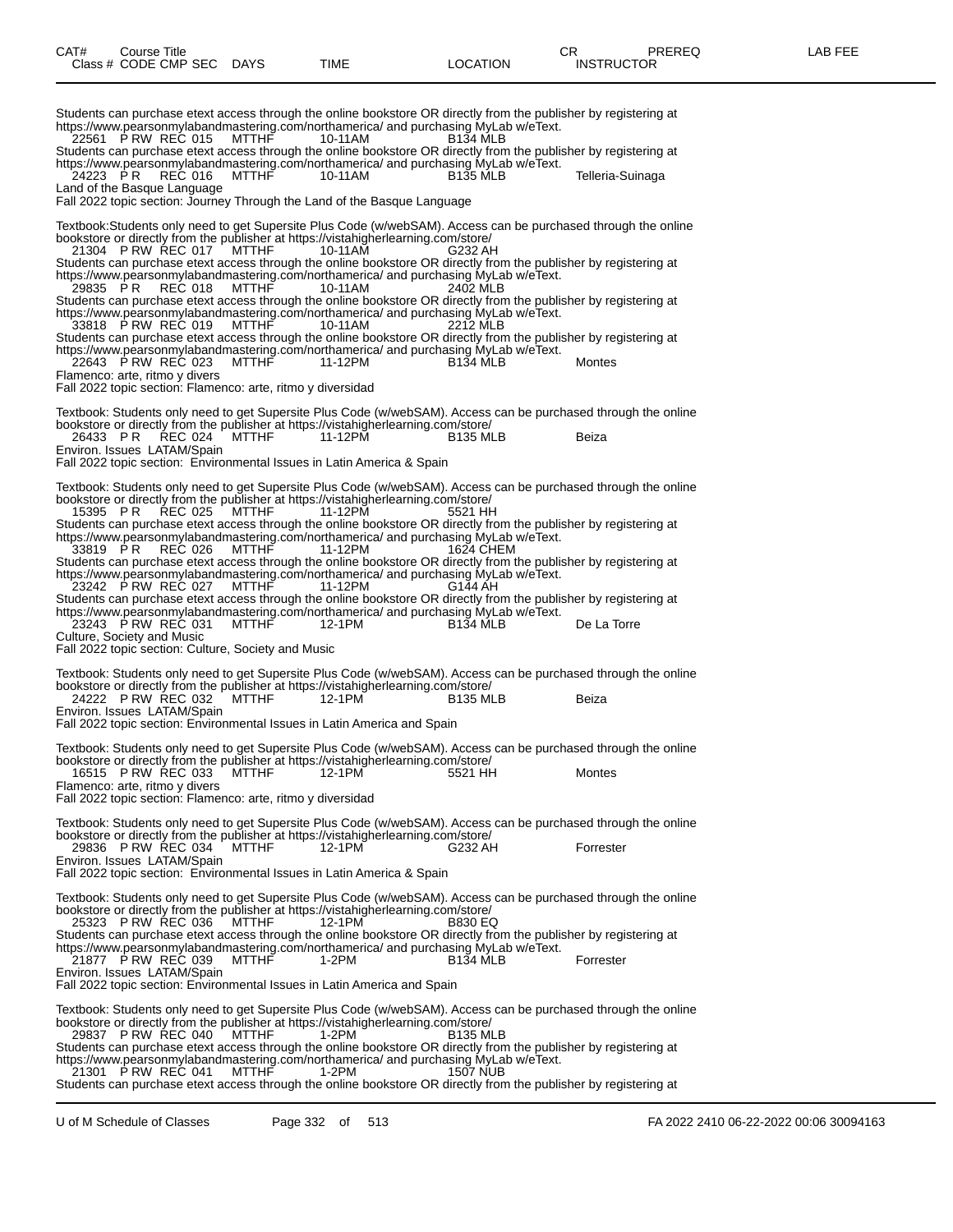| CAT# | Course Title<br>Class # CODE CMP SEC | DAYS | TIME | LOCATION | CR<br>INSTRUCTOR | PREREQ | LAB FEE |
|---|---|---|---|---|---|---|---|

Students can purchase etext access through the online bookstore OR directly from the publisher by registering at https://www.pearsonmylabandmastering.com/northamerica/ and purchasing MyLab w/eText.

22561 P RW REC 015 MTTHF 10-11AM B134 MLB

Students can purchase etext access through the online bookstore OR directly from the publisher by registering at https://www.pearsonmylabandmastering.com/northamerica/ and purchasing MyLab w/eText.

24223 P R REC 016 MTTHF 10-11AM B135 MLB Telleria-Suinaga

Land of the Basque Language

Fall 2022 topic section: Journey Through the Land of the Basque Language

Textbook:Students only need to get Supersite Plus Code (w/webSAM). Access can be purchased through the online bookstore or directly from the publisher at https://vistahigherlearning.com/store/

21304 P RW REC 017 MTTHF 10-11AM G232 AH

Students can purchase etext access through the online bookstore OR directly from the publisher by registering at https://www.pearsonmylabandmastering.com/northamerica/ and purchasing MyLab w/eText.

29835 P R REC 018 MTTHF 10-11AM 2402 MLB

Students can purchase etext access through the online bookstore OR directly from the publisher by registering at https://www.pearsonmylabandmastering.com/northamerica/ and purchasing MyLab w/eText.

33818 P RW REC 019 MTTHF 10-11AM 2212 MLB

Students can purchase etext access through the online bookstore OR directly from the publisher by registering at https://www.pearsonmylabandmastering.com/northamerica/ and purchasing MyLab w/eText.

22643 P RW REC 023 MTTHF 11-12PM B134 MLB Montes

Flamenco: arte, ritmo y divers

Fall 2022 topic section: Flamenco: arte, ritmo y diversidad

Textbook: Students only need to get Supersite Plus Code (w/webSAM). Access can be purchased through the online bookstore or directly from the publisher at https://vistahigherlearning.com/store/

26433 P R REC 024 MTTHF 11-12PM B135 MLB Beiza

Environ. Issues LATAM/Spain

Fall 2022 topic section: Environmental Issues in Latin America & Spain

Textbook: Students only need to get Supersite Plus Code (w/webSAM). Access can be purchased through the online bookstore or directly from the publisher at https://vistahigherlearning.com/store/

15395 P R REC 025 MTTHF 11-12PM 5521 HH

Students can purchase etext access through the online bookstore OR directly from the publisher by registering at https://www.pearsonmylabandmastering.com/northamerica/ and purchasing MyLab w/eText.

33819 P R REC 026 MTTHF 11-12PM 1624 CHEM

Students can purchase etext access through the online bookstore OR directly from the publisher by registering at https://www.pearsonmylabandmastering.com/northamerica/ and purchasing MyLab w/eText.

23242 P RW REC 027 MTTHF 11-12PM G144 AH

Students can purchase etext access through the online bookstore OR directly from the publisher by registering at https://www.pearsonmylabandmastering.com/northamerica/ and purchasing MyLab w/eText.

23243 P RW REC 031 MTTHF 12-1PM B134 MLB De La Torre

Culture, Society and Music

Fall 2022 topic section: Culture, Society and Music

Textbook: Students only need to get Supersite Plus Code (w/webSAM). Access can be purchased through the online bookstore or directly from the publisher at https://vistahigherlearning.com/store/

24222 P RW REC 032 MTTHF 12-1PM B135 MLB Beiza

Environ. Issues LATAM/Spain

Fall 2022 topic section: Environmental Issues in Latin America and Spain

Textbook: Students only need to get Supersite Plus Code (w/webSAM). Access can be purchased through the online bookstore or directly from the publisher at https://vistahigherlearning.com/store/

16515 P RW REC 033 MTTHF 12-1PM 5521 HH Montes

Flamenco: arte, ritmo y divers

Fall 2022 topic section: Flamenco: arte, ritmo y diversidad

Textbook: Students only need to get Supersite Plus Code (w/webSAM). Access can be purchased through the online bookstore or directly from the publisher at https://vistahigherlearning.com/store/

29836 P RW REC 034 MTTHF 12-1PM G232 AH Forrester

Environ. Issues LATAM/Spain

Fall 2022 topic section: Environmental Issues in Latin America & Spain

Textbook: Students only need to get Supersite Plus Code (w/webSAM). Access can be purchased through the online bookstore or directly from the publisher at https://vistahigherlearning.com/store/

25323 P RW REC 036 MTTHF 12-1PM B830 EQ

Students can purchase etext access through the online bookstore OR directly from the publisher by registering at https://www.pearsonmylabandmastering.com/northamerica/ and purchasing MyLab w/eText.

21877 P RW REC 039 MTTHF 1-2PM B134 MLB Forrester

Environ. Issues LATAM/Spain

Fall 2022 topic section: Environmental Issues in Latin America and Spain

Textbook: Students only need to get Supersite Plus Code (w/webSAM). Access can be purchased through the online bookstore or directly from the publisher at https://vistahigherlearning.com/store/

29837 P RW REC 040 MTTHF 1-2PM B135 MLB

Students can purchase etext access through the online bookstore OR directly from the publisher by registering at https://www.pearsonmylabandmastering.com/northamerica/ and purchasing MyLab w/eText.

21301 P RW REC 041 MTTHF 1-2PM 1507 NUB

Students can purchase etext access through the online bookstore OR directly from the publisher by registering at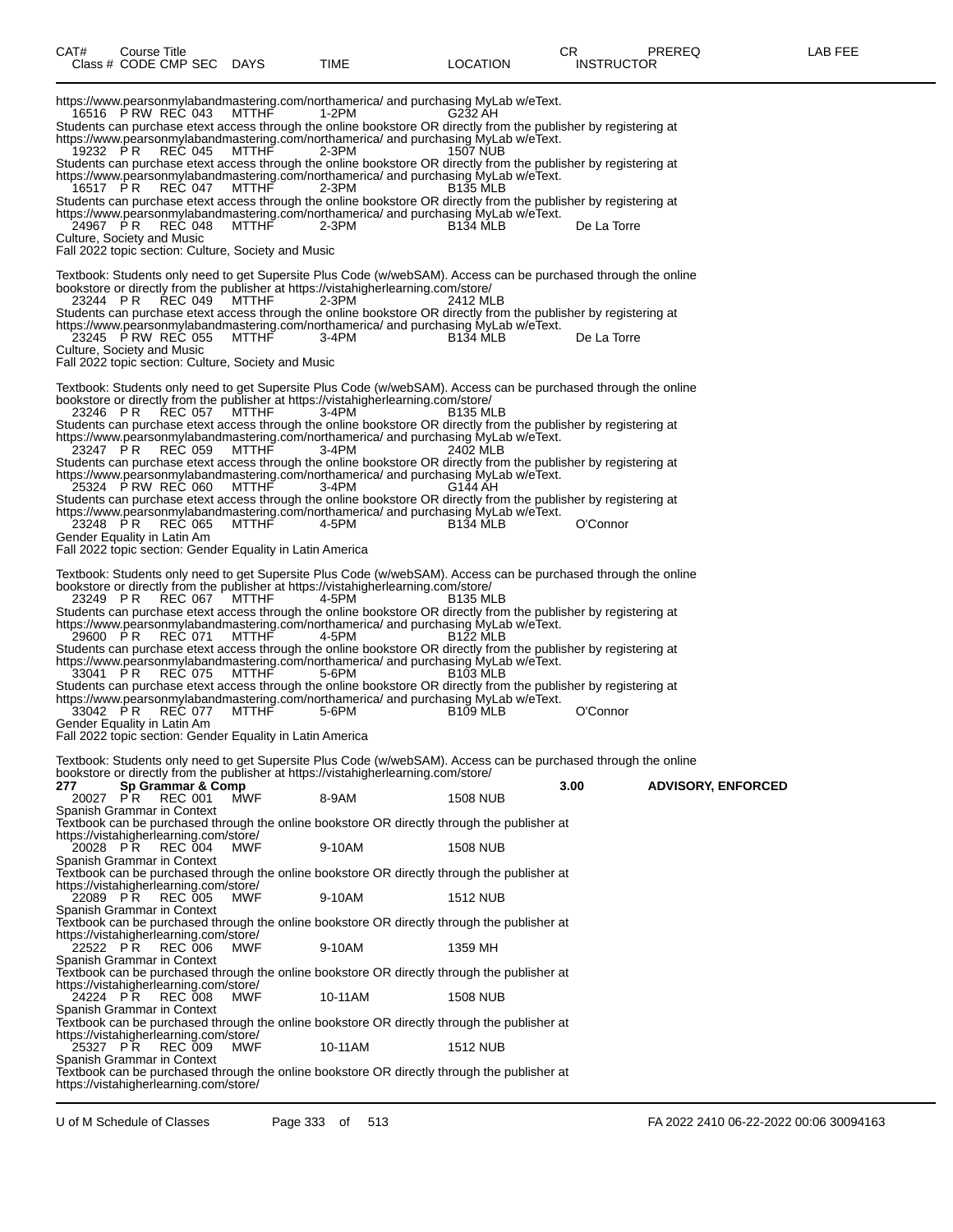| CAT# | Course Title | | | | CR | PREREQ | LAB FEE |
|---|---|---|---|---|---|---|---|
| Class # CODE CMP SEC | DAYS | TIME | LOCATION | INSTRUCTOR | | | |

https://www.pearsonmylabandmastering.com/northamerica/ and purchasing MyLab w/eText.

16516 P RW REC 043 MTTHF 1-2PM G232 AH

Students can purchase etext access through the online bookstore OR directly from the publisher by registering at https://www.pearsonmylabandmastering.com/northamerica/ and purchasing MyLab w/eText.

19232 P R REC 045 MTTHF 2-3PM 1507 NUB

Students can purchase etext access through the online bookstore OR directly from the publisher by registering at https://www.pearsonmylabandmastering.com/northamerica/ and purchasing MyLab w/eText.

16517 P R REC 047 MTTHF 2-3PM B135 MLB

Students can purchase etext access through the online bookstore OR directly from the publisher by registering at https://www.pearsonmylabandmastering.com/northamerica/ and purchasing MyLab w/eText.

24967 P R REC 048 MTTHF 2-3PM B134 MLB De La Torre

Culture, Society and Music

Fall 2022 topic section: Culture, Society and Music

Textbook: Students only need to get Supersite Plus Code (w/webSAM). Access can be purchased through the online bookstore or directly from the publisher at https://vistahigherlearning.com/store/

23244 P R REC 049 MTTHF 2-3PM 2412 MLB

Students can purchase etext access through the online bookstore OR directly from the publisher by registering at https://www.pearsonmylabandmastering.com/northamerica/ and purchasing MyLab w/eText.

23245 P RW REC 055 MTTHF 3-4PM B134 MLB De La Torre

Culture, Society and Music

Fall 2022 topic section: Culture, Society and Music

Textbook: Students only need to get Supersite Plus Code (w/webSAM). Access can be purchased through the online bookstore or directly from the publisher at https://vistahigherlearning.com/store/

23246 P R REC 057 MTTHF 3-4PM B135 MLB

Students can purchase etext access through the online bookstore OR directly from the publisher by registering at https://www.pearsonmylabandmastering.com/northamerica/ and purchasing MyLab w/eText.

23247 P R REC 059 MTTHF 3-4PM 2402 MLB

Students can purchase etext access through the online bookstore OR directly from the publisher by registering at https://www.pearsonmylabandmastering.com/northamerica/ and purchasing MyLab w/eText.

25324 P RW REC 060 MTTHF 3-4PM G144 AH

Students can purchase etext access through the online bookstore OR directly from the publisher by registering at https://www.pearsonmylabandmastering.com/northamerica/ and purchasing MyLab w/eText.

23248 P R REC 065 MTTHF 4-5PM B134 MLB O'Connor

Gender Equality in Latin Am

Fall 2022 topic section: Gender Equality in Latin America

Textbook: Students only need to get Supersite Plus Code (w/webSAM). Access can be purchased through the online bookstore or directly from the publisher at https://vistahigherlearning.com/store/

23249 P R REC 067 MTTHF 4-5PM B135 MLB

Students can purchase etext access through the online bookstore OR directly from the publisher by registering at https://www.pearsonmylabandmastering.com/northamerica/ and purchasing MyLab w/eText.

29600 P R REC 071 MTTHF 4-5PM B122 MLB

Students can purchase etext access through the online bookstore OR directly from the publisher by registering at https://www.pearsonmylabandmastering.com/northamerica/ and purchasing MyLab w/eText.

33041 P R REC 075 MTTHF 5-6PM B103 MLB

Students can purchase etext access through the online bookstore OR directly from the publisher by registering at https://www.pearsonmylabandmastering.com/northamerica/ and purchasing MyLab w/eText.

33042 P R REC 077 MTTHF 5-6PM B109 MLB O'Connor

Gender Equality in Latin Am

Fall 2022 topic section: Gender Equality in Latin America

Textbook: Students only need to get Supersite Plus Code (w/webSAM). Access can be purchased through the online bookstore or directly from the publisher at https://vistahigherlearning.com/store/

**277 Sp Grammar & Comp** **3.00** **ADVISORY, ENFORCED**

20027 P R REC 001 MWF 8-9AM 1508 NUB

Spanish Grammar in Context

Textbook can be purchased through the online bookstore OR directly through the publisher at https://vistahigherlearning.com/store/

20028 P R REC 004 MWF 9-10AM 1508 NUB

Spanish Grammar in Context

Textbook can be purchased through the online bookstore OR directly through the publisher at https://vistahigherlearning.com/store/

22089 P R REC 005 MWF 9-10AM 1512 NUB

Spanish Grammar in Context

Textbook can be purchased through the online bookstore OR directly through the publisher at https://vistahigherlearning.com/store/

22522 P R REC 006 MWF 9-10AM 1359 MH

Spanish Grammar in Context

Textbook can be purchased through the online bookstore OR directly through the publisher at https://vistahigherlearning.com/store/

24224 P R REC 008 MWF 10-11AM 1508 NUB

Spanish Grammar in Context

Textbook can be purchased through the online bookstore OR directly through the publisher at https://vistahigherlearning.com/store/

25327 P R REC 009 MWF 10-11AM 1512 NUB

Spanish Grammar in Context

Textbook can be purchased through the online bookstore OR directly through the publisher at https://vistahigherlearning.com/store/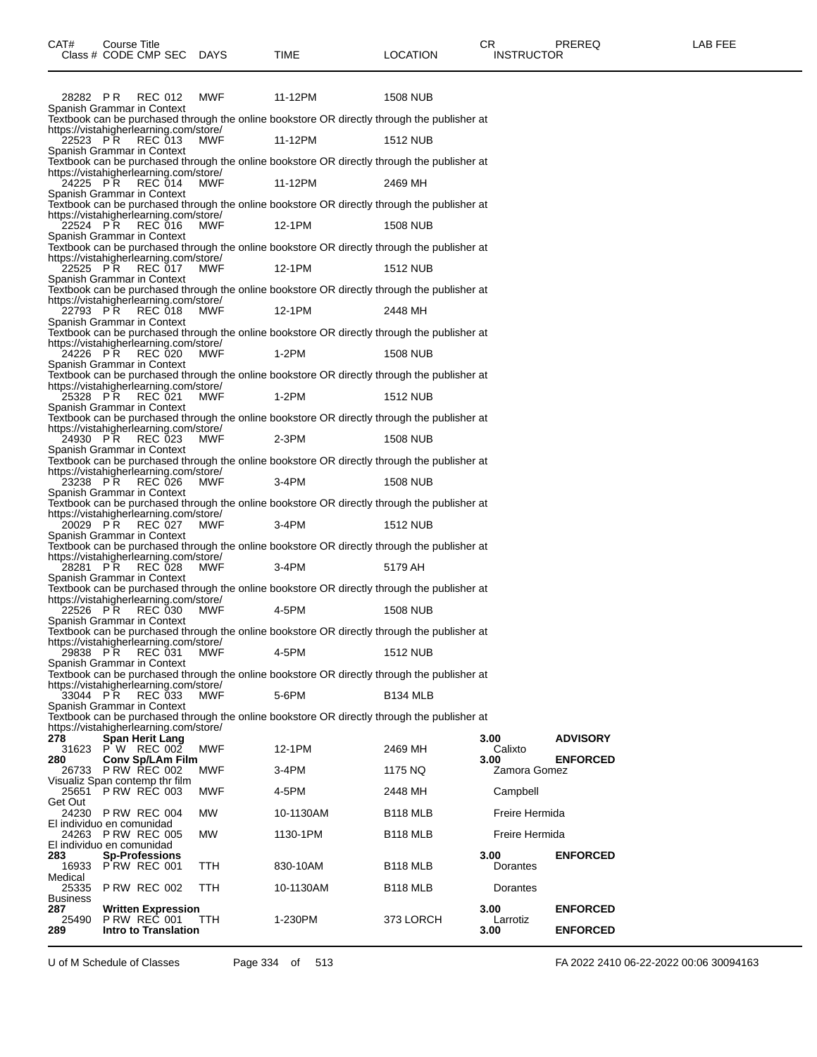| CAT# | Course Title<br>Class # CODE CMP SEC | DAYS | TIME | LOCATION | CR<br>INSTRUCTOR | PREREQ | LAB FEE |
|---|---|---|---|---|---|---|---|
| | 28282 P R REC 012 | MWF | 11-12PM | 1508 NUB | | | |
| | Spanish Grammar in Context<br>Textbook can be purchased through the online bookstore OR directly through the publisher at https://vistahigherlearning.com/store/ | | | | | | |
| | 22523 P R REC 013 | MWF | 11-12PM | 1512 NUB | | | |
| | Spanish Grammar in Context<br>Textbook can be purchased through the online bookstore OR directly through the publisher at https://vistahigherlearning.com/store/ | | | | | | |
| | 24225 P R REC 014 | MWF | 11-12PM | 2469 MH | | | |
| | Spanish Grammar in Context<br>Textbook can be purchased through the online bookstore OR directly through the publisher at https://vistahigherlearning.com/store/ | | | | | | |
| | 22524 P R REC 016 | MWF | 12-1PM | 1508 NUB | | | |
| | Spanish Grammar in Context<br>Textbook can be purchased through the online bookstore OR directly through the publisher at https://vistahigherlearning.com/store/ | | | | | | |
| | 22525 P R REC 017 | MWF | 12-1PM | 1512 NUB | | | |
| | Spanish Grammar in Context<br>Textbook can be purchased through the online bookstore OR directly through the publisher at https://vistahigherlearning.com/store/ | | | | | | |
| | 22793 P R REC 018 | MWF | 12-1PM | 2448 MH | | | |
| | Spanish Grammar in Context<br>Textbook can be purchased through the online bookstore OR directly through the publisher at https://vistahigherlearning.com/store/ | | | | | | |
| | 24226 P R REC 020 | MWF | 1-2PM | 1508 NUB | | | |
| | Spanish Grammar in Context<br>Textbook can be purchased through the online bookstore OR directly through the publisher at https://vistahigherlearning.com/store/ | | | | | | |
| | 25328 P R REC 021 | MWF | 1-2PM | 1512 NUB | | | |
| | Spanish Grammar in Context<br>Textbook can be purchased through the online bookstore OR directly through the publisher at https://vistahigherlearning.com/store/ | | | | | | |
| | 24930 P R REC 023 | MWF | 2-3PM | 1508 NUB | | | |
| | Spanish Grammar in Context<br>Textbook can be purchased through the online bookstore OR directly through the publisher at https://vistahigherlearning.com/store/ | | | | | | |
| | 23238 P R REC 026 | MWF | 3-4PM | 1508 NUB | | | |
| | Spanish Grammar in Context<br>Textbook can be purchased through the online bookstore OR directly through the publisher at https://vistahigherlearning.com/store/ | | | | | | |
| | 20029 P R REC 027 | MWF | 3-4PM | 1512 NUB | | | |
| | Spanish Grammar in Context<br>Textbook can be purchased through the online bookstore OR directly through the publisher at https://vistahigherlearning.com/store/ | | | | | | |
| | 28281 P R REC 028 | MWF | 3-4PM | 5179 AH | | | |
| | Spanish Grammar in Context<br>Textbook can be purchased through the online bookstore OR directly through the publisher at https://vistahigherlearning.com/store/ | | | | | | |
| | 22526 P R REC 030 | MWF | 4-5PM | 1508 NUB | | | |
| | Spanish Grammar in Context<br>Textbook can be purchased through the online bookstore OR directly through the publisher at https://vistahigherlearning.com/store/ | | | | | | |
| | 29838 P R REC 031 | MWF | 4-5PM | 1512 NUB | | | |
| | Spanish Grammar in Context<br>Textbook can be purchased through the online bookstore OR directly through the publisher at https://vistahigherlearning.com/store/ | | | | | | |
| | 33044 P R REC 033 | MWF | 5-6PM | B134 MLB | | | |
| | Spanish Grammar in Context<br>Textbook can be purchased through the online bookstore OR directly through the publisher at https://vistahigherlearning.com/store/ | | | | | | |
| **278** | **Span Herit Lang** | | | | **3.00** | **ADVISORY** | |
| | 31623 P W REC 002 | MWF | 12-1PM | 2469 MH | Calixto | | |
| **280** | **Conv Sp/LAm Film** | | | | **3.00** | **ENFORCED** | |
| | 26733 P RW REC 002 | MWF | 3-4PM | 1175 NQ | Zamora Gomez | | |
| | Visualiz Span contemp thr film | | | | | | |
| | 25651 P RW REC 003 | MWF | 4-5PM | 2448 MH | Campbell | | |
| | Get Out | | | | | | |
| | 24230 P RW REC 004 | MW | 10-1130AM | B118 MLB | Freire Hermida | | |
| | El individuo en comunidad | | | | | | |
| | 24263 P RW REC 005 | MW | 1130-1PM | B118 MLB | Freire Hermida | | |
| | El individuo en comunidad | | | | | | |
| **283** | **Sp-Professions** | | | | **3.00** | **ENFORCED** | |
| | 16933 P RW REC 001 | TTH | 830-10AM | B118 MLB | Dorantes | | |
| | Medical | | | | | | |
| | 25335 P RW REC 002 | TTH | 10-1130AM | B118 MLB | Dorantes | | |
| | Business | | | | | | |
| **287** | **Written Expression** | | | | **3.00** | **ENFORCED** | |
| | 25490 P RW REC 001 | TTH | 1-230PM | 373 LORCH | Larrotiz | | |
| **289** | **Intro to Translation** | | | | **3.00** | **ENFORCED** | |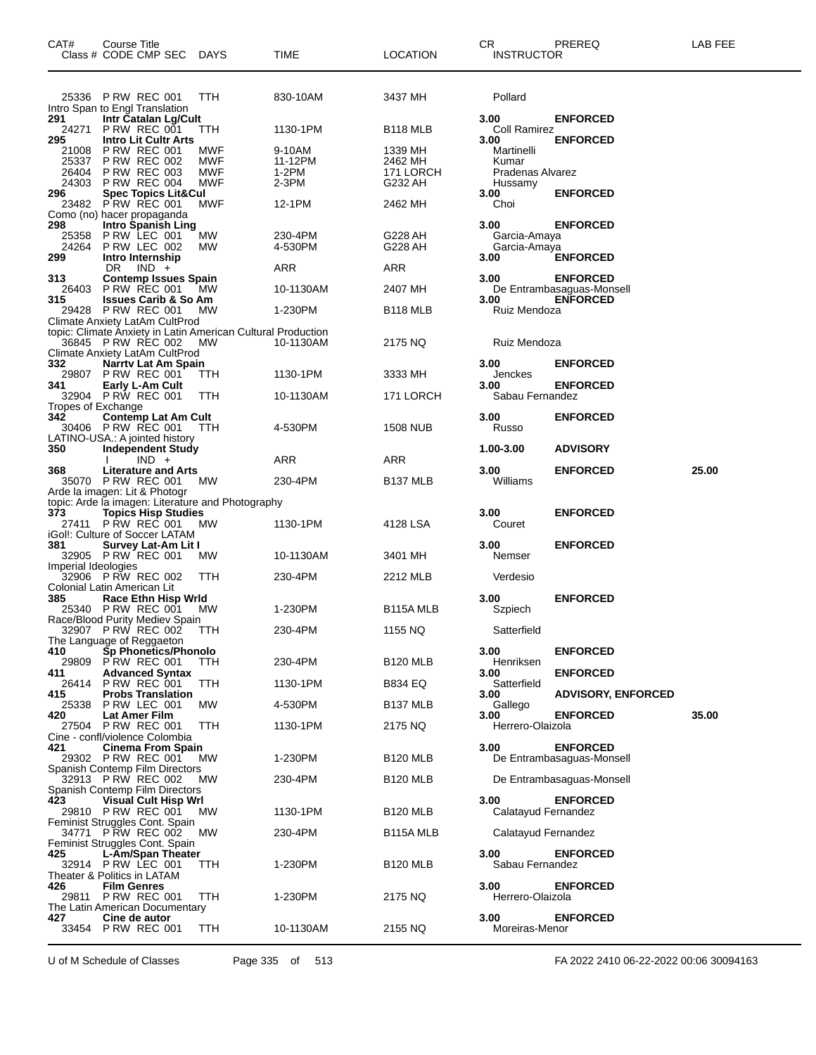| CAT# | Course Title<br>Class # CODE CMP SEC | DAYS | TIME | LOCATION | CR<br>INSTRUCTOR | PREREQ | LAB FEE |
|---|---|---|---|---|---|---|---|
| | 25336 P RW REC 001 | TTH | 830-10AM | 3437 MH | Pollard | | |
| | Intro Span to Engl Translation | | | | | | |
| **291** | **Intr Catalan Lg/Cult** | | | | **3.00** | **ENFORCED** | |
| | 24271 P RW REC 001 | TTH | 1130-1PM | B118 MLB | Coll Ramirez | | |
| **295** | **Intro Lit Cultr Arts** | | | | **3.00** | **ENFORCED** | |
| | 21008 P RW REC 001 | MWF | 9-10AM | 1339 MH | Martinelli | | |
| | 25337 P RW REC 002 | MWF | 11-12PM | 2462 MH | Kumar | | |
| | 26404 P RW REC 003 | MWF | 1-2PM | 171 LORCH | Pradenas Alvarez | | |
| | 24303 P RW REC 004 | MWF | 2-3PM | G232 AH | Hussamy | | |
| **296** | **Spec Topics Lit&Cul** | | | | **3.00** | **ENFORCED** | |
| | 23482 P RW REC 001 | MWF | 12-1PM | 2462 MH | Choi | | |
| | Como (no) hacer propaganda | | | | | | |
| **298** | **Intro Spanish Ling** | | | | **3.00** | **ENFORCED** | |
| | 25358 P RW LEC 001 | MW | 230-4PM | G228 AH | Garcia-Amaya | | |
| | 24264 P RW LEC 002 | MW | 4-530PM | G228 AH | Garcia-Amaya | | |
| **299** | **Intro Internship** | | | | **3.00** | **ENFORCED** | |
| | DR IND + | | ARR | ARR | | | |
| **313** | **Contemp Issues Spain** | | | | **3.00** | **ENFORCED** | |
| | 26403 P RW REC 001 | MW | 10-1130AM | 2407 MH | De Entrambasaguas-Monsell | | |
| **315** | **Issues Carib & So Am** | | | | **3.00** | **ENFORCED** | |
| | 29428 P RW REC 001 | MW | 1-230PM | B118 MLB | Ruiz Mendoza | | |
| | Climate Anxiety LatAm CultProd | | | | | | |
| | topic: Climate Anxiety in Latin American Cultural Production | | | | | | |
| | 36845 P RW REC 002 | MW | 10-1130AM | 2175 NQ | Ruiz Mendoza | | |
| | Climate Anxiety LatAm CultProd | | | | | | |
| **332** | **Narrtv Lat Am Spain** | | | | **3.00** | **ENFORCED** | |
| | 29807 P RW REC 001 | TTH | 1130-1PM | 3333 MH | Jenckes | | |
| **341** | **Early L-Am Cult** | | | | **3.00** | **ENFORCED** | |
| | 32904 P RW REC 001 | TTH | 10-1130AM | 171 LORCH | Sabau Fernandez | | |
| | Tropes of Exchange | | | | | | |
| **342** | **Contemp Lat Am Cult** | | | | **3.00** | **ENFORCED** | |
| | 30406 P RW REC 001 | TTH | 4-530PM | 1508 NUB | Russo | | |
| | LATINO-USA.: A jointed history | | | | | | |
| **350** | **Independent Study** | | | | **1.00-3.00** | **ADVISORY** | |
| | I IND + | | ARR | ARR | | | |
| **368** | **Literature and Arts** | | | | **3.00** | **ENFORCED** | **25.00** |
| | 35070 P RW REC 001 | MW | 230-4PM | B137 MLB | Williams | | |
| | Arde la imagen: Lit & Photogr | | | | | | |
| | topic: Arde la imagen: Literature and Photography | | | | | | |
| **373** | **Topics Hisp Studies** | | | | **3.00** | **ENFORCED** | |
| | 27411 P RW REC 001 | MW | 1130-1PM | 4128 LSA | Couret | | |
| | iGol!: Culture of Soccer LATAM | | | | | | |
| **381** | **Survey Lat-Am Lit I** | | | | **3.00** | **ENFORCED** | |
| | 32905 P RW REC 001 | MW | 10-1130AM | 3401 MH | Nemser | | |
| | Imperial Ideologies | | | | | | |
| | 32906 P RW REC 002 | TTH | 230-4PM | 2212 MLB | Verdesio | | |
| | Colonial Latin American Lit | | | | | | |
| **385** | **Race Ethn Hisp Wrld** | | | | **3.00** | **ENFORCED** | |
| | 25340 P RW REC 001 | MW | 1-230PM | B115A MLB | Szpiech | | |
| | Race/Blood Purity Mediev Spain | | | | | | |
| | 32907 P RW REC 002 | TTH | 230-4PM | 1155 NQ | Satterfield | | |
| | The Language of Reggaeton | | | | | | |
| **410** | **Sp Phonetics/Phonolo** | | | | **3.00** | **ENFORCED** | |
| | 29809 P RW REC 001 | TTH | 230-4PM | B120 MLB | Henriksen | | |
| **411** | **Advanced Syntax** | | | | **3.00** | **ENFORCED** | |
| | 26414 P RW REC 001 | TTH | 1130-1PM | B834 EQ | Satterfield | | |
| **415** | **Probs Translation** | | | | **3.00** | **ADVISORY, ENFORCED** | |
| | 25338 P RW LEC 001 | MW | 4-530PM | B137 MLB | Gallego | | |
| **420** | **Lat Amer Film** | | | | **3.00** | **ENFORCED** | **35.00** |
| | 27504 P RW REC 001 | TTH | 1130-1PM | 2175 NQ | Herrero-Olaizola | | |
| | Cine - confl/violence Colombia | | | | | | |
| **421** | **Cinema From Spain** | | | | **3.00** | **ENFORCED** | |
| | 29302 P RW REC 001 | MW | 1-230PM | B120 MLB | De Entrambasaguas-Monsell | | |
| | Spanish Contemp Film Directors | | | | | | |
| | 32913 P RW REC 002 | MW | 230-4PM | B120 MLB | De Entrambasaguas-Monsell | | |
| | Spanish Contemp Film Directors | | | | | | |
| **423** | **Visual Cult Hisp Wrl** | | | | **3.00** | **ENFORCED** | |
| | 29810 P RW REC 001 | MW | 1130-1PM | B120 MLB | Calatayud Fernandez | | |
| | Feminist Struggles Cont. Spain | | | | | | |
| | 34771 P RW REC 002 | MW | 230-4PM | B115A MLB | Calatayud Fernandez | | |
| | Feminist Struggles Cont. Spain | | | | | | |
| **425** | **L-Am/Span Theater** | | | | **3.00** | **ENFORCED** | |
| | 32914 P RW LEC 001 | TTH | 1-230PM | B120 MLB | Sabau Fernandez | | |
| | Theater & Politics in LATAM | | | | | | |
| **426** | **Film Genres** | | | | **3.00** | **ENFORCED** | |
| | 29811 P RW REC 001 | TTH | 1-230PM | 2175 NQ | Herrero-Olaizola | | |
| | The Latin American Documentary | | | | | | |
| **427** | **Cine de autor** | | | | **3.00** | **ENFORCED** | |
| | 33454 P RW REC 001 | TTH | 10-1130AM | 2155 NQ | Moreiras-Menor | | |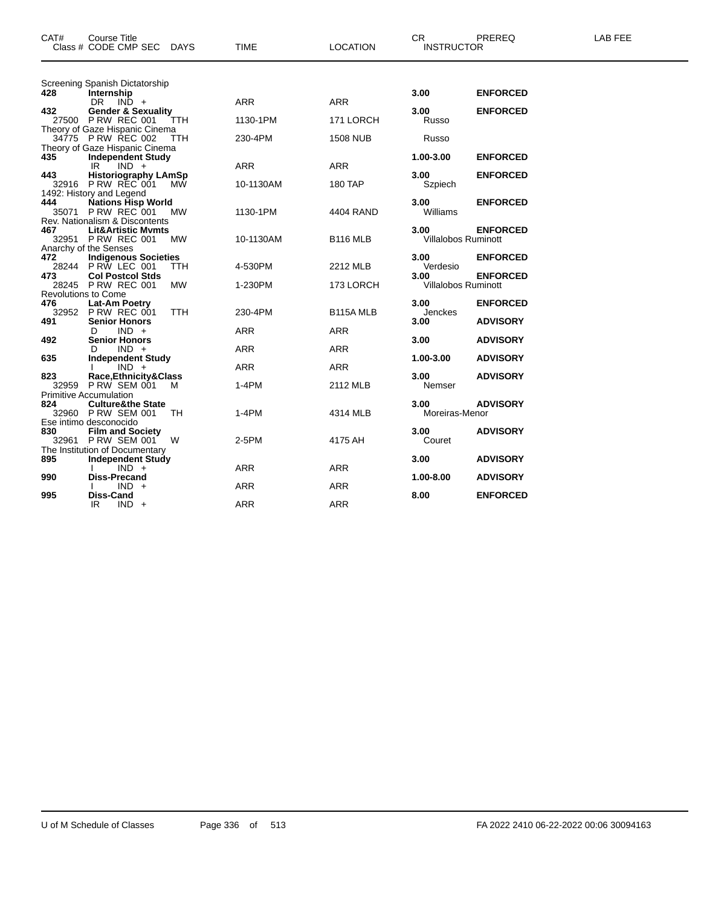| CAT# | Course Title<br>Class # CODE CMP SEC DAYS | TIME | LOCATION | CR<br>INSTRUCTOR | PREREQ | LAB FEE |
|---|---|---|---|---|---|---|
| | Screening Spanish Dictatorship | | | | | |
| **428** | **Internship** | | | **3.00** | **ENFORCED** | |
| | DR IND + | ARR | ARR | | | |
| **432** | **Gender & Sexuality** | | | **3.00** | **ENFORCED** | |
| | 27500 P RW REC 001 TTH | 1130-1PM | 171 LORCH | Russo | | |
| | Theory of Gaze Hispanic Cinema | | | | | |
| | 34775 P RW REC 002 TTH | 230-4PM | 1508 NUB | Russo | | |
| | Theory of Gaze Hispanic Cinema | | | | | |
| **435** | **Independent Study** | | | **1.00-3.00** | **ENFORCED** | |
| | IR IND + | ARR | ARR | | | |
| **443** | **Historiography LAmSp** | | | **3.00** | **ENFORCED** | |
| | 32916 P RW REC 001 MW | 10-1130AM | 180 TAP | Szpiech | | |
| | 1492: History and Legend | | | | | |
| **444** | **Nations Hisp World** | | | **3.00** | **ENFORCED** | |
| | 35071 P RW REC 001 MW | 1130-1PM | 4404 RAND | Williams | | |
| | Rev. Nationalism & Discontents | | | | | |
| **467** | **Lit&Artistic Mvmts** | | | **3.00** | **ENFORCED** | |
| | 32951 P RW REC 001 MW | 10-1130AM | B116 MLB | Villalobos Ruminott | | |
| | Anarchy of the Senses | | | | | |
| **472** | **Indigenous Societies** | | | **3.00** | **ENFORCED** | |
| | 28244 P RW LEC 001 TTH | 4-530PM | 2212 MLB | Verdesio | | |
| **473** | **Col Postcol Stds** | | | **3.00** | **ENFORCED** | |
| | 28245 P RW REC 001 MW | 1-230PM | 173 LORCH | Villalobos Ruminott | | |
| | Revolutions to Come | | | | | |
| **476** | **Lat-Am Poetry** | | | **3.00** | **ENFORCED** | |
| | 32952 P RW REC 001 TTH | 230-4PM | B115A MLB | Jenckes | | |
| **491** | **Senior Honors** | | | **3.00** | **ADVISORY** | |
| | D IND + | ARR | ARR | | | |
| **492** | **Senior Honors** | | | **3.00** | **ADVISORY** | |
| | D IND + | ARR | ARR | | | |
| **635** | **Independent Study** | | | **1.00-3.00** | **ADVISORY** | |
| | I IND + | ARR | ARR | | | |
| **823** | **Race,Ethnicity&Class** | | | **3.00** | **ADVISORY** | |
| | 32959 P RW SEM 001 M | 1-4PM | 2112 MLB | Nemser | | |
| | Primitive Accumulation | | | | | |
| **824** | **Culture&the State** | | | **3.00** | **ADVISORY** | |
| | 32960 P RW SEM 001 TH | 1-4PM | 4314 MLB | Moreiras-Menor | | |
| | Ese intimo desconocido | | | | | |
| **830** | **Film and Society** | | | **3.00** | **ADVISORY** | |
| | 32961 P RW SEM 001 W | 2-5PM | 4175 AH | Couret | | |
| | The Institution of Documentary | | | | | |
| **895** | **Independent Study** | | | **3.00** | **ADVISORY** | |
| | I IND + | ARR | ARR | | | |
| **990** | **Diss-Precand** | | | **1.00-8.00** | **ADVISORY** | |
| | I IND + | ARR | ARR | | | |
| **995** | **Diss-Cand** | | | **8.00** | **ENFORCED** | |
| | IR IND + | ARR | ARR | | | |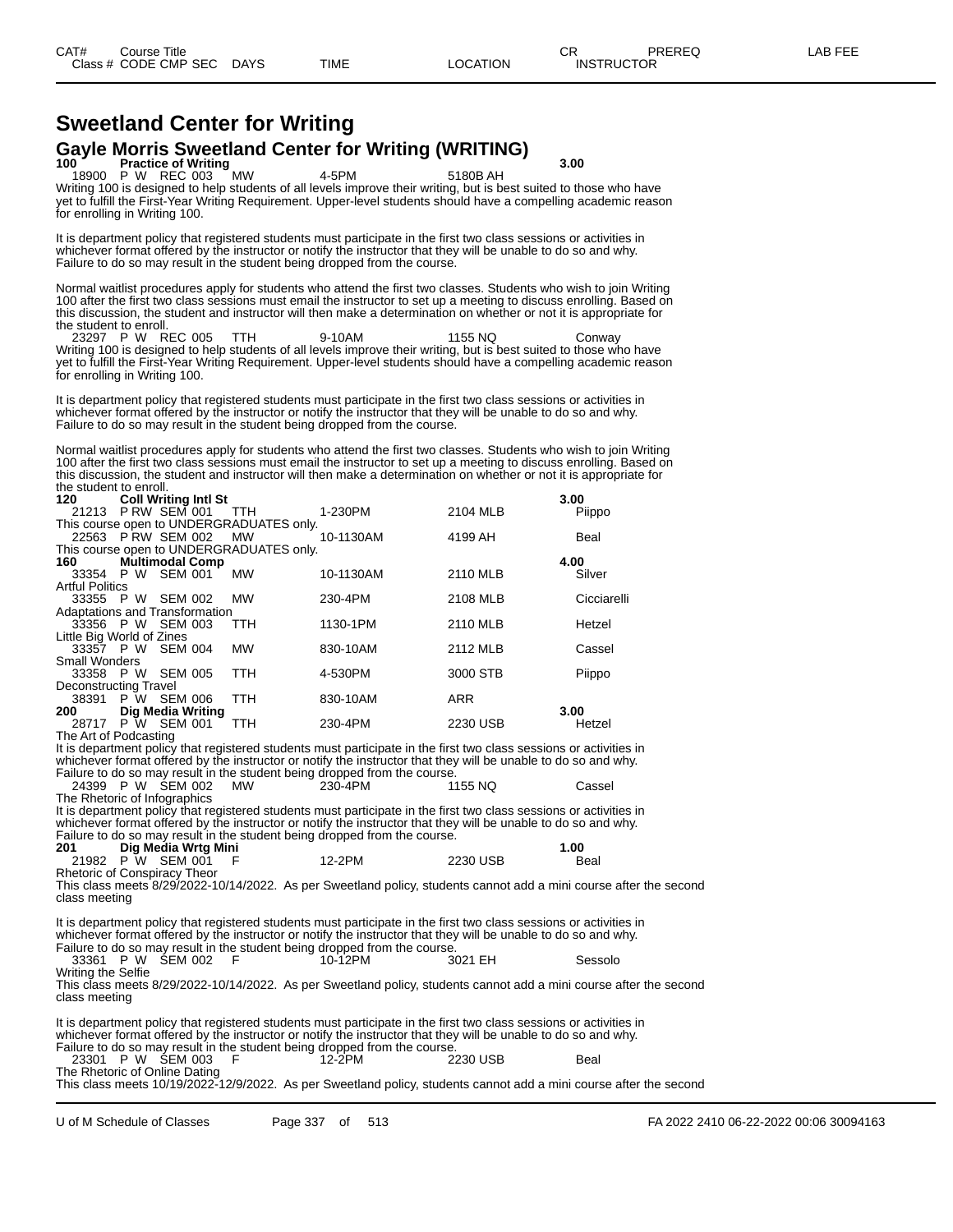# Sweetland Center for Writing

## Gayle Morris Sweetland Center for Writing (WRITING)

**100 Practice of Writing** **3.00**

18900 P W REC 003 MW 4-5PM 5180B AH

Writing 100 is designed to help students of all levels improve their writing, but is best suited to those who have yet to fulfill the First-Year Writing Requirement. Upper-level students should have a compelling academic reason for enrolling in Writing 100.

It is department policy that registered students must participate in the first two class sessions or activities in whichever format offered by the instructor or notify the instructor that they will be unable to do so and why. Failure to do so may result in the student being dropped from the course.

Normal waitlist procedures apply for students who attend the first two classes. Students who wish to join Writing 100 after the first two class sessions must email the instructor to set up a meeting to discuss enrolling. Based on this discussion, the student and instructor will then make a determination on whether or not it is appropriate for the student to enroll.

23297 P W REC 005 TTH 9-10AM 1155 NQ Conway

Writing 100 is designed to help students of all levels improve their writing, but is best suited to those who have yet to fulfill the First-Year Writing Requirement. Upper-level students should have a compelling academic reason for enrolling in Writing 100.

It is department policy that registered students must participate in the first two class sessions or activities in whichever format offered by the instructor or notify the instructor that they will be unable to do so and why. Failure to do so may result in the student being dropped from the course.

Normal waitlist procedures apply for students who attend the first two classes. Students who wish to join Writing 100 after the first two class sessions must email the instructor to set up a meeting to discuss enrolling. Based on this discussion, the student and instructor will then make a determination on whether or not it is appropriate for the student to enroll.

**120 Coll Writing Intl St** **3.00**

21213 P RW SEM 001 TTH 1-230PM 2104 MLB Piippo

This course open to UNDERGRADUATES only.

22563 P RW SEM 002 MW 10-1130AM 4199 AH Beal

This course open to UNDERGRADUATES only.

**160 Multimodal Comp** **4.00**

33354 P W SEM 001 MW 10-1130AM 2110 MLB Silver

Artful Politics

33355 P W SEM 002 MW 230-4PM 2108 MLB Cicciarelli

Adaptations and Transformation

33356 P W SEM 003 TTH 1130-1PM 2110 MLB Hetzel

Little Big World of Zines

33357 P W SEM 004 MW 830-10AM 2112 MLB Cassel

Small Wonders

33358 P W SEM 005 TTH 4-530PM 3000 STB Piippo

Deconstructing Travel

38391 P W SEM 006 TTH 830-10AM ARR

**200 Dig Media Writing** **3.00**

28717 P W SEM 001 TTH 230-4PM 2230 USB Hetzel

The Art of Podcasting

It is department policy that registered students must participate in the first two class sessions or activities in whichever format offered by the instructor or notify the instructor that they will be unable to do so and why. Failure to do so may result in the student being dropped from the course.

24399 P W SEM 002 MW 230-4PM 1155 NQ Cassel

The Rhetoric of Infographics

It is department policy that registered students must participate in the first two class sessions or activities in whichever format offered by the instructor or notify the instructor that they will be unable to do so and why. Failure to do so may result in the student being dropped from the course.

**201 Dig Media Wrtg Mini** **1.00**

21982 P W SEM 001 F 12-2PM 2230 USB Beal

Rhetoric of Conspiracy Theor

This class meets 8/29/2022-10/14/2022. As per Sweetland policy, students cannot add a mini course after the second class meeting

It is department policy that registered students must participate in the first two class sessions or activities in whichever format offered by the instructor or notify the instructor that they will be unable to do so and why. Failure to do so may result in the student being dropped from the course.

33361 P W SEM 002 F 10-12PM 3021 EH Sessolo

Writing the Selfie

This class meets 8/29/2022-10/14/2022. As per Sweetland policy, students cannot add a mini course after the second class meeting

It is department policy that registered students must participate in the first two class sessions or activities in whichever format offered by the instructor or notify the instructor that they will be unable to do so and why. Failure to do so may result in the student being dropped from the course.

23301 P W SEM 003 F 12-2PM 2230 USB Beal

The Rhetoric of Online Dating

This class meets 10/19/2022-12/9/2022. As per Sweetland policy, students cannot add a mini course after the second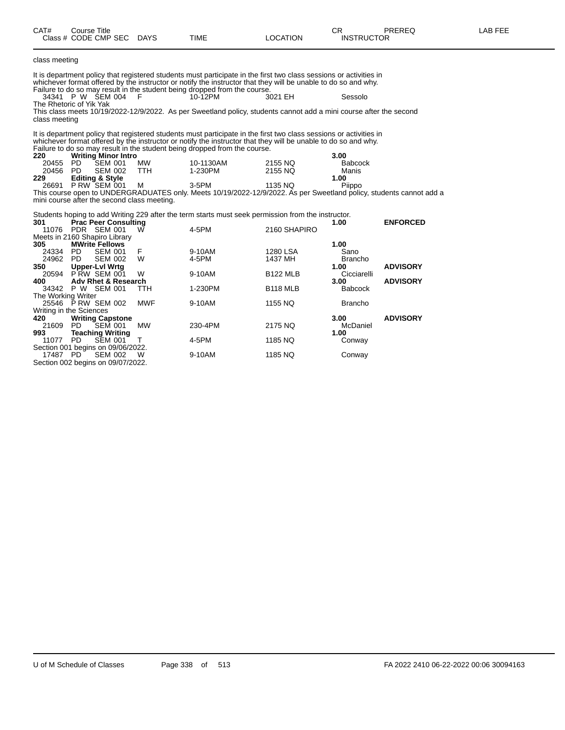| CAT# | Course Title | | | | | CR | PREREQ | LAB FEE |
|---|---|---|---|---|---|---|---|---|
| Class # | CODE CMP SEC | DAYS | TIME | LOCATION | | INSTRUCTOR | | |

class meeting

It is department policy that registered students must participate in the first two class sessions or activities in whichever format offered by the instructor or notify the instructor that they will be unable to do so and why. Failure to do so may result in the student being dropped from the course.

| | | | | | | |
|---|---|---|---|---|---|---|
| 34341 | P W SEM 004 | F | 10-12PM | 3021 EH | Sessolo | |

The Rhetoric of Yik Yak
This class meets 10/19/2022-12/9/2022. As per Sweetland policy, students cannot add a mini course after the second class meeting

It is department policy that registered students must participate in the first two class sessions or activities in whichever format offered by the instructor or notify the instructor that they will be unable to do so and why. Failure to do so may result in the student being dropped from the course.

| | | | | | | |
|---|---|---|---|---|---|---|
| **220** | **Writing Minor Intro** | | | | **3.00** | |
| 20455 | PD SEM 001 | MW | 10-1130AM | 2155 NQ | Babcock | |
| 20456 | PD SEM 002 | TTH | 1-230PM | 2155 NQ | Manis | |
| **229** | **Editing & Style** | | | | **1.00** | |
| 26691 | P RW SEM 001 | M | 3-5PM | 1135 NQ | Piippo | |

This course open to UNDERGRADUATES only. Meets 10/19/2022-12/9/2022. As per Sweetland policy, students cannot add a mini course after the second class meeting.

Students hoping to add Writing 229 after the term starts must seek permission from the instructor.

| | | | | | | |
|---|---|---|---|---|---|---|
| **301** | **Prac Peer Consulting** | | | | **1.00** | **ENFORCED** |
| 11076 | PDR SEM 001 | W | 4-5PM | 2160 SHAPIRO | | |

Meets in 2160 Shapiro Library

| | | | | | | |
|---|---|---|---|---|---|---|
| **305** | **MWrite Fellows** | | | | **1.00** | |
| 24334 | PD SEM 001 | F | 9-10AM | 1280 LSA | Sano | |
| 24962 | PD SEM 002 | W | 4-5PM | 1437 MH | Brancho | |
| **350** | **Upper-Lvl Wrtg** | | | | **1.00** | **ADVISORY** |
| 20594 | P RW SEM 001 | W | 9-10AM | B122 MLB | Cicciarelli | |
| **400** | **Adv Rhet & Research** | | | | **3.00** | **ADVISORY** |
| 34342 | P W SEM 001 | TTH | 1-230PM | B118 MLB | Babcock | |

The Working Writer

| | | | | | | |
|---|---|---|---|---|---|---|
| 25546 | P RW SEM 002 | MWF | 9-10AM | 1155 NQ | Brancho | |

Writing in the Sciences

| | | | | | | |
|---|---|---|---|---|---|---|
| **420** | **Writing Capstone** | | | | **3.00** | **ADVISORY** |
| 21609 | PD SEM 001 | MW | 230-4PM | 2175 NQ | McDaniel | |
| **993** | **Teaching Writing** | | | | **1.00** | |
| 11077 | PD SEM 001 | T | 4-5PM | 1185 NQ | Conway | |

Section 001 begins on 09/06/2022.

| | | | | | | |
|---|---|---|---|---|---|---|
| 17487 | PD SEM 002 | W | 9-10AM | 1185 NQ | Conway | |

Section 002 begins on 09/07/2022.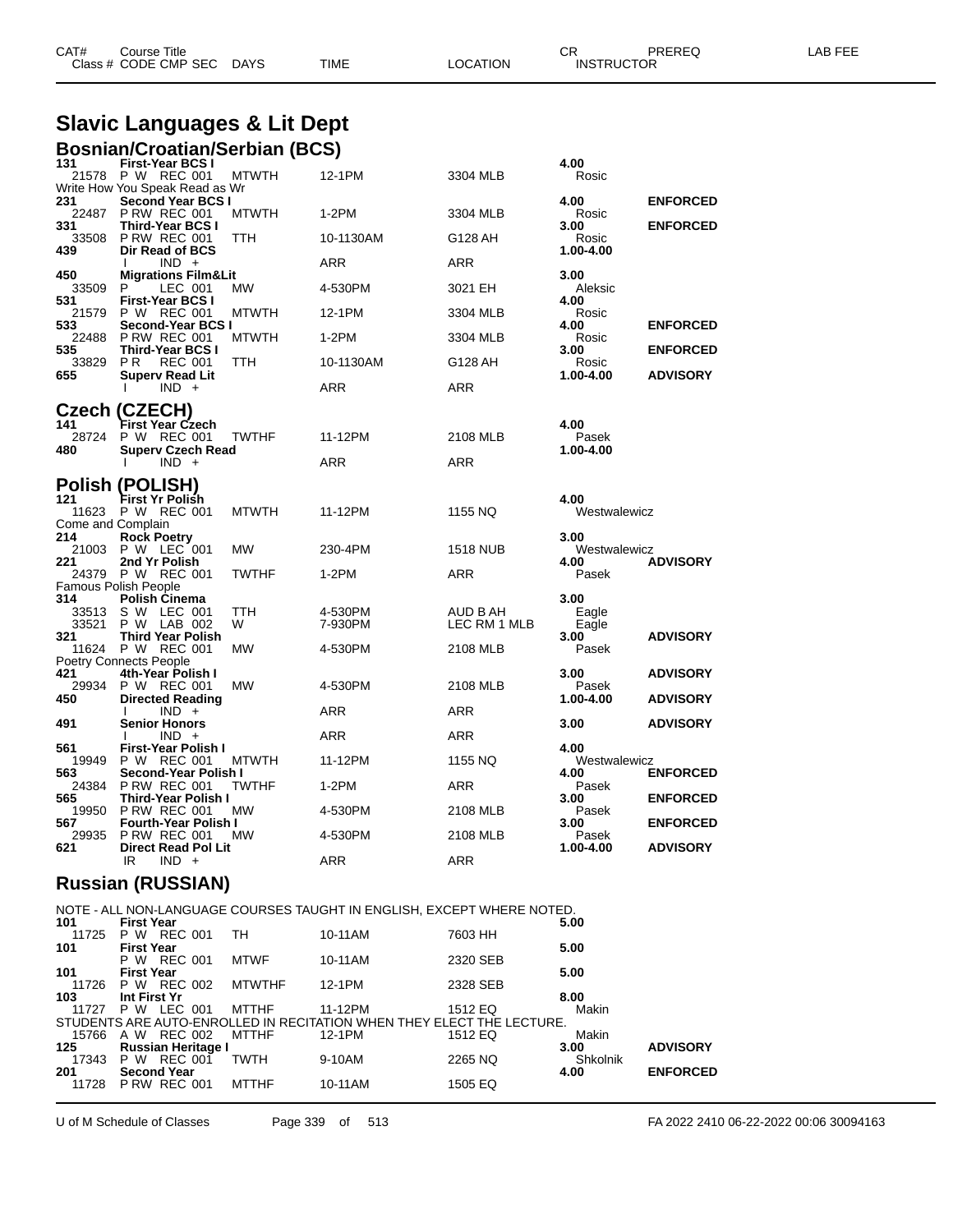| CAT# | Course Title | | | | CR | PREREQ | LAB FEE |
|---|---|---|---|---|---|---|---|
| Class # | CODE CMP SEC | DAYS | TIME | LOCATION | INSTRUCTOR | | |

# Slavic Languages & Lit Dept

## Bosnian/Croatian/Serbian (BCS)

| CAT# / Class # | Course Title / CODE CMP SEC | DAYS | TIME | LOCATION | CR / INSTRUCTOR | PREREQ |
|---|---|---|---|---|---|---|
| **131** | **First-Year BCS I** | | | | **4.00** | |
| 21578 | P W REC 001 | MTWTH | 12-1PM | 3304 MLB | Rosic | |
| Write How You Speak Read as Wr | | | | | | |
| **231** | **Second Year BCS I** | | | | **4.00** | **ENFORCED** |
| 22487 | P RW REC 001 | MTWTH | 1-2PM | 3304 MLB | Rosic | |
| **331** | **Third-Year BCS I** | | | | **3.00** | **ENFORCED** |
| 33508 | P RW REC 001 | TTH | 10-1130AM | G128 AH | Rosic | |
| **439** | **Dir Read of BCS** | | | | **1.00-4.00** | |
| | I IND + | | ARR | ARR | | |
| **450** | **Migrations Film&Lit** | | | | **3.00** | |
| 33509 | P LEC 001 | MW | 4-530PM | 3021 EH | Aleksic | |
| **531** | **First-Year BCS I** | | | | **4.00** | |
| 21579 | P W REC 001 | MTWTH | 12-1PM | 3304 MLB | Rosic | |
| **533** | **Second-Year BCS I** | | | | **4.00** | **ENFORCED** |
| 22488 | P RW REC 001 | MTWTH | 1-2PM | 3304 MLB | Rosic | |
| **535** | **Third-Year BCS I** | | | | **3.00** | **ENFORCED** |
| 33829 | P R REC 001 | TTH | 10-1130AM | G128 AH | Rosic | |
| **655** | **Superv Read Lit** | | | | **1.00-4.00** | **ADVISORY** |
| | I IND + | | ARR | ARR | | |

## Czech (CZECH)

| CAT# / Class # | Course Title / CODE CMP SEC | DAYS | TIME | LOCATION | CR / INSTRUCTOR | PREREQ |
|---|---|---|---|---|---|---|
| **141** | **First Year Czech** | | | | **4.00** | |
| 28724 | P W REC 001 | TWTHF | 11-12PM | 2108 MLB | Pasek | |
| **480** | **Superv Czech Read** | | | | **1.00-4.00** | |
| | I IND + | | ARR | ARR | | |

## Polish (POLISH)

| CAT# / Class # | Course Title / CODE CMP SEC | DAYS | TIME | LOCATION | CR / INSTRUCTOR | PREREQ |
|---|---|---|---|---|---|---|
| **121** | **First Yr Polish** | | | | **4.00** | |
| 11623 | P W REC 001 | MTWTH | 11-12PM | 1155 NQ | Westwalewicz | |
| Come and Complain | | | | | | |
| **214** | **Rock Poetry** | | | | **3.00** | |
| 21003 | P W LEC 001 | MW | 230-4PM | 1518 NUB | Westwalewicz | |
| **221** | **2nd Yr Polish** | | | | **4.00** | **ADVISORY** |
| 24379 | P W REC 001 | TWTHF | 1-2PM | ARR | Pasek | |
| Famous Polish People | | | | | | |
| **314** | **Polish Cinema** | | | | **3.00** | |
| 33513 | S W LEC 001 | TTH | 4-530PM | AUD B AH | Eagle | |
| 33521 | P W LAB 002 | W | 7-930PM | LEC RM 1 MLB | Eagle | |
| **321** | **Third Year Polish** | | | | **3.00** | **ADVISORY** |
| 11624 | P W REC 001 | MW | 4-530PM | 2108 MLB | Pasek | |
| Poetry Connects People | | | | | | |
| **421** | **4th-Year Polish I** | | | | **3.00** | **ADVISORY** |
| 29934 | P W REC 001 | MW | 4-530PM | 2108 MLB | Pasek | |
| **450** | **Directed Reading** | | | | **1.00-4.00** | **ADVISORY** |
| | I IND + | | ARR | ARR | | |
| **491** | **Senior Honors** | | | | **3.00** | **ADVISORY** |
| | I IND + | | ARR | ARR | | |
| **561** | **First-Year Polish I** | | | | **4.00** | |
| 19949 | P W REC 001 | MTWTH | 11-12PM | 1155 NQ | Westwalewicz | |
| **563** | **Second-Year Polish I** | | | | **4.00** | **ENFORCED** |
| 24384 | P RW REC 001 | TWTHF | 1-2PM | ARR | Pasek | |
| **565** | **Third-Year Polish I** | | | | **3.00** | **ENFORCED** |
| 19950 | P RW REC 001 | MW | 4-530PM | 2108 MLB | Pasek | |
| **567** | **Fourth-Year Polish I** | | | | **3.00** | **ENFORCED** |
| 29935 | P RW REC 001 | MW | 4-530PM | 2108 MLB | Pasek | |
| **621** | **Direct Read Pol Lit** | | | | **1.00-4.00** | **ADVISORY** |
| | IR IND + | | ARR | ARR | | |

## Russian (RUSSIAN)

NOTE - ALL NON-LANGUAGE COURSES TAUGHT IN ENGLISH, EXCEPT WHERE NOTED.

| CAT# / Class # | Course Title / CODE CMP SEC | DAYS | TIME | LOCATION | CR / INSTRUCTOR | PREREQ |
|---|---|---|---|---|---|---|
| **101** | **First Year** | | | | **5.00** | |
| 11725 | P W REC 001 | TH | 10-11AM | 7603 HH | | |
| **101** | **First Year** | | | | **5.00** | |
| | P W REC 001 | MTWF | 10-11AM | 2320 SEB | | |
| **101** | **First Year** | | | | **5.00** | |
| 11726 | P W REC 002 | MTWTHF | 12-1PM | 2328 SEB | | |
| **103** | **Int First Yr** | | | | **8.00** | |
| 11727 | P W LEC 001 | MTTHF | 11-12PM | 1512 EQ | Makin | |
| STUDENTS ARE AUTO-ENROLLED IN RECITATION WHEN THEY ELECT THE LECTURE. | | | | | | |
| 15766 | A W REC 002 | MTTHF | 12-1PM | 1512 EQ | Makin | |
| **125** | **Russian Heritage I** | | | | **3.00** | **ADVISORY** |
| 17343 | P W REC 001 | TWTH | 9-10AM | 2265 NQ | Shkolnik | |
| **201** | **Second Year** | | | | **4.00** | **ENFORCED** |
| 11728 | P RW REC 001 | MTTHF | 10-11AM | 1505 EQ | | |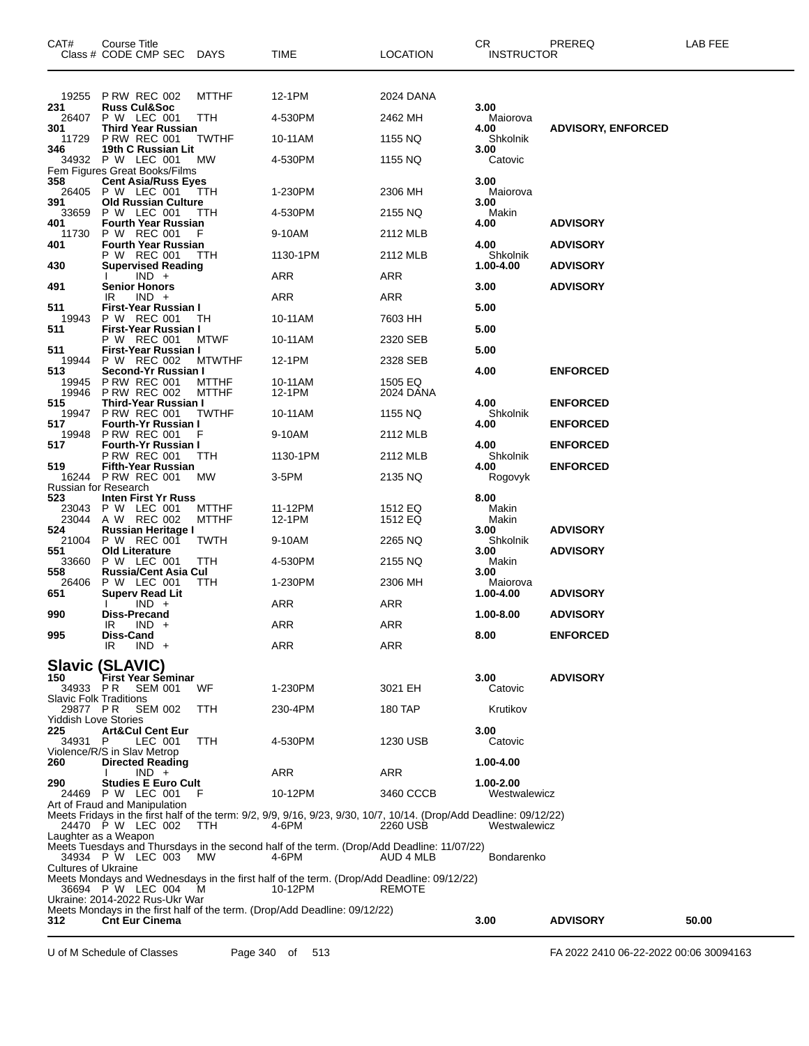| CAT# | Course Title Class # CODE CMP SEC | DAYS | TIME | LOCATION | CR INSTRUCTOR | PREREQ | LAB FEE |
|---|---|---|---|---|---|---|---|
| 19255 | P RW REC 002 | MTTHF | 12-1PM | 2024 DANA | | | |
| **231** | **Russ Cul&Soc** | | | | **3.00** | | |
| 26407 | P W LEC 001 | TTH | 4-530PM | 2462 MH | Maiorova | | |
| **301** | **Third Year Russian** | | | | **4.00** | **ADVISORY, ENFORCED** | |
| 11729 | P RW REC 001 | TWTHF | 10-11AM | 1155 NQ | Shkolnik | | |
| **346** | **19th C Russian Lit** | | | | **3.00** | | |
| 34932 | P W LEC 001 | MW | 4-530PM | 1155 NQ | Catovic | | |
| Fem Figures Great Books/Films | | | | | | | |
| **358** | **Cent Asia/Russ Eyes** | | | | **3.00** | | |
| 26405 | P W LEC 001 | TTH | 1-230PM | 2306 MH | Maiorova | | |
| **391** | **Old Russian Culture** | | | | **3.00** | | |
| 33659 | P W LEC 001 | TTH | 4-530PM | 2155 NQ | Makin | | |
| **401** | **Fourth Year Russian** | | | | **4.00** | **ADVISORY** | |
| 11730 | P W REC 001 | F | 9-10AM | 2112 MLB | | | |
| **401** | **Fourth Year Russian** | | | | **4.00** | **ADVISORY** | |
| | P W REC 001 | TTH | 1130-1PM | 2112 MLB | Shkolnik | | |
| **430** | **Supervised Reading** | | | | **1.00-4.00** | **ADVISORY** | |
| | I IND + | | ARR | ARR | | | |
| **491** | **Senior Honors** | | | | **3.00** | **ADVISORY** | |
| | IR IND + | | ARR | ARR | | | |
| **511** | **First-Year Russian I** | | | | **5.00** | | |
| 19943 | P W REC 001 | TH | 10-11AM | 7603 HH | | | |
| **511** | **First-Year Russian I** | | | | **5.00** | | |
| | P W REC 001 | MTWF | 10-11AM | 2320 SEB | | | |
| **511** | **First-Year Russian I** | | | | **5.00** | | |
| 19944 | P W REC 002 | MTWTHF | 12-1PM | 2328 SEB | | | |
| **513** | **Second-Yr Russian I** | | | | **4.00** | **ENFORCED** | |
| 19945 | P RW REC 001 | MTTHF | 10-11AM | 1505 EQ | | | |
| 19946 | P RW REC 002 | MTTHF | 12-1PM | 2024 DANA | | | |
| **515** | **Third-Year Russian I** | | | | **4.00** | **ENFORCED** | |
| 19947 | P RW REC 001 | TWTHF | 10-11AM | 1155 NQ | Shkolnik | | |
| **517** | **Fourth-Yr Russian I** | | | | **4.00** | **ENFORCED** | |
| 19948 | P RW REC 001 | F | 9-10AM | 2112 MLB | | | |
| **517** | **Fourth-Yr Russian I** | | | | **4.00** | **ENFORCED** | |
| | P RW REC 001 | TTH | 1130-1PM | 2112 MLB | Shkolnik | | |
| **519** | **Fifth-Year Russian** | | | | **4.00** | **ENFORCED** | |
| 16244 | P RW REC 001 | MW | 3-5PM | 2135 NQ | Rogovyk | | |
| Russian for Research | | | | | | | |
| **523** | **Inten First Yr Russ** | | | | **8.00** | | |
| 23043 | P W LEC 001 | MTTHF | 11-12PM | 1512 EQ | Makin | | |
| 23044 | A W REC 002 | MTTHF | 12-1PM | 1512 EQ | Makin | | |
| **524** | **Russian Heritage I** | | | | **3.00** | **ADVISORY** | |
| 21004 | P W REC 001 | TWTH | 9-10AM | 2265 NQ | Shkolnik | | |
| **551** | **Old Literature** | | | | **3.00** | **ADVISORY** | |
| 33660 | P W LEC 001 | TTH | 4-530PM | 2155 NQ | Makin | | |
| **558** | **Russia/Cent Asia Cul** | | | | **3.00** | | |
| 26406 | P W LEC 001 | TTH | 1-230PM | 2306 MH | Maiorova | | |
| **651** | **Superv Read Lit** | | | | **1.00-4.00** | **ADVISORY** | |
| | I IND + | | ARR | ARR | | | |
| **990** | **Diss-Precand** | | | | **1.00-8.00** | **ADVISORY** | |
| | IR IND + | | ARR | ARR | | | |
| **995** | **Diss-Cand** | | | | **8.00** | **ENFORCED** | |
| | IR IND + | | ARR | ARR | | | |

## Slavic (SLAVIC)

| CAT# | Course Title Class # CODE CMP SEC | DAYS | TIME | LOCATION | CR INSTRUCTOR | PREREQ | LAB FEE |
|---|---|---|---|---|---|---|---|
| **150** | **First Year Seminar** | | | | **3.00** | **ADVISORY** | |
| 34933 | P R SEM 001 | WF | 1-230PM | 3021 EH | Catovic | | |
| Slavic Folk Traditions | | | | | | | |
| 29877 | P R SEM 002 | TTH | 230-4PM | 180 TAP | Krutikov | | |
| Yiddish Love Stories | | | | | | | |
| **225** | **Art&Cul Cent Eur** | | | | **3.00** | | |
| 34931 | P LEC 001 | TTH | 4-530PM | 1230 USB | Catovic | | |
| Violence/R/S in Slav Metrop | | | | | | | |
| **260** | **Directed Reading** | | | | **1.00-4.00** | | |
| | I IND + | | ARR | ARR | | | |
| **290** | **Studies E Euro Cult** | | | | **1.00-2.00** | | |
| 24469 | P W LEC 001 | F | 10-12PM | 3460 CCCB | Westwalewicz | | |
| Art of Fraud and Manipulation | | | | | | | |
| Meets Fridays in the first half of the term: 9/2, 9/9, 9/16, 9/23, 9/30, 10/7, 10/14. (Drop/Add Deadline: 09/12/22) | | | | | | | |
| 24470 | P W LEC 002 | TTH | 4-6PM | 2260 USB | Westwalewicz | | |
| Laughter as a Weapon | | | | | | | |
| Meets Tuesdays and Thursdays in the second half of the term. (Drop/Add Deadline: 11/07/22) | | | | | | | |
| 34934 | P W LEC 003 | MW | 4-6PM | AUD 4 MLB | Bondarenko | | |
| Cultures of Ukraine | | | | | | | |
| Meets Mondays and Wednesdays in the first half of the term. (Drop/Add Deadline: 09/12/22) | | | | | | | |
| 36694 | P W LEC 004 | M | 10-12PM | REMOTE | | | |
| Ukraine: 2014-2022 Rus-Ukr War | | | | | | | |
| Meets Mondays in the first half of the term. (Drop/Add Deadline: 09/12/22) | | | | | | | |
| **312** | **Cnt Eur Cinema** | | | | **3.00** | **ADVISORY** | **50.00** |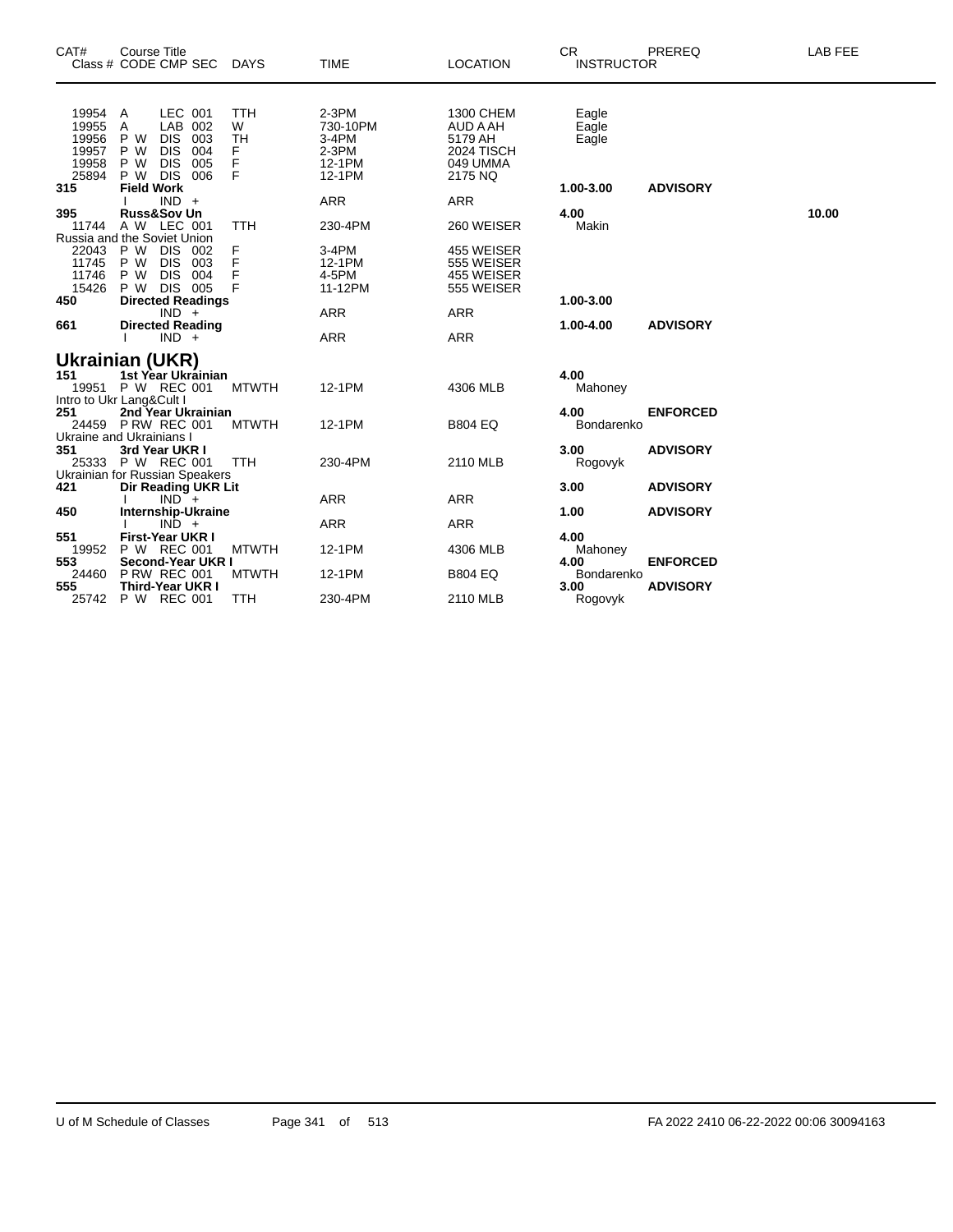| CAT# | Course Title<br>Class # CODE CMP SEC | DAYS | TIME | LOCATION | CR<br>INSTRUCTOR | PREREQ | LAB FEE |
|---|---|---|---|---|---|---|---|
| 19954 | A LEC 001 | TTH | 2-3PM | 1300 CHEM | Eagle | | |
| 19955 | A LAB 002 | W | 730-10PM | AUD A AH | Eagle | | |
| 19956 | P W DIS 003 | TH | 3-4PM | 5179 AH | Eagle | | |
| 19957 | P W DIS 004 | F | 2-3PM | 2024 TISCH | | | |
| 19958 | P W DIS 005 | F | 12-1PM | 049 UMMA | | | |
| 25894 | P W DIS 006 | F | 12-1PM | 2175 NQ | | | |
| **315** | **Field Work** | | | | **1.00-3.00** | **ADVISORY** | |
| | I IND + | | ARR | ARR | | | |
| **395** | **Russ&Sov Un** | | | | **4.00** | | **10.00** |
| 11744 | A W LEC 001 | TTH | 230-4PM | 260 WEISER | Makin | | |
| | Russia and the Soviet Union | | | | | | |
| 22043 | P W DIS 002 | F | 3-4PM | 455 WEISER | | | |
| 11745 | P W DIS 003 | F | 12-1PM | 555 WEISER | | | |
| 11746 | P W DIS 004 | F | 4-5PM | 455 WEISER | | | |
| 15426 | P W DIS 005 | F | 11-12PM | 555 WEISER | | | |
| **450** | **Directed Readings** | | | | **1.00-3.00** | | |
| | IND + | | ARR | ARR | | | |
| **661** | **Directed Reading** | | | | **1.00-4.00** | **ADVISORY** | |
| | I IND + | | ARR | ARR | | | |

## Ukrainian (UKR)

| CAT# | Course Title<br>Class # CODE CMP SEC | DAYS | TIME | LOCATION | CR<br>INSTRUCTOR | PREREQ | LAB FEE |
|---|---|---|---|---|---|---|---|
| **151** | **1st Year Ukrainian** | | | | **4.00** | | |
| 19951 | P W REC 001 | MTWTH | 12-1PM | 4306 MLB | Mahoney | | |
| | Intro to Ukr Lang&Cult I | | | | | | |
| **251** | **2nd Year Ukrainian** | | | | **4.00** | **ENFORCED** | |
| 24459 | P RW REC 001 | MTWTH | 12-1PM | B804 EQ | Bondarenko | | |
| | Ukraine and Ukrainians I | | | | | | |
| **351** | **3rd Year UKR I** | | | | **3.00** | **ADVISORY** | |
| 25333 | P W REC 001 | TTH | 230-4PM | 2110 MLB | Rogovyk | | |
| | Ukrainian for Russian Speakers | | | | | | |
| **421** | **Dir Reading UKR Lit** | | | | **3.00** | **ADVISORY** | |
| | I IND + | | ARR | ARR | | | |
| **450** | **Internship-Ukraine** | | | | **1.00** | **ADVISORY** | |
| | I IND + | | ARR | ARR | | | |
| **551** | **First-Year UKR I** | | | | **4.00** | | |
| 19952 | P W REC 001 | MTWTH | 12-1PM | 4306 MLB | Mahoney | | |
| **553** | **Second-Year UKR I** | | | | **4.00** | **ENFORCED** | |
| 24460 | P RW REC 001 | MTWTH | 12-1PM | B804 EQ | Bondarenko | | |
| **555** | **Third-Year UKR I** | | | | **3.00** | **ADVISORY** | |
| 25742 | P W REC 001 | TTH | 230-4PM | 2110 MLB | Rogovyk | | |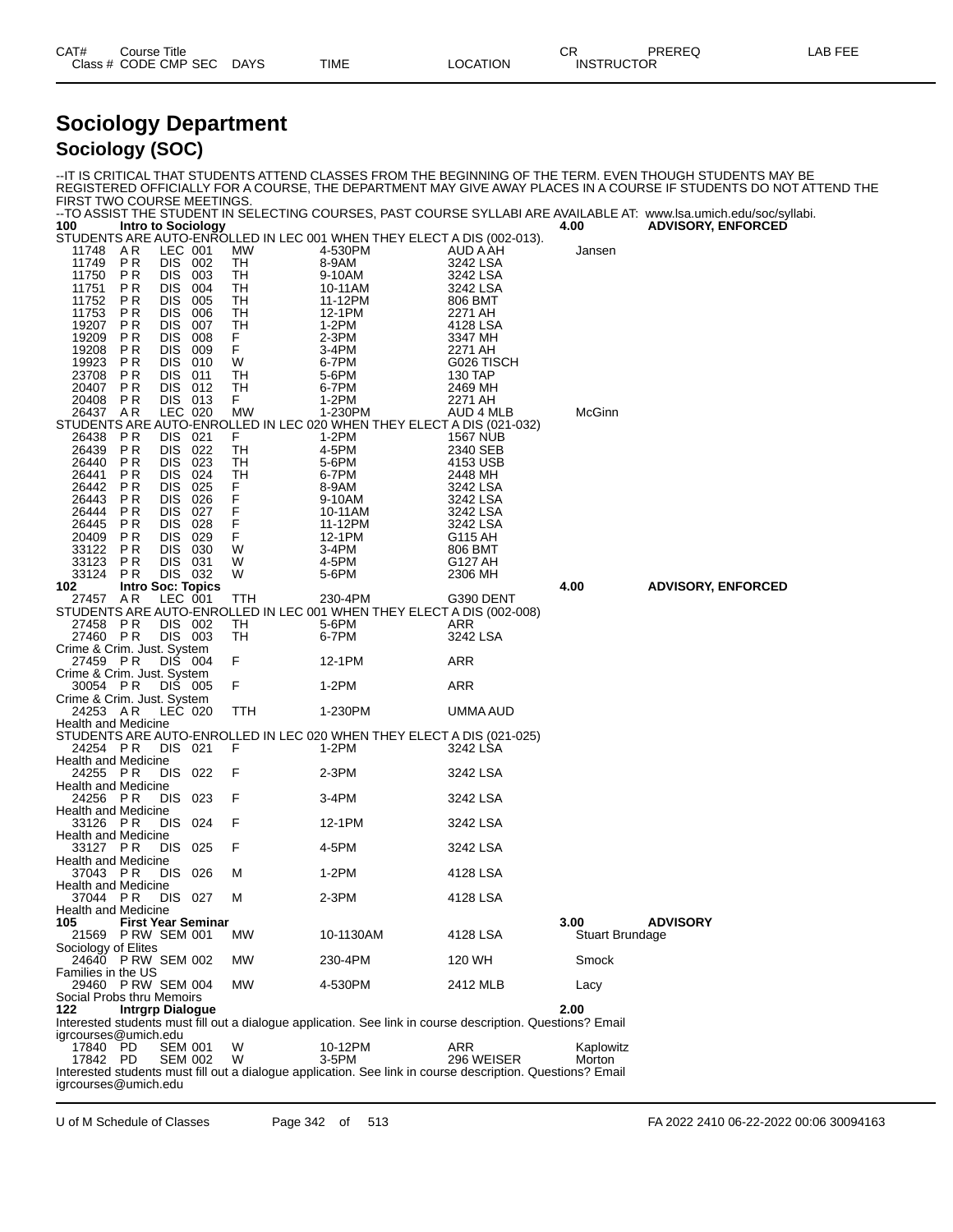# Sociology Department

## Sociology (SOC)

--IT IS CRITICAL THAT STUDENTS ATTEND CLASSES FROM THE BEGINNING OF THE TERM. EVEN THOUGH STUDENTS MAY BE REGISTERED OFFICIALLY FOR A COURSE, THE DEPARTMENT MAY GIVE AWAY PLACES IN A COURSE IF STUDENTS DO NOT ATTEND THE FIRST TWO COURSE MEETINGS.

--TO ASSIST THE STUDENT IN SELECTING COURSES, PAST COURSE SYLLABI ARE AVAILABLE AT: www.lsa.umich.edu/soc/syllabi.

| CAT# / Class # | Course Title / CODE | CMP | SEC | DAYS | TIME | LOCATION | CR / INSTRUCTOR | PREREQ |
|---|---|---|---|---|---|---|---|---|
| **100** | **Intro to Sociology** | | | | | | **4.00** | **ADVISORY, ENFORCED** |
| STUDENTS ARE AUTO-ENROLLED IN LEC 001 WHEN THEY ELECT A DIS (002-013). | | | | | | | | |
| 11748 | A R | LEC | 001 | MW | 4-530PM | AUD A AH | Jansen | |
| 11749 | P R | DIS | 002 | TH | 8-9AM | 3242 LSA | | |
| 11750 | P R | DIS | 003 | TH | 9-10AM | 3242 LSA | | |
| 11751 | P R | DIS | 004 | TH | 10-11AM | 3242 LSA | | |
| 11752 | P R | DIS | 005 | TH | 11-12PM | 806 BMT | | |
| 11753 | P R | DIS | 006 | TH | 12-1PM | 2271 AH | | |
| 19207 | P R | DIS | 007 | TH | 1-2PM | 4128 LSA | | |
| 19209 | P R | DIS | 008 | F | 2-3PM | 3347 MH | | |
| 19208 | P R | DIS | 009 | F | 3-4PM | 2271 AH | | |
| 19923 | P R | DIS | 010 | W | 6-7PM | G026 TISCH | | |
| 23708 | P R | DIS | 011 | TH | 5-6PM | 130 TAP | | |
| 20407 | P R | DIS | 012 | TH | 6-7PM | 2469 MH | | |
| 20408 | P R | DIS | 013 | F | 1-2PM | 2271 AH | | |
| 26437 | A R | LEC | 020 | MW | 1-230PM | AUD 4 MLB | McGinn | |
| STUDENTS ARE AUTO-ENROLLED IN LEC 020 WHEN THEY ELECT A DIS (021-032) | | | | | | | | |
| 26438 | P R | DIS | 021 | F | 1-2PM | 1567 NUB | | |
| 26439 | P R | DIS | 022 | TH | 4-5PM | 2340 SEB | | |
| 26440 | P R | DIS | 023 | TH | 5-6PM | 4153 USB | | |
| 26441 | P R | DIS | 024 | TH | 6-7PM | 2448 MH | | |
| 26442 | P R | DIS | 025 | F | 8-9AM | 3242 LSA | | |
| 26443 | P R | DIS | 026 | F | 9-10AM | 3242 LSA | | |
| 26444 | P R | DIS | 027 | F | 10-11AM | 3242 LSA | | |
| 26445 | P R | DIS | 028 | F | 11-12PM | 3242 LSA | | |
| 20409 | P R | DIS | 029 | F | 12-1PM | G115 AH | | |
| 33122 | P R | DIS | 030 | W | 3-4PM | 806 BMT | | |
| 33123 | P R | DIS | 031 | W | 4-5PM | G127 AH | | |
| 33124 | P R | DIS | 032 | W | 5-6PM | 2306 MH | | |
| **102** | **Intro Soc: Topics** | | | | | | **4.00** | **ADVISORY, ENFORCED** |
| 27457 | A R | LEC | 001 | TTH | 230-4PM | G390 DENT | | |
| STUDENTS ARE AUTO-ENROLLED IN LEC 001 WHEN THEY ELECT A DIS (002-008) | | | | | | | | |
| 27458 | P R | DIS | 002 | TH | 5-6PM | ARR | | |
| 27460 | P R | DIS | 003 | TH | 6-7PM | 3242 LSA | | |
| Crime & Crim. Just. System | | | | | | | | |
| 27459 | P R | DIS | 004 | F | 12-1PM | ARR | | |
| Crime & Crim. Just. System | | | | | | | | |
| 30054 | P R | DIS | 005 | F | 1-2PM | ARR | | |
| Crime & Crim. Just. System | | | | | | | | |
| 24253 | A R | LEC | 020 | TTH | 1-230PM | UMMA AUD | | |
| Health and Medicine | | | | | | | | |
| STUDENTS ARE AUTO-ENROLLED IN LEC 020 WHEN THEY ELECT A DIS (021-025) | | | | | | | | |
| 24254 | P R | DIS | 021 | F | 1-2PM | 3242 LSA | | |
| Health and Medicine | | | | | | | | |
| 24255 | P R | DIS | 022 | F | 2-3PM | 3242 LSA | | |
| Health and Medicine | | | | | | | | |
| 24256 | P R | DIS | 023 | F | 3-4PM | 3242 LSA | | |
| Health and Medicine | | | | | | | | |
| 33126 | P R | DIS | 024 | F | 12-1PM | 3242 LSA | | |
| Health and Medicine | | | | | | | | |
| 33127 | P R | DIS | 025 | F | 4-5PM | 3242 LSA | | |
| Health and Medicine | | | | | | | | |
| 37043 | P R | DIS | 026 | M | 1-2PM | 4128 LSA | | |
| Health and Medicine | | | | | | | | |
| 37044 | P R | DIS | 027 | M | 2-3PM | 4128 LSA | | |
| Health and Medicine | | | | | | | | |
| **105** | **First Year Seminar** | | | | | | **3.00** | **ADVISORY** |
| 21569 | P RW | SEM | 001 | MW | 10-1130AM | 4128 LSA | Stuart Brundage | |
| Sociology of Elites | | | | | | | | |
| 24640 | P RW | SEM | 002 | MW | 230-4PM | 120 WH | Smock | |
| Families in the US | | | | | | | | |
| 29460 | P RW | SEM | 004 | MW | 4-530PM | 2412 MLB | Lacy | |
| Social Probs thru Memoirs | | | | | | | | |
| **122** | **Intrgrp Dialogue** | | | | | | **2.00** | |
| Interested students must fill out a dialogue application. See link in course description. Questions? Email igrcourses@umich.edu | | | | | | | | |
| 17840 | PD | SEM | 001 | W | 10-12PM | ARR | Kaplowitz | |
| 17842 | PD | SEM | 002 | W | 3-5PM | 296 WEISER | Morton | |
| Interested students must fill out a dialogue application. See link in course description. Questions? Email igrcourses@umich.edu | | | | | | | | |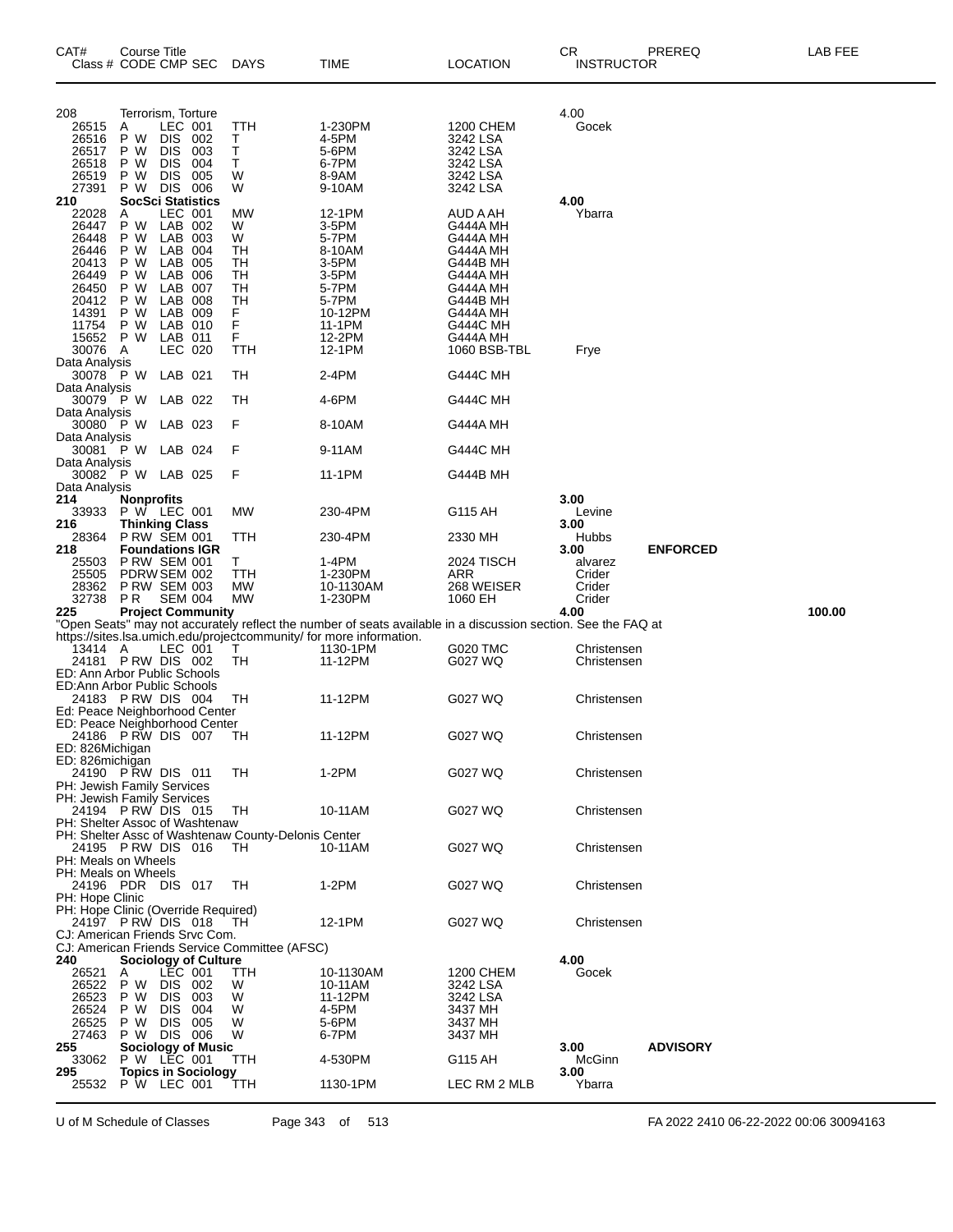| CAT# | Course Title<br>Class # CODE CMP SEC | DAYS | TIME | LOCATION | CR<br>INSTRUCTOR | PREREQ | LAB FEE |
|---|---|---|---|---|---|---|---|
| 208 | Terrorism, Torture | | | | 4.00 | | |
| 26515 | A LEC 001 | TTH | 1-230PM | 1200 CHEM | Gocek | | |
| 26516 | P W DIS 002 | T | 4-5PM | 3242 LSA | | | |
| 26517 | P W DIS 003 | T | 5-6PM | 3242 LSA | | | |
| 26518 | P W DIS 004 | T | 6-7PM | 3242 LSA | | | |
| 26519 | P W DIS 005 | W | 8-9AM | 3242 LSA | | | |
| 27391 | P W DIS 006 | W | 9-10AM | 3242 LSA | | | |
| **210** | **SocSci Statistics** | | | | **4.00** | | |
| 22028 | A LEC 001 | MW | 12-1PM | AUD A AH | Ybarra | | |
| 26447 | P W LAB 002 | W | 3-5PM | G444A MH | | | |
| 26448 | P W LAB 003 | W | 5-7PM | G444A MH | | | |
| 26446 | P W LAB 004 | TH | 8-10AM | G444A MH | | | |
| 20413 | P W LAB 005 | TH | 3-5PM | G444B MH | | | |
| 26449 | P W LAB 006 | TH | 3-5PM | G444A MH | | | |
| 26450 | P W LAB 007 | TH | 5-7PM | G444A MH | | | |
| 20412 | P W LAB 008 | TH | 5-7PM | G444B MH | | | |
| 14391 | P W LAB 009 | F | 10-12PM | G444A MH | | | |
| 11754 | P W LAB 010 | F | 11-1PM | G444C MH | | | |
| 15652 | P W LAB 011 | F | 12-2PM | G444A MH | | | |
| 30076 | A LEC 020 | TTH | 12-1PM | 1060 BSB-TBL | Frye | | |
| Data Analysis | | | | | | | |
| 30078 | P W LAB 021 | TH | 2-4PM | G444C MH | | | |
| Data Analysis | | | | | | | |
| 30079 | P W LAB 022 | TH | 4-6PM | G444C MH | | | |
| Data Analysis | | | | | | | |
| 30080 | P W LAB 023 | F | 8-10AM | G444A MH | | | |
| Data Analysis | | | | | | | |
| 30081 | P W LAB 024 | F | 9-11AM | G444C MH | | | |
| Data Analysis | | | | | | | |
| 30082 | P W LAB 025 | F | 11-1PM | G444B MH | | | |
| Data Analysis | | | | | | | |
| **214** | **Nonprofits** | | | | **3.00** | | |
| 33933 | P W LEC 001 | MW | 230-4PM | G115 AH | Levine | | |
| **216** | **Thinking Class** | | | | **3.00** | | |
| 28364 | P RW SEM 001 | TTH | 230-4PM | 2330 MH | Hubbs | | |
| **218** | **Foundations IGR** | | | | **3.00** | **ENFORCED** | |
| 25503 | P RW SEM 001 | T | 1-4PM | 2024 TISCH | alvarez | | |
| 25505 | PDRW SEM 002 | TTH | 1-230PM | ARR | Crider | | |
| 28362 | P RW SEM 003 | MW | 10-1130AM | 268 WEISER | Crider | | |
| 32738 | P R SEM 004 | MW | 1-230PM | 1060 EH | Crider | | |
| **225** | **Project Community** | | | | **4.00** | | **100.00** |
| "Open Seats" may not accurately reflect the number of seats available in a discussion section. See the FAQ at https://sites.lsa.umich.edu/projectcommunity/ for more information. | | | | | | | |
| 13414 | A LEC 001 | T | 1130-1PM | G020 TMC | Christensen | | |
| 24181 | P RW DIS 002 | TH | 11-12PM | G027 WQ | Christensen | | |
| ED: Ann Arbor Public Schools | | | | | | | |
| ED:Ann Arbor Public Schools | | | | | | | |
| 24183 | P RW DIS 004 | TH | 11-12PM | G027 WQ | Christensen | | |
| Ed: Peace Neighborhood Center | | | | | | | |
| ED: Peace Neighborhood Center | | | | | | | |
| 24186 | P RW DIS 007 | TH | 11-12PM | G027 WQ | Christensen | | |
| ED: 826Michigan | | | | | | | |
| ED: 826michigan | | | | | | | |
| 24190 | P RW DIS 011 | TH | 1-2PM | G027 WQ | Christensen | | |
| PH: Jewish Family Services | | | | | | | |
| PH: Jewish Family Services | | | | | | | |
| 24194 | P RW DIS 015 | TH | 10-11AM | G027 WQ | Christensen | | |
| PH: Shelter Assoc of Washtenaw | | | | | | | |
| PH: Shelter Assc of Washtenaw County-Delonis Center | | | | | | | |
| 24195 | P RW DIS 016 | TH | 10-11AM | G027 WQ | Christensen | | |
| PH: Meals on Wheels | | | | | | | |
| PH: Meals on Wheels | | | | | | | |
| 24196 | PDR DIS 017 | TH | 1-2PM | G027 WQ | Christensen | | |
| PH: Hope Clinic | | | | | | | |
| PH: Hope Clinic (Override Required) | | | | | | | |
| 24197 | P RW DIS 018 | TH | 12-1PM | G027 WQ | Christensen | | |
| CJ: American Friends Srvc Com. | | | | | | | |
| CJ: American Friends Service Committee (AFSC) | | | | | | | |
| **240** | **Sociology of Culture** | | | | **4.00** | | |
| 26521 | A LEC 001 | TTH | 10-1130AM | 1200 CHEM | Gocek | | |
| 26522 | P W DIS 002 | W | 10-11AM | 3242 LSA | | | |
| 26523 | P W DIS 003 | W | 11-12PM | 3242 LSA | | | |
| 26524 | P W DIS 004 | W | 4-5PM | 3437 MH | | | |
| 26525 | P W DIS 005 | W | 5-6PM | 3437 MH | | | |
| 27463 | P W DIS 006 | W | 6-7PM | 3437 MH | | | |
| **255** | **Sociology of Music** | | | | **3.00** | **ADVISORY** | |
| 33062 | P W LEC 001 | TTH | 4-530PM | G115 AH | McGinn | | |
| **295** | **Topics in Sociology** | | | | **3.00** | | |
| 25532 | P W LEC 001 | TTH | 1130-1PM | LEC RM 2 MLB | Ybarra | | |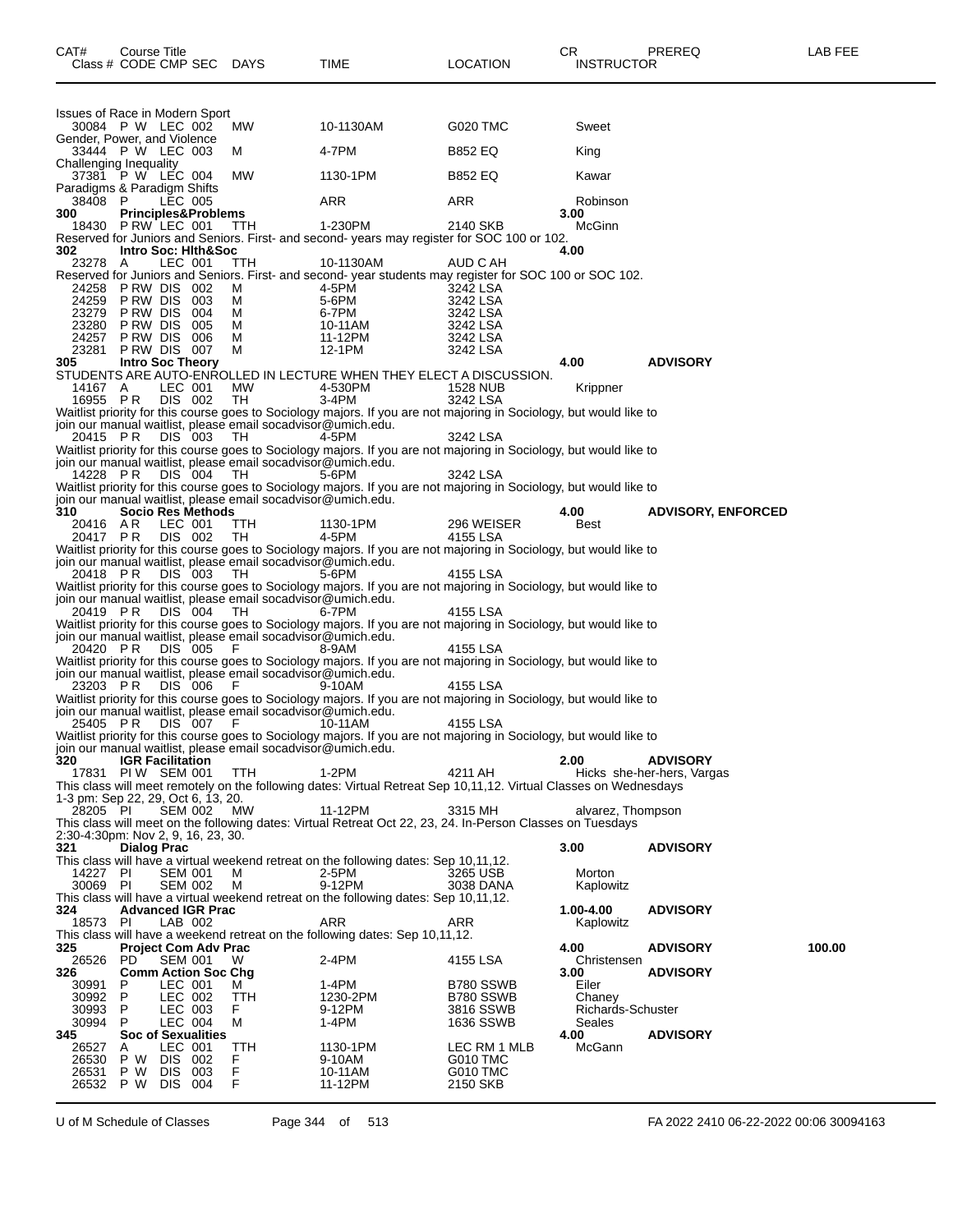| CAT# | Course Title Class # CODE CMP SEC | DAYS | TIME | LOCATION | CR INSTRUCTOR | PREREQ | LAB FEE |
|---|---|---|---|---|---|---|---|
| | Issues of Race in Modern Sport | | | | | | |
| | 30084 P W LEC 002 | MW | 10-1130AM | G020 TMC | Sweet | | |
| | Gender, Power, and Violence | | | | | | |
| | 33444 P W LEC 003 | M | 4-7PM | B852 EQ | King | | |
| | Challenging Inequality | | | | | | |
| | 37381 P W LEC 004 | MW | 1130-1PM | B852 EQ | Kawar | | |
| | Paradigms & Paradigm Shifts | | | | | | |
| | 38408 P LEC 005 | | ARR | ARR | Robinson | | |
| 300 | Principles&Problems | | | | 3.00 | | |
| | 18430 P RW LEC 001 | TTH | 1-230PM | 2140 SKB | McGinn | | |
| | Reserved for Juniors and Seniors. First- and second- years may register for SOC 100 or 102. | | | | | | |
| 302 | Intro Soc: Hlth&Soc | | | | 4.00 | | |
| | 23278 A LEC 001 | TTH | 10-1130AM | AUD C AH | | | |
| | Reserved for Juniors and Seniors. First- and second- year students may register for SOC 100 or SOC 102. | | | | | | |
| | 24258 P RW DIS 002 | M | 4-5PM | 3242 LSA | | | |
| | 24259 P RW DIS 003 | M | 5-6PM | 3242 LSA | | | |
| | 23279 P RW DIS 004 | M | 6-7PM | 3242 LSA | | | |
| | 23280 P RW DIS 005 | M | 10-11AM | 3242 LSA | | | |
| | 24257 P RW DIS 006 | M | 11-12PM | 3242 LSA | | | |
| | 23281 P RW DIS 007 | M | 12-1PM | 3242 LSA | | | |
| 305 | Intro Soc Theory | | | | 4.00 | ADVISORY | |
| | STUDENTS ARE AUTO-ENROLLED IN LECTURE WHEN THEY ELECT A DISCUSSION. | | | | | | |
| | 14167 A LEC 001 | MW | 4-530PM | 1528 NUB | Krippner | | |
| | 16955 P R DIS 002 | TH | 3-4PM | 3242 LSA | | | |
| | Waitlist priority for this course goes to Sociology majors. If you are not majoring in Sociology, but would like to join our manual waitlist, please email socadvisor@umich.edu. | | | | | | |
| | 20415 P R DIS 003 | TH | 4-5PM | 3242 LSA | | | |
| | Waitlist priority for this course goes to Sociology majors. If you are not majoring in Sociology, but would like to join our manual waitlist, please email socadvisor@umich.edu. | | | | | | |
| | 14228 P R DIS 004 | TH | 5-6PM | 3242 LSA | | | |
| | Waitlist priority for this course goes to Sociology majors. If you are not majoring in Sociology, but would like to join our manual waitlist, please email socadvisor@umich.edu. | | | | | | |
| 310 | Socio Res Methods | | | | 4.00 | ADVISORY, ENFORCED | |
| | 20416 A R LEC 001 | TTH | 1130-1PM | 296 WEISER | Best | | |
| | 20417 P R DIS 002 | TH | 4-5PM | 4155 LSA | | | |
| | Waitlist priority for this course goes to Sociology majors. If you are not majoring in Sociology, but would like to join our manual waitlist, please email socadvisor@umich.edu. | | | | | | |
| | 20418 P R DIS 003 | TH | 5-6PM | 4155 LSA | | | |
| | Waitlist priority for this course goes to Sociology majors. If you are not majoring in Sociology, but would like to join our manual waitlist, please email socadvisor@umich.edu. | | | | | | |
| | 20419 P R DIS 004 | TH | 6-7PM | 4155 LSA | | | |
| | Waitlist priority for this course goes to Sociology majors. If you are not majoring in Sociology, but would like to join our manual waitlist, please email socadvisor@umich.edu. | | | | | | |
| | 20420 P R DIS 005 | F | 8-9AM | 4155 LSA | | | |
| | Waitlist priority for this course goes to Sociology majors. If you are not majoring in Sociology, but would like to join our manual waitlist, please email socadvisor@umich.edu. | | | | | | |
| | 23203 P R DIS 006 | F | 9-10AM | 4155 LSA | | | |
| | Waitlist priority for this course goes to Sociology majors. If you are not majoring in Sociology, but would like to join our manual waitlist, please email socadvisor@umich.edu. | | | | | | |
| | 25405 P R DIS 007 | F | 10-11AM | 4155 LSA | | | |
| | Waitlist priority for this course goes to Sociology majors. If you are not majoring in Sociology, but would like to join our manual waitlist, please email socadvisor@umich.edu. | | | | | | |
| 320 | IGR Facilitation | | | | 2.00 | ADVISORY | |
| | 17831 PI W SEM 001 | TTH | 1-2PM | 4211 AH | Hicks she-her-hers, Vargas | | |
| | This class will meet remotely on the following dates: Virtual Retreat Sep 10,11,12. Virtual Classes on Wednesdays 1-3 pm: Sep 22, 29, Oct 6, 13, 20. | | | | | | |
| | 28205 PI SEM 002 | MW | 11-12PM | 3315 MH | alvarez, Thompson | | |
| | This class will meet on the following dates: Virtual Retreat Oct 22, 23, 24. In-Person Classes on Tuesdays 2:30-4:30pm: Nov 2, 9, 16, 23, 30. | | | | | | |
| 321 | Dialog Prac | | | | 3.00 | ADVISORY | |
| | This class will have a virtual weekend retreat on the following dates: Sep 10,11,12. | | | | | | |
| | 14227 PI SEM 001 | M | 2-5PM | 3265 USB | Morton | | |
| | 30069 PI SEM 002 | M | 9-12PM | 3038 DANA | Kaplowitz | | |
| | This class will have a virtual weekend retreat on the following dates: Sep 10,11,12. | | | | | | |
| 324 | Advanced IGR Prac | | | | 1.00-4.00 | ADVISORY | |
| | 18573 PI LAB 002 | | ARR | ARR | Kaplowitz | | |
| | This class will have a weekend retreat on the following dates: Sep 10,11,12. | | | | | | |
| 325 | Project Com Adv Prac | | | | 4.00 | ADVISORY | 100.00 |
| | 26526 PD SEM 001 | W | 2-4PM | 4155 LSA | Christensen | | |
| 326 | Comm Action Soc Chg | | | | 3.00 | ADVISORY | |
| | 30991 P LEC 001 | M | 1-4PM | B780 SSWB | Eiler | | |
| | 30992 P LEC 002 | TTH | 1230-2PM | B780 SSWB | Chaney | | |
| | 30993 P LEC 003 | F | 9-12PM | 3816 SSWB | Richards-Schuster | | |
| | 30994 P LEC 004 | M | 1-4PM | 1636 SSWB | Seales | | |
| 345 | Soc of Sexualities | | | | 4.00 | ADVISORY | |
| | 26527 A LEC 001 | TTH | 1130-1PM | LEC RM 1 MLB | McGann | | |
| | 26530 P W DIS 002 | F | 9-10AM | G010 TMC | | | |
| | 26531 P W DIS 003 | F | 10-11AM | G010 TMC | | | |
| | 26532 P W DIS 004 | F | 11-12PM | 2150 SKB | | | |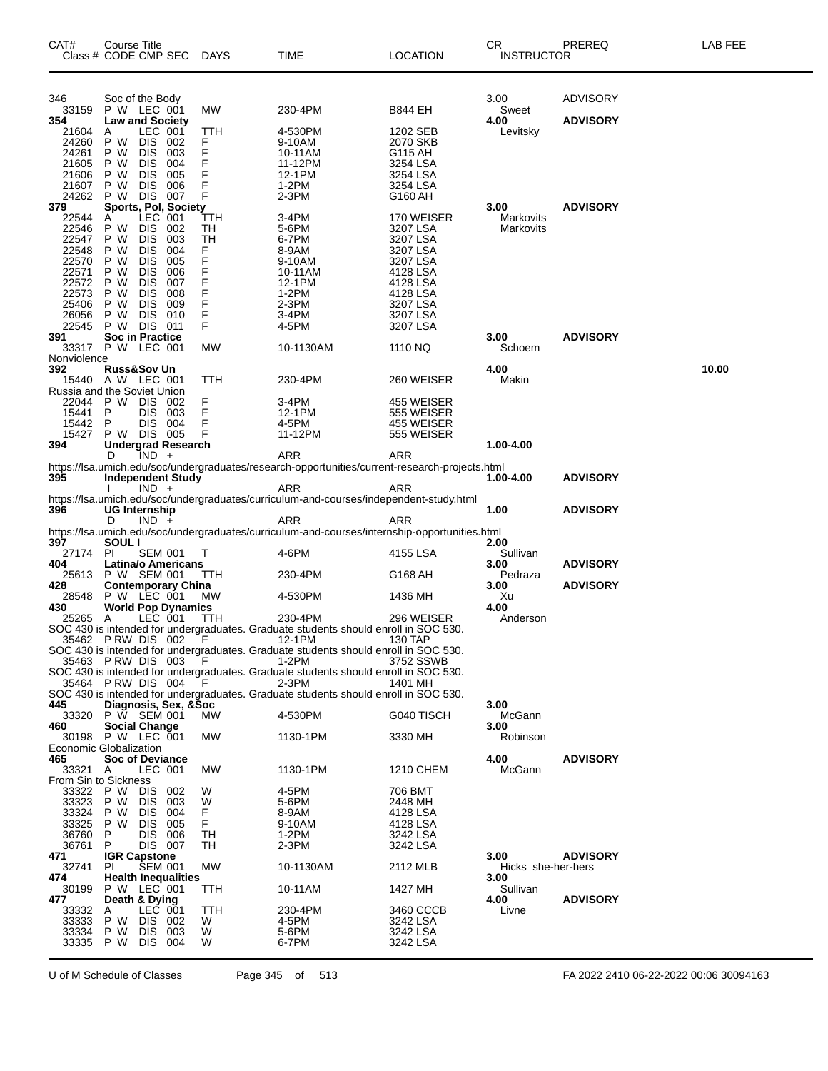| CAT# | Course Title Class # CODE CMP SEC | DAYS | TIME | LOCATION | CR INSTRUCTOR | PREREQ | LAB FEE |
|---|---|---|---|---|---|---|---|
| 346 | Soc of the Body | | | | 3.00 | ADVISORY | |
| 33159 | P W LEC 001 | MW | 230-4PM | B844 EH | Sweet | | |
| **354** | **Law and Society** | | | | **4.00** | **ADVISORY** | |
| 21604 | A LEC 001 | TTH | 4-530PM | 1202 SEB | Levitsky | | |
| 24260 | P W DIS 002 | F | 9-10AM | 2070 SKB | | | |
| 24261 | P W DIS 003 | F | 10-11AM | G115 AH | | | |
| 21605 | P W DIS 004 | F | 11-12PM | 3254 LSA | | | |
| 21606 | P W DIS 005 | F | 12-1PM | 3254 LSA | | | |
| 21607 | P W DIS 006 | F | 1-2PM | 3254 LSA | | | |
| 24262 | P W DIS 007 | F | 2-3PM | G160 AH | | | |
| **379** | **Sports, Pol, Society** | | | | **3.00** | **ADVISORY** | |
| 22544 | A LEC 001 | TTH | 3-4PM | 170 WEISER | Markovits | | |
| 22546 | P W DIS 002 | TH | 5-6PM | 3207 LSA | Markovits | | |
| 22547 | P W DIS 003 | TH | 6-7PM | 3207 LSA | | | |
| 22548 | P W DIS 004 | F | 8-9AM | 3207 LSA | | | |
| 22570 | P W DIS 005 | F | 9-10AM | 3207 LSA | | | |
| 22571 | P W DIS 006 | F | 10-11AM | 4128 LSA | | | |
| 22572 | P W DIS 007 | F | 12-1PM | 4128 LSA | | | |
| 22573 | P W DIS 008 | F | 1-2PM | 4128 LSA | | | |
| 25406 | P W DIS 009 | F | 2-3PM | 3207 LSA | | | |
| 26056 | P W DIS 010 | F | 3-4PM | 3207 LSA | | | |
| 22545 | P W DIS 011 | F | 4-5PM | 3207 LSA | | | |
| **391** | **Soc in Practice** | | | | **3.00** | **ADVISORY** | |
| 33317 | P W LEC 001 | MW | 10-1130AM | 1110 NQ | Schoem | | |
| Nonviolence | | | | | | | |
| **392** | **Russ&Sov Un** | | | | **4.00** | | **10.00** |
| 15440 | A W LEC 001 | TTH | 230-4PM | 260 WEISER | Makin | | |
| Russia and the Soviet Union | | | | | | | |
| 22044 | P W DIS 002 | F | 3-4PM | 455 WEISER | | | |
| 15441 | P DIS 003 | F | 12-1PM | 555 WEISER | | | |
| 15442 | P DIS 004 | F | 4-5PM | 455 WEISER | | | |
| 15427 | P W DIS 005 | F | 11-12PM | 555 WEISER | | | |
| **394** | **Undergrad Research** | | | | **1.00-4.00** | | |
| | D IND + | | ARR | ARR | | | |
| https://lsa.umich.edu/soc/undergraduates/research-opportunities/current-research-projects.html | | | | | | | |
| **395** | **Independent Study** | | | | **1.00-4.00** | **ADVISORY** | |
| | I IND + | | ARR | ARR | | | |
| https://lsa.umich.edu/soc/undergraduates/curriculum-and-courses/independent-study.html | | | | | | | |
| **396** | **UG Internship** | | | | **1.00** | **ADVISORY** | |
| | D IND + | | ARR | ARR | | | |
| https://lsa.umich.edu/soc/undergraduates/curriculum-and-courses/internship-opportunities.html | | | | | | | |
| **397** | **SOUL I** | | | | **2.00** | | |
| 27174 | PI SEM 001 | T | 4-6PM | 4155 LSA | Sullivan | | |
| **404** | **Latina/o Americans** | | | | **3.00** | **ADVISORY** | |
| 25613 | P W SEM 001 | TTH | 230-4PM | G168 AH | Pedraza | | |
| **428** | **Contemporary China** | | | | **3.00** | **ADVISORY** | |
| 28548 | P W LEC 001 | MW | 4-530PM | 1436 MH | Xu | | |
| **430** | **World Pop Dynamics** | | | | **4.00** | | |
| 25265 | A LEC 001 | TTH | 230-4PM | 296 WEISER | Anderson | | |
| SOC 430 is intended for undergraduates. Graduate students should enroll in SOC 530. | | | | | | | |
| 35462 | P RW DIS 002 | F | 12-1PM | 130 TAP | | | |
| SOC 430 is intended for undergraduates. Graduate students should enroll in SOC 530. | | | | | | | |
| 35463 | P RW DIS 003 | F | 1-2PM | 3752 SSWB | | | |
| SOC 430 is intended for undergraduates. Graduate students should enroll in SOC 530. | | | | | | | |
| 35464 | P RW DIS 004 | F | 2-3PM | 1401 MH | | | |
| SOC 430 is intended for undergraduates. Graduate students should enroll in SOC 530. | | | | | | | |
| **445** | **Diagnosis, Sex, &Soc** | | | | **3.00** | | |
| 33320 | P W SEM 001 | MW | 4-530PM | G040 TISCH | McGann | | |
| **460** | **Social Change** | | | | **3.00** | | |
| 30198 | P W LEC 001 | MW | 1130-1PM | 3330 MH | Robinson | | |
| Economic Globalization | | | | | | | |
| **465** | **Soc of Deviance** | | | | **4.00** | **ADVISORY** | |
| 33321 | A LEC 001 | MW | 1130-1PM | 1210 CHEM | McGann | | |
| From Sin to Sickness | | | | | | | |
| 33322 | P W DIS 002 | W | 4-5PM | 706 BMT | | | |
| 33323 | P W DIS 003 | W | 5-6PM | 2448 MH | | | |
| 33324 | P W DIS 004 | F | 8-9AM | 4128 LSA | | | |
| 33325 | P W DIS 005 | F | 9-10AM | 4128 LSA | | | |
| 36760 | P DIS 006 | TH | 1-2PM | 3242 LSA | | | |
| 36761 | P DIS 007 | TH | 2-3PM | 3242 LSA | | | |
| **471** | **IGR Capstone** | | | | **3.00** | **ADVISORY** | |
| 32741 | PI SEM 001 | MW | 10-1130AM | 2112 MLB | Hicks she-her-hers | | |
| **474** | **Health Inequalities** | | | | **3.00** | | |
| 30199 | P W LEC 001 | TTH | 10-11AM | 1427 MH | Sullivan | | |
| **477** | **Death & Dying** | | | | **4.00** | **ADVISORY** | |
| 33332 | A LEC 001 | TTH | 230-4PM | 3460 CCCB | Livne | | |
| 33333 | P W DIS 002 | W | 4-5PM | 3242 LSA | | | |
| 33334 | P W DIS 003 | W | 5-6PM | 3242 LSA | | | |
| 33335 | P W DIS 004 | W | 6-7PM | 3242 LSA | | | |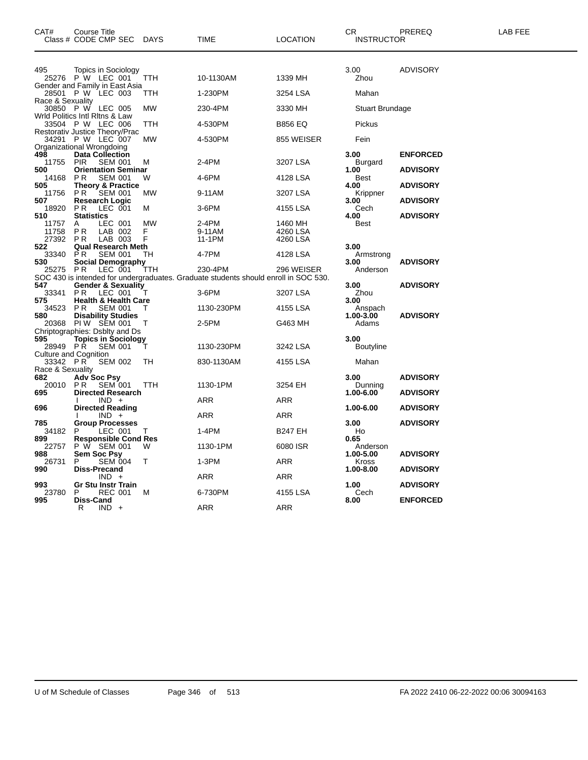| CAT# | Course Title | | | | | | | CR | PREREQ | LAB FEE |
|---|---|---|---|---|---|---|---|---|---|---|
| Class # | CODE | CMP | SEC | DAYS | TIME | LOCATION | INSTRUCTOR | | | |
| 495 | Topics in Sociology | | | | | | | 3.00 | ADVISORY | |
| 25276 | P W | LEC | 001 | TTH | 10-1130AM | 1339 MH | Zhou | | | |
| Gender and Family in East Asia | | | | | | | | | | |
| 28501 | P W | LEC | 003 | TTH | 1-230PM | 3254 LSA | Mahan | | | |
| Race & Sexuality | | | | | | | | | | |
| 30850 | P W | LEC | 005 | MW | 230-4PM | 3330 MH | Stuart Brundage | | | |
| Wrld Politics Intl Rltns & Law | | | | | | | | | | |
| 33504 | P W | LEC | 006 | TTH | 4-530PM | B856 EQ | Pickus | | | |
| Restorativ Justice Theory/Prac | | | | | | | | | | |
| 34291 | P W | LEC | 007 | MW | 4-530PM | 855 WEISER | Fein | | | |
| Organizational Wrongdoing | | | | | | | | | | |
| **498** | **Data Collection** | | | | | | | **3.00** | **ENFORCED** | |
| 11755 | PIR | SEM | 001 | M | 2-4PM | 3207 LSA | Burgard | | | |
| **500** | **Orientation Seminar** | | | | | | | **1.00** | **ADVISORY** | |
| 14168 | P R | SEM | 001 | W | 4-6PM | 4128 LSA | Best | | | |
| **505** | **Theory & Practice** | | | | | | | **4.00** | **ADVISORY** | |
| 11756 | P R | SEM | 001 | MW | 9-11AM | 3207 LSA | Krippner | | | |
| **507** | **Research Logic** | | | | | | | **3.00** | **ADVISORY** | |
| 18920 | P R | LEC | 001 | M | 3-6PM | 4155 LSA | Cech | | | |
| **510** | **Statistics** | | | | | | | **4.00** | **ADVISORY** | |
| 11757 | A | LEC | 001 | MW | 2-4PM | 1460 MH | Best | | | |
| 11758 | P R | LAB | 002 | F | 9-11AM | 4260 LSA | | | | |
| 27392 | P R | LAB | 003 | F | 11-1PM | 4260 LSA | | | | |
| **522** | **Qual Research Meth** | | | | | | | **3.00** | | |
| 33340 | P R | SEM | 001 | TH | 4-7PM | 4128 LSA | Armstrong | | | |
| **530** | **Social Demography** | | | | | | | **3.00** | **ADVISORY** | |
| 25275 | P R | LEC | 001 | TTH | 230-4PM | 296 WEISER | Anderson | | | |
| SOC 430 is intended for undergraduates. Graduate students should enroll in SOC 530. | | | | | | | | | | |
| **547** | **Gender & Sexuality** | | | | | | | **3.00** | **ADVISORY** | |
| 33341 | P R | LEC | 001 | T | 3-6PM | 3207 LSA | Zhou | | | |
| **575** | **Health & Health Care** | | | | | | | **3.00** | | |
| 34523 | P R | SEM | 001 | T | 1130-230PM | 4155 LSA | Anspach | | | |
| **580** | **Disability Studies** | | | | | | | **1.00-3.00** | **ADVISORY** | |
| 20368 | PI W | SEM | 001 | T | 2-5PM | G463 MH | Adams | | | |
| Chriptographies: Dsblty and Ds | | | | | | | | | | |
| **595** | **Topics in Sociology** | | | | | | | **3.00** | | |
| 28949 | P R | SEM | 001 | T | 1130-230PM | 3242 LSA | Boutyline | | | |
| Culture and Cognition | | | | | | | | | | |
| 33342 | P R | SEM | 002 | TH | 830-1130AM | 4155 LSA | Mahan | | | |
| Race & Sexuality | | | | | | | | | | |
| **682** | **Adv Soc Psy** | | | | | | | **3.00** | **ADVISORY** | |
| 20010 | P R | SEM | 001 | TTH | 1130-1PM | 3254 EH | Dunning | | | |
| **695** | **Directed Research** | | | | | | | **1.00-6.00** | **ADVISORY** | |
| | I | IND | + | | ARR | ARR | | | | |
| **696** | **Directed Reading** | | | | | | | **1.00-6.00** | **ADVISORY** | |
| | I | IND | + | | ARR | ARR | | | | |
| **785** | **Group Processes** | | | | | | | **3.00** | **ADVISORY** | |
| 34182 | P | LEC | 001 | T | 1-4PM | B247 EH | Ho | | | |
| **899** | **Responsible Cond Res** | | | | | | | **0.65** | | |
| 22757 | P W | SEM | 001 | W | 1130-1PM | 6080 ISR | Anderson | | | |
| **988** | **Sem Soc Psy** | | | | | | | **1.00-5.00** | **ADVISORY** | |
| 26731 | P | SEM | 004 | T | 1-3PM | ARR | Kross | | | |
| **990** | **Diss-Precand** | | | | | | | **1.00-8.00** | **ADVISORY** | |
| | | IND | + | | ARR | ARR | | | | |
| **993** | **Gr Stu Instr Train** | | | | | | | **1.00** | **ADVISORY** | |
| 23780 | P | REC | 001 | M | 6-730PM | 4155 LSA | Cech | | | |
| **995** | **Diss-Cand** | | | | | | | **8.00** | **ENFORCED** | |
| | R | IND | + | | ARR | ARR | | | | |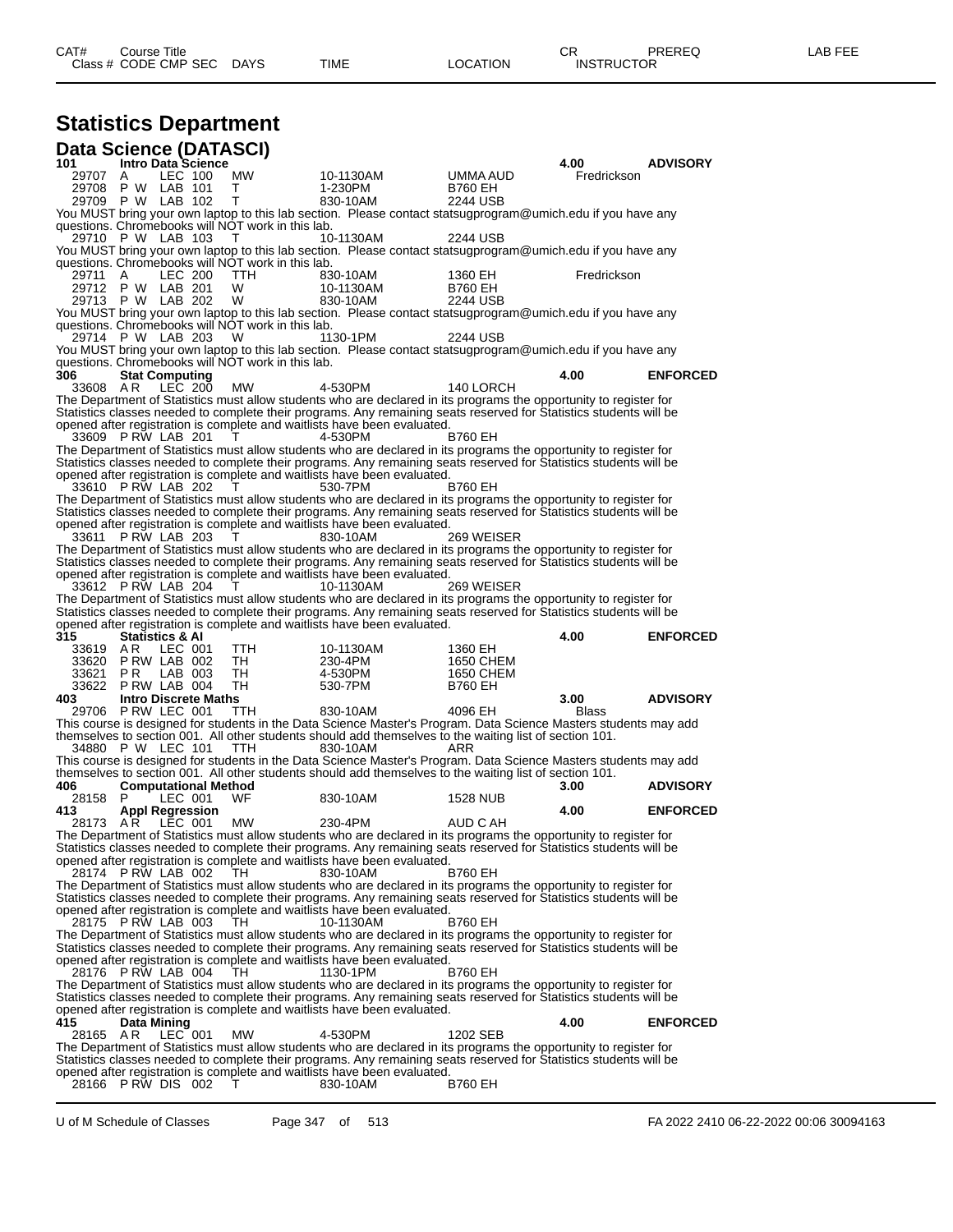# Statistics Department

## Data Science (DATASCI)

| CAT# / Class # | Course Title / CODE | CMP | SEC | DAYS | TIME | LOCATION | CR / INSTRUCTOR | PREREQ | LAB FEE |
|---|---|---|---|---|---|---|---|---|---|
| **101** | **Intro Data Science** | | | | | | **4.00** | **ADVISORY** | |
| 29707 | A | LEC | 100 | MW | 10-1130AM | UMMA AUD | Fredrickson | | |
| 29708 | P W | LAB | 101 | T | 1-230PM | B760 EH | | | |
| 29709 | P W | LAB | 102 | T | 830-10AM | 2244 USB | | | |

You MUST bring your own laptop to this lab section. Please contact statsugprogram@umich.edu if you have any questions. Chromebooks will NOT work in this lab.

| | | | | | | | |
|---|---|---|---|---|---|---|---|
| 29710 | P W | LAB | 103 | T | 10-1130AM | 2244 USB | |

You MUST bring your own laptop to this lab section. Please contact statsugprogram@umich.edu if you have any questions. Chromebooks will NOT work in this lab.

| | | | | | | | |
|---|---|---|---|---|---|---|---|
| 29711 | A | LEC | 200 | TTH | 830-10AM | 1360 EH | Fredrickson |
| 29712 | P W | LAB | 201 | W | 10-1130AM | B760 EH | |
| 29713 | P W | LAB | 202 | W | 830-10AM | 2244 USB | |

You MUST bring your own laptop to this lab section. Please contact statsugprogram@umich.edu if you have any questions. Chromebooks will NOT work in this lab.

| | | | | | | | |
|---|---|---|---|---|---|---|---|
| 29714 | P W | LAB | 203 | W | 1130-1PM | 2244 USB | |

You MUST bring your own laptop to this lab section. Please contact statsugprogram@umich.edu if you have any questions. Chromebooks will NOT work in this lab.

**306 Stat Computing** — **4.00** — **ENFORCED**

| | | | | | | |
|---|---|---|---|---|---|---|
| 33608 | A R | LEC | 200 | MW | 4-530PM | 140 LORCH |

The Department of Statistics must allow students who are declared in its programs the opportunity to register for Statistics classes needed to complete their programs. Any remaining seats reserved for Statistics students will be opened after registration is complete and waitlists have been evaluated.

| | | | | | | |
|---|---|---|---|---|---|---|
| 33609 | P RW | LAB | 201 | T | 4-530PM | B760 EH |

The Department of Statistics must allow students who are declared in its programs the opportunity to register for Statistics classes needed to complete their programs. Any remaining seats reserved for Statistics students will be opened after registration is complete and waitlists have been evaluated.

| | | | | | | |
|---|---|---|---|---|---|---|
| 33610 | P RW | LAB | 202 | T | 530-7PM | B760 EH |

The Department of Statistics must allow students who are declared in its programs the opportunity to register for Statistics classes needed to complete their programs. Any remaining seats reserved for Statistics students will be opened after registration is complete and waitlists have been evaluated.

| | | | | | | |
|---|---|---|---|---|---|---|
| 33611 | P RW | LAB | 203 | T | 830-10AM | 269 WEISER |

The Department of Statistics must allow students who are declared in its programs the opportunity to register for Statistics classes needed to complete their programs. Any remaining seats reserved for Statistics students will be opened after registration is complete and waitlists have been evaluated.

| | | | | | | |
|---|---|---|---|---|---|---|
| 33612 | P RW | LAB | 204 | T | 10-1130AM | 269 WEISER |

The Department of Statistics must allow students who are declared in its programs the opportunity to register for Statistics classes needed to complete their programs. Any remaining seats reserved for Statistics students will be opened after registration is complete and waitlists have been evaluated.

**315 Statistics & AI** — **4.00** — **ENFORCED**

| | | | | | | |
|---|---|---|---|---|---|---|
| 33619 | A R | LEC | 001 | TTH | 10-1130AM | 1360 EH |
| 33620 | P RW | LAB | 002 | TH | 230-4PM | 1650 CHEM |
| 33621 | P R | LAB | 003 | TH | 4-530PM | 1650 CHEM |
| 33622 | P RW | LAB | 004 | TH | 530-7PM | B760 EH |

**403 Intro Discrete Maths** — **3.00** — **ADVISORY**

| | | | | | | | |
|---|---|---|---|---|---|---|---|
| 29706 | P RW | LEC | 001 | TTH | 830-10AM | 4096 EH | Blass |

This course is designed for students in the Data Science Master's Program. Data Science Masters students may add themselves to section 001. All other students should add themselves to the waiting list of section 101.

| | | | | | | |
|---|---|---|---|---|---|---|
| 34880 | P W | LEC | 101 | TTH | 830-10AM | ARR |

This course is designed for students in the Data Science Master's Program. Data Science Masters students may add themselves to section 001. All other students should add themselves to the waiting list of section 101.

**406 Computational Method** — **3.00** — **ADVISORY**

| | | | | | | |
|---|---|---|---|---|---|---|
| 28158 | P | LEC | 001 | WF | 830-10AM | 1528 NUB |

**413 Appl Regression** — **4.00** — **ENFORCED**

| | | | | | | |
|---|---|---|---|---|---|---|
| 28173 | A R | LEC | 001 | MW | 230-4PM | AUD C AH |

The Department of Statistics must allow students who are declared in its programs the opportunity to register for Statistics classes needed to complete their programs. Any remaining seats reserved for Statistics students will be opened after registration is complete and waitlists have been evaluated.

| | | | | | | |
|---|---|---|---|---|---|---|
| 28174 | P RW | LAB | 002 | TH | 830-10AM | B760 EH |

The Department of Statistics must allow students who are declared in its programs the opportunity to register for Statistics classes needed to complete their programs. Any remaining seats reserved for Statistics students will be opened after registration is complete and waitlists have been evaluated.

| | | | | | | |
|---|---|---|---|---|---|---|
| 28175 | P RW | LAB | 003 | TH | 10-1130AM | B760 EH |

The Department of Statistics must allow students who are declared in its programs the opportunity to register for Statistics classes needed to complete their programs. Any remaining seats reserved for Statistics students will be opened after registration is complete and waitlists have been evaluated.

| | | | | | | |
|---|---|---|---|---|---|---|
| 28176 | P RW | LAB | 004 | TH | 1130-1PM | B760 EH |

The Department of Statistics must allow students who are declared in its programs the opportunity to register for Statistics classes needed to complete their programs. Any remaining seats reserved for Statistics students will be opened after registration is complete and waitlists have been evaluated.

**415 Data Mining** — **4.00** — **ENFORCED**

| | | | | | | |
|---|---|---|---|---|---|---|
| 28165 | A R | LEC | 001 | MW | 4-530PM | 1202 SEB |

The Department of Statistics must allow students who are declared in its programs the opportunity to register for Statistics classes needed to complete their programs. Any remaining seats reserved for Statistics students will be opened after registration is complete and waitlists have been evaluated.

| | | | | | | |
|---|---|---|---|---|---|---|
| 28166 | P RW | DIS | 002 | T | 830-10AM | B760 EH |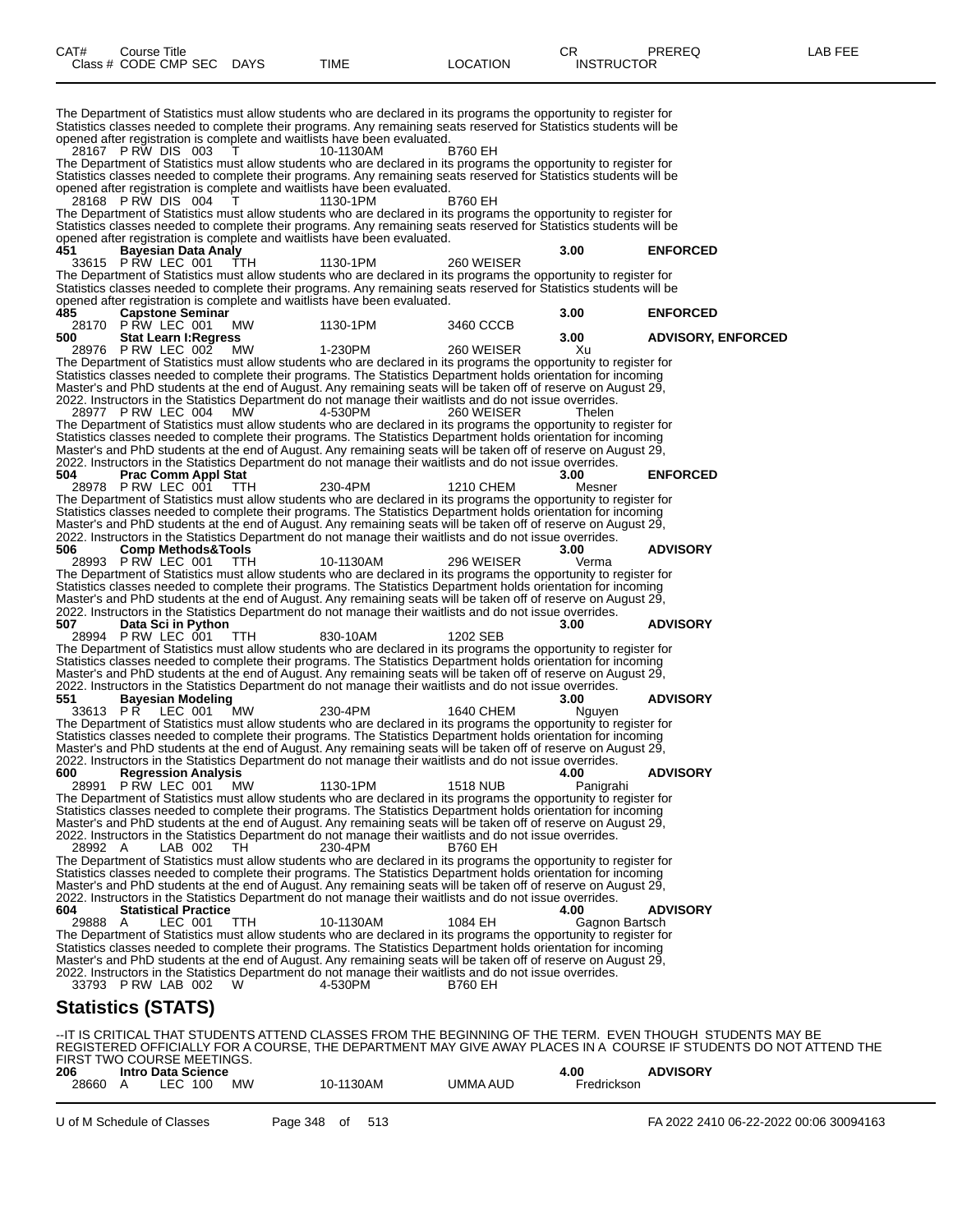| CAT# | Course Title | | | | CR | PREREQ | LAB FEE |
|---|---|---|---|---|---|---|---|
| Class # | CODE CMP SEC | DAYS | TIME | LOCATION | INSTRUCTOR | | |

The Department of Statistics must allow students who are declared in its programs the opportunity to register for Statistics classes needed to complete their programs. Any remaining seats reserved for Statistics students will be opened after registration is complete and waitlists have been evaluated.

28167 P RW DIS 003 T 10-1130AM B760 EH

The Department of Statistics must allow students who are declared in its programs the opportunity to register for Statistics classes needed to complete their programs. Any remaining seats reserved for Statistics students will be opened after registration is complete and waitlists have been evaluated.

28168 P RW DIS 004 T 1130-1PM B760 EH

The Department of Statistics must allow students who are declared in its programs the opportunity to register for Statistics classes needed to complete their programs. Any remaining seats reserved for Statistics students will be opened after registration is complete and waitlists have been evaluated.

**451 Bayesian Data Analy** **3.00** **ENFORCED**

33615 P RW LEC 001 TTH 1130-1PM 260 WEISER

The Department of Statistics must allow students who are declared in its programs the opportunity to register for Statistics classes needed to complete their programs. Any remaining seats reserved for Statistics students will be opened after registration is complete and waitlists have been evaluated.

**485 Capstone Seminar** **3.00** **ENFORCED**

28170 P RW LEC 001 MW 1130-1PM 3460 CCCB

**500 Stat Learn I:Regress** **3.00** **ADVISORY, ENFORCED**

28976 P RW LEC 002 MW 1-230PM 260 WEISER Xu

The Department of Statistics must allow students who are declared in its programs the opportunity to register for Statistics classes needed to complete their programs. The Statistics Department holds orientation for incoming Master's and PhD students at the end of August. Any remaining seats will be taken off of reserve on August 29, 2022. Instructors in the Statistics Department do not manage their waitlists and do not issue overrides.

28977 P RW LEC 004 MW 4-530PM 260 WEISER Thelen

The Department of Statistics must allow students who are declared in its programs the opportunity to register for Statistics classes needed to complete their programs. The Statistics Department holds orientation for incoming Master's and PhD students at the end of August. Any remaining seats will be taken off of reserve on August 29, 2022. Instructors in the Statistics Department do not manage their waitlists and do not issue overrides.

**504 Prac Comm Appl Stat** **3.00** **ENFORCED**

28978 P RW LEC 001 TTH 230-4PM 1210 CHEM Mesner

The Department of Statistics must allow students who are declared in its programs the opportunity to register for Statistics classes needed to complete their programs. The Statistics Department holds orientation for incoming Master's and PhD students at the end of August. Any remaining seats will be taken off of reserve on August 29, 2022. Instructors in the Statistics Department do not manage their waitlists and do not issue overrides.

**506 Comp Methods&Tools** **3.00** **ADVISORY**

28993 P RW LEC 001 TTH 10-1130AM 296 WEISER Verma

The Department of Statistics must allow students who are declared in its programs the opportunity to register for Statistics classes needed to complete their programs. The Statistics Department holds orientation for incoming Master's and PhD students at the end of August. Any remaining seats will be taken off of reserve on August 29, 2022. Instructors in the Statistics Department do not manage their waitlists and do not issue overrides.

**507 Data Sci in Python** **3.00** **ADVISORY**

28994 P RW LEC 001 TTH 830-10AM 1202 SEB

The Department of Statistics must allow students who are declared in its programs the opportunity to register for Statistics classes needed to complete their programs. The Statistics Department holds orientation for incoming Master's and PhD students at the end of August. Any remaining seats will be taken off of reserve on August 29, 2022. Instructors in the Statistics Department do not manage their waitlists and do not issue overrides.

**551 Bayesian Modeling** **3.00** **ADVISORY**

33613 P R LEC 001 MW 230-4PM 1640 CHEM Nguyen

The Department of Statistics must allow students who are declared in its programs the opportunity to register for Statistics classes needed to complete their programs. The Statistics Department holds orientation for incoming Master's and PhD students at the end of August. Any remaining seats will be taken off of reserve on August 29, 2022. Instructors in the Statistics Department do not manage their waitlists and do not issue overrides.

**600 Regression Analysis** **4.00** **ADVISORY**

28991 P RW LEC 001 MW 1130-1PM 1518 NUB Panigrahi

The Department of Statistics must allow students who are declared in its programs the opportunity to register for Statistics classes needed to complete their programs. The Statistics Department holds orientation for incoming Master's and PhD students at the end of August. Any remaining seats will be taken off of reserve on August 29, 2022. Instructors in the Statistics Department do not manage their waitlists and do not issue overrides.

28992 A LAB 002 TH 230-4PM B760 EH

The Department of Statistics must allow students who are declared in its programs the opportunity to register for Statistics classes needed to complete their programs. The Statistics Department holds orientation for incoming Master's and PhD students at the end of August. Any remaining seats will be taken off of reserve on August 29, 2022. Instructors in the Statistics Department do not manage their waitlists and do not issue overrides.

**604 Statistical Practice** **4.00** **ADVISORY**

29888 A LEC 001 TTH 10-1130AM 1084 EH Gagnon Bartsch

The Department of Statistics must allow students who are declared in its programs the opportunity to register for Statistics classes needed to complete their programs. The Statistics Department holds orientation for incoming Master's and PhD students at the end of August. Any remaining seats will be taken off of reserve on August 29, 2022. Instructors in the Statistics Department do not manage their waitlists and do not issue overrides.

33793 P RW LAB 002 W 4-530PM B760 EH

## Statistics (STATS)

--IT IS CRITICAL THAT STUDENTS ATTEND CLASSES FROM THE BEGINNING OF THE TERM. EVEN THOUGH STUDENTS MAY BE REGISTERED OFFICIALLY FOR A COURSE, THE DEPARTMENT MAY GIVE AWAY PLACES IN A COURSE IF STUDENTS DO NOT ATTEND THE FIRST TWO COURSE MEETINGS.

**206 Intro Data Science** **4.00** **ADVISORY**

28660 A LEC 100 MW 10-1130AM UMMA AUD Fredrickson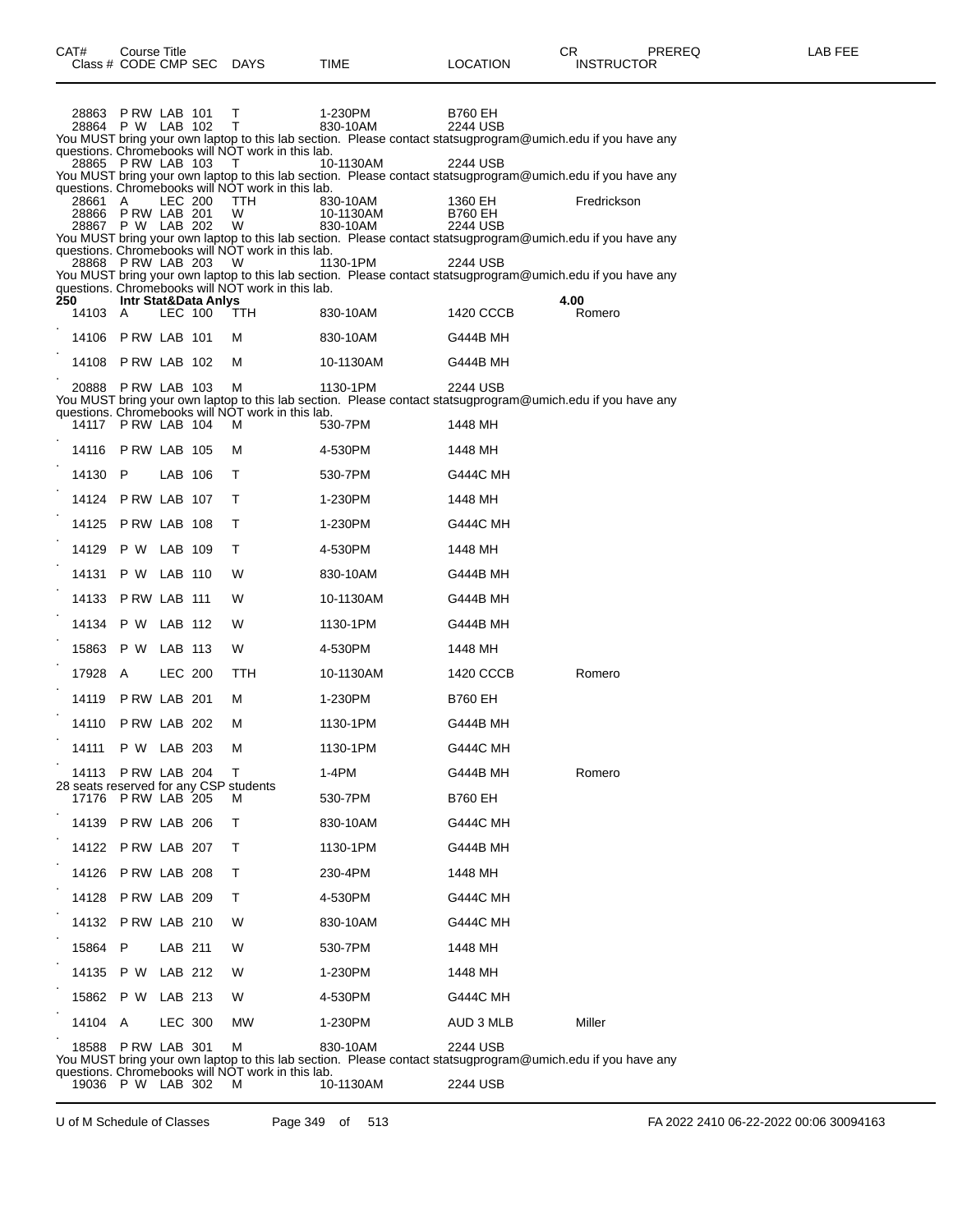| CAT# | Course Title | | | | | | | CR | PREREQ | LAB FEE |
|---|---|---|---|---|---|---|---|---|---|---|
| Class # | CODE | CMP | SEC | DAYS | TIME | LOCATION | INSTRUCTOR | | | |
| 28863 | P RW | LAB | 101 | T | 1-230PM | B760 EH | | | | |
| 28864 | P W | LAB | 102 | T | 830-10AM | 2244 USB | | | | |

You MUST bring your own laptop to this lab section. Please contact statsugprogram@umich.edu if you have any questions. Chromebooks will NOT work in this lab.

| | | | | | | | |
|---|---|---|---|---|---|---|---|
| 28865 | P RW | LAB | 103 | T | 10-1130AM | 2244 USB | |

You MUST bring your own laptop to this lab section. Please contact statsugprogram@umich.edu if you have any questions. Chromebooks will NOT work in this lab.

| | | | | | | | |
|---|---|---|---|---|---|---|---|
| 28661 | A | LEC | 200 | TTH | 830-10AM | 1360 EH | Fredrickson |
| 28866 | P RW | LAB | 201 | W | 10-1130AM | B760 EH | |
| 28867 | P W | LAB | 202 | W | 830-10AM | 2244 USB | |

You MUST bring your own laptop to this lab section. Please contact statsugprogram@umich.edu if you have any questions. Chromebooks will NOT work in this lab.

| | | | | | | | |
|---|---|---|---|---|---|---|---|
| 28868 | P RW | LAB | 203 | W | 1130-1PM | 2244 USB | |

You MUST bring your own laptop to this lab section. Please contact statsugprogram@umich.edu if you have any questions. Chromebooks will NOT work in this lab.

**250 Intr Stat&Data Anlys** — 4.00

| Class # | CODE | CMP | SEC | DAYS | TIME | LOCATION | INSTRUCTOR |
|---|---|---|---|---|---|---|---|
| 14103 | A | LEC | 100 | TTH | 830-10AM | 1420 CCCB | Romero |
| 14106 | P RW | LAB | 101 | M | 830-10AM | G444B MH | |
| 14108 | P RW | LAB | 102 | M | 10-1130AM | G444B MH | |
| 20888 | P RW | LAB | 103 | M | 1130-1PM | 2244 USB | |

You MUST bring your own laptop to this lab section. Please contact statsugprogram@umich.edu if you have any questions. Chromebooks will NOT work in this lab.

| Class # | CODE | CMP | SEC | DAYS | TIME | LOCATION | INSTRUCTOR |
|---|---|---|---|---|---|---|---|
| 14117 | P RW | LAB | 104 | M | 530-7PM | 1448 MH | |
| 14116 | P RW | LAB | 105 | M | 4-530PM | 1448 MH | |
| 14130 | P | LAB | 106 | T | 530-7PM | G444C MH | |
| 14124 | P RW | LAB | 107 | T | 1-230PM | 1448 MH | |
| 14125 | P RW | LAB | 108 | T | 1-230PM | G444C MH | |
| 14129 | P W | LAB | 109 | T | 4-530PM | 1448 MH | |
| 14131 | P W | LAB | 110 | W | 830-10AM | G444B MH | |
| 14133 | P RW | LAB | 111 | W | 10-1130AM | G444B MH | |
| 14134 | P W | LAB | 112 | W | 1130-1PM | G444B MH | |
| 15863 | P W | LAB | 113 | W | 4-530PM | 1448 MH | |
| 17928 | A | LEC | 200 | TTH | 10-1130AM | 1420 CCCB | Romero |
| 14119 | P RW | LAB | 201 | M | 1-230PM | B760 EH | |
| 14110 | P RW | LAB | 202 | M | 1130-1PM | G444B MH | |
| 14111 | P W | LAB | 203 | M | 1130-1PM | G444C MH | |
| 14113 | P RW | LAB | 204 | T | 1-4PM | G444B MH | Romero |

28 seats reserved for any CSP students

| Class # | CODE | CMP | SEC | DAYS | TIME | LOCATION | INSTRUCTOR |
|---|---|---|---|---|---|---|---|
| 17176 | P RW | LAB | 205 | M | 530-7PM | B760 EH | |
| 14139 | P RW | LAB | 206 | T | 830-10AM | G444C MH | |
| 14122 | P RW | LAB | 207 | T | 1130-1PM | G444B MH | |
| 14126 | P RW | LAB | 208 | T | 230-4PM | 1448 MH | |
| 14128 | P RW | LAB | 209 | T | 4-530PM | G444C MH | |
| 14132 | P RW | LAB | 210 | W | 830-10AM | G444C MH | |
| 15864 | P | LAB | 211 | W | 530-7PM | 1448 MH | |
| 14135 | P W | LAB | 212 | W | 1-230PM | 1448 MH | |
| 15862 | P W | LAB | 213 | W | 4-530PM | G444C MH | |
| 14104 | A | LEC | 300 | MW | 1-230PM | AUD 3 MLB | Miller |
| 18588 | P RW | LAB | 301 | M | 830-10AM | 2244 USB | |

You MUST bring your own laptop to this lab section. Please contact statsugprogram@umich.edu if you have any questions. Chromebooks will NOT work in this lab.

| Class # | CODE | CMP | SEC | DAYS | TIME | LOCATION | INSTRUCTOR |
|---|---|---|---|---|---|---|---|
| 19036 | P W | LAB | 302 | M | 10-1130AM | 2244 USB | |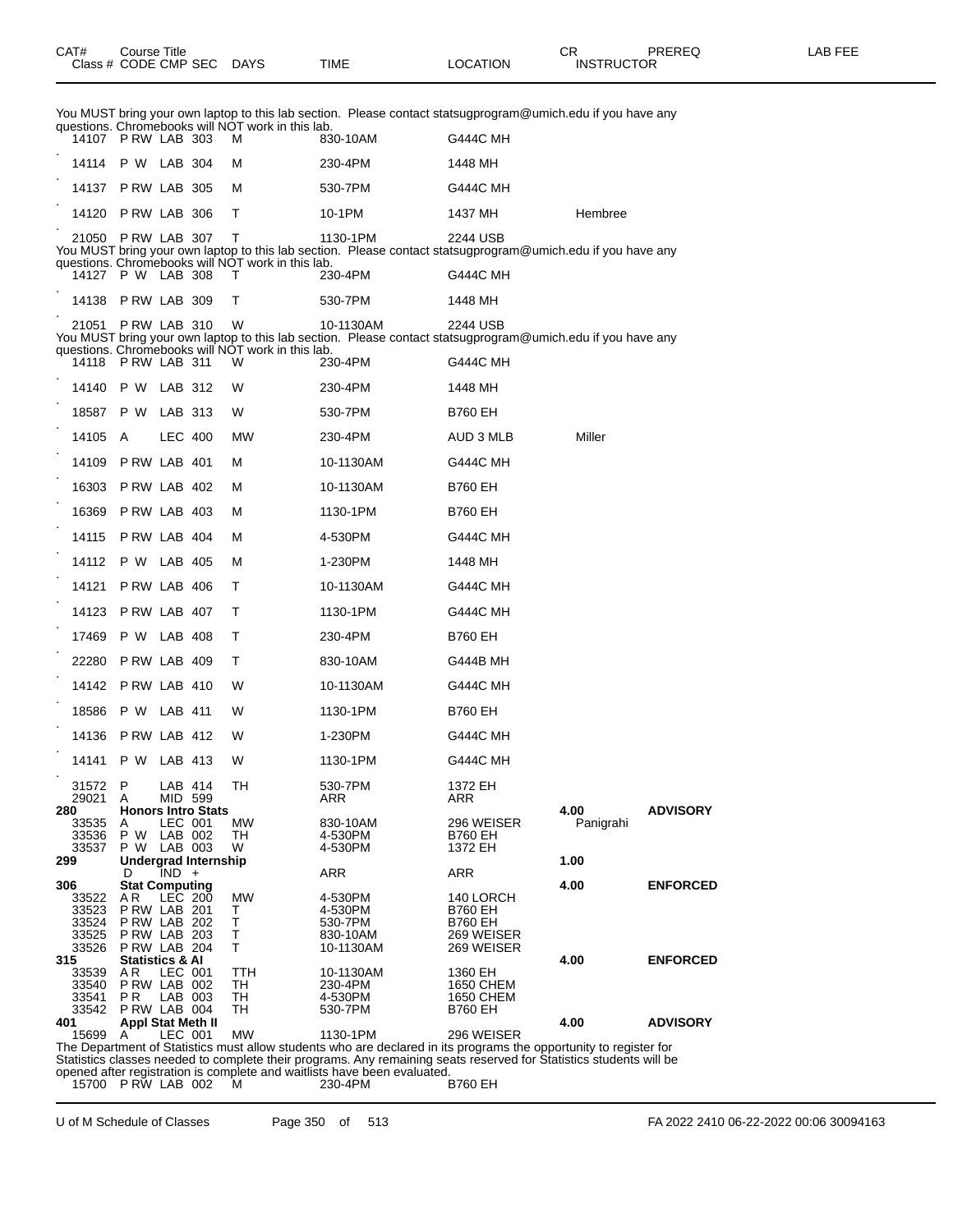| CAT# | Course Title Class # CODE CMP SEC | DAYS | TIME | LOCATION | CR INSTRUCTOR | PREREQ | LAB FEE |
|---|---|---|---|---|---|---|---|

You MUST bring your own laptop to this lab section. Please contact statsugprogram@umich.edu if you have any questions. Chromebooks will NOT work in this lab.

| Class # | CODE CMP SEC | DAYS | TIME | LOCATION | INSTRUCTOR |
|---|---|---|---|---|---|
| 14107 | P RW LAB 303 | M | 830-10AM | G444C MH | |
| 14114 | P W LAB 304 | M | 230-4PM | 1448 MH | |
| 14137 | P RW LAB 305 | M | 530-7PM | G444C MH | |
| 14120 | P RW LAB 306 | T | 10-1PM | 1437 MH | Hembree |
| 21050 | P RW LAB 307 | T | 1130-1PM | 2244 USB | |

You MUST bring your own laptop to this lab section. Please contact statsugprogram@umich.edu if you have any questions. Chromebooks will NOT work in this lab.

| Class # | CODE CMP SEC | DAYS | TIME | LOCATION | INSTRUCTOR |
|---|---|---|---|---|---|
| 14127 | P W LAB 308 | T | 230-4PM | G444C MH | |
| 14138 | P RW LAB 309 | T | 530-7PM | 1448 MH | |
| 21051 | P RW LAB 310 | W | 10-1130AM | 2244 USB | |

You MUST bring your own laptop to this lab section. Please contact statsugprogram@umich.edu if you have any questions. Chromebooks will NOT work in this lab.

| Class # | CODE CMP SEC | DAYS | TIME | LOCATION | INSTRUCTOR |
|---|---|---|---|---|---|
| 14118 | P RW LAB 311 | W | 230-4PM | G444C MH | |
| 14140 | P W LAB 312 | W | 230-4PM | 1448 MH | |
| 18587 | P W LAB 313 | W | 530-7PM | B760 EH | |
| 14105 | A LEC 400 | MW | 230-4PM | AUD 3 MLB | Miller |
| 14109 | P RW LAB 401 | M | 10-1130AM | G444C MH | |
| 16303 | P RW LAB 402 | M | 10-1130AM | B760 EH | |
| 16369 | P RW LAB 403 | M | 1130-1PM | B760 EH | |
| 14115 | P RW LAB 404 | M | 4-530PM | G444C MH | |
| 14112 | P W LAB 405 | M | 1-230PM | 1448 MH | |
| 14121 | P RW LAB 406 | T | 10-1130AM | G444C MH | |
| 14123 | P RW LAB 407 | T | 1130-1PM | G444C MH | |
| 17469 | P W LAB 408 | T | 230-4PM | B760 EH | |
| 22280 | P RW LAB 409 | T | 830-10AM | G444B MH | |
| 14142 | P RW LAB 410 | W | 10-1130AM | G444C MH | |
| 18586 | P W LAB 411 | W | 1130-1PM | B760 EH | |
| 14136 | P RW LAB 412 | W | 1-230PM | G444C MH | |
| 14141 | P W LAB 413 | W | 1130-1PM | G444C MH | |
| 31572 | P LAB 414 | TH | 530-7PM | 1372 EH | |
| 29021 | A MID 599 | | ARR | ARR | |

| CAT# / Class # | Course Title / CODE CMP SEC | DAYS | TIME | LOCATION | CR / INSTRUCTOR | PREREQ |
|---|---|---|---|---|---|---|
| **280** | **Honors Intro Stats** | | | | **4.00** | **ADVISORY** |
| 33535 | A LEC 001 | MW | 830-10AM | 296 WEISER | Panigrahi | |
| 33536 | P W LAB 002 | TH | 4-530PM | B760 EH | | |
| 33537 | P W LAB 003 | W | 4-530PM | 1372 EH | | |
| **299** | **Undergrad Internship** | | | | **1.00** | |
| | D IND + | | ARR | ARR | | |
| **306** | **Stat Computing** | | | | **4.00** | **ENFORCED** |
| 33522 | A R LEC 200 | MW | 4-530PM | 140 LORCH | | |
| 33523 | P RW LAB 201 | T | 4-530PM | B760 EH | | |
| 33524 | P RW LAB 202 | T | 530-7PM | B760 EH | | |
| 33525 | P RW LAB 203 | T | 830-10AM | 269 WEISER | | |
| 33526 | P RW LAB 204 | T | 10-1130AM | 269 WEISER | | |
| **315** | **Statistics & AI** | | | | **4.00** | **ENFORCED** |
| 33539 | A R LEC 001 | TTH | 10-1130AM | 1360 EH | | |
| 33540 | P RW LAB 002 | TH | 230-4PM | 1650 CHEM | | |
| 33541 | P R LAB 003 | TH | 4-530PM | 1650 CHEM | | |
| 33542 | P RW LAB 004 | TH | 530-7PM | B760 EH | | |
| **401** | **Appl Stat Meth II** | | | | **4.00** | **ADVISORY** |
| 15699 | A LEC 001 | MW | 1130-1PM | 296 WEISER | | |

The Department of Statistics must allow students who are declared in its programs the opportunity to register for Statistics classes needed to complete their programs. Any remaining seats reserved for Statistics students will be opened after registration is complete and waitlists have been evaluated.

| Class # | CODE CMP SEC | DAYS | TIME | LOCATION |
|---|---|---|---|---|
| 15700 | P RW LAB 002 | M | 230-4PM | B760 EH |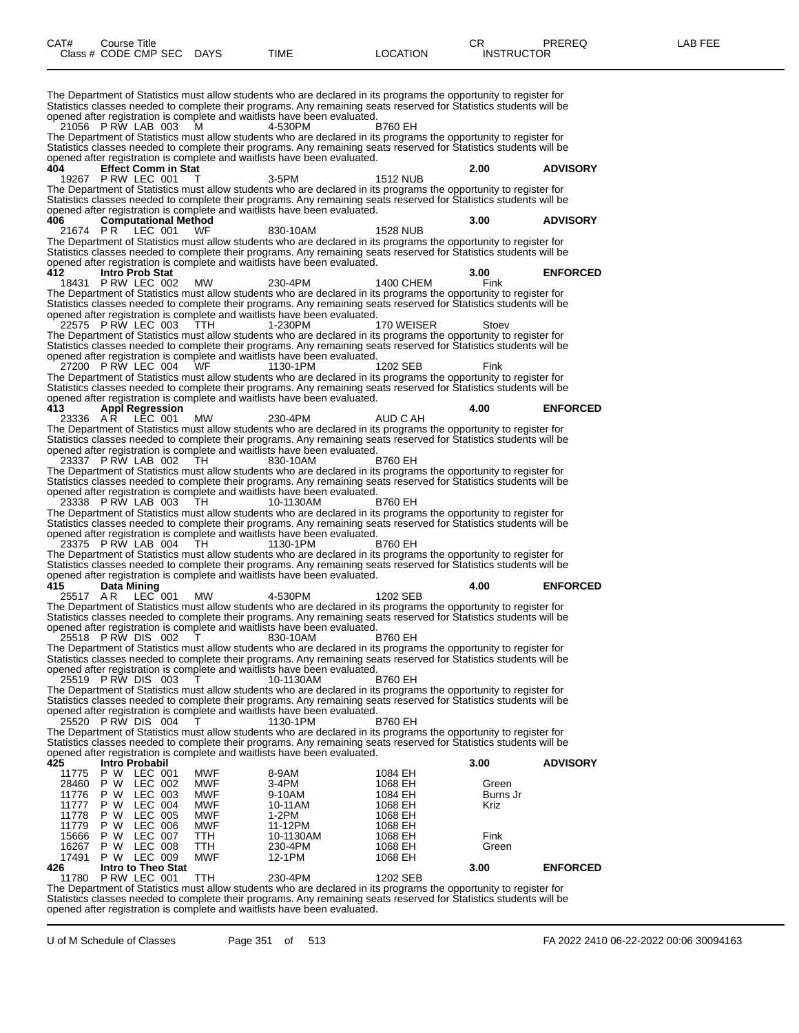| CAT# Class # | Course Title CODE CMP SEC | DAYS | TIME | LOCATION | CR INSTRUCTOR | PREREQ | LAB FEE |
|---|---|---|---|---|---|---|---|

The Department of Statistics must allow students who are declared in its programs the opportunity to register for Statistics classes needed to complete their programs. Any remaining seats reserved for Statistics students will be opened after registration is complete and waitlists have been evaluated.

| | | | | | | |
|---|---|---|---|---|---|---|
| 21056 | P RW LAB 003 | M | 4-530PM | B760 EH | | |

The Department of Statistics must allow students who are declared in its programs the opportunity to register for Statistics classes needed to complete their programs. Any remaining seats reserved for Statistics students will be opened after registration is complete and waitlists have been evaluated.

**404 Effect Comm in Stat** **2.00 ADVISORY**

| | | | | | | |
|---|---|---|---|---|---|---|
| 19267 | P RW LEC 001 | T | 3-5PM | 1512 NUB | | |

The Department of Statistics must allow students who are declared in its programs the opportunity to register for Statistics classes needed to complete their programs. Any remaining seats reserved for Statistics students will be opened after registration is complete and waitlists have been evaluated.

**406 Computational Method** **3.00 ADVISORY**

| | | | | | | |
|---|---|---|---|---|---|---|
| 21674 | P R LEC 001 | WF | 830-10AM | 1528 NUB | | |

The Department of Statistics must allow students who are declared in its programs the opportunity to register for Statistics classes needed to complete their programs. Any remaining seats reserved for Statistics students will be opened after registration is complete and waitlists have been evaluated.

**412 Intro Prob Stat** **3.00 ENFORCED**

| | | | | | | |
|---|---|---|---|---|---|---|
| 18431 | P RW LEC 002 | MW | 230-4PM | 1400 CHEM | Fink | |

The Department of Statistics must allow students who are declared in its programs the opportunity to register for Statistics classes needed to complete their programs. Any remaining seats reserved for Statistics students will be opened after registration is complete and waitlists have been evaluated.

| | | | | | | |
|---|---|---|---|---|---|---|
| 22575 | P RW LEC 003 | TTH | 1-230PM | 170 WEISER | Stoev | |

The Department of Statistics must allow students who are declared in its programs the opportunity to register for Statistics classes needed to complete their programs. Any remaining seats reserved for Statistics students will be opened after registration is complete and waitlists have been evaluated.

| | | | | | | |
|---|---|---|---|---|---|---|
| 27200 | P RW LEC 004 | WF | 1130-1PM | 1202 SEB | Fink | |

The Department of Statistics must allow students who are declared in its programs the opportunity to register for Statistics classes needed to complete their programs. Any remaining seats reserved for Statistics students will be opened after registration is complete and waitlists have been evaluated.

**413 Appl Regression** **4.00 ENFORCED**

| | | | | | | |
|---|---|---|---|---|---|---|
| 23336 | A R LEC 001 | MW | 230-4PM | AUD C AH | | |

The Department of Statistics must allow students who are declared in its programs the opportunity to register for Statistics classes needed to complete their programs. Any remaining seats reserved for Statistics students will be opened after registration is complete and waitlists have been evaluated.

| | | | | | | |
|---|---|---|---|---|---|---|
| 23337 | P RW LAB 002 | TH | 830-10AM | B760 EH | | |

The Department of Statistics must allow students who are declared in its programs the opportunity to register for Statistics classes needed to complete their programs. Any remaining seats reserved for Statistics students will be opened after registration is complete and waitlists have been evaluated.

| | | | | | | |
|---|---|---|---|---|---|---|
| 23338 | P RW LAB 003 | TH | 10-1130AM | B760 EH | | |

The Department of Statistics must allow students who are declared in its programs the opportunity to register for Statistics classes needed to complete their programs. Any remaining seats reserved for Statistics students will be opened after registration is complete and waitlists have been evaluated.

| | | | | | | |
|---|---|---|---|---|---|---|
| 23375 | P RW LAB 004 | TH | 1130-1PM | B760 EH | | |

The Department of Statistics must allow students who are declared in its programs the opportunity to register for Statistics classes needed to complete their programs. Any remaining seats reserved for Statistics students will be opened after registration is complete and waitlists have been evaluated.

**415 Data Mining** **4.00 ENFORCED**

| | | | | | | |
|---|---|---|---|---|---|---|
| 25517 | A R LEC 001 | MW | 4-530PM | 1202 SEB | | |

The Department of Statistics must allow students who are declared in its programs the opportunity to register for Statistics classes needed to complete their programs. Any remaining seats reserved for Statistics students will be opened after registration is complete and waitlists have been evaluated.

| | | | | | | |
|---|---|---|---|---|---|---|
| 25518 | P RW DIS 002 | T | 830-10AM | B760 EH | | |

The Department of Statistics must allow students who are declared in its programs the opportunity to register for Statistics classes needed to complete their programs. Any remaining seats reserved for Statistics students will be opened after registration is complete and waitlists have been evaluated.

| | | | | | | |
|---|---|---|---|---|---|---|
| 25519 | P RW DIS 003 | T | 10-1130AM | B760 EH | | |

The Department of Statistics must allow students who are declared in its programs the opportunity to register for Statistics classes needed to complete their programs. Any remaining seats reserved for Statistics students will be opened after registration is complete and waitlists have been evaluated.

| | | | | | | |
|---|---|---|---|---|---|---|
| 25520 | P RW DIS 004 | T | 1130-1PM | B760 EH | | |

The Department of Statistics must allow students who are declared in its programs the opportunity to register for Statistics classes needed to complete their programs. Any remaining seats reserved for Statistics students will be opened after registration is complete and waitlists have been evaluated.

**425 Intro Probabil** **3.00 ADVISORY**

| | | | | | | |
|---|---|---|---|---|---|---|
| 11775 | P W LEC 001 | MWF | 8-9AM | 1084 EH | | |
| 28460 | P W LEC 002 | MWF | 3-4PM | 1068 EH | Green | |
| 11776 | P W LEC 003 | MWF | 9-10AM | 1084 EH | Burns Jr | |
| 11777 | P W LEC 004 | MWF | 10-11AM | 1068 EH | Kriz | |
| 11778 | P W LEC 005 | MWF | 1-2PM | 1068 EH | | |
| 11779 | P W LEC 006 | MWF | 11-12PM | 1068 EH | | |
| 15666 | P W LEC 007 | TTH | 10-1130AM | 1068 EH | Fink | |
| 16267 | P W LEC 008 | TTH | 230-4PM | 1068 EH | Green | |
| 17491 | P W LEC 009 | MWF | 12-1PM | 1068 EH | | |

**426 Intro to Theo Stat** **3.00 ENFORCED**

| | | | | | | |
|---|---|---|---|---|---|---|
| 11780 | P RW LEC 001 | TTH | 230-4PM | 1202 SEB | | |

The Department of Statistics must allow students who are declared in its programs the opportunity to register for Statistics classes needed to complete their programs. Any remaining seats reserved for Statistics students will be opened after registration is complete and waitlists have been evaluated.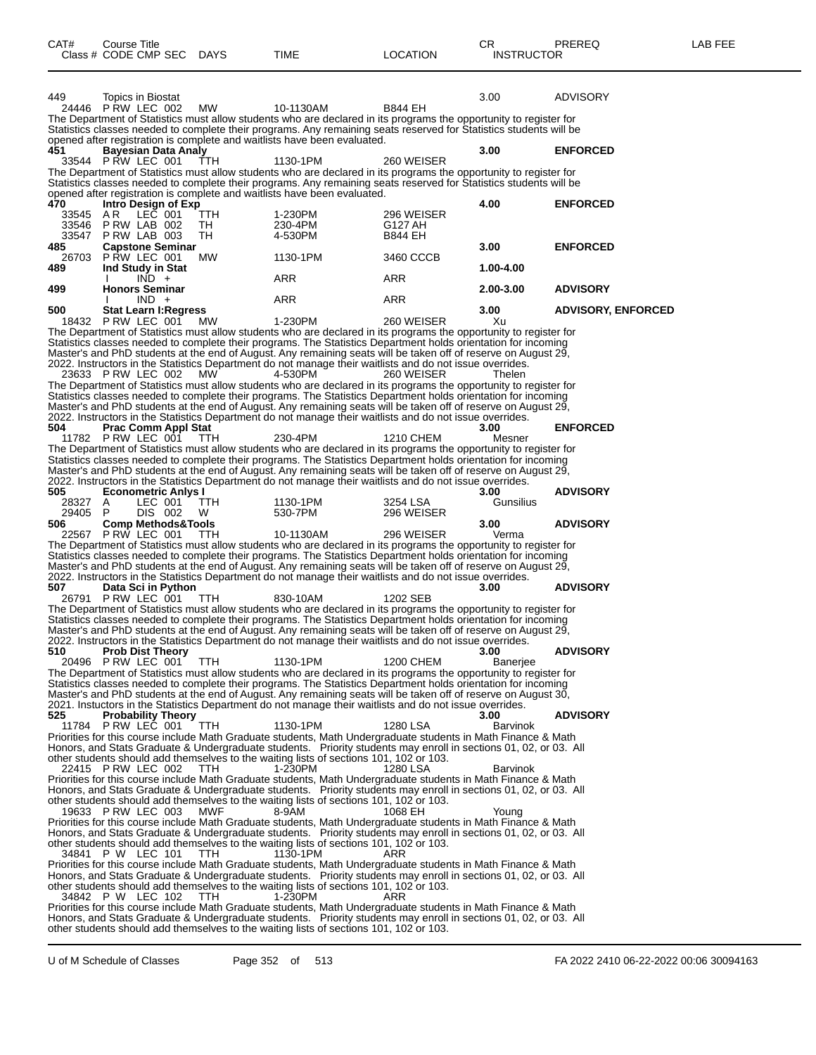| CAT# | Course Title<br>Class # CODE CMP SEC | DAYS | TIME | LOCATION | CR<br>INSTRUCTOR | PREREQ | LAB FEE |
|---|---|---|---|---|---|---|---|
| 449 | Topics in Biostat | | | | 3.00 | ADVISORY | |
| 24446 | P RW LEC 002 | MW | 10-1130AM | B844 EH | | | |

The Department of Statistics must allow students who are declared in its programs the opportunity to register for Statistics classes needed to complete their programs. Any remaining seats reserved for Statistics students will be opened after registration is complete and waitlists have been evaluated.

| CAT# | Course Title | DAYS | TIME | LOCATION | CR/INSTRUCTOR | PREREQ | LAB FEE |
|---|---|---|---|---|---|---|---|
| **451** | **Bayesian Data Analy** | | | | **3.00** | **ENFORCED** | |
| 33544 | P RW LEC 001 | TTH | 1130-1PM | 260 WEISER | | | |

The Department of Statistics must allow students who are declared in its programs the opportunity to register for Statistics classes needed to complete their programs. Any remaining seats reserved for Statistics students will be opened after registration is complete and waitlists have been evaluated.

| CAT# | Course Title | DAYS | TIME | LOCATION | CR/INSTRUCTOR | PREREQ | LAB FEE |
|---|---|---|---|---|---|---|---|
| **470** | **Intro Design of Exp** | | | | **4.00** | **ENFORCED** | |
| 33545 | A R LEC 001 | TTH | 1-230PM | 296 WEISER | | | |
| 33546 | P RW LAB 002 | TH | 230-4PM | G127 AH | | | |
| 33547 | P RW LAB 003 | TH | 4-530PM | B844 EH | | | |
| **485** | **Capstone Seminar** | | | | **3.00** | **ENFORCED** | |
| 26703 | P RW LEC 001 | MW | 1130-1PM | 3460 CCCB | | | |
| **489** | **Ind Study in Stat** | | | | **1.00-4.00** | | |
| | I IND + | | ARR | ARR | | | |
| **499** | **Honors Seminar** | | | | **2.00-3.00** | **ADVISORY** | |
| | I IND + | | ARR | ARR | | | |
| **500** | **Stat Learn I:Regress** | | | | **3.00** | **ADVISORY, ENFORCED** | |
| 18432 | P RW LEC 001 | MW | 1-230PM | 260 WEISER | Xu | | |

The Department of Statistics must allow students who are declared in its programs the opportunity to register for Statistics classes needed to complete their programs. The Statistics Department holds orientation for incoming Master's and PhD students at the end of August. Any remaining seats will be taken off of reserve on August 29, 2022. Instructors in the Statistics Department do not manage their waitlists and do not issue overrides.

| | | | | | | | |
|---|---|---|---|---|---|---|---|
| 23633 | P RW LEC 002 | MW | 4-530PM | 260 WEISER | Thelen | | |

The Department of Statistics must allow students who are declared in its programs the opportunity to register for Statistics classes needed to complete their programs. The Statistics Department holds orientation for incoming Master's and PhD students at the end of August. Any remaining seats will be taken off of reserve on August 29, 2022. Instructors in the Statistics Department do not manage their waitlists and do not issue overrides.

| | | | | | | | |
|---|---|---|---|---|---|---|---|
| **504** | **Prac Comm Appl Stat** | | | | **3.00** | **ENFORCED** | |
| 11782 | P RW LEC 001 | TTH | 230-4PM | 1210 CHEM | Mesner | | |

The Department of Statistics must allow students who are declared in its programs the opportunity to register for Statistics classes needed to complete their programs. The Statistics Department holds orientation for incoming Master's and PhD students at the end of August. Any remaining seats will be taken off of reserve on August 29, 2022. Instructors in the Statistics Department do not manage their waitlists and do not issue overrides.

| | | | | | | | |
|---|---|---|---|---|---|---|---|
| **505** | **Econometric Anlys I** | | | | **3.00** | **ADVISORY** | |
| 28327 | A LEC 001 | TTH | 1130-1PM | 3254 LSA | Gunsilius | | |
| 29405 | P DIS 002 | W | 530-7PM | 296 WEISER | | | |
| **506** | **Comp Methods&Tools** | | | | **3.00** | **ADVISORY** | |
| 22567 | P RW LEC 001 | TTH | 10-1130AM | 296 WEISER | Verma | | |

The Department of Statistics must allow students who are declared in its programs the opportunity to register for Statistics classes needed to complete their programs. The Statistics Department holds orientation for incoming Master's and PhD students at the end of August. Any remaining seats will be taken off of reserve on August 29, 2022. Instructors in the Statistics Department do not manage their waitlists and do not issue overrides.

| | | | | | | | |
|---|---|---|---|---|---|---|---|
| **507** | **Data Sci in Python** | | | | **3.00** | **ADVISORY** | |
| 26791 | P RW LEC 001 | TTH | 830-10AM | 1202 SEB | | | |

The Department of Statistics must allow students who are declared in its programs the opportunity to register for Statistics classes needed to complete their programs. The Statistics Department holds orientation for incoming Master's and PhD students at the end of August. Any remaining seats will be taken off of reserve on August 29, 2022. Instructors in the Statistics Department do not manage their waitlists and do not issue overrides.

| | | | | | | | |
|---|---|---|---|---|---|---|---|
| **510** | **Prob Dist Theory** | | | | **3.00** | **ADVISORY** | |
| 20496 | P RW LEC 001 | TTH | 1130-1PM | 1200 CHEM | Banerjee | | |

The Department of Statistics must allow students who are declared in its programs the opportunity to register for Statistics classes needed to complete their programs. The Statistics Department holds orientation for incoming Master's and PhD students at the end of August. Any remaining seats will be taken off of reserve on August 30, 2021. Instuctors in the Statistics Department do not manage their waitlists and do not issue overrides.

| | | | | | | | |
|---|---|---|---|---|---|---|---|
| **525** | **Probability Theory** | | | | **3.00** | **ADVISORY** | |
| 11784 | P RW LEC 001 | TTH | 1130-1PM | 1280 LSA | Barvinok | | |

Priorities for this course include Math Graduate students, Math Undergraduate students in Math Finance & Math Honors, and Stats Graduate & Undergraduate students. Priority students may enroll in sections 01, 02, or 03. All other students should add themselves to the waiting lists of sections 101, 102 or 103.

| | | | | | | | |
|---|---|---|---|---|---|---|---|
| 22415 | P RW LEC 002 | TTH | 1-230PM | 1280 LSA | Barvinok | | |

Priorities for this course include Math Graduate students, Math Undergraduate students in Math Finance & Math Honors, and Stats Graduate & Undergraduate students. Priority students may enroll in sections 01, 02, or 03. All other students should add themselves to the waiting lists of sections 101, 102 or 103.

| | | | | | | | |
|---|---|---|---|---|---|---|---|
| 19633 | P RW LEC 003 | MWF | 8-9AM | 1068 EH | Young | | |

Priorities for this course include Math Graduate students, Math Undergraduate students in Math Finance & Math Honors, and Stats Graduate & Undergraduate students. Priority students may enroll in sections 01, 02, or 03. All other students should add themselves to the waiting lists of sections 101, 102 or 103.

| | | | | | | | |
|---|---|---|---|---|---|---|---|
| 34841 | P W LEC 101 | TTH | 1130-1PM | ARR | | | |

Priorities for this course include Math Graduate students, Math Undergraduate students in Math Finance & Math Honors, and Stats Graduate & Undergraduate students. Priority students may enroll in sections 01, 02, or 03. All other students should add themselves to the waiting lists of sections 101, 102 or 103.

| | | | | | | | |
|---|---|---|---|---|---|---|---|
| 34842 | P W LEC 102 | TTH | 1-230PM | ARR | | | |

Priorities for this course include Math Graduate students, Math Undergraduate students in Math Finance & Math Honors, and Stats Graduate & Undergraduate students. Priority students may enroll in sections 01, 02, or 03. All other students should add themselves to the waiting lists of sections 101, 102 or 103.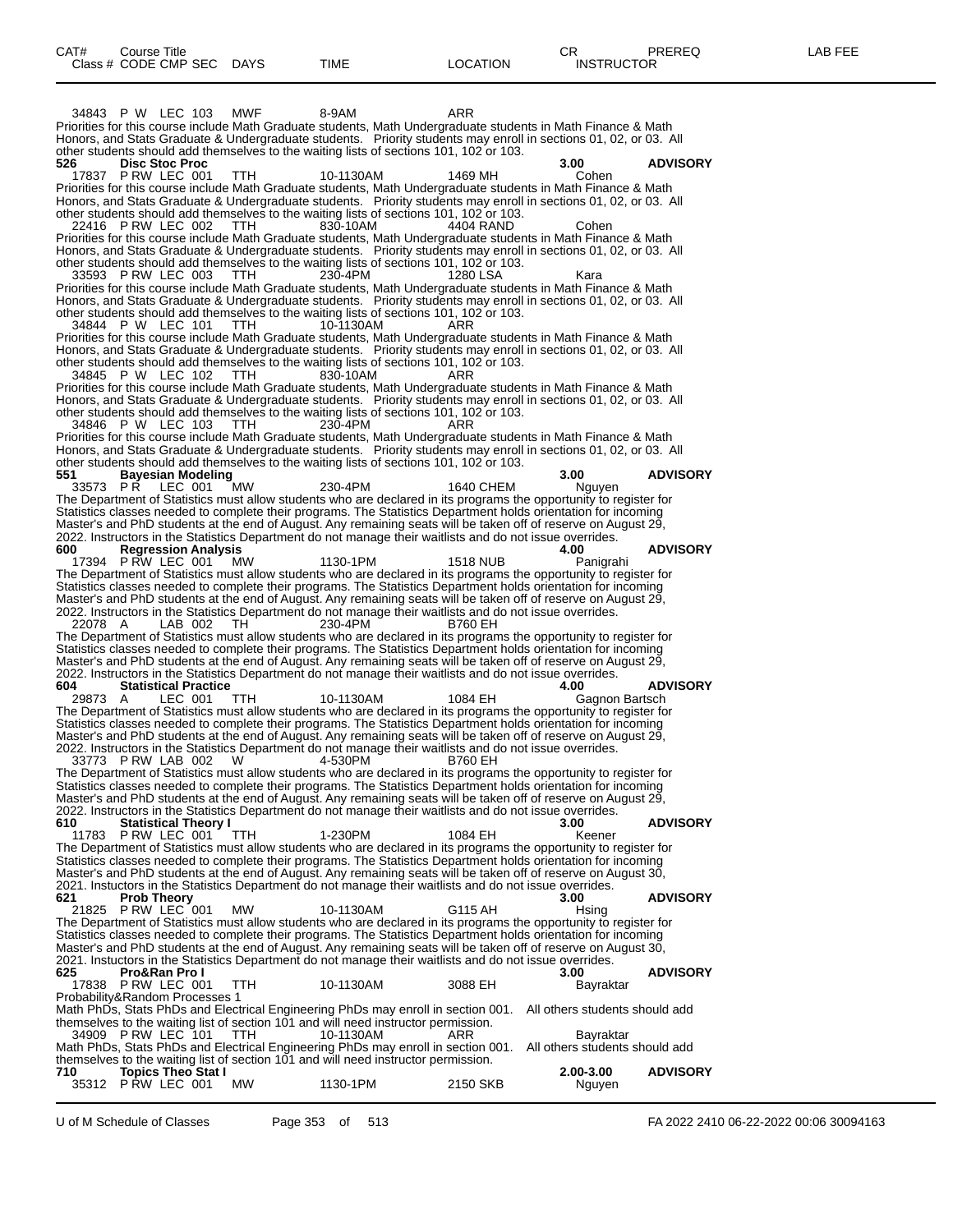| CAT# | Course Title | | | | | CR | PREREQ | LAB FEE |
|---|---|---|---|---|---|---|---|---|
| Class # | CODE CMP SEC | DAYS | TIME | LOCATION | INSTRUCTOR | | | |

34843 P W LEC 103 MWF 8-9AM ARR
Priorities for this course include Math Graduate students, Math Undergraduate students in Math Finance & Math Honors, and Stats Graduate & Undergraduate students. Priority students may enroll in sections 01, 02, or 03. All other students should add themselves to the waiting lists of sections 101, 102 or 103.

**526 Disc Stoc Proc 3.00 ADVISORY**

17837 P RW LEC 001 TTH 10-1130AM 1469 MH Cohen
Priorities for this course include Math Graduate students, Math Undergraduate students in Math Finance & Math Honors, and Stats Graduate & Undergraduate students. Priority students may enroll in sections 01, 02, or 03. All other students should add themselves to the waiting lists of sections 101, 102 or 103.

22416 P RW LEC 002 TTH 830-10AM 4404 RAND Cohen
Priorities for this course include Math Graduate students, Math Undergraduate students in Math Finance & Math Honors, and Stats Graduate & Undergraduate students. Priority students may enroll in sections 01, 02, or 03. All other students should add themselves to the waiting lists of sections 101, 102 or 103.

33593 P RW LEC 003 TTH 230-4PM 1280 LSA Kara
Priorities for this course include Math Graduate students, Math Undergraduate students in Math Finance & Math Honors, and Stats Graduate & Undergraduate students. Priority students may enroll in sections 01, 02, or 03. All other students should add themselves to the waiting lists of sections 101, 102 or 103.

34844 P W LEC 101 TTH 10-1130AM ARR
Priorities for this course include Math Graduate students, Math Undergraduate students in Math Finance & Math Honors, and Stats Graduate & Undergraduate students. Priority students may enroll in sections 01, 02, or 03. All other students should add themselves to the waiting lists of sections 101, 102 or 103.

34845 P W LEC 102 TTH 830-10AM ARR
Priorities for this course include Math Graduate students, Math Undergraduate students in Math Finance & Math Honors, and Stats Graduate & Undergraduate students. Priority students may enroll in sections 01, 02, or 03. All other students should add themselves to the waiting lists of sections 101, 102 or 103.

34846 P W LEC 103 TTH 230-4PM ARR
Priorities for this course include Math Graduate students, Math Undergraduate students in Math Finance & Math Honors, and Stats Graduate & Undergraduate students. Priority students may enroll in sections 01, 02, or 03. All other students should add themselves to the waiting lists of sections 101, 102 or 103.

**551 Bayesian Modeling 3.00 ADVISORY**

33573 P R LEC 001 MW 230-4PM 1640 CHEM Nguyen
The Department of Statistics must allow students who are declared in its programs the opportunity to register for Statistics classes needed to complete their programs. The Statistics Department holds orientation for incoming Master's and PhD students at the end of August. Any remaining seats will be taken off of reserve on August 29, 2022. Instructors in the Statistics Department do not manage their waitlists and do not issue overrides.

**600 Regression Analysis 4.00 ADVISORY**

17394 P RW LEC 001 MW 1130-1PM 1518 NUB Panigrahi
The Department of Statistics must allow students who are declared in its programs the opportunity to register for Statistics classes needed to complete their programs. The Statistics Department holds orientation for incoming Master's and PhD students at the end of August. Any remaining seats will be taken off of reserve on August 29, 2022. Instructors in the Statistics Department do not manage their waitlists and do not issue overrides.

22078 A LAB 002 TH 230-4PM B760 EH
The Department of Statistics must allow students who are declared in its programs the opportunity to register for Statistics classes needed to complete their programs. The Statistics Department holds orientation for incoming Master's and PhD students at the end of August. Any remaining seats will be taken off of reserve on August 29, 2022. Instructors in the Statistics Department do not manage their waitlists and do not issue overrides.

**604 Statistical Practice 4.00 ADVISORY**

29873 A LEC 001 TTH 10-1130AM 1084 EH Gagnon Bartsch
The Department of Statistics must allow students who are declared in its programs the opportunity to register for Statistics classes needed to complete their programs. The Statistics Department holds orientation for incoming Master's and PhD students at the end of August. Any remaining seats will be taken off of reserve on August 29, 2022. Instructors in the Statistics Department do not manage their waitlists and do not issue overrides.

33773 P RW LAB 002 W 4-530PM B760 EH
The Department of Statistics must allow students who are declared in its programs the opportunity to register for Statistics classes needed to complete their programs. The Statistics Department holds orientation for incoming Master's and PhD students at the end of August. Any remaining seats will be taken off of reserve on August 29, 2022. Instructors in the Statistics Department do not manage their waitlists and do not issue overrides.

**610 Statistical Theory I 3.00 ADVISORY**

11783 P RW LEC 001 TTH 1-230PM 1084 EH Keener
The Department of Statistics must allow students who are declared in its programs the opportunity to register for Statistics classes needed to complete their programs. The Statistics Department holds orientation for incoming Master's and PhD students at the end of August. Any remaining seats will be taken off of reserve on August 30, 2021. Instuctors in the Statistics Department do not manage their waitlists and do not issue overrides.

**621 Prob Theory 3.00 ADVISORY**

21825 P RW LEC 001 MW 10-1130AM G115 AH Hsing
The Department of Statistics must allow students who are declared in its programs the opportunity to register for Statistics classes needed to complete their programs. The Statistics Department holds orientation for incoming Master's and PhD students at the end of August. Any remaining seats will be taken off of reserve on August 30, 2021. Instuctors in the Statistics Department do not manage their waitlists and do not issue overrides.

**625 Pro&Ran Pro I 3.00 ADVISORY**

17838 P RW LEC 001 TTH 10-1130AM 3088 EH Bayraktar
Probability&Random Processes 1
Math PhDs, Stats PhDs and Electrical Engineering PhDs may enroll in section 001. All others students should add themselves to the waiting list of section 101 and will need instructor permission.

34909 P RW LEC 101 TTH 10-1130AM ARR Bayraktar
Math PhDs, Stats PhDs and Electrical Engineering PhDs may enroll in section 001. All others students should add themselves to the waiting list of section 101 and will need instructor permission.

**710 Topics Theo Stat I 2.00-3.00 ADVISORY**

35312 P RW LEC 001 MW 1130-1PM 2150 SKB Nguyen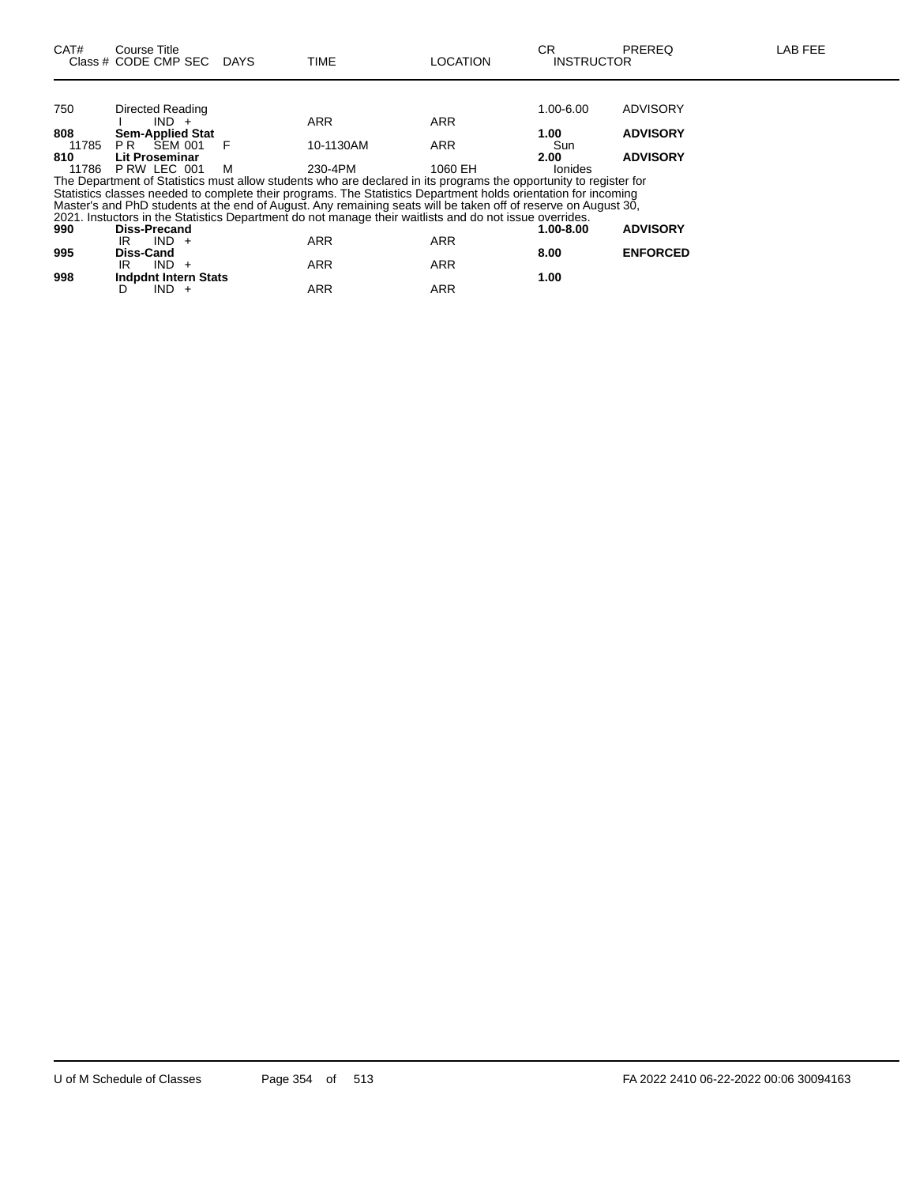| CAT# | Course Title / Class # CODE CMP SEC | DAYS | TIME | LOCATION | CR / INSTRUCTOR | PREREQ | LAB FEE |
|---|---|---|---|---|---|---|---|
| 750 | Directed Reading | | | | 1.00-6.00 | ADVISORY | |
| | I IND + | | ARR | ARR | | | |
| **808** | **Sem-Applied Stat** | | | | **1.00** | **ADVISORY** | |
| 11785 | P R SEM 001 | F | 10-1130AM | ARR | Sun | | |
| **810** | **Lit Proseminar** | | | | **2.00** | **ADVISORY** | |
| 11786 | P RW LEC 001 | M | 230-4PM | 1060 EH | Ionides | | |

The Department of Statistics must allow students who are declared in its programs the opportunity to register for Statistics classes needed to complete their programs. The Statistics Department holds orientation for incoming Master's and PhD students at the end of August. Any remaining seats will be taken off of reserve on August 30, 2021. Instuctors in the Statistics Department do not manage their waitlists and do not issue overrides.

| CAT# | Course Title / Class # CODE CMP SEC | DAYS | TIME | LOCATION | CR / INSTRUCTOR | PREREQ | LAB FEE |
|---|---|---|---|---|---|---|---|
| **990** | **Diss-Precand** | | | | **1.00-8.00** | **ADVISORY** | |
| | IR IND + | | ARR | ARR | | | |
| **995** | **Diss-Cand** | | | | **8.00** | **ENFORCED** | |
| | IR IND + | | ARR | ARR | | | |
| **998** | **Indpdnt Intern Stats** | | | | **1.00** | | |
| | D IND + | | ARR | ARR | | | |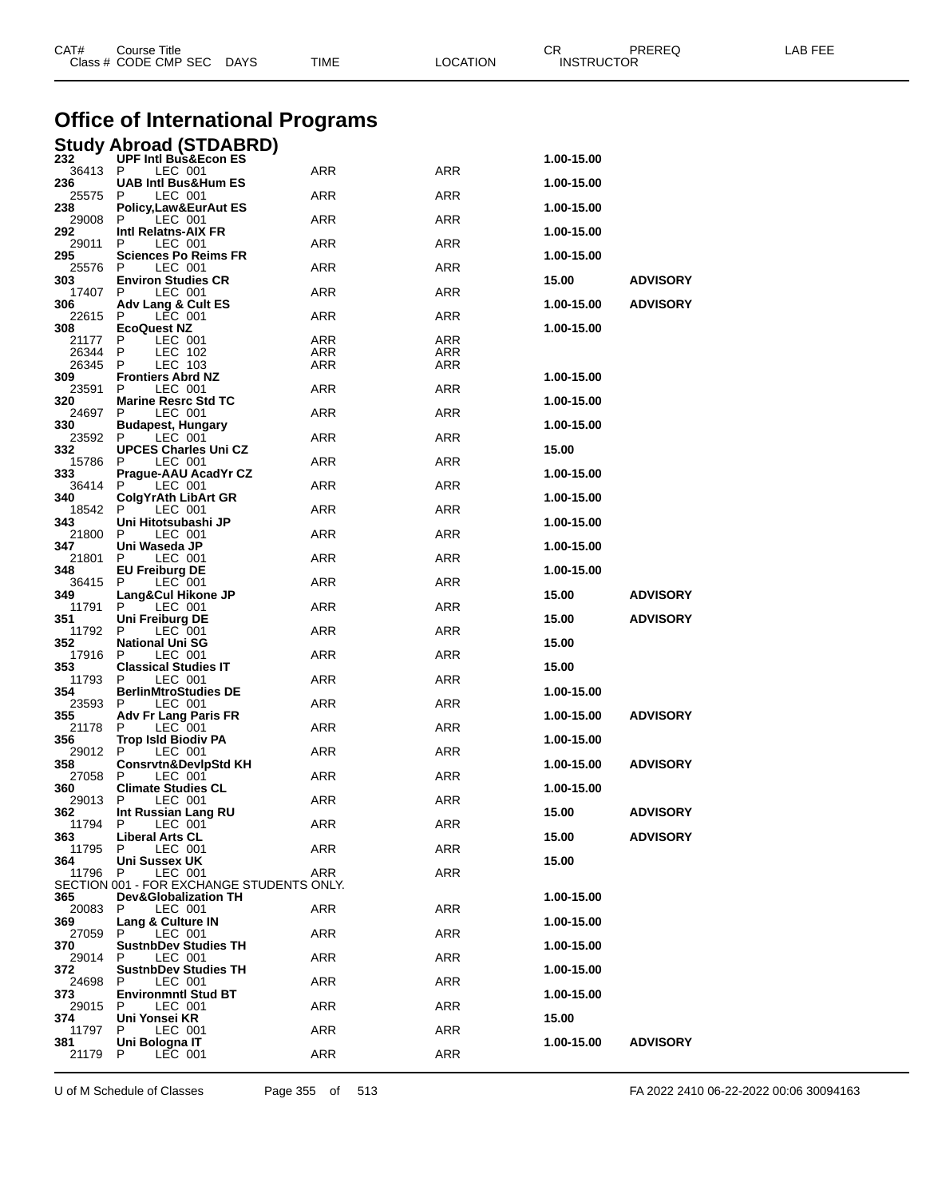# Office of International Programs

## Study Abroad (STDABRD)

| CAT# / Class # | Course Title / CODE CMP SEC | DAYS | TIME | LOCATION | CR / INSTRUCTOR | PREREQ | LAB FEE |
|---|---|---|---|---|---|---|---|
| **232** | **UPF Intl Bus&Econ ES** | | | | **1.00-15.00** | | |
| 36413 | P LEC 001 | | ARR | ARR | | | |
| **236** | **UAB Intl Bus&Hum ES** | | | | **1.00-15.00** | | |
| 25575 | P LEC 001 | | ARR | ARR | | | |
| **238** | **Policy,Law&EurAut ES** | | | | **1.00-15.00** | | |
| 29008 | P LEC 001 | | ARR | ARR | | | |
| **292** | **Intl Relatns-AIX FR** | | | | **1.00-15.00** | | |
| 29011 | P LEC 001 | | ARR | ARR | | | |
| **295** | **Sciences Po Reims FR** | | | | **1.00-15.00** | | |
| 25576 | P LEC 001 | | ARR | ARR | | | |
| **303** | **Environ Studies CR** | | | | **15.00** | **ADVISORY** | |
| 17407 | P LEC 001 | | ARR | ARR | | | |
| **306** | **Adv Lang & Cult ES** | | | | **1.00-15.00** | **ADVISORY** | |
| 22615 | P LEC 001 | | ARR | ARR | | | |
| **308** | **EcoQuest NZ** | | | | **1.00-15.00** | | |
| 21177 | P LEC 001 | | ARR | ARR | | | |
| 26344 | P LEC 102 | | ARR | ARR | | | |
| 26345 | P LEC 103 | | ARR | ARR | | | |
| **309** | **Frontiers Abrd NZ** | | | | **1.00-15.00** | | |
| 23591 | P LEC 001 | | ARR | ARR | | | |
| **320** | **Marine Resrc Std TC** | | | | **1.00-15.00** | | |
| 24697 | P LEC 001 | | ARR | ARR | | | |
| **330** | **Budapest, Hungary** | | | | **1.00-15.00** | | |
| 23592 | P LEC 001 | | ARR | ARR | | | |
| **332** | **UPCES Charles Uni CZ** | | | | **15.00** | | |
| 15786 | P LEC 001 | | ARR | ARR | | | |
| **333** | **Prague-AAU AcadYr CZ** | | | | **1.00-15.00** | | |
| 36414 | P LEC 001 | | ARR | ARR | | | |
| **340** | **ColgYrAth LibArt GR** | | | | **1.00-15.00** | | |
| 18542 | P LEC 001 | | ARR | ARR | | | |
| **343** | **Uni Hitotsubashi JP** | | | | **1.00-15.00** | | |
| 21800 | P LEC 001 | | ARR | ARR | | | |
| **347** | **Uni Waseda JP** | | | | **1.00-15.00** | | |
| 21801 | P LEC 001 | | ARR | ARR | | | |
| **348** | **EU Freiburg DE** | | | | **1.00-15.00** | | |
| 36415 | P LEC 001 | | ARR | ARR | | | |
| **349** | **Lang&Cul Hikone JP** | | | | **15.00** | **ADVISORY** | |
| 11791 | P LEC 001 | | ARR | ARR | | | |
| **351** | **Uni Freiburg DE** | | | | **15.00** | **ADVISORY** | |
| 11792 | P LEC 001 | | ARR | ARR | | | |
| **352** | **National Uni SG** | | | | **15.00** | | |
| 17916 | P LEC 001 | | ARR | ARR | | | |
| **353** | **Classical Studies IT** | | | | **15.00** | | |
| 11793 | P LEC 001 | | ARR | ARR | | | |
| **354** | **BerlinMtroStudies DE** | | | | **1.00-15.00** | | |
| 23593 | P LEC 001 | | ARR | ARR | | | |
| **355** | **Adv Fr Lang Paris FR** | | | | **1.00-15.00** | **ADVISORY** | |
| 21178 | P LEC 001 | | ARR | ARR | | | |
| **356** | **Trop Isld Biodiv PA** | | | | **1.00-15.00** | | |
| 29012 | P LEC 001 | | ARR | ARR | | | |
| **358** | **Consrvtn&DevlpStd KH** | | | | **1.00-15.00** | **ADVISORY** | |
| 27058 | P LEC 001 | | ARR | ARR | | | |
| **360** | **Climate Studies CL** | | | | **1.00-15.00** | | |
| 29013 | P LEC 001 | | ARR | ARR | | | |
| **362** | **Int Russian Lang RU** | | | | **15.00** | **ADVISORY** | |
| 11794 | P LEC 001 | | ARR | ARR | | | |
| **363** | **Liberal Arts CL** | | | | **15.00** | **ADVISORY** | |
| 11795 | P LEC 001 | | ARR | ARR | | | |
| **364** | **Uni Sussex UK** | | | | **15.00** | | |
| 11796 | P LEC 001 | | ARR | ARR | | | |
| | SECTION 001 - FOR EXCHANGE STUDENTS ONLY. | | | | | | |
| **365** | **Dev&Globalization TH** | | | | **1.00-15.00** | | |
| 20083 | P LEC 001 | | ARR | ARR | | | |
| **369** | **Lang & Culture IN** | | | | **1.00-15.00** | | |
| 27059 | P LEC 001 | | ARR | ARR | | | |
| **370** | **SustnbDev Studies TH** | | | | **1.00-15.00** | | |
| 29014 | P LEC 001 | | ARR | ARR | | | |
| **372** | **SustnbDev Studies TH** | | | | **1.00-15.00** | | |
| 24698 | P LEC 001 | | ARR | ARR | | | |
| **373** | **Environmntl Stud BT** | | | | **1.00-15.00** | | |
| 29015 | P LEC 001 | | ARR | ARR | | | |
| **374** | **Uni Yonsei KR** | | | | **15.00** | | |
| 11797 | P LEC 001 | | ARR | ARR | | | |
| **381** | **Uni Bologna IT** | | | | **1.00-15.00** | **ADVISORY** | |
| 21179 | P LEC 001 | | ARR | ARR | | | |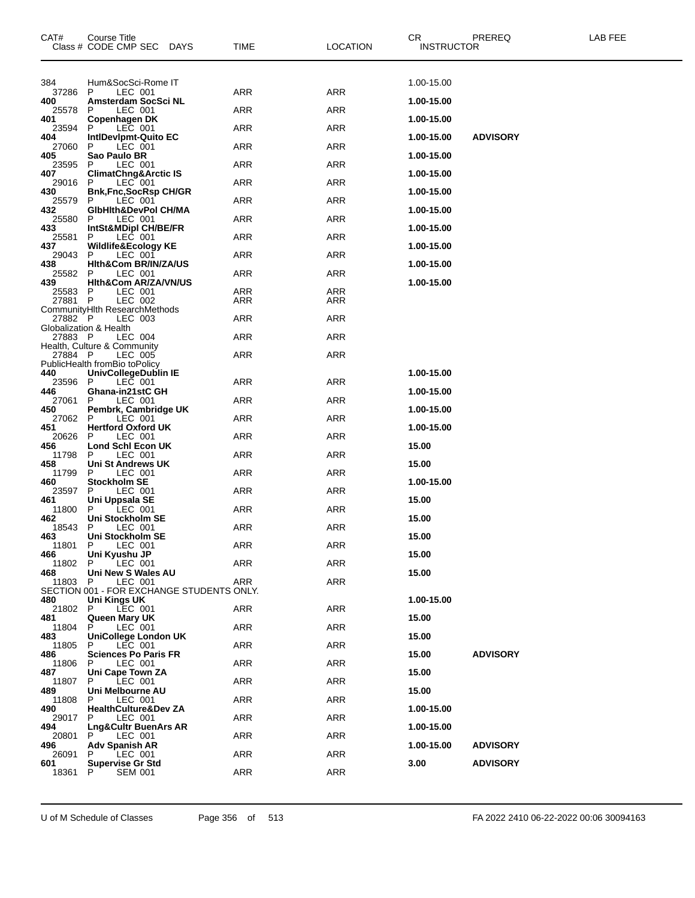| CAT# | Course Title<br>Class # CODE CMP SEC DAYS | TIME | LOCATION | CR<br>INSTRUCTOR | PREREQ | LAB FEE |
|---|---|---|---|---|---|---|
| 384 | Hum&SocSci-Rome IT | | | 1.00-15.00 | | |
| 37286 | P LEC 001 | ARR | ARR | | | |
| **400** | **Amsterdam SocSci NL** | | | **1.00-15.00** | | |
| 25578 | P LEC 001 | ARR | ARR | | | |
| **401** | **Copenhagen DK** | | | **1.00-15.00** | | |
| 23594 | P LEC 001 | ARR | ARR | | | |
| **404** | **IntlDevlpmt-Quito EC** | | | **1.00-15.00** | **ADVISORY** | |
| 27060 | P LEC 001 | ARR | ARR | | | |
| **405** | **Sao Paulo BR** | | | **1.00-15.00** | | |
| 23595 | P LEC 001 | ARR | ARR | | | |
| **407** | **ClimatChng&Arctic IS** | | | **1.00-15.00** | | |
| 29016 | P LEC 001 | ARR | ARR | | | |
| **430** | **Bnk,Fnc,SocRsp CH/GR** | | | **1.00-15.00** | | |
| 25579 | P LEC 001 | ARR | ARR | | | |
| **432** | **GlbHlth&DevPol CH/MA** | | | **1.00-15.00** | | |
| 25580 | P LEC 001 | ARR | ARR | | | |
| **433** | **IntSt&MDipl CH/BE/FR** | | | **1.00-15.00** | | |
| 25581 | P LEC 001 | ARR | ARR | | | |
| **437** | **Wildlife&Ecology KE** | | | **1.00-15.00** | | |
| 29043 | P LEC 001 | ARR | ARR | | | |
| **438** | **Hlth&Com BR/IN/ZA/US** | | | **1.00-15.00** | | |
| 25582 | P LEC 001 | ARR | ARR | | | |
| **439** | **Hlth&Com AR/ZA/VN/US** | | | **1.00-15.00** | | |
| 25583 | P LEC 001 | ARR | ARR | | | |
| 27881 | P LEC 002 | ARR | ARR | | | |
| | CommunityHlth ResearchMethods | | | | | |
| 27882 | P LEC 003 | ARR | ARR | | | |
| | Globalization & Health | | | | | |
| 27883 | P LEC 004 | ARR | ARR | | | |
| | Health, Culture & Community | | | | | |
| 27884 | P LEC 005 | ARR | ARR | | | |
| | PublicHealth fromBio toPolicy | | | | | |
| **440** | **UnivCollegeDublin IE** | | | **1.00-15.00** | | |
| 23596 | P LEC 001 | ARR | ARR | | | |
| **446** | **Ghana-in21stC GH** | | | **1.00-15.00** | | |
| 27061 | P LEC 001 | ARR | ARR | | | |
| **450** | **Pembrk, Cambridge UK** | | | **1.00-15.00** | | |
| 27062 | P LEC 001 | ARR | ARR | | | |
| **451** | **Hertford Oxford UK** | | | **1.00-15.00** | | |
| 20626 | P LEC 001 | ARR | ARR | | | |
| **456** | **Lond Schl Econ UK** | | | **15.00** | | |
| 11798 | P LEC 001 | ARR | ARR | | | |
| **458** | **Uni St Andrews UK** | | | **15.00** | | |
| 11799 | P LEC 001 | ARR | ARR | | | |
| **460** | **Stockholm SE** | | | **1.00-15.00** | | |
| 23597 | P LEC 001 | ARR | ARR | | | |
| **461** | **Uni Uppsala SE** | | | **15.00** | | |
| 11800 | P LEC 001 | ARR | ARR | | | |
| **462** | **Uni Stockholm SE** | | | **15.00** | | |
| 18543 | P LEC 001 | ARR | ARR | | | |
| **463** | **Uni Stockholm SE** | | | **15.00** | | |
| 11801 | P LEC 001 | ARR | ARR | | | |
| **466** | **Uni Kyushu JP** | | | **15.00** | | |
| 11802 | P LEC 001 | ARR | ARR | | | |
| **468** | **Uni New S Wales AU** | | | **15.00** | | |
| 11803 | P LEC 001 | ARR | ARR | | | |
| | SECTION 001 - FOR EXCHANGE STUDENTS ONLY. | | | | | |
| **480** | **Uni Kings UK** | | | **1.00-15.00** | | |
| 21802 | P LEC 001 | ARR | ARR | | | |
| **481** | **Queen Mary UK** | | | **15.00** | | |
| 11804 | P LEC 001 | ARR | ARR | | | |
| **483** | **UniCollege London UK** | | | **15.00** | | |
| 11805 | P LEC 001 | ARR | ARR | | | |
| **486** | **Sciences Po Paris FR** | | | **15.00** | **ADVISORY** | |
| 11806 | P LEC 001 | ARR | ARR | | | |
| **487** | **Uni Cape Town ZA** | | | **15.00** | | |
| 11807 | P LEC 001 | ARR | ARR | | | |
| **489** | **Uni Melbourne AU** | | | **15.00** | | |
| 11808 | P LEC 001 | ARR | ARR | | | |
| **490** | **HealthCulture&Dev ZA** | | | **1.00-15.00** | | |
| 29017 | P LEC 001 | ARR | ARR | | | |
| **494** | **Lng&Cultr BuenArs AR** | | | **1.00-15.00** | | |
| 20801 | P LEC 001 | ARR | ARR | | | |
| **496** | **Adv Spanish AR** | | | **1.00-15.00** | **ADVISORY** | |
| 26091 | P LEC 001 | ARR | ARR | | | |
| **601** | **Supervise Gr Std** | | | **3.00** | **ADVISORY** | |
| 18361 | P SEM 001 | ARR | ARR | | | |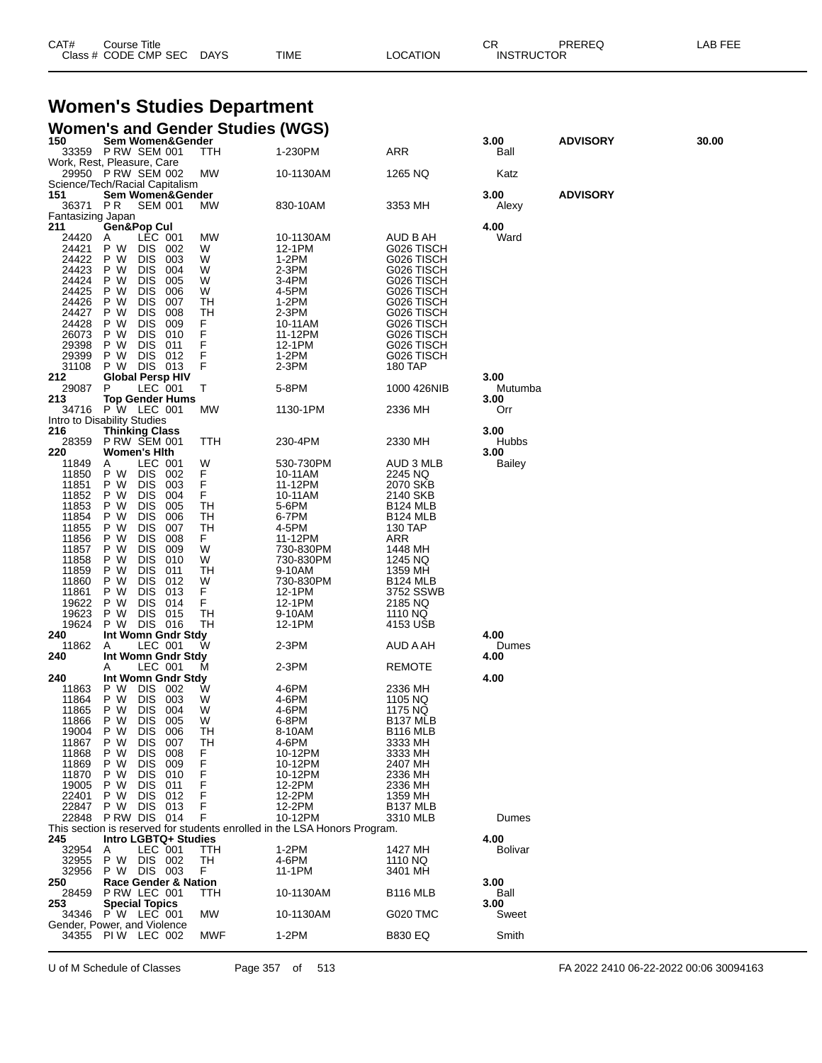# Women's Studies Department

## Women's and Gender Studies (WGS)

| CAT# | Class # | CODE | CMP | SEC | Course Title / DAYS | TIME | LOCATION | CR / INSTRUCTOR | PREREQ | LAB FEE |
|---|---|---|---|---|---|---|---|---|---|---|
| 150 | | | | | Sem Women&Gender | | | 3.00 | ADVISORY | 30.00 |
| | 33359 | P RW | SEM | 001 | TTH | 1-230PM | ARR | Ball | | |
| Work, Rest, Pleasure, Care | | | | | | | | | | |
| | 29950 | P RW | SEM | 002 | MW | 10-1130AM | 1265 NQ | Katz | | |
| Science/Tech/Racial Capitalism | | | | | | | | | | |
| 151 | | | | | Sem Women&Gender | | | 3.00 | ADVISORY | |
| | 36371 | P R | SEM | 001 | MW | 830-10AM | 3353 MH | Alexy | | |
| Fantasizing Japan | | | | | | | | | | |
| 211 | | | | | Gen&Pop Cul | | | 4.00 | | |
| | 24420 | A | LEC | 001 | MW | 10-1130AM | AUD B AH | Ward | | |
| | 24421 | P W | DIS | 002 | W | 12-1PM | G026 TISCH | | | |
| | 24422 | P W | DIS | 003 | W | 1-2PM | G026 TISCH | | | |
| | 24423 | P W | DIS | 004 | W | 2-3PM | G026 TISCH | | | |
| | 24424 | P W | DIS | 005 | W | 3-4PM | G026 TISCH | | | |
| | 24425 | P W | DIS | 006 | W | 4-5PM | G026 TISCH | | | |
| | 24426 | P W | DIS | 007 | TH | 1-2PM | G026 TISCH | | | |
| | 24427 | P W | DIS | 008 | TH | 2-3PM | G026 TISCH | | | |
| | 24428 | P W | DIS | 009 | F | 10-11AM | G026 TISCH | | | |
| | 26073 | P W | DIS | 010 | F | 11-12PM | G026 TISCH | | | |
| | 29398 | P W | DIS | 011 | F | 12-1PM | G026 TISCH | | | |
| | 29399 | P W | DIS | 012 | F | 1-2PM | G026 TISCH | | | |
| | 31108 | P W | DIS | 013 | F | 2-3PM | 180 TAP | | | |
| 212 | | | | | Global Persp HIV | | | 3.00 | | |
| | 29087 | P | LEC | 001 | T | 5-8PM | 1000 426NIB | Mutumba | | |
| 213 | | | | | Top Gender Hums | | | 3.00 | | |
| | 34716 | P W | LEC | 001 | MW | 1130-1PM | 2336 MH | Orr | | |
| Intro to Disability Studies | | | | | | | | | | |
| 216 | | | | | Thinking Class | | | 3.00 | | |
| | 28359 | P RW | SEM | 001 | TTH | 230-4PM | 2330 MH | Hubbs | | |
| 220 | | | | | Women's Hlth | | | 3.00 | | |
| | 11849 | A | LEC | 001 | W | 530-730PM | AUD 3 MLB | Bailey | | |
| | 11850 | P W | DIS | 002 | F | 10-11AM | 2245 NQ | | | |
| | 11851 | P W | DIS | 003 | F | 11-12PM | 2070 SKB | | | |
| | 11852 | P W | DIS | 004 | F | 10-11AM | 2140 SKB | | | |
| | 11853 | P W | DIS | 005 | TH | 5-6PM | B124 MLB | | | |
| | 11854 | P W | DIS | 006 | TH | 6-7PM | B124 MLB | | | |
| | 11855 | P W | DIS | 007 | TH | 4-5PM | 130 TAP | | | |
| | 11856 | P W | DIS | 008 | F | 11-12PM | ARR | | | |
| | 11857 | P W | DIS | 009 | W | 730-830PM | 1448 MH | | | |
| | 11858 | P W | DIS | 010 | W | 730-830PM | 1245 NQ | | | |
| | 11859 | P W | DIS | 011 | TH | 9-10AM | 1359 MH | | | |
| | 11860 | P W | DIS | 012 | W | 730-830PM | B124 MLB | | | |
| | 11861 | P W | DIS | 013 | F | 12-1PM | 3752 SSWB | | | |
| | 19622 | P W | DIS | 014 | F | 12-1PM | 2185 NQ | | | |
| | 19623 | P W | DIS | 015 | TH | 9-10AM | 1110 NQ | | | |
| | 19624 | P W | DIS | 016 | TH | 12-1PM | 4153 USB | | | |
| 240 | | | | | Int Womn Gndr Stdy | | | 4.00 | | |
| | 11862 | A | LEC | 001 | W | 2-3PM | AUD A AH | Dumes | | |
| 240 | | | | | Int Womn Gndr Stdy | | | 4.00 | | |
| | | A | LEC | 001 | M | 2-3PM | REMOTE | | | |
| 240 | | | | | Int Womn Gndr Stdy | | | 4.00 | | |
| | 11863 | P W | DIS | 002 | W | 4-6PM | 2336 MH | | | |
| | 11864 | P W | DIS | 003 | W | 4-6PM | 1105 NQ | | | |
| | 11865 | P W | DIS | 004 | W | 4-6PM | 1175 NQ | | | |
| | 11866 | P W | DIS | 005 | W | 6-8PM | B137 MLB | | | |
| | 19004 | P W | DIS | 006 | TH | 8-10AM | B116 MLB | | | |
| | 11867 | P W | DIS | 007 | TH | 4-6PM | 3333 MH | | | |
| | 11868 | P W | DIS | 008 | F | 10-12PM | 3333 MH | | | |
| | 11869 | P W | DIS | 009 | F | 10-12PM | 2407 MH | | | |
| | 11870 | P W | DIS | 010 | F | 10-12PM | 2336 MH | | | |
| | 19005 | P W | DIS | 011 | F | 12-2PM | 2336 MH | | | |
| | 22401 | P W | DIS | 012 | F | 12-2PM | 1359 MH | | | |
| | 22847 | P W | DIS | 013 | F | 12-2PM | B137 MLB | | | |
| | 22848 | P RW | DIS | 014 | F | 10-12PM | 3310 MLB | Dumes | | |
| This section is reserved for students enrolled in the LSA Honors Program. | | | | | | | | | | |
| 245 | | | | | Intro LGBTQ+ Studies | | | 4.00 | | |
| | 32954 | A | LEC | 001 | TTH | 1-2PM | 1427 MH | Bolivar | | |
| | 32955 | P W | DIS | 002 | TH | 4-6PM | 1110 NQ | | | |
| | 32956 | P W | DIS | 003 | F | 11-1PM | 3401 MH | | | |
| 250 | | | | | Race Gender & Nation | | | 3.00 | | |
| | 28459 | P RW | LEC | 001 | TTH | 10-1130AM | B116 MLB | Ball | | |
| 253 | | | | | Special Topics | | | 3.00 | | |
| | 34346 | P W | LEC | 001 | MW | 10-1130AM | G020 TMC | Sweet | | |
| Gender, Power, and Violence | | | | | | | | | | |
| | 34355 | PI W | LEC | 002 | MWF | 1-2PM | B830 EQ | Smith | | |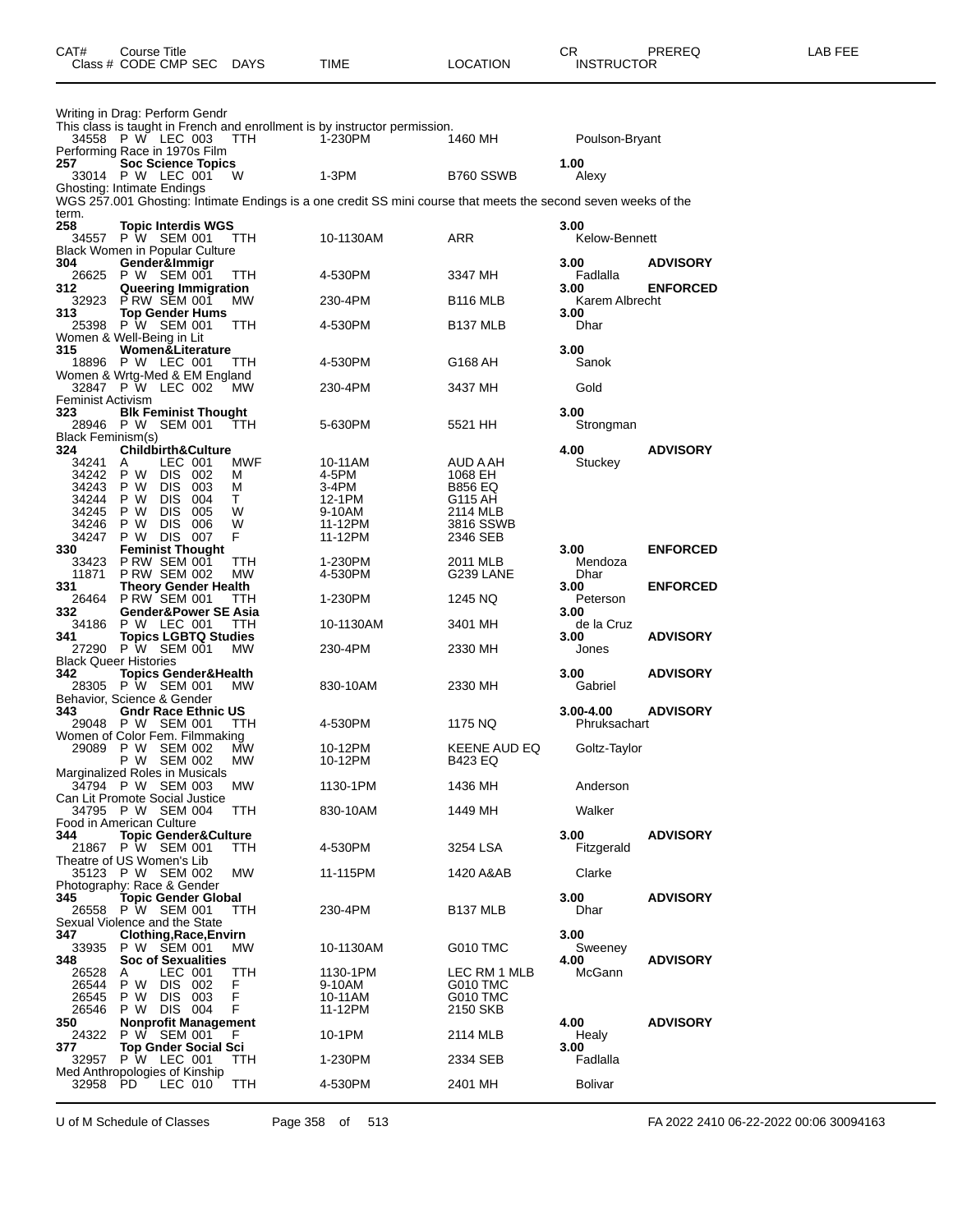| CAT# Class # | Course Title CODE CMP SEC | DAYS | TIME | LOCATION | CR INSTRUCTOR | PREREQ | LAB FEE |
|---|---|---|---|---|---|---|---|
| | Writing in Drag: Perform Gendr | | | | | | |
| | This class is taught in French and enrollment is by instructor permission. | | | | | | |
| 34558 | P W LEC 003 | TTH | 1-230PM | 1460 MH | Poulson-Bryant | | |
| | Performing Race in 1970s Film | | | | | | |
| **257** | **Soc Science Topics** | | | | **1.00** | | |
| 33014 | P W LEC 001 | W | 1-3PM | B760 SSWB | Alexy | | |
| | Ghosting: Intimate Endings | | | | | | |
| | WGS 257.001 Ghosting: Intimate Endings is a one credit SS mini course that meets the second seven weeks of the term. | | | | | | |
| **258** | **Topic Interdis WGS** | | | | **3.00** | | |
| 34557 | P W SEM 001 | TTH | 10-1130AM | ARR | Kelow-Bennett | | |
| | Black Women in Popular Culture | | | | | | |
| **304** | **Gender&Immigr** | | | | **3.00** | **ADVISORY** | |
| 26625 | P W SEM 001 | TTH | 4-530PM | 3347 MH | Fadlalla | | |
| **312** | **Queering Immigration** | | | | **3.00** | **ENFORCED** | |
| 32923 | P RW SEM 001 | MW | 230-4PM | B116 MLB | Karem Albrecht | | |
| **313** | **Top Gender Hums** | | | | **3.00** | | |
| 25398 | P W SEM 001 | TTH | 4-530PM | B137 MLB | Dhar | | |
| | Women & Well-Being in Lit | | | | | | |
| **315** | **Women&Literature** | | | | **3.00** | | |
| 18896 | P W LEC 001 | TTH | 4-530PM | G168 AH | Sanok | | |
| | Women & Wrtg-Med & EM England | | | | | | |
| 32847 | P W LEC 002 | MW | 230-4PM | 3437 MH | Gold | | |
| | Feminist Activism | | | | | | |
| **323** | **Blk Feminist Thought** | | | | **3.00** | | |
| 28946 | P W SEM 001 | TTH | 5-630PM | 5521 HH | Strongman | | |
| | Black Feminism(s) | | | | | | |
| **324** | **Childbirth&Culture** | | | | **4.00** | **ADVISORY** | |
| 34241 | A LEC 001 | MWF | 10-11AM | AUD A AH | Stuckey | | |
| 34242 | P W DIS 002 | M | 4-5PM | 1068 EH | | | |
| 34243 | P W DIS 003 | M | 3-4PM | B856 EQ | | | |
| 34244 | P W DIS 004 | T | 12-1PM | G115 AH | | | |
| 34245 | P W DIS 005 | W | 9-10AM | 2114 MLB | | | |
| 34246 | P W DIS 006 | W | 11-12PM | 3816 SSWB | | | |
| 34247 | P W DIS 007 | F | 11-12PM | 2346 SEB | | | |
| **330** | **Feminist Thought** | | | | **3.00** | **ENFORCED** | |
| 33423 | P RW SEM 001 | TTH | 1-230PM | 2011 MLB | Mendoza | | |
| 11871 | P RW SEM 002 | MW | 4-530PM | G239 LANE | Dhar | | |
| **331** | **Theory Gender Health** | | | | **3.00** | **ENFORCED** | |
| 26464 | P RW SEM 001 | TTH | 1-230PM | 1245 NQ | Peterson | | |
| **332** | **Gender&Power SE Asia** | | | | **3.00** | | |
| 34186 | P W LEC 001 | TTH | 10-1130AM | 3401 MH | de la Cruz | | |
| **341** | **Topics LGBTQ Studies** | | | | **3.00** | **ADVISORY** | |
| 27290 | P W SEM 001 | MW | 230-4PM | 2330 MH | Jones | | |
| | Black Queer Histories | | | | | | |
| **342** | **Topics Gender&Health** | | | | **3.00** | **ADVISORY** | |
| 28305 | P W SEM 001 | MW | 830-10AM | 2330 MH | Gabriel | | |
| | Behavior, Science & Gender | | | | | | |
| **343** | **Gndr Race Ethnic US** | | | | **3.00-4.00** | **ADVISORY** | |
| 29048 | P W SEM 001 | TTH | 4-530PM | 1175 NQ | Phruksachart | | |
| | Women of Color Fem. Filmmaking | | | | | | |
| 29089 | P W SEM 002 | MW | 10-12PM | KEENE AUD EQ | Goltz-Taylor | | |
| | P W SEM 002 | MW | 10-12PM | B423 EQ | | | |
| | Marginalized Roles in Musicals | | | | | | |
| 34794 | P W SEM 003 | MW | 1130-1PM | 1436 MH | Anderson | | |
| | Can Lit Promote Social Justice | | | | | | |
| 34795 | P W SEM 004 | TTH | 830-10AM | 1449 MH | Walker | | |
| | Food in American Culture | | | | | | |
| **344** | **Topic Gender&Culture** | | | | **3.00** | **ADVISORY** | |
| 21867 | P W SEM 001 | TTH | 4-530PM | 3254 LSA | Fitzgerald | | |
| | Theatre of US Women's Lib | | | | | | |
| 35123 | P W SEM 002 | MW | 11-115PM | 1420 A&AB | Clarke | | |
| | Photography: Race & Gender | | | | | | |
| **345** | **Topic Gender Global** | | | | **3.00** | **ADVISORY** | |
| 26558 | P W SEM 001 | TTH | 230-4PM | B137 MLB | Dhar | | |
| | Sexual Violence and the State | | | | | | |
| **347** | **Clothing,Race,Envirn** | | | | **3.00** | | |
| 33935 | P W SEM 001 | MW | 10-1130AM | G010 TMC | Sweeney | | |
| **348** | **Soc of Sexualities** | | | | **4.00** | **ADVISORY** | |
| 26528 | A LEC 001 | TTH | 1130-1PM | LEC RM 1 MLB | McGann | | |
| 26544 | P W DIS 002 | F | 9-10AM | G010 TMC | | | |
| 26545 | P W DIS 003 | F | 10-11AM | G010 TMC | | | |
| 26546 | P W DIS 004 | F | 11-12PM | 2150 SKB | | | |
| **350** | **Nonprofit Management** | | | | **4.00** | **ADVISORY** | |
| 24322 | P W SEM 001 | F | 10-1PM | 2114 MLB | Healy | | |
| **377** | **Top Gnder Social Sci** | | | | **3.00** | | |
| 32957 | P W LEC 001 | TTH | 1-230PM | 2334 SEB | Fadlalla | | |
| | Med Anthropologies of Kinship | | | | | | |
| 32958 | PD LEC 010 | TTH | 4-530PM | 2401 MH | Bolivar | | |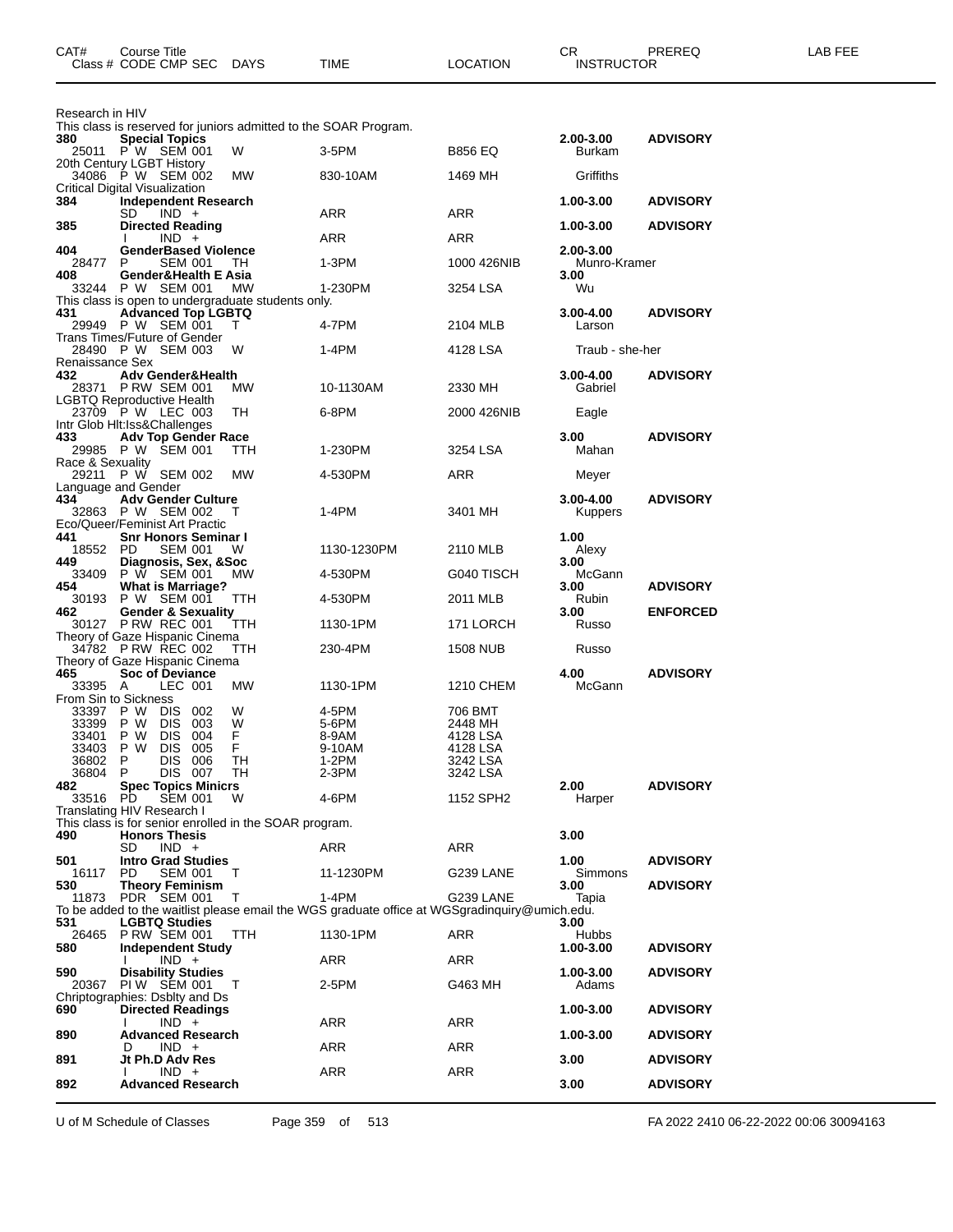| CAT# | Course Title<br>Class # CODE CMP SEC | DAYS | TIME | LOCATION | CR<br>INSTRUCTOR | PREREQ | LAB FEE |
|---|---|---|---|---|---|---|---|
| Research in HIV | | | | | | | |
| This class is reserved for juniors admitted to the SOAR Program. | | | | | | | |
| **380** | **Special Topics** | | | | **2.00-3.00** | **ADVISORY** | |
| 25011 | P W SEM 001 | W | 3-5PM | B856 EQ | Burkam | | |
| 20th Century LGBT History | | | | | | | |
| 34086 | P W SEM 002 | MW | 830-10AM | 1469 MH | Griffiths | | |
| Critical Digital Visualization | | | | | | | |
| **384** | **Independent Research** | | | | **1.00-3.00** | **ADVISORY** | |
| | SD IND + | | ARR | ARR | | | |
| **385** | **Directed Reading** | | | | **1.00-3.00** | **ADVISORY** | |
| | I IND + | | ARR | ARR | | | |
| **404** | **GenderBased Violence** | | | | **2.00-3.00** | | |
| 28477 | P SEM 001 | TH | 1-3PM | 1000 426NIB | Munro-Kramer | | |
| **408** | **Gender&Health E Asia** | | | | **3.00** | | |
| 33244 | P W SEM 001 | MW | 1-230PM | 3254 LSA | Wu | | |
| This class is open to undergraduate students only. | | | | | | | |
| **431** | **Advanced Top LGBTQ** | | | | **3.00-4.00** | **ADVISORY** | |
| 29949 | P W SEM 001 | T | 4-7PM | 2104 MLB | Larson | | |
| Trans Times/Future of Gender | | | | | | | |
| 28490 | P W SEM 003 | W | 1-4PM | 4128 LSA | Traub - she-her | | |
| Renaissance Sex | | | | | | | |
| **432** | **Adv Gender&Health** | | | | **3.00-4.00** | **ADVISORY** | |
| 28371 | P RW SEM 001 | MW | 10-1130AM | 2330 MH | Gabriel | | |
| LGBTQ Reproductive Health | | | | | | | |
| 23709 | P W LEC 003 | TH | 6-8PM | 2000 426NIB | Eagle | | |
| Intr Glob Hlt:Iss&Challenges | | | | | | | |
| **433** | **Adv Top Gender Race** | | | | **3.00** | **ADVISORY** | |
| 29985 | P W SEM 001 | TTH | 1-230PM | 3254 LSA | Mahan | | |
| Race & Sexuality | | | | | | | |
| 29211 | P W SEM 002 | MW | 4-530PM | ARR | Meyer | | |
| Language and Gender | | | | | | | |
| **434** | **Adv Gender Culture** | | | | **3.00-4.00** | **ADVISORY** | |
| 32863 | P W SEM 002 | T | 1-4PM | 3401 MH | Kuppers | | |
| Eco/Queer/Feminist Art Practic | | | | | | | |
| **441** | **Snr Honors Seminar I** | | | | **1.00** | | |
| 18552 | PD SEM 001 | W | 1130-1230PM | 2110 MLB | Alexy | | |
| **449** | **Diagnosis, Sex, &Soc** | | | | **3.00** | | |
| 33409 | P W SEM 001 | MW | 4-530PM | G040 TISCH | McGann | | |
| **454** | **What is Marriage?** | | | | **3.00** | **ADVISORY** | |
| 30193 | P W SEM 001 | TTH | 4-530PM | 2011 MLB | Rubin | | |
| **462** | **Gender & Sexuality** | | | | **3.00** | **ENFORCED** | |
| 30127 | P RW REC 001 | TTH | 1130-1PM | 171 LORCH | Russo | | |
| Theory of Gaze Hispanic Cinema | | | | | | | |
| 34782 | P RW REC 002 | TTH | 230-4PM | 1508 NUB | Russo | | |
| Theory of Gaze Hispanic Cinema | | | | | | | |
| **465** | **Soc of Deviance** | | | | **4.00** | **ADVISORY** | |
| 33395 | A LEC 001 | MW | 1130-1PM | 1210 CHEM | McGann | | |
| From Sin to Sickness | | | | | | | |
| 33397 | P W DIS 002 | W | 4-5PM | 706 BMT | | | |
| 33399 | P W DIS 003 | W | 5-6PM | 2448 MH | | | |
| 33401 | P W DIS 004 | F | 8-9AM | 4128 LSA | | | |
| 33403 | P W DIS 005 | F | 9-10AM | 4128 LSA | | | |
| 36802 | P DIS 006 | TH | 1-2PM | 3242 LSA | | | |
| 36804 | P DIS 007 | TH | 2-3PM | 3242 LSA | | | |
| **482** | **Spec Topics Minicrs** | | | | **2.00** | **ADVISORY** | |
| 33516 | PD SEM 001 | W | 4-6PM | 1152 SPH2 | Harper | | |
| Translating HIV Research I | | | | | | | |
| This class is for senior enrolled in the SOAR program. | | | | | | | |
| **490** | **Honors Thesis** | | | | **3.00** | | |
| | SD IND + | | ARR | ARR | | | |
| **501** | **Intro Grad Studies** | | | | **1.00** | **ADVISORY** | |
| 16117 | PD SEM 001 | T | 11-1230PM | G239 LANE | Simmons | | |
| **530** | **Theory Feminism** | | | | **3.00** | **ADVISORY** | |
| 11873 | PDR SEM 001 | T | 1-4PM | G239 LANE | Tapia | | |
| To be added to the waitlist please email the WGS graduate office at WGSgradinquiry@umich.edu. | | | | | | | |
| **531** | **LGBTQ Studies** | | | | **3.00** | | |
| 26465 | P RW SEM 001 | TTH | 1130-1PM | ARR | Hubbs | | |
| **580** | **Independent Study** | | | | **1.00-3.00** | **ADVISORY** | |
| | I IND + | | ARR | ARR | | | |
| **590** | **Disability Studies** | | | | **1.00-3.00** | **ADVISORY** | |
| 20367 | PI W SEM 001 | T | 2-5PM | G463 MH | Adams | | |
| Chriptographies: Dsblty and Ds | | | | | | | |
| **690** | **Directed Readings** | | | | **1.00-3.00** | **ADVISORY** | |
| | I IND + | | ARR | ARR | | | |
| **890** | **Advanced Research** | | | | **1.00-3.00** | **ADVISORY** | |
| | D IND + | | ARR | ARR | | | |
| **891** | **Jt Ph.D Adv Res** | | | | **3.00** | **ADVISORY** | |
| | I IND + | | ARR | ARR | | | |
| **892** | **Advanced Research** | | | | **3.00** | **ADVISORY** | |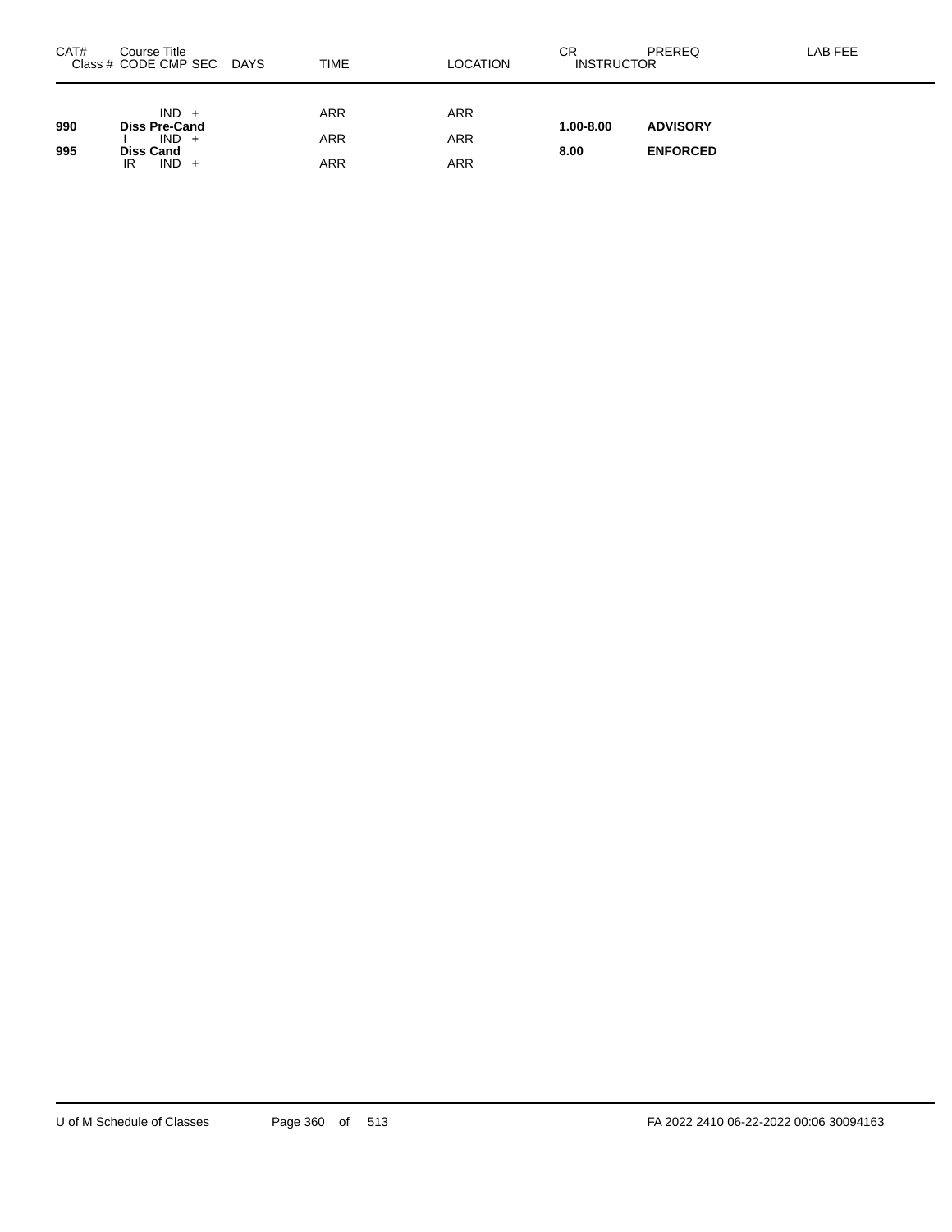| CAT# | Course Title<br>Class # CODE CMP SEC DAYS | TIME | LOCATION | CR<br>INSTRUCTOR | PREREQ | LAB FEE |
|---|---|---|---|---|---|---|
| | IND + | ARR | ARR | | | |
| **990** | **Diss Pre-Cand** | | | **1.00-8.00** | **ADVISORY** | |
| | I IND + | ARR | ARR | | | |
| **995** | **Diss Cand** | | | **8.00** | **ENFORCED** | |
| | IR IND + | ARR | ARR | | | |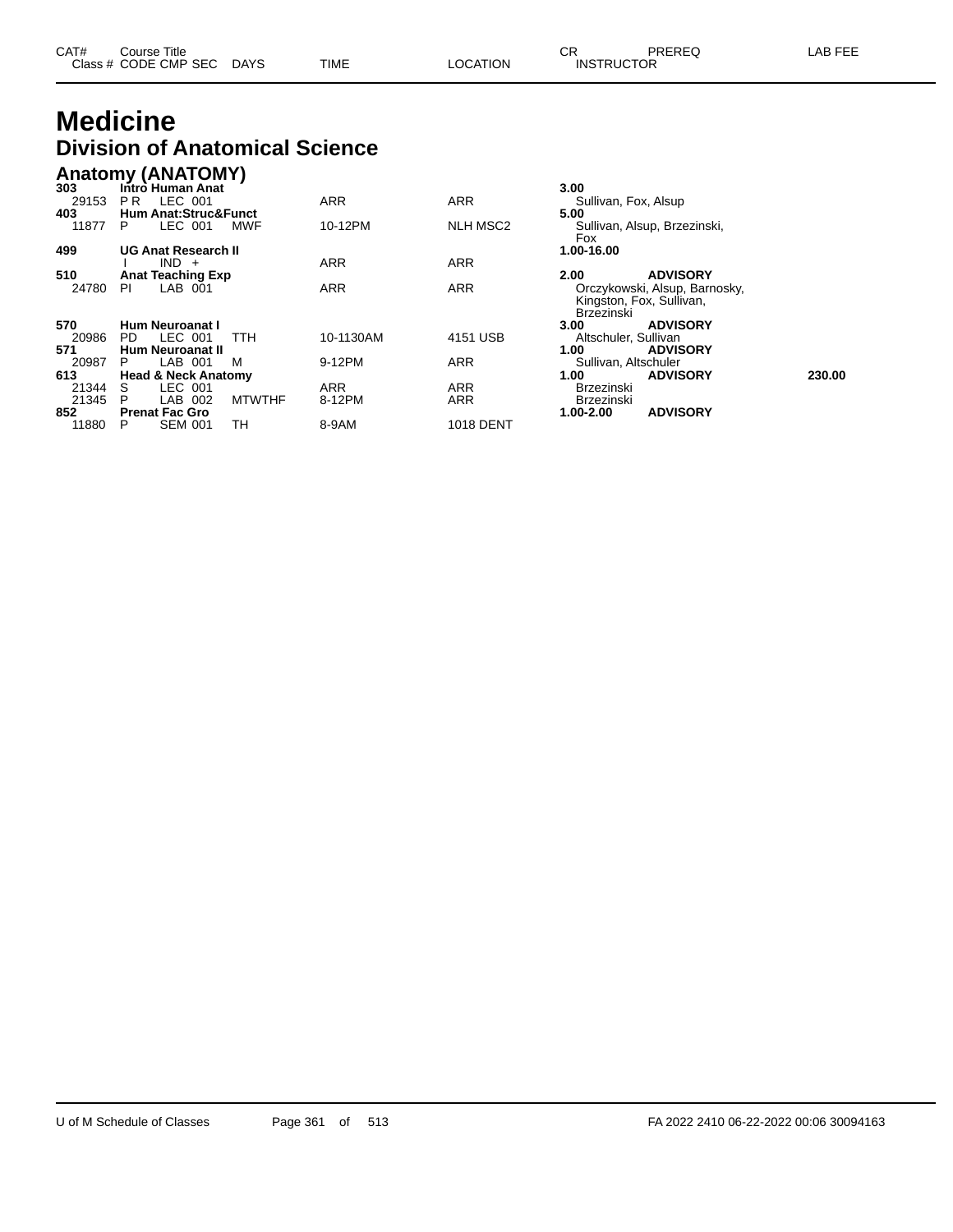# Medicine

## Division of Anatomical Science

### Anatomy (ANATOMY)

| CAT# / Class # | Course Title / CODE CMP SEC | DAYS | TIME | LOCATION | CR / INSTRUCTOR | PREREQ | LAB FEE |
|---|---|---|---|---|---|---|---|
| **303** | **Intro Human Anat** | | | | **3.00** | | |
| 29153 | P R LEC 001 | | ARR | ARR | Sullivan, Fox, Alsup | | |
| **403** | **Hum Anat:Struc&Funct** | | | | **5.00** | | |
| 11877 | P LEC 001 | MWF | 10-12PM | NLH MSC2 | Sullivan, Alsup, Brzezinski, Fox | | |
| **499** | **UG Anat Research II** | | | | **1.00-16.00** | | |
| | I IND + | | ARR | ARR | | | |
| **510** | **Anat Teaching Exp** | | | | **2.00** | **ADVISORY** | |
| 24780 | PI LAB 001 | | ARR | ARR | Orczykowski, Alsup, Barnosky, Kingston, Fox, Sullivan, Brzezinski | | |
| **570** | **Hum Neuroanat I** | | | | **3.00** | **ADVISORY** | |
| 20986 | PD LEC 001 | TTH | 10-1130AM | 4151 USB | Altschuler, Sullivan | | |
| **571** | **Hum Neuroanat II** | | | | **1.00** | **ADVISORY** | |
| 20987 | P LAB 001 | M | 9-12PM | ARR | Sullivan, Altschuler | | |
| **613** | **Head & Neck Anatomy** | | | | **1.00** | **ADVISORY** | **230.00** |
| 21344 | S LEC 001 | | ARR | ARR | Brzezinski | | |
| 21345 | P LAB 002 | MTWTHF | 8-12PM | ARR | Brzezinski | | |
| **852** | **Prenat Fac Gro** | | | | **1.00-2.00** | **ADVISORY** | |
| 11880 | P SEM 001 | TH | 8-9AM | 1018 DENT | | | |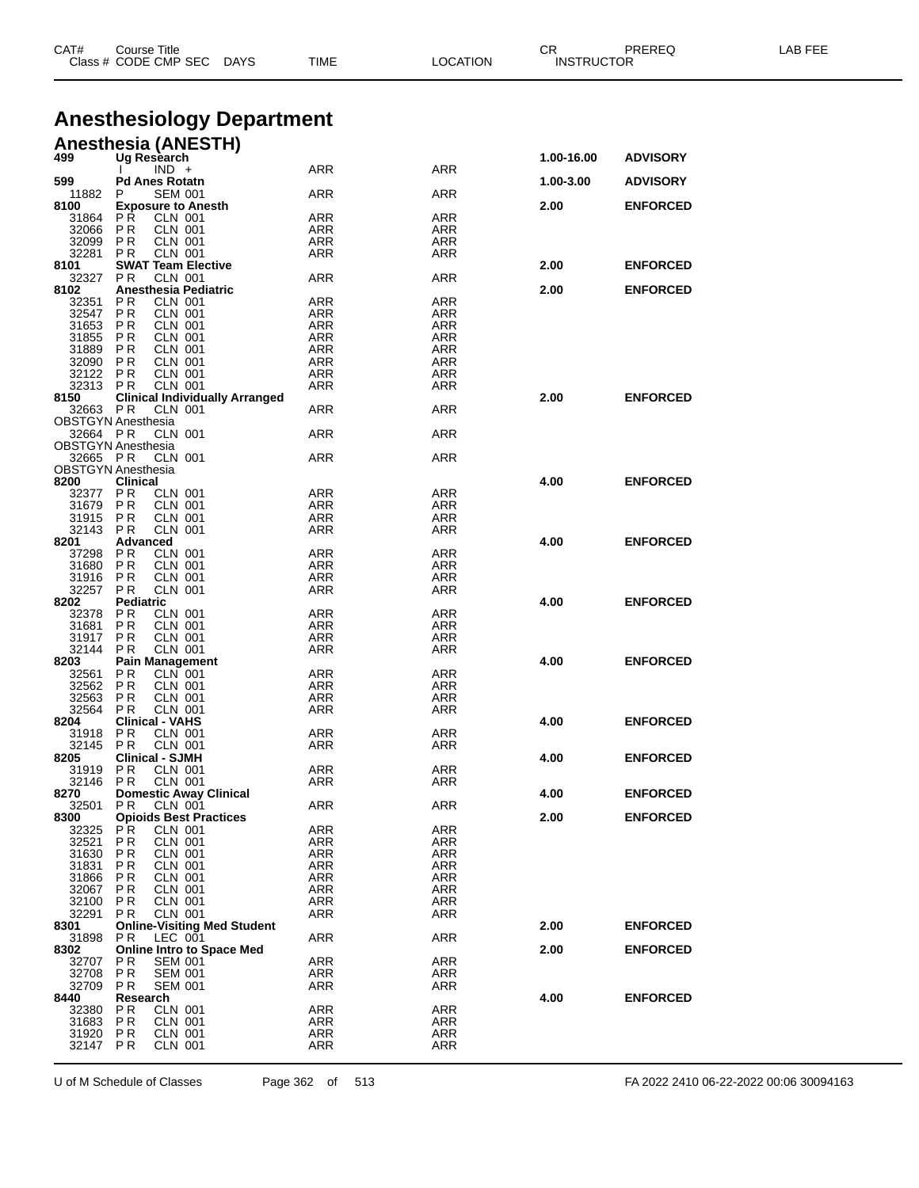# Anesthesiology Department

## Anesthesia (ANESTH)

| CAT# Class # | Course Title CODE CMP SEC | DAYS | TIME | LOCATION | CR INSTRUCTOR | PREREQ | LAB FEE |
|---|---|---|---|---|---|---|---|
| **499** | **Ug Research** | | | | **1.00-16.00** | **ADVISORY** | |
| | I IND + | | ARR | ARR | | | |
| **599** | **Pd Anes Rotatn** | | | | **1.00-3.00** | **ADVISORY** | |
| 11882 | P SEM 001 | | ARR | ARR | | | |
| **8100** | **Exposure to Anesth** | | | | **2.00** | **ENFORCED** | |
| 31864 | P R CLN 001 | | ARR | ARR | | | |
| 32066 | P R CLN 001 | | ARR | ARR | | | |
| 32099 | P R CLN 001 | | ARR | ARR | | | |
| 32281 | P R CLN 001 | | ARR | ARR | | | |
| **8101** | **SWAT Team Elective** | | | | **2.00** | **ENFORCED** | |
| 32327 | P R CLN 001 | | ARR | ARR | | | |
| **8102** | **Anesthesia Pediatric** | | | | **2.00** | **ENFORCED** | |
| 32351 | P R CLN 001 | | ARR | ARR | | | |
| 32547 | P R CLN 001 | | ARR | ARR | | | |
| 31653 | P R CLN 001 | | ARR | ARR | | | |
| 31855 | P R CLN 001 | | ARR | ARR | | | |
| 31889 | P R CLN 001 | | ARR | ARR | | | |
| 32090 | P R CLN 001 | | ARR | ARR | | | |
| 32122 | P R CLN 001 | | ARR | ARR | | | |
| 32313 | P R CLN 001 | | ARR | ARR | | | |
| **8150** | **Clinical Individually Arranged** | | | | **2.00** | **ENFORCED** | |
| 32663 | P R CLN 001 | | ARR | ARR | | | |
| OBSTGYN Anesthesia | | | | | | | |
| 32664 | P R CLN 001 | | ARR | ARR | | | |
| OBSTGYN Anesthesia | | | | | | | |
| 32665 | P R CLN 001 | | ARR | ARR | | | |
| OBSTGYN Anesthesia | | | | | | | |
| **8200** | **Clinical** | | | | **4.00** | **ENFORCED** | |
| 32377 | P R CLN 001 | | ARR | ARR | | | |
| 31679 | P R CLN 001 | | ARR | ARR | | | |
| 31915 | P R CLN 001 | | ARR | ARR | | | |
| 32143 | P R CLN 001 | | ARR | ARR | | | |
| **8201** | **Advanced** | | | | **4.00** | **ENFORCED** | |
| 37298 | P R CLN 001 | | ARR | ARR | | | |
| 31680 | P R CLN 001 | | ARR | ARR | | | |
| 31916 | P R CLN 001 | | ARR | ARR | | | |
| 32257 | P R CLN 001 | | ARR | ARR | | | |
| **8202** | **Pediatric** | | | | **4.00** | **ENFORCED** | |
| 32378 | P R CLN 001 | | ARR | ARR | | | |
| 31681 | P R CLN 001 | | ARR | ARR | | | |
| 31917 | P R CLN 001 | | ARR | ARR | | | |
| 32144 | P R CLN 001 | | ARR | ARR | | | |
| **8203** | **Pain Management** | | | | **4.00** | **ENFORCED** | |
| 32561 | P R CLN 001 | | ARR | ARR | | | |
| 32562 | P R CLN 001 | | ARR | ARR | | | |
| 32563 | P R CLN 001 | | ARR | ARR | | | |
| 32564 | P R CLN 001 | | ARR | ARR | | | |
| **8204** | **Clinical - VAHS** | | | | **4.00** | **ENFORCED** | |
| 31918 | P R CLN 001 | | ARR | ARR | | | |
| 32145 | P R CLN 001 | | ARR | ARR | | | |
| **8205** | **Clinical - SJMH** | | | | **4.00** | **ENFORCED** | |
| 31919 | P R CLN 001 | | ARR | ARR | | | |
| 32146 | P R CLN 001 | | ARR | ARR | | | |
| **8270** | **Domestic Away Clinical** | | | | **4.00** | **ENFORCED** | |
| 32501 | P R CLN 001 | | ARR | ARR | | | |
| **8300** | **Opioids Best Practices** | | | | **2.00** | **ENFORCED** | |
| 32325 | P R CLN 001 | | ARR | ARR | | | |
| 32521 | P R CLN 001 | | ARR | ARR | | | |
| 31630 | P R CLN 001 | | ARR | ARR | | | |
| 31831 | P R CLN 001 | | ARR | ARR | | | |
| 31866 | P R CLN 001 | | ARR | ARR | | | |
| 32067 | P R CLN 001 | | ARR | ARR | | | |
| 32100 | P R CLN 001 | | ARR | ARR | | | |
| 32291 | P R CLN 001 | | ARR | ARR | | | |
| **8301** | **Online-Visiting Med Student** | | | | **2.00** | **ENFORCED** | |
| 31898 | P R LEC 001 | | ARR | ARR | | | |
| **8302** | **Online Intro to Space Med** | | | | **2.00** | **ENFORCED** | |
| 32707 | P R SEM 001 | | ARR | ARR | | | |
| 32708 | P R SEM 001 | | ARR | ARR | | | |
| 32709 | P R SEM 001 | | ARR | ARR | | | |
| **8440** | **Research** | | | | **4.00** | **ENFORCED** | |
| 32380 | P R CLN 001 | | ARR | ARR | | | |
| 31683 | P R CLN 001 | | ARR | ARR | | | |
| 31920 | P R CLN 001 | | ARR | ARR | | | |
| 32147 | P R CLN 001 | | ARR | ARR | | | |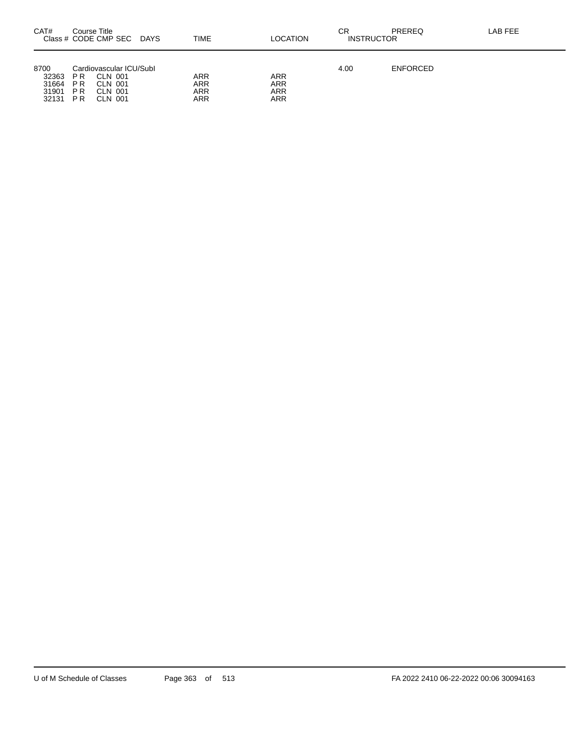| CAT# | Course Title<br>Class # CODE CMP SEC DAYS | TIME | LOCATION | CR<br>INSTRUCTOR | PREREQ | LAB FEE |
|---|---|---|---|---|---|---|
| 8700 | Cardiovascular ICU/SubI | | | 4.00 | ENFORCED | |
| 32363 | P R CLN 001 | ARR | ARR | | | |
| 31664 | P R CLN 001 | ARR | ARR | | | |
| 31901 | P R CLN 001 | ARR | ARR | | | |
| 32131 | P R CLN 001 | ARR | ARR | | | |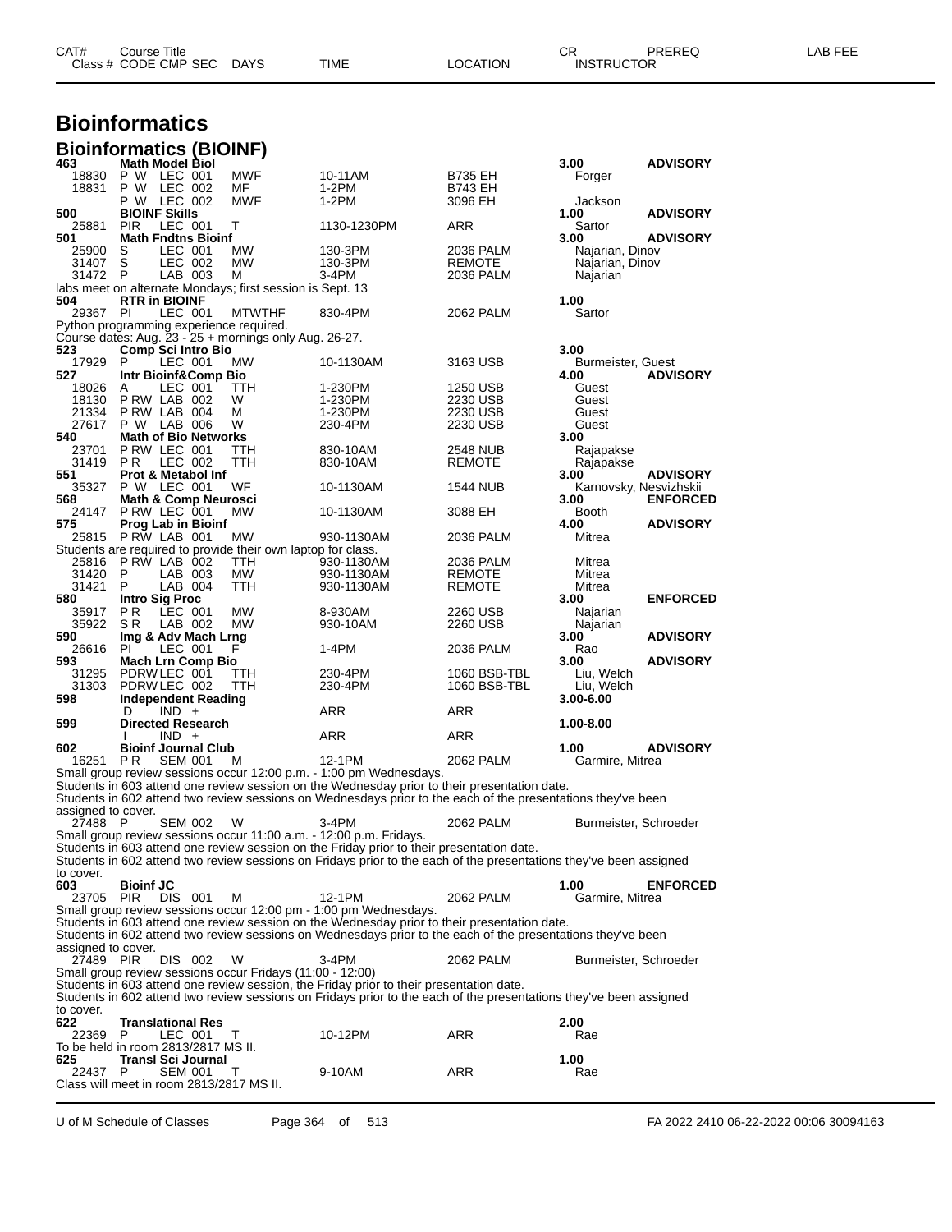# Bioinformatics

## Bioinformatics (BIOINF)

| CAT# Class # | Course Title CODE CMP SEC | DAYS | TIME | LOCATION | CR INSTRUCTOR | PREREQ | LAB FEE |
|---|---|---|---|---|---|---|---|
| **463** | **Math Model Biol** | | | | **3.00** | **ADVISORY** | |
| 18830 | P W LEC 001 | MWF | 10-11AM | B735 EH | Forger | | |
| 18831 | P W LEC 002 | MF | 1-2PM | B743 EH | | | |
| | P W LEC 002 | MWF | 1-2PM | 3096 EH | Jackson | | |
| **500** | **BIOINF Skills** | | | | **1.00** | **ADVISORY** | |
| 25881 | PIR LEC 001 | T | 1130-1230PM | ARR | Sartor | | |
| **501** | **Math Fndtns Bioinf** | | | | **3.00** | **ADVISORY** | |
| 25900 | S LEC 001 | MW | 130-3PM | 2036 PALM | Najarian, Dinov | | |
| 31407 | S LEC 002 | MW | 130-3PM | REMOTE | Najarian, Dinov | | |
| 31472 | P LAB 003 | M | 3-4PM | 2036 PALM | Najarian | | |

labs meet on alternate Mondays; first session is Sept. 13

| CAT# Class # | Course Title CODE CMP SEC | DAYS | TIME | LOCATION | CR INSTRUCTOR | PREREQ | LAB FEE |
|---|---|---|---|---|---|---|---|
| **504** | **RTR in BIOINF** | | | | **1.00** | | |
| 29367 | PI LEC 001 | MTWTHF | 830-4PM | 2062 PALM | Sartor | | |

Python programming experience required.
Course dates: Aug. 23 - 25 + mornings only Aug. 26-27.

| CAT# Class # | Course Title CODE CMP SEC | DAYS | TIME | LOCATION | CR INSTRUCTOR | PREREQ | LAB FEE |
|---|---|---|---|---|---|---|---|
| **523** | **Comp Sci Intro Bio** | | | | **3.00** | | |
| 17929 | P LEC 001 | MW | 10-1130AM | 3163 USB | Burmeister, Guest | | |
| **527** | **Intr Bioinf&Comp Bio** | | | | **4.00** | **ADVISORY** | |
| 18026 | A LEC 001 | TTH | 1-230PM | 1250 USB | Guest | | |
| 18130 | P RW LAB 002 | W | 1-230PM | 2230 USB | Guest | | |
| 21334 | P RW LAB 004 | M | 1-230PM | 2230 USB | Guest | | |
| 27617 | P W LAB 006 | W | 230-4PM | 2230 USB | Guest | | |
| **540** | **Math of Bio Networks** | | | | **3.00** | | |
| 23701 | P RW LEC 001 | TTH | 830-10AM | 2548 NUB | Rajapakse | | |
| 31419 | P R LEC 002 | TTH | 830-10AM | REMOTE | Rajapakse | | |
| **551** | **Prot & Metabol Inf** | | | | **3.00** | **ADVISORY** | |
| 35327 | P W LEC 001 | WF | 10-1130AM | 1544 NUB | Karnovsky, Nesvizhskii | | |
| **568** | **Math & Comp Neurosci** | | | | **3.00** | **ENFORCED** | |
| 24147 | P RW LEC 001 | MW | 10-1130AM | 3088 EH | Booth | | |
| **575** | **Prog Lab in Bioinf** | | | | **4.00** | **ADVISORY** | |
| 25815 | P RW LAB 001 | MW | 930-1130AM | 2036 PALM | Mitrea | | |

Students are required to provide their own laptop for class.

| CAT# Class # | Course Title CODE CMP SEC | DAYS | TIME | LOCATION | CR INSTRUCTOR | PREREQ | LAB FEE |
|---|---|---|---|---|---|---|---|
| 25816 | P RW LAB 002 | TTH | 930-1130AM | 2036 PALM | Mitrea | | |
| 31420 | P LAB 003 | MW | 930-1130AM | REMOTE | Mitrea | | |
| 31421 | P LAB 004 | TTH | 930-1130AM | REMOTE | Mitrea | | |
| **580** | **Intro Sig Proc** | | | | **3.00** | **ENFORCED** | |
| 35917 | P R LEC 001 | MW | 8-930AM | 2260 USB | Najarian | | |
| 35922 | S R LAB 002 | MW | 930-10AM | 2260 USB | Najarian | | |
| **590** | **Img & Adv Mach Lrng** | | | | **3.00** | **ADVISORY** | |
| 26616 | PI LEC 001 | F | 1-4PM | 2036 PALM | Rao | | |
| **593** | **Mach Lrn Comp Bio** | | | | **3.00** | **ADVISORY** | |
| 31295 | PDRW LEC 001 | TTH | 230-4PM | 1060 BSB-TBL | Liu, Welch | | |
| 31303 | PDRW LEC 002 | TTH | 230-4PM | 1060 BSB-TBL | Liu, Welch | | |
| **598** | **Independent Reading** | | | | **3.00-6.00** | | |
| | D IND + | | ARR | ARR | | | |
| **599** | **Directed Research** | | | | **1.00-8.00** | | |
| | I IND + | | ARR | ARR | | | |
| **602** | **Bioinf Journal Club** | | | | **1.00** | **ADVISORY** | |
| 16251 | P R SEM 001 | M | 12-1PM | 2062 PALM | Garmire, Mitrea | | |

Small group review sessions occur 12:00 p.m. - 1:00 pm Wednesdays.
Students in 603 attend one review session on the Wednesday prior to their presentation date.
Students in 602 attend two review sessions on Wednesdays prior to the each of the presentations they've been assigned to cover.

| CAT# Class # | Course Title CODE CMP SEC | DAYS | TIME | LOCATION | CR INSTRUCTOR | PREREQ | LAB FEE |
|---|---|---|---|---|---|---|---|
| 27488 | P SEM 002 | W | 3-4PM | 2062 PALM | Burmeister, Schroeder | | |

Small group review sessions occur 11:00 a.m. - 12:00 p.m. Fridays.
Students in 603 attend one review session on the Friday prior to their presentation date.
Students in 602 attend two review sessions on Fridays prior to the each of the presentations they've been assigned to cover.

| CAT# Class # | Course Title CODE CMP SEC | DAYS | TIME | LOCATION | CR INSTRUCTOR | PREREQ | LAB FEE |
|---|---|---|---|---|---|---|---|
| **603** | **Bioinf JC** | | | | **1.00** | **ENFORCED** | |
| 23705 | PIR DIS 001 | M | 12-1PM | 2062 PALM | Garmire, Mitrea | | |

Small group review sessions occur 12:00 pm - 1:00 pm Wednesdays.
Students in 603 attend one review session on the Wednesday prior to their presentation date.
Students in 602 attend two review sessions on Wednesdays prior to the each of the presentations they've been assigned to cover.

| CAT# Class # | Course Title CODE CMP SEC | DAYS | TIME | LOCATION | CR INSTRUCTOR | PREREQ | LAB FEE |
|---|---|---|---|---|---|---|---|
| 27489 | PIR DIS 002 | W | 3-4PM | 2062 PALM | Burmeister, Schroeder | | |

Small group review sessions occur Fridays (11:00 - 12:00)
Students in 603 attend one review session, the Friday prior to their presentation date.
Students in 602 attend two review sessions on Fridays prior to the each of the presentations they've been assigned to cover.

| CAT# Class # | Course Title CODE CMP SEC | DAYS | TIME | LOCATION | CR INSTRUCTOR | PREREQ | LAB FEE |
|---|---|---|---|---|---|---|---|
| **622** | **Translational Res** | | | | **2.00** | | |
| 22369 | P LEC 001 | T | 10-12PM | ARR | Rae | | |

To be held in room 2813/2817 MS II.

| CAT# Class # | Course Title CODE CMP SEC | DAYS | TIME | LOCATION | CR INSTRUCTOR | PREREQ | LAB FEE |
|---|---|---|---|---|---|---|---|
| **625** | **Transl Sci Journal** | | | | **1.00** | | |
| 22437 | P SEM 001 | T | 9-10AM | ARR | Rae | | |

Class will meet in room 2813/2817 MS II.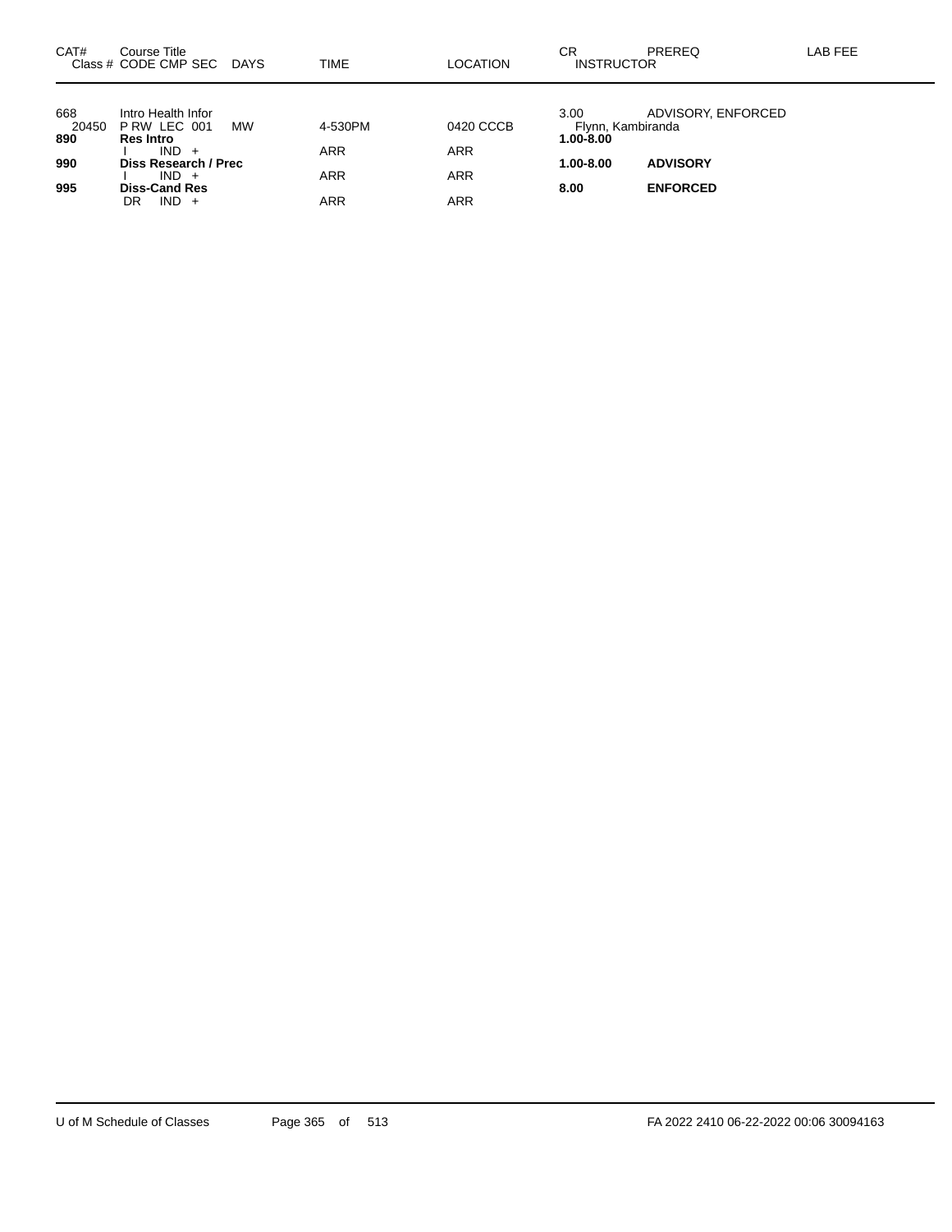| CAT# | Course Title<br>Class # CODE CMP SEC DAYS | TIME | LOCATION | CR<br>INSTRUCTOR | PREREQ | LAB FEE |
|---|---|---|---|---|---|---|
| 668 | Intro Health Infor | | | 3.00 | ADVISORY, ENFORCED | |
| 20450 | P RW LEC 001 MW | 4-530PM | 0420 CCCB | Flynn, Kambiranda | | |
| **890** | **Res Intro** | | | **1.00-8.00** | | |
| | I IND + | ARR | ARR | | | |
| **990** | **Diss Research / Prec** | | | **1.00-8.00** | **ADVISORY** | |
| | I IND + | ARR | ARR | | | |
| **995** | **Diss-Cand Res** | | | **8.00** | **ENFORCED** | |
| | DR IND + | ARR | ARR | | | |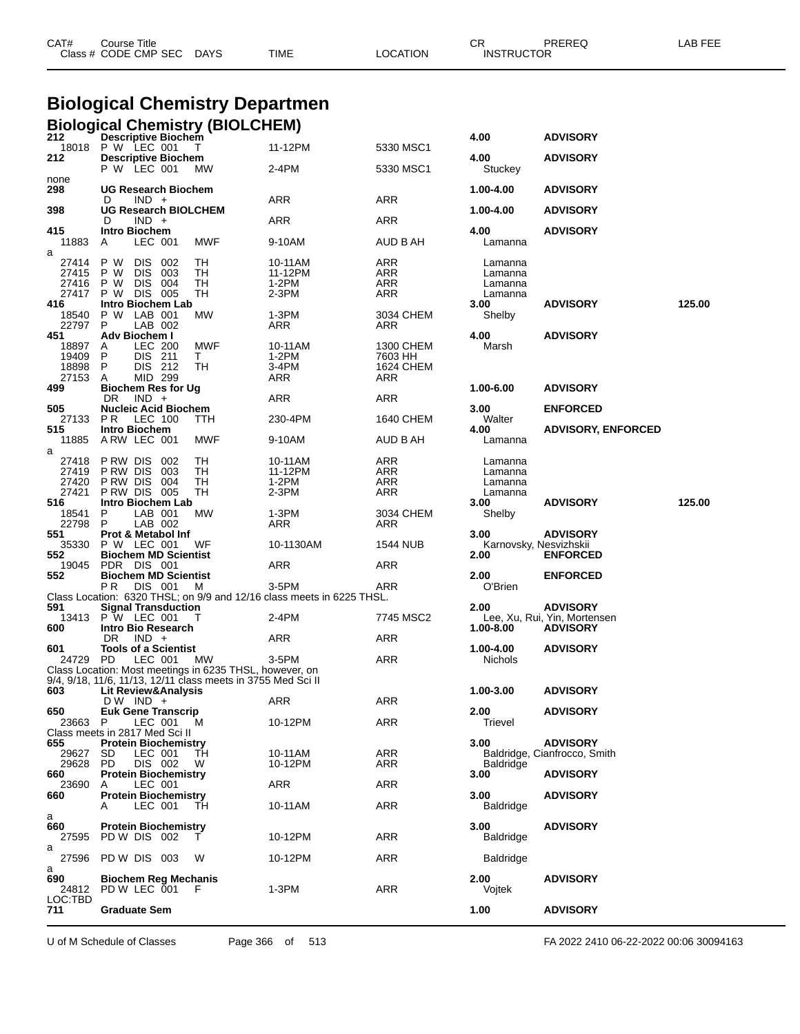| CAT# Class # | Course Title CODE CMP SEC | DAYS | TIME | LOCATION | CR INSTRUCTOR | PREREQ | LAB FEE |
|---|---|---|---|---|---|---|---|

# Biological Chemistry Departmen

## Biological Chemistry (BIOLCHEM)

| CAT# Class # | Course Title CODE CMP SEC | DAYS | TIME | LOCATION | CR INSTRUCTOR | PREREQ | LAB FEE |
|---|---|---|---|---|---|---|---|
| **212** | **Descriptive Biochem** | | | | **4.00** | **ADVISORY** | |
| 18018 | P W LEC 001 | T | 11-12PM | 5330 MSC1 | | | |
| **212** | **Descriptive Biochem** | | | | **4.00** | **ADVISORY** | |
| | P W LEC 001 | MW | 2-4PM | 5330 MSC1 | Stuckey | | |
| none | | | | | | | |
| **298** | **UG Research Biochem** | | | | **1.00-4.00** | **ADVISORY** | |
| | D IND + | | ARR | ARR | | | |
| **398** | **UG Research BIOLCHEM** | | | | **1.00-4.00** | **ADVISORY** | |
| | D IND + | | ARR | ARR | | | |
| **415** | **Intro Biochem** | | | | **4.00** | **ADVISORY** | |
| 11883 | A LEC 001 | MWF | 9-10AM | AUD B AH | Lamanna | | |
| a | | | | | | | |
| 27414 | P W DIS 002 | TH | 10-11AM | ARR | Lamanna | | |
| 27415 | P W DIS 003 | TH | 11-12PM | ARR | Lamanna | | |
| 27416 | P W DIS 004 | TH | 1-2PM | ARR | Lamanna | | |
| 27417 | P W DIS 005 | TH | 2-3PM | ARR | Lamanna | | |
| **416** | **Intro Biochem Lab** | | | | **3.00** | **ADVISORY** | **125.00** |
| 18540 | P W LAB 001 | MW | 1-3PM | 3034 CHEM | Shelby | | |
| 22797 | P LAB 002 | | ARR | ARR | | | |
| **451** | **Adv Biochem I** | | | | **4.00** | **ADVISORY** | |
| 18897 | A LEC 200 | MWF | 10-11AM | 1300 CHEM | Marsh | | |
| 19409 | P DIS 211 | T | 1-2PM | 7603 HH | | | |
| 18898 | P DIS 212 | TH | 3-4PM | 1624 CHEM | | | |
| 27153 | A MID 299 | | ARR | ARR | | | |
| **499** | **Biochem Res for Ug** | | | | **1.00-6.00** | **ADVISORY** | |
| | DR IND + | | ARR | ARR | | | |
| **505** | **Nucleic Acid Biochem** | | | | **3.00** | **ENFORCED** | |
| 27133 | P R LEC 100 | TTH | 230-4PM | 1640 CHEM | Walter | | |
| **515** | **Intro Biochem** | | | | **4.00** | **ADVISORY, ENFORCED** | |
| 11885 | A RW LEC 001 | MWF | 9-10AM | AUD B AH | Lamanna | | |
| a | | | | | | | |
| 27418 | P RW DIS 002 | TH | 10-11AM | ARR | Lamanna | | |
| 27419 | P RW DIS 003 | TH | 11-12PM | ARR | Lamanna | | |
| 27420 | P RW DIS 004 | TH | 1-2PM | ARR | Lamanna | | |
| 27421 | P RW DIS 005 | TH | 2-3PM | ARR | Lamanna | | |
| **516** | **Intro Biochem Lab** | | | | **3.00** | **ADVISORY** | **125.00** |
| 18541 | P LAB 001 | MW | 1-3PM | 3034 CHEM | Shelby | | |
| 22798 | P LAB 002 | | ARR | ARR | | | |
| **551** | **Prot & Metabol Inf** | | | | **3.00** | **ADVISORY** | |
| 35330 | P W LEC 001 | WF | 10-1130AM | 1544 NUB | Karnovsky, Nesvizhskii | | |
| **552** | **Biochem MD Scientist** | | | | **2.00** | **ENFORCED** | |
| 19045 | PDR DIS 001 | | ARR | ARR | | | |
| **552** | **Biochem MD Scientist** | | | | **2.00** | **ENFORCED** | |
| | P R DIS 001 | M | 3-5PM | ARR | O'Brien | | |
| Class Location: 6320 THSL; on 9/9 and 12/16 class meets in 6225 THSL. | | | | | | | |
| **591** | **Signal Transduction** | | | | **2.00** | **ADVISORY** | |
| 13413 | P W LEC 001 | T | 2-4PM | 7745 MSC2 | Lee, Xu, Rui, Yin, Mortensen | | |
| **600** | **Intro Bio Research** | | | | **1.00-8.00** | **ADVISORY** | |
| | DR IND + | | ARR | ARR | | | |
| **601** | **Tools of a Scientist** | | | | **1.00-4.00** | **ADVISORY** | |
| 24729 | PD LEC 001 | MW | 3-5PM | ARR | Nichols | | |
| Class Location: Most meetings in 6235 THSL, however, on 9/4, 9/18, 11/6, 11/13, 12/11 class meets in 3755 Med Sci II | | | | | | | |
| **603** | **Lit Review&Analysis** | | | | **1.00-3.00** | **ADVISORY** | |
| | D W IND + | | ARR | ARR | | | |
| **650** | **Euk Gene Transcrip** | | | | **2.00** | **ADVISORY** | |
| 23663 | P LEC 001 | M | 10-12PM | ARR | Trievel | | |
| Class meets in 2817 Med Sci II | | | | | | | |
| **655** | **Protein Biochemistry** | | | | **3.00** | **ADVISORY** | |
| 29627 | SD LEC 001 | TH | 10-11AM | ARR | Baldridge, Cianfrocco, Smith | | |
| 29628 | PD DIS 002 | W | 10-12PM | ARR | Baldridge | | |
| **660** | **Protein Biochemistry** | | | | **3.00** | **ADVISORY** | |
| 23690 | A LEC 001 | | ARR | ARR | | | |
| **660** | **Protein Biochemistry** | | | | **3.00** | **ADVISORY** | |
| | A LEC 001 | TH | 10-11AM | ARR | Baldridge | | |
| a | | | | | | | |
| **660** | **Protein Biochemistry** | | | | **3.00** | **ADVISORY** | |
| 27595 | PD W DIS 002 | T | 10-12PM | ARR | Baldridge | | |
| a | | | | | | | |
| 27596 | PD W DIS 003 | W | 10-12PM | ARR | Baldridge | | |
| a | | | | | | | |
| **690** | **Biochem Reg Mechanis** | | | | **2.00** | **ADVISORY** | |
| 24812 | PD W LEC 001 | F | 1-3PM | ARR | Vojtek | | |
| LOC:TBD | | | | | | | |
| **711** | **Graduate Sem** | | | | **1.00** | **ADVISORY** | |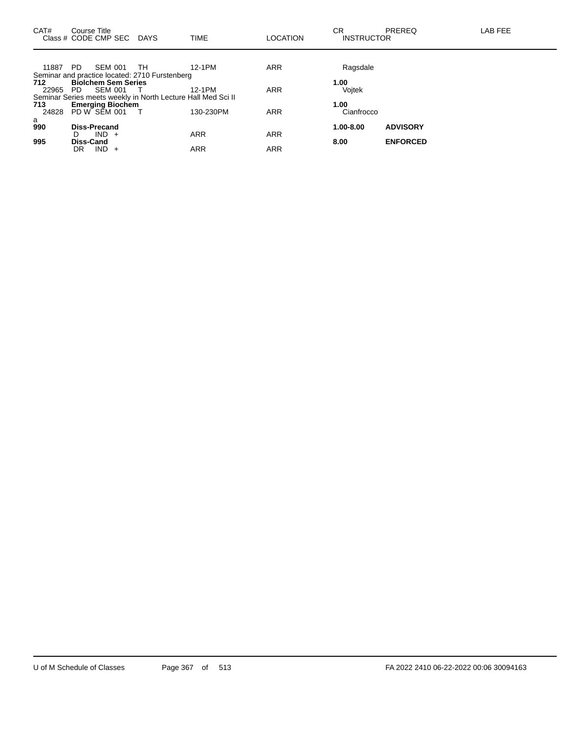| CAT# | Course Title / Class # CODE CMP SEC | DAYS | TIME | LOCATION | CR / INSTRUCTOR | PREREQ | LAB FEE |
|---|---|---|---|---|---|---|---|
| 11887 | PD SEM 001 | TH | 12-1PM | ARR | Ragsdale | | |
| | Seminar and practice located: 2710 Furstenberg | | | | | | |
| **712** | **Biolchem Sem Series** | | | | **1.00** | | |
| 22965 | PD SEM 001 | T | 12-1PM | ARR | Vojtek | | |
| | Seminar Series meets weekly in North Lecture Hall Med Sci II | | | | | | |
| **713** | **Emerging Biochem** | | | | **1.00** | | |
| 24828 | PD W SEM 001 | T | 130-230PM | ARR | Cianfrocco | | |
| a | | | | | | | |
| **990** | **Diss-Precand** | | | | **1.00-8.00** | **ADVISORY** | |
| | D IND + | | ARR | ARR | | | |
| **995** | **Diss-Cand** | | | | **8.00** | **ENFORCED** | |
| | DR IND + | | ARR | ARR | | | |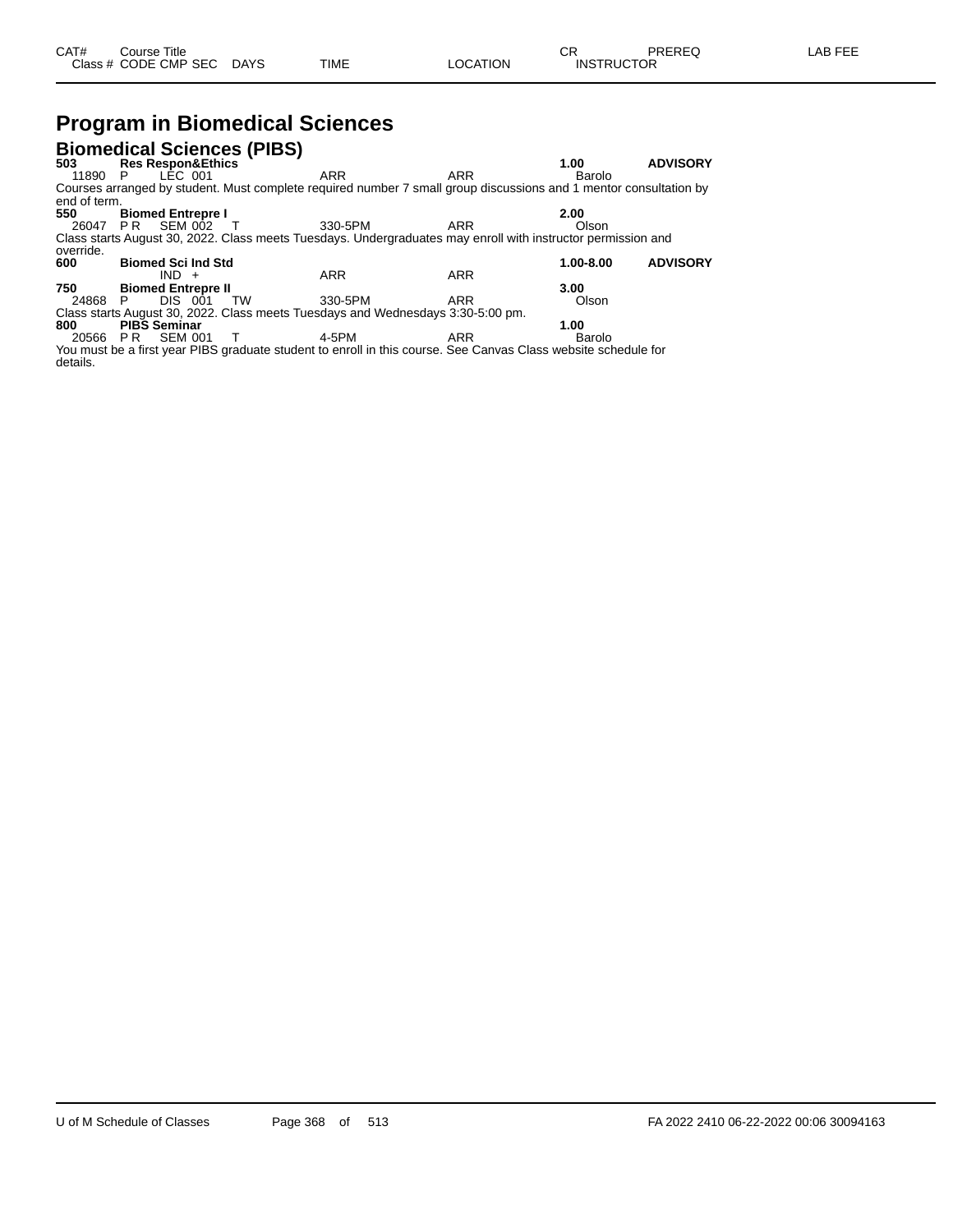# Program in Biomedical Sciences

## Biomedical Sciences (PIBS)

| CAT# / Class # | Course Title / CODE CMP SEC | DAYS | TIME | LOCATION | CR / INSTRUCTOR | PREREQ | LAB FEE |
|---|---|---|---|---|---|---|---|
| **503** | **Res Respon&Ethics** | | | | **1.00** | **ADVISORY** | |
| 11890 | P LEC 001 | | ARR | ARR | Barolo | | |

Courses arranged by student. Must complete required number 7 small group discussions and 1 mentor consultation by end of term.

| CAT# / Class # | Course Title / CODE CMP SEC | DAYS | TIME | LOCATION | CR / INSTRUCTOR | PREREQ | LAB FEE |
|---|---|---|---|---|---|---|---|
| **550** | **Biomed Entrepre I** | | | | **2.00** | | |
| 26047 | P R SEM 002 | T | 330-5PM | ARR | Olson | | |

Class starts August 30, 2022. Class meets Tuesdays. Undergraduates may enroll with instructor permission and override.

| CAT# / Class # | Course Title / CODE CMP SEC | DAYS | TIME | LOCATION | CR / INSTRUCTOR | PREREQ | LAB FEE |
|---|---|---|---|---|---|---|---|
| **600** | **Biomed Sci Ind Std** | | | | **1.00-8.00** | **ADVISORY** | |
| | IND + | | ARR | ARR | | | |
| **750** | **Biomed Entrepre II** | | | | **3.00** | | |
| 24868 | P DIS 001 | TW | 330-5PM | ARR | Olson | | |

Class starts August 30, 2022. Class meets Tuesdays and Wednesdays 3:30-5:00 pm.

| CAT# / Class # | Course Title / CODE CMP SEC | DAYS | TIME | LOCATION | CR / INSTRUCTOR | PREREQ | LAB FEE |
|---|---|---|---|---|---|---|---|
| **800** | **PIBS Seminar** | | | | **1.00** | | |
| 20566 | P R SEM 001 | T | 4-5PM | ARR | Barolo | | |

You must be a first year PIBS graduate student to enroll in this course. See Canvas Class website schedule for details.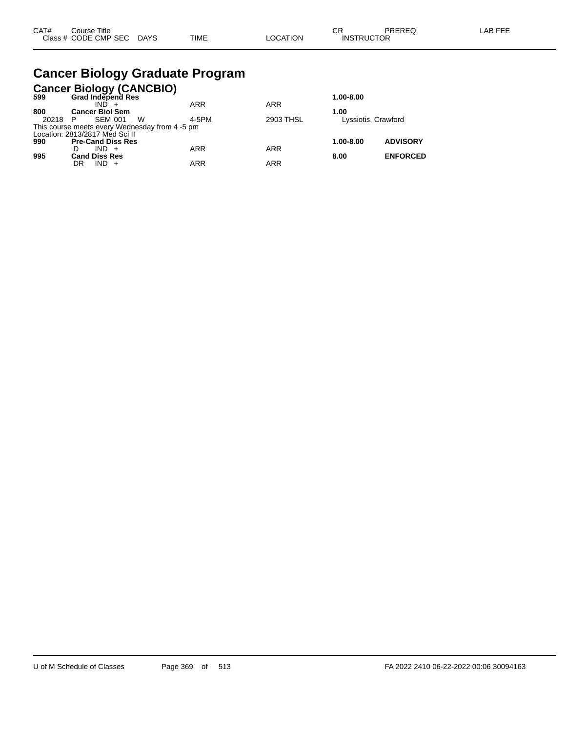| CAT# | Course Title | | | | | | CR | PREREQ | LAB FEE |
|---|---|---|---|---|---|---|---|---|---|
| Class # | CODE | CMP | SEC | DAYS | TIME | LOCATION | INSTRUCTOR | | |

# Cancer Biology Graduate Program

## Cancer Biology (CANCBIO)

| CAT# | Course Title | | | | | | CR | PREREQ | LAB FEE |
|---|---|---|---|---|---|---|---|---|---|
| **599** | **Grad Independ Res** | | | | | | **1.00-8.00** | | |
| | | IND | + | | ARR | ARR | | | |
| **800** | **Cancer Biol Sem** | | | | | | **1.00** | | |
| 20218 | P | SEM | 001 | W | 4-5PM | 2903 THSL | Lyssiotis, Crawford | | |
| This course meets every Wednesday from 4 -5 pm | | | | | | | | | |
| Location: 2813/2817 Med Sci II | | | | | | | | | |
| **990** | **Pre-Cand Diss Res** | | | | | | **1.00-8.00** | **ADVISORY** | |
| | D | IND | + | | ARR | ARR | | | |
| **995** | **Cand Diss Res** | | | | | | **8.00** | **ENFORCED** | |
| | DR | IND | + | | ARR | ARR | | | |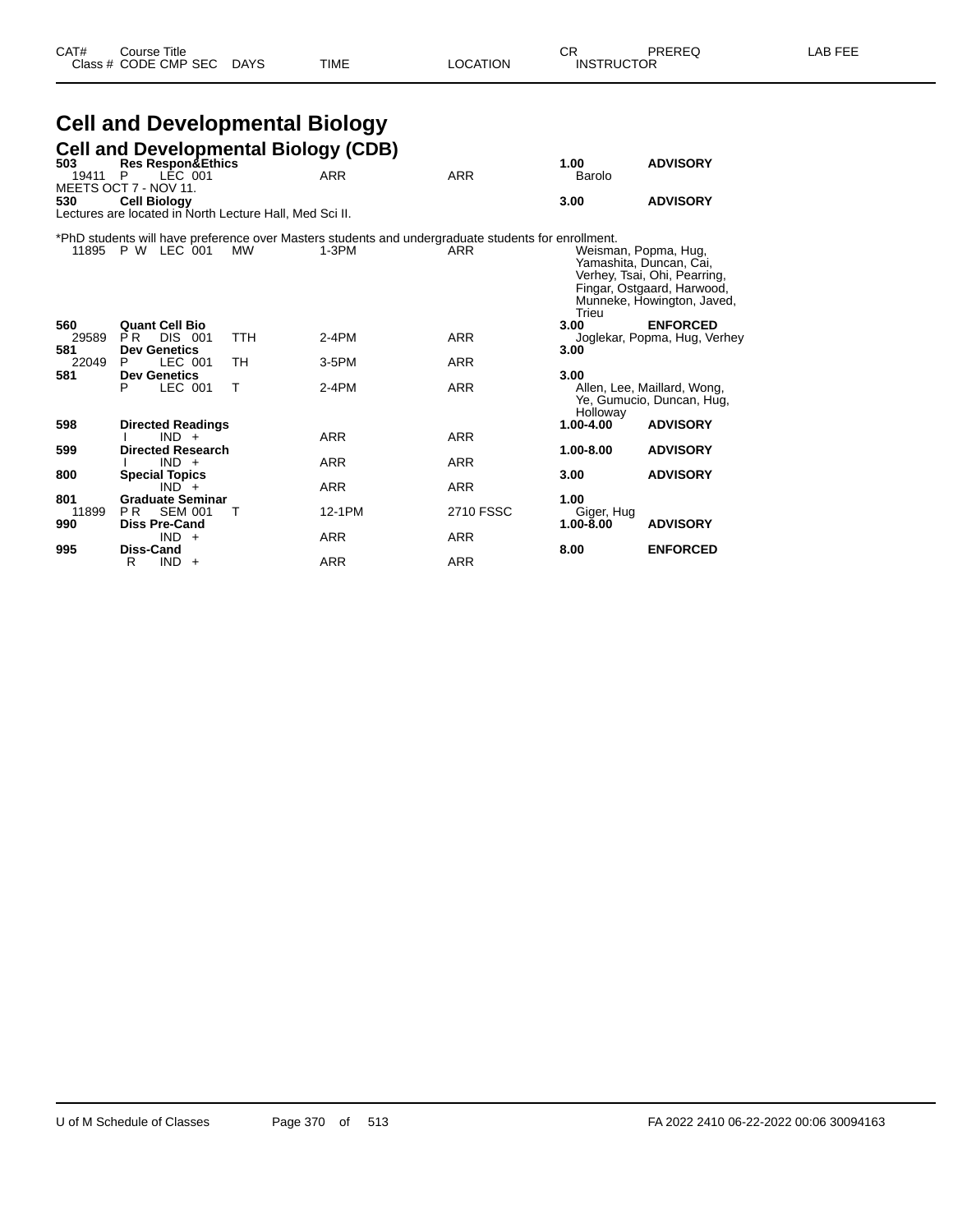# Cell and Developmental Biology

## Cell and Developmental Biology (CDB)

| CAT# | Class # | CODE | CMP | SEC | Course Title / DAYS | TIME | LOCATION | CR | INSTRUCTOR | PREREQ | LAB FEE |
|---|---|---|---|---|---|---|---|---|---|---|---|
| **503** | | | | | **Res Respon&Ethics** | | | **1.00** | | **ADVISORY** | |
| | 19411 | P | LEC | 001 | | ARR | ARR | | Barolo | | |

MEETS OCT 7 - NOV 11.

| CAT# | Class # | CODE | CMP | SEC | Course Title / DAYS | TIME | LOCATION | CR | INSTRUCTOR | PREREQ | LAB FEE |
|---|---|---|---|---|---|---|---|---|---|---|---|
| **530** | | | | | **Cell Biology** | | | **3.00** | | **ADVISORY** | |

Lectures are located in North Lecture Hall, Med Sci II.

*PhD students will have preference over Masters students and undergraduate students for enrollment.

| CAT# | Class # | CODE | CMP | SEC | Course Title / DAYS | TIME | LOCATION | CR | INSTRUCTOR | PREREQ | LAB FEE |
|---|---|---|---|---|---|---|---|---|---|---|---|
| | 11895 | P W | LEC | 001 | MW | 1-3PM | ARR | | Weisman, Popma, Hug, Yamashita, Duncan, Cai, Verhey, Tsai, Ohi, Pearring, Fingar, Ostgaard, Harwood, Munneke, Howington, Javed, Trieu | | |
| **560** | | | | | **Quant Cell Bio** | | | **3.00** | | **ENFORCED** | |
| | 29589 | P R | DIS | 001 | TTH | 2-4PM | ARR | | Joglekar, Popma, Hug, Verhey | | |
| **581** | | | | | **Dev Genetics** | | | **3.00** | | | |
| | 22049 | P | LEC | 001 | TH | 3-5PM | ARR | | | | |
| **581** | | | | | **Dev Genetics** | | | **3.00** | | | |
| | | P | LEC | 001 | T | 2-4PM | ARR | | Allen, Lee, Maillard, Wong, Ye, Gumucio, Duncan, Hug, Holloway | | |
| **598** | | | | | **Directed Readings** | | | **1.00-4.00** | | **ADVISORY** | |
| | | I | IND | + | | ARR | ARR | | | | |
| **599** | | | | | **Directed Research** | | | **1.00-8.00** | | **ADVISORY** | |
| | | I | IND | + | | ARR | ARR | | | | |
| **800** | | | | | **Special Topics** | | | **3.00** | | **ADVISORY** | |
| | | | IND | + | | ARR | ARR | | | | |
| **801** | | | | | **Graduate Seminar** | | | **1.00** | | | |
| | 11899 | P R | SEM | 001 | T | 12-1PM | 2710 FSSC | | Giger, Hug | | |
| **990** | | | | | **Diss Pre-Cand** | | | **1.00-8.00** | | **ADVISORY** | |
| | | | IND | + | | ARR | ARR | | | | |
| **995** | | | | | **Diss-Cand** | | | **8.00** | | **ENFORCED** | |
| | | R | IND | + | | ARR | ARR | | | | |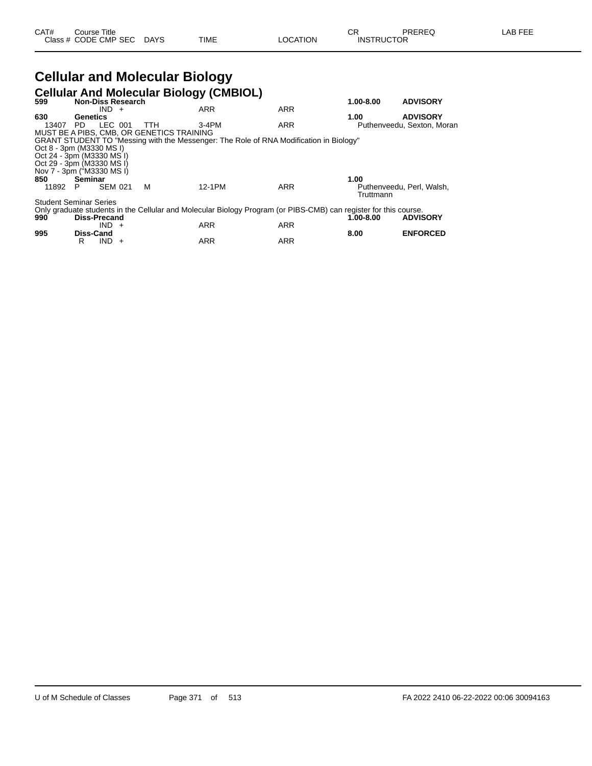| CAT# | Course Title | | | | | | CR | PREREQ | LAB FEE |
|---|---|---|---|---|---|---|---|---|---|
| Class # | CODE | CMP SEC | DAYS | TIME | LOCATION | | INSTRUCTOR | | |

# Cellular and Molecular Biology

## Cellular And Molecular Biology (CMBIOL)

| CAT# | Course Title | | | | | CR | PREREQ |
|---|---|---|---|---|---|---|---|
| **599** | **Non-Diss Research** | | | | | **1.00-8.00** | **ADVISORY** |
| | | IND + | | ARR | ARR | | |
| **630** | **Genetics** | | | | | **1.00** | **ADVISORY** |
| 13407 | PD | LEC 001 | TTH | 3-4PM | ARR | Puthenveedu, Sexton, Moran | |

MUST BE A PIBS, CMB, OR GENETICS TRAINING
GRANT STUDENT TO "Messing with the Messenger: The Role of RNA Modification in Biology"
Oct 8 - 3pm (M3330 MS I)
Oct 24 - 3pm (M3330 MS I)
Oct 29 - 3pm (M3330 MS I)
Nov 7 - 3pm ("M3330 MS I)

| CAT# | Course Title | | | | | CR | PREREQ |
|---|---|---|---|---|---|---|---|
| **850** | **Seminar** | | | | | **1.00** | |
| 11892 | P | SEM 021 | M | 12-1PM | ARR | Puthenveedu, Perl, Walsh, Truttmann | |

Student Seminar Series
Only graduate students in the Cellular and Molecular Biology Program (or PIBS-CMB) can register for this course.

| CAT# | Course Title | | | | | CR | PREREQ |
|---|---|---|---|---|---|---|---|
| **990** | **Diss-Precand** | | | | | **1.00-8.00** | **ADVISORY** |
| | | IND + | | ARR | ARR | | |
| **995** | **Diss-Cand** | | | | | **8.00** | **ENFORCED** |
| | R | IND + | | ARR | ARR | | |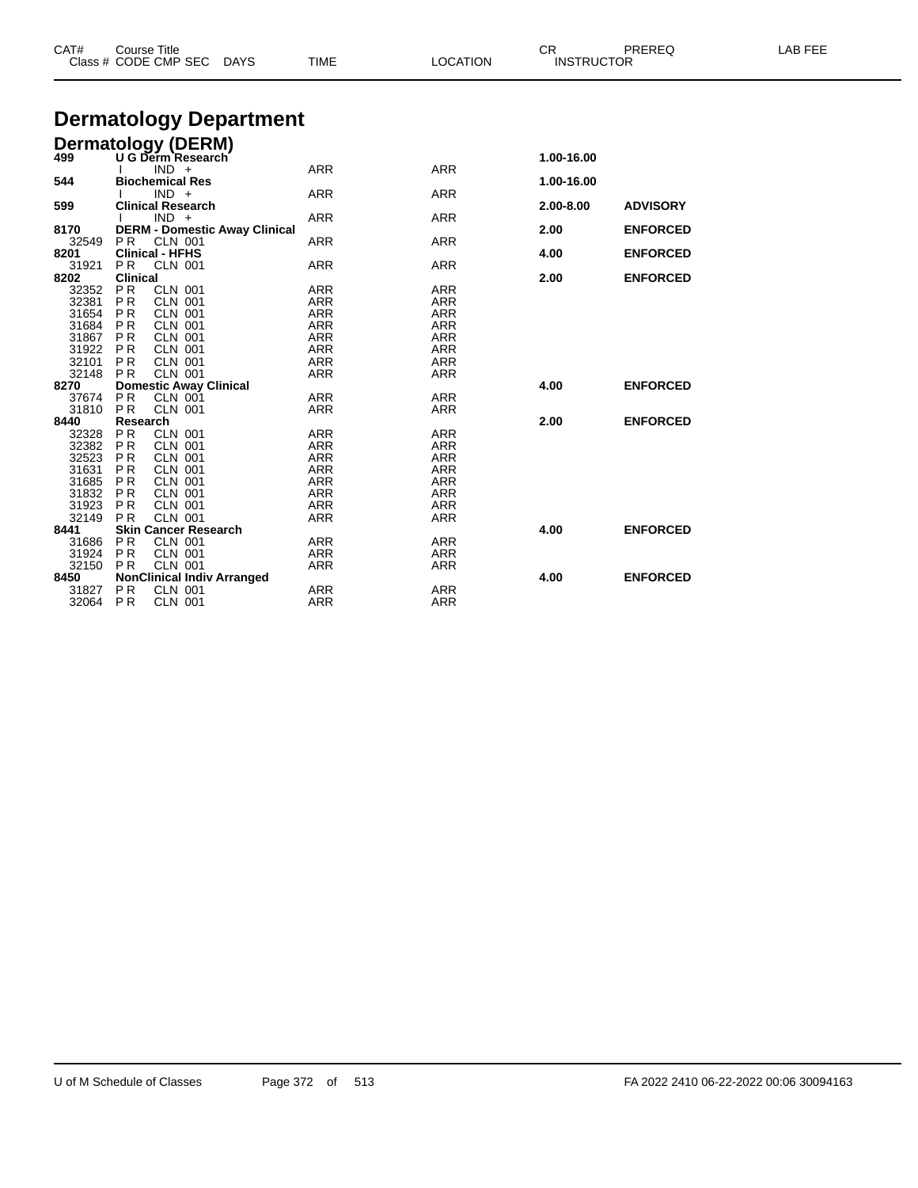| CAT# | Course Title | | | | | CR | PREREQ | LAB FEE |
|---|---|---|---|---|---|---|---|---|
| Class # | CODE CMP SEC | DAYS | TIME | LOCATION | | INSTRUCTOR | | |

# Dermatology Department

## Dermatology (DERM)

| CAT# | Course Title | TIME | LOCATION | CR | PREREQ |
|---|---|---|---|---|---|
| **499** | **U G Derm Research** | | | **1.00-16.00** | |
| | I IND + | ARR | ARR | | |
| **544** | **Biochemical Res** | | | **1.00-16.00** | |
| | I IND + | ARR | ARR | | |
| **599** | **Clinical Research** | | | **2.00-8.00** | **ADVISORY** |
| | I IND + | ARR | ARR | | |
| **8170** | **DERM - Domestic Away Clinical** | | | **2.00** | **ENFORCED** |
| 32549 | P R CLN 001 | ARR | ARR | | |
| **8201** | **Clinical - HFHS** | | | **4.00** | **ENFORCED** |
| 31921 | P R CLN 001 | ARR | ARR | | |
| **8202** | **Clinical** | | | **2.00** | **ENFORCED** |
| 32352 | P R CLN 001 | ARR | ARR | | |
| 32381 | P R CLN 001 | ARR | ARR | | |
| 31654 | P R CLN 001 | ARR | ARR | | |
| 31684 | P R CLN 001 | ARR | ARR | | |
| 31867 | P R CLN 001 | ARR | ARR | | |
| 31922 | P R CLN 001 | ARR | ARR | | |
| 32101 | P R CLN 001 | ARR | ARR | | |
| 32148 | P R CLN 001 | ARR | ARR | | |
| **8270** | **Domestic Away Clinical** | | | **4.00** | **ENFORCED** |
| 37674 | P R CLN 001 | ARR | ARR | | |
| 31810 | P R CLN 001 | ARR | ARR | | |
| **8440** | **Research** | | | **2.00** | **ENFORCED** |
| 32328 | P R CLN 001 | ARR | ARR | | |
| 32382 | P R CLN 001 | ARR | ARR | | |
| 32523 | P R CLN 001 | ARR | ARR | | |
| 31631 | P R CLN 001 | ARR | ARR | | |
| 31685 | P R CLN 001 | ARR | ARR | | |
| 31832 | P R CLN 001 | ARR | ARR | | |
| 31923 | P R CLN 001 | ARR | ARR | | |
| 32149 | P R CLN 001 | ARR | ARR | | |
| **8441** | **Skin Cancer Research** | | | **4.00** | **ENFORCED** |
| 31686 | P R CLN 001 | ARR | ARR | | |
| 31924 | P R CLN 001 | ARR | ARR | | |
| 32150 | P R CLN 001 | ARR | ARR | | |
| **8450** | **NonClinical Indiv Arranged** | | | **4.00** | **ENFORCED** |
| 31827 | P R CLN 001 | ARR | ARR | | |
| 32064 | P R CLN 001 | ARR | ARR | | |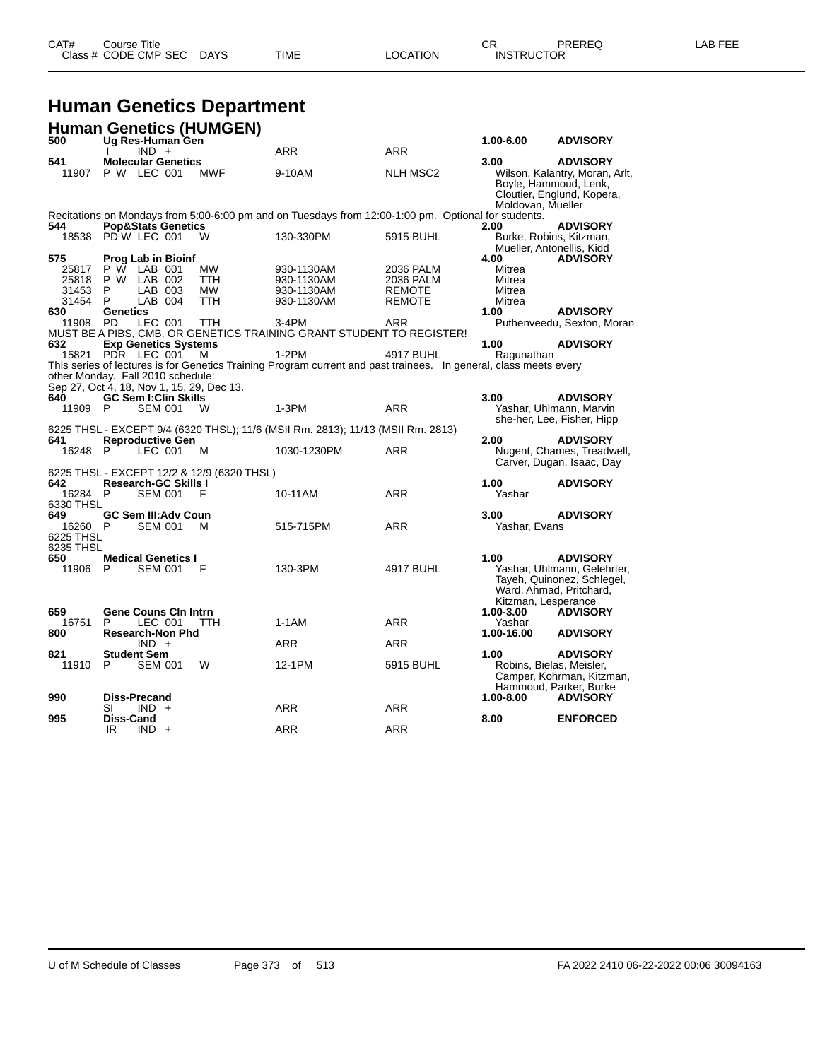# Human Genetics Department

## Human Genetics (HUMGEN)

| CAT# / Class # | Course Title / CODE CMP SEC | DAYS | TIME | LOCATION | CR / INSTRUCTOR | PREREQ | LAB FEE |
|---|---|---|---|---|---|---|---|
| **500** | **Ug Res-Human Gen** | | | | **1.00-6.00** | **ADVISORY** | |
| | I IND + | | ARR | ARR | | | |
| **541** | **Molecular Genetics** | | | | **3.00** | **ADVISORY** | |
| 11907 | P W LEC 001 | MWF | 9-10AM | NLH MSC2 | Wilson, Kalantry, Moran, Arlt, Boyle, Hammoud, Lenk, Cloutier, Englund, Kopera, Moldovan, Mueller | | |

Recitations on Mondays from 5:00-6:00 pm and on Tuesdays from 12:00-1:00 pm. Optional for students.

| CAT# / Class # | Course Title / CODE CMP SEC | DAYS | TIME | LOCATION | CR / INSTRUCTOR | PREREQ | LAB FEE |
|---|---|---|---|---|---|---|---|
| **544** | **Pop&Stats Genetics** | | | | **2.00** | **ADVISORY** | |
| 18538 | PD W LEC 001 | W | 130-330PM | 5915 BUHL | Burke, Robins, Kitzman, Mueller, Antonellis, Kidd | | |
| **575** | **Prog Lab in Bioinf** | | | | **4.00** | **ADVISORY** | |
| 25817 | P W LAB 001 | MW | 930-1130AM | 2036 PALM | Mitrea | | |
| 25818 | P W LAB 002 | TTH | 930-1130AM | 2036 PALM | Mitrea | | |
| 31453 | P LAB 003 | MW | 930-1130AM | REMOTE | Mitrea | | |
| 31454 | P LAB 004 | TTH | 930-1130AM | REMOTE | Mitrea | | |
| **630** | **Genetics** | | | | **1.00** | **ADVISORY** | |
| 11908 | PD LEC 001 | TTH | 3-4PM | ARR | Puthenveedu, Sexton, Moran | | |

MUST BE A PIBS, CMB, OR GENETICS TRAINING GRANT STUDENT TO REGISTER!

| CAT# / Class # | Course Title / CODE CMP SEC | DAYS | TIME | LOCATION | CR / INSTRUCTOR | PREREQ | LAB FEE |
|---|---|---|---|---|---|---|---|
| **632** | **Exp Genetics Systems** | | | | **1.00** | **ADVISORY** | |
| 15821 | PDR LEC 001 | M | 1-2PM | 4917 BUHL | Ragunathan | | |

This series of lectures is for Genetics Training Program current and past trainees. In general, class meets every other Monday. Fall 2010 schedule:
Sep 27, Oct 4, 18, Nov 1, 15, 29, Dec 13.

| CAT# / Class # | Course Title / CODE CMP SEC | DAYS | TIME | LOCATION | CR / INSTRUCTOR | PREREQ | LAB FEE |
|---|---|---|---|---|---|---|---|
| **640** | **GC Sem I:Clin Skills** | | | | **3.00** | **ADVISORY** | |
| 11909 | P SEM 001 | W | 1-3PM | ARR | Yashar, Uhlmann, Marvin she-her, Lee, Fisher, Hipp | | |

6225 THSL - EXCEPT 9/4 (6320 THSL); 11/6 (MSII Rm. 2813); 11/13 (MSII Rm. 2813)

| CAT# / Class # | Course Title / CODE CMP SEC | DAYS | TIME | LOCATION | CR / INSTRUCTOR | PREREQ | LAB FEE |
|---|---|---|---|---|---|---|---|
| **641** | **Reproductive Gen** | | | | **2.00** | **ADVISORY** | |
| 16248 | P LEC 001 | M | 1030-1230PM | ARR | Nugent, Chames, Treadwell, Carver, Dugan, Isaac, Day | | |

6225 THSL - EXCEPT 12/2 & 12/9 (6320 THSL)

| CAT# / Class # | Course Title / CODE CMP SEC | DAYS | TIME | LOCATION | CR / INSTRUCTOR | PREREQ | LAB FEE |
|---|---|---|---|---|---|---|---|
| **642** | **Research-GC Skills I** | | | | **1.00** | **ADVISORY** | |
| 16284 | P SEM 001 | F | 10-11AM | ARR | Yashar | | |
| 6330 THSL | | | | | | | |
| **649** | **GC Sem III:Adv Coun** | | | | **3.00** | **ADVISORY** | |
| 16260 | P SEM 001 | M | 515-715PM | ARR | Yashar, Evans | | |
| 6225 THSL | | | | | | | |
| 6235 THSL | | | | | | | |
| **650** | **Medical Genetics I** | | | | **1.00** | **ADVISORY** | |
| 11906 | P SEM 001 | F | 130-3PM | 4917 BUHL | Yashar, Uhlmann, Gelehrter, Tayeh, Quinonez, Schlegel, Ward, Ahmad, Pritchard, Kitzman, Lesperance | | |
| **659** | **Gene Couns Cln Intrn** | | | | **1.00-3.00** | **ADVISORY** | |
| 16751 | P LEC 001 | TTH | 1-1AM | ARR | Yashar | | |
| **800** | **Research-Non Phd** | | | | **1.00-16.00** | **ADVISORY** | |
| | IND + | | ARR | ARR | | | |
| **821** | **Student Sem** | | | | **1.00** | **ADVISORY** | |
| 11910 | P SEM 001 | W | 12-1PM | 5915 BUHL | Robins, Bielas, Meisler, Camper, Kohrman, Kitzman, Hammoud, Parker, Burke | | |
| **990** | **Diss-Precand** | | | | **1.00-8.00** | **ADVISORY** | |
| | SI IND + | | ARR | ARR | | | |
| **995** | **Diss-Cand** | | | | **8.00** | **ENFORCED** | |
| | IR IND + | | ARR | ARR | | | |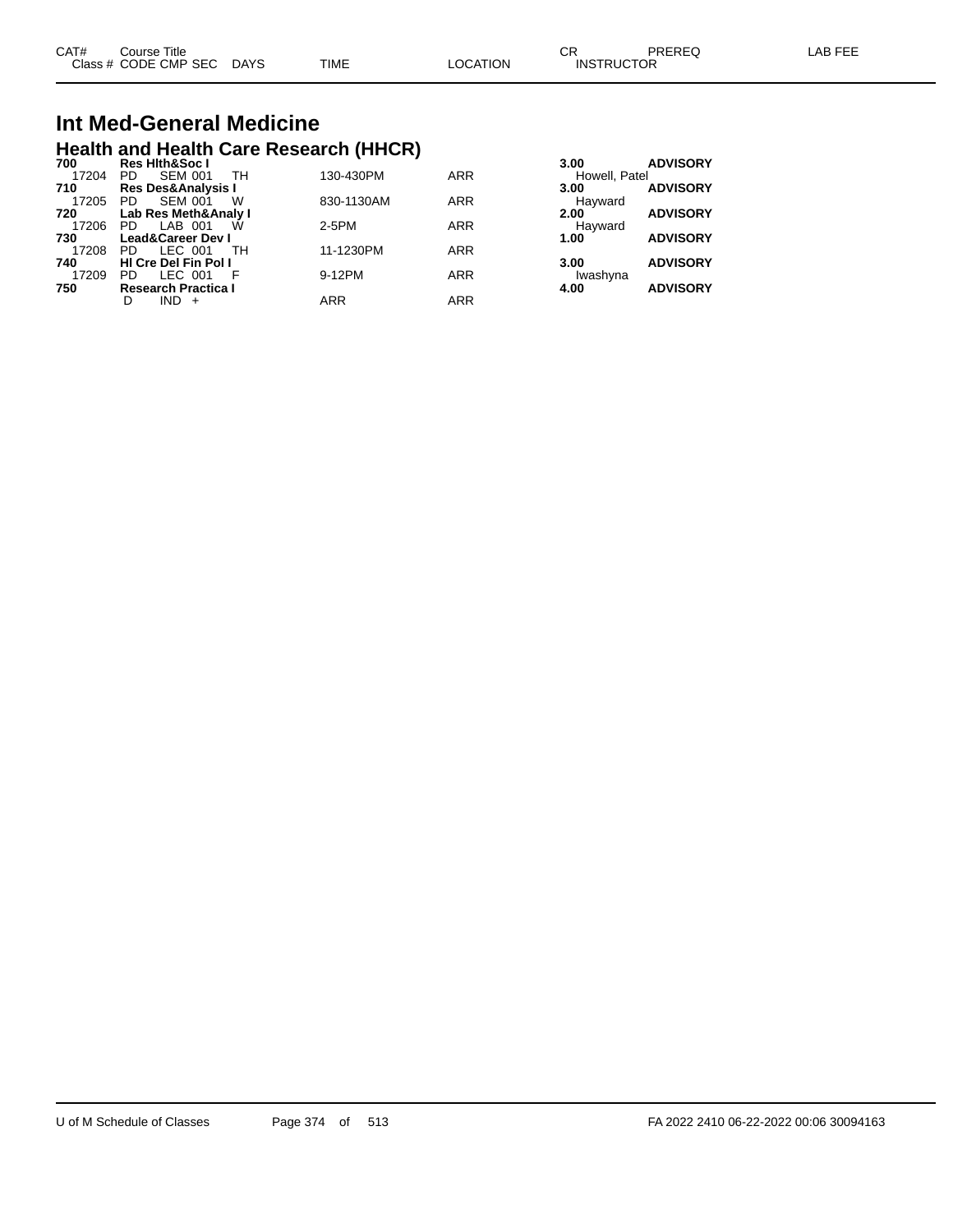| CAT# Class # | Course Title CODE CMP SEC | DAYS | TIME | LOCATION | CR INSTRUCTOR | PREREQ | LAB FEE |
|---|---|---|---|---|---|---|---|

## Int Med-General Medicine

### Health and Health Care Research (HHCR)

| CAT# Class # | Course Title CODE CMP SEC | DAYS | TIME | LOCATION | CR INSTRUCTOR | PREREQ | LAB FEE |
|---|---|---|---|---|---|---|---|
| **700** | **Res Hlth&Soc I** | | | | **3.00** | **ADVISORY** | |
| 17204 | PD SEM 001 | TH | 130-430PM | ARR | Howell, Patel | | |
| **710** | **Res Des&Analysis I** | | | | **3.00** | **ADVISORY** | |
| 17205 | PD SEM 001 | W | 830-1130AM | ARR | Hayward | | |
| **720** | **Lab Res Meth&Analy I** | | | | **2.00** | **ADVISORY** | |
| 17206 | PD LAB 001 | W | 2-5PM | ARR | Hayward | | |
| **730** | **Lead&Career Dev I** | | | | **1.00** | **ADVISORY** | |
| 17208 | PD LEC 001 | TH | 11-1230PM | ARR | | | |
| **740** | **Hl Cre Del Fin Pol I** | | | | **3.00** | **ADVISORY** | |
| 17209 | PD LEC 001 | F | 9-12PM | ARR | Iwashyna | | |
| **750** | **Research Practica I** | | | | **4.00** | **ADVISORY** | |
| | D IND + | | ARR | ARR | | | |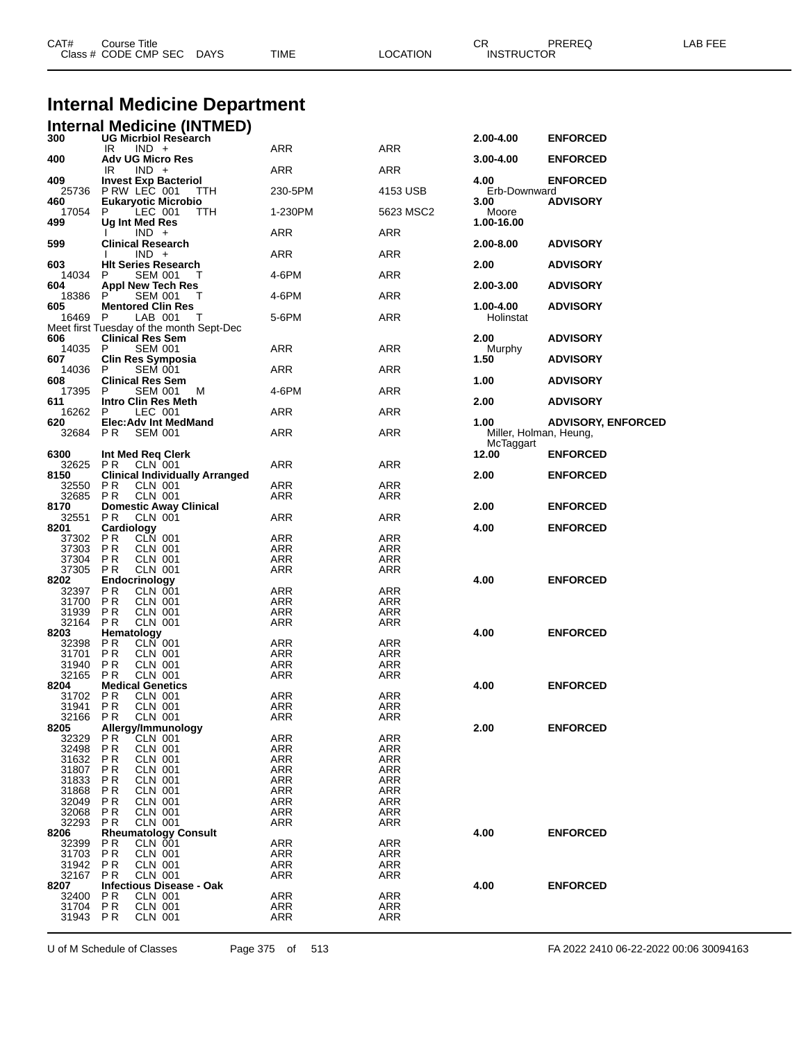# Internal Medicine Department

## Internal Medicine (INTMED)

| CAT# Class # | Course Title CODE CMP SEC | DAYS | TIME | LOCATION | CR INSTRUCTOR | PREREQ | LAB FEE |
|---|---|---|---|---|---|---|---|
| **300** | **UG Micrbiol Research** | | | | **2.00-4.00** | **ENFORCED** | |
| | IR IND + | | ARR | ARR | | | |
| **400** | **Adv UG Micro Res** | | | | **3.00-4.00** | **ENFORCED** | |
| | IR IND + | | ARR | ARR | | | |
| **409** | **Invest Exp Bacteriol** | | | | **4.00** | **ENFORCED** | |
| 25736 | P RW LEC 001 | TTH | 230-5PM | 4153 USB | Erb-Downward | | |
| **460** | **Eukaryotic Microbio** | | | | **3.00** | **ADVISORY** | |
| 17054 | P LEC 001 | TTH | 1-230PM | 5623 MSC2 | Moore | | |
| **499** | **Ug Int Med Res** | | | | **1.00-16.00** | | |
| | I IND + | | ARR | ARR | | | |
| **599** | **Clinical Research** | | | | **2.00-8.00** | **ADVISORY** | |
| | I IND + | | ARR | ARR | | | |
| **603** | **Hlt Series Research** | | | | **2.00** | **ADVISORY** | |
| 14034 | P SEM 001 | T | 4-6PM | ARR | | | |
| **604** | **Appl New Tech Res** | | | | **2.00-3.00** | **ADVISORY** | |
| 18386 | P SEM 001 | T | 4-6PM | ARR | | | |
| **605** | **Mentored Clin Res** | | | | **1.00-4.00** | **ADVISORY** | |
| 16469 | P LAB 001 | T | 5-6PM | ARR | Holinstat | | |
| | Meet first Tuesday of the month Sept-Dec | | | | | | |
| **606** | **Clinical Res Sem** | | | | **2.00** | **ADVISORY** | |
| 14035 | P SEM 001 | | ARR | ARR | Murphy | | |
| **607** | **Clin Res Symposia** | | | | **1.50** | **ADVISORY** | |
| 14036 | P SEM 001 | | ARR | ARR | | | |
| **608** | **Clinical Res Sem** | | | | **1.00** | **ADVISORY** | |
| 17395 | P SEM 001 | M | 4-6PM | ARR | | | |
| **611** | **Intro Clin Res Meth** | | | | **2.00** | **ADVISORY** | |
| 16262 | P LEC 001 | | ARR | ARR | | | |
| **620** | **Elec:Adv Int MedMand** | | | | **1.00** | **ADVISORY, ENFORCED** | |
| 32684 | P R SEM 001 | | ARR | ARR | Miller, Holman, Heung, McTaggart | | |
| **6300** | **Int Med Req Clerk** | | | | **12.00** | **ENFORCED** | |
| 32625 | P R CLN 001 | | ARR | ARR | | | |
| **8150** | **Clinical Individually Arranged** | | | | **2.00** | **ENFORCED** | |
| 32550 | P R CLN 001 | | ARR | ARR | | | |
| 32685 | P R CLN 001 | | ARR | ARR | | | |
| **8170** | **Domestic Away Clinical** | | | | **2.00** | **ENFORCED** | |
| 32551 | P R CLN 001 | | ARR | ARR | | | |
| **8201** | **Cardiology** | | | | **4.00** | **ENFORCED** | |
| 37302 | P R CLN 001 | | ARR | ARR | | | |
| 37303 | P R CLN 001 | | ARR | ARR | | | |
| 37304 | P R CLN 001 | | ARR | ARR | | | |
| 37305 | P R CLN 001 | | ARR | ARR | | | |
| **8202** | **Endocrinology** | | | | **4.00** | **ENFORCED** | |
| 32397 | P R CLN 001 | | ARR | ARR | | | |
| 31700 | P R CLN 001 | | ARR | ARR | | | |
| 31939 | P R CLN 001 | | ARR | ARR | | | |
| 32164 | P R CLN 001 | | ARR | ARR | | | |
| **8203** | **Hematology** | | | | **4.00** | **ENFORCED** | |
| 32398 | P R CLN 001 | | ARR | ARR | | | |
| 31701 | P R CLN 001 | | ARR | ARR | | | |
| 31940 | P R CLN 001 | | ARR | ARR | | | |
| 32165 | P R CLN 001 | | ARR | ARR | | | |
| **8204** | **Medical Genetics** | | | | **4.00** | **ENFORCED** | |
| 31702 | P R CLN 001 | | ARR | ARR | | | |
| 31941 | P R CLN 001 | | ARR | ARR | | | |
| 32166 | P R CLN 001 | | ARR | ARR | | | |
| **8205** | **Allergy/Immunology** | | | | **2.00** | **ENFORCED** | |
| 32329 | P R CLN 001 | | ARR | ARR | | | |
| 32498 | P R CLN 001 | | ARR | ARR | | | |
| 31632 | P R CLN 001 | | ARR | ARR | | | |
| 31807 | P R CLN 001 | | ARR | ARR | | | |
| 31833 | P R CLN 001 | | ARR | ARR | | | |
| 31868 | P R CLN 001 | | ARR | ARR | | | |
| 32049 | P R CLN 001 | | ARR | ARR | | | |
| 32068 | P R CLN 001 | | ARR | ARR | | | |
| 32293 | P R CLN 001 | | ARR | ARR | | | |
| **8206** | **Rheumatology Consult** | | | | **4.00** | **ENFORCED** | |
| 32399 | P R CLN 001 | | ARR | ARR | | | |
| 31703 | P R CLN 001 | | ARR | ARR | | | |
| 31942 | P R CLN 001 | | ARR | ARR | | | |
| 32167 | P R CLN 001 | | ARR | ARR | | | |
| **8207** | **Infectious Disease - Oak** | | | | **4.00** | **ENFORCED** | |
| 32400 | P R CLN 001 | | ARR | ARR | | | |
| 31704 | P R CLN 001 | | ARR | ARR | | | |
| 31943 | P R CLN 001 | | ARR | ARR | | | |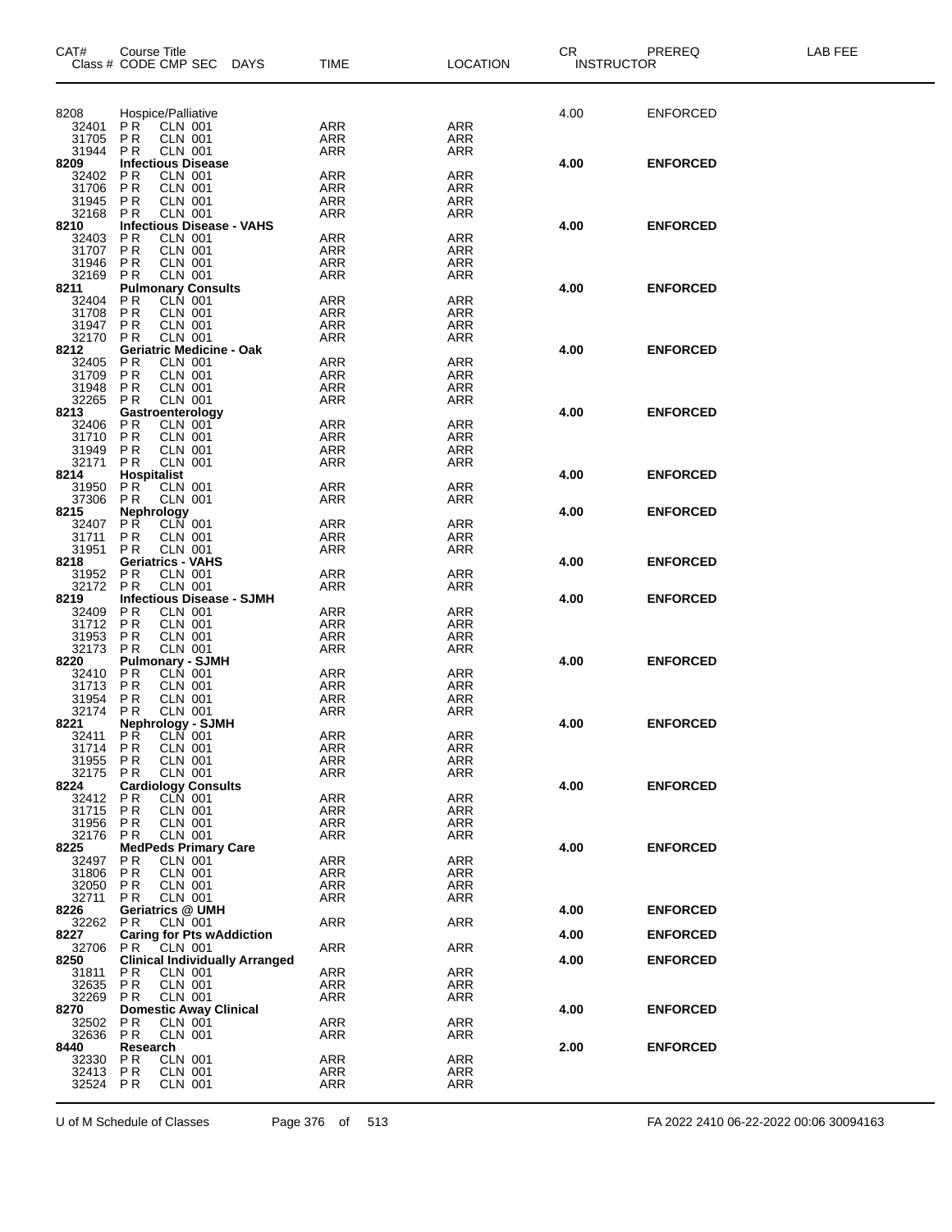| CAT# | Course Title | | | | | | | CR | PREREQ | LAB FEE |
|---|---|---|---|---|---|---|---|---|---|---|
| Class # | CODE | CMP | SEC | DAYS | TIME | LOCATION | INSTRUCTOR | | | |
| 8208 | Hospice/Palliative | | | | | | | 4.00 | ENFORCED | |
| 32401 | P R | CLN | 001 | | ARR | ARR | | | | |
| 31705 | P R | CLN | 001 | | ARR | ARR | | | | |
| 31944 | P R | CLN | 001 | | ARR | ARR | | | | |
| **8209** | **Infectious Disease** | | | | | | | **4.00** | **ENFORCED** | |
| 32402 | P R | CLN | 001 | | ARR | ARR | | | | |
| 31706 | P R | CLN | 001 | | ARR | ARR | | | | |
| 31945 | P R | CLN | 001 | | ARR | ARR | | | | |
| 32168 | P R | CLN | 001 | | ARR | ARR | | | | |
| **8210** | **Infectious Disease - VAHS** | | | | | | | **4.00** | **ENFORCED** | |
| 32403 | P R | CLN | 001 | | ARR | ARR | | | | |
| 31707 | P R | CLN | 001 | | ARR | ARR | | | | |
| 31946 | P R | CLN | 001 | | ARR | ARR | | | | |
| 32169 | P R | CLN | 001 | | ARR | ARR | | | | |
| **8211** | **Pulmonary Consults** | | | | | | | **4.00** | **ENFORCED** | |
| 32404 | P R | CLN | 001 | | ARR | ARR | | | | |
| 31708 | P R | CLN | 001 | | ARR | ARR | | | | |
| 31947 | P R | CLN | 001 | | ARR | ARR | | | | |
| 32170 | P R | CLN | 001 | | ARR | ARR | | | | |
| **8212** | **Geriatric Medicine - Oak** | | | | | | | **4.00** | **ENFORCED** | |
| 32405 | P R | CLN | 001 | | ARR | ARR | | | | |
| 31709 | P R | CLN | 001 | | ARR | ARR | | | | |
| 31948 | P R | CLN | 001 | | ARR | ARR | | | | |
| 32265 | P R | CLN | 001 | | ARR | ARR | | | | |
| **8213** | **Gastroenterology** | | | | | | | **4.00** | **ENFORCED** | |
| 32406 | P R | CLN | 001 | | ARR | ARR | | | | |
| 31710 | P R | CLN | 001 | | ARR | ARR | | | | |
| 31949 | P R | CLN | 001 | | ARR | ARR | | | | |
| 32171 | P R | CLN | 001 | | ARR | ARR | | | | |
| **8214** | **Hospitalist** | | | | | | | **4.00** | **ENFORCED** | |
| 31950 | P R | CLN | 001 | | ARR | ARR | | | | |
| 37306 | P R | CLN | 001 | | ARR | ARR | | | | |
| **8215** | **Nephrology** | | | | | | | **4.00** | **ENFORCED** | |
| 32407 | P R | CLN | 001 | | ARR | ARR | | | | |
| 31711 | P R | CLN | 001 | | ARR | ARR | | | | |
| 31951 | P R | CLN | 001 | | ARR | ARR | | | | |
| **8218** | **Geriatrics - VAHS** | | | | | | | **4.00** | **ENFORCED** | |
| 31952 | P R | CLN | 001 | | ARR | ARR | | | | |
| 32172 | P R | CLN | 001 | | ARR | ARR | | | | |
| **8219** | **Infectious Disease - SJMH** | | | | | | | **4.00** | **ENFORCED** | |
| 32409 | P R | CLN | 001 | | ARR | ARR | | | | |
| 31712 | P R | CLN | 001 | | ARR | ARR | | | | |
| 31953 | P R | CLN | 001 | | ARR | ARR | | | | |
| 32173 | P R | CLN | 001 | | ARR | ARR | | | | |
| **8220** | **Pulmonary - SJMH** | | | | | | | **4.00** | **ENFORCED** | |
| 32410 | P R | CLN | 001 | | ARR | ARR | | | | |
| 31713 | P R | CLN | 001 | | ARR | ARR | | | | |
| 31954 | P R | CLN | 001 | | ARR | ARR | | | | |
| 32174 | P R | CLN | 001 | | ARR | ARR | | | | |
| **8221** | **Nephrology - SJMH** | | | | | | | **4.00** | **ENFORCED** | |
| 32411 | P R | CLN | 001 | | ARR | ARR | | | | |
| 31714 | P R | CLN | 001 | | ARR | ARR | | | | |
| 31955 | P R | CLN | 001 | | ARR | ARR | | | | |
| 32175 | P R | CLN | 001 | | ARR | ARR | | | | |
| **8224** | **Cardiology Consults** | | | | | | | **4.00** | **ENFORCED** | |
| 32412 | P R | CLN | 001 | | ARR | ARR | | | | |
| 31715 | P R | CLN | 001 | | ARR | ARR | | | | |
| 31956 | P R | CLN | 001 | | ARR | ARR | | | | |
| 32176 | P R | CLN | 001 | | ARR | ARR | | | | |
| **8225** | **MedPeds Primary Care** | | | | | | | **4.00** | **ENFORCED** | |
| 32497 | P R | CLN | 001 | | ARR | ARR | | | | |
| 31806 | P R | CLN | 001 | | ARR | ARR | | | | |
| 32050 | P R | CLN | 001 | | ARR | ARR | | | | |
| 32711 | P R | CLN | 001 | | ARR | ARR | | | | |
| **8226** | **Geriatrics @ UMH** | | | | | | | **4.00** | **ENFORCED** | |
| 32262 | P R | CLN | 001 | | ARR | ARR | | | | |
| **8227** | **Caring for Pts wAddiction** | | | | | | | **4.00** | **ENFORCED** | |
| 32706 | P R | CLN | 001 | | ARR | ARR | | | | |
| **8250** | **Clinical Individually Arranged** | | | | | | | **4.00** | **ENFORCED** | |
| 31811 | P R | CLN | 001 | | ARR | ARR | | | | |
| 32635 | P R | CLN | 001 | | ARR | ARR | | | | |
| 32269 | P R | CLN | 001 | | ARR | ARR | | | | |
| **8270** | **Domestic Away Clinical** | | | | | | | **4.00** | **ENFORCED** | |
| 32502 | P R | CLN | 001 | | ARR | ARR | | | | |
| 32636 | P R | CLN | 001 | | ARR | ARR | | | | |
| **8440** | **Research** | | | | | | | **2.00** | **ENFORCED** | |
| 32330 | P R | CLN | 001 | | ARR | ARR | | | | |
| 32413 | P R | CLN | 001 | | ARR | ARR | | | | |
| 32524 | P R | CLN | 001 | | ARR | ARR | | | | |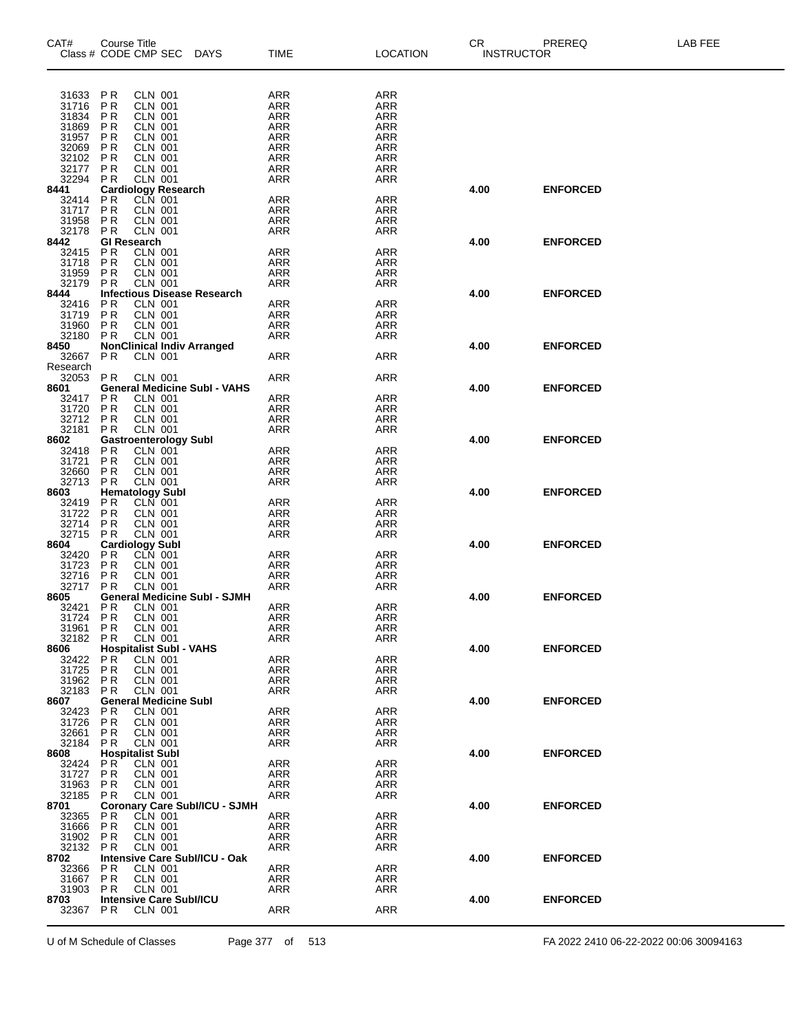| CAT# Class # | Course Title CODE CMP SEC DAYS | TIME | LOCATION | CR INSTRUCTOR | PREREQ | LAB FEE |
|---|---|---|---|---|---|---|
| 31633 | P R CLN 001 | ARR | ARR | | | |
| 31716 | P R CLN 001 | ARR | ARR | | | |
| 31834 | P R CLN 001 | ARR | ARR | | | |
| 31869 | P R CLN 001 | ARR | ARR | | | |
| 31957 | P R CLN 001 | ARR | ARR | | | |
| 32069 | P R CLN 001 | ARR | ARR | | | |
| 32102 | P R CLN 001 | ARR | ARR | | | |
| 32177 | P R CLN 001 | ARR | ARR | | | |
| 32294 | P R CLN 001 | ARR | ARR | | | |
| **8441** | **Cardiology Research** | | | **4.00** | **ENFORCED** | |
| 32414 | P R CLN 001 | ARR | ARR | | | |
| 31717 | P R CLN 001 | ARR | ARR | | | |
| 31958 | P R CLN 001 | ARR | ARR | | | |
| 32178 | P R CLN 001 | ARR | ARR | | | |
| **8442** | **GI Research** | | | **4.00** | **ENFORCED** | |
| 32415 | P R CLN 001 | ARR | ARR | | | |
| 31718 | P R CLN 001 | ARR | ARR | | | |
| 31959 | P R CLN 001 | ARR | ARR | | | |
| 32179 | P R CLN 001 | ARR | ARR | | | |
| **8444** | **Infectious Disease Research** | | | **4.00** | **ENFORCED** | |
| 32416 | P R CLN 001 | ARR | ARR | | | |
| 31719 | P R CLN 001 | ARR | ARR | | | |
| 31960 | P R CLN 001 | ARR | ARR | | | |
| 32180 | P R CLN 001 | ARR | ARR | | | |
| **8450** | **NonClinical Indiv Arranged** | | | **4.00** | **ENFORCED** | |
| 32667 | P R CLN 001 | ARR | ARR | | | |
| Research | | | | | | |
| 32053 | P R CLN 001 | ARR | ARR | | | |
| **8601** | **General Medicine SubI - VAHS** | | | **4.00** | **ENFORCED** | |
| 32417 | P R CLN 001 | ARR | ARR | | | |
| 31720 | P R CLN 001 | ARR | ARR | | | |
| 32712 | P R CLN 001 | ARR | ARR | | | |
| 32181 | P R CLN 001 | ARR | ARR | | | |
| **8602** | **Gastroenterology SubI** | | | **4.00** | **ENFORCED** | |
| 32418 | P R CLN 001 | ARR | ARR | | | |
| 31721 | P R CLN 001 | ARR | ARR | | | |
| 32660 | P R CLN 001 | ARR | ARR | | | |
| 32713 | P R CLN 001 | ARR | ARR | | | |
| **8603** | **Hematology SubI** | | | **4.00** | **ENFORCED** | |
| 32419 | P R CLN 001 | ARR | ARR | | | |
| 31722 | P R CLN 001 | ARR | ARR | | | |
| 32714 | P R CLN 001 | ARR | ARR | | | |
| 32715 | P R CLN 001 | ARR | ARR | | | |
| **8604** | **Cardiology SubI** | | | **4.00** | **ENFORCED** | |
| 32420 | P R CLN 001 | ARR | ARR | | | |
| 31723 | P R CLN 001 | ARR | ARR | | | |
| 32716 | P R CLN 001 | ARR | ARR | | | |
| 32717 | P R CLN 001 | ARR | ARR | | | |
| **8605** | **General Medicine SubI - SJMH** | | | **4.00** | **ENFORCED** | |
| 32421 | P R CLN 001 | ARR | ARR | | | |
| 31724 | P R CLN 001 | ARR | ARR | | | |
| 31961 | P R CLN 001 | ARR | ARR | | | |
| 32182 | P R CLN 001 | ARR | ARR | | | |
| **8606** | **Hospitalist SubI - VAHS** | | | **4.00** | **ENFORCED** | |
| 32422 | P R CLN 001 | ARR | ARR | | | |
| 31725 | P R CLN 001 | ARR | ARR | | | |
| 31962 | P R CLN 001 | ARR | ARR | | | |
| 32183 | P R CLN 001 | ARR | ARR | | | |
| **8607** | **General Medicine SubI** | | | **4.00** | **ENFORCED** | |
| 32423 | P R CLN 001 | ARR | ARR | | | |
| 31726 | P R CLN 001 | ARR | ARR | | | |
| 32661 | P R CLN 001 | ARR | ARR | | | |
| 32184 | P R CLN 001 | ARR | ARR | | | |
| **8608** | **Hospitalist SubI** | | | **4.00** | **ENFORCED** | |
| 32424 | P R CLN 001 | ARR | ARR | | | |
| 31727 | P R CLN 001 | ARR | ARR | | | |
| 31963 | P R CLN 001 | ARR | ARR | | | |
| 32185 | P R CLN 001 | ARR | ARR | | | |
| **8701** | **Coronary Care SubI/ICU - SJMH** | | | **4.00** | **ENFORCED** | |
| 32365 | P R CLN 001 | ARR | ARR | | | |
| 31666 | P R CLN 001 | ARR | ARR | | | |
| 31902 | P R CLN 001 | ARR | ARR | | | |
| 32132 | P R CLN 001 | ARR | ARR | | | |
| **8702** | **Intensive Care SubI/ICU - Oak** | | | **4.00** | **ENFORCED** | |
| 32366 | P R CLN 001 | ARR | ARR | | | |
| 31667 | P R CLN 001 | ARR | ARR | | | |
| 31903 | P R CLN 001 | ARR | ARR | | | |
| **8703** | **Intensive Care SubI/ICU** | | | **4.00** | **ENFORCED** | |
| 32367 | P R CLN 001 | ARR | ARR | | | |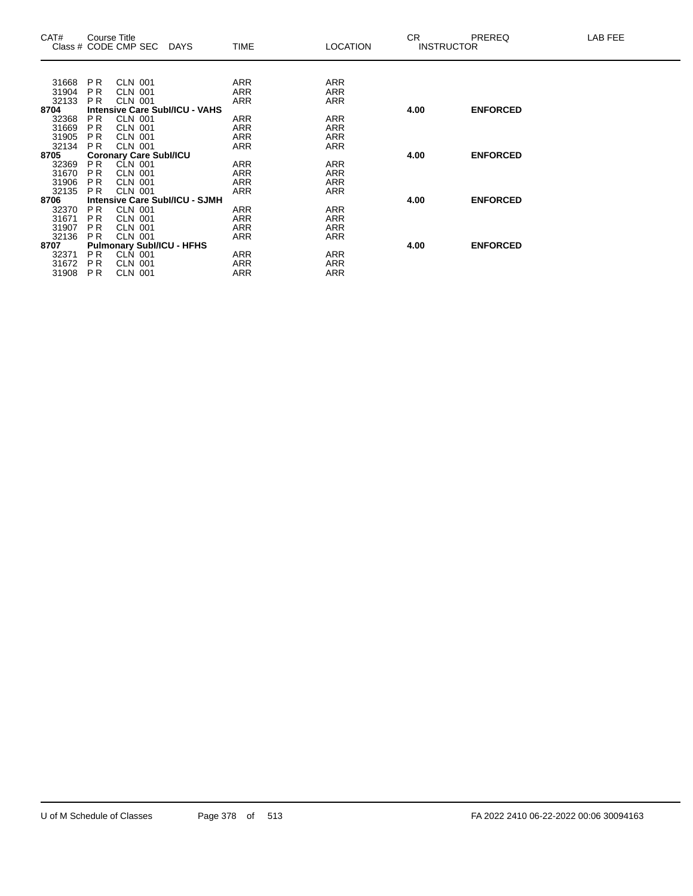| CAT# | Course Title<br>Class # CODE CMP SEC DAYS | TIME | LOCATION | CR<br>INSTRUCTOR | PREREQ | LAB FEE |
|---|---|---|---|---|---|---|
| 31668 | P R CLN 001 | ARR | ARR | | | |
| 31904 | P R CLN 001 | ARR | ARR | | | |
| 32133 | P R CLN 001 | ARR | ARR | | | |
| **8704** | **Intensive Care SubI/ICU - VAHS** | | | **4.00** | **ENFORCED** | |
| 32368 | P R CLN 001 | ARR | ARR | | | |
| 31669 | P R CLN 001 | ARR | ARR | | | |
| 31905 | P R CLN 001 | ARR | ARR | | | |
| 32134 | P R CLN 001 | ARR | ARR | | | |
| **8705** | **Coronary Care SubI/ICU** | | | **4.00** | **ENFORCED** | |
| 32369 | P R CLN 001 | ARR | ARR | | | |
| 31670 | P R CLN 001 | ARR | ARR | | | |
| 31906 | P R CLN 001 | ARR | ARR | | | |
| 32135 | P R CLN 001 | ARR | ARR | | | |
| **8706** | **Intensive Care SubI/ICU - SJMH** | | | **4.00** | **ENFORCED** | |
| 32370 | P R CLN 001 | ARR | ARR | | | |
| 31671 | P R CLN 001 | ARR | ARR | | | |
| 31907 | P R CLN 001 | ARR | ARR | | | |
| 32136 | P R CLN 001 | ARR | ARR | | | |
| **8707** | **Pulmonary SubI/ICU - HFHS** | | | **4.00** | **ENFORCED** | |
| 32371 | P R CLN 001 | ARR | ARR | | | |
| 31672 | P R CLN 001 | ARR | ARR | | | |
| 31908 | P R CLN 001 | ARR | ARR | | | |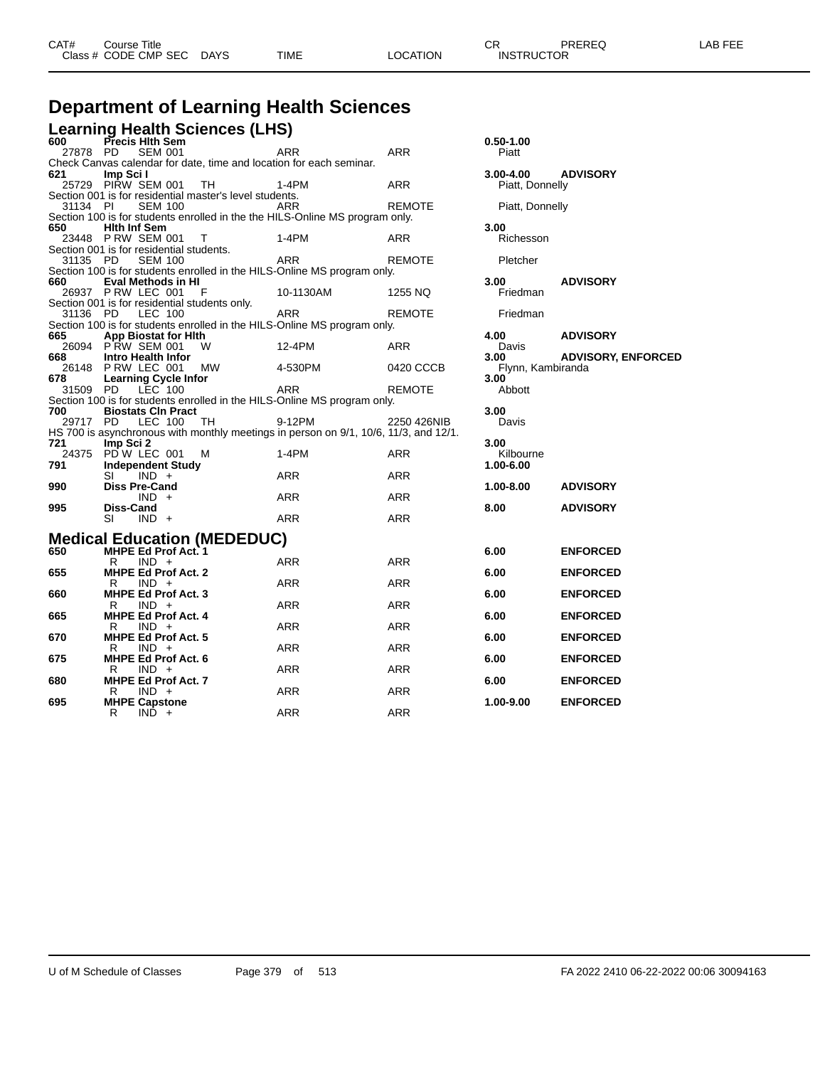# Department of Learning Health Sciences

## Learning Health Sciences (LHS)

| CAT# / Class # | Course Title / CODE CMP SEC | DAYS | TIME | LOCATION | CR / INSTRUCTOR | PREREQ | LAB FEE |
|---|---|---|---|---|---|---|---|
| **600** | **Precis Hlth Sem** | | | | **0.50-1.00** | | |
| 27878 | PD SEM 001 | | ARR | ARR | Piatt | | |
| Check Canvas calendar for date, time and location for each seminar. | | | | | | | |
| **621** | **Imp Sci I** | | | | **3.00-4.00** | **ADVISORY** | |
| 25729 | PIRW SEM 001 | TH | 1-4PM | ARR | Piatt, Donnelly | | |
| Section 001 is for residential master's level students. | | | | | | | |
| 31134 | PI SEM 100 | | ARR | REMOTE | Piatt, Donnelly | | |
| Section 100 is for students enrolled in the the HILS-Online MS program only. | | | | | | | |
| **650** | **Hlth Inf Sem** | | | | **3.00** | | |
| 23448 | P RW SEM 001 | T | 1-4PM | ARR | Richesson | | |
| Section 001 is for residential students. | | | | | | | |
| 31135 | PD SEM 100 | | ARR | REMOTE | Pletcher | | |
| Section 100 is for students enrolled in the HILS-Online MS program only. | | | | | | | |
| **660** | **Eval Methods in HI** | | | | **3.00** | **ADVISORY** | |
| 26937 | P RW LEC 001 | F | 10-1130AM | 1255 NQ | Friedman | | |
| Section 001 is for residential students only. | | | | | | | |
| 31136 | PD LEC 100 | | ARR | REMOTE | Friedman | | |
| Section 100 is for students enrolled in the HILS-Online MS program only. | | | | | | | |
| **665** | **App Biostat for Hlth** | | | | **4.00** | **ADVISORY** | |
| 26094 | P RW SEM 001 | W | 12-4PM | ARR | Davis | | |
| **668** | **Intro Health Infor** | | | | **3.00** | **ADVISORY, ENFORCED** | |
| 26148 | P RW LEC 001 | MW | 4-530PM | 0420 CCCB | Flynn, Kambiranda | | |
| **678** | **Learning Cycle Infor** | | | | **3.00** | | |
| 31509 | PD LEC 100 | | ARR | REMOTE | Abbott | | |
| Section 100 is for students enrolled in the HILS-Online MS program only. | | | | | | | |
| **700** | **Biostats Cln Pract** | | | | **3.00** | | |
| 29717 | PD LEC 100 | TH | 9-12PM | 2250 426NIB | Davis | | |
| HS 700 is asynchronous with monthly meetings in person on 9/1, 10/6, 11/3, and 12/1. | | | | | | | |
| **721** | **Imp Sci 2** | | | | **3.00** | | |
| 24375 | PD W LEC 001 | M | 1-4PM | ARR | Kilbourne | | |
| **791** | **Independent Study** | | | | **1.00-6.00** | | |
| | SI IND + | | ARR | ARR | | | |
| **990** | **Diss Pre-Cand** | | | | **1.00-8.00** | **ADVISORY** | |
| | IND + | | ARR | ARR | | | |
| **995** | **Diss-Cand** | | | | **8.00** | **ADVISORY** | |
| | SI IND + | | ARR | ARR | | | |

## Medical Education (MEDEDUC)

| CAT# / Class # | Course Title / CODE CMP SEC | DAYS | TIME | LOCATION | CR / INSTRUCTOR | PREREQ | LAB FEE |
|---|---|---|---|---|---|---|---|
| **650** | **MHPE Ed Prof Act. 1** | | | | **6.00** | **ENFORCED** | |
| | R IND + | | ARR | ARR | | | |
| **655** | **MHPE Ed Prof Act. 2** | | | | **6.00** | **ENFORCED** | |
| | R IND + | | ARR | ARR | | | |
| **660** | **MHPE Ed Prof Act. 3** | | | | **6.00** | **ENFORCED** | |
| | R IND + | | ARR | ARR | | | |
| **665** | **MHPE Ed Prof Act. 4** | | | | **6.00** | **ENFORCED** | |
| | R IND + | | ARR | ARR | | | |
| **670** | **MHPE Ed Prof Act. 5** | | | | **6.00** | **ENFORCED** | |
| | R IND + | | ARR | ARR | | | |
| **675** | **MHPE Ed Prof Act. 6** | | | | **6.00** | **ENFORCED** | |
| | R IND + | | ARR | ARR | | | |
| **680** | **MHPE Ed Prof Act. 7** | | | | **6.00** | **ENFORCED** | |
| | R IND + | | ARR | ARR | | | |
| **695** | **MHPE Capstone** | | | | **1.00-9.00** | **ENFORCED** | |
| | R IND + | | ARR | ARR | | | |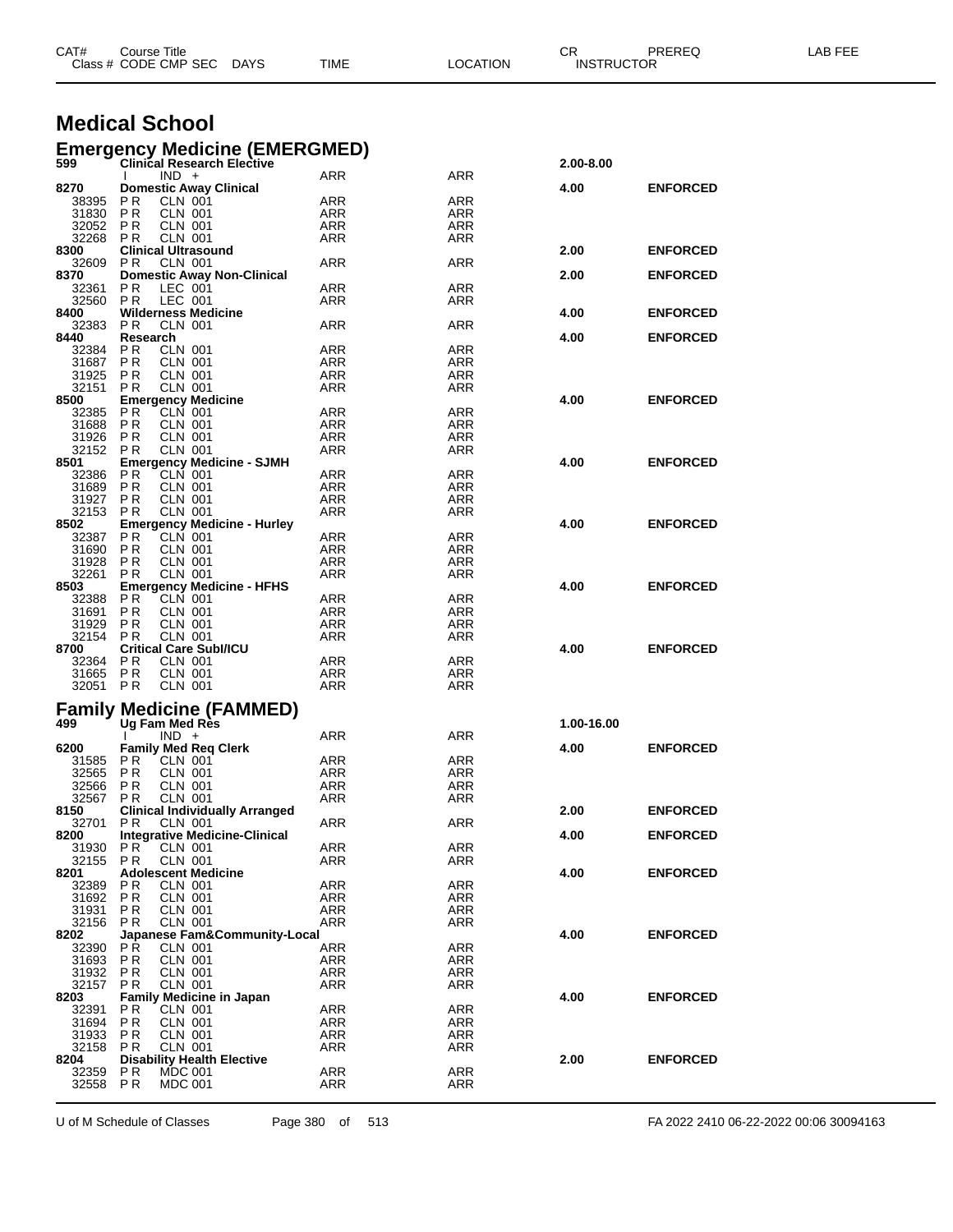| CAT# | Course Title | | | | | CR | PREREQ | LAB FEE |
|---|---|---|---|---|---|---|---|---|
| Class # | CODE CMP SEC | DAYS | TIME | LOCATION | | INSTRUCTOR | | |

# Medical School

## Emergency Medicine (EMERGMED)

| CAT# | Course Title / Class # | CODE CMP SEC | TIME | LOCATION | CR | PREREQ |
|---|---|---|---|---|---|---|
| **599** | **Clinical Research Elective** | | | | **2.00-8.00** | |
| | I | IND + | ARR | ARR | | |
| **8270** | **Domestic Away Clinical** | | | | **4.00** | **ENFORCED** |
| 38395 | P R | CLN 001 | ARR | ARR | | |
| 31830 | P R | CLN 001 | ARR | ARR | | |
| 32052 | P R | CLN 001 | ARR | ARR | | |
| 32268 | P R | CLN 001 | ARR | ARR | | |
| **8300** | **Clinical Ultrasound** | | | | **2.00** | **ENFORCED** |
| 32609 | P R | CLN 001 | ARR | ARR | | |
| **8370** | **Domestic Away Non-Clinical** | | | | **2.00** | **ENFORCED** |
| 32361 | P R | LEC 001 | ARR | ARR | | |
| 32560 | P R | LEC 001 | ARR | ARR | | |
| **8400** | **Wilderness Medicine** | | | | **4.00** | **ENFORCED** |
| 32383 | P R | CLN 001 | ARR | ARR | | |
| **8440** | **Research** | | | | **4.00** | **ENFORCED** |
| 32384 | P R | CLN 001 | ARR | ARR | | |
| 31687 | P R | CLN 001 | ARR | ARR | | |
| 31925 | P R | CLN 001 | ARR | ARR | | |
| 32151 | P R | CLN 001 | ARR | ARR | | |
| **8500** | **Emergency Medicine** | | | | **4.00** | **ENFORCED** |
| 32385 | P R | CLN 001 | ARR | ARR | | |
| 31688 | P R | CLN 001 | ARR | ARR | | |
| 31926 | P R | CLN 001 | ARR | ARR | | |
| 32152 | P R | CLN 001 | ARR | ARR | | |
| **8501** | **Emergency Medicine - SJMH** | | | | **4.00** | **ENFORCED** |
| 32386 | P R | CLN 001 | ARR | ARR | | |
| 31689 | P R | CLN 001 | ARR | ARR | | |
| 31927 | P R | CLN 001 | ARR | ARR | | |
| 32153 | P R | CLN 001 | ARR | ARR | | |
| **8502** | **Emergency Medicine - Hurley** | | | | **4.00** | **ENFORCED** |
| 32387 | P R | CLN 001 | ARR | ARR | | |
| 31690 | P R | CLN 001 | ARR | ARR | | |
| 31928 | P R | CLN 001 | ARR | ARR | | |
| 32261 | P R | CLN 001 | ARR | ARR | | |
| **8503** | **Emergency Medicine - HFHS** | | | | **4.00** | **ENFORCED** |
| 32388 | P R | CLN 001 | ARR | ARR | | |
| 31691 | P R | CLN 001 | ARR | ARR | | |
| 31929 | P R | CLN 001 | ARR | ARR | | |
| 32154 | P R | CLN 001 | ARR | ARR | | |
| **8700** | **Critical Care SubI/ICU** | | | | **4.00** | **ENFORCED** |
| 32364 | P R | CLN 001 | ARR | ARR | | |
| 31665 | P R | CLN 001 | ARR | ARR | | |
| 32051 | P R | CLN 001 | ARR | ARR | | |

## Family Medicine (FAMMED)

| CAT# | Course Title / Class # | CODE CMP SEC | TIME | LOCATION | CR | PREREQ |
|---|---|---|---|---|---|---|
| **499** | **Ug Fam Med Res** | | | | **1.00-16.00** | |
| | I | IND + | ARR | ARR | | |
| **6200** | **Family Med Req Clerk** | | | | **4.00** | **ENFORCED** |
| 31585 | P R | CLN 001 | ARR | ARR | | |
| 32565 | P R | CLN 001 | ARR | ARR | | |
| 32566 | P R | CLN 001 | ARR | ARR | | |
| 32567 | P R | CLN 001 | ARR | ARR | | |
| **8150** | **Clinical Individually Arranged** | | | | **2.00** | **ENFORCED** |
| 32701 | P R | CLN 001 | ARR | ARR | | |
| **8200** | **Integrative Medicine-Clinical** | | | | **4.00** | **ENFORCED** |
| 31930 | P R | CLN 001 | ARR | ARR | | |
| 32155 | P R | CLN 001 | ARR | ARR | | |
| **8201** | **Adolescent Medicine** | | | | **4.00** | **ENFORCED** |
| 32389 | P R | CLN 001 | ARR | ARR | | |
| 31692 | P R | CLN 001 | ARR | ARR | | |
| 31931 | P R | CLN 001 | ARR | ARR | | |
| 32156 | P R | CLN 001 | ARR | ARR | | |
| **8202** | **Japanese Fam&Community-Local** | | | | **4.00** | **ENFORCED** |
| 32390 | P R | CLN 001 | ARR | ARR | | |
| 31693 | P R | CLN 001 | ARR | ARR | | |
| 31932 | P R | CLN 001 | ARR | ARR | | |
| 32157 | P R | CLN 001 | ARR | ARR | | |
| **8203** | **Family Medicine in Japan** | | | | **4.00** | **ENFORCED** |
| 32391 | P R | CLN 001 | ARR | ARR | | |
| 31694 | P R | CLN 001 | ARR | ARR | | |
| 31933 | P R | CLN 001 | ARR | ARR | | |
| 32158 | P R | CLN 001 | ARR | ARR | | |
| **8204** | **Disability Health Elective** | | | | **2.00** | **ENFORCED** |
| 32359 | P R | MDC 001 | ARR | ARR | | |
| 32558 | P R | MDC 001 | ARR | ARR | | |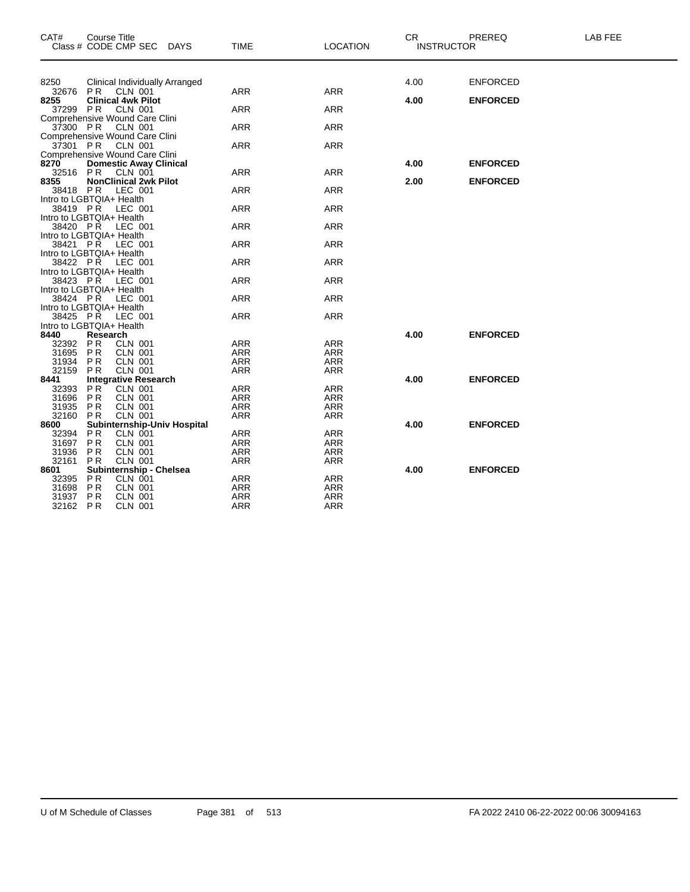| CAT# | Course Title<br>Class # CODE CMP SEC DAYS | TIME | LOCATION | CR<br>INSTRUCTOR | PREREQ | LAB FEE |
|---|---|---|---|---|---|---|
| 8250 | Clinical Individually Arranged | | | 4.00 | ENFORCED | |
| 32676 | PR CLN 001 | ARR | ARR | | | |
| **8255** | **Clinical 4wk Pilot** | | | **4.00** | **ENFORCED** | |
| 37299 | PR CLN 001 | ARR | ARR | | | |
| | Comprehensive Wound Care Clini | | | | | |
| 37300 | PR CLN 001 | ARR | ARR | | | |
| | Comprehensive Wound Care Clini | | | | | |
| 37301 | PR CLN 001 | ARR | ARR | | | |
| | Comprehensive Wound Care Clini | | | | | |
| **8270** | **Domestic Away Clinical** | | | **4.00** | **ENFORCED** | |
| 32516 | PR CLN 001 | ARR | ARR | | | |
| **8355** | **NonClinical 2wk Pilot** | | | **2.00** | **ENFORCED** | |
| 38418 | PR LEC 001 | ARR | ARR | | | |
| | Intro to LGBTQIA+ Health | | | | | |
| 38419 | PR LEC 001 | ARR | ARR | | | |
| | Intro to LGBTQIA+ Health | | | | | |
| 38420 | PR LEC 001 | ARR | ARR | | | |
| | Intro to LGBTQIA+ Health | | | | | |
| 38421 | PR LEC 001 | ARR | ARR | | | |
| | Intro to LGBTQIA+ Health | | | | | |
| 38422 | PR LEC 001 | ARR | ARR | | | |
| | Intro to LGBTQIA+ Health | | | | | |
| 38423 | PR LEC 001 | ARR | ARR | | | |
| | Intro to LGBTQIA+ Health | | | | | |
| 38424 | PR LEC 001 | ARR | ARR | | | |
| | Intro to LGBTQIA+ Health | | | | | |
| 38425 | PR LEC 001 | ARR | ARR | | | |
| | Intro to LGBTQIA+ Health | | | | | |
| **8440** | **Research** | | | **4.00** | **ENFORCED** | |
| 32392 | PR CLN 001 | ARR | ARR | | | |
| 31695 | PR CLN 001 | ARR | ARR | | | |
| 31934 | PR CLN 001 | ARR | ARR | | | |
| 32159 | PR CLN 001 | ARR | ARR | | | |
| **8441** | **Integrative Research** | | | **4.00** | **ENFORCED** | |
| 32393 | PR CLN 001 | ARR | ARR | | | |
| 31696 | PR CLN 001 | ARR | ARR | | | |
| 31935 | PR CLN 001 | ARR | ARR | | | |
| 32160 | PR CLN 001 | ARR | ARR | | | |
| **8600** | **Subinternship-Univ Hospital** | | | **4.00** | **ENFORCED** | |
| 32394 | PR CLN 001 | ARR | ARR | | | |
| 31697 | PR CLN 001 | ARR | ARR | | | |
| 31936 | PR CLN 001 | ARR | ARR | | | |
| 32161 | PR CLN 001 | ARR | ARR | | | |
| **8601** | **Subinternship - Chelsea** | | | **4.00** | **ENFORCED** | |
| 32395 | PR CLN 001 | ARR | ARR | | | |
| 31698 | PR CLN 001 | ARR | ARR | | | |
| 31937 | PR CLN 001 | ARR | ARR | | | |
| 32162 | PR CLN 001 | ARR | ARR | | | |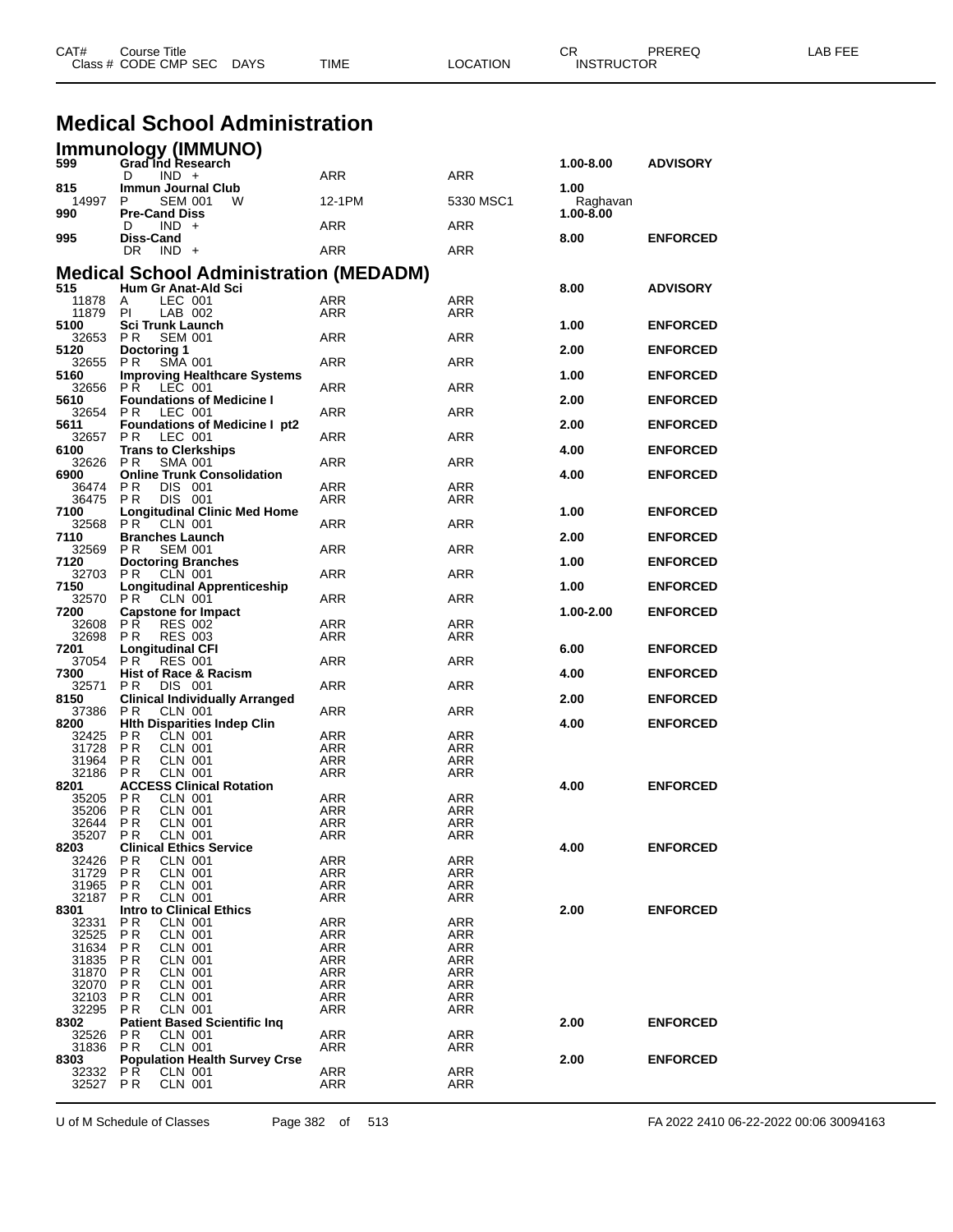| CAT# | Course Title | | | | CR | PREREQ | LAB FEE |
|---|---|---|---|---|---|---|---|
| Class # | CODE CMP SEC | DAYS | TIME | LOCATION | INSTRUCTOR | | |

# Medical School Administration

## Immunology (IMMUNO)

| CAT# / Class # | Course Title / CODE CMP SEC | DAYS | TIME | LOCATION | CR / INSTRUCTOR | PREREQ |
|---|---|---|---|---|---|---|
| 599 | Grad Ind Research | | | | 1.00-8.00 | ADVISORY |
| | D IND + | | ARR | ARR | | |
| 815 | Immun Journal Club | | | | 1.00 | |
| 14997 | P SEM 001 | W | 12-1PM | 5330 MSC1 | Raghavan | |
| 990 | Pre-Cand Diss | | | | 1.00-8.00 | |
| | D IND + | | ARR | ARR | | |
| 995 | Diss-Cand | | | | 8.00 | ENFORCED |
| | DR IND + | | ARR | ARR | | |

## Medical School Administration (MEDADM)

| CAT# / Class # | Course Title / CODE CMP SEC | DAYS | TIME | LOCATION | CR / INSTRUCTOR | PREREQ |
|---|---|---|---|---|---|---|
| 515 | Hum Gr Anat-Ald Sci | | | | 8.00 | ADVISORY |
| 11878 | A LEC 001 | | ARR | ARR | | |
| 11879 | PI LAB 002 | | ARR | ARR | | |
| 5100 | Sci Trunk Launch | | | | 1.00 | ENFORCED |
| 32653 | PR SEM 001 | | ARR | ARR | | |
| 5120 | Doctoring 1 | | | | 2.00 | ENFORCED |
| 32655 | PR SMA 001 | | ARR | ARR | | |
| 5160 | Improving Healthcare Systems | | | | 1.00 | ENFORCED |
| 32656 | PR LEC 001 | | ARR | ARR | | |
| 5610 | Foundations of Medicine I | | | | 2.00 | ENFORCED |
| 32654 | PR LEC 001 | | ARR | ARR | | |
| 5611 | Foundations of Medicine I pt2 | | | | 2.00 | ENFORCED |
| 32657 | PR LEC 001 | | ARR | ARR | | |
| 6100 | Trans to Clerkships | | | | 4.00 | ENFORCED |
| 32626 | PR SMA 001 | | ARR | ARR | | |
| 6900 | Online Trunk Consolidation | | | | 4.00 | ENFORCED |
| 36474 | PR DIS 001 | | ARR | ARR | | |
| 36475 | PR DIS 001 | | ARR | ARR | | |
| 7100 | Longitudinal Clinic Med Home | | | | 1.00 | ENFORCED |
| 32568 | PR CLN 001 | | ARR | ARR | | |
| 7110 | Branches Launch | | | | 2.00 | ENFORCED |
| 32569 | PR SEM 001 | | ARR | ARR | | |
| 7120 | Doctoring Branches | | | | 1.00 | ENFORCED |
| 32703 | PR CLN 001 | | ARR | ARR | | |
| 7150 | Longitudinal Apprenticeship | | | | 1.00 | ENFORCED |
| 32570 | PR CLN 001 | | ARR | ARR | | |
| 7200 | Capstone for Impact | | | | 1.00-2.00 | ENFORCED |
| 32608 | PR RES 002 | | ARR | ARR | | |
| 32698 | PR RES 003 | | ARR | ARR | | |
| 7201 | Longitudinal CFI | | | | 6.00 | ENFORCED |
| 37054 | PR RES 001 | | ARR | ARR | | |
| 7300 | Hist of Race & Racism | | | | 4.00 | ENFORCED |
| 32571 | PR DIS 001 | | ARR | ARR | | |
| 8150 | Clinical Individually Arranged | | | | 2.00 | ENFORCED |
| 37386 | PR CLN 001 | | ARR | ARR | | |
| 8200 | Hlth Disparities Indep Clin | | | | 4.00 | ENFORCED |
| 32425 | PR CLN 001 | | ARR | ARR | | |
| 31728 | PR CLN 001 | | ARR | ARR | | |
| 31964 | PR CLN 001 | | ARR | ARR | | |
| 32186 | PR CLN 001 | | ARR | ARR | | |
| 8201 | ACCESS Clinical Rotation | | | | 4.00 | ENFORCED |
| 35205 | PR CLN 001 | | ARR | ARR | | |
| 35206 | PR CLN 001 | | ARR | ARR | | |
| 32644 | PR CLN 001 | | ARR | ARR | | |
| 35207 | PR CLN 001 | | ARR | ARR | | |
| 8203 | Clinical Ethics Service | | | | 4.00 | ENFORCED |
| 32426 | PR CLN 001 | | ARR | ARR | | |
| 31729 | PR CLN 001 | | ARR | ARR | | |
| 31965 | PR CLN 001 | | ARR | ARR | | |
| 32187 | PR CLN 001 | | ARR | ARR | | |
| 8301 | Intro to Clinical Ethics | | | | 2.00 | ENFORCED |
| 32331 | PR CLN 001 | | ARR | ARR | | |
| 32525 | PR CLN 001 | | ARR | ARR | | |
| 31634 | PR CLN 001 | | ARR | ARR | | |
| 31835 | PR CLN 001 | | ARR | ARR | | |
| 31870 | PR CLN 001 | | ARR | ARR | | |
| 32070 | PR CLN 001 | | ARR | ARR | | |
| 32103 | PR CLN 001 | | ARR | ARR | | |
| 32295 | PR CLN 001 | | ARR | ARR | | |
| 8302 | Patient Based Scientific Inq | | | | 2.00 | ENFORCED |
| 32526 | PR CLN 001 | | ARR | ARR | | |
| 31836 | PR CLN 001 | | ARR | ARR | | |
| 8303 | Population Health Survey Crse | | | | 2.00 | ENFORCED |
| 32332 | PR CLN 001 | | ARR | ARR | | |
| 32527 | PR CLN 001 | | ARR | ARR | | |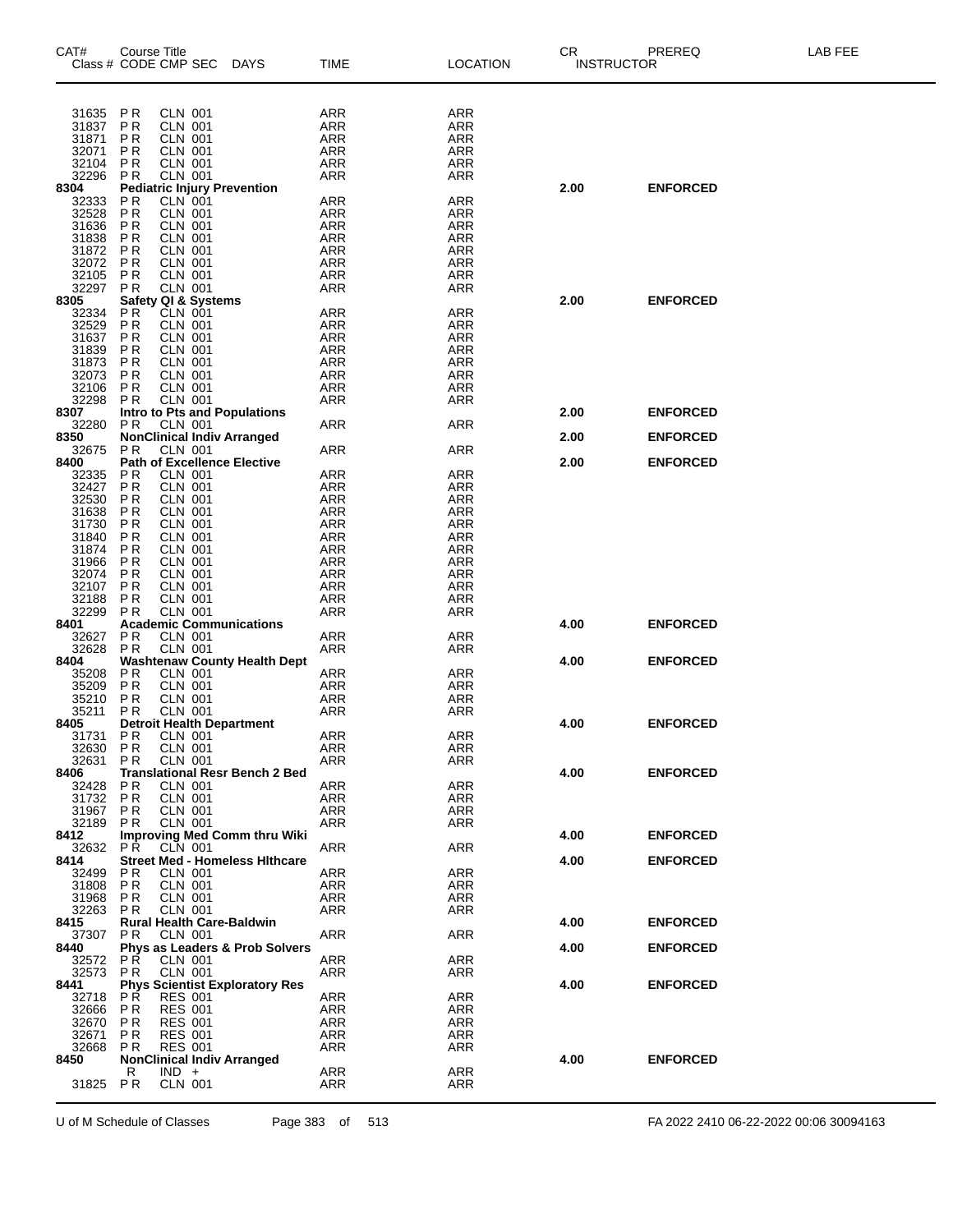| CAT# | Course Title Class # CODE CMP SEC DAYS | TIME | LOCATION | CR INSTRUCTOR | PREREQ | LAB FEE |
|---|---|---|---|---|---|---|
| 31635 | P R CLN 001 | ARR | ARR | | | |
| 31837 | P R CLN 001 | ARR | ARR | | | |
| 31871 | P R CLN 001 | ARR | ARR | | | |
| 32071 | P R CLN 001 | ARR | ARR | | | |
| 32104 | P R CLN 001 | ARR | ARR | | | |
| 32296 | P R CLN 001 | ARR | ARR | | | |
| **8304** | **Pediatric Injury Prevention** | | | **2.00** | **ENFORCED** | |
| 32333 | P R CLN 001 | ARR | ARR | | | |
| 32528 | P R CLN 001 | ARR | ARR | | | |
| 31636 | P R CLN 001 | ARR | ARR | | | |
| 31838 | P R CLN 001 | ARR | ARR | | | |
| 31872 | P R CLN 001 | ARR | ARR | | | |
| 32072 | P R CLN 001 | ARR | ARR | | | |
| 32105 | P R CLN 001 | ARR | ARR | | | |
| 32297 | P R CLN 001 | ARR | ARR | | | |
| **8305** | **Safety QI & Systems** | | | **2.00** | **ENFORCED** | |
| 32334 | P R CLN 001 | ARR | ARR | | | |
| 32529 | P R CLN 001 | ARR | ARR | | | |
| 31637 | P R CLN 001 | ARR | ARR | | | |
| 31839 | P R CLN 001 | ARR | ARR | | | |
| 31873 | P R CLN 001 | ARR | ARR | | | |
| 32073 | P R CLN 001 | ARR | ARR | | | |
| 32106 | P R CLN 001 | ARR | ARR | | | |
| 32298 | P R CLN 001 | ARR | ARR | | | |
| **8307** | **Intro to Pts and Populations** | | | **2.00** | **ENFORCED** | |
| 32280 | P R CLN 001 | ARR | ARR | | | |
| **8350** | **NonClinical Indiv Arranged** | | | **2.00** | **ENFORCED** | |
| 32675 | P R CLN 001 | ARR | ARR | | | |
| **8400** | **Path of Excellence Elective** | | | **2.00** | **ENFORCED** | |
| 32335 | P R CLN 001 | ARR | ARR | | | |
| 32427 | P R CLN 001 | ARR | ARR | | | |
| 32530 | P R CLN 001 | ARR | ARR | | | |
| 31638 | P R CLN 001 | ARR | ARR | | | |
| 31730 | P R CLN 001 | ARR | ARR | | | |
| 31840 | P R CLN 001 | ARR | ARR | | | |
| 31874 | P R CLN 001 | ARR | ARR | | | |
| 31966 | P R CLN 001 | ARR | ARR | | | |
| 32074 | P R CLN 001 | ARR | ARR | | | |
| 32107 | P R CLN 001 | ARR | ARR | | | |
| 32188 | P R CLN 001 | ARR | ARR | | | |
| 32299 | P R CLN 001 | ARR | ARR | | | |
| **8401** | **Academic Communications** | | | **4.00** | **ENFORCED** | |
| 32627 | P R CLN 001 | ARR | ARR | | | |
| 32628 | P R CLN 001 | ARR | ARR | | | |
| **8404** | **Washtenaw County Health Dept** | | | **4.00** | **ENFORCED** | |
| 35208 | P R CLN 001 | ARR | ARR | | | |
| 35209 | P R CLN 001 | ARR | ARR | | | |
| 35210 | P R CLN 001 | ARR | ARR | | | |
| 35211 | P R CLN 001 | ARR | ARR | | | |
| **8405** | **Detroit Health Department** | | | **4.00** | **ENFORCED** | |
| 31731 | P R CLN 001 | ARR | ARR | | | |
| 32630 | P R CLN 001 | ARR | ARR | | | |
| 32631 | P R CLN 001 | ARR | ARR | | | |
| **8406** | **Translational Resr Bench 2 Bed** | | | **4.00** | **ENFORCED** | |
| 32428 | P R CLN 001 | ARR | ARR | | | |
| 31732 | P R CLN 001 | ARR | ARR | | | |
| 31967 | P R CLN 001 | ARR | ARR | | | |
| 32189 | P R CLN 001 | ARR | ARR | | | |
| **8412** | **Improving Med Comm thru Wiki** | | | **4.00** | **ENFORCED** | |
| 32632 | P R CLN 001 | ARR | ARR | | | |
| **8414** | **Street Med - Homeless Hlthcare** | | | **4.00** | **ENFORCED** | |
| 32499 | P R CLN 001 | ARR | ARR | | | |
| 31808 | P R CLN 001 | ARR | ARR | | | |
| 31968 | P R CLN 001 | ARR | ARR | | | |
| 32263 | P R CLN 001 | ARR | ARR | | | |
| **8415** | **Rural Health Care-Baldwin** | | | **4.00** | **ENFORCED** | |
| 37307 | P R CLN 001 | ARR | ARR | | | |
| **8440** | **Phys as Leaders & Prob Solvers** | | | **4.00** | **ENFORCED** | |
| 32572 | P R CLN 001 | ARR | ARR | | | |
| 32573 | P R CLN 001 | ARR | ARR | | | |
| **8441** | **Phys Scientist Exploratory Res** | | | **4.00** | **ENFORCED** | |
| 32718 | P R RES 001 | ARR | ARR | | | |
| 32666 | P R RES 001 | ARR | ARR | | | |
| 32670 | P R RES 001 | ARR | ARR | | | |
| 32671 | P R RES 001 | ARR | ARR | | | |
| 32668 | P R RES 001 | ARR | ARR | | | |
| **8450** | **NonClinical Indiv Arranged** | | | **4.00** | **ENFORCED** | |
| | R IND + | ARR | ARR | | | |
| 31825 | P R CLN 001 | ARR | ARR | | | |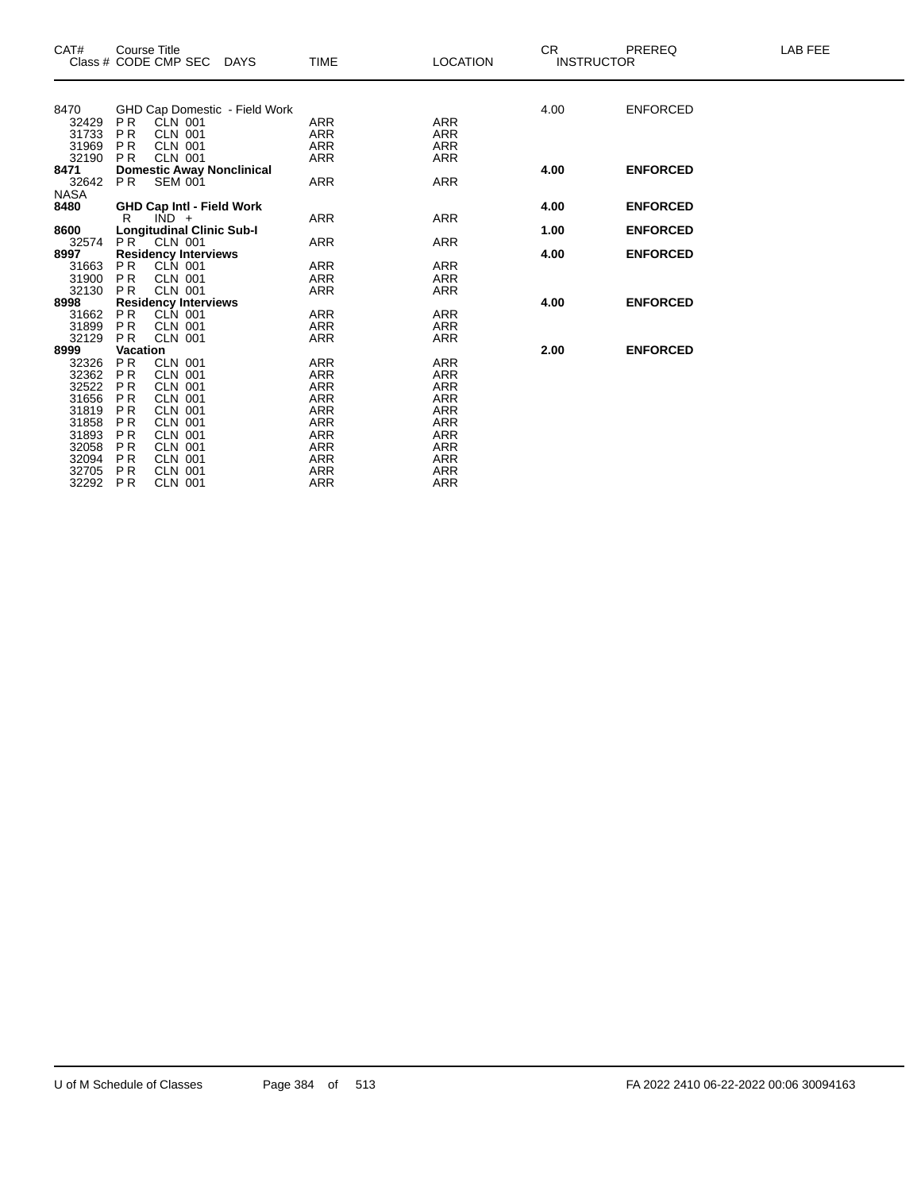| CAT# | Course Title<br>Class # CODE CMP SEC DAYS | TIME | LOCATION | CR INSTRUCTOR | PREREQ | LAB FEE |
|---|---|---|---|---|---|---|
| 8470 | GHD Cap Domestic - Field Work | | | 4.00 | ENFORCED | |
| 32429 | P R CLN 001 | ARR | ARR | | | |
| 31733 | P R CLN 001 | ARR | ARR | | | |
| 31969 | P R CLN 001 | ARR | ARR | | | |
| 32190 | P R CLN 001 | ARR | ARR | | | |
| **8471** | **Domestic Away Nonclinical** | | | **4.00** | **ENFORCED** | |
| 32642 | P R SEM 001 | ARR | ARR | | | |
| NASA | | | | | | |
| **8480** | **GHD Cap Intl - Field Work** | | | **4.00** | **ENFORCED** | |
| | R IND + | ARR | ARR | | | |
| **8600** | **Longitudinal Clinic Sub-I** | | | **1.00** | **ENFORCED** | |
| 32574 | P R CLN 001 | ARR | ARR | | | |
| **8997** | **Residency Interviews** | | | **4.00** | **ENFORCED** | |
| 31663 | P R CLN 001 | ARR | ARR | | | |
| 31900 | P R CLN 001 | ARR | ARR | | | |
| 32130 | P R CLN 001 | ARR | ARR | | | |
| **8998** | **Residency Interviews** | | | **4.00** | **ENFORCED** | |
| 31662 | P R CLN 001 | ARR | ARR | | | |
| 31899 | P R CLN 001 | ARR | ARR | | | |
| 32129 | P R CLN 001 | ARR | ARR | | | |
| **8999** | **Vacation** | | | **2.00** | **ENFORCED** | |
| 32326 | P R CLN 001 | ARR | ARR | | | |
| 32362 | P R CLN 001 | ARR | ARR | | | |
| 32522 | P R CLN 001 | ARR | ARR | | | |
| 31656 | P R CLN 001 | ARR | ARR | | | |
| 31819 | P R CLN 001 | ARR | ARR | | | |
| 31858 | P R CLN 001 | ARR | ARR | | | |
| 31893 | P R CLN 001 | ARR | ARR | | | |
| 32058 | P R CLN 001 | ARR | ARR | | | |
| 32094 | P R CLN 001 | ARR | ARR | | | |
| 32705 | P R CLN 001 | ARR | ARR | | | |
| 32292 | P R CLN 001 | ARR | ARR | | | |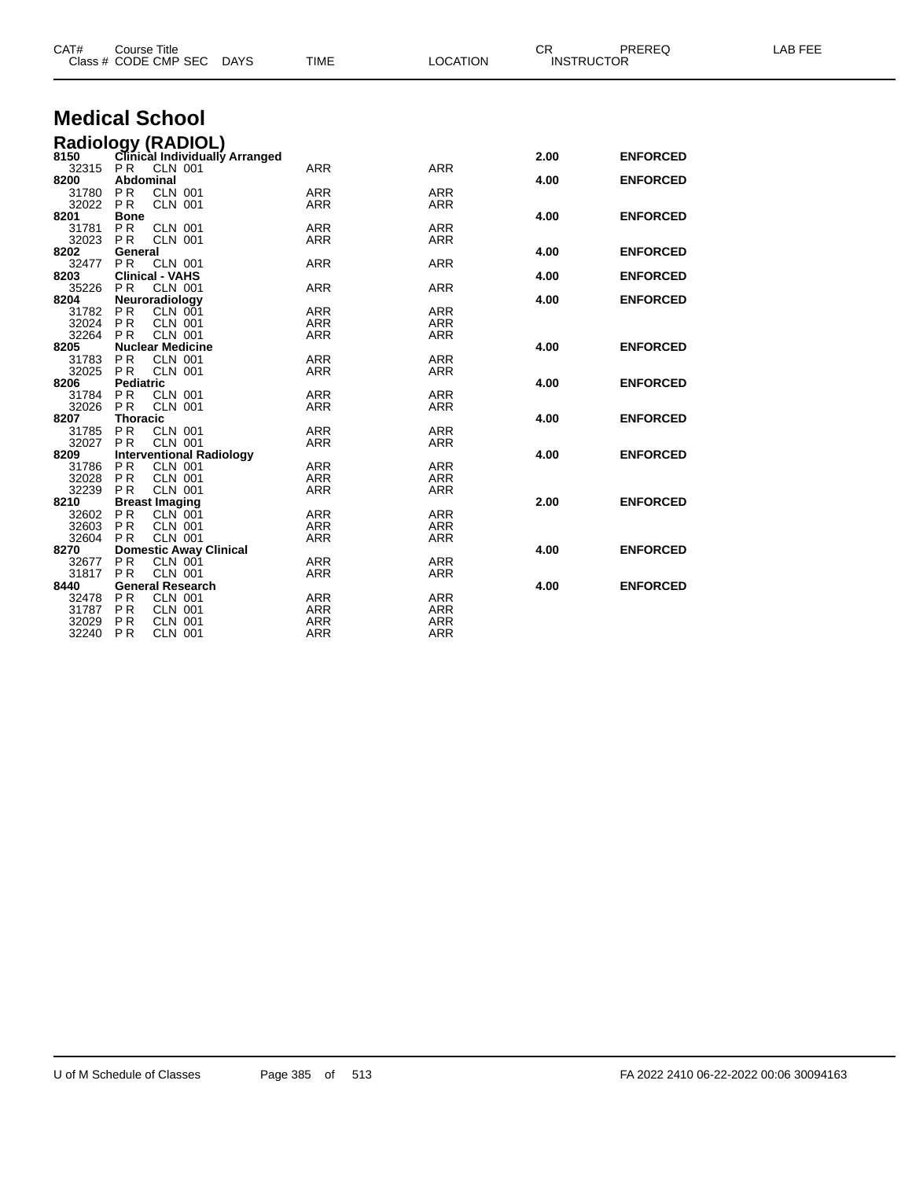| CAT# | Course Title Class # CODE CMP SEC | DAYS | TIME | LOCATION | CR INSTRUCTOR | PREREQ | LAB FEE |
|---|---|---|---|---|---|---|---|

# Medical School

## Radiology (RADIOL)

| CAT# / Class # | Course Title / CODE CMP SEC | TIME | LOCATION | CR | PREREQ |
|---|---|---|---|---|---|
| **8150** | **Clinical Individually Arranged** | | | **2.00** | **ENFORCED** |
| 32315 | P R CLN 001 | ARR | ARR | | |
| **8200** | **Abdominal** | | | **4.00** | **ENFORCED** |
| 31780 | P R CLN 001 | ARR | ARR | | |
| 32022 | P R CLN 001 | ARR | ARR | | |
| **8201** | **Bone** | | | **4.00** | **ENFORCED** |
| 31781 | P R CLN 001 | ARR | ARR | | |
| 32023 | P R CLN 001 | ARR | ARR | | |
| **8202** | **General** | | | **4.00** | **ENFORCED** |
| 32477 | P R CLN 001 | ARR | ARR | | |
| **8203** | **Clinical - VAHS** | | | **4.00** | **ENFORCED** |
| 35226 | P R CLN 001 | ARR | ARR | | |
| **8204** | **Neuroradiology** | | | **4.00** | **ENFORCED** |
| 31782 | P R CLN 001 | ARR | ARR | | |
| 32024 | P R CLN 001 | ARR | ARR | | |
| 32264 | P R CLN 001 | ARR | ARR | | |
| **8205** | **Nuclear Medicine** | | | **4.00** | **ENFORCED** |
| 31783 | P R CLN 001 | ARR | ARR | | |
| 32025 | P R CLN 001 | ARR | ARR | | |
| **8206** | **Pediatric** | | | **4.00** | **ENFORCED** |
| 31784 | P R CLN 001 | ARR | ARR | | |
| 32026 | P R CLN 001 | ARR | ARR | | |
| **8207** | **Thoracic** | | | **4.00** | **ENFORCED** |
| 31785 | P R CLN 001 | ARR | ARR | | |
| 32027 | P R CLN 001 | ARR | ARR | | |
| **8209** | **Interventional Radiology** | | | **4.00** | **ENFORCED** |
| 31786 | P R CLN 001 | ARR | ARR | | |
| 32028 | P R CLN 001 | ARR | ARR | | |
| 32239 | P R CLN 001 | ARR | ARR | | |
| **8210** | **Breast Imaging** | | | **2.00** | **ENFORCED** |
| 32602 | P R CLN 001 | ARR | ARR | | |
| 32603 | P R CLN 001 | ARR | ARR | | |
| 32604 | P R CLN 001 | ARR | ARR | | |
| **8270** | **Domestic Away Clinical** | | | **4.00** | **ENFORCED** |
| 32677 | P R CLN 001 | ARR | ARR | | |
| 31817 | P R CLN 001 | ARR | ARR | | |
| **8440** | **General Research** | | | **4.00** | **ENFORCED** |
| 32478 | P R CLN 001 | ARR | ARR | | |
| 31787 | P R CLN 001 | ARR | ARR | | |
| 32029 | P R CLN 001 | ARR | ARR | | |
| 32240 | P R CLN 001 | ARR | ARR | | |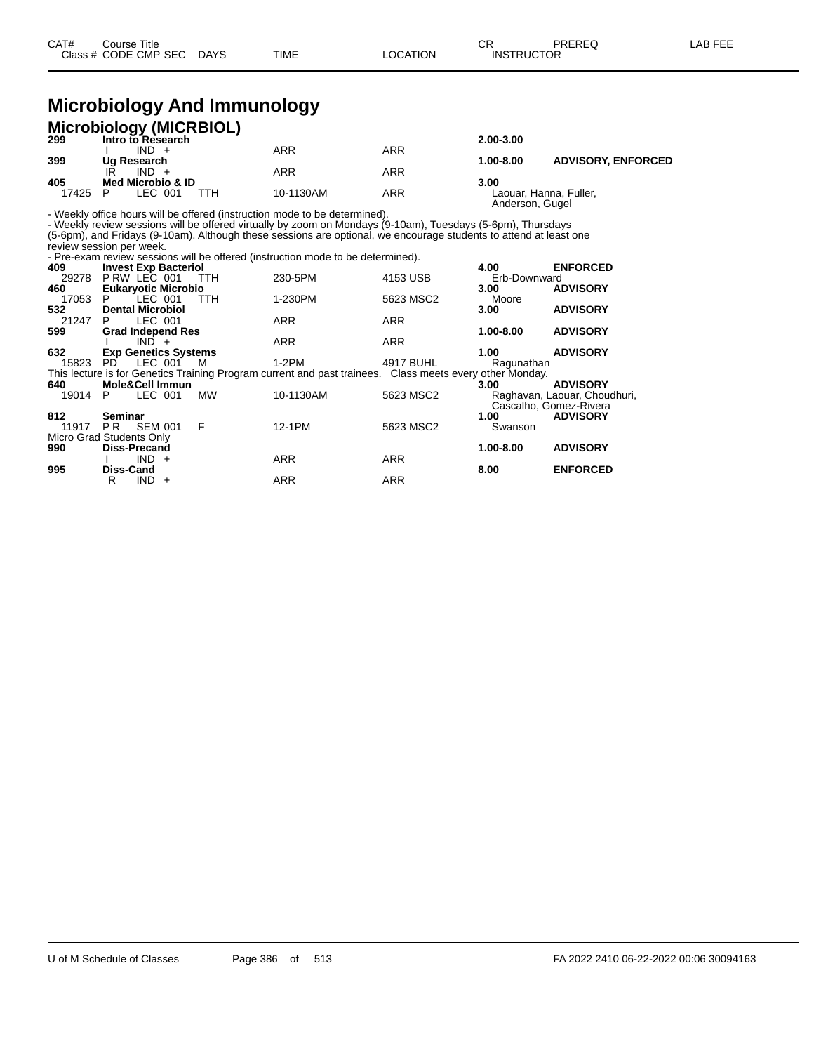# Microbiology And Immunology

## Microbiology (MICRBIOL)

| CAT# | Course Title / Class # CODE CMP SEC | DAYS | TIME | LOCATION | CR / INSTRUCTOR | PREREQ | LAB FEE |
|---|---|---|---|---|---|---|---|
| 299 | **Intro to Research** | | | | **2.00-3.00** | | |
| | I IND + | | ARR | ARR | | | |
| 399 | **Ug Research** | | | | **1.00-8.00** | **ADVISORY, ENFORCED** | |
| | IR IND + | | ARR | ARR | | | |
| 405 | **Med Microbio & ID** | | | | **3.00** | | |
| 17425 | P LEC 001 | TTH | 10-1130AM | ARR | Laouar, Hanna, Fuller, Anderson, Gugel | | |

- Weekly office hours will be offered (instruction mode to be determined).
- Weekly review sessions will be offered virtually by zoom on Mondays (9-10am), Tuesdays (5-6pm), Thursdays (5-6pm), and Fridays (9-10am). Although these sessions are optional, we encourage students to attend at least one review session per week.
- Pre-exam review sessions will be offered (instruction mode to be determined).

| CAT# | Course Title / Class # CODE CMP SEC | DAYS | TIME | LOCATION | CR / INSTRUCTOR | PREREQ | LAB FEE |
|---|---|---|---|---|---|---|---|
| 409 | **Invest Exp Bacteriol** | | | | **4.00** | **ENFORCED** | |
| 29278 | P RW LEC 001 | TTH | 230-5PM | 4153 USB | Erb-Downward | | |
| 460 | **Eukaryotic Microbio** | | | | **3.00** | **ADVISORY** | |
| 17053 | P LEC 001 | TTH | 1-230PM | 5623 MSC2 | Moore | | |
| 532 | **Dental Microbiol** | | | | **3.00** | **ADVISORY** | |
| 21247 | P LEC 001 | | ARR | ARR | | | |
| 599 | **Grad Independ Res** | | | | **1.00-8.00** | **ADVISORY** | |
| | I IND + | | ARR | ARR | | | |
| 632 | **Exp Genetics Systems** | | | | **1.00** | **ADVISORY** | |
| 15823 | PD LEC 001 | M | 1-2PM | 4917 BUHL | Ragunathan | | |

This lecture is for Genetics Training Program current and past trainees. Class meets every other Monday.

| CAT# | Course Title / Class # CODE CMP SEC | DAYS | TIME | LOCATION | CR / INSTRUCTOR | PREREQ | LAB FEE |
|---|---|---|---|---|---|---|---|
| 640 | **Mole&Cell Immun** | | | | **3.00** | **ADVISORY** | |
| 19014 | P LEC 001 | MW | 10-1130AM | 5623 MSC2 | Raghavan, Laouar, Choudhuri, Cascalho, Gomez-Rivera | | |
| 812 | **Seminar** | | | | **1.00** | **ADVISORY** | |
| 11917 | P R SEM 001 | F | 12-1PM | 5623 MSC2 | Swanson | | |

Micro Grad Students Only

| CAT# | Course Title / Class # CODE CMP SEC | DAYS | TIME | LOCATION | CR / INSTRUCTOR | PREREQ | LAB FEE |
|---|---|---|---|---|---|---|---|
| 990 | **Diss-Precand** | | | | **1.00-8.00** | **ADVISORY** | |
| | I IND + | | ARR | ARR | | | |
| 995 | **Diss-Cand** | | | | **8.00** | **ENFORCED** | |
| | R IND + | | ARR | ARR | | | |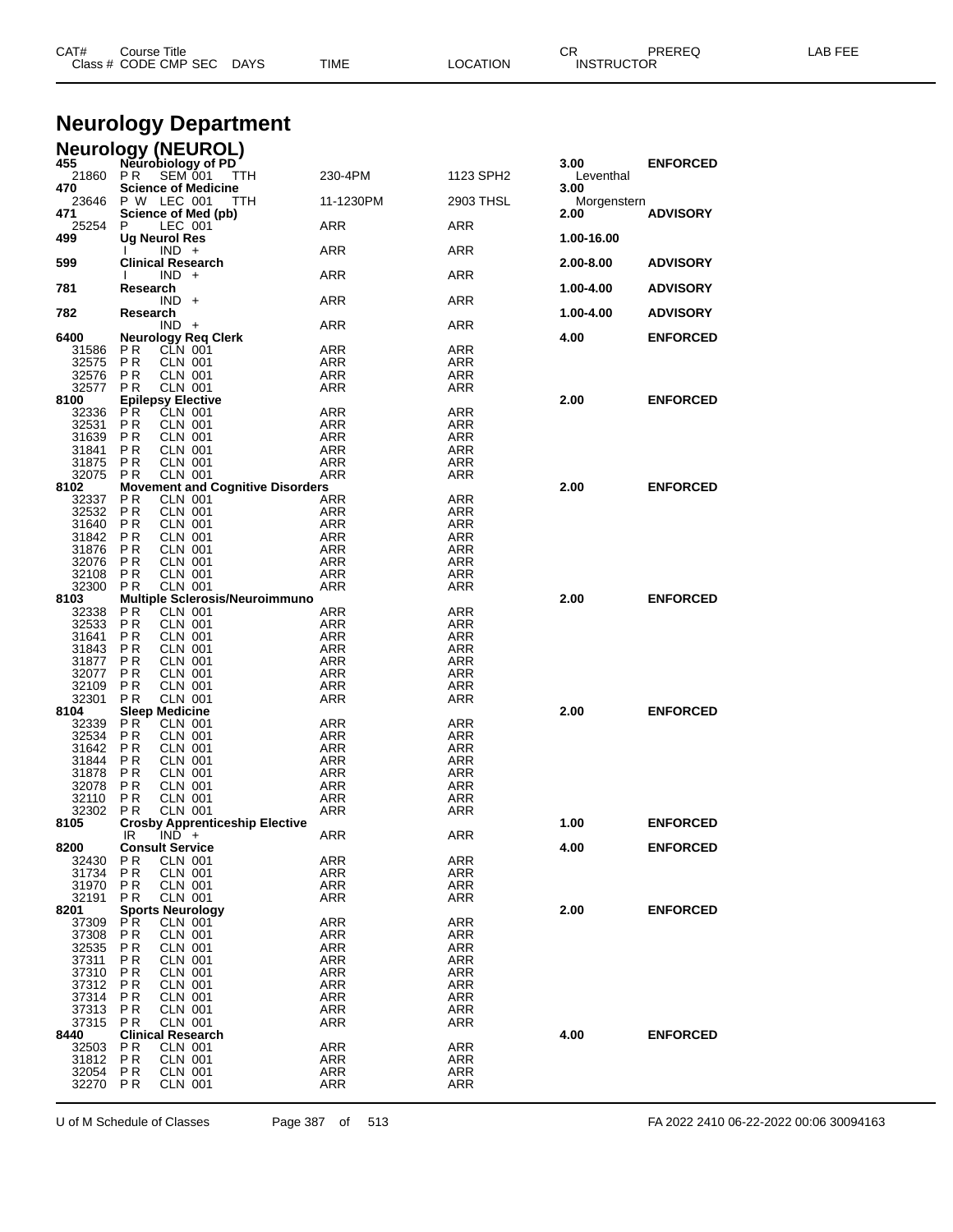| CAT# | Course Title | | | | | CR | PREREQ | LAB FEE |
|---|---|---|---|---|---|---|---|---|
| Class # | CODE CMP SEC | DAYS | TIME | LOCATION | | INSTRUCTOR | | |

# Neurology Department

## Neurology (NEUROL)

| CAT# / Class # | Course Title / CODE CMP SEC | DAYS | TIME | LOCATION | CR / INSTRUCTOR | PREREQ |
|---|---|---|---|---|---|---|
| **455** | **Neurobiology of PD** | | | | **3.00** | **ENFORCED** |
| 21860 | P R SEM 001 | TTH | 230-4PM | 1123 SPH2 | Leventhal | |
| **470** | **Science of Medicine** | | | | **3.00** | |
| 23646 | P W LEC 001 | TTH | 11-1230PM | 2903 THSL | Morgenstern | |
| **471** | **Science of Med (pb)** | | | | **2.00** | **ADVISORY** |
| 25254 | P LEC 001 | | ARR | ARR | | |
| **499** | **Ug Neurol Res** | | | | **1.00-16.00** | |
| | I IND + | | ARR | ARR | | |
| **599** | **Clinical Research** | | | | **2.00-8.00** | **ADVISORY** |
| | I IND + | | ARR | ARR | | |
| **781** | **Research** | | | | **1.00-4.00** | **ADVISORY** |
| | IND + | | ARR | ARR | | |
| **782** | **Research** | | | | **1.00-4.00** | **ADVISORY** |
| | IND + | | ARR | ARR | | |
| **6400** | **Neurology Req Clerk** | | | | **4.00** | **ENFORCED** |
| 31586 | P R CLN 001 | | ARR | ARR | | |
| 32575 | P R CLN 001 | | ARR | ARR | | |
| 32576 | P R CLN 001 | | ARR | ARR | | |
| 32577 | P R CLN 001 | | ARR | ARR | | |
| **8100** | **Epilepsy Elective** | | | | **2.00** | **ENFORCED** |
| 32336 | P R CLN 001 | | ARR | ARR | | |
| 32531 | P R CLN 001 | | ARR | ARR | | |
| 31639 | P R CLN 001 | | ARR | ARR | | |
| 31841 | P R CLN 001 | | ARR | ARR | | |
| 31875 | P R CLN 001 | | ARR | ARR | | |
| 32075 | P R CLN 001 | | ARR | ARR | | |
| **8102** | **Movement and Cognitive Disorders** | | | | **2.00** | **ENFORCED** |
| 32337 | P R CLN 001 | | ARR | ARR | | |
| 32532 | P R CLN 001 | | ARR | ARR | | |
| 31640 | P R CLN 001 | | ARR | ARR | | |
| 31842 | P R CLN 001 | | ARR | ARR | | |
| 31876 | P R CLN 001 | | ARR | ARR | | |
| 32076 | P R CLN 001 | | ARR | ARR | | |
| 32108 | P R CLN 001 | | ARR | ARR | | |
| 32300 | P R CLN 001 | | ARR | ARR | | |
| **8103** | **Multiple Sclerosis/Neuroimmuno** | | | | **2.00** | **ENFORCED** |
| 32338 | P R CLN 001 | | ARR | ARR | | |
| 32533 | P R CLN 001 | | ARR | ARR | | |
| 31641 | P R CLN 001 | | ARR | ARR | | |
| 31843 | P R CLN 001 | | ARR | ARR | | |
| 31877 | P R CLN 001 | | ARR | ARR | | |
| 32077 | P R CLN 001 | | ARR | ARR | | |
| 32109 | P R CLN 001 | | ARR | ARR | | |
| 32301 | P R CLN 001 | | ARR | ARR | | |
| **8104** | **Sleep Medicine** | | | | **2.00** | **ENFORCED** |
| 32339 | P R CLN 001 | | ARR | ARR | | |
| 32534 | P R CLN 001 | | ARR | ARR | | |
| 31642 | P R CLN 001 | | ARR | ARR | | |
| 31844 | P R CLN 001 | | ARR | ARR | | |
| 31878 | P R CLN 001 | | ARR | ARR | | |
| 32078 | P R CLN 001 | | ARR | ARR | | |
| 32110 | P R CLN 001 | | ARR | ARR | | |
| 32302 | P R CLN 001 | | ARR | ARR | | |
| **8105** | **Crosby Apprenticeship Elective** | | | | **1.00** | **ENFORCED** |
| | IR IND + | | ARR | ARR | | |
| **8200** | **Consult Service** | | | | **4.00** | **ENFORCED** |
| 32430 | P R CLN 001 | | ARR | ARR | | |
| 31734 | P R CLN 001 | | ARR | ARR | | |
| 31970 | P R CLN 001 | | ARR | ARR | | |
| 32191 | P R CLN 001 | | ARR | ARR | | |
| **8201** | **Sports Neurology** | | | | **2.00** | **ENFORCED** |
| 37309 | P R CLN 001 | | ARR | ARR | | |
| 37308 | P R CLN 001 | | ARR | ARR | | |
| 32535 | P R CLN 001 | | ARR | ARR | | |
| 37311 | P R CLN 001 | | ARR | ARR | | |
| 37310 | P R CLN 001 | | ARR | ARR | | |
| 37312 | P R CLN 001 | | ARR | ARR | | |
| 37314 | P R CLN 001 | | ARR | ARR | | |
| 37313 | P R CLN 001 | | ARR | ARR | | |
| 37315 | P R CLN 001 | | ARR | ARR | | |
| **8440** | **Clinical Research** | | | | **4.00** | **ENFORCED** |
| 32503 | P R CLN 001 | | ARR | ARR | | |
| 31812 | P R CLN 001 | | ARR | ARR | | |
| 32054 | P R CLN 001 | | ARR | ARR | | |
| 32270 | P R CLN 001 | | ARR | ARR | | |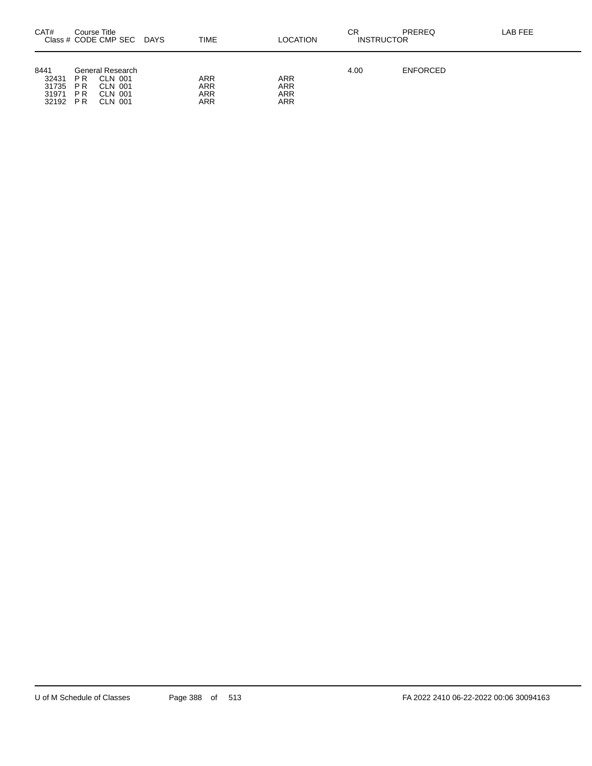| CAT# | Course Title Class # CODE CMP SEC | DAYS | TIME | LOCATION | CR INSTRUCTOR | PREREQ | LAB FEE |
|---|---|---|---|---|---|---|---|
| 8441 | General Research | | | | 4.00 | ENFORCED | |
| 32431 | P R CLN 001 | | ARR | ARR | | | |
| 31735 | P R CLN 001 | | ARR | ARR | | | |
| 31971 | P R CLN 001 | | ARR | ARR | | | |
| 32192 | P R CLN 001 | | ARR | ARR | | | |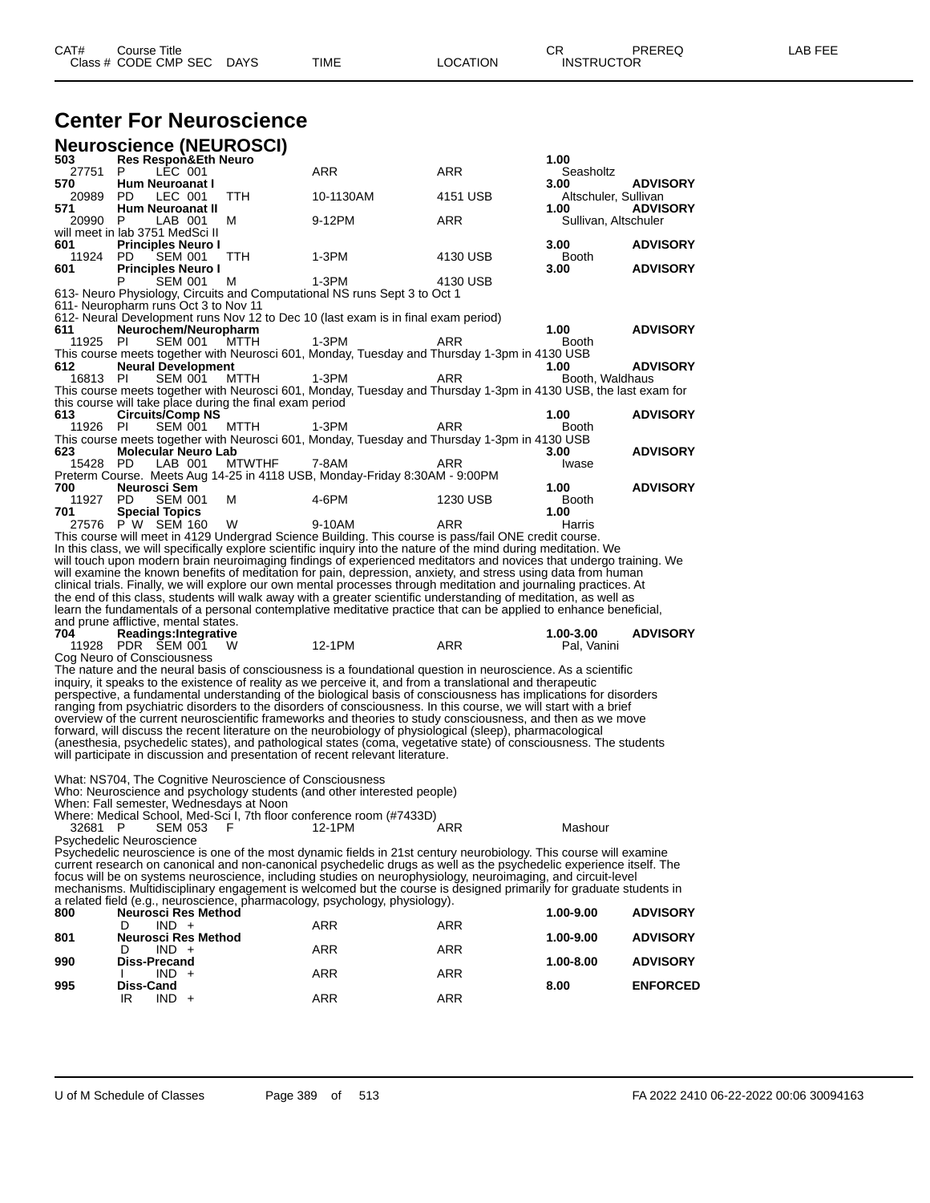# Center For Neuroscience

## Neuroscience (NEUROSCI)

| CAT# Class # | Course Title CODE | CMP | SEC | DAYS | TIME | LOCATION | CR INSTRUCTOR | PREREQ | LAB FEE |
|---|---|---|---|---|---|---|---|---|---|
| **503** | **Res Respon&Eth Neuro** | | | | | | **1.00** | | |
| 27751 | P | LEC | 001 | | ARR | ARR | Seasholtz | | |
| **570** | **Hum Neuroanat I** | | | | | | **3.00** | **ADVISORY** | |
| 20989 | PD | LEC | 001 | TTH | 10-1130AM | 4151 USB | Altschuler, Sullivan | | |
| **571** | **Hum Neuroanat II** | | | | | | **1.00** | **ADVISORY** | |
| 20990 | P | LAB | 001 | M | 9-12PM | ARR | Sullivan, Altschuler | | |

will meet in lab 3751 MedSci II

| CAT# Class # | Course Title CODE | CMP | SEC | DAYS | TIME | LOCATION | CR INSTRUCTOR | PREREQ | LAB FEE |
|---|---|---|---|---|---|---|---|---|---|
| **601** | **Principles Neuro I** | | | | | | **3.00** | **ADVISORY** | |
| 11924 | PD | SEM | 001 | TTH | 1-3PM | 4130 USB | Booth | | |
| **601** | **Principles Neuro I** | | | | | | **3.00** | **ADVISORY** | |
| | P | SEM | 001 | M | 1-3PM | 4130 USB | | | |

613- Neuro Physiology, Circuits and Computational NS runs Sept 3 to Oct 1
611- Neuropharm runs Oct 3 to Nov 11
612- Neural Development runs Nov 12 to Dec 10 (last exam is in final exam period)

| CAT# Class # | Course Title CODE | CMP | SEC | DAYS | TIME | LOCATION | CR INSTRUCTOR | PREREQ | LAB FEE |
|---|---|---|---|---|---|---|---|---|---|
| **611** | **Neurochem/Neuropharm** | | | | | | **1.00** | **ADVISORY** | |
| 11925 | PI | SEM | 001 | MTTH | 1-3PM | ARR | Booth | | |

This course meets together with Neurosci 601, Monday, Tuesday and Thursday 1-3pm in 4130 USB

| CAT# Class # | Course Title CODE | CMP | SEC | DAYS | TIME | LOCATION | CR INSTRUCTOR | PREREQ | LAB FEE |
|---|---|---|---|---|---|---|---|---|---|
| **612** | **Neural Development** | | | | | | **1.00** | **ADVISORY** | |
| 16813 | PI | SEM | 001 | MTTH | 1-3PM | ARR | Booth, Waldhaus | | |

This course meets together with Neurosci 601, Monday, Tuesday and Thursday 1-3pm in 4130 USB, the last exam for this course will take place during the final exam period

| CAT# Class # | Course Title CODE | CMP | SEC | DAYS | TIME | LOCATION | CR INSTRUCTOR | PREREQ | LAB FEE |
|---|---|---|---|---|---|---|---|---|---|
| **613** | **Circuits/Comp NS** | | | | | | **1.00** | **ADVISORY** | |
| 11926 | PI | SEM | 001 | MTTH | 1-3PM | ARR | Booth | | |

This course meets together with Neurosci 601, Monday, Tuesday and Thursday 1-3pm in 4130 USB

| CAT# Class # | Course Title CODE | CMP | SEC | DAYS | TIME | LOCATION | CR INSTRUCTOR | PREREQ | LAB FEE |
|---|---|---|---|---|---|---|---|---|---|
| **623** | **Molecular Neuro Lab** | | | | | | **3.00** | **ADVISORY** | |
| 15428 | PD | LAB | 001 | MTWTHF | 7-8AM | ARR | Iwase | | |

Preterm Course. Meets Aug 14-25 in 4118 USB, Monday-Friday 8:30AM - 9:00PM

| CAT# Class # | Course Title CODE | CMP | SEC | DAYS | TIME | LOCATION | CR INSTRUCTOR | PREREQ | LAB FEE |
|---|---|---|---|---|---|---|---|---|---|
| **700** | **Neurosci Sem** | | | | | | **1.00** | **ADVISORY** | |
| 11927 | PD | SEM | 001 | M | 4-6PM | 1230 USB | Booth | | |
| **701** | **Special Topics** | | | | | | **1.00** | | |
| 27576 | P W | SEM | 160 | W | 9-10AM | ARR | Harris | | |

This course will meet in 4129 Undergrad Science Building. This course is pass/fail ONE credit course.
In this class, we will specifically explore scientific inquiry into the nature of the mind during meditation. We will touch upon modern brain neuroimaging findings of experienced meditators and novices that undergo training. We will examine the known benefits of meditation for pain, depression, anxiety, and stress using data from human clinical trials. Finally, we will explore our own mental processes through meditation and journaling practices. At the end of this class, students will walk away with a greater scientific understanding of meditation, as well as learn the fundamentals of a personal contemplative meditative practice that can be applied to enhance beneficial, and prune afflictive, mental states.

| CAT# Class # | Course Title CODE | CMP | SEC | DAYS | TIME | LOCATION | CR INSTRUCTOR | PREREQ | LAB FEE |
|---|---|---|---|---|---|---|---|---|---|
| **704** | **Readings:Integrative** | | | | | | **1.00-3.00** | **ADVISORY** | |
| 11928 | PDR | SEM | 001 | W | 12-1PM | ARR | Pal, Vanini | | |

Cog Neuro of Consciousness
The nature and the neural basis of consciousness is a foundational question in neuroscience. As a scientific inquiry, it speaks to the existence of reality as we perceive it, and from a translational and therapeutic perspective, a fundamental understanding of the biological basis of consciousness has implications for disorders ranging from psychiatric disorders to the disorders of consciousness. In this course, we will start with a brief overview of the current neuroscientific frameworks and theories to study consciousness, and then as we move forward, will discuss the recent literature on the neurobiology of physiological (sleep), pharmacological (anesthesia, psychedelic states), and pathological states (coma, vegetative state) of consciousness. The students will participate in discussion and presentation of recent relevant literature.

What: NS704, The Cognitive Neuroscience of Consciousness
Who: Neuroscience and psychology students (and other interested people)
When: Fall semester, Wednesdays at Noon
Where: Medical School, Med-Sci I, 7th floor conference room (#7433D)

| CAT# Class # | Course Title CODE | CMP | SEC | DAYS | TIME | LOCATION | CR INSTRUCTOR | PREREQ | LAB FEE |
|---|---|---|---|---|---|---|---|---|---|
| 32681 | P | SEM | 053 | F | 12-1PM | ARR | Mashour | | |

Psychedelic Neuroscience
Psychedelic neuroscience is one of the most dynamic fields in 21st century neurobiology. This course will examine current research on canonical and non-canonical psychedelic drugs as well as the psychedelic experience itself. The focus will be on systems neuroscience, including studies on neurophysiology, neuroimaging, and circuit-level mechanisms. Multidisciplinary engagement is welcomed but the course is designed primarily for graduate students in a related field (e.g., neuroscience, pharmacology, psychology, physiology).

| CAT# Class # | Course Title CODE | CMP | SEC | DAYS | TIME | LOCATION | CR INSTRUCTOR | PREREQ | LAB FEE |
|---|---|---|---|---|---|---|---|---|---|
| **800** | **Neurosci Res Method** | | | | | | **1.00-9.00** | **ADVISORY** | |
| | D | IND | + | | ARR | ARR | | | |
| **801** | **Neurosci Res Method** | | | | | | **1.00-9.00** | **ADVISORY** | |
| | D | IND | + | | ARR | ARR | | | |
| **990** | **Diss-Precand** | | | | | | **1.00-8.00** | **ADVISORY** | |
| | I | IND | + | | ARR | ARR | | | |
| **995** | **Diss-Cand** | | | | | | **8.00** | **ENFORCED** | |
| | IR | IND | + | | ARR | ARR | | | |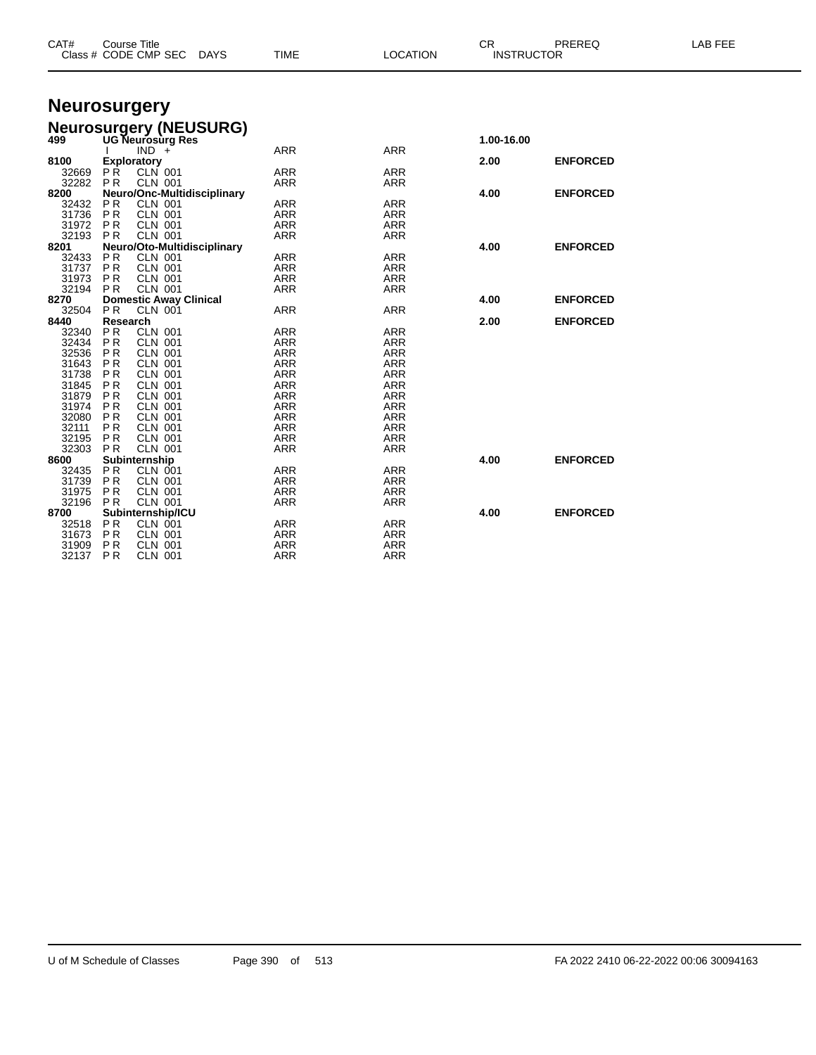| CAT# | Course Title | | | | | | CR | PREREQ | LAB FEE |
|---|---|---|---|---|---|---|---|---|---|
| Class # | CODE | CMP | SEC | DAYS | TIME | LOCATION | INSTRUCTOR | | |

# Neurosurgery

## Neurosurgery (NEUSURG)

| CAT# | Course Title / Class # | CODE | CMP SEC | TIME | LOCATION | CR | PREREQ |
|---|---|---|---|---|---|---|---|
| **499** | **UG Neurosurg Res** | | | | | **1.00-16.00** | |
| | | I | IND + | ARR | ARR | | |
| **8100** | **Exploratory** | | | | | **2.00** | **ENFORCED** |
| | 32669 | P R | CLN 001 | ARR | ARR | | |
| | 32282 | P R | CLN 001 | ARR | ARR | | |
| **8200** | **Neuro/Onc-Multidisciplinary** | | | | | **4.00** | **ENFORCED** |
| | 32432 | P R | CLN 001 | ARR | ARR | | |
| | 31736 | P R | CLN 001 | ARR | ARR | | |
| | 31972 | P R | CLN 001 | ARR | ARR | | |
| | 32193 | P R | CLN 001 | ARR | ARR | | |
| **8201** | **Neuro/Oto-Multidisciplinary** | | | | | **4.00** | **ENFORCED** |
| | 32433 | P R | CLN 001 | ARR | ARR | | |
| | 31737 | P R | CLN 001 | ARR | ARR | | |
| | 31973 | P R | CLN 001 | ARR | ARR | | |
| | 32194 | P R | CLN 001 | ARR | ARR | | |
| **8270** | **Domestic Away Clinical** | | | | | **4.00** | **ENFORCED** |
| | 32504 | P R | CLN 001 | ARR | ARR | | |
| **8440** | **Research** | | | | | **2.00** | **ENFORCED** |
| | 32340 | P R | CLN 001 | ARR | ARR | | |
| | 32434 | P R | CLN 001 | ARR | ARR | | |
| | 32536 | P R | CLN 001 | ARR | ARR | | |
| | 31643 | P R | CLN 001 | ARR | ARR | | |
| | 31738 | P R | CLN 001 | ARR | ARR | | |
| | 31845 | P R | CLN 001 | ARR | ARR | | |
| | 31879 | P R | CLN 001 | ARR | ARR | | |
| | 31974 | P R | CLN 001 | ARR | ARR | | |
| | 32080 | P R | CLN 001 | ARR | ARR | | |
| | 32111 | P R | CLN 001 | ARR | ARR | | |
| | 32195 | P R | CLN 001 | ARR | ARR | | |
| | 32303 | P R | CLN 001 | ARR | ARR | | |
| **8600** | **Subinternship** | | | | | **4.00** | **ENFORCED** |
| | 32435 | P R | CLN 001 | ARR | ARR | | |
| | 31739 | P R | CLN 001 | ARR | ARR | | |
| | 31975 | P R | CLN 001 | ARR | ARR | | |
| | 32196 | P R | CLN 001 | ARR | ARR | | |
| **8700** | **Subinternship/ICU** | | | | | **4.00** | **ENFORCED** |
| | 32518 | P R | CLN 001 | ARR | ARR | | |
| | 31673 | P R | CLN 001 | ARR | ARR | | |
| | 31909 | P R | CLN 001 | ARR | ARR | | |
| | 32137 | P R | CLN 001 | ARR | ARR | | |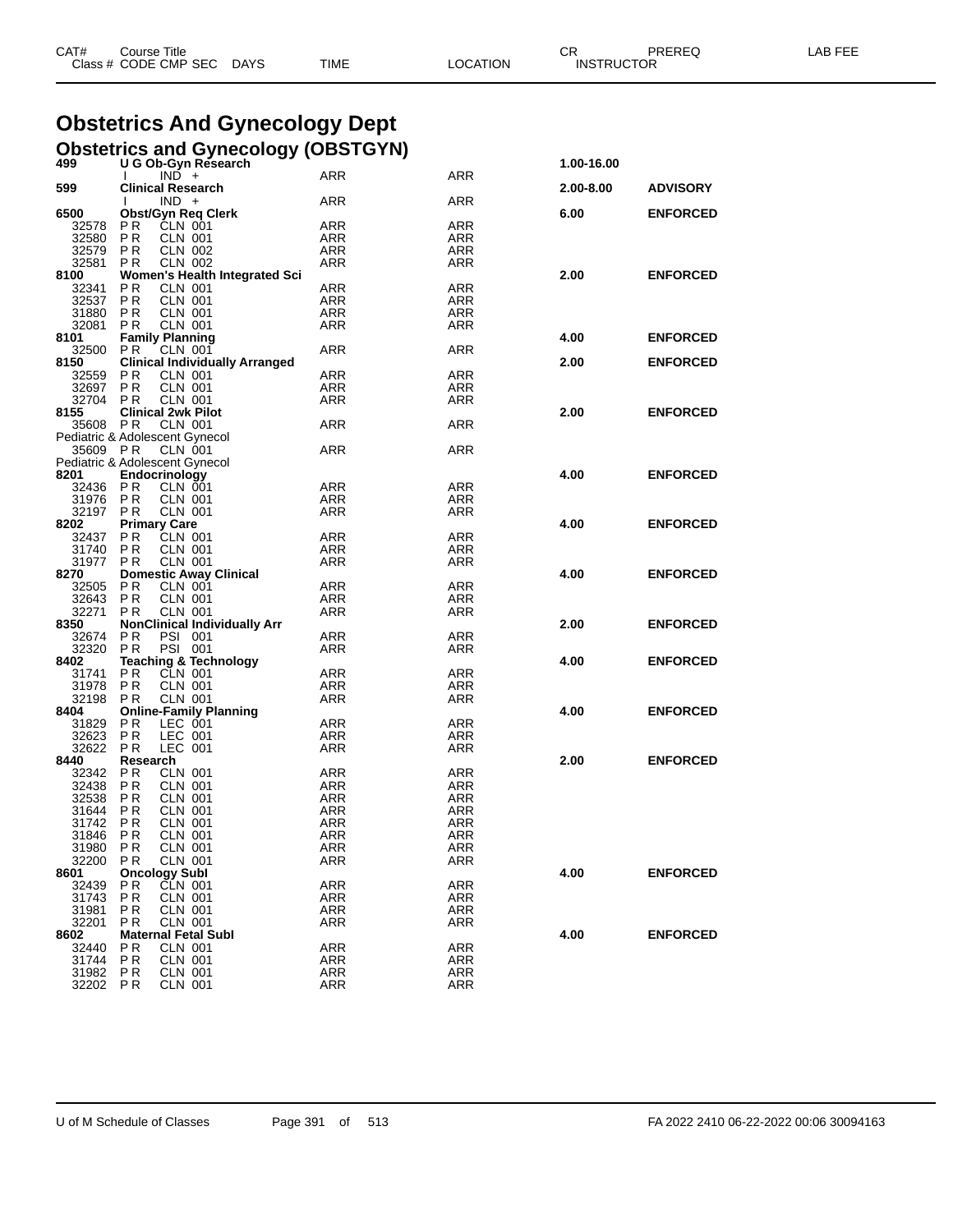| CAT# | Course Title | | | | CR | PREREQ | LAB FEE |
|---|---|---|---|---|---|---|---|
| Class # | CODE CMP SEC DAYS | TIME | LOCATION | INSTRUCTOR | | | |

# Obstetrics And Gynecology Dept

## Obstetrics and Gynecology (OBSTGYN)

| CAT# / Class # | Course Title / CODE CMP SEC DAYS | TIME | LOCATION | CR | PREREQ |
|---|---|---|---|---|---|
| **499** | **U G Ob-Gyn Research** | | | **1.00-16.00** | |
| | I IND + | ARR | ARR | | |
| **599** | **Clinical Research** | | | **2.00-8.00** | **ADVISORY** |
| | I IND + | ARR | ARR | | |
| **6500** | **Obst/Gyn Req Clerk** | | | **6.00** | **ENFORCED** |
| 32578 | P R CLN 001 | ARR | ARR | | |
| 32580 | P R CLN 001 | ARR | ARR | | |
| 32579 | P R CLN 002 | ARR | ARR | | |
| 32581 | P R CLN 002 | ARR | ARR | | |
| **8100** | **Women's Health Integrated Sci** | | | **2.00** | **ENFORCED** |
| 32341 | P R CLN 001 | ARR | ARR | | |
| 32537 | P R CLN 001 | ARR | ARR | | |
| 31880 | P R CLN 001 | ARR | ARR | | |
| 32081 | P R CLN 001 | ARR | ARR | | |
| **8101** | **Family Planning** | | | **4.00** | **ENFORCED** |
| 32500 | P R CLN 001 | ARR | ARR | | |
| **8150** | **Clinical Individually Arranged** | | | **2.00** | **ENFORCED** |
| 32559 | P R CLN 001 | ARR | ARR | | |
| 32697 | P R CLN 001 | ARR | ARR | | |
| 32704 | P R CLN 001 | ARR | ARR | | |
| **8155** | **Clinical 2wk Pilot** | | | **2.00** | **ENFORCED** |
| 35608 | P R CLN 001 | ARR | ARR | | |
| | Pediatric & Adolescent Gynecol | | | | |
| 35609 | P R CLN 001 | ARR | ARR | | |
| | Pediatric & Adolescent Gynecol | | | | |
| **8201** | **Endocrinology** | | | **4.00** | **ENFORCED** |
| 32436 | P R CLN 001 | ARR | ARR | | |
| 31976 | P R CLN 001 | ARR | ARR | | |
| 32197 | P R CLN 001 | ARR | ARR | | |
| **8202** | **Primary Care** | | | **4.00** | **ENFORCED** |
| 32437 | P R CLN 001 | ARR | ARR | | |
| 31740 | P R CLN 001 | ARR | ARR | | |
| 31977 | P R CLN 001 | ARR | ARR | | |
| **8270** | **Domestic Away Clinical** | | | **4.00** | **ENFORCED** |
| 32505 | P R CLN 001 | ARR | ARR | | |
| 32643 | P R CLN 001 | ARR | ARR | | |
| 32271 | P R CLN 001 | ARR | ARR | | |
| **8350** | **NonClinical Individually Arr** | | | **2.00** | **ENFORCED** |
| 32674 | P R PSI 001 | ARR | ARR | | |
| 32320 | P R PSI 001 | ARR | ARR | | |
| **8402** | **Teaching & Technology** | | | **4.00** | **ENFORCED** |
| 31741 | P R CLN 001 | ARR | ARR | | |
| 31978 | P R CLN 001 | ARR | ARR | | |
| 32198 | P R CLN 001 | ARR | ARR | | |
| **8404** | **Online-Family Planning** | | | **4.00** | **ENFORCED** |
| 31829 | P R LEC 001 | ARR | ARR | | |
| 32623 | P R LEC 001 | ARR | ARR | | |
| 32622 | P R LEC 001 | ARR | ARR | | |
| **8440** | **Research** | | | **2.00** | **ENFORCED** |
| 32342 | P R CLN 001 | ARR | ARR | | |
| 32438 | P R CLN 001 | ARR | ARR | | |
| 32538 | P R CLN 001 | ARR | ARR | | |
| 31644 | P R CLN 001 | ARR | ARR | | |
| 31742 | P R CLN 001 | ARR | ARR | | |
| 31846 | P R CLN 001 | ARR | ARR | | |
| 31980 | P R CLN 001 | ARR | ARR | | |
| 32200 | P R CLN 001 | ARR | ARR | | |
| **8601** | **Oncology Subl** | | | **4.00** | **ENFORCED** |
| 32439 | P R CLN 001 | ARR | ARR | | |
| 31743 | P R CLN 001 | ARR | ARR | | |
| 31981 | P R CLN 001 | ARR | ARR | | |
| 32201 | P R CLN 001 | ARR | ARR | | |
| **8602** | **Maternal Fetal Subl** | | | **4.00** | **ENFORCED** |
| 32440 | P R CLN 001 | ARR | ARR | | |
| 31744 | P R CLN 001 | ARR | ARR | | |
| 31982 | P R CLN 001 | ARR | ARR | | |
| 32202 | P R CLN 001 | ARR | ARR | | |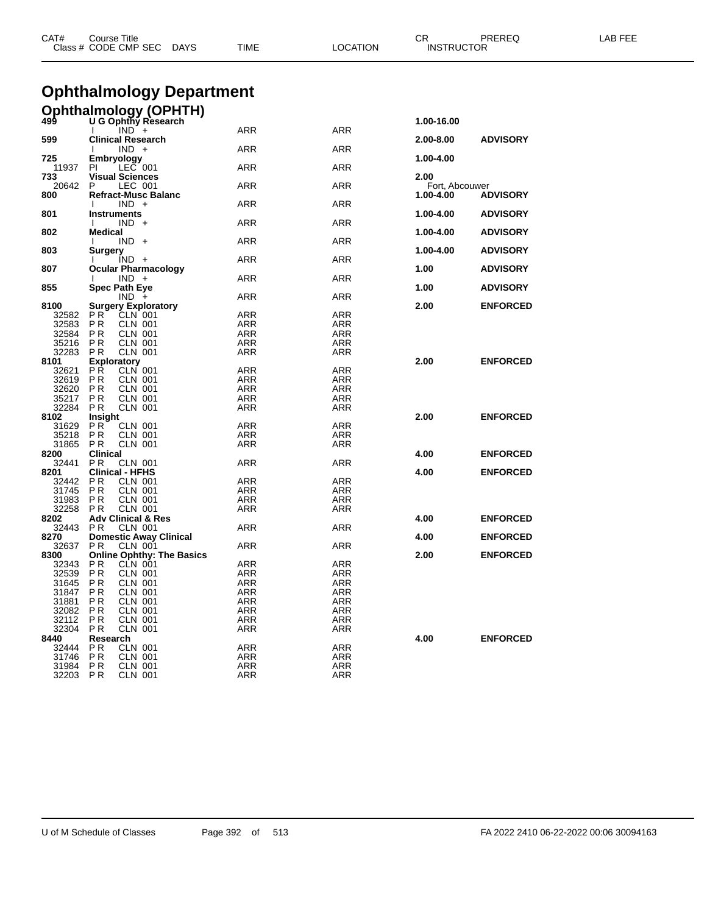| CAT# | Course Title | | | | | CR | PREREQ | LAB FEE |
|---|---|---|---|---|---|---|---|---|
| Class # | CODE CMP SEC | DAYS | TIME | LOCATION | | INSTRUCTOR | | |

# Ophthalmology Department

## Ophthalmology (OPHTH)

| CAT# | Class # | CODE CMP SEC | DAYS / TIME | LOCATION | CR / INSTRUCTOR | PREREQ |
|---|---|---|---|---|---|---|
| **499** | **U G Ophthy Research** | | | | **1.00-16.00** | |
| | | I IND + | ARR | ARR | | |
| **599** | **Clinical Research** | | | | **2.00-8.00** | **ADVISORY** |
| | | I IND + | ARR | ARR | | |
| **725** | **Embryology** | | | | **1.00-4.00** | |
| | 11937 | PI LEC 001 | ARR | ARR | | |
| **733** | **Visual Sciences** | | | | **2.00** | |
| | 20642 | P LEC 001 | ARR | ARR | Fort, Abcouwer | |
| **800** | **Refract-Musc Balanc** | | | | **1.00-4.00** | **ADVISORY** |
| | | I IND + | ARR | ARR | | |
| **801** | **Instruments** | | | | **1.00-4.00** | **ADVISORY** |
| | | I IND + | ARR | ARR | | |
| **802** | **Medical** | | | | **1.00-4.00** | **ADVISORY** |
| | | I IND + | ARR | ARR | | |
| **803** | **Surgery** | | | | **1.00-4.00** | **ADVISORY** |
| | | I IND + | ARR | ARR | | |
| **807** | **Ocular Pharmacology** | | | | **1.00** | **ADVISORY** |
| | | I IND + | ARR | ARR | | |
| **855** | **Spec Path Eye** | | | | **1.00** | **ADVISORY** |
| | | IND + | ARR | ARR | | |
| **8100** | **Surgery Exploratory** | | | | **2.00** | **ENFORCED** |
| | 32582 | P R CLN 001 | ARR | ARR | | |
| | 32583 | P R CLN 001 | ARR | ARR | | |
| | 32584 | P R CLN 001 | ARR | ARR | | |
| | 35216 | P R CLN 001 | ARR | ARR | | |
| | 32283 | P R CLN 001 | ARR | ARR | | |
| **8101** | **Exploratory** | | | | **2.00** | **ENFORCED** |
| | 32621 | P R CLN 001 | ARR | ARR | | |
| | 32619 | P R CLN 001 | ARR | ARR | | |
| | 32620 | P R CLN 001 | ARR | ARR | | |
| | 35217 | P R CLN 001 | ARR | ARR | | |
| | 32284 | P R CLN 001 | ARR | ARR | | |
| **8102** | **Insight** | | | | **2.00** | **ENFORCED** |
| | 31629 | P R CLN 001 | ARR | ARR | | |
| | 35218 | P R CLN 001 | ARR | ARR | | |
| | 31865 | P R CLN 001 | ARR | ARR | | |
| **8200** | **Clinical** | | | | **4.00** | **ENFORCED** |
| | 32441 | P R CLN 001 | ARR | ARR | | |
| **8201** | **Clinical - HFHS** | | | | **4.00** | **ENFORCED** |
| | 32442 | P R CLN 001 | ARR | ARR | | |
| | 31745 | P R CLN 001 | ARR | ARR | | |
| | 31983 | P R CLN 001 | ARR | ARR | | |
| | 32258 | P R CLN 001 | ARR | ARR | | |
| **8202** | **Adv Clinical & Res** | | | | **4.00** | **ENFORCED** |
| | 32443 | P R CLN 001 | ARR | ARR | | |
| **8270** | **Domestic Away Clinical** | | | | **4.00** | **ENFORCED** |
| | 32637 | P R CLN 001 | ARR | ARR | | |
| **8300** | **Online Ophthy: The Basics** | | | | **2.00** | **ENFORCED** |
| | 32343 | P R CLN 001 | ARR | ARR | | |
| | 32539 | P R CLN 001 | ARR | ARR | | |
| | 31645 | P R CLN 001 | ARR | ARR | | |
| | 31847 | P R CLN 001 | ARR | ARR | | |
| | 31881 | P R CLN 001 | ARR | ARR | | |
| | 32082 | P R CLN 001 | ARR | ARR | | |
| | 32112 | P R CLN 001 | ARR | ARR | | |
| | 32304 | P R CLN 001 | ARR | ARR | | |
| **8440** | **Research** | | | | **4.00** | **ENFORCED** |
| | 32444 | P R CLN 001 | ARR | ARR | | |
| | 31746 | P R CLN 001 | ARR | ARR | | |
| | 31984 | P R CLN 001 | ARR | ARR | | |
| | 32203 | P R CLN 001 | ARR | ARR | | |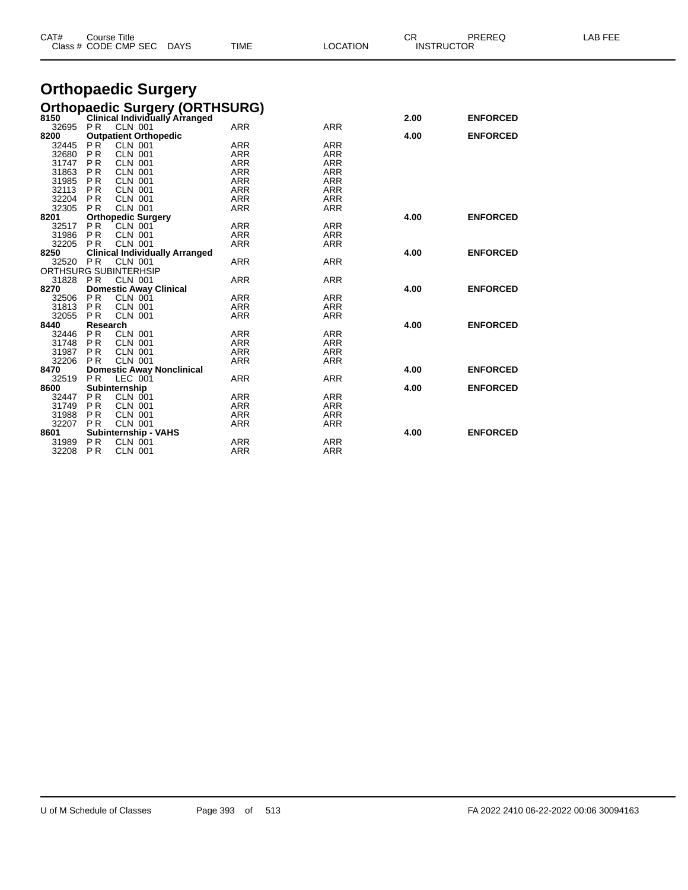| CAT# | Course Title | | | | | CR | PREREQ | LAB FEE |
|---|---|---|---|---|---|---|---|---|
| Class # | CODE | CMP | SEC | DAYS | TIME | LOCATION | INSTRUCTOR | |

# Orthopaedic Surgery

## Orthopaedic Surgery (ORTHSURG)

| CAT# / Class # | Course Title / CODE CMP SEC | TIME | LOCATION | CR | PREREQ |
|---|---|---|---|---|---|
| **8150** | **Clinical Individually Arranged** | | | **2.00** | **ENFORCED** |
| 32695 | P R CLN 001 | ARR | ARR | | |
| **8200** | **Outpatient Orthopedic** | | | **4.00** | **ENFORCED** |
| 32445 | P R CLN 001 | ARR | ARR | | |
| 32680 | P R CLN 001 | ARR | ARR | | |
| 31747 | P R CLN 001 | ARR | ARR | | |
| 31863 | P R CLN 001 | ARR | ARR | | |
| 31985 | P R CLN 001 | ARR | ARR | | |
| 32113 | P R CLN 001 | ARR | ARR | | |
| 32204 | P R CLN 001 | ARR | ARR | | |
| 32305 | P R CLN 001 | ARR | ARR | | |
| **8201** | **Orthopedic Surgery** | | | **4.00** | **ENFORCED** |
| 32517 | P R CLN 001 | ARR | ARR | | |
| 31986 | P R CLN 001 | ARR | ARR | | |
| 32205 | P R CLN 001 | ARR | ARR | | |
| **8250** | **Clinical Individually Arranged** | | | **4.00** | **ENFORCED** |
| 32520 | P R CLN 001 | ARR | ARR | | |
| ORTHSURG SUBINTERHSIP | | | | | |
| 31828 | P R CLN 001 | ARR | ARR | | |
| **8270** | **Domestic Away Clinical** | | | **4.00** | **ENFORCED** |
| 32506 | P R CLN 001 | ARR | ARR | | |
| 31813 | P R CLN 001 | ARR | ARR | | |
| 32055 | P R CLN 001 | ARR | ARR | | |
| **8440** | **Research** | | | **4.00** | **ENFORCED** |
| 32446 | P R CLN 001 | ARR | ARR | | |
| 31748 | P R CLN 001 | ARR | ARR | | |
| 31987 | P R CLN 001 | ARR | ARR | | |
| 32206 | P R CLN 001 | ARR | ARR | | |
| **8470** | **Domestic Away Nonclinical** | | | **4.00** | **ENFORCED** |
| 32519 | P R LEC 001 | ARR | ARR | | |
| **8600** | **Subinternship** | | | **4.00** | **ENFORCED** |
| 32447 | P R CLN 001 | ARR | ARR | | |
| 31749 | P R CLN 001 | ARR | ARR | | |
| 31988 | P R CLN 001 | ARR | ARR | | |
| 32207 | P R CLN 001 | ARR | ARR | | |
| **8601** | **Subinternship - VAHS** | | | **4.00** | **ENFORCED** |
| 31989 | P R CLN 001 | ARR | ARR | | |
| 32208 | P R CLN 001 | ARR | ARR | | |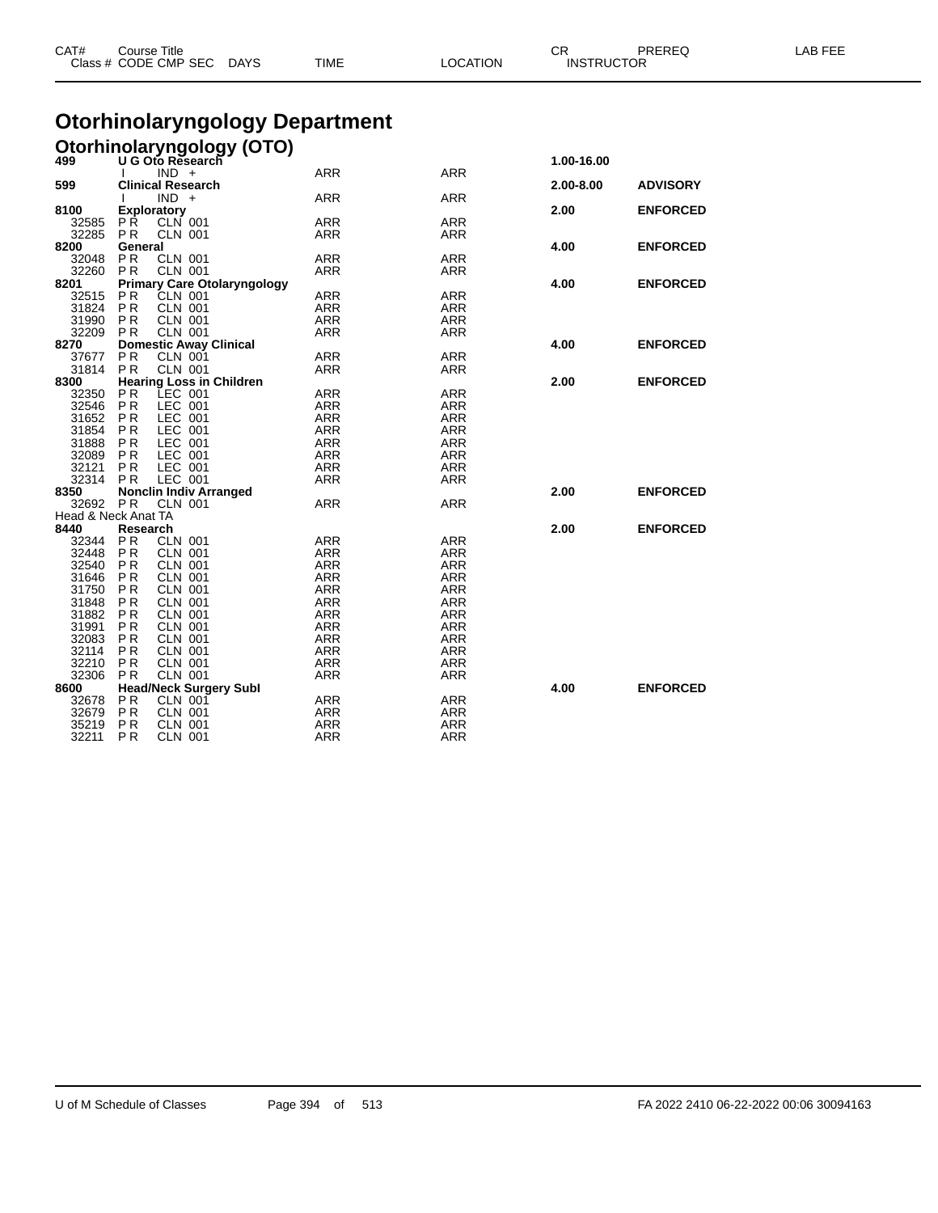| CAT# | Course Title | | | | | CR | PREREQ | LAB FEE |
|---|---|---|---|---|---|---|---|---|
| Class # | CODE CMP SEC | DAYS | TIME | LOCATION | INSTRUCTOR | | | |

# Otorhinolaryngology Department

## Otorhinolaryngology (OTO)

| CAT# | Course Title / Class # | CODE CMP SEC | TIME | LOCATION | CR | PREREQ |
|---|---|---|---|---|---|---|
| **499** | **U G Oto Research** | | | | **1.00-16.00** | |
| | | I IND + | ARR | ARR | | |
| **599** | **Clinical Research** | | | | **2.00-8.00** | **ADVISORY** |
| | | I IND + | ARR | ARR | | |
| **8100** | **Exploratory** | | | | **2.00** | **ENFORCED** |
| | 32585 | P R CLN 001 | ARR | ARR | | |
| | 32285 | P R CLN 001 | ARR | ARR | | |
| **8200** | **General** | | | | **4.00** | **ENFORCED** |
| | 32048 | P R CLN 001 | ARR | ARR | | |
| | 32260 | P R CLN 001 | ARR | ARR | | |
| **8201** | **Primary Care Otolaryngology** | | | | **4.00** | **ENFORCED** |
| | 32515 | P R CLN 001 | ARR | ARR | | |
| | 31824 | P R CLN 001 | ARR | ARR | | |
| | 31990 | P R CLN 001 | ARR | ARR | | |
| | 32209 | P R CLN 001 | ARR | ARR | | |
| **8270** | **Domestic Away Clinical** | | | | **4.00** | **ENFORCED** |
| | 37677 | P R CLN 001 | ARR | ARR | | |
| | 31814 | P R CLN 001 | ARR | ARR | | |
| **8300** | **Hearing Loss in Children** | | | | **2.00** | **ENFORCED** |
| | 32350 | P R LEC 001 | ARR | ARR | | |
| | 32546 | P R LEC 001 | ARR | ARR | | |
| | 31652 | P R LEC 001 | ARR | ARR | | |
| | 31854 | P R LEC 001 | ARR | ARR | | |
| | 31888 | P R LEC 001 | ARR | ARR | | |
| | 32089 | P R LEC 001 | ARR | ARR | | |
| | 32121 | P R LEC 001 | ARR | ARR | | |
| | 32314 | P R LEC 001 | ARR | ARR | | |
| **8350** | **Nonclin Indiv Arranged** | | | | **2.00** | **ENFORCED** |
| | 32692 | P R CLN 001 | ARR | ARR | | |
| | Head & Neck Anat TA | | | | | |
| **8440** | **Research** | | | | **2.00** | **ENFORCED** |
| | 32344 | P R CLN 001 | ARR | ARR | | |
| | 32448 | P R CLN 001 | ARR | ARR | | |
| | 32540 | P R CLN 001 | ARR | ARR | | |
| | 31646 | P R CLN 001 | ARR | ARR | | |
| | 31750 | P R CLN 001 | ARR | ARR | | |
| | 31848 | P R CLN 001 | ARR | ARR | | |
| | 31882 | P R CLN 001 | ARR | ARR | | |
| | 31991 | P R CLN 001 | ARR | ARR | | |
| | 32083 | P R CLN 001 | ARR | ARR | | |
| | 32114 | P R CLN 001 | ARR | ARR | | |
| | 32210 | P R CLN 001 | ARR | ARR | | |
| | 32306 | P R CLN 001 | ARR | ARR | | |
| **8600** | **Head/Neck Surgery Subl** | | | | **4.00** | **ENFORCED** |
| | 32678 | P R CLN 001 | ARR | ARR | | |
| | 32679 | P R CLN 001 | ARR | ARR | | |
| | 35219 | P R CLN 001 | ARR | ARR | | |
| | 32211 | P R CLN 001 | ARR | ARR | | |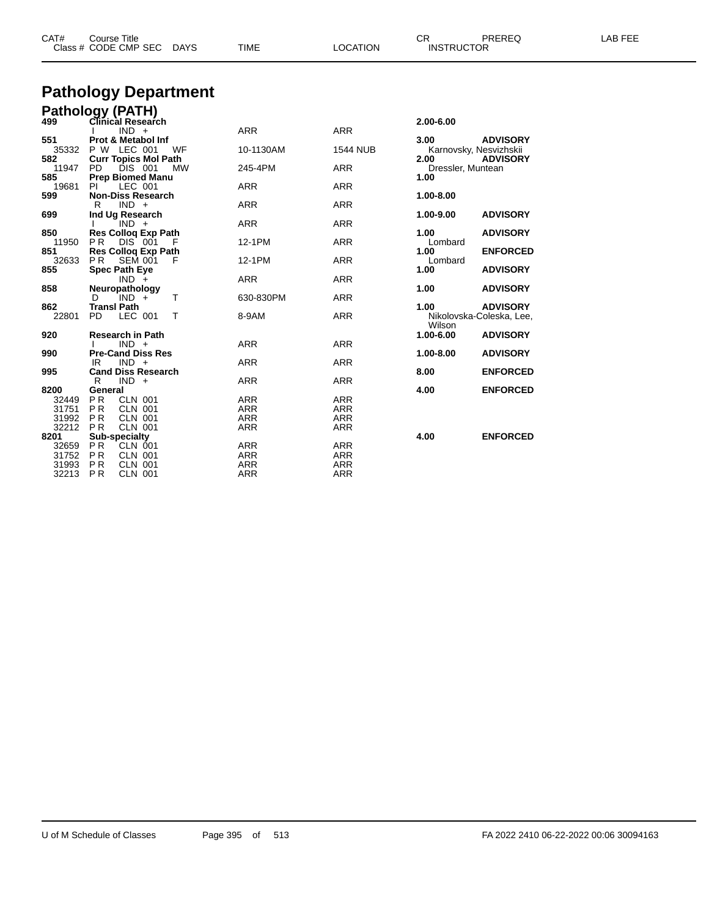| CAT# | Course Title | | | | | CR | PREREQ | LAB FEE |
|---|---|---|---|---|---|---|---|---|
| Class # | CODE CMP SEC | DAYS | TIME | LOCATION | INSTRUCTOR | | | |

# Pathology Department

## Pathology (PATH)

| CAT# / Class # | Course Title / CODE CMP SEC | DAYS | TIME | LOCATION | CR / INSTRUCTOR | PREREQ |
|---|---|---|---|---|---|---|
| **499** | **Clinical Research** | | | | **2.00-6.00** | |
| | I IND + | | ARR | ARR | | |
| **551** | **Prot & Metabol Inf** | | | | **3.00** | **ADVISORY** |
| 35332 | P W LEC 001 | WF | 10-1130AM | 1544 NUB | Karnovsky, Nesvizhskii | |
| **582** | **Curr Topics Mol Path** | | | | **2.00** | **ADVISORY** |
| 11947 | PD DIS 001 | MW | 245-4PM | ARR | Dressler, Muntean | |
| **585** | **Prep Biomed Manu** | | | | **1.00** | |
| 19681 | PI LEC 001 | | ARR | ARR | | |
| **599** | **Non-Diss Research** | | | | **1.00-8.00** | |
| | R IND + | | ARR | ARR | | |
| **699** | **Ind Ug Research** | | | | **1.00-9.00** | **ADVISORY** |
| | I IND + | | ARR | ARR | | |
| **850** | **Res Colloq Exp Path** | | | | **1.00** | **ADVISORY** |
| 11950 | P R DIS 001 | F | 12-1PM | ARR | Lombard | |
| **851** | **Res Colloq Exp Path** | | | | **1.00** | **ENFORCED** |
| 32633 | P R SEM 001 | F | 12-1PM | ARR | Lombard | |
| **855** | **Spec Path Eye** | | | | **1.00** | **ADVISORY** |
| | IND + | | ARR | ARR | | |
| **858** | **Neuropathology** | | | | **1.00** | **ADVISORY** |
| | D IND + | T | 630-830PM | ARR | | |
| **862** | **Transl Path** | | | | **1.00** | **ADVISORY** |
| 22801 | PD LEC 001 | T | 8-9AM | ARR | Nikolovska-Coleska, Lee, Wilson | |
| **920** | **Research in Path** | | | | **1.00-6.00** | **ADVISORY** |
| | I IND + | | ARR | ARR | | |
| **990** | **Pre-Cand Diss Res** | | | | **1.00-8.00** | **ADVISORY** |
| | IR IND + | | ARR | ARR | | |
| **995** | **Cand Diss Research** | | | | **8.00** | **ENFORCED** |
| | R IND + | | ARR | ARR | | |
| **8200** | **General** | | | | **4.00** | **ENFORCED** |
| 32449 | P R CLN 001 | | ARR | ARR | | |
| 31751 | P R CLN 001 | | ARR | ARR | | |
| 31992 | P R CLN 001 | | ARR | ARR | | |
| 32212 | P R CLN 001 | | ARR | ARR | | |
| **8201** | **Sub-specialty** | | | | **4.00** | **ENFORCED** |
| 32659 | P R CLN 001 | | ARR | ARR | | |
| 31752 | P R CLN 001 | | ARR | ARR | | |
| 31993 | P R CLN 001 | | ARR | ARR | | |
| 32213 | P R CLN 001 | | ARR | ARR | | |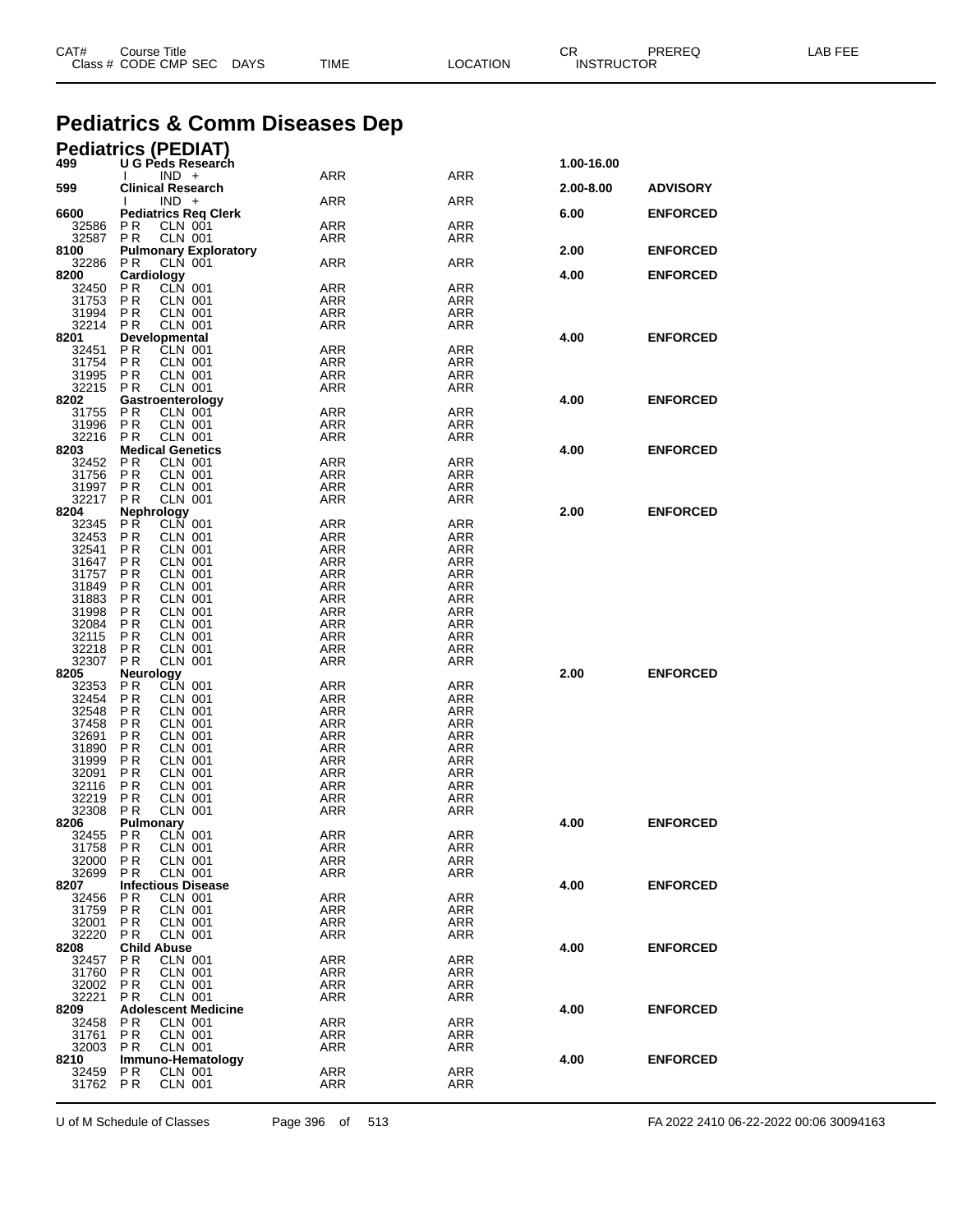# Pediatrics & Comm Diseases Dep

## Pediatrics (PEDIAT)

| CAT# / Class # | Course Title / CODE CMP SEC | DAYS | TIME | LOCATION | CR | PREREQ | LAB FEE |
|---|---|---|---|---|---|---|---|
| **499** | **U G Peds Research** | | | | **1.00-16.00** | | |
| | I IND + | | ARR | ARR | | | |
| **599** | **Clinical Research** | | | | **2.00-8.00** | **ADVISORY** | |
| | I IND + | | ARR | ARR | | | |
| **6600** | **Pediatrics Req Clerk** | | | | **6.00** | **ENFORCED** | |
| 32586 | P R CLN 001 | | ARR | ARR | | | |
| 32587 | P R CLN 001 | | ARR | ARR | | | |
| **8100** | **Pulmonary Exploratory** | | | | **2.00** | **ENFORCED** | |
| 32286 | P R CLN 001 | | ARR | ARR | | | |
| **8200** | **Cardiology** | | | | **4.00** | **ENFORCED** | |
| 32450 | P R CLN 001 | | ARR | ARR | | | |
| 31753 | P R CLN 001 | | ARR | ARR | | | |
| 31994 | P R CLN 001 | | ARR | ARR | | | |
| 32214 | P R CLN 001 | | ARR | ARR | | | |
| **8201** | **Developmental** | | | | **4.00** | **ENFORCED** | |
| 32451 | P R CLN 001 | | ARR | ARR | | | |
| 31754 | P R CLN 001 | | ARR | ARR | | | |
| 31995 | P R CLN 001 | | ARR | ARR | | | |
| 32215 | P R CLN 001 | | ARR | ARR | | | |
| **8202** | **Gastroenterology** | | | | **4.00** | **ENFORCED** | |
| 31755 | P R CLN 001 | | ARR | ARR | | | |
| 31996 | P R CLN 001 | | ARR | ARR | | | |
| 32216 | P R CLN 001 | | ARR | ARR | | | |
| **8203** | **Medical Genetics** | | | | **4.00** | **ENFORCED** | |
| 32452 | P R CLN 001 | | ARR | ARR | | | |
| 31756 | P R CLN 001 | | ARR | ARR | | | |
| 31997 | P R CLN 001 | | ARR | ARR | | | |
| 32217 | P R CLN 001 | | ARR | ARR | | | |
| **8204** | **Nephrology** | | | | **2.00** | **ENFORCED** | |
| 32345 | P R CLN 001 | | ARR | ARR | | | |
| 32453 | P R CLN 001 | | ARR | ARR | | | |
| 32541 | P R CLN 001 | | ARR | ARR | | | |
| 31647 | P R CLN 001 | | ARR | ARR | | | |
| 31757 | P R CLN 001 | | ARR | ARR | | | |
| 31849 | P R CLN 001 | | ARR | ARR | | | |
| 31883 | P R CLN 001 | | ARR | ARR | | | |
| 31998 | P R CLN 001 | | ARR | ARR | | | |
| 32084 | P R CLN 001 | | ARR | ARR | | | |
| 32115 | P R CLN 001 | | ARR | ARR | | | |
| 32218 | P R CLN 001 | | ARR | ARR | | | |
| 32307 | P R CLN 001 | | ARR | ARR | | | |
| **8205** | **Neurology** | | | | **2.00** | **ENFORCED** | |
| 32353 | P R CLN 001 | | ARR | ARR | | | |
| 32454 | P R CLN 001 | | ARR | ARR | | | |
| 32548 | P R CLN 001 | | ARR | ARR | | | |
| 37458 | P R CLN 001 | | ARR | ARR | | | |
| 32691 | P R CLN 001 | | ARR | ARR | | | |
| 31890 | P R CLN 001 | | ARR | ARR | | | |
| 31999 | P R CLN 001 | | ARR | ARR | | | |
| 32091 | P R CLN 001 | | ARR | ARR | | | |
| 32116 | P R CLN 001 | | ARR | ARR | | | |
| 32219 | P R CLN 001 | | ARR | ARR | | | |
| 32308 | P R CLN 001 | | ARR | ARR | | | |
| **8206** | **Pulmonary** | | | | **4.00** | **ENFORCED** | |
| 32455 | P R CLN 001 | | ARR | ARR | | | |
| 31758 | P R CLN 001 | | ARR | ARR | | | |
| 32000 | P R CLN 001 | | ARR | ARR | | | |
| 32699 | P R CLN 001 | | ARR | ARR | | | |
| **8207** | **Infectious Disease** | | | | **4.00** | **ENFORCED** | |
| 32456 | P R CLN 001 | | ARR | ARR | | | |
| 31759 | P R CLN 001 | | ARR | ARR | | | |
| 32001 | P R CLN 001 | | ARR | ARR | | | |
| 32220 | P R CLN 001 | | ARR | ARR | | | |
| **8208** | **Child Abuse** | | | | **4.00** | **ENFORCED** | |
| 32457 | P R CLN 001 | | ARR | ARR | | | |
| 31760 | P R CLN 001 | | ARR | ARR | | | |
| 32002 | P R CLN 001 | | ARR | ARR | | | |
| 32221 | P R CLN 001 | | ARR | ARR | | | |
| **8209** | **Adolescent Medicine** | | | | **4.00** | **ENFORCED** | |
| 32458 | P R CLN 001 | | ARR | ARR | | | |
| 31761 | P R CLN 001 | | ARR | ARR | | | |
| 32003 | P R CLN 001 | | ARR | ARR | | | |
| **8210** | **Immuno-Hematology** | | | | **4.00** | **ENFORCED** | |
| 32459 | P R CLN 001 | | ARR | ARR | | | |
| 31762 | P R CLN 001 | | ARR | ARR | | | |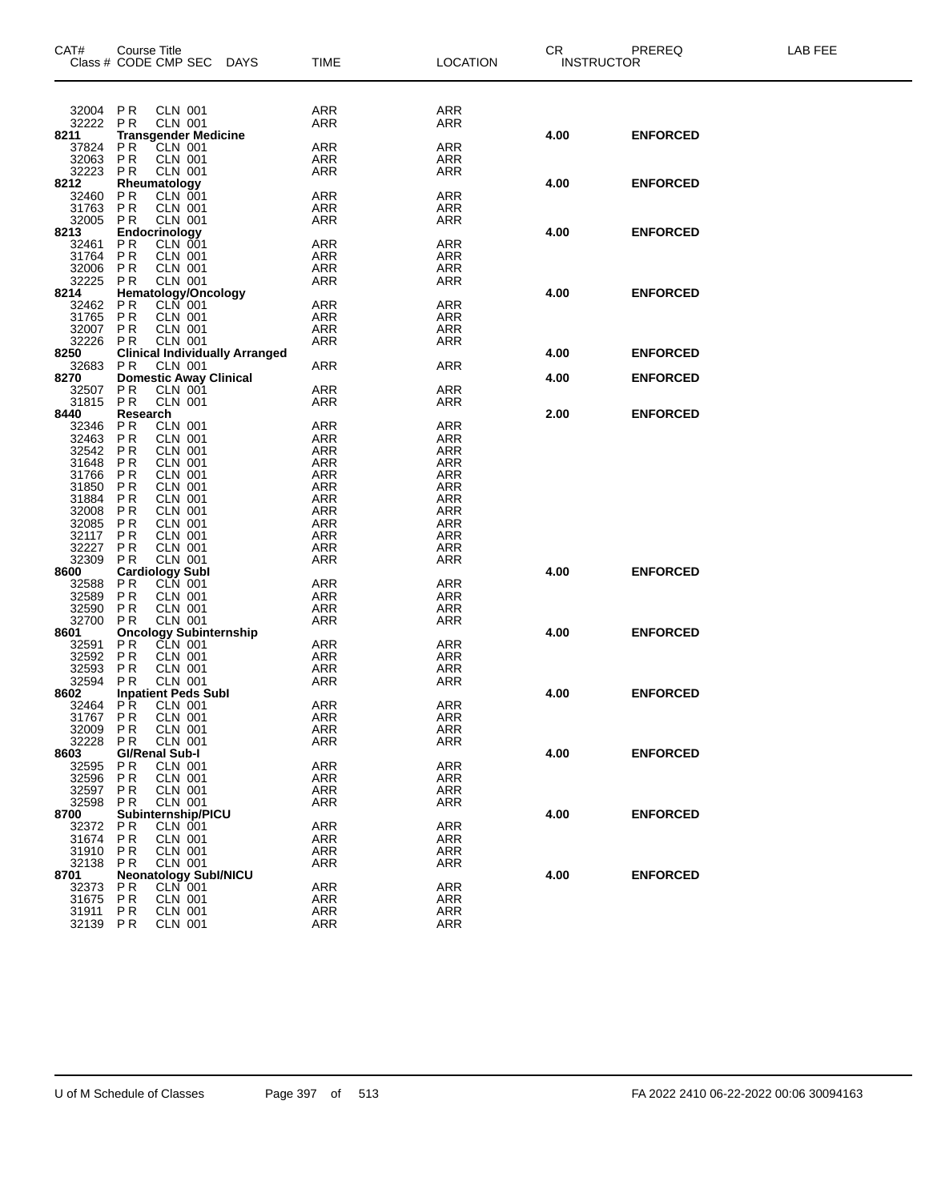| CAT# | Course Title Class # CODE CMP SEC DAYS | TIME | LOCATION | CR INSTRUCTOR | PREREQ | LAB FEE |
|---|---|---|---|---|---|---|
| 32004 | P R CLN 001 | ARR | ARR | | | |
| 32222 | P R CLN 001 | ARR | ARR | | | |
| **8211** | **Transgender Medicine** | | | **4.00** | **ENFORCED** | |
| 37824 | P R CLN 001 | ARR | ARR | | | |
| 32063 | P R CLN 001 | ARR | ARR | | | |
| 32223 | P R CLN 001 | ARR | ARR | | | |
| **8212** | **Rheumatology** | | | **4.00** | **ENFORCED** | |
| 32460 | P R CLN 001 | ARR | ARR | | | |
| 31763 | P R CLN 001 | ARR | ARR | | | |
| 32005 | P R CLN 001 | ARR | ARR | | | |
| **8213** | **Endocrinology** | | | **4.00** | **ENFORCED** | |
| 32461 | P R CLN 001 | ARR | ARR | | | |
| 31764 | P R CLN 001 | ARR | ARR | | | |
| 32006 | P R CLN 001 | ARR | ARR | | | |
| 32225 | P R CLN 001 | ARR | ARR | | | |
| **8214** | **Hematology/Oncology** | | | **4.00** | **ENFORCED** | |
| 32462 | P R CLN 001 | ARR | ARR | | | |
| 31765 | P R CLN 001 | ARR | ARR | | | |
| 32007 | P R CLN 001 | ARR | ARR | | | |
| 32226 | P R CLN 001 | ARR | ARR | | | |
| **8250** | **Clinical Individually Arranged** | | | **4.00** | **ENFORCED** | |
| 32683 | P R CLN 001 | ARR | ARR | | | |
| **8270** | **Domestic Away Clinical** | | | **4.00** | **ENFORCED** | |
| 32507 | P R CLN 001 | ARR | ARR | | | |
| 31815 | P R CLN 001 | ARR | ARR | | | |
| **8440** | **Research** | | | **2.00** | **ENFORCED** | |
| 32346 | P R CLN 001 | ARR | ARR | | | |
| 32463 | P R CLN 001 | ARR | ARR | | | |
| 32542 | P R CLN 001 | ARR | ARR | | | |
| 31648 | P R CLN 001 | ARR | ARR | | | |
| 31766 | P R CLN 001 | ARR | ARR | | | |
| 31850 | P R CLN 001 | ARR | ARR | | | |
| 31884 | P R CLN 001 | ARR | ARR | | | |
| 32008 | P R CLN 001 | ARR | ARR | | | |
| 32085 | P R CLN 001 | ARR | ARR | | | |
| 32117 | P R CLN 001 | ARR | ARR | | | |
| 32227 | P R CLN 001 | ARR | ARR | | | |
| 32309 | P R CLN 001 | ARR | ARR | | | |
| **8600** | **Cardiology SubI** | | | **4.00** | **ENFORCED** | |
| 32588 | P R CLN 001 | ARR | ARR | | | |
| 32589 | P R CLN 001 | ARR | ARR | | | |
| 32590 | P R CLN 001 | ARR | ARR | | | |
| 32700 | P R CLN 001 | ARR | ARR | | | |
| **8601** | **Oncology Subinternship** | | | **4.00** | **ENFORCED** | |
| 32591 | P R CLN 001 | ARR | ARR | | | |
| 32592 | P R CLN 001 | ARR | ARR | | | |
| 32593 | P R CLN 001 | ARR | ARR | | | |
| 32594 | P R CLN 001 | ARR | ARR | | | |
| **8602** | **Inpatient Peds SubI** | | | **4.00** | **ENFORCED** | |
| 32464 | P R CLN 001 | ARR | ARR | | | |
| 31767 | P R CLN 001 | ARR | ARR | | | |
| 32009 | P R CLN 001 | ARR | ARR | | | |
| 32228 | P R CLN 001 | ARR | ARR | | | |
| **8603** | **GI/Renal Sub-I** | | | **4.00** | **ENFORCED** | |
| 32595 | P R CLN 001 | ARR | ARR | | | |
| 32596 | P R CLN 001 | ARR | ARR | | | |
| 32597 | P R CLN 001 | ARR | ARR | | | |
| 32598 | P R CLN 001 | ARR | ARR | | | |
| **8700** | **Subinternship/PICU** | | | **4.00** | **ENFORCED** | |
| 32372 | P R CLN 001 | ARR | ARR | | | |
| 31674 | P R CLN 001 | ARR | ARR | | | |
| 31910 | P R CLN 001 | ARR | ARR | | | |
| 32138 | P R CLN 001 | ARR | ARR | | | |
| **8701** | **Neonatology SubI/NICU** | | | **4.00** | **ENFORCED** | |
| 32373 | P R CLN 001 | ARR | ARR | | | |
| 31675 | P R CLN 001 | ARR | ARR | | | |
| 31911 | P R CLN 001 | ARR | ARR | | | |
| 32139 | P R CLN 001 | ARR | ARR | | | |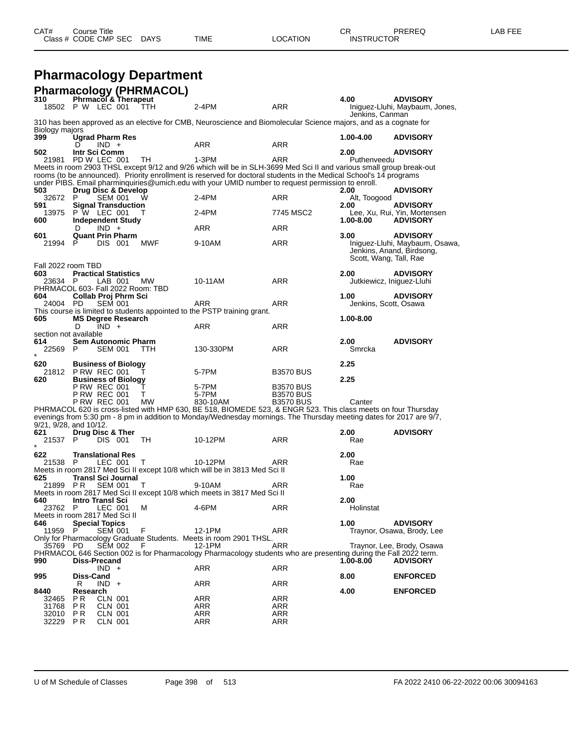# Pharmacology Department

## Pharmacology (PHRMACOL)

| CAT# Class # | Course Title CODE | CMP | SEC | DAYS | TIME | LOCATION | CR INSTRUCTOR | PREREQ | LAB FEE |
|---|---|---|---|---|---|---|---|---|---|
| **310** | **Phrmacol & Therapeut** | | | | | | **4.00** | **ADVISORY** | |
| 18502 | P W | LEC | 001 | TTH | 2-4PM | ARR | Iniguez-Lluhi, Maybaum, Jones, Jenkins, Canman | | |

310 has been approved as an elective for CMB, Neuroscience and Biomolecular Science majors, and as a cognate for Biology majors

| CAT# Class # | Course Title CODE | CMP | SEC | DAYS | TIME | LOCATION | CR INSTRUCTOR | PREREQ |
|---|---|---|---|---|---|---|---|---|
| **399** | **Ugrad Pharm Res** | | | | | | **1.00-4.00** | **ADVISORY** |
| | D | IND | + | | ARR | ARR | | |
| **502** | **Intr Sci Comm** | | | | | | **2.00** | **ADVISORY** |
| 21981 | PD W | LEC | 001 | TH | 1-3PM | ARR | Puthenveedu | |

Meets in room 2903 THSL except 9/12 and 9/26 which will be in SLH-3699 Med Sci II and various small group break-out rooms (to be announced). Priority enrollment is reserved for doctoral students in the Medical School's 14 programs under PIBS. Email pharminquiries@umich.edu with your UMID number to request permission to enroll.

| CAT# Class # | Course Title CODE | CMP | SEC | DAYS | TIME | LOCATION | CR INSTRUCTOR | PREREQ |
|---|---|---|---|---|---|---|---|---|
| **503** | **Drug Disc & Develop** | | | | | | **2.00** | **ADVISORY** |
| 32672 | P | SEM | 001 | W | 2-4PM | ARR | Alt, Toogood | |
| **591** | **Signal Transduction** | | | | | | **2.00** | **ADVISORY** |
| 13975 | P W | LEC | 001 | T | 2-4PM | 7745 MSC2 | Lee, Xu, Rui, Yin, Mortensen | |
| **600** | **Independent Study** | | | | | | **1.00-8.00** | **ADVISORY** |
| | D | IND | + | | ARR | ARR | | |
| **601** | **Quant Prin Pharm** | | | | | | **3.00** | **ADVISORY** |
| 21994 | P | DIS | 001 | MWF | 9-10AM | ARR | Iniguez-Lluhi, Maybaum, Osawa, Jenkins, Anand, Birdsong, Scott, Wang, Tall, Rae | |

Fall 2022 room TBD

| CAT# Class # | Course Title CODE | CMP | SEC | DAYS | TIME | LOCATION | CR INSTRUCTOR | PREREQ |
|---|---|---|---|---|---|---|---|---|
| **603** | **Practical Statistics** | | | | | | **2.00** | **ADVISORY** |
| 23634 | P | LAB | 001 | MW | 10-11AM | ARR | Jutkiewicz, Iniguez-Lluhi | |

PHRMACOL 603- Fall 2022 Room: TBD

| CAT# Class # | Course Title CODE | CMP | SEC | DAYS | TIME | LOCATION | CR INSTRUCTOR | PREREQ |
|---|---|---|---|---|---|---|---|---|
| **604** | **Collab Proj Phrm Sci** | | | | | | **1.00** | **ADVISORY** |
| 24004 | PD | SEM | 001 | | ARR | ARR | Jenkins, Scott, Osawa | |

This course is limited to students appointed to the PSTP training grant.

| CAT# Class # | Course Title CODE | CMP | SEC | DAYS | TIME | LOCATION | CR INSTRUCTOR | PREREQ |
|---|---|---|---|---|---|---|---|---|
| **605** | **MS Degree Research** | | | | | | **1.00-8.00** | |
| | D | IND | + | | ARR | ARR | | |

section not available

| CAT# Class # | Course Title CODE | CMP | SEC | DAYS | TIME | LOCATION | CR INSTRUCTOR | PREREQ |
|---|---|---|---|---|---|---|---|---|
| **614** | **Sem Autonomic Pharm** | | | | | | **2.00** | **ADVISORY** |
| 22569 | P | SEM | 001 | TTH | 130-330PM | ARR | Smrcka | |
| * | | | | | | | | |
| **620** | **Business of Biology** | | | | | | **2.25** | |
| 21812 | P RW | REC | 001 | T | 5-7PM | B3570 BUS | | |
| **620** | **Business of Biology** | | | | | | **2.25** | |
| | P RW | REC | 001 | T | 5-7PM | B3570 BUS | | |
| | P RW | REC | 001 | T | 5-7PM | B3570 BUS | | |
| | P RW | REC | 001 | MW | 830-10AM | B3570 BUS | Canter | |

PHRMACOL 620 is cross-listed with HMP 630, BE 518, BIOMEDE 523, & ENGR 523. This class meets on four Thursday evenings from 5:30 pm - 8 pm in addition to Monday/Wednesday mornings. The Thursday meeting dates for 2017 are 9/7, 9/21, 9/28, and 10/12.

| CAT# Class # | Course Title CODE | CMP | SEC | DAYS | TIME | LOCATION | CR INSTRUCTOR | PREREQ |
|---|---|---|---|---|---|---|---|---|
| **621** | **Drug Disc & Ther** | | | | | | **2.00** | **ADVISORY** |
| 21537 | P | DIS | 001 | TH | 10-12PM | ARR | Rae | |
| * | | | | | | | | |
| **622** | **Translational Res** | | | | | | **2.00** | |
| 21538 | P | LEC | 001 | T | 10-12PM | ARR | Rae | |

Meets in room 2817 Med Sci II except 10/8 which will be in 3813 Med Sci II

| CAT# Class # | Course Title CODE | CMP | SEC | DAYS | TIME | LOCATION | CR INSTRUCTOR | PREREQ |
|---|---|---|---|---|---|---|---|---|
| **625** | **Transl Sci Journal** | | | | | | **1.00** | |
| 21899 | P R | SEM | 001 | T | 9-10AM | ARR | Rae | |

Meets in room 2817 Med Sci II except 10/8 which meets in 3817 Med Sci II

| CAT# Class # | Course Title CODE | CMP | SEC | DAYS | TIME | LOCATION | CR INSTRUCTOR | PREREQ |
|---|---|---|---|---|---|---|---|---|
| **640** | **Intro Transl Sci** | | | | | | **2.00** | |
| 23762 | P | LEC | 001 | M | 4-6PM | ARR | Holinstat | |

Meets in room 2817 Med Sci II

| CAT# Class # | Course Title CODE | CMP | SEC | DAYS | TIME | LOCATION | CR INSTRUCTOR | PREREQ |
|---|---|---|---|---|---|---|---|---|
| **646** | **Special Topics** | | | | | | **1.00** | **ADVISORY** |
| 11959 | P | SEM | 001 | F | 12-1PM | ARR | Traynor, Osawa, Brody, Lee | |

Only for Pharmacology Graduate Students. Meets in room 2901 THSL.

| CAT# Class # | Course Title CODE | CMP | SEC | DAYS | TIME | LOCATION | CR INSTRUCTOR | PREREQ |
|---|---|---|---|---|---|---|---|---|
| 35769 | PD | SEM | 002 | F | 12-1PM | ARR | Traynor, Lee, Brody, Osawa | |

PHRMACOL 646 Section 002 is for Pharmacology Pharmacology students who are presenting during the Fall 2022 term.

| CAT# Class # | Course Title CODE | CMP | SEC | DAYS | TIME | LOCATION | CR INSTRUCTOR | PREREQ |
|---|---|---|---|---|---|---|---|---|
| **990** | **Diss-Precand** | | | | | | **1.00-8.00** | **ADVISORY** |
| | | IND | + | | ARR | ARR | | |
| **995** | **Diss-Cand** | | | | | | **8.00** | **ENFORCED** |
| | R | IND | + | | ARR | ARR | | |
| **8440** | **Research** | | | | | | **4.00** | **ENFORCED** |
| 32465 | P R | CLN | 001 | | ARR | ARR | | |
| 31768 | P R | CLN | 001 | | ARR | ARR | | |
| 32010 | P R | CLN | 001 | | ARR | ARR | | |
| 32229 | P R | CLN | 001 | | ARR | ARR | | |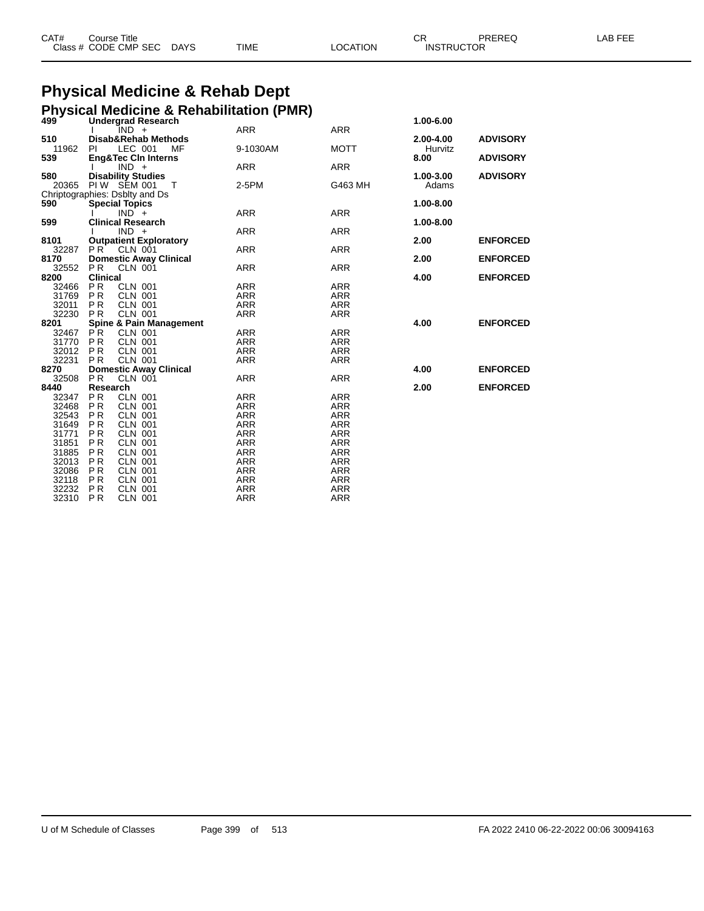| CAT# Class # | Course Title CODE CMP SEC | DAYS | TIME | LOCATION | CR INSTRUCTOR | PREREQ | LAB FEE |
|---|---|---|---|---|---|---|---|

# Physical Medicine & Rehab Dept

## Physical Medicine & Rehabilitation (PMR)

| CAT# Class # | Course Title CODE CMP SEC | DAYS | TIME | LOCATION | CR INSTRUCTOR | PREREQ | LAB FEE |
|---|---|---|---|---|---|---|---|
| **499** | **Undergrad Research** | | | | **1.00-6.00** | | |
| | I IND + | | ARR | ARR | | | |
| **510** | **Disab&Rehab Methods** | | | | **2.00-4.00** | **ADVISORY** | |
| 11962 | PI LEC 001 | MF | 9-1030AM | MOTT | Hurvitz | | |
| **539** | **Eng&Tec Cln Interns** | | | | **8.00** | **ADVISORY** | |
| | I IND + | | ARR | ARR | | | |
| **580** | **Disability Studies** | | | | **1.00-3.00** | **ADVISORY** | |
| 20365 | PI W SEM 001 | T | 2-5PM | G463 MH | Adams | | |
| | Chriptographies: Dsblty and Ds | | | | | | |
| **590** | **Special Topics** | | | | **1.00-8.00** | | |
| | I IND + | | ARR | ARR | | | |
| **599** | **Clinical Research** | | | | **1.00-8.00** | | |
| | I IND + | | ARR | ARR | | | |
| **8101** | **Outpatient Exploratory** | | | | **2.00** | **ENFORCED** | |
| 32287 | P R CLN 001 | | ARR | ARR | | | |
| **8170** | **Domestic Away Clinical** | | | | **2.00** | **ENFORCED** | |
| 32552 | P R CLN 001 | | ARR | ARR | | | |
| **8200** | **Clinical** | | | | **4.00** | **ENFORCED** | |
| 32466 | P R CLN 001 | | ARR | ARR | | | |
| 31769 | P R CLN 001 | | ARR | ARR | | | |
| 32011 | P R CLN 001 | | ARR | ARR | | | |
| 32230 | P R CLN 001 | | ARR | ARR | | | |
| **8201** | **Spine & Pain Management** | | | | **4.00** | **ENFORCED** | |
| 32467 | P R CLN 001 | | ARR | ARR | | | |
| 31770 | P R CLN 001 | | ARR | ARR | | | |
| 32012 | P R CLN 001 | | ARR | ARR | | | |
| 32231 | P R CLN 001 | | ARR | ARR | | | |
| **8270** | **Domestic Away Clinical** | | | | **4.00** | **ENFORCED** | |
| 32508 | P R CLN 001 | | ARR | ARR | | | |
| **8440** | **Research** | | | | **2.00** | **ENFORCED** | |
| 32347 | P R CLN 001 | | ARR | ARR | | | |
| 32468 | P R CLN 001 | | ARR | ARR | | | |
| 32543 | P R CLN 001 | | ARR | ARR | | | |
| 31649 | P R CLN 001 | | ARR | ARR | | | |
| 31771 | P R CLN 001 | | ARR | ARR | | | |
| 31851 | P R CLN 001 | | ARR | ARR | | | |
| 31885 | P R CLN 001 | | ARR | ARR | | | |
| 32013 | P R CLN 001 | | ARR | ARR | | | |
| 32086 | P R CLN 001 | | ARR | ARR | | | |
| 32118 | P R CLN 001 | | ARR | ARR | | | |
| 32232 | P R CLN 001 | | ARR | ARR | | | |
| 32310 | P R CLN 001 | | ARR | ARR | | | |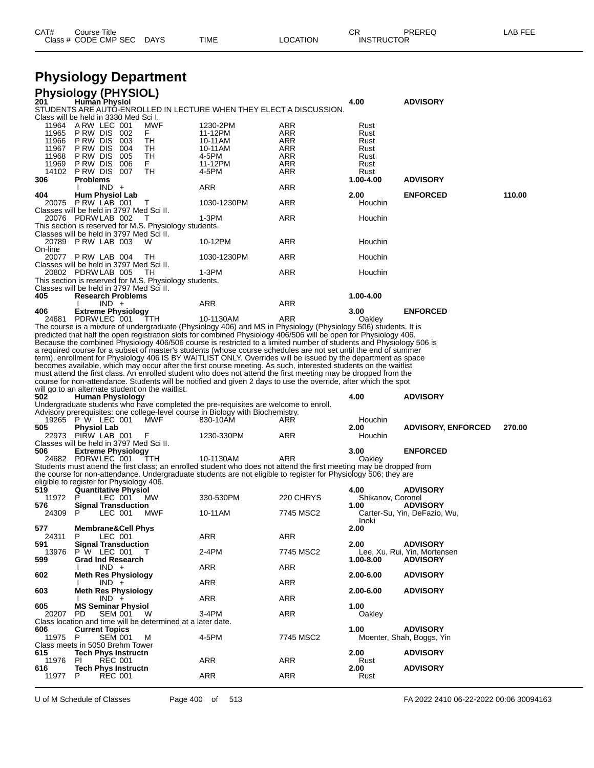# Physiology Department

## Physiology (PHYSIOL)

| CAT# / Class # | Course Title / CODE CMP SEC | DAYS | TIME | LOCATION | CR / INSTRUCTOR | PREREQ | LAB FEE |
|---|---|---|---|---|---|---|---|
| **201** | **Human Physiol** | | | | **4.00** | **ADVISORY** | |

STUDENTS ARE AUTO-ENROLLED IN LECTURE WHEN THEY ELECT A DISCUSSION.
Class will be held in 3330 Med Sci I.

| Class # | CODE CMP SEC | DAYS | TIME | LOCATION | INSTRUCTOR |
|---|---|---|---|---|---|
| 11964 | A RW LEC 001 | MWF | 1230-2PM | ARR | Rust |
| 11965 | P RW DIS 002 | F | 11-12PM | ARR | Rust |
| 11966 | P RW DIS 003 | TH | 10-11AM | ARR | Rust |
| 11967 | P RW DIS 004 | TH | 10-11AM | ARR | Rust |
| 11968 | P RW DIS 005 | TH | 4-5PM | ARR | Rust |
| 11969 | P RW DIS 006 | F | 11-12PM | ARR | Rust |
| 14102 | P RW DIS 007 | TH | 4-5PM | ARR | Rust |

**306 Problems** — **1.00-4.00** — **ADVISORY**

| Class # | CODE CMP SEC | DAYS | TIME | LOCATION | INSTRUCTOR |
|---|---|---|---|---|---|
| | I IND + | | ARR | ARR | |

**404 Hum Physiol Lab** — **2.00** — **ENFORCED** — **110.00**

| Class # | CODE CMP SEC | DAYS | TIME | LOCATION | INSTRUCTOR |
|---|---|---|---|---|---|
| 20075 | P RW LAB 001 | T | 1030-1230PM | ARR | Houchin |

Classes will be held in 3797 Med Sci II.

| Class # | CODE CMP SEC | DAYS | TIME | LOCATION | INSTRUCTOR |
|---|---|---|---|---|---|
| 20076 | PDRW LAB 002 | T | 1-3PM | ARR | Houchin |

This section is reserved for M.S. Physiology students.
Classes will be held in 3797 Med Sci II.

| Class # | CODE CMP SEC | DAYS | TIME | LOCATION | INSTRUCTOR |
|---|---|---|---|---|---|
| 20789 | P RW LAB 003 | W | 10-12PM | ARR | Houchin |

On-line

| Class # | CODE CMP SEC | DAYS | TIME | LOCATION | INSTRUCTOR |
|---|---|---|---|---|---|
| 20077 | P RW LAB 004 | TH | 1030-1230PM | ARR | Houchin |

Classes will be held in 3797 Med Sci II.

| Class # | CODE CMP SEC | DAYS | TIME | LOCATION | INSTRUCTOR |
|---|---|---|---|---|---|
| 20802 | PDRW LAB 005 | TH | 1-3PM | ARR | Houchin |

This section is reserved for M.S. Physiology students.
Classes will be held in 3797 Med Sci II.

**405 Research Problems** — **1.00-4.00**

| Class # | CODE CMP SEC | DAYS | TIME | LOCATION | INSTRUCTOR |
|---|---|---|---|---|---|
| | I IND + | | ARR | ARR | |

**406 Extreme Physiology** — **3.00** — **ENFORCED**

| Class # | CODE CMP SEC | DAYS | TIME | LOCATION | INSTRUCTOR |
|---|---|---|---|---|---|
| 24681 | PDRW LEC 001 | TTH | 10-1130AM | ARR | Oakley |

The course is a mixture of undergraduate (Physiology 406) and MS in Physiology (Physiology 506) students. It is predicted that half the open registration slots for combined Physiology 406/506 will be open for Physiology 406. Because the combined Physiology 406/506 course is restricted to a limited number of students and Physiology 506 is a required course for a subset of master's students (whose course schedules are not set until the end of summer term), enrollment for Physiology 406 IS BY WAITLIST ONLY. Overrides will be issued by the department as space becomes available, which may occur after the first course meeting. As such, interested students on the waitlist must attend the first class. An enrolled student who does not attend the first meeting may be dropped from the course for non-attendance. Students will be notified and given 2 days to use the override, after which the spot will go to an alternate student on the waitlist.

**502 Human Physiology** — **4.00** — **ADVISORY**

Undergraduate students who have completed the pre-requisites are welcome to enroll.
Advisory prerequisites: one college-level course in Biology with Biochemistry.

| Class # | CODE CMP SEC | DAYS | TIME | LOCATION | INSTRUCTOR |
|---|---|---|---|---|---|
| 19265 | P W LEC 001 | MWF | 830-10AM | ARR | Houchin |

**505 Physiol Lab** — **2.00** — **ADVISORY, ENFORCED** — **270.00**

| Class # | CODE CMP SEC | DAYS | TIME | LOCATION | INSTRUCTOR |
|---|---|---|---|---|---|
| 22973 | PIRW LAB 001 | F | 1230-330PM | ARR | Houchin |

Classes will be held in 3797 Med Sci II.

**506 Extreme Physiology** — **3.00** — **ENFORCED**

| Class # | CODE CMP SEC | DAYS | TIME | LOCATION | INSTRUCTOR |
|---|---|---|---|---|---|
| 24682 | PDRW LEC 001 | TTH | 10-1130AM | ARR | Oakley |

Students must attend the first class; an enrolled student who does not attend the first meeting may be dropped from the course for non-attendance. Undergraduate students are not eligible to register for Physiology 506; they are eligible to register for Physiology 406.

**519 Quantitative Physiol** — **4.00** — **ADVISORY**

| Class # | CODE CMP SEC | DAYS | TIME | LOCATION | INSTRUCTOR |
|---|---|---|---|---|---|
| 11972 | P LEC 001 | MW | 330-530PM | 220 CHRYS | Shikanov, Coronel |

**576 Signal Transduction** — **1.00** — **ADVISORY**

| Class # | CODE CMP SEC | DAYS | TIME | LOCATION | INSTRUCTOR |
|---|---|---|---|---|---|
| 24309 | P LEC 001 | MWF | 10-11AM | 7745 MSC2 | Carter-Su, Yin, DeFazio, Wu, Inoki |

**577 Membrane&Cell Phys** — **2.00**

| Class # | CODE CMP SEC | DAYS | TIME | LOCATION | INSTRUCTOR |
|---|---|---|---|---|---|
| 24311 | P LEC 001 | | ARR | ARR | |

**591 Signal Transduction** — **2.00** — **ADVISORY**

| Class # | CODE CMP SEC | DAYS | TIME | LOCATION | INSTRUCTOR |
|---|---|---|---|---|---|
| 13976 | P W LEC 001 | T | 2-4PM | 7745 MSC2 | Lee, Xu, Rui, Yin, Mortensen |

**599 Grad Ind Research** — **1.00-8.00** — **ADVISORY**

| Class # | CODE CMP SEC | DAYS | TIME | LOCATION | INSTRUCTOR |
|---|---|---|---|---|---|
| | I IND + | | ARR | ARR | |

**602 Meth Res Physiology** — **2.00-6.00** — **ADVISORY**

| Class # | CODE CMP SEC | DAYS | TIME | LOCATION | INSTRUCTOR |
|---|---|---|---|---|---|
| | I IND + | | ARR | ARR | |

**603 Meth Res Physiology** — **2.00-6.00** — **ADVISORY**

| Class # | CODE CMP SEC | DAYS | TIME | LOCATION | INSTRUCTOR |
|---|---|---|---|---|---|
| | I IND + | | ARR | ARR | |

**605 MS Seminar Physiol** — **1.00**

| Class # | CODE CMP SEC | DAYS | TIME | LOCATION | INSTRUCTOR |
|---|---|---|---|---|---|
| 20207 | PD SEM 001 | W | 3-4PM | ARR | Oakley |

Class location and time will be determined at a later date.

**606 Current Topics** — **1.00** — **ADVISORY**

| Class # | CODE CMP SEC | DAYS | TIME | LOCATION | INSTRUCTOR |
|---|---|---|---|---|---|
| 11975 | P SEM 001 | M | 4-5PM | 7745 MSC2 | Moenter, Shah, Boggs, Yin |

Class meets in 5050 Brehm Tower

**615 Tech Phys Instructn** — **2.00** — **ADVISORY**

| Class # | CODE CMP SEC | DAYS | TIME | LOCATION | INSTRUCTOR |
|---|---|---|---|---|---|
| 11976 | PI REC 001 | | ARR | ARR | Rust |

**616 Tech Phys Instructn** — **2.00** — **ADVISORY**

| Class # | CODE CMP SEC | DAYS | TIME | LOCATION | INSTRUCTOR |
|---|---|---|---|---|---|
| 11977 | P REC 001 | | ARR | ARR | Rust |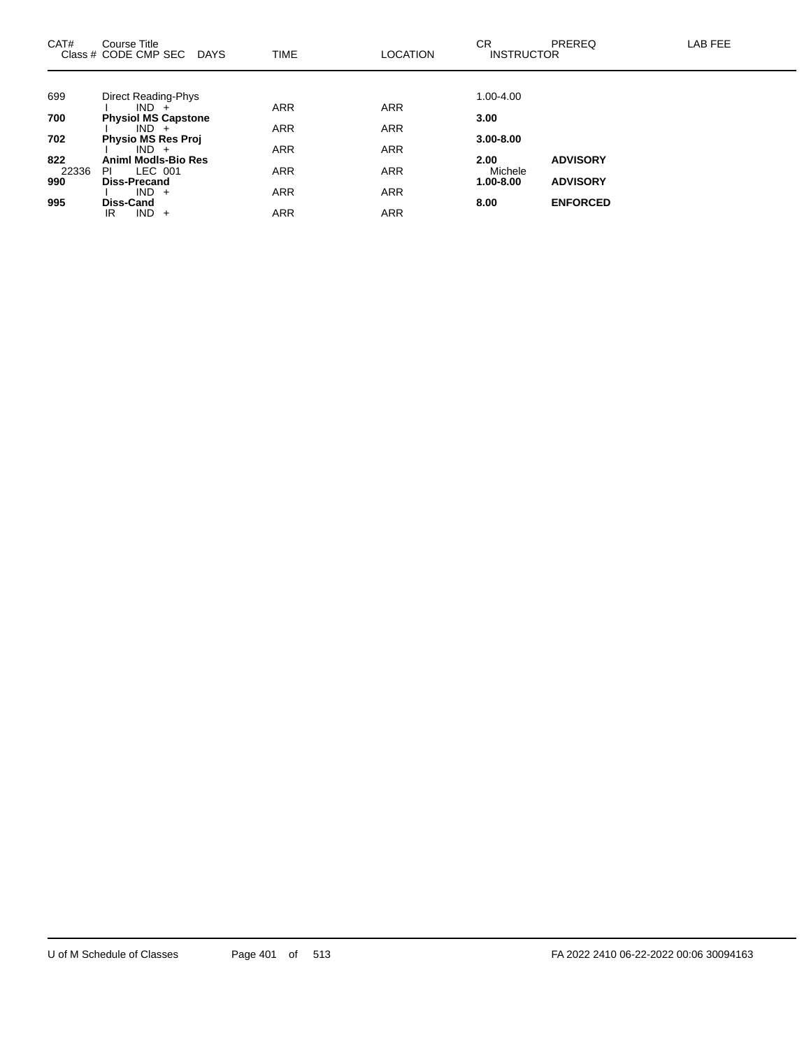| CAT# | Course Title<br>Class # CODE CMP SEC DAYS | TIME | LOCATION | CR<br>INSTRUCTOR | PREREQ | LAB FEE |
|---|---|---|---|---|---|---|
| 699 | Direct Reading-Phys | | | 1.00-4.00 | | |
| | I IND + | ARR | ARR | | | |
| **700** | **Physiol MS Capstone** | | | **3.00** | | |
| | I IND + | ARR | ARR | | | |
| **702** | **Physio MS Res Proj** | | | **3.00-8.00** | | |
| | I IND + | ARR | ARR | | | |
| **822** | **Animl Modls-Bio Res** | | | **2.00** | **ADVISORY** | |
| 22336 | PI LEC 001 | ARR | ARR | Michele | | |
| **990** | **Diss-Precand** | | | **1.00-8.00** | **ADVISORY** | |
| | I IND + | ARR | ARR | | | |
| **995** | **Diss-Cand** | | | **8.00** | **ENFORCED** | |
| | IR IND + | ARR | ARR | | | |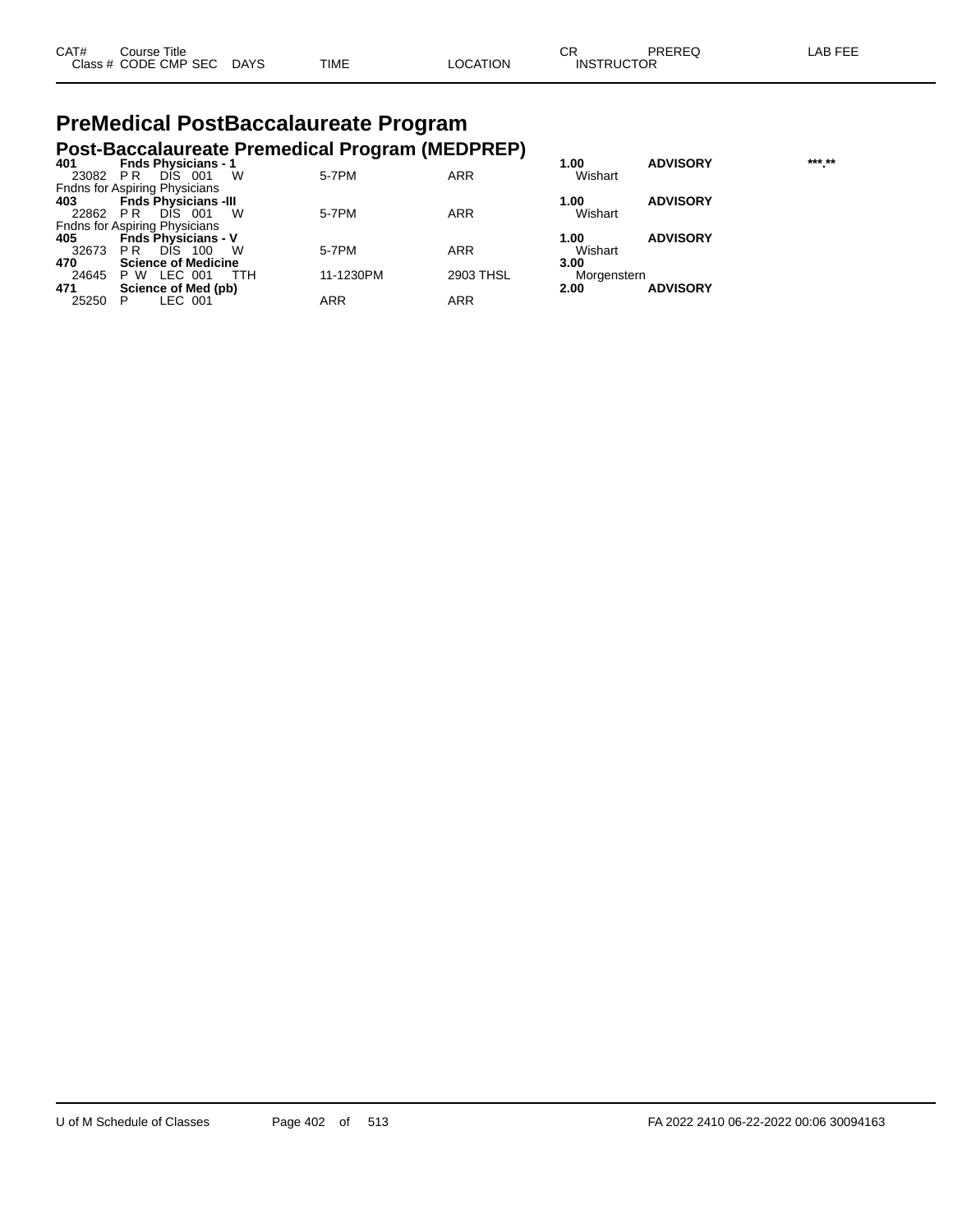| CAT# | Course Title | | | | | | CR | PREREQ | LAB FEE |
|---|---|---|---|---|---|---|---|---|---|
| Class # | CODE | CMP | SEC | DAYS | TIME | LOCATION | INSTRUCTOR | | |

# PreMedical PostBaccalaureate Program

## Post-Baccalaureate Premedical Program (MEDPREP)

| CAT# / Class # | Course Title / CODE | CMP | SEC | DAYS | TIME | LOCATION | CR / INSTRUCTOR | PREREQ | LAB FEE |
|---|---|---|---|---|---|---|---|---|---|
| **401** | **Fnds Physicians - 1** | | | | | | **1.00** | **ADVISORY** | ***.** |
| 23082 | P R | DIS | 001 | W | 5-7PM | ARR | Wishart | | |
| Fndns for Aspiring Physicians | | | | | | | | | |
| **403** | **Fnds Physicians -III** | | | | | | **1.00** | **ADVISORY** | |
| 22862 | P R | DIS | 001 | W | 5-7PM | ARR | Wishart | | |
| Fndns for Aspiring Physicians | | | | | | | | | |
| **405** | **Fnds Physicians - V** | | | | | | **1.00** | **ADVISORY** | |
| 32673 | P R | DIS | 100 | W | 5-7PM | ARR | Wishart | | |
| **470** | **Science of Medicine** | | | | | | **3.00** | | |
| 24645 | P W | LEC | 001 | TTH | 11-1230PM | 2903 THSL | Morgenstern | | |
| **471** | **Science of Med (pb)** | | | | | | **2.00** | **ADVISORY** | |
| 25250 | P | LEC | 001 | | ARR | ARR | | | |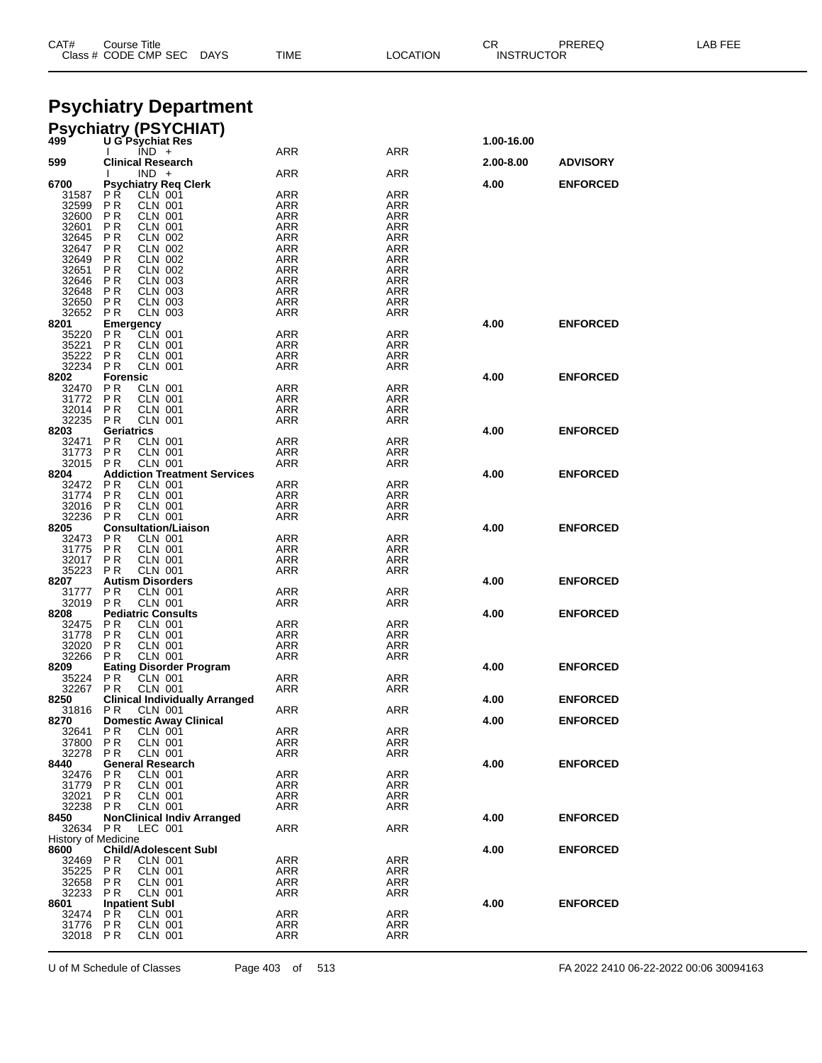# Psychiatry Department

## Psychiatry (PSYCHIAT)

| CAT# / Class # | Course Title / CODE CMP SEC | DAYS | TIME | LOCATION | CR / INSTRUCTOR | PREREQ | LAB FEE |
|---|---|---|---|---|---|---|---|
| **499** | **U G Psychiat Res** | | | | **1.00-16.00** | | |
| | I IND + | | ARR | ARR | | | |
| **599** | **Clinical Research** | | | | **2.00-8.00** | **ADVISORY** | |
| | I IND + | | ARR | ARR | | | |
| **6700** | **Psychiatry Req Clerk** | | | | **4.00** | **ENFORCED** | |
| 31587 | P R CLN 001 | | ARR | ARR | | | |
| 32599 | P R CLN 001 | | ARR | ARR | | | |
| 32600 | P R CLN 001 | | ARR | ARR | | | |
| 32601 | P R CLN 001 | | ARR | ARR | | | |
| 32645 | P R CLN 002 | | ARR | ARR | | | |
| 32647 | P R CLN 002 | | ARR | ARR | | | |
| 32649 | P R CLN 002 | | ARR | ARR | | | |
| 32651 | P R CLN 002 | | ARR | ARR | | | |
| 32646 | P R CLN 003 | | ARR | ARR | | | |
| 32648 | P R CLN 003 | | ARR | ARR | | | |
| 32650 | P R CLN 003 | | ARR | ARR | | | |
| 32652 | P R CLN 003 | | ARR | ARR | | | |
| **8201** | **Emergency** | | | | **4.00** | **ENFORCED** | |
| 35220 | P R CLN 001 | | ARR | ARR | | | |
| 35221 | P R CLN 001 | | ARR | ARR | | | |
| 35222 | P R CLN 001 | | ARR | ARR | | | |
| 32234 | P R CLN 001 | | ARR | ARR | | | |
| **8202** | **Forensic** | | | | **4.00** | **ENFORCED** | |
| 32470 | P R CLN 001 | | ARR | ARR | | | |
| 31772 | P R CLN 001 | | ARR | ARR | | | |
| 32014 | P R CLN 001 | | ARR | ARR | | | |
| 32235 | P R CLN 001 | | ARR | ARR | | | |
| **8203** | **Geriatrics** | | | | **4.00** | **ENFORCED** | |
| 32471 | P R CLN 001 | | ARR | ARR | | | |
| 31773 | P R CLN 001 | | ARR | ARR | | | |
| 32015 | P R CLN 001 | | ARR | ARR | | | |
| **8204** | **Addiction Treatment Services** | | | | **4.00** | **ENFORCED** | |
| 32472 | P R CLN 001 | | ARR | ARR | | | |
| 31774 | P R CLN 001 | | ARR | ARR | | | |
| 32016 | P R CLN 001 | | ARR | ARR | | | |
| 32236 | P R CLN 001 | | ARR | ARR | | | |
| **8205** | **Consultation/Liaison** | | | | **4.00** | **ENFORCED** | |
| 32473 | P R CLN 001 | | ARR | ARR | | | |
| 31775 | P R CLN 001 | | ARR | ARR | | | |
| 32017 | P R CLN 001 | | ARR | ARR | | | |
| 35223 | P R CLN 001 | | ARR | ARR | | | |
| **8207** | **Autism Disorders** | | | | **4.00** | **ENFORCED** | |
| 31777 | P R CLN 001 | | ARR | ARR | | | |
| 32019 | P R CLN 001 | | ARR | ARR | | | |
| **8208** | **Pediatric Consults** | | | | **4.00** | **ENFORCED** | |
| 32475 | P R CLN 001 | | ARR | ARR | | | |
| 31778 | P R CLN 001 | | ARR | ARR | | | |
| 32020 | P R CLN 001 | | ARR | ARR | | | |
| 32266 | P R CLN 001 | | ARR | ARR | | | |
| **8209** | **Eating Disorder Program** | | | | **4.00** | **ENFORCED** | |
| 35224 | P R CLN 001 | | ARR | ARR | | | |
| 32267 | P R CLN 001 | | ARR | ARR | | | |
| **8250** | **Clinical Individually Arranged** | | | | **4.00** | **ENFORCED** | |
| 31816 | P R CLN 001 | | ARR | ARR | | | |
| **8270** | **Domestic Away Clinical** | | | | **4.00** | **ENFORCED** | |
| 32641 | P R CLN 001 | | ARR | ARR | | | |
| 37800 | P R CLN 001 | | ARR | ARR | | | |
| 32278 | P R CLN 001 | | ARR | ARR | | | |
| **8440** | **General Research** | | | | **4.00** | **ENFORCED** | |
| 32476 | P R CLN 001 | | ARR | ARR | | | |
| 31779 | P R CLN 001 | | ARR | ARR | | | |
| 32021 | P R CLN 001 | | ARR | ARR | | | |
| 32238 | P R CLN 001 | | ARR | ARR | | | |
| **8450** | **NonClinical Indiv Arranged** | | | | **4.00** | **ENFORCED** | |
| 32634 | P R LEC 001 | | ARR | ARR | | | |
| History of Medicine | | | | | | | |
| **8600** | **Child/Adolescent SubI** | | | | **4.00** | **ENFORCED** | |
| 32469 | P R CLN 001 | | ARR | ARR | | | |
| 35225 | P R CLN 001 | | ARR | ARR | | | |
| 32658 | P R CLN 001 | | ARR | ARR | | | |
| 32233 | P R CLN 001 | | ARR | ARR | | | |
| **8601** | **Inpatient SubI** | | | | **4.00** | **ENFORCED** | |
| 32474 | P R CLN 001 | | ARR | ARR | | | |
| 31776 | P R CLN 001 | | ARR | ARR | | | |
| 32018 | P R CLN 001 | | ARR | ARR | | | |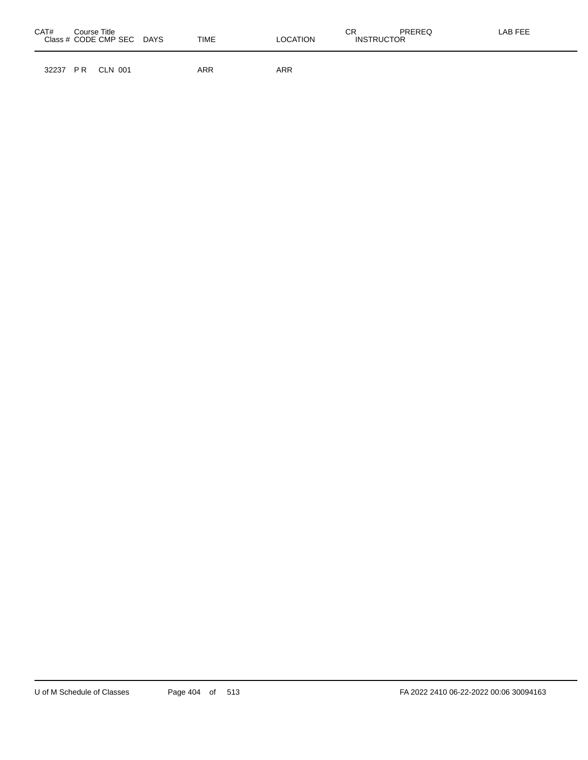| CAT# | Course Title Class # | CODE | CMP | SEC | DAYS | TIME | LOCATION | CR INSTRUCTOR | PREREQ | LAB FEE |
|---|---|---|---|---|---|---|---|---|---|---|
| | 32237 | P R | CLN | 001 | | ARR | ARR | | | |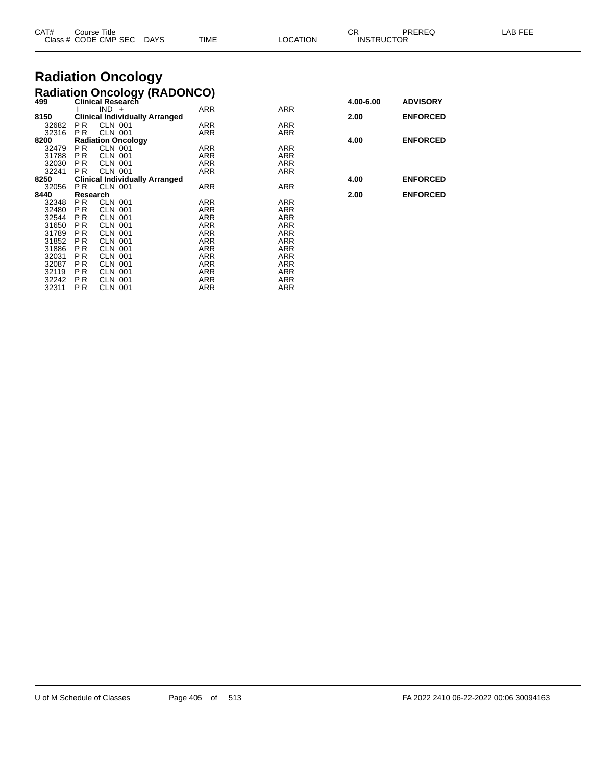| CAT# | Course Title |  |  |  |  |  | CR | PREREQ | LAB FEE |
|---|---|---|---|---|---|---|---|---|---|
| Class # | CODE | CMP | SEC | DAYS | TIME | LOCATION | INSTRUCTOR |  |  |

# Radiation Oncology

## Radiation Oncology (RADONCO)

| CAT# / Class # | CODE | CMP | SEC | TIME | LOCATION | CR | PREREQ |
|---|---|---|---|---|---|---|---|
| **499** | **Clinical Research** |  |  |  |  | **4.00-6.00** | **ADVISORY** |
|  | I | IND | + | ARR | ARR |  |  |
| **8150** | **Clinical Individually Arranged** |  |  |  |  | **2.00** | **ENFORCED** |
| 32682 | P R | CLN | 001 | ARR | ARR |  |  |
| 32316 | P R | CLN | 001 | ARR | ARR |  |  |
| **8200** | **Radiation Oncology** |  |  |  |  | **4.00** | **ENFORCED** |
| 32479 | P R | CLN | 001 | ARR | ARR |  |  |
| 31788 | P R | CLN | 001 | ARR | ARR |  |  |
| 32030 | P R | CLN | 001 | ARR | ARR |  |  |
| 32241 | P R | CLN | 001 | ARR | ARR |  |  |
| **8250** | **Clinical Individually Arranged** |  |  |  |  | **4.00** | **ENFORCED** |
| 32056 | P R | CLN | 001 | ARR | ARR |  |  |
| **8440** | **Research** |  |  |  |  | **2.00** | **ENFORCED** |
| 32348 | P R | CLN | 001 | ARR | ARR |  |  |
| 32480 | P R | CLN | 001 | ARR | ARR |  |  |
| 32544 | P R | CLN | 001 | ARR | ARR |  |  |
| 31650 | P R | CLN | 001 | ARR | ARR |  |  |
| 31789 | P R | CLN | 001 | ARR | ARR |  |  |
| 31852 | P R | CLN | 001 | ARR | ARR |  |  |
| 31886 | P R | CLN | 001 | ARR | ARR |  |  |
| 32031 | P R | CLN | 001 | ARR | ARR |  |  |
| 32087 | P R | CLN | 001 | ARR | ARR |  |  |
| 32119 | P R | CLN | 001 | ARR | ARR |  |  |
| 32242 | P R | CLN | 001 | ARR | ARR |  |  |
| 32311 | P R | CLN | 001 | ARR | ARR |  |  |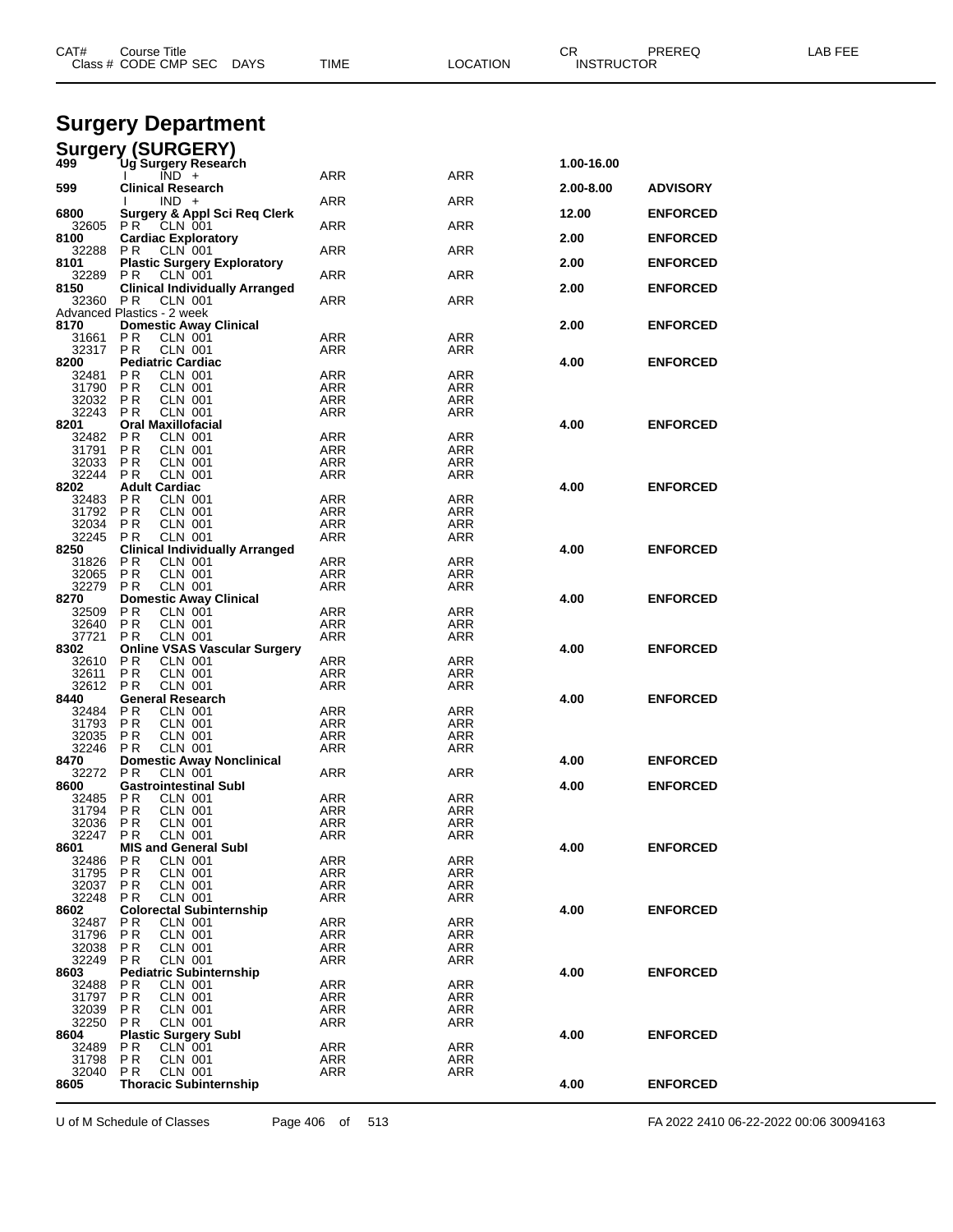# Surgery Department

## Surgery (SURGERY)

| CAT# Class # | Course Title CODE CMP SEC | DAYS | TIME | LOCATION | CR INSTRUCTOR | PREREQ | LAB FEE |
|---|---|---|---|---|---|---|---|
| **499** | **Ug Surgery Research** | | | | **1.00-16.00** | | |
| | I IND + | | ARR | ARR | | | |
| **599** | **Clinical Research** | | | | **2.00-8.00** | **ADVISORY** | |
| | I IND + | | ARR | ARR | | | |
| **6800** | **Surgery & Appl Sci Req Clerk** | | | | **12.00** | **ENFORCED** | |
| 32605 | P R CLN 001 | | ARR | ARR | | | |
| **8100** | **Cardiac Exploratory** | | | | **2.00** | **ENFORCED** | |
| 32288 | P R CLN 001 | | ARR | ARR | | | |
| **8101** | **Plastic Surgery Exploratory** | | | | **2.00** | **ENFORCED** | |
| 32289 | P R CLN 001 | | ARR | ARR | | | |
| **8150** | **Clinical Individually Arranged** | | | | **2.00** | **ENFORCED** | |
| 32360 | P R CLN 001 | | ARR | ARR | | | |
| Advanced Plastics - 2 week | | | | | | | |
| **8170** | **Domestic Away Clinical** | | | | **2.00** | **ENFORCED** | |
| 31661 | P R CLN 001 | | ARR | ARR | | | |
| 32317 | P R CLN 001 | | ARR | ARR | | | |
| **8200** | **Pediatric Cardiac** | | | | **4.00** | **ENFORCED** | |
| 32481 | P R CLN 001 | | ARR | ARR | | | |
| 31790 | P R CLN 001 | | ARR | ARR | | | |
| 32032 | P R CLN 001 | | ARR | ARR | | | |
| 32243 | P R CLN 001 | | ARR | ARR | | | |
| **8201** | **Oral Maxillofacial** | | | | **4.00** | **ENFORCED** | |
| 32482 | P R CLN 001 | | ARR | ARR | | | |
| 31791 | P R CLN 001 | | ARR | ARR | | | |
| 32033 | P R CLN 001 | | ARR | ARR | | | |
| 32244 | P R CLN 001 | | ARR | ARR | | | |
| **8202** | **Adult Cardiac** | | | | **4.00** | **ENFORCED** | |
| 32483 | P R CLN 001 | | ARR | ARR | | | |
| 31792 | P R CLN 001 | | ARR | ARR | | | |
| 32034 | P R CLN 001 | | ARR | ARR | | | |
| 32245 | P R CLN 001 | | ARR | ARR | | | |
| **8250** | **Clinical Individually Arranged** | | | | **4.00** | **ENFORCED** | |
| 31826 | P R CLN 001 | | ARR | ARR | | | |
| 32065 | P R CLN 001 | | ARR | ARR | | | |
| 32279 | P R CLN 001 | | ARR | ARR | | | |
| **8270** | **Domestic Away Clinical** | | | | **4.00** | **ENFORCED** | |
| 32509 | P R CLN 001 | | ARR | ARR | | | |
| 32640 | P R CLN 001 | | ARR | ARR | | | |
| 37721 | P R CLN 001 | | ARR | ARR | | | |
| **8302** | **Online VSAS Vascular Surgery** | | | | **4.00** | **ENFORCED** | |
| 32610 | P R CLN 001 | | ARR | ARR | | | |
| 32611 | P R CLN 001 | | ARR | ARR | | | |
| 32612 | P R CLN 001 | | ARR | ARR | | | |
| **8440** | **General Research** | | | | **4.00** | **ENFORCED** | |
| 32484 | P R CLN 001 | | ARR | ARR | | | |
| 31793 | P R CLN 001 | | ARR | ARR | | | |
| 32035 | P R CLN 001 | | ARR | ARR | | | |
| 32246 | P R CLN 001 | | ARR | ARR | | | |
| **8470** | **Domestic Away Nonclinical** | | | | **4.00** | **ENFORCED** | |
| 32272 | P R CLN 001 | | ARR | ARR | | | |
| **8600** | **Gastrointestinal SubI** | | | | **4.00** | **ENFORCED** | |
| 32485 | P R CLN 001 | | ARR | ARR | | | |
| 31794 | P R CLN 001 | | ARR | ARR | | | |
| 32036 | P R CLN 001 | | ARR | ARR | | | |
| 32247 | P R CLN 001 | | ARR | ARR | | | |
| **8601** | **MIS and General SubI** | | | | **4.00** | **ENFORCED** | |
| 32486 | P R CLN 001 | | ARR | ARR | | | |
| 31795 | P R CLN 001 | | ARR | ARR | | | |
| 32037 | P R CLN 001 | | ARR | ARR | | | |
| 32248 | P R CLN 001 | | ARR | ARR | | | |
| **8602** | **Colorectal Subinternship** | | | | **4.00** | **ENFORCED** | |
| 32487 | P R CLN 001 | | ARR | ARR | | | |
| 31796 | P R CLN 001 | | ARR | ARR | | | |
| 32038 | P R CLN 001 | | ARR | ARR | | | |
| 32249 | P R CLN 001 | | ARR | ARR | | | |
| **8603** | **Pediatric Subinternship** | | | | **4.00** | **ENFORCED** | |
| 32488 | P R CLN 001 | | ARR | ARR | | | |
| 31797 | P R CLN 001 | | ARR | ARR | | | |
| 32039 | P R CLN 001 | | ARR | ARR | | | |
| 32250 | P R CLN 001 | | ARR | ARR | | | |
| **8604** | **Plastic Surgery SubI** | | | | **4.00** | **ENFORCED** | |
| 32489 | P R CLN 001 | | ARR | ARR | | | |
| 31798 | P R CLN 001 | | ARR | ARR | | | |
| 32040 | P R CLN 001 | | ARR | ARR | | | |
| **8605** | **Thoracic Subinternship** | | | | **4.00** | **ENFORCED** | |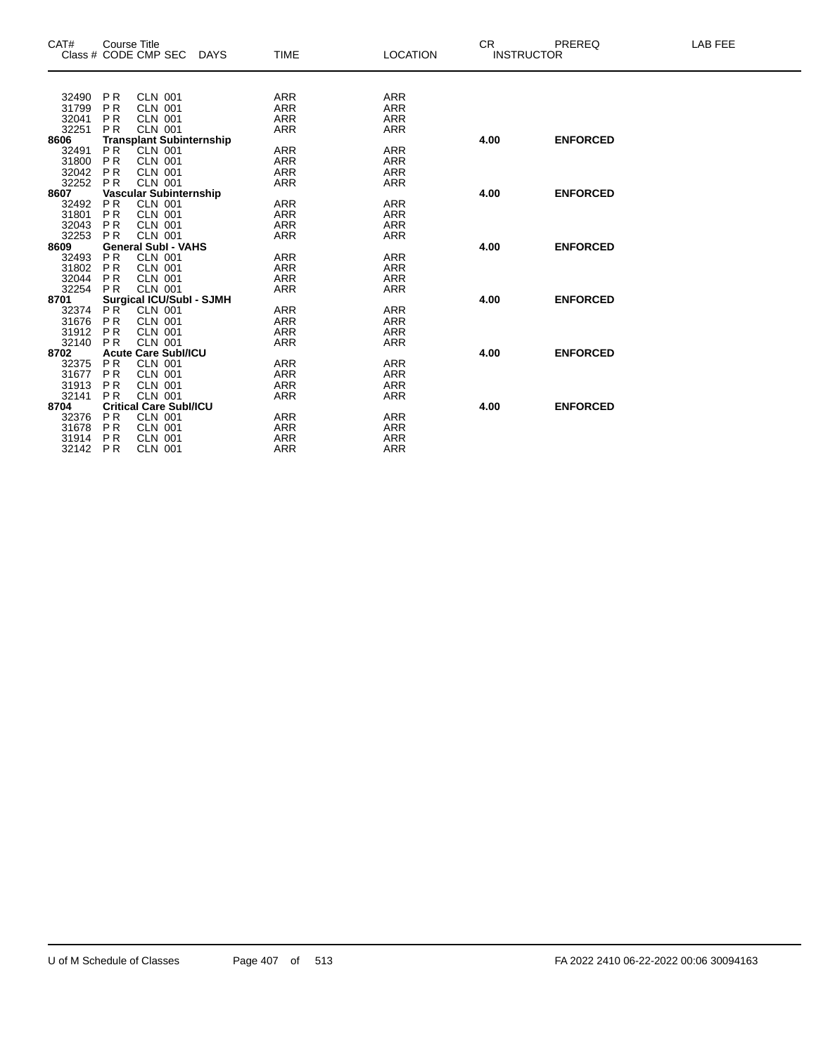| CAT# | Course Title Class # CODE CMP SEC DAYS | TIME | LOCATION | CR INSTRUCTOR | PREREQ | LAB FEE |
|---|---|---|---|---|---|---|
| 32490 | P R CLN 001 | ARR | ARR | | | |
| 31799 | P R CLN 001 | ARR | ARR | | | |
| 32041 | P R CLN 001 | ARR | ARR | | | |
| 32251 | P R CLN 001 | ARR | ARR | | | |
| **8606** | **Transplant Subinternship** | | | **4.00** | **ENFORCED** | |
| 32491 | P R CLN 001 | ARR | ARR | | | |
| 31800 | P R CLN 001 | ARR | ARR | | | |
| 32042 | P R CLN 001 | ARR | ARR | | | |
| 32252 | P R CLN 001 | ARR | ARR | | | |
| **8607** | **Vascular Subinternship** | | | **4.00** | **ENFORCED** | |
| 32492 | P R CLN 001 | ARR | ARR | | | |
| 31801 | P R CLN 001 | ARR | ARR | | | |
| 32043 | P R CLN 001 | ARR | ARR | | | |
| 32253 | P R CLN 001 | ARR | ARR | | | |
| **8609** | **General SubI - VAHS** | | | **4.00** | **ENFORCED** | |
| 32493 | P R CLN 001 | ARR | ARR | | | |
| 31802 | P R CLN 001 | ARR | ARR | | | |
| 32044 | P R CLN 001 | ARR | ARR | | | |
| 32254 | P R CLN 001 | ARR | ARR | | | |
| **8701** | **Surgical ICU/SubI - SJMH** | | | **4.00** | **ENFORCED** | |
| 32374 | P R CLN 001 | ARR | ARR | | | |
| 31676 | P R CLN 001 | ARR | ARR | | | |
| 31912 | P R CLN 001 | ARR | ARR | | | |
| 32140 | P R CLN 001 | ARR | ARR | | | |
| **8702** | **Acute Care SubI/ICU** | | | **4.00** | **ENFORCED** | |
| 32375 | P R CLN 001 | ARR | ARR | | | |
| 31677 | P R CLN 001 | ARR | ARR | | | |
| 31913 | P R CLN 001 | ARR | ARR | | | |
| 32141 | P R CLN 001 | ARR | ARR | | | |
| **8704** | **Critical Care SubI/ICU** | | | **4.00** | **ENFORCED** | |
| 32376 | P R CLN 001 | ARR | ARR | | | |
| 31678 | P R CLN 001 | ARR | ARR | | | |
| 31914 | P R CLN 001 | ARR | ARR | | | |
| 32142 | P R CLN 001 | ARR | ARR | | | |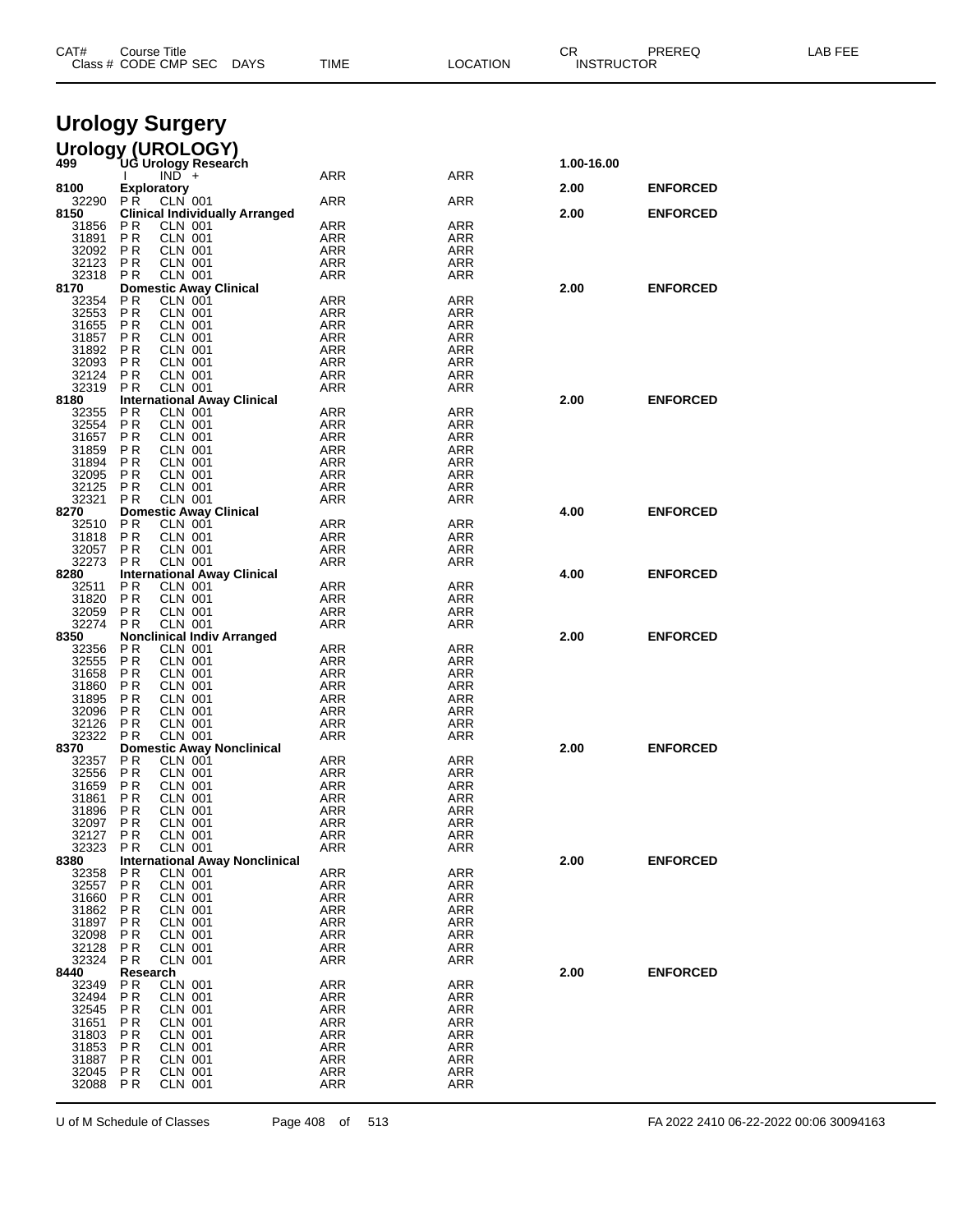| CAT# | Course Title | | | | | | CR | PREREQ | LAB FEE |
|---|---|---|---|---|---|---|---|---|---|
| Class # | CODE | CMP | SEC | DAYS | TIME | LOCATION | INSTRUCTOR | | |

# Urology Surgery

## Urology (UROLOGY)

| CAT# | Course Title | | | | | | CR | PREREQ |
|---|---|---|---|---|---|---|---|---|
| 499 | UG Urology Research | | | | | | 1.00-16.00 | |
| | I | IND | + | | ARR | ARR | | |
| 8100 | Exploratory | | | | | | 2.00 | ENFORCED |
| 32290 | P R | CLN | 001 | | ARR | ARR | | |
| 8150 | Clinical Individually Arranged | | | | | | 2.00 | ENFORCED |
| 31856 | P R | CLN | 001 | | ARR | ARR | | |
| 31891 | P R | CLN | 001 | | ARR | ARR | | |
| 32092 | P R | CLN | 001 | | ARR | ARR | | |
| 32123 | P R | CLN | 001 | | ARR | ARR | | |
| 32318 | P R | CLN | 001 | | ARR | ARR | | |
| 8170 | Domestic Away Clinical | | | | | | 2.00 | ENFORCED |
| 32354 | P R | CLN | 001 | | ARR | ARR | | |
| 32553 | P R | CLN | 001 | | ARR | ARR | | |
| 31655 | P R | CLN | 001 | | ARR | ARR | | |
| 31857 | P R | CLN | 001 | | ARR | ARR | | |
| 31892 | P R | CLN | 001 | | ARR | ARR | | |
| 32093 | P R | CLN | 001 | | ARR | ARR | | |
| 32124 | P R | CLN | 001 | | ARR | ARR | | |
| 32319 | P R | CLN | 001 | | ARR | ARR | | |
| 8180 | International Away Clinical | | | | | | 2.00 | ENFORCED |
| 32355 | P R | CLN | 001 | | ARR | ARR | | |
| 32554 | P R | CLN | 001 | | ARR | ARR | | |
| 31657 | P R | CLN | 001 | | ARR | ARR | | |
| 31859 | P R | CLN | 001 | | ARR | ARR | | |
| 31894 | P R | CLN | 001 | | ARR | ARR | | |
| 32095 | P R | CLN | 001 | | ARR | ARR | | |
| 32125 | P R | CLN | 001 | | ARR | ARR | | |
| 32321 | P R | CLN | 001 | | ARR | ARR | | |
| 8270 | Domestic Away Clinical | | | | | | 4.00 | ENFORCED |
| 32510 | P R | CLN | 001 | | ARR | ARR | | |
| 31818 | P R | CLN | 001 | | ARR | ARR | | |
| 32057 | P R | CLN | 001 | | ARR | ARR | | |
| 32273 | P R | CLN | 001 | | ARR | ARR | | |
| 8280 | International Away Clinical | | | | | | 4.00 | ENFORCED |
| 32511 | P R | CLN | 001 | | ARR | ARR | | |
| 31820 | P R | CLN | 001 | | ARR | ARR | | |
| 32059 | P R | CLN | 001 | | ARR | ARR | | |
| 32274 | P R | CLN | 001 | | ARR | ARR | | |
| 8350 | Nonclinical Indiv Arranged | | | | | | 2.00 | ENFORCED |
| 32356 | P R | CLN | 001 | | ARR | ARR | | |
| 32555 | P R | CLN | 001 | | ARR | ARR | | |
| 31658 | P R | CLN | 001 | | ARR | ARR | | |
| 31860 | P R | CLN | 001 | | ARR | ARR | | |
| 31895 | P R | CLN | 001 | | ARR | ARR | | |
| 32096 | P R | CLN | 001 | | ARR | ARR | | |
| 32126 | P R | CLN | 001 | | ARR | ARR | | |
| 32322 | P R | CLN | 001 | | ARR | ARR | | |
| 8370 | Domestic Away Nonclinical | | | | | | 2.00 | ENFORCED |
| 32357 | P R | CLN | 001 | | ARR | ARR | | |
| 32556 | P R | CLN | 001 | | ARR | ARR | | |
| 31659 | P R | CLN | 001 | | ARR | ARR | | |
| 31861 | P R | CLN | 001 | | ARR | ARR | | |
| 31896 | P R | CLN | 001 | | ARR | ARR | | |
| 32097 | P R | CLN | 001 | | ARR | ARR | | |
| 32127 | P R | CLN | 001 | | ARR | ARR | | |
| 32323 | P R | CLN | 001 | | ARR | ARR | | |
| 8380 | International Away Nonclinical | | | | | | 2.00 | ENFORCED |
| 32358 | P R | CLN | 001 | | ARR | ARR | | |
| 32557 | P R | CLN | 001 | | ARR | ARR | | |
| 31660 | P R | CLN | 001 | | ARR | ARR | | |
| 31862 | P R | CLN | 001 | | ARR | ARR | | |
| 31897 | P R | CLN | 001 | | ARR | ARR | | |
| 32098 | P R | CLN | 001 | | ARR | ARR | | |
| 32128 | P R | CLN | 001 | | ARR | ARR | | |
| 32324 | P R | CLN | 001 | | ARR | ARR | | |
| 8440 | Research | | | | | | 2.00 | ENFORCED |
| 32349 | P R | CLN | 001 | | ARR | ARR | | |
| 32494 | P R | CLN | 001 | | ARR | ARR | | |
| 32545 | P R | CLN | 001 | | ARR | ARR | | |
| 31651 | P R | CLN | 001 | | ARR | ARR | | |
| 31803 | P R | CLN | 001 | | ARR | ARR | | |
| 31853 | P R | CLN | 001 | | ARR | ARR | | |
| 31887 | P R | CLN | 001 | | ARR | ARR | | |
| 32045 | P R | CLN | 001 | | ARR | ARR | | |
| 32088 | P R | CLN | 001 | | ARR | ARR | | |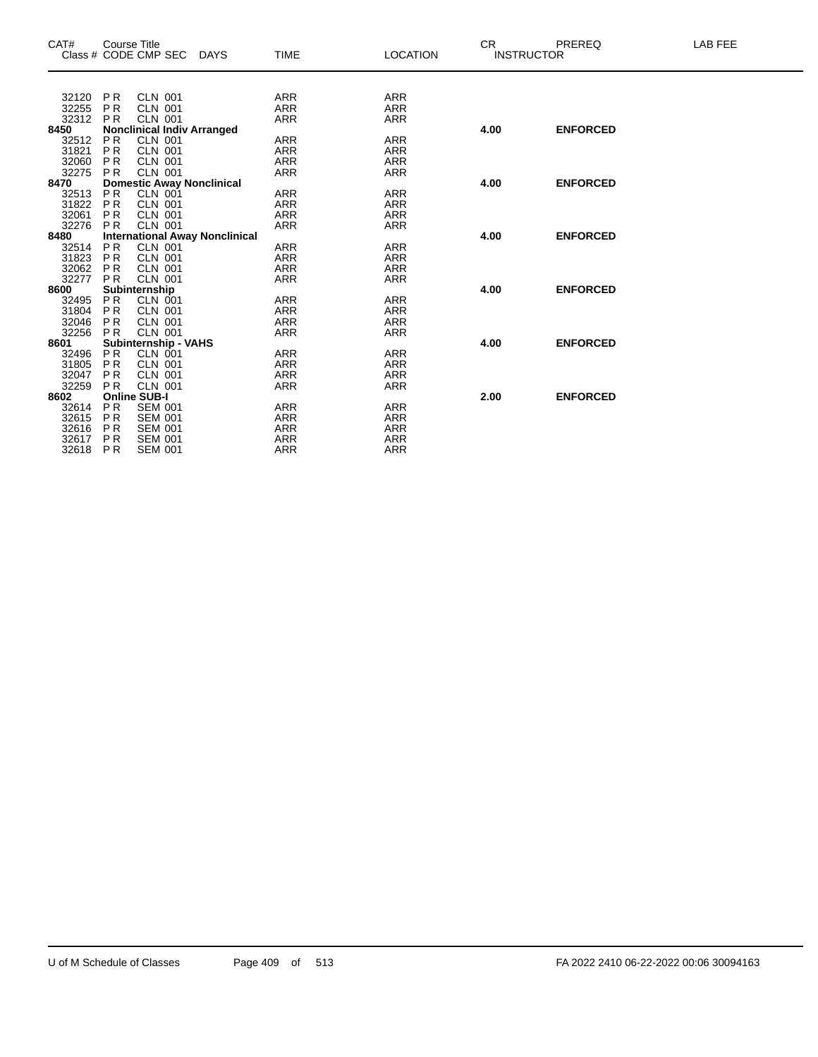| CAT# | Course Title | | | | | | CR | PREREQ | LAB FEE |
|---|---|---|---|---|---|---|---|---|---|
| Class # | CODE | CMP | SEC | DAYS | TIME | LOCATION | INSTRUCTOR | | |
| 32120 | P R | CLN | 001 | | ARR | ARR | | | |
| 32255 | P R | CLN | 001 | | ARR | ARR | | | |
| 32312 | P R | CLN | 001 | | ARR | ARR | | | |
| **8450** | **Nonclinical Indiv Arranged** | | | | | | **4.00** | **ENFORCED** | |
| 32512 | P R | CLN | 001 | | ARR | ARR | | | |
| 31821 | P R | CLN | 001 | | ARR | ARR | | | |
| 32060 | P R | CLN | 001 | | ARR | ARR | | | |
| 32275 | P R | CLN | 001 | | ARR | ARR | | | |
| **8470** | **Domestic Away Nonclinical** | | | | | | **4.00** | **ENFORCED** | |
| 32513 | P R | CLN | 001 | | ARR | ARR | | | |
| 31822 | P R | CLN | 001 | | ARR | ARR | | | |
| 32061 | P R | CLN | 001 | | ARR | ARR | | | |
| 32276 | P R | CLN | 001 | | ARR | ARR | | | |
| **8480** | **International Away Nonclinical** | | | | | | **4.00** | **ENFORCED** | |
| 32514 | P R | CLN | 001 | | ARR | ARR | | | |
| 31823 | P R | CLN | 001 | | ARR | ARR | | | |
| 32062 | P R | CLN | 001 | | ARR | ARR | | | |
| 32277 | P R | CLN | 001 | | ARR | ARR | | | |
| **8600** | **Subinternship** | | | | | | **4.00** | **ENFORCED** | |
| 32495 | P R | CLN | 001 | | ARR | ARR | | | |
| 31804 | P R | CLN | 001 | | ARR | ARR | | | |
| 32046 | P R | CLN | 001 | | ARR | ARR | | | |
| 32256 | P R | CLN | 001 | | ARR | ARR | | | |
| **8601** | **Subinternship - VAHS** | | | | | | **4.00** | **ENFORCED** | |
| 32496 | P R | CLN | 001 | | ARR | ARR | | | |
| 31805 | P R | CLN | 001 | | ARR | ARR | | | |
| 32047 | P R | CLN | 001 | | ARR | ARR | | | |
| 32259 | P R | CLN | 001 | | ARR | ARR | | | |
| **8602** | **Online SUB-I** | | | | | | **2.00** | **ENFORCED** | |
| 32614 | P R | SEM | 001 | | ARR | ARR | | | |
| 32615 | P R | SEM | 001 | | ARR | ARR | | | |
| 32616 | P R | SEM | 001 | | ARR | ARR | | | |
| 32617 | P R | SEM | 001 | | ARR | ARR | | | |
| 32618 | P R | SEM | 001 | | ARR | ARR | | | |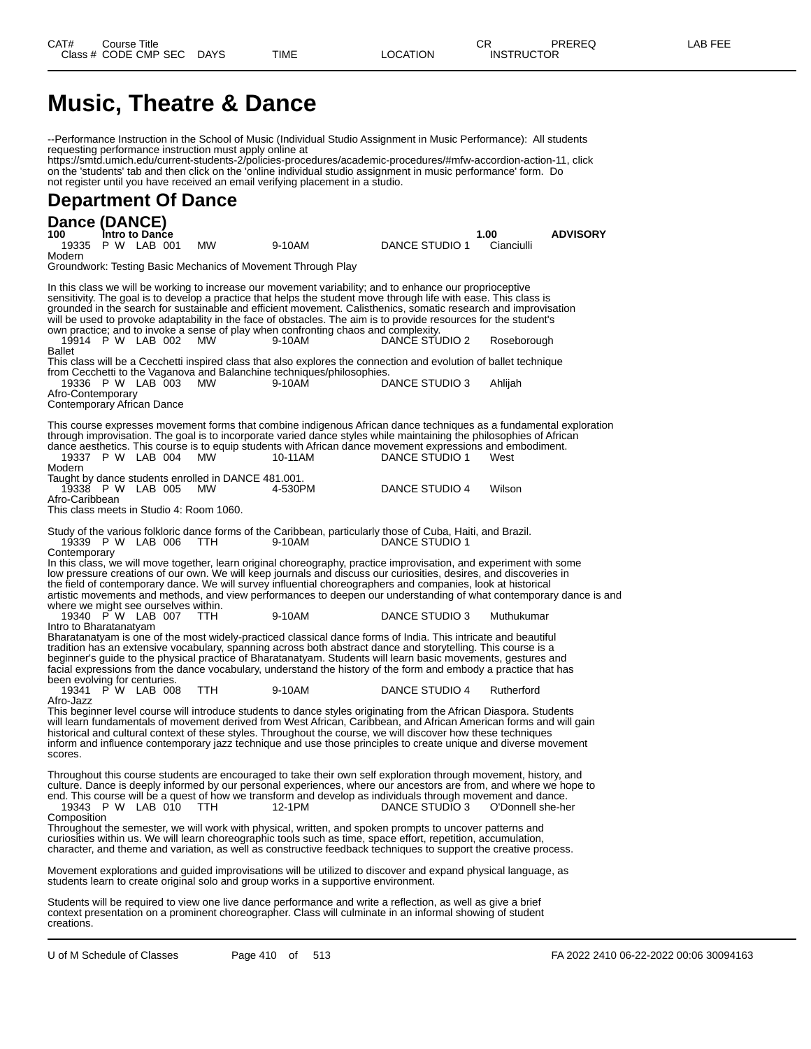# Music, Theatre & Dance

--Performance Instruction in the School of Music (Individual Studio Assignment in Music Performance): All students requesting performance instruction must apply online at https://smtd.umich.edu/current-students-2/policies-procedures/academic-procedures/#mfw-accordion-action-11, click on the 'students' tab and then click on the 'online individual studio assignment in music performance' form. Do not register until you have received an email verifying placement in a studio.

## Department Of Dance

### Dance (DANCE)

**100 Intro to Dance 1.00 ADVISORY**

| Class # | CODE | CMP | SEC | DAYS | TIME | LOCATION | INSTRUCTOR |
|---|---|---|---|---|---|---|---|
| 19335 | P W | LAB | 001 | MW | 9-10AM | DANCE STUDIO 1 | Cianciulli |

Modern
Groundwork: Testing Basic Mechanics of Movement Through Play

In this class we will be working to increase our movement variability; and to enhance our proprioceptive sensitivity. The goal is to develop a practice that helps the student move through life with ease. This class is grounded in the search for sustainable and efficient movement. Calisthenics, somatic research and improvisation will be used to provoke adaptability in the face of obstacles. The aim is to provide resources for the student's own practice; and to invoke a sense of play when confronting chaos and complexity.

| Class # | CODE | CMP | SEC | DAYS | TIME | LOCATION | INSTRUCTOR |
|---|---|---|---|---|---|---|---|
| 19914 | P W | LAB | 002 | MW | 9-10AM | DANCE STUDIO 2 | Roseborough |

Ballet
This class will be a Cecchetti inspired class that also explores the connection and evolution of ballet technique from Cecchetti to the Vaganova and Balanchine techniques/philosophies.

| Class # | CODE | CMP | SEC | DAYS | TIME | LOCATION | INSTRUCTOR |
|---|---|---|---|---|---|---|---|
| 19336 | P W | LAB | 003 | MW | 9-10AM | DANCE STUDIO 3 | Ahlijah |

Afro-Contemporary
Contemporary African Dance

This course expresses movement forms that combine indigenous African dance techniques as a fundamental exploration through improvisation. The goal is to incorporate varied dance styles while maintaining the philosophies of African dance aesthetics. This course is to equip students with African dance movement expressions and embodiment.

| Class # | CODE | CMP | SEC | DAYS | TIME | LOCATION | INSTRUCTOR |
|---|---|---|---|---|---|---|---|
| 19337 | P W | LAB | 004 | MW | 10-11AM | DANCE STUDIO 1 | West |

Modern
Taught by dance students enrolled in DANCE 481.001.

| Class # | CODE | CMP | SEC | DAYS | TIME | LOCATION | INSTRUCTOR |
|---|---|---|---|---|---|---|---|
| 19338 | P W | LAB | 005 | MW | 4-530PM | DANCE STUDIO 4 | Wilson |

Afro-Caribbean
This class meets in Studio 4: Room 1060.

Study of the various folkloric dance forms of the Caribbean, particularly those of Cuba, Haiti, and Brazil.

| Class # | CODE | CMP | SEC | DAYS | TIME | LOCATION | INSTRUCTOR |
|---|---|---|---|---|---|---|---|
| 19339 | P W | LAB | 006 | TTH | 9-10AM | DANCE STUDIO 1 | |

Contemporary
In this class, we will move together, learn original choreography, practice improvisation, and experiment with some low pressure creations of our own. We will keep journals and discuss our curiosities, desires, and discoveries in the field of contemporary dance. We will survey influential choreographers and companies, look at historical artistic movements and methods, and view performances to deepen our understanding of what contemporary dance is and where we might see ourselves within.

| Class # | CODE | CMP | SEC | DAYS | TIME | LOCATION | INSTRUCTOR |
|---|---|---|---|---|---|---|---|
| 19340 | P W | LAB | 007 | TTH | 9-10AM | DANCE STUDIO 3 | Muthukumar |

Intro to Bharatanatyam
Bharatanatyam is one of the most widely-practiced classical dance forms of India. This intricate and beautiful tradition has an extensive vocabulary, spanning across both abstract dance and storytelling. This course is a beginner's guide to the physical practice of Bharatanatyam. Students will learn basic movements, gestures and facial expressions from the dance vocabulary, understand the history of the form and embody a practice that has been evolving for centuries.

| Class # | CODE | CMP | SEC | DAYS | TIME | LOCATION | INSTRUCTOR |
|---|---|---|---|---|---|---|---|
| 19341 | P W | LAB | 008 | TTH | 9-10AM | DANCE STUDIO 4 | Rutherford |

Afro-Jazz
This beginner level course will introduce students to dance styles originating from the African Diaspora. Students will learn fundamentals of movement derived from West African, Caribbean, and African American forms and will gain historical and cultural context of these styles. Throughout the course, we will discover how these techniques inform and influence contemporary jazz technique and use those principles to create unique and diverse movement scores.

Throughout this course students are encouraged to take their own self exploration through movement, history, and culture. Dance is deeply informed by our personal experiences, where our ancestors are from, and where we hope to end. This course will be a quest of how we transform and develop as individuals through movement and dance.

| Class # | CODE | CMP | SEC | DAYS | TIME | LOCATION | INSTRUCTOR |
|---|---|---|---|---|---|---|---|
| 19343 | P W | LAB | 010 | TTH | 12-1PM | DANCE STUDIO 3 | O'Donnell she-her |

Composition
Throughout the semester, we will work with physical, written, and spoken prompts to uncover patterns and curiosities within us. We will learn choreographic tools such as time, space effort, repetition, accumulation, character, and theme and variation, as well as constructive feedback techniques to support the creative process.

Movement explorations and guided improvisations will be utilized to discover and expand physical language, as students learn to create original solo and group works in a supportive environment.

Students will be required to view one live dance performance and write a reflection, as well as give a brief context presentation on a prominent choreographer. Class will culminate in an informal showing of student creations.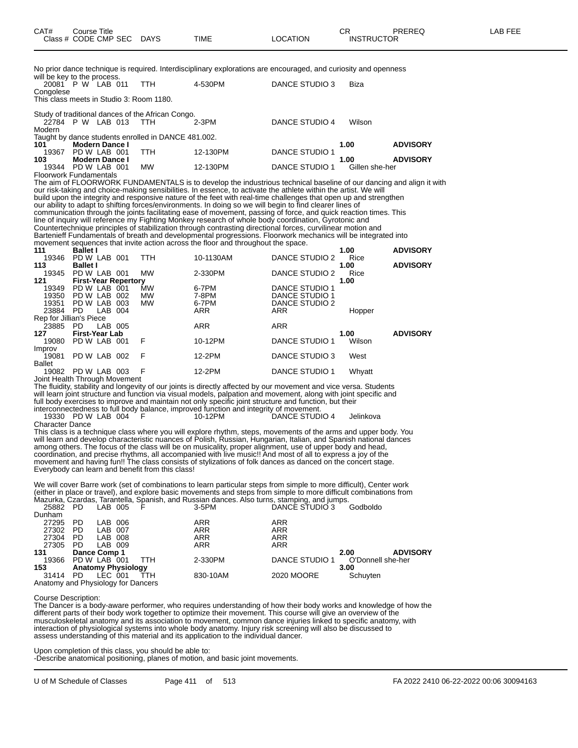| CAT# | Course Title | | | | | | CR | PREREQ | LAB FEE |
|---|---|---|---|---|---|---|---|---|---|
| Class # | CODE | CMP | SEC | DAYS | TIME | LOCATION | INSTRUCTOR | | |

No prior dance technique is required. Interdisciplinary explorations are encouraged, and curiosity and openness will be key to the process.

| | | | | | | | | |
|---|---|---|---|---|---|---|---|---|
| 20081 | P W | LAB | 011 | TTH | 4-530PM | DANCE STUDIO 3 | Biza | |

Congolese
This class meets in Studio 3: Room 1180.

Study of traditional dances of the African Congo.

| | | | | | | | | |
|---|---|---|---|---|---|---|---|---|
| 22784 | P W | LAB | 013 | TTH | 2-3PM | DANCE STUDIO 4 | Wilson | |

Modern
Taught by dance students enrolled in DANCE 481.002.

| | | | | | | | | |
|---|---|---|---|---|---|---|---|---|
| **101** | **Modern Dance I** | | | | | | **1.00** | **ADVISORY** |
| 19367 | PD W | LAB | 001 | TTH | 12-130PM | DANCE STUDIO 1 | | |
| **103** | **Modern Dance I** | | | | | | **1.00** | **ADVISORY** |
| 19344 | PD W | LAB | 001 | MW | 12-130PM | DANCE STUDIO 1 | Gillen she-her | |

Floorwork Fundamentals
The aim of FLOORWORK FUNDAMENTALS is to develop the industrious technical baseline of our dancing and align it with our risk-taking and choice-making sensibilities. In essence, to activate the athlete within the artist. We will build upon the integrity and responsive nature of the feet with real-time challenges that open up and strengthen our ability to adapt to shifting forces/environments. In doing so we will begin to find clearer lines of communication through the joints facilitating ease of movement, passing of force, and quick reaction times. This line of inquiry will reference my Fighting Monkey research of whole body coordination, Gyrotonic and Countertechnique principles of stabilization through contrasting directional forces, curvilinear motion and Bartenieff Fundamentals of breath and developmental progressions. Floorwork mechanics will be integrated into movement sequences that invite action across the floor and throughout the space.

| | | | | | | | | |
|---|---|---|---|---|---|---|---|---|
| **111** | **Ballet I** | | | | | | **1.00** | **ADVISORY** |
| 19346 | PD W | LAB | 001 | TTH | 10-1130AM | DANCE STUDIO 2 | Rice | |
| **113** | **Ballet I** | | | | | | **1.00** | **ADVISORY** |
| 19345 | PD W | LAB | 001 | MW | 2-330PM | DANCE STUDIO 2 | Rice | |
| **121** | **First-Year Repertory** | | | | | | **1.00** | |
| 19349 | PD W | LAB | 001 | MW | 6-7PM | DANCE STUDIO 1 | | |
| 19350 | PD W | LAB | 002 | MW | 7-8PM | DANCE STUDIO 1 | | |
| 19351 | PD W | LAB | 003 | MW | 6-7PM | DANCE STUDIO 2 | | |
| 23884 | PD | LAB | 004 | | ARR | ARR | Hopper | |

Rep for Jillian's Piece

| | | | | | | | | |
|---|---|---|---|---|---|---|---|---|
| 23885 | PD | LAB | 005 | | ARR | ARR | | |
| **127** | **First-Year Lab** | | | | | | **1.00** | **ADVISORY** |
| 19080 | PD W | LAB | 001 | F | 10-12PM | DANCE STUDIO 1 | Wilson | |

Improv

| | | | | | | | | |
|---|---|---|---|---|---|---|---|---|
| 19081 | PD W | LAB | 002 | F | 12-2PM | DANCE STUDIO 3 | West | |

Ballet

| | | | | | | | | |
|---|---|---|---|---|---|---|---|---|
| 19082 | PD W | LAB | 003 | F | 12-2PM | DANCE STUDIO 1 | Whyatt | |

Joint Health Through Movement
The fluidity, stability and longevity of our joints is directly affected by our movement and vice versa. Students will learn joint structure and function via visual models, palpation and movement, along with joint specific and full body exercises to improve and maintain not only specific joint structure and function, but their interconnectedness to full body balance, improved function and integrity of movement.

| | | | | | | | | |
|---|---|---|---|---|---|---|---|---|
| 19330 | PD W | LAB | 004 | F | 10-12PM | DANCE STUDIO 4 | Jelinkova | |

Character Dance
This class is a technique class where you will explore rhythm, steps, movements of the arms and upper body. You will learn and develop characteristic nuances of Polish, Russian, Hungarian, Italian, and Spanish national dances among others. The focus of the class will be on musicality, proper alignment, use of upper body and head, coordination, and precise rhythms, all accompanied with live music!! And most of all to express a joy of the movement and having fun!! The class consists of stylizations of folk dances as danced on the concert stage. Everybody can learn and benefit from this class!

We will cover Barre work (set of combinations to learn particular steps from simple to more difficult), Center work (either in place or travel), and explore basic movements and steps from simple to more difficult combinations from Mazurka, Czardas, Tarantella, Spanish, and Russian dances. Also turns, stamping, and jumps.

| | | | | | | | | |
|---|---|---|---|---|---|---|---|---|
| 25882 | PD | LAB | 005 | F | 3-5PM | DANCE STUDIO 3 | Godboldo | |

Dunham

| | | | | | | | | |
|---|---|---|---|---|---|---|---|---|
| 27295 | PD | LAB | 006 | | ARR | ARR | | |
| 27302 | PD | LAB | 007 | | ARR | ARR | | |
| 27304 | PD | LAB | 008 | | ARR | ARR | | |
| 27305 | PD | LAB | 009 | | ARR | ARR | | |
| **131** | **Dance Comp 1** | | | | | | **2.00** | **ADVISORY** |
| 19366 | PD W | LAB | 001 | TTH | 2-330PM | DANCE STUDIO 1 | O'Donnell she-her | |
| **153** | **Anatomy Physiology** | | | | | | **3.00** | |
| 31414 | PD | LEC | 001 | TTH | 830-10AM | 2020 MOORE | Schuyten | |

Anatomy and Physiology for Dancers

Course Description:
The Dancer is a body-aware performer, who requires understanding of how their body works and knowledge of how the different parts of their body work together to optimize their movement. This course will give an overview of the musculoskeletal anatomy and its association to movement, common dance injuries linked to specific anatomy, with interaction of physiological systems into whole body anatomy. Injury risk screening will also be discussed to assess understanding of this material and its application to the individual dancer.

Upon completion of this class, you should be able to:
-Describe anatomical positioning, planes of motion, and basic joint movements.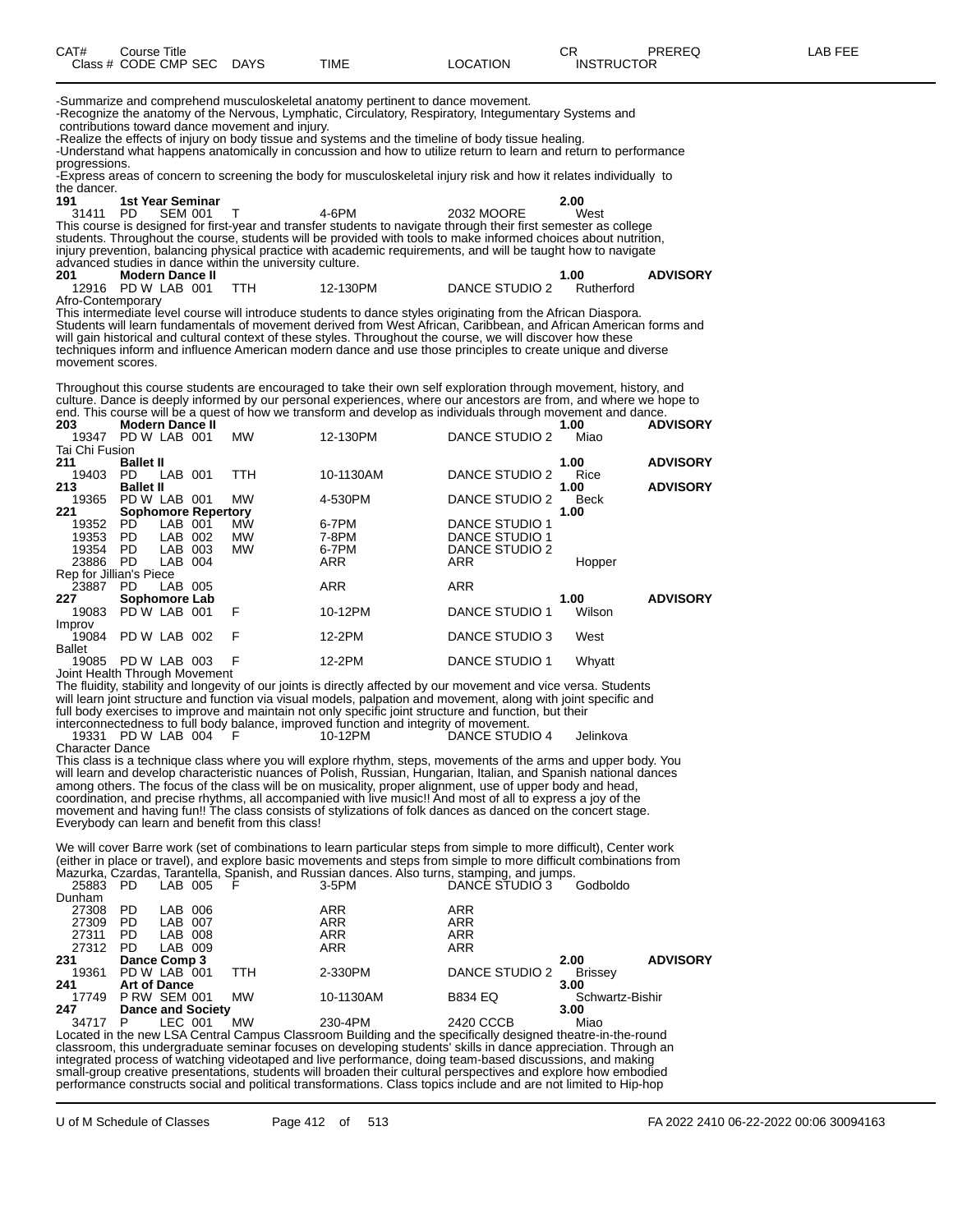| CAT# | Course Title | | | | | | CR | PREREQ | LAB FEE |
|---|---|---|---|---|---|---|---|---|---|
| Class # | CODE CMP SEC | | DAYS | TIME | LOCATION | | INSTRUCTOR | | |

-Summarize and comprehend musculoskeletal anatomy pertinent to dance movement.
-Recognize the anatomy of the Nervous, Lymphatic, Circulatory, Respiratory, Integumentary Systems and contributions toward dance movement and injury.
-Realize the effects of injury on body tissue and systems and the timeline of body tissue healing.
-Understand what happens anatomically in concussion and how to utilize return to learn and return to performance progressions.
-Express areas of concern to screening the body for musculoskeletal injury risk and how it relates individually to the dancer.

**191 1st Year Seminar** 2.00
31411 PD SEM 001 T 4-6PM 2032 MOORE West
This course is designed for first-year and transfer students to navigate through their first semester as college students. Throughout the course, students will be provided with tools to make informed choices about nutrition, injury prevention, balancing physical practice with academic requirements, and will be taught how to navigate advanced studies in dance within the university culture.

**201 Modern Dance II** 1.00 **ADVISORY**
12916 PD W LAB 001 TTH 12-130PM DANCE STUDIO 2 Rutherford
Afro-Contemporary
This intermediate level course will introduce students to dance styles originating from the African Diaspora. Students will learn fundamentals of movement derived from West African, Caribbean, and African American forms and will gain historical and cultural context of these styles. Throughout the course, we will discover how these techniques inform and influence American modern dance and use those principles to create unique and diverse movement scores.

Throughout this course students are encouraged to take their own self exploration through movement, history, and culture. Dance is deeply informed by our personal experiences, where our ancestors are from, and where we hope to end. This course will be a quest of how we transform and develop as individuals through movement and dance.

**203 Modern Dance II** 1.00 **ADVISORY**
19347 PD W LAB 001 MW 12-130PM DANCE STUDIO 2 Miao
Tai Chi Fusion

**211 Ballet II** 1.00 **ADVISORY**
19403 PD LAB 001 TTH 10-1130AM DANCE STUDIO 2 Rice

**213 Ballet II** 1.00 **ADVISORY**
19365 PD W LAB 001 MW 4-530PM DANCE STUDIO 2 Beck

**221 Sophomore Repertory** 1.00
19352 PD LAB 001 MW 6-7PM DANCE STUDIO 1
19353 PD LAB 002 MW 7-8PM DANCE STUDIO 1
19354 PD LAB 003 MW 6-7PM DANCE STUDIO 2
23886 PD LAB 004 ARR ARR Hopper
Rep for Jillian's Piece
23887 PD LAB 005 ARR ARR

**227 Sophomore Lab** 1.00 **ADVISORY**
19083 PD W LAB 001 F 10-12PM DANCE STUDIO 1 Wilson
Improv
19084 PD W LAB 002 F 12-2PM DANCE STUDIO 3 West
Ballet
19085 PD W LAB 003 F 12-2PM DANCE STUDIO 1 Whyatt
Joint Health Through Movement
The fluidity, stability and longevity of our joints is directly affected by our movement and vice versa. Students will learn joint structure and function via visual models, palpation and movement, along with joint specific and full body exercises to improve and maintain not only specific joint structure and function, but their interconnectedness to full body balance, improved function and integrity of movement.
19331 PD W LAB 004 F 10-12PM DANCE STUDIO 4 Jelinkova
Character Dance
This class is a technique class where you will explore rhythm, steps, movements of the arms and upper body. You will learn and develop characteristic nuances of Polish, Russian, Hungarian, Italian, and Spanish national dances among others. The focus of the class will be on musicality, proper alignment, use of upper body and head, coordination, and precise rhythms, all accompanied with live music!! And most of all to express a joy of the movement and having fun!! The class consists of stylizations of folk dances as danced on the concert stage. Everybody can learn and benefit from this class!

We will cover Barre work (set of combinations to learn particular steps from simple to more difficult), Center work (either in place or travel), and explore basic movements and steps from simple to more difficult combinations from Mazurka, Czardas, Tarantella, Spanish, and Russian dances. Also turns, stamping, and jumps.
25883 PD LAB 005 F 3-5PM DANCE STUDIO 3 Godboldo
Dunham
27308 PD LAB 006 ARR ARR
27309 PD LAB 007 ARR ARR
27311 PD LAB 008 ARR ARR
27312 PD LAB 009 ARR ARR

**231 Dance Comp 3** 2.00 **ADVISORY**
19361 PD W LAB 001 TTH 2-330PM DANCE STUDIO 2 Brissey

**241 Art of Dance** 3.00
17749 P RW SEM 001 MW 10-1130AM B834 EQ Schwartz-Bishir

**247 Dance and Society** 3.00
34717 P LEC 001 MW 230-4PM 2420 CCCB Miao
Located in the new LSA Central Campus Classroom Building and the specifically designed theatre-in-the-round classroom, this undergraduate seminar focuses on developing students' skills in dance appreciation. Through an integrated process of watching videotaped and live performance, doing team-based discussions, and making small-group creative presentations, students will broaden their cultural perspectives and explore how embodied performance constructs social and political transformations. Class topics include and are not limited to Hip-hop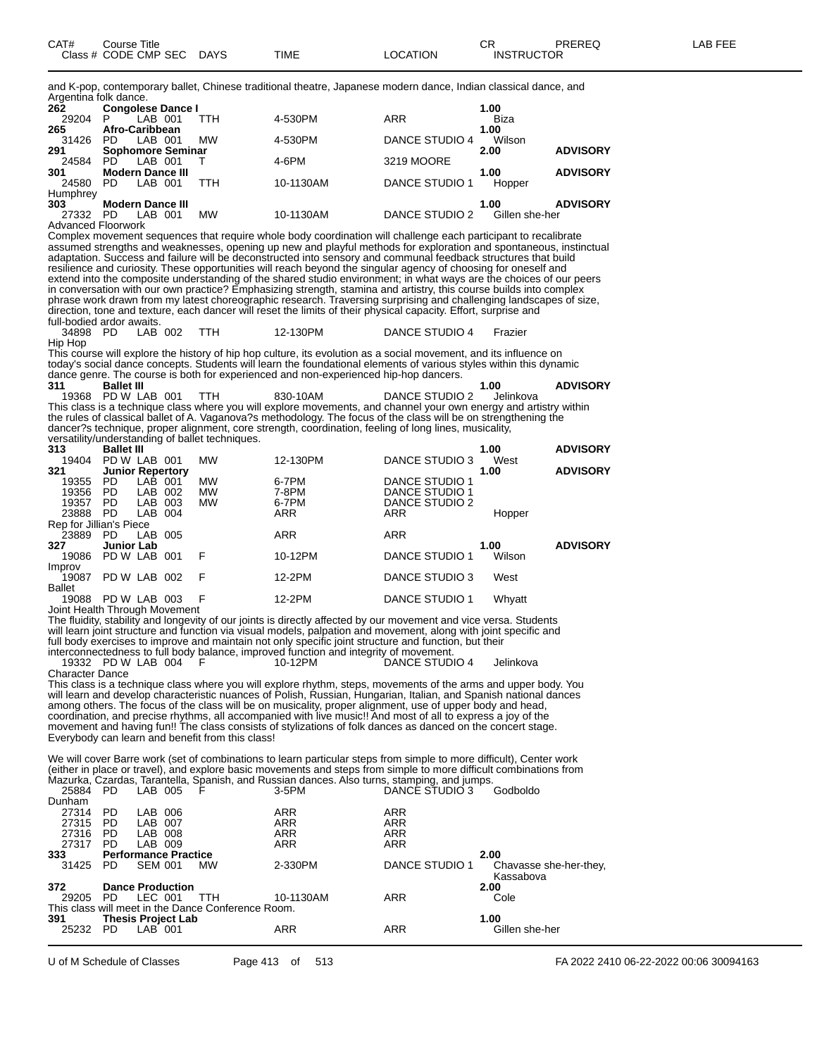| CAT# Class # | Course Title CODE | CMP | SEC | DAYS | TIME | LOCATION | CR INSTRUCTOR | PREREQ | LAB FEE |
|---|---|---|---|---|---|---|---|---|---|

and K-pop, contemporary ballet, Chinese traditional theatre, Japanese modern dance, Indian classical dance, and Argentina folk dance.

| CAT# Class # | CODE | CMP | SEC | DAYS | TIME | LOCATION | CR INSTRUCTOR | PREREQ |
|---|---|---|---|---|---|---|---|---|
| **262** | **Congolese Dance I** | | | | | | **1.00** | |
| 29204 | P | LAB | 001 | TTH | 4-530PM | ARR | Biza | |
| **265** | **Afro-Caribbean** | | | | | | **1.00** | |
| 31426 | PD | LAB | 001 | MW | 4-530PM | DANCE STUDIO 4 | Wilson | |
| **291** | **Sophomore Seminar** | | | | | | **2.00** | **ADVISORY** |
| 24584 | PD | LAB | 001 | T | 4-6PM | 3219 MOORE | | |
| **301** | **Modern Dance III** | | | | | | **1.00** | **ADVISORY** |
| 24580 | PD | LAB | 001 | TTH | 10-1130AM | DANCE STUDIO 1 | Hopper | |

Humphrey

| CAT# Class # | CODE | CMP | SEC | DAYS | TIME | LOCATION | CR INSTRUCTOR | PREREQ |
|---|---|---|---|---|---|---|---|---|
| **303** | **Modern Dance III** | | | | | | **1.00** | **ADVISORY** |
| 27332 | PD | LAB | 001 | MW | 10-1130AM | DANCE STUDIO 2 | Gillen she-her | |

Advanced Floorwork

Complex movement sequences that require whole body coordination will challenge each participant to recalibrate assumed strengths and weaknesses, opening up new and playful methods for exploration and spontaneous, instinctual adaptation. Success and failure will be deconstructed into sensory and communal feedback structures that build resilience and curiosity. These opportunities will reach beyond the singular agency of choosing for oneself and extend into the composite understanding of the shared studio environment; in what ways are the choices of our peers in conversation with our own practice? Emphasizing strength, stamina and artistry, this course builds into complex phrase work drawn from my latest choreographic research. Traversing surprising and challenging landscapes of size, direction, tone and texture, each dancer will reset the limits of their physical capacity. Effort, surprise and full-bodied ardor awaits.

| Class # | CODE | CMP | SEC | DAYS | TIME | LOCATION | INSTRUCTOR |
|---|---|---|---|---|---|---|---|
| 34898 | PD | LAB | 002 | TTH | 12-130PM | DANCE STUDIO 4 | Frazier |

Hip Hop

This course will explore the history of hip hop culture, its evolution as a social movement, and its influence on today's social dance concepts. Students will learn the foundational elements of various styles within this dynamic dance genre. The course is both for experienced and non-experienced hip-hop dancers.

| CAT# Class # | CODE | CMP | SEC | DAYS | TIME | LOCATION | CR INSTRUCTOR | PREREQ |
|---|---|---|---|---|---|---|---|---|
| **311** | **Ballet III** | | | | | | **1.00** | **ADVISORY** |
| 19368 | PD W | LAB | 001 | TTH | 830-10AM | DANCE STUDIO 2 | Jelinkova | |

This class is a technique class where you will explore movements, and channel your own energy and artistry within the rules of classical ballet of A. Vaganova?s methodology. The focus of the class will be on strengthening the dancer?s technique, proper alignment, core strength, coordination, feeling of long lines, musicality, versatility/understanding of ballet techniques.

| CAT# Class # | CODE | CMP | SEC | DAYS | TIME | LOCATION | CR INSTRUCTOR | PREREQ |
|---|---|---|---|---|---|---|---|---|
| **313** | **Ballet III** | | | | | | **1.00** | **ADVISORY** |
| 19404 | PD W | LAB | 001 | MW | 12-130PM | DANCE STUDIO 3 | West | |
| **321** | **Junior Repertory** | | | | | | **1.00** | **ADVISORY** |
| 19355 | PD | LAB | 001 | MW | 6-7PM | DANCE STUDIO 1 | | |
| 19356 | PD | LAB | 002 | MW | 7-8PM | DANCE STUDIO 1 | | |
| 19357 | PD | LAB | 003 | MW | 6-7PM | DANCE STUDIO 2 | | |
| 23888 | PD | LAB | 004 | | ARR | ARR | Hopper | |

Rep for Jillian's Piece

| CAT# Class # | CODE | CMP | SEC | DAYS | TIME | LOCATION | CR INSTRUCTOR | PREREQ |
|---|---|---|---|---|---|---|---|---|
| 23889 | PD | LAB | 005 | | ARR | ARR | | |
| **327** | **Junior Lab** | | | | | | **1.00** | **ADVISORY** |
| 19086 | PD W | LAB | 001 | F | 10-12PM | DANCE STUDIO 1 | Wilson | |

Improv

| Class # | CODE | CMP | SEC | DAYS | TIME | LOCATION | INSTRUCTOR |
|---|---|---|---|---|---|---|---|
| 19087 | PD W | LAB | 002 | F | 12-2PM | DANCE STUDIO 3 | West |

Ballet

| Class # | CODE | CMP | SEC | DAYS | TIME | LOCATION | INSTRUCTOR |
|---|---|---|---|---|---|---|---|
| 19088 | PD W | LAB | 003 | F | 12-2PM | DANCE STUDIO 1 | Whyatt |

Joint Health Through Movement

The fluidity, stability and longevity of our joints is directly affected by our movement and vice versa. Students will learn joint structure and function via visual models, palpation and movement, along with joint specific and full body exercises to improve and maintain not only specific joint structure and function, but their interconnectedness to full body balance, improved function and integrity of movement.

| Class # | CODE | CMP | SEC | DAYS | TIME | LOCATION | INSTRUCTOR |
|---|---|---|---|---|---|---|---|
| 19332 | PD W | LAB | 004 | F | 10-12PM | DANCE STUDIO 4 | Jelinkova |

Character Dance

This class is a technique class where you will explore rhythm, steps, movements of the arms and upper body. You will learn and develop characteristic nuances of Polish, Russian, Hungarian, Italian, and Spanish national dances among others. The focus of the class will be on musicality, proper alignment, use of upper body and head, coordination, and precise rhythms, all accompanied with live music!! And most of all to express a joy of the movement and having fun!! The class consists of stylizations of folk dances as danced on the concert stage. Everybody can learn and benefit from this class!

We will cover Barre work (set of combinations to learn particular steps from simple to more difficult), Center work (either in place or travel), and explore basic movements and steps from simple to more difficult combinations from Mazurka, Czardas, Tarantella, Spanish, and Russian dances. Also turns, stamping, and jumps.

| Class # | CODE | CMP | SEC | DAYS | TIME | LOCATION | INSTRUCTOR |
|---|---|---|---|---|---|---|---|
| 25884 | PD | LAB | 005 | F | 3-5PM | DANCE STUDIO 3 | Godboldo |

Dunham

| CAT# Class # | CODE | CMP | SEC | DAYS | TIME | LOCATION | CR INSTRUCTOR | PREREQ |
|---|---|---|---|---|---|---|---|---|
| 27314 | PD | LAB | 006 | | ARR | ARR | | |
| 27315 | PD | LAB | 007 | | ARR | ARR | | |
| 27316 | PD | LAB | 008 | | ARR | ARR | | |
| 27317 | PD | LAB | 009 | | ARR | ARR | | |
| **333** | **Performance Practice** | | | | | | **2.00** | |
| 31425 | PD | SEM | 001 | MW | 2-330PM | DANCE STUDIO 1 | Chavasse she-her-they, Kassabova | |
| **372** | **Dance Production** | | | | | | **2.00** | |
| 29205 | PD | LEC | 001 | TTH | 10-1130AM | ARR | Cole | |

This class will meet in the Dance Conference Room.

| CAT# Class # | CODE | CMP | SEC | DAYS | TIME | LOCATION | CR INSTRUCTOR | PREREQ |
|---|---|---|---|---|---|---|---|---|
| **391** | **Thesis Project Lab** | | | | | | **1.00** | |
| 25232 | PD | LAB | 001 | | ARR | ARR | Gillen she-her | |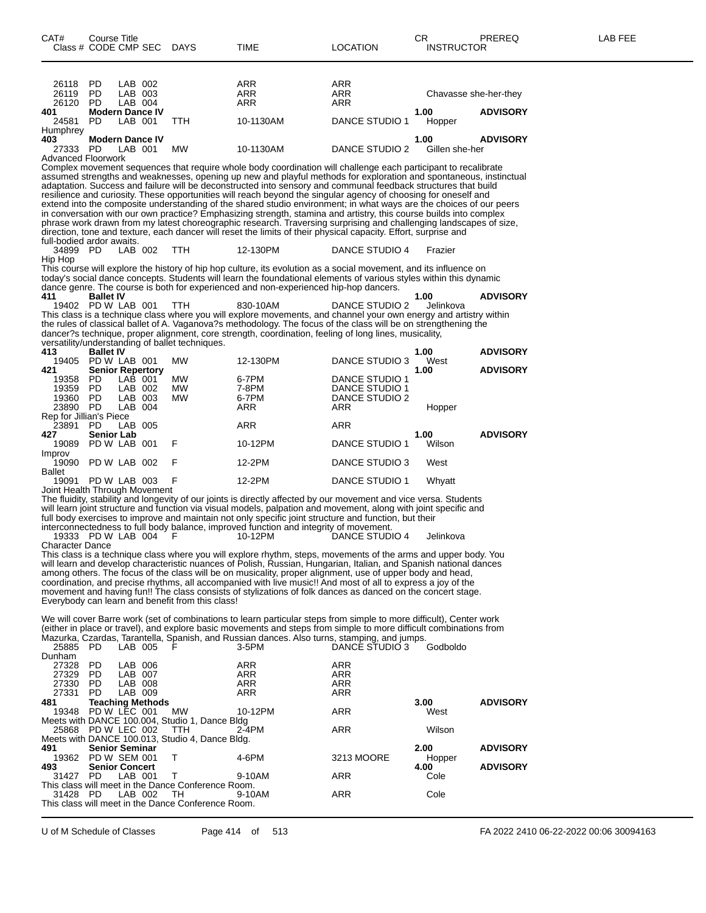| CAT# Class # | Course Title CODE | CMP | SEC | DAYS | TIME | LOCATION | CR INSTRUCTOR | PREREQ | LAB FEE |
|---|---|---|---|---|---|---|---|---|---|
| 26118 | PD | LAB | 002 | | ARR | ARR | | | |
| 26119 | PD | LAB | 003 | | ARR | ARR | Chavasse she-her-they | | |
| 26120 | PD | LAB | 004 | | ARR | ARR | | | |
| **401** | **Modern Dance IV** | | | | | | **1.00** | **ADVISORY** | |
| 24581 | PD | LAB | 001 | TTH | 10-1130AM | DANCE STUDIO 1 | Hopper | | |

Humphrey

| CAT# Class # | Course Title CODE | CMP | SEC | DAYS | TIME | LOCATION | CR INSTRUCTOR | PREREQ | LAB FEE |
|---|---|---|---|---|---|---|---|---|---|
| **403** | **Modern Dance IV** | | | | | | **1.00** | **ADVISORY** | |
| 27333 | PD | LAB | 001 | MW | 10-1130AM | DANCE STUDIO 2 | Gillen she-her | | |

Advanced Floorwork

Complex movement sequences that require whole body coordination will challenge each participant to recalibrate assumed strengths and weaknesses, opening up new and playful methods for exploration and spontaneous, instinctual adaptation. Success and failure will be deconstructed into sensory and communal feedback structures that build resilience and curiosity. These opportunities will reach beyond the singular agency of choosing for oneself and extend into the composite understanding of the shared studio environment; in what ways are the choices of our peers in conversation with our own practice? Emphasizing strength, stamina and artistry, this course builds into complex phrase work drawn from my latest choreographic research. Traversing surprising and challenging landscapes of size, direction, tone and texture, each dancer will reset the limits of their physical capacity. Effort, surprise and full-bodied ardor awaits.

| CAT# Class # | Course Title CODE | CMP | SEC | DAYS | TIME | LOCATION | CR INSTRUCTOR | PREREQ | LAB FEE |
|---|---|---|---|---|---|---|---|---|---|
| 34899 | PD | LAB | 002 | TTH | 12-130PM | DANCE STUDIO 4 | Frazier | | |

Hip Hop

This course will explore the history of hip hop culture, its evolution as a social movement, and its influence on today's social dance concepts. Students will learn the foundational elements of various styles within this dynamic dance genre. The course is both for experienced and non-experienced hip-hop dancers.

| CAT# Class # | Course Title CODE | CMP | SEC | DAYS | TIME | LOCATION | CR INSTRUCTOR | PREREQ | LAB FEE |
|---|---|---|---|---|---|---|---|---|---|
| **411** | **Ballet IV** | | | | | | **1.00** | **ADVISORY** | |
| 19402 | PD W | LAB | 001 | TTH | 830-10AM | DANCE STUDIO 2 | Jelinkova | | |

This class is a technique class where you will explore movements, and channel your own energy and artistry within the rules of classical ballet of A. Vaganova?s methodology. The focus of the class will be on strengthening the dancer?s technique, proper alignment, core strength, coordination, feeling of long lines, musicality, versatility/understanding of ballet techniques.

| CAT# Class # | Course Title CODE | CMP | SEC | DAYS | TIME | LOCATION | CR INSTRUCTOR | PREREQ | LAB FEE |
|---|---|---|---|---|---|---|---|---|---|
| **413** | **Ballet IV** | | | | | | **1.00** | **ADVISORY** | |
| 19405 | PD W | LAB | 001 | MW | 12-130PM | DANCE STUDIO 3 | West | | |
| **421** | **Senior Repertory** | | | | | | **1.00** | **ADVISORY** | |
| 19358 | PD | LAB | 001 | MW | 6-7PM | DANCE STUDIO 1 | | | |
| 19359 | PD | LAB | 002 | MW | 7-8PM | DANCE STUDIO 1 | | | |
| 19360 | PD | LAB | 003 | MW | 6-7PM | DANCE STUDIO 2 | | | |
| 23890 | PD | LAB | 004 | | ARR | ARR | Hopper | | |

Rep for Jillian's Piece

| CAT# Class # | Course Title CODE | CMP | SEC | DAYS | TIME | LOCATION | CR INSTRUCTOR | PREREQ | LAB FEE |
|---|---|---|---|---|---|---|---|---|---|
| 23891 | PD | LAB | 005 | | ARR | ARR | | | |
| **427** | **Senior Lab** | | | | | | **1.00** | **ADVISORY** | |
| 19089 | PD W | LAB | 001 | F | 10-12PM | DANCE STUDIO 1 | Wilson | | |

Improv

| CAT# Class # | Course Title CODE | CMP | SEC | DAYS | TIME | LOCATION | CR INSTRUCTOR | PREREQ | LAB FEE |
|---|---|---|---|---|---|---|---|---|---|
| 19090 | PD W | LAB | 002 | F | 12-2PM | DANCE STUDIO 3 | West | | |

Ballet

| CAT# Class # | Course Title CODE | CMP | SEC | DAYS | TIME | LOCATION | CR INSTRUCTOR | PREREQ | LAB FEE |
|---|---|---|---|---|---|---|---|---|---|
| 19091 | PD W | LAB | 003 | F | 12-2PM | DANCE STUDIO 1 | Whyatt | | |

Joint Health Through Movement

The fluidity, stability and longevity of our joints is directly affected by our movement and vice versa. Students will learn joint structure and function via visual models, palpation and movement, along with joint specific and full body exercises to improve and maintain not only specific joint structure and function, but their interconnectedness to full body balance, improved function and integrity of movement.

| CAT# Class # | Course Title CODE | CMP | SEC | DAYS | TIME | LOCATION | CR INSTRUCTOR | PREREQ | LAB FEE |
|---|---|---|---|---|---|---|---|---|---|
| 19333 | PD W | LAB | 004 | F | 10-12PM | DANCE STUDIO 4 | Jelinkova | | |

Character Dance

This class is a technique class where you will explore rhythm, steps, movements of the arms and upper body. You will learn and develop characteristic nuances of Polish, Russian, Hungarian, Italian, and Spanish national dances among others. The focus of the class will be on musicality, proper alignment, use of upper body and head, coordination, and precise rhythms, all accompanied with live music!! And most of all to express a joy of the movement and having fun!! The class consists of stylizations of folk dances as danced on the concert stage. Everybody can learn and benefit from this class!

We will cover Barre work (set of combinations to learn particular steps from simple to more difficult), Center work (either in place or travel), and explore basic movements and steps from simple to more difficult combinations from Mazurka, Czardas, Tarantella, Spanish, and Russian dances. Also turns, stamping, and jumps.

| CAT# Class # | Course Title CODE | CMP | SEC | DAYS | TIME | LOCATION | CR INSTRUCTOR | PREREQ | LAB FEE |
|---|---|---|---|---|---|---|---|---|---|
| 25885 | PD | LAB | 005 | F | 3-5PM | DANCE STUDIO 3 | Godboldo | | |

Dunham

| CAT# Class # | Course Title CODE | CMP | SEC | DAYS | TIME | LOCATION | CR INSTRUCTOR | PREREQ | LAB FEE |
|---|---|---|---|---|---|---|---|---|---|
| 27328 | PD | LAB | 006 | | ARR | ARR | | | |
| 27329 | PD | LAB | 007 | | ARR | ARR | | | |
| 27330 | PD | LAB | 008 | | ARR | ARR | | | |
| 27331 | PD | LAB | 009 | | ARR | ARR | | | |
| **481** | **Teaching Methods** | | | | | | **3.00** | **ADVISORY** | |
| 19348 | PD W | LEC | 001 | MW | 10-12PM | ARR | West | | |

Meets with DANCE 100.004, Studio 1, Dance Bldg

| CAT# Class # | Course Title CODE | CMP | SEC | DAYS | TIME | LOCATION | CR INSTRUCTOR | PREREQ | LAB FEE |
|---|---|---|---|---|---|---|---|---|---|
| 25868 | PD W | LEC | 002 | TTH | 2-4PM | ARR | Wilson | | |

Meets with DANCE 100.013, Studio 4, Dance Bldg.

| CAT# Class # | Course Title CODE | CMP | SEC | DAYS | TIME | LOCATION | CR INSTRUCTOR | PREREQ | LAB FEE |
|---|---|---|---|---|---|---|---|---|---|
| **491** | **Senior Seminar** | | | | | | **2.00** | **ADVISORY** | |
| 19362 | PD W | SEM | 001 | T | 4-6PM | 3213 MOORE | Hopper | | |
| **493** | **Senior Concert** | | | | | | **4.00** | **ADVISORY** | |
| 31427 | PD | LAB | 001 | T | 9-10AM | ARR | Cole | | |

This class will meet in the Dance Conference Room.

| CAT# Class # | Course Title CODE | CMP | SEC | DAYS | TIME | LOCATION | CR INSTRUCTOR | PREREQ | LAB FEE |
|---|---|---|---|---|---|---|---|---|---|
| 31428 | PD | LAB | 002 | TH | 9-10AM | ARR | Cole | | |

This class will meet in the Dance Conference Room.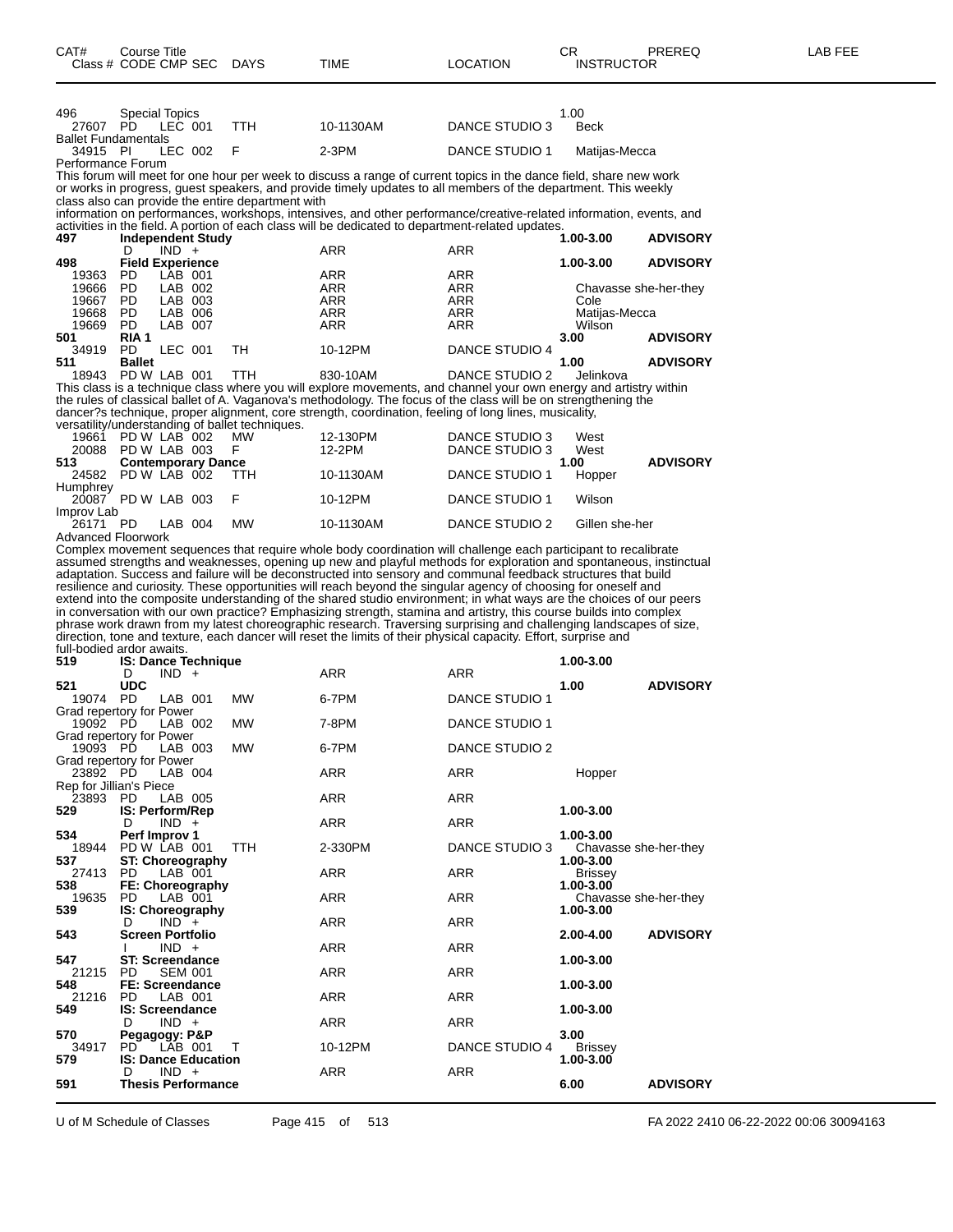| CAT# | Course Title | | | | | | CR | PREREQ | LAB FEE |
|---|---|---|---|---|---|---|---|---|---|
| Class # | CODE | CMP | SEC | DAYS | TIME | LOCATION | INSTRUCTOR | | |
| 496 | Special Topics | | | | | | 1.00 | | |
| 27607 | PD | LEC | 001 | TTH | 10-1130AM | DANCE STUDIO 3 | Beck | | |
| Ballet Fundamentals | | | | | | | | | |
| 34915 | PI | LEC | 002 | F | 2-3PM | DANCE STUDIO 1 | Matijas-Mecca | | |
| Performance Forum | | | | | | | | | |

This forum will meet for one hour per week to discuss a range of current topics in the dance field, share new work or works in progress, guest speakers, and provide timely updates to all members of the department. This weekly class also can provide the entire department with
information on performances, workshops, intensives, and other performance/creative-related information, events, and activities in the field. A portion of each class will be dedicated to department-related updates.

| CAT# | Course Title | | | | | | CR | PREREQ | LAB FEE |
|---|---|---|---|---|---|---|---|---|---|
| **497** | **Independent Study** | | | | | | **1.00-3.00** | **ADVISORY** | |
| | D | IND | + | | ARR | ARR | | | |
| **498** | **Field Experience** | | | | | | **1.00-3.00** | **ADVISORY** | |
| 19363 | PD | LAB | 001 | | ARR | ARR | | | |
| 19666 | PD | LAB | 002 | | ARR | ARR | Chavasse she-her-they | | |
| 19667 | PD | LAB | 003 | | ARR | ARR | Cole | | |
| 19668 | PD | LAB | 006 | | ARR | ARR | Matijas-Mecca | | |
| 19669 | PD | LAB | 007 | | ARR | ARR | Wilson | | |
| **501** | **RIA 1** | | | | | | **3.00** | **ADVISORY** | |
| 34919 | PD | LEC | 001 | TH | 10-12PM | DANCE STUDIO 4 | | | |
| **511** | **Ballet** | | | | | | **1.00** | **ADVISORY** | |
| 18943 | PD W | LAB | 001 | TTH | 830-10AM | DANCE STUDIO 2 | Jelinkova | | |

This class is a technique class where you will explore movements, and channel your own energy and artistry within the rules of classical ballet of A. Vaganova's methodology. The focus of the class will be on strengthening the dancer?s technique, proper alignment, core strength, coordination, feeling of long lines, musicality, versatility/understanding of ballet techniques.

| CAT# | Course Title | | | | | | CR | PREREQ | LAB FEE |
|---|---|---|---|---|---|---|---|---|---|
| 19661 | PD W | LAB | 002 | MW | 12-130PM | DANCE STUDIO 3 | West | | |
| 20088 | PD W | LAB | 003 | F | 12-2PM | DANCE STUDIO 3 | West | | |
| **513** | **Contemporary Dance** | | | | | | **1.00** | **ADVISORY** | |
| 24582 | PD W | LAB | 002 | TTH | 10-1130AM | DANCE STUDIO 1 | Hopper | | |
| Humphrey | | | | | | | | | |
| 20087 | PD W | LAB | 003 | F | 10-12PM | DANCE STUDIO 1 | Wilson | | |
| Improv Lab | | | | | | | | | |
| 26171 | PD | LAB | 004 | MW | 10-1130AM | DANCE STUDIO 2 | Gillen she-her | | |
| Advanced Floorwork | | | | | | | | | |

Complex movement sequences that require whole body coordination will challenge each participant to recalibrate assumed strengths and weaknesses, opening up new and playful methods for exploration and spontaneous, instinctual adaptation. Success and failure will be deconstructed into sensory and communal feedback structures that build resilience and curiosity. These opportunities will reach beyond the singular agency of choosing for oneself and extend into the composite understanding of the shared studio environment; in what ways are the choices of our peers in conversation with our own practice? Emphasizing strength, stamina and artistry, this course builds into complex phrase work drawn from my latest choreographic research. Traversing surprising and challenging landscapes of size, direction, tone and texture, each dancer will reset the limits of their physical capacity. Effort, surprise and full-bodied ardor awaits.

| CAT# | Course Title | | | | | | CR | PREREQ | LAB FEE |
|---|---|---|---|---|---|---|---|---|---|
| **519** | **IS: Dance Technique** | | | | | | **1.00-3.00** | | |
| | D | IND | + | | ARR | ARR | | | |
| **521** | **UDC** | | | | | | **1.00** | **ADVISORY** | |
| 19074 | PD | LAB | 001 | MW | 6-7PM | DANCE STUDIO 1 | | | |
| Grad repertory for Power | | | | | | | | | |
| 19092 | PD | LAB | 002 | MW | 7-8PM | DANCE STUDIO 1 | | | |
| Grad repertory for Power | | | | | | | | | |
| 19093 | PD | LAB | 003 | MW | 6-7PM | DANCE STUDIO 2 | | | |
| Grad repertory for Power | | | | | | | | | |
| 23892 | PD | LAB | 004 | | ARR | ARR | Hopper | | |
| Rep for Jillian's Piece | | | | | | | | | |
| 23893 | PD | LAB | 005 | | ARR | ARR | | | |
| **529** | **IS: Perform/Rep** | | | | | | **1.00-3.00** | | |
| | D | IND | + | | ARR | ARR | | | |
| **534** | **Perf Improv 1** | | | | | | **1.00-3.00** | | |
| 18944 | PD W | LAB | 001 | TTH | 2-330PM | DANCE STUDIO 3 | Chavasse she-her-they | | |
| **537** | **ST: Choreography** | | | | | | **1.00-3.00** | | |
| 27413 | PD | LAB | 001 | | ARR | ARR | Brissey | | |
| **538** | **FE: Choreography** | | | | | | **1.00-3.00** | | |
| 19635 | PD | LAB | 001 | | ARR | ARR | Chavasse she-her-they | | |
| **539** | **IS: Choreography** | | | | | | **1.00-3.00** | | |
| | D | IND | + | | ARR | ARR | | | |
| **543** | **Screen Portfolio** | | | | | | **2.00-4.00** | **ADVISORY** | |
| | I | IND | + | | ARR | ARR | | | |
| **547** | **ST: Screendance** | | | | | | **1.00-3.00** | | |
| 21215 | PD | SEM | 001 | | ARR | ARR | | | |
| **548** | **FE: Screendance** | | | | | | **1.00-3.00** | | |
| 21216 | PD | LAB | 001 | | ARR | ARR | | | |
| **549** | **IS: Screendance** | | | | | | **1.00-3.00** | | |
| | D | IND | + | | ARR | ARR | | | |
| **570** | **Pegagogy: P&P** | | | | | | **3.00** | | |
| 34917 | PD | LAB | 001 | T | 10-12PM | DANCE STUDIO 4 | Brissey | | |
| **579** | **IS: Dance Education** | | | | | | **1.00-3.00** | | |
| | D | IND | + | | ARR | ARR | | | |
| **591** | **Thesis Performance** | | | | | | **6.00** | **ADVISORY** | |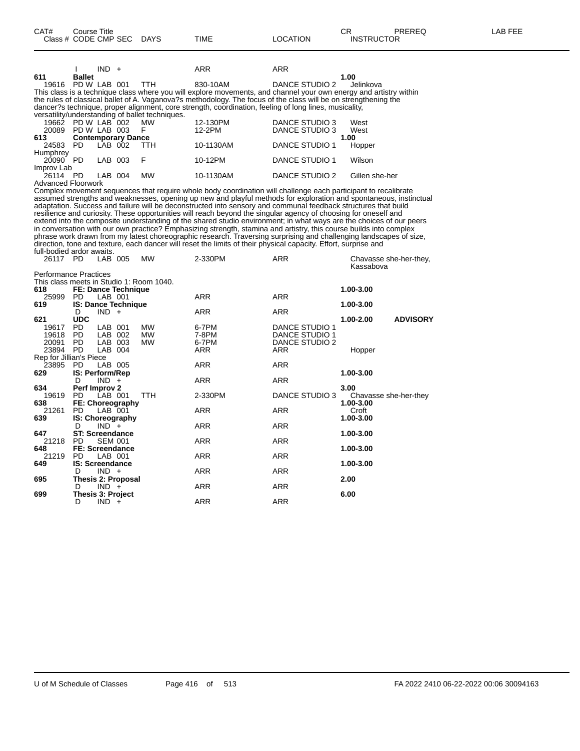| CAT# | Course Title Class # CODE CMP SEC | DAYS | TIME | LOCATION | CR INSTRUCTOR | PREREQ | LAB FEE |
|---|---|---|---|---|---|---|---|
| | I IND + | | ARR | ARR | | | |
| **611** | **Ballet** | | | | **1.00** | | |
| 19616 | PD W LAB 001 | TTH | 830-10AM | DANCE STUDIO 2 | Jelinkova | | |

This class is a technique class where you will explore movements, and channel your own energy and artistry within the rules of classical ballet of A. Vaganova?s methodology. The focus of the class will be on strengthening the dancer?s technique, proper alignment, core strength, coordination, feeling of long lines, musicality, versatility/understanding of ballet techniques.

| CAT# | Course Title Class # CODE CMP SEC | DAYS | TIME | LOCATION | CR INSTRUCTOR | PREREQ | LAB FEE |
|---|---|---|---|---|---|---|---|
| 19662 | PD W LAB 002 | MW | 12-130PM | DANCE STUDIO 3 | West | | |
| 20089 | PD W LAB 003 | F | 12-2PM | DANCE STUDIO 3 | West | | |
| **613** | **Contemporary Dance** | | | | **1.00** | | |
| 24583 | PD LAB 002 | TTH | 10-1130AM | DANCE STUDIO 1 | Hopper | | |

Humphrey

| CAT# | Course Title Class # CODE CMP SEC | DAYS | TIME | LOCATION | CR INSTRUCTOR | PREREQ | LAB FEE |
|---|---|---|---|---|---|---|---|
| 20090 | PD LAB 003 | F | 10-12PM | DANCE STUDIO 1 | Wilson | | |

Improv Lab

| CAT# | Course Title Class # CODE CMP SEC | DAYS | TIME | LOCATION | CR INSTRUCTOR | PREREQ | LAB FEE |
|---|---|---|---|---|---|---|---|
| 26114 | PD LAB 004 | MW | 10-1130AM | DANCE STUDIO 2 | Gillen she-her | | |

Advanced Floorwork

Complex movement sequences that require whole body coordination will challenge each participant to recalibrate assumed strengths and weaknesses, opening up new and playful methods for exploration and spontaneous, instinctual adaptation. Success and failure will be deconstructed into sensory and communal feedback structures that build resilience and curiosity. These opportunities will reach beyond the singular agency of choosing for oneself and extend into the composite understanding of the shared studio environment; in what ways are the choices of our peers in conversation with our own practice? Emphasizing strength, stamina and artistry, this course builds into complex phrase work drawn from my latest choreographic research. Traversing surprising and challenging landscapes of size, direction, tone and texture, each dancer will reset the limits of their physical capacity. Effort, surprise and full-bodied ardor awaits.

| CAT# | Course Title Class # CODE CMP SEC | DAYS | TIME | LOCATION | CR INSTRUCTOR | PREREQ | LAB FEE |
|---|---|---|---|---|---|---|---|
| 26117 | PD LAB 005 | MW | 2-330PM | ARR | Chavasse she-her-they, Kassabova | | |

Performance Practices

This class meets in Studio 1: Room 1040.

| CAT# | Course Title Class # CODE CMP SEC | DAYS | TIME | LOCATION | CR INSTRUCTOR | PREREQ | LAB FEE |
|---|---|---|---|---|---|---|---|
| **618** | **FE: Dance Technique** | | | | **1.00-3.00** | | |
| 25999 | PD LAB 001 | | ARR | ARR | | | |
| **619** | **IS: Dance Technique** | | | | **1.00-3.00** | | |
| | D IND + | | ARR | ARR | | | |
| **621** | **UDC** | | | | **1.00-2.00** | **ADVISORY** | |
| 19617 | PD LAB 001 | MW | 6-7PM | DANCE STUDIO 1 | | | |
| 19618 | PD LAB 002 | MW | 7-8PM | DANCE STUDIO 1 | | | |
| 20091 | PD LAB 003 | MW | 6-7PM | DANCE STUDIO 2 | | | |
| 23894 | PD LAB 004 | | ARR | ARR | Hopper | | |

Rep for Jillian's Piece

| CAT# | Course Title Class # CODE CMP SEC | DAYS | TIME | LOCATION | CR INSTRUCTOR | PREREQ | LAB FEE |
|---|---|---|---|---|---|---|---|
| 23895 | PD LAB 005 | | ARR | ARR | | | |
| **629** | **IS: Perform/Rep** | | | | **1.00-3.00** | | |
| | D IND + | | ARR | ARR | | | |
| **634** | **Perf Improv 2** | | | | **3.00** | | |
| 19619 | PD LAB 001 | TTH | 2-330PM | DANCE STUDIO 3 | Chavasse she-her-they | | |
| **638** | **FE: Choreography** | | | | **1.00-3.00** | | |
| 21261 | PD LAB 001 | | ARR | ARR | Croft | | |
| **639** | **IS: Choreography** | | | | **1.00-3.00** | | |
| | D IND + | | ARR | ARR | | | |
| **647** | **ST: Screendance** | | | | **1.00-3.00** | | |
| 21218 | PD SEM 001 | | ARR | ARR | | | |
| **648** | **FE: Screendance** | | | | **1.00-3.00** | | |
| 21219 | PD LAB 001 | | ARR | ARR | | | |
| **649** | **IS: Screendance** | | | | **1.00-3.00** | | |
| | D IND + | | ARR | ARR | | | |
| **695** | **Thesis 2: Proposal** | | | | **2.00** | | |
| | D IND + | | ARR | ARR | | | |
| **699** | **Thesis 3: Project** | | | | **6.00** | | |
| | D IND + | | ARR | ARR | | | |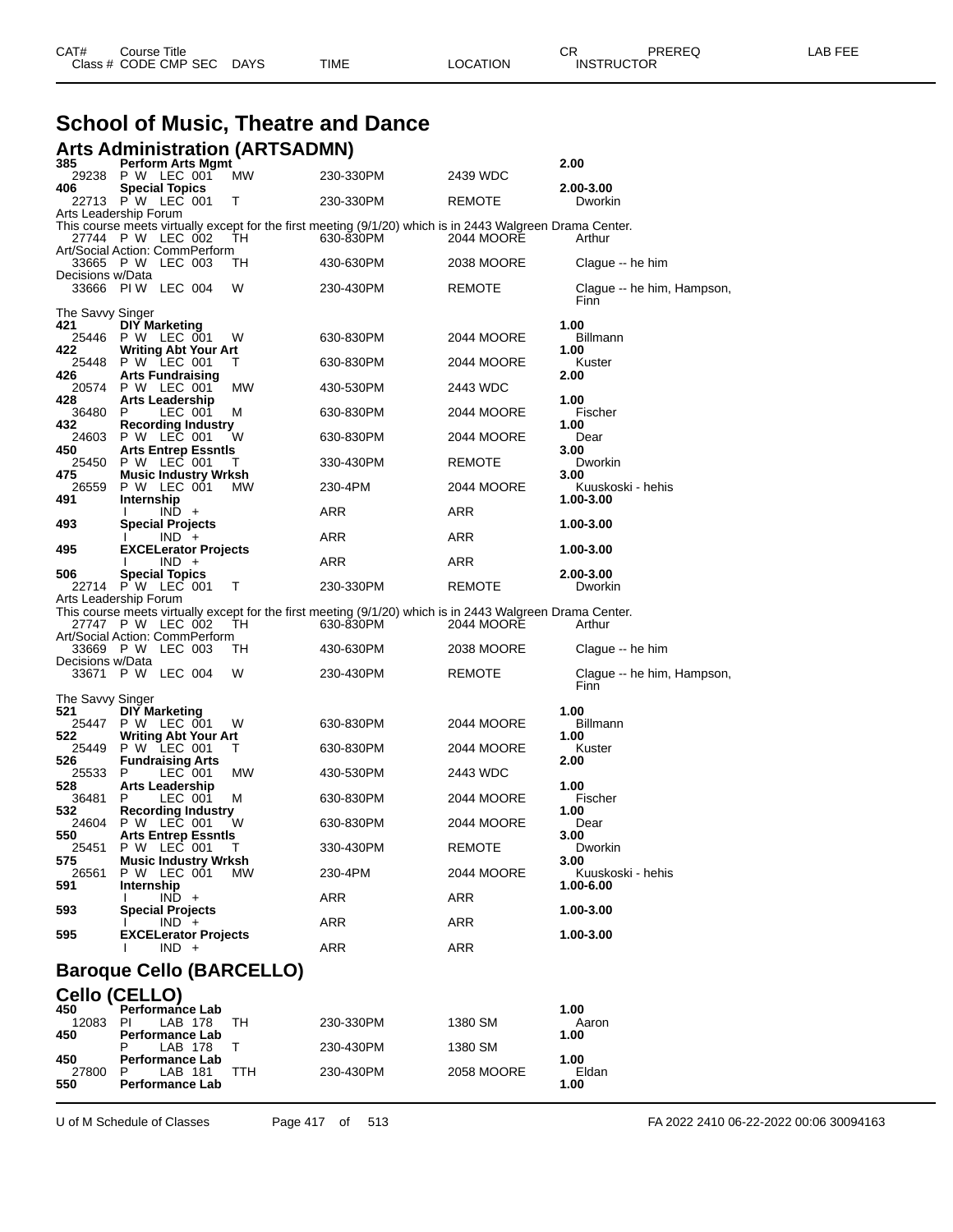# School of Music, Theatre and Dance

## Arts Administration (ARTSADMN)

| CAT# / Class # | Course Title / CODE CMP SEC | DAYS | TIME | LOCATION | CR / INSTRUCTOR | PREREQ | LAB FEE |
|---|---|---|---|---|---|---|---|
| **385** | **Perform Arts Mgmt** | | | | **2.00** | | |
| 29238 | P W LEC 001 | MW | 230-330PM | 2439 WDC | | | |
| **406** | **Special Topics** | | | | **2.00-3.00** | | |
| 22713 | P W LEC 001 | T | 230-330PM | REMOTE | Dworkin | | |
| Arts Leadership Forum | | | | | | | |
| This course meets virtually except for the first meeting (9/1/20) which is in 2443 Walgreen Drama Center. | | | | | | | |
| 27744 | P W LEC 002 | TH | 630-830PM | 2044 MOORE | Arthur | | |
| Art/Social Action: CommPerform | | | | | | | |
| 33665 | P W LEC 003 | TH | 430-630PM | 2038 MOORE | Clague -- he him | | |
| Decisions w/Data | | | | | | | |
| 33666 | PI W LEC 004 | W | 230-430PM | REMOTE | Clague -- he him, Hampson, Finn | | |
| The Savvy Singer | | | | | | | |
| **421** | **DIY Marketing** | | | | **1.00** | | |
| 25446 | P W LEC 001 | W | 630-830PM | 2044 MOORE | Billmann | | |
| **422** | **Writing Abt Your Art** | | | | **1.00** | | |
| 25448 | P W LEC 001 | T | 630-830PM | 2044 MOORE | Kuster | | |
| **426** | **Arts Fundraising** | | | | **2.00** | | |
| 20574 | P W LEC 001 | MW | 430-530PM | 2443 WDC | | | |
| **428** | **Arts Leadership** | | | | **1.00** | | |
| 36480 | P LEC 001 | M | 630-830PM | 2044 MOORE | Fischer | | |
| **432** | **Recording Industry** | | | | **1.00** | | |
| 24603 | P W LEC 001 | W | 630-830PM | 2044 MOORE | Dear | | |
| **450** | **Arts Entrep Essntls** | | | | **3.00** | | |
| 25450 | P W LEC 001 | T | 330-430PM | REMOTE | Dworkin | | |
| **475** | **Music Industry Wrksh** | | | | **3.00** | | |
| 26559 | P W LEC 001 | MW | 230-4PM | 2044 MOORE | Kuuskoski - hehis | | |
| **491** | **Internship** | | | | **1.00-3.00** | | |
| | I IND + | | ARR | ARR | | | |
| **493** | **Special Projects** | | | | **1.00-3.00** | | |
| | I IND + | | ARR | ARR | | | |
| **495** | **EXCELerator Projects** | | | | **1.00-3.00** | | |
| | I IND + | | ARR | ARR | | | |
| **506** | **Special Topics** | | | | **2.00-3.00** | | |
| 22714 | P W LEC 001 | T | 230-330PM | REMOTE | Dworkin | | |
| Arts Leadership Forum | | | | | | | |
| This course meets virtually except for the first meeting (9/1/20) which is in 2443 Walgreen Drama Center. | | | | | | | |
| 27747 | P W LEC 002 | TH | 630-830PM | 2044 MOORE | Arthur | | |
| Art/Social Action: CommPerform | | | | | | | |
| 33669 | P W LEC 003 | TH | 430-630PM | 2038 MOORE | Clague -- he him | | |
| Decisions w/Data | | | | | | | |
| 33671 | P W LEC 004 | W | 230-430PM | REMOTE | Clague -- he him, Hampson, Finn | | |
| The Savvy Singer | | | | | | | |
| **521** | **DIY Marketing** | | | | **1.00** | | |
| 25447 | P W LEC 001 | W | 630-830PM | 2044 MOORE | Billmann | | |
| **522** | **Writing Abt Your Art** | | | | **1.00** | | |
| 25449 | P W LEC 001 | T | 630-830PM | 2044 MOORE | Kuster | | |
| **526** | **Fundraising Arts** | | | | **2.00** | | |
| 25533 | P LEC 001 | MW | 430-530PM | 2443 WDC | | | |
| **528** | **Arts Leadership** | | | | **1.00** | | |
| 36481 | P LEC 001 | M | 630-830PM | 2044 MOORE | Fischer | | |
| **532** | **Recording Industry** | | | | **1.00** | | |
| 24604 | P W LEC 001 | W | 630-830PM | 2044 MOORE | Dear | | |
| **550** | **Arts Entrep Essntls** | | | | **3.00** | | |
| 25451 | P W LEC 001 | T | 330-430PM | REMOTE | Dworkin | | |
| **575** | **Music Industry Wrksh** | | | | **3.00** | | |
| 26561 | P W LEC 001 | MW | 230-4PM | 2044 MOORE | Kuuskoski - hehis | | |
| **591** | **Internship** | | | | **1.00-6.00** | | |
| | I IND + | | ARR | ARR | | | |
| **593** | **Special Projects** | | | | **1.00-3.00** | | |
| | I IND + | | ARR | ARR | | | |
| **595** | **EXCELerator Projects** | | | | **1.00-3.00** | | |
| | I IND + | | ARR | ARR | | | |

## Baroque Cello (BARCELLO)

## Cello (CELLO)

| CAT# / Class # | Course Title / CODE CMP SEC | DAYS | TIME | LOCATION | CR / INSTRUCTOR | PREREQ | LAB FEE |
|---|---|---|---|---|---|---|---|
| **450** | **Performance Lab** | | | | **1.00** | | |
| 12083 | PI LAB 178 | TH | 230-330PM | 1380 SM | Aaron | | |
| **450** | **Performance Lab** | | | | **1.00** | | |
| | P LAB 178 | T | 230-430PM | 1380 SM | | | |
| **450** | **Performance Lab** | | | | **1.00** | | |
| 27800 | P LAB 181 | TTH | 230-430PM | 2058 MOORE | Eldan | | |
| **550** | **Performance Lab** | | | | **1.00** | | |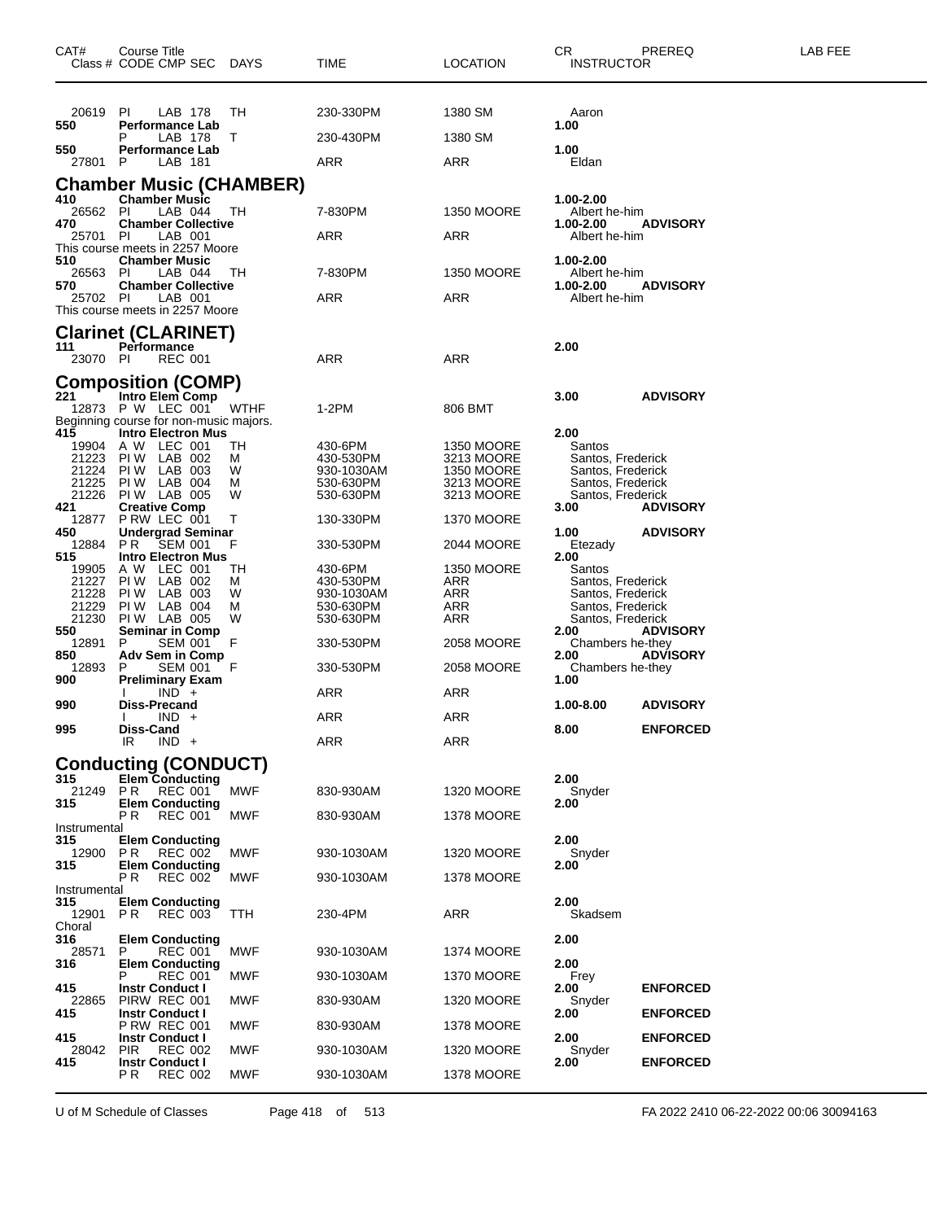| CAT# Class # | Course Title CODE CMP SEC | DAYS | TIME | LOCATION | CR INSTRUCTOR | PREREQ | LAB FEE |
|---|---|---|---|---|---|---|---|
| 20619 | PI LAB 178 | TH | 230-330PM | 1380 SM | Aaron | | |
| 550 | **Performance Lab** | | | | 1.00 | | |
| | P LAB 178 | T | 230-430PM | 1380 SM | | | |
| 550 | **Performance Lab** | | | | 1.00 | | |
| 27801 | P LAB 181 | | ARR | ARR | Eldan | | |

## Chamber Music (CHAMBER)

| CAT# Class # | Course Title CODE CMP SEC | DAYS | TIME | LOCATION | CR INSTRUCTOR | PREREQ | LAB FEE |
|---|---|---|---|---|---|---|---|
| 410 | **Chamber Music** | | | | 1.00-2.00 | | |
| 26562 | PI LAB 044 | TH | 7-830PM | 1350 MOORE | Albert he-him | | |
| 470 | **Chamber Collective** | | | | 1.00-2.00 | ADVISORY | |
| 25701 | PI LAB 001 | | ARR | ARR | Albert he-him | | |
| | This course meets in 2257 Moore | | | | | | |
| 510 | **Chamber Music** | | | | 1.00-2.00 | | |
| 26563 | PI LAB 044 | TH | 7-830PM | 1350 MOORE | Albert he-him | | |
| 570 | **Chamber Collective** | | | | 1.00-2.00 | ADVISORY | |
| 25702 | PI LAB 001 | | ARR | ARR | Albert he-him | | |
| | This course meets in 2257 Moore | | | | | | |

## Clarinet (CLARINET)

| CAT# Class # | Course Title CODE CMP SEC | DAYS | TIME | LOCATION | CR INSTRUCTOR | PREREQ | LAB FEE |
|---|---|---|---|---|---|---|---|
| 111 | **Performance** | | | | 2.00 | | |
| 23070 | PI REC 001 | | ARR | ARR | | | |

## Composition (COMP)

| CAT# Class # | Course Title CODE CMP SEC | DAYS | TIME | LOCATION | CR INSTRUCTOR | PREREQ | LAB FEE |
|---|---|---|---|---|---|---|---|
| 221 | **Intro Elem Comp** | | | | 3.00 | ADVISORY | |
| 12873 | P W LEC 001 | WTHF | 1-2PM | 806 BMT | | | |
| | Beginning course for non-music majors. | | | | | | |
| 415 | **Intro Electron Mus** | | | | 2.00 | | |
| 19904 | A W LEC 001 | TH | 430-6PM | 1350 MOORE | Santos | | |
| 21223 | PI W LAB 002 | M | 430-530PM | 3213 MOORE | Santos, Frederick | | |
| 21224 | PI W LAB 003 | W | 930-1030AM | 1350 MOORE | Santos, Frederick | | |
| 21225 | PI W LAB 004 | M | 530-630PM | 3213 MOORE | Santos, Frederick | | |
| 21226 | PI W LAB 005 | W | 530-630PM | 3213 MOORE | Santos, Frederick | | |
| 421 | **Creative Comp** | | | | 3.00 | ADVISORY | |
| 12877 | P RW LEC 001 | T | 130-330PM | 1370 MOORE | | | |
| 450 | **Undergrad Seminar** | | | | 1.00 | ADVISORY | |
| 12884 | P R SEM 001 | F | 330-530PM | 2044 MOORE | Etezady | | |
| 515 | **Intro Electron Mus** | | | | 2.00 | | |
| 19905 | A W LEC 001 | TH | 430-6PM | 1350 MOORE | Santos | | |
| 21227 | PI W LAB 002 | M | 430-530PM | ARR | Santos, Frederick | | |
| 21228 | PI W LAB 003 | W | 930-1030AM | ARR | Santos, Frederick | | |
| 21229 | PI W LAB 004 | M | 530-630PM | ARR | Santos, Frederick | | |
| 21230 | PI W LAB 005 | W | 530-630PM | ARR | Santos, Frederick | | |
| 550 | **Seminar in Comp** | | | | 2.00 | ADVISORY | |
| 12891 | P SEM 001 | F | 330-530PM | 2058 MOORE | Chambers he-they | | |
| 850 | **Adv Sem in Comp** | | | | 2.00 | ADVISORY | |
| 12893 | P SEM 001 | F | 330-530PM | 2058 MOORE | Chambers he-they | | |
| 900 | **Preliminary Exam** | | | | 1.00 | | |
| | I IND + | | ARR | ARR | | | |
| 990 | **Diss-Precand** | | | | 1.00-8.00 | ADVISORY | |
| | I IND + | | ARR | ARR | | | |
| 995 | **Diss-Cand** | | | | 8.00 | ENFORCED | |
| | IR IND + | | ARR | ARR | | | |

## Conducting (CONDUCT)

| CAT# Class # | Course Title CODE CMP SEC | DAYS | TIME | LOCATION | CR INSTRUCTOR | PREREQ | LAB FEE |
|---|---|---|---|---|---|---|---|
| 315 | **Elem Conducting** | | | | 2.00 | | |
| 21249 | P R REC 001 | MWF | 830-930AM | 1320 MOORE | Snyder | | |
| 315 | **Elem Conducting** | | | | 2.00 | | |
| | P R REC 001 | MWF | 830-930AM | 1378 MOORE | | | |
| | Instrumental | | | | | | |
| 315 | **Elem Conducting** | | | | 2.00 | | |
| 12900 | P R REC 002 | MWF | 930-1030AM | 1320 MOORE | Snyder | | |
| 315 | **Elem Conducting** | | | | 2.00 | | |
| | P R REC 002 | MWF | 930-1030AM | 1378 MOORE | | | |
| | Instrumental | | | | | | |
| 315 | **Elem Conducting** | | | | 2.00 | | |
| 12901 | P R REC 003 | TTH | 230-4PM | ARR | Skadsem | | |
| | Choral | | | | | | |
| 316 | **Elem Conducting** | | | | 2.00 | | |
| 28571 | P REC 001 | MWF | 930-1030AM | 1374 MOORE | | | |
| 316 | **Elem Conducting** | | | | 2.00 | | |
| | P REC 001 | MWF | 930-1030AM | 1370 MOORE | Frey | | |
| 415 | **Instr Conduct I** | | | | 2.00 | ENFORCED | |
| 22865 | PIRW REC 001 | MWF | 830-930AM | 1320 MOORE | Snyder | | |
| 415 | **Instr Conduct I** | | | | 2.00 | ENFORCED | |
| | P RW REC 001 | MWF | 830-930AM | 1378 MOORE | | | |
| 415 | **Instr Conduct I** | | | | 2.00 | ENFORCED | |
| 28042 | PIR REC 002 | MWF | 930-1030AM | 1320 MOORE | Snyder | | |
| 415 | **Instr Conduct I** | | | | 2.00 | ENFORCED | |
| | P R REC 002 | MWF | 930-1030AM | 1378 MOORE | | | |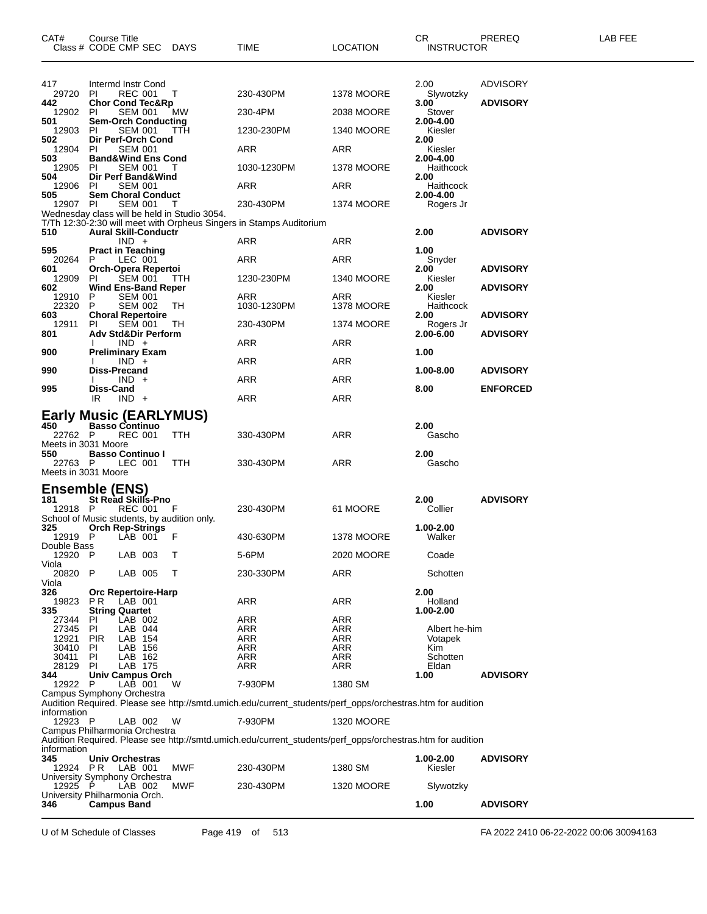| CAT# Class # | Course Title CODE CMP SEC | DAYS | TIME | LOCATION | CR INSTRUCTOR | PREREQ | LAB FEE |
|---|---|---|---|---|---|---|---|
| 417 | Intermd Instr Cond | | | | 2.00 | ADVISORY | |
| 29720 | PI REC 001 | T | 230-430PM | 1378 MOORE | Slywotzky | | |
| **442** | **Chor Cond Tec&Rp** | | | | **3.00** | **ADVISORY** | |
| 12902 | PI SEM 001 | MW | 230-4PM | 2038 MOORE | Stover | | |
| **501** | **Sem-Orch Conducting** | | | | **2.00-4.00** | | |
| 12903 | PI SEM 001 | TTH | 1230-230PM | 1340 MOORE | Kiesler | | |
| **502** | **Dir Perf-Orch Cond** | | | | **2.00** | | |
| 12904 | PI SEM 001 | | ARR | ARR | Kiesler | | |
| **503** | **Band&Wind Ens Cond** | | | | **2.00-4.00** | | |
| 12905 | PI SEM 001 | T | 1030-1230PM | 1378 MOORE | Haithcock | | |
| **504** | **Dir Perf Band&Wind** | | | | **2.00** | | |
| 12906 | PI SEM 001 | | ARR | ARR | Haithcock | | |
| **505** | **Sem Choral Conduct** | | | | **2.00-4.00** | | |
| 12907 | PI SEM 001 | T | 230-430PM | 1374 MOORE | Rogers Jr | | |

Wednesday class will be held in Studio 3054.
T/Th 12:30-2:30 will meet with Orpheus Singers in Stamps Auditorium

| CAT# Class # | Course Title CODE CMP SEC | DAYS | TIME | LOCATION | CR INSTRUCTOR | PREREQ | LAB FEE |
|---|---|---|---|---|---|---|---|
| **510** | **Aural Skill-Conductr** | | | | **2.00** | **ADVISORY** | |
| | IND + | | ARR | ARR | | | |
| **595** | **Pract in Teaching** | | | | **1.00** | | |
| 20264 | P LEC 001 | | ARR | ARR | Snyder | | |
| **601** | **Orch-Opera Repertoi** | | | | **2.00** | **ADVISORY** | |
| 12909 | PI SEM 001 | TTH | 1230-230PM | 1340 MOORE | Kiesler | | |
| **602** | **Wind Ens-Band Reper** | | | | **2.00** | **ADVISORY** | |
| 12910 | P SEM 001 | | ARR | ARR | Kiesler | | |
| 22320 | P SEM 002 | TH | 1030-1230PM | 1378 MOORE | Haithcock | | |
| **603** | **Choral Repertoire** | | | | **2.00** | **ADVISORY** | |
| 12911 | PI SEM 001 | TH | 230-430PM | 1374 MOORE | Rogers Jr | | |
| **801** | **Adv Std&Dir Perform** | | | | **2.00-6.00** | **ADVISORY** | |
| | I IND + | | ARR | ARR | | | |
| **900** | **Preliminary Exam** | | | | **1.00** | | |
| | I IND + | | ARR | ARR | | | |
| **990** | **Diss-Precand** | | | | **1.00-8.00** | **ADVISORY** | |
| | I IND + | | ARR | ARR | | | |
| **995** | **Diss-Cand** | | | | **8.00** | **ENFORCED** | |
| | IR IND + | | ARR | ARR | | | |

## Early Music (EARLYMUS)

| CAT# Class # | Course Title CODE CMP SEC | DAYS | TIME | LOCATION | CR INSTRUCTOR | PREREQ | LAB FEE |
|---|---|---|---|---|---|---|---|
| **450** | **Basso Continuo** | | | | **2.00** | | |
| 22762 | P REC 001 | TTH | 330-430PM | ARR | Gascho | | |

Meets in 3031 Moore

| CAT# Class # | Course Title CODE CMP SEC | DAYS | TIME | LOCATION | CR INSTRUCTOR | PREREQ | LAB FEE |
|---|---|---|---|---|---|---|---|
| **550** | **Basso Continuo I** | | | | **2.00** | | |
| 22763 | P LEC 001 | TTH | 330-430PM | ARR | Gascho | | |

Meets in 3031 Moore

## Ensemble (ENS)

| CAT# Class # | Course Title CODE CMP SEC | DAYS | TIME | LOCATION | CR INSTRUCTOR | PREREQ | LAB FEE |
|---|---|---|---|---|---|---|---|
| **181** | **St Read Skills-Pno** | | | | **2.00** | **ADVISORY** | |
| 12918 | P REC 001 | F | 230-430PM | 61 MOORE | Collier | | |

School of Music students, by audition only.

| CAT# Class # | Course Title CODE CMP SEC | DAYS | TIME | LOCATION | CR INSTRUCTOR | PREREQ | LAB FEE |
|---|---|---|---|---|---|---|---|
| **325** | **Orch Rep-Strings** | | | | **1.00-2.00** | | |
| 12919 | P LAB 001 | F | 430-630PM | 1378 MOORE | Walker | | |
| Double Bass | | | | | | | |
| 12920 | P LAB 003 | T | 5-6PM | 2020 MOORE | Coade | | |
| Viola | | | | | | | |
| 20820 | P LAB 005 | T | 230-330PM | ARR | Schotten | | |
| Viola | | | | | | | |
| **326** | **Orc Repertoire-Harp** | | | | **2.00** | | |
| 19823 | PR LAB 001 | | ARR | ARR | Holland | | |
| **335** | **String Quartet** | | | | **1.00-2.00** | | |
| 27344 | PI LAB 002 | | ARR | ARR | | | |
| 27345 | PI LAB 044 | | ARR | ARR | Albert he-him | | |
| 12921 | PIR LAB 154 | | ARR | ARR | Votapek | | |
| 30410 | PI LAB 156 | | ARR | ARR | Kim | | |
| 30411 | PI LAB 162 | | ARR | ARR | Schotten | | |
| 28129 | PI LAB 175 | | ARR | ARR | Eldan | | |
| **344** | **Univ Campus Orch** | | | | **1.00** | **ADVISORY** | |
| 12922 | P LAB 001 | W | 7-930PM | 1380 SM | | | |

Campus Symphony Orchestra
Audition Required. Please see http://smtd.umich.edu/current_students/perf_opps/orchestras.htm for audition information

| CAT# Class # | Course Title CODE CMP SEC | DAYS | TIME | LOCATION | CR INSTRUCTOR | PREREQ | LAB FEE |
|---|---|---|---|---|---|---|---|
| 12923 | P LAB 002 | W | 7-930PM | 1320 MOORE | | | |

Campus Philharmonia Orchestra
Audition Required. Please see http://smtd.umich.edu/current_students/perf_opps/orchestras.htm for audition information

| CAT# Class # | Course Title CODE CMP SEC | DAYS | TIME | LOCATION | CR INSTRUCTOR | PREREQ | LAB FEE |
|---|---|---|---|---|---|---|---|
| **345** | **Univ Orchestras** | | | | **1.00-2.00** | **ADVISORY** | |
| 12924 | PR LAB 001 | MWF | 230-430PM | 1380 SM | Kiesler | | |
| University Symphony Orchestra | | | | | | | |
| 12925 | P LAB 002 | MWF | 230-430PM | 1320 MOORE | Slywotzky | | |
| University Philharmonia Orch. | | | | | | | |
| **346** | **Campus Band** | | | | **1.00** | **ADVISORY** | |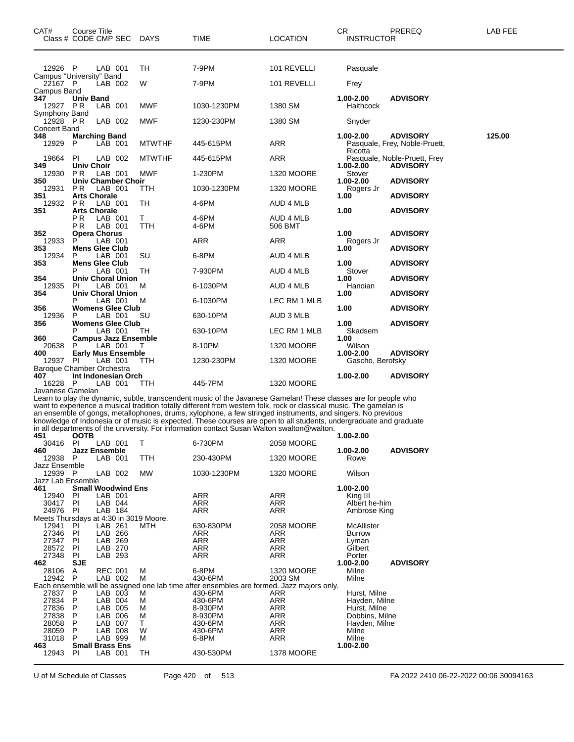| CAT# | Course Title Class # CODE CMP SEC | DAYS | TIME | LOCATION | CR INSTRUCTOR | PREREQ | LAB FEE |
|---|---|---|---|---|---|---|---|
| 12926 | P LAB 001 | TH | 7-9PM | 101 REVELLI | Pasquale | | |
| Campus "University" Band | | | | | | | |
| 22167 | P LAB 002 | W | 7-9PM | 101 REVELLI | Frey | | |
| Campus Band | | | | | | | |
| 347 | **Univ Band** | | | | 1.00-2.00 | ADVISORY | |
| 12927 | P R LAB 001 | MWF | 1030-1230PM | 1380 SM | Haithcock | | |
| Symphony Band | | | | | | | |
| 12928 | P R LAB 002 | MWF | 1230-230PM | 1380 SM | Snyder | | |
| Concert Band | | | | | | | |
| 348 | **Marching Band** | | | | 1.00-2.00 | ADVISORY | 125.00 |
| 12929 | P LAB 001 | MTWTHF | 445-615PM | ARR | Pasquale, Frey, Noble-Pruett, Ricotta | | |
| 19664 | PI LAB 002 | MTWTHF | 445-615PM | ARR | Pasquale, Noble-Pruett, Frey | | |
| 349 | **Univ Choir** | | | | 1.00-2.00 | ADVISORY | |
| 12930 | P R LAB 001 | MWF | 1-230PM | 1320 MOORE | Stover | | |
| 350 | **Univ Chamber Choir** | | | | 1.00-2.00 | ADVISORY | |
| 12931 | P R LAB 001 | TTH | 1030-1230PM | 1320 MOORE | Rogers Jr | | |
| 351 | **Arts Chorale** | | | | 1.00 | ADVISORY | |
| 12932 | P R LAB 001 | TH | 4-6PM | AUD 4 MLB | | | |
| 351 | **Arts Chorale** | | | | 1.00 | ADVISORY | |
| | P R LAB 001 | T | 4-6PM | AUD 4 MLB | | | |
| | P R LAB 001 | TTH | 4-6PM | 506 BMT | | | |
| 352 | **Opera Chorus** | | | | 1.00 | ADVISORY | |
| 12933 | P LAB 001 | | ARR | ARR | Rogers Jr | | |
| 353 | **Mens Glee Club** | | | | 1.00 | ADVISORY | |
| 12934 | P LAB 001 | SU | 6-8PM | AUD 4 MLB | | | |
| 353 | **Mens Glee Club** | | | | 1.00 | ADVISORY | |
| | P LAB 001 | TH | 7-930PM | AUD 4 MLB | Stover | | |
| 354 | **Univ Choral Union** | | | | 1.00 | ADVISORY | |
| 12935 | PI LAB 001 | M | 6-1030PM | AUD 4 MLB | Hanoian | | |
| 354 | **Univ Choral Union** | | | | 1.00 | ADVISORY | |
| | P LAB 001 | M | 6-1030PM | LEC RM 1 MLB | | | |
| 356 | **Womens Glee Club** | | | | 1.00 | ADVISORY | |
| 12936 | P LAB 001 | SU | 630-10PM | AUD 3 MLB | | | |
| 356 | **Womens Glee Club** | | | | 1.00 | ADVISORY | |
| | P LAB 001 | TH | 630-10PM | LEC RM 1 MLB | Skadsem | | |
| 360 | **Campus Jazz Ensemble** | | | | 1.00 | | |
| 20638 | P LAB 001 | T | 8-10PM | 1320 MOORE | Wilson | | |
| 400 | **Early Mus Ensemble** | | | | 1.00-2.00 | ADVISORY | |
| 12937 | PI LAB 001 | TTH | 1230-230PM | 1320 MOORE | Gascho, Berofsky | | |
| Baroque Chamber Orchestra | | | | | | | |
| 407 | **Int Indonesian Orch** | | | | 1.00-2.00 | ADVISORY | |
| 16228 | P LAB 001 | TTH | 445-7PM | 1320 MOORE | | | |

Javanese Gamelan
Learn to play the dynamic, subtle, transcendent music of the Javanese Gamelan! These classes are for people who want to experience a musical tradition totally different from western folk, rock or classical music. The gamelan is an ensemble of gongs, metallophones, drums, xylophone, a few stringed instruments, and singers. No previous knowledge of Indonesia or of music is expected. These courses are open to all students, undergraduate and graduate in all departments of the university. For information contact Susan Walton swalton@walton.

| CAT# | Course Title Class # CODE CMP SEC | DAYS | TIME | LOCATION | CR INSTRUCTOR | PREREQ | LAB FEE |
|---|---|---|---|---|---|---|---|
| 451 | **OOTB** | | | | 1.00-2.00 | | |
| 30416 | PI LAB 001 | T | 6-730PM | 2058 MOORE | | | |
| 460 | **Jazz Ensemble** | | | | 1.00-2.00 | ADVISORY | |
| 12938 | P LAB 001 | TTH | 230-430PM | 1320 MOORE | Rowe | | |
| Jazz Ensemble | | | | | | | |
| 12939 | P LAB 002 | MW | 1030-1230PM | 1320 MOORE | Wilson | | |
| Jazz Lab Ensemble | | | | | | | |
| 461 | **Small Woodwind Ens** | | | | 1.00-2.00 | | |
| 12940 | PI LAB 001 | | ARR | ARR | King III | | |
| 30417 | PI LAB 044 | | ARR | ARR | Albert he-him | | |
| 24976 | PI LAB 184 | | ARR | ARR | Ambrose King | | |
| Meets Thursdays at 4:30 in 3019 Moore. | | | | | | | |
| 12941 | PI LAB 261 | MTH | 630-830PM | 2058 MOORE | McAllister | | |
| 27346 | PI LAB 266 | | ARR | ARR | Burrow | | |
| 27347 | PI LAB 269 | | ARR | ARR | Lyman | | |
| 28572 | PI LAB 270 | | ARR | ARR | Gilbert | | |
| 27348 | PI LAB 293 | | ARR | ARR | Porter | | |
| 462 | **SJE** | | | | 1.00-2.00 | ADVISORY | |
| 28106 | A REC 001 | M | 6-8PM | 1320 MOORE | Milne | | |
| 12942 | P LAB 002 | M | 430-6PM | 2003 SM | Milne | | |
| Each ensemble will be assigned one lab time after ensembles are formed. Jazz majors only. | | | | | | | |
| 27837 | P LAB 003 | M | 430-6PM | ARR | Hurst, Milne | | |
| 27834 | P LAB 004 | M | 430-6PM | ARR | Hayden, Milne | | |
| 27836 | P LAB 005 | M | 8-930PM | ARR | Hurst, Milne | | |
| 27838 | P LAB 006 | M | 8-930PM | ARR | Dobbins, Milne | | |
| 28058 | P LAB 007 | T | 430-6PM | ARR | Hayden, Milne | | |
| 28059 | P LAB 008 | W | 430-6PM | ARR | Milne | | |
| 31018 | P LAB 999 | M | 6-8PM | ARR | Milne | | |
| 463 | **Small Brass Ens** | | | | 1.00-2.00 | | |
| 12943 | PI LAB 001 | TH | 430-530PM | 1378 MOORE | | | |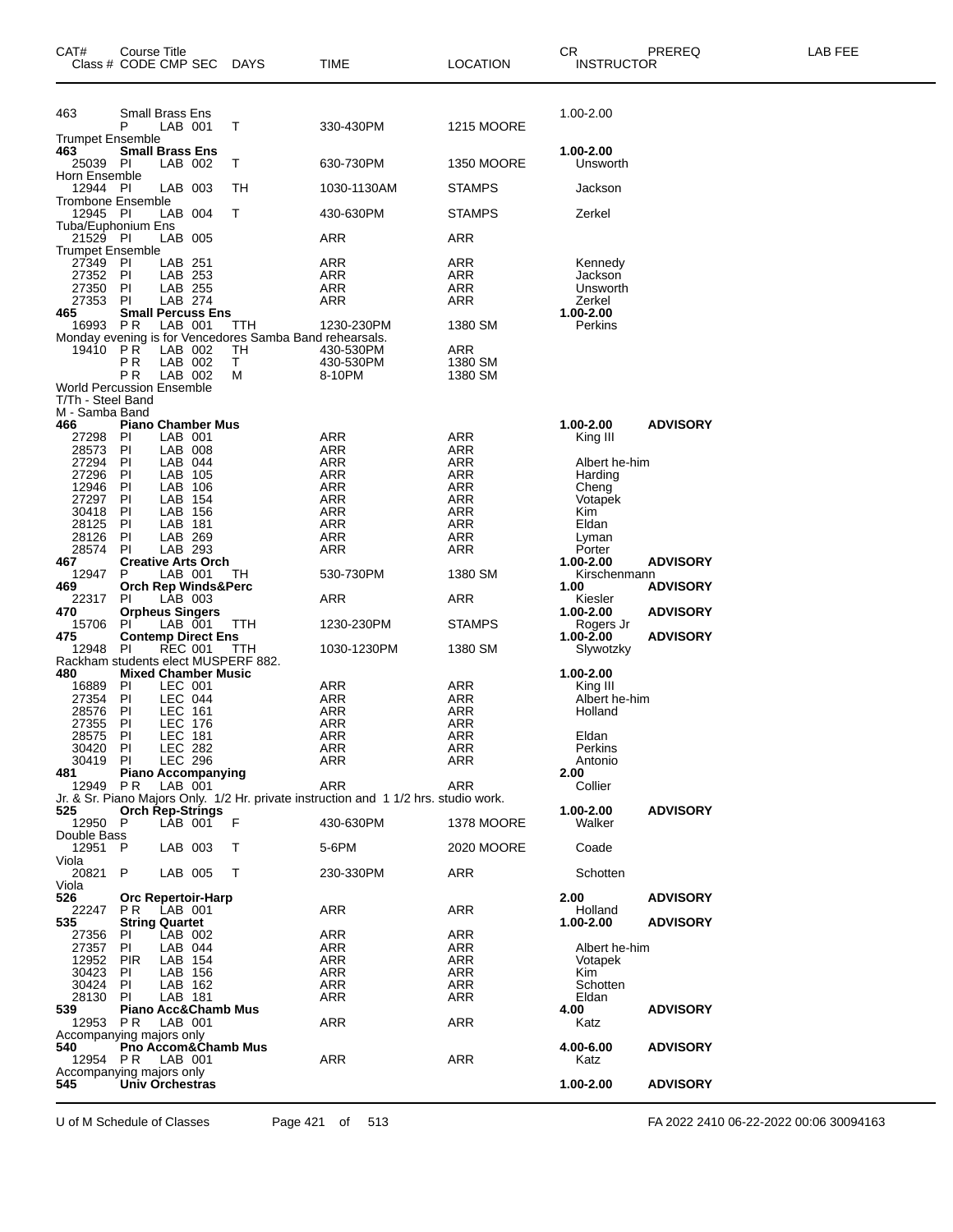| CAT# Class # | Course Title CODE | CMP | SEC | DAYS | TIME | LOCATION | CR INSTRUCTOR | PREREQ | LAB FEE |
|---|---|---|---|---|---|---|---|---|---|
| 463 | Small Brass Ens | | | | | | 1.00-2.00 | | |
| | P | LAB | 001 | T | 330-430PM | 1215 MOORE | | | |
| Trumpet Ensemble | | | | | | | | | |
| **463** | **Small Brass Ens** | | | | | | **1.00-2.00** | | |
| 25039 | PI | LAB | 002 | T | 630-730PM | 1350 MOORE | Unsworth | | |
| Horn Ensemble | | | | | | | | | |
| 12944 | PI | LAB | 003 | TH | 1030-1130AM | STAMPS | Jackson | | |
| Trombone Ensemble | | | | | | | | | |
| 12945 | PI | LAB | 004 | T | 430-630PM | STAMPS | Zerkel | | |
| Tuba/Euphonium Ens | | | | | | | | | |
| 21529 | PI | LAB | 005 | | ARR | ARR | | | |
| Trumpet Ensemble | | | | | | | | | |
| 27349 | PI | LAB | 251 | | ARR | ARR | Kennedy | | |
| 27352 | PI | LAB | 253 | | ARR | ARR | Jackson | | |
| 27350 | PI | LAB | 255 | | ARR | ARR | Unsworth | | |
| 27353 | PI | LAB | 274 | | ARR | ARR | Zerkel | | |
| **465** | **Small Percuss Ens** | | | | | | **1.00-2.00** | | |
| 16993 | P R | LAB | 001 | TTH | 1230-230PM | 1380 SM | Perkins | | |
| Monday evening is for Vencedores Samba Band rehearsals. | | | | | | | | | |
| 19410 | P R | LAB | 002 | TH | 430-530PM | ARR | | | |
| | P R | LAB | 002 | T | 430-530PM | 1380 SM | | | |
| | P R | LAB | 002 | M | 8-10PM | 1380 SM | | | |
| World Percussion Ensemble | | | | | | | | | |
| T/Th - Steel Band | | | | | | | | | |
| M - Samba Band | | | | | | | | | |
| **466** | **Piano Chamber Mus** | | | | | | **1.00-2.00** | **ADVISORY** | |
| 27298 | PI | LAB | 001 | | ARR | ARR | King III | | |
| 28573 | PI | LAB | 008 | | ARR | ARR | | | |
| 27294 | PI | LAB | 044 | | ARR | ARR | Albert he-him | | |
| 27296 | PI | LAB | 105 | | ARR | ARR | Harding | | |
| 12946 | PI | LAB | 106 | | ARR | ARR | Cheng | | |
| 27297 | PI | LAB | 154 | | ARR | ARR | Votapek | | |
| 30418 | PI | LAB | 156 | | ARR | ARR | Kim | | |
| 28125 | PI | LAB | 181 | | ARR | ARR | Eldan | | |
| 28126 | PI | LAB | 269 | | ARR | ARR | Lyman | | |
| 28574 | PI | LAB | 293 | | ARR | ARR | Porter | | |
| **467** | **Creative Arts Orch** | | | | | | **1.00-2.00** | **ADVISORY** | |
| 12947 | P | LAB | 001 | TH | 530-730PM | 1380 SM | Kirschenmann | | |
| **469** | **Orch Rep Winds&Perc** | | | | | | **1.00** | **ADVISORY** | |
| 22317 | PI | LAB | 003 | | ARR | ARR | Kiesler | | |
| **470** | **Orpheus Singers** | | | | | | **1.00-2.00** | **ADVISORY** | |
| 15706 | PI | LAB | 001 | TTH | 1230-230PM | STAMPS | Rogers Jr | | |
| **475** | **Contemp Direct Ens** | | | | | | **1.00-2.00** | **ADVISORY** | |
| 12948 | PI | REC | 001 | TTH | 1030-1230PM | 1380 SM | Slywotzky | | |
| Rackham students elect MUSPERF 882. | | | | | | | | | |
| **480** | **Mixed Chamber Music** | | | | | | **1.00-2.00** | | |
| 16889 | PI | LEC | 001 | | ARR | ARR | King III | | |
| 27354 | PI | LEC | 044 | | ARR | ARR | Albert he-him | | |
| 28576 | PI | LEC | 161 | | ARR | ARR | Holland | | |
| 27355 | PI | LEC | 176 | | ARR | ARR | | | |
| 28575 | PI | LEC | 181 | | ARR | ARR | Eldan | | |
| 30420 | PI | LEC | 282 | | ARR | ARR | Perkins | | |
| 30419 | PI | LEC | 296 | | ARR | ARR | Antonio | | |
| **481** | **Piano Accompanying** | | | | | | **2.00** | | |
| 12949 | P R | LAB | 001 | | ARR | ARR | Collier | | |
| Jr. & Sr. Piano Majors Only. 1/2 Hr. private instruction and 1 1/2 hrs. studio work. | | | | | | | | | |
| **525** | **Orch Rep-Strings** | | | | | | **1.00-2.00** | **ADVISORY** | |
| 12950 | P | LAB | 001 | F | 430-630PM | 1378 MOORE | Walker | | |
| Double Bass | | | | | | | | | |
| 12951 | P | LAB | 003 | T | 5-6PM | 2020 MOORE | Coade | | |
| Viola | | | | | | | | | |
| 20821 | P | LAB | 005 | T | 230-330PM | ARR | Schotten | | |
| Viola | | | | | | | | | |
| **526** | **Orc Repertoir-Harp** | | | | | | **2.00** | **ADVISORY** | |
| 22247 | P R | LAB | 001 | | ARR | ARR | Holland | | |
| **535** | **String Quartet** | | | | | | **1.00-2.00** | **ADVISORY** | |
| 27356 | PI | LAB | 002 | | ARR | ARR | | | |
| 27357 | PI | LAB | 044 | | ARR | ARR | Albert he-him | | |
| 12952 | PIR | LAB | 154 | | ARR | ARR | Votapek | | |
| 30423 | PI | LAB | 156 | | ARR | ARR | Kim | | |
| 30424 | PI | LAB | 162 | | ARR | ARR | Schotten | | |
| 28130 | PI | LAB | 181 | | ARR | ARR | Eldan | | |
| **539** | **Piano Acc&Chamb Mus** | | | | | | **4.00** | **ADVISORY** | |
| 12953 | P R | LAB | 001 | | ARR | ARR | Katz | | |
| Accompanying majors only | | | | | | | | | |
| **540** | **Pno Accom&Chamb Mus** | | | | | | **4.00-6.00** | **ADVISORY** | |
| 12954 | P R | LAB | 001 | | ARR | ARR | Katz | | |
| Accompanying majors only | | | | | | | | | |
| **545** | **Univ Orchestras** | | | | | | **1.00-2.00** | **ADVISORY** | |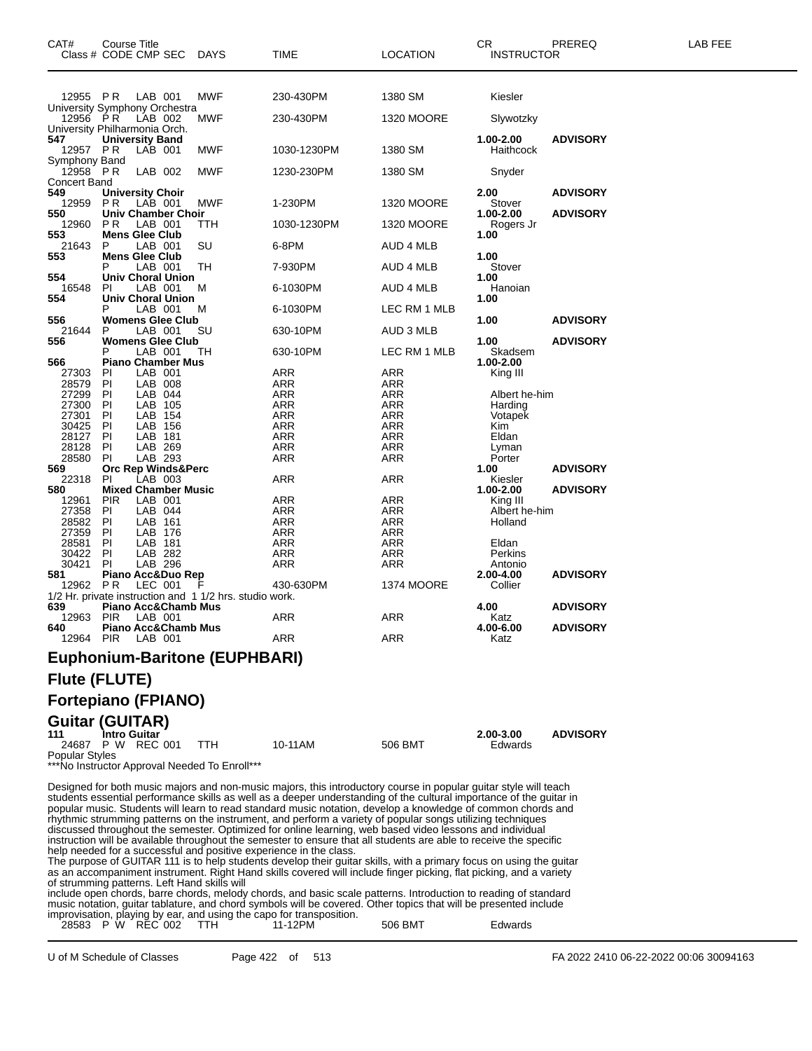| CAT# | Course Title<br>Class # CODE CMP SEC | DAYS | TIME | LOCATION | CR<br>INSTRUCTOR | PREREQ | LAB FEE |
|---|---|---|---|---|---|---|---|
| 12955 | P R LAB 001 | MWF | 230-430PM | 1380 SM | Kiesler | | |
| University Symphony Orchestra | | | | | | | |
| 12956 | P R LAB 002 | MWF | 230-430PM | 1320 MOORE | Slywotzky | | |
| University Philharmonia Orch. | | | | | | | |
| **547** | **University Band** | | | | **1.00-2.00** | **ADVISORY** | |
| 12957 | P R LAB 001 | MWF | 1030-1230PM | 1380 SM | Haithcock | | |
| Symphony Band | | | | | | | |
| 12958 | P R LAB 002 | MWF | 1230-230PM | 1380 SM | Snyder | | |
| Concert Band | | | | | | | |
| **549** | **University Choir** | | | | **2.00** | **ADVISORY** | |
| 12959 | P R LAB 001 | MWF | 1-230PM | 1320 MOORE | Stover | | |
| **550** | **Univ Chamber Choir** | | | | **1.00-2.00** | **ADVISORY** | |
| 12960 | P R LAB 001 | TTH | 1030-1230PM | 1320 MOORE | Rogers Jr | | |
| **553** | **Mens Glee Club** | | | | **1.00** | | |
| 21643 | P LAB 001 | SU | 6-8PM | AUD 4 MLB | | | |
| **553** | **Mens Glee Club** | | | | **1.00** | | |
| | P LAB 001 | TH | 7-930PM | AUD 4 MLB | Stover | | |
| **554** | **Univ Choral Union** | | | | **1.00** | | |
| 16548 | PI LAB 001 | M | 6-1030PM | AUD 4 MLB | Hanoian | | |
| **554** | **Univ Choral Union** | | | | **1.00** | | |
| | P LAB 001 | M | 6-1030PM | LEC RM 1 MLB | | | |
| **556** | **Womens Glee Club** | | | | **1.00** | **ADVISORY** | |
| 21644 | P LAB 001 | SU | 630-10PM | AUD 3 MLB | | | |
| **556** | **Womens Glee Club** | | | | **1.00** | **ADVISORY** | |
| | P LAB 001 | TH | 630-10PM | LEC RM 1 MLB | Skadsem | | |
| **566** | **Piano Chamber Mus** | | | | **1.00-2.00** | | |
| 27303 | PI LAB 001 | | ARR | ARR | King III | | |
| 28579 | PI LAB 008 | | ARR | ARR | | | |
| 27299 | PI LAB 044 | | ARR | ARR | Albert he-him | | |
| 27300 | PI LAB 105 | | ARR | ARR | Harding | | |
| 27301 | PI LAB 154 | | ARR | ARR | Votapek | | |
| 30425 | PI LAB 156 | | ARR | ARR | Kim | | |
| 28127 | PI LAB 181 | | ARR | ARR | Eldan | | |
| 28128 | PI LAB 269 | | ARR | ARR | Lyman | | |
| 28580 | PI LAB 293 | | ARR | ARR | Porter | | |
| **569** | **Orc Rep Winds&Perc** | | | | **1.00** | **ADVISORY** | |
| 22318 | PI LAB 003 | | ARR | ARR | Kiesler | | |
| **580** | **Mixed Chamber Music** | | | | **1.00-2.00** | **ADVISORY** | |
| 12961 | PIR LAB 001 | | ARR | ARR | King III | | |
| 27358 | PI LAB 044 | | ARR | ARR | Albert he-him | | |
| 28582 | PI LAB 161 | | ARR | ARR | Holland | | |
| 27359 | PI LAB 176 | | ARR | ARR | | | |
| 28581 | PI LAB 181 | | ARR | ARR | Eldan | | |
| 30422 | PI LAB 282 | | ARR | ARR | Perkins | | |
| 30421 | PI LAB 296 | | ARR | ARR | Antonio | | |
| **581** | **Piano Acc&Duo Rep** | | | | **2.00-4.00** | **ADVISORY** | |
| 12962 | P R LEC 001 | F | 430-630PM | 1374 MOORE | Collier | | |
| 1/2 Hr. private instruction and 1 1/2 hrs. studio work. | | | | | | | |
| **639** | **Piano Acc&Chamb Mus** | | | | **4.00** | **ADVISORY** | |
| 12963 | PIR LAB 001 | | ARR | ARR | Katz | | |
| **640** | **Piano Acc&Chamb Mus** | | | | **4.00-6.00** | **ADVISORY** | |
| 12964 | PIR LAB 001 | | ARR | ARR | Katz | | |

## Euphonium-Baritone (EUPHBARI)

## Flute (FLUTE)

## Fortepiano (FPIANO)

## Guitar (GUITAR)

| CAT# | Course Title<br>Class # CODE CMP SEC | DAYS | TIME | LOCATION | CR<br>INSTRUCTOR | PREREQ | LAB FEE |
|---|---|---|---|---|---|---|---|
| **111** | **Intro Guitar** | | | | **2.00-3.00** | **ADVISORY** | |
| 24687 | P W REC 001 | TTH | 10-11AM | 506 BMT | Edwards | | |

Popular Styles
***No Instructor Approval Needed To Enroll***

Designed for both music majors and non-music majors, this introductory course in popular guitar style will teach students essential performance skills as well as a deeper understanding of the cultural importance of the guitar in popular music. Students will learn to read standard music notation, develop a knowledge of common chords and rhythmic strumming patterns on the instrument, and perform a variety of popular songs utilizing techniques discussed throughout the semester. Optimized for online learning, web based video lessons and individual instruction will be available throughout the semester to ensure that all students are able to receive the specific help needed for a successful and positive experience in the class.
The purpose of GUITAR 111 is to help students develop their guitar skills, with a primary focus on using the guitar as an accompaniment instrument. Right Hand skills covered will include finger picking, flat picking, and a variety of strumming patterns. Left Hand skills will
include open chords, barre chords, melody chords, and basic scale patterns. Introduction to reading of standard music notation, guitar tablature, and chord symbols will be covered. Other topics that will be presented include improvisation, playing by ear, and using the capo for transposition.

| | | | | | | | |
|---|---|---|---|---|---|---|---|
| 28583 | P W REC 002 | TTH | 11-12PM | 506 BMT | Edwards | | |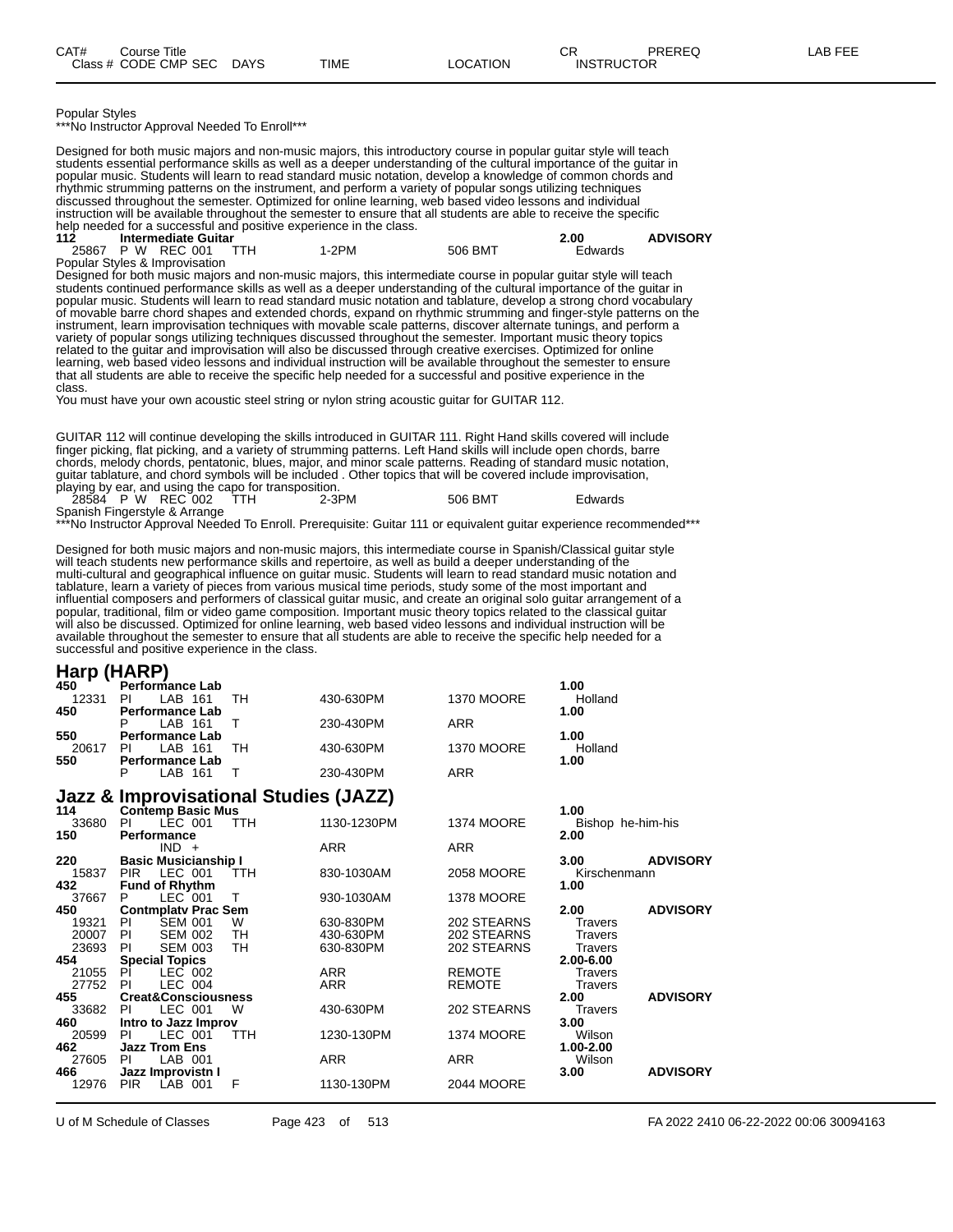| CAT# | Course Title | | | | CR | PREREQ | LAB FEE |
|---|---|---|---|---|---|---|---|
| Class # | CODE CMP SEC | DAYS | TIME | LOCATION | INSTRUCTOR | | |

Popular Styles
***No Instructor Approval Needed To Enroll***

Designed for both music majors and non-music majors, this introductory course in popular guitar style will teach students essential performance skills as well as a deeper understanding of the cultural importance of the guitar in popular music. Students will learn to read standard music notation, develop a knowledge of common chords and rhythmic strumming patterns on the instrument, and perform a variety of popular songs utilizing techniques discussed throughout the semester. Optimized for online learning, web based video lessons and individual instruction will be available throughout the semester to ensure that all students are able to receive the specific help needed for a successful and positive experience in the class.

**112 Intermediate Guitar** — 2.00 — **ADVISORY**

| Class # | CODE CMP SEC | DAYS | TIME | LOCATION | INSTRUCTOR |
|---|---|---|---|---|---|
| 25867 | P W REC 001 | TTH | 1-2PM | 506 BMT | Edwards |

Popular Styles & Improvisation

Designed for both music majors and non-music majors, this intermediate course in popular guitar style will teach students continued performance skills as well as a deeper understanding of the cultural importance of the guitar in popular music. Students will learn to read standard music notation and tablature, develop a strong chord vocabulary of movable barre chord shapes and extended chords, expand on rhythmic strumming and finger-style patterns on the instrument, learn improvisation techniques with movable scale patterns, discover alternate tunings, and perform a variety of popular songs utilizing techniques discussed throughout the semester. Important music theory topics related to the guitar and improvisation will also be discussed through creative exercises. Optimized for online learning, web based video lessons and individual instruction will be available throughout the semester to ensure that all students are able to receive the specific help needed for a successful and positive experience in the class.

You must have your own acoustic steel string or nylon string acoustic guitar for GUITAR 112.

GUITAR 112 will continue developing the skills introduced in GUITAR 111. Right Hand skills covered will include finger picking, flat picking, and a variety of strumming patterns. Left Hand skills will include open chords, barre chords, melody chords, pentatonic, blues, major, and minor scale patterns. Reading of standard music notation, guitar tablature, and chord symbols will be included . Other topics that will be covered include improvisation, playing by ear, and using the capo for transposition.

| Class # | CODE CMP SEC | DAYS | TIME | LOCATION | INSTRUCTOR |
|---|---|---|---|---|---|
| 28584 | P W REC 002 | TTH | 2-3PM | 506 BMT | Edwards |

Spanish Fingerstyle & Arrange
***No Instructor Approval Needed To Enroll. Prerequisite: Guitar 111 or equivalent guitar experience recommended***

Designed for both music majors and non-music majors, this intermediate course in Spanish/Classical guitar style will teach students new performance skills and repertoire, as well as build a deeper understanding of the multi-cultural and geographical influence on guitar music. Students will learn to read standard music notation and tablature, learn a variety of pieces from various musical time periods, study some of the most important and influential composers and performers of classical guitar music, and create an original solo guitar arrangement of a popular, traditional, film or video game composition. Important music theory topics related to the classical guitar will also be discussed. Optimized for online learning, web based video lessons and individual instruction will be available throughout the semester to ensure that all students are able to receive the specific help needed for a successful and positive experience in the class.

## Harp (HARP)

| CAT# / Class # | Course Title / CODE CMP SEC | DAYS | TIME | LOCATION | CR / INSTRUCTOR | PREREQ |
|---|---|---|---|---|---|---|
| **450** | **Performance Lab** | | | | **1.00** | |
| 12331 | PI LAB 161 | TH | 430-630PM | 1370 MOORE | Holland | |
| **450** | **Performance Lab** | | | | **1.00** | |
| | P LAB 161 | T | 230-430PM | ARR | | |
| **550** | **Performance Lab** | | | | **1.00** | |
| 20617 | PI LAB 161 | TH | 430-630PM | 1370 MOORE | Holland | |
| **550** | **Performance Lab** | | | | **1.00** | |
| | P LAB 161 | T | 230-430PM | ARR | | |

## Jazz & Improvisational Studies (JAZZ)

| CAT# / Class # | Course Title / CODE CMP SEC | DAYS | TIME | LOCATION | CR / INSTRUCTOR | PREREQ |
|---|---|---|---|---|---|---|
| **114** | **Contemp Basic Mus** | | | | **1.00** | |
| 33680 | PI LEC 001 | TTH | 1130-1230PM | 1374 MOORE | Bishop he-him-his | |
| **150** | **Performance** | | | | **2.00** | |
| | IND + | | ARR | ARR | | |
| **220** | **Basic Musicianship I** | | | | **3.00** | **ADVISORY** |
| 15837 | PIR LEC 001 | TTH | 830-1030AM | 2058 MOORE | Kirschenmann | |
| **432** | **Fund of Rhythm** | | | | **1.00** | |
| 37667 | P LEC 001 | T | 930-1030AM | 1378 MOORE | | |
| **450** | **Contmplatv Prac Sem** | | | | **2.00** | **ADVISORY** |
| 19321 | PI SEM 001 | W | 630-830PM | 202 STEARNS | Travers | |
| 20007 | PI SEM 002 | TH | 430-630PM | 202 STEARNS | Travers | |
| 23693 | PI SEM 003 | TH | 630-830PM | 202 STEARNS | Travers | |
| **454** | **Special Topics** | | | | **2.00-6.00** | |
| 21055 | PI LEC 002 | | ARR | REMOTE | Travers | |
| 27752 | PI LEC 004 | | ARR | REMOTE | Travers | |
| **455** | **Creat&Consciousness** | | | | **2.00** | **ADVISORY** |
| 33682 | PI LEC 001 | W | 430-630PM | 202 STEARNS | Travers | |
| **460** | **Intro to Jazz Improv** | | | | **3.00** | |
| 20599 | PI LEC 001 | TTH | 1230-130PM | 1374 MOORE | Wilson | |
| **462** | **Jazz Trom Ens** | | | | **1.00-2.00** | |
| 27605 | PI LAB 001 | | ARR | ARR | Wilson | |
| **466** | **Jazz Improvistn I** | | | | **3.00** | **ADVISORY** |
| 12976 | PIR LAB 001 | F | 1130-130PM | 2044 MOORE | | |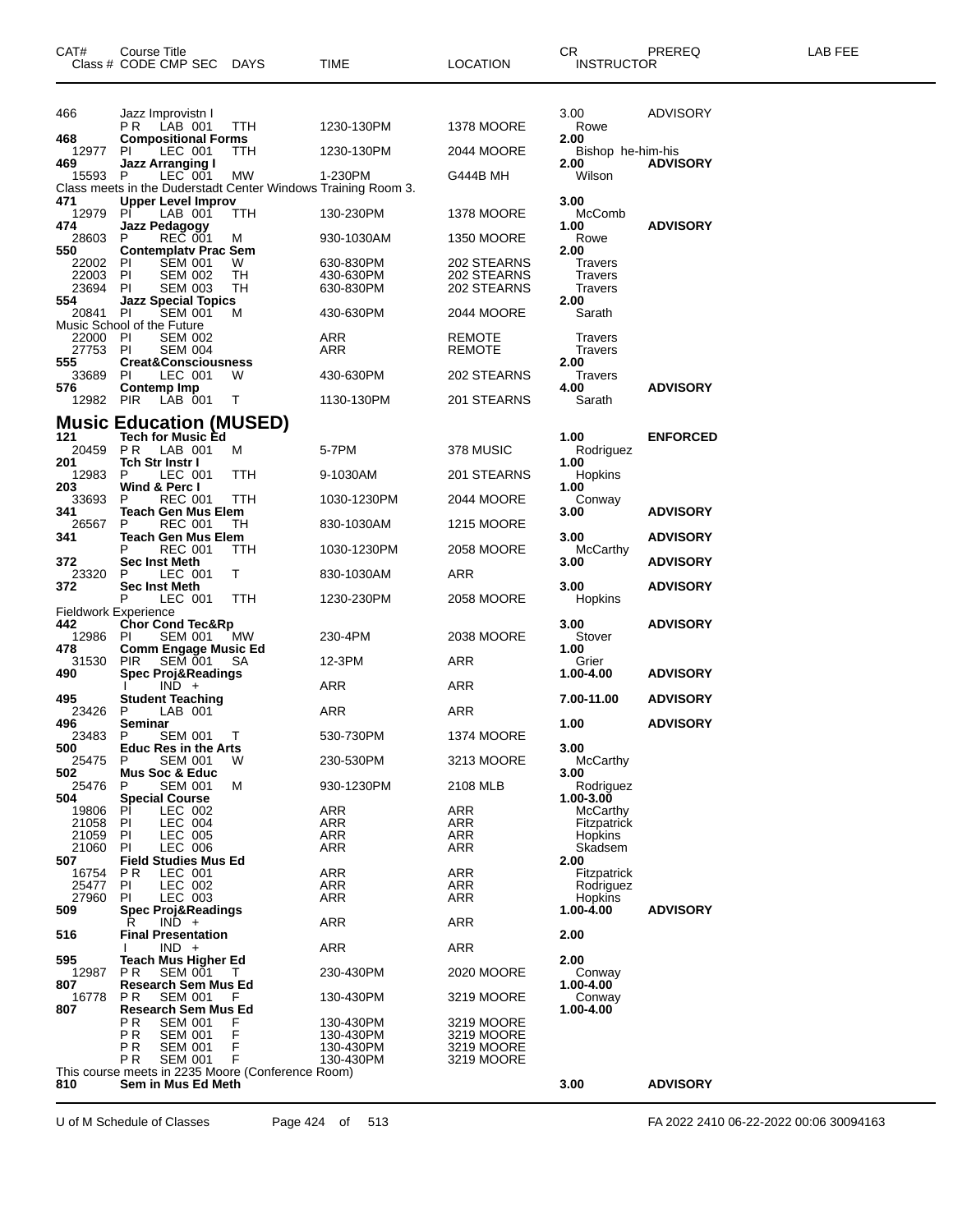| CAT# | Course Title<br>Class # CODE CMP SEC DAYS | TIME | LOCATION | CR<br>INSTRUCTOR | PREREQ | LAB FEE |
|---|---|---|---|---|---|---|
| 466 | Jazz Improvistn I | | | 3.00 | ADVISORY | |
| | P R LAB 001 TTH | 1230-130PM | 1378 MOORE | Rowe | | |
| 468 | **Compositional Forms** | | | **2.00** | | |
| 12977 | PI LEC 001 TTH | 1230-130PM | 2044 MOORE | Bishop he-him-his | | |
| 469 | **Jazz Arranging I** | | | **2.00** | **ADVISORY** | |
| 15593 | P LEC 001 MW | 1-230PM | G444B MH | Wilson | | |
| | Class meets in the Duderstadt Center Windows Training Room 3. | | | | | |
| 471 | **Upper Level Improv** | | | **3.00** | | |
| 12979 | PI LAB 001 TTH | 130-230PM | 1378 MOORE | McComb | | |
| 474 | **Jazz Pedagogy** | | | **1.00** | **ADVISORY** | |
| 28603 | P REC 001 M | 930-1030AM | 1350 MOORE | Rowe | | |
| 550 | **Contemplatv Prac Sem** | | | **2.00** | | |
| 22002 | PI SEM 001 W | 630-830PM | 202 STEARNS | Travers | | |
| 22003 | PI SEM 002 TH | 430-630PM | 202 STEARNS | Travers | | |
| 23694 | PI SEM 003 TH | 630-830PM | 202 STEARNS | Travers | | |
| 554 | **Jazz Special Topics** | | | **2.00** | | |
| 20841 | PI SEM 001 M | 430-630PM | 2044 MOORE | Sarath | | |
| | Music School of the Future | | | | | |
| 22000 | PI SEM 002 | ARR | REMOTE | Travers | | |
| 27753 | PI SEM 004 | ARR | REMOTE | Travers | | |
| 555 | **Creat&Consciousness** | | | **2.00** | | |
| 33689 | PI LEC 001 W | 430-630PM | 202 STEARNS | Travers | | |
| 576 | **Contemp Imp** | | | **4.00** | **ADVISORY** | |
| 12982 | PIR LAB 001 T | 1130-130PM | 201 STEARNS | Sarath | | |

## Music Education (MUSED)

| CAT# | Course Title<br>Class # CODE CMP SEC DAYS | TIME | LOCATION | CR<br>INSTRUCTOR | PREREQ | LAB FEE |
|---|---|---|---|---|---|---|
| 121 | **Tech for Music Ed** | | | **1.00** | **ENFORCED** | |
| 20459 | P R LAB 001 M | 5-7PM | 378 MUSIC | Rodriguez | | |
| 201 | **Tch Str Instr I** | | | **1.00** | | |
| 12983 | P LEC 001 TTH | 9-1030AM | 201 STEARNS | Hopkins | | |
| 203 | **Wind & Perc I** | | | **1.00** | | |
| 33693 | P REC 001 TTH | 1030-1230PM | 2044 MOORE | Conway | | |
| 341 | **Teach Gen Mus Elem** | | | **3.00** | **ADVISORY** | |
| 26567 | P REC 001 TH | 830-1030AM | 1215 MOORE | | | |
| 341 | **Teach Gen Mus Elem** | | | **3.00** | **ADVISORY** | |
| | P REC 001 TTH | 1030-1230PM | 2058 MOORE | McCarthy | | |
| 372 | **Sec Inst Meth** | | | **3.00** | **ADVISORY** | |
| 23320 | P LEC 001 T | 830-1030AM | ARR | | | |
| 372 | **Sec Inst Meth** | | | **3.00** | **ADVISORY** | |
| | P LEC 001 TTH | 1230-230PM | 2058 MOORE | Hopkins | | |
| | Fieldwork Experience | | | | | |
| 442 | **Chor Cond Tec&Rp** | | | **3.00** | **ADVISORY** | |
| 12986 | PI SEM 001 MW | 230-4PM | 2038 MOORE | Stover | | |
| 478 | **Comm Engage Music Ed** | | | **1.00** | | |
| 31530 | PIR SEM 001 SA | 12-3PM | ARR | Grier | | |
| 490 | **Spec Proj&Readings** | | | **1.00-4.00** | **ADVISORY** | |
| | I IND + | ARR | ARR | | | |
| 495 | **Student Teaching** | | | **7.00-11.00** | **ADVISORY** | |
| 23426 | P LAB 001 | ARR | ARR | | | |
| 496 | **Seminar** | | | **1.00** | **ADVISORY** | |
| 23483 | P SEM 001 T | 530-730PM | 1374 MOORE | | | |
| 500 | **Educ Res in the Arts** | | | **3.00** | | |
| 25475 | P SEM 001 W | 230-530PM | 3213 MOORE | McCarthy | | |
| 502 | **Mus Soc & Educ** | | | **3.00** | | |
| 25476 | P SEM 001 M | 930-1230PM | 2108 MLB | Rodriguez | | |
| 504 | **Special Course** | | | **1.00-3.00** | | |
| 19806 | PI LEC 002 | ARR | ARR | McCarthy | | |
| 21058 | PI LEC 004 | ARR | ARR | Fitzpatrick | | |
| 21059 | PI LEC 005 | ARR | ARR | Hopkins | | |
| 21060 | PI LEC 006 | ARR | ARR | Skadsem | | |
| 507 | **Field Studies Mus Ed** | | | **2.00** | | |
| 16754 | P R LEC 001 | ARR | ARR | Fitzpatrick | | |
| 25477 | PI LEC 002 | ARR | ARR | Rodriguez | | |
| 27960 | PI LEC 003 | ARR | ARR | Hopkins | | |
| 509 | **Spec Proj&Readings** | | | **1.00-4.00** | **ADVISORY** | |
| | R IND + | ARR | ARR | | | |
| 516 | **Final Presentation** | | | **2.00** | | |
| | I IND + | ARR | ARR | | | |
| 595 | **Teach Mus Higher Ed** | | | **2.00** | | |
| 12987 | P R SEM 001 T | 230-430PM | 2020 MOORE | Conway | | |
| 807 | **Research Sem Mus Ed** | | | **1.00-4.00** | | |
| 16778 | P R SEM 001 F | 130-430PM | 3219 MOORE | Conway | | |
| 807 | **Research Sem Mus Ed** | | | **1.00-4.00** | | |
| | P R SEM 001 F | 130-430PM | 3219 MOORE | | | |
| | P R SEM 001 F | 130-430PM | 3219 MOORE | | | |
| | P R SEM 001 F | 130-430PM | 3219 MOORE | | | |
| | P R SEM 001 F | 130-430PM | 3219 MOORE | | | |
| | This course meets in 2235 Moore (Conference Room) | | | | | |
| 810 | **Sem in Mus Ed Meth** | | | **3.00** | **ADVISORY** | |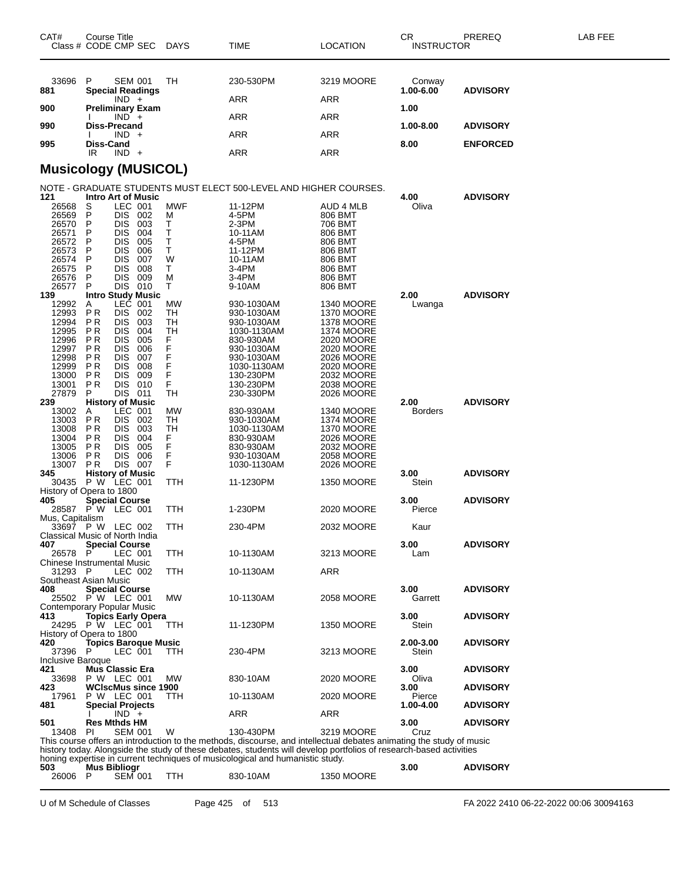| CAT# | Course Title Class # CODE CMP SEC | DAYS | TIME | LOCATION | CR INSTRUCTOR | PREREQ | LAB FEE |
|---|---|---|---|---|---|---|---|
| 33696 | P SEM 001 | TH | 230-530PM | 3219 MOORE | Conway | | |
| 881 | Special Readings | | | | 1.00-6.00 | ADVISORY | |
| | IND + | | ARR | ARR | | | |
| 900 | Preliminary Exam | | | | 1.00 | | |
| | I IND + | | ARR | ARR | | | |
| 990 | Diss-Precand | | | | 1.00-8.00 | ADVISORY | |
| | I IND + | | ARR | ARR | | | |
| 995 | Diss-Cand | | | | 8.00 | ENFORCED | |
| | IR IND + | | ARR | ARR | | | |

## Musicology (MUSICOL)

NOTE - GRADUATE STUDENTS MUST ELECT 500-LEVEL AND HIGHER COURSES.

| CAT# | Course Title Class # CODE CMP SEC | DAYS | TIME | LOCATION | CR INSTRUCTOR | PREREQ | LAB FEE |
|---|---|---|---|---|---|---|---|
| 121 | Intro Art of Music | | | | 4.00 | ADVISORY | |
| 26568 | S LEC 001 | MWF | 11-12PM | AUD 4 MLB | Oliva | | |
| 26569 | P DIS 002 | M | 4-5PM | 806 BMT | | | |
| 26570 | P DIS 003 | T | 2-3PM | 706 BMT | | | |
| 26571 | P DIS 004 | T | 10-11AM | 806 BMT | | | |
| 26572 | P DIS 005 | T | 4-5PM | 806 BMT | | | |
| 26573 | P DIS 006 | T | 11-12PM | 806 BMT | | | |
| 26574 | P DIS 007 | W | 10-11AM | 806 BMT | | | |
| 26575 | P DIS 008 | T | 3-4PM | 806 BMT | | | |
| 26576 | P DIS 009 | M | 3-4PM | 806 BMT | | | |
| 26577 | P DIS 010 | T | 9-10AM | 806 BMT | | | |
| 139 | Intro Study Music | | | | 2.00 | ADVISORY | |
| 12992 | A LEC 001 | MW | 930-1030AM | 1340 MOORE | Lwanga | | |
| 12993 | P R DIS 002 | TH | 930-1030AM | 1370 MOORE | | | |
| 12994 | P R DIS 003 | TH | 930-1030AM | 1378 MOORE | | | |
| 12995 | P R DIS 004 | TH | 1030-1130AM | 1374 MOORE | | | |
| 12996 | P R DIS 005 | F | 830-930AM | 2020 MOORE | | | |
| 12997 | P R DIS 006 | F | 930-1030AM | 2020 MOORE | | | |
| 12998 | P R DIS 007 | F | 930-1030AM | 2026 MOORE | | | |
| 12999 | P R DIS 008 | F | 1030-1130AM | 2020 MOORE | | | |
| 13000 | P R DIS 009 | F | 130-230PM | 2032 MOORE | | | |
| 13001 | P R DIS 010 | F | 130-230PM | 2038 MOORE | | | |
| 27879 | P DIS 011 | TH | 230-330PM | 2026 MOORE | | | |
| 239 | History of Music | | | | 2.00 | ADVISORY | |
| 13002 | A LEC 001 | MW | 830-930AM | 1340 MOORE | Borders | | |
| 13003 | P R DIS 002 | TH | 930-1030AM | 1374 MOORE | | | |
| 13008 | P R DIS 003 | TH | 1030-1130AM | 1370 MOORE | | | |
| 13004 | P R DIS 004 | F | 830-930AM | 2026 MOORE | | | |
| 13005 | P R DIS 005 | F | 830-930AM | 2032 MOORE | | | |
| 13006 | P R DIS 006 | F | 930-1030AM | 2058 MOORE | | | |
| 13007 | P R DIS 007 | F | 1030-1130AM | 2026 MOORE | | | |
| 345 | History of Music | | | | 3.00 | ADVISORY | |
| 30435 | P W LEC 001 | TTH | 11-1230PM | 1350 MOORE | Stein | | |
| | History of Opera to 1800 | | | | | | |
| 405 | Special Course | | | | 3.00 | ADVISORY | |
| 28587 | P W LEC 001 | TTH | 1-230PM | 2020 MOORE | Pierce | | |
| | Mus, Capitalism | | | | | | |
| 33697 | P W LEC 002 | TTH | 230-4PM | 2032 MOORE | Kaur | | |
| | Classical Music of North India | | | | | | |
| 407 | Special Course | | | | 3.00 | ADVISORY | |
| 26578 | P LEC 001 | TTH | 10-1130AM | 3213 MOORE | Lam | | |
| | Chinese Instrumental Music | | | | | | |
| 31293 | P LEC 002 | TTH | 10-1130AM | ARR | | | |
| | Southeast Asian Music | | | | | | |
| 408 | Special Course | | | | 3.00 | ADVISORY | |
| 25502 | P W LEC 001 | MW | 10-1130AM | 2058 MOORE | Garrett | | |
| | Contemporary Popular Music | | | | | | |
| 413 | Topics Early Opera | | | | 3.00 | ADVISORY | |
| 24295 | P W LEC 001 | TTH | 11-1230PM | 1350 MOORE | Stein | | |
| | History of Opera to 1800 | | | | | | |
| 420 | Topics Baroque Music | | | | 2.00-3.00 | ADVISORY | |
| 37396 | P LEC 001 | TTH | 230-4PM | 3213 MOORE | Stein | | |
| | Inclusive Baroque | | | | | | |
| 421 | Mus Classic Era | | | | 3.00 | ADVISORY | |
| 33698 | P W LEC 001 | MW | 830-10AM | 2020 MOORE | Oliva | | |
| 423 | WClscMus since 1900 | | | | 3.00 | ADVISORY | |
| 17961 | P W LEC 001 | TTH | 10-1130AM | 2020 MOORE | Pierce | | |
| 481 | Special Projects | | | | 1.00-4.00 | ADVISORY | |
| | I IND + | | ARR | ARR | | | |
| 501 | Res Mthds HM | | | | 3.00 | ADVISORY | |
| 13408 | PI SEM 001 | W | 130-430PM | 3219 MOORE | Cruz | | |

This course offers an introduction to the methods, discourse, and intellectual debates animating the study of music history today. Alongside the study of these debates, students will develop portfolios of research-based activities honing expertise in current techniques of musicological and humanistic study.

| CAT# | Course Title Class # CODE CMP SEC | DAYS | TIME | LOCATION | CR INSTRUCTOR | PREREQ | LAB FEE |
|---|---|---|---|---|---|---|---|
| 503 | Mus Bibliogr | | | | 3.00 | ADVISORY | |
| 26006 | P SEM 001 | TTH | 830-10AM | 1350 MOORE | | | |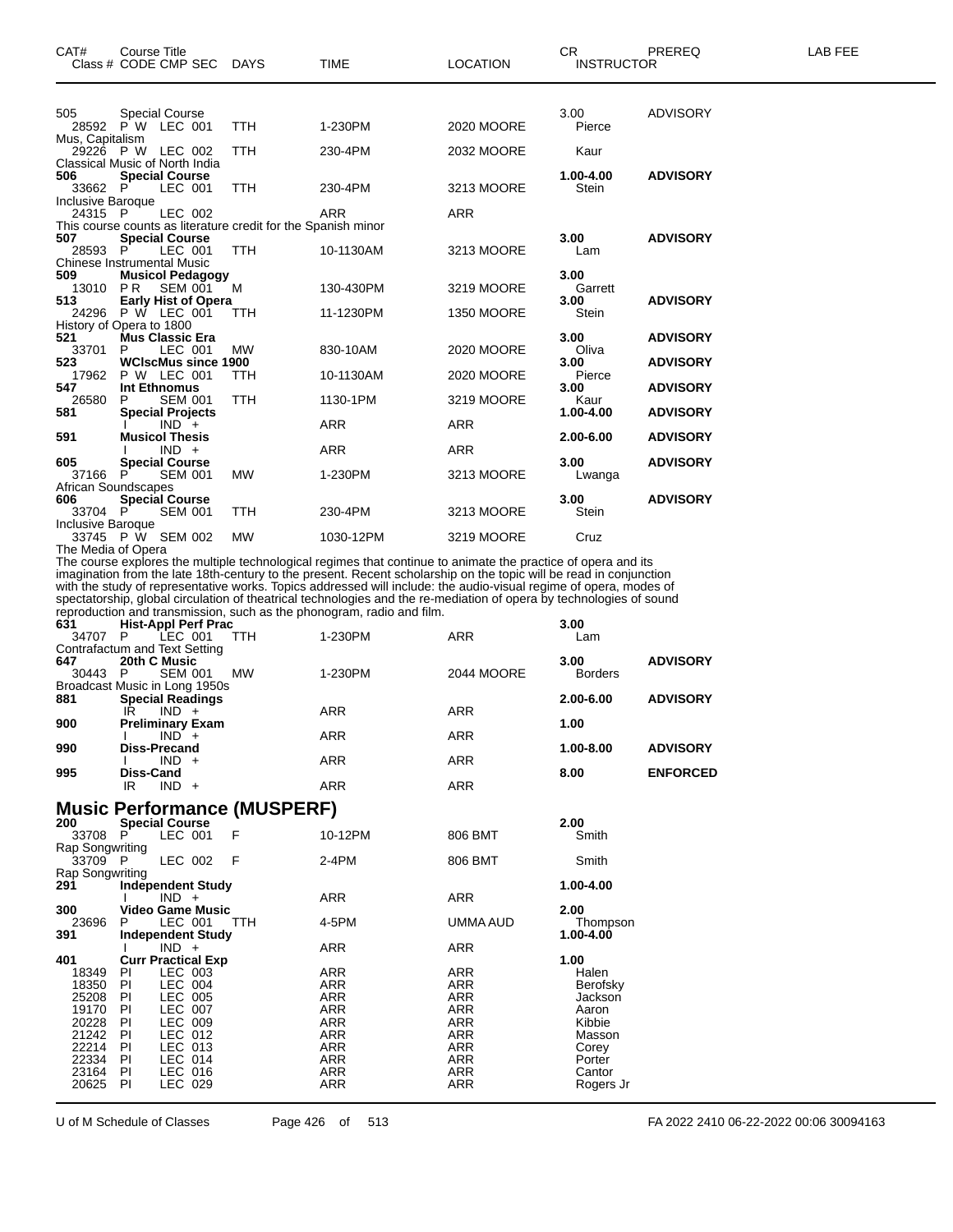| CAT# | Course Title | | | | | | CR | PREREQ | LAB FEE |
|---|---|---|---|---|---|---|---|---|---|
| Class # | CODE | CMP SEC | DAYS | TIME | LOCATION | | INSTRUCTOR | | |
| 505 | **Special Course** | | | | | | 3.00 | ADVISORY | |
| 28592 | P W | LEC 001 | TTH | 1-230PM | 2020 MOORE | | Pierce | | |
| Mus, Capitalism | | | | | | | | | |
| 29226 | P W | LEC 002 | TTH | 230-4PM | 2032 MOORE | | Kaur | | |
| Classical Music of North India | | | | | | | | | |
| **506** | **Special Course** | | | | | | **1.00-4.00** | **ADVISORY** | |
| 33662 | P | LEC 001 | TTH | 230-4PM | 3213 MOORE | | Stein | | |
| Inclusive Baroque | | | | | | | | | |
| 24315 | P | LEC 002 | | ARR | ARR | | | | |
| This course counts as literature credit for the Spanish minor | | | | | | | | | |
| **507** | **Special Course** | | | | | | **3.00** | **ADVISORY** | |
| 28593 | P | LEC 001 | TTH | 10-1130AM | 3213 MOORE | | Lam | | |
| Chinese Instrumental Music | | | | | | | | | |
| **509** | **Musicol Pedagogy** | | | | | | **3.00** | | |
| 13010 | P R | SEM 001 | M | 130-430PM | 3219 MOORE | | Garrett | | |
| **513** | **Early Hist of Opera** | | | | | | **3.00** | **ADVISORY** | |
| 24296 | P W | LEC 001 | TTH | 11-1230PM | 1350 MOORE | | Stein | | |
| History of Opera to 1800 | | | | | | | | | |
| **521** | **Mus Classic Era** | | | | | | **3.00** | **ADVISORY** | |
| 33701 | P | LEC 001 | MW | 830-10AM | 2020 MOORE | | Oliva | | |
| **523** | **WClscMus since 1900** | | | | | | **3.00** | **ADVISORY** | |
| 17962 | P W | LEC 001 | TTH | 10-1130AM | 2020 MOORE | | Pierce | | |
| **547** | **Int Ethnomus** | | | | | | **3.00** | **ADVISORY** | |
| 26580 | P | SEM 001 | TTH | 1130-1PM | 3219 MOORE | | Kaur | | |
| **581** | **Special Projects** | | | | | | **1.00-4.00** | **ADVISORY** | |
| | I | IND + | | ARR | ARR | | | | |
| **591** | **Musicol Thesis** | | | | | | **2.00-6.00** | **ADVISORY** | |
| | I | IND + | | ARR | ARR | | | | |
| **605** | **Special Course** | | | | | | **3.00** | **ADVISORY** | |
| 37166 | P | SEM 001 | MW | 1-230PM | 3213 MOORE | | Lwanga | | |
| African Soundscapes | | | | | | | | | |
| **606** | **Special Course** | | | | | | **3.00** | **ADVISORY** | |
| 33704 | P | SEM 001 | TTH | 230-4PM | 3213 MOORE | | Stein | | |
| Inclusive Baroque | | | | | | | | | |
| 33745 | P W | SEM 002 | MW | 1030-12PM | 3219 MOORE | | Cruz | | |
| The Media of Opera | | | | | | | | | |

The course explores the multiple technological regimes that continue to animate the practice of opera and its imagination from the late 18th-century to the present. Recent scholarship on the topic will be read in conjunction with the study of representative works. Topics addressed will include: the audio-visual regime of opera, modes of spectatorship, global circulation of theatrical technologies and the re-mediation of opera by technologies of sound reproduction and transmission, such as the phonogram, radio and film.

| CAT# | Course Title | | | | | | CR | PREREQ | LAB FEE |
|---|---|---|---|---|---|---|---|---|---|
| **631** | **Hist-Appl Perf Prac** | | | | | | **3.00** | | |
| 34707 | P | LEC 001 | TTH | 1-230PM | ARR | | Lam | | |
| Contrafactum and Text Setting | | | | | | | | | |
| **647** | **20th C Music** | | | | | | **3.00** | **ADVISORY** | |
| 30443 | P | SEM 001 | MW | 1-230PM | 2044 MOORE | | Borders | | |
| Broadcast Music in Long 1950s | | | | | | | | | |
| **881** | **Special Readings** | | | | | | **2.00-6.00** | **ADVISORY** | |
| | IR | IND + | | ARR | ARR | | | | |
| **900** | **Preliminary Exam** | | | | | | **1.00** | | |
| | I | IND + | | ARR | ARR | | | | |
| **990** | **Diss-Precand** | | | | | | **1.00-8.00** | **ADVISORY** | |
| | I | IND + | | ARR | ARR | | | | |
| **995** | **Diss-Cand** | | | | | | **8.00** | **ENFORCED** | |
| | IR | IND + | | ARR | ARR | | | | |

## Music Performance (MUSPERF)

| CAT# | Course Title | | | | | | CR | PREREQ | LAB FEE |
|---|---|---|---|---|---|---|---|---|---|
| **200** | **Special Course** | | | | | | **2.00** | | |
| 33708 | P | LEC 001 | F | 10-12PM | 806 BMT | | Smith | | |
| Rap Songwriting | | | | | | | | | |
| 33709 | P | LEC 002 | F | 2-4PM | 806 BMT | | Smith | | |
| Rap Songwriting | | | | | | | | | |
| **291** | **Independent Study** | | | | | | **1.00-4.00** | | |
| | I | IND + | | ARR | ARR | | | | |
| **300** | **Video Game Music** | | | | | | **2.00** | | |
| 23696 | P | LEC 001 | TTH | 4-5PM | UMMA AUD | | Thompson | | |
| **391** | **Independent Study** | | | | | | **1.00-4.00** | | |
| | I | IND + | | ARR | ARR | | | | |
| **401** | **Curr Practical Exp** | | | | | | **1.00** | | |
| 18349 | PI | LEC 003 | | ARR | ARR | | Halen | | |
| 18350 | PI | LEC 004 | | ARR | ARR | | Berofsky | | |
| 25208 | PI | LEC 005 | | ARR | ARR | | Jackson | | |
| 19170 | PI | LEC 007 | | ARR | ARR | | Aaron | | |
| 20228 | PI | LEC 009 | | ARR | ARR | | Kibbie | | |
| 21242 | PI | LEC 012 | | ARR | ARR | | Masson | | |
| 22214 | PI | LEC 013 | | ARR | ARR | | Corey | | |
| 22334 | PI | LEC 014 | | ARR | ARR | | Porter | | |
| 23164 | PI | LEC 016 | | ARR | ARR | | Cantor | | |
| 20625 | PI | LEC 029 | | ARR | ARR | | Rogers Jr | | |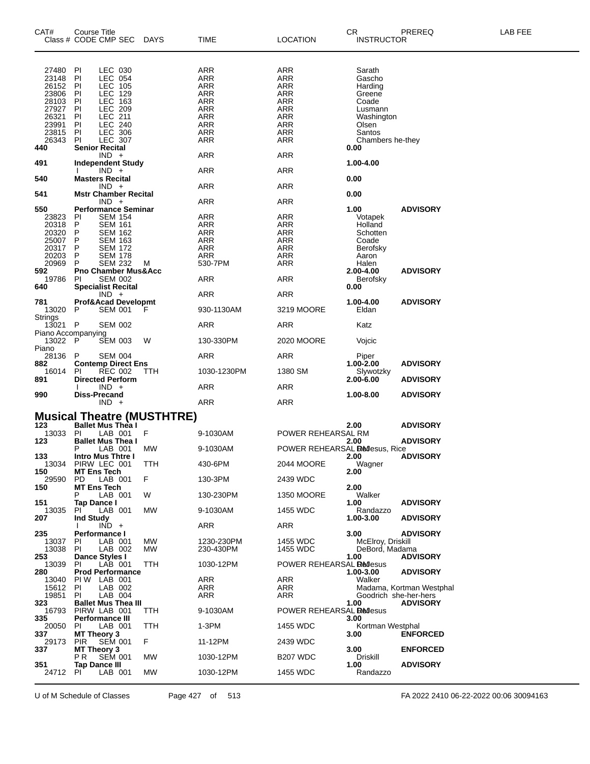| CAT# | Course Title Class # CODE CMP SEC | DAYS | TIME | LOCATION | CR INSTRUCTOR | PREREQ | LAB FEE |
|---|---|---|---|---|---|---|---|
| 27480 | PI LEC 030 | | ARR | ARR | Sarath | | |
| 23148 | PI LEC 054 | | ARR | ARR | Gascho | | |
| 26152 | PI LEC 105 | | ARR | ARR | Harding | | |
| 23806 | PI LEC 129 | | ARR | ARR | Greene | | |
| 28103 | PI LEC 163 | | ARR | ARR | Coade | | |
| 27927 | PI LEC 209 | | ARR | ARR | Lusmann | | |
| 26321 | PI LEC 211 | | ARR | ARR | Washington | | |
| 23991 | PI LEC 240 | | ARR | ARR | Olsen | | |
| 23815 | PI LEC 306 | | ARR | ARR | Santos | | |
| 26343 | PI LEC 307 | | ARR | ARR | Chambers he-they | | |
| **440** | **Senior Recital** | | | | **0.00** | | |
| | IND + | | ARR | ARR | | | |
| **491** | **Independent Study** | | | | **1.00-4.00** | | |
| | I IND + | | ARR | ARR | | | |
| **540** | **Masters Recital** | | | | **0.00** | | |
| | IND + | | ARR | ARR | | | |
| **541** | **Mstr Chamber Recital** | | | | **0.00** | | |
| | IND + | | ARR | ARR | | | |
| **550** | **Performance Seminar** | | | | **1.00** | **ADVISORY** | |
| 23823 | PI SEM 154 | | ARR | ARR | Votapek | | |
| 20318 | P SEM 161 | | ARR | ARR | Holland | | |
| 20320 | P SEM 162 | | ARR | ARR | Schotten | | |
| 25007 | P SEM 163 | | ARR | ARR | Coade | | |
| 20317 | P SEM 172 | | ARR | ARR | Berofsky | | |
| 20203 | P SEM 178 | | ARR | ARR | Aaron | | |
| 20969 | P SEM 232 | M | 530-7PM | ARR | Halen | | |
| **592** | **Pno Chamber Mus&Acc** | | | | **2.00-4.00** | **ADVISORY** | |
| 19786 | PI SEM 002 | | ARR | ARR | Berofsky | | |
| **640** | **Specialist Recital** | | | | **0.00** | | |
| | IND + | | ARR | ARR | | | |
| **781** | **Prof&Acad Developmt** | | | | **1.00-4.00** | **ADVISORY** | |
| 13020 | P SEM 001 | F | 930-1130AM | 3219 MOORE | Eldan | | |
| Strings | | | | | | | |
| 13021 | P SEM 002 | | ARR | ARR | Katz | | |
| Piano Accompanying | | | | | | | |
| 13022 | P SEM 003 | W | 130-330PM | 2020 MOORE | Vojcic | | |
| Piano | | | | | | | |
| 28136 | P SEM 004 | | ARR | ARR | Piper | | |
| **882** | **Contemp Direct Ens** | | | | **1.00-2.00** | **ADVISORY** | |
| 16014 | PI REC 002 | TTH | 1030-1230PM | 1380 SM | Slywotzky | | |
| **891** | **Directed Perform** | | | | **2.00-6.00** | **ADVISORY** | |
| | I IND + | | ARR | ARR | | | |
| **990** | **Diss-Precand** | | | | **1.00-8.00** | **ADVISORY** | |
| | IND + | | ARR | ARR | | | |

## Musical Theatre (MUSTHTRE)

| CAT# | Course Title Class # CODE CMP SEC | DAYS | TIME | LOCATION | CR INSTRUCTOR | PREREQ | LAB FEE |
|---|---|---|---|---|---|---|---|
| **123** | **Ballet Mus Thea I** | | | | **2.00** | **ADVISORY** | |
| 13033 | PI LAB 001 | F | 9-1030AM | POWER REHEARSAL RM | | | |
| **123** | **Ballet Mus Thea I** | | | | **2.00** | **ADVISORY** | |
| | P LAB 001 | MW | 9-1030AM | POWER REHEARSAL RM | DeJesus, Rice | | |
| **133** | **Intro Mus Thtre I** | | | | **2.00** | **ADVISORY** | |
| 13034 | PIRW LEC 001 | TTH | 430-6PM | 2044 MOORE | Wagner | | |
| **150** | **MT Ens Tech** | | | | **2.00** | | |
| 29590 | PD LAB 001 | F | 130-3PM | 2439 WDC | | | |
| **150** | **MT Ens Tech** | | | | **2.00** | | |
| | P LAB 001 | W | 130-230PM | 1350 MOORE | Walker | | |
| **151** | **Tap Dance I** | | | | **1.00** | **ADVISORY** | |
| 13035 | PI LAB 001 | MW | 9-1030AM | 1455 WDC | Randazzo | | |
| **207** | **Ind Study** | | | | **1.00-3.00** | **ADVISORY** | |
| | I IND + | | ARR | ARR | | | |
| **235** | **Performance I** | | | | **3.00** | **ADVISORY** | |
| 13037 | PI LAB 001 | MW | 1230-230PM | 1455 WDC | McElroy, Driskill | | |
| 13038 | PI LAB 002 | MW | 230-430PM | 1455 WDC | DeBord, Madama | | |
| **253** | **Dance Styles I** | | | | **1.00** | **ADVISORY** | |
| 13039 | PI LAB 001 | TTH | 1030-12PM | POWER REHEARSAL RM | DeJesus | | |
| **280** | **Prod Performance** | | | | **1.00-3.00** | **ADVISORY** | |
| 13040 | PI W LAB 001 | | ARR | ARR | Walker | | |
| 15612 | PI LAB 002 | | ARR | ARR | Madama, Kortman Westphal | | |
| 19851 | PI LAB 004 | | ARR | ARR | Goodrich she-her-hers | | |
| **323** | **Ballet Mus Thea III** | | | | **1.00** | **ADVISORY** | |
| 16793 | PIRW LAB 001 | TTH | 9-1030AM | POWER REHEARSAL RM | DeJesus | | |
| **335** | **Performance III** | | | | **3.00** | | |
| 20050 | PI LAB 001 | TTH | 1-3PM | 1455 WDC | Kortman Westphal | | |
| **337** | **MT Theory 3** | | | | **3.00** | **ENFORCED** | |
| 29173 | PIR SEM 001 | F | 11-12PM | 2439 WDC | | | |
| **337** | **MT Theory 3** | | | | **3.00** | **ENFORCED** | |
| | P R SEM 001 | MW | 1030-12PM | B207 WDC | Driskill | | |
| **351** | **Tap Dance III** | | | | **1.00** | **ADVISORY** | |
| 24712 | PI LAB 001 | MW | 1030-12PM | 1455 WDC | Randazzo | | |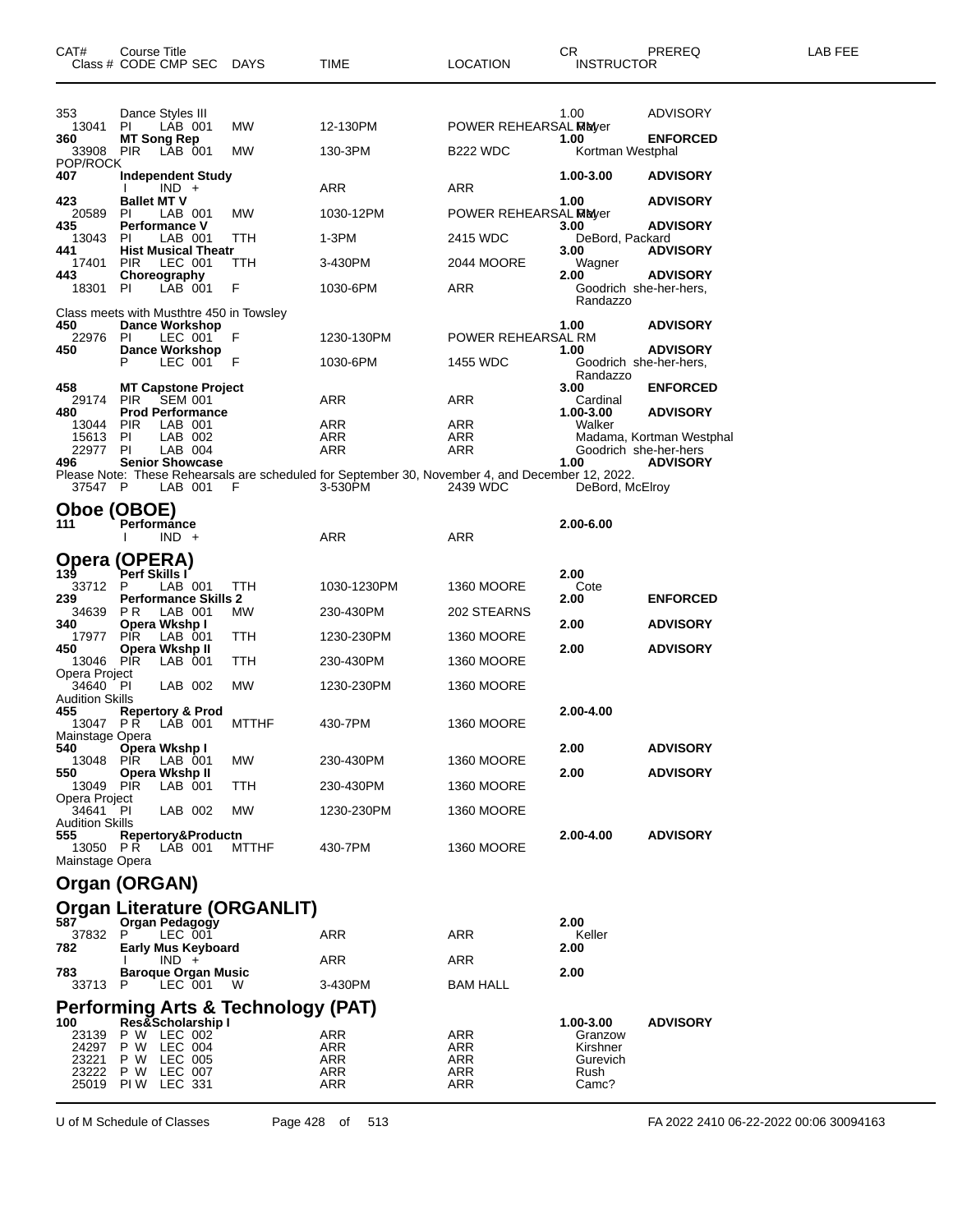| CAT# | Course Title Class # CODE CMP SEC | DAYS | TIME | LOCATION | CR INSTRUCTOR | PREREQ | LAB FEE |
|---|---|---|---|---|---|---|---|
| 353 | Dance Styles III | | | | 1.00 | ADVISORY | |
| 13041 | PI LAB 001 | MW | 12-130PM | POWER REHEARSAL RM | Mayer | | |
| **360** | **MT Song Rep** | | | | **1.00** | **ENFORCED** | |
| 33908 | PIR LAB 001 | MW | 130-3PM | B222 WDC | Kortman Westphal | | |
| POP/ROCK | | | | | | | |
| **407** | **Independent Study** | | | | **1.00-3.00** | **ADVISORY** | |
| | I IND + | | ARR | ARR | | | |
| **423** | **Ballet MT V** | | | | **1.00** | **ADVISORY** | |
| 20589 | PI LAB 001 | MW | 1030-12PM | POWER REHEARSAL RM | Mayer | | |
| **435** | **Performance V** | | | | **3.00** | **ADVISORY** | |
| 13043 | PI LAB 001 | TTH | 1-3PM | 2415 WDC | DeBord, Packard | | |
| **441** | **Hist Musical Theatr** | | | | **3.00** | **ADVISORY** | |
| 17401 | PIR LEC 001 | TTH | 3-430PM | 2044 MOORE | Wagner | | |
| **443** | **Choreography** | | | | **2.00** | **ADVISORY** | |
| 18301 | PI LAB 001 | F | 1030-6PM | ARR | Goodrich she-her-hers, Randazzo | | |
| Class meets with Musthtre 450 in Towsley | | | | | | | |
| **450** | **Dance Workshop** | | | | **1.00** | **ADVISORY** | |
| 22976 | PI LEC 001 | F | 1230-130PM | POWER REHEARSAL RM | | | |
| **450** | **Dance Workshop** | | | | **1.00** | **ADVISORY** | |
| | P LEC 001 | F | 1030-6PM | 1455 WDC | Goodrich she-her-hers, Randazzo | | |
| **458** | **MT Capstone Project** | | | | **3.00** | **ENFORCED** | |
| 29174 | PIR SEM 001 | | ARR | ARR | Cardinal | | |
| **480** | **Prod Performance** | | | | **1.00-3.00** | **ADVISORY** | |
| 13044 | PIR LAB 001 | | ARR | ARR | Walker | | |
| 15613 | PI LAB 002 | | ARR | ARR | Madama, Kortman Westphal | | |
| 22977 | PI LAB 004 | | ARR | ARR | Goodrich she-her-hers | | |
| **496** | **Senior Showcase** | | | | **1.00** | **ADVISORY** | |
| Please Note: These Rehearsals are scheduled for September 30, November 4, and December 12, 2022. | | | | | | | |
| 37547 | P LAB 001 | F | 3-530PM | 2439 WDC | DeBord, McElroy | | |

## Oboe (OBOE)

| CAT# | Course Title Class # CODE CMP SEC | DAYS | TIME | LOCATION | CR INSTRUCTOR | PREREQ | LAB FEE |
|---|---|---|---|---|---|---|---|
| **111** | **Performance** | | | | **2.00-6.00** | | |
| | I IND + | | ARR | ARR | | | |

## Opera (OPERA)

| CAT# | Course Title Class # CODE CMP SEC | DAYS | TIME | LOCATION | CR INSTRUCTOR | PREREQ | LAB FEE |
|---|---|---|---|---|---|---|---|
| **139** | **Perf Skills I** | | | | **2.00** | | |
| 33712 | P LAB 001 | TTH | 1030-1230PM | 1360 MOORE | Cote | | |
| **239** | **Performance Skills 2** | | | | **2.00** | **ENFORCED** | |
| 34639 | P R LAB 001 | MW | 230-430PM | 202 STEARNS | | | |
| **340** | **Opera Wkshp I** | | | | **2.00** | **ADVISORY** | |
| 17977 | PIR LAB 001 | TTH | 1230-230PM | 1360 MOORE | | | |
| **450** | **Opera Wkshp II** | | | | **2.00** | **ADVISORY** | |
| 13046 | PIR LAB 001 | TTH | 230-430PM | 1360 MOORE | | | |
| Opera Project | | | | | | | |
| 34640 | PI LAB 002 | MW | 1230-230PM | 1360 MOORE | | | |
| Audition Skills | | | | | | | |
| **455** | **Repertory & Prod** | | | | **2.00-4.00** | | |
| 13047 | P R LAB 001 | MTTHF | 430-7PM | 1360 MOORE | | | |
| Mainstage Opera | | | | | | | |
| **540** | **Opera Wkshp I** | | | | **2.00** | **ADVISORY** | |
| 13048 | PIR LAB 001 | MW | 230-430PM | 1360 MOORE | | | |
| **550** | **Opera Wkshp II** | | | | **2.00** | **ADVISORY** | |
| 13049 | PIR LAB 001 | TTH | 230-430PM | 1360 MOORE | | | |
| Opera Project | | | | | | | |
| 34641 | PI LAB 002 | MW | 1230-230PM | 1360 MOORE | | | |
| Audition Skills | | | | | | | |
| **555** | **Repertory&Productn** | | | | **2.00-4.00** | **ADVISORY** | |
| 13050 | P R LAB 001 | MTTHF | 430-7PM | 1360 MOORE | | | |
| Mainstage Opera | | | | | | | |

## Organ (ORGAN)

## Organ Literature (ORGANLIT)

| CAT# | Course Title Class # CODE CMP SEC | DAYS | TIME | LOCATION | CR INSTRUCTOR | PREREQ | LAB FEE |
|---|---|---|---|---|---|---|---|
| **587** | **Organ Pedagogy** | | | | **2.00** | | |
| 37832 | P LEC 001 | | ARR | ARR | Keller | | |
| **782** | **Early Mus Keyboard** | | | | **2.00** | | |
| | I IND + | | ARR | ARR | | | |
| **783** | **Baroque Organ Music** | | | | **2.00** | | |
| 33713 | P LEC 001 | W | 3-430PM | BAM HALL | | | |

## Performing Arts & Technology (PAT)

| CAT# | Course Title Class # CODE CMP SEC | DAYS | TIME | LOCATION | CR INSTRUCTOR | PREREQ | LAB FEE |
|---|---|---|---|---|---|---|---|
| **100** | **Res&Scholarship I** | | | | **1.00-3.00** | **ADVISORY** | |
| 23139 | P W LEC 002 | | ARR | ARR | Granzow | | |
| 24297 | P W LEC 004 | | ARR | ARR | Kirshner | | |
| 23221 | P W LEC 005 | | ARR | ARR | Gurevich | | |
| 23222 | P W LEC 007 | | ARR | ARR | Rush | | |
| 25019 | PI W LEC 331 | | ARR | ARR | Camc? | | |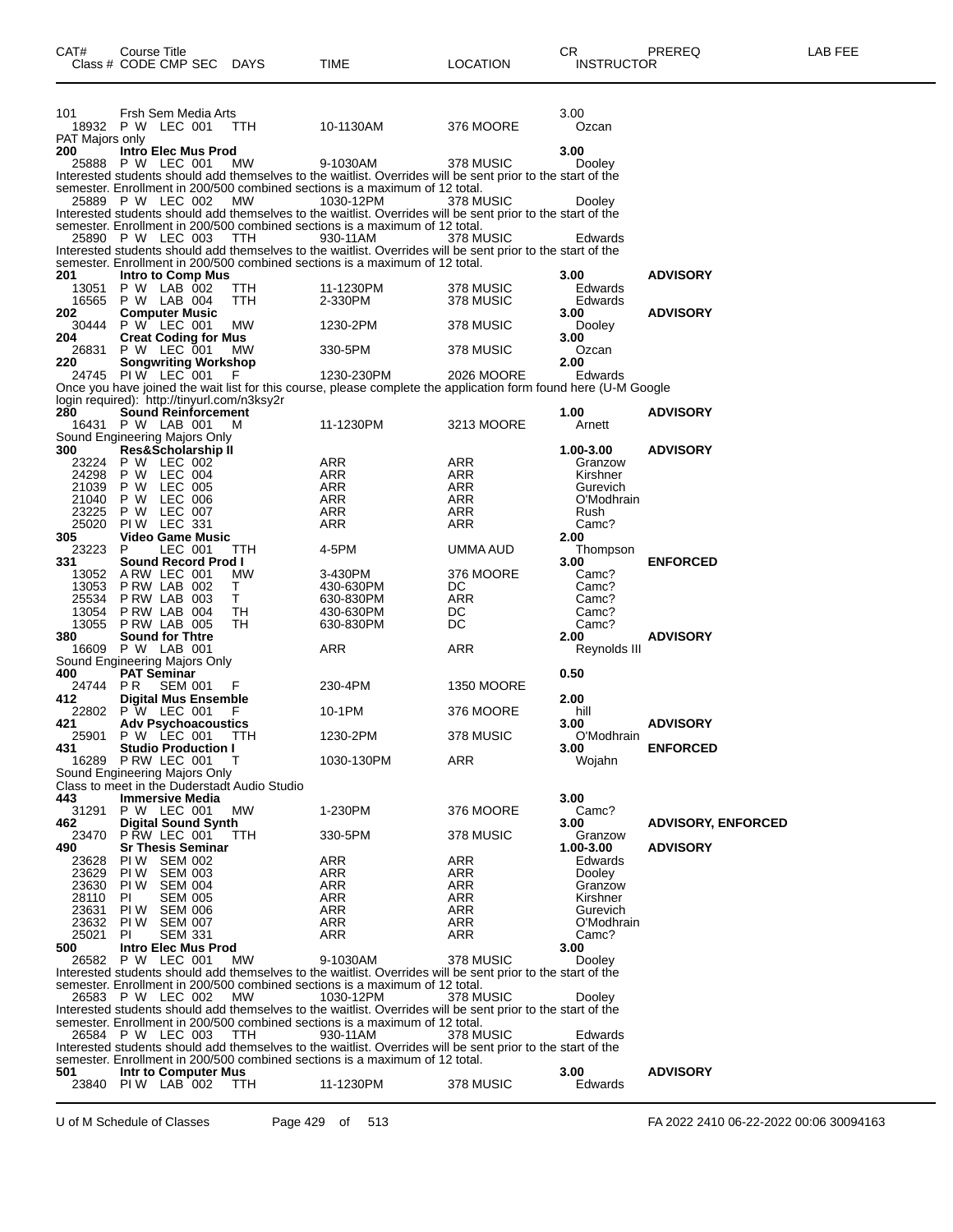| CAT# | Course Title<br>Class # CODE CMP SEC | DAYS | TIME | LOCATION | CR<br>INSTRUCTOR | PREREQ | LAB FEE |
|---|---|---|---|---|---|---|---|
| 101 | Frsh Sem Media Arts | | | | 3.00 | | |
| 18932 | P W LEC 001 | TTH | 10-1130AM | 376 MOORE | Ozcan | | |
| PAT Majors only | | | | | | | |
| **200** | **Intro Elec Mus Prod** | | | | **3.00** | | |
| 25888 | P W LEC 001 | MW | 9-1030AM | 378 MUSIC | Dooley | | |
| Interested students should add themselves to the waitlist. Overrides will be sent prior to the start of the semester. Enrollment in 200/500 combined sections is a maximum of 12 total. | | | | | | | |
| 25889 | P W LEC 002 | MW | 1030-12PM | 378 MUSIC | Dooley | | |
| Interested students should add themselves to the waitlist. Overrides will be sent prior to the start of the semester. Enrollment in 200/500 combined sections is a maximum of 12 total. | | | | | | | |
| 25890 | P W LEC 003 | TTH | 930-11AM | 378 MUSIC | Edwards | | |
| Interested students should add themselves to the waitlist. Overrides will be sent prior to the start of the semester. Enrollment in 200/500 combined sections is a maximum of 12 total. | | | | | | | |
| **201** | **Intro to Comp Mus** | | | | **3.00** | **ADVISORY** | |
| 13051 | P W LAB 002 | TTH | 11-1230PM | 378 MUSIC | Edwards | | |
| 16565 | P W LAB 004 | TTH | 2-330PM | 378 MUSIC | Edwards | | |
| **202** | **Computer Music** | | | | **3.00** | **ADVISORY** | |
| 30444 | P W LEC 001 | MW | 1230-2PM | 378 MUSIC | Dooley | | |
| **204** | **Creat Coding for Mus** | | | | **3.00** | | |
| 26831 | P W LEC 001 | MW | 330-5PM | 378 MUSIC | Ozcan | | |
| **220** | **Songwriting Workshop** | | | | **2.00** | | |
| 24745 | PI W LEC 001 | F | 1230-230PM | 2026 MOORE | Edwards | | |
| Once you have joined the wait list for this course, please complete the application form found here (U-M Google login required): http://tinyurl.com/n3ksy2r | | | | | | | |
| **280** | **Sound Reinforcement** | | | | **1.00** | **ADVISORY** | |
| 16431 | P W LAB 001 | M | 11-1230PM | 3213 MOORE | Arnett | | |
| Sound Engineering Majors Only | | | | | | | |
| **300** | **Res&Scholarship II** | | | | **1.00-3.00** | **ADVISORY** | |
| 23224 | P W LEC 002 | | ARR | ARR | Granzow | | |
| 24298 | P W LEC 004 | | ARR | ARR | Kirshner | | |
| 21039 | P W LEC 005 | | ARR | ARR | Gurevich | | |
| 21040 | P W LEC 006 | | ARR | ARR | O'Modhrain | | |
| 23225 | P W LEC 007 | | ARR | ARR | Rush | | |
| 25020 | PI W LEC 331 | | ARR | ARR | Camc? | | |
| **305** | **Video Game Music** | | | | **2.00** | | |
| 23223 | P LEC 001 | TTH | 4-5PM | UMMA AUD | Thompson | | |
| **331** | **Sound Record Prod I** | | | | **3.00** | **ENFORCED** | |
| 13052 | A RW LEC 001 | MW | 3-430PM | 376 MOORE | Camc? | | |
| 13053 | P RW LAB 002 | T | 430-630PM | DC | Camc? | | |
| 25534 | P RW LAB 003 | T | 630-830PM | ARR | Camc? | | |
| 13054 | P RW LAB 004 | TH | 430-630PM | DC | Camc? | | |
| 13055 | P RW LAB 005 | TH | 630-830PM | DC | Camc? | | |
| **380** | **Sound for Thtre** | | | | **2.00** | **ADVISORY** | |
| 16609 | P W LAB 001 | | ARR | ARR | Reynolds III | | |
| Sound Engineering Majors Only | | | | | | | |
| **400** | **PAT Seminar** | | | | **0.50** | | |
| 24744 | P R SEM 001 | F | 230-4PM | 1350 MOORE | | | |
| **412** | **Digital Mus Ensemble** | | | | **2.00** | | |
| 22802 | P W LEC 001 | F | 10-1PM | 376 MOORE | hill | | |
| **421** | **Adv Psychoacoustics** | | | | **3.00** | **ADVISORY** | |
| 25901 | P W LEC 001 | TTH | 1230-2PM | 378 MUSIC | O'Modhrain | | |
| **431** | **Studio Production I** | | | | **3.00** | **ENFORCED** | |
| 16289 | P RW LEC 001 | T | 1030-130PM | ARR | Wojahn | | |
| Sound Engineering Majors Only<br>Class to meet in the Duderstadt Audio Studio | | | | | | | |
| **443** | **Immersive Media** | | | | **3.00** | | |
| 31291 | P W LEC 001 | MW | 1-230PM | 376 MOORE | Camc? | | |
| **462** | **Digital Sound Synth** | | | | **3.00** | **ADVISORY, ENFORCED** | |
| 23470 | P RW LEC 001 | TTH | 330-5PM | 378 MUSIC | Granzow | | |
| **490** | **Sr Thesis Seminar** | | | | **1.00-3.00** | **ADVISORY** | |
| 23628 | PI W SEM 002 | | ARR | ARR | Edwards | | |
| 23629 | PI W SEM 003 | | ARR | ARR | Dooley | | |
| 23630 | PI W SEM 004 | | ARR | ARR | Granzow | | |
| 28110 | PI SEM 005 | | ARR | ARR | Kirshner | | |
| 23631 | PI W SEM 006 | | ARR | ARR | Gurevich | | |
| 23632 | PI W SEM 007 | | ARR | ARR | O'Modhrain | | |
| 25021 | PI SEM 331 | | ARR | ARR | Camc? | | |
| **500** | **Intro Elec Mus Prod** | | | | **3.00** | | |
| 26582 | P W LEC 001 | MW | 9-1030AM | 378 MUSIC | Dooley | | |
| Interested students should add themselves to the waitlist. Overrides will be sent prior to the start of the semester. Enrollment in 200/500 combined sections is a maximum of 12 total. | | | | | | | |
| 26583 | P W LEC 002 | MW | 1030-12PM | 378 MUSIC | Dooley | | |
| Interested students should add themselves to the waitlist. Overrides will be sent prior to the start of the semester. Enrollment in 200/500 combined sections is a maximum of 12 total. | | | | | | | |
| 26584 | P W LEC 003 | TTH | 930-11AM | 378 MUSIC | Edwards | | |
| Interested students should add themselves to the waitlist. Overrides will be sent prior to the start of the semester. Enrollment in 200/500 combined sections is a maximum of 12 total. | | | | | | | |
| **501** | **Intr to Computer Mus** | | | | **3.00** | **ADVISORY** | |
| 23840 | PI W LAB 002 | TTH | 11-1230PM | 378 MUSIC | Edwards | | |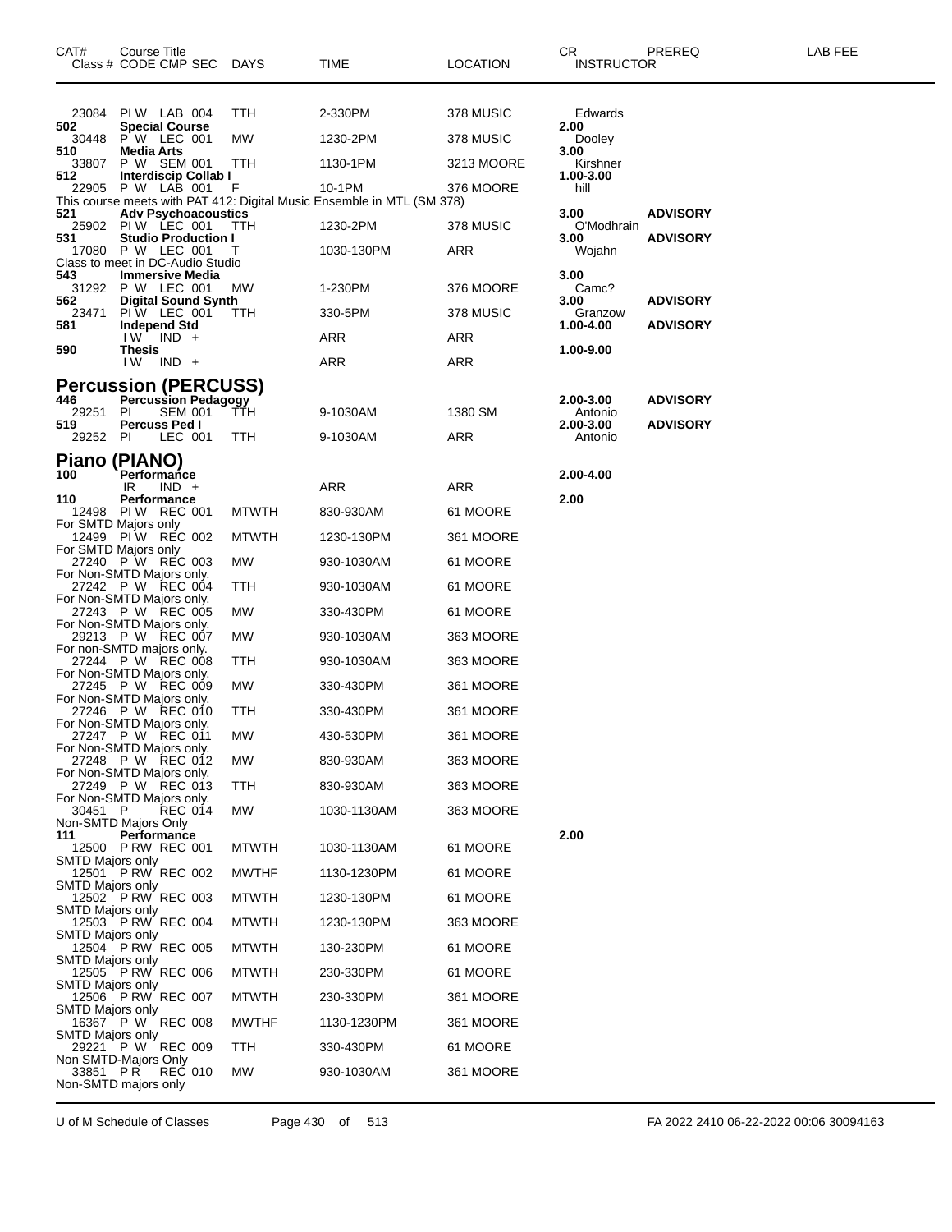| CAT# | Course Title<br>Class # CODE CMP SEC | DAYS | TIME | LOCATION | CR<br>INSTRUCTOR | PREREQ | LAB FEE |
|---|---|---|---|---|---|---|---|
| | 23084 PI W LAB 004 | TTH | 2-330PM | 378 MUSIC | Edwards | | |
| 502 | **Special Course** | | | | 2.00 | | |
| | 30448 P W LEC 001 | MW | 1230-2PM | 378 MUSIC | Dooley | | |
| 510 | **Media Arts** | | | | 3.00 | | |
| | 33807 P W SEM 001 | TTH | 1130-1PM | 3213 MOORE | Kirshner | | |
| 512 | **Interdiscip Collab I** | | | | 1.00-3.00 | | |
| | 22905 P W LAB 001 | F | 10-1PM | 376 MOORE | hill | | |
| | This course meets with PAT 412: Digital Music Ensemble in MTL (SM 378) | | | | | | |
| 521 | **Adv Psychoacoustics** | | | | 3.00 | **ADVISORY** | |
| | 25902 PI W LEC 001 | TTH | 1230-2PM | 378 MUSIC | O'Modhrain | | |
| 531 | **Studio Production I** | | | | 3.00 | **ADVISORY** | |
| | 17080 P W LEC 001 | T | 1030-130PM | ARR | Wojahn | | |
| | Class to meet in DC-Audio Studio | | | | | | |
| 543 | **Immersive Media** | | | | 3.00 | | |
| | 31292 P W LEC 001 | MW | 1-230PM | 376 MOORE | Camc? | | |
| 562 | **Digital Sound Synth** | | | | 3.00 | **ADVISORY** | |
| | 23471 PI W LEC 001 | TTH | 330-5PM | 378 MUSIC | Granzow | | |
| 581 | **Independ Std** | | | | 1.00-4.00 | **ADVISORY** | |
| | I W IND + | | ARR | ARR | | | |
| 590 | **Thesis** | | | | 1.00-9.00 | | |
| | I W IND + | | ARR | ARR | | | |

## Percussion (PERCUSS)

| CAT# | Course Title<br>Class # CODE CMP SEC | DAYS | TIME | LOCATION | CR<br>INSTRUCTOR | PREREQ | LAB FEE |
|---|---|---|---|---|---|---|---|
| 446 | **Percussion Pedagogy** | | | | 2.00-3.00 | **ADVISORY** | |
| | 29251 PI SEM 001 | TTH | 9-1030AM | 1380 SM | Antonio | | |
| 519 | **Percuss Ped I** | | | | 2.00-3.00 | **ADVISORY** | |
| | 29252 PI LEC 001 | TTH | 9-1030AM | ARR | Antonio | | |

## Piano (PIANO)

| CAT# | Course Title<br>Class # CODE CMP SEC | DAYS | TIME | LOCATION | CR<br>INSTRUCTOR | PREREQ | LAB FEE |
|---|---|---|---|---|---|---|---|
| 100 | **Performance** | | | | 2.00-4.00 | | |
| | IR IND + | | ARR | ARR | | | |
| 110 | **Performance** | | | | 2.00 | | |
| | 12498 PI W REC 001 | MTWTH | 830-930AM | 61 MOORE | | | |
| | For SMTD Majors only | | | | | | |
| | 12499 PI W REC 002 | MTWTH | 1230-130PM | 361 MOORE | | | |
| | For SMTD Majors only | | | | | | |
| | 27240 P W REC 003 | MW | 930-1030AM | 61 MOORE | | | |
| | For Non-SMTD Majors only. | | | | | | |
| | 27242 P W REC 004 | TTH | 930-1030AM | 61 MOORE | | | |
| | For Non-SMTD Majors only. | | | | | | |
| | 27243 P W REC 005 | MW | 330-430PM | 61 MOORE | | | |
| | For Non-SMTD Majors only. | | | | | | |
| | 29213 P W REC 007 | MW | 930-1030AM | 363 MOORE | | | |
| | For non-SMTD majors only. | | | | | | |
| | 27244 P W REC 008 | TTH | 930-1030AM | 363 MOORE | | | |
| | For Non-SMTD Majors only. | | | | | | |
| | 27245 P W REC 009 | MW | 330-430PM | 361 MOORE | | | |
| | For Non-SMTD Majors only. | | | | | | |
| | 27246 P W REC 010 | TTH | 330-430PM | 361 MOORE | | | |
| | For Non-SMTD Majors only. | | | | | | |
| | 27247 P W REC 011 | MW | 430-530PM | 361 MOORE | | | |
| | For Non-SMTD Majors only. | | | | | | |
| | 27248 P W REC 012 | MW | 830-930AM | 363 MOORE | | | |
| | For Non-SMTD Majors only. | | | | | | |
| | 27249 P W REC 013 | TTH | 830-930AM | 363 MOORE | | | |
| | For Non-SMTD Majors only. | | | | | | |
| | 30451 P REC 014 | MW | 1030-1130AM | 363 MOORE | | | |
| | Non-SMTD Majors Only | | | | | | |
| 111 | **Performance** | | | | 2.00 | | |
| | 12500 P RW REC 001 | MTWTH | 1030-1130AM | 61 MOORE | | | |
| | SMTD Majors only | | | | | | |
| | 12501 P RW REC 002 | MWTHF | 1130-1230PM | 61 MOORE | | | |
| | SMTD Majors only | | | | | | |
| | 12502 P RW REC 003 | MTWTH | 1230-130PM | 61 MOORE | | | |
| | SMTD Majors only | | | | | | |
| | 12503 P RW REC 004 | MTWTH | 1230-130PM | 363 MOORE | | | |
| | SMTD Majors only | | | | | | |
| | 12504 P RW REC 005 | MTWTH | 130-230PM | 61 MOORE | | | |
| | SMTD Majors only | | | | | | |
| | 12505 P RW REC 006 | MTWTH | 230-330PM | 61 MOORE | | | |
| | SMTD Majors only | | | | | | |
| | 12506 P RW REC 007 | MTWTH | 230-330PM | 361 MOORE | | | |
| | SMTD Majors only | | | | | | |
| | 16367 P W REC 008 | MWTHF | 1130-1230PM | 361 MOORE | | | |
| | SMTD Majors only | | | | | | |
| | 29221 P W REC 009 | TTH | 330-430PM | 61 MOORE | | | |
| | Non SMTD-Majors Only | | | | | | |
| | 33851 P R REC 010 | MW | 930-1030AM | 361 MOORE | | | |
| | Non-SMTD majors only | | | | | | |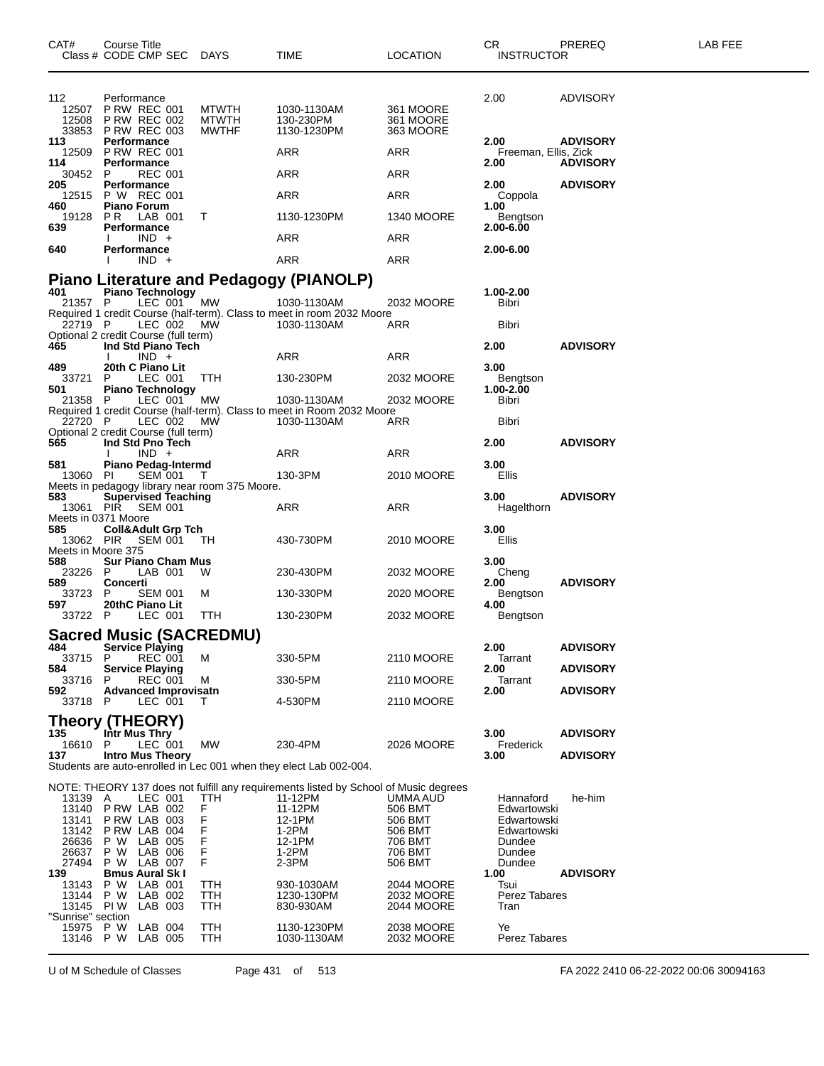| CAT# Class # | Course Title CODE CMP SEC | DAYS | TIME | LOCATION | CR INSTRUCTOR | PREREQ | LAB FEE |
|---|---|---|---|---|---|---|---|
| 112 | Performance | | | | 2.00 | ADVISORY | |
| 12507 | P RW REC 001 | MTWTH | 1030-1130AM | 361 MOORE | | | |
| 12508 | P RW REC 002 | MTWTH | 130-230PM | 361 MOORE | | | |
| 33853 | P RW REC 003 | MWTHF | 1130-1230PM | 363 MOORE | | | |
| **113** | **Performance** | | | | **2.00** | **ADVISORY** | |
| 12509 | P RW REC 001 | | ARR | ARR | Freeman, Ellis, Zick | | |
| **114** | **Performance** | | | | **2.00** | **ADVISORY** | |
| 30452 | P REC 001 | | ARR | ARR | | | |
| **205** | **Performance** | | | | **2.00** | **ADVISORY** | |
| 12515 | P W REC 001 | | ARR | ARR | Coppola | | |
| **460** | **Piano Forum** | | | | **1.00** | | |
| 19128 | P R LAB 001 | T | 1130-1230PM | 1340 MOORE | Bengtson | | |
| **639** | **Performance** | | | | **2.00-6.00** | | |
| | I IND + | | ARR | ARR | | | |
| **640** | **Performance** | | | | **2.00-6.00** | | |
| | I IND + | | ARR | ARR | | | |

## Piano Literature and Pedagogy (PIANOLP)

| CAT# Class # | Course Title CODE CMP SEC | DAYS | TIME | LOCATION | CR INSTRUCTOR | PREREQ | LAB FEE |
|---|---|---|---|---|---|---|---|
| **401** | **Piano Technology** | | | | **1.00-2.00** | | |
| 21357 | P LEC 001 | MW | 1030-1130AM | 2032 MOORE | Bibri | | |
| Required 1 credit Course (half-term). Class to meet in room 2032 Moore | | | | | | | |
| 22719 | P LEC 002 | MW | 1030-1130AM | ARR | Bibri | | |
| Optional 2 credit Course (full term) | | | | | | | |
| **465** | **Ind Std Piano Tech** | | | | **2.00** | **ADVISORY** | |
| | I IND + | | ARR | ARR | | | |
| **489** | **20th C Piano Lit** | | | | **3.00** | | |
| 33721 | P LEC 001 | TTH | 130-230PM | 2032 MOORE | Bengtson | | |
| **501** | **Piano Technology** | | | | **1.00-2.00** | | |
| 21358 | P LEC 001 | MW | 1030-1130AM | 2032 MOORE | Bibri | | |
| Required 1 credit Course (half-term). Class to meet in Room 2032 Moore | | | | | | | |
| 22720 | P LEC 002 | MW | 1030-1130AM | ARR | Bibri | | |
| Optional 2 credit Course (full term) | | | | | | | |
| **565** | **Ind Std Pno Tech** | | | | **2.00** | **ADVISORY** | |
| | I IND + | | ARR | ARR | | | |
| **581** | **Piano Pedag-Intermd** | | | | **3.00** | | |
| 13060 | PI SEM 001 | T | 130-3PM | 2010 MOORE | Ellis | | |
| Meets in pedagogy library near room 375 Moore. | | | | | | | |
| **583** | **Supervised Teaching** | | | | **3.00** | **ADVISORY** | |
| 13061 | PIR SEM 001 | | ARR | ARR | Hagelthorn | | |
| Meets in 0371 Moore | | | | | | | |
| **585** | **Coll&Adult Grp Tch** | | | | **3.00** | | |
| 13062 | PIR SEM 001 | TH | 430-730PM | 2010 MOORE | Ellis | | |
| Meets in Moore 375 | | | | | | | |
| **588** | **Sur Piano Cham Mus** | | | | **3.00** | | |
| 23226 | P LAB 001 | W | 230-430PM | 2032 MOORE | Cheng | | |
| **589** | **Concerti** | | | | **2.00** | **ADVISORY** | |
| 33723 | P SEM 001 | M | 130-330PM | 2020 MOORE | Bengtson | | |
| **597** | **20thC Piano Lit** | | | | **4.00** | | |
| 33722 | P LEC 001 | TTH | 130-230PM | 2032 MOORE | Bengtson | | |

## Sacred Music (SACREDMU)

| CAT# Class # | Course Title CODE CMP SEC | DAYS | TIME | LOCATION | CR INSTRUCTOR | PREREQ | LAB FEE |
|---|---|---|---|---|---|---|---|
| **484** | **Service Playing** | | | | **2.00** | **ADVISORY** | |
| 33715 | P REC 001 | M | 330-5PM | 2110 MOORE | Tarrant | | |
| **584** | **Service Playing** | | | | **2.00** | **ADVISORY** | |
| 33716 | P REC 001 | M | 330-5PM | 2110 MOORE | Tarrant | | |
| **592** | **Advanced Improvisatn** | | | | **2.00** | **ADVISORY** | |
| 33718 | P LEC 001 | T | 4-530PM | 2110 MOORE | | | |

## Theory (THEORY)

| CAT# Class # | Course Title CODE CMP SEC | DAYS | TIME | LOCATION | CR INSTRUCTOR | PREREQ | LAB FEE |
|---|---|---|---|---|---|---|---|
| **135** | **Intr Mus Thry** | | | | **3.00** | **ADVISORY** | |
| 16610 | P LEC 001 | MW | 230-4PM | 2026 MOORE | Frederick | | |
| **137** | **Intro Mus Theory** | | | | **3.00** | **ADVISORY** | |
| Students are auto-enrolled in Lec 001 when they elect Lab 002-004. | | | | | | | |
| NOTE: THEORY 137 does not fulfill any requirements listed by School of Music degrees | | | | | | | |
| 13139 | A LEC 001 | TTH | 11-12PM | UMMA AUD | Hannaford | he-him | |
| 13140 | P RW LAB 002 | F | 11-12PM | 506 BMT | Edwartowski | | |
| 13141 | P RW LAB 003 | F | 12-1PM | 506 BMT | Edwartowski | | |
| 13142 | P RW LAB 004 | F | 1-2PM | 506 BMT | Edwartowski | | |
| 26636 | P W LAB 005 | F | 12-1PM | 706 BMT | Dundee | | |
| 26637 | P W LAB 006 | F | 1-2PM | 706 BMT | Dundee | | |
| 27494 | P W LAB 007 | F | 2-3PM | 506 BMT | Dundee | | |
| **139** | **Bmus Aural Sk I** | | | | **1.00** | **ADVISORY** | |
| 13143 | P W LAB 001 | TTH | 930-1030AM | 2044 MOORE | Tsui | | |
| 13144 | P W LAB 002 | TTH | 1230-130PM | 2032 MOORE | Perez Tabares | | |
| 13145 | PI W LAB 003 | TTH | 830-930AM | 2044 MOORE | Tran | | |
| "Sunrise" section | | | | | | | |
| 15975 | P W LAB 004 | TTH | 1130-1230PM | 2038 MOORE | Ye | | |
| 13146 | P W LAB 005 | TTH | 1030-1130AM | 2032 MOORE | Perez Tabares | | |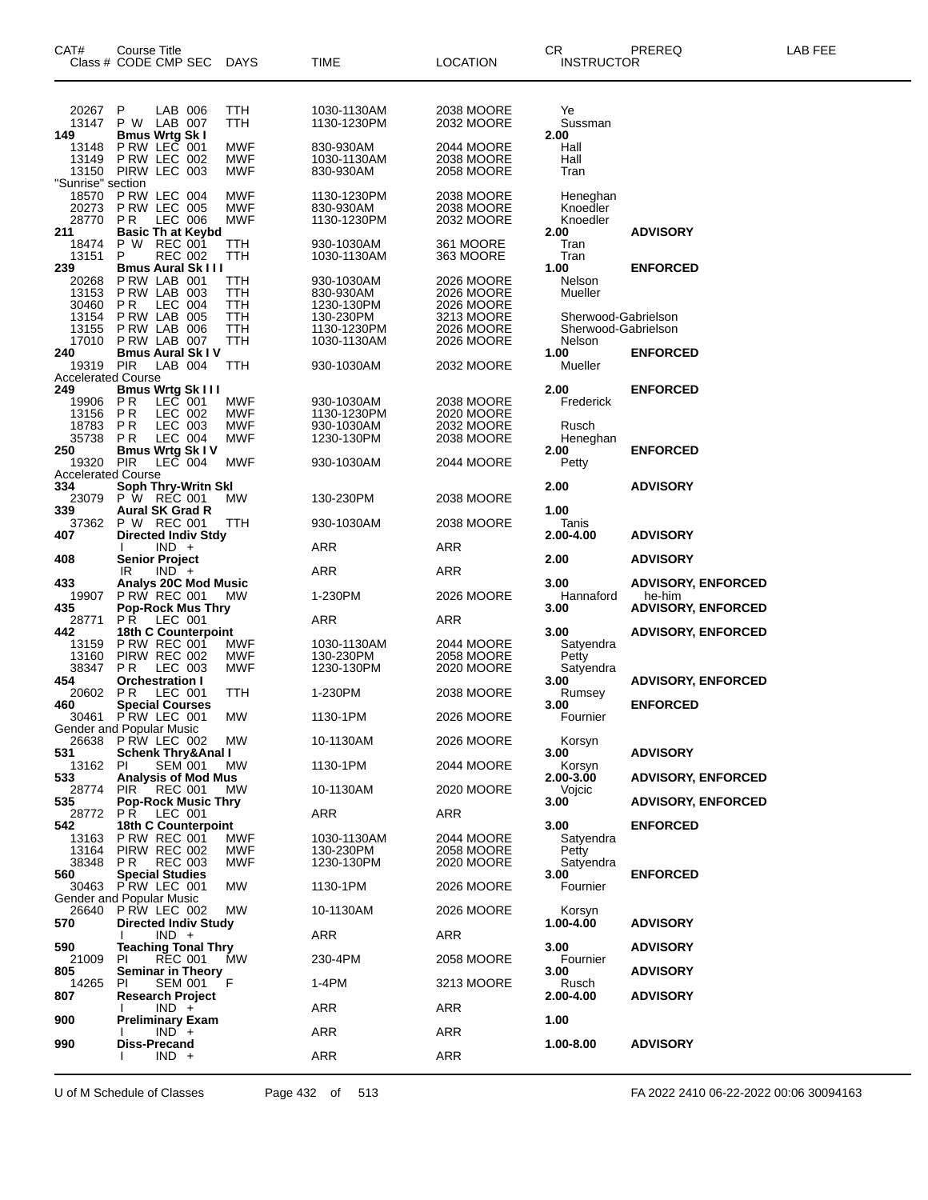| CAT# Class # | Course Title CODE CMP SEC | DAYS | TIME | LOCATION | CR INSTRUCTOR | PREREQ | LAB FEE |
|---|---|---|---|---|---|---|---|
| 20267 | P LAB 006 | TTH | 1030-1130AM | 2038 MOORE | Ye | | |
| 13147 | P W LAB 007 | TTH | 1130-1230PM | 2032 MOORE | Sussman | | |
| **149** | **Bmus Wrtg Sk I** | | | | **2.00** | | |
| 13148 | P RW LEC 001 | MWF | 830-930AM | 2044 MOORE | Hall | | |
| 13149 | P RW LEC 002 | MWF | 1030-1130AM | 2038 MOORE | Hall | | |
| 13150 | PIRW LEC 003 | MWF | 830-930AM | 2058 MOORE | Tran | | |
| "Sunrise" section | | | | | | | |
| 18570 | P RW LEC 004 | MWF | 1130-1230PM | 2038 MOORE | Heneghan | | |
| 20273 | P RW LEC 005 | MWF | 830-930AM | 2038 MOORE | Knoedler | | |
| 28770 | P R LEC 006 | MWF | 1130-1230PM | 2032 MOORE | Knoedler | | |
| **211** | **Basic Th at Keybd** | | | | **2.00** | **ADVISORY** | |
| 18474 | P W REC 001 | TTH | 930-1030AM | 361 MOORE | Tran | | |
| 13151 | P REC 002 | TTH | 1030-1130AM | 363 MOORE | Tran | | |
| **239** | **Bmus Aural Sk I I I** | | | | **1.00** | **ENFORCED** | |
| 20268 | P RW LAB 001 | TTH | 930-1030AM | 2026 MOORE | Nelson | | |
| 13153 | P RW LAB 003 | TTH | 830-930AM | 2026 MOORE | Mueller | | |
| 30460 | P R LEC 004 | TTH | 1230-130PM | 2026 MOORE | | | |
| 13154 | P RW LAB 005 | TTH | 130-230PM | 3213 MOORE | Sherwood-Gabrielson | | |
| 13155 | P RW LAB 006 | TTH | 1130-1230PM | 2026 MOORE | Sherwood-Gabrielson | | |
| 17010 | P RW LAB 007 | TTH | 1030-1130AM | 2026 MOORE | Nelson | | |
| **240** | **Bmus Aural Sk I V** | | | | **1.00** | **ENFORCED** | |
| 19319 | PIR LAB 004 | TTH | 930-1030AM | 2032 MOORE | Mueller | | |
| Accelerated Course | | | | | | | |
| **249** | **Bmus Wrtg Sk I I I** | | | | **2.00** | **ENFORCED** | |
| 19906 | P R LEC 001 | MWF | 930-1030AM | 2038 MOORE | Frederick | | |
| 13156 | P R LEC 002 | MWF | 1130-1230PM | 2020 MOORE | | | |
| 18783 | P R LEC 003 | MWF | 930-1030AM | 2032 MOORE | Rusch | | |
| 35738 | P R LEC 004 | MWF | 1230-130PM | 2038 MOORE | Heneghan | | |
| **250** | **Bmus Wrtg Sk I V** | | | | **2.00** | **ENFORCED** | |
| 19320 | PIR LEC 004 | MWF | 930-1030AM | 2044 MOORE | Petty | | |
| Accelerated Course | | | | | | | |
| **334** | **Soph Thry-Writn Skl** | | | | **2.00** | **ADVISORY** | |
| 23079 | P W REC 001 | MW | 130-230PM | 2038 MOORE | | | |
| **339** | **Aural SK Grad R** | | | | **1.00** | | |
| 37362 | P W REC 001 | TTH | 930-1030AM | 2038 MOORE | Tanis | | |
| **407** | **Directed Indiv Stdy** | | | | **2.00-4.00** | **ADVISORY** | |
| | I IND + | | ARR | ARR | | | |
| **408** | **Senior Project** | | | | **2.00** | **ADVISORY** | |
| | IR IND + | | ARR | ARR | | | |
| **433** | **Analys 20C Mod Music** | | | | **3.00** | **ADVISORY, ENFORCED** | |
| 19907 | P RW REC 001 | MW | 1-230PM | 2026 MOORE | Hannaford | he-him | |
| **435** | **Pop-Rock Mus Thry** | | | | **3.00** | **ADVISORY, ENFORCED** | |
| 28771 | P R LEC 001 | | ARR | ARR | | | |
| **442** | **18th C Counterpoint** | | | | **3.00** | **ADVISORY, ENFORCED** | |
| 13159 | P RW REC 001 | MWF | 1030-1130AM | 2044 MOORE | Satyendra | | |
| 13160 | PIRW REC 002 | MWF | 130-230PM | 2058 MOORE | Petty | | |
| 38347 | P R LEC 003 | MWF | 1230-130PM | 2020 MOORE | Satyendra | | |
| **454** | **Orchestration I** | | | | **3.00** | **ADVISORY, ENFORCED** | |
| 20602 | P R LEC 001 | TTH | 1-230PM | 2038 MOORE | Rumsey | | |
| **460** | **Special Courses** | | | | **3.00** | **ENFORCED** | |
| 30461 | P RW LEC 001 | MW | 1130-1PM | 2026 MOORE | Fournier | | |
| Gender and Popular Music | | | | | | | |
| 26638 | P RW LEC 002 | MW | 10-1130AM | 2026 MOORE | Korsyn | | |
| **531** | **Schenk Thry&Anal I** | | | | **3.00** | **ADVISORY** | |
| 13162 | PI SEM 001 | MW | 1130-1PM | 2044 MOORE | Korsyn | | |
| **533** | **Analysis of Mod Mus** | | | | **2.00-3.00** | **ADVISORY, ENFORCED** | |
| 28774 | PIR REC 001 | MW | 10-1130AM | 2020 MOORE | Vojcic | | |
| **535** | **Pop-Rock Music Thry** | | | | **3.00** | **ADVISORY, ENFORCED** | |
| 28772 | P R LEC 001 | | ARR | ARR | | | |
| **542** | **18th C Counterpoint** | | | | **3.00** | **ENFORCED** | |
| 13163 | P RW REC 001 | MWF | 1030-1130AM | 2044 MOORE | Satyendra | | |
| 13164 | PIRW REC 002 | MWF | 130-230PM | 2058 MOORE | Petty | | |
| 38348 | P R REC 003 | MWF | 1230-130PM | 2020 MOORE | Satyendra | | |
| **560** | **Special Studies** | | | | **3.00** | **ENFORCED** | |
| 30463 | P RW LEC 001 | MW | 1130-1PM | 2026 MOORE | Fournier | | |
| Gender and Popular Music | | | | | | | |
| 26640 | P RW LEC 002 | MW | 10-1130AM | 2026 MOORE | Korsyn | | |
| **570** | **Directed Indiv Study** | | | | **1.00-4.00** | **ADVISORY** | |
| | I IND + | | ARR | ARR | | | |
| **590** | **Teaching Tonal Thry** | | | | **3.00** | **ADVISORY** | |
| 21009 | PI REC 001 | MW | 230-4PM | 2058 MOORE | Fournier | | |
| **805** | **Seminar in Theory** | | | | **3.00** | **ADVISORY** | |
| 14265 | PI SEM 001 | F | 1-4PM | 3213 MOORE | Rusch | | |
| **807** | **Research Project** | | | | **2.00-4.00** | **ADVISORY** | |
| | I IND + | | ARR | ARR | | | |
| **900** | **Preliminary Exam** | | | | **1.00** | | |
| | I IND + | | ARR | ARR | | | |
| **990** | **Diss-Precand** | | | | **1.00-8.00** | **ADVISORY** | |
| | I IND + | | ARR | ARR | | | |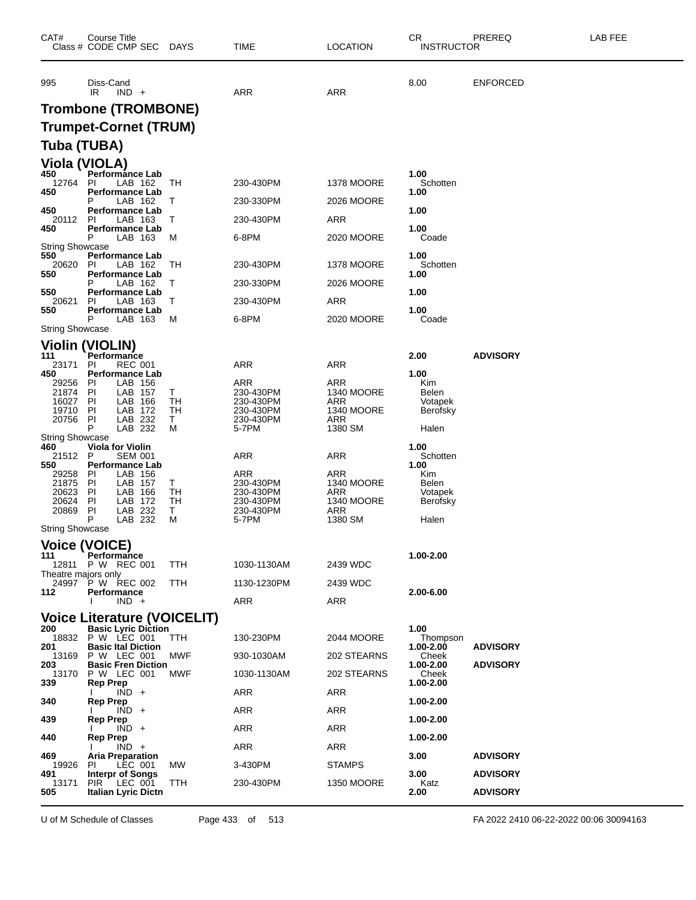| CAT# | Course Title Class # CODE CMP SEC | DAYS | TIME | LOCATION | CR INSTRUCTOR | PREREQ | LAB FEE |
|---|---|---|---|---|---|---|---|
| 995 | Diss-Cand | | | | 8.00 | ENFORCED | |
| | IR IND + | | ARR | ARR | | | |

## Trombone (TROMBONE)

## Trumpet-Cornet (TRUM)

## Tuba (TUBA)

## Viola (VIOLA)

| CAT# | Course Title Class # CODE CMP SEC | DAYS | TIME | LOCATION | CR INSTRUCTOR | PREREQ | LAB FEE |
|---|---|---|---|---|---|---|---|
| 450 | **Performance Lab** | | | | 1.00 | | |
| 12764 | PI LAB 162 | TH | 230-430PM | 1378 MOORE | Schotten | | |
| 450 | **Performance Lab** | | | | 1.00 | | |
| | P LAB 162 | T | 230-330PM | 2026 MOORE | | | |
| 450 | **Performance Lab** | | | | 1.00 | | |
| 20112 | PI LAB 163 | T | 230-430PM | ARR | | | |
| 450 | **Performance Lab** | | | | 1.00 | | |
| | P LAB 163 | M | 6-8PM | 2020 MOORE | Coade | | |
| String Showcase | | | | | | | |
| 550 | **Performance Lab** | | | | 1.00 | | |
| 20620 | PI LAB 162 | TH | 230-430PM | 1378 MOORE | Schotten | | |
| 550 | **Performance Lab** | | | | 1.00 | | |
| | P LAB 162 | T | 230-330PM | 2026 MOORE | | | |
| 550 | **Performance Lab** | | | | 1.00 | | |
| 20621 | PI LAB 163 | T | 230-430PM | ARR | | | |
| 550 | **Performance Lab** | | | | 1.00 | | |
| | P LAB 163 | M | 6-8PM | 2020 MOORE | Coade | | |
| String Showcase | | | | | | | |

## Violin (VIOLIN)

| CAT# | Course Title Class # CODE CMP SEC | DAYS | TIME | LOCATION | CR INSTRUCTOR | PREREQ | LAB FEE |
|---|---|---|---|---|---|---|---|
| 111 | **Performance** | | | | 2.00 | **ADVISORY** | |
| 23171 | PI REC 001 | | ARR | ARR | | | |
| 450 | **Performance Lab** | | | | 1.00 | | |
| 29256 | PI LAB 156 | | ARR | ARR | Kim | | |
| 21874 | PI LAB 157 | T | 230-430PM | 1340 MOORE | Belen | | |
| 16027 | PI LAB 166 | TH | 230-430PM | ARR | Votapek | | |
| 19710 | PI LAB 172 | TH | 230-430PM | 1340 MOORE | Berofsky | | |
| 20756 | PI LAB 232 | T | 230-430PM | ARR | | | |
| | P LAB 232 | M | 5-7PM | 1380 SM | Halen | | |
| String Showcase | | | | | | | |
| 460 | **Viola for Violin** | | | | 1.00 | | |
| 21512 | P SEM 001 | | ARR | ARR | Schotten | | |
| 550 | **Performance Lab** | | | | 1.00 | | |
| 29258 | PI LAB 156 | | ARR | ARR | Kim | | |
| 21875 | PI LAB 157 | T | 230-430PM | 1340 MOORE | Belen | | |
| 20623 | PI LAB 166 | TH | 230-430PM | ARR | Votapek | | |
| 20624 | PI LAB 172 | TH | 230-430PM | 1340 MOORE | Berofsky | | |
| 20869 | PI LAB 232 | T | 230-430PM | ARR | | | |
| | P LAB 232 | M | 5-7PM | 1380 SM | Halen | | |
| String Showcase | | | | | | | |

## Voice (VOICE)

| CAT# | Course Title Class # CODE CMP SEC | DAYS | TIME | LOCATION | CR INSTRUCTOR | PREREQ | LAB FEE |
|---|---|---|---|---|---|---|---|
| 111 | **Performance** | | | | 1.00-2.00 | | |
| 12811 | P W REC 001 | TTH | 1030-1130AM | 2439 WDC | | | |
| Theatre majors only | | | | | | | |
| 24997 | P W REC 002 | TTH | 1130-1230PM | 2439 WDC | | | |
| 112 | **Performance** | | | | 2.00-6.00 | | |
| | I IND + | | ARR | ARR | | | |

## Voice Literature (VOICELIT)

| CAT# | Course Title Class # CODE CMP SEC | DAYS | TIME | LOCATION | CR INSTRUCTOR | PREREQ | LAB FEE |
|---|---|---|---|---|---|---|---|
| 200 | **Basic Lyric Diction** | | | | 1.00 | | |
| 18832 | P W LEC 001 | TTH | 130-230PM | 2044 MOORE | Thompson | | |
| 201 | **Basic Ital Diction** | | | | 1.00-2.00 | **ADVISORY** | |
| 13169 | P W LEC 001 | MWF | 930-1030AM | 202 STEARNS | Cheek | | |
| 203 | **Basic Fren Diction** | | | | 1.00-2.00 | **ADVISORY** | |
| 13170 | P W LEC 001 | MWF | 1030-1130AM | 202 STEARNS | Cheek | | |
| 339 | **Rep Prep** | | | | 1.00-2.00 | | |
| | I IND + | | ARR | ARR | | | |
| 340 | **Rep Prep** | | | | 1.00-2.00 | | |
| | I IND + | | ARR | ARR | | | |
| 439 | **Rep Prep** | | | | 1.00-2.00 | | |
| | I IND + | | ARR | ARR | | | |
| 440 | **Rep Prep** | | | | 1.00-2.00 | | |
| | I IND + | | ARR | ARR | | | |
| 469 | **Aria Preparation** | | | | 3.00 | **ADVISORY** | |
| 19926 | PI LEC 001 | MW | 3-430PM | STAMPS | | | |
| 491 | **Interpr of Songs** | | | | 3.00 | **ADVISORY** | |
| 13171 | PIR LEC 001 | TTH | 230-430PM | 1350 MOORE | Katz | | |
| 505 | **Italian Lyric Dictn** | | | | 2.00 | **ADVISORY** | |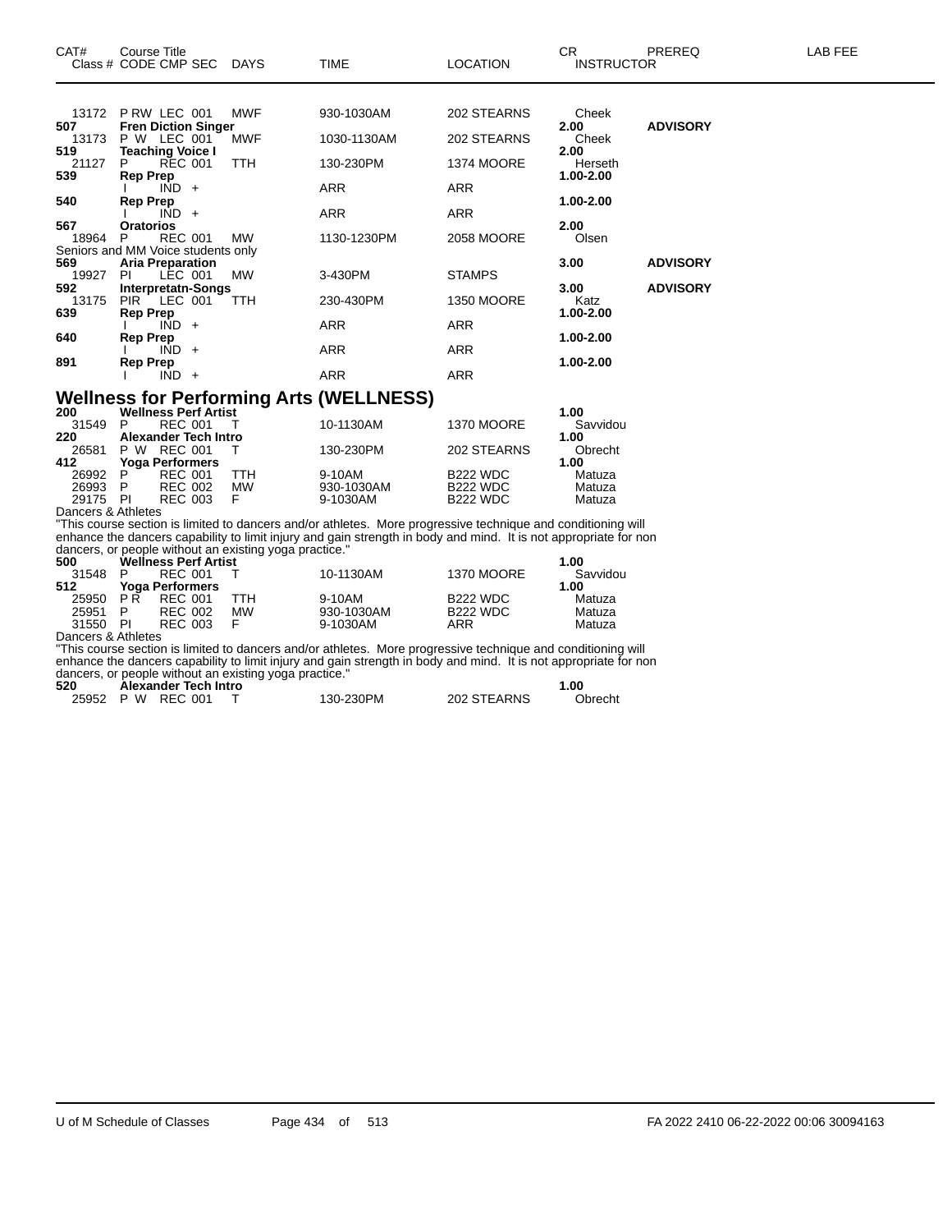| CAT# | Course Title<br>Class # CODE CMP SEC | DAYS | TIME | LOCATION | CR<br>INSTRUCTOR | PREREQ | LAB FEE |
|---|---|---|---|---|---|---|---|
| 13172 | P RW LEC 001 | MWF | 930-1030AM | 202 STEARNS | Cheek | | |
| **507** | **Fren Diction Singer** | | | | **2.00** | **ADVISORY** | |
| 13173 | P W LEC 001 | MWF | 1030-1130AM | 202 STEARNS | Cheek | | |
| **519** | **Teaching Voice I** | | | | **2.00** | | |
| 21127 | P REC 001 | TTH | 130-230PM | 1374 MOORE | Herseth | | |
| **539** | **Rep Prep** | | | | **1.00-2.00** | | |
| | I IND + | | ARR | ARR | | | |
| **540** | **Rep Prep** | | | | **1.00-2.00** | | |
| | I IND + | | ARR | ARR | | | |
| **567** | **Oratorios** | | | | **2.00** | | |
| 18964 | P REC 001 | MW | 1130-1230PM | 2058 MOORE | Olsen | | |
| Seniors and MM Voice students only | | | | | | | |
| **569** | **Aria Preparation** | | | | **3.00** | **ADVISORY** | |
| 19927 | PI LEC 001 | MW | 3-430PM | STAMPS | | | |
| **592** | **Interpretatn-Songs** | | | | **3.00** | **ADVISORY** | |
| 13175 | PIR LEC 001 | TTH | 230-430PM | 1350 MOORE | Katz | | |
| **639** | **Rep Prep** | | | | **1.00-2.00** | | |
| | I IND + | | ARR | ARR | | | |
| **640** | **Rep Prep** | | | | **1.00-2.00** | | |
| | I IND + | | ARR | ARR | | | |
| **891** | **Rep Prep** | | | | **1.00-2.00** | | |
| | I IND + | | ARR | ARR | | | |

## Wellness for Performing Arts (WELLNESS)

| CAT# | Course Title<br>Class # CODE CMP SEC | DAYS | TIME | LOCATION | CR<br>INSTRUCTOR | PREREQ | LAB FEE |
|---|---|---|---|---|---|---|---|
| **200** | **Wellness Perf Artist** | | | | **1.00** | | |
| 31549 | P REC 001 | T | 10-1130AM | 1370 MOORE | Savvidou | | |
| **220** | **Alexander Tech Intro** | | | | **1.00** | | |
| 26581 | P W REC 001 | T | 130-230PM | 202 STEARNS | Obrecht | | |
| **412** | **Yoga Performers** | | | | **1.00** | | |
| 26992 | P REC 001 | TTH | 9-10AM | B222 WDC | Matuza | | |
| 26993 | P REC 002 | MW | 930-1030AM | B222 WDC | Matuza | | |
| 29175 | PI REC 003 | F | 9-1030AM | B222 WDC | Matuza | | |

Dancers & Athletes
"This course section is limited to dancers and/or athletes. More progressive technique and conditioning will enhance the dancers capability to limit injury and gain strength in body and mind. It is not appropriate for non dancers, or people without an existing yoga practice."

| CAT# | Course Title<br>Class # CODE CMP SEC | DAYS | TIME | LOCATION | CR<br>INSTRUCTOR | PREREQ | LAB FEE |
|---|---|---|---|---|---|---|---|
| **500** | **Wellness Perf Artist** | | | | **1.00** | | |
| 31548 | P REC 001 | T | 10-1130AM | 1370 MOORE | Savvidou | | |
| **512** | **Yoga Performers** | | | | **1.00** | | |
| 25950 | P R REC 001 | TTH | 9-10AM | B222 WDC | Matuza | | |
| 25951 | P REC 002 | MW | 930-1030AM | B222 WDC | Matuza | | |
| 31550 | PI REC 003 | F | 9-1030AM | ARR | Matuza | | |

Dancers & Athletes
"This course section is limited to dancers and/or athletes. More progressive technique and conditioning will enhance the dancers capability to limit injury and gain strength in body and mind. It is not appropriate for non dancers, or people without an existing yoga practice."

| CAT# | Course Title<br>Class # CODE CMP SEC | DAYS | TIME | LOCATION | CR<br>INSTRUCTOR | PREREQ | LAB FEE |
|---|---|---|---|---|---|---|---|
| **520** | **Alexander Tech Intro** | | | | **1.00** | | |
| 25952 | P W REC 001 | T | 130-230PM | 202 STEARNS | Obrecht | | |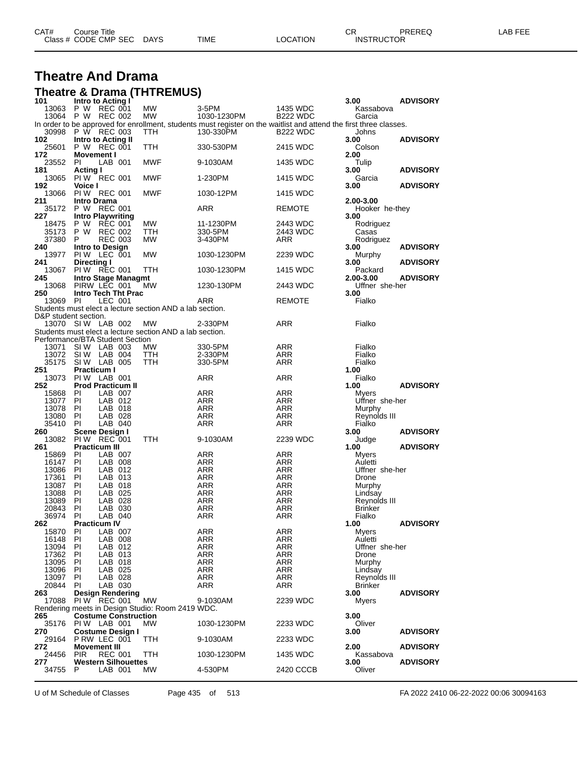# Theatre And Drama

## Theatre & Drama (THTREMUS)

| CAT# Class # | Course Title CODE CMP SEC | DAYS | TIME | LOCATION | CR INSTRUCTOR | PREREQ | LAB FEE |
|---|---|---|---|---|---|---|---|
| **101** | **Intro to Acting I** | | | | **3.00** | **ADVISORY** | |
| 13063 | P W REC 001 | MW | 3-5PM | 1435 WDC | Kassabova | | |
| 13064 | P W REC 002 | MW | 1030-1230PM | B222 WDC | Garcia | | |
| In order to be approved for enrollment, students must register on the waitlist and attend the first three classes. | | | | | | | |
| 30998 | P W REC 003 | TTH | 130-330PM | B222 WDC | Johns | | |
| **102** | **Intro to Acting II** | | | | **3.00** | **ADVISORY** | |
| 25601 | P W REC 001 | TTH | 330-530PM | 2415 WDC | Colson | | |
| **172** | **Movement I** | | | | **2.00** | | |
| 23552 | PI LAB 001 | MWF | 9-1030AM | 1435 WDC | Tulip | | |
| **181** | **Acting I** | | | | **3.00** | **ADVISORY** | |
| 13065 | PI W REC 001 | MWF | 1-230PM | 1415 WDC | Garcia | | |
| **192** | **Voice I** | | | | **3.00** | **ADVISORY** | |
| 13066 | PI W REC 001 | MWF | 1030-12PM | 1415 WDC | | | |
| **211** | **Intro Drama** | | | | **2.00-3.00** | | |
| 35172 | P W REC 001 | | ARR | REMOTE | Hooker he-they | | |
| **227** | **Intro Playwriting** | | | | **3.00** | | |
| 18475 | P W REC 001 | MW | 11-1230PM | 2443 WDC | Rodriguez | | |
| 35173 | P W REC 002 | TTH | 330-5PM | 2443 WDC | Casas | | |
| 37380 | P REC 003 | MW | 3-430PM | ARR | Rodriguez | | |
| **240** | **Intro to Design** | | | | **3.00** | **ADVISORY** | |
| 13977 | PI W LEC 001 | MW | 1030-1230PM | 2239 WDC | Murphy | | |
| **241** | **Directing I** | | | | **3.00** | **ADVISORY** | |
| 13067 | PI W REC 001 | TTH | 1030-1230PM | 1415 WDC | Packard | | |
| **245** | **Intro Stage Managmt** | | | | **2.00-3.00** | **ADVISORY** | |
| 13068 | PIRW LEC 001 | MW | 1230-130PM | 2443 WDC | Uffner she-her | | |
| **250** | **Intro Tech Tht Prac** | | | | **3.00** | | |
| 13069 | PI LEC 001 | | ARR | REMOTE | Fialko | | |
| Students must elect a lecture section AND a lab section. | | | | | | | |
| D&P student section. | | | | | | | |
| 13070 | SI W LAB 002 | MW | 2-330PM | ARR | Fialko | | |
| Students must elect a lecture section AND a lab section. | | | | | | | |
| Performance/BTA Student Section | | | | | | | |
| 13071 | SI W LAB 003 | MW | 330-5PM | ARR | Fialko | | |
| 13072 | SI W LAB 004 | TTH | 2-330PM | ARR | Fialko | | |
| 35175 | SI W LAB 005 | TTH | 330-5PM | ARR | Fialko | | |
| **251** | **Practicum I** | | | | **1.00** | | |
| 13073 | PI W LAB 001 | | ARR | ARR | Fialko | | |
| **252** | **Prod Practicum II** | | | | **1.00** | **ADVISORY** | |
| 15868 | PI LAB 007 | | ARR | ARR | Myers | | |
| 13077 | PI LAB 012 | | ARR | ARR | Uffner she-her | | |
| 13078 | PI LAB 018 | | ARR | ARR | Murphy | | |
| 13080 | PI LAB 028 | | ARR | ARR | Reynolds III | | |
| 35410 | PI LAB 040 | | ARR | ARR | Fialko | | |
| **260** | **Scene Design I** | | | | **3.00** | **ADVISORY** | |
| 13082 | PI W REC 001 | TTH | 9-1030AM | 2239 WDC | Judge | | |
| **261** | **Practicum III** | | | | **1.00** | **ADVISORY** | |
| 15869 | PI LAB 007 | | ARR | ARR | Myers | | |
| 16147 | PI LAB 008 | | ARR | ARR | Auletti | | |
| 13086 | PI LAB 012 | | ARR | ARR | Uffner she-her | | |
| 17361 | PI LAB 013 | | ARR | ARR | Drone | | |
| 13087 | PI LAB 018 | | ARR | ARR | Murphy | | |
| 13088 | PI LAB 025 | | ARR | ARR | Lindsay | | |
| 13089 | PI LAB 028 | | ARR | ARR | Reynolds III | | |
| 20843 | PI LAB 030 | | ARR | ARR | Brinker | | |
| 36974 | PI LAB 040 | | ARR | ARR | Fialko | | |
| **262** | **Practicum IV** | | | | **1.00** | **ADVISORY** | |
| 15870 | PI LAB 007 | | ARR | ARR | Myers | | |
| 16148 | PI LAB 008 | | ARR | ARR | Auletti | | |
| 13094 | PI LAB 012 | | ARR | ARR | Uffner she-her | | |
| 17362 | PI LAB 013 | | ARR | ARR | Drone | | |
| 13095 | PI LAB 018 | | ARR | ARR | Murphy | | |
| 13096 | PI LAB 025 | | ARR | ARR | Lindsay | | |
| 13097 | PI LAB 028 | | ARR | ARR | Reynolds III | | |
| 20844 | PI LAB 030 | | ARR | ARR | Brinker | | |
| **263** | **Design Rendering** | | | | **3.00** | **ADVISORY** | |
| 17088 | PI W REC 001 | MW | 9-1030AM | 2239 WDC | Myers | | |
| Rendering meets in Design Studio: Room 2419 WDC. | | | | | | | |
| **265** | **Costume Construction** | | | | **3.00** | | |
| 35176 | PI W LAB 001 | MW | 1030-1230PM | 2233 WDC | Oliver | | |
| **270** | **Costume Design I** | | | | **3.00** | **ADVISORY** | |
| 29164 | P RW LEC 001 | TTH | 9-1030AM | 2233 WDC | | | |
| **272** | **Movement III** | | | | **2.00** | **ADVISORY** | |
| 24456 | PIR REC 001 | TTH | 1030-1230PM | 1435 WDC | Kassabova | | |
| **277** | **Western Silhouettes** | | | | **3.00** | **ADVISORY** | |
| 34755 | P LAB 001 | MW | 4-530PM | 2420 CCCB | Oliver | | |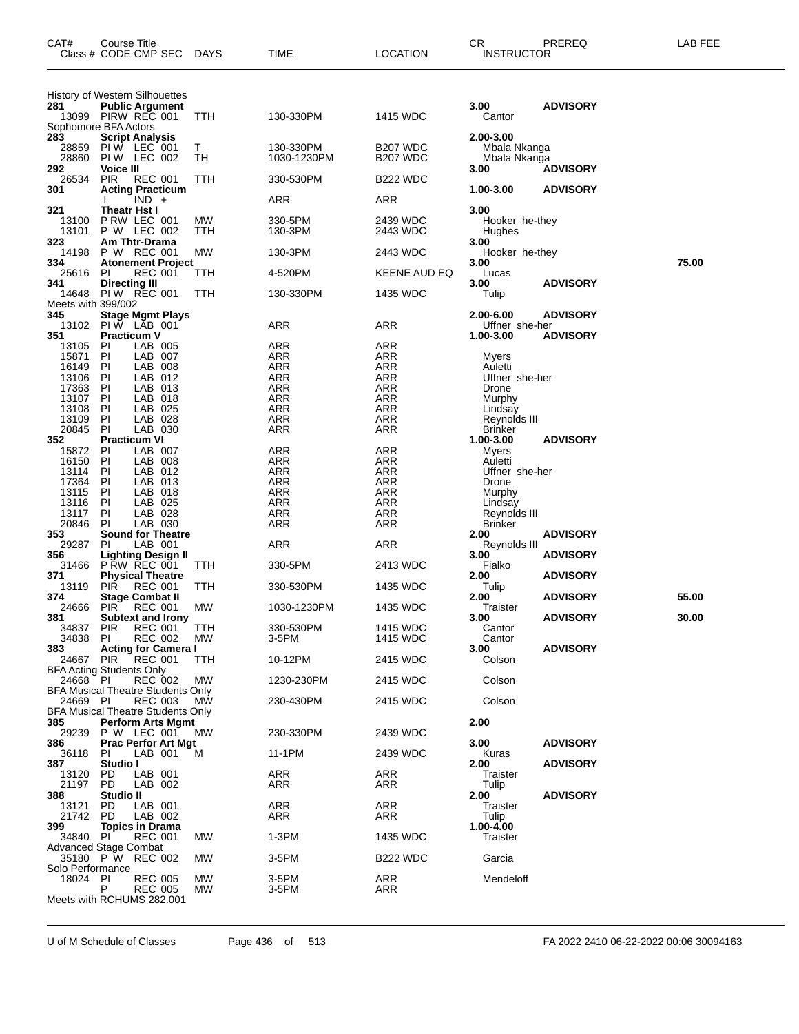| CAT# Class # | Course Title CODE CMP SEC | DAYS | TIME | LOCATION | CR INSTRUCTOR | PREREQ | LAB FEE |
|---|---|---|---|---|---|---|---|
| History of Western Silhouettes | | | | | | | |
| **281** | **Public Argument** | | | | **3.00** | **ADVISORY** | |
| 13099 | PIRW REC 001 | TTH | 130-330PM | 1415 WDC | Cantor | | |
| Sophomore BFA Actors | | | | | | | |
| **283** | **Script Analysis** | | | | **2.00-3.00** | | |
| 28859 | PI W LEC 001 | T | 130-330PM | B207 WDC | Mbala Nkanga | | |
| 28860 | PI W LEC 002 | TH | 1030-1230PM | B207 WDC | Mbala Nkanga | | |
| **292** | **Voice III** | | | | **3.00** | **ADVISORY** | |
| 26534 | PIR REC 001 | TTH | 330-530PM | B222 WDC | | | |
| **301** | **Acting Practicum** | | | | **1.00-3.00** | **ADVISORY** | |
| | I IND + | | ARR | ARR | | | |
| **321** | **Theatr Hst I** | | | | **3.00** | | |
| 13100 | P RW LEC 001 | MW | 330-5PM | 2439 WDC | Hooker he-they | | |
| 13101 | P W LEC 002 | TTH | 130-3PM | 2443 WDC | Hughes | | |
| **323** | **Am Thtr-Drama** | | | | **3.00** | | |
| 14198 | P W REC 001 | MW | 130-3PM | 2443 WDC | Hooker he-they | | |
| **334** | **Atonement Project** | | | | **3.00** | | **75.00** |
| 25616 | PI REC 001 | TTH | 4-520PM | KEENE AUD EQ | Lucas | | |
| **341** | **Directing III** | | | | **3.00** | **ADVISORY** | |
| 14648 | PI W REC 001 | TTH | 130-330PM | 1435 WDC | Tulip | | |
| Meets with 399/002 | | | | | | | |
| **345** | **Stage Mgmt Plays** | | | | **2.00-6.00** | **ADVISORY** | |
| 13102 | PI W LAB 001 | | ARR | ARR | Uffner she-her | | |
| **351** | **Practicum V** | | | | **1.00-3.00** | **ADVISORY** | |
| 13105 | PI LAB 005 | | ARR | ARR | | | |
| 15871 | PI LAB 007 | | ARR | ARR | Myers | | |
| 16149 | PI LAB 008 | | ARR | ARR | Auletti | | |
| 13106 | PI LAB 012 | | ARR | ARR | Uffner she-her | | |
| 17363 | PI LAB 013 | | ARR | ARR | Drone | | |
| 13107 | PI LAB 018 | | ARR | ARR | Murphy | | |
| 13108 | PI LAB 025 | | ARR | ARR | Lindsay | | |
| 13109 | PI LAB 028 | | ARR | ARR | Reynolds III | | |
| 20845 | PI LAB 030 | | ARR | ARR | Brinker | | |
| **352** | **Practicum VI** | | | | **1.00-3.00** | **ADVISORY** | |
| 15872 | PI LAB 007 | | ARR | ARR | Myers | | |
| 16150 | PI LAB 008 | | ARR | ARR | Auletti | | |
| 13114 | PI LAB 012 | | ARR | ARR | Uffner she-her | | |
| 17364 | PI LAB 013 | | ARR | ARR | Drone | | |
| 13115 | PI LAB 018 | | ARR | ARR | Murphy | | |
| 13116 | PI LAB 025 | | ARR | ARR | Lindsay | | |
| 13117 | PI LAB 028 | | ARR | ARR | Reynolds III | | |
| 20846 | PI LAB 030 | | ARR | ARR | Brinker | | |
| **353** | **Sound for Theatre** | | | | **2.00** | **ADVISORY** | |
| 29287 | PI LAB 001 | | ARR | ARR | Reynolds III | | |
| **356** | **Lighting Design II** | | | | **3.00** | **ADVISORY** | |
| 31466 | P RW REC 001 | TTH | 330-5PM | 2413 WDC | Fialko | | |
| **371** | **Physical Theatre** | | | | **2.00** | **ADVISORY** | |
| 13119 | PIR REC 001 | TTH | 330-530PM | 1435 WDC | Tulip | | |
| **374** | **Stage Combat II** | | | | **2.00** | **ADVISORY** | **55.00** |
| 24666 | PIR REC 001 | MW | 1030-1230PM | 1435 WDC | Traister | | |
| **381** | **Subtext and Irony** | | | | **3.00** | **ADVISORY** | **30.00** |
| 34837 | PIR REC 001 | TTH | 330-530PM | 1415 WDC | Cantor | | |
| 34838 | PI REC 002 | MW | 3-5PM | 1415 WDC | Cantor | | |
| **383** | **Acting for Camera I** | | | | **3.00** | **ADVISORY** | |
| 24667 | PIR REC 001 | TTH | 10-12PM | 2415 WDC | Colson | | |
| BFA Acting Students Only | | | | | | | |
| 24668 | PI REC 002 | MW | 1230-230PM | 2415 WDC | Colson | | |
| BFA Musical Theatre Students Only | | | | | | | |
| 24669 | PI REC 003 | MW | 230-430PM | 2415 WDC | Colson | | |
| BFA Musical Theatre Students Only | | | | | | | |
| **385** | **Perform Arts Mgmt** | | | | **2.00** | | |
| 29239 | P W LEC 001 | MW | 230-330PM | 2439 WDC | | | |
| **386** | **Prac Perfor Art Mgt** | | | | **3.00** | **ADVISORY** | |
| 36118 | PI LAB 001 | M | 11-1PM | 2439 WDC | Kuras | | |
| **387** | **Studio I** | | | | **2.00** | **ADVISORY** | |
| 13120 | PD LAB 001 | | ARR | ARR | Traister | | |
| 21197 | PD LAB 002 | | ARR | ARR | Tulip | | |
| **388** | **Studio II** | | | | **2.00** | **ADVISORY** | |
| 13121 | PD LAB 001 | | ARR | ARR | Traister | | |
| 21742 | PD LAB 002 | | ARR | ARR | Tulip | | |
| **399** | **Topics in Drama** | | | | **1.00-4.00** | | |
| 34840 | PI REC 001 | MW | 1-3PM | 1435 WDC | Traister | | |
| Advanced Stage Combat | | | | | | | |
| 35180 | P W REC 002 | MW | 3-5PM | B222 WDC | Garcia | | |
| Solo Performance | | | | | | | |
| 18024 | PI REC 005 | MW | 3-5PM | ARR | Mendeloff | | |
| | P REC 005 | MW | 3-5PM | ARR | | | |
| Meets with RCHUMS 282.001 | | | | | | | |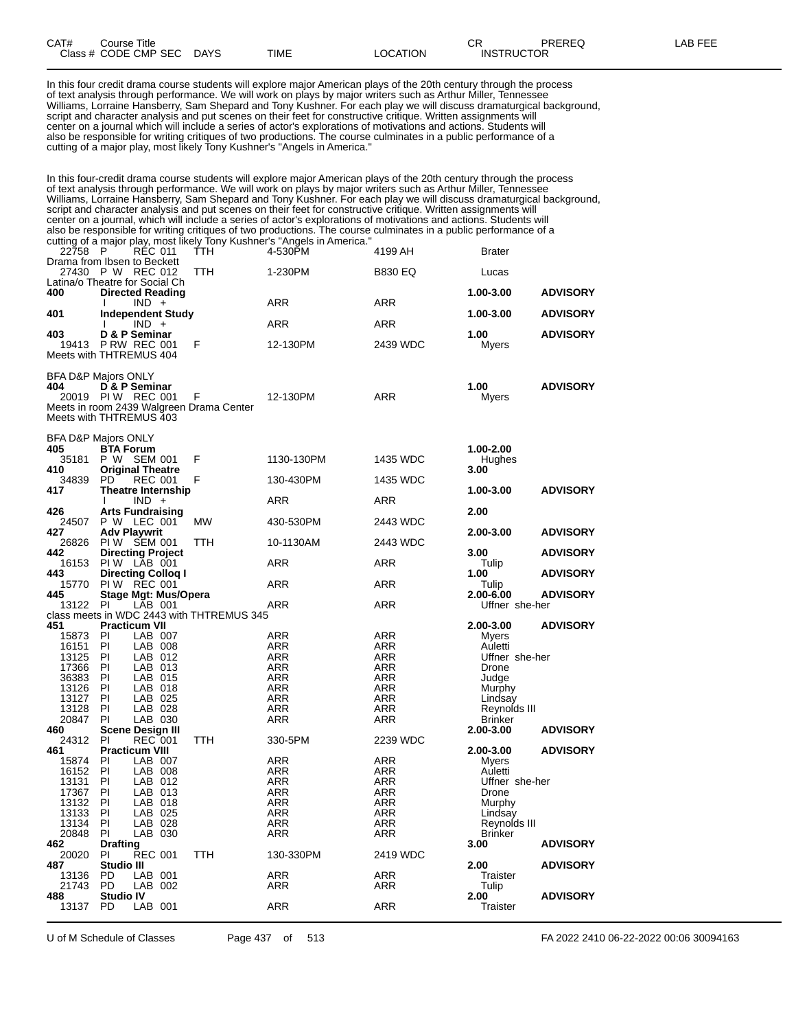| CAT# | Course Title |  |  |  |  | CR | PREREQ | LAB FEE |
|---|---|---|---|---|---|---|---|---|
| Class # | CODE CMP SEC | DAYS | TIME | LOCATION | INSTRUCTOR |  |  |  |

In this four credit drama course students will explore major American plays of the 20th century through the process of text analysis through performance. We will work on plays by major writers such as Arthur Miller, Tennessee Williams, Lorraine Hansberry, Sam Shepard and Tony Kushner. For each play we will discuss dramaturgical background, script and character analysis and put scenes on their feet for constructive critique. Written assignments will center on a journal which will include a series of actor's explorations of motivations and actions. Students will also be responsible for writing critiques of two productions. The course culminates in a public performance of a cutting of a major play, most likely Tony Kushner's "Angels in America."

In this four-credit drama course students will explore major American plays of the 20th century through the process of text analysis through performance. We will work on plays by major writers such as Arthur Miller, Tennessee Williams, Lorraine Hansberry, Sam Shepard and Tony Kushner. For each play we will discuss dramaturgical background, script and character analysis and put scenes on their feet for constructive critique. Written assignments will center on a journal, which will include a series of actor's explorations of motivations and actions. Students will also be responsible for writing critiques of two productions. The course culminates in a public performance of a cutting of a major play, most likely Tony Kushner's "Angels in America."

| CAT# / Class # | Course Title / CODE CMP SEC | DAYS | TIME | LOCATION | INSTRUCTOR / CR | PREREQ |
|---|---|---|---|---|---|---|
| 22758 | P REC 011 | TTH | 4-530PM | 4199 AH | Brater | |
| Drama from Ibsen to Beckett | | | | | | |
| 27430 | P W REC 012 | TTH | 1-230PM | B830 EQ | Lucas | |
| Latina/o Theatre for Social Ch | | | | | | |
| **400** | **Directed Reading** | | | | **1.00-3.00** | **ADVISORY** |
| | I IND + | | ARR | ARR | | |
| **401** | **Independent Study** | | | | **1.00-3.00** | **ADVISORY** |
| | I IND + | | ARR | ARR | | |
| **403** | **D & P Seminar** | | | | **1.00** | **ADVISORY** |
| 19413 | P RW REC 001 | F | 12-130PM | 2439 WDC | Myers | |
| Meets with THTREMUS 404 | | | | | | |
| BFA D&P Majors ONLY | | | | | | |
| **404** | **D & P Seminar** | | | | **1.00** | **ADVISORY** |
| 20019 | PI W REC 001 | F | 12-130PM | ARR | Myers | |
| Meets in room 2439 Walgreen Drama Center | | | | | | |
| Meets with THTREMUS 403 | | | | | | |
| BFA D&P Majors ONLY | | | | | | |
| **405** | **BTA Forum** | | | | **1.00-2.00** | |
| 35181 | P W SEM 001 | F | 1130-130PM | 1435 WDC | Hughes | |
| **410** | **Original Theatre** | | | | **3.00** | |
| 34839 | PD REC 001 | F | 130-430PM | 1435 WDC | | |
| **417** | **Theatre Internship** | | | | **1.00-3.00** | **ADVISORY** |
| | I IND + | | ARR | ARR | | |
| **426** | **Arts Fundraising** | | | | **2.00** | |
| 24507 | P W LEC 001 | MW | 430-530PM | 2443 WDC | | |
| **427** | **Adv Playwrit** | | | | **2.00-3.00** | **ADVISORY** |
| 26826 | PI W SEM 001 | TTH | 10-1130AM | 2443 WDC | | |
| **442** | **Directing Project** | | | | **3.00** | **ADVISORY** |
| 16153 | PI W LAB 001 | | ARR | ARR | Tulip | |
| **443** | **Directing Colloq I** | | | | **1.00** | **ADVISORY** |
| 15770 | PI W REC 001 | | ARR | ARR | Tulip | |
| **445** | **Stage Mgt: Mus/Opera** | | | | **2.00-6.00** | **ADVISORY** |
| 13122 | PI LAB 001 | | ARR | ARR | Uffner she-her | |
| class meets in WDC 2443 with THTREMUS 345 | | | | | | |
| **451** | **Practicum VII** | | | | **2.00-3.00** | **ADVISORY** |
| 15873 | PI LAB 007 | | ARR | ARR | Myers | |
| 16151 | PI LAB 008 | | ARR | ARR | Auletti | |
| 13125 | PI LAB 012 | | ARR | ARR | Uffner she-her | |
| 17366 | PI LAB 013 | | ARR | ARR | Drone | |
| 36383 | PI LAB 015 | | ARR | ARR | Judge | |
| 13126 | PI LAB 018 | | ARR | ARR | Murphy | |
| 13127 | PI LAB 025 | | ARR | ARR | Lindsay | |
| 13128 | PI LAB 028 | | ARR | ARR | Reynolds III | |
| 20847 | PI LAB 030 | | ARR | ARR | Brinker | |
| **460** | **Scene Design III** | | | | **2.00-3.00** | **ADVISORY** |
| 24312 | PI REC 001 | TTH | 330-5PM | 2239 WDC | | |
| **461** | **Practicum VIII** | | | | **2.00-3.00** | **ADVISORY** |
| 15874 | PI LAB 007 | | ARR | ARR | Myers | |
| 16152 | PI LAB 008 | | ARR | ARR | Auletti | |
| 13131 | PI LAB 012 | | ARR | ARR | Uffner she-her | |
| 17367 | PI LAB 013 | | ARR | ARR | Drone | |
| 13132 | PI LAB 018 | | ARR | ARR | Murphy | |
| 13133 | PI LAB 025 | | ARR | ARR | Lindsay | |
| 13134 | PI LAB 028 | | ARR | ARR | Reynolds III | |
| 20848 | PI LAB 030 | | ARR | ARR | Brinker | |
| **462** | **Drafting** | | | | **3.00** | **ADVISORY** |
| 20020 | PI REC 001 | TTH | 130-330PM | 2419 WDC | | |
| **487** | **Studio III** | | | | **2.00** | **ADVISORY** |
| 13136 | PD LAB 001 | | ARR | ARR | Traister | |
| 21743 | PD LAB 002 | | ARR | ARR | Tulip | |
| **488** | **Studio IV** | | | | **2.00** | **ADVISORY** |
| 13137 | PD LAB 001 | | ARR | ARR | Traister | |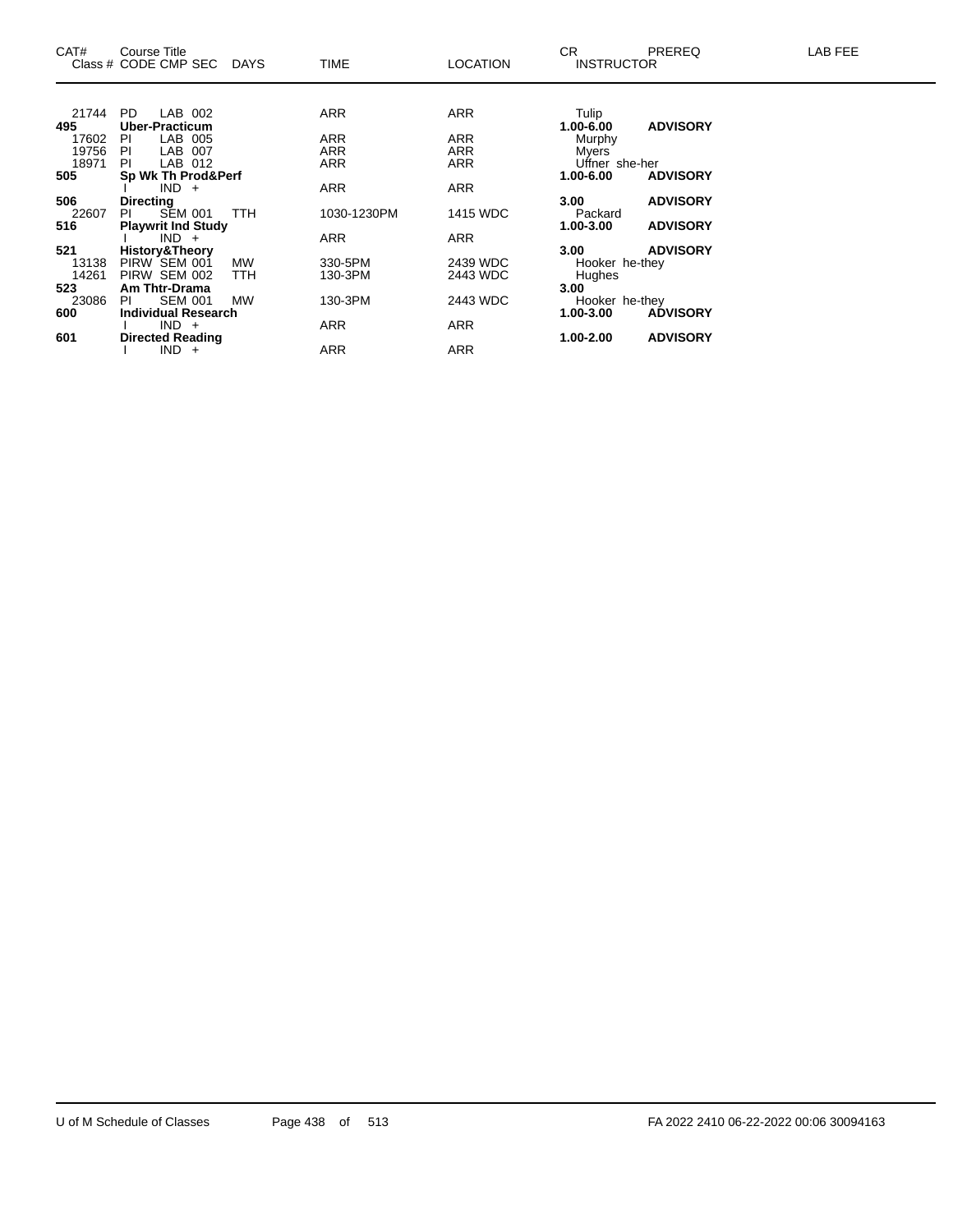| CAT# | Course Title Class # CODE CMP SEC | DAYS | TIME | LOCATION | CR INSTRUCTOR | PREREQ | LAB FEE |
|---|---|---|---|---|---|---|---|
| 21744 | PD LAB 002 | | ARR | ARR | Tulip | | |
| **495** | **Uber-Practicum** | | | | **1.00-6.00** | **ADVISORY** | |
| 17602 | PI LAB 005 | | ARR | ARR | Murphy | | |
| 19756 | PI LAB 007 | | ARR | ARR | Myers | | |
| 18971 | PI LAB 012 | | ARR | ARR | Uffner she-her | | |
| **505** | **Sp Wk Th Prod&Perf** | | | | **1.00-6.00** | **ADVISORY** | |
| | I IND + | | ARR | ARR | | | |
| **506** | **Directing** | | | | **3.00** | **ADVISORY** | |
| 22607 | PI SEM 001 | TTH | 1030-1230PM | 1415 WDC | Packard | | |
| **516** | **Playwrit Ind Study** | | | | **1.00-3.00** | **ADVISORY** | |
| | I IND + | | ARR | ARR | | | |
| **521** | **History&Theory** | | | | **3.00** | **ADVISORY** | |
| 13138 | PIRW SEM 001 | MW | 330-5PM | 2439 WDC | Hooker he-they | | |
| 14261 | PIRW SEM 002 | TTH | 130-3PM | 2443 WDC | Hughes | | |
| **523** | **Am Thtr-Drama** | | | | **3.00** | | |
| 23086 | PI SEM 001 | MW | 130-3PM | 2443 WDC | Hooker he-they | | |
| **600** | **Individual Research** | | | | **1.00-3.00** | **ADVISORY** | |
| | I IND + | | ARR | ARR | | | |
| **601** | **Directed Reading** | | | | **1.00-2.00** | **ADVISORY** | |
| | I IND + | | ARR | ARR | | | |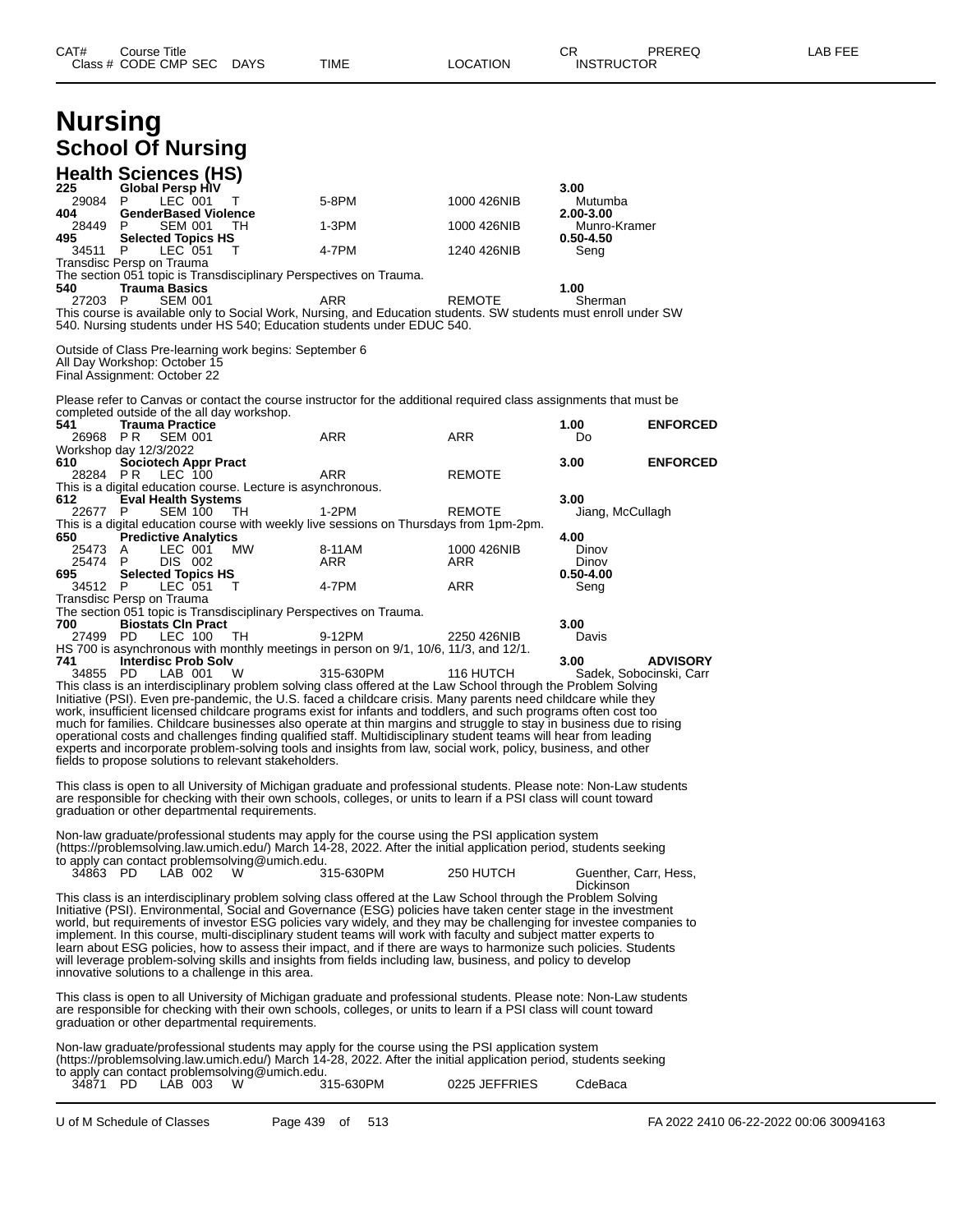# Nursing

## School Of Nursing

### Health Sciences (HS)

| CAT# Class # | Course Title CODE | CMP SEC | DAYS | TIME | LOCATION | CR INSTRUCTOR | PREREQ | LAB FEE |
|---|---|---|---|---|---|---|---|---|
| **225** | **Global Persp HIV** | | | | | **3.00** | | |
| 29084 | P | LEC 001 | T | 5-8PM | 1000 426NIB | Mutumba | | |
| **404** | **GenderBased Violence** | | | | | **2.00-3.00** | | |
| 28449 | P | SEM 001 | TH | 1-3PM | 1000 426NIB | Munro-Kramer | | |
| **495** | **Selected Topics HS** | | | | | **0.50-4.50** | | |
| 34511 | P | LEC 051 | T | 4-7PM | 1240 426NIB | Seng | | |

Transdisc Persp on Trauma
The section 051 topic is Transdisciplinary Perspectives on Trauma.

| | | | | | | | | |
|---|---|---|---|---|---|---|---|---|
| **540** | **Trauma Basics** | | | | | **1.00** | | |
| 27203 | P | SEM 001 | | ARR | REMOTE | Sherman | | |

This course is available only to Social Work, Nursing, and Education students. SW students must enroll under SW 540. Nursing students under HS 540; Education students under EDUC 540.

Outside of Class Pre-learning work begins: September 6
All Day Workshop: October 15
Final Assignment: October 22

Please refer to Canvas or contact the course instructor for the additional required class assignments that must be completed outside of the all day workshop.

| | | | | | | | | |
|---|---|---|---|---|---|---|---|---|
| **541** | **Trauma Practice** | | | | | **1.00** | **ENFORCED** | |
| 26968 | P R | SEM 001 | | ARR | ARR | Do | | |

Workshop day 12/3/2022

| | | | | | | | | |
|---|---|---|---|---|---|---|---|---|
| **610** | **Sociotech Appr Pract** | | | | | **3.00** | **ENFORCED** | |
| 28284 | P R | LEC 100 | | ARR | REMOTE | | | |

This is a digital education course. Lecture is asynchronous.

| | | | | | | | | |
|---|---|---|---|---|---|---|---|---|
| **612** | **Eval Health Systems** | | | | | **3.00** | | |
| 22677 | P | SEM 100 | TH | 1-2PM | REMOTE | Jiang, McCullagh | | |

This is a digital education course with weekly live sessions on Thursdays from 1pm-2pm.

| | | | | | | | | |
|---|---|---|---|---|---|---|---|---|
| **650** | **Predictive Analytics** | | | | | **4.00** | | |
| 25473 | A | LEC 001 | MW | 8-11AM | 1000 426NIB | Dinov | | |
| 25474 | P | DIS 002 | | ARR | ARR | Dinov | | |
| **695** | **Selected Topics HS** | | | | | **0.50-4.00** | | |
| 34512 | P | LEC 051 | T | 4-7PM | ARR | Seng | | |

Transdisc Persp on Trauma
The section 051 topic is Transdisciplinary Perspectives on Trauma.

| | | | | | | | | |
|---|---|---|---|---|---|---|---|---|
| **700** | **Biostats Cln Pract** | | | | | **3.00** | | |
| 27499 | PD | LEC 100 | TH | 9-12PM | 2250 426NIB | Davis | | |

HS 700 is asynchronous with monthly meetings in person on 9/1, 10/6, 11/3, and 12/1.

| | | | | | | | | |
|---|---|---|---|---|---|---|---|---|
| **741** | **Interdisc Prob Solv** | | | | | **3.00** | **ADVISORY** | |
| 34855 | PD | LAB 001 | W | 315-630PM | 116 HUTCH | Sadek, Sobocinski, Carr | | |

This class is an interdisciplinary problem solving class offered at the Law School through the Problem Solving Initiative (PSI). Even pre-pandemic, the U.S. faced a childcare crisis. Many parents need childcare while they work, insufficient licensed childcare programs exist for infants and toddlers, and such programs often cost too much for families. Childcare businesses also operate at thin margins and struggle to stay in business due to rising operational costs and challenges finding qualified staff. Multidisciplinary student teams will hear from leading experts and incorporate problem-solving tools and insights from law, social work, policy, business, and other fields to propose solutions to relevant stakeholders.

This class is open to all University of Michigan graduate and professional students. Please note: Non-Law students are responsible for checking with their own schools, colleges, or units to learn if a PSI class will count toward graduation or other departmental requirements.

Non-law graduate/professional students may apply for the course using the PSI application system (https://problemsolving.law.umich.edu/) March 14-28, 2022. After the initial application period, students seeking to apply can contact problemsolving@umich.edu.

| | | | | | | | | |
|---|---|---|---|---|---|---|---|---|
| 34863 | PD | LAB 002 | W | 315-630PM | 250 HUTCH | Guenther, Carr, Hess, Dickinson | | |

This class is an interdisciplinary problem solving class offered at the Law School through the Problem Solving Initiative (PSI). Environmental, Social and Governance (ESG) policies have taken center stage in the investment world, but requirements of investor ESG policies vary widely, and they may be challenging for investee companies to implement. In this course, multi-disciplinary student teams will work with faculty and subject matter experts to learn about ESG policies, how to assess their impact, and if there are ways to harmonize such policies. Students will leverage problem-solving skills and insights from fields including law, business, and policy to develop innovative solutions to a challenge in this area.

This class is open to all University of Michigan graduate and professional students. Please note: Non-Law students are responsible for checking with their own schools, colleges, or units to learn if a PSI class will count toward graduation or other departmental requirements.

Non-law graduate/professional students may apply for the course using the PSI application system (https://problemsolving.law.umich.edu/) March 14-28, 2022. After the initial application period, students seeking to apply can contact problemsolving@umich.edu.

| | | | | | | | | |
|---|---|---|---|---|---|---|---|---|
| 34871 | PD | LAB 003 | W | 315-630PM | 0225 JEFFRIES | CdeBaca | | |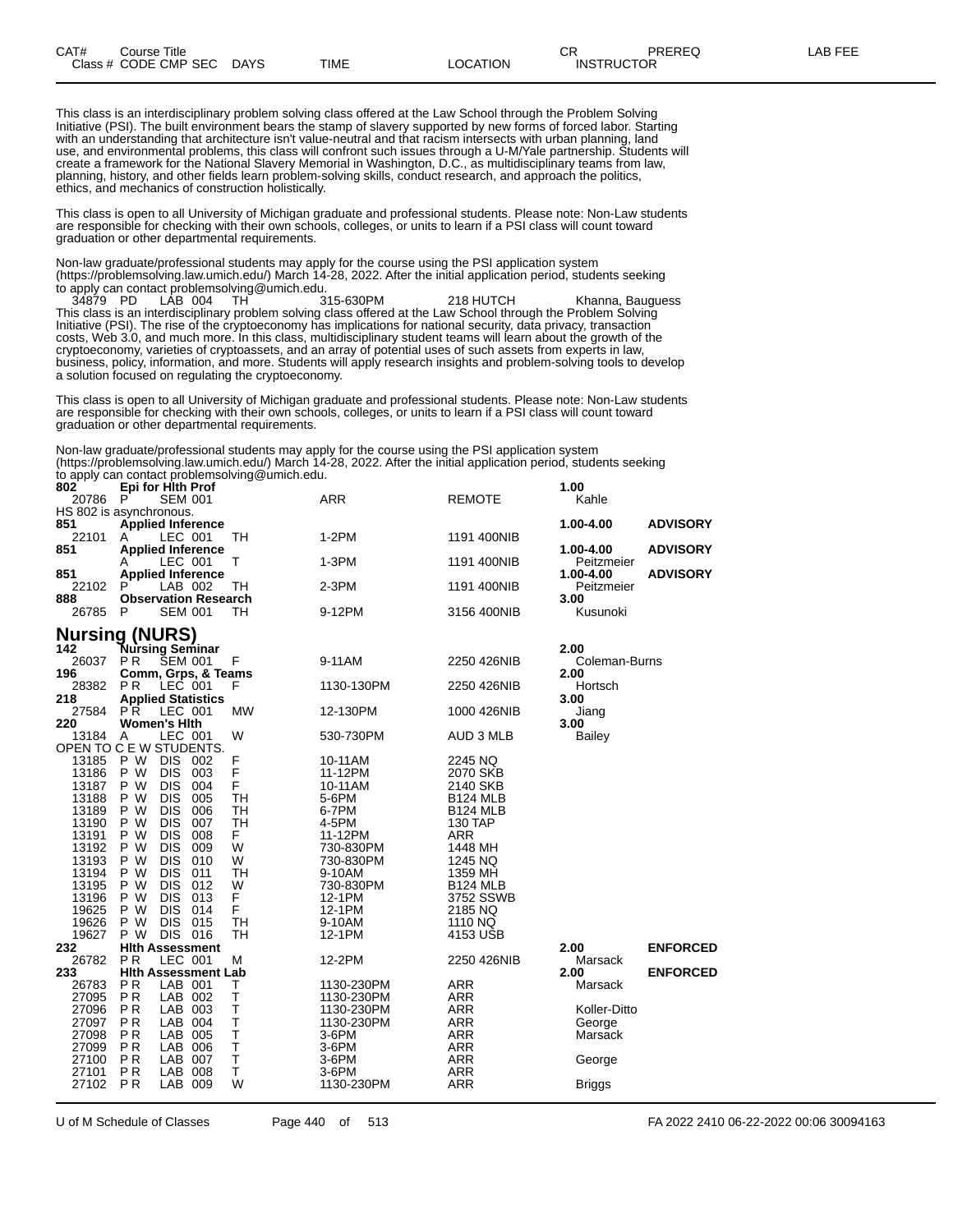| CAT# | Course Title | | | | | CR | PREREQ | LAB FEE |
|---|---|---|---|---|---|---|---|---|
| Class # | CODE CMP SEC | DAYS | TIME | LOCATION | INSTRUCTOR | | | |

This class is an interdisciplinary problem solving class offered at the Law School through the Problem Solving Initiative (PSI). The built environment bears the stamp of slavery supported by new forms of forced labor. Starting with an understanding that architecture isn't value-neutral and that racism intersects with urban planning, land use, and environmental problems, this class will confront such issues through a U-M/Yale partnership. Students will create a framework for the National Slavery Memorial in Washington, D.C., as multidisciplinary teams from law, planning, history, and other fields learn problem-solving skills, conduct research, and approach the politics, ethics, and mechanics of construction holistically.

This class is open to all University of Michigan graduate and professional students. Please note: Non-Law students are responsible for checking with their own schools, colleges, or units to learn if a PSI class will count toward graduation or other departmental requirements.

Non-law graduate/professional students may apply for the course using the PSI application system (https://problemsolving.law.umich.edu/) March 14-28, 2022. After the initial application period, students seeking to apply can contact problemsolving@umich.edu.

| | | | | | | |
|---|---|---|---|---|---|---|
| 34879 | PD | LAB 004 | TH | 315-630PM | 218 HUTCH | Khanna, Bauguess |

This class is an interdisciplinary problem solving class offered at the Law School through the Problem Solving Initiative (PSI). The rise of the cryptoeconomy has implications for national security, data privacy, transaction costs, Web 3.0, and much more. In this class, multidisciplinary student teams will learn about the growth of the cryptoeconomy, varieties of cryptoassets, and an array of potential uses of such assets from experts in law, business, policy, information, and more. Students will apply research insights and problem-solving tools to develop a solution focused on regulating the cryptoeconomy.

This class is open to all University of Michigan graduate and professional students. Please note: Non-Law students are responsible for checking with their own schools, colleges, or units to learn if a PSI class will count toward graduation or other departmental requirements.

Non-law graduate/professional students may apply for the course using the PSI application system (https://problemsolving.law.umich.edu/) March 14-28, 2022. After the initial application period, students seeking to apply can contact problemsolving@umich.edu.

| | | | | | | | |
|---|---|---|---|---|---|---|---|
| **802** | **Epi for Hlth Prof** | | | | | **1.00** | |
| 20786 | P | SEM 001 | | ARR | REMOTE | Kahle | |

HS 802 is asynchronous.

| | | | | | | | |
|---|---|---|---|---|---|---|---|
| **851** | **Applied Inference** | | | | | **1.00-4.00** | **ADVISORY** |
| 22101 | A | LEC 001 | TH | 1-2PM | 1191 400NIB | | |
| **851** | **Applied Inference** | | | | | **1.00-4.00** | **ADVISORY** |
| | A | LEC 001 | T | 1-3PM | 1191 400NIB | Peitzmeier | |
| **851** | **Applied Inference** | | | | | **1.00-4.00** | **ADVISORY** |
| 22102 | P | LAB 002 | TH | 2-3PM | 1191 400NIB | Peitzmeier | |
| **888** | **Observation Research** | | | | | **3.00** | |
| 26785 | P | SEM 001 | TH | 9-12PM | 3156 400NIB | Kusunoki | |

## Nursing (NURS)

| | | | | | | | |
|---|---|---|---|---|---|---|---|
| **142** | **Nursing Seminar** | | | | | **2.00** | |
| 26037 | P R | SEM 001 | F | 9-11AM | 2250 426NIB | Coleman-Burns | |
| **196** | **Comm, Grps, & Teams** | | | | | **2.00** | |
| 28382 | P R | LEC 001 | F | 1130-130PM | 2250 426NIB | Hortsch | |
| **218** | **Applied Statistics** | | | | | **3.00** | |
| 27584 | P R | LEC 001 | MW | 12-130PM | 1000 426NIB | Jiang | |
| **220** | **Women's Hlth** | | | | | **3.00** | |
| 13184 | A | LEC 001 | W | 530-730PM | AUD 3 MLB | Bailey | |

OPEN TO C E W STUDENTS.

| | | | | | | | |
|---|---|---|---|---|---|---|---|
| 13185 | P W | DIS 002 | F | 10-11AM | 2245 NQ | | |
| 13186 | P W | DIS 003 | F | 11-12PM | 2070 SKB | | |
| 13187 | P W | DIS 004 | F | 10-11AM | 2140 SKB | | |
| 13188 | P W | DIS 005 | TH | 5-6PM | B124 MLB | | |
| 13189 | P W | DIS 006 | TH | 6-7PM | B124 MLB | | |
| 13190 | P W | DIS 007 | TH | 4-5PM | 130 TAP | | |
| 13191 | P W | DIS 008 | F | 11-12PM | ARR | | |
| 13192 | P W | DIS 009 | W | 730-830PM | 1448 MH | | |
| 13193 | P W | DIS 010 | W | 730-830PM | 1245 NQ | | |
| 13194 | P W | DIS 011 | TH | 9-10AM | 1359 MH | | |
| 13195 | P W | DIS 012 | W | 730-830PM | B124 MLB | | |
| 13196 | P W | DIS 013 | F | 12-1PM | 3752 SSWB | | |
| 19625 | P W | DIS 014 | F | 12-1PM | 2185 NQ | | |
| 19626 | P W | DIS 015 | TH | 9-10AM | 1110 NQ | | |
| 19627 | P W | DIS 016 | TH | 12-1PM | 4153 USB | | |
| **232** | **Hlth Assessment** | | | | | **2.00** | **ENFORCED** |
| 26782 | P R | LEC 001 | M | 12-2PM | 2250 426NIB | Marsack | |
| **233** | **Hlth Assessment Lab** | | | | | **2.00** | **ENFORCED** |
| 26783 | P R | LAB 001 | T | 1130-230PM | ARR | Marsack | |
| 27095 | P R | LAB 002 | T | 1130-230PM | ARR | | |
| 27096 | P R | LAB 003 | T | 1130-230PM | ARR | Koller-Ditto | |
| 27097 | P R | LAB 004 | T | 1130-230PM | ARR | George | |
| 27098 | P R | LAB 005 | T | 3-6PM | ARR | Marsack | |
| 27099 | P R | LAB 006 | T | 3-6PM | ARR | | |
| 27100 | P R | LAB 007 | T | 3-6PM | ARR | George | |
| 27101 | P R | LAB 008 | T | 3-6PM | ARR | | |
| 27102 | P R | LAB 009 | W | 1130-230PM | ARR | Briggs | |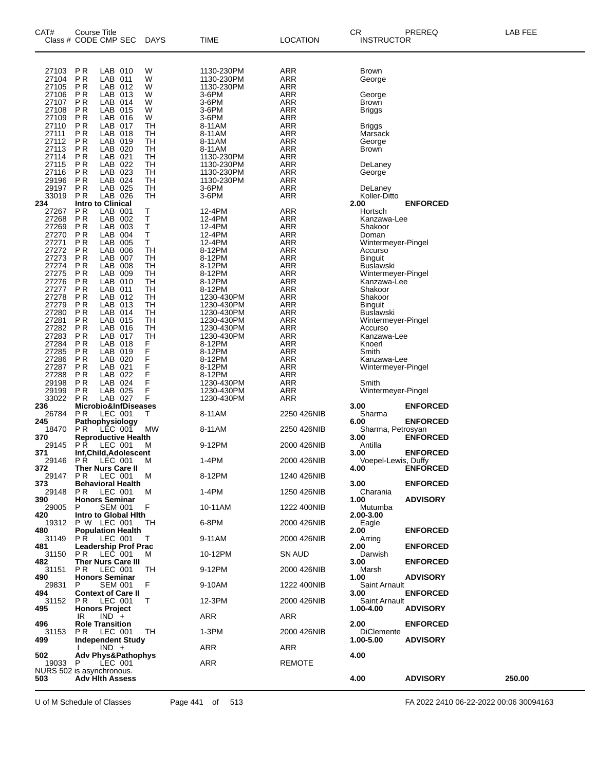| CAT# | Course Title<br>Class # CODE CMP SEC | DAYS | TIME | LOCATION | CR<br>INSTRUCTOR | PREREQ | LAB FEE |
|---|---|---|---|---|---|---|---|
| 27103 | P R LAB 010 | W | 1130-230PM | ARR | Brown | | |
| 27104 | P R LAB 011 | W | 1130-230PM | ARR | George | | |
| 27105 | P R LAB 012 | W | 1130-230PM | ARR | | | |
| 27106 | P R LAB 013 | W | 3-6PM | ARR | George | | |
| 27107 | P R LAB 014 | W | 3-6PM | ARR | Brown | | |
| 27108 | P R LAB 015 | W | 3-6PM | ARR | Briggs | | |
| 27109 | P R LAB 016 | W | 3-6PM | ARR | | | |
| 27110 | P R LAB 017 | TH | 8-11AM | ARR | Briggs | | |
| 27111 | P R LAB 018 | TH | 8-11AM | ARR | Marsack | | |
| 27112 | P R LAB 019 | TH | 8-11AM | ARR | George | | |
| 27113 | P R LAB 020 | TH | 8-11AM | ARR | Brown | | |
| 27114 | P R LAB 021 | TH | 1130-230PM | ARR | | | |
| 27115 | P R LAB 022 | TH | 1130-230PM | ARR | DeLaney | | |
| 27116 | P R LAB 023 | TH | 1130-230PM | ARR | George | | |
| 29196 | P R LAB 024 | TH | 1130-230PM | ARR | | | |
| 29197 | P R LAB 025 | TH | 3-6PM | ARR | DeLaney | | |
| 33019 | P R LAB 026 | TH | 3-6PM | ARR | Koller-Ditto | | |
| **234** | **Intro to Clinical** | | | | **2.00** | **ENFORCED** | |
| 27267 | P R LAB 001 | T | 12-4PM | ARR | Hortsch | | |
| 27268 | P R LAB 002 | T | 12-4PM | ARR | Kanzawa-Lee | | |
| 27269 | P R LAB 003 | T | 12-4PM | ARR | Shakoor | | |
| 27270 | P R LAB 004 | T | 12-4PM | ARR | Doman | | |
| 27271 | P R LAB 005 | T | 12-4PM | ARR | Wintermeyer-Pingel | | |
| 27272 | P R LAB 006 | TH | 8-12PM | ARR | Accurso | | |
| 27273 | P R LAB 007 | TH | 8-12PM | ARR | Binguit | | |
| 27274 | P R LAB 008 | TH | 8-12PM | ARR | Buslawski | | |
| 27275 | P R LAB 009 | TH | 8-12PM | ARR | Wintermeyer-Pingel | | |
| 27276 | P R LAB 010 | TH | 8-12PM | ARR | Kanzawa-Lee | | |
| 27277 | P R LAB 011 | TH | 8-12PM | ARR | Shakoor | | |
| 27278 | P R LAB 012 | TH | 1230-430PM | ARR | Shakoor | | |
| 27279 | P R LAB 013 | TH | 1230-430PM | ARR | Binguit | | |
| 27280 | P R LAB 014 | TH | 1230-430PM | ARR | Buslawski | | |
| 27281 | P R LAB 015 | TH | 1230-430PM | ARR | Wintermeyer-Pingel | | |
| 27282 | P R LAB 016 | TH | 1230-430PM | ARR | Accurso | | |
| 27283 | P R LAB 017 | TH | 1230-430PM | ARR | Kanzawa-Lee | | |
| 27284 | P R LAB 018 | F | 8-12PM | ARR | Knoerl | | |
| 27285 | P R LAB 019 | F | 8-12PM | ARR | Smith | | |
| 27286 | P R LAB 020 | F | 8-12PM | ARR | Kanzawa-Lee | | |
| 27287 | P R LAB 021 | F | 8-12PM | ARR | Wintermeyer-Pingel | | |
| 27288 | P R LAB 022 | F | 8-12PM | ARR | | | |
| 29198 | P R LAB 024 | F | 1230-430PM | ARR | Smith | | |
| 29199 | P R LAB 025 | F | 1230-430PM | ARR | Wintermeyer-Pingel | | |
| 33022 | P R LAB 027 | F | 1230-430PM | ARR | | | |
| **236** | **Microbio&InfDiseases** | | | | **3.00** | **ENFORCED** | |
| 26784 | P R LEC 001 | T | 8-11AM | 2250 426NIB | Sharma | | |
| **245** | **Pathophysiology** | | | | **6.00** | **ENFORCED** | |
| 18470 | P R LEC 001 | MW | 8-11AM | 2250 426NIB | Sharma, Petrosyan | | |
| **370** | **Reproductive Health** | | | | **3.00** | **ENFORCED** | |
| 29145 | P R LEC 001 | M | 9-12PM | 2000 426NIB | Antilla | | |
| **371** | **Inf,Child,Adolescent** | | | | **3.00** | **ENFORCED** | |
| 29146 | P R LEC 001 | M | 1-4PM | 2000 426NIB | Voepel-Lewis, Duffy | | |
| **372** | **Ther Nurs Care II** | | | | **4.00** | **ENFORCED** | |
| 29147 | P R LEC 001 | M | 8-12PM | 1240 426NIB | | | |
| **373** | **Behavioral Health** | | | | **3.00** | **ENFORCED** | |
| 29148 | P R LEC 001 | M | 1-4PM | 1250 426NIB | Charania | | |
| **390** | **Honors Seminar** | | | | **1.00** | **ADVISORY** | |
| 29005 | P SEM 001 | F | 10-11AM | 1222 400NIB | Mutumba | | |
| **420** | **Intro to Global Hlth** | | | | **2.00-3.00** | | |
| 19312 | P W LEC 001 | TH | 6-8PM | 2000 426NIB | Eagle | | |
| **480** | **Population Health** | | | | **2.00** | **ENFORCED** | |
| 31149 | P R LEC 001 | T | 9-11AM | 2000 426NIB | Arring | | |
| **481** | **Leadership Prof Prac** | | | | **2.00** | **ENFORCED** | |
| 31150 | P R LEC 001 | M | 10-12PM | SN AUD | Darwish | | |
| **482** | **Ther Nurs Care III** | | | | **3.00** | **ENFORCED** | |
| 31151 | P R LEC 001 | TH | 9-12PM | 2000 426NIB | Marsh | | |
| **490** | **Honors Seminar** | | | | **1.00** | **ADVISORY** | |
| 29831 | P SEM 001 | F | 9-10AM | 1222 400NIB | Saint Arnault | | |
| **494** | **Context of Care II** | | | | **3.00** | **ENFORCED** | |
| 31152 | P R LEC 001 | T | 12-3PM | 2000 426NIB | Saint Arnault | | |
| **495** | **Honors Project** | | | | **1.00-4.00** | **ADVISORY** | |
| | IR IND + | | ARR | ARR | | | |
| **496** | **Role Transition** | | | | **2.00** | **ENFORCED** | |
| 31153 | P R LEC 001 | TH | 1-3PM | 2000 426NIB | DiClemente | | |
| **499** | **Independent Study** | | | | **1.00-5.00** | **ADVISORY** | |
| | I IND + | | ARR | ARR | | | |
| **502** | **Adv Phys&Pathophys** | | | | **4.00** | | |
| 19033 | P LEC 001 | | ARR | REMOTE | | | |
| NURS 502 is asynchronous. | | | | | | | |
| **503** | **Adv Hlth Assess** | | | | **4.00** | **ADVISORY** | **250.00** |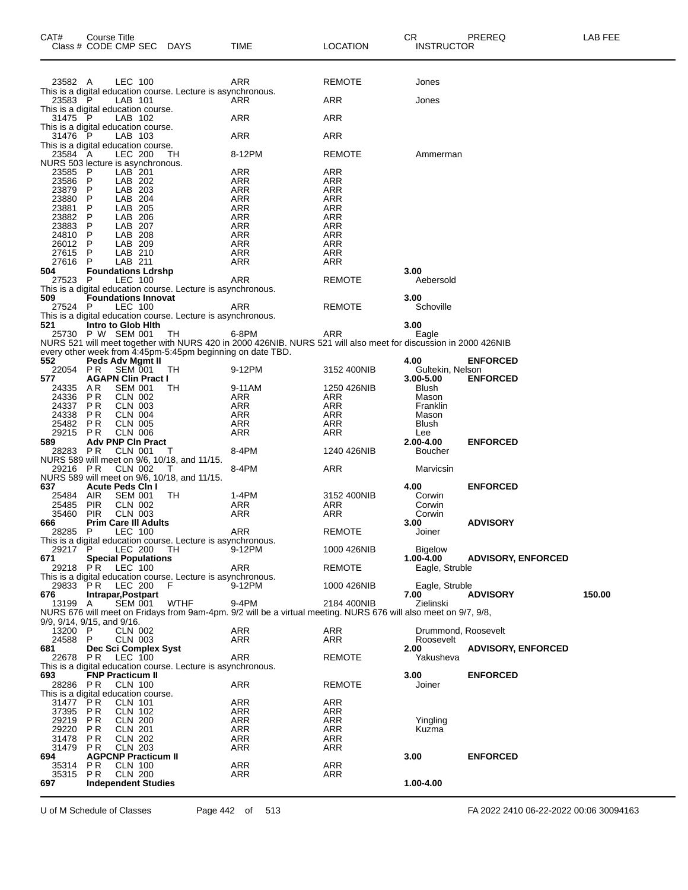| CAT# | Course Title Class # CODE CMP SEC | DAYS | TIME | LOCATION | CR INSTRUCTOR | PREREQ | LAB FEE |
|---|---|---|---|---|---|---|---|
| 23582 | A LEC 100 | | ARR | REMOTE | Jones | | |
| This is a digital education course. Lecture is asynchronous. | | | | | | | |
| 23583 | P LAB 101 | | ARR | ARR | Jones | | |
| This is a digital education course. | | | | | | | |
| 31475 | P LAB 102 | | ARR | ARR | | | |
| This is a digital education course. | | | | | | | |
| 31476 | P LAB 103 | | ARR | ARR | | | |
| This is a digital education course. | | | | | | | |
| 23584 | A LEC 200 | TH | 8-12PM | REMOTE | Ammerman | | |
| NURS 503 lecture is asynchronous. | | | | | | | |
| 23585 | P LAB 201 | | ARR | ARR | | | |
| 23586 | P LAB 202 | | ARR | ARR | | | |
| 23879 | P LAB 203 | | ARR | ARR | | | |
| 23880 | P LAB 204 | | ARR | ARR | | | |
| 23881 | P LAB 205 | | ARR | ARR | | | |
| 23882 | P LAB 206 | | ARR | ARR | | | |
| 23883 | P LAB 207 | | ARR | ARR | | | |
| 24810 | P LAB 208 | | ARR | ARR | | | |
| 26012 | P LAB 209 | | ARR | ARR | | | |
| 27615 | P LAB 210 | | ARR | ARR | | | |
| 27616 | P LAB 211 | | ARR | ARR | | | |
| **504** | **Foundations Ldrshp** | | | | **3.00** | | |
| 27523 | P LEC 100 | | ARR | REMOTE | Aebersold | | |
| This is a digital education course. Lecture is asynchronous. | | | | | | | |
| **509** | **Foundations Innovat** | | | | **3.00** | | |
| 27524 | P LEC 100 | | ARR | REMOTE | Schoville | | |
| This is a digital education course. Lecture is asynchronous. | | | | | | | |
| **521** | **Intro to Glob Hlth** | | | | **3.00** | | |
| 25730 | P W SEM 001 | TH | 6-8PM | ARR | Eagle | | |
| NURS 521 will meet together with NURS 420 in 2000 426NIB. NURS 521 will also meet for discussion in 2000 426NIB every other week from 4:45pm-5:45pm beginning on date TBD. | | | | | | | |
| **552** | **Peds Adv Mgmt II** | | | | **4.00** | **ENFORCED** | |
| 22054 | PR SEM 001 | TH | 9-12PM | 3152 400NIB | Gultekin, Nelson | | |
| **577** | **AGAPN Clin Pract I** | | | | **3.00-5.00** | **ENFORCED** | |
| 24335 | AR SEM 001 | TH | 9-11AM | 1250 426NIB | Blush | | |
| 24336 | PR CLN 002 | | ARR | ARR | Mason | | |
| 24337 | PR CLN 003 | | ARR | ARR | Franklin | | |
| 24338 | PR CLN 004 | | ARR | ARR | Mason | | |
| 25482 | PR CLN 005 | | ARR | ARR | Blush | | |
| 29215 | PR CLN 006 | | ARR | ARR | Lee | | |
| **589** | **Adv PNP Cln Pract** | | | | **2.00-4.00** | **ENFORCED** | |
| 28283 | PR CLN 001 | T | 8-4PM | 1240 426NIB | Boucher | | |
| NURS 589 will meet on 9/6, 10/18, and 11/15. | | | | | | | |
| 29216 | PR CLN 002 | T | 8-4PM | ARR | Marvicsin | | |
| NURS 589 will meet on 9/6, 10/18, and 11/15. | | | | | | | |
| **637** | **Acute Peds Cln I** | | | | **4.00** | **ENFORCED** | |
| 25484 | AIR SEM 001 | TH | 1-4PM | 3152 400NIB | Corwin | | |
| 25485 | PIR CLN 002 | | ARR | ARR | Corwin | | |
| 35460 | PIR CLN 003 | | ARR | ARR | Corwin | | |
| **666** | **Prim Care III Adults** | | | | **3.00** | **ADVISORY** | |
| 28285 | P LEC 100 | | ARR | REMOTE | Joiner | | |
| This is a digital education course. Lecture is asynchronous. | | | | | | | |
| 29217 | P LEC 200 | TH | 9-12PM | 1000 426NIB | Bigelow | | |
| **671** | **Special Populations** | | | | **1.00-4.00** | **ADVISORY, ENFORCED** | |
| 29218 | PR LEC 100 | | ARR | REMOTE | Eagle, Struble | | |
| This is a digital education course. Lecture is asynchronous. | | | | | | | |
| 29833 | PR LEC 200 | F | 9-12PM | 1000 426NIB | Eagle, Struble | | |
| **676** | **Intrapar,Postpart** | | | | **7.00** | **ADVISORY** | **150.00** |
| 13199 | A SEM 001 | WTHF | 9-4PM | 2184 400NIB | Zielinski | | |
| NURS 676 will meet on Fridays from 9am-4pm. 9/2 will be a virtual meeting. NURS 676 will also meet on 9/7, 9/8, 9/9, 9/14, 9/15, and 9/16. | | | | | | | |
| 13200 | P CLN 002 | | ARR | ARR | Drummond, Roosevelt | | |
| 24588 | P CLN 003 | | ARR | ARR | Roosevelt | | |
| **681** | **Dec Sci Complex Syst** | | | | **2.00** | **ADVISORY, ENFORCED** | |
| 22678 | PR LEC 100 | | ARR | REMOTE | Yakusheva | | |
| This is a digital education course. Lecture is asynchronous. | | | | | | | |
| **693** | **FNP Practicum II** | | | | **3.00** | **ENFORCED** | |
| 28286 | PR CLN 100 | | ARR | REMOTE | Joiner | | |
| This is a digital education course. | | | | | | | |
| 31477 | PR CLN 101 | | ARR | ARR | | | |
| 37395 | PR CLN 102 | | ARR | ARR | | | |
| 29219 | PR CLN 200 | | ARR | ARR | Yingling | | |
| 29220 | PR CLN 201 | | ARR | ARR | Kuzma | | |
| 31478 | PR CLN 202 | | ARR | ARR | | | |
| 31479 | PR CLN 203 | | ARR | ARR | | | |
| **694** | **AGPCNP Practicum II** | | | | **3.00** | **ENFORCED** | |
| 35314 | PR CLN 100 | | ARR | ARR | | | |
| 35315 | PR CLN 200 | | ARR | ARR | | | |
| **697** | **Independent Studies** | | | | **1.00-4.00** | | |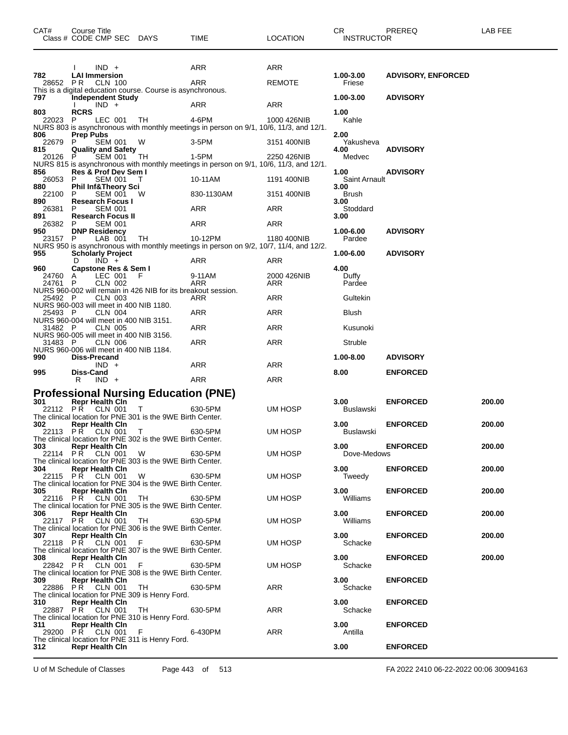| CAT# | Course Title<br>Class # CODE CMP SEC DAYS | TIME | LOCATION | CR<br>INSTRUCTOR | PREREQ | LAB FEE |
|---|---|---|---|---|---|---|
| | I IND + | ARR | ARR | | | |
| 782 | **LAI Immersion** | | | 1.00-3.00 | ADVISORY, ENFORCED | |
| 28652 | P R CLN 100 | ARR | REMOTE | Friese | | |
| | This is a digital education course. Course is asynchronous. | | | | | |
| 797 | **Independent Study** | | | 1.00-3.00 | ADVISORY | |
| | I IND + | ARR | ARR | | | |
| 803 | **RCRS** | | | 1.00 | | |
| 22023 | P LEC 001 TH | 4-6PM | 1000 426NIB | Kahle | | |
| | NURS 803 is asynchronous with monthly meetings in person on 9/1, 10/6, 11/3, and 12/1. | | | | | |
| 806 | **Prep Pubs** | | | 2.00 | | |
| 22679 | P SEM 001 W | 3-5PM | 3151 400NIB | Yakusheva | | |
| 815 | **Quality and Safety** | | | 4.00 | ADVISORY | |
| 20126 | P SEM 001 TH | 1-5PM | 2250 426NIB | Medvec | | |
| | NURS 815 is asynchronous with monthly meetings in person on 9/1, 10/6, 11/3, and 12/1. | | | | | |
| 856 | **Res & Prof Dev Sem I** | | | 1.00 | ADVISORY | |
| 26053 | P SEM 001 T | 10-11AM | 1191 400NIB | Saint Arnault | | |
| 880 | **Phil Inf&Theory Sci** | | | 3.00 | | |
| 22100 | P SEM 001 W | 830-1130AM | 3151 400NIB | Brush | | |
| 890 | **Research Focus I** | | | 3.00 | | |
| 26381 | P SEM 001 | ARR | ARR | Stoddard | | |
| 891 | **Research Focus II** | | | 3.00 | | |
| 26382 | P SEM 001 | ARR | ARR | | | |
| 950 | **DNP Residency** | | | 1.00-6.00 | ADVISORY | |
| 23157 | P LAB 001 TH | 10-12PM | 1180 400NIB | Pardee | | |
| | NURS 950 is asynchronous with monthly meetings in person on 9/2, 10/7, 11/4, and 12/2. | | | | | |
| 955 | **Scholarly Project** | | | 1.00-6.00 | ADVISORY | |
| | D IND + | ARR | ARR | | | |
| 960 | **Capstone Res & Sem I** | | | 4.00 | | |
| 24760 | A LEC 001 F | 9-11AM | 2000 426NIB | Duffy | | |
| 24761 | P CLN 002 | ARR | ARR | Pardee | | |
| | NURS 960-002 will remain in 426 NIB for its breakout session. | | | | | |
| 25492 | P CLN 003 | ARR | ARR | Gultekin | | |
| | NURS 960-003 will meet in 400 NIB 1180. | | | | | |
| 25493 | P CLN 004 | ARR | ARR | Blush | | |
| | NURS 960-004 will meet in 400 NIB 3151. | | | | | |
| 31482 | P CLN 005 | ARR | ARR | Kusunoki | | |
| | NURS 960-005 will meet in 400 NIB 3156. | | | | | |
| 31483 | P CLN 006 | ARR | ARR | Struble | | |
| | NURS 960-006 will meet in 400 NIB 1184. | | | | | |
| 990 | **Diss-Precand** | | | 1.00-8.00 | ADVISORY | |
| | IND + | ARR | ARR | | | |
| 995 | **Diss-Cand** | | | 8.00 | ENFORCED | |
| | R IND + | ARR | ARR | | | |

## Professional Nursing Education (PNE)

| CAT# | Course Title<br>Class # CODE CMP SEC DAYS | TIME | LOCATION | CR<br>INSTRUCTOR | PREREQ | LAB FEE |
|---|---|---|---|---|---|---|
| 301 | **Repr Health Cln** | | | 3.00 | ENFORCED | 200.00 |
| 22112 | P R CLN 001 T | 630-5PM | UM HOSP | Buslawski | | |
| | The clinical location for PNE 301 is the 9WE Birth Center. | | | | | |
| 302 | **Repr Health Cln** | | | 3.00 | ENFORCED | 200.00 |
| 22113 | P R CLN 001 T | 630-5PM | UM HOSP | Buslawski | | |
| | The clinical location for PNE 302 is the 9WE Birth Center. | | | | | |
| 303 | **Repr Health Cln** | | | 3.00 | ENFORCED | 200.00 |
| 22114 | P R CLN 001 W | 630-5PM | UM HOSP | Dove-Medows | | |
| | The clinical location for PNE 303 is the 9WE Birth Center. | | | | | |
| 304 | **Repr Health Cln** | | | 3.00 | ENFORCED | 200.00 |
| 22115 | P R CLN 001 W | 630-5PM | UM HOSP | Tweedy | | |
| | The clinical location for PNE 304 is the 9WE Birth Center. | | | | | |
| 305 | **Repr Health Cln** | | | 3.00 | ENFORCED | 200.00 |
| 22116 | P R CLN 001 TH | 630-5PM | UM HOSP | Williams | | |
| | The clinical location for PNE 305 is the 9WE Birth Center. | | | | | |
| 306 | **Repr Health Cln** | | | 3.00 | ENFORCED | 200.00 |
| 22117 | P R CLN 001 TH | 630-5PM | UM HOSP | Williams | | |
| | The clinical location for PNE 306 is the 9WE Birth Center. | | | | | |
| 307 | **Repr Health Cln** | | | 3.00 | ENFORCED | 200.00 |
| 22118 | P R CLN 001 F | 630-5PM | UM HOSP | Schacke | | |
| | The clinical location for PNE 307 is the 9WE Birth Center. | | | | | |
| 308 | **Repr Health Cln** | | | 3.00 | ENFORCED | 200.00 |
| 22842 | P R CLN 001 F | 630-5PM | UM HOSP | Schacke | | |
| | The clinical location for PNE 308 is the 9WE Birth Center. | | | | | |
| 309 | **Repr Health Cln** | | | 3.00 | ENFORCED | |
| 22886 | P R CLN 001 TH | 630-5PM | ARR | Schacke | | |
| | The clinical location for PNE 309 is Henry Ford. | | | | | |
| 310 | **Repr Health Cln** | | | 3.00 | ENFORCED | |
| 22887 | P R CLN 001 TH | 630-5PM | ARR | Schacke | | |
| | The clinical location for PNE 310 is Henry Ford. | | | | | |
| 311 | **Repr Health Cln** | | | 3.00 | ENFORCED | |
| 29200 | P R CLN 001 F | 6-430PM | ARR | Antilla | | |
| | The clinical location for PNE 311 is Henry Ford. | | | | | |
| 312 | **Repr Health Cln** | | | 3.00 | ENFORCED | |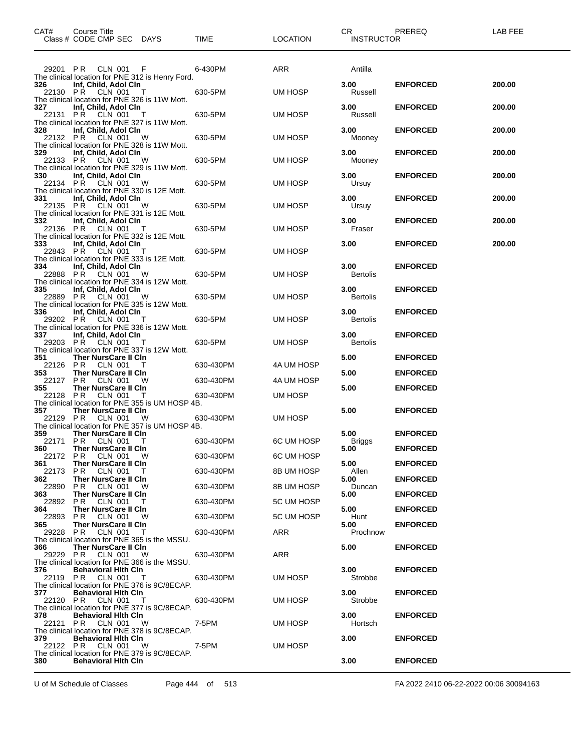| CAT# | Course Title Class # CODE CMP SEC DAYS | TIME | LOCATION | CR INSTRUCTOR | PREREQ | LAB FEE |
|---|---|---|---|---|---|---|
| | 29201 P R CLN 001 F | 6-430PM | ARR | Antilla | | |
| | The clinical location for PNE 312 is Henry Ford. | | | | | |
| 326 | Inf, Child, Adol Cln | | | 3.00 | ENFORCED | 200.00 |
| | 22130 P R CLN 001 T | 630-5PM | UM HOSP | Russell | | |
| | The clinical location for PNE 326 is 11W Mott. | | | | | |
| 327 | Inf, Child, Adol Cln | | | 3.00 | ENFORCED | 200.00 |
| | 22131 P R CLN 001 T | 630-5PM | UM HOSP | Russell | | |
| | The clinical location for PNE 327 is 11W Mott. | | | | | |
| 328 | Inf, Child, Adol Cln | | | 3.00 | ENFORCED | 200.00 |
| | 22132 P R CLN 001 W | 630-5PM | UM HOSP | Mooney | | |
| | The clinical location for PNE 328 is 11W Mott. | | | | | |
| 329 | Inf, Child, Adol Cln | | | 3.00 | ENFORCED | 200.00 |
| | 22133 P R CLN 001 W | 630-5PM | UM HOSP | Mooney | | |
| | The clinical location for PNE 329 is 11W Mott. | | | | | |
| 330 | Inf, Child, Adol Cln | | | 3.00 | ENFORCED | 200.00 |
| | 22134 P R CLN 001 W | 630-5PM | UM HOSP | Ursuy | | |
| | The clinical location for PNE 330 is 12E Mott. | | | | | |
| 331 | Inf, Child, Adol Cln | | | 3.00 | ENFORCED | 200.00 |
| | 22135 P R CLN 001 W | 630-5PM | UM HOSP | Ursuy | | |
| | The clinical location for PNE 331 is 12E Mott. | | | | | |
| 332 | Inf, Child, Adol Cln | | | 3.00 | ENFORCED | 200.00 |
| | 22136 P R CLN 001 T | 630-5PM | UM HOSP | Fraser | | |
| | The clinical location for PNE 332 is 12E Mott. | | | | | |
| 333 | Inf, Child, Adol Cln | | | 3.00 | ENFORCED | 200.00 |
| | 22843 P R CLN 001 T | 630-5PM | UM HOSP | | | |
| | The clinical location for PNE 333 is 12E Mott. | | | | | |
| 334 | Inf, Child, Adol Cln | | | 3.00 | ENFORCED | |
| | 22888 P R CLN 001 W | 630-5PM | UM HOSP | Bertolis | | |
| | The clinical location for PNE 334 is 12W Mott. | | | | | |
| 335 | Inf, Child, Adol Cln | | | 3.00 | ENFORCED | |
| | 22889 P R CLN 001 W | 630-5PM | UM HOSP | Bertolis | | |
| | The clinical location for PNE 335 is 12W Mott. | | | | | |
| 336 | Inf, Child, Adol Cln | | | 3.00 | ENFORCED | |
| | 29202 P R CLN 001 T | 630-5PM | UM HOSP | Bertolis | | |
| | The clinical location for PNE 336 is 12W Mott. | | | | | |
| 337 | Inf, Child, Adol Cln | | | 3.00 | ENFORCED | |
| | 29203 P R CLN 001 T | 630-5PM | UM HOSP | Bertolis | | |
| | The clinical location for PNE 337 is 12W Mott. | | | | | |
| 351 | Ther NursCare II Cln | | | 5.00 | ENFORCED | |
| | 22126 P R CLN 001 T | 630-430PM | 4A UM HOSP | | | |
| 353 | Ther NursCare II Cln | | | 5.00 | ENFORCED | |
| | 22127 P R CLN 001 W | 630-430PM | 4A UM HOSP | | | |
| 355 | Ther NursCare II Cln | | | 5.00 | ENFORCED | |
| | 22128 P R CLN 001 T | 630-430PM | UM HOSP | | | |
| | The clinical location for PNE 355 is UM HOSP 4B. | | | | | |
| 357 | Ther NursCare II Cln | | | 5.00 | ENFORCED | |
| | 22129 P R CLN 001 W | 630-430PM | UM HOSP | | | |
| | The clinical location for PNE 357 is UM HOSP 4B. | | | | | |
| 359 | Ther NursCare II Cln | | | 5.00 | ENFORCED | |
| | 22171 P R CLN 001 T | 630-430PM | 6C UM HOSP | Briggs | | |
| 360 | Ther NursCare II Cln | | | 5.00 | ENFORCED | |
| | 22172 P R CLN 001 W | 630-430PM | 6C UM HOSP | | | |
| 361 | Ther NursCare II Cln | | | 5.00 | ENFORCED | |
| | 22173 P R CLN 001 T | 630-430PM | 8B UM HOSP | Allen | | |
| 362 | Ther NursCare II Cln | | | 5.00 | ENFORCED | |
| | 22890 P R CLN 001 W | 630-430PM | 8B UM HOSP | Duncan | | |
| 363 | Ther NursCare II Cln | | | 5.00 | ENFORCED | |
| | 22892 P R CLN 001 T | 630-430PM | 5C UM HOSP | | | |
| 364 | Ther NursCare II Cln | | | 5.00 | ENFORCED | |
| | 22893 P R CLN 001 W | 630-430PM | 5C UM HOSP | Hunt | | |
| 365 | Ther NursCare II Cln | | | 5.00 | ENFORCED | |
| | 29228 P R CLN 001 T | 630-430PM | ARR | Prochnow | | |
| | The clinical location for PNE 365 is the MSSU. | | | | | |
| 366 | Ther NursCare II Cln | | | 5.00 | ENFORCED | |
| | 29229 P R CLN 001 W | 630-430PM | ARR | | | |
| | The clinical location for PNE 366 is the MSSU. | | | | | |
| 376 | Behavioral Hlth Cln | | | 3.00 | ENFORCED | |
| | 22119 P R CLN 001 T | 630-430PM | UM HOSP | Strobbe | | |
| | The clinical location for PNE 376 is 9C/8ECAP. | | | | | |
| 377 | Behavioral Hlth Cln | | | 3.00 | ENFORCED | |
| | 22120 P R CLN 001 T | 630-430PM | UM HOSP | Strobbe | | |
| | The clinical location for PNE 377 is 9C/8ECAP. | | | | | |
| 378 | Behavioral Hlth Cln | | | 3.00 | ENFORCED | |
| | 22121 P R CLN 001 W | 7-5PM | UM HOSP | Hortsch | | |
| | The clinical location for PNE 378 is 9C/8ECAP. | | | | | |
| 379 | Behavioral Hlth Cln | | | 3.00 | ENFORCED | |
| | 22122 P R CLN 001 W | 7-5PM | UM HOSP | | | |
| | The clinical location for PNE 379 is 9C/8ECAP. | | | | | |
| 380 | Behavioral Hlth Cln | | | 3.00 | ENFORCED | |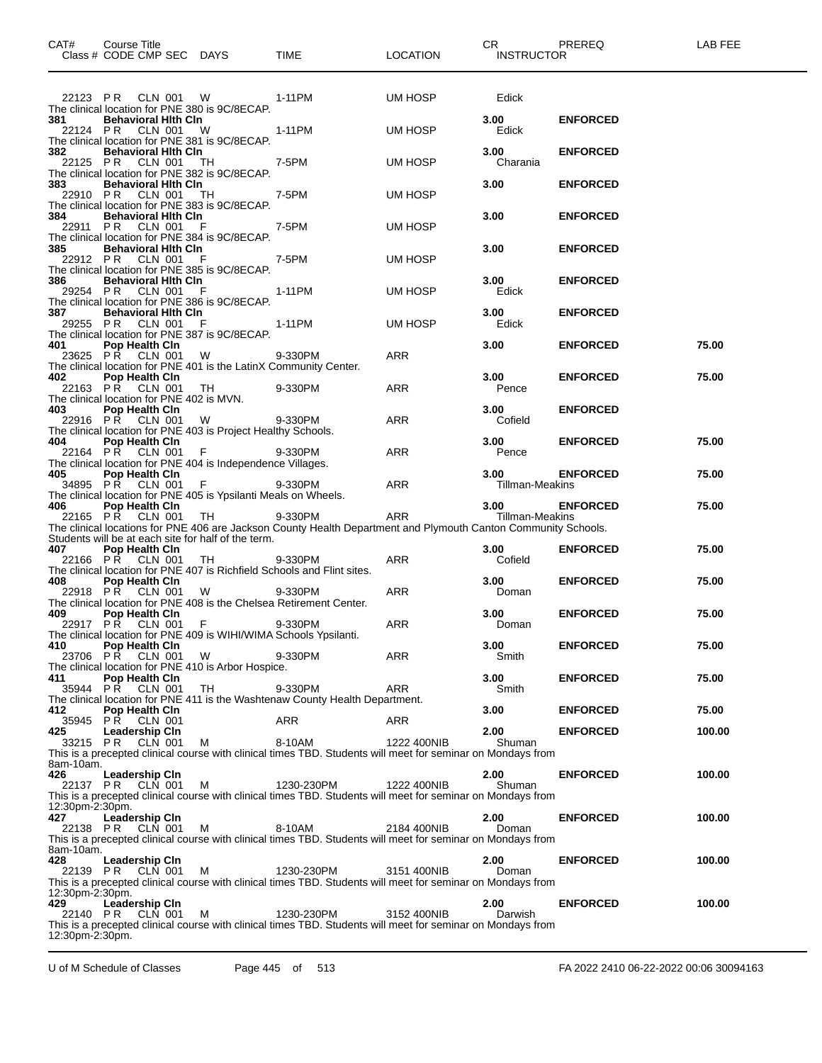| CAT# | Course Title<br>Class # CODE CMP SEC | DAYS | TIME | LOCATION | CR<br>INSTRUCTOR | PREREQ | LAB FEE |
|---|---|---|---|---|---|---|---|
| | 22123 PR CLN 001 | W | 1-11PM | UM HOSP | Edick | | |

The clinical location for PNE 380 is 9C/8ECAP.

| CAT# | Course Title<br>Class # CODE CMP SEC | DAYS | TIME | LOCATION | CR<br>INSTRUCTOR | PREREQ | LAB FEE |
|---|---|---|---|---|---|---|---|
| 381 | **Behavioral Hlth Cln** | | | | 3.00 | **ENFORCED** | |
| | 22124 PR CLN 001 | W | 1-11PM | UM HOSP | Edick | | |

The clinical location for PNE 381 is 9C/8ECAP.

| CAT# | Course Title<br>Class # CODE CMP SEC | DAYS | TIME | LOCATION | CR<br>INSTRUCTOR | PREREQ | LAB FEE |
|---|---|---|---|---|---|---|---|
| 382 | **Behavioral Hlth Cln** | | | | 3.00 | **ENFORCED** | |
| | 22125 PR CLN 001 | TH | 7-5PM | UM HOSP | Charania | | |

The clinical location for PNE 382 is 9C/8ECAP.

| CAT# | Course Title<br>Class # CODE CMP SEC | DAYS | TIME | LOCATION | CR<br>INSTRUCTOR | PREREQ | LAB FEE |
|---|---|---|---|---|---|---|---|
| 383 | **Behavioral Hlth Cln** | | | | 3.00 | **ENFORCED** | |
| | 22910 PR CLN 001 | TH | 7-5PM | UM HOSP | | | |

The clinical location for PNE 383 is 9C/8ECAP.

| CAT# | Course Title<br>Class # CODE CMP SEC | DAYS | TIME | LOCATION | CR<br>INSTRUCTOR | PREREQ | LAB FEE |
|---|---|---|---|---|---|---|---|
| 384 | **Behavioral Hlth Cln** | | | | 3.00 | **ENFORCED** | |
| | 22911 PR CLN 001 | F | 7-5PM | UM HOSP | | | |

The clinical location for PNE 384 is 9C/8ECAP.

| CAT# | Course Title<br>Class # CODE CMP SEC | DAYS | TIME | LOCATION | CR<br>INSTRUCTOR | PREREQ | LAB FEE |
|---|---|---|---|---|---|---|---|
| 385 | **Behavioral Hlth Cln** | | | | 3.00 | **ENFORCED** | |
| | 22912 PR CLN 001 | F | 7-5PM | UM HOSP | | | |

The clinical location for PNE 385 is 9C/8ECAP.

| CAT# | Course Title<br>Class # CODE CMP SEC | DAYS | TIME | LOCATION | CR<br>INSTRUCTOR | PREREQ | LAB FEE |
|---|---|---|---|---|---|---|---|
| 386 | **Behavioral Hlth Cln** | | | | 3.00 | **ENFORCED** | |
| | 29254 PR CLN 001 | F | 1-11PM | UM HOSP | Edick | | |

The clinical location for PNE 386 is 9C/8ECAP.

| CAT# | Course Title<br>Class # CODE CMP SEC | DAYS | TIME | LOCATION | CR<br>INSTRUCTOR | PREREQ | LAB FEE |
|---|---|---|---|---|---|---|---|
| 387 | **Behavioral Hlth Cln** | | | | 3.00 | **ENFORCED** | |
| | 29255 PR CLN 001 | F | 1-11PM | UM HOSP | Edick | | |

The clinical location for PNE 387 is 9C/8ECAP.

| CAT# | Course Title<br>Class # CODE CMP SEC | DAYS | TIME | LOCATION | CR<br>INSTRUCTOR | PREREQ | LAB FEE |
|---|---|---|---|---|---|---|---|
| 401 | **Pop Health Cln** | | | | 3.00 | **ENFORCED** | 75.00 |
| | 23625 PR CLN 001 | W | 9-330PM | ARR | | | |

The clinical location for PNE 401 is the LatinX Community Center.

| CAT# | Course Title<br>Class # CODE CMP SEC | DAYS | TIME | LOCATION | CR<br>INSTRUCTOR | PREREQ | LAB FEE |
|---|---|---|---|---|---|---|---|
| 402 | **Pop Health Cln** | | | | 3.00 | **ENFORCED** | 75.00 |
| | 22163 PR CLN 001 | TH | 9-330PM | ARR | Pence | | |

The clinical location for PNE 402 is MVN.

| CAT# | Course Title<br>Class # CODE CMP SEC | DAYS | TIME | LOCATION | CR<br>INSTRUCTOR | PREREQ | LAB FEE |
|---|---|---|---|---|---|---|---|
| 403 | **Pop Health Cln** | | | | 3.00 | **ENFORCED** | |
| | 22916 PR CLN 001 | W | 9-330PM | ARR | Cofield | | |

The clinical location for PNE 403 is Project Healthy Schools.

| CAT# | Course Title<br>Class # CODE CMP SEC | DAYS | TIME | LOCATION | CR<br>INSTRUCTOR | PREREQ | LAB FEE |
|---|---|---|---|---|---|---|---|
| 404 | **Pop Health Cln** | | | | 3.00 | **ENFORCED** | 75.00 |
| | 22164 PR CLN 001 | F | 9-330PM | ARR | Pence | | |

The clinical location for PNE 404 is Independence Villages.

| CAT# | Course Title<br>Class # CODE CMP SEC | DAYS | TIME | LOCATION | CR<br>INSTRUCTOR | PREREQ | LAB FEE |
|---|---|---|---|---|---|---|---|
| 405 | **Pop Health Cln** | | | | 3.00 | **ENFORCED** | 75.00 |
| | 34895 PR CLN 001 | F | 9-330PM | ARR | Tillman-Meakins | | |

The clinical location for PNE 405 is Ypsilanti Meals on Wheels.

| CAT# | Course Title<br>Class # CODE CMP SEC | DAYS | TIME | LOCATION | CR<br>INSTRUCTOR | PREREQ | LAB FEE |
|---|---|---|---|---|---|---|---|
| 406 | **Pop Health Cln** | | | | 3.00 | **ENFORCED** | 75.00 |
| | 22165 PR CLN 001 | TH | 9-330PM | ARR | Tillman-Meakins | | |

The clinical locations for PNE 406 are Jackson County Health Department and Plymouth Canton Community Schools. Students will be at each site for half of the term.

| CAT# | Course Title<br>Class # CODE CMP SEC | DAYS | TIME | LOCATION | CR<br>INSTRUCTOR | PREREQ | LAB FEE |
|---|---|---|---|---|---|---|---|
| 407 | **Pop Health Cln** | | | | 3.00 | **ENFORCED** | 75.00 |
| | 22166 PR CLN 001 | TH | 9-330PM | ARR | Cofield | | |

The clinical location for PNE 407 is Richfield Schools and Flint sites.

| CAT# | Course Title<br>Class # CODE CMP SEC | DAYS | TIME | LOCATION | CR<br>INSTRUCTOR | PREREQ | LAB FEE |
|---|---|---|---|---|---|---|---|
| 408 | **Pop Health Cln** | | | | 3.00 | **ENFORCED** | 75.00 |
| | 22918 PR CLN 001 | W | 9-330PM | ARR | Doman | | |

The clinical location for PNE 408 is the Chelsea Retirement Center.

| CAT# | Course Title<br>Class # CODE CMP SEC | DAYS | TIME | LOCATION | CR<br>INSTRUCTOR | PREREQ | LAB FEE |
|---|---|---|---|---|---|---|---|
| 409 | **Pop Health Cln** | | | | 3.00 | **ENFORCED** | 75.00 |
| | 22917 PR CLN 001 | F | 9-330PM | ARR | Doman | | |

The clinical location for PNE 409 is WIHI/WIMA Schools Ypsilanti.

| CAT# | Course Title<br>Class # CODE CMP SEC | DAYS | TIME | LOCATION | CR<br>INSTRUCTOR | PREREQ | LAB FEE |
|---|---|---|---|---|---|---|---|
| 410 | **Pop Health Cln** | | | | 3.00 | **ENFORCED** | 75.00 |
| | 23706 PR CLN 001 | W | 9-330PM | ARR | Smith | | |

The clinical location for PNE 410 is Arbor Hospice.

| CAT# | Course Title<br>Class # CODE CMP SEC | DAYS | TIME | LOCATION | CR<br>INSTRUCTOR | PREREQ | LAB FEE |
|---|---|---|---|---|---|---|---|
| 411 | **Pop Health Cln** | | | | 3.00 | **ENFORCED** | 75.00 |
| | 35944 PR CLN 001 | TH | 9-330PM | ARR | Smith | | |

The clinical location for PNE 411 is the Washtenaw County Health Department.

| CAT# | Course Title<br>Class # CODE CMP SEC | DAYS | TIME | LOCATION | CR<br>INSTRUCTOR | PREREQ | LAB FEE |
|---|---|---|---|---|---|---|---|
| 412 | **Pop Health Cln** | | | | 3.00 | **ENFORCED** | 75.00 |
| | 35945 PR CLN 001 | | ARR | ARR | | | |
| 425 | **Leadership Cln** | | | | 2.00 | **ENFORCED** | 100.00 |
| | 33215 PR CLN 001 | M | 8-10AM | 1222 400NIB | Shuman | | |

This is a precepted clinical course with clinical times TBD. Students will meet for seminar on Mondays from 8am-10am.

| CAT# | Course Title<br>Class # CODE CMP SEC | DAYS | TIME | LOCATION | CR<br>INSTRUCTOR | PREREQ | LAB FEE |
|---|---|---|---|---|---|---|---|
| 426 | **Leadership Cln** | | | | 2.00 | **ENFORCED** | 100.00 |
| | 22137 PR CLN 001 | M | 1230-230PM | 1222 400NIB | Shuman | | |

This is a precepted clinical course with clinical times TBD. Students will meet for seminar on Mondays from 12:30pm-2:30pm.

| CAT# | Course Title<br>Class # CODE CMP SEC | DAYS | TIME | LOCATION | CR<br>INSTRUCTOR | PREREQ | LAB FEE |
|---|---|---|---|---|---|---|---|
| 427 | **Leadership Cln** | | | | 2.00 | **ENFORCED** | 100.00 |
| | 22138 PR CLN 001 | M | 8-10AM | 2184 400NIB | Doman | | |

This is a precepted clinical course with clinical times TBD. Students will meet for seminar on Mondays from 8am-10am.

| CAT# | Course Title<br>Class # CODE CMP SEC | DAYS | TIME | LOCATION | CR<br>INSTRUCTOR | PREREQ | LAB FEE |
|---|---|---|---|---|---|---|---|
| 428 | **Leadership Cln** | | | | 2.00 | **ENFORCED** | 100.00 |
| | 22139 PR CLN 001 | M | 1230-230PM | 3151 400NIB | Doman | | |

This is a precepted clinical course with clinical times TBD. Students will meet for seminar on Mondays from 12:30pm-2:30pm.

| CAT# | Course Title<br>Class # CODE CMP SEC | DAYS | TIME | LOCATION | CR<br>INSTRUCTOR | PREREQ | LAB FEE |
|---|---|---|---|---|---|---|---|
| 429 | **Leadership Cln** | | | | 2.00 | **ENFORCED** | 100.00 |
| | 22140 PR CLN 001 | M | 1230-230PM | 3152 400NIB | Darwish | | |

This is a precepted clinical course with clinical times TBD. Students will meet for seminar on Mondays from 12:30pm-2:30pm.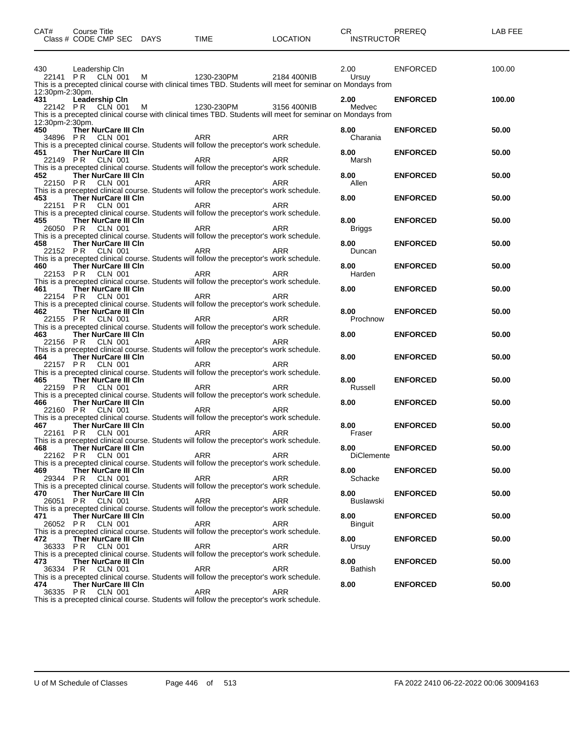| CAT# | Course Title<br>Class # CODE CMP SEC | DAYS | TIME | LOCATION | CR<br>INSTRUCTOR | PREREQ | LAB FEE |
|---|---|---|---|---|---|---|---|
| 430 | Leadership Cln | | | | 2.00 | ENFORCED | 100.00 |
| 22141 | PR CLN 001 | M | 1230-230PM | 2184 400NIB | Ursuy | | |

This is a precepted clinical course with clinical times TBD. Students will meet for seminar on Mondays from 12:30pm-2:30pm.

| CAT# | Course Title<br>Class # CODE CMP SEC | DAYS | TIME | LOCATION | CR<br>INSTRUCTOR | PREREQ | LAB FEE |
|---|---|---|---|---|---|---|---|
| **431** | **Leadership Cln** | | | | **2.00** | **ENFORCED** | **100.00** |
| 22142 | PR CLN 001 | M | 1230-230PM | 3156 400NIB | Medvec | | |

This is a precepted clinical course with clinical times TBD. Students will meet for seminar on Mondays from 12:30pm-2:30pm.

| CAT# | Course Title<br>Class # CODE CMP SEC | DAYS | TIME | LOCATION | CR<br>INSTRUCTOR | PREREQ | LAB FEE |
|---|---|---|---|---|---|---|---|
| **450** | **Ther NurCare III Cln** | | | | **8.00** | **ENFORCED** | **50.00** |
| 34896 | PR CLN 001 | | ARR | ARR | Charania | | |

This is a precepted clinical course. Students will follow the preceptor's work schedule.

| CAT# | Course Title<br>Class # CODE CMP SEC | DAYS | TIME | LOCATION | CR<br>INSTRUCTOR | PREREQ | LAB FEE |
|---|---|---|---|---|---|---|---|
| **451** | **Ther NurCare III Cln** | | | | **8.00** | **ENFORCED** | **50.00** |
| 22149 | PR CLN 001 | | ARR | ARR | Marsh | | |

This is a precepted clinical course. Students will follow the preceptor's work schedule.

| CAT# | Course Title<br>Class # CODE CMP SEC | DAYS | TIME | LOCATION | CR<br>INSTRUCTOR | PREREQ | LAB FEE |
|---|---|---|---|---|---|---|---|
| **452** | **Ther NurCare III Cln** | | | | **8.00** | **ENFORCED** | **50.00** |
| 22150 | PR CLN 001 | | ARR | ARR | Allen | | |

This is a precepted clinical course. Students will follow the preceptor's work schedule.

| CAT# | Course Title<br>Class # CODE CMP SEC | DAYS | TIME | LOCATION | CR<br>INSTRUCTOR | PREREQ | LAB FEE |
|---|---|---|---|---|---|---|---|
| **453** | **Ther NurCare III Cln** | | | | **8.00** | **ENFORCED** | **50.00** |
| 22151 | PR CLN 001 | | ARR | ARR | | | |

This is a precepted clinical course. Students will follow the preceptor's work schedule.

| CAT# | Course Title<br>Class # CODE CMP SEC | DAYS | TIME | LOCATION | CR<br>INSTRUCTOR | PREREQ | LAB FEE |
|---|---|---|---|---|---|---|---|
| **455** | **Ther NurCare III Cln** | | | | **8.00** | **ENFORCED** | **50.00** |
| 26050 | PR CLN 001 | | ARR | ARR | Briggs | | |

This is a precepted clinical course. Students will follow the preceptor's work schedule.

| CAT# | Course Title<br>Class # CODE CMP SEC | DAYS | TIME | LOCATION | CR<br>INSTRUCTOR | PREREQ | LAB FEE |
|---|---|---|---|---|---|---|---|
| **458** | **Ther NurCare III Cln** | | | | **8.00** | **ENFORCED** | **50.00** |
| 22152 | PR CLN 001 | | ARR | ARR | Duncan | | |

This is a precepted clinical course. Students will follow the preceptor's work schedule.

| CAT# | Course Title<br>Class # CODE CMP SEC | DAYS | TIME | LOCATION | CR<br>INSTRUCTOR | PREREQ | LAB FEE |
|---|---|---|---|---|---|---|---|
| **460** | **Ther NurCare III Cln** | | | | **8.00** | **ENFORCED** | **50.00** |
| 22153 | PR CLN 001 | | ARR | ARR | Harden | | |

This is a precepted clinical course. Students will follow the preceptor's work schedule.

| CAT# | Course Title<br>Class # CODE CMP SEC | DAYS | TIME | LOCATION | CR<br>INSTRUCTOR | PREREQ | LAB FEE |
|---|---|---|---|---|---|---|---|
| **461** | **Ther NurCare III Cln** | | | | **8.00** | **ENFORCED** | **50.00** |
| 22154 | PR CLN 001 | | ARR | ARR | | | |

This is a precepted clinical course. Students will follow the preceptor's work schedule.

| CAT# | Course Title<br>Class # CODE CMP SEC | DAYS | TIME | LOCATION | CR<br>INSTRUCTOR | PREREQ | LAB FEE |
|---|---|---|---|---|---|---|---|
| **462** | **Ther NurCare III Cln** | | | | **8.00** | **ENFORCED** | **50.00** |
| 22155 | PR CLN 001 | | ARR | ARR | Prochnow | | |

This is a precepted clinical course. Students will follow the preceptor's work schedule.

| CAT# | Course Title<br>Class # CODE CMP SEC | DAYS | TIME | LOCATION | CR<br>INSTRUCTOR | PREREQ | LAB FEE |
|---|---|---|---|---|---|---|---|
| **463** | **Ther NurCare III Cln** | | | | **8.00** | **ENFORCED** | **50.00** |
| 22156 | PR CLN 001 | | ARR | ARR | | | |

This is a precepted clinical course. Students will follow the preceptor's work schedule.

| CAT# | Course Title<br>Class # CODE CMP SEC | DAYS | TIME | LOCATION | CR<br>INSTRUCTOR | PREREQ | LAB FEE |
|---|---|---|---|---|---|---|---|
| **464** | **Ther NurCare III Cln** | | | | **8.00** | **ENFORCED** | **50.00** |
| 22157 | PR CLN 001 | | ARR | ARR | | | |

This is a precepted clinical course. Students will follow the preceptor's work schedule.

| CAT# | Course Title<br>Class # CODE CMP SEC | DAYS | TIME | LOCATION | CR<br>INSTRUCTOR | PREREQ | LAB FEE |
|---|---|---|---|---|---|---|---|
| **465** | **Ther NurCare III Cln** | | | | **8.00** | **ENFORCED** | **50.00** |
| 22159 | PR CLN 001 | | ARR | ARR | Russell | | |

This is a precepted clinical course. Students will follow the preceptor's work schedule.

| CAT# | Course Title<br>Class # CODE CMP SEC | DAYS | TIME | LOCATION | CR<br>INSTRUCTOR | PREREQ | LAB FEE |
|---|---|---|---|---|---|---|---|
| **466** | **Ther NurCare III Cln** | | | | **8.00** | **ENFORCED** | **50.00** |
| 22160 | PR CLN 001 | | ARR | ARR | | | |

This is a precepted clinical course. Students will follow the preceptor's work schedule.

| CAT# | Course Title<br>Class # CODE CMP SEC | DAYS | TIME | LOCATION | CR<br>INSTRUCTOR | PREREQ | LAB FEE |
|---|---|---|---|---|---|---|---|
| **467** | **Ther NurCare III Cln** | | | | **8.00** | **ENFORCED** | **50.00** |
| 22161 | PR CLN 001 | | ARR | ARR | Fraser | | |

This is a precepted clinical course. Students will follow the preceptor's work schedule.

| CAT# | Course Title<br>Class # CODE CMP SEC | DAYS | TIME | LOCATION | CR<br>INSTRUCTOR | PREREQ | LAB FEE |
|---|---|---|---|---|---|---|---|
| **468** | **Ther NurCare III Cln** | | | | **8.00** | **ENFORCED** | **50.00** |
| 22162 | PR CLN 001 | | ARR | ARR | DiClemente | | |

This is a precepted clinical course. Students will follow the preceptor's work schedule.

| CAT# | Course Title<br>Class # CODE CMP SEC | DAYS | TIME | LOCATION | CR<br>INSTRUCTOR | PREREQ | LAB FEE |
|---|---|---|---|---|---|---|---|
| **469** | **Ther NurCare III Cln** | | | | **8.00** | **ENFORCED** | **50.00** |
| 29344 | PR CLN 001 | | ARR | ARR | Schacke | | |

This is a precepted clinical course. Students will follow the preceptor's work schedule.

| CAT# | Course Title<br>Class # CODE CMP SEC | DAYS | TIME | LOCATION | CR<br>INSTRUCTOR | PREREQ | LAB FEE |
|---|---|---|---|---|---|---|---|
| **470** | **Ther NurCare III Cln** | | | | **8.00** | **ENFORCED** | **50.00** |
| 26051 | PR CLN 001 | | ARR | ARR | Buslawski | | |

This is a precepted clinical course. Students will follow the preceptor's work schedule.

| CAT# | Course Title<br>Class # CODE CMP SEC | DAYS | TIME | LOCATION | CR<br>INSTRUCTOR | PREREQ | LAB FEE |
|---|---|---|---|---|---|---|---|
| **471** | **Ther NurCare III Cln** | | | | **8.00** | **ENFORCED** | **50.00** |
| 26052 | PR CLN 001 | | ARR | ARR | Binguit | | |

This is a precepted clinical course. Students will follow the preceptor's work schedule.

| CAT# | Course Title<br>Class # CODE CMP SEC | DAYS | TIME | LOCATION | CR<br>INSTRUCTOR | PREREQ | LAB FEE |
|---|---|---|---|---|---|---|---|
| **472** | **Ther NurCare III Cln** | | | | **8.00** | **ENFORCED** | **50.00** |
| 36333 | PR CLN 001 | | ARR | ARR | Ursuy | | |

This is a precepted clinical course. Students will follow the preceptor's work schedule.

| CAT# | Course Title<br>Class # CODE CMP SEC | DAYS | TIME | LOCATION | CR<br>INSTRUCTOR | PREREQ | LAB FEE |
|---|---|---|---|---|---|---|---|
| **473** | **Ther NurCare III Cln** | | | | **8.00** | **ENFORCED** | **50.00** |
| 36334 | PR CLN 001 | | ARR | ARR | Bathish | | |

This is a precepted clinical course. Students will follow the preceptor's work schedule.

| CAT# | Course Title<br>Class # CODE CMP SEC | DAYS | TIME | LOCATION | CR<br>INSTRUCTOR | PREREQ | LAB FEE |
|---|---|---|---|---|---|---|---|
| **474** | **Ther NurCare III Cln** | | | | **8.00** | **ENFORCED** | **50.00** |
| 36335 | PR CLN 001 | | ARR | ARR | | | |

This is a precepted clinical course. Students will follow the preceptor's work schedule.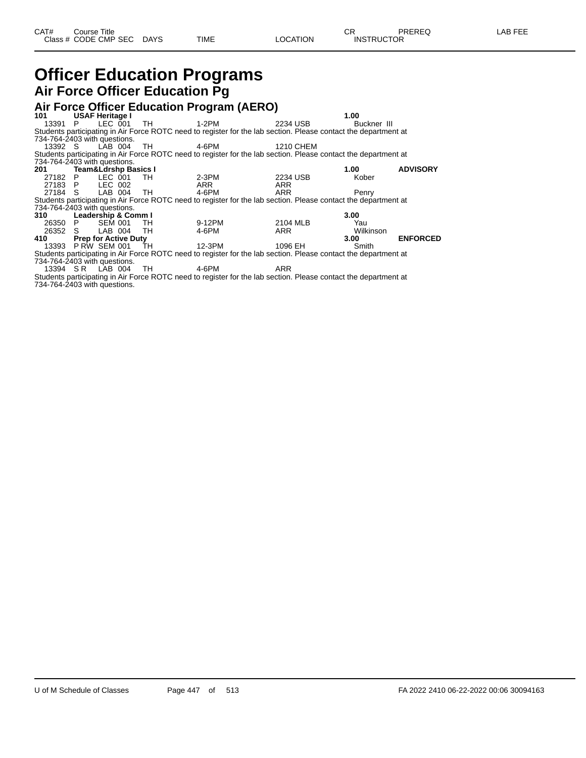| CAT# | Course Title | | | | | | CR | PREREQ | LAB FEE |
|---|---|---|---|---|---|---|---|---|---|
| Class # | CODE | CMP | SEC | DAYS | TIME | LOCATION | INSTRUCTOR | | |

# Officer Education Programs

## Air Force Officer Education Pg

### Air Force Officer Education Program (AERO)

**101 USAF Heritage I** — **1.00**

| Class # | CODE | CMP | SEC | DAYS | TIME | LOCATION | INSTRUCTOR |
|---|---|---|---|---|---|---|---|
| 13391 | P | LEC | 001 | TH | 1-2PM | 2234 USB | Buckner III |

Students participating in Air Force ROTC need to register for the lab section. Please contact the department at 734-764-2403 with questions.

| Class # | CODE | CMP | SEC | DAYS | TIME | LOCATION | INSTRUCTOR |
|---|---|---|---|---|---|---|---|
| 13392 | S | LAB | 004 | TH | 4-6PM | 1210 CHEM | |

Students participating in Air Force ROTC need to register for the lab section. Please contact the department at 734-764-2403 with questions.

**201 Team&Ldrshp Basics I** — **1.00** — **ADVISORY**

| Class # | CODE | CMP | SEC | DAYS | TIME | LOCATION | INSTRUCTOR |
|---|---|---|---|---|---|---|---|
| 27182 | P | LEC | 001 | TH | 2-3PM | 2234 USB | Kober |
| 27183 | P | LEC | 002 | | ARR | ARR | |
| 27184 | S | LAB | 004 | TH | 4-6PM | ARR | Penry |

Students participating in Air Force ROTC need to register for the lab section. Please contact the department at 734-764-2403 with questions.

**310 Leadership & Comm I** — **3.00**

| Class # | CODE | CMP | SEC | DAYS | TIME | LOCATION | INSTRUCTOR |
|---|---|---|---|---|---|---|---|
| 26350 | P | SEM | 001 | TH | 9-12PM | 2104 MLB | Yau |
| 26352 | S | LAB | 004 | TH | 4-6PM | ARR | Wilkinson |

**410 Prep for Active Duty** — **3.00** — **ENFORCED**

| Class # | CODE | CMP | SEC | DAYS | TIME | LOCATION | INSTRUCTOR |
|---|---|---|---|---|---|---|---|
| 13393 | P RW | SEM | 001 | TH | 12-3PM | 1096 EH | Smith |

Students participating in Air Force ROTC need to register for the lab section. Please contact the department at 734-764-2403 with questions.

| Class # | CODE | CMP | SEC | DAYS | TIME | LOCATION | INSTRUCTOR |
|---|---|---|---|---|---|---|---|
| 13394 | S R | LAB | 004 | TH | 4-6PM | ARR | |

Students participating in Air Force ROTC need to register for the lab section. Please contact the department at 734-764-2403 with questions.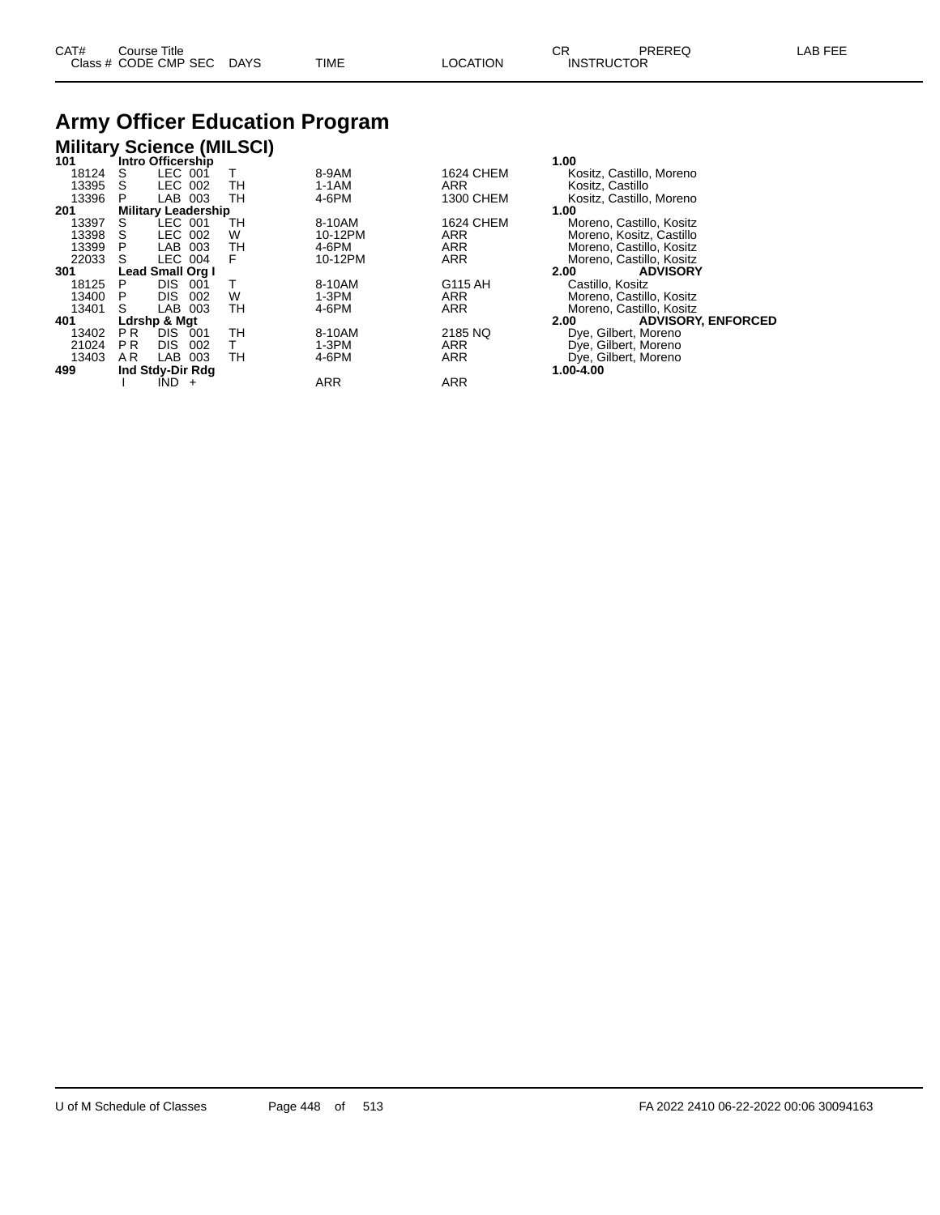| CAT# Class # | Course Title CODE | CMP | SEC | DAYS | TIME | LOCATION | CR INSTRUCTOR | PREREQ | LAB FEE |
|---|---|---|---|---|---|---|---|---|---|

# Army Officer Education Program

## Military Science (MILSCI)

| CAT# / Class # | CODE | CMP | SEC | DAYS | TIME | LOCATION | CR / INSTRUCTOR | PREREQ |
|---|---|---|---|---|---|---|---|---|
| **101** | **Intro Officership** | | | | | | **1.00** | |
| 18124 | S | LEC | 001 | T | 8-9AM | 1624 CHEM | Kositz, Castillo, Moreno | |
| 13395 | S | LEC | 002 | TH | 1-1AM | ARR | Kositz, Castillo | |
| 13396 | P | LAB | 003 | TH | 4-6PM | 1300 CHEM | Kositz, Castillo, Moreno | |
| **201** | **Military Leadership** | | | | | | **1.00** | |
| 13397 | S | LEC | 001 | TH | 8-10AM | 1624 CHEM | Moreno, Castillo, Kositz | |
| 13398 | S | LEC | 002 | W | 10-12PM | ARR | Moreno, Kositz, Castillo | |
| 13399 | P | LAB | 003 | TH | 4-6PM | ARR | Moreno, Castillo, Kositz | |
| 22033 | S | LEC | 004 | F | 10-12PM | ARR | Moreno, Castillo, Kositz | |
| **301** | **Lead Small Org I** | | | | | | **2.00** | **ADVISORY** |
| 18125 | P | DIS | 001 | T | 8-10AM | G115 AH | Castillo, Kositz | |
| 13400 | P | DIS | 002 | W | 1-3PM | ARR | Moreno, Castillo, Kositz | |
| 13401 | S | LAB | 003 | TH | 4-6PM | ARR | Moreno, Castillo, Kositz | |
| **401** | **Ldrshp & Mgt** | | | | | | **2.00** | **ADVISORY, ENFORCED** |
| 13402 | P R | DIS | 001 | TH | 8-10AM | 2185 NQ | Dye, Gilbert, Moreno | |
| 21024 | P R | DIS | 002 | T | 1-3PM | ARR | Dye, Gilbert, Moreno | |
| 13403 | A R | LAB | 003 | TH | 4-6PM | ARR | Dye, Gilbert, Moreno | |
| **499** | **Ind Stdy-Dir Rdg** | | | | | | **1.00-4.00** | |
| | I | IND | + | | ARR | ARR | | |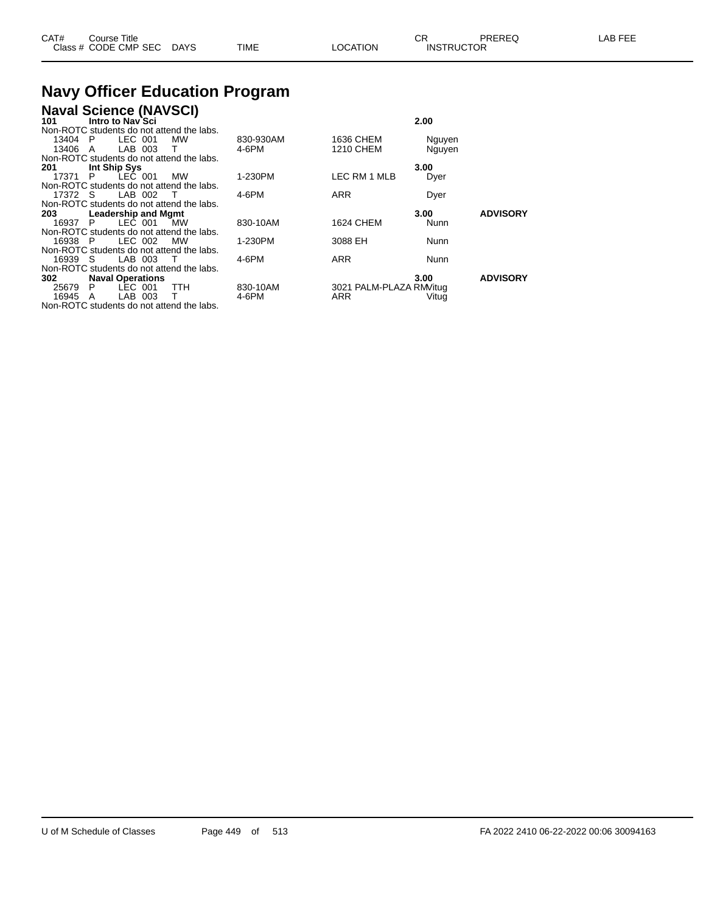| CAT# Class # | Course Title CODE | CMP | SEC | DAYS | TIME | LOCATION | CR INSTRUCTOR | PREREQ | LAB FEE |
|---|---|---|---|---|---|---|---|---|---|

# Navy Officer Education Program

## Naval Science (NAVSCI)

| CAT# Class # | Course Title CODE | CMP | SEC | DAYS | TIME | LOCATION | CR INSTRUCTOR | PREREQ | LAB FEE |
|---|---|---|---|---|---|---|---|---|---|
| **101** | **Intro to Nav Sci** | | | | | | **2.00** | | |
| Non-ROTC students do not attend the labs. | | | | | | | | | |
| 13404 | P | LEC | 001 | MW | 830-930AM | 1636 CHEM | Nguyen | | |
| 13406 | A | LAB | 003 | T | 4-6PM | 1210 CHEM | Nguyen | | |
| Non-ROTC students do not attend the labs. | | | | | | | | | |
| **201** | **Int Ship Sys** | | | | | | **3.00** | | |
| 17371 | P | LEC | 001 | MW | 1-230PM | LEC RM 1 MLB | Dyer | | |
| Non-ROTC students do not attend the labs. | | | | | | | | | |
| 17372 | S | LAB | 002 | T | 4-6PM | ARR | Dyer | | |
| Non-ROTC students do not attend the labs. | | | | | | | | | |
| **203** | **Leadership and Mgmt** | | | | | | **3.00** | **ADVISORY** | |
| 16937 | P | LEC | 001 | MW | 830-10AM | 1624 CHEM | Nunn | | |
| Non-ROTC students do not attend the labs. | | | | | | | | | |
| 16938 | P | LEC | 002 | MW | 1-230PM | 3088 EH | Nunn | | |
| Non-ROTC students do not attend the labs. | | | | | | | | | |
| 16939 | S | LAB | 003 | T | 4-6PM | ARR | Nunn | | |
| Non-ROTC students do not attend the labs. | | | | | | | | | |
| **302** | **Naval Operations** | | | | | | **3.00** | **ADVISORY** | |
| 25679 | P | LEC | 001 | TTH | 830-10AM | 3021 PALM-PLAZA RM | Vitug | | |
| 16945 | A | LAB | 003 | T | 4-6PM | ARR | Vitug | | |
| Non-ROTC students do not attend the labs. | | | | | | | | | |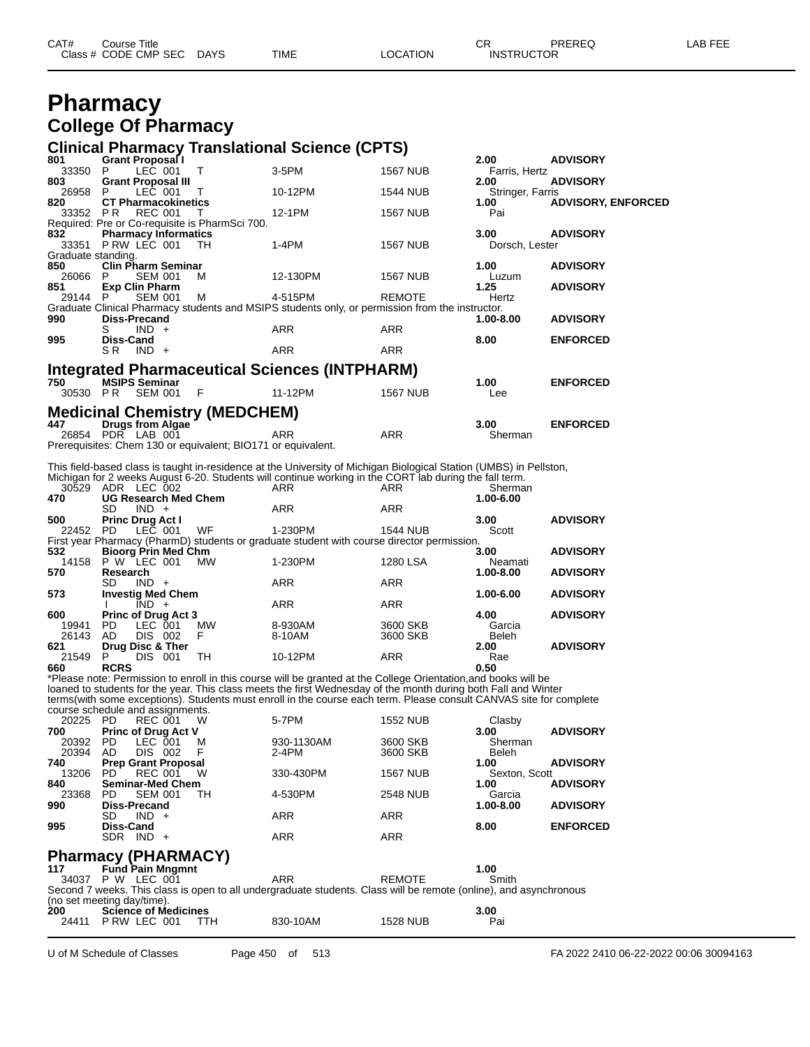| CAT# | Course Title | | | | | CR | PREREQ | LAB FEE |
|---|---|---|---|---|---|---|---|---|
| Class # | CODE CMP SEC | DAYS | TIME | LOCATION | | INSTRUCTOR | | |

# Pharmacy

## College Of Pharmacy

### Clinical Pharmacy Translational Science (CPTS)

**801 Grant Proposal I** — 2.00 — ADVISORY
33350 P LEC 001 T 3-5PM 1567 NUB Farris, Hertz

**803 Grant Proposal III** — 2.00 — ADVISORY
26958 P LEC 001 T 10-12PM 1544 NUB Stringer, Farris

**820 CT Pharmacokinetics** — 1.00 — ADVISORY, ENFORCED
33352 P R REC 001 T 12-1PM 1567 NUB Pai
Required: Pre or Co-requisite is PharmSci 700.

**832 Pharmacy Informatics** — 3.00 — ADVISORY
33351 P RW LEC 001 TH 1-4PM 1567 NUB Dorsch, Lester
Graduate standing.

**850 Clin Pharm Seminar** — 1.00 — ADVISORY
26066 P SEM 001 M 12-130PM 1567 NUB Luzum

**851 Exp Clin Pharm** — 1.25 — ADVISORY
29144 P SEM 001 M 4-515PM REMOTE Hertz
Graduate Clinical Pharmacy students and MSIPS students only, or permission from the instructor.

**990 Diss-Precand** — 1.00-8.00 — ADVISORY
S IND + ARR ARR

**995 Diss-Cand** — 8.00 — ENFORCED
S R IND + ARR ARR

### Integrated Pharmaceutical Sciences (INTPHARM)

**750 MSIPS Seminar** — 1.00 — ENFORCED
30530 P R SEM 001 F 11-12PM 1567 NUB Lee

### Medicinal Chemistry (MEDCHEM)

**447 Drugs from Algae** — 3.00 — ENFORCED
26854 PDR LAB 001 ARR ARR Sherman
Prerequisites: Chem 130 or equivalent; BIO171 or equivalent.

This field-based class is taught in-residence at the University of Michigan Biological Station (UMBS) in Pellston, Michigan for 2 weeks August 6-20. Students will continue working in the CORT lab during the fall term.
30529 ADR LEC 002 ARR ARR Sherman

**470 UG Research Med Chem** — 1.00-6.00
SD IND + ARR ARR

**500 Princ Drug Act I** — 3.00 — ADVISORY
22452 PD LEC 001 WF 1-230PM 1544 NUB Scott
First year Pharmacy (PharmD) students or graduate student with course director permission.

**532 Bioorg Prin Med Chm** — 3.00 — ADVISORY
14158 P W LEC 001 MW 1-230PM 1280 LSA Neamati

**570 Research** — 1.00-8.00 — ADVISORY
SD IND + ARR ARR

**573 Investig Med Chem** — 1.00-6.00 — ADVISORY
I IND + ARR ARR

**600 Princ of Drug Act 3** — 4.00 — ADVISORY
19941 PD LEC 001 MW 8-930AM 3600 SKB Garcia
26143 AD DIS 002 F 8-10AM 3600 SKB Beleh

**621 Drug Disc & Ther** — 2.00 — ADVISORY
21549 P DIS 001 TH 10-12PM ARR Rae

**660 RCRS** — 0.50
*Please note: Permission to enroll in this course will be granted at the College Orientation,and books will be loaned to students for the year. This class meets the first Wednesday of the month during both Fall and Winter terms(with some exceptions). Students must enroll in the course each term. Please consult CANVAS site for complete course schedule and assignments.
20225 PD REC 001 W 5-7PM 1552 NUB Clasby

**700 Princ of Drug Act V** — 3.00 — ADVISORY
20392 PD LEC 001 M 930-1130AM 3600 SKB Sherman
20394 AD DIS 002 F 2-4PM 3600 SKB Beleh

**740 Prep Grant Proposal** — 1.00 — ADVISORY
13206 PD REC 001 W 330-430PM 1567 NUB Sexton, Scott

**840 Seminar-Med Chem** — 1.00 — ADVISORY
23368 PD SEM 001 TH 4-530PM 2548 NUB Garcia

**990 Diss-Precand** — 1.00-8.00 — ADVISORY
SD IND + ARR ARR

**995 Diss-Cand** — 8.00 — ENFORCED
SDR IND + ARR ARR

### Pharmacy (PHARMACY)

**117 Fund Pain Mngmnt** — 1.00
34037 P W LEC 001 ARR REMOTE Smith
Second 7 weeks. This class is open to all undergraduate students. Class will be remote (online), and asynchronous (no set meeting day/time).

**200 Science of Medicines** — 3.00
24411 P RW LEC 001 TTH 830-10AM 1528 NUB Pai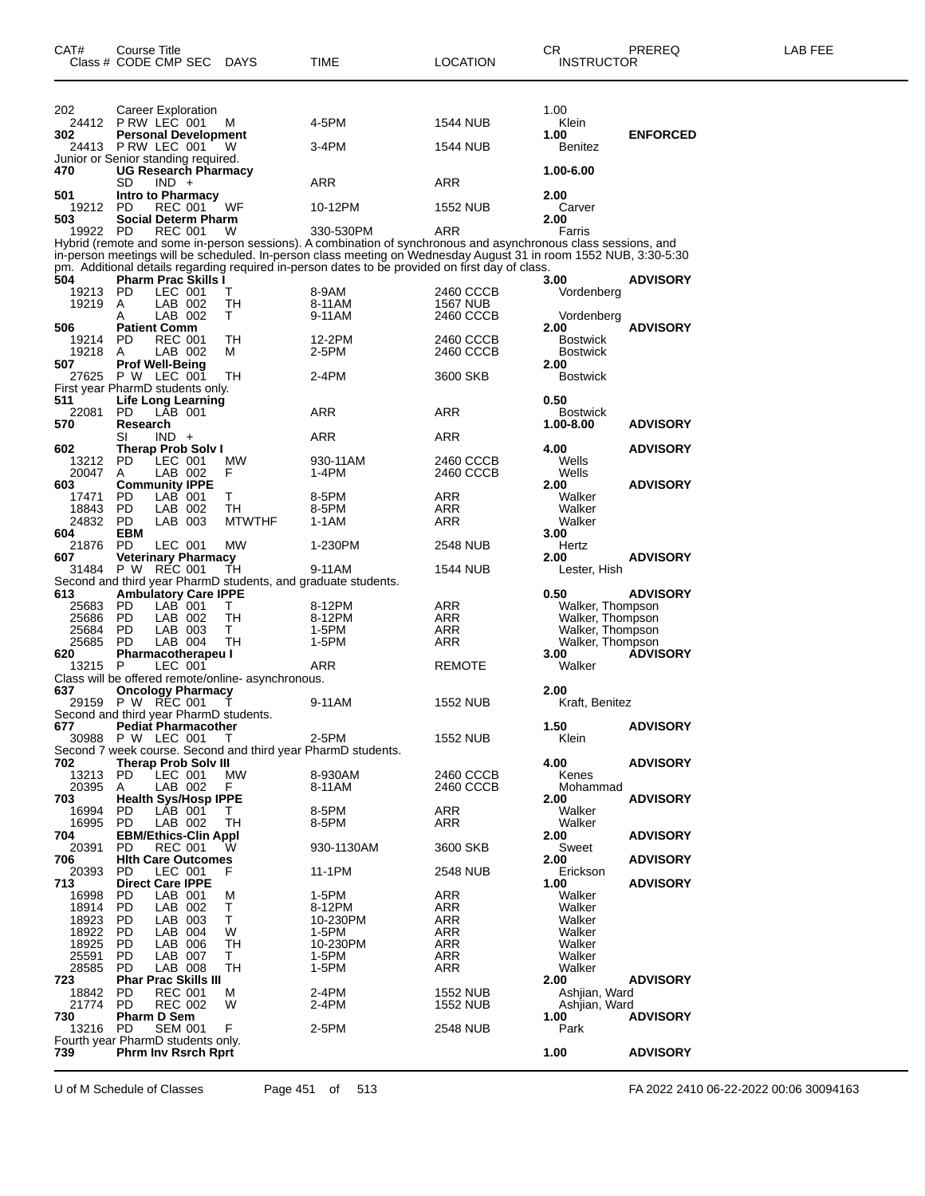| CAT# | Course Title | | | | | | | CR | PREREQ | LAB FEE |
|---|---|---|---|---|---|---|---|---|---|---|
| Class # | CODE | CMP | SEC | DAYS | TIME | LOCATION | INSTRUCTOR | | | |
| 202 | Career Exploration | | | | | | | 1.00 | | |
| 24412 | P RW | LEC | 001 | M | 4-5PM | 1544 NUB | Klein | | | |
| **302** | **Personal Development** | | | | | | | **1.00** | **ENFORCED** | |
| 24413 | P RW | LEC | 001 | W | 3-4PM | 1544 NUB | Benitez | | | |
| Junior or Senior standing required. | | | | | | | | | | |
| **470** | **UG Research Pharmacy** | | | | | | | **1.00-6.00** | | |
| | SD | IND | + | | ARR | ARR | | | | |
| **501** | **Intro to Pharmacy** | | | | | | | **2.00** | | |
| 19212 | PD | REC | 001 | WF | 10-12PM | 1552 NUB | Carver | | | |
| **503** | **Social Determ Pharm** | | | | | | | **2.00** | | |
| 19922 | PD | REC | 001 | W | 330-530PM | ARR | Farris | | | |
| Hybrid (remote and some in-person sessions). A combination of synchronous and asynchronous class sessions, and in-person meetings will be scheduled. In-person class meeting on Wednesday August 31 in room 1552 NUB, 3:30-5:30 pm. Additional details regarding required in-person dates to be provided on first day of class. | | | | | | | | | | |
| **504** | **Pharm Prac Skills I** | | | | | | | **3.00** | **ADVISORY** | |
| 19213 | PD | LEC | 001 | T | 8-9AM | 2460 CCCB | Vordenberg | | | |
| 19219 | A | LAB | 002 | TH | 8-11AM | 1567 NUB | | | | |
| | A | LAB | 002 | T | 9-11AM | 2460 CCCB | Vordenberg | | | |
| **506** | **Patient Comm** | | | | | | | **2.00** | **ADVISORY** | |
| 19214 | PD | REC | 001 | TH | 12-2PM | 2460 CCCB | Bostwick | | | |
| 19218 | A | LAB | 002 | M | 2-5PM | 2460 CCCB | Bostwick | | | |
| **507** | **Prof Well-Being** | | | | | | | **2.00** | | |
| 27625 | P W | LEC | 001 | TH | 2-4PM | 3600 SKB | Bostwick | | | |
| First year PharmD students only. | | | | | | | | | | |
| **511** | **Life Long Learning** | | | | | | | **0.50** | | |
| 22081 | PD | LAB | 001 | | ARR | ARR | Bostwick | | | |
| **570** | **Research** | | | | | | | **1.00-8.00** | **ADVISORY** | |
| | SI | IND | + | | ARR | ARR | | | | |
| **602** | **Therap Prob Solv I** | | | | | | | **4.00** | **ADVISORY** | |
| 13212 | PD | LEC | 001 | MW | 930-11AM | 2460 CCCB | Wells | | | |
| 20047 | A | LAB | 002 | F | 1-4PM | 2460 CCCB | Wells | | | |
| **603** | **Community IPPE** | | | | | | | **2.00** | **ADVISORY** | |
| 17471 | PD | LAB | 001 | T | 8-5PM | ARR | Walker | | | |
| 18843 | PD | LAB | 002 | TH | 8-5PM | ARR | Walker | | | |
| 24832 | PD | LAB | 003 | MTWTHF | 1-1AM | ARR | Walker | | | |
| **604** | **EBM** | | | | | | | **3.00** | | |
| 21876 | PD | LEC | 001 | MW | 1-230PM | 2548 NUB | Hertz | | | |
| **607** | **Veterinary Pharmacy** | | | | | | | **2.00** | **ADVISORY** | |
| 31484 | P W | REC | 001 | TH | 9-11AM | 1544 NUB | Lester, Hish | | | |
| Second and third year PharmD students, and graduate students. | | | | | | | | | | |
| **613** | **Ambulatory Care IPPE** | | | | | | | **0.50** | **ADVISORY** | |
| 25683 | PD | LAB | 001 | T | 8-12PM | ARR | Walker, Thompson | | | |
| 25686 | PD | LAB | 002 | TH | 8-12PM | ARR | Walker, Thompson | | | |
| 25684 | PD | LAB | 003 | T | 1-5PM | ARR | Walker, Thompson | | | |
| 25685 | PD | LAB | 004 | TH | 1-5PM | ARR | Walker, Thompson | | | |
| **620** | **Pharmacotherapeu I** | | | | | | | **3.00** | **ADVISORY** | |
| 13215 | P | LEC | 001 | | ARR | REMOTE | Walker | | | |
| Class will be offered remote/online- asynchronous. | | | | | | | | | | |
| **637** | **Oncology Pharmacy** | | | | | | | **2.00** | | |
| 29159 | P W | REC | 001 | T | 9-11AM | 1552 NUB | Kraft, Benitez | | | |
| Second and third year PharmD students. | | | | | | | | | | |
| **677** | **Pediat Pharmacother** | | | | | | | **1.50** | **ADVISORY** | |
| 30988 | P W | LEC | 001 | T | 2-5PM | 1552 NUB | Klein | | | |
| Second 7 week course. Second and third year PharmD students. | | | | | | | | | | |
| **702** | **Therap Prob Solv III** | | | | | | | **4.00** | **ADVISORY** | |
| 13213 | PD | LEC | 001 | MW | 8-930AM | 2460 CCCB | Kenes | | | |
| 20395 | A | LAB | 002 | F | 8-11AM | 2460 CCCB | Mohammad | | | |
| **703** | **Health Sys/Hosp IPPE** | | | | | | | **2.00** | **ADVISORY** | |
| 16994 | PD | LAB | 001 | T | 8-5PM | ARR | Walker | | | |
| 16995 | PD | LAB | 002 | TH | 8-5PM | ARR | Walker | | | |
| **704** | **EBM/Ethics-Clin Appl** | | | | | | | **2.00** | **ADVISORY** | |
| 20391 | PD | REC | 001 | W | 930-1130AM | 3600 SKB | Sweet | | | |
| **706** | **Hlth Care Outcomes** | | | | | | | **2.00** | **ADVISORY** | |
| 20393 | PD | LEC | 001 | F | 11-1PM | 2548 NUB | Erickson | | | |
| **713** | **Direct Care IPPE** | | | | | | | **1.00** | **ADVISORY** | |
| 16998 | PD | LAB | 001 | M | 1-5PM | ARR | Walker | | | |
| 18914 | PD | LAB | 002 | T | 8-12PM | ARR | Walker | | | |
| 18923 | PD | LAB | 003 | T | 10-230PM | ARR | Walker | | | |
| 18922 | PD | LAB | 004 | W | 1-5PM | ARR | Walker | | | |
| 18925 | PD | LAB | 006 | TH | 10-230PM | ARR | Walker | | | |
| 25591 | PD | LAB | 007 | T | 1-5PM | ARR | Walker | | | |
| 28585 | PD | LAB | 008 | TH | 1-5PM | ARR | Walker | | | |
| **723** | **Phar Prac Skills III** | | | | | | | **2.00** | **ADVISORY** | |
| 18842 | PD | REC | 001 | M | 2-4PM | 1552 NUB | Ashjian, Ward | | | |
| 21774 | PD | REC | 002 | W | 2-4PM | 1552 NUB | Ashjian, Ward | | | |
| **730** | **Pharm D Sem** | | | | | | | **1.00** | **ADVISORY** | |
| 13216 | PD | SEM | 001 | F | 2-5PM | 2548 NUB | Park | | | |
| Fourth year PharmD students only. | | | | | | | | | | |
| **739** | **Phrm Inv Rsrch Rprt** | | | | | | | **1.00** | **ADVISORY** | |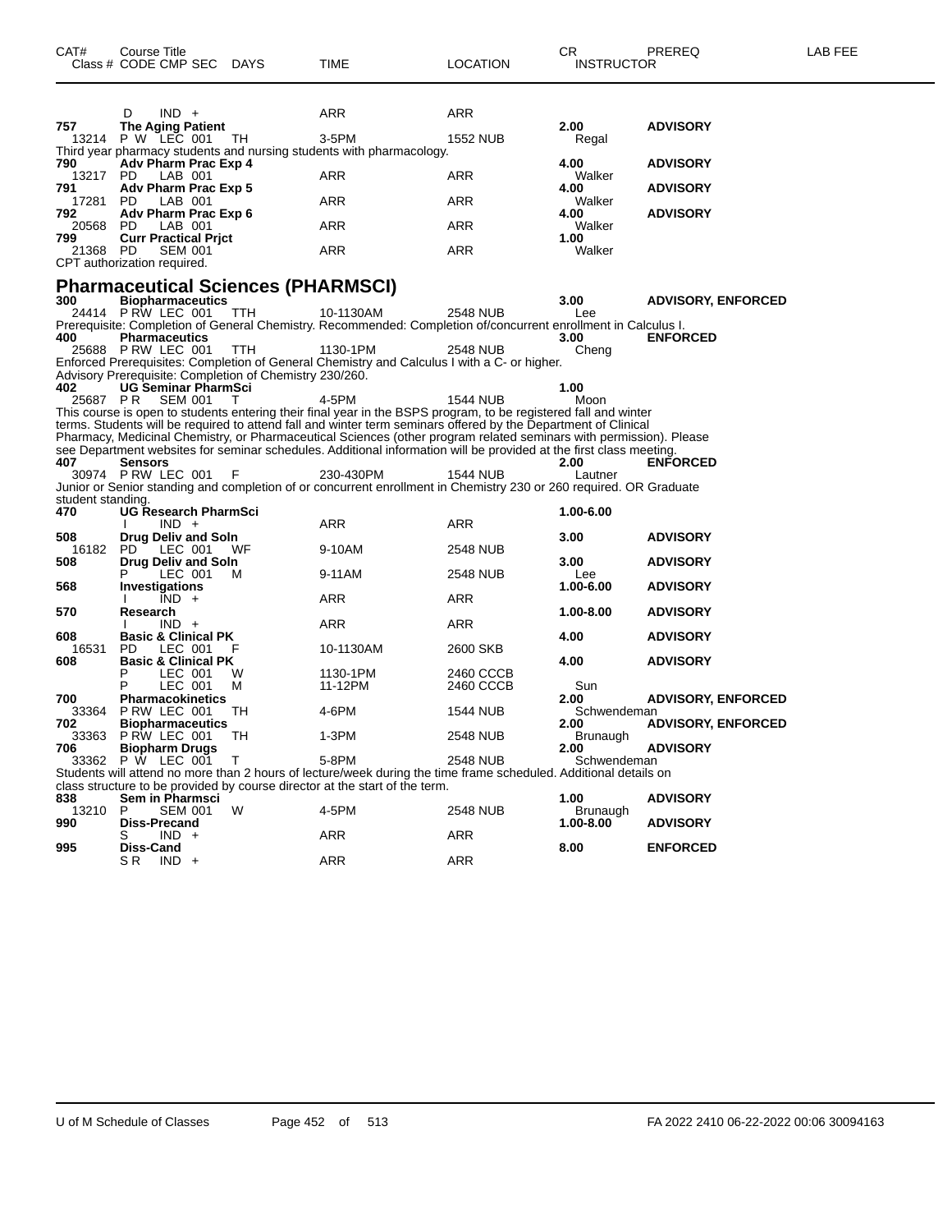| CAT# | Course Title / Class # CODE CMP SEC | DAYS | TIME | LOCATION | CR / INSTRUCTOR | PREREQ | LAB FEE |
|---|---|---|---|---|---|---|---|
| | D IND + | | ARR | ARR | | | |
| **757** | **The Aging Patient** | | | | **2.00** | **ADVISORY** | |
| 13214 | P W LEC 001 | TH | 3-5PM | 1552 NUB | Regal | | |

Third year pharmacy students and nursing students with pharmacology.

| CAT# | Course Title / Class # CODE CMP SEC | DAYS | TIME | LOCATION | CR / INSTRUCTOR | PREREQ | LAB FEE |
|---|---|---|---|---|---|---|---|
| **790** | **Adv Pharm Prac Exp 4** | | | | **4.00** | **ADVISORY** | |
| 13217 | PD LAB 001 | | ARR | ARR | Walker | | |
| **791** | **Adv Pharm Prac Exp 5** | | | | **4.00** | **ADVISORY** | |
| 17281 | PD LAB 001 | | ARR | ARR | Walker | | |
| **792** | **Adv Pharm Prac Exp 6** | | | | **4.00** | **ADVISORY** | |
| 20568 | PD LAB 001 | | ARR | ARR | Walker | | |
| **799** | **Curr Practical Prjct** | | | | **1.00** | | |
| 21368 | PD SEM 001 | | ARR | ARR | Walker | | |

CPT authorization required.

## Pharmaceutical Sciences (PHARMSCI)

| CAT# | Course Title / Class # CODE CMP SEC | DAYS | TIME | LOCATION | CR / INSTRUCTOR | PREREQ | LAB FEE |
|---|---|---|---|---|---|---|---|
| **300** | **Biopharmaceutics** | | | | **3.00** | **ADVISORY, ENFORCED** | |
| 24414 | P RW LEC 001 | TTH | 10-1130AM | 2548 NUB | Lee | | |

Prerequisite: Completion of General Chemistry. Recommended: Completion of/concurrent enrollment in Calculus I.

| CAT# | Course Title / Class # CODE CMP SEC | DAYS | TIME | LOCATION | CR / INSTRUCTOR | PREREQ | LAB FEE |
|---|---|---|---|---|---|---|---|
| **400** | **Pharmaceutics** | | | | **3.00** | **ENFORCED** | |
| 25688 | P RW LEC 001 | TTH | 1130-1PM | 2548 NUB | Cheng | | |

Enforced Prerequisites: Completion of General Chemistry and Calculus I with a C- or higher.
Advisory Prerequisite: Completion of Chemistry 230/260.

| CAT# | Course Title / Class # CODE CMP SEC | DAYS | TIME | LOCATION | CR / INSTRUCTOR | PREREQ | LAB FEE |
|---|---|---|---|---|---|---|---|
| **402** | **UG Seminar PharmSci** | | | | **1.00** | | |
| 25687 | P R SEM 001 | T | 4-5PM | 1544 NUB | Moon | | |

This course is open to students entering their final year in the BSPS program, to be registered fall and winter terms. Students will be required to attend fall and winter term seminars offered by the Department of Clinical Pharmacy, Medicinal Chemistry, or Pharmaceutical Sciences (other program related seminars with permission). Please see Department websites for seminar schedules. Additional information will be provided at the first class meeting.

| CAT# | Course Title / Class # CODE CMP SEC | DAYS | TIME | LOCATION | CR / INSTRUCTOR | PREREQ | LAB FEE |
|---|---|---|---|---|---|---|---|
| **407** | **Sensors** | | | | **2.00** | **ENFORCED** | |
| 30974 | P RW LEC 001 | F | 230-430PM | 1544 NUB | Lautner | | |

Junior or Senior standing and completion of or concurrent enrollment in Chemistry 230 or 260 required. OR Graduate student standing.

| CAT# | Course Title / Class # CODE CMP SEC | DAYS | TIME | LOCATION | CR / INSTRUCTOR | PREREQ | LAB FEE |
|---|---|---|---|---|---|---|---|
| **470** | **UG Research PharmSci** | | | | **1.00-6.00** | | |
| | I IND + | | ARR | ARR | | | |
| **508** | **Drug Deliv and Soln** | | | | **3.00** | **ADVISORY** | |
| 16182 | PD LEC 001 | WF | 9-10AM | 2548 NUB | | | |
| **508** | **Drug Deliv and Soln** | | | | **3.00** | **ADVISORY** | |
| | P LEC 001 | M | 9-11AM | 2548 NUB | Lee | | |
| **568** | **Investigations** | | | | **1.00-6.00** | **ADVISORY** | |
| | I IND + | | ARR | ARR | | | |
| **570** | **Research** | | | | **1.00-8.00** | **ADVISORY** | |
| | I IND + | | ARR | ARR | | | |
| **608** | **Basic & Clinical PK** | | | | **4.00** | **ADVISORY** | |
| 16531 | PD LEC 001 | F | 10-1130AM | 2600 SKB | | | |
| **608** | **Basic & Clinical PK** | | | | **4.00** | **ADVISORY** | |
| | P LEC 001 | W | 1130-1PM | 2460 CCCB | | | |
| | P LEC 001 | M | 11-12PM | 2460 CCCB | Sun | | |
| **700** | **Pharmacokinetics** | | | | **2.00** | **ADVISORY, ENFORCED** | |
| 33364 | P RW LEC 001 | TH | 4-6PM | 1544 NUB | Schwendeman | | |
| **702** | **Biopharmaceutics** | | | | **2.00** | **ADVISORY, ENFORCED** | |
| 33363 | P RW LEC 001 | TH | 1-3PM | 2548 NUB | Brunaugh | | |
| **706** | **Biopharm Drugs** | | | | **2.00** | **ADVISORY** | |
| 33362 | P W LEC 001 | T | 5-8PM | 2548 NUB | Schwendeman | | |

Students will attend no more than 2 hours of lecture/week during the time frame scheduled. Additional details on class structure to be provided by course director at the start of the term.

| CAT# | Course Title / Class # CODE CMP SEC | DAYS | TIME | LOCATION | CR / INSTRUCTOR | PREREQ | LAB FEE |
|---|---|---|---|---|---|---|---|
| **838** | **Sem in Pharmsci** | | | | **1.00** | **ADVISORY** | |
| 13210 | P SEM 001 | W | 4-5PM | 2548 NUB | Brunaugh | | |
| **990** | **Diss-Precand** | | | | **1.00-8.00** | **ADVISORY** | |
| | S IND + | | ARR | ARR | | | |
| **995** | **Diss-Cand** | | | | **8.00** | **ENFORCED** | |
| | S R IND + | | ARR | ARR | | | |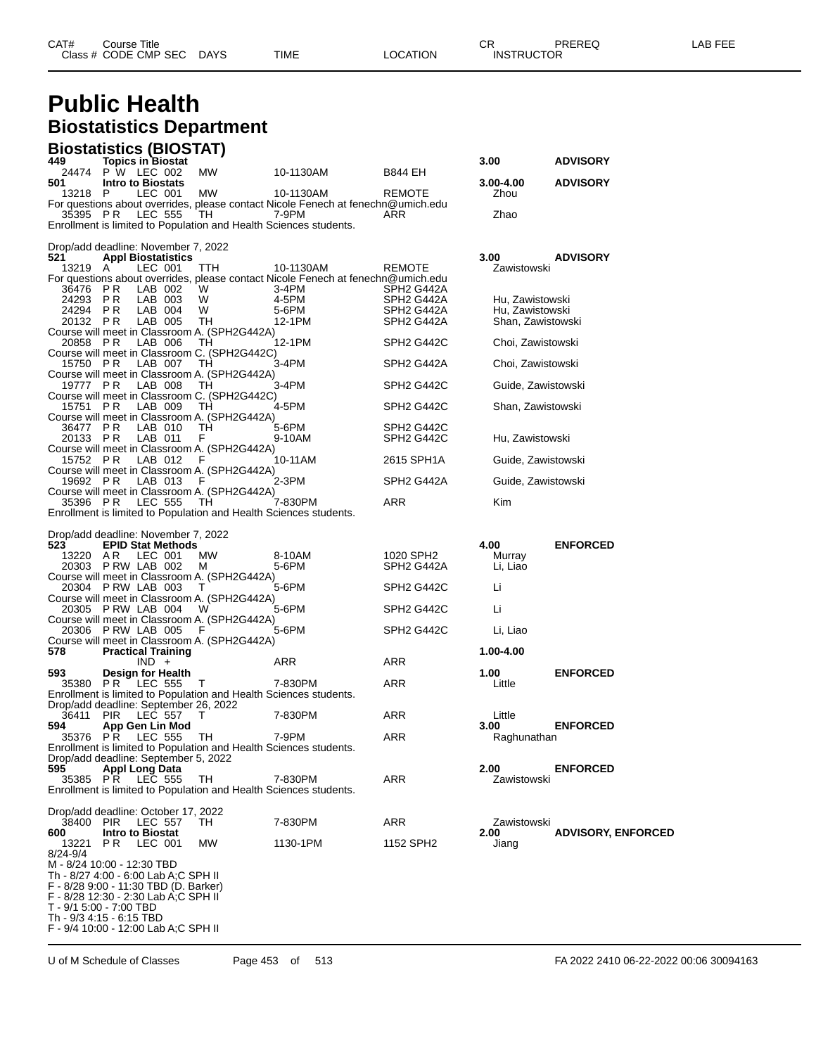# Public Health

## Biostatistics Department

### Biostatistics (BIOSTAT)

| CAT# / Class # | CODE | CMP | SEC | DAYS | TIME | LOCATION | CR / INSTRUCTOR | PREREQ |
|---|---|---|---|---|---|---|---|---|
| **449** | **Topics in Biostat** | | | | | | **3.00** | **ADVISORY** |
| 24474 | P W | LEC | 002 | MW | 10-1130AM | B844 EH | | |
| **501** | **Intro to Biostats** | | | | | | **3.00-4.00** | **ADVISORY** |
| 13218 | P | LEC | 001 | MW | 10-1130AM | REMOTE | Zhou | |

For questions about overrides, please contact Nicole Fenech at fenechn@umich.edu

| Class # | CODE | CMP | SEC | DAYS | TIME | LOCATION | INSTRUCTOR |
|---|---|---|---|---|---|---|---|
| 35395 | P R | LEC | 555 | TH | 7-9PM | ARR | Zhao |

Enrollment is limited to Population and Health Sciences students.

Drop/add deadline: November 7, 2022

| CAT# / Class # | CODE | CMP | SEC | DAYS | TIME | LOCATION | CR / INSTRUCTOR | PREREQ |
|---|---|---|---|---|---|---|---|---|
| **521** | **Appl Biostatistics** | | | | | | **3.00** | **ADVISORY** |
| 13219 | A | LEC | 001 | TTH | 10-1130AM | REMOTE | Zawistowski | |

For questions about overrides, please contact Nicole Fenech at fenechn@umich.edu

| Class # | CODE | CMP | SEC | DAYS | TIME | LOCATION | INSTRUCTOR |
|---|---|---|---|---|---|---|---|
| 36476 | P R | LAB | 002 | W | 3-4PM | SPH2 G442A | |
| 24293 | P R | LAB | 003 | W | 4-5PM | SPH2 G442A | Hu, Zawistowski |
| 24294 | P R | LAB | 004 | W | 5-6PM | SPH2 G442A | Hu, Zawistowski |
| 20132 | P R | LAB | 005 | TH | 12-1PM | SPH2 G442A | Shan, Zawistowski |

Course will meet in Classroom A. (SPH2G442A)

| Class # | CODE | CMP | SEC | DAYS | TIME | LOCATION | INSTRUCTOR |
|---|---|---|---|---|---|---|---|
| 20858 | P R | LAB | 006 | TH | 12-1PM | SPH2 G442C | Choi, Zawistowski |

Course will meet in Classroom C. (SPH2G442C)

| Class # | CODE | CMP | SEC | DAYS | TIME | LOCATION | INSTRUCTOR |
|---|---|---|---|---|---|---|---|
| 15750 | P R | LAB | 007 | TH | 3-4PM | SPH2 G442A | Choi, Zawistowski |

Course will meet in Classroom A. (SPH2G442A)

| Class # | CODE | CMP | SEC | DAYS | TIME | LOCATION | INSTRUCTOR |
|---|---|---|---|---|---|---|---|
| 19777 | P R | LAB | 008 | TH | 3-4PM | SPH2 G442C | Guide, Zawistowski |

Course will meet in Classroom C. (SPH2G442C)

| Class # | CODE | CMP | SEC | DAYS | TIME | LOCATION | INSTRUCTOR |
|---|---|---|---|---|---|---|---|
| 15751 | P R | LAB | 009 | TH | 4-5PM | SPH2 G442C | Shan, Zawistowski |

Course will meet in Classroom A. (SPH2G442A)

| Class # | CODE | CMP | SEC | DAYS | TIME | LOCATION | INSTRUCTOR |
|---|---|---|---|---|---|---|---|
| 36477 | P R | LAB | 010 | TH | 5-6PM | SPH2 G442C | |
| 20133 | P R | LAB | 011 | F | 9-10AM | SPH2 G442C | Hu, Zawistowski |

Course will meet in Classroom A. (SPH2G442A)

| Class # | CODE | CMP | SEC | DAYS | TIME | LOCATION | INSTRUCTOR |
|---|---|---|---|---|---|---|---|
| 15752 | P R | LAB | 012 | F | 10-11AM | 2615 SPH1A | Guide, Zawistowski |

Course will meet in Classroom A. (SPH2G442A)

| Class # | CODE | CMP | SEC | DAYS | TIME | LOCATION | INSTRUCTOR |
|---|---|---|---|---|---|---|---|
| 19692 | P R | LAB | 013 | F | 2-3PM | SPH2 G442A | Guide, Zawistowski |

Course will meet in Classroom A. (SPH2G442A)

| Class # | CODE | CMP | SEC | DAYS | TIME | LOCATION | INSTRUCTOR |
|---|---|---|---|---|---|---|---|
| 35396 | P R | LEC | 555 | TH | 7-830PM | ARR | Kim |

Enrollment is limited to Population and Health Sciences students.

Drop/add deadline: November 7, 2022

| CAT# / Class # | CODE | CMP | SEC | DAYS | TIME | LOCATION | CR / INSTRUCTOR | PREREQ |
|---|---|---|---|---|---|---|---|---|
| **523** | **EPID Stat Methods** | | | | | | **4.00** | **ENFORCED** |
| 13220 | A R | LEC | 001 | MW | 8-10AM | 1020 SPH2 | Murray | |
| 20303 | P RW | LAB | 002 | M | 5-6PM | SPH2 G442A | Li, Liao | |

Course will meet in Classroom A. (SPH2G442A)

| Class # | CODE | CMP | SEC | DAYS | TIME | LOCATION | INSTRUCTOR |
|---|---|---|---|---|---|---|---|
| 20304 | P RW | LAB | 003 | T | 5-6PM | SPH2 G442C | Li |

Course will meet in Classroom A. (SPH2G442A)

| Class # | CODE | CMP | SEC | DAYS | TIME | LOCATION | INSTRUCTOR |
|---|---|---|---|---|---|---|---|
| 20305 | P RW | LAB | 004 | W | 5-6PM | SPH2 G442C | Li |

Course will meet in Classroom A. (SPH2G442A)

| Class # | CODE | CMP | SEC | DAYS | TIME | LOCATION | INSTRUCTOR |
|---|---|---|---|---|---|---|---|
| 20306 | P RW | LAB | 005 | F | 5-6PM | SPH2 G442C | Li, Liao |

Course will meet in Classroom A. (SPH2G442A)

| CAT# / Class # | CODE | CMP | SEC | DAYS | TIME | LOCATION | CR / INSTRUCTOR | PREREQ |
|---|---|---|---|---|---|---|---|---|
| **578** | **Practical Training** | | | | | | **1.00-4.00** | |
| | | IND | + | | ARR | ARR | | |
| **593** | **Design for Health** | | | | | | **1.00** | **ENFORCED** |
| 35380 | P R | LEC | 555 | T | 7-830PM | ARR | Little | |

Enrollment is limited to Population and Health Sciences students.
Drop/add deadline: September 26, 2022

| CAT# / Class # | CODE | CMP | SEC | DAYS | TIME | LOCATION | CR / INSTRUCTOR | PREREQ |
|---|---|---|---|---|---|---|---|---|
| 36411 | PIR | LEC | 557 | T | 7-830PM | ARR | Little | |
| **594** | **App Gen Lin Mod** | | | | | | **3.00** | **ENFORCED** |
| 35376 | P R | LEC | 555 | TH | 7-9PM | ARR | Raghunathan | |

Enrollment is limited to Population and Health Sciences students.
Drop/add deadline: September 5, 2022

| CAT# / Class # | CODE | CMP | SEC | DAYS | TIME | LOCATION | CR / INSTRUCTOR | PREREQ |
|---|---|---|---|---|---|---|---|---|
| **595** | **Appl Long Data** | | | | | | **2.00** | **ENFORCED** |
| 35385 | P R | LEC | 555 | TH | 7-830PM | ARR | Zawistowski | |

Enrollment is limited to Population and Health Sciences students.

Drop/add deadline: October 17, 2022

| CAT# / Class # | CODE | CMP | SEC | DAYS | TIME | LOCATION | CR / INSTRUCTOR | PREREQ |
|---|---|---|---|---|---|---|---|---|
| 38400 | PIR | LEC | 557 | TH | 7-830PM | ARR | Zawistowski | |
| **600** | **Intro to Biostat** | | | | | | **2.00** | **ADVISORY, ENFORCED** |
| 13221 | P R | LEC | 001 | MW | 1130-1PM | 1152 SPH2 | Jiang | |

8/24-9/4
M - 8/24 10:00 - 12:30 TBD
Th - 8/27 4:00 - 6:00 Lab A;C SPH II
F - 8/28 9:00 - 11:30 TBD (D. Barker)
F - 8/28 12:30 - 2:30 Lab A;C SPH II
T - 9/1 5:00 - 7:00 TBD
Th - 9/3 4:15 - 6:15 TBD
F - 9/4 10:00 - 12:00 Lab A;C SPH II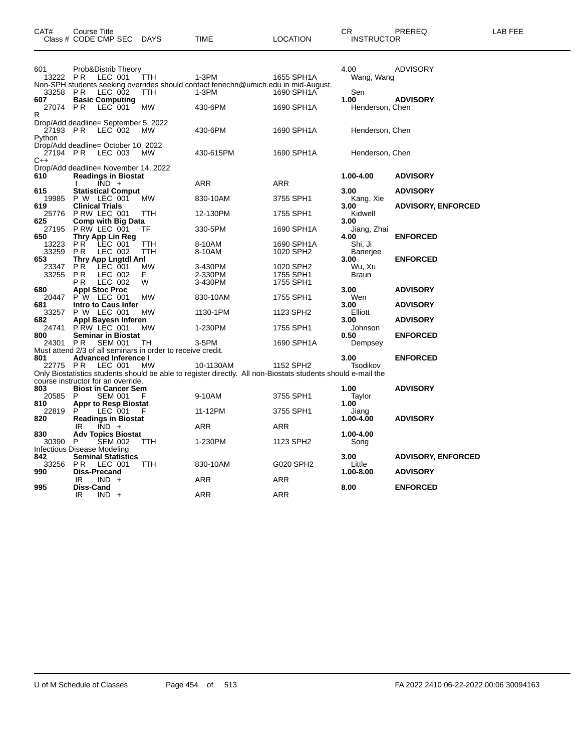| CAT# | Course Title<br>Class # CODE CMP SEC | DAYS | TIME | LOCATION | CR<br>INSTRUCTOR | PREREQ | LAB FEE |
|---|---|---|---|---|---|---|---|
| 601 | Prob&Distrib Theory | | | | 4.00 | ADVISORY | |
| 13222 | P R LEC 001 | TTH | 1-3PM | 1655 SPH1A | Wang, Wang | | |
| Non-SPH students seeking overrides should contact fenechn@umich.edu in mid-August. | | | | | | | |
| 33258 | P R LEC 002 | TTH | 1-3PM | 1690 SPH1A | Sen | | |
| **607** | **Basic Computing** | | | | **1.00** | **ADVISORY** | |
| 27074 | P R LEC 001 | MW | 430-6PM | 1690 SPH1A | Henderson, Chen | | |
| R | | | | | | | |
| Drop/Add deadline= September 5, 2022 | | | | | | | |
| 27193 | P R LEC 002 | MW | 430-6PM | 1690 SPH1A | Henderson, Chen | | |
| Python | | | | | | | |
| Drop/Add deadline= October 10, 2022 | | | | | | | |
| 27194 | P R LEC 003 | MW | 430-615PM | 1690 SPH1A | Henderson, Chen | | |
| C++ | | | | | | | |
| Drop/Add deadline= November 14, 2022 | | | | | | | |
| **610** | **Readings in Biostat** | | | | **1.00-4.00** | **ADVISORY** | |
| | I IND + | | ARR | ARR | | | |
| **615** | **Statistical Comput** | | | | **3.00** | **ADVISORY** | |
| 19985 | P W LEC 001 | MW | 830-10AM | 3755 SPH1 | Kang, Xie | | |
| **619** | **Clinical Trials** | | | | **3.00** | **ADVISORY, ENFORCED** | |
| 25776 | P RW LEC 001 | TTH | 12-130PM | 1755 SPH1 | Kidwell | | |
| **625** | **Comp with Big Data** | | | | **3.00** | | |
| 27195 | P RW LEC 001 | TF | 330-5PM | 1690 SPH1A | Jiang, Zhai | | |
| **650** | **Thry App Lin Reg** | | | | **4.00** | **ENFORCED** | |
| 13223 | P R LEC 001 | TTH | 8-10AM | 1690 SPH1A | Shi, Ji | | |
| 33259 | P R LEC 002 | TTH | 8-10AM | 1020 SPH2 | Banerjee | | |
| **653** | **Thry App Lngtdl Anl** | | | | **3.00** | **ENFORCED** | |
| 23347 | P R LEC 001 | MW | 3-430PM | 1020 SPH2 | Wu, Xu | | |
| 33255 | P R LEC 002 | F | 2-330PM | 1755 SPH1 | Braun | | |
| | P R LEC 002 | W | 3-430PM | 1755 SPH1 | | | |
| **680** | **Appl Stoc Proc** | | | | **3.00** | **ADVISORY** | |
| 20447 | P W LEC 001 | MW | 830-10AM | 1755 SPH1 | Wen | | |
| **681** | **Intro to Caus Infer** | | | | **3.00** | **ADVISORY** | |
| 33257 | P W LEC 001 | MW | 1130-1PM | 1123 SPH2 | Elliott | | |
| **682** | **Appl Bayesn Inferen** | | | | **3.00** | **ADVISORY** | |
| 24741 | P RW LEC 001 | MW | 1-230PM | 1755 SPH1 | Johnson | | |
| **800** | **Seminar in Biostat** | | | | **0.50** | **ENFORCED** | |
| 24301 | P R SEM 001 | TH | 3-5PM | 1690 SPH1A | Dempsey | | |
| Must attend 2/3 of all seminars in order to receive credit. | | | | | | | |
| **801** | **Advanced Inference I** | | | | **3.00** | **ENFORCED** | |
| 22775 | P R LEC 001 | MW | 10-1130AM | 1152 SPH2 | Tsodikov | | |
| Only Biostatistics students should be able to register directly. All non-Biostats students should e-mail the course instructor for an override. | | | | | | | |
| **803** | **Biost in Cancer Sem** | | | | **1.00** | **ADVISORY** | |
| 20585 | P SEM 001 | F | 9-10AM | 3755 SPH1 | Taylor | | |
| **810** | **Appr to Resp Biostat** | | | | **1.00** | | |
| 22819 | P LEC 001 | F | 11-12PM | 3755 SPH1 | Jiang | | |
| **820** | **Readings in Biostat** | | | | **1.00-4.00** | **ADVISORY** | |
| | IR IND + | | ARR | ARR | | | |
| **830** | **Adv Topics Biostat** | | | | **1.00-4.00** | | |
| 30390 | P SEM 002 | TTH | 1-230PM | 1123 SPH2 | Song | | |
| Infectious Disease Modeling | | | | | | | |
| **842** | **Seminal Statistics** | | | | **3.00** | **ADVISORY, ENFORCED** | |
| 33256 | P R LEC 001 | TTH | 830-10AM | G020 SPH2 | Little | | |
| **990** | **Diss-Precand** | | | | **1.00-8.00** | **ADVISORY** | |
| | IR IND + | | ARR | ARR | | | |
| **995** | **Diss-Cand** | | | | **8.00** | **ENFORCED** | |
| | IR IND + | | ARR | ARR | | | |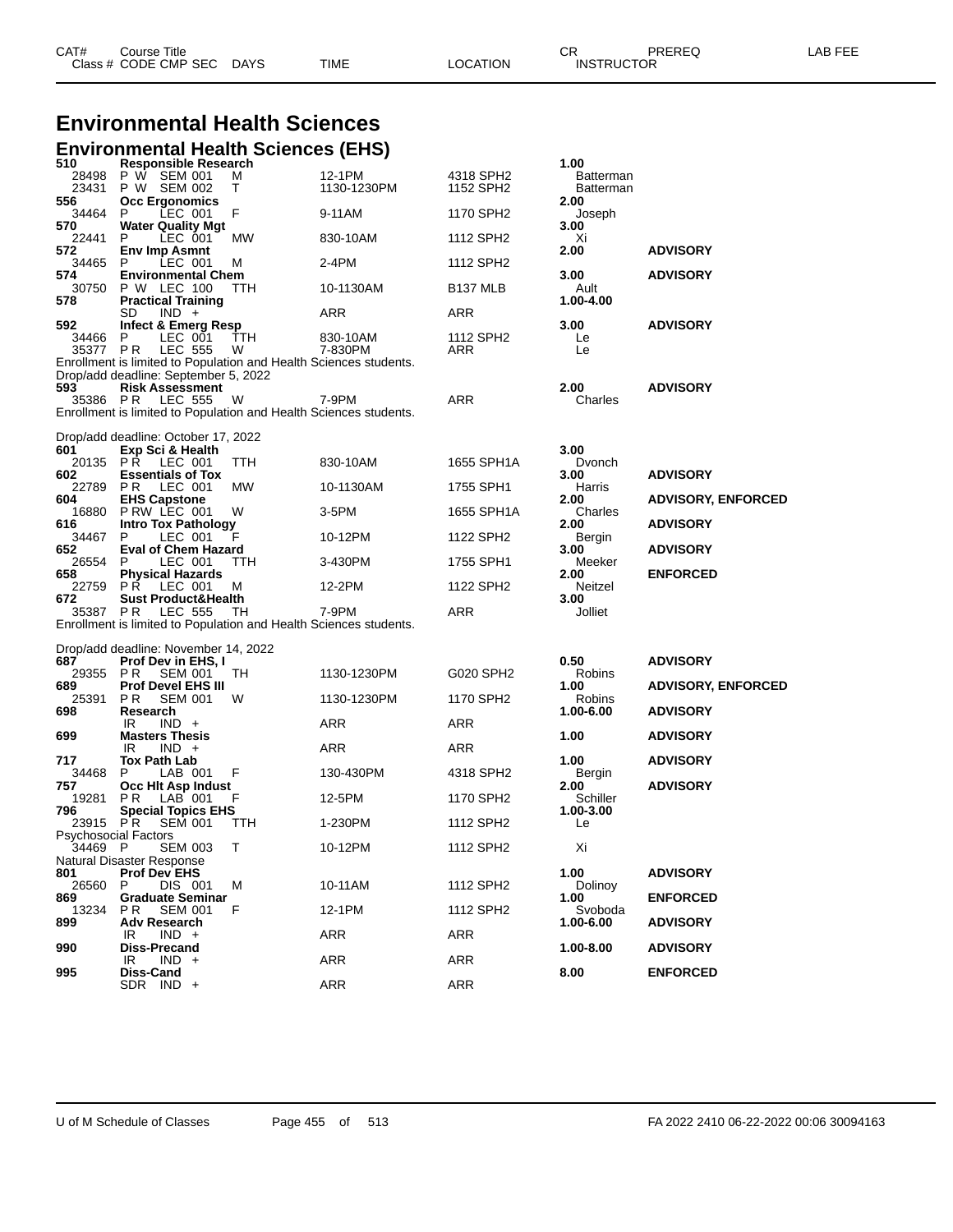# Environmental Health Sciences

## Environmental Health Sciences (EHS)

| CAT# / Class # | Course Title / CODE CMP SEC | DAYS | TIME | LOCATION | CR / INSTRUCTOR | PREREQ | LAB FEE |
|---|---|---|---|---|---|---|---|
| **510** | **Responsible Research** | | | | **1.00** | | |
| 28498 | P W SEM 001 | M | 12-1PM | 4318 SPH2 | Batterman | | |
| 23431 | P W SEM 002 | T | 1130-1230PM | 1152 SPH2 | Batterman | | |
| **556** | **Occ Ergonomics** | | | | **2.00** | | |
| 34464 | P LEC 001 | F | 9-11AM | 1170 SPH2 | Joseph | | |
| **570** | **Water Quality Mgt** | | | | **3.00** | | |
| 22441 | P LEC 001 | MW | 830-10AM | 1112 SPH2 | Xi | | |
| **572** | **Env Imp Asmnt** | | | | **2.00** | **ADVISORY** | |
| 34465 | P LEC 001 | M | 2-4PM | 1112 SPH2 | | | |
| **574** | **Environmental Chem** | | | | **3.00** | **ADVISORY** | |
| 30750 | P W LEC 100 | TTH | 10-1130AM | B137 MLB | Ault | | |
| **578** | **Practical Training** | | | | **1.00-4.00** | | |
| | SD IND + | | ARR | ARR | | | |
| **592** | **Infect & Emerg Resp** | | | | **3.00** | **ADVISORY** | |
| 34466 | P LEC 001 | TTH | 830-10AM | 1112 SPH2 | Le | | |
| 35377 | P R LEC 555 | W | 7-830PM | ARR | Le | | |

Enrollment is limited to Population and Health Sciences students.
Drop/add deadline: September 5, 2022

| CAT# / Class # | Course Title / CODE CMP SEC | DAYS | TIME | LOCATION | CR / INSTRUCTOR | PREREQ | LAB FEE |
|---|---|---|---|---|---|---|---|
| **593** | **Risk Assessment** | | | | **2.00** | **ADVISORY** | |
| 35386 | P R LEC 555 | W | 7-9PM | ARR | Charles | | |

Enrollment is limited to Population and Health Sciences students.

Drop/add deadline: October 17, 2022

| CAT# / Class # | Course Title / CODE CMP SEC | DAYS | TIME | LOCATION | CR / INSTRUCTOR | PREREQ | LAB FEE |
|---|---|---|---|---|---|---|---|
| **601** | **Exp Sci & Health** | | | | **3.00** | | |
| 20135 | P R LEC 001 | TTH | 830-10AM | 1655 SPH1A | Dvonch | | |
| **602** | **Essentials of Tox** | | | | **3.00** | **ADVISORY** | |
| 22789 | P R LEC 001 | MW | 10-1130AM | 1755 SPH1 | Harris | | |
| **604** | **EHS Capstone** | | | | **2.00** | **ADVISORY, ENFORCED** | |
| 16880 | P RW LEC 001 | W | 3-5PM | 1655 SPH1A | Charles | | |
| **616** | **Intro Tox Pathology** | | | | **2.00** | **ADVISORY** | |
| 34467 | P LEC 001 | F | 10-12PM | 1122 SPH2 | Bergin | | |
| **652** | **Eval of Chem Hazard** | | | | **3.00** | **ADVISORY** | |
| 26554 | P LEC 001 | TTH | 3-430PM | 1755 SPH1 | Meeker | | |
| **658** | **Physical Hazards** | | | | **2.00** | **ENFORCED** | |
| 22759 | P R LEC 001 | M | 12-2PM | 1122 SPH2 | Neitzel | | |
| **672** | **Sust Product&Health** | | | | **3.00** | | |
| 35387 | P R LEC 555 | TH | 7-9PM | ARR | Jolliet | | |

Enrollment is limited to Population and Health Sciences students.

Drop/add deadline: November 14, 2022

| CAT# / Class # | Course Title / CODE CMP SEC | DAYS | TIME | LOCATION | CR / INSTRUCTOR | PREREQ | LAB FEE |
|---|---|---|---|---|---|---|---|
| **687** | **Prof Dev in EHS, I** | | | | **0.50** | **ADVISORY** | |
| 29355 | P R SEM 001 | TH | 1130-1230PM | G020 SPH2 | Robins | | |
| **689** | **Prof Devel EHS III** | | | | **1.00** | **ADVISORY, ENFORCED** | |
| 25391 | P R SEM 001 | W | 1130-1230PM | 1170 SPH2 | Robins | | |
| **698** | **Research** | | | | **1.00-6.00** | **ADVISORY** | |
| | IR IND + | | ARR | ARR | | | |
| **699** | **Masters Thesis** | | | | **1.00** | **ADVISORY** | |
| | IR IND + | | ARR | ARR | | | |
| **717** | **Tox Path Lab** | | | | **1.00** | **ADVISORY** | |
| 34468 | P LAB 001 | F | 130-430PM | 4318 SPH2 | Bergin | | |
| **757** | **Occ Hlt Asp Indust** | | | | **2.00** | **ADVISORY** | |
| 19281 | P R LAB 001 | F | 12-5PM | 1170 SPH2 | Schiller | | |
| **796** | **Special Topics EHS** | | | | **1.00-3.00** | | |
| 23915 | P R SEM 001 | TTH | 1-230PM | 1112 SPH2 | Le | | |
| | Psychosocial Factors | | | | | | |
| 34469 | P SEM 003 | T | 10-12PM | 1112 SPH2 | Xi | | |
| | Natural Disaster Response | | | | | | |
| **801** | **Prof Dev EHS** | | | | **1.00** | **ADVISORY** | |
| 26560 | P DIS 001 | M | 10-11AM | 1112 SPH2 | Dolinoy | | |
| **869** | **Graduate Seminar** | | | | **1.00** | **ENFORCED** | |
| 13234 | P R SEM 001 | F | 12-1PM | 1112 SPH2 | Svoboda | | |
| **899** | **Adv Research** | | | | **1.00-6.00** | **ADVISORY** | |
| | IR IND + | | ARR | ARR | | | |
| **990** | **Diss-Precand** | | | | **1.00-8.00** | **ADVISORY** | |
| | IR IND + | | ARR | ARR | | | |
| **995** | **Diss-Cand** | | | | **8.00** | **ENFORCED** | |
| | SDR IND + | | ARR | ARR | | | |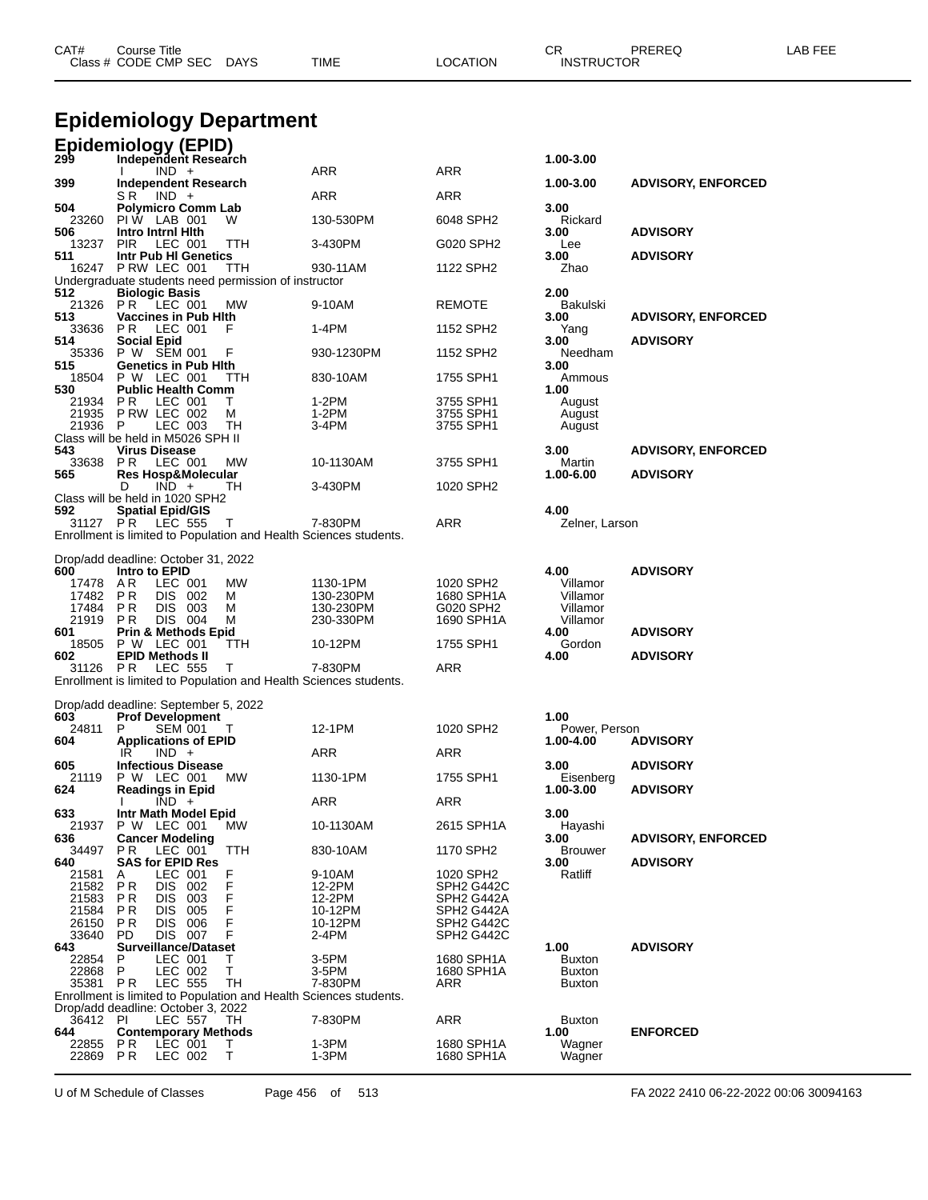# Epidemiology Department

## Epidemiology (EPID)

| CAT# / Class # | Course Title / CODE CMP SEC | DAYS | TIME | LOCATION | CR / INSTRUCTOR | PREREQ | LAB FEE |
|---|---|---|---|---|---|---|---|
| **299** | **Independent Research** | | | | **1.00-3.00** | | |
| | I IND + | | ARR | ARR | | | |
| **399** | **Independent Research** | | | | **1.00-3.00** | **ADVISORY, ENFORCED** | |
| | S R IND + | | ARR | ARR | | | |
| **504** | **Polymicro Comm Lab** | | | | **3.00** | | |
| 23260 | PI W LAB 001 | W | 130-530PM | 6048 SPH2 | Rickard | | |
| **506** | **Intro Intrnl Hlth** | | | | **3.00** | **ADVISORY** | |
| 13237 | PIR LEC 001 | TTH | 3-430PM | G020 SPH2 | Lee | | |
| **511** | **Intr Pub Hl Genetics** | | | | **3.00** | **ADVISORY** | |
| 16247 | P RW LEC 001 | TTH | 930-11AM | 1122 SPH2 | Zhao | | |
| Undergraduate students need permission of instructor | | | | | | | |
| **512** | **Biologic Basis** | | | | **2.00** | | |
| 21326 | P R LEC 001 | MW | 9-10AM | REMOTE | Bakulski | | |
| **513** | **Vaccines in Pub Hlth** | | | | **3.00** | **ADVISORY, ENFORCED** | |
| 33636 | P R LEC 001 | F | 1-4PM | 1152 SPH2 | Yang | | |
| **514** | **Social Epid** | | | | **3.00** | **ADVISORY** | |
| 35336 | P W SEM 001 | F | 930-1230PM | 1152 SPH2 | Needham | | |
| **515** | **Genetics in Pub Hlth** | | | | **3.00** | | |
| 18504 | P W LEC 001 | TTH | 830-10AM | 1755 SPH1 | Ammous | | |
| **530** | **Public Health Comm** | | | | **1.00** | | |
| 21934 | P R LEC 001 | T | 1-2PM | 3755 SPH1 | August | | |
| 21935 | P RW LEC 002 | M | 1-2PM | 3755 SPH1 | August | | |
| 21936 | P LEC 003 | TH | 3-4PM | 3755 SPH1 | August | | |
| Class will be held in M5026 SPH II | | | | | | | |
| **543** | **Virus Disease** | | | | **3.00** | **ADVISORY, ENFORCED** | |
| 33638 | P R LEC 001 | MW | 10-1130AM | 3755 SPH1 | Martin | | |
| **565** | **Res Hosp&Molecular** | | | | **1.00-6.00** | **ADVISORY** | |
| | D IND + | TH | 3-430PM | 1020 SPH2 | | | |
| Class will be held in 1020 SPH2 | | | | | | | |
| **592** | **Spatial Epid/GIS** | | | | **4.00** | | |
| 31127 | P R LEC 555 | T | 7-830PM | ARR | Zelner, Larson | | |
| Enrollment is limited to Population and Health Sciences students. | | | | | | | |
| Drop/add deadline: October 31, 2022 | | | | | | | |
| **600** | **Intro to EPID** | | | | **4.00** | **ADVISORY** | |
| 17478 | A R LEC 001 | MW | 1130-1PM | 1020 SPH2 | Villamor | | |
| 17482 | P R DIS 002 | M | 130-230PM | 1680 SPH1A | Villamor | | |
| 17484 | P R DIS 003 | M | 130-230PM | G020 SPH2 | Villamor | | |
| 21919 | P R DIS 004 | M | 230-330PM | 1690 SPH1A | Villamor | | |
| **601** | **Prin & Methods Epid** | | | | **4.00** | **ADVISORY** | |
| 18505 | P W LEC 001 | TTH | 10-12PM | 1755 SPH1 | Gordon | | |
| **602** | **EPID Methods II** | | | | **4.00** | **ADVISORY** | |
| 31126 | P R LEC 555 | T | 7-830PM | ARR | | | |
| Enrollment is limited to Population and Health Sciences students. | | | | | | | |
| Drop/add deadline: September 5, 2022 | | | | | | | |
| **603** | **Prof Development** | | | | **1.00** | | |
| 24811 | P SEM 001 | T | 12-1PM | 1020 SPH2 | Power, Person | | |
| **604** | **Applications of EPID** | | | | **1.00-4.00** | **ADVISORY** | |
| | IR IND + | | ARR | ARR | | | |
| **605** | **Infectious Disease** | | | | **3.00** | **ADVISORY** | |
| 21119 | P W LEC 001 | MW | 1130-1PM | 1755 SPH1 | Eisenberg | | |
| **624** | **Readings in Epid** | | | | **1.00-3.00** | **ADVISORY** | |
| | I IND + | | ARR | ARR | | | |
| **633** | **Intr Math Model Epid** | | | | **3.00** | | |
| 21937 | P W LEC 001 | MW | 10-1130AM | 2615 SPH1A | Hayashi | | |
| **636** | **Cancer Modeling** | | | | **3.00** | **ADVISORY, ENFORCED** | |
| 34497 | P R LEC 001 | TTH | 830-10AM | 1170 SPH2 | Brouwer | | |
| **640** | **SAS for EPID Res** | | | | **3.00** | **ADVISORY** | |
| 21581 | A LEC 001 | F | 9-10AM | 1020 SPH2 | Ratliff | | |
| 21582 | P R DIS 002 | F | 12-2PM | SPH2 G442C | | | |
| 21583 | P R DIS 003 | F | 12-2PM | SPH2 G442A | | | |
| 21584 | P R DIS 005 | F | 10-12PM | SPH2 G442A | | | |
| 26150 | P R DIS 006 | F | 10-12PM | SPH2 G442C | | | |
| 33640 | PD DIS 007 | F | 2-4PM | SPH2 G442C | | | |
| **643** | **Surveillance/Dataset** | | | | **1.00** | **ADVISORY** | |
| 22854 | P LEC 001 | T | 3-5PM | 1680 SPH1A | Buxton | | |
| 22868 | P LEC 002 | T | 3-5PM | 1680 SPH1A | Buxton | | |
| 35381 | P R LEC 555 | TH | 7-830PM | ARR | Buxton | | |
| Enrollment is limited to Population and Health Sciences students. | | | | | | | |
| Drop/add deadline: October 3, 2022 | | | | | | | |
| 36412 | PI LEC 557 | TH | 7-830PM | ARR | Buxton | | |
| **644** | **Contemporary Methods** | | | | **1.00** | **ENFORCED** | |
| 22855 | P R LEC 001 | T | 1-3PM | 1680 SPH1A | Wagner | | |
| 22869 | P R LEC 002 | T | 1-3PM | 1680 SPH1A | Wagner | | |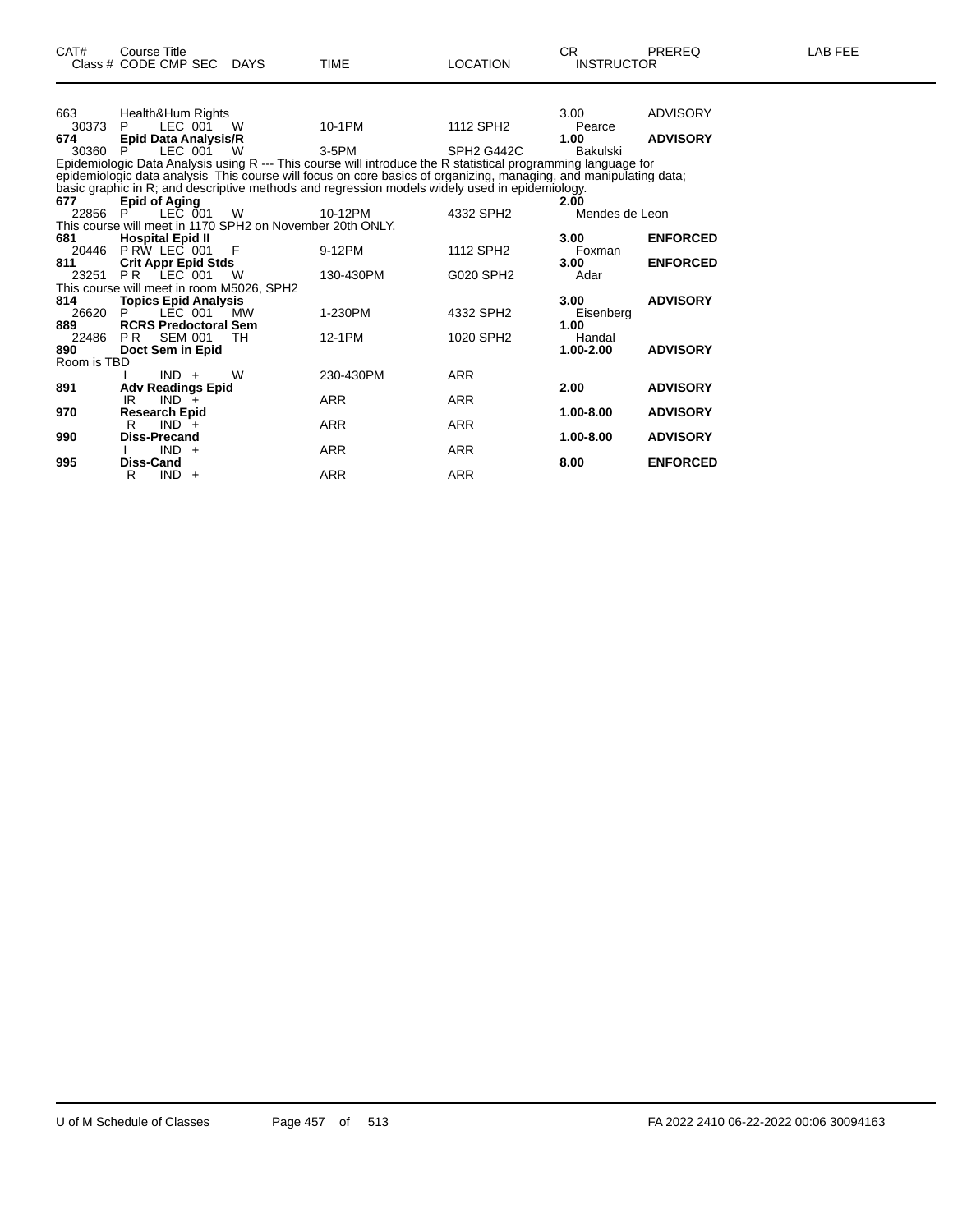| CAT# | Course Title<br>Class # CODE CMP SEC | DAYS | TIME | LOCATION | CR<br>INSTRUCTOR | PREREQ | LAB FEE |
|---|---|---|---|---|---|---|---|
| 663 | Health&Hum Rights | | | | 3.00 | ADVISORY | |
| 30373 | P LEC 001 | W | 10-1PM | 1112 SPH2 | Pearce | | |
| **674** | **Epid Data Analysis/R** | | | | **1.00** | **ADVISORY** | |
| 30360 | P LEC 001 | W | 3-5PM | SPH2 G442C | Bakulski | | |
| Epidemiologic Data Analysis using R --- This course will introduce the R statistical programming language for epidemiologic data analysis This course will focus on core basics of organizing, managing, and manipulating data; basic graphic in R; and descriptive methods and regression models widely used in epidemiology. | | | | | | | |
| **677** | **Epid of Aging** | | | | **2.00** | | |
| 22856 | P LEC 001 | W | 10-12PM | 4332 SPH2 | Mendes de Leon | | |
| This course will meet in 1170 SPH2 on November 20th ONLY. | | | | | | | |
| **681** | **Hospital Epid II** | | | | **3.00** | **ENFORCED** | |
| 20446 | P RW LEC 001 | F | 9-12PM | 1112 SPH2 | Foxman | | |
| **811** | **Crit Appr Epid Stds** | | | | **3.00** | **ENFORCED** | |
| 23251 | P R LEC 001 | W | 130-430PM | G020 SPH2 | Adar | | |
| This course will meet in room M5026, SPH2 | | | | | | | |
| **814** | **Topics Epid Analysis** | | | | **3.00** | **ADVISORY** | |
| 26620 | P LEC 001 | MW | 1-230PM | 4332 SPH2 | Eisenberg | | |
| **889** | **RCRS Predoctoral Sem** | | | | **1.00** | | |
| 22486 | P R SEM 001 | TH | 12-1PM | 1020 SPH2 | Handal | | |
| **890** | **Doct Sem in Epid** | | | | **1.00-2.00** | **ADVISORY** | |
| Room is TBD | | | | | | | |
| | I IND + | W | 230-430PM | ARR | | | |
| **891** | **Adv Readings Epid** | | | | **2.00** | **ADVISORY** | |
| | IR IND + | | ARR | ARR | | | |
| **970** | **Research Epid** | | | | **1.00-8.00** | **ADVISORY** | |
| | R IND + | | ARR | ARR | | | |
| **990** | **Diss-Precand** | | | | **1.00-8.00** | **ADVISORY** | |
| | I IND + | | ARR | ARR | | | |
| **995** | **Diss-Cand** | | | | **8.00** | **ENFORCED** | |
| | R IND + | | ARR | ARR | | | |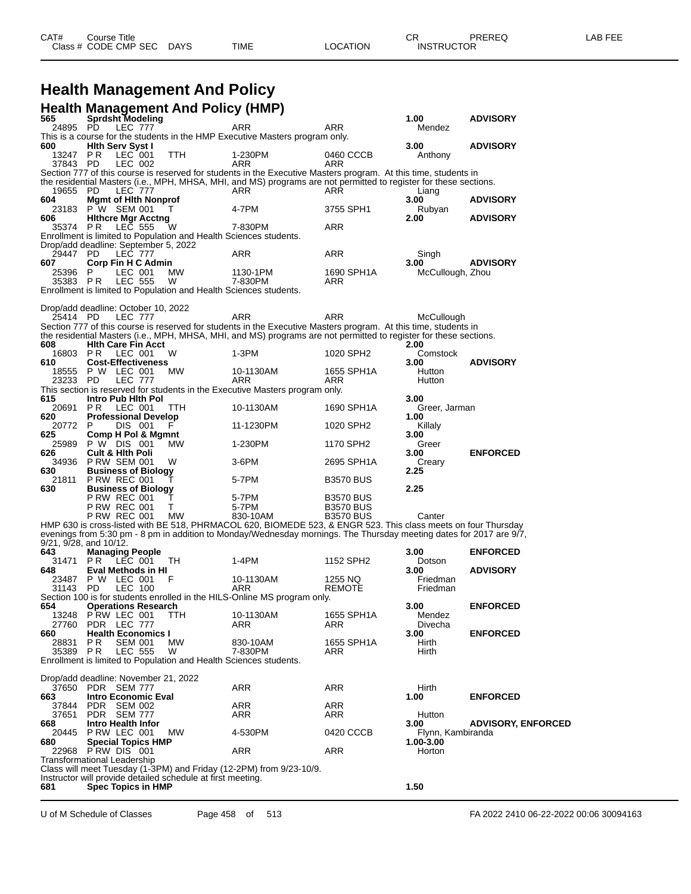# Health Management And Policy

## Health Management And Policy (HMP)

| CAT# / Class # | Course Title / CODE CMP SEC | DAYS | TIME | LOCATION | CR / INSTRUCTOR | PREREQ | LAB FEE |
|---|---|---|---|---|---|---|---|
| **565** | **Sprdsht Modeling** | | | | **1.00** | **ADVISORY** | |
| 24895 | PD LEC 777 | | ARR | ARR | Mendez | | |
| This is a course for the students in the HMP Executive Masters program only. | | | | | | | |
| **600** | **Hlth Serv Syst I** | | | | **3.00** | **ADVISORY** | |
| 13247 | P R LEC 001 | TTH | 1-230PM | 0460 CCCB | Anthony | | |
| 37843 | PD LEC 002 | | ARR | ARR | | | |
| Section 777 of this course is reserved for students in the Executive Masters program. At this time, students in the residential Masters (i.e., MPH, MHSA, MHI, and MS) programs are not permitted to register for these sections. | | | | | | | |
| 19655 | PD LEC 777 | | ARR | ARR | Liang | | |
| **604** | **Mgmt of Hlth Nonprof** | | | | **3.00** | **ADVISORY** | |
| 23183 | P W SEM 001 | T | 4-7PM | 3755 SPH1 | Rubyan | | |
| **606** | **Hlthcre Mgr Acctng** | | | | **2.00** | **ADVISORY** | |
| 35374 | P R LEC 555 | W | 7-830PM | ARR | | | |
| Enrollment is limited to Population and Health Sciences students. Drop/add deadline: September 5, 2022 | | | | | | | |
| 29447 | PD LEC 777 | | ARR | ARR | Singh | | |
| **607** | **Corp Fin H C Admin** | | | | **3.00** | **ADVISORY** | |
| 25396 | P LEC 001 | MW | 1130-1PM | 1690 SPH1A | McCullough, Zhou | | |
| 35383 | P R LEC 555 | W | 7-830PM | ARR | | | |
| Enrollment is limited to Population and Health Sciences students. Drop/add deadline: October 10, 2022 | | | | | | | |
| 25414 | PD LEC 777 | | ARR | ARR | McCullough | | |
| Section 777 of this course is reserved for students in the Executive Masters program. At this time, students in the residential Masters (i.e., MPH, MHSA, MHI, and MS) programs are not permitted to register for these sections. | | | | | | | |
| **608** | **Hlth Care Fin Acct** | | | | **2.00** | | |
| 16803 | P R LEC 001 | W | 1-3PM | 1020 SPH2 | Comstock | | |
| **610** | **Cost-Effectiveness** | | | | **3.00** | **ADVISORY** | |
| 18555 | P W LEC 001 | MW | 10-1130AM | 1655 SPH1A | Hutton | | |
| 23233 | PD LEC 777 | | ARR | ARR | Hutton | | |
| This section is reserved for students in the Executive Masters program only. | | | | | | | |
| **615** | **Intro Pub Hlth Pol** | | | | **3.00** | | |
| 20691 | P R LEC 001 | TTH | 10-1130AM | 1690 SPH1A | Greer, Jarman | | |
| **620** | **Professional Develop** | | | | **1.00** | | |
| 20772 | P DIS 001 | F | 11-1230PM | 1020 SPH2 | Killaly | | |
| **625** | **Comp H Pol & Mgmnt** | | | | **3.00** | | |
| 25989 | P W DIS 001 | MW | 1-230PM | 1170 SPH2 | Greer | | |
| **626** | **Cult & Hlth Poli** | | | | **3.00** | **ENFORCED** | |
| 34936 | P RW SEM 001 | W | 3-6PM | 2695 SPH1A | Creary | | |
| **630** | **Business of Biology** | | | | **2.25** | | |
| 21811 | P RW REC 001 | T | 5-7PM | B3570 BUS | | | |
| **630** | **Business of Biology** | | | | **2.25** | | |
| | P RW REC 001 | T | 5-7PM | B3570 BUS | | | |
| | P RW REC 001 | T | 5-7PM | B3570 BUS | | | |
| | P RW REC 001 | MW | 830-10AM | B3570 BUS | Canter | | |
| HMP 630 is cross-listed with BE 518, PHRMACOL 620, BIOMEDE 523, & ENGR 523. This class meets on four Thursday evenings from 5:30 pm - 8 pm in addition to Monday/Wednesday mornings. The Thursday meeting dates for 2017 are 9/7, 9/21, 9/28, and 10/12. | | | | | | | |
| **643** | **Managing People** | | | | **3.00** | **ENFORCED** | |
| 31471 | P R LEC 001 | TH | 1-4PM | 1152 SPH2 | Dotson | | |
| **648** | **Eval Methods in HI** | | | | **3.00** | **ADVISORY** | |
| 23487 | P W LEC 001 | F | 10-1130AM | 1255 NQ | Friedman | | |
| 31143 | PD LEC 100 | | ARR | REMOTE | Friedman | | |
| Section 100 is for students enrolled in the HILS-Online MS program only. | | | | | | | |
| **654** | **Operations Research** | | | | **3.00** | **ENFORCED** | |
| 13248 | P RW LEC 001 | TTH | 10-1130AM | 1655 SPH1A | Mendez | | |
| 27760 | PDR LEC 777 | | ARR | ARR | Divecha | | |
| **660** | **Health Economics I** | | | | **3.00** | **ENFORCED** | |
| 28831 | P R SEM 001 | MW | 830-10AM | 1655 SPH1A | Hirth | | |
| 35389 | P R LEC 555 | W | 7-830PM | ARR | Hirth | | |
| Enrollment is limited to Population and Health Sciences students. Drop/add deadline: November 21, 2022 | | | | | | | |
| 37650 | PDR SEM 777 | | ARR | ARR | Hirth | | |
| **663** | **Intro Economic Eval** | | | | **1.00** | **ENFORCED** | |
| 37844 | PDR SEM 002 | | ARR | ARR | | | |
| 37651 | PDR SEM 777 | | ARR | ARR | Hutton | | |
| **668** | **Intro Health Infor** | | | | **3.00** | **ADVISORY, ENFORCED** | |
| 20445 | P RW LEC 001 | MW | 4-530PM | 0420 CCCB | Flynn, Kambiranda | | |
| **680** | **Special Topics HMP** | | | | **1.00-3.00** | | |
| 22968 | P RW DIS 001 | | ARR | ARR | Horton | | |
| Transformational Leadership. Class will meet Tuesday (1-3PM) and Friday (12-2PM) from 9/23-10/9. Instructor will provide detailed schedule at first meeting. | | | | | | | |
| **681** | **Spec Topics in HMP** | | | | **1.50** | | |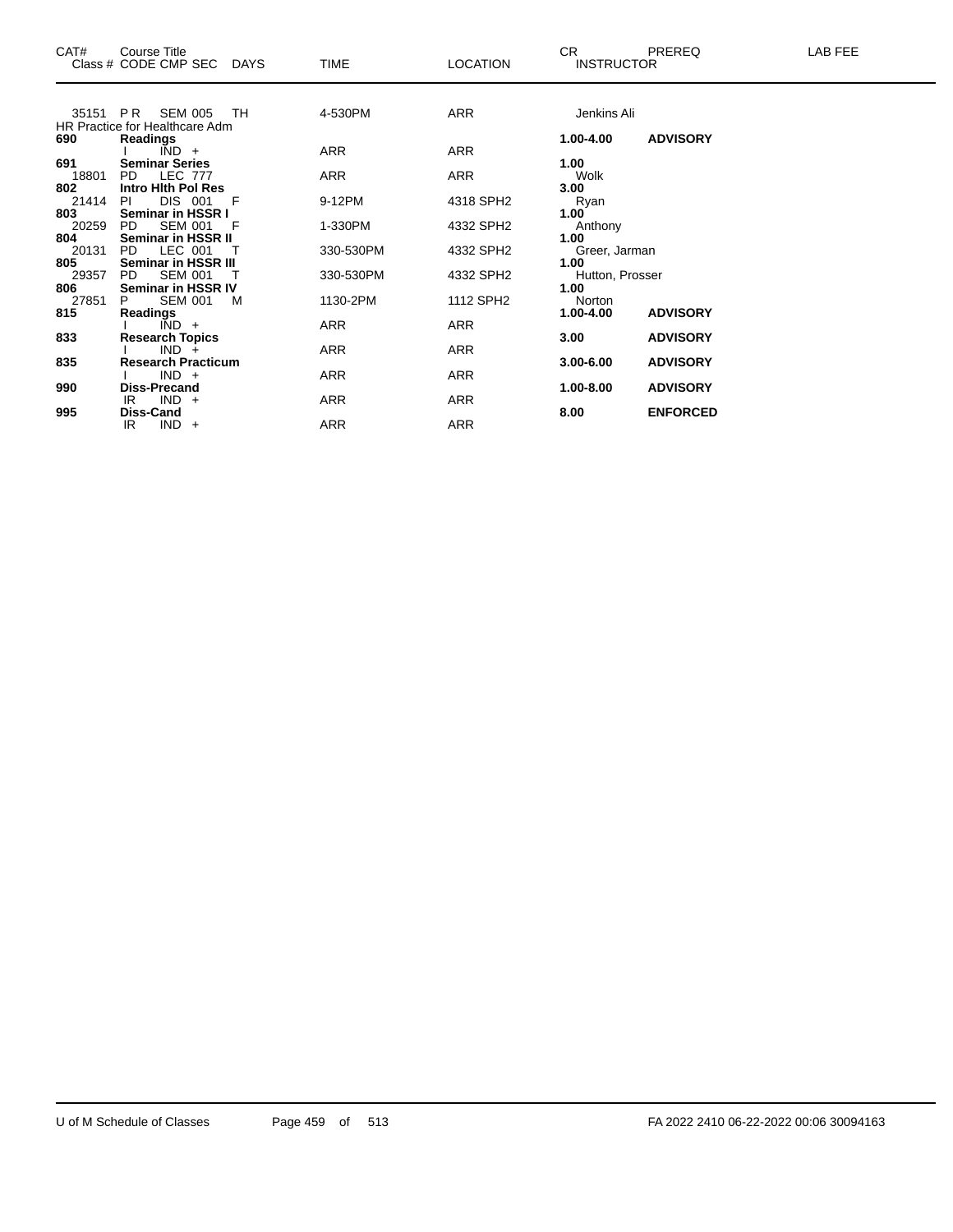| CAT# | Course Title<br>Class # CODE CMP SEC DAYS | TIME | LOCATION | CR<br>INSTRUCTOR | PREREQ | LAB FEE |
|---|---|---|---|---|---|---|
| 35151 | P R SEM 005 TH | 4-530PM | ARR | Jenkins Ali | | |
| | HR Practice for Healthcare Adm | | | | | |
| **690** | **Readings** | | | **1.00-4.00** | **ADVISORY** | |
| | I IND + | ARR | ARR | | | |
| **691** | **Seminar Series** | | | **1.00** | | |
| 18801 | PD LEC 777 | ARR | ARR | Wolk | | |
| **802** | **Intro Hlth Pol Res** | | | **3.00** | | |
| 21414 | PI DIS 001 F | 9-12PM | 4318 SPH2 | Ryan | | |
| **803** | **Seminar in HSSR I** | | | **1.00** | | |
| 20259 | PD SEM 001 F | 1-330PM | 4332 SPH2 | Anthony | | |
| **804** | **Seminar in HSSR II** | | | **1.00** | | |
| 20131 | PD LEC 001 T | 330-530PM | 4332 SPH2 | Greer, Jarman | | |
| **805** | **Seminar in HSSR III** | | | **1.00** | | |
| 29357 | PD SEM 001 T | 330-530PM | 4332 SPH2 | Hutton, Prosser | | |
| **806** | **Seminar in HSSR IV** | | | **1.00** | | |
| 27851 | P SEM 001 M | 1130-2PM | 1112 SPH2 | Norton | | |
| **815** | **Readings** | | | **1.00-4.00** | **ADVISORY** | |
| | I IND + | ARR | ARR | | | |
| **833** | **Research Topics** | | | **3.00** | **ADVISORY** | |
| | I IND + | ARR | ARR | | | |
| **835** | **Research Practicum** | | | **3.00-6.00** | **ADVISORY** | |
| | I IND + | ARR | ARR | | | |
| **990** | **Diss-Precand** | | | **1.00-8.00** | **ADVISORY** | |
| | IR IND + | ARR | ARR | | | |
| **995** | **Diss-Cand** | | | **8.00** | **ENFORCED** | |
| | IR IND + | ARR | ARR | | | |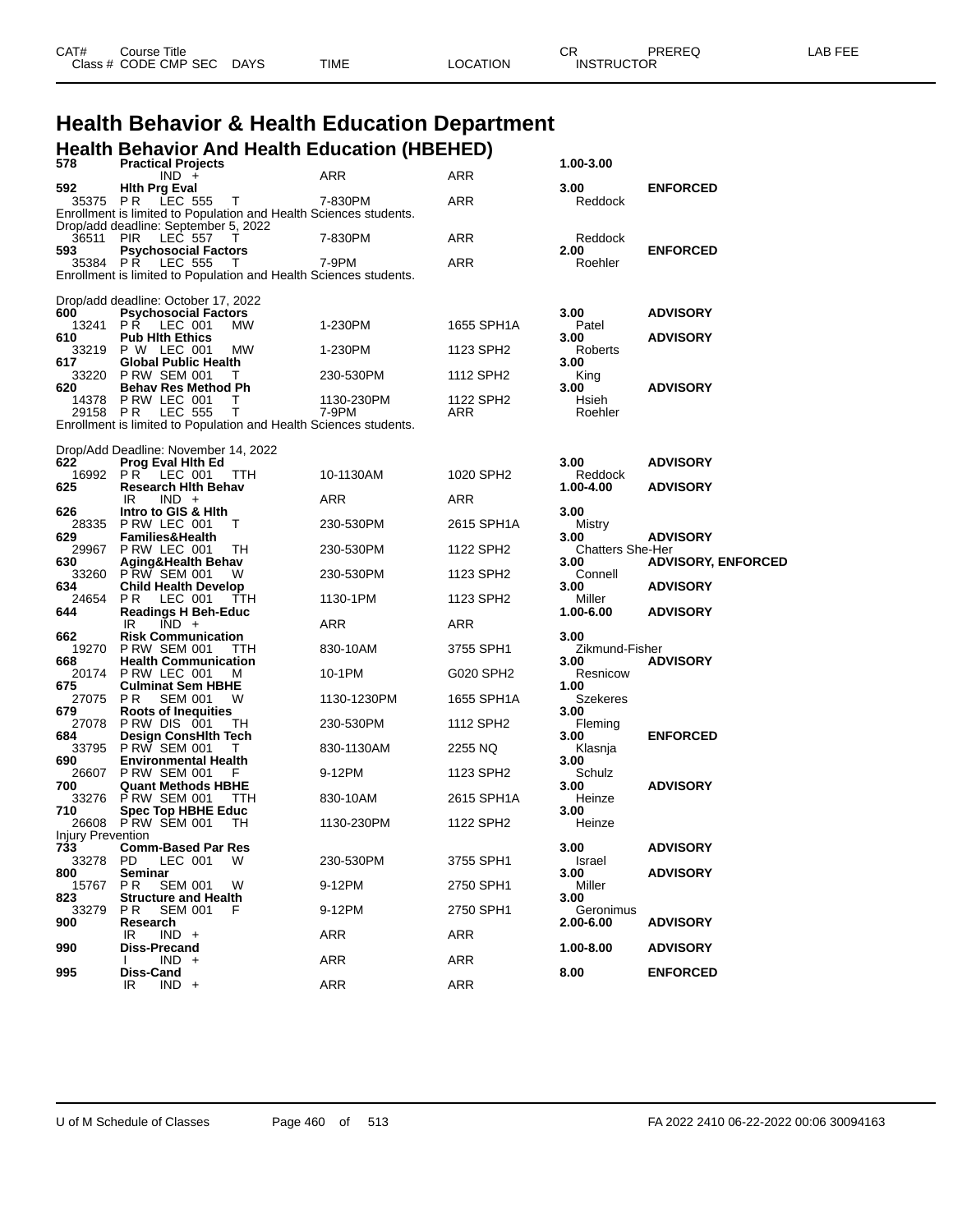| CAT# | Course Title | | | | CR | PREREQ | LAB FEE |
|---|---|---|---|---|---|---|---|
| Class # | CODE CMP SEC | DAYS | TIME | LOCATION | INSTRUCTOR | | |

# Health Behavior & Health Education Department

## Health Behavior And Health Education (HBEHED)

| CAT# / Class # | Course Title / CODE CMP SEC | DAYS | TIME | LOCATION | CR / INSTRUCTOR | PREREQ |
|---|---|---|---|---|---|---|
| **578** | **Practical Projects** | | | | **1.00-3.00** | |
| | IND + | | ARR | ARR | | |
| **592** | **Hlth Prg Eval** | | | | **3.00** | **ENFORCED** |
| 35375 | P R LEC 555 | T | 7-830PM | ARR | Reddock | |
| Enrollment is limited to Population and Health Sciences students. | | | | | | |
| Drop/add deadline: September 5, 2022 | | | | | | |
| 36511 | PIR LEC 557 | T | 7-830PM | ARR | Reddock | |
| **593** | **Psychosocial Factors** | | | | **2.00** | **ENFORCED** |
| 35384 | P R LEC 555 | T | 7-9PM | ARR | Roehler | |
| Enrollment is limited to Population and Health Sciences students. | | | | | | |
| Drop/add deadline: October 17, 2022 | | | | | | |
| **600** | **Psychosocial Factors** | | | | **3.00** | **ADVISORY** |
| 13241 | P R LEC 001 | MW | 1-230PM | 1655 SPH1A | Patel | |
| **610** | **Pub Hlth Ethics** | | | | **3.00** | **ADVISORY** |
| 33219 | P W LEC 001 | MW | 1-230PM | 1123 SPH2 | Roberts | |
| **617** | **Global Public Health** | | | | **3.00** | |
| 33220 | P RW SEM 001 | T | 230-530PM | 1112 SPH2 | King | |
| **620** | **Behav Res Method Ph** | | | | **3.00** | **ADVISORY** |
| 14378 | P RW LEC 001 | T | 1130-230PM | 1122 SPH2 | Hsieh | |
| 29158 | P R LEC 555 | T | 7-9PM | ARR | Roehler | |
| Enrollment is limited to Population and Health Sciences students. | | | | | | |
| Drop/Add Deadline: November 14, 2022 | | | | | | |
| **622** | **Prog Eval Hlth Ed** | | | | **3.00** | **ADVISORY** |
| 16992 | P R LEC 001 | TTH | 10-1130AM | 1020 SPH2 | Reddock | |
| **625** | **Research Hlth Behav** | | | | **1.00-4.00** | **ADVISORY** |
| | IR IND + | | ARR | ARR | | |
| **626** | **Intro to GIS & Hlth** | | | | **3.00** | |
| 28335 | P RW LEC 001 | T | 230-530PM | 2615 SPH1A | Mistry | |
| **629** | **Families&Health** | | | | **3.00** | **ADVISORY** |
| 29967 | P RW LEC 001 | TH | 230-530PM | 1122 SPH2 | Chatters She-Her | |
| **630** | **Aging&Health Behav** | | | | **3.00** | **ADVISORY, ENFORCED** |
| 33260 | P RW SEM 001 | W | 230-530PM | 1123 SPH2 | Connell | |
| **634** | **Child Health Develop** | | | | **3.00** | **ADVISORY** |
| 24654 | P R LEC 001 | TTH | 1130-1PM | 1123 SPH2 | Miller | |
| **644** | **Readings H Beh-Educ** | | | | **1.00-6.00** | **ADVISORY** |
| | IR IND + | | ARR | ARR | | |
| **662** | **Risk Communication** | | | | **3.00** | |
| 19270 | P RW SEM 001 | TTH | 830-10AM | 3755 SPH1 | Zikmund-Fisher | |
| **668** | **Health Communication** | | | | **3.00** | **ADVISORY** |
| 20174 | P RW LEC 001 | M | 10-1PM | G020 SPH2 | Resnicow | |
| **675** | **Culminat Sem HBHE** | | | | **1.00** | |
| 27075 | P R SEM 001 | W | 1130-1230PM | 1655 SPH1A | Szekeres | |
| **679** | **Roots of Inequities** | | | | **3.00** | |
| 27078 | P RW DIS 001 | TH | 230-530PM | 1112 SPH2 | Fleming | |
| **684** | **Design ConsHlth Tech** | | | | **3.00** | **ENFORCED** |
| 33795 | P RW SEM 001 | T | 830-1130AM | 2255 NQ | Klasnja | |
| **690** | **Environmental Health** | | | | **3.00** | |
| 26607 | P RW SEM 001 | F | 9-12PM | 1123 SPH2 | Schulz | |
| **700** | **Quant Methods HBHE** | | | | **3.00** | **ADVISORY** |
| 33276 | P RW SEM 001 | TTH | 830-10AM | 2615 SPH1A | Heinze | |
| **710** | **Spec Top HBHE Educ** | | | | **3.00** | |
| 26608 | P RW SEM 001 | TH | 1130-230PM | 1122 SPH2 | Heinze | |
| Injury Prevention | | | | | | |
| **733** | **Comm-Based Par Res** | | | | **3.00** | **ADVISORY** |
| 33278 | PD LEC 001 | W | 230-530PM | 3755 SPH1 | Israel | |
| **800** | **Seminar** | | | | **3.00** | **ADVISORY** |
| 15767 | P R SEM 001 | W | 9-12PM | 2750 SPH1 | Miller | |
| **823** | **Structure and Health** | | | | **3.00** | |
| 33279 | P R SEM 001 | F | 9-12PM | 2750 SPH1 | Geronimus | |
| **900** | **Research** | | | | **2.00-6.00** | **ADVISORY** |
| | IR IND + | | ARR | ARR | | |
| **990** | **Diss-Precand** | | | | **1.00-8.00** | **ADVISORY** |
| | I IND + | | ARR | ARR | | |
| **995** | **Diss-Cand** | | | | **8.00** | **ENFORCED** |
| | IR IND + | | ARR | ARR | | |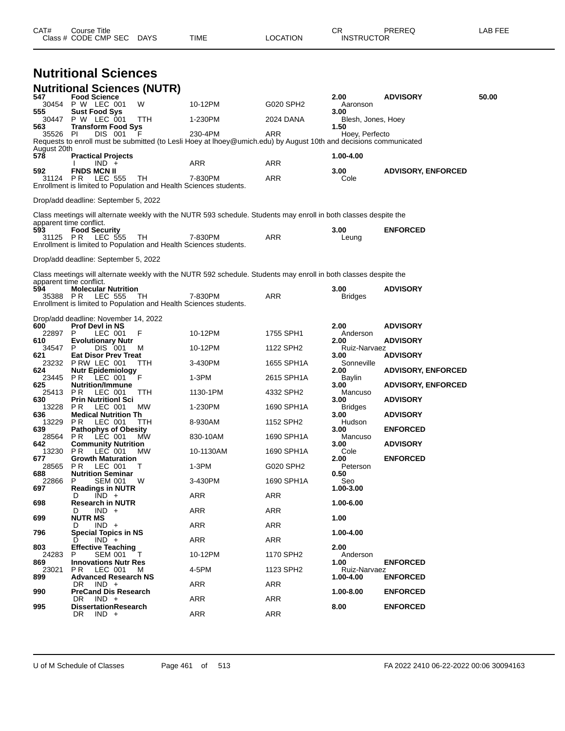| CAT# | Course Title / Class # CODE CMP SEC | DAYS | TIME | LOCATION | CR / INSTRUCTOR | PREREQ | LAB FEE |
|---|---|---|---|---|---|---|---|

# Nutritional Sciences

## Nutritional Sciences (NUTR)

| CAT# | Course Title / Class # CODE CMP SEC | DAYS | TIME | LOCATION | CR / INSTRUCTOR | PREREQ | LAB FEE |
|---|---|---|---|---|---|---|---|
| **547** | **Food Science** | | | | **2.00** | **ADVISORY** | **50.00** |
| 30454 | P W LEC 001 | W | 10-12PM | G020 SPH2 | Aaronson | | |
| **555** | **Sust Food Sys** | | | | **3.00** | | |
| 30447 | P W LEC 001 | TTH | 1-230PM | 2024 DANA | Blesh, Jones, Hoey | | |
| **563** | **Transform Food Sys** | | | | **1.50** | | |
| 35526 | PI DIS 001 | F | 230-4PM | ARR | Hoey, Perfecto | | |

Requests to enroll must be submitted (to Lesli Hoey at lhoey@umich.edu) by August 10th and decisions communicated August 20th

| CAT# | Course Title / Class # CODE CMP SEC | DAYS | TIME | LOCATION | CR / INSTRUCTOR | PREREQ | LAB FEE |
|---|---|---|---|---|---|---|---|
| **578** | **Practical Projects** | | | | **1.00-4.00** | | |
| | I IND + | | ARR | ARR | | | |
| **592** | **FNDS MCN II** | | | | **3.00** | **ADVISORY, ENFORCED** | |
| 31124 | P R LEC 555 | TH | 7-830PM | ARR | Cole | | |

Enrollment is limited to Population and Health Sciences students.

Drop/add deadline: September 5, 2022

Class meetings will alternate weekly with the NUTR 593 schedule. Students may enroll in both classes despite the apparent time conflict.

| CAT# | Course Title / Class # CODE CMP SEC | DAYS | TIME | LOCATION | CR / INSTRUCTOR | PREREQ | LAB FEE |
|---|---|---|---|---|---|---|---|
| **593** | **Food Security** | | | | **3.00** | **ENFORCED** | |
| 31125 | P R LEC 555 | TH | 7-830PM | ARR | Leung | | |

Enrollment is limited to Population and Health Sciences students.

Drop/add deadline: September 5, 2022

Class meetings will alternate weekly with the NUTR 592 schedule. Students may enroll in both classes despite the apparent time conflict.

| CAT# | Course Title / Class # CODE CMP SEC | DAYS | TIME | LOCATION | CR / INSTRUCTOR | PREREQ | LAB FEE |
|---|---|---|---|---|---|---|---|
| **594** | **Molecular Nutrition** | | | | **3.00** | **ADVISORY** | |
| 35388 | P R LEC 555 | TH | 7-830PM | ARR | Bridges | | |

Enrollment is limited to Population and Health Sciences students.

Drop/add deadline: November 14, 2022

| CAT# | Course Title / Class # CODE CMP SEC | DAYS | TIME | LOCATION | CR / INSTRUCTOR | PREREQ | LAB FEE |
|---|---|---|---|---|---|---|---|
| **600** | **Prof Devl in NS** | | | | **2.00** | **ADVISORY** | |
| 22897 | P LEC 001 | F | 10-12PM | 1755 SPH1 | Anderson | | |
| **610** | **Evolutionary Nutr** | | | | **2.00** | **ADVISORY** | |
| 34547 | P DIS 001 | M | 10-12PM | 1122 SPH2 | Ruiz-Narvaez | | |
| **621** | **Eat Disor Prev Treat** | | | | **3.00** | **ADVISORY** | |
| 23232 | P RW LEC 001 | TTH | 3-430PM | 1655 SPH1A | Sonneville | | |
| **624** | **Nutr Epidemiology** | | | | **2.00** | **ADVISORY, ENFORCED** | |
| 23445 | P R LEC 001 | F | 1-3PM | 2615 SPH1A | Baylin | | |
| **625** | **Nutrition/Immune** | | | | **3.00** | **ADVISORY, ENFORCED** | |
| 25413 | P R LEC 001 | TTH | 1130-1PM | 4332 SPH2 | Mancuso | | |
| **630** | **Prin Nutritionl Sci** | | | | **3.00** | **ADVISORY** | |
| 13228 | P R LEC 001 | MW | 1-230PM | 1690 SPH1A | Bridges | | |
| **636** | **Medical Nutrition Th** | | | | **3.00** | **ADVISORY** | |
| 13229 | P R LEC 001 | TTH | 8-930AM | 1152 SPH2 | Hudson | | |
| **639** | **Pathophys of Obesity** | | | | **3.00** | **ENFORCED** | |
| 28564 | P R LEC 001 | MW | 830-10AM | 1690 SPH1A | Mancuso | | |
| **642** | **Community Nutrition** | | | | **3.00** | **ADVISORY** | |
| 13230 | P R LEC 001 | MW | 10-1130AM | 1690 SPH1A | Cole | | |
| **677** | **Growth Maturation** | | | | **2.00** | **ENFORCED** | |
| 28565 | P R LEC 001 | T | 1-3PM | G020 SPH2 | Peterson | | |
| **688** | **Nutrition Seminar** | | | | **0.50** | | |
| 22866 | P SEM 001 | W | 3-430PM | 1690 SPH1A | Seo | | |
| **697** | **Readings in NUTR** | | | | **1.00-3.00** | | |
| | D IND + | | ARR | ARR | | | |
| **698** | **Research in NUTR** | | | | **1.00-6.00** | | |
| | D IND + | | ARR | ARR | | | |
| **699** | **NUTR MS** | | | | **1.00** | | |
| | D IND + | | ARR | ARR | | | |
| **796** | **Special Topics in NS** | | | | **1.00-4.00** | | |
| | D IND + | | ARR | ARR | | | |
| **803** | **Effective Teaching** | | | | **2.00** | | |
| 24283 | P SEM 001 | T | 10-12PM | 1170 SPH2 | Anderson | | |
| **869** | **Innovations Nutr Res** | | | | **1.00** | **ENFORCED** | |
| 23021 | P R LEC 001 | M | 4-5PM | 1123 SPH2 | Ruiz-Narvaez | | |
| **899** | **Advanced Research NS** | | | | **1.00-4.00** | **ENFORCED** | |
| | DR IND + | | ARR | ARR | | | |
| **990** | **PreCand Dis Research** | | | | **1.00-8.00** | **ENFORCED** | |
| | DR IND + | | ARR | ARR | | | |
| **995** | **DissertationResearch** | | | | **8.00** | **ENFORCED** | |
| | DR IND + | | ARR | ARR | | | |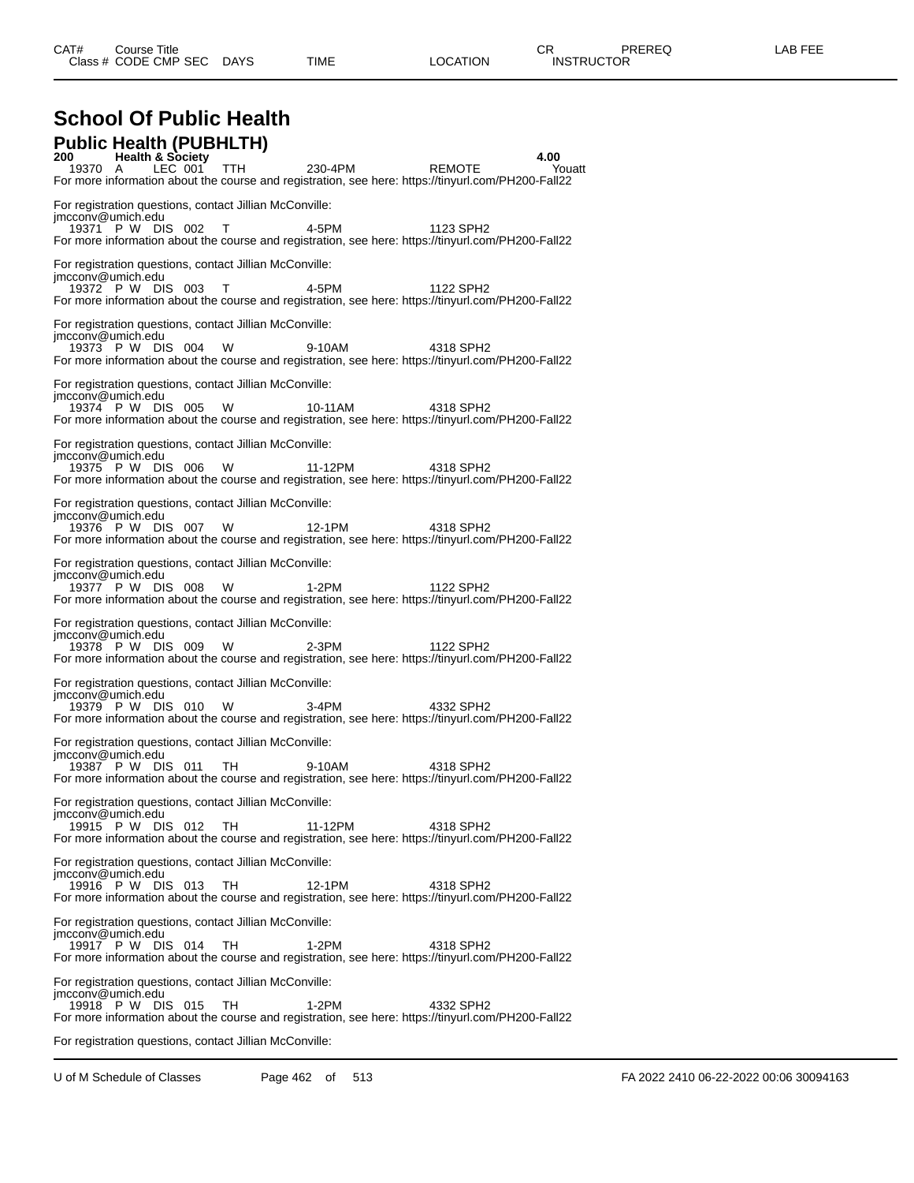# School Of Public Health

## Public Health (PUBHLTH)

**200 Health & Society** **4.00**

19370 A LEC 001 TTH 230-4PM REMOTE Youatt
For more information about the course and registration, see here: https://tinyurl.com/PH200-Fall22

For registration questions, contact Jillian McConville:
jmcconv@umich.edu

19371 P W DIS 002 T 4-5PM 1123 SPH2
For more information about the course and registration, see here: https://tinyurl.com/PH200-Fall22

For registration questions, contact Jillian McConville:
jmcconv@umich.edu

19372 P W DIS 003 T 4-5PM 1122 SPH2
For more information about the course and registration, see here: https://tinyurl.com/PH200-Fall22

For registration questions, contact Jillian McConville:
jmcconv@umich.edu

19373 P W DIS 004 W 9-10AM 4318 SPH2
For more information about the course and registration, see here: https://tinyurl.com/PH200-Fall22

For registration questions, contact Jillian McConville:
jmcconv@umich.edu

19374 P W DIS 005 W 10-11AM 4318 SPH2
For more information about the course and registration, see here: https://tinyurl.com/PH200-Fall22

For registration questions, contact Jillian McConville:
jmcconv@umich.edu

19375 P W DIS 006 W 11-12PM 4318 SPH2
For more information about the course and registration, see here: https://tinyurl.com/PH200-Fall22

For registration questions, contact Jillian McConville:
jmcconv@umich.edu

19376 P W DIS 007 W 12-1PM 4318 SPH2
For more information about the course and registration, see here: https://tinyurl.com/PH200-Fall22

For registration questions, contact Jillian McConville:
jmcconv@umich.edu

19377 P W DIS 008 W 1-2PM 1122 SPH2
For more information about the course and registration, see here: https://tinyurl.com/PH200-Fall22

For registration questions, contact Jillian McConville:
jmcconv@umich.edu

19378 P W DIS 009 W 2-3PM 1122 SPH2
For more information about the course and registration, see here: https://tinyurl.com/PH200-Fall22

For registration questions, contact Jillian McConville:
jmcconv@umich.edu

19379 P W DIS 010 W 3-4PM 4332 SPH2
For more information about the course and registration, see here: https://tinyurl.com/PH200-Fall22

For registration questions, contact Jillian McConville:
jmcconv@umich.edu

19387 P W DIS 011 TH 9-10AM 4318 SPH2
For more information about the course and registration, see here: https://tinyurl.com/PH200-Fall22

For registration questions, contact Jillian McConville:
jmcconv@umich.edu

19915 P W DIS 012 TH 11-12PM 4318 SPH2
For more information about the course and registration, see here: https://tinyurl.com/PH200-Fall22

For registration questions, contact Jillian McConville:
jmcconv@umich.edu

19916 P W DIS 013 TH 12-1PM 4318 SPH2
For more information about the course and registration, see here: https://tinyurl.com/PH200-Fall22

For registration questions, contact Jillian McConville:
jmcconv@umich.edu

19917 P W DIS 014 TH 1-2PM 4318 SPH2
For more information about the course and registration, see here: https://tinyurl.com/PH200-Fall22

For registration questions, contact Jillian McConville:
jmcconv@umich.edu

19918 P W DIS 015 TH 1-2PM 4332 SPH2
For more information about the course and registration, see here: https://tinyurl.com/PH200-Fall22

For registration questions, contact Jillian McConville: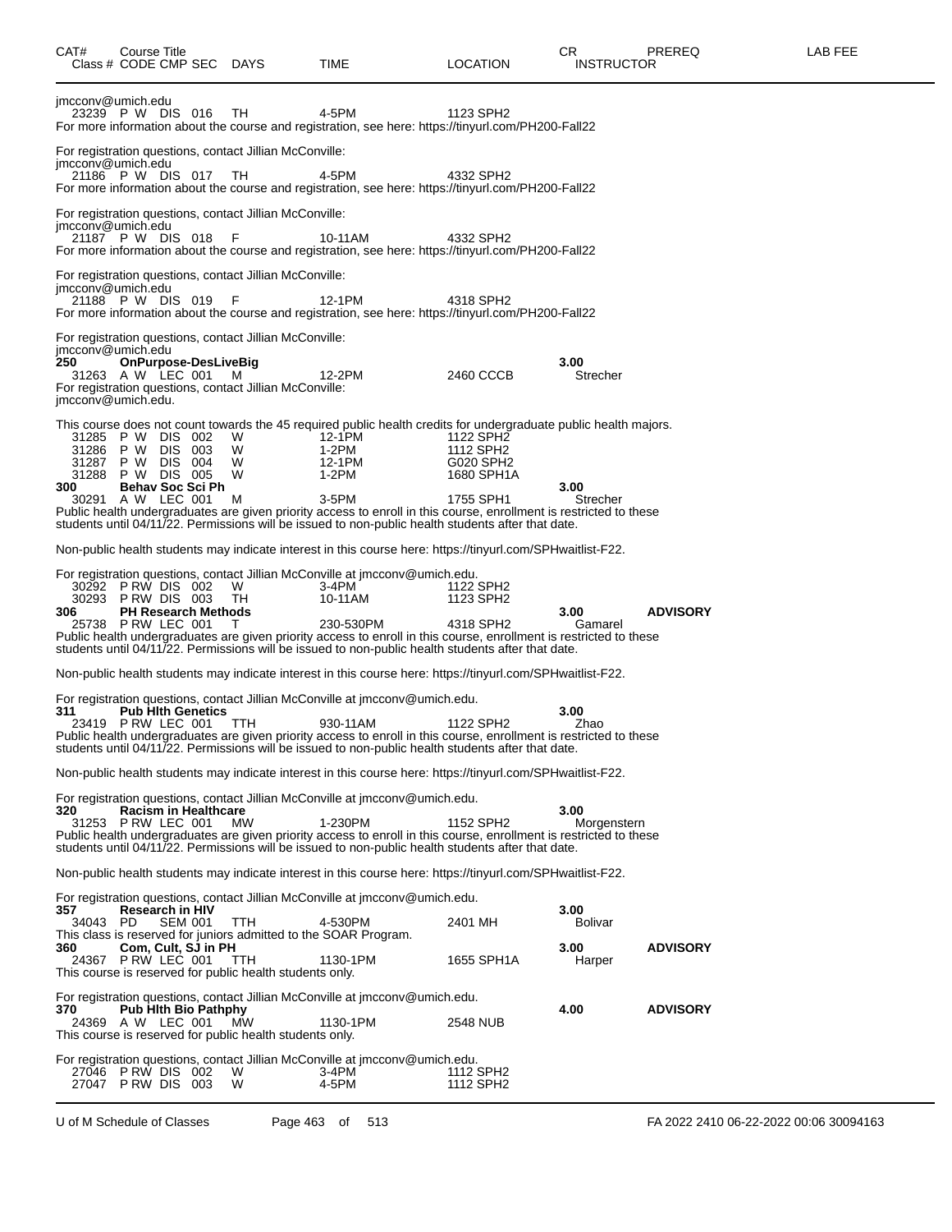| CAT# | Course Title<br>Class # CODE CMP SEC | DAYS | TIME | LOCATION | CR<br>INSTRUCTOR | PREREQ | LAB FEE |
|---|---|---|---|---|---|---|---|

jmcconv@umich.edu

| | | | | | | | |
|---|---|---|---|---|---|---|---|
| | 23239 P W DIS 016 | TH | 4-5PM | 1123 SPH2 | | | |

For more information about the course and registration, see here: https://tinyurl.com/PH200-Fall22

For registration questions, contact Jillian McConville: jmcconv@umich.edu

| | | | | | | | |
|---|---|---|---|---|---|---|---|
| | 21186 P W DIS 017 | TH | 4-5PM | 4332 SPH2 | | | |

For more information about the course and registration, see here: https://tinyurl.com/PH200-Fall22

For registration questions, contact Jillian McConville: jmcconv@umich.edu

| | | | | | | | |
|---|---|---|---|---|---|---|---|
| | 21187 P W DIS 018 | F | 10-11AM | 4332 SPH2 | | | |

For more information about the course and registration, see here: https://tinyurl.com/PH200-Fall22

For registration questions, contact Jillian McConville: jmcconv@umich.edu

| | | | | | | | |
|---|---|---|---|---|---|---|---|
| | 21188 P W DIS 019 | F | 12-1PM | 4318 SPH2 | | | |

For more information about the course and registration, see here: https://tinyurl.com/PH200-Fall22

For registration questions, contact Jillian McConville: jmcconv@umich.edu

| | | | | | | | |
|---|---|---|---|---|---|---|---|
| **250** | **OnPurpose-DesLiveBig** | | | | **3.00** | | |
| | 31263 A W LEC 001 | M | 12-2PM | 2460 CCCB | Strecher | | |

For registration questions, contact Jillian McConville: jmcconv@umich.edu.

This course does not count towards the 45 required public health credits for undergraduate public health majors.

| | | | | | | | |
|---|---|---|---|---|---|---|---|
| | 31285 P W DIS 002 | W | 12-1PM | 1122 SPH2 | | | |
| | 31286 P W DIS 003 | W | 1-2PM | 1112 SPH2 | | | |
| | 31287 P W DIS 004 | W | 12-1PM | G020 SPH2 | | | |
| | 31288 P W DIS 005 | W | 1-2PM | 1680 SPH1A | | | |
| **300** | **Behav Soc Sci Ph** | | | | **3.00** | | |
| | 30291 A W LEC 001 | M | 3-5PM | 1755 SPH1 | Strecher | | |

Public health undergraduates are given priority access to enroll in this course, enrollment is restricted to these students until 04/11/22. Permissions will be issued to non-public health students after that date.

Non-public health students may indicate interest in this course here: https://tinyurl.com/SPHwaitlist-F22.

For registration questions, contact Jillian McConville at jmcconv@umich.edu.

| | | | | | | | |
|---|---|---|---|---|---|---|---|
| | 30292 P RW DIS 002 | W | 3-4PM | 1122 SPH2 | | | |
| | 30293 P RW DIS 003 | TH | 10-11AM | 1123 SPH2 | | | |
| **306** | **PH Research Methods** | | | | **3.00** | **ADVISORY** | |
| | 25738 P RW LEC 001 | T | 230-530PM | 4318 SPH2 | Gamarel | | |

Public health undergraduates are given priority access to enroll in this course, enrollment is restricted to these students until 04/11/22. Permissions will be issued to non-public health students after that date.

Non-public health students may indicate interest in this course here: https://tinyurl.com/SPHwaitlist-F22.

For registration questions, contact Jillian McConville at jmcconv@umich.edu.

| | | | | | | | |
|---|---|---|---|---|---|---|---|
| **311** | **Pub Hlth Genetics** | | | | **3.00** | | |
| | 23419 P RW LEC 001 | TTH | 930-11AM | 1122 SPH2 | Zhao | | |

Public health undergraduates are given priority access to enroll in this course, enrollment is restricted to these students until 04/11/22. Permissions will be issued to non-public health students after that date.

Non-public health students may indicate interest in this course here: https://tinyurl.com/SPHwaitlist-F22.

For registration questions, contact Jillian McConville at jmcconv@umich.edu.

| | | | | | | | |
|---|---|---|---|---|---|---|---|
| **320** | **Racism in Healthcare** | | | | **3.00** | | |
| | 31253 P RW LEC 001 | MW | 1-230PM | 1152 SPH2 | Morgenstern | | |

Public health undergraduates are given priority access to enroll in this course, enrollment is restricted to these students until 04/11/22. Permissions will be issued to non-public health students after that date.

Non-public health students may indicate interest in this course here: https://tinyurl.com/SPHwaitlist-F22.

For registration questions, contact Jillian McConville at jmcconv@umich.edu.

| | | | | | | | |
|---|---|---|---|---|---|---|---|
| **357** | **Research in HIV** | | | | **3.00** | | |
| | 34043 PD SEM 001 | TTH | 4-530PM | 2401 MH | Bolivar | | |

This class is reserved for juniors admitted to the SOAR Program.

| | | | | | | | |
|---|---|---|---|---|---|---|---|
| **360** | **Com, Cult, SJ in PH** | | | | **3.00** | **ADVISORY** | |
| | 24367 P RW LEC 001 | TTH | 1130-1PM | 1655 SPH1A | Harper | | |

This course is reserved for public health students only.

For registration questions, contact Jillian McConville at jmcconv@umich.edu.

| | | | | | | | |
|---|---|---|---|---|---|---|---|
| **370** | **Pub Hlth Bio Pathphy** | | | | **4.00** | **ADVISORY** | |
| | 24369 A W LEC 001 | MW | 1130-1PM | 2548 NUB | | | |

This course is reserved for public health students only.

For registration questions, contact Jillian McConville at jmcconv@umich.edu.

| | | | | | | | |
|---|---|---|---|---|---|---|---|
| | 27046 P RW DIS 002 | W | 3-4PM | 1112 SPH2 | | | |
| | 27047 P RW DIS 003 | W | 4-5PM | 1112 SPH2 | | | |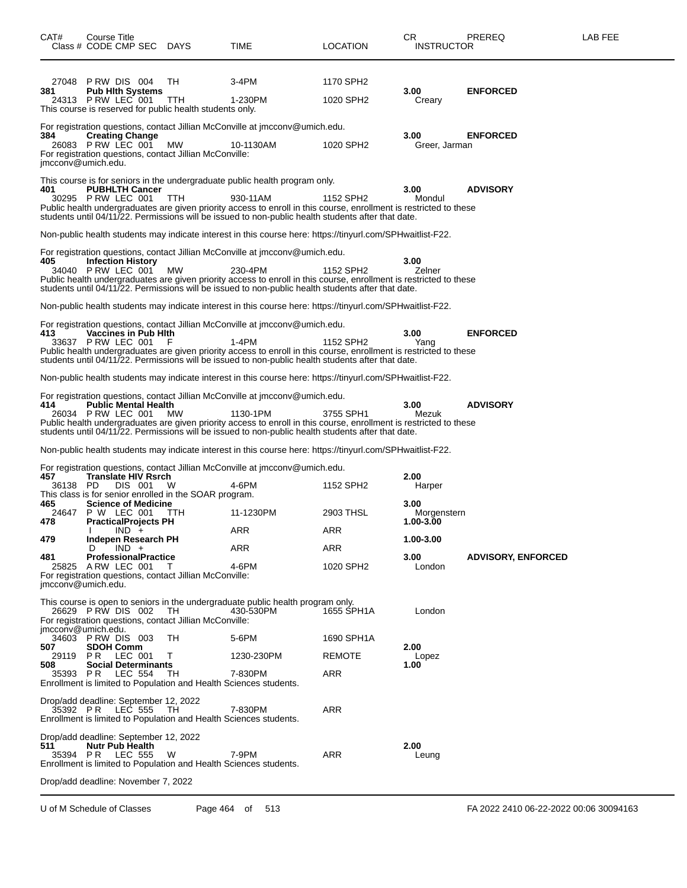| CAT# | Course Title<br>Class # CODE CMP SEC | DAYS | TIME | LOCATION | CR<br>INSTRUCTOR | PREREQ | LAB FEE |
|---|---|---|---|---|---|---|---|
| | 27048 P RW DIS 004 | TH | 3-4PM | 1170 SPH2 | | | |
| 381 | **Pub Hlth Systems** | | | | **3.00** | **ENFORCED** | |
| | 24313 P RW LEC 001 | TTH | 1-230PM | 1020 SPH2 | Creary | | |

This course is reserved for public health students only.

For registration questions, contact Jillian McConville at jmcconv@umich.edu.

| CAT# | Course Title<br>Class # CODE CMP SEC | DAYS | TIME | LOCATION | CR<br>INSTRUCTOR | PREREQ | LAB FEE |
|---|---|---|---|---|---|---|---|
| 384 | **Creating Change** | | | | **3.00** | **ENFORCED** | |
| | 26083 P RW LEC 001 | MW | 10-1130AM | 1020 SPH2 | Greer, Jarman | | |

For registration questions, contact Jillian McConville: jmcconv@umich.edu.

This course is for seniors in the undergraduate public health program only.

| CAT# | Course Title<br>Class # CODE CMP SEC | DAYS | TIME | LOCATION | CR<br>INSTRUCTOR | PREREQ | LAB FEE |
|---|---|---|---|---|---|---|---|
| 401 | **PUBHLTH Cancer** | | | | **3.00** | **ADVISORY** | |
| | 30295 P RW LEC 001 | TTH | 930-11AM | 1152 SPH2 | Mondul | | |

Public health undergraduates are given priority access to enroll in this course, enrollment is restricted to these students until 04/11/22. Permissions will be issued to non-public health students after that date.

Non-public health students may indicate interest in this course here: https://tinyurl.com/SPHwaitlist-F22.

For registration questions, contact Jillian McConville at jmcconv@umich.edu.

| CAT# | Course Title<br>Class # CODE CMP SEC | DAYS | TIME | LOCATION | CR<br>INSTRUCTOR | PREREQ | LAB FEE |
|---|---|---|---|---|---|---|---|
| 405 | **Infection History** | | | | **3.00** | | |
| | 34040 P RW LEC 001 | MW | 230-4PM | 1152 SPH2 | Zelner | | |

Public health undergraduates are given priority access to enroll in this course, enrollment is restricted to these students until 04/11/22. Permissions will be issued to non-public health students after that date.

Non-public health students may indicate interest in this course here: https://tinyurl.com/SPHwaitlist-F22.

For registration questions, contact Jillian McConville at jmcconv@umich.edu.

| CAT# | Course Title<br>Class # CODE CMP SEC | DAYS | TIME | LOCATION | CR<br>INSTRUCTOR | PREREQ | LAB FEE |
|---|---|---|---|---|---|---|---|
| 413 | **Vaccines in Pub Hlth** | | | | **3.00** | **ENFORCED** | |
| | 33637 P RW LEC 001 | F | 1-4PM | 1152 SPH2 | Yang | | |

Public health undergraduates are given priority access to enroll in this course, enrollment is restricted to these students until 04/11/22. Permissions will be issued to non-public health students after that date.

Non-public health students may indicate interest in this course here: https://tinyurl.com/SPHwaitlist-F22.

For registration questions, contact Jillian McConville at jmcconv@umich.edu.

| CAT# | Course Title<br>Class # CODE CMP SEC | DAYS | TIME | LOCATION | CR<br>INSTRUCTOR | PREREQ | LAB FEE |
|---|---|---|---|---|---|---|---|
| 414 | **Public Mental Health** | | | | **3.00** | **ADVISORY** | |
| | 26034 P RW LEC 001 | MW | 1130-1PM | 3755 SPH1 | Mezuk | | |

Public health undergraduates are given priority access to enroll in this course, enrollment is restricted to these students until 04/11/22. Permissions will be issued to non-public health students after that date.

Non-public health students may indicate interest in this course here: https://tinyurl.com/SPHwaitlist-F22.

For registration questions, contact Jillian McConville at jmcconv@umich.edu.

| CAT# | Course Title<br>Class # CODE CMP SEC | DAYS | TIME | LOCATION | CR<br>INSTRUCTOR | PREREQ | LAB FEE |
|---|---|---|---|---|---|---|---|
| 457 | **Translate HIV Rsrch** | | | | **2.00** | | |
| | 36138 PD DIS 001 | W | 4-6PM | 1152 SPH2 | Harper | | |

This class is for senior enrolled in the SOAR program.

| CAT# | Course Title<br>Class # CODE CMP SEC | DAYS | TIME | LOCATION | CR<br>INSTRUCTOR | PREREQ | LAB FEE |
|---|---|---|---|---|---|---|---|
| 465 | **Science of Medicine** | | | | **3.00** | | |
| | 24647 P W LEC 001 | TTH | 11-1230PM | 2903 THSL | Morgenstern | | |
| 478 | **PracticalProjects PH** | | | | **1.00-3.00** | | |
| | I IND + | | ARR | ARR | | | |
| 479 | **Indepen Research PH** | | | | **1.00-3.00** | | |
| | D IND + | | ARR | ARR | | | |
| 481 | **ProfessionalPractice** | | | | **3.00** | **ADVISORY, ENFORCED** | |
| | 25825 A RW LEC 001 | T | 4-6PM | 1020 SPH2 | London | | |

For registration questions, contact Jillian McConville: jmcconv@umich.edu.

This course is open to seniors in the undergraduate public health program only.

| CAT# | Course Title<br>Class # CODE CMP SEC | DAYS | TIME | LOCATION | CR<br>INSTRUCTOR | PREREQ | LAB FEE |
|---|---|---|---|---|---|---|---|
| | 26629 P RW DIS 002 | TH | 430-530PM | 1655 SPH1A | London | | |

For registration questions, contact Jillian McConville: jmcconv@umich.edu.

| CAT# | Course Title<br>Class # CODE CMP SEC | DAYS | TIME | LOCATION | CR<br>INSTRUCTOR | PREREQ | LAB FEE |
|---|---|---|---|---|---|---|---|
| | 34603 P RW DIS 003 | TH | 5-6PM | 1690 SPH1A | | | |
| 507 | **SDOH Comm** | | | | **2.00** | | |
| | 29119 P R LEC 001 | T | 1230-230PM | REMOTE | Lopez | | |
| 508 | **Social Determinants** | | | | **1.00** | | |
| | 35393 P R LEC 554 | TH | 7-830PM | ARR | | | |

Enrollment is limited to Population and Health Sciences students.

Drop/add deadline: September 12, 2022

| CAT# | Course Title<br>Class # CODE CMP SEC | DAYS | TIME | LOCATION | CR<br>INSTRUCTOR | PREREQ | LAB FEE |
|---|---|---|---|---|---|---|---|
| | 35392 P R LEC 555 | TH | 7-830PM | ARR | | | |

Enrollment is limited to Population and Health Sciences students.

Drop/add deadline: September 12, 2022

| CAT# | Course Title<br>Class # CODE CMP SEC | DAYS | TIME | LOCATION | CR<br>INSTRUCTOR | PREREQ | LAB FEE |
|---|---|---|---|---|---|---|---|
| 511 | **Nutr Pub Health** | | | | **2.00** | | |
| | 35394 P R LEC 555 | W | 7-9PM | ARR | Leung | | |

Enrollment is limited to Population and Health Sciences students.

Drop/add deadline: November 7, 2022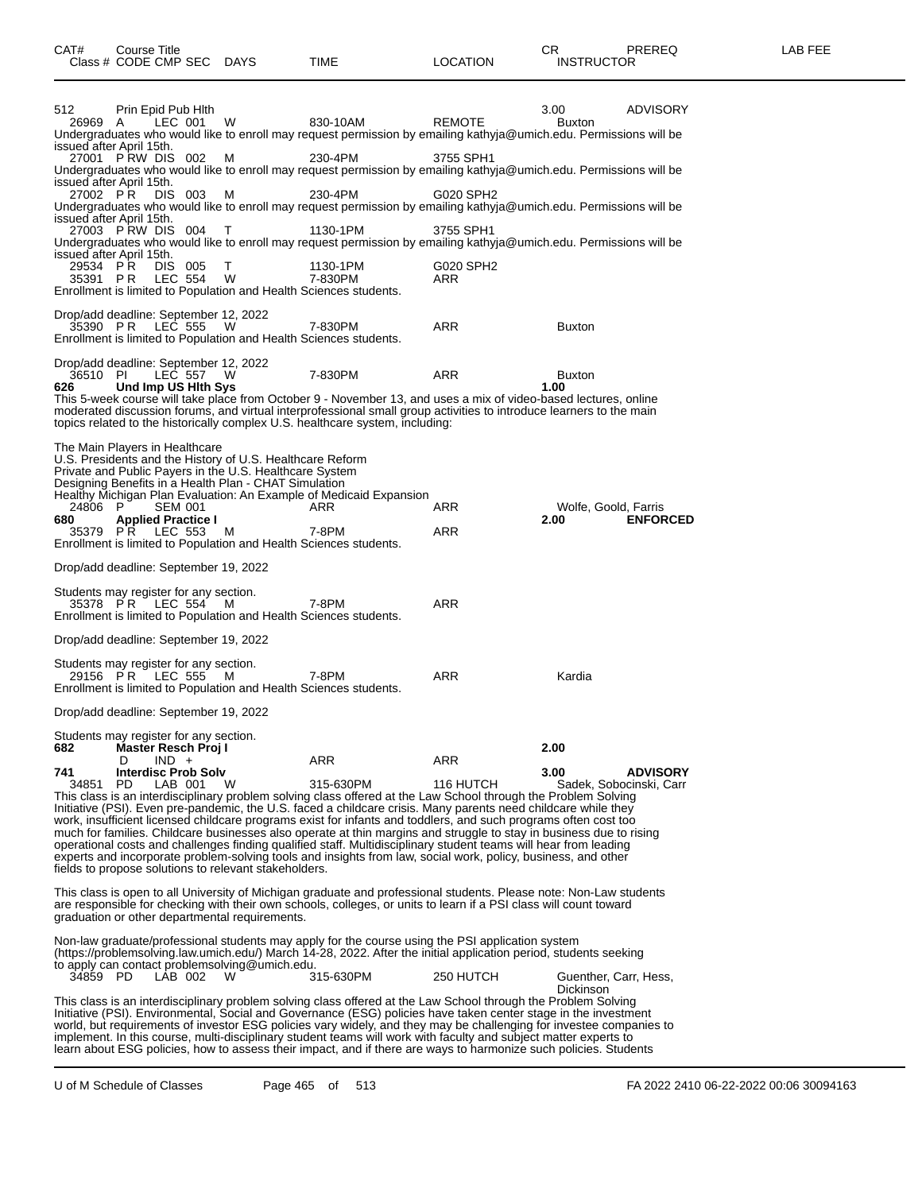| CAT# | Course Title | | | | | | CR | PREREQ | LAB FEE |
|---|---|---|---|---|---|---|---|---|---|
| Class # | CODE CMP | SEC | DAYS | TIME | LOCATION | INSTRUCTOR | | | |

**512 Prin Epid Pub Hlth** 3.00 ADVISORY

26969 A LEC 001 W 830-10AM REMOTE Buxton
Undergraduates who would like to enroll may request permission by emailing kathyja@umich.edu. Permissions will be issued after April 15th.

27001 P RW DIS 002 M 230-4PM 3755 SPH1
Undergraduates who would like to enroll may request permission by emailing kathyja@umich.edu. Permissions will be issued after April 15th.

27002 P R DIS 003 M 230-4PM G020 SPH2
Undergraduates who would like to enroll may request permission by emailing kathyja@umich.edu. Permissions will be issued after April 15th.

27003 P RW DIS 004 T 1130-1PM 3755 SPH1
Undergraduates who would like to enroll may request permission by emailing kathyja@umich.edu. Permissions will be issued after April 15th.

29534 P R DIS 005 T 1130-1PM G020 SPH2

35391 P R LEC 554 W 7-830PM ARR
Enrollment is limited to Population and Health Sciences students.

Drop/add deadline: September 12, 2022

35390 P R LEC 555 W 7-830PM ARR Buxton
Enrollment is limited to Population and Health Sciences students.

Drop/add deadline: September 12, 2022

36510 PI LEC 557 W 7-830PM ARR Buxton

**626 Und Imp US Hlth Sys** 1.00

This 5-week course will take place from October 9 - November 13, and uses a mix of video-based lectures, online moderated discussion forums, and virtual interprofessional small group activities to introduce learners to the main topics related to the historically complex U.S. healthcare system, including:

The Main Players in Healthcare
U.S. Presidents and the History of U.S. Healthcare Reform
Private and Public Payers in the U.S. Healthcare System
Designing Benefits in a Health Plan - CHAT Simulation
Healthy Michigan Plan Evaluation: An Example of Medicaid Expansion

24806 P SEM 001 ARR ARR Wolfe, Goold, Farris

**680 Applied Practice I** 2.00 **ENFORCED**

35379 P R LEC 553 M 7-8PM ARR
Enrollment is limited to Population and Health Sciences students.

Drop/add deadline: September 19, 2022

Students may register for any section.

35378 P R LEC 554 M 7-8PM ARR
Enrollment is limited to Population and Health Sciences students.

Drop/add deadline: September 19, 2022

Students may register for any section.

29156 P R LEC 555 M 7-8PM ARR Kardia
Enrollment is limited to Population and Health Sciences students.

Drop/add deadline: September 19, 2022

Students may register for any section.

**682 Master Resch Proj I** 2.00

D IND + ARR ARR

**741 Interdisc Prob Solv** 3.00 **ADVISORY**

34851 PD LAB 001 W 315-630PM 116 HUTCH Sadek, Sobocinski, Carr

This class is an interdisciplinary problem solving class offered at the Law School through the Problem Solving Initiative (PSI). Even pre-pandemic, the U.S. faced a childcare crisis. Many parents need childcare while they work, insufficient licensed childcare programs exist for infants and toddlers, and such programs often cost too much for families. Childcare businesses also operate at thin margins and struggle to stay in business due to rising operational costs and challenges finding qualified staff. Multidisciplinary student teams will hear from leading experts and incorporate problem-solving tools and insights from law, social work, policy, business, and other fields to propose solutions to relevant stakeholders.

This class is open to all University of Michigan graduate and professional students. Please note: Non-Law students are responsible for checking with their own schools, colleges, or units to learn if a PSI class will count toward graduation or other departmental requirements.

Non-law graduate/professional students may apply for the course using the PSI application system (https://problemsolving.law.umich.edu/) March 14-28, 2022. After the initial application period, students seeking to apply can contact problemsolving@umich.edu.

34859 PD LAB 002 W 315-630PM 250 HUTCH Guenther, Carr, Hess, Dickinson

This class is an interdisciplinary problem solving class offered at the Law School through the Problem Solving Initiative (PSI). Environmental, Social and Governance (ESG) policies have taken center stage in the investment world, but requirements of investor ESG policies vary widely, and they may be challenging for investee companies to implement. In this course, multi-disciplinary student teams will work with faculty and subject matter experts to learn about ESG policies, how to assess their impact, and if there are ways to harmonize such policies. Students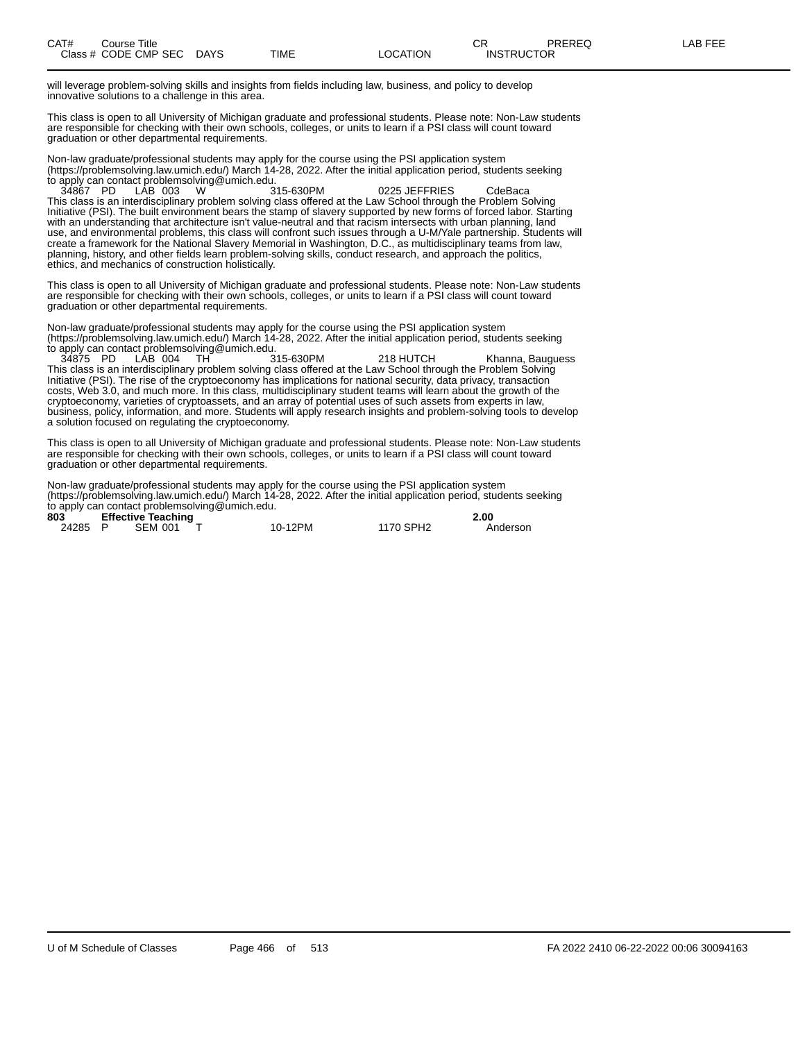| CAT# | Course Title | | | | | CR | PREREQ | LAB FEE |
|---|---|---|---|---|---|---|---|---|
| Class # | CODE CMP SEC | DAYS | TIME | LOCATION | INSTRUCTOR | | | |

will leverage problem-solving skills and insights from fields including law, business, and policy to develop innovative solutions to a challenge in this area.

This class is open to all University of Michigan graduate and professional students. Please note: Non-Law students are responsible for checking with their own schools, colleges, or units to learn if a PSI class will count toward graduation or other departmental requirements.

Non-law graduate/professional students may apply for the course using the PSI application system (https://problemsolving.law.umich.edu/) March 14-28, 2022. After the initial application period, students seeking to apply can contact problemsolving@umich.edu.

| 34867 | PD | LAB 003 | W | 315-630PM | 0225 JEFFRIES | CdeBaca |
|---|---|---|---|---|---|---|

This class is an interdisciplinary problem solving class offered at the Law School through the Problem Solving Initiative (PSI). The built environment bears the stamp of slavery supported by new forms of forced labor. Starting with an understanding that architecture isn't value-neutral and that racism intersects with urban planning, land use, and environmental problems, this class will confront such issues through a U-M/Yale partnership. Students will create a framework for the National Slavery Memorial in Washington, D.C., as multidisciplinary teams from law, planning, history, and other fields learn problem-solving skills, conduct research, and approach the politics, ethics, and mechanics of construction holistically.

This class is open to all University of Michigan graduate and professional students. Please note: Non-Law students are responsible for checking with their own schools, colleges, or units to learn if a PSI class will count toward graduation or other departmental requirements.

Non-law graduate/professional students may apply for the course using the PSI application system (https://problemsolving.law.umich.edu/) March 14-28, 2022. After the initial application period, students seeking to apply can contact problemsolving@umich.edu.

| 34875 | PD | LAB 004 | TH | 315-630PM | 218 HUTCH | Khanna, Bauguess |
|---|---|---|---|---|---|---|

This class is an interdisciplinary problem solving class offered at the Law School through the Problem Solving Initiative (PSI). The rise of the cryptoeconomy has implications for national security, data privacy, transaction costs, Web 3.0, and much more. In this class, multidisciplinary student teams will learn about the growth of the cryptoeconomy, varieties of cryptoassets, and an array of potential uses of such assets from experts in law, business, policy, information, and more. Students will apply research insights and problem-solving tools to develop a solution focused on regulating the cryptoeconomy.

This class is open to all University of Michigan graduate and professional students. Please note: Non-Law students are responsible for checking with their own schools, colleges, or units to learn if a PSI class will count toward graduation or other departmental requirements.

Non-law graduate/professional students may apply for the course using the PSI application system (https://problemsolving.law.umich.edu/) March 14-28, 2022. After the initial application period, students seeking to apply can contact problemsolving@umich.edu.

**803 Effective Teaching** **2.00**

| 24285 | P | SEM 001 | T | 10-12PM | 1170 SPH2 | Anderson |
|---|---|---|---|---|---|---|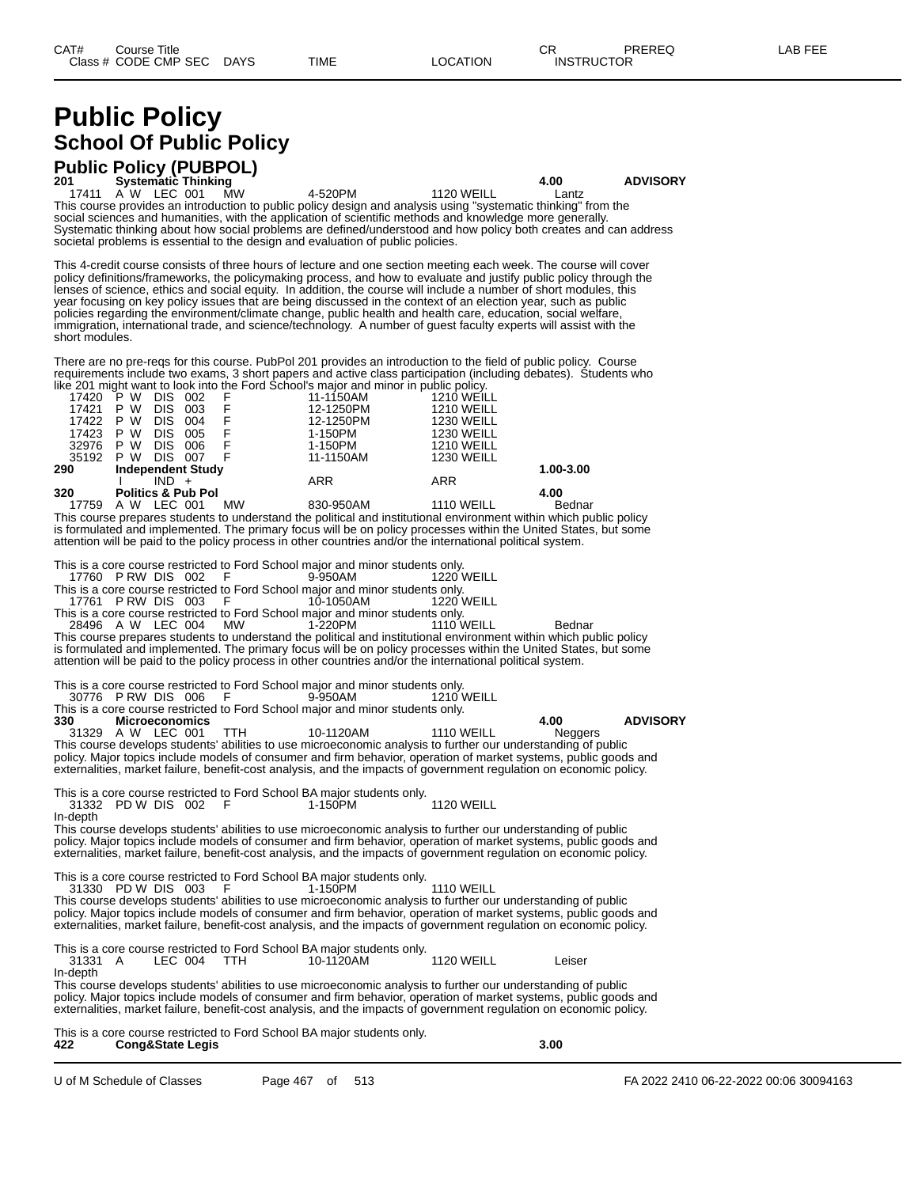# Public Policy

## School Of Public Policy

### Public Policy (PUBPOL)

**201 Systematic Thinking** — **4.00** — **ADVISORY**

17411 A W LEC 001 MW 4-520PM 1120 WEILL Lantz

This course provides an introduction to public policy design and analysis using "systematic thinking" from the social sciences and humanities, with the application of scientific methods and knowledge more generally. Systematic thinking about how social problems are defined/understood and how policy both creates and can address societal problems is essential to the design and evaluation of public policies.

This 4-credit course consists of three hours of lecture and one section meeting each week. The course will cover policy definitions/frameworks, the policymaking process, and how to evaluate and justify public policy through the lenses of science, ethics and social equity. In addition, the course will include a number of short modules, this year focusing on key policy issues that are being discussed in the context of an election year, such as public policies regarding the environment/climate change, public health and health care, education, social welfare, immigration, international trade, and science/technology. A number of guest faculty experts will assist with the short modules.

There are no pre-reqs for this course. PubPol 201 provides an introduction to the field of public policy. Course requirements include two exams, 3 short papers and active class participation (including debates). Students who like 201 might want to look into the Ford School's major and minor in public policy.

| Class # | CODE | CMP | SEC | DAYS | TIME | LOCATION |
|---|---|---|---|---|---|---|
| 17420 | P W | DIS | 002 | F | 11-1150AM | 1210 WEILL |
| 17421 | P W | DIS | 003 | F | 12-1250PM | 1210 WEILL |
| 17422 | P W | DIS | 004 | F | 12-1250PM | 1230 WEILL |
| 17423 | P W | DIS | 005 | F | 1-150PM | 1230 WEILL |
| 32976 | P W | DIS | 006 | F | 1-150PM | 1210 WEILL |
| 35192 | P W | DIS | 007 | F | 11-1150AM | 1230 WEILL |

**290 Independent Study** — **1.00-3.00**

I IND + ARR ARR

**320 Politics & Pub Pol** — **4.00**

17759 A W LEC 001 MW 830-950AM 1110 WEILL Bednar

This course prepares students to understand the political and institutional environment within which public policy is formulated and implemented. The primary focus will be on policy processes within the United States, but some attention will be paid to the policy process in other countries and/or the international political system.

This is a core course restricted to Ford School major and minor students only.

17760 P RW DIS 002 F 9-950AM 1220 WEILL

This is a core course restricted to Ford School major and minor students only.

17761 P RW DIS 003 F 10-1050AM 1220 WEILL

This is a core course restricted to Ford School major and minor students only.

28496 A W LEC 004 MW 1-220PM 1110 WEILL Bednar

This course prepares students to understand the political and institutional environment within which public policy is formulated and implemented. The primary focus will be on policy processes within the United States, but some attention will be paid to the policy process in other countries and/or the international political system.

This is a core course restricted to Ford School major and minor students only.

30776 P RW DIS 006 F 9-950AM 1210 WEILL

This is a core course restricted to Ford School major and minor students only.

**330 Microeconomics** — **4.00** — **ADVISORY**

31329 A W LEC 001 TTH 10-1120AM 1110 WEILL Neggers

This course develops students' abilities to use microeconomic analysis to further our understanding of public policy. Major topics include models of consumer and firm behavior, operation of market systems, public goods and externalities, market failure, benefit-cost analysis, and the impacts of government regulation on economic policy.

This is a core course restricted to Ford School BA major students only.

31332 PD W DIS 002 F 1-150PM 1120 WEILL

In-depth

This course develops students' abilities to use microeconomic analysis to further our understanding of public policy. Major topics include models of consumer and firm behavior, operation of market systems, public goods and externalities, market failure, benefit-cost analysis, and the impacts of government regulation on economic policy.

This is a core course restricted to Ford School BA major students only.

31330 PD W DIS 003 F 1-150PM 1110 WEILL

This course develops students' abilities to use microeconomic analysis to further our understanding of public policy. Major topics include models of consumer and firm behavior, operation of market systems, public goods and externalities, market failure, benefit-cost analysis, and the impacts of government regulation on economic policy.

This is a core course restricted to Ford School BA major students only.

31331 A LEC 004 TTH 10-1120AM 1120 WEILL Leiser

In-depth

This course develops students' abilities to use microeconomic analysis to further our understanding of public policy. Major topics include models of consumer and firm behavior, operation of market systems, public goods and externalities, market failure, benefit-cost analysis, and the impacts of government regulation on economic policy.

This is a core course restricted to Ford School BA major students only.

**422 Cong&State Legis** — **3.00**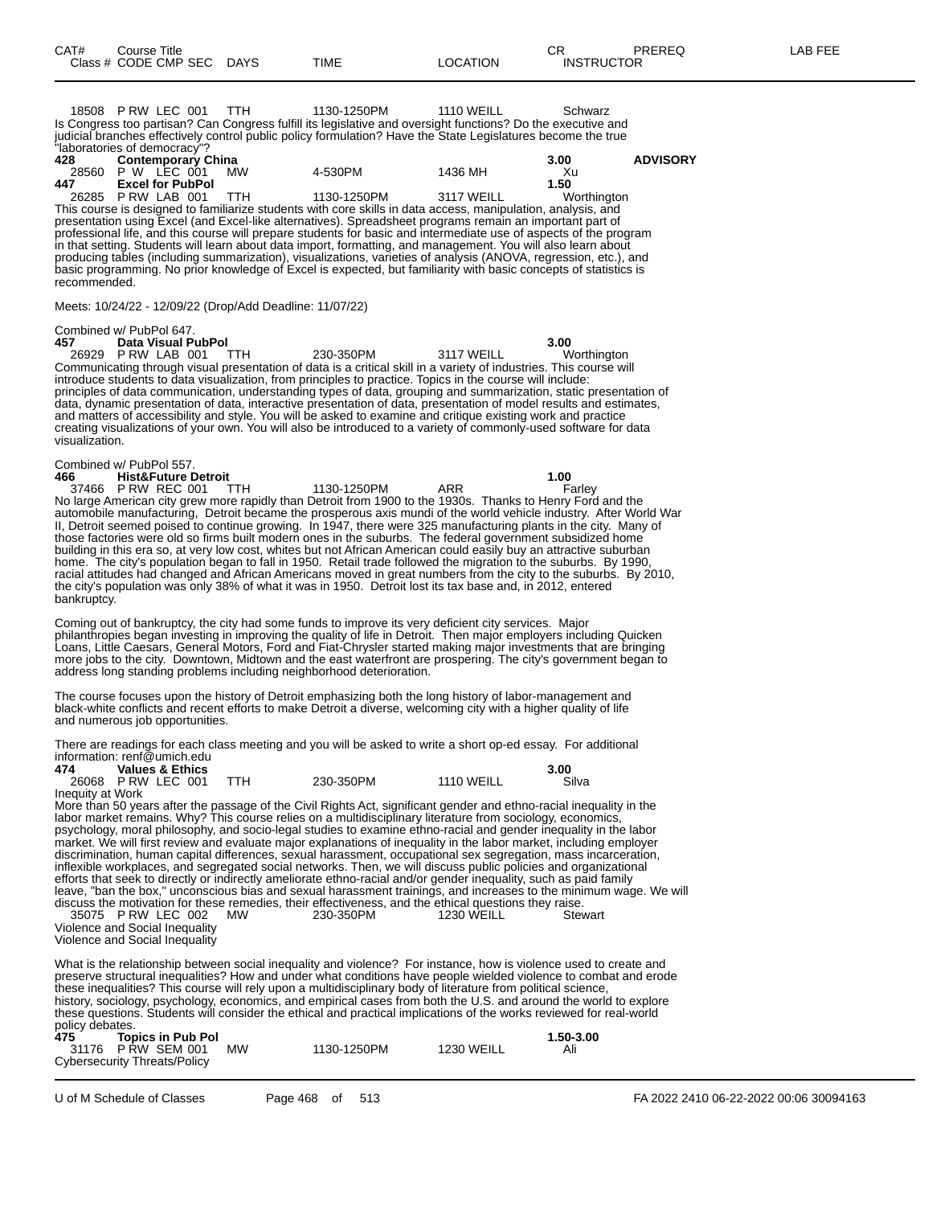| CAT# Class # | Course Title CODE CMP SEC | DAYS | TIME | LOCATION | CR INSTRUCTOR | PREREQ | LAB FEE |
|---|---|---|---|---|---|---|---|

18508 P RW LEC 001 TTH 1130-1250PM 1110 WEILL Schwarz

Is Congress too partisan? Can Congress fulfill its legislative and oversight functions? Do the executive and judicial branches effectively control public policy formulation? Have the State Legislatures become the true "laboratories of democracy"?

**428 Contemporary China** **3.00** **ADVISORY**

28560 P W LEC 001 MW 4-530PM 1436 MH Xu

**447 Excel for PubPol** **1.50**

26285 P RW LAB 001 TTH 1130-1250PM 3117 WEILL Worthington

This course is designed to familiarize students with core skills in data access, manipulation, analysis, and presentation using Excel (and Excel-like alternatives). Spreadsheet programs remain an important part of professional life, and this course will prepare students for basic and intermediate use of aspects of the program in that setting. Students will learn about data import, formatting, and management. You will also learn about producing tables (including summarization), visualizations, varieties of analysis (ANOVA, regression, etc.), and basic programming. No prior knowledge of Excel is expected, but familiarity with basic concepts of statistics is recommended.

Meets: 10/24/22 - 12/09/22 (Drop/Add Deadline: 11/07/22)

Combined w/ PubPol 647.

**457 Data Visual PubPol** **3.00**

26929 P RW LAB 001 TTH 230-350PM 3117 WEILL Worthington

Communicating through visual presentation of data is a critical skill in a variety of industries. This course will introduce students to data visualization, from principles to practice. Topics in the course will include: principles of data communication, understanding types of data, grouping and summarization, static presentation of data, dynamic presentation of data, interactive presentation of data, presentation of model results and estimates, and matters of accessibility and style. You will be asked to examine and critique existing work and practice creating visualizations of your own. You will also be introduced to a variety of commonly-used software for data visualization.

Combined w/ PubPol 557.

**466 Hist&Future Detroit** **1.00**

37466 P RW REC 001 TTH 1130-1250PM ARR Farley

No large American city grew more rapidly than Detroit from 1900 to the 1930s. Thanks to Henry Ford and the automobile manufacturing, Detroit became the prosperous axis mundi of the world vehicle industry. After World War II, Detroit seemed poised to continue growing. In 1947, there were 325 manufacturing plants in the city. Many of those factories were old so firms built modern ones in the suburbs. The federal government subsidized home building in this era so, at very low cost, whites but not African American could easily buy an attractive suburban home. The city's population began to fall in 1950. Retail trade followed the migration to the suburbs. By 1990, racial attitudes had changed and African Americans moved in great numbers from the city to the suburbs. By 2010, the city's population was only 38% of what it was in 1950. Detroit lost its tax base and, in 2012, entered bankruptcy.

Coming out of bankruptcy, the city had some funds to improve its very deficient city services. Major philanthropies began investing in improving the quality of life in Detroit. Then major employers including Quicken Loans, Little Caesars, General Motors, Ford and Fiat-Chrysler started making major investments that are bringing more jobs to the city. Downtown, Midtown and the east waterfront are prospering. The city's government began to address long standing problems including neighborhood deterioration.

The course focuses upon the history of Detroit emphasizing both the long history of labor-management and black-white conflicts and recent efforts to make Detroit a diverse, welcoming city with a higher quality of life and numerous job opportunities.

There are readings for each class meeting and you will be asked to write a short op-ed essay. For additional information: renf@umich.edu

**474 Values & Ethics** **3.00**

26068 P RW LEC 001 TTH 230-350PM 1110 WEILL Silva

Inequity at Work

More than 50 years after the passage of the Civil Rights Act, significant gender and ethno-racial inequality in the labor market remains. Why? This course relies on a multidisciplinary literature from sociology, economics, psychology, moral philosophy, and socio-legal studies to examine ethno-racial and gender inequality in the labor market. We will first review and evaluate major explanations of inequality in the labor market, including employer discrimination, human capital differences, sexual harassment, occupational sex segregation, mass incarceration, inflexible workplaces, and segregated social networks. Then, we will discuss public policies and organizational efforts that seek to directly or indirectly ameliorate ethno-racial and/or gender inequality, such as paid family leave, "ban the box," unconscious bias and sexual harassment trainings, and increases to the minimum wage. We will discuss the motivation for these remedies, their effectiveness, and the ethical questions they raise.

35075 P RW LEC 002 MW 230-350PM 1230 WEILL Stewart

Violence and Social Inequality

Violence and Social Inequality

What is the relationship between social inequality and violence? For instance, how is violence used to create and preserve structural inequalities? How and under what conditions have people wielded violence to combat and erode these inequalities? This course will rely upon a multidisciplinary body of literature from political science, history, sociology, psychology, economics, and empirical cases from both the U.S. and around the world to explore these questions. Students will consider the ethical and practical implications of the works reviewed for real-world policy debates.

**475 Topics in Pub Pol** **1.50-3.00**

31176 P RW SEM 001 MW 1130-1250PM 1230 WEILL Ali

Cybersecurity Threats/Policy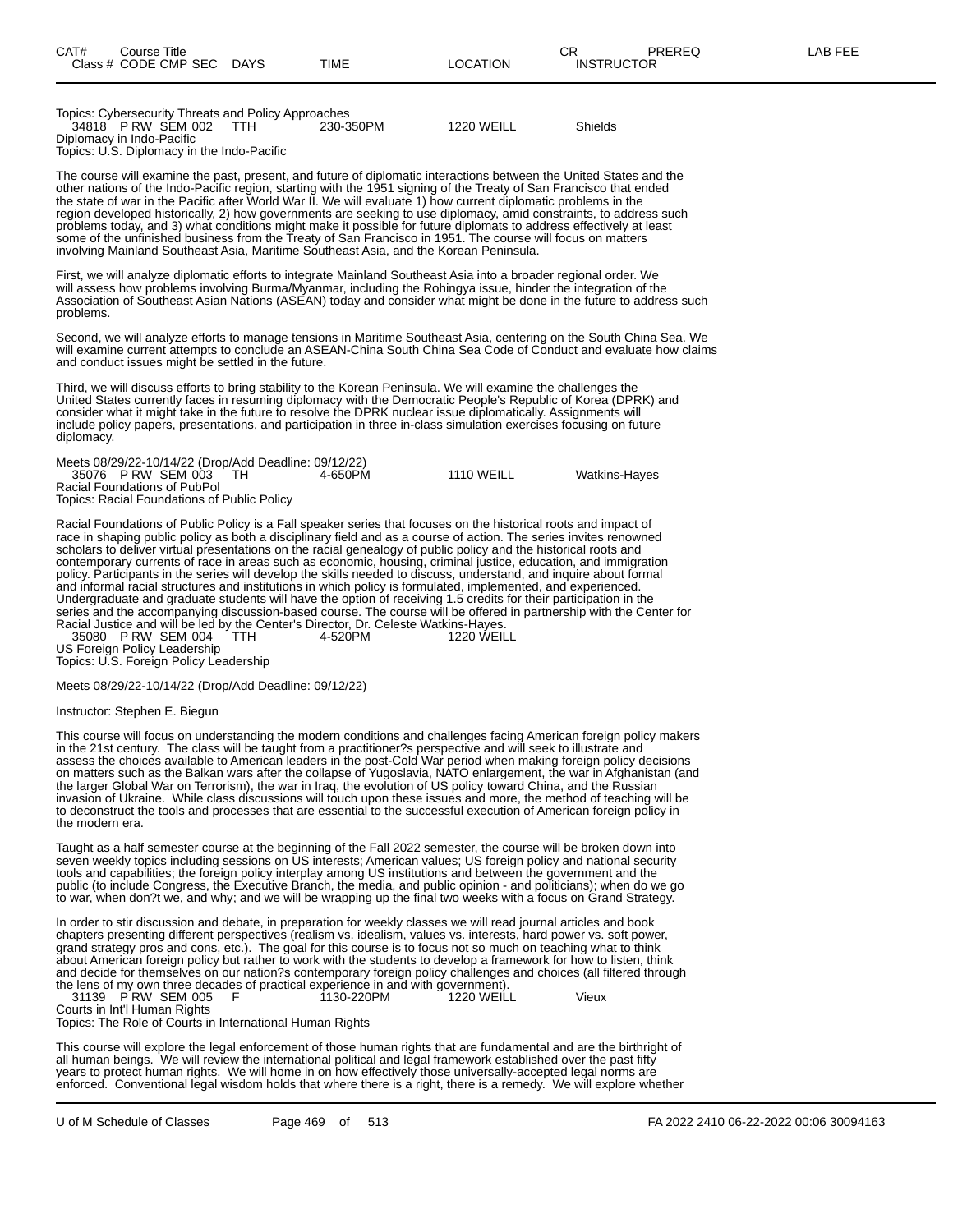| CAT# Class # | Course Title CODE CMP SEC | DAYS | TIME | LOCATION | CR INSTRUCTOR | PREREQ | LAB FEE |
|---|---|---|---|---|---|---|---|

Topics: Cybersecurity Threats and Policy Approaches

| 34818 | P RW SEM 002 | TTH | 230-350PM | 1220 WEILL | Shields |
|---|---|---|---|---|---|

Diplomacy in Indo-Pacific
Topics: U.S. Diplomacy in the Indo-Pacific

The course will examine the past, present, and future of diplomatic interactions between the United States and the other nations of the Indo-Pacific region, starting with the 1951 signing of the Treaty of San Francisco that ended the state of war in the Pacific after World War II. We will evaluate 1) how current diplomatic problems in the region developed historically, 2) how governments are seeking to use diplomacy, amid constraints, to address such problems today, and 3) what conditions might make it possible for future diplomats to address effectively at least some of the unfinished business from the Treaty of San Francisco in 1951. The course will focus on matters involving Mainland Southeast Asia, Maritime Southeast Asia, and the Korean Peninsula.

First, we will analyze diplomatic efforts to integrate Mainland Southeast Asia into a broader regional order. We will assess how problems involving Burma/Myanmar, including the Rohingya issue, hinder the integration of the Association of Southeast Asian Nations (ASEAN) today and consider what might be done in the future to address such problems.

Second, we will analyze efforts to manage tensions in Maritime Southeast Asia, centering on the South China Sea. We will examine current attempts to conclude an ASEAN-China South China Sea Code of Conduct and evaluate how claims and conduct issues might be settled in the future.

Third, we will discuss efforts to bring stability to the Korean Peninsula. We will examine the challenges the United States currently faces in resuming diplomacy with the Democratic People's Republic of Korea (DPRK) and consider what it might take in the future to resolve the DPRK nuclear issue diplomatically. Assignments will include policy papers, presentations, and participation in three in-class simulation exercises focusing on future diplomacy.

Meets 08/29/22-10/14/22 (Drop/Add Deadline: 09/12/22)

| 35076 | P RW SEM 003 | TH | 4-650PM | 1110 WEILL | Watkins-Hayes |
|---|---|---|---|---|---|

Racial Foundations of PubPol
Topics: Racial Foundations of Public Policy

Racial Foundations of Public Policy is a Fall speaker series that focuses on the historical roots and impact of race in shaping public policy as both a disciplinary field and as a course of action. The series invites renowned scholars to deliver virtual presentations on the racial genealogy of public policy and the historical roots and contemporary currents of race in areas such as economic, housing, criminal justice, education, and immigration policy. Participants in the series will develop the skills needed to discuss, understand, and inquire about formal and informal racial structures and institutions in which policy is formulated, implemented, and experienced. Undergraduate and graduate students will have the option of receiving 1.5 credits for their participation in the series and the accompanying discussion-based course. The course will be offered in partnership with the Center for Racial Justice and will be led by the Center's Director, Dr. Celeste Watkins-Hayes.

| 35080 | P RW SEM 004 | TTH | 4-520PM | 1220 WEILL | |
|---|---|---|---|---|---|

US Foreign Policy Leadership
Topics: U.S. Foreign Policy Leadership

Meets 08/29/22-10/14/22 (Drop/Add Deadline: 09/12/22)

Instructor: Stephen E. Biegun

This course will focus on understanding the modern conditions and challenges facing American foreign policy makers in the 21st century. The class will be taught from a practitioner?s perspective and will seek to illustrate and assess the choices available to American leaders in the post-Cold War period when making foreign policy decisions on matters such as the Balkan wars after the collapse of Yugoslavia, NATO enlargement, the war in Afghanistan (and the larger Global War on Terrorism), the war in Iraq, the evolution of US policy toward China, and the Russian invasion of Ukraine. While class discussions will touch upon these issues and more, the method of teaching will be to deconstruct the tools and processes that are essential to the successful execution of American foreign policy in the modern era.

Taught as a half semester course at the beginning of the Fall 2022 semester, the course will be broken down into seven weekly topics including sessions on US interests; American values; US foreign policy and national security tools and capabilities; the foreign policy interplay among US institutions and between the government and the public (to include Congress, the Executive Branch, the media, and public opinion - and politicians); when do we go to war, when don?t we, and why; and we will be wrapping up the final two weeks with a focus on Grand Strategy.

In order to stir discussion and debate, in preparation for weekly classes we will read journal articles and book chapters presenting different perspectives (realism vs. idealism, values vs. interests, hard power vs. soft power, grand strategy pros and cons, etc.). The goal for this course is to focus not so much on teaching what to think about American foreign policy but rather to work with the students to develop a framework for how to listen, think and decide for themselves on our nation?s contemporary foreign policy challenges and choices (all filtered through the lens of my own three decades of practical experience in and with government).

| 31139 | P RW SEM 005 | F | 1130-220PM | 1220 WEILL | Vieux |
|---|---|---|---|---|---|

Courts in Int'l Human Rights
Topics: The Role of Courts in International Human Rights

This course will explore the legal enforcement of those human rights that are fundamental and are the birthright of all human beings. We will review the international political and legal framework established over the past fifty years to protect human rights. We will home in on how effectively those universally-accepted legal norms are enforced. Conventional legal wisdom holds that where there is a right, there is a remedy. We will explore whether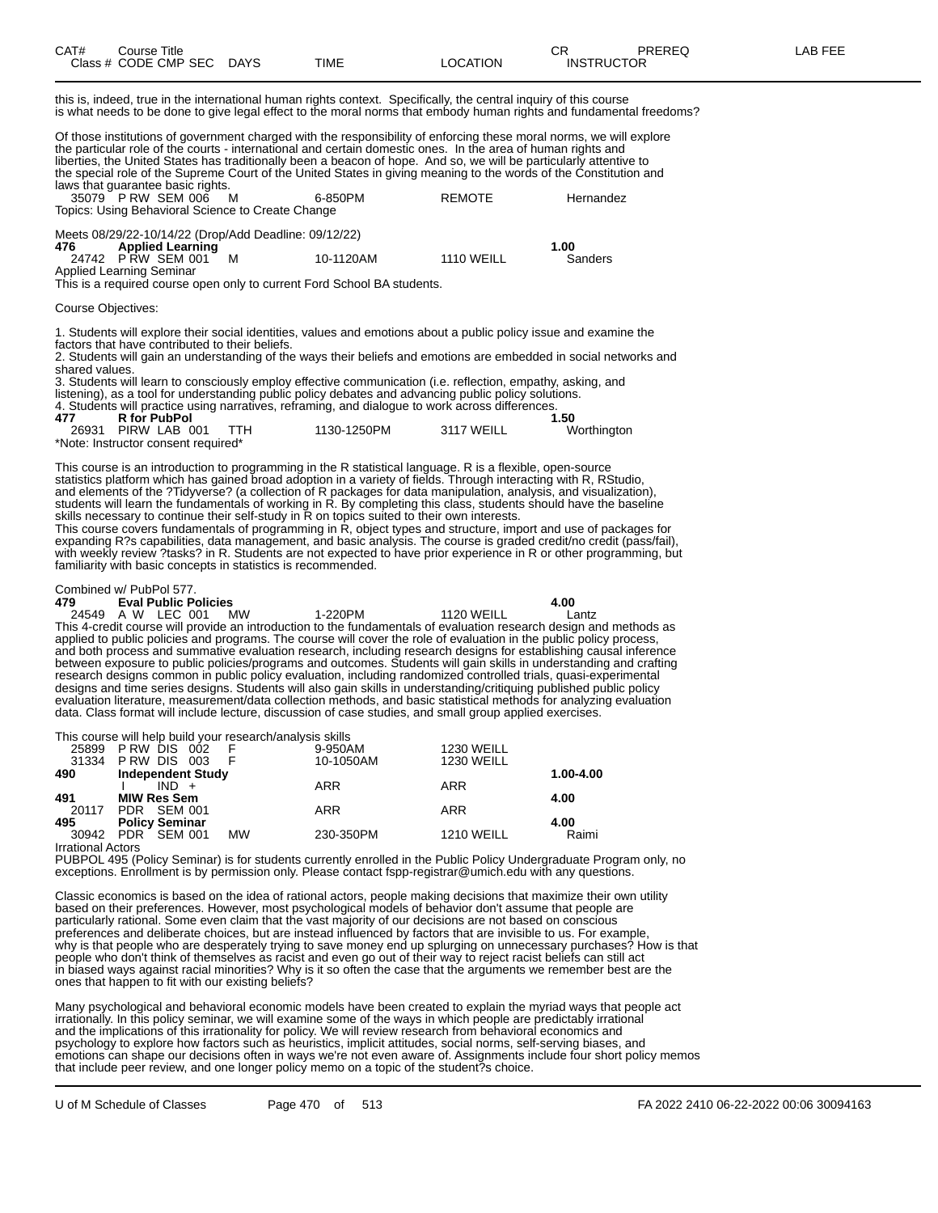this is, indeed, true in the international human rights context. Specifically, the central inquiry of this course is what needs to be done to give legal effect to the moral norms that embody human rights and fundamental freedoms?

Of those institutions of government charged with the responsibility of enforcing these moral norms, we will explore the particular role of the courts - international and certain domestic ones. In the area of human rights and liberties, the United States has traditionally been a beacon of hope. And so, we will be particularly attentive to the special role of the Supreme Court of the United States in giving meaning to the words of the Constitution and laws that guarantee basic rights.

| | | | | | | |
|---|---|---|---|---|---|---|
| 35079 | P RW SEM 006 | M | 6-850PM | REMOTE | | Hernandez |

Topics: Using Behavioral Science to Create Change

Meets 08/29/22-10/14/22 (Drop/Add Deadline: 09/12/22)

**476 Applied Learning** **1.00**

| | | | | | |
|---|---|---|---|---|---|
| 24742 | P RW SEM 001 | M | 10-1120AM | 1110 WEILL | Sanders |

Applied Learning Seminar

This is a required course open only to current Ford School BA students.

Course Objectives:

1. Students will explore their social identities, values and emotions about a public policy issue and examine the factors that have contributed to their beliefs.
2. Students will gain an understanding of the ways their beliefs and emotions are embedded in social networks and shared values.
3. Students will learn to consciously employ effective communication (i.e. reflection, empathy, asking, and listening), as a tool for understanding public policy debates and advancing public policy solutions.
4. Students will practice using narratives, reframing, and dialogue to work across differences.

**477 R for PubPol** **1.50**

| | | | | | |
|---|---|---|---|---|---|
| 26931 | PIRW LAB 001 | TTH | 1130-1250PM | 3117 WEILL | Worthington |

*Note: Instructor consent required*

This course is an introduction to programming in the R statistical language. R is a flexible, open-source statistics platform which has gained broad adoption in a variety of fields. Through interacting with R, RStudio, and elements of the ?Tidyverse? (a collection of R packages for data manipulation, analysis, and visualization), students will learn the fundamentals of working in R. By completing this class, students should have the baseline skills necessary to continue their self-study in R on topics suited to their own interests.
This course covers fundamentals of programming in R, object types and structure, import and use of packages for expanding R?s capabilities, data management, and basic analysis. The course is graded credit/no credit (pass/fail), with weekly review ?tasks? in R. Students are not expected to have prior experience in R or other programming, but familiarity with basic concepts in statistics is recommended.

Combined w/ PubPol 577.

**479 Eval Public Policies** **4.00**

| | | | | | |
|---|---|---|---|---|---|
| 24549 | A W LEC 001 | MW | 1-220PM | 1120 WEILL | Lantz |

This 4-credit course will provide an introduction to the fundamentals of evaluation research design and methods as applied to public policies and programs. The course will cover the role of evaluation in the public policy process, and both process and summative evaluation research, including research designs for establishing causal inference between exposure to public policies/programs and outcomes. Students will gain skills in understanding and crafting research designs common in public policy evaluation, including randomized controlled trials, quasi-experimental designs and time series designs. Students will also gain skills in understanding/critiquing published public policy evaluation literature, measurement/data collection methods, and basic statistical methods for analyzing evaluation data. Class format will include lecture, discussion of case studies, and small group applied exercises.

This course will help build your research/analysis skills

| | | | | | |
|---|---|---|---|---|---|
| 25899 | P RW DIS 002 | F | 9-950AM | 1230 WEILL | |
| 31334 | P RW DIS 003 | F | 10-1050AM | 1230 WEILL | |

**490 Independent Study** **1.00-4.00**

| | | | | | |
|---|---|---|---|---|---|
| | I IND + | | ARR | ARR | |

**491 MIW Res Sem** **4.00**

| | | | | | |
|---|---|---|---|---|---|
| 20117 | PDR SEM 001 | | ARR | ARR | |

**495 Policy Seminar** **4.00**

| | | | | | |
|---|---|---|---|---|---|
| 30942 | PDR SEM 001 | MW | 230-350PM | 1210 WEILL | Raimi |

Irrational Actors

PUBPOL 495 (Policy Seminar) is for students currently enrolled in the Public Policy Undergraduate Program only, no exceptions. Enrollment is by permission only. Please contact fspp-registrar@umich.edu with any questions.

Classic economics is based on the idea of rational actors, people making decisions that maximize their own utility based on their preferences. However, most psychological models of behavior don't assume that people are particularly rational. Some even claim that the vast majority of our decisions are not based on conscious preferences and deliberate choices, but are instead influenced by factors that are invisible to us. For example, why is that people who are desperately trying to save money end up splurging on unnecessary purchases? How is that people who don't think of themselves as racist and even go out of their way to reject racist beliefs can still act in biased ways against racial minorities? Why is it so often the case that the arguments we remember best are the ones that happen to fit with our existing beliefs?

Many psychological and behavioral economic models have been created to explain the myriad ways that people act irrationally. In this policy seminar, we will examine some of the ways in which people are predictably irrational and the implications of this irrationality for policy. We will review research from behavioral economics and psychology to explore how factors such as heuristics, implicit attitudes, social norms, self-serving biases, and emotions can shape our decisions often in ways we're not even aware of. Assignments include four short policy memos that include peer review, and one longer policy memo on a topic of the student?s choice.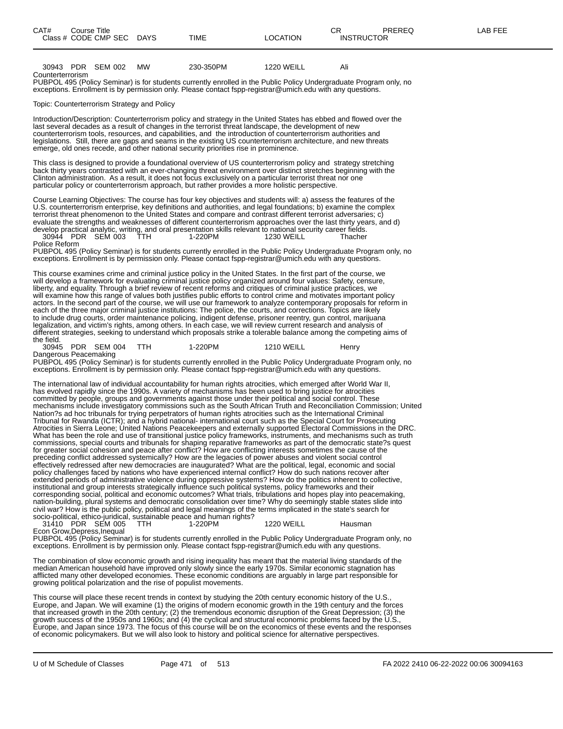| CAT# | Course Title | | | | | | CR | PREREQ | LAB FEE |
|---|---|---|---|---|---|---|---|---|---|
| Class # | CODE | CMP | SEC | DAYS | TIME | LOCATION | INSTRUCTOR | | |

30943 PDR SEM 002 MW 230-350PM 1220 WEILL Ali
Counterterrorism
PUBPOL 495 (Policy Seminar) is for students currently enrolled in the Public Policy Undergraduate Program only, no exceptions. Enrollment is by permission only. Please contact fspp-registrar@umich.edu with any questions.

Topic: Counterterrorism Strategy and Policy

Introduction/Description: Counterterrorism policy and strategy in the United States has ebbed and flowed over the last several decades as a result of changes in the terrorist threat landscape, the development of new counterterrorism tools, resources, and capabilities, and the introduction of counterterrorism authorities and legislations. Still, there are gaps and seams in the existing US counterterrorism architecture, and new threats emerge, old ones recede, and other national security priorities rise in prominence.

This class is designed to provide a foundational overview of US counterterrorism policy and strategy stretching back thirty years contrasted with an ever-changing threat environment over distinct stretches beginning with the Clinton administration. As a result, it does not focus exclusively on a particular terrorist threat nor one particular policy or counterterrorism approach, but rather provides a more holistic perspective.

Course Learning Objectives: The course has four key objectives and students will: a) assess the features of the U.S. counterterrorism enterprise, key definitions and authorities, and legal foundations; b) examine the complex terrorist threat phenomenon to the United States and compare and contrast different terrorist adversaries; c) evaluate the strengths and weaknesses of different counterterrorism approaches over the last thirty years, and d) develop practical analytic, writing, and oral presentation skills relevant to national security career fields.

30944 PDR SEM 003 TTH 1-220PM 1230 WEILL Thacher
Police Reform
PUBPOL 495 (Policy Seminar) is for students currently enrolled in the Public Policy Undergraduate Program only, no exceptions. Enrollment is by permission only. Please contact fspp-registrar@umich.edu with any questions.

This course examines crime and criminal justice policy in the United States. In the first part of the course, we will develop a framework for evaluating criminal justice policy organized around four values: Safety, censure, liberty, and equality. Through a brief review of recent reforms and critiques of criminal justice practices, we will examine how this range of values both justifies public efforts to control crime and motivates important policy actors. In the second part of the course, we will use our framework to analyze contemporary proposals for reform in each of the three major criminal justice institutions: The police, the courts, and corrections. Topics are likely to include drug courts, order maintenance policing, indigent defense, prisoner reentry, gun control, marijuana legalization, and victim's rights, among others. In each case, we will review current research and analysis of different strategies, seeking to understand which proposals strike a tolerable balance among the competing aims of the field.

30945 PDR SEM 004 TTH 1-220PM 1210 WEILL Henry
Dangerous Peacemaking
PUBPOL 495 (Policy Seminar) is for students currently enrolled in the Public Policy Undergraduate Program only, no exceptions. Enrollment is by permission only. Please contact fspp-registrar@umich.edu with any questions.

The international law of individual accountability for human rights atrocities, which emerged after World War II, has evolved rapidly since the 1990s. A variety of mechanisms has been used to bring justice for atrocities committed by people, groups and governments against those under their political and social control. These mechanisms include investigatory commissions such as the South African Truth and Reconciliation Commission; United Nation?s ad hoc tribunals for trying perpetrators of human rights atrocities such as the International Criminal Tribunal for Rwanda (ICTR); and a hybrid national- international court such as the Special Court for Prosecuting Atrocities in Sierra Leone; United Nations Peacekeepers and externally supported Electoral Commissions in the DRC. What has been the role and use of transitional justice policy frameworks, instruments, and mechanisms such as truth commissions, special courts and tribunals for shaping reparative frameworks as part of the democratic state?s quest for greater social cohesion and peace after conflict? How are conflicting interests sometimes the cause of the preceding conflict addressed systemically? How are the legacies of power abuses and violent social control effectively redressed after new democracies are inaugurated? What are the political, legal, economic and social policy challenges faced by nations who have experienced internal conflict? How do such nations recover after extended periods of administrative violence during oppressive systems? How do the politics inherent to collective, institutional and group interests strategically influence such political systems, policy frameworks and their corresponding social, political and economic outcomes? What trials, tribulations and hopes play into peacemaking, nation-building, plural systems and democratic consolidation over time? Why do seemingly stable states slide into civil war? How is the public policy, political and legal meanings of the terms implicated in the state's search for socio-political, ethico-juridical, sustainable peace and human rights?

31410 PDR SEM 005 TTH 1-220PM 1220 WEILL Hausman
Econ Grow,Depress,Inequal
PUBPOL 495 (Policy Seminar) is for students currently enrolled in the Public Policy Undergraduate Program only, no exceptions. Enrollment is by permission only. Please contact fspp-registrar@umich.edu with any questions.

The combination of slow economic growth and rising inequality has meant that the material living standards of the median American household have improved only slowly since the early 1970s. Similar economic stagnation has afflicted many other developed economies. These economic conditions are arguably in large part responsible for growing political polarization and the rise of populist movements.

This course will place these recent trends in context by studying the 20th century economic history of the U.S., Europe, and Japan. We will examine (1) the origins of modern economic growth in the 19th century and the forces that increased growth in the 20th century; (2) the tremendous economic disruption of the Great Depression; (3) the growth success of the 1950s and 1960s; and (4) the cyclical and structural economic problems faced by the U.S., Europe, and Japan since 1973. The focus of this course will be on the economics of these events and the responses of economic policymakers. But we will also look to history and political science for alternative perspectives.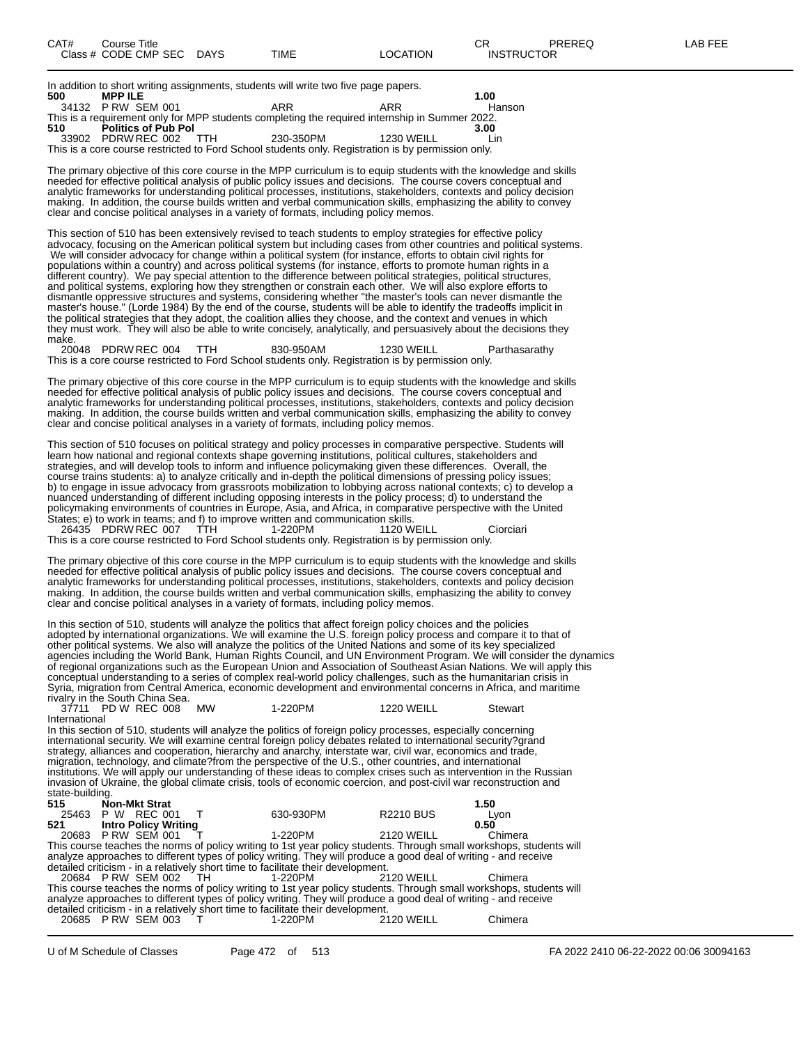| CAT# | Course Title | | | | CR | PREREQ | LAB FEE |
|---|---|---|---|---|---|---|---|
| Class # | CODE CMP SEC | DAYS | TIME | LOCATION | INSTRUCTOR | | |

In addition to short writing assignments, students will write two five page papers.

**500 MPP ILE** **1.00**

34132 P RW SEM 001 ARR ARR Hanson

This is a requirement only for MPP students completing the required internship in Summer 2022.

**510 Politics of Pub Pol** **3.00**

33902 PDRW REC 002 TTH 230-350PM 1230 WEILL Lin

This is a core course restricted to Ford School students only. Registration is by permission only.

The primary objective of this core course in the MPP curriculum is to equip students with the knowledge and skills needed for effective political analysis of public policy issues and decisions. The course covers conceptual and analytic frameworks for understanding political processes, institutions, stakeholders, contexts and policy decision making. In addition, the course builds written and verbal communication skills, emphasizing the ability to convey clear and concise political analyses in a variety of formats, including policy memos.

This section of 510 has been extensively revised to teach students to employ strategies for effective policy advocacy, focusing on the American political system but including cases from other countries and political systems. We will consider advocacy for change within a political system (for instance, efforts to obtain civil rights for populations within a country) and across political systems (for instance, efforts to promote human rights in a different country). We pay special attention to the difference between political strategies, political structures, and political systems, exploring how they strengthen or constrain each other. We will also explore efforts to dismantle oppressive structures and systems, considering whether "the master's tools can never dismantle the master's house." (Lorde 1984) By the end of the course, students will be able to identify the tradeoffs implicit in the political strategies that they adopt, the coalition allies they choose, and the context and venues in which they must work. They will also be able to write concisely, analytically, and persuasively about the decisions they make.

20048 PDRW REC 004 TTH 830-950AM 1230 WEILL Parthasarathy

This is a core course restricted to Ford School students only. Registration is by permission only.

The primary objective of this core course in the MPP curriculum is to equip students with the knowledge and skills needed for effective political analysis of public policy issues and decisions. The course covers conceptual and analytic frameworks for understanding political processes, institutions, stakeholders, contexts and policy decision making. In addition, the course builds written and verbal communication skills, emphasizing the ability to convey clear and concise political analyses in a variety of formats, including policy memos.

This section of 510 focuses on political strategy and policy processes in comparative perspective. Students will learn how national and regional contexts shape governing institutions, political cultures, stakeholders and strategies, and will develop tools to inform and influence policymaking given these differences. Overall, the course trains students: a) to analyze critically and in-depth the political dimensions of pressing policy issues; b) to engage in issue advocacy from grassroots mobilization to lobbying across national contexts; c) to develop a nuanced understanding of different including opposing interests in the policy process; d) to understand the policymaking environments of countries in Europe, Asia, and Africa, in comparative perspective with the United States; e) to work in teams; and f) to improve written and communication skills.

26435 PDRW REC 007 TTH 1-220PM 1120 WEILL Ciorciari

This is a core course restricted to Ford School students only. Registration is by permission only.

The primary objective of this core course in the MPP curriculum is to equip students with the knowledge and skills needed for effective political analysis of public policy issues and decisions. The course covers conceptual and analytic frameworks for understanding political processes, institutions, stakeholders, contexts and policy decision making. In addition, the course builds written and verbal communication skills, emphasizing the ability to convey clear and concise political analyses in a variety of formats, including policy memos.

In this section of 510, students will analyze the politics that affect foreign policy choices and the policies adopted by international organizations. We will examine the U.S. foreign policy process and compare it to that of other political systems. We also will analyze the politics of the United Nations and some of its key specialized agencies including the World Bank, Human Rights Council, and UN Environment Program. We will consider the dynamics of regional organizations such as the European Union and Association of Southeast Asian Nations. We will apply this conceptual understanding to a series of complex real-world policy challenges, such as the humanitarian crisis in Syria, migration from Central America, economic development and environmental concerns in Africa, and maritime rivalry in the South China Sea.

37711 PD W REC 008 MW 1-220PM 1220 WEILL Stewart

International

In this section of 510, students will analyze the politics of foreign policy processes, especially concerning international security. We will examine central foreign policy debates related to international security?grand strategy, alliances and cooperation, hierarchy and anarchy, interstate war, civil war, economics and trade, migration, technology, and climate?from the perspective of the U.S., other countries, and international institutions. We will apply our understanding of these ideas to complex crises such as intervention in the Russian invasion of Ukraine, the global climate crisis, tools of economic coercion, and post-civil war reconstruction and state-building.

**515 Non-Mkt Strat** **1.50**

25463 P W REC 001 T 630-930PM R2210 BUS Lyon

**521 Intro Policy Writing** **0.50**

20683 P RW SEM 001 T 1-220PM 2120 WEILL Chimera

This course teaches the norms of policy writing to 1st year policy students. Through small workshops, students will analyze approaches to different types of policy writing. They will produce a good deal of writing - and receive detailed criticism - in a relatively short time to facilitate their development.

20684 P RW SEM 002 TH 1-220PM 2120 WEILL Chimera

This course teaches the norms of policy writing to 1st year policy students. Through small workshops, students will analyze approaches to different types of policy writing. They will produce a good deal of writing - and receive detailed criticism - in a relatively short time to facilitate their development.

20685 P RW SEM 003 T 1-220PM 2120 WEILL Chimera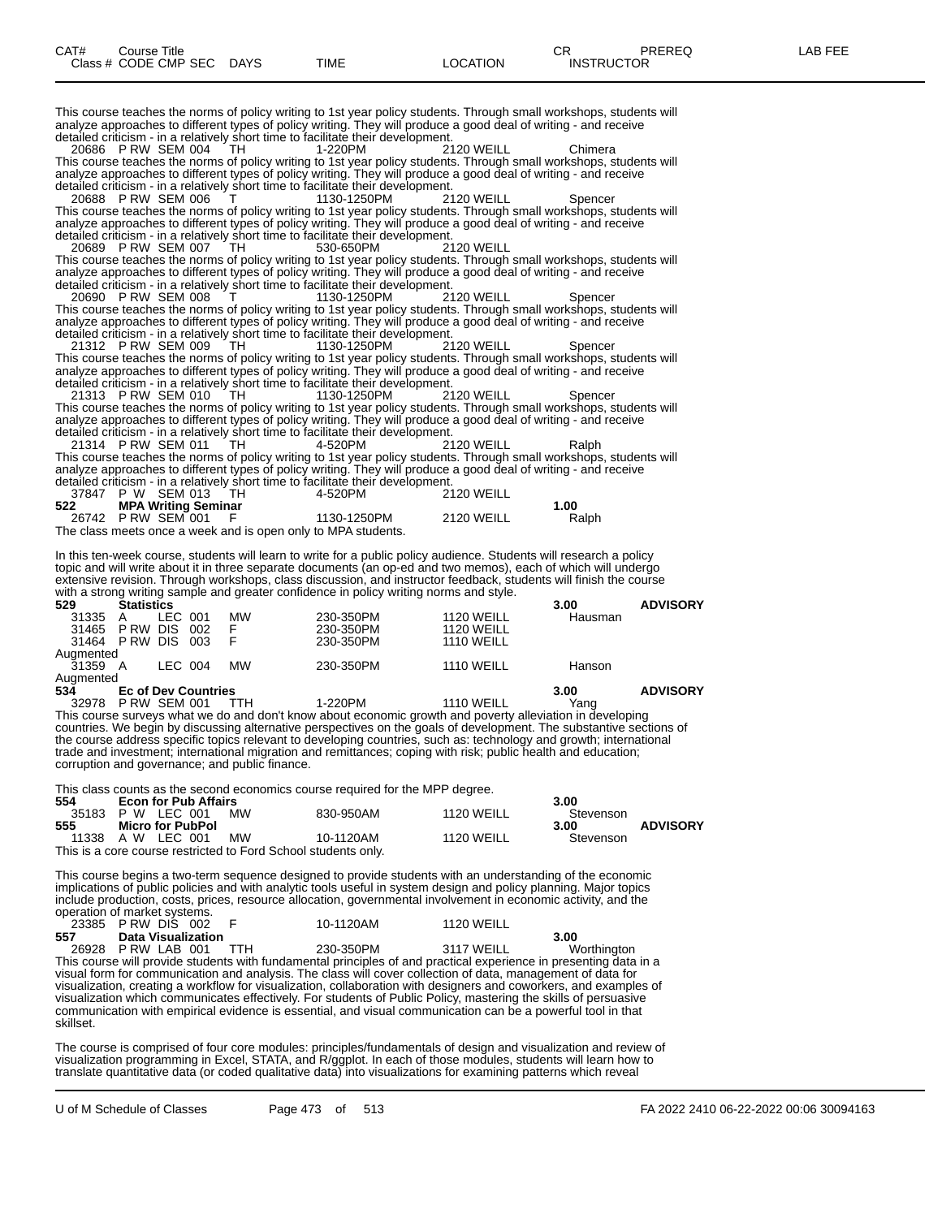| CAT# | Course Title | | | | | CR | PREREQ | LAB FEE |
|---|---|---|---|---|---|---|---|---|
| Class # | CODE CMP SEC | DAYS | TIME | LOCATION | INSTRUCTOR | | | |

This course teaches the norms of policy writing to 1st year policy students. Through small workshops, students will analyze approaches to different types of policy writing. They will produce a good deal of writing - and receive detailed criticism - in a relatively short time to facilitate their development.

20686 P RW SEM 004 TH 1-220PM 2120 WEILL Chimera

This course teaches the norms of policy writing to 1st year policy students. Through small workshops, students will analyze approaches to different types of policy writing. They will produce a good deal of writing - and receive detailed criticism - in a relatively short time to facilitate their development.

20688 P RW SEM 006 T 1130-1250PM 2120 WEILL Spencer

This course teaches the norms of policy writing to 1st year policy students. Through small workshops, students will analyze approaches to different types of policy writing. They will produce a good deal of writing - and receive detailed criticism - in a relatively short time to facilitate their development.

20689 P RW SEM 007 TH 530-650PM 2120 WEILL

This course teaches the norms of policy writing to 1st year policy students. Through small workshops, students will analyze approaches to different types of policy writing. They will produce a good deal of writing - and receive detailed criticism - in a relatively short time to facilitate their development.

20690 P RW SEM 008 T 1130-1250PM 2120 WEILL Spencer

This course teaches the norms of policy writing to 1st year policy students. Through small workshops, students will analyze approaches to different types of policy writing. They will produce a good deal of writing - and receive detailed criticism - in a relatively short time to facilitate their development.

21312 P RW SEM 009 TH 1130-1250PM 2120 WEILL Spencer

This course teaches the norms of policy writing to 1st year policy students. Through small workshops, students will analyze approaches to different types of policy writing. They will produce a good deal of writing - and receive detailed criticism - in a relatively short time to facilitate their development.

21313 P RW SEM 010 TH 1130-1250PM 2120 WEILL Spencer

This course teaches the norms of policy writing to 1st year policy students. Through small workshops, students will analyze approaches to different types of policy writing. They will produce a good deal of writing - and receive detailed criticism - in a relatively short time to facilitate their development.

21314 P RW SEM 011 TH 4-520PM 2120 WEILL Ralph

This course teaches the norms of policy writing to 1st year policy students. Through small workshops, students will analyze approaches to different types of policy writing. They will produce a good deal of writing - and receive detailed criticism - in a relatively short time to facilitate their development.

37847 P W SEM 013 TH 4-520PM 2120 WEILL

**522 MPA Writing Seminar** **1.00**

26742 P RW SEM 001 F 1130-1250PM 2120 WEILL Ralph

The class meets once a week and is open only to MPA students.

In this ten-week course, students will learn to write for a public policy audience. Students will research a policy topic and will write about it in three separate documents (an op-ed and two memos), each of which will undergo extensive revision. Through workshops, class discussion, and instructor feedback, students will finish the course with a strong writing sample and greater confidence in policy writing norms and style.

**529 Statistics** **3.00** **ADVISORY**

31335 A LEC 001 MW 230-350PM 1120 WEILL Hausman
31465 P RW DIS 002 F 230-350PM 1120 WEILL
31464 P RW DIS 003 F 230-350PM 1110 WEILL
Augmented
31359 A LEC 004 MW 230-350PM 1110 WEILL Hanson
Augmented

**534 Ec of Dev Countries** **3.00** **ADVISORY**

32978 P RW SEM 001 TTH 1-220PM 1110 WEILL Yang

This course surveys what we do and don't know about economic growth and poverty alleviation in developing countries. We begin by discussing alternative perspectives on the goals of development. The substantive sections of the course address specific topics relevant to developing countries, such as: technology and growth; international trade and investment; international migration and remittances; coping with risk; public health and education; corruption and governance; and public finance.

This class counts as the second economics course required for the MPP degree.

**554 Econ for Pub Affairs** **3.00**

35183 P W LEC 001 MW 830-950AM 1120 WEILL Stevenson

**555 Micro for PubPol** **3.00** **ADVISORY**

11338 A W LEC 001 MW 10-1120AM 1120 WEILL Stevenson

This is a core course restricted to Ford School students only.

This course begins a two-term sequence designed to provide students with an understanding of the economic implications of public policies and with analytic tools useful in system design and policy planning. Major topics include production, costs, prices, resource allocation, governmental involvement in economic activity, and the operation of market systems.

23385 P RW DIS 002 F 10-1120AM 1120 WEILL

**557 Data Visualization** **3.00**

26928 P RW LAB 001 TTH 230-350PM 3117 WEILL Worthington

This course will provide students with fundamental principles of and practical experience in presenting data in a visual form for communication and analysis. The class will cover collection of data, management of data for visualization, creating a workflow for visualization, collaboration with designers and coworkers, and examples of visualization which communicates effectively. For students of Public Policy, mastering the skills of persuasive communication with empirical evidence is essential, and visual communication can be a powerful tool in that skillset.

The course is comprised of four core modules: principles/fundamentals of design and visualization and review of visualization programming in Excel, STATA, and R/ggplot. In each of those modules, students will learn how to translate quantitative data (or coded qualitative data) into visualizations for examining patterns which reveal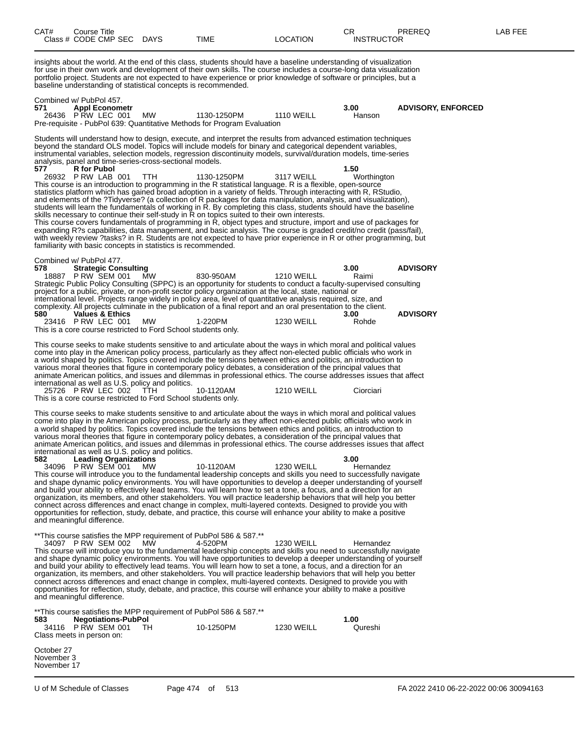| CAT# | Course Title | | | | | CR | PREREQ | LAB FEE |
|---|---|---|---|---|---|---|---|---|
| Class # | CODE CMP SEC | DAYS | TIME | LOCATION | | INSTRUCTOR | | |

insights about the world. At the end of this class, students should have a baseline understanding of visualization for use in their own work and development of their own skills. The course includes a course-long data visualization portfolio project. Students are not expected to have experience or prior knowledge of software or principles, but a baseline understanding of statistical concepts is recommended.

Combined w/ PubPol 457.

**571 Appl Econometr** — 3.00 — **ADVISORY, ENFORCED**
26436 P RW LEC 001 MW 1130-1250PM 1110 WEILL Hanson
Pre-requisite - PubPol 639: Quantitative Methods for Program Evaluation

Students will understand how to design, execute, and interpret the results from advanced estimation techniques beyond the standard OLS model. Topics will include models for binary and categorical dependent variables, instrumental variables, selection models, regression discontinuity models, survival/duration models, time-series analysis, panel and time-series-cross-sectional models.

**577 R for Pubol** — 1.50
26932 P RW LAB 001 TTH 1130-1250PM 3117 WEILL Worthington
This course is an introduction to programming in the R statistical language. R is a flexible, open-source statistics platform which has gained broad adoption in a variety of fields. Through interacting with R, RStudio, and elements of the ?Tidyverse? (a collection of R packages for data manipulation, analysis, and visualization), students will learn the fundamentals of working in R. By completing this class, students should have the baseline skills necessary to continue their self-study in R on topics suited to their own interests.
This course covers fundamentals of programming in R, object types and structure, import and use of packages for expanding R?s capabilities, data management, and basic analysis. The course is graded credit/no credit (pass/fail), with weekly review ?tasks? in R. Students are not expected to have prior experience in R or other programming, but familiarity with basic concepts in statistics is recommended.

Combined w/ PubPol 477.

**578 Strategic Consulting** — 3.00 — **ADVISORY**
18887 P RW SEM 001 MW 830-950AM 1210 WEILL Raimi
Strategic Public Policy Consulting (SPPC) is an opportunity for students to conduct a faculty-supervised consulting project for a public, private, or non-profit sector policy organization at the local, state, national or international level. Projects range widely in policy area, level of quantitative analysis required, size, and complexity. All projects culminate in the publication of a final report and an oral presentation to the client.

**580 Values & Ethics** — 3.00 — **ADVISORY**
23416 P RW LEC 001 MW 1-220PM 1230 WEILL Rohde
This is a core course restricted to Ford School students only.

This course seeks to make students sensitive to and articulate about the ways in which moral and political values come into play in the American policy process, particularly as they affect non-elected public officials who work in a world shaped by politics. Topics covered include the tensions between ethics and politics, an introduction to various moral theories that figure in contemporary policy debates, a consideration of the principal values that animate American politics, and issues and dilemmas in professional ethics. The course addresses issues that affect international as well as U.S. policy and politics.

25726 P RW LEC 002 TTH 10-1120AM 1210 WEILL Ciorciari
This is a core course restricted to Ford School students only.

This course seeks to make students sensitive to and articulate about the ways in which moral and political values come into play in the American policy process, particularly as they affect non-elected public officials who work in a world shaped by politics. Topics covered include the tensions between ethics and politics, an introduction to various moral theories that figure in contemporary policy debates, a consideration of the principal values that animate American politics, and issues and dilemmas in professional ethics. The course addresses issues that affect international as well as U.S. policy and politics.

**582 Leading Organizations** — 3.00
34096 P RW SEM 001 MW 10-1120AM 1230 WEILL Hernandez
This course will introduce you to the fundamental leadership concepts and skills you need to successfully navigate and shape dynamic policy environments. You will have opportunities to develop a deeper understanding of yourself and build your ability to effectively lead teams. You will learn how to set a tone, a focus, and a direction for an organization, its members, and other stakeholders. You will practice leadership behaviors that will help you better connect across differences and enact change in complex, multi-layered contexts. Designed to provide you with opportunities for reflection, study, debate, and practice, this course will enhance your ability to make a positive and meaningful difference.

**This course satisfies the MPP requirement of PubPol 586 & 587.**

34097 P RW SEM 002 MW 4-520PM 1230 WEILL Hernandez
This course will introduce you to the fundamental leadership concepts and skills you need to successfully navigate and shape dynamic policy environments. You will have opportunities to develop a deeper understanding of yourself and build your ability to effectively lead teams. You will learn how to set a tone, a focus, and a direction for an organization, its members, and other stakeholders. You will practice leadership behaviors that will help you better connect across differences and enact change in complex, multi-layered contexts. Designed to provide you with opportunities for reflection, study, debate, and practice, this course will enhance your ability to make a positive and meaningful difference.

**This course satisfies the MPP requirement of PubPol 586 & 587.**

**583 Negotiations-PubPol** — 1.00
34116 P RW SEM 001 TH 10-1250PM 1230 WEILL Qureshi
Class meets in person on:

October 27
November 3
November 17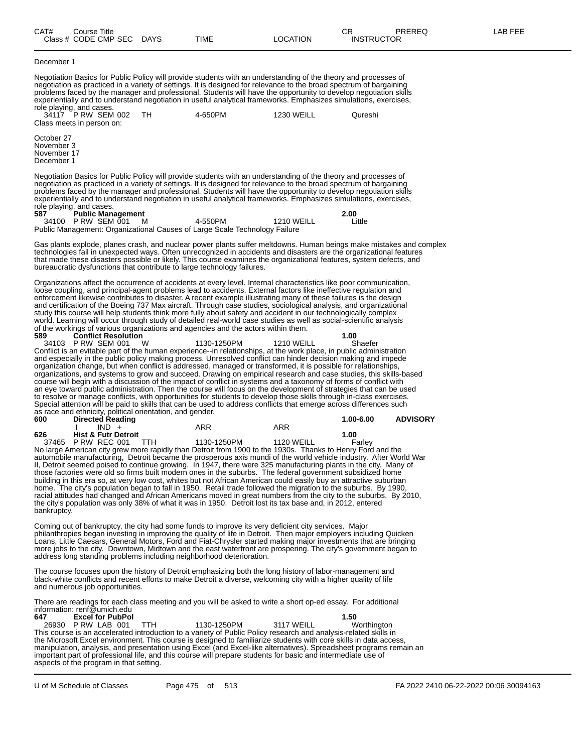| CAT# | Course Title | | | | CR | PREREQ | LAB FEE |
|---|---|---|---|---|---|---|---|
| | Class # CODE CMP SEC | DAYS | TIME | LOCATION | INSTRUCTOR | | |

December 1

Negotiation Basics for Public Policy will provide students with an understanding of the theory and processes of negotiation as practiced in a variety of settings. It is designed for relevance to the broad spectrum of bargaining problems faced by the manager and professional. Students will have the opportunity to develop negotiation skills experientially and to understand negotiation in useful analytical frameworks. Emphasizes simulations, exercises, role playing, and cases.

34117 P RW SEM 002 TH 4-650PM 1230 WEILL Qureshi

Class meets in person on:

October 27
November 3
November 17
December 1

Negotiation Basics for Public Policy will provide students with an understanding of the theory and processes of negotiation as practiced in a variety of settings. It is designed for relevance to the broad spectrum of bargaining problems faced by the manager and professional. Students will have the opportunity to develop negotiation skills experientially and to understand negotiation in useful analytical frameworks. Emphasizes simulations, exercises, role playing, and cases.

**587 Public Management** **2.00**

34100 P RW SEM 001 M 4-550PM 1210 WEILL Little

Public Management: Organizational Causes of Large Scale Technology Failure

Gas plants explode, planes crash, and nuclear power plants suffer meltdowns. Human beings make mistakes and complex technologies fail in unexpected ways. Often unrecognized in accidents and disasters are the organizational features that made these disasters possible or likely. This course examines the organizational features, system defects, and bureaucratic dysfunctions that contribute to large technology failures.

Organizations affect the occurrence of accidents at every level. Internal characteristics like poor communication, loose coupling, and principal-agent problems lead to accidents. External factors like ineffective regulation and enforcement likewise contributes to disaster. A recent example illustrating many of these failures is the design and certification of the Boeing 737 Max aircraft. Through case studies, sociological analysis, and organizational study this course will help students think more fully about safety and accident in our technologically complex world. Learning will occur through study of detailed real-world case studies as well as social-scientific analysis of the workings of various organizations and agencies and the actors within them.

**589 Conflict Resolution** **1.00**

34103 P RW SEM 001 W 1130-1250PM 1210 WEILL Shaefer

Conflict is an evitable part of the human experience--in relationships, at the work place, in public administration and especially in the public policy making process. Unresolved conflict can hinder decision making and impede organization change, but when conflict is addressed, managed or transformed, it is possible for relationships, organizations, and systems to grow and succeed. Drawing on empirical research and case studies, this skills-based course will begin with a discussion of the impact of conflict in systems and a taxonomy of forms of conflict with an eye toward public administration. Then the course will focus on the development of strategies that can be used to resolve or manage conflicts, with opportunities for students to develop those skills through in-class exercises. Special attention will be paid to skills that can be used to address conflicts that emerge across differences such as race and ethnicity, political orientation, and gender.

**600 Directed Reading** **1.00-6.00** **ADVISORY**

I IND + ARR ARR

**626 Hist & Futr Detroit** **1.00**

37465 P RW REC 001 TTH 1130-1250PM 1120 WEILL Farley

No large American city grew more rapidly than Detroit from 1900 to the 1930s. Thanks to Henry Ford and the automobile manufacturing, Detroit became the prosperous axis mundi of the world vehicle industry. After World War II, Detroit seemed poised to continue growing. In 1947, there were 325 manufacturing plants in the city. Many of those factories were old so firms built modern ones in the suburbs. The federal government subsidized home building in this era so, at very low cost, whites but not African American could easily buy an attractive suburban home. The city's population began to fall in 1950. Retail trade followed the migration to the suburbs. By 1990, racial attitudes had changed and African Americans moved in great numbers from the city to the suburbs. By 2010, the city's population was only 38% of what it was in 1950. Detroit lost its tax base and, in 2012, entered bankruptcy.

Coming out of bankruptcy, the city had some funds to improve its very deficient city services. Major philanthropies began investing in improving the quality of life in Detroit. Then major employers including Quicken Loans, Little Caesars, General Motors, Ford and Fiat-Chrysler started making major investments that are bringing more jobs to the city. Downtown, Midtown and the east waterfront are prospering. The city's government began to address long standing problems including neighborhood deterioration.

The course focuses upon the history of Detroit emphasizing both the long history of labor-management and black-white conflicts and recent efforts to make Detroit a diverse, welcoming city with a higher quality of life and numerous job opportunities.

There are readings for each class meeting and you will be asked to write a short op-ed essay. For additional information: renf@umich.edu

**647 Excel for PubPol** **1.50**

26930 P RW LAB 001 TTH 1130-1250PM 3117 WEILL Worthington

This course is an accelerated introduction to a variety of Public Policy research and analysis-related skills in the Microsoft Excel environment. This course is designed to familiarize students with core skills in data access, manipulation, analysis, and presentation using Excel (and Excel-like alternatives). Spreadsheet programs remain an important part of professional life, and this course will prepare students for basic and intermediate use of aspects of the program in that setting.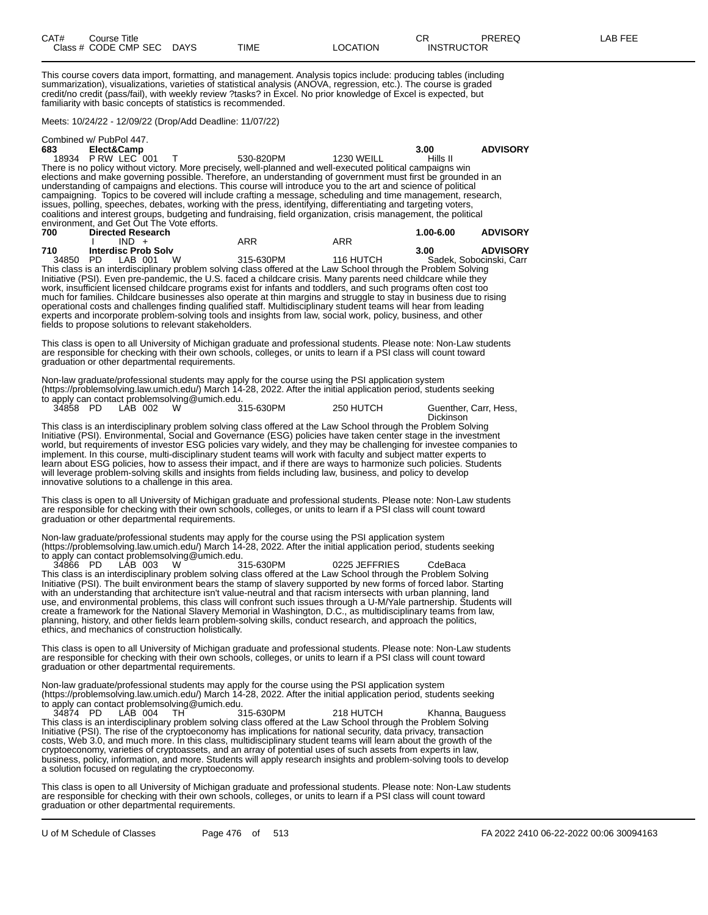| CAT# | Course Title | | | | CR | PREREQ | LAB FEE |
|---|---|---|---|---|---|---|---|
| Class # | CODE CMP SEC | DAYS | TIME | LOCATION | INSTRUCTOR | | |

This course covers data import, formatting, and management. Analysis topics include: producing tables (including summarization), visualizations, varieties of statistical analysis (ANOVA, regression, etc.). The course is graded credit/no credit (pass/fail), with weekly review ?tasks? in Excel. No prior knowledge of Excel is expected, but familiarity with basic concepts of statistics is recommended.

Meets: 10/24/22 - 12/09/22 (Drop/Add Deadline: 11/07/22)

Combined w/ PubPol 447.

**683 Elect&Camp** — **3.00** — **ADVISORY**

18934 P RW LEC 001 T 530-820PM 1230 WEILL Hills II

There is no policy without victory. More precisely, well-planned and well-executed political campaigns win elections and make governing possible. Therefore, an understanding of government must first be grounded in an understanding of campaigns and elections. This course will introduce you to the art and science of political campaigning. Topics to be covered will include crafting a message, scheduling and time management, research, issues, polling, speeches, debates, working with the press, identifying, differentiating and targeting voters, coalitions and interest groups, budgeting and fundraising, field organization, crisis management, the political environment, and Get Out The Vote efforts.

**700 Directed Research** — **1.00-6.00** — **ADVISORY**

I IND + ARR ARR

**710 Interdisc Prob Solv** — **3.00** — **ADVISORY**

34850 PD LAB 001 W 315-630PM 116 HUTCH Sadek, Sobocinski, Carr

This class is an interdisciplinary problem solving class offered at the Law School through the Problem Solving Initiative (PSI). Even pre-pandemic, the U.S. faced a childcare crisis. Many parents need childcare while they work, insufficient licensed childcare programs exist for infants and toddlers, and such programs often cost too much for families. Childcare businesses also operate at thin margins and struggle to stay in business due to rising operational costs and challenges finding qualified staff. Multidisciplinary student teams will hear from leading experts and incorporate problem-solving tools and insights from law, social work, policy, business, and other fields to propose solutions to relevant stakeholders.

This class is open to all University of Michigan graduate and professional students. Please note: Non-Law students are responsible for checking with their own schools, colleges, or units to learn if a PSI class will count toward graduation or other departmental requirements.

Non-law graduate/professional students may apply for the course using the PSI application system (https://problemsolving.law.umich.edu/) March 14-28, 2022. After the initial application period, students seeking to apply can contact problemsolving@umich.edu.

34858 PD LAB 002 W 315-630PM 250 HUTCH Guenther, Carr, Hess, Dickinson

This class is an interdisciplinary problem solving class offered at the Law School through the Problem Solving Initiative (PSI). Environmental, Social and Governance (ESG) policies have taken center stage in the investment world, but requirements of investor ESG policies vary widely, and they may be challenging for investee companies to implement. In this course, multi-disciplinary student teams will work with faculty and subject matter experts to learn about ESG policies, how to assess their impact, and if there are ways to harmonize such policies. Students will leverage problem-solving skills and insights from fields including law, business, and policy to develop innovative solutions to a challenge in this area.

This class is open to all University of Michigan graduate and professional students. Please note: Non-Law students are responsible for checking with their own schools, colleges, or units to learn if a PSI class will count toward graduation or other departmental requirements.

Non-law graduate/professional students may apply for the course using the PSI application system (https://problemsolving.law.umich.edu/) March 14-28, 2022. After the initial application period, students seeking to apply can contact problemsolving@umich.edu.

34866 PD LAB 003 W 315-630PM 0225 JEFFRIES CdeBaca

This class is an interdisciplinary problem solving class offered at the Law School through the Problem Solving Initiative (PSI). The built environment bears the stamp of slavery supported by new forms of forced labor. Starting with an understanding that architecture isn't value-neutral and that racism intersects with urban planning, land use, and environmental problems, this class will confront such issues through a U-M/Yale partnership. Students will create a framework for the National Slavery Memorial in Washington, D.C., as multidisciplinary teams from law, planning, history, and other fields learn problem-solving skills, conduct research, and approach the politics, ethics, and mechanics of construction holistically.

This class is open to all University of Michigan graduate and professional students. Please note: Non-Law students are responsible for checking with their own schools, colleges, or units to learn if a PSI class will count toward graduation or other departmental requirements.

Non-law graduate/professional students may apply for the course using the PSI application system (https://problemsolving.law.umich.edu/) March 14-28, 2022. After the initial application period, students seeking to apply can contact problemsolving@umich.edu.

34874 PD LAB 004 TH 315-630PM 218 HUTCH Khanna, Bauguess

This class is an interdisciplinary problem solving class offered at the Law School through the Problem Solving Initiative (PSI). The rise of the cryptoeconomy has implications for national security, data privacy, transaction costs, Web 3.0, and much more. In this class, multidisciplinary student teams will learn about the growth of the cryptoeconomy, varieties of cryptoassets, and an array of potential uses of such assets from experts in law, business, policy, information, and more. Students will apply research insights and problem-solving tools to develop a solution focused on regulating the cryptoeconomy.

This class is open to all University of Michigan graduate and professional students. Please note: Non-Law students are responsible for checking with their own schools, colleges, or units to learn if a PSI class will count toward graduation or other departmental requirements.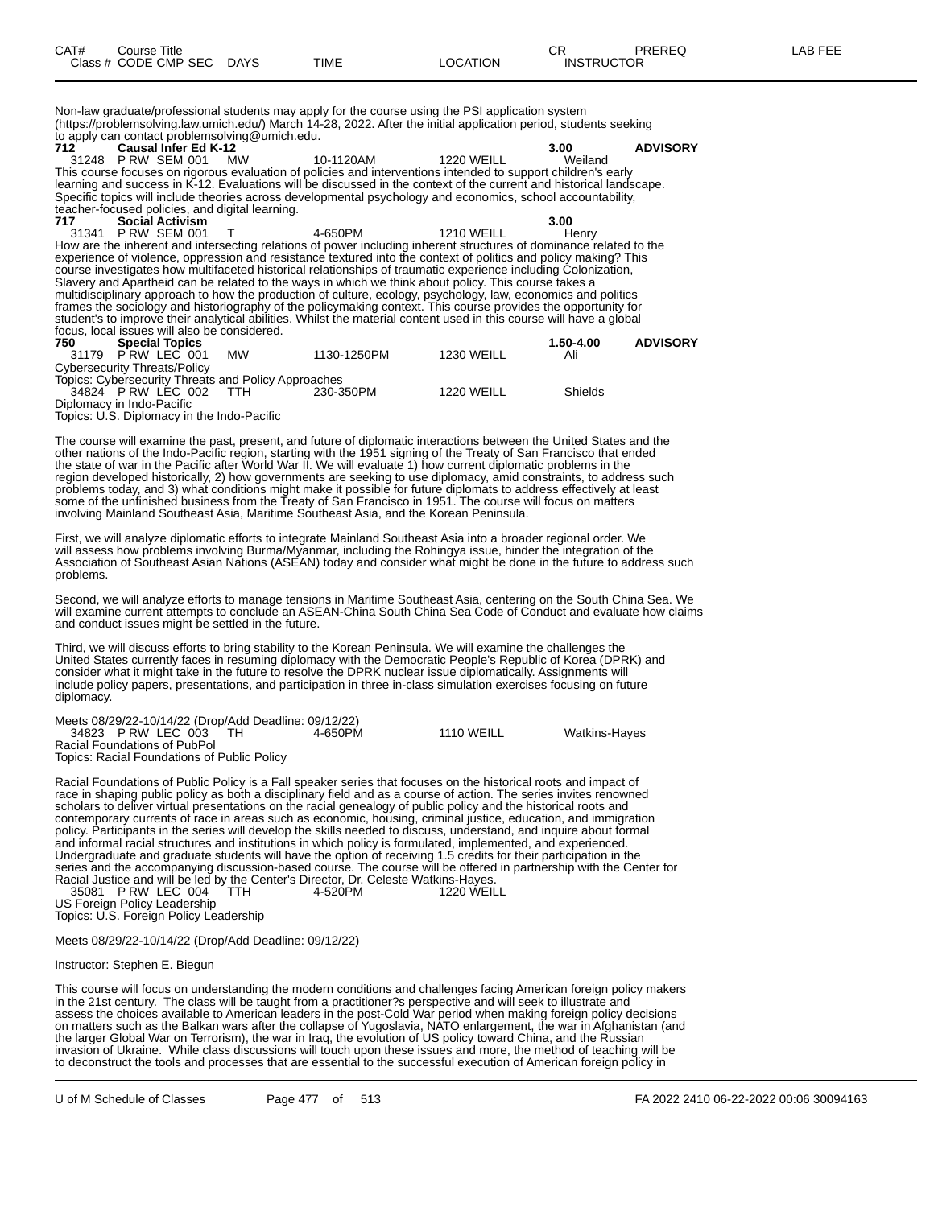| CAT# | Course Title | | | | CR | PREREQ | LAB FEE |
|---|---|---|---|---|---|---|---|
| Class # | CODE CMP SEC | DAYS | TIME | LOCATION | INSTRUCTOR | | |

Non-law graduate/professional students may apply for the course using the PSI application system (https://problemsolving.law.umich.edu/) March 14-28, 2022. After the initial application period, students seeking to apply can contact problemsolving@umich.edu.

**712 Causal Infer Ed K-12** — 3.00 — **ADVISORY**

31248 P RW SEM 001 MW 10-1120AM 1220 WEILL Weiland

This course focuses on rigorous evaluation of policies and interventions intended to support children's early learning and success in K-12. Evaluations will be discussed in the context of the current and historical landscape. Specific topics will include theories across developmental psychology and economics, school accountability, teacher-focused policies, and digital learning.

**717 Social Activism** — 3.00

31341 P RW SEM 001 T 4-650PM 1210 WEILL Henry

How are the inherent and intersecting relations of power including inherent structures of dominance related to the experience of violence, oppression and resistance textured into the context of politics and policy making? This course investigates how multifaceted historical relationships of traumatic experience including Colonization, Slavery and Apartheid can be related to the ways in which we think about policy. This course takes a multidisciplinary approach to how the production of culture, ecology, psychology, law, economics and politics frames the sociology and historiography of the policymaking context. This course provides the opportunity for student's to improve their analytical abilities. Whilst the material content used in this course will have a global focus, local issues will also be considered.

**750 Special Topics** — 1.50-4.00 — **ADVISORY**

31179 P RW LEC 001 MW 1130-1250PM 1230 WEILL Ali
Cybersecurity Threats/Policy
Topics: Cybersecurity Threats and Policy Approaches

34824 P RW LEC 002 TTH 230-350PM 1220 WEILL Shields
Diplomacy in Indo-Pacific
Topics: U.S. Diplomacy in the Indo-Pacific

The course will examine the past, present, and future of diplomatic interactions between the United States and the other nations of the Indo-Pacific region, starting with the 1951 signing of the Treaty of San Francisco that ended the state of war in the Pacific after World War II. We will evaluate 1) how current diplomatic problems in the region developed historically, 2) how governments are seeking to use diplomacy, amid constraints, to address such problems today, and 3) what conditions might make it possible for future diplomats to address effectively at least some of the unfinished business from the Treaty of San Francisco in 1951. The course will focus on matters involving Mainland Southeast Asia, Maritime Southeast Asia, and the Korean Peninsula.

First, we will analyze diplomatic efforts to integrate Mainland Southeast Asia into a broader regional order. We will assess how problems involving Burma/Myanmar, including the Rohingya issue, hinder the integration of the Association of Southeast Asian Nations (ASEAN) today and consider what might be done in the future to address such problems.

Second, we will analyze efforts to manage tensions in Maritime Southeast Asia, centering on the South China Sea. We will examine current attempts to conclude an ASEAN-China South China Sea Code of Conduct and evaluate how claims and conduct issues might be settled in the future.

Third, we will discuss efforts to bring stability to the Korean Peninsula. We will examine the challenges the United States currently faces in resuming diplomacy with the Democratic People's Republic of Korea (DPRK) and consider what it might take in the future to resolve the DPRK nuclear issue diplomatically. Assignments will include policy papers, presentations, and participation in three in-class simulation exercises focusing on future diplomacy.

Meets 08/29/22-10/14/22 (Drop/Add Deadline: 09/12/22)

34823 P RW LEC 003 TH 4-650PM 1110 WEILL Watkins-Hayes
Racial Foundations of PubPol
Topics: Racial Foundations of Public Policy

Racial Foundations of Public Policy is a Fall speaker series that focuses on the historical roots and impact of race in shaping public policy as both a disciplinary field and as a course of action. The series invites renowned scholars to deliver virtual presentations on the racial genealogy of public policy and the historical roots and contemporary currents of race in areas such as economic, housing, criminal justice, education, and immigration policy. Participants in the series will develop the skills needed to discuss, understand, and inquire about formal and informal racial structures and institutions in which policy is formulated, implemented, and experienced. Undergraduate and graduate students will have the option of receiving 1.5 credits for their participation in the series and the accompanying discussion-based course. The course will be offered in partnership with the Center for Racial Justice and will be led by the Center's Director, Dr. Celeste Watkins-Hayes.

35081 P RW LEC 004 TTH 4-520PM 1220 WEILL
US Foreign Policy Leadership
Topics: U.S. Foreign Policy Leadership

Meets 08/29/22-10/14/22 (Drop/Add Deadline: 09/12/22)

Instructor: Stephen E. Biegun

This course will focus on understanding the modern conditions and challenges facing American foreign policy makers in the 21st century. The class will be taught from a practitioner?s perspective and will seek to illustrate and assess the choices available to American leaders in the post-Cold War period when making foreign policy decisions on matters such as the Balkan wars after the collapse of Yugoslavia, NATO enlargement, the war in Afghanistan (and the larger Global War on Terrorism), the war in Iraq, the evolution of US policy toward China, and the Russian invasion of Ukraine. While class discussions will touch upon these issues and more, the method of teaching will be to deconstruct the tools and processes that are essential to the successful execution of American foreign policy in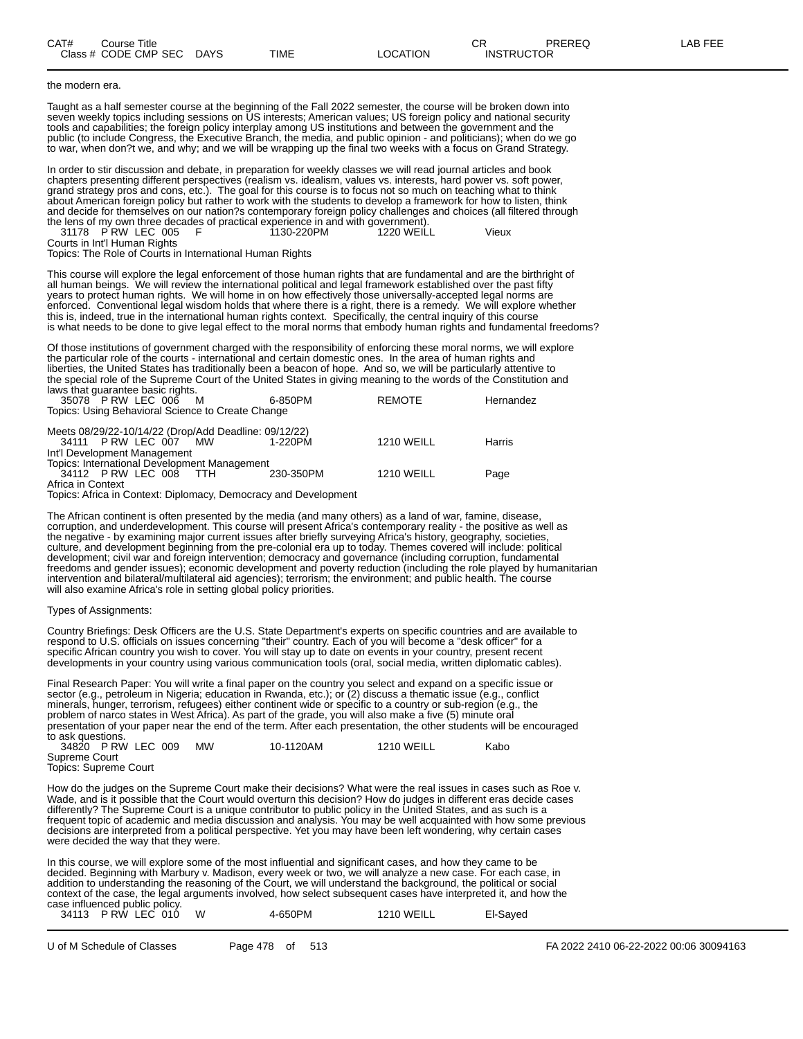the modern era.

Taught as a half semester course at the beginning of the Fall 2022 semester, the course will be broken down into seven weekly topics including sessions on US interests; American values; US foreign policy and national security tools and capabilities; the foreign policy interplay among US institutions and between the government and the public (to include Congress, the Executive Branch, the media, and public opinion - and politicians); when do we go to war, when don?t we, and why; and we will be wrapping up the final two weeks with a focus on Grand Strategy.

In order to stir discussion and debate, in preparation for weekly classes we will read journal articles and book chapters presenting different perspectives (realism vs. idealism, values vs. interests, hard power vs. soft power, grand strategy pros and cons, etc.). The goal for this course is to focus not so much on teaching what to think about American foreign policy but rather to work with the students to develop a framework for how to listen, think and decide for themselves on our nation?s contemporary foreign policy challenges and choices (all filtered through the lens of my own three decades of practical experience in and with government).

| Class # | CODE | CMP | SEC | DAYS | TIME | LOCATION | INSTRUCTOR |
|---|---|---|---|---|---|---|---|
| 31178 | P | RW | LEC 005 | F | 1130-220PM | 1220 WEILL | Vieux |

Courts in Int'l Human Rights
Topics: The Role of Courts in International Human Rights

This course will explore the legal enforcement of those human rights that are fundamental and are the birthright of all human beings. We will review the international political and legal framework established over the past fifty years to protect human rights. We will home in on how effectively those universally-accepted legal norms are enforced. Conventional legal wisdom holds that where there is a right, there is a remedy. We will explore whether this is, indeed, true in the international human rights context. Specifically, the central inquiry of this course is what needs to be done to give legal effect to the moral norms that embody human rights and fundamental freedoms?

Of those institutions of government charged with the responsibility of enforcing these moral norms, we will explore the particular role of the courts - international and certain domestic ones. In the area of human rights and liberties, the United States has traditionally been a beacon of hope. And so, we will be particularly attentive to the special role of the Supreme Court of the United States in giving meaning to the words of the Constitution and laws that guarantee basic rights.

| Class # | CODE | CMP | SEC | DAYS | TIME | LOCATION | INSTRUCTOR |
|---|---|---|---|---|---|---|---|
| 35078 | P | RW | LEC 006 | M | 6-850PM | REMOTE | Hernandez |

Topics: Using Behavioral Science to Create Change

Meets 08/29/22-10/14/22 (Drop/Add Deadline: 09/12/22)

| Class # | CODE | CMP | SEC | DAYS | TIME | LOCATION | INSTRUCTOR |
|---|---|---|---|---|---|---|---|
| 34111 | P | RW | LEC 007 | MW | 1-220PM | 1210 WEILL | Harris |

Int'l Development Management
Topics: International Development Management

| Class # | CODE | CMP | SEC | DAYS | TIME | LOCATION | INSTRUCTOR |
|---|---|---|---|---|---|---|---|
| 34112 | P | RW | LEC 008 | TTH | 230-350PM | 1210 WEILL | Page |

Africa in Context
Topics: Africa in Context: Diplomacy, Democracy and Development

The African continent is often presented by the media (and many others) as a land of war, famine, disease, corruption, and underdevelopment. This course will present Africa's contemporary reality - the positive as well as the negative - by examining major current issues after briefly surveying Africa's history, geography, societies, culture, and development beginning from the pre-colonial era up to today. Themes covered will include: political development; civil war and foreign intervention; democracy and governance (including corruption, fundamental freedoms and gender issues); economic development and poverty reduction (including the role played by humanitarian intervention and bilateral/multilateral aid agencies); terrorism; the environment; and public health. The course will also examine Africa's role in setting global policy priorities.

Types of Assignments:

Country Briefings: Desk Officers are the U.S. State Department's experts on specific countries and are available to respond to U.S. officials on issues concerning "their" country. Each of you will become a "desk officer" for a specific African country you wish to cover. You will stay up to date on events in your country, present recent developments in your country using various communication tools (oral, social media, written diplomatic cables).

Final Research Paper: You will write a final paper on the country you select and expand on a specific issue or sector (e.g., petroleum in Nigeria; education in Rwanda, etc.); or (2) discuss a thematic issue (e.g., conflict minerals, hunger, terrorism, refugees) either continent wide or specific to a country or sub-region (e.g., the problem of narco states in West Africa). As part of the grade, you will also make a five (5) minute oral presentation of your paper near the end of the term. After each presentation, the other students will be encouraged to ask questions.

| Class # | CODE | CMP | SEC | DAYS | TIME | LOCATION | INSTRUCTOR |
|---|---|---|---|---|---|---|---|
| 34820 | P | RW | LEC 009 | MW | 10-1120AM | 1210 WEILL | Kabo |

Supreme Court
Topics: Supreme Court

How do the judges on the Supreme Court make their decisions? What were the real issues in cases such as Roe v. Wade, and is it possible that the Court would overturn this decision? How do judges in different eras decide cases differently? The Supreme Court is a unique contributor to public policy in the United States, and as such is a frequent topic of academic and media discussion and analysis. You may be well acquainted with how some previous decisions are interpreted from a political perspective. Yet you may have been left wondering, why certain cases were decided the way that they were.

In this course, we will explore some of the most influential and significant cases, and how they came to be decided. Beginning with Marbury v. Madison, every week or two, we will analyze a new case. For each case, in addition to understanding the reasoning of the Court, we will understand the background, the political or social context of the case, the legal arguments involved, how select subsequent cases have interpreted it, and how the case influenced public policy.

| Class # | CODE | CMP | SEC | DAYS | TIME | LOCATION | INSTRUCTOR |
|---|---|---|---|---|---|---|---|
| 34113 | P | RW | LEC 010 | W | 4-650PM | 1210 WEILL | El-Sayed |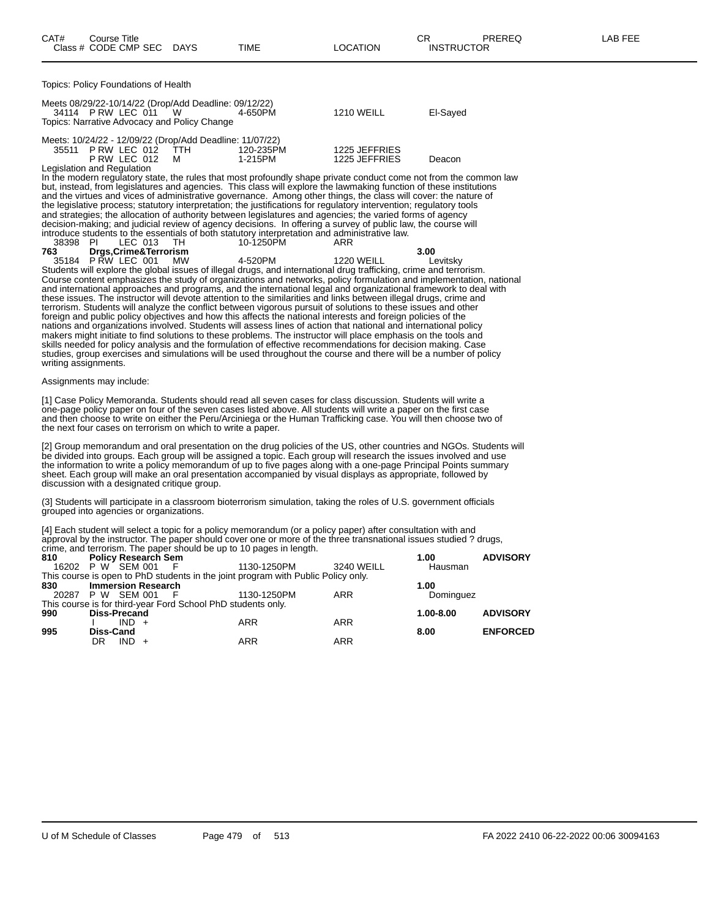| CAT# | Course Title Class # CODE CMP SEC | DAYS | TIME | LOCATION | CR INSTRUCTOR | PREREQ | LAB FEE |
|---|---|---|---|---|---|---|---|

Topics: Policy Foundations of Health

Meets 08/29/22-10/14/22 (Drop/Add Deadline: 09/12/22)

| | | | | | | |
|---|---|---|---|---|---|---|
| 34114 | P RW LEC 011 | W | 4-650PM | 1210 WEILL | El-Sayed | |

Topics: Narrative Advocacy and Policy Change

Meets: 10/24/22 - 12/09/22 (Drop/Add Deadline: 11/07/22)

| | | | | | | |
|---|---|---|---|---|---|---|
| 35511 | P RW LEC 012 | TTH | 120-235PM | 1225 JEFFRIES | | |
| | P RW LEC 012 | M | 1-215PM | 1225 JEFFRIES | Deacon | |

Legislation and Regulation

In the modern regulatory state, the rules that most profoundly shape private conduct come not from the common law but, instead, from legislatures and agencies. This class will explore the lawmaking function of these institutions and the virtues and vices of administrative governance. Among other things, the class will cover: the nature of the legislative process; statutory interpretation; the justifications for regulatory intervention; regulatory tools and strategies; the allocation of authority between legislatures and agencies; the varied forms of agency decision-making; and judicial review of agency decisions. In offering a survey of public law, the course will introduce students to the essentials of both statutory interpretation and administrative law.

| | | | | | | |
|---|---|---|---|---|---|---|
| 38398 | PI LEC 013 | TH | 10-1250PM | ARR | | |

**763 Drgs,Crime&Terrorism** — 3.00

| | | | | | | |
|---|---|---|---|---|---|---|
| 35184 | P RW LEC 001 | MW | 4-520PM | 1220 WEILL | Levitsky | |

Students will explore the global issues of illegal drugs, and international drug trafficking, crime and terrorism. Course content emphasizes the study of organizations and networks, policy formulation and implementation, national and international approaches and programs, and the international legal and organizational framework to deal with these issues. The instructor will devote attention to the similarities and links between illegal drugs, crime and terrorism. Students will analyze the conflict between vigorous pursuit of solutions to these issues and other foreign and public policy objectives and how this affects the national interests and foreign policies of the nations and organizations involved. Students will assess lines of action that national and international policy makers might initiate to find solutions to these problems. The instructor will place emphasis on the tools and skills needed for policy analysis and the formulation of effective recommendations for decision making. Case studies, group exercises and simulations will be used throughout the course and there will be a number of policy writing assignments.

Assignments may include:

[1] Case Policy Memoranda. Students should read all seven cases for class discussion. Students will write a one-page policy paper on four of the seven cases listed above. All students will write a paper on the first case and then choose to write on either the Peru/Arciniega or the Human Trafficking case. You will then choose two of the next four cases on terrorism on which to write a paper.

[2] Group memorandum and oral presentation on the drug policies of the US, other countries and NGOs. Students will be divided into groups. Each group will be assigned a topic. Each group will research the issues involved and use the information to write a policy memorandum of up to five pages along with a one-page Principal Points summary sheet. Each group will make an oral presentation accompanied by visual displays as appropriate, followed by discussion with a designated critique group.

(3) Students will participate in a classroom bioterrorism simulation, taking the roles of U.S. government officials grouped into agencies or organizations.

[4] Each student will select a topic for a policy memorandum (or a policy paper) after consultation with and approval by the instructor. The paper should cover one or more of the three transnational issues studied ? drugs, crime, and terrorism. The paper should be up to 10 pages in length.

**810 Policy Research Sem** — 1.00 — ADVISORY

| | | | | | | |
|---|---|---|---|---|---|---|
| 16202 | P W SEM 001 | F | 1130-1250PM | 3240 WEILL | Hausman | |

This course is open to PhD students in the joint program with Public Policy only.

**830 Immersion Research** — 1.00

| | | | | | | |
|---|---|---|---|---|---|---|
| 20287 | P W SEM 001 | F | 1130-1250PM | ARR | Dominguez | |

This course is for third-year Ford School PhD students only.

**990 Diss-Precand** — 1.00-8.00 — ADVISORY

| | | | | | | |
|---|---|---|---|---|---|---|
| | I IND + | | ARR | ARR | | |

**995 Diss-Cand** — 8.00 — ENFORCED

| | | | | | | |
|---|---|---|---|---|---|---|
| | DR IND + | | ARR | ARR | | |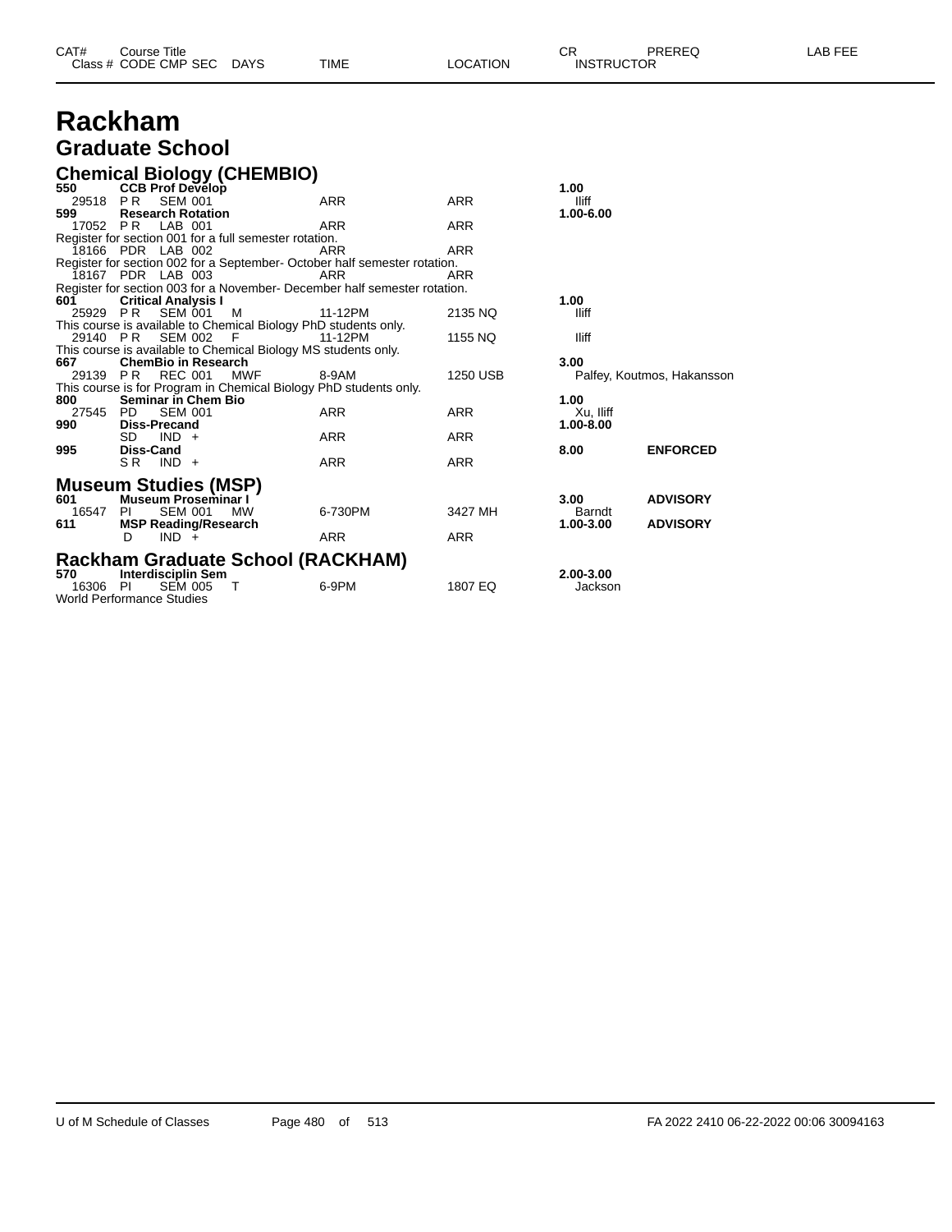# Rackham

## Graduate School

### Chemical Biology (CHEMBIO)

| CAT# | Class # | CODE | CMP SEC | DAYS | TIME | LOCATION | CR | INSTRUCTOR | PREREQ | LAB FEE |
|---|---|---|---|---|---|---|---|---|---|---|
| **550** | **CCB Prof Develop** | | | | | | **1.00** | | | |
| | 29518 | P R | SEM 001 | | ARR | ARR | | Iliff | | |
| **599** | **Research Rotation** | | | | | | **1.00-6.00** | | | |
| | 17052 | P R | LAB 001 | | ARR | ARR | | | | |
| Register for section 001 for a full semester rotation. | | | | | | | | | | |
| | 18166 | PDR | LAB 002 | | ARR | ARR | | | | |
| Register for section 002 for a September- October half semester rotation. | | | | | | | | | | |
| | 18167 | PDR | LAB 003 | | ARR | ARR | | | | |
| Register for section 003 for a November- December half semester rotation. | | | | | | | | | | |
| **601** | **Critical Analysis I** | | | | | | **1.00** | | | |
| | 25929 | P R | SEM 001 | M | 11-12PM | 2135 NQ | | Iliff | | |
| This course is available to Chemical Biology PhD students only. | | | | | | | | | | |
| | 29140 | P R | SEM 002 | F | 11-12PM | 1155 NQ | | Iliff | | |
| This course is available to Chemical Biology MS students only. | | | | | | | | | | |
| **667** | **ChemBio in Research** | | | | | | **3.00** | | | |
| | 29139 | P R | REC 001 | MWF | 8-9AM | 1250 USB | | Palfey, Koutmos, Hakansson | | |
| This course is for Program in Chemical Biology PhD students only. | | | | | | | | | | |
| **800** | **Seminar in Chem Bio** | | | | | | **1.00** | | | |
| | 27545 | PD | SEM 001 | | ARR | ARR | | Xu, Iliff | | |
| **990** | **Diss-Precand** | | | | | | **1.00-8.00** | | | |
| | | SD | IND + | | ARR | ARR | | | | |
| **995** | **Diss-Cand** | | | | | | **8.00** | | **ENFORCED** | |
| | | S R | IND + | | ARR | ARR | | | | |

### Museum Studies (MSP)

| CAT# | Class # | CODE | CMP SEC | DAYS | TIME | LOCATION | CR | INSTRUCTOR | PREREQ | LAB FEE |
|---|---|---|---|---|---|---|---|---|---|---|
| **601** | **Museum Proseminar I** | | | | | | **3.00** | | **ADVISORY** | |
| | 16547 | PI | SEM 001 | MW | 6-730PM | 3427 MH | | Barndt | | |
| **611** | **MSP Reading/Research** | | | | | | **1.00-3.00** | | **ADVISORY** | |
| | | D | IND + | | ARR | ARR | | | | |

### Rackham Graduate School (RACKHAM)

| CAT# | Class # | CODE | CMP SEC | DAYS | TIME | LOCATION | CR | INSTRUCTOR | PREREQ | LAB FEE |
|---|---|---|---|---|---|---|---|---|---|---|
| **570** | **Interdisciplin Sem** | | | | | | **2.00-3.00** | | | |
| | 16306 | PI | SEM 005 | T | 6-9PM | 1807 EQ | | Jackson | | |
| World Performance Studies | | | | | | | | | | |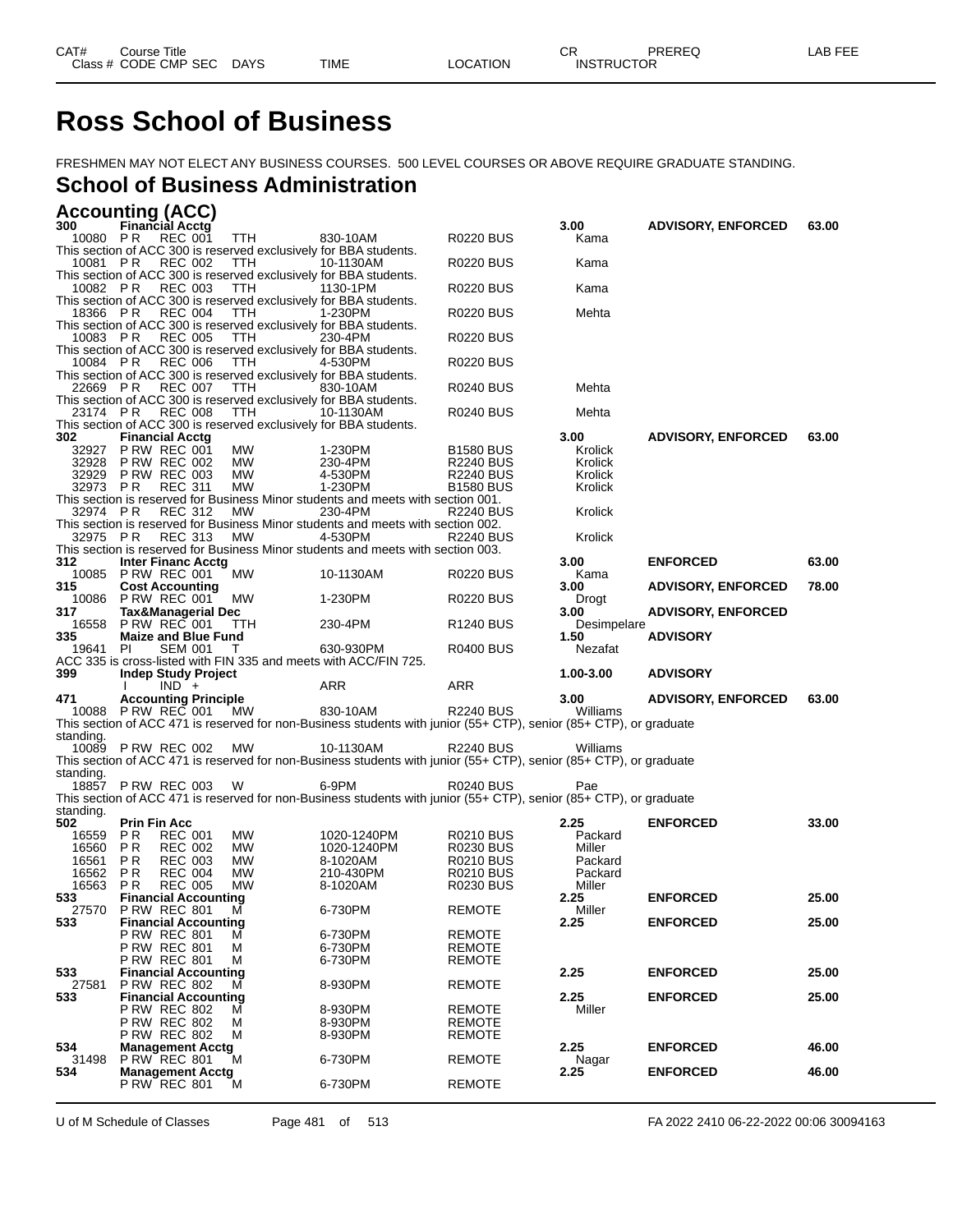# Ross School of Business

FRESHMEN MAY NOT ELECT ANY BUSINESS COURSES. 500 LEVEL COURSES OR ABOVE REQUIRE GRADUATE STANDING.

## School of Business Administration

### Accounting (ACC)

| CAT# / Class # | Course Title / CODE CMP SEC | DAYS | TIME | LOCATION | CR / INSTRUCTOR | PREREQ | LAB FEE |
|---|---|---|---|---|---|---|---|
| **300** | **Financial Acctg** | | | | **3.00** | **ADVISORY, ENFORCED** | **63.00** |
| 10080 | P R REC 001 | TTH | 830-10AM | R0220 BUS | Kama | | |
| This section of ACC 300 is reserved exclusively for BBA students. | | | | | | | |
| 10081 | P R REC 002 | TTH | 10-1130AM | R0220 BUS | Kama | | |
| This section of ACC 300 is reserved exclusively for BBA students. | | | | | | | |
| 10082 | P R REC 003 | TTH | 1130-1PM | R0220 BUS | Kama | | |
| This section of ACC 300 is reserved exclusively for BBA students. | | | | | | | |
| 18366 | P R REC 004 | TTH | 1-230PM | R0220 BUS | Mehta | | |
| This section of ACC 300 is reserved exclusively for BBA students. | | | | | | | |
| 10083 | P R REC 005 | TTH | 230-4PM | R0220 BUS | | | |
| This section of ACC 300 is reserved exclusively for BBA students. | | | | | | | |
| 10084 | P R REC 006 | TTH | 4-530PM | R0220 BUS | | | |
| This section of ACC 300 is reserved exclusively for BBA students. | | | | | | | |
| 22669 | P R REC 007 | TTH | 830-10AM | R0240 BUS | Mehta | | |
| This section of ACC 300 is reserved exclusively for BBA students. | | | | | | | |
| 23174 | P R REC 008 | TTH | 10-1130AM | R0240 BUS | Mehta | | |
| This section of ACC 300 is reserved exclusively for BBA students. | | | | | | | |
| **302** | **Financial Acctg** | | | | **3.00** | **ADVISORY, ENFORCED** | **63.00** |
| 32927 | P RW REC 001 | MW | 1-230PM | B1580 BUS | Krolick | | |
| 32928 | P RW REC 002 | MW | 230-4PM | R2240 BUS | Krolick | | |
| 32929 | P RW REC 003 | MW | 4-530PM | R2240 BUS | Krolick | | |
| 32973 | P R REC 311 | MW | 1-230PM | B1580 BUS | Krolick | | |
| This section is reserved for Business Minor students and meets with section 001. | | | | | | | |
| 32974 | P R REC 312 | MW | 230-4PM | R2240 BUS | Krolick | | |
| This section is reserved for Business Minor students and meets with section 002. | | | | | | | |
| 32975 | P R REC 313 | MW | 4-530PM | R2240 BUS | Krolick | | |
| This section is reserved for Business Minor students and meets with section 003. | | | | | | | |
| **312** | **Inter Financ Acctg** | | | | **3.00** | **ENFORCED** | **63.00** |
| 10085 | P RW REC 001 | MW | 10-1130AM | R0220 BUS | Kama | | |
| **315** | **Cost Accounting** | | | | **3.00** | **ADVISORY, ENFORCED** | **78.00** |
| 10086 | P RW REC 001 | MW | 1-230PM | R0220 BUS | Drogt | | |
| **317** | **Tax&Managerial Dec** | | | | **3.00** | **ADVISORY, ENFORCED** | |
| 16558 | P RW REC 001 | TTH | 230-4PM | R1240 BUS | Desimpelare | | |
| **335** | **Maize and Blue Fund** | | | | **1.50** | **ADVISORY** | |
| 19641 | PI SEM 001 | T | 630-930PM | R0400 BUS | Nezafat | | |
| ACC 335 is cross-listed with FIN 335 and meets with ACC/FIN 725. | | | | | | | |
| **399** | **Indep Study Project** | | | | **1.00-3.00** | **ADVISORY** | |
| | I IND + | | ARR | ARR | | | |
| **471** | **Accounting Principle** | | | | **3.00** | **ADVISORY, ENFORCED** | **63.00** |
| 10088 | P RW REC 001 | MW | 830-10AM | R2240 BUS | Williams | | |
| This section of ACC 471 is reserved for non-Business students with junior (55+ CTP), senior (85+ CTP), or graduate standing. | | | | | | | |
| 10089 | P RW REC 002 | MW | 10-1130AM | R2240 BUS | Williams | | |
| This section of ACC 471 is reserved for non-Business students with junior (55+ CTP), senior (85+ CTP), or graduate standing. | | | | | | | |
| 18857 | P RW REC 003 | W | 6-9PM | R0240 BUS | Pae | | |
| This section of ACC 471 is reserved for non-Business students with junior (55+ CTP), senior (85+ CTP), or graduate standing. | | | | | | | |
| **502** | **Prin Fin Acc** | | | | **2.25** | **ENFORCED** | **33.00** |
| 16559 | P R REC 001 | MW | 1020-1240PM | R0210 BUS | Packard | | |
| 16560 | P R REC 002 | MW | 1020-1240PM | R0230 BUS | Miller | | |
| 16561 | P R REC 003 | MW | 8-1020AM | R0210 BUS | Packard | | |
| 16562 | P R REC 004 | MW | 210-430PM | R0210 BUS | Packard | | |
| 16563 | P R REC 005 | MW | 8-1020AM | R0230 BUS | Miller | | |
| **533** | **Financial Accounting** | | | | **2.25** | **ENFORCED** | **25.00** |
| 27570 | P RW REC 801 | M | 6-730PM | REMOTE | Miller | | |
| **533** | **Financial Accounting** | | | | **2.25** | **ENFORCED** | **25.00** |
| | P RW REC 801 | M | 6-730PM | REMOTE | | | |
| | P RW REC 801 | M | 6-730PM | REMOTE | | | |
| | P RW REC 801 | M | 6-730PM | REMOTE | | | |
| **533** | **Financial Accounting** | | | | **2.25** | **ENFORCED** | **25.00** |
| 27581 | P RW REC 802 | M | 8-930PM | REMOTE | | | |
| **533** | **Financial Accounting** | | | | **2.25** | **ENFORCED** | **25.00** |
| | P RW REC 802 | M | 8-930PM | REMOTE | Miller | | |
| | P RW REC 802 | M | 8-930PM | REMOTE | | | |
| | P RW REC 802 | M | 8-930PM | REMOTE | | | |
| **534** | **Management Acctg** | | | | **2.25** | **ENFORCED** | **46.00** |
| 31498 | P RW REC 801 | M | 6-730PM | REMOTE | Nagar | | |
| **534** | **Management Acctg** | | | | **2.25** | **ENFORCED** | **46.00** |
| | P RW REC 801 | M | 6-730PM | REMOTE | | | |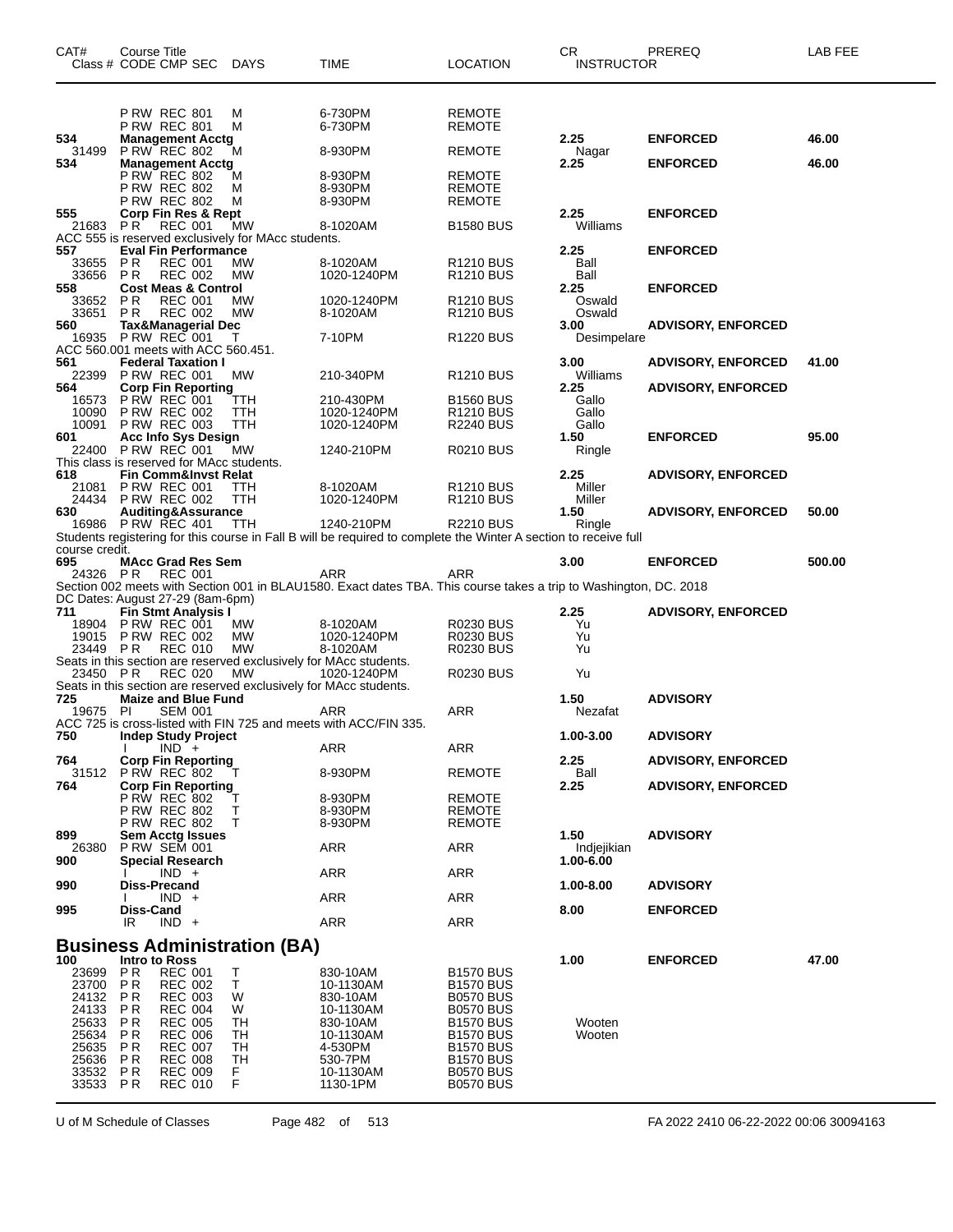| CAT# | Course Title<br>Class # CODE CMP SEC | DAYS | TIME | LOCATION | CR<br>INSTRUCTOR | PREREQ | LAB FEE |
|---|---|---|---|---|---|---|---|
| | P RW REC 801 | M | 6-730PM | REMOTE | | | |
| | P RW REC 801 | M | 6-730PM | REMOTE | | | |
| **534** | **Management Acctg** | | | | **2.25** | **ENFORCED** | **46.00** |
| 31499 | P RW REC 802 | M | 8-930PM | REMOTE | Nagar | | |
| **534** | **Management Acctg** | | | | **2.25** | **ENFORCED** | **46.00** |
| | P RW REC 802 | M | 8-930PM | REMOTE | | | |
| | P RW REC 802 | M | 8-930PM | REMOTE | | | |
| | P RW REC 802 | M | 8-930PM | REMOTE | | | |
| **555** | **Corp Fin Res & Rept** | | | | **2.25** | **ENFORCED** | |
| 21683 | P R REC 001 | MW | 8-1020AM | B1580 BUS | Williams | | |
| ACC 555 is reserved exclusively for MAcc students. | | | | | | | |
| **557** | **Eval Fin Performance** | | | | **2.25** | **ENFORCED** | |
| 33655 | P R REC 001 | MW | 8-1020AM | R1210 BUS | Ball | | |
| 33656 | P R REC 002 | MW | 1020-1240PM | R1210 BUS | Ball | | |
| **558** | **Cost Meas & Control** | | | | **2.25** | **ENFORCED** | |
| 33652 | P R REC 001 | MW | 1020-1240PM | R1210 BUS | Oswald | | |
| 33651 | P R REC 002 | MW | 8-1020AM | R1210 BUS | Oswald | | |
| **560** | **Tax&Managerial Dec** | | | | **3.00** | **ADVISORY, ENFORCED** | |
| 16935 | P RW REC 001 | T | 7-10PM | R1220 BUS | Desimpelare | | |
| ACC 560.001 meets with ACC 560.451. | | | | | | | |
| **561** | **Federal Taxation I** | | | | **3.00** | **ADVISORY, ENFORCED** | **41.00** |
| 22399 | P RW REC 001 | MW | 210-340PM | R1210 BUS | Williams | | |
| **564** | **Corp Fin Reporting** | | | | **2.25** | **ADVISORY, ENFORCED** | |
| 16573 | P RW REC 001 | TTH | 210-430PM | B1560 BUS | Gallo | | |
| 10090 | P RW REC 002 | TTH | 1020-1240PM | R1210 BUS | Gallo | | |
| 10091 | P RW REC 003 | TTH | 1020-1240PM | R2240 BUS | Gallo | | |
| **601** | **Acc Info Sys Design** | | | | **1.50** | **ENFORCED** | **95.00** |
| 22400 | P RW REC 001 | MW | 1240-210PM | R0210 BUS | Ringle | | |
| This class is reserved for MAcc students. | | | | | | | |
| **618** | **Fin Comm&Invst Relat** | | | | **2.25** | **ADVISORY, ENFORCED** | |
| 21081 | P RW REC 001 | TTH | 8-1020AM | R1210 BUS | Miller | | |
| 24434 | P RW REC 002 | TTH | 1020-1240PM | R1210 BUS | Miller | | |
| **630** | **Auditing&Assurance** | | | | **1.50** | **ADVISORY, ENFORCED** | **50.00** |
| 16986 | P RW REC 401 | TTH | 1240-210PM | R2210 BUS | Ringle | | |
| Students registering for this course in Fall B will be required to complete the Winter A section to receive full course credit. | | | | | | | |
| **695** | **MAcc Grad Res Sem** | | | | **3.00** | **ENFORCED** | **500.00** |
| 24326 | P R REC 001 | | ARR | ARR | | | |
| Section 002 meets with Section 001 in BLAU1580. Exact dates TBA. This course takes a trip to Washington, DC. 2018 DC Dates: August 27-29 (8am-6pm) | | | | | | | |
| **711** | **Fin Stmt Analysis I** | | | | **2.25** | **ADVISORY, ENFORCED** | |
| 18904 | P RW REC 001 | MW | 8-1020AM | R0230 BUS | Yu | | |
| 19015 | P RW REC 002 | MW | 1020-1240PM | R0230 BUS | Yu | | |
| 23449 | P R REC 010 | MW | 8-1020AM | R0230 BUS | Yu | | |
| Seats in this section are reserved exclusively for MAcc students. | | | | | | | |
| 23450 | P R REC 020 | MW | 1020-1240PM | R0230 BUS | Yu | | |
| Seats in this section are reserved exclusively for MAcc students. | | | | | | | |
| **725** | **Maize and Blue Fund** | | | | **1.50** | **ADVISORY** | |
| 19675 | PI SEM 001 | | ARR | ARR | Nezafat | | |
| ACC 725 is cross-listed with FIN 725 and meets with ACC/FIN 335. | | | | | | | |
| **750** | **Indep Study Project** | | | | **1.00-3.00** | **ADVISORY** | |
| | I IND + | | ARR | ARR | | | |
| **764** | **Corp Fin Reporting** | | | | **2.25** | **ADVISORY, ENFORCED** | |
| 31512 | P RW REC 802 | T | 8-930PM | REMOTE | Ball | | |
| **764** | **Corp Fin Reporting** | | | | **2.25** | **ADVISORY, ENFORCED** | |
| | P RW REC 802 | T | 8-930PM | REMOTE | | | |
| | P RW REC 802 | T | 8-930PM | REMOTE | | | |
| | P RW REC 802 | T | 8-930PM | REMOTE | | | |
| **899** | **Sem Acctg Issues** | | | | **1.50** | **ADVISORY** | |
| 26380 | P RW SEM 001 | | ARR | ARR | Indjejikian | | |
| **900** | **Special Research** | | | | **1.00-6.00** | | |
| | I IND + | | ARR | ARR | | | |
| **990** | **Diss-Precand** | | | | **1.00-8.00** | **ADVISORY** | |
| | I IND + | | ARR | ARR | | | |
| **995** | **Diss-Cand** | | | | **8.00** | **ENFORCED** | |
| | IR IND + | | ARR | ARR | | | |

## Business Administration (BA)

| CAT# | Course Title<br>Class # CODE CMP SEC | DAYS | TIME | LOCATION | CR<br>INSTRUCTOR | PREREQ | LAB FEE |
|---|---|---|---|---|---|---|---|
| **100** | **Intro to Ross** | | | | **1.00** | **ENFORCED** | **47.00** |
| 23699 | P R REC 001 | T | 830-10AM | B1570 BUS | | | |
| 23700 | P R REC 002 | T | 10-1130AM | B1570 BUS | | | |
| 24132 | P R REC 003 | W | 830-10AM | B0570 BUS | | | |
| 24133 | P R REC 004 | W | 10-1130AM | B0570 BUS | | | |
| 25633 | P R REC 005 | TH | 830-10AM | B1570 BUS | Wooten | | |
| 25634 | P R REC 006 | TH | 10-1130AM | B1570 BUS | Wooten | | |
| 25635 | P R REC 007 | TH | 4-530PM | B1570 BUS | | | |
| 25636 | P R REC 008 | TH | 530-7PM | B1570 BUS | | | |
| 33532 | P R REC 009 | F | 10-1130AM | B0570 BUS | | | |
| 33533 | P R REC 010 | F | 1130-1PM | B0570 BUS | | | |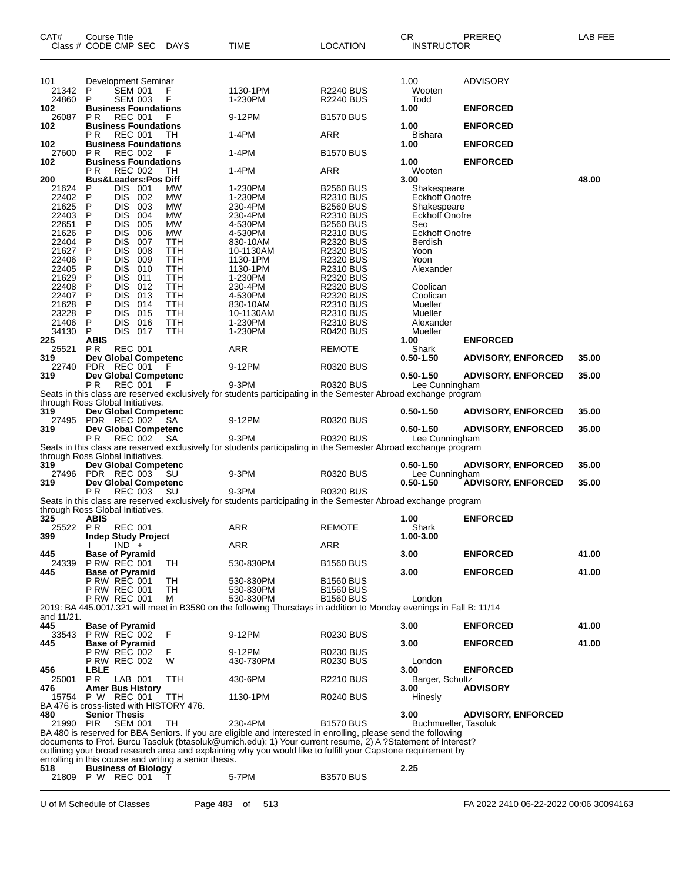| CAT# Class # | Course Title CODE CMP SEC | DAYS | TIME | LOCATION | CR INSTRUCTOR | PREREQ | LAB FEE |
|---|---|---|---|---|---|---|---|
| 101 | Development Seminar | | | | 1.00 | ADVISORY | |
| 21342 | P SEM 001 | F | 1130-1PM | R2240 BUS | Wooten | | |
| 24860 | P SEM 003 | F | 1-230PM | R2240 BUS | Todd | | |
| **102** | **Business Foundations** | | | | **1.00** | **ENFORCED** | |
| 26087 | P R REC 001 | F | 9-12PM | B1570 BUS | | | |
| **102** | **Business Foundations** | | | | **1.00** | **ENFORCED** | |
| | P R REC 001 | TH | 1-4PM | ARR | Bishara | | |
| **102** | **Business Foundations** | | | | **1.00** | **ENFORCED** | |
| 27600 | P R REC 002 | F | 1-4PM | B1570 BUS | | | |
| **102** | **Business Foundations** | | | | **1.00** | **ENFORCED** | |
| | P R REC 002 | TH | 1-4PM | ARR | Wooten | | |
| **200** | **Bus&Leaders:Pos Diff** | | | | **3.00** | | **48.00** |
| 21624 | P DIS 001 | MW | 1-230PM | B2560 BUS | Shakespeare | | |
| 22402 | P DIS 002 | MW | 1-230PM | R2310 BUS | Eckhoff Onofre | | |
| 21625 | P DIS 003 | MW | 230-4PM | B2560 BUS | Shakespeare | | |
| 22403 | P DIS 004 | MW | 230-4PM | R2310 BUS | Eckhoff Onofre | | |
| 22651 | P DIS 005 | MW | 4-530PM | B2560 BUS | Seo | | |
| 21626 | P DIS 006 | MW | 4-530PM | R2310 BUS | Eckhoff Onofre | | |
| 22404 | P DIS 007 | TTH | 830-10AM | R2320 BUS | Berdish | | |
| 21627 | P DIS 008 | TTH | 10-1130AM | R2320 BUS | Yoon | | |
| 22406 | P DIS 009 | TTH | 1130-1PM | R2320 BUS | Yoon | | |
| 22405 | P DIS 010 | TTH | 1130-1PM | R2310 BUS | Alexander | | |
| 21629 | P DIS 011 | TTH | 1-230PM | R2320 BUS | | | |
| 22408 | P DIS 012 | TTH | 230-4PM | R2320 BUS | Coolican | | |
| 22407 | P DIS 013 | TTH | 4-530PM | R2320 BUS | Coolican | | |
| 21628 | P DIS 014 | TTH | 830-10AM | R2310 BUS | Mueller | | |
| 23228 | P DIS 015 | TTH | 10-1130AM | R2310 BUS | Mueller | | |
| 21406 | P DIS 016 | TTH | 1-230PM | R2310 BUS | Alexander | | |
| 34130 | P DIS 017 | TTH | 1-230PM | R0420 BUS | Mueller | | |
| **225** | **ABIS** | | | | **1.00** | **ENFORCED** | |
| 25521 | P R REC 001 | | ARR | REMOTE | Shark | | |
| **319** | **Dev Global Competenc** | | | | **0.50-1.50** | **ADVISORY, ENFORCED** | **35.00** |
| 22740 | PDR REC 001 | F | 9-12PM | R0320 BUS | | | |
| **319** | **Dev Global Competenc** | | | | **0.50-1.50** | **ADVISORY, ENFORCED** | **35.00** |
| | P R REC 001 | F | 9-3PM | R0320 BUS | Lee Cunningham | | |

Seats in this class are reserved exclusively for students participating in the Semester Abroad exchange program through Ross Global Initiatives.

| CAT# Class # | Course Title CODE CMP SEC | DAYS | TIME | LOCATION | CR INSTRUCTOR | PREREQ | LAB FEE |
|---|---|---|---|---|---|---|---|
| **319** | **Dev Global Competenc** | | | | **0.50-1.50** | **ADVISORY, ENFORCED** | **35.00** |
| 27495 | PDR REC 002 | SA | 9-12PM | R0320 BUS | | | |
| **319** | **Dev Global Competenc** | | | | **0.50-1.50** | **ADVISORY, ENFORCED** | **35.00** |
| | P R REC 002 | SA | 9-3PM | R0320 BUS | Lee Cunningham | | |

Seats in this class are reserved exclusively for students participating in the Semester Abroad exchange program through Ross Global Initiatives.

| CAT# Class # | Course Title CODE CMP SEC | DAYS | TIME | LOCATION | CR INSTRUCTOR | PREREQ | LAB FEE |
|---|---|---|---|---|---|---|---|
| **319** | **Dev Global Competenc** | | | | **0.50-1.50** | **ADVISORY, ENFORCED** | **35.00** |
| 27496 | PDR REC 003 | SU | 9-3PM | R0320 BUS | Lee Cunningham | | |
| **319** | **Dev Global Competenc** | | | | **0.50-1.50** | **ADVISORY, ENFORCED** | **35.00** |
| | P R REC 003 | SU | 9-3PM | R0320 BUS | | | |

Seats in this class are reserved exclusively for students participating in the Semester Abroad exchange program through Ross Global Initiatives.

| CAT# Class # | Course Title CODE CMP SEC | DAYS | TIME | LOCATION | CR INSTRUCTOR | PREREQ | LAB FEE |
|---|---|---|---|---|---|---|---|
| **325** | **ABIS** | | | | **1.00** | **ENFORCED** | |
| 25522 | P R REC 001 | | ARR | REMOTE | Shark | | |
| **399** | **Indep Study Project** | | | | **1.00-3.00** | | |
| | I IND + | | ARR | ARR | | | |
| **445** | **Base of Pyramid** | | | | **3.00** | **ENFORCED** | **41.00** |
| 24339 | P RW REC 001 | TH | 530-830PM | B1560 BUS | | | |
| **445** | **Base of Pyramid** | | | | **3.00** | **ENFORCED** | **41.00** |
| | P RW REC 001 | TH | 530-830PM | B1560 BUS | | | |
| | P RW REC 001 | TH | 530-830PM | B1560 BUS | | | |
| | P RW REC 001 | M | 530-830PM | B1560 BUS | London | | |

2019: BA 445.001/.321 will meet in B3580 on the following Thursdays in addition to Monday evenings in Fall B: 11/14 and 11/21.

| CAT# Class # | Course Title CODE CMP SEC | DAYS | TIME | LOCATION | CR INSTRUCTOR | PREREQ | LAB FEE |
|---|---|---|---|---|---|---|---|
| **445** | **Base of Pyramid** | | | | **3.00** | **ENFORCED** | **41.00** |
| 33543 | P RW REC 002 | F | 9-12PM | R0230 BUS | | | |
| **445** | **Base of Pyramid** | | | | **3.00** | **ENFORCED** | **41.00** |
| | P RW REC 002 | F | 9-12PM | R0230 BUS | | | |
| | P RW REC 002 | W | 430-730PM | R0230 BUS | London | | |
| **456** | **LBLE** | | | | **3.00** | **ENFORCED** | |
| 25001 | P R LAB 001 | TTH | 430-6PM | R2210 BUS | Barger, Schultz | | |
| **476** | **Amer Bus History** | | | | **3.00** | **ADVISORY** | |
| 15754 | P W REC 001 | TTH | 1130-1PM | R0240 BUS | Hinesly | | |

BA 476 is cross-listed with HISTORY 476.

| CAT# Class # | Course Title CODE CMP SEC | DAYS | TIME | LOCATION | CR INSTRUCTOR | PREREQ | LAB FEE |
|---|---|---|---|---|---|---|---|
| **480** | **Senior Thesis** | | | | **3.00** | **ADVISORY, ENFORCED** | |
| 21990 | PIR SEM 001 | TH | 230-4PM | B1570 BUS | Buchmueller, Tasoluk | | |

BA 480 is reserved for BBA Seniors. If you are eligible and interested in enrolling, please send the following documents to Prof. Burcu Tasoluk (btasoluk@umich.edu): 1) Your current resume, 2) A ?Statement of Interest? outlining your broad research area and explaining why you would like to fulfill your Capstone requirement by enrolling in this course and writing a senior thesis.

| CAT# Class # | Course Title CODE CMP SEC | DAYS | TIME | LOCATION | CR INSTRUCTOR | PREREQ | LAB FEE |
|---|---|---|---|---|---|---|---|
| **518** | **Business of Biology** | | | | **2.25** | | |
| 21809 | P W REC 001 | T | 5-7PM | B3570 BUS | | | |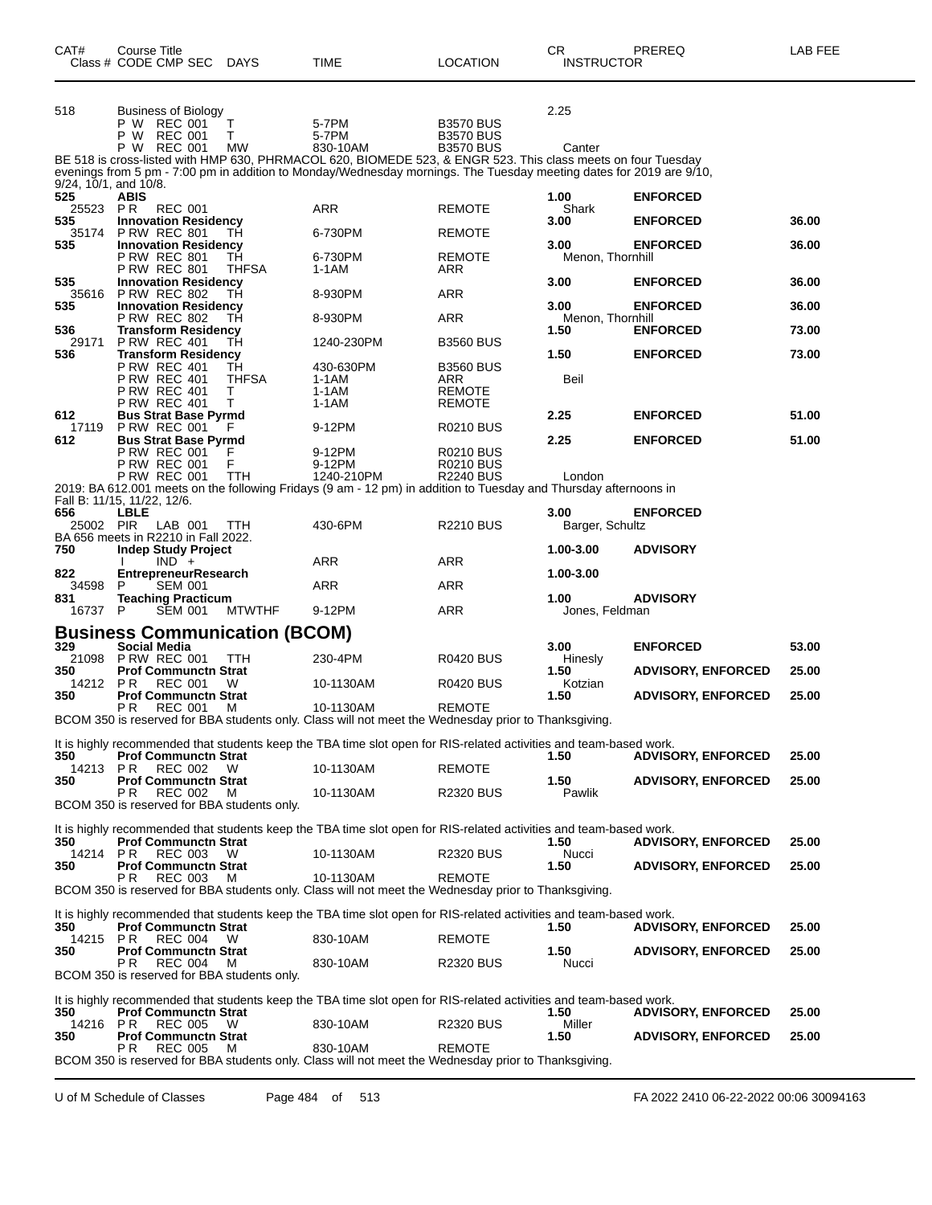| CAT# | Course Title<br>Class # CODE CMP SEC DAYS | TIME | LOCATION | CR<br>INSTRUCTOR | PREREQ | LAB FEE |
|---|---|---|---|---|---|---|
| 518 | Business of Biology | | | 2.25 | | |
| | P W REC 001 T | 5-7PM | B3570 BUS | | | |
| | P W REC 001 T | 5-7PM | B3570 BUS | | | |
| | P W REC 001 MW | 830-10AM | B3570 BUS | Canter | | |

BE 518 is cross-listed with HMP 630, PHRMACOL 620, BIOMEDE 523, & ENGR 523. This class meets on four Tuesday evenings from 5 pm - 7:00 pm in addition to Monday/Wednesday mornings. The Tuesday meeting dates for 2019 are 9/10, 9/24, 10/1, and 10/8.

| CAT# | Course Title<br>Class # CODE CMP SEC DAYS | TIME | LOCATION | CR<br>INSTRUCTOR | PREREQ | LAB FEE |
|---|---|---|---|---|---|---|
| **525** | **ABIS** | | | **1.00** | **ENFORCED** | |
| 25523 | P R REC 001 | ARR | REMOTE | Shark | | |
| **535** | **Innovation Residency** | | | **3.00** | **ENFORCED** | **36.00** |
| 35174 | P RW REC 801 TH | 6-730PM | REMOTE | | | |
| **535** | **Innovation Residency** | | | **3.00** | **ENFORCED** | **36.00** |
| | P RW REC 801 TH | 6-730PM | REMOTE | Menon, Thornhill | | |
| | P RW REC 801 THFSA | 1-1AM | ARR | | | |
| **535** | **Innovation Residency** | | | **3.00** | **ENFORCED** | **36.00** |
| 35616 | P RW REC 802 TH | 8-930PM | ARR | | | |
| **535** | **Innovation Residency** | | | **3.00** | **ENFORCED** | **36.00** |
| | P RW REC 802 TH | 8-930PM | ARR | Menon, Thornhill | | |
| **536** | **Transform Residency** | | | **1.50** | **ENFORCED** | **73.00** |
| 29171 | P RW REC 401 TH | 1240-230PM | B3560 BUS | | | |
| **536** | **Transform Residency** | | | **1.50** | **ENFORCED** | **73.00** |
| | P RW REC 401 TH | 430-630PM | B3560 BUS | | | |
| | P RW REC 401 THFSA | 1-1AM | ARR | Beil | | |
| | P RW REC 401 T | 1-1AM | REMOTE | | | |
| | P RW REC 401 T | 1-1AM | REMOTE | | | |
| **612** | **Bus Strat Base Pyrmd** | | | **2.25** | **ENFORCED** | **51.00** |
| 17119 | P RW REC 001 F | 9-12PM | R0210 BUS | | | |
| **612** | **Bus Strat Base Pyrmd** | | | **2.25** | **ENFORCED** | **51.00** |
| | P RW REC 001 F | 9-12PM | R0210 BUS | | | |
| | P RW REC 001 F | 9-12PM | R0210 BUS | | | |
| | P RW REC 001 TTH | 1240-210PM | R2240 BUS | London | | |

2019: BA 612.001 meets on the following Fridays (9 am - 12 pm) in addition to Tuesday and Thursday afternoons in Fall B: 11/15, 11/22, 12/6.

| CAT# | Course Title<br>Class # CODE CMP SEC DAYS | TIME | LOCATION | CR<br>INSTRUCTOR | PREREQ | LAB FEE |
|---|---|---|---|---|---|---|
| **656** | **LBLE** | | | **3.00** | **ENFORCED** | |
| 25002 | PIR LAB 001 TTH | 430-6PM | R2210 BUS | Barger, Schultz | | |

BA 656 meets in R2210 in Fall 2022.

| CAT# | Course Title<br>Class # CODE CMP SEC DAYS | TIME | LOCATION | CR<br>INSTRUCTOR | PREREQ | LAB FEE |
|---|---|---|---|---|---|---|
| **750** | **Indep Study Project** | | | **1.00-3.00** | **ADVISORY** | |
| | I IND + | ARR | ARR | | | |
| **822** | **EntrepreneurResearch** | | | **1.00-3.00** | | |
| 34598 | P SEM 001 | ARR | ARR | | | |
| **831** | **Teaching Practicum** | | | **1.00** | **ADVISORY** | |
| 16737 | P SEM 001 MTWTHF | 9-12PM | ARR | Jones, Feldman | | |

## Business Communication (BCOM)

| CAT# | Course Title<br>Class # CODE CMP SEC DAYS | TIME | LOCATION | CR<br>INSTRUCTOR | PREREQ | LAB FEE |
|---|---|---|---|---|---|---|
| **329** | **Social Media** | | | **3.00** | **ENFORCED** | **53.00** |
| 21098 | P RW REC 001 TTH | 230-4PM | R0420 BUS | Hinesly | | |
| **350** | **Prof Communctn Strat** | | | **1.50** | **ADVISORY, ENFORCED** | **25.00** |
| 14212 | P R REC 001 W | 10-1130AM | R0420 BUS | Kotzian | | |
| **350** | **Prof Communctn Strat** | | | **1.50** | **ADVISORY, ENFORCED** | **25.00** |
| | P R REC 001 M | 10-1130AM | REMOTE | | | |

BCOM 350 is reserved for BBA students only. Class will not meet the Wednesday prior to Thanksgiving.

It is highly recommended that students keep the TBA time slot open for RIS-related activities and team-based work.

| CAT# | Course Title<br>Class # CODE CMP SEC DAYS | TIME | LOCATION | CR<br>INSTRUCTOR | PREREQ | LAB FEE |
|---|---|---|---|---|---|---|
| **350** | **Prof Communctn Strat** | | | **1.50** | **ADVISORY, ENFORCED** | **25.00** |
| 14213 | P R REC 002 W | 10-1130AM | REMOTE | | | |
| **350** | **Prof Communctn Strat** | | | **1.50** | **ADVISORY, ENFORCED** | **25.00** |
| | P R REC 002 M | 10-1130AM | R2320 BUS | Pawlik | | |

BCOM 350 is reserved for BBA students only.

It is highly recommended that students keep the TBA time slot open for RIS-related activities and team-based work.

| CAT# | Course Title<br>Class # CODE CMP SEC DAYS | TIME | LOCATION | CR<br>INSTRUCTOR | PREREQ | LAB FEE |
|---|---|---|---|---|---|---|
| **350** | **Prof Communctn Strat** | | | **1.50** | **ADVISORY, ENFORCED** | **25.00** |
| 14214 | P R REC 003 W | 10-1130AM | R2320 BUS | Nucci | | |
| **350** | **Prof Communctn Strat** | | | **1.50** | **ADVISORY, ENFORCED** | **25.00** |
| | P R REC 003 M | 10-1130AM | REMOTE | | | |

BCOM 350 is reserved for BBA students only. Class will not meet the Wednesday prior to Thanksgiving.

It is highly recommended that students keep the TBA time slot open for RIS-related activities and team-based work.

| CAT# | Course Title<br>Class # CODE CMP SEC DAYS | TIME | LOCATION | CR<br>INSTRUCTOR | PREREQ | LAB FEE |
|---|---|---|---|---|---|---|
| **350** | **Prof Communctn Strat** | | | **1.50** | **ADVISORY, ENFORCED** | **25.00** |
| 14215 | P R REC 004 W | 830-10AM | REMOTE | | | |
| **350** | **Prof Communctn Strat** | | | **1.50** | **ADVISORY, ENFORCED** | **25.00** |
| | P R REC 004 M | 830-10AM | R2320 BUS | Nucci | | |

BCOM 350 is reserved for BBA students only.

It is highly recommended that students keep the TBA time slot open for RIS-related activities and team-based work.

| CAT# | Course Title<br>Class # CODE CMP SEC DAYS | TIME | LOCATION | CR<br>INSTRUCTOR | PREREQ | LAB FEE |
|---|---|---|---|---|---|---|
| **350** | **Prof Communctn Strat** | | | **1.50** | **ADVISORY, ENFORCED** | **25.00** |
| 14216 | P R REC 005 W | 830-10AM | R2320 BUS | Miller | | |
| **350** | **Prof Communctn Strat** | | | **1.50** | **ADVISORY, ENFORCED** | **25.00** |
| | P R REC 005 M | 830-10AM | REMOTE | | | |

BCOM 350 is reserved for BBA students only. Class will not meet the Wednesday prior to Thanksgiving.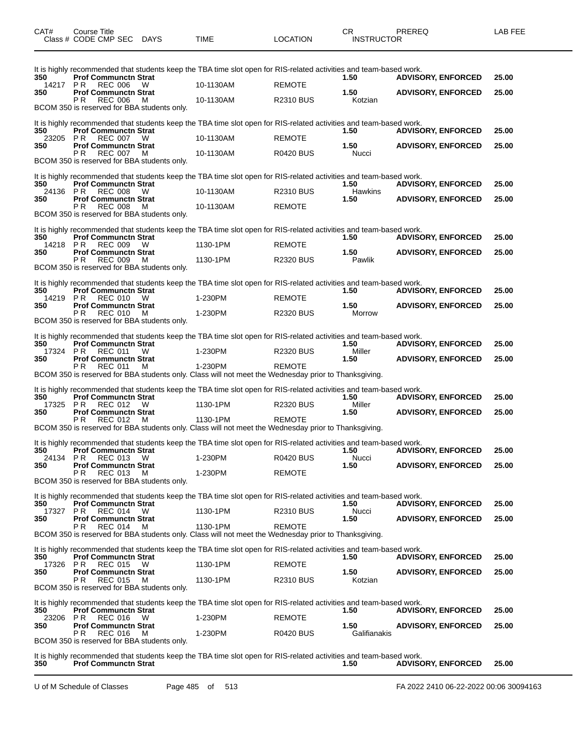| CAT# | Course Title<br>Class # CODE CMP SEC DAYS | TIME | LOCATION | CR<br>INSTRUCTOR | PREREQ | LAB FEE |
|---|---|---|---|---|---|---|

It is highly recommended that students keep the TBA time slot open for RIS-related activities and team-based work.

| CAT# | Course Title / Class # CODE CMP SEC DAYS | TIME | LOCATION | CR / INSTRUCTOR | PREREQ | LAB FEE |
|---|---|---|---|---|---|---|
| 350 | Prof Communctn Strat | | | 1.50 | ADVISORY, ENFORCED | 25.00 |
| 14217 | PR REC 006 W | 10-1130AM | REMOTE | | | |
| 350 | Prof Communctn Strat | | | 1.50 | ADVISORY, ENFORCED | 25.00 |
| | PR REC 006 M | 10-1130AM | R2310 BUS | Kotzian | | |

BCOM 350 is reserved for BBA students only.

It is highly recommended that students keep the TBA time slot open for RIS-related activities and team-based work.

| CAT# | Course Title / Class # CODE CMP SEC DAYS | TIME | LOCATION | CR / INSTRUCTOR | PREREQ | LAB FEE |
|---|---|---|---|---|---|---|
| 350 | Prof Communctn Strat | | | 1.50 | ADVISORY, ENFORCED | 25.00 |
| 23205 | PR REC 007 W | 10-1130AM | REMOTE | | | |
| 350 | Prof Communctn Strat | | | 1.50 | ADVISORY, ENFORCED | 25.00 |
| | PR REC 007 M | 10-1130AM | R0420 BUS | Nucci | | |

BCOM 350 is reserved for BBA students only.

It is highly recommended that students keep the TBA time slot open for RIS-related activities and team-based work.

| CAT# | Course Title / Class # CODE CMP SEC DAYS | TIME | LOCATION | CR / INSTRUCTOR | PREREQ | LAB FEE |
|---|---|---|---|---|---|---|
| 350 | Prof Communctn Strat | | | 1.50 | ADVISORY, ENFORCED | 25.00 |
| 24136 | PR REC 008 W | 10-1130AM | R2310 BUS | Hawkins | | |
| 350 | Prof Communctn Strat | | | 1.50 | ADVISORY, ENFORCED | 25.00 |
| | PR REC 008 M | 10-1130AM | REMOTE | | | |

BCOM 350 is reserved for BBA students only.

It is highly recommended that students keep the TBA time slot open for RIS-related activities and team-based work.

| CAT# | Course Title / Class # CODE CMP SEC DAYS | TIME | LOCATION | CR / INSTRUCTOR | PREREQ | LAB FEE |
|---|---|---|---|---|---|---|
| 350 | Prof Communctn Strat | | | 1.50 | ADVISORY, ENFORCED | 25.00 |
| 14218 | PR REC 009 W | 1130-1PM | REMOTE | | | |
| 350 | Prof Communctn Strat | | | 1.50 | ADVISORY, ENFORCED | 25.00 |
| | PR REC 009 M | 1130-1PM | R2320 BUS | Pawlik | | |

BCOM 350 is reserved for BBA students only.

It is highly recommended that students keep the TBA time slot open for RIS-related activities and team-based work.

| CAT# | Course Title / Class # CODE CMP SEC DAYS | TIME | LOCATION | CR / INSTRUCTOR | PREREQ | LAB FEE |
|---|---|---|---|---|---|---|
| 350 | Prof Communctn Strat | | | 1.50 | ADVISORY, ENFORCED | 25.00 |
| 14219 | PR REC 010 W | 1-230PM | REMOTE | | | |
| 350 | Prof Communctn Strat | | | 1.50 | ADVISORY, ENFORCED | 25.00 |
| | PR REC 010 M | 1-230PM | R2320 BUS | Morrow | | |

BCOM 350 is reserved for BBA students only.

It is highly recommended that students keep the TBA time slot open for RIS-related activities and team-based work.

| CAT# | Course Title / Class # CODE CMP SEC DAYS | TIME | LOCATION | CR / INSTRUCTOR | PREREQ | LAB FEE |
|---|---|---|---|---|---|---|
| 350 | Prof Communctn Strat | | | 1.50 | ADVISORY, ENFORCED | 25.00 |
| 17324 | PR REC 011 W | 1-230PM | R2320 BUS | Miller | | |
| 350 | Prof Communctn Strat | | | 1.50 | ADVISORY, ENFORCED | 25.00 |
| | PR REC 011 M | 1-230PM | REMOTE | | | |

BCOM 350 is reserved for BBA students only. Class will not meet the Wednesday prior to Thanksgiving.

It is highly recommended that students keep the TBA time slot open for RIS-related activities and team-based work.

| CAT# | Course Title / Class # CODE CMP SEC DAYS | TIME | LOCATION | CR / INSTRUCTOR | PREREQ | LAB FEE |
|---|---|---|---|---|---|---|
| 350 | Prof Communctn Strat | | | 1.50 | ADVISORY, ENFORCED | 25.00 |
| 17325 | PR REC 012 W | 1130-1PM | R2320 BUS | Miller | | |
| 350 | Prof Communctn Strat | | | 1.50 | ADVISORY, ENFORCED | 25.00 |
| | PR REC 012 M | 1130-1PM | REMOTE | | | |

BCOM 350 is reserved for BBA students only. Class will not meet the Wednesday prior to Thanksgiving.

It is highly recommended that students keep the TBA time slot open for RIS-related activities and team-based work.

| CAT# | Course Title / Class # CODE CMP SEC DAYS | TIME | LOCATION | CR / INSTRUCTOR | PREREQ | LAB FEE |
|---|---|---|---|---|---|---|
| 350 | Prof Communctn Strat | | | 1.50 | ADVISORY, ENFORCED | 25.00 |
| 24134 | PR REC 013 W | 1-230PM | R0420 BUS | Nucci | | |
| 350 | Prof Communctn Strat | | | 1.50 | ADVISORY, ENFORCED | 25.00 |
| | PR REC 013 M | 1-230PM | REMOTE | | | |

BCOM 350 is reserved for BBA students only.

It is highly recommended that students keep the TBA time slot open for RIS-related activities and team-based work.

| CAT# | Course Title / Class # CODE CMP SEC DAYS | TIME | LOCATION | CR / INSTRUCTOR | PREREQ | LAB FEE |
|---|---|---|---|---|---|---|
| 350 | Prof Communctn Strat | | | 1.50 | ADVISORY, ENFORCED | 25.00 |
| 17327 | PR REC 014 W | 1130-1PM | R2310 BUS | Nucci | | |
| 350 | Prof Communctn Strat | | | 1.50 | ADVISORY, ENFORCED | 25.00 |
| | PR REC 014 M | 1130-1PM | REMOTE | | | |

BCOM 350 is reserved for BBA students only. Class will not meet the Wednesday prior to Thanksgiving.

It is highly recommended that students keep the TBA time slot open for RIS-related activities and team-based work.

| CAT# | Course Title / Class # CODE CMP SEC DAYS | TIME | LOCATION | CR / INSTRUCTOR | PREREQ | LAB FEE |
|---|---|---|---|---|---|---|
| 350 | Prof Communctn Strat | | | 1.50 | ADVISORY, ENFORCED | 25.00 |
| 17326 | PR REC 015 W | 1130-1PM | REMOTE | | | |
| 350 | Prof Communctn Strat | | | 1.50 | ADVISORY, ENFORCED | 25.00 |
| | PR REC 015 M | 1130-1PM | R2310 BUS | Kotzian | | |

BCOM 350 is reserved for BBA students only.

It is highly recommended that students keep the TBA time slot open for RIS-related activities and team-based work.

| CAT# | Course Title / Class # CODE CMP SEC DAYS | TIME | LOCATION | CR / INSTRUCTOR | PREREQ | LAB FEE |
|---|---|---|---|---|---|---|
| 350 | Prof Communctn Strat | | | 1.50 | ADVISORY, ENFORCED | 25.00 |
| 23206 | PR REC 016 W | 1-230PM | REMOTE | | | |
| 350 | Prof Communctn Strat | | | 1.50 | ADVISORY, ENFORCED | 25.00 |
| | PR REC 016 M | 1-230PM | R0420 BUS | Galifianakis | | |

BCOM 350 is reserved for BBA students only.

It is highly recommended that students keep the TBA time slot open for RIS-related activities and team-based work.

| CAT# | Course Title / Class # CODE CMP SEC DAYS | TIME | LOCATION | CR / INSTRUCTOR | PREREQ | LAB FEE |
|---|---|---|---|---|---|---|
| 350 | Prof Communctn Strat | | | 1.50 | ADVISORY, ENFORCED | 25.00 |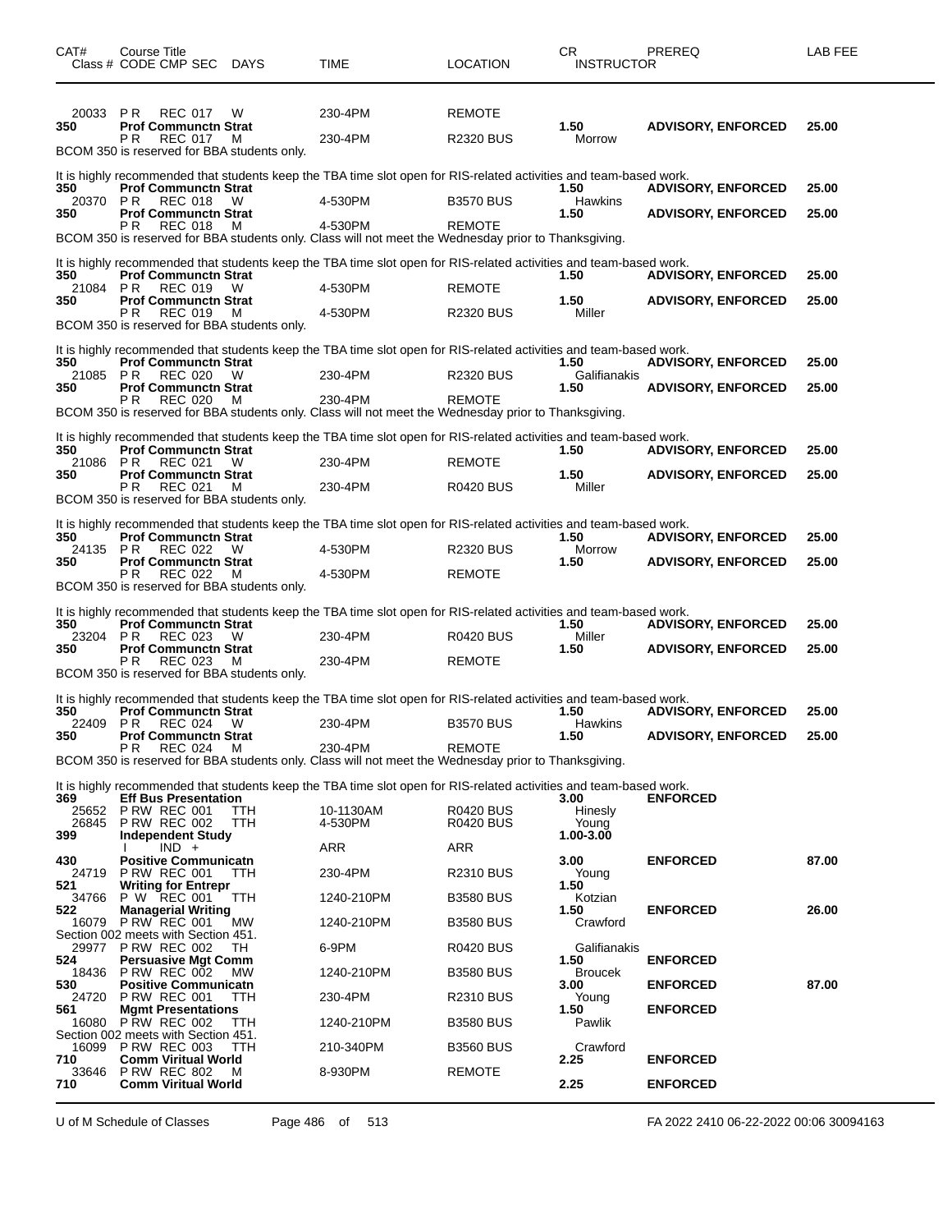| CAT# | Course Title<br>Class # CODE CMP SEC DAYS | TIME | LOCATION | CR<br>INSTRUCTOR | PREREQ | LAB FEE |
|---|---|---|---|---|---|---|
| 20033 | P R REC 017 W | 230-4PM | REMOTE | | | |
| **350** | **Prof Communctn Strat** | | | **1.50** | **ADVISORY, ENFORCED** | **25.00** |
| | P R REC 017 M | 230-4PM | R2320 BUS | Morrow | | |

BCOM 350 is reserved for BBA students only.

It is highly recommended that students keep the TBA time slot open for RIS-related activities and team-based work.

| CAT# | Course Title<br>Class # CODE CMP SEC DAYS | TIME | LOCATION | CR<br>INSTRUCTOR | PREREQ | LAB FEE |
|---|---|---|---|---|---|---|
| **350** | **Prof Communctn Strat** | | | **1.50** | **ADVISORY, ENFORCED** | **25.00** |
| 20370 | P R REC 018 W | 4-530PM | B3570 BUS | Hawkins | | |
| **350** | **Prof Communctn Strat** | | | **1.50** | **ADVISORY, ENFORCED** | **25.00** |
| | P R REC 018 M | 4-530PM | REMOTE | | | |

BCOM 350 is reserved for BBA students only. Class will not meet the Wednesday prior to Thanksgiving.

It is highly recommended that students keep the TBA time slot open for RIS-related activities and team-based work.

| CAT# | Course Title<br>Class # CODE CMP SEC DAYS | TIME | LOCATION | CR<br>INSTRUCTOR | PREREQ | LAB FEE |
|---|---|---|---|---|---|---|
| **350** | **Prof Communctn Strat** | | | **1.50** | **ADVISORY, ENFORCED** | **25.00** |
| 21084 | P R REC 019 W | 4-530PM | REMOTE | | | |
| **350** | **Prof Communctn Strat** | | | **1.50** | **ADVISORY, ENFORCED** | **25.00** |
| | P R REC 019 M | 4-530PM | R2320 BUS | Miller | | |

BCOM 350 is reserved for BBA students only.

It is highly recommended that students keep the TBA time slot open for RIS-related activities and team-based work.

| CAT# | Course Title<br>Class # CODE CMP SEC DAYS | TIME | LOCATION | CR<br>INSTRUCTOR | PREREQ | LAB FEE |
|---|---|---|---|---|---|---|
| **350** | **Prof Communctn Strat** | | | **1.50** | **ADVISORY, ENFORCED** | **25.00** |
| 21085 | P R REC 020 W | 230-4PM | R2320 BUS | Galifianakis | | |
| **350** | **Prof Communctn Strat** | | | **1.50** | **ADVISORY, ENFORCED** | **25.00** |
| | P R REC 020 M | 230-4PM | REMOTE | | | |

BCOM 350 is reserved for BBA students only. Class will not meet the Wednesday prior to Thanksgiving.

It is highly recommended that students keep the TBA time slot open for RIS-related activities and team-based work.

| CAT# | Course Title<br>Class # CODE CMP SEC DAYS | TIME | LOCATION | CR<br>INSTRUCTOR | PREREQ | LAB FEE |
|---|---|---|---|---|---|---|
| **350** | **Prof Communctn Strat** | | | **1.50** | **ADVISORY, ENFORCED** | **25.00** |
| 21086 | P R REC 021 W | 230-4PM | REMOTE | | | |
| **350** | **Prof Communctn Strat** | | | **1.50** | **ADVISORY, ENFORCED** | **25.00** |
| | P R REC 021 M | 230-4PM | R0420 BUS | Miller | | |

BCOM 350 is reserved for BBA students only.

It is highly recommended that students keep the TBA time slot open for RIS-related activities and team-based work.

| CAT# | Course Title<br>Class # CODE CMP SEC DAYS | TIME | LOCATION | CR<br>INSTRUCTOR | PREREQ | LAB FEE |
|---|---|---|---|---|---|---|
| **350** | **Prof Communctn Strat** | | | **1.50** | **ADVISORY, ENFORCED** | **25.00** |
| 24135 | P R REC 022 W | 4-530PM | R2320 BUS | Morrow | | |
| **350** | **Prof Communctn Strat** | | | **1.50** | **ADVISORY, ENFORCED** | **25.00** |
| | P R REC 022 M | 4-530PM | REMOTE | | | |

BCOM 350 is reserved for BBA students only.

It is highly recommended that students keep the TBA time slot open for RIS-related activities and team-based work.

| CAT# | Course Title<br>Class # CODE CMP SEC DAYS | TIME | LOCATION | CR<br>INSTRUCTOR | PREREQ | LAB FEE |
|---|---|---|---|---|---|---|
| **350** | **Prof Communctn Strat** | | | **1.50** | **ADVISORY, ENFORCED** | **25.00** |
| 23204 | P R REC 023 W | 230-4PM | R0420 BUS | Miller | | |
| **350** | **Prof Communctn Strat** | | | **1.50** | **ADVISORY, ENFORCED** | **25.00** |
| | P R REC 023 M | 230-4PM | REMOTE | | | |

BCOM 350 is reserved for BBA students only.

It is highly recommended that students keep the TBA time slot open for RIS-related activities and team-based work.

| CAT# | Course Title<br>Class # CODE CMP SEC DAYS | TIME | LOCATION | CR<br>INSTRUCTOR | PREREQ | LAB FEE |
|---|---|---|---|---|---|---|
| **350** | **Prof Communctn Strat** | | | **1.50** | **ADVISORY, ENFORCED** | **25.00** |
| 22409 | P R REC 024 W | 230-4PM | B3570 BUS | Hawkins | | |
| **350** | **Prof Communctn Strat** | | | **1.50** | **ADVISORY, ENFORCED** | **25.00** |
| | P R REC 024 M | 230-4PM | REMOTE | | | |

BCOM 350 is reserved for BBA students only. Class will not meet the Wednesday prior to Thanksgiving.

It is highly recommended that students keep the TBA time slot open for RIS-related activities and team-based work.

| CAT# | Course Title<br>Class # CODE CMP SEC DAYS | TIME | LOCATION | CR<br>INSTRUCTOR | PREREQ | LAB FEE |
|---|---|---|---|---|---|---|
| **369** | **Eff Bus Presentation** | | | **3.00** | **ENFORCED** | |
| 25652 | P RW REC 001 TTH | 10-1130AM | R0420 BUS | Hinesly | | |
| 26845 | P RW REC 002 TTH | 4-530PM | R0420 BUS | Young | | |
| **399** | **Independent Study** | | | **1.00-3.00** | | |
| | I IND + | ARR | ARR | | | |
| **430** | **Positive Communicatn** | | | **3.00** | **ENFORCED** | **87.00** |
| 24719 | P RW REC 001 TTH | 230-4PM | R2310 BUS | Young | | |
| **521** | **Writing for Entrepr** | | | **1.50** | | |
| 34766 | P W REC 001 TTH | 1240-210PM | B3580 BUS | Kotzian | | |
| **522** | **Managerial Writing** | | | **1.50** | **ENFORCED** | **26.00** |
| 16079 | P RW REC 001 MW | 1240-210PM | B3580 BUS | Crawford | | |

Section 002 meets with Section 451.

| CAT# | Course Title<br>Class # CODE CMP SEC DAYS | TIME | LOCATION | CR<br>INSTRUCTOR | PREREQ | LAB FEE |
|---|---|---|---|---|---|---|
| 29977 | P RW REC 002 TH | 6-9PM | R0420 BUS | Galifianakis | | |
| **524** | **Persuasive Mgt Comm** | | | **1.50** | **ENFORCED** | |
| 18436 | P RW REC 002 MW | 1240-210PM | B3580 BUS | Broucek | | |
| **530** | **Positive Communicatn** | | | **3.00** | **ENFORCED** | **87.00** |
| 24720 | P RW REC 001 TTH | 230-4PM | R2310 BUS | Young | | |
| **561** | **Mgmt Presentations** | | | **1.50** | **ENFORCED** | |
| 16080 | P RW REC 002 TTH | 1240-210PM | B3580 BUS | Pawlik | | |

Section 002 meets with Section 451.

| CAT# | Course Title<br>Class # CODE CMP SEC DAYS | TIME | LOCATION | CR<br>INSTRUCTOR | PREREQ | LAB FEE |
|---|---|---|---|---|---|---|
| 16099 | P RW REC 003 TTH | 210-340PM | B3560 BUS | Crawford | | |
| **710** | **Comm Viritual World** | | | **2.25** | **ENFORCED** | |
| 33646 | P RW REC 802 M | 8-930PM | REMOTE | | | |
| **710** | **Comm Viritual World** | | | **2.25** | **ENFORCED** | |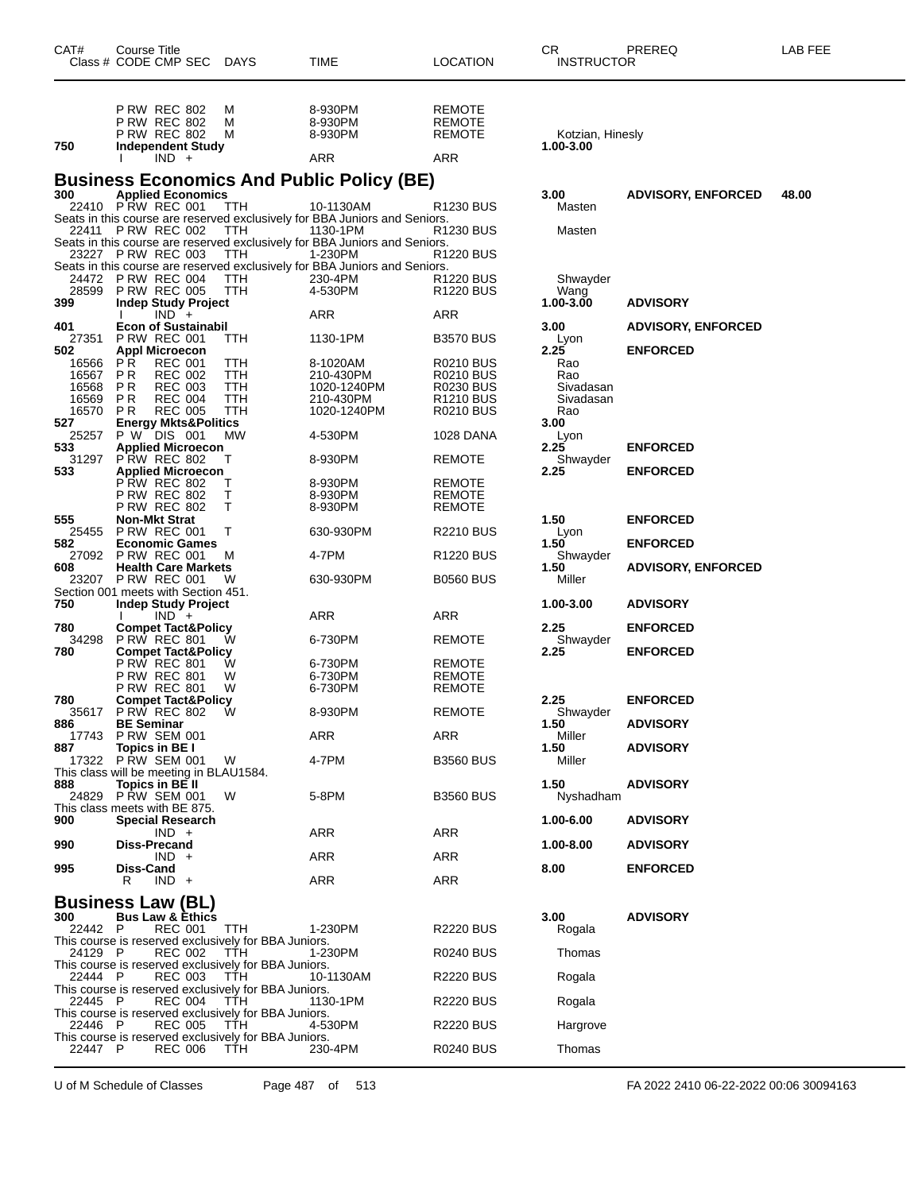| CAT# | Course Title Class # CODE CMP SEC | DAYS | TIME | LOCATION | CR INSTRUCTOR | PREREQ | LAB FEE |
|---|---|---|---|---|---|---|---|
| | P RW REC 802 | M | 8-930PM | REMOTE | | | |
| | P RW REC 802 | M | 8-930PM | REMOTE | | | |
| | P RW REC 802 | M | 8-930PM | REMOTE | Kotzian, Hinesly | | |
| **750** | **Independent Study** | | | | **1.00-3.00** | | |
| | I IND + | | ARR | ARR | | | |

## Business Economics And Public Policy (BE)

| CAT# | Course Title Class # CODE CMP SEC | DAYS | TIME | LOCATION | CR INSTRUCTOR | PREREQ | LAB FEE |
|---|---|---|---|---|---|---|---|
| **300** | **Applied Economics** | | | | **3.00** | **ADVISORY, ENFORCED** | **48.00** |
| 22410 | P RW REC 001 | TTH | 10-1130AM | R1230 BUS | Masten | | |
| | Seats in this course are reserved exclusively for BBA Juniors and Seniors. | | | | | | |
| 22411 | P RW REC 002 | TTH | 1130-1PM | R1230 BUS | Masten | | |
| | Seats in this course are reserved exclusively for BBA Juniors and Seniors. | | | | | | |
| 23227 | P RW REC 003 | TTH | 1-230PM | R1220 BUS | | | |
| | Seats in this course are reserved exclusively for BBA Juniors and Seniors. | | | | | | |
| 24472 | P RW REC 004 | TTH | 230-4PM | R1220 BUS | Shwayder | | |
| 28599 | P RW REC 005 | TTH | 4-530PM | R1220 BUS | Wang | | |
| **399** | **Indep Study Project** | | | | **1.00-3.00** | **ADVISORY** | |
| | I IND + | | ARR | ARR | | | |
| **401** | **Econ of Sustainabil** | | | | **3.00** | **ADVISORY, ENFORCED** | |
| 27351 | P RW REC 001 | TTH | 1130-1PM | B3570 BUS | Lyon | | |
| **502** | **Appl Microecon** | | | | **2.25** | **ENFORCED** | |
| 16566 | P R REC 001 | TTH | 8-1020AM | R0210 BUS | Rao | | |
| 16567 | P R REC 002 | TTH | 210-430PM | R0210 BUS | Rao | | |
| 16568 | P R REC 003 | TTH | 1020-1240PM | R0230 BUS | Sivadasan | | |
| 16569 | P R REC 004 | TTH | 210-430PM | R1210 BUS | Sivadasan | | |
| 16570 | P R REC 005 | TTH | 1020-1240PM | R0210 BUS | Rao | | |
| **527** | **Energy Mkts&Politics** | | | | **3.00** | | |
| 25257 | P W DIS 001 | MW | 4-530PM | 1028 DANA | Lyon | | |
| **533** | **Applied Microecon** | | | | **2.25** | **ENFORCED** | |
| 31297 | P RW REC 802 | T | 8-930PM | REMOTE | Shwayder | | |
| **533** | **Applied Microecon** | | | | **2.25** | **ENFORCED** | |
| | P RW REC 802 | T | 8-930PM | REMOTE | | | |
| | P RW REC 802 | T | 8-930PM | REMOTE | | | |
| | P RW REC 802 | T | 8-930PM | REMOTE | | | |
| **555** | **Non-Mkt Strat** | | | | **1.50** | **ENFORCED** | |
| 25455 | P RW REC 001 | T | 630-930PM | R2210 BUS | Lyon | | |
| **582** | **Economic Games** | | | | **1.50** | **ENFORCED** | |
| 27092 | P RW REC 001 | M | 4-7PM | R1220 BUS | Shwayder | | |
| **608** | **Health Care Markets** | | | | **1.50** | **ADVISORY, ENFORCED** | |
| 23207 | P RW REC 001 | W | 630-930PM | B0560 BUS | Miller | | |
| | Section 001 meets with Section 451. | | | | | | |
| **750** | **Indep Study Project** | | | | **1.00-3.00** | **ADVISORY** | |
| | I IND + | | ARR | ARR | | | |
| **780** | **Compet Tact&Policy** | | | | **2.25** | **ENFORCED** | |
| 34298 | P RW REC 801 | W | 6-730PM | REMOTE | Shwayder | | |
| **780** | **Compet Tact&Policy** | | | | **2.25** | **ENFORCED** | |
| | P RW REC 801 | W | 6-730PM | REMOTE | | | |
| | P RW REC 801 | W | 6-730PM | REMOTE | | | |
| | P RW REC 801 | W | 6-730PM | REMOTE | | | |
| **780** | **Compet Tact&Policy** | | | | **2.25** | **ENFORCED** | |
| 35617 | P RW REC 802 | W | 8-930PM | REMOTE | Shwayder | | |
| **886** | **BE Seminar** | | | | **1.50** | **ADVISORY** | |
| 17743 | P RW SEM 001 | | ARR | ARR | Miller | | |
| **887** | **Topics in BE I** | | | | **1.50** | **ADVISORY** | |
| 17322 | P RW SEM 001 | W | 4-7PM | B3560 BUS | Miller | | |
| | This class will be meeting in BLAU1584. | | | | | | |
| **888** | **Topics in BE II** | | | | **1.50** | **ADVISORY** | |
| 24829 | P RW SEM 001 | W | 5-8PM | B3560 BUS | Nyshadham | | |
| | This class meets with BE 875. | | | | | | |
| **900** | **Special Research** | | | | **1.00-6.00** | **ADVISORY** | |
| | IND + | | ARR | ARR | | | |
| **990** | **Diss-Precand** | | | | **1.00-8.00** | **ADVISORY** | |
| | IND + | | ARR | ARR | | | |
| **995** | **Diss-Cand** | | | | **8.00** | **ENFORCED** | |
| | R IND + | | ARR | ARR | | | |

## Business Law (BL)

| CAT# | Course Title Class # CODE CMP SEC | DAYS | TIME | LOCATION | CR INSTRUCTOR | PREREQ | LAB FEE |
|---|---|---|---|---|---|---|---|
| **300** | **Bus Law & Ethics** | | | | **3.00** | **ADVISORY** | |
| 22442 | P REC 001 | TTH | 1-230PM | R2220 BUS | Rogala | | |
| | This course is reserved exclusively for BBA Juniors. | | | | | | |
| 24129 | P REC 002 | TTH | 1-230PM | R0240 BUS | Thomas | | |
| | This course is reserved exclusively for BBA Juniors. | | | | | | |
| 22444 | P REC 003 | TTH | 10-1130AM | R2220 BUS | Rogala | | |
| | This course is reserved exclusively for BBA Juniors. | | | | | | |
| 22445 | P REC 004 | TTH | 1130-1PM | R2220 BUS | Rogala | | |
| | This course is reserved exclusively for BBA Juniors. | | | | | | |
| 22446 | P REC 005 | TTH | 4-530PM | R2220 BUS | Hargrove | | |
| | This course is reserved exclusively for BBA Juniors. | | | | | | |
| 22447 | P REC 006 | TTH | 230-4PM | R0240 BUS | Thomas | | |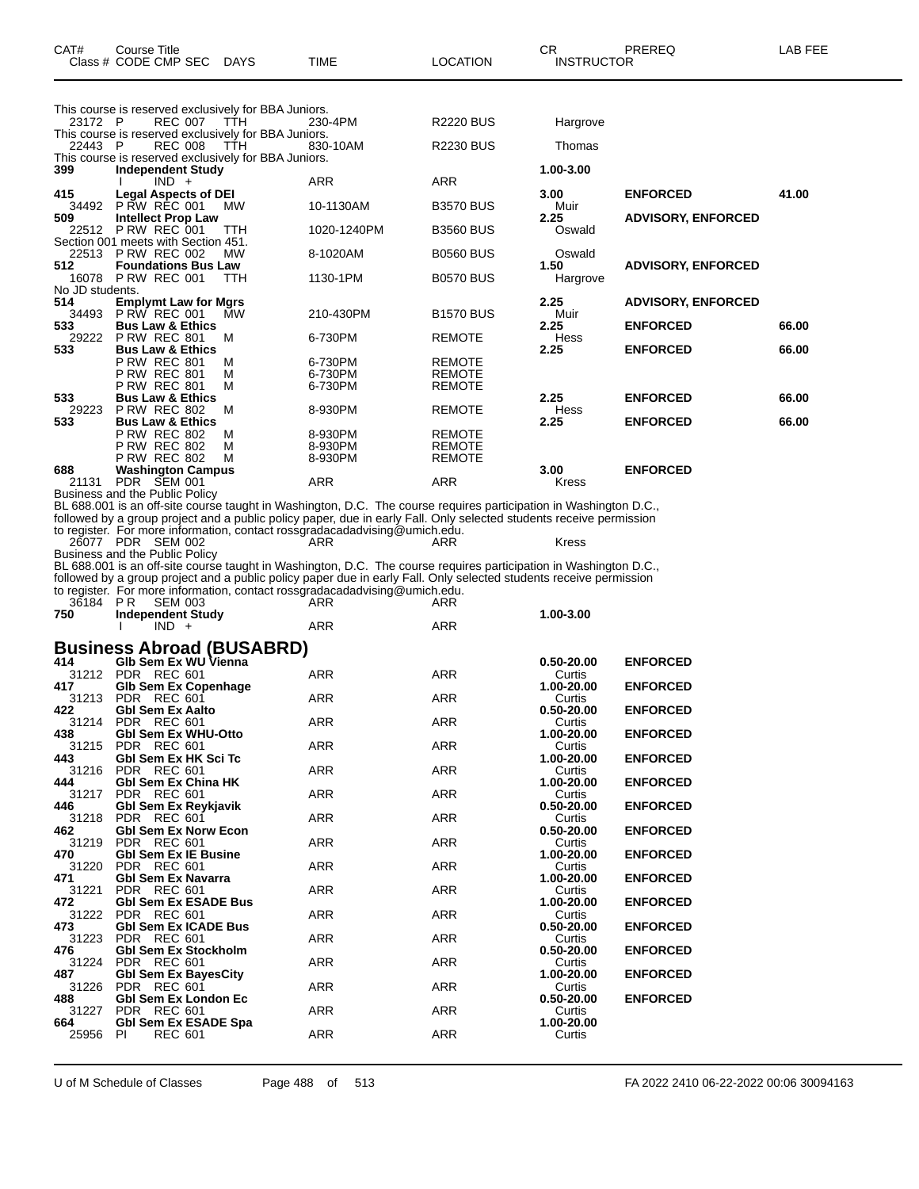| CAT# | Course Title<br>Class # CODE CMP SEC DAYS | TIME | LOCATION | CR<br>INSTRUCTOR | PREREQ | LAB FEE |
|---|---|---|---|---|---|---|
| | This course is reserved exclusively for BBA Juniors. | | | | | |
| 23172 | P REC 007 TTH | 230-4PM | R2220 BUS | Hargrove | | |
| | This course is reserved exclusively for BBA Juniors. | | | | | |
| 22443 | P REC 008 TTH | 830-10AM | R2230 BUS | Thomas | | |
| | This course is reserved exclusively for BBA Juniors. | | | | | |
| **399** | **Independent Study** | | | **1.00-3.00** | | |
| | I IND + | ARR | ARR | | | |
| **415** | **Legal Aspects of DEI** | | | **3.00** | **ENFORCED** | **41.00** |
| 34492 | P RW REC 001 MW | 10-1130AM | B3570 BUS | Muir | | |
| **509** | **Intellect Prop Law** | | | **2.25** | **ADVISORY, ENFORCED** | |
| 22512 | P RW REC 001 TTH | 1020-1240PM | B3560 BUS | Oswald | | |
| | Section 001 meets with Section 451. | | | | | |
| 22513 | P RW REC 002 MW | 8-1020AM | B0560 BUS | Oswald | | |
| **512** | **Foundations Bus Law** | | | **1.50** | **ADVISORY, ENFORCED** | |
| 16078 | P RW REC 001 TTH | 1130-1PM | B0570 BUS | Hargrove | | |
| | No JD students. | | | | | |
| **514** | **Emplymt Law for Mgrs** | | | **2.25** | **ADVISORY, ENFORCED** | |
| 34493 | P RW REC 001 MW | 210-430PM | B1570 BUS | Muir | | |
| **533** | **Bus Law & Ethics** | | | **2.25** | **ENFORCED** | **66.00** |
| 29222 | P RW REC 801 M | 6-730PM | REMOTE | Hess | | |
| **533** | **Bus Law & Ethics** | | | **2.25** | **ENFORCED** | **66.00** |
| | P RW REC 801 M | 6-730PM | REMOTE | | | |
| | P RW REC 801 M | 6-730PM | REMOTE | | | |
| | P RW REC 801 M | 6-730PM | REMOTE | | | |
| **533** | **Bus Law & Ethics** | | | **2.25** | **ENFORCED** | **66.00** |
| 29223 | P RW REC 802 M | 8-930PM | REMOTE | Hess | | |
| **533** | **Bus Law & Ethics** | | | **2.25** | **ENFORCED** | **66.00** |
| | P RW REC 802 M | 8-930PM | REMOTE | | | |
| | P RW REC 802 M | 8-930PM | REMOTE | | | |
| | P RW REC 802 M | 8-930PM | REMOTE | | | |
| **688** | **Washington Campus** | | | **3.00** | **ENFORCED** | |
| 21131 | PDR SEM 001 | ARR | ARR | Kress | | |

Business and the Public Policy
BL 688.001 is an off-site course taught in Washington, D.C. The course requires participation in Washington D.C., followed by a group project and a public policy paper, due in early Fall. Only selected students receive permission to register. For more information, contact rossgradacadadvising@umich.edu.

| CAT# | Course Title<br>Class # CODE CMP SEC DAYS | TIME | LOCATION | CR<br>INSTRUCTOR | PREREQ | LAB FEE |
|---|---|---|---|---|---|---|
| 26077 | PDR SEM 002 | ARR | ARR | Kress | | |

Business and the Public Policy
BL 688.001 is an off-site course taught in Washington, D.C. The course requires participation in Washington D.C., followed by a group project and a public policy paper, due in early Fall. Only selected students receive permission to register. For more information, contact rossgradacadadvising@umich.edu.

| CAT# | Course Title<br>Class # CODE CMP SEC DAYS | TIME | LOCATION | CR<br>INSTRUCTOR | PREREQ | LAB FEE |
|---|---|---|---|---|---|---|
| 36184 | P R SEM 003 | ARR | ARR | | | |
| **750** | **Independent Study** | | | **1.00-3.00** | | |
| | I IND + | ARR | ARR | | | |

## Business Abroad (BUSABRD)

| CAT# | Course Title<br>Class # CODE CMP SEC DAYS | TIME | LOCATION | CR<br>INSTRUCTOR | PREREQ | LAB FEE |
|---|---|---|---|---|---|---|
| **414** | **Glb Sem Ex WU Vienna** | | | **0.50-20.00** | **ENFORCED** | |
| 31212 | PDR REC 601 | ARR | ARR | Curtis | | |
| **417** | **Glb Sem Ex Copenhage** | | | **1.00-20.00** | **ENFORCED** | |
| 31213 | PDR REC 601 | ARR | ARR | Curtis | | |
| **422** | **Gbl Sem Ex Aalto** | | | **0.50-20.00** | **ENFORCED** | |
| 31214 | PDR REC 601 | ARR | ARR | Curtis | | |
| **438** | **Gbl Sem Ex WHU-Otto** | | | **1.00-20.00** | **ENFORCED** | |
| 31215 | PDR REC 601 | ARR | ARR | Curtis | | |
| **443** | **Gbl Sem Ex HK Sci Tc** | | | **1.00-20.00** | **ENFORCED** | |
| 31216 | PDR REC 601 | ARR | ARR | Curtis | | |
| **444** | **Gbl Sem Ex China HK** | | | **1.00-20.00** | **ENFORCED** | |
| 31217 | PDR REC 601 | ARR | ARR | Curtis | | |
| **446** | **Gbl Sem Ex Reykjavik** | | | **0.50-20.00** | **ENFORCED** | |
| 31218 | PDR REC 601 | ARR | ARR | Curtis | | |
| **462** | **Gbl Sem Ex Norw Econ** | | | **0.50-20.00** | **ENFORCED** | |
| 31219 | PDR REC 601 | ARR | ARR | Curtis | | |
| **470** | **Gbl Sem Ex IE Busine** | | | **1.00-20.00** | **ENFORCED** | |
| 31220 | PDR REC 601 | ARR | ARR | Curtis | | |
| **471** | **Gbl Sem Ex Navarra** | | | **1.00-20.00** | **ENFORCED** | |
| 31221 | PDR REC 601 | ARR | ARR | Curtis | | |
| **472** | **Gbl Sem Ex ESADE Bus** | | | **1.00-20.00** | **ENFORCED** | |
| 31222 | PDR REC 601 | ARR | ARR | Curtis | | |
| **473** | **Gbl Sem Ex ICADE Bus** | | | **0.50-20.00** | **ENFORCED** | |
| 31223 | PDR REC 601 | ARR | ARR | Curtis | | |
| **476** | **Gbl Sem Ex Stockholm** | | | **0.50-20.00** | **ENFORCED** | |
| 31224 | PDR REC 601 | ARR | ARR | Curtis | | |
| **487** | **Gbl Sem Ex BayesCity** | | | **1.00-20.00** | **ENFORCED** | |
| 31226 | PDR REC 601 | ARR | ARR | Curtis | | |
| **488** | **Gbl Sem Ex London Ec** | | | **0.50-20.00** | **ENFORCED** | |
| 31227 | PDR REC 601 | ARR | ARR | Curtis | | |
| **664** | **Gbl Sem Ex ESADE Spa** | | | **1.00-20.00** | | |
| 25956 | PI REC 601 | ARR | ARR | Curtis | | |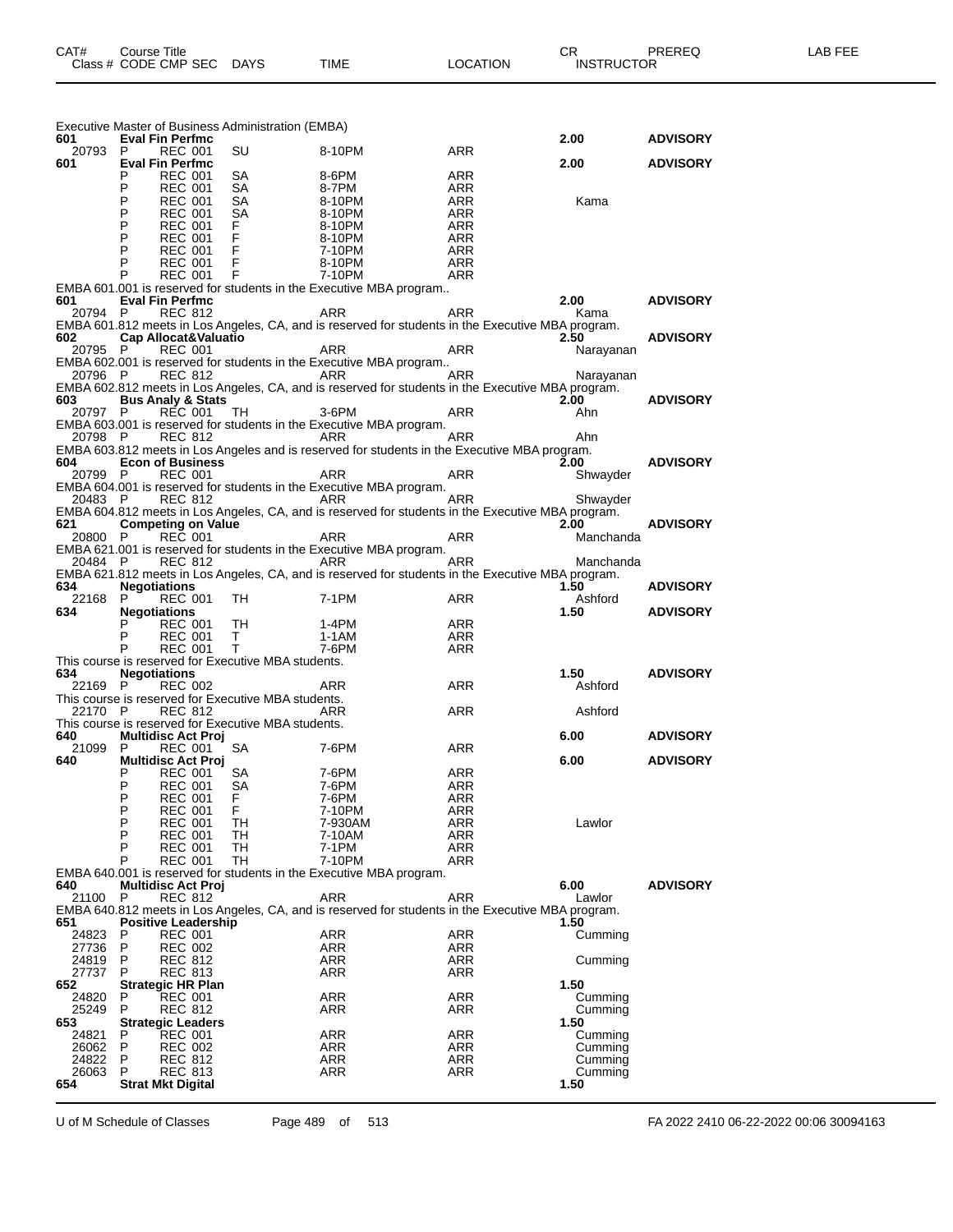| CAT# | Course Title<br>Class # CODE CMP SEC | DAYS | TIME | LOCATION | CR<br>INSTRUCTOR | PREREQ | LAB FEE |
|---|---|---|---|---|---|---|---|

Executive Master of Business Administration (EMBA)

| | | | | | | | |
|---|---|---|---|---|---|---|---|
| **601** | **Eval Fin Perfmc** | | | | **2.00** | **ADVISORY** | |
| 20793 | P REC 001 | SU | 8-10PM | ARR | | | |
| **601** | **Eval Fin Perfmc** | | | | **2.00** | **ADVISORY** | |
| | P REC 001 | SA | 8-6PM | ARR | | | |
| | P REC 001 | SA | 8-7PM | ARR | | | |
| | P REC 001 | SA | 8-10PM | ARR | Kama | | |
| | P REC 001 | SA | 8-10PM | ARR | | | |
| | P REC 001 | F | 8-10PM | ARR | | | |
| | P REC 001 | F | 8-10PM | ARR | | | |
| | P REC 001 | F | 7-10PM | ARR | | | |
| | P REC 001 | F | 8-10PM | ARR | | | |
| | P REC 001 | F | 7-10PM | ARR | | | |

EMBA 601.001 is reserved for students in the Executive MBA program..

| | | | | | | | |
|---|---|---|---|---|---|---|---|
| **601** | **Eval Fin Perfmc** | | | | **2.00** | **ADVISORY** | |
| 20794 | P REC 812 | | ARR | ARR | Kama | | |

EMBA 601.812 meets in Los Angeles, CA, and is reserved for students in the Executive MBA program.

| | | | | | | | |
|---|---|---|---|---|---|---|---|
| **602** | **Cap Allocat&Valuatio** | | | | **2.50** | **ADVISORY** | |
| 20795 | P REC 001 | | ARR | ARR | Narayanan | | |

EMBA 602.001 is reserved for students in the Executive MBA program..

| | | | | | | | |
|---|---|---|---|---|---|---|---|
| 20796 | P REC 812 | | ARR | ARR | Narayanan | | |

EMBA 602.812 meets in Los Angeles, CA, and is reserved for students in the Executive MBA program.

| | | | | | | | |
|---|---|---|---|---|---|---|---|
| **603** | **Bus Analy & Stats** | | | | **2.00** | **ADVISORY** | |
| 20797 | P REC 001 | TH | 3-6PM | ARR | Ahn | | |

EMBA 603.001 is reserved for students in the Executive MBA program.

| | | | | | | | |
|---|---|---|---|---|---|---|---|
| 20798 | P REC 812 | | ARR | ARR | Ahn | | |

EMBA 603.812 meets in Los Angeles and is reserved for students in the Executive MBA program.

| | | | | | | | |
|---|---|---|---|---|---|---|---|
| **604** | **Econ of Business** | | | | **2.00** | **ADVISORY** | |
| 20799 | P REC 001 | | ARR | ARR | Shwayder | | |

EMBA 604.001 is reserved for students in the Executive MBA program.

| | | | | | | | |
|---|---|---|---|---|---|---|---|
| 20483 | P REC 812 | | ARR | ARR | Shwayder | | |

EMBA 604.812 meets in Los Angeles, CA, and is reserved for students in the Executive MBA program.

| | | | | | | | |
|---|---|---|---|---|---|---|---|
| **621** | **Competing on Value** | | | | **2.00** | **ADVISORY** | |
| 20800 | P REC 001 | | ARR | ARR | Manchanda | | |

EMBA 621.001 is reserved for students in the Executive MBA program.

| | | | | | | | |
|---|---|---|---|---|---|---|---|
| 20484 | P REC 812 | | ARR | ARR | Manchanda | | |

EMBA 621.812 meets in Los Angeles, CA, and is reserved for students in the Executive MBA program.

| | | | | | | | |
|---|---|---|---|---|---|---|---|
| **634** | **Negotiations** | | | | **1.50** | **ADVISORY** | |
| 22168 | P REC 001 | TH | 7-1PM | ARR | Ashford | | |
| **634** | **Negotiations** | | | | **1.50** | **ADVISORY** | |
| | P REC 001 | TH | 1-4PM | ARR | | | |
| | P REC 001 | T | 1-1AM | ARR | | | |
| | P REC 001 | T | 7-6PM | ARR | | | |

This course is reserved for Executive MBA students.

| | | | | | | | |
|---|---|---|---|---|---|---|---|
| **634** | **Negotiations** | | | | **1.50** | **ADVISORY** | |
| 22169 | P REC 002 | | ARR | ARR | Ashford | | |

This course is reserved for Executive MBA students.

| | | | | | | | |
|---|---|---|---|---|---|---|---|
| 22170 | P REC 812 | | ARR | ARR | Ashford | | |

This course is reserved for Executive MBA students.

| | | | | | | | |
|---|---|---|---|---|---|---|---|
| **640** | **Multidisc Act Proj** | | | | **6.00** | **ADVISORY** | |
| 21099 | P REC 001 | SA | 7-6PM | ARR | | | |
| **640** | **Multidisc Act Proj** | | | | **6.00** | **ADVISORY** | |
| | P REC 001 | SA | 7-6PM | ARR | | | |
| | P REC 001 | SA | 7-6PM | ARR | | | |
| | P REC 001 | F | 7-6PM | ARR | | | |
| | P REC 001 | F | 7-10PM | ARR | | | |
| | P REC 001 | TH | 7-930AM | ARR | Lawlor | | |
| | P REC 001 | TH | 7-10AM | ARR | | | |
| | P REC 001 | TH | 7-1PM | ARR | | | |
| | P REC 001 | TH | 7-10PM | ARR | | | |

EMBA 640.001 is reserved for students in the Executive MBA program.

| | | | | | | | |
|---|---|---|---|---|---|---|---|
| **640** | **Multidisc Act Proj** | | | | **6.00** | **ADVISORY** | |
| 21100 | P REC 812 | | ARR | ARR | Lawlor | | |

EMBA 640.812 meets in Los Angeles, CA, and is reserved for students in the Executive MBA program.

| | | | | | | | |
|---|---|---|---|---|---|---|---|
| **651** | **Positive Leadership** | | | | **1.50** | | |
| 24823 | P REC 001 | | ARR | ARR | Cumming | | |
| 27736 | P REC 002 | | ARR | ARR | | | |
| 24819 | P REC 812 | | ARR | ARR | Cumming | | |
| 27737 | P REC 813 | | ARR | ARR | | | |
| **652** | **Strategic HR Plan** | | | | **1.50** | | |
| 24820 | P REC 001 | | ARR | ARR | Cumming | | |
| 25249 | P REC 812 | | ARR | ARR | Cumming | | |
| **653** | **Strategic Leaders** | | | | **1.50** | | |
| 24821 | P REC 001 | | ARR | ARR | Cumming | | |
| 26062 | P REC 002 | | ARR | ARR | Cumming | | |
| 24822 | P REC 812 | | ARR | ARR | Cumming | | |
| 26063 | P REC 813 | | ARR | ARR | Cumming | | |
| **654** | **Strat Mkt Digital** | | | | **1.50** | | |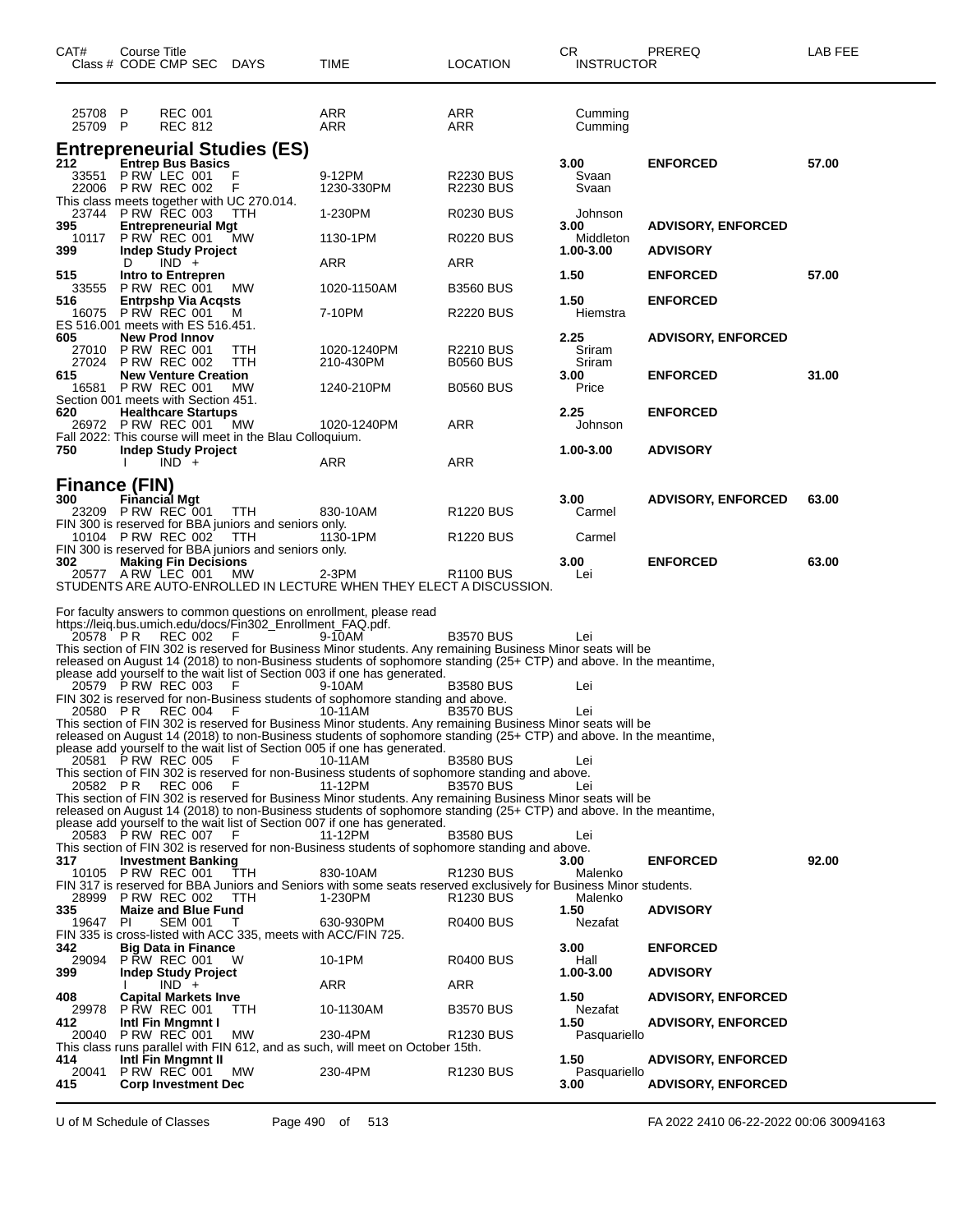| CAT# | Course Title Class # CODE CMP SEC | DAYS | TIME | LOCATION | CR INSTRUCTOR | PREREQ | LAB FEE |
|---|---|---|---|---|---|---|---|
| 25708 | P REC 001 | | ARR | ARR | Cumming | | |
| 25709 | P REC 812 | | ARR | ARR | Cumming | | |

## Entrepreneurial Studies (ES)

| CAT# | Course Title Class # CODE CMP SEC | DAYS | TIME | LOCATION | CR INSTRUCTOR | PREREQ | LAB FEE |
|---|---|---|---|---|---|---|---|
| **212** | **Entrep Bus Basics** | | | | **3.00** | **ENFORCED** | **57.00** |
| 33551 | P RW LEC 001 | F | 9-12PM | R2230 BUS | Svaan | | |
| 22006 | P RW REC 002 | F | 1230-330PM | R2230 BUS | Svaan | | |
| This class meets together with UC 270.014. | | | | | | | |
| 23744 | P RW REC 003 | TTH | 1-230PM | R0230 BUS | Johnson | | |
| **395** | **Entrepreneurial Mgt** | | | | **3.00** | **ADVISORY, ENFORCED** | |
| 10117 | P RW REC 001 | MW | 1130-1PM | R0220 BUS | Middleton | | |
| **399** | **Indep Study Project** | | | | **1.00-3.00** | **ADVISORY** | |
| | D IND + | | ARR | ARR | | | |
| **515** | **Intro to Entrepren** | | | | **1.50** | **ENFORCED** | **57.00** |
| 33555 | P RW REC 001 | MW | 1020-1150AM | B3560 BUS | | | |
| **516** | **Entrpshp Via Acqsts** | | | | **1.50** | **ENFORCED** | |
| 16075 | P RW REC 001 | M | 7-10PM | R2220 BUS | Hiemstra | | |
| ES 516.001 meets with ES 516.451. | | | | | | | |
| **605** | **New Prod Innov** | | | | **2.25** | **ADVISORY, ENFORCED** | |
| 27010 | P RW REC 001 | TTH | 1020-1240PM | R2210 BUS | Sriram | | |
| 27024 | P RW REC 002 | TTH | 210-430PM | B0560 BUS | Sriram | | |
| **615** | **New Venture Creation** | | | | **3.00** | **ENFORCED** | **31.00** |
| 16581 | P RW REC 001 | MW | 1240-210PM | B0560 BUS | Price | | |
| Section 001 meets with Section 451. | | | | | | | |
| **620** | **Healthcare Startups** | | | | **2.25** | **ENFORCED** | |
| 26972 | P RW REC 001 | MW | 1020-1240PM | ARR | Johnson | | |
| Fall 2022: This course will meet in the Blau Colloquium. | | | | | | | |
| **750** | **Indep Study Project** | | | | **1.00-3.00** | **ADVISORY** | |
| | I IND + | | ARR | ARR | | | |

## Finance (FIN)

| CAT# | Course Title Class # CODE CMP SEC | DAYS | TIME | LOCATION | CR INSTRUCTOR | PREREQ | LAB FEE |
|---|---|---|---|---|---|---|---|
| **300** | **Financial Mgt** | | | | **3.00** | **ADVISORY, ENFORCED** | **63.00** |
| 23209 | P RW REC 001 | TTH | 830-10AM | R1220 BUS | Carmel | | |
| FIN 300 is reserved for BBA juniors and seniors only. | | | | | | | |
| 10104 | P RW REC 002 | TTH | 1130-1PM | R1220 BUS | Carmel | | |
| FIN 300 is reserved for BBA juniors and seniors only. | | | | | | | |
| **302** | **Making Fin Decisions** | | | | **3.00** | **ENFORCED** | **63.00** |
| 20577 | A RW LEC 001 | MW | 2-3PM | R1100 BUS | Lei | | |
| STUDENTS ARE AUTO-ENROLLED IN LECTURE WHEN THEY ELECT A DISCUSSION. For faculty answers to common questions on enrollment, please read https://leiq.bus.umich.edu/docs/Fin302_Enrollment_FAQ.pdf. | | | | | | | |
| 20578 | P R REC 002 | F | 9-10AM | B3570 BUS | Lei | | |
| This section of FIN 302 is reserved for Business Minor students. Any remaining Business Minor seats will be released on August 14 (2018) to non-Business students of sophomore standing (25+ CTP) and above. In the meantime, please add yourself to the wait list of Section 003 if one has generated. | | | | | | | |
| 20579 | P RW REC 003 | F | 9-10AM | B3580 BUS | Lei | | |
| FIN 302 is reserved for non-Business students of sophomore standing and above. | | | | | | | |
| 20580 | P R REC 004 | F | 10-11AM | B3570 BUS | Lei | | |
| This section of FIN 302 is reserved for Business Minor students. Any remaining Business Minor seats will be released on August 14 (2018) to non-Business students of sophomore standing (25+ CTP) and above. In the meantime, please add yourself to the wait list of Section 005 if one has generated. | | | | | | | |
| 20581 | P RW REC 005 | F | 10-11AM | B3580 BUS | Lei | | |
| This section of FIN 302 is reserved for non-Business students of sophomore standing and above. | | | | | | | |
| 20582 | P R REC 006 | F | 11-12PM | B3570 BUS | Lei | | |
| This section of FIN 302 is reserved for Business Minor students. Any remaining Business Minor seats will be released on August 14 (2018) to non-Business students of sophomore standing (25+ CTP) and above. In the meantime, please add yourself to the wait list of Section 007 if one has generated. | | | | | | | |
| 20583 | P RW REC 007 | F | 11-12PM | B3580 BUS | Lei | | |
| This section of FIN 302 is reserved for non-Business students of sophomore standing and above. | | | | | | | |
| **317** | **Investment Banking** | | | | **3.00** | **ENFORCED** | **92.00** |
| 10105 | P RW REC 001 | TTH | 830-10AM | R1230 BUS | Malenko | | |
| FIN 317 is reserved for BBA Juniors and Seniors with some seats reserved exclusively for Business Minor students. | | | | | | | |
| 28999 | P RW REC 002 | TTH | 1-230PM | R1230 BUS | Malenko | | |
| **335** | **Maize and Blue Fund** | | | | **1.50** | **ADVISORY** | |
| 19647 | PI SEM 001 | T | 630-930PM | R0400 BUS | Nezafat | | |
| FIN 335 is cross-listed with ACC 335, meets with ACC/FIN 725. | | | | | | | |
| **342** | **Big Data in Finance** | | | | **3.00** | **ENFORCED** | |
| 29094 | P RW REC 001 | W | 10-1PM | R0400 BUS | Hall | | |
| **399** | **Indep Study Project** | | | | **1.00-3.00** | **ADVISORY** | |
| | I IND + | | ARR | ARR | | | |
| **408** | **Capital Markets Inve** | | | | **1.50** | **ADVISORY, ENFORCED** | |
| 29978 | P RW REC 001 | TTH | 10-1130AM | B3570 BUS | Nezafat | | |
| **412** | **Intl Fin Mngmnt I** | | | | **1.50** | **ADVISORY, ENFORCED** | |
| 20040 | P RW REC 001 | MW | 230-4PM | R1230 BUS | Pasquariello | | |
| This class runs parallel with FIN 612, and as such, will meet on October 15th. | | | | | | | |
| **414** | **Intl Fin Mngmnt II** | | | | **1.50** | **ADVISORY, ENFORCED** | |
| 20041 | P RW REC 001 | MW | 230-4PM | R1230 BUS | Pasquariello | | |
| **415** | **Corp Investment Dec** | | | | **3.00** | **ADVISORY, ENFORCED** | |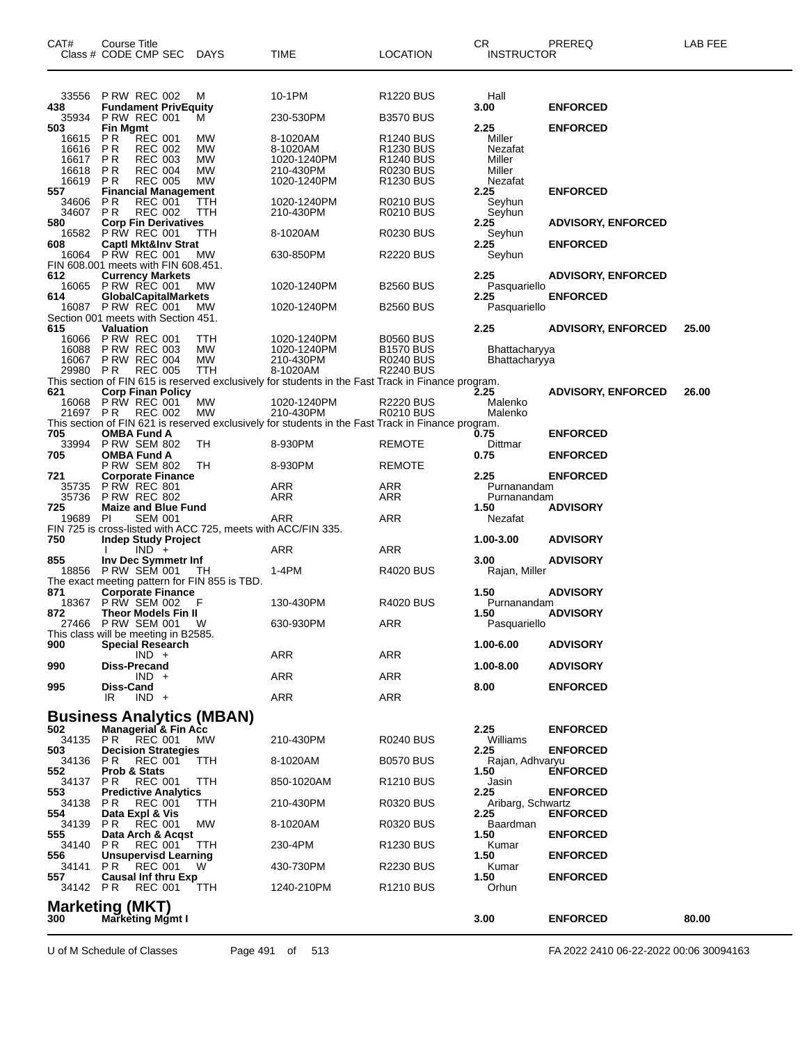| CAT# | Course Title<br>Class # CODE CMP SEC | DAYS | TIME | LOCATION | CR<br>INSTRUCTOR | PREREQ | LAB FEE |
|---|---|---|---|---|---|---|---|
| 33556 | P RW REC 002 | M | 10-1PM | R1220 BUS | Hall | | |
| 438 | **Fundament PrivEquity** | | | | 3.00 | **ENFORCED** | |
| 35934 | P RW REC 001 | M | 230-530PM | B3570 BUS | | | |
| 503 | **Fin Mgmt** | | | | 2.25 | **ENFORCED** | |
| 16615 | P R REC 001 | MW | 8-1020AM | R1240 BUS | Miller | | |
| 16616 | P R REC 002 | MW | 8-1020AM | R1230 BUS | Nezafat | | |
| 16617 | P R REC 003 | MW | 1020-1240PM | R1240 BUS | Miller | | |
| 16618 | P R REC 004 | MW | 210-430PM | R0230 BUS | Miller | | |
| 16619 | P R REC 005 | MW | 1020-1240PM | R1230 BUS | Nezafat | | |
| 557 | **Financial Management** | | | | 2.25 | **ENFORCED** | |
| 34606 | P R REC 001 | TTH | 1020-1240PM | R0210 BUS | Seyhun | | |
| 34607 | P R REC 002 | TTH | 210-430PM | R0210 BUS | Seyhun | | |
| 580 | **Corp Fin Derivatives** | | | | 2.25 | **ADVISORY, ENFORCED** | |
| 16582 | P RW REC 001 | TTH | 8-1020AM | R0230 BUS | Seyhun | | |
| 608 | **Captl Mkt&Inv Strat** | | | | 2.25 | **ENFORCED** | |
| 16064 | P RW REC 001 | MW | 630-850PM | R2220 BUS | Seyhun | | |
| | FIN 608.001 meets with FIN 608.451. | | | | | | |
| 612 | **Currency Markets** | | | | 2.25 | **ADVISORY, ENFORCED** | |
| 16065 | P RW REC 001 | MW | 1020-1240PM | B2560 BUS | Pasquariello | | |
| 614 | **GlobalCapitalMarkets** | | | | 2.25 | **ENFORCED** | |
| 16087 | P RW REC 001 | MW | 1020-1240PM | B2560 BUS | Pasquariello | | |
| | Section 001 meets with Section 451. | | | | | | |
| 615 | **Valuation** | | | | 2.25 | **ADVISORY, ENFORCED** | 25.00 |
| 16066 | P RW REC 001 | TTH | 1020-1240PM | B0560 BUS | | | |
| 16088 | P RW REC 003 | MW | 1020-1240PM | B1570 BUS | Bhattacharyya | | |
| 16067 | P RW REC 004 | MW | 210-430PM | R0240 BUS | Bhattacharyya | | |
| 29980 | P R REC 005 | TTH | 8-1020AM | R2240 BUS | | | |
| | This section of FIN 615 is reserved exclusively for students in the Fast Track in Finance program. | | | | | | |
| 621 | **Corp Finan Policy** | | | | 2.25 | **ADVISORY, ENFORCED** | 26.00 |
| 16068 | P RW REC 001 | MW | 1020-1240PM | R2220 BUS | Malenko | | |
| 21697 | P R REC 002 | MW | 210-430PM | R0210 BUS | Malenko | | |
| | This section of FIN 621 is reserved exclusively for students in the Fast Track in Finance program. | | | | | | |
| 705 | **OMBA Fund A** | | | | 0.75 | **ENFORCED** | |
| 33994 | P RW SEM 802 | TH | 8-930PM | REMOTE | Dittmar | | |
| 705 | **OMBA Fund A** | | | | 0.75 | **ENFORCED** | |
| | P RW SEM 802 | TH | 8-930PM | REMOTE | | | |
| 721 | **Corporate Finance** | | | | 2.25 | **ENFORCED** | |
| 35735 | P RW REC 801 | | ARR | ARR | Purnanandam | | |
| 35736 | P RW REC 802 | | ARR | ARR | Purnanandam | | |
| 725 | **Maize and Blue Fund** | | | | 1.50 | **ADVISORY** | |
| 19689 | PI SEM 001 | | ARR | ARR | Nezafat | | |
| | FIN 725 is cross-listed with ACC 725, meets with ACC/FIN 335. | | | | | | |
| 750 | **Indep Study Project** | | | | 1.00-3.00 | **ADVISORY** | |
| | I IND + | | ARR | ARR | | | |
| 855 | **Inv Dec Symmetr Inf** | | | | 3.00 | **ADVISORY** | |
| 18856 | P RW SEM 001 | TH | 1-4PM | R4020 BUS | Rajan, Miller | | |
| | The exact meeting pattern for FIN 855 is TBD. | | | | | | |
| 871 | **Corporate Finance** | | | | 1.50 | **ADVISORY** | |
| 18367 | P RW SEM 002 | F | 130-430PM | R4020 BUS | Purnanandam | | |
| 872 | **Theor Models Fin II** | | | | 1.50 | **ADVISORY** | |
| 27466 | P RW SEM 001 | W | 630-930PM | ARR | Pasquariello | | |
| | This class will be meeting in B2585. | | | | | | |
| 900 | **Special Research** | | | | 1.00-6.00 | **ADVISORY** | |
| | IND + | | ARR | ARR | | | |
| 990 | **Diss-Precand** | | | | 1.00-8.00 | **ADVISORY** | |
| | IND + | | ARR | ARR | | | |
| 995 | **Diss-Cand** | | | | 8.00 | **ENFORCED** | |
| | IR IND + | | ARR | ARR | | | |

## Business Analytics (MBAN)

| CAT# | Course Title<br>Class # CODE CMP SEC | DAYS | TIME | LOCATION | CR<br>INSTRUCTOR | PREREQ | LAB FEE |
|---|---|---|---|---|---|---|---|
| 502 | **Managerial & Fin Acc** | | | | 2.25 | **ENFORCED** | |
| 34135 | P R REC 001 | MW | 210-430PM | R0240 BUS | Williams | | |
| 503 | **Decision Strategies** | | | | 2.25 | **ENFORCED** | |
| 34136 | P R REC 001 | TTH | 8-1020AM | B0570 BUS | Rajan, Adhvaryu | | |
| 552 | **Prob & Stats** | | | | 1.50 | **ENFORCED** | |
| 34137 | P R REC 001 | TTH | 850-1020AM | R1210 BUS | Jasin | | |
| 553 | **Predictive Analytics** | | | | 2.25 | **ENFORCED** | |
| 34138 | P R REC 001 | TTH | 210-430PM | R0320 BUS | Aribarg, Schwartz | | |
| 554 | **Data Expl & Vis** | | | | 2.25 | **ENFORCED** | |
| 34139 | P R REC 001 | MW | 8-1020AM | R0320 BUS | Baardman | | |
| 555 | **Data Arch & Acqst** | | | | 1.50 | **ENFORCED** | |
| 34140 | P R REC 001 | TTH | 230-4PM | R1230 BUS | Kumar | | |
| 556 | **Unsupervisd Learning** | | | | 1.50 | **ENFORCED** | |
| 34141 | P R REC 001 | W | 430-730PM | R2230 BUS | Kumar | | |
| 557 | **Causal Inf thru Exp** | | | | 1.50 | **ENFORCED** | |
| 34142 | P R REC 001 | TTH | 1240-210PM | R1210 BUS | Orhun | | |

## Marketing (MKT)

| CAT# | Course Title | DAYS | TIME | LOCATION | CR | PREREQ | LAB FEE |
|---|---|---|---|---|---|---|---|
| 300 | **Marketing Mgmt I** | | | | 3.00 | **ENFORCED** | 80.00 |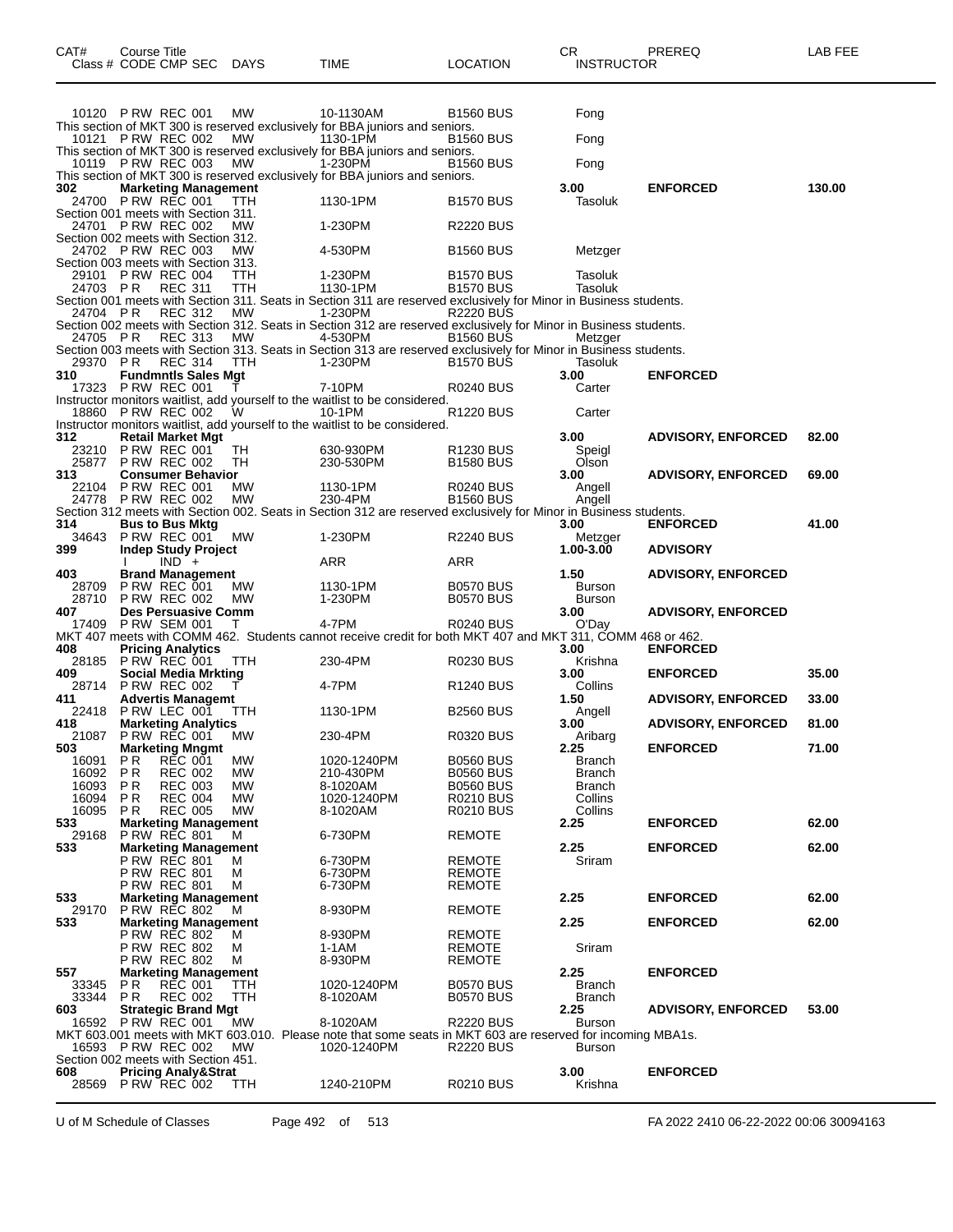| CAT# | Course Title<br>Class # CODE CMP SEC | DAYS | TIME | LOCATION | CR<br>INSTRUCTOR | PREREQ | LAB FEE |
|---|---|---|---|---|---|---|---|
| | 10120 P RW REC 001 | MW | 10-1130AM | B1560 BUS | Fong | | |
| | This section of MKT 300 is reserved exclusively for BBA juniors and seniors. | | | | | | |
| | 10121 P RW REC 002 | MW | 1130-1PM | B1560 BUS | Fong | | |
| | This section of MKT 300 is reserved exclusively for BBA juniors and seniors. | | | | | | |
| | 10119 P RW REC 003 | MW | 1-230PM | B1560 BUS | Fong | | |
| | This section of MKT 300 is reserved exclusively for BBA juniors and seniors. | | | | | | |
| **302** | **Marketing Management** | | | | **3.00** | **ENFORCED** | **130.00** |
| | 24700 P RW REC 001 | TTH | 1130-1PM | B1570 BUS | Tasoluk | | |
| | Section 001 meets with Section 311. | | | | | | |
| | 24701 P RW REC 002 | MW | 1-230PM | R2220 BUS | | | |
| | Section 002 meets with Section 312. | | | | | | |
| | 24702 P RW REC 003 | MW | 4-530PM | B1560 BUS | Metzger | | |
| | Section 003 meets with Section 313. | | | | | | |
| | 29101 P RW REC 004 | TTH | 1-230PM | B1570 BUS | Tasoluk | | |
| | 24703 P R REC 311 | TTH | 1130-1PM | B1570 BUS | Tasoluk | | |
| | Section 001 meets with Section 311. Seats in Section 311 are reserved exclusively for Minor in Business students. | | | | | | |
| | 24704 P R REC 312 | MW | 1-230PM | R2220 BUS | | | |
| | Section 002 meets with Section 312. Seats in Section 312 are reserved exclusively for Minor in Business students. | | | | | | |
| | 24705 P R REC 313 | MW | 4-530PM | B1560 BUS | Metzger | | |
| | Section 003 meets with Section 313. Seats in Section 313 are reserved exclusively for Minor in Business students. | | | | | | |
| | 29370 P R REC 314 | TTH | 1-230PM | B1570 BUS | Tasoluk | | |
| **310** | **Fundmntls Sales Mgt** | | | | **3.00** | **ENFORCED** | |
| | 17323 P RW REC 001 | T | 7-10PM | R0240 BUS | Carter | | |
| | Instructor monitors waitlist, add yourself to the waitlist to be considered. | | | | | | |
| | 18860 P RW REC 002 | W | 10-1PM | R1220 BUS | Carter | | |
| | Instructor monitors waitlist, add yourself to the waitlist to be considered. | | | | | | |
| **312** | **Retail Market Mgt** | | | | **3.00** | **ADVISORY, ENFORCED** | **82.00** |
| | 23210 P RW REC 001 | TH | 630-930PM | R1230 BUS | Speigl | | |
| | 25877 P RW REC 002 | TH | 230-530PM | B1580 BUS | Olson | | |
| **313** | **Consumer Behavior** | | | | **3.00** | **ADVISORY, ENFORCED** | **69.00** |
| | 22104 P RW REC 001 | MW | 1130-1PM | R0240 BUS | Angell | | |
| | 24778 P RW REC 002 | MW | 230-4PM | B1560 BUS | Angell | | |
| | Section 312 meets with Section 002. Seats in Section 312 are reserved exclusively for Minor in Business students. | | | | | | |
| **314** | **Bus to Bus Mktg** | | | | **3.00** | **ENFORCED** | **41.00** |
| | 34643 P RW REC 001 | MW | 1-230PM | R2240 BUS | Metzger | | |
| **399** | **Indep Study Project** | | | | **1.00-3.00** | **ADVISORY** | |
| | I IND + | | ARR | ARR | | | |
| **403** | **Brand Management** | | | | **1.50** | **ADVISORY, ENFORCED** | |
| | 28709 P RW REC 001 | MW | 1130-1PM | B0570 BUS | Burson | | |
| | 28710 P RW REC 002 | MW | 1-230PM | B0570 BUS | Burson | | |
| **407** | **Des Persuasive Comm** | | | | **3.00** | **ADVISORY, ENFORCED** | |
| | 17409 P RW SEM 001 | T | 4-7PM | R0240 BUS | O'Day | | |
| | MKT 407 meets with COMM 462. Students cannot receive credit for both MKT 407 and MKT 311, COMM 468 or 462. | | | | | | |
| **408** | **Pricing Analytics** | | | | **3.00** | **ENFORCED** | |
| | 28185 P RW REC 001 | TTH | 230-4PM | R0230 BUS | Krishna | | |
| **409** | **Social Media Mrkting** | | | | **3.00** | **ENFORCED** | **35.00** |
| | 28714 P RW REC 002 | T | 4-7PM | R1240 BUS | Collins | | |
| **411** | **Advertis Managemt** | | | | **1.50** | **ADVISORY, ENFORCED** | **33.00** |
| | 22418 P RW LEC 001 | TTH | 1130-1PM | B2560 BUS | Angell | | |
| **418** | **Marketing Analytics** | | | | **3.00** | **ADVISORY, ENFORCED** | **81.00** |
| | 21087 P RW REC 001 | MW | 230-4PM | R0320 BUS | Aribarg | | |
| **503** | **Marketing Mngmt** | | | | **2.25** | **ENFORCED** | **71.00** |
| | 16091 P R REC 001 | MW | 1020-1240PM | B0560 BUS | Branch | | |
| | 16092 P R REC 002 | MW | 210-430PM | B0560 BUS | Branch | | |
| | 16093 P R REC 003 | MW | 8-1020AM | B0560 BUS | Branch | | |
| | 16094 P R REC 004 | MW | 1020-1240PM | R0210 BUS | Collins | | |
| | 16095 P R REC 005 | MW | 8-1020AM | R0210 BUS | Collins | | |
| **533** | **Marketing Management** | | | | **2.25** | **ENFORCED** | **62.00** |
| | 29168 P RW REC 801 | M | 6-730PM | REMOTE | | | |
| **533** | **Marketing Management** | | | | **2.25** | **ENFORCED** | **62.00** |
| | P RW REC 801 | M | 6-730PM | REMOTE | Sriram | | |
| | P RW REC 801 | M | 6-730PM | REMOTE | | | |
| | P RW REC 801 | M | 6-730PM | REMOTE | | | |
| **533** | **Marketing Management** | | | | **2.25** | **ENFORCED** | **62.00** |
| | 29170 P RW REC 802 | M | 8-930PM | REMOTE | | | |
| **533** | **Marketing Management** | | | | **2.25** | **ENFORCED** | **62.00** |
| | P RW REC 802 | M | 8-930PM | REMOTE | | | |
| | P RW REC 802 | M | 1-1AM | REMOTE | Sriram | | |
| | P RW REC 802 | M | 8-930PM | REMOTE | | | |
| **557** | **Marketing Management** | | | | **2.25** | **ENFORCED** | |
| | 33345 P R REC 001 | TTH | 1020-1240PM | B0570 BUS | Branch | | |
| | 33344 P R REC 002 | TTH | 8-1020AM | B0570 BUS | Branch | | |
| **603** | **Strategic Brand Mgt** | | | | **2.25** | **ADVISORY, ENFORCED** | **53.00** |
| | 16592 P RW REC 001 | MW | 8-1020AM | R2220 BUS | Burson | | |
| | MKT 603.001 meets with MKT 603.010. Please note that some seats in MKT 603 are reserved for incoming MBA1s. | | | | | | |
| | 16593 P RW REC 002 | MW | 1020-1240PM | R2220 BUS | Burson | | |
| | Section 002 meets with Section 451. | | | | | | |
| **608** | **Pricing Analy&Strat** | | | | **3.00** | **ENFORCED** | |
| | 28569 P RW REC 002 | TTH | 1240-210PM | R0210 BUS | Krishna | | |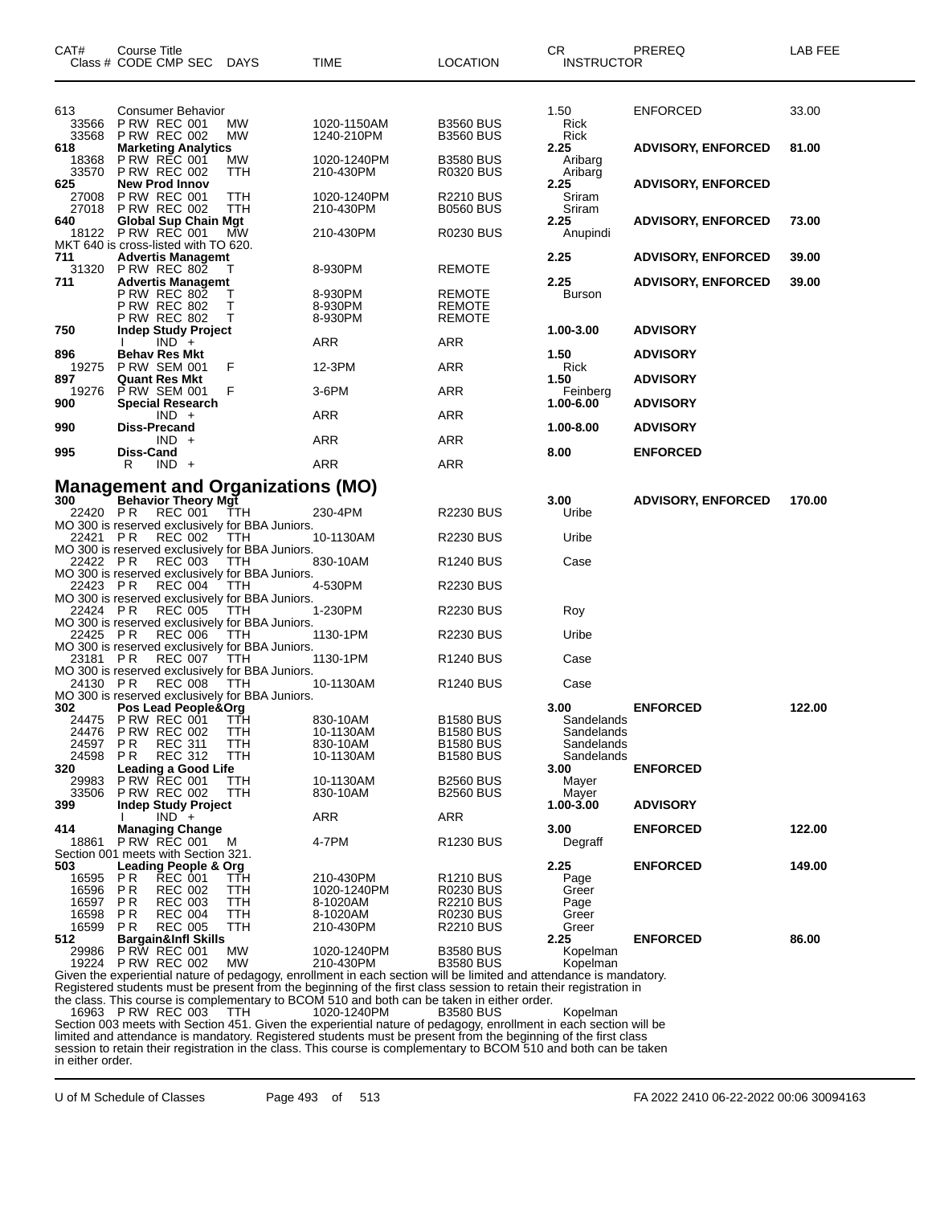| CAT# | Course Title<br>Class # CODE CMP SEC DAYS | TIME | LOCATION | CR<br>INSTRUCTOR | PREREQ | LAB FEE |
|---|---|---|---|---|---|---|
| 613 | Consumer Behavior | | | 1.50 | ENFORCED | 33.00 |
| 33566 | P RW REC 001 MW | 1020-1150AM | B3560 BUS | Rick | | |
| 33568 | P RW REC 002 MW | 1240-210PM | B3560 BUS | Rick | | |
| **618** | **Marketing Analytics** | | | **2.25** | **ADVISORY, ENFORCED** | **81.00** |
| 18368 | P RW REC 001 MW | 1020-1240PM | B3580 BUS | Aribarg | | |
| 33570 | P RW REC 002 TTH | 210-430PM | R0320 BUS | Aribarg | | |
| **625** | **New Prod Innov** | | | **2.25** | **ADVISORY, ENFORCED** | |
| 27008 | P RW REC 001 TTH | 1020-1240PM | R2210 BUS | Sriram | | |
| 27018 | P RW REC 002 TTH | 210-430PM | B0560 BUS | Sriram | | |
| **640** | **Global Sup Chain Mgt** | | | **2.25** | **ADVISORY, ENFORCED** | **73.00** |
| 18122 | P RW REC 001 MW | 210-430PM | R0230 BUS | Anupindi | | |
| | MKT 640 is cross-listed with TO 620. | | | | | |
| **711** | **Advertis Managemt** | | | **2.25** | **ADVISORY, ENFORCED** | **39.00** |
| 31320 | P RW REC 802 T | 8-930PM | REMOTE | | | |
| **711** | **Advertis Managemt** | | | **2.25** | **ADVISORY, ENFORCED** | **39.00** |
| | P RW REC 802 T | 8-930PM | REMOTE | Burson | | |
| | P RW REC 802 T | 8-930PM | REMOTE | | | |
| | P RW REC 802 T | 8-930PM | REMOTE | | | |
| **750** | **Indep Study Project** | | | **1.00-3.00** | **ADVISORY** | |
| | I IND + | ARR | ARR | | | |
| **896** | **Behav Res Mkt** | | | **1.50** | **ADVISORY** | |
| 19275 | P RW SEM 001 F | 12-3PM | ARR | Rick | | |
| **897** | **Quant Res Mkt** | | | **1.50** | **ADVISORY** | |
| 19276 | P RW SEM 001 F | 3-6PM | ARR | Feinberg | | |
| **900** | **Special Research** | | | **1.00-6.00** | **ADVISORY** | |
| | IND + | ARR | ARR | | | |
| **990** | **Diss-Precand** | | | **1.00-8.00** | **ADVISORY** | |
| | IND + | ARR | ARR | | | |
| **995** | **Diss-Cand** | | | **8.00** | **ENFORCED** | |
| | R IND + | ARR | ARR | | | |

## Management and Organizations (MO)

| CAT# | Course Title<br>Class # CODE CMP SEC DAYS | TIME | LOCATION | CR<br>INSTRUCTOR | PREREQ | LAB FEE |
|---|---|---|---|---|---|---|
| **300** | **Behavior Theory Mgt** | | | **3.00** | **ADVISORY, ENFORCED** | **170.00** |
| 22420 | P R REC 001 TTH | 230-4PM | R2230 BUS | Uribe | | |
| | MO 300 is reserved exclusively for BBA Juniors. | | | | | |
| 22421 | P R REC 002 TTH | 10-1130AM | R2230 BUS | Uribe | | |
| | MO 300 is reserved exclusively for BBA Juniors. | | | | | |
| 22422 | P R REC 003 TTH | 830-10AM | R1240 BUS | Case | | |
| | MO 300 is reserved exclusively for BBA Juniors. | | | | | |
| 22423 | P R REC 004 TTH | 4-530PM | R2230 BUS | | | |
| | MO 300 is reserved exclusively for BBA Juniors. | | | | | |
| 22424 | P R REC 005 TTH | 1-230PM | R2230 BUS | Roy | | |
| | MO 300 is reserved exclusively for BBA Juniors. | | | | | |
| 22425 | P R REC 006 TTH | 1130-1PM | R2230 BUS | Uribe | | |
| | MO 300 is reserved exclusively for BBA Juniors. | | | | | |
| 23181 | P R REC 007 TTH | 1130-1PM | R1240 BUS | Case | | |
| | MO 300 is reserved exclusively for BBA Juniors. | | | | | |
| 24130 | P R REC 008 TTH | 10-1130AM | R1240 BUS | Case | | |
| | MO 300 is reserved exclusively for BBA Juniors. | | | | | |
| **302** | **Pos Lead People&Org** | | | **3.00** | **ENFORCED** | **122.00** |
| 24475 | P RW REC 001 TTH | 830-10AM | B1580 BUS | Sandelands | | |
| 24476 | P RW REC 002 TTH | 10-1130AM | B1580 BUS | Sandelands | | |
| 24597 | P R REC 311 TTH | 830-10AM | B1580 BUS | Sandelands | | |
| 24598 | P R REC 312 TTH | 10-1130AM | B1580 BUS | Sandelands | | |
| **320** | **Leading a Good Life** | | | **3.00** | **ENFORCED** | |
| 29983 | P RW REC 001 TTH | 10-1130AM | B2560 BUS | Mayer | | |
| 33506 | P RW REC 002 TTH | 830-10AM | B2560 BUS | Mayer | | |
| **399** | **Indep Study Project** | | | **1.00-3.00** | **ADVISORY** | |
| | I IND + | ARR | ARR | | | |
| **414** | **Managing Change** | | | **3.00** | **ENFORCED** | **122.00** |
| 18861 | P RW REC 001 M | 4-7PM | R1230 BUS | Degraff | | |
| | Section 001 meets with Section 321. | | | | | |
| **503** | **Leading People & Org** | | | **2.25** | **ENFORCED** | **149.00** |
| 16595 | P R REC 001 TTH | 210-430PM | R1210 BUS | Page | | |
| 16596 | P R REC 002 TTH | 1020-1240PM | R0230 BUS | Greer | | |
| 16597 | P R REC 003 TTH | 8-1020AM | R2210 BUS | Page | | |
| 16598 | P R REC 004 TTH | 8-1020AM | R0230 BUS | Greer | | |
| 16599 | P R REC 005 TTH | 210-430PM | R2210 BUS | Greer | | |
| **512** | **Bargain&Infl Skills** | | | **2.25** | **ENFORCED** | **86.00** |
| 29986 | P RW REC 001 MW | 1020-1240PM | B3580 BUS | Kopelman | | |
| 19224 | P RW REC 002 MW | 210-430PM | B3580 BUS | Kopelman | | |
| | Given the experiential nature of pedagogy, enrollment in each section will be limited and attendance is mandatory. Registered students must be present from the beginning of the first class session to retain their registration in the class. This course is complementary to BCOM 510 and both can be taken in either order. | | | | | |
| 16963 | P RW REC 003 TTH | 1020-1240PM | B3580 BUS | Kopelman | | |
| | Section 003 meets with Section 451. Given the experiential nature of pedagogy, enrollment in each section will be limited and attendance is mandatory. Registered students must be present from the beginning of the first class session to retain their registration in the class. This course is complementary to BCOM 510 and both can be taken in either order. | | | | | |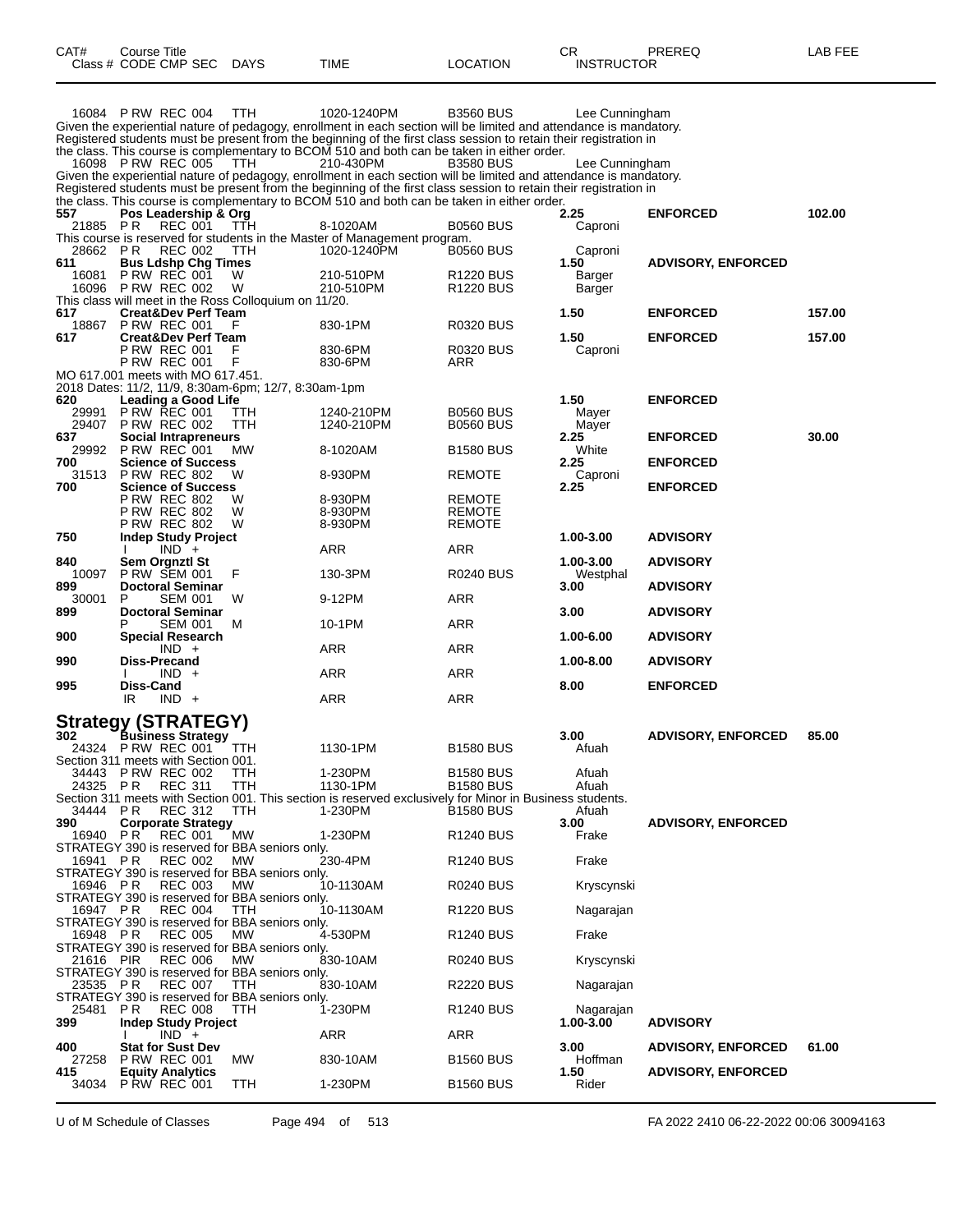| CAT# | Course Title<br>Class # CODE CMP SEC | DAYS | TIME | LOCATION | CR<br>INSTRUCTOR | PREREQ | LAB FEE |
|---|---|---|---|---|---|---|---|
| | 16084 P RW REC 004 | TTH | 1020-1240PM | B3560 BUS | Lee Cunningham | | |

Given the experiential nature of pedagogy, enrollment in each section will be limited and attendance is mandatory. Registered students must be present from the beginning of the first class session to retain their registration in the class. This course is complementary to BCOM 510 and both can be taken in either order.

| CAT# | Course Title<br>Class # CODE CMP SEC | DAYS | TIME | LOCATION | CR<br>INSTRUCTOR | PREREQ | LAB FEE |
|---|---|---|---|---|---|---|---|
| | 16098 P RW REC 005 | TTH | 210-430PM | B3580 BUS | Lee Cunningham | | |

Given the experiential nature of pedagogy, enrollment in each section will be limited and attendance is mandatory. Registered students must be present from the beginning of the first class session to retain their registration in the class. This course is complementary to BCOM 510 and both can be taken in either order.

| CAT# | Course Title<br>Class # CODE CMP SEC | DAYS | TIME | LOCATION | CR<br>INSTRUCTOR | PREREQ | LAB FEE |
|---|---|---|---|---|---|---|---|
| **557** | **Pos Leadership & Org** | | | | **2.25** | **ENFORCED** | **102.00** |
| | 21885 P R REC 001 | TTH | 8-1020AM | B0560 BUS | Caproni | | |

This course is reserved for students in the Master of Management program.

| CAT# | Course Title<br>Class # CODE CMP SEC | DAYS | TIME | LOCATION | CR<br>INSTRUCTOR | PREREQ | LAB FEE |
|---|---|---|---|---|---|---|---|
| | 28662 P R REC 002 | TTH | 1020-1240PM | B0560 BUS | Caproni | | |
| **611** | **Bus Ldshp Chg Times** | | | | **1.50** | **ADVISORY, ENFORCED** | |
| | 16081 P RW REC 001 | W | 210-510PM | R1220 BUS | Barger | | |
| | 16096 P RW REC 002 | W | 210-510PM | R1220 BUS | Barger | | |

This class will meet in the Ross Colloquium on 11/20.

| CAT# | Course Title<br>Class # CODE CMP SEC | DAYS | TIME | LOCATION | CR<br>INSTRUCTOR | PREREQ | LAB FEE |
|---|---|---|---|---|---|---|---|
| **617** | **Creat&Dev Perf Team** | | | | **1.50** | **ENFORCED** | **157.00** |
| | 18867 P RW REC 001 | F | 830-1PM | R0320 BUS | | | |
| **617** | **Creat&Dev Perf Team** | | | | **1.50** | **ENFORCED** | **157.00** |
| | P RW REC 001 | F | 830-6PM | R0320 BUS | Caproni | | |
| | P RW REC 001 | F | 830-6PM | ARR | | | |

MO 617.001 meets with MO 617.451.
2018 Dates: 11/2, 11/9, 8:30am-6pm; 12/7, 8:30am-1pm

| CAT# | Course Title<br>Class # CODE CMP SEC | DAYS | TIME | LOCATION | CR<br>INSTRUCTOR | PREREQ | LAB FEE |
|---|---|---|---|---|---|---|---|
| **620** | **Leading a Good Life** | | | | **1.50** | **ENFORCED** | |
| | 29991 P RW REC 001 | TTH | 1240-210PM | B0560 BUS | Mayer | | |
| | 29407 P RW REC 002 | TTH | 1240-210PM | B0560 BUS | Mayer | | |
| **637** | **Social Intrapreneurs** | | | | **2.25** | **ENFORCED** | **30.00** |
| | 29992 P RW REC 001 | MW | 8-1020AM | B1580 BUS | White | | |
| **700** | **Science of Success** | | | | **2.25** | **ENFORCED** | |
| | 31513 P RW REC 802 | W | 8-930PM | REMOTE | Caproni | | |
| **700** | **Science of Success** | | | | **2.25** | **ENFORCED** | |
| | P RW REC 802 | W | 8-930PM | REMOTE | | | |
| | P RW REC 802 | W | 8-930PM | REMOTE | | | |
| | P RW REC 802 | W | 8-930PM | REMOTE | | | |
| **750** | **Indep Study Project** | | | | **1.00-3.00** | **ADVISORY** | |
| | I IND + | | ARR | ARR | | | |
| **840** | **Sem Orgnztl St** | | | | **1.00-3.00** | **ADVISORY** | |
| | 10097 P RW SEM 001 | F | 130-3PM | R0240 BUS | Westphal | | |
| **899** | **Doctoral Seminar** | | | | **3.00** | **ADVISORY** | |
| | 30001 P SEM 001 | W | 9-12PM | ARR | | | |
| **899** | **Doctoral Seminar** | | | | **3.00** | **ADVISORY** | |
| | P SEM 001 | M | 10-1PM | ARR | | | |
| **900** | **Special Research** | | | | **1.00-6.00** | **ADVISORY** | |
| | IND + | | ARR | ARR | | | |
| **990** | **Diss-Precand** | | | | **1.00-8.00** | **ADVISORY** | |
| | I IND + | | ARR | ARR | | | |
| **995** | **Diss-Cand** | | | | **8.00** | **ENFORCED** | |
| | IR IND + | | ARR | ARR | | | |

## Strategy (STRATEGY)

| CAT# | Course Title<br>Class # CODE CMP SEC | DAYS | TIME | LOCATION | CR<br>INSTRUCTOR | PREREQ | LAB FEE |
|---|---|---|---|---|---|---|---|
| **302** | **Business Strategy** | | | | **3.00** | **ADVISORY, ENFORCED** | **85.00** |
| | 24324 P RW REC 001 | TTH | 1130-1PM | B1580 BUS | Afuah | | |

Section 311 meets with Section 001.

| CAT# | Course Title<br>Class # CODE CMP SEC | DAYS | TIME | LOCATION | CR<br>INSTRUCTOR | PREREQ | LAB FEE |
|---|---|---|---|---|---|---|---|
| | 34443 P RW REC 002 | TTH | 1-230PM | B1580 BUS | Afuah | | |
| | 24325 P R REC 311 | TTH | 1130-1PM | B1580 BUS | Afuah | | |

Section 311 meets with Section 001. This section is reserved exclusively for Minor in Business students.

| CAT# | Course Title<br>Class # CODE CMP SEC | DAYS | TIME | LOCATION | CR<br>INSTRUCTOR | PREREQ | LAB FEE |
|---|---|---|---|---|---|---|---|
| | 34444 P R REC 312 | TTH | 1-230PM | B1580 BUS | Afuah | | |
| **390** | **Corporate Strategy** | | | | **3.00** | **ADVISORY, ENFORCED** | |
| | 16940 P R REC 001 | MW | 1-230PM | R1240 BUS | Frake | | |

STRATEGY 390 is reserved for BBA seniors only.

| CAT# | Course Title<br>Class # CODE CMP SEC | DAYS | TIME | LOCATION | CR<br>INSTRUCTOR | PREREQ | LAB FEE |
|---|---|---|---|---|---|---|---|
| | 16941 P R REC 002 | MW | 230-4PM | R1240 BUS | Frake | | |

STRATEGY 390 is reserved for BBA seniors only.

| CAT# | Course Title<br>Class # CODE CMP SEC | DAYS | TIME | LOCATION | CR<br>INSTRUCTOR | PREREQ | LAB FEE |
|---|---|---|---|---|---|---|---|
| | 16946 P R REC 003 | MW | 10-1130AM | R0240 BUS | Kryscynski | | |

STRATEGY 390 is reserved for BBA seniors only.

| CAT# | Course Title<br>Class # CODE CMP SEC | DAYS | TIME | LOCATION | CR<br>INSTRUCTOR | PREREQ | LAB FEE |
|---|---|---|---|---|---|---|---|
| | 16947 P R REC 004 | TTH | 10-1130AM | R1220 BUS | Nagarajan | | |

STRATEGY 390 is reserved for BBA seniors only.

| CAT# | Course Title<br>Class # CODE CMP SEC | DAYS | TIME | LOCATION | CR<br>INSTRUCTOR | PREREQ | LAB FEE |
|---|---|---|---|---|---|---|---|
| | 16948 P R REC 005 | MW | 4-530PM | R1240 BUS | Frake | | |

STRATEGY 390 is reserved for BBA seniors only.

| CAT# | Course Title<br>Class # CODE CMP SEC | DAYS | TIME | LOCATION | CR<br>INSTRUCTOR | PREREQ | LAB FEE |
|---|---|---|---|---|---|---|---|
| | 21616 PIR REC 006 | MW | 830-10AM | R0240 BUS | Kryscynski | | |

STRATEGY 390 is reserved for BBA seniors only.

| CAT# | Course Title<br>Class # CODE CMP SEC | DAYS | TIME | LOCATION | CR<br>INSTRUCTOR | PREREQ | LAB FEE |
|---|---|---|---|---|---|---|---|
| | 23535 P R REC 007 | TTH | 830-10AM | R2220 BUS | Nagarajan | | |

STRATEGY 390 is reserved for BBA seniors only.

| CAT# | Course Title<br>Class # CODE CMP SEC | DAYS | TIME | LOCATION | CR<br>INSTRUCTOR | PREREQ | LAB FEE |
|---|---|---|---|---|---|---|---|
| | 25481 P R REC 008 | TTH | 1-230PM | R1240 BUS | Nagarajan | | |
| **399** | **Indep Study Project** | | | | **1.00-3.00** | **ADVISORY** | |
| | I IND + | | ARR | ARR | | | |
| **400** | **Stat for Sust Dev** | | | | **3.00** | **ADVISORY, ENFORCED** | **61.00** |
| | 27258 P RW REC 001 | MW | 830-10AM | B1560 BUS | Hoffman | | |
| **415** | **Equity Analytics** | | | | **1.50** | **ADVISORY, ENFORCED** | |
| | 34034 P RW REC 001 | TTH | 1-230PM | B1560 BUS | Rider | | |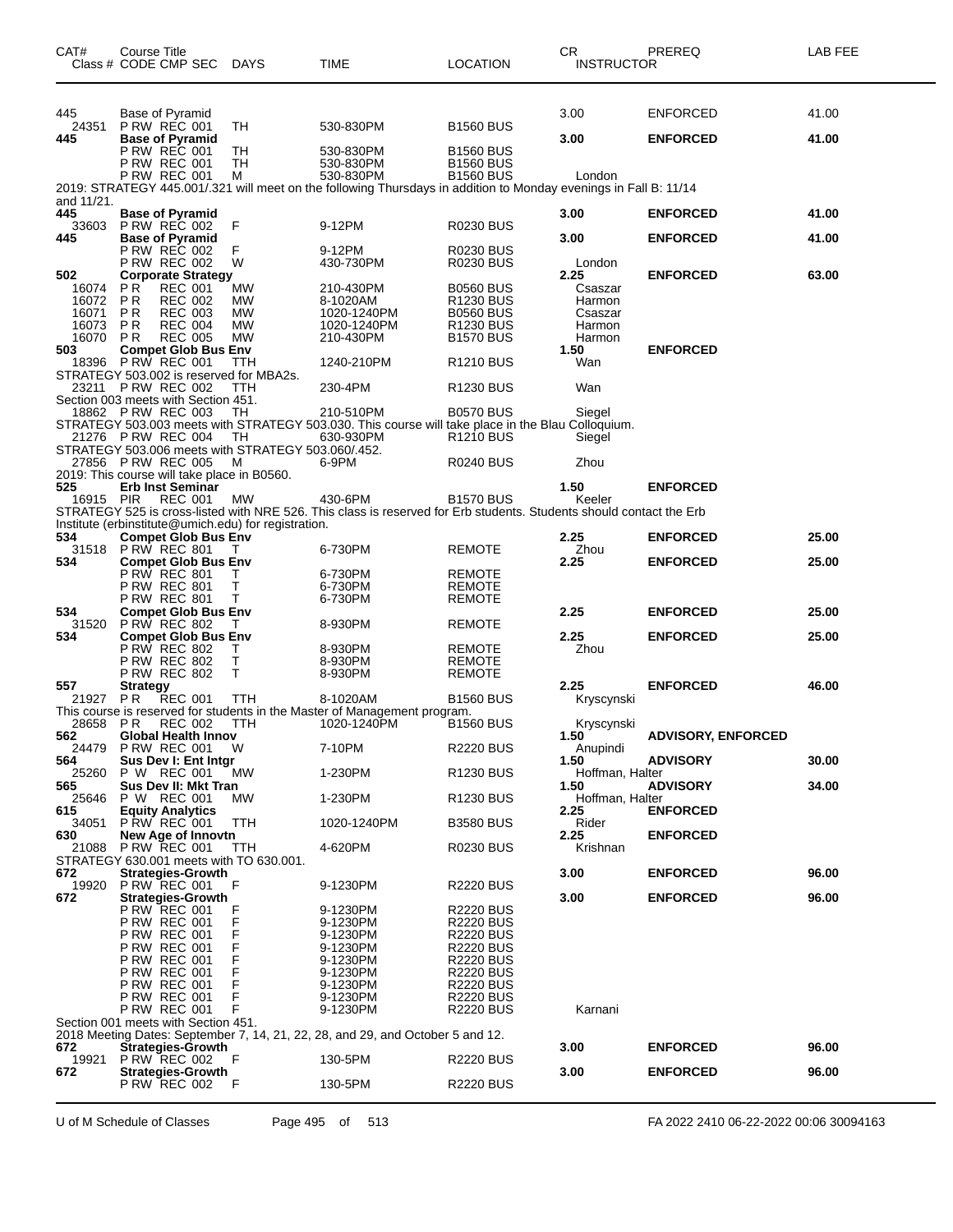| CAT# | Course Title Class # CODE CMP SEC | DAYS | TIME | LOCATION | CR INSTRUCTOR | PREREQ | LAB FEE |
|---|---|---|---|---|---|---|---|
| 445 | Base of Pyramid | | | | 3.00 | ENFORCED | 41.00 |
| 24351 | P RW REC 001 | TH | 530-830PM | B1560 BUS | | | |
| **445** | **Base of Pyramid** | | | | **3.00** | **ENFORCED** | **41.00** |
| | P RW REC 001 | TH | 530-830PM | B1560 BUS | | | |
| | P RW REC 001 | TH | 530-830PM | B1560 BUS | | | |
| | P RW REC 001 | M | 530-830PM | B1560 BUS | London | | |
| 2019: STRATEGY 445.001/.321 will meet on the following Thursdays in addition to Monday evenings in Fall B: 11/14 and 11/21. | | | | | | | |
| **445** | **Base of Pyramid** | | | | **3.00** | **ENFORCED** | **41.00** |
| 33603 | P RW REC 002 | F | 9-12PM | R0230 BUS | | | |
| **445** | **Base of Pyramid** | | | | **3.00** | **ENFORCED** | **41.00** |
| | P RW REC 002 | F | 9-12PM | R0230 BUS | | | |
| | P RW REC 002 | W | 430-730PM | R0230 BUS | London | | |
| **502** | **Corporate Strategy** | | | | **2.25** | **ENFORCED** | **63.00** |
| 16074 | P R REC 001 | MW | 210-430PM | B0560 BUS | Csaszar | | |
| 16072 | P R REC 002 | MW | 8-1020AM | R1230 BUS | Harmon | | |
| 16071 | P R REC 003 | MW | 1020-1240PM | B0560 BUS | Csaszar | | |
| 16073 | P R REC 004 | MW | 1020-1240PM | R1230 BUS | Harmon | | |
| 16070 | P R REC 005 | MW | 210-430PM | B1570 BUS | Harmon | | |
| **503** | **Compet Glob Bus Env** | | | | **1.50** | **ENFORCED** | |
| 18396 | P RW REC 001 | TTH | 1240-210PM | R1210 BUS | Wan | | |
| STRATEGY 503.002 is reserved for MBA2s. | | | | | | | |
| 23211 | P RW REC 002 | TTH | 230-4PM | R1230 BUS | Wan | | |
| Section 003 meets with Section 451. | | | | | | | |
| 18862 | P RW REC 003 | TH | 210-510PM | B0570 BUS | Siegel | | |
| STRATEGY 503.003 meets with STRATEGY 503.030. This course will take place in the Blau Colloquium. | | | | | | | |
| 21276 | P RW REC 004 | TH | 630-930PM | R1210 BUS | Siegel | | |
| STRATEGY 503.006 meets with STRATEGY 503.060/.452. | | | | | | | |
| 27856 | P RW REC 005 | M | 6-9PM | R0240 BUS | Zhou | | |
| 2019: This course will take place in B0560. | | | | | | | |
| **525** | **Erb Inst Seminar** | | | | **1.50** | **ENFORCED** | |
| 16915 | PIR REC 001 | MW | 430-6PM | B1570 BUS | Keeler | | |
| STRATEGY 525 is cross-listed with NRE 526. This class is reserved for Erb students. Students should contact the Erb Institute (erbinstitute@umich.edu) for registration. | | | | | | | |
| **534** | **Compet Glob Bus Env** | | | | **2.25** | **ENFORCED** | **25.00** |
| 31518 | P RW REC 801 | T | 6-730PM | REMOTE | Zhou | | |
| **534** | **Compet Glob Bus Env** | | | | **2.25** | **ENFORCED** | **25.00** |
| | P RW REC 801 | T | 6-730PM | REMOTE | | | |
| | P RW REC 801 | T | 6-730PM | REMOTE | | | |
| | P RW REC 801 | T | 6-730PM | REMOTE | | | |
| **534** | **Compet Glob Bus Env** | | | | **2.25** | **ENFORCED** | **25.00** |
| 31520 | P RW REC 802 | T | 8-930PM | REMOTE | | | |
| **534** | **Compet Glob Bus Env** | | | | **2.25** | **ENFORCED** | **25.00** |
| | P RW REC 802 | T | 8-930PM | REMOTE | Zhou | | |
| | P RW REC 802 | T | 8-930PM | REMOTE | | | |
| | P RW REC 802 | T | 8-930PM | REMOTE | | | |
| **557** | **Strategy** | | | | **2.25** | **ENFORCED** | **46.00** |
| 21927 | P R REC 001 | TTH | 8-1020AM | B1560 BUS | Kryscynski | | |
| This course is reserved for students in the Master of Management program. | | | | | | | |
| 28658 | P R REC 002 | TTH | 1020-1240PM | B1560 BUS | Kryscynski | | |
| **562** | **Global Health Innov** | | | | **1.50** | **ADVISORY, ENFORCED** | |
| 24479 | P RW REC 001 | W | 7-10PM | R2220 BUS | Anupindi | | |
| **564** | **Sus Dev I: Ent Intgr** | | | | **1.50** | **ADVISORY** | **30.00** |
| 25260 | P W REC 001 | MW | 1-230PM | R1230 BUS | Hoffman, Halter | | |
| **565** | **Sus Dev II: Mkt Tran** | | | | **1.50** | **ADVISORY** | **34.00** |
| 25646 | P W REC 001 | MW | 1-230PM | R1230 BUS | Hoffman, Halter | | |
| **615** | **Equity Analytics** | | | | **2.25** | **ENFORCED** | |
| 34051 | P RW REC 001 | TTH | 1020-1240PM | B3580 BUS | Rider | | |
| **630** | **New Age of Innovtn** | | | | **2.25** | **ENFORCED** | |
| 21088 | P RW REC 001 | TTH | 4-620PM | R0230 BUS | Krishnan | | |
| STRATEGY 630.001 meets with TO 630.001. | | | | | | | |
| **672** | **Strategies-Growth** | | | | **3.00** | **ENFORCED** | **96.00** |
| 19920 | P RW REC 001 | F | 9-1230PM | R2220 BUS | | | |
| **672** | **Strategies-Growth** | | | | **3.00** | **ENFORCED** | **96.00** |
| | P RW REC 001 | F | 9-1230PM | R2220 BUS | | | |
| | P RW REC 001 | F | 9-1230PM | R2220 BUS | | | |
| | P RW REC 001 | F | 9-1230PM | R2220 BUS | | | |
| | P RW REC 001 | F | 9-1230PM | R2220 BUS | | | |
| | P RW REC 001 | F | 9-1230PM | R2220 BUS | | | |
| | P RW REC 001 | F | 9-1230PM | R2220 BUS | | | |
| | P RW REC 001 | F | 9-1230PM | R2220 BUS | | | |
| | P RW REC 001 | F | 9-1230PM | R2220 BUS | | | |
| | P RW REC 001 | F | 9-1230PM | R2220 BUS | Karnani | | |
| Section 001 meets with Section 451. | | | | | | | |
| 2018 Meeting Dates: September 7, 14, 21, 22, 28, and 29, and October 5 and 12. | | | | | | | |
| **672** | **Strategies-Growth** | | | | **3.00** | **ENFORCED** | **96.00** |
| 19921 | P RW REC 002 | F | 130-5PM | R2220 BUS | | | |
| **672** | **Strategies-Growth** | | | | **3.00** | **ENFORCED** | **96.00** |
| | P RW REC 002 | F | 130-5PM | R2220 BUS | | | |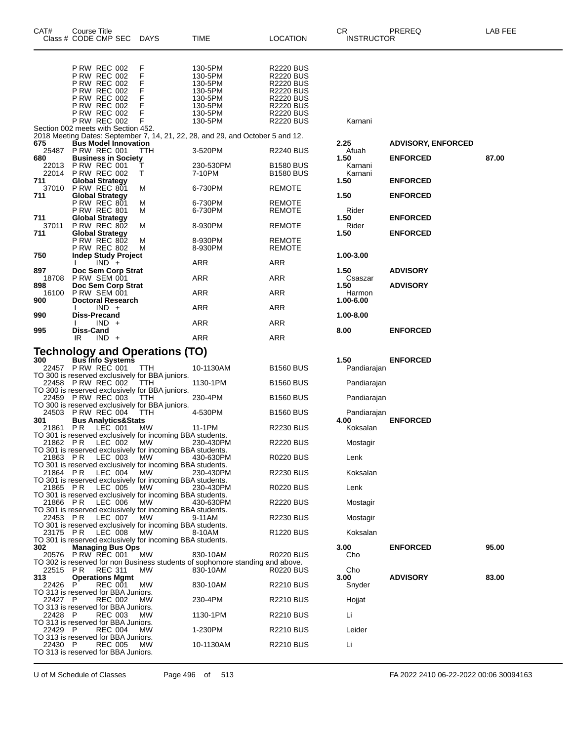| CAT# | Course Title Class # CODE CMP SEC | DAYS | TIME | LOCATION | CR INSTRUCTOR | PREREQ | LAB FEE |
|---|---|---|---|---|---|---|---|
| | P RW REC 002 | F | 130-5PM | R2220 BUS | | | |
| | P RW REC 002 | F | 130-5PM | R2220 BUS | | | |
| | P RW REC 002 | F | 130-5PM | R2220 BUS | | | |
| | P RW REC 002 | F | 130-5PM | R2220 BUS | | | |
| | P RW REC 002 | F | 130-5PM | R2220 BUS | | | |
| | P RW REC 002 | F | 130-5PM | R2220 BUS | | | |
| | P RW REC 002 | F | 130-5PM | R2220 BUS | | | |
| | P RW REC 002 | F | 130-5PM | R2220 BUS | Karnani | | |

Section 002 meets with Section 452.
2018 Meeting Dates: September 7, 14, 21, 22, 28, and 29, and October 5 and 12.

| CAT# | Course Title Class # CODE CMP SEC | DAYS | TIME | LOCATION | CR INSTRUCTOR | PREREQ | LAB FEE |
|---|---|---|---|---|---|---|---|
| 675 | Bus Model Innovation | | | | 2.25 | ADVISORY, ENFORCED | |
| 25487 | P RW REC 001 | TTH | 3-520PM | R2240 BUS | Afuah | | |
| 680 | Business in Society | | | | 1.50 | ENFORCED | 87.00 |
| 22013 | P RW REC 001 | T | 230-530PM | B1580 BUS | Karnani | | |
| 22014 | P RW REC 002 | T | 7-10PM | B1580 BUS | Karnani | | |
| 711 | Global Strategy | | | | 1.50 | ENFORCED | |
| 37010 | P RW REC 801 | M | 6-730PM | REMOTE | | | |
| 711 | Global Strategy | | | | 1.50 | ENFORCED | |
| | P RW REC 801 | M | 6-730PM | REMOTE | | | |
| | P RW REC 801 | M | 6-730PM | REMOTE | Rider | | |
| 711 | Global Strategy | | | | 1.50 | ENFORCED | |
| 37011 | P RW REC 802 | M | 8-930PM | REMOTE | Rider | | |
| 711 | Global Strategy | | | | 1.50 | ENFORCED | |
| | P RW REC 802 | M | 8-930PM | REMOTE | | | |
| | P RW REC 802 | M | 8-930PM | REMOTE | | | |
| 750 | Indep Study Project | | | | 1.00-3.00 | | |
| | I IND + | | ARR | ARR | | | |
| 897 | Doc Sem Corp Strat | | | | 1.50 | ADVISORY | |
| 18708 | P RW SEM 001 | | ARR | ARR | Csaszar | | |
| 898 | Doc Sem Corp Strat | | | | 1.50 | ADVISORY | |
| 16100 | P RW SEM 001 | | ARR | ARR | Harmon | | |
| 900 | Doctoral Research | | | | 1.00-6.00 | | |
| | I IND + | | ARR | ARR | | | |
| 990 | Diss-Precand | | | | 1.00-8.00 | | |
| | I IND + | | ARR | ARR | | | |
| 995 | Diss-Cand | | | | 8.00 | ENFORCED | |
| | IR IND + | | ARR | ARR | | | |

## Technology and Operations (TO)

| CAT# | Course Title Class # CODE CMP SEC | DAYS | TIME | LOCATION | CR INSTRUCTOR | PREREQ | LAB FEE |
|---|---|---|---|---|---|---|---|
| 300 | Bus Info Systems | | | | 1.50 | ENFORCED | |
| 22457 | P RW REC 001 | TTH | 10-1130AM | B1560 BUS | Pandiarajan | | |

TO 300 is reserved exclusively for BBA juniors.

| CAT# | Course Title Class # CODE CMP SEC | DAYS | TIME | LOCATION | CR INSTRUCTOR | PREREQ | LAB FEE |
|---|---|---|---|---|---|---|---|
| 22458 | P RW REC 002 | TTH | 1130-1PM | B1560 BUS | Pandiarajan | | |

TO 300 is reserved exclusively for BBA juniors.

| CAT# | Course Title Class # CODE CMP SEC | DAYS | TIME | LOCATION | CR INSTRUCTOR | PREREQ | LAB FEE |
|---|---|---|---|---|---|---|---|
| 22459 | P RW REC 003 | TTH | 230-4PM | B1560 BUS | Pandiarajan | | |

TO 300 is reserved exclusively for BBA juniors.

| CAT# | Course Title Class # CODE CMP SEC | DAYS | TIME | LOCATION | CR INSTRUCTOR | PREREQ | LAB FEE |
|---|---|---|---|---|---|---|---|
| 24503 | P RW REC 004 | TTH | 4-530PM | B1560 BUS | Pandiarajan | | |
| 301 | Bus Analytics&Stats | | | | 4.00 | ENFORCED | |
| 21861 | P R LEC 001 | MW | 11-1PM | R2230 BUS | Koksalan | | |

TO 301 is reserved exclusively for incoming BBA students.

| CAT# | Course Title Class # CODE CMP SEC | DAYS | TIME | LOCATION | CR INSTRUCTOR | PREREQ | LAB FEE |
|---|---|---|---|---|---|---|---|
| 21862 | P R LEC 002 | MW | 230-430PM | R2220 BUS | Mostagir | | |

TO 301 is reserved exclusively for incoming BBA students.

| CAT# | Course Title Class # CODE CMP SEC | DAYS | TIME | LOCATION | CR INSTRUCTOR | PREREQ | LAB FEE |
|---|---|---|---|---|---|---|---|
| 21863 | P R LEC 003 | MW | 430-630PM | R0220 BUS | Lenk | | |

TO 301 is reserved exclusively for incoming BBA students.

| CAT# | Course Title Class # CODE CMP SEC | DAYS | TIME | LOCATION | CR INSTRUCTOR | PREREQ | LAB FEE |
|---|---|---|---|---|---|---|---|
| 21864 | P R LEC 004 | MW | 230-430PM | R2230 BUS | Koksalan | | |

TO 301 is reserved exclusively for incoming BBA students.

| CAT# | Course Title Class # CODE CMP SEC | DAYS | TIME | LOCATION | CR INSTRUCTOR | PREREQ | LAB FEE |
|---|---|---|---|---|---|---|---|
| 21865 | P R LEC 005 | MW | 230-430PM | R0220 BUS | Lenk | | |

TO 301 is reserved exclusively for incoming BBA students.

| CAT# | Course Title Class # CODE CMP SEC | DAYS | TIME | LOCATION | CR INSTRUCTOR | PREREQ | LAB FEE |
|---|---|---|---|---|---|---|---|
| 21866 | P R LEC 006 | MW | 430-630PM | R2220 BUS | Mostagir | | |

TO 301 is reserved exclusively for incoming BBA students.

| CAT# | Course Title Class # CODE CMP SEC | DAYS | TIME | LOCATION | CR INSTRUCTOR | PREREQ | LAB FEE |
|---|---|---|---|---|---|---|---|
| 22453 | P R LEC 007 | MW | 9-11AM | R2230 BUS | Mostagir | | |

TO 301 is reserved exclusively for incoming BBA students.

| CAT# | Course Title Class # CODE CMP SEC | DAYS | TIME | LOCATION | CR INSTRUCTOR | PREREQ | LAB FEE |
|---|---|---|---|---|---|---|---|
| 23175 | P R LEC 008 | MW | 8-10AM | R1220 BUS | Koksalan | | |

TO 301 is reserved exclusively for incoming BBA students.

| CAT# | Course Title Class # CODE CMP SEC | DAYS | TIME | LOCATION | CR INSTRUCTOR | PREREQ | LAB FEE |
|---|---|---|---|---|---|---|---|
| 302 | Managing Bus Ops | | | | 3.00 | ENFORCED | 95.00 |
| 20576 | P RW REC 001 | MW | 830-10AM | R0220 BUS | Cho | | |

TO 302 is reserved for non Business students of sophomore standing and above.

| CAT# | Course Title Class # CODE CMP SEC | DAYS | TIME | LOCATION | CR INSTRUCTOR | PREREQ | LAB FEE |
|---|---|---|---|---|---|---|---|
| 22515 | P R REC 311 | MW | 830-10AM | R0220 BUS | Cho | | |
| 313 | Operations Mgmt | | | | 3.00 | ADVISORY | 83.00 |
| 22426 | P REC 001 | MW | 830-10AM | R2210 BUS | Snyder | | |

TO 313 is reserved for BBA Juniors.

| CAT# | Course Title Class # CODE CMP SEC | DAYS | TIME | LOCATION | CR INSTRUCTOR | PREREQ | LAB FEE |
|---|---|---|---|---|---|---|---|
| 22427 | P REC 002 | MW | 230-4PM | R2210 BUS | Hojjat | | |

TO 313 is reserved for BBA Juniors.

| CAT# | Course Title Class # CODE CMP SEC | DAYS | TIME | LOCATION | CR INSTRUCTOR | PREREQ | LAB FEE |
|---|---|---|---|---|---|---|---|
| 22428 | P REC 003 | MW | 1130-1PM | R2210 BUS | Li | | |

TO 313 is reserved for BBA Juniors.

| CAT# | Course Title Class # CODE CMP SEC | DAYS | TIME | LOCATION | CR INSTRUCTOR | PREREQ | LAB FEE |
|---|---|---|---|---|---|---|---|
| 22429 | P REC 004 | MW | 1-230PM | R2210 BUS | Leider | | |

TO 313 is reserved for BBA Juniors.

| CAT# | Course Title Class # CODE CMP SEC | DAYS | TIME | LOCATION | CR INSTRUCTOR | PREREQ | LAB FEE |
|---|---|---|---|---|---|---|---|
| 22430 | P REC 005 | MW | 10-1130AM | R2210 BUS | Li | | |

TO 313 is reserved for BBA Juniors.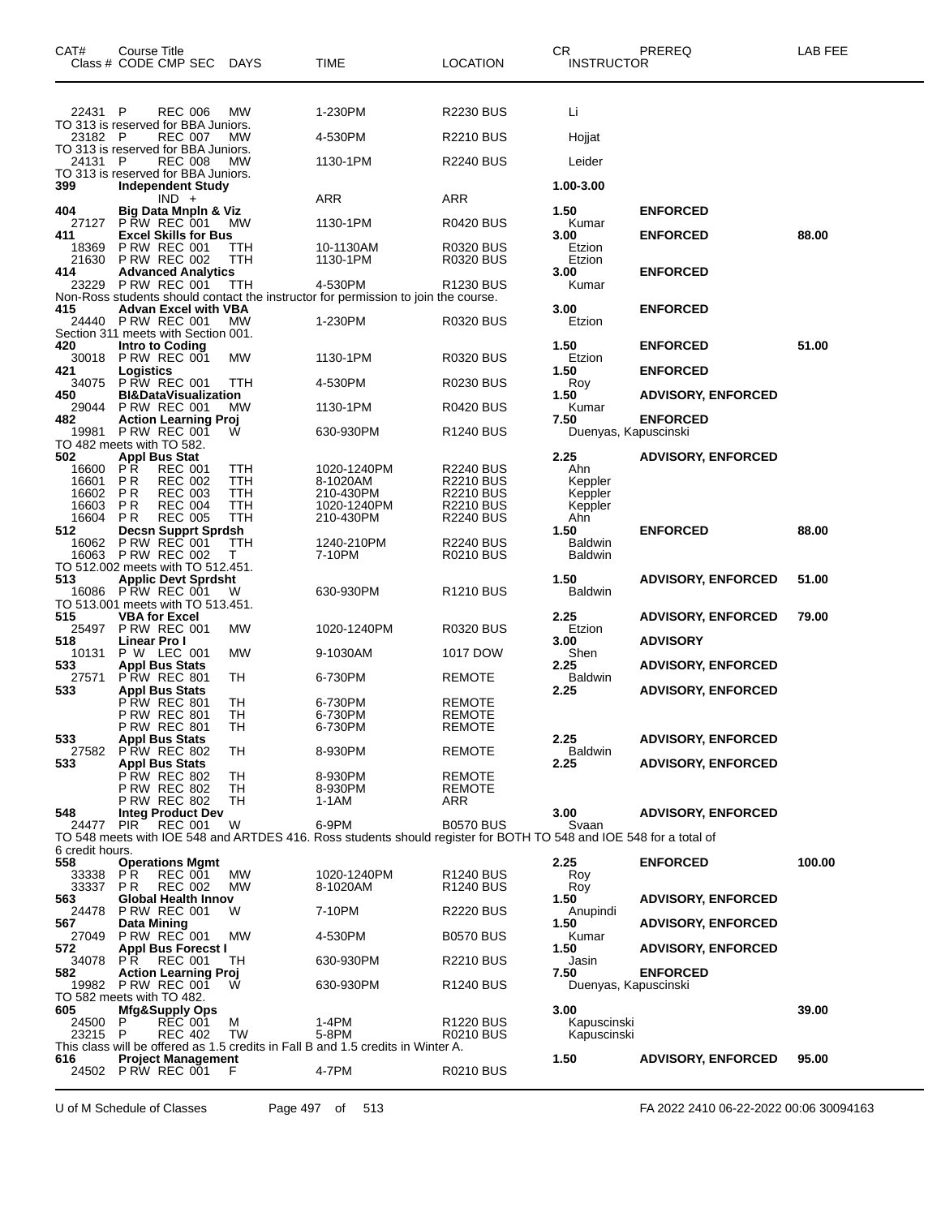| CAT# | Course Title Class # CODE CMP SEC | DAYS | TIME | LOCATION | CR INSTRUCTOR | PREREQ | LAB FEE |
|---|---|---|---|---|---|---|---|
| 22431 | P REC 006 | MW | 1-230PM | R2230 BUS | Li | | |
| TO 313 is reserved for BBA Juniors. | | | | | | | |
| 23182 | P REC 007 | MW | 4-530PM | R2210 BUS | Hojjat | | |
| TO 313 is reserved for BBA Juniors. | | | | | | | |
| 24131 | P REC 008 | MW | 1130-1PM | R2240 BUS | Leider | | |
| TO 313 is reserved for BBA Juniors. | | | | | | | |
| **399** | **Independent Study** | | | | **1.00-3.00** | | |
| | IND + | | ARR | ARR | | | |
| **404** | **Big Data Mnpln & Viz** | | | | **1.50** | **ENFORCED** | |
| 27127 | P RW REC 001 | MW | 1130-1PM | R0420 BUS | Kumar | | |
| **411** | **Excel Skills for Bus** | | | | **3.00** | **ENFORCED** | **88.00** |
| 18369 | P RW REC 001 | TTH | 10-1130AM | R0320 BUS | Etzion | | |
| 21630 | P RW REC 002 | TTH | 1130-1PM | R0320 BUS | Etzion | | |
| **414** | **Advanced Analytics** | | | | **3.00** | **ENFORCED** | |
| 23229 | P RW REC 001 | TTH | 4-530PM | R1230 BUS | Kumar | | |
| Non-Ross students should contact the instructor for permission to join the course. | | | | | | | |
| **415** | **Advan Excel with VBA** | | | | **3.00** | **ENFORCED** | |
| 24440 | P RW REC 001 | MW | 1-230PM | R0320 BUS | Etzion | | |
| Section 311 meets with Section 001. | | | | | | | |
| **420** | **Intro to Coding** | | | | **1.50** | **ENFORCED** | **51.00** |
| 30018 | P RW REC 001 | MW | 1130-1PM | R0320 BUS | Etzion | | |
| **421** | **Logistics** | | | | **1.50** | **ENFORCED** | |
| 34075 | P RW REC 001 | TTH | 4-530PM | R0230 BUS | Roy | | |
| **450** | **BI&DataVisualization** | | | | **1.50** | **ADVISORY, ENFORCED** | |
| 29044 | P RW REC 001 | MW | 1130-1PM | R0420 BUS | Kumar | | |
| **482** | **Action Learning Proj** | | | | **7.50** | **ENFORCED** | |
| 19981 | P RW REC 001 | W | 630-930PM | R1240 BUS | Duenyas, Kapuscinski | | |
| TO 482 meets with TO 582. | | | | | | | |
| **502** | **Appl Bus Stat** | | | | **2.25** | **ADVISORY, ENFORCED** | |
| 16600 | P R REC 001 | TTH | 1020-1240PM | R2240 BUS | Ahn | | |
| 16601 | P R REC 002 | TTH | 8-1020AM | R2210 BUS | Keppler | | |
| 16602 | P R REC 003 | TTH | 210-430PM | R2210 BUS | Keppler | | |
| 16603 | P R REC 004 | TTH | 1020-1240PM | R2210 BUS | Keppler | | |
| 16604 | P R REC 005 | TTH | 210-430PM | R2240 BUS | Ahn | | |
| **512** | **Decsn Supprt Sprdsh** | | | | **1.50** | **ENFORCED** | **88.00** |
| 16062 | P RW REC 001 | TTH | 1240-210PM | R2240 BUS | Baldwin | | |
| 16063 | P RW REC 002 | T | 7-10PM | R0210 BUS | Baldwin | | |
| TO 512.002 meets with TO 512.451. | | | | | | | |
| **513** | **Applic Devt Sprdsht** | | | | **1.50** | **ADVISORY, ENFORCED** | **51.00** |
| 16086 | P RW REC 001 | W | 630-930PM | R1210 BUS | Baldwin | | |
| TO 513.001 meets with TO 513.451. | | | | | | | |
| **515** | **VBA for Excel** | | | | **2.25** | **ADVISORY, ENFORCED** | **79.00** |
| 25497 | P RW REC 001 | MW | 1020-1240PM | R0320 BUS | Etzion | | |
| **518** | **Linear Pro I** | | | | **3.00** | **ADVISORY** | |
| 10131 | P W LEC 001 | MW | 9-1030AM | 1017 DOW | Shen | | |
| **533** | **Appl Bus Stats** | | | | **2.25** | **ADVISORY, ENFORCED** | |
| 27571 | P RW REC 801 | TH | 6-730PM | REMOTE | Baldwin | | |
| **533** | **Appl Bus Stats** | | | | **2.25** | **ADVISORY, ENFORCED** | |
| | P RW REC 801 | TH | 6-730PM | REMOTE | | | |
| | P RW REC 801 | TH | 6-730PM | REMOTE | | | |
| | P RW REC 801 | TH | 6-730PM | REMOTE | | | |
| **533** | **Appl Bus Stats** | | | | **2.25** | **ADVISORY, ENFORCED** | |
| 27582 | P RW REC 802 | TH | 8-930PM | REMOTE | Baldwin | | |
| **533** | **Appl Bus Stats** | | | | **2.25** | **ADVISORY, ENFORCED** | |
| | P RW REC 802 | TH | 8-930PM | REMOTE | | | |
| | P RW REC 802 | TH | 8-930PM | REMOTE | | | |
| | P RW REC 802 | TH | 1-1AM | ARR | | | |
| **548** | **Integ Product Dev** | | | | **3.00** | **ADVISORY, ENFORCED** | |
| 24477 | PIR REC 001 | W | 6-9PM | B0570 BUS | Svaan | | |
| TO 548 meets with IOE 548 and ARTDES 416. Ross students should register for BOTH TO 548 and IOE 548 for a total of 6 credit hours. | | | | | | | |
| **558** | **Operations Mgmt** | | | | **2.25** | **ENFORCED** | **100.00** |
| 33338 | P R REC 001 | MW | 1020-1240PM | R1240 BUS | Roy | | |
| 33337 | P R REC 002 | MW | 8-1020AM | R1240 BUS | Roy | | |
| **563** | **Global Health Innov** | | | | **1.50** | **ADVISORY, ENFORCED** | |
| 24478 | P RW REC 001 | W | 7-10PM | R2220 BUS | Anupindi | | |
| **567** | **Data Mining** | | | | **1.50** | **ADVISORY, ENFORCED** | |
| 27049 | P RW REC 001 | MW | 4-530PM | B0570 BUS | Kumar | | |
| **572** | **Appl Bus Forecst I** | | | | **1.50** | **ADVISORY, ENFORCED** | |
| 34078 | P R REC 001 | TH | 630-930PM | R2210 BUS | Jasin | | |
| **582** | **Action Learning Proj** | | | | **7.50** | **ENFORCED** | |
| 19982 | P RW REC 001 | W | 630-930PM | R1240 BUS | Duenyas, Kapuscinski | | |
| TO 582 meets with TO 482. | | | | | | | |
| **605** | **Mfg&Supply Ops** | | | | **3.00** | | **39.00** |
| 24500 | P REC 001 | M | 1-4PM | R1220 BUS | Kapuscinski | | |
| 23215 | P REC 402 | TW | 5-8PM | R0210 BUS | Kapuscinski | | |
| This class will be offered as 1.5 credits in Fall B and 1.5 credits in Winter A. | | | | | | | |
| **616** | **Project Management** | | | | **1.50** | **ADVISORY, ENFORCED** | **95.00** |
| 24502 | P RW REC 001 | F | 4-7PM | R0210 BUS | | | |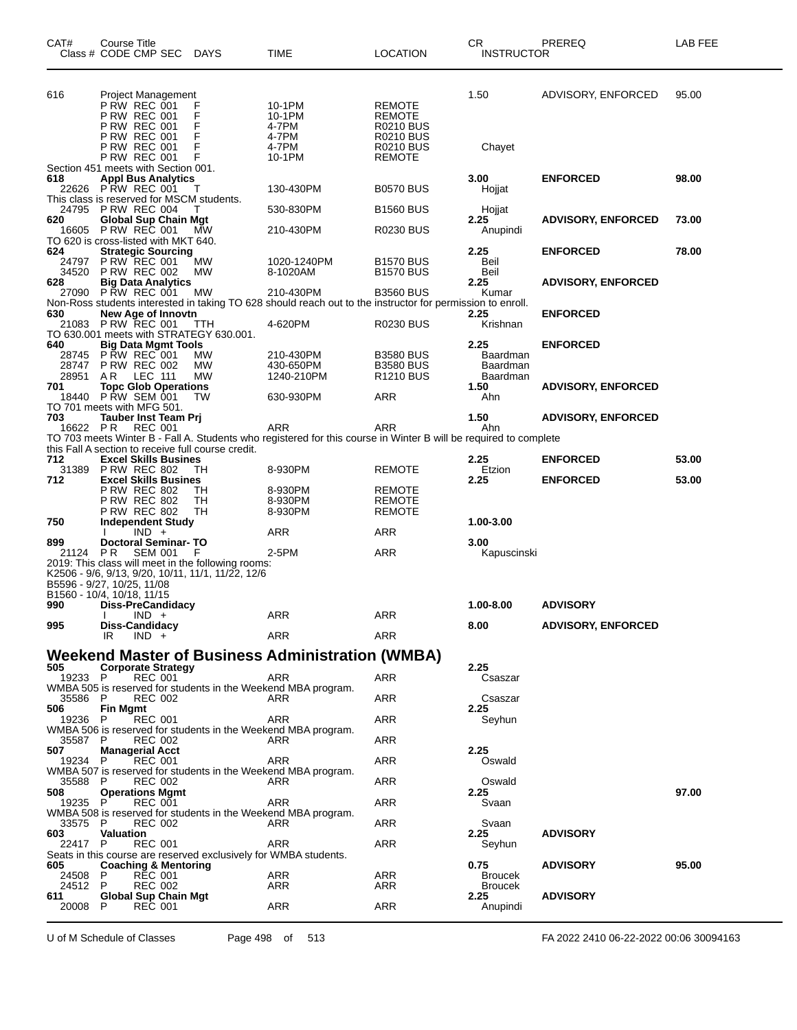| CAT# | Course Title Class # CODE CMP SEC DAYS | TIME | LOCATION | CR INSTRUCTOR | PREREQ | LAB FEE |
|---|---|---|---|---|---|---|
| 616 | Project Management | | | 1.50 | ADVISORY, ENFORCED | 95.00 |
| | P RW REC 001 F | 10-1PM | REMOTE | | | |
| | P RW REC 001 F | 10-1PM | REMOTE | | | |
| | P RW REC 001 F | 4-7PM | R0210 BUS | | | |
| | P RW REC 001 F | 4-7PM | R0210 BUS | | | |
| | P RW REC 001 F | 4-7PM | R0210 BUS | Chayet | | |
| | P RW REC 001 F | 10-1PM | REMOTE | | | |
| | Section 451 meets with Section 001. | | | | | |
| **618** | **Appl Bus Analytics** | | | **3.00** | **ENFORCED** | **98.00** |
| 22626 | P RW REC 001 T | 130-430PM | B0570 BUS | Hojjat | | |
| | This class is reserved for MSCM students. | | | | | |
| 24795 | P RW REC 004 T | 530-830PM | B1560 BUS | Hojjat | | |
| **620** | **Global Sup Chain Mgt** | | | **2.25** | **ADVISORY, ENFORCED** | **73.00** |
| 16605 | P RW REC 001 MW | 210-430PM | R0230 BUS | Anupindi | | |
| | TO 620 is cross-listed with MKT 640. | | | | | |
| **624** | **Strategic Sourcing** | | | **2.25** | **ENFORCED** | **78.00** |
| 24797 | P RW REC 001 MW | 1020-1240PM | B1570 BUS | Beil | | |
| 34520 | P RW REC 002 MW | 8-1020AM | B1570 BUS | Beil | | |
| **628** | **Big Data Analytics** | | | **2.25** | **ADVISORY, ENFORCED** | |
| 27090 | P RW REC 001 MW | 210-430PM | B3560 BUS | Kumar | | |
| | Non-Ross students interested in taking TO 628 should reach out to the instructor for permission to enroll. | | | | | |
| **630** | **New Age of Innovtn** | | | **2.25** | **ENFORCED** | |
| 21083 | P RW REC 001 TTH | 4-620PM | R0230 BUS | Krishnan | | |
| | TO 630.001 meets with STRATEGY 630.001. | | | | | |
| **640** | **Big Data Mgmt Tools** | | | **2.25** | **ENFORCED** | |
| 28745 | P RW REC 001 MW | 210-430PM | B3580 BUS | Baardman | | |
| 28747 | P RW REC 002 MW | 430-650PM | B3580 BUS | Baardman | | |
| 28951 | A R LEC 111 MW | 1240-210PM | R1210 BUS | Baardman | | |
| **701** | **Topc Glob Operations** | | | **1.50** | **ADVISORY, ENFORCED** | |
| 18440 | P RW SEM 001 TW | 630-930PM | ARR | Ahn | | |
| | TO 701 meets with MFG 501. | | | | | |
| **703** | **Tauber Inst Team Prj** | | | **1.50** | **ADVISORY, ENFORCED** | |
| 16622 | P R REC 001 | ARR | ARR | Ahn | | |
| | TO 703 meets Winter B - Fall A. Students who registered for this course in Winter B will be required to complete this Fall A section to receive full course credit. | | | | | |
| **712** | **Excel Skills Busines** | | | **2.25** | **ENFORCED** | **53.00** |
| 31389 | P RW REC 802 TH | 8-930PM | REMOTE | Etzion | | |
| **712** | **Excel Skills Busines** | | | **2.25** | **ENFORCED** | **53.00** |
| | P RW REC 802 TH | 8-930PM | REMOTE | | | |
| | P RW REC 802 TH | 8-930PM | REMOTE | | | |
| | P RW REC 802 TH | 8-930PM | REMOTE | | | |
| **750** | **Independent Study** | | | **1.00-3.00** | | |
| | I IND + | ARR | ARR | | | |
| **899** | **Doctoral Seminar- TO** | | | **3.00** | | |
| 21124 | P R SEM 001 F | 2-5PM | ARR | Kapuscinski | | |
| | 2019: This class will meet in the following rooms: K2506 - 9/6, 9/13, 9/20, 10/11, 11/1, 11/22, 12/6 B5596 - 9/27, 10/25, 11/08 B1560 - 10/4, 10/18, 11/15 | | | | | |
| **990** | **Diss-PreCandidacy** | | | **1.00-8.00** | **ADVISORY** | |
| | I IND + | ARR | ARR | | | |
| **995** | **Diss-Candidacy** | | | **8.00** | **ADVISORY, ENFORCED** | |
| | IR IND + | ARR | ARR | | | |

## Weekend Master of Business Administration (WMBA)

| CAT# | Course Title Class # CODE CMP SEC DAYS | TIME | LOCATION | CR INSTRUCTOR | PREREQ | LAB FEE |
|---|---|---|---|---|---|---|
| **505** | **Corporate Strategy** | | | **2.25** | | |
| 19233 | P REC 001 | ARR | ARR | Csaszar | | |
| | WMBA 505 is reserved for students in the Weekend MBA program. | | | | | |
| 35586 | P REC 002 | ARR | ARR | Csaszar | | |
| **506** | **Fin Mgmt** | | | **2.25** | | |
| 19236 | P REC 001 | ARR | ARR | Seyhun | | |
| | WMBA 506 is reserved for students in the Weekend MBA program. | | | | | |
| 35587 | P REC 002 | ARR | ARR | | | |
| **507** | **Managerial Acct** | | | **2.25** | | |
| 19234 | P REC 001 | ARR | ARR | Oswald | | |
| | WMBA 507 is reserved for students in the Weekend MBA program. | | | | | |
| 35588 | P REC 002 | ARR | ARR | Oswald | | |
| **508** | **Operations Mgmt** | | | **2.25** | | **97.00** |
| 19235 | P REC 001 | ARR | ARR | Svaan | | |
| | WMBA 508 is reserved for students in the Weekend MBA program. | | | | | |
| 33575 | P REC 002 | ARR | ARR | Svaan | | |
| **603** | **Valuation** | | | **2.25** | **ADVISORY** | |
| 22417 | P REC 001 | ARR | ARR | Seyhun | | |
| | Seats in this course are reserved exclusively for WMBA students. | | | | | |
| **605** | **Coaching & Mentoring** | | | **0.75** | **ADVISORY** | **95.00** |
| 24508 | P REC 001 | ARR | ARR | Broucek | | |
| 24512 | P REC 002 | ARR | ARR | Broucek | | |
| **611** | **Global Sup Chain Mgt** | | | **2.25** | **ADVISORY** | |
| 20008 | P REC 001 | ARR | ARR | Anupindi | | |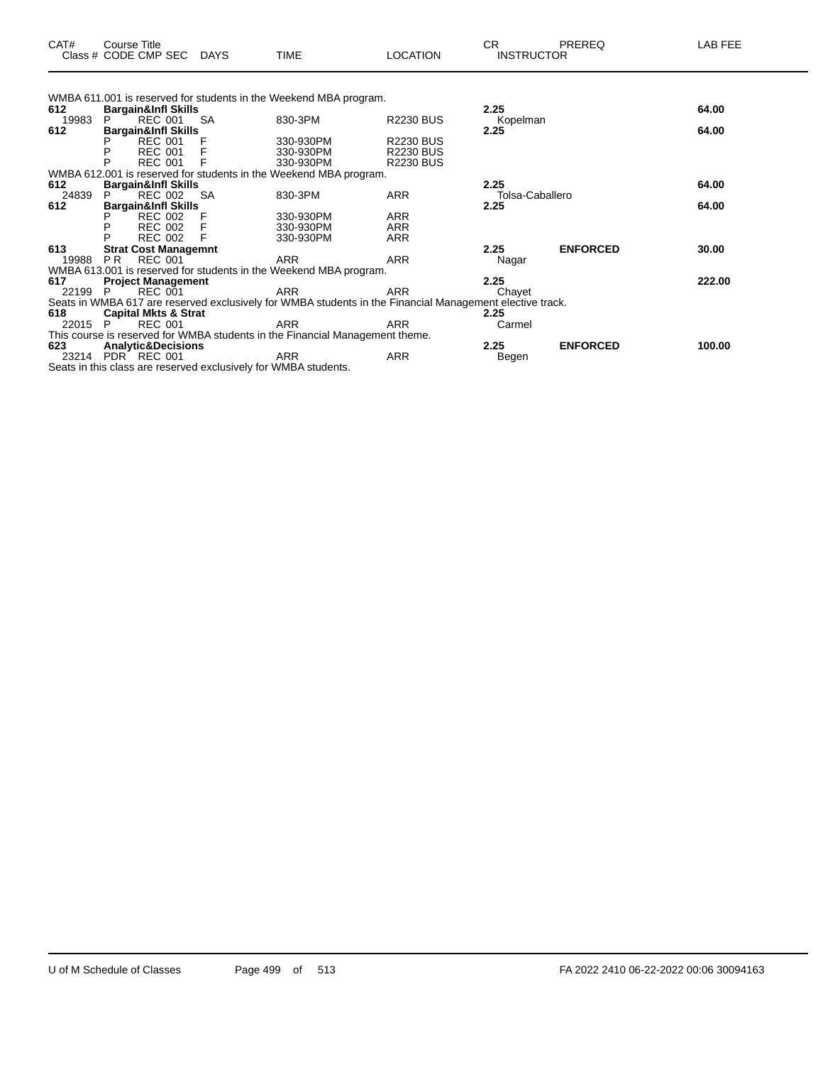| CAT# Class # | Course Title CODE CMP SEC | DAYS | TIME | LOCATION | CR INSTRUCTOR | PREREQ | LAB FEE |
|---|---|---|---|---|---|---|---|
| WMBA 611.001 is reserved for students in the Weekend MBA program. | | | | | | | |
| **612** | **Bargain&Infl Skills** | | | | **2.25** | | **64.00** |
| 19983 | P REC 001 | SA | 830-3PM | R2230 BUS | Kopelman | | |
| **612** | **Bargain&Infl Skills** | | | | **2.25** | | **64.00** |
| | P REC 001 | F | 330-930PM | R2230 BUS | | | |
| | P REC 001 | F | 330-930PM | R2230 BUS | | | |
| | P REC 001 | F | 330-930PM | R2230 BUS | | | |
| WMBA 612.001 is reserved for students in the Weekend MBA program. | | | | | | | |
| **612** | **Bargain&Infl Skills** | | | | **2.25** | | **64.00** |
| 24839 | P REC 002 | SA | 830-3PM | ARR | Tolsa-Caballero | | |
| **612** | **Bargain&Infl Skills** | | | | **2.25** | | **64.00** |
| | P REC 002 | F | 330-930PM | ARR | | | |
| | P REC 002 | F | 330-930PM | ARR | | | |
| | P REC 002 | F | 330-930PM | ARR | | | |
| **613** | **Strat Cost Managemnt** | | | | **2.25** | **ENFORCED** | **30.00** |
| 19988 | P R REC 001 | | ARR | ARR | Nagar | | |
| WMBA 613.001 is reserved for students in the Weekend MBA program. | | | | | | | |
| **617** | **Project Management** | | | | **2.25** | | **222.00** |
| 22199 | P REC 001 | | ARR | ARR | Chayet | | |
| Seats in WMBA 617 are reserved exclusively for WMBA students in the Financial Management elective track. | | | | | | | |
| **618** | **Capital Mkts & Strat** | | | | **2.25** | | |
| 22015 | P REC 001 | | ARR | ARR | Carmel | | |
| This course is reserved for WMBA students in the Financial Management theme. | | | | | | | |
| **623** | **Analytic&Decisions** | | | | **2.25** | **ENFORCED** | **100.00** |
| 23214 | PDR REC 001 | | ARR | ARR | Begen | | |
| Seats in this class are reserved exclusively for WMBA students. | | | | | | | |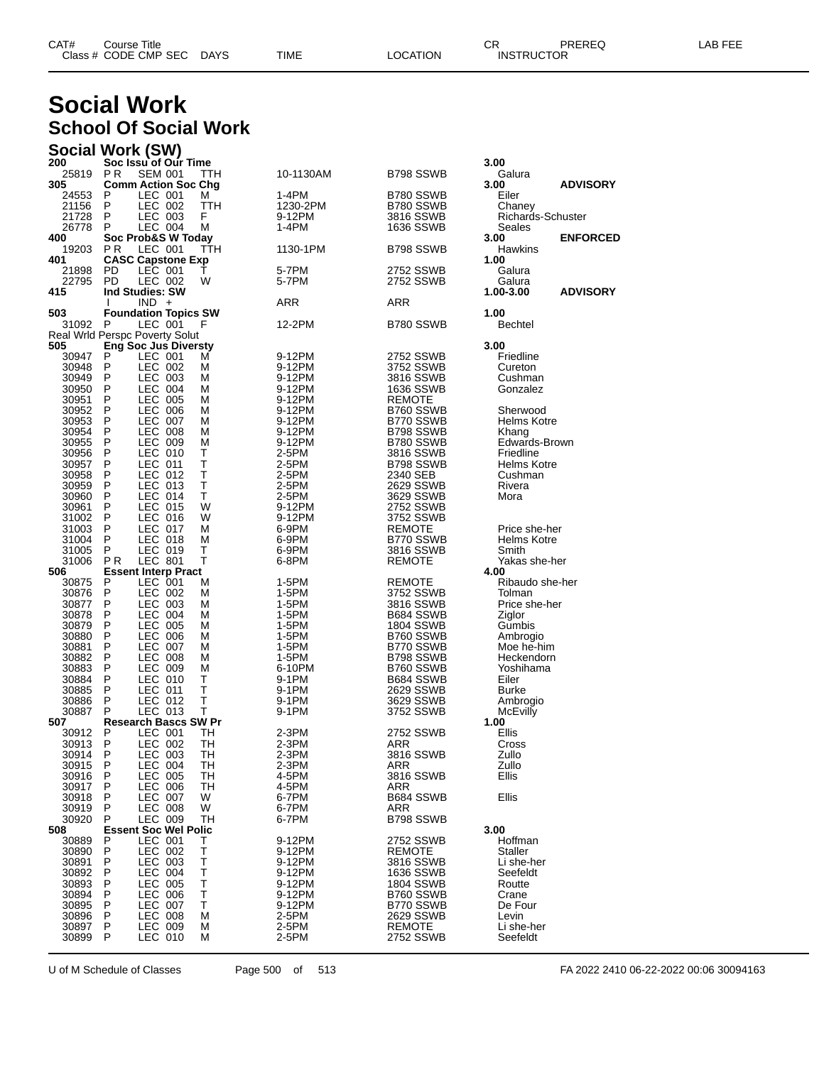# Social Work

## School Of Social Work

### Social Work (SW)

| CAT# / Class # | CODE | CMP | SEC | DAYS | TIME | LOCATION | CR / INSTRUCTOR | PREREQ | LAB FEE |
|---|---|---|---|---|---|---|---|---|---|
| **200** | **Soc Issu of Our Time** | | | | | | **3.00** | | |
| 25819 | P R | SEM | 001 | TTH | 10-1130AM | B798 SSWB | Galura | | |
| **305** | **Comm Action Soc Chg** | | | | | | **3.00** | **ADVISORY** | |
| 24553 | P | LEC | 001 | M | 1-4PM | B780 SSWB | Eiler | | |
| 21156 | P | LEC | 002 | TTH | 1230-2PM | B780 SSWB | Chaney | | |
| 21728 | P | LEC | 003 | F | 9-12PM | 3816 SSWB | Richards-Schuster | | |
| 26778 | P | LEC | 004 | M | 1-4PM | 1636 SSWB | Seales | | |
| **400** | **Soc Prob&S W Today** | | | | | | **3.00** | **ENFORCED** | |
| 19203 | P R | LEC | 001 | TTH | 1130-1PM | B798 SSWB | Hawkins | | |
| **401** | **CASC Capstone Exp** | | | | | | **1.00** | | |
| 21898 | PD | LEC | 001 | T | 5-7PM | 2752 SSWB | Galura | | |
| 22795 | PD | LEC | 002 | W | 5-7PM | 2752 SSWB | Galura | | |
| **415** | **Ind Studies: SW** | | | | | | **1.00-3.00** | **ADVISORY** | |
| | I | IND | + | | ARR | ARR | | | |
| **503** | **Foundation Topics SW** | | | | | | **1.00** | | |
| 31092 | P | LEC | 001 | F | 12-2PM | B780 SSWB | Bechtel | | |
| Real Wrld Perspc Poverty Solut | | | | | | | | | |
| **505** | **Eng Soc Jus Diversty** | | | | | | **3.00** | | |
| 30947 | P | LEC | 001 | M | 9-12PM | 2752 SSWB | Friedline | | |
| 30948 | P | LEC | 002 | M | 9-12PM | 3752 SSWB | Cureton | | |
| 30949 | P | LEC | 003 | M | 9-12PM | 3816 SSWB | Cushman | | |
| 30950 | P | LEC | 004 | M | 9-12PM | 1636 SSWB | Gonzalez | | |
| 30951 | P | LEC | 005 | M | 9-12PM | REMOTE | | | |
| 30952 | P | LEC | 006 | M | 9-12PM | B760 SSWB | Sherwood | | |
| 30953 | P | LEC | 007 | M | 9-12PM | B770 SSWB | Helms Kotre | | |
| 30954 | P | LEC | 008 | M | 9-12PM | B798 SSWB | Khang | | |
| 30955 | P | LEC | 009 | M | 9-12PM | B780 SSWB | Edwards-Brown | | |
| 30956 | P | LEC | 010 | T | 2-5PM | 3816 SSWB | Friedline | | |
| 30957 | P | LEC | 011 | T | 2-5PM | B798 SSWB | Helms Kotre | | |
| 30958 | P | LEC | 012 | T | 2-5PM | 2340 SEB | Cushman | | |
| 30959 | P | LEC | 013 | T | 2-5PM | 2629 SSWB | Rivera | | |
| 30960 | P | LEC | 014 | T | 2-5PM | 3629 SSWB | Mora | | |
| 30961 | P | LEC | 015 | W | 9-12PM | 2752 SSWB | | | |
| 31002 | P | LEC | 016 | W | 9-12PM | 3752 SSWB | | | |
| 31003 | P | LEC | 017 | M | 6-9PM | REMOTE | Price she-her | | |
| 31004 | P | LEC | 018 | M | 6-9PM | B770 SSWB | Helms Kotre | | |
| 31005 | P | LEC | 019 | T | 6-9PM | 3816 SSWB | Smith | | |
| 31006 | P R | LEC | 801 | T | 6-8PM | REMOTE | Yakas she-her | | |
| **506** | **Essent Interp Pract** | | | | | | **4.00** | | |
| 30875 | P | LEC | 001 | M | 1-5PM | REMOTE | Ribaudo she-her | | |
| 30876 | P | LEC | 002 | M | 1-5PM | 3752 SSWB | Tolman | | |
| 30877 | P | LEC | 003 | M | 1-5PM | 3816 SSWB | Price she-her | | |
| 30878 | P | LEC | 004 | M | 1-5PM | B684 SSWB | Ziglor | | |
| 30879 | P | LEC | 005 | M | 1-5PM | 1804 SSWB | Gumbis | | |
| 30880 | P | LEC | 006 | M | 1-5PM | B760 SSWB | Ambrogio | | |
| 30881 | P | LEC | 007 | M | 1-5PM | B770 SSWB | Moe he-him | | |
| 30882 | P | LEC | 008 | M | 1-5PM | B798 SSWB | Heckendorn | | |
| 30883 | P | LEC | 009 | M | 6-10PM | B760 SSWB | Yoshihama | | |
| 30884 | P | LEC | 010 | T | 9-1PM | B684 SSWB | Eiler | | |
| 30885 | P | LEC | 011 | T | 9-1PM | 2629 SSWB | Burke | | |
| 30886 | P | LEC | 012 | T | 9-1PM | 3629 SSWB | Ambrogio | | |
| 30887 | P | LEC | 013 | T | 9-1PM | 3752 SSWB | McEvilly | | |
| **507** | **Research Bascs SW Pr** | | | | | | **1.00** | | |
| 30912 | P | LEC | 001 | TH | 2-3PM | 2752 SSWB | Ellis | | |
| 30913 | P | LEC | 002 | TH | 2-3PM | ARR | Cross | | |
| 30914 | P | LEC | 003 | TH | 2-3PM | 3816 SSWB | Zullo | | |
| 30915 | P | LEC | 004 | TH | 2-3PM | ARR | Zullo | | |
| 30916 | P | LEC | 005 | TH | 4-5PM | 3816 SSWB | Ellis | | |
| 30917 | P | LEC | 006 | TH | 4-5PM | ARR | | | |
| 30918 | P | LEC | 007 | W | 6-7PM | B684 SSWB | Ellis | | |
| 30919 | P | LEC | 008 | W | 6-7PM | ARR | | | |
| 30920 | P | LEC | 009 | TH | 6-7PM | B798 SSWB | | | |
| **508** | **Essent Soc Wel Polic** | | | | | | **3.00** | | |
| 30889 | P | LEC | 001 | T | 9-12PM | 2752 SSWB | Hoffman | | |
| 30890 | P | LEC | 002 | T | 9-12PM | REMOTE | Staller | | |
| 30891 | P | LEC | 003 | T | 9-12PM | 3816 SSWB | Li she-her | | |
| 30892 | P | LEC | 004 | T | 9-12PM | 1636 SSWB | Seefeldt | | |
| 30893 | P | LEC | 005 | T | 9-12PM | 1804 SSWB | Routte | | |
| 30894 | P | LEC | 006 | T | 9-12PM | B760 SSWB | Crane | | |
| 30895 | P | LEC | 007 | T | 9-12PM | B770 SSWB | De Four | | |
| 30896 | P | LEC | 008 | M | 2-5PM | 2629 SSWB | Levin | | |
| 30897 | P | LEC | 009 | M | 2-5PM | REMOTE | Li she-her | | |
| 30899 | P | LEC | 010 | M | 2-5PM | 2752 SSWB | Seefeldt | | |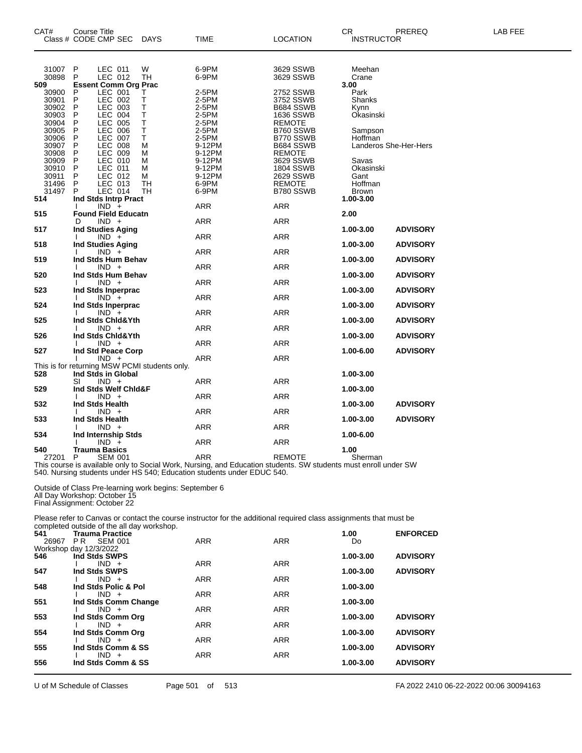| CAT# | Course Title Class # CODE CMP SEC | DAYS | TIME | LOCATION | CR INSTRUCTOR | PREREQ | LAB FEE |
|---|---|---|---|---|---|---|---|
| 31007 | P LEC 011 | W | 6-9PM | 3629 SSWB | Meehan | | |
| 30898 | P LEC 012 | TH | 6-9PM | 3629 SSWB | Crane | | |
| 509 | **Essent Comm Org Prac** | | | | 3.00 | | |
| 30900 | P LEC 001 | T | 2-5PM | 2752 SSWB | Park | | |
| 30901 | P LEC 002 | T | 2-5PM | 3752 SSWB | Shanks | | |
| 30902 | P LEC 003 | T | 2-5PM | B684 SSWB | Kynn | | |
| 30903 | P LEC 004 | T | 2-5PM | 1636 SSWB | Okasinski | | |
| 30904 | P LEC 005 | T | 2-5PM | REMOTE | | | |
| 30905 | P LEC 006 | T | 2-5PM | B760 SSWB | Sampson | | |
| 30906 | P LEC 007 | T | 2-5PM | B770 SSWB | Hoffman | | |
| 30907 | P LEC 008 | M | 9-12PM | B684 SSWB | Landeros She-Her-Hers | | |
| 30908 | P LEC 009 | M | 9-12PM | REMOTE | | | |
| 30909 | P LEC 010 | M | 9-12PM | 3629 SSWB | Savas | | |
| 30910 | P LEC 011 | M | 9-12PM | 1804 SSWB | Okasinski | | |
| 30911 | P LEC 012 | M | 9-12PM | 2629 SSWB | Gant | | |
| 31496 | P LEC 013 | TH | 6-9PM | REMOTE | Hoffman | | |
| 31497 | P LEC 014 | TH | 6-9PM | B780 SSWB | Brown | | |
| 514 | **Ind Stds Intrp Pract** | | | | 1.00-3.00 | | |
| | I IND + | | ARR | ARR | | | |
| 515 | **Found Field Educatn** | | | | 2.00 | | |
| | D IND + | | ARR | ARR | | | |
| 517 | **Ind Studies Aging** | | | | 1.00-3.00 | ADVISORY | |
| | I IND + | | ARR | ARR | | | |
| 518 | **Ind Studies Aging** | | | | 1.00-3.00 | ADVISORY | |
| | I IND + | | ARR | ARR | | | |
| 519 | **Ind Stds Hum Behav** | | | | 1.00-3.00 | ADVISORY | |
| | I IND + | | ARR | ARR | | | |
| 520 | **Ind Stds Hum Behav** | | | | 1.00-3.00 | ADVISORY | |
| | I IND + | | ARR | ARR | | | |
| 523 | **Ind Stds Inperprac** | | | | 1.00-3.00 | ADVISORY | |
| | I IND + | | ARR | ARR | | | |
| 524 | **Ind Stds Inperprac** | | | | 1.00-3.00 | ADVISORY | |
| | I IND + | | ARR | ARR | | | |
| 525 | **Ind Stds Chld&Yth** | | | | 1.00-3.00 | ADVISORY | |
| | I IND + | | ARR | ARR | | | |
| 526 | **Ind Stds Chld&Yth** | | | | 1.00-3.00 | ADVISORY | |
| | I IND + | | ARR | ARR | | | |
| 527 | **Ind Std Peace Corp** | | | | 1.00-6.00 | ADVISORY | |
| | I IND + | | ARR | ARR | | | |

This is for returning MSW PCMI students only.

| CAT# | Course Title Class # CODE CMP SEC | DAYS | TIME | LOCATION | CR INSTRUCTOR | PREREQ | LAB FEE |
|---|---|---|---|---|---|---|---|
| 528 | **Ind Stds in Global** | | | | 1.00-3.00 | | |
| | SI IND + | | ARR | ARR | | | |
| 529 | **Ind Stds Welf Chld&F** | | | | 1.00-3.00 | | |
| | I IND + | | ARR | ARR | | | |
| 532 | **Ind Stds Health** | | | | 1.00-3.00 | ADVISORY | |
| | I IND + | | ARR | ARR | | | |
| 533 | **Ind Stds Health** | | | | 1.00-3.00 | ADVISORY | |
| | I IND + | | ARR | ARR | | | |
| 534 | **Ind Internship Stds** | | | | 1.00-6.00 | | |
| | I IND + | | ARR | ARR | | | |
| 540 | **Trauma Basics** | | | | 1.00 | | |
| 27201 | P SEM 001 | | ARR | REMOTE | Sherman | | |

This course is available only to Social Work, Nursing, and Education students. SW students must enroll under SW 540. Nursing students under HS 540; Education students under EDUC 540.

Outside of Class Pre-learning work begins: September 6
All Day Workshop: October 15
Final Assignment: October 22

Please refer to Canvas or contact the course instructor for the additional required class assignments that must be completed outside of the all day workshop.

| CAT# | Course Title Class # CODE CMP SEC | DAYS | TIME | LOCATION | CR INSTRUCTOR | PREREQ | LAB FEE |
|---|---|---|---|---|---|---|---|
| 541 | **Trauma Practice** | | | | 1.00 | ENFORCED | |
| 26967 | P R SEM 001 | | ARR | ARR | Do | | |

Workshop day 12/3/2022

| CAT# | Course Title Class # CODE CMP SEC | DAYS | TIME | LOCATION | CR INSTRUCTOR | PREREQ | LAB FEE |
|---|---|---|---|---|---|---|---|
| 546 | **Ind Stds SWPS** | | | | 1.00-3.00 | ADVISORY | |
| | I IND + | | ARR | ARR | | | |
| 547 | **Ind Stds SWPS** | | | | 1.00-3.00 | ADVISORY | |
| | I IND + | | ARR | ARR | | | |
| 548 | **Ind Stds Polic & Pol** | | | | 1.00-3.00 | | |
| | I IND + | | ARR | ARR | | | |
| 551 | **Ind Stds Comm Change** | | | | 1.00-3.00 | | |
| | I IND + | | ARR | ARR | | | |
| 553 | **Ind Stds Comm Org** | | | | 1.00-3.00 | ADVISORY | |
| | I IND + | | ARR | ARR | | | |
| 554 | **Ind Stds Comm Org** | | | | 1.00-3.00 | ADVISORY | |
| | I IND + | | ARR | ARR | | | |
| 555 | **Ind Stds Comm & SS** | | | | 1.00-3.00 | ADVISORY | |
| | I IND + | | ARR | ARR | | | |
| 556 | **Ind Stds Comm & SS** | | | | 1.00-3.00 | ADVISORY | |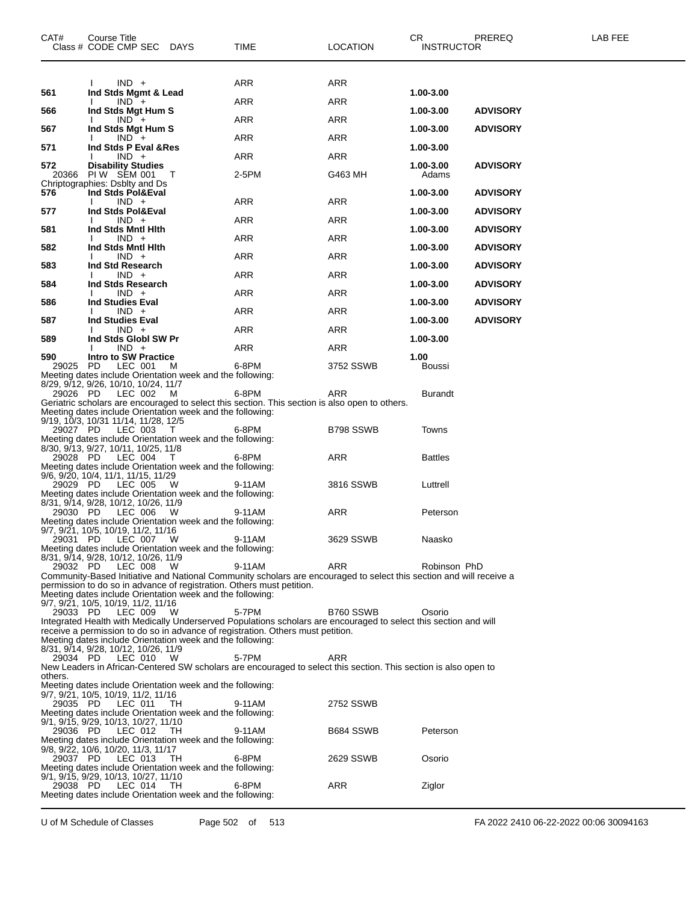| CAT# | Course Title<br>Class # CODE CMP SEC DAYS | TIME | LOCATION | CR<br>INSTRUCTOR | PREREQ | LAB FEE |
|---|---|---|---|---|---|---|
| | I IND + | ARR | ARR | | | |
| **561** | **Ind Stds Mgmt & Lead** | | | **1.00-3.00** | | |
| | I IND + | ARR | ARR | | | |
| **566** | **Ind Stds Mgt Hum S** | | | **1.00-3.00** | **ADVISORY** | |
| | I IND + | ARR | ARR | | | |
| **567** | **Ind Stds Mgt Hum S** | | | **1.00-3.00** | **ADVISORY** | |
| | I IND + | ARR | ARR | | | |
| **571** | **Ind Stds P Eval &Res** | | | **1.00-3.00** | | |
| | I IND + | ARR | ARR | | | |
| **572** | **Disability Studies** | | | **1.00-3.00** | **ADVISORY** | |
| 20366 | PI W SEM 001 T | 2-5PM | G463 MH | Adams | | |

Chriptographies: Dsblty and Ds

| CAT# | Course Title<br>Class # CODE CMP SEC DAYS | TIME | LOCATION | CR<br>INSTRUCTOR | PREREQ | LAB FEE |
|---|---|---|---|---|---|---|
| **576** | **Ind Stds Pol&Eval** | | | **1.00-3.00** | **ADVISORY** | |
| | I IND + | ARR | ARR | | | |
| **577** | **Ind Stds Pol&Eval** | | | **1.00-3.00** | **ADVISORY** | |
| | I IND + | ARR | ARR | | | |
| **581** | **Ind Stds Mntl Hlth** | | | **1.00-3.00** | **ADVISORY** | |
| | I IND + | ARR | ARR | | | |
| **582** | **Ind Stds Mntl Hlth** | | | **1.00-3.00** | **ADVISORY** | |
| | I IND + | ARR | ARR | | | |
| **583** | **Ind Std Research** | | | **1.00-3.00** | **ADVISORY** | |
| | I IND + | ARR | ARR | | | |
| **584** | **Ind Stds Research** | | | **1.00-3.00** | **ADVISORY** | |
| | I IND + | ARR | ARR | | | |
| **586** | **Ind Studies Eval** | | | **1.00-3.00** | **ADVISORY** | |
| | I IND + | ARR | ARR | | | |
| **587** | **Ind Studies Eval** | | | **1.00-3.00** | **ADVISORY** | |
| | I IND + | ARR | ARR | | | |
| **589** | **Ind Stds Globl SW Pr** | | | **1.00-3.00** | | |
| | I IND + | ARR | ARR | | | |
| **590** | **Intro to SW Practice** | | | **1.00** | | |
| 29025 | PD LEC 001 M | 6-8PM | 3752 SSWB | Boussi | | |

Meeting dates include Orientation week and the following:
8/29, 9/12, 9/26, 10/10, 10/24, 11/7

| Class # | CODE CMP SEC DAYS | TIME | LOCATION | INSTRUCTOR |
|---|---|---|---|---|
| 29026 | PD LEC 002 M | 6-8PM | ARR | Burandt |

Geriatric scholars are encouraged to select this section. This section is also open to others.
Meeting dates include Orientation week and the following:
9/19, 10/3, 10/31 11/14, 11/28, 12/5

| Class # | CODE CMP SEC DAYS | TIME | LOCATION | INSTRUCTOR |
|---|---|---|---|---|
| 29027 | PD LEC 003 T | 6-8PM | B798 SSWB | Towns |

Meeting dates include Orientation week and the following:
8/30, 9/13, 9/27, 10/11, 10/25, 11/8

| Class # | CODE CMP SEC DAYS | TIME | LOCATION | INSTRUCTOR |
|---|---|---|---|---|
| 29028 | PD LEC 004 T | 6-8PM | ARR | Battles |

Meeting dates include Orientation week and the following:
9/6, 9/20, 10/4, 11/1, 11/15, 11/29

| Class # | CODE CMP SEC DAYS | TIME | LOCATION | INSTRUCTOR |
|---|---|---|---|---|
| 29029 | PD LEC 005 W | 9-11AM | 3816 SSWB | Luttrell |

Meeting dates include Orientation week and the following:
8/31, 9/14, 9/28, 10/12, 10/26, 11/9

| Class # | CODE CMP SEC DAYS | TIME | LOCATION | INSTRUCTOR |
|---|---|---|---|---|
| 29030 | PD LEC 006 W | 9-11AM | ARR | Peterson |

Meeting dates include Orientation week and the following:
9/7, 9/21, 10/5, 10/19, 11/2, 11/16

| Class # | CODE CMP SEC DAYS | TIME | LOCATION | INSTRUCTOR |
|---|---|---|---|---|
| 29031 | PD LEC 007 W | 9-11AM | 3629 SSWB | Naasko |

Meeting dates include Orientation week and the following:
8/31, 9/14, 9/28, 10/12, 10/26, 11/9

| Class # | CODE CMP SEC DAYS | TIME | LOCATION | INSTRUCTOR |
|---|---|---|---|---|
| 29032 | PD LEC 008 W | 9-11AM | ARR | Robinson PhD |

Community-Based Initiative and National Community scholars are encouraged to select this section and will receive a permission to do so in advance of registration. Others must petition.
Meeting dates include Orientation week and the following:
9/7, 9/21, 10/5, 10/19, 11/2, 11/16

| Class # | CODE CMP SEC DAYS | TIME | LOCATION | INSTRUCTOR |
|---|---|---|---|---|
| 29033 | PD LEC 009 W | 5-7PM | B760 SSWB | Osorio |

Integrated Health with Medically Underserved Populations scholars are encouraged to select this section and will receive a permission to do so in advance of registration. Others must petition.
Meeting dates include Orientation week and the following:
8/31, 9/14, 9/28, 10/12, 10/26, 11/9

| Class # | CODE CMP SEC DAYS | TIME | LOCATION | INSTRUCTOR |
|---|---|---|---|---|
| 29034 | PD LEC 010 W | 5-7PM | ARR | |

New Leaders in African-Centered SW scholars are encouraged to select this section. This section is also open to others.
Meeting dates include Orientation week and the following:
9/7, 9/21, 10/5, 10/19, 11/2, 11/16

| Class # | CODE CMP SEC DAYS | TIME | LOCATION | INSTRUCTOR |
|---|---|---|---|---|
| 29035 | PD LEC 011 TH | 9-11AM | 2752 SSWB | |

Meeting dates include Orientation week and the following:
9/1, 9/15, 9/29, 10/13, 10/27, 11/10

| Class # | CODE CMP SEC DAYS | TIME | LOCATION | INSTRUCTOR |
|---|---|---|---|---|
| 29036 | PD LEC 012 TH | 9-11AM | B684 SSWB | Peterson |

Meeting dates include Orientation week and the following:
9/8, 9/22, 10/6, 10/20, 11/3, 11/17

| Class # | CODE CMP SEC DAYS | TIME | LOCATION | INSTRUCTOR |
|---|---|---|---|---|
| 29037 | PD LEC 013 TH | 6-8PM | 2629 SSWB | Osorio |

Meeting dates include Orientation week and the following:
9/1, 9/15, 9/29, 10/13, 10/27, 11/10

| Class # | CODE CMP SEC DAYS | TIME | LOCATION | INSTRUCTOR |
|---|---|---|---|---|
| 29038 | PD LEC 014 TH | 6-8PM | ARR | Ziglor |

Meeting dates include Orientation week and the following: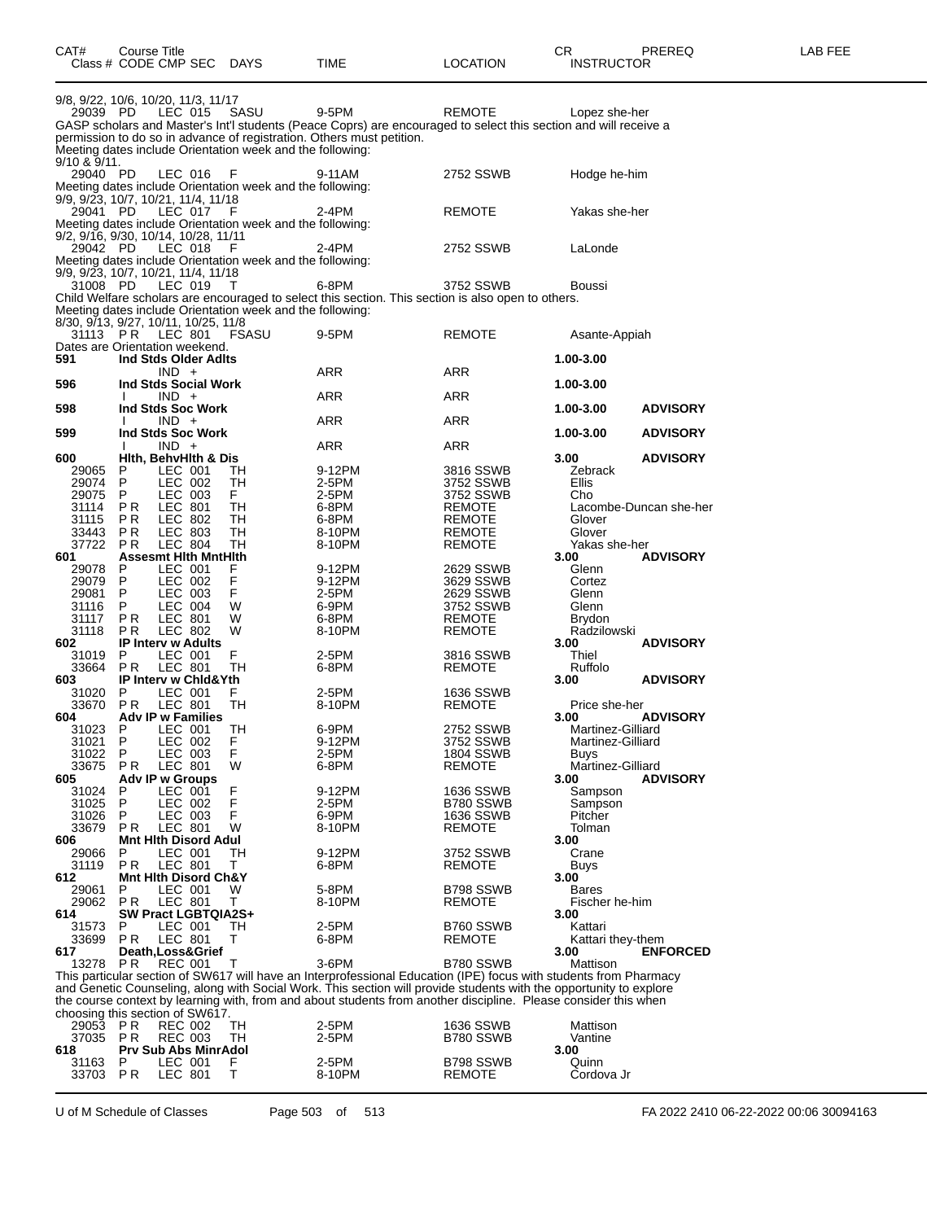| CAT# | Course Title | | | | | | CR | PREREQ | LAB FEE |
|---|---|---|---|---|---|---|---|---|---|
| Class # | CODE | CMP SEC | DAYS | TIME | LOCATION | INSTRUCTOR | | | |

9/8, 9/22, 10/6, 10/20, 11/3, 11/17

| | | | | | | |
|---|---|---|---|---|---|---|
| 29039 | PD | LEC 015 | SASU | 9-5PM | REMOTE | Lopez she-her |

GASP scholars and Master's Int'l students (Peace Coprs) are encouraged to select this section and will receive a permission to do so in advance of registration. Others must petition.
Meeting dates include Orientation week and the following:
9/10 & 9/11.

| | | | | | | |
|---|---|---|---|---|---|---|
| 29040 | PD | LEC 016 | F | 9-11AM | 2752 SSWB | Hodge he-him |

Meeting dates include Orientation week and the following:
9/9, 9/23, 10/7, 10/21, 11/4, 11/18

| | | | | | | |
|---|---|---|---|---|---|---|
| 29041 | PD | LEC 017 | F | 2-4PM | REMOTE | Yakas she-her |

Meeting dates include Orientation week and the following:
9/2, 9/16, 9/30, 10/14, 10/28, 11/11

| | | | | | | |
|---|---|---|---|---|---|---|
| 29042 | PD | LEC 018 | F | 2-4PM | 2752 SSWB | LaLonde |

Meeting dates include Orientation week and the following:
9/9, 9/23, 10/7, 10/21, 11/4, 11/18

| | | | | | | |
|---|---|---|---|---|---|---|
| 31008 | PD | LEC 019 | T | 6-8PM | 3752 SSWB | Boussi |

Child Welfare scholars are encouraged to select this section. This section is also open to others.
Meeting dates include Orientation week and the following:
8/30, 9/13, 9/27, 10/11, 10/25, 11/8

| | | | | | | |
|---|---|---|---|---|---|---|
| 31113 | P R | LEC 801 | FSASU | 9-5PM | REMOTE | Asante-Appiah |

Dates are Orientation weekend.

| CAT# / Class # | Course Title / CODE | CMP SEC | DAYS | TIME | LOCATION | CR / INSTRUCTOR | PREREQ |
|---|---|---|---|---|---|---|---|
| **591** | **Ind Stds Older Adlts** | | | | | **1.00-3.00** | |
| | | IND + | | ARR | ARR | | |
| **596** | **Ind Stds Social Work** | | | | | **1.00-3.00** | |
| | I | IND + | | ARR | ARR | | |
| **598** | **Ind Stds Soc Work** | | | | | **1.00-3.00** | **ADVISORY** |
| | I | IND + | | ARR | ARR | | |
| **599** | **Ind Stds Soc Work** | | | | | **1.00-3.00** | **ADVISORY** |
| | I | IND + | | ARR | ARR | | |
| **600** | **Hlth, BehvHlth & Dis** | | | | | **3.00** | **ADVISORY** |
| 29065 | P | LEC 001 | TH | 9-12PM | 3816 SSWB | Zebrack | |
| 29074 | P | LEC 002 | TH | 2-5PM | 3752 SSWB | Ellis | |
| 29075 | P | LEC 003 | F | 2-5PM | 3752 SSWB | Cho | |
| 31114 | P R | LEC 801 | TH | 6-8PM | REMOTE | Lacombe-Duncan she-her | |
| 31115 | P R | LEC 802 | TH | 6-8PM | REMOTE | Glover | |
| 33443 | P R | LEC 803 | TH | 8-10PM | REMOTE | Glover | |
| 37722 | P R | LEC 804 | TH | 8-10PM | REMOTE | Yakas she-her | |
| **601** | **Assesmt Hlth MntHlth** | | | | | **3.00** | **ADVISORY** |
| 29078 | P | LEC 001 | F | 9-12PM | 2629 SSWB | Glenn | |
| 29079 | P | LEC 002 | F | 9-12PM | 3629 SSWB | Cortez | |
| 29081 | P | LEC 003 | F | 2-5PM | 2629 SSWB | Glenn | |
| 31116 | P | LEC 004 | W | 6-9PM | 3752 SSWB | Glenn | |
| 31117 | P R | LEC 801 | W | 6-8PM | REMOTE | Brydon | |
| 31118 | P R | LEC 802 | W | 8-10PM | REMOTE | Radzilowski | |
| **602** | **IP Interv w Adults** | | | | | **3.00** | **ADVISORY** |
| 31019 | P | LEC 001 | F | 2-5PM | 3816 SSWB | Thiel | |
| 33664 | P R | LEC 801 | TH | 6-8PM | REMOTE | Ruffolo | |
| **603** | **IP Interv w Chld&Yth** | | | | | **3.00** | **ADVISORY** |
| 31020 | P | LEC 001 | F | 2-5PM | 1636 SSWB | | |
| 33670 | P R | LEC 801 | TH | 8-10PM | REMOTE | Price she-her | |
| **604** | **Adv IP w Families** | | | | | **3.00** | **ADVISORY** |
| 31023 | P | LEC 001 | TH | 6-9PM | 2752 SSWB | Martinez-Gilliard | |
| 31021 | P | LEC 002 | F | 9-12PM | 3752 SSWB | Martinez-Gilliard | |
| 31022 | P | LEC 003 | F | 2-5PM | 1804 SSWB | Buys | |
| 33675 | P R | LEC 801 | W | 6-8PM | REMOTE | Martinez-Gilliard | |
| **605** | **Adv IP w Groups** | | | | | **3.00** | **ADVISORY** |
| 31024 | P | LEC 001 | F | 9-12PM | 1636 SSWB | Sampson | |
| 31025 | P | LEC 002 | F | 2-5PM | B780 SSWB | Sampson | |
| 31026 | P | LEC 003 | F | 6-9PM | 1636 SSWB | Pitcher | |
| 33679 | P R | LEC 801 | W | 8-10PM | REMOTE | Tolman | |
| **606** | **Mnt Hlth Disord Adul** | | | | | **3.00** | |
| 29066 | P | LEC 001 | TH | 9-12PM | 3752 SSWB | Crane | |
| 31119 | P R | LEC 801 | T | 6-8PM | REMOTE | Buys | |
| **612** | **Mnt Hlth Disord Ch&Y** | | | | | **3.00** | |
| 29061 | P | LEC 001 | W | 5-8PM | B798 SSWB | Bares | |
| 29062 | P R | LEC 801 | T | 8-10PM | REMOTE | Fischer he-him | |
| **614** | **SW Pract LGBTQIA2S+** | | | | | **3.00** | |
| 31573 | P | LEC 001 | TH | 2-5PM | B760 SSWB | Kattari | |
| 33699 | P R | LEC 801 | T | 6-8PM | REMOTE | Kattari they-them | |
| **617** | **Death,Loss&Grief** | | | | | **3.00** | **ENFORCED** |
| 13278 | P R | REC 001 | T | 3-6PM | B780 SSWB | Mattison | |

This particular section of SW617 will have an Interprofessional Education (IPE) focus with students from Pharmacy and Genetic Counseling, along with Social Work. This section will provide students with the opportunity to explore the course context by learning with, from and about students from another discipline. Please consider this when choosing this section of SW617.

| | | | | | | | |
|---|---|---|---|---|---|---|---|
| 29053 | P R | REC 002 | TH | 2-5PM | 1636 SSWB | Mattison | |
| 37035 | P R | REC 003 | TH | 2-5PM | B780 SSWB | Vantine | |
| **618** | **Prv Sub Abs MinrAdol** | | | | | **3.00** | |
| 31163 | P | LEC 001 | F | 2-5PM | B798 SSWB | Quinn | |
| 33703 | P R | LEC 801 | T | 8-10PM | REMOTE | Cordova Jr | |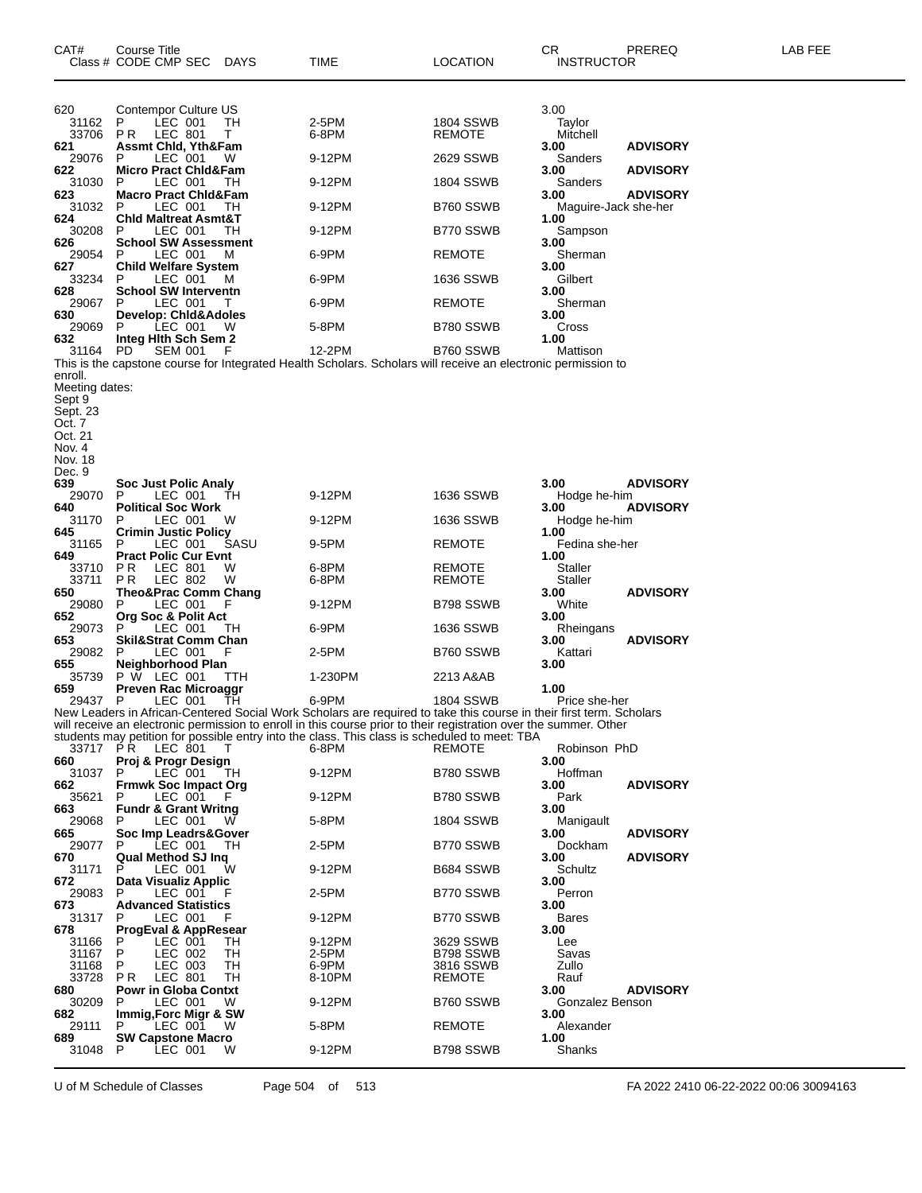| CAT# Class # | Course Title CODE CMP SEC | DAYS | TIME | LOCATION | CR INSTRUCTOR | PREREQ | LAB FEE |
|---|---|---|---|---|---|---|---|
| **620** | **Contempor Culture US** | | | | **3.00** | | |
| 31162 | P LEC 001 | TH | 2-5PM | 1804 SSWB | Taylor | | |
| 33706 | P R LEC 801 | T | 6-8PM | REMOTE | Mitchell | | |
| **621** | **Assmt Chld, Yth&Fam** | | | | **3.00** | **ADVISORY** | |
| 29076 | P LEC 001 | W | 9-12PM | 2629 SSWB | Sanders | | |
| **622** | **Micro Pract Chld&Fam** | | | | **3.00** | **ADVISORY** | |
| 31030 | P LEC 001 | TH | 9-12PM | 1804 SSWB | Sanders | | |
| **623** | **Macro Pract Chld&Fam** | | | | **3.00** | **ADVISORY** | |
| 31032 | P LEC 001 | TH | 9-12PM | B760 SSWB | Maguire-Jack she-her | | |
| **624** | **Chld Maltreat Asmt&T** | | | | **1.00** | | |
| 30208 | P LEC 001 | TH | 9-12PM | B770 SSWB | Sampson | | |
| **626** | **School SW Assessment** | | | | **3.00** | | |
| 29054 | P LEC 001 | M | 6-9PM | REMOTE | Sherman | | |
| **627** | **Child Welfare System** | | | | **3.00** | | |
| 33234 | P LEC 001 | M | 6-9PM | 1636 SSWB | Gilbert | | |
| **628** | **School SW Interventn** | | | | **3.00** | | |
| 29067 | P LEC 001 | T | 6-9PM | REMOTE | Sherman | | |
| **630** | **Develop: Chld&Adoles** | | | | **3.00** | | |
| 29069 | P LEC 001 | W | 5-8PM | B780 SSWB | Cross | | |
| **632** | **Integ Hlth Sch Sem 2** | | | | **1.00** | | |
| 31164 | PD SEM 001 | F | 12-2PM | B760 SSWB | Mattison | | |

This is the capstone course for Integrated Health Scholars. Scholars will receive an electronic permission to enroll.
Meeting dates:
Sept 9
Sept. 23
Oct. 7
Oct. 21
Nov. 4
Nov. 18
Dec. 9

| CAT# Class # | Course Title CODE CMP SEC | DAYS | TIME | LOCATION | CR INSTRUCTOR | PREREQ | LAB FEE |
|---|---|---|---|---|---|---|---|
| **639** | **Soc Just Polic Analy** | | | | **3.00** | **ADVISORY** | |
| 29070 | P LEC 001 | TH | 9-12PM | 1636 SSWB | Hodge he-him | | |
| **640** | **Political Soc Work** | | | | **3.00** | **ADVISORY** | |
| 31170 | P LEC 001 | W | 9-12PM | 1636 SSWB | Hodge he-him | | |
| **645** | **Crimin Justic Policy** | | | | **1.00** | | |
| 31165 | P LEC 001 | SASU | 9-5PM | REMOTE | Fedina she-her | | |
| **649** | **Pract Polic Cur Evnt** | | | | **1.00** | | |
| 33710 | P R LEC 801 | W | 6-8PM | REMOTE | Staller | | |
| 33711 | P R LEC 802 | W | 6-8PM | REMOTE | Staller | | |
| **650** | **Theo&Prac Comm Chang** | | | | **3.00** | **ADVISORY** | |
| 29080 | P LEC 001 | F | 9-12PM | B798 SSWB | White | | |
| **652** | **Org Soc & Polit Act** | | | | **3.00** | | |
| 29073 | P LEC 001 | TH | 6-9PM | 1636 SSWB | Rheingans | | |
| **653** | **Skil&Strat Comm Chan** | | | | **3.00** | **ADVISORY** | |
| 29082 | P LEC 001 | F | 2-5PM | B760 SSWB | Kattari | | |
| **655** | **Neighborhood Plan** | | | | **3.00** | | |
| 35739 | P W LEC 001 | TTH | 1-230PM | 2213 A&AB | | | |
| **659** | **Preven Rac Microaggr** | | | | **1.00** | | |
| 29437 | P LEC 001 | TH | 6-9PM | 1804 SSWB | Price she-her | | |

New Leaders in African-Centered Social Work Scholars are required to take this course in their first term. Scholars will receive an electronic permission to enroll in this course prior to their registration over the summer. Other students may petition for possible entry into the class. This class is scheduled to meet: TBA

| CAT# Class # | Course Title CODE CMP SEC | DAYS | TIME | LOCATION | CR INSTRUCTOR | PREREQ | LAB FEE |
|---|---|---|---|---|---|---|---|
| 33717 | P R LEC 801 | T | 6-8PM | REMOTE | Robinson PhD | | |
| **660** | **Proj & Progr Design** | | | | **3.00** | | |
| 31037 | P LEC 001 | TH | 9-12PM | B780 SSWB | Hoffman | | |
| **662** | **Frmwk Soc Impact Org** | | | | **3.00** | **ADVISORY** | |
| 35621 | P LEC 001 | F | 9-12PM | B780 SSWB | Park | | |
| **663** | **Fundr & Grant Writng** | | | | **3.00** | | |
| 29068 | P LEC 001 | W | 5-8PM | 1804 SSWB | Manigault | | |
| **665** | **Soc Imp Leadrs&Gover** | | | | **3.00** | **ADVISORY** | |
| 29077 | P LEC 001 | TH | 2-5PM | B770 SSWB | Dockham | | |
| **670** | **Qual Method SJ Inq** | | | | **3.00** | **ADVISORY** | |
| 31171 | P LEC 001 | W | 9-12PM | B684 SSWB | Schultz | | |
| **672** | **Data Visualiz Applic** | | | | **3.00** | | |
| 29083 | P LEC 001 | F | 2-5PM | B770 SSWB | Perron | | |
| **673** | **Advanced Statistics** | | | | **3.00** | | |
| 31317 | P LEC 001 | F | 9-12PM | B770 SSWB | Bares | | |
| **678** | **ProgEval & AppResear** | | | | **3.00** | | |
| 31166 | P LEC 001 | TH | 9-12PM | 3629 SSWB | Lee | | |
| 31167 | P LEC 002 | TH | 2-5PM | B798 SSWB | Savas | | |
| 31168 | P LEC 003 | TH | 6-9PM | 3816 SSWB | Zullo | | |
| 33728 | P R LEC 801 | TH | 8-10PM | REMOTE | Rauf | | |
| **680** | **Powr in Globa Contxt** | | | | **3.00** | **ADVISORY** | |
| 30209 | P LEC 001 | W | 9-12PM | B760 SSWB | Gonzalez Benson | | |
| **682** | **Immig,Forc Migr & SW** | | | | **3.00** | | |
| 29111 | P LEC 001 | W | 5-8PM | REMOTE | Alexander | | |
| **689** | **SW Capstone Macro** | | | | **1.00** | | |
| 31048 | P LEC 001 | W | 9-12PM | B798 SSWB | Shanks | | |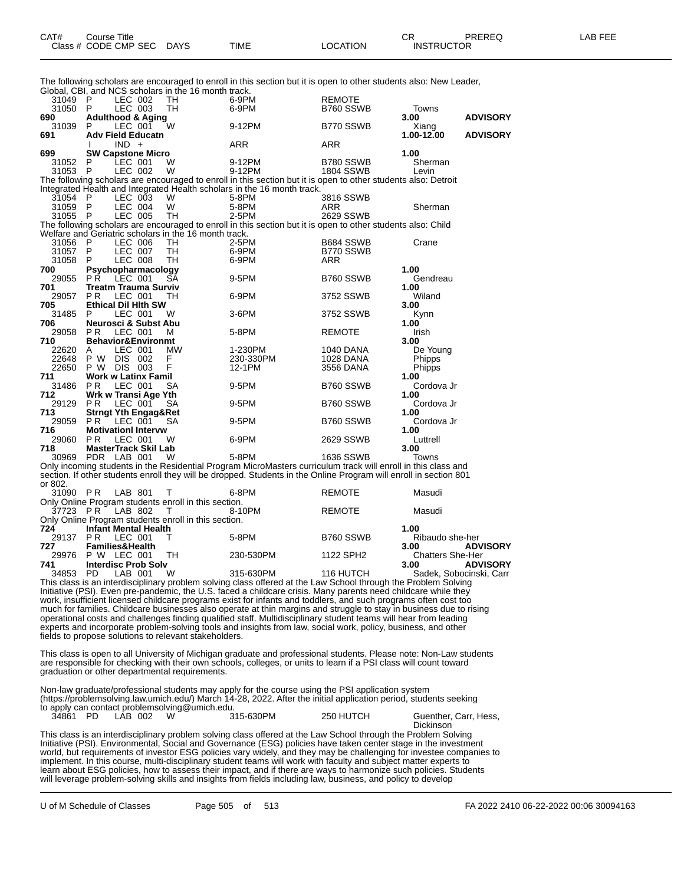| CAT# Class # | Course Title CODE CMP SEC | DAYS | TIME | LOCATION | CR INSTRUCTOR | PREREQ | LAB FEE |
|---|---|---|---|---|---|---|---|

The following scholars are encouraged to enroll in this section but it is open to other students also: New Leader, Global, CBI, and NCS scholars in the 16 month track.

| | | | | | | | |
|---|---|---|---|---|---|---|---|
| 31049 | P LEC 002 | TH | 6-9PM | REMOTE | | | |
| 31050 | P LEC 003 | TH | 6-9PM | B760 SSWB | Towns | | |
| **690** | **Adulthood & Aging** | | | | **3.00** | **ADVISORY** | |
| 31039 | P LEC 001 | W | 9-12PM | B770 SSWB | Xiang | | |
| **691** | **Adv Field Educatn** | | | | **1.00-12.00** | **ADVISORY** | |
| | I IND + | | ARR | ARR | | | |
| **699** | **SW Capstone Micro** | | | | **1.00** | | |
| 31052 | P LEC 001 | W | 9-12PM | B780 SSWB | Sherman | | |
| 31053 | P LEC 002 | W | 9-12PM | 1804 SSWB | Levin | | |

The following scholars are encouraged to enroll in this section but it is open to other students also: Detroit Integrated Health and Integrated Health scholars in the 16 month track.

| | | | | | | | |
|---|---|---|---|---|---|---|---|
| 31054 | P LEC 003 | W | 5-8PM | 3816 SSWB | | | |
| 31059 | P LEC 004 | W | 5-8PM | ARR | Sherman | | |
| 31055 | P LEC 005 | TH | 2-5PM | 2629 SSWB | | | |

The following scholars are encouraged to enroll in this section but it is open to other students also: Child Welfare and Geriatric scholars in the 16 month track.

| | | | | | | | |
|---|---|---|---|---|---|---|---|
| 31056 | P LEC 006 | TH | 2-5PM | B684 SSWB | Crane | | |
| 31057 | P LEC 007 | TH | 6-9PM | B770 SSWB | | | |
| 31058 | P LEC 008 | TH | 6-9PM | ARR | | | |
| **700** | **Psychopharmacology** | | | | **1.00** | | |
| 29055 | P R LEC 001 | SA | 9-5PM | B760 SSWB | Gendreau | | |
| **701** | **Treatm Trauma Surviv** | | | | **1.00** | | |
| 29057 | P R LEC 001 | TH | 6-9PM | 3752 SSWB | Wiland | | |
| **705** | **Ethical Dil Hlth SW** | | | | **3.00** | | |
| 31485 | P LEC 001 | W | 3-6PM | 3752 SSWB | Kynn | | |
| **706** | **Neurosci & Subst Abu** | | | | **1.00** | | |
| 29058 | P R LEC 001 | M | 5-8PM | REMOTE | Irish | | |
| **710** | **Behavior&Environmt** | | | | **3.00** | | |
| 22620 | A LEC 001 | MW | 1-230PM | 1040 DANA | De Young | | |
| 22648 | P W DIS 002 | F | 230-330PM | 1028 DANA | Phipps | | |
| 22650 | P W DIS 003 | F | 12-1PM | 3556 DANA | Phipps | | |
| **711** | **Work w Latinx Famil** | | | | **1.00** | | |
| 31486 | P R LEC 001 | SA | 9-5PM | B760 SSWB | Cordova Jr | | |
| **712** | **Wrk w Transi Age Yth** | | | | **1.00** | | |
| 29129 | P R LEC 001 | SA | 9-5PM | B760 SSWB | Cordova Jr | | |
| **713** | **Strngt Yth Engag&Ret** | | | | **1.00** | | |
| 29059 | P R LEC 001 | SA | 9-5PM | B760 SSWB | Cordova Jr | | |
| **716** | **Motivationl Intervw** | | | | **1.00** | | |
| 29060 | P R LEC 001 | W | 6-9PM | 2629 SSWB | Luttrell | | |
| **718** | **MasterTrack Skil Lab** | | | | **3.00** | | |
| 30969 | PDR LAB 001 | W | 5-8PM | 1636 SSWB | Towns | | |

Only incoming students in the Residential Program MicroMasters curriculum track will enroll in this class and section. If other students enroll they will be dropped. Students in the Online Program will enroll in section 801 or 802.

| | | | | | | | |
|---|---|---|---|---|---|---|---|
| 31090 | P R LAB 801 | T | 6-8PM | REMOTE | Masudi | | |

Only Online Program students enroll in this section.

| | | | | | | | |
|---|---|---|---|---|---|---|---|
| 37723 | P R LAB 802 | T | 8-10PM | REMOTE | Masudi | | |

Only Online Program students enroll in this section.

| | | | | | | | |
|---|---|---|---|---|---|---|---|
| **724** | **Infant Mental Health** | | | | **1.00** | | |
| 29137 | P R LEC 001 | T | 5-8PM | B760 SSWB | Ribaudo she-her | | |
| **727** | **Families&Health** | | | | **3.00** | **ADVISORY** | |
| 29976 | P W LEC 001 | TH | 230-530PM | 1122 SPH2 | Chatters She-Her | | |
| **741** | **Interdisc Prob Solv** | | | | **3.00** | **ADVISORY** | |
| 34853 | PD LAB 001 | W | 315-630PM | 116 HUTCH | Sadek, Sobocinski, Carr | | |

This class is an interdisciplinary problem solving class offered at the Law School through the Problem Solving Initiative (PSI). Even pre-pandemic, the U.S. faced a childcare crisis. Many parents need childcare while they work, insufficient licensed childcare programs exist for infants and toddlers, and such programs often cost too much for families. Childcare businesses also operate at thin margins and struggle to stay in business due to rising operational costs and challenges finding qualified staff. Multidisciplinary student teams will hear from leading experts and incorporate problem-solving tools and insights from law, social work, policy, business, and other fields to propose solutions to relevant stakeholders.

This class is open to all University of Michigan graduate and professional students. Please note: Non-Law students are responsible for checking with their own schools, colleges, or units to learn if a PSI class will count toward graduation or other departmental requirements.

Non-law graduate/professional students may apply for the course using the PSI application system (https://problemsolving.law.umich.edu/) March 14-28, 2022. After the initial application period, students seeking to apply can contact problemsolving@umich.edu.

| | | | | | | | |
|---|---|---|---|---|---|---|---|
| 34861 | PD LAB 002 | W | 315-630PM | 250 HUTCH | Guenther, Carr, Hess, Dickinson | | |

This class is an interdisciplinary problem solving class offered at the Law School through the Problem Solving Initiative (PSI). Environmental, Social and Governance (ESG) policies have taken center stage in the investment world, but requirements of investor ESG policies vary widely, and they may be challenging for investee companies to implement. In this course, multi-disciplinary student teams will work with faculty and subject matter experts to learn about ESG policies, how to assess their impact, and if there are ways to harmonize such policies. Students will leverage problem-solving skills and insights from fields including law, business, and policy to develop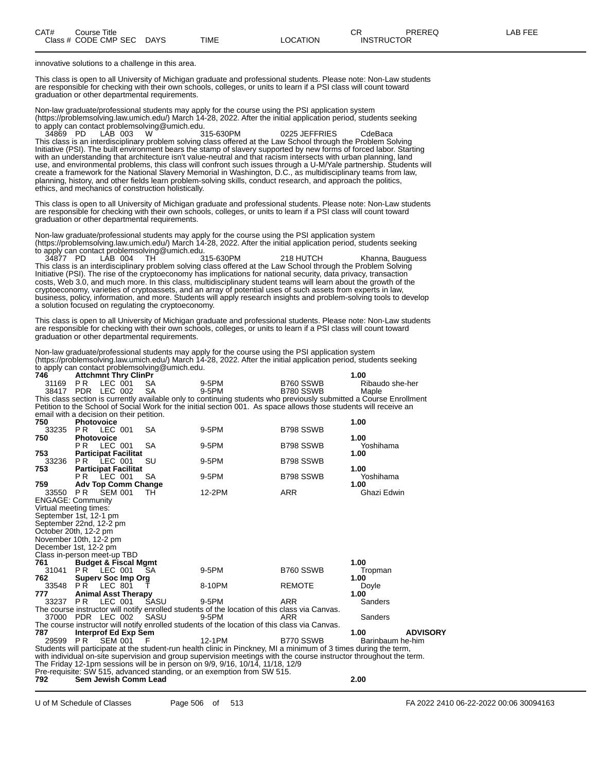innovative solutions to a challenge in this area.

This class is open to all University of Michigan graduate and professional students. Please note: Non-Law students are responsible for checking with their own schools, colleges, or units to learn if a PSI class will count toward graduation or other departmental requirements.

Non-law graduate/professional students may apply for the course using the PSI application system (https://problemsolving.law.umich.edu/) March 14-28, 2022. After the initial application period, students seeking to apply can contact problemsolving@umich.edu.

| Class # | CODE | CMP | SEC | DAYS | TIME | LOCATION | INSTRUCTOR |
|---|---|---|---|---|---|---|---|
| 34869 | PD | LAB | 003 | W | 315-630PM | 0225 JEFFRIES | CdeBaca |

This class is an interdisciplinary problem solving class offered at the Law School through the Problem Solving Initiative (PSI). The built environment bears the stamp of slavery supported by new forms of forced labor. Starting with an understanding that architecture isn't value-neutral and that racism intersects with urban planning, land use, and environmental problems, this class will confront such issues through a U-M/Yale partnership. Students will create a framework for the National Slavery Memorial in Washington, D.C., as multidisciplinary teams from law, planning, history, and other fields learn problem-solving skills, conduct research, and approach the politics, ethics, and mechanics of construction holistically.

This class is open to all University of Michigan graduate and professional students. Please note: Non-Law students are responsible for checking with their own schools, colleges, or units to learn if a PSI class will count toward graduation or other departmental requirements.

Non-law graduate/professional students may apply for the course using the PSI application system (https://problemsolving.law.umich.edu/) March 14-28, 2022. After the initial application period, students seeking to apply can contact problemsolving@umich.edu.

| Class # | CODE | CMP | SEC | DAYS | TIME | LOCATION | INSTRUCTOR |
|---|---|---|---|---|---|---|---|
| 34877 | PD | LAB | 004 | TH | 315-630PM | 218 HUTCH | Khanna, Bauguess |

This class is an interdisciplinary problem solving class offered at the Law School through the Problem Solving Initiative (PSI). The rise of the cryptoeconomy has implications for national security, data privacy, transaction costs, Web 3.0, and much more. In this class, multidisciplinary student teams will learn about the growth of the cryptoeconomy, varieties of cryptoassets, and an array of potential uses of such assets from experts in law, business, policy, information, and more. Students will apply research insights and problem-solving tools to develop a solution focused on regulating the cryptoeconomy.

This class is open to all University of Michigan graduate and professional students. Please note: Non-Law students are responsible for checking with their own schools, colleges, or units to learn if a PSI class will count toward graduation or other departmental requirements.

Non-law graduate/professional students may apply for the course using the PSI application system (https://problemsolving.law.umich.edu/) March 14-28, 2022. After the initial application period, students seeking to apply can contact problemsolving@umich.edu.

**746 Attchmnt Thry ClinPr** — 1.00

| Class # | CODE | CMP | SEC | DAYS | TIME | LOCATION | INSTRUCTOR |
|---|---|---|---|---|---|---|---|
| 31169 | P R | LEC | 001 | SA | 9-5PM | B760 SSWB | Ribaudo she-her |
| 38417 | PDR | LEC | 002 | SA | 9-5PM | B780 SSWB | Maple |

This class section is currently available only to continuing students who previously submitted a Course Enrollment Petition to the School of Social Work for the initial section 001. As space allows those students will receive an email with a decision on their petition.

**750 Photovoice** — 1.00

| Class # | CODE | CMP | SEC | DAYS | TIME | LOCATION | INSTRUCTOR |
|---|---|---|---|---|---|---|---|
| 33235 | P R | LEC | 001 | SA | 9-5PM | B798 SSWB | |

**750 Photovoice** — 1.00

| Class # | CODE | CMP | SEC | DAYS | TIME | LOCATION | INSTRUCTOR |
|---|---|---|---|---|---|---|---|
| | P R | LEC | 001 | SA | 9-5PM | B798 SSWB | Yoshihama |

**753 Participat Facilitat** — 1.00

| Class # | CODE | CMP | SEC | DAYS | TIME | LOCATION | INSTRUCTOR |
|---|---|---|---|---|---|---|---|
| 33236 | P R | LEC | 001 | SU | 9-5PM | B798 SSWB | |

**753 Participat Facilitat** — 1.00

| Class # | CODE | CMP | SEC | DAYS | TIME | LOCATION | INSTRUCTOR |
|---|---|---|---|---|---|---|---|
| | P R | LEC | 001 | SA | 9-5PM | B798 SSWB | Yoshihama |

**759 Adv Top Comm Change** — 1.00

| Class # | CODE | CMP | SEC | DAYS | TIME | LOCATION | INSTRUCTOR |
|---|---|---|---|---|---|---|---|
| 33550 | P R | SEM | 001 | TH | 12-2PM | ARR | Ghazi Edwin |

ENGAGE: Community
Virtual meeting times:
September 1st, 12-1 pm
September 22nd, 12-2 pm
October 20th, 12-2 pm
November 10th, 12-2 pm
December 1st, 12-2 pm
Class in-person meet-up TBD

**761 Budget & Fiscal Mgmt** — 1.00

| Class # | CODE | CMP | SEC | DAYS | TIME | LOCATION | INSTRUCTOR |
|---|---|---|---|---|---|---|---|
| 31041 | P R | LEC | 001 | SA | 9-5PM | B760 SSWB | Tropman |

**762 Superv Soc Imp Org** — 1.00

| Class # | CODE | CMP | SEC | DAYS | TIME | LOCATION | INSTRUCTOR |
|---|---|---|---|---|---|---|---|
| 33548 | P R | LEC | 801 | T | 8-10PM | REMOTE | Doyle |

**777 Animal Asst Therapy** — 1.00

| Class # | CODE | CMP | SEC | DAYS | TIME | LOCATION | INSTRUCTOR |
|---|---|---|---|---|---|---|---|
| 33237 | P R | LEC | 001 | SASU | 9-5PM | ARR | Sanders |

The course instructor will notify enrolled students of the location of this class via Canvas.

| Class # | CODE | CMP | SEC | DAYS | TIME | LOCATION | INSTRUCTOR |
|---|---|---|---|---|---|---|---|
| 37000 | PDR | LEC | 002 | SASU | 9-5PM | ARR | Sanders |

The course instructor will notify enrolled students of the location of this class via Canvas.

**787 Interprof Ed Exp Sem** — 1.00 — **ADVISORY**

| Class # | CODE | CMP | SEC | DAYS | TIME | LOCATION | INSTRUCTOR |
|---|---|---|---|---|---|---|---|
| 29599 | P R | SEM | 001 | F | 12-1PM | B770 SSWB | Barinbaum he-him |

Students will participate at the student-run health clinic in Pinckney, MI a minimum of 3 times during the term, with individual on-site supervision and group supervision meetings with the course instructor throughout the term. The Friday 12-1pm sessions will be in person on 9/9, 9/16, 10/14, 11/18, 12/9
Pre-requisite: SW 515, advanced standing, or an exemption from SW 515.

**792 Sem Jewish Comm Lead** — 2.00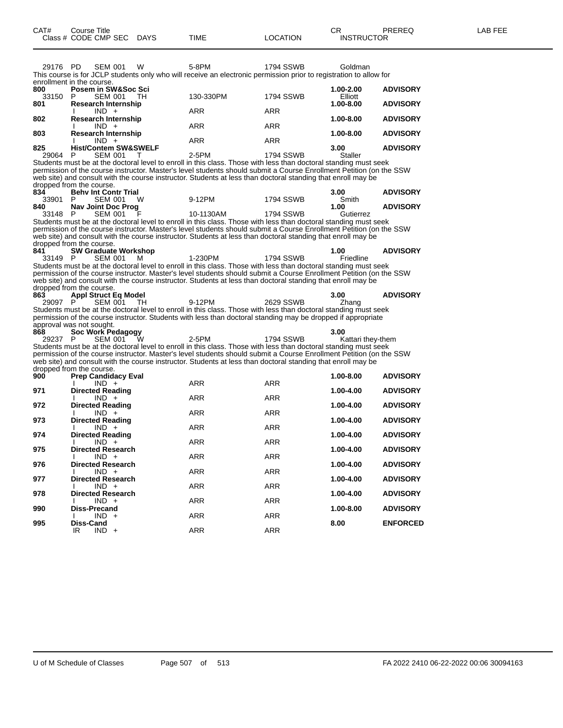| CAT# | Course Title | | | | | | CR | PREREQ | LAB FEE |
|---|---|---|---|---|---|---|---|---|---|
| Class # | CODE | CMP SEC | DAYS | TIME | LOCATION | INSTRUCTOR | | | |
| 29176 | PD | SEM 001 | W | 5-8PM | 1794 SSWB | Goldman | | | |

This course is for JCLP students only who will receive an electronic permission prior to registration to allow for enrollment in the course.

| CAT# | Course Title | | | | | | CR | PREREQ | LAB FEE |
|---|---|---|---|---|---|---|---|---|---|
| **800** | **Posem in SW&Soc Sci** | | | | | | **1.00-2.00** | **ADVISORY** | |
| 33150 | P | SEM 001 | TH | 130-330PM | 1794 SSWB | Elliott | | | |
| **801** | **Research Internship** | | | | | | **1.00-8.00** | **ADVISORY** | |
| | I | IND + | | ARR | ARR | | | | |
| **802** | **Research Internship** | | | | | | **1.00-8.00** | **ADVISORY** | |
| | I | IND + | | ARR | ARR | | | | |
| **803** | **Research Internship** | | | | | | **1.00-8.00** | **ADVISORY** | |
| | I | IND + | | ARR | ARR | | | | |
| **825** | **Hist/Contem SW&SWELF** | | | | | | **3.00** | **ADVISORY** | |
| 29064 | P | SEM 001 | T | 2-5PM | 1794 SSWB | Staller | | | |

Students must be at the doctoral level to enroll in this class. Those with less than doctoral standing must seek permission of the course instructor. Master's level students should submit a Course Enrollment Petition (on the SSW web site) and consult with the course instructor. Students at less than doctoral standing that enroll may be dropped from the course.

| CAT# | Course Title | | | | | | CR | PREREQ | LAB FEE |
|---|---|---|---|---|---|---|---|---|---|
| **834** | **Behv Int Contr Trial** | | | | | | **3.00** | **ADVISORY** | |
| 33901 | P | SEM 001 | W | 9-12PM | 1794 SSWB | Smith | | | |
| **840** | **Nav Joint Doc Prog** | | | | | | **1.00** | **ADVISORY** | |
| 33148 | P | SEM 001 | F | 10-1130AM | 1794 SSWB | Gutierrez | | | |

Students must be at the doctoral level to enroll in this class. Those with less than doctoral standing must seek permission of the course instructor. Master's level students should submit a Course Enrollment Petition (on the SSW web site) and consult with the course instructor. Students at less than doctoral standing that enroll may be dropped from the course.

| CAT# | Course Title | | | | | | CR | PREREQ | LAB FEE |
|---|---|---|---|---|---|---|---|---|---|
| **841** | **SW Graduate Workshop** | | | | | | **1.00** | **ADVISORY** | |
| 33149 | P | SEM 001 | M | 1-230PM | 1794 SSWB | Friedline | | | |

Students must be at the doctoral level to enroll in this class. Those with less than doctoral standing must seek permission of the course instructor. Master's level students should submit a Course Enrollment Petition (on the SSW web site) and consult with the course instructor. Students at less than doctoral standing that enroll may be dropped from the course.

| CAT# | Course Title | | | | | | CR | PREREQ | LAB FEE |
|---|---|---|---|---|---|---|---|---|---|
| **863** | **Appl Struct Eq Model** | | | | | | **3.00** | **ADVISORY** | |
| 29097 | P | SEM 001 | TH | 9-12PM | 2629 SSWB | Zhang | | | |

Students must be at the doctoral level to enroll in this class. Those with less than doctoral standing must seek permission of the course instructor. Students with less than doctoral standing may be dropped if appropriate approval was not sought.

| CAT# | Course Title | | | | | | CR | PREREQ | LAB FEE |
|---|---|---|---|---|---|---|---|---|---|
| **868** | **Soc Work Pedagogy** | | | | | | **3.00** | | |
| 29237 | P | SEM 001 | W | 2-5PM | 1794 SSWB | Kattari they-them | | | |

Students must be at the doctoral level to enroll in this class. Those with less than doctoral standing must seek permission of the course instructor. Master's level students should submit a Course Enrollment Petition (on the SSW web site) and consult with the course instructor. Students at less than doctoral standing that enroll may be dropped from the course.

| CAT# | Course Title | | | | | | CR | PREREQ | LAB FEE |
|---|---|---|---|---|---|---|---|---|---|
| **900** | **Prep Candidacy Eval** | | | | | | **1.00-8.00** | **ADVISORY** | |
| | I | IND + | | ARR | ARR | | | | |
| **971** | **Directed Reading** | | | | | | **1.00-4.00** | **ADVISORY** | |
| | I | IND + | | ARR | ARR | | | | |
| **972** | **Directed Reading** | | | | | | **1.00-4.00** | **ADVISORY** | |
| | I | IND + | | ARR | ARR | | | | |
| **973** | **Directed Reading** | | | | | | **1.00-4.00** | **ADVISORY** | |
| | I | IND + | | ARR | ARR | | | | |
| **974** | **Directed Reading** | | | | | | **1.00-4.00** | **ADVISORY** | |
| | I | IND + | | ARR | ARR | | | | |
| **975** | **Directed Research** | | | | | | **1.00-4.00** | **ADVISORY** | |
| | I | IND + | | ARR | ARR | | | | |
| **976** | **Directed Research** | | | | | | **1.00-4.00** | **ADVISORY** | |
| | I | IND + | | ARR | ARR | | | | |
| **977** | **Directed Research** | | | | | | **1.00-4.00** | **ADVISORY** | |
| | I | IND + | | ARR | ARR | | | | |
| **978** | **Directed Research** | | | | | | **1.00-4.00** | **ADVISORY** | |
| | I | IND + | | ARR | ARR | | | | |
| **990** | **Diss-Precand** | | | | | | **1.00-8.00** | **ADVISORY** | |
| | I | IND + | | ARR | ARR | | | | |
| **995** | **Diss-Cand** | | | | | | **8.00** | **ENFORCED** | |
| | IR | IND + | | ARR | ARR | | | | |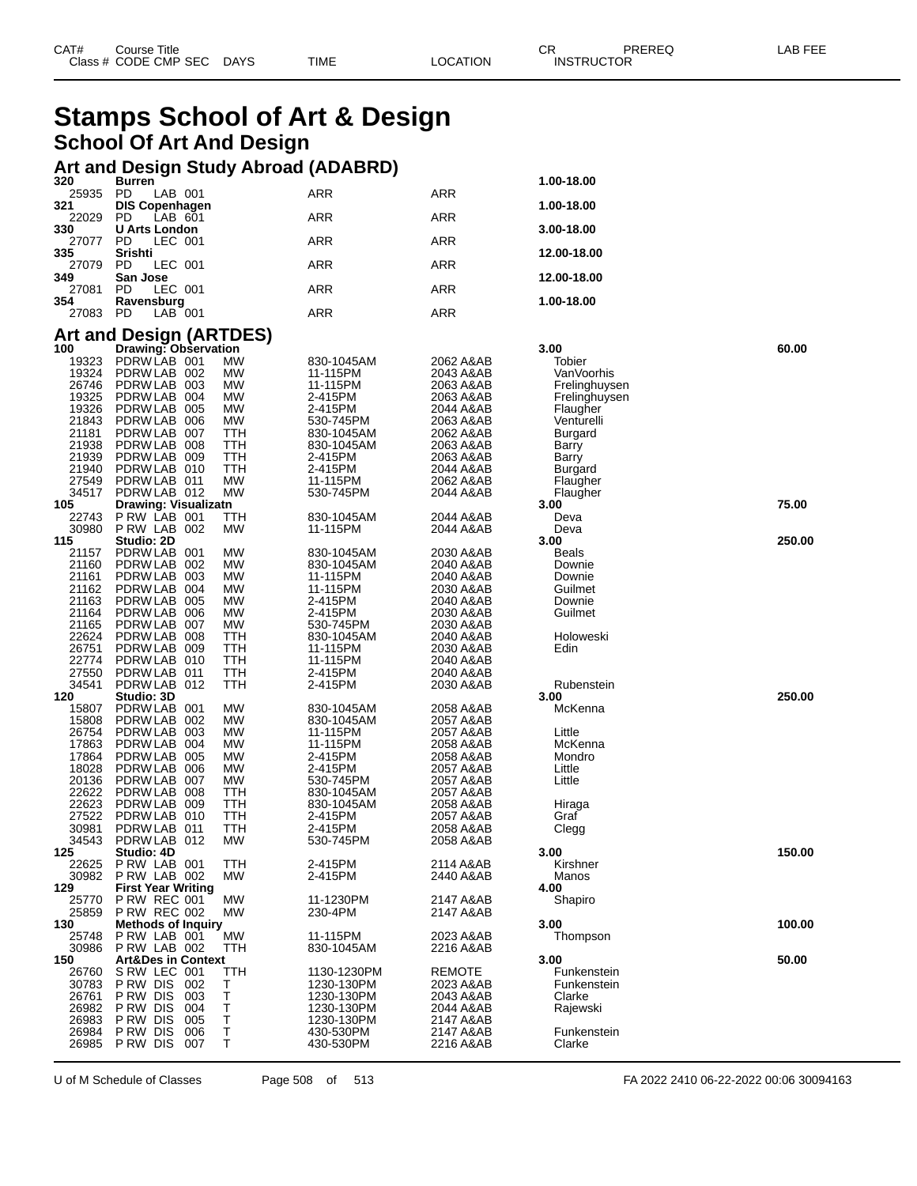# Stamps School of Art & Design

## School Of Art And Design

### Art and Design Study Abroad (ADABRD)

| CAT# / Class # | Course Title / CODE CMP SEC | DAYS | TIME | LOCATION | CR / INSTRUCTOR | LAB FEE |
|---|---|---|---|---|---|---|
| **320** | **Burren** | | | | **1.00-18.00** | |
| 25935 | PD LAB 001 | | ARR | ARR | | |
| **321** | **DIS Copenhagen** | | | | **1.00-18.00** | |
| 22029 | PD LAB 601 | | ARR | ARR | | |
| **330** | **U Arts London** | | | | **3.00-18.00** | |
| 27077 | PD LEC 001 | | ARR | ARR | | |
| **335** | **Srishti** | | | | **12.00-18.00** | |
| 27079 | PD LEC 001 | | ARR | ARR | | |
| **349** | **San Jose** | | | | **12.00-18.00** | |
| 27081 | PD LEC 001 | | ARR | ARR | | |
| **354** | **Ravensburg** | | | | **1.00-18.00** | |
| 27083 | PD LAB 001 | | ARR | ARR | | |

### Art and Design (ARTDES)

| CAT# / Class # | Course Title / CODE CMP SEC | DAYS | TIME | LOCATION | CR / INSTRUCTOR | LAB FEE |
|---|---|---|---|---|---|---|
| **100** | **Drawing: Observation** | | | | **3.00** | **60.00** |
| 19323 | PDRW LAB 001 | MW | 830-1045AM | 2062 A&AB | Tobier | |
| 19324 | PDRW LAB 002 | MW | 11-115PM | 2043 A&AB | VanVoorhis | |
| 26746 | PDRW LAB 003 | MW | 11-115PM | 2063 A&AB | Frelinghuysen | |
| 19325 | PDRW LAB 004 | MW | 2-415PM | 2063 A&AB | Frelinghuysen | |
| 19326 | PDRW LAB 005 | MW | 2-415PM | 2044 A&AB | Flaugher | |
| 21843 | PDRW LAB 006 | MW | 530-745PM | 2063 A&AB | Venturelli | |
| 21181 | PDRW LAB 007 | TTH | 830-1045AM | 2062 A&AB | Burgard | |
| 21938 | PDRW LAB 008 | TTH | 830-1045AM | 2063 A&AB | Barry | |
| 21939 | PDRW LAB 009 | TTH | 2-415PM | 2063 A&AB | Barry | |
| 21940 | PDRW LAB 010 | TTH | 2-415PM | 2044 A&AB | Burgard | |
| 27549 | PDRW LAB 011 | MW | 11-115PM | 2062 A&AB | Flaugher | |
| 34517 | PDRW LAB 012 | MW | 530-745PM | 2044 A&AB | Flaugher | |
| **105** | **Drawing: Visualizatn** | | | | **3.00** | **75.00** |
| 22743 | P RW LAB 001 | TTH | 830-1045AM | 2044 A&AB | Deva | |
| 30980 | P RW LAB 002 | MW | 11-115PM | 2044 A&AB | Deva | |
| **115** | **Studio: 2D** | | | | **3.00** | **250.00** |
| 21157 | PDRW LAB 001 | MW | 830-1045AM | 2030 A&AB | Beals | |
| 21160 | PDRW LAB 002 | MW | 830-1045AM | 2040 A&AB | Downie | |
| 21161 | PDRW LAB 003 | MW | 11-115PM | 2040 A&AB | Downie | |
| 21162 | PDRW LAB 004 | MW | 11-115PM | 2030 A&AB | Guilmet | |
| 21163 | PDRW LAB 005 | MW | 2-415PM | 2040 A&AB | Downie | |
| 21164 | PDRW LAB 006 | MW | 2-415PM | 2030 A&AB | Guilmet | |
| 21165 | PDRW LAB 007 | MW | 530-745PM | 2030 A&AB | | |
| 22624 | PDRW LAB 008 | TTH | 830-1045AM | 2040 A&AB | Holoweski | |
| 26751 | PDRW LAB 009 | TTH | 11-115PM | 2030 A&AB | Edin | |
| 22774 | PDRW LAB 010 | TTH | 11-115PM | 2040 A&AB | | |
| 27550 | PDRW LAB 011 | TTH | 2-415PM | 2040 A&AB | | |
| 34541 | PDRW LAB 012 | TTH | 2-415PM | 2030 A&AB | Rubenstein | |
| **120** | **Studio: 3D** | | | | **3.00** | **250.00** |
| 15807 | PDRW LAB 001 | MW | 830-1045AM | 2058 A&AB | McKenna | |
| 15808 | PDRW LAB 002 | MW | 830-1045AM | 2057 A&AB | | |
| 26754 | PDRW LAB 003 | MW | 11-115PM | 2057 A&AB | Little | |
| 17863 | PDRW LAB 004 | MW | 11-115PM | 2058 A&AB | McKenna | |
| 17864 | PDRW LAB 005 | MW | 2-415PM | 2058 A&AB | Mondro | |
| 18028 | PDRW LAB 006 | MW | 2-415PM | 2057 A&AB | Little | |
| 20136 | PDRW LAB 007 | MW | 530-745PM | 2057 A&AB | Little | |
| 22622 | PDRW LAB 008 | TTH | 830-1045AM | 2057 A&AB | | |
| 22623 | PDRW LAB 009 | TTH | 830-1045AM | 2058 A&AB | Hiraga | |
| 27522 | PDRW LAB 010 | TTH | 2-415PM | 2057 A&AB | Graf | |
| 30981 | PDRW LAB 011 | TTH | 2-415PM | 2058 A&AB | Clegg | |
| 34543 | PDRW LAB 012 | MW | 530-745PM | 2058 A&AB | | |
| **125** | **Studio: 4D** | | | | **3.00** | **150.00** |
| 22625 | P RW LAB 001 | TTH | 2-415PM | 2114 A&AB | Kirshner | |
| 30982 | P RW LAB 002 | MW | 2-415PM | 2440 A&AB | Manos | |
| **129** | **First Year Writing** | | | | **4.00** | |
| 25770 | P RW REC 001 | MW | 11-1230PM | 2147 A&AB | Shapiro | |
| 25859 | P RW REC 002 | MW | 230-4PM | 2147 A&AB | | |
| **130** | **Methods of Inquiry** | | | | **3.00** | **100.00** |
| 25748 | P RW LAB 001 | MW | 11-115PM | 2023 A&AB | Thompson | |
| 30986 | P RW LAB 002 | TTH | 830-1045AM | 2216 A&AB | | |
| **150** | **Art&Des in Context** | | | | **3.00** | **50.00** |
| 26760 | S RW LEC 001 | TTH | 1130-1230PM | REMOTE | Funkenstein | |
| 30783 | P RW DIS 002 | T | 1230-130PM | 2023 A&AB | Funkenstein | |
| 26761 | P RW DIS 003 | T | 1230-130PM | 2043 A&AB | Clarke | |
| 26982 | P RW DIS 004 | T | 1230-130PM | 2044 A&AB | Rajewski | |
| 26983 | P RW DIS 005 | T | 1230-130PM | 2147 A&AB | | |
| 26984 | P RW DIS 006 | T | 430-530PM | 2147 A&AB | Funkenstein | |
| 26985 | P RW DIS 007 | T | 430-530PM | 2216 A&AB | Clarke | |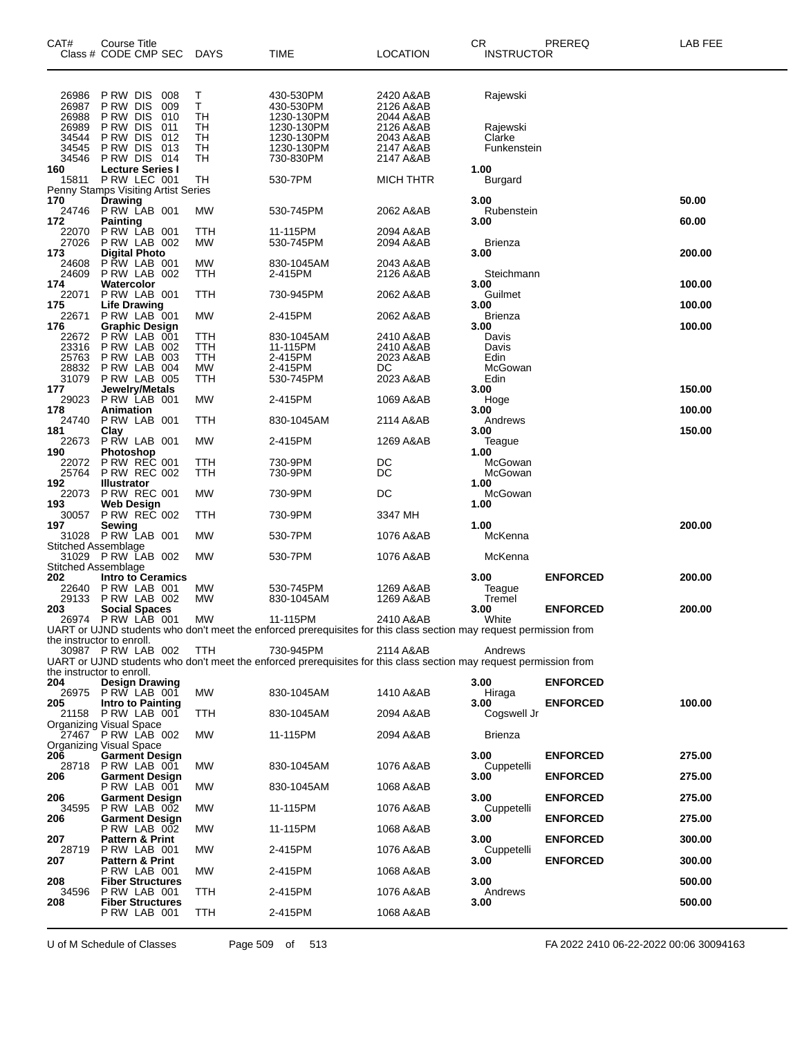| CAT# | Course Title<br>Class # CODE CMP SEC | DAYS | TIME | LOCATION | CR<br>INSTRUCTOR | PREREQ | LAB FEE |
|---|---|---|---|---|---|---|---|
| 26986 | P RW DIS 008 | T | 430-530PM | 2420 A&AB | Rajewski | | |
| 26987 | P RW DIS 009 | T | 430-530PM | 2126 A&AB | | | |
| 26988 | P RW DIS 010 | TH | 1230-130PM | 2044 A&AB | | | |
| 26989 | P RW DIS 011 | TH | 1230-130PM | 2126 A&AB | Rajewski | | |
| 34544 | P RW DIS 012 | TH | 1230-130PM | 2043 A&AB | Clarke | | |
| 34545 | P RW DIS 013 | TH | 1230-130PM | 2147 A&AB | Funkenstein | | |
| 34546 | P RW DIS 014 | TH | 730-830PM | 2147 A&AB | | | |
| **160** | **Lecture Series I** | | | | **1.00** | | |
| 15811 | P RW LEC 001 | TH | 530-7PM | MICH THTR | Burgard | | |
| Penny Stamps Visiting Artist Series | | | | | | | |
| **170** | **Drawing** | | | | **3.00** | | **50.00** |
| 24746 | P RW LAB 001 | MW | 530-745PM | 2062 A&AB | Rubenstein | | |
| **172** | **Painting** | | | | **3.00** | | **60.00** |
| 22070 | P RW LAB 001 | TTH | 11-115PM | 2094 A&AB | | | |
| 27026 | P RW LAB 002 | MW | 530-745PM | 2094 A&AB | Brienza | | |
| **173** | **Digital Photo** | | | | **3.00** | | **200.00** |
| 24608 | P RW LAB 001 | MW | 830-1045AM | 2043 A&AB | | | |
| 24609 | P RW LAB 002 | TTH | 2-415PM | 2126 A&AB | Steichmann | | |
| **174** | **Watercolor** | | | | **3.00** | | **100.00** |
| 22071 | P RW LAB 001 | TTH | 730-945PM | 2062 A&AB | Guilmet | | |
| **175** | **Life Drawing** | | | | **3.00** | | **100.00** |
| 22671 | P RW LAB 001 | MW | 2-415PM | 2062 A&AB | Brienza | | |
| **176** | **Graphic Design** | | | | **3.00** | | **100.00** |
| 22672 | P RW LAB 001 | TTH | 830-1045AM | 2410 A&AB | Davis | | |
| 23316 | P RW LAB 002 | TTH | 11-115PM | 2410 A&AB | Davis | | |
| 25763 | P RW LAB 003 | TTH | 2-415PM | 2023 A&AB | Edin | | |
| 28832 | P RW LAB 004 | MW | 2-415PM | DC | McGowan | | |
| 31079 | P RW LAB 005 | TTH | 530-745PM | 2023 A&AB | Edin | | |
| **177** | **Jewelry/Metals** | | | | **3.00** | | **150.00** |
| 29023 | P RW LAB 001 | MW | 2-415PM | 1069 A&AB | Hoge | | |
| **178** | **Animation** | | | | **3.00** | | **100.00** |
| 24740 | P RW LAB 001 | TTH | 830-1045AM | 2114 A&AB | Andrews | | |
| **181** | **Clay** | | | | **3.00** | | **150.00** |
| 22673 | P RW LAB 001 | MW | 2-415PM | 1269 A&AB | Teague | | |
| **190** | **Photoshop** | | | | **1.00** | | |
| 22072 | P RW REC 001 | TTH | 730-9PM | DC | McGowan | | |
| 25764 | P RW REC 002 | TTH | 730-9PM | DC | McGowan | | |
| **192** | **Illustrator** | | | | **1.00** | | |
| 22073 | P RW REC 001 | MW | 730-9PM | DC | McGowan | | |
| **193** | **Web Design** | | | | **1.00** | | |
| 30057 | P RW REC 002 | TTH | 730-9PM | 3347 MH | | | |
| **197** | **Sewing** | | | | **1.00** | | **200.00** |
| 31028 | P RW LAB 001 | MW | 530-7PM | 1076 A&AB | McKenna | | |
| Stitched Assemblage | | | | | | | |
| 31029 | P RW LAB 002 | MW | 530-7PM | 1076 A&AB | McKenna | | |
| Stitched Assemblage | | | | | | | |
| **202** | **Intro to Ceramics** | | | | **3.00** | **ENFORCED** | **200.00** |
| 22640 | P RW LAB 001 | MW | 530-745PM | 1269 A&AB | Teague | | |
| 29133 | P RW LAB 002 | MW | 830-1045AM | 1269 A&AB | Tremel | | |
| **203** | **Social Spaces** | | | | **3.00** | **ENFORCED** | **200.00** |
| 26974 | P RW LAB 001 | MW | 11-115PM | 2410 A&AB | White | | |
| UART or UJND students who don't meet the enforced prerequisites for this class section may request permission from the instructor to enroll. | | | | | | | |
| 30987 | P RW LAB 002 | TTH | 730-945PM | 2114 A&AB | Andrews | | |
| UART or UJND students who don't meet the enforced prerequisites for this class section may request permission from the instructor to enroll. | | | | | | | |
| **204** | **Design Drawing** | | | | **3.00** | **ENFORCED** | |
| 26975 | P RW LAB 001 | MW | 830-1045AM | 1410 A&AB | Hiraga | | |
| **205** | **Intro to Painting** | | | | **3.00** | **ENFORCED** | **100.00** |
| 21158 | P RW LAB 001 | TTH | 830-1045AM | 2094 A&AB | Cogswell Jr | | |
| Organizing Visual Space | | | | | | | |
| 27467 | P RW LAB 002 | MW | 11-115PM | 2094 A&AB | Brienza | | |
| Organizing Visual Space | | | | | | | |
| **206** | **Garment Design** | | | | **3.00** | **ENFORCED** | **275.00** |
| 28718 | P RW LAB 001 | MW | 830-1045AM | 1076 A&AB | Cuppetelli | | |
| **206** | **Garment Design** | | | | **3.00** | **ENFORCED** | **275.00** |
| | P RW LAB 001 | MW | 830-1045AM | 1068 A&AB | | | |
| **206** | **Garment Design** | | | | **3.00** | **ENFORCED** | **275.00** |
| 34595 | P RW LAB 002 | MW | 11-115PM | 1076 A&AB | Cuppetelli | | |
| **206** | **Garment Design** | | | | **3.00** | **ENFORCED** | **275.00** |
| | P RW LAB 002 | MW | 11-115PM | 1068 A&AB | | | |
| **207** | **Pattern & Print** | | | | **3.00** | **ENFORCED** | **300.00** |
| 28719 | P RW LAB 001 | MW | 2-415PM | 1076 A&AB | Cuppetelli | | |
| **207** | **Pattern & Print** | | | | **3.00** | **ENFORCED** | **300.00** |
| | P RW LAB 001 | MW | 2-415PM | 1068 A&AB | | | |
| **208** | **Fiber Structures** | | | | **3.00** | | **500.00** |
| 34596 | P RW LAB 001 | TTH | 2-415PM | 1076 A&AB | Andrews | | |
| **208** | **Fiber Structures** | | | | **3.00** | | **500.00** |
| | P RW LAB 001 | TTH | 2-415PM | 1068 A&AB | | | |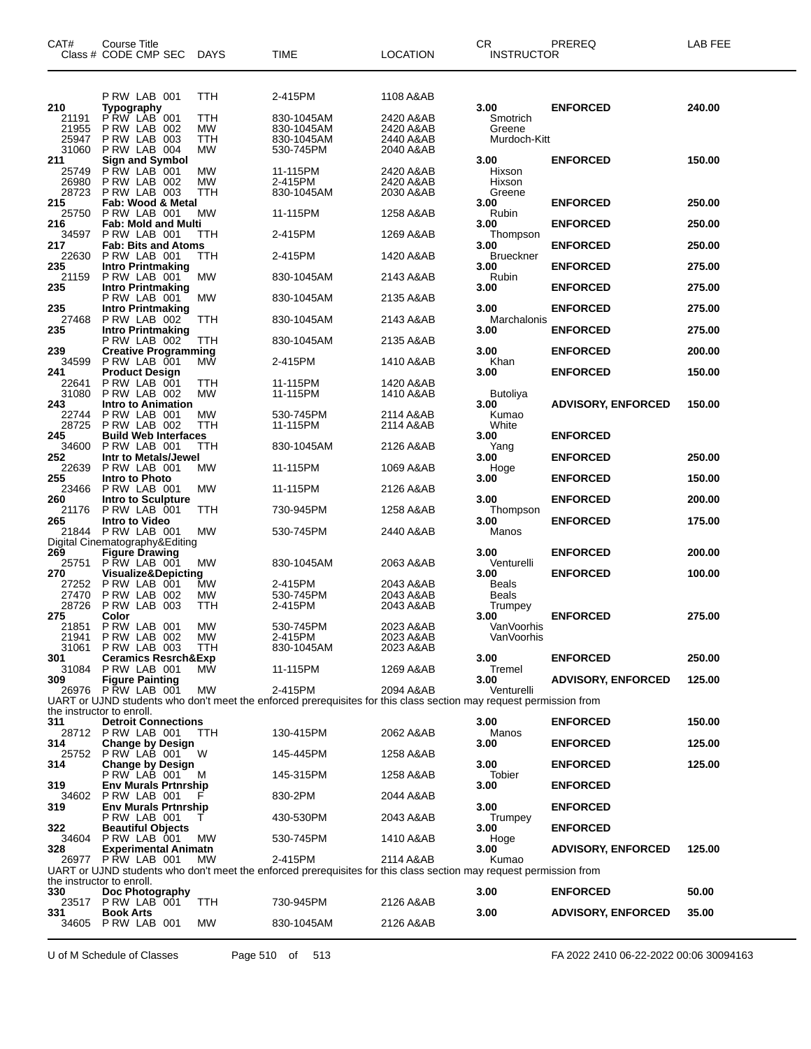| CAT# Class # | Course Title CODE CMP SEC | DAYS | TIME | LOCATION | CR INSTRUCTOR | PREREQ | LAB FEE |
|---|---|---|---|---|---|---|---|
| | P RW LAB 001 | TTH | 2-415PM | 1108 A&AB | | | |
| 210 | **Typography** | | | | 3.00 | **ENFORCED** | **240.00** |
| 21191 | P RW LAB 001 | TTH | 830-1045AM | 2420 A&AB | Smotrich | | |
| 21955 | P RW LAB 002 | MW | 830-1045AM | 2420 A&AB | Greene | | |
| 25947 | P RW LAB 003 | TTH | 830-1045AM | 2440 A&AB | Murdoch-Kitt | | |
| 31060 | P RW LAB 004 | MW | 530-745PM | 2040 A&AB | | | |
| 211 | **Sign and Symbol** | | | | 3.00 | **ENFORCED** | **150.00** |
| 25749 | P RW LAB 001 | MW | 11-115PM | 2420 A&AB | Hixson | | |
| 26980 | P RW LAB 002 | MW | 2-415PM | 2420 A&AB | Hixson | | |
| 28723 | P RW LAB 003 | TTH | 830-1045AM | 2030 A&AB | Greene | | |
| 215 | **Fab: Wood & Metal** | | | | 3.00 | **ENFORCED** | **250.00** |
| 25750 | P RW LAB 001 | MW | 11-115PM | 1258 A&AB | Rubin | | |
| 216 | **Fab: Mold and Multi** | | | | 3.00 | **ENFORCED** | **250.00** |
| 34597 | P RW LAB 001 | TTH | 2-415PM | 1269 A&AB | Thompson | | |
| 217 | **Fab: Bits and Atoms** | | | | 3.00 | **ENFORCED** | **250.00** |
| 22630 | P RW LAB 001 | TTH | 2-415PM | 1420 A&AB | Brueckner | | |
| 235 | **Intro Printmaking** | | | | 3.00 | **ENFORCED** | **275.00** |
| 21159 | P RW LAB 001 | MW | 830-1045AM | 2143 A&AB | Rubin | | |
| 235 | **Intro Printmaking** | | | | 3.00 | **ENFORCED** | **275.00** |
| | P RW LAB 001 | MW | 830-1045AM | 2135 A&AB | | | |
| 235 | **Intro Printmaking** | | | | 3.00 | **ENFORCED** | **275.00** |
| 27468 | P RW LAB 002 | TTH | 830-1045AM | 2143 A&AB | Marchalonis | | |
| 235 | **Intro Printmaking** | | | | 3.00 | **ENFORCED** | **275.00** |
| | P RW LAB 002 | TTH | 830-1045AM | 2135 A&AB | | | |
| 239 | **Creative Programming** | | | | 3.00 | **ENFORCED** | **200.00** |
| 34599 | P RW LAB 001 | MW | 2-415PM | 1410 A&AB | Khan | | |
| 241 | **Product Design** | | | | 3.00 | **ENFORCED** | **150.00** |
| 22641 | P RW LAB 001 | TTH | 11-115PM | 1420 A&AB | | | |
| 31080 | P RW LAB 002 | MW | 11-115PM | 1410 A&AB | Butoliya | | |
| 243 | **Intro to Animation** | | | | 3.00 | **ADVISORY, ENFORCED** | **150.00** |
| 22744 | P RW LAB 001 | MW | 530-745PM | 2114 A&AB | Kumao | | |
| 28725 | P RW LAB 002 | TTH | 11-115PM | 2114 A&AB | White | | |
| 245 | **Build Web Interfaces** | | | | 3.00 | **ENFORCED** | |
| 34600 | P RW LAB 001 | TTH | 830-1045AM | 2126 A&AB | Yang | | |
| 252 | **Intr to Metals/Jewel** | | | | 3.00 | **ENFORCED** | **250.00** |
| 22639 | P RW LAB 001 | MW | 11-115PM | 1069 A&AB | Hoge | | |
| 255 | **Intro to Photo** | | | | 3.00 | **ENFORCED** | **150.00** |
| 23466 | P RW LAB 001 | MW | 11-115PM | 2126 A&AB | | | |
| 260 | **Intro to Sculpture** | | | | 3.00 | **ENFORCED** | **200.00** |
| 21176 | P RW LAB 001 | TTH | 730-945PM | 1258 A&AB | Thompson | | |
| 265 | **Intro to Video** | | | | 3.00 | **ENFORCED** | **175.00** |
| 21844 | P RW LAB 001 | MW | 530-745PM | 2440 A&AB | Manos | | |
| | Digital Cinematography&Editing | | | | | | |
| 269 | **Figure Drawing** | | | | 3.00 | **ENFORCED** | **200.00** |
| 25751 | P RW LAB 001 | MW | 830-1045AM | 2063 A&AB | Venturelli | | |
| 270 | **Visualize&Depicting** | | | | 3.00 | **ENFORCED** | **100.00** |
| 27252 | P RW LAB 001 | MW | 2-415PM | 2043 A&AB | Beals | | |
| 27470 | P RW LAB 002 | MW | 530-745PM | 2043 A&AB | Beals | | |
| 28726 | P RW LAB 003 | TTH | 2-415PM | 2043 A&AB | Trumpey | | |
| 275 | **Color** | | | | 3.00 | **ENFORCED** | **275.00** |
| 21851 | P RW LAB 001 | MW | 530-745PM | 2023 A&AB | VanVoorhis | | |
| 21941 | P RW LAB 002 | MW | 2-415PM | 2023 A&AB | VanVoorhis | | |
| 31061 | P RW LAB 003 | TTH | 830-1045AM | 2023 A&AB | | | |
| 301 | **Ceramics Resrch&Exp** | | | | 3.00 | **ENFORCED** | **250.00** |
| 31084 | P RW LAB 001 | MW | 11-115PM | 1269 A&AB | Tremel | | |
| 309 | **Figure Painting** | | | | 3.00 | **ADVISORY, ENFORCED** | **125.00** |
| 26976 | P RW LAB 001 | MW | 2-415PM | 2094 A&AB | Venturelli | | |
| | UART or UJND students who don't meet the enforced prerequisites for this class section may request permission from the instructor to enroll. | | | | | | |
| 311 | **Detroit Connections** | | | | 3.00 | **ENFORCED** | **150.00** |
| 28712 | P RW LAB 001 | TTH | 130-415PM | 2062 A&AB | Manos | | |
| 314 | **Change by Design** | | | | 3.00 | **ENFORCED** | **125.00** |
| 25752 | P RW LAB 001 | W | 145-445PM | 1258 A&AB | | | |
| 314 | **Change by Design** | | | | 3.00 | **ENFORCED** | **125.00** |
| | P RW LAB 001 | M | 145-315PM | 1258 A&AB | Tobier | | |
| 319 | **Env Murals Prtnrship** | | | | 3.00 | **ENFORCED** | |
| 34602 | P RW LAB 001 | F | 830-2PM | 2044 A&AB | | | |
| 319 | **Env Murals Prtnrship** | | | | 3.00 | **ENFORCED** | |
| | P RW LAB 001 | T | 430-530PM | 2043 A&AB | Trumpey | | |
| 322 | **Beautiful Objects** | | | | 3.00 | **ENFORCED** | |
| 34604 | P RW LAB 001 | MW | 530-745PM | 1410 A&AB | Hoge | | |
| 328 | **Experimental Animatn** | | | | 3.00 | **ADVISORY, ENFORCED** | **125.00** |
| 26977 | P RW LAB 001 | MW | 2-415PM | 2114 A&AB | Kumao | | |
| | UART or UJND students who don't meet the enforced prerequisites for this class section may request permission from the instructor to enroll. | | | | | | |
| 330 | **Doc Photography** | | | | 3.00 | **ENFORCED** | **50.00** |
| 23517 | P RW LAB 001 | TTH | 730-945PM | 2126 A&AB | | | |
| 331 | **Book Arts** | | | | 3.00 | **ADVISORY, ENFORCED** | **35.00** |
| 34605 | P RW LAB 001 | MW | 830-1045AM | 2126 A&AB | | | |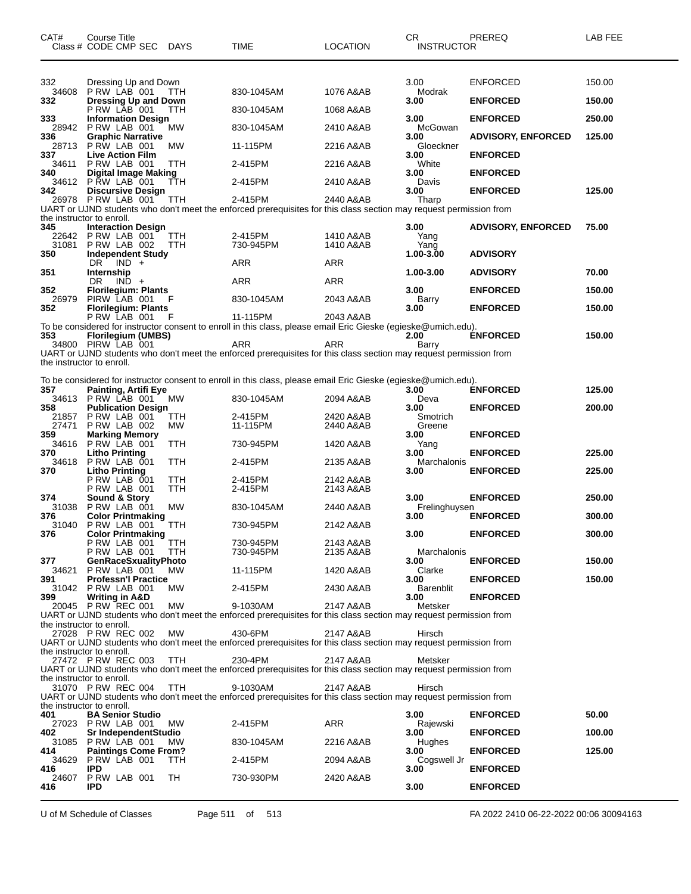| CAT# | Course Title<br>Class # CODE CMP SEC DAYS | TIME | LOCATION | CR<br>INSTRUCTOR | PREREQ | LAB FEE |
|---|---|---|---|---|---|---|
| 332 | Dressing Up and Down | | | 3.00 | ENFORCED | 150.00 |
| 34608 | P RW LAB 001 TTH | 830-1045AM | 1076 A&AB | Modrak | | |
| **332** | **Dressing Up and Down** | | | **3.00** | **ENFORCED** | **150.00** |
| | P RW LAB 001 TTH | 830-1045AM | 1068 A&AB | | | |
| **333** | **Information Design** | | | **3.00** | **ENFORCED** | **250.00** |
| 28942 | P RW LAB 001 MW | 830-1045AM | 2410 A&AB | McGowan | | |
| **336** | **Graphic Narrative** | | | **3.00** | **ADVISORY, ENFORCED** | **125.00** |
| 28713 | P RW LAB 001 MW | 11-115PM | 2216 A&AB | Gloeckner | | |
| **337** | **Live Action Film** | | | **3.00** | **ENFORCED** | |
| 34611 | P RW LAB 001 TTH | 2-415PM | 2216 A&AB | White | | |
| **340** | **Digital Image Making** | | | **3.00** | **ENFORCED** | |
| 34612 | P RW LAB 001 TTH | 2-415PM | 2410 A&AB | Davis | | |
| **342** | **Discursive Design** | | | **3.00** | **ENFORCED** | **125.00** |
| 26978 | P RW LAB 001 TTH | 2-415PM | 2440 A&AB | Tharp | | |

UART or UJND students who don't meet the enforced prerequisites for this class section may request permission from the instructor to enroll.

| CAT# | Course Title<br>Class # CODE CMP SEC DAYS | TIME | LOCATION | CR<br>INSTRUCTOR | PREREQ | LAB FEE |
|---|---|---|---|---|---|---|
| **345** | **Interaction Design** | | | **3.00** | **ADVISORY, ENFORCED** | **75.00** |
| 22642 | P RW LAB 001 TTH | 2-415PM | 1410 A&AB | Yang | | |
| 31081 | P RW LAB 002 TTH | 730-945PM | 1410 A&AB | Yang | | |
| **350** | **Independent Study** | | | **1.00-3.00** | **ADVISORY** | |
| | DR IND + | ARR | ARR | | | |
| **351** | **Internship** | | | **1.00-3.00** | **ADVISORY** | **70.00** |
| | DR IND + | ARR | ARR | | | |
| **352** | **Florilegium: Plants** | | | **3.00** | **ENFORCED** | **150.00** |
| 26979 | PIRW LAB 001 F | 830-1045AM | 2043 A&AB | Barry | | |
| **352** | **Florilegium: Plants** | | | **3.00** | **ENFORCED** | **150.00** |
| | P RW LAB 001 F | 11-115PM | 2043 A&AB | | | |

To be considered for instructor consent to enroll in this class, please email Eric Gieske (egieske@umich.edu).

| CAT# | Course Title<br>Class # CODE CMP SEC DAYS | TIME | LOCATION | CR<br>INSTRUCTOR | PREREQ | LAB FEE |
|---|---|---|---|---|---|---|
| **353** | **Florilegium (UMBS)** | | | **2.00** | **ENFORCED** | **150.00** |
| 34800 | PIRW LAB 001 | ARR | ARR | Barry | | |

UART or UJND students who don't meet the enforced prerequisites for this class section may request permission from the instructor to enroll.

To be considered for instructor consent to enroll in this class, please email Eric Gieske (egieske@umich.edu).

| CAT# | Course Title<br>Class # CODE CMP SEC DAYS | TIME | LOCATION | CR<br>INSTRUCTOR | PREREQ | LAB FEE |
|---|---|---|---|---|---|---|
| **357** | **Painting, Artifi Eye** | | | **3.00** | **ENFORCED** | **125.00** |
| 34613 | P RW LAB 001 MW | 830-1045AM | 2094 A&AB | Deva | | |
| **358** | **Publication Design** | | | **3.00** | **ENFORCED** | **200.00** |
| 21857 | P RW LAB 001 TTH | 2-415PM | 2420 A&AB | Smotrich | | |
| 27471 | P RW LAB 002 MW | 11-115PM | 2440 A&AB | Greene | | |
| **359** | **Marking Memory** | | | **3.00** | **ENFORCED** | |
| 34616 | P RW LAB 001 TTH | 730-945PM | 1420 A&AB | Yang | | |
| **370** | **Litho Printing** | | | **3.00** | **ENFORCED** | **225.00** |
| 34618 | P RW LAB 001 TTH | 2-415PM | 2135 A&AB | Marchalonis | | |
| **370** | **Litho Printing** | | | **3.00** | **ENFORCED** | **225.00** |
| | P RW LAB 001 TTH | 2-415PM | 2142 A&AB | | | |
| | P RW LAB 001 TTH | 2-415PM | 2143 A&AB | | | |
| **374** | **Sound & Story** | | | **3.00** | **ENFORCED** | **250.00** |
| 31038 | P RW LAB 001 MW | 830-1045AM | 2440 A&AB | Frelinghuysen | | |
| **376** | **Color Printmaking** | | | **3.00** | **ENFORCED** | **300.00** |
| 31040 | P RW LAB 001 TTH | 730-945PM | 2142 A&AB | | | |
| **376** | **Color Printmaking** | | | **3.00** | **ENFORCED** | **300.00** |
| | P RW LAB 001 TTH | 730-945PM | 2143 A&AB | | | |
| | P RW LAB 001 TTH | 730-945PM | 2135 A&AB | Marchalonis | | |
| **377** | **GenRaceSxualityPhoto** | | | **3.00** | **ENFORCED** | **150.00** |
| 34621 | P RW LAB 001 MW | 11-115PM | 1420 A&AB | Clarke | | |
| **391** | **Professn'l Practice** | | | **3.00** | **ENFORCED** | **150.00** |
| 31042 | P RW LAB 001 MW | 2-415PM | 2430 A&AB | Barenblit | | |
| **399** | **Writing in A&D** | | | **3.00** | **ENFORCED** | |
| 20045 | P RW REC 001 MW | 9-1030AM | 2147 A&AB | Metsker | | |

UART or UJND students who don't meet the enforced prerequisites for this class section may request permission from the instructor to enroll.

| CAT# | Course Title<br>Class # CODE CMP SEC DAYS | TIME | LOCATION | CR<br>INSTRUCTOR | PREREQ | LAB FEE |
|---|---|---|---|---|---|---|
| 27028 | P RW REC 002 MW | 430-6PM | 2147 A&AB | Hirsch | | |

UART or UJND students who don't meet the enforced prerequisites for this class section may request permission from the instructor to enroll.

| CAT# | Course Title<br>Class # CODE CMP SEC DAYS | TIME | LOCATION | CR<br>INSTRUCTOR | PREREQ | LAB FEE |
|---|---|---|---|---|---|---|
| 27472 | P RW REC 003 TTH | 230-4PM | 2147 A&AB | Metsker | | |

UART or UJND students who don't meet the enforced prerequisites for this class section may request permission from the instructor to enroll.

| CAT# | Course Title<br>Class # CODE CMP SEC DAYS | TIME | LOCATION | CR<br>INSTRUCTOR | PREREQ | LAB FEE |
|---|---|---|---|---|---|---|
| 31070 | P RW REC 004 TTH | 9-1030AM | 2147 A&AB | Hirsch | | |

UART or UJND students who don't meet the enforced prerequisites for this class section may request permission from the instructor to enroll.

| CAT# | Course Title<br>Class # CODE CMP SEC DAYS | TIME | LOCATION | CR<br>INSTRUCTOR | PREREQ | LAB FEE |
|---|---|---|---|---|---|---|
| **401** | **BA Senior Studio** | | | **3.00** | **ENFORCED** | **50.00** |
| 27023 | P RW LAB 001 MW | 2-415PM | ARR | Rajewski | | |
| **402** | **Sr IndependentStudio** | | | **3.00** | **ENFORCED** | **100.00** |
| 31085 | P RW LAB 001 MW | 830-1045AM | 2216 A&AB | Hughes | | |
| **414** | **Paintings Come From?** | | | **3.00** | **ENFORCED** | **125.00** |
| 34629 | P RW LAB 001 TTH | 2-415PM | 2094 A&AB | Cogswell Jr | | |
| **416** | **IPD** | | | **3.00** | **ENFORCED** | |
| 24607 | P RW LAB 001 TH | 730-930PM | 2420 A&AB | | | |
| **416** | **IPD** | | | **3.00** | **ENFORCED** | |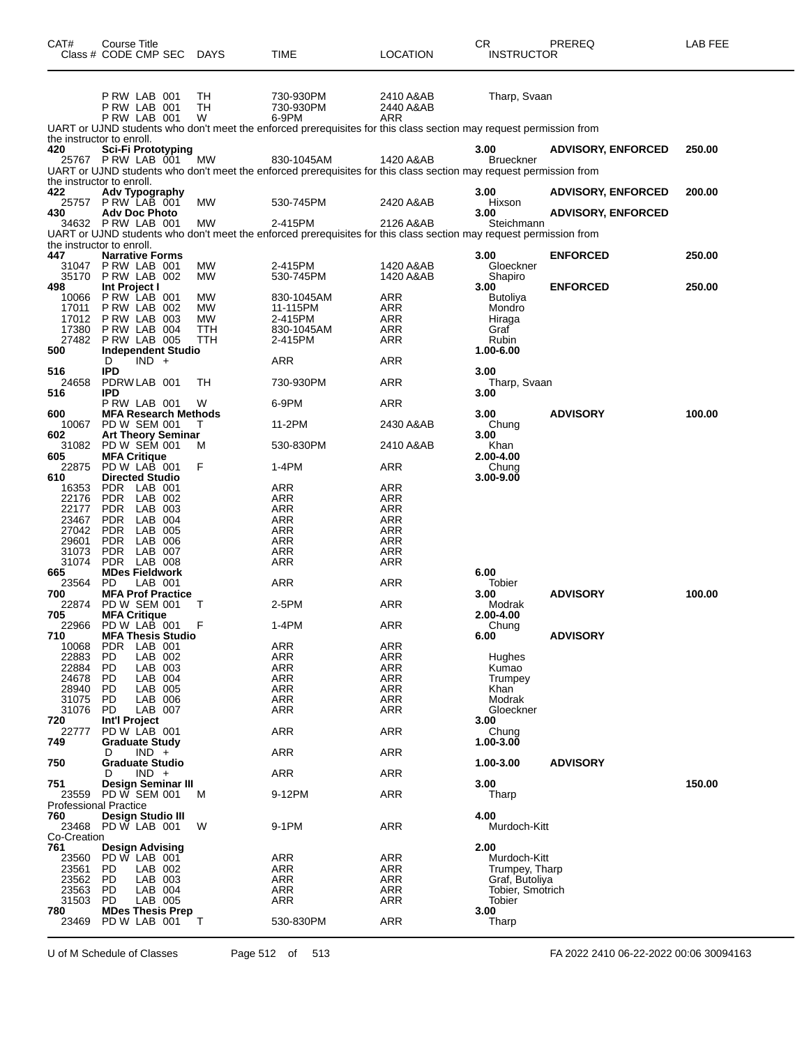| CAT# Class # | Course Title CODE CMP SEC | DAYS | TIME | LOCATION | CR INSTRUCTOR | PREREQ | LAB FEE |
|---|---|---|---|---|---|---|---|
| | P RW LAB 001 | TH | 730-930PM | 2410 A&AB | Tharp, Svaan | | |
| | P RW LAB 001 | TH | 730-930PM | 2440 A&AB | | | |
| | P RW LAB 001 | W | 6-9PM | ARR | | | |
| UART or UJND students who don't meet the enforced prerequisites for this class section may request permission from the instructor to enroll. | | | | | | | |
| **420** | **Sci-Fi Prototyping** | | | | **3.00** | **ADVISORY, ENFORCED** | **250.00** |
| 25767 | P RW LAB 001 | MW | 830-1045AM | 1420 A&AB | Brueckner | | |
| UART or UJND students who don't meet the enforced prerequisites for this class section may request permission from the instructor to enroll. | | | | | | | |
| **422** | **Adv Typography** | | | | **3.00** | **ADVISORY, ENFORCED** | **200.00** |
| 25757 | P RW LAB 001 | MW | 530-745PM | 2420 A&AB | Hixson | | |
| **430** | **Adv Doc Photo** | | | | **3.00** | **ADVISORY, ENFORCED** | |
| 34632 | P RW LAB 001 | MW | 2-415PM | 2126 A&AB | Steichmann | | |
| UART or UJND students who don't meet the enforced prerequisites for this class section may request permission from the instructor to enroll. | | | | | | | |
| **447** | **Narrative Forms** | | | | **3.00** | **ENFORCED** | **250.00** |
| 31047 | P RW LAB 001 | MW | 2-415PM | 1420 A&AB | Gloeckner | | |
| 35170 | P RW LAB 002 | MW | 530-745PM | 1420 A&AB | Shapiro | | |
| **498** | **Int Project I** | | | | **3.00** | **ENFORCED** | **250.00** |
| 10066 | P RW LAB 001 | MW | 830-1045AM | ARR | Butoliya | | |
| 17011 | P RW LAB 002 | MW | 11-115PM | ARR | Mondro | | |
| 17012 | P RW LAB 003 | MW | 2-415PM | ARR | Hiraga | | |
| 17380 | P RW LAB 004 | TTH | 830-1045AM | ARR | Graf | | |
| 27482 | P RW LAB 005 | TTH | 2-415PM | ARR | Rubin | | |
| **500** | **Independent Studio** | | | | **1.00-6.00** | | |
| | D IND + | | ARR | ARR | | | |
| **516** | **IPD** | | | | **3.00** | | |
| 24658 | PDRW LAB 001 | TH | 730-930PM | ARR | Tharp, Svaan | | |
| **516** | **IPD** | | | | **3.00** | | |
| | P RW LAB 001 | W | 6-9PM | ARR | | | |
| **600** | **MFA Research Methods** | | | | **3.00** | **ADVISORY** | **100.00** |
| 10067 | PD W SEM 001 | T | 11-2PM | 2430 A&AB | Chung | | |
| **602** | **Art Theory Seminar** | | | | **3.00** | | |
| 31082 | PD W SEM 001 | M | 530-830PM | 2410 A&AB | Khan | | |
| **605** | **MFA Critique** | | | | **2.00-4.00** | | |
| 22875 | PD W LAB 001 | F | 1-4PM | ARR | Chung | | |
| **610** | **Directed Studio** | | | | **3.00-9.00** | | |
| 16353 | PDR LAB 001 | | ARR | ARR | | | |
| 22176 | PDR LAB 002 | | ARR | ARR | | | |
| 22177 | PDR LAB 003 | | ARR | ARR | | | |
| 23467 | PDR LAB 004 | | ARR | ARR | | | |
| 27042 | PDR LAB 005 | | ARR | ARR | | | |
| 29601 | PDR LAB 006 | | ARR | ARR | | | |
| 31073 | PDR LAB 007 | | ARR | ARR | | | |
| 31074 | PDR LAB 008 | | ARR | ARR | | | |
| **665** | **MDes Fieldwork** | | | | **6.00** | | |
| 23564 | PD LAB 001 | | ARR | ARR | Tobier | | |
| **700** | **MFA Prof Practice** | | | | **3.00** | **ADVISORY** | **100.00** |
| 22874 | PD W SEM 001 | T | 2-5PM | ARR | Modrak | | |
| **705** | **MFA Critique** | | | | **2.00-4.00** | | |
| 22966 | PD W LAB 001 | F | 1-4PM | ARR | Chung | | |
| **710** | **MFA Thesis Studio** | | | | **6.00** | **ADVISORY** | |
| 10068 | PDR LAB 001 | | ARR | ARR | | | |
| 22883 | PD LAB 002 | | ARR | ARR | Hughes | | |
| 22884 | PD LAB 003 | | ARR | ARR | Kumao | | |
| 24678 | PD LAB 004 | | ARR | ARR | Trumpey | | |
| 28940 | PD LAB 005 | | ARR | ARR | Khan | | |
| 31075 | PD LAB 006 | | ARR | ARR | Modrak | | |
| 31076 | PD LAB 007 | | ARR | ARR | Gloeckner | | |
| **720** | **Int'l Project** | | | | **3.00** | | |
| 22777 | PD W LAB 001 | | ARR | ARR | Chung | | |
| **749** | **Graduate Study** | | | | **1.00-3.00** | | |
| | D IND + | | ARR | ARR | | | |
| **750** | **Graduate Studio** | | | | **1.00-3.00** | **ADVISORY** | |
| | D IND + | | ARR | ARR | | | |
| **751** | **Design Seminar III** | | | | **3.00** | | **150.00** |
| 23559 | PD W SEM 001 | M | 9-12PM | ARR | Tharp | | |
| Professional Practice | | | | | | | |
| **760** | **Design Studio III** | | | | **4.00** | | |
| 23468 | PD W LAB 001 | W | 9-1PM | ARR | Murdoch-Kitt | | |
| Co-Creation | | | | | | | |
| **761** | **Design Advising** | | | | **2.00** | | |
| 23560 | PD W LAB 001 | | ARR | ARR | Murdoch-Kitt | | |
| 23561 | PD LAB 002 | | ARR | ARR | Trumpey, Tharp | | |
| 23562 | PD LAB 003 | | ARR | ARR | Graf, Butoliya | | |
| 23563 | PD LAB 004 | | ARR | ARR | Tobier, Smotrich | | |
| 31503 | PD LAB 005 | | ARR | ARR | Tobier | | |
| **780** | **MDes Thesis Prep** | | | | **3.00** | | |
| 23469 | PD W LAB 001 | T | 530-830PM | ARR | Tharp | | |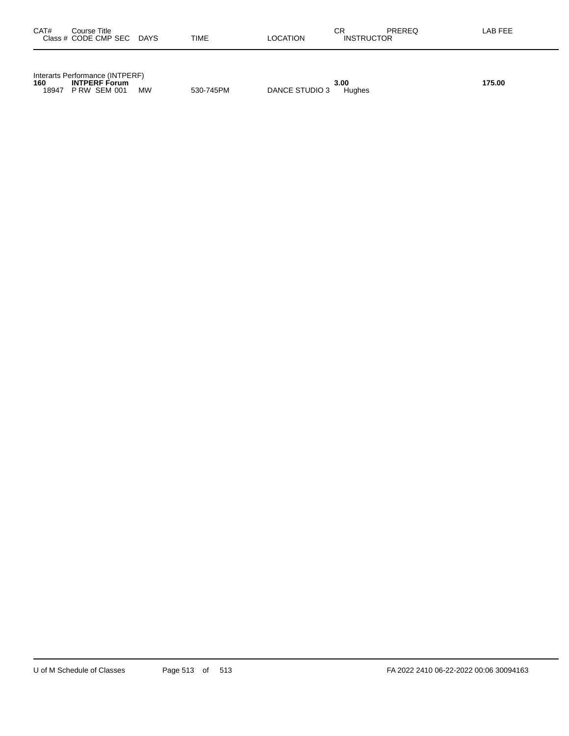| CAT# | Course Title Class # CODE CMP SEC | DAYS | TIME | LOCATION | CR INSTRUCTOR | PREREQ | LAB FEE |
| --- | --- | --- | --- | --- | --- | --- | --- |

Interarts Performance (INTPERF)

| | | | | | | | |
| --- | --- | --- | --- | --- | --- | --- | --- |
| **160** | **INTPERF Forum** | | | | **3.00** | | **175.00** |
| 18947 | P RW SEM 001 | MW | 530-745PM | DANCE STUDIO 3 | Hughes | | |